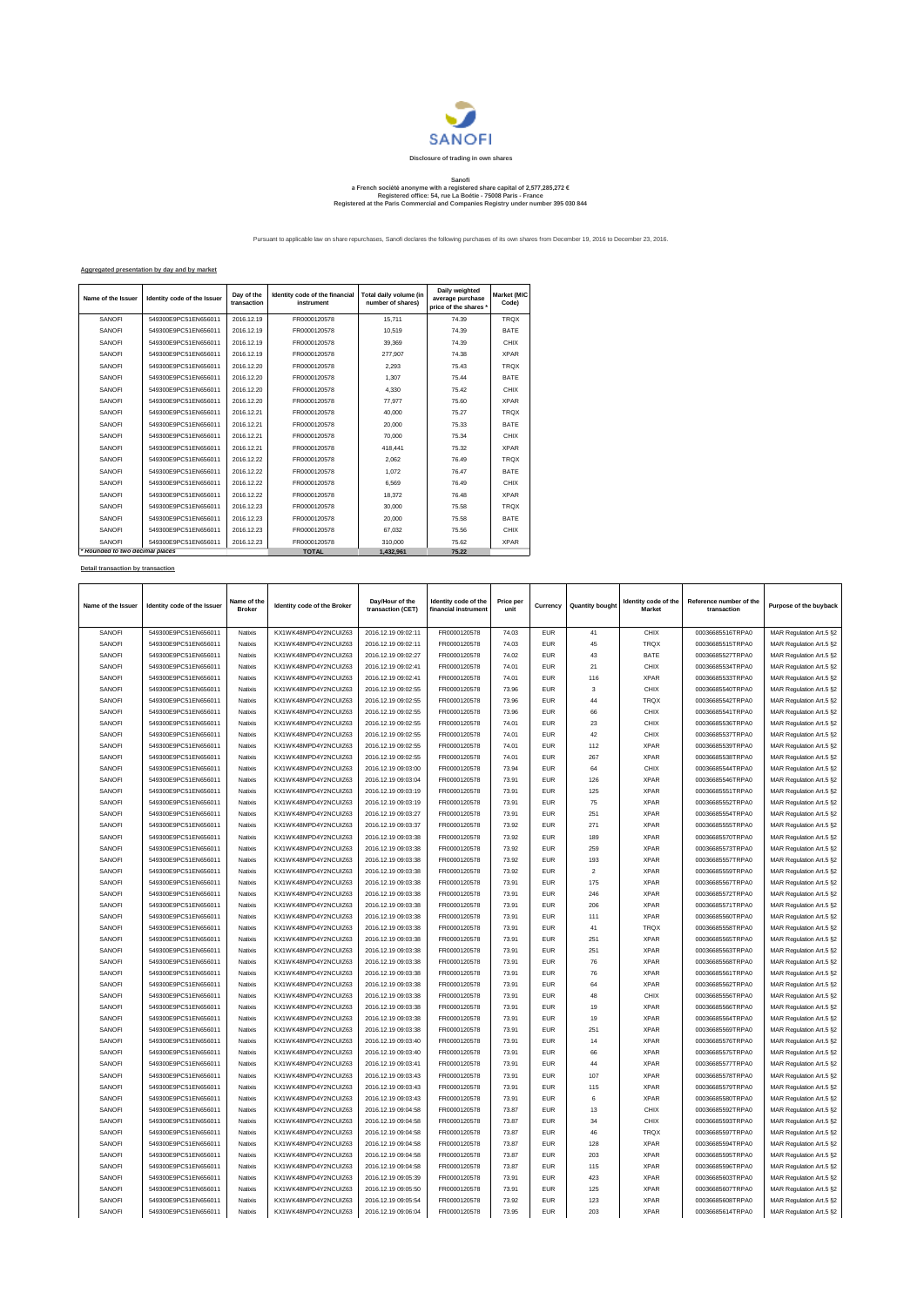SANOFI

**Disclosure of trading in own shares**

**Sanofi**
**a French société anonyme with a registered share capital of 2,577,285,272 €**
**Registered office: 54, rue La Boétie - 75008 Paris - France**
**Registered at the Paris Commercial and Companies Registry under number 395 030 844**

Pursuant to applicable law on share repurchases, Sanofi declares the following purchases of its own shares from December 19, 2016 to December 23, 2016.

**Aggregated presentation by day and by market**

| Name of the Issuer | Identity code of the Issuer | Day of the transaction | Identity code of the financial instrument | Total daily volume (in number of shares) | Daily weighted average purchase price of the shares * | Market (MIC Code) |
|---|---|---|---|---|---|---|
| SANOFI | 549300E9PC51EN656011 | 2016.12.19 | FR0000120578 | 15,711 | 74.39 | TRQX |
| SANOFI | 549300E9PC51EN656011 | 2016.12.19 | FR0000120578 | 10,519 | 74.39 | BATE |
| SANOFI | 549300E9PC51EN656011 | 2016.12.19 | FR0000120578 | 39,369 | 74.39 | CHIX |
| SANOFI | 549300E9PC51EN656011 | 2016.12.19 | FR0000120578 | 277,907 | 74.38 | XPAR |
| SANOFI | 549300E9PC51EN656011 | 2016.12.20 | FR0000120578 | 2,293 | 75.43 | TRQX |
| SANOFI | 549300E9PC51EN656011 | 2016.12.20 | FR0000120578 | 1,307 | 75.44 | BATE |
| SANOFI | 549300E9PC51EN656011 | 2016.12.20 | FR0000120578 | 4,330 | 75.42 | CHIX |
| SANOFI | 549300E9PC51EN656011 | 2016.12.20 | FR0000120578 | 77,977 | 75.60 | XPAR |
| SANOFI | 549300E9PC51EN656011 | 2016.12.21 | FR0000120578 | 40,000 | 75.27 | TRQX |
| SANOFI | 549300E9PC51EN656011 | 2016.12.21 | FR0000120578 | 20,000 | 75.33 | BATE |
| SANOFI | 549300E9PC51EN656011 | 2016.12.21 | FR0000120578 | 70,000 | 75.34 | CHIX |
| SANOFI | 549300E9PC51EN656011 | 2016.12.21 | FR0000120578 | 418,441 | 75.32 | XPAR |
| SANOFI | 549300E9PC51EN656011 | 2016.12.22 | FR0000120578 | 2,062 | 76.49 | TRQX |
| SANOFI | 549300E9PC51EN656011 | 2016.12.22 | FR0000120578 | 1,072 | 76.47 | BATE |
| SANOFI | 549300E9PC51EN656011 | 2016.12.22 | FR0000120578 | 6,569 | 76.49 | CHIX |
| SANOFI | 549300E9PC51EN656011 | 2016.12.22 | FR0000120578 | 18,372 | 76.48 | XPAR |
| SANOFI | 549300E9PC51EN656011 | 2016.12.23 | FR0000120578 | 30,000 | 75.58 | TRQX |
| SANOFI | 549300E9PC51EN656011 | 2016.12.23 | FR0000120578 | 20,000 | 75.58 | BATE |
| SANOFI | 549300E9PC51EN656011 | 2016.12.23 | FR0000120578 | 67,032 | 75.56 | CHIX |
| SANOFI | 549300E9PC51EN656011 | 2016.12.23 | FR0000120578 | 310,000 | 75.62 | XPAR |
| * Rounded to two decimal places | | | TOTAL | 1,432,961 | 75.22 | |

**Detail transaction by transaction**

| Name of the Issuer | Identity code of the Issuer | Name of the Broker | Identity code of the Broker | Day/Hour of the transaction (CET) | Identity code of the financial instrument | Price per unit | Currency | Quantity bought | Identity code of the Market | Reference number of the transaction | Purpose of the buyback |
|---|---|---|---|---|---|---|---|---|---|---|---|
| SANOFI | 549300E9PC51EN656011 | Natixis | KX1WK48MPD4Y2NCUIZ63 | 2016.12.19 09:02:11 | FR0000120578 | 74.03 | EUR | 41 | CHIX | 00036685516TRPA0 | MAR Regulation Art.5 §2 |
| SANOFI | 549300E9PC51EN656011 | Natixis | KX1WK48MPD4Y2NCUIZ63 | 2016.12.19 09:02:11 | FR0000120578 | 74.03 | EUR | 45 | TRQX | 00036685515TRPA0 | MAR Regulation Art.5 §2 |
| SANOFI | 549300E9PC51EN656011 | Natixis | KX1WK48MPD4Y2NCUIZ63 | 2016.12.19 09:02:27 | FR0000120578 | 74.02 | EUR | 43 | BATE | 00036685527TRPA0 | MAR Regulation Art.5 §2 |
| SANOFI | 549300E9PC51EN656011 | Natixis | KX1WK48MPD4Y2NCUIZ63 | 2016.12.19 09:02:41 | FR0000120578 | 74.01 | EUR | 21 | CHIX | 00036685534TRPA0 | MAR Regulation Art.5 §2 |
| SANOFI | 549300E9PC51EN656011 | Natixis | KX1WK48MPD4Y2NCUIZ63 | 2016.12.19 09:02:41 | FR0000120578 | 74.01 | EUR | 116 | XPAR | 00036685533TRPA0 | MAR Regulation Art.5 §2 |
| SANOFI | 549300E9PC51EN656011 | Natixis | KX1WK48MPD4Y2NCUIZ63 | 2016.12.19 09:02:55 | FR0000120578 | 73.96 | EUR | 3 | CHIX | 00036685540TRPA0 | MAR Regulation Art.5 §2 |
| SANOFI | 549300E9PC51EN656011 | Natixis | KX1WK48MPD4Y2NCUIZ63 | 2016.12.19 09:02:55 | FR0000120578 | 73.96 | EUR | 44 | TRQX | 00036685542TRPA0 | MAR Regulation Art.5 §2 |
| SANOFI | 549300E9PC51EN656011 | Natixis | KX1WK48MPD4Y2NCUIZ63 | 2016.12.19 09:02:55 | FR0000120578 | 73.96 | EUR | 66 | CHIX | 00036685541TRPA0 | MAR Regulation Art.5 §2 |
| SANOFI | 549300E9PC51EN656011 | Natixis | KX1WK48MPD4Y2NCUIZ63 | 2016.12.19 09:02:55 | FR0000120578 | 74.01 | EUR | 23 | CHIX | 00036685536TRPA0 | MAR Regulation Art.5 §2 |
| SANOFI | 549300E9PC51EN656011 | Natixis | KX1WK48MPD4Y2NCUIZ63 | 2016.12.19 09:02:55 | FR0000120578 | 74.01 | EUR | 42 | CHIX | 00036685537TRPA0 | MAR Regulation Art.5 §2 |
| SANOFI | 549300E9PC51EN656011 | Natixis | KX1WK48MPD4Y2NCUIZ63 | 2016.12.19 09:02:55 | FR0000120578 | 74.01 | EUR | 112 | XPAR | 00036685539TRPA0 | MAR Regulation Art.5 §2 |
| SANOFI | 549300E9PC51EN656011 | Natixis | KX1WK48MPD4Y2NCUIZ63 | 2016.12.19 09:02:55 | FR0000120578 | 74.01 | EUR | 267 | XPAR | 00036685538TRPA0 | MAR Regulation Art.5 §2 |
| SANOFI | 549300E9PC51EN656011 | Natixis | KX1WK48MPD4Y2NCUIZ63 | 2016.12.19 09:03:00 | FR0000120578 | 73.94 | EUR | 64 | CHIX | 00036685544TRPA0 | MAR Regulation Art.5 §2 |
| SANOFI | 549300E9PC51EN656011 | Natixis | KX1WK48MPD4Y2NCUIZ63 | 2016.12.19 09:03:04 | FR0000120578 | 73.91 | EUR | 126 | XPAR | 00036685546TRPA0 | MAR Regulation Art.5 §2 |
| SANOFI | 549300E9PC51EN656011 | Natixis | KX1WK48MPD4Y2NCUIZ63 | 2016.12.19 09:03:19 | FR0000120578 | 73.91 | EUR | 125 | XPAR | 00036685551TRPA0 | MAR Regulation Art.5 §2 |
| SANOFI | 549300E9PC51EN656011 | Natixis | KX1WK48MPD4Y2NCUIZ63 | 2016.12.19 09:03:19 | FR0000120578 | 73.91 | EUR | 75 | XPAR | 00036685552TRPA0 | MAR Regulation Art.5 §2 |
| SANOFI | 549300E9PC51EN656011 | Natixis | KX1WK48MPD4Y2NCUIZ63 | 2016.12.19 09:03:27 | FR0000120578 | 73.91 | EUR | 251 | XPAR | 00036685554TRPA0 | MAR Regulation Art.5 §2 |
| SANOFI | 549300E9PC51EN656011 | Natixis | KX1WK48MPD4Y2NCUIZ63 | 2016.12.19 09:03:37 | FR0000120578 | 73.92 | EUR | 271 | XPAR | 00036685555TRPA0 | MAR Regulation Art.5 §2 |
| SANOFI | 549300E9PC51EN656011 | Natixis | KX1WK48MPD4Y2NCUIZ63 | 2016.12.19 09:03:38 | FR0000120578 | 73.92 | EUR | 189 | XPAR | 00036685570TRPA0 | MAR Regulation Art.5 §2 |
| SANOFI | 549300E9PC51EN656011 | Natixis | KX1WK48MPD4Y2NCUIZ63 | 2016.12.19 09:03:38 | FR0000120578 | 73.92 | EUR | 259 | XPAR | 00036685573TRPA0 | MAR Regulation Art.5 §2 |
| SANOFI | 549300E9PC51EN656011 | Natixis | KX1WK48MPD4Y2NCUIZ63 | 2016.12.19 09:03:38 | FR0000120578 | 73.92 | EUR | 193 | XPAR | 00036685557TRPA0 | MAR Regulation Art.5 §2 |
| SANOFI | 549300E9PC51EN656011 | Natixis | KX1WK48MPD4Y2NCUIZ63 | 2016.12.19 09:03:38 | FR0000120578 | 73.92 | EUR | 2 | XPAR | 00036685559TRPA0 | MAR Regulation Art.5 §2 |
| SANOFI | 549300E9PC51EN656011 | Natixis | KX1WK48MPD4Y2NCUIZ63 | 2016.12.19 09:03:38 | FR0000120578 | 73.91 | EUR | 175 | XPAR | 00036685567TRPA0 | MAR Regulation Art.5 §2 |
| SANOFI | 549300E9PC51EN656011 | Natixis | KX1WK48MPD4Y2NCUIZ63 | 2016.12.19 09:03:38 | FR0000120578 | 73.91 | EUR | 246 | XPAR | 00036685572TRPA0 | MAR Regulation Art.5 §2 |
| SANOFI | 549300E9PC51EN656011 | Natixis | KX1WK48MPD4Y2NCUIZ63 | 2016.12.19 09:03:38 | FR0000120578 | 73.91 | EUR | 206 | XPAR | 00036685571TRPA0 | MAR Regulation Art.5 §2 |
| SANOFI | 549300E9PC51EN656011 | Natixis | KX1WK48MPD4Y2NCUIZ63 | 2016.12.19 09:03:38 | FR0000120578 | 73.91 | EUR | 111 | XPAR | 00036685560TRPA0 | MAR Regulation Art.5 §2 |
| SANOFI | 549300E9PC51EN656011 | Natixis | KX1WK48MPD4Y2NCUIZ63 | 2016.12.19 09:03:38 | FR0000120578 | 73.91 | EUR | 41 | TRQX | 00036685558TRPA0 | MAR Regulation Art.5 §2 |
| SANOFI | 549300E9PC51EN656011 | Natixis | KX1WK48MPD4Y2NCUIZ63 | 2016.12.19 09:03:38 | FR0000120578 | 73.91 | EUR | 251 | XPAR | 00036685565TRPA0 | MAR Regulation Art.5 §2 |
| SANOFI | 549300E9PC51EN656011 | Natixis | KX1WK48MPD4Y2NCUIZ63 | 2016.12.19 09:03:38 | FR0000120578 | 73.91 | EUR | 251 | XPAR | 00036685563TRPA0 | MAR Regulation Art.5 §2 |
| SANOFI | 549300E9PC51EN656011 | Natixis | KX1WK48MPD4Y2NCUIZ63 | 2016.12.19 09:03:38 | FR0000120578 | 73.91 | EUR | 76 | XPAR | 00036685568TRPA0 | MAR Regulation Art.5 §2 |
| SANOFI | 549300E9PC51EN656011 | Natixis | KX1WK48MPD4Y2NCUIZ63 | 2016.12.19 09:03:38 | FR0000120578 | 73.91 | EUR | 76 | XPAR | 00036685561TRPA0 | MAR Regulation Art.5 §2 |
| SANOFI | 549300E9PC51EN656011 | Natixis | KX1WK48MPD4Y2NCUIZ63 | 2016.12.19 09:03:38 | FR0000120578 | 73.91 | EUR | 64 | XPAR | 00036685562TRPA0 | MAR Regulation Art.5 §2 |
| SANOFI | 549300E9PC51EN656011 | Natixis | KX1WK48MPD4Y2NCUIZ63 | 2016.12.19 09:03:38 | FR0000120578 | 73.91 | EUR | 48 | CHIX | 00036685556TRPA0 | MAR Regulation Art.5 §2 |
| SANOFI | 549300E9PC51EN656011 | Natixis | KX1WK48MPD4Y2NCUIZ63 | 2016.12.19 09:03:38 | FR0000120578 | 73.91 | EUR | 19 | XPAR | 00036685566TRPA0 | MAR Regulation Art.5 §2 |
| SANOFI | 549300E9PC51EN656011 | Natixis | KX1WK48MPD4Y2NCUIZ63 | 2016.12.19 09:03:38 | FR0000120578 | 73.91 | EUR | 19 | XPAR | 00036685564TRPA0 | MAR Regulation Art.5 §2 |
| SANOFI | 549300E9PC51EN656011 | Natixis | KX1WK48MPD4Y2NCUIZ63 | 2016.12.19 09:03:38 | FR0000120578 | 73.91 | EUR | 251 | XPAR | 00036685569TRPA0 | MAR Regulation Art.5 §2 |
| SANOFI | 549300E9PC51EN656011 | Natixis | KX1WK48MPD4Y2NCUIZ63 | 2016.12.19 09:03:40 | FR0000120578 | 73.91 | EUR | 14 | XPAR | 00036685576TRPA0 | MAR Regulation Art.5 §2 |
| SANOFI | 549300E9PC51EN656011 | Natixis | KX1WK48MPD4Y2NCUIZ63 | 2016.12.19 09:03:40 | FR0000120578 | 73.91 | EUR | 66 | XPAR | 00036685575TRPA0 | MAR Regulation Art.5 §2 |
| SANOFI | 549300E9PC51EN656011 | Natixis | KX1WK48MPD4Y2NCUIZ63 | 2016.12.19 09:03:41 | FR0000120578 | 73.91 | EUR | 44 | XPAR | 00036685577TRPA0 | MAR Regulation Art.5 §2 |
| SANOFI | 549300E9PC51EN656011 | Natixis | KX1WK48MPD4Y2NCUIZ63 | 2016.12.19 09:03:43 | FR0000120578 | 73.91 | EUR | 107 | XPAR | 00036685578TRPA0 | MAR Regulation Art.5 §2 |
| SANOFI | 549300E9PC51EN656011 | Natixis | KX1WK48MPD4Y2NCUIZ63 | 2016.12.19 09:03:43 | FR0000120578 | 73.91 | EUR | 115 | XPAR | 00036685579TRPA0 | MAR Regulation Art.5 §2 |
| SANOFI | 549300E9PC51EN656011 | Natixis | KX1WK48MPD4Y2NCUIZ63 | 2016.12.19 09:03:43 | FR0000120578 | 73.91 | EUR | 6 | XPAR | 00036685580TRPA0 | MAR Regulation Art.5 §2 |
| SANOFI | 549300E9PC51EN656011 | Natixis | KX1WK48MPD4Y2NCUIZ63 | 2016.12.19 09:04:58 | FR0000120578 | 73.87 | EUR | 13 | CHIX | 00036685592TRPA0 | MAR Regulation Art.5 §2 |
| SANOFI | 549300E9PC51EN656011 | Natixis | KX1WK48MPD4Y2NCUIZ63 | 2016.12.19 09:04:58 | FR0000120578 | 73.87 | EUR | 34 | CHIX | 00036685593TRPA0 | MAR Regulation Art.5 §2 |
| SANOFI | 549300E9PC51EN656011 | Natixis | KX1WK48MPD4Y2NCUIZ63 | 2016.12.19 09:04:58 | FR0000120578 | 73.87 | EUR | 46 | TRQX | 00036685597TRPA0 | MAR Regulation Art.5 §2 |
| SANOFI | 549300E9PC51EN656011 | Natixis | KX1WK48MPD4Y2NCUIZ63 | 2016.12.19 09:04:58 | FR0000120578 | 73.87 | EUR | 128 | XPAR | 00036685594TRPA0 | MAR Regulation Art.5 §2 |
| SANOFI | 549300E9PC51EN656011 | Natixis | KX1WK48MPD4Y2NCUIZ63 | 2016.12.19 09:04:58 | FR0000120578 | 73.87 | EUR | 203 | XPAR | 00036685595TRPA0 | MAR Regulation Art.5 §2 |
| SANOFI | 549300E9PC51EN656011 | Natixis | KX1WK48MPD4Y2NCUIZ63 | 2016.12.19 09:04:58 | FR0000120578 | 73.87 | EUR | 115 | XPAR | 00036685596TRPA0 | MAR Regulation Art.5 §2 |
| SANOFI | 549300E9PC51EN656011 | Natixis | KX1WK48MPD4Y2NCUIZ63 | 2016.12.19 09:05:39 | FR0000120578 | 73.91 | EUR | 423 | XPAR | 00036685603TRPA0 | MAR Regulation Art.5 §2 |
| SANOFI | 549300E9PC51EN656011 | Natixis | KX1WK48MPD4Y2NCUIZ63 | 2016.12.19 09:05:50 | FR0000120578 | 73.91 | EUR | 125 | XPAR | 00036685607TRPA0 | MAR Regulation Art.5 §2 |
| SANOFI | 549300E9PC51EN656011 | Natixis | KX1WK48MPD4Y2NCUIZ63 | 2016.12.19 09:05:54 | FR0000120578 | 73.92 | EUR | 123 | XPAR | 00036685608TRPA0 | MAR Regulation Art.5 §2 |
| SANOFI | 549300E9PC51EN656011 | Natixis | KX1WK48MPD4Y2NCUIZ63 | 2016.12.19 09:06:04 | FR0000120578 | 73.95 | EUR | 203 | XPAR | 00036685614TRPA0 | MAR Regulation Art.5 §2 |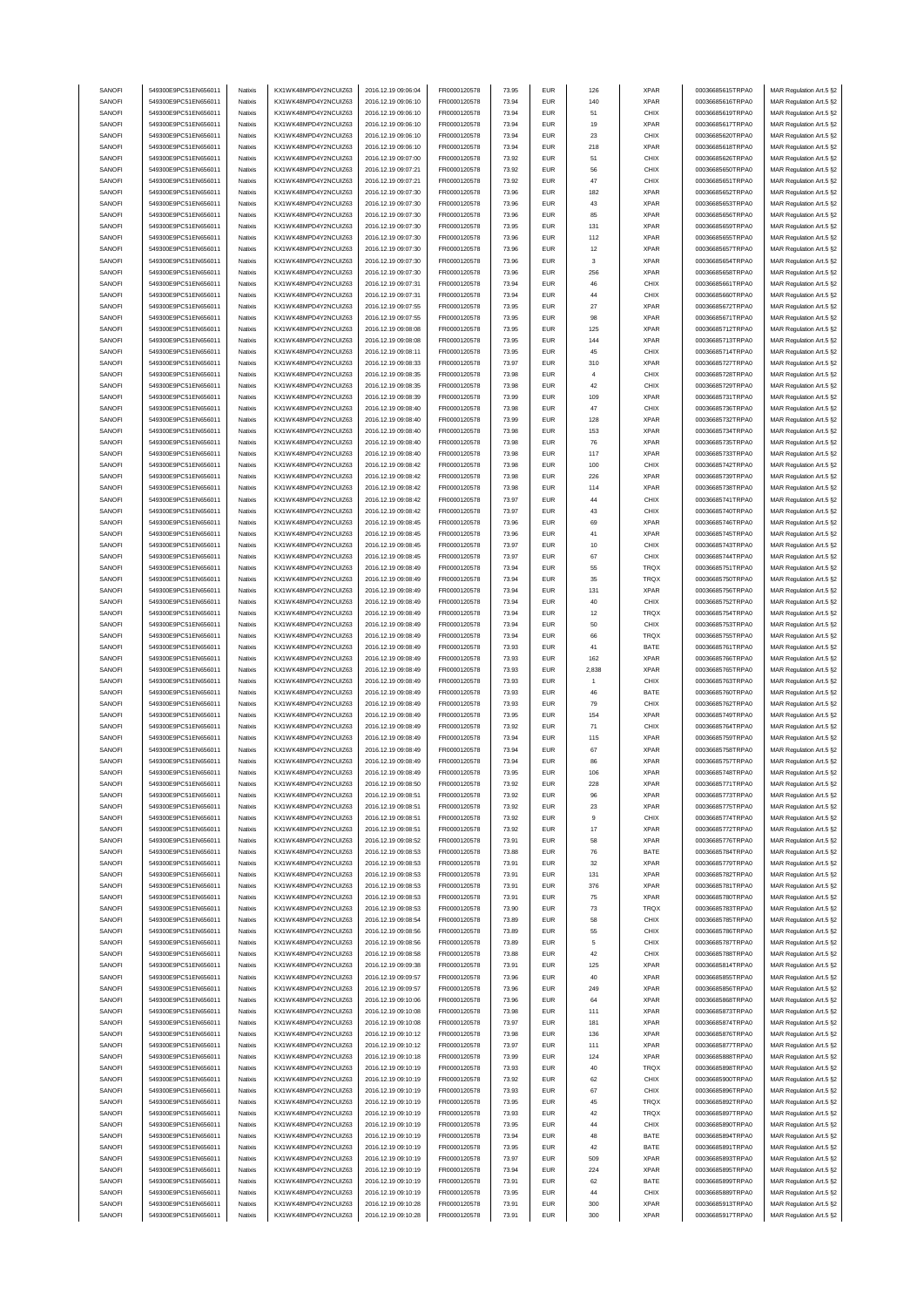| SANOFI | 549300E9PC51EN656011 | Natixis | KX1WK48MPD4Y2NCUIZ63 | 2016.12.19 09:06:04 | FR0000120578 | 73.95 | EUR | 126 | XPAR | 00036685615TRPA0 | MAR Regulation Art.5 §2 |
|---|---|---|---|---|---|---|---|---|---|---|---|
| SANOFI | 549300E9PC51EN656011 | Natixis | KX1WK48MPD4Y2NCUIZ63 | 2016.12.19 09:06:10 | FR0000120578 | 73.94 | EUR | 140 | XPAR | 00036685616TRPA0 | MAR Regulation Art.5 §2 |
| SANOFI | 549300E9PC51EN656011 | Natixis | KX1WK48MPD4Y2NCUIZ63 | 2016.12.19 09:06:10 | FR0000120578 | 73.94 | EUR | 51 | CHIX | 00036685619TRPA0 | MAR Regulation Art.5 §2 |
| SANOFI | 549300E9PC51EN656011 | Natixis | KX1WK48MPD4Y2NCUIZ63 | 2016.12.19 09:06:10 | FR0000120578 | 73.94 | EUR | 19 | XPAR | 00036685617TRPA0 | MAR Regulation Art.5 §2 |
| SANOFI | 549300E9PC51EN656011 | Natixis | KX1WK48MPD4Y2NCUIZ63 | 2016.12.19 09:06:10 | FR0000120578 | 73.94 | EUR | 23 | CHIX | 00036685620TRPA0 | MAR Regulation Art.5 §2 |
| SANOFI | 549300E9PC51EN656011 | Natixis | KX1WK48MPD4Y2NCUIZ63 | 2016.12.19 09:06:10 | FR0000120578 | 73.94 | EUR | 218 | XPAR | 00036685618TRPA0 | MAR Regulation Art.5 §2 |
| SANOFI | 549300E9PC51EN656011 | Natixis | KX1WK48MPD4Y2NCUIZ63 | 2016.12.19 09:07:00 | FR0000120578 | 73.92 | EUR | 51 | CHIX | 00036685626TRPA0 | MAR Regulation Art.5 §2 |
| SANOFI | 549300E9PC51EN656011 | Natixis | KX1WK48MPD4Y2NCUIZ63 | 2016.12.19 09:07:21 | FR0000120578 | 73.92 | EUR | 56 | CHIX | 00036685650TRPA0 | MAR Regulation Art.5 §2 |
| SANOFI | 549300E9PC51EN656011 | Natixis | KX1WK48MPD4Y2NCUIZ63 | 2016.12.19 09:07:21 | FR0000120578 | 73.92 | EUR | 47 | CHIX | 00036685651TRPA0 | MAR Regulation Art.5 §2 |
| SANOFI | 549300E9PC51EN656011 | Natixis | KX1WK48MPD4Y2NCUIZ63 | 2016.12.19 09:07:30 | FR0000120578 | 73.96 | EUR | 182 | XPAR | 00036685652TRPA0 | MAR Regulation Art.5 §2 |
| SANOFI | 549300E9PC51EN656011 | Natixis | KX1WK48MPD4Y2NCUIZ63 | 2016.12.19 09:07:30 | FR0000120578 | 73.96 | EUR | 43 | XPAR | 00036685653TRPA0 | MAR Regulation Art.5 §2 |
| SANOFI | 549300E9PC51EN656011 | Natixis | KX1WK48MPD4Y2NCUIZ63 | 2016.12.19 09:07:30 | FR0000120578 | 73.96 | EUR | 85 | XPAR | 00036685656TRPA0 | MAR Regulation Art.5 §2 |
| SANOFI | 549300E9PC51EN656011 | Natixis | KX1WK48MPD4Y2NCUIZ63 | 2016.12.19 09:07:30 | FR0000120578 | 73.95 | EUR | 131 | XPAR | 00036685659TRPA0 | MAR Regulation Art.5 §2 |
| SANOFI | 549300E9PC51EN656011 | Natixis | KX1WK48MPD4Y2NCUIZ63 | 2016.12.19 09:07:30 | FR0000120578 | 73.96 | EUR | 112 | XPAR | 00036685655TRPA0 | MAR Regulation Art.5 §2 |
| SANOFI | 549300E9PC51EN656011 | Natixis | KX1WK48MPD4Y2NCUIZ63 | 2016.12.19 09:07:30 | FR0000120578 | 73.96 | EUR | 12 | XPAR | 00036685657TRPA0 | MAR Regulation Art.5 §2 |
| SANOFI | 549300E9PC51EN656011 | Natixis | KX1WK48MPD4Y2NCUIZ63 | 2016.12.19 09:07:30 | FR0000120578 | 73.96 | EUR | 3 | XPAR | 00036685654TRPA0 | MAR Regulation Art.5 §2 |
| SANOFI | 549300E9PC51EN656011 | Natixis | KX1WK48MPD4Y2NCUIZ63 | 2016.12.19 09:07:30 | FR0000120578 | 73.96 | EUR | 256 | XPAR | 00036685658TRPA0 | MAR Regulation Art.5 §2 |
| SANOFI | 549300E9PC51EN656011 | Natixis | KX1WK48MPD4Y2NCUIZ63 | 2016.12.19 09:07:31 | FR0000120578 | 73.94 | EUR | 46 | CHIX | 00036685661TRPA0 | MAR Regulation Art.5 §2 |
| SANOFI | 549300E9PC51EN656011 | Natixis | KX1WK48MPD4Y2NCUIZ63 | 2016.12.19 09:07:31 | FR0000120578 | 73.94 | EUR | 44 | CHIX | 00036685660TRPA0 | MAR Regulation Art.5 §2 |
| SANOFI | 549300E9PC51EN656011 | Natixis | KX1WK48MPD4Y2NCUIZ63 | 2016.12.19 09:07:55 | FR0000120578 | 73.95 | EUR | 27 | XPAR | 00036685672TRPA0 | MAR Regulation Art.5 §2 |
| SANOFI | 549300E9PC51EN656011 | Natixis | KX1WK48MPD4Y2NCUIZ63 | 2016.12.19 09:07:55 | FR0000120578 | 73.95 | EUR | 98 | XPAR | 00036685671TRPA0 | MAR Regulation Art.5 §2 |
| SANOFI | 549300E9PC51EN656011 | Natixis | KX1WK48MPD4Y2NCUIZ63 | 2016.12.19 09:08:08 | FR0000120578 | 73.95 | EUR | 125 | XPAR | 00036685712TRPA0 | MAR Regulation Art.5 §2 |
| SANOFI | 549300E9PC51EN656011 | Natixis | KX1WK48MPD4Y2NCUIZ63 | 2016.12.19 09:08:08 | FR0000120578 | 73.95 | EUR | 144 | XPAR | 00036685713TRPA0 | MAR Regulation Art.5 §2 |
| SANOFI | 549300E9PC51EN656011 | Natixis | KX1WK48MPD4Y2NCUIZ63 | 2016.12.19 09:08:11 | FR0000120578 | 73.95 | EUR | 45 | CHIX | 00036685714TRPA0 | MAR Regulation Art.5 §2 |
| SANOFI | 549300E9PC51EN656011 | Natixis | KX1WK48MPD4Y2NCUIZ63 | 2016.12.19 09:08:33 | FR0000120578 | 73.97 | EUR | 310 | XPAR | 00036685727TRPA0 | MAR Regulation Art.5 §2 |
| SANOFI | 549300E9PC51EN656011 | Natixis | KX1WK48MPD4Y2NCUIZ63 | 2016.12.19 09:08:35 | FR0000120578 | 73.98 | EUR | 4 | CHIX | 00036685728TRPA0 | MAR Regulation Art.5 §2 |
| SANOFI | 549300E9PC51EN656011 | Natixis | KX1WK48MPD4Y2NCUIZ63 | 2016.12.19 09:08:35 | FR0000120578 | 73.98 | EUR | 42 | CHIX | 00036685729TRPA0 | MAR Regulation Art.5 §2 |
| SANOFI | 549300E9PC51EN656011 | Natixis | KX1WK48MPD4Y2NCUIZ63 | 2016.12.19 09:08:39 | FR0000120578 | 73.99 | EUR | 109 | XPAR | 00036685731TRPA0 | MAR Regulation Art.5 §2 |
| SANOFI | 549300E9PC51EN656011 | Natixis | KX1WK48MPD4Y2NCUIZ63 | 2016.12.19 09:08:40 | FR0000120578 | 73.98 | EUR | 47 | CHIX | 00036685736TRPA0 | MAR Regulation Art.5 §2 |
| SANOFI | 549300E9PC51EN656011 | Natixis | KX1WK48MPD4Y2NCUIZ63 | 2016.12.19 09:08:40 | FR0000120578 | 73.99 | EUR | 128 | XPAR | 00036685732TRPA0 | MAR Regulation Art.5 §2 |
| SANOFI | 549300E9PC51EN656011 | Natixis | KX1WK48MPD4Y2NCUIZ63 | 2016.12.19 09:08:40 | FR0000120578 | 73.98 | EUR | 153 | XPAR | 00036685734TRPA0 | MAR Regulation Art.5 §2 |
| SANOFI | 549300E9PC51EN656011 | Natixis | KX1WK48MPD4Y2NCUIZ63 | 2016.12.19 09:08:40 | FR0000120578 | 73.98 | EUR | 76 | XPAR | 00036685735TRPA0 | MAR Regulation Art.5 §2 |
| SANOFI | 549300E9PC51EN656011 | Natixis | KX1WK48MPD4Y2NCUIZ63 | 2016.12.19 09:08:40 | FR0000120578 | 73.98 | EUR | 117 | XPAR | 00036685733TRPA0 | MAR Regulation Art.5 §2 |
| SANOFI | 549300E9PC51EN656011 | Natixis | KX1WK48MPD4Y2NCUIZ63 | 2016.12.19 09:08:42 | FR0000120578 | 73.98 | EUR | 100 | CHIX | 00036685742TRPA0 | MAR Regulation Art.5 §2 |
| SANOFI | 549300E9PC51EN656011 | Natixis | KX1WK48MPD4Y2NCUIZ63 | 2016.12.19 09:08:42 | FR0000120578 | 73.98 | EUR | 226 | XPAR | 00036685739TRPA0 | MAR Regulation Art.5 §2 |
| SANOFI | 549300E9PC51EN656011 | Natixis | KX1WK48MPD4Y2NCUIZ63 | 2016.12.19 09:08:42 | FR0000120578 | 73.98 | EUR | 114 | XPAR | 00036685738TRPA0 | MAR Regulation Art.5 §2 |
| SANOFI | 549300E9PC51EN656011 | Natixis | KX1WK48MPD4Y2NCUIZ63 | 2016.12.19 09:08:42 | FR0000120578 | 73.97 | EUR | 44 | CHIX | 00036685741TRPA0 | MAR Regulation Art.5 §2 |
| SANOFI | 549300E9PC51EN656011 | Natixis | KX1WK48MPD4Y2NCUIZ63 | 2016.12.19 09:08:42 | FR0000120578 | 73.97 | EUR | 43 | CHIX | 00036685740TRPA0 | MAR Regulation Art.5 §2 |
| SANOFI | 549300E9PC51EN656011 | Natixis | KX1WK48MPD4Y2NCUIZ63 | 2016.12.19 09:08:45 | FR0000120578 | 73.96 | EUR | 69 | XPAR | 00036685746TRPA0 | MAR Regulation Art.5 §2 |
| SANOFI | 549300E9PC51EN656011 | Natixis | KX1WK48MPD4Y2NCUIZ63 | 2016.12.19 09:08:45 | FR0000120578 | 73.96 | EUR | 41 | XPAR | 00036685745TRPA0 | MAR Regulation Art.5 §2 |
| SANOFI | 549300E9PC51EN656011 | Natixis | KX1WK48MPD4Y2NCUIZ63 | 2016.12.19 09:08:45 | FR0000120578 | 73.97 | EUR | 10 | CHIX | 00036685743TRPA0 | MAR Regulation Art.5 §2 |
| SANOFI | 549300E9PC51EN656011 | Natixis | KX1WK48MPD4Y2NCUIZ63 | 2016.12.19 09:08:45 | FR0000120578 | 73.97 | EUR | 67 | CHIX | 00036685744TRPA0 | MAR Regulation Art.5 §2 |
| SANOFI | 549300E9PC51EN656011 | Natixis | KX1WK48MPD4Y2NCUIZ63 | 2016.12.19 09:08:49 | FR0000120578 | 73.94 | EUR | 55 | TRQX | 00036685751TRPA0 | MAR Regulation Art.5 §2 |
| SANOFI | 549300E9PC51EN656011 | Natixis | KX1WK48MPD4Y2NCUIZ63 | 2016.12.19 09:08:49 | FR0000120578 | 73.94 | EUR | 35 | TRQX | 00036685750TRPA0 | MAR Regulation Art.5 §2 |
| SANOFI | 549300E9PC51EN656011 | Natixis | KX1WK48MPD4Y2NCUIZ63 | 2016.12.19 09:08:49 | FR0000120578 | 73.94 | EUR | 131 | XPAR | 00036685756TRPA0 | MAR Regulation Art.5 §2 |
| SANOFI | 549300E9PC51EN656011 | Natixis | KX1WK48MPD4Y2NCUIZ63 | 2016.12.19 09:08:49 | FR0000120578 | 73.94 | EUR | 40 | CHIX | 00036685752TRPA0 | MAR Regulation Art.5 §2 |
| SANOFI | 549300E9PC51EN656011 | Natixis | KX1WK48MPD4Y2NCUIZ63 | 2016.12.19 09:08:49 | FR0000120578 | 73.94 | EUR | 12 | TRQX | 00036685754TRPA0 | MAR Regulation Art.5 §2 |
| SANOFI | 549300E9PC51EN656011 | Natixis | KX1WK48MPD4Y2NCUIZ63 | 2016.12.19 09:08:49 | FR0000120578 | 73.94 | EUR | 50 | CHIX | 00036685753TRPA0 | MAR Regulation Art.5 §2 |
| SANOFI | 549300E9PC51EN656011 | Natixis | KX1WK48MPD4Y2NCUIZ63 | 2016.12.19 09:08:49 | FR0000120578 | 73.94 | EUR | 66 | TRQX | 00036685755TRPA0 | MAR Regulation Art.5 §2 |
| SANOFI | 549300E9PC51EN656011 | Natixis | KX1WK48MPD4Y2NCUIZ63 | 2016.12.19 09:08:49 | FR0000120578 | 73.93 | EUR | 41 | BATE | 00036685761TRPA0 | MAR Regulation Art.5 §2 |
| SANOFI | 549300E9PC51EN656011 | Natixis | KX1WK48MPD4Y2NCUIZ63 | 2016.12.19 09:08:49 | FR0000120578 | 73.93 | EUR | 162 | XPAR | 00036685766TRPA0 | MAR Regulation Art.5 §2 |
| SANOFI | 549300E9PC51EN656011 | Natixis | KX1WK48MPD4Y2NCUIZ63 | 2016.12.19 09:08:49 | FR0000120578 | 73.93 | EUR | 2,838 | XPAR | 00036685765TRPA0 | MAR Regulation Art.5 §2 |
| SANOFI | 549300E9PC51EN656011 | Natixis | KX1WK48MPD4Y2NCUIZ63 | 2016.12.19 09:08:49 | FR0000120578 | 73.93 | EUR | 1 | CHIX | 00036685763TRPA0 | MAR Regulation Art.5 §2 |
| SANOFI | 549300E9PC51EN656011 | Natixis | KX1WK48MPD4Y2NCUIZ63 | 2016.12.19 09:08:49 | FR0000120578 | 73.93 | EUR | 46 | BATE | 00036685760TRPA0 | MAR Regulation Art.5 §2 |
| SANOFI | 549300E9PC51EN656011 | Natixis | KX1WK48MPD4Y2NCUIZ63 | 2016.12.19 09:08:49 | FR0000120578 | 73.93 | EUR | 79 | CHIX | 00036685762TRPA0 | MAR Regulation Art.5 §2 |
| SANOFI | 549300E9PC51EN656011 | Natixis | KX1WK48MPD4Y2NCUIZ63 | 2016.12.19 09:08:49 | FR0000120578 | 73.95 | EUR | 154 | XPAR | 00036685749TRPA0 | MAR Regulation Art.5 §2 |
| SANOFI | 549300E9PC51EN656011 | Natixis | KX1WK48MPD4Y2NCUIZ63 | 2016.12.19 09:08:49 | FR0000120578 | 73.92 | EUR | 71 | CHIX | 00036685764TRPA0 | MAR Regulation Art.5 §2 |
| SANOFI | 549300E9PC51EN656011 | Natixis | KX1WK48MPD4Y2NCUIZ63 | 2016.12.19 09:08:49 | FR0000120578 | 73.94 | EUR | 115 | XPAR | 00036685759TRPA0 | MAR Regulation Art.5 §2 |
| SANOFI | 549300E9PC51EN656011 | Natixis | KX1WK48MPD4Y2NCUIZ63 | 2016.12.19 09:08:49 | FR0000120578 | 73.94 | EUR | 67 | XPAR | 00036685758TRPA0 | MAR Regulation Art.5 §2 |
| SANOFI | 549300E9PC51EN656011 | Natixis | KX1WK48MPD4Y2NCUIZ63 | 2016.12.19 09:08:49 | FR0000120578 | 73.94 | EUR | 86 | XPAR | 00036685757TRPA0 | MAR Regulation Art.5 §2 |
| SANOFI | 549300E9PC51EN656011 | Natixis | KX1WK48MPD4Y2NCUIZ63 | 2016.12.19 09:08:49 | FR0000120578 | 73.95 | EUR | 106 | XPAR | 00036685748TRPA0 | MAR Regulation Art.5 §2 |
| SANOFI | 549300E9PC51EN656011 | Natixis | KX1WK48MPD4Y2NCUIZ63 | 2016.12.19 09:08:50 | FR0000120578 | 73.92 | EUR | 228 | XPAR | 00036685771TRPA0 | MAR Regulation Art.5 §2 |
| SANOFI | 549300E9PC51EN656011 | Natixis | KX1WK48MPD4Y2NCUIZ63 | 2016.12.19 09:08:51 | FR0000120578 | 73.92 | EUR | 96 | XPAR | 00036685773TRPA0 | MAR Regulation Art.5 §2 |
| SANOFI | 549300E9PC51EN656011 | Natixis | KX1WK48MPD4Y2NCUIZ63 | 2016.12.19 09:08:51 | FR0000120578 | 73.92 | EUR | 23 | XPAR | 00036685775TRPA0 | MAR Regulation Art.5 §2 |
| SANOFI | 549300E9PC51EN656011 | Natixis | KX1WK48MPD4Y2NCUIZ63 | 2016.12.19 09:08:51 | FR0000120578 | 73.92 | EUR | 9 | CHIX | 00036685774TRPA0 | MAR Regulation Art.5 §2 |
| SANOFI | 549300E9PC51EN656011 | Natixis | KX1WK48MPD4Y2NCUIZ63 | 2016.12.19 09:08:51 | FR0000120578 | 73.92 | EUR | 17 | XPAR | 00036685772TRPA0 | MAR Regulation Art.5 §2 |
| SANOFI | 549300E9PC51EN656011 | Natixis | KX1WK48MPD4Y2NCUIZ63 | 2016.12.19 09:08:52 | FR0000120578 | 73.91 | EUR | 58 | XPAR | 00036685776TRPA0 | MAR Regulation Art.5 §2 |
| SANOFI | 549300E9PC51EN656011 | Natixis | KX1WK48MPD4Y2NCUIZ63 | 2016.12.19 09:08:53 | FR0000120578 | 73.88 | EUR | 76 | BATE | 00036685784TRPA0 | MAR Regulation Art.5 §2 |
| SANOFI | 549300E9PC51EN656011 | Natixis | KX1WK48MPD4Y2NCUIZ63 | 2016.12.19 09:08:53 | FR0000120578 | 73.91 | EUR | 32 | XPAR | 00036685779TRPA0 | MAR Regulation Art.5 §2 |
| SANOFI | 549300E9PC51EN656011 | Natixis | KX1WK48MPD4Y2NCUIZ63 | 2016.12.19 09:08:53 | FR0000120578 | 73.91 | EUR | 131 | XPAR | 00036685782TRPA0 | MAR Regulation Art.5 §2 |
| SANOFI | 549300E9PC51EN656011 | Natixis | KX1WK48MPD4Y2NCUIZ63 | 2016.12.19 09:08:53 | FR0000120578 | 73.91 | EUR | 376 | XPAR | 00036685781TRPA0 | MAR Regulation Art.5 §2 |
| SANOFI | 549300E9PC51EN656011 | Natixis | KX1WK48MPD4Y2NCUIZ63 | 2016.12.19 09:08:53 | FR0000120578 | 73.91 | EUR | 75 | XPAR | 00036685780TRPA0 | MAR Regulation Art.5 §2 |
| SANOFI | 549300E9PC51EN656011 | Natixis | KX1WK48MPD4Y2NCUIZ63 | 2016.12.19 09:08:53 | FR0000120578 | 73.90 | EUR | 73 | TRQX | 00036685783TRPA0 | MAR Regulation Art.5 §2 |
| SANOFI | 549300E9PC51EN656011 | Natixis | KX1WK48MPD4Y2NCUIZ63 | 2016.12.19 09:08:54 | FR0000120578 | 73.89 | EUR | 58 | CHIX | 00036685785TRPA0 | MAR Regulation Art.5 §2 |
| SANOFI | 549300E9PC51EN656011 | Natixis | KX1WK48MPD4Y2NCUIZ63 | 2016.12.19 09:08:56 | FR0000120578 | 73.89 | EUR | 55 | CHIX | 00036685786TRPA0 | MAR Regulation Art.5 §2 |
| SANOFI | 549300E9PC51EN656011 | Natixis | KX1WK48MPD4Y2NCUIZ63 | 2016.12.19 09:08:56 | FR0000120578 | 73.89 | EUR | 5 | CHIX | 00036685787TRPA0 | MAR Regulation Art.5 §2 |
| SANOFI | 549300E9PC51EN656011 | Natixis | KX1WK48MPD4Y2NCUIZ63 | 2016.12.19 09:08:58 | FR0000120578 | 73.88 | EUR | 42 | CHIX | 00036685788TRPA0 | MAR Regulation Art.5 §2 |
| SANOFI | 549300E9PC51EN656011 | Natixis | KX1WK48MPD4Y2NCUIZ63 | 2016.12.19 09:09:38 | FR0000120578 | 73.91 | EUR | 125 | XPAR | 00036685814TRPA0 | MAR Regulation Art.5 §2 |
| SANOFI | 549300E9PC51EN656011 | Natixis | KX1WK48MPD4Y2NCUIZ63 | 2016.12.19 09:09:57 | FR0000120578 | 73.96 | EUR | 40 | XPAR | 00036685855TRPA0 | MAR Regulation Art.5 §2 |
| SANOFI | 549300E9PC51EN656011 | Natixis | KX1WK48MPD4Y2NCUIZ63 | 2016.12.19 09:09:57 | FR0000120578 | 73.96 | EUR | 249 | XPAR | 00036685856TRPA0 | MAR Regulation Art.5 §2 |
| SANOFI | 549300E9PC51EN656011 | Natixis | KX1WK48MPD4Y2NCUIZ63 | 2016.12.19 09:10:06 | FR0000120578 | 73.96 | EUR | 64 | XPAR | 00036685868TRPA0 | MAR Regulation Art.5 §2 |
| SANOFI | 549300E9PC51EN656011 | Natixis | KX1WK48MPD4Y2NCUIZ63 | 2016.12.19 09:10:08 | FR0000120578 | 73.98 | EUR | 111 | XPAR | 00036685873TRPA0 | MAR Regulation Art.5 §2 |
| SANOFI | 549300E9PC51EN656011 | Natixis | KX1WK48MPD4Y2NCUIZ63 | 2016.12.19 09:10:08 | FR0000120578 | 73.97 | EUR | 181 | XPAR | 00036685874TRPA0 | MAR Regulation Art.5 §2 |
| SANOFI | 549300E9PC51EN656011 | Natixis | KX1WK48MPD4Y2NCUIZ63 | 2016.12.19 09:10:12 | FR0000120578 | 73.98 | EUR | 136 | XPAR | 00036685876TRPA0 | MAR Regulation Art.5 §2 |
| SANOFI | 549300E9PC51EN656011 | Natixis | KX1WK48MPD4Y2NCUIZ63 | 2016.12.19 09:10:12 | FR0000120578 | 73.97 | EUR | 111 | XPAR | 00036685877TRPA0 | MAR Regulation Art.5 §2 |
| SANOFI | 549300E9PC51EN656011 | Natixis | KX1WK48MPD4Y2NCUIZ63 | 2016.12.19 09:10:18 | FR0000120578 | 73.99 | EUR | 124 | XPAR | 00036685888TRPA0 | MAR Regulation Art.5 §2 |
| SANOFI | 549300E9PC51EN656011 | Natixis | KX1WK48MPD4Y2NCUIZ63 | 2016.12.19 09:10:19 | FR0000120578 | 73.93 | EUR | 40 | TRQX | 00036685898TRPA0 | MAR Regulation Art.5 §2 |
| SANOFI | 549300E9PC51EN656011 | Natixis | KX1WK48MPD4Y2NCUIZ63 | 2016.12.19 09:10:19 | FR0000120578 | 73.92 | EUR | 62 | CHIX | 00036685900TRPA0 | MAR Regulation Art.5 §2 |
| SANOFI | 549300E9PC51EN656011 | Natixis | KX1WK48MPD4Y2NCUIZ63 | 2016.12.19 09:10:19 | FR0000120578 | 73.93 | EUR | 67 | CHIX | 00036685896TRPA0 | MAR Regulation Art.5 §2 |
| SANOFI | 549300E9PC51EN656011 | Natixis | KX1WK48MPD4Y2NCUIZ63 | 2016.12.19 09:10:19 | FR0000120578 | 73.95 | EUR | 45 | TRQX | 00036685892TRPA0 | MAR Regulation Art.5 §2 |
| SANOFI | 549300E9PC51EN656011 | Natixis | KX1WK48MPD4Y2NCUIZ63 | 2016.12.19 09:10:19 | FR0000120578 | 73.93 | EUR | 42 | TRQX | 00036685897TRPA0 | MAR Regulation Art.5 §2 |
| SANOFI | 549300E9PC51EN656011 | Natixis | KX1WK48MPD4Y2NCUIZ63 | 2016.12.19 09:10:19 | FR0000120578 | 73.95 | EUR | 44 | CHIX | 00036685890TRPA0 | MAR Regulation Art.5 §2 |
| SANOFI | 549300E9PC51EN656011 | Natixis | KX1WK48MPD4Y2NCUIZ63 | 2016.12.19 09:10:19 | FR0000120578 | 73.94 | EUR | 48 | BATE | 00036685894TRPA0 | MAR Regulation Art.5 §2 |
| SANOFI | 549300E9PC51EN656011 | Natixis | KX1WK48MPD4Y2NCUIZ63 | 2016.12.19 09:10:19 | FR0000120578 | 73.95 | EUR | 42 | BATE | 00036685891TRPA0 | MAR Regulation Art.5 §2 |
| SANOFI | 549300E9PC51EN656011 | Natixis | KX1WK48MPD4Y2NCUIZ63 | 2016.12.19 09:10:19 | FR0000120578 | 73.97 | EUR | 509 | XPAR | 00036685893TRPA0 | MAR Regulation Art.5 §2 |
| SANOFI | 549300E9PC51EN656011 | Natixis | KX1WK48MPD4Y2NCUIZ63 | 2016.12.19 09:10:19 | FR0000120578 | 73.94 | EUR | 224 | XPAR | 00036685895TRPA0 | MAR Regulation Art.5 §2 |
| SANOFI | 549300E9PC51EN656011 | Natixis | KX1WK48MPD4Y2NCUIZ63 | 2016.12.19 09:10:19 | FR0000120578 | 73.91 | EUR | 62 | BATE | 00036685899TRPA0 | MAR Regulation Art.5 §2 |
| SANOFI | 549300E9PC51EN656011 | Natixis | KX1WK48MPD4Y2NCUIZ63 | 2016.12.19 09:10:19 | FR0000120578 | 73.95 | EUR | 44 | CHIX | 00036685889TRPA0 | MAR Regulation Art.5 §2 |
| SANOFI | 549300E9PC51EN656011 | Natixis | KX1WK48MPD4Y2NCUIZ63 | 2016.12.19 09:10:28 | FR0000120578 | 73.91 | EUR | 300 | XPAR | 00036685913TRPA0 | MAR Regulation Art.5 §2 |
| SANOFI | 549300E9PC51EN656011 | Natixis | KX1WK48MPD4Y2NCUIZ63 | 2016.12.19 09:10:28 | FR0000120578 | 73.91 | EUR | 300 | XPAR | 00036685917TRPA0 | MAR Regulation Art.5 §2 |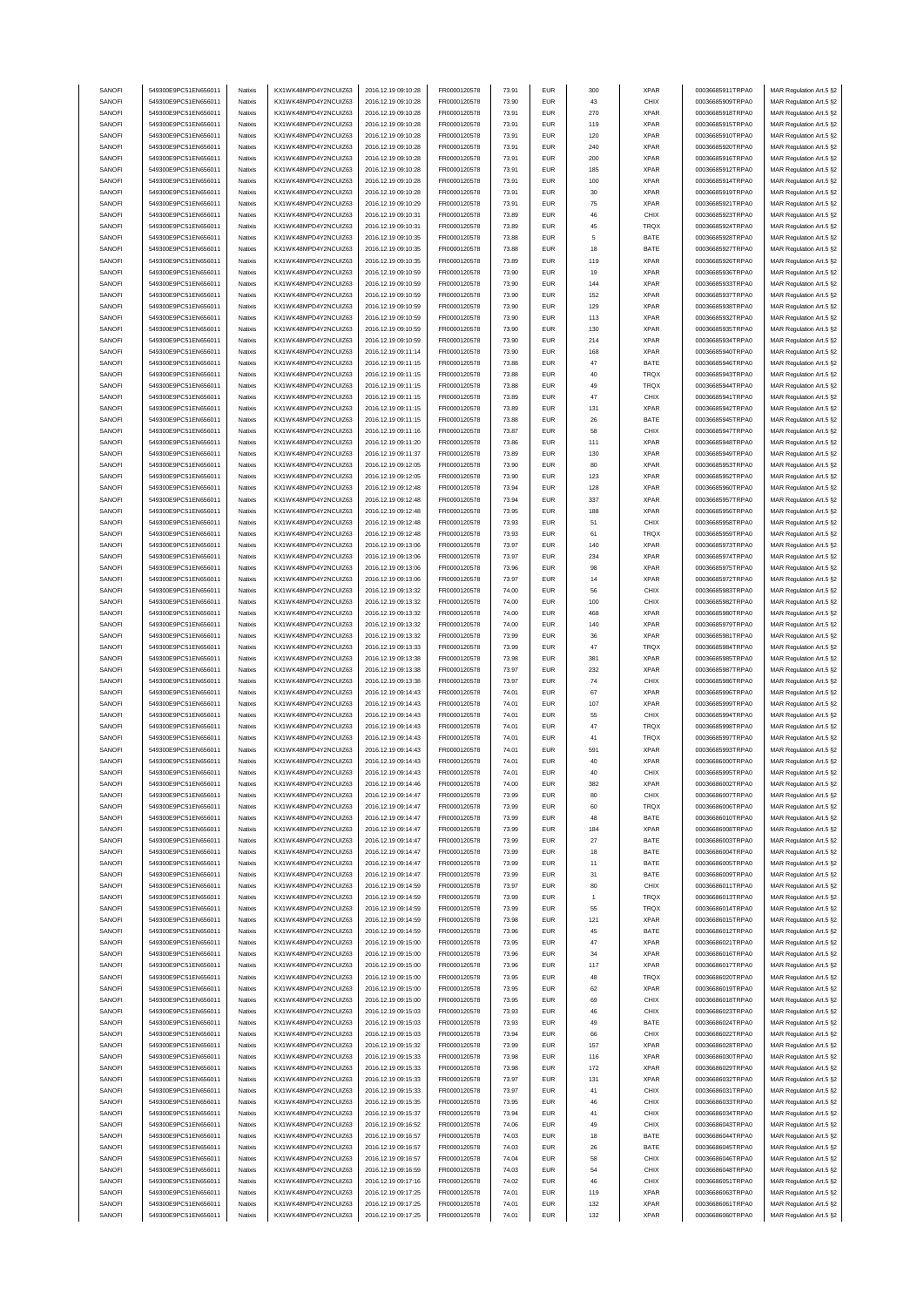| SANOFI | 549300E9PC51EN656011 | Natixis | KX1WK48MPD4Y2NCUIZ63 | 2016.12.19 09:10:28 | FR0000120578 | 73.91 | EUR | 300 | XPAR | 00036685911TRPA0 | MAR Regulation Art.5 §2 |
|---|---|---|---|---|---|---|---|---|---|---|---|
| SANOFI | 549300E9PC51EN656011 | Natixis | KX1WK48MPD4Y2NCUIZ63 | 2016.12.19 09:10:28 | FR0000120578 | 73.90 | EUR | 43 | CHIX | 00036685909TRPA0 | MAR Regulation Art.5 §2 |
| SANOFI | 549300E9PC51EN656011 | Natixis | KX1WK48MPD4Y2NCUIZ63 | 2016.12.19 09:10:28 | FR0000120578 | 73.91 | EUR | 270 | XPAR | 00036685918TRPA0 | MAR Regulation Art.5 §2 |
| SANOFI | 549300E9PC51EN656011 | Natixis | KX1WK48MPD4Y2NCUIZ63 | 2016.12.19 09:10:28 | FR0000120578 | 73.91 | EUR | 119 | XPAR | 00036685915TRPA0 | MAR Regulation Art.5 §2 |
| SANOFI | 549300E9PC51EN656011 | Natixis | KX1WK48MPD4Y2NCUIZ63 | 2016.12.19 09:10:28 | FR0000120578 | 73.91 | EUR | 120 | XPAR | 00036685910TRPA0 | MAR Regulation Art.5 §2 |
| SANOFI | 549300E9PC51EN656011 | Natixis | KX1WK48MPD4Y2NCUIZ63 | 2016.12.19 09:10:28 | FR0000120578 | 73.91 | EUR | 240 | XPAR | 00036685920TRPA0 | MAR Regulation Art.5 §2 |
| SANOFI | 549300E9PC51EN656011 | Natixis | KX1WK48MPD4Y2NCUIZ63 | 2016.12.19 09:10:28 | FR0000120578 | 73.91 | EUR | 200 | XPAR | 00036685916TRPA0 | MAR Regulation Art.5 §2 |
| SANOFI | 549300E9PC51EN656011 | Natixis | KX1WK48MPD4Y2NCUIZ63 | 2016.12.19 09:10:28 | FR0000120578 | 73.91 | EUR | 185 | XPAR | 00036685912TRPA0 | MAR Regulation Art.5 §2 |
| SANOFI | 549300E9PC51EN656011 | Natixis | KX1WK48MPD4Y2NCUIZ63 | 2016.12.19 09:10:28 | FR0000120578 | 73.91 | EUR | 100 | XPAR | 00036685914TRPA0 | MAR Regulation Art.5 §2 |
| SANOFI | 549300E9PC51EN656011 | Natixis | KX1WK48MPD4Y2NCUIZ63 | 2016.12.19 09:10:28 | FR0000120578 | 73.91 | EUR | 30 | XPAR | 00036685919TRPA0 | MAR Regulation Art.5 §2 |
| SANOFI | 549300E9PC51EN656011 | Natixis | KX1WK48MPD4Y2NCUIZ63 | 2016.12.19 09:10:29 | FR0000120578 | 73.91 | EUR | 75 | XPAR | 00036685921TRPA0 | MAR Regulation Art.5 §2 |
| SANOFI | 549300E9PC51EN656011 | Natixis | KX1WK48MPD4Y2NCUIZ63 | 2016.12.19 09:10:31 | FR0000120578 | 73.89 | EUR | 46 | CHIX | 00036685923TRPA0 | MAR Regulation Art.5 §2 |
| SANOFI | 549300E9PC51EN656011 | Natixis | KX1WK48MPD4Y2NCUIZ63 | 2016.12.19 09:10:31 | FR0000120578 | 73.89 | EUR | 45 | TRQX | 00036685924TRPA0 | MAR Regulation Art.5 §2 |
| SANOFI | 549300E9PC51EN656011 | Natixis | KX1WK48MPD4Y2NCUIZ63 | 2016.12.19 09:10:35 | FR0000120578 | 73.88 | EUR | 5 | BATE | 00036685928TRPA0 | MAR Regulation Art.5 §2 |
| SANOFI | 549300E9PC51EN656011 | Natixis | KX1WK48MPD4Y2NCUIZ63 | 2016.12.19 09:10:35 | FR0000120578 | 73.88 | EUR | 18 | BATE | 00036685927TRPA0 | MAR Regulation Art.5 §2 |
| SANOFI | 549300E9PC51EN656011 | Natixis | KX1WK48MPD4Y2NCUIZ63 | 2016.12.19 09:10:35 | FR0000120578 | 73.89 | EUR | 119 | XPAR | 00036685926TRPA0 | MAR Regulation Art.5 §2 |
| SANOFI | 549300E9PC51EN656011 | Natixis | KX1WK48MPD4Y2NCUIZ63 | 2016.12.19 09:10:59 | FR0000120578 | 73.90 | EUR | 19 | XPAR | 00036685936TRPA0 | MAR Regulation Art.5 §2 |
| SANOFI | 549300E9PC51EN656011 | Natixis | KX1WK48MPD4Y2NCUIZ63 | 2016.12.19 09:10:59 | FR0000120578 | 73.90 | EUR | 144 | XPAR | 00036685933TRPA0 | MAR Regulation Art.5 §2 |
| SANOFI | 549300E9PC51EN656011 | Natixis | KX1WK48MPD4Y2NCUIZ63 | 2016.12.19 09:10:59 | FR0000120578 | 73.90 | EUR | 152 | XPAR | 00036685937TRPA0 | MAR Regulation Art.5 §2 |
| SANOFI | 549300E9PC51EN656011 | Natixis | KX1WK48MPD4Y2NCUIZ63 | 2016.12.19 09:10:59 | FR0000120578 | 73.90 | EUR | 129 | XPAR | 00036685938TRPA0 | MAR Regulation Art.5 §2 |
| SANOFI | 549300E9PC51EN656011 | Natixis | KX1WK48MPD4Y2NCUIZ63 | 2016.12.19 09:10:59 | FR0000120578 | 73.90 | EUR | 113 | XPAR | 00036685932TRPA0 | MAR Regulation Art.5 §2 |
| SANOFI | 549300E9PC51EN656011 | Natixis | KX1WK48MPD4Y2NCUIZ63 | 2016.12.19 09:10:59 | FR0000120578 | 73.90 | EUR | 130 | XPAR | 00036685935TRPA0 | MAR Regulation Art.5 §2 |
| SANOFI | 549300E9PC51EN656011 | Natixis | KX1WK48MPD4Y2NCUIZ63 | 2016.12.19 09:10:59 | FR0000120578 | 73.90 | EUR | 214 | XPAR | 00036685934TRPA0 | MAR Regulation Art.5 §2 |
| SANOFI | 549300E9PC51EN656011 | Natixis | KX1WK48MPD4Y2NCUIZ63 | 2016.12.19 09:11:14 | FR0000120578 | 73.90 | EUR | 168 | XPAR | 00036685940TRPA0 | MAR Regulation Art.5 §2 |
| SANOFI | 549300E9PC51EN656011 | Natixis | KX1WK48MPD4Y2NCUIZ63 | 2016.12.19 09:11:15 | FR0000120578 | 73.88 | EUR | 47 | BATE | 00036685946TRPA0 | MAR Regulation Art.5 §2 |
| SANOFI | 549300E9PC51EN656011 | Natixis | KX1WK48MPD4Y2NCUIZ63 | 2016.12.19 09:11:15 | FR0000120578 | 73.88 | EUR | 40 | TRQX | 00036685943TRPA0 | MAR Regulation Art.5 §2 |
| SANOFI | 549300E9PC51EN656011 | Natixis | KX1WK48MPD4Y2NCUIZ63 | 2016.12.19 09:11:15 | FR0000120578 | 73.88 | EUR | 49 | TRQX | 00036685944TRPA0 | MAR Regulation Art.5 §2 |
| SANOFI | 549300E9PC51EN656011 | Natixis | KX1WK48MPD4Y2NCUIZ63 | 2016.12.19 09:11:15 | FR0000120578 | 73.89 | EUR | 47 | CHIX | 00036685941TRPA0 | MAR Regulation Art.5 §2 |
| SANOFI | 549300E9PC51EN656011 | Natixis | KX1WK48MPD4Y2NCUIZ63 | 2016.12.19 09:11:15 | FR0000120578 | 73.89 | EUR | 131 | XPAR | 00036685942TRPA0 | MAR Regulation Art.5 §2 |
| SANOFI | 549300E9PC51EN656011 | Natixis | KX1WK48MPD4Y2NCUIZ63 | 2016.12.19 09:11:15 | FR0000120578 | 73.88 | EUR | 26 | BATE | 00036685945TRPA0 | MAR Regulation Art.5 §2 |
| SANOFI | 549300E9PC51EN656011 | Natixis | KX1WK48MPD4Y2NCUIZ63 | 2016.12.19 09:11:16 | FR0000120578 | 73.87 | EUR | 58 | CHIX | 00036685947TRPA0 | MAR Regulation Art.5 §2 |
| SANOFI | 549300E9PC51EN656011 | Natixis | KX1WK48MPD4Y2NCUIZ63 | 2016.12.19 09:11:20 | FR0000120578 | 73.86 | EUR | 111 | XPAR | 00036685948TRPA0 | MAR Regulation Art.5 §2 |
| SANOFI | 549300E9PC51EN656011 | Natixis | KX1WK48MPD4Y2NCUIZ63 | 2016.12.19 09:11:37 | FR0000120578 | 73.89 | EUR | 130 | XPAR | 00036685949TRPA0 | MAR Regulation Art.5 §2 |
| SANOFI | 549300E9PC51EN656011 | Natixis | KX1WK48MPD4Y2NCUIZ63 | 2016.12.19 09:12:05 | FR0000120578 | 73.90 | EUR | 80 | XPAR | 00036685953TRPA0 | MAR Regulation Art.5 §2 |
| SANOFI | 549300E9PC51EN656011 | Natixis | KX1WK48MPD4Y2NCUIZ63 | 2016.12.19 09:12:05 | FR0000120578 | 73.90 | EUR | 123 | XPAR | 00036685952TRPA0 | MAR Regulation Art.5 §2 |
| SANOFI | 549300E9PC51EN656011 | Natixis | KX1WK48MPD4Y2NCUIZ63 | 2016.12.19 09:12:48 | FR0000120578 | 73.94 | EUR | 128 | XPAR | 00036685960TRPA0 | MAR Regulation Art.5 §2 |
| SANOFI | 549300E9PC51EN656011 | Natixis | KX1WK48MPD4Y2NCUIZ63 | 2016.12.19 09:12:48 | FR0000120578 | 73.94 | EUR | 337 | XPAR | 00036685957TRPA0 | MAR Regulation Art.5 §2 |
| SANOFI | 549300E9PC51EN656011 | Natixis | KX1WK48MPD4Y2NCUIZ63 | 2016.12.19 09:12:48 | FR0000120578 | 73.95 | EUR | 188 | XPAR | 00036685956TRPA0 | MAR Regulation Art.5 §2 |
| SANOFI | 549300E9PC51EN656011 | Natixis | KX1WK48MPD4Y2NCUIZ63 | 2016.12.19 09:12:48 | FR0000120578 | 73.93 | EUR | 51 | CHIX | 00036685958TRPA0 | MAR Regulation Art.5 §2 |
| SANOFI | 549300E9PC51EN656011 | Natixis | KX1WK48MPD4Y2NCUIZ63 | 2016.12.19 09:12:48 | FR0000120578 | 73.93 | EUR | 61 | TRQX | 00036685959TRPA0 | MAR Regulation Art.5 §2 |
| SANOFI | 549300E9PC51EN656011 | Natixis | KX1WK48MPD4Y2NCUIZ63 | 2016.12.19 09:13:06 | FR0000120578 | 73.97 | EUR | 140 | XPAR | 00036685973TRPA0 | MAR Regulation Art.5 §2 |
| SANOFI | 549300E9PC51EN656011 | Natixis | KX1WK48MPD4Y2NCUIZ63 | 2016.12.19 09:13:06 | FR0000120578 | 73.97 | EUR | 234 | XPAR | 00036685974TRPA0 | MAR Regulation Art.5 §2 |
| SANOFI | 549300E9PC51EN656011 | Natixis | KX1WK48MPD4Y2NCUIZ63 | 2016.12.19 09:13:06 | FR0000120578 | 73.96 | EUR | 98 | XPAR | 00036685975TRPA0 | MAR Regulation Art.5 §2 |
| SANOFI | 549300E9PC51EN656011 | Natixis | KX1WK48MPD4Y2NCUIZ63 | 2016.12.19 09:13:06 | FR0000120578 | 73.97 | EUR | 14 | XPAR | 00036685972TRPA0 | MAR Regulation Art.5 §2 |
| SANOFI | 549300E9PC51EN656011 | Natixis | KX1WK48MPD4Y2NCUIZ63 | 2016.12.19 09:13:32 | FR0000120578 | 74.00 | EUR | 56 | CHIX | 00036685983TRPA0 | MAR Regulation Art.5 §2 |
| SANOFI | 549300E9PC51EN656011 | Natixis | KX1WK48MPD4Y2NCUIZ63 | 2016.12.19 09:13:32 | FR0000120578 | 74.00 | EUR | 100 | CHIX | 00036685982TRPA0 | MAR Regulation Art.5 §2 |
| SANOFI | 549300E9PC51EN656011 | Natixis | KX1WK48MPD4Y2NCUIZ63 | 2016.12.19 09:13:32 | FR0000120578 | 74.00 | EUR | 468 | XPAR | 00036685980TRPA0 | MAR Regulation Art.5 §2 |
| SANOFI | 549300E9PC51EN656011 | Natixis | KX1WK48MPD4Y2NCUIZ63 | 2016.12.19 09:13:32 | FR0000120578 | 74.00 | EUR | 140 | XPAR | 00036685979TRPA0 | MAR Regulation Art.5 §2 |
| SANOFI | 549300E9PC51EN656011 | Natixis | KX1WK48MPD4Y2NCUIZ63 | 2016.12.19 09:13:32 | FR0000120578 | 73.99 | EUR | 36 | XPAR | 00036685981TRPA0 | MAR Regulation Art.5 §2 |
| SANOFI | 549300E9PC51EN656011 | Natixis | KX1WK48MPD4Y2NCUIZ63 | 2016.12.19 09:13:33 | FR0000120578 | 73.99 | EUR | 47 | TRQX | 00036685984TRPA0 | MAR Regulation Art.5 §2 |
| SANOFI | 549300E9PC51EN656011 | Natixis | KX1WK48MPD4Y2NCUIZ63 | 2016.12.19 09:13:38 | FR0000120578 | 73.98 | EUR | 381 | XPAR | 00036685985TRPA0 | MAR Regulation Art.5 §2 |
| SANOFI | 549300E9PC51EN656011 | Natixis | KX1WK48MPD4Y2NCUIZ63 | 2016.12.19 09:13:38 | FR0000120578 | 73.97 | EUR | 232 | XPAR | 00036685987TRPA0 | MAR Regulation Art.5 §2 |
| SANOFI | 549300E9PC51EN656011 | Natixis | KX1WK48MPD4Y2NCUIZ63 | 2016.12.19 09:13:38 | FR0000120578 | 73.97 | EUR | 74 | CHIX | 00036685986TRPA0 | MAR Regulation Art.5 §2 |
| SANOFI | 549300E9PC51EN656011 | Natixis | KX1WK48MPD4Y2NCUIZ63 | 2016.12.19 09:14:43 | FR0000120578 | 74.01 | EUR | 67 | XPAR | 00036685996TRPA0 | MAR Regulation Art.5 §2 |
| SANOFI | 549300E9PC51EN656011 | Natixis | KX1WK48MPD4Y2NCUIZ63 | 2016.12.19 09:14:43 | FR0000120578 | 74.01 | EUR | 107 | XPAR | 00036685999TRPA0 | MAR Regulation Art.5 §2 |
| SANOFI | 549300E9PC51EN656011 | Natixis | KX1WK48MPD4Y2NCUIZ63 | 2016.12.19 09:14:43 | FR0000120578 | 74.01 | EUR | 55 | CHIX | 00036685994TRPA0 | MAR Regulation Art.5 §2 |
| SANOFI | 549300E9PC51EN656011 | Natixis | KX1WK48MPD4Y2NCUIZ63 | 2016.12.19 09:14:43 | FR0000120578 | 74.01 | EUR | 47 | TRQX | 00036685998TRPA0 | MAR Regulation Art.5 §2 |
| SANOFI | 549300E9PC51EN656011 | Natixis | KX1WK48MPD4Y2NCUIZ63 | 2016.12.19 09:14:43 | FR0000120578 | 74.01 | EUR | 41 | TRQX | 00036685997TRPA0 | MAR Regulation Art.5 §2 |
| SANOFI | 549300E9PC51EN656011 | Natixis | KX1WK48MPD4Y2NCUIZ63 | 2016.12.19 09:14:43 | FR0000120578 | 74.01 | EUR | 591 | XPAR | 00036685993TRPA0 | MAR Regulation Art.5 §2 |
| SANOFI | 549300E9PC51EN656011 | Natixis | KX1WK48MPD4Y2NCUIZ63 | 2016.12.19 09:14:43 | FR0000120578 | 74.01 | EUR | 40 | XPAR | 00036686000TRPA0 | MAR Regulation Art.5 §2 |
| SANOFI | 549300E9PC51EN656011 | Natixis | KX1WK48MPD4Y2NCUIZ63 | 2016.12.19 09:14:43 | FR0000120578 | 74.01 | EUR | 40 | CHIX | 00036685995TRPA0 | MAR Regulation Art.5 §2 |
| SANOFI | 549300E9PC51EN656011 | Natixis | KX1WK48MPD4Y2NCUIZ63 | 2016.12.19 09:14:46 | FR0000120578 | 74.00 | EUR | 382 | XPAR | 00036686002TRPA0 | MAR Regulation Art.5 §2 |
| SANOFI | 549300E9PC51EN656011 | Natixis | KX1WK48MPD4Y2NCUIZ63 | 2016.12.19 09:14:47 | FR0000120578 | 73.99 | EUR | 80 | CHIX | 00036686007TRPA0 | MAR Regulation Art.5 §2 |
| SANOFI | 549300E9PC51EN656011 | Natixis | KX1WK48MPD4Y2NCUIZ63 | 2016.12.19 09:14:47 | FR0000120578 | 73.99 | EUR | 60 | TRQX | 00036686006TRPA0 | MAR Regulation Art.5 §2 |
| SANOFI | 549300E9PC51EN656011 | Natixis | KX1WK48MPD4Y2NCUIZ63 | 2016.12.19 09:14:47 | FR0000120578 | 73.99 | EUR | 48 | BATE | 00036686010TRPA0 | MAR Regulation Art.5 §2 |
| SANOFI | 549300E9PC51EN656011 | Natixis | KX1WK48MPD4Y2NCUIZ63 | 2016.12.19 09:14:47 | FR0000120578 | 73.99 | EUR | 184 | XPAR | 00036686008TRPA0 | MAR Regulation Art.5 §2 |
| SANOFI | 549300E9PC51EN656011 | Natixis | KX1WK48MPD4Y2NCUIZ63 | 2016.12.19 09:14:47 | FR0000120578 | 73.99 | EUR | 27 | BATE | 00036686003TRPA0 | MAR Regulation Art.5 §2 |
| SANOFI | 549300E9PC51EN656011 | Natixis | KX1WK48MPD4Y2NCUIZ63 | 2016.12.19 09:14:47 | FR0000120578 | 73.99 | EUR | 18 | BATE | 00036686004TRPA0 | MAR Regulation Art.5 §2 |
| SANOFI | 549300E9PC51EN656011 | Natixis | KX1WK48MPD4Y2NCUIZ63 | 2016.12.19 09:14:47 | FR0000120578 | 73.99 | EUR | 11 | BATE | 00036686005TRPA0 | MAR Regulation Art.5 §2 |
| SANOFI | 549300E9PC51EN656011 | Natixis | KX1WK48MPD4Y2NCUIZ63 | 2016.12.19 09:14:47 | FR0000120578 | 73.99 | EUR | 31 | BATE | 00036686009TRPA0 | MAR Regulation Art.5 §2 |
| SANOFI | 549300E9PC51EN656011 | Natixis | KX1WK48MPD4Y2NCUIZ63 | 2016.12.19 09:14:59 | FR0000120578 | 73.97 | EUR | 80 | CHIX | 00036686011TRPA0 | MAR Regulation Art.5 §2 |
| SANOFI | 549300E9PC51EN656011 | Natixis | KX1WK48MPD4Y2NCUIZ63 | 2016.12.19 09:14:59 | FR0000120578 | 73.99 | EUR | 1 | TRQX | 00036686013TRPA0 | MAR Regulation Art.5 §2 |
| SANOFI | 549300E9PC51EN656011 | Natixis | KX1WK48MPD4Y2NCUIZ63 | 2016.12.19 09:14:59 | FR0000120578 | 73.99 | EUR | 55 | TRQX | 00036686014TRPA0 | MAR Regulation Art.5 §2 |
| SANOFI | 549300E9PC51EN656011 | Natixis | KX1WK48MPD4Y2NCUIZ63 | 2016.12.19 09:14:59 | FR0000120578 | 73.98 | EUR | 121 | XPAR | 00036686015TRPA0 | MAR Regulation Art.5 §2 |
| SANOFI | 549300E9PC51EN656011 | Natixis | KX1WK48MPD4Y2NCUIZ63 | 2016.12.19 09:14:59 | FR0000120578 | 73.96 | EUR | 45 | BATE | 00036686012TRPA0 | MAR Regulation Art.5 §2 |
| SANOFI | 549300E9PC51EN656011 | Natixis | KX1WK48MPD4Y2NCUIZ63 | 2016.12.19 09:15:00 | FR0000120578 | 73.95 | EUR | 47 | XPAR | 00036686021TRPA0 | MAR Regulation Art.5 §2 |
| SANOFI | 549300E9PC51EN656011 | Natixis | KX1WK48MPD4Y2NCUIZ63 | 2016.12.19 09:15:00 | FR0000120578 | 73.96 | EUR | 34 | XPAR | 00036686016TRPA0 | MAR Regulation Art.5 §2 |
| SANOFI | 549300E9PC51EN656011 | Natixis | KX1WK48MPD4Y2NCUIZ63 | 2016.12.19 09:15:00 | FR0000120578 | 73.96 | EUR | 117 | XPAR | 00036686017TRPA0 | MAR Regulation Art.5 §2 |
| SANOFI | 549300E9PC51EN656011 | Natixis | KX1WK48MPD4Y2NCUIZ63 | 2016.12.19 09:15:00 | FR0000120578 | 73.95 | EUR | 48 | TRQX | 00036686020TRPA0 | MAR Regulation Art.5 §2 |
| SANOFI | 549300E9PC51EN656011 | Natixis | KX1WK48MPD4Y2NCUIZ63 | 2016.12.19 09:15:00 | FR0000120578 | 73.95 | EUR | 62 | XPAR | 00036686019TRPA0 | MAR Regulation Art.5 §2 |
| SANOFI | 549300E9PC51EN656011 | Natixis | KX1WK48MPD4Y2NCUIZ63 | 2016.12.19 09:15:00 | FR0000120578 | 73.95 | EUR | 69 | CHIX | 00036686018TRPA0 | MAR Regulation Art.5 §2 |
| SANOFI | 549300E9PC51EN656011 | Natixis | KX1WK48MPD4Y2NCUIZ63 | 2016.12.19 09:15:03 | FR0000120578 | 73.93 | EUR | 46 | CHIX | 00036686023TRPA0 | MAR Regulation Art.5 §2 |
| SANOFI | 549300E9PC51EN656011 | Natixis | KX1WK48MPD4Y2NCUIZ63 | 2016.12.19 09:15:03 | FR0000120578 | 73.93 | EUR | 49 | BATE | 00036686024TRPA0 | MAR Regulation Art.5 §2 |
| SANOFI | 549300E9PC51EN656011 | Natixis | KX1WK48MPD4Y2NCUIZ63 | 2016.12.19 09:15:03 | FR0000120578 | 73.94 | EUR | 66 | CHIX | 00036686022TRPA0 | MAR Regulation Art.5 §2 |
| SANOFI | 549300E9PC51EN656011 | Natixis | KX1WK48MPD4Y2NCUIZ63 | 2016.12.19 09:15:32 | FR0000120578 | 73.99 | EUR | 157 | XPAR | 00036686028TRPA0 | MAR Regulation Art.5 §2 |
| SANOFI | 549300E9PC51EN656011 | Natixis | KX1WK48MPD4Y2NCUIZ63 | 2016.12.19 09:15:33 | FR0000120578 | 73.98 | EUR | 116 | XPAR | 00036686030TRPA0 | MAR Regulation Art.5 §2 |
| SANOFI | 549300E9PC51EN656011 | Natixis | KX1WK48MPD4Y2NCUIZ63 | 2016.12.19 09:15:33 | FR0000120578 | 73.98 | EUR | 172 | XPAR | 00036686029TRPA0 | MAR Regulation Art.5 §2 |
| SANOFI | 549300E9PC51EN656011 | Natixis | KX1WK48MPD4Y2NCUIZ63 | 2016.12.19 09:15:33 | FR0000120578 | 73.97 | EUR | 131 | XPAR | 00036686032TRPA0 | MAR Regulation Art.5 §2 |
| SANOFI | 549300E9PC51EN656011 | Natixis | KX1WK48MPD4Y2NCUIZ63 | 2016.12.19 09:15:33 | FR0000120578 | 73.97 | EUR | 41 | CHIX | 00036686031TRPA0 | MAR Regulation Art.5 §2 |
| SANOFI | 549300E9PC51EN656011 | Natixis | KX1WK48MPD4Y2NCUIZ63 | 2016.12.19 09:15:35 | FR0000120578 | 73.95 | EUR | 46 | CHIX | 00036686033TRPA0 | MAR Regulation Art.5 §2 |
| SANOFI | 549300E9PC51EN656011 | Natixis | KX1WK48MPD4Y2NCUIZ63 | 2016.12.19 09:15:37 | FR0000120578 | 73.94 | EUR | 41 | CHIX | 00036686034TRPA0 | MAR Regulation Art.5 §2 |
| SANOFI | 549300E9PC51EN656011 | Natixis | KX1WK48MPD4Y2NCUIZ63 | 2016.12.19 09:16:52 | FR0000120578 | 74.06 | EUR | 49 | CHIX | 00036686043TRPA0 | MAR Regulation Art.5 §2 |
| SANOFI | 549300E9PC51EN656011 | Natixis | KX1WK48MPD4Y2NCUIZ63 | 2016.12.19 09:16:57 | FR0000120578 | 74.03 | EUR | 18 | BATE | 00036686044TRPA0 | MAR Regulation Art.5 §2 |
| SANOFI | 549300E9PC51EN656011 | Natixis | KX1WK48MPD4Y2NCUIZ63 | 2016.12.19 09:16:57 | FR0000120578 | 74.03 | EUR | 26 | BATE | 00036686045TRPA0 | MAR Regulation Art.5 §2 |
| SANOFI | 549300E9PC51EN656011 | Natixis | KX1WK48MPD4Y2NCUIZ63 | 2016.12.19 09:16:57 | FR0000120578 | 74.04 | EUR | 58 | CHIX | 00036686046TRPA0 | MAR Regulation Art.5 §2 |
| SANOFI | 549300E9PC51EN656011 | Natixis | KX1WK48MPD4Y2NCUIZ63 | 2016.12.19 09:16:59 | FR0000120578 | 74.03 | EUR | 54 | CHIX | 00036686048TRPA0 | MAR Regulation Art.5 §2 |
| SANOFI | 549300E9PC51EN656011 | Natixis | KX1WK48MPD4Y2NCUIZ63 | 2016.12.19 09:17:16 | FR0000120578 | 74.02 | EUR | 46 | CHIX | 00036686051TRPA0 | MAR Regulation Art.5 §2 |
| SANOFI | 549300E9PC51EN656011 | Natixis | KX1WK48MPD4Y2NCUIZ63 | 2016.12.19 09:17:25 | FR0000120578 | 74.01 | EUR | 119 | XPAR | 00036686063TRPA0 | MAR Regulation Art.5 §2 |
| SANOFI | 549300E9PC51EN656011 | Natixis | KX1WK48MPD4Y2NCUIZ63 | 2016.12.19 09:17:25 | FR0000120578 | 74.01 | EUR | 132 | XPAR | 00036686061TRPA0 | MAR Regulation Art.5 §2 |
| SANOFI | 549300E9PC51EN656011 | Natixis | KX1WK48MPD4Y2NCUIZ63 | 2016.12.19 09:17:25 | FR0000120578 | 74.01 | EUR | 132 | XPAR | 00036686060TRPA0 | MAR Regulation Art.5 §2 |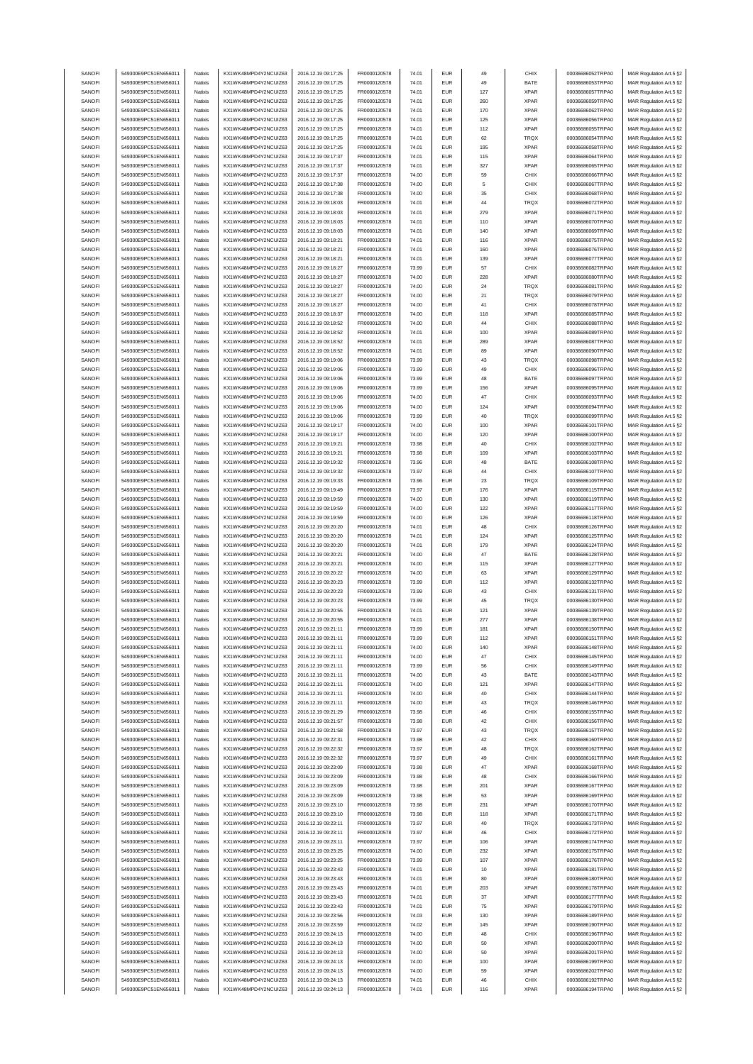| SANOFI | 549300E9PC51EN656011 | Natixis | KX1WK48MPD4Y2NCUIZ63 | 2016.12.19 09:17:25 | FR0000120578 | 74.01 | EUR | 49 | CHIX | 00036686052TRPA0 | MAR Regulation Art.5 §2 |
|---|---|---|---|---|---|---|---|---|---|---|---|
| SANOFI | 549300E9PC51EN656011 | Natixis | KX1WK48MPD4Y2NCUIZ63 | 2016.12.19 09:17:25 | FR0000120578 | 74.01 | EUR | 49 | BATE | 00036686053TRPA0 | MAR Regulation Art.5 §2 |
| SANOFI | 549300E9PC51EN656011 | Natixis | KX1WK48MPD4Y2NCUIZ63 | 2016.12.19 09:17:25 | FR0000120578 | 74.01 | EUR | 127 | XPAR | 00036686057TRPA0 | MAR Regulation Art.5 §2 |
| SANOFI | 549300E9PC51EN656011 | Natixis | KX1WK48MPD4Y2NCUIZ63 | 2016.12.19 09:17:25 | FR0000120578 | 74.01 | EUR | 260 | XPAR | 00036686059TRPA0 | MAR Regulation Art.5 §2 |
| SANOFI | 549300E9PC51EN656011 | Natixis | KX1WK48MPD4Y2NCUIZ63 | 2016.12.19 09:17:25 | FR0000120578 | 74.01 | EUR | 170 | XPAR | 00036686062TRPA0 | MAR Regulation Art.5 §2 |
| SANOFI | 549300E9PC51EN656011 | Natixis | KX1WK48MPD4Y2NCUIZ63 | 2016.12.19 09:17:25 | FR0000120578 | 74.01 | EUR | 125 | XPAR | 00036686056TRPA0 | MAR Regulation Art.5 §2 |
| SANOFI | 549300E9PC51EN656011 | Natixis | KX1WK48MPD4Y2NCUIZ63 | 2016.12.19 09:17:25 | FR0000120578 | 74.01 | EUR | 112 | XPAR | 00036686055TRPA0 | MAR Regulation Art.5 §2 |
| SANOFI | 549300E9PC51EN656011 | Natixis | KX1WK48MPD4Y2NCUIZ63 | 2016.12.19 09:17:25 | FR0000120578 | 74.01 | EUR | 62 | TRQX | 00036686054TRPA0 | MAR Regulation Art.5 §2 |
| SANOFI | 549300E9PC51EN656011 | Natixis | KX1WK48MPD4Y2NCUIZ63 | 2016.12.19 09:17:25 | FR0000120578 | 74.01 | EUR | 195 | XPAR | 00036686058TRPA0 | MAR Regulation Art.5 §2 |
| SANOFI | 549300E9PC51EN656011 | Natixis | KX1WK48MPD4Y2NCUIZ63 | 2016.12.19 09:17:37 | FR0000120578 | 74.01 | EUR | 115 | XPAR | 00036686064TRPA0 | MAR Regulation Art.5 §2 |
| SANOFI | 549300E9PC51EN656011 | Natixis | KX1WK48MPD4Y2NCUIZ63 | 2016.12.19 09:17:37 | FR0000120578 | 74.01 | EUR | 327 | XPAR | 00036686065TRPA0 | MAR Regulation Art.5 §2 |
| SANOFI | 549300E9PC51EN656011 | Natixis | KX1WK48MPD4Y2NCUIZ63 | 2016.12.19 09:17:37 | FR0000120578 | 74.00 | EUR | 59 | CHIX | 00036686066TRPA0 | MAR Regulation Art.5 §2 |
| SANOFI | 549300E9PC51EN656011 | Natixis | KX1WK48MPD4Y2NCUIZ63 | 2016.12.19 09:17:38 | FR0000120578 | 74.00 | EUR | 5 | CHIX | 00036686067TRPA0 | MAR Regulation Art.5 §2 |
| SANOFI | 549300E9PC51EN656011 | Natixis | KX1WK48MPD4Y2NCUIZ63 | 2016.12.19 09:17:38 | FR0000120578 | 74.00 | EUR | 35 | CHIX | 00036686068TRPA0 | MAR Regulation Art.5 §2 |
| SANOFI | 549300E9PC51EN656011 | Natixis | KX1WK48MPD4Y2NCUIZ63 | 2016.12.19 09:18:03 | FR0000120578 | 74.01 | EUR | 44 | TRQX | 00036686072TRPA0 | MAR Regulation Art.5 §2 |
| SANOFI | 549300E9PC51EN656011 | Natixis | KX1WK48MPD4Y2NCUIZ63 | 2016.12.19 09:18:03 | FR0000120578 | 74.01 | EUR | 279 | XPAR | 00036686071TRPA0 | MAR Regulation Art.5 §2 |
| SANOFI | 549300E9PC51EN656011 | Natixis | KX1WK48MPD4Y2NCUIZ63 | 2016.12.19 09:18:03 | FR0000120578 | 74.01 | EUR | 110 | XPAR | 00036686070TRPA0 | MAR Regulation Art.5 §2 |
| SANOFI | 549300E9PC51EN656011 | Natixis | KX1WK48MPD4Y2NCUIZ63 | 2016.12.19 09:18:03 | FR0000120578 | 74.01 | EUR | 140 | XPAR | 00036686069TRPA0 | MAR Regulation Art.5 §2 |
| SANOFI | 549300E9PC51EN656011 | Natixis | KX1WK48MPD4Y2NCUIZ63 | 2016.12.19 09:18:21 | FR0000120578 | 74.01 | EUR | 116 | XPAR | 00036686075TRPA0 | MAR Regulation Art.5 §2 |
| SANOFI | 549300E9PC51EN656011 | Natixis | KX1WK48MPD4Y2NCUIZ63 | 2016.12.19 09:18:21 | FR0000120578 | 74.01 | EUR | 160 | XPAR | 00036686076TRPA0 | MAR Regulation Art.5 §2 |
| SANOFI | 549300E9PC51EN656011 | Natixis | KX1WK48MPD4Y2NCUIZ63 | 2016.12.19 09:18:21 | FR0000120578 | 74.01 | EUR | 139 | XPAR | 00036686077TRPA0 | MAR Regulation Art.5 §2 |
| SANOFI | 549300E9PC51EN656011 | Natixis | KX1WK48MPD4Y2NCUIZ63 | 2016.12.19 09:18:27 | FR0000120578 | 73.99 | EUR | 57 | CHIX | 00036686082TRPA0 | MAR Regulation Art.5 §2 |
| SANOFI | 549300E9PC51EN656011 | Natixis | KX1WK48MPD4Y2NCUIZ63 | 2016.12.19 09:18:27 | FR0000120578 | 74.00 | EUR | 228 | XPAR | 00036686080TRPA0 | MAR Regulation Art.5 §2 |
| SANOFI | 549300E9PC51EN656011 | Natixis | KX1WK48MPD4Y2NCUIZ63 | 2016.12.19 09:18:27 | FR0000120578 | 74.00 | EUR | 24 | TRQX | 00036686081TRPA0 | MAR Regulation Art.5 §2 |
| SANOFI | 549300E9PC51EN656011 | Natixis | KX1WK48MPD4Y2NCUIZ63 | 2016.12.19 09:18:27 | FR0000120578 | 74.00 | EUR | 21 | TRQX | 00036686079TRPA0 | MAR Regulation Art.5 §2 |
| SANOFI | 549300E9PC51EN656011 | Natixis | KX1WK48MPD4Y2NCUIZ63 | 2016.12.19 09:18:27 | FR0000120578 | 74.00 | EUR | 41 | CHIX | 00036686078TRPA0 | MAR Regulation Art.5 §2 |
| SANOFI | 549300E9PC51EN656011 | Natixis | KX1WK48MPD4Y2NCUIZ63 | 2016.12.19 09:18:37 | FR0000120578 | 74.00 | EUR | 118 | XPAR | 00036686085TRPA0 | MAR Regulation Art.5 §2 |
| SANOFI | 549300E9PC51EN656011 | Natixis | KX1WK48MPD4Y2NCUIZ63 | 2016.12.19 09:18:52 | FR0000120578 | 74.00 | EUR | 44 | CHIX | 00036686088TRPA0 | MAR Regulation Art.5 §2 |
| SANOFI | 549300E9PC51EN656011 | Natixis | KX1WK48MPD4Y2NCUIZ63 | 2016.12.19 09:18:52 | FR0000120578 | 74.01 | EUR | 100 | XPAR | 00036686089TRPA0 | MAR Regulation Art.5 §2 |
| SANOFI | 549300E9PC51EN656011 | Natixis | KX1WK48MPD4Y2NCUIZ63 | 2016.12.19 09:18:52 | FR0000120578 | 74.01 | EUR | 289 | XPAR | 00036686087TRPA0 | MAR Regulation Art.5 §2 |
| SANOFI | 549300E9PC51EN656011 | Natixis | KX1WK48MPD4Y2NCUIZ63 | 2016.12.19 09:18:52 | FR0000120578 | 74.01 | EUR | 89 | XPAR | 00036686090TRPA0 | MAR Regulation Art.5 §2 |
| SANOFI | 549300E9PC51EN656011 | Natixis | KX1WK48MPD4Y2NCUIZ63 | 2016.12.19 09:19:06 | FR0000120578 | 73.99 | EUR | 43 | TRQX | 00036686098TRPA0 | MAR Regulation Art.5 §2 |
| SANOFI | 549300E9PC51EN656011 | Natixis | KX1WK48MPD4Y2NCUIZ63 | 2016.12.19 09:19:06 | FR0000120578 | 73.99 | EUR | 49 | CHIX | 00036686096TRPA0 | MAR Regulation Art.5 §2 |
| SANOFI | 549300E9PC51EN656011 | Natixis | KX1WK48MPD4Y2NCUIZ63 | 2016.12.19 09:19:06 | FR0000120578 | 73.99 | EUR | 48 | BATE | 00036686097TRPA0 | MAR Regulation Art.5 §2 |
| SANOFI | 549300E9PC51EN656011 | Natixis | KX1WK48MPD4Y2NCUIZ63 | 2016.12.19 09:19:06 | FR0000120578 | 73.99 | EUR | 156 | XPAR | 00036686095TRPA0 | MAR Regulation Art.5 §2 |
| SANOFI | 549300E9PC51EN656011 | Natixis | KX1WK48MPD4Y2NCUIZ63 | 2016.12.19 09:19:06 | FR0000120578 | 74.00 | EUR | 47 | CHIX | 00036686093TRPA0 | MAR Regulation Art.5 §2 |
| SANOFI | 549300E9PC51EN656011 | Natixis | KX1WK48MPD4Y2NCUIZ63 | 2016.12.19 09:19:06 | FR0000120578 | 74.00 | EUR | 124 | XPAR | 00036686094TRPA0 | MAR Regulation Art.5 §2 |
| SANOFI | 549300E9PC51EN656011 | Natixis | KX1WK48MPD4Y2NCUIZ63 | 2016.12.19 09:19:06 | FR0000120578 | 73.99 | EUR | 40 | TRQX | 00036686099TRPA0 | MAR Regulation Art.5 §2 |
| SANOFI | 549300E9PC51EN656011 | Natixis | KX1WK48MPD4Y2NCUIZ63 | 2016.12.19 09:19:17 | FR0000120578 | 74.00 | EUR | 100 | XPAR | 00036686101TRPA0 | MAR Regulation Art.5 §2 |
| SANOFI | 549300E9PC51EN656011 | Natixis | KX1WK48MPD4Y2NCUIZ63 | 2016.12.19 09:19:17 | FR0000120578 | 74.00 | EUR | 120 | XPAR | 00036686100TRPA0 | MAR Regulation Art.5 §2 |
| SANOFI | 549300E9PC51EN656011 | Natixis | KX1WK48MPD4Y2NCUIZ63 | 2016.12.19 09:19:21 | FR0000120578 | 73.98 | EUR | 40 | CHIX | 00036686102TRPA0 | MAR Regulation Art.5 §2 |
| SANOFI | 549300E9PC51EN656011 | Natixis | KX1WK48MPD4Y2NCUIZ63 | 2016.12.19 09:19:21 | FR0000120578 | 73.98 | EUR | 109 | XPAR | 00036686103TRPA0 | MAR Regulation Art.5 §2 |
| SANOFI | 549300E9PC51EN656011 | Natixis | KX1WK48MPD4Y2NCUIZ63 | 2016.12.19 09:19:32 | FR0000120578 | 73.96 | EUR | 48 | BATE | 00036686108TRPA0 | MAR Regulation Art.5 §2 |
| SANOFI | 549300E9PC51EN656011 | Natixis | KX1WK48MPD4Y2NCUIZ63 | 2016.12.19 09:19:32 | FR0000120578 | 73.97 | EUR | 44 | CHIX | 00036686107TRPA0 | MAR Regulation Art.5 §2 |
| SANOFI | 549300E9PC51EN656011 | Natixis | KX1WK48MPD4Y2NCUIZ63 | 2016.12.19 09:19:33 | FR0000120578 | 73.96 | EUR | 23 | TRQX | 00036686109TRPA0 | MAR Regulation Art.5 §2 |
| SANOFI | 549300E9PC51EN656011 | Natixis | KX1WK48MPD4Y2NCUIZ63 | 2016.12.19 09:19:49 | FR0000120578 | 73.97 | EUR | 176 | XPAR | 00036686115TRPA0 | MAR Regulation Art.5 §2 |
| SANOFI | 549300E9PC51EN656011 | Natixis | KX1WK48MPD4Y2NCUIZ63 | 2016.12.19 09:19:59 | FR0000120578 | 74.00 | EUR | 130 | XPAR | 00036686119TRPA0 | MAR Regulation Art.5 §2 |
| SANOFI | 549300E9PC51EN656011 | Natixis | KX1WK48MPD4Y2NCUIZ63 | 2016.12.19 09:19:59 | FR0000120578 | 74.00 | EUR | 122 | XPAR | 00036686117TRPA0 | MAR Regulation Art.5 §2 |
| SANOFI | 549300E9PC51EN656011 | Natixis | KX1WK48MPD4Y2NCUIZ63 | 2016.12.19 09:19:59 | FR0000120578 | 74.00 | EUR | 126 | XPAR | 00036686118TRPA0 | MAR Regulation Art.5 §2 |
| SANOFI | 549300E9PC51EN656011 | Natixis | KX1WK48MPD4Y2NCUIZ63 | 2016.12.19 09:20:20 | FR0000120578 | 74.01 | EUR | 48 | CHIX | 00036686126TRPA0 | MAR Regulation Art.5 §2 |
| SANOFI | 549300E9PC51EN656011 | Natixis | KX1WK48MPD4Y2NCUIZ63 | 2016.12.19 09:20:20 | FR0000120578 | 74.01 | EUR | 124 | XPAR | 00036686125TRPA0 | MAR Regulation Art.5 §2 |
| SANOFI | 549300E9PC51EN656011 | Natixis | KX1WK48MPD4Y2NCUIZ63 | 2016.12.19 09:20:20 | FR0000120578 | 74.01 | EUR | 179 | XPAR | 00036686124TRPA0 | MAR Regulation Art.5 §2 |
| SANOFI | 549300E9PC51EN656011 | Natixis | KX1WK48MPD4Y2NCUIZ63 | 2016.12.19 09:20:21 | FR0000120578 | 74.00 | EUR | 47 | BATE | 00036686128TRPA0 | MAR Regulation Art.5 §2 |
| SANOFI | 549300E9PC51EN656011 | Natixis | KX1WK48MPD4Y2NCUIZ63 | 2016.12.19 09:20:21 | FR0000120578 | 74.00 | EUR | 115 | XPAR | 00036686127TRPA0 | MAR Regulation Art.5 §2 |
| SANOFI | 549300E9PC51EN656011 | Natixis | KX1WK48MPD4Y2NCUIZ63 | 2016.12.19 09:20:22 | FR0000120578 | 74.00 | EUR | 63 | XPAR | 00036686129TRPA0 | MAR Regulation Art.5 §2 |
| SANOFI | 549300E9PC51EN656011 | Natixis | KX1WK48MPD4Y2NCUIZ63 | 2016.12.19 09:20:23 | FR0000120578 | 73.99 | EUR | 112 | XPAR | 00036686132TRPA0 | MAR Regulation Art.5 §2 |
| SANOFI | 549300E9PC51EN656011 | Natixis | KX1WK48MPD4Y2NCUIZ63 | 2016.12.19 09:20:23 | FR0000120578 | 73.99 | EUR | 43 | CHIX | 00036686131TRPA0 | MAR Regulation Art.5 §2 |
| SANOFI | 549300E9PC51EN656011 | Natixis | KX1WK48MPD4Y2NCUIZ63 | 2016.12.19 09:20:23 | FR0000120578 | 73.99 | EUR | 45 | TRQX | 00036686130TRPA0 | MAR Regulation Art.5 §2 |
| SANOFI | 549300E9PC51EN656011 | Natixis | KX1WK48MPD4Y2NCUIZ63 | 2016.12.19 09:20:55 | FR0000120578 | 74.01 | EUR | 121 | XPAR | 00036686139TRPA0 | MAR Regulation Art.5 §2 |
| SANOFI | 549300E9PC51EN656011 | Natixis | KX1WK48MPD4Y2NCUIZ63 | 2016.12.19 09:20:55 | FR0000120578 | 74.01 | EUR | 277 | XPAR | 00036686138TRPA0 | MAR Regulation Art.5 §2 |
| SANOFI | 549300E9PC51EN656011 | Natixis | KX1WK48MPD4Y2NCUIZ63 | 2016.12.19 09:21:11 | FR0000120578 | 73.99 | EUR | 181 | XPAR | 00036686150TRPA0 | MAR Regulation Art.5 §2 |
| SANOFI | 549300E9PC51EN656011 | Natixis | KX1WK48MPD4Y2NCUIZ63 | 2016.12.19 09:21:11 | FR0000120578 | 73.99 | EUR | 112 | XPAR | 00036686151TRPA0 | MAR Regulation Art.5 §2 |
| SANOFI | 549300E9PC51EN656011 | Natixis | KX1WK48MPD4Y2NCUIZ63 | 2016.12.19 09:21:11 | FR0000120578 | 74.00 | EUR | 140 | XPAR | 00036686148TRPA0 | MAR Regulation Art.5 §2 |
| SANOFI | 549300E9PC51EN656011 | Natixis | KX1WK48MPD4Y2NCUIZ63 | 2016.12.19 09:21:11 | FR0000120578 | 74.00 | EUR | 47 | CHIX | 00036686145TRPA0 | MAR Regulation Art.5 §2 |
| SANOFI | 549300E9PC51EN656011 | Natixis | KX1WK48MPD4Y2NCUIZ63 | 2016.12.19 09:21:11 | FR0000120578 | 73.99 | EUR | 56 | CHIX | 00036686149TRPA0 | MAR Regulation Art.5 §2 |
| SANOFI | 549300E9PC51EN656011 | Natixis | KX1WK48MPD4Y2NCUIZ63 | 2016.12.19 09:21:11 | FR0000120578 | 74.00 | EUR | 43 | BATE | 00036686143TRPA0 | MAR Regulation Art.5 §2 |
| SANOFI | 549300E9PC51EN656011 | Natixis | KX1WK48MPD4Y2NCUIZ63 | 2016.12.19 09:21:11 | FR0000120578 | 74.00 | EUR | 121 | XPAR | 00036686147TRPA0 | MAR Regulation Art.5 §2 |
| SANOFI | 549300E9PC51EN656011 | Natixis | KX1WK48MPD4Y2NCUIZ63 | 2016.12.19 09:21:11 | FR0000120578 | 74.00 | EUR | 40 | CHIX | 00036686144TRPA0 | MAR Regulation Art.5 §2 |
| SANOFI | 549300E9PC51EN656011 | Natixis | KX1WK48MPD4Y2NCUIZ63 | 2016.12.19 09:21:11 | FR0000120578 | 74.00 | EUR | 43 | TRQX | 00036686146TRPA0 | MAR Regulation Art.5 §2 |
| SANOFI | 549300E9PC51EN656011 | Natixis | KX1WK48MPD4Y2NCUIZ63 | 2016.12.19 09:21:29 | FR0000120578 | 73.98 | EUR | 46 | CHIX | 00036686155TRPA0 | MAR Regulation Art.5 §2 |
| SANOFI | 549300E9PC51EN656011 | Natixis | KX1WK48MPD4Y2NCUIZ63 | 2016.12.19 09:21:57 | FR0000120578 | 73.98 | EUR | 42 | CHIX | 00036686156TRPA0 | MAR Regulation Art.5 §2 |
| SANOFI | 549300E9PC51EN656011 | Natixis | KX1WK48MPD4Y2NCUIZ63 | 2016.12.19 09:21:58 | FR0000120578 | 73.97 | EUR | 43 | TRQX | 00036686157TRPA0 | MAR Regulation Art.5 §2 |
| SANOFI | 549300E9PC51EN656011 | Natixis | KX1WK48MPD4Y2NCUIZ63 | 2016.12.19 09:22:31 | FR0000120578 | 73.98 | EUR | 42 | CHIX | 00036686160TRPA0 | MAR Regulation Art.5 §2 |
| SANOFI | 549300E9PC51EN656011 | Natixis | KX1WK48MPD4Y2NCUIZ63 | 2016.12.19 09:22:32 | FR0000120578 | 73.97 | EUR | 48 | TRQX | 00036686162TRPA0 | MAR Regulation Art.5 §2 |
| SANOFI | 549300E9PC51EN656011 | Natixis | KX1WK48MPD4Y2NCUIZ63 | 2016.12.19 09:22:32 | FR0000120578 | 73.97 | EUR | 49 | CHIX | 00036686161TRPA0 | MAR Regulation Art.5 §2 |
| SANOFI | 549300E9PC51EN656011 | Natixis | KX1WK48MPD4Y2NCUIZ63 | 2016.12.19 09:23:09 | FR0000120578 | 73.98 | EUR | 47 | XPAR | 00036686168TRPA0 | MAR Regulation Art.5 §2 |
| SANOFI | 549300E9PC51EN656011 | Natixis | KX1WK48MPD4Y2NCUIZ63 | 2016.12.19 09:23:09 | FR0000120578 | 73.98 | EUR | 48 | CHIX | 00036686166TRPA0 | MAR Regulation Art.5 §2 |
| SANOFI | 549300E9PC51EN656011 | Natixis | KX1WK48MPD4Y2NCUIZ63 | 2016.12.19 09:23:09 | FR0000120578 | 73.98 | EUR | 201 | XPAR | 00036686167TRPA0 | MAR Regulation Art.5 §2 |
| SANOFI | 549300E9PC51EN656011 | Natixis | KX1WK48MPD4Y2NCUIZ63 | 2016.12.19 09:23:09 | FR0000120578 | 73.98 | EUR | 53 | XPAR | 00036686169TRPA0 | MAR Regulation Art.5 §2 |
| SANOFI | 549300E9PC51EN656011 | Natixis | KX1WK48MPD4Y2NCUIZ63 | 2016.12.19 09:23:10 | FR0000120578 | 73.98 | EUR | 231 | XPAR | 00036686170TRPA0 | MAR Regulation Art.5 §2 |
| SANOFI | 549300E9PC51EN656011 | Natixis | KX1WK48MPD4Y2NCUIZ63 | 2016.12.19 09:23:10 | FR0000120578 | 73.98 | EUR | 118 | XPAR | 00036686171TRPA0 | MAR Regulation Art.5 §2 |
| SANOFI | 549300E9PC51EN656011 | Natixis | KX1WK48MPD4Y2NCUIZ63 | 2016.12.19 09:23:11 | FR0000120578 | 73.97 | EUR | 40 | TRQX | 00036686173TRPA0 | MAR Regulation Art.5 §2 |
| SANOFI | 549300E9PC51EN656011 | Natixis | KX1WK48MPD4Y2NCUIZ63 | 2016.12.19 09:23:11 | FR0000120578 | 73.97 | EUR | 46 | CHIX | 00036686172TRPA0 | MAR Regulation Art.5 §2 |
| SANOFI | 549300E9PC51EN656011 | Natixis | KX1WK48MPD4Y2NCUIZ63 | 2016.12.19 09:23:11 | FR0000120578 | 73.97 | EUR | 106 | XPAR | 00036686174TRPA0 | MAR Regulation Art.5 §2 |
| SANOFI | 549300E9PC51EN656011 | Natixis | KX1WK48MPD4Y2NCUIZ63 | 2016.12.19 09:23:25 | FR0000120578 | 74.00 | EUR | 232 | XPAR | 00036686175TRPA0 | MAR Regulation Art.5 §2 |
| SANOFI | 549300E9PC51EN656011 | Natixis | KX1WK48MPD4Y2NCUIZ63 | 2016.12.19 09:23:25 | FR0000120578 | 73.99 | EUR | 107 | XPAR | 00036686176TRPA0 | MAR Regulation Art.5 §2 |
| SANOFI | 549300E9PC51EN656011 | Natixis | KX1WK48MPD4Y2NCUIZ63 | 2016.12.19 09:23:43 | FR0000120578 | 74.01 | EUR | 10 | XPAR | 00036686181TRPA0 | MAR Regulation Art.5 §2 |
| SANOFI | 549300E9PC51EN656011 | Natixis | KX1WK48MPD4Y2NCUIZ63 | 2016.12.19 09:23:43 | FR0000120578 | 74.01 | EUR | 80 | XPAR | 00036686180TRPA0 | MAR Regulation Art.5 §2 |
| SANOFI | 549300E9PC51EN656011 | Natixis | KX1WK48MPD4Y2NCUIZ63 | 2016.12.19 09:23:43 | FR0000120578 | 74.01 | EUR | 203 | XPAR | 00036686178TRPA0 | MAR Regulation Art.5 §2 |
| SANOFI | 549300E9PC51EN656011 | Natixis | KX1WK48MPD4Y2NCUIZ63 | 2016.12.19 09:23:43 | FR0000120578 | 74.01 | EUR | 37 | XPAR | 00036686177TRPA0 | MAR Regulation Art.5 §2 |
| SANOFI | 549300E9PC51EN656011 | Natixis | KX1WK48MPD4Y2NCUIZ63 | 2016.12.19 09:23:43 | FR0000120578 | 74.01 | EUR | 75 | XPAR | 00036686179TRPA0 | MAR Regulation Art.5 §2 |
| SANOFI | 549300E9PC51EN656011 | Natixis | KX1WK48MPD4Y2NCUIZ63 | 2016.12.19 09:23:56 | FR0000120578 | 74.03 | EUR | 130 | XPAR | 00036686189TRPA0 | MAR Regulation Art.5 §2 |
| SANOFI | 549300E9PC51EN656011 | Natixis | KX1WK48MPD4Y2NCUIZ63 | 2016.12.19 09:23:59 | FR0000120578 | 74.02 | EUR | 145 | XPAR | 00036686190TRPA0 | MAR Regulation Art.5 §2 |
| SANOFI | 549300E9PC51EN656011 | Natixis | KX1WK48MPD4Y2NCUIZ63 | 2016.12.19 09:24:13 | FR0000120578 | 74.00 | EUR | 48 | CHIX | 00036686196TRPA0 | MAR Regulation Art.5 §2 |
| SANOFI | 549300E9PC51EN656011 | Natixis | KX1WK48MPD4Y2NCUIZ63 | 2016.12.19 09:24:13 | FR0000120578 | 74.00 | EUR | 50 | XPAR | 00036686200TRPA0 | MAR Regulation Art.5 §2 |
| SANOFI | 549300E9PC51EN656011 | Natixis | KX1WK48MPD4Y2NCUIZ63 | 2016.12.19 09:24:13 | FR0000120578 | 74.00 | EUR | 50 | XPAR | 00036686201TRPA0 | MAR Regulation Art.5 §2 |
| SANOFI | 549300E9PC51EN656011 | Natixis | KX1WK48MPD4Y2NCUIZ63 | 2016.12.19 09:24:13 | FR0000120578 | 74.00 | EUR | 100 | XPAR | 00036686199TRPA0 | MAR Regulation Art.5 §2 |
| SANOFI | 549300E9PC51EN656011 | Natixis | KX1WK48MPD4Y2NCUIZ63 | 2016.12.19 09:24:13 | FR0000120578 | 74.00 | EUR | 59 | XPAR | 00036686202TRPA0 | MAR Regulation Art.5 §2 |
| SANOFI | 549300E9PC51EN656011 | Natixis | KX1WK48MPD4Y2NCUIZ63 | 2016.12.19 09:24:13 | FR0000120578 | 74.01 | EUR | 46 | CHIX | 00036686192TRPA0 | MAR Regulation Art.5 §2 |
| SANOFI | 549300E9PC51EN656011 | Natixis | KX1WK48MPD4Y2NCUIZ63 | 2016.12.19 09:24:13 | FR0000120578 | 74.01 | EUR | 116 | XPAR | 00036686194TRPA0 | MAR Regulation Art.5 §2 |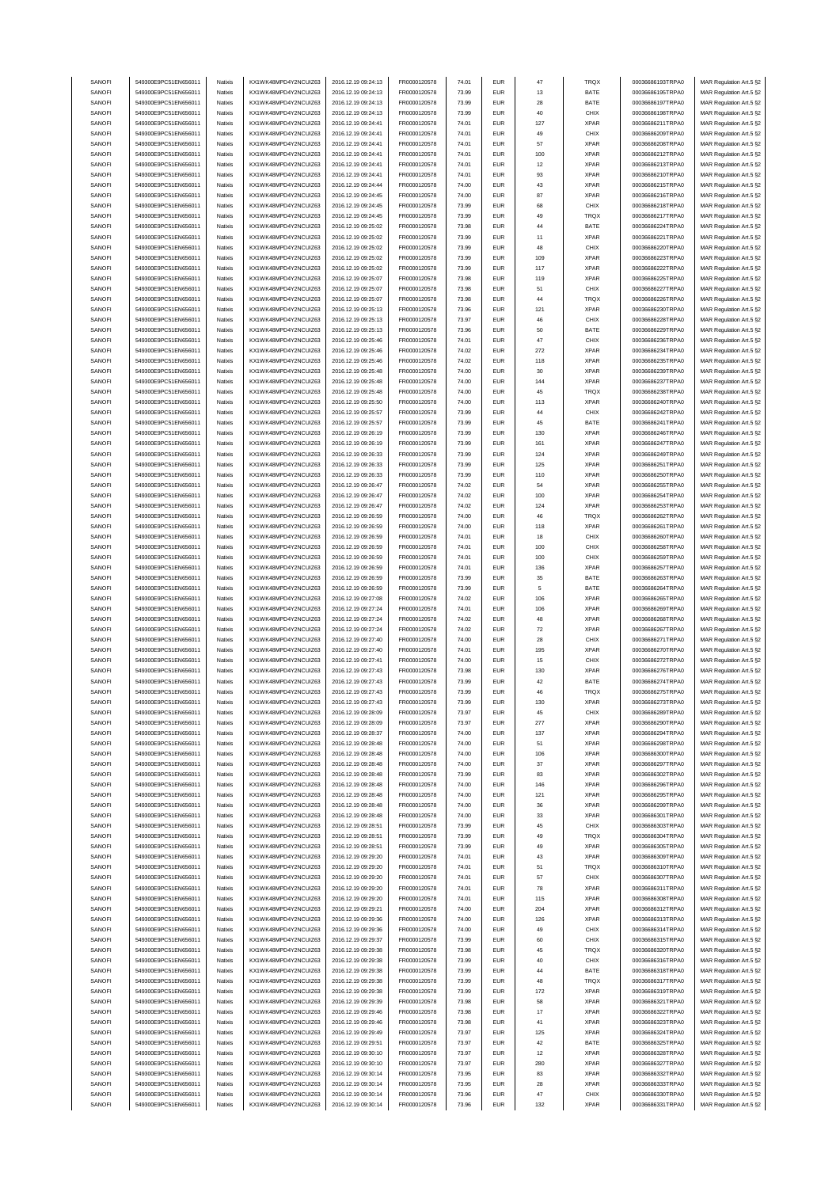| | | | | | | | | | | | |
|---|---|---|---|---|---|---|---|---|---|---|---|
| SANOFI | 549300E9PC51EN656011 | Natixis | KX1WK48MPD4Y2NCUIZ63 | 2016.12.19 09:24:13 | FR0000120578 | 74.01 | EUR | 47 | TRQX | 00036686193TRPA0 | MAR Regulation Art.5 §2 |
| SANOFI | 549300E9PC51EN656011 | Natixis | KX1WK48MPD4Y2NCUIZ63 | 2016.12.19 09:24:13 | FR0000120578 | 73.99 | EUR | 13 | BATE | 00036686195TRPA0 | MAR Regulation Art.5 §2 |
| SANOFI | 549300E9PC51EN656011 | Natixis | KX1WK48MPD4Y2NCUIZ63 | 2016.12.19 09:24:13 | FR0000120578 | 73.99 | EUR | 28 | BATE | 00036686197TRPA0 | MAR Regulation Art.5 §2 |
| SANOFI | 549300E9PC51EN656011 | Natixis | KX1WK48MPD4Y2NCUIZ63 | 2016.12.19 09:24:13 | FR0000120578 | 73.99 | EUR | 40 | CHIX | 00036686198TRPA0 | MAR Regulation Art.5 §2 |
| SANOFI | 549300E9PC51EN656011 | Natixis | KX1WK48MPD4Y2NCUIZ63 | 2016.12.19 09:24:41 | FR0000120578 | 74.01 | EUR | 127 | XPAR | 00036686211TRPA0 | MAR Regulation Art.5 §2 |
| SANOFI | 549300E9PC51EN656011 | Natixis | KX1WK48MPD4Y2NCUIZ63 | 2016.12.19 09:24:41 | FR0000120578 | 74.01 | EUR | 49 | CHIX | 00036686209TRPA0 | MAR Regulation Art.5 §2 |
| SANOFI | 549300E9PC51EN656011 | Natixis | KX1WK48MPD4Y2NCUIZ63 | 2016.12.19 09:24:41 | FR0000120578 | 74.01 | EUR | 57 | XPAR | 00036686208TRPA0 | MAR Regulation Art.5 §2 |
| SANOFI | 549300E9PC51EN656011 | Natixis | KX1WK48MPD4Y2NCUIZ63 | 2016.12.19 09:24:41 | FR0000120578 | 74.01 | EUR | 100 | XPAR | 00036686212TRPA0 | MAR Regulation Art.5 §2 |
| SANOFI | 549300E9PC51EN656011 | Natixis | KX1WK48MPD4Y2NCUIZ63 | 2016.12.19 09:24:41 | FR0000120578 | 74.01 | EUR | 12 | XPAR | 00036686213TRPA0 | MAR Regulation Art.5 §2 |
| SANOFI | 549300E9PC51EN656011 | Natixis | KX1WK48MPD4Y2NCUIZ63 | 2016.12.19 09:24:41 | FR0000120578 | 74.01 | EUR | 93 | XPAR | 00036686210TRPA0 | MAR Regulation Art.5 §2 |
| SANOFI | 549300E9PC51EN656011 | Natixis | KX1WK48MPD4Y2NCUIZ63 | 2016.12.19 09:24:44 | FR0000120578 | 74.00 | EUR | 43 | XPAR | 00036686215TRPA0 | MAR Regulation Art.5 §2 |
| SANOFI | 549300E9PC51EN656011 | Natixis | KX1WK48MPD4Y2NCUIZ63 | 2016.12.19 09:24:45 | FR0000120578 | 74.00 | EUR | 87 | XPAR | 00036686216TRPA0 | MAR Regulation Art.5 §2 |
| SANOFI | 549300E9PC51EN656011 | Natixis | KX1WK48MPD4Y2NCUIZ63 | 2016.12.19 09:24:45 | FR0000120578 | 73.99 | EUR | 68 | CHIX | 00036686218TRPA0 | MAR Regulation Art.5 §2 |
| SANOFI | 549300E9PC51EN656011 | Natixis | KX1WK48MPD4Y2NCUIZ63 | 2016.12.19 09:24:45 | FR0000120578 | 73.99 | EUR | 49 | TRQX | 00036686217TRPA0 | MAR Regulation Art.5 §2 |
| SANOFI | 549300E9PC51EN656011 | Natixis | KX1WK48MPD4Y2NCUIZ63 | 2016.12.19 09:25:02 | FR0000120578 | 73.98 | EUR | 44 | BATE | 00036686224TRPA0 | MAR Regulation Art.5 §2 |
| SANOFI | 549300E9PC51EN656011 | Natixis | KX1WK48MPD4Y2NCUIZ63 | 2016.12.19 09:25:02 | FR0000120578 | 73.99 | EUR | 11 | XPAR | 00036686221TRPA0 | MAR Regulation Art.5 §2 |
| SANOFI | 549300E9PC51EN656011 | Natixis | KX1WK48MPD4Y2NCUIZ63 | 2016.12.19 09:25:02 | FR0000120578 | 73.99 | EUR | 48 | CHIX | 00036686220TRPA0 | MAR Regulation Art.5 §2 |
| SANOFI | 549300E9PC51EN656011 | Natixis | KX1WK48MPD4Y2NCUIZ63 | 2016.12.19 09:25:02 | FR0000120578 | 73.99 | EUR | 109 | XPAR | 00036686223TRPA0 | MAR Regulation Art.5 §2 |
| SANOFI | 549300E9PC51EN656011 | Natixis | KX1WK48MPD4Y2NCUIZ63 | 2016.12.19 09:25:02 | FR0000120578 | 73.99 | EUR | 117 | XPAR | 00036686222TRPA0 | MAR Regulation Art.5 §2 |
| SANOFI | 549300E9PC51EN656011 | Natixis | KX1WK48MPD4Y2NCUIZ63 | 2016.12.19 09:25:07 | FR0000120578 | 73.98 | EUR | 119 | XPAR | 00036686225TRPA0 | MAR Regulation Art.5 §2 |
| SANOFI | 549300E9PC51EN656011 | Natixis | KX1WK48MPD4Y2NCUIZ63 | 2016.12.19 09:25:07 | FR0000120578 | 73.98 | EUR | 51 | CHIX | 00036686227TRPA0 | MAR Regulation Art.5 §2 |
| SANOFI | 549300E9PC51EN656011 | Natixis | KX1WK48MPD4Y2NCUIZ63 | 2016.12.19 09:25:07 | FR0000120578 | 73.98 | EUR | 44 | TRQX | 00036686226TRPA0 | MAR Regulation Art.5 §2 |
| SANOFI | 549300E9PC51EN656011 | Natixis | KX1WK48MPD4Y2NCUIZ63 | 2016.12.19 09:25:13 | FR0000120578 | 73.96 | EUR | 121 | XPAR | 00036686230TRPA0 | MAR Regulation Art.5 §2 |
| SANOFI | 549300E9PC51EN656011 | Natixis | KX1WK48MPD4Y2NCUIZ63 | 2016.12.19 09:25:13 | FR0000120578 | 73.97 | EUR | 46 | CHIX | 00036686228TRPA0 | MAR Regulation Art.5 §2 |
| SANOFI | 549300E9PC51EN656011 | Natixis | KX1WK48MPD4Y2NCUIZ63 | 2016.12.19 09:25:13 | FR0000120578 | 73.96 | EUR | 50 | BATE | 00036686229TRPA0 | MAR Regulation Art.5 §2 |
| SANOFI | 549300E9PC51EN656011 | Natixis | KX1WK48MPD4Y2NCUIZ63 | 2016.12.19 09:25:46 | FR0000120578 | 74.01 | EUR | 47 | CHIX | 00036686236TRPA0 | MAR Regulation Art.5 §2 |
| SANOFI | 549300E9PC51EN656011 | Natixis | KX1WK48MPD4Y2NCUIZ63 | 2016.12.19 09:25:46 | FR0000120578 | 74.02 | EUR | 272 | XPAR | 00036686234TRPA0 | MAR Regulation Art.5 §2 |
| SANOFI | 549300E9PC51EN656011 | Natixis | KX1WK48MPD4Y2NCUIZ63 | 2016.12.19 09:25:46 | FR0000120578 | 74.02 | EUR | 118 | XPAR | 00036686235TRPA0 | MAR Regulation Art.5 §2 |
| SANOFI | 549300E9PC51EN656011 | Natixis | KX1WK48MPD4Y2NCUIZ63 | 2016.12.19 09:25:48 | FR0000120578 | 74.00 | EUR | 30 | XPAR | 00036686239TRPA0 | MAR Regulation Art.5 §2 |
| SANOFI | 549300E9PC51EN656011 | Natixis | KX1WK48MPD4Y2NCUIZ63 | 2016.12.19 09:25:48 | FR0000120578 | 74.00 | EUR | 144 | XPAR | 00036686237TRPA0 | MAR Regulation Art.5 §2 |
| SANOFI | 549300E9PC51EN656011 | Natixis | KX1WK48MPD4Y2NCUIZ63 | 2016.12.19 09:25:48 | FR0000120578 | 74.00 | EUR | 45 | TRQX | 00036686238TRPA0 | MAR Regulation Art.5 §2 |
| SANOFI | 549300E9PC51EN656011 | Natixis | KX1WK48MPD4Y2NCUIZ63 | 2016.12.19 09:25:50 | FR0000120578 | 74.00 | EUR | 113 | XPAR | 00036686240TRPA0 | MAR Regulation Art.5 §2 |
| SANOFI | 549300E9PC51EN656011 | Natixis | KX1WK48MPD4Y2NCUIZ63 | 2016.12.19 09:25:57 | FR0000120578 | 73.99 | EUR | 44 | CHIX | 00036686242TRPA0 | MAR Regulation Art.5 §2 |
| SANOFI | 549300E9PC51EN656011 | Natixis | KX1WK48MPD4Y2NCUIZ63 | 2016.12.19 09:25:57 | FR0000120578 | 73.99 | EUR | 45 | BATE | 00036686241TRPA0 | MAR Regulation Art.5 §2 |
| SANOFI | 549300E9PC51EN656011 | Natixis | KX1WK48MPD4Y2NCUIZ63 | 2016.12.19 09:26:19 | FR0000120578 | 73.99 | EUR | 130 | XPAR | 00036686246TRPA0 | MAR Regulation Art.5 §2 |
| SANOFI | 549300E9PC51EN656011 | Natixis | KX1WK48MPD4Y2NCUIZ63 | 2016.12.19 09:26:19 | FR0000120578 | 73.99 | EUR | 161 | XPAR | 00036686247TRPA0 | MAR Regulation Art.5 §2 |
| SANOFI | 549300E9PC51EN656011 | Natixis | KX1WK48MPD4Y2NCUIZ63 | 2016.12.19 09:26:33 | FR0000120578 | 73.99 | EUR | 124 | XPAR | 00036686249TRPA0 | MAR Regulation Art.5 §2 |
| SANOFI | 549300E9PC51EN656011 | Natixis | KX1WK48MPD4Y2NCUIZ63 | 2016.12.19 09:26:33 | FR0000120578 | 73.99 | EUR | 125 | XPAR | 00036686251TRPA0 | MAR Regulation Art.5 §2 |
| SANOFI | 549300E9PC51EN656011 | Natixis | KX1WK48MPD4Y2NCUIZ63 | 2016.12.19 09:26:33 | FR0000120578 | 73.99 | EUR | 110 | XPAR | 00036686250TRPA0 | MAR Regulation Art.5 §2 |
| SANOFI | 549300E9PC51EN656011 | Natixis | KX1WK48MPD4Y2NCUIZ63 | 2016.12.19 09:26:47 | FR0000120578 | 74.02 | EUR | 54 | XPAR | 00036686255TRPA0 | MAR Regulation Art.5 §2 |
| SANOFI | 549300E9PC51EN656011 | Natixis | KX1WK48MPD4Y2NCUIZ63 | 2016.12.19 09:26:47 | FR0000120578 | 74.02 | EUR | 100 | XPAR | 00036686254TRPA0 | MAR Regulation Art.5 §2 |
| SANOFI | 549300E9PC51EN656011 | Natixis | KX1WK48MPD4Y2NCUIZ63 | 2016.12.19 09:26:47 | FR0000120578 | 74.02 | EUR | 124 | XPAR | 00036686253TRPA0 | MAR Regulation Art.5 §2 |
| SANOFI | 549300E9PC51EN656011 | Natixis | KX1WK48MPD4Y2NCUIZ63 | 2016.12.19 09:26:59 | FR0000120578 | 74.00 | EUR | 46 | TRQX | 00036686262TRPA0 | MAR Regulation Art.5 §2 |
| SANOFI | 549300E9PC51EN656011 | Natixis | KX1WK48MPD4Y2NCUIZ63 | 2016.12.19 09:26:59 | FR0000120578 | 74.00 | EUR | 118 | XPAR | 00036686261TRPA0 | MAR Regulation Art.5 §2 |
| SANOFI | 549300E9PC51EN656011 | Natixis | KX1WK48MPD4Y2NCUIZ63 | 2016.12.19 09:26:59 | FR0000120578 | 74.01 | EUR | 18 | CHIX | 00036686260TRPA0 | MAR Regulation Art.5 §2 |
| SANOFI | 549300E9PC51EN656011 | Natixis | KX1WK48MPD4Y2NCUIZ63 | 2016.12.19 09:26:59 | FR0000120578 | 74.01 | EUR | 100 | CHIX | 00036686258TRPA0 | MAR Regulation Art.5 §2 |
| SANOFI | 549300E9PC51EN656011 | Natixis | KX1WK48MPD4Y2NCUIZ63 | 2016.12.19 09:26:59 | FR0000120578 | 74.01 | EUR | 100 | CHIX | 00036686259TRPA0 | MAR Regulation Art.5 §2 |
| SANOFI | 549300E9PC51EN656011 | Natixis | KX1WK48MPD4Y2NCUIZ63 | 2016.12.19 09:26:59 | FR0000120578 | 74.01 | EUR | 136 | XPAR | 00036686257TRPA0 | MAR Regulation Art.5 §2 |
| SANOFI | 549300E9PC51EN656011 | Natixis | KX1WK48MPD4Y2NCUIZ63 | 2016.12.19 09:26:59 | FR0000120578 | 73.99 | EUR | 35 | BATE | 00036686263TRPA0 | MAR Regulation Art.5 §2 |
| SANOFI | 549300E9PC51EN656011 | Natixis | KX1WK48MPD4Y2NCUIZ63 | 2016.12.19 09:26:59 | FR0000120578 | 73.99 | EUR | 5 | BATE | 00036686264TRPA0 | MAR Regulation Art.5 §2 |
| SANOFI | 549300E9PC51EN656011 | Natixis | KX1WK48MPD4Y2NCUIZ63 | 2016.12.19 09:27:08 | FR0000120578 | 74.02 | EUR | 106 | XPAR | 00036686265TRPA0 | MAR Regulation Art.5 §2 |
| SANOFI | 549300E9PC51EN656011 | Natixis | KX1WK48MPD4Y2NCUIZ63 | 2016.12.19 09:27:24 | FR0000120578 | 74.01 | EUR | 106 | XPAR | 00036686269TRPA0 | MAR Regulation Art.5 §2 |
| SANOFI | 549300E9PC51EN656011 | Natixis | KX1WK48MPD4Y2NCUIZ63 | 2016.12.19 09:27:24 | FR0000120578 | 74.02 | EUR | 48 | XPAR | 00036686268TRPA0 | MAR Regulation Art.5 §2 |
| SANOFI | 549300E9PC51EN656011 | Natixis | KX1WK48MPD4Y2NCUIZ63 | 2016.12.19 09:27:24 | FR0000120578 | 74.02 | EUR | 72 | XPAR | 00036686267TRPA0 | MAR Regulation Art.5 §2 |
| SANOFI | 549300E9PC51EN656011 | Natixis | KX1WK48MPD4Y2NCUIZ63 | 2016.12.19 09:27:40 | FR0000120578 | 74.00 | EUR | 28 | CHIX | 00036686271TRPA0 | MAR Regulation Art.5 §2 |
| SANOFI | 549300E9PC51EN656011 | Natixis | KX1WK48MPD4Y2NCUIZ63 | 2016.12.19 09:27:40 | FR0000120578 | 74.01 | EUR | 195 | XPAR | 00036686270TRPA0 | MAR Regulation Art.5 §2 |
| SANOFI | 549300E9PC51EN656011 | Natixis | KX1WK48MPD4Y2NCUIZ63 | 2016.12.19 09:27:41 | FR0000120578 | 74.00 | EUR | 15 | CHIX | 00036686272TRPA0 | MAR Regulation Art.5 §2 |
| SANOFI | 549300E9PC51EN656011 | Natixis | KX1WK48MPD4Y2NCUIZ63 | 2016.12.19 09:27:43 | FR0000120578 | 73.98 | EUR | 130 | XPAR | 00036686276TRPA0 | MAR Regulation Art.5 §2 |
| SANOFI | 549300E9PC51EN656011 | Natixis | KX1WK48MPD4Y2NCUIZ63 | 2016.12.19 09:27:43 | FR0000120578 | 73.99 | EUR | 42 | BATE | 00036686274TRPA0 | MAR Regulation Art.5 §2 |
| SANOFI | 549300E9PC51EN656011 | Natixis | KX1WK48MPD4Y2NCUIZ63 | 2016.12.19 09:27:43 | FR0000120578 | 73.99 | EUR | 46 | TRQX | 00036686275TRPA0 | MAR Regulation Art.5 §2 |
| SANOFI | 549300E9PC51EN656011 | Natixis | KX1WK48MPD4Y2NCUIZ63 | 2016.12.19 09:27:43 | FR0000120578 | 73.99 | EUR | 130 | XPAR | 00036686273TRPA0 | MAR Regulation Art.5 §2 |
| SANOFI | 549300E9PC51EN656011 | Natixis | KX1WK48MPD4Y2NCUIZ63 | 2016.12.19 09:28:09 | FR0000120578 | 73.97 | EUR | 45 | CHIX | 00036686289TRPA0 | MAR Regulation Art.5 §2 |
| SANOFI | 549300E9PC51EN656011 | Natixis | KX1WK48MPD4Y2NCUIZ63 | 2016.12.19 09:28:09 | FR0000120578 | 73.97 | EUR | 277 | XPAR | 00036686290TRPA0 | MAR Regulation Art.5 §2 |
| SANOFI | 549300E9PC51EN656011 | Natixis | KX1WK48MPD4Y2NCUIZ63 | 2016.12.19 09:28:37 | FR0000120578 | 74.00 | EUR | 137 | XPAR | 00036686294TRPA0 | MAR Regulation Art.5 §2 |
| SANOFI | 549300E9PC51EN656011 | Natixis | KX1WK48MPD4Y2NCUIZ63 | 2016.12.19 09:28:48 | FR0000120578 | 74.00 | EUR | 51 | XPAR | 00036686298TRPA0 | MAR Regulation Art.5 §2 |
| SANOFI | 549300E9PC51EN656011 | Natixis | KX1WK48MPD4Y2NCUIZ63 | 2016.12.19 09:28:48 | FR0000120578 | 74.00 | EUR | 106 | XPAR | 00036686300TRPA0 | MAR Regulation Art.5 §2 |
| SANOFI | 549300E9PC51EN656011 | Natixis | KX1WK48MPD4Y2NCUIZ63 | 2016.12.19 09:28:48 | FR0000120578 | 74.00 | EUR | 37 | XPAR | 00036686297TRPA0 | MAR Regulation Art.5 §2 |
| SANOFI | 549300E9PC51EN656011 | Natixis | KX1WK48MPD4Y2NCUIZ63 | 2016.12.19 09:28:48 | FR0000120578 | 73.99 | EUR | 83 | XPAR | 00036686302TRPA0 | MAR Regulation Art.5 §2 |
| SANOFI | 549300E9PC51EN656011 | Natixis | KX1WK48MPD4Y2NCUIZ63 | 2016.12.19 09:28:48 | FR0000120578 | 74.00 | EUR | 146 | XPAR | 00036686296TRPA0 | MAR Regulation Art.5 §2 |
| SANOFI | 549300E9PC51EN656011 | Natixis | KX1WK48MPD4Y2NCUIZ63 | 2016.12.19 09:28:48 | FR0000120578 | 74.00 | EUR | 121 | XPAR | 00036686295TRPA0 | MAR Regulation Art.5 §2 |
| SANOFI | 549300E9PC51EN656011 | Natixis | KX1WK48MPD4Y2NCUIZ63 | 2016.12.19 09:28:48 | FR0000120578 | 74.00 | EUR | 36 | XPAR | 00036686299TRPA0 | MAR Regulation Art.5 §2 |
| SANOFI | 549300E9PC51EN656011 | Natixis | KX1WK48MPD4Y2NCUIZ63 | 2016.12.19 09:28:48 | FR0000120578 | 74.00 | EUR | 33 | XPAR | 00036686301TRPA0 | MAR Regulation Art.5 §2 |
| SANOFI | 549300E9PC51EN656011 | Natixis | KX1WK48MPD4Y2NCUIZ63 | 2016.12.19 09:28:51 | FR0000120578 | 73.99 | EUR | 45 | CHIX | 00036686303TRPA0 | MAR Regulation Art.5 §2 |
| SANOFI | 549300E9PC51EN656011 | Natixis | KX1WK48MPD4Y2NCUIZ63 | 2016.12.19 09:28:51 | FR0000120578 | 73.99 | EUR | 49 | TRQX | 00036686304TRPA0 | MAR Regulation Art.5 §2 |
| SANOFI | 549300E9PC51EN656011 | Natixis | KX1WK48MPD4Y2NCUIZ63 | 2016.12.19 09:28:51 | FR0000120578 | 73.99 | EUR | 49 | XPAR | 00036686305TRPA0 | MAR Regulation Art.5 §2 |
| SANOFI | 549300E9PC51EN656011 | Natixis | KX1WK48MPD4Y2NCUIZ63 | 2016.12.19 09:29:20 | FR0000120578 | 74.01 | EUR | 43 | XPAR | 00036686309TRPA0 | MAR Regulation Art.5 §2 |
| SANOFI | 549300E9PC51EN656011 | Natixis | KX1WK48MPD4Y2NCUIZ63 | 2016.12.19 09:29:20 | FR0000120578 | 74.01 | EUR | 51 | TRQX | 00036686310TRPA0 | MAR Regulation Art.5 §2 |
| SANOFI | 549300E9PC51EN656011 | Natixis | KX1WK48MPD4Y2NCUIZ63 | 2016.12.19 09:29:20 | FR0000120578 | 74.01 | EUR | 57 | CHIX | 00036686307TRPA0 | MAR Regulation Art.5 §2 |
| SANOFI | 549300E9PC51EN656011 | Natixis | KX1WK48MPD4Y2NCUIZ63 | 2016.12.19 09:29:20 | FR0000120578 | 74.01 | EUR | 78 | XPAR | 00036686311TRPA0 | MAR Regulation Art.5 §2 |
| SANOFI | 549300E9PC51EN656011 | Natixis | KX1WK48MPD4Y2NCUIZ63 | 2016.12.19 09:29:20 | FR0000120578 | 74.01 | EUR | 115 | XPAR | 00036686308TRPA0 | MAR Regulation Art.5 §2 |
| SANOFI | 549300E9PC51EN656011 | Natixis | KX1WK48MPD4Y2NCUIZ63 | 2016.12.19 09:29:21 | FR0000120578 | 74.00 | EUR | 204 | XPAR | 00036686312TRPA0 | MAR Regulation Art.5 §2 |
| SANOFI | 549300E9PC51EN656011 | Natixis | KX1WK48MPD4Y2NCUIZ63 | 2016.12.19 09:29:36 | FR0000120578 | 74.00 | EUR | 126 | XPAR | 00036686313TRPA0 | MAR Regulation Art.5 §2 |
| SANOFI | 549300E9PC51EN656011 | Natixis | KX1WK48MPD4Y2NCUIZ63 | 2016.12.19 09:29:36 | FR0000120578 | 74.00 | EUR | 49 | CHIX | 00036686314TRPA0 | MAR Regulation Art.5 §2 |
| SANOFI | 549300E9PC51EN656011 | Natixis | KX1WK48MPD4Y2NCUIZ63 | 2016.12.19 09:29:37 | FR0000120578 | 73.99 | EUR | 60 | CHIX | 00036686315TRPA0 | MAR Regulation Art.5 §2 |
| SANOFI | 549300E9PC51EN656011 | Natixis | KX1WK48MPD4Y2NCUIZ63 | 2016.12.19 09:29:38 | FR0000120578 | 73.98 | EUR | 45 | TRQX | 00036686320TRPA0 | MAR Regulation Art.5 §2 |
| SANOFI | 549300E9PC51EN656011 | Natixis | KX1WK48MPD4Y2NCUIZ63 | 2016.12.19 09:29:38 | FR0000120578 | 73.99 | EUR | 40 | CHIX | 00036686316TRPA0 | MAR Regulation Art.5 §2 |
| SANOFI | 549300E9PC51EN656011 | Natixis | KX1WK48MPD4Y2NCUIZ63 | 2016.12.19 09:29:38 | FR0000120578 | 73.99 | EUR | 44 | BATE | 00036686318TRPA0 | MAR Regulation Art.5 §2 |
| SANOFI | 549300E9PC51EN656011 | Natixis | KX1WK48MPD4Y2NCUIZ63 | 2016.12.19 09:29:38 | FR0000120578 | 73.99 | EUR | 48 | TRQX | 00036686317TRPA0 | MAR Regulation Art.5 §2 |
| SANOFI | 549300E9PC51EN656011 | Natixis | KX1WK48MPD4Y2NCUIZ63 | 2016.12.19 09:29:38 | FR0000120578 | 73.99 | EUR | 172 | XPAR | 00036686319TRPA0 | MAR Regulation Art.5 §2 |
| SANOFI | 549300E9PC51EN656011 | Natixis | KX1WK48MPD4Y2NCUIZ63 | 2016.12.19 09:29:39 | FR0000120578 | 73.98 | EUR | 58 | XPAR | 00036686321TRPA0 | MAR Regulation Art.5 §2 |
| SANOFI | 549300E9PC51EN656011 | Natixis | KX1WK48MPD4Y2NCUIZ63 | 2016.12.19 09:29:46 | FR0000120578 | 73.98 | EUR | 17 | XPAR | 00036686322TRPA0 | MAR Regulation Art.5 §2 |
| SANOFI | 549300E9PC51EN656011 | Natixis | KX1WK48MPD4Y2NCUIZ63 | 2016.12.19 09:29:46 | FR0000120578 | 73.98 | EUR | 41 | XPAR | 00036686323TRPA0 | MAR Regulation Art.5 §2 |
| SANOFI | 549300E9PC51EN656011 | Natixis | KX1WK48MPD4Y2NCUIZ63 | 2016.12.19 09:29:49 | FR0000120578 | 73.97 | EUR | 125 | XPAR | 00036686324TRPA0 | MAR Regulation Art.5 §2 |
| SANOFI | 549300E9PC51EN656011 | Natixis | KX1WK48MPD4Y2NCUIZ63 | 2016.12.19 09:29:51 | FR0000120578 | 73.97 | EUR | 42 | BATE | 00036686325TRPA0 | MAR Regulation Art.5 §2 |
| SANOFI | 549300E9PC51EN656011 | Natixis | KX1WK48MPD4Y2NCUIZ63 | 2016.12.19 09:30:10 | FR0000120578 | 73.97 | EUR | 12 | XPAR | 00036686328TRPA0 | MAR Regulation Art.5 §2 |
| SANOFI | 549300E9PC51EN656011 | Natixis | KX1WK48MPD4Y2NCUIZ63 | 2016.12.19 09:30:10 | FR0000120578 | 73.97 | EUR | 280 | XPAR | 00036686327TRPA0 | MAR Regulation Art.5 §2 |
| SANOFI | 549300E9PC51EN656011 | Natixis | KX1WK48MPD4Y2NCUIZ63 | 2016.12.19 09:30:14 | FR0000120578 | 73.95 | EUR | 83 | XPAR | 00036686332TRPA0 | MAR Regulation Art.5 §2 |
| SANOFI | 549300E9PC51EN656011 | Natixis | KX1WK48MPD4Y2NCUIZ63 | 2016.12.19 09:30:14 | FR0000120578 | 73.95 | EUR | 28 | XPAR | 00036686333TRPA0 | MAR Regulation Art.5 §2 |
| SANOFI | 549300E9PC51EN656011 | Natixis | KX1WK48MPD4Y2NCUIZ63 | 2016.12.19 09:30:14 | FR0000120578 | 73.96 | EUR | 47 | CHIX | 00036686330TRPA0 | MAR Regulation Art.5 §2 |
| SANOFI | 549300E9PC51EN656011 | Natixis | KX1WK48MPD4Y2NCUIZ63 | 2016.12.19 09:30:14 | FR0000120578 | 73.96 | EUR | 132 | XPAR | 00036686331TRPA0 | MAR Regulation Art.5 §2 |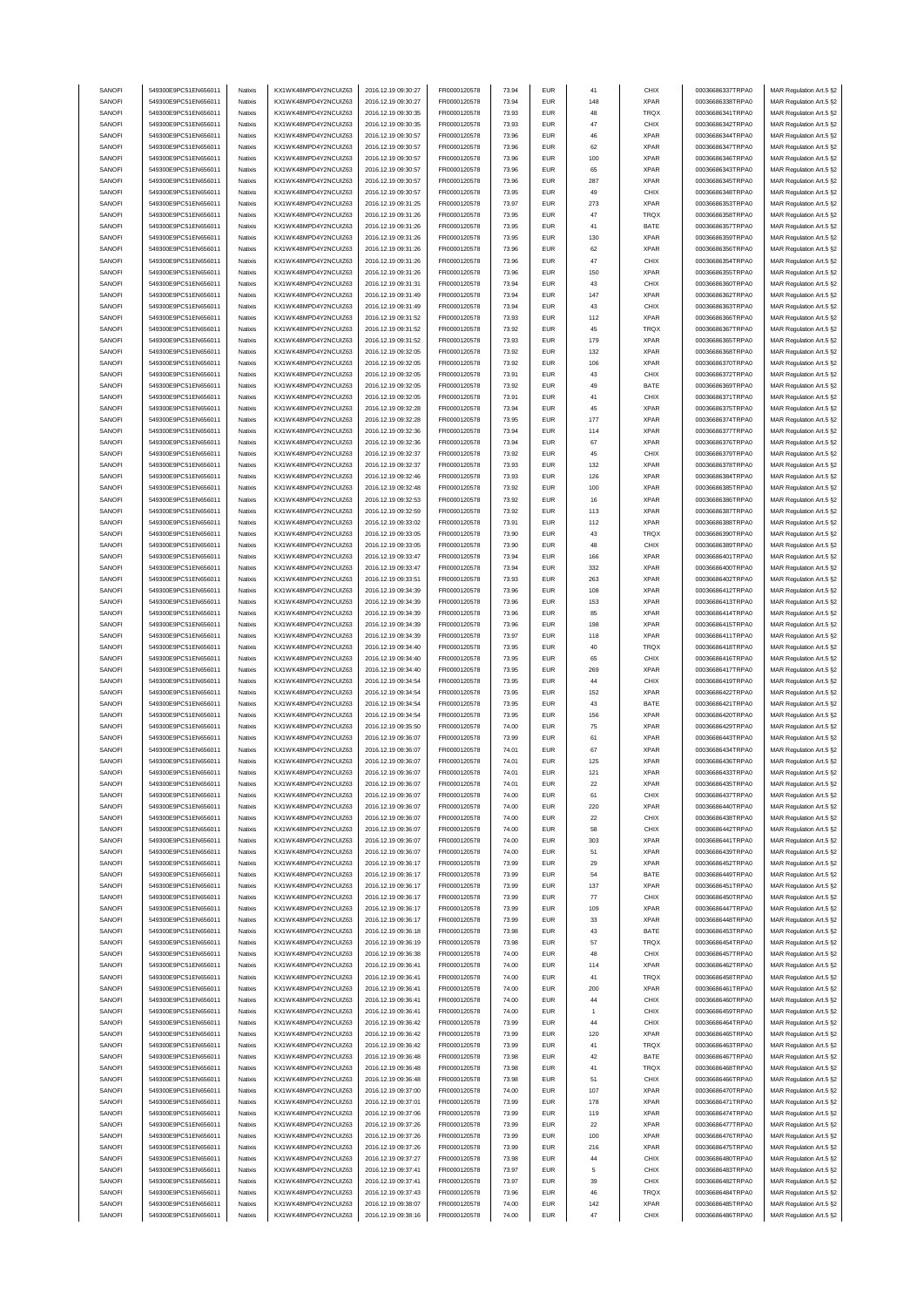| SANOFI | 549300E9PC51EN656011 | Natixis | KX1WK48MPD4Y2NCUIZ63 | 2016.12.19 09:30:27 | FR0000120578 | 73.94 | EUR | 41 | CHIX | 00036686337TRPA0 | MAR Regulation Art.5 §2 |
|---|---|---|---|---|---|---|---|---|---|---|---|
| SANOFI | 549300E9PC51EN656011 | Natixis | KX1WK48MPD4Y2NCUIZ63 | 2016.12.19 09:30:27 | FR0000120578 | 73.94 | EUR | 148 | XPAR | 00036686338TRPA0 | MAR Regulation Art.5 §2 |
| SANOFI | 549300E9PC51EN656011 | Natixis | KX1WK48MPD4Y2NCUIZ63 | 2016.12.19 09:30:35 | FR0000120578 | 73.93 | EUR | 48 | TRQX | 00036686341TRPA0 | MAR Regulation Art.5 §2 |
| SANOFI | 549300E9PC51EN656011 | Natixis | KX1WK48MPD4Y2NCUIZ63 | 2016.12.19 09:30:35 | FR0000120578 | 73.93 | EUR | 47 | CHIX | 00036686342TRPA0 | MAR Regulation Art.5 §2 |
| SANOFI | 549300E9PC51EN656011 | Natixis | KX1WK48MPD4Y2NCUIZ63 | 2016.12.19 09:30:57 | FR0000120578 | 73.96 | EUR | 46 | XPAR | 00036686344TRPA0 | MAR Regulation Art.5 §2 |
| SANOFI | 549300E9PC51EN656011 | Natixis | KX1WK48MPD4Y2NCUIZ63 | 2016.12.19 09:30:57 | FR0000120578 | 73.96 | EUR | 62 | XPAR | 00036686347TRPA0 | MAR Regulation Art.5 §2 |
| SANOFI | 549300E9PC51EN656011 | Natixis | KX1WK48MPD4Y2NCUIZ63 | 2016.12.19 09:30:57 | FR0000120578 | 73.96 | EUR | 100 | XPAR | 00036686346TRPA0 | MAR Regulation Art.5 §2 |
| SANOFI | 549300E9PC51EN656011 | Natixis | KX1WK48MPD4Y2NCUIZ63 | 2016.12.19 09:30:57 | FR0000120578 | 73.96 | EUR | 65 | XPAR | 00036686343TRPA0 | MAR Regulation Art.5 §2 |
| SANOFI | 549300E9PC51EN656011 | Natixis | KX1WK48MPD4Y2NCUIZ63 | 2016.12.19 09:30:57 | FR0000120578 | 73.96 | EUR | 287 | XPAR | 00036686345TRPA0 | MAR Regulation Art.5 §2 |
| SANOFI | 549300E9PC51EN656011 | Natixis | KX1WK48MPD4Y2NCUIZ63 | 2016.12.19 09:30:57 | FR0000120578 | 73.95 | EUR | 49 | CHIX | 00036686348TRPA0 | MAR Regulation Art.5 §2 |
| SANOFI | 549300E9PC51EN656011 | Natixis | KX1WK48MPD4Y2NCUIZ63 | 2016.12.19 09:31:25 | FR0000120578 | 73.97 | EUR | 273 | XPAR | 00036686353TRPA0 | MAR Regulation Art.5 §2 |
| SANOFI | 549300E9PC51EN656011 | Natixis | KX1WK48MPD4Y2NCUIZ63 | 2016.12.19 09:31:26 | FR0000120578 | 73.95 | EUR | 47 | TRQX | 00036686358TRPA0 | MAR Regulation Art.5 §2 |
| SANOFI | 549300E9PC51EN656011 | Natixis | KX1WK48MPD4Y2NCUIZ63 | 2016.12.19 09:31:26 | FR0000120578 | 73.95 | EUR | 41 | BATE | 00036686357TRPA0 | MAR Regulation Art.5 §2 |
| SANOFI | 549300E9PC51EN656011 | Natixis | KX1WK48MPD4Y2NCUIZ63 | 2016.12.19 09:31:26 | FR0000120578 | 73.95 | EUR | 130 | XPAR | 00036686359TRPA0 | MAR Regulation Art.5 §2 |
| SANOFI | 549300E9PC51EN656011 | Natixis | KX1WK48MPD4Y2NCUIZ63 | 2016.12.19 09:31:26 | FR0000120578 | 73.96 | EUR | 62 | XPAR | 00036686356TRPA0 | MAR Regulation Art.5 §2 |
| SANOFI | 549300E9PC51EN656011 | Natixis | KX1WK48MPD4Y2NCUIZ63 | 2016.12.19 09:31:26 | FR0000120578 | 73.96 | EUR | 47 | CHIX | 00036686354TRPA0 | MAR Regulation Art.5 §2 |
| SANOFI | 549300E9PC51EN656011 | Natixis | KX1WK48MPD4Y2NCUIZ63 | 2016.12.19 09:31:26 | FR0000120578 | 73.96 | EUR | 150 | XPAR | 00036686355TRPA0 | MAR Regulation Art.5 §2 |
| SANOFI | 549300E9PC51EN656011 | Natixis | KX1WK48MPD4Y2NCUIZ63 | 2016.12.19 09:31:31 | FR0000120578 | 73.94 | EUR | 43 | CHIX | 00036686360TRPA0 | MAR Regulation Art.5 §2 |
| SANOFI | 549300E9PC51EN656011 | Natixis | KX1WK48MPD4Y2NCUIZ63 | 2016.12.19 09:31:49 | FR0000120578 | 73.94 | EUR | 147 | XPAR | 00036686362TRPA0 | MAR Regulation Art.5 §2 |
| SANOFI | 549300E9PC51EN656011 | Natixis | KX1WK48MPD4Y2NCUIZ63 | 2016.12.19 09:31:49 | FR0000120578 | 73.94 | EUR | 43 | CHIX | 00036686363TRPA0 | MAR Regulation Art.5 §2 |
| SANOFI | 549300E9PC51EN656011 | Natixis | KX1WK48MPD4Y2NCUIZ63 | 2016.12.19 09:31:52 | FR0000120578 | 73.93 | EUR | 112 | XPAR | 00036686366TRPA0 | MAR Regulation Art.5 §2 |
| SANOFI | 549300E9PC51EN656011 | Natixis | KX1WK48MPD4Y2NCUIZ63 | 2016.12.19 09:31:52 | FR0000120578 | 73.92 | EUR | 45 | TRQX | 00036686367TRPA0 | MAR Regulation Art.5 §2 |
| SANOFI | 549300E9PC51EN656011 | Natixis | KX1WK48MPD4Y2NCUIZ63 | 2016.12.19 09:31:52 | FR0000120578 | 73.93 | EUR | 179 | XPAR | 00036686365TRPA0 | MAR Regulation Art.5 §2 |
| SANOFI | 549300E9PC51EN656011 | Natixis | KX1WK48MPD4Y2NCUIZ63 | 2016.12.19 09:32:05 | FR0000120578 | 73.92 | EUR | 132 | XPAR | 00036686368TRPA0 | MAR Regulation Art.5 §2 |
| SANOFI | 549300E9PC51EN656011 | Natixis | KX1WK48MPD4Y2NCUIZ63 | 2016.12.19 09:32:05 | FR0000120578 | 73.92 | EUR | 106 | XPAR | 00036686370TRPA0 | MAR Regulation Art.5 §2 |
| SANOFI | 549300E9PC51EN656011 | Natixis | KX1WK48MPD4Y2NCUIZ63 | 2016.12.19 09:32:05 | FR0000120578 | 73.91 | EUR | 43 | CHIX | 00036686372TRPA0 | MAR Regulation Art.5 §2 |
| SANOFI | 549300E9PC51EN656011 | Natixis | KX1WK48MPD4Y2NCUIZ63 | 2016.12.19 09:32:05 | FR0000120578 | 73.92 | EUR | 49 | BATE | 00036686369TRPA0 | MAR Regulation Art.5 §2 |
| SANOFI | 549300E9PC51EN656011 | Natixis | KX1WK48MPD4Y2NCUIZ63 | 2016.12.19 09:32:05 | FR0000120578 | 73.91 | EUR | 41 | CHIX | 00036686371TRPA0 | MAR Regulation Art.5 §2 |
| SANOFI | 549300E9PC51EN656011 | Natixis | KX1WK48MPD4Y2NCUIZ63 | 2016.12.19 09:32:28 | FR0000120578 | 73.94 | EUR | 45 | XPAR | 00036686375TRPA0 | MAR Regulation Art.5 §2 |
| SANOFI | 549300E9PC51EN656011 | Natixis | KX1WK48MPD4Y2NCUIZ63 | 2016.12.19 09:32:28 | FR0000120578 | 73.95 | EUR | 177 | XPAR | 00036686374TRPA0 | MAR Regulation Art.5 §2 |
| SANOFI | 549300E9PC51EN656011 | Natixis | KX1WK48MPD4Y2NCUIZ63 | 2016.12.19 09:32:36 | FR0000120578 | 73.94 | EUR | 114 | XPAR | 00036686377TRPA0 | MAR Regulation Art.5 §2 |
| SANOFI | 549300E9PC51EN656011 | Natixis | KX1WK48MPD4Y2NCUIZ63 | 2016.12.19 09:32:36 | FR0000120578 | 73.94 | EUR | 67 | XPAR | 00036686376TRPA0 | MAR Regulation Art.5 §2 |
| SANOFI | 549300E9PC51EN656011 | Natixis | KX1WK48MPD4Y2NCUIZ63 | 2016.12.19 09:32:37 | FR0000120578 | 73.92 | EUR | 45 | CHIX | 00036686379TRPA0 | MAR Regulation Art.5 §2 |
| SANOFI | 549300E9PC51EN656011 | Natixis | KX1WK48MPD4Y2NCUIZ63 | 2016.12.19 09:32:37 | FR0000120578 | 73.93 | EUR | 132 | XPAR | 00036686378TRPA0 | MAR Regulation Art.5 §2 |
| SANOFI | 549300E9PC51EN656011 | Natixis | KX1WK48MPD4Y2NCUIZ63 | 2016.12.19 09:32:46 | FR0000120578 | 73.93 | EUR | 126 | XPAR | 00036686384TRPA0 | MAR Regulation Art.5 §2 |
| SANOFI | 549300E9PC51EN656011 | Natixis | KX1WK48MPD4Y2NCUIZ63 | 2016.12.19 09:32:48 | FR0000120578 | 73.92 | EUR | 100 | XPAR | 00036686385TRPA0 | MAR Regulation Art.5 §2 |
| SANOFI | 549300E9PC51EN656011 | Natixis | KX1WK48MPD4Y2NCUIZ63 | 2016.12.19 09:32:53 | FR0000120578 | 73.92 | EUR | 16 | XPAR | 00036686386TRPA0 | MAR Regulation Art.5 §2 |
| SANOFI | 549300E9PC51EN656011 | Natixis | KX1WK48MPD4Y2NCUIZ63 | 2016.12.19 09:32:59 | FR0000120578 | 73.92 | EUR | 113 | XPAR | 00036686387TRPA0 | MAR Regulation Art.5 §2 |
| SANOFI | 549300E9PC51EN656011 | Natixis | KX1WK48MPD4Y2NCUIZ63 | 2016.12.19 09:33:02 | FR0000120578 | 73.91 | EUR | 112 | XPAR | 00036686388TRPA0 | MAR Regulation Art.5 §2 |
| SANOFI | 549300E9PC51EN656011 | Natixis | KX1WK48MPD4Y2NCUIZ63 | 2016.12.19 09:33:05 | FR0000120578 | 73.90 | EUR | 43 | TRQX | 00036686390TRPA0 | MAR Regulation Art.5 §2 |
| SANOFI | 549300E9PC51EN656011 | Natixis | KX1WK48MPD4Y2NCUIZ63 | 2016.12.19 09:33:05 | FR0000120578 | 73.90 | EUR | 48 | CHIX | 00036686389TRPA0 | MAR Regulation Art.5 §2 |
| SANOFI | 549300E9PC51EN656011 | Natixis | KX1WK48MPD4Y2NCUIZ63 | 2016.12.19 09:33:47 | FR0000120578 | 73.94 | EUR | 166 | XPAR | 00036686401TRPA0 | MAR Regulation Art.5 §2 |
| SANOFI | 549300E9PC51EN656011 | Natixis | KX1WK48MPD4Y2NCUIZ63 | 2016.12.19 09:33:47 | FR0000120578 | 73.94 | EUR | 332 | XPAR | 00036686400TRPA0 | MAR Regulation Art.5 §2 |
| SANOFI | 549300E9PC51EN656011 | Natixis | KX1WK48MPD4Y2NCUIZ63 | 2016.12.19 09:33:51 | FR0000120578 | 73.93 | EUR | 263 | XPAR | 00036686402TRPA0 | MAR Regulation Art.5 §2 |
| SANOFI | 549300E9PC51EN656011 | Natixis | KX1WK48MPD4Y2NCUIZ63 | 2016.12.19 09:34:39 | FR0000120578 | 73.96 | EUR | 108 | XPAR | 00036686412TRPA0 | MAR Regulation Art.5 §2 |
| SANOFI | 549300E9PC51EN656011 | Natixis | KX1WK48MPD4Y2NCUIZ63 | 2016.12.19 09:34:39 | FR0000120578 | 73.96 | EUR | 153 | XPAR | 00036686413TRPA0 | MAR Regulation Art.5 §2 |
| SANOFI | 549300E9PC51EN656011 | Natixis | KX1WK48MPD4Y2NCUIZ63 | 2016.12.19 09:34:39 | FR0000120578 | 73.96 | EUR | 85 | XPAR | 00036686414TRPA0 | MAR Regulation Art.5 §2 |
| SANOFI | 549300E9PC51EN656011 | Natixis | KX1WK48MPD4Y2NCUIZ63 | 2016.12.19 09:34:39 | FR0000120578 | 73.96 | EUR | 198 | XPAR | 00036686415TRPA0 | MAR Regulation Art.5 §2 |
| SANOFI | 549300E9PC51EN656011 | Natixis | KX1WK48MPD4Y2NCUIZ63 | 2016.12.19 09:34:39 | FR0000120578 | 73.97 | EUR | 118 | XPAR | 00036686411TRPA0 | MAR Regulation Art.5 §2 |
| SANOFI | 549300E9PC51EN656011 | Natixis | KX1WK48MPD4Y2NCUIZ63 | 2016.12.19 09:34:40 | FR0000120578 | 73.95 | EUR | 40 | TRQX | 00036686418TRPA0 | MAR Regulation Art.5 §2 |
| SANOFI | 549300E9PC51EN656011 | Natixis | KX1WK48MPD4Y2NCUIZ63 | 2016.12.19 09:34:40 | FR0000120578 | 73.95 | EUR | 65 | CHIX | 00036686416TRPA0 | MAR Regulation Art.5 §2 |
| SANOFI | 549300E9PC51EN656011 | Natixis | KX1WK48MPD4Y2NCUIZ63 | 2016.12.19 09:34:40 | FR0000120578 | 73.95 | EUR | 269 | XPAR | 00036686417TRPA0 | MAR Regulation Art.5 §2 |
| SANOFI | 549300E9PC51EN656011 | Natixis | KX1WK48MPD4Y2NCUIZ63 | 2016.12.19 09:34:54 | FR0000120578 | 73.95 | EUR | 44 | CHIX | 00036686419TRPA0 | MAR Regulation Art.5 §2 |
| SANOFI | 549300E9PC51EN656011 | Natixis | KX1WK48MPD4Y2NCUIZ63 | 2016.12.19 09:34:54 | FR0000120578 | 73.95 | EUR | 152 | XPAR | 00036686422TRPA0 | MAR Regulation Art.5 §2 |
| SANOFI | 549300E9PC51EN656011 | Natixis | KX1WK48MPD4Y2NCUIZ63 | 2016.12.19 09:34:54 | FR0000120578 | 73.95 | EUR | 43 | BATE | 00036686421TRPA0 | MAR Regulation Art.5 §2 |
| SANOFI | 549300E9PC51EN656011 | Natixis | KX1WK48MPD4Y2NCUIZ63 | 2016.12.19 09:34:54 | FR0000120578 | 73.95 | EUR | 156 | XPAR | 00036686420TRPA0 | MAR Regulation Art.5 §2 |
| SANOFI | 549300E9PC51EN656011 | Natixis | KX1WK48MPD4Y2NCUIZ63 | 2016.12.19 09:35:50 | FR0000120578 | 74.00 | EUR | 75 | XPAR | 00036686429TRPA0 | MAR Regulation Art.5 §2 |
| SANOFI | 549300E9PC51EN656011 | Natixis | KX1WK48MPD4Y2NCUIZ63 | 2016.12.19 09:36:07 | FR0000120578 | 73.99 | EUR | 61 | XPAR | 00036686443TRPA0 | MAR Regulation Art.5 §2 |
| SANOFI | 549300E9PC51EN656011 | Natixis | KX1WK48MPD4Y2NCUIZ63 | 2016.12.19 09:36:07 | FR0000120578 | 74.01 | EUR | 67 | XPAR | 00036686434TRPA0 | MAR Regulation Art.5 §2 |
| SANOFI | 549300E9PC51EN656011 | Natixis | KX1WK48MPD4Y2NCUIZ63 | 2016.12.19 09:36:07 | FR0000120578 | 74.01 | EUR | 125 | XPAR | 00036686436TRPA0 | MAR Regulation Art.5 §2 |
| SANOFI | 549300E9PC51EN656011 | Natixis | KX1WK48MPD4Y2NCUIZ63 | 2016.12.19 09:36:07 | FR0000120578 | 74.01 | EUR | 121 | XPAR | 00036686433TRPA0 | MAR Regulation Art.5 §2 |
| SANOFI | 549300E9PC51EN656011 | Natixis | KX1WK48MPD4Y2NCUIZ63 | 2016.12.19 09:36:07 | FR0000120578 | 74.01 | EUR | 22 | XPAR | 00036686435TRPA0 | MAR Regulation Art.5 §2 |
| SANOFI | 549300E9PC51EN656011 | Natixis | KX1WK48MPD4Y2NCUIZ63 | 2016.12.19 09:36:07 | FR0000120578 | 74.00 | EUR | 61 | CHIX | 00036686437TRPA0 | MAR Regulation Art.5 §2 |
| SANOFI | 549300E9PC51EN656011 | Natixis | KX1WK48MPD4Y2NCUIZ63 | 2016.12.19 09:36:07 | FR0000120578 | 74.00 | EUR | 220 | XPAR | 00036686440TRPA0 | MAR Regulation Art.5 §2 |
| SANOFI | 549300E9PC51EN656011 | Natixis | KX1WK48MPD4Y2NCUIZ63 | 2016.12.19 09:36:07 | FR0000120578 | 74.00 | EUR | 22 | CHIX | 00036686438TRPA0 | MAR Regulation Art.5 §2 |
| SANOFI | 549300E9PC51EN656011 | Natixis | KX1WK48MPD4Y2NCUIZ63 | 2016.12.19 09:36:07 | FR0000120578 | 74.00 | EUR | 58 | CHIX | 00036686442TRPA0 | MAR Regulation Art.5 §2 |
| SANOFI | 549300E9PC51EN656011 | Natixis | KX1WK48MPD4Y2NCUIZ63 | 2016.12.19 09:36:07 | FR0000120578 | 74.00 | EUR | 303 | XPAR | 00036686441TRPA0 | MAR Regulation Art.5 §2 |
| SANOFI | 549300E9PC51EN656011 | Natixis | KX1WK48MPD4Y2NCUIZ63 | 2016.12.19 09:36:07 | FR0000120578 | 74.00 | EUR | 51 | XPAR | 00036686439TRPA0 | MAR Regulation Art.5 §2 |
| SANOFI | 549300E9PC51EN656011 | Natixis | KX1WK48MPD4Y2NCUIZ63 | 2016.12.19 09:36:17 | FR0000120578 | 73.99 | EUR | 29 | XPAR | 00036686452TRPA0 | MAR Regulation Art.5 §2 |
| SANOFI | 549300E9PC51EN656011 | Natixis | KX1WK48MPD4Y2NCUIZ63 | 2016.12.19 09:36:17 | FR0000120578 | 73.99 | EUR | 54 | BATE | 00036686449TRPA0 | MAR Regulation Art.5 §2 |
| SANOFI | 549300E9PC51EN656011 | Natixis | KX1WK48MPD4Y2NCUIZ63 | 2016.12.19 09:36:17 | FR0000120578 | 73.99 | EUR | 137 | XPAR | 00036686451TRPA0 | MAR Regulation Art.5 §2 |
| SANOFI | 549300E9PC51EN656011 | Natixis | KX1WK48MPD4Y2NCUIZ63 | 2016.12.19 09:36:17 | FR0000120578 | 73.99 | EUR | 77 | CHIX | 00036686450TRPA0 | MAR Regulation Art.5 §2 |
| SANOFI | 549300E9PC51EN656011 | Natixis | KX1WK48MPD4Y2NCUIZ63 | 2016.12.19 09:36:17 | FR0000120578 | 73.99 | EUR | 109 | XPAR | 00036686447TRPA0 | MAR Regulation Art.5 §2 |
| SANOFI | 549300E9PC51EN656011 | Natixis | KX1WK48MPD4Y2NCUIZ63 | 2016.12.19 09:36:17 | FR0000120578 | 73.99 | EUR | 33 | XPAR | 00036686448TRPA0 | MAR Regulation Art.5 §2 |
| SANOFI | 549300E9PC51EN656011 | Natixis | KX1WK48MPD4Y2NCUIZ63 | 2016.12.19 09:36:18 | FR0000120578 | 73.98 | EUR | 43 | BATE | 00036686453TRPA0 | MAR Regulation Art.5 §2 |
| SANOFI | 549300E9PC51EN656011 | Natixis | KX1WK48MPD4Y2NCUIZ63 | 2016.12.19 09:36:19 | FR0000120578 | 73.98 | EUR | 57 | TRQX | 00036686454TRPA0 | MAR Regulation Art.5 §2 |
| SANOFI | 549300E9PC51EN656011 | Natixis | KX1WK48MPD4Y2NCUIZ63 | 2016.12.19 09:36:38 | FR0000120578 | 74.00 | EUR | 48 | CHIX | 00036686457TRPA0 | MAR Regulation Art.5 §2 |
| SANOFI | 549300E9PC51EN656011 | Natixis | KX1WK48MPD4Y2NCUIZ63 | 2016.12.19 09:36:41 | FR0000120578 | 74.00 | EUR | 114 | XPAR | 00036686462TRPA0 | MAR Regulation Art.5 §2 |
| SANOFI | 549300E9PC51EN656011 | Natixis | KX1WK48MPD4Y2NCUIZ63 | 2016.12.19 09:36:41 | FR0000120578 | 74.00 | EUR | 41 | TRQX | 00036686458TRPA0 | MAR Regulation Art.5 §2 |
| SANOFI | 549300E9PC51EN656011 | Natixis | KX1WK48MPD4Y2NCUIZ63 | 2016.12.19 09:36:41 | FR0000120578 | 74.00 | EUR | 200 | XPAR | 00036686461TRPA0 | MAR Regulation Art.5 §2 |
| SANOFI | 549300E9PC51EN656011 | Natixis | KX1WK48MPD4Y2NCUIZ63 | 2016.12.19 09:36:41 | FR0000120578 | 74.00 | EUR | 44 | CHIX | 00036686460TRPA0 | MAR Regulation Art.5 §2 |
| SANOFI | 549300E9PC51EN656011 | Natixis | KX1WK48MPD4Y2NCUIZ63 | 2016.12.19 09:36:41 | FR0000120578 | 74.00 | EUR | 1 | CHIX | 00036686459TRPA0 | MAR Regulation Art.5 §2 |
| SANOFI | 549300E9PC51EN656011 | Natixis | KX1WK48MPD4Y2NCUIZ63 | 2016.12.19 09:36:42 | FR0000120578 | 73.99 | EUR | 44 | CHIX | 00036686464TRPA0 | MAR Regulation Art.5 §2 |
| SANOFI | 549300E9PC51EN656011 | Natixis | KX1WK48MPD4Y2NCUIZ63 | 2016.12.19 09:36:42 | FR0000120578 | 73.99 | EUR | 120 | XPAR | 00036686465TRPA0 | MAR Regulation Art.5 §2 |
| SANOFI | 549300E9PC51EN656011 | Natixis | KX1WK48MPD4Y2NCUIZ63 | 2016.12.19 09:36:42 | FR0000120578 | 73.99 | EUR | 41 | TRQX | 00036686463TRPA0 | MAR Regulation Art.5 §2 |
| SANOFI | 549300E9PC51EN656011 | Natixis | KX1WK48MPD4Y2NCUIZ63 | 2016.12.19 09:36:48 | FR0000120578 | 73.98 | EUR | 42 | BATE | 00036686467TRPA0 | MAR Regulation Art.5 §2 |
| SANOFI | 549300E9PC51EN656011 | Natixis | KX1WK48MPD4Y2NCUIZ63 | 2016.12.19 09:36:48 | FR0000120578 | 73.98 | EUR | 41 | TRQX | 00036686468TRPA0 | MAR Regulation Art.5 §2 |
| SANOFI | 549300E9PC51EN656011 | Natixis | KX1WK48MPD4Y2NCUIZ63 | 2016.12.19 09:36:48 | FR0000120578 | 73.98 | EUR | 51 | CHIX | 00036686466TRPA0 | MAR Regulation Art.5 §2 |
| SANOFI | 549300E9PC51EN656011 | Natixis | KX1WK48MPD4Y2NCUIZ63 | 2016.12.19 09:37:00 | FR0000120578 | 74.00 | EUR | 107 | XPAR | 00036686470TRPA0 | MAR Regulation Art.5 §2 |
| SANOFI | 549300E9PC51EN656011 | Natixis | KX1WK48MPD4Y2NCUIZ63 | 2016.12.19 09:37:01 | FR0000120578 | 73.99 | EUR | 178 | XPAR | 00036686471TRPA0 | MAR Regulation Art.5 §2 |
| SANOFI | 549300E9PC51EN656011 | Natixis | KX1WK48MPD4Y2NCUIZ63 | 2016.12.19 09:37:06 | FR0000120578 | 73.99 | EUR | 119 | XPAR | 00036686474TRPA0 | MAR Regulation Art.5 §2 |
| SANOFI | 549300E9PC51EN656011 | Natixis | KX1WK48MPD4Y2NCUIZ63 | 2016.12.19 09:37:26 | FR0000120578 | 73.99 | EUR | 22 | XPAR | 00036686477TRPA0 | MAR Regulation Art.5 §2 |
| SANOFI | 549300E9PC51EN656011 | Natixis | KX1WK48MPD4Y2NCUIZ63 | 2016.12.19 09:37:26 | FR0000120578 | 73.99 | EUR | 100 | XPAR | 00036686476TRPA0 | MAR Regulation Art.5 §2 |
| SANOFI | 549300E9PC51EN656011 | Natixis | KX1WK48MPD4Y2NCUIZ63 | 2016.12.19 09:37:26 | FR0000120578 | 73.99 | EUR | 216 | XPAR | 00036686475TRPA0 | MAR Regulation Art.5 §2 |
| SANOFI | 549300E9PC51EN656011 | Natixis | KX1WK48MPD4Y2NCUIZ63 | 2016.12.19 09:37:27 | FR0000120578 | 73.98 | EUR | 44 | CHIX | 00036686480TRPA0 | MAR Regulation Art.5 §2 |
| SANOFI | 549300E9PC51EN656011 | Natixis | KX1WK48MPD4Y2NCUIZ63 | 2016.12.19 09:37:41 | FR0000120578 | 73.97 | EUR | 5 | CHIX | 00036686483TRPA0 | MAR Regulation Art.5 §2 |
| SANOFI | 549300E9PC51EN656011 | Natixis | KX1WK48MPD4Y2NCUIZ63 | 2016.12.19 09:37:41 | FR0000120578 | 73.97 | EUR | 39 | CHIX | 00036686482TRPA0 | MAR Regulation Art.5 §2 |
| SANOFI | 549300E9PC51EN656011 | Natixis | KX1WK48MPD4Y2NCUIZ63 | 2016.12.19 09:37:43 | FR0000120578 | 73.96 | EUR | 46 | TRQX | 00036686484TRPA0 | MAR Regulation Art.5 §2 |
| SANOFI | 549300E9PC51EN656011 | Natixis | KX1WK48MPD4Y2NCUIZ63 | 2016.12.19 09:38:07 | FR0000120578 | 74.00 | EUR | 142 | XPAR | 00036686485TRPA0 | MAR Regulation Art.5 §2 |
| SANOFI | 549300E9PC51EN656011 | Natixis | KX1WK48MPD4Y2NCUIZ63 | 2016.12.19 09:38:16 | FR0000120578 | 74.00 | EUR | 47 | CHIX | 00036686486TRPA0 | MAR Regulation Art.5 §2 |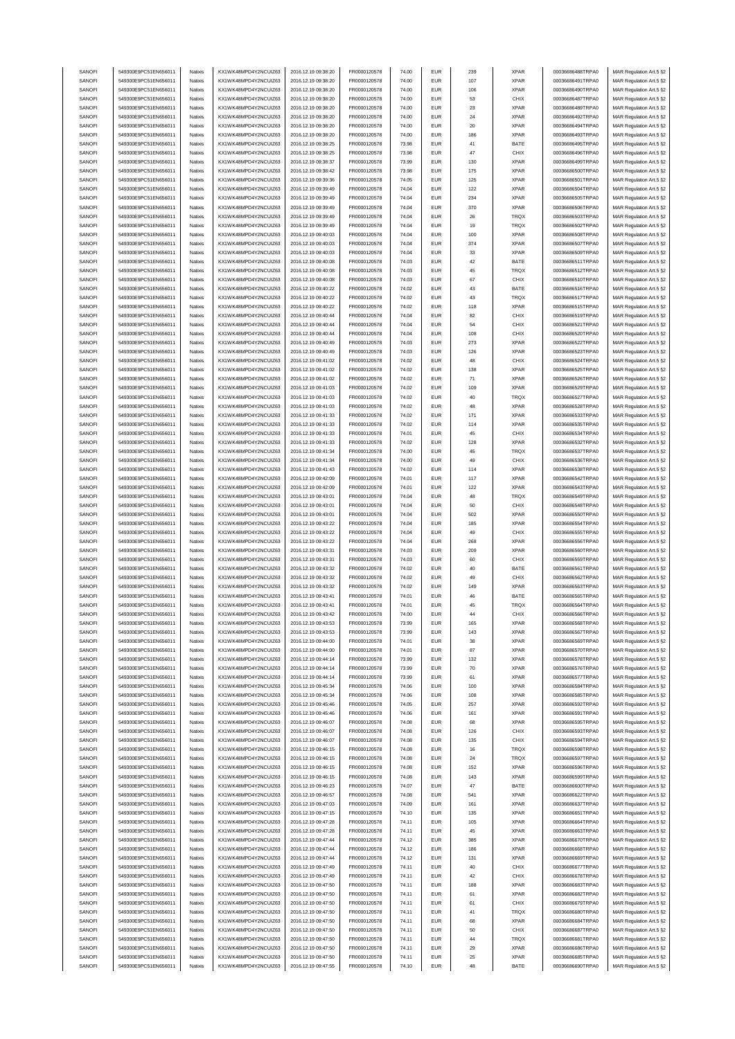| SANOFI | 549300E9PC51EN656011 | Natixis | KX1WK48MPD4Y2NCUIZ63 | 2016.12.19 09:38:20 | FR0000120578 | 74.00 | EUR | 239 | XPAR | 00036686488TRPA0 | MAR Regulation Art.5 §2 |
|---|---|---|---|---|---|---|---|---|---|---|---|
| SANOFI | 549300E9PC51EN656011 | Natixis | KX1WK48MPD4Y2NCUIZ63 | 2016.12.19 09:38:20 | FR0000120578 | 74.00 | EUR | 107 | XPAR | 00036686491TRPA0 | MAR Regulation Art.5 §2 |
| SANOFI | 549300E9PC51EN656011 | Natixis | KX1WK48MPD4Y2NCUIZ63 | 2016.12.19 09:38:20 | FR0000120578 | 74.00 | EUR | 106 | XPAR | 00036686490TRPA0 | MAR Regulation Art.5 §2 |
| SANOFI | 549300E9PC51EN656011 | Natixis | KX1WK48MPD4Y2NCUIZ63 | 2016.12.19 09:38:20 | FR0000120578 | 74.00 | EUR | 53 | CHIX | 00036686487TRPA0 | MAR Regulation Art.5 §2 |
| SANOFI | 549300E9PC51EN656011 | Natixis | KX1WK48MPD4Y2NCUIZ63 | 2016.12.19 09:38:20 | FR0000120578 | 74.00 | EUR | 23 | XPAR | 00036686489TRPA0 | MAR Regulation Art.5 §2 |
| SANOFI | 549300E9PC51EN656011 | Natixis | KX1WK48MPD4Y2NCUIZ63 | 2016.12.19 09:38:20 | FR0000120578 | 74.00 | EUR | 24 | XPAR | 00036686492TRPA0 | MAR Regulation Art.5 §2 |
| SANOFI | 549300E9PC51EN656011 | Natixis | KX1WK48MPD4Y2NCUIZ63 | 2016.12.19 09:38:20 | FR0000120578 | 74.00 | EUR | 20 | XPAR | 00036686494TRPA0 | MAR Regulation Art.5 §2 |
| SANOFI | 549300E9PC51EN656011 | Natixis | KX1WK48MPD4Y2NCUIZ63 | 2016.12.19 09:38:20 | FR0000120578 | 74.00 | EUR | 186 | XPAR | 00036686493TRPA0 | MAR Regulation Art.5 §2 |
| SANOFI | 549300E9PC51EN656011 | Natixis | KX1WK48MPD4Y2NCUIZ63 | 2016.12.19 09:38:25 | FR0000120578 | 73.98 | EUR | 41 | BATE | 00036686495TRPA0 | MAR Regulation Art.5 §2 |
| SANOFI | 549300E9PC51EN656011 | Natixis | KX1WK48MPD4Y2NCUIZ63 | 2016.12.19 09:38:25 | FR0000120578 | 73.98 | EUR | 47 | CHIX | 00036686496TRPA0 | MAR Regulation Art.5 §2 |
| SANOFI | 549300E9PC51EN656011 | Natixis | KX1WK48MPD4Y2NCUIZ63 | 2016.12.19 09:38:37 | FR0000120578 | 73.99 | EUR | 130 | XPAR | 00036686499TRPA0 | MAR Regulation Art.5 §2 |
| SANOFI | 549300E9PC51EN656011 | Natixis | KX1WK48MPD4Y2NCUIZ63 | 2016.12.19 09:38:42 | FR0000120578 | 73.98 | EUR | 175 | XPAR | 00036686500TRPA0 | MAR Regulation Art.5 §2 |
| SANOFI | 549300E9PC51EN656011 | Natixis | KX1WK48MPD4Y2NCUIZ63 | 2016.12.19 09:39:36 | FR0000120578 | 74.05 | EUR | 125 | XPAR | 00036686501TRPA0 | MAR Regulation Art.5 §2 |
| SANOFI | 549300E9PC51EN656011 | Natixis | KX1WK48MPD4Y2NCUIZ63 | 2016.12.19 09:39:49 | FR0000120578 | 74.04 | EUR | 122 | XPAR | 00036686504TRPA0 | MAR Regulation Art.5 §2 |
| SANOFI | 549300E9PC51EN656011 | Natixis | KX1WK48MPD4Y2NCUIZ63 | 2016.12.19 09:39:49 | FR0000120578 | 74.04 | EUR | 234 | XPAR | 00036686505TRPA0 | MAR Regulation Art.5 §2 |
| SANOFI | 549300E9PC51EN656011 | Natixis | KX1WK48MPD4Y2NCUIZ63 | 2016.12.19 09:39:49 | FR0000120578 | 74.04 | EUR | 370 | XPAR | 00036686506TRPA0 | MAR Regulation Art.5 §2 |
| SANOFI | 549300E9PC51EN656011 | Natixis | KX1WK48MPD4Y2NCUIZ63 | 2016.12.19 09:39:49 | FR0000120578 | 74.04 | EUR | 26 | TRQX | 00036686503TRPA0 | MAR Regulation Art.5 §2 |
| SANOFI | 549300E9PC51EN656011 | Natixis | KX1WK48MPD4Y2NCUIZ63 | 2016.12.19 09:39:49 | FR0000120578 | 74.04 | EUR | 19 | TRQX | 00036686502TRPA0 | MAR Regulation Art.5 §2 |
| SANOFI | 549300E9PC51EN656011 | Natixis | KX1WK48MPD4Y2NCUIZ63 | 2016.12.19 09:40:03 | FR0000120578 | 74.04 | EUR | 100 | XPAR | 00036686508TRPA0 | MAR Regulation Art.5 §2 |
| SANOFI | 549300E9PC51EN656011 | Natixis | KX1WK48MPD4Y2NCUIZ63 | 2016.12.19 09:40:03 | FR0000120578 | 74.04 | EUR | 374 | XPAR | 00036686507TRPA0 | MAR Regulation Art.5 §2 |
| SANOFI | 549300E9PC51EN656011 | Natixis | KX1WK48MPD4Y2NCUIZ63 | 2016.12.19 09:40:03 | FR0000120578 | 74.04 | EUR | 33 | XPAR | 00036686509TRPA0 | MAR Regulation Art.5 §2 |
| SANOFI | 549300E9PC51EN656011 | Natixis | KX1WK48MPD4Y2NCUIZ63 | 2016.12.19 09:40:08 | FR0000120578 | 74.03 | EUR | 42 | BATE | 00036686511TRPA0 | MAR Regulation Art.5 §2 |
| SANOFI | 549300E9PC51EN656011 | Natixis | KX1WK48MPD4Y2NCUIZ63 | 2016.12.19 09:40:08 | FR0000120578 | 74.03 | EUR | 45 | TRQX | 00036686512TRPA0 | MAR Regulation Art.5 §2 |
| SANOFI | 549300E9PC51EN656011 | Natixis | KX1WK48MPD4Y2NCUIZ63 | 2016.12.19 09:40:08 | FR0000120578 | 74.03 | EUR | 67 | CHIX | 00036686510TRPA0 | MAR Regulation Art.5 §2 |
| SANOFI | 549300E9PC51EN656011 | Natixis | KX1WK48MPD4Y2NCUIZ63 | 2016.12.19 09:40:22 | FR0000120578 | 74.02 | EUR | 43 | BATE | 00036686516TRPA0 | MAR Regulation Art.5 §2 |
| SANOFI | 549300E9PC51EN656011 | Natixis | KX1WK48MPD4Y2NCUIZ63 | 2016.12.19 09:40:22 | FR0000120578 | 74.02 | EUR | 43 | TRQX | 00036686517TRPA0 | MAR Regulation Art.5 §2 |
| SANOFI | 549300E9PC51EN656011 | Natixis | KX1WK48MPD4Y2NCUIZ63 | 2016.12.19 09:40:22 | FR0000120578 | 74.02 | EUR | 118 | XPAR | 00036686515TRPA0 | MAR Regulation Art.5 §2 |
| SANOFI | 549300E9PC51EN656011 | Natixis | KX1WK48MPD4Y2NCUIZ63 | 2016.12.19 09:40:44 | FR0000120578 | 74.04 | EUR | 82 | CHIX | 00036686519TRPA0 | MAR Regulation Art.5 §2 |
| SANOFI | 549300E9PC51EN656011 | Natixis | KX1WK48MPD4Y2NCUIZ63 | 2016.12.19 09:40:44 | FR0000120578 | 74.04 | EUR | 54 | CHIX | 00036686521TRPA0 | MAR Regulation Art.5 §2 |
| SANOFI | 549300E9PC51EN656011 | Natixis | KX1WK48MPD4Y2NCUIZ63 | 2016.12.19 09:40:44 | FR0000120578 | 74.04 | EUR | 108 | CHIX | 00036686520TRPA0 | MAR Regulation Art.5 §2 |
| SANOFI | 549300E9PC51EN656011 | Natixis | KX1WK48MPD4Y2NCUIZ63 | 2016.12.19 09:40:49 | FR0000120578 | 74.03 | EUR | 273 | XPAR | 00036686522TRPA0 | MAR Regulation Art.5 §2 |
| SANOFI | 549300E9PC51EN656011 | Natixis | KX1WK48MPD4Y2NCUIZ63 | 2016.12.19 09:40:49 | FR0000120578 | 74.03 | EUR | 126 | XPAR | 00036686523TRPA0 | MAR Regulation Art.5 §2 |
| SANOFI | 549300E9PC51EN656011 | Natixis | KX1WK48MPD4Y2NCUIZ63 | 2016.12.19 09:41:02 | FR0000120578 | 74.02 | EUR | 48 | CHIX | 00036686524TRPA0 | MAR Regulation Art.5 §2 |
| SANOFI | 549300E9PC51EN656011 | Natixis | KX1WK48MPD4Y2NCUIZ63 | 2016.12.19 09:41:02 | FR0000120578 | 74.02 | EUR | 138 | XPAR | 00036686525TRPA0 | MAR Regulation Art.5 §2 |
| SANOFI | 549300E9PC51EN656011 | Natixis | KX1WK48MPD4Y2NCUIZ63 | 2016.12.19 09:41:02 | FR0000120578 | 74.02 | EUR | 71 | XPAR | 00036686526TRPA0 | MAR Regulation Art.5 §2 |
| SANOFI | 549300E9PC51EN656011 | Natixis | KX1WK48MPD4Y2NCUIZ63 | 2016.12.19 09:41:03 | FR0000120578 | 74.02 | EUR | 109 | XPAR | 00036686529TRPA0 | MAR Regulation Art.5 §2 |
| SANOFI | 549300E9PC51EN656011 | Natixis | KX1WK48MPD4Y2NCUIZ63 | 2016.12.19 09:41:03 | FR0000120578 | 74.02 | EUR | 40 | TRQX | 00036686527TRPA0 | MAR Regulation Art.5 §2 |
| SANOFI | 549300E9PC51EN656011 | Natixis | KX1WK48MPD4Y2NCUIZ63 | 2016.12.19 09:41:03 | FR0000120578 | 74.02 | EUR | 48 | XPAR | 00036686528TRPA0 | MAR Regulation Art.5 §2 |
| SANOFI | 549300E9PC51EN656011 | Natixis | KX1WK48MPD4Y2NCUIZ63 | 2016.12.19 09:41:33 | FR0000120578 | 74.02 | EUR | 171 | XPAR | 00036686533TRPA0 | MAR Regulation Art.5 §2 |
| SANOFI | 549300E9PC51EN656011 | Natixis | KX1WK48MPD4Y2NCUIZ63 | 2016.12.19 09:41:33 | FR0000120578 | 74.02 | EUR | 114 | XPAR | 00036686535TRPA0 | MAR Regulation Art.5 §2 |
| SANOFI | 549300E9PC51EN656011 | Natixis | KX1WK48MPD4Y2NCUIZ63 | 2016.12.19 09:41:33 | FR0000120578 | 74.01 | EUR | 45 | CHIX | 00036686534TRPA0 | MAR Regulation Art.5 §2 |
| SANOFI | 549300E9PC51EN656011 | Natixis | KX1WK48MPD4Y2NCUIZ63 | 2016.12.19 09:41:33 | FR0000120578 | 74.02 | EUR | 128 | XPAR | 00036686532TRPA0 | MAR Regulation Art.5 §2 |
| SANOFI | 549300E9PC51EN656011 | Natixis | KX1WK48MPD4Y2NCUIZ63 | 2016.12.19 09:41:34 | FR0000120578 | 74.00 | EUR | 45 | TRQX | 00036686537TRPA0 | MAR Regulation Art.5 §2 |
| SANOFI | 549300E9PC51EN656011 | Natixis | KX1WK48MPD4Y2NCUIZ63 | 2016.12.19 09:41:34 | FR0000120578 | 74.00 | EUR | 49 | CHIX | 00036686536TRPA0 | MAR Regulation Art.5 §2 |
| SANOFI | 549300E9PC51EN656011 | Natixis | KX1WK48MPD4Y2NCUIZ63 | 2016.12.19 09:41:43 | FR0000120578 | 74.02 | EUR | 114 | XPAR | 00036686538TRPA0 | MAR Regulation Art.5 §2 |
| SANOFI | 549300E9PC51EN656011 | Natixis | KX1WK48MPD4Y2NCUIZ63 | 2016.12.19 09:42:09 | FR0000120578 | 74.01 | EUR | 117 | XPAR | 00036686542TRPA0 | MAR Regulation Art.5 §2 |
| SANOFI | 549300E9PC51EN656011 | Natixis | KX1WK48MPD4Y2NCUIZ63 | 2016.12.19 09:42:09 | FR0000120578 | 74.01 | EUR | 122 | XPAR | 00036686543TRPA0 | MAR Regulation Art.5 §2 |
| SANOFI | 549300E9PC51EN656011 | Natixis | KX1WK48MPD4Y2NCUIZ63 | 2016.12.19 09:43:01 | FR0000120578 | 74.04 | EUR | 48 | TRQX | 00036686549TRPA0 | MAR Regulation Art.5 §2 |
| SANOFI | 549300E9PC51EN656011 | Natixis | KX1WK48MPD4Y2NCUIZ63 | 2016.12.19 09:43:01 | FR0000120578 | 74.04 | EUR | 50 | CHIX | 00036686548TRPA0 | MAR Regulation Art.5 §2 |
| SANOFI | 549300E9PC51EN656011 | Natixis | KX1WK48MPD4Y2NCUIZ63 | 2016.12.19 09:43:01 | FR0000120578 | 74.04 | EUR | 502 | XPAR | 00036686550TRPA0 | MAR Regulation Art.5 §2 |
| SANOFI | 549300E9PC51EN656011 | Natixis | KX1WK48MPD4Y2NCUIZ63 | 2016.12.19 09:43:22 | FR0000120578 | 74.04 | EUR | 185 | XPAR | 00036686554TRPA0 | MAR Regulation Art.5 §2 |
| SANOFI | 549300E9PC51EN656011 | Natixis | KX1WK48MPD4Y2NCUIZ63 | 2016.12.19 09:43:22 | FR0000120578 | 74.04 | EUR | 49 | CHIX | 00036686555TRPA0 | MAR Regulation Art.5 §2 |
| SANOFI | 549300E9PC51EN656011 | Natixis | KX1WK48MPD4Y2NCUIZ63 | 2016.12.19 09:43:22 | FR0000120578 | 74.04 | EUR | 268 | XPAR | 00036686556TRPA0 | MAR Regulation Art.5 §2 |
| SANOFI | 549300E9PC51EN656011 | Natixis | KX1WK48MPD4Y2NCUIZ63 | 2016.12.19 09:43:31 | FR0000120578 | 74.03 | EUR | 209 | XPAR | 00036686560TRPA0 | MAR Regulation Art.5 §2 |
| SANOFI | 549300E9PC51EN656011 | Natixis | KX1WK48MPD4Y2NCUIZ63 | 2016.12.19 09:43:31 | FR0000120578 | 74.03 | EUR | 60 | CHIX | 00036686559TRPA0 | MAR Regulation Art.5 §2 |
| SANOFI | 549300E9PC51EN656011 | Natixis | KX1WK48MPD4Y2NCUIZ63 | 2016.12.19 09:43:32 | FR0000120578 | 74.02 | EUR | 40 | BATE | 00036686561TRPA0 | MAR Regulation Art.5 §2 |
| SANOFI | 549300E9PC51EN656011 | Natixis | KX1WK48MPD4Y2NCUIZ63 | 2016.12.19 09:43:32 | FR0000120578 | 74.02 | EUR | 49 | CHIX | 00036686562TRPA0 | MAR Regulation Art.5 §2 |
| SANOFI | 549300E9PC51EN656011 | Natixis | KX1WK48MPD4Y2NCUIZ63 | 2016.12.19 09:43:32 | FR0000120578 | 74.02 | EUR | 149 | XPAR | 00036686563TRPA0 | MAR Regulation Art.5 §2 |
| SANOFI | 549300E9PC51EN656011 | Natixis | KX1WK48MPD4Y2NCUIZ63 | 2016.12.19 09:43:41 | FR0000120578 | 74.01 | EUR | 46 | BATE | 00036686565TRPA0 | MAR Regulation Art.5 §2 |
| SANOFI | 549300E9PC51EN656011 | Natixis | KX1WK48MPD4Y2NCUIZ63 | 2016.12.19 09:43:41 | FR0000120578 | 74.01 | EUR | 45 | TRQX | 00036686564TRPA0 | MAR Regulation Art.5 §2 |
| SANOFI | 549300E9PC51EN656011 | Natixis | KX1WK48MPD4Y2NCUIZ63 | 2016.12.19 09:43:42 | FR0000120578 | 74.00 | EUR | 44 | CHIX | 00036686566TRPA0 | MAR Regulation Art.5 §2 |
| SANOFI | 549300E9PC51EN656011 | Natixis | KX1WK48MPD4Y2NCUIZ63 | 2016.12.19 09:43:53 | FR0000120578 | 73.99 | EUR | 165 | XPAR | 00036686568TRPA0 | MAR Regulation Art.5 §2 |
| SANOFI | 549300E9PC51EN656011 | Natixis | KX1WK48MPD4Y2NCUIZ63 | 2016.12.19 09:43:53 | FR0000120578 | 73.99 | EUR | 143 | XPAR | 00036686567TRPA0 | MAR Regulation Art.5 §2 |
| SANOFI | 549300E9PC51EN656011 | Natixis | KX1WK48MPD4Y2NCUIZ63 | 2016.12.19 09:44:00 | FR0000120578 | 74.01 | EUR | 38 | XPAR | 00036686569TRPA0 | MAR Regulation Art.5 §2 |
| SANOFI | 549300E9PC51EN656011 | Natixis | KX1WK48MPD4Y2NCUIZ63 | 2016.12.19 09:44:00 | FR0000120578 | 74.01 | EUR | 87 | XPAR | 00036686570TRPA0 | MAR Regulation Art.5 §2 |
| SANOFI | 549300E9PC51EN656011 | Natixis | KX1WK48MPD4Y2NCUIZ63 | 2016.12.19 09:44:14 | FR0000120578 | 73.99 | EUR | 132 | XPAR | 00036686578TRPA0 | MAR Regulation Art.5 §2 |
| SANOFI | 549300E9PC51EN656011 | Natixis | KX1WK48MPD4Y2NCUIZ63 | 2016.12.19 09:44:14 | FR0000120578 | 73.99 | EUR | 70 | XPAR | 00036686576TRPA0 | MAR Regulation Art.5 §2 |
| SANOFI | 549300E9PC51EN656011 | Natixis | KX1WK48MPD4Y2NCUIZ63 | 2016.12.19 09:44:14 | FR0000120578 | 73.99 | EUR | 61 | XPAR | 00036686577TRPA0 | MAR Regulation Art.5 §2 |
| SANOFI | 549300E9PC51EN656011 | Natixis | KX1WK48MPD4Y2NCUIZ63 | 2016.12.19 09:45:34 | FR0000120578 | 74.06 | EUR | 100 | XPAR | 00036686584TRPA0 | MAR Regulation Art.5 §2 |
| SANOFI | 549300E9PC51EN656011 | Natixis | KX1WK48MPD4Y2NCUIZ63 | 2016.12.19 09:45:34 | FR0000120578 | 74.06 | EUR | 108 | XPAR | 00036686585TRPA0 | MAR Regulation Art.5 §2 |
| SANOFI | 549300E9PC51EN656011 | Natixis | KX1WK48MPD4Y2NCUIZ63 | 2016.12.19 09:45:46 | FR0000120578 | 74.05 | EUR | 257 | XPAR | 00036686592TRPA0 | MAR Regulation Art.5 §2 |
| SANOFI | 549300E9PC51EN656011 | Natixis | KX1WK48MPD4Y2NCUIZ63 | 2016.12.19 09:45:46 | FR0000120578 | 74.06 | EUR | 161 | XPAR | 00036686591TRPA0 | MAR Regulation Art.5 §2 |
| SANOFI | 549300E9PC51EN656011 | Natixis | KX1WK48MPD4Y2NCUIZ63 | 2016.12.19 09:46:07 | FR0000120578 | 74.08 | EUR | 68 | XPAR | 00036686595TRPA0 | MAR Regulation Art.5 §2 |
| SANOFI | 549300E9PC51EN656011 | Natixis | KX1WK48MPD4Y2NCUIZ63 | 2016.12.19 09:46:07 | FR0000120578 | 74.08 | EUR | 126 | CHIX | 00036686593TRPA0 | MAR Regulation Art.5 §2 |
| SANOFI | 549300E9PC51EN656011 | Natixis | KX1WK48MPD4Y2NCUIZ63 | 2016.12.19 09:46:07 | FR0000120578 | 74.08 | EUR | 135 | CHIX | 00036686594TRPA0 | MAR Regulation Art.5 §2 |
| SANOFI | 549300E9PC51EN656011 | Natixis | KX1WK48MPD4Y2NCUIZ63 | 2016.12.19 09:46:15 | FR0000120578 | 74.08 | EUR | 16 | TRQX | 00036686598TRPA0 | MAR Regulation Art.5 §2 |
| SANOFI | 549300E9PC51EN656011 | Natixis | KX1WK48MPD4Y2NCUIZ63 | 2016.12.19 09:46:15 | FR0000120578 | 74.08 | EUR | 24 | TRQX | 00036686597TRPA0 | MAR Regulation Art.5 §2 |
| SANOFI | 549300E9PC51EN656011 | Natixis | KX1WK48MPD4Y2NCUIZ63 | 2016.12.19 09:46:15 | FR0000120578 | 74.08 | EUR | 152 | XPAR | 00036686596TRPA0 | MAR Regulation Art.5 §2 |
| SANOFI | 549300E9PC51EN656011 | Natixis | KX1WK48MPD4Y2NCUIZ63 | 2016.12.19 09:46:15 | FR0000120578 | 74.08 | EUR | 143 | XPAR | 00036686599TRPA0 | MAR Regulation Art.5 §2 |
| SANOFI | 549300E9PC51EN656011 | Natixis | KX1WK48MPD4Y2NCUIZ63 | 2016.12.19 09:46:23 | FR0000120578 | 74.07 | EUR | 47 | BATE | 00036686600TRPA0 | MAR Regulation Art.5 §2 |
| SANOFI | 549300E9PC51EN656011 | Natixis | KX1WK48MPD4Y2NCUIZ63 | 2016.12.19 09:46:57 | FR0000120578 | 74.08 | EUR | 541 | XPAR | 00036686622TRPA0 | MAR Regulation Art.5 §2 |
| SANOFI | 549300E9PC51EN656011 | Natixis | KX1WK48MPD4Y2NCUIZ63 | 2016.12.19 09:47:03 | FR0000120578 | 74.09 | EUR | 161 | XPAR | 00036686632TRPA0 | MAR Regulation Art.5 §2 |
| SANOFI | 549300E9PC51EN656011 | Natixis | KX1WK48MPD4Y2NCUIZ63 | 2016.12.19 09:47:15 | FR0000120578 | 74.10 | EUR | 135 | XPAR | 00036686651TRPA0 | MAR Regulation Art.5 §2 |
| SANOFI | 549300E9PC51EN656011 | Natixis | KX1WK48MPD4Y2NCUIZ63 | 2016.12.19 09:47:28 | FR0000120578 | 74.11 | EUR | 105 | XPAR | 00036686664TRPA0 | MAR Regulation Art.5 §2 |
| SANOFI | 549300E9PC51EN656011 | Natixis | KX1WK48MPD4Y2NCUIZ63 | 2016.12.19 09:47:28 | FR0000120578 | 74.11 | EUR | 45 | XPAR | 00036686663TRPA0 | MAR Regulation Art.5 §2 |
| SANOFI | 549300E9PC51EN656011 | Natixis | KX1WK48MPD4Y2NCUIZ63 | 2016.12.19 09:47:44 | FR0000120578 | 74.12 | EUR | 385 | XPAR | 00036686670TRPA0 | MAR Regulation Art.5 §2 |
| SANOFI | 549300E9PC51EN656011 | Natixis | KX1WK48MPD4Y2NCUIZ63 | 2016.12.19 09:47:44 | FR0000120578 | 74.12 | EUR | 186 | XPAR | 00036686668TRPA0 | MAR Regulation Art.5 §2 |
| SANOFI | 549300E9PC51EN656011 | Natixis | KX1WK48MPD4Y2NCUIZ63 | 2016.12.19 09:47:44 | FR0000120578 | 74.12 | EUR | 131 | XPAR | 00036686669TRPA0 | MAR Regulation Art.5 §2 |
| SANOFI | 549300E9PC51EN656011 | Natixis | KX1WK48MPD4Y2NCUIZ63 | 2016.12.19 09:47:49 | FR0000120578 | 74.11 | EUR | 40 | CHIX | 00036686677TRPA0 | MAR Regulation Art.5 §2 |
| SANOFI | 549300E9PC51EN656011 | Natixis | KX1WK48MPD4Y2NCUIZ63 | 2016.12.19 09:47:49 | FR0000120578 | 74.11 | EUR | 42 | CHIX | 00036686678TRPA0 | MAR Regulation Art.5 §2 |
| SANOFI | 549300E9PC51EN656011 | Natixis | KX1WK48MPD4Y2NCUIZ63 | 2016.12.19 09:47:50 | FR0000120578 | 74.11 | EUR | 188 | XPAR | 00036686683TRPA0 | MAR Regulation Art.5 §2 |
| SANOFI | 549300E9PC51EN656011 | Natixis | KX1WK48MPD4Y2NCUIZ63 | 2016.12.19 09:47:50 | FR0000120578 | 74.11 | EUR | 61 | XPAR | 00036686682TRPA0 | MAR Regulation Art.5 §2 |
| SANOFI | 549300E9PC51EN656011 | Natixis | KX1WK48MPD4Y2NCUIZ63 | 2016.12.19 09:47:50 | FR0000120578 | 74.11 | EUR | 61 | CHIX | 00036686679TRPA0 | MAR Regulation Art.5 §2 |
| SANOFI | 549300E9PC51EN656011 | Natixis | KX1WK48MPD4Y2NCUIZ63 | 2016.12.19 09:47:50 | FR0000120578 | 74.11 | EUR | 41 | TRQX | 00036686680TRPA0 | MAR Regulation Art.5 §2 |
| SANOFI | 549300E9PC51EN656011 | Natixis | KX1WK48MPD4Y2NCUIZ63 | 2016.12.19 09:47:50 | FR0000120578 | 74.11 | EUR | 68 | XPAR | 00036686684TRPA0 | MAR Regulation Art.5 §2 |
| SANOFI | 549300E9PC51EN656011 | Natixis | KX1WK48MPD4Y2NCUIZ63 | 2016.12.19 09:47:50 | FR0000120578 | 74.11 | EUR | 50 | CHIX | 00036686687TRPA0 | MAR Regulation Art.5 §2 |
| SANOFI | 549300E9PC51EN656011 | Natixis | KX1WK48MPD4Y2NCUIZ63 | 2016.12.19 09:47:50 | FR0000120578 | 74.11 | EUR | 44 | TRQX | 00036686681TRPA0 | MAR Regulation Art.5 §2 |
| SANOFI | 549300E9PC51EN656011 | Natixis | KX1WK48MPD4Y2NCUIZ63 | 2016.12.19 09:47:50 | FR0000120578 | 74.11 | EUR | 29 | XPAR | 00036686686TRPA0 | MAR Regulation Art.5 §2 |
| SANOFI | 549300E9PC51EN656011 | Natixis | KX1WK48MPD4Y2NCUIZ63 | 2016.12.19 09:47:50 | FR0000120578 | 74.11 | EUR | 25 | XPAR | 00036686685TRPA0 | MAR Regulation Art.5 §2 |
| SANOFI | 549300E9PC51EN656011 | Natixis | KX1WK48MPD4Y2NCUIZ63 | 2016.12.19 09:47:55 | FR0000120578 | 74.10 | EUR | 48 | BATE | 00036686690TRPA0 | MAR Regulation Art.5 §2 |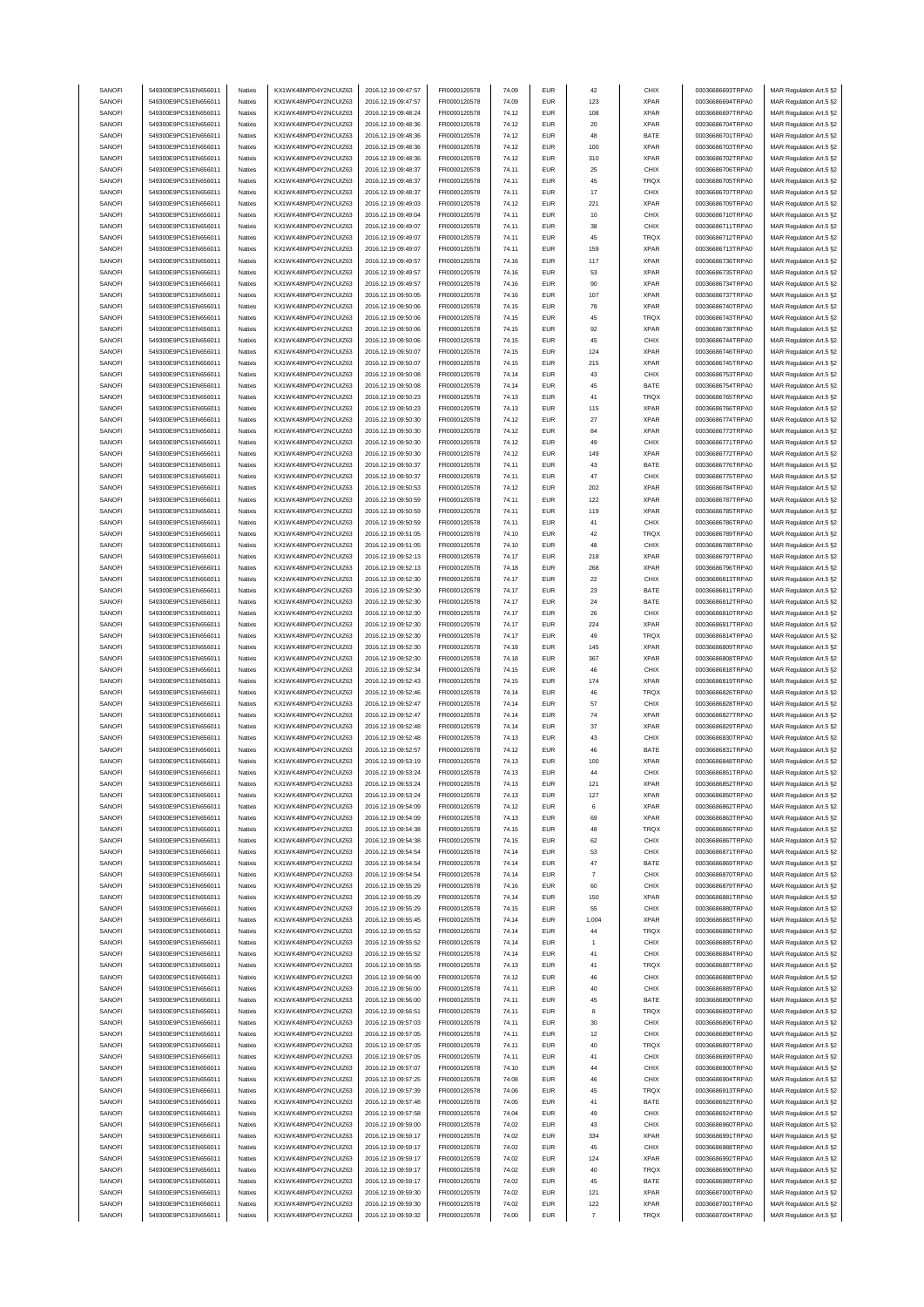| SANOFI | 549300E9PC51EN656011 | Natixis | KX1WK48MPD4Y2NCUIZ63 | 2016.12.19 09:47:57 | FR0000120578 | 74.09 | EUR | 42 | CHIX | 00036686693TRPA0 | MAR Regulation Art.5 §2 |
|---|---|---|---|---|---|---|---|---|---|---|---|
| SANOFI | 549300E9PC51EN656011 | Natixis | KX1WK48MPD4Y2NCUIZ63 | 2016.12.19 09:47:57 | FR0000120578 | 74.09 | EUR | 123 | XPAR | 00036686694TRPA0 | MAR Regulation Art.5 §2 |
| SANOFI | 549300E9PC51EN656011 | Natixis | KX1WK48MPD4Y2NCUIZ63 | 2016.12.19 09:48:24 | FR0000120578 | 74.12 | EUR | 108 | XPAR | 00036686697TRPA0 | MAR Regulation Art.5 §2 |
| SANOFI | 549300E9PC51EN656011 | Natixis | KX1WK48MPD4Y2NCUIZ63 | 2016.12.19 09:48:36 | FR0000120578 | 74.12 | EUR | 20 | XPAR | 00036686704TRPA0 | MAR Regulation Art.5 §2 |
| SANOFI | 549300E9PC51EN656011 | Natixis | KX1WK48MPD4Y2NCUIZ63 | 2016.12.19 09:48:36 | FR0000120578 | 74.12 | EUR | 48 | BATE | 00036686701TRPA0 | MAR Regulation Art.5 §2 |
| SANOFI | 549300E9PC51EN656011 | Natixis | KX1WK48MPD4Y2NCUIZ63 | 2016.12.19 09:48:36 | FR0000120578 | 74.12 | EUR | 100 | XPAR | 00036686703TRPA0 | MAR Regulation Art.5 §2 |
| SANOFI | 549300E9PC51EN656011 | Natixis | KX1WK48MPD4Y2NCUIZ63 | 2016.12.19 09:48:36 | FR0000120578 | 74.12 | EUR | 310 | XPAR | 00036686702TRPA0 | MAR Regulation Art.5 §2 |
| SANOFI | 549300E9PC51EN656011 | Natixis | KX1WK48MPD4Y2NCUIZ63 | 2016.12.19 09:48:37 | FR0000120578 | 74.11 | EUR | 25 | CHIX | 00036686706TRPA0 | MAR Regulation Art.5 §2 |
| SANOFI | 549300E9PC51EN656011 | Natixis | KX1WK48MPD4Y2NCUIZ63 | 2016.12.19 09:48:37 | FR0000120578 | 74.11 | EUR | 45 | TRQX | 00036686705TRPA0 | MAR Regulation Art.5 §2 |
| SANOFI | 549300E9PC51EN656011 | Natixis | KX1WK48MPD4Y2NCUIZ63 | 2016.12.19 09:48:37 | FR0000120578 | 74.11 | EUR | 17 | CHIX | 00036686707TRPA0 | MAR Regulation Art.5 §2 |
| SANOFI | 549300E9PC51EN656011 | Natixis | KX1WK48MPD4Y2NCUIZ63 | 2016.12.19 09:49:03 | FR0000120578 | 74.12 | EUR | 221 | XPAR | 00036686709TRPA0 | MAR Regulation Art.5 §2 |
| SANOFI | 549300E9PC51EN656011 | Natixis | KX1WK48MPD4Y2NCUIZ63 | 2016.12.19 09:49:04 | FR0000120578 | 74.11 | EUR | 10 | CHIX | 00036686710TRPA0 | MAR Regulation Art.5 §2 |
| SANOFI | 549300E9PC51EN656011 | Natixis | KX1WK48MPD4Y2NCUIZ63 | 2016.12.19 09:49:07 | FR0000120578 | 74.11 | EUR | 38 | CHIX | 00036686711TRPA0 | MAR Regulation Art.5 §2 |
| SANOFI | 549300E9PC51EN656011 | Natixis | KX1WK48MPD4Y2NCUIZ63 | 2016.12.19 09:49:07 | FR0000120578 | 74.11 | EUR | 45 | TRQX | 00036686712TRPA0 | MAR Regulation Art.5 §2 |
| SANOFI | 549300E9PC51EN656011 | Natixis | KX1WK48MPD4Y2NCUIZ63 | 2016.12.19 09:49:07 | FR0000120578 | 74.11 | EUR | 159 | XPAR | 00036686713TRPA0 | MAR Regulation Art.5 §2 |
| SANOFI | 549300E9PC51EN656011 | Natixis | KX1WK48MPD4Y2NCUIZ63 | 2016.12.19 09:49:57 | FR0000120578 | 74.16 | EUR | 117 | XPAR | 00036686736TRPA0 | MAR Regulation Art.5 §2 |
| SANOFI | 549300E9PC51EN656011 | Natixis | KX1WK48MPD4Y2NCUIZ63 | 2016.12.19 09:49:57 | FR0000120578 | 74.16 | EUR | 53 | XPAR | 00036686735TRPA0 | MAR Regulation Art.5 §2 |
| SANOFI | 549300E9PC51EN656011 | Natixis | KX1WK48MPD4Y2NCUIZ63 | 2016.12.19 09:49:57 | FR0000120578 | 74.16 | EUR | 90 | XPAR | 00036686734TRPA0 | MAR Regulation Art.5 §2 |
| SANOFI | 549300E9PC51EN656011 | Natixis | KX1WK48MPD4Y2NCUIZ63 | 2016.12.19 09:50:05 | FR0000120578 | 74.16 | EUR | 107 | XPAR | 00036686737TRPA0 | MAR Regulation Art.5 §2 |
| SANOFI | 549300E9PC51EN656011 | Natixis | KX1WK48MPD4Y2NCUIZ63 | 2016.12.19 09:50:06 | FR0000120578 | 74.15 | EUR | 78 | XPAR | 00036686740TRPA0 | MAR Regulation Art.5 §2 |
| SANOFI | 549300E9PC51EN656011 | Natixis | KX1WK48MPD4Y2NCUIZ63 | 2016.12.19 09:50:06 | FR0000120578 | 74.15 | EUR | 45 | TRQX | 00036686743TRPA0 | MAR Regulation Art.5 §2 |
| SANOFI | 549300E9PC51EN656011 | Natixis | KX1WK48MPD4Y2NCUIZ63 | 2016.12.19 09:50:06 | FR0000120578 | 74.15 | EUR | 92 | XPAR | 00036686738TRPA0 | MAR Regulation Art.5 §2 |
| SANOFI | 549300E9PC51EN656011 | Natixis | KX1WK48MPD4Y2NCUIZ63 | 2016.12.19 09:50:06 | FR0000120578 | 74.15 | EUR | 45 | CHIX | 00036686744TRPA0 | MAR Regulation Art.5 §2 |
| SANOFI | 549300E9PC51EN656011 | Natixis | KX1WK48MPD4Y2NCUIZ63 | 2016.12.19 09:50:07 | FR0000120578 | 74.15 | EUR | 124 | XPAR | 00036686746TRPA0 | MAR Regulation Art.5 §2 |
| SANOFI | 549300E9PC51EN656011 | Natixis | KX1WK48MPD4Y2NCUIZ63 | 2016.12.19 09:50:07 | FR0000120578 | 74.15 | EUR | 215 | XPAR | 00036686745TRPA0 | MAR Regulation Art.5 §2 |
| SANOFI | 549300E9PC51EN656011 | Natixis | KX1WK48MPD4Y2NCUIZ63 | 2016.12.19 09:50:08 | FR0000120578 | 74.14 | EUR | 43 | CHIX | 00036686753TRPA0 | MAR Regulation Art.5 §2 |
| SANOFI | 549300E9PC51EN656011 | Natixis | KX1WK48MPD4Y2NCUIZ63 | 2016.12.19 09:50:08 | FR0000120578 | 74.14 | EUR | 45 | BATE | 00036686754TRPA0 | MAR Regulation Art.5 §2 |
| SANOFI | 549300E9PC51EN656011 | Natixis | KX1WK48MPD4Y2NCUIZ63 | 2016.12.19 09:50:23 | FR0000120578 | 74.13 | EUR | 41 | TRQX | 00036686765TRPA0 | MAR Regulation Art.5 §2 |
| SANOFI | 549300E9PC51EN656011 | Natixis | KX1WK48MPD4Y2NCUIZ63 | 2016.12.19 09:50:23 | FR0000120578 | 74.13 | EUR | 115 | XPAR | 00036686766TRPA0 | MAR Regulation Art.5 §2 |
| SANOFI | 549300E9PC51EN656011 | Natixis | KX1WK48MPD4Y2NCUIZ63 | 2016.12.19 09:50:30 | FR0000120578 | 74.12 | EUR | 27 | XPAR | 00036686774TRPA0 | MAR Regulation Art.5 §2 |
| SANOFI | 549300E9PC51EN656011 | Natixis | KX1WK48MPD4Y2NCUIZ63 | 2016.12.19 09:50:30 | FR0000120578 | 74.12 | EUR | 84 | XPAR | 00036686773TRPA0 | MAR Regulation Art.5 §2 |
| SANOFI | 549300E9PC51EN656011 | Natixis | KX1WK48MPD4Y2NCUIZ63 | 2016.12.19 09:50:30 | FR0000120578 | 74.12 | EUR | 49 | CHIX | 00036686771TRPA0 | MAR Regulation Art.5 §2 |
| SANOFI | 549300E9PC51EN656011 | Natixis | KX1WK48MPD4Y2NCUIZ63 | 2016.12.19 09:50:30 | FR0000120578 | 74.12 | EUR | 149 | XPAR | 00036686772TRPA0 | MAR Regulation Art.5 §2 |
| SANOFI | 549300E9PC51EN656011 | Natixis | KX1WK48MPD4Y2NCUIZ63 | 2016.12.19 09:50:37 | FR0000120578 | 74.11 | EUR | 43 | BATE | 00036686776TRPA0 | MAR Regulation Art.5 §2 |
| SANOFI | 549300E9PC51EN656011 | Natixis | KX1WK48MPD4Y2NCUIZ63 | 2016.12.19 09:50:37 | FR0000120578 | 74.11 | EUR | 47 | CHIX | 00036686775TRPA0 | MAR Regulation Art.5 §2 |
| SANOFI | 549300E9PC51EN656011 | Natixis | KX1WK48MPD4Y2NCUIZ63 | 2016.12.19 09:50:53 | FR0000120578 | 74.12 | EUR | 202 | XPAR | 00036686784TRPA0 | MAR Regulation Art.5 §2 |
| SANOFI | 549300E9PC51EN656011 | Natixis | KX1WK48MPD4Y2NCUIZ63 | 2016.12.19 09:50:59 | FR0000120578 | 74.11 | EUR | 122 | XPAR | 00036686787TRPA0 | MAR Regulation Art.5 §2 |
| SANOFI | 549300E9PC51EN656011 | Natixis | KX1WK48MPD4Y2NCUIZ63 | 2016.12.19 09:50:59 | FR0000120578 | 74.11 | EUR | 119 | XPAR | 00036686785TRPA0 | MAR Regulation Art.5 §2 |
| SANOFI | 549300E9PC51EN656011 | Natixis | KX1WK48MPD4Y2NCUIZ63 | 2016.12.19 09:50:59 | FR0000120578 | 74.11 | EUR | 41 | CHIX | 00036686786TRPA0 | MAR Regulation Art.5 §2 |
| SANOFI | 549300E9PC51EN656011 | Natixis | KX1WK48MPD4Y2NCUIZ63 | 2016.12.19 09:51:05 | FR0000120578 | 74.10 | EUR | 42 | TRQX | 00036686789TRPA0 | MAR Regulation Art.5 §2 |
| SANOFI | 549300E9PC51EN656011 | Natixis | KX1WK48MPD4Y2NCUIZ63 | 2016.12.19 09:51:05 | FR0000120578 | 74.10 | EUR | 48 | CHIX | 00036686788TRPA0 | MAR Regulation Art.5 §2 |
| SANOFI | 549300E9PC51EN656011 | Natixis | KX1WK48MPD4Y2NCUIZ63 | 2016.12.19 09:52:13 | FR0000120578 | 74.17 | EUR | 218 | XPAR | 00036686797TRPA0 | MAR Regulation Art.5 §2 |
| SANOFI | 549300E9PC51EN656011 | Natixis | KX1WK48MPD4Y2NCUIZ63 | 2016.12.19 09:52:13 | FR0000120578 | 74.18 | EUR | 268 | XPAR | 00036686796TRPA0 | MAR Regulation Art.5 §2 |
| SANOFI | 549300E9PC51EN656011 | Natixis | KX1WK48MPD4Y2NCUIZ63 | 2016.12.19 09:52:30 | FR0000120578 | 74.17 | EUR | 22 | CHIX | 00036686813TRPA0 | MAR Regulation Art.5 §2 |
| SANOFI | 549300E9PC51EN656011 | Natixis | KX1WK48MPD4Y2NCUIZ63 | 2016.12.19 09:52:30 | FR0000120578 | 74.17 | EUR | 23 | BATE | 00036686811TRPA0 | MAR Regulation Art.5 §2 |
| SANOFI | 549300E9PC51EN656011 | Natixis | KX1WK48MPD4Y2NCUIZ63 | 2016.12.19 09:52:30 | FR0000120578 | 74.17 | EUR | 24 | BATE | 00036686812TRPA0 | MAR Regulation Art.5 §2 |
| SANOFI | 549300E9PC51EN656011 | Natixis | KX1WK48MPD4Y2NCUIZ63 | 2016.12.19 09:52:30 | FR0000120578 | 74.17 | EUR | 26 | CHIX | 00036686810TRPA0 | MAR Regulation Art.5 §2 |
| SANOFI | 549300E9PC51EN656011 | Natixis | KX1WK48MPD4Y2NCUIZ63 | 2016.12.19 09:52:30 | FR0000120578 | 74.17 | EUR | 224 | XPAR | 00036686817TRPA0 | MAR Regulation Art.5 §2 |
| SANOFI | 549300E9PC51EN656011 | Natixis | KX1WK48MPD4Y2NCUIZ63 | 2016.12.19 09:52:30 | FR0000120578 | 74.17 | EUR | 49 | TRQX | 00036686814TRPA0 | MAR Regulation Art.5 §2 |
| SANOFI | 549300E9PC51EN656011 | Natixis | KX1WK48MPD4Y2NCUIZ63 | 2016.12.19 09:52:30 | FR0000120578 | 74.18 | EUR | 145 | XPAR | 00036686809TRPA0 | MAR Regulation Art.5 §2 |
| SANOFI | 549300E9PC51EN656011 | Natixis | KX1WK48MPD4Y2NCUIZ63 | 2016.12.19 09:52:30 | FR0000120578 | 74.18 | EUR | 367 | XPAR | 00036686808TRPA0 | MAR Regulation Art.5 §2 |
| SANOFI | 549300E9PC51EN656011 | Natixis | KX1WK48MPD4Y2NCUIZ63 | 2016.12.19 09:52:34 | FR0000120578 | 74.15 | EUR | 46 | CHIX | 00036686818TRPA0 | MAR Regulation Art.5 §2 |
| SANOFI | 549300E9PC51EN656011 | Natixis | KX1WK48MPD4Y2NCUIZ63 | 2016.12.19 09:52:43 | FR0000120578 | 74.15 | EUR | 174 | XPAR | 00036686819TRPA0 | MAR Regulation Art.5 §2 |
| SANOFI | 549300E9PC51EN656011 | Natixis | KX1WK48MPD4Y2NCUIZ63 | 2016.12.19 09:52:46 | FR0000120578 | 74.14 | EUR | 46 | TRQX | 00036686826TRPA0 | MAR Regulation Art.5 §2 |
| SANOFI | 549300E9PC51EN656011 | Natixis | KX1WK48MPD4Y2NCUIZ63 | 2016.12.19 09:52:47 | FR0000120578 | 74.14 | EUR | 57 | CHIX | 00036686828TRPA0 | MAR Regulation Art.5 §2 |
| SANOFI | 549300E9PC51EN656011 | Natixis | KX1WK48MPD4Y2NCUIZ63 | 2016.12.19 09:52:47 | FR0000120578 | 74.14 | EUR | 74 | XPAR | 00036686827TRPA0 | MAR Regulation Art.5 §2 |
| SANOFI | 549300E9PC51EN656011 | Natixis | KX1WK48MPD4Y2NCUIZ63 | 2016.12.19 09:52:48 | FR0000120578 | 74.14 | EUR | 37 | XPAR | 00036686829TRPA0 | MAR Regulation Art.5 §2 |
| SANOFI | 549300E9PC51EN656011 | Natixis | KX1WK48MPD4Y2NCUIZ63 | 2016.12.19 09:52:48 | FR0000120578 | 74.13 | EUR | 43 | CHIX | 00036686830TRPA0 | MAR Regulation Art.5 §2 |
| SANOFI | 549300E9PC51EN656011 | Natixis | KX1WK48MPD4Y2NCUIZ63 | 2016.12.19 09:52:57 | FR0000120578 | 74.12 | EUR | 46 | BATE | 00036686831TRPA0 | MAR Regulation Art.5 §2 |
| SANOFI | 549300E9PC51EN656011 | Natixis | KX1WK48MPD4Y2NCUIZ63 | 2016.12.19 09:53:19 | FR0000120578 | 74.13 | EUR | 100 | XPAR | 00036686848TRPA0 | MAR Regulation Art.5 §2 |
| SANOFI | 549300E9PC51EN656011 | Natixis | KX1WK48MPD4Y2NCUIZ63 | 2016.12.19 09:53:24 | FR0000120578 | 74.13 | EUR | 44 | CHIX | 00036686851TRPA0 | MAR Regulation Art.5 §2 |
| SANOFI | 549300E9PC51EN656011 | Natixis | KX1WK48MPD4Y2NCUIZ63 | 2016.12.19 09:53:24 | FR0000120578 | 74.13 | EUR | 121 | XPAR | 00036686852TRPA0 | MAR Regulation Art.5 §2 |
| SANOFI | 549300E9PC51EN656011 | Natixis | KX1WK48MPD4Y2NCUIZ63 | 2016.12.19 09:53:24 | FR0000120578 | 74.13 | EUR | 127 | XPAR | 00036686850TRPA0 | MAR Regulation Art.5 §2 |
| SANOFI | 549300E9PC51EN656011 | Natixis | KX1WK48MPD4Y2NCUIZ63 | 2016.12.19 09:54:09 | FR0000120578 | 74.12 | EUR | 6 | XPAR | 00036686862TRPA0 | MAR Regulation Art.5 §2 |
| SANOFI | 549300E9PC51EN656011 | Natixis | KX1WK48MPD4Y2NCUIZ63 | 2016.12.19 09:54:09 | FR0000120578 | 74.13 | EUR | 69 | XPAR | 00036686863TRPA0 | MAR Regulation Art.5 §2 |
| SANOFI | 549300E9PC51EN656011 | Natixis | KX1WK48MPD4Y2NCUIZ63 | 2016.12.19 09:54:38 | FR0000120578 | 74.15 | EUR | 48 | TRQX | 00036686866TRPA0 | MAR Regulation Art.5 §2 |
| SANOFI | 549300E9PC51EN656011 | Natixis | KX1WK48MPD4Y2NCUIZ63 | 2016.12.19 09:54:38 | FR0000120578 | 74.15 | EUR | 62 | CHIX | 00036686867TRPA0 | MAR Regulation Art.5 §2 |
| SANOFI | 549300E9PC51EN656011 | Natixis | KX1WK48MPD4Y2NCUIZ63 | 2016.12.19 09:54:54 | FR0000120578 | 74.14 | EUR | 53 | CHIX | 00036686871TRPA0 | MAR Regulation Art.5 §2 |
| SANOFI | 549300E9PC51EN656011 | Natixis | KX1WK48MPD4Y2NCUIZ63 | 2016.12.19 09:54:54 | FR0000120578 | 74.14 | EUR | 47 | BATE | 00036686869TRPA0 | MAR Regulation Art.5 §2 |
| SANOFI | 549300E9PC51EN656011 | Natixis | KX1WK48MPD4Y2NCUIZ63 | 2016.12.19 09:54:54 | FR0000120578 | 74.14 | EUR | 7 | CHIX | 00036686870TRPA0 | MAR Regulation Art.5 §2 |
| SANOFI | 549300E9PC51EN656011 | Natixis | KX1WK48MPD4Y2NCUIZ63 | 2016.12.19 09:55:29 | FR0000120578 | 74.16 | EUR | 60 | CHIX | 00036686879TRPA0 | MAR Regulation Art.5 §2 |
| SANOFI | 549300E9PC51EN656011 | Natixis | KX1WK48MPD4Y2NCUIZ63 | 2016.12.19 09:55:29 | FR0000120578 | 74.14 | EUR | 150 | XPAR | 00036686881TRPA0 | MAR Regulation Art.5 §2 |
| SANOFI | 549300E9PC51EN656011 | Natixis | KX1WK48MPD4Y2NCUIZ63 | 2016.12.19 09:55:29 | FR0000120578 | 74.15 | EUR | 55 | CHIX | 00036686880TRPA0 | MAR Regulation Art.5 §2 |
| SANOFI | 549300E9PC51EN656011 | Natixis | KX1WK48MPD4Y2NCUIZ63 | 2016.12.19 09:55:45 | FR0000120578 | 74.14 | EUR | 1,004 | XPAR | 00036686883TRPA0 | MAR Regulation Art.5 §2 |
| SANOFI | 549300E9PC51EN656011 | Natixis | KX1WK48MPD4Y2NCUIZ63 | 2016.12.19 09:55:52 | FR0000120578 | 74.14 | EUR | 44 | TRQX | 00036686886TRPA0 | MAR Regulation Art.5 §2 |
| SANOFI | 549300E9PC51EN656011 | Natixis | KX1WK48MPD4Y2NCUIZ63 | 2016.12.19 09:55:52 | FR0000120578 | 74.14 | EUR | 1 | CHIX | 00036686885TRPA0 | MAR Regulation Art.5 §2 |
| SANOFI | 549300E9PC51EN656011 | Natixis | KX1WK48MPD4Y2NCUIZ63 | 2016.12.19 09:55:52 | FR0000120578 | 74.14 | EUR | 41 | CHIX | 00036686884TRPA0 | MAR Regulation Art.5 §2 |
| SANOFI | 549300E9PC51EN656011 | Natixis | KX1WK48MPD4Y2NCUIZ63 | 2016.12.19 09:55:55 | FR0000120578 | 74.13 | EUR | 41 | TRQX | 00036686887TRPA0 | MAR Regulation Art.5 §2 |
| SANOFI | 549300E9PC51EN656011 | Natixis | KX1WK48MPD4Y2NCUIZ63 | 2016.12.19 09:56:00 | FR0000120578 | 74.12 | EUR | 46 | CHIX | 00036686888TRPA0 | MAR Regulation Art.5 §2 |
| SANOFI | 549300E9PC51EN656011 | Natixis | KX1WK48MPD4Y2NCUIZ63 | 2016.12.19 09:56:00 | FR0000120578 | 74.11 | EUR | 40 | CHIX | 00036686889TRPA0 | MAR Regulation Art.5 §2 |
| SANOFI | 549300E9PC51EN656011 | Natixis | KX1WK48MPD4Y2NCUIZ63 | 2016.12.19 09:56:00 | FR0000120578 | 74.11 | EUR | 45 | BATE | 00036686890TRPA0 | MAR Regulation Art.5 §2 |
| SANOFI | 549300E9PC51EN656011 | Natixis | KX1WK48MPD4Y2NCUIZ63 | 2016.12.19 09:56:51 | FR0000120578 | 74.11 | EUR | 8 | TRQX | 00036686893TRPA0 | MAR Regulation Art.5 §2 |
| SANOFI | 549300E9PC51EN656011 | Natixis | KX1WK48MPD4Y2NCUIZ63 | 2016.12.19 09:57:03 | FR0000120578 | 74.11 | EUR | 30 | CHIX | 00036686896TRPA0 | MAR Regulation Art.5 §2 |
| SANOFI | 549300E9PC51EN656011 | Natixis | KX1WK48MPD4Y2NCUIZ63 | 2016.12.19 09:57:05 | FR0000120578 | 74.11 | EUR | 12 | CHIX | 00036686898TRPA0 | MAR Regulation Art.5 §2 |
| SANOFI | 549300E9PC51EN656011 | Natixis | KX1WK48MPD4Y2NCUIZ63 | 2016.12.19 09:57:05 | FR0000120578 | 74.11 | EUR | 40 | TRQX | 00036686897TRPA0 | MAR Regulation Art.5 §2 |
| SANOFI | 549300E9PC51EN656011 | Natixis | KX1WK48MPD4Y2NCUIZ63 | 2016.12.19 09:57:05 | FR0000120578 | 74.11 | EUR | 41 | CHIX | 00036686899TRPA0 | MAR Regulation Art.5 §2 |
| SANOFI | 549300E9PC51EN656011 | Natixis | KX1WK48MPD4Y2NCUIZ63 | 2016.12.19 09:57:07 | FR0000120578 | 74.10 | EUR | 44 | CHIX | 00036686900TRPA0 | MAR Regulation Art.5 §2 |
| SANOFI | 549300E9PC51EN656011 | Natixis | KX1WK48MPD4Y2NCUIZ63 | 2016.12.19 09:57:25 | FR0000120578 | 74.08 | EUR | 46 | CHIX | 00036686904TRPA0 | MAR Regulation Art.5 §2 |
| SANOFI | 549300E9PC51EN656011 | Natixis | KX1WK48MPD4Y2NCUIZ63 | 2016.12.19 09:57:39 | FR0000120578 | 74.06 | EUR | 45 | TRQX | 00036686913TRPA0 | MAR Regulation Art.5 §2 |
| SANOFI | 549300E9PC51EN656011 | Natixis | KX1WK48MPD4Y2NCUIZ63 | 2016.12.19 09:57:48 | FR0000120578 | 74.05 | EUR | 41 | BATE | 00036686923TRPA0 | MAR Regulation Art.5 §2 |
| SANOFI | 549300E9PC51EN656011 | Natixis | KX1WK48MPD4Y2NCUIZ63 | 2016.12.19 09:57:58 | FR0000120578 | 74.04 | EUR | 49 | CHIX | 00036686924TRPA0 | MAR Regulation Art.5 §2 |
| SANOFI | 549300E9PC51EN656011 | Natixis | KX1WK48MPD4Y2NCUIZ63 | 2016.12.19 09:59:00 | FR0000120578 | 74.02 | EUR | 43 | CHIX | 00036686960TRPA0 | MAR Regulation Art.5 §2 |
| SANOFI | 549300E9PC51EN656011 | Natixis | KX1WK48MPD4Y2NCUIZ63 | 2016.12.19 09:59:17 | FR0000120578 | 74.02 | EUR | 334 | XPAR | 00036686991TRPA0 | MAR Regulation Art.5 §2 |
| SANOFI | 549300E9PC51EN656011 | Natixis | KX1WK48MPD4Y2NCUIZ63 | 2016.12.19 09:59:17 | FR0000120578 | 74.02 | EUR | 45 | CHIX | 00036686988TRPA0 | MAR Regulation Art.5 §2 |
| SANOFI | 549300E9PC51EN656011 | Natixis | KX1WK48MPD4Y2NCUIZ63 | 2016.12.19 09:59:17 | FR0000120578 | 74.02 | EUR | 124 | XPAR | 00036686992TRPA0 | MAR Regulation Art.5 §2 |
| SANOFI | 549300E9PC51EN656011 | Natixis | KX1WK48MPD4Y2NCUIZ63 | 2016.12.19 09:59:17 | FR0000120578 | 74.02 | EUR | 40 | TRQX | 00036686990TRPA0 | MAR Regulation Art.5 §2 |
| SANOFI | 549300E9PC51EN656011 | Natixis | KX1WK48MPD4Y2NCUIZ63 | 2016.12.19 09:59:17 | FR0000120578 | 74.02 | EUR | 45 | BATE | 00036686989TRPA0 | MAR Regulation Art.5 §2 |
| SANOFI | 549300E9PC51EN656011 | Natixis | KX1WK48MPD4Y2NCUIZ63 | 2016.12.19 09:59:30 | FR0000120578 | 74.02 | EUR | 121 | XPAR | 00036687000TRPA0 | MAR Regulation Art.5 §2 |
| SANOFI | 549300E9PC51EN656011 | Natixis | KX1WK48MPD4Y2NCUIZ63 | 2016.12.19 09:59:30 | FR0000120578 | 74.02 | EUR | 122 | XPAR | 00036687001TRPA0 | MAR Regulation Art.5 §2 |
| SANOFI | 549300E9PC51EN656011 | Natixis | KX1WK48MPD4Y2NCUIZ63 | 2016.12.19 09:59:32 | FR0000120578 | 74.00 | EUR | 7 | TRQX | 00036687004TRPA0 | MAR Regulation Art.5 §2 |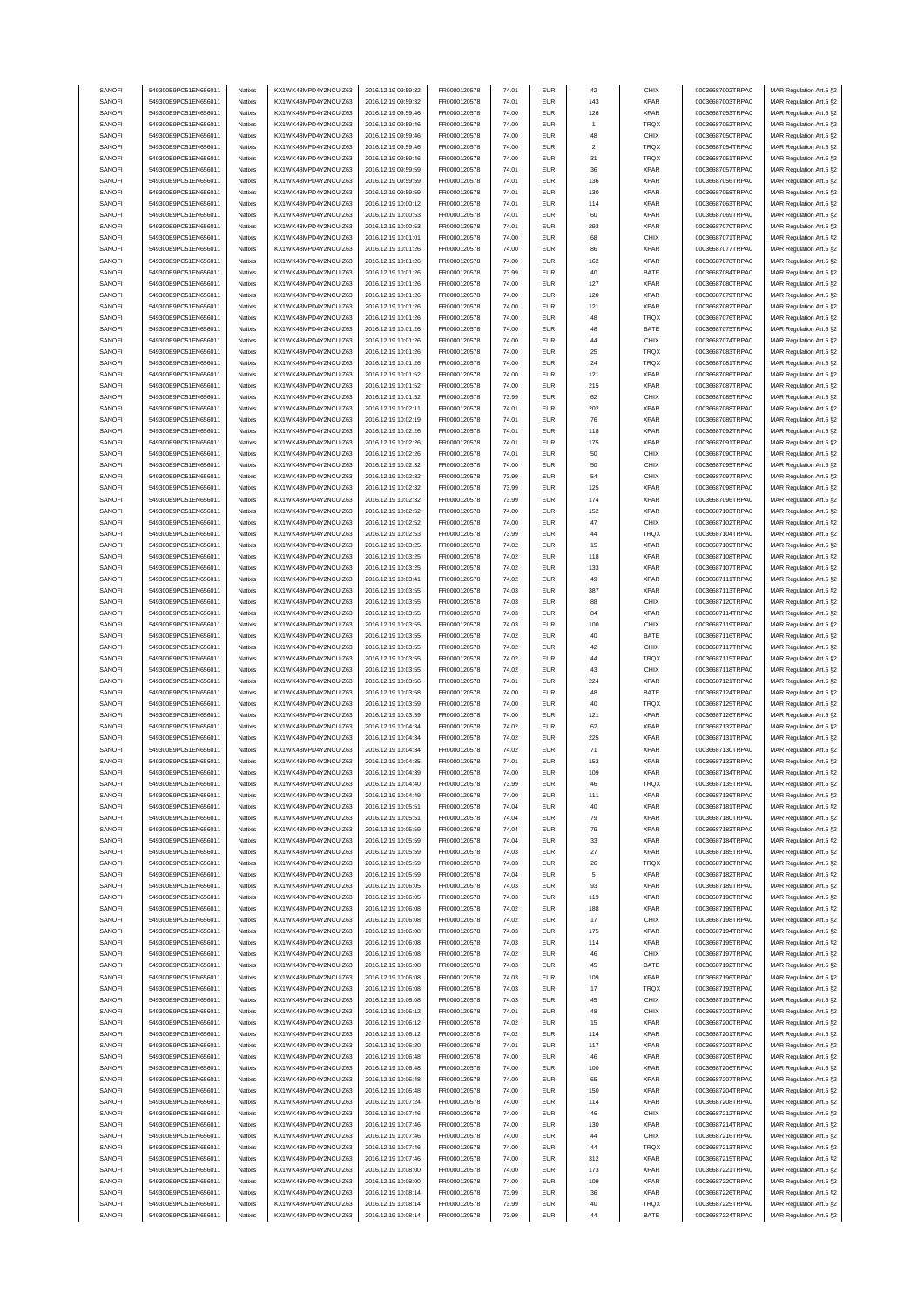| SANOFI | 549300E9PC51EN656011 | Natixis | KX1WK48MPD4Y2NCUIZ63 | 2016.12.19 09:59:32 | FR0000120578 | 74.01 | EUR | 42 | CHIX | 00036687002TRPA0 | MAR Regulation Art.5 §2 |
|---|---|---|---|---|---|---|---|---|---|---|---|
| SANOFI | 549300E9PC51EN656011 | Natixis | KX1WK48MPD4Y2NCUIZ63 | 2016.12.19 09:59:32 | FR0000120578 | 74.01 | EUR | 143 | XPAR | 00036687003TRPA0 | MAR Regulation Art.5 §2 |
| SANOFI | 549300E9PC51EN656011 | Natixis | KX1WK48MPD4Y2NCUIZ63 | 2016.12.19 09:59:46 | FR0000120578 | 74.00 | EUR | 126 | XPAR | 00036687053TRPA0 | MAR Regulation Art.5 §2 |
| SANOFI | 549300E9PC51EN656011 | Natixis | KX1WK48MPD4Y2NCUIZ63 | 2016.12.19 09:59:46 | FR0000120578 | 74.00 | EUR | 1 | TRQX | 00036687052TRPA0 | MAR Regulation Art.5 §2 |
| SANOFI | 549300E9PC51EN656011 | Natixis | KX1WK48MPD4Y2NCUIZ63 | 2016.12.19 09:59:46 | FR0000120578 | 74.00 | EUR | 48 | CHIX | 00036687050TRPA0 | MAR Regulation Art.5 §2 |
| SANOFI | 549300E9PC51EN656011 | Natixis | KX1WK48MPD4Y2NCUIZ63 | 2016.12.19 09:59:46 | FR0000120578 | 74.00 | EUR | 2 | TRQX | 00036687054TRPA0 | MAR Regulation Art.5 §2 |
| SANOFI | 549300E9PC51EN656011 | Natixis | KX1WK48MPD4Y2NCUIZ63 | 2016.12.19 09:59:46 | FR0000120578 | 74.00 | EUR | 31 | TRQX | 00036687051TRPA0 | MAR Regulation Art.5 §2 |
| SANOFI | 549300E9PC51EN656011 | Natixis | KX1WK48MPD4Y2NCUIZ63 | 2016.12.19 09:59:59 | FR0000120578 | 74.01 | EUR | 36 | XPAR | 00036687057TRPA0 | MAR Regulation Art.5 §2 |
| SANOFI | 549300E9PC51EN656011 | Natixis | KX1WK48MPD4Y2NCUIZ63 | 2016.12.19 09:59:59 | FR0000120578 | 74.01 | EUR | 136 | XPAR | 00036687056TRPA0 | MAR Regulation Art.5 §2 |
| SANOFI | 549300E9PC51EN656011 | Natixis | KX1WK48MPD4Y2NCUIZ63 | 2016.12.19 09:59:59 | FR0000120578 | 74.01 | EUR | 130 | XPAR | 00036687058TRPA0 | MAR Regulation Art.5 §2 |
| SANOFI | 549300E9PC51EN656011 | Natixis | KX1WK48MPD4Y2NCUIZ63 | 2016.12.19 10:00:12 | FR0000120578 | 74.01 | EUR | 114 | XPAR | 00036687063TRPA0 | MAR Regulation Art.5 §2 |
| SANOFI | 549300E9PC51EN656011 | Natixis | KX1WK48MPD4Y2NCUIZ63 | 2016.12.19 10:00:53 | FR0000120578 | 74.01 | EUR | 60 | XPAR | 00036687069TRPA0 | MAR Regulation Art.5 §2 |
| SANOFI | 549300E9PC51EN656011 | Natixis | KX1WK48MPD4Y2NCUIZ63 | 2016.12.19 10:00:53 | FR0000120578 | 74.01 | EUR | 293 | XPAR | 00036687070TRPA0 | MAR Regulation Art.5 §2 |
| SANOFI | 549300E9PC51EN656011 | Natixis | KX1WK48MPD4Y2NCUIZ63 | 2016.12.19 10:01:01 | FR0000120578 | 74.00 | EUR | 68 | CHIX | 00036687071TRPA0 | MAR Regulation Art.5 §2 |
| SANOFI | 549300E9PC51EN656011 | Natixis | KX1WK48MPD4Y2NCUIZ63 | 2016.12.19 10:01:26 | FR0000120578 | 74.00 | EUR | 86 | XPAR | 00036687077TRPA0 | MAR Regulation Art.5 §2 |
| SANOFI | 549300E9PC51EN656011 | Natixis | KX1WK48MPD4Y2NCUIZ63 | 2016.12.19 10:01:26 | FR0000120578 | 74.00 | EUR | 162 | XPAR | 00036687078TRPA0 | MAR Regulation Art.5 §2 |
| SANOFI | 549300E9PC51EN656011 | Natixis | KX1WK48MPD4Y2NCUIZ63 | 2016.12.19 10:01:26 | FR0000120578 | 73.99 | EUR | 40 | BATE | 00036687084TRPA0 | MAR Regulation Art.5 §2 |
| SANOFI | 549300E9PC51EN656011 | Natixis | KX1WK48MPD4Y2NCUIZ63 | 2016.12.19 10:01:26 | FR0000120578 | 74.00 | EUR | 127 | XPAR | 00036687080TRPA0 | MAR Regulation Art.5 §2 |
| SANOFI | 549300E9PC51EN656011 | Natixis | KX1WK48MPD4Y2NCUIZ63 | 2016.12.19 10:01:26 | FR0000120578 | 74.00 | EUR | 120 | XPAR | 00036687079TRPA0 | MAR Regulation Art.5 §2 |
| SANOFI | 549300E9PC51EN656011 | Natixis | KX1WK48MPD4Y2NCUIZ63 | 2016.12.19 10:01:26 | FR0000120578 | 74.00 | EUR | 121 | XPAR | 00036687082TRPA0 | MAR Regulation Art.5 §2 |
| SANOFI | 549300E9PC51EN656011 | Natixis | KX1WK48MPD4Y2NCUIZ63 | 2016.12.19 10:01:26 | FR0000120578 | 74.00 | EUR | 48 | TRQX | 00036687076TRPA0 | MAR Regulation Art.5 §2 |
| SANOFI | 549300E9PC51EN656011 | Natixis | KX1WK48MPD4Y2NCUIZ63 | 2016.12.19 10:01:26 | FR0000120578 | 74.00 | EUR | 48 | BATE | 00036687075TRPA0 | MAR Regulation Art.5 §2 |
| SANOFI | 549300E9PC51EN656011 | Natixis | KX1WK48MPD4Y2NCUIZ63 | 2016.12.19 10:01:26 | FR0000120578 | 74.00 | EUR | 44 | CHIX | 00036687074TRPA0 | MAR Regulation Art.5 §2 |
| SANOFI | 549300E9PC51EN656011 | Natixis | KX1WK48MPD4Y2NCUIZ63 | 2016.12.19 10:01:26 | FR0000120578 | 74.00 | EUR | 25 | TRQX | 00036687083TRPA0 | MAR Regulation Art.5 §2 |
| SANOFI | 549300E9PC51EN656011 | Natixis | KX1WK48MPD4Y2NCUIZ63 | 2016.12.19 10:01:26 | FR0000120578 | 74.00 | EUR | 24 | TRQX | 00036687081TRPA0 | MAR Regulation Art.5 §2 |
| SANOFI | 549300E9PC51EN656011 | Natixis | KX1WK48MPD4Y2NCUIZ63 | 2016.12.19 10:01:52 | FR0000120578 | 74.00 | EUR | 121 | XPAR | 00036687086TRPA0 | MAR Regulation Art.5 §2 |
| SANOFI | 549300E9PC51EN656011 | Natixis | KX1WK48MPD4Y2NCUIZ63 | 2016.12.19 10:01:52 | FR0000120578 | 74.00 | EUR | 215 | XPAR | 00036687087TRPA0 | MAR Regulation Art.5 §2 |
| SANOFI | 549300E9PC51EN656011 | Natixis | KX1WK48MPD4Y2NCUIZ63 | 2016.12.19 10:01:52 | FR0000120578 | 73.99 | EUR | 62 | CHIX | 00036687085TRPA0 | MAR Regulation Art.5 §2 |
| SANOFI | 549300E9PC51EN656011 | Natixis | KX1WK48MPD4Y2NCUIZ63 | 2016.12.19 10:02:11 | FR0000120578 | 74.01 | EUR | 202 | XPAR | 00036687088TRPA0 | MAR Regulation Art.5 §2 |
| SANOFI | 549300E9PC51EN656011 | Natixis | KX1WK48MPD4Y2NCUIZ63 | 2016.12.19 10:02:19 | FR0000120578 | 74.01 | EUR | 76 | XPAR | 00036687089TRPA0 | MAR Regulation Art.5 §2 |
| SANOFI | 549300E9PC51EN656011 | Natixis | KX1WK48MPD4Y2NCUIZ63 | 2016.12.19 10:02:26 | FR0000120578 | 74.01 | EUR | 118 | XPAR | 00036687092TRPA0 | MAR Regulation Art.5 §2 |
| SANOFI | 549300E9PC51EN656011 | Natixis | KX1WK48MPD4Y2NCUIZ63 | 2016.12.19 10:02:26 | FR0000120578 | 74.01 | EUR | 175 | XPAR | 00036687091TRPA0 | MAR Regulation Art.5 §2 |
| SANOFI | 549300E9PC51EN656011 | Natixis | KX1WK48MPD4Y2NCUIZ63 | 2016.12.19 10:02:26 | FR0000120578 | 74.01 | EUR | 50 | CHIX | 00036687090TRPA0 | MAR Regulation Art.5 §2 |
| SANOFI | 549300E9PC51EN656011 | Natixis | KX1WK48MPD4Y2NCUIZ63 | 2016.12.19 10:02:32 | FR0000120578 | 74.00 | EUR | 50 | CHIX | 00036687095TRPA0 | MAR Regulation Art.5 §2 |
| SANOFI | 549300E9PC51EN656011 | Natixis | KX1WK48MPD4Y2NCUIZ63 | 2016.12.19 10:02:32 | FR0000120578 | 73.99 | EUR | 54 | CHIX | 00036687097TRPA0 | MAR Regulation Art.5 §2 |
| SANOFI | 549300E9PC51EN656011 | Natixis | KX1WK48MPD4Y2NCUIZ63 | 2016.12.19 10:02:32 | FR0000120578 | 73.99 | EUR | 125 | XPAR | 00036687098TRPA0 | MAR Regulation Art.5 §2 |
| SANOFI | 549300E9PC51EN656011 | Natixis | KX1WK48MPD4Y2NCUIZ63 | 2016.12.19 10:02:32 | FR0000120578 | 73.99 | EUR | 174 | XPAR | 00036687096TRPA0 | MAR Regulation Art.5 §2 |
| SANOFI | 549300E9PC51EN656011 | Natixis | KX1WK48MPD4Y2NCUIZ63 | 2016.12.19 10:02:52 | FR0000120578 | 74.00 | EUR | 152 | XPAR | 00036687103TRPA0 | MAR Regulation Art.5 §2 |
| SANOFI | 549300E9PC51EN656011 | Natixis | KX1WK48MPD4Y2NCUIZ63 | 2016.12.19 10:02:52 | FR0000120578 | 74.00 | EUR | 47 | CHIX | 00036687102TRPA0 | MAR Regulation Art.5 §2 |
| SANOFI | 549300E9PC51EN656011 | Natixis | KX1WK48MPD4Y2NCUIZ63 | 2016.12.19 10:02:53 | FR0000120578 | 73.99 | EUR | 44 | TRQX | 00036687104TRPA0 | MAR Regulation Art.5 §2 |
| SANOFI | 549300E9PC51EN656011 | Natixis | KX1WK48MPD4Y2NCUIZ63 | 2016.12.19 10:03:25 | FR0000120578 | 74.02 | EUR | 15 | XPAR | 00036687109TRPA0 | MAR Regulation Art.5 §2 |
| SANOFI | 549300E9PC51EN656011 | Natixis | KX1WK48MPD4Y2NCUIZ63 | 2016.12.19 10:03:25 | FR0000120578 | 74.02 | EUR | 118 | XPAR | 00036687108TRPA0 | MAR Regulation Art.5 §2 |
| SANOFI | 549300E9PC51EN656011 | Natixis | KX1WK48MPD4Y2NCUIZ63 | 2016.12.19 10:03:25 | FR0000120578 | 74.02 | EUR | 133 | XPAR | 00036687107TRPA0 | MAR Regulation Art.5 §2 |
| SANOFI | 549300E9PC51EN656011 | Natixis | KX1WK48MPD4Y2NCUIZ63 | 2016.12.19 10:03:41 | FR0000120578 | 74.02 | EUR | 49 | XPAR | 00036687111TRPA0 | MAR Regulation Art.5 §2 |
| SANOFI | 549300E9PC51EN656011 | Natixis | KX1WK48MPD4Y2NCUIZ63 | 2016.12.19 10:03:55 | FR0000120578 | 74.03 | EUR | 387 | XPAR | 00036687113TRPA0 | MAR Regulation Art.5 §2 |
| SANOFI | 549300E9PC51EN656011 | Natixis | KX1WK48MPD4Y2NCUIZ63 | 2016.12.19 10:03:55 | FR0000120578 | 74.03 | EUR | 88 | CHIX | 00036687120TRPA0 | MAR Regulation Art.5 §2 |
| SANOFI | 549300E9PC51EN656011 | Natixis | KX1WK48MPD4Y2NCUIZ63 | 2016.12.19 10:03:55 | FR0000120578 | 74.03 | EUR | 84 | XPAR | 00036687114TRPA0 | MAR Regulation Art.5 §2 |
| SANOFI | 549300E9PC51EN656011 | Natixis | KX1WK48MPD4Y2NCUIZ63 | 2016.12.19 10:03:55 | FR0000120578 | 74.03 | EUR | 100 | CHIX | 00036687119TRPA0 | MAR Regulation Art.5 §2 |
| SANOFI | 549300E9PC51EN656011 | Natixis | KX1WK48MPD4Y2NCUIZ63 | 2016.12.19 10:03:55 | FR0000120578 | 74.02 | EUR | 40 | BATE | 00036687116TRPA0 | MAR Regulation Art.5 §2 |
| SANOFI | 549300E9PC51EN656011 | Natixis | KX1WK48MPD4Y2NCUIZ63 | 2016.12.19 10:03:55 | FR0000120578 | 74.02 | EUR | 42 | CHIX | 00036687117TRPA0 | MAR Regulation Art.5 §2 |
| SANOFI | 549300E9PC51EN656011 | Natixis | KX1WK48MPD4Y2NCUIZ63 | 2016.12.19 10:03:55 | FR0000120578 | 74.02 | EUR | 44 | TRQX | 00036687115TRPA0 | MAR Regulation Art.5 §2 |
| SANOFI | 549300E9PC51EN656011 | Natixis | KX1WK48MPD4Y2NCUIZ63 | 2016.12.19 10:03:55 | FR0000120578 | 74.02 | EUR | 43 | CHIX | 00036687118TRPA0 | MAR Regulation Art.5 §2 |
| SANOFI | 549300E9PC51EN656011 | Natixis | KX1WK48MPD4Y2NCUIZ63 | 2016.12.19 10:03:56 | FR0000120578 | 74.01 | EUR | 224 | XPAR | 00036687121TRPA0 | MAR Regulation Art.5 §2 |
| SANOFI | 549300E9PC51EN656011 | Natixis | KX1WK48MPD4Y2NCUIZ63 | 2016.12.19 10:03:58 | FR0000120578 | 74.00 | EUR | 48 | BATE | 00036687124TRPA0 | MAR Regulation Art.5 §2 |
| SANOFI | 549300E9PC51EN656011 | Natixis | KX1WK48MPD4Y2NCUIZ63 | 2016.12.19 10:03:59 | FR0000120578 | 74.00 | EUR | 40 | TRQX | 00036687125TRPA0 | MAR Regulation Art.5 §2 |
| SANOFI | 549300E9PC51EN656011 | Natixis | KX1WK48MPD4Y2NCUIZ63 | 2016.12.19 10:03:59 | FR0000120578 | 74.00 | EUR | 121 | XPAR | 00036687126TRPA0 | MAR Regulation Art.5 §2 |
| SANOFI | 549300E9PC51EN656011 | Natixis | KX1WK48MPD4Y2NCUIZ63 | 2016.12.19 10:04:34 | FR0000120578 | 74.02 | EUR | 62 | XPAR | 00036687132TRPA0 | MAR Regulation Art.5 §2 |
| SANOFI | 549300E9PC51EN656011 | Natixis | KX1WK48MPD4Y2NCUIZ63 | 2016.12.19 10:04:34 | FR0000120578 | 74.02 | EUR | 225 | XPAR | 00036687131TRPA0 | MAR Regulation Art.5 §2 |
| SANOFI | 549300E9PC51EN656011 | Natixis | KX1WK48MPD4Y2NCUIZ63 | 2016.12.19 10:04:34 | FR0000120578 | 74.02 | EUR | 71 | XPAR | 00036687130TRPA0 | MAR Regulation Art.5 §2 |
| SANOFI | 549300E9PC51EN656011 | Natixis | KX1WK48MPD4Y2NCUIZ63 | 2016.12.19 10:04:35 | FR0000120578 | 74.01 | EUR | 152 | XPAR | 00036687133TRPA0 | MAR Regulation Art.5 §2 |
| SANOFI | 549300E9PC51EN656011 | Natixis | KX1WK48MPD4Y2NCUIZ63 | 2016.12.19 10:04:39 | FR0000120578 | 74.00 | EUR | 109 | XPAR | 00036687134TRPA0 | MAR Regulation Art.5 §2 |
| SANOFI | 549300E9PC51EN656011 | Natixis | KX1WK48MPD4Y2NCUIZ63 | 2016.12.19 10:04:40 | FR0000120578 | 73.99 | EUR | 46 | TRQX | 00036687135TRPA0 | MAR Regulation Art.5 §2 |
| SANOFI | 549300E9PC51EN656011 | Natixis | KX1WK48MPD4Y2NCUIZ63 | 2016.12.19 10:04:49 | FR0000120578 | 74.00 | EUR | 111 | XPAR | 00036687136TRPA0 | MAR Regulation Art.5 §2 |
| SANOFI | 549300E9PC51EN656011 | Natixis | KX1WK48MPD4Y2NCUIZ63 | 2016.12.19 10:05:51 | FR0000120578 | 74.04 | EUR | 40 | XPAR | 00036687181TRPA0 | MAR Regulation Art.5 §2 |
| SANOFI | 549300E9PC51EN656011 | Natixis | KX1WK48MPD4Y2NCUIZ63 | 2016.12.19 10:05:51 | FR0000120578 | 74.04 | EUR | 79 | XPAR | 00036687180TRPA0 | MAR Regulation Art.5 §2 |
| SANOFI | 549300E9PC51EN656011 | Natixis | KX1WK48MPD4Y2NCUIZ63 | 2016.12.19 10:05:59 | FR0000120578 | 74.04 | EUR | 79 | XPAR | 00036687183TRPA0 | MAR Regulation Art.5 §2 |
| SANOFI | 549300E9PC51EN656011 | Natixis | KX1WK48MPD4Y2NCUIZ63 | 2016.12.19 10:05:59 | FR0000120578 | 74.04 | EUR | 33 | XPAR | 00036687184TRPA0 | MAR Regulation Art.5 §2 |
| SANOFI | 549300E9PC51EN656011 | Natixis | KX1WK48MPD4Y2NCUIZ63 | 2016.12.19 10:05:59 | FR0000120578 | 74.03 | EUR | 27 | XPAR | 00036687185TRPA0 | MAR Regulation Art.5 §2 |
| SANOFI | 549300E9PC51EN656011 | Natixis | KX1WK48MPD4Y2NCUIZ63 | 2016.12.19 10:05:59 | FR0000120578 | 74.03 | EUR | 26 | TRQX | 00036687186TRPA0 | MAR Regulation Art.5 §2 |
| SANOFI | 549300E9PC51EN656011 | Natixis | KX1WK48MPD4Y2NCUIZ63 | 2016.12.19 10:05:59 | FR0000120578 | 74.04 | EUR | 5 | XPAR | 00036687182TRPA0 | MAR Regulation Art.5 §2 |
| SANOFI | 549300E9PC51EN656011 | Natixis | KX1WK48MPD4Y2NCUIZ63 | 2016.12.19 10:06:05 | FR0000120578 | 74.03 | EUR | 93 | XPAR | 00036687189TRPA0 | MAR Regulation Art.5 §2 |
| SANOFI | 549300E9PC51EN656011 | Natixis | KX1WK48MPD4Y2NCUIZ63 | 2016.12.19 10:06:05 | FR0000120578 | 74.03 | EUR | 119 | XPAR | 00036687190TRPA0 | MAR Regulation Art.5 §2 |
| SANOFI | 549300E9PC51EN656011 | Natixis | KX1WK48MPD4Y2NCUIZ63 | 2016.12.19 10:06:08 | FR0000120578 | 74.02 | EUR | 188 | XPAR | 00036687199TRPA0 | MAR Regulation Art.5 §2 |
| SANOFI | 549300E9PC51EN656011 | Natixis | KX1WK48MPD4Y2NCUIZ63 | 2016.12.19 10:06:08 | FR0000120578 | 74.02 | EUR | 17 | CHIX | 00036687198TRPA0 | MAR Regulation Art.5 §2 |
| SANOFI | 549300E9PC51EN656011 | Natixis | KX1WK48MPD4Y2NCUIZ63 | 2016.12.19 10:06:08 | FR0000120578 | 74.03 | EUR | 175 | XPAR | 00036687194TRPA0 | MAR Regulation Art.5 §2 |
| SANOFI | 549300E9PC51EN656011 | Natixis | KX1WK48MPD4Y2NCUIZ63 | 2016.12.19 10:06:08 | FR0000120578 | 74.03 | EUR | 114 | XPAR | 00036687195TRPA0 | MAR Regulation Art.5 §2 |
| SANOFI | 549300E9PC51EN656011 | Natixis | KX1WK48MPD4Y2NCUIZ63 | 2016.12.19 10:06:08 | FR0000120578 | 74.02 | EUR | 46 | CHIX | 00036687197TRPA0 | MAR Regulation Art.5 §2 |
| SANOFI | 549300E9PC51EN656011 | Natixis | KX1WK48MPD4Y2NCUIZ63 | 2016.12.19 10:06:08 | FR0000120578 | 74.03 | EUR | 45 | BATE | 00036687192TRPA0 | MAR Regulation Art.5 §2 |
| SANOFI | 549300E9PC51EN656011 | Natixis | KX1WK48MPD4Y2NCUIZ63 | 2016.12.19 10:06:08 | FR0000120578 | 74.03 | EUR | 109 | XPAR | 00036687196TRPA0 | MAR Regulation Art.5 §2 |
| SANOFI | 549300E9PC51EN656011 | Natixis | KX1WK48MPD4Y2NCUIZ63 | 2016.12.19 10:06:08 | FR0000120578 | 74.03 | EUR | 17 | TRQX | 00036687193TRPA0 | MAR Regulation Art.5 §2 |
| SANOFI | 549300E9PC51EN656011 | Natixis | KX1WK48MPD4Y2NCUIZ63 | 2016.12.19 10:06:08 | FR0000120578 | 74.03 | EUR | 45 | CHIX | 00036687191TRPA0 | MAR Regulation Art.5 §2 |
| SANOFI | 549300E9PC51EN656011 | Natixis | KX1WK48MPD4Y2NCUIZ63 | 2016.12.19 10:06:12 | FR0000120578 | 74.01 | EUR | 48 | CHIX | 00036687202TRPA0 | MAR Regulation Art.5 §2 |
| SANOFI | 549300E9PC51EN656011 | Natixis | KX1WK48MPD4Y2NCUIZ63 | 2016.12.19 10:06:12 | FR0000120578 | 74.02 | EUR | 15 | XPAR | 00036687200TRPA0 | MAR Regulation Art.5 §2 |
| SANOFI | 549300E9PC51EN656011 | Natixis | KX1WK48MPD4Y2NCUIZ63 | 2016.12.19 10:06:12 | FR0000120578 | 74.02 | EUR | 114 | XPAR | 00036687201TRPA0 | MAR Regulation Art.5 §2 |
| SANOFI | 549300E9PC51EN656011 | Natixis | KX1WK48MPD4Y2NCUIZ63 | 2016.12.19 10:06:20 | FR0000120578 | 74.01 | EUR | 117 | XPAR | 00036687203TRPA0 | MAR Regulation Art.5 §2 |
| SANOFI | 549300E9PC51EN656011 | Natixis | KX1WK48MPD4Y2NCUIZ63 | 2016.12.19 10:06:48 | FR0000120578 | 74.00 | EUR | 46 | XPAR | 00036687205TRPA0 | MAR Regulation Art.5 §2 |
| SANOFI | 549300E9PC51EN656011 | Natixis | KX1WK48MPD4Y2NCUIZ63 | 2016.12.19 10:06:48 | FR0000120578 | 74.00 | EUR | 100 | XPAR | 00036687206TRPA0 | MAR Regulation Art.5 §2 |
| SANOFI | 549300E9PC51EN656011 | Natixis | KX1WK48MPD4Y2NCUIZ63 | 2016.12.19 10:06:48 | FR0000120578 | 74.00 | EUR | 65 | XPAR | 00036687207TRPA0 | MAR Regulation Art.5 §2 |
| SANOFI | 549300E9PC51EN656011 | Natixis | KX1WK48MPD4Y2NCUIZ63 | 2016.12.19 10:06:48 | FR0000120578 | 74.00 | EUR | 150 | XPAR | 00036687204TRPA0 | MAR Regulation Art.5 §2 |
| SANOFI | 549300E9PC51EN656011 | Natixis | KX1WK48MPD4Y2NCUIZ63 | 2016.12.19 10:07:24 | FR0000120578 | 74.00 | EUR | 114 | XPAR | 00036687208TRPA0 | MAR Regulation Art.5 §2 |
| SANOFI | 549300E9PC51EN656011 | Natixis | KX1WK48MPD4Y2NCUIZ63 | 2016.12.19 10:07:46 | FR0000120578 | 74.00 | EUR | 46 | CHIX | 00036687212TRPA0 | MAR Regulation Art.5 §2 |
| SANOFI | 549300E9PC51EN656011 | Natixis | KX1WK48MPD4Y2NCUIZ63 | 2016.12.19 10:07:46 | FR0000120578 | 74.00 | EUR | 130 | XPAR | 00036687214TRPA0 | MAR Regulation Art.5 §2 |
| SANOFI | 549300E9PC51EN656011 | Natixis | KX1WK48MPD4Y2NCUIZ63 | 2016.12.19 10:07:46 | FR0000120578 | 74.00 | EUR | 44 | CHIX | 00036687216TRPA0 | MAR Regulation Art.5 §2 |
| SANOFI | 549300E9PC51EN656011 | Natixis | KX1WK48MPD4Y2NCUIZ63 | 2016.12.19 10:07:46 | FR0000120578 | 74.00 | EUR | 44 | TRQX | 00036687213TRPA0 | MAR Regulation Art.5 §2 |
| SANOFI | 549300E9PC51EN656011 | Natixis | KX1WK48MPD4Y2NCUIZ63 | 2016.12.19 10:07:46 | FR0000120578 | 74.00 | EUR | 312 | XPAR | 00036687215TRPA0 | MAR Regulation Art.5 §2 |
| SANOFI | 549300E9PC51EN656011 | Natixis | KX1WK48MPD4Y2NCUIZ63 | 2016.12.19 10:08:00 | FR0000120578 | 74.00 | EUR | 173 | XPAR | 00036687221TRPA0 | MAR Regulation Art.5 §2 |
| SANOFI | 549300E9PC51EN656011 | Natixis | KX1WK48MPD4Y2NCUIZ63 | 2016.12.19 10:08:00 | FR0000120578 | 74.00 | EUR | 109 | XPAR | 00036687220TRPA0 | MAR Regulation Art.5 §2 |
| SANOFI | 549300E9PC51EN656011 | Natixis | KX1WK48MPD4Y2NCUIZ63 | 2016.12.19 10:08:14 | FR0000120578 | 73.99 | EUR | 36 | XPAR | 00036687226TRPA0 | MAR Regulation Art.5 §2 |
| SANOFI | 549300E9PC51EN656011 | Natixis | KX1WK48MPD4Y2NCUIZ63 | 2016.12.19 10:08:14 | FR0000120578 | 73.99 | EUR | 40 | TRQX | 00036687225TRPA0 | MAR Regulation Art.5 §2 |
| SANOFI | 549300E9PC51EN656011 | Natixis | KX1WK48MPD4Y2NCUIZ63 | 2016.12.19 10:08:14 | FR0000120578 | 73.99 | EUR | 44 | BATE | 00036687224TRPA0 | MAR Regulation Art.5 §2 |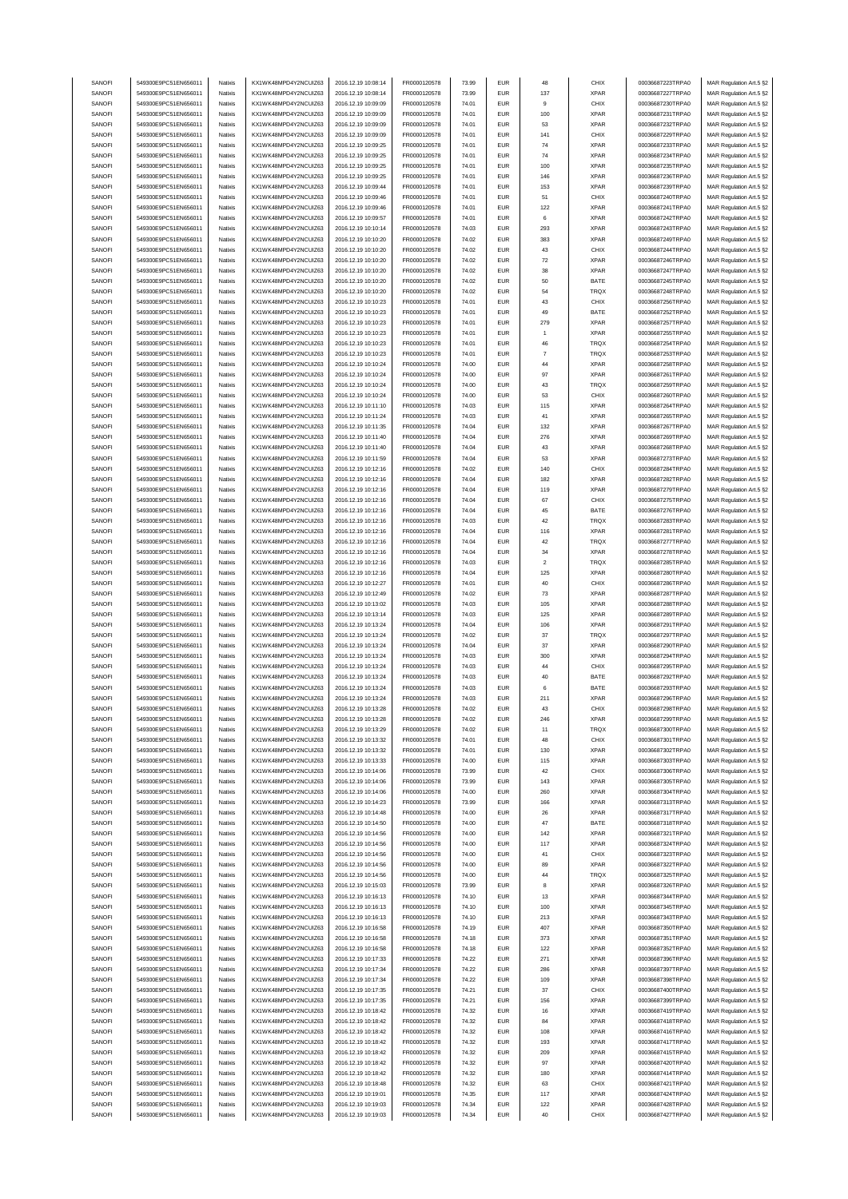| SANOFI | 549300E9PC51EN656011 | Natixis | KX1WK48MPD4Y2NCUIZ63 | 2016.12.19 10:08:14 | FR0000120578 | 73.99 | EUR | 48 | CHIX | 00036687223TRPA0 | MAR Regulation Art.5 §2 |
|---|---|---|---|---|---|---|---|---|---|---|---|
| SANOFI | 549300E9PC51EN656011 | Natixis | KX1WK48MPD4Y2NCUIZ63 | 2016.12.19 10:08:14 | FR0000120578 | 73.99 | EUR | 137 | XPAR | 00036687227TRPA0 | MAR Regulation Art.5 §2 |
| SANOFI | 549300E9PC51EN656011 | Natixis | KX1WK48MPD4Y2NCUIZ63 | 2016.12.19 10:09:09 | FR0000120578 | 74.01 | EUR | 9 | CHIX | 00036687230TRPA0 | MAR Regulation Art.5 §2 |
| SANOFI | 549300E9PC51EN656011 | Natixis | KX1WK48MPD4Y2NCUIZ63 | 2016.12.19 10:09:09 | FR0000120578 | 74.01 | EUR | 100 | XPAR | 00036687231TRPA0 | MAR Regulation Art.5 §2 |
| SANOFI | 549300E9PC51EN656011 | Natixis | KX1WK48MPD4Y2NCUIZ63 | 2016.12.19 10:09:09 | FR0000120578 | 74.01 | EUR | 53 | XPAR | 00036687232TRPA0 | MAR Regulation Art.5 §2 |
| SANOFI | 549300E9PC51EN656011 | Natixis | KX1WK48MPD4Y2NCUIZ63 | 2016.12.19 10:09:09 | FR0000120578 | 74.01 | EUR | 141 | CHIX | 00036687229TRPA0 | MAR Regulation Art.5 §2 |
| SANOFI | 549300E9PC51EN656011 | Natixis | KX1WK48MPD4Y2NCUIZ63 | 2016.12.19 10:09:25 | FR0000120578 | 74.01 | EUR | 74 | XPAR | 00036687233TRPA0 | MAR Regulation Art.5 §2 |
| SANOFI | 549300E9PC51EN656011 | Natixis | KX1WK48MPD4Y2NCUIZ63 | 2016.12.19 10:09:25 | FR0000120578 | 74.01 | EUR | 74 | XPAR | 00036687234TRPA0 | MAR Regulation Art.5 §2 |
| SANOFI | 549300E9PC51EN656011 | Natixis | KX1WK48MPD4Y2NCUIZ63 | 2016.12.19 10:09:25 | FR0000120578 | 74.01 | EUR | 100 | XPAR | 00036687235TRPA0 | MAR Regulation Art.5 §2 |
| SANOFI | 549300E9PC51EN656011 | Natixis | KX1WK48MPD4Y2NCUIZ63 | 2016.12.19 10:09:25 | FR0000120578 | 74.01 | EUR | 146 | XPAR | 00036687236TRPA0 | MAR Regulation Art.5 §2 |
| SANOFI | 549300E9PC51EN656011 | Natixis | KX1WK48MPD4Y2NCUIZ63 | 2016.12.19 10:09:44 | FR0000120578 | 74.01 | EUR | 153 | XPAR | 00036687239TRPA0 | MAR Regulation Art.5 §2 |
| SANOFI | 549300E9PC51EN656011 | Natixis | KX1WK48MPD4Y2NCUIZ63 | 2016.12.19 10:09:46 | FR0000120578 | 74.01 | EUR | 51 | CHIX | 00036687240TRPA0 | MAR Regulation Art.5 §2 |
| SANOFI | 549300E9PC51EN656011 | Natixis | KX1WK48MPD4Y2NCUIZ63 | 2016.12.19 10:09:46 | FR0000120578 | 74.01 | EUR | 122 | XPAR | 00036687241TRPA0 | MAR Regulation Art.5 §2 |
| SANOFI | 549300E9PC51EN656011 | Natixis | KX1WK48MPD4Y2NCUIZ63 | 2016.12.19 10:09:57 | FR0000120578 | 74.01 | EUR | 6 | XPAR | 00036687242TRPA0 | MAR Regulation Art.5 §2 |
| SANOFI | 549300E9PC51EN656011 | Natixis | KX1WK48MPD4Y2NCUIZ63 | 2016.12.19 10:10:14 | FR0000120578 | 74.03 | EUR | 293 | XPAR | 00036687243TRPA0 | MAR Regulation Art.5 §2 |
| SANOFI | 549300E9PC51EN656011 | Natixis | KX1WK48MPD4Y2NCUIZ63 | 2016.12.19 10:10:20 | FR0000120578 | 74.02 | EUR | 383 | XPAR | 00036687249TRPA0 | MAR Regulation Art.5 §2 |
| SANOFI | 549300E9PC51EN656011 | Natixis | KX1WK48MPD4Y2NCUIZ63 | 2016.12.19 10:10:20 | FR0000120578 | 74.02 | EUR | 43 | CHIX | 00036687244TRPA0 | MAR Regulation Art.5 §2 |
| SANOFI | 549300E9PC51EN656011 | Natixis | KX1WK48MPD4Y2NCUIZ63 | 2016.12.19 10:10:20 | FR0000120578 | 74.02 | EUR | 72 | XPAR | 00036687246TRPA0 | MAR Regulation Art.5 §2 |
| SANOFI | 549300E9PC51EN656011 | Natixis | KX1WK48MPD4Y2NCUIZ63 | 2016.12.19 10:10:20 | FR0000120578 | 74.02 | EUR | 38 | XPAR | 00036687247TRPA0 | MAR Regulation Art.5 §2 |
| SANOFI | 549300E9PC51EN656011 | Natixis | KX1WK48MPD4Y2NCUIZ63 | 2016.12.19 10:10:20 | FR0000120578 | 74.02 | EUR | 50 | BATE | 00036687245TRPA0 | MAR Regulation Art.5 §2 |
| SANOFI | 549300E9PC51EN656011 | Natixis | KX1WK48MPD4Y2NCUIZ63 | 2016.12.19 10:10:20 | FR0000120578 | 74.02 | EUR | 54 | TRQX | 00036687248TRPA0 | MAR Regulation Art.5 §2 |
| SANOFI | 549300E9PC51EN656011 | Natixis | KX1WK48MPD4Y2NCUIZ63 | 2016.12.19 10:10:23 | FR0000120578 | 74.01 | EUR | 43 | CHIX | 00036687256TRPA0 | MAR Regulation Art.5 §2 |
| SANOFI | 549300E9PC51EN656011 | Natixis | KX1WK48MPD4Y2NCUIZ63 | 2016.12.19 10:10:23 | FR0000120578 | 74.01 | EUR | 49 | BATE | 00036687252TRPA0 | MAR Regulation Art.5 §2 |
| SANOFI | 549300E9PC51EN656011 | Natixis | KX1WK48MPD4Y2NCUIZ63 | 2016.12.19 10:10:23 | FR0000120578 | 74.01 | EUR | 279 | XPAR | 00036687257TRPA0 | MAR Regulation Art.5 §2 |
| SANOFI | 549300E9PC51EN656011 | Natixis | KX1WK48MPD4Y2NCUIZ63 | 2016.12.19 10:10:23 | FR0000120578 | 74.01 | EUR | 1 | XPAR | 00036687255TRPA0 | MAR Regulation Art.5 §2 |
| SANOFI | 549300E9PC51EN656011 | Natixis | KX1WK48MPD4Y2NCUIZ63 | 2016.12.19 10:10:23 | FR0000120578 | 74.01 | EUR | 46 | TRQX | 00036687254TRPA0 | MAR Regulation Art.5 §2 |
| SANOFI | 549300E9PC51EN656011 | Natixis | KX1WK48MPD4Y2NCUIZ63 | 2016.12.19 10:10:23 | FR0000120578 | 74.01 | EUR | 7 | TRQX | 00036687253TRPA0 | MAR Regulation Art.5 §2 |
| SANOFI | 549300E9PC51EN656011 | Natixis | KX1WK48MPD4Y2NCUIZ63 | 2016.12.19 10:10:24 | FR0000120578 | 74.00 | EUR | 44 | XPAR | 00036687258TRPA0 | MAR Regulation Art.5 §2 |
| SANOFI | 549300E9PC51EN656011 | Natixis | KX1WK48MPD4Y2NCUIZ63 | 2016.12.19 10:10:24 | FR0000120578 | 74.00 | EUR | 97 | XPAR | 00036687261TRPA0 | MAR Regulation Art.5 §2 |
| SANOFI | 549300E9PC51EN656011 | Natixis | KX1WK48MPD4Y2NCUIZ63 | 2016.12.19 10:10:24 | FR0000120578 | 74.00 | EUR | 43 | TRQX | 00036687259TRPA0 | MAR Regulation Art.5 §2 |
| SANOFI | 549300E9PC51EN656011 | Natixis | KX1WK48MPD4Y2NCUIZ63 | 2016.12.19 10:10:24 | FR0000120578 | 74.00 | EUR | 53 | CHIX | 00036687260TRPA0 | MAR Regulation Art.5 §2 |
| SANOFI | 549300E9PC51EN656011 | Natixis | KX1WK48MPD4Y2NCUIZ63 | 2016.12.19 10:11:10 | FR0000120578 | 74.03 | EUR | 115 | XPAR | 00036687264TRPA0 | MAR Regulation Art.5 §2 |
| SANOFI | 549300E9PC51EN656011 | Natixis | KX1WK48MPD4Y2NCUIZ63 | 2016.12.19 10:11:24 | FR0000120578 | 74.03 | EUR | 41 | XPAR | 00036687265TRPA0 | MAR Regulation Art.5 §2 |
| SANOFI | 549300E9PC51EN656011 | Natixis | KX1WK48MPD4Y2NCUIZ63 | 2016.12.19 10:11:35 | FR0000120578 | 74.04 | EUR | 132 | XPAR | 00036687267TRPA0 | MAR Regulation Art.5 §2 |
| SANOFI | 549300E9PC51EN656011 | Natixis | KX1WK48MPD4Y2NCUIZ63 | 2016.12.19 10:11:40 | FR0000120578 | 74.04 | EUR | 276 | XPAR | 00036687269TRPA0 | MAR Regulation Art.5 §2 |
| SANOFI | 549300E9PC51EN656011 | Natixis | KX1WK48MPD4Y2NCUIZ63 | 2016.12.19 10:11:40 | FR0000120578 | 74.04 | EUR | 43 | XPAR | 00036687268TRPA0 | MAR Regulation Art.5 §2 |
| SANOFI | 549300E9PC51EN656011 | Natixis | KX1WK48MPD4Y2NCUIZ63 | 2016.12.19 10:11:59 | FR0000120578 | 74.04 | EUR | 53 | XPAR | 00036687273TRPA0 | MAR Regulation Art.5 §2 |
| SANOFI | 549300E9PC51EN656011 | Natixis | KX1WK48MPD4Y2NCUIZ63 | 2016.12.19 10:12:16 | FR0000120578 | 74.02 | EUR | 140 | CHIX | 00036687284TRPA0 | MAR Regulation Art.5 §2 |
| SANOFI | 549300E9PC51EN656011 | Natixis | KX1WK48MPD4Y2NCUIZ63 | 2016.12.19 10:12:16 | FR0000120578 | 74.04 | EUR | 182 | XPAR | 00036687282TRPA0 | MAR Regulation Art.5 §2 |
| SANOFI | 549300E9PC51EN656011 | Natixis | KX1WK48MPD4Y2NCUIZ63 | 2016.12.19 10:12:16 | FR0000120578 | 74.04 | EUR | 119 | XPAR | 00036687279TRPA0 | MAR Regulation Art.5 §2 |
| SANOFI | 549300E9PC51EN656011 | Natixis | KX1WK48MPD4Y2NCUIZ63 | 2016.12.19 10:12:16 | FR0000120578 | 74.04 | EUR | 67 | CHIX | 00036687275TRPA0 | MAR Regulation Art.5 §2 |
| SANOFI | 549300E9PC51EN656011 | Natixis | KX1WK48MPD4Y2NCUIZ63 | 2016.12.19 10:12:16 | FR0000120578 | 74.04 | EUR | 45 | BATE | 00036687276TRPA0 | MAR Regulation Art.5 §2 |
| SANOFI | 549300E9PC51EN656011 | Natixis | KX1WK48MPD4Y2NCUIZ63 | 2016.12.19 10:12:16 | FR0000120578 | 74.03 | EUR | 42 | TRQX | 00036687283TRPA0 | MAR Regulation Art.5 §2 |
| SANOFI | 549300E9PC51EN656011 | Natixis | KX1WK48MPD4Y2NCUIZ63 | 2016.12.19 10:12:16 | FR0000120578 | 74.04 | EUR | 116 | XPAR | 00036687281TRPA0 | MAR Regulation Art.5 §2 |
| SANOFI | 549300E9PC51EN656011 | Natixis | KX1WK48MPD4Y2NCUIZ63 | 2016.12.19 10:12:16 | FR0000120578 | 74.04 | EUR | 42 | TRQX | 00036687277TRPA0 | MAR Regulation Art.5 §2 |
| SANOFI | 549300E9PC51EN656011 | Natixis | KX1WK48MPD4Y2NCUIZ63 | 2016.12.19 10:12:16 | FR0000120578 | 74.04 | EUR | 34 | XPAR | 00036687278TRPA0 | MAR Regulation Art.5 §2 |
| SANOFI | 549300E9PC51EN656011 | Natixis | KX1WK48MPD4Y2NCUIZ63 | 2016.12.19 10:12:16 | FR0000120578 | 74.03 | EUR | 2 | TRQX | 00036687285TRPA0 | MAR Regulation Art.5 §2 |
| SANOFI | 549300E9PC51EN656011 | Natixis | KX1WK48MPD4Y2NCUIZ63 | 2016.12.19 10:12:16 | FR0000120578 | 74.04 | EUR | 125 | XPAR | 00036687280TRPA0 | MAR Regulation Art.5 §2 |
| SANOFI | 549300E9PC51EN656011 | Natixis | KX1WK48MPD4Y2NCUIZ63 | 2016.12.19 10:12:27 | FR0000120578 | 74.01 | EUR | 40 | CHIX | 00036687286TRPA0 | MAR Regulation Art.5 §2 |
| SANOFI | 549300E9PC51EN656011 | Natixis | KX1WK48MPD4Y2NCUIZ63 | 2016.12.19 10:12:49 | FR0000120578 | 74.02 | EUR | 73 | XPAR | 00036687287TRPA0 | MAR Regulation Art.5 §2 |
| SANOFI | 549300E9PC51EN656011 | Natixis | KX1WK48MPD4Y2NCUIZ63 | 2016.12.19 10:13:02 | FR0000120578 | 74.03 | EUR | 105 | XPAR | 00036687288TRPA0 | MAR Regulation Art.5 §2 |
| SANOFI | 549300E9PC51EN656011 | Natixis | KX1WK48MPD4Y2NCUIZ63 | 2016.12.19 10:13:14 | FR0000120578 | 74.03 | EUR | 125 | XPAR | 00036687289TRPA0 | MAR Regulation Art.5 §2 |
| SANOFI | 549300E9PC51EN656011 | Natixis | KX1WK48MPD4Y2NCUIZ63 | 2016.12.19 10:13:24 | FR0000120578 | 74.04 | EUR | 106 | XPAR | 00036687291TRPA0 | MAR Regulation Art.5 §2 |
| SANOFI | 549300E9PC51EN656011 | Natixis | KX1WK48MPD4Y2NCUIZ63 | 2016.12.19 10:13:24 | FR0000120578 | 74.02 | EUR | 37 | TRQX | 00036687297TRPA0 | MAR Regulation Art.5 §2 |
| SANOFI | 549300E9PC51EN656011 | Natixis | KX1WK48MPD4Y2NCUIZ63 | 2016.12.19 10:13:24 | FR0000120578 | 74.04 | EUR | 37 | XPAR | 00036687290TRPA0 | MAR Regulation Art.5 §2 |
| SANOFI | 549300E9PC51EN656011 | Natixis | KX1WK48MPD4Y2NCUIZ63 | 2016.12.19 10:13:24 | FR0000120578 | 74.03 | EUR | 300 | XPAR | 00036687294TRPA0 | MAR Regulation Art.5 §2 |
| SANOFI | 549300E9PC51EN656011 | Natixis | KX1WK48MPD4Y2NCUIZ63 | 2016.12.19 10:13:24 | FR0000120578 | 74.03 | EUR | 44 | CHIX | 00036687295TRPA0 | MAR Regulation Art.5 §2 |
| SANOFI | 549300E9PC51EN656011 | Natixis | KX1WK48MPD4Y2NCUIZ63 | 2016.12.19 10:13:24 | FR0000120578 | 74.03 | EUR | 40 | BATE | 00036687292TRPA0 | MAR Regulation Art.5 §2 |
| SANOFI | 549300E9PC51EN656011 | Natixis | KX1WK48MPD4Y2NCUIZ63 | 2016.12.19 10:13:24 | FR0000120578 | 74.03 | EUR | 6 | BATE | 00036687293TRPA0 | MAR Regulation Art.5 §2 |
| SANOFI | 549300E9PC51EN656011 | Natixis | KX1WK48MPD4Y2NCUIZ63 | 2016.12.19 10:13:24 | FR0000120578 | 74.03 | EUR | 211 | XPAR | 00036687296TRPA0 | MAR Regulation Art.5 §2 |
| SANOFI | 549300E9PC51EN656011 | Natixis | KX1WK48MPD4Y2NCUIZ63 | 2016.12.19 10:13:28 | FR0000120578 | 74.02 | EUR | 43 | CHIX | 00036687298TRPA0 | MAR Regulation Art.5 §2 |
| SANOFI | 549300E9PC51EN656011 | Natixis | KX1WK48MPD4Y2NCUIZ63 | 2016.12.19 10:13:28 | FR0000120578 | 74.02 | EUR | 246 | XPAR | 00036687299TRPA0 | MAR Regulation Art.5 §2 |
| SANOFI | 549300E9PC51EN656011 | Natixis | KX1WK48MPD4Y2NCUIZ63 | 2016.12.19 10:13:29 | FR0000120578 | 74.02 | EUR | 11 | TRQX | 00036687300TRPA0 | MAR Regulation Art.5 §2 |
| SANOFI | 549300E9PC51EN656011 | Natixis | KX1WK48MPD4Y2NCUIZ63 | 2016.12.19 10:13:32 | FR0000120578 | 74.01 | EUR | 48 | CHIX | 00036687301TRPA0 | MAR Regulation Art.5 §2 |
| SANOFI | 549300E9PC51EN656011 | Natixis | KX1WK48MPD4Y2NCUIZ63 | 2016.12.19 10:13:32 | FR0000120578 | 74.01 | EUR | 130 | XPAR | 00036687302TRPA0 | MAR Regulation Art.5 §2 |
| SANOFI | 549300E9PC51EN656011 | Natixis | KX1WK48MPD4Y2NCUIZ63 | 2016.12.19 10:13:33 | FR0000120578 | 74.00 | EUR | 115 | XPAR | 00036687303TRPA0 | MAR Regulation Art.5 §2 |
| SANOFI | 549300E9PC51EN656011 | Natixis | KX1WK48MPD4Y2NCUIZ63 | 2016.12.19 10:14:06 | FR0000120578 | 73.99 | EUR | 42 | CHIX | 00036687306TRPA0 | MAR Regulation Art.5 §2 |
| SANOFI | 549300E9PC51EN656011 | Natixis | KX1WK48MPD4Y2NCUIZ63 | 2016.12.19 10:14:06 | FR0000120578 | 73.99 | EUR | 143 | XPAR | 00036687305TRPA0 | MAR Regulation Art.5 §2 |
| SANOFI | 549300E9PC51EN656011 | Natixis | KX1WK48MPD4Y2NCUIZ63 | 2016.12.19 10:14:06 | FR0000120578 | 74.00 | EUR | 260 | XPAR | 00036687304TRPA0 | MAR Regulation Art.5 §2 |
| SANOFI | 549300E9PC51EN656011 | Natixis | KX1WK48MPD4Y2NCUIZ63 | 2016.12.19 10:14:23 | FR0000120578 | 73.99 | EUR | 166 | XPAR | 00036687313TRPA0 | MAR Regulation Art.5 §2 |
| SANOFI | 549300E9PC51EN656011 | Natixis | KX1WK48MPD4Y2NCUIZ63 | 2016.12.19 10:14:48 | FR0000120578 | 74.00 | EUR | 26 | XPAR | 00036687317TRPA0 | MAR Regulation Art.5 §2 |
| SANOFI | 549300E9PC51EN656011 | Natixis | KX1WK48MPD4Y2NCUIZ63 | 2016.12.19 10:14:50 | FR0000120578 | 74.00 | EUR | 47 | BATE | 00036687318TRPA0 | MAR Regulation Art.5 §2 |
| SANOFI | 549300E9PC51EN656011 | Natixis | KX1WK48MPD4Y2NCUIZ63 | 2016.12.19 10:14:56 | FR0000120578 | 74.00 | EUR | 142 | XPAR | 00036687321TRPA0 | MAR Regulation Art.5 §2 |
| SANOFI | 549300E9PC51EN656011 | Natixis | KX1WK48MPD4Y2NCUIZ63 | 2016.12.19 10:14:56 | FR0000120578 | 74.00 | EUR | 117 | XPAR | 00036687324TRPA0 | MAR Regulation Art.5 §2 |
| SANOFI | 549300E9PC51EN656011 | Natixis | KX1WK48MPD4Y2NCUIZ63 | 2016.12.19 10:14:56 | FR0000120578 | 74.00 | EUR | 41 | CHIX | 00036687323TRPA0 | MAR Regulation Art.5 §2 |
| SANOFI | 549300E9PC51EN656011 | Natixis | KX1WK48MPD4Y2NCUIZ63 | 2016.12.19 10:14:56 | FR0000120578 | 74.00 | EUR | 89 | XPAR | 00036687322TRPA0 | MAR Regulation Art.5 §2 |
| SANOFI | 549300E9PC51EN656011 | Natixis | KX1WK48MPD4Y2NCUIZ63 | 2016.12.19 10:14:56 | FR0000120578 | 74.00 | EUR | 44 | TRQX | 00036687325TRPA0 | MAR Regulation Art.5 §2 |
| SANOFI | 549300E9PC51EN656011 | Natixis | KX1WK48MPD4Y2NCUIZ63 | 2016.12.19 10:15:03 | FR0000120578 | 73.99 | EUR | 8 | XPAR | 00036687326TRPA0 | MAR Regulation Art.5 §2 |
| SANOFI | 549300E9PC51EN656011 | Natixis | KX1WK48MPD4Y2NCUIZ63 | 2016.12.19 10:16:13 | FR0000120578 | 74.10 | EUR | 13 | XPAR | 00036687344TRPA0 | MAR Regulation Art.5 §2 |
| SANOFI | 549300E9PC51EN656011 | Natixis | KX1WK48MPD4Y2NCUIZ63 | 2016.12.19 10:16:13 | FR0000120578 | 74.10 | EUR | 100 | XPAR | 00036687345TRPA0 | MAR Regulation Art.5 §2 |
| SANOFI | 549300E9PC51EN656011 | Natixis | KX1WK48MPD4Y2NCUIZ63 | 2016.12.19 10:16:13 | FR0000120578 | 74.10 | EUR | 213 | XPAR | 00036687343TRPA0 | MAR Regulation Art.5 §2 |
| SANOFI | 549300E9PC51EN656011 | Natixis | KX1WK48MPD4Y2NCUIZ63 | 2016.12.19 10:16:58 | FR0000120578 | 74.19 | EUR | 407 | XPAR | 00036687350TRPA0 | MAR Regulation Art.5 §2 |
| SANOFI | 549300E9PC51EN656011 | Natixis | KX1WK48MPD4Y2NCUIZ63 | 2016.12.19 10:16:58 | FR0000120578 | 74.18 | EUR | 373 | XPAR | 00036687351TRPA0 | MAR Regulation Art.5 §2 |
| SANOFI | 549300E9PC51EN656011 | Natixis | KX1WK48MPD4Y2NCUIZ63 | 2016.12.19 10:16:58 | FR0000120578 | 74.18 | EUR | 122 | XPAR | 00036687352TRPA0 | MAR Regulation Art.5 §2 |
| SANOFI | 549300E9PC51EN656011 | Natixis | KX1WK48MPD4Y2NCUIZ63 | 2016.12.19 10:17:33 | FR0000120578 | 74.22 | EUR | 271 | XPAR | 00036687396TRPA0 | MAR Regulation Art.5 §2 |
| SANOFI | 549300E9PC51EN656011 | Natixis | KX1WK48MPD4Y2NCUIZ63 | 2016.12.19 10:17:34 | FR0000120578 | 74.22 | EUR | 286 | XPAR | 00036687397TRPA0 | MAR Regulation Art.5 §2 |
| SANOFI | 549300E9PC51EN656011 | Natixis | KX1WK48MPD4Y2NCUIZ63 | 2016.12.19 10:17:34 | FR0000120578 | 74.22 | EUR | 109 | XPAR | 00036687398TRPA0 | MAR Regulation Art.5 §2 |
| SANOFI | 549300E9PC51EN656011 | Natixis | KX1WK48MPD4Y2NCUIZ63 | 2016.12.19 10:17:35 | FR0000120578 | 74.21 | EUR | 37 | CHIX | 00036687400TRPA0 | MAR Regulation Art.5 §2 |
| SANOFI | 549300E9PC51EN656011 | Natixis | KX1WK48MPD4Y2NCUIZ63 | 2016.12.19 10:17:35 | FR0000120578 | 74.21 | EUR | 156 | XPAR | 00036687399TRPA0 | MAR Regulation Art.5 §2 |
| SANOFI | 549300E9PC51EN656011 | Natixis | KX1WK48MPD4Y2NCUIZ63 | 2016.12.19 10:18:42 | FR0000120578 | 74.32 | EUR | 16 | XPAR | 00036687419TRPA0 | MAR Regulation Art.5 §2 |
| SANOFI | 549300E9PC51EN656011 | Natixis | KX1WK48MPD4Y2NCUIZ63 | 2016.12.19 10:18:42 | FR0000120578 | 74.32 | EUR | 84 | XPAR | 00036687418TRPA0 | MAR Regulation Art.5 §2 |
| SANOFI | 549300E9PC51EN656011 | Natixis | KX1WK48MPD4Y2NCUIZ63 | 2016.12.19 10:18:42 | FR0000120578 | 74.32 | EUR | 108 | XPAR | 00036687416TRPA0 | MAR Regulation Art.5 §2 |
| SANOFI | 549300E9PC51EN656011 | Natixis | KX1WK48MPD4Y2NCUIZ63 | 2016.12.19 10:18:42 | FR0000120578 | 74.32 | EUR | 193 | XPAR | 00036687417TRPA0 | MAR Regulation Art.5 §2 |
| SANOFI | 549300E9PC51EN656011 | Natixis | KX1WK48MPD4Y2NCUIZ63 | 2016.12.19 10:18:42 | FR0000120578 | 74.32 | EUR | 209 | XPAR | 00036687415TRPA0 | MAR Regulation Art.5 §2 |
| SANOFI | 549300E9PC51EN656011 | Natixis | KX1WK48MPD4Y2NCUIZ63 | 2016.12.19 10:18:42 | FR0000120578 | 74.32 | EUR | 97 | XPAR | 00036687420TRPA0 | MAR Regulation Art.5 §2 |
| SANOFI | 549300E9PC51EN656011 | Natixis | KX1WK48MPD4Y2NCUIZ63 | 2016.12.19 10:18:42 | FR0000120578 | 74.32 | EUR | 180 | XPAR | 00036687414TRPA0 | MAR Regulation Art.5 §2 |
| SANOFI | 549300E9PC51EN656011 | Natixis | KX1WK48MPD4Y2NCUIZ63 | 2016.12.19 10:18:48 | FR0000120578 | 74.32 | EUR | 63 | CHIX | 00036687421TRPA0 | MAR Regulation Art.5 §2 |
| SANOFI | 549300E9PC51EN656011 | Natixis | KX1WK48MPD4Y2NCUIZ63 | 2016.12.19 10:19:01 | FR0000120578 | 74.35 | EUR | 117 | XPAR | 00036687424TRPA0 | MAR Regulation Art.5 §2 |
| SANOFI | 549300E9PC51EN656011 | Natixis | KX1WK48MPD4Y2NCUIZ63 | 2016.12.19 10:19:03 | FR0000120578 | 74.34 | EUR | 122 | XPAR | 00036687428TRPA0 | MAR Regulation Art.5 §2 |
| SANOFI | 549300E9PC51EN656011 | Natixis | KX1WK48MPD4Y2NCUIZ63 | 2016.12.19 10:19:03 | FR0000120578 | 74.34 | EUR | 40 | CHIX | 00036687427TRPA0 | MAR Regulation Art.5 §2 |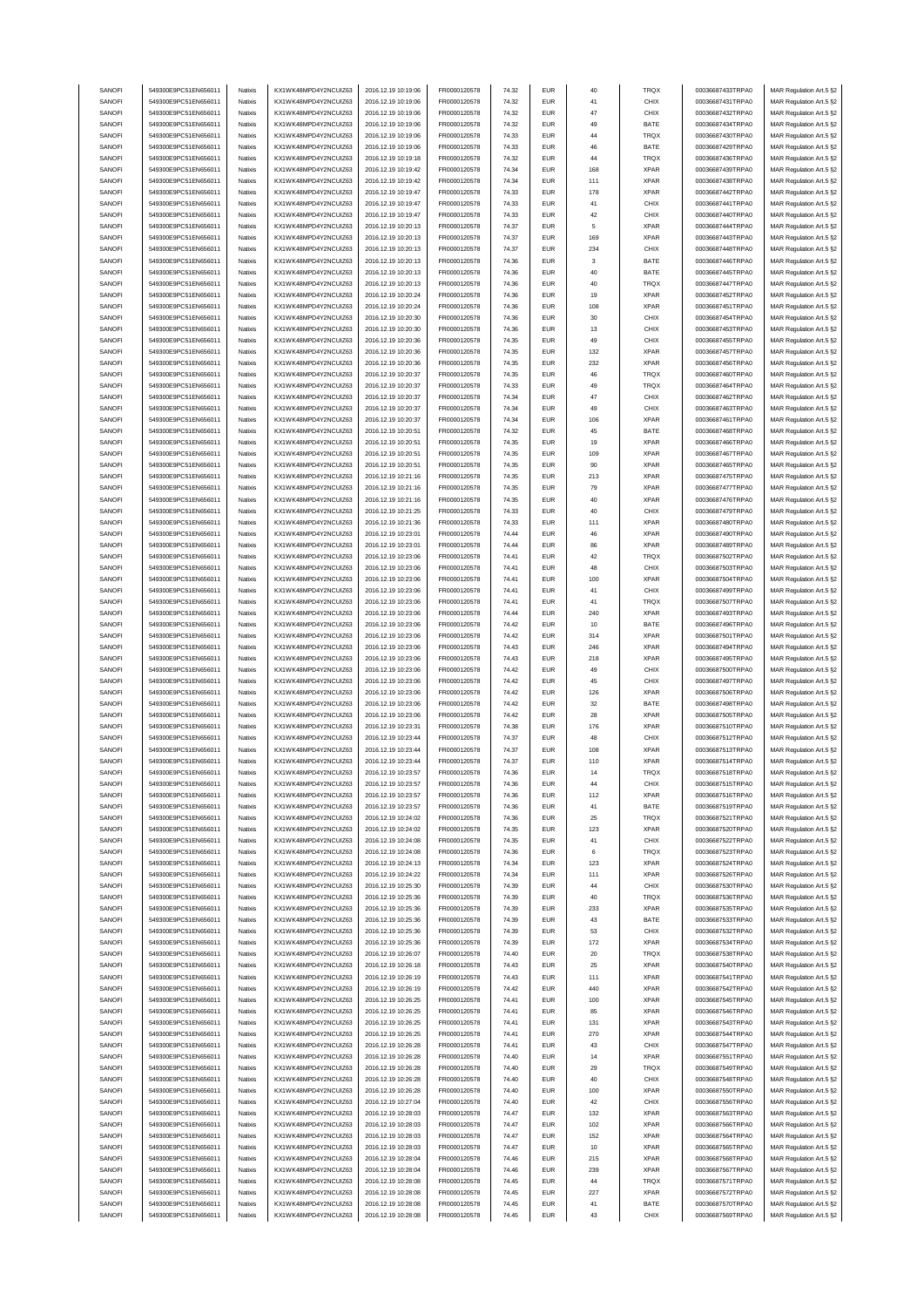| SANOFI | 549300E9PC51EN656011 | Natixis | KX1WK48MPD4Y2NCUIZ63 | 2016.12.19 10:19:06 | FR0000120578 | 74.32 | EUR | 40 | TRQX | 00036687433TRPA0 | MAR Regulation Art.5 §2 |
|---|---|---|---|---|---|---|---|---|---|---|---|
| SANOFI | 549300E9PC51EN656011 | Natixis | KX1WK48MPD4Y2NCUIZ63 | 2016.12.19 10:19:06 | FR0000120578 | 74.32 | EUR | 41 | CHIX | 00036687431TRPA0 | MAR Regulation Art.5 §2 |
| SANOFI | 549300E9PC51EN656011 | Natixis | KX1WK48MPD4Y2NCUIZ63 | 2016.12.19 10:19:06 | FR0000120578 | 74.32 | EUR | 47 | CHIX | 00036687432TRPA0 | MAR Regulation Art.5 §2 |
| SANOFI | 549300E9PC51EN656011 | Natixis | KX1WK48MPD4Y2NCUIZ63 | 2016.12.19 10:19:06 | FR0000120578 | 74.32 | EUR | 49 | BATE | 00036687434TRPA0 | MAR Regulation Art.5 §2 |
| SANOFI | 549300E9PC51EN656011 | Natixis | KX1WK48MPD4Y2NCUIZ63 | 2016.12.19 10:19:06 | FR0000120578 | 74.33 | EUR | 44 | TRQX | 00036687430TRPA0 | MAR Regulation Art.5 §2 |
| SANOFI | 549300E9PC51EN656011 | Natixis | KX1WK48MPD4Y2NCUIZ63 | 2016.12.19 10:19:06 | FR0000120578 | 74.33 | EUR | 46 | BATE | 00036687429TRPA0 | MAR Regulation Art.5 §2 |
| SANOFI | 549300E9PC51EN656011 | Natixis | KX1WK48MPD4Y2NCUIZ63 | 2016.12.19 10:19:18 | FR0000120578 | 74.32 | EUR | 44 | TRQX | 00036687436TRPA0 | MAR Regulation Art.5 §2 |
| SANOFI | 549300E9PC51EN656011 | Natixis | KX1WK48MPD4Y2NCUIZ63 | 2016.12.19 10:19:42 | FR0000120578 | 74.34 | EUR | 168 | XPAR | 00036687439TRPA0 | MAR Regulation Art.5 §2 |
| SANOFI | 549300E9PC51EN656011 | Natixis | KX1WK48MPD4Y2NCUIZ63 | 2016.12.19 10:19:42 | FR0000120578 | 74.34 | EUR | 111 | XPAR | 00036687438TRPA0 | MAR Regulation Art.5 §2 |
| SANOFI | 549300E9PC51EN656011 | Natixis | KX1WK48MPD4Y2NCUIZ63 | 2016.12.19 10:19:47 | FR0000120578 | 74.33 | EUR | 178 | XPAR | 00036687442TRPA0 | MAR Regulation Art.5 §2 |
| SANOFI | 549300E9PC51EN656011 | Natixis | KX1WK48MPD4Y2NCUIZ63 | 2016.12.19 10:19:47 | FR0000120578 | 74.33 | EUR | 41 | CHIX | 00036687441TRPA0 | MAR Regulation Art.5 §2 |
| SANOFI | 549300E9PC51EN656011 | Natixis | KX1WK48MPD4Y2NCUIZ63 | 2016.12.19 10:19:47 | FR0000120578 | 74.33 | EUR | 42 | CHIX | 00036687440TRPA0 | MAR Regulation Art.5 §2 |
| SANOFI | 549300E9PC51EN656011 | Natixis | KX1WK48MPD4Y2NCUIZ63 | 2016.12.19 10:20:13 | FR0000120578 | 74.37 | EUR | 5 | XPAR | 00036687444TRPA0 | MAR Regulation Art.5 §2 |
| SANOFI | 549300E9PC51EN656011 | Natixis | KX1WK48MPD4Y2NCUIZ63 | 2016.12.19 10:20:13 | FR0000120578 | 74.37 | EUR | 169 | XPAR | 00036687443TRPA0 | MAR Regulation Art.5 §2 |
| SANOFI | 549300E9PC51EN656011 | Natixis | KX1WK48MPD4Y2NCUIZ63 | 2016.12.19 10:20:13 | FR0000120578 | 74.37 | EUR | 234 | CHIX | 00036687448TRPA0 | MAR Regulation Art.5 §2 |
| SANOFI | 549300E9PC51EN656011 | Natixis | KX1WK48MPD4Y2NCUIZ63 | 2016.12.19 10:20:13 | FR0000120578 | 74.36 | EUR | 3 | BATE | 00036687446TRPA0 | MAR Regulation Art.5 §2 |
| SANOFI | 549300E9PC51EN656011 | Natixis | KX1WK48MPD4Y2NCUIZ63 | 2016.12.19 10:20:13 | FR0000120578 | 74.36 | EUR | 40 | BATE | 00036687445TRPA0 | MAR Regulation Art.5 §2 |
| SANOFI | 549300E9PC51EN656011 | Natixis | KX1WK48MPD4Y2NCUIZ63 | 2016.12.19 10:20:13 | FR0000120578 | 74.36 | EUR | 40 | TRQX | 00036687447TRPA0 | MAR Regulation Art.5 §2 |
| SANOFI | 549300E9PC51EN656011 | Natixis | KX1WK48MPD4Y2NCUIZ63 | 2016.12.19 10:20:24 | FR0000120578 | 74.36 | EUR | 19 | XPAR | 00036687452TRPA0 | MAR Regulation Art.5 §2 |
| SANOFI | 549300E9PC51EN656011 | Natixis | KX1WK48MPD4Y2NCUIZ63 | 2016.12.19 10:20:24 | FR0000120578 | 74.36 | EUR | 108 | XPAR | 00036687451TRPA0 | MAR Regulation Art.5 §2 |
| SANOFI | 549300E9PC51EN656011 | Natixis | KX1WK48MPD4Y2NCUIZ63 | 2016.12.19 10:20:30 | FR0000120578 | 74.36 | EUR | 30 | CHIX | 00036687454TRPA0 | MAR Regulation Art.5 §2 |
| SANOFI | 549300E9PC51EN656011 | Natixis | KX1WK48MPD4Y2NCUIZ63 | 2016.12.19 10:20:30 | FR0000120578 | 74.36 | EUR | 13 | CHIX | 00036687453TRPA0 | MAR Regulation Art.5 §2 |
| SANOFI | 549300E9PC51EN656011 | Natixis | KX1WK48MPD4Y2NCUIZ63 | 2016.12.19 10:20:36 | FR0000120578 | 74.35 | EUR | 49 | CHIX | 00036687455TRPA0 | MAR Regulation Art.5 §2 |
| SANOFI | 549300E9PC51EN656011 | Natixis | KX1WK48MPD4Y2NCUIZ63 | 2016.12.19 10:20:36 | FR0000120578 | 74.35 | EUR | 132 | XPAR | 00036687457TRPA0 | MAR Regulation Art.5 §2 |
| SANOFI | 549300E9PC51EN656011 | Natixis | KX1WK48MPD4Y2NCUIZ63 | 2016.12.19 10:20:36 | FR0000120578 | 74.35 | EUR | 232 | XPAR | 00036687456TRPA0 | MAR Regulation Art.5 §2 |
| SANOFI | 549300E9PC51EN656011 | Natixis | KX1WK48MPD4Y2NCUIZ63 | 2016.12.19 10:20:37 | FR0000120578 | 74.35 | EUR | 46 | TRQX | 00036687460TRPA0 | MAR Regulation Art.5 §2 |
| SANOFI | 549300E9PC51EN656011 | Natixis | KX1WK48MPD4Y2NCUIZ63 | 2016.12.19 10:20:37 | FR0000120578 | 74.33 | EUR | 49 | TRQX | 00036687464TRPA0 | MAR Regulation Art.5 §2 |
| SANOFI | 549300E9PC51EN656011 | Natixis | KX1WK48MPD4Y2NCUIZ63 | 2016.12.19 10:20:37 | FR0000120578 | 74.34 | EUR | 47 | CHIX | 00036687462TRPA0 | MAR Regulation Art.5 §2 |
| SANOFI | 549300E9PC51EN656011 | Natixis | KX1WK48MPD4Y2NCUIZ63 | 2016.12.19 10:20:37 | FR0000120578 | 74.34 | EUR | 49 | CHIX | 00036687463TRPA0 | MAR Regulation Art.5 §2 |
| SANOFI | 549300E9PC51EN656011 | Natixis | KX1WK48MPD4Y2NCUIZ63 | 2016.12.19 10:20:37 | FR0000120578 | 74.34 | EUR | 106 | XPAR | 00036687461TRPA0 | MAR Regulation Art.5 §2 |
| SANOFI | 549300E9PC51EN656011 | Natixis | KX1WK48MPD4Y2NCUIZ63 | 2016.12.19 10:20:51 | FR0000120578 | 74.32 | EUR | 45 | BATE | 00036687468TRPA0 | MAR Regulation Art.5 §2 |
| SANOFI | 549300E9PC51EN656011 | Natixis | KX1WK48MPD4Y2NCUIZ63 | 2016.12.19 10:20:51 | FR0000120578 | 74.35 | EUR | 19 | XPAR | 00036687466TRPA0 | MAR Regulation Art.5 §2 |
| SANOFI | 549300E9PC51EN656011 | Natixis | KX1WK48MPD4Y2NCUIZ63 | 2016.12.19 10:20:51 | FR0000120578 | 74.35 | EUR | 109 | XPAR | 00036687467TRPA0 | MAR Regulation Art.5 §2 |
| SANOFI | 549300E9PC51EN656011 | Natixis | KX1WK48MPD4Y2NCUIZ63 | 2016.12.19 10:20:51 | FR0000120578 | 74.35 | EUR | 90 | XPAR | 00036687465TRPA0 | MAR Regulation Art.5 §2 |
| SANOFI | 549300E9PC51EN656011 | Natixis | KX1WK48MPD4Y2NCUIZ63 | 2016.12.19 10:21:16 | FR0000120578 | 74.35 | EUR | 213 | XPAR | 00036687475TRPA0 | MAR Regulation Art.5 §2 |
| SANOFI | 549300E9PC51EN656011 | Natixis | KX1WK48MPD4Y2NCUIZ63 | 2016.12.19 10:21:16 | FR0000120578 | 74.35 | EUR | 79 | XPAR | 00036687477TRPA0 | MAR Regulation Art.5 §2 |
| SANOFI | 549300E9PC51EN656011 | Natixis | KX1WK48MPD4Y2NCUIZ63 | 2016.12.19 10:21:16 | FR0000120578 | 74.35 | EUR | 40 | XPAR | 00036687476TRPA0 | MAR Regulation Art.5 §2 |
| SANOFI | 549300E9PC51EN656011 | Natixis | KX1WK48MPD4Y2NCUIZ63 | 2016.12.19 10:21:25 | FR0000120578 | 74.33 | EUR | 40 | CHIX | 00036687479TRPA0 | MAR Regulation Art.5 §2 |
| SANOFI | 549300E9PC51EN656011 | Natixis | KX1WK48MPD4Y2NCUIZ63 | 2016.12.19 10:21:36 | FR0000120578 | 74.33 | EUR | 111 | XPAR | 00036687480TRPA0 | MAR Regulation Art.5 §2 |
| SANOFI | 549300E9PC51EN656011 | Natixis | KX1WK48MPD4Y2NCUIZ63 | 2016.12.19 10:23:01 | FR0000120578 | 74.44 | EUR | 46 | XPAR | 00036687490TRPA0 | MAR Regulation Art.5 §2 |
| SANOFI | 549300E9PC51EN656011 | Natixis | KX1WK48MPD4Y2NCUIZ63 | 2016.12.19 10:23:01 | FR0000120578 | 74.44 | EUR | 86 | XPAR | 00036687489TRPA0 | MAR Regulation Art.5 §2 |
| SANOFI | 549300E9PC51EN656011 | Natixis | KX1WK48MPD4Y2NCUIZ63 | 2016.12.19 10:23:06 | FR0000120578 | 74.41 | EUR | 42 | TRQX | 00036687502TRPA0 | MAR Regulation Art.5 §2 |
| SANOFI | 549300E9PC51EN656011 | Natixis | KX1WK48MPD4Y2NCUIZ63 | 2016.12.19 10:23:06 | FR0000120578 | 74.41 | EUR | 48 | CHIX | 00036687503TRPA0 | MAR Regulation Art.5 §2 |
| SANOFI | 549300E9PC51EN656011 | Natixis | KX1WK48MPD4Y2NCUIZ63 | 2016.12.19 10:23:06 | FR0000120578 | 74.41 | EUR | 100 | XPAR | 00036687504TRPA0 | MAR Regulation Art.5 §2 |
| SANOFI | 549300E9PC51EN656011 | Natixis | KX1WK48MPD4Y2NCUIZ63 | 2016.12.19 10:23:06 | FR0000120578 | 74.41 | EUR | 41 | CHIX | 00036687499TRPA0 | MAR Regulation Art.5 §2 |
| SANOFI | 549300E9PC51EN656011 | Natixis | KX1WK48MPD4Y2NCUIZ63 | 2016.12.19 10:23:06 | FR0000120578 | 74.41 | EUR | 41 | TRQX | 00036687507TRPA0 | MAR Regulation Art.5 §2 |
| SANOFI | 549300E9PC51EN656011 | Natixis | KX1WK48MPD4Y2NCUIZ63 | 2016.12.19 10:23:06 | FR0000120578 | 74.44 | EUR | 240 | XPAR | 00036687493TRPA0 | MAR Regulation Art.5 §2 |
| SANOFI | 549300E9PC51EN656011 | Natixis | KX1WK48MPD4Y2NCUIZ63 | 2016.12.19 10:23:06 | FR0000120578 | 74.42 | EUR | 10 | BATE | 00036687496TRPA0 | MAR Regulation Art.5 §2 |
| SANOFI | 549300E9PC51EN656011 | Natixis | KX1WK48MPD4Y2NCUIZ63 | 2016.12.19 10:23:06 | FR0000120578 | 74.42 | EUR | 314 | XPAR | 00036687501TRPA0 | MAR Regulation Art.5 §2 |
| SANOFI | 549300E9PC51EN656011 | Natixis | KX1WK48MPD4Y2NCUIZ63 | 2016.12.19 10:23:06 | FR0000120578 | 74.43 | EUR | 246 | XPAR | 00036687494TRPA0 | MAR Regulation Art.5 §2 |
| SANOFI | 549300E9PC51EN656011 | Natixis | KX1WK48MPD4Y2NCUIZ63 | 2016.12.19 10:23:06 | FR0000120578 | 74.43 | EUR | 218 | XPAR | 00036687495TRPA0 | MAR Regulation Art.5 §2 |
| SANOFI | 549300E9PC51EN656011 | Natixis | KX1WK48MPD4Y2NCUIZ63 | 2016.12.19 10:23:06 | FR0000120578 | 74.42 | EUR | 49 | CHIX | 00036687500TRPA0 | MAR Regulation Art.5 §2 |
| SANOFI | 549300E9PC51EN656011 | Natixis | KX1WK48MPD4Y2NCUIZ63 | 2016.12.19 10:23:06 | FR0000120578 | 74.42 | EUR | 45 | CHIX | 00036687497TRPA0 | MAR Regulation Art.5 §2 |
| SANOFI | 549300E9PC51EN656011 | Natixis | KX1WK48MPD4Y2NCUIZ63 | 2016.12.19 10:23:06 | FR0000120578 | 74.42 | EUR | 126 | XPAR | 00036687506TRPA0 | MAR Regulation Art.5 §2 |
| SANOFI | 549300E9PC51EN656011 | Natixis | KX1WK48MPD4Y2NCUIZ63 | 2016.12.19 10:23:06 | FR0000120578 | 74.42 | EUR | 32 | BATE | 00036687498TRPA0 | MAR Regulation Art.5 §2 |
| SANOFI | 549300E9PC51EN656011 | Natixis | KX1WK48MPD4Y2NCUIZ63 | 2016.12.19 10:23:06 | FR0000120578 | 74.42 | EUR | 28 | XPAR | 00036687505TRPA0 | MAR Regulation Art.5 §2 |
| SANOFI | 549300E9PC51EN656011 | Natixis | KX1WK48MPD4Y2NCUIZ63 | 2016.12.19 10:23:31 | FR0000120578 | 74.38 | EUR | 176 | XPAR | 00036687510TRPA0 | MAR Regulation Art.5 §2 |
| SANOFI | 549300E9PC51EN656011 | Natixis | KX1WK48MPD4Y2NCUIZ63 | 2016.12.19 10:23:44 | FR0000120578 | 74.37 | EUR | 48 | CHIX | 00036687512TRPA0 | MAR Regulation Art.5 §2 |
| SANOFI | 549300E9PC51EN656011 | Natixis | KX1WK48MPD4Y2NCUIZ63 | 2016.12.19 10:23:44 | FR0000120578 | 74.37 | EUR | 108 | XPAR | 00036687513TRPA0 | MAR Regulation Art.5 §2 |
| SANOFI | 549300E9PC51EN656011 | Natixis | KX1WK48MPD4Y2NCUIZ63 | 2016.12.19 10:23:44 | FR0000120578 | 74.37 | EUR | 110 | XPAR | 00036687514TRPA0 | MAR Regulation Art.5 §2 |
| SANOFI | 549300E9PC51EN656011 | Natixis | KX1WK48MPD4Y2NCUIZ63 | 2016.12.19 10:23:57 | FR0000120578 | 74.36 | EUR | 14 | TRQX | 00036687518TRPA0 | MAR Regulation Art.5 §2 |
| SANOFI | 549300E9PC51EN656011 | Natixis | KX1WK48MPD4Y2NCUIZ63 | 2016.12.19 10:23:57 | FR0000120578 | 74.36 | EUR | 44 | CHIX | 00036687515TRPA0 | MAR Regulation Art.5 §2 |
| SANOFI | 549300E9PC51EN656011 | Natixis | KX1WK48MPD4Y2NCUIZ63 | 2016.12.19 10:23:57 | FR0000120578 | 74.36 | EUR | 112 | XPAR | 00036687516TRPA0 | MAR Regulation Art.5 §2 |
| SANOFI | 549300E9PC51EN656011 | Natixis | KX1WK48MPD4Y2NCUIZ63 | 2016.12.19 10:23:57 | FR0000120578 | 74.36 | EUR | 41 | BATE | 00036687519TRPA0 | MAR Regulation Art.5 §2 |
| SANOFI | 549300E9PC51EN656011 | Natixis | KX1WK48MPD4Y2NCUIZ63 | 2016.12.19 10:24:02 | FR0000120578 | 74.36 | EUR | 25 | TRQX | 00036687521TRPA0 | MAR Regulation Art.5 §2 |
| SANOFI | 549300E9PC51EN656011 | Natixis | KX1WK48MPD4Y2NCUIZ63 | 2016.12.19 10:24:02 | FR0000120578 | 74.35 | EUR | 123 | XPAR | 00036687520TRPA0 | MAR Regulation Art.5 §2 |
| SANOFI | 549300E9PC51EN656011 | Natixis | KX1WK48MPD4Y2NCUIZ63 | 2016.12.19 10:24:08 | FR0000120578 | 74.35 | EUR | 41 | CHIX | 00036687522TRPA0 | MAR Regulation Art.5 §2 |
| SANOFI | 549300E9PC51EN656011 | Natixis | KX1WK48MPD4Y2NCUIZ63 | 2016.12.19 10:24:08 | FR0000120578 | 74.36 | EUR | 6 | TRQX | 00036687523TRPA0 | MAR Regulation Art.5 §2 |
| SANOFI | 549300E9PC51EN656011 | Natixis | KX1WK48MPD4Y2NCUIZ63 | 2016.12.19 10:24:13 | FR0000120578 | 74.34 | EUR | 123 | XPAR | 00036687524TRPA0 | MAR Regulation Art.5 §2 |
| SANOFI | 549300E9PC51EN656011 | Natixis | KX1WK48MPD4Y2NCUIZ63 | 2016.12.19 10:24:22 | FR0000120578 | 74.34 | EUR | 111 | XPAR | 00036687526TRPA0 | MAR Regulation Art.5 §2 |
| SANOFI | 549300E9PC51EN656011 | Natixis | KX1WK48MPD4Y2NCUIZ63 | 2016.12.19 10:25:30 | FR0000120578 | 74.39 | EUR | 44 | CHIX | 00036687530TRPA0 | MAR Regulation Art.5 §2 |
| SANOFI | 549300E9PC51EN656011 | Natixis | KX1WK48MPD4Y2NCUIZ63 | 2016.12.19 10:25:36 | FR0000120578 | 74.39 | EUR | 40 | TRQX | 00036687536TRPA0 | MAR Regulation Art.5 §2 |
| SANOFI | 549300E9PC51EN656011 | Natixis | KX1WK48MPD4Y2NCUIZ63 | 2016.12.19 10:25:36 | FR0000120578 | 74.39 | EUR | 233 | XPAR | 00036687535TRPA0 | MAR Regulation Art.5 §2 |
| SANOFI | 549300E9PC51EN656011 | Natixis | KX1WK48MPD4Y2NCUIZ63 | 2016.12.19 10:25:36 | FR0000120578 | 74.39 | EUR | 43 | BATE | 00036687533TRPA0 | MAR Regulation Art.5 §2 |
| SANOFI | 549300E9PC51EN656011 | Natixis | KX1WK48MPD4Y2NCUIZ63 | 2016.12.19 10:25:36 | FR0000120578 | 74.39 | EUR | 53 | CHIX | 00036687532TRPA0 | MAR Regulation Art.5 §2 |
| SANOFI | 549300E9PC51EN656011 | Natixis | KX1WK48MPD4Y2NCUIZ63 | 2016.12.19 10:25:36 | FR0000120578 | 74.39 | EUR | 172 | XPAR | 00036687534TRPA0 | MAR Regulation Art.5 §2 |
| SANOFI | 549300E9PC51EN656011 | Natixis | KX1WK48MPD4Y2NCUIZ63 | 2016.12.19 10:26:07 | FR0000120578 | 74.40 | EUR | 20 | TRQX | 00036687538TRPA0 | MAR Regulation Art.5 §2 |
| SANOFI | 549300E9PC51EN656011 | Natixis | KX1WK48MPD4Y2NCUIZ63 | 2016.12.19 10:26:18 | FR0000120578 | 74.43 | EUR | 25 | XPAR | 00036687540TRPA0 | MAR Regulation Art.5 §2 |
| SANOFI | 549300E9PC51EN656011 | Natixis | KX1WK48MPD4Y2NCUIZ63 | 2016.12.19 10:26:19 | FR0000120578 | 74.43 | EUR | 111 | XPAR | 00036687541TRPA0 | MAR Regulation Art.5 §2 |
| SANOFI | 549300E9PC51EN656011 | Natixis | KX1WK48MPD4Y2NCUIZ63 | 2016.12.19 10:26:19 | FR0000120578 | 74.42 | EUR | 440 | XPAR | 00036687542TRPA0 | MAR Regulation Art.5 §2 |
| SANOFI | 549300E9PC51EN656011 | Natixis | KX1WK48MPD4Y2NCUIZ63 | 2016.12.19 10:26:25 | FR0000120578 | 74.41 | EUR | 100 | XPAR | 00036687545TRPA0 | MAR Regulation Art.5 §2 |
| SANOFI | 549300E9PC51EN656011 | Natixis | KX1WK48MPD4Y2NCUIZ63 | 2016.12.19 10:26:25 | FR0000120578 | 74.41 | EUR | 85 | XPAR | 00036687546TRPA0 | MAR Regulation Art.5 §2 |
| SANOFI | 549300E9PC51EN656011 | Natixis | KX1WK48MPD4Y2NCUIZ63 | 2016.12.19 10:26:25 | FR0000120578 | 74.41 | EUR | 131 | XPAR | 00036687543TRPA0 | MAR Regulation Art.5 §2 |
| SANOFI | 549300E9PC51EN656011 | Natixis | KX1WK48MPD4Y2NCUIZ63 | 2016.12.19 10:26:25 | FR0000120578 | 74.41 | EUR | 270 | XPAR | 00036687544TRPA0 | MAR Regulation Art.5 §2 |
| SANOFI | 549300E9PC51EN656011 | Natixis | KX1WK48MPD4Y2NCUIZ63 | 2016.12.19 10:26:28 | FR0000120578 | 74.41 | EUR | 43 | CHIX | 00036687547TRPA0 | MAR Regulation Art.5 §2 |
| SANOFI | 549300E9PC51EN656011 | Natixis | KX1WK48MPD4Y2NCUIZ63 | 2016.12.19 10:26:28 | FR0000120578 | 74.40 | EUR | 14 | XPAR | 00036687551TRPA0 | MAR Regulation Art.5 §2 |
| SANOFI | 549300E9PC51EN656011 | Natixis | KX1WK48MPD4Y2NCUIZ63 | 2016.12.19 10:26:28 | FR0000120578 | 74.40 | EUR | 29 | TRQX | 00036687549TRPA0 | MAR Regulation Art.5 §2 |
| SANOFI | 549300E9PC51EN656011 | Natixis | KX1WK48MPD4Y2NCUIZ63 | 2016.12.19 10:26:28 | FR0000120578 | 74.40 | EUR | 40 | CHIX | 00036687548TRPA0 | MAR Regulation Art.5 §2 |
| SANOFI | 549300E9PC51EN656011 | Natixis | KX1WK48MPD4Y2NCUIZ63 | 2016.12.19 10:26:28 | FR0000120578 | 74.40 | EUR | 100 | XPAR | 00036687550TRPA0 | MAR Regulation Art.5 §2 |
| SANOFI | 549300E9PC51EN656011 | Natixis | KX1WK48MPD4Y2NCUIZ63 | 2016.12.19 10:27:04 | FR0000120578 | 74.40 | EUR | 42 | CHIX | 00036687556TRPA0 | MAR Regulation Art.5 §2 |
| SANOFI | 549300E9PC51EN656011 | Natixis | KX1WK48MPD4Y2NCUIZ63 | 2016.12.19 10:28:03 | FR0000120578 | 74.47 | EUR | 132 | XPAR | 00036687563TRPA0 | MAR Regulation Art.5 §2 |
| SANOFI | 549300E9PC51EN656011 | Natixis | KX1WK48MPD4Y2NCUIZ63 | 2016.12.19 10:28:03 | FR0000120578 | 74.47 | EUR | 102 | XPAR | 00036687566TRPA0 | MAR Regulation Art.5 §2 |
| SANOFI | 549300E9PC51EN656011 | Natixis | KX1WK48MPD4Y2NCUIZ63 | 2016.12.19 10:28:03 | FR0000120578 | 74.47 | EUR | 152 | XPAR | 00036687564TRPA0 | MAR Regulation Art.5 §2 |
| SANOFI | 549300E9PC51EN656011 | Natixis | KX1WK48MPD4Y2NCUIZ63 | 2016.12.19 10:28:03 | FR0000120578 | 74.47 | EUR | 10 | XPAR | 00036687565TRPA0 | MAR Regulation Art.5 §2 |
| SANOFI | 549300E9PC51EN656011 | Natixis | KX1WK48MPD4Y2NCUIZ63 | 2016.12.19 10:28:04 | FR0000120578 | 74.46 | EUR | 215 | XPAR | 00036687568TRPA0 | MAR Regulation Art.5 §2 |
| SANOFI | 549300E9PC51EN656011 | Natixis | KX1WK48MPD4Y2NCUIZ63 | 2016.12.19 10:28:04 | FR0000120578 | 74.46 | EUR | 239 | XPAR | 00036687567TRPA0 | MAR Regulation Art.5 §2 |
| SANOFI | 549300E9PC51EN656011 | Natixis | KX1WK48MPD4Y2NCUIZ63 | 2016.12.19 10:28:08 | FR0000120578 | 74.45 | EUR | 44 | TRQX | 00036687571TRPA0 | MAR Regulation Art.5 §2 |
| SANOFI | 549300E9PC51EN656011 | Natixis | KX1WK48MPD4Y2NCUIZ63 | 2016.12.19 10:28:08 | FR0000120578 | 74.45 | EUR | 227 | XPAR | 00036687572TRPA0 | MAR Regulation Art.5 §2 |
| SANOFI | 549300E9PC51EN656011 | Natixis | KX1WK48MPD4Y2NCUIZ63 | 2016.12.19 10:28:08 | FR0000120578 | 74.45 | EUR | 41 | BATE | 00036687570TRPA0 | MAR Regulation Art.5 §2 |
| SANOFI | 549300E9PC51EN656011 | Natixis | KX1WK48MPD4Y2NCUIZ63 | 2016.12.19 10:28:08 | FR0000120578 | 74.45 | EUR | 43 | CHIX | 00036687569TRPA0 | MAR Regulation Art.5 §2 |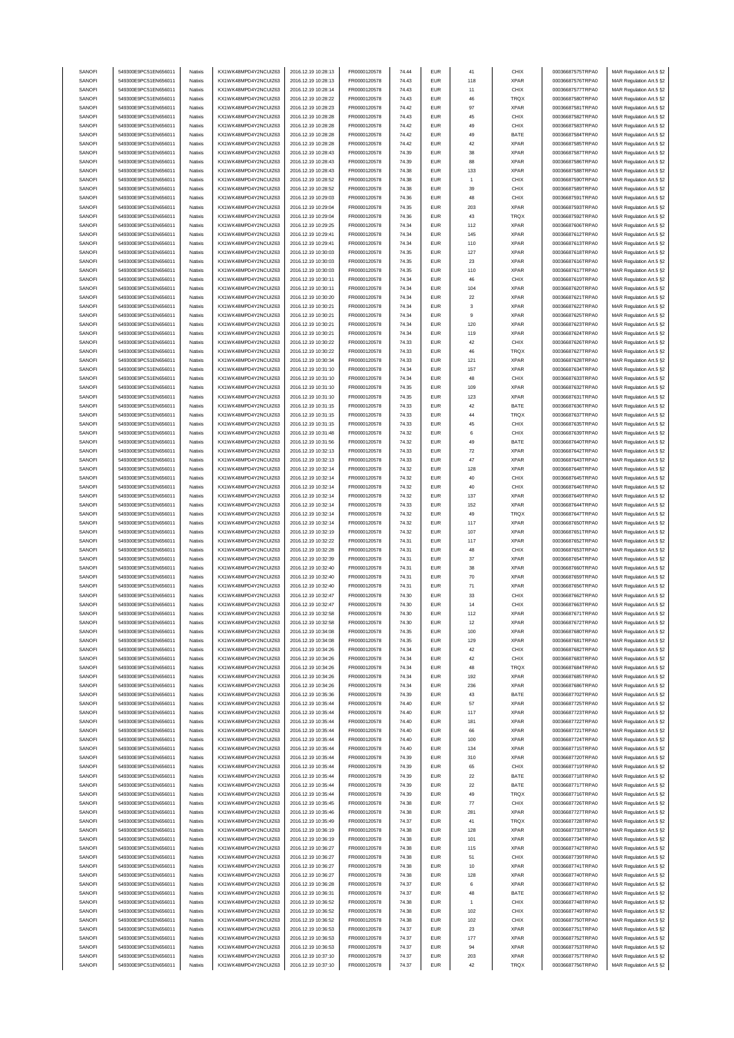| SANOFI | 549300E9PC51EN656011 | Natixis | KX1WK48MPD4Y2NCUIZ63 | 2016.12.19 10:28:13 | FR0000120578 | 74.44 | EUR | 41 | CHIX | 00036687575TRPA0 | MAR Regulation Art.5 §2 |
|---|---|---|---|---|---|---|---|---|---|---|---|
| SANOFI | 549300E9PC51EN656011 | Natixis | KX1WK48MPD4Y2NCUIZ63 | 2016.12.19 10:28:13 | FR0000120578 | 74.43 | EUR | 118 | XPAR | 00036687576TRPA0 | MAR Regulation Art.5 §2 |
| SANOFI | 549300E9PC51EN656011 | Natixis | KX1WK48MPD4Y2NCUIZ63 | 2016.12.19 10:28:14 | FR0000120578 | 74.43 | EUR | 11 | CHIX | 00036687577TRPA0 | MAR Regulation Art.5 §2 |
| SANOFI | 549300E9PC51EN656011 | Natixis | KX1WK48MPD4Y2NCUIZ63 | 2016.12.19 10:28:22 | FR0000120578 | 74.43 | EUR | 46 | TRQX | 00036687580TRPA0 | MAR Regulation Art.5 §2 |
| SANOFI | 549300E9PC51EN656011 | Natixis | KX1WK48MPD4Y2NCUIZ63 | 2016.12.19 10:28:23 | FR0000120578 | 74.42 | EUR | 97 | XPAR | 00036687581TRPA0 | MAR Regulation Art.5 §2 |
| SANOFI | 549300E9PC51EN656011 | Natixis | KX1WK48MPD4Y2NCUIZ63 | 2016.12.19 10:28:28 | FR0000120578 | 74.43 | EUR | 45 | CHIX | 00036687582TRPA0 | MAR Regulation Art.5 §2 |
| SANOFI | 549300E9PC51EN656011 | Natixis | KX1WK48MPD4Y2NCUIZ63 | 2016.12.19 10:28:28 | FR0000120578 | 74.42 | EUR | 49 | CHIX | 00036687583TRPA0 | MAR Regulation Art.5 §2 |
| SANOFI | 549300E9PC51EN656011 | Natixis | KX1WK48MPD4Y2NCUIZ63 | 2016.12.19 10:28:28 | FR0000120578 | 74.42 | EUR | 49 | BATE | 00036687584TRPA0 | MAR Regulation Art.5 §2 |
| SANOFI | 549300E9PC51EN656011 | Natixis | KX1WK48MPD4Y2NCUIZ63 | 2016.12.19 10:28:28 | FR0000120578 | 74.42 | EUR | 42 | XPAR | 00036687585TRPA0 | MAR Regulation Art.5 §2 |
| SANOFI | 549300E9PC51EN656011 | Natixis | KX1WK48MPD4Y2NCUIZ63 | 2016.12.19 10:28:43 | FR0000120578 | 74.39 | EUR | 38 | XPAR | 00036687587TRPA0 | MAR Regulation Art.5 §2 |
| SANOFI | 549300E9PC51EN656011 | Natixis | KX1WK48MPD4Y2NCUIZ63 | 2016.12.19 10:28:43 | FR0000120578 | 74.39 | EUR | 88 | XPAR | 00036687586TRPA0 | MAR Regulation Art.5 §2 |
| SANOFI | 549300E9PC51EN656011 | Natixis | KX1WK48MPD4Y2NCUIZ63 | 2016.12.19 10:28:43 | FR0000120578 | 74.38 | EUR | 133 | XPAR | 00036687588TRPA0 | MAR Regulation Art.5 §2 |
| SANOFI | 549300E9PC51EN656011 | Natixis | KX1WK48MPD4Y2NCUIZ63 | 2016.12.19 10:28:52 | FR0000120578 | 74.38 | EUR | 1 | CHIX | 00036687590TRPA0 | MAR Regulation Art.5 §2 |
| SANOFI | 549300E9PC51EN656011 | Natixis | KX1WK48MPD4Y2NCUIZ63 | 2016.12.19 10:28:52 | FR0000120578 | 74.38 | EUR | 39 | CHIX | 00036687589TRPA0 | MAR Regulation Art.5 §2 |
| SANOFI | 549300E9PC51EN656011 | Natixis | KX1WK48MPD4Y2NCUIZ63 | 2016.12.19 10:29:03 | FR0000120578 | 74.36 | EUR | 48 | CHIX | 00036687591TRPA0 | MAR Regulation Art.5 §2 |
| SANOFI | 549300E9PC51EN656011 | Natixis | KX1WK48MPD4Y2NCUIZ63 | 2016.12.19 10:29:04 | FR0000120578 | 74.35 | EUR | 203 | XPAR | 00036687593TRPA0 | MAR Regulation Art.5 §2 |
| SANOFI | 549300E9PC51EN656011 | Natixis | KX1WK48MPD4Y2NCUIZ63 | 2016.12.19 10:29:04 | FR0000120578 | 74.36 | EUR | 43 | TRQX | 00036687592TRPA0 | MAR Regulation Art.5 §2 |
| SANOFI | 549300E9PC51EN656011 | Natixis | KX1WK48MPD4Y2NCUIZ63 | 2016.12.19 10:29:25 | FR0000120578 | 74.34 | EUR | 112 | XPAR | 00036687606TRPA0 | MAR Regulation Art.5 §2 |
| SANOFI | 549300E9PC51EN656011 | Natixis | KX1WK48MPD4Y2NCUIZ63 | 2016.12.19 10:29:41 | FR0000120578 | 74.34 | EUR | 145 | XPAR | 00036687612TRPA0 | MAR Regulation Art.5 §2 |
| SANOFI | 549300E9PC51EN656011 | Natixis | KX1WK48MPD4Y2NCUIZ63 | 2016.12.19 10:29:41 | FR0000120578 | 74.34 | EUR | 110 | XPAR | 00036687613TRPA0 | MAR Regulation Art.5 §2 |
| SANOFI | 549300E9PC51EN656011 | Natixis | KX1WK48MPD4Y2NCUIZ63 | 2016.12.19 10:30:03 | FR0000120578 | 74.35 | EUR | 127 | XPAR | 00036687618TRPA0 | MAR Regulation Art.5 §2 |
| SANOFI | 549300E9PC51EN656011 | Natixis | KX1WK48MPD4Y2NCUIZ63 | 2016.12.19 10:30:03 | FR0000120578 | 74.35 | EUR | 23 | XPAR | 00036687616TRPA0 | MAR Regulation Art.5 §2 |
| SANOFI | 549300E9PC51EN656011 | Natixis | KX1WK48MPD4Y2NCUIZ63 | 2016.12.19 10:30:03 | FR0000120578 | 74.35 | EUR | 110 | XPAR | 00036687617TRPA0 | MAR Regulation Art.5 §2 |
| SANOFI | 549300E9PC51EN656011 | Natixis | KX1WK48MPD4Y2NCUIZ63 | 2016.12.19 10:30:11 | FR0000120578 | 74.34 | EUR | 46 | CHIX | 00036687619TRPA0 | MAR Regulation Art.5 §2 |
| SANOFI | 549300E9PC51EN656011 | Natixis | KX1WK48MPD4Y2NCUIZ63 | 2016.12.19 10:30:11 | FR0000120578 | 74.34 | EUR | 104 | XPAR | 00036687620TRPA0 | MAR Regulation Art.5 §2 |
| SANOFI | 549300E9PC51EN656011 | Natixis | KX1WK48MPD4Y2NCUIZ63 | 2016.12.19 10:30:20 | FR0000120578 | 74.34 | EUR | 22 | XPAR | 00036687621TRPA0 | MAR Regulation Art.5 §2 |
| SANOFI | 549300E9PC51EN656011 | Natixis | KX1WK48MPD4Y2NCUIZ63 | 2016.12.19 10:30:21 | FR0000120578 | 74.34 | EUR | 3 | XPAR | 00036687622TRPA0 | MAR Regulation Art.5 §2 |
| SANOFI | 549300E9PC51EN656011 | Natixis | KX1WK48MPD4Y2NCUIZ63 | 2016.12.19 10:30:21 | FR0000120578 | 74.34 | EUR | 9 | XPAR | 00036687625TRPA0 | MAR Regulation Art.5 §2 |
| SANOFI | 549300E9PC51EN656011 | Natixis | KX1WK48MPD4Y2NCUIZ63 | 2016.12.19 10:30:21 | FR0000120578 | 74.34 | EUR | 120 | XPAR | 00036687623TRPA0 | MAR Regulation Art.5 §2 |
| SANOFI | 549300E9PC51EN656011 | Natixis | KX1WK48MPD4Y2NCUIZ63 | 2016.12.19 10:30:21 | FR0000120578 | 74.34 | EUR | 119 | XPAR | 00036687624TRPA0 | MAR Regulation Art.5 §2 |
| SANOFI | 549300E9PC51EN656011 | Natixis | KX1WK48MPD4Y2NCUIZ63 | 2016.12.19 10:30:22 | FR0000120578 | 74.33 | EUR | 42 | CHIX | 00036687626TRPA0 | MAR Regulation Art.5 §2 |
| SANOFI | 549300E9PC51EN656011 | Natixis | KX1WK48MPD4Y2NCUIZ63 | 2016.12.19 10:30:22 | FR0000120578 | 74.33 | EUR | 46 | TRQX | 00036687627TRPA0 | MAR Regulation Art.5 §2 |
| SANOFI | 549300E9PC51EN656011 | Natixis | KX1WK48MPD4Y2NCUIZ63 | 2016.12.19 10:30:34 | FR0000120578 | 74.33 | EUR | 121 | XPAR | 00036687628TRPA0 | MAR Regulation Art.5 §2 |
| SANOFI | 549300E9PC51EN656011 | Natixis | KX1WK48MPD4Y2NCUIZ63 | 2016.12.19 10:31:10 | FR0000120578 | 74.34 | EUR | 157 | XPAR | 00036687634TRPA0 | MAR Regulation Art.5 §2 |
| SANOFI | 549300E9PC51EN656011 | Natixis | KX1WK48MPD4Y2NCUIZ63 | 2016.12.19 10:31:10 | FR0000120578 | 74.34 | EUR | 48 | CHIX | 00036687633TRPA0 | MAR Regulation Art.5 §2 |
| SANOFI | 549300E9PC51EN656011 | Natixis | KX1WK48MPD4Y2NCUIZ63 | 2016.12.19 10:31:10 | FR0000120578 | 74.35 | EUR | 109 | XPAR | 00036687632TRPA0 | MAR Regulation Art.5 §2 |
| SANOFI | 549300E9PC51EN656011 | Natixis | KX1WK48MPD4Y2NCUIZ63 | 2016.12.19 10:31:10 | FR0000120578 | 74.35 | EUR | 123 | XPAR | 00036687631TRPA0 | MAR Regulation Art.5 §2 |
| SANOFI | 549300E9PC51EN656011 | Natixis | KX1WK48MPD4Y2NCUIZ63 | 2016.12.19 10:31:15 | FR0000120578 | 74.33 | EUR | 42 | BATE | 00036687636TRPA0 | MAR Regulation Art.5 §2 |
| SANOFI | 549300E9PC51EN656011 | Natixis | KX1WK48MPD4Y2NCUIZ63 | 2016.12.19 10:31:15 | FR0000120578 | 74.33 | EUR | 44 | TRQX | 00036687637TRPA0 | MAR Regulation Art.5 §2 |
| SANOFI | 549300E9PC51EN656011 | Natixis | KX1WK48MPD4Y2NCUIZ63 | 2016.12.19 10:31:15 | FR0000120578 | 74.33 | EUR | 45 | CHIX | 00036687635TRPA0 | MAR Regulation Art.5 §2 |
| SANOFI | 549300E9PC51EN656011 | Natixis | KX1WK48MPD4Y2NCUIZ63 | 2016.12.19 10:31:48 | FR0000120578 | 74.32 | EUR | 6 | CHIX | 00036687639TRPA0 | MAR Regulation Art.5 §2 |
| SANOFI | 549300E9PC51EN656011 | Natixis | KX1WK48MPD4Y2NCUIZ63 | 2016.12.19 10:31:56 | FR0000120578 | 74.32 | EUR | 49 | BATE | 00036687640TRPA0 | MAR Regulation Art.5 §2 |
| SANOFI | 549300E9PC51EN656011 | Natixis | KX1WK48MPD4Y2NCUIZ63 | 2016.12.19 10:32:13 | FR0000120578 | 74.33 | EUR | 72 | XPAR | 00036687642TRPA0 | MAR Regulation Art.5 §2 |
| SANOFI | 549300E9PC51EN656011 | Natixis | KX1WK48MPD4Y2NCUIZ63 | 2016.12.19 10:32:13 | FR0000120578 | 74.33 | EUR | 47 | XPAR | 00036687643TRPA0 | MAR Regulation Art.5 §2 |
| SANOFI | 549300E9PC51EN656011 | Natixis | KX1WK48MPD4Y2NCUIZ63 | 2016.12.19 10:32:14 | FR0000120578 | 74.32 | EUR | 128 | XPAR | 00036687648TRPA0 | MAR Regulation Art.5 §2 |
| SANOFI | 549300E9PC51EN656011 | Natixis | KX1WK48MPD4Y2NCUIZ63 | 2016.12.19 10:32:14 | FR0000120578 | 74.32 | EUR | 40 | CHIX | 00036687645TRPA0 | MAR Regulation Art.5 §2 |
| SANOFI | 549300E9PC51EN656011 | Natixis | KX1WK48MPD4Y2NCUIZ63 | 2016.12.19 10:32:14 | FR0000120578 | 74.32 | EUR | 40 | CHIX | 00036687646TRPA0 | MAR Regulation Art.5 §2 |
| SANOFI | 549300E9PC51EN656011 | Natixis | KX1WK48MPD4Y2NCUIZ63 | 2016.12.19 10:32:14 | FR0000120578 | 74.32 | EUR | 137 | XPAR | 00036687649TRPA0 | MAR Regulation Art.5 §2 |
| SANOFI | 549300E9PC51EN656011 | Natixis | KX1WK48MPD4Y2NCUIZ63 | 2016.12.19 10:32:14 | FR0000120578 | 74.33 | EUR | 152 | XPAR | 00036687644TRPA0 | MAR Regulation Art.5 §2 |
| SANOFI | 549300E9PC51EN656011 | Natixis | KX1WK48MPD4Y2NCUIZ63 | 2016.12.19 10:32:14 | FR0000120578 | 74.32 | EUR | 49 | TRQX | 00036687647TRPA0 | MAR Regulation Art.5 §2 |
| SANOFI | 549300E9PC51EN656011 | Natixis | KX1WK48MPD4Y2NCUIZ63 | 2016.12.19 10:32:14 | FR0000120578 | 74.32 | EUR | 117 | XPAR | 00036687650TRPA0 | MAR Regulation Art.5 §2 |
| SANOFI | 549300E9PC51EN656011 | Natixis | KX1WK48MPD4Y2NCUIZ63 | 2016.12.19 10:32:19 | FR0000120578 | 74.32 | EUR | 107 | XPAR | 00036687651TRPA0 | MAR Regulation Art.5 §2 |
| SANOFI | 549300E9PC51EN656011 | Natixis | KX1WK48MPD4Y2NCUIZ63 | 2016.12.19 10:32:22 | FR0000120578 | 74.31 | EUR | 117 | XPAR | 00036687652TRPA0 | MAR Regulation Art.5 §2 |
| SANOFI | 549300E9PC51EN656011 | Natixis | KX1WK48MPD4Y2NCUIZ63 | 2016.12.19 10:32:28 | FR0000120578 | 74.31 | EUR | 48 | CHIX | 00036687653TRPA0 | MAR Regulation Art.5 §2 |
| SANOFI | 549300E9PC51EN656011 | Natixis | KX1WK48MPD4Y2NCUIZ63 | 2016.12.19 10:32:39 | FR0000120578 | 74.31 | EUR | 37 | XPAR | 00036687654TRPA0 | MAR Regulation Art.5 §2 |
| SANOFI | 549300E9PC51EN656011 | Natixis | KX1WK48MPD4Y2NCUIZ63 | 2016.12.19 10:32:40 | FR0000120578 | 74.31 | EUR | 38 | XPAR | 00036687660TRPA0 | MAR Regulation Art.5 §2 |
| SANOFI | 549300E9PC51EN656011 | Natixis | KX1WK48MPD4Y2NCUIZ63 | 2016.12.19 10:32:40 | FR0000120578 | 74.31 | EUR | 70 | XPAR | 00036687659TRPA0 | MAR Regulation Art.5 §2 |
| SANOFI | 549300E9PC51EN656011 | Natixis | KX1WK48MPD4Y2NCUIZ63 | 2016.12.19 10:32:40 | FR0000120578 | 74.31 | EUR | 71 | XPAR | 00036687656TRPA0 | MAR Regulation Art.5 §2 |
| SANOFI | 549300E9PC51EN656011 | Natixis | KX1WK48MPD4Y2NCUIZ63 | 2016.12.19 10:32:47 | FR0000120578 | 74.30 | EUR | 33 | CHIX | 00036687662TRPA0 | MAR Regulation Art.5 §2 |
| SANOFI | 549300E9PC51EN656011 | Natixis | KX1WK48MPD4Y2NCUIZ63 | 2016.12.19 10:32:47 | FR0000120578 | 74.30 | EUR | 14 | CHIX | 00036687663TRPA0 | MAR Regulation Art.5 §2 |
| SANOFI | 549300E9PC51EN656011 | Natixis | KX1WK48MPD4Y2NCUIZ63 | 2016.12.19 10:32:58 | FR0000120578 | 74.30 | EUR | 112 | XPAR | 00036687671TRPA0 | MAR Regulation Art.5 §2 |
| SANOFI | 549300E9PC51EN656011 | Natixis | KX1WK48MPD4Y2NCUIZ63 | 2016.12.19 10:32:58 | FR0000120578 | 74.30 | EUR | 12 | XPAR | 00036687672TRPA0 | MAR Regulation Art.5 §2 |
| SANOFI | 549300E9PC51EN656011 | Natixis | KX1WK48MPD4Y2NCUIZ63 | 2016.12.19 10:34:08 | FR0000120578 | 74.35 | EUR | 100 | XPAR | 00036687680TRPA0 | MAR Regulation Art.5 §2 |
| SANOFI | 549300E9PC51EN656011 | Natixis | KX1WK48MPD4Y2NCUIZ63 | 2016.12.19 10:34:08 | FR0000120578 | 74.35 | EUR | 129 | XPAR | 00036687681TRPA0 | MAR Regulation Art.5 §2 |
| SANOFI | 549300E9PC51EN656011 | Natixis | KX1WK48MPD4Y2NCUIZ63 | 2016.12.19 10:34:26 | FR0000120578 | 74.34 | EUR | 42 | CHIX | 00036687682TRPA0 | MAR Regulation Art.5 §2 |
| SANOFI | 549300E9PC51EN656011 | Natixis | KX1WK48MPD4Y2NCUIZ63 | 2016.12.19 10:34:26 | FR0000120578 | 74.34 | EUR | 42 | CHIX | 00036687683TRPA0 | MAR Regulation Art.5 §2 |
| SANOFI | 549300E9PC51EN656011 | Natixis | KX1WK48MPD4Y2NCUIZ63 | 2016.12.19 10:34:26 | FR0000120578 | 74.34 | EUR | 48 | TRQX | 00036687684TRPA0 | MAR Regulation Art.5 §2 |
| SANOFI | 549300E9PC51EN656011 | Natixis | KX1WK48MPD4Y2NCUIZ63 | 2016.12.19 10:34:26 | FR0000120578 | 74.34 | EUR | 192 | XPAR | 00036687685TRPA0 | MAR Regulation Art.5 §2 |
| SANOFI | 549300E9PC51EN656011 | Natixis | KX1WK48MPD4Y2NCUIZ63 | 2016.12.19 10:34:26 | FR0000120578 | 74.34 | EUR | 236 | XPAR | 00036687686TRPA0 | MAR Regulation Art.5 §2 |
| SANOFI | 549300E9PC51EN656011 | Natixis | KX1WK48MPD4Y2NCUIZ63 | 2016.12.19 10:35:36 | FR0000120578 | 74.39 | EUR | 43 | BATE | 00036687702TRPA0 | MAR Regulation Art.5 §2 |
| SANOFI | 549300E9PC51EN656011 | Natixis | KX1WK48MPD4Y2NCUIZ63 | 2016.12.19 10:35:44 | FR0000120578 | 74.40 | EUR | 57 | XPAR | 00036687725TRPA0 | MAR Regulation Art.5 §2 |
| SANOFI | 549300E9PC51EN656011 | Natixis | KX1WK48MPD4Y2NCUIZ63 | 2016.12.19 10:35:44 | FR0000120578 | 74.40 | EUR | 117 | XPAR | 00036687723TRPA0 | MAR Regulation Art.5 §2 |
| SANOFI | 549300E9PC51EN656011 | Natixis | KX1WK48MPD4Y2NCUIZ63 | 2016.12.19 10:35:44 | FR0000120578 | 74.40 | EUR | 181 | XPAR | 00036687722TRPA0 | MAR Regulation Art.5 §2 |
| SANOFI | 549300E9PC51EN656011 | Natixis | KX1WK48MPD4Y2NCUIZ63 | 2016.12.19 10:35:44 | FR0000120578 | 74.40 | EUR | 66 | XPAR | 00036687721TRPA0 | MAR Regulation Art.5 §2 |
| SANOFI | 549300E9PC51EN656011 | Natixis | KX1WK48MPD4Y2NCUIZ63 | 2016.12.19 10:35:44 | FR0000120578 | 74.40 | EUR | 100 | XPAR | 00036687724TRPA0 | MAR Regulation Art.5 §2 |
| SANOFI | 549300E9PC51EN656011 | Natixis | KX1WK48MPD4Y2NCUIZ63 | 2016.12.19 10:35:44 | FR0000120578 | 74.40 | EUR | 134 | XPAR | 00036687715TRPA0 | MAR Regulation Art.5 §2 |
| SANOFI | 549300E9PC51EN656011 | Natixis | KX1WK48MPD4Y2NCUIZ63 | 2016.12.19 10:35:44 | FR0000120578 | 74.39 | EUR | 310 | XPAR | 00036687720TRPA0 | MAR Regulation Art.5 §2 |
| SANOFI | 549300E9PC51EN656011 | Natixis | KX1WK48MPD4Y2NCUIZ63 | 2016.12.19 10:35:44 | FR0000120578 | 74.39 | EUR | 65 | CHIX | 00036687719TRPA0 | MAR Regulation Art.5 §2 |
| SANOFI | 549300E9PC51EN656011 | Natixis | KX1WK48MPD4Y2NCUIZ63 | 2016.12.19 10:35:44 | FR0000120578 | 74.39 | EUR | 22 | BATE | 00036687718TRPA0 | MAR Regulation Art.5 §2 |
| SANOFI | 549300E9PC51EN656011 | Natixis | KX1WK48MPD4Y2NCUIZ63 | 2016.12.19 10:35:44 | FR0000120578 | 74.39 | EUR | 22 | BATE | 00036687717TRPA0 | MAR Regulation Art.5 §2 |
| SANOFI | 549300E9PC51EN656011 | Natixis | KX1WK48MPD4Y2NCUIZ63 | 2016.12.19 10:35:44 | FR0000120578 | 74.39 | EUR | 49 | TRQX | 00036687716TRPA0 | MAR Regulation Art.5 §2 |
| SANOFI | 549300E9PC51EN656011 | Natixis | KX1WK48MPD4Y2NCUIZ63 | 2016.12.19 10:35:45 | FR0000120578 | 74.38 | EUR | 77 | CHIX | 00036687726TRPA0 | MAR Regulation Art.5 §2 |
| SANOFI | 549300E9PC51EN656011 | Natixis | KX1WK48MPD4Y2NCUIZ63 | 2016.12.19 10:35:46 | FR0000120578 | 74.38 | EUR | 281 | XPAR | 00036687727TRPA0 | MAR Regulation Art.5 §2 |
| SANOFI | 549300E9PC51EN656011 | Natixis | KX1WK48MPD4Y2NCUIZ63 | 2016.12.19 10:35:49 | FR0000120578 | 74.37 | EUR | 41 | TRQX | 00036687728TRPA0 | MAR Regulation Art.5 §2 |
| SANOFI | 549300E9PC51EN656011 | Natixis | KX1WK48MPD4Y2NCUIZ63 | 2016.12.19 10:36:19 | FR0000120578 | 74.38 | EUR | 128 | XPAR | 00036687733TRPA0 | MAR Regulation Art.5 §2 |
| SANOFI | 549300E9PC51EN656011 | Natixis | KX1WK48MPD4Y2NCUIZ63 | 2016.12.19 10:36:19 | FR0000120578 | 74.38 | EUR | 101 | XPAR | 00036687734TRPA0 | MAR Regulation Art.5 §2 |
| SANOFI | 549300E9PC51EN656011 | Natixis | KX1WK48MPD4Y2NCUIZ63 | 2016.12.19 10:36:27 | FR0000120578 | 74.38 | EUR | 115 | XPAR | 00036687742TRPA0 | MAR Regulation Art.5 §2 |
| SANOFI | 549300E9PC51EN656011 | Natixis | KX1WK48MPD4Y2NCUIZ63 | 2016.12.19 10:36:27 | FR0000120578 | 74.38 | EUR | 51 | CHIX | 00036687739TRPA0 | MAR Regulation Art.5 §2 |
| SANOFI | 549300E9PC51EN656011 | Natixis | KX1WK48MPD4Y2NCUIZ63 | 2016.12.19 10:36:27 | FR0000120578 | 74.38 | EUR | 10 | XPAR | 00036687741TRPA0 | MAR Regulation Art.5 §2 |
| SANOFI | 549300E9PC51EN656011 | Natixis | KX1WK48MPD4Y2NCUIZ63 | 2016.12.19 10:36:27 | FR0000120578 | 74.38 | EUR | 128 | XPAR | 00036687740TRPA0 | MAR Regulation Art.5 §2 |
| SANOFI | 549300E9PC51EN656011 | Natixis | KX1WK48MPD4Y2NCUIZ63 | 2016.12.19 10:36:28 | FR0000120578 | 74.37 | EUR | 6 | XPAR | 00036687743TRPA0 | MAR Regulation Art.5 §2 |
| SANOFI | 549300E9PC51EN656011 | Natixis | KX1WK48MPD4Y2NCUIZ63 | 2016.12.19 10:36:31 | FR0000120578 | 74.37 | EUR | 48 | BATE | 00036687745TRPA0 | MAR Regulation Art.5 §2 |
| SANOFI | 549300E9PC51EN656011 | Natixis | KX1WK48MPD4Y2NCUIZ63 | 2016.12.19 10:36:52 | FR0000120578 | 74.38 | EUR | 1 | CHIX | 00036687748TRPA0 | MAR Regulation Art.5 §2 |
| SANOFI | 549300E9PC51EN656011 | Natixis | KX1WK48MPD4Y2NCUIZ63 | 2016.12.19 10:36:52 | FR0000120578 | 74.38 | EUR | 102 | CHIX | 00036687749TRPA0 | MAR Regulation Art.5 §2 |
| SANOFI | 549300E9PC51EN656011 | Natixis | KX1WK48MPD4Y2NCUIZ63 | 2016.12.19 10:36:52 | FR0000120578 | 74.38 | EUR | 102 | CHIX | 00036687750TRPA0 | MAR Regulation Art.5 §2 |
| SANOFI | 549300E9PC51EN656011 | Natixis | KX1WK48MPD4Y2NCUIZ63 | 2016.12.19 10:36:53 | FR0000120578 | 74.37 | EUR | 23 | XPAR | 00036687751TRPA0 | MAR Regulation Art.5 §2 |
| SANOFI | 549300E9PC51EN656011 | Natixis | KX1WK48MPD4Y2NCUIZ63 | 2016.12.19 10:36:53 | FR0000120578 | 74.37 | EUR | 177 | XPAR | 00036687752TRPA0 | MAR Regulation Art.5 §2 |
| SANOFI | 549300E9PC51EN656011 | Natixis | KX1WK48MPD4Y2NCUIZ63 | 2016.12.19 10:36:53 | FR0000120578 | 74.37 | EUR | 94 | XPAR | 00036687753TRPA0 | MAR Regulation Art.5 §2 |
| SANOFI | 549300E9PC51EN656011 | Natixis | KX1WK48MPD4Y2NCUIZ63 | 2016.12.19 10:37:10 | FR0000120578 | 74.37 | EUR | 203 | XPAR | 00036687757TRPA0 | MAR Regulation Art.5 §2 |
| SANOFI | 549300E9PC51EN656011 | Natixis | KX1WK48MPD4Y2NCUIZ63 | 2016.12.19 10:37:10 | FR0000120578 | 74.37 | EUR | 42 | TRQX | 00036687756TRPA0 | MAR Regulation Art.5 §2 |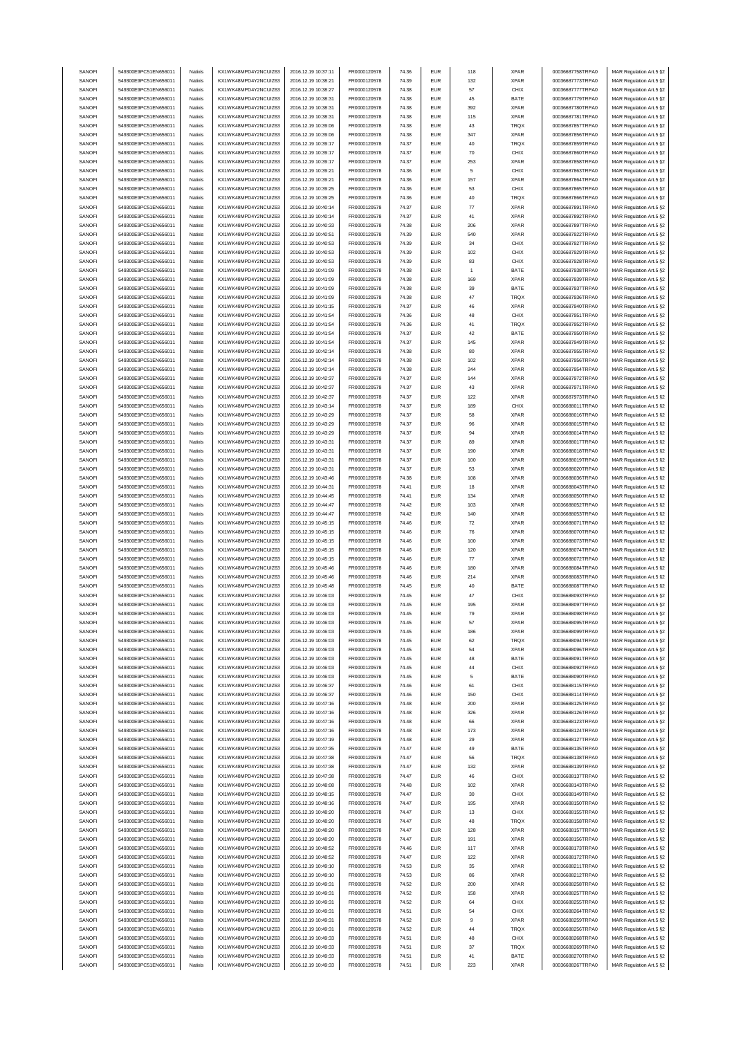| SANOFI | 549300E9PC51EN656011 | Natixis | KX1WK48MPD4Y2NCUIZ63 | 2016.12.19 10:37:11 | FR0000120578 | 74.36 | EUR | 118 | XPAR | 00036687758TRPA0 | MAR Regulation Art.5 §2 |
|---|---|---|---|---|---|---|---|---|---|---|---|
| SANOFI | 549300E9PC51EN656011 | Natixis | KX1WK48MPD4Y2NCUIZ63 | 2016.12.19 10:38:21 | FR0000120578 | 74.39 | EUR | 132 | XPAR | 00036687773TRPA0 | MAR Regulation Art.5 §2 |
| SANOFI | 549300E9PC51EN656011 | Natixis | KX1WK48MPD4Y2NCUIZ63 | 2016.12.19 10:38:27 | FR0000120578 | 74.38 | EUR | 57 | CHIX | 00036687777TRPA0 | MAR Regulation Art.5 §2 |
| SANOFI | 549300E9PC51EN656011 | Natixis | KX1WK48MPD4Y2NCUIZ63 | 2016.12.19 10:38:31 | FR0000120578 | 74.38 | EUR | 45 | BATE | 00036687779TRPA0 | MAR Regulation Art.5 §2 |
| SANOFI | 549300E9PC51EN656011 | Natixis | KX1WK48MPD4Y2NCUIZ63 | 2016.12.19 10:38:31 | FR0000120578 | 74.38 | EUR | 392 | XPAR | 00036687780TRPA0 | MAR Regulation Art.5 §2 |
| SANOFI | 549300E9PC51EN656011 | Natixis | KX1WK48MPD4Y2NCUIZ63 | 2016.12.19 10:38:31 | FR0000120578 | 74.38 | EUR | 115 | XPAR | 00036687781TRPA0 | MAR Regulation Art.5 §2 |
| SANOFI | 549300E9PC51EN656011 | Natixis | KX1WK48MPD4Y2NCUIZ63 | 2016.12.19 10:39:06 | FR0000120578 | 74.38 | EUR | 43 | TRQX | 00036687857TRPA0 | MAR Regulation Art.5 §2 |
| SANOFI | 549300E9PC51EN656011 | Natixis | KX1WK48MPD4Y2NCUIZ63 | 2016.12.19 10:39:06 | FR0000120578 | 74.38 | EUR | 347 | XPAR | 00036687856TRPA0 | MAR Regulation Art.5 §2 |
| SANOFI | 549300E9PC51EN656011 | Natixis | KX1WK48MPD4Y2NCUIZ63 | 2016.12.19 10:39:17 | FR0000120578 | 74.37 | EUR | 40 | TRQX | 00036687859TRPA0 | MAR Regulation Art.5 §2 |
| SANOFI | 549300E9PC51EN656011 | Natixis | KX1WK48MPD4Y2NCUIZ63 | 2016.12.19 10:39:17 | FR0000120578 | 74.37 | EUR | 70 | CHIX | 00036687860TRPA0 | MAR Regulation Art.5 §2 |
| SANOFI | 549300E9PC51EN656011 | Natixis | KX1WK48MPD4Y2NCUIZ63 | 2016.12.19 10:39:17 | FR0000120578 | 74.37 | EUR | 253 | XPAR | 00036687858TRPA0 | MAR Regulation Art.5 §2 |
| SANOFI | 549300E9PC51EN656011 | Natixis | KX1WK48MPD4Y2NCUIZ63 | 2016.12.19 10:39:21 | FR0000120578 | 74.36 | EUR | 5 | CHIX | 00036687863TRPA0 | MAR Regulation Art.5 §2 |
| SANOFI | 549300E9PC51EN656011 | Natixis | KX1WK48MPD4Y2NCUIZ63 | 2016.12.19 10:39:21 | FR0000120578 | 74.36 | EUR | 157 | XPAR | 00036687864TRPA0 | MAR Regulation Art.5 §2 |
| SANOFI | 549300E9PC51EN656011 | Natixis | KX1WK48MPD4Y2NCUIZ63 | 2016.12.19 10:39:25 | FR0000120578 | 74.36 | EUR | 53 | CHIX | 00036687865TRPA0 | MAR Regulation Art.5 §2 |
| SANOFI | 549300E9PC51EN656011 | Natixis | KX1WK48MPD4Y2NCUIZ63 | 2016.12.19 10:39:25 | FR0000120578 | 74.36 | EUR | 40 | TRQX | 00036687866TRPA0 | MAR Regulation Art.5 §2 |
| SANOFI | 549300E9PC51EN656011 | Natixis | KX1WK48MPD4Y2NCUIZ63 | 2016.12.19 10:40:14 | FR0000120578 | 74.37 | EUR | 77 | XPAR | 00036687891TRPA0 | MAR Regulation Art.5 §2 |
| SANOFI | 549300E9PC51EN656011 | Natixis | KX1WK48MPD4Y2NCUIZ63 | 2016.12.19 10:40:14 | FR0000120578 | 74.37 | EUR | 41 | XPAR | 00036687892TRPA0 | MAR Regulation Art.5 §2 |
| SANOFI | 549300E9PC51EN656011 | Natixis | KX1WK48MPD4Y2NCUIZ63 | 2016.12.19 10:40:33 | FR0000120578 | 74.38 | EUR | 206 | XPAR | 00036687897TRPA0 | MAR Regulation Art.5 §2 |
| SANOFI | 549300E9PC51EN656011 | Natixis | KX1WK48MPD4Y2NCUIZ63 | 2016.12.19 10:40:51 | FR0000120578 | 74.39 | EUR | 540 | XPAR | 00036687922TRPA0 | MAR Regulation Art.5 §2 |
| SANOFI | 549300E9PC51EN656011 | Natixis | KX1WK48MPD4Y2NCUIZ63 | 2016.12.19 10:40:53 | FR0000120578 | 74.39 | EUR | 34 | CHIX | 00036687927TRPA0 | MAR Regulation Art.5 §2 |
| SANOFI | 549300E9PC51EN656011 | Natixis | KX1WK48MPD4Y2NCUIZ63 | 2016.12.19 10:40:53 | FR0000120578 | 74.39 | EUR | 102 | CHIX | 00036687929TRPA0 | MAR Regulation Art.5 §2 |
| SANOFI | 549300E9PC51EN656011 | Natixis | KX1WK48MPD4Y2NCUIZ63 | 2016.12.19 10:40:53 | FR0000120578 | 74.39 | EUR | 83 | CHIX | 00036687928TRPA0 | MAR Regulation Art.5 §2 |
| SANOFI | 549300E9PC51EN656011 | Natixis | KX1WK48MPD4Y2NCUIZ63 | 2016.12.19 10:41:09 | FR0000120578 | 74.38 | EUR | 1 | BATE | 00036687938TRPA0 | MAR Regulation Art.5 §2 |
| SANOFI | 549300E9PC51EN656011 | Natixis | KX1WK48MPD4Y2NCUIZ63 | 2016.12.19 10:41:09 | FR0000120578 | 74.38 | EUR | 169 | XPAR | 00036687939TRPA0 | MAR Regulation Art.5 §2 |
| SANOFI | 549300E9PC51EN656011 | Natixis | KX1WK48MPD4Y2NCUIZ63 | 2016.12.19 10:41:09 | FR0000120578 | 74.38 | EUR | 39 | BATE | 00036687937TRPA0 | MAR Regulation Art.5 §2 |
| SANOFI | 549300E9PC51EN656011 | Natixis | KX1WK48MPD4Y2NCUIZ63 | 2016.12.19 10:41:09 | FR0000120578 | 74.38 | EUR | 47 | TRQX | 00036687936TRPA0 | MAR Regulation Art.5 §2 |
| SANOFI | 549300E9PC51EN656011 | Natixis | KX1WK48MPD4Y2NCUIZ63 | 2016.12.19 10:41:15 | FR0000120578 | 74.37 | EUR | 46 | XPAR | 00036687940TRPA0 | MAR Regulation Art.5 §2 |
| SANOFI | 549300E9PC51EN656011 | Natixis | KX1WK48MPD4Y2NCUIZ63 | 2016.12.19 10:41:54 | FR0000120578 | 74.36 | EUR | 48 | CHIX | 00036687951TRPA0 | MAR Regulation Art.5 §2 |
| SANOFI | 549300E9PC51EN656011 | Natixis | KX1WK48MPD4Y2NCUIZ63 | 2016.12.19 10:41:54 | FR0000120578 | 74.36 | EUR | 41 | TRQX | 00036687952TRPA0 | MAR Regulation Art.5 §2 |
| SANOFI | 549300E9PC51EN656011 | Natixis | KX1WK48MPD4Y2NCUIZ63 | 2016.12.19 10:41:54 | FR0000120578 | 74.37 | EUR | 42 | BATE | 00036687950TRPA0 | MAR Regulation Art.5 §2 |
| SANOFI | 549300E9PC51EN656011 | Natixis | KX1WK48MPD4Y2NCUIZ63 | 2016.12.19 10:41:54 | FR0000120578 | 74.37 | EUR | 145 | XPAR | 00036687949TRPA0 | MAR Regulation Art.5 §2 |
| SANOFI | 549300E9PC51EN656011 | Natixis | KX1WK48MPD4Y2NCUIZ63 | 2016.12.19 10:42:14 | FR0000120578 | 74.38 | EUR | 80 | XPAR | 00036687955TRPA0 | MAR Regulation Art.5 §2 |
| SANOFI | 549300E9PC51EN656011 | Natixis | KX1WK48MPD4Y2NCUIZ63 | 2016.12.19 10:42:14 | FR0000120578 | 74.38 | EUR | 102 | XPAR | 00036687956TRPA0 | MAR Regulation Art.5 §2 |
| SANOFI | 549300E9PC51EN656011 | Natixis | KX1WK48MPD4Y2NCUIZ63 | 2016.12.19 10:42:14 | FR0000120578 | 74.38 | EUR | 244 | XPAR | 00036687954TRPA0 | MAR Regulation Art.5 §2 |
| SANOFI | 549300E9PC51EN656011 | Natixis | KX1WK48MPD4Y2NCUIZ63 | 2016.12.19 10:42:37 | FR0000120578 | 74.37 | EUR | 144 | XPAR | 00036687972TRPA0 | MAR Regulation Art.5 §2 |
| SANOFI | 549300E9PC51EN656011 | Natixis | KX1WK48MPD4Y2NCUIZ63 | 2016.12.19 10:42:37 | FR0000120578 | 74.37 | EUR | 43 | XPAR | 00036687971TRPA0 | MAR Regulation Art.5 §2 |
| SANOFI | 549300E9PC51EN656011 | Natixis | KX1WK48MPD4Y2NCUIZ63 | 2016.12.19 10:42:37 | FR0000120578 | 74.37 | EUR | 122 | XPAR | 00036687973TRPA0 | MAR Regulation Art.5 §2 |
| SANOFI | 549300E9PC51EN656011 | Natixis | KX1WK48MPD4Y2NCUIZ63 | 2016.12.19 10:43:14 | FR0000120578 | 74.37 | EUR | 189 | CHIX | 00036688011TRPA0 | MAR Regulation Art.5 §2 |
| SANOFI | 549300E9PC51EN656011 | Natixis | KX1WK48MPD4Y2NCUIZ63 | 2016.12.19 10:43:29 | FR0000120578 | 74.37 | EUR | 58 | XPAR | 00036688016TRPA0 | MAR Regulation Art.5 §2 |
| SANOFI | 549300E9PC51EN656011 | Natixis | KX1WK48MPD4Y2NCUIZ63 | 2016.12.19 10:43:29 | FR0000120578 | 74.37 | EUR | 96 | XPAR | 00036688015TRPA0 | MAR Regulation Art.5 §2 |
| SANOFI | 549300E9PC51EN656011 | Natixis | KX1WK48MPD4Y2NCUIZ63 | 2016.12.19 10:43:29 | FR0000120578 | 74.37 | EUR | 94 | XPAR | 00036688014TRPA0 | MAR Regulation Art.5 §2 |
| SANOFI | 549300E9PC51EN656011 | Natixis | KX1WK48MPD4Y2NCUIZ63 | 2016.12.19 10:43:31 | FR0000120578 | 74.37 | EUR | 89 | XPAR | 00036688017TRPA0 | MAR Regulation Art.5 §2 |
| SANOFI | 549300E9PC51EN656011 | Natixis | KX1WK48MPD4Y2NCUIZ63 | 2016.12.19 10:43:31 | FR0000120578 | 74.37 | EUR | 190 | XPAR | 00036688018TRPA0 | MAR Regulation Art.5 §2 |
| SANOFI | 549300E9PC51EN656011 | Natixis | KX1WK48MPD4Y2NCUIZ63 | 2016.12.19 10:43:31 | FR0000120578 | 74.37 | EUR | 100 | XPAR | 00036688019TRPA0 | MAR Regulation Art.5 §2 |
| SANOFI | 549300E9PC51EN656011 | Natixis | KX1WK48MPD4Y2NCUIZ63 | 2016.12.19 10:43:31 | FR0000120578 | 74.37 | EUR | 53 | XPAR | 00036688020TRPA0 | MAR Regulation Art.5 §2 |
| SANOFI | 549300E9PC51EN656011 | Natixis | KX1WK48MPD4Y2NCUIZ63 | 2016.12.19 10:43:46 | FR0000120578 | 74.38 | EUR | 108 | XPAR | 00036688036TRPA0 | MAR Regulation Art.5 §2 |
| SANOFI | 549300E9PC51EN656011 | Natixis | KX1WK48MPD4Y2NCUIZ63 | 2016.12.19 10:44:31 | FR0000120578 | 74.41 | EUR | 18 | XPAR | 00036688043TRPA0 | MAR Regulation Art.5 §2 |
| SANOFI | 549300E9PC51EN656011 | Natixis | KX1WK48MPD4Y2NCUIZ63 | 2016.12.19 10:44:45 | FR0000120578 | 74.41 | EUR | 134 | XPAR | 00036688050TRPA0 | MAR Regulation Art.5 §2 |
| SANOFI | 549300E9PC51EN656011 | Natixis | KX1WK48MPD4Y2NCUIZ63 | 2016.12.19 10:44:47 | FR0000120578 | 74.42 | EUR | 103 | XPAR | 00036688052TRPA0 | MAR Regulation Art.5 §2 |
| SANOFI | 549300E9PC51EN656011 | Natixis | KX1WK48MPD4Y2NCUIZ63 | 2016.12.19 10:44:47 | FR0000120578 | 74.42 | EUR | 140 | XPAR | 00036688053TRPA0 | MAR Regulation Art.5 §2 |
| SANOFI | 549300E9PC51EN656011 | Natixis | KX1WK48MPD4Y2NCUIZ63 | 2016.12.19 10:45:15 | FR0000120578 | 74.46 | EUR | 72 | XPAR | 00036688071TRPA0 | MAR Regulation Art.5 §2 |
| SANOFI | 549300E9PC51EN656011 | Natixis | KX1WK48MPD4Y2NCUIZ63 | 2016.12.19 10:45:15 | FR0000120578 | 74.46 | EUR | 76 | XPAR | 00036688070TRPA0 | MAR Regulation Art.5 §2 |
| SANOFI | 549300E9PC51EN656011 | Natixis | KX1WK48MPD4Y2NCUIZ63 | 2016.12.19 10:45:15 | FR0000120578 | 74.46 | EUR | 100 | XPAR | 00036688073TRPA0 | MAR Regulation Art.5 §2 |
| SANOFI | 549300E9PC51EN656011 | Natixis | KX1WK48MPD4Y2NCUIZ63 | 2016.12.19 10:45:15 | FR0000120578 | 74.46 | EUR | 120 | XPAR | 00036688074TRPA0 | MAR Regulation Art.5 §2 |
| SANOFI | 549300E9PC51EN656011 | Natixis | KX1WK48MPD4Y2NCUIZ63 | 2016.12.19 10:45:15 | FR0000120578 | 74.46 | EUR | 77 | XPAR | 00036688072TRPA0 | MAR Regulation Art.5 §2 |
| SANOFI | 549300E9PC51EN656011 | Natixis | KX1WK48MPD4Y2NCUIZ63 | 2016.12.19 10:45:46 | FR0000120578 | 74.46 | EUR | 180 | XPAR | 00036688084TRPA0 | MAR Regulation Art.5 §2 |
| SANOFI | 549300E9PC51EN656011 | Natixis | KX1WK48MPD4Y2NCUIZ63 | 2016.12.19 10:45:46 | FR0000120578 | 74.46 | EUR | 214 | XPAR | 00036688083TRPA0 | MAR Regulation Art.5 §2 |
| SANOFI | 549300E9PC51EN656011 | Natixis | KX1WK48MPD4Y2NCUIZ63 | 2016.12.19 10:45:48 | FR0000120578 | 74.45 | EUR | 40 | BATE | 00036688087TRPA0 | MAR Regulation Art.5 §2 |
| SANOFI | 549300E9PC51EN656011 | Natixis | KX1WK48MPD4Y2NCUIZ63 | 2016.12.19 10:46:03 | FR0000120578 | 74.45 | EUR | 47 | CHIX | 00036688093TRPA0 | MAR Regulation Art.5 §2 |
| SANOFI | 549300E9PC51EN656011 | Natixis | KX1WK48MPD4Y2NCUIZ63 | 2016.12.19 10:46:03 | FR0000120578 | 74.45 | EUR | 195 | XPAR | 00036688097TRPA0 | MAR Regulation Art.5 §2 |
| SANOFI | 549300E9PC51EN656011 | Natixis | KX1WK48MPD4Y2NCUIZ63 | 2016.12.19 10:46:03 | FR0000120578 | 74.45 | EUR | 79 | XPAR | 00036688098TRPA0 | MAR Regulation Art.5 §2 |
| SANOFI | 549300E9PC51EN656011 | Natixis | KX1WK48MPD4Y2NCUIZ63 | 2016.12.19 10:46:03 | FR0000120578 | 74.45 | EUR | 57 | XPAR | 00036688095TRPA0 | MAR Regulation Art.5 §2 |
| SANOFI | 549300E9PC51EN656011 | Natixis | KX1WK48MPD4Y2NCUIZ63 | 2016.12.19 10:46:03 | FR0000120578 | 74.45 | EUR | 186 | XPAR | 00036688099TRPA0 | MAR Regulation Art.5 §2 |
| SANOFI | 549300E9PC51EN656011 | Natixis | KX1WK48MPD4Y2NCUIZ63 | 2016.12.19 10:46:03 | FR0000120578 | 74.45 | EUR | 62 | TRQX | 00036688094TRPA0 | MAR Regulation Art.5 §2 |
| SANOFI | 549300E9PC51EN656011 | Natixis | KX1WK48MPD4Y2NCUIZ63 | 2016.12.19 10:46:03 | FR0000120578 | 74.45 | EUR | 54 | XPAR | 00036688096TRPA0 | MAR Regulation Art.5 §2 |
| SANOFI | 549300E9PC51EN656011 | Natixis | KX1WK48MPD4Y2NCUIZ63 | 2016.12.19 10:46:03 | FR0000120578 | 74.45 | EUR | 48 | BATE | 00036688091TRPA0 | MAR Regulation Art.5 §2 |
| SANOFI | 549300E9PC51EN656011 | Natixis | KX1WK48MPD4Y2NCUIZ63 | 2016.12.19 10:46:03 | FR0000120578 | 74.45 | EUR | 44 | CHIX | 00036688092TRPA0 | MAR Regulation Art.5 §2 |
| SANOFI | 549300E9PC51EN656011 | Natixis | KX1WK48MPD4Y2NCUIZ63 | 2016.12.19 10:46:03 | FR0000120578 | 74.45 | EUR | 5 | BATE | 00036688090TRPA0 | MAR Regulation Art.5 §2 |
| SANOFI | 549300E9PC51EN656011 | Natixis | KX1WK48MPD4Y2NCUIZ63 | 2016.12.19 10:46:37 | FR0000120578 | 74.46 | EUR | 61 | CHIX | 00036688115TRPA0 | MAR Regulation Art.5 §2 |
| SANOFI | 549300E9PC51EN656011 | Natixis | KX1WK48MPD4Y2NCUIZ63 | 2016.12.19 10:46:37 | FR0000120578 | 74.46 | EUR | 150 | CHIX | 00036688114TRPA0 | MAR Regulation Art.5 §2 |
| SANOFI | 549300E9PC51EN656011 | Natixis | KX1WK48MPD4Y2NCUIZ63 | 2016.12.19 10:47:16 | FR0000120578 | 74.48 | EUR | 200 | XPAR | 00036688125TRPA0 | MAR Regulation Art.5 §2 |
| SANOFI | 549300E9PC51EN656011 | Natixis | KX1WK48MPD4Y2NCUIZ63 | 2016.12.19 10:47:16 | FR0000120578 | 74.48 | EUR | 326 | XPAR | 00036688126TRPA0 | MAR Regulation Art.5 §2 |
| SANOFI | 549300E9PC51EN656011 | Natixis | KX1WK48MPD4Y2NCUIZ63 | 2016.12.19 10:47:16 | FR0000120578 | 74.48 | EUR | 66 | XPAR | 00036688123TRPA0 | MAR Regulation Art.5 §2 |
| SANOFI | 549300E9PC51EN656011 | Natixis | KX1WK48MPD4Y2NCUIZ63 | 2016.12.19 10:47:16 | FR0000120578 | 74.48 | EUR | 173 | XPAR | 00036688124TRPA0 | MAR Regulation Art.5 §2 |
| SANOFI | 549300E9PC51EN656011 | Natixis | KX1WK48MPD4Y2NCUIZ63 | 2016.12.19 10:47:19 | FR0000120578 | 74.48 | EUR | 29 | XPAR | 00036688127TRPA0 | MAR Regulation Art.5 §2 |
| SANOFI | 549300E9PC51EN656011 | Natixis | KX1WK48MPD4Y2NCUIZ63 | 2016.12.19 10:47:35 | FR0000120578 | 74.47 | EUR | 49 | BATE | 00036688135TRPA0 | MAR Regulation Art.5 §2 |
| SANOFI | 549300E9PC51EN656011 | Natixis | KX1WK48MPD4Y2NCUIZ63 | 2016.12.19 10:47:38 | FR0000120578 | 74.47 | EUR | 56 | TRQX | 00036688138TRPA0 | MAR Regulation Art.5 §2 |
| SANOFI | 549300E9PC51EN656011 | Natixis | KX1WK48MPD4Y2NCUIZ63 | 2016.12.19 10:47:38 | FR0000120578 | 74.47 | EUR | 132 | XPAR | 00036688139TRPA0 | MAR Regulation Art.5 §2 |
| SANOFI | 549300E9PC51EN656011 | Natixis | KX1WK48MPD4Y2NCUIZ63 | 2016.12.19 10:47:38 | FR0000120578 | 74.47 | EUR | 46 | CHIX | 00036688137TRPA0 | MAR Regulation Art.5 §2 |
| SANOFI | 549300E9PC51EN656011 | Natixis | KX1WK48MPD4Y2NCUIZ63 | 2016.12.19 10:48:08 | FR0000120578 | 74.48 | EUR | 102 | XPAR | 00036688143TRPA0 | MAR Regulation Art.5 §2 |
| SANOFI | 549300E9PC51EN656011 | Natixis | KX1WK48MPD4Y2NCUIZ63 | 2016.12.19 10:48:15 | FR0000120578 | 74.47 | EUR | 30 | CHIX | 00036688149TRPA0 | MAR Regulation Art.5 §2 |
| SANOFI | 549300E9PC51EN656011 | Natixis | KX1WK48MPD4Y2NCUIZ63 | 2016.12.19 10:48:16 | FR0000120578 | 74.47 | EUR | 195 | XPAR | 00036688150TRPA0 | MAR Regulation Art.5 §2 |
| SANOFI | 549300E9PC51EN656011 | Natixis | KX1WK48MPD4Y2NCUIZ63 | 2016.12.19 10:48:20 | FR0000120578 | 74.47 | EUR | 13 | CHIX | 00036688155TRPA0 | MAR Regulation Art.5 §2 |
| SANOFI | 549300E9PC51EN656011 | Natixis | KX1WK48MPD4Y2NCUIZ63 | 2016.12.19 10:48:20 | FR0000120578 | 74.47 | EUR | 48 | TRQX | 00036688158TRPA0 | MAR Regulation Art.5 §2 |
| SANOFI | 549300E9PC51EN656011 | Natixis | KX1WK48MPD4Y2NCUIZ63 | 2016.12.19 10:48:20 | FR0000120578 | 74.47 | EUR | 128 | XPAR | 00036688157TRPA0 | MAR Regulation Art.5 §2 |
| SANOFI | 549300E9PC51EN656011 | Natixis | KX1WK48MPD4Y2NCUIZ63 | 2016.12.19 10:48:20 | FR0000120578 | 74.47 | EUR | 191 | XPAR | 00036688156TRPA0 | MAR Regulation Art.5 §2 |
| SANOFI | 549300E9PC51EN656011 | Natixis | KX1WK48MPD4Y2NCUIZ63 | 2016.12.19 10:48:52 | FR0000120578 | 74.46 | EUR | 117 | XPAR | 00036688173TRPA0 | MAR Regulation Art.5 §2 |
| SANOFI | 549300E9PC51EN656011 | Natixis | KX1WK48MPD4Y2NCUIZ63 | 2016.12.19 10:48:52 | FR0000120578 | 74.47 | EUR | 122 | XPAR | 00036688172TRPA0 | MAR Regulation Art.5 §2 |
| SANOFI | 549300E9PC51EN656011 | Natixis | KX1WK48MPD4Y2NCUIZ63 | 2016.12.19 10:49:10 | FR0000120578 | 74.53 | EUR | 35 | XPAR | 00036688211TRPA0 | MAR Regulation Art.5 §2 |
| SANOFI | 549300E9PC51EN656011 | Natixis | KX1WK48MPD4Y2NCUIZ63 | 2016.12.19 10:49:10 | FR0000120578 | 74.53 | EUR | 86 | XPAR | 00036688212TRPA0 | MAR Regulation Art.5 §2 |
| SANOFI | 549300E9PC51EN656011 | Natixis | KX1WK48MPD4Y2NCUIZ63 | 2016.12.19 10:49:31 | FR0000120578 | 74.52 | EUR | 200 | XPAR | 00036688258TRPA0 | MAR Regulation Art.5 §2 |
| SANOFI | 549300E9PC51EN656011 | Natixis | KX1WK48MPD4Y2NCUIZ63 | 2016.12.19 10:49:31 | FR0000120578 | 74.52 | EUR | 158 | XPAR | 00036688257TRPA0 | MAR Regulation Art.5 §2 |
| SANOFI | 549300E9PC51EN656011 | Natixis | KX1WK48MPD4Y2NCUIZ63 | 2016.12.19 10:49:31 | FR0000120578 | 74.52 | EUR | 64 | CHIX | 00036688255TRPA0 | MAR Regulation Art.5 §2 |
| SANOFI | 549300E9PC51EN656011 | Natixis | KX1WK48MPD4Y2NCUIZ63 | 2016.12.19 10:49:31 | FR0000120578 | 74.51 | EUR | 54 | CHIX | 00036688264TRPA0 | MAR Regulation Art.5 §2 |
| SANOFI | 549300E9PC51EN656011 | Natixis | KX1WK48MPD4Y2NCUIZ63 | 2016.12.19 10:49:31 | FR0000120578 | 74.52 | EUR | 9 | XPAR | 00036688259TRPA0 | MAR Regulation Art.5 §2 |
| SANOFI | 549300E9PC51EN656011 | Natixis | KX1WK48MPD4Y2NCUIZ63 | 2016.12.19 10:49:31 | FR0000120578 | 74.52 | EUR | 44 | TRQX | 00036688256TRPA0 | MAR Regulation Art.5 §2 |
| SANOFI | 549300E9PC51EN656011 | Natixis | KX1WK48MPD4Y2NCUIZ63 | 2016.12.19 10:49:33 | FR0000120578 | 74.51 | EUR | 48 | CHIX | 00036688268TRPA0 | MAR Regulation Art.5 §2 |
| SANOFI | 549300E9PC51EN656011 | Natixis | KX1WK48MPD4Y2NCUIZ63 | 2016.12.19 10:49:33 | FR0000120578 | 74.51 | EUR | 37 | TRQX | 00036688269TRPA0 | MAR Regulation Art.5 §2 |
| SANOFI | 549300E9PC51EN656011 | Natixis | KX1WK48MPD4Y2NCUIZ63 | 2016.12.19 10:49:33 | FR0000120578 | 74.51 | EUR | 41 | BATE | 00036688270TRPA0 | MAR Regulation Art.5 §2 |
| SANOFI | 549300E9PC51EN656011 | Natixis | KX1WK48MPD4Y2NCUIZ63 | 2016.12.19 10:49:33 | FR0000120578 | 74.51 | EUR | 223 | XPAR | 00036688267TRPA0 | MAR Regulation Art.5 §2 |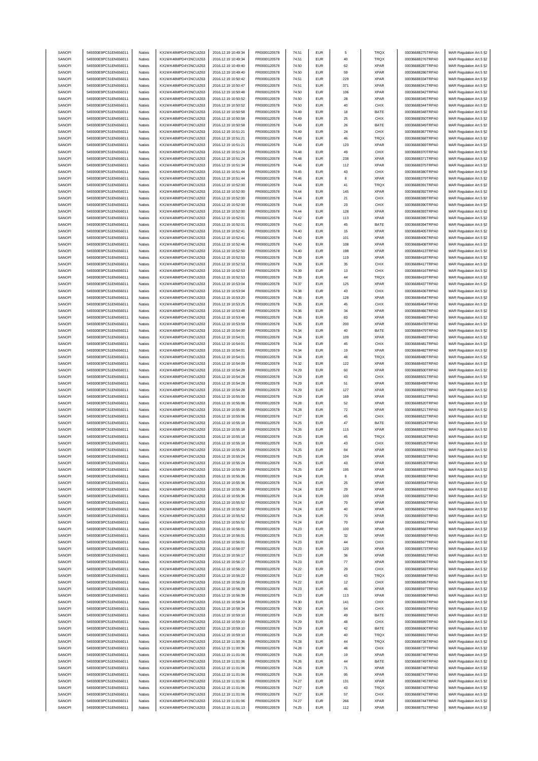| SANOFI | 549300E9PC51EN656011 | Natixis | KX1WK48MPD4Y2NCUIZ63 | 2016.12.19 10:49:34 | FR0000120578 | 74.51 | EUR | 5 | TRQX | 00036688275TRPA0 | MAR Regulation Art.5 §2 |
|---|---|---|---|---|---|---|---|---|---|---|---|
| SANOFI | 549300E9PC51EN656011 | Natixis | KX1WK48MPD4Y2NCUIZ63 | 2016.12.19 10:49:34 | FR0000120578 | 74.51 | EUR | 40 | TRQX | 00036688276TRPA0 | MAR Regulation Art.5 §2 |
| SANOFI | 549300E9PC51EN656011 | Natixis | KX1WK48MPD4Y2NCUIZ63 | 2016.12.19 10:49:40 | FR0000120578 | 74.50 | EUR | 62 | XPAR | 00036688287TRPA0 | MAR Regulation Art.5 §2 |
| SANOFI | 549300E9PC51EN656011 | Natixis | KX1WK48MPD4Y2NCUIZ63 | 2016.12.19 10:49:40 | FR0000120578 | 74.50 | EUR | 59 | XPAR | 00036688286TRPA0 | MAR Regulation Art.5 §2 |
| SANOFI | 549300E9PC51EN656011 | Natixis | KX1WK48MPD4Y2NCUIZ63 | 2016.12.19 10:50:42 | FR0000120578 | 74.51 | EUR | 229 | XPAR | 00036688334TRPA0 | MAR Regulation Art.5 §2 |
| SANOFI | 549300E9PC51EN656011 | Natixis | KX1WK48MPD4Y2NCUIZ63 | 2016.12.19 10:50:47 | FR0000120578 | 74.51 | EUR | 371 | XPAR | 00036688341TRPA0 | MAR Regulation Art.5 §2 |
| SANOFI | 549300E9PC51EN656011 | Natixis | KX1WK48MPD4Y2NCUIZ63 | 2016.12.19 10:50:48 | FR0000120578 | 74.50 | EUR | 106 | XPAR | 00036688342TRPA0 | MAR Regulation Art.5 §2 |
| SANOFI | 549300E9PC51EN656011 | Natixis | KX1WK48MPD4Y2NCUIZ63 | 2016.12.19 10:50:52 | FR0000120578 | 74.50 | EUR | 28 | XPAR | 00036688345TRPA0 | MAR Regulation Art.5 §2 |
| SANOFI | 549300E9PC51EN656011 | Natixis | KX1WK48MPD4Y2NCUIZ63 | 2016.12.19 10:50:52 | FR0000120578 | 74.50 | EUR | 40 | CHIX | 00036688344TRPA0 | MAR Regulation Art.5 §2 |
| SANOFI | 549300E9PC51EN656011 | Natixis | KX1WK48MPD4Y2NCUIZ63 | 2016.12.19 10:50:58 | FR0000120578 | 74.49 | EUR | 18 | BATE | 00036688348TRPA0 | MAR Regulation Art.5 §2 |
| SANOFI | 549300E9PC51EN656011 | Natixis | KX1WK48MPD4Y2NCUIZ63 | 2016.12.19 10:50:58 | FR0000120578 | 74.49 | EUR | 25 | CHIX | 00036688350TRPA0 | MAR Regulation Art.5 §2 |
| SANOFI | 549300E9PC51EN656011 | Natixis | KX1WK48MPD4Y2NCUIZ63 | 2016.12.19 10:50:58 | FR0000120578 | 74.49 | EUR | 26 | BATE | 00036688349TRPA0 | MAR Regulation Art.5 §2 |
| SANOFI | 549300E9PC51EN656011 | Natixis | KX1WK48MPD4Y2NCUIZ63 | 2016.12.19 10:51:21 | FR0000120578 | 74.49 | EUR | 24 | CHIX | 00036688367TRPA0 | MAR Regulation Art.5 §2 |
| SANOFI | 549300E9PC51EN656011 | Natixis | KX1WK48MPD4Y2NCUIZ63 | 2016.12.19 10:51:21 | FR0000120578 | 74.49 | EUR | 46 | TRQX | 00036688368TRPA0 | MAR Regulation Art.5 §2 |
| SANOFI | 549300E9PC51EN656011 | Natixis | KX1WK48MPD4Y2NCUIZ63 | 2016.12.19 10:51:21 | FR0000120578 | 74.49 | EUR | 123 | XPAR | 00036688369TRPA0 | MAR Regulation Art.5 §2 |
| SANOFI | 549300E9PC51EN656011 | Natixis | KX1WK48MPD4Y2NCUIZ63 | 2016.12.19 10:51:24 | FR0000120578 | 74.48 | EUR | 49 | CHIX | 00036688370TRPA0 | MAR Regulation Art.5 §2 |
| SANOFI | 549300E9PC51EN656011 | Natixis | KX1WK48MPD4Y2NCUIZ63 | 2016.12.19 10:51:24 | FR0000120578 | 74.48 | EUR | 238 | XPAR | 00036688371TRPA0 | MAR Regulation Art.5 §2 |
| SANOFI | 549300E9PC51EN656011 | Natixis | KX1WK48MPD4Y2NCUIZ63 | 2016.12.19 10:51:34 | FR0000120578 | 74.46 | EUR | 112 | XPAR | 00036688375TRPA0 | MAR Regulation Art.5 §2 |
| SANOFI | 549300E9PC51EN656011 | Natixis | KX1WK48MPD4Y2NCUIZ63 | 2016.12.19 10:51:44 | FR0000120578 | 74.45 | EUR | 43 | CHIX | 00036688380TRPA0 | MAR Regulation Art.5 §2 |
| SANOFI | 549300E9PC51EN656011 | Natixis | KX1WK48MPD4Y2NCUIZ63 | 2016.12.19 10:51:44 | FR0000120578 | 74.46 | EUR | 8 | XPAR | 00036688379TRPA0 | MAR Regulation Art.5 §2 |
| SANOFI | 549300E9PC51EN656011 | Natixis | KX1WK48MPD4Y2NCUIZ63 | 2016.12.19 10:52:00 | FR0000120578 | 74.44 | EUR | 41 | TRQX | 00036688391TRPA0 | MAR Regulation Art.5 §2 |
| SANOFI | 549300E9PC51EN656011 | Natixis | KX1WK48MPD4Y2NCUIZ63 | 2016.12.19 10:52:00 | FR0000120578 | 74.44 | EUR | 145 | XPAR | 00036688392TRPA0 | MAR Regulation Art.5 §2 |
| SANOFI | 549300E9PC51EN656011 | Natixis | KX1WK48MPD4Y2NCUIZ63 | 2016.12.19 10:52:00 | FR0000120578 | 74.44 | EUR | 21 | CHIX | 00036688389TRPA0 | MAR Regulation Art.5 §2 |
| SANOFI | 549300E9PC51EN656011 | Natixis | KX1WK48MPD4Y2NCUIZ63 | 2016.12.19 10:52:00 | FR0000120578 | 74.44 | EUR | 23 | CHIX | 00036688390TRPA0 | MAR Regulation Art.5 §2 |
| SANOFI | 549300E9PC51EN656011 | Natixis | KX1WK48MPD4Y2NCUIZ63 | 2016.12.19 10:52:00 | FR0000120578 | 74.44 | EUR | 128 | XPAR | 00036688393TRPA0 | MAR Regulation Art.5 §2 |
| SANOFI | 549300E9PC51EN656011 | Natixis | KX1WK48MPD4Y2NCUIZ63 | 2016.12.19 10:52:01 | FR0000120578 | 74.42 | EUR | 113 | XPAR | 00036688395TRPA0 | MAR Regulation Art.5 §2 |
| SANOFI | 549300E9PC51EN656011 | Natixis | KX1WK48MPD4Y2NCUIZ63 | 2016.12.19 10:52:01 | FR0000120578 | 74.42 | EUR | 45 | BATE | 00036688394TRPA0 | MAR Regulation Art.5 §2 |
| SANOFI | 549300E9PC51EN656011 | Natixis | KX1WK48MPD4Y2NCUIZ63 | 2016.12.19 10:52:41 | FR0000120578 | 74.40 | EUR | 15 | XPAR | 00036688405TRPA0 | MAR Regulation Art.5 §2 |
| SANOFI | 549300E9PC51EN656011 | Natixis | KX1WK48MPD4Y2NCUIZ63 | 2016.12.19 10:52:41 | FR0000120578 | 74.40 | EUR | 101 | XPAR | 00036688406TRPA0 | MAR Regulation Art.5 §2 |
| SANOFI | 549300E9PC51EN656011 | Natixis | KX1WK48MPD4Y2NCUIZ63 | 2016.12.19 10:52:46 | FR0000120578 | 74.40 | EUR | 108 | XPAR | 00036688408TRPA0 | MAR Regulation Art.5 §2 |
| SANOFI | 549300E9PC51EN656011 | Natixis | KX1WK48MPD4Y2NCUIZ63 | 2016.12.19 10:52:50 | FR0000120578 | 74.40 | EUR | 198 | XPAR | 00036688413TRPA0 | MAR Regulation Art.5 §2 |
| SANOFI | 549300E9PC51EN656011 | Natixis | KX1WK48MPD4Y2NCUIZ63 | 2016.12.19 10:52:53 | FR0000120578 | 74.39 | EUR | 119 | XPAR | 00036688418TRPA0 | MAR Regulation Art.5 §2 |
| SANOFI | 549300E9PC51EN656011 | Natixis | KX1WK48MPD4Y2NCUIZ63 | 2016.12.19 10:52:53 | FR0000120578 | 74.39 | EUR | 35 | CHIX | 00036688417TRPA0 | MAR Regulation Art.5 §2 |
| SANOFI | 549300E9PC51EN656011 | Natixis | KX1WK48MPD4Y2NCUIZ63 | 2016.12.19 10:52:53 | FR0000120578 | 74.39 | EUR | 13 | CHIX | 00036688416TRPA0 | MAR Regulation Art.5 §2 |
| SANOFI | 549300E9PC51EN656011 | Natixis | KX1WK48MPD4Y2NCUIZ63 | 2016.12.19 10:52:53 | FR0000120578 | 74.39 | EUR | 44 | TRQX | 00036688419TRPA0 | MAR Regulation Art.5 §2 |
| SANOFI | 549300E9PC51EN656011 | Natixis | KX1WK48MPD4Y2NCUIZ63 | 2016.12.19 10:53:04 | FR0000120578 | 74.37 | EUR | 125 | XPAR | 00036688437TRPA0 | MAR Regulation Art.5 §2 |
| SANOFI | 549300E9PC51EN656011 | Natixis | KX1WK48MPD4Y2NCUIZ63 | 2016.12.19 10:53:04 | FR0000120578 | 74.38 | EUR | 43 | CHIX | 00036688436TRPA0 | MAR Regulation Art.5 §2 |
| SANOFI | 549300E9PC51EN656011 | Natixis | KX1WK48MPD4Y2NCUIZ63 | 2016.12.19 10:53:20 | FR0000120578 | 74.36 | EUR | 128 | XPAR | 00036688454TRPA0 | MAR Regulation Art.5 §2 |
| SANOFI | 549300E9PC51EN656011 | Natixis | KX1WK48MPD4Y2NCUIZ63 | 2016.12.19 10:53:25 | FR0000120578 | 74.35 | EUR | 45 | CHIX | 00036688464TRPA0 | MAR Regulation Art.5 §2 |
| SANOFI | 549300E9PC51EN656011 | Natixis | KX1WK48MPD4Y2NCUIZ63 | 2016.12.19 10:53:48 | FR0000120578 | 74.36 | EUR | 34 | XPAR | 00036688466TRPA0 | MAR Regulation Art.5 §2 |
| SANOFI | 549300E9PC51EN656011 | Natixis | KX1WK48MPD4Y2NCUIZ63 | 2016.12.19 10:53:48 | FR0000120578 | 74.36 | EUR | 83 | XPAR | 00036688465TRPA0 | MAR Regulation Art.5 §2 |
| SANOFI | 549300E9PC51EN656011 | Natixis | KX1WK48MPD4Y2NCUIZ63 | 2016.12.19 10:53:59 | FR0000120578 | 74.35 | EUR | 200 | XPAR | 00036688478TRPA0 | MAR Regulation Art.5 §2 |
| SANOFI | 549300E9PC51EN656011 | Natixis | KX1WK48MPD4Y2NCUIZ63 | 2016.12.19 10:54:00 | FR0000120578 | 74.34 | EUR | 40 | BATE | 00036688479TRPA0 | MAR Regulation Art.5 §2 |
| SANOFI | 549300E9PC51EN656011 | Natixis | KX1WK48MPD4Y2NCUIZ63 | 2016.12.19 10:54:01 | FR0000120578 | 74.34 | EUR | 109 | XPAR | 00036688483TRPA0 | MAR Regulation Art.5 §2 |
| SANOFI | 549300E9PC51EN656011 | Natixis | KX1WK48MPD4Y2NCUIZ63 | 2016.12.19 10:54:01 | FR0000120578 | 74.34 | EUR | 45 | CHIX | 00036688481TRPA0 | MAR Regulation Art.5 §2 |
| SANOFI | 549300E9PC51EN656011 | Natixis | KX1WK48MPD4Y2NCUIZ63 | 2016.12.19 10:54:01 | FR0000120578 | 74.34 | EUR | 19 | XPAR | 00036688482TRPA0 | MAR Regulation Art.5 §2 |
| SANOFI | 549300E9PC51EN656011 | Natixis | KX1WK48MPD4Y2NCUIZ63 | 2016.12.19 10:54:01 | FR0000120578 | 74.34 | EUR | 48 | TRQX | 00036688480TRPA0 | MAR Regulation Art.5 §2 |
| SANOFI | 549300E9PC51EN656011 | Natixis | KX1WK48MPD4Y2NCUIZ63 | 2016.12.19 10:54:09 | FR0000120578 | 74.32 | EUR | 122 | XPAR | 00036688493TRPA0 | MAR Regulation Art.5 §2 |
| SANOFI | 549300E9PC51EN656011 | Natixis | KX1WK48MPD4Y2NCUIZ63 | 2016.12.19 10:54:28 | FR0000120578 | 74.29 | EUR | 60 | XPAR | 00036688500TRPA0 | MAR Regulation Art.5 §2 |
| SANOFI | 549300E9PC51EN656011 | Natixis | KX1WK48MPD4Y2NCUIZ63 | 2016.12.19 10:54:28 | FR0000120578 | 74.29 | EUR | 43 | CHIX | 00036688501TRPA0 | MAR Regulation Art.5 §2 |
| SANOFI | 549300E9PC51EN656011 | Natixis | KX1WK48MPD4Y2NCUIZ63 | 2016.12.19 10:54:28 | FR0000120578 | 74.29 | EUR | 51 | XPAR | 00036688499TRPA0 | MAR Regulation Art.5 §2 |
| SANOFI | 549300E9PC51EN656011 | Natixis | KX1WK48MPD4Y2NCUIZ63 | 2016.12.19 10:54:28 | FR0000120578 | 74.29 | EUR | 127 | XPAR | 00036688502TRPA0 | MAR Regulation Art.5 §2 |
| SANOFI | 549300E9PC51EN656011 | Natixis | KX1WK48MPD4Y2NCUIZ63 | 2016.12.19 10:55:00 | FR0000120578 | 74.29 | EUR | 169 | XPAR | 00036688512TRPA0 | MAR Regulation Art.5 §2 |
| SANOFI | 549300E9PC51EN656011 | Natixis | KX1WK48MPD4Y2NCUIZ63 | 2016.12.19 10:55:06 | FR0000120578 | 74.28 | EUR | 52 | XPAR | 00036688520TRPA0 | MAR Regulation Art.5 §2 |
| SANOFI | 549300E9PC51EN656011 | Natixis | KX1WK48MPD4Y2NCUIZ63 | 2016.12.19 10:55:06 | FR0000120578 | 74.28 | EUR | 72 | XPAR | 00036688521TRPA0 | MAR Regulation Art.5 §2 |
| SANOFI | 549300E9PC51EN656011 | Natixis | KX1WK48MPD4Y2NCUIZ63 | 2016.12.19 10:55:06 | FR0000120578 | 74.27 | EUR | 45 | CHIX | 00036688522TRPA0 | MAR Regulation Art.5 §2 |
| SANOFI | 549300E9PC51EN656011 | Natixis | KX1WK48MPD4Y2NCUIZ63 | 2016.12.19 10:55:18 | FR0000120578 | 74.25 | EUR | 47 | BATE | 00036688524TRPA0 | MAR Regulation Art.5 §2 |
| SANOFI | 549300E9PC51EN656011 | Natixis | KX1WK48MPD4Y2NCUIZ63 | 2016.12.19 10:55:18 | FR0000120578 | 74.26 | EUR | 115 | XPAR | 00036688523TRPA0 | MAR Regulation Art.5 §2 |
| SANOFI | 549300E9PC51EN656011 | Natixis | KX1WK48MPD4Y2NCUIZ63 | 2016.12.19 10:55:18 | FR0000120578 | 74.25 | EUR | 45 | TRQX | 00036688526TRPA0 | MAR Regulation Art.5 §2 |
| SANOFI | 549300E9PC51EN656011 | Natixis | KX1WK48MPD4Y2NCUIZ63 | 2016.12.19 10:55:18 | FR0000120578 | 74.25 | EUR | 43 | CHIX | 00036688525TRPA0 | MAR Regulation Art.5 §2 |
| SANOFI | 549300E9PC51EN656011 | Natixis | KX1WK48MPD4Y2NCUIZ63 | 2016.12.19 10:55:24 | FR0000120578 | 74.25 | EUR | 84 | XPAR | 00036688531TRPA0 | MAR Regulation Art.5 §2 |
| SANOFI | 549300E9PC51EN656011 | Natixis | KX1WK48MPD4Y2NCUIZ63 | 2016.12.19 10:55:24 | FR0000120578 | 74.25 | EUR | 104 | XPAR | 00036688532TRPA0 | MAR Regulation Art.5 §2 |
| SANOFI | 549300E9PC51EN656011 | Natixis | KX1WK48MPD4Y2NCUIZ63 | 2016.12.19 10:55:24 | FR0000120578 | 74.25 | EUR | 43 | XPAR | 00036688530TRPA0 | MAR Regulation Art.5 §2 |
| SANOFI | 549300E9PC51EN656011 | Natixis | KX1WK48MPD4Y2NCUIZ63 | 2016.12.19 10:55:29 | FR0000120578 | 74.25 | EUR | 195 | XPAR | 00036688533TRPA0 | MAR Regulation Art.5 §2 |
| SANOFI | 549300E9PC51EN656011 | Natixis | KX1WK48MPD4Y2NCUIZ63 | 2016.12.19 10:55:36 | FR0000120578 | 74.24 | EUR | 8 | XPAR | 00036688555TRPA0 | MAR Regulation Art.5 §2 |
| SANOFI | 549300E9PC51EN656011 | Natixis | KX1WK48MPD4Y2NCUIZ63 | 2016.12.19 10:55:36 | FR0000120578 | 74.24 | EUR | 25 | XPAR | 00036688554TRPA0 | MAR Regulation Art.5 §2 |
| SANOFI | 549300E9PC51EN656011 | Natixis | KX1WK48MPD4Y2NCUIZ63 | 2016.12.19 10:55:36 | FR0000120578 | 74.24 | EUR | 29 | XPAR | 00036688553TRPA0 | MAR Regulation Art.5 §2 |
| SANOFI | 549300E9PC51EN656011 | Natixis | KX1WK48MPD4Y2NCUIZ63 | 2016.12.19 10:55:36 | FR0000120578 | 74.24 | EUR | 100 | XPAR | 00036688552TRPA0 | MAR Regulation Art.5 §2 |
| SANOFI | 549300E9PC51EN656011 | Natixis | KX1WK48MPD4Y2NCUIZ63 | 2016.12.19 10:55:52 | FR0000120578 | 74.24 | EUR | 70 | XPAR | 00036688560TRPA0 | MAR Regulation Art.5 §2 |
| SANOFI | 549300E9PC51EN656011 | Natixis | KX1WK48MPD4Y2NCUIZ63 | 2016.12.19 10:55:52 | FR0000120578 | 74.24 | EUR | 40 | XPAR | 00036688562TRPA0 | MAR Regulation Art.5 §2 |
| SANOFI | 549300E9PC51EN656011 | Natixis | KX1WK48MPD4Y2NCUIZ63 | 2016.12.19 10:55:52 | FR0000120578 | 74.24 | EUR | 70 | XPAR | 00036688559TRPA0 | MAR Regulation Art.5 §2 |
| SANOFI | 549300E9PC51EN656011 | Natixis | KX1WK48MPD4Y2NCUIZ63 | 2016.12.19 10:55:52 | FR0000120578 | 74.24 | EUR | 70 | XPAR | 00036688561TRPA0 | MAR Regulation Art.5 §2 |
| SANOFI | 549300E9PC51EN656011 | Natixis | KX1WK48MPD4Y2NCUIZ63 | 2016.12.19 10:56:01 | FR0000120578 | 74.23 | EUR | 100 | XPAR | 00036688568TRPA0 | MAR Regulation Art.5 §2 |
| SANOFI | 549300E9PC51EN656011 | Natixis | KX1WK48MPD4Y2NCUIZ63 | 2016.12.19 10:56:01 | FR0000120578 | 74.23 | EUR | 32 | XPAR | 00036688569TRPA0 | MAR Regulation Art.5 §2 |
| SANOFI | 549300E9PC51EN656011 | Natixis | KX1WK48MPD4Y2NCUIZ63 | 2016.12.19 10:56:01 | FR0000120578 | 74.23 | EUR | 44 | CHIX | 00036688567TRPA0 | MAR Regulation Art.5 §2 |
| SANOFI | 549300E9PC51EN656011 | Natixis | KX1WK48MPD4Y2NCUIZ63 | 2016.12.19 10:56:07 | FR0000120578 | 74.23 | EUR | 120 | XPAR | 00036688573TRPA0 | MAR Regulation Art.5 §2 |
| SANOFI | 549300E9PC51EN656011 | Natixis | KX1WK48MPD4Y2NCUIZ63 | 2016.12.19 10:56:17 | FR0000120578 | 74.23 | EUR | 36 | XPAR | 00036688581TRPA0 | MAR Regulation Art.5 §2 |
| SANOFI | 549300E9PC51EN656011 | Natixis | KX1WK48MPD4Y2NCUIZ63 | 2016.12.19 10:56:17 | FR0000120578 | 74.23 | EUR | 77 | XPAR | 00036688580TRPA0 | MAR Regulation Art.5 §2 |
| SANOFI | 549300E9PC51EN656011 | Natixis | KX1WK48MPD4Y2NCUIZ63 | 2016.12.19 10:56:22 | FR0000120578 | 74.22 | EUR | 29 | CHIX | 00036688583TRPA0 | MAR Regulation Art.5 §2 |
| SANOFI | 549300E9PC51EN656011 | Natixis | KX1WK48MPD4Y2NCUIZ63 | 2016.12.19 10:56:22 | FR0000120578 | 74.22 | EUR | 43 | TRQX | 00036688584TRPA0 | MAR Regulation Art.5 §2 |
| SANOFI | 549300E9PC51EN656011 | Natixis | KX1WK48MPD4Y2NCUIZ63 | 2016.12.19 10:56:23 | FR0000120578 | 74.22 | EUR | 12 | CHIX | 00036688585TRPA0 | MAR Regulation Art.5 §2 |
| SANOFI | 549300E9PC51EN656011 | Natixis | KX1WK48MPD4Y2NCUIZ63 | 2016.12.19 10:56:39 | FR0000120578 | 74.23 | EUR | 46 | XPAR | 00036688597TRPA0 | MAR Regulation Art.5 §2 |
| SANOFI | 549300E9PC51EN656011 | Natixis | KX1WK48MPD4Y2NCUIZ63 | 2016.12.19 10:56:39 | FR0000120578 | 74.23 | EUR | 113 | XPAR | 00036688596TRPA0 | MAR Regulation Art.5 §2 |
| SANOFI | 549300E9PC51EN656011 | Natixis | KX1WK48MPD4Y2NCUIZ63 | 2016.12.19 10:58:34 | FR0000120578 | 74.30 | EUR | 141 | CHIX | 00036688655TRPA0 | MAR Regulation Art.5 §2 |
| SANOFI | 549300E9PC51EN656011 | Natixis | KX1WK48MPD4Y2NCUIZ63 | 2016.12.19 10:58:34 | FR0000120578 | 74.30 | EUR | 64 | CHIX | 00036688656TRPA0 | MAR Regulation Art.5 §2 |
| SANOFI | 549300E9PC51EN656011 | Natixis | KX1WK48MPD4Y2NCUIZ63 | 2016.12.19 10:59:10 | FR0000120578 | 74.29 | EUR | 49 | BATE | 00036688692TRPA0 | MAR Regulation Art.5 §2 |
| SANOFI | 549300E9PC51EN656011 | Natixis | KX1WK48MPD4Y2NCUIZ63 | 2016.12.19 10:59:10 | FR0000120578 | 74.29 | EUR | 48 | CHIX | 00036688689TRPA0 | MAR Regulation Art.5 §2 |
| SANOFI | 549300E9PC51EN656011 | Natixis | KX1WK48MPD4Y2NCUIZ63 | 2016.12.19 10:59:10 | FR0000120578 | 74.29 | EUR | 42 | BATE | 00036688690TRPA0 | MAR Regulation Art.5 §2 |
| SANOFI | 549300E9PC51EN656011 | Natixis | KX1WK48MPD4Y2NCUIZ63 | 2016.12.19 10:59:10 | FR0000120578 | 74.29 | EUR | 40 | TRQX | 00036688691TRPA0 | MAR Regulation Art.5 §2 |
| SANOFI | 549300E9PC51EN656011 | Natixis | KX1WK48MPD4Y2NCUIZ63 | 2016.12.19 11:00:36 | FR0000120578 | 74.28 | EUR | 44 | TRQX | 00036688736TRPA0 | MAR Regulation Art.5 §2 |
| SANOFI | 549300E9PC51EN656011 | Natixis | KX1WK48MPD4Y2NCUIZ63 | 2016.12.19 11:00:36 | FR0000120578 | 74.28 | EUR | 48 | CHIX | 00036688737TRPA0 | MAR Regulation Art.5 §2 |
| SANOFI | 549300E9PC51EN656011 | Natixis | KX1WK48MPD4Y2NCUIZ63 | 2016.12.19 11:01:06 | FR0000120578 | 74.26 | EUR | 19 | XPAR | 00036688746TRPA0 | MAR Regulation Art.5 §2 |
| SANOFI | 549300E9PC51EN656011 | Natixis | KX1WK48MPD4Y2NCUIZ63 | 2016.12.19 11:01:06 | FR0000120578 | 74.26 | EUR | 44 | BATE | 00036688749TRPA0 | MAR Regulation Art.5 §2 |
| SANOFI | 549300E9PC51EN656011 | Natixis | KX1WK48MPD4Y2NCUIZ63 | 2016.12.19 11:01:06 | FR0000120578 | 74.26 | EUR | 71 | XPAR | 00036688748TRPA0 | MAR Regulation Art.5 §2 |
| SANOFI | 549300E9PC51EN656011 | Natixis | KX1WK48MPD4Y2NCUIZ63 | 2016.12.19 11:01:06 | FR0000120578 | 74.26 | EUR | 95 | XPAR | 00036688747TRPA0 | MAR Regulation Art.5 §2 |
| SANOFI | 549300E9PC51EN656011 | Natixis | KX1WK48MPD4Y2NCUIZ63 | 2016.12.19 11:01:06 | FR0000120578 | 74.27 | EUR | 131 | XPAR | 00036688745TRPA0 | MAR Regulation Art.5 §2 |
| SANOFI | 549300E9PC51EN656011 | Natixis | KX1WK48MPD4Y2NCUIZ63 | 2016.12.19 11:01:06 | FR0000120578 | 74.27 | EUR | 43 | TRQX | 00036688743TRPA0 | MAR Regulation Art.5 §2 |
| SANOFI | 549300E9PC51EN656011 | Natixis | KX1WK48MPD4Y2NCUIZ63 | 2016.12.19 11:01:06 | FR0000120578 | 74.27 | EUR | 57 | CHIX | 00036688742TRPA0 | MAR Regulation Art.5 §2 |
| SANOFI | 549300E9PC51EN656011 | Natixis | KX1WK48MPD4Y2NCUIZ63 | 2016.12.19 11:01:06 | FR0000120578 | 74.27 | EUR | 266 | XPAR | 00036688744TRPA0 | MAR Regulation Art.5 §2 |
| SANOFI | 549300E9PC51EN656011 | Natixis | KX1WK48MPD4Y2NCUIZ63 | 2016.12.19 11:01:13 | FR0000120578 | 74.25 | EUR | 112 | XPAR | 00036688751TRPA0 | MAR Regulation Art.5 §2 |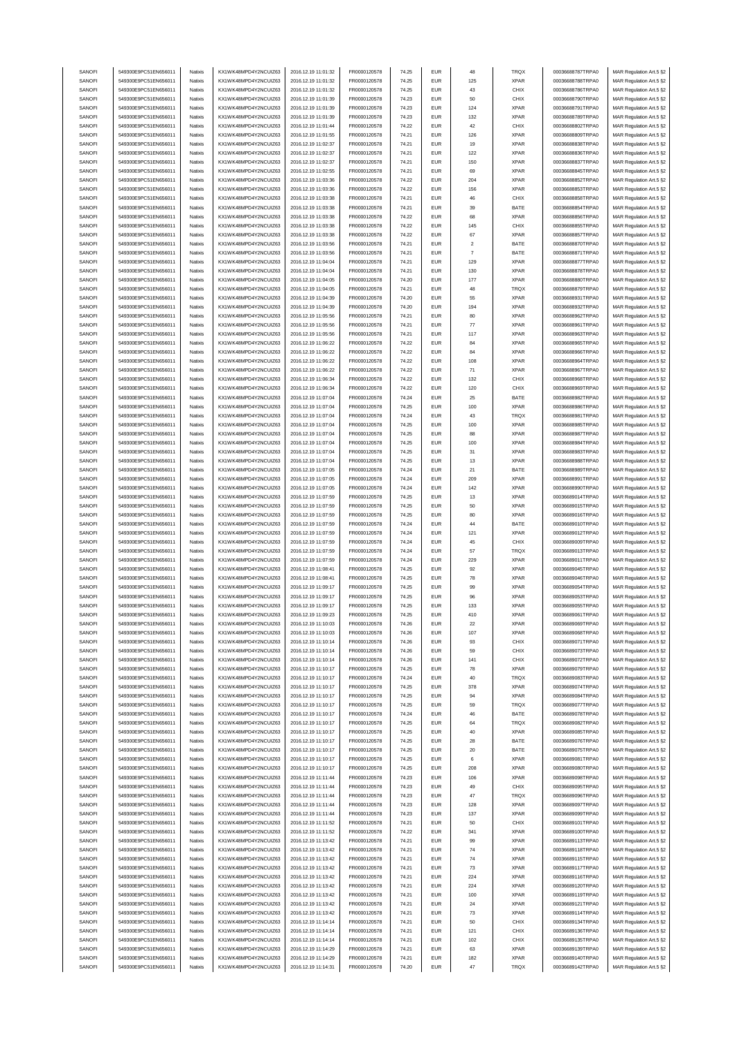| | | | | | | | | | | | |
|---|---|---|---|---|---|---|---|---|---|---|---|
| SANOFI | 549300E9PC51EN656011 | Natixis | KX1WK48MPD4Y2NCUIZ63 | 2016.12.19 11:01:32 | FR0000120578 | 74.25 | EUR | 48 | TRQX | 00036688787TRPA0 | MAR Regulation Art.5 §2 |
| SANOFI | 549300E9PC51EN656011 | Natixis | KX1WK48MPD4Y2NCUIZ63 | 2016.12.19 11:01:32 | FR0000120578 | 74.25 | EUR | 125 | XPAR | 00036688788TRPA0 | MAR Regulation Art.5 §2 |
| SANOFI | 549300E9PC51EN656011 | Natixis | KX1WK48MPD4Y2NCUIZ63 | 2016.12.19 11:01:32 | FR0000120578 | 74.25 | EUR | 43 | CHIX | 00036688786TRPA0 | MAR Regulation Art.5 §2 |
| SANOFI | 549300E9PC51EN656011 | Natixis | KX1WK48MPD4Y2NCUIZ63 | 2016.12.19 11:01:39 | FR0000120578 | 74.23 | EUR | 50 | CHIX | 00036688790TRPA0 | MAR Regulation Art.5 §2 |
| SANOFI | 549300E9PC51EN656011 | Natixis | KX1WK48MPD4Y2NCUIZ63 | 2016.12.19 11:01:39 | FR0000120578 | 74.23 | EUR | 124 | XPAR | 00036688791TRPA0 | MAR Regulation Art.5 §2 |
| SANOFI | 549300E9PC51EN656011 | Natixis | KX1WK48MPD4Y2NCUIZ63 | 2016.12.19 11:01:39 | FR0000120578 | 74.23 | EUR | 132 | XPAR | 00036688789TRPA0 | MAR Regulation Art.5 §2 |
| SANOFI | 549300E9PC51EN656011 | Natixis | KX1WK48MPD4Y2NCUIZ63 | 2016.12.19 11:01:44 | FR0000120578 | 74.22 | EUR | 42 | CHIX | 00036688802TRPA0 | MAR Regulation Art.5 §2 |
| SANOFI | 549300E9PC51EN656011 | Natixis | KX1WK48MPD4Y2NCUIZ63 | 2016.12.19 11:01:55 | FR0000120578 | 74.21 | EUR | 126 | XPAR | 00036688809TRPA0 | MAR Regulation Art.5 §2 |
| SANOFI | 549300E9PC51EN656011 | Natixis | KX1WK48MPD4Y2NCUIZ63 | 2016.12.19 11:02:37 | FR0000120578 | 74.21 | EUR | 19 | XPAR | 00036688838TRPA0 | MAR Regulation Art.5 §2 |
| SANOFI | 549300E9PC51EN656011 | Natixis | KX1WK48MPD4Y2NCUIZ63 | 2016.12.19 11:02:37 | FR0000120578 | 74.21 | EUR | 122 | XPAR | 00036688836TRPA0 | MAR Regulation Art.5 §2 |
| SANOFI | 549300E9PC51EN656011 | Natixis | KX1WK48MPD4Y2NCUIZ63 | 2016.12.19 11:02:37 | FR0000120578 | 74.21 | EUR | 150 | XPAR | 00036688837TRPA0 | MAR Regulation Art.5 §2 |
| SANOFI | 549300E9PC51EN656011 | Natixis | KX1WK48MPD4Y2NCUIZ63 | 2016.12.19 11:02:55 | FR0000120578 | 74.21 | EUR | 69 | XPAR | 00036688845TRPA0 | MAR Regulation Art.5 §2 |
| SANOFI | 549300E9PC51EN656011 | Natixis | KX1WK48MPD4Y2NCUIZ63 | 2016.12.19 11:03:36 | FR0000120578 | 74.22 | EUR | 204 | XPAR | 00036688852TRPA0 | MAR Regulation Art.5 §2 |
| SANOFI | 549300E9PC51EN656011 | Natixis | KX1WK48MPD4Y2NCUIZ63 | 2016.12.19 11:03:36 | FR0000120578 | 74.22 | EUR | 156 | XPAR | 00036688853TRPA0 | MAR Regulation Art.5 §2 |
| SANOFI | 549300E9PC51EN656011 | Natixis | KX1WK48MPD4Y2NCUIZ63 | 2016.12.19 11:03:38 | FR0000120578 | 74.21 | EUR | 46 | CHIX | 00036688858TRPA0 | MAR Regulation Art.5 §2 |
| SANOFI | 549300E9PC51EN656011 | Natixis | KX1WK48MPD4Y2NCUIZ63 | 2016.12.19 11:03:38 | FR0000120578 | 74.21 | EUR | 39 | BATE | 00036688854TRPA0 | MAR Regulation Art.5 §2 |
| SANOFI | 549300E9PC51EN656011 | Natixis | KX1WK48MPD4Y2NCUIZ63 | 2016.12.19 11:03:38 | FR0000120578 | 74.22 | EUR | 68 | XPAR | 00036688856TRPA0 | MAR Regulation Art.5 §2 |
| SANOFI | 549300E9PC51EN656011 | Natixis | KX1WK48MPD4Y2NCUIZ63 | 2016.12.19 11:03:38 | FR0000120578 | 74.22 | EUR | 145 | CHIX | 00036688855TRPA0 | MAR Regulation Art.5 §2 |
| SANOFI | 549300E9PC51EN656011 | Natixis | KX1WK48MPD4Y2NCUIZ63 | 2016.12.19 11:03:38 | FR0000120578 | 74.22 | EUR | 67 | XPAR | 00036688857TRPA0 | MAR Regulation Art.5 §2 |
| SANOFI | 549300E9PC51EN656011 | Natixis | KX1WK48MPD4Y2NCUIZ63 | 2016.12.19 11:03:56 | FR0000120578 | 74.21 | EUR | 2 | BATE | 00036688870TRPA0 | MAR Regulation Art.5 §2 |
| SANOFI | 549300E9PC51EN656011 | Natixis | KX1WK48MPD4Y2NCUIZ63 | 2016.12.19 11:03:56 | FR0000120578 | 74.21 | EUR | 7 | BATE | 00036688871TRPA0 | MAR Regulation Art.5 §2 |
| SANOFI | 549300E9PC51EN656011 | Natixis | KX1WK48MPD4Y2NCUIZ63 | 2016.12.19 11:04:04 | FR0000120578 | 74.21 | EUR | 129 | XPAR | 00036688877TRPA0 | MAR Regulation Art.5 §2 |
| SANOFI | 549300E9PC51EN656011 | Natixis | KX1WK48MPD4Y2NCUIZ63 | 2016.12.19 11:04:04 | FR0000120578 | 74.21 | EUR | 130 | XPAR | 00036688878TRPA0 | MAR Regulation Art.5 §2 |
| SANOFI | 549300E9PC51EN656011 | Natixis | KX1WK48MPD4Y2NCUIZ63 | 2016.12.19 11:04:05 | FR0000120578 | 74.20 | EUR | 177 | XPAR | 00036688880TRPA0 | MAR Regulation Art.5 §2 |
| SANOFI | 549300E9PC51EN656011 | Natixis | KX1WK48MPD4Y2NCUIZ63 | 2016.12.19 11:04:05 | FR0000120578 | 74.21 | EUR | 48 | TRQX | 00036688879TRPA0 | MAR Regulation Art.5 §2 |
| SANOFI | 549300E9PC51EN656011 | Natixis | KX1WK48MPD4Y2NCUIZ63 | 2016.12.19 11:04:39 | FR0000120578 | 74.20 | EUR | 55 | XPAR | 00036688931TRPA0 | MAR Regulation Art.5 §2 |
| SANOFI | 549300E9PC51EN656011 | Natixis | KX1WK48MPD4Y2NCUIZ63 | 2016.12.19 11:04:39 | FR0000120578 | 74.20 | EUR | 194 | XPAR | 00036688932TRPA0 | MAR Regulation Art.5 §2 |
| SANOFI | 549300E9PC51EN656011 | Natixis | KX1WK48MPD4Y2NCUIZ63 | 2016.12.19 11:05:56 | FR0000120578 | 74.21 | EUR | 80 | XPAR | 00036688962TRPA0 | MAR Regulation Art.5 §2 |
| SANOFI | 549300E9PC51EN656011 | Natixis | KX1WK48MPD4Y2NCUIZ63 | 2016.12.19 11:05:56 | FR0000120578 | 74.21 | EUR | 77 | XPAR | 00036688961TRPA0 | MAR Regulation Art.5 §2 |
| SANOFI | 549300E9PC51EN656011 | Natixis | KX1WK48MPD4Y2NCUIZ63 | 2016.12.19 11:05:56 | FR0000120578 | 74.21 | EUR | 117 | XPAR | 00036688963TRPA0 | MAR Regulation Art.5 §2 |
| SANOFI | 549300E9PC51EN656011 | Natixis | KX1WK48MPD4Y2NCUIZ63 | 2016.12.19 11:06:22 | FR0000120578 | 74.22 | EUR | 84 | XPAR | 00036688965TRPA0 | MAR Regulation Art.5 §2 |
| SANOFI | 549300E9PC51EN656011 | Natixis | KX1WK48MPD4Y2NCUIZ63 | 2016.12.19 11:06:22 | FR0000120578 | 74.22 | EUR | 84 | XPAR | 00036688966TRPA0 | MAR Regulation Art.5 §2 |
| SANOFI | 549300E9PC51EN656011 | Natixis | KX1WK48MPD4Y2NCUIZ63 | 2016.12.19 11:06:22 | FR0000120578 | 74.22 | EUR | 108 | XPAR | 00036688964TRPA0 | MAR Regulation Art.5 §2 |
| SANOFI | 549300E9PC51EN656011 | Natixis | KX1WK48MPD4Y2NCUIZ63 | 2016.12.19 11:06:22 | FR0000120578 | 74.22 | EUR | 71 | XPAR | 00036688967TRPA0 | MAR Regulation Art.5 §2 |
| SANOFI | 549300E9PC51EN656011 | Natixis | KX1WK48MPD4Y2NCUIZ63 | 2016.12.19 11:06:34 | FR0000120578 | 74.22 | EUR | 132 | CHIX | 00036688968TRPA0 | MAR Regulation Art.5 §2 |
| SANOFI | 549300E9PC51EN656011 | Natixis | KX1WK48MPD4Y2NCUIZ63 | 2016.12.19 11:06:34 | FR0000120578 | 74.22 | EUR | 120 | CHIX | 00036688969TRPA0 | MAR Regulation Art.5 §2 |
| SANOFI | 549300E9PC51EN656011 | Natixis | KX1WK48MPD4Y2NCUIZ63 | 2016.12.19 11:07:04 | FR0000120578 | 74.24 | EUR | 25 | BATE | 00036688982TRPA0 | MAR Regulation Art.5 §2 |
| SANOFI | 549300E9PC51EN656011 | Natixis | KX1WK48MPD4Y2NCUIZ63 | 2016.12.19 11:07:04 | FR0000120578 | 74.25 | EUR | 100 | XPAR | 00036688986TRPA0 | MAR Regulation Art.5 §2 |
| SANOFI | 549300E9PC51EN656011 | Natixis | KX1WK48MPD4Y2NCUIZ63 | 2016.12.19 11:07:04 | FR0000120578 | 74.24 | EUR | 43 | TRQX | 00036688981TRPA0 | MAR Regulation Art.5 §2 |
| SANOFI | 549300E9PC51EN656011 | Natixis | KX1WK48MPD4Y2NCUIZ63 | 2016.12.19 11:07:04 | FR0000120578 | 74.25 | EUR | 100 | XPAR | 00036688985TRPA0 | MAR Regulation Art.5 §2 |
| SANOFI | 549300E9PC51EN656011 | Natixis | KX1WK48MPD4Y2NCUIZ63 | 2016.12.19 11:07:04 | FR0000120578 | 74.25 | EUR | 88 | XPAR | 00036688987TRPA0 | MAR Regulation Art.5 §2 |
| SANOFI | 549300E9PC51EN656011 | Natixis | KX1WK48MPD4Y2NCUIZ63 | 2016.12.19 11:07:04 | FR0000120578 | 74.25 | EUR | 100 | XPAR | 00036688984TRPA0 | MAR Regulation Art.5 §2 |
| SANOFI | 549300E9PC51EN656011 | Natixis | KX1WK48MPD4Y2NCUIZ63 | 2016.12.19 11:07:04 | FR0000120578 | 74.25 | EUR | 31 | XPAR | 00036688983TRPA0 | MAR Regulation Art.5 §2 |
| SANOFI | 549300E9PC51EN656011 | Natixis | KX1WK48MPD4Y2NCUIZ63 | 2016.12.19 11:07:04 | FR0000120578 | 74.25 | EUR | 13 | XPAR | 00036688988TRPA0 | MAR Regulation Art.5 §2 |
| SANOFI | 549300E9PC51EN656011 | Natixis | KX1WK48MPD4Y2NCUIZ63 | 2016.12.19 11:07:05 | FR0000120578 | 74.24 | EUR | 21 | BATE | 00036688989TRPA0 | MAR Regulation Art.5 §2 |
| SANOFI | 549300E9PC51EN656011 | Natixis | KX1WK48MPD4Y2NCUIZ63 | 2016.12.19 11:07:05 | FR0000120578 | 74.24 | EUR | 209 | XPAR | 00036688991TRPA0 | MAR Regulation Art.5 §2 |
| SANOFI | 549300E9PC51EN656011 | Natixis | KX1WK48MPD4Y2NCUIZ63 | 2016.12.19 11:07:05 | FR0000120578 | 74.24 | EUR | 142 | XPAR | 00036688990TRPA0 | MAR Regulation Art.5 §2 |
| SANOFI | 549300E9PC51EN656011 | Natixis | KX1WK48MPD4Y2NCUIZ63 | 2016.12.19 11:07:59 | FR0000120578 | 74.25 | EUR | 13 | XPAR | 00036689014TRPA0 | MAR Regulation Art.5 §2 |
| SANOFI | 549300E9PC51EN656011 | Natixis | KX1WK48MPD4Y2NCUIZ63 | 2016.12.19 11:07:59 | FR0000120578 | 74.25 | EUR | 50 | XPAR | 00036689015TRPA0 | MAR Regulation Art.5 §2 |
| SANOFI | 549300E9PC51EN656011 | Natixis | KX1WK48MPD4Y2NCUIZ63 | 2016.12.19 11:07:59 | FR0000120578 | 74.25 | EUR | 80 | XPAR | 00036689016TRPA0 | MAR Regulation Art.5 §2 |
| SANOFI | 549300E9PC51EN656011 | Natixis | KX1WK48MPD4Y2NCUIZ63 | 2016.12.19 11:07:59 | FR0000120578 | 74.24 | EUR | 44 | BATE | 00036689010TRPA0 | MAR Regulation Art.5 §2 |
| SANOFI | 549300E9PC51EN656011 | Natixis | KX1WK48MPD4Y2NCUIZ63 | 2016.12.19 11:07:59 | FR0000120578 | 74.24 | EUR | 121 | XPAR | 00036689012TRPA0 | MAR Regulation Art.5 §2 |
| SANOFI | 549300E9PC51EN656011 | Natixis | KX1WK48MPD4Y2NCUIZ63 | 2016.12.19 11:07:59 | FR0000120578 | 74.24 | EUR | 45 | CHIX | 00036689009TRPA0 | MAR Regulation Art.5 §2 |
| SANOFI | 549300E9PC51EN656011 | Natixis | KX1WK48MPD4Y2NCUIZ63 | 2016.12.19 11:07:59 | FR0000120578 | 74.24 | EUR | 57 | TRQX | 00036689013TRPA0 | MAR Regulation Art.5 §2 |
| SANOFI | 549300E9PC51EN656011 | Natixis | KX1WK48MPD4Y2NCUIZ63 | 2016.12.19 11:07:59 | FR0000120578 | 74.24 | EUR | 229 | XPAR | 00036689011TRPA0 | MAR Regulation Art.5 §2 |
| SANOFI | 549300E9PC51EN656011 | Natixis | KX1WK48MPD4Y2NCUIZ63 | 2016.12.19 11:08:41 | FR0000120578 | 74.25 | EUR | 92 | XPAR | 00036689045TRPA0 | MAR Regulation Art.5 §2 |
| SANOFI | 549300E9PC51EN656011 | Natixis | KX1WK48MPD4Y2NCUIZ63 | 2016.12.19 11:08:41 | FR0000120578 | 74.25 | EUR | 78 | XPAR | 00036689046TRPA0 | MAR Regulation Art.5 §2 |
| SANOFI | 549300E9PC51EN656011 | Natixis | KX1WK48MPD4Y2NCUIZ63 | 2016.12.19 11:09:17 | FR0000120578 | 74.25 | EUR | 99 | XPAR | 00036689054TRPA0 | MAR Regulation Art.5 §2 |
| SANOFI | 549300E9PC51EN656011 | Natixis | KX1WK48MPD4Y2NCUIZ63 | 2016.12.19 11:09:17 | FR0000120578 | 74.25 | EUR | 96 | XPAR | 00036689053TRPA0 | MAR Regulation Art.5 §2 |
| SANOFI | 549300E9PC51EN656011 | Natixis | KX1WK48MPD4Y2NCUIZ63 | 2016.12.19 11:09:17 | FR0000120578 | 74.25 | EUR | 133 | XPAR | 00036689055TRPA0 | MAR Regulation Art.5 §2 |
| SANOFI | 549300E9PC51EN656011 | Natixis | KX1WK48MPD4Y2NCUIZ63 | 2016.12.19 11:09:23 | FR0000120578 | 74.25 | EUR | 410 | XPAR | 00036689061TRPA0 | MAR Regulation Art.5 §2 |
| SANOFI | 549300E9PC51EN656011 | Natixis | KX1WK48MPD4Y2NCUIZ63 | 2016.12.19 11:10:03 | FR0000120578 | 74.26 | EUR | 22 | XPAR | 00036689069TRPA0 | MAR Regulation Art.5 §2 |
| SANOFI | 549300E9PC51EN656011 | Natixis | KX1WK48MPD4Y2NCUIZ63 | 2016.12.19 11:10:03 | FR0000120578 | 74.26 | EUR | 107 | XPAR | 00036689068TRPA0 | MAR Regulation Art.5 §2 |
| SANOFI | 549300E9PC51EN656011 | Natixis | KX1WK48MPD4Y2NCUIZ63 | 2016.12.19 11:10:14 | FR0000120578 | 74.26 | EUR | 93 | CHIX | 00036689071TRPA0 | MAR Regulation Art.5 §2 |
| SANOFI | 549300E9PC51EN656011 | Natixis | KX1WK48MPD4Y2NCUIZ63 | 2016.12.19 11:10:14 | FR0000120578 | 74.26 | EUR | 59 | CHIX | 00036689073TRPA0 | MAR Regulation Art.5 §2 |
| SANOFI | 549300E9PC51EN656011 | Natixis | KX1WK48MPD4Y2NCUIZ63 | 2016.12.19 11:10:14 | FR0000120578 | 74.26 | EUR | 141 | CHIX | 00036689072TRPA0 | MAR Regulation Art.5 §2 |
| SANOFI | 549300E9PC51EN656011 | Natixis | KX1WK48MPD4Y2NCUIZ63 | 2016.12.19 11:10:17 | FR0000120578 | 74.25 | EUR | 78 | XPAR | 00036689079TRPA0 | MAR Regulation Art.5 §2 |
| SANOFI | 549300E9PC51EN656011 | Natixis | KX1WK48MPD4Y2NCUIZ63 | 2016.12.19 11:10:17 | FR0000120578 | 74.24 | EUR | 40 | TRQX | 00036689083TRPA0 | MAR Regulation Art.5 §2 |
| SANOFI | 549300E9PC51EN656011 | Natixis | KX1WK48MPD4Y2NCUIZ63 | 2016.12.19 11:10:17 | FR0000120578 | 74.25 | EUR | 378 | XPAR | 00036689074TRPA0 | MAR Regulation Art.5 §2 |
| SANOFI | 549300E9PC51EN656011 | Natixis | KX1WK48MPD4Y2NCUIZ63 | 2016.12.19 11:10:17 | FR0000120578 | 74.25 | EUR | 94 | XPAR | 00036689084TRPA0 | MAR Regulation Art.5 §2 |
| SANOFI | 549300E9PC51EN656011 | Natixis | KX1WK48MPD4Y2NCUIZ63 | 2016.12.19 11:10:17 | FR0000120578 | 74.25 | EUR | 59 | TRQX | 00036689077TRPA0 | MAR Regulation Art.5 §2 |
| SANOFI | 549300E9PC51EN656011 | Natixis | KX1WK48MPD4Y2NCUIZ63 | 2016.12.19 11:10:17 | FR0000120578 | 74.24 | EUR | 46 | BATE | 00036689078TRPA0 | MAR Regulation Art.5 §2 |
| SANOFI | 549300E9PC51EN656011 | Natixis | KX1WK48MPD4Y2NCUIZ63 | 2016.12.19 11:10:17 | FR0000120578 | 74.25 | EUR | 64 | TRQX | 00036689082TRPA0 | MAR Regulation Art.5 §2 |
| SANOFI | 549300E9PC51EN656011 | Natixis | KX1WK48MPD4Y2NCUIZ63 | 2016.12.19 11:10:17 | FR0000120578 | 74.25 | EUR | 40 | XPAR | 00036689085TRPA0 | MAR Regulation Art.5 §2 |
| SANOFI | 549300E9PC51EN656011 | Natixis | KX1WK48MPD4Y2NCUIZ63 | 2016.12.19 11:10:17 | FR0000120578 | 74.25 | EUR | 28 | BATE | 00036689076TRPA0 | MAR Regulation Art.5 §2 |
| SANOFI | 549300E9PC51EN656011 | Natixis | KX1WK48MPD4Y2NCUIZ63 | 2016.12.19 11:10:17 | FR0000120578 | 74.25 | EUR | 20 | BATE | 00036689075TRPA0 | MAR Regulation Art.5 §2 |
| SANOFI | 549300E9PC51EN656011 | Natixis | KX1WK48MPD4Y2NCUIZ63 | 2016.12.19 11:10:17 | FR0000120578 | 74.25 | EUR | 6 | XPAR | 00036689081TRPA0 | MAR Regulation Art.5 §2 |
| SANOFI | 549300E9PC51EN656011 | Natixis | KX1WK48MPD4Y2NCUIZ63 | 2016.12.19 11:10:17 | FR0000120578 | 74.25 | EUR | 208 | XPAR | 00036689080TRPA0 | MAR Regulation Art.5 §2 |
| SANOFI | 549300E9PC51EN656011 | Natixis | KX1WK48MPD4Y2NCUIZ63 | 2016.12.19 11:11:44 | FR0000120578 | 74.23 | EUR | 106 | XPAR | 00036689098TRPA0 | MAR Regulation Art.5 §2 |
| SANOFI | 549300E9PC51EN656011 | Natixis | KX1WK48MPD4Y2NCUIZ63 | 2016.12.19 11:11:44 | FR0000120578 | 74.23 | EUR | 49 | CHIX | 00036689095TRPA0 | MAR Regulation Art.5 §2 |
| SANOFI | 549300E9PC51EN656011 | Natixis | KX1WK48MPD4Y2NCUIZ63 | 2016.12.19 11:11:44 | FR0000120578 | 74.23 | EUR | 47 | TRQX | 00036689096TRPA0 | MAR Regulation Art.5 §2 |
| SANOFI | 549300E9PC51EN656011 | Natixis | KX1WK48MPD4Y2NCUIZ63 | 2016.12.19 11:11:44 | FR0000120578 | 74.23 | EUR | 128 | XPAR | 00036689097TRPA0 | MAR Regulation Art.5 §2 |
| SANOFI | 549300E9PC51EN656011 | Natixis | KX1WK48MPD4Y2NCUIZ63 | 2016.12.19 11:11:44 | FR0000120578 | 74.23 | EUR | 137 | XPAR | 00036689099TRPA0 | MAR Regulation Art.5 §2 |
| SANOFI | 549300E9PC51EN656011 | Natixis | KX1WK48MPD4Y2NCUIZ63 | 2016.12.19 11:11:52 | FR0000120578 | 74.21 | EUR | 50 | CHIX | 00036689101TRPA0 | MAR Regulation Art.5 §2 |
| SANOFI | 549300E9PC51EN656011 | Natixis | KX1WK48MPD4Y2NCUIZ63 | 2016.12.19 11:11:52 | FR0000120578 | 74.22 | EUR | 341 | XPAR | 00036689100TRPA0 | MAR Regulation Art.5 §2 |
| SANOFI | 549300E9PC51EN656011 | Natixis | KX1WK48MPD4Y2NCUIZ63 | 2016.12.19 11:13:42 | FR0000120578 | 74.21 | EUR | 99 | XPAR | 00036689113TRPA0 | MAR Regulation Art.5 §2 |
| SANOFI | 549300E9PC51EN656011 | Natixis | KX1WK48MPD4Y2NCUIZ63 | 2016.12.19 11:13:42 | FR0000120578 | 74.21 | EUR | 74 | XPAR | 00036689118TRPA0 | MAR Regulation Art.5 §2 |
| SANOFI | 549300E9PC51EN656011 | Natixis | KX1WK48MPD4Y2NCUIZ63 | 2016.12.19 11:13:42 | FR0000120578 | 74.21 | EUR | 74 | XPAR | 00036689115TRPA0 | MAR Regulation Art.5 §2 |
| SANOFI | 549300E9PC51EN656011 | Natixis | KX1WK48MPD4Y2NCUIZ63 | 2016.12.19 11:13:42 | FR0000120578 | 74.21 | EUR | 73 | XPAR | 00036689117TRPA0 | MAR Regulation Art.5 §2 |
| SANOFI | 549300E9PC51EN656011 | Natixis | KX1WK48MPD4Y2NCUIZ63 | 2016.12.19 11:13:42 | FR0000120578 | 74.21 | EUR | 224 | XPAR | 00036689116TRPA0 | MAR Regulation Art.5 §2 |
| SANOFI | 549300E9PC51EN656011 | Natixis | KX1WK48MPD4Y2NCUIZ63 | 2016.12.19 11:13:42 | FR0000120578 | 74.21 | EUR | 224 | XPAR | 00036689120TRPA0 | MAR Regulation Art.5 §2 |
| SANOFI | 549300E9PC51EN656011 | Natixis | KX1WK48MPD4Y2NCUIZ63 | 2016.12.19 11:13:42 | FR0000120578 | 74.21 | EUR | 100 | XPAR | 00036689119TRPA0 | MAR Regulation Art.5 §2 |
| SANOFI | 549300E9PC51EN656011 | Natixis | KX1WK48MPD4Y2NCUIZ63 | 2016.12.19 11:13:42 | FR0000120578 | 74.21 | EUR | 24 | XPAR | 00036689121TRPA0 | MAR Regulation Art.5 §2 |
| SANOFI | 549300E9PC51EN656011 | Natixis | KX1WK48MPD4Y2NCUIZ63 | 2016.12.19 11:13:42 | FR0000120578 | 74.21 | EUR | 73 | XPAR | 00036689114TRPA0 | MAR Regulation Art.5 §2 |
| SANOFI | 549300E9PC51EN656011 | Natixis | KX1WK48MPD4Y2NCUIZ63 | 2016.12.19 11:14:14 | FR0000120578 | 74.21 | EUR | 50 | CHIX | 00036689134TRPA0 | MAR Regulation Art.5 §2 |
| SANOFI | 549300E9PC51EN656011 | Natixis | KX1WK48MPD4Y2NCUIZ63 | 2016.12.19 11:14:14 | FR0000120578 | 74.21 | EUR | 121 | CHIX | 00036689136TRPA0 | MAR Regulation Art.5 §2 |
| SANOFI | 549300E9PC51EN656011 | Natixis | KX1WK48MPD4Y2NCUIZ63 | 2016.12.19 11:14:14 | FR0000120578 | 74.21 | EUR | 102 | CHIX | 00036689135TRPA0 | MAR Regulation Art.5 §2 |
| SANOFI | 549300E9PC51EN656011 | Natixis | KX1WK48MPD4Y2NCUIZ63 | 2016.12.19 11:14:29 | FR0000120578 | 74.21 | EUR | 63 | XPAR | 00036689139TRPA0 | MAR Regulation Art.5 §2 |
| SANOFI | 549300E9PC51EN656011 | Natixis | KX1WK48MPD4Y2NCUIZ63 | 2016.12.19 11:14:29 | FR0000120578 | 74.21 | EUR | 182 | XPAR | 00036689140TRPA0 | MAR Regulation Art.5 §2 |
| SANOFI | 549300E9PC51EN656011 | Natixis | KX1WK48MPD4Y2NCUIZ63 | 2016.12.19 11:14:31 | FR0000120578 | 74.20 | EUR | 47 | TRQX | 00036689142TRPA0 | MAR Regulation Art.5 §2 |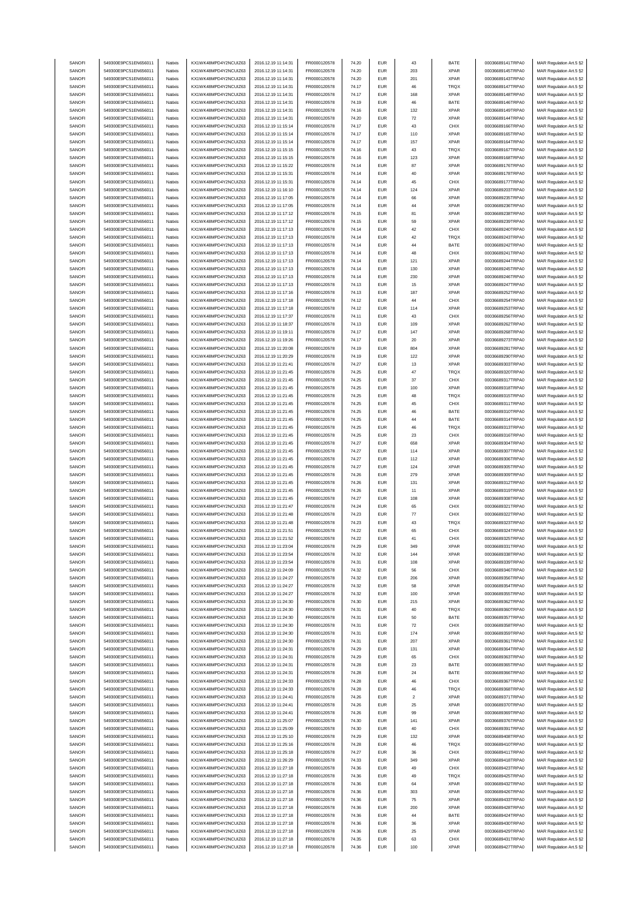| SANOFI | 549300E9PC51EN656011 | Natixis | KX1WK48MPD4Y2NCUIZ63 | 2016.12.19 11:14:31 | FR0000120578 | 74.20 | EUR | 43 | BATE | 00036689141TRPA0 | MAR Regulation Art.5 §2 |
|---|---|---|---|---|---|---|---|---|---|---|---|
| SANOFI | 549300E9PC51EN656011 | Natixis | KX1WK48MPD4Y2NCUIZ63 | 2016.12.19 11:14:31 | FR0000120578 | 74.20 | EUR | 203 | XPAR | 00036689145TRPA0 | MAR Regulation Art.5 §2 |
| SANOFI | 549300E9PC51EN656011 | Natixis | KX1WK48MPD4Y2NCUIZ63 | 2016.12.19 11:14:31 | FR0000120578 | 74.20 | EUR | 201 | XPAR | 00036689143TRPA0 | MAR Regulation Art.5 §2 |
| SANOFI | 549300E9PC51EN656011 | Natixis | KX1WK48MPD4Y2NCUIZ63 | 2016.12.19 11:14:31 | FR0000120578 | 74.17 | EUR | 46 | TRQX | 00036689147TRPA0 | MAR Regulation Art.5 §2 |
| SANOFI | 549300E9PC51EN656011 | Natixis | KX1WK48MPD4Y2NCUIZ63 | 2016.12.19 11:14:31 | FR0000120578 | 74.17 | EUR | 168 | XPAR | 00036689148TRPA0 | MAR Regulation Art.5 §2 |
| SANOFI | 549300E9PC51EN656011 | Natixis | KX1WK48MPD4Y2NCUIZ63 | 2016.12.19 11:14:31 | FR0000120578 | 74.19 | EUR | 46 | BATE | 00036689146TRPA0 | MAR Regulation Art.5 §2 |
| SANOFI | 549300E9PC51EN656011 | Natixis | KX1WK48MPD4Y2NCUIZ63 | 2016.12.19 11:14:31 | FR0000120578 | 74.16 | EUR | 132 | XPAR | 00036689149TRPA0 | MAR Regulation Art.5 §2 |
| SANOFI | 549300E9PC51EN656011 | Natixis | KX1WK48MPD4Y2NCUIZ63 | 2016.12.19 11:14:31 | FR0000120578 | 74.20 | EUR | 72 | XPAR | 00036689144TRPA0 | MAR Regulation Art.5 §2 |
| SANOFI | 549300E9PC51EN656011 | Natixis | KX1WK48MPD4Y2NCUIZ63 | 2016.12.19 11:15:14 | FR0000120578 | 74.17 | EUR | 43 | CHIX | 00036689166TRPA0 | MAR Regulation Art.5 §2 |
| SANOFI | 549300E9PC51EN656011 | Natixis | KX1WK48MPD4Y2NCUIZ63 | 2016.12.19 11:15:14 | FR0000120578 | 74.17 | EUR | 110 | XPAR | 00036689165TRPA0 | MAR Regulation Art.5 §2 |
| SANOFI | 549300E9PC51EN656011 | Natixis | KX1WK48MPD4Y2NCUIZ63 | 2016.12.19 11:15:14 | FR0000120578 | 74.17 | EUR | 157 | XPAR | 00036689164TRPA0 | MAR Regulation Art.5 §2 |
| SANOFI | 549300E9PC51EN656011 | Natixis | KX1WK48MPD4Y2NCUIZ63 | 2016.12.19 11:15:15 | FR0000120578 | 74.16 | EUR | 43 | TRQX | 00036689167TRPA0 | MAR Regulation Art.5 §2 |
| SANOFI | 549300E9PC51EN656011 | Natixis | KX1WK48MPD4Y2NCUIZ63 | 2016.12.19 11:15:15 | FR0000120578 | 74.16 | EUR | 123 | XPAR | 00036689168TRPA0 | MAR Regulation Art.5 §2 |
| SANOFI | 549300E9PC51EN656011 | Natixis | KX1WK48MPD4Y2NCUIZ63 | 2016.12.19 11:15:22 | FR0000120578 | 74.14 | EUR | 87 | XPAR | 00036689176TRPA0 | MAR Regulation Art.5 §2 |
| SANOFI | 549300E9PC51EN656011 | Natixis | KX1WK48MPD4Y2NCUIZ63 | 2016.12.19 11:15:31 | FR0000120578 | 74.14 | EUR | 40 | XPAR | 00036689178TRPA0 | MAR Regulation Art.5 §2 |
| SANOFI | 549300E9PC51EN656011 | Natixis | KX1WK48MPD4Y2NCUIZ63 | 2016.12.19 11:15:31 | FR0000120578 | 74.14 | EUR | 45 | CHIX | 00036689177TRPA0 | MAR Regulation Art.5 §2 |
| SANOFI | 549300E9PC51EN656011 | Natixis | KX1WK48MPD4Y2NCUIZ63 | 2016.12.19 11:16:10 | FR0000120578 | 74.14 | EUR | 124 | XPAR | 00036689203TRPA0 | MAR Regulation Art.5 §2 |
| SANOFI | 549300E9PC51EN656011 | Natixis | KX1WK48MPD4Y2NCUIZ63 | 2016.12.19 11:17:05 | FR0000120578 | 74.14 | EUR | 66 | XPAR | 00036689235TRPA0 | MAR Regulation Art.5 §2 |
| SANOFI | 549300E9PC51EN656011 | Natixis | KX1WK48MPD4Y2NCUIZ63 | 2016.12.19 11:17:05 | FR0000120578 | 74.14 | EUR | 44 | XPAR | 00036689236TRPA0 | MAR Regulation Art.5 §2 |
| SANOFI | 549300E9PC51EN656011 | Natixis | KX1WK48MPD4Y2NCUIZ63 | 2016.12.19 11:17:12 | FR0000120578 | 74.15 | EUR | 81 | XPAR | 00036689238TRPA0 | MAR Regulation Art.5 §2 |
| SANOFI | 549300E9PC51EN656011 | Natixis | KX1WK48MPD4Y2NCUIZ63 | 2016.12.19 11:17:12 | FR0000120578 | 74.15 | EUR | 59 | XPAR | 00036689239TRPA0 | MAR Regulation Art.5 §2 |
| SANOFI | 549300E9PC51EN656011 | Natixis | KX1WK48MPD4Y2NCUIZ63 | 2016.12.19 11:17:13 | FR0000120578 | 74.14 | EUR | 42 | CHIX | 00036689240TRPA0 | MAR Regulation Art.5 §2 |
| SANOFI | 549300E9PC51EN656011 | Natixis | KX1WK48MPD4Y2NCUIZ63 | 2016.12.19 11:17:13 | FR0000120578 | 74.14 | EUR | 42 | TRQX | 00036689243TRPA0 | MAR Regulation Art.5 §2 |
| SANOFI | 549300E9PC51EN656011 | Natixis | KX1WK48MPD4Y2NCUIZ63 | 2016.12.19 11:17:13 | FR0000120578 | 74.14 | EUR | 44 | BATE | 00036689242TRPA0 | MAR Regulation Art.5 §2 |
| SANOFI | 549300E9PC51EN656011 | Natixis | KX1WK48MPD4Y2NCUIZ63 | 2016.12.19 11:17:13 | FR0000120578 | 74.14 | EUR | 48 | CHIX | 00036689241TRPA0 | MAR Regulation Art.5 §2 |
| SANOFI | 549300E9PC51EN656011 | Natixis | KX1WK48MPD4Y2NCUIZ63 | 2016.12.19 11:17:13 | FR0000120578 | 74.14 | EUR | 121 | XPAR | 00036689244TRPA0 | MAR Regulation Art.5 §2 |
| SANOFI | 549300E9PC51EN656011 | Natixis | KX1WK48MPD4Y2NCUIZ63 | 2016.12.19 11:17:13 | FR0000120578 | 74.14 | EUR | 130 | XPAR | 00036689245TRPA0 | MAR Regulation Art.5 §2 |
| SANOFI | 549300E9PC51EN656011 | Natixis | KX1WK48MPD4Y2NCUIZ63 | 2016.12.19 11:17:13 | FR0000120578 | 74.14 | EUR | 230 | XPAR | 00036689246TRPA0 | MAR Regulation Art.5 §2 |
| SANOFI | 549300E9PC51EN656011 | Natixis | KX1WK48MPD4Y2NCUIZ63 | 2016.12.19 11:17:13 | FR0000120578 | 74.13 | EUR | 15 | XPAR | 00036689247TRPA0 | MAR Regulation Art.5 §2 |
| SANOFI | 549300E9PC51EN656011 | Natixis | KX1WK48MPD4Y2NCUIZ63 | 2016.12.19 11:17:16 | FR0000120578 | 74.13 | EUR | 187 | XPAR | 00036689252TRPA0 | MAR Regulation Art.5 §2 |
| SANOFI | 549300E9PC51EN656011 | Natixis | KX1WK48MPD4Y2NCUIZ63 | 2016.12.19 11:17:18 | FR0000120578 | 74.12 | EUR | 44 | CHIX | 00036689254TRPA0 | MAR Regulation Art.5 §2 |
| SANOFI | 549300E9PC51EN656011 | Natixis | KX1WK48MPD4Y2NCUIZ63 | 2016.12.19 11:17:18 | FR0000120578 | 74.12 | EUR | 114 | XPAR | 00036689253TRPA0 | MAR Regulation Art.5 §2 |
| SANOFI | 549300E9PC51EN656011 | Natixis | KX1WK48MPD4Y2NCUIZ63 | 2016.12.19 11:17:37 | FR0000120578 | 74.11 | EUR | 43 | CHIX | 00036689256TRPA0 | MAR Regulation Art.5 §2 |
| SANOFI | 549300E9PC51EN656011 | Natixis | KX1WK48MPD4Y2NCUIZ63 | 2016.12.19 11:18:37 | FR0000120578 | 74.13 | EUR | 109 | XPAR | 00036689262TRPA0 | MAR Regulation Art.5 §2 |
| SANOFI | 549300E9PC51EN656011 | Natixis | KX1WK48MPD4Y2NCUIZ63 | 2016.12.19 11:19:11 | FR0000120578 | 74.17 | EUR | 147 | XPAR | 00036689268TRPA0 | MAR Regulation Art.5 §2 |
| SANOFI | 549300E9PC51EN656011 | Natixis | KX1WK48MPD4Y2NCUIZ63 | 2016.12.19 11:19:26 | FR0000120578 | 74.17 | EUR | 20 | XPAR | 00036689273TRPA0 | MAR Regulation Art.5 §2 |
| SANOFI | 549300E9PC51EN656011 | Natixis | KX1WK48MPD4Y2NCUIZ63 | 2016.12.19 11:20:08 | FR0000120578 | 74.19 | EUR | 804 | XPAR | 00036689281TRPA0 | MAR Regulation Art.5 §2 |
| SANOFI | 549300E9PC51EN656011 | Natixis | KX1WK48MPD4Y2NCUIZ63 | 2016.12.19 11:20:29 | FR0000120578 | 74.19 | EUR | 122 | XPAR | 00036689290TRPA0 | MAR Regulation Art.5 §2 |
| SANOFI | 549300E9PC51EN656011 | Natixis | KX1WK48MPD4Y2NCUIZ63 | 2016.12.19 11:21:41 | FR0000120578 | 74.27 | EUR | 13 | XPAR | 00036689303TRPA0 | MAR Regulation Art.5 §2 |
| SANOFI | 549300E9PC51EN656011 | Natixis | KX1WK48MPD4Y2NCUIZ63 | 2016.12.19 11:21:45 | FR0000120578 | 74.25 | EUR | 47 | TRQX | 00036689320TRPA0 | MAR Regulation Art.5 §2 |
| SANOFI | 549300E9PC51EN656011 | Natixis | KX1WK48MPD4Y2NCUIZ63 | 2016.12.19 11:21:45 | FR0000120578 | 74.25 | EUR | 37 | CHIX | 00036689317TRPA0 | MAR Regulation Art.5 §2 |
| SANOFI | 549300E9PC51EN656011 | Natixis | KX1WK48MPD4Y2NCUIZ63 | 2016.12.19 11:21:45 | FR0000120578 | 74.25 | EUR | 100 | XPAR | 00036689318TRPA0 | MAR Regulation Art.5 §2 |
| SANOFI | 549300E9PC51EN656011 | Natixis | KX1WK48MPD4Y2NCUIZ63 | 2016.12.19 11:21:45 | FR0000120578 | 74.25 | EUR | 48 | TRQX | 00036689315TRPA0 | MAR Regulation Art.5 §2 |
| SANOFI | 549300E9PC51EN656011 | Natixis | KX1WK48MPD4Y2NCUIZ63 | 2016.12.19 11:21:45 | FR0000120578 | 74.25 | EUR | 45 | CHIX | 00036689311TRPA0 | MAR Regulation Art.5 §2 |
| SANOFI | 549300E9PC51EN656011 | Natixis | KX1WK48MPD4Y2NCUIZ63 | 2016.12.19 11:21:45 | FR0000120578 | 74.25 | EUR | 46 | BATE | 00036689310TRPA0 | MAR Regulation Art.5 §2 |
| SANOFI | 549300E9PC51EN656011 | Natixis | KX1WK48MPD4Y2NCUIZ63 | 2016.12.19 11:21:45 | FR0000120578 | 74.25 | EUR | 44 | BATE | 00036689314TRPA0 | MAR Regulation Art.5 §2 |
| SANOFI | 549300E9PC51EN656011 | Natixis | KX1WK48MPD4Y2NCUIZ63 | 2016.12.19 11:21:45 | FR0000120578 | 74.25 | EUR | 46 | TRQX | 00036689313TRPA0 | MAR Regulation Art.5 §2 |
| SANOFI | 549300E9PC51EN656011 | Natixis | KX1WK48MPD4Y2NCUIZ63 | 2016.12.19 11:21:45 | FR0000120578 | 74.25 | EUR | 23 | CHIX | 00036689316TRPA0 | MAR Regulation Art.5 §2 |
| SANOFI | 549300E9PC51EN656011 | Natixis | KX1WK48MPD4Y2NCUIZ63 | 2016.12.19 11:21:45 | FR0000120578 | 74.27 | EUR | 658 | XPAR | 00036689304TRPA0 | MAR Regulation Art.5 §2 |
| SANOFI | 549300E9PC51EN656011 | Natixis | KX1WK48MPD4Y2NCUIZ63 | 2016.12.19 11:21:45 | FR0000120578 | 74.27 | EUR | 114 | XPAR | 00036689307TRPA0 | MAR Regulation Art.5 §2 |
| SANOFI | 549300E9PC51EN656011 | Natixis | KX1WK48MPD4Y2NCUIZ63 | 2016.12.19 11:21:45 | FR0000120578 | 74.27 | EUR | 112 | XPAR | 00036689306TRPA0 | MAR Regulation Art.5 §2 |
| SANOFI | 549300E9PC51EN656011 | Natixis | KX1WK48MPD4Y2NCUIZ63 | 2016.12.19 11:21:45 | FR0000120578 | 74.27 | EUR | 124 | XPAR | 00036689305TRPA0 | MAR Regulation Art.5 §2 |
| SANOFI | 549300E9PC51EN656011 | Natixis | KX1WK48MPD4Y2NCUIZ63 | 2016.12.19 11:21:45 | FR0000120578 | 74.26 | EUR | 279 | XPAR | 00036689309TRPA0 | MAR Regulation Art.5 §2 |
| SANOFI | 549300E9PC51EN656011 | Natixis | KX1WK48MPD4Y2NCUIZ63 | 2016.12.19 11:21:45 | FR0000120578 | 74.26 | EUR | 131 | XPAR | 00036689312TRPA0 | MAR Regulation Art.5 §2 |
| SANOFI | 549300E9PC51EN656011 | Natixis | KX1WK48MPD4Y2NCUIZ63 | 2016.12.19 11:21:45 | FR0000120578 | 74.26 | EUR | 11 | XPAR | 00036689319TRPA0 | MAR Regulation Art.5 §2 |
| SANOFI | 549300E9PC51EN656011 | Natixis | KX1WK48MPD4Y2NCUIZ63 | 2016.12.19 11:21:45 | FR0000120578 | 74.27 | EUR | 108 | XPAR | 00036689308TRPA0 | MAR Regulation Art.5 §2 |
| SANOFI | 549300E9PC51EN656011 | Natixis | KX1WK48MPD4Y2NCUIZ63 | 2016.12.19 11:21:47 | FR0000120578 | 74.24 | EUR | 65 | CHIX | 00036689321TRPA0 | MAR Regulation Art.5 §2 |
| SANOFI | 549300E9PC51EN656011 | Natixis | KX1WK48MPD4Y2NCUIZ63 | 2016.12.19 11:21:48 | FR0000120578 | 74.23 | EUR | 77 | CHIX | 00036689322TRPA0 | MAR Regulation Art.5 §2 |
| SANOFI | 549300E9PC51EN656011 | Natixis | KX1WK48MPD4Y2NCUIZ63 | 2016.12.19 11:21:48 | FR0000120578 | 74.23 | EUR | 43 | TRQX | 00036689323TRPA0 | MAR Regulation Art.5 §2 |
| SANOFI | 549300E9PC51EN656011 | Natixis | KX1WK48MPD4Y2NCUIZ63 | 2016.12.19 11:21:51 | FR0000120578 | 74.22 | EUR | 65 | CHIX | 00036689324TRPA0 | MAR Regulation Art.5 §2 |
| SANOFI | 549300E9PC51EN656011 | Natixis | KX1WK48MPD4Y2NCUIZ63 | 2016.12.19 11:21:52 | FR0000120578 | 74.22 | EUR | 41 | CHIX | 00036689325TRPA0 | MAR Regulation Art.5 §2 |
| SANOFI | 549300E9PC51EN656011 | Natixis | KX1WK48MPD4Y2NCUIZ63 | 2016.12.19 11:23:04 | FR0000120578 | 74.29 | EUR | 349 | XPAR | 00036689331TRPA0 | MAR Regulation Art.5 §2 |
| SANOFI | 549300E9PC51EN656011 | Natixis | KX1WK48MPD4Y2NCUIZ63 | 2016.12.19 11:23:54 | FR0000120578 | 74.32 | EUR | 144 | XPAR | 00036689338TRPA0 | MAR Regulation Art.5 §2 |
| SANOFI | 549300E9PC51EN656011 | Natixis | KX1WK48MPD4Y2NCUIZ63 | 2016.12.19 11:23:54 | FR0000120578 | 74.31 | EUR | 108 | XPAR | 00036689339TRPA0 | MAR Regulation Art.5 §2 |
| SANOFI | 549300E9PC51EN656011 | Natixis | KX1WK48MPD4Y2NCUIZ63 | 2016.12.19 11:24:09 | FR0000120578 | 74.32 | EUR | 56 | CHIX | 00036689346TRPA0 | MAR Regulation Art.5 §2 |
| SANOFI | 549300E9PC51EN656011 | Natixis | KX1WK48MPD4Y2NCUIZ63 | 2016.12.19 11:24:27 | FR0000120578 | 74.32 | EUR | 206 | XPAR | 00036689356TRPA0 | MAR Regulation Art.5 §2 |
| SANOFI | 549300E9PC51EN656011 | Natixis | KX1WK48MPD4Y2NCUIZ63 | 2016.12.19 11:24:27 | FR0000120578 | 74.32 | EUR | 58 | XPAR | 00036689354TRPA0 | MAR Regulation Art.5 §2 |
| SANOFI | 549300E9PC51EN656011 | Natixis | KX1WK48MPD4Y2NCUIZ63 | 2016.12.19 11:24:27 | FR0000120578 | 74.32 | EUR | 100 | XPAR | 00036689355TRPA0 | MAR Regulation Art.5 §2 |
| SANOFI | 549300E9PC51EN656011 | Natixis | KX1WK48MPD4Y2NCUIZ63 | 2016.12.19 11:24:30 | FR0000120578 | 74.30 | EUR | 215 | XPAR | 00036689362TRPA0 | MAR Regulation Art.5 §2 |
| SANOFI | 549300E9PC51EN656011 | Natixis | KX1WK48MPD4Y2NCUIZ63 | 2016.12.19 11:24:30 | FR0000120578 | 74.31 | EUR | 40 | TRQX | 00036689360TRPA0 | MAR Regulation Art.5 §2 |
| SANOFI | 549300E9PC51EN656011 | Natixis | KX1WK48MPD4Y2NCUIZ63 | 2016.12.19 11:24:30 | FR0000120578 | 74.31 | EUR | 50 | BATE | 00036689357TRPA0 | MAR Regulation Art.5 §2 |
| SANOFI | 549300E9PC51EN656011 | Natixis | KX1WK48MPD4Y2NCUIZ63 | 2016.12.19 11:24:30 | FR0000120578 | 74.31 | EUR | 72 | CHIX | 00036689358TRPA0 | MAR Regulation Art.5 §2 |
| SANOFI | 549300E9PC51EN656011 | Natixis | KX1WK48MPD4Y2NCUIZ63 | 2016.12.19 11:24:30 | FR0000120578 | 74.31 | EUR | 174 | XPAR | 00036689359TRPA0 | MAR Regulation Art.5 §2 |
| SANOFI | 549300E9PC51EN656011 | Natixis | KX1WK48MPD4Y2NCUIZ63 | 2016.12.19 11:24:30 | FR0000120578 | 74.31 | EUR | 207 | XPAR | 00036689361TRPA0 | MAR Regulation Art.5 §2 |
| SANOFI | 549300E9PC51EN656011 | Natixis | KX1WK48MPD4Y2NCUIZ63 | 2016.12.19 11:24:31 | FR0000120578 | 74.29 | EUR | 131 | XPAR | 00036689364TRPA0 | MAR Regulation Art.5 §2 |
| SANOFI | 549300E9PC51EN656011 | Natixis | KX1WK48MPD4Y2NCUIZ63 | 2016.12.19 11:24:31 | FR0000120578 | 74.29 | EUR | 65 | CHIX | 00036689363TRPA0 | MAR Regulation Art.5 §2 |
| SANOFI | 549300E9PC51EN656011 | Natixis | KX1WK48MPD4Y2NCUIZ63 | 2016.12.19 11:24:31 | FR0000120578 | 74.28 | EUR | 23 | BATE | 00036689365TRPA0 | MAR Regulation Art.5 §2 |
| SANOFI | 549300E9PC51EN656011 | Natixis | KX1WK48MPD4Y2NCUIZ63 | 2016.12.19 11:24:31 | FR0000120578 | 74.28 | EUR | 24 | BATE | 00036689366TRPA0 | MAR Regulation Art.5 §2 |
| SANOFI | 549300E9PC51EN656011 | Natixis | KX1WK48MPD4Y2NCUIZ63 | 2016.12.19 11:24:33 | FR0000120578 | 74.28 | EUR | 46 | CHIX | 00036689367TRPA0 | MAR Regulation Art.5 §2 |
| SANOFI | 549300E9PC51EN656011 | Natixis | KX1WK48MPD4Y2NCUIZ63 | 2016.12.19 11:24:33 | FR0000120578 | 74.28 | EUR | 46 | TRQX | 00036689368TRPA0 | MAR Regulation Art.5 §2 |
| SANOFI | 549300E9PC51EN656011 | Natixis | KX1WK48MPD4Y2NCUIZ63 | 2016.12.19 11:24:41 | FR0000120578 | 74.26 | EUR | 2 | XPAR | 00036689371TRPA0 | MAR Regulation Art.5 §2 |
| SANOFI | 549300E9PC51EN656011 | Natixis | KX1WK48MPD4Y2NCUIZ63 | 2016.12.19 11:24:41 | FR0000120578 | 74.26 | EUR | 25 | XPAR | 00036689370TRPA0 | MAR Regulation Art.5 §2 |
| SANOFI | 549300E9PC51EN656011 | Natixis | KX1WK48MPD4Y2NCUIZ63 | 2016.12.19 11:24:41 | FR0000120578 | 74.26 | EUR | 99 | XPAR | 00036689369TRPA0 | MAR Regulation Art.5 §2 |
| SANOFI | 549300E9PC51EN656011 | Natixis | KX1WK48MPD4Y2NCUIZ63 | 2016.12.19 11:25:07 | FR0000120578 | 74.30 | EUR | 141 | XPAR | 00036689376TRPA0 | MAR Regulation Art.5 §2 |
| SANOFI | 549300E9PC51EN656011 | Natixis | KX1WK48MPD4Y2NCUIZ63 | 2016.12.19 11:25:09 | FR0000120578 | 74.30 | EUR | 40 | CHIX | 00036689391TRPA0 | MAR Regulation Art.5 §2 |
| SANOFI | 549300E9PC51EN656011 | Natixis | KX1WK48MPD4Y2NCUIZ63 | 2016.12.19 11:25:10 | FR0000120578 | 74.29 | EUR | 132 | XPAR | 00036689408TRPA0 | MAR Regulation Art.5 §2 |
| SANOFI | 549300E9PC51EN656011 | Natixis | KX1WK48MPD4Y2NCUIZ63 | 2016.12.19 11:25:16 | FR0000120578 | 74.28 | EUR | 46 | TRQX | 00036689410TRPA0 | MAR Regulation Art.5 §2 |
| SANOFI | 549300E9PC51EN656011 | Natixis | KX1WK48MPD4Y2NCUIZ63 | 2016.12.19 11:25:18 | FR0000120578 | 74.27 | EUR | 36 | CHIX | 00036689411TRPA0 | MAR Regulation Art.5 §2 |
| SANOFI | 549300E9PC51EN656011 | Natixis | KX1WK48MPD4Y2NCUIZ63 | 2016.12.19 11:26:29 | FR0000120578 | 74.33 | EUR | 349 | XPAR | 00036689418TRPA0 | MAR Regulation Art.5 §2 |
| SANOFI | 549300E9PC51EN656011 | Natixis | KX1WK48MPD4Y2NCUIZ63 | 2016.12.19 11:27:18 | FR0000120578 | 74.36 | EUR | 49 | CHIX | 00036689423TRPA0 | MAR Regulation Art.5 §2 |
| SANOFI | 549300E9PC51EN656011 | Natixis | KX1WK48MPD4Y2NCUIZ63 | 2016.12.19 11:27:18 | FR0000120578 | 74.36 | EUR | 49 | TRQX | 00036689425TRPA0 | MAR Regulation Art.5 §2 |
| SANOFI | 549300E9PC51EN656011 | Natixis | KX1WK48MPD4Y2NCUIZ63 | 2016.12.19 11:27:18 | FR0000120578 | 74.36 | EUR | 64 | XPAR | 00036689432TRPA0 | MAR Regulation Art.5 §2 |
| SANOFI | 549300E9PC51EN656011 | Natixis | KX1WK48MPD4Y2NCUIZ63 | 2016.12.19 11:27:18 | FR0000120578 | 74.36 | EUR | 303 | XPAR | 00036689426TRPA0 | MAR Regulation Art.5 §2 |
| SANOFI | 549300E9PC51EN656011 | Natixis | KX1WK48MPD4Y2NCUIZ63 | 2016.12.19 11:27:18 | FR0000120578 | 74.36 | EUR | 75 | XPAR | 00036689433TRPA0 | MAR Regulation Art.5 §2 |
| SANOFI | 549300E9PC51EN656011 | Natixis | KX1WK48MPD4Y2NCUIZ63 | 2016.12.19 11:27:18 | FR0000120578 | 74.36 | EUR | 200 | XPAR | 00036689428TRPA0 | MAR Regulation Art.5 §2 |
| SANOFI | 549300E9PC51EN656011 | Natixis | KX1WK48MPD4Y2NCUIZ63 | 2016.12.19 11:27:18 | FR0000120578 | 74.36 | EUR | 44 | BATE | 00036689424TRPA0 | MAR Regulation Art.5 §2 |
| SANOFI | 549300E9PC51EN656011 | Natixis | KX1WK48MPD4Y2NCUIZ63 | 2016.12.19 11:27:18 | FR0000120578 | 74.36 | EUR | 36 | XPAR | 00036689430TRPA0 | MAR Regulation Art.5 §2 |
| SANOFI | 549300E9PC51EN656011 | Natixis | KX1WK48MPD4Y2NCUIZ63 | 2016.12.19 11:27:18 | FR0000120578 | 74.36 | EUR | 25 | XPAR | 00036689429TRPA0 | MAR Regulation Art.5 §2 |
| SANOFI | 549300E9PC51EN656011 | Natixis | KX1WK48MPD4Y2NCUIZ63 | 2016.12.19 11:27:18 | FR0000120578 | 74.35 | EUR | 63 | CHIX | 00036689431TRPA0 | MAR Regulation Art.5 §2 |
| SANOFI | 549300E9PC51EN656011 | Natixis | KX1WK48MPD4Y2NCUIZ63 | 2016.12.19 11:27:18 | FR0000120578 | 74.36 | EUR | 100 | XPAR | 00036689427TRPA0 | MAR Regulation Art.5 §2 |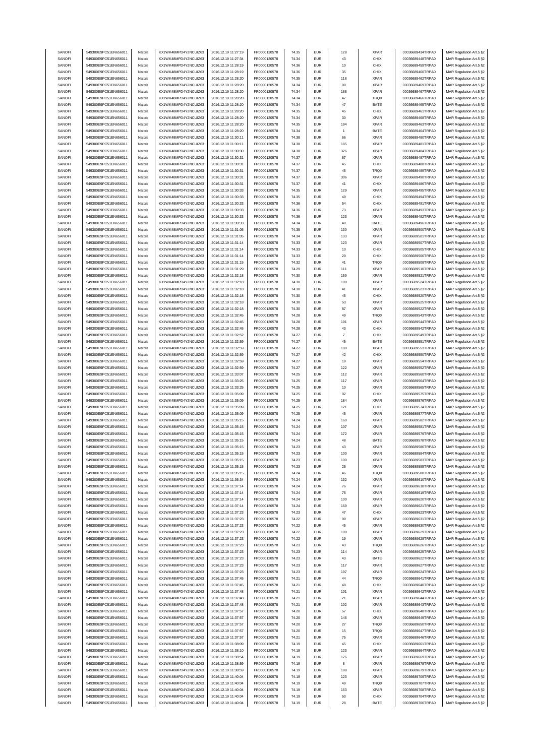| SANOFI | 549300E9PC51EN656011 | Natixis | KX1WK48MPD4Y2NCUIZ63 | 2016.12.19 11:27:19 | FR0000120578 | 74.35 | EUR | 128 | XPAR | 00036689434TRPA0 | MAR Regulation Art.5 §2 |
|---|---|---|---|---|---|---|---|---|---|---|---|
| SANOFI | 549300E9PC51EN656011 | Natixis | KX1WK48MPD4Y2NCUIZ63 | 2016.12.19 11:27:34 | FR0000120578 | 74.34 | EUR | 43 | CHIX | 00036689448TRPA0 | MAR Regulation Art.5 §2 |
| SANOFI | 549300E9PC51EN656011 | Natixis | KX1WK48MPD4Y2NCUIZ63 | 2016.12.19 11:28:19 | FR0000120578 | 74.36 | EUR | 10 | CHIX | 00036689459TRPA0 | MAR Regulation Art.5 §2 |
| SANOFI | 549300E9PC51EN656011 | Natixis | KX1WK48MPD4Y2NCUIZ63 | 2016.12.19 11:28:19 | FR0000120578 | 74.36 | EUR | 35 | CHIX | 00036689460TRPA0 | MAR Regulation Art.5 §2 |
| SANOFI | 549300E9PC51EN656011 | Natixis | KX1WK48MPD4Y2NCUIZ63 | 2016.12.19 11:28:20 | FR0000120578 | 74.35 | EUR | 118 | XPAR | 00036689462TRPA0 | MAR Regulation Art.5 §2 |
| SANOFI | 549300E9PC51EN656011 | Natixis | KX1WK48MPD4Y2NCUIZ63 | 2016.12.19 11:28:20 | FR0000120578 | 74.34 | EUR | 99 | XPAR | 00036689469TRPA0 | MAR Regulation Art.5 §2 |
| SANOFI | 549300E9PC51EN656011 | Natixis | KX1WK48MPD4Y2NCUIZ63 | 2016.12.19 11:28:20 | FR0000120578 | 74.34 | EUR | 188 | XPAR | 00036689467TRPA0 | MAR Regulation Art.5 §2 |
| SANOFI | 549300E9PC51EN656011 | Natixis | KX1WK48MPD4Y2NCUIZ63 | 2016.12.19 11:28:20 | FR0000120578 | 74.34 | EUR | 47 | TRQX | 00036689466TRPA0 | MAR Regulation Art.5 §2 |
| SANOFI | 549300E9PC51EN656011 | Natixis | KX1WK48MPD4Y2NCUIZ63 | 2016.12.19 11:28:20 | FR0000120578 | 74.34 | EUR | 47 | BATE | 00036689465TRPA0 | MAR Regulation Art.5 §2 |
| SANOFI | 549300E9PC51EN656011 | Natixis | KX1WK48MPD4Y2NCUIZ63 | 2016.12.19 11:28:20 | FR0000120578 | 74.35 | EUR | 45 | CHIX | 00036689461TRPA0 | MAR Regulation Art.5 §2 |
| SANOFI | 549300E9PC51EN656011 | Natixis | KX1WK48MPD4Y2NCUIZ63 | 2016.12.19 11:28:20 | FR0000120578 | 74.34 | EUR | 30 | XPAR | 00036689468TRPA0 | MAR Regulation Art.5 §2 |
| SANOFI | 549300E9PC51EN656011 | Natixis | KX1WK48MPD4Y2NCUIZ63 | 2016.12.19 11:28:20 | FR0000120578 | 74.35 | EUR | 194 | XPAR | 00036689463TRPA0 | MAR Regulation Art.5 §2 |
| SANOFI | 549300E9PC51EN656011 | Natixis | KX1WK48MPD4Y2NCUIZ63 | 2016.12.19 11:28:20 | FR0000120578 | 74.34 | EUR | 1 | BATE | 00036689464TRPA0 | MAR Regulation Art.5 §2 |
| SANOFI | 549300E9PC51EN656011 | Natixis | KX1WK48MPD4Y2NCUIZ63 | 2016.12.19 11:30:11 | FR0000120578 | 74.38 | EUR | 66 | XPAR | 00036689480TRPA0 | MAR Regulation Art.5 §2 |
| SANOFI | 549300E9PC51EN656011 | Natixis | KX1WK48MPD4Y2NCUIZ63 | 2016.12.19 11:30:11 | FR0000120578 | 74.38 | EUR | 185 | XPAR | 00036689481TRPA0 | MAR Regulation Art.5 §2 |
| SANOFI | 549300E9PC51EN656011 | Natixis | KX1WK48MPD4Y2NCUIZ63 | 2016.12.19 11:30:30 | FR0000120578 | 74.38 | EUR | 326 | XPAR | 00036689484TRPA0 | MAR Regulation Art.5 §2 |
| SANOFI | 549300E9PC51EN656011 | Natixis | KX1WK48MPD4Y2NCUIZ63 | 2016.12.19 11:30:31 | FR0000120578 | 74.37 | EUR | 67 | XPAR | 00036689487TRPA0 | MAR Regulation Art.5 §2 |
| SANOFI | 549300E9PC51EN656011 | Natixis | KX1WK48MPD4Y2NCUIZ63 | 2016.12.19 11:30:31 | FR0000120578 | 74.37 | EUR | 45 | CHIX | 00036689488TRPA0 | MAR Regulation Art.5 §2 |
| SANOFI | 549300E9PC51EN656011 | Natixis | KX1WK48MPD4Y2NCUIZ63 | 2016.12.19 11:30:31 | FR0000120578 | 74.37 | EUR | 45 | TRQX | 00036689489TRPA0 | MAR Regulation Art.5 §2 |
| SANOFI | 549300E9PC51EN656011 | Natixis | KX1WK48MPD4Y2NCUIZ63 | 2016.12.19 11:30:31 | FR0000120578 | 74.37 | EUR | 306 | XPAR | 00036689490TRPA0 | MAR Regulation Art.5 §2 |
| SANOFI | 549300E9PC51EN656011 | Natixis | KX1WK48MPD4Y2NCUIZ63 | 2016.12.19 11:30:31 | FR0000120578 | 74.37 | EUR | 41 | CHIX | 00036689486TRPA0 | MAR Regulation Art.5 §2 |
| SANOFI | 549300E9PC51EN656011 | Natixis | KX1WK48MPD4Y2NCUIZ63 | 2016.12.19 11:30:33 | FR0000120578 | 74.35 | EUR | 129 | XPAR | 00036689495TRPA0 | MAR Regulation Art.5 §2 |
| SANOFI | 549300E9PC51EN656011 | Natixis | KX1WK48MPD4Y2NCUIZ63 | 2016.12.19 11:30:33 | FR0000120578 | 74.35 | EUR | 49 | CHIX | 00036689494TRPA0 | MAR Regulation Art.5 §2 |
| SANOFI | 549300E9PC51EN656011 | Natixis | KX1WK48MPD4Y2NCUIZ63 | 2016.12.19 11:30:33 | FR0000120578 | 74.36 | EUR | 54 | CHIX | 00036689491TRPA0 | MAR Regulation Art.5 §2 |
| SANOFI | 549300E9PC51EN656011 | Natixis | KX1WK48MPD4Y2NCUIZ63 | 2016.12.19 11:30:33 | FR0000120578 | 74.36 | EUR | 73 | XPAR | 00036689493TRPA0 | MAR Regulation Art.5 §2 |
| SANOFI | 549300E9PC51EN656011 | Natixis | KX1WK48MPD4Y2NCUIZ63 | 2016.12.19 11:30:33 | FR0000120578 | 74.36 | EUR | 123 | XPAR | 00036689492TRPA0 | MAR Regulation Art.5 §2 |
| SANOFI | 549300E9PC51EN656011 | Natixis | KX1WK48MPD4Y2NCUIZ63 | 2016.12.19 11:30:33 | FR0000120578 | 74.34 | EUR | 49 | BATE | 00036689496TRPA0 | MAR Regulation Art.5 §2 |
| SANOFI | 549300E9PC51EN656011 | Natixis | KX1WK48MPD4Y2NCUIZ63 | 2016.12.19 11:31:05 | FR0000120578 | 74.35 | EUR | 130 | XPAR | 00036689500TRPA0 | MAR Regulation Art.5 §2 |
| SANOFI | 549300E9PC51EN656011 | Natixis | KX1WK48MPD4Y2NCUIZ63 | 2016.12.19 11:31:05 | FR0000120578 | 74.34 | EUR | 133 | XPAR | 00036689501TRPA0 | MAR Regulation Art.5 §2 |
| SANOFI | 549300E9PC51EN656011 | Natixis | KX1WK48MPD4Y2NCUIZ63 | 2016.12.19 11:31:14 | FR0000120578 | 74.33 | EUR | 123 | XPAR | 00036689507TRPA0 | MAR Regulation Art.5 §2 |
| SANOFI | 549300E9PC51EN656011 | Natixis | KX1WK48MPD4Y2NCUIZ63 | 2016.12.19 11:31:14 | FR0000120578 | 74.33 | EUR | 13 | CHIX | 00036689505TRPA0 | MAR Regulation Art.5 §2 |
| SANOFI | 549300E9PC51EN656011 | Natixis | KX1WK48MPD4Y2NCUIZ63 | 2016.12.19 11:31:14 | FR0000120578 | 74.33 | EUR | 29 | CHIX | 00036689506TRPA0 | MAR Regulation Art.5 §2 |
| SANOFI | 549300E9PC51EN656011 | Natixis | KX1WK48MPD4Y2NCUIZ63 | 2016.12.19 11:31:15 | FR0000120578 | 74.32 | EUR | 41 | TRQX | 00036689508TRPA0 | MAR Regulation Art.5 §2 |
| SANOFI | 549300E9PC51EN656011 | Natixis | KX1WK48MPD4Y2NCUIZ63 | 2016.12.19 11:31:29 | FR0000120578 | 74.29 | EUR | 111 | XPAR | 00036689510TRPA0 | MAR Regulation Art.5 §2 |
| SANOFI | 549300E9PC51EN656011 | Natixis | KX1WK48MPD4Y2NCUIZ63 | 2016.12.19 11:32:18 | FR0000120578 | 74.30 | EUR | 159 | XPAR | 00036689521TRPA0 | MAR Regulation Art.5 §2 |
| SANOFI | 549300E9PC51EN656011 | Natixis | KX1WK48MPD4Y2NCUIZ63 | 2016.12.19 11:32:18 | FR0000120578 | 74.30 | EUR | 100 | XPAR | 00036689524TRPA0 | MAR Regulation Art.5 §2 |
| SANOFI | 549300E9PC51EN656011 | Natixis | KX1WK48MPD4Y2NCUIZ63 | 2016.12.19 11:32:18 | FR0000120578 | 74.30 | EUR | 41 | XPAR | 00036689523TRPA0 | MAR Regulation Art.5 §2 |
| SANOFI | 549300E9PC51EN656011 | Natixis | KX1WK48MPD4Y2NCUIZ63 | 2016.12.19 11:32:18 | FR0000120578 | 74.30 | EUR | 45 | CHIX | 00036689520TRPA0 | MAR Regulation Art.5 §2 |
| SANOFI | 549300E9PC51EN656011 | Natixis | KX1WK48MPD4Y2NCUIZ63 | 2016.12.19 11:32:18 | FR0000120578 | 74.30 | EUR | 53 | XPAR | 00036689525TRPA0 | MAR Regulation Art.5 §2 |
| SANOFI | 549300E9PC51EN656011 | Natixis | KX1WK48MPD4Y2NCUIZ63 | 2016.12.19 11:32:18 | FR0000120578 | 74.30 | EUR | 87 | XPAR | 00036689522TRPA0 | MAR Regulation Art.5 §2 |
| SANOFI | 549300E9PC51EN656011 | Natixis | KX1WK48MPD4Y2NCUIZ63 | 2016.12.19 11:32:45 | FR0000120578 | 74.28 | EUR | 49 | TRQX | 00036689543TRPA0 | MAR Regulation Art.5 §2 |
| SANOFI | 549300E9PC51EN656011 | Natixis | KX1WK48MPD4Y2NCUIZ63 | 2016.12.19 11:32:45 | FR0000120578 | 74.28 | EUR | 191 | XPAR | 00036689544TRPA0 | MAR Regulation Art.5 §2 |
| SANOFI | 549300E9PC51EN656011 | Natixis | KX1WK48MPD4Y2NCUIZ63 | 2016.12.19 11:32:45 | FR0000120578 | 74.28 | EUR | 43 | CHIX | 00036689542TRPA0 | MAR Regulation Art.5 §2 |
| SANOFI | 549300E9PC51EN656011 | Natixis | KX1WK48MPD4Y2NCUIZ63 | 2016.12.19 11:32:52 | FR0000120578 | 74.27 | EUR | 7 | CHIX | 00036689549TRPA0 | MAR Regulation Art.5 §2 |
| SANOFI | 549300E9PC51EN656011 | Natixis | KX1WK48MPD4Y2NCUIZ63 | 2016.12.19 11:32:59 | FR0000120578 | 74.27 | EUR | 45 | BATE | 00036689551TRPA0 | MAR Regulation Art.5 §2 |
| SANOFI | 549300E9PC51EN656011 | Natixis | KX1WK48MPD4Y2NCUIZ63 | 2016.12.19 11:32:59 | FR0000120578 | 74.27 | EUR | 100 | XPAR | 00036689553TRPA0 | MAR Regulation Art.5 §2 |
| SANOFI | 549300E9PC51EN656011 | Natixis | KX1WK48MPD4Y2NCUIZ63 | 2016.12.19 11:32:59 | FR0000120578 | 74.27 | EUR | 42 | CHIX | 00036689550TRPA0 | MAR Regulation Art.5 §2 |
| SANOFI | 549300E9PC51EN656011 | Natixis | KX1WK48MPD4Y2NCUIZ63 | 2016.12.19 11:32:59 | FR0000120578 | 74.27 | EUR | 19 | XPAR | 00036689554TRPA0 | MAR Regulation Art.5 §2 |
| SANOFI | 549300E9PC51EN656011 | Natixis | KX1WK48MPD4Y2NCUIZ63 | 2016.12.19 11:32:59 | FR0000120578 | 74.27 | EUR | 122 | XPAR | 00036689552TRPA0 | MAR Regulation Art.5 §2 |
| SANOFI | 549300E9PC51EN656011 | Natixis | KX1WK48MPD4Y2NCUIZ63 | 2016.12.19 11:33:07 | FR0000120578 | 74.25 | EUR | 112 | XPAR | 00036689560TRPA0 | MAR Regulation Art.5 §2 |
| SANOFI | 549300E9PC51EN656011 | Natixis | KX1WK48MPD4Y2NCUIZ63 | 2016.12.19 11:33:25 | FR0000120578 | 74.25 | EUR | 117 | XPAR | 00036689564TRPA0 | MAR Regulation Art.5 §2 |
| SANOFI | 549300E9PC51EN656011 | Natixis | KX1WK48MPD4Y2NCUIZ63 | 2016.12.19 11:33:25 | FR0000120578 | 74.25 | EUR | 10 | XPAR | 00036689565TRPA0 | MAR Regulation Art.5 §2 |
| SANOFI | 549300E9PC51EN656011 | Natixis | KX1WK48MPD4Y2NCUIZ63 | 2016.12.19 11:35:09 | FR0000120578 | 74.25 | EUR | 92 | CHIX | 00036689575TRPA0 | MAR Regulation Art.5 §2 |
| SANOFI | 549300E9PC51EN656011 | Natixis | KX1WK48MPD4Y2NCUIZ63 | 2016.12.19 11:35:09 | FR0000120578 | 74.25 | EUR | 184 | XPAR | 00036689576TRPA0 | MAR Regulation Art.5 §2 |
| SANOFI | 549300E9PC51EN656011 | Natixis | KX1WK48MPD4Y2NCUIZ63 | 2016.12.19 11:35:09 | FR0000120578 | 74.25 | EUR | 121 | CHIX | 00036689574TRPA0 | MAR Regulation Art.5 §2 |
| SANOFI | 549300E9PC51EN656011 | Natixis | KX1WK48MPD4Y2NCUIZ63 | 2016.12.19 11:35:09 | FR0000120578 | 74.25 | EUR | 45 | XPAR | 00036689577TRPA0 | MAR Regulation Art.5 §2 |
| SANOFI | 549300E9PC51EN656011 | Natixis | KX1WK48MPD4Y2NCUIZ63 | 2016.12.19 11:35:15 | FR0000120578 | 74.24 | EUR | 160 | XPAR | 00036689582TRPA0 | MAR Regulation Art.5 §2 |
| SANOFI | 549300E9PC51EN656011 | Natixis | KX1WK48MPD4Y2NCUIZ63 | 2016.12.19 11:35:15 | FR0000120578 | 74.24 | EUR | 107 | XPAR | 00036689581TRPA0 | MAR Regulation Art.5 §2 |
| SANOFI | 549300E9PC51EN656011 | Natixis | KX1WK48MPD4Y2NCUIZ63 | 2016.12.19 11:35:15 | FR0000120578 | 74.24 | EUR | 172 | XPAR | 00036689579TRPA0 | MAR Regulation Art.5 §2 |
| SANOFI | 549300E9PC51EN656011 | Natixis | KX1WK48MPD4Y2NCUIZ63 | 2016.12.19 11:35:15 | FR0000120578 | 74.24 | EUR | 48 | BATE | 00036689578TRPA0 | MAR Regulation Art.5 §2 |
| SANOFI | 549300E9PC51EN656011 | Natixis | KX1WK48MPD4Y2NCUIZ63 | 2016.12.19 11:35:15 | FR0000120578 | 74.23 | EUR | 43 | XPAR | 00036689586TRPA0 | MAR Regulation Art.5 §2 |
| SANOFI | 549300E9PC51EN656011 | Natixis | KX1WK48MPD4Y2NCUIZ63 | 2016.12.19 11:35:15 | FR0000120578 | 74.23 | EUR | 100 | XPAR | 00036689584TRPA0 | MAR Regulation Art.5 §2 |
| SANOFI | 549300E9PC51EN656011 | Natixis | KX1WK48MPD4Y2NCUIZ63 | 2016.12.19 11:35:15 | FR0000120578 | 74.23 | EUR | 100 | XPAR | 00036689583TRPA0 | MAR Regulation Art.5 §2 |
| SANOFI | 549300E9PC51EN656011 | Natixis | KX1WK48MPD4Y2NCUIZ63 | 2016.12.19 11:35:15 | FR0000120578 | 74.23 | EUR | 25 | XPAR | 00036689585TRPA0 | MAR Regulation Art.5 §2 |
| SANOFI | 549300E9PC51EN656011 | Natixis | KX1WK48MPD4Y2NCUIZ63 | 2016.12.19 11:35:15 | FR0000120578 | 74.24 | EUR | 46 | TRQX | 00036689580TRPA0 | MAR Regulation Art.5 §2 |
| SANOFI | 549300E9PC51EN656011 | Natixis | KX1WK48MPD4Y2NCUIZ63 | 2016.12.19 11:36:34 | FR0000120578 | 74.24 | EUR | 132 | XPAR | 00036689610TRPA0 | MAR Regulation Art.5 §2 |
| SANOFI | 549300E9PC51EN656011 | Natixis | KX1WK48MPD4Y2NCUIZ63 | 2016.12.19 11:37:14 | FR0000120578 | 74.24 | EUR | 76 | XPAR | 00036689618TRPA0 | MAR Regulation Art.5 §2 |
| SANOFI | 549300E9PC51EN656011 | Natixis | KX1WK48MPD4Y2NCUIZ63 | 2016.12.19 11:37:14 | FR0000120578 | 74.24 | EUR | 76 | XPAR | 00036689619TRPA0 | MAR Regulation Art.5 §2 |
| SANOFI | 549300E9PC51EN656011 | Natixis | KX1WK48MPD4Y2NCUIZ63 | 2016.12.19 11:37:14 | FR0000120578 | 74.24 | EUR | 100 | XPAR | 00036689620TRPA0 | MAR Regulation Art.5 §2 |
| SANOFI | 549300E9PC51EN656011 | Natixis | KX1WK48MPD4Y2NCUIZ63 | 2016.12.19 11:37:14 | FR0000120578 | 74.24 | EUR | 169 | XPAR | 00036689621TRPA0 | MAR Regulation Art.5 §2 |
| SANOFI | 549300E9PC51EN656011 | Natixis | KX1WK48MPD4Y2NCUIZ63 | 2016.12.19 11:37:23 | FR0000120578 | 74.23 | EUR | 47 | CHIX | 00036689623TRPA0 | MAR Regulation Art.5 §2 |
| SANOFI | 549300E9PC51EN656011 | Natixis | KX1WK48MPD4Y2NCUIZ63 | 2016.12.19 11:37:23 | FR0000120578 | 74.22 | EUR | 99 | XPAR | 00036689631TRPA0 | MAR Regulation Art.5 §2 |
| SANOFI | 549300E9PC51EN656011 | Natixis | KX1WK48MPD4Y2NCUIZ63 | 2016.12.19 11:37:23 | FR0000120578 | 74.22 | EUR | 45 | XPAR | 00036689630TRPA0 | MAR Regulation Art.5 §2 |
| SANOFI | 549300E9PC51EN656011 | Natixis | KX1WK48MPD4Y2NCUIZ63 | 2016.12.19 11:37:23 | FR0000120578 | 74.22 | EUR | 100 | XPAR | 00036689629TRPA0 | MAR Regulation Art.5 §2 |
| SANOFI | 549300E9PC51EN656011 | Natixis | KX1WK48MPD4Y2NCUIZ63 | 2016.12.19 11:37:23 | FR0000120578 | 74.22 | EUR | 19 | XPAR | 00036689628TRPA0 | MAR Regulation Art.5 §2 |
| SANOFI | 549300E9PC51EN656011 | Natixis | KX1WK48MPD4Y2NCUIZ63 | 2016.12.19 11:37:23 | FR0000120578 | 74.23 | EUR | 43 | TRQX | 00036689626TRPA0 | MAR Regulation Art.5 §2 |
| SANOFI | 549300E9PC51EN656011 | Natixis | KX1WK48MPD4Y2NCUIZ63 | 2016.12.19 11:37:23 | FR0000120578 | 74.23 | EUR | 114 | XPAR | 00036689625TRPA0 | MAR Regulation Art.5 §2 |
| SANOFI | 549300E9PC51EN656011 | Natixis | KX1WK48MPD4Y2NCUIZ63 | 2016.12.19 11:37:23 | FR0000120578 | 74.23 | EUR | 43 | BATE | 00036689622TRPA0 | MAR Regulation Art.5 §2 |
| SANOFI | 549300E9PC51EN656011 | Natixis | KX1WK48MPD4Y2NCUIZ63 | 2016.12.19 11:37:23 | FR0000120578 | 74.23 | EUR | 117 | XPAR | 00036689627TRPA0 | MAR Regulation Art.5 §2 |
| SANOFI | 549300E9PC51EN656011 | Natixis | KX1WK48MPD4Y2NCUIZ63 | 2016.12.19 11:37:23 | FR0000120578 | 74.23 | EUR | 197 | XPAR | 00036689624TRPA0 | MAR Regulation Art.5 §2 |
| SANOFI | 549300E9PC51EN656011 | Natixis | KX1WK48MPD4Y2NCUIZ63 | 2016.12.19 11:37:45 | FR0000120578 | 74.21 | EUR | 44 | TRQX | 00036689641TRPA0 | MAR Regulation Art.5 §2 |
| SANOFI | 549300E9PC51EN656011 | Natixis | KX1WK48MPD4Y2NCUIZ63 | 2016.12.19 11:37:45 | FR0000120578 | 74.21 | EUR | 48 | CHIX | 00036689640TRPA0 | MAR Regulation Art.5 §2 |
| SANOFI | 549300E9PC51EN656011 | Natixis | KX1WK48MPD4Y2NCUIZ63 | 2016.12.19 11:37:48 | FR0000120578 | 74.21 | EUR | 101 | XPAR | 00036689642TRPA0 | MAR Regulation Art.5 §2 |
| SANOFI | 549300E9PC51EN656011 | Natixis | KX1WK48MPD4Y2NCUIZ63 | 2016.12.19 11:37:48 | FR0000120578 | 74.21 | EUR | 21 | XPAR | 00036689644TRPA0 | MAR Regulation Art.5 §2 |
| SANOFI | 549300E9PC51EN656011 | Natixis | KX1WK48MPD4Y2NCUIZ63 | 2016.12.19 11:37:48 | FR0000120578 | 74.21 | EUR | 102 | XPAR | 00036689643TRPA0 | MAR Regulation Art.5 §2 |
| SANOFI | 549300E9PC51EN656011 | Natixis | KX1WK48MPD4Y2NCUIZ63 | 2016.12.19 11:37:57 | FR0000120578 | 74.20 | EUR | 57 | CHIX | 00036689648TRPA0 | MAR Regulation Art.5 §2 |
| SANOFI | 549300E9PC51EN656011 | Natixis | KX1WK48MPD4Y2NCUIZ63 | 2016.12.19 11:37:57 | FR0000120578 | 74.20 | EUR | 146 | XPAR | 00036689649TRPA0 | MAR Regulation Art.5 §2 |
| SANOFI | 549300E9PC51EN656011 | Natixis | KX1WK48MPD4Y2NCUIZ63 | 2016.12.19 11:37:57 | FR0000120578 | 74.20 | EUR | 27 | TRQX | 00036689650TRPA0 | MAR Regulation Art.5 §2 |
| SANOFI | 549300E9PC51EN656011 | Natixis | KX1WK48MPD4Y2NCUIZ63 | 2016.12.19 11:37:57 | FR0000120578 | 74.20 | EUR | 15 | TRQX | 00036689647TRPA0 | MAR Regulation Art.5 §2 |
| SANOFI | 549300E9PC51EN656011 | Natixis | KX1WK48MPD4Y2NCUIZ63 | 2016.12.19 11:37:57 | FR0000120578 | 74.21 | EUR | 75 | XPAR | 00036689646TRPA0 | MAR Regulation Art.5 §2 |
| SANOFI | 549300E9PC51EN656011 | Natixis | KX1WK48MPD4Y2NCUIZ63 | 2016.12.19 11:38:09 | FR0000120578 | 74.19 | EUR | 45 | CHIX | 00036689661TRPA0 | MAR Regulation Art.5 §2 |
| SANOFI | 549300E9PC51EN656011 | Natixis | KX1WK48MPD4Y2NCUIZ63 | 2016.12.19 11:38:10 | FR0000120578 | 74.19 | EUR | 123 | XPAR | 00036689664TRPA0 | MAR Regulation Art.5 §2 |
| SANOFI | 549300E9PC51EN656011 | Natixis | KX1WK48MPD4Y2NCUIZ63 | 2016.12.19 11:38:54 | FR0000120578 | 74.19 | EUR | 176 | XPAR | 00036689669TRPA0 | MAR Regulation Art.5 §2 |
| SANOFI | 549300E9PC51EN656011 | Natixis | KX1WK48MPD4Y2NCUIZ63 | 2016.12.19 11:38:59 | FR0000120578 | 74.19 | EUR | 8 | XPAR | 00036689678TRPA0 | MAR Regulation Art.5 §2 |
| SANOFI | 549300E9PC51EN656011 | Natixis | KX1WK48MPD4Y2NCUIZ63 | 2016.12.19 11:38:59 | FR0000120578 | 74.19 | EUR | 188 | XPAR | 00036689679TRPA0 | MAR Regulation Art.5 §2 |
| SANOFI | 549300E9PC51EN656011 | Natixis | KX1WK48MPD4Y2NCUIZ63 | 2016.12.19 11:40:04 | FR0000120578 | 74.19 | EUR | 123 | XPAR | 00036689709TRPA0 | MAR Regulation Art.5 §2 |
| SANOFI | 549300E9PC51EN656011 | Natixis | KX1WK48MPD4Y2NCUIZ63 | 2016.12.19 11:40:04 | FR0000120578 | 74.19 | EUR | 49 | TRQX | 00036689707TRPA0 | MAR Regulation Art.5 §2 |
| SANOFI | 549300E9PC51EN656011 | Natixis | KX1WK48MPD4Y2NCUIZ63 | 2016.12.19 11:40:04 | FR0000120578 | 74.19 | EUR | 163 | XPAR | 00036689708TRPA0 | MAR Regulation Art.5 §2 |
| SANOFI | 549300E9PC51EN656011 | Natixis | KX1WK48MPD4Y2NCUIZ63 | 2016.12.19 11:40:04 | FR0000120578 | 74.19 | EUR | 53 | CHIX | 00036689704TRPA0 | MAR Regulation Art.5 §2 |
| SANOFI | 549300E9PC51EN656011 | Natixis | KX1WK48MPD4Y2NCUIZ63 | 2016.12.19 11:40:04 | FR0000120578 | 74.19 | EUR | 28 | BATE | 00036689706TRPA0 | MAR Regulation Art.5 §2 |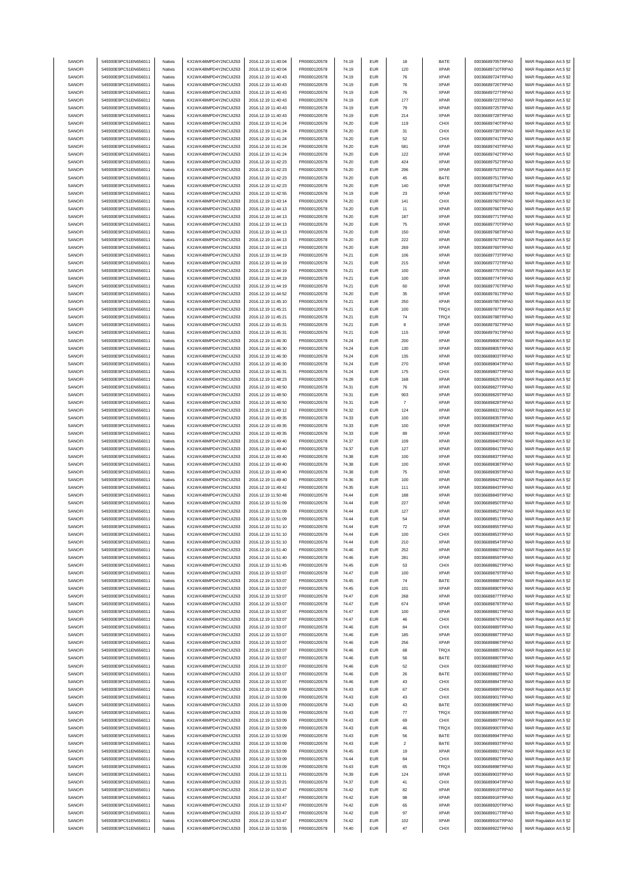| SANOFI | 549300E9PC51EN656011 | Natixis | KX1WK48MPD4Y2NCUIZ63 | 2016.12.19 11:40:04 | FR0000120578 | 74.19 | EUR | 18 | BATE | 00036689705TRPA0 | MAR Regulation Art.5 §2 |
|---|---|---|---|---|---|---|---|---|---|---|---|
| SANOFI | 549300E9PC51EN656011 | Natixis | KX1WK48MPD4Y2NCUIZ63 | 2016.12.19 11:40:04 | FR0000120578 | 74.19 | EUR | 120 | XPAR | 00036689710TRPA0 | MAR Regulation Art.5 §2 |
| SANOFI | 549300E9PC51EN656011 | Natixis | KX1WK48MPD4Y2NCUIZ63 | 2016.12.19 11:40:43 | FR0000120578 | 74.19 | EUR | 76 | XPAR | 00036689724TRPA0 | MAR Regulation Art.5 §2 |
| SANOFI | 549300E9PC51EN656011 | Natixis | KX1WK48MPD4Y2NCUIZ63 | 2016.12.19 11:40:43 | FR0000120578 | 74.19 | EUR | 76 | XPAR | 00036689726TRPA0 | MAR Regulation Art.5 §2 |
| SANOFI | 549300E9PC51EN656011 | Natixis | KX1WK48MPD4Y2NCUIZ63 | 2016.12.19 11:40:43 | FR0000120578 | 74.19 | EUR | 76 | XPAR | 00036689727TRPA0 | MAR Regulation Art.5 §2 |
| SANOFI | 549300E9PC51EN656011 | Natixis | KX1WK48MPD4Y2NCUIZ63 | 2016.12.19 11:40:43 | FR0000120578 | 74.19 | EUR | 177 | XPAR | 00036689723TRPA0 | MAR Regulation Art.5 §2 |
| SANOFI | 549300E9PC51EN656011 | Natixis | KX1WK48MPD4Y2NCUIZ63 | 2016.12.19 11:40:43 | FR0000120578 | 74.19 | EUR | 79 | XPAR | 00036689725TRPA0 | MAR Regulation Art.5 §2 |
| SANOFI | 549300E9PC51EN656011 | Natixis | KX1WK48MPD4Y2NCUIZ63 | 2016.12.19 11:40:43 | FR0000120578 | 74.19 | EUR | 214 | XPAR | 00036689728TRPA0 | MAR Regulation Art.5 §2 |
| SANOFI | 549300E9PC51EN656011 | Natixis | KX1WK48MPD4Y2NCUIZ63 | 2016.12.19 11:41:24 | FR0000120578 | 74.20 | EUR | 119 | CHIX | 00036689740TRPA0 | MAR Regulation Art.5 §2 |
| SANOFI | 549300E9PC51EN656011 | Natixis | KX1WK48MPD4Y2NCUIZ63 | 2016.12.19 11:41:24 | FR0000120578 | 74.20 | EUR | 31 | CHIX | 00036689739TRPA0 | MAR Regulation Art.5 §2 |
| SANOFI | 549300E9PC51EN656011 | Natixis | KX1WK48MPD4Y2NCUIZ63 | 2016.12.19 11:41:24 | FR0000120578 | 74.20 | EUR | 52 | CHIX | 00036689741TRPA0 | MAR Regulation Art.5 §2 |
| SANOFI | 549300E9PC51EN656011 | Natixis | KX1WK48MPD4Y2NCUIZ63 | 2016.12.19 11:41:24 | FR0000120578 | 74.20 | EUR | 581 | XPAR | 00036689743TRPA0 | MAR Regulation Art.5 §2 |
| SANOFI | 549300E9PC51EN656011 | Natixis | KX1WK48MPD4Y2NCUIZ63 | 2016.12.19 11:41:24 | FR0000120578 | 74.20 | EUR | 122 | XPAR | 00036689742TRPA0 | MAR Regulation Art.5 §2 |
| SANOFI | 549300E9PC51EN656011 | Natixis | KX1WK48MPD4Y2NCUIZ63 | 2016.12.19 11:42:23 | FR0000120578 | 74.20 | EUR | 424 | XPAR | 00036689752TRPA0 | MAR Regulation Art.5 §2 |
| SANOFI | 549300E9PC51EN656011 | Natixis | KX1WK48MPD4Y2NCUIZ63 | 2016.12.19 11:42:23 | FR0000120578 | 74.20 | EUR | 296 | XPAR | 00036689753TRPA0 | MAR Regulation Art.5 §2 |
| SANOFI | 549300E9PC51EN656011 | Natixis | KX1WK48MPD4Y2NCUIZ63 | 2016.12.19 11:42:23 | FR0000120578 | 74.20 | EUR | 45 | BATE | 00036689751TRPA0 | MAR Regulation Art.5 §2 |
| SANOFI | 549300E9PC51EN656011 | Natixis | KX1WK48MPD4Y2NCUIZ63 | 2016.12.19 11:42:23 | FR0000120578 | 74.20 | EUR | 140 | XPAR | 00036689754TRPA0 | MAR Regulation Art.5 §2 |
| SANOFI | 549300E9PC51EN656011 | Natixis | KX1WK48MPD4Y2NCUIZ63 | 2016.12.19 11:42:55 | FR0000120578 | 74.19 | EUR | 23 | XPAR | 00036689757TRPA0 | MAR Regulation Art.5 §2 |
| SANOFI | 549300E9PC51EN656011 | Natixis | KX1WK48MPD4Y2NCUIZ63 | 2016.12.19 11:43:14 | FR0000120578 | 74.20 | EUR | 141 | CHIX | 00036689760TRPA0 | MAR Regulation Art.5 §2 |
| SANOFI | 549300E9PC51EN656011 | Natixis | KX1WK48MPD4Y2NCUIZ63 | 2016.12.19 11:44:13 | FR0000120578 | 74.20 | EUR | 11 | XPAR | 00036689766TRPA0 | MAR Regulation Art.5 §2 |
| SANOFI | 549300E9PC51EN656011 | Natixis | KX1WK48MPD4Y2NCUIZ63 | 2016.12.19 11:44:13 | FR0000120578 | 74.20 | EUR | 187 | XPAR | 00036689771TRPA0 | MAR Regulation Art.5 §2 |
| SANOFI | 549300E9PC51EN656011 | Natixis | KX1WK48MPD4Y2NCUIZ63 | 2016.12.19 11:44:13 | FR0000120578 | 74.20 | EUR | 75 | XPAR | 00036689770TRPA0 | MAR Regulation Art.5 §2 |
| SANOFI | 549300E9PC51EN656011 | Natixis | KX1WK48MPD4Y2NCUIZ63 | 2016.12.19 11:44:13 | FR0000120578 | 74.20 | EUR | 150 | XPAR | 00036689768TRPA0 | MAR Regulation Art.5 §2 |
| SANOFI | 549300E9PC51EN656011 | Natixis | KX1WK48MPD4Y2NCUIZ63 | 2016.12.19 11:44:13 | FR0000120578 | 74.20 | EUR | 222 | XPAR | 00036689767TRPA0 | MAR Regulation Art.5 §2 |
| SANOFI | 549300E9PC51EN656011 | Natixis | KX1WK48MPD4Y2NCUIZ63 | 2016.12.19 11:44:13 | FR0000120578 | 74.20 | EUR | 269 | XPAR | 00036689769TRPA0 | MAR Regulation Art.5 §2 |
| SANOFI | 549300E9PC51EN656011 | Natixis | KX1WK48MPD4Y2NCUIZ63 | 2016.12.19 11:44:19 | FR0000120578 | 74.21 | EUR | 106 | XPAR | 00036689773TRPA0 | MAR Regulation Art.5 §2 |
| SANOFI | 549300E9PC51EN656011 | Natixis | KX1WK48MPD4Y2NCUIZ63 | 2016.12.19 11:44:19 | FR0000120578 | 74.21 | EUR | 215 | XPAR | 00036689772TRPA0 | MAR Regulation Art.5 §2 |
| SANOFI | 549300E9PC51EN656011 | Natixis | KX1WK48MPD4Y2NCUIZ63 | 2016.12.19 11:44:19 | FR0000120578 | 74.21 | EUR | 100 | XPAR | 00036689775TRPA0 | MAR Regulation Art.5 §2 |
| SANOFI | 549300E9PC51EN656011 | Natixis | KX1WK48MPD4Y2NCUIZ63 | 2016.12.19 11:44:19 | FR0000120578 | 74.21 | EUR | 100 | XPAR | 00036689774TRPA0 | MAR Regulation Art.5 §2 |
| SANOFI | 549300E9PC51EN656011 | Natixis | KX1WK48MPD4Y2NCUIZ63 | 2016.12.19 11:44:19 | FR0000120578 | 74.21 | EUR | 60 | XPAR | 00036689776TRPA0 | MAR Regulation Art.5 §2 |
| SANOFI | 549300E9PC51EN656011 | Natixis | KX1WK48MPD4Y2NCUIZ63 | 2016.12.19 11:44:52 | FR0000120578 | 74.20 | EUR | 35 | XPAR | 00036689781TRPA0 | MAR Regulation Art.5 §2 |
| SANOFI | 549300E9PC51EN656011 | Natixis | KX1WK48MPD4Y2NCUIZ63 | 2016.12.19 11:45:10 | FR0000120578 | 74.21 | EUR | 250 | XPAR | 00036689785TRPA0 | MAR Regulation Art.5 §2 |
| SANOFI | 549300E9PC51EN656011 | Natixis | KX1WK48MPD4Y2NCUIZ63 | 2016.12.19 11:45:21 | FR0000120578 | 74.21 | EUR | 100 | TRQX | 00036689787TRPA0 | MAR Regulation Art.5 §2 |
| SANOFI | 549300E9PC51EN656011 | Natixis | KX1WK48MPD4Y2NCUIZ63 | 2016.12.19 11:45:21 | FR0000120578 | 74.21 | EUR | 74 | TRQX | 00036689788TRPA0 | MAR Regulation Art.5 §2 |
| SANOFI | 549300E9PC51EN656011 | Natixis | KX1WK48MPD4Y2NCUIZ63 | 2016.12.19 11:45:31 | FR0000120578 | 74.21 | EUR | 8 | XPAR | 00036689792TRPA0 | MAR Regulation Art.5 §2 |
| SANOFI | 549300E9PC51EN656011 | Natixis | KX1WK48MPD4Y2NCUIZ63 | 2016.12.19 11:45:31 | FR0000120578 | 74.21 | EUR | 115 | XPAR | 00036689791TRPA0 | MAR Regulation Art.5 §2 |
| SANOFI | 549300E9PC51EN656011 | Natixis | KX1WK48MPD4Y2NCUIZ63 | 2016.12.19 11:46:30 | FR0000120578 | 74.24 | EUR | 200 | XPAR | 00036689806TRPA0 | MAR Regulation Art.5 §2 |
| SANOFI | 549300E9PC51EN656011 | Natixis | KX1WK48MPD4Y2NCUIZ63 | 2016.12.19 11:46:30 | FR0000120578 | 74.24 | EUR | 130 | XPAR | 00036689805TRPA0 | MAR Regulation Art.5 §2 |
| SANOFI | 549300E9PC51EN656011 | Natixis | KX1WK48MPD4Y2NCUIZ63 | 2016.12.19 11:46:30 | FR0000120578 | 74.24 | EUR | 135 | XPAR | 00036689803TRPA0 | MAR Regulation Art.5 §2 |
| SANOFI | 549300E9PC51EN656011 | Natixis | KX1WK48MPD4Y2NCUIZ63 | 2016.12.19 11:46:30 | FR0000120578 | 74.24 | EUR | 270 | XPAR | 00036689804TRPA0 | MAR Regulation Art.5 §2 |
| SANOFI | 549300E9PC51EN656011 | Natixis | KX1WK48MPD4Y2NCUIZ63 | 2016.12.19 11:46:31 | FR0000120578 | 74.24 | EUR | 175 | CHIX | 00036689807TRPA0 | MAR Regulation Art.5 §2 |
| SANOFI | 549300E9PC51EN656011 | Natixis | KX1WK48MPD4Y2NCUIZ63 | 2016.12.19 11:48:23 | FR0000120578 | 74.28 | EUR | 168 | XPAR | 00036689825TRPA0 | MAR Regulation Art.5 §2 |
| SANOFI | 549300E9PC51EN656011 | Natixis | KX1WK48MPD4Y2NCUIZ63 | 2016.12.19 11:48:50 | FR0000120578 | 74.31 | EUR | 76 | XPAR | 00036689827TRPA0 | MAR Regulation Art.5 §2 |
| SANOFI | 549300E9PC51EN656011 | Natixis | KX1WK48MPD4Y2NCUIZ63 | 2016.12.19 11:48:50 | FR0000120578 | 74.31 | EUR | 903 | XPAR | 00036689829TRPA0 | MAR Regulation Art.5 §2 |
| SANOFI | 549300E9PC51EN656011 | Natixis | KX1WK48MPD4Y2NCUIZ63 | 2016.12.19 11:48:50 | FR0000120578 | 74.31 | EUR | 7 | XPAR | 00036689828TRPA0 | MAR Regulation Art.5 §2 |
| SANOFI | 549300E9PC51EN656011 | Natixis | KX1WK48MPD4Y2NCUIZ63 | 2016.12.19 11:49:12 | FR0000120578 | 74.32 | EUR | 124 | XPAR | 00036689831TRPA0 | MAR Regulation Art.5 §2 |
| SANOFI | 549300E9PC51EN656011 | Natixis | KX1WK48MPD4Y2NCUIZ63 | 2016.12.19 11:49:35 | FR0000120578 | 74.33 | EUR | 100 | XPAR | 00036689835TRPA0 | MAR Regulation Art.5 §2 |
| SANOFI | 549300E9PC51EN656011 | Natixis | KX1WK48MPD4Y2NCUIZ63 | 2016.12.19 11:49:35 | FR0000120578 | 74.33 | EUR | 100 | XPAR | 00036689834TRPA0 | MAR Regulation Art.5 §2 |
| SANOFI | 549300E9PC51EN656011 | Natixis | KX1WK48MPD4Y2NCUIZ63 | 2016.12.19 11:49:35 | FR0000120578 | 74.33 | EUR | 89 | XPAR | 00036689833TRPA0 | MAR Regulation Art.5 §2 |
| SANOFI | 549300E9PC51EN656011 | Natixis | KX1WK48MPD4Y2NCUIZ63 | 2016.12.19 11:49:40 | FR0000120578 | 74.37 | EUR | 109 | XPAR | 00036689840TRPA0 | MAR Regulation Art.5 §2 |
| SANOFI | 549300E9PC51EN656011 | Natixis | KX1WK48MPD4Y2NCUIZ63 | 2016.12.19 11:49:40 | FR0000120578 | 74.37 | EUR | 127 | XPAR | 00036689841TRPA0 | MAR Regulation Art.5 §2 |
| SANOFI | 549300E9PC51EN656011 | Natixis | KX1WK48MPD4Y2NCUIZ63 | 2016.12.19 11:49:40 | FR0000120578 | 74.38 | EUR | 100 | XPAR | 00036689837TRPA0 | MAR Regulation Art.5 §2 |
| SANOFI | 549300E9PC51EN656011 | Natixis | KX1WK48MPD4Y2NCUIZ63 | 2016.12.19 11:49:40 | FR0000120578 | 74.38 | EUR | 100 | XPAR | 00036689838TRPA0 | MAR Regulation Art.5 §2 |
| SANOFI | 549300E9PC51EN656011 | Natixis | KX1WK48MPD4Y2NCUIZ63 | 2016.12.19 11:49:40 | FR0000120578 | 74.38 | EUR | 75 | XPAR | 00036689839TRPA0 | MAR Regulation Art.5 §2 |
| SANOFI | 549300E9PC51EN656011 | Natixis | KX1WK48MPD4Y2NCUIZ63 | 2016.12.19 11:49:40 | FR0000120578 | 74.36 | EUR | 100 | XPAR | 00036689842TRPA0 | MAR Regulation Art.5 §2 |
| SANOFI | 549300E9PC51EN656011 | Natixis | KX1WK48MPD4Y2NCUIZ63 | 2016.12.19 11:49:42 | FR0000120578 | 74.35 | EUR | 111 | XPAR | 00036689843TRPA0 | MAR Regulation Art.5 §2 |
| SANOFI | 549300E9PC51EN656011 | Natixis | KX1WK48MPD4Y2NCUIZ63 | 2016.12.19 11:50:48 | FR0000120578 | 74.44 | EUR | 188 | XPAR | 00036689849TRPA0 | MAR Regulation Art.5 §2 |
| SANOFI | 549300E9PC51EN656011 | Natixis | KX1WK48MPD4Y2NCUIZ63 | 2016.12.19 11:51:09 | FR0000120578 | 74.44 | EUR | 227 | XPAR | 00036689850TRPA0 | MAR Regulation Art.5 §2 |
| SANOFI | 549300E9PC51EN656011 | Natixis | KX1WK48MPD4Y2NCUIZ63 | 2016.12.19 11:51:09 | FR0000120578 | 74.44 | EUR | 127 | XPAR | 00036689852TRPA0 | MAR Regulation Art.5 §2 |
| SANOFI | 549300E9PC51EN656011 | Natixis | KX1WK48MPD4Y2NCUIZ63 | 2016.12.19 11:51:09 | FR0000120578 | 74.44 | EUR | 54 | XPAR | 00036689851TRPA0 | MAR Regulation Art.5 §2 |
| SANOFI | 549300E9PC51EN656011 | Natixis | KX1WK48MPD4Y2NCUIZ63 | 2016.12.19 11:51:10 | FR0000120578 | 74.44 | EUR | 72 | XPAR | 00036689855TRPA0 | MAR Regulation Art.5 §2 |
| SANOFI | 549300E9PC51EN656011 | Natixis | KX1WK48MPD4Y2NCUIZ63 | 2016.12.19 11:51:10 | FR0000120578 | 74.44 | EUR | 100 | CHIX | 00036689853TRPA0 | MAR Regulation Art.5 §2 |
| SANOFI | 549300E9PC51EN656011 | Natixis | KX1WK48MPD4Y2NCUIZ63 | 2016.12.19 11:51:10 | FR0000120578 | 74.44 | EUR | 210 | XPAR | 00036689854TRPA0 | MAR Regulation Art.5 §2 |
| SANOFI | 549300E9PC51EN656011 | Natixis | KX1WK48MPD4Y2NCUIZ63 | 2016.12.19 11:51:40 | FR0000120578 | 74.46 | EUR | 252 | XPAR | 00036689860TRPA0 | MAR Regulation Art.5 §2 |
| SANOFI | 549300E9PC51EN656011 | Natixis | KX1WK48MPD4Y2NCUIZ63 | 2016.12.19 11:51:40 | FR0000120578 | 74.46 | EUR | 281 | XPAR | 00036689859TRPA0 | MAR Regulation Art.5 §2 |
| SANOFI | 549300E9PC51EN656011 | Natixis | KX1WK48MPD4Y2NCUIZ63 | 2016.12.19 11:51:45 | FR0000120578 | 74.45 | EUR | 53 | CHIX | 00036689862TRPA0 | MAR Regulation Art.5 §2 |
| SANOFI | 549300E9PC51EN656011 | Natixis | KX1WK48MPD4Y2NCUIZ63 | 2016.12.19 11:53:07 | FR0000120578 | 74.47 | EUR | 100 | XPAR | 00036689879TRPA0 | MAR Regulation Art.5 §2 |
| SANOFI | 549300E9PC51EN656011 | Natixis | KX1WK48MPD4Y2NCUIZ63 | 2016.12.19 11:53:07 | FR0000120578 | 74.45 | EUR | 74 | BATE | 00036689888TRPA0 | MAR Regulation Art.5 §2 |
| SANOFI | 549300E9PC51EN656011 | Natixis | KX1WK48MPD4Y2NCUIZ63 | 2016.12.19 11:53:07 | FR0000120578 | 74.45 | EUR | 101 | XPAR | 00036689890TRPA0 | MAR Regulation Art.5 §2 |
| SANOFI | 549300E9PC51EN656011 | Natixis | KX1WK48MPD4Y2NCUIZ63 | 2016.12.19 11:53:07 | FR0000120578 | 74.47 | EUR | 268 | XPAR | 00036689877TRPA0 | MAR Regulation Art.5 §2 |
| SANOFI | 549300E9PC51EN656011 | Natixis | KX1WK48MPD4Y2NCUIZ63 | 2016.12.19 11:53:07 | FR0000120578 | 74.47 | EUR | 674 | XPAR | 00036689878TRPA0 | MAR Regulation Art.5 §2 |
| SANOFI | 549300E9PC51EN656011 | Natixis | KX1WK48MPD4Y2NCUIZ63 | 2016.12.19 11:53:07 | FR0000120578 | 74.47 | EUR | 100 | XPAR | 00036689881TRPA0 | MAR Regulation Art.5 §2 |
| SANOFI | 549300E9PC51EN656011 | Natixis | KX1WK48MPD4Y2NCUIZ63 | 2016.12.19 11:53:07 | FR0000120578 | 74.47 | EUR | 46 | CHIX | 00036689876TRPA0 | MAR Regulation Art.5 §2 |
| SANOFI | 549300E9PC51EN656011 | Natixis | KX1WK48MPD4Y2NCUIZ63 | 2016.12.19 11:53:07 | FR0000120578 | 74.46 | EUR | 84 | CHIX | 00036689889TRPA0 | MAR Regulation Art.5 §2 |
| SANOFI | 549300E9PC51EN656011 | Natixis | KX1WK48MPD4Y2NCUIZ63 | 2016.12.19 11:53:07 | FR0000120578 | 74.46 | EUR | 185 | XPAR | 00036689887TRPA0 | MAR Regulation Art.5 §2 |
| SANOFI | 549300E9PC51EN656011 | Natixis | KX1WK48MPD4Y2NCUIZ63 | 2016.12.19 11:53:07 | FR0000120578 | 74.46 | EUR | 256 | XPAR | 00036689886TRPA0 | MAR Regulation Art.5 §2 |
| SANOFI | 549300E9PC51EN656011 | Natixis | KX1WK48MPD4Y2NCUIZ63 | 2016.12.19 11:53:07 | FR0000120578 | 74.46 | EUR | 68 | TRQX | 00036689885TRPA0 | MAR Regulation Art.5 §2 |
| SANOFI | 549300E9PC51EN656011 | Natixis | KX1WK48MPD4Y2NCUIZ63 | 2016.12.19 11:53:07 | FR0000120578 | 74.46 | EUR | 56 | BATE | 00036689880TRPA0 | MAR Regulation Art.5 §2 |
| SANOFI | 549300E9PC51EN656011 | Natixis | KX1WK48MPD4Y2NCUIZ63 | 2016.12.19 11:53:07 | FR0000120578 | 74.46 | EUR | 52 | CHIX | 00036689883TRPA0 | MAR Regulation Art.5 §2 |
| SANOFI | 549300E9PC51EN656011 | Natixis | KX1WK48MPD4Y2NCUIZ63 | 2016.12.19 11:53:07 | FR0000120578 | 74.46 | EUR | 26 | BATE | 00036689882TRPA0 | MAR Regulation Art.5 §2 |
| SANOFI | 549300E9PC51EN656011 | Natixis | KX1WK48MPD4Y2NCUIZ63 | 2016.12.19 11:53:07 | FR0000120578 | 74.46 | EUR | 43 | CHIX | 00036689884TRPA0 | MAR Regulation Art.5 §2 |
| SANOFI | 549300E9PC51EN656011 | Natixis | KX1WK48MPD4Y2NCUIZ63 | 2016.12.19 11:53:09 | FR0000120578 | 74.43 | EUR | 67 | CHIX | 00036689899TRPA0 | MAR Regulation Art.5 §2 |
| SANOFI | 549300E9PC51EN656011 | Natixis | KX1WK48MPD4Y2NCUIZ63 | 2016.12.19 11:53:09 | FR0000120578 | 74.43 | EUR | 43 | CHIX | 00036689901TRPA0 | MAR Regulation Art.5 §2 |
| SANOFI | 549300E9PC51EN656011 | Natixis | KX1WK48MPD4Y2NCUIZ63 | 2016.12.19 11:53:09 | FR0000120578 | 74.43 | EUR | 43 | BATE | 00036689896TRPA0 | MAR Regulation Art.5 §2 |
| SANOFI | 549300E9PC51EN656011 | Natixis | KX1WK48MPD4Y2NCUIZ63 | 2016.12.19 11:53:09 | FR0000120578 | 74.43 | EUR | 77 | TRQX | 00036689895TRPA0 | MAR Regulation Art.5 §2 |
| SANOFI | 549300E9PC51EN656011 | Natixis | KX1WK48MPD4Y2NCUIZ63 | 2016.12.19 11:53:09 | FR0000120578 | 74.43 | EUR | 69 | CHIX | 00036689897TRPA0 | MAR Regulation Art.5 §2 |
| SANOFI | 549300E9PC51EN656011 | Natixis | KX1WK48MPD4Y2NCUIZ63 | 2016.12.19 11:53:09 | FR0000120578 | 74.43 | EUR | 46 | TRQX | 00036689900TRPA0 | MAR Regulation Art.5 §2 |
| SANOFI | 549300E9PC51EN656011 | Natixis | KX1WK48MPD4Y2NCUIZ63 | 2016.12.19 11:53:09 | FR0000120578 | 74.43 | EUR | 56 | BATE | 00036689894TRPA0 | MAR Regulation Art.5 §2 |
| SANOFI | 549300E9PC51EN656011 | Natixis | KX1WK48MPD4Y2NCUIZ63 | 2016.12.19 11:53:09 | FR0000120578 | 74.43 | EUR | 2 | BATE | 00036689893TRPA0 | MAR Regulation Art.5 §2 |
| SANOFI | 549300E9PC51EN656011 | Natixis | KX1WK48MPD4Y2NCUIZ63 | 2016.12.19 11:53:09 | FR0000120578 | 74.45 | EUR | 19 | XPAR | 00036689891TRPA0 | MAR Regulation Art.5 §2 |
| SANOFI | 549300E9PC51EN656011 | Natixis | KX1WK48MPD4Y2NCUIZ63 | 2016.12.19 11:53:09 | FR0000120578 | 74.44 | EUR | 84 | CHIX | 00036689892TRPA0 | MAR Regulation Art.5 §2 |
| SANOFI | 549300E9PC51EN656011 | Natixis | KX1WK48MPD4Y2NCUIZ63 | 2016.12.19 11:53:09 | FR0000120578 | 74.43 | EUR | 65 | TRQX | 00036689898TRPA0 | MAR Regulation Art.5 §2 |
| SANOFI | 549300E9PC51EN656011 | Natixis | KX1WK48MPD4Y2NCUIZ63 | 2016.12.19 11:53:11 | FR0000120578 | 74.39 | EUR | 124 | XPAR | 00036689903TRPA0 | MAR Regulation Art.5 §2 |
| SANOFI | 549300E9PC51EN656011 | Natixis | KX1WK48MPD4Y2NCUIZ63 | 2016.12.19 11:53:21 | FR0000120578 | 74.37 | EUR | 41 | CHIX | 00036689904TRPA0 | MAR Regulation Art.5 §2 |
| SANOFI | 549300E9PC51EN656011 | Natixis | KX1WK48MPD4Y2NCUIZ63 | 2016.12.19 11:53:47 | FR0000120578 | 74.42 | EUR | 82 | XPAR | 00036689919TRPA0 | MAR Regulation Art.5 §2 |
| SANOFI | 549300E9PC51EN656011 | Natixis | KX1WK48MPD4Y2NCUIZ63 | 2016.12.19 11:53:47 | FR0000120578 | 74.42 | EUR | 98 | XPAR | 00036689918TRPA0 | MAR Regulation Art.5 §2 |
| SANOFI | 549300E9PC51EN656011 | Natixis | KX1WK48MPD4Y2NCUIZ63 | 2016.12.19 11:53:47 | FR0000120578 | 74.42 | EUR | 65 | XPAR | 00036689920TRPA0 | MAR Regulation Art.5 §2 |
| SANOFI | 549300E9PC51EN656011 | Natixis | KX1WK48MPD4Y2NCUIZ63 | 2016.12.19 11:53:47 | FR0000120578 | 74.42 | EUR | 97 | XPAR | 00036689917TRPA0 | MAR Regulation Art.5 §2 |
| SANOFI | 549300E9PC51EN656011 | Natixis | KX1WK48MPD4Y2NCUIZ63 | 2016.12.19 11:53:47 | FR0000120578 | 74.42 | EUR | 102 | XPAR | 00036689916TRPA0 | MAR Regulation Art.5 §2 |
| SANOFI | 549300E9PC51EN656011 | Natixis | KX1WK48MPD4Y2NCUIZ63 | 2016.12.19 11:53:55 | FR0000120578 | 74.40 | EUR | 47 | CHIX | 00036689922TRPA0 | MAR Regulation Art.5 §2 |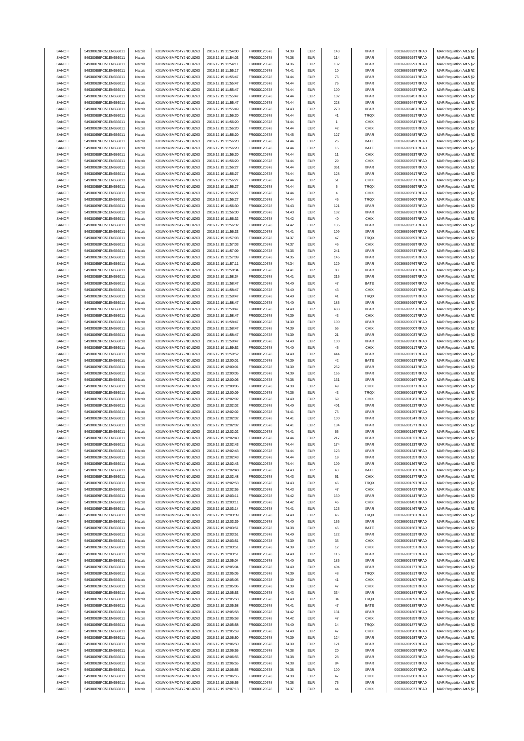| SANOFI | 549300E9PC51EN656011 | Natixis | KX1WK48MPD4Y2NCUIZ63 | 2016.12.19 11:54:00 | FR0000120578 | 74.39 | EUR | 143 | XPAR | 00036689923TRPA0 | MAR Regulation Art.5 §2 |
|---|---|---|---|---|---|---|---|---|---|---|---|
| SANOFI | 549300E9PC51EN656011 | Natixis | KX1WK48MPD4Y2NCUIZ63 | 2016.12.19 11:54:03 | FR0000120578 | 74.38 | EUR | 114 | XPAR | 00036689924TRPA0 | MAR Regulation Art.5 §2 |
| SANOFI | 549300E9PC51EN656011 | Natixis | KX1WK48MPD4Y2NCUIZ63 | 2016.12.19 11:54:11 | FR0000120578 | 74.36 | EUR | 132 | XPAR | 00036689929TRPA0 | MAR Regulation Art.5 §2 |
| SANOFI | 549300E9PC51EN656011 | Natixis | KX1WK48MPD4Y2NCUIZ63 | 2016.12.19 11:55:17 | FR0000120578 | 74.41 | EUR | 10 | XPAR | 00036689938TRPA0 | MAR Regulation Art.5 §2 |
| SANOFI | 549300E9PC51EN656011 | Natixis | KX1WK48MPD4Y2NCUIZ63 | 2016.12.19 11:55:47 | FR0000120578 | 74.44 | EUR | 76 | XPAR | 00036689941TRPA0 | MAR Regulation Art.5 §2 |
| SANOFI | 549300E9PC51EN656011 | Natixis | KX1WK48MPD4Y2NCUIZ63 | 2016.12.19 11:55:47 | FR0000120578 | 74.44 | EUR | 76 | XPAR | 00036689942TRPA0 | MAR Regulation Art.5 §2 |
| SANOFI | 549300E9PC51EN656011 | Natixis | KX1WK48MPD4Y2NCUIZ63 | 2016.12.19 11:55:47 | FR0000120578 | 74.44 | EUR | 100 | XPAR | 00036689943TRPA0 | MAR Regulation Art.5 §2 |
| SANOFI | 549300E9PC51EN656011 | Natixis | KX1WK48MPD4Y2NCUIZ63 | 2016.12.19 11:55:47 | FR0000120578 | 74.44 | EUR | 102 | XPAR | 00036689945TRPA0 | MAR Regulation Art.5 §2 |
| SANOFI | 549300E9PC51EN656011 | Natixis | KX1WK48MPD4Y2NCUIZ63 | 2016.12.19 11:55:47 | FR0000120578 | 74.44 | EUR | 228 | XPAR | 00036689944TRPA0 | MAR Regulation Art.5 §2 |
| SANOFI | 549300E9PC51EN656011 | Natixis | KX1WK48MPD4Y2NCUIZ63 | 2016.12.19 11:55:49 | FR0000120578 | 74.43 | EUR | 270 | XPAR | 00036689946TRPA0 | MAR Regulation Art.5 §2 |
| SANOFI | 549300E9PC51EN656011 | Natixis | KX1WK48MPD4Y2NCUIZ63 | 2016.12.19 11:56:20 | FR0000120578 | 74.44 | EUR | 41 | TRQX | 00036689951TRPA0 | MAR Regulation Art.5 §2 |
| SANOFI | 549300E9PC51EN656011 | Natixis | KX1WK48MPD4Y2NCUIZ63 | 2016.12.19 11:56:20 | FR0000120578 | 74.44 | EUR | 1 | CHIX | 00036689954TRPA0 | MAR Regulation Art.5 §2 |
| SANOFI | 549300E9PC51EN656011 | Natixis | KX1WK48MPD4Y2NCUIZ63 | 2016.12.19 11:56:20 | FR0000120578 | 74.44 | EUR | 42 | CHIX | 00036689955TRPA0 | MAR Regulation Art.5 §2 |
| SANOFI | 549300E9PC51EN656011 | Natixis | KX1WK48MPD4Y2NCUIZ63 | 2016.12.19 11:56:20 | FR0000120578 | 74.45 | EUR | 127 | XPAR | 00036689948TRPA0 | MAR Regulation Art.5 §2 |
| SANOFI | 549300E9PC51EN656011 | Natixis | KX1WK48MPD4Y2NCUIZ63 | 2016.12.19 11:56:20 | FR0000120578 | 74.44 | EUR | 26 | BATE | 00036689949TRPA0 | MAR Regulation Art.5 §2 |
| SANOFI | 549300E9PC51EN656011 | Natixis | KX1WK48MPD4Y2NCUIZ63 | 2016.12.19 11:56:20 | FR0000120578 | 74.44 | EUR | 15 | BATE | 00036689950TRPA0 | MAR Regulation Art.5 §2 |
| SANOFI | 549300E9PC51EN656011 | Natixis | KX1WK48MPD4Y2NCUIZ63 | 2016.12.19 11:56:20 | FR0000120578 | 74.44 | EUR | 11 | CHIX | 00036689953TRPA0 | MAR Regulation Art.5 §2 |
| SANOFI | 549300E9PC51EN656011 | Natixis | KX1WK48MPD4Y2NCUIZ63 | 2016.12.19 11:56:20 | FR0000120578 | 74.44 | EUR | 29 | CHIX | 00036689952TRPA0 | MAR Regulation Art.5 §2 |
| SANOFI | 549300E9PC51EN656011 | Natixis | KX1WK48MPD4Y2NCUIZ63 | 2016.12.19 11:56:27 | FR0000120578 | 74.44 | EUR | 351 | XPAR | 00036689958TRPA0 | MAR Regulation Art.5 §2 |
| SANOFI | 549300E9PC51EN656011 | Natixis | KX1WK48MPD4Y2NCUIZ63 | 2016.12.19 11:56:27 | FR0000120578 | 74.44 | EUR | 128 | XPAR | 00036689961TRPA0 | MAR Regulation Art.5 §2 |
| SANOFI | 549300E9PC51EN656011 | Natixis | KX1WK48MPD4Y2NCUIZ63 | 2016.12.19 11:56:27 | FR0000120578 | 74.44 | EUR | 51 | CHIX | 00036689957TRPA0 | MAR Regulation Art.5 §2 |
| SANOFI | 549300E9PC51EN656011 | Natixis | KX1WK48MPD4Y2NCUIZ63 | 2016.12.19 11:56:27 | FR0000120578 | 74.44 | EUR | 5 | TRQX | 00036689959TRPA0 | MAR Regulation Art.5 §2 |
| SANOFI | 549300E9PC51EN656011 | Natixis | KX1WK48MPD4Y2NCUIZ63 | 2016.12.19 11:56:27 | FR0000120578 | 74.44 | EUR | 4 | CHIX | 00036689956TRPA0 | MAR Regulation Art.5 §2 |
| SANOFI | 549300E9PC51EN656011 | Natixis | KX1WK48MPD4Y2NCUIZ63 | 2016.12.19 11:56:27 | FR0000120578 | 74.44 | EUR | 46 | TRQX | 00036689960TRPA0 | MAR Regulation Art.5 §2 |
| SANOFI | 549300E9PC51EN656011 | Natixis | KX1WK48MPD4Y2NCUIZ63 | 2016.12.19 11:56:30 | FR0000120578 | 74.43 | EUR | 121 | XPAR | 00036689963TRPA0 | MAR Regulation Art.5 §2 |
| SANOFI | 549300E9PC51EN656011 | Natixis | KX1WK48MPD4Y2NCUIZ63 | 2016.12.19 11:56:30 | FR0000120578 | 74.43 | EUR | 132 | XPAR | 00036689962TRPA0 | MAR Regulation Art.5 §2 |
| SANOFI | 549300E9PC51EN656011 | Natixis | KX1WK48MPD4Y2NCUIZ63 | 2016.12.19 11:56:32 | FR0000120578 | 74.42 | EUR | 40 | CHIX | 00036689964TRPA0 | MAR Regulation Art.5 §2 |
| SANOFI | 549300E9PC51EN656011 | Natixis | KX1WK48MPD4Y2NCUIZ63 | 2016.12.19 11:56:32 | FR0000120578 | 74.42 | EUR | 135 | XPAR | 00036689965TRPA0 | MAR Regulation Art.5 §2 |
| SANOFI | 549300E9PC51EN656011 | Natixis | KX1WK48MPD4Y2NCUIZ63 | 2016.12.19 11:56:33 | FR0000120578 | 74.41 | EUR | 109 | XPAR | 00036689966TRPA0 | MAR Regulation Art.5 §2 |
| SANOFI | 549300E9PC51EN656011 | Natixis | KX1WK48MPD4Y2NCUIZ63 | 2016.12.19 11:57:03 | FR0000120578 | 74.37 | EUR | 47 | TRQX | 00036689969TRPA0 | MAR Regulation Art.5 §2 |
| SANOFI | 549300E9PC51EN656011 | Natixis | KX1WK48MPD4Y2NCUIZ63 | 2016.12.19 11:57:03 | FR0000120578 | 74.37 | EUR | 45 | CHIX | 00036689968TRPA0 | MAR Regulation Art.5 §2 |
| SANOFI | 549300E9PC51EN656011 | Natixis | KX1WK48MPD4Y2NCUIZ63 | 2016.12.19 11:57:09 | FR0000120578 | 74.36 | EUR | 241 | XPAR | 00036689974TRPA0 | MAR Regulation Art.5 §2 |
| SANOFI | 549300E9PC51EN656011 | Natixis | KX1WK48MPD4Y2NCUIZ63 | 2016.12.19 11:57:09 | FR0000120578 | 74.35 | EUR | 145 | XPAR | 00036689975TRPA0 | MAR Regulation Art.5 §2 |
| SANOFI | 549300E9PC51EN656011 | Natixis | KX1WK48MPD4Y2NCUIZ63 | 2016.12.19 11:57:11 | FR0000120578 | 74.34 | EUR | 129 | XPAR | 00036689976TRPA0 | MAR Regulation Art.5 §2 |
| SANOFI | 549300E9PC51EN656011 | Natixis | KX1WK48MPD4Y2NCUIZ63 | 2016.12.19 11:58:34 | FR0000120578 | 74.41 | EUR | 83 | XPAR | 00036689988TRPA0 | MAR Regulation Art.5 §2 |
| SANOFI | 549300E9PC51EN656011 | Natixis | KX1WK48MPD4Y2NCUIZ63 | 2016.12.19 11:58:34 | FR0000120578 | 74.41 | EUR | 215 | XPAR | 00036689989TRPA0 | MAR Regulation Art.5 §2 |
| SANOFI | 549300E9PC51EN656011 | Natixis | KX1WK48MPD4Y2NCUIZ63 | 2016.12.19 11:58:47 | FR0000120578 | 74.40 | EUR | 47 | BATE | 00036689996TRPA0 | MAR Regulation Art.5 §2 |
| SANOFI | 549300E9PC51EN656011 | Natixis | KX1WK48MPD4Y2NCUIZ63 | 2016.12.19 11:58:47 | FR0000120578 | 74.40 | EUR | 43 | CHIX | 00036689994TRPA0 | MAR Regulation Art.5 §2 |
| SANOFI | 549300E9PC51EN656011 | Natixis | KX1WK48MPD4Y2NCUIZ63 | 2016.12.19 11:58:47 | FR0000120578 | 74.40 | EUR | 41 | TRQX | 00036689997TRPA0 | MAR Regulation Art.5 §2 |
| SANOFI | 549300E9PC51EN656011 | Natixis | KX1WK48MPD4Y2NCUIZ63 | 2016.12.19 11:58:47 | FR0000120578 | 74.40 | EUR | 185 | XPAR | 00036689999TRPA0 | MAR Regulation Art.5 §2 |
| SANOFI | 549300E9PC51EN656011 | Natixis | KX1WK48MPD4Y2NCUIZ63 | 2016.12.19 11:58:47 | FR0000120578 | 74.40 | EUR | 488 | XPAR | 00036689995TRPA0 | MAR Regulation Art.5 §2 |
| SANOFI | 549300E9PC51EN656011 | Natixis | KX1WK48MPD4Y2NCUIZ63 | 2016.12.19 11:58:47 | FR0000120578 | 74.39 | EUR | 43 | CHIX | 00036690001TRPA0 | MAR Regulation Art.5 §2 |
| SANOFI | 549300E9PC51EN656011 | Natixis | KX1WK48MPD4Y2NCUIZ63 | 2016.12.19 11:58:47 | FR0000120578 | 74.39 | EUR | 100 | XPAR | 00036690002TRPA0 | MAR Regulation Art.5 §2 |
| SANOFI | 549300E9PC51EN656011 | Natixis | KX1WK48MPD4Y2NCUIZ63 | 2016.12.19 11:58:47 | FR0000120578 | 74.39 | EUR | 56 | CHIX | 00036690000TRPA0 | MAR Regulation Art.5 §2 |
| SANOFI | 549300E9PC51EN656011 | Natixis | KX1WK48MPD4Y2NCUIZ63 | 2016.12.19 11:58:47 | FR0000120578 | 74.39 | EUR | 21 | XPAR | 00036690003TRPA0 | MAR Regulation Art.5 §2 |
| SANOFI | 549300E9PC51EN656011 | Natixis | KX1WK48MPD4Y2NCUIZ63 | 2016.12.19 11:58:47 | FR0000120578 | 74.40 | EUR | 100 | XPAR | 00036689998TRPA0 | MAR Regulation Art.5 §2 |
| SANOFI | 549300E9PC51EN656011 | Natixis | KX1WK48MPD4Y2NCUIZ63 | 2016.12.19 11:59:52 | FR0000120578 | 74.40 | EUR | 45 | CHIX | 00036690011TRPA0 | MAR Regulation Art.5 §2 |
| SANOFI | 549300E9PC51EN656011 | Natixis | KX1WK48MPD4Y2NCUIZ63 | 2016.12.19 11:59:52 | FR0000120578 | 74.40 | EUR | 444 | XPAR | 00036690012TRPA0 | MAR Regulation Art.5 §2 |
| SANOFI | 549300E9PC51EN656011 | Natixis | KX1WK48MPD4Y2NCUIZ63 | 2016.12.19 12:00:01 | FR0000120578 | 74.39 | EUR | 42 | BATE | 00036690013TRPA0 | MAR Regulation Art.5 §2 |
| SANOFI | 549300E9PC51EN656011 | Natixis | KX1WK48MPD4Y2NCUIZ63 | 2016.12.19 12:00:01 | FR0000120578 | 74.39 | EUR | 252 | XPAR | 00036690014TRPA0 | MAR Regulation Art.5 §2 |
| SANOFI | 549300E9PC51EN656011 | Natixis | KX1WK48MPD4Y2NCUIZ63 | 2016.12.19 12:00:05 | FR0000120578 | 74.39 | EUR | 165 | XPAR | 00036690015TRPA0 | MAR Regulation Art.5 §2 |
| SANOFI | 549300E9PC51EN656011 | Natixis | KX1WK48MPD4Y2NCUIZ63 | 2016.12.19 12:00:06 | FR0000120578 | 74.38 | EUR | 131 | XPAR | 00036690016TRPA0 | MAR Regulation Art.5 §2 |
| SANOFI | 549300E9PC51EN656011 | Natixis | KX1WK48MPD4Y2NCUIZ63 | 2016.12.19 12:00:06 | FR0000120578 | 74.38 | EUR | 49 | CHIX | 00036690017TRPA0 | MAR Regulation Art.5 §2 |
| SANOFI | 549300E9PC51EN656011 | Natixis | KX1WK48MPD4Y2NCUIZ63 | 2016.12.19 12:00:09 | FR0000120578 | 74.36 | EUR | 43 | TRQX | 00036690018TRPA0 | MAR Regulation Art.5 §2 |
| SANOFI | 549300E9PC51EN656011 | Natixis | KX1WK48MPD4Y2NCUIZ63 | 2016.12.19 12:02:02 | FR0000120578 | 74.40 | EUR | 69 | CHIX | 00036690128TRPA0 | MAR Regulation Art.5 §2 |
| SANOFI | 549300E9PC51EN656011 | Natixis | KX1WK48MPD4Y2NCUIZ63 | 2016.12.19 12:02:02 | FR0000120578 | 74.40 | EUR | 401 | XPAR | 00036690123TRPA0 | MAR Regulation Art.5 §2 |
| SANOFI | 549300E9PC51EN656011 | Natixis | KX1WK48MPD4Y2NCUIZ63 | 2016.12.19 12:02:02 | FR0000120578 | 74.41 | EUR | 75 | XPAR | 00036690125TRPA0 | MAR Regulation Art.5 §2 |
| SANOFI | 549300E9PC51EN656011 | Natixis | KX1WK48MPD4Y2NCUIZ63 | 2016.12.19 12:02:02 | FR0000120578 | 74.41 | EUR | 100 | XPAR | 00036690124TRPA0 | MAR Regulation Art.5 §2 |
| SANOFI | 549300E9PC51EN656011 | Natixis | KX1WK48MPD4Y2NCUIZ63 | 2016.12.19 12:02:02 | FR0000120578 | 74.41 | EUR | 184 | XPAR | 00036690127TRPA0 | MAR Regulation Art.5 §2 |
| SANOFI | 549300E9PC51EN656011 | Natixis | KX1WK48MPD4Y2NCUIZ63 | 2016.12.19 12:02:02 | FR0000120578 | 74.41 | EUR | 65 | XPAR | 00036690126TRPA0 | MAR Regulation Art.5 §2 |
| SANOFI | 549300E9PC51EN656011 | Natixis | KX1WK48MPD4Y2NCUIZ63 | 2016.12.19 12:02:40 | FR0000120578 | 74.44 | EUR | 217 | XPAR | 00036690132TRPA0 | MAR Regulation Art.5 §2 |
| SANOFI | 549300E9PC51EN656011 | Natixis | KX1WK48MPD4Y2NCUIZ63 | 2016.12.19 12:02:43 | FR0000120578 | 74.44 | EUR | 174 | XPAR | 00036690133TRPA0 | MAR Regulation Art.5 §2 |
| SANOFI | 549300E9PC51EN656011 | Natixis | KX1WK48MPD4Y2NCUIZ63 | 2016.12.19 12:02:43 | FR0000120578 | 74.44 | EUR | 123 | XPAR | 00036690134TRPA0 | MAR Regulation Art.5 §2 |
| SANOFI | 549300E9PC51EN656011 | Natixis | KX1WK48MPD4Y2NCUIZ63 | 2016.12.19 12:02:43 | FR0000120578 | 74.44 | EUR | 19 | XPAR | 00036690135TRPA0 | MAR Regulation Art.5 §2 |
| SANOFI | 549300E9PC51EN656011 | Natixis | KX1WK48MPD4Y2NCUIZ63 | 2016.12.19 12:02:43 | FR0000120578 | 74.44 | EUR | 109 | XPAR | 00036690136TRPA0 | MAR Regulation Art.5 §2 |
| SANOFI | 549300E9PC51EN656011 | Natixis | KX1WK48MPD4Y2NCUIZ63 | 2016.12.19 12:02:48 | FR0000120578 | 74.43 | EUR | 43 | BATE | 00036690138TRPA0 | MAR Regulation Art.5 §2 |
| SANOFI | 549300E9PC51EN656011 | Natixis | KX1WK48MPD4Y2NCUIZ63 | 2016.12.19 12:02:48 | FR0000120578 | 74.43 | EUR | 51 | CHIX | 00036690137TRPA0 | MAR Regulation Art.5 §2 |
| SANOFI | 549300E9PC51EN656011 | Natixis | KX1WK48MPD4Y2NCUIZ63 | 2016.12.19 12:02:53 | FR0000120578 | 74.43 | EUR | 46 | TRQX | 00036690139TRPA0 | MAR Regulation Art.5 §2 |
| SANOFI | 549300E9PC51EN656011 | Natixis | KX1WK48MPD4Y2NCUIZ63 | 2016.12.19 12:02:55 | FR0000120578 | 74.43 | EUR | 47 | CHIX | 00036690142TRPA0 | MAR Regulation Art.5 §2 |
| SANOFI | 549300E9PC51EN656011 | Natixis | KX1WK48MPD4Y2NCUIZ63 | 2016.12.19 12:03:11 | FR0000120578 | 74.42 | EUR | 130 | XPAR | 00036690144TRPA0 | MAR Regulation Art.5 §2 |
| SANOFI | 549300E9PC51EN656011 | Natixis | KX1WK48MPD4Y2NCUIZ63 | 2016.12.19 12:03:11 | FR0000120578 | 74.42 | EUR | 45 | CHIX | 00036690145TRPA0 | MAR Regulation Art.5 §2 |
| SANOFI | 549300E9PC51EN656011 | Natixis | KX1WK48MPD4Y2NCUIZ63 | 2016.12.19 12:03:14 | FR0000120578 | 74.41 | EUR | 125 | XPAR | 00036690146TRPA0 | MAR Regulation Art.5 §2 |
| SANOFI | 549300E9PC51EN656011 | Natixis | KX1WK48MPD4Y2NCUIZ63 | 2016.12.19 12:03:39 | FR0000120578 | 74.40 | EUR | 46 | TRQX | 00036690150TRPA0 | MAR Regulation Art.5 §2 |
| SANOFI | 549300E9PC51EN656011 | Natixis | KX1WK48MPD4Y2NCUIZ63 | 2016.12.19 12:03:39 | FR0000120578 | 74.40 | EUR | 156 | XPAR | 00036690151TRPA0 | MAR Regulation Art.5 §2 |
| SANOFI | 549300E9PC51EN656011 | Natixis | KX1WK48MPD4Y2NCUIZ63 | 2016.12.19 12:03:51 | FR0000120578 | 74.38 | EUR | 45 | BATE | 00036690156TRPA0 | MAR Regulation Art.5 §2 |
| SANOFI | 549300E9PC51EN656011 | Natixis | KX1WK48MPD4Y2NCUIZ63 | 2016.12.19 12:03:51 | FR0000120578 | 74.40 | EUR | 122 | XPAR | 00036690153TRPA0 | MAR Regulation Art.5 §2 |
| SANOFI | 549300E9PC51EN656011 | Natixis | KX1WK48MPD4Y2NCUIZ63 | 2016.12.19 12:03:51 | FR0000120578 | 74.39 | EUR | 35 | CHIX | 00036690154TRPA0 | MAR Regulation Art.5 §2 |
| SANOFI | 549300E9PC51EN656011 | Natixis | KX1WK48MPD4Y2NCUIZ63 | 2016.12.19 12:03:51 | FR0000120578 | 74.39 | EUR | 12 | CHIX | 00036690155TRPA0 | MAR Regulation Art.5 §2 |
| SANOFI | 549300E9PC51EN656011 | Natixis | KX1WK48MPD4Y2NCUIZ63 | 2016.12.19 12:03:51 | FR0000120578 | 74.40 | EUR | 116 | XPAR | 00036690152TRPA0 | MAR Regulation Art.5 §2 |
| SANOFI | 549300E9PC51EN656011 | Natixis | KX1WK48MPD4Y2NCUIZ63 | 2016.12.19 12:05:04 | FR0000120578 | 74.40 | EUR | 186 | XPAR | 00036690178TRPA0 | MAR Regulation Art.5 §2 |
| SANOFI | 549300E9PC51EN656011 | Natixis | KX1WK48MPD4Y2NCUIZ63 | 2016.12.19 12:05:04 | FR0000120578 | 74.40 | EUR | 404 | XPAR | 00036690177TRPA0 | MAR Regulation Art.5 §2 |
| SANOFI | 549300E9PC51EN656011 | Natixis | KX1WK48MPD4Y2NCUIZ63 | 2016.12.19 12:05:05 | FR0000120578 | 74.39 | EUR | 48 | TRQX | 00036690181TRPA0 | MAR Regulation Art.5 §2 |
| SANOFI | 549300E9PC51EN656011 | Natixis | KX1WK48MPD4Y2NCUIZ63 | 2016.12.19 12:05:05 | FR0000120578 | 74.39 | EUR | 41 | CHIX | 00036690180TRPA0 | MAR Regulation Art.5 §2 |
| SANOFI | 549300E9PC51EN656011 | Natixis | KX1WK48MPD4Y2NCUIZ63 | 2016.12.19 12:05:06 | FR0000120578 | 74.39 | EUR | 47 | CHIX | 00036690182TRPA0 | MAR Regulation Art.5 §2 |
| SANOFI | 549300E9PC51EN656011 | Natixis | KX1WK48MPD4Y2NCUIZ63 | 2016.12.19 12:05:53 | FR0000120578 | 74.43 | EUR | 334 | XPAR | 00036690184TRPA0 | MAR Regulation Art.5 §2 |
| SANOFI | 549300E9PC51EN656011 | Natixis | KX1WK48MPD4Y2NCUIZ63 | 2016.12.19 12:05:58 | FR0000120578 | 74.40 | EUR | 34 | TRQX | 00036690189TRPA0 | MAR Regulation Art.5 §2 |
| SANOFI | 549300E9PC51EN656011 | Natixis | KX1WK48MPD4Y2NCUIZ63 | 2016.12.19 12:05:58 | FR0000120578 | 74.41 | EUR | 47 | BATE | 00036690188TRPA0 | MAR Regulation Art.5 §2 |
| SANOFI | 549300E9PC51EN656011 | Natixis | KX1WK48MPD4Y2NCUIZ63 | 2016.12.19 12:05:58 | FR0000120578 | 74.42 | EUR | 131 | XPAR | 00036690186TRPA0 | MAR Regulation Art.5 §2 |
| SANOFI | 549300E9PC51EN656011 | Natixis | KX1WK48MPD4Y2NCUIZ63 | 2016.12.19 12:05:58 | FR0000120578 | 74.42 | EUR | 47 | CHIX | 00036690185TRPA0 | MAR Regulation Art.5 §2 |
| SANOFI | 549300E9PC51EN656011 | Natixis | KX1WK48MPD4Y2NCUIZ63 | 2016.12.19 12:05:58 | FR0000120578 | 74.40 | EUR | 14 | TRQX | 00036690187TRPA0 | MAR Regulation Art.5 §2 |
| SANOFI | 549300E9PC51EN656011 | Natixis | KX1WK48MPD4Y2NCUIZ63 | 2016.12.19 12:05:59 | FR0000120578 | 74.40 | EUR | 47 | CHIX | 00036690190TRPA0 | MAR Regulation Art.5 §2 |
| SANOFI | 549300E9PC51EN656011 | Natixis | KX1WK48MPD4Y2NCUIZ63 | 2016.12.19 12:06:50 | FR0000120578 | 74.39 | EUR | 124 | XPAR | 00036690198TRPA0 | MAR Regulation Art.5 §2 |
| SANOFI | 549300E9PC51EN656011 | Natixis | KX1WK48MPD4Y2NCUIZ63 | 2016.12.19 12:06:50 | FR0000120578 | 74.39 | EUR | 121 | XPAR | 00036690199TRPA0 | MAR Regulation Art.5 §2 |
| SANOFI | 549300E9PC51EN656011 | Natixis | KX1WK48MPD4Y2NCUIZ63 | 2016.12.19 12:06:55 | FR0000120578 | 74.38 | EUR | 20 | XPAR | 00036690205TRPA0 | MAR Regulation Art.5 §2 |
| SANOFI | 549300E9PC51EN656011 | Natixis | KX1WK48MPD4Y2NCUIZ63 | 2016.12.19 12:06:55 | FR0000120578 | 74.38 | EUR | 28 | XPAR | 00036690203TRPA0 | MAR Regulation Art.5 §2 |
| SANOFI | 549300E9PC51EN656011 | Natixis | KX1WK48MPD4Y2NCUIZ63 | 2016.12.19 12:06:55 | FR0000120578 | 74.38 | EUR | 84 | XPAR | 00036690201TRPA0 | MAR Regulation Art.5 §2 |
| SANOFI | 549300E9PC51EN656011 | Natixis | KX1WK48MPD4Y2NCUIZ63 | 2016.12.19 12:06:55 | FR0000120578 | 74.38 | EUR | 100 | XPAR | 00036690204TRPA0 | MAR Regulation Art.5 §2 |
| SANOFI | 549300E9PC51EN656011 | Natixis | KX1WK48MPD4Y2NCUIZ63 | 2016.12.19 12:06:55 | FR0000120578 | 74.38 | EUR | 47 | CHIX | 00036690200TRPA0 | MAR Regulation Art.5 §2 |
| SANOFI | 549300E9PC51EN656011 | Natixis | KX1WK48MPD4Y2NCUIZ63 | 2016.12.19 12:06:55 | FR0000120578 | 74.38 | EUR | 75 | XPAR | 00036690202TRPA0 | MAR Regulation Art.5 §2 |
| SANOFI | 549300E9PC51EN656011 | Natixis | KX1WK48MPD4Y2NCUIZ63 | 2016.12.19 12:07:13 | FR0000120578 | 74.37 | EUR | 44 | CHIX | 00036690207TRPA0 | MAR Regulation Art.5 §2 |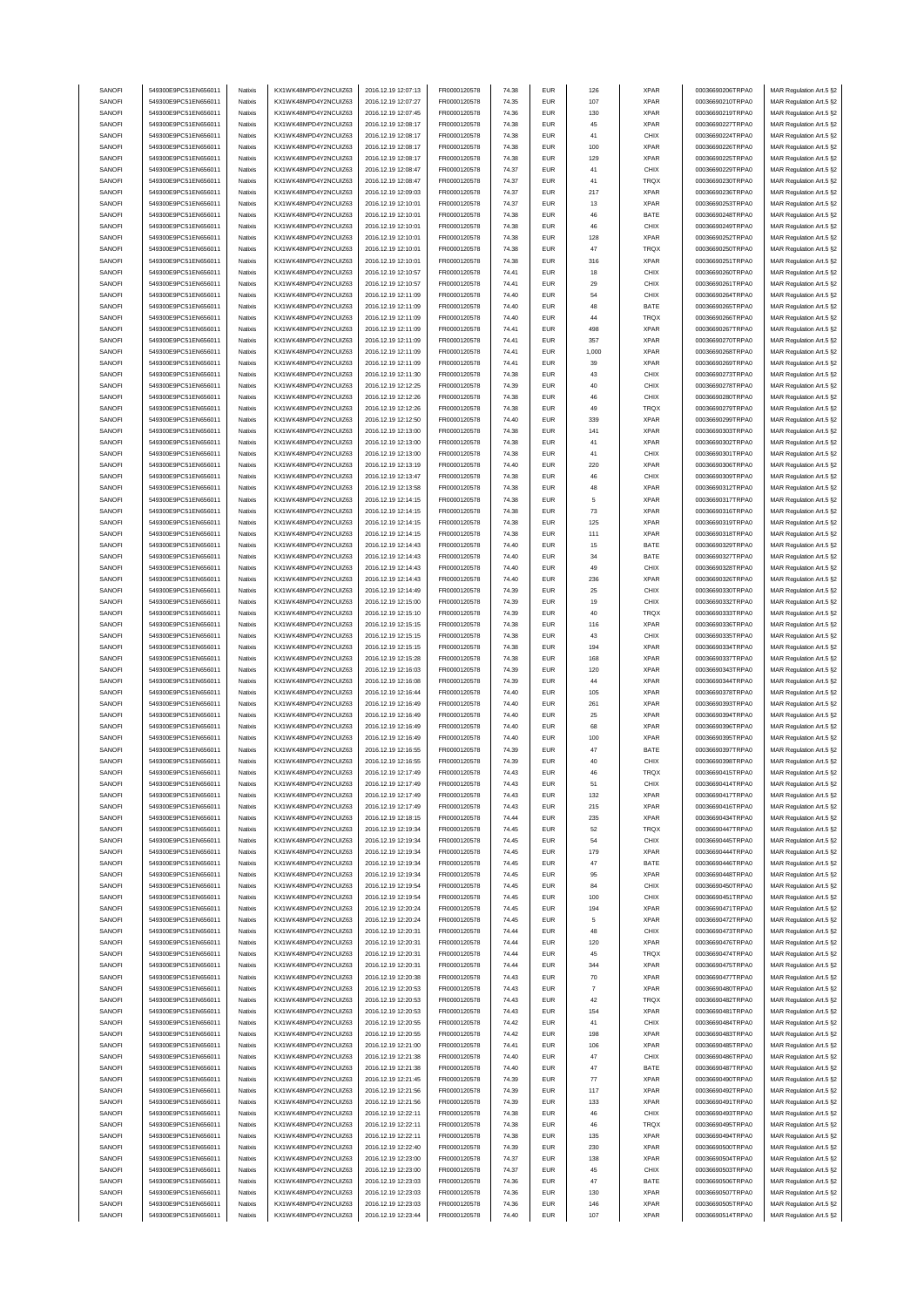| SANOFI | 549300E9PC51EN656011 | Natixis | KX1WK48MPD4Y2NCUIZ63 | 2016.12.19 12:07:13 | FR0000120578 | 74.38 | EUR | 126 | XPAR | 00036690206TRPA0 | MAR Regulation Art.5 §2 |
|---|---|---|---|---|---|---|---|---|---|---|---|
| SANOFI | 549300E9PC51EN656011 | Natixis | KX1WK48MPD4Y2NCUIZ63 | 2016.12.19 12:07:27 | FR0000120578 | 74.35 | EUR | 107 | XPAR | 00036690210TRPA0 | MAR Regulation Art.5 §2 |
| SANOFI | 549300E9PC51EN656011 | Natixis | KX1WK48MPD4Y2NCUIZ63 | 2016.12.19 12:07:45 | FR0000120578 | 74.36 | EUR | 130 | XPAR | 00036690219TRPA0 | MAR Regulation Art.5 §2 |
| SANOFI | 549300E9PC51EN656011 | Natixis | KX1WK48MPD4Y2NCUIZ63 | 2016.12.19 12:08:17 | FR0000120578 | 74.38 | EUR | 45 | XPAR | 00036690227TRPA0 | MAR Regulation Art.5 §2 |
| SANOFI | 549300E9PC51EN656011 | Natixis | KX1WK48MPD4Y2NCUIZ63 | 2016.12.19 12:08:17 | FR0000120578 | 74.38 | EUR | 41 | CHIX | 00036690224TRPA0 | MAR Regulation Art.5 §2 |
| SANOFI | 549300E9PC51EN656011 | Natixis | KX1WK48MPD4Y2NCUIZ63 | 2016.12.19 12:08:17 | FR0000120578 | 74.38 | EUR | 100 | XPAR | 00036690226TRPA0 | MAR Regulation Art.5 §2 |
| SANOFI | 549300E9PC51EN656011 | Natixis | KX1WK48MPD4Y2NCUIZ63 | 2016.12.19 12:08:17 | FR0000120578 | 74.38 | EUR | 129 | XPAR | 00036690225TRPA0 | MAR Regulation Art.5 §2 |
| SANOFI | 549300E9PC51EN656011 | Natixis | KX1WK48MPD4Y2NCUIZ63 | 2016.12.19 12:08:47 | FR0000120578 | 74.37 | EUR | 41 | CHIX | 00036690229TRPA0 | MAR Regulation Art.5 §2 |
| SANOFI | 549300E9PC51EN656011 | Natixis | KX1WK48MPD4Y2NCUIZ63 | 2016.12.19 12:08:47 | FR0000120578 | 74.37 | EUR | 41 | TRQX | 00036690230TRPA0 | MAR Regulation Art.5 §2 |
| SANOFI | 549300E9PC51EN656011 | Natixis | KX1WK48MPD4Y2NCUIZ63 | 2016.12.19 12:09:03 | FR0000120578 | 74.37 | EUR | 217 | XPAR | 00036690236TRPA0 | MAR Regulation Art.5 §2 |
| SANOFI | 549300E9PC51EN656011 | Natixis | KX1WK48MPD4Y2NCUIZ63 | 2016.12.19 12:10:01 | FR0000120578 | 74.37 | EUR | 13 | XPAR | 00036690253TRPA0 | MAR Regulation Art.5 §2 |
| SANOFI | 549300E9PC51EN656011 | Natixis | KX1WK48MPD4Y2NCUIZ63 | 2016.12.19 12:10:01 | FR0000120578 | 74.38 | EUR | 46 | BATE | 00036690248TRPA0 | MAR Regulation Art.5 §2 |
| SANOFI | 549300E9PC51EN656011 | Natixis | KX1WK48MPD4Y2NCUIZ63 | 2016.12.19 12:10:01 | FR0000120578 | 74.38 | EUR | 46 | CHIX | 00036690249TRPA0 | MAR Regulation Art.5 §2 |
| SANOFI | 549300E9PC51EN656011 | Natixis | KX1WK48MPD4Y2NCUIZ63 | 2016.12.19 12:10:01 | FR0000120578 | 74.38 | EUR | 128 | XPAR | 00036690252TRPA0 | MAR Regulation Art.5 §2 |
| SANOFI | 549300E9PC51EN656011 | Natixis | KX1WK48MPD4Y2NCUIZ63 | 2016.12.19 12:10:01 | FR0000120578 | 74.38 | EUR | 47 | TRQX | 00036690250TRPA0 | MAR Regulation Art.5 §2 |
| SANOFI | 549300E9PC51EN656011 | Natixis | KX1WK48MPD4Y2NCUIZ63 | 2016.12.19 12:10:01 | FR0000120578 | 74.38 | EUR | 316 | XPAR | 00036690251TRPA0 | MAR Regulation Art.5 §2 |
| SANOFI | 549300E9PC51EN656011 | Natixis | KX1WK48MPD4Y2NCUIZ63 | 2016.12.19 12:10:57 | FR0000120578 | 74.41 | EUR | 18 | CHIX | 00036690260TRPA0 | MAR Regulation Art.5 §2 |
| SANOFI | 549300E9PC51EN656011 | Natixis | KX1WK48MPD4Y2NCUIZ63 | 2016.12.19 12:10:57 | FR0000120578 | 74.41 | EUR | 29 | CHIX | 00036690261TRPA0 | MAR Regulation Art.5 §2 |
| SANOFI | 549300E9PC51EN656011 | Natixis | KX1WK48MPD4Y2NCUIZ63 | 2016.12.19 12:11:09 | FR0000120578 | 74.40 | EUR | 54 | CHIX | 00036690264TRPA0 | MAR Regulation Art.5 §2 |
| SANOFI | 549300E9PC51EN656011 | Natixis | KX1WK48MPD4Y2NCUIZ63 | 2016.12.19 12:11:09 | FR0000120578 | 74.40 | EUR | 48 | BATE | 00036690265TRPA0 | MAR Regulation Art.5 §2 |
| SANOFI | 549300E9PC51EN656011 | Natixis | KX1WK48MPD4Y2NCUIZ63 | 2016.12.19 12:11:09 | FR0000120578 | 74.40 | EUR | 44 | TRQX | 00036690266TRPA0 | MAR Regulation Art.5 §2 |
| SANOFI | 549300E9PC51EN656011 | Natixis | KX1WK48MPD4Y2NCUIZ63 | 2016.12.19 12:11:09 | FR0000120578 | 74.41 | EUR | 498 | XPAR | 00036690267TRPA0 | MAR Regulation Art.5 §2 |
| SANOFI | 549300E9PC51EN656011 | Natixis | KX1WK48MPD4Y2NCUIZ63 | 2016.12.19 12:11:09 | FR0000120578 | 74.41 | EUR | 357 | XPAR | 00036690270TRPA0 | MAR Regulation Art.5 §2 |
| SANOFI | 549300E9PC51EN656011 | Natixis | KX1WK48MPD4Y2NCUIZ63 | 2016.12.19 12:11:09 | FR0000120578 | 74.41 | EUR | 1,000 | XPAR | 00036690268TRPA0 | MAR Regulation Art.5 §2 |
| SANOFI | 549300E9PC51EN656011 | Natixis | KX1WK48MPD4Y2NCUIZ63 | 2016.12.19 12:11:09 | FR0000120578 | 74.41 | EUR | 39 | XPAR | 00036690269TRPA0 | MAR Regulation Art.5 §2 |
| SANOFI | 549300E9PC51EN656011 | Natixis | KX1WK48MPD4Y2NCUIZ63 | 2016.12.19 12:11:30 | FR0000120578 | 74.38 | EUR | 43 | CHIX | 00036690273TRPA0 | MAR Regulation Art.5 §2 |
| SANOFI | 549300E9PC51EN656011 | Natixis | KX1WK48MPD4Y2NCUIZ63 | 2016.12.19 12:12:25 | FR0000120578 | 74.39 | EUR | 40 | CHIX | 00036690278TRPA0 | MAR Regulation Art.5 §2 |
| SANOFI | 549300E9PC51EN656011 | Natixis | KX1WK48MPD4Y2NCUIZ63 | 2016.12.19 12:12:26 | FR0000120578 | 74.38 | EUR | 46 | CHIX | 00036690280TRPA0 | MAR Regulation Art.5 §2 |
| SANOFI | 549300E9PC51EN656011 | Natixis | KX1WK48MPD4Y2NCUIZ63 | 2016.12.19 12:12:26 | FR0000120578 | 74.38 | EUR | 49 | TRQX | 00036690279TRPA0 | MAR Regulation Art.5 §2 |
| SANOFI | 549300E9PC51EN656011 | Natixis | KX1WK48MPD4Y2NCUIZ63 | 2016.12.19 12:12:50 | FR0000120578 | 74.40 | EUR | 339 | XPAR | 00036690299TRPA0 | MAR Regulation Art.5 §2 |
| SANOFI | 549300E9PC51EN656011 | Natixis | KX1WK48MPD4Y2NCUIZ63 | 2016.12.19 12:13:00 | FR0000120578 | 74.38 | EUR | 141 | XPAR | 00036690303TRPA0 | MAR Regulation Art.5 §2 |
| SANOFI | 549300E9PC51EN656011 | Natixis | KX1WK48MPD4Y2NCUIZ63 | 2016.12.19 12:13:00 | FR0000120578 | 74.38 | EUR | 41 | XPAR | 00036690302TRPA0 | MAR Regulation Art.5 §2 |
| SANOFI | 549300E9PC51EN656011 | Natixis | KX1WK48MPD4Y2NCUIZ63 | 2016.12.19 12:13:00 | FR0000120578 | 74.38 | EUR | 41 | CHIX | 00036690301TRPA0 | MAR Regulation Art.5 §2 |
| SANOFI | 549300E9PC51EN656011 | Natixis | KX1WK48MPD4Y2NCUIZ63 | 2016.12.19 12:13:19 | FR0000120578 | 74.40 | EUR | 220 | XPAR | 00036690306TRPA0 | MAR Regulation Art.5 §2 |
| SANOFI | 549300E9PC51EN656011 | Natixis | KX1WK48MPD4Y2NCUIZ63 | 2016.12.19 12:13:47 | FR0000120578 | 74.38 | EUR | 46 | CHIX | 00036690309TRPA0 | MAR Regulation Art.5 §2 |
| SANOFI | 549300E9PC51EN656011 | Natixis | KX1WK48MPD4Y2NCUIZ63 | 2016.12.19 12:13:58 | FR0000120578 | 74.38 | EUR | 48 | XPAR | 00036690312TRPA0 | MAR Regulation Art.5 §2 |
| SANOFI | 549300E9PC51EN656011 | Natixis | KX1WK48MPD4Y2NCUIZ63 | 2016.12.19 12:14:15 | FR0000120578 | 74.38 | EUR | 5 | XPAR | 00036690317TRPA0 | MAR Regulation Art.5 §2 |
| SANOFI | 549300E9PC51EN656011 | Natixis | KX1WK48MPD4Y2NCUIZ63 | 2016.12.19 12:14:15 | FR0000120578 | 74.38 | EUR | 73 | XPAR | 00036690316TRPA0 | MAR Regulation Art.5 §2 |
| SANOFI | 549300E9PC51EN656011 | Natixis | KX1WK48MPD4Y2NCUIZ63 | 2016.12.19 12:14:15 | FR0000120578 | 74.38 | EUR | 125 | XPAR | 00036690319TRPA0 | MAR Regulation Art.5 §2 |
| SANOFI | 549300E9PC51EN656011 | Natixis | KX1WK48MPD4Y2NCUIZ63 | 2016.12.19 12:14:15 | FR0000120578 | 74.38 | EUR | 111 | XPAR | 00036690318TRPA0 | MAR Regulation Art.5 §2 |
| SANOFI | 549300E9PC51EN656011 | Natixis | KX1WK48MPD4Y2NCUIZ63 | 2016.12.19 12:14:43 | FR0000120578 | 74.40 | EUR | 15 | BATE | 00036690329TRPA0 | MAR Regulation Art.5 §2 |
| SANOFI | 549300E9PC51EN656011 | Natixis | KX1WK48MPD4Y2NCUIZ63 | 2016.12.19 12:14:43 | FR0000120578 | 74.40 | EUR | 34 | BATE | 00036690327TRPA0 | MAR Regulation Art.5 §2 |
| SANOFI | 549300E9PC51EN656011 | Natixis | KX1WK48MPD4Y2NCUIZ63 | 2016.12.19 12:14:43 | FR0000120578 | 74.40 | EUR | 49 | CHIX | 00036690328TRPA0 | MAR Regulation Art.5 §2 |
| SANOFI | 549300E9PC51EN656011 | Natixis | KX1WK48MPD4Y2NCUIZ63 | 2016.12.19 12:14:43 | FR0000120578 | 74.40 | EUR | 236 | XPAR | 00036690326TRPA0 | MAR Regulation Art.5 §2 |
| SANOFI | 549300E9PC51EN656011 | Natixis | KX1WK48MPD4Y2NCUIZ63 | 2016.12.19 12:14:49 | FR0000120578 | 74.39 | EUR | 25 | CHIX | 00036690330TRPA0 | MAR Regulation Art.5 §2 |
| SANOFI | 549300E9PC51EN656011 | Natixis | KX1WK48MPD4Y2NCUIZ63 | 2016.12.19 12:15:00 | FR0000120578 | 74.39 | EUR | 19 | CHIX | 00036690332TRPA0 | MAR Regulation Art.5 §2 |
| SANOFI | 549300E9PC51EN656011 | Natixis | KX1WK48MPD4Y2NCUIZ63 | 2016.12.19 12:15:10 | FR0000120578 | 74.39 | EUR | 40 | TRQX | 00036690333TRPA0 | MAR Regulation Art.5 §2 |
| SANOFI | 549300E9PC51EN656011 | Natixis | KX1WK48MPD4Y2NCUIZ63 | 2016.12.19 12:15:15 | FR0000120578 | 74.38 | EUR | 116 | XPAR | 00036690336TRPA0 | MAR Regulation Art.5 §2 |
| SANOFI | 549300E9PC51EN656011 | Natixis | KX1WK48MPD4Y2NCUIZ63 | 2016.12.19 12:15:15 | FR0000120578 | 74.38 | EUR | 43 | CHIX | 00036690335TRPA0 | MAR Regulation Art.5 §2 |
| SANOFI | 549300E9PC51EN656011 | Natixis | KX1WK48MPD4Y2NCUIZ63 | 2016.12.19 12:15:15 | FR0000120578 | 74.38 | EUR | 194 | XPAR | 00036690334TRPA0 | MAR Regulation Art.5 §2 |
| SANOFI | 549300E9PC51EN656011 | Natixis | KX1WK48MPD4Y2NCUIZ63 | 2016.12.19 12:15:28 | FR0000120578 | 74.38 | EUR | 168 | XPAR | 00036690337TRPA0 | MAR Regulation Art.5 §2 |
| SANOFI | 549300E9PC51EN656011 | Natixis | KX1WK48MPD4Y2NCUIZ63 | 2016.12.19 12:16:03 | FR0000120578 | 74.39 | EUR | 120 | XPAR | 00036690343TRPA0 | MAR Regulation Art.5 §2 |
| SANOFI | 549300E9PC51EN656011 | Natixis | KX1WK48MPD4Y2NCUIZ63 | 2016.12.19 12:16:08 | FR0000120578 | 74.39 | EUR | 44 | XPAR | 00036690344TRPA0 | MAR Regulation Art.5 §2 |
| SANOFI | 549300E9PC51EN656011 | Natixis | KX1WK48MPD4Y2NCUIZ63 | 2016.12.19 12:16:44 | FR0000120578 | 74.40 | EUR | 105 | XPAR | 00036690378TRPA0 | MAR Regulation Art.5 §2 |
| SANOFI | 549300E9PC51EN656011 | Natixis | KX1WK48MPD4Y2NCUIZ63 | 2016.12.19 12:16:49 | FR0000120578 | 74.40 | EUR | 261 | XPAR | 00036690393TRPA0 | MAR Regulation Art.5 §2 |
| SANOFI | 549300E9PC51EN656011 | Natixis | KX1WK48MPD4Y2NCUIZ63 | 2016.12.19 12:16:49 | FR0000120578 | 74.40 | EUR | 25 | XPAR | 00036690394TRPA0 | MAR Regulation Art.5 §2 |
| SANOFI | 549300E9PC51EN656011 | Natixis | KX1WK48MPD4Y2NCUIZ63 | 2016.12.19 12:16:49 | FR0000120578 | 74.40 | EUR | 68 | XPAR | 00036690396TRPA0 | MAR Regulation Art.5 §2 |
| SANOFI | 549300E9PC51EN656011 | Natixis | KX1WK48MPD4Y2NCUIZ63 | 2016.12.19 12:16:49 | FR0000120578 | 74.40 | EUR | 100 | XPAR | 00036690395TRPA0 | MAR Regulation Art.5 §2 |
| SANOFI | 549300E9PC51EN656011 | Natixis | KX1WK48MPD4Y2NCUIZ63 | 2016.12.19 12:16:55 | FR0000120578 | 74.39 | EUR | 47 | BATE | 00036690397TRPA0 | MAR Regulation Art.5 §2 |
| SANOFI | 549300E9PC51EN656011 | Natixis | KX1WK48MPD4Y2NCUIZ63 | 2016.12.19 12:16:55 | FR0000120578 | 74.39 | EUR | 40 | CHIX | 00036690398TRPA0 | MAR Regulation Art.5 §2 |
| SANOFI | 549300E9PC51EN656011 | Natixis | KX1WK48MPD4Y2NCUIZ63 | 2016.12.19 12:17:49 | FR0000120578 | 74.43 | EUR | 46 | TRQX | 00036690415TRPA0 | MAR Regulation Art.5 §2 |
| SANOFI | 549300E9PC51EN656011 | Natixis | KX1WK48MPD4Y2NCUIZ63 | 2016.12.19 12:17:49 | FR0000120578 | 74.43 | EUR | 51 | CHIX | 00036690414TRPA0 | MAR Regulation Art.5 §2 |
| SANOFI | 549300E9PC51EN656011 | Natixis | KX1WK48MPD4Y2NCUIZ63 | 2016.12.19 12:17:49 | FR0000120578 | 74.43 | EUR | 132 | XPAR | 00036690417TRPA0 | MAR Regulation Art.5 §2 |
| SANOFI | 549300E9PC51EN656011 | Natixis | KX1WK48MPD4Y2NCUIZ63 | 2016.12.19 12:17:49 | FR0000120578 | 74.43 | EUR | 215 | XPAR | 00036690416TRPA0 | MAR Regulation Art.5 §2 |
| SANOFI | 549300E9PC51EN656011 | Natixis | KX1WK48MPD4Y2NCUIZ63 | 2016.12.19 12:18:15 | FR0000120578 | 74.44 | EUR | 235 | XPAR | 00036690434TRPA0 | MAR Regulation Art.5 §2 |
| SANOFI | 549300E9PC51EN656011 | Natixis | KX1WK48MPD4Y2NCUIZ63 | 2016.12.19 12:19:34 | FR0000120578 | 74.45 | EUR | 52 | TRQX | 00036690447TRPA0 | MAR Regulation Art.5 §2 |
| SANOFI | 549300E9PC51EN656011 | Natixis | KX1WK48MPD4Y2NCUIZ63 | 2016.12.19 12:19:34 | FR0000120578 | 74.45 | EUR | 54 | CHIX | 00036690445TRPA0 | MAR Regulation Art.5 §2 |
| SANOFI | 549300E9PC51EN656011 | Natixis | KX1WK48MPD4Y2NCUIZ63 | 2016.12.19 12:19:34 | FR0000120578 | 74.45 | EUR | 179 | XPAR | 00036690444TRPA0 | MAR Regulation Art.5 §2 |
| SANOFI | 549300E9PC51EN656011 | Natixis | KX1WK48MPD4Y2NCUIZ63 | 2016.12.19 12:19:34 | FR0000120578 | 74.45 | EUR | 47 | BATE | 00036690446TRPA0 | MAR Regulation Art.5 §2 |
| SANOFI | 549300E9PC51EN656011 | Natixis | KX1WK48MPD4Y2NCUIZ63 | 2016.12.19 12:19:34 | FR0000120578 | 74.45 | EUR | 95 | XPAR | 00036690448TRPA0 | MAR Regulation Art.5 §2 |
| SANOFI | 549300E9PC51EN656011 | Natixis | KX1WK48MPD4Y2NCUIZ63 | 2016.12.19 12:19:54 | FR0000120578 | 74.45 | EUR | 84 | CHIX | 00036690450TRPA0 | MAR Regulation Art.5 §2 |
| SANOFI | 549300E9PC51EN656011 | Natixis | KX1WK48MPD4Y2NCUIZ63 | 2016.12.19 12:19:54 | FR0000120578 | 74.45 | EUR | 100 | CHIX | 00036690451TRPA0 | MAR Regulation Art.5 §2 |
| SANOFI | 549300E9PC51EN656011 | Natixis | KX1WK48MPD4Y2NCUIZ63 | 2016.12.19 12:20:24 | FR0000120578 | 74.45 | EUR | 194 | XPAR | 00036690471TRPA0 | MAR Regulation Art.5 §2 |
| SANOFI | 549300E9PC51EN656011 | Natixis | KX1WK48MPD4Y2NCUIZ63 | 2016.12.19 12:20:24 | FR0000120578 | 74.45 | EUR | 5 | XPAR | 00036690472TRPA0 | MAR Regulation Art.5 §2 |
| SANOFI | 549300E9PC51EN656011 | Natixis | KX1WK48MPD4Y2NCUIZ63 | 2016.12.19 12:20:31 | FR0000120578 | 74.44 | EUR | 48 | CHIX | 00036690473TRPA0 | MAR Regulation Art.5 §2 |
| SANOFI | 549300E9PC51EN656011 | Natixis | KX1WK48MPD4Y2NCUIZ63 | 2016.12.19 12:20:31 | FR0000120578 | 74.44 | EUR | 120 | XPAR | 00036690476TRPA0 | MAR Regulation Art.5 §2 |
| SANOFI | 549300E9PC51EN656011 | Natixis | KX1WK48MPD4Y2NCUIZ63 | 2016.12.19 12:20:31 | FR0000120578 | 74.44 | EUR | 45 | TRQX | 00036690474TRPA0 | MAR Regulation Art.5 §2 |
| SANOFI | 549300E9PC51EN656011 | Natixis | KX1WK48MPD4Y2NCUIZ63 | 2016.12.19 12:20:31 | FR0000120578 | 74.44 | EUR | 344 | XPAR | 00036690475TRPA0 | MAR Regulation Art.5 §2 |
| SANOFI | 549300E9PC51EN656011 | Natixis | KX1WK48MPD4Y2NCUIZ63 | 2016.12.19 12:20:38 | FR0000120578 | 74.43 | EUR | 70 | XPAR | 00036690477TRPA0 | MAR Regulation Art.5 §2 |
| SANOFI | 549300E9PC51EN656011 | Natixis | KX1WK48MPD4Y2NCUIZ63 | 2016.12.19 12:20:53 | FR0000120578 | 74.43 | EUR | 7 | XPAR | 00036690480TRPA0 | MAR Regulation Art.5 §2 |
| SANOFI | 549300E9PC51EN656011 | Natixis | KX1WK48MPD4Y2NCUIZ63 | 2016.12.19 12:20:53 | FR0000120578 | 74.43 | EUR | 42 | TRQX | 00036690482TRPA0 | MAR Regulation Art.5 §2 |
| SANOFI | 549300E9PC51EN656011 | Natixis | KX1WK48MPD4Y2NCUIZ63 | 2016.12.19 12:20:53 | FR0000120578 | 74.43 | EUR | 154 | XPAR | 00036690481TRPA0 | MAR Regulation Art.5 §2 |
| SANOFI | 549300E9PC51EN656011 | Natixis | KX1WK48MPD4Y2NCUIZ63 | 2016.12.19 12:20:55 | FR0000120578 | 74.42 | EUR | 41 | CHIX | 00036690484TRPA0 | MAR Regulation Art.5 §2 |
| SANOFI | 549300E9PC51EN656011 | Natixis | KX1WK48MPD4Y2NCUIZ63 | 2016.12.19 12:20:55 | FR0000120578 | 74.42 | EUR | 198 | XPAR | 00036690483TRPA0 | MAR Regulation Art.5 §2 |
| SANOFI | 549300E9PC51EN656011 | Natixis | KX1WK48MPD4Y2NCUIZ63 | 2016.12.19 12:21:00 | FR0000120578 | 74.41 | EUR | 106 | XPAR | 00036690485TRPA0 | MAR Regulation Art.5 §2 |
| SANOFI | 549300E9PC51EN656011 | Natixis | KX1WK48MPD4Y2NCUIZ63 | 2016.12.19 12:21:38 | FR0000120578 | 74.40 | EUR | 47 | CHIX | 00036690486TRPA0 | MAR Regulation Art.5 §2 |
| SANOFI | 549300E9PC51EN656011 | Natixis | KX1WK48MPD4Y2NCUIZ63 | 2016.12.19 12:21:38 | FR0000120578 | 74.40 | EUR | 47 | BATE | 00036690487TRPA0 | MAR Regulation Art.5 §2 |
| SANOFI | 549300E9PC51EN656011 | Natixis | KX1WK48MPD4Y2NCUIZ63 | 2016.12.19 12:21:45 | FR0000120578 | 74.39 | EUR | 77 | XPAR | 00036690490TRPA0 | MAR Regulation Art.5 §2 |
| SANOFI | 549300E9PC51EN656011 | Natixis | KX1WK48MPD4Y2NCUIZ63 | 2016.12.19 12:21:56 | FR0000120578 | 74.39 | EUR | 117 | XPAR | 00036690492TRPA0 | MAR Regulation Art.5 §2 |
| SANOFI | 549300E9PC51EN656011 | Natixis | KX1WK48MPD4Y2NCUIZ63 | 2016.12.19 12:21:56 | FR0000120578 | 74.39 | EUR | 133 | XPAR | 00036690491TRPA0 | MAR Regulation Art.5 §2 |
| SANOFI | 549300E9PC51EN656011 | Natixis | KX1WK48MPD4Y2NCUIZ63 | 2016.12.19 12:22:11 | FR0000120578 | 74.38 | EUR | 46 | CHIX | 00036690493TRPA0 | MAR Regulation Art.5 §2 |
| SANOFI | 549300E9PC51EN656011 | Natixis | KX1WK48MPD4Y2NCUIZ63 | 2016.12.19 12:22:11 | FR0000120578 | 74.38 | EUR | 46 | TRQX | 00036690495TRPA0 | MAR Regulation Art.5 §2 |
| SANOFI | 549300E9PC51EN656011 | Natixis | KX1WK48MPD4Y2NCUIZ63 | 2016.12.19 12:22:11 | FR0000120578 | 74.38 | EUR | 135 | XPAR | 00036690494TRPA0 | MAR Regulation Art.5 §2 |
| SANOFI | 549300E9PC51EN656011 | Natixis | KX1WK48MPD4Y2NCUIZ63 | 2016.12.19 12:22:40 | FR0000120578 | 74.39 | EUR | 230 | XPAR | 00036690500TRPA0 | MAR Regulation Art.5 §2 |
| SANOFI | 549300E9PC51EN656011 | Natixis | KX1WK48MPD4Y2NCUIZ63 | 2016.12.19 12:23:00 | FR0000120578 | 74.37 | EUR | 138 | XPAR | 00036690504TRPA0 | MAR Regulation Art.5 §2 |
| SANOFI | 549300E9PC51EN656011 | Natixis | KX1WK48MPD4Y2NCUIZ63 | 2016.12.19 12:23:00 | FR0000120578 | 74.37 | EUR | 45 | CHIX | 00036690503TRPA0 | MAR Regulation Art.5 §2 |
| SANOFI | 549300E9PC51EN656011 | Natixis | KX1WK48MPD4Y2NCUIZ63 | 2016.12.19 12:23:03 | FR0000120578 | 74.36 | EUR | 47 | BATE | 00036690506TRPA0 | MAR Regulation Art.5 §2 |
| SANOFI | 549300E9PC51EN656011 | Natixis | KX1WK48MPD4Y2NCUIZ63 | 2016.12.19 12:23:03 | FR0000120578 | 74.36 | EUR | 130 | XPAR | 00036690507TRPA0 | MAR Regulation Art.5 §2 |
| SANOFI | 549300E9PC51EN656011 | Natixis | KX1WK48MPD4Y2NCUIZ63 | 2016.12.19 12:23:03 | FR0000120578 | 74.36 | EUR | 146 | XPAR | 00036690505TRPA0 | MAR Regulation Art.5 §2 |
| SANOFI | 549300E9PC51EN656011 | Natixis | KX1WK48MPD4Y2NCUIZ63 | 2016.12.19 12:23:44 | FR0000120578 | 74.40 | EUR | 107 | XPAR | 00036690514TRPA0 | MAR Regulation Art.5 §2 |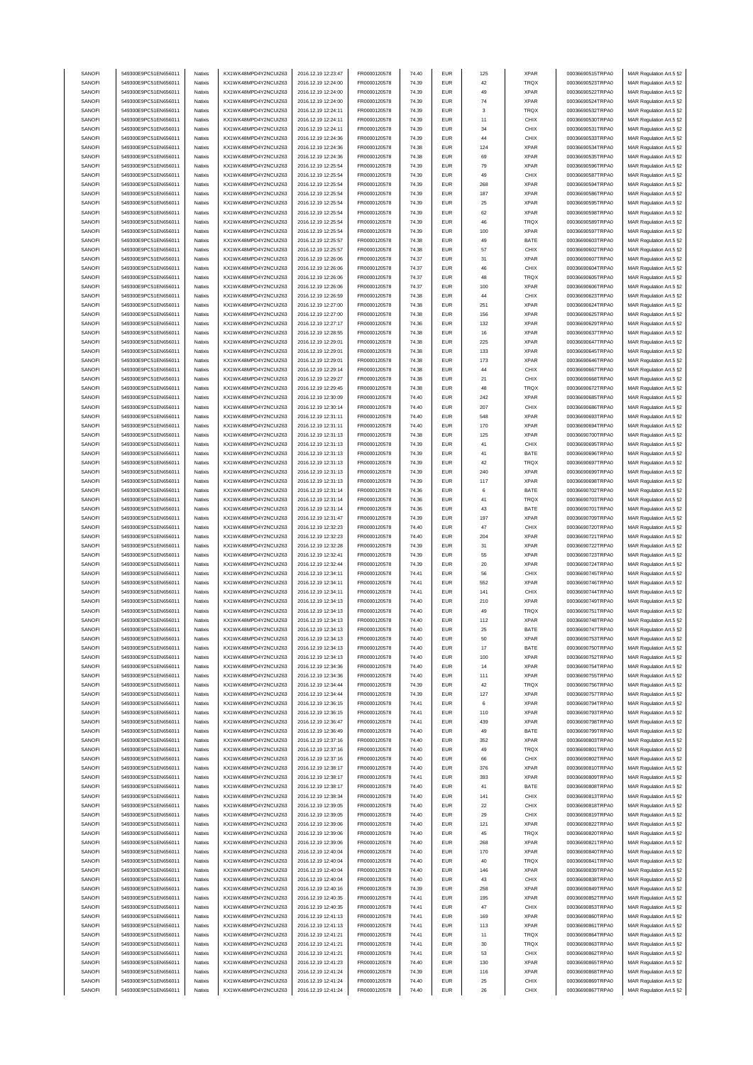| SANOFI | 549300E9PC51EN656011 | Natixis | KX1WK48MPD4Y2NCUIZ63 | 2016.12.19 12:23:47 | FR0000120578 | 74.40 | EUR | 125 | XPAR | 00036690515TRPA0 | MAR Regulation Art.5 §2 |
|---|---|---|---|---|---|---|---|---|---|---|---|
| SANOFI | 549300E9PC51EN656011 | Natixis | KX1WK48MPD4Y2NCUIZ63 | 2016.12.19 12:24:00 | FR0000120578 | 74.39 | EUR | 42 | TRQX | 00036690523TRPA0 | MAR Regulation Art.5 §2 |
| SANOFI | 549300E9PC51EN656011 | Natixis | KX1WK48MPD4Y2NCUIZ63 | 2016.12.19 12:24:00 | FR0000120578 | 74.39 | EUR | 49 | XPAR | 00036690522TRPA0 | MAR Regulation Art.5 §2 |
| SANOFI | 549300E9PC51EN656011 | Natixis | KX1WK48MPD4Y2NCUIZ63 | 2016.12.19 12:24:00 | FR0000120578 | 74.39 | EUR | 74 | XPAR | 00036690524TRPA0 | MAR Regulation Art.5 §2 |
| SANOFI | 549300E9PC51EN656011 | Natixis | KX1WK48MPD4Y2NCUIZ63 | 2016.12.19 12:24:11 | FR0000120578 | 74.39 | EUR | 3 | TRQX | 00036690532TRPA0 | MAR Regulation Art.5 §2 |
| SANOFI | 549300E9PC51EN656011 | Natixis | KX1WK48MPD4Y2NCUIZ63 | 2016.12.19 12:24:11 | FR0000120578 | 74.39 | EUR | 11 | CHIX | 00036690530TRPA0 | MAR Regulation Art.5 §2 |
| SANOFI | 549300E9PC51EN656011 | Natixis | KX1WK48MPD4Y2NCUIZ63 | 2016.12.19 12:24:11 | FR0000120578 | 74.39 | EUR | 34 | CHIX | 00036690531TRPA0 | MAR Regulation Art.5 §2 |
| SANOFI | 549300E9PC51EN656011 | Natixis | KX1WK48MPD4Y2NCUIZ63 | 2016.12.19 12:24:36 | FR0000120578 | 74.39 | EUR | 44 | CHIX | 00036690533TRPA0 | MAR Regulation Art.5 §2 |
| SANOFI | 549300E9PC51EN656011 | Natixis | KX1WK48MPD4Y2NCUIZ63 | 2016.12.19 12:24:36 | FR0000120578 | 74.38 | EUR | 124 | XPAR | 00036690534TRPA0 | MAR Regulation Art.5 §2 |
| SANOFI | 549300E9PC51EN656011 | Natixis | KX1WK48MPD4Y2NCUIZ63 | 2016.12.19 12:24:36 | FR0000120578 | 74.38 | EUR | 69 | XPAR | 00036690535TRPA0 | MAR Regulation Art.5 §2 |
| SANOFI | 549300E9PC51EN656011 | Natixis | KX1WK48MPD4Y2NCUIZ63 | 2016.12.19 12:25:54 | FR0000120578 | 74.39 | EUR | 79 | XPAR | 00036690596TRPA0 | MAR Regulation Art.5 §2 |
| SANOFI | 549300E9PC51EN656011 | Natixis | KX1WK48MPD4Y2NCUIZ63 | 2016.12.19 12:25:54 | FR0000120578 | 74.39 | EUR | 49 | CHIX | 00036690587TRPA0 | MAR Regulation Art.5 §2 |
| SANOFI | 549300E9PC51EN656011 | Natixis | KX1WK48MPD4Y2NCUIZ63 | 2016.12.19 12:25:54 | FR0000120578 | 74.39 | EUR | 268 | XPAR | 00036690594TRPA0 | MAR Regulation Art.5 §2 |
| SANOFI | 549300E9PC51EN656011 | Natixis | KX1WK48MPD4Y2NCUIZ63 | 2016.12.19 12:25:54 | FR0000120578 | 74.39 | EUR | 187 | XPAR | 00036690586TRPA0 | MAR Regulation Art.5 §2 |
| SANOFI | 549300E9PC51EN656011 | Natixis | KX1WK48MPD4Y2NCUIZ63 | 2016.12.19 12:25:54 | FR0000120578 | 74.39 | EUR | 25 | XPAR | 00036690595TRPA0 | MAR Regulation Art.5 §2 |
| SANOFI | 549300E9PC51EN656011 | Natixis | KX1WK48MPD4Y2NCUIZ63 | 2016.12.19 12:25:54 | FR0000120578 | 74.39 | EUR | 62 | XPAR | 00036690598TRPA0 | MAR Regulation Art.5 §2 |
| SANOFI | 549300E9PC51EN656011 | Natixis | KX1WK48MPD4Y2NCUIZ63 | 2016.12.19 12:25:54 | FR0000120578 | 74.39 | EUR | 46 | TRQX | 00036690589TRPA0 | MAR Regulation Art.5 §2 |
| SANOFI | 549300E9PC51EN656011 | Natixis | KX1WK48MPD4Y2NCUIZ63 | 2016.12.19 12:25:54 | FR0000120578 | 74.39 | EUR | 100 | XPAR | 00036690597TRPA0 | MAR Regulation Art.5 §2 |
| SANOFI | 549300E9PC51EN656011 | Natixis | KX1WK48MPD4Y2NCUIZ63 | 2016.12.19 12:25:57 | FR0000120578 | 74.38 | EUR | 49 | BATE | 00036690603TRPA0 | MAR Regulation Art.5 §2 |
| SANOFI | 549300E9PC51EN656011 | Natixis | KX1WK48MPD4Y2NCUIZ63 | 2016.12.19 12:25:57 | FR0000120578 | 74.38 | EUR | 57 | CHIX | 00036690602TRPA0 | MAR Regulation Art.5 §2 |
| SANOFI | 549300E9PC51EN656011 | Natixis | KX1WK48MPD4Y2NCUIZ63 | 2016.12.19 12:26:06 | FR0000120578 | 74.37 | EUR | 31 | XPAR | 00036690607TRPA0 | MAR Regulation Art.5 §2 |
| SANOFI | 549300E9PC51EN656011 | Natixis | KX1WK48MPD4Y2NCUIZ63 | 2016.12.19 12:26:06 | FR0000120578 | 74.37 | EUR | 46 | CHIX | 00036690604TRPA0 | MAR Regulation Art.5 §2 |
| SANOFI | 549300E9PC51EN656011 | Natixis | KX1WK48MPD4Y2NCUIZ63 | 2016.12.19 12:26:06 | FR0000120578 | 74.37 | EUR | 48 | TRQX | 00036690605TRPA0 | MAR Regulation Art.5 §2 |
| SANOFI | 549300E9PC51EN656011 | Natixis | KX1WK48MPD4Y2NCUIZ63 | 2016.12.19 12:26:06 | FR0000120578 | 74.37 | EUR | 100 | XPAR | 00036690606TRPA0 | MAR Regulation Art.5 §2 |
| SANOFI | 549300E9PC51EN656011 | Natixis | KX1WK48MPD4Y2NCUIZ63 | 2016.12.19 12:26:59 | FR0000120578 | 74.38 | EUR | 44 | CHIX | 00036690623TRPA0 | MAR Regulation Art.5 §2 |
| SANOFI | 549300E9PC51EN656011 | Natixis | KX1WK48MPD4Y2NCUIZ63 | 2016.12.19 12:27:00 | FR0000120578 | 74.38 | EUR | 251 | XPAR | 00036690624TRPA0 | MAR Regulation Art.5 §2 |
| SANOFI | 549300E9PC51EN656011 | Natixis | KX1WK48MPD4Y2NCUIZ63 | 2016.12.19 12:27:00 | FR0000120578 | 74.38 | EUR | 156 | XPAR | 00036690625TRPA0 | MAR Regulation Art.5 §2 |
| SANOFI | 549300E9PC51EN656011 | Natixis | KX1WK48MPD4Y2NCUIZ63 | 2016.12.19 12:27:17 | FR0000120578 | 74.36 | EUR | 132 | XPAR | 00036690629TRPA0 | MAR Regulation Art.5 §2 |
| SANOFI | 549300E9PC51EN656011 | Natixis | KX1WK48MPD4Y2NCUIZ63 | 2016.12.19 12:28:55 | FR0000120578 | 74.38 | EUR | 16 | XPAR | 00036690637TRPA0 | MAR Regulation Art.5 §2 |
| SANOFI | 549300E9PC51EN656011 | Natixis | KX1WK48MPD4Y2NCUIZ63 | 2016.12.19 12:29:01 | FR0000120578 | 74.38 | EUR | 225 | XPAR | 00036690647TRPA0 | MAR Regulation Art.5 §2 |
| SANOFI | 549300E9PC51EN656011 | Natixis | KX1WK48MPD4Y2NCUIZ63 | 2016.12.19 12:29:01 | FR0000120578 | 74.38 | EUR | 133 | XPAR | 00036690645TRPA0 | MAR Regulation Art.5 §2 |
| SANOFI | 549300E9PC51EN656011 | Natixis | KX1WK48MPD4Y2NCUIZ63 | 2016.12.19 12:29:01 | FR0000120578 | 74.38 | EUR | 173 | XPAR | 00036690646TRPA0 | MAR Regulation Art.5 §2 |
| SANOFI | 549300E9PC51EN656011 | Natixis | KX1WK48MPD4Y2NCUIZ63 | 2016.12.19 12:29:14 | FR0000120578 | 74.38 | EUR | 44 | CHIX | 00036690667TRPA0 | MAR Regulation Art.5 §2 |
| SANOFI | 549300E9PC51EN656011 | Natixis | KX1WK48MPD4Y2NCUIZ63 | 2016.12.19 12:29:27 | FR0000120578 | 74.38 | EUR | 21 | CHIX | 00036690668TRPA0 | MAR Regulation Art.5 §2 |
| SANOFI | 549300E9PC51EN656011 | Natixis | KX1WK48MPD4Y2NCUIZ63 | 2016.12.19 12:29:45 | FR0000120578 | 74.38 | EUR | 48 | TRQX | 00036690672TRPA0 | MAR Regulation Art.5 §2 |
| SANOFI | 549300E9PC51EN656011 | Natixis | KX1WK48MPD4Y2NCUIZ63 | 2016.12.19 12:30:09 | FR0000120578 | 74.40 | EUR | 242 | XPAR | 00036690685TRPA0 | MAR Regulation Art.5 §2 |
| SANOFI | 549300E9PC51EN656011 | Natixis | KX1WK48MPD4Y2NCUIZ63 | 2016.12.19 12:30:14 | FR0000120578 | 74.40 | EUR | 207 | CHIX | 00036690686TRPA0 | MAR Regulation Art.5 §2 |
| SANOFI | 549300E9PC51EN656011 | Natixis | KX1WK48MPD4Y2NCUIZ63 | 2016.12.19 12:31:11 | FR0000120578 | 74.40 | EUR | 548 | XPAR | 00036690693TRPA0 | MAR Regulation Art.5 §2 |
| SANOFI | 549300E9PC51EN656011 | Natixis | KX1WK48MPD4Y2NCUIZ63 | 2016.12.19 12:31:11 | FR0000120578 | 74.40 | EUR | 170 | XPAR | 00036690694TRPA0 | MAR Regulation Art.5 §2 |
| SANOFI | 549300E9PC51EN656011 | Natixis | KX1WK48MPD4Y2NCUIZ63 | 2016.12.19 12:31:13 | FR0000120578 | 74.38 | EUR | 125 | XPAR | 00036690700TRPA0 | MAR Regulation Art.5 §2 |
| SANOFI | 549300E9PC51EN656011 | Natixis | KX1WK48MPD4Y2NCUIZ63 | 2016.12.19 12:31:13 | FR0000120578 | 74.39 | EUR | 41 | CHIX | 00036690695TRPA0 | MAR Regulation Art.5 §2 |
| SANOFI | 549300E9PC51EN656011 | Natixis | KX1WK48MPD4Y2NCUIZ63 | 2016.12.19 12:31:13 | FR0000120578 | 74.39 | EUR | 41 | BATE | 00036690696TRPA0 | MAR Regulation Art.5 §2 |
| SANOFI | 549300E9PC51EN656011 | Natixis | KX1WK48MPD4Y2NCUIZ63 | 2016.12.19 12:31:13 | FR0000120578 | 74.39 | EUR | 42 | TRQX | 00036690697TRPA0 | MAR Regulation Art.5 §2 |
| SANOFI | 549300E9PC51EN656011 | Natixis | KX1WK48MPD4Y2NCUIZ63 | 2016.12.19 12:31:13 | FR0000120578 | 74.39 | EUR | 240 | XPAR | 00036690699TRPA0 | MAR Regulation Art.5 §2 |
| SANOFI | 549300E9PC51EN656011 | Natixis | KX1WK48MPD4Y2NCUIZ63 | 2016.12.19 12:31:13 | FR0000120578 | 74.39 | EUR | 117 | XPAR | 00036690698TRPA0 | MAR Regulation Art.5 §2 |
| SANOFI | 549300E9PC51EN656011 | Natixis | KX1WK48MPD4Y2NCUIZ63 | 2016.12.19 12:31:14 | FR0000120578 | 74.36 | EUR | 6 | BATE | 00036690702TRPA0 | MAR Regulation Art.5 §2 |
| SANOFI | 549300E9PC51EN656011 | Natixis | KX1WK48MPD4Y2NCUIZ63 | 2016.12.19 12:31:14 | FR0000120578 | 74.36 | EUR | 41 | TRQX | 00036690703TRPA0 | MAR Regulation Art.5 §2 |
| SANOFI | 549300E9PC51EN656011 | Natixis | KX1WK48MPD4Y2NCUIZ63 | 2016.12.19 12:31:14 | FR0000120578 | 74.36 | EUR | 43 | BATE | 00036690701TRPA0 | MAR Regulation Art.5 §2 |
| SANOFI | 549300E9PC51EN656011 | Natixis | KX1WK48MPD4Y2NCUIZ63 | 2016.12.19 12:31:47 | FR0000120578 | 74.39 | EUR | 197 | XPAR | 00036690709TRPA0 | MAR Regulation Art.5 §2 |
| SANOFI | 549300E9PC51EN656011 | Natixis | KX1WK48MPD4Y2NCUIZ63 | 2016.12.19 12:32:23 | FR0000120578 | 74.40 | EUR | 47 | CHIX | 00036690720TRPA0 | MAR Regulation Art.5 §2 |
| SANOFI | 549300E9PC51EN656011 | Natixis | KX1WK48MPD4Y2NCUIZ63 | 2016.12.19 12:32:23 | FR0000120578 | 74.40 | EUR | 204 | XPAR | 00036690721TRPA0 | MAR Regulation Art.5 §2 |
| SANOFI | 549300E9PC51EN656011 | Natixis | KX1WK48MPD4Y2NCUIZ63 | 2016.12.19 12:32:28 | FR0000120578 | 74.39 | EUR | 31 | XPAR | 00036690722TRPA0 | MAR Regulation Art.5 §2 |
| SANOFI | 549300E9PC51EN656011 | Natixis | KX1WK48MPD4Y2NCUIZ63 | 2016.12.19 12:32:41 | FR0000120578 | 74.39 | EUR | 55 | XPAR | 00036690723TRPA0 | MAR Regulation Art.5 §2 |
| SANOFI | 549300E9PC51EN656011 | Natixis | KX1WK48MPD4Y2NCUIZ63 | 2016.12.19 12:32:44 | FR0000120578 | 74.39 | EUR | 20 | XPAR | 00036690724TRPA0 | MAR Regulation Art.5 §2 |
| SANOFI | 549300E9PC51EN656011 | Natixis | KX1WK48MPD4Y2NCUIZ63 | 2016.12.19 12:34:11 | FR0000120578 | 74.41 | EUR | 56 | CHIX | 00036690745TRPA0 | MAR Regulation Art.5 §2 |
| SANOFI | 549300E9PC51EN656011 | Natixis | KX1WK48MPD4Y2NCUIZ63 | 2016.12.19 12:34:11 | FR0000120578 | 74.41 | EUR | 552 | XPAR | 00036690746TRPA0 | MAR Regulation Art.5 §2 |
| SANOFI | 549300E9PC51EN656011 | Natixis | KX1WK48MPD4Y2NCUIZ63 | 2016.12.19 12:34:11 | FR0000120578 | 74.41 | EUR | 141 | CHIX | 00036690744TRPA0 | MAR Regulation Art.5 §2 |
| SANOFI | 549300E9PC51EN656011 | Natixis | KX1WK48MPD4Y2NCUIZ63 | 2016.12.19 12:34:13 | FR0000120578 | 74.40 | EUR | 210 | XPAR | 00036690749TRPA0 | MAR Regulation Art.5 §2 |
| SANOFI | 549300E9PC51EN656011 | Natixis | KX1WK48MPD4Y2NCUIZ63 | 2016.12.19 12:34:13 | FR0000120578 | 74.40 | EUR | 49 | TRQX | 00036690751TRPA0 | MAR Regulation Art.5 §2 |
| SANOFI | 549300E9PC51EN656011 | Natixis | KX1WK48MPD4Y2NCUIZ63 | 2016.12.19 12:34:13 | FR0000120578 | 74.40 | EUR | 112 | XPAR | 00036690748TRPA0 | MAR Regulation Art.5 §2 |
| SANOFI | 549300E9PC51EN656011 | Natixis | KX1WK48MPD4Y2NCUIZ63 | 2016.12.19 12:34:13 | FR0000120578 | 74.40 | EUR | 25 | BATE | 00036690747TRPA0 | MAR Regulation Art.5 §2 |
| SANOFI | 549300E9PC51EN656011 | Natixis | KX1WK48MPD4Y2NCUIZ63 | 2016.12.19 12:34:13 | FR0000120578 | 74.40 | EUR | 50 | XPAR | 00036690753TRPA0 | MAR Regulation Art.5 §2 |
| SANOFI | 549300E9PC51EN656011 | Natixis | KX1WK48MPD4Y2NCUIZ63 | 2016.12.19 12:34:13 | FR0000120578 | 74.40 | EUR | 17 | BATE | 00036690750TRPA0 | MAR Regulation Art.5 §2 |
| SANOFI | 549300E9PC51EN656011 | Natixis | KX1WK48MPD4Y2NCUIZ63 | 2016.12.19 12:34:13 | FR0000120578 | 74.40 | EUR | 100 | XPAR | 00036690752TRPA0 | MAR Regulation Art.5 §2 |
| SANOFI | 549300E9PC51EN656011 | Natixis | KX1WK48MPD4Y2NCUIZ63 | 2016.12.19 12:34:36 | FR0000120578 | 74.40 | EUR | 14 | XPAR | 00036690754TRPA0 | MAR Regulation Art.5 §2 |
| SANOFI | 549300E9PC51EN656011 | Natixis | KX1WK48MPD4Y2NCUIZ63 | 2016.12.19 12:34:36 | FR0000120578 | 74.40 | EUR | 111 | XPAR | 00036690755TRPA0 | MAR Regulation Art.5 §2 |
| SANOFI | 549300E9PC51EN656011 | Natixis | KX1WK48MPD4Y2NCUIZ63 | 2016.12.19 12:34:44 | FR0000120578 | 74.39 | EUR | 42 | TRQX | 00036690756TRPA0 | MAR Regulation Art.5 §2 |
| SANOFI | 549300E9PC51EN656011 | Natixis | KX1WK48MPD4Y2NCUIZ63 | 2016.12.19 12:34:44 | FR0000120578 | 74.39 | EUR | 127 | XPAR | 00036690757TRPA0 | MAR Regulation Art.5 §2 |
| SANOFI | 549300E9PC51EN656011 | Natixis | KX1WK48MPD4Y2NCUIZ63 | 2016.12.19 12:36:15 | FR0000120578 | 74.41 | EUR | 6 | XPAR | 00036690794TRPA0 | MAR Regulation Art.5 §2 |
| SANOFI | 549300E9PC51EN656011 | Natixis | KX1WK48MPD4Y2NCUIZ63 | 2016.12.19 12:36:15 | FR0000120578 | 74.41 | EUR | 110 | XPAR | 00036690793TRPA0 | MAR Regulation Art.5 §2 |
| SANOFI | 549300E9PC51EN656011 | Natixis | KX1WK48MPD4Y2NCUIZ63 | 2016.12.19 12:36:47 | FR0000120578 | 74.41 | EUR | 439 | XPAR | 00036690798TRPA0 | MAR Regulation Art.5 §2 |
| SANOFI | 549300E9PC51EN656011 | Natixis | KX1WK48MPD4Y2NCUIZ63 | 2016.12.19 12:36:49 | FR0000120578 | 74.40 | EUR | 49 | BATE | 00036690799TRPA0 | MAR Regulation Art.5 §2 |
| SANOFI | 549300E9PC51EN656011 | Natixis | KX1WK48MPD4Y2NCUIZ63 | 2016.12.19 12:37:16 | FR0000120578 | 74.40 | EUR | 352 | XPAR | 00036690803TRPA0 | MAR Regulation Art.5 §2 |
| SANOFI | 549300E9PC51EN656011 | Natixis | KX1WK48MPD4Y2NCUIZ63 | 2016.12.19 12:37:16 | FR0000120578 | 74.40 | EUR | 49 | TRQX | 00036690801TRPA0 | MAR Regulation Art.5 §2 |
| SANOFI | 549300E9PC51EN656011 | Natixis | KX1WK48MPD4Y2NCUIZ63 | 2016.12.19 12:37:16 | FR0000120578 | 74.40 | EUR | 66 | CHIX | 00036690802TRPA0 | MAR Regulation Art.5 §2 |
| SANOFI | 549300E9PC51EN656011 | Natixis | KX1WK48MPD4Y2NCUIZ63 | 2016.12.19 12:38:17 | FR0000120578 | 74.40 | EUR | 376 | XPAR | 00036690810TRPA0 | MAR Regulation Art.5 §2 |
| SANOFI | 549300E9PC51EN656011 | Natixis | KX1WK48MPD4Y2NCUIZ63 | 2016.12.19 12:38:17 | FR0000120578 | 74.41 | EUR | 393 | XPAR | 00036690809TRPA0 | MAR Regulation Art.5 §2 |
| SANOFI | 549300E9PC51EN656011 | Natixis | KX1WK48MPD4Y2NCUIZ63 | 2016.12.19 12:38:17 | FR0000120578 | 74.40 | EUR | 41 | BATE | 00036690808TRPA0 | MAR Regulation Art.5 §2 |
| SANOFI | 549300E9PC51EN656011 | Natixis | KX1WK48MPD4Y2NCUIZ63 | 2016.12.19 12:38:34 | FR0000120578 | 74.40 | EUR | 141 | CHIX | 00036690813TRPA0 | MAR Regulation Art.5 §2 |
| SANOFI | 549300E9PC51EN656011 | Natixis | KX1WK48MPD4Y2NCUIZ63 | 2016.12.19 12:39:05 | FR0000120578 | 74.40 | EUR | 22 | CHIX | 00036690818TRPA0 | MAR Regulation Art.5 §2 |
| SANOFI | 549300E9PC51EN656011 | Natixis | KX1WK48MPD4Y2NCUIZ63 | 2016.12.19 12:39:05 | FR0000120578 | 74.40 | EUR | 29 | CHIX | 00036690819TRPA0 | MAR Regulation Art.5 §2 |
| SANOFI | 549300E9PC51EN656011 | Natixis | KX1WK48MPD4Y2NCUIZ63 | 2016.12.19 12:39:06 | FR0000120578 | 74.40 | EUR | 121 | XPAR | 00036690822TRPA0 | MAR Regulation Art.5 §2 |
| SANOFI | 549300E9PC51EN656011 | Natixis | KX1WK48MPD4Y2NCUIZ63 | 2016.12.19 12:39:06 | FR0000120578 | 74.40 | EUR | 45 | TRQX | 00036690820TRPA0 | MAR Regulation Art.5 §2 |
| SANOFI | 549300E9PC51EN656011 | Natixis | KX1WK48MPD4Y2NCUIZ63 | 2016.12.19 12:39:06 | FR0000120578 | 74.40 | EUR | 268 | XPAR | 00036690821TRPA0 | MAR Regulation Art.5 §2 |
| SANOFI | 549300E9PC51EN656011 | Natixis | KX1WK48MPD4Y2NCUIZ63 | 2016.12.19 12:40:04 | FR0000120578 | 74.40 | EUR | 170 | XPAR | 00036690840TRPA0 | MAR Regulation Art.5 §2 |
| SANOFI | 549300E9PC51EN656011 | Natixis | KX1WK48MPD4Y2NCUIZ63 | 2016.12.19 12:40:04 | FR0000120578 | 74.40 | EUR | 40 | TRQX | 00036690841TRPA0 | MAR Regulation Art.5 §2 |
| SANOFI | 549300E9PC51EN656011 | Natixis | KX1WK48MPD4Y2NCUIZ63 | 2016.12.19 12:40:04 | FR0000120578 | 74.40 | EUR | 146 | XPAR | 00036690839TRPA0 | MAR Regulation Art.5 §2 |
| SANOFI | 549300E9PC51EN656011 | Natixis | KX1WK48MPD4Y2NCUIZ63 | 2016.12.19 12:40:04 | FR0000120578 | 74.40 | EUR | 43 | CHIX | 00036690838TRPA0 | MAR Regulation Art.5 §2 |
| SANOFI | 549300E9PC51EN656011 | Natixis | KX1WK48MPD4Y2NCUIZ63 | 2016.12.19 12:40:16 | FR0000120578 | 74.39 | EUR | 258 | XPAR | 00036690849TRPA0 | MAR Regulation Art.5 §2 |
| SANOFI | 549300E9PC51EN656011 | Natixis | KX1WK48MPD4Y2NCUIZ63 | 2016.12.19 12:40:35 | FR0000120578 | 74.41 | EUR | 195 | XPAR | 00036690852TRPA0 | MAR Regulation Art.5 §2 |
| SANOFI | 549300E9PC51EN656011 | Natixis | KX1WK48MPD4Y2NCUIZ63 | 2016.12.19 12:40:35 | FR0000120578 | 74.41 | EUR | 47 | CHIX | 00036690853TRPA0 | MAR Regulation Art.5 §2 |
| SANOFI | 549300E9PC51EN656011 | Natixis | KX1WK48MPD4Y2NCUIZ63 | 2016.12.19 12:41:13 | FR0000120578 | 74.41 | EUR | 169 | XPAR | 00036690860TRPA0 | MAR Regulation Art.5 §2 |
| SANOFI | 549300E9PC51EN656011 | Natixis | KX1WK48MPD4Y2NCUIZ63 | 2016.12.19 12:41:13 | FR0000120578 | 74.41 | EUR | 113 | XPAR | 00036690861TRPA0 | MAR Regulation Art.5 §2 |
| SANOFI | 549300E9PC51EN656011 | Natixis | KX1WK48MPD4Y2NCUIZ63 | 2016.12.19 12:41:21 | FR0000120578 | 74.41 | EUR | 11 | TRQX | 00036690864TRPA0 | MAR Regulation Art.5 §2 |
| SANOFI | 549300E9PC51EN656011 | Natixis | KX1WK48MPD4Y2NCUIZ63 | 2016.12.19 12:41:21 | FR0000120578 | 74.41 | EUR | 30 | TRQX | 00036690863TRPA0 | MAR Regulation Art.5 §2 |
| SANOFI | 549300E9PC51EN656011 | Natixis | KX1WK48MPD4Y2NCUIZ63 | 2016.12.19 12:41:21 | FR0000120578 | 74.41 | EUR | 53 | CHIX | 00036690862TRPA0 | MAR Regulation Art.5 §2 |
| SANOFI | 549300E9PC51EN656011 | Natixis | KX1WK48MPD4Y2NCUIZ63 | 2016.12.19 12:41:23 | FR0000120578 | 74.40 | EUR | 130 | XPAR | 00036690865TRPA0 | MAR Regulation Art.5 §2 |
| SANOFI | 549300E9PC51EN656011 | Natixis | KX1WK48MPD4Y2NCUIZ63 | 2016.12.19 12:41:24 | FR0000120578 | 74.39 | EUR | 116 | XPAR | 00036690868TRPA0 | MAR Regulation Art.5 §2 |
| SANOFI | 549300E9PC51EN656011 | Natixis | KX1WK48MPD4Y2NCUIZ63 | 2016.12.19 12:41:24 | FR0000120578 | 74.40 | EUR | 25 | CHIX | 00036690869TRPA0 | MAR Regulation Art.5 §2 |
| SANOFI | 549300E9PC51EN656011 | Natixis | KX1WK48MPD4Y2NCUIZ63 | 2016.12.19 12:41:24 | FR0000120578 | 74.40 | EUR | 26 | CHIX | 00036690867TRPA0 | MAR Regulation Art.5 §2 |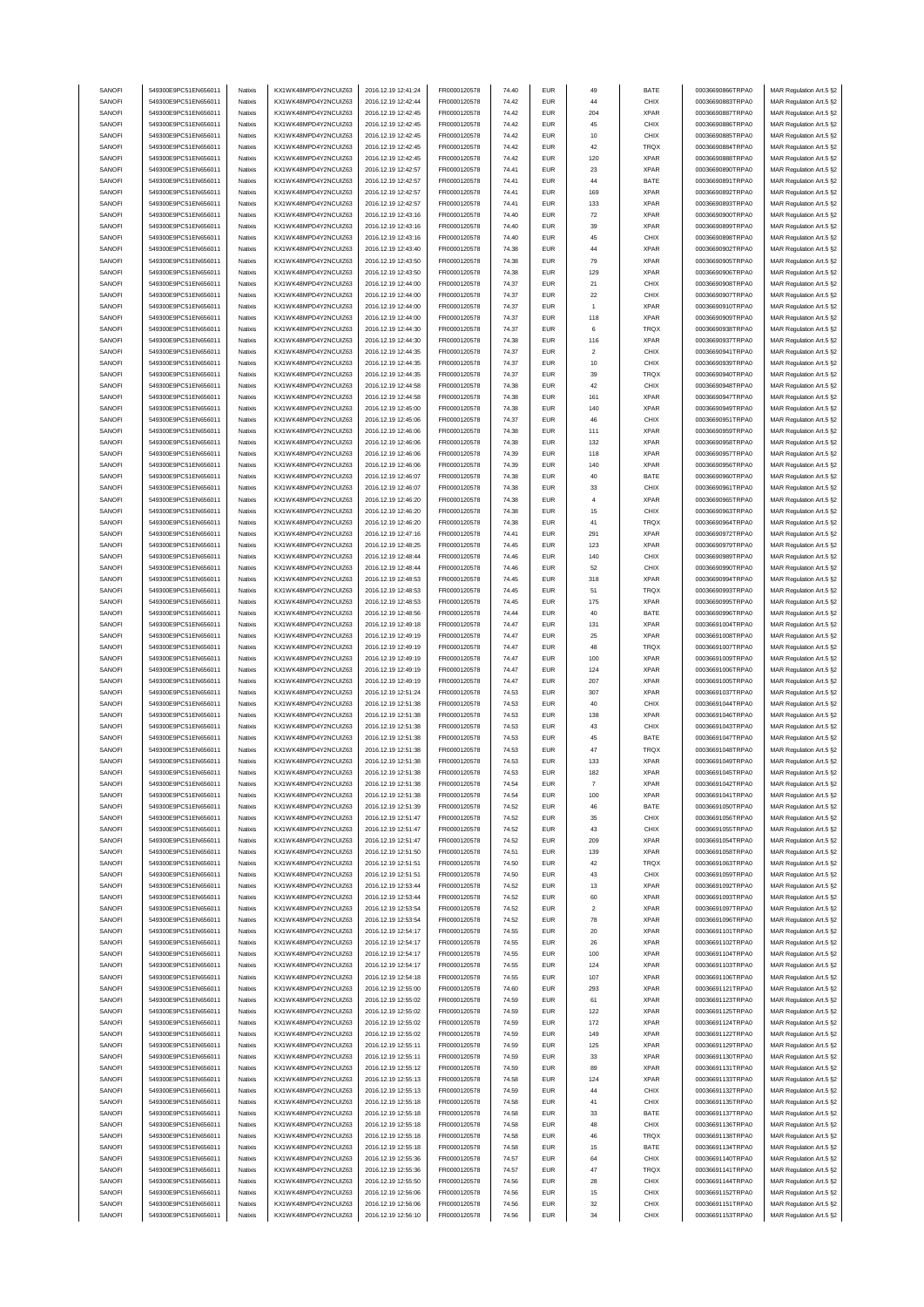| SANOFI | 549300E9PC51EN656011 | Natixis | KX1WK48MPD4Y2NCUIZ63 | 2016.12.19 12:41:24 | FR0000120578 | 74.40 | EUR | 49 | BATE | 00036690866TRPA0 | MAR Regulation Art.5 §2 |
|---|---|---|---|---|---|---|---|---|---|---|---|
| SANOFI | 549300E9PC51EN656011 | Natixis | KX1WK48MPD4Y2NCUIZ63 | 2016.12.19 12:42:44 | FR0000120578 | 74.42 | EUR | 44 | CHIX | 00036690883TRPA0 | MAR Regulation Art.5 §2 |
| SANOFI | 549300E9PC51EN656011 | Natixis | KX1WK48MPD4Y2NCUIZ63 | 2016.12.19 12:42:45 | FR0000120578 | 74.42 | EUR | 204 | XPAR | 00036690887TRPA0 | MAR Regulation Art.5 §2 |
| SANOFI | 549300E9PC51EN656011 | Natixis | KX1WK48MPD4Y2NCUIZ63 | 2016.12.19 12:42:45 | FR0000120578 | 74.42 | EUR | 45 | CHIX | 00036690886TRPA0 | MAR Regulation Art.5 §2 |
| SANOFI | 549300E9PC51EN656011 | Natixis | KX1WK48MPD4Y2NCUIZ63 | 2016.12.19 12:42:45 | FR0000120578 | 74.42 | EUR | 10 | CHIX | 00036690885TRPA0 | MAR Regulation Art.5 §2 |
| SANOFI | 549300E9PC51EN656011 | Natixis | KX1WK48MPD4Y2NCUIZ63 | 2016.12.19 12:42:45 | FR0000120578 | 74.42 | EUR | 42 | TRQX | 00036690884TRPA0 | MAR Regulation Art.5 §2 |
| SANOFI | 549300E9PC51EN656011 | Natixis | KX1WK48MPD4Y2NCUIZ63 | 2016.12.19 12:42:45 | FR0000120578 | 74.42 | EUR | 120 | XPAR | 00036690888TRPA0 | MAR Regulation Art.5 §2 |
| SANOFI | 549300E9PC51EN656011 | Natixis | KX1WK48MPD4Y2NCUIZ63 | 2016.12.19 12:42:57 | FR0000120578 | 74.41 | EUR | 23 | XPAR | 00036690890TRPA0 | MAR Regulation Art.5 §2 |
| SANOFI | 549300E9PC51EN656011 | Natixis | KX1WK48MPD4Y2NCUIZ63 | 2016.12.19 12:42:57 | FR0000120578 | 74.41 | EUR | 44 | BATE | 00036690891TRPA0 | MAR Regulation Art.5 §2 |
| SANOFI | 549300E9PC51EN656011 | Natixis | KX1WK48MPD4Y2NCUIZ63 | 2016.12.19 12:42:57 | FR0000120578 | 74.41 | EUR | 169 | XPAR | 00036690892TRPA0 | MAR Regulation Art.5 §2 |
| SANOFI | 549300E9PC51EN656011 | Natixis | KX1WK48MPD4Y2NCUIZ63 | 2016.12.19 12:42:57 | FR0000120578 | 74.41 | EUR | 133 | XPAR | 00036690893TRPA0 | MAR Regulation Art.5 §2 |
| SANOFI | 549300E9PC51EN656011 | Natixis | KX1WK48MPD4Y2NCUIZ63 | 2016.12.19 12:43:16 | FR0000120578 | 74.40 | EUR | 72 | XPAR | 00036690900TRPA0 | MAR Regulation Art.5 §2 |
| SANOFI | 549300E9PC51EN656011 | Natixis | KX1WK48MPD4Y2NCUIZ63 | 2016.12.19 12:43:16 | FR0000120578 | 74.40 | EUR | 39 | XPAR | 00036690899TRPA0 | MAR Regulation Art.5 §2 |
| SANOFI | 549300E9PC51EN656011 | Natixis | KX1WK48MPD4Y2NCUIZ63 | 2016.12.19 12:43:16 | FR0000120578 | 74.40 | EUR | 45 | CHIX | 00036690898TRPA0 | MAR Regulation Art.5 §2 |
| SANOFI | 549300E9PC51EN656011 | Natixis | KX1WK48MPD4Y2NCUIZ63 | 2016.12.19 12:43:40 | FR0000120578 | 74.38 | EUR | 44 | XPAR | 00036690902TRPA0 | MAR Regulation Art.5 §2 |
| SANOFI | 549300E9PC51EN656011 | Natixis | KX1WK48MPD4Y2NCUIZ63 | 2016.12.19 12:43:50 | FR0000120578 | 74.38 | EUR | 79 | XPAR | 00036690905TRPA0 | MAR Regulation Art.5 §2 |
| SANOFI | 549300E9PC51EN656011 | Natixis | KX1WK48MPD4Y2NCUIZ63 | 2016.12.19 12:43:50 | FR0000120578 | 74.38 | EUR | 129 | XPAR | 00036690906TRPA0 | MAR Regulation Art.5 §2 |
| SANOFI | 549300E9PC51EN656011 | Natixis | KX1WK48MPD4Y2NCUIZ63 | 2016.12.19 12:44:00 | FR0000120578 | 74.37 | EUR | 21 | CHIX | 00036690908TRPA0 | MAR Regulation Art.5 §2 |
| SANOFI | 549300E9PC51EN656011 | Natixis | KX1WK48MPD4Y2NCUIZ63 | 2016.12.19 12:44:00 | FR0000120578 | 74.37 | EUR | 22 | CHIX | 00036690907TRPA0 | MAR Regulation Art.5 §2 |
| SANOFI | 549300E9PC51EN656011 | Natixis | KX1WK48MPD4Y2NCUIZ63 | 2016.12.19 12:44:00 | FR0000120578 | 74.37 | EUR | 1 | XPAR | 00036690910TRPA0 | MAR Regulation Art.5 §2 |
| SANOFI | 549300E9PC51EN656011 | Natixis | KX1WK48MPD4Y2NCUIZ63 | 2016.12.19 12:44:00 | FR0000120578 | 74.37 | EUR | 118 | XPAR | 00036690909TRPA0 | MAR Regulation Art.5 §2 |
| SANOFI | 549300E9PC51EN656011 | Natixis | KX1WK48MPD4Y2NCUIZ63 | 2016.12.19 12:44:30 | FR0000120578 | 74.37 | EUR | 6 | TRQX | 00036690938TRPA0 | MAR Regulation Art.5 §2 |
| SANOFI | 549300E9PC51EN656011 | Natixis | KX1WK48MPD4Y2NCUIZ63 | 2016.12.19 12:44:30 | FR0000120578 | 74.38 | EUR | 116 | XPAR | 00036690937TRPA0 | MAR Regulation Art.5 §2 |
| SANOFI | 549300E9PC51EN656011 | Natixis | KX1WK48MPD4Y2NCUIZ63 | 2016.12.19 12:44:35 | FR0000120578 | 74.37 | EUR | 2 | CHIX | 00036690941TRPA0 | MAR Regulation Art.5 §2 |
| SANOFI | 549300E9PC51EN656011 | Natixis | KX1WK48MPD4Y2NCUIZ63 | 2016.12.19 12:44:35 | FR0000120578 | 74.37 | EUR | 10 | CHIX | 00036690939TRPA0 | MAR Regulation Art.5 §2 |
| SANOFI | 549300E9PC51EN656011 | Natixis | KX1WK48MPD4Y2NCUIZ63 | 2016.12.19 12:44:35 | FR0000120578 | 74.37 | EUR | 39 | TRQX | 00036690940TRPA0 | MAR Regulation Art.5 §2 |
| SANOFI | 549300E9PC51EN656011 | Natixis | KX1WK48MPD4Y2NCUIZ63 | 2016.12.19 12:44:58 | FR0000120578 | 74.38 | EUR | 42 | CHIX | 00036690948TRPA0 | MAR Regulation Art.5 §2 |
| SANOFI | 549300E9PC51EN656011 | Natixis | KX1WK48MPD4Y2NCUIZ63 | 2016.12.19 12:44:58 | FR0000120578 | 74.38 | EUR | 161 | XPAR | 00036690947TRPA0 | MAR Regulation Art.5 §2 |
| SANOFI | 549300E9PC51EN656011 | Natixis | KX1WK48MPD4Y2NCUIZ63 | 2016.12.19 12:45:00 | FR0000120578 | 74.38 | EUR | 140 | XPAR | 00036690949TRPA0 | MAR Regulation Art.5 §2 |
| SANOFI | 549300E9PC51EN656011 | Natixis | KX1WK48MPD4Y2NCUIZ63 | 2016.12.19 12:45:06 | FR0000120578 | 74.37 | EUR | 46 | CHIX | 00036690951TRPA0 | MAR Regulation Art.5 §2 |
| SANOFI | 549300E9PC51EN656011 | Natixis | KX1WK48MPD4Y2NCUIZ63 | 2016.12.19 12:46:06 | FR0000120578 | 74.38 | EUR | 111 | XPAR | 00036690959TRPA0 | MAR Regulation Art.5 §2 |
| SANOFI | 549300E9PC51EN656011 | Natixis | KX1WK48MPD4Y2NCUIZ63 | 2016.12.19 12:46:06 | FR0000120578 | 74.38 | EUR | 132 | XPAR | 00036690958TRPA0 | MAR Regulation Art.5 §2 |
| SANOFI | 549300E9PC51EN656011 | Natixis | KX1WK48MPD4Y2NCUIZ63 | 2016.12.19 12:46:06 | FR0000120578 | 74.39 | EUR | 118 | XPAR | 00036690957TRPA0 | MAR Regulation Art.5 §2 |
| SANOFI | 549300E9PC51EN656011 | Natixis | KX1WK48MPD4Y2NCUIZ63 | 2016.12.19 12:46:06 | FR0000120578 | 74.39 | EUR | 140 | XPAR | 00036690956TRPA0 | MAR Regulation Art.5 §2 |
| SANOFI | 549300E9PC51EN656011 | Natixis | KX1WK48MPD4Y2NCUIZ63 | 2016.12.19 12:46:07 | FR0000120578 | 74.38 | EUR | 40 | BATE | 00036690960TRPA0 | MAR Regulation Art.5 §2 |
| SANOFI | 549300E9PC51EN656011 | Natixis | KX1WK48MPD4Y2NCUIZ63 | 2016.12.19 12:46:07 | FR0000120578 | 74.38 | EUR | 33 | CHIX | 00036690961TRPA0 | MAR Regulation Art.5 §2 |
| SANOFI | 549300E9PC51EN656011 | Natixis | KX1WK48MPD4Y2NCUIZ63 | 2016.12.19 12:46:20 | FR0000120578 | 74.38 | EUR | 4 | XPAR | 00036690965TRPA0 | MAR Regulation Art.5 §2 |
| SANOFI | 549300E9PC51EN656011 | Natixis | KX1WK48MPD4Y2NCUIZ63 | 2016.12.19 12:46:20 | FR0000120578 | 74.38 | EUR | 15 | CHIX | 00036690963TRPA0 | MAR Regulation Art.5 §2 |
| SANOFI | 549300E9PC51EN656011 | Natixis | KX1WK48MPD4Y2NCUIZ63 | 2016.12.19 12:46:20 | FR0000120578 | 74.38 | EUR | 41 | TRQX | 00036690964TRPA0 | MAR Regulation Art.5 §2 |
| SANOFI | 549300E9PC51EN656011 | Natixis | KX1WK48MPD4Y2NCUIZ63 | 2016.12.19 12:47:16 | FR0000120578 | 74.41 | EUR | 291 | XPAR | 00036690972TRPA0 | MAR Regulation Art.5 §2 |
| SANOFI | 549300E9PC51EN656011 | Natixis | KX1WK48MPD4Y2NCUIZ63 | 2016.12.19 12:48:25 | FR0000120578 | 74.45 | EUR | 123 | XPAR | 00036690979TRPA0 | MAR Regulation Art.5 §2 |
| SANOFI | 549300E9PC51EN656011 | Natixis | KX1WK48MPD4Y2NCUIZ63 | 2016.12.19 12:48:44 | FR0000120578 | 74.46 | EUR | 140 | CHIX | 00036690989TRPA0 | MAR Regulation Art.5 §2 |
| SANOFI | 549300E9PC51EN656011 | Natixis | KX1WK48MPD4Y2NCUIZ63 | 2016.12.19 12:48:44 | FR0000120578 | 74.46 | EUR | 52 | CHIX | 00036690990TRPA0 | MAR Regulation Art.5 §2 |
| SANOFI | 549300E9PC51EN656011 | Natixis | KX1WK48MPD4Y2NCUIZ63 | 2016.12.19 12:48:53 | FR0000120578 | 74.45 | EUR | 318 | XPAR | 00036690994TRPA0 | MAR Regulation Art.5 §2 |
| SANOFI | 549300E9PC51EN656011 | Natixis | KX1WK48MPD4Y2NCUIZ63 | 2016.12.19 12:48:53 | FR0000120578 | 74.45 | EUR | 51 | TRQX | 00036690993TRPA0 | MAR Regulation Art.5 §2 |
| SANOFI | 549300E9PC51EN656011 | Natixis | KX1WK48MPD4Y2NCUIZ63 | 2016.12.19 12:48:53 | FR0000120578 | 74.45 | EUR | 175 | XPAR | 00036690995TRPA0 | MAR Regulation Art.5 §2 |
| SANOFI | 549300E9PC51EN656011 | Natixis | KX1WK48MPD4Y2NCUIZ63 | 2016.12.19 12:48:56 | FR0000120578 | 74.44 | EUR | 40 | BATE | 00036690996TRPA0 | MAR Regulation Art.5 §2 |
| SANOFI | 549300E9PC51EN656011 | Natixis | KX1WK48MPD4Y2NCUIZ63 | 2016.12.19 12:49:18 | FR0000120578 | 74.47 | EUR | 131 | XPAR | 00036691004TRPA0 | MAR Regulation Art.5 §2 |
| SANOFI | 549300E9PC51EN656011 | Natixis | KX1WK48MPD4Y2NCUIZ63 | 2016.12.19 12:49:19 | FR0000120578 | 74.47 | EUR | 25 | XPAR | 00036691008TRPA0 | MAR Regulation Art.5 §2 |
| SANOFI | 549300E9PC51EN656011 | Natixis | KX1WK48MPD4Y2NCUIZ63 | 2016.12.19 12:49:19 | FR0000120578 | 74.47 | EUR | 48 | TRQX | 00036691007TRPA0 | MAR Regulation Art.5 §2 |
| SANOFI | 549300E9PC51EN656011 | Natixis | KX1WK48MPD4Y2NCUIZ63 | 2016.12.19 12:49:19 | FR0000120578 | 74.47 | EUR | 100 | XPAR | 00036691009TRPA0 | MAR Regulation Art.5 §2 |
| SANOFI | 549300E9PC51EN656011 | Natixis | KX1WK48MPD4Y2NCUIZ63 | 2016.12.19 12:49:19 | FR0000120578 | 74.47 | EUR | 124 | XPAR | 00036691006TRPA0 | MAR Regulation Art.5 §2 |
| SANOFI | 549300E9PC51EN656011 | Natixis | KX1WK48MPD4Y2NCUIZ63 | 2016.12.19 12:49:19 | FR0000120578 | 74.47 | EUR | 207 | XPAR | 00036691005TRPA0 | MAR Regulation Art.5 §2 |
| SANOFI | 549300E9PC51EN656011 | Natixis | KX1WK48MPD4Y2NCUIZ63 | 2016.12.19 12:51:24 | FR0000120578 | 74.53 | EUR | 307 | XPAR | 00036691037TRPA0 | MAR Regulation Art.5 §2 |
| SANOFI | 549300E9PC51EN656011 | Natixis | KX1WK48MPD4Y2NCUIZ63 | 2016.12.19 12:51:38 | FR0000120578 | 74.53 | EUR | 40 | CHIX | 00036691044TRPA0 | MAR Regulation Art.5 §2 |
| SANOFI | 549300E9PC51EN656011 | Natixis | KX1WK48MPD4Y2NCUIZ63 | 2016.12.19 12:51:38 | FR0000120578 | 74.53 | EUR | 138 | XPAR | 00036691046TRPA0 | MAR Regulation Art.5 §2 |
| SANOFI | 549300E9PC51EN656011 | Natixis | KX1WK48MPD4Y2NCUIZ63 | 2016.12.19 12:51:38 | FR0000120578 | 74.53 | EUR | 43 | CHIX | 00036691043TRPA0 | MAR Regulation Art.5 §2 |
| SANOFI | 549300E9PC51EN656011 | Natixis | KX1WK48MPD4Y2NCUIZ63 | 2016.12.19 12:51:38 | FR0000120578 | 74.53 | EUR | 45 | BATE | 00036691047TRPA0 | MAR Regulation Art.5 §2 |
| SANOFI | 549300E9PC51EN656011 | Natixis | KX1WK48MPD4Y2NCUIZ63 | 2016.12.19 12:51:38 | FR0000120578 | 74.53 | EUR | 47 | TRQX | 00036691048TRPA0 | MAR Regulation Art.5 §2 |
| SANOFI | 549300E9PC51EN656011 | Natixis | KX1WK48MPD4Y2NCUIZ63 | 2016.12.19 12:51:38 | FR0000120578 | 74.53 | EUR | 133 | XPAR | 00036691049TRPA0 | MAR Regulation Art.5 §2 |
| SANOFI | 549300E9PC51EN656011 | Natixis | KX1WK48MPD4Y2NCUIZ63 | 2016.12.19 12:51:38 | FR0000120578 | 74.53 | EUR | 182 | XPAR | 00036691045TRPA0 | MAR Regulation Art.5 §2 |
| SANOFI | 549300E9PC51EN656011 | Natixis | KX1WK48MPD4Y2NCUIZ63 | 2016.12.19 12:51:38 | FR0000120578 | 74.54 | EUR | 7 | XPAR | 00036691042TRPA0 | MAR Regulation Art.5 §2 |
| SANOFI | 549300E9PC51EN656011 | Natixis | KX1WK48MPD4Y2NCUIZ63 | 2016.12.19 12:51:38 | FR0000120578 | 74.54 | EUR | 100 | XPAR | 00036691041TRPA0 | MAR Regulation Art.5 §2 |
| SANOFI | 549300E9PC51EN656011 | Natixis | KX1WK48MPD4Y2NCUIZ63 | 2016.12.19 12:51:39 | FR0000120578 | 74.52 | EUR | 46 | BATE | 00036691050TRPA0 | MAR Regulation Art.5 §2 |
| SANOFI | 549300E9PC51EN656011 | Natixis | KX1WK48MPD4Y2NCUIZ63 | 2016.12.19 12:51:47 | FR0000120578 | 74.52 | EUR | 35 | CHIX | 00036691056TRPA0 | MAR Regulation Art.5 §2 |
| SANOFI | 549300E9PC51EN656011 | Natixis | KX1WK48MPD4Y2NCUIZ63 | 2016.12.19 12:51:47 | FR0000120578 | 74.52 | EUR | 43 | CHIX | 00036691055TRPA0 | MAR Regulation Art.5 §2 |
| SANOFI | 549300E9PC51EN656011 | Natixis | KX1WK48MPD4Y2NCUIZ63 | 2016.12.19 12:51:47 | FR0000120578 | 74.52 | EUR | 209 | XPAR | 00036691054TRPA0 | MAR Regulation Art.5 §2 |
| SANOFI | 549300E9PC51EN656011 | Natixis | KX1WK48MPD4Y2NCUIZ63 | 2016.12.19 12:51:50 | FR0000120578 | 74.51 | EUR | 139 | XPAR | 00036691058TRPA0 | MAR Regulation Art.5 §2 |
| SANOFI | 549300E9PC51EN656011 | Natixis | KX1WK48MPD4Y2NCUIZ63 | 2016.12.19 12:51:51 | FR0000120578 | 74.50 | EUR | 42 | TRQX | 00036691063TRPA0 | MAR Regulation Art.5 §2 |
| SANOFI | 549300E9PC51EN656011 | Natixis | KX1WK48MPD4Y2NCUIZ63 | 2016.12.19 12:51:51 | FR0000120578 | 74.50 | EUR | 43 | CHIX | 00036691059TRPA0 | MAR Regulation Art.5 §2 |
| SANOFI | 549300E9PC51EN656011 | Natixis | KX1WK48MPD4Y2NCUIZ63 | 2016.12.19 12:53:44 | FR0000120578 | 74.52 | EUR | 13 | XPAR | 00036691092TRPA0 | MAR Regulation Art.5 §2 |
| SANOFI | 549300E9PC51EN656011 | Natixis | KX1WK48MPD4Y2NCUIZ63 | 2016.12.19 12:53:44 | FR0000120578 | 74.52 | EUR | 60 | XPAR | 00036691093TRPA0 | MAR Regulation Art.5 §2 |
| SANOFI | 549300E9PC51EN656011 | Natixis | KX1WK48MPD4Y2NCUIZ63 | 2016.12.19 12:53:54 | FR0000120578 | 74.52 | EUR | 2 | XPAR | 00036691097TRPA0 | MAR Regulation Art.5 §2 |
| SANOFI | 549300E9PC51EN656011 | Natixis | KX1WK48MPD4Y2NCUIZ63 | 2016.12.19 12:53:54 | FR0000120578 | 74.52 | EUR | 78 | XPAR | 00036691096TRPA0 | MAR Regulation Art.5 §2 |
| SANOFI | 549300E9PC51EN656011 | Natixis | KX1WK48MPD4Y2NCUIZ63 | 2016.12.19 12:54:17 | FR0000120578 | 74.55 | EUR | 20 | XPAR | 00036691101TRPA0 | MAR Regulation Art.5 §2 |
| SANOFI | 549300E9PC51EN656011 | Natixis | KX1WK48MPD4Y2NCUIZ63 | 2016.12.19 12:54:17 | FR0000120578 | 74.55 | EUR | 26 | XPAR | 00036691102TRPA0 | MAR Regulation Art.5 §2 |
| SANOFI | 549300E9PC51EN656011 | Natixis | KX1WK48MPD4Y2NCUIZ63 | 2016.12.19 12:54:17 | FR0000120578 | 74.55 | EUR | 100 | XPAR | 00036691104TRPA0 | MAR Regulation Art.5 §2 |
| SANOFI | 549300E9PC51EN656011 | Natixis | KX1WK48MPD4Y2NCUIZ63 | 2016.12.19 12:54:17 | FR0000120578 | 74.55 | EUR | 124 | XPAR | 00036691103TRPA0 | MAR Regulation Art.5 §2 |
| SANOFI | 549300E9PC51EN656011 | Natixis | KX1WK48MPD4Y2NCUIZ63 | 2016.12.19 12:54:18 | FR0000120578 | 74.55 | EUR | 107 | XPAR | 00036691106TRPA0 | MAR Regulation Art.5 §2 |
| SANOFI | 549300E9PC51EN656011 | Natixis | KX1WK48MPD4Y2NCUIZ63 | 2016.12.19 12:55:00 | FR0000120578 | 74.60 | EUR | 293 | XPAR | 00036691121TRPA0 | MAR Regulation Art.5 §2 |
| SANOFI | 549300E9PC51EN656011 | Natixis | KX1WK48MPD4Y2NCUIZ63 | 2016.12.19 12:55:02 | FR0000120578 | 74.59 | EUR | 61 | XPAR | 00036691123TRPA0 | MAR Regulation Art.5 §2 |
| SANOFI | 549300E9PC51EN656011 | Natixis | KX1WK48MPD4Y2NCUIZ63 | 2016.12.19 12:55:02 | FR0000120578 | 74.59 | EUR | 122 | XPAR | 00036691125TRPA0 | MAR Regulation Art.5 §2 |
| SANOFI | 549300E9PC51EN656011 | Natixis | KX1WK48MPD4Y2NCUIZ63 | 2016.12.19 12:55:02 | FR0000120578 | 74.59 | EUR | 172 | XPAR | 00036691124TRPA0 | MAR Regulation Art.5 §2 |
| SANOFI | 549300E9PC51EN656011 | Natixis | KX1WK48MPD4Y2NCUIZ63 | 2016.12.19 12:55:02 | FR0000120578 | 74.59 | EUR | 149 | XPAR | 00036691122TRPA0 | MAR Regulation Art.5 §2 |
| SANOFI | 549300E9PC51EN656011 | Natixis | KX1WK48MPD4Y2NCUIZ63 | 2016.12.19 12:55:11 | FR0000120578 | 74.59 | EUR | 125 | XPAR | 00036691129TRPA0 | MAR Regulation Art.5 §2 |
| SANOFI | 549300E9PC51EN656011 | Natixis | KX1WK48MPD4Y2NCUIZ63 | 2016.12.19 12:55:11 | FR0000120578 | 74.59 | EUR | 33 | XPAR | 00036691130TRPA0 | MAR Regulation Art.5 §2 |
| SANOFI | 549300E9PC51EN656011 | Natixis | KX1WK48MPD4Y2NCUIZ63 | 2016.12.19 12:55:12 | FR0000120578 | 74.59 | EUR | 89 | XPAR | 00036691131TRPA0 | MAR Regulation Art.5 §2 |
| SANOFI | 549300E9PC51EN656011 | Natixis | KX1WK48MPD4Y2NCUIZ63 | 2016.12.19 12:55:13 | FR0000120578 | 74.58 | EUR | 124 | XPAR | 00036691133TRPA0 | MAR Regulation Art.5 §2 |
| SANOFI | 549300E9PC51EN656011 | Natixis | KX1WK48MPD4Y2NCUIZ63 | 2016.12.19 12:55:13 | FR0000120578 | 74.59 | EUR | 44 | CHIX | 00036691132TRPA0 | MAR Regulation Art.5 §2 |
| SANOFI | 549300E9PC51EN656011 | Natixis | KX1WK48MPD4Y2NCUIZ63 | 2016.12.19 12:55:18 | FR0000120578 | 74.58 | EUR | 41 | CHIX | 00036691135TRPA0 | MAR Regulation Art.5 §2 |
| SANOFI | 549300E9PC51EN656011 | Natixis | KX1WK48MPD4Y2NCUIZ63 | 2016.12.19 12:55:18 | FR0000120578 | 74.58 | EUR | 33 | BATE | 00036691137TRPA0 | MAR Regulation Art.5 §2 |
| SANOFI | 549300E9PC51EN656011 | Natixis | KX1WK48MPD4Y2NCUIZ63 | 2016.12.19 12:55:18 | FR0000120578 | 74.58 | EUR | 48 | CHIX | 00036691136TRPA0 | MAR Regulation Art.5 §2 |
| SANOFI | 549300E9PC51EN656011 | Natixis | KX1WK48MPD4Y2NCUIZ63 | 2016.12.19 12:55:18 | FR0000120578 | 74.58 | EUR | 46 | TRQX | 00036691138TRPA0 | MAR Regulation Art.5 §2 |
| SANOFI | 549300E9PC51EN656011 | Natixis | KX1WK48MPD4Y2NCUIZ63 | 2016.12.19 12:55:18 | FR0000120578 | 74.58 | EUR | 15 | BATE | 00036691134TRPA0 | MAR Regulation Art.5 §2 |
| SANOFI | 549300E9PC51EN656011 | Natixis | KX1WK48MPD4Y2NCUIZ63 | 2016.12.19 12:55:36 | FR0000120578 | 74.57 | EUR | 64 | CHIX | 00036691140TRPA0 | MAR Regulation Art.5 §2 |
| SANOFI | 549300E9PC51EN656011 | Natixis | KX1WK48MPD4Y2NCUIZ63 | 2016.12.19 12:55:36 | FR0000120578 | 74.57 | EUR | 47 | TRQX | 00036691141TRPA0 | MAR Regulation Art.5 §2 |
| SANOFI | 549300E9PC51EN656011 | Natixis | KX1WK48MPD4Y2NCUIZ63 | 2016.12.19 12:55:50 | FR0000120578 | 74.56 | EUR | 28 | CHIX | 00036691144TRPA0 | MAR Regulation Art.5 §2 |
| SANOFI | 549300E9PC51EN656011 | Natixis | KX1WK48MPD4Y2NCUIZ63 | 2016.12.19 12:56:06 | FR0000120578 | 74.56 | EUR | 15 | CHIX | 00036691152TRPA0 | MAR Regulation Art.5 §2 |
| SANOFI | 549300E9PC51EN656011 | Natixis | KX1WK48MPD4Y2NCUIZ63 | 2016.12.19 12:56:06 | FR0000120578 | 74.56 | EUR | 32 | CHIX | 00036691151TRPA0 | MAR Regulation Art.5 §2 |
| SANOFI | 549300E9PC51EN656011 | Natixis | KX1WK48MPD4Y2NCUIZ63 | 2016.12.19 12:56:10 | FR0000120578 | 74.56 | EUR | 34 | CHIX | 00036691153TRPA0 | MAR Regulation Art.5 §2 |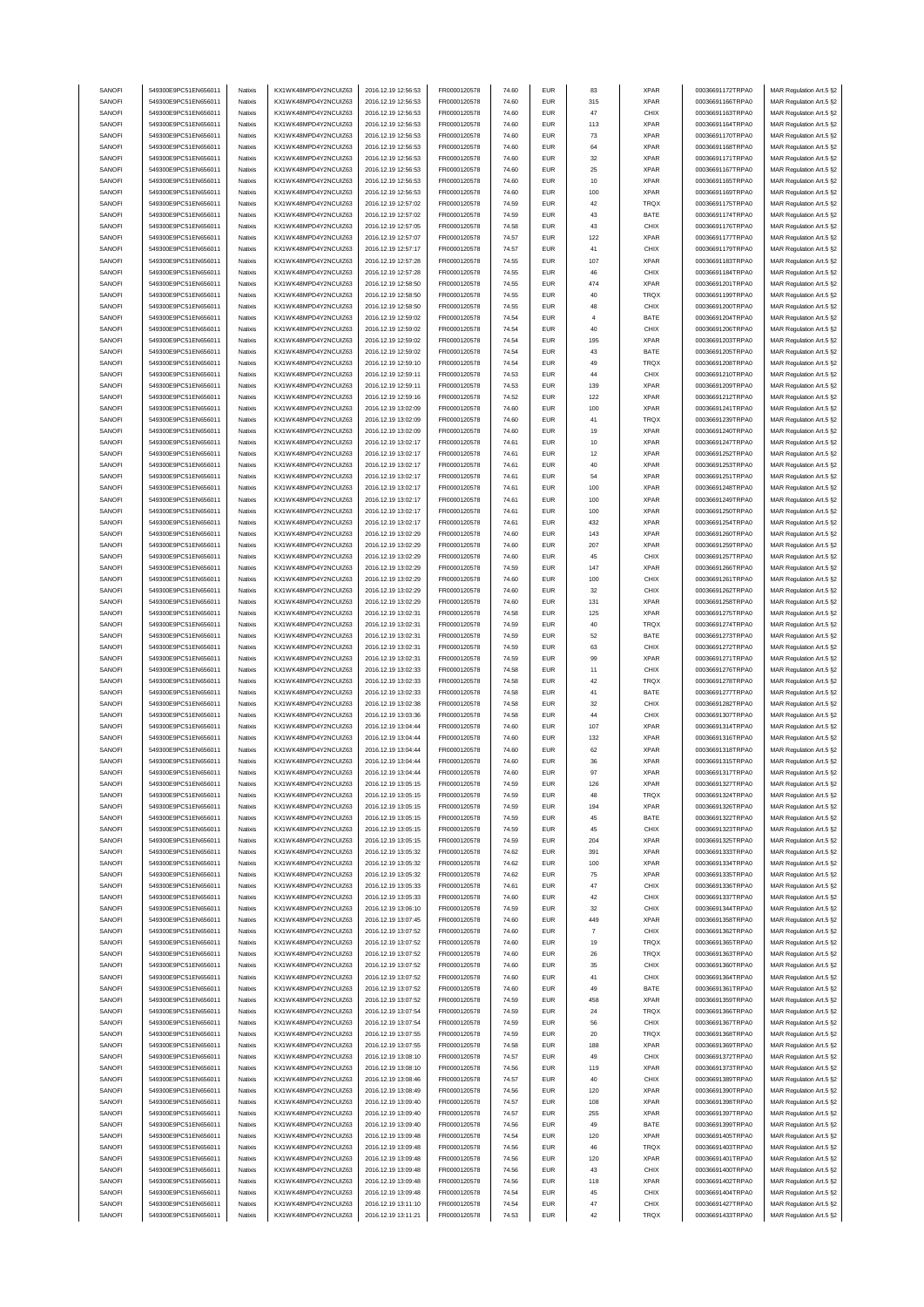| SANOFI | 549300E9PC51EN656011 | Natixis | KX1WK48MPD4Y2NCUIZ63 | 2016.12.19 12:56:53 | FR0000120578 | 74.60 | EUR | 83 | XPAR | 00036691172TRPA0 | MAR Regulation Art.5 §2 |
|---|---|---|---|---|---|---|---|---|---|---|---|
| SANOFI | 549300E9PC51EN656011 | Natixis | KX1WK48MPD4Y2NCUIZ63 | 2016.12.19 12:56:53 | FR0000120578 | 74.60 | EUR | 315 | XPAR | 00036691166TRPA0 | MAR Regulation Art.5 §2 |
| SANOFI | 549300E9PC51EN656011 | Natixis | KX1WK48MPD4Y2NCUIZ63 | 2016.12.19 12:56:53 | FR0000120578 | 74.60 | EUR | 47 | CHIX | 00036691163TRPA0 | MAR Regulation Art.5 §2 |
| SANOFI | 549300E9PC51EN656011 | Natixis | KX1WK48MPD4Y2NCUIZ63 | 2016.12.19 12:56:53 | FR0000120578 | 74.60 | EUR | 113 | XPAR | 00036691164TRPA0 | MAR Regulation Art.5 §2 |
| SANOFI | 549300E9PC51EN656011 | Natixis | KX1WK48MPD4Y2NCUIZ63 | 2016.12.19 12:56:53 | FR0000120578 | 74.60 | EUR | 73 | XPAR | 00036691170TRPA0 | MAR Regulation Art.5 §2 |
| SANOFI | 549300E9PC51EN656011 | Natixis | KX1WK48MPD4Y2NCUIZ63 | 2016.12.19 12:56:53 | FR0000120578 | 74.60 | EUR | 64 | XPAR | 00036691168TRPA0 | MAR Regulation Art.5 §2 |
| SANOFI | 549300E9PC51EN656011 | Natixis | KX1WK48MPD4Y2NCUIZ63 | 2016.12.19 12:56:53 | FR0000120578 | 74.60 | EUR | 32 | XPAR | 00036691171TRPA0 | MAR Regulation Art.5 §2 |
| SANOFI | 549300E9PC51EN656011 | Natixis | KX1WK48MPD4Y2NCUIZ63 | 2016.12.19 12:56:53 | FR0000120578 | 74.60 | EUR | 25 | XPAR | 00036691167TRPA0 | MAR Regulation Art.5 §2 |
| SANOFI | 549300E9PC51EN656011 | Natixis | KX1WK48MPD4Y2NCUIZ63 | 2016.12.19 12:56:53 | FR0000120578 | 74.60 | EUR | 10 | XPAR | 00036691165TRPA0 | MAR Regulation Art.5 §2 |
| SANOFI | 549300E9PC51EN656011 | Natixis | KX1WK48MPD4Y2NCUIZ63 | 2016.12.19 12:56:53 | FR0000120578 | 74.60 | EUR | 100 | XPAR | 00036691169TRPA0 | MAR Regulation Art.5 §2 |
| SANOFI | 549300E9PC51EN656011 | Natixis | KX1WK48MPD4Y2NCUIZ63 | 2016.12.19 12:57:02 | FR0000120578 | 74.59 | EUR | 42 | TRQX | 00036691175TRPA0 | MAR Regulation Art.5 §2 |
| SANOFI | 549300E9PC51EN656011 | Natixis | KX1WK48MPD4Y2NCUIZ63 | 2016.12.19 12:57:02 | FR0000120578 | 74.59 | EUR | 43 | BATE | 00036691174TRPA0 | MAR Regulation Art.5 §2 |
| SANOFI | 549300E9PC51EN656011 | Natixis | KX1WK48MPD4Y2NCUIZ63 | 2016.12.19 12:57:05 | FR0000120578 | 74.58 | EUR | 43 | CHIX | 00036691176TRPA0 | MAR Regulation Art.5 §2 |
| SANOFI | 549300E9PC51EN656011 | Natixis | KX1WK48MPD4Y2NCUIZ63 | 2016.12.19 12:57:07 | FR0000120578 | 74.57 | EUR | 122 | XPAR | 00036691177TRPA0 | MAR Regulation Art.5 §2 |
| SANOFI | 549300E9PC51EN656011 | Natixis | KX1WK48MPD4Y2NCUIZ63 | 2016.12.19 12:57:17 | FR0000120578 | 74.57 | EUR | 41 | CHIX | 00036691179TRPA0 | MAR Regulation Art.5 §2 |
| SANOFI | 549300E9PC51EN656011 | Natixis | KX1WK48MPD4Y2NCUIZ63 | 2016.12.19 12:57:28 | FR0000120578 | 74.55 | EUR | 107 | XPAR | 00036691183TRPA0 | MAR Regulation Art.5 §2 |
| SANOFI | 549300E9PC51EN656011 | Natixis | KX1WK48MPD4Y2NCUIZ63 | 2016.12.19 12:57:28 | FR0000120578 | 74.55 | EUR | 46 | CHIX | 00036691184TRPA0 | MAR Regulation Art.5 §2 |
| SANOFI | 549300E9PC51EN656011 | Natixis | KX1WK48MPD4Y2NCUIZ63 | 2016.12.19 12:58:50 | FR0000120578 | 74.55 | EUR | 474 | XPAR | 00036691201TRPA0 | MAR Regulation Art.5 §2 |
| SANOFI | 549300E9PC51EN656011 | Natixis | KX1WK48MPD4Y2NCUIZ63 | 2016.12.19 12:58:50 | FR0000120578 | 74.55 | EUR | 40 | TRQX | 00036691199TRPA0 | MAR Regulation Art.5 §2 |
| SANOFI | 549300E9PC51EN656011 | Natixis | KX1WK48MPD4Y2NCUIZ63 | 2016.12.19 12:58:50 | FR0000120578 | 74.55 | EUR | 48 | CHIX | 00036691200TRPA0 | MAR Regulation Art.5 §2 |
| SANOFI | 549300E9PC51EN656011 | Natixis | KX1WK48MPD4Y2NCUIZ63 | 2016.12.19 12:59:02 | FR0000120578 | 74.54 | EUR | 4 | BATE | 00036691204TRPA0 | MAR Regulation Art.5 §2 |
| SANOFI | 549300E9PC51EN656011 | Natixis | KX1WK48MPD4Y2NCUIZ63 | 2016.12.19 12:59:02 | FR0000120578 | 74.54 | EUR | 40 | CHIX | 00036691206TRPA0 | MAR Regulation Art.5 §2 |
| SANOFI | 549300E9PC51EN656011 | Natixis | KX1WK48MPD4Y2NCUIZ63 | 2016.12.19 12:59:02 | FR0000120578 | 74.54 | EUR | 195 | XPAR | 00036691203TRPA0 | MAR Regulation Art.5 §2 |
| SANOFI | 549300E9PC51EN656011 | Natixis | KX1WK48MPD4Y2NCUIZ63 | 2016.12.19 12:59:02 | FR0000120578 | 74.54 | EUR | 43 | BATE | 00036691205TRPA0 | MAR Regulation Art.5 §2 |
| SANOFI | 549300E9PC51EN656011 | Natixis | KX1WK48MPD4Y2NCUIZ63 | 2016.12.19 12:59:10 | FR0000120578 | 74.54 | EUR | 49 | TRQX | 00036691208TRPA0 | MAR Regulation Art.5 §2 |
| SANOFI | 549300E9PC51EN656011 | Natixis | KX1WK48MPD4Y2NCUIZ63 | 2016.12.19 12:59:11 | FR0000120578 | 74.53 | EUR | 44 | CHIX | 00036691210TRPA0 | MAR Regulation Art.5 §2 |
| SANOFI | 549300E9PC51EN656011 | Natixis | KX1WK48MPD4Y2NCUIZ63 | 2016.12.19 12:59:11 | FR0000120578 | 74.53 | EUR | 139 | XPAR | 00036691209TRPA0 | MAR Regulation Art.5 §2 |
| SANOFI | 549300E9PC51EN656011 | Natixis | KX1WK48MPD4Y2NCUIZ63 | 2016.12.19 12:59:16 | FR0000120578 | 74.52 | EUR | 122 | XPAR | 00036691212TRPA0 | MAR Regulation Art.5 §2 |
| SANOFI | 549300E9PC51EN656011 | Natixis | KX1WK48MPD4Y2NCUIZ63 | 2016.12.19 13:02:09 | FR0000120578 | 74.60 | EUR | 100 | XPAR | 00036691241TRPA0 | MAR Regulation Art.5 §2 |
| SANOFI | 549300E9PC51EN656011 | Natixis | KX1WK48MPD4Y2NCUIZ63 | 2016.12.19 13:02:09 | FR0000120578 | 74.60 | EUR | 41 | TRQX | 00036691239TRPA0 | MAR Regulation Art.5 §2 |
| SANOFI | 549300E9PC51EN656011 | Natixis | KX1WK48MPD4Y2NCUIZ63 | 2016.12.19 13:02:09 | FR0000120578 | 74.60 | EUR | 19 | XPAR | 00036691240TRPA0 | MAR Regulation Art.5 §2 |
| SANOFI | 549300E9PC51EN656011 | Natixis | KX1WK48MPD4Y2NCUIZ63 | 2016.12.19 13:02:17 | FR0000120578 | 74.61 | EUR | 10 | XPAR | 00036691247TRPA0 | MAR Regulation Art.5 §2 |
| SANOFI | 549300E9PC51EN656011 | Natixis | KX1WK48MPD4Y2NCUIZ63 | 2016.12.19 13:02:17 | FR0000120578 | 74.61 | EUR | 12 | XPAR | 00036691252TRPA0 | MAR Regulation Art.5 §2 |
| SANOFI | 549300E9PC51EN656011 | Natixis | KX1WK48MPD4Y2NCUIZ63 | 2016.12.19 13:02:17 | FR0000120578 | 74.61 | EUR | 40 | XPAR | 00036691253TRPA0 | MAR Regulation Art.5 §2 |
| SANOFI | 549300E9PC51EN656011 | Natixis | KX1WK48MPD4Y2NCUIZ63 | 2016.12.19 13:02:17 | FR0000120578 | 74.61 | EUR | 54 | XPAR | 00036691251TRPA0 | MAR Regulation Art.5 §2 |
| SANOFI | 549300E9PC51EN656011 | Natixis | KX1WK48MPD4Y2NCUIZ63 | 2016.12.19 13:02:17 | FR0000120578 | 74.61 | EUR | 100 | XPAR | 00036691248TRPA0 | MAR Regulation Art.5 §2 |
| SANOFI | 549300E9PC51EN656011 | Natixis | KX1WK48MPD4Y2NCUIZ63 | 2016.12.19 13:02:17 | FR0000120578 | 74.61 | EUR | 100 | XPAR | 00036691249TRPA0 | MAR Regulation Art.5 §2 |
| SANOFI | 549300E9PC51EN656011 | Natixis | KX1WK48MPD4Y2NCUIZ63 | 2016.12.19 13:02:17 | FR0000120578 | 74.61 | EUR | 100 | XPAR | 00036691250TRPA0 | MAR Regulation Art.5 §2 |
| SANOFI | 549300E9PC51EN656011 | Natixis | KX1WK48MPD4Y2NCUIZ63 | 2016.12.19 13:02:17 | FR0000120578 | 74.61 | EUR | 432 | XPAR | 00036691254TRPA0 | MAR Regulation Art.5 §2 |
| SANOFI | 549300E9PC51EN656011 | Natixis | KX1WK48MPD4Y2NCUIZ63 | 2016.12.19 13:02:29 | FR0000120578 | 74.60 | EUR | 143 | XPAR | 00036691260TRPA0 | MAR Regulation Art.5 §2 |
| SANOFI | 549300E9PC51EN656011 | Natixis | KX1WK48MPD4Y2NCUIZ63 | 2016.12.19 13:02:29 | FR0000120578 | 74.60 | EUR | 207 | XPAR | 00036691259TRPA0 | MAR Regulation Art.5 §2 |
| SANOFI | 549300E9PC51EN656011 | Natixis | KX1WK48MPD4Y2NCUIZ63 | 2016.12.19 13:02:29 | FR0000120578 | 74.60 | EUR | 45 | CHIX | 00036691257TRPA0 | MAR Regulation Art.5 §2 |
| SANOFI | 549300E9PC51EN656011 | Natixis | KX1WK48MPD4Y2NCUIZ63 | 2016.12.19 13:02:29 | FR0000120578 | 74.59 | EUR | 147 | XPAR | 00036691266TRPA0 | MAR Regulation Art.5 §2 |
| SANOFI | 549300E9PC51EN656011 | Natixis | KX1WK48MPD4Y2NCUIZ63 | 2016.12.19 13:02:29 | FR0000120578 | 74.60 | EUR | 100 | CHIX | 00036691261TRPA0 | MAR Regulation Art.5 §2 |
| SANOFI | 549300E9PC51EN656011 | Natixis | KX1WK48MPD4Y2NCUIZ63 | 2016.12.19 13:02:29 | FR0000120578 | 74.60 | EUR | 32 | CHIX | 00036691262TRPA0 | MAR Regulation Art.5 §2 |
| SANOFI | 549300E9PC51EN656011 | Natixis | KX1WK48MPD4Y2NCUIZ63 | 2016.12.19 13:02:29 | FR0000120578 | 74.60 | EUR | 131 | XPAR | 00036691258TRPA0 | MAR Regulation Art.5 §2 |
| SANOFI | 549300E9PC51EN656011 | Natixis | KX1WK48MPD4Y2NCUIZ63 | 2016.12.19 13:02:31 | FR0000120578 | 74.58 | EUR | 125 | XPAR | 00036691275TRPA0 | MAR Regulation Art.5 §2 |
| SANOFI | 549300E9PC51EN656011 | Natixis | KX1WK48MPD4Y2NCUIZ63 | 2016.12.19 13:02:31 | FR0000120578 | 74.59 | EUR | 40 | TRQX | 00036691274TRPA0 | MAR Regulation Art.5 §2 |
| SANOFI | 549300E9PC51EN656011 | Natixis | KX1WK48MPD4Y2NCUIZ63 | 2016.12.19 13:02:31 | FR0000120578 | 74.59 | EUR | 52 | BATE | 00036691273TRPA0 | MAR Regulation Art.5 §2 |
| SANOFI | 549300E9PC51EN656011 | Natixis | KX1WK48MPD4Y2NCUIZ63 | 2016.12.19 13:02:31 | FR0000120578 | 74.59 | EUR | 63 | CHIX | 00036691272TRPA0 | MAR Regulation Art.5 §2 |
| SANOFI | 549300E9PC51EN656011 | Natixis | KX1WK48MPD4Y2NCUIZ63 | 2016.12.19 13:02:31 | FR0000120578 | 74.59 | EUR | 99 | XPAR | 00036691271TRPA0 | MAR Regulation Art.5 §2 |
| SANOFI | 549300E9PC51EN656011 | Natixis | KX1WK48MPD4Y2NCUIZ63 | 2016.12.19 13:02:33 | FR0000120578 | 74.58 | EUR | 11 | CHIX | 00036691276TRPA0 | MAR Regulation Art.5 §2 |
| SANOFI | 549300E9PC51EN656011 | Natixis | KX1WK48MPD4Y2NCUIZ63 | 2016.12.19 13:02:33 | FR0000120578 | 74.58 | EUR | 42 | TRQX | 00036691278TRPA0 | MAR Regulation Art.5 §2 |
| SANOFI | 549300E9PC51EN656011 | Natixis | KX1WK48MPD4Y2NCUIZ63 | 2016.12.19 13:02:33 | FR0000120578 | 74.58 | EUR | 41 | BATE | 00036691277TRPA0 | MAR Regulation Art.5 §2 |
| SANOFI | 549300E9PC51EN656011 | Natixis | KX1WK48MPD4Y2NCUIZ63 | 2016.12.19 13:02:38 | FR0000120578 | 74.58 | EUR | 32 | CHIX | 00036691282TRPA0 | MAR Regulation Art.5 §2 |
| SANOFI | 549300E9PC51EN656011 | Natixis | KX1WK48MPD4Y2NCUIZ63 | 2016.12.19 13:03:36 | FR0000120578 | 74.58 | EUR | 44 | CHIX | 00036691307TRPA0 | MAR Regulation Art.5 §2 |
| SANOFI | 549300E9PC51EN656011 | Natixis | KX1WK48MPD4Y2NCUIZ63 | 2016.12.19 13:04:44 | FR0000120578 | 74.60 | EUR | 107 | XPAR | 00036691314TRPA0 | MAR Regulation Art.5 §2 |
| SANOFI | 549300E9PC51EN656011 | Natixis | KX1WK48MPD4Y2NCUIZ63 | 2016.12.19 13:04:44 | FR0000120578 | 74.60 | EUR | 132 | XPAR | 00036691316TRPA0 | MAR Regulation Art.5 §2 |
| SANOFI | 549300E9PC51EN656011 | Natixis | KX1WK48MPD4Y2NCUIZ63 | 2016.12.19 13:04:44 | FR0000120578 | 74.60 | EUR | 62 | XPAR | 00036691318TRPA0 | MAR Regulation Art.5 §2 |
| SANOFI | 549300E9PC51EN656011 | Natixis | KX1WK48MPD4Y2NCUIZ63 | 2016.12.19 13:04:44 | FR0000120578 | 74.60 | EUR | 36 | XPAR | 00036691315TRPA0 | MAR Regulation Art.5 §2 |
| SANOFI | 549300E9PC51EN656011 | Natixis | KX1WK48MPD4Y2NCUIZ63 | 2016.12.19 13:04:44 | FR0000120578 | 74.60 | EUR | 97 | XPAR | 00036691317TRPA0 | MAR Regulation Art.5 §2 |
| SANOFI | 549300E9PC51EN656011 | Natixis | KX1WK48MPD4Y2NCUIZ63 | 2016.12.19 13:05:15 | FR0000120578 | 74.59 | EUR | 126 | XPAR | 00036691327TRPA0 | MAR Regulation Art.5 §2 |
| SANOFI | 549300E9PC51EN656011 | Natixis | KX1WK48MPD4Y2NCUIZ63 | 2016.12.19 13:05:15 | FR0000120578 | 74.59 | EUR | 48 | TRQX | 00036691324TRPA0 | MAR Regulation Art.5 §2 |
| SANOFI | 549300E9PC51EN656011 | Natixis | KX1WK48MPD4Y2NCUIZ63 | 2016.12.19 13:05:15 | FR0000120578 | 74.59 | EUR | 194 | XPAR | 00036691326TRPA0 | MAR Regulation Art.5 §2 |
| SANOFI | 549300E9PC51EN656011 | Natixis | KX1WK48MPD4Y2NCUIZ63 | 2016.12.19 13:05:15 | FR0000120578 | 74.59 | EUR | 45 | BATE | 00036691322TRPA0 | MAR Regulation Art.5 §2 |
| SANOFI | 549300E9PC51EN656011 | Natixis | KX1WK48MPD4Y2NCUIZ63 | 2016.12.19 13:05:15 | FR0000120578 | 74.59 | EUR | 45 | CHIX | 00036691323TRPA0 | MAR Regulation Art.5 §2 |
| SANOFI | 549300E9PC51EN656011 | Natixis | KX1WK48MPD4Y2NCUIZ63 | 2016.12.19 13:05:15 | FR0000120578 | 74.59 | EUR | 204 | XPAR | 00036691325TRPA0 | MAR Regulation Art.5 §2 |
| SANOFI | 549300E9PC51EN656011 | Natixis | KX1WK48MPD4Y2NCUIZ63 | 2016.12.19 13:05:32 | FR0000120578 | 74.62 | EUR | 391 | XPAR | 00036691333TRPA0 | MAR Regulation Art.5 §2 |
| SANOFI | 549300E9PC51EN656011 | Natixis | KX1WK48MPD4Y2NCUIZ63 | 2016.12.19 13:05:32 | FR0000120578 | 74.62 | EUR | 100 | XPAR | 00036691334TRPA0 | MAR Regulation Art.5 §2 |
| SANOFI | 549300E9PC51EN656011 | Natixis | KX1WK48MPD4Y2NCUIZ63 | 2016.12.19 13:05:32 | FR0000120578 | 74.62 | EUR | 75 | XPAR | 00036691335TRPA0 | MAR Regulation Art.5 §2 |
| SANOFI | 549300E9PC51EN656011 | Natixis | KX1WK48MPD4Y2NCUIZ63 | 2016.12.19 13:05:33 | FR0000120578 | 74.61 | EUR | 47 | CHIX | 00036691336TRPA0 | MAR Regulation Art.5 §2 |
| SANOFI | 549300E9PC51EN656011 | Natixis | KX1WK48MPD4Y2NCUIZ63 | 2016.12.19 13:05:33 | FR0000120578 | 74.60 | EUR | 42 | CHIX | 00036691337TRPA0 | MAR Regulation Art.5 §2 |
| SANOFI | 549300E9PC51EN656011 | Natixis | KX1WK48MPD4Y2NCUIZ63 | 2016.12.19 13:06:10 | FR0000120578 | 74.59 | EUR | 32 | CHIX | 00036691344TRPA0 | MAR Regulation Art.5 §2 |
| SANOFI | 549300E9PC51EN656011 | Natixis | KX1WK48MPD4Y2NCUIZ63 | 2016.12.19 13:07:45 | FR0000120578 | 74.60 | EUR | 449 | XPAR | 00036691358TRPA0 | MAR Regulation Art.5 §2 |
| SANOFI | 549300E9PC51EN656011 | Natixis | KX1WK48MPD4Y2NCUIZ63 | 2016.12.19 13:07:52 | FR0000120578 | 74.60 | EUR | 7 | CHIX | 00036691362TRPA0 | MAR Regulation Art.5 §2 |
| SANOFI | 549300E9PC51EN656011 | Natixis | KX1WK48MPD4Y2NCUIZ63 | 2016.12.19 13:07:52 | FR0000120578 | 74.60 | EUR | 19 | TRQX | 00036691365TRPA0 | MAR Regulation Art.5 §2 |
| SANOFI | 549300E9PC51EN656011 | Natixis | KX1WK48MPD4Y2NCUIZ63 | 2016.12.19 13:07:52 | FR0000120578 | 74.60 | EUR | 26 | TRQX | 00036691363TRPA0 | MAR Regulation Art.5 §2 |
| SANOFI | 549300E9PC51EN656011 | Natixis | KX1WK48MPD4Y2NCUIZ63 | 2016.12.19 13:07:52 | FR0000120578 | 74.60 | EUR | 35 | CHIX | 00036691360TRPA0 | MAR Regulation Art.5 §2 |
| SANOFI | 549300E9PC51EN656011 | Natixis | KX1WK48MPD4Y2NCUIZ63 | 2016.12.19 13:07:52 | FR0000120578 | 74.60 | EUR | 41 | CHIX | 00036691364TRPA0 | MAR Regulation Art.5 §2 |
| SANOFI | 549300E9PC51EN656011 | Natixis | KX1WK48MPD4Y2NCUIZ63 | 2016.12.19 13:07:52 | FR0000120578 | 74.60 | EUR | 49 | BATE | 00036691361TRPA0 | MAR Regulation Art.5 §2 |
| SANOFI | 549300E9PC51EN656011 | Natixis | KX1WK48MPD4Y2NCUIZ63 | 2016.12.19 13:07:52 | FR0000120578 | 74.59 | EUR | 458 | XPAR | 00036691359TRPA0 | MAR Regulation Art.5 §2 |
| SANOFI | 549300E9PC51EN656011 | Natixis | KX1WK48MPD4Y2NCUIZ63 | 2016.12.19 13:07:54 | FR0000120578 | 74.59 | EUR | 24 | TRQX | 00036691366TRPA0 | MAR Regulation Art.5 §2 |
| SANOFI | 549300E9PC51EN656011 | Natixis | KX1WK48MPD4Y2NCUIZ63 | 2016.12.19 13:07:54 | FR0000120578 | 74.59 | EUR | 56 | CHIX | 00036691367TRPA0 | MAR Regulation Art.5 §2 |
| SANOFI | 549300E9PC51EN656011 | Natixis | KX1WK48MPD4Y2NCUIZ63 | 2016.12.19 13:07:55 | FR0000120578 | 74.59 | EUR | 20 | TRQX | 00036691368TRPA0 | MAR Regulation Art.5 §2 |
| SANOFI | 549300E9PC51EN656011 | Natixis | KX1WK48MPD4Y2NCUIZ63 | 2016.12.19 13:07:55 | FR0000120578 | 74.58 | EUR | 188 | XPAR | 00036691369TRPA0 | MAR Regulation Art.5 §2 |
| SANOFI | 549300E9PC51EN656011 | Natixis | KX1WK48MPD4Y2NCUIZ63 | 2016.12.19 13:08:10 | FR0000120578 | 74.57 | EUR | 49 | CHIX | 00036691372TRPA0 | MAR Regulation Art.5 §2 |
| SANOFI | 549300E9PC51EN656011 | Natixis | KX1WK48MPD4Y2NCUIZ63 | 2016.12.19 13:08:10 | FR0000120578 | 74.56 | EUR | 119 | XPAR | 00036691373TRPA0 | MAR Regulation Art.5 §2 |
| SANOFI | 549300E9PC51EN656011 | Natixis | KX1WK48MPD4Y2NCUIZ63 | 2016.12.19 13:08:46 | FR0000120578 | 74.57 | EUR | 40 | CHIX | 00036691389TRPA0 | MAR Regulation Art.5 §2 |
| SANOFI | 549300E9PC51EN656011 | Natixis | KX1WK48MPD4Y2NCUIZ63 | 2016.12.19 13:08:49 | FR0000120578 | 74.56 | EUR | 120 | XPAR | 00036691390TRPA0 | MAR Regulation Art.5 §2 |
| SANOFI | 549300E9PC51EN656011 | Natixis | KX1WK48MPD4Y2NCUIZ63 | 2016.12.19 13:09:40 | FR0000120578 | 74.57 | EUR | 108 | XPAR | 00036691398TRPA0 | MAR Regulation Art.5 §2 |
| SANOFI | 549300E9PC51EN656011 | Natixis | KX1WK48MPD4Y2NCUIZ63 | 2016.12.19 13:09:40 | FR0000120578 | 74.57 | EUR | 255 | XPAR | 00036691397TRPA0 | MAR Regulation Art.5 §2 |
| SANOFI | 549300E9PC51EN656011 | Natixis | KX1WK48MPD4Y2NCUIZ63 | 2016.12.19 13:09:40 | FR0000120578 | 74.56 | EUR | 49 | BATE | 00036691399TRPA0 | MAR Regulation Art.5 §2 |
| SANOFI | 549300E9PC51EN656011 | Natixis | KX1WK48MPD4Y2NCUIZ63 | 2016.12.19 13:09:48 | FR0000120578 | 74.54 | EUR | 120 | XPAR | 00036691405TRPA0 | MAR Regulation Art.5 §2 |
| SANOFI | 549300E9PC51EN656011 | Natixis | KX1WK48MPD4Y2NCUIZ63 | 2016.12.19 13:09:48 | FR0000120578 | 74.56 | EUR | 46 | TRQX | 00036691403TRPA0 | MAR Regulation Art.5 §2 |
| SANOFI | 549300E9PC51EN656011 | Natixis | KX1WK48MPD4Y2NCUIZ63 | 2016.12.19 13:09:48 | FR0000120578 | 74.56 | EUR | 120 | XPAR | 00036691401TRPA0 | MAR Regulation Art.5 §2 |
| SANOFI | 549300E9PC51EN656011 | Natixis | KX1WK48MPD4Y2NCUIZ63 | 2016.12.19 13:09:48 | FR0000120578 | 74.56 | EUR | 43 | CHIX | 00036691400TRPA0 | MAR Regulation Art.5 §2 |
| SANOFI | 549300E9PC51EN656011 | Natixis | KX1WK48MPD4Y2NCUIZ63 | 2016.12.19 13:09:48 | FR0000120578 | 74.56 | EUR | 118 | XPAR | 00036691402TRPA0 | MAR Regulation Art.5 §2 |
| SANOFI | 549300E9PC51EN656011 | Natixis | KX1WK48MPD4Y2NCUIZ63 | 2016.12.19 13:09:48 | FR0000120578 | 74.54 | EUR | 45 | CHIX | 00036691404TRPA0 | MAR Regulation Art.5 §2 |
| SANOFI | 549300E9PC51EN656011 | Natixis | KX1WK48MPD4Y2NCUIZ63 | 2016.12.19 13:11:10 | FR0000120578 | 74.54 | EUR | 47 | CHIX | 00036691427TRPA0 | MAR Regulation Art.5 §2 |
| SANOFI | 549300E9PC51EN656011 | Natixis | KX1WK48MPD4Y2NCUIZ63 | 2016.12.19 13:11:21 | FR0000120578 | 74.53 | EUR | 42 | TRQX | 00036691433TRPA0 | MAR Regulation Art.5 §2 |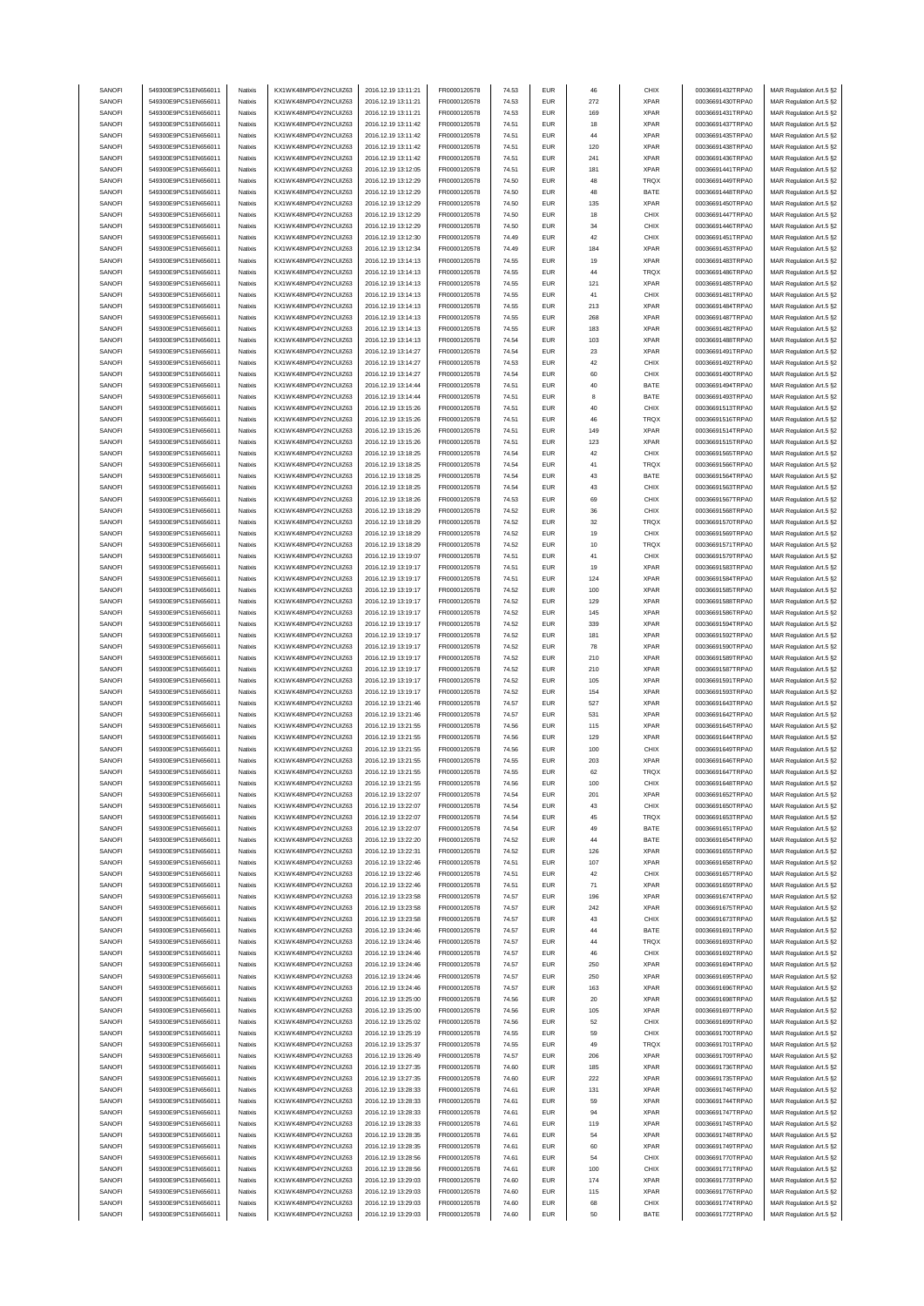| | | | | | | | | | | | |
|---|---|---|---|---|---|---|---|---|---|---|---|
| SANOFI | 549300E9PC51EN656011 | Natixis | KX1WK48MPD4Y2NCUIZ63 | 2016.12.19 13:11:21 | FR0000120578 | 74.53 | EUR | 46 | CHIX | 00036691432TRPA0 | MAR Regulation Art.5 §2 |
| SANOFI | 549300E9PC51EN656011 | Natixis | KX1WK48MPD4Y2NCUIZ63 | 2016.12.19 13:11:21 | FR0000120578 | 74.53 | EUR | 272 | XPAR | 00036691430TRPA0 | MAR Regulation Art.5 §2 |
| SANOFI | 549300E9PC51EN656011 | Natixis | KX1WK48MPD4Y2NCUIZ63 | 2016.12.19 13:11:21 | FR0000120578 | 74.53 | EUR | 169 | XPAR | 00036691431TRPA0 | MAR Regulation Art.5 §2 |
| SANOFI | 549300E9PC51EN656011 | Natixis | KX1WK48MPD4Y2NCUIZ63 | 2016.12.19 13:11:42 | FR0000120578 | 74.51 | EUR | 18 | XPAR | 00036691437TRPA0 | MAR Regulation Art.5 §2 |
| SANOFI | 549300E9PC51EN656011 | Natixis | KX1WK48MPD4Y2NCUIZ63 | 2016.12.19 13:11:42 | FR0000120578 | 74.51 | EUR | 44 | XPAR | 00036691435TRPA0 | MAR Regulation Art.5 §2 |
| SANOFI | 549300E9PC51EN656011 | Natixis | KX1WK48MPD4Y2NCUIZ63 | 2016.12.19 13:11:42 | FR0000120578 | 74.51 | EUR | 120 | XPAR | 00036691438TRPA0 | MAR Regulation Art.5 §2 |
| SANOFI | 549300E9PC51EN656011 | Natixis | KX1WK48MPD4Y2NCUIZ63 | 2016.12.19 13:11:42 | FR0000120578 | 74.51 | EUR | 241 | XPAR | 00036691436TRPA0 | MAR Regulation Art.5 §2 |
| SANOFI | 549300E9PC51EN656011 | Natixis | KX1WK48MPD4Y2NCUIZ63 | 2016.12.19 13:12:05 | FR0000120578 | 74.51 | EUR | 181 | XPAR | 00036691441TRPA0 | MAR Regulation Art.5 §2 |
| SANOFI | 549300E9PC51EN656011 | Natixis | KX1WK48MPD4Y2NCUIZ63 | 2016.12.19 13:12:29 | FR0000120578 | 74.50 | EUR | 48 | TRQX | 00036691449TRPA0 | MAR Regulation Art.5 §2 |
| SANOFI | 549300E9PC51EN656011 | Natixis | KX1WK48MPD4Y2NCUIZ63 | 2016.12.19 13:12:29 | FR0000120578 | 74.50 | EUR | 48 | BATE | 00036691448TRPA0 | MAR Regulation Art.5 §2 |
| SANOFI | 549300E9PC51EN656011 | Natixis | KX1WK48MPD4Y2NCUIZ63 | 2016.12.19 13:12:29 | FR0000120578 | 74.50 | EUR | 135 | XPAR | 00036691450TRPA0 | MAR Regulation Art.5 §2 |
| SANOFI | 549300E9PC51EN656011 | Natixis | KX1WK48MPD4Y2NCUIZ63 | 2016.12.19 13:12:29 | FR0000120578 | 74.50 | EUR | 18 | CHIX | 00036691447TRPA0 | MAR Regulation Art.5 §2 |
| SANOFI | 549300E9PC51EN656011 | Natixis | KX1WK48MPD4Y2NCUIZ63 | 2016.12.19 13:12:29 | FR0000120578 | 74.50 | EUR | 34 | CHIX | 00036691446TRPA0 | MAR Regulation Art.5 §2 |
| SANOFI | 549300E9PC51EN656011 | Natixis | KX1WK48MPD4Y2NCUIZ63 | 2016.12.19 13:12:30 | FR0000120578 | 74.49 | EUR | 42 | CHIX | 00036691451TRPA0 | MAR Regulation Art.5 §2 |
| SANOFI | 549300E9PC51EN656011 | Natixis | KX1WK48MPD4Y2NCUIZ63 | 2016.12.19 13:12:34 | FR0000120578 | 74.49 | EUR | 184 | XPAR | 00036691453TRPA0 | MAR Regulation Art.5 §2 |
| SANOFI | 549300E9PC51EN656011 | Natixis | KX1WK48MPD4Y2NCUIZ63 | 2016.12.19 13:14:13 | FR0000120578 | 74.55 | EUR | 19 | XPAR | 00036691483TRPA0 | MAR Regulation Art.5 §2 |
| SANOFI | 549300E9PC51EN656011 | Natixis | KX1WK48MPD4Y2NCUIZ63 | 2016.12.19 13:14:13 | FR0000120578 | 74.55 | EUR | 44 | TRQX | 00036691486TRPA0 | MAR Regulation Art.5 §2 |
| SANOFI | 549300E9PC51EN656011 | Natixis | KX1WK48MPD4Y2NCUIZ63 | 2016.12.19 13:14:13 | FR0000120578 | 74.55 | EUR | 121 | XPAR | 00036691485TRPA0 | MAR Regulation Art.5 §2 |
| SANOFI | 549300E9PC51EN656011 | Natixis | KX1WK48MPD4Y2NCUIZ63 | 2016.12.19 13:14:13 | FR0000120578 | 74.55 | EUR | 41 | CHIX | 00036691481TRPA0 | MAR Regulation Art.5 §2 |
| SANOFI | 549300E9PC51EN656011 | Natixis | KX1WK48MPD4Y2NCUIZ63 | 2016.12.19 13:14:13 | FR0000120578 | 74.55 | EUR | 213 | XPAR | 00036691484TRPA0 | MAR Regulation Art.5 §2 |
| SANOFI | 549300E9PC51EN656011 | Natixis | KX1WK48MPD4Y2NCUIZ63 | 2016.12.19 13:14:13 | FR0000120578 | 74.55 | EUR | 268 | XPAR | 00036691487TRPA0 | MAR Regulation Art.5 §2 |
| SANOFI | 549300E9PC51EN656011 | Natixis | KX1WK48MPD4Y2NCUIZ63 | 2016.12.19 13:14:13 | FR0000120578 | 74.55 | EUR | 183 | XPAR | 00036691482TRPA0 | MAR Regulation Art.5 §2 |
| SANOFI | 549300E9PC51EN656011 | Natixis | KX1WK48MPD4Y2NCUIZ63 | 2016.12.19 13:14:13 | FR0000120578 | 74.54 | EUR | 103 | XPAR | 00036691488TRPA0 | MAR Regulation Art.5 §2 |
| SANOFI | 549300E9PC51EN656011 | Natixis | KX1WK48MPD4Y2NCUIZ63 | 2016.12.19 13:14:27 | FR0000120578 | 74.54 | EUR | 23 | XPAR | 00036691491TRPA0 | MAR Regulation Art.5 §2 |
| SANOFI | 549300E9PC51EN656011 | Natixis | KX1WK48MPD4Y2NCUIZ63 | 2016.12.19 13:14:27 | FR0000120578 | 74.53 | EUR | 42 | CHIX | 00036691492TRPA0 | MAR Regulation Art.5 §2 |
| SANOFI | 549300E9PC51EN656011 | Natixis | KX1WK48MPD4Y2NCUIZ63 | 2016.12.19 13:14:27 | FR0000120578 | 74.54 | EUR | 60 | CHIX | 00036691490TRPA0 | MAR Regulation Art.5 §2 |
| SANOFI | 549300E9PC51EN656011 | Natixis | KX1WK48MPD4Y2NCUIZ63 | 2016.12.19 13:14:44 | FR0000120578 | 74.51 | EUR | 40 | BATE | 00036691494TRPA0 | MAR Regulation Art.5 §2 |
| SANOFI | 549300E9PC51EN656011 | Natixis | KX1WK48MPD4Y2NCUIZ63 | 2016.12.19 13:14:44 | FR0000120578 | 74.51 | EUR | 8 | BATE | 00036691493TRPA0 | MAR Regulation Art.5 §2 |
| SANOFI | 549300E9PC51EN656011 | Natixis | KX1WK48MPD4Y2NCUIZ63 | 2016.12.19 13:15:26 | FR0000120578 | 74.51 | EUR | 40 | CHIX | 00036691513TRPA0 | MAR Regulation Art.5 §2 |
| SANOFI | 549300E9PC51EN656011 | Natixis | KX1WK48MPD4Y2NCUIZ63 | 2016.12.19 13:15:26 | FR0000120578 | 74.51 | EUR | 46 | TRQX | 00036691516TRPA0 | MAR Regulation Art.5 §2 |
| SANOFI | 549300E9PC51EN656011 | Natixis | KX1WK48MPD4Y2NCUIZ63 | 2016.12.19 13:15:26 | FR0000120578 | 74.51 | EUR | 149 | XPAR | 00036691514TRPA0 | MAR Regulation Art.5 §2 |
| SANOFI | 549300E9PC51EN656011 | Natixis | KX1WK48MPD4Y2NCUIZ63 | 2016.12.19 13:15:26 | FR0000120578 | 74.51 | EUR | 123 | XPAR | 00036691515TRPA0 | MAR Regulation Art.5 §2 |
| SANOFI | 549300E9PC51EN656011 | Natixis | KX1WK48MPD4Y2NCUIZ63 | 2016.12.19 13:18:25 | FR0000120578 | 74.54 | EUR | 42 | CHIX | 00036691565TRPA0 | MAR Regulation Art.5 §2 |
| SANOFI | 549300E9PC51EN656011 | Natixis | KX1WK48MPD4Y2NCUIZ63 | 2016.12.19 13:18:25 | FR0000120578 | 74.54 | EUR | 41 | TRQX | 00036691566TRPA0 | MAR Regulation Art.5 §2 |
| SANOFI | 549300E9PC51EN656011 | Natixis | KX1WK48MPD4Y2NCUIZ63 | 2016.12.19 13:18:25 | FR0000120578 | 74.54 | EUR | 43 | BATE | 00036691564TRPA0 | MAR Regulation Art.5 §2 |
| SANOFI | 549300E9PC51EN656011 | Natixis | KX1WK48MPD4Y2NCUIZ63 | 2016.12.19 13:18:25 | FR0000120578 | 74.54 | EUR | 43 | CHIX | 00036691563TRPA0 | MAR Regulation Art.5 §2 |
| SANOFI | 549300E9PC51EN656011 | Natixis | KX1WK48MPD4Y2NCUIZ63 | 2016.12.19 13:18:26 | FR0000120578 | 74.53 | EUR | 69 | CHIX | 00036691567TRPA0 | MAR Regulation Art.5 §2 |
| SANOFI | 549300E9PC51EN656011 | Natixis | KX1WK48MPD4Y2NCUIZ63 | 2016.12.19 13:18:29 | FR0000120578 | 74.52 | EUR | 36 | CHIX | 00036691568TRPA0 | MAR Regulation Art.5 §2 |
| SANOFI | 549300E9PC51EN656011 | Natixis | KX1WK48MPD4Y2NCUIZ63 | 2016.12.19 13:18:29 | FR0000120578 | 74.52 | EUR | 32 | TRQX | 00036691570TRPA0 | MAR Regulation Art.5 §2 |
| SANOFI | 549300E9PC51EN656011 | Natixis | KX1WK48MPD4Y2NCUIZ63 | 2016.12.19 13:18:29 | FR0000120578 | 74.52 | EUR | 19 | CHIX | 00036691569TRPA0 | MAR Regulation Art.5 §2 |
| SANOFI | 549300E9PC51EN656011 | Natixis | KX1WK48MPD4Y2NCUIZ63 | 2016.12.19 13:18:29 | FR0000120578 | 74.52 | EUR | 10 | TRQX | 00036691571TRPA0 | MAR Regulation Art.5 §2 |
| SANOFI | 549300E9PC51EN656011 | Natixis | KX1WK48MPD4Y2NCUIZ63 | 2016.12.19 13:19:07 | FR0000120578 | 74.51 | EUR | 41 | CHIX | 00036691579TRPA0 | MAR Regulation Art.5 §2 |
| SANOFI | 549300E9PC51EN656011 | Natixis | KX1WK48MPD4Y2NCUIZ63 | 2016.12.19 13:19:17 | FR0000120578 | 74.51 | EUR | 19 | XPAR | 00036691583TRPA0 | MAR Regulation Art.5 §2 |
| SANOFI | 549300E9PC51EN656011 | Natixis | KX1WK48MPD4Y2NCUIZ63 | 2016.12.19 13:19:17 | FR0000120578 | 74.51 | EUR | 124 | XPAR | 00036691584TRPA0 | MAR Regulation Art.5 §2 |
| SANOFI | 549300E9PC51EN656011 | Natixis | KX1WK48MPD4Y2NCUIZ63 | 2016.12.19 13:19:17 | FR0000120578 | 74.52 | EUR | 100 | XPAR | 00036691585TRPA0 | MAR Regulation Art.5 §2 |
| SANOFI | 549300E9PC51EN656011 | Natixis | KX1WK48MPD4Y2NCUIZ63 | 2016.12.19 13:19:17 | FR0000120578 | 74.52 | EUR | 129 | XPAR | 00036691588TRPA0 | MAR Regulation Art.5 §2 |
| SANOFI | 549300E9PC51EN656011 | Natixis | KX1WK48MPD4Y2NCUIZ63 | 2016.12.19 13:19:17 | FR0000120578 | 74.52 | EUR | 145 | XPAR | 00036691586TRPA0 | MAR Regulation Art.5 §2 |
| SANOFI | 549300E9PC51EN656011 | Natixis | KX1WK48MPD4Y2NCUIZ63 | 2016.12.19 13:19:17 | FR0000120578 | 74.52 | EUR | 339 | XPAR | 00036691594TRPA0 | MAR Regulation Art.5 §2 |
| SANOFI | 549300E9PC51EN656011 | Natixis | KX1WK48MPD4Y2NCUIZ63 | 2016.12.19 13:19:17 | FR0000120578 | 74.52 | EUR | 181 | XPAR | 00036691592TRPA0 | MAR Regulation Art.5 §2 |
| SANOFI | 549300E9PC51EN656011 | Natixis | KX1WK48MPD4Y2NCUIZ63 | 2016.12.19 13:19:17 | FR0000120578 | 74.52 | EUR | 78 | XPAR | 00036691590TRPA0 | MAR Regulation Art.5 §2 |
| SANOFI | 549300E9PC51EN656011 | Natixis | KX1WK48MPD4Y2NCUIZ63 | 2016.12.19 13:19:17 | FR0000120578 | 74.52 | EUR | 210 | XPAR | 00036691589TRPA0 | MAR Regulation Art.5 §2 |
| SANOFI | 549300E9PC51EN656011 | Natixis | KX1WK48MPD4Y2NCUIZ63 | 2016.12.19 13:19:17 | FR0000120578 | 74.52 | EUR | 210 | XPAR | 00036691587TRPA0 | MAR Regulation Art.5 §2 |
| SANOFI | 549300E9PC51EN656011 | Natixis | KX1WK48MPD4Y2NCUIZ63 | 2016.12.19 13:19:17 | FR0000120578 | 74.52 | EUR | 105 | XPAR | 00036691591TRPA0 | MAR Regulation Art.5 §2 |
| SANOFI | 549300E9PC51EN656011 | Natixis | KX1WK48MPD4Y2NCUIZ63 | 2016.12.19 13:19:17 | FR0000120578 | 74.52 | EUR | 154 | XPAR | 00036691593TRPA0 | MAR Regulation Art.5 §2 |
| SANOFI | 549300E9PC51EN656011 | Natixis | KX1WK48MPD4Y2NCUIZ63 | 2016.12.19 13:21:46 | FR0000120578 | 74.57 | EUR | 527 | XPAR | 00036691643TRPA0 | MAR Regulation Art.5 §2 |
| SANOFI | 549300E9PC51EN656011 | Natixis | KX1WK48MPD4Y2NCUIZ63 | 2016.12.19 13:21:46 | FR0000120578 | 74.57 | EUR | 531 | XPAR | 00036691642TRPA0 | MAR Regulation Art.5 §2 |
| SANOFI | 549300E9PC51EN656011 | Natixis | KX1WK48MPD4Y2NCUIZ63 | 2016.12.19 13:21:55 | FR0000120578 | 74.56 | EUR | 115 | XPAR | 00036691645TRPA0 | MAR Regulation Art.5 §2 |
| SANOFI | 549300E9PC51EN656011 | Natixis | KX1WK48MPD4Y2NCUIZ63 | 2016.12.19 13:21:55 | FR0000120578 | 74.56 | EUR | 129 | XPAR | 00036691644TRPA0 | MAR Regulation Art.5 §2 |
| SANOFI | 549300E9PC51EN656011 | Natixis | KX1WK48MPD4Y2NCUIZ63 | 2016.12.19 13:21:55 | FR0000120578 | 74.56 | EUR | 100 | CHIX | 00036691649TRPA0 | MAR Regulation Art.5 §2 |
| SANOFI | 549300E9PC51EN656011 | Natixis | KX1WK48MPD4Y2NCUIZ63 | 2016.12.19 13:21:55 | FR0000120578 | 74.55 | EUR | 203 | XPAR | 00036691646TRPA0 | MAR Regulation Art.5 §2 |
| SANOFI | 549300E9PC51EN656011 | Natixis | KX1WK48MPD4Y2NCUIZ63 | 2016.12.19 13:21:55 | FR0000120578 | 74.55 | EUR | 62 | TRQX | 00036691647TRPA0 | MAR Regulation Art.5 §2 |
| SANOFI | 549300E9PC51EN656011 | Natixis | KX1WK48MPD4Y2NCUIZ63 | 2016.12.19 13:21:55 | FR0000120578 | 74.56 | EUR | 100 | CHIX | 00036691648TRPA0 | MAR Regulation Art.5 §2 |
| SANOFI | 549300E9PC51EN656011 | Natixis | KX1WK48MPD4Y2NCUIZ63 | 2016.12.19 13:22:07 | FR0000120578 | 74.54 | EUR | 201 | XPAR | 00036691652TRPA0 | MAR Regulation Art.5 §2 |
| SANOFI | 549300E9PC51EN656011 | Natixis | KX1WK48MPD4Y2NCUIZ63 | 2016.12.19 13:22:07 | FR0000120578 | 74.54 | EUR | 43 | CHIX | 00036691650TRPA0 | MAR Regulation Art.5 §2 |
| SANOFI | 549300E9PC51EN656011 | Natixis | KX1WK48MPD4Y2NCUIZ63 | 2016.12.19 13:22:07 | FR0000120578 | 74.54 | EUR | 45 | TRQX | 00036691653TRPA0 | MAR Regulation Art.5 §2 |
| SANOFI | 549300E9PC51EN656011 | Natixis | KX1WK48MPD4Y2NCUIZ63 | 2016.12.19 13:22:07 | FR0000120578 | 74.54 | EUR | 49 | BATE | 00036691651TRPA0 | MAR Regulation Art.5 §2 |
| SANOFI | 549300E9PC51EN656011 | Natixis | KX1WK48MPD4Y2NCUIZ63 | 2016.12.19 13:22:20 | FR0000120578 | 74.52 | EUR | 44 | BATE | 00036691654TRPA0 | MAR Regulation Art.5 §2 |
| SANOFI | 549300E9PC51EN656011 | Natixis | KX1WK48MPD4Y2NCUIZ63 | 2016.12.19 13:22:31 | FR0000120578 | 74.52 | EUR | 126 | XPAR | 00036691655TRPA0 | MAR Regulation Art.5 §2 |
| SANOFI | 549300E9PC51EN656011 | Natixis | KX1WK48MPD4Y2NCUIZ63 | 2016.12.19 13:22:46 | FR0000120578 | 74.51 | EUR | 107 | XPAR | 00036691658TRPA0 | MAR Regulation Art.5 §2 |
| SANOFI | 549300E9PC51EN656011 | Natixis | KX1WK48MPD4Y2NCUIZ63 | 2016.12.19 13:22:46 | FR0000120578 | 74.51 | EUR | 42 | CHIX | 00036691657TRPA0 | MAR Regulation Art.5 §2 |
| SANOFI | 549300E9PC51EN656011 | Natixis | KX1WK48MPD4Y2NCUIZ63 | 2016.12.19 13:22:46 | FR0000120578 | 74.51 | EUR | 71 | XPAR | 00036691659TRPA0 | MAR Regulation Art.5 §2 |
| SANOFI | 549300E9PC51EN656011 | Natixis | KX1WK48MPD4Y2NCUIZ63 | 2016.12.19 13:23:58 | FR0000120578 | 74.57 | EUR | 196 | XPAR | 00036691674TRPA0 | MAR Regulation Art.5 §2 |
| SANOFI | 549300E9PC51EN656011 | Natixis | KX1WK48MPD4Y2NCUIZ63 | 2016.12.19 13:23:58 | FR0000120578 | 74.57 | EUR | 242 | XPAR | 00036691675TRPA0 | MAR Regulation Art.5 §2 |
| SANOFI | 549300E9PC51EN656011 | Natixis | KX1WK48MPD4Y2NCUIZ63 | 2016.12.19 13:23:58 | FR0000120578 | 74.57 | EUR | 43 | CHIX | 00036691673TRPA0 | MAR Regulation Art.5 §2 |
| SANOFI | 549300E9PC51EN656011 | Natixis | KX1WK48MPD4Y2NCUIZ63 | 2016.12.19 13:24:46 | FR0000120578 | 74.57 | EUR | 44 | BATE | 00036691691TRPA0 | MAR Regulation Art.5 §2 |
| SANOFI | 549300E9PC51EN656011 | Natixis | KX1WK48MPD4Y2NCUIZ63 | 2016.12.19 13:24:46 | FR0000120578 | 74.57 | EUR | 44 | TRQX | 00036691693TRPA0 | MAR Regulation Art.5 §2 |
| SANOFI | 549300E9PC51EN656011 | Natixis | KX1WK48MPD4Y2NCUIZ63 | 2016.12.19 13:24:46 | FR0000120578 | 74.57 | EUR | 46 | CHIX | 00036691692TRPA0 | MAR Regulation Art.5 §2 |
| SANOFI | 549300E9PC51EN656011 | Natixis | KX1WK48MPD4Y2NCUIZ63 | 2016.12.19 13:24:46 | FR0000120578 | 74.57 | EUR | 250 | XPAR | 00036691694TRPA0 | MAR Regulation Art.5 §2 |
| SANOFI | 549300E9PC51EN656011 | Natixis | KX1WK48MPD4Y2NCUIZ63 | 2016.12.19 13:24:46 | FR0000120578 | 74.57 | EUR | 250 | XPAR | 00036691695TRPA0 | MAR Regulation Art.5 §2 |
| SANOFI | 549300E9PC51EN656011 | Natixis | KX1WK48MPD4Y2NCUIZ63 | 2016.12.19 13:24:46 | FR0000120578 | 74.57 | EUR | 163 | XPAR | 00036691696TRPA0 | MAR Regulation Art.5 §2 |
| SANOFI | 549300E9PC51EN656011 | Natixis | KX1WK48MPD4Y2NCUIZ63 | 2016.12.19 13:25:00 | FR0000120578 | 74.56 | EUR | 20 | XPAR | 00036691698TRPA0 | MAR Regulation Art.5 §2 |
| SANOFI | 549300E9PC51EN656011 | Natixis | KX1WK48MPD4Y2NCUIZ63 | 2016.12.19 13:25:00 | FR0000120578 | 74.56 | EUR | 105 | XPAR | 00036691697TRPA0 | MAR Regulation Art.5 §2 |
| SANOFI | 549300E9PC51EN656011 | Natixis | KX1WK48MPD4Y2NCUIZ63 | 2016.12.19 13:25:02 | FR0000120578 | 74.56 | EUR | 52 | CHIX | 00036691699TRPA0 | MAR Regulation Art.5 §2 |
| SANOFI | 549300E9PC51EN656011 | Natixis | KX1WK48MPD4Y2NCUIZ63 | 2016.12.19 13:25:19 | FR0000120578 | 74.55 | EUR | 59 | CHIX | 00036691700TRPA0 | MAR Regulation Art.5 §2 |
| SANOFI | 549300E9PC51EN656011 | Natixis | KX1WK48MPD4Y2NCUIZ63 | 2016.12.19 13:25:37 | FR0000120578 | 74.55 | EUR | 49 | TRQX | 00036691701TRPA0 | MAR Regulation Art.5 §2 |
| SANOFI | 549300E9PC51EN656011 | Natixis | KX1WK48MPD4Y2NCUIZ63 | 2016.12.19 13:26:49 | FR0000120578 | 74.57 | EUR | 206 | XPAR | 00036691709TRPA0 | MAR Regulation Art.5 §2 |
| SANOFI | 549300E9PC51EN656011 | Natixis | KX1WK48MPD4Y2NCUIZ63 | 2016.12.19 13:27:35 | FR0000120578 | 74.60 | EUR | 185 | XPAR | 00036691736TRPA0 | MAR Regulation Art.5 §2 |
| SANOFI | 549300E9PC51EN656011 | Natixis | KX1WK48MPD4Y2NCUIZ63 | 2016.12.19 13:27:35 | FR0000120578 | 74.60 | EUR | 222 | XPAR | 00036691735TRPA0 | MAR Regulation Art.5 §2 |
| SANOFI | 549300E9PC51EN656011 | Natixis | KX1WK48MPD4Y2NCUIZ63 | 2016.12.19 13:28:33 | FR0000120578 | 74.61 | EUR | 131 | XPAR | 00036691746TRPA0 | MAR Regulation Art.5 §2 |
| SANOFI | 549300E9PC51EN656011 | Natixis | KX1WK48MPD4Y2NCUIZ63 | 2016.12.19 13:28:33 | FR0000120578 | 74.61 | EUR | 59 | XPAR | 00036691744TRPA0 | MAR Regulation Art.5 §2 |
| SANOFI | 549300E9PC51EN656011 | Natixis | KX1WK48MPD4Y2NCUIZ63 | 2016.12.19 13:28:33 | FR0000120578 | 74.61 | EUR | 94 | XPAR | 00036691747TRPA0 | MAR Regulation Art.5 §2 |
| SANOFI | 549300E9PC51EN656011 | Natixis | KX1WK48MPD4Y2NCUIZ63 | 2016.12.19 13:28:33 | FR0000120578 | 74.61 | EUR | 119 | XPAR | 00036691745TRPA0 | MAR Regulation Art.5 §2 |
| SANOFI | 549300E9PC51EN656011 | Natixis | KX1WK48MPD4Y2NCUIZ63 | 2016.12.19 13:28:35 | FR0000120578 | 74.61 | EUR | 54 | XPAR | 00036691748TRPA0 | MAR Regulation Art.5 §2 |
| SANOFI | 549300E9PC51EN656011 | Natixis | KX1WK48MPD4Y2NCUIZ63 | 2016.12.19 13:28:35 | FR0000120578 | 74.61 | EUR | 60 | XPAR | 00036691749TRPA0 | MAR Regulation Art.5 §2 |
| SANOFI | 549300E9PC51EN656011 | Natixis | KX1WK48MPD4Y2NCUIZ63 | 2016.12.19 13:28:56 | FR0000120578 | 74.61 | EUR | 54 | CHIX | 00036691770TRPA0 | MAR Regulation Art.5 §2 |
| SANOFI | 549300E9PC51EN656011 | Natixis | KX1WK48MPD4Y2NCUIZ63 | 2016.12.19 13:28:56 | FR0000120578 | 74.61 | EUR | 100 | CHIX | 00036691771TRPA0 | MAR Regulation Art.5 §2 |
| SANOFI | 549300E9PC51EN656011 | Natixis | KX1WK48MPD4Y2NCUIZ63 | 2016.12.19 13:29:03 | FR0000120578 | 74.60 | EUR | 174 | XPAR | 00036691773TRPA0 | MAR Regulation Art.5 §2 |
| SANOFI | 549300E9PC51EN656011 | Natixis | KX1WK48MPD4Y2NCUIZ63 | 2016.12.19 13:29:03 | FR0000120578 | 74.60 | EUR | 115 | XPAR | 00036691776TRPA0 | MAR Regulation Art.5 §2 |
| SANOFI | 549300E9PC51EN656011 | Natixis | KX1WK48MPD4Y2NCUIZ63 | 2016.12.19 13:29:03 | FR0000120578 | 74.60 | EUR | 68 | CHIX | 00036691774TRPA0 | MAR Regulation Art.5 §2 |
| SANOFI | 549300E9PC51EN656011 | Natixis | KX1WK48MPD4Y2NCUIZ63 | 2016.12.19 13:29:03 | FR0000120578 | 74.60 | EUR | 50 | BATE | 00036691772TRPA0 | MAR Regulation Art.5 §2 |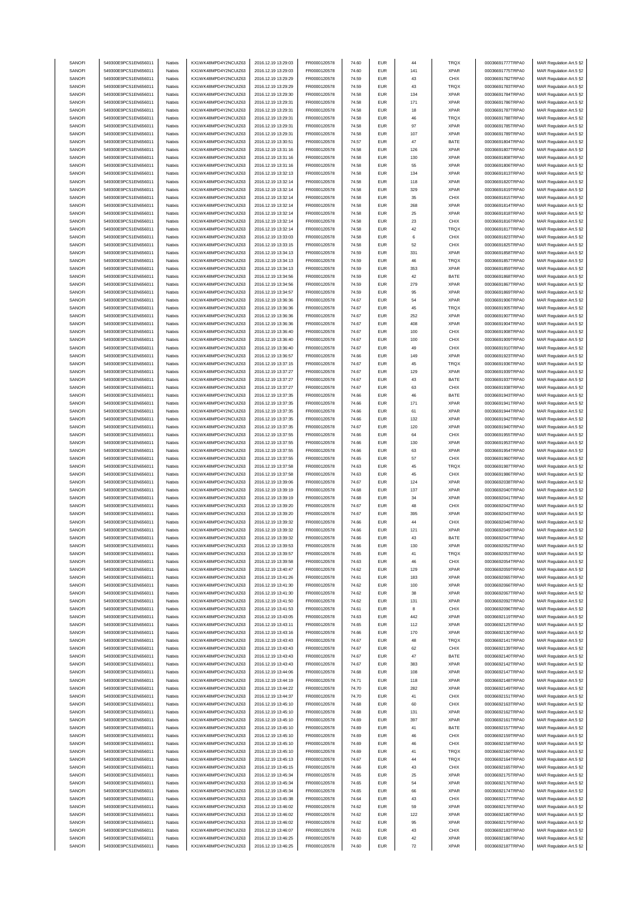| SANOFI | 549300E9PC51EN656011 | Natixis | KX1WK48MPD4Y2NCUIZ63 | 2016.12.19 13:29:03 | FR0000120578 | 74.60 | EUR | 44 | TRQX | 00036691777TRPA0 | MAR Regulation Art.5 §2 |
|---|---|---|---|---|---|---|---|---|---|---|---|
| SANOFI | 549300E9PC51EN656011 | Natixis | KX1WK48MPD4Y2NCUIZ63 | 2016.12.19 13:29:03 | FR0000120578 | 74.60 | EUR | 141 | XPAR | 00036691775TRPA0 | MAR Regulation Art.5 §2 |
| SANOFI | 549300E9PC51EN656011 | Natixis | KX1WK48MPD4Y2NCUIZ63 | 2016.12.19 13:29:29 | FR0000120578 | 74.59 | EUR | 43 | CHIX | 00036691782TRPA0 | MAR Regulation Art.5 §2 |
| SANOFI | 549300E9PC51EN656011 | Natixis | KX1WK48MPD4Y2NCUIZ63 | 2016.12.19 13:29:29 | FR0000120578 | 74.59 | EUR | 43 | TRQX | 00036691783TRPA0 | MAR Regulation Art.5 §2 |
| SANOFI | 549300E9PC51EN656011 | Natixis | KX1WK48MPD4Y2NCUIZ63 | 2016.12.19 13:29:30 | FR0000120578 | 74.58 | EUR | 134 | XPAR | 00036691784TRPA0 | MAR Regulation Art.5 §2 |
| SANOFI | 549300E9PC51EN656011 | Natixis | KX1WK48MPD4Y2NCUIZ63 | 2016.12.19 13:29:31 | FR0000120578 | 74.58 | EUR | 171 | XPAR | 00036691786TRPA0 | MAR Regulation Art.5 §2 |
| SANOFI | 549300E9PC51EN656011 | Natixis | KX1WK48MPD4Y2NCUIZ63 | 2016.12.19 13:29:31 | FR0000120578 | 74.58 | EUR | 18 | XPAR | 00036691787TRPA0 | MAR Regulation Art.5 §2 |
| SANOFI | 549300E9PC51EN656011 | Natixis | KX1WK48MPD4Y2NCUIZ63 | 2016.12.19 13:29:31 | FR0000120578 | 74.58 | EUR | 46 | TRQX | 00036691788TRPA0 | MAR Regulation Art.5 §2 |
| SANOFI | 549300E9PC51EN656011 | Natixis | KX1WK48MPD4Y2NCUIZ63 | 2016.12.19 13:29:31 | FR0000120578 | 74.58 | EUR | 97 | XPAR | 00036691785TRPA0 | MAR Regulation Art.5 §2 |
| SANOFI | 549300E9PC51EN656011 | Natixis | KX1WK48MPD4Y2NCUIZ63 | 2016.12.19 13:29:31 | FR0000120578 | 74.58 | EUR | 107 | XPAR | 00036691789TRPA0 | MAR Regulation Art.5 §2 |
| SANOFI | 549300E9PC51EN656011 | Natixis | KX1WK48MPD4Y2NCUIZ63 | 2016.12.19 13:30:51 | FR0000120578 | 74.57 | EUR | 47 | BATE | 00036691804TRPA0 | MAR Regulation Art.5 §2 |
| SANOFI | 549300E9PC51EN656011 | Natixis | KX1WK48MPD4Y2NCUIZ63 | 2016.12.19 13:31:16 | FR0000120578 | 74.58 | EUR | 126 | XPAR | 00036691807TRPA0 | MAR Regulation Art.5 §2 |
| SANOFI | 549300E9PC51EN656011 | Natixis | KX1WK48MPD4Y2NCUIZ63 | 2016.12.19 13:31:16 | FR0000120578 | 74.58 | EUR | 130 | XPAR | 00036691808TRPA0 | MAR Regulation Art.5 §2 |
| SANOFI | 549300E9PC51EN656011 | Natixis | KX1WK48MPD4Y2NCUIZ63 | 2016.12.19 13:31:16 | FR0000120578 | 74.58 | EUR | 55 | XPAR | 00036691806TRPA0 | MAR Regulation Art.5 §2 |
| SANOFI | 549300E9PC51EN656011 | Natixis | KX1WK48MPD4Y2NCUIZ63 | 2016.12.19 13:32:13 | FR0000120578 | 74.58 | EUR | 134 | XPAR | 00036691813TRPA0 | MAR Regulation Art.5 §2 |
| SANOFI | 549300E9PC51EN656011 | Natixis | KX1WK48MPD4Y2NCUIZ63 | 2016.12.19 13:32:14 | FR0000120578 | 74.58 | EUR | 118 | XPAR | 00036691820TRPA0 | MAR Regulation Art.5 §2 |
| SANOFI | 549300E9PC51EN656011 | Natixis | KX1WK48MPD4Y2NCUIZ63 | 2016.12.19 13:32:14 | FR0000120578 | 74.58 | EUR | 329 | XPAR | 00036691819TRPA0 | MAR Regulation Art.5 §2 |
| SANOFI | 549300E9PC51EN656011 | Natixis | KX1WK48MPD4Y2NCUIZ63 | 2016.12.19 13:32:14 | FR0000120578 | 74.58 | EUR | 35 | CHIX | 00036691815TRPA0 | MAR Regulation Art.5 §2 |
| SANOFI | 549300E9PC51EN656011 | Natixis | KX1WK48MPD4Y2NCUIZ63 | 2016.12.19 13:32:14 | FR0000120578 | 74.58 | EUR | 268 | XPAR | 00036691814TRPA0 | MAR Regulation Art.5 §2 |
| SANOFI | 549300E9PC51EN656011 | Natixis | KX1WK48MPD4Y2NCUIZ63 | 2016.12.19 13:32:14 | FR0000120578 | 74.58 | EUR | 25 | XPAR | 00036691818TRPA0 | MAR Regulation Art.5 §2 |
| SANOFI | 549300E9PC51EN656011 | Natixis | KX1WK48MPD4Y2NCUIZ63 | 2016.12.19 13:32:14 | FR0000120578 | 74.58 | EUR | 23 | CHIX | 00036691816TRPA0 | MAR Regulation Art.5 §2 |
| SANOFI | 549300E9PC51EN656011 | Natixis | KX1WK48MPD4Y2NCUIZ63 | 2016.12.19 13:32:14 | FR0000120578 | 74.58 | EUR | 42 | TRQX | 00036691817TRPA0 | MAR Regulation Art.5 §2 |
| SANOFI | 549300E9PC51EN656011 | Natixis | KX1WK48MPD4Y2NCUIZ63 | 2016.12.19 13:33:03 | FR0000120578 | 74.58 | EUR | 6 | CHIX | 00036691823TRPA0 | MAR Regulation Art.5 §2 |
| SANOFI | 549300E9PC51EN656011 | Natixis | KX1WK48MPD4Y2NCUIZ63 | 2016.12.19 13:33:15 | FR0000120578 | 74.58 | EUR | 52 | CHIX | 00036691825TRPA0 | MAR Regulation Art.5 §2 |
| SANOFI | 549300E9PC51EN656011 | Natixis | KX1WK48MPD4Y2NCUIZ63 | 2016.12.19 13:34:13 | FR0000120578 | 74.59 | EUR | 331 | XPAR | 00036691858TRPA0 | MAR Regulation Art.5 §2 |
| SANOFI | 549300E9PC51EN656011 | Natixis | KX1WK48MPD4Y2NCUIZ63 | 2016.12.19 13:34:13 | FR0000120578 | 74.59 | EUR | 46 | TRQX | 00036691857TRPA0 | MAR Regulation Art.5 §2 |
| SANOFI | 549300E9PC51EN656011 | Natixis | KX1WK48MPD4Y2NCUIZ63 | 2016.12.19 13:34:13 | FR0000120578 | 74.59 | EUR | 353 | XPAR | 00036691859TRPA0 | MAR Regulation Art.5 §2 |
| SANOFI | 549300E9PC51EN656011 | Natixis | KX1WK48MPD4Y2NCUIZ63 | 2016.12.19 13:34:56 | FR0000120578 | 74.59 | EUR | 42 | BATE | 00036691868TRPA0 | MAR Regulation Art.5 §2 |
| SANOFI | 549300E9PC51EN656011 | Natixis | KX1WK48MPD4Y2NCUIZ63 | 2016.12.19 13:34:56 | FR0000120578 | 74.59 | EUR | 279 | XPAR | 00036691867TRPA0 | MAR Regulation Art.5 §2 |
| SANOFI | 549300E9PC51EN656011 | Natixis | KX1WK48MPD4Y2NCUIZ63 | 2016.12.19 13:34:57 | FR0000120578 | 74.59 | EUR | 95 | XPAR | 00036691869TRPA0 | MAR Regulation Art.5 §2 |
| SANOFI | 549300E9PC51EN656011 | Natixis | KX1WK48MPD4Y2NCUIZ63 | 2016.12.19 13:36:36 | FR0000120578 | 74.67 | EUR | 54 | XPAR | 00036691906TRPA0 | MAR Regulation Art.5 §2 |
| SANOFI | 549300E9PC51EN656011 | Natixis | KX1WK48MPD4Y2NCUIZ63 | 2016.12.19 13:36:36 | FR0000120578 | 74.67 | EUR | 45 | TRQX | 00036691905TRPA0 | MAR Regulation Art.5 §2 |
| SANOFI | 549300E9PC51EN656011 | Natixis | KX1WK48MPD4Y2NCUIZ63 | 2016.12.19 13:36:36 | FR0000120578 | 74.67 | EUR | 252 | XPAR | 00036691907TRPA0 | MAR Regulation Art.5 §2 |
| SANOFI | 549300E9PC51EN656011 | Natixis | KX1WK48MPD4Y2NCUIZ63 | 2016.12.19 13:36:36 | FR0000120578 | 74.67 | EUR | 408 | XPAR | 00036691904TRPA0 | MAR Regulation Art.5 §2 |
| SANOFI | 549300E9PC51EN656011 | Natixis | KX1WK48MPD4Y2NCUIZ63 | 2016.12.19 13:36:40 | FR0000120578 | 74.67 | EUR | 100 | CHIX | 00036691908TRPA0 | MAR Regulation Art.5 §2 |
| SANOFI | 549300E9PC51EN656011 | Natixis | KX1WK48MPD4Y2NCUIZ63 | 2016.12.19 13:36:40 | FR0000120578 | 74.67 | EUR | 100 | CHIX | 00036691909TRPA0 | MAR Regulation Art.5 §2 |
| SANOFI | 549300E9PC51EN656011 | Natixis | KX1WK48MPD4Y2NCUIZ63 | 2016.12.19 13:36:40 | FR0000120578 | 74.67 | EUR | 49 | CHIX | 00036691910TRPA0 | MAR Regulation Art.5 §2 |
| SANOFI | 549300E9PC51EN656011 | Natixis | KX1WK48MPD4Y2NCUIZ63 | 2016.12.19 13:36:57 | FR0000120578 | 74.66 | EUR | 149 | XPAR | 00036691923TRPA0 | MAR Regulation Art.5 §2 |
| SANOFI | 549300E9PC51EN656011 | Natixis | KX1WK48MPD4Y2NCUIZ63 | 2016.12.19 13:37:15 | FR0000120578 | 74.67 | EUR | 45 | TRQX | 00036691936TRPA0 | MAR Regulation Art.5 §2 |
| SANOFI | 549300E9PC51EN656011 | Natixis | KX1WK48MPD4Y2NCUIZ63 | 2016.12.19 13:37:27 | FR0000120578 | 74.67 | EUR | 129 | XPAR | 00036691939TRPA0 | MAR Regulation Art.5 §2 |
| SANOFI | 549300E9PC51EN656011 | Natixis | KX1WK48MPD4Y2NCUIZ63 | 2016.12.19 13:37:27 | FR0000120578 | 74.67 | EUR | 43 | BATE | 00036691937TRPA0 | MAR Regulation Art.5 §2 |
| SANOFI | 549300E9PC51EN656011 | Natixis | KX1WK48MPD4Y2NCUIZ63 | 2016.12.19 13:37:27 | FR0000120578 | 74.67 | EUR | 63 | CHIX | 00036691938TRPA0 | MAR Regulation Art.5 §2 |
| SANOFI | 549300E9PC51EN656011 | Natixis | KX1WK48MPD4Y2NCUIZ63 | 2016.12.19 13:37:35 | FR0000120578 | 74.66 | EUR | 46 | BATE | 00036691943TRPA0 | MAR Regulation Art.5 §2 |
| SANOFI | 549300E9PC51EN656011 | Natixis | KX1WK48MPD4Y2NCUIZ63 | 2016.12.19 13:37:35 | FR0000120578 | 74.66 | EUR | 171 | XPAR | 00036691941TRPA0 | MAR Regulation Art.5 §2 |
| SANOFI | 549300E9PC51EN656011 | Natixis | KX1WK48MPD4Y2NCUIZ63 | 2016.12.19 13:37:35 | FR0000120578 | 74.66 | EUR | 61 | XPAR | 00036691944TRPA0 | MAR Regulation Art.5 §2 |
| SANOFI | 549300E9PC51EN656011 | Natixis | KX1WK48MPD4Y2NCUIZ63 | 2016.12.19 13:37:35 | FR0000120578 | 74.66 | EUR | 132 | XPAR | 00036691942TRPA0 | MAR Regulation Art.5 §2 |
| SANOFI | 549300E9PC51EN656011 | Natixis | KX1WK48MPD4Y2NCUIZ63 | 2016.12.19 13:37:35 | FR0000120578 | 74.67 | EUR | 120 | XPAR | 00036691940TRPA0 | MAR Regulation Art.5 §2 |
| SANOFI | 549300E9PC51EN656011 | Natixis | KX1WK48MPD4Y2NCUIZ63 | 2016.12.19 13:37:55 | FR0000120578 | 74.66 | EUR | 64 | CHIX | 00036691955TRPA0 | MAR Regulation Art.5 §2 |
| SANOFI | 549300E9PC51EN656011 | Natixis | KX1WK48MPD4Y2NCUIZ63 | 2016.12.19 13:37:55 | FR0000120578 | 74.66 | EUR | 130 | XPAR | 00036691953TRPA0 | MAR Regulation Art.5 §2 |
| SANOFI | 549300E9PC51EN656011 | Natixis | KX1WK48MPD4Y2NCUIZ63 | 2016.12.19 13:37:55 | FR0000120578 | 74.66 | EUR | 63 | XPAR | 00036691954TRPA0 | MAR Regulation Art.5 §2 |
| SANOFI | 549300E9PC51EN656011 | Natixis | KX1WK48MPD4Y2NCUIZ63 | 2016.12.19 13:37:55 | FR0000120578 | 74.65 | EUR | 57 | CHIX | 00036691960TRPA0 | MAR Regulation Art.5 §2 |
| SANOFI | 549300E9PC51EN656011 | Natixis | KX1WK48MPD4Y2NCUIZ63 | 2016.12.19 13:37:58 | FR0000120578 | 74.63 | EUR | 45 | TRQX | 00036691987TRPA0 | MAR Regulation Art.5 §2 |
| SANOFI | 549300E9PC51EN656011 | Natixis | KX1WK48MPD4Y2NCUIZ63 | 2016.12.19 13:37:58 | FR0000120578 | 74.63 | EUR | 45 | CHIX | 00036691986TRPA0 | MAR Regulation Art.5 §2 |
| SANOFI | 549300E9PC51EN656011 | Natixis | KX1WK48MPD4Y2NCUIZ63 | 2016.12.19 13:39:06 | FR0000120578 | 74.67 | EUR | 124 | XPAR | 00036692038TRPA0 | MAR Regulation Art.5 §2 |
| SANOFI | 549300E9PC51EN656011 | Natixis | KX1WK48MPD4Y2NCUIZ63 | 2016.12.19 13:39:19 | FR0000120578 | 74.68 | EUR | 137 | XPAR | 00036692040TRPA0 | MAR Regulation Art.5 §2 |
| SANOFI | 549300E9PC51EN656011 | Natixis | KX1WK48MPD4Y2NCUIZ63 | 2016.12.19 13:39:19 | FR0000120578 | 74.68 | EUR | 34 | XPAR | 00036692041TRPA0 | MAR Regulation Art.5 §2 |
| SANOFI | 549300E9PC51EN656011 | Natixis | KX1WK48MPD4Y2NCUIZ63 | 2016.12.19 13:39:20 | FR0000120578 | 74.67 | EUR | 48 | CHIX | 00036692042TRPA0 | MAR Regulation Art.5 §2 |
| SANOFI | 549300E9PC51EN656011 | Natixis | KX1WK48MPD4Y2NCUIZ63 | 2016.12.19 13:39:20 | FR0000120578 | 74.67 | EUR | 395 | XPAR | 00036692043TRPA0 | MAR Regulation Art.5 §2 |
| SANOFI | 549300E9PC51EN656011 | Natixis | KX1WK48MPD4Y2NCUIZ63 | 2016.12.19 13:39:32 | FR0000120578 | 74.66 | EUR | 44 | CHIX | 00036692046TRPA0 | MAR Regulation Art.5 §2 |
| SANOFI | 549300E9PC51EN656011 | Natixis | KX1WK48MPD4Y2NCUIZ63 | 2016.12.19 13:39:32 | FR0000120578 | 74.66 | EUR | 121 | XPAR | 00036692049TRPA0 | MAR Regulation Art.5 §2 |
| SANOFI | 549300E9PC51EN656011 | Natixis | KX1WK48MPD4Y2NCUIZ63 | 2016.12.19 13:39:32 | FR0000120578 | 74.66 | EUR | 43 | BATE | 00036692047TRPA0 | MAR Regulation Art.5 §2 |
| SANOFI | 549300E9PC51EN656011 | Natixis | KX1WK48MPD4Y2NCUIZ63 | 2016.12.19 13:39:53 | FR0000120578 | 74.66 | EUR | 130 | XPAR | 00036692052TRPA0 | MAR Regulation Art.5 §2 |
| SANOFI | 549300E9PC51EN656011 | Natixis | KX1WK48MPD4Y2NCUIZ63 | 2016.12.19 13:39:57 | FR0000120578 | 74.65 | EUR | 41 | TRQX | 00036692053TRPA0 | MAR Regulation Art.5 §2 |
| SANOFI | 549300E9PC51EN656011 | Natixis | KX1WK48MPD4Y2NCUIZ63 | 2016.12.19 13:39:58 | FR0000120578 | 74.63 | EUR | 46 | CHIX | 00036692054TRPA0 | MAR Regulation Art.5 §2 |
| SANOFI | 549300E9PC51EN656011 | Natixis | KX1WK48MPD4Y2NCUIZ63 | 2016.12.19 13:40:47 | FR0000120578 | 74.62 | EUR | 129 | XPAR | 00036692059TRPA0 | MAR Regulation Art.5 §2 |
| SANOFI | 549300E9PC51EN656011 | Natixis | KX1WK48MPD4Y2NCUIZ63 | 2016.12.19 13:41:26 | FR0000120578 | 74.61 | EUR | 183 | XPAR | 00036692065TRPA0 | MAR Regulation Art.5 §2 |
| SANOFI | 549300E9PC51EN656011 | Natixis | KX1WK48MPD4Y2NCUIZ63 | 2016.12.19 13:41:30 | FR0000120578 | 74.62 | EUR | 100 | XPAR | 00036692066TRPA0 | MAR Regulation Art.5 §2 |
| SANOFI | 549300E9PC51EN656011 | Natixis | KX1WK48MPD4Y2NCUIZ63 | 2016.12.19 13:41:30 | FR0000120578 | 74.62 | EUR | 38 | XPAR | 00036692067TRPA0 | MAR Regulation Art.5 §2 |
| SANOFI | 549300E9PC51EN656011 | Natixis | KX1WK48MPD4Y2NCUIZ63 | 2016.12.19 13:41:50 | FR0000120578 | 74.62 | EUR | 131 | XPAR | 00036692092TRPA0 | MAR Regulation Art.5 §2 |
| SANOFI | 549300E9PC51EN656011 | Natixis | KX1WK48MPD4Y2NCUIZ63 | 2016.12.19 13:41:53 | FR0000120578 | 74.61 | EUR | 8 | CHIX | 00036692096TRPA0 | MAR Regulation Art.5 §2 |
| SANOFI | 549300E9PC51EN656011 | Natixis | KX1WK48MPD4Y2NCUIZ63 | 2016.12.19 13:43:05 | FR0000120578 | 74.63 | EUR | 442 | XPAR | 00036692119TRPA0 | MAR Regulation Art.5 §2 |
| SANOFI | 549300E9PC51EN656011 | Natixis | KX1WK48MPD4Y2NCUIZ63 | 2016.12.19 13:43:11 | FR0000120578 | 74.65 | EUR | 112 | XPAR | 00036692125TRPA0 | MAR Regulation Art.5 §2 |
| SANOFI | 549300E9PC51EN656011 | Natixis | KX1WK48MPD4Y2NCUIZ63 | 2016.12.19 13:43:16 | FR0000120578 | 74.66 | EUR | 170 | XPAR | 00036692130TRPA0 | MAR Regulation Art.5 §2 |
| SANOFI | 549300E9PC51EN656011 | Natixis | KX1WK48MPD4Y2NCUIZ63 | 2016.12.19 13:43:43 | FR0000120578 | 74.67 | EUR | 48 | TRQX | 00036692141TRPA0 | MAR Regulation Art.5 §2 |
| SANOFI | 549300E9PC51EN656011 | Natixis | KX1WK48MPD4Y2NCUIZ63 | 2016.12.19 13:43:43 | FR0000120578 | 74.67 | EUR | 62 | CHIX | 00036692139TRPA0 | MAR Regulation Art.5 §2 |
| SANOFI | 549300E9PC51EN656011 | Natixis | KX1WK48MPD4Y2NCUIZ63 | 2016.12.19 13:43:43 | FR0000120578 | 74.67 | EUR | 47 | BATE | 00036692140TRPA0 | MAR Regulation Art.5 §2 |
| SANOFI | 549300E9PC51EN656011 | Natixis | KX1WK48MPD4Y2NCUIZ63 | 2016.12.19 13:43:43 | FR0000120578 | 74.67 | EUR | 383 | XPAR | 00036692142TRPA0 | MAR Regulation Art.5 §2 |
| SANOFI | 549300E9PC51EN656011 | Natixis | KX1WK48MPD4Y2NCUIZ63 | 2016.12.19 13:44:06 | FR0000120578 | 74.68 | EUR | 108 | XPAR | 00036692147TRPA0 | MAR Regulation Art.5 §2 |
| SANOFI | 549300E9PC51EN656011 | Natixis | KX1WK48MPD4Y2NCUIZ63 | 2016.12.19 13:44:19 | FR0000120578 | 74.71 | EUR | 118 | XPAR | 00036692148TRPA0 | MAR Regulation Art.5 §2 |
| SANOFI | 549300E9PC51EN656011 | Natixis | KX1WK48MPD4Y2NCUIZ63 | 2016.12.19 13:44:22 | FR0000120578 | 74.70 | EUR | 282 | XPAR | 00036692149TRPA0 | MAR Regulation Art.5 §2 |
| SANOFI | 549300E9PC51EN656011 | Natixis | KX1WK48MPD4Y2NCUIZ63 | 2016.12.19 13:44:37 | FR0000120578 | 74.70 | EUR | 41 | CHIX | 00036692151TRPA0 | MAR Regulation Art.5 §2 |
| SANOFI | 549300E9PC51EN656011 | Natixis | KX1WK48MPD4Y2NCUIZ63 | 2016.12.19 13:45:10 | FR0000120578 | 74.68 | EUR | 60 | CHIX | 00036692163TRPA0 | MAR Regulation Art.5 §2 |
| SANOFI | 549300E9PC51EN656011 | Natixis | KX1WK48MPD4Y2NCUIZ63 | 2016.12.19 13:45:10 | FR0000120578 | 74.68 | EUR | 131 | XPAR | 00036692162TRPA0 | MAR Regulation Art.5 §2 |
| SANOFI | 549300E9PC51EN656011 | Natixis | KX1WK48MPD4Y2NCUIZ63 | 2016.12.19 13:45:10 | FR0000120578 | 74.69 | EUR | 397 | XPAR | 00036692161TRPA0 | MAR Regulation Art.5 §2 |
| SANOFI | 549300E9PC51EN656011 | Natixis | KX1WK48MPD4Y2NCUIZ63 | 2016.12.19 13:45:10 | FR0000120578 | 74.69 | EUR | 41 | BATE | 00036692157TRPA0 | MAR Regulation Art.5 §2 |
| SANOFI | 549300E9PC51EN656011 | Natixis | KX1WK48MPD4Y2NCUIZ63 | 2016.12.19 13:45:10 | FR0000120578 | 74.69 | EUR | 46 | CHIX | 00036692159TRPA0 | MAR Regulation Art.5 §2 |
| SANOFI | 549300E9PC51EN656011 | Natixis | KX1WK48MPD4Y2NCUIZ63 | 2016.12.19 13:45:10 | FR0000120578 | 74.69 | EUR | 46 | CHIX | 00036692158TRPA0 | MAR Regulation Art.5 §2 |
| SANOFI | 549300E9PC51EN656011 | Natixis | KX1WK48MPD4Y2NCUIZ63 | 2016.12.19 13:45:10 | FR0000120578 | 74.69 | EUR | 41 | TRQX | 00036692160TRPA0 | MAR Regulation Art.5 §2 |
| SANOFI | 549300E9PC51EN656011 | Natixis | KX1WK48MPD4Y2NCUIZ63 | 2016.12.19 13:45:13 | FR0000120578 | 74.67 | EUR | 44 | TRQX | 00036692164TRPA0 | MAR Regulation Art.5 §2 |
| SANOFI | 549300E9PC51EN656011 | Natixis | KX1WK48MPD4Y2NCUIZ63 | 2016.12.19 13:45:15 | FR0000120578 | 74.66 | EUR | 43 | CHIX | 00036692165TRPA0 | MAR Regulation Art.5 §2 |
| SANOFI | 549300E9PC51EN656011 | Natixis | KX1WK48MPD4Y2NCUIZ63 | 2016.12.19 13:45:34 | FR0000120578 | 74.65 | EUR | 25 | XPAR | 00036692175TRPA0 | MAR Regulation Art.5 §2 |
| SANOFI | 549300E9PC51EN656011 | Natixis | KX1WK48MPD4Y2NCUIZ63 | 2016.12.19 13:45:34 | FR0000120578 | 74.65 | EUR | 54 | XPAR | 00036692176TRPA0 | MAR Regulation Art.5 §2 |
| SANOFI | 549300E9PC51EN656011 | Natixis | KX1WK48MPD4Y2NCUIZ63 | 2016.12.19 13:45:34 | FR0000120578 | 74.65 | EUR | 66 | XPAR | 00036692174TRPA0 | MAR Regulation Art.5 §2 |
| SANOFI | 549300E9PC51EN656011 | Natixis | KX1WK48MPD4Y2NCUIZ63 | 2016.12.19 13:45:38 | FR0000120578 | 74.64 | EUR | 43 | CHIX | 00036692177TRPA0 | MAR Regulation Art.5 §2 |
| SANOFI | 549300E9PC51EN656011 | Natixis | KX1WK48MPD4Y2NCUIZ63 | 2016.12.19 13:46:02 | FR0000120578 | 74.62 | EUR | 59 | XPAR | 00036692178TRPA0 | MAR Regulation Art.5 §2 |
| SANOFI | 549300E9PC51EN656011 | Natixis | KX1WK48MPD4Y2NCUIZ63 | 2016.12.19 13:46:02 | FR0000120578 | 74.62 | EUR | 122 | XPAR | 00036692180TRPA0 | MAR Regulation Art.5 §2 |
| SANOFI | 549300E9PC51EN656011 | Natixis | KX1WK48MPD4Y2NCUIZ63 | 2016.12.19 13:46:02 | FR0000120578 | 74.62 | EUR | 95 | XPAR | 00036692179TRPA0 | MAR Regulation Art.5 §2 |
| SANOFI | 549300E9PC51EN656011 | Natixis | KX1WK48MPD4Y2NCUIZ63 | 2016.12.19 13:46:07 | FR0000120578 | 74.61 | EUR | 43 | CHIX | 00036692183TRPA0 | MAR Regulation Art.5 §2 |
| SANOFI | 549300E9PC51EN656011 | Natixis | KX1WK48MPD4Y2NCUIZ63 | 2016.12.19 13:46:25 | FR0000120578 | 74.60 | EUR | 42 | XPAR | 00036692186TRPA0 | MAR Regulation Art.5 §2 |
| SANOFI | 549300E9PC51EN656011 | Natixis | KX1WK48MPD4Y2NCUIZ63 | 2016.12.19 13:46:25 | FR0000120578 | 74.60 | EUR | 72 | XPAR | 00036692187TRPA0 | MAR Regulation Art.5 §2 |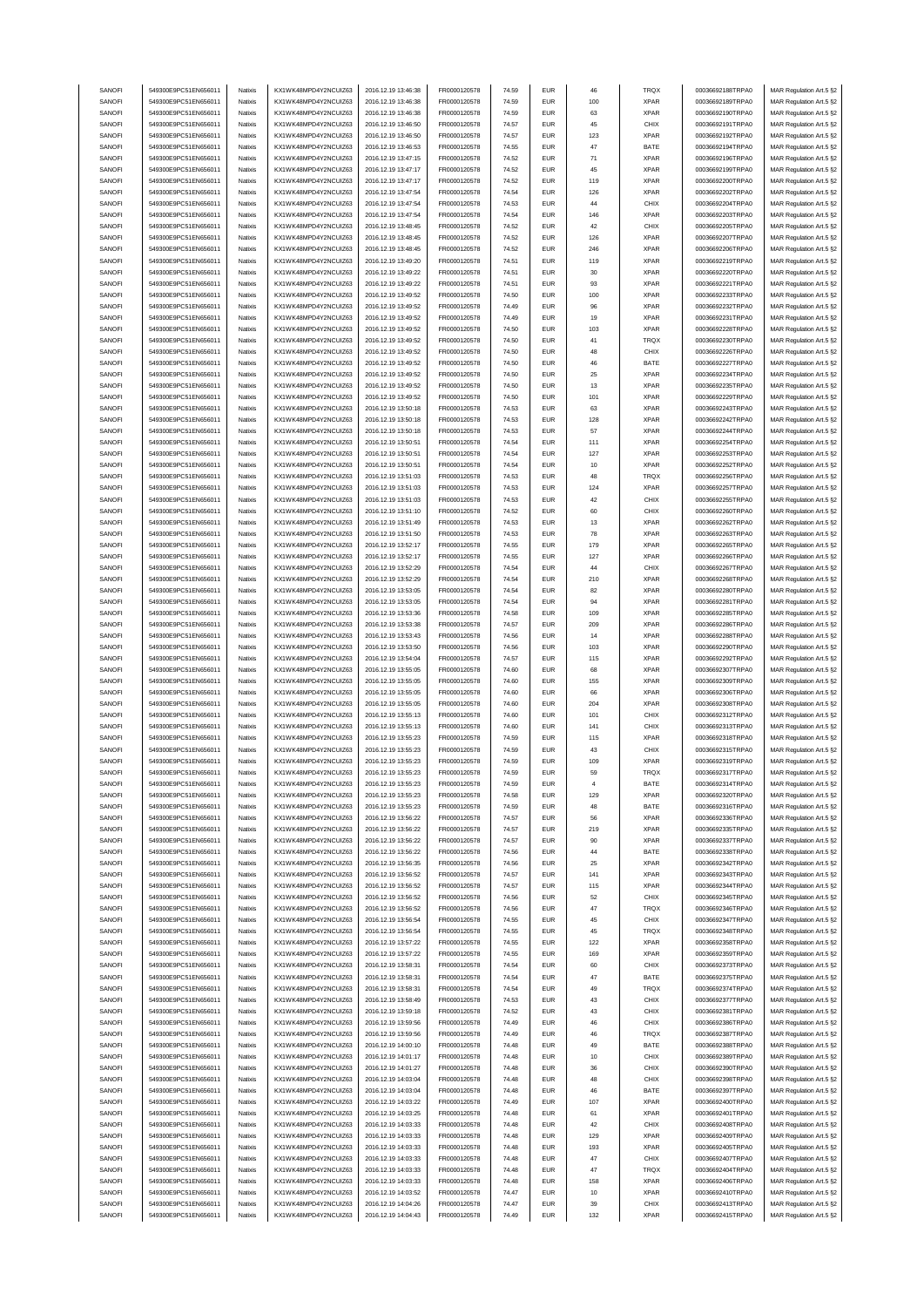| | | | | | | | | | | | |
|---|---|---|---|---|---|---|---|---|---|---|---|
| SANOFI | 549300E9PC51EN656011 | Natixis | KX1WK48MPD4Y2NCUIZ63 | 2016.12.19 13:46:38 | FR0000120578 | 74.59 | EUR | 46 | TRQX | 00036692188TRPA0 | MAR Regulation Art.5 §2 |
| SANOFI | 549300E9PC51EN656011 | Natixis | KX1WK48MPD4Y2NCUIZ63 | 2016.12.19 13:46:38 | FR0000120578 | 74.59 | EUR | 100 | XPAR | 00036692189TRPA0 | MAR Regulation Art.5 §2 |
| SANOFI | 549300E9PC51EN656011 | Natixis | KX1WK48MPD4Y2NCUIZ63 | 2016.12.19 13:46:38 | FR0000120578 | 74.59 | EUR | 63 | XPAR | 00036692190TRPA0 | MAR Regulation Art.5 §2 |
| SANOFI | 549300E9PC51EN656011 | Natixis | KX1WK48MPD4Y2NCUIZ63 | 2016.12.19 13:46:50 | FR0000120578 | 74.57 | EUR | 45 | CHIX | 00036692191TRPA0 | MAR Regulation Art.5 §2 |
| SANOFI | 549300E9PC51EN656011 | Natixis | KX1WK48MPD4Y2NCUIZ63 | 2016.12.19 13:46:50 | FR0000120578 | 74.57 | EUR | 123 | XPAR | 00036692192TRPA0 | MAR Regulation Art.5 §2 |
| SANOFI | 549300E9PC51EN656011 | Natixis | KX1WK48MPD4Y2NCUIZ63 | 2016.12.19 13:46:53 | FR0000120578 | 74.55 | EUR | 47 | BATE | 00036692194TRPA0 | MAR Regulation Art.5 §2 |
| SANOFI | 549300E9PC51EN656011 | Natixis | KX1WK48MPD4Y2NCUIZ63 | 2016.12.19 13:47:15 | FR0000120578 | 74.52 | EUR | 71 | XPAR | 00036692196TRPA0 | MAR Regulation Art.5 §2 |
| SANOFI | 549300E9PC51EN656011 | Natixis | KX1WK48MPD4Y2NCUIZ63 | 2016.12.19 13:47:17 | FR0000120578 | 74.52 | EUR | 45 | XPAR | 00036692199TRPA0 | MAR Regulation Art.5 §2 |
| SANOFI | 549300E9PC51EN656011 | Natixis | KX1WK48MPD4Y2NCUIZ63 | 2016.12.19 13:47:17 | FR0000120578 | 74.52 | EUR | 119 | XPAR | 00036692200TRPA0 | MAR Regulation Art.5 §2 |
| SANOFI | 549300E9PC51EN656011 | Natixis | KX1WK48MPD4Y2NCUIZ63 | 2016.12.19 13:47:54 | FR0000120578 | 74.54 | EUR | 126 | XPAR | 00036692202TRPA0 | MAR Regulation Art.5 §2 |
| SANOFI | 549300E9PC51EN656011 | Natixis | KX1WK48MPD4Y2NCUIZ63 | 2016.12.19 13:47:54 | FR0000120578 | 74.53 | EUR | 44 | CHIX | 00036692204TRPA0 | MAR Regulation Art.5 §2 |
| SANOFI | 549300E9PC51EN656011 | Natixis | KX1WK48MPD4Y2NCUIZ63 | 2016.12.19 13:47:54 | FR0000120578 | 74.54 | EUR | 146 | XPAR | 00036692203TRPA0 | MAR Regulation Art.5 §2 |
| SANOFI | 549300E9PC51EN656011 | Natixis | KX1WK48MPD4Y2NCUIZ63 | 2016.12.19 13:48:45 | FR0000120578 | 74.52 | EUR | 42 | CHIX | 00036692205TRPA0 | MAR Regulation Art.5 §2 |
| SANOFI | 549300E9PC51EN656011 | Natixis | KX1WK48MPD4Y2NCUIZ63 | 2016.12.19 13:48:45 | FR0000120578 | 74.52 | EUR | 126 | XPAR | 00036692207TRPA0 | MAR Regulation Art.5 §2 |
| SANOFI | 549300E9PC51EN656011 | Natixis | KX1WK48MPD4Y2NCUIZ63 | 2016.12.19 13:48:45 | FR0000120578 | 74.52 | EUR | 246 | XPAR | 00036692206TRPA0 | MAR Regulation Art.5 §2 |
| SANOFI | 549300E9PC51EN656011 | Natixis | KX1WK48MPD4Y2NCUIZ63 | 2016.12.19 13:49:20 | FR0000120578 | 74.51 | EUR | 119 | XPAR | 00036692219TRPA0 | MAR Regulation Art.5 §2 |
| SANOFI | 549300E9PC51EN656011 | Natixis | KX1WK48MPD4Y2NCUIZ63 | 2016.12.19 13:49:22 | FR0000120578 | 74.51 | EUR | 30 | XPAR | 00036692220TRPA0 | MAR Regulation Art.5 §2 |
| SANOFI | 549300E9PC51EN656011 | Natixis | KX1WK48MPD4Y2NCUIZ63 | 2016.12.19 13:49:22 | FR0000120578 | 74.51 | EUR | 93 | XPAR | 00036692221TRPA0 | MAR Regulation Art.5 §2 |
| SANOFI | 549300E9PC51EN656011 | Natixis | KX1WK48MPD4Y2NCUIZ63 | 2016.12.19 13:49:52 | FR0000120578 | 74.50 | EUR | 100 | XPAR | 00036692233TRPA0 | MAR Regulation Art.5 §2 |
| SANOFI | 549300E9PC51EN656011 | Natixis | KX1WK48MPD4Y2NCUIZ63 | 2016.12.19 13:49:52 | FR0000120578 | 74.49 | EUR | 96 | XPAR | 00036692232TRPA0 | MAR Regulation Art.5 §2 |
| SANOFI | 549300E9PC51EN656011 | Natixis | KX1WK48MPD4Y2NCUIZ63 | 2016.12.19 13:49:52 | FR0000120578 | 74.49 | EUR | 19 | XPAR | 00036692231TRPA0 | MAR Regulation Art.5 §2 |
| SANOFI | 549300E9PC51EN656011 | Natixis | KX1WK48MPD4Y2NCUIZ63 | 2016.12.19 13:49:52 | FR0000120578 | 74.50 | EUR | 103 | XPAR | 00036692228TRPA0 | MAR Regulation Art.5 §2 |
| SANOFI | 549300E9PC51EN656011 | Natixis | KX1WK48MPD4Y2NCUIZ63 | 2016.12.19 13:49:52 | FR0000120578 | 74.50 | EUR | 41 | TRQX | 00036692230TRPA0 | MAR Regulation Art.5 §2 |
| SANOFI | 549300E9PC51EN656011 | Natixis | KX1WK48MPD4Y2NCUIZ63 | 2016.12.19 13:49:52 | FR0000120578 | 74.50 | EUR | 48 | CHIX | 00036692226TRPA0 | MAR Regulation Art.5 §2 |
| SANOFI | 549300E9PC51EN656011 | Natixis | KX1WK48MPD4Y2NCUIZ63 | 2016.12.19 13:49:52 | FR0000120578 | 74.50 | EUR | 46 | BATE | 00036692227TRPA0 | MAR Regulation Art.5 §2 |
| SANOFI | 549300E9PC51EN656011 | Natixis | KX1WK48MPD4Y2NCUIZ63 | 2016.12.19 13:49:52 | FR0000120578 | 74.50 | EUR | 25 | XPAR | 00036692234TRPA0 | MAR Regulation Art.5 §2 |
| SANOFI | 549300E9PC51EN656011 | Natixis | KX1WK48MPD4Y2NCUIZ63 | 2016.12.19 13:49:52 | FR0000120578 | 74.50 | EUR | 13 | XPAR | 00036692235TRPA0 | MAR Regulation Art.5 §2 |
| SANOFI | 549300E9PC51EN656011 | Natixis | KX1WK48MPD4Y2NCUIZ63 | 2016.12.19 13:49:52 | FR0000120578 | 74.50 | EUR | 101 | XPAR | 00036692229TRPA0 | MAR Regulation Art.5 §2 |
| SANOFI | 549300E9PC51EN656011 | Natixis | KX1WK48MPD4Y2NCUIZ63 | 2016.12.19 13:50:18 | FR0000120578 | 74.53 | EUR | 63 | XPAR | 00036692243TRPA0 | MAR Regulation Art.5 §2 |
| SANOFI | 549300E9PC51EN656011 | Natixis | KX1WK48MPD4Y2NCUIZ63 | 2016.12.19 13:50:18 | FR0000120578 | 74.53 | EUR | 128 | XPAR | 00036692242TRPA0 | MAR Regulation Art.5 §2 |
| SANOFI | 549300E9PC51EN656011 | Natixis | KX1WK48MPD4Y2NCUIZ63 | 2016.12.19 13:50:18 | FR0000120578 | 74.53 | EUR | 57 | XPAR | 00036692244TRPA0 | MAR Regulation Art.5 §2 |
| SANOFI | 549300E9PC51EN656011 | Natixis | KX1WK48MPD4Y2NCUIZ63 | 2016.12.19 13:50:51 | FR0000120578 | 74.54 | EUR | 111 | XPAR | 00036692254TRPA0 | MAR Regulation Art.5 §2 |
| SANOFI | 549300E9PC51EN656011 | Natixis | KX1WK48MPD4Y2NCUIZ63 | 2016.12.19 13:50:51 | FR0000120578 | 74.54 | EUR | 127 | XPAR | 00036692253TRPA0 | MAR Regulation Art.5 §2 |
| SANOFI | 549300E9PC51EN656011 | Natixis | KX1WK48MPD4Y2NCUIZ63 | 2016.12.19 13:50:51 | FR0000120578 | 74.54 | EUR | 10 | XPAR | 00036692252TRPA0 | MAR Regulation Art.5 §2 |
| SANOFI | 549300E9PC51EN656011 | Natixis | KX1WK48MPD4Y2NCUIZ63 | 2016.12.19 13:51:03 | FR0000120578 | 74.53 | EUR | 48 | TRQX | 00036692256TRPA0 | MAR Regulation Art.5 §2 |
| SANOFI | 549300E9PC51EN656011 | Natixis | KX1WK48MPD4Y2NCUIZ63 | 2016.12.19 13:51:03 | FR0000120578 | 74.53 | EUR | 124 | XPAR | 00036692257TRPA0 | MAR Regulation Art.5 §2 |
| SANOFI | 549300E9PC51EN656011 | Natixis | KX1WK48MPD4Y2NCUIZ63 | 2016.12.19 13:51:03 | FR0000120578 | 74.53 | EUR | 42 | CHIX | 00036692255TRPA0 | MAR Regulation Art.5 §2 |
| SANOFI | 549300E9PC51EN656011 | Natixis | KX1WK48MPD4Y2NCUIZ63 | 2016.12.19 13:51:10 | FR0000120578 | 74.52 | EUR | 60 | CHIX | 00036692260TRPA0 | MAR Regulation Art.5 §2 |
| SANOFI | 549300E9PC51EN656011 | Natixis | KX1WK48MPD4Y2NCUIZ63 | 2016.12.19 13:51:49 | FR0000120578 | 74.53 | EUR | 13 | XPAR | 00036692262TRPA0 | MAR Regulation Art.5 §2 |
| SANOFI | 549300E9PC51EN656011 | Natixis | KX1WK48MPD4Y2NCUIZ63 | 2016.12.19 13:51:50 | FR0000120578 | 74.53 | EUR | 78 | XPAR | 00036692263TRPA0 | MAR Regulation Art.5 §2 |
| SANOFI | 549300E9PC51EN656011 | Natixis | KX1WK48MPD4Y2NCUIZ63 | 2016.12.19 13:52:17 | FR0000120578 | 74.55 | EUR | 179 | XPAR | 00036692265TRPA0 | MAR Regulation Art.5 §2 |
| SANOFI | 549300E9PC51EN656011 | Natixis | KX1WK48MPD4Y2NCUIZ63 | 2016.12.19 13:52:17 | FR0000120578 | 74.55 | EUR | 127 | XPAR | 00036692266TRPA0 | MAR Regulation Art.5 §2 |
| SANOFI | 549300E9PC51EN656011 | Natixis | KX1WK48MPD4Y2NCUIZ63 | 2016.12.19 13:52:29 | FR0000120578 | 74.54 | EUR | 44 | CHIX | 00036692267TRPA0 | MAR Regulation Art.5 §2 |
| SANOFI | 549300E9PC51EN656011 | Natixis | KX1WK48MPD4Y2NCUIZ63 | 2016.12.19 13:52:29 | FR0000120578 | 74.54 | EUR | 210 | XPAR | 00036692268TRPA0 | MAR Regulation Art.5 §2 |
| SANOFI | 549300E9PC51EN656011 | Natixis | KX1WK48MPD4Y2NCUIZ63 | 2016.12.19 13:53:05 | FR0000120578 | 74.54 | EUR | 82 | XPAR | 00036692280TRPA0 | MAR Regulation Art.5 §2 |
| SANOFI | 549300E9PC51EN656011 | Natixis | KX1WK48MPD4Y2NCUIZ63 | 2016.12.19 13:53:05 | FR0000120578 | 74.54 | EUR | 94 | XPAR | 00036692281TRPA0 | MAR Regulation Art.5 §2 |
| SANOFI | 549300E9PC51EN656011 | Natixis | KX1WK48MPD4Y2NCUIZ63 | 2016.12.19 13:53:36 | FR0000120578 | 74.58 | EUR | 109 | XPAR | 00036692285TRPA0 | MAR Regulation Art.5 §2 |
| SANOFI | 549300E9PC51EN656011 | Natixis | KX1WK48MPD4Y2NCUIZ63 | 2016.12.19 13:53:38 | FR0000120578 | 74.57 | EUR | 209 | XPAR | 00036692286TRPA0 | MAR Regulation Art.5 §2 |
| SANOFI | 549300E9PC51EN656011 | Natixis | KX1WK48MPD4Y2NCUIZ63 | 2016.12.19 13:53:43 | FR0000120578 | 74.56 | EUR | 14 | XPAR | 00036692288TRPA0 | MAR Regulation Art.5 §2 |
| SANOFI | 549300E9PC51EN656011 | Natixis | KX1WK48MPD4Y2NCUIZ63 | 2016.12.19 13:53:50 | FR0000120578 | 74.56 | EUR | 103 | XPAR | 00036692290TRPA0 | MAR Regulation Art.5 §2 |
| SANOFI | 549300E9PC51EN656011 | Natixis | KX1WK48MPD4Y2NCUIZ63 | 2016.12.19 13:54:04 | FR0000120578 | 74.57 | EUR | 115 | XPAR | 00036692292TRPA0 | MAR Regulation Art.5 §2 |
| SANOFI | 549300E9PC51EN656011 | Natixis | KX1WK48MPD4Y2NCUIZ63 | 2016.12.19 13:55:05 | FR0000120578 | 74.60 | EUR | 68 | XPAR | 00036692307TRPA0 | MAR Regulation Art.5 §2 |
| SANOFI | 549300E9PC51EN656011 | Natixis | KX1WK48MPD4Y2NCUIZ63 | 2016.12.19 13:55:05 | FR0000120578 | 74.60 | EUR | 155 | XPAR | 00036692309TRPA0 | MAR Regulation Art.5 §2 |
| SANOFI | 549300E9PC51EN656011 | Natixis | KX1WK48MPD4Y2NCUIZ63 | 2016.12.19 13:55:05 | FR0000120578 | 74.60 | EUR | 66 | XPAR | 00036692306TRPA0 | MAR Regulation Art.5 §2 |
| SANOFI | 549300E9PC51EN656011 | Natixis | KX1WK48MPD4Y2NCUIZ63 | 2016.12.19 13:55:05 | FR0000120578 | 74.60 | EUR | 204 | XPAR | 00036692308TRPA0 | MAR Regulation Art.5 §2 |
| SANOFI | 549300E9PC51EN656011 | Natixis | KX1WK48MPD4Y2NCUIZ63 | 2016.12.19 13:55:13 | FR0000120578 | 74.60 | EUR | 101 | CHIX | 00036692312TRPA0 | MAR Regulation Art.5 §2 |
| SANOFI | 549300E9PC51EN656011 | Natixis | KX1WK48MPD4Y2NCUIZ63 | 2016.12.19 13:55:13 | FR0000120578 | 74.60 | EUR | 141 | CHIX | 00036692313TRPA0 | MAR Regulation Art.5 §2 |
| SANOFI | 549300E9PC51EN656011 | Natixis | KX1WK48MPD4Y2NCUIZ63 | 2016.12.19 13:55:23 | FR0000120578 | 74.59 | EUR | 115 | XPAR | 00036692318TRPA0 | MAR Regulation Art.5 §2 |
| SANOFI | 549300E9PC51EN656011 | Natixis | KX1WK48MPD4Y2NCUIZ63 | 2016.12.19 13:55:23 | FR0000120578 | 74.59 | EUR | 43 | CHIX | 00036692315TRPA0 | MAR Regulation Art.5 §2 |
| SANOFI | 549300E9PC51EN656011 | Natixis | KX1WK48MPD4Y2NCUIZ63 | 2016.12.19 13:55:23 | FR0000120578 | 74.59 | EUR | 109 | XPAR | 00036692319TRPA0 | MAR Regulation Art.5 §2 |
| SANOFI | 549300E9PC51EN656011 | Natixis | KX1WK48MPD4Y2NCUIZ63 | 2016.12.19 13:55:23 | FR0000120578 | 74.59 | EUR | 59 | TRQX | 00036692317TRPA0 | MAR Regulation Art.5 §2 |
| SANOFI | 549300E9PC51EN656011 | Natixis | KX1WK48MPD4Y2NCUIZ63 | 2016.12.19 13:55:23 | FR0000120578 | 74.59 | EUR | 4 | BATE | 00036692314TRPA0 | MAR Regulation Art.5 §2 |
| SANOFI | 549300E9PC51EN656011 | Natixis | KX1WK48MPD4Y2NCUIZ63 | 2016.12.19 13:55:23 | FR0000120578 | 74.58 | EUR | 129 | XPAR | 00036692320TRPA0 | MAR Regulation Art.5 §2 |
| SANOFI | 549300E9PC51EN656011 | Natixis | KX1WK48MPD4Y2NCUIZ63 | 2016.12.19 13:55:23 | FR0000120578 | 74.59 | EUR | 48 | BATE | 00036692316TRPA0 | MAR Regulation Art.5 §2 |
| SANOFI | 549300E9PC51EN656011 | Natixis | KX1WK48MPD4Y2NCUIZ63 | 2016.12.19 13:56:22 | FR0000120578 | 74.57 | EUR | 56 | XPAR | 00036692336TRPA0 | MAR Regulation Art.5 §2 |
| SANOFI | 549300E9PC51EN656011 | Natixis | KX1WK48MPD4Y2NCUIZ63 | 2016.12.19 13:56:22 | FR0000120578 | 74.57 | EUR | 219 | XPAR | 00036692335TRPA0 | MAR Regulation Art.5 §2 |
| SANOFI | 549300E9PC51EN656011 | Natixis | KX1WK48MPD4Y2NCUIZ63 | 2016.12.19 13:56:22 | FR0000120578 | 74.57 | EUR | 90 | XPAR | 00036692337TRPA0 | MAR Regulation Art.5 §2 |
| SANOFI | 549300E9PC51EN656011 | Natixis | KX1WK48MPD4Y2NCUIZ63 | 2016.12.19 13:56:22 | FR0000120578 | 74.56 | EUR | 44 | BATE | 00036692338TRPA0 | MAR Regulation Art.5 §2 |
| SANOFI | 549300E9PC51EN656011 | Natixis | KX1WK48MPD4Y2NCUIZ63 | 2016.12.19 13:56:35 | FR0000120578 | 74.56 | EUR | 25 | XPAR | 00036692342TRPA0 | MAR Regulation Art.5 §2 |
| SANOFI | 549300E9PC51EN656011 | Natixis | KX1WK48MPD4Y2NCUIZ63 | 2016.12.19 13:56:52 | FR0000120578 | 74.57 | EUR | 141 | XPAR | 00036692343TRPA0 | MAR Regulation Art.5 §2 |
| SANOFI | 549300E9PC51EN656011 | Natixis | KX1WK48MPD4Y2NCUIZ63 | 2016.12.19 13:56:52 | FR0000120578 | 74.57 | EUR | 115 | XPAR | 00036692344TRPA0 | MAR Regulation Art.5 §2 |
| SANOFI | 549300E9PC51EN656011 | Natixis | KX1WK48MPD4Y2NCUIZ63 | 2016.12.19 13:56:52 | FR0000120578 | 74.56 | EUR | 52 | CHIX | 00036692345TRPA0 | MAR Regulation Art.5 §2 |
| SANOFI | 549300E9PC51EN656011 | Natixis | KX1WK48MPD4Y2NCUIZ63 | 2016.12.19 13:56:52 | FR0000120578 | 74.56 | EUR | 47 | TRQX | 00036692346TRPA0 | MAR Regulation Art.5 §2 |
| SANOFI | 549300E9PC51EN656011 | Natixis | KX1WK48MPD4Y2NCUIZ63 | 2016.12.19 13:56:54 | FR0000120578 | 74.55 | EUR | 45 | CHIX | 00036692347TRPA0 | MAR Regulation Art.5 §2 |
| SANOFI | 549300E9PC51EN656011 | Natixis | KX1WK48MPD4Y2NCUIZ63 | 2016.12.19 13:56:54 | FR0000120578 | 74.55 | EUR | 45 | TRQX | 00036692348TRPA0 | MAR Regulation Art.5 §2 |
| SANOFI | 549300E9PC51EN656011 | Natixis | KX1WK48MPD4Y2NCUIZ63 | 2016.12.19 13:57:22 | FR0000120578 | 74.55 | EUR | 122 | XPAR | 00036692358TRPA0 | MAR Regulation Art.5 §2 |
| SANOFI | 549300E9PC51EN656011 | Natixis | KX1WK48MPD4Y2NCUIZ63 | 2016.12.19 13:57:22 | FR0000120578 | 74.55 | EUR | 169 | XPAR | 00036692359TRPA0 | MAR Regulation Art.5 §2 |
| SANOFI | 549300E9PC51EN656011 | Natixis | KX1WK48MPD4Y2NCUIZ63 | 2016.12.19 13:58:31 | FR0000120578 | 74.54 | EUR | 60 | CHIX | 00036692373TRPA0 | MAR Regulation Art.5 §2 |
| SANOFI | 549300E9PC51EN656011 | Natixis | KX1WK48MPD4Y2NCUIZ63 | 2016.12.19 13:58:31 | FR0000120578 | 74.54 | EUR | 47 | BATE | 00036692375TRPA0 | MAR Regulation Art.5 §2 |
| SANOFI | 549300E9PC51EN656011 | Natixis | KX1WK48MPD4Y2NCUIZ63 | 2016.12.19 13:58:31 | FR0000120578 | 74.54 | EUR | 49 | TRQX | 00036692374TRPA0 | MAR Regulation Art.5 §2 |
| SANOFI | 549300E9PC51EN656011 | Natixis | KX1WK48MPD4Y2NCUIZ63 | 2016.12.19 13:58:49 | FR0000120578 | 74.53 | EUR | 43 | CHIX | 00036692377TRPA0 | MAR Regulation Art.5 §2 |
| SANOFI | 549300E9PC51EN656011 | Natixis | KX1WK48MPD4Y2NCUIZ63 | 2016.12.19 13:59:18 | FR0000120578 | 74.52 | EUR | 43 | CHIX | 00036692381TRPA0 | MAR Regulation Art.5 §2 |
| SANOFI | 549300E9PC51EN656011 | Natixis | KX1WK48MPD4Y2NCUIZ63 | 2016.12.19 13:59:56 | FR0000120578 | 74.49 | EUR | 46 | CHIX | 00036692386TRPA0 | MAR Regulation Art.5 §2 |
| SANOFI | 549300E9PC51EN656011 | Natixis | KX1WK48MPD4Y2NCUIZ63 | 2016.12.19 13:59:56 | FR0000120578 | 74.49 | EUR | 46 | TRQX | 00036692387TRPA0 | MAR Regulation Art.5 §2 |
| SANOFI | 549300E9PC51EN656011 | Natixis | KX1WK48MPD4Y2NCUIZ63 | 2016.12.19 14:00:10 | FR0000120578 | 74.48 | EUR | 49 | BATE | 00036692388TRPA0 | MAR Regulation Art.5 §2 |
| SANOFI | 549300E9PC51EN656011 | Natixis | KX1WK48MPD4Y2NCUIZ63 | 2016.12.19 14:01:17 | FR0000120578 | 74.48 | EUR | 10 | CHIX | 00036692389TRPA0 | MAR Regulation Art.5 §2 |
| SANOFI | 549300E9PC51EN656011 | Natixis | KX1WK48MPD4Y2NCUIZ63 | 2016.12.19 14:01:27 | FR0000120578 | 74.48 | EUR | 36 | CHIX | 00036692390TRPA0 | MAR Regulation Art.5 §2 |
| SANOFI | 549300E9PC51EN656011 | Natixis | KX1WK48MPD4Y2NCUIZ63 | 2016.12.19 14:03:04 | FR0000120578 | 74.48 | EUR | 48 | CHIX | 00036692398TRPA0 | MAR Regulation Art.5 §2 |
| SANOFI | 549300E9PC51EN656011 | Natixis | KX1WK48MPD4Y2NCUIZ63 | 2016.12.19 14:03:04 | FR0000120578 | 74.48 | EUR | 46 | BATE | 00036692397TRPA0 | MAR Regulation Art.5 §2 |
| SANOFI | 549300E9PC51EN656011 | Natixis | KX1WK48MPD4Y2NCUIZ63 | 2016.12.19 14:03:22 | FR0000120578 | 74.49 | EUR | 107 | XPAR | 00036692400TRPA0 | MAR Regulation Art.5 §2 |
| SANOFI | 549300E9PC51EN656011 | Natixis | KX1WK48MPD4Y2NCUIZ63 | 2016.12.19 14:03:25 | FR0000120578 | 74.48 | EUR | 61 | XPAR | 00036692401TRPA0 | MAR Regulation Art.5 §2 |
| SANOFI | 549300E9PC51EN656011 | Natixis | KX1WK48MPD4Y2NCUIZ63 | 2016.12.19 14:03:33 | FR0000120578 | 74.48 | EUR | 42 | CHIX | 00036692408TRPA0 | MAR Regulation Art.5 §2 |
| SANOFI | 549300E9PC51EN656011 | Natixis | KX1WK48MPD4Y2NCUIZ63 | 2016.12.19 14:03:33 | FR0000120578 | 74.48 | EUR | 129 | XPAR | 00036692409TRPA0 | MAR Regulation Art.5 §2 |
| SANOFI | 549300E9PC51EN656011 | Natixis | KX1WK48MPD4Y2NCUIZ63 | 2016.12.19 14:03:33 | FR0000120578 | 74.48 | EUR | 193 | XPAR | 00036692405TRPA0 | MAR Regulation Art.5 §2 |
| SANOFI | 549300E9PC51EN656011 | Natixis | KX1WK48MPD4Y2NCUIZ63 | 2016.12.19 14:03:33 | FR0000120578 | 74.48 | EUR | 47 | CHIX | 00036692407TRPA0 | MAR Regulation Art.5 §2 |
| SANOFI | 549300E9PC51EN656011 | Natixis | KX1WK48MPD4Y2NCUIZ63 | 2016.12.19 14:03:33 | FR0000120578 | 74.48 | EUR | 47 | TRQX | 00036692404TRPA0 | MAR Regulation Art.5 §2 |
| SANOFI | 549300E9PC51EN656011 | Natixis | KX1WK48MPD4Y2NCUIZ63 | 2016.12.19 14:03:33 | FR0000120578 | 74.48 | EUR | 158 | XPAR | 00036692406TRPA0 | MAR Regulation Art.5 §2 |
| SANOFI | 549300E9PC51EN656011 | Natixis | KX1WK48MPD4Y2NCUIZ63 | 2016.12.19 14:03:52 | FR0000120578 | 74.47 | EUR | 10 | XPAR | 00036692410TRPA0 | MAR Regulation Art.5 §2 |
| SANOFI | 549300E9PC51EN656011 | Natixis | KX1WK48MPD4Y2NCUIZ63 | 2016.12.19 14:04:26 | FR0000120578 | 74.47 | EUR | 39 | CHIX | 00036692413TRPA0 | MAR Regulation Art.5 §2 |
| SANOFI | 549300E9PC51EN656011 | Natixis | KX1WK48MPD4Y2NCUIZ63 | 2016.12.19 14:04:43 | FR0000120578 | 74.49 | EUR | 132 | XPAR | 00036692415TRPA0 | MAR Regulation Art.5 §2 |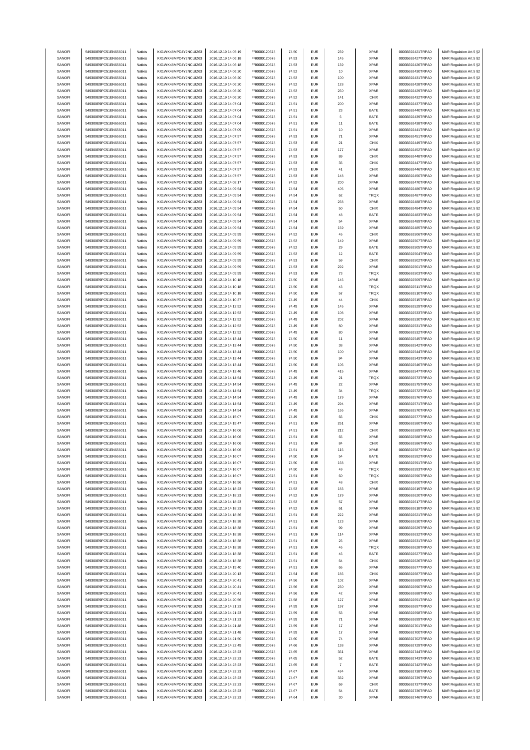| SANOFI | 549300E9PC51EN656011 | Natixis | KX1WK48MPD4Y2NCUIZ63 | 2016.12.19 14:05:19 | FR0000120578 | 74.50 | EUR | 239 | XPAR | 00036692421TRPA0 | MAR Regulation Art.5 §2 |
|---|---|---|---|---|---|---|---|---|---|---|---|
| SANOFI | 549300E9PC51EN656011 | Natixis | KX1WK48MPD4Y2NCUIZ63 | 2016.12.19 14:06:18 | FR0000120578 | 74.53 | EUR | 145 | XPAR | 00036692427TRPA0 | MAR Regulation Art.5 §2 |
| SANOFI | 549300E9PC51EN656011 | Natixis | KX1WK48MPD4Y2NCUIZ63 | 2016.12.19 14:06:18 | FR0000120578 | 74.53 | EUR | 139 | XPAR | 00036692426TRPA0 | MAR Regulation Art.5 §2 |
| SANOFI | 549300E9PC51EN656011 | Natixis | KX1WK48MPD4Y2NCUIZ63 | 2016.12.19 14:06:20 | FR0000120578 | 74.52 | EUR | 10 | XPAR | 00036692430TRPA0 | MAR Regulation Art.5 §2 |
| SANOFI | 549300E9PC51EN656011 | Natixis | KX1WK48MPD4Y2NCUIZ63 | 2016.12.19 14:06:20 | FR0000120578 | 74.52 | EUR | 100 | XPAR | 00036692431TRPA0 | MAR Regulation Art.5 §2 |
| SANOFI | 549300E9PC51EN656011 | Natixis | KX1WK48MPD4Y2NCUIZ63 | 2016.12.19 14:06:20 | FR0000120578 | 74.52 | EUR | 128 | XPAR | 00036692428TRPA0 | MAR Regulation Art.5 §2 |
| SANOFI | 549300E9PC51EN656011 | Natixis | KX1WK48MPD4Y2NCUIZ63 | 2016.12.19 14:06:20 | FR0000120578 | 74.52 | EUR | 260 | XPAR | 00036692429TRPA0 | MAR Regulation Art.5 §2 |
| SANOFI | 549300E9PC51EN656011 | Natixis | KX1WK48MPD4Y2NCUIZ63 | 2016.12.19 14:06:20 | FR0000120578 | 74.52 | EUR | 141 | CHIX | 00036692432TRPA0 | MAR Regulation Art.5 §2 |
| SANOFI | 549300E9PC51EN656011 | Natixis | KX1WK48MPD4Y2NCUIZ63 | 2016.12.19 14:07:04 | FR0000120578 | 74.51 | EUR | 200 | XPAR | 00036692437TRPA0 | MAR Regulation Art.5 §2 |
| SANOFI | 549300E9PC51EN656011 | Natixis | KX1WK48MPD4Y2NCUIZ63 | 2016.12.19 14:07:04 | FR0000120578 | 74.51 | EUR | 23 | BATE | 00036692440TRPA0 | MAR Regulation Art.5 §2 |
| SANOFI | 549300E9PC51EN656011 | Natixis | KX1WK48MPD4Y2NCUIZ63 | 2016.12.19 14:07:04 | FR0000120578 | 74.51 | EUR | 6 | BATE | 00036692439TRPA0 | MAR Regulation Art.5 §2 |
| SANOFI | 549300E9PC51EN656011 | Natixis | KX1WK48MPD4Y2NCUIZ63 | 2016.12.19 14:07:04 | FR0000120578 | 74.51 | EUR | 11 | BATE | 00036692438TRPA0 | MAR Regulation Art.5 §2 |
| SANOFI | 549300E9PC51EN656011 | Natixis | KX1WK48MPD4Y2NCUIZ63 | 2016.12.19 14:07:09 | FR0000120578 | 74.51 | EUR | 10 | XPAR | 00036692441TRPA0 | MAR Regulation Art.5 §2 |
| SANOFI | 549300E9PC51EN656011 | Natixis | KX1WK48MPD4Y2NCUIZ63 | 2016.12.19 14:07:57 | FR0000120578 | 74.53 | EUR | 71 | XPAR | 00036692451TRPA0 | MAR Regulation Art.5 §2 |
| SANOFI | 549300E9PC51EN656011 | Natixis | KX1WK48MPD4Y2NCUIZ63 | 2016.12.19 14:07:57 | FR0000120578 | 74.53 | EUR | 21 | CHIX | 00036692449TRPA0 | MAR Regulation Art.5 §2 |
| SANOFI | 549300E9PC51EN656011 | Natixis | KX1WK48MPD4Y2NCUIZ63 | 2016.12.19 14:07:57 | FR0000120578 | 74.53 | EUR | 177 | XPAR | 00036692452TRPA0 | MAR Regulation Art.5 §2 |
| SANOFI | 549300E9PC51EN656011 | Natixis | KX1WK48MPD4Y2NCUIZ63 | 2016.12.19 14:07:57 | FR0000120578 | 74.53 | EUR | 89 | CHIX | 00036692448TRPA0 | MAR Regulation Art.5 §2 |
| SANOFI | 549300E9PC51EN656011 | Natixis | KX1WK48MPD4Y2NCUIZ63 | 2016.12.19 14:07:57 | FR0000120578 | 74.53 | EUR | 35 | CHIX | 00036692447TRPA0 | MAR Regulation Art.5 §2 |
| SANOFI | 549300E9PC51EN656011 | Natixis | KX1WK48MPD4Y2NCUIZ63 | 2016.12.19 14:07:57 | FR0000120578 | 74.53 | EUR | 41 | CHIX | 00036692446TRPA0 | MAR Regulation Art.5 §2 |
| SANOFI | 549300E9PC51EN656011 | Natixis | KX1WK48MPD4Y2NCUIZ63 | 2016.12.19 14:07:57 | FR0000120578 | 74.53 | EUR | 148 | XPAR | 00036692450TRPA0 | MAR Regulation Art.5 §2 |
| SANOFI | 549300E9PC51EN656011 | Natixis | KX1WK48MPD4Y2NCUIZ63 | 2016.12.19 14:08:17 | FR0000120578 | 74.52 | EUR | 200 | XPAR | 00036692470TRPA0 | MAR Regulation Art.5 §2 |
| SANOFI | 549300E9PC51EN656011 | Natixis | KX1WK48MPD4Y2NCUIZ63 | 2016.12.19 14:09:54 | FR0000120578 | 74.54 | EUR | 405 | XPAR | 00036692486TRPA0 | MAR Regulation Art.5 §2 |
| SANOFI | 549300E9PC51EN656011 | Natixis | KX1WK48MPD4Y2NCUIZ63 | 2016.12.19 14:09:54 | FR0000120578 | 74.54 | EUR | 62 | TRQX | 00036692487TRPA0 | MAR Regulation Art.5 §2 |
| SANOFI | 549300E9PC51EN656011 | Natixis | KX1WK48MPD4Y2NCUIZ63 | 2016.12.19 14:09:54 | FR0000120578 | 74.54 | EUR | 268 | XPAR | 00036692488TRPA0 | MAR Regulation Art.5 §2 |
| SANOFI | 549300E9PC51EN656011 | Natixis | KX1WK48MPD4Y2NCUIZ63 | 2016.12.19 14:09:54 | FR0000120578 | 74.54 | EUR | 50 | CHIX | 00036692484TRPA0 | MAR Regulation Art.5 §2 |
| SANOFI | 549300E9PC51EN656011 | Natixis | KX1WK48MPD4Y2NCUIZ63 | 2016.12.19 14:09:54 | FR0000120578 | 74.54 | EUR | 48 | BATE | 00036692483TRPA0 | MAR Regulation Art.5 §2 |
| SANOFI | 549300E9PC51EN656011 | Natixis | KX1WK48MPD4Y2NCUIZ63 | 2016.12.19 14:09:54 | FR0000120578 | 74.54 | EUR | 54 | XPAR | 00036692489TRPA0 | MAR Regulation Art.5 §2 |
| SANOFI | 549300E9PC51EN656011 | Natixis | KX1WK48MPD4Y2NCUIZ63 | 2016.12.19 14:09:54 | FR0000120578 | 74.54 | EUR | 159 | XPAR | 00036692485TRPA0 | MAR Regulation Art.5 §2 |
| SANOFI | 549300E9PC51EN656011 | Natixis | KX1WK48MPD4Y2NCUIZ63 | 2016.12.19 14:09:59 | FR0000120578 | 74.52 | EUR | 45 | CHIX | 00036692506TRPA0 | MAR Regulation Art.5 §2 |
| SANOFI | 549300E9PC51EN656011 | Natixis | KX1WK48MPD4Y2NCUIZ63 | 2016.12.19 14:09:59 | FR0000120578 | 74.52 | EUR | 149 | XPAR | 00036692507TRPA0 | MAR Regulation Art.5 §2 |
| SANOFI | 549300E9PC51EN656011 | Natixis | KX1WK48MPD4Y2NCUIZ63 | 2016.12.19 14:09:59 | FR0000120578 | 74.52 | EUR | 29 | BATE | 00036692505TRPA0 | MAR Regulation Art.5 §2 |
| SANOFI | 549300E9PC51EN656011 | Natixis | KX1WK48MPD4Y2NCUIZ63 | 2016.12.19 14:09:59 | FR0000120578 | 74.52 | EUR | 12 | BATE | 00036692504TRPA0 | MAR Regulation Art.5 §2 |
| SANOFI | 549300E9PC51EN656011 | Natixis | KX1WK48MPD4Y2NCUIZ63 | 2016.12.19 14:09:59 | FR0000120578 | 74.53 | EUR | 59 | CHIX | 00036692502TRPA0 | MAR Regulation Art.5 §2 |
| SANOFI | 549300E9PC51EN656011 | Natixis | KX1WK48MPD4Y2NCUIZ63 | 2016.12.19 14:09:59 | FR0000120578 | 74.53 | EUR | 292 | XPAR | 00036692501TRPA0 | MAR Regulation Art.5 §2 |
| SANOFI | 549300E9PC51EN656011 | Natixis | KX1WK48MPD4Y2NCUIZ63 | 2016.12.19 14:09:59 | FR0000120578 | 74.53 | EUR | 73 | TRQX | 00036692503TRPA0 | MAR Regulation Art.5 §2 |
| SANOFI | 549300E9PC51EN656011 | Natixis | KX1WK48MPD4Y2NCUIZ63 | 2016.12.19 14:10:18 | FR0000120578 | 74.50 | EUR | 146 | XPAR | 00036692509TRPA0 | MAR Regulation Art.5 §2 |
| SANOFI | 549300E9PC51EN656011 | Natixis | KX1WK48MPD4Y2NCUIZ63 | 2016.12.19 14:10:18 | FR0000120578 | 74.50 | EUR | 43 | TRQX | 00036692511TRPA0 | MAR Regulation Art.5 §2 |
| SANOFI | 549300E9PC51EN656011 | Natixis | KX1WK48MPD4Y2NCUIZ63 | 2016.12.19 14:10:18 | FR0000120578 | 74.50 | EUR | 57 | TRQX | 00036692510TRPA0 | MAR Regulation Art.5 §2 |
| SANOFI | 549300E9PC51EN656011 | Natixis | KX1WK48MPD4Y2NCUIZ63 | 2016.12.19 14:10:37 | FR0000120578 | 74.49 | EUR | 44 | CHIX | 00036692515TRPA0 | MAR Regulation Art.5 §2 |
| SANOFI | 549300E9PC51EN656011 | Natixis | KX1WK48MPD4Y2NCUIZ63 | 2016.12.19 14:12:52 | FR0000120578 | 74.49 | EUR | 145 | XPAR | 00036692529TRPA0 | MAR Regulation Art.5 §2 |
| SANOFI | 549300E9PC51EN656011 | Natixis | KX1WK48MPD4Y2NCUIZ63 | 2016.12.19 14:12:52 | FR0000120578 | 74.49 | EUR | 108 | XPAR | 00036692533TRPA0 | MAR Regulation Art.5 §2 |
| SANOFI | 549300E9PC51EN656011 | Natixis | KX1WK48MPD4Y2NCUIZ63 | 2016.12.19 14:12:52 | FR0000120578 | 74.49 | EUR | 202 | XPAR | 00036692530TRPA0 | MAR Regulation Art.5 §2 |
| SANOFI | 549300E9PC51EN656011 | Natixis | KX1WK48MPD4Y2NCUIZ63 | 2016.12.19 14:12:52 | FR0000120578 | 74.49 | EUR | 80 | XPAR | 00036692531TRPA0 | MAR Regulation Art.5 §2 |
| SANOFI | 549300E9PC51EN656011 | Natixis | KX1WK48MPD4Y2NCUIZ63 | 2016.12.19 14:12:52 | FR0000120578 | 74.49 | EUR | 80 | XPAR | 00036692532TRPA0 | MAR Regulation Art.5 §2 |
| SANOFI | 549300E9PC51EN656011 | Natixis | KX1WK48MPD4Y2NCUIZ63 | 2016.12.19 14:13:44 | FR0000120578 | 74.50 | EUR | 11 | XPAR | 00036692545TRPA0 | MAR Regulation Art.5 §2 |
| SANOFI | 549300E9PC51EN656011 | Natixis | KX1WK48MPD4Y2NCUIZ63 | 2016.12.19 14:13:44 | FR0000120578 | 74.50 | EUR | 38 | XPAR | 00036692542TRPA0 | MAR Regulation Art.5 §2 |
| SANOFI | 549300E9PC51EN656011 | Natixis | KX1WK48MPD4Y2NCUIZ63 | 2016.12.19 14:13:44 | FR0000120578 | 74.50 | EUR | 100 | XPAR | 00036692544TRPA0 | MAR Regulation Art.5 §2 |
| SANOFI | 549300E9PC51EN656011 | Natixis | KX1WK48MPD4Y2NCUIZ63 | 2016.12.19 14:13:44 | FR0000120578 | 74.50 | EUR | 94 | XPAR | 00036692543TRPA0 | MAR Regulation Art.5 §2 |
| SANOFI | 549300E9PC51EN656011 | Natixis | KX1WK48MPD4Y2NCUIZ63 | 2016.12.19 14:13:44 | FR0000120578 | 74.50 | EUR | 106 | XPAR | 00036692546TRPA0 | MAR Regulation Art.5 §2 |
| SANOFI | 549300E9PC51EN656011 | Natixis | KX1WK48MPD4Y2NCUIZ63 | 2016.12.19 14:13:46 | FR0000120578 | 74.49 | EUR | 415 | XPAR | 00036692547TRPA0 | MAR Regulation Art.5 §2 |
| SANOFI | 549300E9PC51EN656011 | Natixis | KX1WK48MPD4Y2NCUIZ63 | 2016.12.19 14:14:54 | FR0000120578 | 74.49 | EUR | 21 | TRQX | 00036692573TRPA0 | MAR Regulation Art.5 §2 |
| SANOFI | 549300E9PC51EN656011 | Natixis | KX1WK48MPD4Y2NCUIZ63 | 2016.12.19 14:14:54 | FR0000120578 | 74.49 | EUR | 22 | XPAR | 00036692575TRPA0 | MAR Regulation Art.5 §2 |
| SANOFI | 549300E9PC51EN656011 | Natixis | KX1WK48MPD4Y2NCUIZ63 | 2016.12.19 14:14:54 | FR0000120578 | 74.49 | EUR | 34 | TRQX | 00036692572TRPA0 | MAR Regulation Art.5 §2 |
| SANOFI | 549300E9PC51EN656011 | Natixis | KX1WK48MPD4Y2NCUIZ63 | 2016.12.19 14:14:54 | FR0000120578 | 74.49 | EUR | 179 | XPAR | 00036692576TRPA0 | MAR Regulation Art.5 §2 |
| SANOFI | 549300E9PC51EN656011 | Natixis | KX1WK48MPD4Y2NCUIZ63 | 2016.12.19 14:14:54 | FR0000120578 | 74.49 | EUR | 294 | XPAR | 00036692571TRPA0 | MAR Regulation Art.5 §2 |
| SANOFI | 549300E9PC51EN656011 | Natixis | KX1WK48MPD4Y2NCUIZ63 | 2016.12.19 14:14:54 | FR0000120578 | 74.49 | EUR | 166 | XPAR | 00036692570TRPA0 | MAR Regulation Art.5 §2 |
| SANOFI | 549300E9PC51EN656011 | Natixis | KX1WK48MPD4Y2NCUIZ63 | 2016.12.19 14:15:07 | FR0000120578 | 74.49 | EUR | 66 | CHIX | 00036692577TRPA0 | MAR Regulation Art.5 §2 |
| SANOFI | 549300E9PC51EN656011 | Natixis | KX1WK48MPD4Y2NCUIZ63 | 2016.12.19 14:15:47 | FR0000120578 | 74.51 | EUR | 261 | XPAR | 00036692580TRPA0 | MAR Regulation Art.5 §2 |
| SANOFI | 549300E9PC51EN656011 | Natixis | KX1WK48MPD4Y2NCUIZ63 | 2016.12.19 14:16:06 | FR0000120578 | 74.51 | EUR | 212 | CHIX | 00036692589TRPA0 | MAR Regulation Art.5 §2 |
| SANOFI | 549300E9PC51EN656011 | Natixis | KX1WK48MPD4Y2NCUIZ63 | 2016.12.19 14:16:06 | FR0000120578 | 74.51 | EUR | 65 | XPAR | 00036692588TRPA0 | MAR Regulation Art.5 §2 |
| SANOFI | 549300E9PC51EN656011 | Natixis | KX1WK48MPD4Y2NCUIZ63 | 2016.12.19 14:16:06 | FR0000120578 | 74.51 | EUR | 84 | CHIX | 00036692586TRPA0 | MAR Regulation Art.5 §2 |
| SANOFI | 549300E9PC51EN656011 | Natixis | KX1WK48MPD4Y2NCUIZ63 | 2016.12.19 14:16:06 | FR0000120578 | 74.51 | EUR | 116 | XPAR | 00036692587TRPA0 | MAR Regulation Art.5 §2 |
| SANOFI | 549300E9PC51EN656011 | Natixis | KX1WK48MPD4Y2NCUIZ63 | 2016.12.19 14:16:07 | FR0000120578 | 74.50 | EUR | 54 | BATE | 00036692592TRPA0 | MAR Regulation Art.5 §2 |
| SANOFI | 549300E9PC51EN656011 | Natixis | KX1WK48MPD4Y2NCUIZ63 | 2016.12.19 14:16:07 | FR0000120578 | 74.50 | EUR | 168 | XPAR | 00036692591TRPA0 | MAR Regulation Art.5 §2 |
| SANOFI | 549300E9PC51EN656011 | Natixis | KX1WK48MPD4Y2NCUIZ63 | 2016.12.19 14:16:07 | FR0000120578 | 74.50 | EUR | 49 | TRQX | 00036692593TRPA0 | MAR Regulation Art.5 §2 |
| SANOFI | 549300E9PC51EN656011 | Natixis | KX1WK48MPD4Y2NCUIZ63 | 2016.12.19 14:16:07 | FR0000120578 | 74.51 | EUR | 60 | TRQX | 00036692590TRPA0 | MAR Regulation Art.5 §2 |
| SANOFI | 549300E9PC51EN656011 | Natixis | KX1WK48MPD4Y2NCUIZ63 | 2016.12.19 14:16:56 | FR0000120578 | 74.51 | EUR | 48 | CHIX | 00036692600TRPA0 | MAR Regulation Art.5 §2 |
| SANOFI | 549300E9PC51EN656011 | Natixis | KX1WK48MPD4Y2NCUIZ63 | 2016.12.19 14:18:23 | FR0000120578 | 74.52 | EUR | 183 | XPAR | 00036692619TRPA0 | MAR Regulation Art.5 §2 |
| SANOFI | 549300E9PC51EN656011 | Natixis | KX1WK48MPD4Y2NCUIZ63 | 2016.12.19 14:18:23 | FR0000120578 | 74.52 | EUR | 179 | XPAR | 00036692620TRPA0 | MAR Regulation Art.5 §2 |
| SANOFI | 549300E9PC51EN656011 | Natixis | KX1WK48MPD4Y2NCUIZ63 | 2016.12.19 14:18:23 | FR0000120578 | 74.52 | EUR | 57 | XPAR | 00036692617TRPA0 | MAR Regulation Art.5 §2 |
| SANOFI | 549300E9PC51EN656011 | Natixis | KX1WK48MPD4Y2NCUIZ63 | 2016.12.19 14:18:23 | FR0000120578 | 74.52 | EUR | 61 | XPAR | 00036692618TRPA0 | MAR Regulation Art.5 §2 |
| SANOFI | 549300E9PC51EN656011 | Natixis | KX1WK48MPD4Y2NCUIZ63 | 2016.12.19 14:18:36 | FR0000120578 | 74.51 | EUR | 222 | XPAR | 00036692621TRPA0 | MAR Regulation Art.5 §2 |
| SANOFI | 549300E9PC51EN656011 | Natixis | KX1WK48MPD4Y2NCUIZ63 | 2016.12.19 14:18:38 | FR0000120578 | 74.51 | EUR | 123 | XPAR | 00036692630TRPA0 | MAR Regulation Art.5 §2 |
| SANOFI | 549300E9PC51EN656011 | Natixis | KX1WK48MPD4Y2NCUIZ63 | 2016.12.19 14:18:38 | FR0000120578 | 74.51 | EUR | 99 | XPAR | 00036692629TRPA0 | MAR Regulation Art.5 §2 |
| SANOFI | 549300E9PC51EN656011 | Natixis | KX1WK48MPD4Y2NCUIZ63 | 2016.12.19 14:18:38 | FR0000120578 | 74.51 | EUR | 114 | XPAR | 00036692632TRPA0 | MAR Regulation Art.5 §2 |
| SANOFI | 549300E9PC51EN656011 | Natixis | KX1WK48MPD4Y2NCUIZ63 | 2016.12.19 14:18:38 | FR0000120578 | 74.51 | EUR | 26 | XPAR | 00036692631TRPA0 | MAR Regulation Art.5 §2 |
| SANOFI | 549300E9PC51EN656011 | Natixis | KX1WK48MPD4Y2NCUIZ63 | 2016.12.19 14:18:38 | FR0000120578 | 74.51 | EUR | 46 | TRQX | 00036692628TRPA0 | MAR Regulation Art.5 §2 |
| SANOFI | 549300E9PC51EN656011 | Natixis | KX1WK48MPD4Y2NCUIZ63 | 2016.12.19 14:18:38 | FR0000120578 | 74.51 | EUR | 46 | BATE | 00036692627TRPA0 | MAR Regulation Art.5 §2 |
| SANOFI | 549300E9PC51EN656011 | Natixis | KX1WK48MPD4Y2NCUIZ63 | 2016.12.19 14:18:38 | FR0000120578 | 74.51 | EUR | 64 | CHIX | 00036692626TRPA0 | MAR Regulation Art.5 §2 |
| SANOFI | 549300E9PC51EN656011 | Natixis | KX1WK48MPD4Y2NCUIZ63 | 2016.12.19 14:19:40 | FR0000120578 | 74.51 | EUR | 65 | XPAR | 00036692677TRPA0 | MAR Regulation Art.5 §2 |
| SANOFI | 549300E9PC51EN656011 | Natixis | KX1WK48MPD4Y2NCUIZ63 | 2016.12.19 14:20:13 | FR0000120578 | 74.54 | EUR | 186 | CHIX | 00036692687TRPA0 | MAR Regulation Art.5 §2 |
| SANOFI | 549300E9PC51EN656011 | Natixis | KX1WK48MPD4Y2NCUIZ63 | 2016.12.19 14:20:41 | FR0000120578 | 74.56 | EUR | 102 | XPAR | 00036692689TRPA0 | MAR Regulation Art.5 §2 |
| SANOFI | 549300E9PC51EN656011 | Natixis | KX1WK48MPD4Y2NCUIZ63 | 2016.12.19 14:20:41 | FR0000120578 | 74.56 | EUR | 230 | XPAR | 00036692690TRPA0 | MAR Regulation Art.5 §2 |
| SANOFI | 549300E9PC51EN656011 | Natixis | KX1WK48MPD4Y2NCUIZ63 | 2016.12.19 14:20:41 | FR0000120578 | 74.56 | EUR | 42 | XPAR | 00036692688TRPA0 | MAR Regulation Art.5 §2 |
| SANOFI | 549300E9PC51EN656011 | Natixis | KX1WK48MPD4Y2NCUIZ63 | 2016.12.19 14:20:56 | FR0000120578 | 74.58 | EUR | 127 | XPAR | 00036692691TRPA0 | MAR Regulation Art.5 §2 |
| SANOFI | 549300E9PC51EN656011 | Natixis | KX1WK48MPD4Y2NCUIZ63 | 2016.12.19 14:21:23 | FR0000120578 | 74.59 | EUR | 197 | XPAR | 00036692697TRPA0 | MAR Regulation Art.5 §2 |
| SANOFI | 549300E9PC51EN656011 | Natixis | KX1WK48MPD4Y2NCUIZ63 | 2016.12.19 14:21:23 | FR0000120578 | 74.59 | EUR | 53 | XPAR | 00036692698TRPA0 | MAR Regulation Art.5 §2 |
| SANOFI | 549300E9PC51EN656011 | Natixis | KX1WK48MPD4Y2NCUIZ63 | 2016.12.19 14:21:23 | FR0000120578 | 74.59 | EUR | 71 | XPAR | 00036692699TRPA0 | MAR Regulation Art.5 §2 |
| SANOFI | 549300E9PC51EN656011 | Natixis | KX1WK48MPD4Y2NCUIZ63 | 2016.12.19 14:21:48 | FR0000120578 | 74.59 | EUR | 17 | XPAR | 00036692701TRPA0 | MAR Regulation Art.5 §2 |
| SANOFI | 549300E9PC51EN656011 | Natixis | KX1WK48MPD4Y2NCUIZ63 | 2016.12.19 14:21:48 | FR0000120578 | 74.59 | EUR | 17 | XPAR | 00036692700TRPA0 | MAR Regulation Art.5 §2 |
| SANOFI | 549300E9PC51EN656011 | Natixis | KX1WK48MPD4Y2NCUIZ63 | 2016.12.19 14:21:50 | FR0000120578 | 74.60 | EUR | 74 | XPAR | 00036692702TRPA0 | MAR Regulation Art.5 §2 |
| SANOFI | 549300E9PC51EN656011 | Natixis | KX1WK48MPD4Y2NCUIZ63 | 2016.12.19 14:22:49 | FR0000120578 | 74.66 | EUR | 138 | XPAR | 00036692729TRPA0 | MAR Regulation Art.5 §2 |
| SANOFI | 549300E9PC51EN656011 | Natixis | KX1WK48MPD4Y2NCUIZ63 | 2016.12.19 14:23:23 | FR0000120578 | 74.65 | EUR | 361 | XPAR | 00036692744TRPA0 | MAR Regulation Art.5 §2 |
| SANOFI | 549300E9PC51EN656011 | Natixis | KX1WK48MPD4Y2NCUIZ63 | 2016.12.19 14:23:23 | FR0000120578 | 74.65 | EUR | 52 | BATE | 00036692743TRPA0 | MAR Regulation Art.5 §2 |
| SANOFI | 549300E9PC51EN656011 | Natixis | KX1WK48MPD4Y2NCUIZ63 | 2016.12.19 14:23:23 | FR0000120578 | 74.65 | EUR | 7 | BATE | 00036692742TRPA0 | MAR Regulation Art.5 §2 |
| SANOFI | 549300E9PC51EN656011 | Natixis | KX1WK48MPD4Y2NCUIZ63 | 2016.12.19 14:23:23 | FR0000120578 | 74.67 | EUR | 494 | XPAR | 00036692738TRPA0 | MAR Regulation Art.5 §2 |
| SANOFI | 549300E9PC51EN656011 | Natixis | KX1WK48MPD4Y2NCUIZ63 | 2016.12.19 14:23:23 | FR0000120578 | 74.67 | EUR | 332 | XPAR | 00036692739TRPA0 | MAR Regulation Art.5 §2 |
| SANOFI | 549300E9PC51EN656011 | Natixis | KX1WK48MPD4Y2NCUIZ63 | 2016.12.19 14:23:23 | FR0000120578 | 74.67 | EUR | 69 | CHIX | 00036692737TRPA0 | MAR Regulation Art.5 §2 |
| SANOFI | 549300E9PC51EN656011 | Natixis | KX1WK48MPD4Y2NCUIZ63 | 2016.12.19 14:23:23 | FR0000120578 | 74.67 | EUR | 54 | BATE | 00036692736TRPA0 | MAR Regulation Art.5 §2 |
| SANOFI | 549300E9PC51EN656011 | Natixis | KX1WK48MPD4Y2NCUIZ63 | 2016.12.19 14:23:23 | FR0000120578 | 74.64 | EUR | 30 | XPAR | 00036692746TRPA0 | MAR Regulation Art.5 §2 |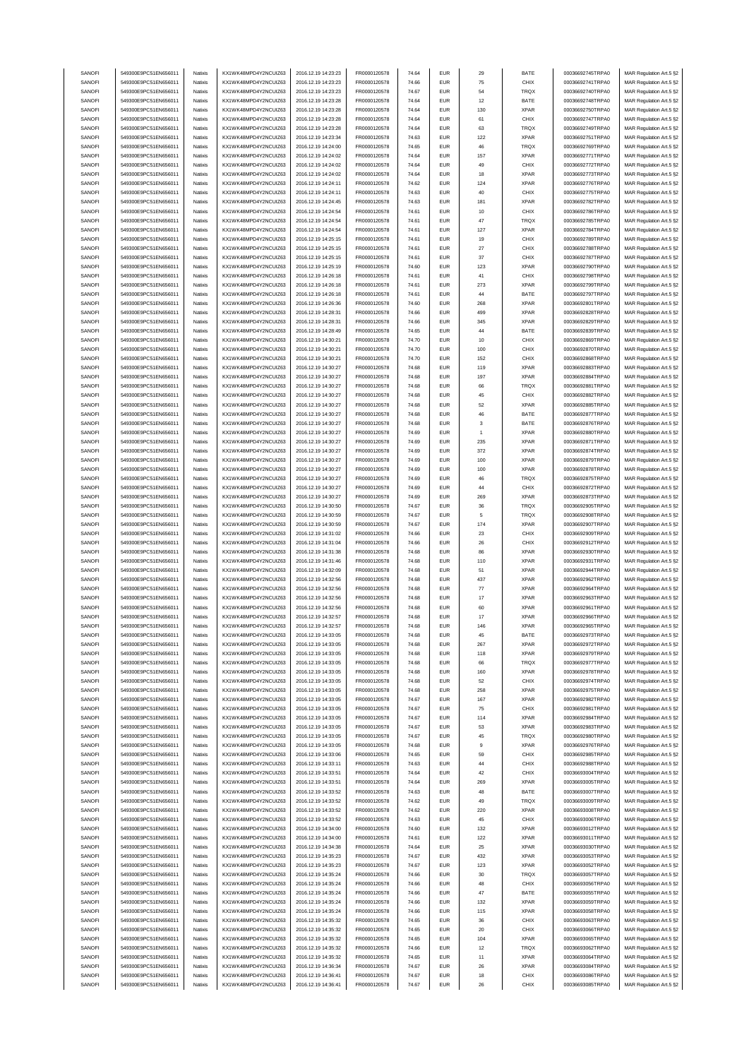| SANOFI | 549300E9PC51EN656011 | Natixis | KX1WK48MPD4Y2NCUIZ63 | 2016.12.19 14:23:23 | FR0000120578 | 74.64 | EUR | 29 | BATE | 00036692745TRPA0 | MAR Regulation Art.5 §2 |
|---|---|---|---|---|---|---|---|---|---|---|---|
| SANOFI | 549300E9PC51EN656011 | Natixis | KX1WK48MPD4Y2NCUIZ63 | 2016.12.19 14:23:23 | FR0000120578 | 74.66 | EUR | 75 | CHIX | 00036692741TRPA0 | MAR Regulation Art.5 §2 |
| SANOFI | 549300E9PC51EN656011 | Natixis | KX1WK48MPD4Y2NCUIZ63 | 2016.12.19 14:23:23 | FR0000120578 | 74.67 | EUR | 54 | TRQX | 00036692740TRPA0 | MAR Regulation Art.5 §2 |
| SANOFI | 549300E9PC51EN656011 | Natixis | KX1WK48MPD4Y2NCUIZ63 | 2016.12.19 14:23:28 | FR0000120578 | 74.64 | EUR | 12 | BATE | 00036692748TRPA0 | MAR Regulation Art.5 §2 |
| SANOFI | 549300E9PC51EN656011 | Natixis | KX1WK48MPD4Y2NCUIZ63 | 2016.12.19 14:23:28 | FR0000120578 | 74.64 | EUR | 130 | XPAR | 00036692750TRPA0 | MAR Regulation Art.5 §2 |
| SANOFI | 549300E9PC51EN656011 | Natixis | KX1WK48MPD4Y2NCUIZ63 | 2016.12.19 14:23:28 | FR0000120578 | 74.64 | EUR | 61 | CHIX | 00036692747TRPA0 | MAR Regulation Art.5 §2 |
| SANOFI | 549300E9PC51EN656011 | Natixis | KX1WK48MPD4Y2NCUIZ63 | 2016.12.19 14:23:28 | FR0000120578 | 74.64 | EUR | 63 | TRQX | 00036692749TRPA0 | MAR Regulation Art.5 §2 |
| SANOFI | 549300E9PC51EN656011 | Natixis | KX1WK48MPD4Y2NCUIZ63 | 2016.12.19 14:23:34 | FR0000120578 | 74.63 | EUR | 122 | XPAR | 00036692751TRPA0 | MAR Regulation Art.5 §2 |
| SANOFI | 549300E9PC51EN656011 | Natixis | KX1WK48MPD4Y2NCUIZ63 | 2016.12.19 14:24:00 | FR0000120578 | 74.65 | EUR | 46 | TRQX | 00036692769TRPA0 | MAR Regulation Art.5 §2 |
| SANOFI | 549300E9PC51EN656011 | Natixis | KX1WK48MPD4Y2NCUIZ63 | 2016.12.19 14:24:02 | FR0000120578 | 74.64 | EUR | 157 | XPAR | 00036692771TRPA0 | MAR Regulation Art.5 §2 |
| SANOFI | 549300E9PC51EN656011 | Natixis | KX1WK48MPD4Y2NCUIZ63 | 2016.12.19 14:24:02 | FR0000120578 | 74.64 | EUR | 49 | CHIX | 00036692772TRPA0 | MAR Regulation Art.5 §2 |
| SANOFI | 549300E9PC51EN656011 | Natixis | KX1WK48MPD4Y2NCUIZ63 | 2016.12.19 14:24:02 | FR0000120578 | 74.64 | EUR | 18 | XPAR | 00036692773TRPA0 | MAR Regulation Art.5 §2 |
| SANOFI | 549300E9PC51EN656011 | Natixis | KX1WK48MPD4Y2NCUIZ63 | 2016.12.19 14:24:11 | FR0000120578 | 74.62 | EUR | 124 | XPAR | 00036692776TRPA0 | MAR Regulation Art.5 §2 |
| SANOFI | 549300E9PC51EN656011 | Natixis | KX1WK48MPD4Y2NCUIZ63 | 2016.12.19 14:24:11 | FR0000120578 | 74.63 | EUR | 40 | CHIX | 00036692775TRPA0 | MAR Regulation Art.5 §2 |
| SANOFI | 549300E9PC51EN656011 | Natixis | KX1WK48MPD4Y2NCUIZ63 | 2016.12.19 14:24:45 | FR0000120578 | 74.63 | EUR | 181 | XPAR | 00036692782TRPA0 | MAR Regulation Art.5 §2 |
| SANOFI | 549300E9PC51EN656011 | Natixis | KX1WK48MPD4Y2NCUIZ63 | 2016.12.19 14:24:54 | FR0000120578 | 74.61 | EUR | 10 | CHIX | 00036692786TRPA0 | MAR Regulation Art.5 §2 |
| SANOFI | 549300E9PC51EN656011 | Natixis | KX1WK48MPD4Y2NCUIZ63 | 2016.12.19 14:24:54 | FR0000120578 | 74.61 | EUR | 47 | TRQX | 00036692785TRPA0 | MAR Regulation Art.5 §2 |
| SANOFI | 549300E9PC51EN656011 | Natixis | KX1WK48MPD4Y2NCUIZ63 | 2016.12.19 14:24:54 | FR0000120578 | 74.61 | EUR | 127 | XPAR | 00036692784TRPA0 | MAR Regulation Art.5 §2 |
| SANOFI | 549300E9PC51EN656011 | Natixis | KX1WK48MPD4Y2NCUIZ63 | 2016.12.19 14:25:15 | FR0000120578 | 74.61 | EUR | 19 | CHIX | 00036692789TRPA0 | MAR Regulation Art.5 §2 |
| SANOFI | 549300E9PC51EN656011 | Natixis | KX1WK48MPD4Y2NCUIZ63 | 2016.12.19 14:25:15 | FR0000120578 | 74.61 | EUR | 27 | CHIX | 00036692788TRPA0 | MAR Regulation Art.5 §2 |
| SANOFI | 549300E9PC51EN656011 | Natixis | KX1WK48MPD4Y2NCUIZ63 | 2016.12.19 14:25:15 | FR0000120578 | 74.61 | EUR | 37 | CHIX | 00036692787TRPA0 | MAR Regulation Art.5 §2 |
| SANOFI | 549300E9PC51EN656011 | Natixis | KX1WK48MPD4Y2NCUIZ63 | 2016.12.19 14:25:19 | FR0000120578 | 74.60 | EUR | 123 | XPAR | 00036692790TRPA0 | MAR Regulation Art.5 §2 |
| SANOFI | 549300E9PC51EN656011 | Natixis | KX1WK48MPD4Y2NCUIZ63 | 2016.12.19 14:26:18 | FR0000120578 | 74.61 | EUR | 41 | CHIX | 00036692798TRPA0 | MAR Regulation Art.5 §2 |
| SANOFI | 549300E9PC51EN656011 | Natixis | KX1WK48MPD4Y2NCUIZ63 | 2016.12.19 14:26:18 | FR0000120578 | 74.61 | EUR | 273 | XPAR | 00036692799TRPA0 | MAR Regulation Art.5 §2 |
| SANOFI | 549300E9PC51EN656011 | Natixis | KX1WK48MPD4Y2NCUIZ63 | 2016.12.19 14:26:18 | FR0000120578 | 74.61 | EUR | 44 | BATE | 00036692797TRPA0 | MAR Regulation Art.5 §2 |
| SANOFI | 549300E9PC51EN656011 | Natixis | KX1WK48MPD4Y2NCUIZ63 | 2016.12.19 14:26:36 | FR0000120578 | 74.60 | EUR | 268 | XPAR | 00036692801TRPA0 | MAR Regulation Art.5 §2 |
| SANOFI | 549300E9PC51EN656011 | Natixis | KX1WK48MPD4Y2NCUIZ63 | 2016.12.19 14:28:31 | FR0000120578 | 74.66 | EUR | 499 | XPAR | 00036692828TRPA0 | MAR Regulation Art.5 §2 |
| SANOFI | 549300E9PC51EN656011 | Natixis | KX1WK48MPD4Y2NCUIZ63 | 2016.12.19 14:28:31 | FR0000120578 | 74.66 | EUR | 345 | XPAR | 00036692829TRPA0 | MAR Regulation Art.5 §2 |
| SANOFI | 549300E9PC51EN656011 | Natixis | KX1WK48MPD4Y2NCUIZ63 | 2016.12.19 14:28:49 | FR0000120578 | 74.65 | EUR | 44 | BATE | 00036692839TRPA0 | MAR Regulation Art.5 §2 |
| SANOFI | 549300E9PC51EN656011 | Natixis | KX1WK48MPD4Y2NCUIZ63 | 2016.12.19 14:30:21 | FR0000120578 | 74.70 | EUR | 10 | CHIX | 00036692869TRPA0 | MAR Regulation Art.5 §2 |
| SANOFI | 549300E9PC51EN656011 | Natixis | KX1WK48MPD4Y2NCUIZ63 | 2016.12.19 14:30:21 | FR0000120578 | 74.70 | EUR | 100 | CHIX | 00036692870TRPA0 | MAR Regulation Art.5 §2 |
| SANOFI | 549300E9PC51EN656011 | Natixis | KX1WK48MPD4Y2NCUIZ63 | 2016.12.19 14:30:21 | FR0000120578 | 74.70 | EUR | 152 | CHIX | 00036692868TRPA0 | MAR Regulation Art.5 §2 |
| SANOFI | 549300E9PC51EN656011 | Natixis | KX1WK48MPD4Y2NCUIZ63 | 2016.12.19 14:30:27 | FR0000120578 | 74.68 | EUR | 119 | XPAR | 00036692883TRPA0 | MAR Regulation Art.5 §2 |
| SANOFI | 549300E9PC51EN656011 | Natixis | KX1WK48MPD4Y2NCUIZ63 | 2016.12.19 14:30:27 | FR0000120578 | 74.68 | EUR | 197 | XPAR | 00036692884TRPA0 | MAR Regulation Art.5 §2 |
| SANOFI | 549300E9PC51EN656011 | Natixis | KX1WK48MPD4Y2NCUIZ63 | 2016.12.19 14:30:27 | FR0000120578 | 74.68 | EUR | 66 | TRQX | 00036692881TRPA0 | MAR Regulation Art.5 §2 |
| SANOFI | 549300E9PC51EN656011 | Natixis | KX1WK48MPD4Y2NCUIZ63 | 2016.12.19 14:30:27 | FR0000120578 | 74.68 | EUR | 45 | CHIX | 00036692882TRPA0 | MAR Regulation Art.5 §2 |
| SANOFI | 549300E9PC51EN656011 | Natixis | KX1WK48MPD4Y2NCUIZ63 | 2016.12.19 14:30:27 | FR0000120578 | 74.68 | EUR | 52 | XPAR | 00036692885TRPA0 | MAR Regulation Art.5 §2 |
| SANOFI | 549300E9PC51EN656011 | Natixis | KX1WK48MPD4Y2NCUIZ63 | 2016.12.19 14:30:27 | FR0000120578 | 74.68 | EUR | 46 | BATE | 00036692877TRPA0 | MAR Regulation Art.5 §2 |
| SANOFI | 549300E9PC51EN656011 | Natixis | KX1WK48MPD4Y2NCUIZ63 | 2016.12.19 14:30:27 | FR0000120578 | 74.68 | EUR | 3 | BATE | 00036692876TRPA0 | MAR Regulation Art.5 §2 |
| SANOFI | 549300E9PC51EN656011 | Natixis | KX1WK48MPD4Y2NCUIZ63 | 2016.12.19 14:30:27 | FR0000120578 | 74.69 | EUR | 1 | XPAR | 00036692880TRPA0 | MAR Regulation Art.5 §2 |
| SANOFI | 549300E9PC51EN656011 | Natixis | KX1WK48MPD4Y2NCUIZ63 | 2016.12.19 14:30:27 | FR0000120578 | 74.69 | EUR | 235 | XPAR | 00036692871TRPA0 | MAR Regulation Art.5 §2 |
| SANOFI | 549300E9PC51EN656011 | Natixis | KX1WK48MPD4Y2NCUIZ63 | 2016.12.19 14:30:27 | FR0000120578 | 74.69 | EUR | 372 | XPAR | 00036692874TRPA0 | MAR Regulation Art.5 §2 |
| SANOFI | 549300E9PC51EN656011 | Natixis | KX1WK48MPD4Y2NCUIZ63 | 2016.12.19 14:30:27 | FR0000120578 | 74.69 | EUR | 100 | XPAR | 00036692879TRPA0 | MAR Regulation Art.5 §2 |
| SANOFI | 549300E9PC51EN656011 | Natixis | KX1WK48MPD4Y2NCUIZ63 | 2016.12.19 14:30:27 | FR0000120578 | 74.69 | EUR | 100 | XPAR | 00036692878TRPA0 | MAR Regulation Art.5 §2 |
| SANOFI | 549300E9PC51EN656011 | Natixis | KX1WK48MPD4Y2NCUIZ63 | 2016.12.19 14:30:27 | FR0000120578 | 74.69 | EUR | 46 | TRQX | 00036692875TRPA0 | MAR Regulation Art.5 §2 |
| SANOFI | 549300E9PC51EN656011 | Natixis | KX1WK48MPD4Y2NCUIZ63 | 2016.12.19 14:30:27 | FR0000120578 | 74.69 | EUR | 44 | CHIX | 00036692872TRPA0 | MAR Regulation Art.5 §2 |
| SANOFI | 549300E9PC51EN656011 | Natixis | KX1WK48MPD4Y2NCUIZ63 | 2016.12.19 14:30:27 | FR0000120578 | 74.69 | EUR | 269 | XPAR | 00036692873TRPA0 | MAR Regulation Art.5 §2 |
| SANOFI | 549300E9PC51EN656011 | Natixis | KX1WK48MPD4Y2NCUIZ63 | 2016.12.19 14:30:50 | FR0000120578 | 74.67 | EUR | 36 | TRQX | 00036692905TRPA0 | MAR Regulation Art.5 §2 |
| SANOFI | 549300E9PC51EN656011 | Natixis | KX1WK48MPD4Y2NCUIZ63 | 2016.12.19 14:30:59 | FR0000120578 | 74.67 | EUR | 5 | TRQX | 00036692908TRPA0 | MAR Regulation Art.5 §2 |
| SANOFI | 549300E9PC51EN656011 | Natixis | KX1WK48MPD4Y2NCUIZ63 | 2016.12.19 14:30:59 | FR0000120578 | 74.67 | EUR | 174 | XPAR | 00036692907TRPA0 | MAR Regulation Art.5 §2 |
| SANOFI | 549300E9PC51EN656011 | Natixis | KX1WK48MPD4Y2NCUIZ63 | 2016.12.19 14:31:02 | FR0000120578 | 74.66 | EUR | 23 | CHIX | 00036692909TRPA0 | MAR Regulation Art.5 §2 |
| SANOFI | 549300E9PC51EN656011 | Natixis | KX1WK48MPD4Y2NCUIZ63 | 2016.12.19 14:31:04 | FR0000120578 | 74.66 | EUR | 26 | CHIX | 00036692912TRPA0 | MAR Regulation Art.5 §2 |
| SANOFI | 549300E9PC51EN656011 | Natixis | KX1WK48MPD4Y2NCUIZ63 | 2016.12.19 14:31:38 | FR0000120578 | 74.68 | EUR | 86 | XPAR | 00036692930TRPA0 | MAR Regulation Art.5 §2 |
| SANOFI | 549300E9PC51EN656011 | Natixis | KX1WK48MPD4Y2NCUIZ63 | 2016.12.19 14:31:46 | FR0000120578 | 74.68 | EUR | 110 | XPAR | 00036692931TRPA0 | MAR Regulation Art.5 §2 |
| SANOFI | 549300E9PC51EN656011 | Natixis | KX1WK48MPD4Y2NCUIZ63 | 2016.12.19 14:32:09 | FR0000120578 | 74.68 | EUR | 51 | XPAR | 00036692944TRPA0 | MAR Regulation Art.5 §2 |
| SANOFI | 549300E9PC51EN656011 | Natixis | KX1WK48MPD4Y2NCUIZ63 | 2016.12.19 14:32:56 | FR0000120578 | 74.68 | EUR | 437 | XPAR | 00036692962TRPA0 | MAR Regulation Art.5 §2 |
| SANOFI | 549300E9PC51EN656011 | Natixis | KX1WK48MPD4Y2NCUIZ63 | 2016.12.19 14:32:56 | FR0000120578 | 74.68 | EUR | 77 | XPAR | 00036692964TRPA0 | MAR Regulation Art.5 §2 |
| SANOFI | 549300E9PC51EN656011 | Natixis | KX1WK48MPD4Y2NCUIZ63 | 2016.12.19 14:32:56 | FR0000120578 | 74.68 | EUR | 17 | XPAR | 00036692963TRPA0 | MAR Regulation Art.5 §2 |
| SANOFI | 549300E9PC51EN656011 | Natixis | KX1WK48MPD4Y2NCUIZ63 | 2016.12.19 14:32:56 | FR0000120578 | 74.68 | EUR | 60 | XPAR | 00036692961TRPA0 | MAR Regulation Art.5 §2 |
| SANOFI | 549300E9PC51EN656011 | Natixis | KX1WK48MPD4Y2NCUIZ63 | 2016.12.19 14:32:57 | FR0000120578 | 74.68 | EUR | 17 | XPAR | 00036692966TRPA0 | MAR Regulation Art.5 §2 |
| SANOFI | 549300E9PC51EN656011 | Natixis | KX1WK48MPD4Y2NCUIZ63 | 2016.12.19 14:32:57 | FR0000120578 | 74.68 | EUR | 146 | XPAR | 00036692965TRPA0 | MAR Regulation Art.5 §2 |
| SANOFI | 549300E9PC51EN656011 | Natixis | KX1WK48MPD4Y2NCUIZ63 | 2016.12.19 14:33:05 | FR0000120578 | 74.68 | EUR | 45 | BATE | 00036692973TRPA0 | MAR Regulation Art.5 §2 |
| SANOFI | 549300E9PC51EN656011 | Natixis | KX1WK48MPD4Y2NCUIZ63 | 2016.12.19 14:33:05 | FR0000120578 | 74.68 | EUR | 267 | XPAR | 00036692972TRPA0 | MAR Regulation Art.5 §2 |
| SANOFI | 549300E9PC51EN656011 | Natixis | KX1WK48MPD4Y2NCUIZ63 | 2016.12.19 14:33:05 | FR0000120578 | 74.68 | EUR | 118 | XPAR | 00036692979TRPA0 | MAR Regulation Art.5 §2 |
| SANOFI | 549300E9PC51EN656011 | Natixis | KX1WK48MPD4Y2NCUIZ63 | 2016.12.19 14:33:05 | FR0000120578 | 74.68 | EUR | 66 | TRQX | 00036692977TRPA0 | MAR Regulation Art.5 §2 |
| SANOFI | 549300E9PC51EN656011 | Natixis | KX1WK48MPD4Y2NCUIZ63 | 2016.12.19 14:33:05 | FR0000120578 | 74.68 | EUR | 160 | XPAR | 00036692978TRPA0 | MAR Regulation Art.5 §2 |
| SANOFI | 549300E9PC51EN656011 | Natixis | KX1WK48MPD4Y2NCUIZ63 | 2016.12.19 14:33:05 | FR0000120578 | 74.68 | EUR | 52 | CHIX | 00036692974TRPA0 | MAR Regulation Art.5 §2 |
| SANOFI | 549300E9PC51EN656011 | Natixis | KX1WK48MPD4Y2NCUIZ63 | 2016.12.19 14:33:05 | FR0000120578 | 74.68 | EUR | 258 | XPAR | 00036692975TRPA0 | MAR Regulation Art.5 §2 |
| SANOFI | 549300E9PC51EN656011 | Natixis | KX1WK48MPD4Y2NCUIZ63 | 2016.12.19 14:33:05 | FR0000120578 | 74.67 | EUR | 167 | XPAR | 00036692982TRPA0 | MAR Regulation Art.5 §2 |
| SANOFI | 549300E9PC51EN656011 | Natixis | KX1WK48MPD4Y2NCUIZ63 | 2016.12.19 14:33:05 | FR0000120578 | 74.67 | EUR | 75 | CHIX | 00036692981TRPA0 | MAR Regulation Art.5 §2 |
| SANOFI | 549300E9PC51EN656011 | Natixis | KX1WK48MPD4Y2NCUIZ63 | 2016.12.19 14:33:05 | FR0000120578 | 74.67 | EUR | 114 | XPAR | 00036692984TRPA0 | MAR Regulation Art.5 §2 |
| SANOFI | 549300E9PC51EN656011 | Natixis | KX1WK48MPD4Y2NCUIZ63 | 2016.12.19 14:33:05 | FR0000120578 | 74.67 | EUR | 53 | XPAR | 00036692983TRPA0 | MAR Regulation Art.5 §2 |
| SANOFI | 549300E9PC51EN656011 | Natixis | KX1WK48MPD4Y2NCUIZ63 | 2016.12.19 14:33:05 | FR0000120578 | 74.67 | EUR | 45 | TRQX | 00036692980TRPA0 | MAR Regulation Art.5 §2 |
| SANOFI | 549300E9PC51EN656011 | Natixis | KX1WK48MPD4Y2NCUIZ63 | 2016.12.19 14:33:05 | FR0000120578 | 74.68 | EUR | 9 | XPAR | 00036692976TRPA0 | MAR Regulation Art.5 §2 |
| SANOFI | 549300E9PC51EN656011 | Natixis | KX1WK48MPD4Y2NCUIZ63 | 2016.12.19 14:33:06 | FR0000120578 | 74.65 | EUR | 59 | CHIX | 00036692985TRPA0 | MAR Regulation Art.5 §2 |
| SANOFI | 549300E9PC51EN656011 | Natixis | KX1WK48MPD4Y2NCUIZ63 | 2016.12.19 14:33:11 | FR0000120578 | 74.63 | EUR | 44 | CHIX | 00036692988TRPA0 | MAR Regulation Art.5 §2 |
| SANOFI | 549300E9PC51EN656011 | Natixis | KX1WK48MPD4Y2NCUIZ63 | 2016.12.19 14:33:51 | FR0000120578 | 74.64 | EUR | 42 | CHIX | 00036693004TRPA0 | MAR Regulation Art.5 §2 |
| SANOFI | 549300E9PC51EN656011 | Natixis | KX1WK48MPD4Y2NCUIZ63 | 2016.12.19 14:33:51 | FR0000120578 | 74.64 | EUR | 269 | XPAR | 00036693005TRPA0 | MAR Regulation Art.5 §2 |
| SANOFI | 549300E9PC51EN656011 | Natixis | KX1WK48MPD4Y2NCUIZ63 | 2016.12.19 14:33:52 | FR0000120578 | 74.63 | EUR | 48 | BATE | 00036693007TRPA0 | MAR Regulation Art.5 §2 |
| SANOFI | 549300E9PC51EN656011 | Natixis | KX1WK48MPD4Y2NCUIZ63 | 2016.12.19 14:33:52 | FR0000120578 | 74.62 | EUR | 49 | TRQX | 00036693009TRPA0 | MAR Regulation Art.5 §2 |
| SANOFI | 549300E9PC51EN656011 | Natixis | KX1WK48MPD4Y2NCUIZ63 | 2016.12.19 14:33:52 | FR0000120578 | 74.62 | EUR | 220 | XPAR | 00036693008TRPA0 | MAR Regulation Art.5 §2 |
| SANOFI | 549300E9PC51EN656011 | Natixis | KX1WK48MPD4Y2NCUIZ63 | 2016.12.19 14:33:52 | FR0000120578 | 74.63 | EUR | 45 | CHIX | 00036693006TRPA0 | MAR Regulation Art.5 §2 |
| SANOFI | 549300E9PC51EN656011 | Natixis | KX1WK48MPD4Y2NCUIZ63 | 2016.12.19 14:34:00 | FR0000120578 | 74.60 | EUR | 132 | XPAR | 00036693012TRPA0 | MAR Regulation Art.5 §2 |
| SANOFI | 549300E9PC51EN656011 | Natixis | KX1WK48MPD4Y2NCUIZ63 | 2016.12.19 14:34:00 | FR0000120578 | 74.61 | EUR | 122 | XPAR | 00036693011TRPA0 | MAR Regulation Art.5 §2 |
| SANOFI | 549300E9PC51EN656011 | Natixis | KX1WK48MPD4Y2NCUIZ63 | 2016.12.19 14:34:38 | FR0000120578 | 74.64 | EUR | 25 | XPAR | 00036693030TRPA0 | MAR Regulation Art.5 §2 |
| SANOFI | 549300E9PC51EN656011 | Natixis | KX1WK48MPD4Y2NCUIZ63 | 2016.12.19 14:35:23 | FR0000120578 | 74.67 | EUR | 432 | XPAR | 00036693053TRPA0 | MAR Regulation Art.5 §2 |
| SANOFI | 549300E9PC51EN656011 | Natixis | KX1WK48MPD4Y2NCUIZ63 | 2016.12.19 14:35:23 | FR0000120578 | 74.67 | EUR | 123 | XPAR | 00036693052TRPA0 | MAR Regulation Art.5 §2 |
| SANOFI | 549300E9PC51EN656011 | Natixis | KX1WK48MPD4Y2NCUIZ63 | 2016.12.19 14:35:24 | FR0000120578 | 74.66 | EUR | 30 | TRQX | 00036693057TRPA0 | MAR Regulation Art.5 §2 |
| SANOFI | 549300E9PC51EN656011 | Natixis | KX1WK48MPD4Y2NCUIZ63 | 2016.12.19 14:35:24 | FR0000120578 | 74.66 | EUR | 48 | CHIX | 00036693056TRPA0 | MAR Regulation Art.5 §2 |
| SANOFI | 549300E9PC51EN656011 | Natixis | KX1WK48MPD4Y2NCUIZ63 | 2016.12.19 14:35:24 | FR0000120578 | 74.66 | EUR | 47 | BATE | 00036693055TRPA0 | MAR Regulation Art.5 §2 |
| SANOFI | 549300E9PC51EN656011 | Natixis | KX1WK48MPD4Y2NCUIZ63 | 2016.12.19 14:35:24 | FR0000120578 | 74.66 | EUR | 132 | XPAR | 00036693059TRPA0 | MAR Regulation Art.5 §2 |
| SANOFI | 549300E9PC51EN656011 | Natixis | KX1WK48MPD4Y2NCUIZ63 | 2016.12.19 14:35:24 | FR0000120578 | 74.66 | EUR | 115 | XPAR | 00036693058TRPA0 | MAR Regulation Art.5 §2 |
| SANOFI | 549300E9PC51EN656011 | Natixis | KX1WK48MPD4Y2NCUIZ63 | 2016.12.19 14:35:32 | FR0000120578 | 74.65 | EUR | 36 | CHIX | 00036693063TRPA0 | MAR Regulation Art.5 §2 |
| SANOFI | 549300E9PC51EN656011 | Natixis | KX1WK48MPD4Y2NCUIZ63 | 2016.12.19 14:35:32 | FR0000120578 | 74.65 | EUR | 20 | CHIX | 00036693066TRPA0 | MAR Regulation Art.5 §2 |
| SANOFI | 549300E9PC51EN656011 | Natixis | KX1WK48MPD4Y2NCUIZ63 | 2016.12.19 14:35:32 | FR0000120578 | 74.65 | EUR | 104 | XPAR | 00036693065TRPA0 | MAR Regulation Art.5 §2 |
| SANOFI | 549300E9PC51EN656011 | Natixis | KX1WK48MPD4Y2NCUIZ63 | 2016.12.19 14:35:32 | FR0000120578 | 74.66 | EUR | 12 | TRQX | 00036693062TRPA0 | MAR Regulation Art.5 §2 |
| SANOFI | 549300E9PC51EN656011 | Natixis | KX1WK48MPD4Y2NCUIZ63 | 2016.12.19 14:35:32 | FR0000120578 | 74.65 | EUR | 11 | XPAR | 00036693064TRPA0 | MAR Regulation Art.5 §2 |
| SANOFI | 549300E9PC51EN656011 | Natixis | KX1WK48MPD4Y2NCUIZ63 | 2016.12.19 14:36:34 | FR0000120578 | 74.67 | EUR | 26 | XPAR | 00036693084TRPA0 | MAR Regulation Art.5 §2 |
| SANOFI | 549300E9PC51EN656011 | Natixis | KX1WK48MPD4Y2NCUIZ63 | 2016.12.19 14:36:41 | FR0000120578 | 74.67 | EUR | 18 | CHIX | 00036693086TRPA0 | MAR Regulation Art.5 §2 |
| SANOFI | 549300E9PC51EN656011 | Natixis | KX1WK48MPD4Y2NCUIZ63 | 2016.12.19 14:36:41 | FR0000120578 | 74.67 | EUR | 26 | CHIX | 00036693085TRPA0 | MAR Regulation Art.5 §2 |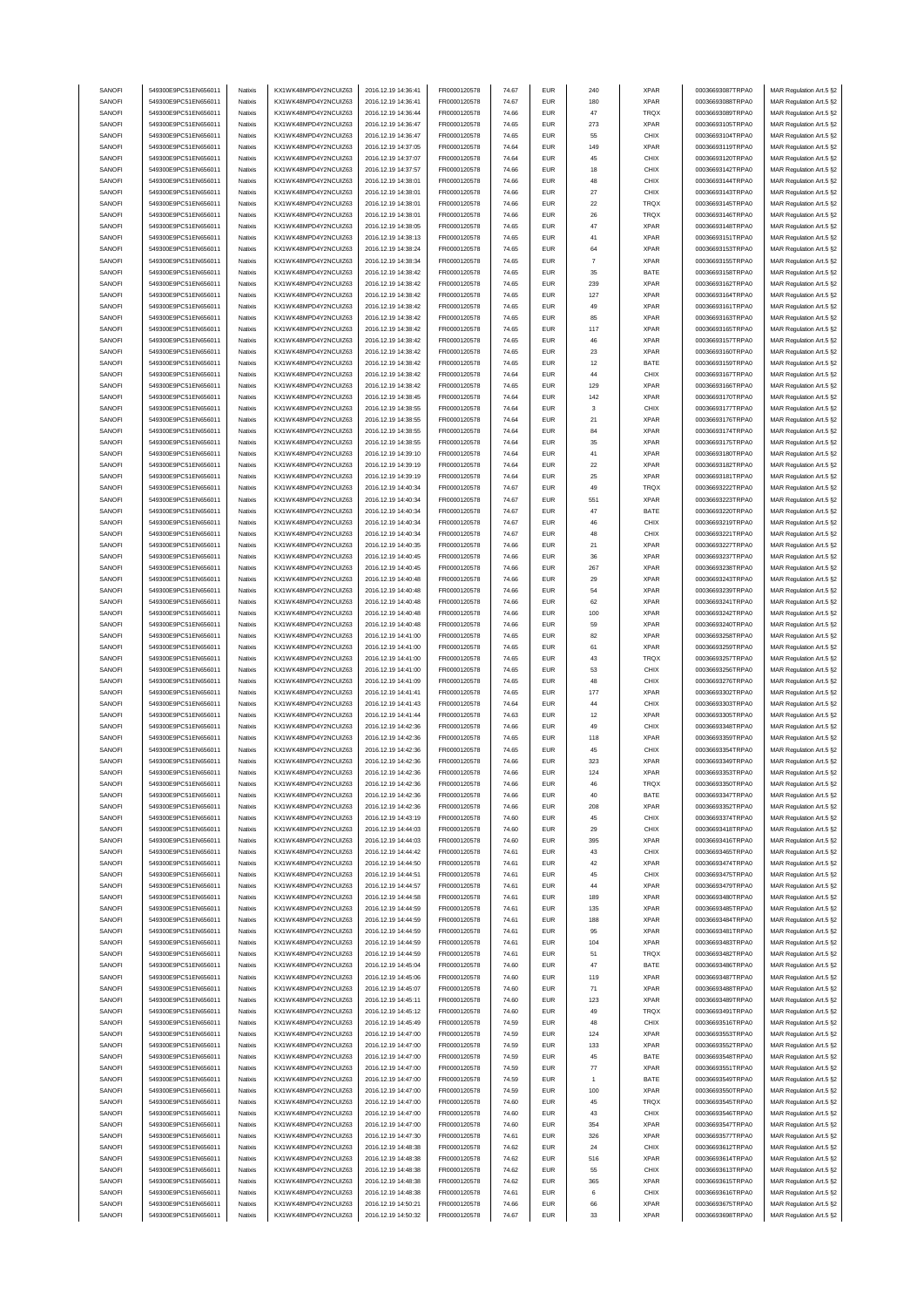| SANOFI | 549300E9PC51EN656011 | Natixis | KX1WK48MPD4Y2NCUIZ63 | 2016.12.19 14:36:41 | FR0000120578 | 74.67 | EUR | 240 | XPAR | 00036693087TRPA0 | MAR Regulation Art.5 §2 |
|---|---|---|---|---|---|---|---|---|---|---|---|
| SANOFI | 549300E9PC51EN656011 | Natixis | KX1WK48MPD4Y2NCUIZ63 | 2016.12.19 14:36:41 | FR0000120578 | 74.67 | EUR | 180 | XPAR | 00036693088TRPA0 | MAR Regulation Art.5 §2 |
| SANOFI | 549300E9PC51EN656011 | Natixis | KX1WK48MPD4Y2NCUIZ63 | 2016.12.19 14:36:44 | FR0000120578 | 74.66 | EUR | 47 | TRQX | 00036693089TRPA0 | MAR Regulation Art.5 §2 |
| SANOFI | 549300E9PC51EN656011 | Natixis | KX1WK48MPD4Y2NCUIZ63 | 2016.12.19 14:36:47 | FR0000120578 | 74.65 | EUR | 273 | XPAR | 00036693105TRPA0 | MAR Regulation Art.5 §2 |
| SANOFI | 549300E9PC51EN656011 | Natixis | KX1WK48MPD4Y2NCUIZ63 | 2016.12.19 14:36:47 | FR0000120578 | 74.65 | EUR | 55 | CHIX | 00036693104TRPA0 | MAR Regulation Art.5 §2 |
| SANOFI | 549300E9PC51EN656011 | Natixis | KX1WK48MPD4Y2NCUIZ63 | 2016.12.19 14:37:05 | FR0000120578 | 74.64 | EUR | 149 | XPAR | 00036693119TRPA0 | MAR Regulation Art.5 §2 |
| SANOFI | 549300E9PC51EN656011 | Natixis | KX1WK48MPD4Y2NCUIZ63 | 2016.12.19 14:37:07 | FR0000120578 | 74.64 | EUR | 45 | CHIX | 00036693120TRPA0 | MAR Regulation Art.5 §2 |
| SANOFI | 549300E9PC51EN656011 | Natixis | KX1WK48MPD4Y2NCUIZ63 | 2016.12.19 14:37:57 | FR0000120578 | 74.66 | EUR | 18 | CHIX | 00036693142TRPA0 | MAR Regulation Art.5 §2 |
| SANOFI | 549300E9PC51EN656011 | Natixis | KX1WK48MPD4Y2NCUIZ63 | 2016.12.19 14:38:01 | FR0000120578 | 74.66 | EUR | 48 | CHIX | 00036693144TRPA0 | MAR Regulation Art.5 §2 |
| SANOFI | 549300E9PC51EN656011 | Natixis | KX1WK48MPD4Y2NCUIZ63 | 2016.12.19 14:38:01 | FR0000120578 | 74.66 | EUR | 27 | CHIX | 00036693143TRPA0 | MAR Regulation Art.5 §2 |
| SANOFI | 549300E9PC51EN656011 | Natixis | KX1WK48MPD4Y2NCUIZ63 | 2016.12.19 14:38:01 | FR0000120578 | 74.66 | EUR | 22 | TRQX | 00036693145TRPA0 | MAR Regulation Art.5 §2 |
| SANOFI | 549300E9PC51EN656011 | Natixis | KX1WK48MPD4Y2NCUIZ63 | 2016.12.19 14:38:01 | FR0000120578 | 74.66 | EUR | 26 | TRQX | 00036693146TRPA0 | MAR Regulation Art.5 §2 |
| SANOFI | 549300E9PC51EN656011 | Natixis | KX1WK48MPD4Y2NCUIZ63 | 2016.12.19 14:38:05 | FR0000120578 | 74.65 | EUR | 47 | XPAR | 00036693148TRPA0 | MAR Regulation Art.5 §2 |
| SANOFI | 549300E9PC51EN656011 | Natixis | KX1WK48MPD4Y2NCUIZ63 | 2016.12.19 14:38:13 | FR0000120578 | 74.65 | EUR | 41 | XPAR | 00036693151TRPA0 | MAR Regulation Art.5 §2 |
| SANOFI | 549300E9PC51EN656011 | Natixis | KX1WK48MPD4Y2NCUIZ63 | 2016.12.19 14:38:24 | FR0000120578 | 74.65 | EUR | 64 | XPAR | 00036693153TRPA0 | MAR Regulation Art.5 §2 |
| SANOFI | 549300E9PC51EN656011 | Natixis | KX1WK48MPD4Y2NCUIZ63 | 2016.12.19 14:38:34 | FR0000120578 | 74.65 | EUR | 7 | XPAR | 00036693155TRPA0 | MAR Regulation Art.5 §2 |
| SANOFI | 549300E9PC51EN656011 | Natixis | KX1WK48MPD4Y2NCUIZ63 | 2016.12.19 14:38:42 | FR0000120578 | 74.65 | EUR | 35 | BATE | 00036693158TRPA0 | MAR Regulation Art.5 §2 |
| SANOFI | 549300E9PC51EN656011 | Natixis | KX1WK48MPD4Y2NCUIZ63 | 2016.12.19 14:38:42 | FR0000120578 | 74.65 | EUR | 239 | XPAR | 00036693162TRPA0 | MAR Regulation Art.5 §2 |
| SANOFI | 549300E9PC51EN656011 | Natixis | KX1WK48MPD4Y2NCUIZ63 | 2016.12.19 14:38:42 | FR0000120578 | 74.65 | EUR | 127 | XPAR | 00036693164TRPA0 | MAR Regulation Art.5 §2 |
| SANOFI | 549300E9PC51EN656011 | Natixis | KX1WK48MPD4Y2NCUIZ63 | 2016.12.19 14:38:42 | FR0000120578 | 74.65 | EUR | 49 | XPAR | 00036693161TRPA0 | MAR Regulation Art.5 §2 |
| SANOFI | 549300E9PC51EN656011 | Natixis | KX1WK48MPD4Y2NCUIZ63 | 2016.12.19 14:38:42 | FR0000120578 | 74.65 | EUR | 85 | XPAR | 00036693163TRPA0 | MAR Regulation Art.5 §2 |
| SANOFI | 549300E9PC51EN656011 | Natixis | KX1WK48MPD4Y2NCUIZ63 | 2016.12.19 14:38:42 | FR0000120578 | 74.65 | EUR | 117 | XPAR | 00036693165TRPA0 | MAR Regulation Art.5 §2 |
| SANOFI | 549300E9PC51EN656011 | Natixis | KX1WK48MPD4Y2NCUIZ63 | 2016.12.19 14:38:42 | FR0000120578 | 74.65 | EUR | 46 | XPAR | 00036693157TRPA0 | MAR Regulation Art.5 §2 |
| SANOFI | 549300E9PC51EN656011 | Natixis | KX1WK48MPD4Y2NCUIZ63 | 2016.12.19 14:38:42 | FR0000120578 | 74.65 | EUR | 23 | XPAR | 00036693160TRPA0 | MAR Regulation Art.5 §2 |
| SANOFI | 549300E9PC51EN656011 | Natixis | KX1WK48MPD4Y2NCUIZ63 | 2016.12.19 14:38:42 | FR0000120578 | 74.65 | EUR | 12 | BATE | 00036693159TRPA0 | MAR Regulation Art.5 §2 |
| SANOFI | 549300E9PC51EN656011 | Natixis | KX1WK48MPD4Y2NCUIZ63 | 2016.12.19 14:38:42 | FR0000120578 | 74.64 | EUR | 44 | CHIX | 00036693167TRPA0 | MAR Regulation Art.5 §2 |
| SANOFI | 549300E9PC51EN656011 | Natixis | KX1WK48MPD4Y2NCUIZ63 | 2016.12.19 14:38:42 | FR0000120578 | 74.65 | EUR | 129 | XPAR | 00036693166TRPA0 | MAR Regulation Art.5 §2 |
| SANOFI | 549300E9PC51EN656011 | Natixis | KX1WK48MPD4Y2NCUIZ63 | 2016.12.19 14:38:45 | FR0000120578 | 74.64 | EUR | 142 | XPAR | 00036693170TRPA0 | MAR Regulation Art.5 §2 |
| SANOFI | 549300E9PC51EN656011 | Natixis | KX1WK48MPD4Y2NCUIZ63 | 2016.12.19 14:38:55 | FR0000120578 | 74.64 | EUR | 3 | CHIX | 00036693177TRPA0 | MAR Regulation Art.5 §2 |
| SANOFI | 549300E9PC51EN656011 | Natixis | KX1WK48MPD4Y2NCUIZ63 | 2016.12.19 14:38:55 | FR0000120578 | 74.64 | EUR | 21 | XPAR | 00036693176TRPA0 | MAR Regulation Art.5 §2 |
| SANOFI | 549300E9PC51EN656011 | Natixis | KX1WK48MPD4Y2NCUIZ63 | 2016.12.19 14:38:55 | FR0000120578 | 74.64 | EUR | 84 | XPAR | 00036693174TRPA0 | MAR Regulation Art.5 §2 |
| SANOFI | 549300E9PC51EN656011 | Natixis | KX1WK48MPD4Y2NCUIZ63 | 2016.12.19 14:38:55 | FR0000120578 | 74.64 | EUR | 35 | XPAR | 00036693175TRPA0 | MAR Regulation Art.5 §2 |
| SANOFI | 549300E9PC51EN656011 | Natixis | KX1WK48MPD4Y2NCUIZ63 | 2016.12.19 14:39:10 | FR0000120578 | 74.64 | EUR | 41 | XPAR | 00036693180TRPA0 | MAR Regulation Art.5 §2 |
| SANOFI | 549300E9PC51EN656011 | Natixis | KX1WK48MPD4Y2NCUIZ63 | 2016.12.19 14:39:19 | FR0000120578 | 74.64 | EUR | 22 | XPAR | 00036693182TRPA0 | MAR Regulation Art.5 §2 |
| SANOFI | 549300E9PC51EN656011 | Natixis | KX1WK48MPD4Y2NCUIZ63 | 2016.12.19 14:39:19 | FR0000120578 | 74.64 | EUR | 25 | XPAR | 00036693181TRPA0 | MAR Regulation Art.5 §2 |
| SANOFI | 549300E9PC51EN656011 | Natixis | KX1WK48MPD4Y2NCUIZ63 | 2016.12.19 14:40:34 | FR0000120578 | 74.67 | EUR | 49 | TRQX | 00036693222TRPA0 | MAR Regulation Art.5 §2 |
| SANOFI | 549300E9PC51EN656011 | Natixis | KX1WK48MPD4Y2NCUIZ63 | 2016.12.19 14:40:34 | FR0000120578 | 74.67 | EUR | 551 | XPAR | 00036693223TRPA0 | MAR Regulation Art.5 §2 |
| SANOFI | 549300E9PC51EN656011 | Natixis | KX1WK48MPD4Y2NCUIZ63 | 2016.12.19 14:40:34 | FR0000120578 | 74.67 | EUR | 47 | BATE | 00036693220TRPA0 | MAR Regulation Art.5 §2 |
| SANOFI | 549300E9PC51EN656011 | Natixis | KX1WK48MPD4Y2NCUIZ63 | 2016.12.19 14:40:34 | FR0000120578 | 74.67 | EUR | 46 | CHIX | 00036693219TRPA0 | MAR Regulation Art.5 §2 |
| SANOFI | 549300E9PC51EN656011 | Natixis | KX1WK48MPD4Y2NCUIZ63 | 2016.12.19 14:40:34 | FR0000120578 | 74.67 | EUR | 48 | CHIX | 00036693221TRPA0 | MAR Regulation Art.5 §2 |
| SANOFI | 549300E9PC51EN656011 | Natixis | KX1WK48MPD4Y2NCUIZ63 | 2016.12.19 14:40:35 | FR0000120578 | 74.66 | EUR | 21 | XPAR | 00036693227TRPA0 | MAR Regulation Art.5 §2 |
| SANOFI | 549300E9PC51EN656011 | Natixis | KX1WK48MPD4Y2NCUIZ63 | 2016.12.19 14:40:45 | FR0000120578 | 74.66 | EUR | 36 | XPAR | 00036693237TRPA0 | MAR Regulation Art.5 §2 |
| SANOFI | 549300E9PC51EN656011 | Natixis | KX1WK48MPD4Y2NCUIZ63 | 2016.12.19 14:40:45 | FR0000120578 | 74.66 | EUR | 267 | XPAR | 00036693238TRPA0 | MAR Regulation Art.5 §2 |
| SANOFI | 549300E9PC51EN656011 | Natixis | KX1WK48MPD4Y2NCUIZ63 | 2016.12.19 14:40:48 | FR0000120578 | 74.66 | EUR | 29 | XPAR | 00036693243TRPA0 | MAR Regulation Art.5 §2 |
| SANOFI | 549300E9PC51EN656011 | Natixis | KX1WK48MPD4Y2NCUIZ63 | 2016.12.19 14:40:48 | FR0000120578 | 74.66 | EUR | 54 | XPAR | 00036693239TRPA0 | MAR Regulation Art.5 §2 |
| SANOFI | 549300E9PC51EN656011 | Natixis | KX1WK48MPD4Y2NCUIZ63 | 2016.12.19 14:40:48 | FR0000120578 | 74.66 | EUR | 62 | XPAR | 00036693241TRPA0 | MAR Regulation Art.5 §2 |
| SANOFI | 549300E9PC51EN656011 | Natixis | KX1WK48MPD4Y2NCUIZ63 | 2016.12.19 14:40:48 | FR0000120578 | 74.66 | EUR | 100 | XPAR | 00036693242TRPA0 | MAR Regulation Art.5 §2 |
| SANOFI | 549300E9PC51EN656011 | Natixis | KX1WK48MPD4Y2NCUIZ63 | 2016.12.19 14:40:48 | FR0000120578 | 74.66 | EUR | 59 | XPAR | 00036693240TRPA0 | MAR Regulation Art.5 §2 |
| SANOFI | 549300E9PC51EN656011 | Natixis | KX1WK48MPD4Y2NCUIZ63 | 2016.12.19 14:41:00 | FR0000120578 | 74.65 | EUR | 82 | XPAR | 00036693258TRPA0 | MAR Regulation Art.5 §2 |
| SANOFI | 549300E9PC51EN656011 | Natixis | KX1WK48MPD4Y2NCUIZ63 | 2016.12.19 14:41:00 | FR0000120578 | 74.65 | EUR | 61 | XPAR | 00036693259TRPA0 | MAR Regulation Art.5 §2 |
| SANOFI | 549300E9PC51EN656011 | Natixis | KX1WK48MPD4Y2NCUIZ63 | 2016.12.19 14:41:00 | FR0000120578 | 74.65 | EUR | 43 | TRQX | 00036693257TRPA0 | MAR Regulation Art.5 §2 |
| SANOFI | 549300E9PC51EN656011 | Natixis | KX1WK48MPD4Y2NCUIZ63 | 2016.12.19 14:41:00 | FR0000120578 | 74.65 | EUR | 53 | CHIX | 00036693256TRPA0 | MAR Regulation Art.5 §2 |
| SANOFI | 549300E9PC51EN656011 | Natixis | KX1WK48MPD4Y2NCUIZ63 | 2016.12.19 14:41:09 | FR0000120578 | 74.65 | EUR | 48 | CHIX | 00036693276TRPA0 | MAR Regulation Art.5 §2 |
| SANOFI | 549300E9PC51EN656011 | Natixis | KX1WK48MPD4Y2NCUIZ63 | 2016.12.19 14:41:41 | FR0000120578 | 74.65 | EUR | 177 | XPAR | 00036693302TRPA0 | MAR Regulation Art.5 §2 |
| SANOFI | 549300E9PC51EN656011 | Natixis | KX1WK48MPD4Y2NCUIZ63 | 2016.12.19 14:41:43 | FR0000120578 | 74.64 | EUR | 44 | CHIX | 00036693303TRPA0 | MAR Regulation Art.5 §2 |
| SANOFI | 549300E9PC51EN656011 | Natixis | KX1WK48MPD4Y2NCUIZ63 | 2016.12.19 14:41:44 | FR0000120578 | 74.63 | EUR | 12 | XPAR | 00036693305TRPA0 | MAR Regulation Art.5 §2 |
| SANOFI | 549300E9PC51EN656011 | Natixis | KX1WK48MPD4Y2NCUIZ63 | 2016.12.19 14:42:36 | FR0000120578 | 74.66 | EUR | 49 | CHIX | 00036693348TRPA0 | MAR Regulation Art.5 §2 |
| SANOFI | 549300E9PC51EN656011 | Natixis | KX1WK48MPD4Y2NCUIZ63 | 2016.12.19 14:42:36 | FR0000120578 | 74.65 | EUR | 118 | XPAR | 00036693359TRPA0 | MAR Regulation Art.5 §2 |
| SANOFI | 549300E9PC51EN656011 | Natixis | KX1WK48MPD4Y2NCUIZ63 | 2016.12.19 14:42:36 | FR0000120578 | 74.65 | EUR | 45 | CHIX | 00036693354TRPA0 | MAR Regulation Art.5 §2 |
| SANOFI | 549300E9PC51EN656011 | Natixis | KX1WK48MPD4Y2NCUIZ63 | 2016.12.19 14:42:36 | FR0000120578 | 74.66 | EUR | 323 | XPAR | 00036693349TRPA0 | MAR Regulation Art.5 §2 |
| SANOFI | 549300E9PC51EN656011 | Natixis | KX1WK48MPD4Y2NCUIZ63 | 2016.12.19 14:42:36 | FR0000120578 | 74.66 | EUR | 124 | XPAR | 00036693353TRPA0 | MAR Regulation Art.5 §2 |
| SANOFI | 549300E9PC51EN656011 | Natixis | KX1WK48MPD4Y2NCUIZ63 | 2016.12.19 14:42:36 | FR0000120578 | 74.66 | EUR | 46 | TRQX | 00036693350TRPA0 | MAR Regulation Art.5 §2 |
| SANOFI | 549300E9PC51EN656011 | Natixis | KX1WK48MPD4Y2NCUIZ63 | 2016.12.19 14:42:36 | FR0000120578 | 74.66 | EUR | 40 | BATE | 00036693347TRPA0 | MAR Regulation Art.5 §2 |
| SANOFI | 549300E9PC51EN656011 | Natixis | KX1WK48MPD4Y2NCUIZ63 | 2016.12.19 14:42:36 | FR0000120578 | 74.66 | EUR | 208 | XPAR | 00036693352TRPA0 | MAR Regulation Art.5 §2 |
| SANOFI | 549300E9PC51EN656011 | Natixis | KX1WK48MPD4Y2NCUIZ63 | 2016.12.19 14:43:19 | FR0000120578 | 74.60 | EUR | 45 | CHIX | 00036693374TRPA0 | MAR Regulation Art.5 §2 |
| SANOFI | 549300E9PC51EN656011 | Natixis | KX1WK48MPD4Y2NCUIZ63 | 2016.12.19 14:44:03 | FR0000120578 | 74.60 | EUR | 29 | CHIX | 00036693418TRPA0 | MAR Regulation Art.5 §2 |
| SANOFI | 549300E9PC51EN656011 | Natixis | KX1WK48MPD4Y2NCUIZ63 | 2016.12.19 14:44:03 | FR0000120578 | 74.60 | EUR | 395 | XPAR | 00036693416TRPA0 | MAR Regulation Art.5 §2 |
| SANOFI | 549300E9PC51EN656011 | Natixis | KX1WK48MPD4Y2NCUIZ63 | 2016.12.19 14:44:42 | FR0000120578 | 74.61 | EUR | 43 | CHIX | 00036693465TRPA0 | MAR Regulation Art.5 §2 |
| SANOFI | 549300E9PC51EN656011 | Natixis | KX1WK48MPD4Y2NCUIZ63 | 2016.12.19 14:44:50 | FR0000120578 | 74.61 | EUR | 42 | XPAR | 00036693474TRPA0 | MAR Regulation Art.5 §2 |
| SANOFI | 549300E9PC51EN656011 | Natixis | KX1WK48MPD4Y2NCUIZ63 | 2016.12.19 14:44:51 | FR0000120578 | 74.61 | EUR | 45 | CHIX | 00036693475TRPA0 | MAR Regulation Art.5 §2 |
| SANOFI | 549300E9PC51EN656011 | Natixis | KX1WK48MPD4Y2NCUIZ63 | 2016.12.19 14:44:57 | FR0000120578 | 74.61 | EUR | 44 | XPAR | 00036693479TRPA0 | MAR Regulation Art.5 §2 |
| SANOFI | 549300E9PC51EN656011 | Natixis | KX1WK48MPD4Y2NCUIZ63 | 2016.12.19 14:44:58 | FR0000120578 | 74.61 | EUR | 189 | XPAR | 00036693480TRPA0 | MAR Regulation Art.5 §2 |
| SANOFI | 549300E9PC51EN656011 | Natixis | KX1WK48MPD4Y2NCUIZ63 | 2016.12.19 14:44:59 | FR0000120578 | 74.61 | EUR | 135 | XPAR | 00036693485TRPA0 | MAR Regulation Art.5 §2 |
| SANOFI | 549300E9PC51EN656011 | Natixis | KX1WK48MPD4Y2NCUIZ63 | 2016.12.19 14:44:59 | FR0000120578 | 74.61 | EUR | 188 | XPAR | 00036693484TRPA0 | MAR Regulation Art.5 §2 |
| SANOFI | 549300E9PC51EN656011 | Natixis | KX1WK48MPD4Y2NCUIZ63 | 2016.12.19 14:44:59 | FR0000120578 | 74.61 | EUR | 95 | XPAR | 00036693481TRPA0 | MAR Regulation Art.5 §2 |
| SANOFI | 549300E9PC51EN656011 | Natixis | KX1WK48MPD4Y2NCUIZ63 | 2016.12.19 14:44:59 | FR0000120578 | 74.61 | EUR | 104 | XPAR | 00036693483TRPA0 | MAR Regulation Art.5 §2 |
| SANOFI | 549300E9PC51EN656011 | Natixis | KX1WK48MPD4Y2NCUIZ63 | 2016.12.19 14:44:59 | FR0000120578 | 74.61 | EUR | 51 | TRQX | 00036693482TRPA0 | MAR Regulation Art.5 §2 |
| SANOFI | 549300E9PC51EN656011 | Natixis | KX1WK48MPD4Y2NCUIZ63 | 2016.12.19 14:45:04 | FR0000120578 | 74.60 | EUR | 47 | BATE | 00036693486TRPA0 | MAR Regulation Art.5 §2 |
| SANOFI | 549300E9PC51EN656011 | Natixis | KX1WK48MPD4Y2NCUIZ63 | 2016.12.19 14:45:06 | FR0000120578 | 74.60 | EUR | 119 | XPAR | 00036693487TRPA0 | MAR Regulation Art.5 §2 |
| SANOFI | 549300E9PC51EN656011 | Natixis | KX1WK48MPD4Y2NCUIZ63 | 2016.12.19 14:45:07 | FR0000120578 | 74.60 | EUR | 71 | XPAR | 00036693488TRPA0 | MAR Regulation Art.5 §2 |
| SANOFI | 549300E9PC51EN656011 | Natixis | KX1WK48MPD4Y2NCUIZ63 | 2016.12.19 14:45:11 | FR0000120578 | 74.60 | EUR | 123 | XPAR | 00036693489TRPA0 | MAR Regulation Art.5 §2 |
| SANOFI | 549300E9PC51EN656011 | Natixis | KX1WK48MPD4Y2NCUIZ63 | 2016.12.19 14:45:12 | FR0000120578 | 74.60 | EUR | 49 | TRQX | 00036693491TRPA0 | MAR Regulation Art.5 §2 |
| SANOFI | 549300E9PC51EN656011 | Natixis | KX1WK48MPD4Y2NCUIZ63 | 2016.12.19 14:45:49 | FR0000120578 | 74.59 | EUR | 48 | CHIX | 00036693516TRPA0 | MAR Regulation Art.5 §2 |
| SANOFI | 549300E9PC51EN656011 | Natixis | KX1WK48MPD4Y2NCUIZ63 | 2016.12.19 14:47:00 | FR0000120578 | 74.59 | EUR | 124 | XPAR | 00036693553TRPA0 | MAR Regulation Art.5 §2 |
| SANOFI | 549300E9PC51EN656011 | Natixis | KX1WK48MPD4Y2NCUIZ63 | 2016.12.19 14:47:00 | FR0000120578 | 74.59 | EUR | 133 | XPAR | 00036693552TRPA0 | MAR Regulation Art.5 §2 |
| SANOFI | 549300E9PC51EN656011 | Natixis | KX1WK48MPD4Y2NCUIZ63 | 2016.12.19 14:47:00 | FR0000120578 | 74.59 | EUR | 45 | BATE | 00036693548TRPA0 | MAR Regulation Art.5 §2 |
| SANOFI | 549300E9PC51EN656011 | Natixis | KX1WK48MPD4Y2NCUIZ63 | 2016.12.19 14:47:00 | FR0000120578 | 74.59 | EUR | 77 | XPAR | 00036693551TRPA0 | MAR Regulation Art.5 §2 |
| SANOFI | 549300E9PC51EN656011 | Natixis | KX1WK48MPD4Y2NCUIZ63 | 2016.12.19 14:47:00 | FR0000120578 | 74.59 | EUR | 1 | BATE | 00036693549TRPA0 | MAR Regulation Art.5 §2 |
| SANOFI | 549300E9PC51EN656011 | Natixis | KX1WK48MPD4Y2NCUIZ63 | 2016.12.19 14:47:00 | FR0000120578 | 74.59 | EUR | 100 | XPAR | 00036693550TRPA0 | MAR Regulation Art.5 §2 |
| SANOFI | 549300E9PC51EN656011 | Natixis | KX1WK48MPD4Y2NCUIZ63 | 2016.12.19 14:47:00 | FR0000120578 | 74.60 | EUR | 45 | TRQX | 00036693545TRPA0 | MAR Regulation Art.5 §2 |
| SANOFI | 549300E9PC51EN656011 | Natixis | KX1WK48MPD4Y2NCUIZ63 | 2016.12.19 14:47:00 | FR0000120578 | 74.60 | EUR | 43 | CHIX | 00036693546TRPA0 | MAR Regulation Art.5 §2 |
| SANOFI | 549300E9PC51EN656011 | Natixis | KX1WK48MPD4Y2NCUIZ63 | 2016.12.19 14:47:00 | FR0000120578 | 74.60 | EUR | 354 | XPAR | 00036693547TRPA0 | MAR Regulation Art.5 §2 |
| SANOFI | 549300E9PC51EN656011 | Natixis | KX1WK48MPD4Y2NCUIZ63 | 2016.12.19 14:47:30 | FR0000120578 | 74.61 | EUR | 326 | XPAR | 00036693577TRPA0 | MAR Regulation Art.5 §2 |
| SANOFI | 549300E9PC51EN656011 | Natixis | KX1WK48MPD4Y2NCUIZ63 | 2016.12.19 14:48:38 | FR0000120578 | 74.62 | EUR | 24 | CHIX | 00036693612TRPA0 | MAR Regulation Art.5 §2 |
| SANOFI | 549300E9PC51EN656011 | Natixis | KX1WK48MPD4Y2NCUIZ63 | 2016.12.19 14:48:38 | FR0000120578 | 74.62 | EUR | 516 | XPAR | 00036693614TRPA0 | MAR Regulation Art.5 §2 |
| SANOFI | 549300E9PC51EN656011 | Natixis | KX1WK48MPD4Y2NCUIZ63 | 2016.12.19 14:48:38 | FR0000120578 | 74.62 | EUR | 55 | CHIX | 00036693613TRPA0 | MAR Regulation Art.5 §2 |
| SANOFI | 549300E9PC51EN656011 | Natixis | KX1WK48MPD4Y2NCUIZ63 | 2016.12.19 14:48:38 | FR0000120578 | 74.62 | EUR | 365 | XPAR | 00036693615TRPA0 | MAR Regulation Art.5 §2 |
| SANOFI | 549300E9PC51EN656011 | Natixis | KX1WK48MPD4Y2NCUIZ63 | 2016.12.19 14:48:38 | FR0000120578 | 74.61 | EUR | 6 | CHIX | 00036693616TRPA0 | MAR Regulation Art.5 §2 |
| SANOFI | 549300E9PC51EN656011 | Natixis | KX1WK48MPD4Y2NCUIZ63 | 2016.12.19 14:50:21 | FR0000120578 | 74.66 | EUR | 66 | XPAR | 00036693675TRPA0 | MAR Regulation Art.5 §2 |
| SANOFI | 549300E9PC51EN656011 | Natixis | KX1WK48MPD4Y2NCUIZ63 | 2016.12.19 14:50:32 | FR0000120578 | 74.67 | EUR | 33 | XPAR | 00036693698TRPA0 | MAR Regulation Art.5 §2 |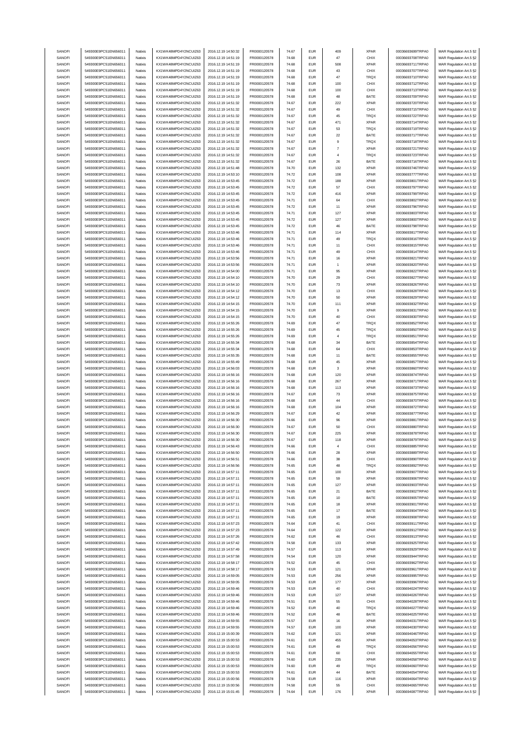| SANOFI | 549300E9PC51EN656011 | Natixis | KX1WK48MPD4Y2NCUIZ63 | 2016.12.19 14:50:32 | FR0000120578 | 74.67 | EUR | 409 | XPAR | 00036693699TRPA0 | MAR Regulation Art.5 §2 |
|---|---|---|---|---|---|---|---|---|---|---|---|
| SANOFI | 549300E9PC51EN656011 | Natixis | KX1WK48MPD4Y2NCUIZ63 | 2016.12.19 14:51:19 | FR0000120578 | 74.68 | EUR | 47 | CHIX | 00036693708TRPA0 | MAR Regulation Art.5 §2 |
| SANOFI | 549300E9PC51EN656011 | Natixis | KX1WK48MPD4Y2NCUIZ63 | 2016.12.19 14:51:19 | FR0000120578 | 74.68 | EUR | 508 | XPAR | 00036693711TRPA0 | MAR Regulation Art.5 §2 |
| SANOFI | 549300E9PC51EN656011 | Natixis | KX1WK48MPD4Y2NCUIZ63 | 2016.12.19 14:51:19 | FR0000120578 | 74.68 | EUR | 43 | CHIX | 00036693707TRPA0 | MAR Regulation Art.5 §2 |
| SANOFI | 549300E9PC51EN656011 | Natixis | KX1WK48MPD4Y2NCUIZ63 | 2016.12.19 14:51:19 | FR0000120578 | 74.68 | EUR | 47 | TRQX | 00036693710TRPA0 | MAR Regulation Art.5 §2 |
| SANOFI | 549300E9PC51EN656011 | Natixis | KX1WK48MPD4Y2NCUIZ63 | 2016.12.19 14:51:19 | FR0000120578 | 74.68 | EUR | 100 | CHIX | 00036693712TRPA0 | MAR Regulation Art.5 §2 |
| SANOFI | 549300E9PC51EN656011 | Natixis | KX1WK48MPD4Y2NCUIZ63 | 2016.12.19 14:51:19 | FR0000120578 | 74.68 | EUR | 100 | CHIX | 00036693713TRPA0 | MAR Regulation Art.5 §2 |
| SANOFI | 549300E9PC51EN656011 | Natixis | KX1WK48MPD4Y2NCUIZ63 | 2016.12.19 14:51:19 | FR0000120578 | 74.68 | EUR | 48 | BATE | 00036693709TRPA0 | MAR Regulation Art.5 §2 |
| SANOFI | 549300E9PC51EN656011 | Natixis | KX1WK48MPD4Y2NCUIZ63 | 2016.12.19 14:51:32 | FR0000120578 | 74.67 | EUR | 222 | XPAR | 00036693720TRPA0 | MAR Regulation Art.5 §2 |
| SANOFI | 549300E9PC51EN656011 | Natixis | KX1WK48MPD4Y2NCUIZ63 | 2016.12.19 14:51:32 | FR0000120578 | 74.67 | EUR | 49 | CHIX | 00036693715TRPA0 | MAR Regulation Art.5 §2 |
| SANOFI | 549300E9PC51EN656011 | Natixis | KX1WK48MPD4Y2NCUIZ63 | 2016.12.19 14:51:32 | FR0000120578 | 74.67 | EUR | 45 | TRQX | 00036693722TRPA0 | MAR Regulation Art.5 §2 |
| SANOFI | 549300E9PC51EN656011 | Natixis | KX1WK48MPD4Y2NCUIZ63 | 2016.12.19 14:51:32 | FR0000120578 | 74.67 | EUR | 471 | XPAR | 00036693714TRPA0 | MAR Regulation Art.5 §2 |
| SANOFI | 549300E9PC51EN656011 | Natixis | KX1WK48MPD4Y2NCUIZ63 | 2016.12.19 14:51:32 | FR0000120578 | 74.67 | EUR | 53 | TRQX | 00036693719TRPA0 | MAR Regulation Art.5 §2 |
| SANOFI | 549300E9PC51EN656011 | Natixis | KX1WK48MPD4Y2NCUIZ63 | 2016.12.19 14:51:32 | FR0000120578 | 74.67 | EUR | 22 | BATE | 00036693717TRPA0 | MAR Regulation Art.5 §2 |
| SANOFI | 549300E9PC51EN656011 | Natixis | KX1WK48MPD4Y2NCUIZ63 | 2016.12.19 14:51:32 | FR0000120578 | 74.67 | EUR | 9 | TRQX | 00036693718TRPA0 | MAR Regulation Art.5 §2 |
| SANOFI | 549300E9PC51EN656011 | Natixis | KX1WK48MPD4Y2NCUIZ63 | 2016.12.19 14:51:32 | FR0000120578 | 74.67 | EUR | 7 | XPAR | 00036693721TRPA0 | MAR Regulation Art.5 §2 |
| SANOFI | 549300E9PC51EN656011 | Natixis | KX1WK48MPD4Y2NCUIZ63 | 2016.12.19 14:51:32 | FR0000120578 | 74.67 | EUR | 4 | TRQX | 00036693723TRPA0 | MAR Regulation Art.5 §2 |
| SANOFI | 549300E9PC51EN656011 | Natixis | KX1WK48MPD4Y2NCUIZ63 | 2016.12.19 14:51:32 | FR0000120578 | 74.67 | EUR | 26 | BATE | 00036693716TRPA0 | MAR Regulation Art.5 §2 |
| SANOFI | 549300E9PC51EN656011 | Natixis | KX1WK48MPD4Y2NCUIZ63 | 2016.12.19 14:51:48 | FR0000120578 | 74.70 | EUR | 132 | XPAR | 00036693746TRPA0 | MAR Regulation Art.5 §2 |
| SANOFI | 549300E9PC51EN656011 | Natixis | KX1WK48MPD4Y2NCUIZ63 | 2016.12.19 14:53:10 | FR0000120578 | 74.72 | EUR | 108 | XPAR | 00036693777TRPA0 | MAR Regulation Art.5 §2 |
| SANOFI | 549300E9PC51EN656011 | Natixis | KX1WK48MPD4Y2NCUIZ63 | 2016.12.19 14:53:45 | FR0000120578 | 74.72 | EUR | 188 | XPAR | 00036693801TRPA0 | MAR Regulation Art.5 §2 |
| SANOFI | 549300E9PC51EN656011 | Natixis | KX1WK48MPD4Y2NCUIZ63 | 2016.12.19 14:53:45 | FR0000120578 | 74.72 | EUR | 57 | CHIX | 00036693797TRPA0 | MAR Regulation Art.5 §2 |
| SANOFI | 549300E9PC51EN656011 | Natixis | KX1WK48MPD4Y2NCUIZ63 | 2016.12.19 14:53:45 | FR0000120578 | 74.72 | EUR | 416 | XPAR | 00036693799TRPA0 | MAR Regulation Art.5 §2 |
| SANOFI | 549300E9PC51EN656011 | Natixis | KX1WK48MPD4Y2NCUIZ63 | 2016.12.19 14:53:45 | FR0000120578 | 74.71 | EUR | 64 | CHIX | 00036693802TRPA0 | MAR Regulation Art.5 §2 |
| SANOFI | 549300E9PC51EN656011 | Natixis | KX1WK48MPD4Y2NCUIZ63 | 2016.12.19 14:53:45 | FR0000120578 | 74.72 | EUR | 11 | XPAR | 00036693796TRPA0 | MAR Regulation Art.5 §2 |
| SANOFI | 549300E9PC51EN656011 | Natixis | KX1WK48MPD4Y2NCUIZ63 | 2016.12.19 14:53:45 | FR0000120578 | 74.71 | EUR | 127 | XPAR | 00036693803TRPA0 | MAR Regulation Art.5 §2 |
| SANOFI | 549300E9PC51EN656011 | Natixis | KX1WK48MPD4Y2NCUIZ63 | 2016.12.19 14:53:45 | FR0000120578 | 74.72 | EUR | 127 | XPAR | 00036693800TRPA0 | MAR Regulation Art.5 §2 |
| SANOFI | 549300E9PC51EN656011 | Natixis | KX1WK48MPD4Y2NCUIZ63 | 2016.12.19 14:53:45 | FR0000120578 | 74.72 | EUR | 46 | BATE | 00036693798TRPA0 | MAR Regulation Art.5 §2 |
| SANOFI | 549300E9PC51EN656011 | Natixis | KX1WK48MPD4Y2NCUIZ63 | 2016.12.19 14:53:46 | FR0000120578 | 74.71 | EUR | 114 | XPAR | 00036693817TRPA0 | MAR Regulation Art.5 §2 |
| SANOFI | 549300E9PC51EN656011 | Natixis | KX1WK48MPD4Y2NCUIZ63 | 2016.12.19 14:53:46 | FR0000120578 | 74.71 | EUR | 49 | TRQX | 00036693816TRPA0 | MAR Regulation Art.5 §2 |
| SANOFI | 549300E9PC51EN656011 | Natixis | KX1WK48MPD4Y2NCUIZ63 | 2016.12.19 14:53:46 | FR0000120578 | 74.71 | EUR | 11 | CHIX | 00036693815TRPA0 | MAR Regulation Art.5 §2 |
| SANOFI | 549300E9PC51EN656011 | Natixis | KX1WK48MPD4Y2NCUIZ63 | 2016.12.19 14:53:46 | FR0000120578 | 74.71 | EUR | 49 | CHIX | 00036693814TRPA0 | MAR Regulation Art.5 §2 |
| SANOFI | 549300E9PC51EN656011 | Natixis | KX1WK48MPD4Y2NCUIZ63 | 2016.12.19 14:53:56 | FR0000120578 | 74.71 | EUR | 16 | XPAR | 00036693821TRPA0 | MAR Regulation Art.5 §2 |
| SANOFI | 549300E9PC51EN656011 | Natixis | KX1WK48MPD4Y2NCUIZ63 | 2016.12.19 14:53:56 | FR0000120578 | 74.71 | EUR | 1 | XPAR | 00036693820TRPA0 | MAR Regulation Art.5 §2 |
| SANOFI | 549300E9PC51EN656011 | Natixis | KX1WK48MPD4Y2NCUIZ63 | 2016.12.19 14:54:00 | FR0000120578 | 74.71 | EUR | 95 | XPAR | 00036693822TRPA0 | MAR Regulation Art.5 §2 |
| SANOFI | 549300E9PC51EN656011 | Natixis | KX1WK48MPD4Y2NCUIZ63 | 2016.12.19 14:54:10 | FR0000120578 | 74.70 | EUR | 29 | CHIX | 00036693827TRPA0 | MAR Regulation Art.5 §2 |
| SANOFI | 549300E9PC51EN656011 | Natixis | KX1WK48MPD4Y2NCUIZ63 | 2016.12.19 14:54:10 | FR0000120578 | 74.70 | EUR | 73 | XPAR | 00036693826TRPA0 | MAR Regulation Art.5 §2 |
| SANOFI | 549300E9PC51EN656011 | Natixis | KX1WK48MPD4Y2NCUIZ63 | 2016.12.19 14:54:12 | FR0000120578 | 74.70 | EUR | 13 | CHIX | 00036693828TRPA0 | MAR Regulation Art.5 §2 |
| SANOFI | 549300E9PC51EN656011 | Natixis | KX1WK48MPD4Y2NCUIZ63 | 2016.12.19 14:54:12 | FR0000120578 | 74.70 | EUR | 50 | XPAR | 00036693829TRPA0 | MAR Regulation Art.5 §2 |
| SANOFI | 549300E9PC51EN656011 | Natixis | KX1WK48MPD4Y2NCUIZ63 | 2016.12.19 14:54:15 | FR0000120578 | 74.70 | EUR | 111 | XPAR | 00036693832TRPA0 | MAR Regulation Art.5 §2 |
| SANOFI | 549300E9PC51EN656011 | Natixis | KX1WK48MPD4Y2NCUIZ63 | 2016.12.19 14:54:15 | FR0000120578 | 74.70 | EUR | 9 | XPAR | 00036693831TRPA0 | MAR Regulation Art.5 §2 |
| SANOFI | 549300E9PC51EN656011 | Natixis | KX1WK48MPD4Y2NCUIZ63 | 2016.12.19 14:54:15 | FR0000120578 | 74.70 | EUR | 40 | CHIX | 00036693830TRPA0 | MAR Regulation Art.5 §2 |
| SANOFI | 549300E9PC51EN656011 | Natixis | KX1WK48MPD4Y2NCUIZ63 | 2016.12.19 14:55:26 | FR0000120578 | 74.69 | EUR | 47 | TRQX | 00036693852TRPA0 | MAR Regulation Art.5 §2 |
| SANOFI | 549300E9PC51EN656011 | Natixis | KX1WK48MPD4Y2NCUIZ63 | 2016.12.19 14:55:26 | FR0000120578 | 74.69 | EUR | 45 | TRQX | 00036693850TRPA0 | MAR Regulation Art.5 §2 |
| SANOFI | 549300E9PC51EN656011 | Natixis | KX1WK48MPD4Y2NCUIZ63 | 2016.12.19 14:55:26 | FR0000120578 | 74.69 | EUR | 4 | TRQX | 00036693851TRPA0 | MAR Regulation Art.5 §2 |
| SANOFI | 549300E9PC51EN656011 | Natixis | KX1WK48MPD4Y2NCUIZ63 | 2016.12.19 14:55:34 | FR0000120578 | 74.68 | EUR | 34 | BATE | 00036693854TRPA0 | MAR Regulation Art.5 §2 |
| SANOFI | 549300E9PC51EN656011 | Natixis | KX1WK48MPD4Y2NCUIZ63 | 2016.12.19 14:55:34 | FR0000120578 | 74.68 | EUR | 64 | CHIX | 00036693853TRPA0 | MAR Regulation Art.5 §2 |
| SANOFI | 549300E9PC51EN656011 | Natixis | KX1WK48MPD4Y2NCUIZ63 | 2016.12.19 14:55:35 | FR0000120578 | 74.68 | EUR | 11 | BATE | 00036693855TRPA0 | MAR Regulation Art.5 §2 |
| SANOFI | 549300E9PC51EN656011 | Natixis | KX1WK48MPD4Y2NCUIZ63 | 2016.12.19 14:55:49 | FR0000120578 | 74.68 | EUR | 45 | XPAR | 00036693857TRPA0 | MAR Regulation Art.5 §2 |
| SANOFI | 549300E9PC51EN656011 | Natixis | KX1WK48MPD4Y2NCUIZ63 | 2016.12.19 14:56:03 | FR0000120578 | 74.68 | EUR | 3 | XPAR | 00036693860TRPA0 | MAR Regulation Art.5 §2 |
| SANOFI | 549300E9PC51EN656011 | Natixis | KX1WK48MPD4Y2NCUIZ63 | 2016.12.19 14:56:16 | FR0000120578 | 74.68 | EUR | 120 | XPAR | 00036693874TRPA0 | MAR Regulation Art.5 §2 |
| SANOFI | 549300E9PC51EN656011 | Natixis | KX1WK48MPD4Y2NCUIZ63 | 2016.12.19 14:56:16 | FR0000120578 | 74.68 | EUR | 267 | XPAR | 00036693871TRPA0 | MAR Regulation Art.5 §2 |
| SANOFI | 549300E9PC51EN656011 | Natixis | KX1WK48MPD4Y2NCUIZ63 | 2016.12.19 14:56:16 | FR0000120578 | 74.68 | EUR | 113 | XPAR | 00036693873TRPA0 | MAR Regulation Art.5 §2 |
| SANOFI | 549300E9PC51EN656011 | Natixis | KX1WK48MPD4Y2NCUIZ63 | 2016.12.19 14:56:16 | FR0000120578 | 74.67 | EUR | 73 | XPAR | 00036693875TRPA0 | MAR Regulation Art.5 §2 |
| SANOFI | 549300E9PC51EN656011 | Natixis | KX1WK48MPD4Y2NCUIZ63 | 2016.12.19 14:56:16 | FR0000120578 | 74.68 | EUR | 44 | CHIX | 00036693870TRPA0 | MAR Regulation Art.5 §2 |
| SANOFI | 549300E9PC51EN656011 | Natixis | KX1WK48MPD4Y2NCUIZ63 | 2016.12.19 14:56:16 | FR0000120578 | 74.68 | EUR | 104 | XPAR | 00036693872TRPA0 | MAR Regulation Art.5 §2 |
| SANOFI | 549300E9PC51EN656011 | Natixis | KX1WK48MPD4Y2NCUIZ63 | 2016.12.19 14:56:29 | FR0000120578 | 74.67 | EUR | 42 | XPAR | 00036693877TRPA0 | MAR Regulation Art.5 §2 |
| SANOFI | 549300E9PC51EN656011 | Natixis | KX1WK48MPD4Y2NCUIZ63 | 2016.12.19 14:56:30 | FR0000120578 | 74.66 | EUR | 96 | XPAR | 00036693881TRPA0 | MAR Regulation Art.5 §2 |
| SANOFI | 549300E9PC51EN656011 | Natixis | KX1WK48MPD4Y2NCUIZ63 | 2016.12.19 14:56:30 | FR0000120578 | 74.67 | EUR | 50 | CHIX | 00036693880TRPA0 | MAR Regulation Art.5 §2 |
| SANOFI | 549300E9PC51EN656011 | Natixis | KX1WK48MPD4Y2NCUIZ63 | 2016.12.19 14:56:30 | FR0000120578 | 74.67 | EUR | 225 | XPAR | 00036693878TRPA0 | MAR Regulation Art.5 §2 |
| SANOFI | 549300E9PC51EN656011 | Natixis | KX1WK48MPD4Y2NCUIZ63 | 2016.12.19 14:56:30 | FR0000120578 | 74.67 | EUR | 118 | XPAR | 00036693879TRPA0 | MAR Regulation Art.5 §2 |
| SANOFI | 549300E9PC51EN656011 | Natixis | KX1WK48MPD4Y2NCUIZ63 | 2016.12.19 14:56:43 | FR0000120578 | 74.66 | EUR | 4 | CHIX | 00036693885TRPA0 | MAR Regulation Art.5 §2 |
| SANOFI | 549300E9PC51EN656011 | Natixis | KX1WK48MPD4Y2NCUIZ63 | 2016.12.19 14:56:50 | FR0000120578 | 74.66 | EUR | 28 | XPAR | 00036693889TRPA0 | MAR Regulation Art.5 §2 |
| SANOFI | 549300E9PC51EN656011 | Natixis | KX1WK48MPD4Y2NCUIZ63 | 2016.12.19 14:56:51 | FR0000120578 | 74.66 | EUR | 38 | CHIX | 00036693890TRPA0 | MAR Regulation Art.5 §2 |
| SANOFI | 549300E9PC51EN656011 | Natixis | KX1WK48MPD4Y2NCUIZ63 | 2016.12.19 14:56:56 | FR0000120578 | 74.65 | EUR | 48 | TRQX | 00036693892TRPA0 | MAR Regulation Art.5 §2 |
| SANOFI | 549300E9PC51EN656011 | Natixis | KX1WK48MPD4Y2NCUIZ63 | 2016.12.19 14:57:11 | FR0000120578 | 74.65 | EUR | 100 | XPAR | 00036693907TRPA0 | MAR Regulation Art.5 §2 |
| SANOFI | 549300E9PC51EN656011 | Natixis | KX1WK48MPD4Y2NCUIZ63 | 2016.12.19 14:57:11 | FR0000120578 | 74.65 | EUR | 59 | XPAR | 00036693906TRPA0 | MAR Regulation Art.5 §2 |
| SANOFI | 549300E9PC51EN656011 | Natixis | KX1WK48MPD4Y2NCUIZ63 | 2016.12.19 14:57:11 | FR0000120578 | 74.65 | EUR | 127 | XPAR | 00036693903TRPA0 | MAR Regulation Art.5 §2 |
| SANOFI | 549300E9PC51EN656011 | Natixis | KX1WK48MPD4Y2NCUIZ63 | 2016.12.19 14:57:11 | FR0000120578 | 74.65 | EUR | 21 | BATE | 00036693902TRPA0 | MAR Regulation Art.5 §2 |
| SANOFI | 549300E9PC51EN656011 | Natixis | KX1WK48MPD4Y2NCUIZ63 | 2016.12.19 14:57:11 | FR0000120578 | 74.65 | EUR | 10 | BATE | 00036693905TRPA0 | MAR Regulation Art.5 §2 |
| SANOFI | 549300E9PC51EN656011 | Natixis | KX1WK48MPD4Y2NCUIZ63 | 2016.12.19 14:57:11 | FR0000120578 | 74.65 | EUR | 18 | XPAR | 00036693901TRPA0 | MAR Regulation Art.5 §2 |
| SANOFI | 549300E9PC51EN656011 | Natixis | KX1WK48MPD4Y2NCUIZ63 | 2016.12.19 14:57:11 | FR0000120578 | 74.65 | EUR | 17 | BATE | 00036693904TRPA0 | MAR Regulation Art.5 §2 |
| SANOFI | 549300E9PC51EN656011 | Natixis | KX1WK48MPD4Y2NCUIZ63 | 2016.12.19 14:57:11 | FR0000120578 | 74.65 | EUR | 19 | XPAR | 00036693908TRPA0 | MAR Regulation Art.5 §2 |
| SANOFI | 549300E9PC51EN656011 | Natixis | KX1WK48MPD4Y2NCUIZ63 | 2016.12.19 14:57:23 | FR0000120578 | 74.64 | EUR | 41 | CHIX | 00036693911TRPA0 | MAR Regulation Art.5 §2 |
| SANOFI | 549300E9PC51EN656011 | Natixis | KX1WK48MPD4Y2NCUIZ63 | 2016.12.19 14:57:23 | FR0000120578 | 74.64 | EUR | 122 | XPAR | 00036693912TRPA0 | MAR Regulation Art.5 §2 |
| SANOFI | 549300E9PC51EN656011 | Natixis | KX1WK48MPD4Y2NCUIZ63 | 2016.12.19 14:57:26 | FR0000120578 | 74.62 | EUR | 46 | CHIX | 00036693913TRPA0 | MAR Regulation Art.5 §2 |
| SANOFI | 549300E9PC51EN656011 | Natixis | KX1WK48MPD4Y2NCUIZ63 | 2016.12.19 14:57:42 | FR0000120578 | 74.58 | EUR | 133 | XPAR | 00036693925TRPA0 | MAR Regulation Art.5 §2 |
| SANOFI | 549300E9PC51EN656011 | Natixis | KX1WK48MPD4Y2NCUIZ63 | 2016.12.19 14:57:49 | FR0000120578 | 74.57 | EUR | 113 | XPAR | 00036693929TRPA0 | MAR Regulation Art.5 §2 |
| SANOFI | 549300E9PC51EN656011 | Natixis | KX1WK48MPD4Y2NCUIZ63 | 2016.12.19 14:57:58 | FR0000120578 | 74.54 | EUR | 120 | XPAR | 00036693944TRPA0 | MAR Regulation Art.5 §2 |
| SANOFI | 549300E9PC51EN656011 | Natixis | KX1WK48MPD4Y2NCUIZ63 | 2016.12.19 14:58:17 | FR0000120578 | 74.52 | EUR | 45 | CHIX | 00036693962TRPA0 | MAR Regulation Art.5 §2 |
| SANOFI | 549300E9PC51EN656011 | Natixis | KX1WK48MPD4Y2NCUIZ63 | 2016.12.19 14:58:17 | FR0000120578 | 74.53 | EUR | 121 | XPAR | 00036693961TRPA0 | MAR Regulation Art.5 §2 |
| SANOFI | 549300E9PC51EN656011 | Natixis | KX1WK48MPD4Y2NCUIZ63 | 2016.12.19 14:59:05 | FR0000120578 | 74.53 | EUR | 256 | XPAR | 00036693995TRPA0 | MAR Regulation Art.5 §2 |
| SANOFI | 549300E9PC51EN656011 | Natixis | KX1WK48MPD4Y2NCUIZ63 | 2016.12.19 14:59:05 | FR0000120578 | 74.53 | EUR | 177 | XPAR | 00036693996TRPA0 | MAR Regulation Art.5 §2 |
| SANOFI | 549300E9PC51EN656011 | Natixis | KX1WK48MPD4Y2NCUIZ63 | 2016.12.19 14:59:46 | FR0000120578 | 74.53 | EUR | 40 | CHIX | 00036694024TRPA0 | MAR Regulation Art.5 §2 |
| SANOFI | 549300E9PC51EN656011 | Natixis | KX1WK48MPD4Y2NCUIZ63 | 2016.12.19 14:59:46 | FR0000120578 | 74.53 | EUR | 127 | XPAR | 00036694026TRPA0 | MAR Regulation Art.5 §2 |
| SANOFI | 549300E9PC51EN656011 | Natixis | KX1WK48MPD4Y2NCUIZ63 | 2016.12.19 14:59:46 | FR0000120578 | 74.51 | EUR | 55 | CHIX | 00036694028TRPA0 | MAR Regulation Art.5 §2 |
| SANOFI | 549300E9PC51EN656011 | Natixis | KX1WK48MPD4Y2NCUIZ63 | 2016.12.19 14:59:46 | FR0000120578 | 74.52 | EUR | 40 | TRQX | 00036694027TRPA0 | MAR Regulation Art.5 §2 |
| SANOFI | 549300E9PC51EN656011 | Natixis | KX1WK48MPD4Y2NCUIZ63 | 2016.12.19 14:59:46 | FR0000120578 | 74.52 | EUR | 48 | BATE | 00036694025TRPA0 | MAR Regulation Art.5 §2 |
| SANOFI | 549300E9PC51EN656011 | Natixis | KX1WK48MPD4Y2NCUIZ63 | 2016.12.19 14:59:55 | FR0000120578 | 74.57 | EUR | 16 | XPAR | 00036694031TRPA0 | MAR Regulation Art.5 §2 |
| SANOFI | 549300E9PC51EN656011 | Natixis | KX1WK48MPD4Y2NCUIZ63 | 2016.12.19 14:59:55 | FR0000120578 | 74.57 | EUR | 100 | XPAR | 00036694030TRPA0 | MAR Regulation Art.5 §2 |
| SANOFI | 549300E9PC51EN656011 | Natixis | KX1WK48MPD4Y2NCUIZ63 | 2016.12.19 15:00:39 | FR0000120578 | 74.62 | EUR | 121 | XPAR | 00036694046TRPA0 | MAR Regulation Art.5 §2 |
| SANOFI | 549300E9PC51EN656011 | Natixis | KX1WK48MPD4Y2NCUIZ63 | 2016.12.19 15:00:53 | FR0000120578 | 74.61 | EUR | 455 | XPAR | 00036694053TRPA0 | MAR Regulation Art.5 §2 |
| SANOFI | 549300E9PC51EN656011 | Natixis | KX1WK48MPD4Y2NCUIZ63 | 2016.12.19 15:00:53 | FR0000120578 | 74.61 | EUR | 49 | TRQX | 00036694056TRPA0 | MAR Regulation Art.5 §2 |
| SANOFI | 549300E9PC51EN656011 | Natixis | KX1WK48MPD4Y2NCUIZ63 | 2016.12.19 15:00:53 | FR0000120578 | 74.61 | EUR | 60 | CHIX | 00036694055TRPA0 | MAR Regulation Art.5 §2 |
| SANOFI | 549300E9PC51EN656011 | Natixis | KX1WK48MPD4Y2NCUIZ63 | 2016.12.19 15:00:53 | FR0000120578 | 74.60 | EUR | 235 | XPAR | 00036694058TRPA0 | MAR Regulation Art.5 §2 |
| SANOFI | 549300E9PC51EN656011 | Natixis | KX1WK48MPD4Y2NCUIZ63 | 2016.12.19 15:00:53 | FR0000120578 | 74.60 | EUR | 49 | TRQX | 00036694060TRPA0 | MAR Regulation Art.5 §2 |
| SANOFI | 549300E9PC51EN656011 | Natixis | KX1WK48MPD4Y2NCUIZ63 | 2016.12.19 15:00:53 | FR0000120578 | 74.61 | EUR | 44 | BATE | 00036694054TRPA0 | MAR Regulation Art.5 §2 |
| SANOFI | 549300E9PC51EN656011 | Natixis | KX1WK48MPD4Y2NCUIZ63 | 2016.12.19 15:00:56 | FR0000120578 | 74.58 | EUR | 116 | XPAR | 00036694064TRPA0 | MAR Regulation Art.5 §2 |
| SANOFI | 549300E9PC51EN656011 | Natixis | KX1WK48MPD4Y2NCUIZ63 | 2016.12.19 15:00:56 | FR0000120578 | 74.58 | EUR | 55 | CHIX | 00036694065TRPA0 | MAR Regulation Art.5 §2 |
| SANOFI | 549300E9PC51EN656011 | Natixis | KX1WK48MPD4Y2NCUIZ63 | 2016.12.19 15:01:45 | FR0000120578 | 74.64 | EUR | 176 | XPAR | 00036694087TRPA0 | MAR Regulation Art.5 §2 |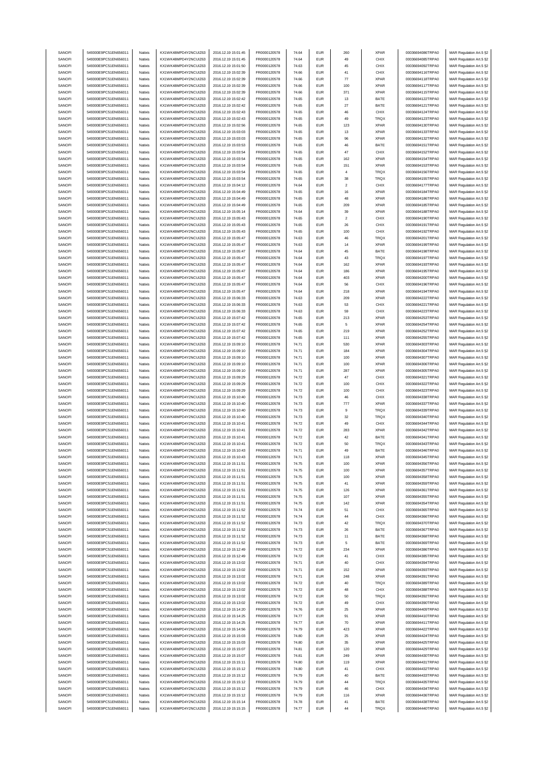| SANOFI | 549300E9PC51EN656011 | Natixis | KX1WK48MPD4Y2NCUIZ63 | 2016.12.19 15:01:45 | FR0000120578 | 74.64 | EUR | 260 | XPAR | 00036694086TRPA0 | MAR Regulation Art.5 §2 |
|---|---|---|---|---|---|---|---|---|---|---|---|
| SANOFI | 549300E9PC51EN656011 | Natixis | KX1WK48MPD4Y2NCUIZ63 | 2016.12.19 15:01:45 | FR0000120578 | 74.64 | EUR | 49 | CHIX | 00036694085TRPA0 | MAR Regulation Art.5 §2 |
| SANOFI | 549300E9PC51EN656011 | Natixis | KX1WK48MPD4Y2NCUIZ63 | 2016.12.19 15:01:50 | FR0000120578 | 74.63 | EUR | 45 | CHIX | 00036694092TRPA0 | MAR Regulation Art.5 §2 |
| SANOFI | 549300E9PC51EN656011 | Natixis | KX1WK48MPD4Y2NCUIZ63 | 2016.12.19 15:02:39 | FR0000120578 | 74.66 | EUR | 41 | CHIX | 00036694116TRPA0 | MAR Regulation Art.5 §2 |
| SANOFI | 549300E9PC51EN656011 | Natixis | KX1WK48MPD4Y2NCUIZ63 | 2016.12.19 15:02:39 | FR0000120578 | 74.66 | EUR | 77 | XPAR | 00036694118TRPA0 | MAR Regulation Art.5 §2 |
| SANOFI | 549300E9PC51EN656011 | Natixis | KX1WK48MPD4Y2NCUIZ63 | 2016.12.19 15:02:39 | FR0000120578 | 74.66 | EUR | 100 | XPAR | 00036694117TRPA0 | MAR Regulation Art.5 §2 |
| SANOFI | 549300E9PC51EN656011 | Natixis | KX1WK48MPD4Y2NCUIZ63 | 2016.12.19 15:02:39 | FR0000120578 | 74.66 | EUR | 371 | XPAR | 00036694115TRPA0 | MAR Regulation Art.5 §2 |
| SANOFI | 549300E9PC51EN656011 | Natixis | KX1WK48MPD4Y2NCUIZ63 | 2016.12.19 15:02:42 | FR0000120578 | 74.65 | EUR | 13 | BATE | 00036694122TRPA0 | MAR Regulation Art.5 §2 |
| SANOFI | 549300E9PC51EN656011 | Natixis | KX1WK48MPD4Y2NCUIZ63 | 2016.12.19 15:02:42 | FR0000120578 | 74.65 | EUR | 27 | BATE | 00036694121TRPA0 | MAR Regulation Art.5 §2 |
| SANOFI | 549300E9PC51EN656011 | Natixis | KX1WK48MPD4Y2NCUIZ63 | 2016.12.19 15:02:43 | FR0000120578 | 74.65 | EUR | 46 | CHIX | 00036694124TRPA0 | MAR Regulation Art.5 §2 |
| SANOFI | 549300E9PC51EN656011 | Natixis | KX1WK48MPD4Y2NCUIZ63 | 2016.12.19 15:02:43 | FR0000120578 | 74.65 | EUR | 49 | TRQX | 00036694123TRPA0 | MAR Regulation Art.5 §2 |
| SANOFI | 549300E9PC51EN656011 | Natixis | KX1WK48MPD4Y2NCUIZ63 | 2016.12.19 15:02:56 | FR0000120578 | 74.65 | EUR | 123 | XPAR | 00036694130TRPA0 | MAR Regulation Art.5 §2 |
| SANOFI | 549300E9PC51EN656011 | Natixis | KX1WK48MPD4Y2NCUIZ63 | 2016.12.19 15:03:03 | FR0000120578 | 74.65 | EUR | 13 | XPAR | 00036694133TRPA0 | MAR Regulation Art.5 §2 |
| SANOFI | 549300E9PC51EN656011 | Natixis | KX1WK48MPD4Y2NCUIZ63 | 2016.12.19 15:03:03 | FR0000120578 | 74.65 | EUR | 96 | XPAR | 00036694132TRPA0 | MAR Regulation Art.5 §2 |
| SANOFI | 549300E9PC51EN656011 | Natixis | KX1WK48MPD4Y2NCUIZ63 | 2016.12.19 15:03:53 | FR0000120578 | 74.65 | EUR | 46 | BATE | 00036694151TRPA0 | MAR Regulation Art.5 §2 |
| SANOFI | 549300E9PC51EN656011 | Natixis | KX1WK48MPD4Y2NCUIZ63 | 2016.12.19 15:03:54 | FR0000120578 | 74.65 | EUR | 47 | CHIX | 00036694152TRPA0 | MAR Regulation Art.5 §2 |
| SANOFI | 549300E9PC51EN656011 | Natixis | KX1WK48MPD4Y2NCUIZ63 | 2016.12.19 15:03:54 | FR0000120578 | 74.65 | EUR | 162 | XPAR | 00036694154TRPA0 | MAR Regulation Art.5 §2 |
| SANOFI | 549300E9PC51EN656011 | Natixis | KX1WK48MPD4Y2NCUIZ63 | 2016.12.19 15:03:54 | FR0000120578 | 74.65 | EUR | 151 | XPAR | 00036694153TRPA0 | MAR Regulation Art.5 §2 |
| SANOFI | 549300E9PC51EN656011 | Natixis | KX1WK48MPD4Y2NCUIZ63 | 2016.12.19 15:03:54 | FR0000120578 | 74.65 | EUR | 4 | TRQX | 00036694156TRPA0 | MAR Regulation Art.5 §2 |
| SANOFI | 549300E9PC51EN656011 | Natixis | KX1WK48MPD4Y2NCUIZ63 | 2016.12.19 15:03:54 | FR0000120578 | 74.65 | EUR | 38 | TRQX | 00036694155TRPA0 | MAR Regulation Art.5 §2 |
| SANOFI | 549300E9PC51EN656011 | Natixis | KX1WK48MPD4Y2NCUIZ63 | 2016.12.19 15:04:12 | FR0000120578 | 74.64 | EUR | 2 | CHIX | 00036694177TRPA0 | MAR Regulation Art.5 §2 |
| SANOFI | 549300E9PC51EN656011 | Natixis | KX1WK48MPD4Y2NCUIZ63 | 2016.12.19 15:04:49 | FR0000120578 | 74.65 | EUR | 16 | XPAR | 00036694184TRPA0 | MAR Regulation Art.5 §2 |
| SANOFI | 549300E9PC51EN656011 | Natixis | KX1WK48MPD4Y2NCUIZ63 | 2016.12.19 15:04:49 | FR0000120578 | 74.65 | EUR | 48 | XPAR | 00036694186TRPA0 | MAR Regulation Art.5 §2 |
| SANOFI | 549300E9PC51EN656011 | Natixis | KX1WK48MPD4Y2NCUIZ63 | 2016.12.19 15:04:49 | FR0000120578 | 74.65 | EUR | 209 | XPAR | 00036694185TRPA0 | MAR Regulation Art.5 §2 |
| SANOFI | 549300E9PC51EN656011 | Natixis | KX1WK48MPD4Y2NCUIZ63 | 2016.12.19 15:05:14 | FR0000120578 | 74.64 | EUR | 39 | XPAR | 00036694188TRPA0 | MAR Regulation Art.5 §2 |
| SANOFI | 549300E9PC51EN656011 | Natixis | KX1WK48MPD4Y2NCUIZ63 | 2016.12.19 15:05:43 | FR0000120578 | 74.65 | EUR | 2 | CHIX | 00036694190TRPA0 | MAR Regulation Art.5 §2 |
| SANOFI | 549300E9PC51EN656011 | Natixis | KX1WK48MPD4Y2NCUIZ63 | 2016.12.19 15:05:43 | FR0000120578 | 74.65 | EUR | 26 | CHIX | 00036694191TRPA0 | MAR Regulation Art.5 §2 |
| SANOFI | 549300E9PC51EN656011 | Natixis | KX1WK48MPD4Y2NCUIZ63 | 2016.12.19 15:05:43 | FR0000120578 | 74.65 | EUR | 100 | CHIX | 00036694192TRPA0 | MAR Regulation Art.5 §2 |
| SANOFI | 549300E9PC51EN656011 | Natixis | KX1WK48MPD4Y2NCUIZ63 | 2016.12.19 15:05:47 | FR0000120578 | 74.63 | EUR | 46 | TRQX | 00036694201TRPA0 | MAR Regulation Art.5 §2 |
| SANOFI | 549300E9PC51EN656011 | Natixis | KX1WK48MPD4Y2NCUIZ63 | 2016.12.19 15:05:47 | FR0000120578 | 74.63 | EUR | 14 | XPAR | 00036694199TRPA0 | MAR Regulation Art.5 §2 |
| SANOFI | 549300E9PC51EN656011 | Natixis | KX1WK48MPD4Y2NCUIZ63 | 2016.12.19 15:05:47 | FR0000120578 | 74.64 | EUR | 45 | BATE | 00036694198TRPA0 | MAR Regulation Art.5 §2 |
| SANOFI | 549300E9PC51EN656011 | Natixis | KX1WK48MPD4Y2NCUIZ63 | 2016.12.19 15:05:47 | FR0000120578 | 74.64 | EUR | 43 | TRQX | 00036694197TRPA0 | MAR Regulation Art.5 §2 |
| SANOFI | 549300E9PC51EN656011 | Natixis | KX1WK48MPD4Y2NCUIZ63 | 2016.12.19 15:05:47 | FR0000120578 | 74.64 | EUR | 162 | XPAR | 00036694193TRPA0 | MAR Regulation Art.5 §2 |
| SANOFI | 549300E9PC51EN656011 | Natixis | KX1WK48MPD4Y2NCUIZ63 | 2016.12.19 15:05:47 | FR0000120578 | 74.64 | EUR | 186 | XPAR | 00036694195TRPA0 | MAR Regulation Art.5 §2 |
| SANOFI | 549300E9PC51EN656011 | Natixis | KX1WK48MPD4Y2NCUIZ63 | 2016.12.19 15:05:47 | FR0000120578 | 74.64 | EUR | 403 | XPAR | 00036694200TRPA0 | MAR Regulation Art.5 §2 |
| SANOFI | 549300E9PC51EN656011 | Natixis | KX1WK48MPD4Y2NCUIZ63 | 2016.12.19 15:05:47 | FR0000120578 | 74.64 | EUR | 56 | CHIX | 00036694196TRPA0 | MAR Regulation Art.5 §2 |
| SANOFI | 549300E9PC51EN656011 | Natixis | KX1WK48MPD4Y2NCUIZ63 | 2016.12.19 15:05:47 | FR0000120578 | 74.64 | EUR | 218 | XPAR | 00036694194TRPA0 | MAR Regulation Art.5 §2 |
| SANOFI | 549300E9PC51EN656011 | Natixis | KX1WK48MPD4Y2NCUIZ63 | 2016.12.19 15:06:33 | FR0000120578 | 74.63 | EUR | 209 | XPAR | 00036694222TRPA0 | MAR Regulation Art.5 §2 |
| SANOFI | 549300E9PC51EN656011 | Natixis | KX1WK48MPD4Y2NCUIZ63 | 2016.12.19 15:06:33 | FR0000120578 | 74.63 | EUR | 53 | CHIX | 00036694221TRPA0 | MAR Regulation Art.5 §2 |
| SANOFI | 549300E9PC51EN656011 | Natixis | KX1WK48MPD4Y2NCUIZ63 | 2016.12.19 15:06:33 | FR0000120578 | 74.63 | EUR | 59 | CHIX | 00036694223TRPA0 | MAR Regulation Art.5 §2 |
| SANOFI | 549300E9PC51EN656011 | Natixis | KX1WK48MPD4Y2NCUIZ63 | 2016.12.19 15:07:42 | FR0000120578 | 74.65 | EUR | 213 | XPAR | 00036694253TRPA0 | MAR Regulation Art.5 §2 |
| SANOFI | 549300E9PC51EN656011 | Natixis | KX1WK48MPD4Y2NCUIZ63 | 2016.12.19 15:07:42 | FR0000120578 | 74.65 | EUR | 5 | XPAR | 00036694254TRPA0 | MAR Regulation Art.5 §2 |
| SANOFI | 549300E9PC51EN656011 | Natixis | KX1WK48MPD4Y2NCUIZ63 | 2016.12.19 15:07:42 | FR0000120578 | 74.65 | EUR | 219 | XPAR | 00036694252TRPA0 | MAR Regulation Art.5 §2 |
| SANOFI | 549300E9PC51EN656011 | Natixis | KX1WK48MPD4Y2NCUIZ63 | 2016.12.19 15:07:42 | FR0000120578 | 74.65 | EUR | 111 | XPAR | 00036694255TRPA0 | MAR Regulation Art.5 §2 |
| SANOFI | 549300E9PC51EN656011 | Natixis | KX1WK48MPD4Y2NCUIZ63 | 2016.12.19 15:09:10 | FR0000120578 | 74.71 | EUR | 530 | XPAR | 00036694303TRPA0 | MAR Regulation Art.5 §2 |
| SANOFI | 549300E9PC51EN656011 | Natixis | KX1WK48MPD4Y2NCUIZ63 | 2016.12.19 15:09:10 | FR0000120578 | 74.71 | EUR | 184 | XPAR | 00036694304TRPA0 | MAR Regulation Art.5 §2 |
| SANOFI | 549300E9PC51EN656011 | Natixis | KX1WK48MPD4Y2NCUIZ63 | 2016.12.19 15:09:10 | FR0000120578 | 74.71 | EUR | 100 | XPAR | 00036694307TRPA0 | MAR Regulation Art.5 §2 |
| SANOFI | 549300E9PC51EN656011 | Natixis | KX1WK48MPD4Y2NCUIZ63 | 2016.12.19 15:09:10 | FR0000120578 | 74.71 | EUR | 100 | XPAR | 00036694306TRPA0 | MAR Regulation Art.5 §2 |
| SANOFI | 549300E9PC51EN656011 | Natixis | KX1WK48MPD4Y2NCUIZ63 | 2016.12.19 15:09:10 | FR0000120578 | 74.71 | EUR | 287 | XPAR | 00036694305TRPA0 | MAR Regulation Art.5 §2 |
| SANOFI | 549300E9PC51EN656011 | Natixis | KX1WK48MPD4Y2NCUIZ63 | 2016.12.19 15:09:29 | FR0000120578 | 74.72 | EUR | 47 | CHIX | 00036694321TRPA0 | MAR Regulation Art.5 §2 |
| SANOFI | 549300E9PC51EN656011 | Natixis | KX1WK48MPD4Y2NCUIZ63 | 2016.12.19 15:09:29 | FR0000120578 | 74.72 | EUR | 100 | CHIX | 00036694322TRPA0 | MAR Regulation Art.5 §2 |
| SANOFI | 549300E9PC51EN656011 | Natixis | KX1WK48MPD4Y2NCUIZ63 | 2016.12.19 15:09:29 | FR0000120578 | 74.72 | EUR | 100 | CHIX | 00036694323TRPA0 | MAR Regulation Art.5 §2 |
| SANOFI | 549300E9PC51EN656011 | Natixis | KX1WK48MPD4Y2NCUIZ63 | 2016.12.19 15:10:40 | FR0000120578 | 74.73 | EUR | 46 | CHIX | 00036694338TRPA0 | MAR Regulation Art.5 §2 |
| SANOFI | 549300E9PC51EN656011 | Natixis | KX1WK48MPD4Y2NCUIZ63 | 2016.12.19 15:10:40 | FR0000120578 | 74.73 | EUR | 777 | XPAR | 00036694337TRPA0 | MAR Regulation Art.5 §2 |
| SANOFI | 549300E9PC51EN656011 | Natixis | KX1WK48MPD4Y2NCUIZ63 | 2016.12.19 15:10:40 | FR0000120578 | 74.73 | EUR | 9 | TRQX | 00036694339TRPA0 | MAR Regulation Art.5 §2 |
| SANOFI | 549300E9PC51EN656011 | Natixis | KX1WK48MPD4Y2NCUIZ63 | 2016.12.19 15:10:40 | FR0000120578 | 74.73 | EUR | 32 | TRQX | 00036694340TRPA0 | MAR Regulation Art.5 §2 |
| SANOFI | 549300E9PC51EN656011 | Natixis | KX1WK48MPD4Y2NCUIZ63 | 2016.12.19 15:10:41 | FR0000120578 | 74.72 | EUR | 49 | CHIX | 00036694344TRPA0 | MAR Regulation Art.5 §2 |
| SANOFI | 549300E9PC51EN656011 | Natixis | KX1WK48MPD4Y2NCUIZ63 | 2016.12.19 15:10:41 | FR0000120578 | 74.72 | EUR | 283 | XPAR | 00036694342TRPA0 | MAR Regulation Art.5 §2 |
| SANOFI | 549300E9PC51EN656011 | Natixis | KX1WK48MPD4Y2NCUIZ63 | 2016.12.19 15:10:41 | FR0000120578 | 74.72 | EUR | 42 | BATE | 00036694341TRPA0 | MAR Regulation Art.5 §2 |
| SANOFI | 549300E9PC51EN656011 | Natixis | KX1WK48MPD4Y2NCUIZ63 | 2016.12.19 15:10:41 | FR0000120578 | 74.72 | EUR | 50 | TRQX | 00036694343TRPA0 | MAR Regulation Art.5 §2 |
| SANOFI | 549300E9PC51EN656011 | Natixis | KX1WK48MPD4Y2NCUIZ63 | 2016.12.19 15:10:43 | FR0000120578 | 74.71 | EUR | 49 | BATE | 00036694346TRPA0 | MAR Regulation Art.5 §2 |
| SANOFI | 549300E9PC51EN656011 | Natixis | KX1WK48MPD4Y2NCUIZ63 | 2016.12.19 15:10:43 | FR0000120578 | 74.71 | EUR | 118 | XPAR | 00036694345TRPA0 | MAR Regulation Art.5 §2 |
| SANOFI | 549300E9PC51EN656011 | Natixis | KX1WK48MPD4Y2NCUIZ63 | 2016.12.19 15:11:51 | FR0000120578 | 74.75 | EUR | 100 | XPAR | 00036694356TRPA0 | MAR Regulation Art.5 §2 |
| SANOFI | 549300E9PC51EN656011 | Natixis | KX1WK48MPD4Y2NCUIZ63 | 2016.12.19 15:11:51 | FR0000120578 | 74.75 | EUR | 100 | XPAR | 00036694357TRPA0 | MAR Regulation Art.5 §2 |
| SANOFI | 549300E9PC51EN656011 | Natixis | KX1WK48MPD4Y2NCUIZ63 | 2016.12.19 15:11:51 | FR0000120578 | 74.75 | EUR | 100 | XPAR | 00036694358TRPA0 | MAR Regulation Art.5 §2 |
| SANOFI | 549300E9PC51EN656011 | Natixis | KX1WK48MPD4Y2NCUIZ63 | 2016.12.19 15:11:51 | FR0000120578 | 74.75 | EUR | 41 | XPAR | 00036694359TRPA0 | MAR Regulation Art.5 §2 |
| SANOFI | 549300E9PC51EN656011 | Natixis | KX1WK48MPD4Y2NCUIZ63 | 2016.12.19 15:11:51 | FR0000120578 | 74.75 | EUR | 126 | XPAR | 00036694361TRPA0 | MAR Regulation Art.5 §2 |
| SANOFI | 549300E9PC51EN656011 | Natixis | KX1WK48MPD4Y2NCUIZ63 | 2016.12.19 15:11:51 | FR0000120578 | 74.75 | EUR | 107 | XPAR | 00036694355TRPA0 | MAR Regulation Art.5 §2 |
| SANOFI | 549300E9PC51EN656011 | Natixis | KX1WK48MPD4Y2NCUIZ63 | 2016.12.19 15:11:51 | FR0000120578 | 74.75 | EUR | 142 | XPAR | 00036694354TRPA0 | MAR Regulation Art.5 §2 |
| SANOFI | 549300E9PC51EN656011 | Natixis | KX1WK48MPD4Y2NCUIZ63 | 2016.12.19 15:11:52 | FR0000120578 | 74.74 | EUR | 51 | CHIX | 00036694365TRPA0 | MAR Regulation Art.5 §2 |
| SANOFI | 549300E9PC51EN656011 | Natixis | KX1WK48MPD4Y2NCUIZ63 | 2016.12.19 15:11:52 | FR0000120578 | 74.74 | EUR | 44 | CHIX | 00036694366TRPA0 | MAR Regulation Art.5 §2 |
| SANOFI | 549300E9PC51EN656011 | Natixis | KX1WK48MPD4Y2NCUIZ63 | 2016.12.19 15:11:52 | FR0000120578 | 74.73 | EUR | 42 | TRQX | 00036694370TRPA0 | MAR Regulation Art.5 §2 |
| SANOFI | 549300E9PC51EN656011 | Natixis | KX1WK48MPD4Y2NCUIZ63 | 2016.12.19 15:11:52 | FR0000120578 | 74.73 | EUR | 26 | BATE | 00036694367TRPA0 | MAR Regulation Art.5 §2 |
| SANOFI | 549300E9PC51EN656011 | Natixis | KX1WK48MPD4Y2NCUIZ63 | 2016.12.19 15:11:52 | FR0000120578 | 74.73 | EUR | 11 | BATE | 00036694368TRPA0 | MAR Regulation Art.5 §2 |
| SANOFI | 549300E9PC51EN656011 | Natixis | KX1WK48MPD4Y2NCUIZ63 | 2016.12.19 15:11:52 | FR0000120578 | 74.73 | EUR | 5 | BATE | 00036694369TRPA0 | MAR Regulation Art.5 §2 |
| SANOFI | 549300E9PC51EN656011 | Natixis | KX1WK48MPD4Y2NCUIZ63 | 2016.12.19 15:12:49 | FR0000120578 | 74.72 | EUR | 234 | XPAR | 00036694386TRPA0 | MAR Regulation Art.5 §2 |
| SANOFI | 549300E9PC51EN656011 | Natixis | KX1WK48MPD4Y2NCUIZ63 | 2016.12.19 15:12:49 | FR0000120578 | 74.72 | EUR | 41 | CHIX | 00036694385TRPA0 | MAR Regulation Art.5 §2 |
| SANOFI | 549300E9PC51EN656011 | Natixis | KX1WK48MPD4Y2NCUIZ63 | 2016.12.19 15:13:02 | FR0000120578 | 74.71 | EUR | 40 | CHIX | 00036694394TRPA0 | MAR Regulation Art.5 §2 |
| SANOFI | 549300E9PC51EN656011 | Natixis | KX1WK48MPD4Y2NCUIZ63 | 2016.12.19 15:13:02 | FR0000120578 | 74.71 | EUR | 152 | XPAR | 00036694393TRPA0 | MAR Regulation Art.5 §2 |
| SANOFI | 549300E9PC51EN656011 | Natixis | KX1WK48MPD4Y2NCUIZ63 | 2016.12.19 15:13:02 | FR0000120578 | 74.71 | EUR | 248 | XPAR | 00036694391TRPA0 | MAR Regulation Art.5 §2 |
| SANOFI | 549300E9PC51EN656011 | Natixis | KX1WK48MPD4Y2NCUIZ63 | 2016.12.19 15:13:02 | FR0000120578 | 74.72 | EUR | 40 | TRQX | 00036694389TRPA0 | MAR Regulation Art.5 §2 |
| SANOFI | 549300E9PC51EN656011 | Natixis | KX1WK48MPD4Y2NCUIZ63 | 2016.12.19 15:13:02 | FR0000120578 | 74.72 | EUR | 48 | CHIX | 00036694388TRPA0 | MAR Regulation Art.5 §2 |
| SANOFI | 549300E9PC51EN656011 | Natixis | KX1WK48MPD4Y2NCUIZ63 | 2016.12.19 15:13:02 | FR0000120578 | 74.72 | EUR | 50 | TRQX | 00036694392TRPA0 | MAR Regulation Art.5 §2 |
| SANOFI | 549300E9PC51EN656011 | Natixis | KX1WK48MPD4Y2NCUIZ63 | 2016.12.19 15:13:02 | FR0000120578 | 74.72 | EUR | 49 | CHIX | 00036694390TRPA0 | MAR Regulation Art.5 §2 |
| SANOFI | 549300E9PC51EN656011 | Natixis | KX1WK48MPD4Y2NCUIZ63 | 2016.12.19 15:14:20 | FR0000120578 | 74.76 | EUR | 25 | XPAR | 00036694409TRPA0 | MAR Regulation Art.5 §2 |
| SANOFI | 549300E9PC51EN656011 | Natixis | KX1WK48MPD4Y2NCUIZ63 | 2016.12.19 15:14:25 | FR0000120578 | 74.77 | EUR | 91 | XPAR | 00036694410TRPA0 | MAR Regulation Art.5 §2 |
| SANOFI | 549300E9PC51EN656011 | Natixis | KX1WK48MPD4Y2NCUIZ63 | 2016.12.19 15:14:25 | FR0000120578 | 74.77 | EUR | 70 | XPAR | 00036694411TRPA0 | MAR Regulation Art.5 §2 |
| SANOFI | 549300E9PC51EN656011 | Natixis | KX1WK48MPD4Y2NCUIZ63 | 2016.12.19 15:14:56 | FR0000120578 | 74.79 | EUR | 423 | XPAR | 00036694422TRPA0 | MAR Regulation Art.5 §2 |
| SANOFI | 549300E9PC51EN656011 | Natixis | KX1WK48MPD4Y2NCUIZ63 | 2016.12.19 15:15:03 | FR0000120578 | 74.80 | EUR | 25 | XPAR | 00036694424TRPA0 | MAR Regulation Art.5 §2 |
| SANOFI | 549300E9PC51EN656011 | Natixis | KX1WK48MPD4Y2NCUIZ63 | 2016.12.19 15:15:03 | FR0000120578 | 74.80 | EUR | 35 | XPAR | 00036694425TRPA0 | MAR Regulation Art.5 §2 |
| SANOFI | 549300E9PC51EN656011 | Natixis | KX1WK48MPD4Y2NCUIZ63 | 2016.12.19 15:15:07 | FR0000120578 | 74.81 | EUR | 120 | XPAR | 00036694429TRPA0 | MAR Regulation Art.5 §2 |
| SANOFI | 549300E9PC51EN656011 | Natixis | KX1WK48MPD4Y2NCUIZ63 | 2016.12.19 15:15:07 | FR0000120578 | 74.81 | EUR | 249 | XPAR | 00036694430TRPA0 | MAR Regulation Art.5 §2 |
| SANOFI | 549300E9PC51EN656011 | Natixis | KX1WK48MPD4Y2NCUIZ63 | 2016.12.19 15:15:11 | FR0000120578 | 74.80 | EUR | 119 | XPAR | 00036694431TRPA0 | MAR Regulation Art.5 §2 |
| SANOFI | 549300E9PC51EN656011 | Natixis | KX1WK48MPD4Y2NCUIZ63 | 2016.12.19 15:15:12 | FR0000120578 | 74.80 | EUR | 41 | CHIX | 00036694432TRPA0 | MAR Regulation Art.5 §2 |
| SANOFI | 549300E9PC51EN656011 | Natixis | KX1WK48MPD4Y2NCUIZ63 | 2016.12.19 15:15:12 | FR0000120578 | 74.79 | EUR | 40 | BATE | 00036694433TRPA0 | MAR Regulation Art.5 §2 |
| SANOFI | 549300E9PC51EN656011 | Natixis | KX1WK48MPD4Y2NCUIZ63 | 2016.12.19 15:15:12 | FR0000120578 | 74.79 | EUR | 44 | TRQX | 00036694435TRPA0 | MAR Regulation Art.5 §2 |
| SANOFI | 549300E9PC51EN656011 | Natixis | KX1WK48MPD4Y2NCUIZ63 | 2016.12.19 15:15:12 | FR0000120578 | 74.79 | EUR | 46 | CHIX | 00036694434TRPA0 | MAR Regulation Art.5 §2 |
| SANOFI | 549300E9PC51EN656011 | Natixis | KX1WK48MPD4Y2NCUIZ63 | 2016.12.19 15:15:12 | FR0000120578 | 74.79 | EUR | 116 | XPAR | 00036694436TRPA0 | MAR Regulation Art.5 §2 |
| SANOFI | 549300E9PC51EN656011 | Natixis | KX1WK48MPD4Y2NCUIZ63 | 2016.12.19 15:15:14 | FR0000120578 | 74.78 | EUR | 41 | BATE | 00036694438TRPA0 | MAR Regulation Art.5 §2 |
| SANOFI | 549300E9PC51EN656011 | Natixis | KX1WK48MPD4Y2NCUIZ63 | 2016.12.19 15:15:15 | FR0000120578 | 74.77 | EUR | 44 | TRQX | 00036694440TRPA0 | MAR Regulation Art.5 §2 |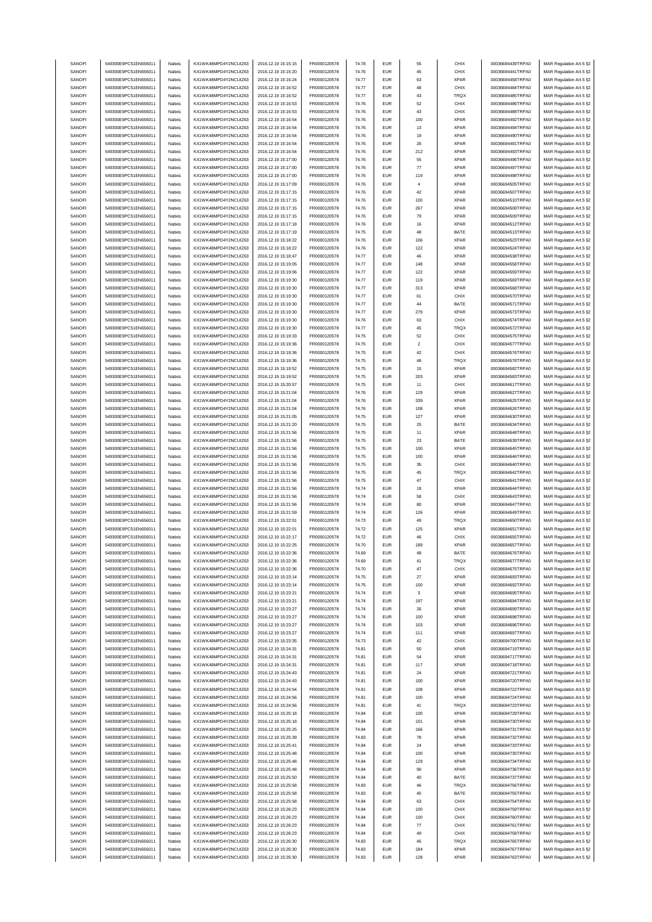| SANOFI | 549300E9PC51EN656011 | Natixis | KX1WK48MPD4Y2NCUIZ63 | 2016.12.19 15:15:15 | FR0000120578 | 74.78 | EUR | 55 | CHIX | 00036694439TRPA0 | MAR Regulation Art.5 §2 |
|---|---|---|---|---|---|---|---|---|---|---|---|
| SANOFI | 549300E9PC51EN656011 | Natixis | KX1WK48MPD4Y2NCUIZ63 | 2016.12.19 15:15:20 | FR0000120578 | 74.76 | EUR | 45 | CHIX | 00036694441TRPA0 | MAR Regulation Art.5 §2 |
| SANOFI | 549300E9PC51EN656011 | Natixis | KX1WK48MPD4Y2NCUIZ63 | 2016.12.19 15:16:24 | FR0000120578 | 74.77 | EUR | 63 | XPAR | 00036694458TRPA0 | MAR Regulation Art.5 §2 |
| SANOFI | 549300E9PC51EN656011 | Natixis | KX1WK48MPD4Y2NCUIZ63 | 2016.12.19 15:16:52 | FR0000120578 | 74.77 | EUR | 48 | CHIX | 00036694484TRPA0 | MAR Regulation Art.5 §2 |
| SANOFI | 549300E9PC51EN656011 | Natixis | KX1WK48MPD4Y2NCUIZ63 | 2016.12.19 15:16:52 | FR0000120578 | 74.77 | EUR | 43 | TRQX | 00036694485TRPA0 | MAR Regulation Art.5 §2 |
| SANOFI | 549300E9PC51EN656011 | Natixis | KX1WK48MPD4Y2NCUIZ63 | 2016.12.19 15:16:53 | FR0000120578 | 74.76 | EUR | 52 | CHIX | 00036694486TRPA0 | MAR Regulation Art.5 §2 |
| SANOFI | 549300E9PC51EN656011 | Natixis | KX1WK48MPD4Y2NCUIZ63 | 2016.12.19 15:16:53 | FR0000120578 | 74.76 | EUR | 43 | CHIX | 00036694488TRPA0 | MAR Regulation Art.5 §2 |
| SANOFI | 549300E9PC51EN656011 | Natixis | KX1WK48MPD4Y2NCUIZ63 | 2016.12.19 15:16:54 | FR0000120578 | 74.76 | EUR | 100 | XPAR | 00036694492TRPA0 | MAR Regulation Art.5 §2 |
| SANOFI | 549300E9PC51EN656011 | Natixis | KX1WK48MPD4Y2NCUIZ63 | 2016.12.19 15:16:54 | FR0000120578 | 74.76 | EUR | 13 | XPAR | 00036694494TRPA0 | MAR Regulation Art.5 §2 |
| SANOFI | 549300E9PC51EN656011 | Natixis | KX1WK48MPD4Y2NCUIZ63 | 2016.12.19 15:16:54 | FR0000120578 | 74.76 | EUR | 19 | XPAR | 00036694490TRPA0 | MAR Regulation Art.5 §2 |
| SANOFI | 549300E9PC51EN656011 | Natixis | KX1WK48MPD4Y2NCUIZ63 | 2016.12.19 15:16:54 | FR0000120578 | 74.76 | EUR | 26 | XPAR | 00036694491TRPA0 | MAR Regulation Art.5 §2 |
| SANOFI | 549300E9PC51EN656011 | Natixis | KX1WK48MPD4Y2NCUIZ63 | 2016.12.19 15:16:54 | FR0000120578 | 74.76 | EUR | 212 | XPAR | 00036694493TRPA0 | MAR Regulation Art.5 §2 |
| SANOFI | 549300E9PC51EN656011 | Natixis | KX1WK48MPD4Y2NCUIZ63 | 2016.12.19 15:17:00 | FR0000120578 | 74.76 | EUR | 55 | XPAR | 00036694496TRPA0 | MAR Regulation Art.5 §2 |
| SANOFI | 549300E9PC51EN656011 | Natixis | KX1WK48MPD4Y2NCUIZ63 | 2016.12.19 15:17:00 | FR0000120578 | 74.76 | EUR | 77 | XPAR | 00036694497TRPA0 | MAR Regulation Art.5 §2 |
| SANOFI | 549300E9PC51EN656011 | Natixis | KX1WK48MPD4Y2NCUIZ63 | 2016.12.19 15:17:00 | FR0000120578 | 74.76 | EUR | 119 | XPAR | 00036694498TRPA0 | MAR Regulation Art.5 §2 |
| SANOFI | 549300E9PC51EN656011 | Natixis | KX1WK48MPD4Y2NCUIZ63 | 2016.12.19 15:17:09 | FR0000120578 | 74.76 | EUR | 4 | XPAR | 00036694505TRPA0 | MAR Regulation Art.5 §2 |
| SANOFI | 549300E9PC51EN656011 | Natixis | KX1WK48MPD4Y2NCUIZ63 | 2016.12.19 15:17:15 | FR0000120578 | 74.76 | EUR | 42 | XPAR | 00036694507TRPA0 | MAR Regulation Art.5 §2 |
| SANOFI | 549300E9PC51EN656011 | Natixis | KX1WK48MPD4Y2NCUIZ63 | 2016.12.19 15:17:15 | FR0000120578 | 74.76 | EUR | 100 | XPAR | 00036694510TRPA0 | MAR Regulation Art.5 §2 |
| SANOFI | 549300E9PC51EN656011 | Natixis | KX1WK48MPD4Y2NCUIZ63 | 2016.12.19 15:17:15 | FR0000120578 | 74.76 | EUR | 267 | XPAR | 00036694508TRPA0 | MAR Regulation Art.5 §2 |
| SANOFI | 549300E9PC51EN656011 | Natixis | KX1WK48MPD4Y2NCUIZ63 | 2016.12.19 15:17:15 | FR0000120578 | 74.76 | EUR | 79 | XPAR | 00036694509TRPA0 | MAR Regulation Art.5 §2 |
| SANOFI | 549300E9PC51EN656011 | Natixis | KX1WK48MPD4Y2NCUIZ63 | 2016.12.19 15:17:18 | FR0000120578 | 74.76 | EUR | 16 | XPAR | 00036694512TRPA0 | MAR Regulation Art.5 §2 |
| SANOFI | 549300E9PC51EN656011 | Natixis | KX1WK48MPD4Y2NCUIZ63 | 2016.12.19 15:17:19 | FR0000120578 | 74.75 | EUR | 48 | BATE | 00036694513TRPA0 | MAR Regulation Art.5 §2 |
| SANOFI | 549300E9PC51EN656011 | Natixis | KX1WK48MPD4Y2NCUIZ63 | 2016.12.19 15:18:22 | FR0000120578 | 74.76 | EUR | 106 | XPAR | 00036694523TRPA0 | MAR Regulation Art.5 §2 |
| SANOFI | 549300E9PC51EN656011 | Natixis | KX1WK48MPD4Y2NCUIZ63 | 2016.12.19 15:18:22 | FR0000120578 | 74.76 | EUR | 122 | XPAR | 00036694524TRPA0 | MAR Regulation Art.5 §2 |
| SANOFI | 549300E9PC51EN656011 | Natixis | KX1WK48MPD4Y2NCUIZ63 | 2016.12.19 15:18:47 | FR0000120578 | 74.77 | EUR | 46 | XPAR | 00036694538TRPA0 | MAR Regulation Art.5 §2 |
| SANOFI | 549300E9PC51EN656011 | Natixis | KX1WK48MPD4Y2NCUIZ63 | 2016.12.19 15:19:05 | FR0000120578 | 74.77 | EUR | 148 | XPAR | 00036694558TRPA0 | MAR Regulation Art.5 §2 |
| SANOFI | 549300E9PC51EN656011 | Natixis | KX1WK48MPD4Y2NCUIZ63 | 2016.12.19 15:19:06 | FR0000120578 | 74.77 | EUR | 122 | XPAR | 00036694559TRPA0 | MAR Regulation Art.5 §2 |
| SANOFI | 549300E9PC51EN656011 | Natixis | KX1WK48MPD4Y2NCUIZ63 | 2016.12.19 15:19:30 | FR0000120578 | 74.77 | EUR | 119 | XPAR | 00036694569TRPA0 | MAR Regulation Art.5 §2 |
| SANOFI | 549300E9PC51EN656011 | Natixis | KX1WK48MPD4Y2NCUIZ63 | 2016.12.19 15:19:30 | FR0000120578 | 74.77 | EUR | 313 | XPAR | 00036694568TRPA0 | MAR Regulation Art.5 §2 |
| SANOFI | 549300E9PC51EN656011 | Natixis | KX1WK48MPD4Y2NCUIZ63 | 2016.12.19 15:19:30 | FR0000120578 | 74.77 | EUR | 61 | CHIX | 00036694570TRPA0 | MAR Regulation Art.5 §2 |
| SANOFI | 549300E9PC51EN656011 | Natixis | KX1WK48MPD4Y2NCUIZ63 | 2016.12.19 15:19:30 | FR0000120578 | 74.77 | EUR | 44 | BATE | 00036694571TRPA0 | MAR Regulation Art.5 §2 |
| SANOFI | 549300E9PC51EN656011 | Natixis | KX1WK48MPD4Y2NCUIZ63 | 2016.12.19 15:19:30 | FR0000120578 | 74.77 | EUR | 279 | XPAR | 00036694573TRPA0 | MAR Regulation Art.5 §2 |
| SANOFI | 549300E9PC51EN656011 | Natixis | KX1WK48MPD4Y2NCUIZ63 | 2016.12.19 15:19:30 | FR0000120578 | 74.76 | EUR | 63 | CHIX | 00036694574TRPA0 | MAR Regulation Art.5 §2 |
| SANOFI | 549300E9PC51EN656011 | Natixis | KX1WK48MPD4Y2NCUIZ63 | 2016.12.19 15:19:30 | FR0000120578 | 74.77 | EUR | 45 | TRQX | 00036694572TRPA0 | MAR Regulation Art.5 §2 |
| SANOFI | 549300E9PC51EN656011 | Natixis | KX1WK48MPD4Y2NCUIZ63 | 2016.12.19 15:19:33 | FR0000120578 | 74.75 | EUR | 52 | CHIX | 00036694575TRPA0 | MAR Regulation Art.5 §2 |
| SANOFI | 549300E9PC51EN656011 | Natixis | KX1WK48MPD4Y2NCUIZ63 | 2016.12.19 15:19:36 | FR0000120578 | 74.75 | EUR | 2 | CHIX | 00036694577TRPA0 | MAR Regulation Art.5 §2 |
| SANOFI | 549300E9PC51EN656011 | Natixis | KX1WK48MPD4Y2NCUIZ63 | 2016.12.19 15:19:36 | FR0000120578 | 74.75 | EUR | 42 | CHIX | 00036694576TRPA0 | MAR Regulation Art.5 §2 |
| SANOFI | 549300E9PC51EN656011 | Natixis | KX1WK48MPD4Y2NCUIZ63 | 2016.12.19 15:19:36 | FR0000120578 | 74.75 | EUR | 48 | TRQX | 00036694578TRPA0 | MAR Regulation Art.5 §2 |
| SANOFI | 549300E9PC51EN656011 | Natixis | KX1WK48MPD4Y2NCUIZ63 | 2016.12.19 15:19:52 | FR0000120578 | 74.75 | EUR | 15 | XPAR | 00036694582TRPA0 | MAR Regulation Art.5 §2 |
| SANOFI | 549300E9PC51EN656011 | Natixis | KX1WK48MPD4Y2NCUIZ63 | 2016.12.19 15:19:52 | FR0000120578 | 74.75 | EUR | 203 | XPAR | 00036694583TRPA0 | MAR Regulation Art.5 §2 |
| SANOFI | 549300E9PC51EN656011 | Natixis | KX1WK48MPD4Y2NCUIZ63 | 2016.12.19 15:20:57 | FR0000120578 | 74.75 | EUR | 11 | CHIX | 00036694617TRPA0 | MAR Regulation Art.5 §2 |
| SANOFI | 549300E9PC51EN656011 | Natixis | KX1WK48MPD4Y2NCUIZ63 | 2016.12.19 15:21:04 | FR0000120578 | 74.76 | EUR | 129 | XPAR | 00036694627TRPA0 | MAR Regulation Art.5 §2 |
| SANOFI | 549300E9PC51EN656011 | Natixis | KX1WK48MPD4Y2NCUIZ63 | 2016.12.19 15:21:04 | FR0000120578 | 74.76 | EUR | 339 | XPAR | 00036694625TRPA0 | MAR Regulation Art.5 §2 |
| SANOFI | 549300E9PC51EN656011 | Natixis | KX1WK48MPD4Y2NCUIZ63 | 2016.12.19 15:21:04 | FR0000120578 | 74.76 | EUR | 108 | XPAR | 00036694626TRPA0 | MAR Regulation Art.5 §2 |
| SANOFI | 549300E9PC51EN656011 | Natixis | KX1WK48MPD4Y2NCUIZ63 | 2016.12.19 15:21:05 | FR0000120578 | 74.75 | EUR | 127 | XPAR | 00036694630TRPA0 | MAR Regulation Art.5 §2 |
| SANOFI | 549300E9PC51EN656011 | Natixis | KX1WK48MPD4Y2NCUIZ63 | 2016.12.19 15:21:20 | FR0000120578 | 74.75 | EUR | 25 | BATE | 00036694634TRPA0 | MAR Regulation Art.5 §2 |
| SANOFI | 549300E9PC51EN656011 | Natixis | KX1WK48MPD4Y2NCUIZ63 | 2016.12.19 15:21:56 | FR0000120578 | 74.75 | EUR | 11 | XPAR | 00036694648TRPA0 | MAR Regulation Art.5 §2 |
| SANOFI | 549300E9PC51EN656011 | Natixis | KX1WK48MPD4Y2NCUIZ63 | 2016.12.19 15:21:56 | FR0000120578 | 74.75 | EUR | 23 | BATE | 00036694639TRPA0 | MAR Regulation Art.5 §2 |
| SANOFI | 549300E9PC51EN656011 | Natixis | KX1WK48MPD4Y2NCUIZ63 | 2016.12.19 15:21:56 | FR0000120578 | 74.75 | EUR | 100 | XPAR | 00036694645TRPA0 | MAR Regulation Art.5 §2 |
| SANOFI | 549300E9PC51EN656011 | Natixis | KX1WK48MPD4Y2NCUIZ63 | 2016.12.19 15:21:56 | FR0000120578 | 74.75 | EUR | 100 | XPAR | 00036694646TRPA0 | MAR Regulation Art.5 §2 |
| SANOFI | 549300E9PC51EN656011 | Natixis | KX1WK48MPD4Y2NCUIZ63 | 2016.12.19 15:21:56 | FR0000120578 | 74.75 | EUR | 35 | CHIX | 00036694640TRPA0 | MAR Regulation Art.5 §2 |
| SANOFI | 549300E9PC51EN656011 | Natixis | KX1WK48MPD4Y2NCUIZ63 | 2016.12.19 15:21:56 | FR0000120578 | 74.75 | EUR | 45 | TRQX | 00036694642TRPA0 | MAR Regulation Art.5 §2 |
| SANOFI | 549300E9PC51EN656011 | Natixis | KX1WK48MPD4Y2NCUIZ63 | 2016.12.19 15:21:56 | FR0000120578 | 74.75 | EUR | 47 | CHIX | 00036694641TRPA0 | MAR Regulation Art.5 §2 |
| SANOFI | 549300E9PC51EN656011 | Natixis | KX1WK48MPD4Y2NCUIZ63 | 2016.12.19 15:21:56 | FR0000120578 | 74.74 | EUR | 19 | XPAR | 00036694644TRPA0 | MAR Regulation Art.5 §2 |
| SANOFI | 549300E9PC51EN656011 | Natixis | KX1WK48MPD4Y2NCUIZ63 | 2016.12.19 15:21:56 | FR0000120578 | 74.74 | EUR | 58 | CHIX | 00036694643TRPA0 | MAR Regulation Art.5 §2 |
| SANOFI | 549300E9PC51EN656011 | Natixis | KX1WK48MPD4Y2NCUIZ63 | 2016.12.19 15:21:56 | FR0000120578 | 74.74 | EUR | 80 | XPAR | 00036694647TRPA0 | MAR Regulation Art.5 §2 |
| SANOFI | 549300E9PC51EN656011 | Natixis | KX1WK48MPD4Y2NCUIZ63 | 2016.12.19 15:21:59 | FR0000120578 | 74.74 | EUR | 126 | XPAR | 00036694649TRPA0 | MAR Regulation Art.5 §2 |
| SANOFI | 549300E9PC51EN656011 | Natixis | KX1WK48MPD4Y2NCUIZ63 | 2016.12.19 15:22:01 | FR0000120578 | 74.73 | EUR | 49 | TRQX | 00036694650TRPA0 | MAR Regulation Art.5 §2 |
| SANOFI | 549300E9PC51EN656011 | Natixis | KX1WK48MPD4Y2NCUIZ63 | 2016.12.19 15:22:01 | FR0000120578 | 74.72 | EUR | 125 | XPAR | 00036694651TRPA0 | MAR Regulation Art.5 §2 |
| SANOFI | 549300E9PC51EN656011 | Natixis | KX1WK48MPD4Y2NCUIZ63 | 2016.12.19 15:22:17 | FR0000120578 | 74.72 | EUR | 46 | CHIX | 00036694655TRPA0 | MAR Regulation Art.5 §2 |
| SANOFI | 549300E9PC51EN656011 | Natixis | KX1WK48MPD4Y2NCUIZ63 | 2016.12.19 15:22:25 | FR0000120578 | 74.70 | EUR | 189 | XPAR | 00036694657TRPA0 | MAR Regulation Art.5 §2 |
| SANOFI | 549300E9PC51EN656011 | Natixis | KX1WK48MPD4Y2NCUIZ63 | 2016.12.19 15:22:36 | FR0000120578 | 74.69 | EUR | 48 | BATE | 00036694676TRPA0 | MAR Regulation Art.5 §2 |
| SANOFI | 549300E9PC51EN656011 | Natixis | KX1WK48MPD4Y2NCUIZ63 | 2016.12.19 15:22:36 | FR0000120578 | 74.69 | EUR | 41 | TRQX | 00036694677TRPA0 | MAR Regulation Art.5 §2 |
| SANOFI | 549300E9PC51EN656011 | Natixis | KX1WK48MPD4Y2NCUIZ63 | 2016.12.19 15:22:36 | FR0000120578 | 74.70 | EUR | 47 | CHIX | 00036694675TRPA0 | MAR Regulation Art.5 §2 |
| SANOFI | 549300E9PC51EN656011 | Natixis | KX1WK48MPD4Y2NCUIZ63 | 2016.12.19 15:23:14 | FR0000120578 | 74.75 | EUR | 27 | XPAR | 00036694693TRPA0 | MAR Regulation Art.5 §2 |
| SANOFI | 549300E9PC51EN656011 | Natixis | KX1WK48MPD4Y2NCUIZ63 | 2016.12.19 15:23:14 | FR0000120578 | 74.75 | EUR | 100 | XPAR | 00036694692TRPA0 | MAR Regulation Art.5 §2 |
| SANOFI | 549300E9PC51EN656011 | Natixis | KX1WK48MPD4Y2NCUIZ63 | 2016.12.19 15:23:21 | FR0000120578 | 74.74 | EUR | 3 | XPAR | 00036694695TRPA0 | MAR Regulation Art.5 §2 |
| SANOFI | 549300E9PC51EN656011 | Natixis | KX1WK48MPD4Y2NCUIZ63 | 2016.12.19 15:23:21 | FR0000120578 | 74.74 | EUR | 197 | XPAR | 00036694694TRPA0 | MAR Regulation Art.5 §2 |
| SANOFI | 549300E9PC51EN656011 | Natixis | KX1WK48MPD4Y2NCUIZ63 | 2016.12.19 15:23:27 | FR0000120578 | 74.74 | EUR | 26 | XPAR | 00036694699TRPA0 | MAR Regulation Art.5 §2 |
| SANOFI | 549300E9PC51EN656011 | Natixis | KX1WK48MPD4Y2NCUIZ63 | 2016.12.19 15:23:27 | FR0000120578 | 74.74 | EUR | 100 | XPAR | 00036694698TRPA0 | MAR Regulation Art.5 §2 |
| SANOFI | 549300E9PC51EN656011 | Natixis | KX1WK48MPD4Y2NCUIZ63 | 2016.12.19 15:23:27 | FR0000120578 | 74.74 | EUR | 103 | XPAR | 00036694696TRPA0 | MAR Regulation Art.5 §2 |
| SANOFI | 549300E9PC51EN656011 | Natixis | KX1WK48MPD4Y2NCUIZ63 | 2016.12.19 15:23:27 | FR0000120578 | 74.74 | EUR | 111 | XPAR | 00036694697TRPA0 | MAR Regulation Art.5 §2 |
| SANOFI | 549300E9PC51EN656011 | Natixis | KX1WK48MPD4Y2NCUIZ63 | 2016.12.19 15:23:35 | FR0000120578 | 74.73 | EUR | 42 | CHIX | 00036694700TRPA0 | MAR Regulation Art.5 §2 |
| SANOFI | 549300E9PC51EN656011 | Natixis | KX1WK48MPD4Y2NCUIZ63 | 2016.12.19 15:24:31 | FR0000120578 | 74.81 | EUR | 50 | XPAR | 00036694719TRPA0 | MAR Regulation Art.5 §2 |
| SANOFI | 549300E9PC51EN656011 | Natixis | KX1WK48MPD4Y2NCUIZ63 | 2016.12.19 15:24:31 | FR0000120578 | 74.81 | EUR | 54 | XPAR | 00036694717TRPA0 | MAR Regulation Art.5 §2 |
| SANOFI | 549300E9PC51EN656011 | Natixis | KX1WK48MPD4Y2NCUIZ63 | 2016.12.19 15:24:31 | FR0000120578 | 74.81 | EUR | 117 | XPAR | 00036694718TRPA0 | MAR Regulation Art.5 §2 |
| SANOFI | 549300E9PC51EN656011 | Natixis | KX1WK48MPD4Y2NCUIZ63 | 2016.12.19 15:24:43 | FR0000120578 | 74.81 | EUR | 24 | XPAR | 00036694721TRPA0 | MAR Regulation Art.5 §2 |
| SANOFI | 549300E9PC51EN656011 | Natixis | KX1WK48MPD4Y2NCUIZ63 | 2016.12.19 15:24:43 | FR0000120578 | 74.81 | EUR | 100 | XPAR | 00036694720TRPA0 | MAR Regulation Art.5 §2 |
| SANOFI | 549300E9PC51EN656011 | Natixis | KX1WK48MPD4Y2NCUIZ63 | 2016.12.19 15:24:54 | FR0000120578 | 74.81 | EUR | 108 | XPAR | 00036694722TRPA0 | MAR Regulation Art.5 §2 |
| SANOFI | 549300E9PC51EN656011 | Natixis | KX1WK48MPD4Y2NCUIZ63 | 2016.12.19 15:24:56 | FR0000120578 | 74.81 | EUR | 100 | XPAR | 00036694724TRPA0 | MAR Regulation Art.5 §2 |
| SANOFI | 549300E9PC51EN656011 | Natixis | KX1WK48MPD4Y2NCUIZ63 | 2016.12.19 15:24:56 | FR0000120578 | 74.81 | EUR | 41 | TRQX | 00036694723TRPA0 | MAR Regulation Art.5 §2 |
| SANOFI | 549300E9PC51EN656011 | Natixis | KX1WK48MPD4Y2NCUIZ63 | 2016.12.19 15:25:18 | FR0000120578 | 74.84 | EUR | 100 | XPAR | 00036694729TRPA0 | MAR Regulation Art.5 §2 |
| SANOFI | 549300E9PC51EN656011 | Natixis | KX1WK48MPD4Y2NCUIZ63 | 2016.12.19 15:25:18 | FR0000120578 | 74.84 | EUR | 101 | XPAR | 00036694730TRPA0 | MAR Regulation Art.5 §2 |
| SANOFI | 549300E9PC51EN656011 | Natixis | KX1WK48MPD4Y2NCUIZ63 | 2016.12.19 15:25:25 | FR0000120578 | 74.84 | EUR | 166 | XPAR | 00036694731TRPA0 | MAR Regulation Art.5 §2 |
| SANOFI | 549300E9PC51EN656011 | Natixis | KX1WK48MPD4Y2NCUIZ63 | 2016.12.19 15:25:39 | FR0000120578 | 74.83 | EUR | 78 | XPAR | 00036694732TRPA0 | MAR Regulation Art.5 §2 |
| SANOFI | 549300E9PC51EN656011 | Natixis | KX1WK48MPD4Y2NCUIZ63 | 2016.12.19 15:25:41 | FR0000120578 | 74.84 | EUR | 24 | XPAR | 00036694733TRPA0 | MAR Regulation Art.5 §2 |
| SANOFI | 549300E9PC51EN656011 | Natixis | KX1WK48MPD4Y2NCUIZ63 | 2016.12.19 15:25:48 | FR0000120578 | 74.84 | EUR | 100 | XPAR | 00036694735TRPA0 | MAR Regulation Art.5 §2 |
| SANOFI | 549300E9PC51EN656011 | Natixis | KX1WK48MPD4Y2NCUIZ63 | 2016.12.19 15:25:48 | FR0000120578 | 74.84 | EUR | 129 | XPAR | 00036694734TRPA0 | MAR Regulation Art.5 §2 |
| SANOFI | 549300E9PC51EN656011 | Natixis | KX1WK48MPD4Y2NCUIZ63 | 2016.12.19 15:25:48 | FR0000120578 | 74.84 | EUR | 90 | XPAR | 00036694736TRPA0 | MAR Regulation Art.5 §2 |
| SANOFI | 549300E9PC51EN656011 | Natixis | KX1WK48MPD4Y2NCUIZ63 | 2016.12.19 15:25:50 | FR0000120578 | 74.84 | EUR | 40 | BATE | 00036694737TRPA0 | MAR Regulation Art.5 §2 |
| SANOFI | 549300E9PC51EN656011 | Natixis | KX1WK48MPD4Y2NCUIZ63 | 2016.12.19 15:25:58 | FR0000120578 | 74.83 | EUR | 46 | TRQX | 00036694756TRPA0 | MAR Regulation Art.5 §2 |
| SANOFI | 549300E9PC51EN656011 | Natixis | KX1WK48MPD4Y2NCUIZ63 | 2016.12.19 15:25:58 | FR0000120578 | 74.83 | EUR | 45 | BATE | 00036694755TRPA0 | MAR Regulation Art.5 §2 |
| SANOFI | 549300E9PC51EN656011 | Natixis | KX1WK48MPD4Y2NCUIZ63 | 2016.12.19 15:25:58 | FR0000120578 | 74.84 | EUR | 63 | CHIX | 00036694754TRPA0 | MAR Regulation Art.5 §2 |
| SANOFI | 549300E9PC51EN656011 | Natixis | KX1WK48MPD4Y2NCUIZ63 | 2016.12.19 15:26:23 | FR0000120578 | 74.84 | EUR | 100 | CHIX | 00036694759TRPA0 | MAR Regulation Art.5 §2 |
| SANOFI | 549300E9PC51EN656011 | Natixis | KX1WK48MPD4Y2NCUIZ63 | 2016.12.19 15:26:23 | FR0000120578 | 74.84 | EUR | 100 | CHIX | 00036694760TRPA0 | MAR Regulation Art.5 §2 |
| SANOFI | 549300E9PC51EN656011 | Natixis | KX1WK48MPD4Y2NCUIZ63 | 2016.12.19 15:26:23 | FR0000120578 | 74.84 | EUR | 77 | CHIX | 00036694761TRPA0 | MAR Regulation Art.5 §2 |
| SANOFI | 549300E9PC51EN656011 | Natixis | KX1WK48MPD4Y2NCUIZ63 | 2016.12.19 15:26:23 | FR0000120578 | 74.84 | EUR | 49 | CHIX | 00036694758TRPA0 | MAR Regulation Art.5 §2 |
| SANOFI | 549300E9PC51EN656011 | Natixis | KX1WK48MPD4Y2NCUIZ63 | 2016.12.19 15:26:30 | FR0000120578 | 74.83 | EUR | 45 | TRQX | 00036694765TRPA0 | MAR Regulation Art.5 §2 |
| SANOFI | 549300E9PC51EN656011 | Natixis | KX1WK48MPD4Y2NCUIZ63 | 2016.12.19 15:26:30 | FR0000120578 | 74.83 | EUR | 184 | XPAR | 00036694767TRPA0 | MAR Regulation Art.5 §2 |
| SANOFI | 549300E9PC51EN656011 | Natixis | KX1WK48MPD4Y2NCUIZ63 | 2016.12.19 15:26:30 | FR0000120578 | 74.83 | EUR | 128 | XPAR | 00036694763TRPA0 | MAR Regulation Art.5 §2 |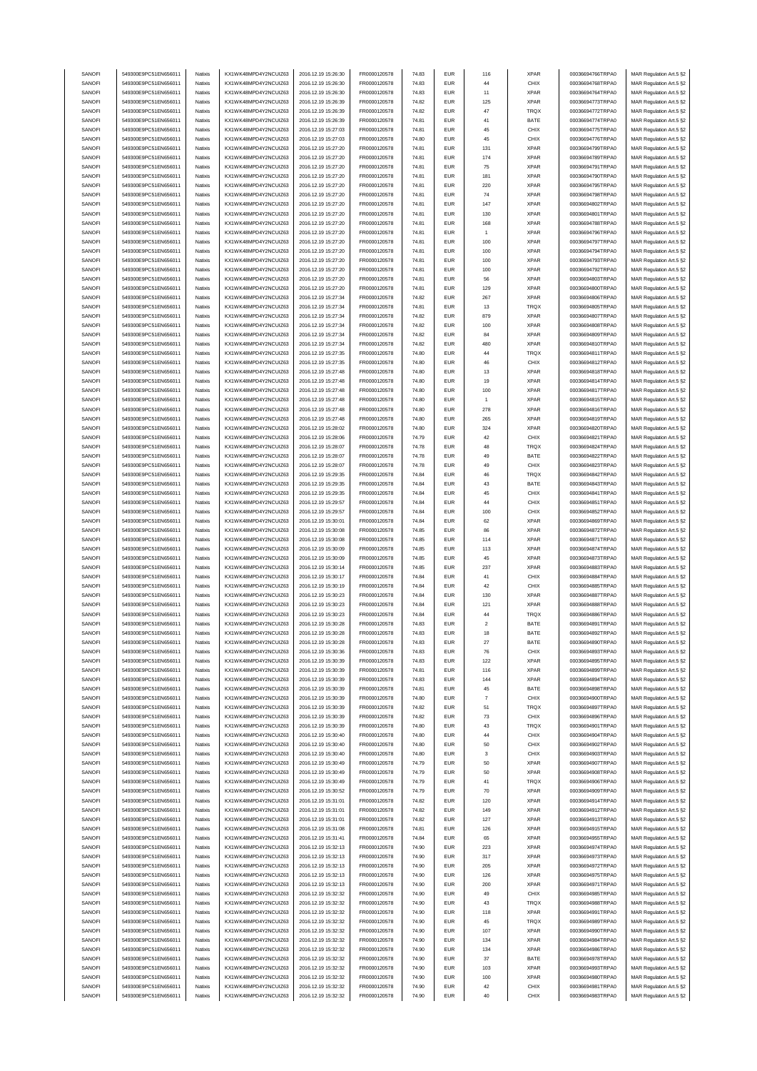| SANOFI | 549300E9PC51EN656011 | Natixis | KX1WK48MPD4Y2NCUIZ63 | 2016.12.19 15:26:30 | FR0000120578 | 74.83 | EUR | 116 | XPAR | 00036694766TRPA0 | MAR Regulation Art.5 §2 |
|---|---|---|---|---|---|---|---|---|---|---|---|
| SANOFI | 549300E9PC51EN656011 | Natixis | KX1WK48MPD4Y2NCUIZ63 | 2016.12.19 15:26:30 | FR0000120578 | 74.83 | EUR | 44 | CHIX | 00036694768TRPA0 | MAR Regulation Art.5 §2 |
| SANOFI | 549300E9PC51EN656011 | Natixis | KX1WK48MPD4Y2NCUIZ63 | 2016.12.19 15:26:30 | FR0000120578 | 74.83 | EUR | 11 | XPAR | 00036694764TRPA0 | MAR Regulation Art.5 §2 |
| SANOFI | 549300E9PC51EN656011 | Natixis | KX1WK48MPD4Y2NCUIZ63 | 2016.12.19 15:26:39 | FR0000120578 | 74.82 | EUR | 125 | XPAR | 00036694773TRPA0 | MAR Regulation Art.5 §2 |
| SANOFI | 549300E9PC51EN656011 | Natixis | KX1WK48MPD4Y2NCUIZ63 | 2016.12.19 15:26:39 | FR0000120578 | 74.82 | EUR | 47 | TRQX | 00036694772TRPA0 | MAR Regulation Art.5 §2 |
| SANOFI | 549300E9PC51EN656011 | Natixis | KX1WK48MPD4Y2NCUIZ63 | 2016.12.19 15:26:39 | FR0000120578 | 74.81 | EUR | 41 | BATE | 00036694774TRPA0 | MAR Regulation Art.5 §2 |
| SANOFI | 549300E9PC51EN656011 | Natixis | KX1WK48MPD4Y2NCUIZ63 | 2016.12.19 15:27:03 | FR0000120578 | 74.81 | EUR | 45 | CHIX | 00036694775TRPA0 | MAR Regulation Art.5 §2 |
| SANOFI | 549300E9PC51EN656011 | Natixis | KX1WK48MPD4Y2NCUIZ63 | 2016.12.19 15:27:03 | FR0000120578 | 74.80 | EUR | 45 | CHIX | 00036694776TRPA0 | MAR Regulation Art.5 §2 |
| SANOFI | 549300E9PC51EN656011 | Natixis | KX1WK48MPD4Y2NCUIZ63 | 2016.12.19 15:27:20 | FR0000120578 | 74.81 | EUR | 131 | XPAR | 00036694799TRPA0 | MAR Regulation Art.5 §2 |
| SANOFI | 549300E9PC51EN656011 | Natixis | KX1WK48MPD4Y2NCUIZ63 | 2016.12.19 15:27:20 | FR0000120578 | 74.81 | EUR | 174 | XPAR | 00036694789TRPA0 | MAR Regulation Art.5 §2 |
| SANOFI | 549300E9PC51EN656011 | Natixis | KX1WK48MPD4Y2NCUIZ63 | 2016.12.19 15:27:20 | FR0000120578 | 74.81 | EUR | 75 | XPAR | 00036694791TRPA0 | MAR Regulation Art.5 §2 |
| SANOFI | 549300E9PC51EN656011 | Natixis | KX1WK48MPD4Y2NCUIZ63 | 2016.12.19 15:27:20 | FR0000120578 | 74.81 | EUR | 181 | XPAR | 00036694790TRPA0 | MAR Regulation Art.5 §2 |
| SANOFI | 549300E9PC51EN656011 | Natixis | KX1WK48MPD4Y2NCUIZ63 | 2016.12.19 15:27:20 | FR0000120578 | 74.81 | EUR | 220 | XPAR | 00036694795TRPA0 | MAR Regulation Art.5 §2 |
| SANOFI | 549300E9PC51EN656011 | Natixis | KX1WK48MPD4Y2NCUIZ63 | 2016.12.19 15:27:20 | FR0000120578 | 74.81 | EUR | 74 | XPAR | 00036694798TRPA0 | MAR Regulation Art.5 §2 |
| SANOFI | 549300E9PC51EN656011 | Natixis | KX1WK48MPD4Y2NCUIZ63 | 2016.12.19 15:27:20 | FR0000120578 | 74.81 | EUR | 147 | XPAR | 00036694802TRPA0 | MAR Regulation Art.5 §2 |
| SANOFI | 549300E9PC51EN656011 | Natixis | KX1WK48MPD4Y2NCUIZ63 | 2016.12.19 15:27:20 | FR0000120578 | 74.81 | EUR | 130 | XPAR | 00036694801TRPA0 | MAR Regulation Art.5 §2 |
| SANOFI | 549300E9PC51EN656011 | Natixis | KX1WK48MPD4Y2NCUIZ63 | 2016.12.19 15:27:20 | FR0000120578 | 74.81 | EUR | 168 | XPAR | 00036694788TRPA0 | MAR Regulation Art.5 §2 |
| SANOFI | 549300E9PC51EN656011 | Natixis | KX1WK48MPD4Y2NCUIZ63 | 2016.12.19 15:27:20 | FR0000120578 | 74.81 | EUR | 1 | XPAR | 00036694796TRPA0 | MAR Regulation Art.5 §2 |
| SANOFI | 549300E9PC51EN656011 | Natixis | KX1WK48MPD4Y2NCUIZ63 | 2016.12.19 15:27:20 | FR0000120578 | 74.81 | EUR | 100 | XPAR | 00036694797TRPA0 | MAR Regulation Art.5 §2 |
| SANOFI | 549300E9PC51EN656011 | Natixis | KX1WK48MPD4Y2NCUIZ63 | 2016.12.19 15:27:20 | FR0000120578 | 74.81 | EUR | 100 | XPAR | 00036694794TRPA0 | MAR Regulation Art.5 §2 |
| SANOFI | 549300E9PC51EN656011 | Natixis | KX1WK48MPD4Y2NCUIZ63 | 2016.12.19 15:27:20 | FR0000120578 | 74.81 | EUR | 100 | XPAR | 00036694793TRPA0 | MAR Regulation Art.5 §2 |
| SANOFI | 549300E9PC51EN656011 | Natixis | KX1WK48MPD4Y2NCUIZ63 | 2016.12.19 15:27:20 | FR0000120578 | 74.81 | EUR | 100 | XPAR | 00036694792TRPA0 | MAR Regulation Art.5 §2 |
| SANOFI | 549300E9PC51EN656011 | Natixis | KX1WK48MPD4Y2NCUIZ63 | 2016.12.19 15:27:20 | FR0000120578 | 74.81 | EUR | 56 | XPAR | 00036694803TRPA0 | MAR Regulation Art.5 §2 |
| SANOFI | 549300E9PC51EN656011 | Natixis | KX1WK48MPD4Y2NCUIZ63 | 2016.12.19 15:27:20 | FR0000120578 | 74.81 | EUR | 129 | XPAR | 00036694800TRPA0 | MAR Regulation Art.5 §2 |
| SANOFI | 549300E9PC51EN656011 | Natixis | KX1WK48MPD4Y2NCUIZ63 | 2016.12.19 15:27:34 | FR0000120578 | 74.82 | EUR | 267 | XPAR | 00036694806TRPA0 | MAR Regulation Art.5 §2 |
| SANOFI | 549300E9PC51EN656011 | Natixis | KX1WK48MPD4Y2NCUIZ63 | 2016.12.19 15:27:34 | FR0000120578 | 74.81 | EUR | 13 | TRQX | 00036694805TRPA0 | MAR Regulation Art.5 §2 |
| SANOFI | 549300E9PC51EN656011 | Natixis | KX1WK48MPD4Y2NCUIZ63 | 2016.12.19 15:27:34 | FR0000120578 | 74.82 | EUR | 879 | XPAR | 00036694807TRPA0 | MAR Regulation Art.5 §2 |
| SANOFI | 549300E9PC51EN656011 | Natixis | KX1WK48MPD4Y2NCUIZ63 | 2016.12.19 15:27:34 | FR0000120578 | 74.82 | EUR | 100 | XPAR | 00036694808TRPA0 | MAR Regulation Art.5 §2 |
| SANOFI | 549300E9PC51EN656011 | Natixis | KX1WK48MPD4Y2NCUIZ63 | 2016.12.19 15:27:34 | FR0000120578 | 74.82 | EUR | 84 | XPAR | 00036694809TRPA0 | MAR Regulation Art.5 §2 |
| SANOFI | 549300E9PC51EN656011 | Natixis | KX1WK48MPD4Y2NCUIZ63 | 2016.12.19 15:27:34 | FR0000120578 | 74.82 | EUR | 480 | XPAR | 00036694810TRPA0 | MAR Regulation Art.5 §2 |
| SANOFI | 549300E9PC51EN656011 | Natixis | KX1WK48MPD4Y2NCUIZ63 | 2016.12.19 15:27:35 | FR0000120578 | 74.80 | EUR | 44 | TRQX | 00036694811TRPA0 | MAR Regulation Art.5 §2 |
| SANOFI | 549300E9PC51EN656011 | Natixis | KX1WK48MPD4Y2NCUIZ63 | 2016.12.19 15:27:35 | FR0000120578 | 74.80 | EUR | 46 | CHIX | 00036694812TRPA0 | MAR Regulation Art.5 §2 |
| SANOFI | 549300E9PC51EN656011 | Natixis | KX1WK48MPD4Y2NCUIZ63 | 2016.12.19 15:27:48 | FR0000120578 | 74.80 | EUR | 13 | XPAR | 00036694818TRPA0 | MAR Regulation Art.5 §2 |
| SANOFI | 549300E9PC51EN656011 | Natixis | KX1WK48MPD4Y2NCUIZ63 | 2016.12.19 15:27:48 | FR0000120578 | 74.80 | EUR | 19 | XPAR | 00036694814TRPA0 | MAR Regulation Art.5 §2 |
| SANOFI | 549300E9PC51EN656011 | Natixis | KX1WK48MPD4Y2NCUIZ63 | 2016.12.19 15:27:48 | FR0000120578 | 74.80 | EUR | 100 | XPAR | 00036694817TRPA0 | MAR Regulation Art.5 §2 |
| SANOFI | 549300E9PC51EN656011 | Natixis | KX1WK48MPD4Y2NCUIZ63 | 2016.12.19 15:27:48 | FR0000120578 | 74.80 | EUR | 1 | XPAR | 00036694815TRPA0 | MAR Regulation Art.5 §2 |
| SANOFI | 549300E9PC51EN656011 | Natixis | KX1WK48MPD4Y2NCUIZ63 | 2016.12.19 15:27:48 | FR0000120578 | 74.80 | EUR | 278 | XPAR | 00036694816TRPA0 | MAR Regulation Art.5 §2 |
| SANOFI | 549300E9PC51EN656011 | Natixis | KX1WK48MPD4Y2NCUIZ63 | 2016.12.19 15:27:48 | FR0000120578 | 74.80 | EUR | 265 | XPAR | 00036694819TRPA0 | MAR Regulation Art.5 §2 |
| SANOFI | 549300E9PC51EN656011 | Natixis | KX1WK48MPD4Y2NCUIZ63 | 2016.12.19 15:28:02 | FR0000120578 | 74.80 | EUR | 324 | XPAR | 00036694820TRPA0 | MAR Regulation Art.5 §2 |
| SANOFI | 549300E9PC51EN656011 | Natixis | KX1WK48MPD4Y2NCUIZ63 | 2016.12.19 15:28:06 | FR0000120578 | 74.79 | EUR | 42 | CHIX | 00036694821TRPA0 | MAR Regulation Art.5 §2 |
| SANOFI | 549300E9PC51EN656011 | Natixis | KX1WK48MPD4Y2NCUIZ63 | 2016.12.19 15:28:07 | FR0000120578 | 74.78 | EUR | 48 | TRQX | 00036694824TRPA0 | MAR Regulation Art.5 §2 |
| SANOFI | 549300E9PC51EN656011 | Natixis | KX1WK48MPD4Y2NCUIZ63 | 2016.12.19 15:28:07 | FR0000120578 | 74.78 | EUR | 49 | BATE | 00036694822TRPA0 | MAR Regulation Art.5 §2 |
| SANOFI | 549300E9PC51EN656011 | Natixis | KX1WK48MPD4Y2NCUIZ63 | 2016.12.19 15:28:07 | FR0000120578 | 74.78 | EUR | 49 | CHIX | 00036694823TRPA0 | MAR Regulation Art.5 §2 |
| SANOFI | 549300E9PC51EN656011 | Natixis | KX1WK48MPD4Y2NCUIZ63 | 2016.12.19 15:29:35 | FR0000120578 | 74.84 | EUR | 46 | TRQX | 00036694842TRPA0 | MAR Regulation Art.5 §2 |
| SANOFI | 549300E9PC51EN656011 | Natixis | KX1WK48MPD4Y2NCUIZ63 | 2016.12.19 15:29:35 | FR0000120578 | 74.84 | EUR | 43 | BATE | 00036694843TRPA0 | MAR Regulation Art.5 §2 |
| SANOFI | 549300E9PC51EN656011 | Natixis | KX1WK48MPD4Y2NCUIZ63 | 2016.12.19 15:29:35 | FR0000120578 | 74.84 | EUR | 45 | CHIX | 00036694841TRPA0 | MAR Regulation Art.5 §2 |
| SANOFI | 549300E9PC51EN656011 | Natixis | KX1WK48MPD4Y2NCUIZ63 | 2016.12.19 15:29:57 | FR0000120578 | 74.84 | EUR | 44 | CHIX | 00036694851TRPA0 | MAR Regulation Art.5 §2 |
| SANOFI | 549300E9PC51EN656011 | Natixis | KX1WK48MPD4Y2NCUIZ63 | 2016.12.19 15:29:57 | FR0000120578 | 74.84 | EUR | 100 | CHIX | 00036694852TRPA0 | MAR Regulation Art.5 §2 |
| SANOFI | 549300E9PC51EN656011 | Natixis | KX1WK48MPD4Y2NCUIZ63 | 2016.12.19 15:30:01 | FR0000120578 | 74.84 | EUR | 62 | XPAR | 00036694869TRPA0 | MAR Regulation Art.5 §2 |
| SANOFI | 549300E9PC51EN656011 | Natixis | KX1WK48MPD4Y2NCUIZ63 | 2016.12.19 15:30:08 | FR0000120578 | 74.85 | EUR | 86 | XPAR | 00036694872TRPA0 | MAR Regulation Art.5 §2 |
| SANOFI | 549300E9PC51EN656011 | Natixis | KX1WK48MPD4Y2NCUIZ63 | 2016.12.19 15:30:08 | FR0000120578 | 74.85 | EUR | 114 | XPAR | 00036694871TRPA0 | MAR Regulation Art.5 §2 |
| SANOFI | 549300E9PC51EN656011 | Natixis | KX1WK48MPD4Y2NCUIZ63 | 2016.12.19 15:30:09 | FR0000120578 | 74.85 | EUR | 113 | XPAR | 00036694874TRPA0 | MAR Regulation Art.5 §2 |
| SANOFI | 549300E9PC51EN656011 | Natixis | KX1WK48MPD4Y2NCUIZ63 | 2016.12.19 15:30:09 | FR0000120578 | 74.85 | EUR | 45 | XPAR | 00036694873TRPA0 | MAR Regulation Art.5 §2 |
| SANOFI | 549300E9PC51EN656011 | Natixis | KX1WK48MPD4Y2NCUIZ63 | 2016.12.19 15:30:14 | FR0000120578 | 74.85 | EUR | 237 | XPAR | 00036694883TRPA0 | MAR Regulation Art.5 §2 |
| SANOFI | 549300E9PC51EN656011 | Natixis | KX1WK48MPD4Y2NCUIZ63 | 2016.12.19 15:30:17 | FR0000120578 | 74.84 | EUR | 41 | CHIX | 00036694884TRPA0 | MAR Regulation Art.5 §2 |
| SANOFI | 549300E9PC51EN656011 | Natixis | KX1WK48MPD4Y2NCUIZ63 | 2016.12.19 15:30:19 | FR0000120578 | 74.84 | EUR | 42 | CHIX | 00036694885TRPA0 | MAR Regulation Art.5 §2 |
| SANOFI | 549300E9PC51EN656011 | Natixis | KX1WK48MPD4Y2NCUIZ63 | 2016.12.19 15:30:23 | FR0000120578 | 74.84 | EUR | 130 | XPAR | 00036694887TRPA0 | MAR Regulation Art.5 §2 |
| SANOFI | 549300E9PC51EN656011 | Natixis | KX1WK48MPD4Y2NCUIZ63 | 2016.12.19 15:30:23 | FR0000120578 | 74.84 | EUR | 121 | XPAR | 00036694888TRPA0 | MAR Regulation Art.5 §2 |
| SANOFI | 549300E9PC51EN656011 | Natixis | KX1WK48MPD4Y2NCUIZ63 | 2016.12.19 15:30:23 | FR0000120578 | 74.84 | EUR | 44 | TRQX | 00036694886TRPA0 | MAR Regulation Art.5 §2 |
| SANOFI | 549300E9PC51EN656011 | Natixis | KX1WK48MPD4Y2NCUIZ63 | 2016.12.19 15:30:28 | FR0000120578 | 74.83 | EUR | 2 | BATE | 00036694891TRPA0 | MAR Regulation Art.5 §2 |
| SANOFI | 549300E9PC51EN656011 | Natixis | KX1WK48MPD4Y2NCUIZ63 | 2016.12.19 15:30:28 | FR0000120578 | 74.83 | EUR | 18 | BATE | 00036694892TRPA0 | MAR Regulation Art.5 §2 |
| SANOFI | 549300E9PC51EN656011 | Natixis | KX1WK48MPD4Y2NCUIZ63 | 2016.12.19 15:30:28 | FR0000120578 | 74.83 | EUR | 27 | BATE | 00036694890TRPA0 | MAR Regulation Art.5 §2 |
| SANOFI | 549300E9PC51EN656011 | Natixis | KX1WK48MPD4Y2NCUIZ63 | 2016.12.19 15:30:36 | FR0000120578 | 74.83 | EUR | 76 | CHIX | 00036694893TRPA0 | MAR Regulation Art.5 §2 |
| SANOFI | 549300E9PC51EN656011 | Natixis | KX1WK48MPD4Y2NCUIZ63 | 2016.12.19 15:30:39 | FR0000120578 | 74.83 | EUR | 122 | XPAR | 00036694895TRPA0 | MAR Regulation Art.5 §2 |
| SANOFI | 549300E9PC51EN656011 | Natixis | KX1WK48MPD4Y2NCUIZ63 | 2016.12.19 15:30:39 | FR0000120578 | 74.81 | EUR | 116 | XPAR | 00036694899TRPA0 | MAR Regulation Art.5 §2 |
| SANOFI | 549300E9PC51EN656011 | Natixis | KX1WK48MPD4Y2NCUIZ63 | 2016.12.19 15:30:39 | FR0000120578 | 74.83 | EUR | 144 | XPAR | 00036694894TRPA0 | MAR Regulation Art.5 §2 |
| SANOFI | 549300E9PC51EN656011 | Natixis | KX1WK48MPD4Y2NCUIZ63 | 2016.12.19 15:30:39 | FR0000120578 | 74.81 | EUR | 45 | BATE | 00036694898TRPA0 | MAR Regulation Art.5 §2 |
| SANOFI | 549300E9PC51EN656011 | Natixis | KX1WK48MPD4Y2NCUIZ63 | 2016.12.19 15:30:39 | FR0000120578 | 74.80 | EUR | 7 | CHIX | 00036694900TRPA0 | MAR Regulation Art.5 §2 |
| SANOFI | 549300E9PC51EN656011 | Natixis | KX1WK48MPD4Y2NCUIZ63 | 2016.12.19 15:30:39 | FR0000120578 | 74.82 | EUR | 51 | TRQX | 00036694897TRPA0 | MAR Regulation Art.5 §2 |
| SANOFI | 549300E9PC51EN656011 | Natixis | KX1WK48MPD4Y2NCUIZ63 | 2016.12.19 15:30:39 | FR0000120578 | 74.82 | EUR | 73 | CHIX | 00036694896TRPA0 | MAR Regulation Art.5 §2 |
| SANOFI | 549300E9PC51EN656011 | Natixis | KX1WK48MPD4Y2NCUIZ63 | 2016.12.19 15:30:39 | FR0000120578 | 74.80 | EUR | 43 | TRQX | 00036694901TRPA0 | MAR Regulation Art.5 §2 |
| SANOFI | 549300E9PC51EN656011 | Natixis | KX1WK48MPD4Y2NCUIZ63 | 2016.12.19 15:30:40 | FR0000120578 | 74.80 | EUR | 44 | CHIX | 00036694904TRPA0 | MAR Regulation Art.5 §2 |
| SANOFI | 549300E9PC51EN656011 | Natixis | KX1WK48MPD4Y2NCUIZ63 | 2016.12.19 15:30:40 | FR0000120578 | 74.80 | EUR | 50 | CHIX | 00036694902TRPA0 | MAR Regulation Art.5 §2 |
| SANOFI | 549300E9PC51EN656011 | Natixis | KX1WK48MPD4Y2NCUIZ63 | 2016.12.19 15:30:40 | FR0000120578 | 74.80 | EUR | 3 | CHIX | 00036694903TRPA0 | MAR Regulation Art.5 §2 |
| SANOFI | 549300E9PC51EN656011 | Natixis | KX1WK48MPD4Y2NCUIZ63 | 2016.12.19 15:30:49 | FR0000120578 | 74.79 | EUR | 50 | XPAR | 00036694907TRPA0 | MAR Regulation Art.5 §2 |
| SANOFI | 549300E9PC51EN656011 | Natixis | KX1WK48MPD4Y2NCUIZ63 | 2016.12.19 15:30:49 | FR0000120578 | 74.79 | EUR | 50 | XPAR | 00036694908TRPA0 | MAR Regulation Art.5 §2 |
| SANOFI | 549300E9PC51EN656011 | Natixis | KX1WK48MPD4Y2NCUIZ63 | 2016.12.19 15:30:49 | FR0000120578 | 74.79 | EUR | 41 | TRQX | 00036694906TRPA0 | MAR Regulation Art.5 §2 |
| SANOFI | 549300E9PC51EN656011 | Natixis | KX1WK48MPD4Y2NCUIZ63 | 2016.12.19 15:30:52 | FR0000120578 | 74.79 | EUR | 70 | XPAR | 00036694909TRPA0 | MAR Regulation Art.5 §2 |
| SANOFI | 549300E9PC51EN656011 | Natixis | KX1WK48MPD4Y2NCUIZ63 | 2016.12.19 15:31:01 | FR0000120578 | 74.82 | EUR | 120 | XPAR | 00036694914TRPA0 | MAR Regulation Art.5 §2 |
| SANOFI | 549300E9PC51EN656011 | Natixis | KX1WK48MPD4Y2NCUIZ63 | 2016.12.19 15:31:01 | FR0000120578 | 74.82 | EUR | 149 | XPAR | 00036694912TRPA0 | MAR Regulation Art.5 §2 |
| SANOFI | 549300E9PC51EN656011 | Natixis | KX1WK48MPD4Y2NCUIZ63 | 2016.12.19 15:31:01 | FR0000120578 | 74.82 | EUR | 127 | XPAR | 00036694913TRPA0 | MAR Regulation Art.5 §2 |
| SANOFI | 549300E9PC51EN656011 | Natixis | KX1WK48MPD4Y2NCUIZ63 | 2016.12.19 15:31:08 | FR0000120578 | 74.81 | EUR | 126 | XPAR | 00036694915TRPA0 | MAR Regulation Art.5 §2 |
| SANOFI | 549300E9PC51EN656011 | Natixis | KX1WK48MPD4Y2NCUIZ63 | 2016.12.19 15:31:41 | FR0000120578 | 74.84 | EUR | 65 | XPAR | 00036694955TRPA0 | MAR Regulation Art.5 §2 |
| SANOFI | 549300E9PC51EN656011 | Natixis | KX1WK48MPD4Y2NCUIZ63 | 2016.12.19 15:32:13 | FR0000120578 | 74.90 | EUR | 223 | XPAR | 00036694974TRPA0 | MAR Regulation Art.5 §2 |
| SANOFI | 549300E9PC51EN656011 | Natixis | KX1WK48MPD4Y2NCUIZ63 | 2016.12.19 15:32:13 | FR0000120578 | 74.90 | EUR | 317 | XPAR | 00036694973TRPA0 | MAR Regulation Art.5 §2 |
| SANOFI | 549300E9PC51EN656011 | Natixis | KX1WK48MPD4Y2NCUIZ63 | 2016.12.19 15:32:13 | FR0000120578 | 74.90 | EUR | 205 | XPAR | 00036694972TRPA0 | MAR Regulation Art.5 §2 |
| SANOFI | 549300E9PC51EN656011 | Natixis | KX1WK48MPD4Y2NCUIZ63 | 2016.12.19 15:32:13 | FR0000120578 | 74.90 | EUR | 126 | XPAR | 00036694975TRPA0 | MAR Regulation Art.5 §2 |
| SANOFI | 549300E9PC51EN656011 | Natixis | KX1WK48MPD4Y2NCUIZ63 | 2016.12.19 15:32:13 | FR0000120578 | 74.90 | EUR | 200 | XPAR | 00036694971TRPA0 | MAR Regulation Art.5 §2 |
| SANOFI | 549300E9PC51EN656011 | Natixis | KX1WK48MPD4Y2NCUIZ63 | 2016.12.19 15:32:32 | FR0000120578 | 74.90 | EUR | 49 | CHIX | 00036694985TRPA0 | MAR Regulation Art.5 §2 |
| SANOFI | 549300E9PC51EN656011 | Natixis | KX1WK48MPD4Y2NCUIZ63 | 2016.12.19 15:32:32 | FR0000120578 | 74.90 | EUR | 43 | TRQX | 00036694988TRPA0 | MAR Regulation Art.5 §2 |
| SANOFI | 549300E9PC51EN656011 | Natixis | KX1WK48MPD4Y2NCUIZ63 | 2016.12.19 15:32:32 | FR0000120578 | 74.90 | EUR | 118 | XPAR | 00036694991TRPA0 | MAR Regulation Art.5 §2 |
| SANOFI | 549300E9PC51EN656011 | Natixis | KX1WK48MPD4Y2NCUIZ63 | 2016.12.19 15:32:32 | FR0000120578 | 74.90 | EUR | 45 | TRQX | 00036694989TRPA0 | MAR Regulation Art.5 §2 |
| SANOFI | 549300E9PC51EN656011 | Natixis | KX1WK48MPD4Y2NCUIZ63 | 2016.12.19 15:32:32 | FR0000120578 | 74.90 | EUR | 107 | XPAR | 00036694990TRPA0 | MAR Regulation Art.5 §2 |
| SANOFI | 549300E9PC51EN656011 | Natixis | KX1WK48MPD4Y2NCUIZ63 | 2016.12.19 15:32:32 | FR0000120578 | 74.90 | EUR | 134 | XPAR | 00036694984TRPA0 | MAR Regulation Art.5 §2 |
| SANOFI | 549300E9PC51EN656011 | Natixis | KX1WK48MPD4Y2NCUIZ63 | 2016.12.19 15:32:32 | FR0000120578 | 74.90 | EUR | 134 | XPAR | 00036694986TRPA0 | MAR Regulation Art.5 §2 |
| SANOFI | 549300E9PC51EN656011 | Natixis | KX1WK48MPD4Y2NCUIZ63 | 2016.12.19 15:32:32 | FR0000120578 | 74.90 | EUR | 37 | BATE | 00036694978TRPA0 | MAR Regulation Art.5 §2 |
| SANOFI | 549300E9PC51EN656011 | Natixis | KX1WK48MPD4Y2NCUIZ63 | 2016.12.19 15:32:32 | FR0000120578 | 74.90 | EUR | 103 | XPAR | 00036694993TRPA0 | MAR Regulation Art.5 §2 |
| SANOFI | 549300E9PC51EN656011 | Natixis | KX1WK48MPD4Y2NCUIZ63 | 2016.12.19 15:32:32 | FR0000120578 | 74.90 | EUR | 100 | XPAR | 00036694980TRPA0 | MAR Regulation Art.5 §2 |
| SANOFI | 549300E9PC51EN656011 | Natixis | KX1WK48MPD4Y2NCUIZ63 | 2016.12.19 15:32:32 | FR0000120578 | 74.90 | EUR | 42 | CHIX | 00036694981TRPA0 | MAR Regulation Art.5 §2 |
| SANOFI | 549300E9PC51EN656011 | Natixis | KX1WK48MPD4Y2NCUIZ63 | 2016.12.19 15:32:32 | FR0000120578 | 74.90 | EUR | 40 | CHIX | 00036694983TRPA0 | MAR Regulation Art.5 §2 |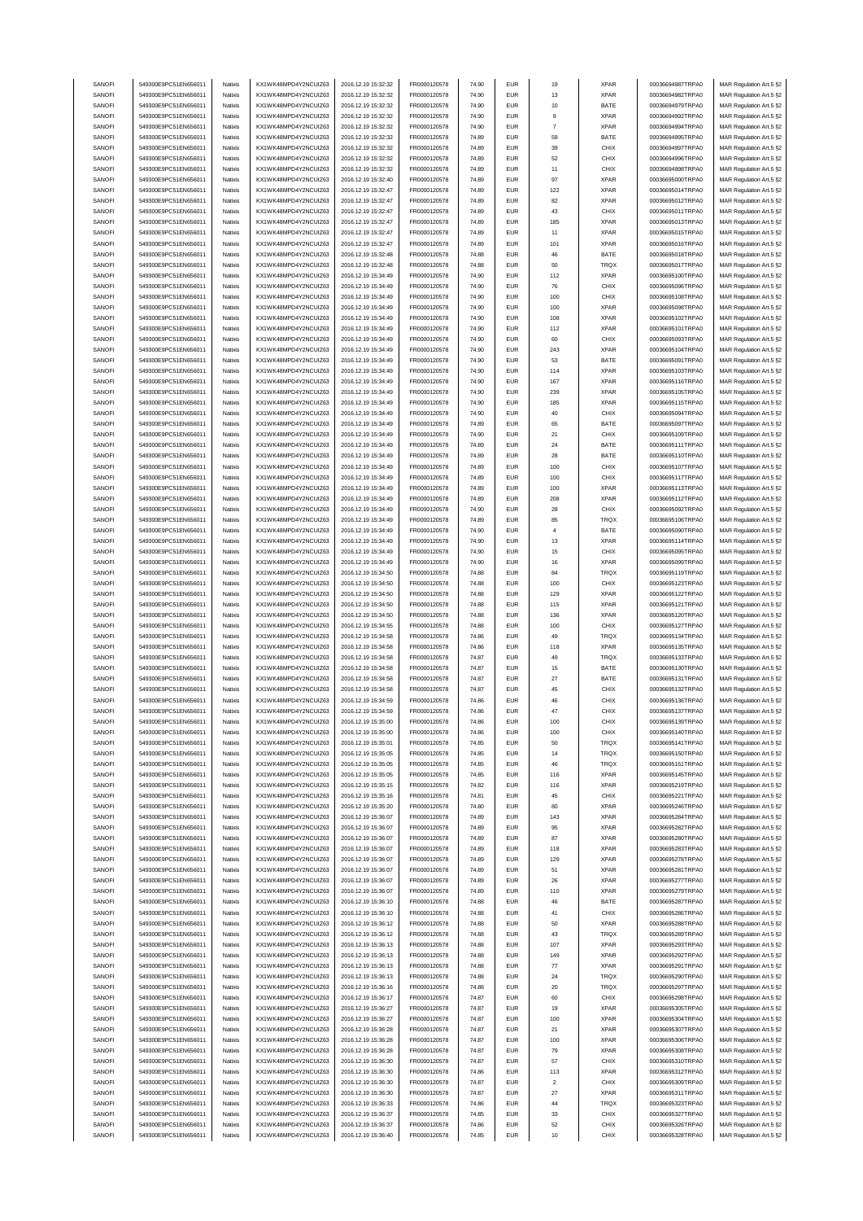| SANOFI | 549300E9PC51EN656011 | Natixis | KX1WK48MPD4Y2NCUIZ63 | 2016.12.19 15:32:32 | FR0000120578 | 74.90 | EUR | 19 | XPAR | 00036694987TRPA0 | MAR Regulation Art.5 §2 |
|---|---|---|---|---|---|---|---|---|---|---|---|
| SANOFI | 549300E9PC51EN656011 | Natixis | KX1WK48MPD4Y2NCUIZ63 | 2016.12.19 15:32:32 | FR0000120578 | 74.90 | EUR | 13 | XPAR | 00036694982TRPA0 | MAR Regulation Art.5 §2 |
| SANOFI | 549300E9PC51EN656011 | Natixis | KX1WK48MPD4Y2NCUIZ63 | 2016.12.19 15:32:32 | FR0000120578 | 74.90 | EUR | 10 | BATE | 00036694979TRPA0 | MAR Regulation Art.5 §2 |
| SANOFI | 549300E9PC51EN656011 | Natixis | KX1WK48MPD4Y2NCUIZ63 | 2016.12.19 15:32:32 | FR0000120578 | 74.90 | EUR | 9 | XPAR | 00036694992TRPA0 | MAR Regulation Art.5 §2 |
| SANOFI | 549300E9PC51EN656011 | Natixis | KX1WK48MPD4Y2NCUIZ63 | 2016.12.19 15:32:32 | FR0000120578 | 74.90 | EUR | 7 | XPAR | 00036694994TRPA0 | MAR Regulation Art.5 §2 |
| SANOFI | 549300E9PC51EN656011 | Natixis | KX1WK48MPD4Y2NCUIZ63 | 2016.12.19 15:32:32 | FR0000120578 | 74.89 | EUR | 59 | BATE | 00036694995TRPA0 | MAR Regulation Art.5 §2 |
| SANOFI | 549300E9PC51EN656011 | Natixis | KX1WK48MPD4Y2NCUIZ63 | 2016.12.19 15:32:32 | FR0000120578 | 74.89 | EUR | 39 | CHIX | 00036694997TRPA0 | MAR Regulation Art.5 §2 |
| SANOFI | 549300E9PC51EN656011 | Natixis | KX1WK48MPD4Y2NCUIZ63 | 2016.12.19 15:32:32 | FR0000120578 | 74.89 | EUR | 52 | CHIX | 00036694996TRPA0 | MAR Regulation Art.5 §2 |
| SANOFI | 549300E9PC51EN656011 | Natixis | KX1WK48MPD4Y2NCUIZ63 | 2016.12.19 15:32:32 | FR0000120578 | 74.89 | EUR | 11 | CHIX | 00036694998TRPA0 | MAR Regulation Art.5 §2 |
| SANOFI | 549300E9PC51EN656011 | Natixis | KX1WK48MPD4Y2NCUIZ63 | 2016.12.19 15:32:40 | FR0000120578 | 74.89 | EUR | 97 | XPAR | 00036695000TRPA0 | MAR Regulation Art.5 §2 |
| SANOFI | 549300E9PC51EN656011 | Natixis | KX1WK48MPD4Y2NCUIZ63 | 2016.12.19 15:32:47 | FR0000120578 | 74.89 | EUR | 122 | XPAR | 00036695014TRPA0 | MAR Regulation Art.5 §2 |
| SANOFI | 549300E9PC51EN656011 | Natixis | KX1WK48MPD4Y2NCUIZ63 | 2016.12.19 15:32:47 | FR0000120578 | 74.89 | EUR | 82 | XPAR | 00036695012TRPA0 | MAR Regulation Art.5 §2 |
| SANOFI | 549300E9PC51EN656011 | Natixis | KX1WK48MPD4Y2NCUIZ63 | 2016.12.19 15:32:47 | FR0000120578 | 74.89 | EUR | 43 | CHIX | 00036695011TRPA0 | MAR Regulation Art.5 §2 |
| SANOFI | 549300E9PC51EN656011 | Natixis | KX1WK48MPD4Y2NCUIZ63 | 2016.12.19 15:32:47 | FR0000120578 | 74.89 | EUR | 185 | XPAR | 00036695013TRPA0 | MAR Regulation Art.5 §2 |
| SANOFI | 549300E9PC51EN656011 | Natixis | KX1WK48MPD4Y2NCUIZ63 | 2016.12.19 15:32:47 | FR0000120578 | 74.89 | EUR | 11 | XPAR | 00036695015TRPA0 | MAR Regulation Art.5 §2 |
| SANOFI | 549300E9PC51EN656011 | Natixis | KX1WK48MPD4Y2NCUIZ63 | 2016.12.19 15:32:47 | FR0000120578 | 74.89 | EUR | 101 | XPAR | 00036695016TRPA0 | MAR Regulation Art.5 §2 |
| SANOFI | 549300E9PC51EN656011 | Natixis | KX1WK48MPD4Y2NCUIZ63 | 2016.12.19 15:32:48 | FR0000120578 | 74.88 | EUR | 46 | BATE | 00036695018TRPA0 | MAR Regulation Art.5 §2 |
| SANOFI | 549300E9PC51EN656011 | Natixis | KX1WK48MPD4Y2NCUIZ63 | 2016.12.19 15:32:48 | FR0000120578 | 74.88 | EUR | 50 | TRQX | 00036695017TRPA0 | MAR Regulation Art.5 §2 |
| SANOFI | 549300E9PC51EN656011 | Natixis | KX1WK48MPD4Y2NCUIZ63 | 2016.12.19 15:34:49 | FR0000120578 | 74.90 | EUR | 112 | XPAR | 00036695100TRPA0 | MAR Regulation Art.5 §2 |
| SANOFI | 549300E9PC51EN656011 | Natixis | KX1WK48MPD4Y2NCUIZ63 | 2016.12.19 15:34:49 | FR0000120578 | 74.90 | EUR | 76 | CHIX | 00036695096TRPA0 | MAR Regulation Art.5 §2 |
| SANOFI | 549300E9PC51EN656011 | Natixis | KX1WK48MPD4Y2NCUIZ63 | 2016.12.19 15:34:49 | FR0000120578 | 74.90 | EUR | 100 | CHIX | 00036695108TRPA0 | MAR Regulation Art.5 §2 |
| SANOFI | 549300E9PC51EN656011 | Natixis | KX1WK48MPD4Y2NCUIZ63 | 2016.12.19 15:34:49 | FR0000120578 | 74.90 | EUR | 100 | XPAR | 00036695098TRPA0 | MAR Regulation Art.5 §2 |
| SANOFI | 549300E9PC51EN656011 | Natixis | KX1WK48MPD4Y2NCUIZ63 | 2016.12.19 15:34:49 | FR0000120578 | 74.90 | EUR | 108 | XPAR | 00036695102TRPA0 | MAR Regulation Art.5 §2 |
| SANOFI | 549300E9PC51EN656011 | Natixis | KX1WK48MPD4Y2NCUIZ63 | 2016.12.19 15:34:49 | FR0000120578 | 74.90 | EUR | 112 | XPAR | 00036695101TRPA0 | MAR Regulation Art.5 §2 |
| SANOFI | 549300E9PC51EN656011 | Natixis | KX1WK48MPD4Y2NCUIZ63 | 2016.12.19 15:34:49 | FR0000120578 | 74.90 | EUR | 60 | CHIX | 00036695093TRPA0 | MAR Regulation Art.5 §2 |
| SANOFI | 549300E9PC51EN656011 | Natixis | KX1WK48MPD4Y2NCUIZ63 | 2016.12.19 15:34:49 | FR0000120578 | 74.90 | EUR | 243 | XPAR | 00036695104TRPA0 | MAR Regulation Art.5 §2 |
| SANOFI | 549300E9PC51EN656011 | Natixis | KX1WK48MPD4Y2NCUIZ63 | 2016.12.19 15:34:49 | FR0000120578 | 74.90 | EUR | 53 | BATE | 00036695091TRPA0 | MAR Regulation Art.5 §2 |
| SANOFI | 549300E9PC51EN656011 | Natixis | KX1WK48MPD4Y2NCUIZ63 | 2016.12.19 15:34:49 | FR0000120578 | 74.90 | EUR | 114 | XPAR | 00036695103TRPA0 | MAR Regulation Art.5 §2 |
| SANOFI | 549300E9PC51EN656011 | Natixis | KX1WK48MPD4Y2NCUIZ63 | 2016.12.19 15:34:49 | FR0000120578 | 74.90 | EUR | 167 | XPAR | 00036695116TRPA0 | MAR Regulation Art.5 §2 |
| SANOFI | 549300E9PC51EN656011 | Natixis | KX1WK48MPD4Y2NCUIZ63 | 2016.12.19 15:34:49 | FR0000120578 | 74.90 | EUR | 239 | XPAR | 00036695105TRPA0 | MAR Regulation Art.5 §2 |
| SANOFI | 549300E9PC51EN656011 | Natixis | KX1WK48MPD4Y2NCUIZ63 | 2016.12.19 15:34:49 | FR0000120578 | 74.90 | EUR | 185 | XPAR | 00036695115TRPA0 | MAR Regulation Art.5 §2 |
| SANOFI | 549300E9PC51EN656011 | Natixis | KX1WK48MPD4Y2NCUIZ63 | 2016.12.19 15:34:49 | FR0000120578 | 74.90 | EUR | 40 | CHIX | 00036695094TRPA0 | MAR Regulation Art.5 §2 |
| SANOFI | 549300E9PC51EN656011 | Natixis | KX1WK48MPD4Y2NCUIZ63 | 2016.12.19 15:34:49 | FR0000120578 | 74.89 | EUR | 65 | BATE | 00036695097TRPA0 | MAR Regulation Art.5 §2 |
| SANOFI | 549300E9PC51EN656011 | Natixis | KX1WK48MPD4Y2NCUIZ63 | 2016.12.19 15:34:49 | FR0000120578 | 74.90 | EUR | 21 | CHIX | 00036695109TRPA0 | MAR Regulation Art.5 §2 |
| SANOFI | 549300E9PC51EN656011 | Natixis | KX1WK48MPD4Y2NCUIZ63 | 2016.12.19 15:34:49 | FR0000120578 | 74.89 | EUR | 24 | BATE | 00036695111TRPA0 | MAR Regulation Art.5 §2 |
| SANOFI | 549300E9PC51EN656011 | Natixis | KX1WK48MPD4Y2NCUIZ63 | 2016.12.19 15:34:49 | FR0000120578 | 74.89 | EUR | 28 | BATE | 00036695110TRPA0 | MAR Regulation Art.5 §2 |
| SANOFI | 549300E9PC51EN656011 | Natixis | KX1WK48MPD4Y2NCUIZ63 | 2016.12.19 15:34:49 | FR0000120578 | 74.89 | EUR | 100 | CHIX | 00036695107TRPA0 | MAR Regulation Art.5 §2 |
| SANOFI | 549300E9PC51EN656011 | Natixis | KX1WK48MPD4Y2NCUIZ63 | 2016.12.19 15:34:49 | FR0000120578 | 74.89 | EUR | 100 | CHIX | 00036695117TRPA0 | MAR Regulation Art.5 §2 |
| SANOFI | 549300E9PC51EN656011 | Natixis | KX1WK48MPD4Y2NCUIZ63 | 2016.12.19 15:34:49 | FR0000120578 | 74.89 | EUR | 100 | XPAR | 00036695113TRPA0 | MAR Regulation Art.5 §2 |
| SANOFI | 549300E9PC51EN656011 | Natixis | KX1WK48MPD4Y2NCUIZ63 | 2016.12.19 15:34:49 | FR0000120578 | 74.89 | EUR | 208 | XPAR | 00036695112TRPA0 | MAR Regulation Art.5 §2 |
| SANOFI | 549300E9PC51EN656011 | Natixis | KX1WK48MPD4Y2NCUIZ63 | 2016.12.19 15:34:49 | FR0000120578 | 74.90 | EUR | 28 | CHIX | 00036695092TRPA0 | MAR Regulation Art.5 §2 |
| SANOFI | 549300E9PC51EN656011 | Natixis | KX1WK48MPD4Y2NCUIZ63 | 2016.12.19 15:34:49 | FR0000120578 | 74.89 | EUR | 85 | TRQX | 00036695106TRPA0 | MAR Regulation Art.5 §2 |
| SANOFI | 549300E9PC51EN656011 | Natixis | KX1WK48MPD4Y2NCUIZ63 | 2016.12.19 15:34:49 | FR0000120578 | 74.90 | EUR | 4 | BATE | 00036695090TRPA0 | MAR Regulation Art.5 §2 |
| SANOFI | 549300E9PC51EN656011 | Natixis | KX1WK48MPD4Y2NCUIZ63 | 2016.12.19 15:34:49 | FR0000120578 | 74.90 | EUR | 13 | XPAR | 00036695114TRPA0 | MAR Regulation Art.5 §2 |
| SANOFI | 549300E9PC51EN656011 | Natixis | KX1WK48MPD4Y2NCUIZ63 | 2016.12.19 15:34:49 | FR0000120578 | 74.90 | EUR | 15 | CHIX | 00036695095TRPA0 | MAR Regulation Art.5 §2 |
| SANOFI | 549300E9PC51EN656011 | Natixis | KX1WK48MPD4Y2NCUIZ63 | 2016.12.19 15:34:49 | FR0000120578 | 74.90 | EUR | 16 | XPAR | 00036695099TRPA0 | MAR Regulation Art.5 §2 |
| SANOFI | 549300E9PC51EN656011 | Natixis | KX1WK48MPD4Y2NCUIZ63 | 2016.12.19 15:34:50 | FR0000120578 | 74.88 | EUR | 84 | TRQX | 00036695119TRPA0 | MAR Regulation Art.5 §2 |
| SANOFI | 549300E9PC51EN656011 | Natixis | KX1WK48MPD4Y2NCUIZ63 | 2016.12.19 15:34:50 | FR0000120578 | 74.88 | EUR | 100 | CHIX | 00036695123TRPA0 | MAR Regulation Art.5 §2 |
| SANOFI | 549300E9PC51EN656011 | Natixis | KX1WK48MPD4Y2NCUIZ63 | 2016.12.19 15:34:50 | FR0000120578 | 74.88 | EUR | 129 | XPAR | 00036695122TRPA0 | MAR Regulation Art.5 §2 |
| SANOFI | 549300E9PC51EN656011 | Natixis | KX1WK48MPD4Y2NCUIZ63 | 2016.12.19 15:34:50 | FR0000120578 | 74.88 | EUR | 115 | XPAR | 00036695121TRPA0 | MAR Regulation Art.5 §2 |
| SANOFI | 549300E9PC51EN656011 | Natixis | KX1WK48MPD4Y2NCUIZ63 | 2016.12.19 15:34:50 | FR0000120578 | 74.88 | EUR | 136 | XPAR | 00036695120TRPA0 | MAR Regulation Art.5 §2 |
| SANOFI | 549300E9PC51EN656011 | Natixis | KX1WK48MPD4Y2NCUIZ63 | 2016.12.19 15:34:55 | FR0000120578 | 74.88 | EUR | 100 | CHIX | 00036695127TRPA0 | MAR Regulation Art.5 §2 |
| SANOFI | 549300E9PC51EN656011 | Natixis | KX1WK48MPD4Y2NCUIZ63 | 2016.12.19 15:34:58 | FR0000120578 | 74.86 | EUR | 49 | TRQX | 00036695134TRPA0 | MAR Regulation Art.5 §2 |
| SANOFI | 549300E9PC51EN656011 | Natixis | KX1WK48MPD4Y2NCUIZ63 | 2016.12.19 15:34:58 | FR0000120578 | 74.86 | EUR | 118 | XPAR | 00036695135TRPA0 | MAR Regulation Art.5 §2 |
| SANOFI | 549300E9PC51EN656011 | Natixis | KX1WK48MPD4Y2NCUIZ63 | 2016.12.19 15:34:58 | FR0000120578 | 74.87 | EUR | 49 | TRQX | 00036695133TRPA0 | MAR Regulation Art.5 §2 |
| SANOFI | 549300E9PC51EN656011 | Natixis | KX1WK48MPD4Y2NCUIZ63 | 2016.12.19 15:34:58 | FR0000120578 | 74.87 | EUR | 15 | BATE | 00036695130TRPA0 | MAR Regulation Art.5 §2 |
| SANOFI | 549300E9PC51EN656011 | Natixis | KX1WK48MPD4Y2NCUIZ63 | 2016.12.19 15:34:58 | FR0000120578 | 74.87 | EUR | 27 | BATE | 00036695131TRPA0 | MAR Regulation Art.5 §2 |
| SANOFI | 549300E9PC51EN656011 | Natixis | KX1WK48MPD4Y2NCUIZ63 | 2016.12.19 15:34:58 | FR0000120578 | 74.87 | EUR | 45 | CHIX | 00036695132TRPA0 | MAR Regulation Art.5 §2 |
| SANOFI | 549300E9PC51EN656011 | Natixis | KX1WK48MPD4Y2NCUIZ63 | 2016.12.19 15:34:59 | FR0000120578 | 74.86 | EUR | 46 | CHIX | 00036695136TRPA0 | MAR Regulation Art.5 §2 |
| SANOFI | 549300E9PC51EN656011 | Natixis | KX1WK48MPD4Y2NCUIZ63 | 2016.12.19 15:34:59 | FR0000120578 | 74.86 | EUR | 47 | CHIX | 00036695137TRPA0 | MAR Regulation Art.5 §2 |
| SANOFI | 549300E9PC51EN656011 | Natixis | KX1WK48MPD4Y2NCUIZ63 | 2016.12.19 15:35:00 | FR0000120578 | 74.86 | EUR | 100 | CHIX | 00036695139TRPA0 | MAR Regulation Art.5 §2 |
| SANOFI | 549300E9PC51EN656011 | Natixis | KX1WK48MPD4Y2NCUIZ63 | 2016.12.19 15:35:00 | FR0000120578 | 74.86 | EUR | 100 | CHIX | 00036695140TRPA0 | MAR Regulation Art.5 §2 |
| SANOFI | 549300E9PC51EN656011 | Natixis | KX1WK48MPD4Y2NCUIZ63 | 2016.12.19 15:35:01 | FR0000120578 | 74.85 | EUR | 50 | TRQX | 00036695141TRPA0 | MAR Regulation Art.5 §2 |
| SANOFI | 549300E9PC51EN656011 | Natixis | KX1WK48MPD4Y2NCUIZ63 | 2016.12.19 15:35:05 | FR0000120578 | 74.85 | EUR | 14 | TRQX | 00036695150TRPA0 | MAR Regulation Art.5 §2 |
| SANOFI | 549300E9PC51EN656011 | Natixis | KX1WK48MPD4Y2NCUIZ63 | 2016.12.19 15:35:05 | FR0000120578 | 74.85 | EUR | 46 | TRQX | 00036695151TRPA0 | MAR Regulation Art.5 §2 |
| SANOFI | 549300E9PC51EN656011 | Natixis | KX1WK48MPD4Y2NCUIZ63 | 2016.12.19 15:35:05 | FR0000120578 | 74.85 | EUR | 116 | XPAR | 00036695145TRPA0 | MAR Regulation Art.5 §2 |
| SANOFI | 549300E9PC51EN656011 | Natixis | KX1WK48MPD4Y2NCUIZ63 | 2016.12.19 15:35:15 | FR0000120578 | 74.82 | EUR | 116 | XPAR | 00036695219TRPA0 | MAR Regulation Art.5 §2 |
| SANOFI | 549300E9PC51EN656011 | Natixis | KX1WK48MPD4Y2NCUIZ63 | 2016.12.19 15:35:16 | FR0000120578 | 74.81 | EUR | 45 | CHIX | 00036695221TRPA0 | MAR Regulation Art.5 §2 |
| SANOFI | 549300E9PC51EN656011 | Natixis | KX1WK48MPD4Y2NCUIZ63 | 2016.12.19 15:35:20 | FR0000120578 | 74.80 | EUR | 80 | XPAR | 00036695246TRPA0 | MAR Regulation Art.5 §2 |
| SANOFI | 549300E9PC51EN656011 | Natixis | KX1WK48MPD4Y2NCUIZ63 | 2016.12.19 15:36:07 | FR0000120578 | 74.89 | EUR | 143 | XPAR | 00036695284TRPA0 | MAR Regulation Art.5 §2 |
| SANOFI | 549300E9PC51EN656011 | Natixis | KX1WK48MPD4Y2NCUIZ63 | 2016.12.19 15:36:07 | FR0000120578 | 74.89 | EUR | 95 | XPAR | 00036695282TRPA0 | MAR Regulation Art.5 §2 |
| SANOFI | 549300E9PC51EN656011 | Natixis | KX1WK48MPD4Y2NCUIZ63 | 2016.12.19 15:36:07 | FR0000120578 | 74.89 | EUR | 87 | XPAR | 00036695280TRPA0 | MAR Regulation Art.5 §2 |
| SANOFI | 549300E9PC51EN656011 | Natixis | KX1WK48MPD4Y2NCUIZ63 | 2016.12.19 15:36:07 | FR0000120578 | 74.89 | EUR | 118 | XPAR | 00036695283TRPA0 | MAR Regulation Art.5 §2 |
| SANOFI | 549300E9PC51EN656011 | Natixis | KX1WK48MPD4Y2NCUIZ63 | 2016.12.19 15:36:07 | FR0000120578 | 74.89 | EUR | 129 | XPAR | 00036695278TRPA0 | MAR Regulation Art.5 §2 |
| SANOFI | 549300E9PC51EN656011 | Natixis | KX1WK48MPD4Y2NCUIZ63 | 2016.12.19 15:36:07 | FR0000120578 | 74.89 | EUR | 51 | XPAR | 00036695281TRPA0 | MAR Regulation Art.5 §2 |
| SANOFI | 549300E9PC51EN656011 | Natixis | KX1WK48MPD4Y2NCUIZ63 | 2016.12.19 15:36:07 | FR0000120578 | 74.89 | EUR | 26 | XPAR | 00036695277TRPA0 | MAR Regulation Art.5 §2 |
| SANOFI | 549300E9PC51EN656011 | Natixis | KX1WK48MPD4Y2NCUIZ63 | 2016.12.19 15:36:07 | FR0000120578 | 74.89 | EUR | 110 | XPAR | 00036695279TRPA0 | MAR Regulation Art.5 §2 |
| SANOFI | 549300E9PC51EN656011 | Natixis | KX1WK48MPD4Y2NCUIZ63 | 2016.12.19 15:36:10 | FR0000120578 | 74.88 | EUR | 46 | BATE | 00036695287TRPA0 | MAR Regulation Art.5 §2 |
| SANOFI | 549300E9PC51EN656011 | Natixis | KX1WK48MPD4Y2NCUIZ63 | 2016.12.19 15:36:10 | FR0000120578 | 74.88 | EUR | 41 | CHIX | 00036695286TRPA0 | MAR Regulation Art.5 §2 |
| SANOFI | 549300E9PC51EN656011 | Natixis | KX1WK48MPD4Y2NCUIZ63 | 2016.12.19 15:36:12 | FR0000120578 | 74.88 | EUR | 50 | XPAR | 00036695288TRPA0 | MAR Regulation Art.5 §2 |
| SANOFI | 549300E9PC51EN656011 | Natixis | KX1WK48MPD4Y2NCUIZ63 | 2016.12.19 15:36:12 | FR0000120578 | 74.88 | EUR | 43 | TRQX | 00036695289TRPA0 | MAR Regulation Art.5 §2 |
| SANOFI | 549300E9PC51EN656011 | Natixis | KX1WK48MPD4Y2NCUIZ63 | 2016.12.19 15:36:13 | FR0000120578 | 74.88 | EUR | 107 | XPAR | 00036695293TRPA0 | MAR Regulation Art.5 §2 |
| SANOFI | 549300E9PC51EN656011 | Natixis | KX1WK48MPD4Y2NCUIZ63 | 2016.12.19 15:36:13 | FR0000120578 | 74.88 | EUR | 149 | XPAR | 00036695292TRPA0 | MAR Regulation Art.5 §2 |
| SANOFI | 549300E9PC51EN656011 | Natixis | KX1WK48MPD4Y2NCUIZ63 | 2016.12.19 15:36:13 | FR0000120578 | 74.88 | EUR | 77 | XPAR | 00036695291TRPA0 | MAR Regulation Art.5 §2 |
| SANOFI | 549300E9PC51EN656011 | Natixis | KX1WK48MPD4Y2NCUIZ63 | 2016.12.19 15:36:13 | FR0000120578 | 74.88 | EUR | 24 | TRQX | 00036695290TRPA0 | MAR Regulation Art.5 §2 |
| SANOFI | 549300E9PC51EN656011 | Natixis | KX1WK48MPD4Y2NCUIZ63 | 2016.12.19 15:36:16 | FR0000120578 | 74.88 | EUR | 20 | TRQX | 00036695297TRPA0 | MAR Regulation Art.5 §2 |
| SANOFI | 549300E9PC51EN656011 | Natixis | KX1WK48MPD4Y2NCUIZ63 | 2016.12.19 15:36:17 | FR0000120578 | 74.87 | EUR | 60 | CHIX | 00036695298TRPA0 | MAR Regulation Art.5 §2 |
| SANOFI | 549300E9PC51EN656011 | Natixis | KX1WK48MPD4Y2NCUIZ63 | 2016.12.19 15:36:27 | FR0000120578 | 74.87 | EUR | 19 | XPAR | 00036695305TRPA0 | MAR Regulation Art.5 §2 |
| SANOFI | 549300E9PC51EN656011 | Natixis | KX1WK48MPD4Y2NCUIZ63 | 2016.12.19 15:36:27 | FR0000120578 | 74.87 | EUR | 100 | XPAR | 00036695304TRPA0 | MAR Regulation Art.5 §2 |
| SANOFI | 549300E9PC51EN656011 | Natixis | KX1WK48MPD4Y2NCUIZ63 | 2016.12.19 15:36:28 | FR0000120578 | 74.87 | EUR | 21 | XPAR | 00036695307TRPA0 | MAR Regulation Art.5 §2 |
| SANOFI | 549300E9PC51EN656011 | Natixis | KX1WK48MPD4Y2NCUIZ63 | 2016.12.19 15:36:28 | FR0000120578 | 74.87 | EUR | 100 | XPAR | 00036695306TRPA0 | MAR Regulation Art.5 §2 |
| SANOFI | 549300E9PC51EN656011 | Natixis | KX1WK48MPD4Y2NCUIZ63 | 2016.12.19 15:36:28 | FR0000120578 | 74.87 | EUR | 79 | XPAR | 00036695308TRPA0 | MAR Regulation Art.5 §2 |
| SANOFI | 549300E9PC51EN656011 | Natixis | KX1WK48MPD4Y2NCUIZ63 | 2016.12.19 15:36:30 | FR0000120578 | 74.87 | EUR | 57 | CHIX | 00036695310TRPA0 | MAR Regulation Art.5 §2 |
| SANOFI | 549300E9PC51EN656011 | Natixis | KX1WK48MPD4Y2NCUIZ63 | 2016.12.19 15:36:30 | FR0000120578 | 74.86 | EUR | 113 | XPAR | 00036695312TRPA0 | MAR Regulation Art.5 §2 |
| SANOFI | 549300E9PC51EN656011 | Natixis | KX1WK48MPD4Y2NCUIZ63 | 2016.12.19 15:36:30 | FR0000120578 | 74.87 | EUR | 2 | CHIX | 00036695309TRPA0 | MAR Regulation Art.5 §2 |
| SANOFI | 549300E9PC51EN656011 | Natixis | KX1WK48MPD4Y2NCUIZ63 | 2016.12.19 15:36:30 | FR0000120578 | 74.87 | EUR | 27 | XPAR | 00036695311TRPA0 | MAR Regulation Art.5 §2 |
| SANOFI | 549300E9PC51EN656011 | Natixis | KX1WK48MPD4Y2NCUIZ63 | 2016.12.19 15:36:33 | FR0000120578 | 74.86 | EUR | 44 | TRQX | 00036695323TRPA0 | MAR Regulation Art.5 §2 |
| SANOFI | 549300E9PC51EN656011 | Natixis | KX1WK48MPD4Y2NCUIZ63 | 2016.12.19 15:36:37 | FR0000120578 | 74.85 | EUR | 33 | CHIX | 00036695327TRPA0 | MAR Regulation Art.5 §2 |
| SANOFI | 549300E9PC51EN656011 | Natixis | KX1WK48MPD4Y2NCUIZ63 | 2016.12.19 15:36:37 | FR0000120578 | 74.86 | EUR | 52 | CHIX | 00036695326TRPA0 | MAR Regulation Art.5 §2 |
| SANOFI | 549300E9PC51EN656011 | Natixis | KX1WK48MPD4Y2NCUIZ63 | 2016.12.19 15:36:40 | FR0000120578 | 74.85 | EUR | 10 | CHIX | 00036695328TRPA0 | MAR Regulation Art.5 §2 |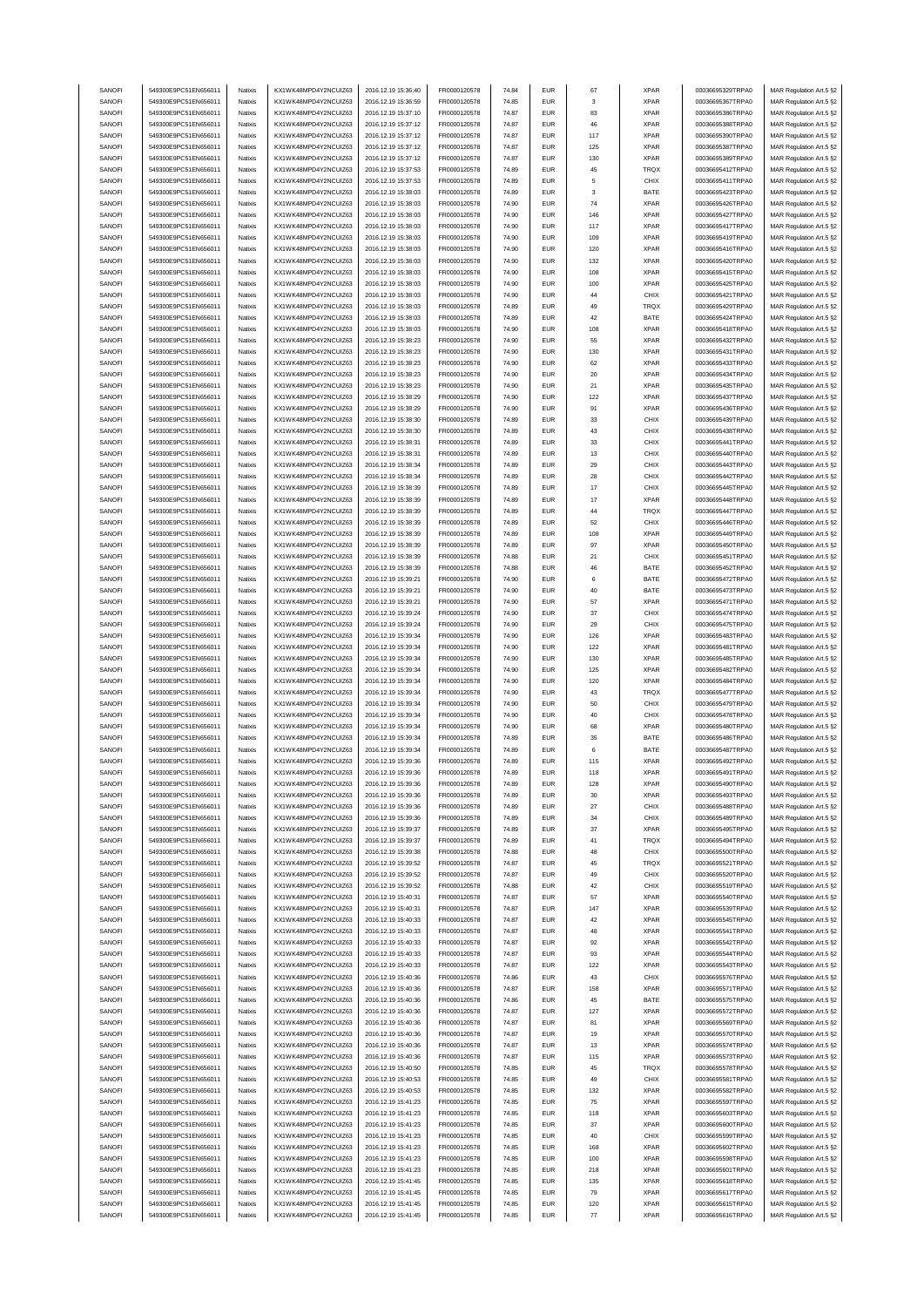| | | | | | | | | | | | |
|---|---|---|---|---|---|---|---|---|---|---|---|
| SANOFI | 549300E9PC51EN656011 | Natixis | KX1WK48MPD4Y2NCUIZ63 | 2016.12.19 15:36:40 | FR0000120578 | 74.84 | EUR | 67 | XPAR | 00036695329TRPA0 | MAR Regulation Art.5 §2 |
| SANOFI | 549300E9PC51EN656011 | Natixis | KX1WK48MPD4Y2NCUIZ63 | 2016.12.19 15:36:59 | FR0000120578 | 74.85 | EUR | 3 | XPAR | 00036695367TRPA0 | MAR Regulation Art.5 §2 |
| SANOFI | 549300E9PC51EN656011 | Natixis | KX1WK48MPD4Y2NCUIZ63 | 2016.12.19 15:37:10 | FR0000120578 | 74.87 | EUR | 83 | XPAR | 00036695386TRPA0 | MAR Regulation Art.5 §2 |
| SANOFI | 549300E9PC51EN656011 | Natixis | KX1WK48MPD4Y2NCUIZ63 | 2016.12.19 15:37:12 | FR0000120578 | 74.87 | EUR | 46 | XPAR | 00036695388TRPA0 | MAR Regulation Art.5 §2 |
| SANOFI | 549300E9PC51EN656011 | Natixis | KX1WK48MPD4Y2NCUIZ63 | 2016.12.19 15:37:12 | FR0000120578 | 74.87 | EUR | 117 | XPAR | 00036695390TRPA0 | MAR Regulation Art.5 §2 |
| SANOFI | 549300E9PC51EN656011 | Natixis | KX1WK48MPD4Y2NCUIZ63 | 2016.12.19 15:37:12 | FR0000120578 | 74.87 | EUR | 125 | XPAR | 00036695387TRPA0 | MAR Regulation Art.5 §2 |
| SANOFI | 549300E9PC51EN656011 | Natixis | KX1WK48MPD4Y2NCUIZ63 | 2016.12.19 15:37:12 | FR0000120578 | 74.87 | EUR | 130 | XPAR | 00036695389TRPA0 | MAR Regulation Art.5 §2 |
| SANOFI | 549300E9PC51EN656011 | Natixis | KX1WK48MPD4Y2NCUIZ63 | 2016.12.19 15:37:53 | FR0000120578 | 74.89 | EUR | 45 | TRQX | 00036695412TRPA0 | MAR Regulation Art.5 §2 |
| SANOFI | 549300E9PC51EN656011 | Natixis | KX1WK48MPD4Y2NCUIZ63 | 2016.12.19 15:37:53 | FR0000120578 | 74.89 | EUR | 5 | CHIX | 00036695411TRPA0 | MAR Regulation Art.5 §2 |
| SANOFI | 549300E9PC51EN656011 | Natixis | KX1WK48MPD4Y2NCUIZ63 | 2016.12.19 15:38:03 | FR0000120578 | 74.89 | EUR | 3 | BATE | 00036695423TRPA0 | MAR Regulation Art.5 §2 |
| SANOFI | 549300E9PC51EN656011 | Natixis | KX1WK48MPD4Y2NCUIZ63 | 2016.12.19 15:38:03 | FR0000120578 | 74.90 | EUR | 74 | XPAR | 00036695426TRPA0 | MAR Regulation Art.5 §2 |
| SANOFI | 549300E9PC51EN656011 | Natixis | KX1WK48MPD4Y2NCUIZ63 | 2016.12.19 15:38:03 | FR0000120578 | 74.90 | EUR | 146 | XPAR | 00036695427TRPA0 | MAR Regulation Art.5 §2 |
| SANOFI | 549300E9PC51EN656011 | Natixis | KX1WK48MPD4Y2NCUIZ63 | 2016.12.19 15:38:03 | FR0000120578 | 74.90 | EUR | 117 | XPAR | 00036695417TRPA0 | MAR Regulation Art.5 §2 |
| SANOFI | 549300E9PC51EN656011 | Natixis | KX1WK48MPD4Y2NCUIZ63 | 2016.12.19 15:38:03 | FR0000120578 | 74.90 | EUR | 109 | XPAR | 00036695419TRPA0 | MAR Regulation Art.5 §2 |
| SANOFI | 549300E9PC51EN656011 | Natixis | KX1WK48MPD4Y2NCUIZ63 | 2016.12.19 15:38:03 | FR0000120578 | 74.90 | EUR | 120 | XPAR | 00036695416TRPA0 | MAR Regulation Art.5 §2 |
| SANOFI | 549300E9PC51EN656011 | Natixis | KX1WK48MPD4Y2NCUIZ63 | 2016.12.19 15:38:03 | FR0000120578 | 74.90 | EUR | 132 | XPAR | 00036695420TRPA0 | MAR Regulation Art.5 §2 |
| SANOFI | 549300E9PC51EN656011 | Natixis | KX1WK48MPD4Y2NCUIZ63 | 2016.12.19 15:38:03 | FR0000120578 | 74.90 | EUR | 108 | XPAR | 00036695415TRPA0 | MAR Regulation Art.5 §2 |
| SANOFI | 549300E9PC51EN656011 | Natixis | KX1WK48MPD4Y2NCUIZ63 | 2016.12.19 15:38:03 | FR0000120578 | 74.90 | EUR | 100 | XPAR | 00036695425TRPA0 | MAR Regulation Art.5 §2 |
| SANOFI | 549300E9PC51EN656011 | Natixis | KX1WK48MPD4Y2NCUIZ63 | 2016.12.19 15:38:03 | FR0000120578 | 74.90 | EUR | 44 | CHIX | 00036695421TRPA0 | MAR Regulation Art.5 §2 |
| SANOFI | 549300E9PC51EN656011 | Natixis | KX1WK48MPD4Y2NCUIZ63 | 2016.12.19 15:38:03 | FR0000120578 | 74.89 | EUR | 49 | TRQX | 00036695429TRPA0 | MAR Regulation Art.5 §2 |
| SANOFI | 549300E9PC51EN656011 | Natixis | KX1WK48MPD4Y2NCUIZ63 | 2016.12.19 15:38:03 | FR0000120578 | 74.89 | EUR | 42 | BATE | 00036695424TRPA0 | MAR Regulation Art.5 §2 |
| SANOFI | 549300E9PC51EN656011 | Natixis | KX1WK48MPD4Y2NCUIZ63 | 2016.12.19 15:38:03 | FR0000120578 | 74.90 | EUR | 108 | XPAR | 00036695418TRPA0 | MAR Regulation Art.5 §2 |
| SANOFI | 549300E9PC51EN656011 | Natixis | KX1WK48MPD4Y2NCUIZ63 | 2016.12.19 15:38:23 | FR0000120578 | 74.90 | EUR | 55 | XPAR | 00036695432TRPA0 | MAR Regulation Art.5 §2 |
| SANOFI | 549300E9PC51EN656011 | Natixis | KX1WK48MPD4Y2NCUIZ63 | 2016.12.19 15:38:23 | FR0000120578 | 74.90 | EUR | 130 | XPAR | 00036695431TRPA0 | MAR Regulation Art.5 §2 |
| SANOFI | 549300E9PC51EN656011 | Natixis | KX1WK48MPD4Y2NCUIZ63 | 2016.12.19 15:38:23 | FR0000120578 | 74.90 | EUR | 62 | XPAR | 00036695433TRPA0 | MAR Regulation Art.5 §2 |
| SANOFI | 549300E9PC51EN656011 | Natixis | KX1WK48MPD4Y2NCUIZ63 | 2016.12.19 15:38:23 | FR0000120578 | 74.90 | EUR | 20 | XPAR | 00036695434TRPA0 | MAR Regulation Art.5 §2 |
| SANOFI | 549300E9PC51EN656011 | Natixis | KX1WK48MPD4Y2NCUIZ63 | 2016.12.19 15:38:23 | FR0000120578 | 74.90 | EUR | 21 | XPAR | 00036695435TRPA0 | MAR Regulation Art.5 §2 |
| SANOFI | 549300E9PC51EN656011 | Natixis | KX1WK48MPD4Y2NCUIZ63 | 2016.12.19 15:38:29 | FR0000120578 | 74.90 | EUR | 122 | XPAR | 00036695437TRPA0 | MAR Regulation Art.5 §2 |
| SANOFI | 549300E9PC51EN656011 | Natixis | KX1WK48MPD4Y2NCUIZ63 | 2016.12.19 15:38:29 | FR0000120578 | 74.90 | EUR | 91 | XPAR | 00036695436TRPA0 | MAR Regulation Art.5 §2 |
| SANOFI | 549300E9PC51EN656011 | Natixis | KX1WK48MPD4Y2NCUIZ63 | 2016.12.19 15:38:30 | FR0000120578 | 74.89 | EUR | 33 | CHIX | 00036695439TRPA0 | MAR Regulation Art.5 §2 |
| SANOFI | 549300E9PC51EN656011 | Natixis | KX1WK48MPD4Y2NCUIZ63 | 2016.12.19 15:38:30 | FR0000120578 | 74.89 | EUR | 43 | CHIX | 00036695438TRPA0 | MAR Regulation Art.5 §2 |
| SANOFI | 549300E9PC51EN656011 | Natixis | KX1WK48MPD4Y2NCUIZ63 | 2016.12.19 15:38:31 | FR0000120578 | 74.89 | EUR | 33 | CHIX | 00036695441TRPA0 | MAR Regulation Art.5 §2 |
| SANOFI | 549300E9PC51EN656011 | Natixis | KX1WK48MPD4Y2NCUIZ63 | 2016.12.19 15:38:31 | FR0000120578 | 74.89 | EUR | 13 | CHIX | 00036695440TRPA0 | MAR Regulation Art.5 §2 |
| SANOFI | 549300E9PC51EN656011 | Natixis | KX1WK48MPD4Y2NCUIZ63 | 2016.12.19 15:38:34 | FR0000120578 | 74.89 | EUR | 29 | CHIX | 00036695443TRPA0 | MAR Regulation Art.5 §2 |
| SANOFI | 549300E9PC51EN656011 | Natixis | KX1WK48MPD4Y2NCUIZ63 | 2016.12.19 15:38:34 | FR0000120578 | 74.89 | EUR | 28 | CHIX | 00036695442TRPA0 | MAR Regulation Art.5 §2 |
| SANOFI | 549300E9PC51EN656011 | Natixis | KX1WK48MPD4Y2NCUIZ63 | 2016.12.19 15:38:39 | FR0000120578 | 74.89 | EUR | 17 | CHIX | 00036695445TRPA0 | MAR Regulation Art.5 §2 |
| SANOFI | 549300E9PC51EN656011 | Natixis | KX1WK48MPD4Y2NCUIZ63 | 2016.12.19 15:38:39 | FR0000120578 | 74.89 | EUR | 17 | XPAR | 00036695448TRPA0 | MAR Regulation Art.5 §2 |
| SANOFI | 549300E9PC51EN656011 | Natixis | KX1WK48MPD4Y2NCUIZ63 | 2016.12.19 15:38:39 | FR0000120578 | 74.89 | EUR | 44 | TRQX | 00036695447TRPA0 | MAR Regulation Art.5 §2 |
| SANOFI | 549300E9PC51EN656011 | Natixis | KX1WK48MPD4Y2NCUIZ63 | 2016.12.19 15:38:39 | FR0000120578 | 74.89 | EUR | 52 | CHIX | 00036695446TRPA0 | MAR Regulation Art.5 §2 |
| SANOFI | 549300E9PC51EN656011 | Natixis | KX1WK48MPD4Y2NCUIZ63 | 2016.12.19 15:38:39 | FR0000120578 | 74.89 | EUR | 108 | XPAR | 00036695449TRPA0 | MAR Regulation Art.5 §2 |
| SANOFI | 549300E9PC51EN656011 | Natixis | KX1WK48MPD4Y2NCUIZ63 | 2016.12.19 15:38:39 | FR0000120578 | 74.89 | EUR | 97 | XPAR | 00036695450TRPA0 | MAR Regulation Art.5 §2 |
| SANOFI | 549300E9PC51EN656011 | Natixis | KX1WK48MPD4Y2NCUIZ63 | 2016.12.19 15:38:39 | FR0000120578 | 74.88 | EUR | 21 | CHIX | 00036695451TRPA0 | MAR Regulation Art.5 §2 |
| SANOFI | 549300E9PC51EN656011 | Natixis | KX1WK48MPD4Y2NCUIZ63 | 2016.12.19 15:38:39 | FR0000120578 | 74.88 | EUR | 46 | BATE | 00036695452TRPA0 | MAR Regulation Art.5 §2 |
| SANOFI | 549300E9PC51EN656011 | Natixis | KX1WK48MPD4Y2NCUIZ63 | 2016.12.19 15:39:21 | FR0000120578 | 74.90 | EUR | 6 | BATE | 00036695472TRPA0 | MAR Regulation Art.5 §2 |
| SANOFI | 549300E9PC51EN656011 | Natixis | KX1WK48MPD4Y2NCUIZ63 | 2016.12.19 15:39:21 | FR0000120578 | 74.90 | EUR | 40 | BATE | 00036695473TRPA0 | MAR Regulation Art.5 §2 |
| SANOFI | 549300E9PC51EN656011 | Natixis | KX1WK48MPD4Y2NCUIZ63 | 2016.12.19 15:39:21 | FR0000120578 | 74.90 | EUR | 57 | XPAR | 00036695471TRPA0 | MAR Regulation Art.5 §2 |
| SANOFI | 549300E9PC51EN656011 | Natixis | KX1WK48MPD4Y2NCUIZ63 | 2016.12.19 15:39:24 | FR0000120578 | 74.90 | EUR | 37 | CHIX | 00036695474TRPA0 | MAR Regulation Art.5 §2 |
| SANOFI | 549300E9PC51EN656011 | Natixis | KX1WK48MPD4Y2NCUIZ63 | 2016.12.19 15:39:24 | FR0000120578 | 74.90 | EUR | 29 | CHIX | 00036695475TRPA0 | MAR Regulation Art.5 §2 |
| SANOFI | 549300E9PC51EN656011 | Natixis | KX1WK48MPD4Y2NCUIZ63 | 2016.12.19 15:39:34 | FR0000120578 | 74.90 | EUR | 126 | XPAR | 00036695483TRPA0 | MAR Regulation Art.5 §2 |
| SANOFI | 549300E9PC51EN656011 | Natixis | KX1WK48MPD4Y2NCUIZ63 | 2016.12.19 15:39:34 | FR0000120578 | 74.90 | EUR | 122 | XPAR | 00036695481TRPA0 | MAR Regulation Art.5 §2 |
| SANOFI | 549300E9PC51EN656011 | Natixis | KX1WK48MPD4Y2NCUIZ63 | 2016.12.19 15:39:34 | FR0000120578 | 74.90 | EUR | 130 | XPAR | 00036695485TRPA0 | MAR Regulation Art.5 §2 |
| SANOFI | 549300E9PC51EN656011 | Natixis | KX1WK48MPD4Y2NCUIZ63 | 2016.12.19 15:39:34 | FR0000120578 | 74.90 | EUR | 125 | XPAR | 00036695482TRPA0 | MAR Regulation Art.5 §2 |
| SANOFI | 549300E9PC51EN656011 | Natixis | KX1WK48MPD4Y2NCUIZ63 | 2016.12.19 15:39:34 | FR0000120578 | 74.90 | EUR | 120 | XPAR | 00036695484TRPA0 | MAR Regulation Art.5 §2 |
| SANOFI | 549300E9PC51EN656011 | Natixis | KX1WK48MPD4Y2NCUIZ63 | 2016.12.19 15:39:34 | FR0000120578 | 74.90 | EUR | 43 | TRQX | 00036695477TRPA0 | MAR Regulation Art.5 §2 |
| SANOFI | 549300E9PC51EN656011 | Natixis | KX1WK48MPD4Y2NCUIZ63 | 2016.12.19 15:39:34 | FR0000120578 | 74.90 | EUR | 50 | CHIX | 00036695479TRPA0 | MAR Regulation Art.5 §2 |
| SANOFI | 549300E9PC51EN656011 | Natixis | KX1WK48MPD4Y2NCUIZ63 | 2016.12.19 15:39:34 | FR0000120578 | 74.90 | EUR | 40 | CHIX | 00036695478TRPA0 | MAR Regulation Art.5 §2 |
| SANOFI | 549300E9PC51EN656011 | Natixis | KX1WK48MPD4Y2NCUIZ63 | 2016.12.19 15:39:34 | FR0000120578 | 74.90 | EUR | 68 | XPAR | 00036695480TRPA0 | MAR Regulation Art.5 §2 |
| SANOFI | 549300E9PC51EN656011 | Natixis | KX1WK48MPD4Y2NCUIZ63 | 2016.12.19 15:39:34 | FR0000120578 | 74.89 | EUR | 35 | BATE | 00036695486TRPA0 | MAR Regulation Art.5 §2 |
| SANOFI | 549300E9PC51EN656011 | Natixis | KX1WK48MPD4Y2NCUIZ63 | 2016.12.19 15:39:34 | FR0000120578 | 74.89 | EUR | 6 | BATE | 00036695487TRPA0 | MAR Regulation Art.5 §2 |
| SANOFI | 549300E9PC51EN656011 | Natixis | KX1WK48MPD4Y2NCUIZ63 | 2016.12.19 15:39:36 | FR0000120578 | 74.89 | EUR | 115 | XPAR | 00036695492TRPA0 | MAR Regulation Art.5 §2 |
| SANOFI | 549300E9PC51EN656011 | Natixis | KX1WK48MPD4Y2NCUIZ63 | 2016.12.19 15:39:36 | FR0000120578 | 74.89 | EUR | 118 | XPAR | 00036695491TRPA0 | MAR Regulation Art.5 §2 |
| SANOFI | 549300E9PC51EN656011 | Natixis | KX1WK48MPD4Y2NCUIZ63 | 2016.12.19 15:39:36 | FR0000120578 | 74.89 | EUR | 128 | XPAR | 00036695490TRPA0 | MAR Regulation Art.5 §2 |
| SANOFI | 549300E9PC51EN656011 | Natixis | KX1WK48MPD4Y2NCUIZ63 | 2016.12.19 15:39:36 | FR0000120578 | 74.89 | EUR | 30 | XPAR | 00036695493TRPA0 | MAR Regulation Art.5 §2 |
| SANOFI | 549300E9PC51EN656011 | Natixis | KX1WK48MPD4Y2NCUIZ63 | 2016.12.19 15:39:36 | FR0000120578 | 74.89 | EUR | 27 | CHIX | 00036695488TRPA0 | MAR Regulation Art.5 §2 |
| SANOFI | 549300E9PC51EN656011 | Natixis | KX1WK48MPD4Y2NCUIZ63 | 2016.12.19 15:39:36 | FR0000120578 | 74.89 | EUR | 34 | CHIX | 00036695489TRPA0 | MAR Regulation Art.5 §2 |
| SANOFI | 549300E9PC51EN656011 | Natixis | KX1WK48MPD4Y2NCUIZ63 | 2016.12.19 15:39:37 | FR0000120578 | 74.89 | EUR | 37 | XPAR | 00036695495TRPA0 | MAR Regulation Art.5 §2 |
| SANOFI | 549300E9PC51EN656011 | Natixis | KX1WK48MPD4Y2NCUIZ63 | 2016.12.19 15:39:37 | FR0000120578 | 74.89 | EUR | 41 | TRQX | 00036695494TRPA0 | MAR Regulation Art.5 §2 |
| SANOFI | 549300E9PC51EN656011 | Natixis | KX1WK48MPD4Y2NCUIZ63 | 2016.12.19 15:39:38 | FR0000120578 | 74.88 | EUR | 48 | CHIX | 00036695500TRPA0 | MAR Regulation Art.5 §2 |
| SANOFI | 549300E9PC51EN656011 | Natixis | KX1WK48MPD4Y2NCUIZ63 | 2016.12.19 15:39:52 | FR0000120578 | 74.87 | EUR | 45 | TRQX | 00036695521TRPA0 | MAR Regulation Art.5 §2 |
| SANOFI | 549300E9PC51EN656011 | Natixis | KX1WK48MPD4Y2NCUIZ63 | 2016.12.19 15:39:52 | FR0000120578 | 74.87 | EUR | 49 | CHIX | 00036695520TRPA0 | MAR Regulation Art.5 §2 |
| SANOFI | 549300E9PC51EN656011 | Natixis | KX1WK48MPD4Y2NCUIZ63 | 2016.12.19 15:39:52 | FR0000120578 | 74.88 | EUR | 42 | CHIX | 00036695519TRPA0 | MAR Regulation Art.5 §2 |
| SANOFI | 549300E9PC51EN656011 | Natixis | KX1WK48MPD4Y2NCUIZ63 | 2016.12.19 15:40:31 | FR0000120578 | 74.87 | EUR | 57 | XPAR | 00036695540TRPA0 | MAR Regulation Art.5 §2 |
| SANOFI | 549300E9PC51EN656011 | Natixis | KX1WK48MPD4Y2NCUIZ63 | 2016.12.19 15:40:31 | FR0000120578 | 74.87 | EUR | 147 | XPAR | 00036695539TRPA0 | MAR Regulation Art.5 §2 |
| SANOFI | 549300E9PC51EN656011 | Natixis | KX1WK48MPD4Y2NCUIZ63 | 2016.12.19 15:40:33 | FR0000120578 | 74.87 | EUR | 42 | XPAR | 00036695545TRPA0 | MAR Regulation Art.5 §2 |
| SANOFI | 549300E9PC51EN656011 | Natixis | KX1WK48MPD4Y2NCUIZ63 | 2016.12.19 15:40:33 | FR0000120578 | 74.87 | EUR | 48 | XPAR | 00036695541TRPA0 | MAR Regulation Art.5 §2 |
| SANOFI | 549300E9PC51EN656011 | Natixis | KX1WK48MPD4Y2NCUIZ63 | 2016.12.19 15:40:33 | FR0000120578 | 74.87 | EUR | 92 | XPAR | 00036695542TRPA0 | MAR Regulation Art.5 §2 |
| SANOFI | 549300E9PC51EN656011 | Natixis | KX1WK48MPD4Y2NCUIZ63 | 2016.12.19 15:40:33 | FR0000120578 | 74.87 | EUR | 93 | XPAR | 00036695544TRPA0 | MAR Regulation Art.5 §2 |
| SANOFI | 549300E9PC51EN656011 | Natixis | KX1WK48MPD4Y2NCUIZ63 | 2016.12.19 15:40:33 | FR0000120578 | 74.87 | EUR | 122 | XPAR | 00036695543TRPA0 | MAR Regulation Art.5 §2 |
| SANOFI | 549300E9PC51EN656011 | Natixis | KX1WK48MPD4Y2NCUIZ63 | 2016.12.19 15:40:36 | FR0000120578 | 74.86 | EUR | 43 | CHIX | 00036695576TRPA0 | MAR Regulation Art.5 §2 |
| SANOFI | 549300E9PC51EN656011 | Natixis | KX1WK48MPD4Y2NCUIZ63 | 2016.12.19 15:40:36 | FR0000120578 | 74.87 | EUR | 158 | XPAR | 00036695571TRPA0 | MAR Regulation Art.5 §2 |
| SANOFI | 549300E9PC51EN656011 | Natixis | KX1WK48MPD4Y2NCUIZ63 | 2016.12.19 15:40:36 | FR0000120578 | 74.86 | EUR | 45 | BATE | 00036695575TRPA0 | MAR Regulation Art.5 §2 |
| SANOFI | 549300E9PC51EN656011 | Natixis | KX1WK48MPD4Y2NCUIZ63 | 2016.12.19 15:40:36 | FR0000120578 | 74.87 | EUR | 127 | XPAR | 00036695572TRPA0 | MAR Regulation Art.5 §2 |
| SANOFI | 549300E9PC51EN656011 | Natixis | KX1WK48MPD4Y2NCUIZ63 | 2016.12.19 15:40:36 | FR0000120578 | 74.87 | EUR | 81 | XPAR | 00036695569TRPA0 | MAR Regulation Art.5 §2 |
| SANOFI | 549300E9PC51EN656011 | Natixis | KX1WK48MPD4Y2NCUIZ63 | 2016.12.19 15:40:36 | FR0000120578 | 74.87 | EUR | 19 | XPAR | 00036695570TRPA0 | MAR Regulation Art.5 §2 |
| SANOFI | 549300E9PC51EN656011 | Natixis | KX1WK48MPD4Y2NCUIZ63 | 2016.12.19 15:40:36 | FR0000120578 | 74.87 | EUR | 13 | XPAR | 00036695574TRPA0 | MAR Regulation Art.5 §2 |
| SANOFI | 549300E9PC51EN656011 | Natixis | KX1WK48MPD4Y2NCUIZ63 | 2016.12.19 15:40:36 | FR0000120578 | 74.87 | EUR | 115 | XPAR | 00036695573TRPA0 | MAR Regulation Art.5 §2 |
| SANOFI | 549300E9PC51EN656011 | Natixis | KX1WK48MPD4Y2NCUIZ63 | 2016.12.19 15:40:50 | FR0000120578 | 74.85 | EUR | 45 | TRQX | 00036695578TRPA0 | MAR Regulation Art.5 §2 |
| SANOFI | 549300E9PC51EN656011 | Natixis | KX1WK48MPD4Y2NCUIZ63 | 2016.12.19 15:40:53 | FR0000120578 | 74.85 | EUR | 49 | CHIX | 00036695581TRPA0 | MAR Regulation Art.5 §2 |
| SANOFI | 549300E9PC51EN656011 | Natixis | KX1WK48MPD4Y2NCUIZ63 | 2016.12.19 15:40:53 | FR0000120578 | 74.85 | EUR | 132 | XPAR | 00036695582TRPA0 | MAR Regulation Art.5 §2 |
| SANOFI | 549300E9PC51EN656011 | Natixis | KX1WK48MPD4Y2NCUIZ63 | 2016.12.19 15:41:23 | FR0000120578 | 74.85 | EUR | 75 | XPAR | 00036695597TRPA0 | MAR Regulation Art.5 §2 |
| SANOFI | 549300E9PC51EN656011 | Natixis | KX1WK48MPD4Y2NCUIZ63 | 2016.12.19 15:41:23 | FR0000120578 | 74.85 | EUR | 118 | XPAR | 00036695603TRPA0 | MAR Regulation Art.5 §2 |
| SANOFI | 549300E9PC51EN656011 | Natixis | KX1WK48MPD4Y2NCUIZ63 | 2016.12.19 15:41:23 | FR0000120578 | 74.85 | EUR | 37 | XPAR | 00036695600TRPA0 | MAR Regulation Art.5 §2 |
| SANOFI | 549300E9PC51EN656011 | Natixis | KX1WK48MPD4Y2NCUIZ63 | 2016.12.19 15:41:23 | FR0000120578 | 74.85 | EUR | 40 | CHIX | 00036695599TRPA0 | MAR Regulation Art.5 §2 |
| SANOFI | 549300E9PC51EN656011 | Natixis | KX1WK48MPD4Y2NCUIZ63 | 2016.12.19 15:41:23 | FR0000120578 | 74.85 | EUR | 168 | XPAR | 00036695602TRPA0 | MAR Regulation Art.5 §2 |
| SANOFI | 549300E9PC51EN656011 | Natixis | KX1WK48MPD4Y2NCUIZ63 | 2016.12.19 15:41:23 | FR0000120578 | 74.85 | EUR | 100 | XPAR | 00036695598TRPA0 | MAR Regulation Art.5 §2 |
| SANOFI | 549300E9PC51EN656011 | Natixis | KX1WK48MPD4Y2NCUIZ63 | 2016.12.19 15:41:23 | FR0000120578 | 74.85 | EUR | 218 | XPAR | 00036695601TRPA0 | MAR Regulation Art.5 §2 |
| SANOFI | 549300E9PC51EN656011 | Natixis | KX1WK48MPD4Y2NCUIZ63 | 2016.12.19 15:41:45 | FR0000120578 | 74.85 | EUR | 135 | XPAR | 00036695618TRPA0 | MAR Regulation Art.5 §2 |
| SANOFI | 549300E9PC51EN656011 | Natixis | KX1WK48MPD4Y2NCUIZ63 | 2016.12.19 15:41:45 | FR0000120578 | 74.85 | EUR | 79 | XPAR | 00036695617TRPA0 | MAR Regulation Art.5 §2 |
| SANOFI | 549300E9PC51EN656011 | Natixis | KX1WK48MPD4Y2NCUIZ63 | 2016.12.19 15:41:45 | FR0000120578 | 74.85 | EUR | 120 | XPAR | 00036695615TRPA0 | MAR Regulation Art.5 §2 |
| SANOFI | 549300E9PC51EN656011 | Natixis | KX1WK48MPD4Y2NCUIZ63 | 2016.12.19 15:41:45 | FR0000120578 | 74.85 | EUR | 77 | XPAR | 00036695616TRPA0 | MAR Regulation Art.5 §2 |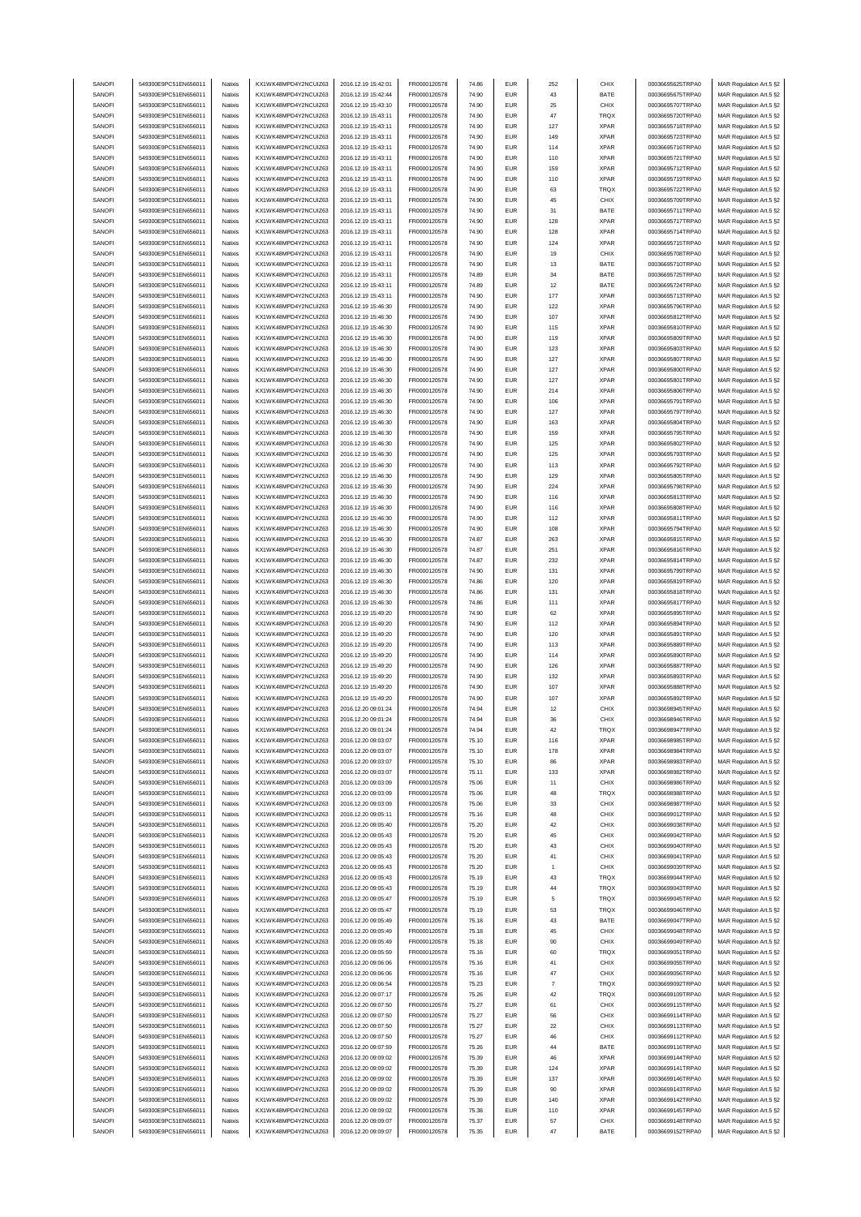| SANOFI | 549300E9PC51EN656011 | Natixis | KX1WK48MPD4Y2NCUIZ63 | 2016.12.19 15:42:01 | FR0000120578 | 74.86 | EUR | 252 | CHIX | 00036695625TRPA0 | MAR Regulation Art.5 §2 |
|---|---|---|---|---|---|---|---|---|---|---|---|
| SANOFI | 549300E9PC51EN656011 | Natixis | KX1WK48MPD4Y2NCUIZ63 | 2016.12.19 15:42:44 | FR0000120578 | 74.90 | EUR | 43 | BATE | 00036695675TRPA0 | MAR Regulation Art.5 §2 |
| SANOFI | 549300E9PC51EN656011 | Natixis | KX1WK48MPD4Y2NCUIZ63 | 2016.12.19 15:43:10 | FR0000120578 | 74.90 | EUR | 25 | CHIX | 00036695707TRPA0 | MAR Regulation Art.5 §2 |
| SANOFI | 549300E9PC51EN656011 | Natixis | KX1WK48MPD4Y2NCUIZ63 | 2016.12.19 15:43:11 | FR0000120578 | 74.90 | EUR | 47 | TRQX | 00036695720TRPA0 | MAR Regulation Art.5 §2 |
| SANOFI | 549300E9PC51EN656011 | Natixis | KX1WK48MPD4Y2NCUIZ63 | 2016.12.19 15:43:11 | FR0000120578 | 74.90 | EUR | 127 | XPAR | 00036695718TRPA0 | MAR Regulation Art.5 §2 |
| SANOFI | 549300E9PC51EN656011 | Natixis | KX1WK48MPD4Y2NCUIZ63 | 2016.12.19 15:43:11 | FR0000120578 | 74.90 | EUR | 149 | XPAR | 00036695723TRPA0 | MAR Regulation Art.5 §2 |
| SANOFI | 549300E9PC51EN656011 | Natixis | KX1WK48MPD4Y2NCUIZ63 | 2016.12.19 15:43:11 | FR0000120578 | 74.90 | EUR | 114 | XPAR | 00036695716TRPA0 | MAR Regulation Art.5 §2 |
| SANOFI | 549300E9PC51EN656011 | Natixis | KX1WK48MPD4Y2NCUIZ63 | 2016.12.19 15:43:11 | FR0000120578 | 74.90 | EUR | 110 | XPAR | 00036695721TRPA0 | MAR Regulation Art.5 §2 |
| SANOFI | 549300E9PC51EN656011 | Natixis | KX1WK48MPD4Y2NCUIZ63 | 2016.12.19 15:43:11 | FR0000120578 | 74.90 | EUR | 159 | XPAR | 00036695712TRPA0 | MAR Regulation Art.5 §2 |
| SANOFI | 549300E9PC51EN656011 | Natixis | KX1WK48MPD4Y2NCUIZ63 | 2016.12.19 15:43:11 | FR0000120578 | 74.90 | EUR | 110 | XPAR | 00036695719TRPA0 | MAR Regulation Art.5 §2 |
| SANOFI | 549300E9PC51EN656011 | Natixis | KX1WK48MPD4Y2NCUIZ63 | 2016.12.19 15:43:11 | FR0000120578 | 74.90 | EUR | 63 | TRQX | 00036695722TRPA0 | MAR Regulation Art.5 §2 |
| SANOFI | 549300E9PC51EN656011 | Natixis | KX1WK48MPD4Y2NCUIZ63 | 2016.12.19 15:43:11 | FR0000120578 | 74.90 | EUR | 45 | CHIX | 00036695709TRPA0 | MAR Regulation Art.5 §2 |
| SANOFI | 549300E9PC51EN656011 | Natixis | KX1WK48MPD4Y2NCUIZ63 | 2016.12.19 15:43:11 | FR0000120578 | 74.90 | EUR | 31 | BATE | 00036695711TRPA0 | MAR Regulation Art.5 §2 |
| SANOFI | 549300E9PC51EN656011 | Natixis | KX1WK48MPD4Y2NCUIZ63 | 2016.12.19 15:43:11 | FR0000120578 | 74.90 | EUR | 128 | XPAR | 00036695717TRPA0 | MAR Regulation Art.5 §2 |
| SANOFI | 549300E9PC51EN656011 | Natixis | KX1WK48MPD4Y2NCUIZ63 | 2016.12.19 15:43:11 | FR0000120578 | 74.90 | EUR | 128 | XPAR | 00036695714TRPA0 | MAR Regulation Art.5 §2 |
| SANOFI | 549300E9PC51EN656011 | Natixis | KX1WK48MPD4Y2NCUIZ63 | 2016.12.19 15:43:11 | FR0000120578 | 74.90 | EUR | 124 | XPAR | 00036695715TRPA0 | MAR Regulation Art.5 §2 |
| SANOFI | 549300E9PC51EN656011 | Natixis | KX1WK48MPD4Y2NCUIZ63 | 2016.12.19 15:43:11 | FR0000120578 | 74.90 | EUR | 19 | CHIX | 00036695708TRPA0 | MAR Regulation Art.5 §2 |
| SANOFI | 549300E9PC51EN656011 | Natixis | KX1WK48MPD4Y2NCUIZ63 | 2016.12.19 15:43:11 | FR0000120578 | 74.90 | EUR | 13 | BATE | 00036695710TRPA0 | MAR Regulation Art.5 §2 |
| SANOFI | 549300E9PC51EN656011 | Natixis | KX1WK48MPD4Y2NCUIZ63 | 2016.12.19 15:43:11 | FR0000120578 | 74.89 | EUR | 34 | BATE | 00036695725TRPA0 | MAR Regulation Art.5 §2 |
| SANOFI | 549300E9PC51EN656011 | Natixis | KX1WK48MPD4Y2NCUIZ63 | 2016.12.19 15:43:11 | FR0000120578 | 74.89 | EUR | 12 | BATE | 00036695724TRPA0 | MAR Regulation Art.5 §2 |
| SANOFI | 549300E9PC51EN656011 | Natixis | KX1WK48MPD4Y2NCUIZ63 | 2016.12.19 15:43:11 | FR0000120578 | 74.90 | EUR | 177 | XPAR | 00036695713TRPA0 | MAR Regulation Art.5 §2 |
| SANOFI | 549300E9PC51EN656011 | Natixis | KX1WK48MPD4Y2NCUIZ63 | 2016.12.19 15:46:30 | FR0000120578 | 74.90 | EUR | 122 | XPAR | 00036695796TRPA0 | MAR Regulation Art.5 §2 |
| SANOFI | 549300E9PC51EN656011 | Natixis | KX1WK48MPD4Y2NCUIZ63 | 2016.12.19 15:46:30 | FR0000120578 | 74.90 | EUR | 107 | XPAR | 00036695812TRPA0 | MAR Regulation Art.5 §2 |
| SANOFI | 549300E9PC51EN656011 | Natixis | KX1WK48MPD4Y2NCUIZ63 | 2016.12.19 15:46:30 | FR0000120578 | 74.90 | EUR | 115 | XPAR | 00036695810TRPA0 | MAR Regulation Art.5 §2 |
| SANOFI | 549300E9PC51EN656011 | Natixis | KX1WK48MPD4Y2NCUIZ63 | 2016.12.19 15:46:30 | FR0000120578 | 74.90 | EUR | 119 | XPAR | 00036695809TRPA0 | MAR Regulation Art.5 §2 |
| SANOFI | 549300E9PC51EN656011 | Natixis | KX1WK48MPD4Y2NCUIZ63 | 2016.12.19 15:46:30 | FR0000120578 | 74.90 | EUR | 123 | XPAR | 00036695803TRPA0 | MAR Regulation Art.5 §2 |
| SANOFI | 549300E9PC51EN656011 | Natixis | KX1WK48MPD4Y2NCUIZ63 | 2016.12.19 15:46:30 | FR0000120578 | 74.90 | EUR | 127 | XPAR | 00036695807TRPA0 | MAR Regulation Art.5 §2 |
| SANOFI | 549300E9PC51EN656011 | Natixis | KX1WK48MPD4Y2NCUIZ63 | 2016.12.19 15:46:30 | FR0000120578 | 74.90 | EUR | 127 | XPAR | 00036695800TRPA0 | MAR Regulation Art.5 §2 |
| SANOFI | 549300E9PC51EN656011 | Natixis | KX1WK48MPD4Y2NCUIZ63 | 2016.12.19 15:46:30 | FR0000120578 | 74.90 | EUR | 127 | XPAR | 00036695801TRPA0 | MAR Regulation Art.5 §2 |
| SANOFI | 549300E9PC51EN656011 | Natixis | KX1WK48MPD4Y2NCUIZ63 | 2016.12.19 15:46:30 | FR0000120578 | 74.90 | EUR | 214 | XPAR | 00036695806TRPA0 | MAR Regulation Art.5 §2 |
| SANOFI | 549300E9PC51EN656011 | Natixis | KX1WK48MPD4Y2NCUIZ63 | 2016.12.19 15:46:30 | FR0000120578 | 74.90 | EUR | 106 | XPAR | 00036695791TRPA0 | MAR Regulation Art.5 §2 |
| SANOFI | 549300E9PC51EN656011 | Natixis | KX1WK48MPD4Y2NCUIZ63 | 2016.12.19 15:46:30 | FR0000120578 | 74.90 | EUR | 127 | XPAR | 00036695797TRPA0 | MAR Regulation Art.5 §2 |
| SANOFI | 549300E9PC51EN656011 | Natixis | KX1WK48MPD4Y2NCUIZ63 | 2016.12.19 15:46:30 | FR0000120578 | 74.90 | EUR | 163 | XPAR | 00036695804TRPA0 | MAR Regulation Art.5 §2 |
| SANOFI | 549300E9PC51EN656011 | Natixis | KX1WK48MPD4Y2NCUIZ63 | 2016.12.19 15:46:30 | FR0000120578 | 74.90 | EUR | 159 | XPAR | 00036695795TRPA0 | MAR Regulation Art.5 §2 |
| SANOFI | 549300E9PC51EN656011 | Natixis | KX1WK48MPD4Y2NCUIZ63 | 2016.12.19 15:46:30 | FR0000120578 | 74.90 | EUR | 125 | XPAR | 00036695802TRPA0 | MAR Regulation Art.5 §2 |
| SANOFI | 549300E9PC51EN656011 | Natixis | KX1WK48MPD4Y2NCUIZ63 | 2016.12.19 15:46:30 | FR0000120578 | 74.90 | EUR | 125 | XPAR | 00036695793TRPA0 | MAR Regulation Art.5 §2 |
| SANOFI | 549300E9PC51EN656011 | Natixis | KX1WK48MPD4Y2NCUIZ63 | 2016.12.19 15:46:30 | FR0000120578 | 74.90 | EUR | 113 | XPAR | 00036695792TRPA0 | MAR Regulation Art.5 §2 |
| SANOFI | 549300E9PC51EN656011 | Natixis | KX1WK48MPD4Y2NCUIZ63 | 2016.12.19 15:46:30 | FR0000120578 | 74.90 | EUR | 129 | XPAR | 00036695805TRPA0 | MAR Regulation Art.5 §2 |
| SANOFI | 549300E9PC51EN656011 | Natixis | KX1WK48MPD4Y2NCUIZ63 | 2016.12.19 15:46:30 | FR0000120578 | 74.90 | EUR | 224 | XPAR | 00036695798TRPA0 | MAR Regulation Art.5 §2 |
| SANOFI | 549300E9PC51EN656011 | Natixis | KX1WK48MPD4Y2NCUIZ63 | 2016.12.19 15:46:30 | FR0000120578 | 74.90 | EUR | 116 | XPAR | 00036695813TRPA0 | MAR Regulation Art.5 §2 |
| SANOFI | 549300E9PC51EN656011 | Natixis | KX1WK48MPD4Y2NCUIZ63 | 2016.12.19 15:46:30 | FR0000120578 | 74.90 | EUR | 116 | XPAR | 00036695808TRPA0 | MAR Regulation Art.5 §2 |
| SANOFI | 549300E9PC51EN656011 | Natixis | KX1WK48MPD4Y2NCUIZ63 | 2016.12.19 15:46:30 | FR0000120578 | 74.90 | EUR | 112 | XPAR | 00036695811TRPA0 | MAR Regulation Art.5 §2 |
| SANOFI | 549300E9PC51EN656011 | Natixis | KX1WK48MPD4Y2NCUIZ63 | 2016.12.19 15:46:30 | FR0000120578 | 74.90 | EUR | 108 | XPAR | 00036695794TRPA0 | MAR Regulation Art.5 §2 |
| SANOFI | 549300E9PC51EN656011 | Natixis | KX1WK48MPD4Y2NCUIZ63 | 2016.12.19 15:46:30 | FR0000120578 | 74.87 | EUR | 263 | XPAR | 00036695815TRPA0 | MAR Regulation Art.5 §2 |
| SANOFI | 549300E9PC51EN656011 | Natixis | KX1WK48MPD4Y2NCUIZ63 | 2016.12.19 15:46:30 | FR0000120578 | 74.87 | EUR | 251 | XPAR | 00036695816TRPA0 | MAR Regulation Art.5 §2 |
| SANOFI | 549300E9PC51EN656011 | Natixis | KX1WK48MPD4Y2NCUIZ63 | 2016.12.19 15:46:30 | FR0000120578 | 74.87 | EUR | 232 | XPAR | 00036695814TRPA0 | MAR Regulation Art.5 §2 |
| SANOFI | 549300E9PC51EN656011 | Natixis | KX1WK48MPD4Y2NCUIZ63 | 2016.12.19 15:46:30 | FR0000120578 | 74.90 | EUR | 131 | XPAR | 00036695799TRPA0 | MAR Regulation Art.5 §2 |
| SANOFI | 549300E9PC51EN656011 | Natixis | KX1WK48MPD4Y2NCUIZ63 | 2016.12.19 15:46:30 | FR0000120578 | 74.86 | EUR | 120 | XPAR | 00036695819TRPA0 | MAR Regulation Art.5 §2 |
| SANOFI | 549300E9PC51EN656011 | Natixis | KX1WK48MPD4Y2NCUIZ63 | 2016.12.19 15:46:30 | FR0000120578 | 74.86 | EUR | 131 | XPAR | 00036695818TRPA0 | MAR Regulation Art.5 §2 |
| SANOFI | 549300E9PC51EN656011 | Natixis | KX1WK48MPD4Y2NCUIZ63 | 2016.12.19 15:46:30 | FR0000120578 | 74.86 | EUR | 111 | XPAR | 00036695817TRPA0 | MAR Regulation Art.5 §2 |
| SANOFI | 549300E9PC51EN656011 | Natixis | KX1WK48MPD4Y2NCUIZ63 | 2016.12.19 15:49:20 | FR0000120578 | 74.90 | EUR | 62 | XPAR | 00036695895TRPA0 | MAR Regulation Art.5 §2 |
| SANOFI | 549300E9PC51EN656011 | Natixis | KX1WK48MPD4Y2NCUIZ63 | 2016.12.19 15:49:20 | FR0000120578 | 74.90 | EUR | 112 | XPAR | 00036695894TRPA0 | MAR Regulation Art.5 §2 |
| SANOFI | 549300E9PC51EN656011 | Natixis | KX1WK48MPD4Y2NCUIZ63 | 2016.12.19 15:49:20 | FR0000120578 | 74.90 | EUR | 120 | XPAR | 00036695891TRPA0 | MAR Regulation Art.5 §2 |
| SANOFI | 549300E9PC51EN656011 | Natixis | KX1WK48MPD4Y2NCUIZ63 | 2016.12.19 15:49:20 | FR0000120578 | 74.90 | EUR | 113 | XPAR | 00036695889TRPA0 | MAR Regulation Art.5 §2 |
| SANOFI | 549300E9PC51EN656011 | Natixis | KX1WK48MPD4Y2NCUIZ63 | 2016.12.19 15:49:20 | FR0000120578 | 74.90 | EUR | 114 | XPAR | 00036695890TRPA0 | MAR Regulation Art.5 §2 |
| SANOFI | 549300E9PC51EN656011 | Natixis | KX1WK48MPD4Y2NCUIZ63 | 2016.12.19 15:49:20 | FR0000120578 | 74.90 | EUR | 126 | XPAR | 00036695887TRPA0 | MAR Regulation Art.5 §2 |
| SANOFI | 549300E9PC51EN656011 | Natixis | KX1WK48MPD4Y2NCUIZ63 | 2016.12.19 15:49:20 | FR0000120578 | 74.90 | EUR | 132 | XPAR | 00036695893TRPA0 | MAR Regulation Art.5 §2 |
| SANOFI | 549300E9PC51EN656011 | Natixis | KX1WK48MPD4Y2NCUIZ63 | 2016.12.19 15:49:20 | FR0000120578 | 74.90 | EUR | 107 | XPAR | 00036695888TRPA0 | MAR Regulation Art.5 §2 |
| SANOFI | 549300E9PC51EN656011 | Natixis | KX1WK48MPD4Y2NCUIZ63 | 2016.12.19 15:49:20 | FR0000120578 | 74.90 | EUR | 107 | XPAR | 00036695892TRPA0 | MAR Regulation Art.5 §2 |
| SANOFI | 549300E9PC51EN656011 | Natixis | KX1WK48MPD4Y2NCUIZ63 | 2016.12.20 09:01:24 | FR0000120578 | 74.94 | EUR | 12 | CHIX | 00036698945TRPA0 | MAR Regulation Art.5 §2 |
| SANOFI | 549300E9PC51EN656011 | Natixis | KX1WK48MPD4Y2NCUIZ63 | 2016.12.20 09:01:24 | FR0000120578 | 74.94 | EUR | 36 | CHIX | 00036698946TRPA0 | MAR Regulation Art.5 §2 |
| SANOFI | 549300E9PC51EN656011 | Natixis | KX1WK48MPD4Y2NCUIZ63 | 2016.12.20 09:01:24 | FR0000120578 | 74.94 | EUR | 42 | TRQX | 00036698947TRPA0 | MAR Regulation Art.5 §2 |
| SANOFI | 549300E9PC51EN656011 | Natixis | KX1WK48MPD4Y2NCUIZ63 | 2016.12.20 09:03:07 | FR0000120578 | 75.10 | EUR | 116 | XPAR | 00036698985TRPA0 | MAR Regulation Art.5 §2 |
| SANOFI | 549300E9PC51EN656011 | Natixis | KX1WK48MPD4Y2NCUIZ63 | 2016.12.20 09:03:07 | FR0000120578 | 75.10 | EUR | 178 | XPAR | 00036698984TRPA0 | MAR Regulation Art.5 §2 |
| SANOFI | 549300E9PC51EN656011 | Natixis | KX1WK48MPD4Y2NCUIZ63 | 2016.12.20 09:03:07 | FR0000120578 | 75.10 | EUR | 86 | XPAR | 00036698983TRPA0 | MAR Regulation Art.5 §2 |
| SANOFI | 549300E9PC51EN656011 | Natixis | KX1WK48MPD4Y2NCUIZ63 | 2016.12.20 09:03:07 | FR0000120578 | 75.11 | EUR | 133 | XPAR | 00036698982TRPA0 | MAR Regulation Art.5 §2 |
| SANOFI | 549300E9PC51EN656011 | Natixis | KX1WK48MPD4Y2NCUIZ63 | 2016.12.20 09:03:09 | FR0000120578 | 75.06 | EUR | 11 | CHIX | 00036698986TRPA0 | MAR Regulation Art.5 §2 |
| SANOFI | 549300E9PC51EN656011 | Natixis | KX1WK48MPD4Y2NCUIZ63 | 2016.12.20 09:03:09 | FR0000120578 | 75.06 | EUR | 48 | TRQX | 00036698988TRPA0 | MAR Regulation Art.5 §2 |
| SANOFI | 549300E9PC51EN656011 | Natixis | KX1WK48MPD4Y2NCUIZ63 | 2016.12.20 09:03:09 | FR0000120578 | 75.06 | EUR | 33 | CHIX | 00036698987TRPA0 | MAR Regulation Art.5 §2 |
| SANOFI | 549300E9PC51EN656011 | Natixis | KX1WK48MPD4Y2NCUIZ63 | 2016.12.20 09:05:11 | FR0000120578 | 75.16 | EUR | 48 | CHIX | 00036699012TRPA0 | MAR Regulation Art.5 §2 |
| SANOFI | 549300E9PC51EN656011 | Natixis | KX1WK48MPD4Y2NCUIZ63 | 2016.12.20 09:05:40 | FR0000120578 | 75.20 | EUR | 42 | CHIX | 00036699038TRPA0 | MAR Regulation Art.5 §2 |
| SANOFI | 549300E9PC51EN656011 | Natixis | KX1WK48MPD4Y2NCUIZ63 | 2016.12.20 09:05:43 | FR0000120578 | 75.20 | EUR | 45 | CHIX | 00036699042TRPA0 | MAR Regulation Art.5 §2 |
| SANOFI | 549300E9PC51EN656011 | Natixis | KX1WK48MPD4Y2NCUIZ63 | 2016.12.20 09:05:43 | FR0000120578 | 75.20 | EUR | 43 | CHIX | 00036699040TRPA0 | MAR Regulation Art.5 §2 |
| SANOFI | 549300E9PC51EN656011 | Natixis | KX1WK48MPD4Y2NCUIZ63 | 2016.12.20 09:05:43 | FR0000120578 | 75.20 | EUR | 41 | CHIX | 00036699041TRPA0 | MAR Regulation Art.5 §2 |
| SANOFI | 549300E9PC51EN656011 | Natixis | KX1WK48MPD4Y2NCUIZ63 | 2016.12.20 09:05:43 | FR0000120578 | 75.20 | EUR | 1 | CHIX | 00036699039TRPA0 | MAR Regulation Art.5 §2 |
| SANOFI | 549300E9PC51EN656011 | Natixis | KX1WK48MPD4Y2NCUIZ63 | 2016.12.20 09:05:43 | FR0000120578 | 75.19 | EUR | 43 | TRQX | 00036699044TRPA0 | MAR Regulation Art.5 §2 |
| SANOFI | 549300E9PC51EN656011 | Natixis | KX1WK48MPD4Y2NCUIZ63 | 2016.12.20 09:05:43 | FR0000120578 | 75.19 | EUR | 44 | TRQX | 00036699043TRPA0 | MAR Regulation Art.5 §2 |
| SANOFI | 549300E9PC51EN656011 | Natixis | KX1WK48MPD4Y2NCUIZ63 | 2016.12.20 09:05:47 | FR0000120578 | 75.19 | EUR | 5 | TRQX | 00036699045TRPA0 | MAR Regulation Art.5 §2 |
| SANOFI | 549300E9PC51EN656011 | Natixis | KX1WK48MPD4Y2NCUIZ63 | 2016.12.20 09:05:47 | FR0000120578 | 75.19 | EUR | 53 | TRQX | 00036699046TRPA0 | MAR Regulation Art.5 §2 |
| SANOFI | 549300E9PC51EN656011 | Natixis | KX1WK48MPD4Y2NCUIZ63 | 2016.12.20 09:05:49 | FR0000120578 | 75.18 | EUR | 43 | BATE | 00036699047TRPA0 | MAR Regulation Art.5 §2 |
| SANOFI | 549300E9PC51EN656011 | Natixis | KX1WK48MPD4Y2NCUIZ63 | 2016.12.20 09:05:49 | FR0000120578 | 75.18 | EUR | 45 | CHIX | 00036699048TRPA0 | MAR Regulation Art.5 §2 |
| SANOFI | 549300E9PC51EN656011 | Natixis | KX1WK48MPD4Y2NCUIZ63 | 2016.12.20 09:05:49 | FR0000120578 | 75.18 | EUR | 90 | CHIX | 00036699049TRPA0 | MAR Regulation Art.5 §2 |
| SANOFI | 549300E9PC51EN656011 | Natixis | KX1WK48MPD4Y2NCUIZ63 | 2016.12.20 09:05:59 | FR0000120578 | 75.16 | EUR | 60 | TRQX | 00036699051TRPA0 | MAR Regulation Art.5 §2 |
| SANOFI | 549300E9PC51EN656011 | Natixis | KX1WK48MPD4Y2NCUIZ63 | 2016.12.20 09:06:06 | FR0000120578 | 75.16 | EUR | 41 | CHIX | 00036699055TRPA0 | MAR Regulation Art.5 §2 |
| SANOFI | 549300E9PC51EN656011 | Natixis | KX1WK48MPD4Y2NCUIZ63 | 2016.12.20 09:06:06 | FR0000120578 | 75.16 | EUR | 47 | CHIX | 00036699056TRPA0 | MAR Regulation Art.5 §2 |
| SANOFI | 549300E9PC51EN656011 | Natixis | KX1WK48MPD4Y2NCUIZ63 | 2016.12.20 09:06:54 | FR0000120578 | 75.23 | EUR | 7 | TRQX | 00036699092TRPA0 | MAR Regulation Art.5 §2 |
| SANOFI | 549300E9PC51EN656011 | Natixis | KX1WK48MPD4Y2NCUIZ63 | 2016.12.20 09:07:17 | FR0000120578 | 75.26 | EUR | 42 | TRQX | 00036699109TRPA0 | MAR Regulation Art.5 §2 |
| SANOFI | 549300E9PC51EN656011 | Natixis | KX1WK48MPD4Y2NCUIZ63 | 2016.12.20 09:07:50 | FR0000120578 | 75.27 | EUR | 61 | CHIX | 00036699115TRPA0 | MAR Regulation Art.5 §2 |
| SANOFI | 549300E9PC51EN656011 | Natixis | KX1WK48MPD4Y2NCUIZ63 | 2016.12.20 09:07:50 | FR0000120578 | 75.27 | EUR | 56 | CHIX | 00036699114TRPA0 | MAR Regulation Art.5 §2 |
| SANOFI | 549300E9PC51EN656011 | Natixis | KX1WK48MPD4Y2NCUIZ63 | 2016.12.20 09:07:50 | FR0000120578 | 75.27 | EUR | 22 | CHIX | 00036699113TRPA0 | MAR Regulation Art.5 §2 |
| SANOFI | 549300E9PC51EN656011 | Natixis | KX1WK48MPD4Y2NCUIZ63 | 2016.12.20 09:07:50 | FR0000120578 | 75.27 | EUR | 46 | CHIX | 00036699112TRPA0 | MAR Regulation Art.5 §2 |
| SANOFI | 549300E9PC51EN656011 | Natixis | KX1WK48MPD4Y2NCUIZ63 | 2016.12.20 09:07:59 | FR0000120578 | 75.26 | EUR | 44 | BATE | 00036699116TRPA0 | MAR Regulation Art.5 §2 |
| SANOFI | 549300E9PC51EN656011 | Natixis | KX1WK48MPD4Y2NCUIZ63 | 2016.12.20 09:09:02 | FR0000120578 | 75.39 | EUR | 46 | XPAR | 00036699144TRPA0 | MAR Regulation Art.5 §2 |
| SANOFI | 549300E9PC51EN656011 | Natixis | KX1WK48MPD4Y2NCUIZ63 | 2016.12.20 09:09:02 | FR0000120578 | 75.39 | EUR | 124 | XPAR | 00036699141TRPA0 | MAR Regulation Art.5 §2 |
| SANOFI | 549300E9PC51EN656011 | Natixis | KX1WK48MPD4Y2NCUIZ63 | 2016.12.20 09:09:02 | FR0000120578 | 75.39 | EUR | 137 | XPAR | 00036699146TRPA0 | MAR Regulation Art.5 §2 |
| SANOFI | 549300E9PC51EN656011 | Natixis | KX1WK48MPD4Y2NCUIZ63 | 2016.12.20 09:09:02 | FR0000120578 | 75.39 | EUR | 90 | XPAR | 00036699143TRPA0 | MAR Regulation Art.5 §2 |
| SANOFI | 549300E9PC51EN656011 | Natixis | KX1WK48MPD4Y2NCUIZ63 | 2016.12.20 09:09:02 | FR0000120578 | 75.39 | EUR | 140 | XPAR | 00036699142TRPA0 | MAR Regulation Art.5 §2 |
| SANOFI | 549300E9PC51EN656011 | Natixis | KX1WK48MPD4Y2NCUIZ63 | 2016.12.20 09:09:02 | FR0000120578 | 75.38 | EUR | 110 | XPAR | 00036699145TRPA0 | MAR Regulation Art.5 §2 |
| SANOFI | 549300E9PC51EN656011 | Natixis | KX1WK48MPD4Y2NCUIZ63 | 2016.12.20 09:09:07 | FR0000120578 | 75.37 | EUR | 57 | CHIX | 00036699148TRPA0 | MAR Regulation Art.5 §2 |
| SANOFI | 549300E9PC51EN656011 | Natixis | KX1WK48MPD4Y2NCUIZ63 | 2016.12.20 09:09:07 | FR0000120578 | 75.35 | EUR | 47 | BATE | 00036699152TRPA0 | MAR Regulation Art.5 §2 |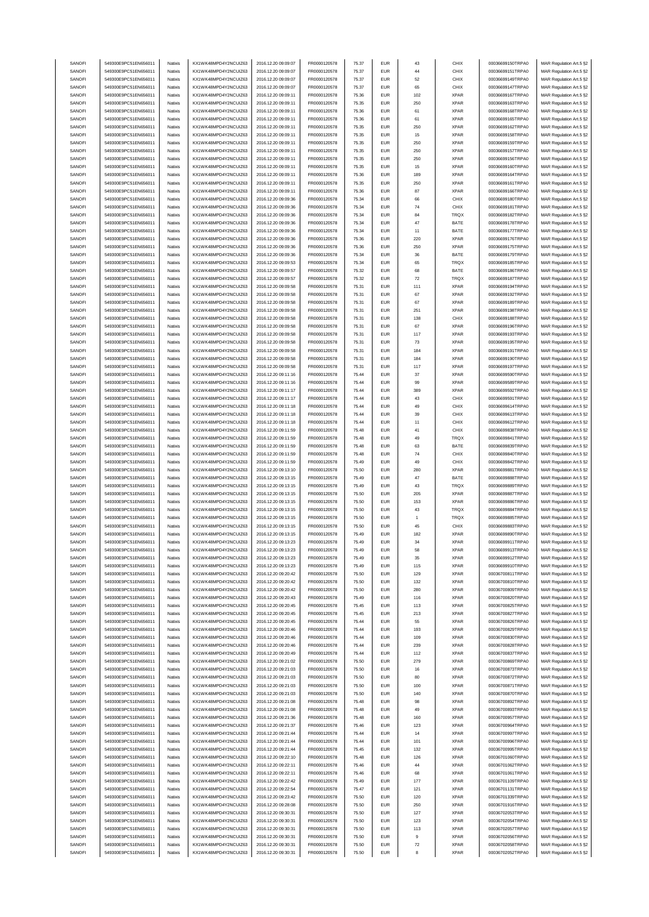| SANOFI | 549300E9PC51EN656011 | Natixis | KX1WK48MPD4Y2NCUIZ63 | 2016.12.20 09:09:07 | FR0000120578 | 75.37 | EUR | 43 | CHIX | 00036699150TRPA0 | MAR Regulation Art.5 §2 |
|---|---|---|---|---|---|---|---|---|---|---|---|
| SANOFI | 549300E9PC51EN656011 | Natixis | KX1WK48MPD4Y2NCUIZ63 | 2016.12.20 09:09:07 | FR0000120578 | 75.37 | EUR | 44 | CHIX | 00036699151TRPA0 | MAR Regulation Art.5 §2 |
| SANOFI | 549300E9PC51EN656011 | Natixis | KX1WK48MPD4Y2NCUIZ63 | 2016.12.20 09:09:07 | FR0000120578 | 75.37 | EUR | 52 | CHIX | 00036699149TRPA0 | MAR Regulation Art.5 §2 |
| SANOFI | 549300E9PC51EN656011 | Natixis | KX1WK48MPD4Y2NCUIZ63 | 2016.12.20 09:09:07 | FR0000120578 | 75.37 | EUR | 65 | CHIX | 00036699147TRPA0 | MAR Regulation Art.5 §2 |
| SANOFI | 549300E9PC51EN656011 | Natixis | KX1WK48MPD4Y2NCUIZ63 | 2016.12.20 09:09:11 | FR0000120578 | 75.36 | EUR | 102 | XPAR | 00036699167TRPA0 | MAR Regulation Art.5 §2 |
| SANOFI | 549300E9PC51EN656011 | Natixis | KX1WK48MPD4Y2NCUIZ63 | 2016.12.20 09:09:11 | FR0000120578 | 75.35 | EUR | 250 | XPAR | 00036699163TRPA0 | MAR Regulation Art.5 §2 |
| SANOFI | 549300E9PC51EN656011 | Natixis | KX1WK48MPD4Y2NCUIZ63 | 2016.12.20 09:09:11 | FR0000120578 | 75.36 | EUR | 61 | XPAR | 00036699168TRPA0 | MAR Regulation Art.5 §2 |
| SANOFI | 549300E9PC51EN656011 | Natixis | KX1WK48MPD4Y2NCUIZ63 | 2016.12.20 09:09:11 | FR0000120578 | 75.36 | EUR | 61 | XPAR | 00036699165TRPA0 | MAR Regulation Art.5 §2 |
| SANOFI | 549300E9PC51EN656011 | Natixis | KX1WK48MPD4Y2NCUIZ63 | 2016.12.20 09:09:11 | FR0000120578 | 75.35 | EUR | 250 | XPAR | 00036699162TRPA0 | MAR Regulation Art.5 §2 |
| SANOFI | 549300E9PC51EN656011 | Natixis | KX1WK48MPD4Y2NCUIZ63 | 2016.12.20 09:09:11 | FR0000120578 | 75.35 | EUR | 15 | XPAR | 00036699158TRPA0 | MAR Regulation Art.5 §2 |
| SANOFI | 549300E9PC51EN656011 | Natixis | KX1WK48MPD4Y2NCUIZ63 | 2016.12.20 09:09:11 | FR0000120578 | 75.35 | EUR | 250 | XPAR | 00036699159TRPA0 | MAR Regulation Art.5 §2 |
| SANOFI | 549300E9PC51EN656011 | Natixis | KX1WK48MPD4Y2NCUIZ63 | 2016.12.20 09:09:11 | FR0000120578 | 75.35 | EUR | 250 | XPAR | 00036699157TRPA0 | MAR Regulation Art.5 §2 |
| SANOFI | 549300E9PC51EN656011 | Natixis | KX1WK48MPD4Y2NCUIZ63 | 2016.12.20 09:09:11 | FR0000120578 | 75.35 | EUR | 250 | XPAR | 00036699156TRPA0 | MAR Regulation Art.5 §2 |
| SANOFI | 549300E9PC51EN656011 | Natixis | KX1WK48MPD4Y2NCUIZ63 | 2016.12.20 09:09:11 | FR0000120578 | 75.35 | EUR | 15 | XPAR | 00036699160TRPA0 | MAR Regulation Art.5 §2 |
| SANOFI | 549300E9PC51EN656011 | Natixis | KX1WK48MPD4Y2NCUIZ63 | 2016.12.20 09:09:11 | FR0000120578 | 75.36 | EUR | 189 | XPAR | 00036699164TRPA0 | MAR Regulation Art.5 §2 |
| SANOFI | 549300E9PC51EN656011 | Natixis | KX1WK48MPD4Y2NCUIZ63 | 2016.12.20 09:09:11 | FR0000120578 | 75.35 | EUR | 250 | XPAR | 00036699161TRPA0 | MAR Regulation Art.5 §2 |
| SANOFI | 549300E9PC51EN656011 | Natixis | KX1WK48MPD4Y2NCUIZ63 | 2016.12.20 09:09:11 | FR0000120578 | 75.36 | EUR | 87 | XPAR | 00036699166TRPA0 | MAR Regulation Art.5 §2 |
| SANOFI | 549300E9PC51EN656011 | Natixis | KX1WK48MPD4Y2NCUIZ63 | 2016.12.20 09:09:36 | FR0000120578 | 75.34 | EUR | 66 | CHIX | 00036699180TRPA0 | MAR Regulation Art.5 §2 |
| SANOFI | 549300E9PC51EN656011 | Natixis | KX1WK48MPD4Y2NCUIZ63 | 2016.12.20 09:09:36 | FR0000120578 | 75.34 | EUR | 74 | CHIX | 00036699181TRPA0 | MAR Regulation Art.5 §2 |
| SANOFI | 549300E9PC51EN656011 | Natixis | KX1WK48MPD4Y2NCUIZ63 | 2016.12.20 09:09:36 | FR0000120578 | 75.34 | EUR | 84 | TRQX | 00036699182TRPA0 | MAR Regulation Art.5 §2 |
| SANOFI | 549300E9PC51EN656011 | Natixis | KX1WK48MPD4Y2NCUIZ63 | 2016.12.20 09:09:36 | FR0000120578 | 75.34 | EUR | 47 | BATE | 00036699178TRPA0 | MAR Regulation Art.5 §2 |
| SANOFI | 549300E9PC51EN656011 | Natixis | KX1WK48MPD4Y2NCUIZ63 | 2016.12.20 09:09:36 | FR0000120578 | 75.34 | EUR | 11 | BATE | 00036699177TRPA0 | MAR Regulation Art.5 §2 |
| SANOFI | 549300E9PC51EN656011 | Natixis | KX1WK48MPD4Y2NCUIZ63 | 2016.12.20 09:09:36 | FR0000120578 | 75.36 | EUR | 220 | XPAR | 00036699176TRPA0 | MAR Regulation Art.5 §2 |
| SANOFI | 549300E9PC51EN656011 | Natixis | KX1WK48MPD4Y2NCUIZ63 | 2016.12.20 09:09:36 | FR0000120578 | 75.36 | EUR | 250 | XPAR | 00036699175TRPA0 | MAR Regulation Art.5 §2 |
| SANOFI | 549300E9PC51EN656011 | Natixis | KX1WK48MPD4Y2NCUIZ63 | 2016.12.20 09:09:36 | FR0000120578 | 75.34 | EUR | 36 | BATE | 00036699179TRPA0 | MAR Regulation Art.5 §2 |
| SANOFI | 549300E9PC51EN656011 | Natixis | KX1WK48MPD4Y2NCUIZ63 | 2016.12.20 09:09:53 | FR0000120578 | 75.34 | EUR | 65 | TRQX | 00036699185TRPA0 | MAR Regulation Art.5 §2 |
| SANOFI | 549300E9PC51EN656011 | Natixis | KX1WK48MPD4Y2NCUIZ63 | 2016.12.20 09:09:57 | FR0000120578 | 75.32 | EUR | 68 | BATE | 00036699186TRPA0 | MAR Regulation Art.5 §2 |
| SANOFI | 549300E9PC51EN656011 | Natixis | KX1WK48MPD4Y2NCUIZ63 | 2016.12.20 09:09:57 | FR0000120578 | 75.32 | EUR | 72 | TRQX | 00036699187TRPA0 | MAR Regulation Art.5 §2 |
| SANOFI | 549300E9PC51EN656011 | Natixis | KX1WK48MPD4Y2NCUIZ63 | 2016.12.20 09:09:58 | FR0000120578 | 75.31 | EUR | 111 | XPAR | 00036699194TRPA0 | MAR Regulation Art.5 §2 |
| SANOFI | 549300E9PC51EN656011 | Natixis | KX1WK48MPD4Y2NCUIZ63 | 2016.12.20 09:09:58 | FR0000120578 | 75.31 | EUR | 67 | XPAR | 00036699192TRPA0 | MAR Regulation Art.5 §2 |
| SANOFI | 549300E9PC51EN656011 | Natixis | KX1WK48MPD4Y2NCUIZ63 | 2016.12.20 09:09:58 | FR0000120578 | 75.31 | EUR | 67 | XPAR | 00036699189TRPA0 | MAR Regulation Art.5 §2 |
| SANOFI | 549300E9PC51EN656011 | Natixis | KX1WK48MPD4Y2NCUIZ63 | 2016.12.20 09:09:58 | FR0000120578 | 75.31 | EUR | 251 | XPAR | 00036699198TRPA0 | MAR Regulation Art.5 §2 |
| SANOFI | 549300E9PC51EN656011 | Natixis | KX1WK48MPD4Y2NCUIZ63 | 2016.12.20 09:09:58 | FR0000120578 | 75.31 | EUR | 138 | CHIX | 00036699188TRPA0 | MAR Regulation Art.5 §2 |
| SANOFI | 549300E9PC51EN656011 | Natixis | KX1WK48MPD4Y2NCUIZ63 | 2016.12.20 09:09:58 | FR0000120578 | 75.31 | EUR | 67 | XPAR | 00036699196TRPA0 | MAR Regulation Art.5 §2 |
| SANOFI | 549300E9PC51EN656011 | Natixis | KX1WK48MPD4Y2NCUIZ63 | 2016.12.20 09:09:58 | FR0000120578 | 75.31 | EUR | 117 | XPAR | 00036699193TRPA0 | MAR Regulation Art.5 §2 |
| SANOFI | 549300E9PC51EN656011 | Natixis | KX1WK48MPD4Y2NCUIZ63 | 2016.12.20 09:09:58 | FR0000120578 | 75.31 | EUR | 73 | XPAR | 00036699195TRPA0 | MAR Regulation Art.5 §2 |
| SANOFI | 549300E9PC51EN656011 | Natixis | KX1WK48MPD4Y2NCUIZ63 | 2016.12.20 09:09:58 | FR0000120578 | 75.31 | EUR | 184 | XPAR | 00036699191TRPA0 | MAR Regulation Art.5 §2 |
| SANOFI | 549300E9PC51EN656011 | Natixis | KX1WK48MPD4Y2NCUIZ63 | 2016.12.20 09:09:58 | FR0000120578 | 75.31 | EUR | 184 | XPAR | 00036699190TRPA0 | MAR Regulation Art.5 §2 |
| SANOFI | 549300E9PC51EN656011 | Natixis | KX1WK48MPD4Y2NCUIZ63 | 2016.12.20 09:09:58 | FR0000120578 | 75.31 | EUR | 117 | XPAR | 00036699197TRPA0 | MAR Regulation Art.5 §2 |
| SANOFI | 549300E9PC51EN656011 | Natixis | KX1WK48MPD4Y2NCUIZ63 | 2016.12.20 09:11:16 | FR0000120578 | 75.44 | EUR | 37 | XPAR | 00036699590TRPA0 | MAR Regulation Art.5 §2 |
| SANOFI | 549300E9PC51EN656011 | Natixis | KX1WK48MPD4Y2NCUIZ63 | 2016.12.20 09:11:16 | FR0000120578 | 75.44 | EUR | 99 | XPAR | 00036699589TRPA0 | MAR Regulation Art.5 §2 |
| SANOFI | 549300E9PC51EN656011 | Natixis | KX1WK48MPD4Y2NCUIZ63 | 2016.12.20 09:11:17 | FR0000120578 | 75.44 | EUR | 389 | XPAR | 00036699592TRPA0 | MAR Regulation Art.5 §2 |
| SANOFI | 549300E9PC51EN656011 | Natixis | KX1WK48MPD4Y2NCUIZ63 | 2016.12.20 09:11:17 | FR0000120578 | 75.44 | EUR | 43 | CHIX | 00036699591TRPA0 | MAR Regulation Art.5 §2 |
| SANOFI | 549300E9PC51EN656011 | Natixis | KX1WK48MPD4Y2NCUIZ63 | 2016.12.20 09:11:18 | FR0000120578 | 75.44 | EUR | 49 | CHIX | 00036699614TRPA0 | MAR Regulation Art.5 §2 |
| SANOFI | 549300E9PC51EN656011 | Natixis | KX1WK48MPD4Y2NCUIZ63 | 2016.12.20 09:11:18 | FR0000120578 | 75.44 | EUR | 39 | CHIX | 00036699613TRPA0 | MAR Regulation Art.5 §2 |
| SANOFI | 549300E9PC51EN656011 | Natixis | KX1WK48MPD4Y2NCUIZ63 | 2016.12.20 09:11:18 | FR0000120578 | 75.44 | EUR | 11 | CHIX | 00036699612TRPA0 | MAR Regulation Art.5 §2 |
| SANOFI | 549300E9PC51EN656011 | Natixis | KX1WK48MPD4Y2NCUIZ63 | 2016.12.20 09:11:59 | FR0000120578 | 75.48 | EUR | 41 | CHIX | 00036699838TRPA0 | MAR Regulation Art.5 §2 |
| SANOFI | 549300E9PC51EN656011 | Natixis | KX1WK48MPD4Y2NCUIZ63 | 2016.12.20 09:11:59 | FR0000120578 | 75.48 | EUR | 49 | TRQX | 00036699841TRPA0 | MAR Regulation Art.5 §2 |
| SANOFI | 549300E9PC51EN656011 | Natixis | KX1WK48MPD4Y2NCUIZ63 | 2016.12.20 09:11:59 | FR0000120578 | 75.48 | EUR | 63 | BATE | 00036699839TRPA0 | MAR Regulation Art.5 §2 |
| SANOFI | 549300E9PC51EN656011 | Natixis | KX1WK48MPD4Y2NCUIZ63 | 2016.12.20 09:11:59 | FR0000120578 | 75.48 | EUR | 74 | CHIX | 00036699840TRPA0 | MAR Regulation Art.5 §2 |
| SANOFI | 549300E9PC51EN656011 | Natixis | KX1WK48MPD4Y2NCUIZ63 | 2016.12.20 09:11:59 | FR0000120578 | 75.49 | EUR | 49 | CHIX | 00036699842TRPA0 | MAR Regulation Art.5 §2 |
| SANOFI | 549300E9PC51EN656011 | Natixis | KX1WK48MPD4Y2NCUIZ63 | 2016.12.20 09:13:10 | FR0000120578 | 75.50 | EUR | 280 | XPAR | 00036699881TRPA0 | MAR Regulation Art.5 §2 |
| SANOFI | 549300E9PC51EN656011 | Natixis | KX1WK48MPD4Y2NCUIZ63 | 2016.12.20 09:13:15 | FR0000120578 | 75.49 | EUR | 47 | BATE | 00036699888TRPA0 | MAR Regulation Art.5 §2 |
| SANOFI | 549300E9PC51EN656011 | Natixis | KX1WK48MPD4Y2NCUIZ63 | 2016.12.20 09:13:15 | FR0000120578 | 75.49 | EUR | 43 | TRQX | 00036699889TRPA0 | MAR Regulation Art.5 §2 |
| SANOFI | 549300E9PC51EN656011 | Natixis | KX1WK48MPD4Y2NCUIZ63 | 2016.12.20 09:13:15 | FR0000120578 | 75.50 | EUR | 205 | XPAR | 00036699887TRPA0 | MAR Regulation Art.5 §2 |
| SANOFI | 549300E9PC51EN656011 | Natixis | KX1WK48MPD4Y2NCUIZ63 | 2016.12.20 09:13:15 | FR0000120578 | 75.50 | EUR | 153 | XPAR | 00036699886TRPA0 | MAR Regulation Art.5 §2 |
| SANOFI | 549300E9PC51EN656011 | Natixis | KX1WK48MPD4Y2NCUIZ63 | 2016.12.20 09:13:15 | FR0000120578 | 75.50 | EUR | 43 | TRQX | 00036699884TRPA0 | MAR Regulation Art.5 §2 |
| SANOFI | 549300E9PC51EN656011 | Natixis | KX1WK48MPD4Y2NCUIZ63 | 2016.12.20 09:13:15 | FR0000120578 | 75.50 | EUR | 1 | TRQX | 00036699885TRPA0 | MAR Regulation Art.5 §2 |
| SANOFI | 549300E9PC51EN656011 | Natixis | KX1WK48MPD4Y2NCUIZ63 | 2016.12.20 09:13:15 | FR0000120578 | 75.50 | EUR | 45 | CHIX | 00036699883TRPA0 | MAR Regulation Art.5 §2 |
| SANOFI | 549300E9PC51EN656011 | Natixis | KX1WK48MPD4Y2NCUIZ63 | 2016.12.20 09:13:15 | FR0000120578 | 75.49 | EUR | 182 | XPAR | 00036699890TRPA0 | MAR Regulation Art.5 §2 |
| SANOFI | 549300E9PC51EN656011 | Natixis | KX1WK48MPD4Y2NCUIZ63 | 2016.12.20 09:13:23 | FR0000120578 | 75.49 | EUR | 34 | XPAR | 00036699911TRPA0 | MAR Regulation Art.5 §2 |
| SANOFI | 549300E9PC51EN656011 | Natixis | KX1WK48MPD4Y2NCUIZ63 | 2016.12.20 09:13:23 | FR0000120578 | 75.49 | EUR | 58 | XPAR | 00036699913TRPA0 | MAR Regulation Art.5 §2 |
| SANOFI | 549300E9PC51EN656011 | Natixis | KX1WK48MPD4Y2NCUIZ63 | 2016.12.20 09:13:23 | FR0000120578 | 75.49 | EUR | 35 | XPAR | 00036699912TRPA0 | MAR Regulation Art.5 §2 |
| SANOFI | 549300E9PC51EN656011 | Natixis | KX1WK48MPD4Y2NCUIZ63 | 2016.12.20 09:13:23 | FR0000120578 | 75.49 | EUR | 115 | XPAR | 00036699910TRPA0 | MAR Regulation Art.5 §2 |
| SANOFI | 549300E9PC51EN656011 | Natixis | KX1WK48MPD4Y2NCUIZ63 | 2016.12.20 09:20:42 | FR0000120578 | 75.50 | EUR | 129 | XPAR | 00036700811TRPA0 | MAR Regulation Art.5 §2 |
| SANOFI | 549300E9PC51EN656011 | Natixis | KX1WK48MPD4Y2NCUIZ63 | 2016.12.20 09:20:42 | FR0000120578 | 75.50 | EUR | 132 | XPAR | 00036700810TRPA0 | MAR Regulation Art.5 §2 |
| SANOFI | 549300E9PC51EN656011 | Natixis | KX1WK48MPD4Y2NCUIZ63 | 2016.12.20 09:20:42 | FR0000120578 | 75.50 | EUR | 280 | XPAR | 00036700809TRPA0 | MAR Regulation Art.5 §2 |
| SANOFI | 549300E9PC51EN656011 | Natixis | KX1WK48MPD4Y2NCUIZ63 | 2016.12.20 09:20:43 | FR0000120578 | 75.49 | EUR | 116 | XPAR | 00036700820TRPA0 | MAR Regulation Art.5 §2 |
| SANOFI | 549300E9PC51EN656011 | Natixis | KX1WK48MPD4Y2NCUIZ63 | 2016.12.20 09:20:45 | FR0000120578 | 75.45 | EUR | 113 | XPAR | 00036700825TRPA0 | MAR Regulation Art.5 §2 |
| SANOFI | 549300E9PC51EN656011 | Natixis | KX1WK48MPD4Y2NCUIZ63 | 2016.12.20 09:20:45 | FR0000120578 | 75.45 | EUR | 213 | XPAR | 00036700827TRPA0 | MAR Regulation Art.5 §2 |
| SANOFI | 549300E9PC51EN656011 | Natixis | KX1WK48MPD4Y2NCUIZ63 | 2016.12.20 09:20:45 | FR0000120578 | 75.44 | EUR | 55 | XPAR | 00036700826TRPA0 | MAR Regulation Art.5 §2 |
| SANOFI | 549300E9PC51EN656011 | Natixis | KX1WK48MPD4Y2NCUIZ63 | 2016.12.20 09:20:46 | FR0000120578 | 75.44 | EUR | 193 | XPAR | 00036700829TRPA0 | MAR Regulation Art.5 §2 |
| SANOFI | 549300E9PC51EN656011 | Natixis | KX1WK48MPD4Y2NCUIZ63 | 2016.12.20 09:20:46 | FR0000120578 | 75.44 | EUR | 109 | XPAR | 00036700830TRPA0 | MAR Regulation Art.5 §2 |
| SANOFI | 549300E9PC51EN656011 | Natixis | KX1WK48MPD4Y2NCUIZ63 | 2016.12.20 09:20:46 | FR0000120578 | 75.44 | EUR | 239 | XPAR | 00036700828TRPA0 | MAR Regulation Art.5 §2 |
| SANOFI | 549300E9PC51EN656011 | Natixis | KX1WK48MPD4Y2NCUIZ63 | 2016.12.20 09:20:49 | FR0000120578 | 75.44 | EUR | 112 | XPAR | 00036700837TRPA0 | MAR Regulation Art.5 §2 |
| SANOFI | 549300E9PC51EN656011 | Natixis | KX1WK48MPD4Y2NCUIZ63 | 2016.12.20 09:21:02 | FR0000120578 | 75.50 | EUR | 279 | XPAR | 00036700869TRPA0 | MAR Regulation Art.5 §2 |
| SANOFI | 549300E9PC51EN656011 | Natixis | KX1WK48MPD4Y2NCUIZ63 | 2016.12.20 09:21:03 | FR0000120578 | 75.50 | EUR | 16 | XPAR | 00036700873TRPA0 | MAR Regulation Art.5 §2 |
| SANOFI | 549300E9PC51EN656011 | Natixis | KX1WK48MPD4Y2NCUIZ63 | 2016.12.20 09:21:03 | FR0000120578 | 75.50 | EUR | 80 | XPAR | 00036700872TRPA0 | MAR Regulation Art.5 §2 |
| SANOFI | 549300E9PC51EN656011 | Natixis | KX1WK48MPD4Y2NCUIZ63 | 2016.12.20 09:21:03 | FR0000120578 | 75.50 | EUR | 100 | XPAR | 00036700871TRPA0 | MAR Regulation Art.5 §2 |
| SANOFI | 549300E9PC51EN656011 | Natixis | KX1WK48MPD4Y2NCUIZ63 | 2016.12.20 09:21:03 | FR0000120578 | 75.50 | EUR | 140 | XPAR | 00036700870TRPA0 | MAR Regulation Art.5 §2 |
| SANOFI | 549300E9PC51EN656011 | Natixis | KX1WK48MPD4Y2NCUIZ63 | 2016.12.20 09:21:08 | FR0000120578 | 75.48 | EUR | 98 | XPAR | 00036700892TRPA0 | MAR Regulation Art.5 §2 |
| SANOFI | 549300E9PC51EN656011 | Natixis | KX1WK48MPD4Y2NCUIZ63 | 2016.12.20 09:21:08 | FR0000120578 | 75.48 | EUR | 49 | XPAR | 00036700893TRPA0 | MAR Regulation Art.5 §2 |
| SANOFI | 549300E9PC51EN656011 | Natixis | KX1WK48MPD4Y2NCUIZ63 | 2016.12.20 09:21:36 | FR0000120578 | 75.48 | EUR | 160 | XPAR | 00036700957TRPA0 | MAR Regulation Art.5 §2 |
| SANOFI | 549300E9PC51EN656011 | Natixis | KX1WK48MPD4Y2NCUIZ63 | 2016.12.20 09:21:37 | FR0000120578 | 75.46 | EUR | 123 | XPAR | 00036700964TRPA0 | MAR Regulation Art.5 §2 |
| SANOFI | 549300E9PC51EN656011 | Natixis | KX1WK48MPD4Y2NCUIZ63 | 2016.12.20 09:21:44 | FR0000120578 | 75.44 | EUR | 14 | XPAR | 00036700997TRPA0 | MAR Regulation Art.5 §2 |
| SANOFI | 549300E9PC51EN656011 | Natixis | KX1WK48MPD4Y2NCUIZ63 | 2016.12.20 09:21:44 | FR0000120578 | 75.44 | EUR | 101 | XPAR | 00036700996TRPA0 | MAR Regulation Art.5 §2 |
| SANOFI | 549300E9PC51EN656011 | Natixis | KX1WK48MPD4Y2NCUIZ63 | 2016.12.20 09:21:44 | FR0000120578 | 75.45 | EUR | 132 | XPAR | 00036700995TRPA0 | MAR Regulation Art.5 §2 |
| SANOFI | 549300E9PC51EN656011 | Natixis | KX1WK48MPD4Y2NCUIZ63 | 2016.12.20 09:22:10 | FR0000120578 | 75.48 | EUR | 126 | XPAR | 00036701060TRPA0 | MAR Regulation Art.5 §2 |
| SANOFI | 549300E9PC51EN656011 | Natixis | KX1WK48MPD4Y2NCUIZ63 | 2016.12.20 09:22:11 | FR0000120578 | 75.46 | EUR | 44 | XPAR | 00036701062TRPA0 | MAR Regulation Art.5 §2 |
| SANOFI | 549300E9PC51EN656011 | Natixis | KX1WK48MPD4Y2NCUIZ63 | 2016.12.20 09:22:11 | FR0000120578 | 75.46 | EUR | 68 | XPAR | 00036701061TRPA0 | MAR Regulation Art.5 §2 |
| SANOFI | 549300E9PC51EN656011 | Natixis | KX1WK48MPD4Y2NCUIZ63 | 2016.12.20 09:22:42 | FR0000120578 | 75.49 | EUR | 177 | XPAR | 00036701109TRPA0 | MAR Regulation Art.5 §2 |
| SANOFI | 549300E9PC51EN656011 | Natixis | KX1WK48MPD4Y2NCUIZ63 | 2016.12.20 09:22:54 | FR0000120578 | 75.47 | EUR | 121 | XPAR | 00036701131TRPA0 | MAR Regulation Art.5 §2 |
| SANOFI | 549300E9PC51EN656011 | Natixis | KX1WK48MPD4Y2NCUIZ63 | 2016.12.20 09:23:42 | FR0000120578 | 75.50 | EUR | 120 | XPAR | 00036701339TRPA0 | MAR Regulation Art.5 §2 |
| SANOFI | 549300E9PC51EN656011 | Natixis | KX1WK48MPD4Y2NCUIZ63 | 2016.12.20 09:28:08 | FR0000120578 | 75.50 | EUR | 250 | XPAR | 00036701916TRPA0 | MAR Regulation Art.5 §2 |
| SANOFI | 549300E9PC51EN656011 | Natixis | KX1WK48MPD4Y2NCUIZ63 | 2016.12.20 09:30:31 | FR0000120578 | 75.50 | EUR | 127 | XPAR | 00036702053TRPA0 | MAR Regulation Art.5 §2 |
| SANOFI | 549300E9PC51EN656011 | Natixis | KX1WK48MPD4Y2NCUIZ63 | 2016.12.20 09:30:31 | FR0000120578 | 75.50 | EUR | 123 | XPAR | 00036702054TRPA0 | MAR Regulation Art.5 §2 |
| SANOFI | 549300E9PC51EN656011 | Natixis | KX1WK48MPD4Y2NCUIZ63 | 2016.12.20 09:30:31 | FR0000120578 | 75.50 | EUR | 113 | XPAR | 00036702057TRPA0 | MAR Regulation Art.5 §2 |
| SANOFI | 549300E9PC51EN656011 | Natixis | KX1WK48MPD4Y2NCUIZ63 | 2016.12.20 09:30:31 | FR0000120578 | 75.50 | EUR | 9 | XPAR | 00036702056TRPA0 | MAR Regulation Art.5 §2 |
| SANOFI | 549300E9PC51EN656011 | Natixis | KX1WK48MPD4Y2NCUIZ63 | 2016.12.20 09:30:31 | FR0000120578 | 75.50 | EUR | 72 | XPAR | 00036702058TRPA0 | MAR Regulation Art.5 §2 |
| SANOFI | 549300E9PC51EN656011 | Natixis | KX1WK48MPD4Y2NCUIZ63 | 2016.12.20 09:30:31 | FR0000120578 | 75.50 | EUR | 8 | XPAR | 00036702052TRPA0 | MAR Regulation Art.5 §2 |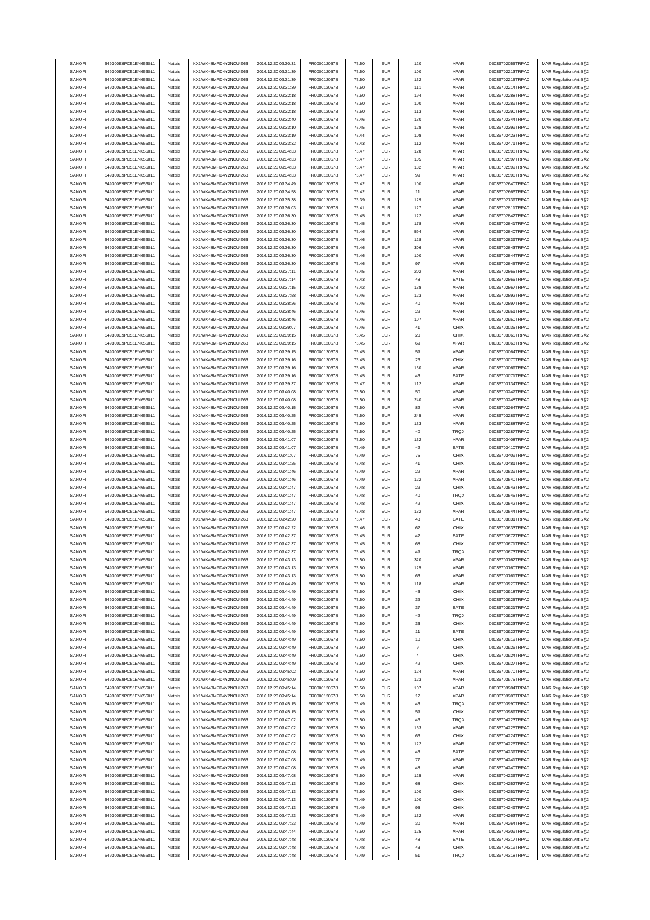| SANOFI | 549300E9PC51EN656011 | Natixis | KX1WK48MPD4Y2NCUIZ63 | 2016.12.20 09:30:31 | FR0000120578 | 75.50 | EUR | 120 | XPAR | 00036702055TRPA0 | MAR Regulation Art.5 §2 |
|---|---|---|---|---|---|---|---|---|---|---|---|
| SANOFI | 549300E9PC51EN656011 | Natixis | KX1WK48MPD4Y2NCUIZ63 | 2016.12.20 09:31:39 | FR0000120578 | 75.50 | EUR | 100 | XPAR | 00036702213TRPA0 | MAR Regulation Art.5 §2 |
| SANOFI | 549300E9PC51EN656011 | Natixis | KX1WK48MPD4Y2NCUIZ63 | 2016.12.20 09:31:39 | FR0000120578 | 75.50 | EUR | 132 | XPAR | 00036702215TRPA0 | MAR Regulation Art.5 §2 |
| SANOFI | 549300E9PC51EN656011 | Natixis | KX1WK48MPD4Y2NCUIZ63 | 2016.12.20 09:31:39 | FR0000120578 | 75.50 | EUR | 111 | XPAR | 00036702214TRPA0 | MAR Regulation Art.5 §2 |
| SANOFI | 549300E9PC51EN656011 | Natixis | KX1WK48MPD4Y2NCUIZ63 | 2016.12.20 09:32:18 | FR0000120578 | 75.50 | EUR | 194 | XPAR | 00036702288TRPA0 | MAR Regulation Art.5 §2 |
| SANOFI | 549300E9PC51EN656011 | Natixis | KX1WK48MPD4Y2NCUIZ63 | 2016.12.20 09:32:18 | FR0000120578 | 75.50 | EUR | 100 | XPAR | 00036702289TRPA0 | MAR Regulation Art.5 §2 |
| SANOFI | 549300E9PC51EN656011 | Natixis | KX1WK48MPD4Y2NCUIZ63 | 2016.12.20 09:32:18 | FR0000120578 | 75.50 | EUR | 113 | XPAR | 00036702290TRPA0 | MAR Regulation Art.5 §2 |
| SANOFI | 549300E9PC51EN656011 | Natixis | KX1WK48MPD4Y2NCUIZ63 | 2016.12.20 09:32:40 | FR0000120578 | 75.46 | EUR | 130 | XPAR | 00036702344TRPA0 | MAR Regulation Art.5 §2 |
| SANOFI | 549300E9PC51EN656011 | Natixis | KX1WK48MPD4Y2NCUIZ63 | 2016.12.20 09:33:10 | FR0000120578 | 75.45 | EUR | 128 | XPAR | 00036702399TRPA0 | MAR Regulation Art.5 §2 |
| SANOFI | 549300E9PC51EN656011 | Natixis | KX1WK48MPD4Y2NCUIZ63 | 2016.12.20 09:33:19 | FR0000120578 | 75.44 | EUR | 108 | XPAR | 00036702423TRPA0 | MAR Regulation Art.5 §2 |
| SANOFI | 549300E9PC51EN656011 | Natixis | KX1WK48MPD4Y2NCUIZ63 | 2016.12.20 09:33:32 | FR0000120578 | 75.43 | EUR | 112 | XPAR | 00036702471TRPA0 | MAR Regulation Art.5 §2 |
| SANOFI | 549300E9PC51EN656011 | Natixis | KX1WK48MPD4Y2NCUIZ63 | 2016.12.20 09:34:33 | FR0000120578 | 75.47 | EUR | 128 | XPAR | 00036702598TRPA0 | MAR Regulation Art.5 §2 |
| SANOFI | 549300E9PC51EN656011 | Natixis | KX1WK48MPD4Y2NCUIZ63 | 2016.12.20 09:34:33 | FR0000120578 | 75.47 | EUR | 105 | XPAR | 00036702597TRPA0 | MAR Regulation Art.5 §2 |
| SANOFI | 549300E9PC51EN656011 | Natixis | KX1WK48MPD4Y2NCUIZ63 | 2016.12.20 09:34:33 | FR0000120578 | 75.47 | EUR | 132 | XPAR | 00036702599TRPA0 | MAR Regulation Art.5 §2 |
| SANOFI | 549300E9PC51EN656011 | Natixis | KX1WK48MPD4Y2NCUIZ63 | 2016.12.20 09:34:33 | FR0000120578 | 75.47 | EUR | 99 | XPAR | 00036702596TRPA0 | MAR Regulation Art.5 §2 |
| SANOFI | 549300E9PC51EN656011 | Natixis | KX1WK48MPD4Y2NCUIZ63 | 2016.12.20 09:34:49 | FR0000120578 | 75.42 | EUR | 100 | XPAR | 00036702640TRPA0 | MAR Regulation Art.5 §2 |
| SANOFI | 549300E9PC51EN656011 | Natixis | KX1WK48MPD4Y2NCUIZ63 | 2016.12.20 09:34:58 | FR0000120578 | 75.42 | EUR | 11 | XPAR | 00036702666TRPA0 | MAR Regulation Art.5 §2 |
| SANOFI | 549300E9PC51EN656011 | Natixis | KX1WK48MPD4Y2NCUIZ63 | 2016.12.20 09:35:38 | FR0000120578 | 75.39 | EUR | 129 | XPAR | 00036702739TRPA0 | MAR Regulation Art.5 §2 |
| SANOFI | 549300E9PC51EN656011 | Natixis | KX1WK48MPD4Y2NCUIZ63 | 2016.12.20 09:36:03 | FR0000120578 | 75.41 | EUR | 127 | XPAR | 00036702811TRPA0 | MAR Regulation Art.5 §2 |
| SANOFI | 549300E9PC51EN656011 | Natixis | KX1WK48MPD4Y2NCUIZ63 | 2016.12.20 09:36:30 | FR0000120578 | 75.45 | EUR | 122 | XPAR | 00036702842TRPA0 | MAR Regulation Art.5 §2 |
| SANOFI | 549300E9PC51EN656011 | Natixis | KX1WK48MPD4Y2NCUIZ63 | 2016.12.20 09:36:30 | FR0000120578 | 75.45 | EUR | 178 | XPAR | 00036702841TRPA0 | MAR Regulation Art.5 §2 |
| SANOFI | 549300E9PC51EN656011 | Natixis | KX1WK48MPD4Y2NCUIZ63 | 2016.12.20 09:36:30 | FR0000120578 | 75.46 | EUR | 594 | XPAR | 00036702840TRPA0 | MAR Regulation Art.5 §2 |
| SANOFI | 549300E9PC51EN656011 | Natixis | KX1WK48MPD4Y2NCUIZ63 | 2016.12.20 09:36:30 | FR0000120578 | 75.46 | EUR | 128 | XPAR | 00036702839TRPA0 | MAR Regulation Art.5 §2 |
| SANOFI | 549300E9PC51EN656011 | Natixis | KX1WK48MPD4Y2NCUIZ63 | 2016.12.20 09:36:30 | FR0000120578 | 75.46 | EUR | 306 | XPAR | 00036702843TRPA0 | MAR Regulation Art.5 §2 |
| SANOFI | 549300E9PC51EN656011 | Natixis | KX1WK48MPD4Y2NCUIZ63 | 2016.12.20 09:36:30 | FR0000120578 | 75.46 | EUR | 100 | XPAR | 00036702844TRPA0 | MAR Regulation Art.5 §2 |
| SANOFI | 549300E9PC51EN656011 | Natixis | KX1WK48MPD4Y2NCUIZ63 | 2016.12.20 09:36:30 | FR0000120578 | 75.46 | EUR | 97 | XPAR | 00036702845TRPA0 | MAR Regulation Art.5 §2 |
| SANOFI | 549300E9PC51EN656011 | Natixis | KX1WK48MPD4Y2NCUIZ63 | 2016.12.20 09:37:11 | FR0000120578 | 75.45 | EUR | 202 | XPAR | 00036702865TRPA0 | MAR Regulation Art.5 §2 |
| SANOFI | 549300E9PC51EN656011 | Natixis | KX1WK48MPD4Y2NCUIZ63 | 2016.12.20 09:37:14 | FR0000120578 | 75.43 | EUR | 48 | BATE | 00036702866TRPA0 | MAR Regulation Art.5 §2 |
| SANOFI | 549300E9PC51EN656011 | Natixis | KX1WK48MPD4Y2NCUIZ63 | 2016.12.20 09:37:15 | FR0000120578 | 75.42 | EUR | 138 | XPAR | 00036702867TRPA0 | MAR Regulation Art.5 §2 |
| SANOFI | 549300E9PC51EN656011 | Natixis | KX1WK48MPD4Y2NCUIZ63 | 2016.12.20 09:37:58 | FR0000120578 | 75.46 | EUR | 123 | XPAR | 00036702892TRPA0 | MAR Regulation Art.5 §2 |
| SANOFI | 549300E9PC51EN656011 | Natixis | KX1WK48MPD4Y2NCUIZ63 | 2016.12.20 09:38:26 | FR0000120578 | 75.46 | EUR | 40 | XPAR | 00036702897TRPA0 | MAR Regulation Art.5 §2 |
| SANOFI | 549300E9PC51EN656011 | Natixis | KX1WK48MPD4Y2NCUIZ63 | 2016.12.20 09:38:46 | FR0000120578 | 75.46 | EUR | 29 | XPAR | 00036702951TRPA0 | MAR Regulation Art.5 §2 |
| SANOFI | 549300E9PC51EN656011 | Natixis | KX1WK48MPD4Y2NCUIZ63 | 2016.12.20 09:38:46 | FR0000120578 | 75.46 | EUR | 107 | XPAR | 00036702950TRPA0 | MAR Regulation Art.5 §2 |
| SANOFI | 549300E9PC51EN656011 | Natixis | KX1WK48MPD4Y2NCUIZ63 | 2016.12.20 09:39:07 | FR0000120578 | 75.46 | EUR | 41 | CHIX | 00036703035TRPA0 | MAR Regulation Art.5 §2 |
| SANOFI | 549300E9PC51EN656011 | Natixis | KX1WK48MPD4Y2NCUIZ63 | 2016.12.20 09:39:15 | FR0000120578 | 75.45 | EUR | 20 | CHIX | 00036703065TRPA0 | MAR Regulation Art.5 §2 |
| SANOFI | 549300E9PC51EN656011 | Natixis | KX1WK48MPD4Y2NCUIZ63 | 2016.12.20 09:39:15 | FR0000120578 | 75.45 | EUR | 69 | XPAR | 00036703063TRPA0 | MAR Regulation Art.5 §2 |
| SANOFI | 549300E9PC51EN656011 | Natixis | KX1WK48MPD4Y2NCUIZ63 | 2016.12.20 09:39:15 | FR0000120578 | 75.45 | EUR | 59 | XPAR | 00036703064TRPA0 | MAR Regulation Art.5 §2 |
| SANOFI | 549300E9PC51EN656011 | Natixis | KX1WK48MPD4Y2NCUIZ63 | 2016.12.20 09:39:16 | FR0000120578 | 75.45 | EUR | 26 | CHIX | 00036703070TRPA0 | MAR Regulation Art.5 §2 |
| SANOFI | 549300E9PC51EN656011 | Natixis | KX1WK48MPD4Y2NCUIZ63 | 2016.12.20 09:39:16 | FR0000120578 | 75.45 | EUR | 130 | XPAR | 00036703069TRPA0 | MAR Regulation Art.5 §2 |
| SANOFI | 549300E9PC51EN656011 | Natixis | KX1WK48MPD4Y2NCUIZ63 | 2016.12.20 09:39:16 | FR0000120578 | 75.45 | EUR | 43 | BATE | 00036703071TRPA0 | MAR Regulation Art.5 §2 |
| SANOFI | 549300E9PC51EN656011 | Natixis | KX1WK48MPD4Y2NCUIZ63 | 2016.12.20 09:39:37 | FR0000120578 | 75.47 | EUR | 112 | XPAR | 00036703134TRPA0 | MAR Regulation Art.5 §2 |
| SANOFI | 549300E9PC51EN656011 | Natixis | KX1WK48MPD4Y2NCUIZ63 | 2016.12.20 09:40:08 | FR0000120578 | 75.50 | EUR | 50 | XPAR | 00036703247TRPA0 | MAR Regulation Art.5 §2 |
| SANOFI | 549300E9PC51EN656011 | Natixis | KX1WK48MPD4Y2NCUIZ63 | 2016.12.20 09:40:08 | FR0000120578 | 75.50 | EUR | 240 | XPAR | 00036703248TRPA0 | MAR Regulation Art.5 §2 |
| SANOFI | 549300E9PC51EN656011 | Natixis | KX1WK48MPD4Y2NCUIZ63 | 2016.12.20 09:40:15 | FR0000120578 | 75.50 | EUR | 82 | XPAR | 00036703264TRPA0 | MAR Regulation Art.5 §2 |
| SANOFI | 549300E9PC51EN656011 | Natixis | KX1WK48MPD4Y2NCUIZ63 | 2016.12.20 09:40:25 | FR0000120578 | 75.50 | EUR | 245 | XPAR | 00036703289TRPA0 | MAR Regulation Art.5 §2 |
| SANOFI | 549300E9PC51EN656011 | Natixis | KX1WK48MPD4Y2NCUIZ63 | 2016.12.20 09:40:25 | FR0000120578 | 75.50 | EUR | 133 | XPAR | 00036703288TRPA0 | MAR Regulation Art.5 §2 |
| SANOFI | 549300E9PC51EN656011 | Natixis | KX1WK48MPD4Y2NCUIZ63 | 2016.12.20 09:40:25 | FR0000120578 | 75.50 | EUR | 40 | TRQX | 00036703287TRPA0 | MAR Regulation Art.5 §2 |
| SANOFI | 549300E9PC51EN656011 | Natixis | KX1WK48MPD4Y2NCUIZ63 | 2016.12.20 09:41:07 | FR0000120578 | 75.50 | EUR | 132 | XPAR | 00036703408TRPA0 | MAR Regulation Art.5 §2 |
| SANOFI | 549300E9PC51EN656011 | Natixis | KX1WK48MPD4Y2NCUIZ63 | 2016.12.20 09:41:07 | FR0000120578 | 75.49 | EUR | 42 | BATE | 00036703410TRPA0 | MAR Regulation Art.5 §2 |
| SANOFI | 549300E9PC51EN656011 | Natixis | KX1WK48MPD4Y2NCUIZ63 | 2016.12.20 09:41:07 | FR0000120578 | 75.49 | EUR | 75 | CHIX | 00036703409TRPA0 | MAR Regulation Art.5 §2 |
| SANOFI | 549300E9PC51EN656011 | Natixis | KX1WK48MPD4Y2NCUIZ63 | 2016.12.20 09:41:25 | FR0000120578 | 75.48 | EUR | 41 | CHIX | 00036703481TRPA0 | MAR Regulation Art.5 §2 |
| SANOFI | 549300E9PC51EN656011 | Natixis | KX1WK48MPD4Y2NCUIZ63 | 2016.12.20 09:41:46 | FR0000120578 | 75.49 | EUR | 22 | XPAR | 00036703539TRPA0 | MAR Regulation Art.5 §2 |
| SANOFI | 549300E9PC51EN656011 | Natixis | KX1WK48MPD4Y2NCUIZ63 | 2016.12.20 09:41:46 | FR0000120578 | 75.49 | EUR | 122 | XPAR | 00036703540TRPA0 | MAR Regulation Art.5 §2 |
| SANOFI | 549300E9PC51EN656011 | Natixis | KX1WK48MPD4Y2NCUIZ63 | 2016.12.20 09:41:47 | FR0000120578 | 75.48 | EUR | 29 | CHIX | 00036703543TRPA0 | MAR Regulation Art.5 §2 |
| SANOFI | 549300E9PC51EN656011 | Natixis | KX1WK48MPD4Y2NCUIZ63 | 2016.12.20 09:41:47 | FR0000120578 | 75.48 | EUR | 40 | TRQX | 00036703545TRPA0 | MAR Regulation Art.5 §2 |
| SANOFI | 549300E9PC51EN656011 | Natixis | KX1WK48MPD4Y2NCUIZ63 | 2016.12.20 09:41:47 | FR0000120578 | 75.48 | EUR | 42 | CHIX | 00036703542TRPA0 | MAR Regulation Art.5 §2 |
| SANOFI | 549300E9PC51EN656011 | Natixis | KX1WK48MPD4Y2NCUIZ63 | 2016.12.20 09:41:47 | FR0000120578 | 75.48 | EUR | 132 | XPAR | 00036703544TRPA0 | MAR Regulation Art.5 §2 |
| SANOFI | 549300E9PC51EN656011 | Natixis | KX1WK48MPD4Y2NCUIZ63 | 2016.12.20 09:42:20 | FR0000120578 | 75.47 | EUR | 43 | BATE | 00036703631TRPA0 | MAR Regulation Art.5 §2 |
| SANOFI | 549300E9PC51EN656011 | Natixis | KX1WK48MPD4Y2NCUIZ63 | 2016.12.20 09:42:22 | FR0000120578 | 75.46 | EUR | 62 | CHIX | 00036703633TRPA0 | MAR Regulation Art.5 §2 |
| SANOFI | 549300E9PC51EN656011 | Natixis | KX1WK48MPD4Y2NCUIZ63 | 2016.12.20 09:42:37 | FR0000120578 | 75.45 | EUR | 42 | BATE | 00036703672TRPA0 | MAR Regulation Art.5 §2 |
| SANOFI | 549300E9PC51EN656011 | Natixis | KX1WK48MPD4Y2NCUIZ63 | 2016.12.20 09:42:37 | FR0000120578 | 75.45 | EUR | 68 | CHIX | 00036703671TRPA0 | MAR Regulation Art.5 §2 |
| SANOFI | 549300E9PC51EN656011 | Natixis | KX1WK48MPD4Y2NCUIZ63 | 2016.12.20 09:42:37 | FR0000120578 | 75.45 | EUR | 49 | TRQX | 00036703673TRPA0 | MAR Regulation Art.5 §2 |
| SANOFI | 549300E9PC51EN656011 | Natixis | KX1WK48MPD4Y2NCUIZ63 | 2016.12.20 09:43:13 | FR0000120578 | 75.50 | EUR | 320 | XPAR | 00036703762TRPA0 | MAR Regulation Art.5 §2 |
| SANOFI | 549300E9PC51EN656011 | Natixis | KX1WK48MPD4Y2NCUIZ63 | 2016.12.20 09:43:13 | FR0000120578 | 75.50 | EUR | 125 | XPAR | 00036703760TRPA0 | MAR Regulation Art.5 §2 |
| SANOFI | 549300E9PC51EN656011 | Natixis | KX1WK48MPD4Y2NCUIZ63 | 2016.12.20 09:43:13 | FR0000120578 | 75.50 | EUR | 63 | XPAR | 00036703761TRPA0 | MAR Regulation Art.5 §2 |
| SANOFI | 549300E9PC51EN656011 | Natixis | KX1WK48MPD4Y2NCUIZ63 | 2016.12.20 09:44:49 | FR0000120578 | 75.50 | EUR | 118 | XPAR | 00036703920TRPA0 | MAR Regulation Art.5 §2 |
| SANOFI | 549300E9PC51EN656011 | Natixis | KX1WK48MPD4Y2NCUIZ63 | 2016.12.20 09:44:49 | FR0000120578 | 75.50 | EUR | 43 | CHIX | 00036703918TRPA0 | MAR Regulation Art.5 §2 |
| SANOFI | 549300E9PC51EN656011 | Natixis | KX1WK48MPD4Y2NCUIZ63 | 2016.12.20 09:44:49 | FR0000120578 | 75.50 | EUR | 39 | CHIX | 00036703925TRPA0 | MAR Regulation Art.5 §2 |
| SANOFI | 549300E9PC51EN656011 | Natixis | KX1WK48MPD4Y2NCUIZ63 | 2016.12.20 09:44:49 | FR0000120578 | 75.50 | EUR | 37 | BATE | 00036703921TRPA0 | MAR Regulation Art.5 §2 |
| SANOFI | 549300E9PC51EN656011 | Natixis | KX1WK48MPD4Y2NCUIZ63 | 2016.12.20 09:44:49 | FR0000120578 | 75.50 | EUR | 42 | TRQX | 00036703928TRPA0 | MAR Regulation Art.5 §2 |
| SANOFI | 549300E9PC51EN656011 | Natixis | KX1WK48MPD4Y2NCUIZ63 | 2016.12.20 09:44:49 | FR0000120578 | 75.50 | EUR | 33 | CHIX | 00036703923TRPA0 | MAR Regulation Art.5 §2 |
| SANOFI | 549300E9PC51EN656011 | Natixis | KX1WK48MPD4Y2NCUIZ63 | 2016.12.20 09:44:49 | FR0000120578 | 75.50 | EUR | 11 | BATE | 00036703922TRPA0 | MAR Regulation Art.5 §2 |
| SANOFI | 549300E9PC51EN656011 | Natixis | KX1WK48MPD4Y2NCUIZ63 | 2016.12.20 09:44:49 | FR0000120578 | 75.50 | EUR | 10 | CHIX | 00036703919TRPA0 | MAR Regulation Art.5 §2 |
| SANOFI | 549300E9PC51EN656011 | Natixis | KX1WK48MPD4Y2NCUIZ63 | 2016.12.20 09:44:49 | FR0000120578 | 75.50 | EUR | 9 | CHIX | 00036703926TRPA0 | MAR Regulation Art.5 §2 |
| SANOFI | 549300E9PC51EN656011 | Natixis | KX1WK48MPD4Y2NCUIZ63 | 2016.12.20 09:44:49 | FR0000120578 | 75.50 | EUR | 4 | CHIX | 00036703924TRPA0 | MAR Regulation Art.5 §2 |
| SANOFI | 549300E9PC51EN656011 | Natixis | KX1WK48MPD4Y2NCUIZ63 | 2016.12.20 09:44:49 | FR0000120578 | 75.50 | EUR | 42 | CHIX | 00036703927TRPA0 | MAR Regulation Art.5 §2 |
| SANOFI | 549300E9PC51EN656011 | Natixis | KX1WK48MPD4Y2NCUIZ63 | 2016.12.20 09:45:02 | FR0000120578 | 75.50 | EUR | 124 | XPAR | 00036703970TRPA0 | MAR Regulation Art.5 §2 |
| SANOFI | 549300E9PC51EN656011 | Natixis | KX1WK48MPD4Y2NCUIZ63 | 2016.12.20 09:45:09 | FR0000120578 | 75.50 | EUR | 123 | XPAR | 00036703975TRPA0 | MAR Regulation Art.5 §2 |
| SANOFI | 549300E9PC51EN656011 | Natixis | KX1WK48MPD4Y2NCUIZ63 | 2016.12.20 09:45:14 | FR0000120578 | 75.50 | EUR | 107 | XPAR | 00036703984TRPA0 | MAR Regulation Art.5 §2 |
| SANOFI | 549300E9PC51EN656011 | Natixis | KX1WK48MPD4Y2NCUIZ63 | 2016.12.20 09:45:14 | FR0000120578 | 75.50 | EUR | 12 | XPAR | 00036703983TRPA0 | MAR Regulation Art.5 §2 |
| SANOFI | 549300E9PC51EN656011 | Natixis | KX1WK48MPD4Y2NCUIZ63 | 2016.12.20 09:45:15 | FR0000120578 | 75.49 | EUR | 43 | TRQX | 00036703990TRPA0 | MAR Regulation Art.5 §2 |
| SANOFI | 549300E9PC51EN656011 | Natixis | KX1WK48MPD4Y2NCUIZ63 | 2016.12.20 09:45:15 | FR0000120578 | 75.49 | EUR | 59 | CHIX | 00036703989TRPA0 | MAR Regulation Art.5 §2 |
| SANOFI | 549300E9PC51EN656011 | Natixis | KX1WK48MPD4Y2NCUIZ63 | 2016.12.20 09:47:02 | FR0000120578 | 75.50 | EUR | 46 | TRQX | 00036704223TRPA0 | MAR Regulation Art.5 §2 |
| SANOFI | 549300E9PC51EN656011 | Natixis | KX1WK48MPD4Y2NCUIZ63 | 2016.12.20 09:47:02 | FR0000120578 | 75.50 | EUR | 163 | XPAR | 00036704225TRPA0 | MAR Regulation Art.5 §2 |
| SANOFI | 549300E9PC51EN656011 | Natixis | KX1WK48MPD4Y2NCUIZ63 | 2016.12.20 09:47:02 | FR0000120578 | 75.50 | EUR | 66 | CHIX | 00036704224TRPA0 | MAR Regulation Art.5 §2 |
| SANOFI | 549300E9PC51EN656011 | Natixis | KX1WK48MPD4Y2NCUIZ63 | 2016.12.20 09:47:02 | FR0000120578 | 75.50 | EUR | 122 | XPAR | 00036704226TRPA0 | MAR Regulation Art.5 §2 |
| SANOFI | 549300E9PC51EN656011 | Natixis | KX1WK48MPD4Y2NCUIZ63 | 2016.12.20 09:47:08 | FR0000120578 | 75.49 | EUR | 43 | BATE | 00036704239TRPA0 | MAR Regulation Art.5 §2 |
| SANOFI | 549300E9PC51EN656011 | Natixis | KX1WK48MPD4Y2NCUIZ63 | 2016.12.20 09:47:08 | FR0000120578 | 75.49 | EUR | 77 | XPAR | 00036704241TRPA0 | MAR Regulation Art.5 §2 |
| SANOFI | 549300E9PC51EN656011 | Natixis | KX1WK48MPD4Y2NCUIZ63 | 2016.12.20 09:47:08 | FR0000120578 | 75.49 | EUR | 48 | XPAR | 00036704240TRPA0 | MAR Regulation Art.5 §2 |
| SANOFI | 549300E9PC51EN656011 | Natixis | KX1WK48MPD4Y2NCUIZ63 | 2016.12.20 09:47:08 | FR0000120578 | 75.50 | EUR | 125 | XPAR | 00036704236TRPA0 | MAR Regulation Art.5 §2 |
| SANOFI | 549300E9PC51EN656011 | Natixis | KX1WK48MPD4Y2NCUIZ63 | 2016.12.20 09:47:13 | FR0000120578 | 75.50 | EUR | 68 | CHIX | 00036704252TRPA0 | MAR Regulation Art.5 §2 |
| SANOFI | 549300E9PC51EN656011 | Natixis | KX1WK48MPD4Y2NCUIZ63 | 2016.12.20 09:47:13 | FR0000120578 | 75.50 | EUR | 100 | CHIX | 00036704251TRPA0 | MAR Regulation Art.5 §2 |
| SANOFI | 549300E9PC51EN656011 | Natixis | KX1WK48MPD4Y2NCUIZ63 | 2016.12.20 09:47:13 | FR0000120578 | 75.49 | EUR | 100 | CHIX | 00036704250TRPA0 | MAR Regulation Art.5 §2 |
| SANOFI | 549300E9PC51EN656011 | Natixis | KX1WK48MPD4Y2NCUIZ63 | 2016.12.20 09:47:13 | FR0000120578 | 75.49 | EUR | 95 | CHIX | 00036704249TRPA0 | MAR Regulation Art.5 §2 |
| SANOFI | 549300E9PC51EN656011 | Natixis | KX1WK48MPD4Y2NCUIZ63 | 2016.12.20 09:47:23 | FR0000120578 | 75.49 | EUR | 132 | XPAR | 00036704263TRPA0 | MAR Regulation Art.5 §2 |
| SANOFI | 549300E9PC51EN656011 | Natixis | KX1WK48MPD4Y2NCUIZ63 | 2016.12.20 09:47:23 | FR0000120578 | 75.49 | EUR | 30 | XPAR | 00036704264TRPA0 | MAR Regulation Art.5 §2 |
| SANOFI | 549300E9PC51EN656011 | Natixis | KX1WK48MPD4Y2NCUIZ63 | 2016.12.20 09:47:44 | FR0000120578 | 75.50 | EUR | 125 | XPAR | 00036704309TRPA0 | MAR Regulation Art.5 §2 |
| SANOFI | 549300E9PC51EN656011 | Natixis | KX1WK48MPD4Y2NCUIZ63 | 2016.12.20 09:47:48 | FR0000120578 | 75.48 | EUR | 48 | BATE | 00036704317TRPA0 | MAR Regulation Art.5 §2 |
| SANOFI | 549300E9PC51EN656011 | Natixis | KX1WK48MPD4Y2NCUIZ63 | 2016.12.20 09:47:48 | FR0000120578 | 75.48 | EUR | 43 | CHIX | 00036704319TRPA0 | MAR Regulation Art.5 §2 |
| SANOFI | 549300E9PC51EN656011 | Natixis | KX1WK48MPD4Y2NCUIZ63 | 2016.12.20 09:47:48 | FR0000120578 | 75.49 | EUR | 51 | TRQX | 00036704318TRPA0 | MAR Regulation Art.5 §2 |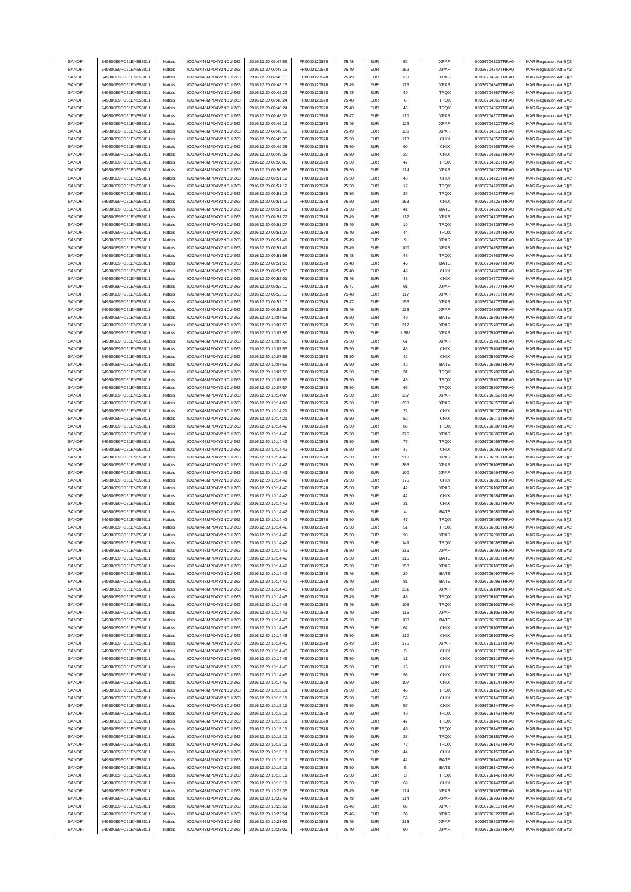| SANOFI | 549300E9PC51EN656011 | Natixis | KX1WK48MPD4Y2NCUIZ63 | 2016.12.20 09:47:55 | FR0000120578 | 75.48 | EUR | 52 | XPAR | 000367043217TRPA0 | MAR Regulation Art.5 §2 |
|---|---|---|---|---|---|---|---|---|---|---|---|
| SANOFI | 549300E9PC51EN656011 | Natixis | KX1WK48MPD4Y2NCUIZ63 | 2016.12.20 09:48:16 | FR0000120578 | 75.49 | EUR | 159 | XPAR | 000367043347TRPA0 | MAR Regulation Art.5 §2 |
| SANOFI | 549300E9PC51EN656011 | Natixis | KX1WK48MPD4Y2NCUIZ63 | 2016.12.20 09:48:16 | FR0000120578 | 75.49 | EUR | 133 | XPAR | 000367043348TRPA0 | MAR Regulation Art.5 §2 |
| SANOFI | 549300E9PC51EN656011 | Natixis | KX1WK48MPD4Y2NCUIZ63 | 2016.12.20 09:48:16 | FR0000120578 | 75.49 | EUR | 175 | XPAR | 000367043349TRPA0 | MAR Regulation Art.5 §2 |
| SANOFI | 549300E9PC51EN656011 | Natixis | KX1WK48MPD4Y2NCUIZ63 | 2016.12.20 09:48:22 | FR0000120578 | 75.48 | EUR | 40 | TRQX | 000367043357TRPA0 | MAR Regulation Art.5 §2 |
| SANOFI | 549300E9PC51EN656011 | Natixis | KX1WK48MPD4Y2NCUIZ63 | 2016.12.20 09:48:24 | FR0000120578 | 75.48 | EUR | 6 | TRQX | 000367043366TRPA0 | MAR Regulation Art.5 §2 |
| SANOFI | 549300E9PC51EN656011 | Natixis | KX1WK48MPD4Y2NCUIZ63 | 2016.12.20 09:48:24 | FR0000120578 | 75.48 | EUR | 46 | TRQX | 000367043367TRPA0 | MAR Regulation Art.5 §2 |
| SANOFI | 549300E9PC51EN656011 | Natixis | KX1WK48MPD4Y2NCUIZ63 | 2016.12.20 09:48:31 | FR0000120578 | 75.47 | EUR | 110 | XPAR | 000367043377TRPA0 | MAR Regulation Art.5 §2 |
| SANOFI | 549300E9PC51EN656011 | Natixis | KX1WK48MPD4Y2NCUIZ63 | 2016.12.20 09:49:19 | FR0000120578 | 75.49 | EUR | 129 | XPAR | 000367045520TRPA0 | MAR Regulation Art.5 §2 |
| SANOFI | 549300E9PC51EN656011 | Natixis | KX1WK48MPD4Y2NCUIZ63 | 2016.12.20 09:49:19 | FR0000120578 | 75.49 | EUR | 130 | XPAR | 000367045519TRPA0 | MAR Regulation Art.5 §2 |
| SANOFI | 549300E9PC51EN656011 | Natixis | KX1WK48MPD4Y2NCUIZ63 | 2016.12.20 09:49:38 | FR0000120578 | 75.50 | EUR | 113 | CHIX | 000367045557TRPA0 | MAR Regulation Art.5 §2 |
| SANOFI | 549300E9PC51EN656011 | Natixis | KX1WK48MPD4Y2NCUIZ63 | 2016.12.20 09:49:38 | FR0000120578 | 75.50 | EUR | 90 | CHIX | 000367045555TRPA0 | MAR Regulation Art.5 §2 |
| SANOFI | 549300E9PC51EN656011 | Natixis | KX1WK48MPD4Y2NCUIZ63 | 2016.12.20 09:49:38 | FR0000120578 | 75.50 | EUR | 22 | CHIX | 000367045556TRPA0 | MAR Regulation Art.5 §2 |
| SANOFI | 549300E9PC51EN656011 | Natixis | KX1WK48MPD4Y2NCUIZ63 | 2016.12.20 09:50:05 | FR0000120578 | 75.50 | EUR | 47 | TRQX | 000367046623TRPA0 | MAR Regulation Art.5 §2 |
| SANOFI | 549300E9PC51EN656011 | Natixis | KX1WK48MPD4Y2NCUIZ63 | 2016.12.20 09:50:05 | FR0000120578 | 75.50 | EUR | 114 | XPAR | 000367046622TRPA0 | MAR Regulation Art.5 §2 |
| SANOFI | 549300E9PC51EN656011 | Natixis | KX1WK48MPD4Y2NCUIZ63 | 2016.12.20 09:51:12 | FR0000120578 | 75.50 | EUR | 43 | CHIX | 000367047723TRPA0 | MAR Regulation Art.5 §2 |
| SANOFI | 549300E9PC51EN656011 | Natixis | KX1WK48MPD4Y2NCUIZ63 | 2016.12.20 09:51:12 | FR0000120578 | 75.50 | EUR | 17 | TRQX | 000367047721TRPA0 | MAR Regulation Art.5 §2 |
| SANOFI | 549300E9PC51EN656011 | Natixis | KX1WK48MPD4Y2NCUIZ63 | 2016.12.20 09:51:12 | FR0000120578 | 75.50 | EUR | 29 | TRQX | 000367047724TRPA0 | MAR Regulation Art.5 §2 |
| SANOFI | 549300E9PC51EN656011 | Natixis | KX1WK48MPD4Y2NCUIZ63 | 2016.12.20 09:51:12 | FR0000120578 | 75.50 | EUR | 163 | CHIX | 000367047725TRPA0 | MAR Regulation Art.5 §2 |
| SANOFI | 549300E9PC51EN656011 | Natixis | KX1WK48MPD4Y2NCUIZ63 | 2016.12.20 09:51:12 | FR0000120578 | 75.50 | EUR | 41 | BATE | 000367047722TRPA0 | MAR Regulation Art.5 §2 |
| SANOFI | 549300E9PC51EN656011 | Natixis | KX1WK48MPD4Y2NCUIZ63 | 2016.12.20 09:51:27 | FR0000120578 | 75.49 | EUR | 112 | XPAR | 000367047736TRPA0 | MAR Regulation Art.5 §2 |
| SANOFI | 549300E9PC51EN656011 | Natixis | KX1WK48MPD4Y2NCUIZ63 | 2016.12.20 09:51:27 | FR0000120578 | 75.49 | EUR | 10 | TRQX | 000367047735TRPA0 | MAR Regulation Art.5 §2 |
| SANOFI | 549300E9PC51EN656011 | Natixis | KX1WK48MPD4Y2NCUIZ63 | 2016.12.20 09:51:27 | FR0000120578 | 75.49 | EUR | 44 | TRQX | 000367047734TRPA0 | MAR Regulation Art.5 §2 |
| SANOFI | 549300E9PC51EN656011 | Natixis | KX1WK48MPD4Y2NCUIZ63 | 2016.12.20 09:51:41 | FR0000120578 | 75.49 | EUR | 9 | XPAR | 000367047753TRPA0 | MAR Regulation Art.5 §2 |
| SANOFI | 549300E9PC51EN656011 | Natixis | KX1WK48MPD4Y2NCUIZ63 | 2016.12.20 09:51:41 | FR0000120578 | 75.49 | EUR | 100 | XPAR | 000367047752TRPA0 | MAR Regulation Art.5 §2 |
| SANOFI | 549300E9PC51EN656011 | Natixis | KX1WK48MPD4Y2NCUIZ63 | 2016.12.20 09:51:58 | FR0000120578 | 75.48 | EUR | 48 | TRQX | 000367047769TRPA0 | MAR Regulation Art.5 §2 |
| SANOFI | 549300E9PC51EN656011 | Natixis | KX1WK48MPD4Y2NCUIZ63 | 2016.12.20 09:51:58 | FR0000120578 | 75.48 | EUR | 45 | BATE | 000367047767TRPA0 | MAR Regulation Art.5 §2 |
| SANOFI | 549300E9PC51EN656011 | Natixis | KX1WK48MPD4Y2NCUIZ63 | 2016.12.20 09:51:58 | FR0000120578 | 75.48 | EUR | 49 | CHIX | 000367047768TRPA0 | MAR Regulation Art.5 §2 |
| SANOFI | 549300E9PC51EN656011 | Natixis | KX1WK48MPD4Y2NCUIZ63 | 2016.12.20 09:52:01 | FR0000120578 | 75.46 | EUR | 48 | CHIX | 000367047770TRPA0 | MAR Regulation Art.5 §2 |
| SANOFI | 549300E9PC51EN656011 | Natixis | KX1WK48MPD4Y2NCUIZ63 | 2016.12.20 09:52:10 | FR0000120578 | 75.47 | EUR | 91 | XPAR | 000367047777TRPA0 | MAR Regulation Art.5 §2 |
| SANOFI | 549300E9PC51EN656011 | Natixis | KX1WK48MPD4Y2NCUIZ63 | 2016.12.20 09:52:10 | FR0000120578 | 75.48 | EUR | 117 | XPAR | 000367047778TRPA0 | MAR Regulation Art.5 §2 |
| SANOFI | 549300E9PC51EN656011 | Natixis | KX1WK48MPD4Y2NCUIZ63 | 2016.12.20 09:52:10 | FR0000120578 | 75.47 | EUR | 156 | XPAR | 000367047776TRPA0 | MAR Regulation Art.5 §2 |
| SANOFI | 549300E9PC51EN656011 | Natixis | KX1WK48MPD4Y2NCUIZ63 | 2016.12.20 09:52:25 | FR0000120578 | 75.49 | EUR | 136 | XPAR | 000367048803TRPA0 | MAR Regulation Art.5 §2 |
| SANOFI | 549300E9PC51EN656011 | Natixis | KX1WK48MPD4Y2NCUIZ63 | 2016.12.20 10:07:56 | FR0000120578 | 75.50 | EUR | 49 | BATE | 000367056699TRPA0 | MAR Regulation Art.5 §2 |
| SANOFI | 549300E9PC51EN656011 | Natixis | KX1WK48MPD4Y2NCUIZ63 | 2016.12.20 10:07:56 | FR0000120578 | 75.50 | EUR | 317 | XPAR | 000367057703TRPA0 | MAR Regulation Art.5 §2 |
| SANOFI | 549300E9PC51EN656011 | Natixis | KX1WK48MPD4Y2NCUIZ63 | 2016.12.20 10:07:56 | FR0000120578 | 75.50 | EUR | 1,388 | XPAR | 000367057706TRPA0 | MAR Regulation Art.5 §2 |
| SANOFI | 549300E9PC51EN656011 | Natixis | KX1WK48MPD4Y2NCUIZ63 | 2016.12.20 10:07:56 | FR0000120578 | 75.50 | EUR | 61 | XPAR | 000367057705TRPA0 | MAR Regulation Art.5 §2 |
| SANOFI | 549300E9PC51EN656011 | Natixis | KX1WK48MPD4Y2NCUIZ63 | 2016.12.20 10:07:56 | FR0000120578 | 75.50 | EUR | 43 | CHIX | 000367057704TRPA0 | MAR Regulation Art.5 §2 |
| SANOFI | 549300E9PC51EN656011 | Natixis | KX1WK48MPD4Y2NCUIZ63 | 2016.12.20 10:07:56 | FR0000120578 | 75.50 | EUR | 42 | CHIX | 000367057701TRPA0 | MAR Regulation Art.5 §2 |
| SANOFI | 549300E9PC51EN656011 | Natixis | KX1WK48MPD4Y2NCUIZ63 | 2016.12.20 10:07:56 | FR0000120578 | 75.50 | EUR | 42 | BATE | 000367056698TRPA0 | MAR Regulation Art.5 §2 |
| SANOFI | 549300E9PC51EN656011 | Natixis | KX1WK48MPD4Y2NCUIZ63 | 2016.12.20 10:07:56 | FR0000120578 | 75.50 | EUR | 31 | TRQX | 000367057702TRPA0 | MAR Regulation Art.5 §2 |
| SANOFI | 549300E9PC51EN656011 | Natixis | KX1WK48MPD4Y2NCUIZ63 | 2016.12.20 10:07:56 | FR0000120578 | 75.50 | EUR | 46 | TRQX | 000367057700TRPA0 | MAR Regulation Art.5 §2 |
| SANOFI | 549300E9PC51EN656011 | Natixis | KX1WK48MPD4Y2NCUIZ63 | 2016.12.20 10:07:57 | FR0000120578 | 75.50 | EUR | 66 | TRQX | 000367057707TRPA0 | MAR Regulation Art.5 §2 |
| SANOFI | 549300E9PC51EN656011 | Natixis | KX1WK48MPD4Y2NCUIZ63 | 2016.12.20 10:14:07 | FR0000120578 | 75.50 | EUR | 337 | XPAR | 000367060052TRPA0 | MAR Regulation Art.5 §2 |
| SANOFI | 549300E9PC51EN656011 | Natixis | KX1WK48MPD4Y2NCUIZ63 | 2016.12.20 10:14:07 | FR0000120578 | 75.50 | EUR | 338 | XPAR | 000367060053TRPA0 | MAR Regulation Art.5 §2 |
| SANOFI | 549300E9PC51EN656011 | Natixis | KX1WK48MPD4Y2NCUIZ63 | 2016.12.20 10:14:21 | FR0000120578 | 75.50 | EUR | 22 | CHIX | 000367060072TRPA0 | MAR Regulation Art.5 §2 |
| SANOFI | 549300E9PC51EN656011 | Natixis | KX1WK48MPD4Y2NCUIZ63 | 2016.12.20 10:14:21 | FR0000120578 | 75.50 | EUR | 52 | CHIX | 000367060071TRPA0 | MAR Regulation Art.5 §2 |
| SANOFI | 549300E9PC51EN656011 | Natixis | KX1WK48MPD4Y2NCUIZ63 | 2016.12.20 10:14:42 | FR0000120578 | 75.50 | EUR | 85 | TRQX | 000367060087TRPA0 | MAR Regulation Art.5 §2 |
| SANOFI | 549300E9PC51EN656011 | Natixis | KX1WK48MPD4Y2NCUIZ63 | 2016.12.20 10:14:42 | FR0000120578 | 75.50 | EUR | 325 | XPAR | 000367060089TRPA0 | MAR Regulation Art.5 §2 |
| SANOFI | 549300E9PC51EN656011 | Natixis | KX1WK48MPD4Y2NCUIZ63 | 2016.12.20 10:14:42 | FR0000120578 | 75.50 | EUR | 77 | TRQX | 000367060095TRPA0 | MAR Regulation Art.5 §2 |
| SANOFI | 549300E9PC51EN656011 | Natixis | KX1WK48MPD4Y2NCUIZ63 | 2016.12.20 10:14:42 | FR0000120578 | 75.50 | EUR | 47 | CHIX | 000367060093TRPA0 | MAR Regulation Art.5 §2 |
| SANOFI | 549300E9PC51EN656011 | Natixis | KX1WK48MPD4Y2NCUIZ63 | 2016.12.20 10:14:42 | FR0000120578 | 75.50 | EUR | 910 | XPAR | 000367060090TRPA0 | MAR Regulation Art.5 §2 |
| SANOFI | 549300E9PC51EN656011 | Natixis | KX1WK48MPD4Y2NCUIZ63 | 2016.12.20 10:14:42 | FR0000120578 | 75.50 | EUR | 385 | XPAR | 000367060108TRPA0 | MAR Regulation Art.5 §2 |
| SANOFI | 549300E9PC51EN656011 | Natixis | KX1WK48MPD4Y2NCUIZ63 | 2016.12.20 10:14:42 | FR0000120578 | 75.50 | EUR | 100 | XPAR | 000367060094TRPA0 | MAR Regulation Art.5 §2 |
| SANOFI | 549300E9PC51EN656011 | Natixis | KX1WK48MPD4Y2NCUIZ63 | 2016.12.20 10:14:42 | FR0000120578 | 75.50 | EUR | 176 | CHIX | 000367060085TRPA0 | MAR Regulation Art.5 §2 |
| SANOFI | 549300E9PC51EN656011 | Natixis | KX1WK48MPD4Y2NCUIZ63 | 2016.12.20 10:14:42 | FR0000120578 | 75.50 | EUR | 42 | XPAR | 000367060107TRPA0 | MAR Regulation Art.5 §2 |
| SANOFI | 549300E9PC51EN656011 | Natixis | KX1WK48MPD4Y2NCUIZ63 | 2016.12.20 10:14:42 | FR0000120578 | 75.50 | EUR | 42 | CHIX | 000367060084TRPA0 | MAR Regulation Art.5 §2 |
| SANOFI | 549300E9PC51EN656011 | Natixis | KX1WK48MPD4Y2NCUIZ63 | 2016.12.20 10:14:42 | FR0000120578 | 75.50 | EUR | 21 | CHIX | 000367060082TRPA0 | MAR Regulation Art.5 §2 |
| SANOFI | 549300E9PC51EN656011 | Natixis | KX1WK48MPD4Y2NCUIZ63 | 2016.12.20 10:14:42 | FR0000120578 | 75.50 | EUR | 4 | BATE | 000367060081TRPA0 | MAR Regulation Art.5 §2 |
| SANOFI | 549300E9PC51EN656011 | Natixis | KX1WK48MPD4Y2NCUIZ63 | 2016.12.20 10:14:42 | FR0000120578 | 75.50 | EUR | 47 | TRQX | 000367060096TRPA0 | MAR Regulation Art.5 §2 |
| SANOFI | 549300E9PC51EN656011 | Natixis | KX1WK48MPD4Y2NCUIZ63 | 2016.12.20 10:14:42 | FR0000120578 | 75.50 | EUR | 51 | TRQX | 000367060086TRPA0 | MAR Regulation Art.5 §2 |
| SANOFI | 549300E9PC51EN656011 | Natixis | KX1WK48MPD4Y2NCUIZ63 | 2016.12.20 10:14:42 | FR0000120578 | 75.50 | EUR | 90 | XPAR | 000367060091TRPA0 | MAR Regulation Art.5 §2 |
| SANOFI | 549300E9PC51EN656011 | Natixis | KX1WK48MPD4Y2NCUIZ63 | 2016.12.20 10:14:42 | FR0000120578 | 75.50 | EUR | 149 | TRQX | 000367060088TRPA0 | MAR Regulation Art.5 §2 |
| SANOFI | 549300E9PC51EN656011 | Natixis | KX1WK48MPD4Y2NCUIZ63 | 2016.12.20 10:14:42 | FR0000120578 | 75.50 | EUR | 315 | XPAR | 000367060092TRPA0 | MAR Regulation Art.5 §2 |
| SANOFI | 549300E9PC51EN656011 | Natixis | KX1WK48MPD4Y2NCUIZ63 | 2016.12.20 10:14:42 | FR0000120578 | 75.50 | EUR | 115 | BATE | 000367060083TRPA0 | MAR Regulation Art.5 §2 |
| SANOFI | 549300E9PC51EN656011 | Natixis | KX1WK48MPD4Y2NCUIZ63 | 2016.12.20 10:14:42 | FR0000120578 | 75.50 | EUR | 158 | XPAR | 000367060106TRPA0 | MAR Regulation Art.5 §2 |
| SANOFI | 549300E9PC51EN656011 | Natixis | KX1WK48MPD4Y2NCUIZ63 | 2016.12.20 10:14:42 | FR0000120578 | 75.49 | EUR | 20 | BATE | 000367060097TRPA0 | MAR Regulation Art.5 §2 |
| SANOFI | 549300E9PC51EN656011 | Natixis | KX1WK48MPD4Y2NCUIZ63 | 2016.12.20 10:14:42 | FR0000120578 | 75.49 | EUR | 81 | BATE | 000367060098TRPA0 | MAR Regulation Art.5 §2 |
| SANOFI | 549300E9PC51EN656011 | Natixis | KX1WK48MPD4Y2NCUIZ63 | 2016.12.20 10:14:43 | FR0000120578 | 75.49 | EUR | 231 | XPAR | 000367060104TRPA0 | MAR Regulation Art.5 §2 |
| SANOFI | 549300E9PC51EN656011 | Natixis | KX1WK48MPD4Y2NCUIZ63 | 2016.12.20 10:14:43 | FR0000120578 | 75.49 | EUR | 45 | TRQX | 000367060100TRPA0 | MAR Regulation Art.5 §2 |
| SANOFI | 549300E9PC51EN656011 | Natixis | KX1WK48MPD4Y2NCUIZ63 | 2016.12.20 10:14:43 | FR0000120578 | 75.49 | EUR | 108 | TRQX | 000367060101TRPA0 | MAR Regulation Art.5 §2 |
| SANOFI | 549300E9PC51EN656011 | Natixis | KX1WK48MPD4Y2NCUIZ63 | 2016.12.20 10:14:43 | FR0000120578 | 75.49 | EUR | 116 | XPAR | 000367060105TRPA0 | MAR Regulation Art.5 §2 |
| SANOFI | 549300E9PC51EN656011 | Natixis | KX1WK48MPD4Y2NCUIZ63 | 2016.12.20 10:14:43 | FR0000120578 | 75.50 | EUR | 100 | BATE | 000367060099TRPA0 | MAR Regulation Art.5 §2 |
| SANOFI | 549300E9PC51EN656011 | Natixis | KX1WK48MPD4Y2NCUIZ63 | 2016.12.20 10:14:43 | FR0000120578 | 75.50 | EUR | 62 | CHIX | 000367060103TRPA0 | MAR Regulation Art.5 §2 |
| SANOFI | 549300E9PC51EN656011 | Natixis | KX1WK48MPD4Y2NCUIZ63 | 2016.12.20 10:14:43 | FR0000120578 | 75.50 | EUR | 110 | CHIX | 000367060102TRPA0 | MAR Regulation Art.5 §2 |
| SANOFI | 549300E9PC51EN656011 | Natixis | KX1WK48MPD4Y2NCUIZ63 | 2016.12.20 10:14:45 | FR0000120578 | 75.49 | EUR | 176 | XPAR | 000367060111TRPA0 | MAR Regulation Art.5 §2 |
| SANOFI | 549300E9PC51EN656011 | Natixis | KX1WK48MPD4Y2NCUIZ63 | 2016.12.20 10:14:46 | FR0000120578 | 75.50 | EUR | 3 | CHIX | 000367060113TRPA0 | MAR Regulation Art.5 §2 |
| SANOFI | 549300E9PC51EN656011 | Natixis | KX1WK48MPD4Y2NCUIZ63 | 2016.12.20 10:14:46 | FR0000120578 | 75.50 | EUR | 11 | CHIX | 000367060116TRPA0 | MAR Regulation Art.5 §2 |
| SANOFI | 549300E9PC51EN656011 | Natixis | KX1WK48MPD4Y2NCUIZ63 | 2016.12.20 10:14:46 | FR0000120578 | 75.50 | EUR | 15 | CHIX | 000367060115TRPA0 | MAR Regulation Art.5 §2 |
| SANOFI | 549300E9PC51EN656011 | Natixis | KX1WK48MPD4Y2NCUIZ63 | 2016.12.20 10:14:46 | FR0000120578 | 75.50 | EUR | 95 | CHIX | 000367060112TRPA0 | MAR Regulation Art.5 §2 |
| SANOFI | 549300E9PC51EN656011 | Natixis | KX1WK48MPD4Y2NCUIZ63 | 2016.12.20 10:14:46 | FR0000120578 | 75.50 | EUR | 107 | CHIX | 000367060114TRPA0 | MAR Regulation Art.5 §2 |
| SANOFI | 549300E9PC51EN656011 | Natixis | KX1WK48MPD4Y2NCUIZ63 | 2016.12.20 10:15:11 | FR0000120578 | 75.50 | EUR | 45 | TRQX | 000367060152TRPA0 | MAR Regulation Art.5 §2 |
| SANOFI | 549300E9PC51EN656011 | Natixis | KX1WK48MPD4Y2NCUIZ63 | 2016.12.20 10:15:11 | FR0000120578 | 75.50 | EUR | 59 | CHIX | 000367060148TRPA0 | MAR Regulation Art.5 §2 |
| SANOFI | 549300E9PC51EN656011 | Natixis | KX1WK48MPD4Y2NCUIZ63 | 2016.12.20 10:15:11 | FR0000120578 | 75.50 | EUR | 57 | CHIX | 000367060144TRPA0 | MAR Regulation Art.5 §2 |
| SANOFI | 549300E9PC51EN656011 | Natixis | KX1WK48MPD4Y2NCUIZ63 | 2016.12.20 10:15:11 | FR0000120578 | 75.50 | EUR | 49 | TRQX | 000367060143TRPA0 | MAR Regulation Art.5 §2 |
| SANOFI | 549300E9PC51EN656011 | Natixis | KX1WK48MPD4Y2NCUIZ63 | 2016.12.20 10:15:11 | FR0000120578 | 75.50 | EUR | 47 | TRQX | 000367060146TRPA0 | MAR Regulation Art.5 §2 |
| SANOFI | 549300E9PC51EN656011 | Natixis | KX1WK48MPD4Y2NCUIZ63 | 2016.12.20 10:15:11 | FR0000120578 | 75.50 | EUR | 45 | TRQX | 000367060145TRPA0 | MAR Regulation Art.5 §2 |
| SANOFI | 549300E9PC51EN656011 | Natixis | KX1WK48MPD4Y2NCUIZ63 | 2016.12.20 10:15:11 | FR0000120578 | 75.50 | EUR | 28 | TRQX | 000367060151TRPA0 | MAR Regulation Art.5 §2 |
| SANOFI | 549300E9PC51EN656011 | Natixis | KX1WK48MPD4Y2NCUIZ63 | 2016.12.20 10:15:11 | FR0000120578 | 75.50 | EUR | 72 | TRQX | 000367060149TRPA0 | MAR Regulation Art.5 §2 |
| SANOFI | 549300E9PC51EN656011 | Natixis | KX1WK48MPD4Y2NCUIZ63 | 2016.12.20 10:15:11 | FR0000120578 | 75.50 | EUR | 44 | CHIX | 000367060150TRPA0 | MAR Regulation Art.5 §2 |
| SANOFI | 549300E9PC51EN656011 | Natixis | KX1WK48MPD4Y2NCUIZ63 | 2016.12.20 10:15:11 | FR0000120578 | 75.50 | EUR | 42 | BATE | 000367060141TRPA0 | MAR Regulation Art.5 §2 |
| SANOFI | 549300E9PC51EN656011 | Natixis | KX1WK48MPD4Y2NCUIZ63 | 2016.12.20 10:15:11 | FR0000120578 | 75.50 | EUR | 5 | BATE | 000367060140TRPA0 | MAR Regulation Art.5 §2 |
| SANOFI | 549300E9PC51EN656011 | Natixis | KX1WK48MPD4Y2NCUIZ63 | 2016.12.20 10:15:11 | FR0000120578 | 75.50 | EUR | 3 | TRQX | 000367060142TRPA0 | MAR Regulation Art.5 §2 |
| SANOFI | 549300E9PC51EN656011 | Natixis | KX1WK48MPD4Y2NCUIZ63 | 2016.12.20 10:15:11 | FR0000120578 | 75.50 | EUR | 69 | CHIX | 000367060147TRPA0 | MAR Regulation Art.5 §2 |
| SANOFI | 549300E9PC51EN656011 | Natixis | KX1WK48MPD4Y2NCUIZ63 | 2016.12.20 10:22:35 | FR0000120578 | 75.49 | EUR | 114 | XPAR | 000367067867TRPA0 | MAR Regulation Art.5 §2 |
| SANOFI | 549300E9PC51EN656011 | Natixis | KX1WK48MPD4Y2NCUIZ63 | 2016.12.20 10:22:43 | FR0000120578 | 75.48 | EUR | 114 | XPAR | 000367068037TRPA0 | MAR Regulation Art.5 §2 |
| SANOFI | 549300E9PC51EN656011 | Natixis | KX1WK48MPD4Y2NCUIZ63 | 2016.12.20 10:22:51 | FR0000120578 | 75.46 | EUR | 86 | XPAR | 000367068187TRPA0 | MAR Regulation Art.5 §2 |
| SANOFI | 549300E9PC51EN656011 | Natixis | KX1WK48MPD4Y2NCUIZ63 | 2016.12.20 10:22:54 | FR0000120578 | 75.46 | EUR | 39 | XPAR | 000367068277TRPA0 | MAR Regulation Art.5 §2 |
| SANOFI | 549300E9PC51EN656011 | Natixis | KX1WK48MPD4Y2NCUIZ63 | 2016.12.20 10:23:09 | FR0000120578 | 75.49 | EUR | 213 | XPAR | 000367068397TRPA0 | MAR Regulation Art.5 §2 |
| SANOFI | 549300E9PC51EN656011 | Natixis | KX1WK48MPD4Y2NCUIZ63 | 2016.12.20 10:23:09 | FR0000120578 | 75.49 | EUR | 90 | XPAR | 000367068357TRPA0 | MAR Regulation Art.5 §2 |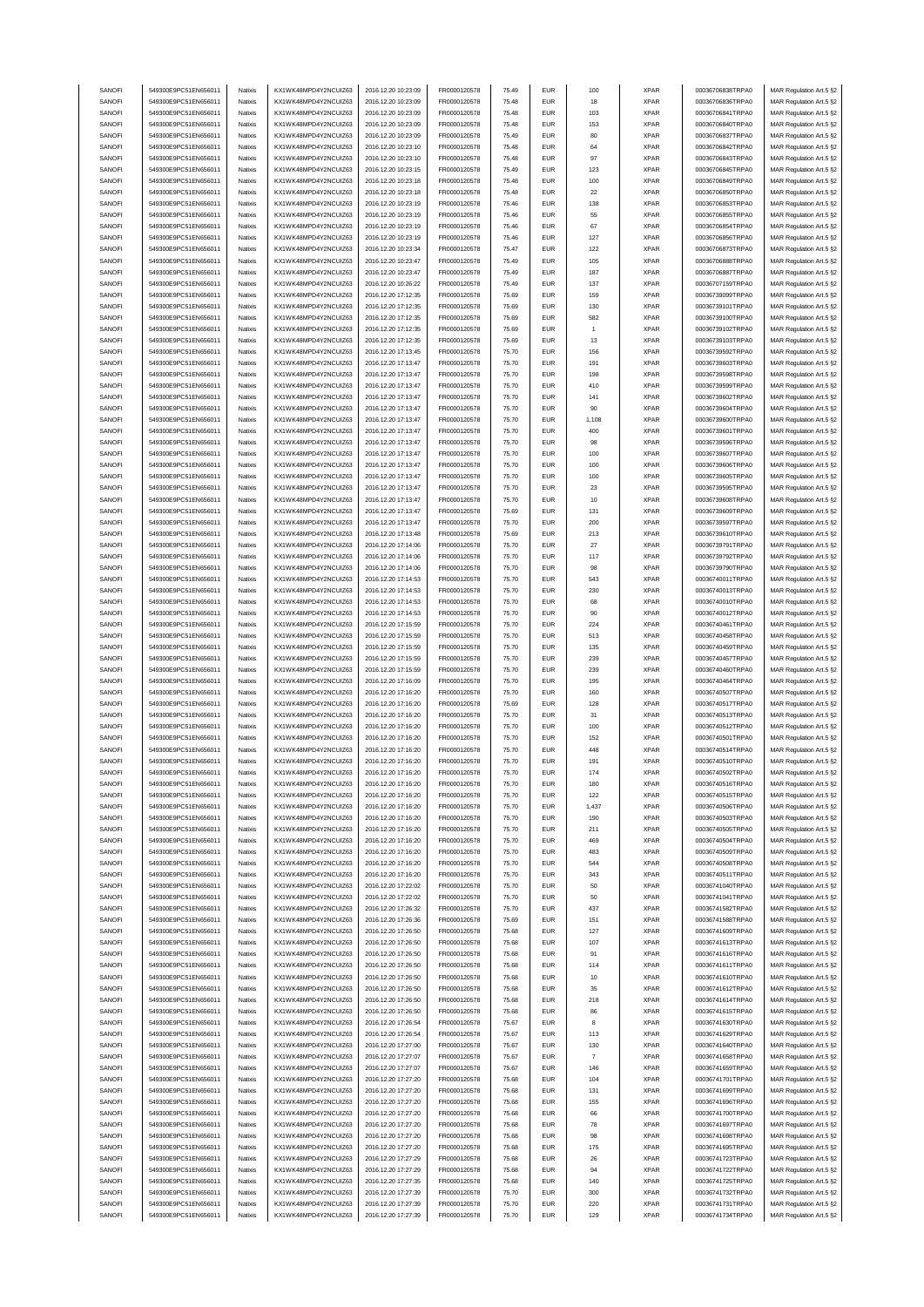| SANOFI | 549300E9PC51EN656011 | Natixis | KX1WK48MPD4Y2NCUIZ63 | 2016.12.20 10:23:09 | FR0000120578 | 75.49 | EUR | 100 | XPAR | 00036706838TRPA0 | MAR Regulation Art.5 §2 |
|---|---|---|---|---|---|---|---|---|---|---|---|
| SANOFI | 549300E9PC51EN656011 | Natixis | KX1WK48MPD4Y2NCUIZ63 | 2016.12.20 10:23:09 | FR0000120578 | 75.48 | EUR | 18 | XPAR | 00036706836TRPA0 | MAR Regulation Art.5 §2 |
| SANOFI | 549300E9PC51EN656011 | Natixis | KX1WK48MPD4Y2NCUIZ63 | 2016.12.20 10:23:09 | FR0000120578 | 75.48 | EUR | 103 | XPAR | 00036706841TRPA0 | MAR Regulation Art.5 §2 |
| SANOFI | 549300E9PC51EN656011 | Natixis | KX1WK48MPD4Y2NCUIZ63 | 2016.12.20 10:23:09 | FR0000120578 | 75.48 | EUR | 153 | XPAR | 00036706840TRPA0 | MAR Regulation Art.5 §2 |
| SANOFI | 549300E9PC51EN656011 | Natixis | KX1WK48MPD4Y2NCUIZ63 | 2016.12.20 10:23:09 | FR0000120578 | 75.49 | EUR | 80 | XPAR | 00036706837TRPA0 | MAR Regulation Art.5 §2 |
| SANOFI | 549300E9PC51EN656011 | Natixis | KX1WK48MPD4Y2NCUIZ63 | 2016.12.20 10:23:10 | FR0000120578 | 75.48 | EUR | 64 | XPAR | 00036706842TRPA0 | MAR Regulation Art.5 §2 |
| SANOFI | 549300E9PC51EN656011 | Natixis | KX1WK48MPD4Y2NCUIZ63 | 2016.12.20 10:23:10 | FR0000120578 | 75.48 | EUR | 97 | XPAR | 00036706843TRPA0 | MAR Regulation Art.5 §2 |
| SANOFI | 549300E9PC51EN656011 | Natixis | KX1WK48MPD4Y2NCUIZ63 | 2016.12.20 10:23:15 | FR0000120578 | 75.49 | EUR | 123 | XPAR | 00036706845TRPA0 | MAR Regulation Art.5 §2 |
| SANOFI | 549300E9PC51EN656011 | Natixis | KX1WK48MPD4Y2NCUIZ63 | 2016.12.20 10:23:18 | FR0000120578 | 75.48 | EUR | 100 | XPAR | 00036706849TRPA0 | MAR Regulation Art.5 §2 |
| SANOFI | 549300E9PC51EN656011 | Natixis | KX1WK48MPD4Y2NCUIZ63 | 2016.12.20 10:23:18 | FR0000120578 | 75.48 | EUR | 22 | XPAR | 00036706850TRPA0 | MAR Regulation Art.5 §2 |
| SANOFI | 549300E9PC51EN656011 | Natixis | KX1WK48MPD4Y2NCUIZ63 | 2016.12.20 10:23:19 | FR0000120578 | 75.46 | EUR | 138 | XPAR | 00036706853TRPA0 | MAR Regulation Art.5 §2 |
| SANOFI | 549300E9PC51EN656011 | Natixis | KX1WK48MPD4Y2NCUIZ63 | 2016.12.20 10:23:19 | FR0000120578 | 75.46 | EUR | 55 | XPAR | 00036706855TRPA0 | MAR Regulation Art.5 §2 |
| SANOFI | 549300E9PC51EN656011 | Natixis | KX1WK48MPD4Y2NCUIZ63 | 2016.12.20 10:23:19 | FR0000120578 | 75.46 | EUR | 67 | XPAR | 00036706854TRPA0 | MAR Regulation Art.5 §2 |
| SANOFI | 549300E9PC51EN656011 | Natixis | KX1WK48MPD4Y2NCUIZ63 | 2016.12.20 10:23:19 | FR0000120578 | 75.46 | EUR | 127 | XPAR | 00036706856TRPA0 | MAR Regulation Art.5 §2 |
| SANOFI | 549300E9PC51EN656011 | Natixis | KX1WK48MPD4Y2NCUIZ63 | 2016.12.20 10:23:34 | FR0000120578 | 75.47 | EUR | 122 | XPAR | 00036706873TRPA0 | MAR Regulation Art.5 §2 |
| SANOFI | 549300E9PC51EN656011 | Natixis | KX1WK48MPD4Y2NCUIZ63 | 2016.12.20 10:23:47 | FR0000120578 | 75.49 | EUR | 105 | XPAR | 00036706888TRPA0 | MAR Regulation Art.5 §2 |
| SANOFI | 549300E9PC51EN656011 | Natixis | KX1WK48MPD4Y2NCUIZ63 | 2016.12.20 10:23:47 | FR0000120578 | 75.49 | EUR | 187 | XPAR | 00036706887TRPA0 | MAR Regulation Art.5 §2 |
| SANOFI | 549300E9PC51EN656011 | Natixis | KX1WK48MPD4Y2NCUIZ63 | 2016.12.20 10:26:22 | FR0000120578 | 75.49 | EUR | 137 | XPAR | 00036707159TRPA0 | MAR Regulation Art.5 §2 |
| SANOFI | 549300E9PC51EN656011 | Natixis | KX1WK48MPD4Y2NCUIZ63 | 2016.12.20 17:12:35 | FR0000120578 | 75.69 | EUR | 159 | XPAR | 00036739099TRPA0 | MAR Regulation Art.5 §2 |
| SANOFI | 549300E9PC51EN656011 | Natixis | KX1WK48MPD4Y2NCUIZ63 | 2016.12.20 17:12:35 | FR0000120578 | 75.69 | EUR | 130 | XPAR | 00036739101TRPA0 | MAR Regulation Art.5 §2 |
| SANOFI | 549300E9PC51EN656011 | Natixis | KX1WK48MPD4Y2NCUIZ63 | 2016.12.20 17:12:35 | FR0000120578 | 75.69 | EUR | 582 | XPAR | 00036739100TRPA0 | MAR Regulation Art.5 §2 |
| SANOFI | 549300E9PC51EN656011 | Natixis | KX1WK48MPD4Y2NCUIZ63 | 2016.12.20 17:12:35 | FR0000120578 | 75.69 | EUR | 1 | XPAR | 00036739102TRPA0 | MAR Regulation Art.5 §2 |
| SANOFI | 549300E9PC51EN656011 | Natixis | KX1WK48MPD4Y2NCUIZ63 | 2016.12.20 17:12:35 | FR0000120578 | 75.69 | EUR | 13 | XPAR | 00036739103TRPA0 | MAR Regulation Art.5 §2 |
| SANOFI | 549300E9PC51EN656011 | Natixis | KX1WK48MPD4Y2NCUIZ63 | 2016.12.20 17:13:45 | FR0000120578 | 75.70 | EUR | 156 | XPAR | 00036739592TRPA0 | MAR Regulation Art.5 §2 |
| SANOFI | 549300E9PC51EN656011 | Natixis | KX1WK48MPD4Y2NCUIZ63 | 2016.12.20 17:13:47 | FR0000120578 | 75.70 | EUR | 191 | XPAR | 00036739603TRPA0 | MAR Regulation Art.5 §2 |
| SANOFI | 549300E9PC51EN656011 | Natixis | KX1WK48MPD4Y2NCUIZ63 | 2016.12.20 17:13:47 | FR0000120578 | 75.70 | EUR | 198 | XPAR | 00036739598TRPA0 | MAR Regulation Art.5 §2 |
| SANOFI | 549300E9PC51EN656011 | Natixis | KX1WK48MPD4Y2NCUIZ63 | 2016.12.20 17:13:47 | FR0000120578 | 75.70 | EUR | 410 | XPAR | 00036739599TRPA0 | MAR Regulation Art.5 §2 |
| SANOFI | 549300E9PC51EN656011 | Natixis | KX1WK48MPD4Y2NCUIZ63 | 2016.12.20 17:13:47 | FR0000120578 | 75.70 | EUR | 141 | XPAR | 00036739602TRPA0 | MAR Regulation Art.5 §2 |
| SANOFI | 549300E9PC51EN656011 | Natixis | KX1WK48MPD4Y2NCUIZ63 | 2016.12.20 17:13:47 | FR0000120578 | 75.70 | EUR | 90 | XPAR | 00036739604TRPA0 | MAR Regulation Art.5 §2 |
| SANOFI | 549300E9PC51EN656011 | Natixis | KX1WK48MPD4Y2NCUIZ63 | 2016.12.20 17:13:47 | FR0000120578 | 75.70 | EUR | 1,108 | XPAR | 00036739600TRPA0 | MAR Regulation Art.5 §2 |
| SANOFI | 549300E9PC51EN656011 | Natixis | KX1WK48MPD4Y2NCUIZ63 | 2016.12.20 17:13:47 | FR0000120578 | 75.70 | EUR | 400 | XPAR | 00036739601TRPA0 | MAR Regulation Art.5 §2 |
| SANOFI | 549300E9PC51EN656011 | Natixis | KX1WK48MPD4Y2NCUIZ63 | 2016.12.20 17:13:47 | FR0000120578 | 75.70 | EUR | 98 | XPAR | 00036739596TRPA0 | MAR Regulation Art.5 §2 |
| SANOFI | 549300E9PC51EN656011 | Natixis | KX1WK48MPD4Y2NCUIZ63 | 2016.12.20 17:13:47 | FR0000120578 | 75.70 | EUR | 100 | XPAR | 00036739607TRPA0 | MAR Regulation Art.5 §2 |
| SANOFI | 549300E9PC51EN656011 | Natixis | KX1WK48MPD4Y2NCUIZ63 | 2016.12.20 17:13:47 | FR0000120578 | 75.70 | EUR | 100 | XPAR | 00036739606TRPA0 | MAR Regulation Art.5 §2 |
| SANOFI | 549300E9PC51EN656011 | Natixis | KX1WK48MPD4Y2NCUIZ63 | 2016.12.20 17:13:47 | FR0000120578 | 75.70 | EUR | 100 | XPAR | 00036739605TRPA0 | MAR Regulation Art.5 §2 |
| SANOFI | 549300E9PC51EN656011 | Natixis | KX1WK48MPD4Y2NCUIZ63 | 2016.12.20 17:13:47 | FR0000120578 | 75.70 | EUR | 23 | XPAR | 00036739595TRPA0 | MAR Regulation Art.5 §2 |
| SANOFI | 549300E9PC51EN656011 | Natixis | KX1WK48MPD4Y2NCUIZ63 | 2016.12.20 17:13:47 | FR0000120578 | 75.70 | EUR | 10 | XPAR | 00036739608TRPA0 | MAR Regulation Art.5 §2 |
| SANOFI | 549300E9PC51EN656011 | Natixis | KX1WK48MPD4Y2NCUIZ63 | 2016.12.20 17:13:47 | FR0000120578 | 75.69 | EUR | 131 | XPAR | 00036739609TRPA0 | MAR Regulation Art.5 §2 |
| SANOFI | 549300E9PC51EN656011 | Natixis | KX1WK48MPD4Y2NCUIZ63 | 2016.12.20 17:13:47 | FR0000120578 | 75.70 | EUR | 200 | XPAR | 00036739597TRPA0 | MAR Regulation Art.5 §2 |
| SANOFI | 549300E9PC51EN656011 | Natixis | KX1WK48MPD4Y2NCUIZ63 | 2016.12.20 17:13:48 | FR0000120578 | 75.69 | EUR | 213 | XPAR | 00036739610TRPA0 | MAR Regulation Art.5 §2 |
| SANOFI | 549300E9PC51EN656011 | Natixis | KX1WK48MPD4Y2NCUIZ63 | 2016.12.20 17:14:06 | FR0000120578 | 75.70 | EUR | 27 | XPAR | 00036739791TRPA0 | MAR Regulation Art.5 §2 |
| SANOFI | 549300E9PC51EN656011 | Natixis | KX1WK48MPD4Y2NCUIZ63 | 2016.12.20 17:14:06 | FR0000120578 | 75.70 | EUR | 117 | XPAR | 00036739792TRPA0 | MAR Regulation Art.5 §2 |
| SANOFI | 549300E9PC51EN656011 | Natixis | KX1WK48MPD4Y2NCUIZ63 | 2016.12.20 17:14:06 | FR0000120578 | 75.70 | EUR | 98 | XPAR | 00036739790TRPA0 | MAR Regulation Art.5 §2 |
| SANOFI | 549300E9PC51EN656011 | Natixis | KX1WK48MPD4Y2NCUIZ63 | 2016.12.20 17:14:53 | FR0000120578 | 75.70 | EUR | 543 | XPAR | 00036740011TRPA0 | MAR Regulation Art.5 §2 |
| SANOFI | 549300E9PC51EN656011 | Natixis | KX1WK48MPD4Y2NCUIZ63 | 2016.12.20 17:14:53 | FR0000120578 | 75.70 | EUR | 230 | XPAR | 00036740013TRPA0 | MAR Regulation Art.5 §2 |
| SANOFI | 549300E9PC51EN656011 | Natixis | KX1WK48MPD4Y2NCUIZ63 | 2016.12.20 17:14:53 | FR0000120578 | 75.70 | EUR | 68 | XPAR | 00036740010TRPA0 | MAR Regulation Art.5 §2 |
| SANOFI | 549300E9PC51EN656011 | Natixis | KX1WK48MPD4Y2NCUIZ63 | 2016.12.20 17:14:53 | FR0000120578 | 75.70 | EUR | 90 | XPAR | 00036740012TRPA0 | MAR Regulation Art.5 §2 |
| SANOFI | 549300E9PC51EN656011 | Natixis | KX1WK48MPD4Y2NCUIZ63 | 2016.12.20 17:15:59 | FR0000120578 | 75.70 | EUR | 224 | XPAR | 00036740461TRPA0 | MAR Regulation Art.5 §2 |
| SANOFI | 549300E9PC51EN656011 | Natixis | KX1WK48MPD4Y2NCUIZ63 | 2016.12.20 17:15:59 | FR0000120578 | 75.70 | EUR | 513 | XPAR | 00036740458TRPA0 | MAR Regulation Art.5 §2 |
| SANOFI | 549300E9PC51EN656011 | Natixis | KX1WK48MPD4Y2NCUIZ63 | 2016.12.20 17:15:59 | FR0000120578 | 75.70 | EUR | 135 | XPAR | 00036740459TRPA0 | MAR Regulation Art.5 §2 |
| SANOFI | 549300E9PC51EN656011 | Natixis | KX1WK48MPD4Y2NCUIZ63 | 2016.12.20 17:15:59 | FR0000120578 | 75.70 | EUR | 239 | XPAR | 00036740457TRPA0 | MAR Regulation Art.5 §2 |
| SANOFI | 549300E9PC51EN656011 | Natixis | KX1WK48MPD4Y2NCUIZ63 | 2016.12.20 17:15:59 | FR0000120578 | 75.70 | EUR | 239 | XPAR | 00036740460TRPA0 | MAR Regulation Art.5 §2 |
| SANOFI | 549300E9PC51EN656011 | Natixis | KX1WK48MPD4Y2NCUIZ63 | 2016.12.20 17:16:09 | FR0000120578 | 75.70 | EUR | 195 | XPAR | 00036740464TRPA0 | MAR Regulation Art.5 §2 |
| SANOFI | 549300E9PC51EN656011 | Natixis | KX1WK48MPD4Y2NCUIZ63 | 2016.12.20 17:16:20 | FR0000120578 | 75.70 | EUR | 160 | XPAR | 00036740507TRPA0 | MAR Regulation Art.5 §2 |
| SANOFI | 549300E9PC51EN656011 | Natixis | KX1WK48MPD4Y2NCUIZ63 | 2016.12.20 17:16:20 | FR0000120578 | 75.69 | EUR | 128 | XPAR | 00036740517TRPA0 | MAR Regulation Art.5 §2 |
| SANOFI | 549300E9PC51EN656011 | Natixis | KX1WK48MPD4Y2NCUIZ63 | 2016.12.20 17:16:20 | FR0000120578 | 75.70 | EUR | 31 | XPAR | 00036740513TRPA0 | MAR Regulation Art.5 §2 |
| SANOFI | 549300E9PC51EN656011 | Natixis | KX1WK48MPD4Y2NCUIZ63 | 2016.12.20 17:16:20 | FR0000120578 | 75.70 | EUR | 100 | XPAR | 00036740512TRPA0 | MAR Regulation Art.5 §2 |
| SANOFI | 549300E9PC51EN656011 | Natixis | KX1WK48MPD4Y2NCUIZ63 | 2016.12.20 17:16:20 | FR0000120578 | 75.70 | EUR | 152 | XPAR | 00036740501TRPA0 | MAR Regulation Art.5 §2 |
| SANOFI | 549300E9PC51EN656011 | Natixis | KX1WK48MPD4Y2NCUIZ63 | 2016.12.20 17:16:20 | FR0000120578 | 75.70 | EUR | 448 | XPAR | 00036740514TRPA0 | MAR Regulation Art.5 §2 |
| SANOFI | 549300E9PC51EN656011 | Natixis | KX1WK48MPD4Y2NCUIZ63 | 2016.12.20 17:16:20 | FR0000120578 | 75.70 | EUR | 191 | XPAR | 00036740510TRPA0 | MAR Regulation Art.5 §2 |
| SANOFI | 549300E9PC51EN656011 | Natixis | KX1WK48MPD4Y2NCUIZ63 | 2016.12.20 17:16:20 | FR0000120578 | 75.70 | EUR | 174 | XPAR | 00036740502TRPA0 | MAR Regulation Art.5 §2 |
| SANOFI | 549300E9PC51EN656011 | Natixis | KX1WK48MPD4Y2NCUIZ63 | 2016.12.20 17:16:20 | FR0000120578 | 75.70 | EUR | 180 | XPAR | 00036740516TRPA0 | MAR Regulation Art.5 §2 |
| SANOFI | 549300E9PC51EN656011 | Natixis | KX1WK48MPD4Y2NCUIZ63 | 2016.12.20 17:16:20 | FR0000120578 | 75.70 | EUR | 122 | XPAR | 00036740515TRPA0 | MAR Regulation Art.5 §2 |
| SANOFI | 549300E9PC51EN656011 | Natixis | KX1WK48MPD4Y2NCUIZ63 | 2016.12.20 17:16:20 | FR0000120578 | 75.70 | EUR | 1,437 | XPAR | 00036740506TRPA0 | MAR Regulation Art.5 §2 |
| SANOFI | 549300E9PC51EN656011 | Natixis | KX1WK48MPD4Y2NCUIZ63 | 2016.12.20 17:16:20 | FR0000120578 | 75.70 | EUR | 190 | XPAR | 00036740503TRPA0 | MAR Regulation Art.5 §2 |
| SANOFI | 549300E9PC51EN656011 | Natixis | KX1WK48MPD4Y2NCUIZ63 | 2016.12.20 17:16:20 | FR0000120578 | 75.70 | EUR | 211 | XPAR | 00036740505TRPA0 | MAR Regulation Art.5 §2 |
| SANOFI | 549300E9PC51EN656011 | Natixis | KX1WK48MPD4Y2NCUIZ63 | 2016.12.20 17:16:20 | FR0000120578 | 75.70 | EUR | 469 | XPAR | 00036740504TRPA0 | MAR Regulation Art.5 §2 |
| SANOFI | 549300E9PC51EN656011 | Natixis | KX1WK48MPD4Y2NCUIZ63 | 2016.12.20 17:16:20 | FR0000120578 | 75.70 | EUR | 483 | XPAR | 00036740509TRPA0 | MAR Regulation Art.5 §2 |
| SANOFI | 549300E9PC51EN656011 | Natixis | KX1WK48MPD4Y2NCUIZ63 | 2016.12.20 17:16:20 | FR0000120578 | 75.70 | EUR | 544 | XPAR | 00036740508TRPA0 | MAR Regulation Art.5 §2 |
| SANOFI | 549300E9PC51EN656011 | Natixis | KX1WK48MPD4Y2NCUIZ63 | 2016.12.20 17:16:20 | FR0000120578 | 75.70 | EUR | 343 | XPAR | 00036740511TRPA0 | MAR Regulation Art.5 §2 |
| SANOFI | 549300E9PC51EN656011 | Natixis | KX1WK48MPD4Y2NCUIZ63 | 2016.12.20 17:22:02 | FR0000120578 | 75.70 | EUR | 50 | XPAR | 00036741040TRPA0 | MAR Regulation Art.5 §2 |
| SANOFI | 549300E9PC51EN656011 | Natixis | KX1WK48MPD4Y2NCUIZ63 | 2016.12.20 17:22:02 | FR0000120578 | 75.70 | EUR | 50 | XPAR | 00036741041TRPA0 | MAR Regulation Art.5 §2 |
| SANOFI | 549300E9PC51EN656011 | Natixis | KX1WK48MPD4Y2NCUIZ63 | 2016.12.20 17:26:32 | FR0000120578 | 75.70 | EUR | 437 | XPAR | 00036741582TRPA0 | MAR Regulation Art.5 §2 |
| SANOFI | 549300E9PC51EN656011 | Natixis | KX1WK48MPD4Y2NCUIZ63 | 2016.12.20 17:26:36 | FR0000120578 | 75.69 | EUR | 151 | XPAR | 00036741588TRPA0 | MAR Regulation Art.5 §2 |
| SANOFI | 549300E9PC51EN656011 | Natixis | KX1WK48MPD4Y2NCUIZ63 | 2016.12.20 17:26:50 | FR0000120578 | 75.68 | EUR | 127 | XPAR | 00036741609TRPA0 | MAR Regulation Art.5 §2 |
| SANOFI | 549300E9PC51EN656011 | Natixis | KX1WK48MPD4Y2NCUIZ63 | 2016.12.20 17:26:50 | FR0000120578 | 75.68 | EUR | 107 | XPAR | 00036741613TRPA0 | MAR Regulation Art.5 §2 |
| SANOFI | 549300E9PC51EN656011 | Natixis | KX1WK48MPD4Y2NCUIZ63 | 2016.12.20 17:26:50 | FR0000120578 | 75.68 | EUR | 91 | XPAR | 00036741616TRPA0 | MAR Regulation Art.5 §2 |
| SANOFI | 549300E9PC51EN656011 | Natixis | KX1WK48MPD4Y2NCUIZ63 | 2016.12.20 17:26:50 | FR0000120578 | 75.68 | EUR | 114 | XPAR | 00036741611TRPA0 | MAR Regulation Art.5 §2 |
| SANOFI | 549300E9PC51EN656011 | Natixis | KX1WK48MPD4Y2NCUIZ63 | 2016.12.20 17:26:50 | FR0000120578 | 75.68 | EUR | 10 | XPAR | 00036741610TRPA0 | MAR Regulation Art.5 §2 |
| SANOFI | 549300E9PC51EN656011 | Natixis | KX1WK48MPD4Y2NCUIZ63 | 2016.12.20 17:26:50 | FR0000120578 | 75.68 | EUR | 35 | XPAR | 00036741612TRPA0 | MAR Regulation Art.5 §2 |
| SANOFI | 549300E9PC51EN656011 | Natixis | KX1WK48MPD4Y2NCUIZ63 | 2016.12.20 17:26:50 | FR0000120578 | 75.68 | EUR | 218 | XPAR | 00036741614TRPA0 | MAR Regulation Art.5 §2 |
| SANOFI | 549300E9PC51EN656011 | Natixis | KX1WK48MPD4Y2NCUIZ63 | 2016.12.20 17:26:50 | FR0000120578 | 75.68 | EUR | 86 | XPAR | 00036741615TRPA0 | MAR Regulation Art.5 §2 |
| SANOFI | 549300E9PC51EN656011 | Natixis | KX1WK48MPD4Y2NCUIZ63 | 2016.12.20 17:26:54 | FR0000120578 | 75.67 | EUR | 8 | XPAR | 00036741630TRPA0 | MAR Regulation Art.5 §2 |
| SANOFI | 549300E9PC51EN656011 | Natixis | KX1WK48MPD4Y2NCUIZ63 | 2016.12.20 17:26:54 | FR0000120578 | 75.67 | EUR | 113 | XPAR | 00036741629TRPA0 | MAR Regulation Art.5 §2 |
| SANOFI | 549300E9PC51EN656011 | Natixis | KX1WK48MPD4Y2NCUIZ63 | 2016.12.20 17:27:00 | FR0000120578 | 75.67 | EUR | 130 | XPAR | 00036741640TRPA0 | MAR Regulation Art.5 §2 |
| SANOFI | 549300E9PC51EN656011 | Natixis | KX1WK48MPD4Y2NCUIZ63 | 2016.12.20 17:27:07 | FR0000120578 | 75.67 | EUR | 7 | XPAR | 00036741658TRPA0 | MAR Regulation Art.5 §2 |
| SANOFI | 549300E9PC51EN656011 | Natixis | KX1WK48MPD4Y2NCUIZ63 | 2016.12.20 17:27:07 | FR0000120578 | 75.67 | EUR | 146 | XPAR | 00036741659TRPA0 | MAR Regulation Art.5 §2 |
| SANOFI | 549300E9PC51EN656011 | Natixis | KX1WK48MPD4Y2NCUIZ63 | 2016.12.20 17:27:20 | FR0000120578 | 75.68 | EUR | 104 | XPAR | 00036741701TRPA0 | MAR Regulation Art.5 §2 |
| SANOFI | 549300E9PC51EN656011 | Natixis | KX1WK48MPD4Y2NCUIZ63 | 2016.12.20 17:27:20 | FR0000120578 | 75.68 | EUR | 131 | XPAR | 00036741699TRPA0 | MAR Regulation Art.5 §2 |
| SANOFI | 549300E9PC51EN656011 | Natixis | KX1WK48MPD4Y2NCUIZ63 | 2016.12.20 17:27:20 | FR0000120578 | 75.68 | EUR | 155 | XPAR | 00036741696TRPA0 | MAR Regulation Art.5 §2 |
| SANOFI | 549300E9PC51EN656011 | Natixis | KX1WK48MPD4Y2NCUIZ63 | 2016.12.20 17:27:20 | FR0000120578 | 75.68 | EUR | 66 | XPAR | 00036741700TRPA0 | MAR Regulation Art.5 §2 |
| SANOFI | 549300E9PC51EN656011 | Natixis | KX1WK48MPD4Y2NCUIZ63 | 2016.12.20 17:27:20 | FR0000120578 | 75.68 | EUR | 78 | XPAR | 00036741697TRPA0 | MAR Regulation Art.5 §2 |
| SANOFI | 549300E9PC51EN656011 | Natixis | KX1WK48MPD4Y2NCUIZ63 | 2016.12.20 17:27:20 | FR0000120578 | 75.68 | EUR | 98 | XPAR | 00036741698TRPA0 | MAR Regulation Art.5 §2 |
| SANOFI | 549300E9PC51EN656011 | Natixis | KX1WK48MPD4Y2NCUIZ63 | 2016.12.20 17:27:20 | FR0000120578 | 75.68 | EUR | 175 | XPAR | 00036741695TRPA0 | MAR Regulation Art.5 §2 |
| SANOFI | 549300E9PC51EN656011 | Natixis | KX1WK48MPD4Y2NCUIZ63 | 2016.12.20 17:27:29 | FR0000120578 | 75.68 | EUR | 26 | XPAR | 00036741723TRPA0 | MAR Regulation Art.5 §2 |
| SANOFI | 549300E9PC51EN656011 | Natixis | KX1WK48MPD4Y2NCUIZ63 | 2016.12.20 17:27:29 | FR0000120578 | 75.68 | EUR | 94 | XPAR | 00036741722TRPA0 | MAR Regulation Art.5 §2 |
| SANOFI | 549300E9PC51EN656011 | Natixis | KX1WK48MPD4Y2NCUIZ63 | 2016.12.20 17:27:35 | FR0000120578 | 75.68 | EUR | 140 | XPAR | 00036741725TRPA0 | MAR Regulation Art.5 §2 |
| SANOFI | 549300E9PC51EN656011 | Natixis | KX1WK48MPD4Y2NCUIZ63 | 2016.12.20 17:27:39 | FR0000120578 | 75.70 | EUR | 300 | XPAR | 00036741732TRPA0 | MAR Regulation Art.5 §2 |
| SANOFI | 549300E9PC51EN656011 | Natixis | KX1WK48MPD4Y2NCUIZ63 | 2016.12.20 17:27:39 | FR0000120578 | 75.70 | EUR | 220 | XPAR | 00036741731TRPA0 | MAR Regulation Art.5 §2 |
| SANOFI | 549300E9PC51EN656011 | Natixis | KX1WK48MPD4Y2NCUIZ63 | 2016.12.20 17:27:39 | FR0000120578 | 75.70 | EUR | 129 | XPAR | 00036741734TRPA0 | MAR Regulation Art.5 §2 |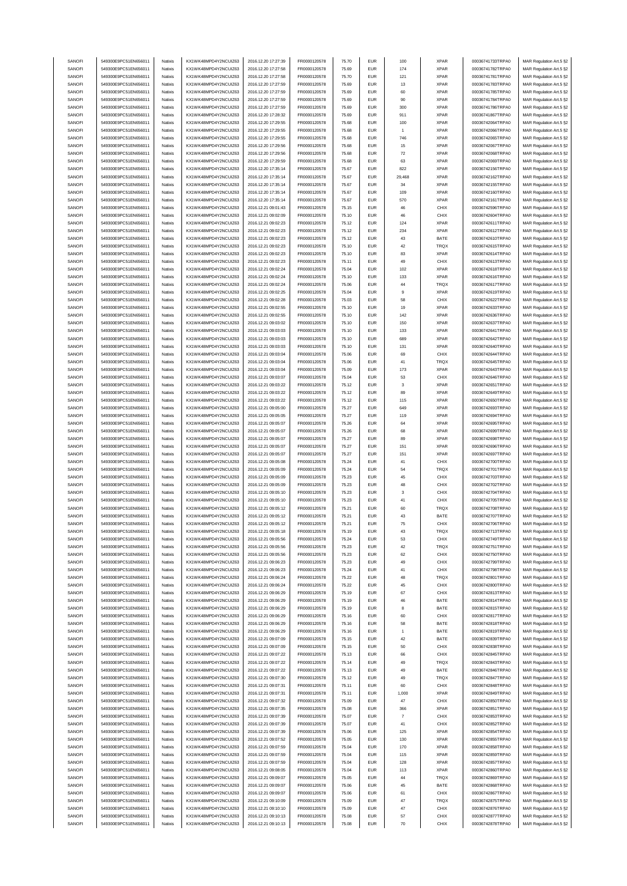| SANOFI | 549300E9PC51EN656011 | Natixis | KX1WK48MPD4Y2NCUIZ63 | 2016.12.20 17:27:39 | FR0000120578 | 75.70 | EUR | 100 | XPAR | 00036741733TRPA0 | MAR Regulation Art.5 §2 |
|---|---|---|---|---|---|---|---|---|---|---|---|
| SANOFI | 549300E9PC51EN656011 | Natixis | KX1WK48MPD4Y2NCUIZ63 | 2016.12.20 17:27:58 | FR0000120578 | 75.69 | EUR | 174 | XPAR | 00036741782TRPA0 | MAR Regulation Art.5 §2 |
| SANOFI | 549300E9PC51EN656011 | Natixis | KX1WK48MPD4Y2NCUIZ63 | 2016.12.20 17:27:58 | FR0000120578 | 75.70 | EUR | 121 | XPAR | 00036741781TRPA0 | MAR Regulation Art.5 §2 |
| SANOFI | 549300E9PC51EN656011 | Natixis | KX1WK48MPD4Y2NCUIZ63 | 2016.12.20 17:27:59 | FR0000120578 | 75.69 | EUR | 13 | XPAR | 00036741783TRPA0 | MAR Regulation Art.5 §2 |
| SANOFI | 549300E9PC51EN656011 | Natixis | KX1WK48MPD4Y2NCUIZ63 | 2016.12.20 17:27:59 | FR0000120578 | 75.69 | EUR | 60 | XPAR | 00036741785TRPA0 | MAR Regulation Art.5 §2 |
| SANOFI | 549300E9PC51EN656011 | Natixis | KX1WK48MPD4Y2NCUIZ63 | 2016.12.20 17:27:59 | FR0000120578 | 75.69 | EUR | 90 | XPAR | 00036741784TRPA0 | MAR Regulation Art.5 §2 |
| SANOFI | 549300E9PC51EN656011 | Natixis | KX1WK48MPD4Y2NCUIZ63 | 2016.12.20 17:27:59 | FR0000120578 | 75.69 | EUR | 300 | XPAR | 00036741786TRPA0 | MAR Regulation Art.5 §2 |
| SANOFI | 549300E9PC51EN656011 | Natixis | KX1WK48MPD4Y2NCUIZ63 | 2016.12.20 17:28:32 | FR0000120578 | 75.69 | EUR | 911 | XPAR | 00036741867TRPA0 | MAR Regulation Art.5 §2 |
| SANOFI | 549300E9PC51EN656011 | Natixis | KX1WK48MPD4Y2NCUIZ63 | 2016.12.20 17:29:55 | FR0000120578 | 75.68 | EUR | 100 | XPAR | 00036742064TRPA0 | MAR Regulation Art.5 §2 |
| SANOFI | 549300E9PC51EN656011 | Natixis | KX1WK48MPD4Y2NCUIZ63 | 2016.12.20 17:29:55 | FR0000120578 | 75.68 | EUR | 1 | XPAR | 00036742066TRPA0 | MAR Regulation Art.5 §2 |
| SANOFI | 549300E9PC51EN656011 | Natixis | KX1WK48MPD4Y2NCUIZ63 | 2016.12.20 17:29:55 | FR0000120578 | 75.68 | EUR | 746 | XPAR | 00036742065TRPA0 | MAR Regulation Art.5 §2 |
| SANOFI | 549300E9PC51EN656011 | Natixis | KX1WK48MPD4Y2NCUIZ63 | 2016.12.20 17:29:56 | FR0000120578 | 75.68 | EUR | 15 | XPAR | 00036742067TRPA0 | MAR Regulation Art.5 §2 |
| SANOFI | 549300E9PC51EN656011 | Natixis | KX1WK48MPD4Y2NCUIZ63 | 2016.12.20 17:29:56 | FR0000120578 | 75.68 | EUR | 72 | XPAR | 00036742068TRPA0 | MAR Regulation Art.5 §2 |
| SANOFI | 549300E9PC51EN656011 | Natixis | KX1WK48MPD4Y2NCUIZ63 | 2016.12.20 17:29:59 | FR0000120578 | 75.68 | EUR | 63 | XPAR | 00036742069TRPA0 | MAR Regulation Art.5 §2 |
| SANOFI | 549300E9PC51EN656011 | Natixis | KX1WK48MPD4Y2NCUIZ63 | 2016.12.20 17:35:14 | FR0000120578 | 75.67 | EUR | 822 | XPAR | 00036742156TRPA0 | MAR Regulation Art.5 §2 |
| SANOFI | 549300E9PC51EN656011 | Natixis | KX1WK48MPD4Y2NCUIZ63 | 2016.12.20 17:35:14 | FR0000120578 | 75.67 | EUR | 29,468 | XPAR | 00036742162TRPA0 | MAR Regulation Art.5 §2 |
| SANOFI | 549300E9PC51EN656011 | Natixis | KX1WK48MPD4Y2NCUIZ63 | 2016.12.20 17:35:14 | FR0000120578 | 75.67 | EUR | 34 | XPAR | 00036742155TRPA0 | MAR Regulation Art.5 §2 |
| SANOFI | 549300E9PC51EN656011 | Natixis | KX1WK48MPD4Y2NCUIZ63 | 2016.12.20 17:35:14 | FR0000120578 | 75.67 | EUR | 109 | XPAR | 00036742160TRPA0 | MAR Regulation Art.5 §2 |
| SANOFI | 549300E9PC51EN656011 | Natixis | KX1WK48MPD4Y2NCUIZ63 | 2016.12.20 17:35:14 | FR0000120578 | 75.67 | EUR | 570 | XPAR | 00036742161TRPA0 | MAR Regulation Art.5 §2 |
| SANOFI | 549300E9PC51EN656011 | Natixis | KX1WK48MPD4Y2NCUIZ63 | 2016.12.21 09:01:43 | FR0000120578 | 75.15 | EUR | 46 | CHIX | 00036742596TRPA0 | MAR Regulation Art.5 §2 |
| SANOFI | 549300E9PC51EN656011 | Natixis | KX1WK48MPD4Y2NCUIZ63 | 2016.12.21 09:02:09 | FR0000120578 | 75.10 | EUR | 46 | CHIX | 00036742604TRPA0 | MAR Regulation Art.5 §2 |
| SANOFI | 549300E9PC51EN656011 | Natixis | KX1WK48MPD4Y2NCUIZ63 | 2016.12.21 09:02:23 | FR0000120578 | 75.12 | EUR | 124 | XPAR | 00036742611TRPA0 | MAR Regulation Art.5 §2 |
| SANOFI | 549300E9PC51EN656011 | Natixis | KX1WK48MPD4Y2NCUIZ63 | 2016.12.21 09:02:23 | FR0000120578 | 75.12 | EUR | 234 | XPAR | 00036742612TRPA0 | MAR Regulation Art.5 §2 |
| SANOFI | 549300E9PC51EN656011 | Natixis | KX1WK48MPD4Y2NCUIZ63 | 2016.12.21 09:02:23 | FR0000120578 | 75.12 | EUR | 43 | BATE | 00036742610TRPA0 | MAR Regulation Art.5 §2 |
| SANOFI | 549300E9PC51EN656011 | Natixis | KX1WK48MPD4Y2NCUIZ63 | 2016.12.21 09:02:23 | FR0000120578 | 75.10 | EUR | 42 | TRQX | 00036742615TRPA0 | MAR Regulation Art.5 §2 |
| SANOFI | 549300E9PC51EN656011 | Natixis | KX1WK48MPD4Y2NCUIZ63 | 2016.12.21 09:02:23 | FR0000120578 | 75.10 | EUR | 83 | XPAR | 00036742614TRPA0 | MAR Regulation Art.5 §2 |
| SANOFI | 549300E9PC51EN656011 | Natixis | KX1WK48MPD4Y2NCUIZ63 | 2016.12.21 09:02:23 | FR0000120578 | 75.11 | EUR | 49 | CHIX | 00036742613TRPA0 | MAR Regulation Art.5 §2 |
| SANOFI | 549300E9PC51EN656011 | Natixis | KX1WK48MPD4Y2NCUIZ63 | 2016.12.21 09:02:24 | FR0000120578 | 75.04 | EUR | 102 | XPAR | 00036742618TRPA0 | MAR Regulation Art.5 §2 |
| SANOFI | 549300E9PC51EN656011 | Natixis | KX1WK48MPD4Y2NCUIZ63 | 2016.12.21 09:02:24 | FR0000120578 | 75.10 | EUR | 133 | XPAR | 00036742616TRPA0 | MAR Regulation Art.5 §2 |
| SANOFI | 549300E9PC51EN656011 | Natixis | KX1WK48MPD4Y2NCUIZ63 | 2016.12.21 09:02:24 | FR0000120578 | 75.06 | EUR | 44 | TRQX | 00036742617TRPA0 | MAR Regulation Art.5 §2 |
| SANOFI | 549300E9PC51EN656011 | Natixis | KX1WK48MPD4Y2NCUIZ63 | 2016.12.21 09:02:25 | FR0000120578 | 75.04 | EUR | 9 | XPAR | 00036742619TRPA0 | MAR Regulation Art.5 §2 |
| SANOFI | 549300E9PC51EN656011 | Natixis | KX1WK48MPD4Y2NCUIZ63 | 2016.12.21 09:02:28 | FR0000120578 | 75.03 | EUR | 58 | CHIX | 00036742622TRPA0 | MAR Regulation Art.5 §2 |
| SANOFI | 549300E9PC51EN656011 | Natixis | KX1WK48MPD4Y2NCUIZ63 | 2016.12.21 09:02:55 | FR0000120578 | 75.10 | EUR | 19 | XPAR | 00036742633TRPA0 | MAR Regulation Art.5 §2 |
| SANOFI | 549300E9PC51EN656011 | Natixis | KX1WK48MPD4Y2NCUIZ63 | 2016.12.21 09:02:55 | FR0000120578 | 75.10 | EUR | 142 | XPAR | 00036742636TRPA0 | MAR Regulation Art.5 §2 |
| SANOFI | 549300E9PC51EN656011 | Natixis | KX1WK48MPD4Y2NCUIZ63 | 2016.12.21 09:03:02 | FR0000120578 | 75.10 | EUR | 150 | XPAR | 00036742637TRPA0 | MAR Regulation Art.5 §2 |
| SANOFI | 549300E9PC51EN656011 | Natixis | KX1WK48MPD4Y2NCUIZ63 | 2016.12.21 09:03:03 | FR0000120578 | 75.10 | EUR | 133 | XPAR | 00036742641TRPA0 | MAR Regulation Art.5 §2 |
| SANOFI | 549300E9PC51EN656011 | Natixis | KX1WK48MPD4Y2NCUIZ63 | 2016.12.21 09:03:03 | FR0000120578 | 75.10 | EUR | 689 | XPAR | 00036742642TRPA0 | MAR Regulation Art.5 §2 |
| SANOFI | 549300E9PC51EN656011 | Natixis | KX1WK48MPD4Y2NCUIZ63 | 2016.12.21 09:03:03 | FR0000120578 | 75.10 | EUR | 131 | XPAR | 00036742640TRPA0 | MAR Regulation Art.5 §2 |
| SANOFI | 549300E9PC51EN656011 | Natixis | KX1WK48MPD4Y2NCUIZ63 | 2016.12.21 09:03:04 | FR0000120578 | 75.06 | EUR | 69 | CHIX | 00036742644TRPA0 | MAR Regulation Art.5 §2 |
| SANOFI | 549300E9PC51EN656011 | Natixis | KX1WK48MPD4Y2NCUIZ63 | 2016.12.21 09:03:04 | FR0000120578 | 75.06 | EUR | 41 | TRQX | 00036742645TRPA0 | MAR Regulation Art.5 §2 |
| SANOFI | 549300E9PC51EN656011 | Natixis | KX1WK48MPD4Y2NCUIZ63 | 2016.12.21 09:03:04 | FR0000120578 | 75.09 | EUR | 173 | XPAR | 00036742643TRPA0 | MAR Regulation Art.5 §2 |
| SANOFI | 549300E9PC51EN656011 | Natixis | KX1WK48MPD4Y2NCUIZ63 | 2016.12.21 09:03:07 | FR0000120578 | 75.04 | EUR | 53 | CHIX | 00036742646TRPA0 | MAR Regulation Art.5 §2 |
| SANOFI | 549300E9PC51EN656011 | Natixis | KX1WK48MPD4Y2NCUIZ63 | 2016.12.21 09:03:22 | FR0000120578 | 75.12 | EUR | 3 | XPAR | 00036742651TRPA0 | MAR Regulation Art.5 §2 |
| SANOFI | 549300E9PC51EN656011 | Natixis | KX1WK48MPD4Y2NCUIZ63 | 2016.12.21 09:03:22 | FR0000120578 | 75.12 | EUR | 89 | XPAR | 00036742649TRPA0 | MAR Regulation Art.5 §2 |
| SANOFI | 549300E9PC51EN656011 | Natixis | KX1WK48MPD4Y2NCUIZ63 | 2016.12.21 09:03:22 | FR0000120578 | 75.12 | EUR | 115 | XPAR | 00036742650TRPA0 | MAR Regulation Art.5 §2 |
| SANOFI | 549300E9PC51EN656011 | Natixis | KX1WK48MPD4Y2NCUIZ63 | 2016.12.21 09:05:00 | FR0000120578 | 75.27 | EUR | 649 | XPAR | 00036742693TRPA0 | MAR Regulation Art.5 §2 |
| SANOFI | 549300E9PC51EN656011 | Natixis | KX1WK48MPD4Y2NCUIZ63 | 2016.12.21 09:05:05 | FR0000120578 | 75.27 | EUR | 119 | XPAR | 00036742694TRPA0 | MAR Regulation Art.5 §2 |
| SANOFI | 549300E9PC51EN656011 | Natixis | KX1WK48MPD4Y2NCUIZ63 | 2016.12.21 09:05:07 | FR0000120578 | 75.26 | EUR | 64 | XPAR | 00036742695TRPA0 | MAR Regulation Art.5 §2 |
| SANOFI | 549300E9PC51EN656011 | Natixis | KX1WK48MPD4Y2NCUIZ63 | 2016.12.21 09:05:07 | FR0000120578 | 75.26 | EUR | 68 | XPAR | 00036742699TRPA0 | MAR Regulation Art.5 §2 |
| SANOFI | 549300E9PC51EN656011 | Natixis | KX1WK48MPD4Y2NCUIZ63 | 2016.12.21 09:05:07 | FR0000120578 | 75.27 | EUR | 89 | XPAR | 00036742698TRPA0 | MAR Regulation Art.5 §2 |
| SANOFI | 549300E9PC51EN656011 | Natixis | KX1WK48MPD4Y2NCUIZ63 | 2016.12.21 09:05:07 | FR0000120578 | 75.27 | EUR | 151 | XPAR | 00036742696TRPA0 | MAR Regulation Art.5 §2 |
| SANOFI | 549300E9PC51EN656011 | Natixis | KX1WK48MPD4Y2NCUIZ63 | 2016.12.21 09:05:07 | FR0000120578 | 75.27 | EUR | 151 | XPAR | 00036742697TRPA0 | MAR Regulation Art.5 §2 |
| SANOFI | 549300E9PC51EN656011 | Natixis | KX1WK48MPD4Y2NCUIZ63 | 2016.12.21 09:05:08 | FR0000120578 | 75.24 | EUR | 41 | CHIX | 00036742700TRPA0 | MAR Regulation Art.5 §2 |
| SANOFI | 549300E9PC51EN656011 | Natixis | KX1WK48MPD4Y2NCUIZ63 | 2016.12.21 09:05:09 | FR0000120578 | 75.24 | EUR | 54 | TRQX | 00036742701TRPA0 | MAR Regulation Art.5 §2 |
| SANOFI | 549300E9PC51EN656011 | Natixis | KX1WK48MPD4Y2NCUIZ63 | 2016.12.21 09:05:09 | FR0000120578 | 75.23 | EUR | 45 | CHIX | 00036742703TRPA0 | MAR Regulation Art.5 §2 |
| SANOFI | 549300E9PC51EN656011 | Natixis | KX1WK48MPD4Y2NCUIZ63 | 2016.12.21 09:05:09 | FR0000120578 | 75.23 | EUR | 48 | CHIX | 00036742702TRPA0 | MAR Regulation Art.5 §2 |
| SANOFI | 549300E9PC51EN656011 | Natixis | KX1WK48MPD4Y2NCUIZ63 | 2016.12.21 09:05:10 | FR0000120578 | 75.23 | EUR | 3 | CHIX | 00036742704TRPA0 | MAR Regulation Art.5 §2 |
| SANOFI | 549300E9PC51EN656011 | Natixis | KX1WK48MPD4Y2NCUIZ63 | 2016.12.21 09:05:10 | FR0000120578 | 75.23 | EUR | 41 | CHIX | 00036742705TRPA0 | MAR Regulation Art.5 §2 |
| SANOFI | 549300E9PC51EN656011 | Natixis | KX1WK48MPD4Y2NCUIZ63 | 2016.12.21 09:05:12 | FR0000120578 | 75.21 | EUR | 60 | TRQX | 00036742708TRPA0 | MAR Regulation Art.5 §2 |
| SANOFI | 549300E9PC51EN656011 | Natixis | KX1WK48MPD4Y2NCUIZ63 | 2016.12.21 09:05:12 | FR0000120578 | 75.21 | EUR | 43 | BATE | 00036742707TRPA0 | MAR Regulation Art.5 §2 |
| SANOFI | 549300E9PC51EN656011 | Natixis | KX1WK48MPD4Y2NCUIZ63 | 2016.12.21 09:05:12 | FR0000120578 | 75.21 | EUR | 75 | CHIX | 00036742706TRPA0 | MAR Regulation Art.5 §2 |
| SANOFI | 549300E9PC51EN656011 | Natixis | KX1WK48MPD4Y2NCUIZ63 | 2016.12.21 09:05:18 | FR0000120578 | 75.19 | EUR | 43 | TRQX | 00036742713TRPA0 | MAR Regulation Art.5 §2 |
| SANOFI | 549300E9PC51EN656011 | Natixis | KX1WK48MPD4Y2NCUIZ63 | 2016.12.21 09:05:56 | FR0000120578 | 75.24 | EUR | 53 | CHIX | 00036742749TRPA0 | MAR Regulation Art.5 §2 |
| SANOFI | 549300E9PC51EN656011 | Natixis | KX1WK48MPD4Y2NCUIZ63 | 2016.12.21 09:05:56 | FR0000120578 | 75.23 | EUR | 42 | TRQX | 00036742751TRPA0 | MAR Regulation Art.5 §2 |
| SANOFI | 549300E9PC51EN656011 | Natixis | KX1WK48MPD4Y2NCUIZ63 | 2016.12.21 09:05:56 | FR0000120578 | 75.23 | EUR | 62 | CHIX | 00036742750TRPA0 | MAR Regulation Art.5 §2 |
| SANOFI | 549300E9PC51EN656011 | Natixis | KX1WK48MPD4Y2NCUIZ63 | 2016.12.21 09:06:23 | FR0000120578 | 75.23 | EUR | 49 | CHIX | 00036742799TRPA0 | MAR Regulation Art.5 §2 |
| SANOFI | 549300E9PC51EN656011 | Natixis | KX1WK48MPD4Y2NCUIZ63 | 2016.12.21 09:06:23 | FR0000120578 | 75.24 | EUR | 41 | CHIX | 00036742798TRPA0 | MAR Regulation Art.5 §2 |
| SANOFI | 549300E9PC51EN656011 | Natixis | KX1WK48MPD4Y2NCUIZ63 | 2016.12.21 09:06:24 | FR0000120578 | 75.22 | EUR | 48 | TRQX | 00036742801TRPA0 | MAR Regulation Art.5 §2 |
| SANOFI | 549300E9PC51EN656011 | Natixis | KX1WK48MPD4Y2NCUIZ63 | 2016.12.21 09:06:24 | FR0000120578 | 75.22 | EUR | 45 | CHIX | 00036742800TRPA0 | MAR Regulation Art.5 §2 |
| SANOFI | 549300E9PC51EN656011 | Natixis | KX1WK48MPD4Y2NCUIZ63 | 2016.12.21 09:06:29 | FR0000120578 | 75.19 | EUR | 67 | CHIX | 00036742813TRPA0 | MAR Regulation Art.5 §2 |
| SANOFI | 549300E9PC51EN656011 | Natixis | KX1WK48MPD4Y2NCUIZ63 | 2016.12.21 09:06:29 | FR0000120578 | 75.19 | EUR | 46 | BATE | 00036742814TRPA0 | MAR Regulation Art.5 §2 |
| SANOFI | 549300E9PC51EN656011 | Natixis | KX1WK48MPD4Y2NCUIZ63 | 2016.12.21 09:06:29 | FR0000120578 | 75.19 | EUR | 8 | BATE | 00036742815TRPA0 | MAR Regulation Art.5 §2 |
| SANOFI | 549300E9PC51EN656011 | Natixis | KX1WK48MPD4Y2NCUIZ63 | 2016.12.21 09:06:29 | FR0000120578 | 75.16 | EUR | 60 | CHIX | 00036742817TRPA0 | MAR Regulation Art.5 §2 |
| SANOFI | 549300E9PC51EN656011 | Natixis | KX1WK48MPD4Y2NCUIZ63 | 2016.12.21 09:06:29 | FR0000120578 | 75.16 | EUR | 58 | BATE | 00036742818TRPA0 | MAR Regulation Art.5 §2 |
| SANOFI | 549300E9PC51EN656011 | Natixis | KX1WK48MPD4Y2NCUIZ63 | 2016.12.21 09:06:29 | FR0000120578 | 75.16 | EUR | 1 | BATE | 00036742819TRPA0 | MAR Regulation Art.5 §2 |
| SANOFI | 549300E9PC51EN656011 | Natixis | KX1WK48MPD4Y2NCUIZ63 | 2016.12.21 09:07:09 | FR0000120578 | 75.15 | EUR | 42 | BATE | 00036742839TRPA0 | MAR Regulation Art.5 §2 |
| SANOFI | 549300E9PC51EN656011 | Natixis | KX1WK48MPD4Y2NCUIZ63 | 2016.12.21 09:07:09 | FR0000120578 | 75.15 | EUR | 50 | CHIX | 00036742838TRPA0 | MAR Regulation Art.5 §2 |
| SANOFI | 549300E9PC51EN656011 | Natixis | KX1WK48MPD4Y2NCUIZ63 | 2016.12.21 09:07:22 | FR0000120578 | 75.13 | EUR | 66 | CHIX | 00036742845TRPA0 | MAR Regulation Art.5 §2 |
| SANOFI | 549300E9PC51EN656011 | Natixis | KX1WK48MPD4Y2NCUIZ63 | 2016.12.21 09:07:22 | FR0000120578 | 75.14 | EUR | 49 | TRQX | 00036742843TRPA0 | MAR Regulation Art.5 §2 |
| SANOFI | 549300E9PC51EN656011 | Natixis | KX1WK48MPD4Y2NCUIZ63 | 2016.12.21 09:07:22 | FR0000120578 | 75.13 | EUR | 49 | BATE | 00036742846TRPA0 | MAR Regulation Art.5 §2 |
| SANOFI | 549300E9PC51EN656011 | Natixis | KX1WK48MPD4Y2NCUIZ63 | 2016.12.21 09:07:30 | FR0000120578 | 75.12 | EUR | 49 | TRQX | 00036742847TRPA0 | MAR Regulation Art.5 §2 |
| SANOFI | 549300E9PC51EN656011 | Natixis | KX1WK48MPD4Y2NCUIZ63 | 2016.12.21 09:07:31 | FR0000120578 | 75.11 | EUR | 60 | CHIX | 00036742848TRPA0 | MAR Regulation Art.5 §2 |
| SANOFI | 549300E9PC51EN656011 | Natixis | KX1WK48MPD4Y2NCUIZ63 | 2016.12.21 09:07:31 | FR0000120578 | 75.11 | EUR | 1,000 | XPAR | 00036742849TRPA0 | MAR Regulation Art.5 §2 |
| SANOFI | 549300E9PC51EN656011 | Natixis | KX1WK48MPD4Y2NCUIZ63 | 2016.12.21 09:07:32 | FR0000120578 | 75.09 | EUR | 47 | CHIX | 00036742850TRPA0 | MAR Regulation Art.5 §2 |
| SANOFI | 549300E9PC51EN656011 | Natixis | KX1WK48MPD4Y2NCUIZ63 | 2016.12.21 09:07:35 | FR0000120578 | 75.08 | EUR | 366 | XPAR | 00036742851TRPA0 | MAR Regulation Art.5 §2 |
| SANOFI | 549300E9PC51EN656011 | Natixis | KX1WK48MPD4Y2NCUIZ63 | 2016.12.21 09:07:39 | FR0000120578 | 75.07 | EUR | 7 | CHIX | 00036742853TRPA0 | MAR Regulation Art.5 §2 |
| SANOFI | 549300E9PC51EN656011 | Natixis | KX1WK48MPD4Y2NCUIZ63 | 2016.12.21 09:07:39 | FR0000120578 | 75.07 | EUR | 41 | CHIX | 00036742852TRPA0 | MAR Regulation Art.5 §2 |
| SANOFI | 549300E9PC51EN656011 | Natixis | KX1WK48MPD4Y2NCUIZ63 | 2016.12.21 09:07:39 | FR0000120578 | 75.06 | EUR | 125 | XPAR | 00036742854TRPA0 | MAR Regulation Art.5 §2 |
| SANOFI | 549300E9PC51EN656011 | Natixis | KX1WK48MPD4Y2NCUIZ63 | 2016.12.21 09:07:52 | FR0000120578 | 75.05 | EUR | 130 | XPAR | 00036742855TRPA0 | MAR Regulation Art.5 §2 |
| SANOFI | 549300E9PC51EN656011 | Natixis | KX1WK48MPD4Y2NCUIZ63 | 2016.12.21 09:07:59 | FR0000120578 | 75.04 | EUR | 170 | XPAR | 00036742858TRPA0 | MAR Regulation Art.5 §2 |
| SANOFI | 549300E9PC51EN656011 | Natixis | KX1WK48MPD4Y2NCUIZ63 | 2016.12.21 09:07:59 | FR0000120578 | 75.04 | EUR | 115 | XPAR | 00036742859TRPA0 | MAR Regulation Art.5 §2 |
| SANOFI | 549300E9PC51EN656011 | Natixis | KX1WK48MPD4Y2NCUIZ63 | 2016.12.21 09:07:59 | FR0000120578 | 75.04 | EUR | 128 | XPAR | 00036742857TRPA0 | MAR Regulation Art.5 §2 |
| SANOFI | 549300E9PC51EN656011 | Natixis | KX1WK48MPD4Y2NCUIZ63 | 2016.12.21 09:08:05 | FR0000120578 | 75.04 | EUR | 113 | XPAR | 00036742860TRPA0 | MAR Regulation Art.5 §2 |
| SANOFI | 549300E9PC51EN656011 | Natixis | KX1WK48MPD4Y2NCUIZ63 | 2016.12.21 09:09:07 | FR0000120578 | 75.05 | EUR | 44 | TRQX | 00036742869TRPA0 | MAR Regulation Art.5 §2 |
| SANOFI | 549300E9PC51EN656011 | Natixis | KX1WK48MPD4Y2NCUIZ63 | 2016.12.21 09:09:07 | FR0000120578 | 75.06 | EUR | 45 | BATE | 00036742868TRPA0 | MAR Regulation Art.5 §2 |
| SANOFI | 549300E9PC51EN656011 | Natixis | KX1WK48MPD4Y2NCUIZ63 | 2016.12.21 09:09:07 | FR0000120578 | 75.06 | EUR | 61 | CHIX | 00036742867TRPA0 | MAR Regulation Art.5 §2 |
| SANOFI | 549300E9PC51EN656011 | Natixis | KX1WK48MPD4Y2NCUIZ63 | 2016.12.21 09:10:09 | FR0000120578 | 75.09 | EUR | 47 | TRQX | 00036742875TRPA0 | MAR Regulation Art.5 §2 |
| SANOFI | 549300E9PC51EN656011 | Natixis | KX1WK48MPD4Y2NCUIZ63 | 2016.12.21 09:10:10 | FR0000120578 | 75.09 | EUR | 47 | CHIX | 00036742876TRPA0 | MAR Regulation Art.5 §2 |
| SANOFI | 549300E9PC51EN656011 | Natixis | KX1WK48MPD4Y2NCUIZ63 | 2016.12.21 09:10:13 | FR0000120578 | 75.08 | EUR | 57 | CHIX | 00036742877TRPA0 | MAR Regulation Art.5 §2 |
| SANOFI | 549300E9PC51EN656011 | Natixis | KX1WK48MPD4Y2NCUIZ63 | 2016.12.21 09:10:13 | FR0000120578 | 75.08 | EUR | 70 | CHIX | 00036742878TRPA0 | MAR Regulation Art.5 §2 |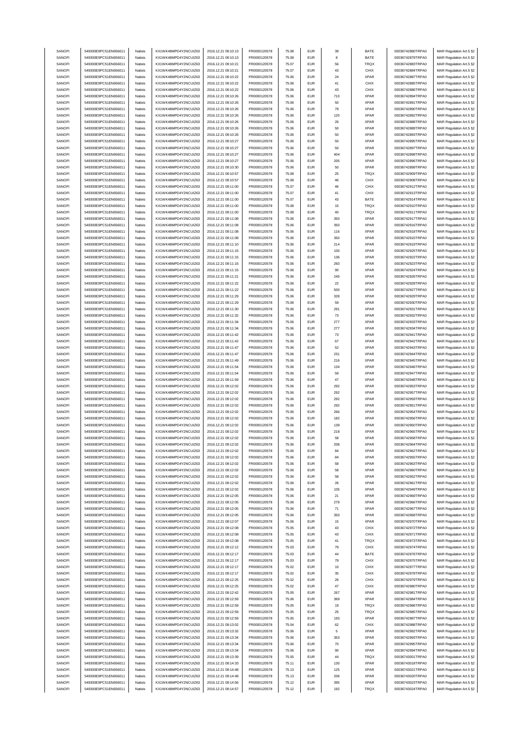| SANOFI | 549300E9PC51EN656011 | Natixis | KX1WK48MPD4Y2NCUIZ63 | 2016.12.21 09:10:13 | FR0000120578 | 75.08 | EUR | 39 | BATE | 00036742880TRPA0 | MAR Regulation Art.5 §2 |
|---|---|---|---|---|---|---|---|---|---|---|---|
| SANOFI | 549300E9PC51EN656011 | Natixis | KX1WK48MPD4Y2NCUIZ63 | 2016.12.21 09:10:13 | FR0000120578 | 75.08 | EUR | 8 | BATE | 00036742879TRPA0 | MAR Regulation Art.5 §2 |
| SANOFI | 549300E9PC51EN656011 | Natixis | KX1WK48MPD4Y2NCUIZ63 | 2016.12.21 09:10:21 | FR0000120578 | 75.07 | EUR | 56 | TRQX | 00036742883TRPA0 | MAR Regulation Art.5 §2 |
| SANOFI | 549300E9PC51EN656011 | Natixis | KX1WK48MPD4Y2NCUIZ63 | 2016.12.21 09:10:21 | FR0000120578 | 75.07 | EUR | 43 | CHIX | 00036742884TRPA0 | MAR Regulation Art.5 §2 |
| SANOFI | 549300E9PC51EN656011 | Natixis | KX1WK48MPD4Y2NCUIZ63 | 2016.12.21 09:10:22 | FR0000120578 | 75.06 | EUR | 24 | XPAR | 00036742887TRPA0 | MAR Regulation Art.5 §2 |
| SANOFI | 549300E9PC51EN656011 | Natixis | KX1WK48MPD4Y2NCUIZ63 | 2016.12.21 09:10:22 | FR0000120578 | 75.06 | EUR | 41 | CHIX | 00036742885TRPA0 | MAR Regulation Art.5 §2 |
| SANOFI | 549300E9PC51EN656011 | Natixis | KX1WK48MPD4Y2NCUIZ63 | 2016.12.21 09:10:22 | FR0000120578 | 75.06 | EUR | 43 | CHIX | 00036742886TRPA0 | MAR Regulation Art.5 §2 |
| SANOFI | 549300E9PC51EN656011 | Natixis | KX1WK48MPD4Y2NCUIZ63 | 2016.12.21 09:10:26 | FR0000120578 | 75.06 | EUR | 710 | XPAR | 00036742894TRPA0 | MAR Regulation Art.5 §2 |
| SANOFI | 549300E9PC51EN656011 | Natixis | KX1WK48MPD4Y2NCUIZ63 | 2016.12.21 09:10:26 | FR0000120578 | 75.06 | EUR | 50 | XPAR | 00036742891TRPA0 | MAR Regulation Art.5 §2 |
| SANOFI | 549300E9PC51EN656011 | Natixis | KX1WK48MPD4Y2NCUIZ63 | 2016.12.21 09:10:26 | FR0000120578 | 75.06 | EUR | 79 | XPAR | 00036742890TRPA0 | MAR Regulation Art.5 §2 |
| SANOFI | 549300E9PC51EN656011 | Natixis | KX1WK48MPD4Y2NCUIZ63 | 2016.12.21 09:10:26 | FR0000120578 | 75.06 | EUR | 120 | XPAR | 00036742892TRPA0 | MAR Regulation Art.5 §2 |
| SANOFI | 549300E9PC51EN656011 | Natixis | KX1WK48MPD4Y2NCUIZ63 | 2016.12.21 09:10:26 | FR0000120578 | 75.06 | EUR | 26 | XPAR | 00036742888TRPA0 | MAR Regulation Art.5 §2 |
| SANOFI | 549300E9PC51EN656011 | Natixis | KX1WK48MPD4Y2NCUIZ63 | 2016.12.21 09:10:26 | FR0000120578 | 75.06 | EUR | 50 | XPAR | 00036742889TRPA0 | MAR Regulation Art.5 §2 |
| SANOFI | 549300E9PC51EN656011 | Natixis | KX1WK48MPD4Y2NCUIZ63 | 2016.12.21 09:10:26 | FR0000120578 | 75.06 | EUR | 50 | XPAR | 00036742893TRPA0 | MAR Regulation Art.5 §2 |
| SANOFI | 549300E9PC51EN656011 | Natixis | KX1WK48MPD4Y2NCUIZ63 | 2016.12.21 09:10:27 | FR0000120578 | 75.06 | EUR | 50 | XPAR | 00036742895TRPA0 | MAR Regulation Art.5 §2 |
| SANOFI | 549300E9PC51EN656011 | Natixis | KX1WK48MPD4Y2NCUIZ63 | 2016.12.21 09:10:27 | FR0000120578 | 75.06 | EUR | 50 | XPAR | 00036742897TRPA0 | MAR Regulation Art.5 §2 |
| SANOFI | 549300E9PC51EN656011 | Natixis | KX1WK48MPD4Y2NCUIZ63 | 2016.12.21 09:10:27 | FR0000120578 | 75.06 | EUR | 404 | XPAR | 00036742898TRPA0 | MAR Regulation Art.5 §2 |
| SANOFI | 549300E9PC51EN656011 | Natixis | KX1WK48MPD4Y2NCUIZ63 | 2016.12.21 09:10:27 | FR0000120578 | 75.06 | EUR | 205 | XPAR | 00036742896TRPA0 | MAR Regulation Art.5 §2 |
| SANOFI | 549300E9PC51EN656011 | Natixis | KX1WK48MPD4Y2NCUIZ63 | 2016.12.21 09:10:30 | FR0000120578 | 75.06 | EUR | 50 | XPAR | 00036742899TRPA0 | MAR Regulation Art.5 §2 |
| SANOFI | 549300E9PC51EN656011 | Natixis | KX1WK48MPD4Y2NCUIZ63 | 2016.12.21 09:10:57 | FR0000120578 | 75.08 | EUR | 25 | TRQX | 00036742909TRPA0 | MAR Regulation Art.5 §2 |
| SANOFI | 549300E9PC51EN656011 | Natixis | KX1WK48MPD4Y2NCUIZ63 | 2016.12.21 09:10:57 | FR0000120578 | 75.08 | EUR | 46 | CHIX | 00036742908TRPA0 | MAR Regulation Art.5 §2 |
| SANOFI | 549300E9PC51EN656011 | Natixis | KX1WK48MPD4Y2NCUIZ63 | 2016.12.21 09:11:00 | FR0000120578 | 75.07 | EUR | 46 | CHIX | 00036742912TRPA0 | MAR Regulation Art.5 §2 |
| SANOFI | 549300E9PC51EN656011 | Natixis | KX1WK48MPD4Y2NCUIZ63 | 2016.12.21 09:11:00 | FR0000120578 | 75.07 | EUR | 41 | CHIX | 00036742913TRPA0 | MAR Regulation Art.5 §2 |
| SANOFI | 549300E9PC51EN656011 | Natixis | KX1WK48MPD4Y2NCUIZ63 | 2016.12.21 09:11:00 | FR0000120578 | 75.07 | EUR | 43 | BATE | 00036742914TRPA0 | MAR Regulation Art.5 §2 |
| SANOFI | 549300E9PC51EN656011 | Natixis | KX1WK48MPD4Y2NCUIZ63 | 2016.12.21 09:11:00 | FR0000120578 | 75.08 | EUR | 15 | TRQX | 00036742910TRPA0 | MAR Regulation Art.5 §2 |
| SANOFI | 549300E9PC51EN656011 | Natixis | KX1WK48MPD4Y2NCUIZ63 | 2016.12.21 09:11:00 | FR0000120578 | 75.08 | EUR | 40 | TRQX | 00036742911TRPA0 | MAR Regulation Art.5 §2 |
| SANOFI | 549300E9PC51EN656011 | Natixis | KX1WK48MPD4Y2NCUIZ63 | 2016.12.21 09:11:08 | FR0000120578 | 75.06 | EUR | 350 | XPAR | 00036742917TRPA0 | MAR Regulation Art.5 §2 |
| SANOFI | 549300E9PC51EN656011 | Natixis | KX1WK48MPD4Y2NCUIZ63 | 2016.12.21 09:11:08 | FR0000120578 | 75.06 | EUR | 350 | XPAR | 00036742916TRPA0 | MAR Regulation Art.5 §2 |
| SANOFI | 549300E9PC51EN656011 | Natixis | KX1WK48MPD4Y2NCUIZ63 | 2016.12.21 09:11:08 | FR0000120578 | 75.06 | EUR | 116 | XPAR | 00036742918TRPA0 | MAR Regulation Art.5 §2 |
| SANOFI | 549300E9PC51EN656011 | Natixis | KX1WK48MPD4Y2NCUIZ63 | 2016.12.21 09:11:08 | FR0000120578 | 75.06 | EUR | 350 | XPAR | 00036742915TRPA0 | MAR Regulation Art.5 §2 |
| SANOFI | 549300E9PC51EN656011 | Natixis | KX1WK48MPD4Y2NCUIZ63 | 2016.12.21 09:11:10 | FR0000120578 | 75.06 | EUR | 214 | XPAR | 00036742919TRPA0 | MAR Regulation Art.5 §2 |
| SANOFI | 549300E9PC51EN656011 | Natixis | KX1WK48MPD4Y2NCUIZ63 | 2016.12.21 09:11:15 | FR0000120578 | 75.06 | EUR | 100 | XPAR | 00036742925TRPA0 | MAR Regulation Art.5 §2 |
| SANOFI | 549300E9PC51EN656011 | Natixis | KX1WK48MPD4Y2NCUIZ63 | 2016.12.21 09:11:15 | FR0000120578 | 75.06 | EUR | 136 | XPAR | 00036742922TRPA0 | MAR Regulation Art.5 §2 |
| SANOFI | 549300E9PC51EN656011 | Natixis | KX1WK48MPD4Y2NCUIZ63 | 2016.12.21 09:11:15 | FR0000120578 | 75.06 | EUR | 260 | XPAR | 00036742923TRPA0 | MAR Regulation Art.5 §2 |
| SANOFI | 549300E9PC51EN656011 | Natixis | KX1WK48MPD4Y2NCUIZ63 | 2016.12.21 09:11:15 | FR0000120578 | 75.06 | EUR | 90 | XPAR | 00036742924TRPA0 | MAR Regulation Art.5 §2 |
| SANOFI | 549300E9PC51EN656011 | Natixis | KX1WK48MPD4Y2NCUIZ63 | 2016.12.21 09:11:21 | FR0000120578 | 75.06 | EUR | 245 | XPAR | 00036742926TRPA0 | MAR Regulation Art.5 §2 |
| SANOFI | 549300E9PC51EN656011 | Natixis | KX1WK48MPD4Y2NCUIZ63 | 2016.12.21 09:11:22 | FR0000120578 | 75.06 | EUR | 22 | XPAR | 00036742928TRPA0 | MAR Regulation Art.5 §2 |
| SANOFI | 549300E9PC51EN656011 | Natixis | KX1WK48MPD4Y2NCUIZ63 | 2016.12.21 09:11:22 | FR0000120578 | 75.06 | EUR | 500 | XPAR | 00036742927TRPA0 | MAR Regulation Art.5 §2 |
| SANOFI | 549300E9PC51EN656011 | Natixis | KX1WK48MPD4Y2NCUIZ63 | 2016.12.21 09:11:29 | FR0000120578 | 75.06 | EUR | 328 | XPAR | 00036742929TRPA0 | MAR Regulation Art.5 §2 |
| SANOFI | 549300E9PC51EN656011 | Natixis | KX1WK48MPD4Y2NCUIZ63 | 2016.12.21 09:11:29 | FR0000120578 | 75.06 | EUR | 59 | XPAR | 00036742930TRPA0 | MAR Regulation Art.5 §2 |
| SANOFI | 549300E9PC51EN656011 | Natixis | KX1WK48MPD4Y2NCUIZ63 | 2016.12.21 09:11:30 | FR0000120578 | 75.06 | EUR | 291 | XPAR | 00036742931TRPA0 | MAR Regulation Art.5 §2 |
| SANOFI | 549300E9PC51EN656011 | Natixis | KX1WK48MPD4Y2NCUIZ63 | 2016.12.21 09:11:32 | FR0000120578 | 75.06 | EUR | 73 | XPAR | 00036742932TRPA0 | MAR Regulation Art.5 §2 |
| SANOFI | 549300E9PC51EN656011 | Natixis | KX1WK48MPD4Y2NCUIZ63 | 2016.12.21 09:11:34 | FR0000120578 | 75.06 | EUR | 277 | XPAR | 00036742933TRPA0 | MAR Regulation Art.5 §2 |
| SANOFI | 549300E9PC51EN656011 | Natixis | KX1WK48MPD4Y2NCUIZ63 | 2016.12.21 09:11:34 | FR0000120578 | 75.06 | EUR | 277 | XPAR | 00036742934TRPA0 | MAR Regulation Art.5 §2 |
| SANOFI | 549300E9PC51EN656011 | Natixis | KX1WK48MPD4Y2NCUIZ63 | 2016.12.21 09:11:42 | FR0000120578 | 75.06 | EUR | 73 | XPAR | 00036742941TRPA0 | MAR Regulation Art.5 §2 |
| SANOFI | 549300E9PC51EN656011 | Natixis | KX1WK48MPD4Y2NCUIZ63 | 2016.12.21 09:11:42 | FR0000120578 | 75.06 | EUR | 67 | XPAR | 00036742942TRPA0 | MAR Regulation Art.5 §2 |
| SANOFI | 549300E9PC51EN656011 | Natixis | KX1WK48MPD4Y2NCUIZ63 | 2016.12.21 09:11:47 | FR0000120578 | 75.06 | EUR | 52 | XPAR | 00036742943TRPA0 | MAR Regulation Art.5 §2 |
| SANOFI | 549300E9PC51EN656011 | Natixis | KX1WK48MPD4Y2NCUIZ63 | 2016.12.21 09:11:47 | FR0000120578 | 75.06 | EUR | 231 | XPAR | 00036742944TRPA0 | MAR Regulation Art.5 §2 |
| SANOFI | 549300E9PC51EN656011 | Natixis | KX1WK48MPD4Y2NCUIZ63 | 2016.12.21 09:11:49 | FR0000120578 | 75.06 | EUR | 216 | XPAR | 00036742945TRPA0 | MAR Regulation Art.5 §2 |
| SANOFI | 549300E9PC51EN656011 | Natixis | KX1WK48MPD4Y2NCUIZ63 | 2016.12.21 09:11:54 | FR0000120578 | 75.06 | EUR | 134 | XPAR | 00036742946TRPA0 | MAR Regulation Art.5 §2 |
| SANOFI | 549300E9PC51EN656011 | Natixis | KX1WK48MPD4Y2NCUIZ63 | 2016.12.21 09:11:54 | FR0000120578 | 75.06 | EUR | 59 | XPAR | 00036742947TRPA0 | MAR Regulation Art.5 §2 |
| SANOFI | 549300E9PC51EN656011 | Natixis | KX1WK48MPD4Y2NCUIZ63 | 2016.12.21 09:11:59 | FR0000120578 | 75.06 | EUR | 47 | XPAR | 00036742948TRPA0 | MAR Regulation Art.5 §2 |
| SANOFI | 549300E9PC51EN656011 | Natixis | KX1WK48MPD4Y2NCUIZ63 | 2016.12.21 09:12:02 | FR0000120578 | 75.06 | EUR | 292 | XPAR | 00036742953TRPA0 | MAR Regulation Art.5 §2 |
| SANOFI | 549300E9PC51EN656011 | Natixis | KX1WK48MPD4Y2NCUIZ63 | 2016.12.21 09:12:02 | FR0000120578 | 75.06 | EUR | 292 | XPAR | 00036742957TRPA0 | MAR Regulation Art.5 §2 |
| SANOFI | 549300E9PC51EN656011 | Natixis | KX1WK48MPD4Y2NCUIZ63 | 2016.12.21 09:12:02 | FR0000120578 | 75.06 | EUR | 292 | XPAR | 00036742959TRPA0 | MAR Regulation Art.5 §2 |
| SANOFI | 549300E9PC51EN656011 | Natixis | KX1WK48MPD4Y2NCUIZ63 | 2016.12.21 09:12:02 | FR0000120578 | 75.06 | EUR | 292 | XPAR | 00036742951TRPA0 | MAR Regulation Art.5 §2 |
| SANOFI | 549300E9PC51EN656011 | Natixis | KX1WK48MPD4Y2NCUIZ63 | 2016.12.21 09:12:02 | FR0000120578 | 75.06 | EUR | 266 | XPAR | 00036742954TRPA0 | MAR Regulation Art.5 §2 |
| SANOFI | 549300E9PC51EN656011 | Natixis | KX1WK48MPD4Y2NCUIZ63 | 2016.12.21 09:12:02 | FR0000120578 | 75.06 | EUR | 182 | XPAR | 00036742956TRPA0 | MAR Regulation Art.5 §2 |
| SANOFI | 549300E9PC51EN656011 | Natixis | KX1WK48MPD4Y2NCUIZ63 | 2016.12.21 09:12:02 | FR0000120578 | 75.06 | EUR | 139 | XPAR | 00036742950TRPA0 | MAR Regulation Art.5 §2 |
| SANOFI | 549300E9PC51EN656011 | Natixis | KX1WK48MPD4Y2NCUIZ63 | 2016.12.21 09:12:02 | FR0000120578 | 75.06 | EUR | 218 | XPAR | 00036742965TRPA0 | MAR Regulation Art.5 §2 |
| SANOFI | 549300E9PC51EN656011 | Natixis | KX1WK48MPD4Y2NCUIZ63 | 2016.12.21 09:12:02 | FR0000120578 | 75.06 | EUR | 58 | XPAR | 00036742958TRPA0 | MAR Regulation Art.5 §2 |
| SANOFI | 549300E9PC51EN656011 | Natixis | KX1WK48MPD4Y2NCUIZ63 | 2016.12.21 09:12:02 | FR0000120578 | 75.06 | EUR | 208 | XPAR | 00036742964TRPA0 | MAR Regulation Art.5 §2 |
| SANOFI | 549300E9PC51EN656011 | Natixis | KX1WK48MPD4Y2NCUIZ63 | 2016.12.21 09:12:02 | FR0000120578 | 75.06 | EUR | 84 | XPAR | 00036742962TRPA0 | MAR Regulation Art.5 §2 |
| SANOFI | 549300E9PC51EN656011 | Natixis | KX1WK48MPD4Y2NCUIZ63 | 2016.12.21 09:12:02 | FR0000120578 | 75.06 | EUR | 84 | XPAR | 00036742955TRPA0 | MAR Regulation Art.5 §2 |
| SANOFI | 549300E9PC51EN656011 | Natixis | KX1WK48MPD4Y2NCUIZ63 | 2016.12.21 09:12:02 | FR0000120578 | 75.06 | EUR | 58 | XPAR | 00036742963TRPA0 | MAR Regulation Art.5 §2 |
| SANOFI | 549300E9PC51EN656011 | Natixis | KX1WK48MPD4Y2NCUIZ63 | 2016.12.21 09:12:02 | FR0000120578 | 75.06 | EUR | 58 | XPAR | 00036742960TRPA0 | MAR Regulation Art.5 §2 |
| SANOFI | 549300E9PC51EN656011 | Natixis | KX1WK48MPD4Y2NCUIZ63 | 2016.12.21 09:12:02 | FR0000120578 | 75.06 | EUR | 58 | XPAR | 00036742952TRPA0 | MAR Regulation Art.5 §2 |
| SANOFI | 549300E9PC51EN656011 | Natixis | KX1WK48MPD4Y2NCUIZ63 | 2016.12.21 09:12:02 | FR0000120578 | 75.06 | EUR | 26 | XPAR | 00036742961TRPA0 | MAR Regulation Art.5 §2 |
| SANOFI | 549300E9PC51EN656011 | Natixis | KX1WK48MPD4Y2NCUIZ63 | 2016.12.21 09:12:02 | FR0000120578 | 75.06 | EUR | 105 | XPAR | 00036742949TRPA0 | MAR Regulation Art.5 §2 |
| SANOFI | 549300E9PC51EN656011 | Natixis | KX1WK48MPD4Y2NCUIZ63 | 2016.12.21 09:12:05 | FR0000120578 | 75.06 | EUR | 21 | XPAR | 00036742969TRPA0 | MAR Regulation Art.5 §2 |
| SANOFI | 549300E9PC51EN656011 | Natixis | KX1WK48MPD4Y2NCUIZ63 | 2016.12.21 09:12:05 | FR0000120578 | 75.06 | EUR | 279 | XPAR | 00036742966TRPA0 | MAR Regulation Art.5 §2 |
| SANOFI | 549300E9PC51EN656011 | Natixis | KX1WK48MPD4Y2NCUIZ63 | 2016.12.21 09:12:05 | FR0000120578 | 75.06 | EUR | 71 | XPAR | 00036742967TRPA0 | MAR Regulation Art.5 §2 |
| SANOFI | 549300E9PC51EN656011 | Natixis | KX1WK48MPD4Y2NCUIZ63 | 2016.12.21 09:12:05 | FR0000120578 | 75.06 | EUR | 350 | XPAR | 00036742968TRPA0 | MAR Regulation Art.5 §2 |
| SANOFI | 549300E9PC51EN656011 | Natixis | KX1WK48MPD4Y2NCUIZ63 | 2016.12.21 09:12:07 | FR0000120578 | 75.06 | EUR | 15 | XPAR | 00036742970TRPA0 | MAR Regulation Art.5 §2 |
| SANOFI | 549300E9PC51EN656011 | Natixis | KX1WK48MPD4Y2NCUIZ63 | 2016.12.21 09:12:08 | FR0000120578 | 75.05 | EUR | 43 | CHIX | 00036742972TRPA0 | MAR Regulation Art.5 §2 |
| SANOFI | 549300E9PC51EN656011 | Natixis | KX1WK48MPD4Y2NCUIZ63 | 2016.12.21 09:12:08 | FR0000120578 | 75.05 | EUR | 43 | CHIX | 00036742971TRPA0 | MAR Regulation Art.5 §2 |
| SANOFI | 549300E9PC51EN656011 | Natixis | KX1WK48MPD4Y2NCUIZ63 | 2016.12.21 09:12:08 | FR0000120578 | 75.05 | EUR | 41 | TRQX | 00036742973TRPA0 | MAR Regulation Art.5 §2 |
| SANOFI | 549300E9PC51EN656011 | Natixis | KX1WK48MPD4Y2NCUIZ63 | 2016.12.21 09:12:12 | FR0000120578 | 75.03 | EUR | 79 | CHIX | 00036742974TRPA0 | MAR Regulation Art.5 §2 |
| SANOFI | 549300E9PC51EN656011 | Natixis | KX1WK48MPD4Y2NCUIZ63 | 2016.12.21 09:12:17 | FR0000120578 | 75.03 | EUR | 44 | BATE | 00036742976TRPA0 | MAR Regulation Art.5 §2 |
| SANOFI | 549300E9PC51EN656011 | Natixis | KX1WK48MPD4Y2NCUIZ63 | 2016.12.21 09:12:17 | FR0000120578 | 75.03 | EUR | 79 | CHIX | 00036742975TRPA0 | MAR Regulation Art.5 §2 |
| SANOFI | 549300E9PC51EN656011 | Natixis | KX1WK48MPD4Y2NCUIZ63 | 2016.12.21 09:12:17 | FR0000120578 | 75.02 | EUR | 10 | CHIX | 00036742977TRPA0 | MAR Regulation Art.5 §2 |
| SANOFI | 549300E9PC51EN656011 | Natixis | KX1WK48MPD4Y2NCUIZ63 | 2016.12.21 09:12:17 | FR0000120578 | 75.02 | EUR | 35 | CHIX | 00036742978TRPA0 | MAR Regulation Art.5 §2 |
| SANOFI | 549300E9PC51EN656011 | Natixis | KX1WK48MPD4Y2NCUIZ63 | 2016.12.21 09:12:25 | FR0000120578 | 75.02 | EUR | 26 | CHIX | 00036742979TRPA0 | MAR Regulation Art.5 §2 |
| SANOFI | 549300E9PC51EN656011 | Natixis | KX1WK48MPD4Y2NCUIZ63 | 2016.12.21 09:12:25 | FR0000120578 | 75.02 | EUR | 47 | CHIX | 00036742980TRPA0 | MAR Regulation Art.5 §2 |
| SANOFI | 549300E9PC51EN656011 | Natixis | KX1WK48MPD4Y2NCUIZ63 | 2016.12.21 09:12:42 | FR0000120578 | 75.05 | EUR | 267 | XPAR | 00036742981TRPA0 | MAR Regulation Art.5 §2 |
| SANOFI | 549300E9PC51EN656011 | Natixis | KX1WK48MPD4Y2NCUIZ63 | 2016.12.21 09:12:59 | FR0000120578 | 75.06 | EUR | 369 | XPAR | 00036742984TRPA0 | MAR Regulation Art.5 §2 |
| SANOFI | 549300E9PC51EN656011 | Natixis | KX1WK48MPD4Y2NCUIZ63 | 2016.12.21 09:12:59 | FR0000120578 | 75.05 | EUR | 19 | TRQX | 00036742986TRPA0 | MAR Regulation Art.5 §2 |
| SANOFI | 549300E9PC51EN656011 | Natixis | KX1WK48MPD4Y2NCUIZ63 | 2016.12.21 09:12:59 | FR0000120578 | 75.05 | EUR | 25 | TRQX | 00036742985TRPA0 | MAR Regulation Art.5 §2 |
| SANOFI | 549300E9PC51EN656011 | Natixis | KX1WK48MPD4Y2NCUIZ63 | 2016.12.21 09:12:59 | FR0000120578 | 75.05 | EUR | 193 | XPAR | 00036742987TRPA0 | MAR Regulation Art.5 §2 |
| SANOFI | 549300E9PC51EN656011 | Natixis | KX1WK48MPD4Y2NCUIZ63 | 2016.12.21 09:13:02 | FR0000120578 | 75.04 | EUR | 62 | CHIX | 00036742988TRPA0 | MAR Regulation Art.5 §2 |
| SANOFI | 549300E9PC51EN656011 | Natixis | KX1WK48MPD4Y2NCUIZ63 | 2016.12.21 09:13:32 | FR0000120578 | 75.06 | EUR | 5 | XPAR | 00036742992TRPA0 | MAR Regulation Art.5 §2 |
| SANOFI | 549300E9PC51EN656011 | Natixis | KX1WK48MPD4Y2NCUIZ63 | 2016.12.21 09:13:34 | FR0000120578 | 75.06 | EUR | 353 | XPAR | 00036742993TRPA0 | MAR Regulation Art.5 §2 |
| SANOFI | 549300E9PC51EN656011 | Natixis | KX1WK48MPD4Y2NCUIZ63 | 2016.12.21 09:13:34 | FR0000120578 | 75.06 | EUR | 70 | XPAR | 00036742995TRPA0 | MAR Regulation Art.5 §2 |
| SANOFI | 549300E9PC51EN656011 | Natixis | KX1WK48MPD4Y2NCUIZ63 | 2016.12.21 09:13:34 | FR0000120578 | 75.06 | EUR | 90 | XPAR | 00036742994TRPA0 | MAR Regulation Art.5 §2 |
| SANOFI | 549300E9PC51EN656011 | Natixis | KX1WK48MPD4Y2NCUIZ63 | 2016.12.21 09:13:39 | FR0000120578 | 75.05 | EUR | 44 | TRQX | 00036743001TRPA0 | MAR Regulation Art.5 §2 |
| SANOFI | 549300E9PC51EN656011 | Natixis | KX1WK48MPD4Y2NCUIZ63 | 2016.12.21 09:14:33 | FR0000120578 | 75.11 | EUR | 130 | XPAR | 00036743018TRPA0 | MAR Regulation Art.5 §2 |
| SANOFI | 549300E9PC51EN656011 | Natixis | KX1WK48MPD4Y2NCUIZ63 | 2016.12.21 09:14:48 | FR0000120578 | 75.13 | EUR | 125 | XPAR | 00036743021TRPA0 | MAR Regulation Art.5 §2 |
| SANOFI | 549300E9PC51EN656011 | Natixis | KX1WK48MPD4Y2NCUIZ63 | 2016.12.21 09:14:48 | FR0000120578 | 75.13 | EUR | 206 | XPAR | 00036743020TRPA0 | MAR Regulation Art.5 §2 |
| SANOFI | 549300E9PC51EN656011 | Natixis | KX1WK48MPD4Y2NCUIZ63 | 2016.12.21 09:14:56 | FR0000120578 | 75.12 | EUR | 395 | XPAR | 00036743023TRPA0 | MAR Regulation Art.5 §2 |
| SANOFI | 549300E9PC51EN656011 | Natixis | KX1WK48MPD4Y2NCUIZ63 | 2016.12.21 09:14:57 | FR0000120578 | 75.12 | EUR | 192 | TRQX | 00036743024TRPA0 | MAR Regulation Art.5 §2 |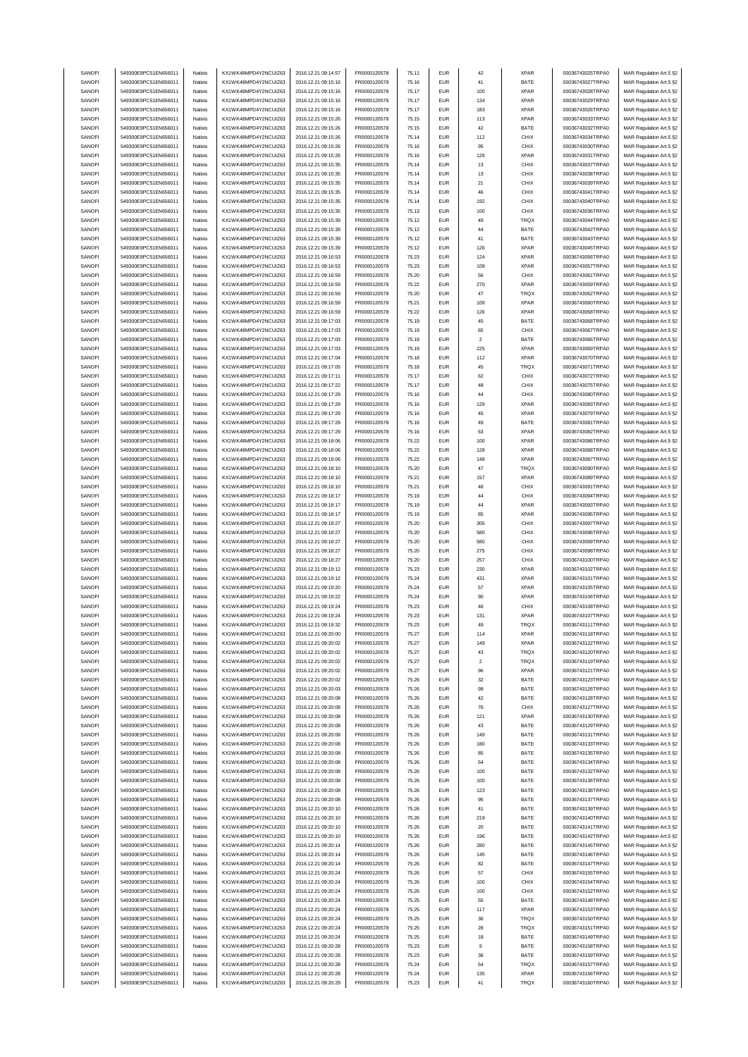| | | | | | | | | | | | |
|---|---|---|---|---|---|---|---|---|---|---|---|
| SANOFI | 549300E9PC51EN656011 | Natixis | KX1WK48MPD4Y2NCUIZ63 | 2016.12.21 09:14:57 | FR0000120578 | 75.11 | EUR | 42 | XPAR | 00036743025TRPA0 | MAR Regulation Art.5 §2 |
| SANOFI | 549300E9PC51EN656011 | Natixis | KX1WK48MPD4Y2NCUIZ63 | 2016.12.21 09:15:16 | FR0000120578 | 75.16 | EUR | 41 | BATE | 00036743027TRPA0 | MAR Regulation Art.5 §2 |
| SANOFI | 549300E9PC51EN656011 | Natixis | KX1WK48MPD4Y2NCUIZ63 | 2016.12.21 09:15:16 | FR0000120578 | 75.17 | EUR | 100 | XPAR | 00036743028TRPA0 | MAR Regulation Art.5 §2 |
| SANOFI | 549300E9PC51EN656011 | Natixis | KX1WK48MPD4Y2NCUIZ63 | 2016.12.21 09:15:16 | FR0000120578 | 75.17 | EUR | 134 | XPAR | 00036743029TRPA0 | MAR Regulation Art.5 §2 |
| SANOFI | 549300E9PC51EN656011 | Natixis | KX1WK48MPD4Y2NCUIZ63 | 2016.12.21 09:15:16 | FR0000120578 | 75.17 | EUR | 183 | XPAR | 00036743026TRPA0 | MAR Regulation Art.5 §2 |
| SANOFI | 549300E9PC51EN656011 | Natixis | KX1WK48MPD4Y2NCUIZ63 | 2016.12.21 09:15:26 | FR0000120578 | 75.15 | EUR | 113 | XPAR | 00036743033TRPA0 | MAR Regulation Art.5 §2 |
| SANOFI | 549300E9PC51EN656011 | Natixis | KX1WK48MPD4Y2NCUIZ63 | 2016.12.21 09:15:26 | FR0000120578 | 75.15 | EUR | 42 | BATE | 00036743032TRPA0 | MAR Regulation Art.5 §2 |
| SANOFI | 549300E9PC51EN656011 | Natixis | KX1WK48MPD4Y2NCUIZ63 | 2016.12.21 09:15:26 | FR0000120578 | 75.14 | EUR | 112 | CHIX | 00036743034TRPA0 | MAR Regulation Art.5 §2 |
| SANOFI | 549300E9PC51EN656011 | Natixis | KX1WK48MPD4Y2NCUIZ63 | 2016.12.21 09:15:26 | FR0000120578 | 75.16 | EUR | 95 | CHIX | 00036743030TRPA0 | MAR Regulation Art.5 §2 |
| SANOFI | 549300E9PC51EN656011 | Natixis | KX1WK48MPD4Y2NCUIZ63 | 2016.12.21 09:15:26 | FR0000120578 | 75.16 | EUR | 129 | XPAR | 00036743031TRPA0 | MAR Regulation Art.5 §2 |
| SANOFI | 549300E9PC51EN656011 | Natixis | KX1WK48MPD4Y2NCUIZ63 | 2016.12.21 09:15:35 | FR0000120578 | 75.14 | EUR | 13 | CHIX | 00036743037TRPA0 | MAR Regulation Art.5 §2 |
| SANOFI | 549300E9PC51EN656011 | Natixis | KX1WK48MPD4Y2NCUIZ63 | 2016.12.21 09:15:35 | FR0000120578 | 75.14 | EUR | 13 | CHIX | 00036743038TRPA0 | MAR Regulation Art.5 §2 |
| SANOFI | 549300E9PC51EN656011 | Natixis | KX1WK48MPD4Y2NCUIZ63 | 2016.12.21 09:15:35 | FR0000120578 | 75.14 | EUR | 21 | CHIX | 00036743039TRPA0 | MAR Regulation Art.5 §2 |
| SANOFI | 549300E9PC51EN656011 | Natixis | KX1WK48MPD4Y2NCUIZ63 | 2016.12.21 09:15:35 | FR0000120578 | 75.14 | EUR | 46 | CHIX | 00036743041TRPA0 | MAR Regulation Art.5 §2 |
| SANOFI | 549300E9PC51EN656011 | Natixis | KX1WK48MPD4Y2NCUIZ63 | 2016.12.21 09:15:35 | FR0000120578 | 75.14 | EUR | 192 | CHIX | 00036743040TRPA0 | MAR Regulation Art.5 §2 |
| SANOFI | 549300E9PC51EN656011 | Natixis | KX1WK48MPD4Y2NCUIZ63 | 2016.12.21 09:15:35 | FR0000120578 | 75.13 | EUR | 100 | CHIX | 00036743036TRPA0 | MAR Regulation Art.5 §2 |
| SANOFI | 549300E9PC51EN656011 | Natixis | KX1WK48MPD4Y2NCUIZ63 | 2016.12.21 09:15:39 | FR0000120578 | 75.12 | EUR | 49 | TRQX | 00036743044TRPA0 | MAR Regulation Art.5 §2 |
| SANOFI | 549300E9PC51EN656011 | Natixis | KX1WK48MPD4Y2NCUIZ63 | 2016.12.21 09:15:39 | FR0000120578 | 75.12 | EUR | 44 | BATE | 00036743042TRPA0 | MAR Regulation Art.5 §2 |
| SANOFI | 549300E9PC51EN656011 | Natixis | KX1WK48MPD4Y2NCUIZ63 | 2016.12.21 09:15:39 | FR0000120578 | 75.12 | EUR | 41 | BATE | 00036743043TRPA0 | MAR Regulation Art.5 §2 |
| SANOFI | 549300E9PC51EN656011 | Natixis | KX1WK48MPD4Y2NCUIZ63 | 2016.12.21 09:15:39 | FR0000120578 | 75.12 | EUR | 126 | XPAR | 00036743045TRPA0 | MAR Regulation Art.5 §2 |
| SANOFI | 549300E9PC51EN656011 | Natixis | KX1WK48MPD4Y2NCUIZ63 | 2016.12.21 09:16:53 | FR0000120578 | 75.23 | EUR | 124 | XPAR | 00036743056TRPA0 | MAR Regulation Art.5 §2 |
| SANOFI | 549300E9PC51EN656011 | Natixis | KX1WK48MPD4Y2NCUIZ63 | 2016.12.21 09:16:53 | FR0000120578 | 75.23 | EUR | 109 | XPAR | 00036743057TRPA0 | MAR Regulation Art.5 §2 |
| SANOFI | 549300E9PC51EN656011 | Natixis | KX1WK48MPD4Y2NCUIZ63 | 2016.12.21 09:16:59 | FR0000120578 | 75.20 | EUR | 56 | CHIX | 00036743061TRPA0 | MAR Regulation Art.5 §2 |
| SANOFI | 549300E9PC51EN656011 | Natixis | KX1WK48MPD4Y2NCUIZ63 | 2016.12.21 09:16:59 | FR0000120578 | 75.22 | EUR | 270 | XPAR | 00036743059TRPA0 | MAR Regulation Art.5 §2 |
| SANOFI | 549300E9PC51EN656011 | Natixis | KX1WK48MPD4Y2NCUIZ63 | 2016.12.21 09:16:59 | FR0000120578 | 75.20 | EUR | 47 | TRQX | 00036743062TRPA0 | MAR Regulation Art.5 §2 |
| SANOFI | 549300E9PC51EN656011 | Natixis | KX1WK48MPD4Y2NCUIZ63 | 2016.12.21 09:16:59 | FR0000120578 | 75.21 | EUR | 109 | XPAR | 00036743060TRPA0 | MAR Regulation Art.5 §2 |
| SANOFI | 549300E9PC51EN656011 | Natixis | KX1WK48MPD4Y2NCUIZ63 | 2016.12.21 09:16:59 | FR0000120578 | 75.22 | EUR | 126 | XPAR | 00036743058TRPA0 | MAR Regulation Art.5 §2 |
| SANOFI | 549300E9PC51EN656011 | Natixis | KX1WK48MPD4Y2NCUIZ63 | 2016.12.21 09:17:03 | FR0000120578 | 75.19 | EUR | 45 | BATE | 00036743068TRPA0 | MAR Regulation Art.5 §2 |
| SANOFI | 549300E9PC51EN656011 | Natixis | KX1WK48MPD4Y2NCUIZ63 | 2016.12.21 09:17:03 | FR0000120578 | 75.19 | EUR | 65 | CHIX | 00036743067TRPA0 | MAR Regulation Art.5 §2 |
| SANOFI | 549300E9PC51EN656011 | Natixis | KX1WK48MPD4Y2NCUIZ63 | 2016.12.21 09:17:03 | FR0000120578 | 75.19 | EUR | 2 | BATE | 00036743066TRPA0 | MAR Regulation Art.5 §2 |
| SANOFI | 549300E9PC51EN656011 | Natixis | KX1WK48MPD4Y2NCUIZ63 | 2016.12.21 09:17:03 | FR0000120578 | 75.19 | EUR | 225 | XPAR | 00036743069TRPA0 | MAR Regulation Art.5 §2 |
| SANOFI | 549300E9PC51EN656011 | Natixis | KX1WK48MPD4Y2NCUIZ63 | 2016.12.21 09:17:04 | FR0000120578 | 75.18 | EUR | 112 | XPAR | 00036743070TRPA0 | MAR Regulation Art.5 §2 |
| SANOFI | 549300E9PC51EN656011 | Natixis | KX1WK48MPD4Y2NCUIZ63 | 2016.12.21 09:17:05 | FR0000120578 | 75.18 | EUR | 45 | TRQX | 00036743071TRPA0 | MAR Regulation Art.5 §2 |
| SANOFI | 549300E9PC51EN656011 | Natixis | KX1WK48MPD4Y2NCUIZ63 | 2016.12.21 09:17:11 | FR0000120578 | 75.17 | EUR | 62 | CHIX | 00036743072TRPA0 | MAR Regulation Art.5 §2 |
| SANOFI | 549300E9PC51EN656011 | Natixis | KX1WK48MPD4Y2NCUIZ63 | 2016.12.21 09:17:22 | FR0000120578 | 75.17 | EUR | 48 | CHIX | 00036743075TRPA0 | MAR Regulation Art.5 §2 |
| SANOFI | 549300E9PC51EN656011 | Natixis | KX1WK48MPD4Y2NCUIZ63 | 2016.12.21 09:17:29 | FR0000120578 | 75.16 | EUR | 44 | CHIX | 00036743080TRPA0 | MAR Regulation Art.5 §2 |
| SANOFI | 549300E9PC51EN656011 | Natixis | KX1WK48MPD4Y2NCUIZ63 | 2016.12.21 09:17:29 | FR0000120578 | 75.16 | EUR | 129 | XPAR | 00036743083TRPA0 | MAR Regulation Art.5 §2 |
| SANOFI | 549300E9PC51EN656011 | Natixis | KX1WK48MPD4Y2NCUIZ63 | 2016.12.21 09:17:29 | FR0000120578 | 75.16 | EUR | 45 | XPAR | 00036743079TRPA0 | MAR Regulation Art.5 §2 |
| SANOFI | 549300E9PC51EN656011 | Natixis | KX1WK48MPD4Y2NCUIZ63 | 2016.12.21 09:17:29 | FR0000120578 | 75.16 | EUR | 49 | BATE | 00036743081TRPA0 | MAR Regulation Art.5 §2 |
| SANOFI | 549300E9PC51EN656011 | Natixis | KX1WK48MPD4Y2NCUIZ63 | 2016.12.21 09:17:29 | FR0000120578 | 75.16 | EUR | 63 | XPAR | 00036743082TRPA0 | MAR Regulation Art.5 §2 |
| SANOFI | 549300E9PC51EN656011 | Natixis | KX1WK48MPD4Y2NCUIZ63 | 2016.12.21 09:18:06 | FR0000120578 | 75.22 | EUR | 100 | XPAR | 00036743086TRPA0 | MAR Regulation Art.5 §2 |
| SANOFI | 549300E9PC51EN656011 | Natixis | KX1WK48MPD4Y2NCUIZ63 | 2016.12.21 09:18:06 | FR0000120578 | 75.22 | EUR | 128 | XPAR | 00036743088TRPA0 | MAR Regulation Art.5 §2 |
| SANOFI | 549300E9PC51EN656011 | Natixis | KX1WK48MPD4Y2NCUIZ63 | 2016.12.21 09:18:06 | FR0000120578 | 75.22 | EUR | 148 | XPAR | 00036743087TRPA0 | MAR Regulation Art.5 §2 |
| SANOFI | 549300E9PC51EN656011 | Natixis | KX1WK48MPD4Y2NCUIZ63 | 2016.12.21 09:18:10 | FR0000120578 | 75.20 | EUR | 47 | TRQX | 00036743090TRPA0 | MAR Regulation Art.5 §2 |
| SANOFI | 549300E9PC51EN656011 | Natixis | KX1WK48MPD4Y2NCUIZ63 | 2016.12.21 09:18:10 | FR0000120578 | 75.21 | EUR | 157 | XPAR | 00036743089TRPA0 | MAR Regulation Art.5 §2 |
| SANOFI | 549300E9PC51EN656011 | Natixis | KX1WK48MPD4Y2NCUIZ63 | 2016.12.21 09:18:10 | FR0000120578 | 75.21 | EUR | 48 | CHIX | 00036743091TRPA0 | MAR Regulation Art.5 §2 |
| SANOFI | 549300E9PC51EN656011 | Natixis | KX1WK48MPD4Y2NCUIZ63 | 2016.12.21 09:18:17 | FR0000120578 | 75.19 | EUR | 44 | CHIX | 00036743094TRPA0 | MAR Regulation Art.5 §2 |
| SANOFI | 549300E9PC51EN656011 | Natixis | KX1WK48MPD4Y2NCUIZ63 | 2016.12.21 09:18:17 | FR0000120578 | 75.19 | EUR | 44 | XPAR | 00036743093TRPA0 | MAR Regulation Art.5 §2 |
| SANOFI | 549300E9PC51EN656011 | Natixis | KX1WK48MPD4Y2NCUIZ63 | 2016.12.21 09:18:17 | FR0000120578 | 75.19 | EUR | 85 | XPAR | 00036743095TRPA0 | MAR Regulation Art.5 §2 |
| SANOFI | 549300E9PC51EN656011 | Natixis | KX1WK48MPD4Y2NCUIZ63 | 2016.12.21 09:18:27 | FR0000120578 | 75.20 | EUR | 305 | CHIX | 00036743097TRPA0 | MAR Regulation Art.5 §2 |
| SANOFI | 549300E9PC51EN656011 | Natixis | KX1WK48MPD4Y2NCUIZ63 | 2016.12.21 09:18:27 | FR0000120578 | 75.20 | EUR | 580 | CHIX | 00036743096TRPA0 | MAR Regulation Art.5 §2 |
| SANOFI | 549300E9PC51EN656011 | Natixis | KX1WK48MPD4Y2NCUIZ63 | 2016.12.21 09:18:27 | FR0000120578 | 75.20 | EUR | 580 | CHIX | 00036743099TRPA0 | MAR Regulation Art.5 §2 |
| SANOFI | 549300E9PC51EN656011 | Natixis | KX1WK48MPD4Y2NCUIZ63 | 2016.12.21 09:18:27 | FR0000120578 | 75.20 | EUR | 275 | CHIX | 00036743098TRPA0 | MAR Regulation Art.5 §2 |
| SANOFI | 549300E9PC51EN656011 | Natixis | KX1WK48MPD4Y2NCUIZ63 | 2016.12.21 09:18:27 | FR0000120578 | 75.20 | EUR | 257 | CHIX | 00036743100TRPA0 | MAR Regulation Art.5 §2 |
| SANOFI | 549300E9PC51EN656011 | Natixis | KX1WK48MPD4Y2NCUIZ63 | 2016.12.21 09:19:12 | FR0000120578 | 75.23 | EUR | 230 | XPAR | 00036743102TRPA0 | MAR Regulation Art.5 §2 |
| SANOFI | 549300E9PC51EN656011 | Natixis | KX1WK48MPD4Y2NCUIZ63 | 2016.12.21 09:19:12 | FR0000120578 | 75.24 | EUR | 431 | XPAR | 00036743101TRPA0 | MAR Regulation Art.5 §2 |
| SANOFI | 549300E9PC51EN656011 | Natixis | KX1WK48MPD4Y2NCUIZ63 | 2016.12.21 09:19:20 | FR0000120578 | 75.24 | EUR | 57 | XPAR | 00036743105TRPA0 | MAR Regulation Art.5 §2 |
| SANOFI | 549300E9PC51EN656011 | Natixis | KX1WK48MPD4Y2NCUIZ63 | 2016.12.21 09:19:22 | FR0000120578 | 75.24 | EUR | 90 | XPAR | 00036743106TRPA0 | MAR Regulation Art.5 §2 |
| SANOFI | 549300E9PC51EN656011 | Natixis | KX1WK48MPD4Y2NCUIZ63 | 2016.12.21 09:19:24 | FR0000120578 | 75.23 | EUR | 46 | CHIX | 00036743108TRPA0 | MAR Regulation Art.5 §2 |
| SANOFI | 549300E9PC51EN656011 | Natixis | KX1WK48MPD4Y2NCUIZ63 | 2016.12.21 09:19:24 | FR0000120578 | 75.23 | EUR | 131 | XPAR | 00036743107TRPA0 | MAR Regulation Art.5 §2 |
| SANOFI | 549300E9PC51EN656011 | Natixis | KX1WK48MPD4Y2NCUIZ63 | 2016.12.21 09:19:32 | FR0000120578 | 75.23 | EUR | 49 | TRQX | 00036743111TRPA0 | MAR Regulation Art.5 §2 |
| SANOFI | 549300E9PC51EN656011 | Natixis | KX1WK48MPD4Y2NCUIZ63 | 2016.12.21 09:20:00 | FR0000120578 | 75.27 | EUR | 114 | XPAR | 00036743118TRPA0 | MAR Regulation Art.5 §2 |
| SANOFI | 549300E9PC51EN656011 | Natixis | KX1WK48MPD4Y2NCUIZ63 | 2016.12.21 09:20:02 | FR0000120578 | 75.27 | EUR | 149 | XPAR | 00036743122TRPA0 | MAR Regulation Art.5 §2 |
| SANOFI | 549300E9PC51EN656011 | Natixis | KX1WK48MPD4Y2NCUIZ63 | 2016.12.21 09:20:02 | FR0000120578 | 75.27 | EUR | 43 | TRQX | 00036743120TRPA0 | MAR Regulation Art.5 §2 |
| SANOFI | 549300E9PC51EN656011 | Natixis | KX1WK48MPD4Y2NCUIZ63 | 2016.12.21 09:20:02 | FR0000120578 | 75.27 | EUR | 2 | TRQX | 00036743119TRPA0 | MAR Regulation Art.5 §2 |
| SANOFI | 549300E9PC51EN656011 | Natixis | KX1WK48MPD4Y2NCUIZ63 | 2016.12.21 09:20:02 | FR0000120578 | 75.27 | EUR | 96 | XPAR | 00036743121TRPA0 | MAR Regulation Art.5 §2 |
| SANOFI | 549300E9PC51EN656011 | Natixis | KX1WK48MPD4Y2NCUIZ63 | 2016.12.21 09:20:02 | FR0000120578 | 75.26 | EUR | 32 | BATE | 00036743123TRPA0 | MAR Regulation Art.5 §2 |
| SANOFI | 549300E9PC51EN656011 | Natixis | KX1WK48MPD4Y2NCUIZ63 | 2016.12.21 09:20:03 | FR0000120578 | 75.26 | EUR | 99 | BATE | 00036743126TRPA0 | MAR Regulation Art.5 §2 |
| SANOFI | 549300E9PC51EN656011 | Natixis | KX1WK48MPD4Y2NCUIZ63 | 2016.12.21 09:20:08 | FR0000120578 | 75.26 | EUR | 42 | BATE | 00036743128TRPA0 | MAR Regulation Art.5 §2 |
| SANOFI | 549300E9PC51EN656011 | Natixis | KX1WK48MPD4Y2NCUIZ63 | 2016.12.21 09:20:08 | FR0000120578 | 75.26 | EUR | 76 | CHIX | 00036743127TRPA0 | MAR Regulation Art.5 §2 |
| SANOFI | 549300E9PC51EN656011 | Natixis | KX1WK48MPD4Y2NCUIZ63 | 2016.12.21 09:20:08 | FR0000120578 | 75.26 | EUR | 121 | XPAR | 00036743130TRPA0 | MAR Regulation Art.5 §2 |
| SANOFI | 549300E9PC51EN656011 | Natixis | KX1WK48MPD4Y2NCUIZ63 | 2016.12.21 09:20:08 | FR0000120578 | 75.26 | EUR | 43 | BATE | 00036743129TRPA0 | MAR Regulation Art.5 §2 |
| SANOFI | 549300E9PC51EN656011 | Natixis | KX1WK48MPD4Y2NCUIZ63 | 2016.12.21 09:20:08 | FR0000120578 | 75.26 | EUR | 149 | BATE | 00036743131TRPA0 | MAR Regulation Art.5 §2 |
| SANOFI | 549300E9PC51EN656011 | Natixis | KX1WK48MPD4Y2NCUIZ63 | 2016.12.21 09:20:08 | FR0000120578 | 75.26 | EUR | 180 | BATE | 00036743133TRPA0 | MAR Regulation Art.5 §2 |
| SANOFI | 549300E9PC51EN656011 | Natixis | KX1WK48MPD4Y2NCUIZ63 | 2016.12.21 09:20:08 | FR0000120578 | 75.26 | EUR | 85 | BATE | 00036743135TRPA0 | MAR Regulation Art.5 §2 |
| SANOFI | 549300E9PC51EN656011 | Natixis | KX1WK48MPD4Y2NCUIZ63 | 2016.12.21 09:20:08 | FR0000120578 | 75.26 | EUR | 54 | BATE | 00036743134TRPA0 | MAR Regulation Art.5 §2 |
| SANOFI | 549300E9PC51EN656011 | Natixis | KX1WK48MPD4Y2NCUIZ63 | 2016.12.21 09:20:08 | FR0000120578 | 75.26 | EUR | 100 | BATE | 00036743132TRPA0 | MAR Regulation Art.5 §2 |
| SANOFI | 549300E9PC51EN656011 | Natixis | KX1WK48MPD4Y2NCUIZ63 | 2016.12.21 09:20:08 | FR0000120578 | 75.26 | EUR | 100 | BATE | 00036743136TRPA0 | MAR Regulation Art.5 §2 |
| SANOFI | 549300E9PC51EN656011 | Natixis | KX1WK48MPD4Y2NCUIZ63 | 2016.12.21 09:20:08 | FR0000120578 | 75.26 | EUR | 123 | BATE | 00036743138TRPA0 | MAR Regulation Art.5 §2 |
| SANOFI | 549300E9PC51EN656011 | Natixis | KX1WK48MPD4Y2NCUIZ63 | 2016.12.21 09:20:08 | FR0000120578 | 75.26 | EUR | 95 | BATE | 00036743137TRPA0 | MAR Regulation Art.5 §2 |
| SANOFI | 549300E9PC51EN656011 | Natixis | KX1WK48MPD4Y2NCUIZ63 | 2016.12.21 09:20:10 | FR0000120578 | 75.26 | EUR | 41 | BATE | 00036743139TRPA0 | MAR Regulation Art.5 §2 |
| SANOFI | 549300E9PC51EN656011 | Natixis | KX1WK48MPD4Y2NCUIZ63 | 2016.12.21 09:20:10 | FR0000120578 | 75.26 | EUR | 219 | BATE | 00036743140TRPA0 | MAR Regulation Art.5 §2 |
| SANOFI | 549300E9PC51EN656011 | Natixis | KX1WK48MPD4Y2NCUIZ63 | 2016.12.21 09:20:10 | FR0000120578 | 75.26 | EUR | 20 | BATE | 00036743141TRPA0 | MAR Regulation Art.5 §2 |
| SANOFI | 549300E9PC51EN656011 | Natixis | KX1WK48MPD4Y2NCUIZ63 | 2016.12.21 09:20:10 | FR0000120578 | 75.26 | EUR | 196 | BATE | 00036743142TRPA0 | MAR Regulation Art.5 §2 |
| SANOFI | 549300E9PC51EN656011 | Natixis | KX1WK48MPD4Y2NCUIZ63 | 2016.12.21 09:20:14 | FR0000120578 | 75.26 | EUR | 280 | BATE | 00036743145TRPA0 | MAR Regulation Art.5 §2 |
| SANOFI | 549300E9PC51EN656011 | Natixis | KX1WK48MPD4Y2NCUIZ63 | 2016.12.21 09:20:14 | FR0000120578 | 75.26 | EUR | 145 | BATE | 00036743146TRPA0 | MAR Regulation Art.5 §2 |
| SANOFI | 549300E9PC51EN656011 | Natixis | KX1WK48MPD4Y2NCUIZ63 | 2016.12.21 09:20:14 | FR0000120578 | 75.26 | EUR | 82 | BATE | 00036743147TRPA0 | MAR Regulation Art.5 §2 |
| SANOFI | 549300E9PC51EN656011 | Natixis | KX1WK48MPD4Y2NCUIZ63 | 2016.12.21 09:20:24 | FR0000120578 | 75.26 | EUR | 57 | CHIX | 00036743155TRPA0 | MAR Regulation Art.5 §2 |
| SANOFI | 549300E9PC51EN656011 | Natixis | KX1WK48MPD4Y2NCUIZ63 | 2016.12.21 09:20:24 | FR0000120578 | 75.26 | EUR | 100 | CHIX | 00036743154TRPA0 | MAR Regulation Art.5 §2 |
| SANOFI | 549300E9PC51EN656011 | Natixis | KX1WK48MPD4Y2NCUIZ63 | 2016.12.21 09:20:24 | FR0000120578 | 75.26 | EUR | 100 | CHIX | 00036743152TRPA0 | MAR Regulation Art.5 §2 |
| SANOFI | 549300E9PC51EN656011 | Natixis | KX1WK48MPD4Y2NCUIZ63 | 2016.12.21 09:20:24 | FR0000120578 | 75.25 | EUR | 55 | BATE | 00036743148TRPA0 | MAR Regulation Art.5 §2 |
| SANOFI | 549300E9PC51EN656011 | Natixis | KX1WK48MPD4Y2NCUIZ63 | 2016.12.21 09:20:24 | FR0000120578 | 75.25 | EUR | 117 | XPAR | 00036743153TRPA0 | MAR Regulation Art.5 §2 |
| SANOFI | 549300E9PC51EN656011 | Natixis | KX1WK48MPD4Y2NCUIZ63 | 2016.12.21 09:20:24 | FR0000120578 | 75.25 | EUR | 36 | TRQX | 00036743150TRPA0 | MAR Regulation Art.5 §2 |
| SANOFI | 549300E9PC51EN656011 | Natixis | KX1WK48MPD4Y2NCUIZ63 | 2016.12.21 09:20:24 | FR0000120578 | 75.25 | EUR | 28 | TRQX | 00036743151TRPA0 | MAR Regulation Art.5 §2 |
| SANOFI | 549300E9PC51EN656011 | Natixis | KX1WK48MPD4Y2NCUIZ63 | 2016.12.21 09:20:24 | FR0000120578 | 75.25 | EUR | 18 | BATE | 00036743149TRPA0 | MAR Regulation Art.5 §2 |
| SANOFI | 549300E9PC51EN656011 | Natixis | KX1WK48MPD4Y2NCUIZ63 | 2016.12.21 09:20:28 | FR0000120578 | 75.23 | EUR | 9 | BATE | 00036743158TRPA0 | MAR Regulation Art.5 §2 |
| SANOFI | 549300E9PC51EN656011 | Natixis | KX1WK48MPD4Y2NCUIZ63 | 2016.12.21 09:20:28 | FR0000120578 | 75.23 | EUR | 36 | BATE | 00036743159TRPA0 | MAR Regulation Art.5 §2 |
| SANOFI | 549300E9PC51EN656011 | Natixis | KX1WK48MPD4Y2NCUIZ63 | 2016.12.21 09:20:28 | FR0000120578 | 75.24 | EUR | 54 | TRQX | 00036743157TRPA0 | MAR Regulation Art.5 §2 |
| SANOFI | 549300E9PC51EN656011 | Natixis | KX1WK48MPD4Y2NCUIZ63 | 2016.12.21 09:20:28 | FR0000120578 | 75.24 | EUR | 135 | XPAR | 00036743156TRPA0 | MAR Regulation Art.5 §2 |
| SANOFI | 549300E9PC51EN656011 | Natixis | KX1WK48MPD4Y2NCUIZ63 | 2016.12.21 09:20:29 | FR0000120578 | 75.23 | EUR | 41 | TRQX | 00036743160TRPA0 | MAR Regulation Art.5 §2 |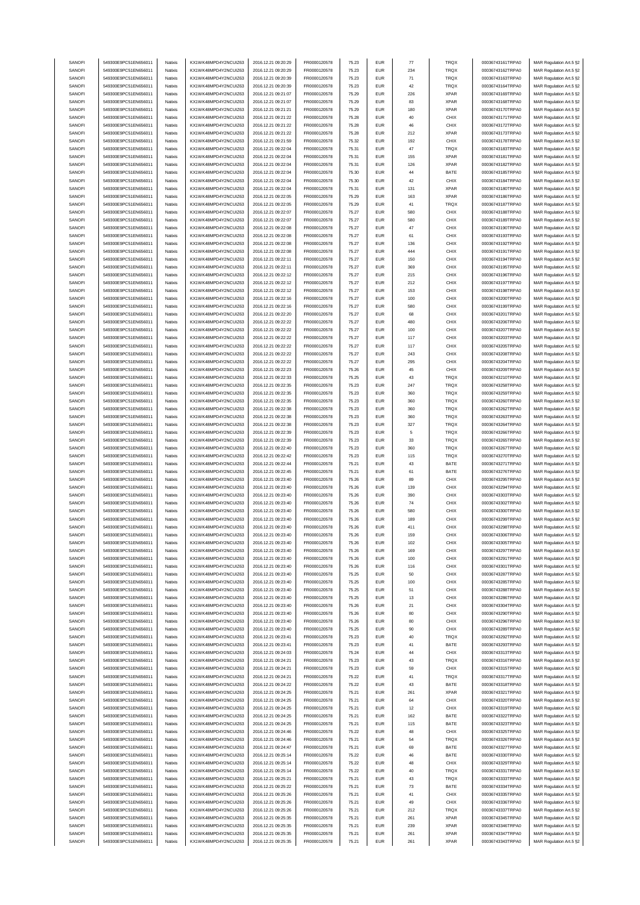| SANOFI | 549300E9PC51EN656011 | Natixis | KX1WK48MPD4Y2NCUIZ63 | 2016.12.21 09:20:29 | FR0000120578 | 75.23 | EUR | 77 | TRQX | 00036743161TRPA0 | MAR Regulation Art.5 §2 |
|---|---|---|---|---|---|---|---|---|---|---|---|
| SANOFI | 549300E9PC51EN656011 | Natixis | KX1WK48MPD4Y2NCUIZ63 | 2016.12.21 09:20:29 | FR0000120578 | 75.23 | EUR | 234 | TRQX | 00036743162TRPA0 | MAR Regulation Art.5 §2 |
| SANOFI | 549300E9PC51EN656011 | Natixis | KX1WK48MPD4Y2NCUIZ63 | 2016.12.21 09:20:39 | FR0000120578 | 75.23 | EUR | 71 | TRQX | 00036743163TRPA0 | MAR Regulation Art.5 §2 |
| SANOFI | 549300E9PC51EN656011 | Natixis | KX1WK48MPD4Y2NCUIZ63 | 2016.12.21 09:20:39 | FR0000120578 | 75.23 | EUR | 42 | TRQX | 00036743164TRPA0 | MAR Regulation Art.5 §2 |
| SANOFI | 549300E9PC51EN656011 | Natixis | KX1WK48MPD4Y2NCUIZ63 | 2016.12.21 09:21:07 | FR0000120578 | 75.29 | EUR | 226 | XPAR | 00036743169TRPA0 | MAR Regulation Art.5 §2 |
| SANOFI | 549300E9PC51EN656011 | Natixis | KX1WK48MPD4Y2NCUIZ63 | 2016.12.21 09:21:07 | FR0000120578 | 75.29 | EUR | 83 | XPAR | 00036743168TRPA0 | MAR Regulation Art.5 §2 |
| SANOFI | 549300E9PC51EN656011 | Natixis | KX1WK48MPD4Y2NCUIZ63 | 2016.12.21 09:21:21 | FR0000120578 | 75.29 | EUR | 180 | XPAR | 00036743170TRPA0 | MAR Regulation Art.5 §2 |
| SANOFI | 549300E9PC51EN656011 | Natixis | KX1WK48MPD4Y2NCUIZ63 | 2016.12.21 09:21:22 | FR0000120578 | 75.28 | EUR | 40 | CHIX | 00036743171TRPA0 | MAR Regulation Art.5 §2 |
| SANOFI | 549300E9PC51EN656011 | Natixis | KX1WK48MPD4Y2NCUIZ63 | 2016.12.21 09:21:22 | FR0000120578 | 75.28 | EUR | 46 | CHIX | 00036743172TRPA0 | MAR Regulation Art.5 §2 |
| SANOFI | 549300E9PC51EN656011 | Natixis | KX1WK48MPD4Y2NCUIZ63 | 2016.12.21 09:21:22 | FR0000120578 | 75.28 | EUR | 212 | XPAR | 00036743173TRPA0 | MAR Regulation Art.5 §2 |
| SANOFI | 549300E9PC51EN656011 | Natixis | KX1WK48MPD4Y2NCUIZ63 | 2016.12.21 09:21:59 | FR0000120578 | 75.32 | EUR | 192 | CHIX | 00036743178TRPA0 | MAR Regulation Art.5 §2 |
| SANOFI | 549300E9PC51EN656011 | Natixis | KX1WK48MPD4Y2NCUIZ63 | 2016.12.21 09:22:04 | FR0000120578 | 75.31 | EUR | 47 | TRQX | 00036743183TRPA0 | MAR Regulation Art.5 §2 |
| SANOFI | 549300E9PC51EN656011 | Natixis | KX1WK48MPD4Y2NCUIZ63 | 2016.12.21 09:22:04 | FR0000120578 | 75.31 | EUR | 155 | XPAR | 00036743181TRPA0 | MAR Regulation Art.5 §2 |
| SANOFI | 549300E9PC51EN656011 | Natixis | KX1WK48MPD4Y2NCUIZ63 | 2016.12.21 09:22:04 | FR0000120578 | 75.31 | EUR | 126 | XPAR | 00036743182TRPA0 | MAR Regulation Art.5 §2 |
| SANOFI | 549300E9PC51EN656011 | Natixis | KX1WK48MPD4Y2NCUIZ63 | 2016.12.21 09:22:04 | FR0000120578 | 75.30 | EUR | 44 | BATE | 00036743185TRPA0 | MAR Regulation Art.5 §2 |
| SANOFI | 549300E9PC51EN656011 | Natixis | KX1WK48MPD4Y2NCUIZ63 | 2016.12.21 09:22:04 | FR0000120578 | 75.30 | EUR | 42 | CHIX | 00036743184TRPA0 | MAR Regulation Art.5 §2 |
| SANOFI | 549300E9PC51EN656011 | Natixis | KX1WK48MPD4Y2NCUIZ63 | 2016.12.21 09:22:04 | FR0000120578 | 75.31 | EUR | 131 | XPAR | 00036743180TRPA0 | MAR Regulation Art.5 §2 |
| SANOFI | 549300E9PC51EN656011 | Natixis | KX1WK48MPD4Y2NCUIZ63 | 2016.12.21 09:22:05 | FR0000120578 | 75.29 | EUR | 163 | XPAR | 00036743186TRPA0 | MAR Regulation Art.5 §2 |
| SANOFI | 549300E9PC51EN656011 | Natixis | KX1WK48MPD4Y2NCUIZ63 | 2016.12.21 09:22:05 | FR0000120578 | 75.29 | EUR | 41 | TRQX | 00036743187TRPA0 | MAR Regulation Art.5 §2 |
| SANOFI | 549300E9PC51EN656011 | Natixis | KX1WK48MPD4Y2NCUIZ63 | 2016.12.21 09:22:07 | FR0000120578 | 75.27 | EUR | 580 | CHIX | 00036743188TRPA0 | MAR Regulation Art.5 §2 |
| SANOFI | 549300E9PC51EN656011 | Natixis | KX1WK48MPD4Y2NCUIZ63 | 2016.12.21 09:22:07 | FR0000120578 | 75.27 | EUR | 580 | CHIX | 00036743189TRPA0 | MAR Regulation Art.5 §2 |
| SANOFI | 549300E9PC51EN656011 | Natixis | KX1WK48MPD4Y2NCUIZ63 | 2016.12.21 09:22:08 | FR0000120578 | 75.27 | EUR | 47 | CHIX | 00036743190TRPA0 | MAR Regulation Art.5 §2 |
| SANOFI | 549300E9PC51EN656011 | Natixis | KX1WK48MPD4Y2NCUIZ63 | 2016.12.21 09:22:08 | FR0000120578 | 75.27 | EUR | 61 | CHIX | 00036743193TRPA0 | MAR Regulation Art.5 §2 |
| SANOFI | 549300E9PC51EN656011 | Natixis | KX1WK48MPD4Y2NCUIZ63 | 2016.12.21 09:22:08 | FR0000120578 | 75.27 | EUR | 136 | CHIX | 00036743192TRPA0 | MAR Regulation Art.5 §2 |
| SANOFI | 549300E9PC51EN656011 | Natixis | KX1WK48MPD4Y2NCUIZ63 | 2016.12.21 09:22:08 | FR0000120578 | 75.27 | EUR | 444 | CHIX | 00036743191TRPA0 | MAR Regulation Art.5 §2 |
| SANOFI | 549300E9PC51EN656011 | Natixis | KX1WK48MPD4Y2NCUIZ63 | 2016.12.21 09:22:11 | FR0000120578 | 75.27 | EUR | 150 | CHIX | 00036743194TRPA0 | MAR Regulation Art.5 §2 |
| SANOFI | 549300E9PC51EN656011 | Natixis | KX1WK48MPD4Y2NCUIZ63 | 2016.12.21 09:22:11 | FR0000120578 | 75.27 | EUR | 369 | CHIX | 00036743195TRPA0 | MAR Regulation Art.5 §2 |
| SANOFI | 549300E9PC51EN656011 | Natixis | KX1WK48MPD4Y2NCUIZ63 | 2016.12.21 09:22:12 | FR0000120578 | 75.27 | EUR | 215 | CHIX | 00036743196TRPA0 | MAR Regulation Art.5 §2 |
| SANOFI | 549300E9PC51EN656011 | Natixis | KX1WK48MPD4Y2NCUIZ63 | 2016.12.21 09:22:12 | FR0000120578 | 75.27 | EUR | 212 | CHIX | 00036743197TRPA0 | MAR Regulation Art.5 §2 |
| SANOFI | 549300E9PC51EN656011 | Natixis | KX1WK48MPD4Y2NCUIZ63 | 2016.12.21 09:22:12 | FR0000120578 | 75.27 | EUR | 153 | CHIX | 00036743198TRPA0 | MAR Regulation Art.5 §2 |
| SANOFI | 549300E9PC51EN656011 | Natixis | KX1WK48MPD4Y2NCUIZ63 | 2016.12.21 09:22:16 | FR0000120578 | 75.27 | EUR | 100 | CHIX | 00036743200TRPA0 | MAR Regulation Art.5 §2 |
| SANOFI | 549300E9PC51EN656011 | Natixis | KX1WK48MPD4Y2NCUIZ63 | 2016.12.21 09:22:16 | FR0000120578 | 75.27 | EUR | 580 | CHIX | 00036743199TRPA0 | MAR Regulation Art.5 §2 |
| SANOFI | 549300E9PC51EN656011 | Natixis | KX1WK48MPD4Y2NCUIZ63 | 2016.12.21 09:22:20 | FR0000120578 | 75.27 | EUR | 68 | CHIX | 00036743201TRPA0 | MAR Regulation Art.5 §2 |
| SANOFI | 549300E9PC51EN656011 | Natixis | KX1WK48MPD4Y2NCUIZ63 | 2016.12.21 09:22:22 | FR0000120578 | 75.27 | EUR | 480 | CHIX | 00036743206TRPA0 | MAR Regulation Art.5 §2 |
| SANOFI | 549300E9PC51EN656011 | Natixis | KX1WK48MPD4Y2NCUIZ63 | 2016.12.21 09:22:22 | FR0000120578 | 75.27 | EUR | 100 | CHIX | 00036743207TRPA0 | MAR Regulation Art.5 §2 |
| SANOFI | 549300E9PC51EN656011 | Natixis | KX1WK48MPD4Y2NCUIZ63 | 2016.12.21 09:22:22 | FR0000120578 | 75.27 | EUR | 117 | CHIX | 00036743203TRPA0 | MAR Regulation Art.5 §2 |
| SANOFI | 549300E9PC51EN656011 | Natixis | KX1WK48MPD4Y2NCUIZ63 | 2016.12.21 09:22:22 | FR0000120578 | 75.27 | EUR | 117 | CHIX | 00036743205TRPA0 | MAR Regulation Art.5 §2 |
| SANOFI | 549300E9PC51EN656011 | Natixis | KX1WK48MPD4Y2NCUIZ63 | 2016.12.21 09:22:22 | FR0000120578 | 75.27 | EUR | 243 | CHIX | 00036743208TRPA0 | MAR Regulation Art.5 §2 |
| SANOFI | 549300E9PC51EN656011 | Natixis | KX1WK48MPD4Y2NCUIZ63 | 2016.12.21 09:22:22 | FR0000120578 | 75.27 | EUR | 295 | CHIX | 00036743204TRPA0 | MAR Regulation Art.5 §2 |
| SANOFI | 549300E9PC51EN656011 | Natixis | KX1WK48MPD4Y2NCUIZ63 | 2016.12.21 09:22:23 | FR0000120578 | 75.26 | EUR | 45 | CHIX | 00036743209TRPA0 | MAR Regulation Art.5 §2 |
| SANOFI | 549300E9PC51EN656011 | Natixis | KX1WK48MPD4Y2NCUIZ63 | 2016.12.21 09:22:33 | FR0000120578 | 75.25 | EUR | 43 | TRQX | 00036743210TRPA0 | MAR Regulation Art.5 §2 |
| SANOFI | 549300E9PC51EN656011 | Natixis | KX1WK48MPD4Y2NCUIZ63 | 2016.12.21 09:22:35 | FR0000120578 | 75.23 | EUR | 247 | TRQX | 00036743258TRPA0 | MAR Regulation Art.5 §2 |
| SANOFI | 549300E9PC51EN656011 | Natixis | KX1WK48MPD4Y2NCUIZ63 | 2016.12.21 09:22:35 | FR0000120578 | 75.23 | EUR | 360 | TRQX | 00036743259TRPA0 | MAR Regulation Art.5 §2 |
| SANOFI | 549300E9PC51EN656011 | Natixis | KX1WK48MPD4Y2NCUIZ63 | 2016.12.21 09:22:35 | FR0000120578 | 75.23 | EUR | 360 | TRQX | 00036743260TRPA0 | MAR Regulation Art.5 §2 |
| SANOFI | 549300E9PC51EN656011 | Natixis | KX1WK48MPD4Y2NCUIZ63 | 2016.12.21 09:22:38 | FR0000120578 | 75.23 | EUR | 360 | TRQX | 00036743262TRPA0 | MAR Regulation Art.5 §2 |
| SANOFI | 549300E9PC51EN656011 | Natixis | KX1WK48MPD4Y2NCUIZ63 | 2016.12.21 09:22:38 | FR0000120578 | 75.23 | EUR | 360 | TRQX | 00036743263TRPA0 | MAR Regulation Art.5 §2 |
| SANOFI | 549300E9PC51EN656011 | Natixis | KX1WK48MPD4Y2NCUIZ63 | 2016.12.21 09:22:38 | FR0000120578 | 75.23 | EUR | 327 | TRQX | 00036743264TRPA0 | MAR Regulation Art.5 §2 |
| SANOFI | 549300E9PC51EN656011 | Natixis | KX1WK48MPD4Y2NCUIZ63 | 2016.12.21 09:22:39 | FR0000120578 | 75.23 | EUR | 5 | TRQX | 00036743266TRPA0 | MAR Regulation Art.5 §2 |
| SANOFI | 549300E9PC51EN656011 | Natixis | KX1WK48MPD4Y2NCUIZ63 | 2016.12.21 09:22:39 | FR0000120578 | 75.23 | EUR | 33 | TRQX | 00036743265TRPA0 | MAR Regulation Art.5 §2 |
| SANOFI | 549300E9PC51EN656011 | Natixis | KX1WK48MPD4Y2NCUIZ63 | 2016.12.21 09:22:40 | FR0000120578 | 75.23 | EUR | 360 | TRQX | 00036743267TRPA0 | MAR Regulation Art.5 §2 |
| SANOFI | 549300E9PC51EN656011 | Natixis | KX1WK48MPD4Y2NCUIZ63 | 2016.12.21 09:22:42 | FR0000120578 | 75.23 | EUR | 115 | TRQX | 00036743270TRPA0 | MAR Regulation Art.5 §2 |
| SANOFI | 549300E9PC51EN656011 | Natixis | KX1WK48MPD4Y2NCUIZ63 | 2016.12.21 09:22:44 | FR0000120578 | 75.21 | EUR | 43 | BATE | 00036743271TRPA0 | MAR Regulation Art.5 §2 |
| SANOFI | 549300E9PC51EN656011 | Natixis | KX1WK48MPD4Y2NCUIZ63 | 2016.12.21 09:22:45 | FR0000120578 | 75.21 | EUR | 61 | BATE | 00036743276TRPA0 | MAR Regulation Art.5 §2 |
| SANOFI | 549300E9PC51EN656011 | Natixis | KX1WK48MPD4Y2NCUIZ63 | 2016.12.21 09:23:40 | FR0000120578 | 75.26 | EUR | 89 | CHIX | 00036743295TRPA0 | MAR Regulation Art.5 §2 |
| SANOFI | 549300E9PC51EN656011 | Natixis | KX1WK48MPD4Y2NCUIZ63 | 2016.12.21 09:23:40 | FR0000120578 | 75.26 | EUR | 139 | CHIX | 00036743294TRPA0 | MAR Regulation Art.5 §2 |
| SANOFI | 549300E9PC51EN656011 | Natixis | KX1WK48MPD4Y2NCUIZ63 | 2016.12.21 09:23:40 | FR0000120578 | 75.26 | EUR | 390 | CHIX | 00036743303TRPA0 | MAR Regulation Art.5 §2 |
| SANOFI | 549300E9PC51EN656011 | Natixis | KX1WK48MPD4Y2NCUIZ63 | 2016.12.21 09:23:40 | FR0000120578 | 75.26 | EUR | 74 | CHIX | 00036743302TRPA0 | MAR Regulation Art.5 §2 |
| SANOFI | 549300E9PC51EN656011 | Natixis | KX1WK48MPD4Y2NCUIZ63 | 2016.12.21 09:23:40 | FR0000120578 | 75.26 | EUR | 580 | CHIX | 00036743300TRPA0 | MAR Regulation Art.5 §2 |
| SANOFI | 549300E9PC51EN656011 | Natixis | KX1WK48MPD4Y2NCUIZ63 | 2016.12.21 09:23:40 | FR0000120578 | 75.26 | EUR | 189 | CHIX | 00036743299TRPA0 | MAR Regulation Art.5 §2 |
| SANOFI | 549300E9PC51EN656011 | Natixis | KX1WK48MPD4Y2NCUIZ63 | 2016.12.21 09:23:40 | FR0000120578 | 75.26 | EUR | 411 | CHIX | 00036743298TRPA0 | MAR Regulation Art.5 §2 |
| SANOFI | 549300E9PC51EN656011 | Natixis | KX1WK48MPD4Y2NCUIZ63 | 2016.12.21 09:23:40 | FR0000120578 | 75.26 | EUR | 159 | CHIX | 00036743306TRPA0 | MAR Regulation Art.5 §2 |
| SANOFI | 549300E9PC51EN656011 | Natixis | KX1WK48MPD4Y2NCUIZ63 | 2016.12.21 09:23:40 | FR0000120578 | 75.26 | EUR | 102 | CHIX | 00036743305TRPA0 | MAR Regulation Art.5 §2 |
| SANOFI | 549300E9PC51EN656011 | Natixis | KX1WK48MPD4Y2NCUIZ63 | 2016.12.21 09:23:40 | FR0000120578 | 75.26 | EUR | 169 | CHIX | 00036743297TRPA0 | MAR Regulation Art.5 §2 |
| SANOFI | 549300E9PC51EN656011 | Natixis | KX1WK48MPD4Y2NCUIZ63 | 2016.12.21 09:23:40 | FR0000120578 | 75.26 | EUR | 100 | CHIX | 00036743291TRPA0 | MAR Regulation Art.5 §2 |
| SANOFI | 549300E9PC51EN656011 | Natixis | KX1WK48MPD4Y2NCUIZ63 | 2016.12.21 09:23:40 | FR0000120578 | 75.26 | EUR | 116 | CHIX | 00036743301TRPA0 | MAR Regulation Art.5 §2 |
| SANOFI | 549300E9PC51EN656011 | Natixis | KX1WK48MPD4Y2NCUIZ63 | 2016.12.21 09:23:40 | FR0000120578 | 75.25 | EUR | 50 | CHIX | 00036743287TRPA0 | MAR Regulation Art.5 §2 |
| SANOFI | 549300E9PC51EN656011 | Natixis | KX1WK48MPD4Y2NCUIZ63 | 2016.12.21 09:23:40 | FR0000120578 | 75.25 | EUR | 100 | CHIX | 00036743285TRPA0 | MAR Regulation Art.5 §2 |
| SANOFI | 549300E9PC51EN656011 | Natixis | KX1WK48MPD4Y2NCUIZ63 | 2016.12.21 09:23:40 | FR0000120578 | 75.25 | EUR | 51 | CHIX | 00036743288TRPA0 | MAR Regulation Art.5 §2 |
| SANOFI | 549300E9PC51EN656011 | Natixis | KX1WK48MPD4Y2NCUIZ63 | 2016.12.21 09:23:40 | FR0000120578 | 75.25 | EUR | 13 | CHIX | 00036743286TRPA0 | MAR Regulation Art.5 §2 |
| SANOFI | 549300E9PC51EN656011 | Natixis | KX1WK48MPD4Y2NCUIZ63 | 2016.12.21 09:23:40 | FR0000120578 | 75.26 | EUR | 21 | CHIX | 00036743304TRPA0 | MAR Regulation Art.5 §2 |
| SANOFI | 549300E9PC51EN656011 | Natixis | KX1WK48MPD4Y2NCUIZ63 | 2016.12.21 09:23:40 | FR0000120578 | 75.26 | EUR | 80 | CHIX | 00036743290TRPA0 | MAR Regulation Art.5 §2 |
| SANOFI | 549300E9PC51EN656011 | Natixis | KX1WK48MPD4Y2NCUIZ63 | 2016.12.21 09:23:40 | FR0000120578 | 75.26 | EUR | 80 | CHIX | 00036743296TRPA0 | MAR Regulation Art.5 §2 |
| SANOFI | 549300E9PC51EN656011 | Natixis | KX1WK48MPD4Y2NCUIZ63 | 2016.12.21 09:23:40 | FR0000120578 | 75.25 | EUR | 90 | CHIX | 00036743289TRPA0 | MAR Regulation Art.5 §2 |
| SANOFI | 549300E9PC51EN656011 | Natixis | KX1WK48MPD4Y2NCUIZ63 | 2016.12.21 09:23:41 | FR0000120578 | 75.23 | EUR | 40 | TRQX | 00036743292TRPA0 | MAR Regulation Art.5 §2 |
| SANOFI | 549300E9PC51EN656011 | Natixis | KX1WK48MPD4Y2NCUIZ63 | 2016.12.21 09:23:41 | FR0000120578 | 75.23 | EUR | 41 | BATE | 00036743293TRPA0 | MAR Regulation Art.5 §2 |
| SANOFI | 549300E9PC51EN656011 | Natixis | KX1WK48MPD4Y2NCUIZ63 | 2016.12.21 09:24:03 | FR0000120578 | 75.24 | EUR | 44 | CHIX | 00036743313TRPA0 | MAR Regulation Art.5 §2 |
| SANOFI | 549300E9PC51EN656011 | Natixis | KX1WK48MPD4Y2NCUIZ63 | 2016.12.21 09:24:21 | FR0000120578 | 75.23 | EUR | 43 | TRQX | 00036743316TRPA0 | MAR Regulation Art.5 §2 |
| SANOFI | 549300E9PC51EN656011 | Natixis | KX1WK48MPD4Y2NCUIZ63 | 2016.12.21 09:24:21 | FR0000120578 | 75.23 | EUR | 59 | CHIX | 00036743315TRPA0 | MAR Regulation Art.5 §2 |
| SANOFI | 549300E9PC51EN656011 | Natixis | KX1WK48MPD4Y2NCUIZ63 | 2016.12.21 09:24:21 | FR0000120578 | 75.22 | EUR | 41 | TRQX | 00036743317TRPA0 | MAR Regulation Art.5 §2 |
| SANOFI | 549300E9PC51EN656011 | Natixis | KX1WK48MPD4Y2NCUIZ63 | 2016.12.21 09:24:22 | FR0000120578 | 75.22 | EUR | 43 | BATE | 00036743318TRPA0 | MAR Regulation Art.5 §2 |
| SANOFI | 549300E9PC51EN656011 | Natixis | KX1WK48MPD4Y2NCUIZ63 | 2016.12.21 09:24:25 | FR0000120578 | 75.21 | EUR | 261 | XPAR | 00036743321TRPA0 | MAR Regulation Art.5 §2 |
| SANOFI | 549300E9PC51EN656011 | Natixis | KX1WK48MPD4Y2NCUIZ63 | 2016.12.21 09:24:25 | FR0000120578 | 75.21 | EUR | 64 | CHIX | 00036743320TRPA0 | MAR Regulation Art.5 §2 |
| SANOFI | 549300E9PC51EN656011 | Natixis | KX1WK48MPD4Y2NCUIZ63 | 2016.12.21 09:24:25 | FR0000120578 | 75.21 | EUR | 12 | CHIX | 00036743319TRPA0 | MAR Regulation Art.5 §2 |
| SANOFI | 549300E9PC51EN656011 | Natixis | KX1WK48MPD4Y2NCUIZ63 | 2016.12.21 09:24:25 | FR0000120578 | 75.21 | EUR | 162 | BATE | 00036743322TRPA0 | MAR Regulation Art.5 §2 |
| SANOFI | 549300E9PC51EN656011 | Natixis | KX1WK48MPD4Y2NCUIZ63 | 2016.12.21 09:24:25 | FR0000120578 | 75.21 | EUR | 115 | BATE | 00036743323TRPA0 | MAR Regulation Art.5 §2 |
| SANOFI | 549300E9PC51EN656011 | Natixis | KX1WK48MPD4Y2NCUIZ63 | 2016.12.21 09:24:46 | FR0000120578 | 75.22 | EUR | 48 | CHIX | 00036743325TRPA0 | MAR Regulation Art.5 §2 |
| SANOFI | 549300E9PC51EN656011 | Natixis | KX1WK48MPD4Y2NCUIZ63 | 2016.12.21 09:24:46 | FR0000120578 | 75.21 | EUR | 54 | TRQX | 00036743326TRPA0 | MAR Regulation Art.5 §2 |
| SANOFI | 549300E9PC51EN656011 | Natixis | KX1WK48MPD4Y2NCUIZ63 | 2016.12.21 09:24:47 | FR0000120578 | 75.21 | EUR | 69 | BATE | 00036743327TRPA0 | MAR Regulation Art.5 §2 |
| SANOFI | 549300E9PC51EN656011 | Natixis | KX1WK48MPD4Y2NCUIZ63 | 2016.12.21 09:25:14 | FR0000120578 | 75.22 | EUR | 46 | BATE | 00036743330TRPA0 | MAR Regulation Art.5 §2 |
| SANOFI | 549300E9PC51EN656011 | Natixis | KX1WK48MPD4Y2NCUIZ63 | 2016.12.21 09:25:14 | FR0000120578 | 75.22 | EUR | 48 | CHIX | 00036743329TRPA0 | MAR Regulation Art.5 §2 |
| SANOFI | 549300E9PC51EN656011 | Natixis | KX1WK48MPD4Y2NCUIZ63 | 2016.12.21 09:25:14 | FR0000120578 | 75.22 | EUR | 40 | TRQX | 00036743331TRPA0 | MAR Regulation Art.5 §2 |
| SANOFI | 549300E9PC51EN656011 | Natixis | KX1WK48MPD4Y2NCUIZ63 | 2016.12.21 09:25:21 | FR0000120578 | 75.21 | EUR | 43 | TRQX | 00036743333TRPA0 | MAR Regulation Art.5 §2 |
| SANOFI | 549300E9PC51EN656011 | Natixis | KX1WK48MPD4Y2NCUIZ63 | 2016.12.21 09:25:22 | FR0000120578 | 75.21 | EUR | 73 | BATE | 00036743334TRPA0 | MAR Regulation Art.5 §2 |
| SANOFI | 549300E9PC51EN656011 | Natixis | KX1WK48MPD4Y2NCUIZ63 | 2016.12.21 09:25:26 | FR0000120578 | 75.21 | EUR | 41 | CHIX | 00036743335TRPA0 | MAR Regulation Art.5 §2 |
| SANOFI | 549300E9PC51EN656011 | Natixis | KX1WK48MPD4Y2NCUIZ63 | 2016.12.21 09:25:26 | FR0000120578 | 75.21 | EUR | 49 | CHIX | 00036743336TRPA0 | MAR Regulation Art.5 §2 |
| SANOFI | 549300E9PC51EN656011 | Natixis | KX1WK48MPD4Y2NCUIZ63 | 2016.12.21 09:25:26 | FR0000120578 | 75.21 | EUR | 212 | TRQX | 00036743337TRPA0 | MAR Regulation Art.5 §2 |
| SANOFI | 549300E9PC51EN656011 | Natixis | KX1WK48MPD4Y2NCUIZ63 | 2016.12.21 09:25:35 | FR0000120578 | 75.21 | EUR | 261 | XPAR | 00036743345TRPA0 | MAR Regulation Art.5 §2 |
| SANOFI | 549300E9PC51EN656011 | Natixis | KX1WK48MPD4Y2NCUIZ63 | 2016.12.21 09:25:35 | FR0000120578 | 75.21 | EUR | 239 | XPAR | 00036743346TRPA0 | MAR Regulation Art.5 §2 |
| SANOFI | 549300E9PC51EN656011 | Natixis | KX1WK48MPD4Y2NCUIZ63 | 2016.12.21 09:25:35 | FR0000120578 | 75.21 | EUR | 261 | XPAR | 00036743347TRPA0 | MAR Regulation Art.5 §2 |
| SANOFI | 549300E9PC51EN656011 | Natixis | KX1WK48MPD4Y2NCUIZ63 | 2016.12.21 09:25:35 | FR0000120578 | 75.21 | EUR | 261 | XPAR | 00036743343TRPA0 | MAR Regulation Art.5 §2 |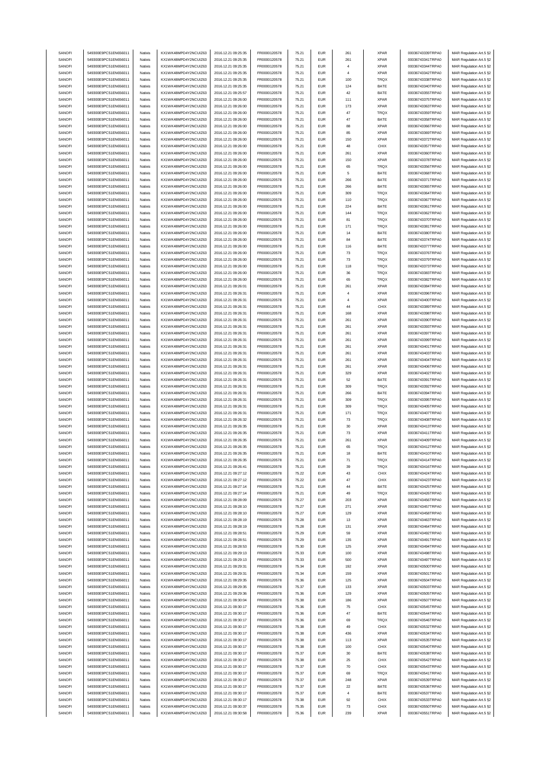| SANOFI | 549300E9PC51EN656011 | Natixis | KX1WK48MPD4Y2NCUIZ63 | 2016.12.21 09:25:35 | FR0000120578 | 75.21 | EUR | 261 | XPAR | 00036743339TRPA0 | MAR Regulation Art.5 §2 |
|---|---|---|---|---|---|---|---|---|---|---|---|
| SANOFI | 549300E9PC51EN656011 | Natixis | KX1WK48MPD4Y2NCUIZ63 | 2016.12.21 09:25:35 | FR0000120578 | 75.21 | EUR | 261 | XPAR | 00036743341TRPA0 | MAR Regulation Art.5 §2 |
| SANOFI | 549300E9PC51EN656011 | Natixis | KX1WK48MPD4Y2NCUIZ63 | 2016.12.21 09:25:35 | FR0000120578 | 75.21 | EUR | 4 | XPAR | 00036743344TRPA0 | MAR Regulation Art.5 §2 |
| SANOFI | 549300E9PC51EN656011 | Natixis | KX1WK48MPD4Y2NCUIZ63 | 2016.12.21 09:25:35 | FR0000120578 | 75.21 | EUR | 4 | XPAR | 00036743342TRPA0 | MAR Regulation Art.5 §2 |
| SANOFI | 549300E9PC51EN656011 | Natixis | KX1WK48MPD4Y2NCUIZ63 | 2016.12.21 09:25:35 | FR0000120578 | 75.21 | EUR | 100 | TRQX | 00036743338TRPA0 | MAR Regulation Art.5 §2 |
| SANOFI | 549300E9PC51EN656011 | Natixis | KX1WK48MPD4Y2NCUIZ63 | 2016.12.21 09:25:35 | FR0000120578 | 75.21 | EUR | 124 | BATE | 00036743340TRPA0 | MAR Regulation Art.5 §2 |
| SANOFI | 549300E9PC51EN656011 | Natixis | KX1WK48MPD4Y2NCUIZ63 | 2016.12.21 09:25:57 | FR0000120578 | 75.21 | EUR | 42 | BATE | 00036743355TRPA0 | MAR Regulation Art.5 §2 |
| SANOFI | 549300E9PC51EN656011 | Natixis | KX1WK48MPD4Y2NCUIZ63 | 2016.12.21 09:26:00 | FR0000120578 | 75.21 | EUR | 111 | XPAR | 00036743375TRPA0 | MAR Regulation Art.5 §2 |
| SANOFI | 549300E9PC51EN656011 | Natixis | KX1WK48MPD4Y2NCUIZ63 | 2016.12.21 09:26:00 | FR0000120578 | 75.21 | EUR | 173 | XPAR | 00036743363TRPA0 | MAR Regulation Art.5 §2 |
| SANOFI | 549300E9PC51EN656011 | Natixis | KX1WK48MPD4Y2NCUIZ63 | 2016.12.21 09:26:00 | FR0000120578 | 75.21 | EUR | 47 | TRQX | 00036743359TRPA0 | MAR Regulation Art.5 §2 |
| SANOFI | 549300E9PC51EN656011 | Natixis | KX1WK48MPD4Y2NCUIZ63 | 2016.12.21 09:26:00 | FR0000120578 | 75.21 | EUR | 47 | BATE | 00036743358TRPA0 | MAR Regulation Art.5 §2 |
| SANOFI | 549300E9PC51EN656011 | Natixis | KX1WK48MPD4Y2NCUIZ63 | 2016.12.21 09:26:00 | FR0000120578 | 75.21 | EUR | 88 | XPAR | 00036743366TRPA0 | MAR Regulation Art.5 §2 |
| SANOFI | 549300E9PC51EN656011 | Natixis | KX1WK48MPD4Y2NCUIZ63 | 2016.12.21 09:26:00 | FR0000120578 | 75.21 | EUR | 85 | XPAR | 00036743369TRPA0 | MAR Regulation Art.5 §2 |
| SANOFI | 549300E9PC51EN656011 | Natixis | KX1WK48MPD4Y2NCUIZ63 | 2016.12.21 09:26:00 | FR0000120578 | 75.21 | EUR | 150 | XPAR | 00036743372TRPA0 | MAR Regulation Art.5 §2 |
| SANOFI | 549300E9PC51EN656011 | Natixis | KX1WK48MPD4Y2NCUIZ63 | 2016.12.21 09:26:00 | FR0000120578 | 75.21 | EUR | 48 | CHIX | 00036743357TRPA0 | MAR Regulation Art.5 §2 |
| SANOFI | 549300E9PC51EN656011 | Natixis | KX1WK48MPD4Y2NCUIZ63 | 2016.12.21 09:26:00 | FR0000120578 | 75.21 | EUR | 261 | XPAR | 00036743360TRPA0 | MAR Regulation Art.5 §2 |
| SANOFI | 549300E9PC51EN656011 | Natixis | KX1WK48MPD4Y2NCUIZ63 | 2016.12.21 09:26:00 | FR0000120578 | 75.21 | EUR | 150 | XPAR | 00036743378TRPA0 | MAR Regulation Art.5 §2 |
| SANOFI | 549300E9PC51EN656011 | Natixis | KX1WK48MPD4Y2NCUIZ63 | 2016.12.21 09:26:00 | FR0000120578 | 75.21 | EUR | 65 | TRQX | 00036743356TRPA0 | MAR Regulation Art.5 §2 |
| SANOFI | 549300E9PC51EN656011 | Natixis | KX1WK48MPD4Y2NCUIZ63 | 2016.12.21 09:26:00 | FR0000120578 | 75.21 | EUR | 5 | BATE | 00036743368TRPA0 | MAR Regulation Art.5 §2 |
| SANOFI | 549300E9PC51EN656011 | Natixis | KX1WK48MPD4Y2NCUIZ63 | 2016.12.21 09:26:00 | FR0000120578 | 75.21 | EUR | 266 | BATE | 00036743371TRPA0 | MAR Regulation Art.5 §2 |
| SANOFI | 549300E9PC51EN656011 | Natixis | KX1WK48MPD4Y2NCUIZ63 | 2016.12.21 09:26:00 | FR0000120578 | 75.21 | EUR | 266 | BATE | 00036743365TRPA0 | MAR Regulation Art.5 §2 |
| SANOFI | 549300E9PC51EN656011 | Natixis | KX1WK48MPD4Y2NCUIZ63 | 2016.12.21 09:26:00 | FR0000120578 | 75.21 | EUR | 309 | TRQX | 00036743364TRPA0 | MAR Regulation Art.5 §2 |
| SANOFI | 549300E9PC51EN656011 | Natixis | KX1WK48MPD4Y2NCUIZ63 | 2016.12.21 09:26:00 | FR0000120578 | 75.21 | EUR | 110 | TRQX | 00036743367TRPA0 | MAR Regulation Art.5 §2 |
| SANOFI | 549300E9PC51EN656011 | Natixis | KX1WK48MPD4Y2NCUIZ63 | 2016.12.21 09:26:00 | FR0000120578 | 75.21 | EUR | 224 | BATE | 00036743361TRPA0 | MAR Regulation Art.5 §2 |
| SANOFI | 549300E9PC51EN656011 | Natixis | KX1WK48MPD4Y2NCUIZ63 | 2016.12.21 09:26:00 | FR0000120578 | 75.21 | EUR | 144 | TRQX | 00036743362TRPA0 | MAR Regulation Art.5 §2 |
| SANOFI | 549300E9PC51EN656011 | Natixis | KX1WK48MPD4Y2NCUIZ63 | 2016.12.21 09:26:00 | FR0000120578 | 75.21 | EUR | 81 | TRQX | 00036743370TRPA0 | MAR Regulation Art.5 §2 |
| SANOFI | 549300E9PC51EN656011 | Natixis | KX1WK48MPD4Y2NCUIZ63 | 2016.12.21 09:26:00 | FR0000120578 | 75.21 | EUR | 171 | TRQX | 00036743381TRPA0 | MAR Regulation Art.5 §2 |
| SANOFI | 549300E9PC51EN656011 | Natixis | KX1WK48MPD4Y2NCUIZ63 | 2016.12.21 09:26:00 | FR0000120578 | 75.21 | EUR | 14 | BATE | 00036743380TRPA0 | MAR Regulation Art.5 §2 |
| SANOFI | 549300E9PC51EN656011 | Natixis | KX1WK48MPD4Y2NCUIZ63 | 2016.12.21 09:26:00 | FR0000120578 | 75.21 | EUR | 84 | BATE | 00036743374TRPA0 | MAR Regulation Art.5 §2 |
| SANOFI | 549300E9PC51EN656011 | Natixis | KX1WK48MPD4Y2NCUIZ63 | 2016.12.21 09:26:00 | FR0000120578 | 75.21 | EUR | 116 | BATE | 00036743377TRPA0 | MAR Regulation Art.5 §2 |
| SANOFI | 549300E9PC51EN656011 | Natixis | KX1WK48MPD4Y2NCUIZ63 | 2016.12.21 09:26:00 | FR0000120578 | 75.21 | EUR | 73 | TRQX | 00036743376TRPA0 | MAR Regulation Art.5 §2 |
| SANOFI | 549300E9PC51EN656011 | Natixis | KX1WK48MPD4Y2NCUIZ63 | 2016.12.21 09:26:00 | FR0000120578 | 75.21 | EUR | 73 | TRQX | 00036743379TRPA0 | MAR Regulation Art.5 §2 |
| SANOFI | 549300E9PC51EN656011 | Natixis | KX1WK48MPD4Y2NCUIZ63 | 2016.12.21 09:26:00 | FR0000120578 | 75.21 | EUR | 118 | TRQX | 00036743373TRPA0 | MAR Regulation Art.5 §2 |
| SANOFI | 549300E9PC51EN656011 | Natixis | KX1WK48MPD4Y2NCUIZ63 | 2016.12.21 09:26:00 | FR0000120578 | 75.21 | EUR | 36 | TRQX | 00036743383TRPA0 | MAR Regulation Art.5 §2 |
| SANOFI | 549300E9PC51EN656011 | Natixis | KX1WK48MPD4Y2NCUIZ63 | 2016.12.21 09:26:00 | FR0000120578 | 75.21 | EUR | 65 | TRQX | 00036743382TRPA0 | MAR Regulation Art.5 §2 |
| SANOFI | 549300E9PC51EN656011 | Natixis | KX1WK48MPD4Y2NCUIZ63 | 2016.12.21 09:26:01 | FR0000120578 | 75.21 | EUR | 261 | XPAR | 00036743384TRPA0 | MAR Regulation Art.5 §2 |
| SANOFI | 549300E9PC51EN656011 | Natixis | KX1WK48MPD4Y2NCUIZ63 | 2016.12.21 09:26:31 | FR0000120578 | 75.21 | EUR | 4 | XPAR | 00036743396TRPA0 | MAR Regulation Art.5 §2 |
| SANOFI | 549300E9PC51EN656011 | Natixis | KX1WK48MPD4Y2NCUIZ63 | 2016.12.21 09:26:31 | FR0000120578 | 75.21 | EUR | 4 | XPAR | 00036743400TRPA0 | MAR Regulation Art.5 §2 |
| SANOFI | 549300E9PC51EN656011 | Natixis | KX1WK48MPD4Y2NCUIZ63 | 2016.12.21 09:26:31 | FR0000120578 | 75.21 | EUR | 44 | CHIX | 00036743389TRPA0 | MAR Regulation Art.5 §2 |
| SANOFI | 549300E9PC51EN656011 | Natixis | KX1WK48MPD4Y2NCUIZ63 | 2016.12.21 09:26:31 | FR0000120578 | 75.21 | EUR | 168 | XPAR | 00036743398TRPA0 | MAR Regulation Art.5 §2 |
| SANOFI | 549300E9PC51EN656011 | Natixis | KX1WK48MPD4Y2NCUIZ63 | 2016.12.21 09:26:31 | FR0000120578 | 75.21 | EUR | 261 | XPAR | 00036743390TRPA0 | MAR Regulation Art.5 §2 |
| SANOFI | 549300E9PC51EN656011 | Natixis | KX1WK48MPD4Y2NCUIZ63 | 2016.12.21 09:26:31 | FR0000120578 | 75.21 | EUR | 261 | XPAR | 00036743393TRPA0 | MAR Regulation Art.5 §2 |
| SANOFI | 549300E9PC51EN656011 | Natixis | KX1WK48MPD4Y2NCUIZ63 | 2016.12.21 09:26:31 | FR0000120578 | 75.21 | EUR | 261 | XPAR | 00036743397TRPA0 | MAR Regulation Art.5 §2 |
| SANOFI | 549300E9PC51EN656011 | Natixis | KX1WK48MPD4Y2NCUIZ63 | 2016.12.21 09:26:31 | FR0000120578 | 75.21 | EUR | 261 | XPAR | 00036743399TRPA0 | MAR Regulation Art.5 §2 |
| SANOFI | 549300E9PC51EN656011 | Natixis | KX1WK48MPD4Y2NCUIZ63 | 2016.12.21 09:26:31 | FR0000120578 | 75.21 | EUR | 261 | XPAR | 00036743401TRPA0 | MAR Regulation Art.5 §2 |
| SANOFI | 549300E9PC51EN656011 | Natixis | KX1WK48MPD4Y2NCUIZ63 | 2016.12.21 09:26:31 | FR0000120578 | 75.21 | EUR | 261 | XPAR | 00036743403TRPA0 | MAR Regulation Art.5 §2 |
| SANOFI | 549300E9PC51EN656011 | Natixis | KX1WK48MPD4Y2NCUIZ63 | 2016.12.21 09:26:31 | FR0000120578 | 75.21 | EUR | 261 | XPAR | 00036743404TRPA0 | MAR Regulation Art.5 §2 |
| SANOFI | 549300E9PC51EN656011 | Natixis | KX1WK48MPD4Y2NCUIZ63 | 2016.12.21 09:26:31 | FR0000120578 | 75.21 | EUR | 261 | XPAR | 00036743406TRPA0 | MAR Regulation Art.5 §2 |
| SANOFI | 549300E9PC51EN656011 | Natixis | KX1WK48MPD4Y2NCUIZ63 | 2016.12.21 09:26:31 | FR0000120578 | 75.21 | EUR | 329 | XPAR | 00036743402TRPA0 | MAR Regulation Art.5 §2 |
| SANOFI | 549300E9PC51EN656011 | Natixis | KX1WK48MPD4Y2NCUIZ63 | 2016.12.21 09:26:31 | FR0000120578 | 75.21 | EUR | 52 | BATE | 00036743391TRPA0 | MAR Regulation Art.5 §2 |
| SANOFI | 549300E9PC51EN656011 | Natixis | KX1WK48MPD4Y2NCUIZ63 | 2016.12.21 09:26:31 | FR0000120578 | 75.21 | EUR | 309 | TRQX | 00036743392TRPA0 | MAR Regulation Art.5 §2 |
| SANOFI | 549300E9PC51EN656011 | Natixis | KX1WK48MPD4Y2NCUIZ63 | 2016.12.21 09:26:31 | FR0000120578 | 75.21 | EUR | 266 | BATE | 00036743394TRPA0 | MAR Regulation Art.5 §2 |
| SANOFI | 549300E9PC51EN656011 | Natixis | KX1WK48MPD4Y2NCUIZ63 | 2016.12.21 09:26:31 | FR0000120578 | 75.21 | EUR | 309 | TRQX | 00036743395TRPA0 | MAR Regulation Art.5 §2 |
| SANOFI | 549300E9PC51EN656011 | Natixis | KX1WK48MPD4Y2NCUIZ63 | 2016.12.21 09:26:31 | FR0000120578 | 75.21 | EUR | 309 | TRQX | 00036743405TRPA0 | MAR Regulation Art.5 §2 |
| SANOFI | 549300E9PC51EN656011 | Natixis | KX1WK48MPD4Y2NCUIZ63 | 2016.12.21 09:26:31 | FR0000120578 | 75.21 | EUR | 171 | TRQX | 00036743407TRPA0 | MAR Regulation Art.5 §2 |
| SANOFI | 549300E9PC51EN656011 | Natixis | KX1WK48MPD4Y2NCUIZ63 | 2016.12.21 09:26:32 | FR0000120578 | 75.21 | EUR | 73 | TRQX | 00036743408TRPA0 | MAR Regulation Art.5 §2 |
| SANOFI | 549300E9PC51EN656011 | Natixis | KX1WK48MPD4Y2NCUIZ63 | 2016.12.21 09:26:35 | FR0000120578 | 75.21 | EUR | 30 | XPAR | 00036743413TRPA0 | MAR Regulation Art.5 §2 |
| SANOFI | 549300E9PC51EN656011 | Natixis | KX1WK48MPD4Y2NCUIZ63 | 2016.12.21 09:26:35 | FR0000120578 | 75.21 | EUR | 73 | XPAR | 00036743411TRPA0 | MAR Regulation Art.5 §2 |
| SANOFI | 549300E9PC51EN656011 | Natixis | KX1WK48MPD4Y2NCUIZ63 | 2016.12.21 09:26:35 | FR0000120578 | 75.21 | EUR | 261 | XPAR | 00036743409TRPA0 | MAR Regulation Art.5 §2 |
| SANOFI | 549300E9PC51EN656011 | Natixis | KX1WK48MPD4Y2NCUIZ63 | 2016.12.21 09:26:35 | FR0000120578 | 75.21 | EUR | 65 | TRQX | 00036743412TRPA0 | MAR Regulation Art.5 §2 |
| SANOFI | 549300E9PC51EN656011 | Natixis | KX1WK48MPD4Y2NCUIZ63 | 2016.12.21 09:26:35 | FR0000120578 | 75.21 | EUR | 18 | BATE | 00036743410TRPA0 | MAR Regulation Art.5 §2 |
| SANOFI | 549300E9PC51EN656011 | Natixis | KX1WK48MPD4Y2NCUIZ63 | 2016.12.21 09:26:35 | FR0000120578 | 75.21 | EUR | 71 | TRQX | 00036743414TRPA0 | MAR Regulation Art.5 §2 |
| SANOFI | 549300E9PC51EN656011 | Natixis | KX1WK48MPD4Y2NCUIZ63 | 2016.12.21 09:26:41 | FR0000120578 | 75.21 | EUR | 39 | TRQX | 00036743416TRPA0 | MAR Regulation Art.5 §2 |
| SANOFI | 549300E9PC51EN656011 | Natixis | KX1WK48MPD4Y2NCUIZ63 | 2016.12.21 09:27:12 | FR0000120578 | 75.22 | EUR | 43 | CHIX | 00036743424TRPA0 | MAR Regulation Art.5 §2 |
| SANOFI | 549300E9PC51EN656011 | Natixis | KX1WK48MPD4Y2NCUIZ63 | 2016.12.21 09:27:12 | FR0000120578 | 75.22 | EUR | 47 | CHIX | 00036743423TRPA0 | MAR Regulation Art.5 §2 |
| SANOFI | 549300E9PC51EN656011 | Natixis | KX1WK48MPD4Y2NCUIZ63 | 2016.12.21 09:27:14 | FR0000120578 | 75.21 | EUR | 44 | BATE | 00036743425TRPA0 | MAR Regulation Art.5 §2 |
| SANOFI | 549300E9PC51EN656011 | Natixis | KX1WK48MPD4Y2NCUIZ63 | 2016.12.21 09:27:14 | FR0000120578 | 75.21 | EUR | 49 | TRQX | 00036743426TRPA0 | MAR Regulation Art.5 §2 |
| SANOFI | 549300E9PC51EN656011 | Natixis | KX1WK48MPD4Y2NCUIZ63 | 2016.12.21 09:28:09 | FR0000120578 | 75.27 | EUR | 203 | XPAR | 00036743456TRPA0 | MAR Regulation Art.5 §2 |
| SANOFI | 549300E9PC51EN656011 | Natixis | KX1WK48MPD4Y2NCUIZ63 | 2016.12.21 09:28:10 | FR0000120578 | 75.27 | EUR | 271 | XPAR | 00036743457TRPA0 | MAR Regulation Art.5 §2 |
| SANOFI | 549300E9PC51EN656011 | Natixis | KX1WK48MPD4Y2NCUIZ63 | 2016.12.21 09:28:10 | FR0000120578 | 75.27 | EUR | 129 | XPAR | 00036743458TRPA0 | MAR Regulation Art.5 §2 |
| SANOFI | 549300E9PC51EN656011 | Natixis | KX1WK48MPD4Y2NCUIZ63 | 2016.12.21 09:28:19 | FR0000120578 | 75.28 | EUR | 13 | XPAR | 00036743463TRPA0 | MAR Regulation Art.5 §2 |
| SANOFI | 549300E9PC51EN656011 | Natixis | KX1WK48MPD4Y2NCUIZ63 | 2016.12.21 09:28:19 | FR0000120578 | 75.28 | EUR | 131 | XPAR | 00036743464TRPA0 | MAR Regulation Art.5 §2 |
| SANOFI | 549300E9PC51EN656011 | Natixis | KX1WK48MPD4Y2NCUIZ63 | 2016.12.21 09:28:51 | FR0000120578 | 75.29 | EUR | 59 | XPAR | 00036743492TRPA0 | MAR Regulation Art.5 §2 |
| SANOFI | 549300E9PC51EN656011 | Natixis | KX1WK48MPD4Y2NCUIZ63 | 2016.12.21 09:28:51 | FR0000120578 | 75.29 | EUR | 135 | XPAR | 00036743491TRPA0 | MAR Regulation Art.5 §2 |
| SANOFI | 549300E9PC51EN656011 | Natixis | KX1WK48MPD4Y2NCUIZ63 | 2016.12.21 09:28:53 | FR0000120578 | 75.30 | EUR | 125 | XPAR | 00036743494TRPA0 | MAR Regulation Art.5 §2 |
| SANOFI | 549300E9PC51EN656011 | Natixis | KX1WK48MPD4Y2NCUIZ63 | 2016.12.21 09:29:13 | FR0000120578 | 75.33 | EUR | 100 | XPAR | 00036743498TRPA0 | MAR Regulation Art.5 §2 |
| SANOFI | 549300E9PC51EN656011 | Natixis | KX1WK48MPD4Y2NCUIZ63 | 2016.12.21 09:29:13 | FR0000120578 | 75.33 | EUR | 500 | XPAR | 00036743497TRPA0 | MAR Regulation Art.5 §2 |
| SANOFI | 549300E9PC51EN656011 | Natixis | KX1WK48MPD4Y2NCUIZ63 | 2016.12.21 09:29:31 | FR0000120578 | 75.34 | EUR | 192 | XPAR | 00036743500TRPA0 | MAR Regulation Art.5 §2 |
| SANOFI | 549300E9PC51EN656011 | Natixis | KX1WK48MPD4Y2NCUIZ63 | 2016.12.21 09:29:31 | FR0000120578 | 75.34 | EUR | 159 | XPAR | 00036743501TRPA0 | MAR Regulation Art.5 §2 |
| SANOFI | 549300E9PC51EN656011 | Natixis | KX1WK48MPD4Y2NCUIZ63 | 2016.12.21 09:29:35 | FR0000120578 | 75.36 | EUR | 125 | XPAR | 00036743504TRPA0 | MAR Regulation Art.5 §2 |
| SANOFI | 549300E9PC51EN656011 | Natixis | KX1WK48MPD4Y2NCUIZ63 | 2016.12.21 09:29:35 | FR0000120578 | 75.37 | EUR | 133 | XPAR | 00036743503TRPA0 | MAR Regulation Art.5 §2 |
| SANOFI | 549300E9PC51EN656011 | Natixis | KX1WK48MPD4Y2NCUIZ63 | 2016.12.21 09:29:36 | FR0000120578 | 75.36 | EUR | 129 | XPAR | 00036743505TRPA0 | MAR Regulation Art.5 §2 |
| SANOFI | 549300E9PC51EN656011 | Natixis | KX1WK48MPD4Y2NCUIZ63 | 2016.12.21 09:30:04 | FR0000120578 | 75.38 | EUR | 186 | XPAR | 00036743507TRPA0 | MAR Regulation Art.5 §2 |
| SANOFI | 549300E9PC51EN656011 | Natixis | KX1WK48MPD4Y2NCUIZ63 | 2016.12.21 09:30:17 | FR0000120578 | 75.36 | EUR | 75 | CHIX | 00036743545TRPA0 | MAR Regulation Art.5 §2 |
| SANOFI | 549300E9PC51EN656011 | Natixis | KX1WK48MPD4Y2NCUIZ63 | 2016.12.21 09:30:17 | FR0000120578 | 75.36 | EUR | 47 | BATE | 00036743544TRPA0 | MAR Regulation Art.5 §2 |
| SANOFI | 549300E9PC51EN656011 | Natixis | KX1WK48MPD4Y2NCUIZ63 | 2016.12.21 09:30:17 | FR0000120578 | 75.36 | EUR | 69 | TRQX | 00036743546TRPA0 | MAR Regulation Art.5 §2 |
| SANOFI | 549300E9PC51EN656011 | Natixis | KX1WK48MPD4Y2NCUIZ63 | 2016.12.21 09:30:17 | FR0000120578 | 75.38 | EUR | 49 | CHIX | 00036743532TRPA0 | MAR Regulation Art.5 §2 |
| SANOFI | 549300E9PC51EN656011 | Natixis | KX1WK48MPD4Y2NCUIZ63 | 2016.12.21 09:30:17 | FR0000120578 | 75.38 | EUR | 436 | XPAR | 00036743534TRPA0 | MAR Regulation Art.5 §2 |
| SANOFI | 549300E9PC51EN656011 | Natixis | KX1WK48MPD4Y2NCUIZ63 | 2016.12.21 09:30:17 | FR0000120578 | 75.38 | EUR | 113 | XPAR | 00036743535TRPA0 | MAR Regulation Art.5 §2 |
| SANOFI | 549300E9PC51EN656011 | Natixis | KX1WK48MPD4Y2NCUIZ63 | 2016.12.21 09:30:17 | FR0000120578 | 75.38 | EUR | 100 | CHIX | 00036743540TRPA0 | MAR Regulation Art.5 §2 |
| SANOFI | 549300E9PC51EN656011 | Natixis | KX1WK48MPD4Y2NCUIZ63 | 2016.12.21 09:30:17 | FR0000120578 | 75.37 | EUR | 30 | BATE | 00036743538TRPA0 | MAR Regulation Art.5 §2 |
| SANOFI | 549300E9PC51EN656011 | Natixis | KX1WK48MPD4Y2NCUIZ63 | 2016.12.21 09:30:17 | FR0000120578 | 75.38 | EUR | 25 | CHIX | 00036743542TRPA0 | MAR Regulation Art.5 §2 |
| SANOFI | 549300E9PC51EN656011 | Natixis | KX1WK48MPD4Y2NCUIZ63 | 2016.12.21 09:30:17 | FR0000120578 | 75.37 | EUR | 70 | CHIX | 00036743543TRPA0 | MAR Regulation Art.5 §2 |
| SANOFI | 549300E9PC51EN656011 | Natixis | KX1WK48MPD4Y2NCUIZ63 | 2016.12.21 09:30:17 | FR0000120578 | 75.37 | EUR | 69 | TRQX | 00036743541TRPA0 | MAR Regulation Art.5 §2 |
| SANOFI | 549300E9PC51EN656011 | Natixis | KX1WK48MPD4Y2NCUIZ63 | 2016.12.21 09:30:17 | FR0000120578 | 75.37 | EUR | 248 | XPAR | 00036743539TRPA0 | MAR Regulation Art.5 §2 |
| SANOFI | 549300E9PC51EN656011 | Natixis | KX1WK48MPD4Y2NCUIZ63 | 2016.12.21 09:30:17 | FR0000120578 | 75.37 | EUR | 22 | BATE | 00036743536TRPA0 | MAR Regulation Art.5 §2 |
| SANOFI | 549300E9PC51EN656011 | Natixis | KX1WK48MPD4Y2NCUIZ63 | 2016.12.21 09:30:17 | FR0000120578 | 75.37 | EUR | 4 | BATE | 00036743537TRPA0 | MAR Regulation Art.5 §2 |
| SANOFI | 549300E9PC51EN656011 | Natixis | KX1WK48MPD4Y2NCUIZ63 | 2016.12.21 09:30:17 | FR0000120578 | 75.38 | EUR | 92 | CHIX | 00036743533TRPA0 | MAR Regulation Art.5 §2 |
| SANOFI | 549300E9PC51EN656011 | Natixis | KX1WK48MPD4Y2NCUIZ63 | 2016.12.21 09:30:37 | FR0000120578 | 75.35 | EUR | 73 | CHIX | 00036743550TRPA0 | MAR Regulation Art.5 §2 |
| SANOFI | 549300E9PC51EN656011 | Natixis | KX1WK48MPD4Y2NCUIZ63 | 2016.12.21 09:30:58 | FR0000120578 | 75.36 | EUR | 239 | XPAR | 00036743551TRPA0 | MAR Regulation Art.5 §2 |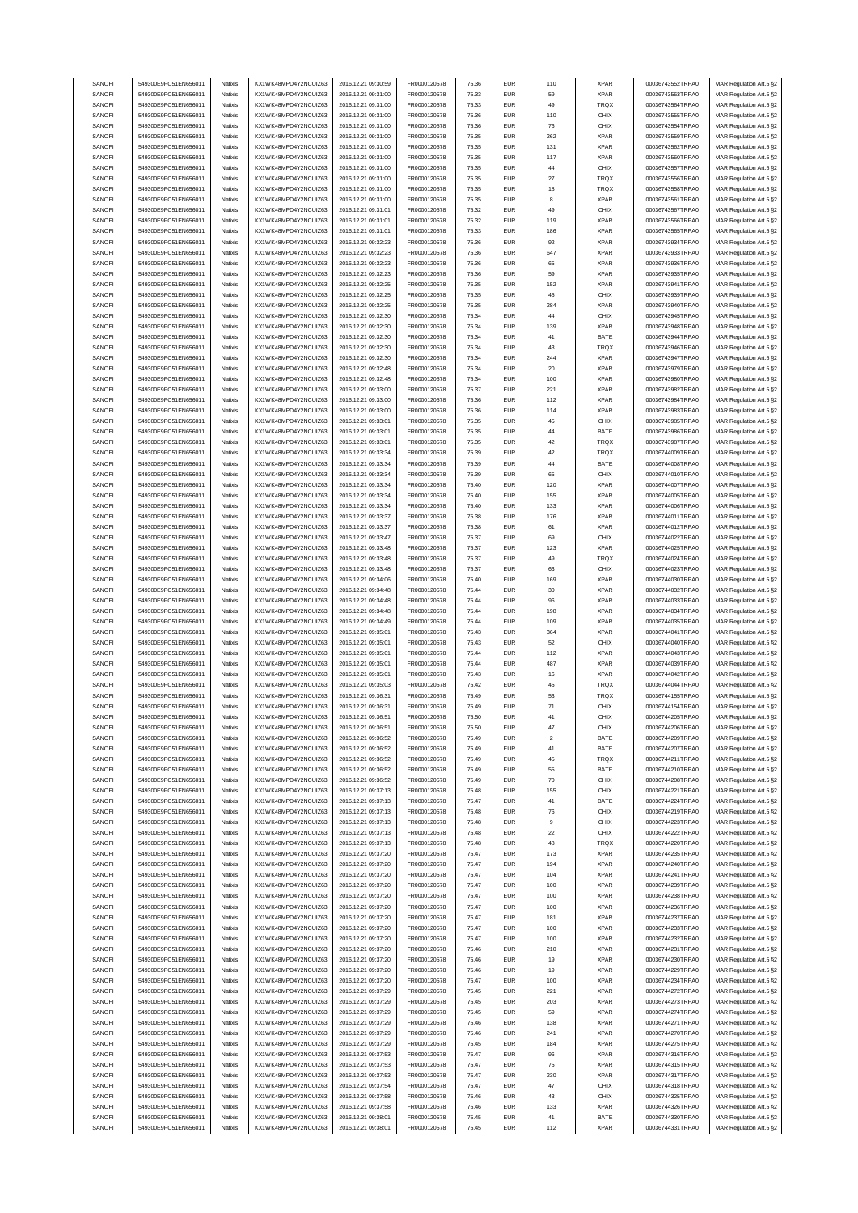| SANOFI | 549300E9PC51EN656011 | Natixis | KX1WK48MPD4Y2NCUIZ63 | 2016.12.21 09:30:59 | FR0000120578 | 75.36 | EUR | 110 | XPAR | 00036743552TRPA0 | MAR Regulation Art.5 §2 |
|---|---|---|---|---|---|---|---|---|---|---|---|
| SANOFI | 549300E9PC51EN656011 | Natixis | KX1WK48MPD4Y2NCUIZ63 | 2016.12.21 09:31:00 | FR0000120578 | 75.33 | EUR | 59 | XPAR | 00036743563TRPA0 | MAR Regulation Art.5 §2 |
| SANOFI | 549300E9PC51EN656011 | Natixis | KX1WK48MPD4Y2NCUIZ63 | 2016.12.21 09:31:00 | FR0000120578 | 75.33 | EUR | 49 | TRQX | 00036743564TRPA0 | MAR Regulation Art.5 §2 |
| SANOFI | 549300E9PC51EN656011 | Natixis | KX1WK48MPD4Y2NCUIZ63 | 2016.12.21 09:31:00 | FR0000120578 | 75.36 | EUR | 110 | CHIX | 00036743555TRPA0 | MAR Regulation Art.5 §2 |
| SANOFI | 549300E9PC51EN656011 | Natixis | KX1WK48MPD4Y2NCUIZ63 | 2016.12.21 09:31:00 | FR0000120578 | 75.36 | EUR | 76 | CHIX | 00036743554TRPA0 | MAR Regulation Art.5 §2 |
| SANOFI | 549300E9PC51EN656011 | Natixis | KX1WK48MPD4Y2NCUIZ63 | 2016.12.21 09:31:00 | FR0000120578 | 75.35 | EUR | 262 | XPAR | 00036743559TRPA0 | MAR Regulation Art.5 §2 |
| SANOFI | 549300E9PC51EN656011 | Natixis | KX1WK48MPD4Y2NCUIZ63 | 2016.12.21 09:31:00 | FR0000120578 | 75.35 | EUR | 131 | XPAR | 00036743562TRPA0 | MAR Regulation Art.5 §2 |
| SANOFI | 549300E9PC51EN656011 | Natixis | KX1WK48MPD4Y2NCUIZ63 | 2016.12.21 09:31:00 | FR0000120578 | 75.35 | EUR | 117 | XPAR | 00036743560TRPA0 | MAR Regulation Art.5 §2 |
| SANOFI | 549300E9PC51EN656011 | Natixis | KX1WK48MPD4Y2NCUIZ63 | 2016.12.21 09:31:00 | FR0000120578 | 75.35 | EUR | 44 | CHIX | 00036743557TRPA0 | MAR Regulation Art.5 §2 |
| SANOFI | 549300E9PC51EN656011 | Natixis | KX1WK48MPD4Y2NCUIZ63 | 2016.12.21 09:31:00 | FR0000120578 | 75.35 | EUR | 27 | TRQX | 00036743556TRPA0 | MAR Regulation Art.5 §2 |
| SANOFI | 549300E9PC51EN656011 | Natixis | KX1WK48MPD4Y2NCUIZ63 | 2016.12.21 09:31:00 | FR0000120578 | 75.35 | EUR | 18 | TRQX | 00036743558TRPA0 | MAR Regulation Art.5 §2 |
| SANOFI | 549300E9PC51EN656011 | Natixis | KX1WK48MPD4Y2NCUIZ63 | 2016.12.21 09:31:00 | FR0000120578 | 75.35 | EUR | 8 | XPAR | 00036743561TRPA0 | MAR Regulation Art.5 §2 |
| SANOFI | 549300E9PC51EN656011 | Natixis | KX1WK48MPD4Y2NCUIZ63 | 2016.12.21 09:31:01 | FR0000120578 | 75.32 | EUR | 49 | CHIX | 00036743567TRPA0 | MAR Regulation Art.5 §2 |
| SANOFI | 549300E9PC51EN656011 | Natixis | KX1WK48MPD4Y2NCUIZ63 | 2016.12.21 09:31:01 | FR0000120578 | 75.32 | EUR | 119 | XPAR | 00036743566TRPA0 | MAR Regulation Art.5 §2 |
| SANOFI | 549300E9PC51EN656011 | Natixis | KX1WK48MPD4Y2NCUIZ63 | 2016.12.21 09:31:01 | FR0000120578 | 75.33 | EUR | 186 | XPAR | 00036743565TRPA0 | MAR Regulation Art.5 §2 |
| SANOFI | 549300E9PC51EN656011 | Natixis | KX1WK48MPD4Y2NCUIZ63 | 2016.12.21 09:32:23 | FR0000120578 | 75.36 | EUR | 92 | XPAR | 00036743934TRPA0 | MAR Regulation Art.5 §2 |
| SANOFI | 549300E9PC51EN656011 | Natixis | KX1WK48MPD4Y2NCUIZ63 | 2016.12.21 09:32:23 | FR0000120578 | 75.36 | EUR | 647 | XPAR | 00036743933TRPA0 | MAR Regulation Art.5 §2 |
| SANOFI | 549300E9PC51EN656011 | Natixis | KX1WK48MPD4Y2NCUIZ63 | 2016.12.21 09:32:23 | FR0000120578 | 75.36 | EUR | 65 | XPAR | 00036743936TRPA0 | MAR Regulation Art.5 §2 |
| SANOFI | 549300E9PC51EN656011 | Natixis | KX1WK48MPD4Y2NCUIZ63 | 2016.12.21 09:32:23 | FR0000120578 | 75.36 | EUR | 59 | XPAR | 00036743935TRPA0 | MAR Regulation Art.5 §2 |
| SANOFI | 549300E9PC51EN656011 | Natixis | KX1WK48MPD4Y2NCUIZ63 | 2016.12.21 09:32:25 | FR0000120578 | 75.35 | EUR | 152 | XPAR | 00036743941TRPA0 | MAR Regulation Art.5 §2 |
| SANOFI | 549300E9PC51EN656011 | Natixis | KX1WK48MPD4Y2NCUIZ63 | 2016.12.21 09:32:25 | FR0000120578 | 75.35 | EUR | 45 | CHIX | 00036743939TRPA0 | MAR Regulation Art.5 §2 |
| SANOFI | 549300E9PC51EN656011 | Natixis | KX1WK48MPD4Y2NCUIZ63 | 2016.12.21 09:32:25 | FR0000120578 | 75.35 | EUR | 284 | XPAR | 00036743940TRPA0 | MAR Regulation Art.5 §2 |
| SANOFI | 549300E9PC51EN656011 | Natixis | KX1WK48MPD4Y2NCUIZ63 | 2016.12.21 09:32:30 | FR0000120578 | 75.34 | EUR | 44 | CHIX | 00036743945TRPA0 | MAR Regulation Art.5 §2 |
| SANOFI | 549300E9PC51EN656011 | Natixis | KX1WK48MPD4Y2NCUIZ63 | 2016.12.21 09:32:30 | FR0000120578 | 75.34 | EUR | 139 | XPAR | 00036743948TRPA0 | MAR Regulation Art.5 §2 |
| SANOFI | 549300E9PC51EN656011 | Natixis | KX1WK48MPD4Y2NCUIZ63 | 2016.12.21 09:32:30 | FR0000120578 | 75.34 | EUR | 41 | BATE | 00036743944TRPA0 | MAR Regulation Art.5 §2 |
| SANOFI | 549300E9PC51EN656011 | Natixis | KX1WK48MPD4Y2NCUIZ63 | 2016.12.21 09:32:30 | FR0000120578 | 75.34 | EUR | 43 | TRQX | 00036743946TRPA0 | MAR Regulation Art.5 §2 |
| SANOFI | 549300E9PC51EN656011 | Natixis | KX1WK48MPD4Y2NCUIZ63 | 2016.12.21 09:32:30 | FR0000120578 | 75.34 | EUR | 244 | XPAR | 00036743947TRPA0 | MAR Regulation Art.5 §2 |
| SANOFI | 549300E9PC51EN656011 | Natixis | KX1WK48MPD4Y2NCUIZ63 | 2016.12.21 09:32:48 | FR0000120578 | 75.34 | EUR | 20 | XPAR | 00036743979TRPA0 | MAR Regulation Art.5 §2 |
| SANOFI | 549300E9PC51EN656011 | Natixis | KX1WK48MPD4Y2NCUIZ63 | 2016.12.21 09:32:48 | FR0000120578 | 75.34 | EUR | 100 | XPAR | 00036743980TRPA0 | MAR Regulation Art.5 §2 |
| SANOFI | 549300E9PC51EN656011 | Natixis | KX1WK48MPD4Y2NCUIZ63 | 2016.12.21 09:33:00 | FR0000120578 | 75.37 | EUR | 221 | XPAR | 00036743982TRPA0 | MAR Regulation Art.5 §2 |
| SANOFI | 549300E9PC51EN656011 | Natixis | KX1WK48MPD4Y2NCUIZ63 | 2016.12.21 09:33:00 | FR0000120578 | 75.36 | EUR | 112 | XPAR | 00036743984TRPA0 | MAR Regulation Art.5 §2 |
| SANOFI | 549300E9PC51EN656011 | Natixis | KX1WK48MPD4Y2NCUIZ63 | 2016.12.21 09:33:00 | FR0000120578 | 75.36 | EUR | 114 | XPAR | 00036743983TRPA0 | MAR Regulation Art.5 §2 |
| SANOFI | 549300E9PC51EN656011 | Natixis | KX1WK48MPD4Y2NCUIZ63 | 2016.12.21 09:33:01 | FR0000120578 | 75.35 | EUR | 45 | CHIX | 00036743985TRPA0 | MAR Regulation Art.5 §2 |
| SANOFI | 549300E9PC51EN656011 | Natixis | KX1WK48MPD4Y2NCUIZ63 | 2016.12.21 09:33:01 | FR0000120578 | 75.35 | EUR | 44 | BATE | 00036743986TRPA0 | MAR Regulation Art.5 §2 |
| SANOFI | 549300E9PC51EN656011 | Natixis | KX1WK48MPD4Y2NCUIZ63 | 2016.12.21 09:33:01 | FR0000120578 | 75.35 | EUR | 42 | TRQX | 00036743987TRPA0 | MAR Regulation Art.5 §2 |
| SANOFI | 549300E9PC51EN656011 | Natixis | KX1WK48MPD4Y2NCUIZ63 | 2016.12.21 09:33:34 | FR0000120578 | 75.39 | EUR | 42 | TRQX | 00036744009TRPA0 | MAR Regulation Art.5 §2 |
| SANOFI | 549300E9PC51EN656011 | Natixis | KX1WK48MPD4Y2NCUIZ63 | 2016.12.21 09:33:34 | FR0000120578 | 75.39 | EUR | 44 | BATE | 00036744008TRPA0 | MAR Regulation Art.5 §2 |
| SANOFI | 549300E9PC51EN656011 | Natixis | KX1WK48MPD4Y2NCUIZ63 | 2016.12.21 09:33:34 | FR0000120578 | 75.39 | EUR | 65 | CHIX | 00036744010TRPA0 | MAR Regulation Art.5 §2 |
| SANOFI | 549300E9PC51EN656011 | Natixis | KX1WK48MPD4Y2NCUIZ63 | 2016.12.21 09:33:34 | FR0000120578 | 75.40 | EUR | 120 | XPAR | 00036744007TRPA0 | MAR Regulation Art.5 §2 |
| SANOFI | 549300E9PC51EN656011 | Natixis | KX1WK48MPD4Y2NCUIZ63 | 2016.12.21 09:33:34 | FR0000120578 | 75.40 | EUR | 155 | XPAR | 00036744005TRPA0 | MAR Regulation Art.5 §2 |
| SANOFI | 549300E9PC51EN656011 | Natixis | KX1WK48MPD4Y2NCUIZ63 | 2016.12.21 09:33:34 | FR0000120578 | 75.40 | EUR | 133 | XPAR | 00036744006TRPA0 | MAR Regulation Art.5 §2 |
| SANOFI | 549300E9PC51EN656011 | Natixis | KX1WK48MPD4Y2NCUIZ63 | 2016.12.21 09:33:37 | FR0000120578 | 75.38 | EUR | 176 | XPAR | 00036744011TRPA0 | MAR Regulation Art.5 §2 |
| SANOFI | 549300E9PC51EN656011 | Natixis | KX1WK48MPD4Y2NCUIZ63 | 2016.12.21 09:33:37 | FR0000120578 | 75.38 | EUR | 61 | XPAR | 00036744012TRPA0 | MAR Regulation Art.5 §2 |
| SANOFI | 549300E9PC51EN656011 | Natixis | KX1WK48MPD4Y2NCUIZ63 | 2016.12.21 09:33:47 | FR0000120578 | 75.37 | EUR | 69 | CHIX | 00036744022TRPA0 | MAR Regulation Art.5 §2 |
| SANOFI | 549300E9PC51EN656011 | Natixis | KX1WK48MPD4Y2NCUIZ63 | 2016.12.21 09:33:48 | FR0000120578 | 75.37 | EUR | 123 | XPAR | 00036744025TRPA0 | MAR Regulation Art.5 §2 |
| SANOFI | 549300E9PC51EN656011 | Natixis | KX1WK48MPD4Y2NCUIZ63 | 2016.12.21 09:33:48 | FR0000120578 | 75.37 | EUR | 49 | TRQX | 00036744024TRPA0 | MAR Regulation Art.5 §2 |
| SANOFI | 549300E9PC51EN656011 | Natixis | KX1WK48MPD4Y2NCUIZ63 | 2016.12.21 09:33:48 | FR0000120578 | 75.37 | EUR | 63 | CHIX | 00036744023TRPA0 | MAR Regulation Art.5 §2 |
| SANOFI | 549300E9PC51EN656011 | Natixis | KX1WK48MPD4Y2NCUIZ63 | 2016.12.21 09:34:06 | FR0000120578 | 75.40 | EUR | 169 | XPAR | 00036744030TRPA0 | MAR Regulation Art.5 §2 |
| SANOFI | 549300E9PC51EN656011 | Natixis | KX1WK48MPD4Y2NCUIZ63 | 2016.12.21 09:34:48 | FR0000120578 | 75.44 | EUR | 30 | XPAR | 00036744032TRPA0 | MAR Regulation Art.5 §2 |
| SANOFI | 549300E9PC51EN656011 | Natixis | KX1WK48MPD4Y2NCUIZ63 | 2016.12.21 09:34:48 | FR0000120578 | 75.44 | EUR | 96 | XPAR | 00036744033TRPA0 | MAR Regulation Art.5 §2 |
| SANOFI | 549300E9PC51EN656011 | Natixis | KX1WK48MPD4Y2NCUIZ63 | 2016.12.21 09:34:48 | FR0000120578 | 75.44 | EUR | 198 | XPAR | 00036744034TRPA0 | MAR Regulation Art.5 §2 |
| SANOFI | 549300E9PC51EN656011 | Natixis | KX1WK48MPD4Y2NCUIZ63 | 2016.12.21 09:34:49 | FR0000120578 | 75.44 | EUR | 109 | XPAR | 00036744035TRPA0 | MAR Regulation Art.5 §2 |
| SANOFI | 549300E9PC51EN656011 | Natixis | KX1WK48MPD4Y2NCUIZ63 | 2016.12.21 09:35:01 | FR0000120578 | 75.43 | EUR | 364 | XPAR | 00036744041TRPA0 | MAR Regulation Art.5 §2 |
| SANOFI | 549300E9PC51EN656011 | Natixis | KX1WK48MPD4Y2NCUIZ63 | 2016.12.21 09:35:01 | FR0000120578 | 75.43 | EUR | 52 | CHIX | 00036744040TRPA0 | MAR Regulation Art.5 §2 |
| SANOFI | 549300E9PC51EN656011 | Natixis | KX1WK48MPD4Y2NCUIZ63 | 2016.12.21 09:35:01 | FR0000120578 | 75.44 | EUR | 112 | XPAR | 00036744043TRPA0 | MAR Regulation Art.5 §2 |
| SANOFI | 549300E9PC51EN656011 | Natixis | KX1WK48MPD4Y2NCUIZ63 | 2016.12.21 09:35:01 | FR0000120578 | 75.44 | EUR | 487 | XPAR | 00036744039TRPA0 | MAR Regulation Art.5 §2 |
| SANOFI | 549300E9PC51EN656011 | Natixis | KX1WK48MPD4Y2NCUIZ63 | 2016.12.21 09:35:01 | FR0000120578 | 75.43 | EUR | 16 | XPAR | 00036744042TRPA0 | MAR Regulation Art.5 §2 |
| SANOFI | 549300E9PC51EN656011 | Natixis | KX1WK48MPD4Y2NCUIZ63 | 2016.12.21 09:35:03 | FR0000120578 | 75.42 | EUR | 45 | TRQX | 00036744044TRPA0 | MAR Regulation Art.5 §2 |
| SANOFI | 549300E9PC51EN656011 | Natixis | KX1WK48MPD4Y2NCUIZ63 | 2016.12.21 09:36:31 | FR0000120578 | 75.49 | EUR | 53 | TRQX | 00036744155TRPA0 | MAR Regulation Art.5 §2 |
| SANOFI | 549300E9PC51EN656011 | Natixis | KX1WK48MPD4Y2NCUIZ63 | 2016.12.21 09:36:31 | FR0000120578 | 75.49 | EUR | 71 | CHIX | 00036744154TRPA0 | MAR Regulation Art.5 §2 |
| SANOFI | 549300E9PC51EN656011 | Natixis | KX1WK48MPD4Y2NCUIZ63 | 2016.12.21 09:36:51 | FR0000120578 | 75.50 | EUR | 41 | CHIX | 00036744205TRPA0 | MAR Regulation Art.5 §2 |
| SANOFI | 549300E9PC51EN656011 | Natixis | KX1WK48MPD4Y2NCUIZ63 | 2016.12.21 09:36:51 | FR0000120578 | 75.50 | EUR | 47 | CHIX | 00036744206TRPA0 | MAR Regulation Art.5 §2 |
| SANOFI | 549300E9PC51EN656011 | Natixis | KX1WK48MPD4Y2NCUIZ63 | 2016.12.21 09:36:52 | FR0000120578 | 75.49 | EUR | 2 | BATE | 00036744209TRPA0 | MAR Regulation Art.5 §2 |
| SANOFI | 549300E9PC51EN656011 | Natixis | KX1WK48MPD4Y2NCUIZ63 | 2016.12.21 09:36:52 | FR0000120578 | 75.49 | EUR | 41 | BATE | 00036744207TRPA0 | MAR Regulation Art.5 §2 |
| SANOFI | 549300E9PC51EN656011 | Natixis | KX1WK48MPD4Y2NCUIZ63 | 2016.12.21 09:36:52 | FR0000120578 | 75.49 | EUR | 45 | TRQX | 00036744211TRPA0 | MAR Regulation Art.5 §2 |
| SANOFI | 549300E9PC51EN656011 | Natixis | KX1WK48MPD4Y2NCUIZ63 | 2016.12.21 09:36:52 | FR0000120578 | 75.49 | EUR | 55 | BATE | 00036744210TRPA0 | MAR Regulation Art.5 §2 |
| SANOFI | 549300E9PC51EN656011 | Natixis | KX1WK48MPD4Y2NCUIZ63 | 2016.12.21 09:36:52 | FR0000120578 | 75.49 | EUR | 70 | CHIX | 00036744208TRPA0 | MAR Regulation Art.5 §2 |
| SANOFI | 549300E9PC51EN656011 | Natixis | KX1WK48MPD4Y2NCUIZ63 | 2016.12.21 09:37:13 | FR0000120578 | 75.48 | EUR | 155 | CHIX | 00036744221TRPA0 | MAR Regulation Art.5 §2 |
| SANOFI | 549300E9PC51EN656011 | Natixis | KX1WK48MPD4Y2NCUIZ63 | 2016.12.21 09:37:13 | FR0000120578 | 75.47 | EUR | 41 | BATE | 00036744224TRPA0 | MAR Regulation Art.5 §2 |
| SANOFI | 549300E9PC51EN656011 | Natixis | KX1WK48MPD4Y2NCUIZ63 | 2016.12.21 09:37:13 | FR0000120578 | 75.48 | EUR | 76 | CHIX | 00036744219TRPA0 | MAR Regulation Art.5 §2 |
| SANOFI | 549300E9PC51EN656011 | Natixis | KX1WK48MPD4Y2NCUIZ63 | 2016.12.21 09:37:13 | FR0000120578 | 75.48 | EUR | 9 | CHIX | 00036744223TRPA0 | MAR Regulation Art.5 §2 |
| SANOFI | 549300E9PC51EN656011 | Natixis | KX1WK48MPD4Y2NCUIZ63 | 2016.12.21 09:37:13 | FR0000120578 | 75.48 | EUR | 22 | CHIX | 00036744222TRPA0 | MAR Regulation Art.5 §2 |
| SANOFI | 549300E9PC51EN656011 | Natixis | KX1WK48MPD4Y2NCUIZ63 | 2016.12.21 09:37:13 | FR0000120578 | 75.48 | EUR | 48 | TRQX | 00036744220TRPA0 | MAR Regulation Art.5 §2 |
| SANOFI | 549300E9PC51EN656011 | Natixis | KX1WK48MPD4Y2NCUIZ63 | 2016.12.21 09:37:20 | FR0000120578 | 75.47 | EUR | 173 | XPAR | 00036744235TRPA0 | MAR Regulation Art.5 §2 |
| SANOFI | 549300E9PC51EN656011 | Natixis | KX1WK48MPD4Y2NCUIZ63 | 2016.12.21 09:37:20 | FR0000120578 | 75.47 | EUR | 194 | XPAR | 00036744240TRPA0 | MAR Regulation Art.5 §2 |
| SANOFI | 549300E9PC51EN656011 | Natixis | KX1WK48MPD4Y2NCUIZ63 | 2016.12.21 09:37:20 | FR0000120578 | 75.47 | EUR | 104 | XPAR | 00036744241TRPA0 | MAR Regulation Art.5 §2 |
| SANOFI | 549300E9PC51EN656011 | Natixis | KX1WK48MPD4Y2NCUIZ63 | 2016.12.21 09:37:20 | FR0000120578 | 75.47 | EUR | 100 | XPAR | 00036744239TRPA0 | MAR Regulation Art.5 §2 |
| SANOFI | 549300E9PC51EN656011 | Natixis | KX1WK48MPD4Y2NCUIZ63 | 2016.12.21 09:37:20 | FR0000120578 | 75.47 | EUR | 100 | XPAR | 00036744238TRPA0 | MAR Regulation Art.5 §2 |
| SANOFI | 549300E9PC51EN656011 | Natixis | KX1WK48MPD4Y2NCUIZ63 | 2016.12.21 09:37:20 | FR0000120578 | 75.47 | EUR | 100 | XPAR | 00036744236TRPA0 | MAR Regulation Art.5 §2 |
| SANOFI | 549300E9PC51EN656011 | Natixis | KX1WK48MPD4Y2NCUIZ63 | 2016.12.21 09:37:20 | FR0000120578 | 75.47 | EUR | 181 | XPAR | 00036744237TRPA0 | MAR Regulation Art.5 §2 |
| SANOFI | 549300E9PC51EN656011 | Natixis | KX1WK48MPD4Y2NCUIZ63 | 2016.12.21 09:37:20 | FR0000120578 | 75.47 | EUR | 100 | XPAR | 00036744233TRPA0 | MAR Regulation Art.5 §2 |
| SANOFI | 549300E9PC51EN656011 | Natixis | KX1WK48MPD4Y2NCUIZ63 | 2016.12.21 09:37:20 | FR0000120578 | 75.47 | EUR | 100 | XPAR | 00036744232TRPA0 | MAR Regulation Art.5 §2 |
| SANOFI | 549300E9PC51EN656011 | Natixis | KX1WK48MPD4Y2NCUIZ63 | 2016.12.21 09:37:20 | FR0000120578 | 75.46 | EUR | 210 | XPAR | 00036744231TRPA0 | MAR Regulation Art.5 §2 |
| SANOFI | 549300E9PC51EN656011 | Natixis | KX1WK48MPD4Y2NCUIZ63 | 2016.12.21 09:37:20 | FR0000120578 | 75.46 | EUR | 19 | XPAR | 00036744230TRPA0 | MAR Regulation Art.5 §2 |
| SANOFI | 549300E9PC51EN656011 | Natixis | KX1WK48MPD4Y2NCUIZ63 | 2016.12.21 09:37:20 | FR0000120578 | 75.46 | EUR | 19 | XPAR | 00036744229TRPA0 | MAR Regulation Art.5 §2 |
| SANOFI | 549300E9PC51EN656011 | Natixis | KX1WK48MPD4Y2NCUIZ63 | 2016.12.21 09:37:20 | FR0000120578 | 75.47 | EUR | 100 | XPAR | 00036744234TRPA0 | MAR Regulation Art.5 §2 |
| SANOFI | 549300E9PC51EN656011 | Natixis | KX1WK48MPD4Y2NCUIZ63 | 2016.12.21 09:37:29 | FR0000120578 | 75.45 | EUR | 221 | XPAR | 00036744272TRPA0 | MAR Regulation Art.5 §2 |
| SANOFI | 549300E9PC51EN656011 | Natixis | KX1WK48MPD4Y2NCUIZ63 | 2016.12.21 09:37:29 | FR0000120578 | 75.45 | EUR | 203 | XPAR | 00036744273TRPA0 | MAR Regulation Art.5 §2 |
| SANOFI | 549300E9PC51EN656011 | Natixis | KX1WK48MPD4Y2NCUIZ63 | 2016.12.21 09:37:29 | FR0000120578 | 75.45 | EUR | 59 | XPAR | 00036744274TRPA0 | MAR Regulation Art.5 §2 |
| SANOFI | 549300E9PC51EN656011 | Natixis | KX1WK48MPD4Y2NCUIZ63 | 2016.12.21 09:37:29 | FR0000120578 | 75.46 | EUR | 138 | XPAR | 00036744271TRPA0 | MAR Regulation Art.5 §2 |
| SANOFI | 549300E9PC51EN656011 | Natixis | KX1WK48MPD4Y2NCUIZ63 | 2016.12.21 09:37:29 | FR0000120578 | 75.46 | EUR | 241 | XPAR | 00036744270TRPA0 | MAR Regulation Art.5 §2 |
| SANOFI | 549300E9PC51EN656011 | Natixis | KX1WK48MPD4Y2NCUIZ63 | 2016.12.21 09:37:29 | FR0000120578 | 75.45 | EUR | 184 | XPAR | 00036744275TRPA0 | MAR Regulation Art.5 §2 |
| SANOFI | 549300E9PC51EN656011 | Natixis | KX1WK48MPD4Y2NCUIZ63 | 2016.12.21 09:37:53 | FR0000120578 | 75.47 | EUR | 96 | XPAR | 00036744316TRPA0 | MAR Regulation Art.5 §2 |
| SANOFI | 549300E9PC51EN656011 | Natixis | KX1WK48MPD4Y2NCUIZ63 | 2016.12.21 09:37:53 | FR0000120578 | 75.47 | EUR | 75 | XPAR | 00036744315TRPA0 | MAR Regulation Art.5 §2 |
| SANOFI | 549300E9PC51EN656011 | Natixis | KX1WK48MPD4Y2NCUIZ63 | 2016.12.21 09:37:53 | FR0000120578 | 75.47 | EUR | 230 | XPAR | 00036744317TRPA0 | MAR Regulation Art.5 §2 |
| SANOFI | 549300E9PC51EN656011 | Natixis | KX1WK48MPD4Y2NCUIZ63 | 2016.12.21 09:37:54 | FR0000120578 | 75.47 | EUR | 47 | CHIX | 00036744318TRPA0 | MAR Regulation Art.5 §2 |
| SANOFI | 549300E9PC51EN656011 | Natixis | KX1WK48MPD4Y2NCUIZ63 | 2016.12.21 09:37:58 | FR0000120578 | 75.46 | EUR | 43 | CHIX | 00036744325TRPA0 | MAR Regulation Art.5 §2 |
| SANOFI | 549300E9PC51EN656011 | Natixis | KX1WK48MPD4Y2NCUIZ63 | 2016.12.21 09:37:58 | FR0000120578 | 75.46 | EUR | 133 | XPAR | 00036744326TRPA0 | MAR Regulation Art.5 §2 |
| SANOFI | 549300E9PC51EN656011 | Natixis | KX1WK48MPD4Y2NCUIZ63 | 2016.12.21 09:38:01 | FR0000120578 | 75.45 | EUR | 41 | BATE | 00036744330TRPA0 | MAR Regulation Art.5 §2 |
| SANOFI | 549300E9PC51EN656011 | Natixis | KX1WK48MPD4Y2NCUIZ63 | 2016.12.21 09:38:01 | FR0000120578 | 75.45 | EUR | 112 | XPAR | 00036744331TRPA0 | MAR Regulation Art.5 §2 |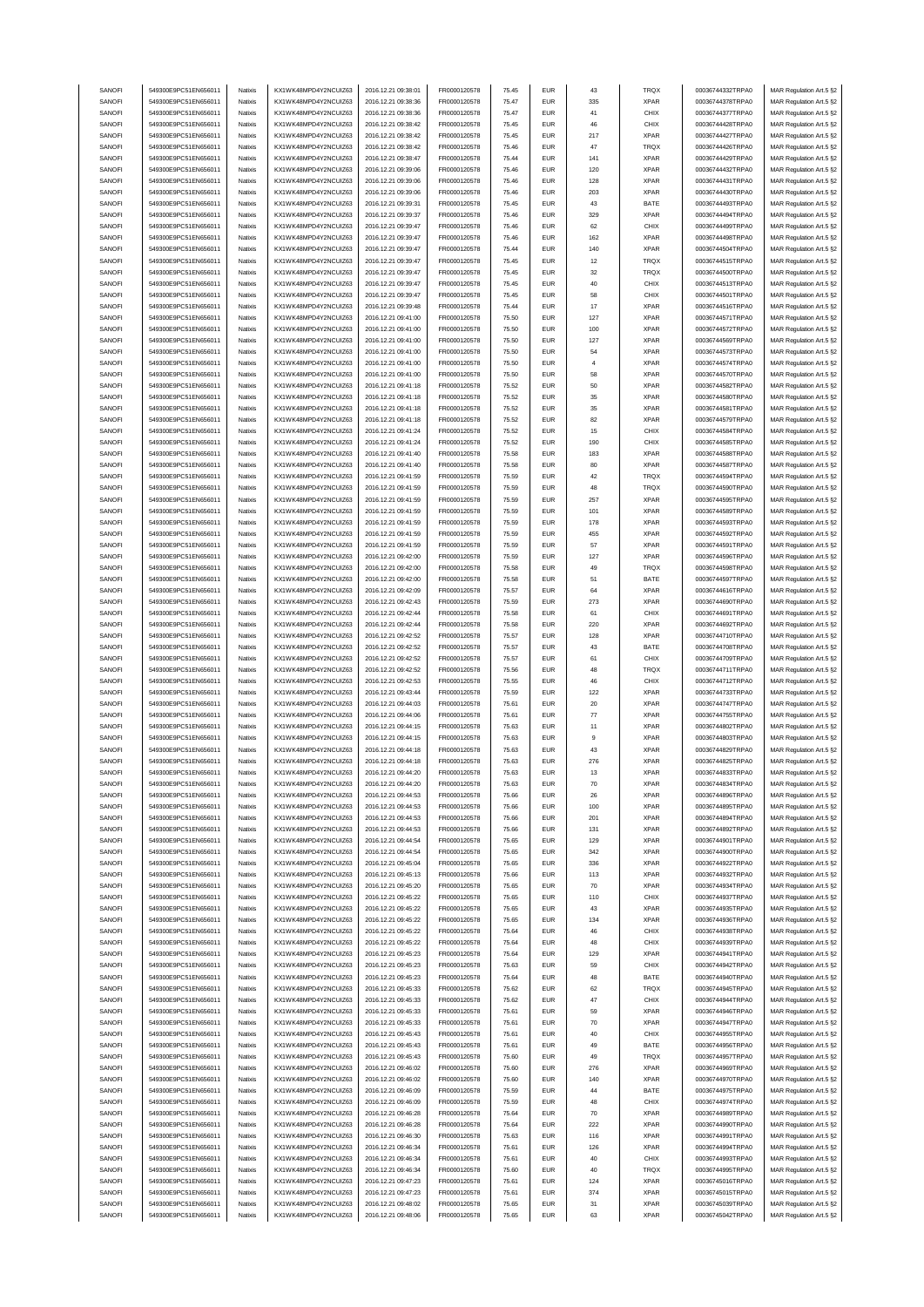| SANOFI | 549300E9PC51EN656011 | Natixis | KX1WK48MPD4Y2NCUIZ63 | 2016.12.21 09:38:01 | FR0000120578 | 75.45 | EUR | 43 | TRQX | 00036744332TRPA0 | MAR Regulation Art.5 §2 |
|---|---|---|---|---|---|---|---|---|---|---|---|
| SANOFI | 549300E9PC51EN656011 | Natixis | KX1WK48MPD4Y2NCUIZ63 | 2016.12.21 09:38:36 | FR0000120578 | 75.47 | EUR | 335 | XPAR | 00036744378TRPA0 | MAR Regulation Art.5 §2 |
| SANOFI | 549300E9PC51EN656011 | Natixis | KX1WK48MPD4Y2NCUIZ63 | 2016.12.21 09:38:36 | FR0000120578 | 75.47 | EUR | 41 | CHIX | 00036744377TRPA0 | MAR Regulation Art.5 §2 |
| SANOFI | 549300E9PC51EN656011 | Natixis | KX1WK48MPD4Y2NCUIZ63 | 2016.12.21 09:38:42 | FR0000120578 | 75.45 | EUR | 46 | CHIX | 00036744428TRPA0 | MAR Regulation Art.5 §2 |
| SANOFI | 549300E9PC51EN656011 | Natixis | KX1WK48MPD4Y2NCUIZ63 | 2016.12.21 09:38:42 | FR0000120578 | 75.45 | EUR | 217 | XPAR | 00036744427TRPA0 | MAR Regulation Art.5 §2 |
| SANOFI | 549300E9PC51EN656011 | Natixis | KX1WK48MPD4Y2NCUIZ63 | 2016.12.21 09:38:42 | FR0000120578 | 75.46 | EUR | 47 | TRQX | 00036744426TRPA0 | MAR Regulation Art.5 §2 |
| SANOFI | 549300E9PC51EN656011 | Natixis | KX1WK48MPD4Y2NCUIZ63 | 2016.12.21 09:38:47 | FR0000120578 | 75.44 | EUR | 141 | XPAR | 00036744429TRPA0 | MAR Regulation Art.5 §2 |
| SANOFI | 549300E9PC51EN656011 | Natixis | KX1WK48MPD4Y2NCUIZ63 | 2016.12.21 09:39:06 | FR0000120578 | 75.46 | EUR | 120 | XPAR | 00036744432TRPA0 | MAR Regulation Art.5 §2 |
| SANOFI | 549300E9PC51EN656011 | Natixis | KX1WK48MPD4Y2NCUIZ63 | 2016.12.21 09:39:06 | FR0000120578 | 75.46 | EUR | 128 | XPAR | 00036744431TRPA0 | MAR Regulation Art.5 §2 |
| SANOFI | 549300E9PC51EN656011 | Natixis | KX1WK48MPD4Y2NCUIZ63 | 2016.12.21 09:39:06 | FR0000120578 | 75.46 | EUR | 203 | XPAR | 00036744430TRPA0 | MAR Regulation Art.5 §2 |
| SANOFI | 549300E9PC51EN656011 | Natixis | KX1WK48MPD4Y2NCUIZ63 | 2016.12.21 09:39:31 | FR0000120578 | 75.45 | EUR | 43 | BATE | 00036744493TRPA0 | MAR Regulation Art.5 §2 |
| SANOFI | 549300E9PC51EN656011 | Natixis | KX1WK48MPD4Y2NCUIZ63 | 2016.12.21 09:39:37 | FR0000120578 | 75.46 | EUR | 329 | XPAR | 00036744494TRPA0 | MAR Regulation Art.5 §2 |
| SANOFI | 549300E9PC51EN656011 | Natixis | KX1WK48MPD4Y2NCUIZ63 | 2016.12.21 09:39:47 | FR0000120578 | 75.46 | EUR | 62 | CHIX | 00036744499TRPA0 | MAR Regulation Art.5 §2 |
| SANOFI | 549300E9PC51EN656011 | Natixis | KX1WK48MPD4Y2NCUIZ63 | 2016.12.21 09:39:47 | FR0000120578 | 75.46 | EUR | 162 | XPAR | 00036744498TRPA0 | MAR Regulation Art.5 §2 |
| SANOFI | 549300E9PC51EN656011 | Natixis | KX1WK48MPD4Y2NCUIZ63 | 2016.12.21 09:39:47 | FR0000120578 | 75.44 | EUR | 140 | XPAR | 00036744504TRPA0 | MAR Regulation Art.5 §2 |
| SANOFI | 549300E9PC51EN656011 | Natixis | KX1WK48MPD4Y2NCUIZ63 | 2016.12.21 09:39:47 | FR0000120578 | 75.45 | EUR | 12 | TRQX | 00036744515TRPA0 | MAR Regulation Art.5 §2 |
| SANOFI | 549300E9PC51EN656011 | Natixis | KX1WK48MPD4Y2NCUIZ63 | 2016.12.21 09:39:47 | FR0000120578 | 75.45 | EUR | 32 | TRQX | 00036744500TRPA0 | MAR Regulation Art.5 §2 |
| SANOFI | 549300E9PC51EN656011 | Natixis | KX1WK48MPD4Y2NCUIZ63 | 2016.12.21 09:39:47 | FR0000120578 | 75.45 | EUR | 40 | CHIX | 00036744513TRPA0 | MAR Regulation Art.5 §2 |
| SANOFI | 549300E9PC51EN656011 | Natixis | KX1WK48MPD4Y2NCUIZ63 | 2016.12.21 09:39:47 | FR0000120578 | 75.45 | EUR | 58 | CHIX | 00036744501TRPA0 | MAR Regulation Art.5 §2 |
| SANOFI | 549300E9PC51EN656011 | Natixis | KX1WK48MPD4Y2NCUIZ63 | 2016.12.21 09:39:48 | FR0000120578 | 75.44 | EUR | 17 | XPAR | 00036744516TRPA0 | MAR Regulation Art.5 §2 |
| SANOFI | 549300E9PC51EN656011 | Natixis | KX1WK48MPD4Y2NCUIZ63 | 2016.12.21 09:41:00 | FR0000120578 | 75.50 | EUR | 127 | XPAR | 00036744571TRPA0 | MAR Regulation Art.5 §2 |
| SANOFI | 549300E9PC51EN656011 | Natixis | KX1WK48MPD4Y2NCUIZ63 | 2016.12.21 09:41:00 | FR0000120578 | 75.50 | EUR | 100 | XPAR | 00036744572TRPA0 | MAR Regulation Art.5 §2 |
| SANOFI | 549300E9PC51EN656011 | Natixis | KX1WK48MPD4Y2NCUIZ63 | 2016.12.21 09:41:00 | FR0000120578 | 75.50 | EUR | 127 | XPAR | 00036744569TRPA0 | MAR Regulation Art.5 §2 |
| SANOFI | 549300E9PC51EN656011 | Natixis | KX1WK48MPD4Y2NCUIZ63 | 2016.12.21 09:41:00 | FR0000120578 | 75.50 | EUR | 54 | XPAR | 00036744573TRPA0 | MAR Regulation Art.5 §2 |
| SANOFI | 549300E9PC51EN656011 | Natixis | KX1WK48MPD4Y2NCUIZ63 | 2016.12.21 09:41:00 | FR0000120578 | 75.50 | EUR | 4 | XPAR | 00036744574TRPA0 | MAR Regulation Art.5 §2 |
| SANOFI | 549300E9PC51EN656011 | Natixis | KX1WK48MPD4Y2NCUIZ63 | 2016.12.21 09:41:00 | FR0000120578 | 75.50 | EUR | 58 | XPAR | 00036744570TRPA0 | MAR Regulation Art.5 §2 |
| SANOFI | 549300E9PC51EN656011 | Natixis | KX1WK48MPD4Y2NCUIZ63 | 2016.12.21 09:41:18 | FR0000120578 | 75.52 | EUR | 50 | XPAR | 00036744582TRPA0 | MAR Regulation Art.5 §2 |
| SANOFI | 549300E9PC51EN656011 | Natixis | KX1WK48MPD4Y2NCUIZ63 | 2016.12.21 09:41:18 | FR0000120578 | 75.52 | EUR | 35 | XPAR | 00036744580TRPA0 | MAR Regulation Art.5 §2 |
| SANOFI | 549300E9PC51EN656011 | Natixis | KX1WK48MPD4Y2NCUIZ63 | 2016.12.21 09:41:18 | FR0000120578 | 75.52 | EUR | 35 | XPAR | 00036744581TRPA0 | MAR Regulation Art.5 §2 |
| SANOFI | 549300E9PC51EN656011 | Natixis | KX1WK48MPD4Y2NCUIZ63 | 2016.12.21 09:41:18 | FR0000120578 | 75.52 | EUR | 82 | XPAR | 00036744579TRPA0 | MAR Regulation Art.5 §2 |
| SANOFI | 549300E9PC51EN656011 | Natixis | KX1WK48MPD4Y2NCUIZ63 | 2016.12.21 09:41:24 | FR0000120578 | 75.52 | EUR | 15 | CHIX | 00036744584TRPA0 | MAR Regulation Art.5 §2 |
| SANOFI | 549300E9PC51EN656011 | Natixis | KX1WK48MPD4Y2NCUIZ63 | 2016.12.21 09:41:24 | FR0000120578 | 75.52 | EUR | 190 | CHIX | 00036744585TRPA0 | MAR Regulation Art.5 §2 |
| SANOFI | 549300E9PC51EN656011 | Natixis | KX1WK48MPD4Y2NCUIZ63 | 2016.12.21 09:41:40 | FR0000120578 | 75.58 | EUR | 183 | XPAR | 00036744588TRPA0 | MAR Regulation Art.5 §2 |
| SANOFI | 549300E9PC51EN656011 | Natixis | KX1WK48MPD4Y2NCUIZ63 | 2016.12.21 09:41:40 | FR0000120578 | 75.58 | EUR | 80 | XPAR | 00036744587TRPA0 | MAR Regulation Art.5 §2 |
| SANOFI | 549300E9PC51EN656011 | Natixis | KX1WK48MPD4Y2NCUIZ63 | 2016.12.21 09:41:59 | FR0000120578 | 75.59 | EUR | 42 | TRQX | 00036744594TRPA0 | MAR Regulation Art.5 §2 |
| SANOFI | 549300E9PC51EN656011 | Natixis | KX1WK48MPD4Y2NCUIZ63 | 2016.12.21 09:41:59 | FR0000120578 | 75.59 | EUR | 48 | TRQX | 00036744590TRPA0 | MAR Regulation Art.5 §2 |
| SANOFI | 549300E9PC51EN656011 | Natixis | KX1WK48MPD4Y2NCUIZ63 | 2016.12.21 09:41:59 | FR0000120578 | 75.59 | EUR | 257 | XPAR | 00036744595TRPA0 | MAR Regulation Art.5 §2 |
| SANOFI | 549300E9PC51EN656011 | Natixis | KX1WK48MPD4Y2NCUIZ63 | 2016.12.21 09:41:59 | FR0000120578 | 75.59 | EUR | 101 | XPAR | 00036744589TRPA0 | MAR Regulation Art.5 §2 |
| SANOFI | 549300E9PC51EN656011 | Natixis | KX1WK48MPD4Y2NCUIZ63 | 2016.12.21 09:41:59 | FR0000120578 | 75.59 | EUR | 178 | XPAR | 00036744593TRPA0 | MAR Regulation Art.5 §2 |
| SANOFI | 549300E9PC51EN656011 | Natixis | KX1WK48MPD4Y2NCUIZ63 | 2016.12.21 09:41:59 | FR0000120578 | 75.59 | EUR | 455 | XPAR | 00036744592TRPA0 | MAR Regulation Art.5 §2 |
| SANOFI | 549300E9PC51EN656011 | Natixis | KX1WK48MPD4Y2NCUIZ63 | 2016.12.21 09:41:59 | FR0000120578 | 75.59 | EUR | 57 | XPAR | 00036744591TRPA0 | MAR Regulation Art.5 §2 |
| SANOFI | 549300E9PC51EN656011 | Natixis | KX1WK48MPD4Y2NCUIZ63 | 2016.12.21 09:42:00 | FR0000120578 | 75.59 | EUR | 127 | XPAR | 00036744596TRPA0 | MAR Regulation Art.5 §2 |
| SANOFI | 549300E9PC51EN656011 | Natixis | KX1WK48MPD4Y2NCUIZ63 | 2016.12.21 09:42:00 | FR0000120578 | 75.58 | EUR | 49 | TRQX | 00036744598TRPA0 | MAR Regulation Art.5 §2 |
| SANOFI | 549300E9PC51EN656011 | Natixis | KX1WK48MPD4Y2NCUIZ63 | 2016.12.21 09:42:00 | FR0000120578 | 75.58 | EUR | 51 | BATE | 00036744597TRPA0 | MAR Regulation Art.5 §2 |
| SANOFI | 549300E9PC51EN656011 | Natixis | KX1WK48MPD4Y2NCUIZ63 | 2016.12.21 09:42:09 | FR0000120578 | 75.57 | EUR | 64 | XPAR | 00036744616TRPA0 | MAR Regulation Art.5 §2 |
| SANOFI | 549300E9PC51EN656011 | Natixis | KX1WK48MPD4Y2NCUIZ63 | 2016.12.21 09:42:43 | FR0000120578 | 75.59 | EUR | 273 | XPAR | 00036744690TRPA0 | MAR Regulation Art.5 §2 |
| SANOFI | 549300E9PC51EN656011 | Natixis | KX1WK48MPD4Y2NCUIZ63 | 2016.12.21 09:42:44 | FR0000120578 | 75.58 | EUR | 61 | CHIX | 00036744691TRPA0 | MAR Regulation Art.5 §2 |
| SANOFI | 549300E9PC51EN656011 | Natixis | KX1WK48MPD4Y2NCUIZ63 | 2016.12.21 09:42:44 | FR0000120578 | 75.58 | EUR | 220 | XPAR | 00036744692TRPA0 | MAR Regulation Art.5 §2 |
| SANOFI | 549300E9PC51EN656011 | Natixis | KX1WK48MPD4Y2NCUIZ63 | 2016.12.21 09:42:52 | FR0000120578 | 75.57 | EUR | 128 | XPAR | 00036744710TRPA0 | MAR Regulation Art.5 §2 |
| SANOFI | 549300E9PC51EN656011 | Natixis | KX1WK48MPD4Y2NCUIZ63 | 2016.12.21 09:42:52 | FR0000120578 | 75.57 | EUR | 43 | BATE | 00036744708TRPA0 | MAR Regulation Art.5 §2 |
| SANOFI | 549300E9PC51EN656011 | Natixis | KX1WK48MPD4Y2NCUIZ63 | 2016.12.21 09:42:52 | FR0000120578 | 75.57 | EUR | 61 | CHIX | 00036744709TRPA0 | MAR Regulation Art.5 §2 |
| SANOFI | 549300E9PC51EN656011 | Natixis | KX1WK48MPD4Y2NCUIZ63 | 2016.12.21 09:42:52 | FR0000120578 | 75.56 | EUR | 48 | TRQX | 00036744711TRPA0 | MAR Regulation Art.5 §2 |
| SANOFI | 549300E9PC51EN656011 | Natixis | KX1WK48MPD4Y2NCUIZ63 | 2016.12.21 09:42:53 | FR0000120578 | 75.55 | EUR | 46 | CHIX | 00036744712TRPA0 | MAR Regulation Art.5 §2 |
| SANOFI | 549300E9PC51EN656011 | Natixis | KX1WK48MPD4Y2NCUIZ63 | 2016.12.21 09:43:44 | FR0000120578 | 75.59 | EUR | 122 | XPAR | 00036744733TRPA0 | MAR Regulation Art.5 §2 |
| SANOFI | 549300E9PC51EN656011 | Natixis | KX1WK48MPD4Y2NCUIZ63 | 2016.12.21 09:44:03 | FR0000120578 | 75.61 | EUR | 20 | XPAR | 00036744747TRPA0 | MAR Regulation Art.5 §2 |
| SANOFI | 549300E9PC51EN656011 | Natixis | KX1WK48MPD4Y2NCUIZ63 | 2016.12.21 09:44:06 | FR0000120578 | 75.61 | EUR | 77 | XPAR | 00036744755TRPA0 | MAR Regulation Art.5 §2 |
| SANOFI | 549300E9PC51EN656011 | Natixis | KX1WK48MPD4Y2NCUIZ63 | 2016.12.21 09:44:15 | FR0000120578 | 75.63 | EUR | 11 | XPAR | 00036744802TRPA0 | MAR Regulation Art.5 §2 |
| SANOFI | 549300E9PC51EN656011 | Natixis | KX1WK48MPD4Y2NCUIZ63 | 2016.12.21 09:44:15 | FR0000120578 | 75.63 | EUR | 9 | XPAR | 00036744803TRPA0 | MAR Regulation Art.5 §2 |
| SANOFI | 549300E9PC51EN656011 | Natixis | KX1WK48MPD4Y2NCUIZ63 | 2016.12.21 09:44:18 | FR0000120578 | 75.63 | EUR | 43 | XPAR | 00036744829TRPA0 | MAR Regulation Art.5 §2 |
| SANOFI | 549300E9PC51EN656011 | Natixis | KX1WK48MPD4Y2NCUIZ63 | 2016.12.21 09:44:18 | FR0000120578 | 75.63 | EUR | 276 | XPAR | 00036744825TRPA0 | MAR Regulation Art.5 §2 |
| SANOFI | 549300E9PC51EN656011 | Natixis | KX1WK48MPD4Y2NCUIZ63 | 2016.12.21 09:44:20 | FR0000120578 | 75.63 | EUR | 13 | XPAR | 00036744833TRPA0 | MAR Regulation Art.5 §2 |
| SANOFI | 549300E9PC51EN656011 | Natixis | KX1WK48MPD4Y2NCUIZ63 | 2016.12.21 09:44:20 | FR0000120578 | 75.63 | EUR | 70 | XPAR | 00036744834TRPA0 | MAR Regulation Art.5 §2 |
| SANOFI | 549300E9PC51EN656011 | Natixis | KX1WK48MPD4Y2NCUIZ63 | 2016.12.21 09:44:53 | FR0000120578 | 75.66 | EUR | 26 | XPAR | 00036744896TRPA0 | MAR Regulation Art.5 §2 |
| SANOFI | 549300E9PC51EN656011 | Natixis | KX1WK48MPD4Y2NCUIZ63 | 2016.12.21 09:44:53 | FR0000120578 | 75.66 | EUR | 100 | XPAR | 00036744895TRPA0 | MAR Regulation Art.5 §2 |
| SANOFI | 549300E9PC51EN656011 | Natixis | KX1WK48MPD4Y2NCUIZ63 | 2016.12.21 09:44:53 | FR0000120578 | 75.66 | EUR | 201 | XPAR | 00036744894TRPA0 | MAR Regulation Art.5 §2 |
| SANOFI | 549300E9PC51EN656011 | Natixis | KX1WK48MPD4Y2NCUIZ63 | 2016.12.21 09:44:53 | FR0000120578 | 75.66 | EUR | 131 | XPAR | 00036744892TRPA0 | MAR Regulation Art.5 §2 |
| SANOFI | 549300E9PC51EN656011 | Natixis | KX1WK48MPD4Y2NCUIZ63 | 2016.12.21 09:44:54 | FR0000120578 | 75.65 | EUR | 129 | XPAR | 00036744901TRPA0 | MAR Regulation Art.5 §2 |
| SANOFI | 549300E9PC51EN656011 | Natixis | KX1WK48MPD4Y2NCUIZ63 | 2016.12.21 09:44:54 | FR0000120578 | 75.65 | EUR | 342 | XPAR | 00036744900TRPA0 | MAR Regulation Art.5 §2 |
| SANOFI | 549300E9PC51EN656011 | Natixis | KX1WK48MPD4Y2NCUIZ63 | 2016.12.21 09:45:04 | FR0000120578 | 75.65 | EUR | 336 | XPAR | 00036744922TRPA0 | MAR Regulation Art.5 §2 |
| SANOFI | 549300E9PC51EN656011 | Natixis | KX1WK48MPD4Y2NCUIZ63 | 2016.12.21 09:45:13 | FR0000120578 | 75.66 | EUR | 113 | XPAR | 00036744932TRPA0 | MAR Regulation Art.5 §2 |
| SANOFI | 549300E9PC51EN656011 | Natixis | KX1WK48MPD4Y2NCUIZ63 | 2016.12.21 09:45:20 | FR0000120578 | 75.65 | EUR | 70 | XPAR | 00036744934TRPA0 | MAR Regulation Art.5 §2 |
| SANOFI | 549300E9PC51EN656011 | Natixis | KX1WK48MPD4Y2NCUIZ63 | 2016.12.21 09:45:22 | FR0000120578 | 75.65 | EUR | 110 | CHIX | 00036744937TRPA0 | MAR Regulation Art.5 §2 |
| SANOFI | 549300E9PC51EN656011 | Natixis | KX1WK48MPD4Y2NCUIZ63 | 2016.12.21 09:45:22 | FR0000120578 | 75.65 | EUR | 43 | XPAR | 00036744935TRPA0 | MAR Regulation Art.5 §2 |
| SANOFI | 549300E9PC51EN656011 | Natixis | KX1WK48MPD4Y2NCUIZ63 | 2016.12.21 09:45:22 | FR0000120578 | 75.65 | EUR | 134 | XPAR | 00036744936TRPA0 | MAR Regulation Art.5 §2 |
| SANOFI | 549300E9PC51EN656011 | Natixis | KX1WK48MPD4Y2NCUIZ63 | 2016.12.21 09:45:22 | FR0000120578 | 75.64 | EUR | 46 | CHIX | 00036744938TRPA0 | MAR Regulation Art.5 §2 |
| SANOFI | 549300E9PC51EN656011 | Natixis | KX1WK48MPD4Y2NCUIZ63 | 2016.12.21 09:45:22 | FR0000120578 | 75.64 | EUR | 48 | CHIX | 00036744939TRPA0 | MAR Regulation Art.5 §2 |
| SANOFI | 549300E9PC51EN656011 | Natixis | KX1WK48MPD4Y2NCUIZ63 | 2016.12.21 09:45:23 | FR0000120578 | 75.64 | EUR | 129 | XPAR | 00036744941TRPA0 | MAR Regulation Art.5 §2 |
| SANOFI | 549300E9PC51EN656011 | Natixis | KX1WK48MPD4Y2NCUIZ63 | 2016.12.21 09:45:23 | FR0000120578 | 75.63 | EUR | 59 | CHIX | 00036744942TRPA0 | MAR Regulation Art.5 §2 |
| SANOFI | 549300E9PC51EN656011 | Natixis | KX1WK48MPD4Y2NCUIZ63 | 2016.12.21 09:45:23 | FR0000120578 | 75.64 | EUR | 48 | BATE | 00036744940TRPA0 | MAR Regulation Art.5 §2 |
| SANOFI | 549300E9PC51EN656011 | Natixis | KX1WK48MPD4Y2NCUIZ63 | 2016.12.21 09:45:33 | FR0000120578 | 75.62 | EUR | 62 | TRQX | 00036744945TRPA0 | MAR Regulation Art.5 §2 |
| SANOFI | 549300E9PC51EN656011 | Natixis | KX1WK48MPD4Y2NCUIZ63 | 2016.12.21 09:45:33 | FR0000120578 | 75.62 | EUR | 47 | CHIX | 00036744944TRPA0 | MAR Regulation Art.5 §2 |
| SANOFI | 549300E9PC51EN656011 | Natixis | KX1WK48MPD4Y2NCUIZ63 | 2016.12.21 09:45:33 | FR0000120578 | 75.61 | EUR | 59 | XPAR | 00036744946TRPA0 | MAR Regulation Art.5 §2 |
| SANOFI | 549300E9PC51EN656011 | Natixis | KX1WK48MPD4Y2NCUIZ63 | 2016.12.21 09:45:33 | FR0000120578 | 75.61 | EUR | 70 | XPAR | 00036744947TRPA0 | MAR Regulation Art.5 §2 |
| SANOFI | 549300E9PC51EN656011 | Natixis | KX1WK48MPD4Y2NCUIZ63 | 2016.12.21 09:45:43 | FR0000120578 | 75.61 | EUR | 40 | CHIX | 00036744955TRPA0 | MAR Regulation Art.5 §2 |
| SANOFI | 549300E9PC51EN656011 | Natixis | KX1WK48MPD4Y2NCUIZ63 | 2016.12.21 09:45:43 | FR0000120578 | 75.61 | EUR | 49 | BATE | 00036744956TRPA0 | MAR Regulation Art.5 §2 |
| SANOFI | 549300E9PC51EN656011 | Natixis | KX1WK48MPD4Y2NCUIZ63 | 2016.12.21 09:45:43 | FR0000120578 | 75.60 | EUR | 49 | TRQX | 00036744957TRPA0 | MAR Regulation Art.5 §2 |
| SANOFI | 549300E9PC51EN656011 | Natixis | KX1WK48MPD4Y2NCUIZ63 | 2016.12.21 09:46:02 | FR0000120578 | 75.60 | EUR | 276 | XPAR | 00036744969TRPA0 | MAR Regulation Art.5 §2 |
| SANOFI | 549300E9PC51EN656011 | Natixis | KX1WK48MPD4Y2NCUIZ63 | 2016.12.21 09:46:02 | FR0000120578 | 75.60 | EUR | 140 | XPAR | 00036744970TRPA0 | MAR Regulation Art.5 §2 |
| SANOFI | 549300E9PC51EN656011 | Natixis | KX1WK48MPD4Y2NCUIZ63 | 2016.12.21 09:46:09 | FR0000120578 | 75.59 | EUR | 44 | BATE | 00036744975TRPA0 | MAR Regulation Art.5 §2 |
| SANOFI | 549300E9PC51EN656011 | Natixis | KX1WK48MPD4Y2NCUIZ63 | 2016.12.21 09:46:09 | FR0000120578 | 75.59 | EUR | 48 | CHIX | 00036744974TRPA0 | MAR Regulation Art.5 §2 |
| SANOFI | 549300E9PC51EN656011 | Natixis | KX1WK48MPD4Y2NCUIZ63 | 2016.12.21 09:46:28 | FR0000120578 | 75.64 | EUR | 70 | XPAR | 00036744989TRPA0 | MAR Regulation Art.5 §2 |
| SANOFI | 549300E9PC51EN656011 | Natixis | KX1WK48MPD4Y2NCUIZ63 | 2016.12.21 09:46:28 | FR0000120578 | 75.64 | EUR | 222 | XPAR | 00036744990TRPA0 | MAR Regulation Art.5 §2 |
| SANOFI | 549300E9PC51EN656011 | Natixis | KX1WK48MPD4Y2NCUIZ63 | 2016.12.21 09:46:30 | FR0000120578 | 75.63 | EUR | 116 | XPAR | 00036744991TRPA0 | MAR Regulation Art.5 §2 |
| SANOFI | 549300E9PC51EN656011 | Natixis | KX1WK48MPD4Y2NCUIZ63 | 2016.12.21 09:46:34 | FR0000120578 | 75.61 | EUR | 126 | XPAR | 00036744994TRPA0 | MAR Regulation Art.5 §2 |
| SANOFI | 549300E9PC51EN656011 | Natixis | KX1WK48MPD4Y2NCUIZ63 | 2016.12.21 09:46:34 | FR0000120578 | 75.61 | EUR | 40 | CHIX | 00036744993TRPA0 | MAR Regulation Art.5 §2 |
| SANOFI | 549300E9PC51EN656011 | Natixis | KX1WK48MPD4Y2NCUIZ63 | 2016.12.21 09:46:34 | FR0000120578 | 75.60 | EUR | 40 | TRQX | 00036744995TRPA0 | MAR Regulation Art.5 §2 |
| SANOFI | 549300E9PC51EN656011 | Natixis | KX1WK48MPD4Y2NCUIZ63 | 2016.12.21 09:47:23 | FR0000120578 | 75.61 | EUR | 124 | XPAR | 00036745016TRPA0 | MAR Regulation Art.5 §2 |
| SANOFI | 549300E9PC51EN656011 | Natixis | KX1WK48MPD4Y2NCUIZ63 | 2016.12.21 09:47:23 | FR0000120578 | 75.61 | EUR | 374 | XPAR | 00036745015TRPA0 | MAR Regulation Art.5 §2 |
| SANOFI | 549300E9PC51EN656011 | Natixis | KX1WK48MPD4Y2NCUIZ63 | 2016.12.21 09:48:02 | FR0000120578 | 75.65 | EUR | 31 | XPAR | 00036745039TRPA0 | MAR Regulation Art.5 §2 |
| SANOFI | 549300E9PC51EN656011 | Natixis | KX1WK48MPD4Y2NCUIZ63 | 2016.12.21 09:48:06 | FR0000120578 | 75.65 | EUR | 63 | XPAR | 00036745042TRPA0 | MAR Regulation Art.5 §2 |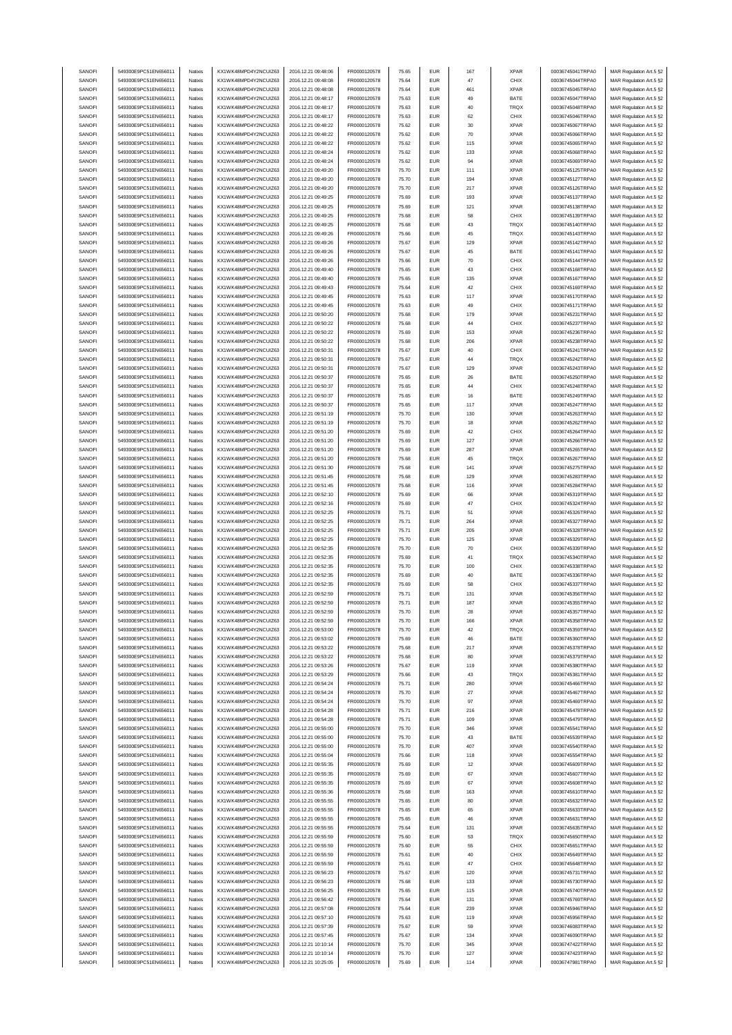| SANOFI | 549300E9PC51EN656011 | Natixis | KX1WK48MPD4Y2NCUIZ63 | 2016.12.21 09:48:06 | FR0000120578 | 75.65 | EUR | 167 | XPAR | 00036745041TRPA0 | MAR Regulation Art.5 §2 |
|---|---|---|---|---|---|---|---|---|---|---|---|
| SANOFI | 549300E9PC51EN656011 | Natixis | KX1WK48MPD4Y2NCUIZ63 | 2016.12.21 09:48:08 | FR0000120578 | 75.64 | EUR | 47 | CHIX | 00036745044TRPA0 | MAR Regulation Art.5 §2 |
| SANOFI | 549300E9PC51EN656011 | Natixis | KX1WK48MPD4Y2NCUIZ63 | 2016.12.21 09:48:08 | FR0000120578 | 75.64 | EUR | 461 | XPAR | 00036745045TRPA0 | MAR Regulation Art.5 §2 |
| SANOFI | 549300E9PC51EN656011 | Natixis | KX1WK48MPD4Y2NCUIZ63 | 2016.12.21 09:48:17 | FR0000120578 | 75.63 | EUR | 49 | BATE | 00036745047TRPA0 | MAR Regulation Art.5 §2 |
| SANOFI | 549300E9PC51EN656011 | Natixis | KX1WK48MPD4Y2NCUIZ63 | 2016.12.21 09:48:17 | FR0000120578 | 75.63 | EUR | 40 | TRQX | 00036745048TRPA0 | MAR Regulation Art.5 §2 |
| SANOFI | 549300E9PC51EN656011 | Natixis | KX1WK48MPD4Y2NCUIZ63 | 2016.12.21 09:48:17 | FR0000120578 | 75.63 | EUR | 62 | CHIX | 00036745046TRPA0 | MAR Regulation Art.5 §2 |
| SANOFI | 549300E9PC51EN656011 | Natixis | KX1WK48MPD4Y2NCUIZ63 | 2016.12.21 09:48:22 | FR0000120578 | 75.62 | EUR | 30 | XPAR | 00036745067TRPA0 | MAR Regulation Art.5 §2 |
| SANOFI | 549300E9PC51EN656011 | Natixis | KX1WK48MPD4Y2NCUIZ63 | 2016.12.21 09:48:22 | FR0000120578 | 75.62 | EUR | 70 | XPAR | 00036745066TRPA0 | MAR Regulation Art.5 §2 |
| SANOFI | 549300E9PC51EN656011 | Natixis | KX1WK48MPD4Y2NCUIZ63 | 2016.12.21 09:48:22 | FR0000120578 | 75.62 | EUR | 115 | XPAR | 00036745065TRPA0 | MAR Regulation Art.5 §2 |
| SANOFI | 549300E9PC51EN656011 | Natixis | KX1WK48MPD4Y2NCUIZ63 | 2016.12.21 09:48:24 | FR0000120578 | 75.62 | EUR | 133 | XPAR | 00036745068TRPA0 | MAR Regulation Art.5 §2 |
| SANOFI | 549300E9PC51EN656011 | Natixis | KX1WK48MPD4Y2NCUIZ63 | 2016.12.21 09:48:24 | FR0000120578 | 75.62 | EUR | 94 | XPAR | 00036745069TRPA0 | MAR Regulation Art.5 §2 |
| SANOFI | 549300E9PC51EN656011 | Natixis | KX1WK48MPD4Y2NCUIZ63 | 2016.12.21 09:49:20 | FR0000120578 | 75.70 | EUR | 111 | XPAR | 00036745125TRPA0 | MAR Regulation Art.5 §2 |
| SANOFI | 549300E9PC51EN656011 | Natixis | KX1WK48MPD4Y2NCUIZ63 | 2016.12.21 09:49:20 | FR0000120578 | 75.70 | EUR | 194 | XPAR | 00036745127TRPA0 | MAR Regulation Art.5 §2 |
| SANOFI | 549300E9PC51EN656011 | Natixis | KX1WK48MPD4Y2NCUIZ63 | 2016.12.21 09:49:20 | FR0000120578 | 75.70 | EUR | 217 | XPAR | 00036745126TRPA0 | MAR Regulation Art.5 §2 |
| SANOFI | 549300E9PC51EN656011 | Natixis | KX1WK48MPD4Y2NCUIZ63 | 2016.12.21 09:49:25 | FR0000120578 | 75.69 | EUR | 193 | XPAR | 00036745137TRPA0 | MAR Regulation Art.5 §2 |
| SANOFI | 549300E9PC51EN656011 | Natixis | KX1WK48MPD4Y2NCUIZ63 | 2016.12.21 09:49:25 | FR0000120578 | 75.69 | EUR | 121 | XPAR | 00036745138TRPA0 | MAR Regulation Art.5 §2 |
| SANOFI | 549300E9PC51EN656011 | Natixis | KX1WK48MPD4Y2NCUIZ63 | 2016.12.21 09:49:25 | FR0000120578 | 75.68 | EUR | 58 | CHIX | 00036745139TRPA0 | MAR Regulation Art.5 §2 |
| SANOFI | 549300E9PC51EN656011 | Natixis | KX1WK48MPD4Y2NCUIZ63 | 2016.12.21 09:49:25 | FR0000120578 | 75.68 | EUR | 43 | TRQX | 00036745140TRPA0 | MAR Regulation Art.5 §2 |
| SANOFI | 549300E9PC51EN656011 | Natixis | KX1WK48MPD4Y2NCUIZ63 | 2016.12.21 09:49:26 | FR0000120578 | 75.66 | EUR | 45 | TRQX | 00036745143TRPA0 | MAR Regulation Art.5 §2 |
| SANOFI | 549300E9PC51EN656011 | Natixis | KX1WK48MPD4Y2NCUIZ63 | 2016.12.21 09:49:26 | FR0000120578 | 75.67 | EUR | 129 | XPAR | 00036745142TRPA0 | MAR Regulation Art.5 §2 |
| SANOFI | 549300E9PC51EN656011 | Natixis | KX1WK48MPD4Y2NCUIZ63 | 2016.12.21 09:49:26 | FR0000120578 | 75.67 | EUR | 45 | BATE | 00036745141TRPA0 | MAR Regulation Art.5 §2 |
| SANOFI | 549300E9PC51EN656011 | Natixis | KX1WK48MPD4Y2NCUIZ63 | 2016.12.21 09:49:26 | FR0000120578 | 75.66 | EUR | 70 | CHIX | 00036745144TRPA0 | MAR Regulation Art.5 §2 |
| SANOFI | 549300E9PC51EN656011 | Natixis | KX1WK48MPD4Y2NCUIZ63 | 2016.12.21 09:49:40 | FR0000120578 | 75.65 | EUR | 43 | CHIX | 00036745168TRPA0 | MAR Regulation Art.5 §2 |
| SANOFI | 549300E9PC51EN656011 | Natixis | KX1WK48MPD4Y2NCUIZ63 | 2016.12.21 09:49:40 | FR0000120578 | 75.65 | EUR | 135 | XPAR | 00036745167TRPA0 | MAR Regulation Art.5 §2 |
| SANOFI | 549300E9PC51EN656011 | Natixis | KX1WK48MPD4Y2NCUIZ63 | 2016.12.21 09:49:43 | FR0000120578 | 75.64 | EUR | 42 | CHIX | 00036745169TRPA0 | MAR Regulation Art.5 §2 |
| SANOFI | 549300E9PC51EN656011 | Natixis | KX1WK48MPD4Y2NCUIZ63 | 2016.12.21 09:49:45 | FR0000120578 | 75.63 | EUR | 117 | XPAR | 00036745170TRPA0 | MAR Regulation Art.5 §2 |
| SANOFI | 549300E9PC51EN656011 | Natixis | KX1WK48MPD4Y2NCUIZ63 | 2016.12.21 09:49:45 | FR0000120578 | 75.63 | EUR | 49 | CHIX | 00036745171TRPA0 | MAR Regulation Art.5 §2 |
| SANOFI | 549300E9PC51EN656011 | Natixis | KX1WK48MPD4Y2NCUIZ63 | 2016.12.21 09:50:20 | FR0000120578 | 75.68 | EUR | 179 | XPAR | 00036745231TRPA0 | MAR Regulation Art.5 §2 |
| SANOFI | 549300E9PC51EN656011 | Natixis | KX1WK48MPD4Y2NCUIZ63 | 2016.12.21 09:50:22 | FR0000120578 | 75.68 | EUR | 44 | CHIX | 00036745237TRPA0 | MAR Regulation Art.5 §2 |
| SANOFI | 549300E9PC51EN656011 | Natixis | KX1WK48MPD4Y2NCUIZ63 | 2016.12.21 09:50:22 | FR0000120578 | 75.69 | EUR | 153 | XPAR | 00036745236TRPA0 | MAR Regulation Art.5 §2 |
| SANOFI | 549300E9PC51EN656011 | Natixis | KX1WK48MPD4Y2NCUIZ63 | 2016.12.21 09:50:22 | FR0000120578 | 75.68 | EUR | 206 | XPAR | 00036745238TRPA0 | MAR Regulation Art.5 §2 |
| SANOFI | 549300E9PC51EN656011 | Natixis | KX1WK48MPD4Y2NCUIZ63 | 2016.12.21 09:50:31 | FR0000120578 | 75.67 | EUR | 40 | CHIX | 00036745241TRPA0 | MAR Regulation Art.5 §2 |
| SANOFI | 549300E9PC51EN656011 | Natixis | KX1WK48MPD4Y2NCUIZ63 | 2016.12.21 09:50:31 | FR0000120578 | 75.67 | EUR | 44 | TRQX | 00036745242TRPA0 | MAR Regulation Art.5 §2 |
| SANOFI | 549300E9PC51EN656011 | Natixis | KX1WK48MPD4Y2NCUIZ63 | 2016.12.21 09:50:31 | FR0000120578 | 75.67 | EUR | 129 | XPAR | 00036745243TRPA0 | MAR Regulation Art.5 §2 |
| SANOFI | 549300E9PC51EN656011 | Natixis | KX1WK48MPD4Y2NCUIZ63 | 2016.12.21 09:50:37 | FR0000120578 | 75.65 | EUR | 26 | BATE | 00036745250TRPA0 | MAR Regulation Art.5 §2 |
| SANOFI | 549300E9PC51EN656011 | Natixis | KX1WK48MPD4Y2NCUIZ63 | 2016.12.21 09:50:37 | FR0000120578 | 75.65 | EUR | 44 | CHIX | 00036745248TRPA0 | MAR Regulation Art.5 §2 |
| SANOFI | 549300E9PC51EN656011 | Natixis | KX1WK48MPD4Y2NCUIZ63 | 2016.12.21 09:50:37 | FR0000120578 | 75.65 | EUR | 16 | BATE | 00036745249TRPA0 | MAR Regulation Art.5 §2 |
| SANOFI | 549300E9PC51EN656011 | Natixis | KX1WK48MPD4Y2NCUIZ63 | 2016.12.21 09:50:37 | FR0000120578 | 75.65 | EUR | 117 | XPAR | 00036745247TRPA0 | MAR Regulation Art.5 §2 |
| SANOFI | 549300E9PC51EN656011 | Natixis | KX1WK48MPD4Y2NCUIZ63 | 2016.12.21 09:51:19 | FR0000120578 | 75.70 | EUR | 130 | XPAR | 00036745263TRPA0 | MAR Regulation Art.5 §2 |
| SANOFI | 549300E9PC51EN656011 | Natixis | KX1WK48MPD4Y2NCUIZ63 | 2016.12.21 09:51:19 | FR0000120578 | 75.70 | EUR | 18 | XPAR | 00036745262TRPA0 | MAR Regulation Art.5 §2 |
| SANOFI | 549300E9PC51EN656011 | Natixis | KX1WK48MPD4Y2NCUIZ63 | 2016.12.21 09:51:20 | FR0000120578 | 75.69 | EUR | 42 | CHIX | 00036745264TRPA0 | MAR Regulation Art.5 §2 |
| SANOFI | 549300E9PC51EN656011 | Natixis | KX1WK48MPD4Y2NCUIZ63 | 2016.12.21 09:51:20 | FR0000120578 | 75.69 | EUR | 127 | XPAR | 00036745266TRPA0 | MAR Regulation Art.5 §2 |
| SANOFI | 549300E9PC51EN656011 | Natixis | KX1WK48MPD4Y2NCUIZ63 | 2016.12.21 09:51:20 | FR0000120578 | 75.69 | EUR | 287 | XPAR | 00036745265TRPA0 | MAR Regulation Art.5 §2 |
| SANOFI | 549300E9PC51EN656011 | Natixis | KX1WK48MPD4Y2NCUIZ63 | 2016.12.21 09:51:20 | FR0000120578 | 75.68 | EUR | 45 | TRQX | 00036745267TRPA0 | MAR Regulation Art.5 §2 |
| SANOFI | 549300E9PC51EN656011 | Natixis | KX1WK48MPD4Y2NCUIZ63 | 2016.12.21 09:51:30 | FR0000120578 | 75.68 | EUR | 141 | XPAR | 00036745275TRPA0 | MAR Regulation Art.5 §2 |
| SANOFI | 549300E9PC51EN656011 | Natixis | KX1WK48MPD4Y2NCUIZ63 | 2016.12.21 09:51:45 | FR0000120578 | 75.68 | EUR | 129 | XPAR | 00036745283TRPA0 | MAR Regulation Art.5 §2 |
| SANOFI | 549300E9PC51EN656011 | Natixis | KX1WK48MPD4Y2NCUIZ63 | 2016.12.21 09:51:45 | FR0000120578 | 75.68 | EUR | 116 | XPAR | 00036745284TRPA0 | MAR Regulation Art.5 §2 |
| SANOFI | 549300E9PC51EN656011 | Natixis | KX1WK48MPD4Y2NCUIZ63 | 2016.12.21 09:52:10 | FR0000120578 | 75.69 | EUR | 66 | XPAR | 00036745319TRPA0 | MAR Regulation Art.5 §2 |
| SANOFI | 549300E9PC51EN656011 | Natixis | KX1WK48MPD4Y2NCUIZ63 | 2016.12.21 09:52:16 | FR0000120578 | 75.69 | EUR | 47 | CHIX | 00036745324TRPA0 | MAR Regulation Art.5 §2 |
| SANOFI | 549300E9PC51EN656011 | Natixis | KX1WK48MPD4Y2NCUIZ63 | 2016.12.21 09:52:25 | FR0000120578 | 75.71 | EUR | 51 | XPAR | 00036745326TRPA0 | MAR Regulation Art.5 §2 |
| SANOFI | 549300E9PC51EN656011 | Natixis | KX1WK48MPD4Y2NCUIZ63 | 2016.12.21 09:52:25 | FR0000120578 | 75.71 | EUR | 264 | XPAR | 00036745327TRPA0 | MAR Regulation Art.5 §2 |
| SANOFI | 549300E9PC51EN656011 | Natixis | KX1WK48MPD4Y2NCUIZ63 | 2016.12.21 09:52:25 | FR0000120578 | 75.71 | EUR | 205 | XPAR | 00036745328TRPA0 | MAR Regulation Art.5 §2 |
| SANOFI | 549300E9PC51EN656011 | Natixis | KX1WK48MPD4Y2NCUIZ63 | 2016.12.21 09:52:25 | FR0000120578 | 75.70 | EUR | 125 | XPAR | 00036745329TRPA0 | MAR Regulation Art.5 §2 |
| SANOFI | 549300E9PC51EN656011 | Natixis | KX1WK48MPD4Y2NCUIZ63 | 2016.12.21 09:52:35 | FR0000120578 | 75.70 | EUR | 70 | CHIX | 00036745339TRPA0 | MAR Regulation Art.5 §2 |
| SANOFI | 549300E9PC51EN656011 | Natixis | KX1WK48MPD4Y2NCUIZ63 | 2016.12.21 09:52:35 | FR0000120578 | 75.69 | EUR | 41 | TRQX | 00036745340TRPA0 | MAR Regulation Art.5 §2 |
| SANOFI | 549300E9PC51EN656011 | Natixis | KX1WK48MPD4Y2NCUIZ63 | 2016.12.21 09:52:35 | FR0000120578 | 75.70 | EUR | 100 | CHIX | 00036745338TRPA0 | MAR Regulation Art.5 §2 |
| SANOFI | 549300E9PC51EN656011 | Natixis | KX1WK48MPD4Y2NCUIZ63 | 2016.12.21 09:52:35 | FR0000120578 | 75.69 | EUR | 40 | BATE | 00036745336TRPA0 | MAR Regulation Art.5 §2 |
| SANOFI | 549300E9PC51EN656011 | Natixis | KX1WK48MPD4Y2NCUIZ63 | 2016.12.21 09:52:35 | FR0000120578 | 75.69 | EUR | 58 | CHIX | 00036745337TRPA0 | MAR Regulation Art.5 §2 |
| SANOFI | 549300E9PC51EN656011 | Natixis | KX1WK48MPD4Y2NCUIZ63 | 2016.12.21 09:52:59 | FR0000120578 | 75.71 | EUR | 131 | XPAR | 00036745356TRPA0 | MAR Regulation Art.5 §2 |
| SANOFI | 549300E9PC51EN656011 | Natixis | KX1WK48MPD4Y2NCUIZ63 | 2016.12.21 09:52:59 | FR0000120578 | 75.71 | EUR | 187 | XPAR | 00036745355TRPA0 | MAR Regulation Art.5 §2 |
| SANOFI | 549300E9PC51EN656011 | Natixis | KX1WK48MPD4Y2NCUIZ63 | 2016.12.21 09:52:59 | FR0000120578 | 75.70 | EUR | 28 | XPAR | 00036745357TRPA0 | MAR Regulation Art.5 §2 |
| SANOFI | 549300E9PC51EN656011 | Natixis | KX1WK48MPD4Y2NCUIZ63 | 2016.12.21 09:52:59 | FR0000120578 | 75.70 | EUR | 166 | XPAR | 00036745358TRPA0 | MAR Regulation Art.5 §2 |
| SANOFI | 549300E9PC51EN656011 | Natixis | KX1WK48MPD4Y2NCUIZ63 | 2016.12.21 09:53:00 | FR0000120578 | 75.70 | EUR | 42 | TRQX | 00036745359TRPA0 | MAR Regulation Art.5 §2 |
| SANOFI | 549300E9PC51EN656011 | Natixis | KX1WK48MPD4Y2NCUIZ63 | 2016.12.21 09:53:02 | FR0000120578 | 75.69 | EUR | 46 | BATE | 00036745360TRPA0 | MAR Regulation Art.5 §2 |
| SANOFI | 549300E9PC51EN656011 | Natixis | KX1WK48MPD4Y2NCUIZ63 | 2016.12.21 09:53:22 | FR0000120578 | 75.68 | EUR | 217 | XPAR | 00036745378TRPA0 | MAR Regulation Art.5 §2 |
| SANOFI | 549300E9PC51EN656011 | Natixis | KX1WK48MPD4Y2NCUIZ63 | 2016.12.21 09:53:22 | FR0000120578 | 75.68 | EUR | 80 | XPAR | 00036745379TRPA0 | MAR Regulation Art.5 §2 |
| SANOFI | 549300E9PC51EN656011 | Natixis | KX1WK48MPD4Y2NCUIZ63 | 2016.12.21 09:53:26 | FR0000120578 | 75.67 | EUR | 119 | XPAR | 00036745380TRPA0 | MAR Regulation Art.5 §2 |
| SANOFI | 549300E9PC51EN656011 | Natixis | KX1WK48MPD4Y2NCUIZ63 | 2016.12.21 09:53:29 | FR0000120578 | 75.66 | EUR | 43 | TRQX | 00036745381TRPA0 | MAR Regulation Art.5 §2 |
| SANOFI | 549300E9PC51EN656011 | Natixis | KX1WK48MPD4Y2NCUIZ63 | 2016.12.21 09:54:24 | FR0000120578 | 75.71 | EUR | 280 | XPAR | 00036745466TRPA0 | MAR Regulation Art.5 §2 |
| SANOFI | 549300E9PC51EN656011 | Natixis | KX1WK48MPD4Y2NCUIZ63 | 2016.12.21 09:54:24 | FR0000120578 | 75.70 | EUR | 27 | XPAR | 00036745467TRPA0 | MAR Regulation Art.5 §2 |
| SANOFI | 549300E9PC51EN656011 | Natixis | KX1WK48MPD4Y2NCUIZ63 | 2016.12.21 09:54:24 | FR0000120578 | 75.70 | EUR | 97 | XPAR | 00036745469TRPA0 | MAR Regulation Art.5 §2 |
| SANOFI | 549300E9PC51EN656011 | Natixis | KX1WK48MPD4Y2NCUIZ63 | 2016.12.21 09:54:28 | FR0000120578 | 75.71 | EUR | 216 | XPAR | 00036745478TRPA0 | MAR Regulation Art.5 §2 |
| SANOFI | 549300E9PC51EN656011 | Natixis | KX1WK48MPD4Y2NCUIZ63 | 2016.12.21 09:54:28 | FR0000120578 | 75.71 | EUR | 109 | XPAR | 00036745479TRPA0 | MAR Regulation Art.5 §2 |
| SANOFI | 549300E9PC51EN656011 | Natixis | KX1WK48MPD4Y2NCUIZ63 | 2016.12.21 09:55:00 | FR0000120578 | 75.70 | EUR | 346 | XPAR | 00036745541TRPA0 | MAR Regulation Art.5 §2 |
| SANOFI | 549300E9PC51EN656011 | Natixis | KX1WK48MPD4Y2NCUIZ63 | 2016.12.21 09:55:00 | FR0000120578 | 75.70 | EUR | 43 | BATE | 00036745539TRPA0 | MAR Regulation Art.5 §2 |
| SANOFI | 549300E9PC51EN656011 | Natixis | KX1WK48MPD4Y2NCUIZ63 | 2016.12.21 09:55:00 | FR0000120578 | 75.70 | EUR | 407 | XPAR | 00036745540TRPA0 | MAR Regulation Art.5 §2 |
| SANOFI | 549300E9PC51EN656011 | Natixis | KX1WK48MPD4Y2NCUIZ63 | 2016.12.21 09:55:04 | FR0000120578 | 75.66 | EUR | 118 | XPAR | 00036745554TRPA0 | MAR Regulation Art.5 §2 |
| SANOFI | 549300E9PC51EN656011 | Natixis | KX1WK48MPD4Y2NCUIZ63 | 2016.12.21 09:55:35 | FR0000120578 | 75.69 | EUR | 12 | XPAR | 00036745609TRPA0 | MAR Regulation Art.5 §2 |
| SANOFI | 549300E9PC51EN656011 | Natixis | KX1WK48MPD4Y2NCUIZ63 | 2016.12.21 09:55:35 | FR0000120578 | 75.69 | EUR | 67 | XPAR | 00036745607TRPA0 | MAR Regulation Art.5 §2 |
| SANOFI | 549300E9PC51EN656011 | Natixis | KX1WK48MPD4Y2NCUIZ63 | 2016.12.21 09:55:35 | FR0000120578 | 75.69 | EUR | 67 | XPAR | 00036745608TRPA0 | MAR Regulation Art.5 §2 |
| SANOFI | 549300E9PC51EN656011 | Natixis | KX1WK48MPD4Y2NCUIZ63 | 2016.12.21 09:55:36 | FR0000120578 | 75.68 | EUR | 163 | XPAR | 00036745610TRPA0 | MAR Regulation Art.5 §2 |
| SANOFI | 549300E9PC51EN656011 | Natixis | KX1WK48MPD4Y2NCUIZ63 | 2016.12.21 09:55:55 | FR0000120578 | 75.65 | EUR | 80 | XPAR | 00036745632TRPA0 | MAR Regulation Art.5 §2 |
| SANOFI | 549300E9PC51EN656011 | Natixis | KX1WK48MPD4Y2NCUIZ63 | 2016.12.21 09:55:55 | FR0000120578 | 75.65 | EUR | 65 | XPAR | 00036745633TRPA0 | MAR Regulation Art.5 §2 |
| SANOFI | 549300E9PC51EN656011 | Natixis | KX1WK48MPD4Y2NCUIZ63 | 2016.12.21 09:55:55 | FR0000120578 | 75.65 | EUR | 46 | XPAR | 00036745631TRPA0 | MAR Regulation Art.5 §2 |
| SANOFI | 549300E9PC51EN656011 | Natixis | KX1WK48MPD4Y2NCUIZ63 | 2016.12.21 09:55:55 | FR0000120578 | 75.64 | EUR | 131 | XPAR | 00036745635TRPA0 | MAR Regulation Art.5 §2 |
| SANOFI | 549300E9PC51EN656011 | Natixis | KX1WK48MPD4Y2NCUIZ63 | 2016.12.21 09:55:59 | FR0000120578 | 75.60 | EUR | 53 | TRQX | 00036745650TRPA0 | MAR Regulation Art.5 §2 |
| SANOFI | 549300E9PC51EN656011 | Natixis | KX1WK48MPD4Y2NCUIZ63 | 2016.12.21 09:55:59 | FR0000120578 | 75.60 | EUR | 55 | CHIX | 00036745651TRPA0 | MAR Regulation Art.5 §2 |
| SANOFI | 549300E9PC51EN656011 | Natixis | KX1WK48MPD4Y2NCUIZ63 | 2016.12.21 09:55:59 | FR0000120578 | 75.61 | EUR | 40 | CHIX | 00036745649TRPA0 | MAR Regulation Art.5 §2 |
| SANOFI | 549300E9PC51EN656011 | Natixis | KX1WK48MPD4Y2NCUIZ63 | 2016.12.21 09:55:59 | FR0000120578 | 75.61 | EUR | 47 | CHIX | 00036745648TRPA0 | MAR Regulation Art.5 §2 |
| SANOFI | 549300E9PC51EN656011 | Natixis | KX1WK48MPD4Y2NCUIZ63 | 2016.12.21 09:56:23 | FR0000120578 | 75.67 | EUR | 120 | XPAR | 00036745731TRPA0 | MAR Regulation Art.5 §2 |
| SANOFI | 549300E9PC51EN656011 | Natixis | KX1WK48MPD4Y2NCUIZ63 | 2016.12.21 09:56:23 | FR0000120578 | 75.68 | EUR | 133 | XPAR | 00036745730TRPA0 | MAR Regulation Art.5 §2 |
| SANOFI | 549300E9PC51EN656011 | Natixis | KX1WK48MPD4Y2NCUIZ63 | 2016.12.21 09:56:25 | FR0000120578 | 75.65 | EUR | 115 | XPAR | 00036745740TRPA0 | MAR Regulation Art.5 §2 |
| SANOFI | 549300E9PC51EN656011 | Natixis | KX1WK48MPD4Y2NCUIZ63 | 2016.12.21 09:56:42 | FR0000120578 | 75.64 | EUR | 131 | XPAR | 00036745769TRPA0 | MAR Regulation Art.5 §2 |
| SANOFI | 549300E9PC51EN656011 | Natixis | KX1WK48MPD4Y2NCUIZ63 | 2016.12.21 09:57:08 | FR0000120578 | 75.64 | EUR | 239 | XPAR | 00036745946TRPA0 | MAR Regulation Art.5 §2 |
| SANOFI | 549300E9PC51EN656011 | Natixis | KX1WK48MPD4Y2NCUIZ63 | 2016.12.21 09:57:10 | FR0000120578 | 75.63 | EUR | 119 | XPAR | 00036745956TRPA0 | MAR Regulation Art.5 §2 |
| SANOFI | 549300E9PC51EN656011 | Natixis | KX1WK48MPD4Y2NCUIZ63 | 2016.12.21 09:57:39 | FR0000120578 | 75.67 | EUR | 59 | XPAR | 00036746083TRPA0 | MAR Regulation Art.5 §2 |
| SANOFI | 549300E9PC51EN656011 | Natixis | KX1WK48MPD4Y2NCUIZ63 | 2016.12.21 09:57:45 | FR0000120578 | 75.67 | EUR | 134 | XPAR | 00036746090TRPA0 | MAR Regulation Art.5 §2 |
| SANOFI | 549300E9PC51EN656011 | Natixis | KX1WK48MPD4Y2NCUIZ63 | 2016.12.21 10:10:14 | FR0000120578 | 75.70 | EUR | 345 | XPAR | 00036747422TRPA0 | MAR Regulation Art.5 §2 |
| SANOFI | 549300E9PC51EN656011 | Natixis | KX1WK48MPD4Y2NCUIZ63 | 2016.12.21 10:10:14 | FR0000120578 | 75.70 | EUR | 127 | XPAR | 00036747423TRPA0 | MAR Regulation Art.5 §2 |
| SANOFI | 549300E9PC51EN656011 | Natixis | KX1WK48MPD4Y2NCUIZ63 | 2016.12.21 10:25:05 | FR0000120578 | 75.69 | EUR | 114 | XPAR | 00036747981TRPA0 | MAR Regulation Art.5 §2 |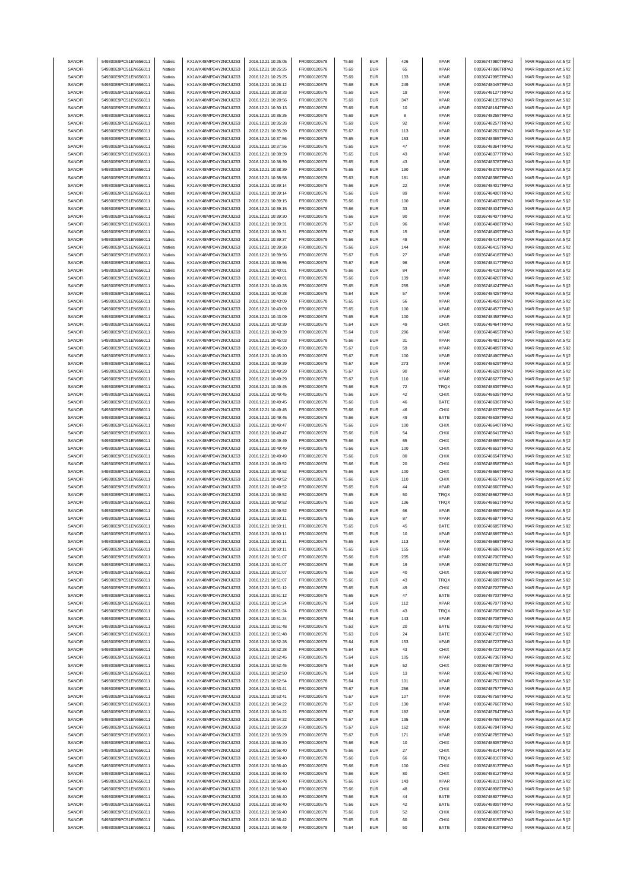| | | | | | | | | | | | |
|---|---|---|---|---|---|---|---|---|---|---|---|
| SANOFI | 549300E9PC51EN656011 | Natixis | KX1WK48MPD4Y2NCUIZ63 | 2016.12.21 10:25:05 | FR0000120578 | 75.69 | EUR | 426 | XPAR | 00036747980TRPA0 | MAR Regulation Art.5 §2 |
| SANOFI | 549300E9PC51EN656011 | Natixis | KX1WK48MPD4Y2NCUIZ63 | 2016.12.21 10:25:25 | FR0000120578 | 75.69 | EUR | 65 | XPAR | 00036747996TRPA0 | MAR Regulation Art.5 §2 |
| SANOFI | 549300E9PC51EN656011 | Natixis | KX1WK48MPD4Y2NCUIZ63 | 2016.12.21 10:25:25 | FR0000120578 | 75.69 | EUR | 133 | XPAR | 00036747995TRPA0 | MAR Regulation Art.5 §2 |
| SANOFI | 549300E9PC51EN656011 | Natixis | KX1WK48MPD4Y2NCUIZ63 | 2016.12.21 10:26:12 | FR0000120578 | 75.68 | EUR | 249 | XPAR | 00036748045TRPA0 | MAR Regulation Art.5 §2 |
| SANOFI | 549300E9PC51EN656011 | Natixis | KX1WK48MPD4Y2NCUIZ63 | 2016.12.21 10:28:33 | FR0000120578 | 75.69 | EUR | 19 | XPAR | 00036748127TRPA0 | MAR Regulation Art.5 §2 |
| SANOFI | 549300E9PC51EN656011 | Natixis | KX1WK48MPD4Y2NCUIZ63 | 2016.12.21 10:28:56 | FR0000120578 | 75.69 | EUR | 347 | XPAR | 00036748135TRPA0 | MAR Regulation Art.5 §2 |
| SANOFI | 549300E9PC51EN656011 | Natixis | KX1WK48MPD4Y2NCUIZ63 | 2016.12.21 10:30:13 | FR0000120578 | 75.69 | EUR | 10 | XPAR | 00036748164TRPA0 | MAR Regulation Art.5 §2 |
| SANOFI | 549300E9PC51EN656011 | Natixis | KX1WK48MPD4Y2NCUIZ63 | 2016.12.21 10:35:25 | FR0000120578 | 75.69 | EUR | 8 | XPAR | 00036748255TRPA0 | MAR Regulation Art.5 §2 |
| SANOFI | 549300E9PC51EN656011 | Natixis | KX1WK48MPD4Y2NCUIZ63 | 2016.12.21 10:35:28 | FR0000120578 | 75.69 | EUR | 92 | XPAR | 00036748257TRPA0 | MAR Regulation Art.5 §2 |
| SANOFI | 549300E9PC51EN656011 | Natixis | KX1WK48MPD4Y2NCUIZ63 | 2016.12.21 10:35:39 | FR0000120578 | 75.67 | EUR | 113 | XPAR | 00036748261TRPA0 | MAR Regulation Art.5 §2 |
| SANOFI | 549300E9PC51EN656011 | Natixis | KX1WK48MPD4Y2NCUIZ63 | 2016.12.21 10:37:56 | FR0000120578 | 75.65 | EUR | 153 | XPAR | 00036748365TRPA0 | MAR Regulation Art.5 §2 |
| SANOFI | 549300E9PC51EN656011 | Natixis | KX1WK48MPD4Y2NCUIZ63 | 2016.12.21 10:37:56 | FR0000120578 | 75.65 | EUR | 47 | XPAR | 00036748364TRPA0 | MAR Regulation Art.5 §2 |
| SANOFI | 549300E9PC51EN656011 | Natixis | KX1WK48MPD4Y2NCUIZ63 | 2016.12.21 10:38:39 | FR0000120578 | 75.65 | EUR | 43 | XPAR | 00036748377TRPA0 | MAR Regulation Art.5 §2 |
| SANOFI | 549300E9PC51EN656011 | Natixis | KX1WK48MPD4Y2NCUIZ63 | 2016.12.21 10:38:39 | FR0000120578 | 75.65 | EUR | 43 | XPAR | 00036748378TRPA0 | MAR Regulation Art.5 §2 |
| SANOFI | 549300E9PC51EN656011 | Natixis | KX1WK48MPD4Y2NCUIZ63 | 2016.12.21 10:38:39 | FR0000120578 | 75.65 | EUR | 190 | XPAR | 00036748379TRPA0 | MAR Regulation Art.5 §2 |
| SANOFI | 549300E9PC51EN656011 | Natixis | KX1WK48MPD4Y2NCUIZ63 | 2016.12.21 10:38:58 | FR0000120578 | 75.63 | EUR | 181 | XPAR | 00036748386TRPA0 | MAR Regulation Art.5 §2 |
| SANOFI | 549300E9PC51EN656011 | Natixis | KX1WK48MPD4Y2NCUIZ63 | 2016.12.21 10:39:14 | FR0000120578 | 75.66 | EUR | 22 | XPAR | 00036748401TRPA0 | MAR Regulation Art.5 §2 |
| SANOFI | 549300E9PC51EN656011 | Natixis | KX1WK48MPD4Y2NCUIZ63 | 2016.12.21 10:39:14 | FR0000120578 | 75.66 | EUR | 89 | XPAR | 00036748400TRPA0 | MAR Regulation Art.5 §2 |
| SANOFI | 549300E9PC51EN656011 | Natixis | KX1WK48MPD4Y2NCUIZ63 | 2016.12.21 10:39:15 | FR0000120578 | 75.66 | EUR | 100 | XPAR | 00036748403TRPA0 | MAR Regulation Art.5 §2 |
| SANOFI | 549300E9PC51EN656011 | Natixis | KX1WK48MPD4Y2NCUIZ63 | 2016.12.21 10:39:15 | FR0000120578 | 75.66 | EUR | 33 | XPAR | 00036748404TRPA0 | MAR Regulation Art.5 §2 |
| SANOFI | 549300E9PC51EN656011 | Natixis | KX1WK48MPD4Y2NCUIZ63 | 2016.12.21 10:39:30 | FR0000120578 | 75.66 | EUR | 90 | XPAR | 00036748407TRPA0 | MAR Regulation Art.5 §2 |
| SANOFI | 549300E9PC51EN656011 | Natixis | KX1WK48MPD4Y2NCUIZ63 | 2016.12.21 10:39:31 | FR0000120578 | 75.67 | EUR | 96 | XPAR | 00036748408TRPA0 | MAR Regulation Art.5 §2 |
| SANOFI | 549300E9PC51EN656011 | Natixis | KX1WK48MPD4Y2NCUIZ63 | 2016.12.21 10:39:31 | FR0000120578 | 75.67 | EUR | 15 | XPAR | 00036748409TRPA0 | MAR Regulation Art.5 §2 |
| SANOFI | 549300E9PC51EN656011 | Natixis | KX1WK48MPD4Y2NCUIZ63 | 2016.12.21 10:39:37 | FR0000120578 | 75.66 | EUR | 48 | XPAR | 00036748414TRPA0 | MAR Regulation Art.5 §2 |
| SANOFI | 549300E9PC51EN656011 | Natixis | KX1WK48MPD4Y2NCUIZ63 | 2016.12.21 10:39:38 | FR0000120578 | 75.66 | EUR | 144 | XPAR | 00036748415TRPA0 | MAR Regulation Art.5 §2 |
| SANOFI | 549300E9PC51EN656011 | Natixis | KX1WK48MPD4Y2NCUIZ63 | 2016.12.21 10:39:56 | FR0000120578 | 75.67 | EUR | 27 | XPAR | 00036748418TRPA0 | MAR Regulation Art.5 §2 |
| SANOFI | 549300E9PC51EN656011 | Natixis | KX1WK48MPD4Y2NCUIZ63 | 2016.12.21 10:39:56 | FR0000120578 | 75.67 | EUR | 96 | XPAR | 00036748417TRPA0 | MAR Regulation Art.5 §2 |
| SANOFI | 549300E9PC51EN656011 | Natixis | KX1WK48MPD4Y2NCUIZ63 | 2016.12.21 10:40:01 | FR0000120578 | 75.66 | EUR | 84 | XPAR | 00036748419TRPA0 | MAR Regulation Art.5 §2 |
| SANOFI | 549300E9PC51EN656011 | Natixis | KX1WK48MPD4Y2NCUIZ63 | 2016.12.21 10:40:01 | FR0000120578 | 75.66 | EUR | 139 | XPAR | 00036748420TRPA0 | MAR Regulation Art.5 §2 |
| SANOFI | 549300E9PC51EN656011 | Natixis | KX1WK48MPD4Y2NCUIZ63 | 2016.12.21 10:40:28 | FR0000120578 | 75.65 | EUR | 255 | XPAR | 00036748424TRPA0 | MAR Regulation Art.5 §2 |
| SANOFI | 549300E9PC51EN656011 | Natixis | KX1WK48MPD4Y2NCUIZ63 | 2016.12.21 10:40:28 | FR0000120578 | 75.64 | EUR | 57 | XPAR | 00036748425TRPA0 | MAR Regulation Art.5 §2 |
| SANOFI | 549300E9PC51EN656011 | Natixis | KX1WK48MPD4Y2NCUIZ63 | 2016.12.21 10:43:09 | FR0000120578 | 75.65 | EUR | 56 | XPAR | 00036748459TRPA0 | MAR Regulation Art.5 §2 |
| SANOFI | 549300E9PC51EN656011 | Natixis | KX1WK48MPD4Y2NCUIZ63 | 2016.12.21 10:43:09 | FR0000120578 | 75.65 | EUR | 100 | XPAR | 00036748457TRPA0 | MAR Regulation Art.5 §2 |
| SANOFI | 549300E9PC51EN656011 | Natixis | KX1WK48MPD4Y2NCUIZ63 | 2016.12.21 10:43:09 | FR0000120578 | 75.65 | EUR | 100 | XPAR | 00036748458TRPA0 | MAR Regulation Art.5 §2 |
| SANOFI | 549300E9PC51EN656011 | Natixis | KX1WK48MPD4Y2NCUIZ63 | 2016.12.21 10:43:39 | FR0000120578 | 75.64 | EUR | 49 | CHIX | 00036748464TRPA0 | MAR Regulation Art.5 §2 |
| SANOFI | 549300E9PC51EN656011 | Natixis | KX1WK48MPD4Y2NCUIZ63 | 2016.12.21 10:43:39 | FR0000120578 | 75.64 | EUR | 296 | XPAR | 00036748465TRPA0 | MAR Regulation Art.5 §2 |
| SANOFI | 549300E9PC51EN656011 | Natixis | KX1WK48MPD4Y2NCUIZ63 | 2016.12.21 10:45:03 | FR0000120578 | 75.66 | EUR | 31 | XPAR | 00036748481TRPA0 | MAR Regulation Art.5 §2 |
| SANOFI | 549300E9PC51EN656011 | Natixis | KX1WK48MPD4Y2NCUIZ63 | 2016.12.21 10:45:20 | FR0000120578 | 75.67 | EUR | 59 | XPAR | 00036748489TRPA0 | MAR Regulation Art.5 §2 |
| SANOFI | 549300E9PC51EN656011 | Natixis | KX1WK48MPD4Y2NCUIZ63 | 2016.12.21 10:45:20 | FR0000120578 | 75.67 | EUR | 100 | XPAR | 00036748490TRPA0 | MAR Regulation Art.5 §2 |
| SANOFI | 549300E9PC51EN656011 | Natixis | KX1WK48MPD4Y2NCUIZ63 | 2016.12.21 10:49:29 | FR0000120578 | 75.67 | EUR | 273 | XPAR | 00036748629TRPA0 | MAR Regulation Art.5 §2 |
| SANOFI | 549300E9PC51EN656011 | Natixis | KX1WK48MPD4Y2NCUIZ63 | 2016.12.21 10:49:29 | FR0000120578 | 75.67 | EUR | 90 | XPAR | 00036748628TRPA0 | MAR Regulation Art.5 §2 |
| SANOFI | 549300E9PC51EN656011 | Natixis | KX1WK48MPD4Y2NCUIZ63 | 2016.12.21 10:49:29 | FR0000120578 | 75.67 | EUR | 110 | XPAR | 00036748627TRPA0 | MAR Regulation Art.5 §2 |
| SANOFI | 549300E9PC51EN656011 | Natixis | KX1WK48MPD4Y2NCUIZ63 | 2016.12.21 10:49:45 | FR0000120578 | 75.66 | EUR | 72 | TRQX | 00036748639TRPA0 | MAR Regulation Art.5 §2 |
| SANOFI | 549300E9PC51EN656011 | Natixis | KX1WK48MPD4Y2NCUIZ63 | 2016.12.21 10:49:45 | FR0000120578 | 75.66 | EUR | 42 | CHIX | 00036748635TRPA0 | MAR Regulation Art.5 §2 |
| SANOFI | 549300E9PC51EN656011 | Natixis | KX1WK48MPD4Y2NCUIZ63 | 2016.12.21 10:49:45 | FR0000120578 | 75.66 | EUR | 46 | BATE | 00036748636TRPA0 | MAR Regulation Art.5 §2 |
| SANOFI | 549300E9PC51EN656011 | Natixis | KX1WK48MPD4Y2NCUIZ63 | 2016.12.21 10:49:45 | FR0000120578 | 75.66 | EUR | 46 | CHIX | 00036748637TRPA0 | MAR Regulation Art.5 §2 |
| SANOFI | 549300E9PC51EN656011 | Natixis | KX1WK48MPD4Y2NCUIZ63 | 2016.12.21 10:49:45 | FR0000120578 | 75.66 | EUR | 49 | BATE | 00036748638TRPA0 | MAR Regulation Art.5 §2 |
| SANOFI | 549300E9PC51EN656011 | Natixis | KX1WK48MPD4Y2NCUIZ63 | 2016.12.21 10:49:47 | FR0000120578 | 75.66 | EUR | 100 | CHIX | 00036748640TRPA0 | MAR Regulation Art.5 §2 |
| SANOFI | 549300E9PC51EN656011 | Natixis | KX1WK48MPD4Y2NCUIZ63 | 2016.12.21 10:49:47 | FR0000120578 | 75.66 | EUR | 54 | CHIX | 00036748641TRPA0 | MAR Regulation Art.5 §2 |
| SANOFI | 549300E9PC51EN656011 | Natixis | KX1WK48MPD4Y2NCUIZ63 | 2016.12.21 10:49:49 | FR0000120578 | 75.66 | EUR | 65 | CHIX | 00036748655TRPA0 | MAR Regulation Art.5 §2 |
| SANOFI | 549300E9PC51EN656011 | Natixis | KX1WK48MPD4Y2NCUIZ63 | 2016.12.21 10:49:49 | FR0000120578 | 75.66 | EUR | 100 | CHIX | 00036748653TRPA0 | MAR Regulation Art.5 §2 |
| SANOFI | 549300E9PC51EN656011 | Natixis | KX1WK48MPD4Y2NCUIZ63 | 2016.12.21 10:49:49 | FR0000120578 | 75.66 | EUR | 80 | CHIX | 00036748654TRPA0 | MAR Regulation Art.5 §2 |
| SANOFI | 549300E9PC51EN656011 | Natixis | KX1WK48MPD4Y2NCUIZ63 | 2016.12.21 10:49:52 | FR0000120578 | 75.66 | EUR | 20 | CHIX | 00036748658TRPA0 | MAR Regulation Art.5 §2 |
| SANOFI | 549300E9PC51EN656011 | Natixis | KX1WK48MPD4Y2NCUIZ63 | 2016.12.21 10:49:52 | FR0000120578 | 75.66 | EUR | 100 | CHIX | 00036748656TRPA0 | MAR Regulation Art.5 §2 |
| SANOFI | 549300E9PC51EN656011 | Natixis | KX1WK48MPD4Y2NCUIZ63 | 2016.12.21 10:49:52 | FR0000120578 | 75.66 | EUR | 110 | CHIX | 00036748657TRPA0 | MAR Regulation Art.5 §2 |
| SANOFI | 549300E9PC51EN656011 | Natixis | KX1WK48MPD4Y2NCUIZ63 | 2016.12.21 10:49:52 | FR0000120578 | 75.65 | EUR | 44 | XPAR | 00036748660TRPA0 | MAR Regulation Art.5 §2 |
| SANOFI | 549300E9PC51EN656011 | Natixis | KX1WK48MPD4Y2NCUIZ63 | 2016.12.21 10:49:52 | FR0000120578 | 75.65 | EUR | 50 | TRQX | 00036748662TRPA0 | MAR Regulation Art.5 §2 |
| SANOFI | 549300E9PC51EN656011 | Natixis | KX1WK48MPD4Y2NCUIZ63 | 2016.12.21 10:49:52 | FR0000120578 | 75.65 | EUR | 136 | TRQX | 00036748661TRPA0 | MAR Regulation Art.5 §2 |
| SANOFI | 549300E9PC51EN656011 | Natixis | KX1WK48MPD4Y2NCUIZ63 | 2016.12.21 10:49:52 | FR0000120578 | 75.65 | EUR | 66 | XPAR | 00036748659TRPA0 | MAR Regulation Art.5 §2 |
| SANOFI | 549300E9PC51EN656011 | Natixis | KX1WK48MPD4Y2NCUIZ63 | 2016.12.21 10:50:11 | FR0000120578 | 75.65 | EUR | 87 | XPAR | 00036748687TRPA0 | MAR Regulation Art.5 §2 |
| SANOFI | 549300E9PC51EN656011 | Natixis | KX1WK48MPD4Y2NCUIZ63 | 2016.12.21 10:50:11 | FR0000120578 | 75.65 | EUR | 45 | BATE | 00036748685TRPA0 | MAR Regulation Art.5 §2 |
| SANOFI | 549300E9PC51EN656011 | Natixis | KX1WK48MPD4Y2NCUIZ63 | 2016.12.21 10:50:11 | FR0000120578 | 75.65 | EUR | 10 | XPAR | 00036748689TRPA0 | MAR Regulation Art.5 §2 |
| SANOFI | 549300E9PC51EN656011 | Natixis | KX1WK48MPD4Y2NCUIZ63 | 2016.12.21 10:50:11 | FR0000120578 | 75.65 | EUR | 113 | XPAR | 00036748688TRPA0 | MAR Regulation Art.5 §2 |
| SANOFI | 549300E9PC51EN656011 | Natixis | KX1WK48MPD4Y2NCUIZ63 | 2016.12.21 10:50:11 | FR0000120578 | 75.65 | EUR | 155 | XPAR | 00036748686TRPA0 | MAR Regulation Art.5 §2 |
| SANOFI | 549300E9PC51EN656011 | Natixis | KX1WK48MPD4Y2NCUIZ63 | 2016.12.21 10:51:07 | FR0000120578 | 75.66 | EUR | 235 | XPAR | 00036748700TRPA0 | MAR Regulation Art.5 §2 |
| SANOFI | 549300E9PC51EN656011 | Natixis | KX1WK48MPD4Y2NCUIZ63 | 2016.12.21 10:51:07 | FR0000120578 | 75.66 | EUR | 19 | XPAR | 00036748701TRPA0 | MAR Regulation Art.5 §2 |
| SANOFI | 549300E9PC51EN656011 | Natixis | KX1WK48MPD4Y2NCUIZ63 | 2016.12.21 10:51:07 | FR0000120578 | 75.66 | EUR | 40 | CHIX | 00036748698TRPA0 | MAR Regulation Art.5 §2 |
| SANOFI | 549300E9PC51EN656011 | Natixis | KX1WK48MPD4Y2NCUIZ63 | 2016.12.21 10:51:07 | FR0000120578 | 75.66 | EUR | 43 | TRQX | 00036748699TRPA0 | MAR Regulation Art.5 §2 |
| SANOFI | 549300E9PC51EN656011 | Natixis | KX1WK48MPD4Y2NCUIZ63 | 2016.12.21 10:51:12 | FR0000120578 | 75.65 | EUR | 49 | CHIX | 00036748702TRPA0 | MAR Regulation Art.5 §2 |
| SANOFI | 549300E9PC51EN656011 | Natixis | KX1WK48MPD4Y2NCUIZ63 | 2016.12.21 10:51:12 | FR0000120578 | 75.65 | EUR | 47 | BATE | 00036748703TRPA0 | MAR Regulation Art.5 §2 |
| SANOFI | 549300E9PC51EN656011 | Natixis | KX1WK48MPD4Y2NCUIZ63 | 2016.12.21 10:51:24 | FR0000120578 | 75.64 | EUR | 112 | XPAR | 00036748707TRPA0 | MAR Regulation Art.5 §2 |
| SANOFI | 549300E9PC51EN656011 | Natixis | KX1WK48MPD4Y2NCUIZ63 | 2016.12.21 10:51:24 | FR0000120578 | 75.64 | EUR | 43 | TRQX | 00036748706TRPA0 | MAR Regulation Art.5 §2 |
| SANOFI | 549300E9PC51EN656011 | Natixis | KX1WK48MPD4Y2NCUIZ63 | 2016.12.21 10:51:24 | FR0000120578 | 75.64 | EUR | 143 | XPAR | 00036748708TRPA0 | MAR Regulation Art.5 §2 |
| SANOFI | 549300E9PC51EN656011 | Natixis | KX1WK48MPD4Y2NCUIZ63 | 2016.12.21 10:51:48 | FR0000120578 | 75.63 | EUR | 20 | BATE | 00036748709TRPA0 | MAR Regulation Art.5 §2 |
| SANOFI | 549300E9PC51EN656011 | Natixis | KX1WK48MPD4Y2NCUIZ63 | 2016.12.21 10:51:48 | FR0000120578 | 75.63 | EUR | 24 | BATE | 00036748710TRPA0 | MAR Regulation Art.5 §2 |
| SANOFI | 549300E9PC51EN656011 | Natixis | KX1WK48MPD4Y2NCUIZ63 | 2016.12.21 10:52:28 | FR0000120578 | 75.64 | EUR | 153 | XPAR | 00036748723TRPA0 | MAR Regulation Art.5 §2 |
| SANOFI | 549300E9PC51EN656011 | Natixis | KX1WK48MPD4Y2NCUIZ63 | 2016.12.21 10:52:28 | FR0000120578 | 75.64 | EUR | 43 | CHIX | 00036748722TRPA0 | MAR Regulation Art.5 §2 |
| SANOFI | 549300E9PC51EN656011 | Natixis | KX1WK48MPD4Y2NCUIZ63 | 2016.12.21 10:52:45 | FR0000120578 | 75.64 | EUR | 105 | XPAR | 00036748736TRPA0 | MAR Regulation Art.5 §2 |
| SANOFI | 549300E9PC51EN656011 | Natixis | KX1WK48MPD4Y2NCUIZ63 | 2016.12.21 10:52:45 | FR0000120578 | 75.64 | EUR | 52 | CHIX | 00036748735TRPA0 | MAR Regulation Art.5 §2 |
| SANOFI | 549300E9PC51EN656011 | Natixis | KX1WK48MPD4Y2NCUIZ63 | 2016.12.21 10:52:50 | FR0000120578 | 75.64 | EUR | 13 | XPAR | 00036748748TRPA0 | MAR Regulation Art.5 §2 |
| SANOFI | 549300E9PC51EN656011 | Natixis | KX1WK48MPD4Y2NCUIZ63 | 2016.12.21 10:52:54 | FR0000120578 | 75.64 | EUR | 101 | XPAR | 00036748751TRPA0 | MAR Regulation Art.5 §2 |
| SANOFI | 549300E9PC51EN656011 | Natixis | KX1WK48MPD4Y2NCUIZ63 | 2016.12.21 10:53:41 | FR0000120578 | 75.67 | EUR | 256 | XPAR | 00036748757TRPA0 | MAR Regulation Art.5 §2 |
| SANOFI | 549300E9PC51EN656011 | Natixis | KX1WK48MPD4Y2NCUIZ63 | 2016.12.21 10:53:41 | FR0000120578 | 75.67 | EUR | 107 | XPAR | 00036748758TRPA0 | MAR Regulation Art.5 §2 |
| SANOFI | 549300E9PC51EN656011 | Natixis | KX1WK48MPD4Y2NCUIZ63 | 2016.12.21 10:54:22 | FR0000120578 | 75.67 | EUR | 130 | XPAR | 00036748766TRPA0 | MAR Regulation Art.5 §2 |
| SANOFI | 549300E9PC51EN656011 | Natixis | KX1WK48MPD4Y2NCUIZ63 | 2016.12.21 10:54:22 | FR0000120578 | 75.67 | EUR | 182 | XPAR | 00036748764TRPA0 | MAR Regulation Art.5 §2 |
| SANOFI | 549300E9PC51EN656011 | Natixis | KX1WK48MPD4Y2NCUIZ63 | 2016.12.21 10:54:22 | FR0000120578 | 75.67 | EUR | 135 | XPAR | 00036748765TRPA0 | MAR Regulation Art.5 §2 |
| SANOFI | 549300E9PC51EN656011 | Natixis | KX1WK48MPD4Y2NCUIZ63 | 2016.12.21 10:55:29 | FR0000120578 | 75.67 | EUR | 162 | XPAR | 00036748784TRPA0 | MAR Regulation Art.5 §2 |
| SANOFI | 549300E9PC51EN656011 | Natixis | KX1WK48MPD4Y2NCUIZ63 | 2016.12.21 10:55:29 | FR0000120578 | 75.67 | EUR | 171 | XPAR | 00036748785TRPA0 | MAR Regulation Art.5 §2 |
| SANOFI | 549300E9PC51EN656011 | Natixis | KX1WK48MPD4Y2NCUIZ63 | 2016.12.21 10:56:20 | FR0000120578 | 75.66 | EUR | 10 | CHIX | 00036748805TRPA0 | MAR Regulation Art.5 §2 |
| SANOFI | 549300E9PC51EN656011 | Natixis | KX1WK48MPD4Y2NCUIZ63 | 2016.12.21 10:56:40 | FR0000120578 | 75.66 | EUR | 27 | CHIX | 00036748814TRPA0 | MAR Regulation Art.5 §2 |
| SANOFI | 549300E9PC51EN656011 | Natixis | KX1WK48MPD4Y2NCUIZ63 | 2016.12.21 10:56:40 | FR0000120578 | 75.66 | EUR | 66 | TRQX | 00036748810TRPA0 | MAR Regulation Art.5 §2 |
| SANOFI | 549300E9PC51EN656011 | Natixis | KX1WK48MPD4Y2NCUIZ63 | 2016.12.21 10:56:40 | FR0000120578 | 75.66 | EUR | 100 | CHIX | 00036748813TRPA0 | MAR Regulation Art.5 §2 |
| SANOFI | 549300E9PC51EN656011 | Natixis | KX1WK48MPD4Y2NCUIZ63 | 2016.12.21 10:56:40 | FR0000120578 | 75.66 | EUR | 80 | CHIX | 00036748812TRPA0 | MAR Regulation Art.5 §2 |
| SANOFI | 549300E9PC51EN656011 | Natixis | KX1WK48MPD4Y2NCUIZ63 | 2016.12.21 10:56:40 | FR0000120578 | 75.66 | EUR | 143 | XPAR | 00036748811TRPA0 | MAR Regulation Art.5 §2 |
| SANOFI | 549300E9PC51EN656011 | Natixis | KX1WK48MPD4Y2NCUIZ63 | 2016.12.21 10:56:40 | FR0000120578 | 75.66 | EUR | 48 | CHIX | 00036748808TRPA0 | MAR Regulation Art.5 §2 |
| SANOFI | 549300E9PC51EN656011 | Natixis | KX1WK48MPD4Y2NCUIZ63 | 2016.12.21 10:56:40 | FR0000120578 | 75.66 | EUR | 44 | BATE | 00036748807TRPA0 | MAR Regulation Art.5 §2 |
| SANOFI | 549300E9PC51EN656011 | Natixis | KX1WK48MPD4Y2NCUIZ63 | 2016.12.21 10:56:40 | FR0000120578 | 75.66 | EUR | 42 | BATE | 00036748809TRPA0 | MAR Regulation Art.5 §2 |
| SANOFI | 549300E9PC51EN656011 | Natixis | KX1WK48MPD4Y2NCUIZ63 | 2016.12.21 10:56:40 | FR0000120578 | 75.66 | EUR | 52 | CHIX | 00036748806TRPA0 | MAR Regulation Art.5 §2 |
| SANOFI | 549300E9PC51EN656011 | Natixis | KX1WK48MPD4Y2NCUIZ63 | 2016.12.21 10:56:42 | FR0000120578 | 75.65 | EUR | 60 | CHIX | 00036748815TRPA0 | MAR Regulation Art.5 §2 |
| SANOFI | 549300E9PC51EN656011 | Natixis | KX1WK48MPD4Y2NCUIZ63 | 2016.12.21 10:56:49 | FR0000120578 | 75.64 | EUR | 50 | BATE | 00036748819TRPA0 | MAR Regulation Art.5 §2 |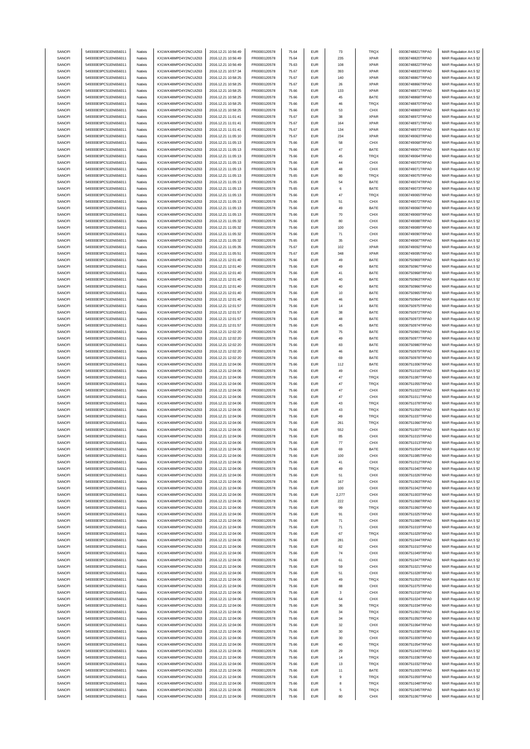| | | | | | | | | | | | |
|---|---|---|---|---|---|---|---|---|---|---|---|
| SANOFI | 549300E9PC51EN656011 | Natixis | KX1WK48MPD4Y2NCUIZ63 | 2016.12.21 10:56:49 | FR0000120578 | 75.64 | EUR | 73 | TRQX | 00036748821TRPA0 | MAR Regulation Art.5 §2 |
| SANOFI | 549300E9PC51EN656011 | Natixis | KX1WK48MPD4Y2NCUIZ63 | 2016.12.21 10:56:49 | FR0000120578 | 75.64 | EUR | 235 | XPAR | 00036748820TRPA0 | MAR Regulation Art.5 §2 |
| SANOFI | 549300E9PC51EN656011 | Natixis | KX1WK48MPD4Y2NCUIZ63 | 2016.12.21 10:56:49 | FR0000120578 | 75.63 | EUR | 108 | XPAR | 00036748822TRPA0 | MAR Regulation Art.5 §2 |
| SANOFI | 549300E9PC51EN656011 | Natixis | KX1WK48MPD4Y2NCUIZ63 | 2016.12.21 10:57:34 | FR0000120578 | 75.67 | EUR | 393 | XPAR | 00036748833TRPA0 | MAR Regulation Art.5 §2 |
| SANOFI | 549300E9PC51EN656011 | Natixis | KX1WK48MPD4Y2NCUIZ63 | 2016.12.21 10:58:25 | FR0000120578 | 75.67 | EUR | 140 | XPAR | 00036748867TRPA0 | MAR Regulation Art.5 §2 |
| SANOFI | 549300E9PC51EN656011 | Natixis | KX1WK48MPD4Y2NCUIZ63 | 2016.12.21 10:58:25 | FR0000120578 | 75.67 | EUR | 26 | XPAR | 00036748866TRPA0 | MAR Regulation Art.5 §2 |
| SANOFI | 549300E9PC51EN656011 | Natixis | KX1WK48MPD4Y2NCUIZ63 | 2016.12.21 10:58:25 | FR0000120578 | 75.66 | EUR | 133 | XPAR | 00036748871TRPA0 | MAR Regulation Art.5 §2 |
| SANOFI | 549300E9PC51EN656011 | Natixis | KX1WK48MPD4Y2NCUIZ63 | 2016.12.21 10:58:25 | FR0000120578 | 75.66 | EUR | 45 | BATE | 00036748868TRPA0 | MAR Regulation Art.5 §2 |
| SANOFI | 549300E9PC51EN656011 | Natixis | KX1WK48MPD4Y2NCUIZ63 | 2016.12.21 10:58:25 | FR0000120578 | 75.66 | EUR | 46 | TRQX | 00036748870TRPA0 | MAR Regulation Art.5 §2 |
| SANOFI | 549300E9PC51EN656011 | Natixis | KX1WK48MPD4Y2NCUIZ63 | 2016.12.21 10:58:25 | FR0000120578 | 75.66 | EUR | 53 | CHIX | 00036748869TRPA0 | MAR Regulation Art.5 §2 |
| SANOFI | 549300E9PC51EN656011 | Natixis | KX1WK48MPD4Y2NCUIZ63 | 2016.12.21 11:01:41 | FR0000120578 | 75.67 | EUR | 38 | XPAR | 00036748972TRPA0 | MAR Regulation Art.5 §2 |
| SANOFI | 549300E9PC51EN656011 | Natixis | KX1WK48MPD4Y2NCUIZ63 | 2016.12.21 11:01:41 | FR0000120578 | 75.67 | EUR | 164 | XPAR | 00036748971TRPA0 | MAR Regulation Art.5 §2 |
| SANOFI | 549300E9PC51EN656011 | Natixis | KX1WK48MPD4Y2NCUIZ63 | 2016.12.21 11:01:41 | FR0000120578 | 75.67 | EUR | 134 | XPAR | 00036748973TRPA0 | MAR Regulation Art.5 §2 |
| SANOFI | 549300E9PC51EN656011 | Natixis | KX1WK48MPD4Y2NCUIZ63 | 2016.12.21 11:05:10 | FR0000120578 | 75.67 | EUR | 234 | XPAR | 00036749063TRPA0 | MAR Regulation Art.5 §2 |
| SANOFI | 549300E9PC51EN656011 | Natixis | KX1WK48MPD4Y2NCUIZ63 | 2016.12.21 11:05:13 | FR0000120578 | 75.66 | EUR | 58 | CHIX | 00036749068TRPA0 | MAR Regulation Art.5 §2 |
| SANOFI | 549300E9PC51EN656011 | Natixis | KX1WK48MPD4Y2NCUIZ63 | 2016.12.21 11:05:13 | FR0000120578 | 75.66 | EUR | 47 | BATE | 00036749067TRPA0 | MAR Regulation Art.5 §2 |
| SANOFI | 549300E9PC51EN656011 | Natixis | KX1WK48MPD4Y2NCUIZ63 | 2016.12.21 11:05:13 | FR0000120578 | 75.66 | EUR | 45 | TRQX | 00036749064TRPA0 | MAR Regulation Art.5 §2 |
| SANOFI | 549300E9PC51EN656011 | Natixis | KX1WK48MPD4Y2NCUIZ63 | 2016.12.21 11:05:13 | FR0000120578 | 75.66 | EUR | 44 | CHIX | 00036749070TRPA0 | MAR Regulation Art.5 §2 |
| SANOFI | 549300E9PC51EN656011 | Natixis | KX1WK48MPD4Y2NCUIZ63 | 2016.12.21 11:05:13 | FR0000120578 | 75.66 | EUR | 48 | CHIX | 00036749071TRPA0 | MAR Regulation Art.5 §2 |
| SANOFI | 549300E9PC51EN656011 | Natixis | KX1WK48MPD4Y2NCUIZ63 | 2016.12.21 11:05:13 | FR0000120578 | 75.65 | EUR | 80 | TRQX | 00036749075TRPA0 | MAR Regulation Art.5 §2 |
| SANOFI | 549300E9PC51EN656011 | Natixis | KX1WK48MPD4Y2NCUIZ63 | 2016.12.21 11:05:13 | FR0000120578 | 75.65 | EUR | 54 | BATE | 00036749074TRPA0 | MAR Regulation Art.5 §2 |
| SANOFI | 549300E9PC51EN656011 | Natixis | KX1WK48MPD4Y2NCUIZ63 | 2016.12.21 11:05:13 | FR0000120578 | 75.65 | EUR | 6 | BATE | 00036749073TRPA0 | MAR Regulation Art.5 §2 |
| SANOFI | 549300E9PC51EN656011 | Natixis | KX1WK48MPD4Y2NCUIZ63 | 2016.12.21 11:05:13 | FR0000120578 | 75.66 | EUR | 47 | TRQX | 00036749065TRPA0 | MAR Regulation Art.5 §2 |
| SANOFI | 549300E9PC51EN656011 | Natixis | KX1WK48MPD4Y2NCUIZ63 | 2016.12.21 11:05:13 | FR0000120578 | 75.66 | EUR | 51 | CHIX | 00036749072TRPA0 | MAR Regulation Art.5 §2 |
| SANOFI | 549300E9PC51EN656011 | Natixis | KX1WK48MPD4Y2NCUIZ63 | 2016.12.21 11:05:13 | FR0000120578 | 75.66 | EUR | 49 | BATE | 00036749066TRPA0 | MAR Regulation Art.5 §2 |
| SANOFI | 549300E9PC51EN656011 | Natixis | KX1WK48MPD4Y2NCUIZ63 | 2016.12.21 11:05:13 | FR0000120578 | 75.66 | EUR | 70 | CHIX | 00036749069TRPA0 | MAR Regulation Art.5 §2 |
| SANOFI | 549300E9PC51EN656011 | Natixis | KX1WK48MPD4Y2NCUIZ63 | 2016.12.21 11:05:32 | FR0000120578 | 75.66 | EUR | 80 | CHIX | 00036749088TRPA0 | MAR Regulation Art.5 §2 |
| SANOFI | 549300E9PC51EN656011 | Natixis | KX1WK48MPD4Y2NCUIZ63 | 2016.12.21 11:05:32 | FR0000120578 | 75.66 | EUR | 100 | CHIX | 00036749089TRPA0 | MAR Regulation Art.5 §2 |
| SANOFI | 549300E9PC51EN656011 | Natixis | KX1WK48MPD4Y2NCUIZ63 | 2016.12.21 11:05:32 | FR0000120578 | 75.66 | EUR | 71 | CHIX | 00036749090TRPA0 | MAR Regulation Art.5 §2 |
| SANOFI | 549300E9PC51EN656011 | Natixis | KX1WK48MPD4Y2NCUIZ63 | 2016.12.21 11:05:32 | FR0000120578 | 75.65 | EUR | 35 | CHIX | 00036749087TRPA0 | MAR Regulation Art.5 §2 |
| SANOFI | 549300E9PC51EN656011 | Natixis | KX1WK48MPD4Y2NCUIZ63 | 2016.12.21 11:05:35 | FR0000120578 | 75.67 | EUR | 102 | XPAR | 00036749092TRPA0 | MAR Regulation Art.5 §2 |
| SANOFI | 549300E9PC51EN656011 | Natixis | KX1WK48MPD4Y2NCUIZ63 | 2016.12.21 11:05:51 | FR0000120578 | 75.67 | EUR | 348 | XPAR | 00036749095TRPA0 | MAR Regulation Art.5 §2 |
| SANOFI | 549300E9PC51EN656011 | Natixis | KX1WK48MPD4Y2NCUIZ63 | 2016.12.21 12:01:40 | FR0000120578 | 75.66 | EUR | 49 | BATE | 00036750969TRPA0 | MAR Regulation Art.5 §2 |
| SANOFI | 549300E9PC51EN656011 | Natixis | KX1WK48MPD4Y2NCUIZ63 | 2016.12.21 12:01:40 | FR0000120578 | 75.66 | EUR | 49 | BATE | 00036750967TRPA0 | MAR Regulation Art.5 §2 |
| SANOFI | 549300E9PC51EN656011 | Natixis | KX1WK48MPD4Y2NCUIZ63 | 2016.12.21 12:01:40 | FR0000120578 | 75.66 | EUR | 41 | BATE | 00036750968TRPA0 | MAR Regulation Art.5 §2 |
| SANOFI | 549300E9PC51EN656011 | Natixis | KX1WK48MPD4Y2NCUIZ63 | 2016.12.21 12:01:40 | FR0000120578 | 75.66 | EUR | 40 | BATE | 00036750963TRPA0 | MAR Regulation Art.5 §2 |
| SANOFI | 549300E9PC51EN656011 | Natixis | KX1WK48MPD4Y2NCUIZ63 | 2016.12.21 12:01:40 | FR0000120578 | 75.66 | EUR | 40 | BATE | 00036750966TRPA0 | MAR Regulation Art.5 §2 |
| SANOFI | 549300E9PC51EN656011 | Natixis | KX1WK48MPD4Y2NCUIZ63 | 2016.12.21 12:01:40 | FR0000120578 | 75.66 | EUR | 10 | BATE | 00036750965TRPA0 | MAR Regulation Art.5 §2 |
| SANOFI | 549300E9PC51EN656011 | Natixis | KX1WK48MPD4Y2NCUIZ63 | 2016.12.21 12:01:40 | FR0000120578 | 75.66 | EUR | 46 | BATE | 00036750964TRPA0 | MAR Regulation Art.5 §2 |
| SANOFI | 549300E9PC51EN656011 | Natixis | KX1WK48MPD4Y2NCUIZ63 | 2016.12.21 12:01:57 | FR0000120578 | 75.66 | EUR | 14 | BATE | 00036750975TRPA0 | MAR Regulation Art.5 §2 |
| SANOFI | 549300E9PC51EN656011 | Natixis | KX1WK48MPD4Y2NCUIZ63 | 2016.12.21 12:01:57 | FR0000120578 | 75.66 | EUR | 38 | BATE | 00036750972TRPA0 | MAR Regulation Art.5 §2 |
| SANOFI | 549300E9PC51EN656011 | Natixis | KX1WK48MPD4Y2NCUIZ63 | 2016.12.21 12:01:57 | FR0000120578 | 75.66 | EUR | 48 | BATE | 00036750973TRPA0 | MAR Regulation Art.5 §2 |
| SANOFI | 549300E9PC51EN656011 | Natixis | KX1WK48MPD4Y2NCUIZ63 | 2016.12.21 12:01:57 | FR0000120578 | 75.66 | EUR | 45 | BATE | 00036750974TRPA0 | MAR Regulation Art.5 §2 |
| SANOFI | 549300E9PC51EN656011 | Natixis | KX1WK48MPD4Y2NCUIZ63 | 2016.12.21 12:02:20 | FR0000120578 | 75.66 | EUR | 75 | BATE | 00036750981TRPA0 | MAR Regulation Art.5 §2 |
| SANOFI | 549300E9PC51EN656011 | Natixis | KX1WK48MPD4Y2NCUIZ63 | 2016.12.21 12:02:20 | FR0000120578 | 75.66 | EUR | 49 | BATE | 00036750977TRPA0 | MAR Regulation Art.5 §2 |
| SANOFI | 549300E9PC51EN656011 | Natixis | KX1WK48MPD4Y2NCUIZ63 | 2016.12.21 12:02:20 | FR0000120578 | 75.66 | EUR | 83 | BATE | 00036750980TRPA0 | MAR Regulation Art.5 §2 |
| SANOFI | 549300E9PC51EN656011 | Natixis | KX1WK48MPD4Y2NCUIZ63 | 2016.12.21 12:02:20 | FR0000120578 | 75.66 | EUR | 46 | BATE | 00036750979TRPA0 | MAR Regulation Art.5 §2 |
| SANOFI | 549300E9PC51EN656011 | Natixis | KX1WK48MPD4Y2NCUIZ63 | 2016.12.21 12:02:20 | FR0000120578 | 75.66 | EUR | 69 | BATE | 00036750978TRPA0 | MAR Regulation Art.5 §2 |
| SANOFI | 549300E9PC51EN656011 | Natixis | KX1WK48MPD4Y2NCUIZ63 | 2016.12.21 12:04:06 | FR0000120578 | 75.66 | EUR | 112 | BATE | 00036751006TRPA0 | MAR Regulation Art.5 §2 |
| SANOFI | 549300E9PC51EN656011 | Natixis | KX1WK48MPD4Y2NCUIZ63 | 2016.12.21 12:04:06 | FR0000120578 | 75.66 | EUR | 49 | CHIX | 00036751016TRPA0 | MAR Regulation Art.5 §2 |
| SANOFI | 549300E9PC51EN656011 | Natixis | KX1WK48MPD4Y2NCUIZ63 | 2016.12.21 12:04:06 | FR0000120578 | 75.66 | EUR | 47 | TRQX | 00036751087TRPA0 | MAR Regulation Art.5 §2 |
| SANOFI | 549300E9PC51EN656011 | Natixis | KX1WK48MPD4Y2NCUIZ63 | 2016.12.21 12:04:06 | FR0000120578 | 75.66 | EUR | 47 | TRQX | 00036751055TRPA0 | MAR Regulation Art.5 §2 |
| SANOFI | 549300E9PC51EN656011 | Natixis | KX1WK48MPD4Y2NCUIZ63 | 2016.12.21 12:04:06 | FR0000120578 | 75.66 | EUR | 47 | CHIX | 00036751022TRPA0 | MAR Regulation Art.5 §2 |
| SANOFI | 549300E9PC51EN656011 | Natixis | KX1WK48MPD4Y2NCUIZ63 | 2016.12.21 12:04:06 | FR0000120578 | 75.66 | EUR | 47 | CHIX | 00036751011TRPA0 | MAR Regulation Art.5 §2 |
| SANOFI | 549300E9PC51EN656011 | Natixis | KX1WK48MPD4Y2NCUIZ63 | 2016.12.21 12:04:06 | FR0000120578 | 75.66 | EUR | 43 | TRQX | 00036751078TRPA0 | MAR Regulation Art.5 §2 |
| SANOFI | 549300E9PC51EN656011 | Natixis | KX1WK48MPD4Y2NCUIZ63 | 2016.12.21 12:04:06 | FR0000120578 | 75.66 | EUR | 43 | TRQX | 00036751056TRPA0 | MAR Regulation Art.5 §2 |
| SANOFI | 549300E9PC51EN656011 | Natixis | KX1WK48MPD4Y2NCUIZ63 | 2016.12.21 12:04:06 | FR0000120578 | 75.66 | EUR | 49 | TRQX | 00036751037TRPA0 | MAR Regulation Art.5 §2 |
| SANOFI | 549300E9PC51EN656011 | Natixis | KX1WK48MPD4Y2NCUIZ63 | 2016.12.21 12:04:06 | FR0000120578 | 75.66 | EUR | 261 | TRQX | 00036751066TRPA0 | MAR Regulation Art.5 §2 |
| SANOFI | 549300E9PC51EN656011 | Natixis | KX1WK48MPD4Y2NCUIZ63 | 2016.12.21 12:04:06 | FR0000120578 | 75.66 | EUR | 552 | CHIX | 00036751007TRPA0 | MAR Regulation Art.5 §2 |
| SANOFI | 549300E9PC51EN656011 | Natixis | KX1WK48MPD4Y2NCUIZ63 | 2016.12.21 12:04:06 | FR0000120578 | 75.66 | EUR | 85 | CHIX | 00036751015TRPA0 | MAR Regulation Art.5 §2 |
| SANOFI | 549300E9PC51EN656011 | Natixis | KX1WK48MPD4Y2NCUIZ63 | 2016.12.21 12:04:06 | FR0000120578 | 75.66 | EUR | 77 | CHIX | 00036751013TRPA0 | MAR Regulation Art.5 §2 |
| SANOFI | 549300E9PC51EN656011 | Natixis | KX1WK48MPD4Y2NCUIZ63 | 2016.12.21 12:04:06 | FR0000120578 | 75.66 | EUR | 69 | BATE | 00036751004TRPA0 | MAR Regulation Art.5 §2 |
| SANOFI | 549300E9PC51EN656011 | Natixis | KX1WK48MPD4Y2NCUIZ63 | 2016.12.21 12:04:06 | FR0000120578 | 75.66 | EUR | 100 | CHIX | 00036751085TRPA0 | MAR Regulation Art.5 §2 |
| SANOFI | 549300E9PC51EN656011 | Natixis | KX1WK48MPD4Y2NCUIZ63 | 2016.12.21 12:04:06 | FR0000120578 | 75.66 | EUR | 41 | CHIX | 00036751012TRPA0 | MAR Regulation Art.5 §2 |
| SANOFI | 549300E9PC51EN656011 | Natixis | KX1WK48MPD4Y2NCUIZ63 | 2016.12.21 12:04:06 | FR0000120578 | 75.66 | EUR | 49 | TRQX | 00036751040TRPA0 | MAR Regulation Art.5 §2 |
| SANOFI | 549300E9PC51EN656011 | Natixis | KX1WK48MPD4Y2NCUIZ63 | 2016.12.21 12:04:06 | FR0000120578 | 75.66 | EUR | 51 | CHIX | 00036751026TRPA0 | MAR Regulation Art.5 §2 |
| SANOFI | 549300E9PC51EN656011 | Natixis | KX1WK48MPD4Y2NCUIZ63 | 2016.12.21 12:04:06 | FR0000120578 | 75.66 | EUR | 167 | CHIX | 00036751063TRPA0 | MAR Regulation Art.5 §2 |
| SANOFI | 549300E9PC51EN656011 | Natixis | KX1WK48MPD4Y2NCUIZ63 | 2016.12.21 12:04:06 | FR0000120578 | 75.66 | EUR | 100 | CHIX | 00036751042TRPA0 | MAR Regulation Art.5 §2 |
| SANOFI | 549300E9PC51EN656011 | Natixis | KX1WK48MPD4Y2NCUIZ63 | 2016.12.21 12:04:06 | FR0000120578 | 75.66 | EUR | 2,277 | CHIX | 00036751003TRPA0 | MAR Regulation Art.5 §2 |
| SANOFI | 549300E9PC51EN656011 | Natixis | KX1WK48MPD4Y2NCUIZ63 | 2016.12.21 12:04:06 | FR0000120578 | 75.66 | EUR | 222 | CHIX | 00036751068TRPA0 | MAR Regulation Art.5 §2 |
| SANOFI | 549300E9PC51EN656011 | Natixis | KX1WK48MPD4Y2NCUIZ63 | 2016.12.21 12:04:06 | FR0000120578 | 75.66 | EUR | 99 | TRQX | 00036751060TRPA0 | MAR Regulation Art.5 §2 |
| SANOFI | 549300E9PC51EN656011 | Natixis | KX1WK48MPD4Y2NCUIZ63 | 2016.12.21 12:04:06 | FR0000120578 | 75.66 | EUR | 91 | CHIX | 00036751025TRPA0 | MAR Regulation Art.5 §2 |
| SANOFI | 549300E9PC51EN656011 | Natixis | KX1WK48MPD4Y2NCUIZ63 | 2016.12.21 12:04:06 | FR0000120578 | 75.66 | EUR | 71 | CHIX | 00036751086TRPA0 | MAR Regulation Art.5 §2 |
| SANOFI | 549300E9PC51EN656011 | Natixis | KX1WK48MPD4Y2NCUIZ63 | 2016.12.21 12:04:06 | FR0000120578 | 75.66 | EUR | 71 | CHIX | 00036751019TRPA0 | MAR Regulation Art.5 §2 |
| SANOFI | 549300E9PC51EN656011 | Natixis | KX1WK48MPD4Y2NCUIZ63 | 2016.12.21 12:04:06 | FR0000120578 | 75.66 | EUR | 67 | TRQX | 00036751029TRPA0 | MAR Regulation Art.5 §2 |
| SANOFI | 549300E9PC51EN656011 | Natixis | KX1WK48MPD4Y2NCUIZ63 | 2016.12.21 12:04:06 | FR0000120578 | 75.66 | EUR | 281 | CHIX | 00036751044TRPA0 | MAR Regulation Art.5 §2 |
| SANOFI | 549300E9PC51EN656011 | Natixis | KX1WK48MPD4Y2NCUIZ63 | 2016.12.21 12:04:06 | FR0000120578 | 75.66 | EUR | 82 | CHIX | 00036751010TRPA0 | MAR Regulation Art.5 §2 |
| SANOFI | 549300E9PC51EN656011 | Natixis | KX1WK48MPD4Y2NCUIZ63 | 2016.12.21 12:04:06 | FR0000120578 | 75.66 | EUR | 74 | CHIX | 00036751049TRPA0 | MAR Regulation Art.5 §2 |
| SANOFI | 549300E9PC51EN656011 | Natixis | KX1WK48MPD4Y2NCUIZ63 | 2016.12.21 12:04:06 | FR0000120578 | 75.66 | EUR | 61 | CHIX | 00036751047TRPA0 | MAR Regulation Art.5 §2 |
| SANOFI | 549300E9PC51EN656011 | Natixis | KX1WK48MPD4Y2NCUIZ63 | 2016.12.21 12:04:06 | FR0000120578 | 75.66 | EUR | 59 | CHIX | 00036751021TRPA0 | MAR Regulation Art.5 §2 |
| SANOFI | 549300E9PC51EN656011 | Natixis | KX1WK48MPD4Y2NCUIZ63 | 2016.12.21 12:04:06 | FR0000120578 | 75.66 | EUR | 51 | CHIX | 00036751028TRPA0 | MAR Regulation Art.5 §2 |
| SANOFI | 549300E9PC51EN656011 | Natixis | KX1WK48MPD4Y2NCUIZ63 | 2016.12.21 12:04:06 | FR0000120578 | 75.66 | EUR | 49 | TRQX | 00036751053TRPA0 | MAR Regulation Art.5 §2 |
| SANOFI | 549300E9PC51EN656011 | Natixis | KX1WK48MPD4Y2NCUIZ63 | 2016.12.21 12:04:06 | FR0000120578 | 75.66 | EUR | 88 | CHIX | 00036751075TRPA0 | MAR Regulation Art.5 §2 |
| SANOFI | 549300E9PC51EN656011 | Natixis | KX1WK48MPD4Y2NCUIZ63 | 2016.12.21 12:04:06 | FR0000120578 | 75.66 | EUR | 3 | CHIX | 00036751018TRPA0 | MAR Regulation Art.5 §2 |
| SANOFI | 549300E9PC51EN656011 | Natixis | KX1WK48MPD4Y2NCUIZ63 | 2016.12.21 12:04:06 | FR0000120578 | 75.66 | EUR | 64 | CHIX | 00036751024TRPA0 | MAR Regulation Art.5 §2 |
| SANOFI | 549300E9PC51EN656011 | Natixis | KX1WK48MPD4Y2NCUIZ63 | 2016.12.21 12:04:06 | FR0000120578 | 75.66 | EUR | 36 | TRQX | 00036751034TRPA0 | MAR Regulation Art.5 §2 |
| SANOFI | 549300E9PC51EN656011 | Natixis | KX1WK48MPD4Y2NCUIZ63 | 2016.12.21 12:04:06 | FR0000120578 | 75.66 | EUR | 34 | TRQX | 00036751061TRPA0 | MAR Regulation Art.5 §2 |
| SANOFI | 549300E9PC51EN656011 | Natixis | KX1WK48MPD4Y2NCUIZ63 | 2016.12.21 12:04:06 | FR0000120578 | 75.66 | EUR | 34 | TRQX | 00036751050TRPA0 | MAR Regulation Art.5 §2 |
| SANOFI | 549300E9PC51EN656011 | Natixis | KX1WK48MPD4Y2NCUIZ63 | 2016.12.21 12:04:06 | FR0000120578 | 75.66 | EUR | 32 | CHIX | 00036751064TRPA0 | MAR Regulation Art.5 §2 |
| SANOFI | 549300E9PC51EN656011 | Natixis | KX1WK48MPD4Y2NCUIZ63 | 2016.12.21 12:04:06 | FR0000120578 | 75.66 | EUR | 30 | TRQX | 00036751038TRPA0 | MAR Regulation Art.5 §2 |
| SANOFI | 549300E9PC51EN656011 | Natixis | KX1WK48MPD4Y2NCUIZ63 | 2016.12.21 12:04:06 | FR0000120578 | 75.66 | EUR | 30 | CHIX | 00036751009TRPA0 | MAR Regulation Art.5 §2 |
| SANOFI | 549300E9PC51EN656011 | Natixis | KX1WK48MPD4Y2NCUIZ63 | 2016.12.21 12:04:06 | FR0000120578 | 75.66 | EUR | 40 | TRQX | 00036751054TRPA0 | MAR Regulation Art.5 §2 |
| SANOFI | 549300E9PC51EN656011 | Natixis | KX1WK48MPD4Y2NCUIZ63 | 2016.12.21 12:04:06 | FR0000120578 | 75.66 | EUR | 29 | TRQX | 00036751043TRPA0 | MAR Regulation Art.5 §2 |
| SANOFI | 549300E9PC51EN656011 | Natixis | KX1WK48MPD4Y2NCUIZ63 | 2016.12.21 12:04:06 | FR0000120578 | 75.66 | EUR | 14 | TRQX | 00036751036TRPA0 | MAR Regulation Art.5 §2 |
| SANOFI | 549300E9PC51EN656011 | Natixis | KX1WK48MPD4Y2NCUIZ63 | 2016.12.21 12:04:06 | FR0000120578 | 75.66 | EUR | 13 | TRQX | 00036751032TRPA0 | MAR Regulation Art.5 §2 |
| SANOFI | 549300E9PC51EN656011 | Natixis | KX1WK48MPD4Y2NCUIZ63 | 2016.12.21 12:04:06 | FR0000120578 | 75.66 | EUR | 11 | BATE | 00036751005TRPA0 | MAR Regulation Art.5 §2 |
| SANOFI | 549300E9PC51EN656011 | Natixis | KX1WK48MPD4Y2NCUIZ63 | 2016.12.21 12:04:06 | FR0000120578 | 75.66 | EUR | 9 | TRQX | 00036751059TRPA0 | MAR Regulation Art.5 §2 |
| SANOFI | 549300E9PC51EN656011 | Natixis | KX1WK48MPD4Y2NCUIZ63 | 2016.12.21 12:04:06 | FR0000120578 | 75.66 | EUR | 8 | TRQX | 00036751048TRPA0 | MAR Regulation Art.5 §2 |
| SANOFI | 549300E9PC51EN656011 | Natixis | KX1WK48MPD4Y2NCUIZ63 | 2016.12.21 12:04:06 | FR0000120578 | 75.66 | EUR | 5 | TRQX | 00036751045TRPA0 | MAR Regulation Art.5 §2 |
| SANOFI | 549300E9PC51EN656011 | Natixis | KX1WK48MPD4Y2NCUIZ63 | 2016.12.21 12:04:06 | FR0000120578 | 75.66 | EUR | 80 | CHIX | 00036751067TRPA0 | MAR Regulation Art.5 §2 |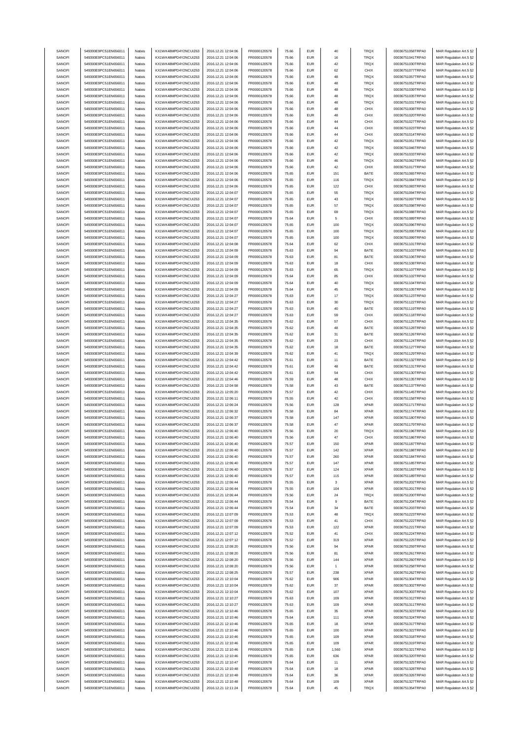| SANOFI | 549300E9PC51EN656011 | Natixis | KX1WK48MPD4Y2NCUIZ63 | 2016.12.21 12:04:06 | FR0000120578 | 75.66 | EUR | 40 | TRQX | 00036751058TRPA0 | MAR Regulation Art.5 §2 |
|---|---|---|---|---|---|---|---|---|---|---|---|
| SANOFI | 549300E9PC51EN656011 | Natixis | KX1WK48MPD4Y2NCUIZ63 | 2016.12.21 12:04:06 | FR0000120578 | 75.66 | EUR | 16 | TRQX | 00036751041TRPA0 | MAR Regulation Art.5 §2 |
| SANOFI | 549300E9PC51EN656011 | Natixis | KX1WK48MPD4Y2NCUIZ63 | 2016.12.21 12:04:06 | FR0000120578 | 75.66 | EUR | 42 | TRQX | 00036751030TRPA0 | MAR Regulation Art.5 §2 |
| SANOFI | 549300E9PC51EN656011 | Natixis | KX1WK48MPD4Y2NCUIZ63 | 2016.12.21 12:04:06 | FR0000120578 | 75.66 | EUR | 62 | CHIX | 00036751077TRPA0 | MAR Regulation Art.5 §2 |
| SANOFI | 549300E9PC51EN656011 | Natixis | KX1WK48MPD4Y2NCUIZ63 | 2016.12.21 12:04:06 | FR0000120578 | 75.66 | EUR | 48 | TRQX | 00036751057TRPA0 | MAR Regulation Art.5 §2 |
| SANOFI | 549300E9PC51EN656011 | Natixis | KX1WK48MPD4Y2NCUIZ63 | 2016.12.21 12:04:06 | FR0000120578 | 75.66 | EUR | 48 | TRQX | 00036751052TRPA0 | MAR Regulation Art.5 §2 |
| SANOFI | 549300E9PC51EN656011 | Natixis | KX1WK48MPD4Y2NCUIZ63 | 2016.12.21 12:04:06 | FR0000120578 | 75.66 | EUR | 48 | TRQX | 00036751039TRPA0 | MAR Regulation Art.5 §2 |
| SANOFI | 549300E9PC51EN656011 | Natixis | KX1WK48MPD4Y2NCUIZ63 | 2016.12.21 12:04:06 | FR0000120578 | 75.66 | EUR | 48 | TRQX | 00036751035TRPA0 | MAR Regulation Art.5 §2 |
| SANOFI | 549300E9PC51EN656011 | Natixis | KX1WK48MPD4Y2NCUIZ63 | 2016.12.21 12:04:06 | FR0000120578 | 75.66 | EUR | 48 | TRQX | 00036751031TRPA0 | MAR Regulation Art.5 §2 |
| SANOFI | 549300E9PC51EN656011 | Natixis | KX1WK48MPD4Y2NCUIZ63 | 2016.12.21 12:04:06 | FR0000120578 | 75.66 | EUR | 48 | CHIX | 00036751008TRPA0 | MAR Regulation Art.5 §2 |
| SANOFI | 549300E9PC51EN656011 | Natixis | KX1WK48MPD4Y2NCUIZ63 | 2016.12.21 12:04:06 | FR0000120578 | 75.66 | EUR | 48 | CHIX | 00036751020TRPA0 | MAR Regulation Art.5 §2 |
| SANOFI | 549300E9PC51EN656011 | Natixis | KX1WK48MPD4Y2NCUIZ63 | 2016.12.21 12:04:06 | FR0000120578 | 75.66 | EUR | 44 | CHIX | 00036751027TRPA0 | MAR Regulation Art.5 §2 |
| SANOFI | 549300E9PC51EN656011 | Natixis | KX1WK48MPD4Y2NCUIZ63 | 2016.12.21 12:04:06 | FR0000120578 | 75.66 | EUR | 44 | CHIX | 00036751023TRPA0 | MAR Regulation Art.5 §2 |
| SANOFI | 549300E9PC51EN656011 | Natixis | KX1WK48MPD4Y2NCUIZ63 | 2016.12.21 12:04:06 | FR0000120578 | 75.66 | EUR | 44 | CHIX | 00036751014TRPA0 | MAR Regulation Art.5 §2 |
| SANOFI | 549300E9PC51EN656011 | Natixis | KX1WK48MPD4Y2NCUIZ63 | 2016.12.21 12:04:06 | FR0000120578 | 75.66 | EUR | 42 | TRQX | 00036751051TRPA0 | MAR Regulation Art.5 §2 |
| SANOFI | 549300E9PC51EN656011 | Natixis | KX1WK48MPD4Y2NCUIZ63 | 2016.12.21 12:04:06 | FR0000120578 | 75.66 | EUR | 42 | TRQX | 00036751046TRPA0 | MAR Regulation Art.5 §2 |
| SANOFI | 549300E9PC51EN656011 | Natixis | KX1WK48MPD4Y2NCUIZ63 | 2016.12.21 12:04:06 | FR0000120578 | 75.66 | EUR | 42 | TRQX | 00036751033TRPA0 | MAR Regulation Art.5 §2 |
| SANOFI | 549300E9PC51EN656011 | Natixis | KX1WK48MPD4Y2NCUIZ63 | 2016.12.21 12:04:06 | FR0000120578 | 75.66 | EUR | 46 | TRQX | 00036751062TRPA0 | MAR Regulation Art.5 §2 |
| SANOFI | 549300E9PC51EN656011 | Natixis | KX1WK48MPD4Y2NCUIZ63 | 2016.12.21 12:04:06 | FR0000120578 | 75.66 | EUR | 42 | CHIX | 00036751017TRPA0 | MAR Regulation Art.5 §2 |
| SANOFI | 549300E9PC51EN656011 | Natixis | KX1WK48MPD4Y2NCUIZ63 | 2016.12.21 12:04:06 | FR0000120578 | 75.65 | EUR | 151 | BATE | 00036751065TRPA0 | MAR Regulation Art.5 §2 |
| SANOFI | 549300E9PC51EN656011 | Natixis | KX1WK48MPD4Y2NCUIZ63 | 2016.12.21 12:04:06 | FR0000120578 | 75.65 | EUR | 116 | TRQX | 00036751084TRPA0 | MAR Regulation Art.5 §2 |
| SANOFI | 549300E9PC51EN656011 | Natixis | KX1WK48MPD4Y2NCUIZ63 | 2016.12.21 12:04:06 | FR0000120578 | 75.65 | EUR | 122 | CHIX | 00036751083TRPA0 | MAR Regulation Art.5 §2 |
| SANOFI | 549300E9PC51EN656011 | Natixis | KX1WK48MPD4Y2NCUIZ63 | 2016.12.21 12:04:07 | FR0000120578 | 75.65 | EUR | 55 | TRQX | 00036751094TRPA0 | MAR Regulation Art.5 §2 |
| SANOFI | 549300E9PC51EN656011 | Natixis | KX1WK48MPD4Y2NCUIZ63 | 2016.12.21 12:04:07 | FR0000120578 | 75.65 | EUR | 43 | TRQX | 00036751097TRPA0 | MAR Regulation Art.5 §2 |
| SANOFI | 549300E9PC51EN656011 | Natixis | KX1WK48MPD4Y2NCUIZ63 | 2016.12.21 12:04:07 | FR0000120578 | 75.65 | EUR | 57 | TRQX | 00036751098TRPA0 | MAR Regulation Art.5 §2 |
| SANOFI | 549300E9PC51EN656011 | Natixis | KX1WK48MPD4Y2NCUIZ63 | 2016.12.21 12:04:07 | FR0000120578 | 75.65 | EUR | 69 | TRQX | 00036751088TRPA0 | MAR Regulation Art.5 §2 |
| SANOFI | 549300E9PC51EN656011 | Natixis | KX1WK48MPD4Y2NCUIZ63 | 2016.12.21 12:04:07 | FR0000120578 | 75.64 | EUR | 5 | CHIX | 00036751089TRPA0 | MAR Regulation Art.5 §2 |
| SANOFI | 549300E9PC51EN656011 | Natixis | KX1WK48MPD4Y2NCUIZ63 | 2016.12.21 12:04:07 | FR0000120578 | 75.65 | EUR | 100 | TRQX | 00036751096TRPA0 | MAR Regulation Art.5 §2 |
| SANOFI | 549300E9PC51EN656011 | Natixis | KX1WK48MPD4Y2NCUIZ63 | 2016.12.21 12:04:07 | FR0000120578 | 75.65 | EUR | 100 | TRQX | 00036751095TRPA0 | MAR Regulation Art.5 §2 |
| SANOFI | 549300E9PC51EN656011 | Natixis | KX1WK48MPD4Y2NCUIZ63 | 2016.12.21 12:04:07 | FR0000120578 | 75.65 | EUR | 100 | TRQX | 00036751099TRPA0 | MAR Regulation Art.5 §2 |
| SANOFI | 549300E9PC51EN656011 | Natixis | KX1WK48MPD4Y2NCUIZ63 | 2016.12.21 12:04:08 | FR0000120578 | 75.64 | EUR | 62 | CHIX | 00036751101TRPA0 | MAR Regulation Art.5 §2 |
| SANOFI | 549300E9PC51EN656011 | Natixis | KX1WK48MPD4Y2NCUIZ63 | 2016.12.21 12:04:09 | FR0000120578 | 75.63 | EUR | 94 | BATE | 00036751103TRPA0 | MAR Regulation Art.5 §2 |
| SANOFI | 549300E9PC51EN656011 | Natixis | KX1WK48MPD4Y2NCUIZ63 | 2016.12.21 12:04:09 | FR0000120578 | 75.63 | EUR | 81 | BATE | 00036751106TRPA0 | MAR Regulation Art.5 §2 |
| SANOFI | 549300E9PC51EN656011 | Natixis | KX1WK48MPD4Y2NCUIZ63 | 2016.12.21 12:04:09 | FR0000120578 | 75.63 | EUR | 18 | CHIX | 00036751108TRPA0 | MAR Regulation Art.5 §2 |
| SANOFI | 549300E9PC51EN656011 | Natixis | KX1WK48MPD4Y2NCUIZ63 | 2016.12.21 12:04:09 | FR0000120578 | 75.63 | EUR | 65 | TRQX | 00036751107TRPA0 | MAR Regulation Art.5 §2 |
| SANOFI | 549300E9PC51EN656011 | Natixis | KX1WK48MPD4Y2NCUIZ63 | 2016.12.21 12:04:09 | FR0000120578 | 75.64 | EUR | 85 | CHIX | 00036751102TRPA0 | MAR Regulation Art.5 §2 |
| SANOFI | 549300E9PC51EN656011 | Natixis | KX1WK48MPD4Y2NCUIZ63 | 2016.12.21 12:04:09 | FR0000120578 | 75.64 | EUR | 40 | TRQX | 00036751104TRPA0 | MAR Regulation Art.5 §2 |
| SANOFI | 549300E9PC51EN656011 | Natixis | KX1WK48MPD4Y2NCUIZ63 | 2016.12.21 12:04:09 | FR0000120578 | 75.64 | EUR | 45 | TRQX | 00036751105TRPA0 | MAR Regulation Art.5 §2 |
| SANOFI | 549300E9PC51EN656011 | Natixis | KX1WK48MPD4Y2NCUIZ63 | 2016.12.21 12:04:27 | FR0000120578 | 75.63 | EUR | 17 | TRQX | 00036751123TRPA0 | MAR Regulation Art.5 §2 |
| SANOFI | 549300E9PC51EN656011 | Natixis | KX1WK48MPD4Y2NCUIZ63 | 2016.12.21 12:04:27 | FR0000120578 | 75.63 | EUR | 30 | TRQX | 00036751122TRPA0 | MAR Regulation Art.5 §2 |
| SANOFI | 549300E9PC51EN656011 | Natixis | KX1WK48MPD4Y2NCUIZ63 | 2016.12.21 12:04:27 | FR0000120578 | 75.63 | EUR | 40 | BATE | 00036751119TRPA0 | MAR Regulation Art.5 §2 |
| SANOFI | 549300E9PC51EN656011 | Natixis | KX1WK48MPD4Y2NCUIZ63 | 2016.12.21 12:04:27 | FR0000120578 | 75.63 | EUR | 59 | CHIX | 00036751118TRPA0 | MAR Regulation Art.5 §2 |
| SANOFI | 549300E9PC51EN656011 | Natixis | KX1WK48MPD4Y2NCUIZ63 | 2016.12.21 12:04:35 | FR0000120578 | 75.62 | EUR | 57 | CHIX | 00036751125TRPA0 | MAR Regulation Art.5 §2 |
| SANOFI | 549300E9PC51EN656011 | Natixis | KX1WK48MPD4Y2NCUIZ63 | 2016.12.21 12:04:35 | FR0000120578 | 75.62 | EUR | 48 | BATE | 00036751128TRPA0 | MAR Regulation Art.5 §2 |
| SANOFI | 549300E9PC51EN656011 | Natixis | KX1WK48MPD4Y2NCUIZ63 | 2016.12.21 12:04:35 | FR0000120578 | 75.62 | EUR | 31 | BATE | 00036751126TRPA0 | MAR Regulation Art.5 §2 |
| SANOFI | 549300E9PC51EN656011 | Natixis | KX1WK48MPD4Y2NCUIZ63 | 2016.12.21 12:04:35 | FR0000120578 | 75.62 | EUR | 23 | CHIX | 00036751124TRPA0 | MAR Regulation Art.5 §2 |
| SANOFI | 549300E9PC51EN656011 | Natixis | KX1WK48MPD4Y2NCUIZ63 | 2016.12.21 12:04:35 | FR0000120578 | 75.62 | EUR | 18 | BATE | 00036751127TRPA0 | MAR Regulation Art.5 §2 |
| SANOFI | 549300E9PC51EN656011 | Natixis | KX1WK48MPD4Y2NCUIZ63 | 2016.12.21 12:04:39 | FR0000120578 | 75.62 | EUR | 41 | TRQX | 00036751129TRPA0 | MAR Regulation Art.5 §2 |
| SANOFI | 549300E9PC51EN656011 | Natixis | KX1WK48MPD4Y2NCUIZ63 | 2016.12.21 12:04:42 | FR0000120578 | 75.61 | EUR | 11 | BATE | 00036751132TRPA0 | MAR Regulation Art.5 §2 |
| SANOFI | 549300E9PC51EN656011 | Natixis | KX1WK48MPD4Y2NCUIZ63 | 2016.12.21 12:04:42 | FR0000120578 | 75.61 | EUR | 48 | BATE | 00036751131TRPA0 | MAR Regulation Art.5 §2 |
| SANOFI | 549300E9PC51EN656011 | Natixis | KX1WK48MPD4Y2NCUIZ63 | 2016.12.21 12:04:42 | FR0000120578 | 75.61 | EUR | 54 | CHIX | 00036751130TRPA0 | MAR Regulation Art.5 §2 |
| SANOFI | 549300E9PC51EN656011 | Natixis | KX1WK48MPD4Y2NCUIZ63 | 2016.12.21 12:04:46 | FR0000120578 | 75.59 | EUR | 48 | CHIX | 00036751135TRPA0 | MAR Regulation Art.5 §2 |
| SANOFI | 549300E9PC51EN656011 | Natixis | KX1WK48MPD4Y2NCUIZ63 | 2016.12.21 12:04:58 | FR0000120578 | 75.58 | EUR | 43 | BATE | 00036751137TRPA0 | MAR Regulation Art.5 §2 |
| SANOFI | 549300E9PC51EN656011 | Natixis | KX1WK48MPD4Y2NCUIZ63 | 2016.12.21 12:05:20 | FR0000120578 | 75.57 | EUR | 42 | CHIX | 00036751145TRPA0 | MAR Regulation Art.5 §2 |
| SANOFI | 549300E9PC51EN656011 | Natixis | KX1WK48MPD4Y2NCUIZ63 | 2016.12.21 12:06:11 | FR0000120578 | 75.55 | EUR | 42 | CHIX | 00036751158TRPA0 | MAR Regulation Art.5 §2 |
| SANOFI | 549300E9PC51EN656011 | Natixis | KX1WK48MPD4Y2NCUIZ63 | 2016.12.21 12:06:24 | FR0000120578 | 75.56 | EUR | 128 | XPAR | 00036751171TRPA0 | MAR Regulation Art.5 §2 |
| SANOFI | 549300E9PC51EN656011 | Natixis | KX1WK48MPD4Y2NCUIZ63 | 2016.12.21 12:06:32 | FR0000120578 | 75.58 | EUR | 84 | XPAR | 00036751174TRPA0 | MAR Regulation Art.5 §2 |
| SANOFI | 549300E9PC51EN656011 | Natixis | KX1WK48MPD4Y2NCUIZ63 | 2016.12.21 12:06:37 | FR0000120578 | 75.58 | EUR | 147 | XPAR | 00036751180TRPA0 | MAR Regulation Art.5 §2 |
| SANOFI | 549300E9PC51EN656011 | Natixis | KX1WK48MPD4Y2NCUIZ63 | 2016.12.21 12:06:37 | FR0000120578 | 75.58 | EUR | 47 | XPAR | 00036751179TRPA0 | MAR Regulation Art.5 §2 |
| SANOFI | 549300E9PC51EN656011 | Natixis | KX1WK48MPD4Y2NCUIZ63 | 2016.12.21 12:06:40 | FR0000120578 | 75.56 | EUR | 20 | TRQX | 00036751196TRPA0 | MAR Regulation Art.5 §2 |
| SANOFI | 549300E9PC51EN656011 | Natixis | KX1WK48MPD4Y2NCUIZ63 | 2016.12.21 12:06:40 | FR0000120578 | 75.56 | EUR | 47 | CHIX | 00036751186TRPA0 | MAR Regulation Art.5 §2 |
| SANOFI | 549300E9PC51EN656011 | Natixis | KX1WK48MPD4Y2NCUIZ63 | 2016.12.21 12:06:40 | FR0000120578 | 75.57 | EUR | 150 | XPAR | 00036751187TRPA0 | MAR Regulation Art.5 §2 |
| SANOFI | 549300E9PC51EN656011 | Natixis | KX1WK48MPD4Y2NCUIZ63 | 2016.12.21 12:06:40 | FR0000120578 | 75.57 | EUR | 142 | XPAR | 00036751188TRPA0 | MAR Regulation Art.5 §2 |
| SANOFI | 549300E9PC51EN656011 | Natixis | KX1WK48MPD4Y2NCUIZ63 | 2016.12.21 12:06:40 | FR0000120578 | 75.57 | EUR | 260 | XPAR | 00036751184TRPA0 | MAR Regulation Art.5 §2 |
| SANOFI | 549300E9PC51EN656011 | Natixis | KX1WK48MPD4Y2NCUIZ63 | 2016.12.21 12:06:40 | FR0000120578 | 75.57 | EUR | 147 | XPAR | 00036751185TRPA0 | MAR Regulation Art.5 §2 |
| SANOFI | 549300E9PC51EN656011 | Natixis | KX1WK48MPD4Y2NCUIZ63 | 2016.12.21 12:06:40 | FR0000120578 | 75.57 | EUR | 124 | XPAR | 00036751183TRPA0 | MAR Regulation Art.5 §2 |
| SANOFI | 549300E9PC51EN656011 | Natixis | KX1WK48MPD4Y2NCUIZ63 | 2016.12.21 12:06:40 | FR0000120578 | 75.57 | EUR | 115 | XPAR | 00036751189TRPA0 | MAR Regulation Art.5 §2 |
| SANOFI | 549300E9PC51EN656011 | Natixis | KX1WK48MPD4Y2NCUIZ63 | 2016.12.21 12:06:44 | FR0000120578 | 75.55 | EUR | 3 | XPAR | 00036751202TRPA0 | MAR Regulation Art.5 §2 |
| SANOFI | 549300E9PC51EN656011 | Natixis | KX1WK48MPD4Y2NCUIZ63 | 2016.12.21 12:06:44 | FR0000120578 | 75.55 | EUR | 104 | XPAR | 00036751201TRPA0 | MAR Regulation Art.5 §2 |
| SANOFI | 549300E9PC51EN656011 | Natixis | KX1WK48MPD4Y2NCUIZ63 | 2016.12.21 12:06:44 | FR0000120578 | 75.56 | EUR | 24 | TRQX | 00036751200TRPA0 | MAR Regulation Art.5 §2 |
| SANOFI | 549300E9PC51EN656011 | Natixis | KX1WK48MPD4Y2NCUIZ63 | 2016.12.21 12:06:44 | FR0000120578 | 75.54 | EUR | 9 | BATE | 00036751204TRPA0 | MAR Regulation Art.5 §2 |
| SANOFI | 549300E9PC51EN656011 | Natixis | KX1WK48MPD4Y2NCUIZ63 | 2016.12.21 12:06:44 | FR0000120578 | 75.54 | EUR | 34 | BATE | 00036751203TRPA0 | MAR Regulation Art.5 §2 |
| SANOFI | 549300E9PC51EN656011 | Natixis | KX1WK48MPD4Y2NCUIZ63 | 2016.12.21 12:07:09 | FR0000120578 | 75.53 | EUR | 48 | TRQX | 00036751223TRPA0 | MAR Regulation Art.5 §2 |
| SANOFI | 549300E9PC51EN656011 | Natixis | KX1WK48MPD4Y2NCUIZ63 | 2016.12.21 12:07:09 | FR0000120578 | 75.53 | EUR | 41 | CHIX | 00036751222TRPA0 | MAR Regulation Art.5 §2 |
| SANOFI | 549300E9PC51EN656011 | Natixis | KX1WK48MPD4Y2NCUIZ63 | 2016.12.21 12:07:09 | FR0000120578 | 75.53 | EUR | 122 | XPAR | 00036751221TRPA0 | MAR Regulation Art.5 §2 |
| SANOFI | 549300E9PC51EN656011 | Natixis | KX1WK48MPD4Y2NCUIZ63 | 2016.12.21 12:07:12 | FR0000120578 | 75.52 | EUR | 41 | CHIX | 00036751224TRPA0 | MAR Regulation Art.5 §2 |
| SANOFI | 549300E9PC51EN656011 | Natixis | KX1WK48MPD4Y2NCUIZ63 | 2016.12.21 12:07:12 | FR0000120578 | 75.52 | EUR | 319 | XPAR | 00036751225TRPA0 | MAR Regulation Art.5 §2 |
| SANOFI | 549300E9PC51EN656011 | Natixis | KX1WK48MPD4Y2NCUIZ63 | 2016.12.21 12:08:20 | FR0000120578 | 75.56 | EUR | 94 | XPAR | 00036751259TRPA0 | MAR Regulation Art.5 §2 |
| SANOFI | 549300E9PC51EN656011 | Natixis | KX1WK48MPD4Y2NCUIZ63 | 2016.12.21 12:08:20 | FR0000120578 | 75.56 | EUR | 81 | XPAR | 00036751261TRPA0 | MAR Regulation Art.5 §2 |
| SANOFI | 549300E9PC51EN656011 | Natixis | KX1WK48MPD4Y2NCUIZ63 | 2016.12.21 12:08:20 | FR0000120578 | 75.56 | EUR | 144 | XPAR | 00036751260TRPA0 | MAR Regulation Art.5 §2 |
| SANOFI | 549300E9PC51EN656011 | Natixis | KX1WK48MPD4Y2NCUIZ63 | 2016.12.21 12:08:20 | FR0000120578 | 75.56 | EUR | 1 | XPAR | 00036751258TRPA0 | MAR Regulation Art.5 §2 |
| SANOFI | 549300E9PC51EN656011 | Natixis | KX1WK48MPD4Y2NCUIZ63 | 2016.12.21 12:08:25 | FR0000120578 | 75.57 | EUR | 238 | XPAR | 00036751262TRPA0 | MAR Regulation Art.5 §2 |
| SANOFI | 549300E9PC51EN656011 | Natixis | KX1WK48MPD4Y2NCUIZ63 | 2016.12.21 12:10:04 | FR0000120578 | 75.62 | EUR | 906 | XPAR | 00036751304TRPA0 | MAR Regulation Art.5 §2 |
| SANOFI | 549300E9PC51EN656011 | Natixis | KX1WK48MPD4Y2NCUIZ63 | 2016.12.21 12:10:04 | FR0000120578 | 75.62 | EUR | 37 | XPAR | 00036751302TRPA0 | MAR Regulation Art.5 §2 |
| SANOFI | 549300E9PC51EN656011 | Natixis | KX1WK48MPD4Y2NCUIZ63 | 2016.12.21 12:10:04 | FR0000120578 | 75.62 | EUR | 107 | XPAR | 00036751303TRPA0 | MAR Regulation Art.5 §2 |
| SANOFI | 549300E9PC51EN656011 | Natixis | KX1WK48MPD4Y2NCUIZ63 | 2016.12.21 12:10:27 | FR0000120578 | 75.63 | EUR | 109 | XPAR | 00036751312TRPA0 | MAR Regulation Art.5 §2 |
| SANOFI | 549300E9PC51EN656011 | Natixis | KX1WK48MPD4Y2NCUIZ63 | 2016.12.21 12:10:27 | FR0000120578 | 75.63 | EUR | 109 | XPAR | 00036751311TRPA0 | MAR Regulation Art.5 §2 |
| SANOFI | 549300E9PC51EN656011 | Natixis | KX1WK48MPD4Y2NCUIZ63 | 2016.12.21 12:10:46 | FR0000120578 | 75.65 | EUR | 35 | XPAR | 00036751323TRPA0 | MAR Regulation Art.5 §2 |
| SANOFI | 549300E9PC51EN656011 | Natixis | KX1WK48MPD4Y2NCUIZ63 | 2016.12.21 12:10:46 | FR0000120578 | 75.64 | EUR | 111 | XPAR | 00036751324TRPA0 | MAR Regulation Art.5 §2 |
| SANOFI | 549300E9PC51EN656011 | Natixis | KX1WK48MPD4Y2NCUIZ63 | 2016.12.21 12:10:46 | FR0000120578 | 75.65 | EUR | 18 | XPAR | 00036751317TRPA0 | MAR Regulation Art.5 §2 |
| SANOFI | 549300E9PC51EN656011 | Natixis | KX1WK48MPD4Y2NCUIZ63 | 2016.12.21 12:10:46 | FR0000120578 | 75.65 | EUR | 100 | XPAR | 00036751322TRPA0 | MAR Regulation Art.5 §2 |
| SANOFI | 549300E9PC51EN656011 | Natixis | KX1WK48MPD4Y2NCUIZ63 | 2016.12.21 12:10:46 | FR0000120578 | 75.65 | EUR | 109 | XPAR | 00036751318TRPA0 | MAR Regulation Art.5 §2 |
| SANOFI | 549300E9PC51EN656011 | Natixis | KX1WK48MPD4Y2NCUIZ63 | 2016.12.21 12:10:46 | FR0000120578 | 75.65 | EUR | 109 | XPAR | 00036751319TRPA0 | MAR Regulation Art.5 §2 |
| SANOFI | 549300E9PC51EN656011 | Natixis | KX1WK48MPD4Y2NCUIZ63 | 2016.12.21 12:10:46 | FR0000120578 | 75.65 | EUR | 1,560 | XPAR | 00036751321TRPA0 | MAR Regulation Art.5 §2 |
| SANOFI | 549300E9PC51EN656011 | Natixis | KX1WK48MPD4Y2NCUIZ63 | 2016.12.21 12:10:46 | FR0000120578 | 75.65 | EUR | 636 | XPAR | 00036751320TRPA0 | MAR Regulation Art.5 §2 |
| SANOFI | 549300E9PC51EN656011 | Natixis | KX1WK48MPD4Y2NCUIZ63 | 2016.12.21 12:10:47 | FR0000120578 | 75.64 | EUR | 11 | XPAR | 00036751325TRPA0 | MAR Regulation Art.5 §2 |
| SANOFI | 549300E9PC51EN656011 | Natixis | KX1WK48MPD4Y2NCUIZ63 | 2016.12.21 12:10:48 | FR0000120578 | 75.64 | EUR | 18 | XPAR | 00036751328TRPA0 | MAR Regulation Art.5 §2 |
| SANOFI | 549300E9PC51EN656011 | Natixis | KX1WK48MPD4Y2NCUIZ63 | 2016.12.21 12:10:48 | FR0000120578 | 75.64 | EUR | 36 | XPAR | 00036751326TRPA0 | MAR Regulation Art.5 §2 |
| SANOFI | 549300E9PC51EN656011 | Natixis | KX1WK48MPD4Y2NCUIZ63 | 2016.12.21 12:10:48 | FR0000120578 | 75.64 | EUR | 109 | XPAR | 00036751327TRPA0 | MAR Regulation Art.5 §2 |
| SANOFI | 549300E9PC51EN656011 | Natixis | KX1WK48MPD4Y2NCUIZ63 | 2016.12.21 12:11:24 | FR0000120578 | 75.64 | EUR | 45 | TRQX | 00036751354TRPA0 | MAR Regulation Art.5 §2 |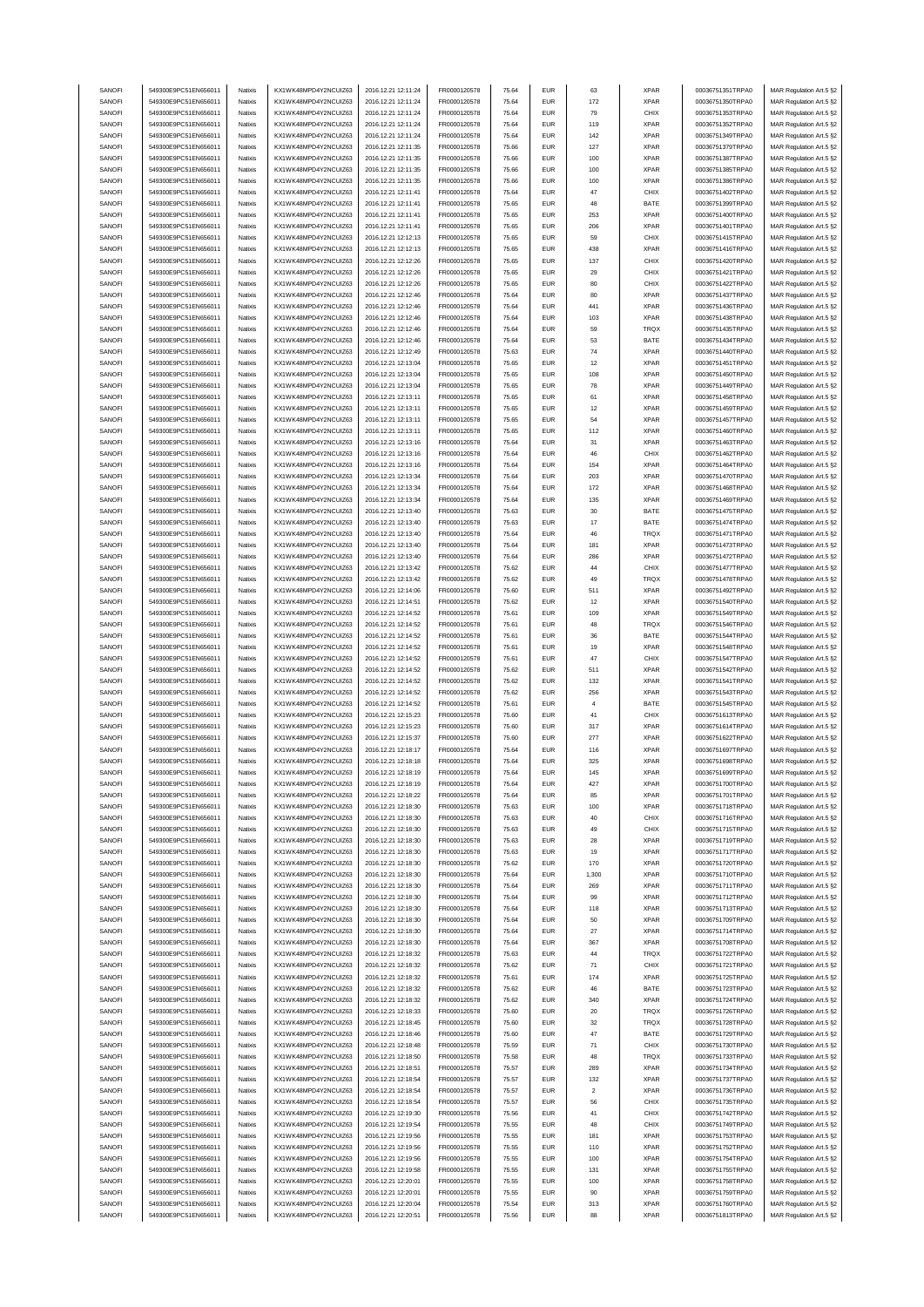| SANOFI | 549300E9PC51EN656011 | Natixis | KX1WK48MPD4Y2NCUIZ63 | 2016.12.21 12:11:24 | FR0000120578 | 75.64 | EUR | 63 | XPAR | 00036751351TRPA0 | MAR Regulation Art.5 §2 |
|---|---|---|---|---|---|---|---|---|---|---|---|
| SANOFI | 549300E9PC51EN656011 | Natixis | KX1WK48MPD4Y2NCUIZ63 | 2016.12.21 12:11:24 | FR0000120578 | 75.64 | EUR | 172 | XPAR | 00036751350TRPA0 | MAR Regulation Art.5 §2 |
| SANOFI | 549300E9PC51EN656011 | Natixis | KX1WK48MPD4Y2NCUIZ63 | 2016.12.21 12:11:24 | FR0000120578 | 75.64 | EUR | 79 | CHIX | 00036751353TRPA0 | MAR Regulation Art.5 §2 |
| SANOFI | 549300E9PC51EN656011 | Natixis | KX1WK48MPD4Y2NCUIZ63 | 2016.12.21 12:11:24 | FR0000120578 | 75.64 | EUR | 119 | XPAR | 00036751352TRPA0 | MAR Regulation Art.5 §2 |
| SANOFI | 549300E9PC51EN656011 | Natixis | KX1WK48MPD4Y2NCUIZ63 | 2016.12.21 12:11:24 | FR0000120578 | 75.64 | EUR | 142 | XPAR | 00036751349TRPA0 | MAR Regulation Art.5 §2 |
| SANOFI | 549300E9PC51EN656011 | Natixis | KX1WK48MPD4Y2NCUIZ63 | 2016.12.21 12:11:35 | FR0000120578 | 75.66 | EUR | 127 | XPAR | 00036751379TRPA0 | MAR Regulation Art.5 §2 |
| SANOFI | 549300E9PC51EN656011 | Natixis | KX1WK48MPD4Y2NCUIZ63 | 2016.12.21 12:11:35 | FR0000120578 | 75.66 | EUR | 100 | XPAR | 00036751387TRPA0 | MAR Regulation Art.5 §2 |
| SANOFI | 549300E9PC51EN656011 | Natixis | KX1WK48MPD4Y2NCUIZ63 | 2016.12.21 12:11:35 | FR0000120578 | 75.66 | EUR | 100 | XPAR | 00036751385TRPA0 | MAR Regulation Art.5 §2 |
| SANOFI | 549300E9PC51EN656011 | Natixis | KX1WK48MPD4Y2NCUIZ63 | 2016.12.21 12:11:35 | FR0000120578 | 75.66 | EUR | 100 | XPAR | 00036751386TRPA0 | MAR Regulation Art.5 §2 |
| SANOFI | 549300E9PC51EN656011 | Natixis | KX1WK48MPD4Y2NCUIZ63 | 2016.12.21 12:11:41 | FR0000120578 | 75.64 | EUR | 47 | CHIX | 00036751402TRPA0 | MAR Regulation Art.5 §2 |
| SANOFI | 549300E9PC51EN656011 | Natixis | KX1WK48MPD4Y2NCUIZ63 | 2016.12.21 12:11:41 | FR0000120578 | 75.65 | EUR | 48 | BATE | 00036751399TRPA0 | MAR Regulation Art.5 §2 |
| SANOFI | 549300E9PC51EN656011 | Natixis | KX1WK48MPD4Y2NCUIZ63 | 2016.12.21 12:11:41 | FR0000120578 | 75.65 | EUR | 253 | XPAR | 00036751400TRPA0 | MAR Regulation Art.5 §2 |
| SANOFI | 549300E9PC51EN656011 | Natixis | KX1WK48MPD4Y2NCUIZ63 | 2016.12.21 12:11:41 | FR0000120578 | 75.65 | EUR | 206 | XPAR | 00036751401TRPA0 | MAR Regulation Art.5 §2 |
| SANOFI | 549300E9PC51EN656011 | Natixis | KX1WK48MPD4Y2NCUIZ63 | 2016.12.21 12:12:13 | FR0000120578 | 75.65 | EUR | 59 | CHIX | 00036751415TRPA0 | MAR Regulation Art.5 §2 |
| SANOFI | 549300E9PC51EN656011 | Natixis | KX1WK48MPD4Y2NCUIZ63 | 2016.12.21 12:12:13 | FR0000120578 | 75.65 | EUR | 438 | XPAR | 00036751416TRPA0 | MAR Regulation Art.5 §2 |
| SANOFI | 549300E9PC51EN656011 | Natixis | KX1WK48MPD4Y2NCUIZ63 | 2016.12.21 12:12:26 | FR0000120578 | 75.65 | EUR | 137 | CHIX | 00036751420TRPA0 | MAR Regulation Art.5 §2 |
| SANOFI | 549300E9PC51EN656011 | Natixis | KX1WK48MPD4Y2NCUIZ63 | 2016.12.21 12:12:26 | FR0000120578 | 75.65 | EUR | 29 | CHIX | 00036751421TRPA0 | MAR Regulation Art.5 §2 |
| SANOFI | 549300E9PC51EN656011 | Natixis | KX1WK48MPD4Y2NCUIZ63 | 2016.12.21 12:12:26 | FR0000120578 | 75.65 | EUR | 80 | CHIX | 00036751422TRPA0 | MAR Regulation Art.5 §2 |
| SANOFI | 549300E9PC51EN656011 | Natixis | KX1WK48MPD4Y2NCUIZ63 | 2016.12.21 12:12:46 | FR0000120578 | 75.64 | EUR | 80 | XPAR | 00036751437TRPA0 | MAR Regulation Art.5 §2 |
| SANOFI | 549300E9PC51EN656011 | Natixis | KX1WK48MPD4Y2NCUIZ63 | 2016.12.21 12:12:46 | FR0000120578 | 75.64 | EUR | 441 | XPAR | 00036751436TRPA0 | MAR Regulation Art.5 §2 |
| SANOFI | 549300E9PC51EN656011 | Natixis | KX1WK48MPD4Y2NCUIZ63 | 2016.12.21 12:12:46 | FR0000120578 | 75.64 | EUR | 103 | XPAR | 00036751438TRPA0 | MAR Regulation Art.5 §2 |
| SANOFI | 549300E9PC51EN656011 | Natixis | KX1WK48MPD4Y2NCUIZ63 | 2016.12.21 12:12:46 | FR0000120578 | 75.64 | EUR | 59 | TRQX | 00036751435TRPA0 | MAR Regulation Art.5 §2 |
| SANOFI | 549300E9PC51EN656011 | Natixis | KX1WK48MPD4Y2NCUIZ63 | 2016.12.21 12:12:46 | FR0000120578 | 75.64 | EUR | 53 | BATE | 00036751434TRPA0 | MAR Regulation Art.5 §2 |
| SANOFI | 549300E9PC51EN656011 | Natixis | KX1WK48MPD4Y2NCUIZ63 | 2016.12.21 12:12:49 | FR0000120578 | 75.63 | EUR | 74 | XPAR | 00036751440TRPA0 | MAR Regulation Art.5 §2 |
| SANOFI | 549300E9PC51EN656011 | Natixis | KX1WK48MPD4Y2NCUIZ63 | 2016.12.21 12:13:04 | FR0000120578 | 75.65 | EUR | 12 | XPAR | 00036751451TRPA0 | MAR Regulation Art.5 §2 |
| SANOFI | 549300E9PC51EN656011 | Natixis | KX1WK48MPD4Y2NCUIZ63 | 2016.12.21 12:13:04 | FR0000120578 | 75.65 | EUR | 108 | XPAR | 00036751450TRPA0 | MAR Regulation Art.5 §2 |
| SANOFI | 549300E9PC51EN656011 | Natixis | KX1WK48MPD4Y2NCUIZ63 | 2016.12.21 12:13:04 | FR0000120578 | 75.65 | EUR | 78 | XPAR | 00036751449TRPA0 | MAR Regulation Art.5 §2 |
| SANOFI | 549300E9PC51EN656011 | Natixis | KX1WK48MPD4Y2NCUIZ63 | 2016.12.21 12:13:11 | FR0000120578 | 75.65 | EUR | 61 | XPAR | 00036751458TRPA0 | MAR Regulation Art.5 §2 |
| SANOFI | 549300E9PC51EN656011 | Natixis | KX1WK48MPD4Y2NCUIZ63 | 2016.12.21 12:13:11 | FR0000120578 | 75.65 | EUR | 12 | XPAR | 00036751459TRPA0 | MAR Regulation Art.5 §2 |
| SANOFI | 549300E9PC51EN656011 | Natixis | KX1WK48MPD4Y2NCUIZ63 | 2016.12.21 12:13:11 | FR0000120578 | 75.65 | EUR | 54 | XPAR | 00036751457TRPA0 | MAR Regulation Art.5 §2 |
| SANOFI | 549300E9PC51EN656011 | Natixis | KX1WK48MPD4Y2NCUIZ63 | 2016.12.21 12:13:11 | FR0000120578 | 75.65 | EUR | 112 | XPAR | 00036751460TRPA0 | MAR Regulation Art.5 §2 |
| SANOFI | 549300E9PC51EN656011 | Natixis | KX1WK48MPD4Y2NCUIZ63 | 2016.12.21 12:13:16 | FR0000120578 | 75.64 | EUR | 31 | XPAR | 00036751463TRPA0 | MAR Regulation Art.5 §2 |
| SANOFI | 549300E9PC51EN656011 | Natixis | KX1WK48MPD4Y2NCUIZ63 | 2016.12.21 12:13:16 | FR0000120578 | 75.64 | EUR | 46 | CHIX | 00036751462TRPA0 | MAR Regulation Art.5 §2 |
| SANOFI | 549300E9PC51EN656011 | Natixis | KX1WK48MPD4Y2NCUIZ63 | 2016.12.21 12:13:16 | FR0000120578 | 75.64 | EUR | 154 | XPAR | 00036751464TRPA0 | MAR Regulation Art.5 §2 |
| SANOFI | 549300E9PC51EN656011 | Natixis | KX1WK48MPD4Y2NCUIZ63 | 2016.12.21 12:13:34 | FR0000120578 | 75.64 | EUR | 203 | XPAR | 00036751470TRPA0 | MAR Regulation Art.5 §2 |
| SANOFI | 549300E9PC51EN656011 | Natixis | KX1WK48MPD4Y2NCUIZ63 | 2016.12.21 12:13:34 | FR0000120578 | 75.64 | EUR | 172 | XPAR | 00036751468TRPA0 | MAR Regulation Art.5 §2 |
| SANOFI | 549300E9PC51EN656011 | Natixis | KX1WK48MPD4Y2NCUIZ63 | 2016.12.21 12:13:34 | FR0000120578 | 75.64 | EUR | 135 | XPAR | 00036751469TRPA0 | MAR Regulation Art.5 §2 |
| SANOFI | 549300E9PC51EN656011 | Natixis | KX1WK48MPD4Y2NCUIZ63 | 2016.12.21 12:13:40 | FR0000120578 | 75.63 | EUR | 30 | BATE | 00036751475TRPA0 | MAR Regulation Art.5 §2 |
| SANOFI | 549300E9PC51EN656011 | Natixis | KX1WK48MPD4Y2NCUIZ63 | 2016.12.21 12:13:40 | FR0000120578 | 75.63 | EUR | 17 | BATE | 00036751474TRPA0 | MAR Regulation Art.5 §2 |
| SANOFI | 549300E9PC51EN656011 | Natixis | KX1WK48MPD4Y2NCUIZ63 | 2016.12.21 12:13:40 | FR0000120578 | 75.64 | EUR | 46 | TRQX | 00036751471TRPA0 | MAR Regulation Art.5 §2 |
| SANOFI | 549300E9PC51EN656011 | Natixis | KX1WK48MPD4Y2NCUIZ63 | 2016.12.21 12:13:40 | FR0000120578 | 75.64 | EUR | 181 | XPAR | 00036751473TRPA0 | MAR Regulation Art.5 §2 |
| SANOFI | 549300E9PC51EN656011 | Natixis | KX1WK48MPD4Y2NCUIZ63 | 2016.12.21 12:13:40 | FR0000120578 | 75.64 | EUR | 286 | XPAR | 00036751472TRPA0 | MAR Regulation Art.5 §2 |
| SANOFI | 549300E9PC51EN656011 | Natixis | KX1WK48MPD4Y2NCUIZ63 | 2016.12.21 12:13:42 | FR0000120578 | 75.62 | EUR | 44 | CHIX | 00036751477TRPA0 | MAR Regulation Art.5 §2 |
| SANOFI | 549300E9PC51EN656011 | Natixis | KX1WK48MPD4Y2NCUIZ63 | 2016.12.21 12:13:42 | FR0000120578 | 75.62 | EUR | 49 | TRQX | 00036751478TRPA0 | MAR Regulation Art.5 §2 |
| SANOFI | 549300E9PC51EN656011 | Natixis | KX1WK48MPD4Y2NCUIZ63 | 2016.12.21 12:14:06 | FR0000120578 | 75.60 | EUR | 511 | XPAR | 00036751492TRPA0 | MAR Regulation Art.5 §2 |
| SANOFI | 549300E9PC51EN656011 | Natixis | KX1WK48MPD4Y2NCUIZ63 | 2016.12.21 12:14:51 | FR0000120578 | 75.62 | EUR | 12 | XPAR | 00036751540TRPA0 | MAR Regulation Art.5 §2 |
| SANOFI | 549300E9PC51EN656011 | Natixis | KX1WK48MPD4Y2NCUIZ63 | 2016.12.21 12:14:52 | FR0000120578 | 75.61 | EUR | 109 | XPAR | 00036751549TRPA0 | MAR Regulation Art.5 §2 |
| SANOFI | 549300E9PC51EN656011 | Natixis | KX1WK48MPD4Y2NCUIZ63 | 2016.12.21 12:14:52 | FR0000120578 | 75.61 | EUR | 48 | TRQX | 00036751546TRPA0 | MAR Regulation Art.5 §2 |
| SANOFI | 549300E9PC51EN656011 | Natixis | KX1WK48MPD4Y2NCUIZ63 | 2016.12.21 12:14:52 | FR0000120578 | 75.61 | EUR | 36 | BATE | 00036751544TRPA0 | MAR Regulation Art.5 §2 |
| SANOFI | 549300E9PC51EN656011 | Natixis | KX1WK48MPD4Y2NCUIZ63 | 2016.12.21 12:14:52 | FR0000120578 | 75.61 | EUR | 19 | XPAR | 00036751548TRPA0 | MAR Regulation Art.5 §2 |
| SANOFI | 549300E9PC51EN656011 | Natixis | KX1WK48MPD4Y2NCUIZ63 | 2016.12.21 12:14:52 | FR0000120578 | 75.61 | EUR | 47 | CHIX | 00036751547TRPA0 | MAR Regulation Art.5 §2 |
| SANOFI | 549300E9PC51EN656011 | Natixis | KX1WK48MPD4Y2NCUIZ63 | 2016.12.21 12:14:52 | FR0000120578 | 75.62 | EUR | 511 | XPAR | 00036751542TRPA0 | MAR Regulation Art.5 §2 |
| SANOFI | 549300E9PC51EN656011 | Natixis | KX1WK48MPD4Y2NCUIZ63 | 2016.12.21 12:14:52 | FR0000120578 | 75.62 | EUR | 132 | XPAR | 00036751541TRPA0 | MAR Regulation Art.5 §2 |
| SANOFI | 549300E9PC51EN656011 | Natixis | KX1WK48MPD4Y2NCUIZ63 | 2016.12.21 12:14:52 | FR0000120578 | 75.62 | EUR | 256 | XPAR | 00036751543TRPA0 | MAR Regulation Art.5 §2 |
| SANOFI | 549300E9PC51EN656011 | Natixis | KX1WK48MPD4Y2NCUIZ63 | 2016.12.21 12:14:52 | FR0000120578 | 75.61 | EUR | 4 | BATE | 00036751545TRPA0 | MAR Regulation Art.5 §2 |
| SANOFI | 549300E9PC51EN656011 | Natixis | KX1WK48MPD4Y2NCUIZ63 | 2016.12.21 12:15:23 | FR0000120578 | 75.60 | EUR | 41 | CHIX | 00036751613TRPA0 | MAR Regulation Art.5 §2 |
| SANOFI | 549300E9PC51EN656011 | Natixis | KX1WK48MPD4Y2NCUIZ63 | 2016.12.21 12:15:23 | FR0000120578 | 75.60 | EUR | 317 | XPAR | 00036751614TRPA0 | MAR Regulation Art.5 §2 |
| SANOFI | 549300E9PC51EN656011 | Natixis | KX1WK48MPD4Y2NCUIZ63 | 2016.12.21 12:15:37 | FR0000120578 | 75.60 | EUR | 277 | XPAR | 00036751622TRPA0 | MAR Regulation Art.5 §2 |
| SANOFI | 549300E9PC51EN656011 | Natixis | KX1WK48MPD4Y2NCUIZ63 | 2016.12.21 12:18:17 | FR0000120578 | 75.64 | EUR | 116 | XPAR | 00036751697TRPA0 | MAR Regulation Art.5 §2 |
| SANOFI | 549300E9PC51EN656011 | Natixis | KX1WK48MPD4Y2NCUIZ63 | 2016.12.21 12:18:18 | FR0000120578 | 75.64 | EUR | 325 | XPAR | 00036751698TRPA0 | MAR Regulation Art.5 §2 |
| SANOFI | 549300E9PC51EN656011 | Natixis | KX1WK48MPD4Y2NCUIZ63 | 2016.12.21 12:18:19 | FR0000120578 | 75.64 | EUR | 145 | XPAR | 00036751699TRPA0 | MAR Regulation Art.5 §2 |
| SANOFI | 549300E9PC51EN656011 | Natixis | KX1WK48MPD4Y2NCUIZ63 | 2016.12.21 12:18:19 | FR0000120578 | 75.64 | EUR | 427 | XPAR | 00036751700TRPA0 | MAR Regulation Art.5 §2 |
| SANOFI | 549300E9PC51EN656011 | Natixis | KX1WK48MPD4Y2NCUIZ63 | 2016.12.21 12:18:22 | FR0000120578 | 75.64 | EUR | 85 | XPAR | 00036751701TRPA0 | MAR Regulation Art.5 §2 |
| SANOFI | 549300E9PC51EN656011 | Natixis | KX1WK48MPD4Y2NCUIZ63 | 2016.12.21 12:18:30 | FR0000120578 | 75.63 | EUR | 100 | XPAR | 00036751718TRPA0 | MAR Regulation Art.5 §2 |
| SANOFI | 549300E9PC51EN656011 | Natixis | KX1WK48MPD4Y2NCUIZ63 | 2016.12.21 12:18:30 | FR0000120578 | 75.63 | EUR | 40 | CHIX | 00036751716TRPA0 | MAR Regulation Art.5 §2 |
| SANOFI | 549300E9PC51EN656011 | Natixis | KX1WK48MPD4Y2NCUIZ63 | 2016.12.21 12:18:30 | FR0000120578 | 75.63 | EUR | 49 | CHIX | 00036751715TRPA0 | MAR Regulation Art.5 §2 |
| SANOFI | 549300E9PC51EN656011 | Natixis | KX1WK48MPD4Y2NCUIZ63 | 2016.12.21 12:18:30 | FR0000120578 | 75.63 | EUR | 28 | XPAR | 00036751719TRPA0 | MAR Regulation Art.5 §2 |
| SANOFI | 549300E9PC51EN656011 | Natixis | KX1WK48MPD4Y2NCUIZ63 | 2016.12.21 12:18:30 | FR0000120578 | 75.63 | EUR | 19 | XPAR | 00036751717TRPA0 | MAR Regulation Art.5 §2 |
| SANOFI | 549300E9PC51EN656011 | Natixis | KX1WK48MPD4Y2NCUIZ63 | 2016.12.21 12:18:30 | FR0000120578 | 75.62 | EUR | 170 | XPAR | 00036751720TRPA0 | MAR Regulation Art.5 §2 |
| SANOFI | 549300E9PC51EN656011 | Natixis | KX1WK48MPD4Y2NCUIZ63 | 2016.12.21 12:18:30 | FR0000120578 | 75.64 | EUR | 1,300 | XPAR | 00036751710TRPA0 | MAR Regulation Art.5 §2 |
| SANOFI | 549300E9PC51EN656011 | Natixis | KX1WK48MPD4Y2NCUIZ63 | 2016.12.21 12:18:30 | FR0000120578 | 75.64 | EUR | 269 | XPAR | 00036751711TRPA0 | MAR Regulation Art.5 §2 |
| SANOFI | 549300E9PC51EN656011 | Natixis | KX1WK48MPD4Y2NCUIZ63 | 2016.12.21 12:18:30 | FR0000120578 | 75.64 | EUR | 99 | XPAR | 00036751712TRPA0 | MAR Regulation Art.5 §2 |
| SANOFI | 549300E9PC51EN656011 | Natixis | KX1WK48MPD4Y2NCUIZ63 | 2016.12.21 12:18:30 | FR0000120578 | 75.64 | EUR | 118 | XPAR | 00036751713TRPA0 | MAR Regulation Art.5 §2 |
| SANOFI | 549300E9PC51EN656011 | Natixis | KX1WK48MPD4Y2NCUIZ63 | 2016.12.21 12:18:30 | FR0000120578 | 75.64 | EUR | 50 | XPAR | 00036751709TRPA0 | MAR Regulation Art.5 §2 |
| SANOFI | 549300E9PC51EN656011 | Natixis | KX1WK48MPD4Y2NCUIZ63 | 2016.12.21 12:18:30 | FR0000120578 | 75.64 | EUR | 27 | XPAR | 00036751714TRPA0 | MAR Regulation Art.5 §2 |
| SANOFI | 549300E9PC51EN656011 | Natixis | KX1WK48MPD4Y2NCUIZ63 | 2016.12.21 12:18:30 | FR0000120578 | 75.64 | EUR | 367 | XPAR | 00036751708TRPA0 | MAR Regulation Art.5 §2 |
| SANOFI | 549300E9PC51EN656011 | Natixis | KX1WK48MPD4Y2NCUIZ63 | 2016.12.21 12:18:32 | FR0000120578 | 75.63 | EUR | 44 | TRQX | 00036751722TRPA0 | MAR Regulation Art.5 §2 |
| SANOFI | 549300E9PC51EN656011 | Natixis | KX1WK48MPD4Y2NCUIZ63 | 2016.12.21 12:18:32 | FR0000120578 | 75.62 | EUR | 71 | CHIX | 00036751721TRPA0 | MAR Regulation Art.5 §2 |
| SANOFI | 549300E9PC51EN656011 | Natixis | KX1WK48MPD4Y2NCUIZ63 | 2016.12.21 12:18:32 | FR0000120578 | 75.61 | EUR | 174 | XPAR | 00036751725TRPA0 | MAR Regulation Art.5 §2 |
| SANOFI | 549300E9PC51EN656011 | Natixis | KX1WK48MPD4Y2NCUIZ63 | 2016.12.21 12:18:32 | FR0000120578 | 75.62 | EUR | 46 | BATE | 00036751723TRPA0 | MAR Regulation Art.5 §2 |
| SANOFI | 549300E9PC51EN656011 | Natixis | KX1WK48MPD4Y2NCUIZ63 | 2016.12.21 12:18:32 | FR0000120578 | 75.62 | EUR | 340 | XPAR | 00036751724TRPA0 | MAR Regulation Art.5 §2 |
| SANOFI | 549300E9PC51EN656011 | Natixis | KX1WK48MPD4Y2NCUIZ63 | 2016.12.21 12:18:33 | FR0000120578 | 75.60 | EUR | 20 | TRQX | 00036751726TRPA0 | MAR Regulation Art.5 §2 |
| SANOFI | 549300E9PC51EN656011 | Natixis | KX1WK48MPD4Y2NCUIZ63 | 2016.12.21 12:18:45 | FR0000120578 | 75.60 | EUR | 32 | TRQX | 00036751728TRPA0 | MAR Regulation Art.5 §2 |
| SANOFI | 549300E9PC51EN656011 | Natixis | KX1WK48MPD4Y2NCUIZ63 | 2016.12.21 12:18:46 | FR0000120578 | 75.60 | EUR | 47 | BATE | 00036751729TRPA0 | MAR Regulation Art.5 §2 |
| SANOFI | 549300E9PC51EN656011 | Natixis | KX1WK48MPD4Y2NCUIZ63 | 2016.12.21 12:18:48 | FR0000120578 | 75.59 | EUR | 71 | CHIX | 00036751730TRPA0 | MAR Regulation Art.5 §2 |
| SANOFI | 549300E9PC51EN656011 | Natixis | KX1WK48MPD4Y2NCUIZ63 | 2016.12.21 12:18:50 | FR0000120578 | 75.58 | EUR | 48 | TRQX | 00036751733TRPA0 | MAR Regulation Art.5 §2 |
| SANOFI | 549300E9PC51EN656011 | Natixis | KX1WK48MPD4Y2NCUIZ63 | 2016.12.21 12:18:51 | FR0000120578 | 75.57 | EUR | 289 | XPAR | 00036751734TRPA0 | MAR Regulation Art.5 §2 |
| SANOFI | 549300E9PC51EN656011 | Natixis | KX1WK48MPD4Y2NCUIZ63 | 2016.12.21 12:18:54 | FR0000120578 | 75.57 | EUR | 132 | XPAR | 00036751737TRPA0 | MAR Regulation Art.5 §2 |
| SANOFI | 549300E9PC51EN656011 | Natixis | KX1WK48MPD4Y2NCUIZ63 | 2016.12.21 12:18:54 | FR0000120578 | 75.57 | EUR | 2 | XPAR | 00036751736TRPA0 | MAR Regulation Art.5 §2 |
| SANOFI | 549300E9PC51EN656011 | Natixis | KX1WK48MPD4Y2NCUIZ63 | 2016.12.21 12:18:54 | FR0000120578 | 75.57 | EUR | 56 | CHIX | 00036751735TRPA0 | MAR Regulation Art.5 §2 |
| SANOFI | 549300E9PC51EN656011 | Natixis | KX1WK48MPD4Y2NCUIZ63 | 2016.12.21 12:19:30 | FR0000120578 | 75.56 | EUR | 41 | CHIX | 00036751742TRPA0 | MAR Regulation Art.5 §2 |
| SANOFI | 549300E9PC51EN656011 | Natixis | KX1WK48MPD4Y2NCUIZ63 | 2016.12.21 12:19:54 | FR0000120578 | 75.55 | EUR | 48 | CHIX | 00036751749TRPA0 | MAR Regulation Art.5 §2 |
| SANOFI | 549300E9PC51EN656011 | Natixis | KX1WK48MPD4Y2NCUIZ63 | 2016.12.21 12:19:56 | FR0000120578 | 75.55 | EUR | 181 | XPAR | 00036751753TRPA0 | MAR Regulation Art.5 §2 |
| SANOFI | 549300E9PC51EN656011 | Natixis | KX1WK48MPD4Y2NCUIZ63 | 2016.12.21 12:19:56 | FR0000120578 | 75.55 | EUR | 110 | XPAR | 00036751752TRPA0 | MAR Regulation Art.5 §2 |
| SANOFI | 549300E9PC51EN656011 | Natixis | KX1WK48MPD4Y2NCUIZ63 | 2016.12.21 12:19:56 | FR0000120578 | 75.55 | EUR | 100 | XPAR | 00036751754TRPA0 | MAR Regulation Art.5 §2 |
| SANOFI | 549300E9PC51EN656011 | Natixis | KX1WK48MPD4Y2NCUIZ63 | 2016.12.21 12:19:58 | FR0000120578 | 75.55 | EUR | 131 | XPAR | 00036751755TRPA0 | MAR Regulation Art.5 §2 |
| SANOFI | 549300E9PC51EN656011 | Natixis | KX1WK48MPD4Y2NCUIZ63 | 2016.12.21 12:20:01 | FR0000120578 | 75.55 | EUR | 100 | XPAR | 00036751758TRPA0 | MAR Regulation Art.5 §2 |
| SANOFI | 549300E9PC51EN656011 | Natixis | KX1WK48MPD4Y2NCUIZ63 | 2016.12.21 12:20:01 | FR0000120578 | 75.55 | EUR | 90 | XPAR | 00036751759TRPA0 | MAR Regulation Art.5 §2 |
| SANOFI | 549300E9PC51EN656011 | Natixis | KX1WK48MPD4Y2NCUIZ63 | 2016.12.21 12:20:04 | FR0000120578 | 75.54 | EUR | 313 | XPAR | 00036751760TRPA0 | MAR Regulation Art.5 §2 |
| SANOFI | 549300E9PC51EN656011 | Natixis | KX1WK48MPD4Y2NCUIZ63 | 2016.12.21 12:20:51 | FR0000120578 | 75.56 | EUR | 88 | XPAR | 00036751813TRPA0 | MAR Regulation Art.5 §2 |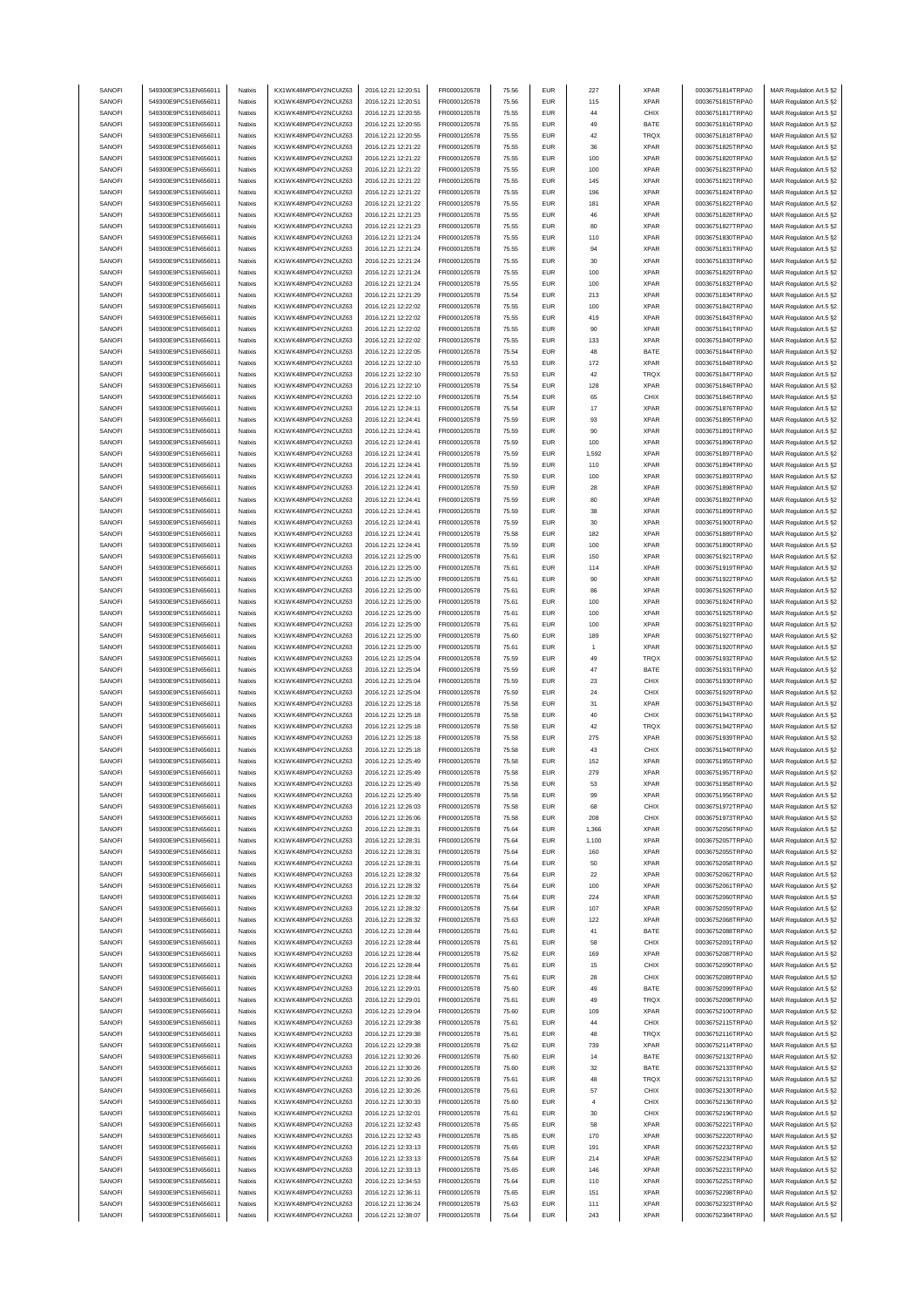| SANOFI | 549300E9PC51EN656011 | Natixis | KX1WK48MPD4Y2NCUIZ63 | 2016.12.21 12:20:51 | FR0000120578 | 75.56 | EUR | 227 | XPAR | 00036751814TRPA0 | MAR Regulation Art.5 §2 |
|---|---|---|---|---|---|---|---|---|---|---|---|
| SANOFI | 549300E9PC51EN656011 | Natixis | KX1WK48MPD4Y2NCUIZ63 | 2016.12.21 12:20:51 | FR0000120578 | 75.56 | EUR | 115 | XPAR | 00036751815TRPA0 | MAR Regulation Art.5 §2 |
| SANOFI | 549300E9PC51EN656011 | Natixis | KX1WK48MPD4Y2NCUIZ63 | 2016.12.21 12:20:55 | FR0000120578 | 75.55 | EUR | 44 | CHIX | 00036751817TRPA0 | MAR Regulation Art.5 §2 |
| SANOFI | 549300E9PC51EN656011 | Natixis | KX1WK48MPD4Y2NCUIZ63 | 2016.12.21 12:20:55 | FR0000120578 | 75.55 | EUR | 49 | BATE | 00036751816TRPA0 | MAR Regulation Art.5 §2 |
| SANOFI | 549300E9PC51EN656011 | Natixis | KX1WK48MPD4Y2NCUIZ63 | 2016.12.21 12:20:55 | FR0000120578 | 75.55 | EUR | 42 | TRQX | 00036751818TRPA0 | MAR Regulation Art.5 §2 |
| SANOFI | 549300E9PC51EN656011 | Natixis | KX1WK48MPD4Y2NCUIZ63 | 2016.12.21 12:21:22 | FR0000120578 | 75.55 | EUR | 36 | XPAR | 00036751825TRPA0 | MAR Regulation Art.5 §2 |
| SANOFI | 549300E9PC51EN656011 | Natixis | KX1WK48MPD4Y2NCUIZ63 | 2016.12.21 12:21:22 | FR0000120578 | 75.55 | EUR | 100 | XPAR | 00036751820TRPA0 | MAR Regulation Art.5 §2 |
| SANOFI | 549300E9PC51EN656011 | Natixis | KX1WK48MPD4Y2NCUIZ63 | 2016.12.21 12:21:22 | FR0000120578 | 75.55 | EUR | 100 | XPAR | 00036751823TRPA0 | MAR Regulation Art.5 §2 |
| SANOFI | 549300E9PC51EN656011 | Natixis | KX1WK48MPD4Y2NCUIZ63 | 2016.12.21 12:21:22 | FR0000120578 | 75.55 | EUR | 145 | XPAR | 00036751821TRPA0 | MAR Regulation Art.5 §2 |
| SANOFI | 549300E9PC51EN656011 | Natixis | KX1WK48MPD4Y2NCUIZ63 | 2016.12.21 12:21:22 | FR0000120578 | 75.55 | EUR | 196 | XPAR | 00036751824TRPA0 | MAR Regulation Art.5 §2 |
| SANOFI | 549300E9PC51EN656011 | Natixis | KX1WK48MPD4Y2NCUIZ63 | 2016.12.21 12:21:22 | FR0000120578 | 75.55 | EUR | 181 | XPAR | 00036751822TRPA0 | MAR Regulation Art.5 §2 |
| SANOFI | 549300E9PC51EN656011 | Natixis | KX1WK48MPD4Y2NCUIZ63 | 2016.12.21 12:21:23 | FR0000120578 | 75.55 | EUR | 46 | XPAR | 00036751828TRPA0 | MAR Regulation Art.5 §2 |
| SANOFI | 549300E9PC51EN656011 | Natixis | KX1WK48MPD4Y2NCUIZ63 | 2016.12.21 12:21:23 | FR0000120578 | 75.55 | EUR | 80 | XPAR | 00036751827TRPA0 | MAR Regulation Art.5 §2 |
| SANOFI | 549300E9PC51EN656011 | Natixis | KX1WK48MPD4Y2NCUIZ63 | 2016.12.21 12:21:24 | FR0000120578 | 75.55 | EUR | 110 | XPAR | 00036751830TRPA0 | MAR Regulation Art.5 §2 |
| SANOFI | 549300E9PC51EN656011 | Natixis | KX1WK48MPD4Y2NCUIZ63 | 2016.12.21 12:21:24 | FR0000120578 | 75.55 | EUR | 94 | XPAR | 00036751831TRPA0 | MAR Regulation Art.5 §2 |
| SANOFI | 549300E9PC51EN656011 | Natixis | KX1WK48MPD4Y2NCUIZ63 | 2016.12.21 12:21:24 | FR0000120578 | 75.55 | EUR | 30 | XPAR | 00036751833TRPA0 | MAR Regulation Art.5 §2 |
| SANOFI | 549300E9PC51EN656011 | Natixis | KX1WK48MPD4Y2NCUIZ63 | 2016.12.21 12:21:24 | FR0000120578 | 75.55 | EUR | 100 | XPAR | 00036751829TRPA0 | MAR Regulation Art.5 §2 |
| SANOFI | 549300E9PC51EN656011 | Natixis | KX1WK48MPD4Y2NCUIZ63 | 2016.12.21 12:21:24 | FR0000120578 | 75.55 | EUR | 100 | XPAR | 00036751832TRPA0 | MAR Regulation Art.5 §2 |
| SANOFI | 549300E9PC51EN656011 | Natixis | KX1WK48MPD4Y2NCUIZ63 | 2016.12.21 12:21:29 | FR0000120578 | 75.54 | EUR | 213 | XPAR | 00036751834TRPA0 | MAR Regulation Art.5 §2 |
| SANOFI | 549300E9PC51EN656011 | Natixis | KX1WK48MPD4Y2NCUIZ63 | 2016.12.21 12:22:02 | FR0000120578 | 75.55 | EUR | 100 | XPAR | 00036751842TRPA0 | MAR Regulation Art.5 §2 |
| SANOFI | 549300E9PC51EN656011 | Natixis | KX1WK48MPD4Y2NCUIZ63 | 2016.12.21 12:22:02 | FR0000120578 | 75.55 | EUR | 419 | XPAR | 00036751843TRPA0 | MAR Regulation Art.5 §2 |
| SANOFI | 549300E9PC51EN656011 | Natixis | KX1WK48MPD4Y2NCUIZ63 | 2016.12.21 12:22:02 | FR0000120578 | 75.55 | EUR | 90 | XPAR | 00036751841TRPA0 | MAR Regulation Art.5 §2 |
| SANOFI | 549300E9PC51EN656011 | Natixis | KX1WK48MPD4Y2NCUIZ63 | 2016.12.21 12:22:02 | FR0000120578 | 75.55 | EUR | 133 | XPAR | 00036751840TRPA0 | MAR Regulation Art.5 §2 |
| SANOFI | 549300E9PC51EN656011 | Natixis | KX1WK48MPD4Y2NCUIZ63 | 2016.12.21 12:22:05 | FR0000120578 | 75.54 | EUR | 48 | BATE | 00036751844TRPA0 | MAR Regulation Art.5 §2 |
| SANOFI | 549300E9PC51EN656011 | Natixis | KX1WK48MPD4Y2NCUIZ63 | 2016.12.21 12:22:10 | FR0000120578 | 75.53 | EUR | 172 | XPAR | 00036751848TRPA0 | MAR Regulation Art.5 §2 |
| SANOFI | 549300E9PC51EN656011 | Natixis | KX1WK48MPD4Y2NCUIZ63 | 2016.12.21 12:22:10 | FR0000120578 | 75.53 | EUR | 42 | TRQX | 00036751847TRPA0 | MAR Regulation Art.5 §2 |
| SANOFI | 549300E9PC51EN656011 | Natixis | KX1WK48MPD4Y2NCUIZ63 | 2016.12.21 12:22:10 | FR0000120578 | 75.54 | EUR | 128 | XPAR | 00036751846TRPA0 | MAR Regulation Art.5 §2 |
| SANOFI | 549300E9PC51EN656011 | Natixis | KX1WK48MPD4Y2NCUIZ63 | 2016.12.21 12:22:10 | FR0000120578 | 75.54 | EUR | 65 | CHIX | 00036751845TRPA0 | MAR Regulation Art.5 §2 |
| SANOFI | 549300E9PC51EN656011 | Natixis | KX1WK48MPD4Y2NCUIZ63 | 2016.12.21 12:24:11 | FR0000120578 | 75.54 | EUR | 17 | XPAR | 00036751876TRPA0 | MAR Regulation Art.5 §2 |
| SANOFI | 549300E9PC51EN656011 | Natixis | KX1WK48MPD4Y2NCUIZ63 | 2016.12.21 12:24:41 | FR0000120578 | 75.59 | EUR | 93 | XPAR | 00036751895TRPA0 | MAR Regulation Art.5 §2 |
| SANOFI | 549300E9PC51EN656011 | Natixis | KX1WK48MPD4Y2NCUIZ63 | 2016.12.21 12:24:41 | FR0000120578 | 75.59 | EUR | 90 | XPAR | 00036751891TRPA0 | MAR Regulation Art.5 §2 |
| SANOFI | 549300E9PC51EN656011 | Natixis | KX1WK48MPD4Y2NCUIZ63 | 2016.12.21 12:24:41 | FR0000120578 | 75.59 | EUR | 100 | XPAR | 00036751896TRPA0 | MAR Regulation Art.5 §2 |
| SANOFI | 549300E9PC51EN656011 | Natixis | KX1WK48MPD4Y2NCUIZ63 | 2016.12.21 12:24:41 | FR0000120578 | 75.59 | EUR | 1,592 | XPAR | 00036751897TRPA0 | MAR Regulation Art.5 §2 |
| SANOFI | 549300E9PC51EN656011 | Natixis | KX1WK48MPD4Y2NCUIZ63 | 2016.12.21 12:24:41 | FR0000120578 | 75.59 | EUR | 110 | XPAR | 00036751894TRPA0 | MAR Regulation Art.5 §2 |
| SANOFI | 549300E9PC51EN656011 | Natixis | KX1WK48MPD4Y2NCUIZ63 | 2016.12.21 12:24:41 | FR0000120578 | 75.59 | EUR | 100 | XPAR | 00036751893TRPA0 | MAR Regulation Art.5 §2 |
| SANOFI | 549300E9PC51EN656011 | Natixis | KX1WK48MPD4Y2NCUIZ63 | 2016.12.21 12:24:41 | FR0000120578 | 75.59 | EUR | 28 | XPAR | 00036751898TRPA0 | MAR Regulation Art.5 §2 |
| SANOFI | 549300E9PC51EN656011 | Natixis | KX1WK48MPD4Y2NCUIZ63 | 2016.12.21 12:24:41 | FR0000120578 | 75.59 | EUR | 80 | XPAR | 00036751892TRPA0 | MAR Regulation Art.5 §2 |
| SANOFI | 549300E9PC51EN656011 | Natixis | KX1WK48MPD4Y2NCUIZ63 | 2016.12.21 12:24:41 | FR0000120578 | 75.59 | EUR | 38 | XPAR | 00036751899TRPA0 | MAR Regulation Art.5 §2 |
| SANOFI | 549300E9PC51EN656011 | Natixis | KX1WK48MPD4Y2NCUIZ63 | 2016.12.21 12:24:41 | FR0000120578 | 75.59 | EUR | 30 | XPAR | 00036751900TRPA0 | MAR Regulation Art.5 §2 |
| SANOFI | 549300E9PC51EN656011 | Natixis | KX1WK48MPD4Y2NCUIZ63 | 2016.12.21 12:24:41 | FR0000120578 | 75.58 | EUR | 182 | XPAR | 00036751889TRPA0 | MAR Regulation Art.5 §2 |
| SANOFI | 549300E9PC51EN656011 | Natixis | KX1WK48MPD4Y2NCUIZ63 | 2016.12.21 12:24:41 | FR0000120578 | 75.59 | EUR | 100 | XPAR | 00036751890TRPA0 | MAR Regulation Art.5 §2 |
| SANOFI | 549300E9PC51EN656011 | Natixis | KX1WK48MPD4Y2NCUIZ63 | 2016.12.21 12:25:00 | FR0000120578 | 75.61 | EUR | 150 | XPAR | 00036751921TRPA0 | MAR Regulation Art.5 §2 |
| SANOFI | 549300E9PC51EN656011 | Natixis | KX1WK48MPD4Y2NCUIZ63 | 2016.12.21 12:25:00 | FR0000120578 | 75.61 | EUR | 114 | XPAR | 00036751919TRPA0 | MAR Regulation Art.5 §2 |
| SANOFI | 549300E9PC51EN656011 | Natixis | KX1WK48MPD4Y2NCUIZ63 | 2016.12.21 12:25:00 | FR0000120578 | 75.61 | EUR | 90 | XPAR | 00036751922TRPA0 | MAR Regulation Art.5 §2 |
| SANOFI | 549300E9PC51EN656011 | Natixis | KX1WK48MPD4Y2NCUIZ63 | 2016.12.21 12:25:00 | FR0000120578 | 75.61 | EUR | 86 | XPAR | 00036751926TRPA0 | MAR Regulation Art.5 §2 |
| SANOFI | 549300E9PC51EN656011 | Natixis | KX1WK48MPD4Y2NCUIZ63 | 2016.12.21 12:25:00 | FR0000120578 | 75.61 | EUR | 100 | XPAR | 00036751924TRPA0 | MAR Regulation Art.5 §2 |
| SANOFI | 549300E9PC51EN656011 | Natixis | KX1WK48MPD4Y2NCUIZ63 | 2016.12.21 12:25:00 | FR0000120578 | 75.61 | EUR | 100 | XPAR | 00036751925TRPA0 | MAR Regulation Art.5 §2 |
| SANOFI | 549300E9PC51EN656011 | Natixis | KX1WK48MPD4Y2NCUIZ63 | 2016.12.21 12:25:00 | FR0000120578 | 75.61 | EUR | 100 | XPAR | 00036751923TRPA0 | MAR Regulation Art.5 §2 |
| SANOFI | 549300E9PC51EN656011 | Natixis | KX1WK48MPD4Y2NCUIZ63 | 2016.12.21 12:25:00 | FR0000120578 | 75.60 | EUR | 189 | XPAR | 00036751927TRPA0 | MAR Regulation Art.5 §2 |
| SANOFI | 549300E9PC51EN656011 | Natixis | KX1WK48MPD4Y2NCUIZ63 | 2016.12.21 12:25:00 | FR0000120578 | 75.61 | EUR | 1 | XPAR | 00036751920TRPA0 | MAR Regulation Art.5 §2 |
| SANOFI | 549300E9PC51EN656011 | Natixis | KX1WK48MPD4Y2NCUIZ63 | 2016.12.21 12:25:04 | FR0000120578 | 75.59 | EUR | 49 | TRQX | 00036751932TRPA0 | MAR Regulation Art.5 §2 |
| SANOFI | 549300E9PC51EN656011 | Natixis | KX1WK48MPD4Y2NCUIZ63 | 2016.12.21 12:25:04 | FR0000120578 | 75.59 | EUR | 47 | BATE | 00036751931TRPA0 | MAR Regulation Art.5 §2 |
| SANOFI | 549300E9PC51EN656011 | Natixis | KX1WK48MPD4Y2NCUIZ63 | 2016.12.21 12:25:04 | FR0000120578 | 75.59 | EUR | 23 | CHIX | 00036751930TRPA0 | MAR Regulation Art.5 §2 |
| SANOFI | 549300E9PC51EN656011 | Natixis | KX1WK48MPD4Y2NCUIZ63 | 2016.12.21 12:25:04 | FR0000120578 | 75.59 | EUR | 24 | CHIX | 00036751929TRPA0 | MAR Regulation Art.5 §2 |
| SANOFI | 549300E9PC51EN656011 | Natixis | KX1WK48MPD4Y2NCUIZ63 | 2016.12.21 12:25:18 | FR0000120578 | 75.58 | EUR | 31 | XPAR | 00036751943TRPA0 | MAR Regulation Art.5 §2 |
| SANOFI | 549300E9PC51EN656011 | Natixis | KX1WK48MPD4Y2NCUIZ63 | 2016.12.21 12:25:18 | FR0000120578 | 75.58 | EUR | 40 | CHIX | 00036751941TRPA0 | MAR Regulation Art.5 §2 |
| SANOFI | 549300E9PC51EN656011 | Natixis | KX1WK48MPD4Y2NCUIZ63 | 2016.12.21 12:25:18 | FR0000120578 | 75.58 | EUR | 42 | TRQX | 00036751942TRPA0 | MAR Regulation Art.5 §2 |
| SANOFI | 549300E9PC51EN656011 | Natixis | KX1WK48MPD4Y2NCUIZ63 | 2016.12.21 12:25:18 | FR0000120578 | 75.58 | EUR | 275 | XPAR | 00036751939TRPA0 | MAR Regulation Art.5 §2 |
| SANOFI | 549300E9PC51EN656011 | Natixis | KX1WK48MPD4Y2NCUIZ63 | 2016.12.21 12:25:18 | FR0000120578 | 75.58 | EUR | 43 | CHIX | 00036751940TRPA0 | MAR Regulation Art.5 §2 |
| SANOFI | 549300E9PC51EN656011 | Natixis | KX1WK48MPD4Y2NCUIZ63 | 2016.12.21 12:25:49 | FR0000120578 | 75.58 | EUR | 152 | XPAR | 00036751955TRPA0 | MAR Regulation Art.5 §2 |
| SANOFI | 549300E9PC51EN656011 | Natixis | KX1WK48MPD4Y2NCUIZ63 | 2016.12.21 12:25:49 | FR0000120578 | 75.58 | EUR | 279 | XPAR | 00036751957TRPA0 | MAR Regulation Art.5 §2 |
| SANOFI | 549300E9PC51EN656011 | Natixis | KX1WK48MPD4Y2NCUIZ63 | 2016.12.21 12:25:49 | FR0000120578 | 75.58 | EUR | 53 | XPAR | 00036751958TRPA0 | MAR Regulation Art.5 §2 |
| SANOFI | 549300E9PC51EN656011 | Natixis | KX1WK48MPD4Y2NCUIZ63 | 2016.12.21 12:25:49 | FR0000120578 | 75.58 | EUR | 99 | XPAR | 00036751956TRPA0 | MAR Regulation Art.5 §2 |
| SANOFI | 549300E9PC51EN656011 | Natixis | KX1WK48MPD4Y2NCUIZ63 | 2016.12.21 12:26:03 | FR0000120578 | 75.58 | EUR | 68 | CHIX | 00036751972TRPA0 | MAR Regulation Art.5 §2 |
| SANOFI | 549300E9PC51EN656011 | Natixis | KX1WK48MPD4Y2NCUIZ63 | 2016.12.21 12:26:06 | FR0000120578 | 75.58 | EUR | 208 | CHIX | 00036751973TRPA0 | MAR Regulation Art.5 §2 |
| SANOFI | 549300E9PC51EN656011 | Natixis | KX1WK48MPD4Y2NCUIZ63 | 2016.12.21 12:28:31 | FR0000120578 | 75.64 | EUR | 1,366 | XPAR | 00036752056TRPA0 | MAR Regulation Art.5 §2 |
| SANOFI | 549300E9PC51EN656011 | Natixis | KX1WK48MPD4Y2NCUIZ63 | 2016.12.21 12:28:31 | FR0000120578 | 75.64 | EUR | 1,100 | XPAR | 00036752057TRPA0 | MAR Regulation Art.5 §2 |
| SANOFI | 549300E9PC51EN656011 | Natixis | KX1WK48MPD4Y2NCUIZ63 | 2016.12.21 12:28:31 | FR0000120578 | 75.64 | EUR | 160 | XPAR | 00036752055TRPA0 | MAR Regulation Art.5 §2 |
| SANOFI | 549300E9PC51EN656011 | Natixis | KX1WK48MPD4Y2NCUIZ63 | 2016.12.21 12:28:31 | FR0000120578 | 75.64 | EUR | 50 | XPAR | 00036752058TRPA0 | MAR Regulation Art.5 §2 |
| SANOFI | 549300E9PC51EN656011 | Natixis | KX1WK48MPD4Y2NCUIZ63 | 2016.12.21 12:28:32 | FR0000120578 | 75.64 | EUR | 22 | XPAR | 00036752062TRPA0 | MAR Regulation Art.5 §2 |
| SANOFI | 549300E9PC51EN656011 | Natixis | KX1WK48MPD4Y2NCUIZ63 | 2016.12.21 12:28:32 | FR0000120578 | 75.64 | EUR | 100 | XPAR | 00036752061TRPA0 | MAR Regulation Art.5 §2 |
| SANOFI | 549300E9PC51EN656011 | Natixis | KX1WK48MPD4Y2NCUIZ63 | 2016.12.21 12:28:32 | FR0000120578 | 75.64 | EUR | 224 | XPAR | 00036752060TRPA0 | MAR Regulation Art.5 §2 |
| SANOFI | 549300E9PC51EN656011 | Natixis | KX1WK48MPD4Y2NCUIZ63 | 2016.12.21 12:28:32 | FR0000120578 | 75.64 | EUR | 107 | XPAR | 00036752059TRPA0 | MAR Regulation Art.5 §2 |
| SANOFI | 549300E9PC51EN656011 | Natixis | KX1WK48MPD4Y2NCUIZ63 | 2016.12.21 12:28:32 | FR0000120578 | 75.63 | EUR | 122 | XPAR | 00036752068TRPA0 | MAR Regulation Art.5 §2 |
| SANOFI | 549300E9PC51EN656011 | Natixis | KX1WK48MPD4Y2NCUIZ63 | 2016.12.21 12:28:44 | FR0000120578 | 75.61 | EUR | 41 | BATE | 00036752088TRPA0 | MAR Regulation Art.5 §2 |
| SANOFI | 549300E9PC51EN656011 | Natixis | KX1WK48MPD4Y2NCUIZ63 | 2016.12.21 12:28:44 | FR0000120578 | 75.61 | EUR | 58 | CHIX | 00036752091TRPA0 | MAR Regulation Art.5 §2 |
| SANOFI | 549300E9PC51EN656011 | Natixis | KX1WK48MPD4Y2NCUIZ63 | 2016.12.21 12:28:44 | FR0000120578 | 75.62 | EUR | 169 | XPAR | 00036752087TRPA0 | MAR Regulation Art.5 §2 |
| SANOFI | 549300E9PC51EN656011 | Natixis | KX1WK48MPD4Y2NCUIZ63 | 2016.12.21 12:28:44 | FR0000120578 | 75.61 | EUR | 15 | CHIX | 00036752090TRPA0 | MAR Regulation Art.5 §2 |
| SANOFI | 549300E9PC51EN656011 | Natixis | KX1WK48MPD4Y2NCUIZ63 | 2016.12.21 12:28:44 | FR0000120578 | 75.61 | EUR | 28 | CHIX | 00036752089TRPA0 | MAR Regulation Art.5 §2 |
| SANOFI | 549300E9PC51EN656011 | Natixis | KX1WK48MPD4Y2NCUIZ63 | 2016.12.21 12:29:01 | FR0000120578 | 75.60 | EUR | 49 | BATE | 00036752099TRPA0 | MAR Regulation Art.5 §2 |
| SANOFI | 549300E9PC51EN656011 | Natixis | KX1WK48MPD4Y2NCUIZ63 | 2016.12.21 12:29:01 | FR0000120578 | 75.61 | EUR | 49 | TRQX | 00036752098TRPA0 | MAR Regulation Art.5 §2 |
| SANOFI | 549300E9PC51EN656011 | Natixis | KX1WK48MPD4Y2NCUIZ63 | 2016.12.21 12:29:04 | FR0000120578 | 75.60 | EUR | 109 | XPAR | 00036752100TRPA0 | MAR Regulation Art.5 §2 |
| SANOFI | 549300E9PC51EN656011 | Natixis | KX1WK48MPD4Y2NCUIZ63 | 2016.12.21 12:29:38 | FR0000120578 | 75.61 | EUR | 44 | CHIX | 00036752115TRPA0 | MAR Regulation Art.5 §2 |
| SANOFI | 549300E9PC51EN656011 | Natixis | KX1WK48MPD4Y2NCUIZ63 | 2016.12.21 12:29:38 | FR0000120578 | 75.61 | EUR | 48 | TRQX | 00036752116TRPA0 | MAR Regulation Art.5 §2 |
| SANOFI | 549300E9PC51EN656011 | Natixis | KX1WK48MPD4Y2NCUIZ63 | 2016.12.21 12:29:38 | FR0000120578 | 75.62 | EUR | 739 | XPAR | 00036752114TRPA0 | MAR Regulation Art.5 §2 |
| SANOFI | 549300E9PC51EN656011 | Natixis | KX1WK48MPD4Y2NCUIZ63 | 2016.12.21 12:30:26 | FR0000120578 | 75.60 | EUR | 14 | BATE | 00036752132TRPA0 | MAR Regulation Art.5 §2 |
| SANOFI | 549300E9PC51EN656011 | Natixis | KX1WK48MPD4Y2NCUIZ63 | 2016.12.21 12:30:26 | FR0000120578 | 75.60 | EUR | 32 | BATE | 00036752133TRPA0 | MAR Regulation Art.5 §2 |
| SANOFI | 549300E9PC51EN656011 | Natixis | KX1WK48MPD4Y2NCUIZ63 | 2016.12.21 12:30:26 | FR0000120578 | 75.61 | EUR | 48 | TRQX | 00036752131TRPA0 | MAR Regulation Art.5 §2 |
| SANOFI | 549300E9PC51EN656011 | Natixis | KX1WK48MPD4Y2NCUIZ63 | 2016.12.21 12:30:26 | FR0000120578 | 75.61 | EUR | 57 | CHIX | 00036752130TRPA0 | MAR Regulation Art.5 §2 |
| SANOFI | 549300E9PC51EN656011 | Natixis | KX1WK48MPD4Y2NCUIZ63 | 2016.12.21 12:30:33 | FR0000120578 | 75.60 | EUR | 4 | CHIX | 00036752136TRPA0 | MAR Regulation Art.5 §2 |
| SANOFI | 549300E9PC51EN656011 | Natixis | KX1WK48MPD4Y2NCUIZ63 | 2016.12.21 12:32:01 | FR0000120578 | 75.61 | EUR | 30 | CHIX | 00036752196TRPA0 | MAR Regulation Art.5 §2 |
| SANOFI | 549300E9PC51EN656011 | Natixis | KX1WK48MPD4Y2NCUIZ63 | 2016.12.21 12:32:43 | FR0000120578 | 75.65 | EUR | 58 | XPAR | 00036752221TRPA0 | MAR Regulation Art.5 §2 |
| SANOFI | 549300E9PC51EN656011 | Natixis | KX1WK48MPD4Y2NCUIZ63 | 2016.12.21 12:32:43 | FR0000120578 | 75.65 | EUR | 170 | XPAR | 00036752220TRPA0 | MAR Regulation Art.5 §2 |
| SANOFI | 549300E9PC51EN656011 | Natixis | KX1WK48MPD4Y2NCUIZ63 | 2016.12.21 12:33:13 | FR0000120578 | 75.65 | EUR | 191 | XPAR | 00036752232TRPA0 | MAR Regulation Art.5 §2 |
| SANOFI | 549300E9PC51EN656011 | Natixis | KX1WK48MPD4Y2NCUIZ63 | 2016.12.21 12:33:13 | FR0000120578 | 75.64 | EUR | 214 | XPAR | 00036752234TRPA0 | MAR Regulation Art.5 §2 |
| SANOFI | 549300E9PC51EN656011 | Natixis | KX1WK48MPD4Y2NCUIZ63 | 2016.12.21 12:33:13 | FR0000120578 | 75.65 | EUR | 146 | XPAR | 00036752231TRPA0 | MAR Regulation Art.5 §2 |
| SANOFI | 549300E9PC51EN656011 | Natixis | KX1WK48MPD4Y2NCUIZ63 | 2016.12.21 12:34:53 | FR0000120578 | 75.64 | EUR | 110 | XPAR | 00036752251TRPA0 | MAR Regulation Art.5 §2 |
| SANOFI | 549300E9PC51EN656011 | Natixis | KX1WK48MPD4Y2NCUIZ63 | 2016.12.21 12:36:11 | FR0000120578 | 75.65 | EUR | 151 | XPAR | 00036752298TRPA0 | MAR Regulation Art.5 §2 |
| SANOFI | 549300E9PC51EN656011 | Natixis | KX1WK48MPD4Y2NCUIZ63 | 2016.12.21 12:36:24 | FR0000120578 | 75.63 | EUR | 111 | XPAR | 00036752323TRPA0 | MAR Regulation Art.5 §2 |
| SANOFI | 549300E9PC51EN656011 | Natixis | KX1WK48MPD4Y2NCUIZ63 | 2016.12.21 12:38:07 | FR0000120578 | 75.64 | EUR | 243 | XPAR | 00036752384TRPA0 | MAR Regulation Art.5 §2 |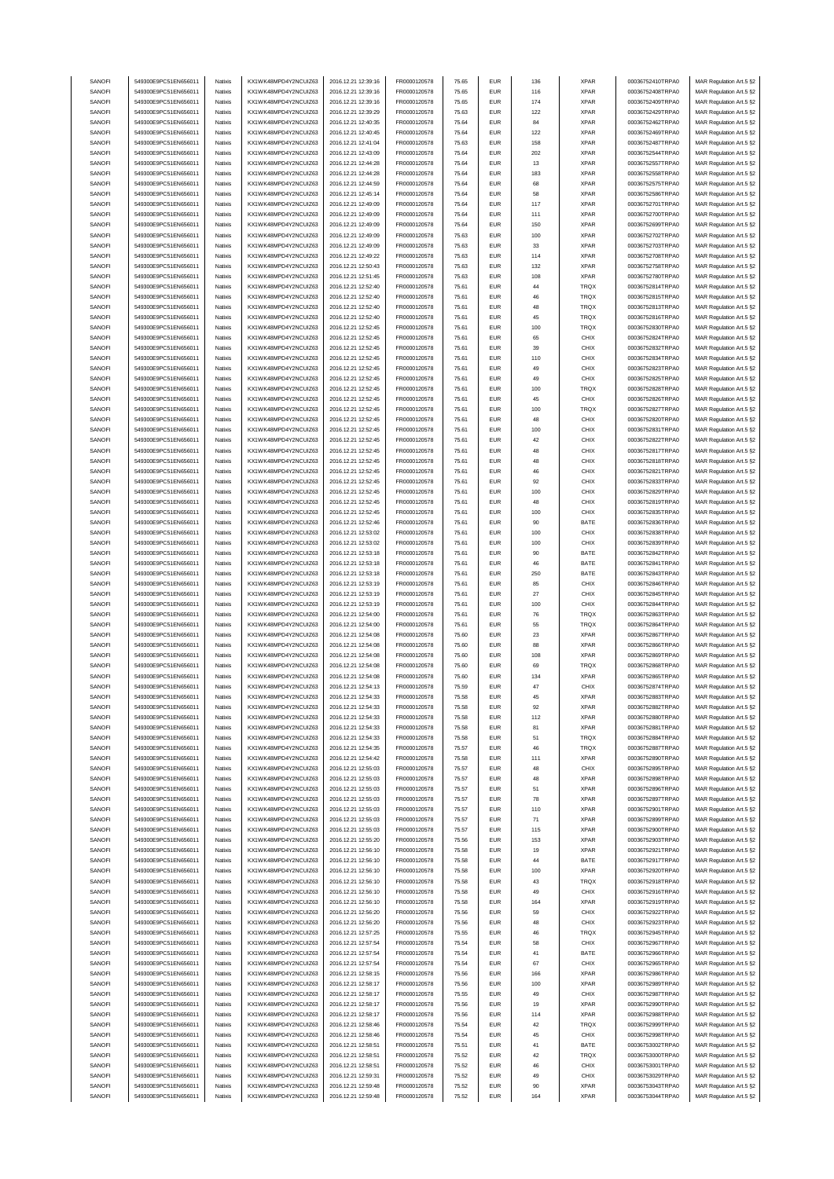| SANOFI | 549300E9PC51EN656011 | Natixis | KX1WK48MPD4Y2NCUIZ63 | 2016.12.21 12:39:16 | FR0000120578 | 75.65 | EUR | 136 | XPAR | 00036752410TRPA0 | MAR Regulation Art.5 §2 |
|---|---|---|---|---|---|---|---|---|---|---|---|
| SANOFI | 549300E9PC51EN656011 | Natixis | KX1WK48MPD4Y2NCUIZ63 | 2016.12.21 12:39:16 | FR0000120578 | 75.65 | EUR | 116 | XPAR | 00036752408TRPA0 | MAR Regulation Art.5 §2 |
| SANOFI | 549300E9PC51EN656011 | Natixis | KX1WK48MPD4Y2NCUIZ63 | 2016.12.21 12:39:16 | FR0000120578 | 75.65 | EUR | 174 | XPAR | 00036752409TRPA0 | MAR Regulation Art.5 §2 |
| SANOFI | 549300E9PC51EN656011 | Natixis | KX1WK48MPD4Y2NCUIZ63 | 2016.12.21 12:39:29 | FR0000120578 | 75.63 | EUR | 122 | XPAR | 00036752429TRPA0 | MAR Regulation Art.5 §2 |
| SANOFI | 549300E9PC51EN656011 | Natixis | KX1WK48MPD4Y2NCUIZ63 | 2016.12.21 12:40:35 | FR0000120578 | 75.64 | EUR | 84 | XPAR | 00036752462TRPA0 | MAR Regulation Art.5 §2 |
| SANOFI | 549300E9PC51EN656011 | Natixis | KX1WK48MPD4Y2NCUIZ63 | 2016.12.21 12:40:45 | FR0000120578 | 75.64 | EUR | 122 | XPAR | 00036752469TRPA0 | MAR Regulation Art.5 §2 |
| SANOFI | 549300E9PC51EN656011 | Natixis | KX1WK48MPD4Y2NCUIZ63 | 2016.12.21 12:41:04 | FR0000120578 | 75.63 | EUR | 158 | XPAR | 00036752487TRPA0 | MAR Regulation Art.5 §2 |
| SANOFI | 549300E9PC51EN656011 | Natixis | KX1WK48MPD4Y2NCUIZ63 | 2016.12.21 12:43:09 | FR0000120578 | 75.64 | EUR | 202 | XPAR | 00036752544TRPA0 | MAR Regulation Art.5 §2 |
| SANOFI | 549300E9PC51EN656011 | Natixis | KX1WK48MPD4Y2NCUIZ63 | 2016.12.21 12:44:28 | FR0000120578 | 75.64 | EUR | 13 | XPAR | 00036752557TRPA0 | MAR Regulation Art.5 §2 |
| SANOFI | 549300E9PC51EN656011 | Natixis | KX1WK48MPD4Y2NCUIZ63 | 2016.12.21 12:44:28 | FR0000120578 | 75.64 | EUR | 183 | XPAR | 00036752558TRPA0 | MAR Regulation Art.5 §2 |
| SANOFI | 549300E9PC51EN656011 | Natixis | KX1WK48MPD4Y2NCUIZ63 | 2016.12.21 12:44:59 | FR0000120578 | 75.64 | EUR | 68 | XPAR | 00036752575TRPA0 | MAR Regulation Art.5 §2 |
| SANOFI | 549300E9PC51EN656011 | Natixis | KX1WK48MPD4Y2NCUIZ63 | 2016.12.21 12:45:14 | FR0000120578 | 75.64 | EUR | 58 | XPAR | 00036752586TRPA0 | MAR Regulation Art.5 §2 |
| SANOFI | 549300E9PC51EN656011 | Natixis | KX1WK48MPD4Y2NCUIZ63 | 2016.12.21 12:49:09 | FR0000120578 | 75.64 | EUR | 117 | XPAR | 00036752701TRPA0 | MAR Regulation Art.5 §2 |
| SANOFI | 549300E9PC51EN656011 | Natixis | KX1WK48MPD4Y2NCUIZ63 | 2016.12.21 12:49:09 | FR0000120578 | 75.64 | EUR | 111 | XPAR | 00036752700TRPA0 | MAR Regulation Art.5 §2 |
| SANOFI | 549300E9PC51EN656011 | Natixis | KX1WK48MPD4Y2NCUIZ63 | 2016.12.21 12:49:09 | FR0000120578 | 75.64 | EUR | 150 | XPAR | 00036752699TRPA0 | MAR Regulation Art.5 §2 |
| SANOFI | 549300E9PC51EN656011 | Natixis | KX1WK48MPD4Y2NCUIZ63 | 2016.12.21 12:49:09 | FR0000120578 | 75.63 | EUR | 100 | XPAR | 00036752702TRPA0 | MAR Regulation Art.5 §2 |
| SANOFI | 549300E9PC51EN656011 | Natixis | KX1WK48MPD4Y2NCUIZ63 | 2016.12.21 12:49:09 | FR0000120578 | 75.63 | EUR | 33 | XPAR | 00036752703TRPA0 | MAR Regulation Art.5 §2 |
| SANOFI | 549300E9PC51EN656011 | Natixis | KX1WK48MPD4Y2NCUIZ63 | 2016.12.21 12:49:22 | FR0000120578 | 75.63 | EUR | 114 | XPAR | 00036752708TRPA0 | MAR Regulation Art.5 §2 |
| SANOFI | 549300E9PC51EN656011 | Natixis | KX1WK48MPD4Y2NCUIZ63 | 2016.12.21 12:50:43 | FR0000120578 | 75.63 | EUR | 132 | XPAR | 00036752758TRPA0 | MAR Regulation Art.5 §2 |
| SANOFI | 549300E9PC51EN656011 | Natixis | KX1WK48MPD4Y2NCUIZ63 | 2016.12.21 12:51:45 | FR0000120578 | 75.63 | EUR | 108 | XPAR | 00036752780TRPA0 | MAR Regulation Art.5 §2 |
| SANOFI | 549300E9PC51EN656011 | Natixis | KX1WK48MPD4Y2NCUIZ63 | 2016.12.21 12:52:40 | FR0000120578 | 75.61 | EUR | 44 | TRQX | 00036752814TRPA0 | MAR Regulation Art.5 §2 |
| SANOFI | 549300E9PC51EN656011 | Natixis | KX1WK48MPD4Y2NCUIZ63 | 2016.12.21 12:52:40 | FR0000120578 | 75.61 | EUR | 46 | TRQX | 00036752815TRPA0 | MAR Regulation Art.5 §2 |
| SANOFI | 549300E9PC51EN656011 | Natixis | KX1WK48MPD4Y2NCUIZ63 | 2016.12.21 12:52:40 | FR0000120578 | 75.61 | EUR | 48 | TRQX | 00036752813TRPA0 | MAR Regulation Art.5 §2 |
| SANOFI | 549300E9PC51EN656011 | Natixis | KX1WK48MPD4Y2NCUIZ63 | 2016.12.21 12:52:40 | FR0000120578 | 75.61 | EUR | 45 | TRQX | 00036752816TRPA0 | MAR Regulation Art.5 §2 |
| SANOFI | 549300E9PC51EN656011 | Natixis | KX1WK48MPD4Y2NCUIZ63 | 2016.12.21 12:52:45 | FR0000120578 | 75.61 | EUR | 100 | TRQX | 00036752830TRPA0 | MAR Regulation Art.5 §2 |
| SANOFI | 549300E9PC51EN656011 | Natixis | KX1WK48MPD4Y2NCUIZ63 | 2016.12.21 12:52:45 | FR0000120578 | 75.61 | EUR | 65 | CHIX | 00036752824TRPA0 | MAR Regulation Art.5 §2 |
| SANOFI | 549300E9PC51EN656011 | Natixis | KX1WK48MPD4Y2NCUIZ63 | 2016.12.21 12:52:45 | FR0000120578 | 75.61 | EUR | 39 | CHIX | 00036752832TRPA0 | MAR Regulation Art.5 §2 |
| SANOFI | 549300E9PC51EN656011 | Natixis | KX1WK48MPD4Y2NCUIZ63 | 2016.12.21 12:52:45 | FR0000120578 | 75.61 | EUR | 110 | CHIX | 00036752834TRPA0 | MAR Regulation Art.5 §2 |
| SANOFI | 549300E9PC51EN656011 | Natixis | KX1WK48MPD4Y2NCUIZ63 | 2016.12.21 12:52:45 | FR0000120578 | 75.61 | EUR | 49 | CHIX | 00036752823TRPA0 | MAR Regulation Art.5 §2 |
| SANOFI | 549300E9PC51EN656011 | Natixis | KX1WK48MPD4Y2NCUIZ63 | 2016.12.21 12:52:45 | FR0000120578 | 75.61 | EUR | 49 | CHIX | 00036752825TRPA0 | MAR Regulation Art.5 §2 |
| SANOFI | 549300E9PC51EN656011 | Natixis | KX1WK48MPD4Y2NCUIZ63 | 2016.12.21 12:52:45 | FR0000120578 | 75.61 | EUR | 100 | TRQX | 00036752828TRPA0 | MAR Regulation Art.5 §2 |
| SANOFI | 549300E9PC51EN656011 | Natixis | KX1WK48MPD4Y2NCUIZ63 | 2016.12.21 12:52:45 | FR0000120578 | 75.61 | EUR | 45 | CHIX | 00036752826TRPA0 | MAR Regulation Art.5 §2 |
| SANOFI | 549300E9PC51EN656011 | Natixis | KX1WK48MPD4Y2NCUIZ63 | 2016.12.21 12:52:45 | FR0000120578 | 75.61 | EUR | 100 | TRQX | 00036752827TRPA0 | MAR Regulation Art.5 §2 |
| SANOFI | 549300E9PC51EN656011 | Natixis | KX1WK48MPD4Y2NCUIZ63 | 2016.12.21 12:52:45 | FR0000120578 | 75.61 | EUR | 48 | CHIX | 00036752820TRPA0 | MAR Regulation Art.5 §2 |
| SANOFI | 549300E9PC51EN656011 | Natixis | KX1WK48MPD4Y2NCUIZ63 | 2016.12.21 12:52:45 | FR0000120578 | 75.61 | EUR | 100 | CHIX | 00036752831TRPA0 | MAR Regulation Art.5 §2 |
| SANOFI | 549300E9PC51EN656011 | Natixis | KX1WK48MPD4Y2NCUIZ63 | 2016.12.21 12:52:45 | FR0000120578 | 75.61 | EUR | 42 | CHIX | 00036752822TRPA0 | MAR Regulation Art.5 §2 |
| SANOFI | 549300E9PC51EN656011 | Natixis | KX1WK48MPD4Y2NCUIZ63 | 2016.12.21 12:52:45 | FR0000120578 | 75.61 | EUR | 48 | CHIX | 00036752817TRPA0 | MAR Regulation Art.5 §2 |
| SANOFI | 549300E9PC51EN656011 | Natixis | KX1WK48MPD4Y2NCUIZ63 | 2016.12.21 12:52:45 | FR0000120578 | 75.61 | EUR | 48 | CHIX | 00036752818TRPA0 | MAR Regulation Art.5 §2 |
| SANOFI | 549300E9PC51EN656011 | Natixis | KX1WK48MPD4Y2NCUIZ63 | 2016.12.21 12:52:45 | FR0000120578 | 75.61 | EUR | 46 | CHIX | 00036752821TRPA0 | MAR Regulation Art.5 §2 |
| SANOFI | 549300E9PC51EN656011 | Natixis | KX1WK48MPD4Y2NCUIZ63 | 2016.12.21 12:52:45 | FR0000120578 | 75.61 | EUR | 92 | CHIX | 00036752833TRPA0 | MAR Regulation Art.5 §2 |
| SANOFI | 549300E9PC51EN656011 | Natixis | KX1WK48MPD4Y2NCUIZ63 | 2016.12.21 12:52:45 | FR0000120578 | 75.61 | EUR | 100 | CHIX | 00036752829TRPA0 | MAR Regulation Art.5 §2 |
| SANOFI | 549300E9PC51EN656011 | Natixis | KX1WK48MPD4Y2NCUIZ63 | 2016.12.21 12:52:45 | FR0000120578 | 75.61 | EUR | 48 | CHIX | 00036752819TRPA0 | MAR Regulation Art.5 §2 |
| SANOFI | 549300E9PC51EN656011 | Natixis | KX1WK48MPD4Y2NCUIZ63 | 2016.12.21 12:52:45 | FR0000120578 | 75.61 | EUR | 100 | CHIX | 00036752835TRPA0 | MAR Regulation Art.5 §2 |
| SANOFI | 549300E9PC51EN656011 | Natixis | KX1WK48MPD4Y2NCUIZ63 | 2016.12.21 12:52:46 | FR0000120578 | 75.61 | EUR | 90 | BATE | 00036752836TRPA0 | MAR Regulation Art.5 §2 |
| SANOFI | 549300E9PC51EN656011 | Natixis | KX1WK48MPD4Y2NCUIZ63 | 2016.12.21 12:53:02 | FR0000120578 | 75.61 | EUR | 100 | CHIX | 00036752838TRPA0 | MAR Regulation Art.5 §2 |
| SANOFI | 549300E9PC51EN656011 | Natixis | KX1WK48MPD4Y2NCUIZ63 | 2016.12.21 12:53:02 | FR0000120578 | 75.61 | EUR | 100 | CHIX | 00036752839TRPA0 | MAR Regulation Art.5 §2 |
| SANOFI | 549300E9PC51EN656011 | Natixis | KX1WK48MPD4Y2NCUIZ63 | 2016.12.21 12:53:18 | FR0000120578 | 75.61 | EUR | 90 | BATE | 00036752842TRPA0 | MAR Regulation Art.5 §2 |
| SANOFI | 549300E9PC51EN656011 | Natixis | KX1WK48MPD4Y2NCUIZ63 | 2016.12.21 12:53:18 | FR0000120578 | 75.61 | EUR | 46 | BATE | 00036752841TRPA0 | MAR Regulation Art.5 §2 |
| SANOFI | 549300E9PC51EN656011 | Natixis | KX1WK48MPD4Y2NCUIZ63 | 2016.12.21 12:53:18 | FR0000120578 | 75.61 | EUR | 250 | BATE | 00036752843TRPA0 | MAR Regulation Art.5 §2 |
| SANOFI | 549300E9PC51EN656011 | Natixis | KX1WK48MPD4Y2NCUIZ63 | 2016.12.21 12:53:19 | FR0000120578 | 75.61 | EUR | 85 | CHIX | 00036752846TRPA0 | MAR Regulation Art.5 §2 |
| SANOFI | 549300E9PC51EN656011 | Natixis | KX1WK48MPD4Y2NCUIZ63 | 2016.12.21 12:53:19 | FR0000120578 | 75.61 | EUR | 27 | CHIX | 00036752845TRPA0 | MAR Regulation Art.5 §2 |
| SANOFI | 549300E9PC51EN656011 | Natixis | KX1WK48MPD4Y2NCUIZ63 | 2016.12.21 12:53:19 | FR0000120578 | 75.61 | EUR | 100 | CHIX | 00036752844TRPA0 | MAR Regulation Art.5 §2 |
| SANOFI | 549300E9PC51EN656011 | Natixis | KX1WK48MPD4Y2NCUIZ63 | 2016.12.21 12:54:00 | FR0000120578 | 75.61 | EUR | 76 | TRQX | 00036752863TRPA0 | MAR Regulation Art.5 §2 |
| SANOFI | 549300E9PC51EN656011 | Natixis | KX1WK48MPD4Y2NCUIZ63 | 2016.12.21 12:54:00 | FR0000120578 | 75.61 | EUR | 55 | TRQX | 00036752864TRPA0 | MAR Regulation Art.5 §2 |
| SANOFI | 549300E9PC51EN656011 | Natixis | KX1WK48MPD4Y2NCUIZ63 | 2016.12.21 12:54:08 | FR0000120578 | 75.60 | EUR | 23 | XPAR | 00036752867TRPA0 | MAR Regulation Art.5 §2 |
| SANOFI | 549300E9PC51EN656011 | Natixis | KX1WK48MPD4Y2NCUIZ63 | 2016.12.21 12:54:08 | FR0000120578 | 75.60 | EUR | 88 | XPAR | 00036752866TRPA0 | MAR Regulation Art.5 §2 |
| SANOFI | 549300E9PC51EN656011 | Natixis | KX1WK48MPD4Y2NCUIZ63 | 2016.12.21 12:54:08 | FR0000120578 | 75.60 | EUR | 108 | XPAR | 00036752869TRPA0 | MAR Regulation Art.5 §2 |
| SANOFI | 549300E9PC51EN656011 | Natixis | KX1WK48MPD4Y2NCUIZ63 | 2016.12.21 12:54:08 | FR0000120578 | 75.60 | EUR | 69 | TRQX | 00036752868TRPA0 | MAR Regulation Art.5 §2 |
| SANOFI | 549300E9PC51EN656011 | Natixis | KX1WK48MPD4Y2NCUIZ63 | 2016.12.21 12:54:08 | FR0000120578 | 75.60 | EUR | 134 | XPAR | 00036752865TRPA0 | MAR Regulation Art.5 §2 |
| SANOFI | 549300E9PC51EN656011 | Natixis | KX1WK48MPD4Y2NCUIZ63 | 2016.12.21 12:54:13 | FR0000120578 | 75.59 | EUR | 47 | CHIX | 00036752874TRPA0 | MAR Regulation Art.5 §2 |
| SANOFI | 549300E9PC51EN656011 | Natixis | KX1WK48MPD4Y2NCUIZ63 | 2016.12.21 12:54:33 | FR0000120578 | 75.58 | EUR | 45 | XPAR | 00036752883TRPA0 | MAR Regulation Art.5 §2 |
| SANOFI | 549300E9PC51EN656011 | Natixis | KX1WK48MPD4Y2NCUIZ63 | 2016.12.21 12:54:33 | FR0000120578 | 75.58 | EUR | 92 | XPAR | 00036752882TRPA0 | MAR Regulation Art.5 §2 |
| SANOFI | 549300E9PC51EN656011 | Natixis | KX1WK48MPD4Y2NCUIZ63 | 2016.12.21 12:54:33 | FR0000120578 | 75.58 | EUR | 112 | XPAR | 00036752880TRPA0 | MAR Regulation Art.5 §2 |
| SANOFI | 549300E9PC51EN656011 | Natixis | KX1WK48MPD4Y2NCUIZ63 | 2016.12.21 12:54:33 | FR0000120578 | 75.58 | EUR | 81 | XPAR | 00036752881TRPA0 | MAR Regulation Art.5 §2 |
| SANOFI | 549300E9PC51EN656011 | Natixis | KX1WK48MPD4Y2NCUIZ63 | 2016.12.21 12:54:33 | FR0000120578 | 75.58 | EUR | 51 | TRQX | 00036752884TRPA0 | MAR Regulation Art.5 §2 |
| SANOFI | 549300E9PC51EN656011 | Natixis | KX1WK48MPD4Y2NCUIZ63 | 2016.12.21 12:54:35 | FR0000120578 | 75.57 | EUR | 46 | TRQX | 00036752887TRPA0 | MAR Regulation Art.5 §2 |
| SANOFI | 549300E9PC51EN656011 | Natixis | KX1WK48MPD4Y2NCUIZ63 | 2016.12.21 12:54:42 | FR0000120578 | 75.58 | EUR | 111 | XPAR | 00036752890TRPA0 | MAR Regulation Art.5 §2 |
| SANOFI | 549300E9PC51EN656011 | Natixis | KX1WK48MPD4Y2NCUIZ63 | 2016.12.21 12:55:03 | FR0000120578 | 75.57 | EUR | 48 | CHIX | 00036752895TRPA0 | MAR Regulation Art.5 §2 |
| SANOFI | 549300E9PC51EN656011 | Natixis | KX1WK48MPD4Y2NCUIZ63 | 2016.12.21 12:55:03 | FR0000120578 | 75.57 | EUR | 48 | XPAR | 00036752898TRPA0 | MAR Regulation Art.5 §2 |
| SANOFI | 549300E9PC51EN656011 | Natixis | KX1WK48MPD4Y2NCUIZ63 | 2016.12.21 12:55:03 | FR0000120578 | 75.57 | EUR | 51 | XPAR | 00036752896TRPA0 | MAR Regulation Art.5 §2 |
| SANOFI | 549300E9PC51EN656011 | Natixis | KX1WK48MPD4Y2NCUIZ63 | 2016.12.21 12:55:03 | FR0000120578 | 75.57 | EUR | 78 | XPAR | 00036752897TRPA0 | MAR Regulation Art.5 §2 |
| SANOFI | 549300E9PC51EN656011 | Natixis | KX1WK48MPD4Y2NCUIZ63 | 2016.12.21 12:55:03 | FR0000120578 | 75.57 | EUR | 110 | XPAR | 00036752901TRPA0 | MAR Regulation Art.5 §2 |
| SANOFI | 549300E9PC51EN656011 | Natixis | KX1WK48MPD4Y2NCUIZ63 | 2016.12.21 12:55:03 | FR0000120578 | 75.57 | EUR | 71 | XPAR | 00036752899TRPA0 | MAR Regulation Art.5 §2 |
| SANOFI | 549300E9PC51EN656011 | Natixis | KX1WK48MPD4Y2NCUIZ63 | 2016.12.21 12:55:03 | FR0000120578 | 75.57 | EUR | 115 | XPAR | 00036752900TRPA0 | MAR Regulation Art.5 §2 |
| SANOFI | 549300E9PC51EN656011 | Natixis | KX1WK48MPD4Y2NCUIZ63 | 2016.12.21 12:55:20 | FR0000120578 | 75.56 | EUR | 153 | XPAR | 00036752903TRPA0 | MAR Regulation Art.5 §2 |
| SANOFI | 549300E9PC51EN656011 | Natixis | KX1WK48MPD4Y2NCUIZ63 | 2016.12.21 12:56:10 | FR0000120578 | 75.58 | EUR | 19 | XPAR | 00036752921TRPA0 | MAR Regulation Art.5 §2 |
| SANOFI | 549300E9PC51EN656011 | Natixis | KX1WK48MPD4Y2NCUIZ63 | 2016.12.21 12:56:10 | FR0000120578 | 75.58 | EUR | 44 | BATE | 00036752917TRPA0 | MAR Regulation Art.5 §2 |
| SANOFI | 549300E9PC51EN656011 | Natixis | KX1WK48MPD4Y2NCUIZ63 | 2016.12.21 12:56:10 | FR0000120578 | 75.58 | EUR | 100 | XPAR | 00036752920TRPA0 | MAR Regulation Art.5 §2 |
| SANOFI | 549300E9PC51EN656011 | Natixis | KX1WK48MPD4Y2NCUIZ63 | 2016.12.21 12:56:10 | FR0000120578 | 75.58 | EUR | 43 | TRQX | 00036752918TRPA0 | MAR Regulation Art.5 §2 |
| SANOFI | 549300E9PC51EN656011 | Natixis | KX1WK48MPD4Y2NCUIZ63 | 2016.12.21 12:56:10 | FR0000120578 | 75.58 | EUR | 49 | CHIX | 00036752916TRPA0 | MAR Regulation Art.5 §2 |
| SANOFI | 549300E9PC51EN656011 | Natixis | KX1WK48MPD4Y2NCUIZ63 | 2016.12.21 12:56:10 | FR0000120578 | 75.58 | EUR | 164 | XPAR | 00036752919TRPA0 | MAR Regulation Art.5 §2 |
| SANOFI | 549300E9PC51EN656011 | Natixis | KX1WK48MPD4Y2NCUIZ63 | 2016.12.21 12:56:20 | FR0000120578 | 75.56 | EUR | 59 | CHIX | 00036752922TRPA0 | MAR Regulation Art.5 §2 |
| SANOFI | 549300E9PC51EN656011 | Natixis | KX1WK48MPD4Y2NCUIZ63 | 2016.12.21 12:56:20 | FR0000120578 | 75.56 | EUR | 48 | CHIX | 00036752923TRPA0 | MAR Regulation Art.5 §2 |
| SANOFI | 549300E9PC51EN656011 | Natixis | KX1WK48MPD4Y2NCUIZ63 | 2016.12.21 12:57:25 | FR0000120578 | 75.55 | EUR | 46 | TRQX | 00036752945TRPA0 | MAR Regulation Art.5 §2 |
| SANOFI | 549300E9PC51EN656011 | Natixis | KX1WK48MPD4Y2NCUIZ63 | 2016.12.21 12:57:54 | FR0000120578 | 75.54 | EUR | 58 | CHIX | 00036752967TRPA0 | MAR Regulation Art.5 §2 |
| SANOFI | 549300E9PC51EN656011 | Natixis | KX1WK48MPD4Y2NCUIZ63 | 2016.12.21 12:57:54 | FR0000120578 | 75.54 | EUR | 41 | BATE | 00036752966TRPA0 | MAR Regulation Art.5 §2 |
| SANOFI | 549300E9PC51EN656011 | Natixis | KX1WK48MPD4Y2NCUIZ63 | 2016.12.21 12:57:54 | FR0000120578 | 75.54 | EUR | 67 | CHIX | 00036752965TRPA0 | MAR Regulation Art.5 §2 |
| SANOFI | 549300E9PC51EN656011 | Natixis | KX1WK48MPD4Y2NCUIZ63 | 2016.12.21 12:58:15 | FR0000120578 | 75.56 | EUR | 166 | XPAR | 00036752986TRPA0 | MAR Regulation Art.5 §2 |
| SANOFI | 549300E9PC51EN656011 | Natixis | KX1WK48MPD4Y2NCUIZ63 | 2016.12.21 12:58:17 | FR0000120578 | 75.56 | EUR | 100 | XPAR | 00036752989TRPA0 | MAR Regulation Art.5 §2 |
| SANOFI | 549300E9PC51EN656011 | Natixis | KX1WK48MPD4Y2NCUIZ63 | 2016.12.21 12:58:17 | FR0000120578 | 75.55 | EUR | 49 | CHIX | 00036752987TRPA0 | MAR Regulation Art.5 §2 |
| SANOFI | 549300E9PC51EN656011 | Natixis | KX1WK48MPD4Y2NCUIZ63 | 2016.12.21 12:58:17 | FR0000120578 | 75.56 | EUR | 19 | XPAR | 00036752990TRPA0 | MAR Regulation Art.5 §2 |
| SANOFI | 549300E9PC51EN656011 | Natixis | KX1WK48MPD4Y2NCUIZ63 | 2016.12.21 12:58:17 | FR0000120578 | 75.56 | EUR | 114 | XPAR | 00036752988TRPA0 | MAR Regulation Art.5 §2 |
| SANOFI | 549300E9PC51EN656011 | Natixis | KX1WK48MPD4Y2NCUIZ63 | 2016.12.21 12:58:46 | FR0000120578 | 75.54 | EUR | 42 | TRQX | 00036752999TRPA0 | MAR Regulation Art.5 §2 |
| SANOFI | 549300E9PC51EN656011 | Natixis | KX1WK48MPD4Y2NCUIZ63 | 2016.12.21 12:58:46 | FR0000120578 | 75.54 | EUR | 45 | CHIX | 00036752998TRPA0 | MAR Regulation Art.5 §2 |
| SANOFI | 549300E9PC51EN656011 | Natixis | KX1WK48MPD4Y2NCUIZ63 | 2016.12.21 12:58:51 | FR0000120578 | 75.51 | EUR | 41 | BATE | 00036753002TRPA0 | MAR Regulation Art.5 §2 |
| SANOFI | 549300E9PC51EN656011 | Natixis | KX1WK48MPD4Y2NCUIZ63 | 2016.12.21 12:58:51 | FR0000120578 | 75.52 | EUR | 42 | TRQX | 00036753000TRPA0 | MAR Regulation Art.5 §2 |
| SANOFI | 549300E9PC51EN656011 | Natixis | KX1WK48MPD4Y2NCUIZ63 | 2016.12.21 12:58:51 | FR0000120578 | 75.52 | EUR | 46 | CHIX | 00036753001TRPA0 | MAR Regulation Art.5 §2 |
| SANOFI | 549300E9PC51EN656011 | Natixis | KX1WK48MPD4Y2NCUIZ63 | 2016.12.21 12:59:31 | FR0000120578 | 75.52 | EUR | 49 | CHIX | 00036753029TRPA0 | MAR Regulation Art.5 §2 |
| SANOFI | 549300E9PC51EN656011 | Natixis | KX1WK48MPD4Y2NCUIZ63 | 2016.12.21 12:59:48 | FR0000120578 | 75.52 | EUR | 90 | XPAR | 00036753043TRPA0 | MAR Regulation Art.5 §2 |
| SANOFI | 549300E9PC51EN656011 | Natixis | KX1WK48MPD4Y2NCUIZ63 | 2016.12.21 12:59:48 | FR0000120578 | 75.52 | EUR | 164 | XPAR | 00036753044TRPA0 | MAR Regulation Art.5 §2 |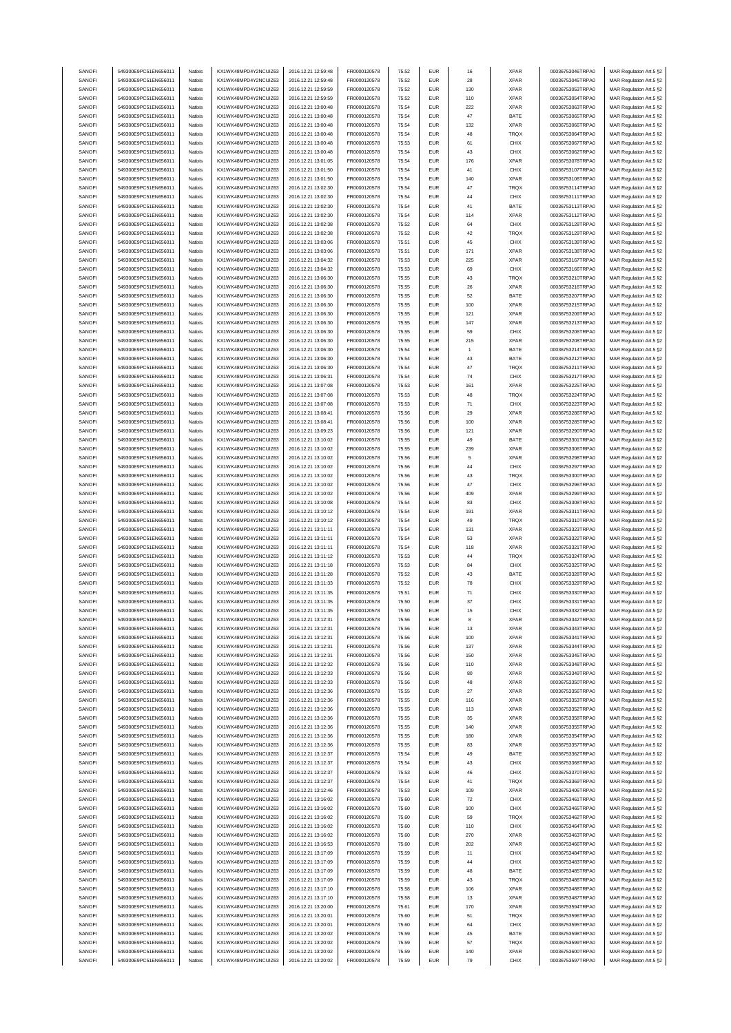| SANOFI | 549300E9PC51EN656011 | Natixis | KX1WK48MPD4Y2NCUIZ63 | 2016.12.21 12:59:48 | FR0000120578 | 75.52 | EUR | 16 | XPAR | 00036753046TRPA0 | MAR Regulation Art.5 §2 |
|---|---|---|---|---|---|---|---|---|---|---|---|
| SANOFI | 549300E9PC51EN656011 | Natixis | KX1WK48MPD4Y2NCUIZ63 | 2016.12.21 12:59:48 | FR0000120578 | 75.52 | EUR | 28 | XPAR | 00036753045TRPA0 | MAR Regulation Art.5 §2 |
| SANOFI | 549300E9PC51EN656011 | Natixis | KX1WK48MPD4Y2NCUIZ63 | 2016.12.21 12:59:59 | FR0000120578 | 75.52 | EUR | 130 | XPAR | 00036753053TRPA0 | MAR Regulation Art.5 §2 |
| SANOFI | 549300E9PC51EN656011 | Natixis | KX1WK48MPD4Y2NCUIZ63 | 2016.12.21 12:59:59 | FR0000120578 | 75.52 | EUR | 110 | XPAR | 00036753054TRPA0 | MAR Regulation Art.5 §2 |
| SANOFI | 549300E9PC51EN656011 | Natixis | KX1WK48MPD4Y2NCUIZ63 | 2016.12.21 13:00:48 | FR0000120578 | 75.54 | EUR | 222 | XPAR | 00036753063TRPA0 | MAR Regulation Art.5 §2 |
| SANOFI | 549300E9PC51EN656011 | Natixis | KX1WK48MPD4Y2NCUIZ63 | 2016.12.21 13:00:48 | FR0000120578 | 75.54 | EUR | 47 | BATE | 00036753065TRPA0 | MAR Regulation Art.5 §2 |
| SANOFI | 549300E9PC51EN656011 | Natixis | KX1WK48MPD4Y2NCUIZ63 | 2016.12.21 13:00:48 | FR0000120578 | 75.54 | EUR | 132 | XPAR | 00036753066TRPA0 | MAR Regulation Art.5 §2 |
| SANOFI | 549300E9PC51EN656011 | Natixis | KX1WK48MPD4Y2NCUIZ63 | 2016.12.21 13:00:48 | FR0000120578 | 75.54 | EUR | 48 | TRQX | 00036753064TRPA0 | MAR Regulation Art.5 §2 |
| SANOFI | 549300E9PC51EN656011 | Natixis | KX1WK48MPD4Y2NCUIZ63 | 2016.12.21 13:00:48 | FR0000120578 | 75.53 | EUR | 61 | CHIX | 00036753067TRPA0 | MAR Regulation Art.5 §2 |
| SANOFI | 549300E9PC51EN656011 | Natixis | KX1WK48MPD4Y2NCUIZ63 | 2016.12.21 13:00:48 | FR0000120578 | 75.54 | EUR | 43 | CHIX | 00036753062TRPA0 | MAR Regulation Art.5 §2 |
| SANOFI | 549300E9PC51EN656011 | Natixis | KX1WK48MPD4Y2NCUIZ63 | 2016.12.21 13:01:05 | FR0000120578 | 75.54 | EUR | 176 | XPAR | 00036753078TRPA0 | MAR Regulation Art.5 §2 |
| SANOFI | 549300E9PC51EN656011 | Natixis | KX1WK48MPD4Y2NCUIZ63 | 2016.12.21 13:01:50 | FR0000120578 | 75.54 | EUR | 41 | CHIX | 00036753107TRPA0 | MAR Regulation Art.5 §2 |
| SANOFI | 549300E9PC51EN656011 | Natixis | KX1WK48MPD4Y2NCUIZ63 | 2016.12.21 13:01:50 | FR0000120578 | 75.54 | EUR | 140 | XPAR | 00036753106TRPA0 | MAR Regulation Art.5 §2 |
| SANOFI | 549300E9PC51EN656011 | Natixis | KX1WK48MPD4Y2NCUIZ63 | 2016.12.21 13:02:30 | FR0000120578 | 75.54 | EUR | 47 | TRQX | 00036753114TRPA0 | MAR Regulation Art.5 §2 |
| SANOFI | 549300E9PC51EN656011 | Natixis | KX1WK48MPD4Y2NCUIZ63 | 2016.12.21 13:02:30 | FR0000120578 | 75.54 | EUR | 44 | CHIX | 00036753111TRPA0 | MAR Regulation Art.5 §2 |
| SANOFI | 549300E9PC51EN656011 | Natixis | KX1WK48MPD4Y2NCUIZ63 | 2016.12.21 13:02:30 | FR0000120578 | 75.54 | EUR | 41 | BATE | 00036753113TRPA0 | MAR Regulation Art.5 §2 |
| SANOFI | 549300E9PC51EN656011 | Natixis | KX1WK48MPD4Y2NCUIZ63 | 2016.12.21 13:02:30 | FR0000120578 | 75.54 | EUR | 114 | XPAR | 00036753112TRPA0 | MAR Regulation Art.5 §2 |
| SANOFI | 549300E9PC51EN656011 | Natixis | KX1WK48MPD4Y2NCUIZ63 | 2016.12.21 13:02:38 | FR0000120578 | 75.52 | EUR | 64 | CHIX | 00036753128TRPA0 | MAR Regulation Art.5 §2 |
| SANOFI | 549300E9PC51EN656011 | Natixis | KX1WK48MPD4Y2NCUIZ63 | 2016.12.21 13:02:38 | FR0000120578 | 75.52 | EUR | 42 | TRQX | 00036753129TRPA0 | MAR Regulation Art.5 §2 |
| SANOFI | 549300E9PC51EN656011 | Natixis | KX1WK48MPD4Y2NCUIZ63 | 2016.12.21 13:03:06 | FR0000120578 | 75.51 | EUR | 45 | CHIX | 00036753139TRPA0 | MAR Regulation Art.5 §2 |
| SANOFI | 549300E9PC51EN656011 | Natixis | KX1WK48MPD4Y2NCUIZ63 | 2016.12.21 13:03:06 | FR0000120578 | 75.51 | EUR | 171 | XPAR | 00036753138TRPA0 | MAR Regulation Art.5 §2 |
| SANOFI | 549300E9PC51EN656011 | Natixis | KX1WK48MPD4Y2NCUIZ63 | 2016.12.21 13:04:32 | FR0000120578 | 75.53 | EUR | 225 | XPAR | 00036753167TRPA0 | MAR Regulation Art.5 §2 |
| SANOFI | 549300E9PC51EN656011 | Natixis | KX1WK48MPD4Y2NCUIZ63 | 2016.12.21 13:04:32 | FR0000120578 | 75.53 | EUR | 69 | CHIX | 00036753166TRPA0 | MAR Regulation Art.5 §2 |
| SANOFI | 549300E9PC51EN656011 | Natixis | KX1WK48MPD4Y2NCUIZ63 | 2016.12.21 13:06:30 | FR0000120578 | 75.55 | EUR | 43 | TRQX | 00036753210TRPA0 | MAR Regulation Art.5 §2 |
| SANOFI | 549300E9PC51EN656011 | Natixis | KX1WK48MPD4Y2NCUIZ63 | 2016.12.21 13:06:30 | FR0000120578 | 75.55 | EUR | 26 | XPAR | 00036753216TRPA0 | MAR Regulation Art.5 §2 |
| SANOFI | 549300E9PC51EN656011 | Natixis | KX1WK48MPD4Y2NCUIZ63 | 2016.12.21 13:06:30 | FR0000120578 | 75.55 | EUR | 52 | BATE | 00036753207TRPA0 | MAR Regulation Art.5 §2 |
| SANOFI | 549300E9PC51EN656011 | Natixis | KX1WK48MPD4Y2NCUIZ63 | 2016.12.21 13:06:30 | FR0000120578 | 75.55 | EUR | 100 | XPAR | 00036753215TRPA0 | MAR Regulation Art.5 §2 |
| SANOFI | 549300E9PC51EN656011 | Natixis | KX1WK48MPD4Y2NCUIZ63 | 2016.12.21 13:06:30 | FR0000120578 | 75.55 | EUR | 121 | XPAR | 00036753209TRPA0 | MAR Regulation Art.5 §2 |
| SANOFI | 549300E9PC51EN656011 | Natixis | KX1WK48MPD4Y2NCUIZ63 | 2016.12.21 13:06:30 | FR0000120578 | 75.55 | EUR | 147 | XPAR | 00036753213TRPA0 | MAR Regulation Art.5 §2 |
| SANOFI | 549300E9PC51EN656011 | Natixis | KX1WK48MPD4Y2NCUIZ63 | 2016.12.21 13:06:30 | FR0000120578 | 75.55 | EUR | 59 | CHIX | 00036753206TRPA0 | MAR Regulation Art.5 §2 |
| SANOFI | 549300E9PC51EN656011 | Natixis | KX1WK48MPD4Y2NCUIZ63 | 2016.12.21 13:06:30 | FR0000120578 | 75.55 | EUR | 215 | XPAR | 00036753208TRPA0 | MAR Regulation Art.5 §2 |
| SANOFI | 549300E9PC51EN656011 | Natixis | KX1WK48MPD4Y2NCUIZ63 | 2016.12.21 13:06:30 | FR0000120578 | 75.54 | EUR | 1 | BATE | 00036753214TRPA0 | MAR Regulation Art.5 §2 |
| SANOFI | 549300E9PC51EN656011 | Natixis | KX1WK48MPD4Y2NCUIZ63 | 2016.12.21 13:06:30 | FR0000120578 | 75.54 | EUR | 43 | BATE | 00036753212TRPA0 | MAR Regulation Art.5 §2 |
| SANOFI | 549300E9PC51EN656011 | Natixis | KX1WK48MPD4Y2NCUIZ63 | 2016.12.21 13:06:30 | FR0000120578 | 75.54 | EUR | 47 | TRQX | 00036753211TRPA0 | MAR Regulation Art.5 §2 |
| SANOFI | 549300E9PC51EN656011 | Natixis | KX1WK48MPD4Y2NCUIZ63 | 2016.12.21 13:06:31 | FR0000120578 | 75.54 | EUR | 74 | CHIX | 00036753217TRPA0 | MAR Regulation Art.5 §2 |
| SANOFI | 549300E9PC51EN656011 | Natixis | KX1WK48MPD4Y2NCUIZ63 | 2016.12.21 13:07:08 | FR0000120578 | 75.53 | EUR | 161 | XPAR | 00036753225TRPA0 | MAR Regulation Art.5 §2 |
| SANOFI | 549300E9PC51EN656011 | Natixis | KX1WK48MPD4Y2NCUIZ63 | 2016.12.21 13:07:08 | FR0000120578 | 75.53 | EUR | 48 | TRQX | 00036753224TRPA0 | MAR Regulation Art.5 §2 |
| SANOFI | 549300E9PC51EN656011 | Natixis | KX1WK48MPD4Y2NCUIZ63 | 2016.12.21 13:07:08 | FR0000120578 | 75.53 | EUR | 71 | CHIX | 00036753223TRPA0 | MAR Regulation Art.5 §2 |
| SANOFI | 549300E9PC51EN656011 | Natixis | KX1WK48MPD4Y2NCUIZ63 | 2016.12.21 13:08:41 | FR0000120578 | 75.56 | EUR | 29 | XPAR | 00036753286TRPA0 | MAR Regulation Art.5 §2 |
| SANOFI | 549300E9PC51EN656011 | Natixis | KX1WK48MPD4Y2NCUIZ63 | 2016.12.21 13:08:41 | FR0000120578 | 75.56 | EUR | 100 | XPAR | 00036753285TRPA0 | MAR Regulation Art.5 §2 |
| SANOFI | 549300E9PC51EN656011 | Natixis | KX1WK48MPD4Y2NCUIZ63 | 2016.12.21 13:09:23 | FR0000120578 | 75.56 | EUR | 121 | XPAR | 00036753290TRPA0 | MAR Regulation Art.5 §2 |
| SANOFI | 549300E9PC51EN656011 | Natixis | KX1WK48MPD4Y2NCUIZ63 | 2016.12.21 13:10:02 | FR0000120578 | 75.55 | EUR | 49 | BATE | 00036753301TRPA0 | MAR Regulation Art.5 §2 |
| SANOFI | 549300E9PC51EN656011 | Natixis | KX1WK48MPD4Y2NCUIZ63 | 2016.12.21 13:10:02 | FR0000120578 | 75.55 | EUR | 239 | XPAR | 00036753306TRPA0 | MAR Regulation Art.5 §2 |
| SANOFI | 549300E9PC51EN656011 | Natixis | KX1WK48MPD4Y2NCUIZ63 | 2016.12.21 13:10:02 | FR0000120578 | 75.56 | EUR | 5 | XPAR | 00036753298TRPA0 | MAR Regulation Art.5 §2 |
| SANOFI | 549300E9PC51EN656011 | Natixis | KX1WK48MPD4Y2NCUIZ63 | 2016.12.21 13:10:02 | FR0000120578 | 75.56 | EUR | 44 | CHIX | 00036753297TRPA0 | MAR Regulation Art.5 §2 |
| SANOFI | 549300E9PC51EN656011 | Natixis | KX1WK48MPD4Y2NCUIZ63 | 2016.12.21 13:10:02 | FR0000120578 | 75.56 | EUR | 43 | TRQX | 00036753300TRPA0 | MAR Regulation Art.5 §2 |
| SANOFI | 549300E9PC51EN656011 | Natixis | KX1WK48MPD4Y2NCUIZ63 | 2016.12.21 13:10:02 | FR0000120578 | 75.56 | EUR | 47 | CHIX | 00036753296TRPA0 | MAR Regulation Art.5 §2 |
| SANOFI | 549300E9PC51EN656011 | Natixis | KX1WK48MPD4Y2NCUIZ63 | 2016.12.21 13:10:02 | FR0000120578 | 75.56 | EUR | 409 | XPAR | 00036753299TRPA0 | MAR Regulation Art.5 §2 |
| SANOFI | 549300E9PC51EN656011 | Natixis | KX1WK48MPD4Y2NCUIZ63 | 2016.12.21 13:10:08 | FR0000120578 | 75.54 | EUR | 83 | CHIX | 00036753308TRPA0 | MAR Regulation Art.5 §2 |
| SANOFI | 549300E9PC51EN656011 | Natixis | KX1WK48MPD4Y2NCUIZ63 | 2016.12.21 13:10:12 | FR0000120578 | 75.54 | EUR | 191 | XPAR | 00036753311TRPA0 | MAR Regulation Art.5 §2 |
| SANOFI | 549300E9PC51EN656011 | Natixis | KX1WK48MPD4Y2NCUIZ63 | 2016.12.21 13:10:12 | FR0000120578 | 75.54 | EUR | 49 | TRQX | 00036753310TRPA0 | MAR Regulation Art.5 §2 |
| SANOFI | 549300E9PC51EN656011 | Natixis | KX1WK48MPD4Y2NCUIZ63 | 2016.12.21 13:11:11 | FR0000120578 | 75.54 | EUR | 131 | XPAR | 00036753323TRPA0 | MAR Regulation Art.5 §2 |
| SANOFI | 549300E9PC51EN656011 | Natixis | KX1WK48MPD4Y2NCUIZ63 | 2016.12.21 13:11:11 | FR0000120578 | 75.54 | EUR | 53 | XPAR | 00036753322TRPA0 | MAR Regulation Art.5 §2 |
| SANOFI | 549300E9PC51EN656011 | Natixis | KX1WK48MPD4Y2NCUIZ63 | 2016.12.21 13:11:11 | FR0000120578 | 75.54 | EUR | 118 | XPAR | 00036753321TRPA0 | MAR Regulation Art.5 §2 |
| SANOFI | 549300E9PC51EN656011 | Natixis | KX1WK48MPD4Y2NCUIZ63 | 2016.12.21 13:11:12 | FR0000120578 | 75.53 | EUR | 44 | TRQX | 00036753324TRPA0 | MAR Regulation Art.5 §2 |
| SANOFI | 549300E9PC51EN656011 | Natixis | KX1WK48MPD4Y2NCUIZ63 | 2016.12.21 13:11:18 | FR0000120578 | 75.53 | EUR | 84 | CHIX | 00036753325TRPA0 | MAR Regulation Art.5 §2 |
| SANOFI | 549300E9PC51EN656011 | Natixis | KX1WK48MPD4Y2NCUIZ63 | 2016.12.21 13:11:28 | FR0000120578 | 75.52 | EUR | 43 | BATE | 00036753328TRPA0 | MAR Regulation Art.5 §2 |
| SANOFI | 549300E9PC51EN656011 | Natixis | KX1WK48MPD4Y2NCUIZ63 | 2016.12.21 13:11:33 | FR0000120578 | 75.52 | EUR | 78 | CHIX | 00036753329TRPA0 | MAR Regulation Art.5 §2 |
| SANOFI | 549300E9PC51EN656011 | Natixis | KX1WK48MPD4Y2NCUIZ63 | 2016.12.21 13:11:35 | FR0000120578 | 75.51 | EUR | 71 | CHIX | 00036753330TRPA0 | MAR Regulation Art.5 §2 |
| SANOFI | 549300E9PC51EN656011 | Natixis | KX1WK48MPD4Y2NCUIZ63 | 2016.12.21 13:11:35 | FR0000120578 | 75.50 | EUR | 37 | CHIX | 00036753331TRPA0 | MAR Regulation Art.5 §2 |
| SANOFI | 549300E9PC51EN656011 | Natixis | KX1WK48MPD4Y2NCUIZ63 | 2016.12.21 13:11:35 | FR0000120578 | 75.50 | EUR | 15 | CHIX | 00036753332TRPA0 | MAR Regulation Art.5 §2 |
| SANOFI | 549300E9PC51EN656011 | Natixis | KX1WK48MPD4Y2NCUIZ63 | 2016.12.21 13:12:31 | FR0000120578 | 75.56 | EUR | 8 | XPAR | 00036753342TRPA0 | MAR Regulation Art.5 §2 |
| SANOFI | 549300E9PC51EN656011 | Natixis | KX1WK48MPD4Y2NCUIZ63 | 2016.12.21 13:12:31 | FR0000120578 | 75.56 | EUR | 13 | XPAR | 00036753343TRPA0 | MAR Regulation Art.5 §2 |
| SANOFI | 549300E9PC51EN656011 | Natixis | KX1WK48MPD4Y2NCUIZ63 | 2016.12.21 13:12:31 | FR0000120578 | 75.56 | EUR | 100 | XPAR | 00036753341TRPA0 | MAR Regulation Art.5 §2 |
| SANOFI | 549300E9PC51EN656011 | Natixis | KX1WK48MPD4Y2NCUIZ63 | 2016.12.21 13:12:31 | FR0000120578 | 75.56 | EUR | 137 | XPAR | 00036753344TRPA0 | MAR Regulation Art.5 §2 |
| SANOFI | 549300E9PC51EN656011 | Natixis | KX1WK48MPD4Y2NCUIZ63 | 2016.12.21 13:12:31 | FR0000120578 | 75.56 | EUR | 150 | XPAR | 00036753345TRPA0 | MAR Regulation Art.5 §2 |
| SANOFI | 549300E9PC51EN656011 | Natixis | KX1WK48MPD4Y2NCUIZ63 | 2016.12.21 13:12:32 | FR0000120578 | 75.56 | EUR | 110 | XPAR | 00036753348TRPA0 | MAR Regulation Art.5 §2 |
| SANOFI | 549300E9PC51EN656011 | Natixis | KX1WK48MPD4Y2NCUIZ63 | 2016.12.21 13:12:33 | FR0000120578 | 75.56 | EUR | 80 | XPAR | 00036753349TRPA0 | MAR Regulation Art.5 §2 |
| SANOFI | 549300E9PC51EN656011 | Natixis | KX1WK48MPD4Y2NCUIZ63 | 2016.12.21 13:12:33 | FR0000120578 | 75.56 | EUR | 48 | XPAR | 00036753350TRPA0 | MAR Regulation Art.5 §2 |
| SANOFI | 549300E9PC51EN656011 | Natixis | KX1WK48MPD4Y2NCUIZ63 | 2016.12.21 13:12:36 | FR0000120578 | 75.55 | EUR | 27 | XPAR | 00036753356TRPA0 | MAR Regulation Art.5 §2 |
| SANOFI | 549300E9PC51EN656011 | Natixis | KX1WK48MPD4Y2NCUIZ63 | 2016.12.21 13:12:36 | FR0000120578 | 75.55 | EUR | 116 | XPAR | 00036753353TRPA0 | MAR Regulation Art.5 §2 |
| SANOFI | 549300E9PC51EN656011 | Natixis | KX1WK48MPD4Y2NCUIZ63 | 2016.12.21 13:12:36 | FR0000120578 | 75.55 | EUR | 113 | XPAR | 00036753352TRPA0 | MAR Regulation Art.5 §2 |
| SANOFI | 549300E9PC51EN656011 | Natixis | KX1WK48MPD4Y2NCUIZ63 | 2016.12.21 13:12:36 | FR0000120578 | 75.55 | EUR | 35 | XPAR | 00036753358TRPA0 | MAR Regulation Art.5 §2 |
| SANOFI | 549300E9PC51EN656011 | Natixis | KX1WK48MPD4Y2NCUIZ63 | 2016.12.21 13:12:36 | FR0000120578 | 75.55 | EUR | 140 | XPAR | 00036753355TRPA0 | MAR Regulation Art.5 §2 |
| SANOFI | 549300E9PC51EN656011 | Natixis | KX1WK48MPD4Y2NCUIZ63 | 2016.12.21 13:12:36 | FR0000120578 | 75.55 | EUR | 180 | XPAR | 00036753354TRPA0 | MAR Regulation Art.5 §2 |
| SANOFI | 549300E9PC51EN656011 | Natixis | KX1WK48MPD4Y2NCUIZ63 | 2016.12.21 13:12:36 | FR0000120578 | 75.55 | EUR | 83 | XPAR | 00036753357TRPA0 | MAR Regulation Art.5 §2 |
| SANOFI | 549300E9PC51EN656011 | Natixis | KX1WK48MPD4Y2NCUIZ63 | 2016.12.21 13:12:37 | FR0000120578 | 75.54 | EUR | 49 | BATE | 00036753362TRPA0 | MAR Regulation Art.5 §2 |
| SANOFI | 549300E9PC51EN656011 | Natixis | KX1WK48MPD4Y2NCUIZ63 | 2016.12.21 13:12:37 | FR0000120578 | 75.54 | EUR | 43 | CHIX | 00036753368TRPA0 | MAR Regulation Art.5 §2 |
| SANOFI | 549300E9PC51EN656011 | Natixis | KX1WK48MPD4Y2NCUIZ63 | 2016.12.21 13:12:37 | FR0000120578 | 75.53 | EUR | 46 | CHIX | 00036753370TRPA0 | MAR Regulation Art.5 §2 |
| SANOFI | 549300E9PC51EN656011 | Natixis | KX1WK48MPD4Y2NCUIZ63 | 2016.12.21 13:12:37 | FR0000120578 | 75.54 | EUR | 41 | TRQX | 00036753369TRPA0 | MAR Regulation Art.5 §2 |
| SANOFI | 549300E9PC51EN656011 | Natixis | KX1WK48MPD4Y2NCUIZ63 | 2016.12.21 13:12:46 | FR0000120578 | 75.53 | EUR | 109 | XPAR | 00036753406TRPA0 | MAR Regulation Art.5 §2 |
| SANOFI | 549300E9PC51EN656011 | Natixis | KX1WK48MPD4Y2NCUIZ63 | 2016.12.21 13:16:02 | FR0000120578 | 75.60 | EUR | 72 | CHIX | 00036753461TRPA0 | MAR Regulation Art.5 §2 |
| SANOFI | 549300E9PC51EN656011 | Natixis | KX1WK48MPD4Y2NCUIZ63 | 2016.12.21 13:16:02 | FR0000120578 | 75.60 | EUR | 100 | CHIX | 00036753465TRPA0 | MAR Regulation Art.5 §2 |
| SANOFI | 549300E9PC51EN656011 | Natixis | KX1WK48MPD4Y2NCUIZ63 | 2016.12.21 13:16:02 | FR0000120578 | 75.60 | EUR | 59 | TRQX | 00036753462TRPA0 | MAR Regulation Art.5 §2 |
| SANOFI | 549300E9PC51EN656011 | Natixis | KX1WK48MPD4Y2NCUIZ63 | 2016.12.21 13:16:02 | FR0000120578 | 75.60 | EUR | 110 | CHIX | 00036753464TRPA0 | MAR Regulation Art.5 §2 |
| SANOFI | 549300E9PC51EN656011 | Natixis | KX1WK48MPD4Y2NCUIZ63 | 2016.12.21 13:16:02 | FR0000120578 | 75.60 | EUR | 270 | XPAR | 00036753463TRPA0 | MAR Regulation Art.5 §2 |
| SANOFI | 549300E9PC51EN656011 | Natixis | KX1WK48MPD4Y2NCUIZ63 | 2016.12.21 13:16:53 | FR0000120578 | 75.60 | EUR | 202 | XPAR | 00036753466TRPA0 | MAR Regulation Art.5 §2 |
| SANOFI | 549300E9PC51EN656011 | Natixis | KX1WK48MPD4Y2NCUIZ63 | 2016.12.21 13:17:09 | FR0000120578 | 75.59 | EUR | 11 | CHIX | 00036753484TRPA0 | MAR Regulation Art.5 §2 |
| SANOFI | 549300E9PC51EN656011 | Natixis | KX1WK48MPD4Y2NCUIZ63 | 2016.12.21 13:17:09 | FR0000120578 | 75.59 | EUR | 44 | CHIX | 00036753483TRPA0 | MAR Regulation Art.5 §2 |
| SANOFI | 549300E9PC51EN656011 | Natixis | KX1WK48MPD4Y2NCUIZ63 | 2016.12.21 13:17:09 | FR0000120578 | 75.59 | EUR | 48 | BATE | 00036753485TRPA0 | MAR Regulation Art.5 §2 |
| SANOFI | 549300E9PC51EN656011 | Natixis | KX1WK48MPD4Y2NCUIZ63 | 2016.12.21 13:17:09 | FR0000120578 | 75.59 | EUR | 43 | TRQX | 00036753486TRPA0 | MAR Regulation Art.5 §2 |
| SANOFI | 549300E9PC51EN656011 | Natixis | KX1WK48MPD4Y2NCUIZ63 | 2016.12.21 13:17:10 | FR0000120578 | 75.58 | EUR | 106 | XPAR | 00036753488TRPA0 | MAR Regulation Art.5 §2 |
| SANOFI | 549300E9PC51EN656011 | Natixis | KX1WK48MPD4Y2NCUIZ63 | 2016.12.21 13:17:10 | FR0000120578 | 75.58 | EUR | 13 | XPAR | 00036753487TRPA0 | MAR Regulation Art.5 §2 |
| SANOFI | 549300E9PC51EN656011 | Natixis | KX1WK48MPD4Y2NCUIZ63 | 2016.12.21 13:20:00 | FR0000120578 | 75.61 | EUR | 170 | XPAR | 00036753594TRPA0 | MAR Regulation Art.5 §2 |
| SANOFI | 549300E9PC51EN656011 | Natixis | KX1WK48MPD4Y2NCUIZ63 | 2016.12.21 13:20:01 | FR0000120578 | 75.60 | EUR | 51 | TRQX | 00036753596TRPA0 | MAR Regulation Art.5 §2 |
| SANOFI | 549300E9PC51EN656011 | Natixis | KX1WK48MPD4Y2NCUIZ63 | 2016.12.21 13:20:01 | FR0000120578 | 75.60 | EUR | 64 | CHIX | 00036753595TRPA0 | MAR Regulation Art.5 §2 |
| SANOFI | 549300E9PC51EN656011 | Natixis | KX1WK48MPD4Y2NCUIZ63 | 2016.12.21 13:20:02 | FR0000120578 | 75.59 | EUR | 45 | BATE | 00036753598TRPA0 | MAR Regulation Art.5 §2 |
| SANOFI | 549300E9PC51EN656011 | Natixis | KX1WK48MPD4Y2NCUIZ63 | 2016.12.21 13:20:02 | FR0000120578 | 75.59 | EUR | 57 | TRQX | 00036753599TRPA0 | MAR Regulation Art.5 §2 |
| SANOFI | 549300E9PC51EN656011 | Natixis | KX1WK48MPD4Y2NCUIZ63 | 2016.12.21 13:20:02 | FR0000120578 | 75.59 | EUR | 140 | XPAR | 00036753600TRPA0 | MAR Regulation Art.5 §2 |
| SANOFI | 549300E9PC51EN656011 | Natixis | KX1WK48MPD4Y2NCUIZ63 | 2016.12.21 13:20:02 | FR0000120578 | 75.59 | EUR | 79 | CHIX | 00036753597TRPA0 | MAR Regulation Art.5 §2 |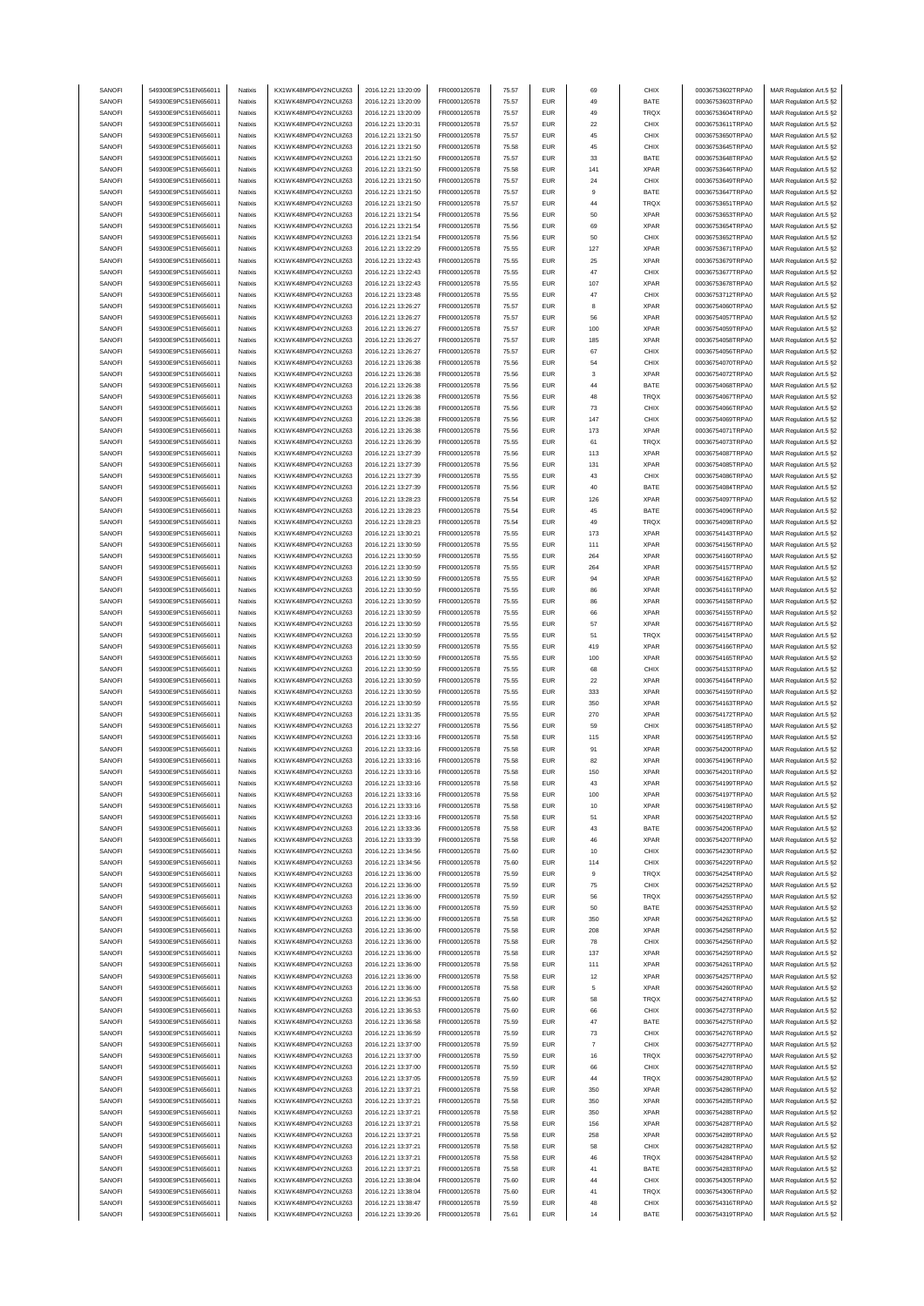| SANOFI | 549300E9PC51EN656011 | Natixis | KX1WK48MPD4Y2NCUIZ63 | 2016.12.21 13:20:09 | FR0000120578 | 75.57 | EUR | 69 | CHIX | 00036753602TRPA0 | MAR Regulation Art.5 §2 |
|---|---|---|---|---|---|---|---|---|---|---|---|
| SANOFI | 549300E9PC51EN656011 | Natixis | KX1WK48MPD4Y2NCUIZ63 | 2016.12.21 13:20:09 | FR0000120578 | 75.57 | EUR | 49 | BATE | 00036753603TRPA0 | MAR Regulation Art.5 §2 |
| SANOFI | 549300E9PC51EN656011 | Natixis | KX1WK48MPD4Y2NCUIZ63 | 2016.12.21 13:20:09 | FR0000120578 | 75.57 | EUR | 49 | TRQX | 00036753604TRPA0 | MAR Regulation Art.5 §2 |
| SANOFI | 549300E9PC51EN656011 | Natixis | KX1WK48MPD4Y2NCUIZ63 | 2016.12.21 13:20:31 | FR0000120578 | 75.57 | EUR | 22 | CHIX | 00036753611TRPA0 | MAR Regulation Art.5 §2 |
| SANOFI | 549300E9PC51EN656011 | Natixis | KX1WK48MPD4Y2NCUIZ63 | 2016.12.21 13:21:50 | FR0000120578 | 75.57 | EUR | 45 | CHIX | 00036753650TRPA0 | MAR Regulation Art.5 §2 |
| SANOFI | 549300E9PC51EN656011 | Natixis | KX1WK48MPD4Y2NCUIZ63 | 2016.12.21 13:21:50 | FR0000120578 | 75.58 | EUR | 45 | CHIX | 00036753645TRPA0 | MAR Regulation Art.5 §2 |
| SANOFI | 549300E9PC51EN656011 | Natixis | KX1WK48MPD4Y2NCUIZ63 | 2016.12.21 13:21:50 | FR0000120578 | 75.57 | EUR | 33 | BATE | 00036753648TRPA0 | MAR Regulation Art.5 §2 |
| SANOFI | 549300E9PC51EN656011 | Natixis | KX1WK48MPD4Y2NCUIZ63 | 2016.12.21 13:21:50 | FR0000120578 | 75.58 | EUR | 141 | XPAR | 00036753646TRPA0 | MAR Regulation Art.5 §2 |
| SANOFI | 549300E9PC51EN656011 | Natixis | KX1WK48MPD4Y2NCUIZ63 | 2016.12.21 13:21:50 | FR0000120578 | 75.57 | EUR | 24 | CHIX | 00036753649TRPA0 | MAR Regulation Art.5 §2 |
| SANOFI | 549300E9PC51EN656011 | Natixis | KX1WK48MPD4Y2NCUIZ63 | 2016.12.21 13:21:50 | FR0000120578 | 75.57 | EUR | 9 | BATE | 00036753647TRPA0 | MAR Regulation Art.5 §2 |
| SANOFI | 549300E9PC51EN656011 | Natixis | KX1WK48MPD4Y2NCUIZ63 | 2016.12.21 13:21:50 | FR0000120578 | 75.57 | EUR | 44 | TRQX | 00036753651TRPA0 | MAR Regulation Art.5 §2 |
| SANOFI | 549300E9PC51EN656011 | Natixis | KX1WK48MPD4Y2NCUIZ63 | 2016.12.21 13:21:54 | FR0000120578 | 75.56 | EUR | 50 | XPAR | 00036753653TRPA0 | MAR Regulation Art.5 §2 |
| SANOFI | 549300E9PC51EN656011 | Natixis | KX1WK48MPD4Y2NCUIZ63 | 2016.12.21 13:21:54 | FR0000120578 | 75.56 | EUR | 69 | XPAR | 00036753654TRPA0 | MAR Regulation Art.5 §2 |
| SANOFI | 549300E9PC51EN656011 | Natixis | KX1WK48MPD4Y2NCUIZ63 | 2016.12.21 13:21:54 | FR0000120578 | 75.56 | EUR | 50 | CHIX | 00036753652TRPA0 | MAR Regulation Art.5 §2 |
| SANOFI | 549300E9PC51EN656011 | Natixis | KX1WK48MPD4Y2NCUIZ63 | 2016.12.21 13:22:29 | FR0000120578 | 75.55 | EUR | 127 | XPAR | 00036753671TRPA0 | MAR Regulation Art.5 §2 |
| SANOFI | 549300E9PC51EN656011 | Natixis | KX1WK48MPD4Y2NCUIZ63 | 2016.12.21 13:22:43 | FR0000120578 | 75.55 | EUR | 25 | XPAR | 00036753679TRPA0 | MAR Regulation Art.5 §2 |
| SANOFI | 549300E9PC51EN656011 | Natixis | KX1WK48MPD4Y2NCUIZ63 | 2016.12.21 13:22:43 | FR0000120578 | 75.55 | EUR | 47 | CHIX | 00036753677TRPA0 | MAR Regulation Art.5 §2 |
| SANOFI | 549300E9PC51EN656011 | Natixis | KX1WK48MPD4Y2NCUIZ63 | 2016.12.21 13:22:43 | FR0000120578 | 75.55 | EUR | 107 | XPAR | 00036753678TRPA0 | MAR Regulation Art.5 §2 |
| SANOFI | 549300E9PC51EN656011 | Natixis | KX1WK48MPD4Y2NCUIZ63 | 2016.12.21 13:23:48 | FR0000120578 | 75.55 | EUR | 47 | CHIX | 00036753712TRPA0 | MAR Regulation Art.5 §2 |
| SANOFI | 549300E9PC51EN656011 | Natixis | KX1WK48MPD4Y2NCUIZ63 | 2016.12.21 13:26:27 | FR0000120578 | 75.57 | EUR | 8 | XPAR | 00036754060TRPA0 | MAR Regulation Art.5 §2 |
| SANOFI | 549300E9PC51EN656011 | Natixis | KX1WK48MPD4Y2NCUIZ63 | 2016.12.21 13:26:27 | FR0000120578 | 75.57 | EUR | 56 | XPAR | 00036754057TRPA0 | MAR Regulation Art.5 §2 |
| SANOFI | 549300E9PC51EN656011 | Natixis | KX1WK48MPD4Y2NCUIZ63 | 2016.12.21 13:26:27 | FR0000120578 | 75.57 | EUR | 100 | XPAR | 00036754059TRPA0 | MAR Regulation Art.5 §2 |
| SANOFI | 549300E9PC51EN656011 | Natixis | KX1WK48MPD4Y2NCUIZ63 | 2016.12.21 13:26:27 | FR0000120578 | 75.57 | EUR | 185 | XPAR | 00036754058TRPA0 | MAR Regulation Art.5 §2 |
| SANOFI | 549300E9PC51EN656011 | Natixis | KX1WK48MPD4Y2NCUIZ63 | 2016.12.21 13:26:27 | FR0000120578 | 75.57 | EUR | 67 | CHIX | 00036754056TRPA0 | MAR Regulation Art.5 §2 |
| SANOFI | 549300E9PC51EN656011 | Natixis | KX1WK48MPD4Y2NCUIZ63 | 2016.12.21 13:26:38 | FR0000120578 | 75.56 | EUR | 54 | CHIX | 00036754070TRPA0 | MAR Regulation Art.5 §2 |
| SANOFI | 549300E9PC51EN656011 | Natixis | KX1WK48MPD4Y2NCUIZ63 | 2016.12.21 13:26:38 | FR0000120578 | 75.56 | EUR | 3 | XPAR | 00036754072TRPA0 | MAR Regulation Art.5 §2 |
| SANOFI | 549300E9PC51EN656011 | Natixis | KX1WK48MPD4Y2NCUIZ63 | 2016.12.21 13:26:38 | FR0000120578 | 75.56 | EUR | 44 | BATE | 00036754068TRPA0 | MAR Regulation Art.5 §2 |
| SANOFI | 549300E9PC51EN656011 | Natixis | KX1WK48MPD4Y2NCUIZ63 | 2016.12.21 13:26:38 | FR0000120578 | 75.56 | EUR | 48 | TRQX | 00036754067TRPA0 | MAR Regulation Art.5 §2 |
| SANOFI | 549300E9PC51EN656011 | Natixis | KX1WK48MPD4Y2NCUIZ63 | 2016.12.21 13:26:38 | FR0000120578 | 75.56 | EUR | 73 | CHIX | 00036754066TRPA0 | MAR Regulation Art.5 §2 |
| SANOFI | 549300E9PC51EN656011 | Natixis | KX1WK48MPD4Y2NCUIZ63 | 2016.12.21 13:26:38 | FR0000120578 | 75.56 | EUR | 147 | CHIX | 00036754069TRPA0 | MAR Regulation Art.5 §2 |
| SANOFI | 549300E9PC51EN656011 | Natixis | KX1WK48MPD4Y2NCUIZ63 | 2016.12.21 13:26:38 | FR0000120578 | 75.56 | EUR | 173 | XPAR | 00036754071TRPA0 | MAR Regulation Art.5 §2 |
| SANOFI | 549300E9PC51EN656011 | Natixis | KX1WK48MPD4Y2NCUIZ63 | 2016.12.21 13:26:39 | FR0000120578 | 75.55 | EUR | 61 | TRQX | 00036754073TRPA0 | MAR Regulation Art.5 §2 |
| SANOFI | 549300E9PC51EN656011 | Natixis | KX1WK48MPD4Y2NCUIZ63 | 2016.12.21 13:27:39 | FR0000120578 | 75.56 | EUR | 113 | XPAR | 00036754087TRPA0 | MAR Regulation Art.5 §2 |
| SANOFI | 549300E9PC51EN656011 | Natixis | KX1WK48MPD4Y2NCUIZ63 | 2016.12.21 13:27:39 | FR0000120578 | 75.56 | EUR | 131 | XPAR | 00036754085TRPA0 | MAR Regulation Art.5 §2 |
| SANOFI | 549300E9PC51EN656011 | Natixis | KX1WK48MPD4Y2NCUIZ63 | 2016.12.21 13:27:39 | FR0000120578 | 75.55 | EUR | 43 | CHIX | 00036754086TRPA0 | MAR Regulation Art.5 §2 |
| SANOFI | 549300E9PC51EN656011 | Natixis | KX1WK48MPD4Y2NCUIZ63 | 2016.12.21 13:27:39 | FR0000120578 | 75.56 | EUR | 40 | BATE | 00036754084TRPA0 | MAR Regulation Art.5 §2 |
| SANOFI | 549300E9PC51EN656011 | Natixis | KX1WK48MPD4Y2NCUIZ63 | 2016.12.21 13:28:23 | FR0000120578 | 75.54 | EUR | 126 | XPAR | 00036754097TRPA0 | MAR Regulation Art.5 §2 |
| SANOFI | 549300E9PC51EN656011 | Natixis | KX1WK48MPD4Y2NCUIZ63 | 2016.12.21 13:28:23 | FR0000120578 | 75.54 | EUR | 45 | BATE | 00036754096TRPA0 | MAR Regulation Art.5 §2 |
| SANOFI | 549300E9PC51EN656011 | Natixis | KX1WK48MPD4Y2NCUIZ63 | 2016.12.21 13:28:23 | FR0000120578 | 75.54 | EUR | 49 | TRQX | 00036754098TRPA0 | MAR Regulation Art.5 §2 |
| SANOFI | 549300E9PC51EN656011 | Natixis | KX1WK48MPD4Y2NCUIZ63 | 2016.12.21 13:30:21 | FR0000120578 | 75.55 | EUR | 173 | XPAR | 00036754143TRPA0 | MAR Regulation Art.5 §2 |
| SANOFI | 549300E9PC51EN656011 | Natixis | KX1WK48MPD4Y2NCUIZ63 | 2016.12.21 13:30:59 | FR0000120578 | 75.55 | EUR | 111 | XPAR | 00036754156TRPA0 | MAR Regulation Art.5 §2 |
| SANOFI | 549300E9PC51EN656011 | Natixis | KX1WK48MPD4Y2NCUIZ63 | 2016.12.21 13:30:59 | FR0000120578 | 75.55 | EUR | 264 | XPAR | 00036754160TRPA0 | MAR Regulation Art.5 §2 |
| SANOFI | 549300E9PC51EN656011 | Natixis | KX1WK48MPD4Y2NCUIZ63 | 2016.12.21 13:30:59 | FR0000120578 | 75.55 | EUR | 264 | XPAR | 00036754157TRPA0 | MAR Regulation Art.5 §2 |
| SANOFI | 549300E9PC51EN656011 | Natixis | KX1WK48MPD4Y2NCUIZ63 | 2016.12.21 13:30:59 | FR0000120578 | 75.55 | EUR | 94 | XPAR | 00036754162TRPA0 | MAR Regulation Art.5 §2 |
| SANOFI | 549300E9PC51EN656011 | Natixis | KX1WK48MPD4Y2NCUIZ63 | 2016.12.21 13:30:59 | FR0000120578 | 75.55 | EUR | 86 | XPAR | 00036754161TRPA0 | MAR Regulation Art.5 §2 |
| SANOFI | 549300E9PC51EN656011 | Natixis | KX1WK48MPD4Y2NCUIZ63 | 2016.12.21 13:30:59 | FR0000120578 | 75.55 | EUR | 86 | XPAR | 00036754158TRPA0 | MAR Regulation Art.5 §2 |
| SANOFI | 549300E9PC51EN656011 | Natixis | KX1WK48MPD4Y2NCUIZ63 | 2016.12.21 13:30:59 | FR0000120578 | 75.55 | EUR | 66 | XPAR | 00036754155TRPA0 | MAR Regulation Art.5 §2 |
| SANOFI | 549300E9PC51EN656011 | Natixis | KX1WK48MPD4Y2NCUIZ63 | 2016.12.21 13:30:59 | FR0000120578 | 75.55 | EUR | 57 | XPAR | 00036754167TRPA0 | MAR Regulation Art.5 §2 |
| SANOFI | 549300E9PC51EN656011 | Natixis | KX1WK48MPD4Y2NCUIZ63 | 2016.12.21 13:30:59 | FR0000120578 | 75.55 | EUR | 51 | TRQX | 00036754154TRPA0 | MAR Regulation Art.5 §2 |
| SANOFI | 549300E9PC51EN656011 | Natixis | KX1WK48MPD4Y2NCUIZ63 | 2016.12.21 13:30:59 | FR0000120578 | 75.55 | EUR | 419 | XPAR | 00036754166TRPA0 | MAR Regulation Art.5 §2 |
| SANOFI | 549300E9PC51EN656011 | Natixis | KX1WK48MPD4Y2NCUIZ63 | 2016.12.21 13:30:59 | FR0000120578 | 75.55 | EUR | 100 | XPAR | 00036754165TRPA0 | MAR Regulation Art.5 §2 |
| SANOFI | 549300E9PC51EN656011 | Natixis | KX1WK48MPD4Y2NCUIZ63 | 2016.12.21 13:30:59 | FR0000120578 | 75.55 | EUR | 68 | CHIX | 00036754153TRPA0 | MAR Regulation Art.5 §2 |
| SANOFI | 549300E9PC51EN656011 | Natixis | KX1WK48MPD4Y2NCUIZ63 | 2016.12.21 13:30:59 | FR0000120578 | 75.55 | EUR | 22 | XPAR | 00036754164TRPA0 | MAR Regulation Art.5 §2 |
| SANOFI | 549300E9PC51EN656011 | Natixis | KX1WK48MPD4Y2NCUIZ63 | 2016.12.21 13:30:59 | FR0000120578 | 75.55 | EUR | 333 | XPAR | 00036754159TRPA0 | MAR Regulation Art.5 §2 |
| SANOFI | 549300E9PC51EN656011 | Natixis | KX1WK48MPD4Y2NCUIZ63 | 2016.12.21 13:30:59 | FR0000120578 | 75.55 | EUR | 350 | XPAR | 00036754163TRPA0 | MAR Regulation Art.5 §2 |
| SANOFI | 549300E9PC51EN656011 | Natixis | KX1WK48MPD4Y2NCUIZ63 | 2016.12.21 13:31:35 | FR0000120578 | 75.55 | EUR | 270 | XPAR | 00036754172TRPA0 | MAR Regulation Art.5 §2 |
| SANOFI | 549300E9PC51EN656011 | Natixis | KX1WK48MPD4Y2NCUIZ63 | 2016.12.21 13:32:27 | FR0000120578 | 75.56 | EUR | 59 | CHIX | 00036754185TRPA0 | MAR Regulation Art.5 §2 |
| SANOFI | 549300E9PC51EN656011 | Natixis | KX1WK48MPD4Y2NCUIZ63 | 2016.12.21 13:33:16 | FR0000120578 | 75.58 | EUR | 115 | XPAR | 00036754195TRPA0 | MAR Regulation Art.5 §2 |
| SANOFI | 549300E9PC51EN656011 | Natixis | KX1WK48MPD4Y2NCUIZ63 | 2016.12.21 13:33:16 | FR0000120578 | 75.58 | EUR | 91 | XPAR | 00036754200TRPA0 | MAR Regulation Art.5 §2 |
| SANOFI | 549300E9PC51EN656011 | Natixis | KX1WK48MPD4Y2NCUIZ63 | 2016.12.21 13:33:16 | FR0000120578 | 75.58 | EUR | 82 | XPAR | 00036754196TRPA0 | MAR Regulation Art.5 §2 |
| SANOFI | 549300E9PC51EN656011 | Natixis | KX1WK48MPD4Y2NCUIZ63 | 2016.12.21 13:33:16 | FR0000120578 | 75.58 | EUR | 150 | XPAR | 00036754201TRPA0 | MAR Regulation Art.5 §2 |
| SANOFI | 549300E9PC51EN656011 | Natixis | KX1WK48MPD4Y2NCUIZ63 | 2016.12.21 13:33:16 | FR0000120578 | 75.58 | EUR | 43 | XPAR | 00036754199TRPA0 | MAR Regulation Art.5 §2 |
| SANOFI | 549300E9PC51EN656011 | Natixis | KX1WK48MPD4Y2NCUIZ63 | 2016.12.21 13:33:16 | FR0000120578 | 75.58 | EUR | 100 | XPAR | 00036754197TRPA0 | MAR Regulation Art.5 §2 |
| SANOFI | 549300E9PC51EN656011 | Natixis | KX1WK48MPD4Y2NCUIZ63 | 2016.12.21 13:33:16 | FR0000120578 | 75.58 | EUR | 10 | XPAR | 00036754198TRPA0 | MAR Regulation Art.5 §2 |
| SANOFI | 549300E9PC51EN656011 | Natixis | KX1WK48MPD4Y2NCUIZ63 | 2016.12.21 13:33:16 | FR0000120578 | 75.58 | EUR | 51 | XPAR | 00036754202TRPA0 | MAR Regulation Art.5 §2 |
| SANOFI | 549300E9PC51EN656011 | Natixis | KX1WK48MPD4Y2NCUIZ63 | 2016.12.21 13:33:36 | FR0000120578 | 75.58 | EUR | 43 | BATE | 00036754206TRPA0 | MAR Regulation Art.5 §2 |
| SANOFI | 549300E9PC51EN656011 | Natixis | KX1WK48MPD4Y2NCUIZ63 | 2016.12.21 13:33:39 | FR0000120578 | 75.58 | EUR | 46 | XPAR | 00036754207TRPA0 | MAR Regulation Art.5 §2 |
| SANOFI | 549300E9PC51EN656011 | Natixis | KX1WK48MPD4Y2NCUIZ63 | 2016.12.21 13:34:56 | FR0000120578 | 75.60 | EUR | 10 | CHIX | 00036754230TRPA0 | MAR Regulation Art.5 §2 |
| SANOFI | 549300E9PC51EN656011 | Natixis | KX1WK48MPD4Y2NCUIZ63 | 2016.12.21 13:34:56 | FR0000120578 | 75.60 | EUR | 114 | CHIX | 00036754229TRPA0 | MAR Regulation Art.5 §2 |
| SANOFI | 549300E9PC51EN656011 | Natixis | KX1WK48MPD4Y2NCUIZ63 | 2016.12.21 13:36:00 | FR0000120578 | 75.59 | EUR | 9 | TRQX | 00036754254TRPA0 | MAR Regulation Art.5 §2 |
| SANOFI | 549300E9PC51EN656011 | Natixis | KX1WK48MPD4Y2NCUIZ63 | 2016.12.21 13:36:00 | FR0000120578 | 75.59 | EUR | 75 | CHIX | 00036754252TRPA0 | MAR Regulation Art.5 §2 |
| SANOFI | 549300E9PC51EN656011 | Natixis | KX1WK48MPD4Y2NCUIZ63 | 2016.12.21 13:36:00 | FR0000120578 | 75.59 | EUR | 56 | TRQX | 00036754255TRPA0 | MAR Regulation Art.5 §2 |
| SANOFI | 549300E9PC51EN656011 | Natixis | KX1WK48MPD4Y2NCUIZ63 | 2016.12.21 13:36:00 | FR0000120578 | 75.59 | EUR | 50 | BATE | 00036754253TRPA0 | MAR Regulation Art.5 §2 |
| SANOFI | 549300E9PC51EN656011 | Natixis | KX1WK48MPD4Y2NCUIZ63 | 2016.12.21 13:36:00 | FR0000120578 | 75.58 | EUR | 350 | XPAR | 00036754262TRPA0 | MAR Regulation Art.5 §2 |
| SANOFI | 549300E9PC51EN656011 | Natixis | KX1WK48MPD4Y2NCUIZ63 | 2016.12.21 13:36:00 | FR0000120578 | 75.58 | EUR | 208 | XPAR | 00036754258TRPA0 | MAR Regulation Art.5 §2 |
| SANOFI | 549300E9PC51EN656011 | Natixis | KX1WK48MPD4Y2NCUIZ63 | 2016.12.21 13:36:00 | FR0000120578 | 75.58 | EUR | 78 | CHIX | 00036754256TRPA0 | MAR Regulation Art.5 §2 |
| SANOFI | 549300E9PC51EN656011 | Natixis | KX1WK48MPD4Y2NCUIZ63 | 2016.12.21 13:36:00 | FR0000120578 | 75.58 | EUR | 137 | XPAR | 00036754259TRPA0 | MAR Regulation Art.5 §2 |
| SANOFI | 549300E9PC51EN656011 | Natixis | KX1WK48MPD4Y2NCUIZ63 | 2016.12.21 13:36:00 | FR0000120578 | 75.58 | EUR | 111 | XPAR | 00036754261TRPA0 | MAR Regulation Art.5 §2 |
| SANOFI | 549300E9PC51EN656011 | Natixis | KX1WK48MPD4Y2NCUIZ63 | 2016.12.21 13:36:00 | FR0000120578 | 75.58 | EUR | 12 | XPAR | 00036754257TRPA0 | MAR Regulation Art.5 §2 |
| SANOFI | 549300E9PC51EN656011 | Natixis | KX1WK48MPD4Y2NCUIZ63 | 2016.12.21 13:36:00 | FR0000120578 | 75.58 | EUR | 5 | XPAR | 00036754260TRPA0 | MAR Regulation Art.5 §2 |
| SANOFI | 549300E9PC51EN656011 | Natixis | KX1WK48MPD4Y2NCUIZ63 | 2016.12.21 13:36:53 | FR0000120578 | 75.60 | EUR | 58 | TRQX | 00036754274TRPA0 | MAR Regulation Art.5 §2 |
| SANOFI | 549300E9PC51EN656011 | Natixis | KX1WK48MPD4Y2NCUIZ63 | 2016.12.21 13:36:53 | FR0000120578 | 75.60 | EUR | 66 | CHIX | 00036754273TRPA0 | MAR Regulation Art.5 §2 |
| SANOFI | 549300E9PC51EN656011 | Natixis | KX1WK48MPD4Y2NCUIZ63 | 2016.12.21 13:36:58 | FR0000120578 | 75.59 | EUR | 47 | BATE | 00036754275TRPA0 | MAR Regulation Art.5 §2 |
| SANOFI | 549300E9PC51EN656011 | Natixis | KX1WK48MPD4Y2NCUIZ63 | 2016.12.21 13:36:59 | FR0000120578 | 75.59 | EUR | 73 | CHIX | 00036754276TRPA0 | MAR Regulation Art.5 §2 |
| SANOFI | 549300E9PC51EN656011 | Natixis | KX1WK48MPD4Y2NCUIZ63 | 2016.12.21 13:37:00 | FR0000120578 | 75.59 | EUR | 7 | CHIX | 00036754277TRPA0 | MAR Regulation Art.5 §2 |
| SANOFI | 549300E9PC51EN656011 | Natixis | KX1WK48MPD4Y2NCUIZ63 | 2016.12.21 13:37:00 | FR0000120578 | 75.59 | EUR | 16 | TRQX | 00036754279TRPA0 | MAR Regulation Art.5 §2 |
| SANOFI | 549300E9PC51EN656011 | Natixis | KX1WK48MPD4Y2NCUIZ63 | 2016.12.21 13:37:00 | FR0000120578 | 75.59 | EUR | 66 | CHIX | 00036754278TRPA0 | MAR Regulation Art.5 §2 |
| SANOFI | 549300E9PC51EN656011 | Natixis | KX1WK48MPD4Y2NCUIZ63 | 2016.12.21 13:37:05 | FR0000120578 | 75.59 | EUR | 44 | TRQX | 00036754280TRPA0 | MAR Regulation Art.5 §2 |
| SANOFI | 549300E9PC51EN656011 | Natixis | KX1WK48MPD4Y2NCUIZ63 | 2016.12.21 13:37:21 | FR0000120578 | 75.58 | EUR | 350 | XPAR | 00036754286TRPA0 | MAR Regulation Art.5 §2 |
| SANOFI | 549300E9PC51EN656011 | Natixis | KX1WK48MPD4Y2NCUIZ63 | 2016.12.21 13:37:21 | FR0000120578 | 75.58 | EUR | 350 | XPAR | 00036754285TRPA0 | MAR Regulation Art.5 §2 |
| SANOFI | 549300E9PC51EN656011 | Natixis | KX1WK48MPD4Y2NCUIZ63 | 2016.12.21 13:37:21 | FR0000120578 | 75.58 | EUR | 350 | XPAR | 00036754288TRPA0 | MAR Regulation Art.5 §2 |
| SANOFI | 549300E9PC51EN656011 | Natixis | KX1WK48MPD4Y2NCUIZ63 | 2016.12.21 13:37:21 | FR0000120578 | 75.58 | EUR | 156 | XPAR | 00036754287TRPA0 | MAR Regulation Art.5 §2 |
| SANOFI | 549300E9PC51EN656011 | Natixis | KX1WK48MPD4Y2NCUIZ63 | 2016.12.21 13:37:21 | FR0000120578 | 75.58 | EUR | 258 | XPAR | 00036754289TRPA0 | MAR Regulation Art.5 §2 |
| SANOFI | 549300E9PC51EN656011 | Natixis | KX1WK48MPD4Y2NCUIZ63 | 2016.12.21 13:37:21 | FR0000120578 | 75.58 | EUR | 58 | CHIX | 00036754282TRPA0 | MAR Regulation Art.5 §2 |
| SANOFI | 549300E9PC51EN656011 | Natixis | KX1WK48MPD4Y2NCUIZ63 | 2016.12.21 13:37:21 | FR0000120578 | 75.58 | EUR | 46 | TRQX | 00036754284TRPA0 | MAR Regulation Art.5 §2 |
| SANOFI | 549300E9PC51EN656011 | Natixis | KX1WK48MPD4Y2NCUIZ63 | 2016.12.21 13:37:21 | FR0000120578 | 75.58 | EUR | 41 | BATE | 00036754283TRPA0 | MAR Regulation Art.5 §2 |
| SANOFI | 549300E9PC51EN656011 | Natixis | KX1WK48MPD4Y2NCUIZ63 | 2016.12.21 13:38:04 | FR0000120578 | 75.60 | EUR | 44 | CHIX | 00036754305TRPA0 | MAR Regulation Art.5 §2 |
| SANOFI | 549300E9PC51EN656011 | Natixis | KX1WK48MPD4Y2NCUIZ63 | 2016.12.21 13:38:04 | FR0000120578 | 75.60 | EUR | 41 | TRQX | 00036754306TRPA0 | MAR Regulation Art.5 §2 |
| SANOFI | 549300E9PC51EN656011 | Natixis | KX1WK48MPD4Y2NCUIZ63 | 2016.12.21 13:38:47 | FR0000120578 | 75.59 | EUR | 48 | CHIX | 00036754316TRPA0 | MAR Regulation Art.5 §2 |
| SANOFI | 549300E9PC51EN656011 | Natixis | KX1WK48MPD4Y2NCUIZ63 | 2016.12.21 13:39:26 | FR0000120578 | 75.61 | EUR | 14 | BATE | 00036754319TRPA0 | MAR Regulation Art.5 §2 |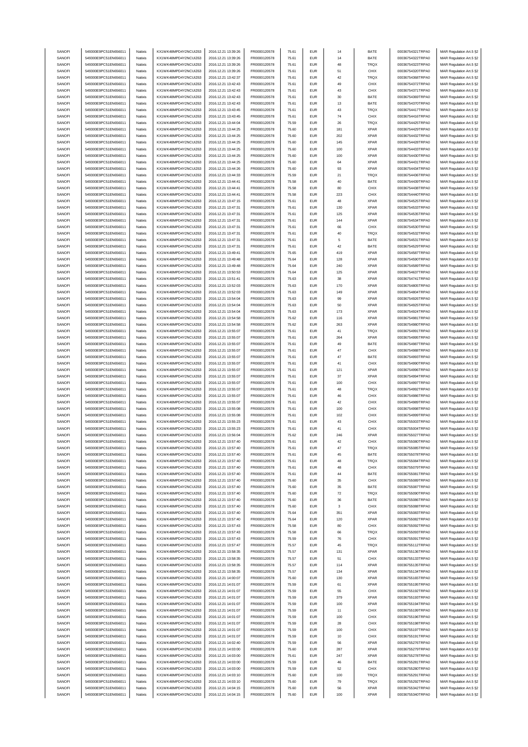| SANOFI | 549300E9PC51EN656011 | Natixis | KX1WK48MPD4Y2NCUIZ63 | 2016.12.21 13:39:26 | FR0000120578 | 75.61 | EUR | 14 | BATE | 00036754321TRPA0 | MAR Regulation Art.5 §2 |
|---|---|---|---|---|---|---|---|---|---|---|---|
| SANOFI | 549300E9PC51EN656011 | Natixis | KX1WK48MPD4Y2NCUIZ63 | 2016.12.21 13:39:26 | FR0000120578 | 75.61 | EUR | 14 | BATE | 00036754322TRPA0 | MAR Regulation Art.5 §2 |
| SANOFI | 549300E9PC51EN656011 | Natixis | KX1WK48MPD4Y2NCUIZ63 | 2016.12.21 13:39:26 | FR0000120578 | 75.61 | EUR | 48 | TRQX | 00036754323TRPA0 | MAR Regulation Art.5 §2 |
| SANOFI | 549300E9PC51EN656011 | Natixis | KX1WK48MPD4Y2NCUIZ63 | 2016.12.21 13:39:26 | FR0000120578 | 75.61 | EUR | 51 | CHIX | 00036754320TRPA0 | MAR Regulation Art.5 §2 |
| SANOFI | 549300E9PC51EN656011 | Natixis | KX1WK48MPD4Y2NCUIZ63 | 2016.12.21 13:42:37 | FR0000120578 | 75.61 | EUR | 42 | TRQX | 00036754368TRPA0 | MAR Regulation Art.5 §2 |
| SANOFI | 549300E9PC51EN656011 | Natixis | KX1WK48MPD4Y2NCUIZ63 | 2016.12.21 13:42:43 | FR0000120578 | 75.61 | EUR | 49 | CHIX | 00036754372TRPA0 | MAR Regulation Art.5 §2 |
| SANOFI | 549300E9PC51EN656011 | Natixis | KX1WK48MPD4Y2NCUIZ63 | 2016.12.21 13:42:43 | FR0000120578 | 75.61 | EUR | 43 | CHIX | 00036754371TRPA0 | MAR Regulation Art.5 §2 |
| SANOFI | 549300E9PC51EN656011 | Natixis | KX1WK48MPD4Y2NCUIZ63 | 2016.12.21 13:42:43 | FR0000120578 | 75.61 | EUR | 30 | BATE | 00036754369TRPA0 | MAR Regulation Art.5 §2 |
| SANOFI | 549300E9PC51EN656011 | Natixis | KX1WK48MPD4Y2NCUIZ63 | 2016.12.21 13:42:43 | FR0000120578 | 75.61 | EUR | 13 | BATE | 00036754370TRPA0 | MAR Regulation Art.5 §2 |
| SANOFI | 549300E9PC51EN656011 | Natixis | KX1WK48MPD4Y2NCUIZ63 | 2016.12.21 13:43:45 | FR0000120578 | 75.61 | EUR | 43 | TRQX | 00036754417TRPA0 | MAR Regulation Art.5 §2 |
| SANOFI | 549300E9PC51EN656011 | Natixis | KX1WK48MPD4Y2NCUIZ63 | 2016.12.21 13:43:45 | FR0000120578 | 75.61 | EUR | 74 | CHIX | 00036754416TRPA0 | MAR Regulation Art.5 §2 |
| SANOFI | 549300E9PC51EN656011 | Natixis | KX1WK48MPD4Y2NCUIZ63 | 2016.12.21 13:44:04 | FR0000120578 | 75.59 | EUR | 26 | TRQX | 00036754425TRPA0 | MAR Regulation Art.5 §2 |
| SANOFI | 549300E9PC51EN656011 | Natixis | KX1WK48MPD4Y2NCUIZ63 | 2016.12.21 13:44:25 | FR0000120578 | 75.60 | EUR | 181 | XPAR | 00036754429TRPA0 | MAR Regulation Art.5 §2 |
| SANOFI | 549300E9PC51EN656011 | Natixis | KX1WK48MPD4Y2NCUIZ63 | 2016.12.21 13:44:25 | FR0000120578 | 75.60 | EUR | 202 | XPAR | 00036754432TRPA0 | MAR Regulation Art.5 §2 |
| SANOFI | 549300E9PC51EN656011 | Natixis | KX1WK48MPD4Y2NCUIZ63 | 2016.12.21 13:44:25 | FR0000120578 | 75.60 | EUR | 145 | XPAR | 00036754428TRPA0 | MAR Regulation Art.5 §2 |
| SANOFI | 549300E9PC51EN656011 | Natixis | KX1WK48MPD4Y2NCUIZ63 | 2016.12.21 13:44:25 | FR0000120578 | 75.60 | EUR | 100 | XPAR | 00036754433TRPA0 | MAR Regulation Art.5 §2 |
| SANOFI | 549300E9PC51EN656011 | Natixis | KX1WK48MPD4Y2NCUIZ63 | 2016.12.21 13:44:25 | FR0000120578 | 75.60 | EUR | 100 | XPAR | 00036754430TRPA0 | MAR Regulation Art.5 §2 |
| SANOFI | 549300E9PC51EN656011 | Natixis | KX1WK48MPD4Y2NCUIZ63 | 2016.12.21 13:44:25 | FR0000120578 | 75.60 | EUR | 64 | XPAR | 00036754431TRPA0 | MAR Regulation Art.5 §2 |
| SANOFI | 549300E9PC51EN656011 | Natixis | KX1WK48MPD4Y2NCUIZ63 | 2016.12.21 13:44:26 | FR0000120578 | 75.60 | EUR | 93 | XPAR | 00036754434TRPA0 | MAR Regulation Art.5 §2 |
| SANOFI | 549300E9PC51EN656011 | Natixis | KX1WK48MPD4Y2NCUIZ63 | 2016.12.21 13:44:33 | FR0000120578 | 75.59 | EUR | 21 | TRQX | 00036754436TRPA0 | MAR Regulation Art.5 §2 |
| SANOFI | 549300E9PC51EN656011 | Natixis | KX1WK48MPD4Y2NCUIZ63 | 2016.12.21 13:44:41 | FR0000120578 | 75.58 | EUR | 40 | BATE | 00036754439TRPA0 | MAR Regulation Art.5 §2 |
| SANOFI | 549300E9PC51EN656011 | Natixis | KX1WK48MPD4Y2NCUIZ63 | 2016.12.21 13:44:41 | FR0000120578 | 75.58 | EUR | 80 | CHIX | 00036754438TRPA0 | MAR Regulation Art.5 §2 |
| SANOFI | 549300E9PC51EN656011 | Natixis | KX1WK48MPD4Y2NCUIZ63 | 2016.12.21 13:44:41 | FR0000120578 | 75.58 | EUR | 223 | CHIX | 00036754440TRPA0 | MAR Regulation Art.5 §2 |
| SANOFI | 549300E9PC51EN656011 | Natixis | KX1WK48MPD4Y2NCUIZ63 | 2016.12.21 13:47:15 | FR0000120578 | 75.61 | EUR | 48 | XPAR | 00036754525TRPA0 | MAR Regulation Art.5 §2 |
| SANOFI | 549300E9PC51EN656011 | Natixis | KX1WK48MPD4Y2NCUIZ63 | 2016.12.21 13:47:31 | FR0000120578 | 75.61 | EUR | 130 | XPAR | 00036754533TRPA0 | MAR Regulation Art.5 §2 |
| SANOFI | 549300E9PC51EN656011 | Natixis | KX1WK48MPD4Y2NCUIZ63 | 2016.12.21 13:47:31 | FR0000120578 | 75.61 | EUR | 125 | XPAR | 00036754535TRPA0 | MAR Regulation Art.5 §2 |
| SANOFI | 549300E9PC51EN656011 | Natixis | KX1WK48MPD4Y2NCUIZ63 | 2016.12.21 13:47:31 | FR0000120578 | 75.61 | EUR | 144 | XPAR | 00036754534TRPA0 | MAR Regulation Art.5 §2 |
| SANOFI | 549300E9PC51EN656011 | Natixis | KX1WK48MPD4Y2NCUIZ63 | 2016.12.21 13:47:31 | FR0000120578 | 75.61 | EUR | 66 | CHIX | 00036754530TRPA0 | MAR Regulation Art.5 §2 |
| SANOFI | 549300E9PC51EN656011 | Natixis | KX1WK48MPD4Y2NCUIZ63 | 2016.12.21 13:47:31 | FR0000120578 | 75.61 | EUR | 40 | TRQX | 00036754532TRPA0 | MAR Regulation Art.5 §2 |
| SANOFI | 549300E9PC51EN656011 | Natixis | KX1WK48MPD4Y2NCUIZ63 | 2016.12.21 13:47:31 | FR0000120578 | 75.61 | EUR | 5 | BATE | 00036754531TRPA0 | MAR Regulation Art.5 §2 |
| SANOFI | 549300E9PC51EN656011 | Natixis | KX1WK48MPD4Y2NCUIZ63 | 2016.12.21 13:47:31 | FR0000120578 | 75.61 | EUR | 42 | BATE | 00036754529TRPA0 | MAR Regulation Art.5 §2 |
| SANOFI | 549300E9PC51EN656011 | Natixis | KX1WK48MPD4Y2NCUIZ63 | 2016.12.21 13:49:41 | FR0000120578 | 75.65 | EUR | 419 | XPAR | 00036754587TRPA0 | MAR Regulation Art.5 §2 |
| SANOFI | 549300E9PC51EN656011 | Natixis | KX1WK48MPD4Y2NCUIZ63 | 2016.12.21 13:49:48 | FR0000120578 | 75.64 | EUR | 128 | XPAR | 00036754590TRPA0 | MAR Regulation Art.5 §2 |
| SANOFI | 549300E9PC51EN656011 | Natixis | KX1WK48MPD4Y2NCUIZ63 | 2016.12.21 13:49:48 | FR0000120578 | 75.64 | EUR | 240 | XPAR | 00036754589TRPA0 | MAR Regulation Art.5 §2 |
| SANOFI | 549300E9PC51EN656011 | Natixis | KX1WK48MPD4Y2NCUIZ63 | 2016.12.21 13:50:53 | FR0000120578 | 75.64 | EUR | 125 | XPAR | 00036754637TRPA0 | MAR Regulation Art.5 §2 |
| SANOFI | 549300E9PC51EN656011 | Natixis | KX1WK48MPD4Y2NCUIZ63 | 2016.12.21 13:51:41 | FR0000120578 | 75.63 | EUR | 38 | XPAR | 00036754741TRPA0 | MAR Regulation Art.5 §2 |
| SANOFI | 549300E9PC51EN656011 | Natixis | KX1WK48MPD4Y2NCUIZ63 | 2016.12.21 13:52:03 | FR0000120578 | 75.63 | EUR | 170 | XPAR | 00036754805TRPA0 | MAR Regulation Art.5 §2 |
| SANOFI | 549300E9PC51EN656011 | Natixis | KX1WK48MPD4Y2NCUIZ63 | 2016.12.21 13:52:03 | FR0000120578 | 75.63 | EUR | 149 | XPAR | 00036754804TRPA0 | MAR Regulation Art.5 §2 |
| SANOFI | 549300E9PC51EN656011 | Natixis | KX1WK48MPD4Y2NCUIZ63 | 2016.12.21 13:54:04 | FR0000120578 | 75.63 | EUR | 99 | XPAR | 00036754926TRPA0 | MAR Regulation Art.5 §2 |
| SANOFI | 549300E9PC51EN656011 | Natixis | KX1WK48MPD4Y2NCUIZ63 | 2016.12.21 13:54:04 | FR0000120578 | 75.63 | EUR | 50 | XPAR | 00036754925TRPA0 | MAR Regulation Art.5 §2 |
| SANOFI | 549300E9PC51EN656011 | Natixis | KX1WK48MPD4Y2NCUIZ63 | 2016.12.21 13:54:04 | FR0000120578 | 75.63 | EUR | 173 | XPAR | 00036754924TRPA0 | MAR Regulation Art.5 §2 |
| SANOFI | 549300E9PC51EN656011 | Natixis | KX1WK48MPD4Y2NCUIZ63 | 2016.12.21 13:54:58 | FR0000120578 | 75.62 | EUR | 116 | XPAR | 00036754981TRPA0 | MAR Regulation Art.5 §2 |
| SANOFI | 549300E9PC51EN656011 | Natixis | KX1WK48MPD4Y2NCUIZ63 | 2016.12.21 13:54:58 | FR0000120578 | 75.62 | EUR | 263 | XPAR | 00036754980TRPA0 | MAR Regulation Art.5 §2 |
| SANOFI | 549300E9PC51EN656011 | Natixis | KX1WK48MPD4Y2NCUIZ63 | 2016.12.21 13:55:07 | FR0000120578 | 75.61 | EUR | 41 | TRQX | 00036754991TRPA0 | MAR Regulation Art.5 §2 |
| SANOFI | 549300E9PC51EN656011 | Natixis | KX1WK48MPD4Y2NCUIZ63 | 2016.12.21 13:55:07 | FR0000120578 | 75.61 | EUR | 264 | XPAR | 00036754995TRPA0 | MAR Regulation Art.5 §2 |
| SANOFI | 549300E9PC51EN656011 | Natixis | KX1WK48MPD4Y2NCUIZ63 | 2016.12.21 13:55:07 | FR0000120578 | 75.61 | EUR | 49 | BATE | 00036754987TRPA0 | MAR Regulation Art.5 §2 |
| SANOFI | 549300E9PC51EN656011 | Natixis | KX1WK48MPD4Y2NCUIZ63 | 2016.12.21 13:55:07 | FR0000120578 | 75.61 | EUR | 47 | CHIX | 00036754988TRPA0 | MAR Regulation Art.5 §2 |
| SANOFI | 549300E9PC51EN656011 | Natixis | KX1WK48MPD4Y2NCUIZ63 | 2016.12.21 13:55:07 | FR0000120578 | 75.61 | EUR | 47 | BATE | 00036754993TRPA0 | MAR Regulation Art.5 §2 |
| SANOFI | 549300E9PC51EN656011 | Natixis | KX1WK48MPD4Y2NCUIZ63 | 2016.12.21 13:55:07 | FR0000120578 | 75.61 | EUR | 41 | CHIX | 00036754990TRPA0 | MAR Regulation Art.5 §2 |
| SANOFI | 549300E9PC51EN656011 | Natixis | KX1WK48MPD4Y2NCUIZ63 | 2016.12.21 13:55:07 | FR0000120578 | 75.61 | EUR | 121 | XPAR | 00036754996TRPA0 | MAR Regulation Art.5 §2 |
| SANOFI | 549300E9PC51EN656011 | Natixis | KX1WK48MPD4Y2NCUIZ63 | 2016.12.21 13:55:07 | FR0000120578 | 75.61 | EUR | 37 | XPAR | 00036754994TRPA0 | MAR Regulation Art.5 §2 |
| SANOFI | 549300E9PC51EN656011 | Natixis | KX1WK48MPD4Y2NCUIZ63 | 2016.12.21 13:55:07 | FR0000120578 | 75.61 | EUR | 100 | CHIX | 00036754997TRPA0 | MAR Regulation Art.5 §2 |
| SANOFI | 549300E9PC51EN656011 | Natixis | KX1WK48MPD4Y2NCUIZ63 | 2016.12.21 13:55:07 | FR0000120578 | 75.61 | EUR | 48 | TRQX | 00036754992TRPA0 | MAR Regulation Art.5 §2 |
| SANOFI | 549300E9PC51EN656011 | Natixis | KX1WK48MPD4Y2NCUIZ63 | 2016.12.21 13:55:07 | FR0000120578 | 75.61 | EUR | 46 | CHIX | 00036754986TRPA0 | MAR Regulation Art.5 §2 |
| SANOFI | 549300E9PC51EN656011 | Natixis | KX1WK48MPD4Y2NCUIZ63 | 2016.12.21 13:55:07 | FR0000120578 | 75.61 | EUR | 42 | CHIX | 00036754989TRPA0 | MAR Regulation Art.5 §2 |
| SANOFI | 549300E9PC51EN656011 | Natixis | KX1WK48MPD4Y2NCUIZ63 | 2016.12.21 13:55:08 | FR0000120578 | 75.61 | EUR | 100 | CHIX | 00036754998TRPA0 | MAR Regulation Art.5 §2 |
| SANOFI | 549300E9PC51EN656011 | Natixis | KX1WK48MPD4Y2NCUIZ63 | 2016.12.21 13:55:08 | FR0000120578 | 75.61 | EUR | 102 | CHIX | 00036754999TRPA0 | MAR Regulation Art.5 §2 |
| SANOFI | 549300E9PC51EN656011 | Natixis | KX1WK48MPD4Y2NCUIZ63 | 2016.12.21 13:55:23 | FR0000120578 | 75.61 | EUR | 43 | CHIX | 00036755003TRPA0 | MAR Regulation Art.5 §2 |
| SANOFI | 549300E9PC51EN656011 | Natixis | KX1WK48MPD4Y2NCUIZ63 | 2016.12.21 13:55:23 | FR0000120578 | 75.61 | EUR | 41 | CHIX | 00036755004TRPA0 | MAR Regulation Art.5 §2 |
| SANOFI | 549300E9PC51EN656011 | Natixis | KX1WK48MPD4Y2NCUIZ63 | 2016.12.21 13:56:04 | FR0000120578 | 75.62 | EUR | 246 | XPAR | 00036755027TRPA0 | MAR Regulation Art.5 §2 |
| SANOFI | 549300E9PC51EN656011 | Natixis | KX1WK48MPD4Y2NCUIZ63 | 2016.12.21 13:57:40 | FR0000120578 | 75.61 | EUR | 42 | CHIX | 00036755080TRPA0 | MAR Regulation Art.5 §2 |
| SANOFI | 549300E9PC51EN656011 | Natixis | KX1WK48MPD4Y2NCUIZ63 | 2016.12.21 13:57:40 | FR0000120578 | 75.61 | EUR | 47 | TRQX | 00036755085TRPA0 | MAR Regulation Art.5 §2 |
| SANOFI | 549300E9PC51EN656011 | Natixis | KX1WK48MPD4Y2NCUIZ63 | 2016.12.21 13:57:40 | FR0000120578 | 75.61 | EUR | 45 | BATE | 00036755078TRPA0 | MAR Regulation Art.5 §2 |
| SANOFI | 549300E9PC51EN656011 | Natixis | KX1WK48MPD4Y2NCUIZ63 | 2016.12.21 13:57:40 | FR0000120578 | 75.61 | EUR | 48 | TRQX | 00036755084TRPA0 | MAR Regulation Art.5 §2 |
| SANOFI | 549300E9PC51EN656011 | Natixis | KX1WK48MPD4Y2NCUIZ63 | 2016.12.21 13:57:40 | FR0000120578 | 75.61 | EUR | 48 | CHIX | 00036755079TRPA0 | MAR Regulation Art.5 §2 |
| SANOFI | 549300E9PC51EN656011 | Natixis | KX1WK48MPD4Y2NCUIZ63 | 2016.12.21 13:57:40 | FR0000120578 | 75.61 | EUR | 44 | BATE | 00036755081TRPA0 | MAR Regulation Art.5 §2 |
| SANOFI | 549300E9PC51EN656011 | Natixis | KX1WK48MPD4Y2NCUIZ63 | 2016.12.21 13:57:40 | FR0000120578 | 75.60 | EUR | 35 | CHIX | 00036755089TRPA0 | MAR Regulation Art.5 §2 |
| SANOFI | 549300E9PC51EN656011 | Natixis | KX1WK48MPD4Y2NCUIZ63 | 2016.12.21 13:57:40 | FR0000120578 | 75.60 | EUR | 35 | BATE | 00036755087TRPA0 | MAR Regulation Art.5 §2 |
| SANOFI | 549300E9PC51EN656011 | Natixis | KX1WK48MPD4Y2NCUIZ63 | 2016.12.21 13:57:40 | FR0000120578 | 75.60 | EUR | 72 | TRQX | 00036755090TRPA0 | MAR Regulation Art.5 §2 |
| SANOFI | 549300E9PC51EN656011 | Natixis | KX1WK48MPD4Y2NCUIZ63 | 2016.12.21 13:57:40 | FR0000120578 | 75.60 | EUR | 36 | BATE | 00036755086TRPA0 | MAR Regulation Art.5 §2 |
| SANOFI | 549300E9PC51EN656011 | Natixis | KX1WK48MPD4Y2NCUIZ63 | 2016.12.21 13:57:40 | FR0000120578 | 75.60 | EUR | 3 | CHIX | 00036755088TRPA0 | MAR Regulation Art.5 §2 |
| SANOFI | 549300E9PC51EN656011 | Natixis | KX1WK48MPD4Y2NCUIZ63 | 2016.12.21 13:57:40 | FR0000120578 | 75.64 | EUR | 351 | XPAR | 00036755083TRPA0 | MAR Regulation Art.5 §2 |
| SANOFI | 549300E9PC51EN656011 | Natixis | KX1WK48MPD4Y2NCUIZ63 | 2016.12.21 13:57:40 | FR0000120578 | 75.64 | EUR | 120 | XPAR | 00036755082TRPA0 | MAR Regulation Art.5 §2 |
| SANOFI | 549300E9PC51EN656011 | Natixis | KX1WK48MPD4Y2NCUIZ63 | 2016.12.21 13:57:43 | FR0000120578 | 75.58 | EUR | 80 | CHIX | 00036755092TRPA0 | MAR Regulation Art.5 §2 |
| SANOFI | 549300E9PC51EN656011 | Natixis | KX1WK48MPD4Y2NCUIZ63 | 2016.12.21 13:57:43 | FR0000120578 | 75.58 | EUR | 66 | TRQX | 00036755093TRPA0 | MAR Regulation Art.5 §2 |
| SANOFI | 549300E9PC51EN656011 | Natixis | KX1WK48MPD4Y2NCUIZ63 | 2016.12.21 13:57:43 | FR0000120578 | 75.59 | EUR | 76 | CHIX | 00036755091TRPA0 | MAR Regulation Art.5 §2 |
| SANOFI | 549300E9PC51EN656011 | Natixis | KX1WK48MPD4Y2NCUIZ63 | 2016.12.21 13:57:47 | FR0000120578 | 75.57 | EUR | 45 | TRQX | 00036755112TRPA0 | MAR Regulation Art.5 §2 |
| SANOFI | 549300E9PC51EN656011 | Natixis | KX1WK48MPD4Y2NCUIZ63 | 2016.12.21 13:58:35 | FR0000120578 | 75.57 | EUR | 131 | XPAR | 00036755136TRPA0 | MAR Regulation Art.5 §2 |
| SANOFI | 549300E9PC51EN656011 | Natixis | KX1WK48MPD4Y2NCUIZ63 | 2016.12.21 13:58:35 | FR0000120578 | 75.57 | EUR | 51 | CHIX | 00036755133TRPA0 | MAR Regulation Art.5 §2 |
| SANOFI | 549300E9PC51EN656011 | Natixis | KX1WK48MPD4Y2NCUIZ63 | 2016.12.21 13:58:35 | FR0000120578 | 75.57 | EUR | 114 | XPAR | 00036755135TRPA0 | MAR Regulation Art.5 §2 |
| SANOFI | 549300E9PC51EN656011 | Natixis | KX1WK48MPD4Y2NCUIZ63 | 2016.12.21 13:58:35 | FR0000120578 | 75.57 | EUR | 134 | XPAR | 00036755134TRPA0 | MAR Regulation Art.5 §2 |
| SANOFI | 549300E9PC51EN656011 | Natixis | KX1WK48MPD4Y2NCUIZ63 | 2016.12.21 14:00:07 | FR0000120578 | 75.60 | EUR | 130 | XPAR | 00036755165TRPA0 | MAR Regulation Art.5 §2 |
| SANOFI | 549300E9PC51EN656011 | Natixis | KX1WK48MPD4Y2NCUIZ63 | 2016.12.21 14:01:07 | FR0000120578 | 75.59 | EUR | 61 | XPAR | 00036755195TRPA0 | MAR Regulation Art.5 §2 |
| SANOFI | 549300E9PC51EN656011 | Natixis | KX1WK48MPD4Y2NCUIZ63 | 2016.12.21 14:01:07 | FR0000120578 | 75.59 | EUR | 55 | CHIX | 00036755192TRPA0 | MAR Regulation Art.5 §2 |
| SANOFI | 549300E9PC51EN656011 | Natixis | KX1WK48MPD4Y2NCUIZ63 | 2016.12.21 14:01:07 | FR0000120578 | 75.59 | EUR | 379 | XPAR | 00036755193TRPA0 | MAR Regulation Art.5 §2 |
| SANOFI | 549300E9PC51EN656011 | Natixis | KX1WK48MPD4Y2NCUIZ63 | 2016.12.21 14:01:07 | FR0000120578 | 75.59 | EUR | 100 | XPAR | 00036755194TRPA0 | MAR Regulation Art.5 §2 |
| SANOFI | 549300E9PC51EN656011 | Natixis | KX1WK48MPD4Y2NCUIZ63 | 2016.12.21 14:01:07 | FR0000120578 | 75.59 | EUR | 11 | CHIX | 00036755199TRPA0 | MAR Regulation Art.5 §2 |
| SANOFI | 549300E9PC51EN656011 | Natixis | KX1WK48MPD4Y2NCUIZ63 | 2016.12.21 14:01:07 | FR0000120578 | 75.59 | EUR | 100 | CHIX | 00036755196TRPA0 | MAR Regulation Art.5 §2 |
| SANOFI | 549300E9PC51EN656011 | Natixis | KX1WK48MPD4Y2NCUIZ63 | 2016.12.21 14:01:07 | FR0000120578 | 75.59 | EUR | 28 | CHIX | 00036755198TRPA0 | MAR Regulation Art.5 §2 |
| SANOFI | 549300E9PC51EN656011 | Natixis | KX1WK48MPD4Y2NCUIZ63 | 2016.12.21 14:01:07 | FR0000120578 | 75.59 | EUR | 100 | CHIX | 00036755197TRPA0 | MAR Regulation Art.5 §2 |
| SANOFI | 549300E9PC51EN656011 | Natixis | KX1WK48MPD4Y2NCUIZ63 | 2016.12.21 14:01:07 | FR0000120578 | 75.59 | EUR | 10 | CHIX | 00036755191TRPA0 | MAR Regulation Art.5 §2 |
| SANOFI | 549300E9PC51EN656011 | Natixis | KX1WK48MPD4Y2NCUIZ63 | 2016.12.21 14:02:40 | FR0000120578 | 75.59 | EUR | 56 | XPAR | 00036755276TRPA0 | MAR Regulation Art.5 §2 |
| SANOFI | 549300E9PC51EN656011 | Natixis | KX1WK48MPD4Y2NCUIZ63 | 2016.12.21 14:03:00 | FR0000120578 | 75.60 | EUR | 287 | XPAR | 00036755279TRPA0 | MAR Regulation Art.5 §2 |
| SANOFI | 549300E9PC51EN656011 | Natixis | KX1WK48MPD4Y2NCUIZ63 | 2016.12.21 14:03:00 | FR0000120578 | 75.61 | EUR | 247 | XPAR | 00036755278TRPA0 | MAR Regulation Art.5 §2 |
| SANOFI | 549300E9PC51EN656011 | Natixis | KX1WK48MPD4Y2NCUIZ63 | 2016.12.21 14:03:00 | FR0000120578 | 75.59 | EUR | 46 | BATE | 00036755281TRPA0 | MAR Regulation Art.5 §2 |
| SANOFI | 549300E9PC51EN656011 | Natixis | KX1WK48MPD4Y2NCUIZ63 | 2016.12.21 14:03:00 | FR0000120578 | 75.59 | EUR | 52 | CHIX | 00036755280TRPA0 | MAR Regulation Art.5 §2 |
| SANOFI | 549300E9PC51EN656011 | Natixis | KX1WK48MPD4Y2NCUIZ63 | 2016.12.21 14:03:10 | FR0000120578 | 75.60 | EUR | 100 | TRQX | 00036755291TRPA0 | MAR Regulation Art.5 §2 |
| SANOFI | 549300E9PC51EN656011 | Natixis | KX1WK48MPD4Y2NCUIZ63 | 2016.12.21 14:03:10 | FR0000120578 | 75.60 | EUR | 79 | TRQX | 00036755292TRPA0 | MAR Regulation Art.5 §2 |
| SANOFI | 549300E9PC51EN656011 | Natixis | KX1WK48MPD4Y2NCUIZ63 | 2016.12.21 14:04:15 | FR0000120578 | 75.60 | EUR | 56 | XPAR | 00036755342TRPA0 | MAR Regulation Art.5 §2 |
| SANOFI | 549300E9PC51EN656011 | Natixis | KX1WK48MPD4Y2NCUIZ63 | 2016.12.21 14:04:15 | FR0000120578 | 75.60 | EUR | 100 | XPAR | 00036755340TRPA0 | MAR Regulation Art.5 §2 |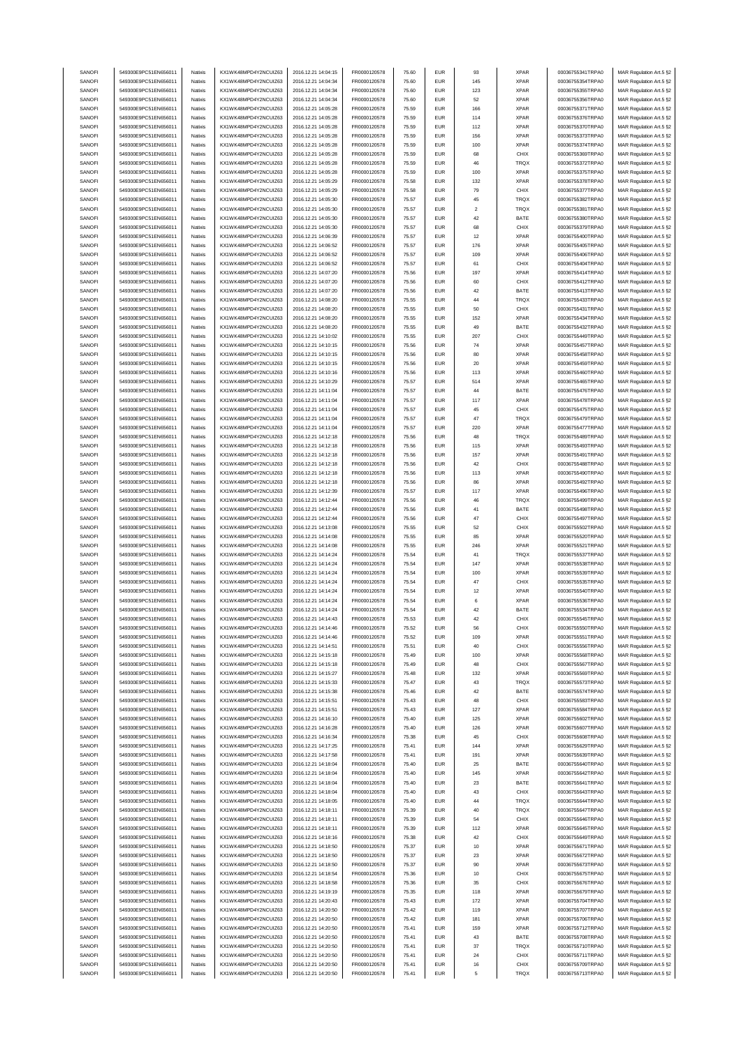| SANOFI | 549300E9PC51EN656011 | Natixis | KX1WK48MPD4Y2NCUIZ63 | 2016.12.21 14:04:15 | FR0000120578 | 75.60 | EUR | 93 | XPAR | 00036755341TRPA0 | MAR Regulation Art.5 §2 |
|---|---|---|---|---|---|---|---|---|---|---|---|
| SANOFI | 549300E9PC51EN656011 | Natixis | KX1WK48MPD4Y2NCUIZ63 | 2016.12.21 14:04:34 | FR0000120578 | 75.60 | EUR | 145 | XPAR | 00036755354TRPA0 | MAR Regulation Art.5 §2 |
| SANOFI | 549300E9PC51EN656011 | Natixis | KX1WK48MPD4Y2NCUIZ63 | 2016.12.21 14:04:34 | FR0000120578 | 75.60 | EUR | 123 | XPAR | 00036755355TRPA0 | MAR Regulation Art.5 §2 |
| SANOFI | 549300E9PC51EN656011 | Natixis | KX1WK48MPD4Y2NCUIZ63 | 2016.12.21 14:04:34 | FR0000120578 | 75.60 | EUR | 52 | XPAR | 00036755356TRPA0 | MAR Regulation Art.5 §2 |
| SANOFI | 549300E9PC51EN656011 | Natixis | KX1WK48MPD4Y2NCUIZ63 | 2016.12.21 14:05:28 | FR0000120578 | 75.59 | EUR | 166 | XPAR | 00036755371TRPA0 | MAR Regulation Art.5 §2 |
| SANOFI | 549300E9PC51EN656011 | Natixis | KX1WK48MPD4Y2NCUIZ63 | 2016.12.21 14:05:28 | FR0000120578 | 75.59 | EUR | 114 | XPAR | 00036755376TRPA0 | MAR Regulation Art.5 §2 |
| SANOFI | 549300E9PC51EN656011 | Natixis | KX1WK48MPD4Y2NCUIZ63 | 2016.12.21 14:05:28 | FR0000120578 | 75.59 | EUR | 112 | XPAR | 00036755370TRPA0 | MAR Regulation Art.5 §2 |
| SANOFI | 549300E9PC51EN656011 | Natixis | KX1WK48MPD4Y2NCUIZ63 | 2016.12.21 14:05:28 | FR0000120578 | 75.59 | EUR | 156 | XPAR | 00036755373TRPA0 | MAR Regulation Art.5 §2 |
| SANOFI | 549300E9PC51EN656011 | Natixis | KX1WK48MPD4Y2NCUIZ63 | 2016.12.21 14:05:28 | FR0000120578 | 75.59 | EUR | 100 | XPAR | 00036755374TRPA0 | MAR Regulation Art.5 §2 |
| SANOFI | 549300E9PC51EN656011 | Natixis | KX1WK48MPD4Y2NCUIZ63 | 2016.12.21 14:05:28 | FR0000120578 | 75.59 | EUR | 68 | CHIX | 00036755369TRPA0 | MAR Regulation Art.5 §2 |
| SANOFI | 549300E9PC51EN656011 | Natixis | KX1WK48MPD4Y2NCUIZ63 | 2016.12.21 14:05:28 | FR0000120578 | 75.59 | EUR | 46 | TRQX | 00036755372TRPA0 | MAR Regulation Art.5 §2 |
| SANOFI | 549300E9PC51EN656011 | Natixis | KX1WK48MPD4Y2NCUIZ63 | 2016.12.21 14:05:28 | FR0000120578 | 75.59 | EUR | 100 | XPAR | 00036755375TRPA0 | MAR Regulation Art.5 §2 |
| SANOFI | 549300E9PC51EN656011 | Natixis | KX1WK48MPD4Y2NCUIZ63 | 2016.12.21 14:05:29 | FR0000120578 | 75.58 | EUR | 132 | XPAR | 00036755378TRPA0 | MAR Regulation Art.5 §2 |
| SANOFI | 549300E9PC51EN656011 | Natixis | KX1WK48MPD4Y2NCUIZ63 | 2016.12.21 14:05:29 | FR0000120578 | 75.58 | EUR | 79 | CHIX | 00036755377TRPA0 | MAR Regulation Art.5 §2 |
| SANOFI | 549300E9PC51EN656011 | Natixis | KX1WK48MPD4Y2NCUIZ63 | 2016.12.21 14:05:30 | FR0000120578 | 75.57 | EUR | 45 | TRQX | 00036755382TRPA0 | MAR Regulation Art.5 §2 |
| SANOFI | 549300E9PC51EN656011 | Natixis | KX1WK48MPD4Y2NCUIZ63 | 2016.12.21 14:05:30 | FR0000120578 | 75.57 | EUR | 2 | TRQX | 00036755381TRPA0 | MAR Regulation Art.5 §2 |
| SANOFI | 549300E9PC51EN656011 | Natixis | KX1WK48MPD4Y2NCUIZ63 | 2016.12.21 14:05:30 | FR0000120578 | 75.57 | EUR | 42 | BATE | 00036755380TRPA0 | MAR Regulation Art.5 §2 |
| SANOFI | 549300E9PC51EN656011 | Natixis | KX1WK48MPD4Y2NCUIZ63 | 2016.12.21 14:05:30 | FR0000120578 | 75.57 | EUR | 68 | CHIX | 00036755379TRPA0 | MAR Regulation Art.5 §2 |
| SANOFI | 549300E9PC51EN656011 | Natixis | KX1WK48MPD4Y2NCUIZ63 | 2016.12.21 14:06:39 | FR0000120578 | 75.57 | EUR | 12 | XPAR | 00036755400TRPA0 | MAR Regulation Art.5 §2 |
| SANOFI | 549300E9PC51EN656011 | Natixis | KX1WK48MPD4Y2NCUIZ63 | 2016.12.21 14:06:52 | FR0000120578 | 75.57 | EUR | 176 | XPAR | 00036755405TRPA0 | MAR Regulation Art.5 §2 |
| SANOFI | 549300E9PC51EN656011 | Natixis | KX1WK48MPD4Y2NCUIZ63 | 2016.12.21 14:06:52 | FR0000120578 | 75.57 | EUR | 109 | XPAR | 00036755406TRPA0 | MAR Regulation Art.5 §2 |
| SANOFI | 549300E9PC51EN656011 | Natixis | KX1WK48MPD4Y2NCUIZ63 | 2016.12.21 14:06:52 | FR0000120578 | 75.57 | EUR | 61 | CHIX | 00036755404TRPA0 | MAR Regulation Art.5 §2 |
| SANOFI | 549300E9PC51EN656011 | Natixis | KX1WK48MPD4Y2NCUIZ63 | 2016.12.21 14:07:20 | FR0000120578 | 75.56 | EUR | 197 | XPAR | 00036755414TRPA0 | MAR Regulation Art.5 §2 |
| SANOFI | 549300E9PC51EN656011 | Natixis | KX1WK48MPD4Y2NCUIZ63 | 2016.12.21 14:07:20 | FR0000120578 | 75.56 | EUR | 60 | CHIX | 00036755412TRPA0 | MAR Regulation Art.5 §2 |
| SANOFI | 549300E9PC51EN656011 | Natixis | KX1WK48MPD4Y2NCUIZ63 | 2016.12.21 14:07:20 | FR0000120578 | 75.56 | EUR | 42 | BATE | 00036755413TRPA0 | MAR Regulation Art.5 §2 |
| SANOFI | 549300E9PC51EN656011 | Natixis | KX1WK48MPD4Y2NCUIZ63 | 2016.12.21 14:08:20 | FR0000120578 | 75.55 | EUR | 44 | TRQX | 00036755433TRPA0 | MAR Regulation Art.5 §2 |
| SANOFI | 549300E9PC51EN656011 | Natixis | KX1WK48MPD4Y2NCUIZ63 | 2016.12.21 14:08:20 | FR0000120578 | 75.55 | EUR | 50 | CHIX | 00036755431TRPA0 | MAR Regulation Art.5 §2 |
| SANOFI | 549300E9PC51EN656011 | Natixis | KX1WK48MPD4Y2NCUIZ63 | 2016.12.21 14:08:20 | FR0000120578 | 75.55 | EUR | 152 | XPAR | 00036755434TRPA0 | MAR Regulation Art.5 §2 |
| SANOFI | 549300E9PC51EN656011 | Natixis | KX1WK48MPD4Y2NCUIZ63 | 2016.12.21 14:08:20 | FR0000120578 | 75.55 | EUR | 49 | BATE | 00036755432TRPA0 | MAR Regulation Art.5 §2 |
| SANOFI | 549300E9PC51EN656011 | Natixis | KX1WK48MPD4Y2NCUIZ63 | 2016.12.21 14:10:02 | FR0000120578 | 75.55 | EUR | 207 | CHIX | 00036755449TRPA0 | MAR Regulation Art.5 §2 |
| SANOFI | 549300E9PC51EN656011 | Natixis | KX1WK48MPD4Y2NCUIZ63 | 2016.12.21 14:10:15 | FR0000120578 | 75.56 | EUR | 74 | XPAR | 00036755457TRPA0 | MAR Regulation Art.5 §2 |
| SANOFI | 549300E9PC51EN656011 | Natixis | KX1WK48MPD4Y2NCUIZ63 | 2016.12.21 14:10:15 | FR0000120578 | 75.56 | EUR | 80 | XPAR | 00036755458TRPA0 | MAR Regulation Art.5 §2 |
| SANOFI | 549300E9PC51EN656011 | Natixis | KX1WK48MPD4Y2NCUIZ63 | 2016.12.21 14:10:15 | FR0000120578 | 75.56 | EUR | 20 | XPAR | 00036755459TRPA0 | MAR Regulation Art.5 §2 |
| SANOFI | 549300E9PC51EN656011 | Natixis | KX1WK48MPD4Y2NCUIZ63 | 2016.12.21 14:10:16 | FR0000120578 | 75.56 | EUR | 113 | XPAR | 00036755460TRPA0 | MAR Regulation Art.5 §2 |
| SANOFI | 549300E9PC51EN656011 | Natixis | KX1WK48MPD4Y2NCUIZ63 | 2016.12.21 14:10:29 | FR0000120578 | 75.57 | EUR | 514 | XPAR | 00036755465TRPA0 | MAR Regulation Art.5 §2 |
| SANOFI | 549300E9PC51EN656011 | Natixis | KX1WK48MPD4Y2NCUIZ63 | 2016.12.21 14:11:04 | FR0000120578 | 75.57 | EUR | 44 | BATE | 00036755476TRPA0 | MAR Regulation Art.5 §2 |
| SANOFI | 549300E9PC51EN656011 | Natixis | KX1WK48MPD4Y2NCUIZ63 | 2016.12.21 14:11:04 | FR0000120578 | 75.57 | EUR | 117 | XPAR | 00036755478TRPA0 | MAR Regulation Art.5 §2 |
| SANOFI | 549300E9PC51EN656011 | Natixis | KX1WK48MPD4Y2NCUIZ63 | 2016.12.21 14:11:04 | FR0000120578 | 75.57 | EUR | 45 | CHIX | 00036755475TRPA0 | MAR Regulation Art.5 §2 |
| SANOFI | 549300E9PC51EN656011 | Natixis | KX1WK48MPD4Y2NCUIZ63 | 2016.12.21 14:11:04 | FR0000120578 | 75.57 | EUR | 47 | TRQX | 00036755479TRPA0 | MAR Regulation Art.5 §2 |
| SANOFI | 549300E9PC51EN656011 | Natixis | KX1WK48MPD4Y2NCUIZ63 | 2016.12.21 14:11:04 | FR0000120578 | 75.57 | EUR | 220 | XPAR | 00036755477TRPA0 | MAR Regulation Art.5 §2 |
| SANOFI | 549300E9PC51EN656011 | Natixis | KX1WK48MPD4Y2NCUIZ63 | 2016.12.21 14:12:18 | FR0000120578 | 75.56 | EUR | 48 | TRQX | 00036755489TRPA0 | MAR Regulation Art.5 §2 |
| SANOFI | 549300E9PC51EN656011 | Natixis | KX1WK48MPD4Y2NCUIZ63 | 2016.12.21 14:12:18 | FR0000120578 | 75.56 | EUR | 115 | XPAR | 00036755493TRPA0 | MAR Regulation Art.5 §2 |
| SANOFI | 549300E9PC51EN656011 | Natixis | KX1WK48MPD4Y2NCUIZ63 | 2016.12.21 14:12:18 | FR0000120578 | 75.56 | EUR | 157 | XPAR | 00036755491TRPA0 | MAR Regulation Art.5 §2 |
| SANOFI | 549300E9PC51EN656011 | Natixis | KX1WK48MPD4Y2NCUIZ63 | 2016.12.21 14:12:18 | FR0000120578 | 75.56 | EUR | 42 | CHIX | 00036755488TRPA0 | MAR Regulation Art.5 §2 |
| SANOFI | 549300E9PC51EN656011 | Natixis | KX1WK48MPD4Y2NCUIZ63 | 2016.12.21 14:12:18 | FR0000120578 | 75.56 | EUR | 113 | XPAR | 00036755490TRPA0 | MAR Regulation Art.5 §2 |
| SANOFI | 549300E9PC51EN656011 | Natixis | KX1WK48MPD4Y2NCUIZ63 | 2016.12.21 14:12:18 | FR0000120578 | 75.56 | EUR | 86 | XPAR | 00036755492TRPA0 | MAR Regulation Art.5 §2 |
| SANOFI | 549300E9PC51EN656011 | Natixis | KX1WK48MPD4Y2NCUIZ63 | 2016.12.21 14:12:39 | FR0000120578 | 75.57 | EUR | 117 | XPAR | 00036755496TRPA0 | MAR Regulation Art.5 §2 |
| SANOFI | 549300E9PC51EN656011 | Natixis | KX1WK48MPD4Y2NCUIZ63 | 2016.12.21 14:12:44 | FR0000120578 | 75.56 | EUR | 46 | TRQX | 00036755499TRPA0 | MAR Regulation Art.5 §2 |
| SANOFI | 549300E9PC51EN656011 | Natixis | KX1WK48MPD4Y2NCUIZ63 | 2016.12.21 14:12:44 | FR0000120578 | 75.56 | EUR | 41 | BATE | 00036755498TRPA0 | MAR Regulation Art.5 §2 |
| SANOFI | 549300E9PC51EN656011 | Natixis | KX1WK48MPD4Y2NCUIZ63 | 2016.12.21 14:12:44 | FR0000120578 | 75.56 | EUR | 47 | CHIX | 00036755497TRPA0 | MAR Regulation Art.5 §2 |
| SANOFI | 549300E9PC51EN656011 | Natixis | KX1WK48MPD4Y2NCUIZ63 | 2016.12.21 14:13:08 | FR0000120578 | 75.55 | EUR | 52 | CHIX | 00036755502TRPA0 | MAR Regulation Art.5 §2 |
| SANOFI | 549300E9PC51EN656011 | Natixis | KX1WK48MPD4Y2NCUIZ63 | 2016.12.21 14:14:08 | FR0000120578 | 75.55 | EUR | 85 | XPAR | 00036755520TRPA0 | MAR Regulation Art.5 §2 |
| SANOFI | 549300E9PC51EN656011 | Natixis | KX1WK48MPD4Y2NCUIZ63 | 2016.12.21 14:14:08 | FR0000120578 | 75.55 | EUR | 246 | XPAR | 00036755521TRPA0 | MAR Regulation Art.5 §2 |
| SANOFI | 549300E9PC51EN656011 | Natixis | KX1WK48MPD4Y2NCUIZ63 | 2016.12.21 14:14:24 | FR0000120578 | 75.54 | EUR | 41 | TRQX | 00036755537TRPA0 | MAR Regulation Art.5 §2 |
| SANOFI | 549300E9PC51EN656011 | Natixis | KX1WK48MPD4Y2NCUIZ63 | 2016.12.21 14:14:24 | FR0000120578 | 75.54 | EUR | 147 | XPAR | 00036755538TRPA0 | MAR Regulation Art.5 §2 |
| SANOFI | 549300E9PC51EN656011 | Natixis | KX1WK48MPD4Y2NCUIZ63 | 2016.12.21 14:14:24 | FR0000120578 | 75.54 | EUR | 100 | XPAR | 00036755539TRPA0 | MAR Regulation Art.5 §2 |
| SANOFI | 549300E9PC51EN656011 | Natixis | KX1WK48MPD4Y2NCUIZ63 | 2016.12.21 14:14:24 | FR0000120578 | 75.54 | EUR | 47 | CHIX | 00036755535TRPA0 | MAR Regulation Art.5 §2 |
| SANOFI | 549300E9PC51EN656011 | Natixis | KX1WK48MPD4Y2NCUIZ63 | 2016.12.21 14:14:24 | FR0000120578 | 75.54 | EUR | 12 | XPAR | 00036755540TRPA0 | MAR Regulation Art.5 §2 |
| SANOFI | 549300E9PC51EN656011 | Natixis | KX1WK48MPD4Y2NCUIZ63 | 2016.12.21 14:14:24 | FR0000120578 | 75.54 | EUR | 6 | XPAR | 00036755536TRPA0 | MAR Regulation Art.5 §2 |
| SANOFI | 549300E9PC51EN656011 | Natixis | KX1WK48MPD4Y2NCUIZ63 | 2016.12.21 14:14:24 | FR0000120578 | 75.54 | EUR | 42 | BATE | 00036755534TRPA0 | MAR Regulation Art.5 §2 |
| SANOFI | 549300E9PC51EN656011 | Natixis | KX1WK48MPD4Y2NCUIZ63 | 2016.12.21 14:14:43 | FR0000120578 | 75.53 | EUR | 42 | CHIX | 00036755545TRPA0 | MAR Regulation Art.5 §2 |
| SANOFI | 549300E9PC51EN656011 | Natixis | KX1WK48MPD4Y2NCUIZ63 | 2016.12.21 14:14:46 | FR0000120578 | 75.52 | EUR | 56 | CHIX | 00036755550TRPA0 | MAR Regulation Art.5 §2 |
| SANOFI | 549300E9PC51EN656011 | Natixis | KX1WK48MPD4Y2NCUIZ63 | 2016.12.21 14:14:46 | FR0000120578 | 75.52 | EUR | 109 | XPAR | 00036755551TRPA0 | MAR Regulation Art.5 §2 |
| SANOFI | 549300E9PC51EN656011 | Natixis | KX1WK48MPD4Y2NCUIZ63 | 2016.12.21 14:14:51 | FR0000120578 | 75.51 | EUR | 40 | CHIX | 00036755556TRPA0 | MAR Regulation Art.5 §2 |
| SANOFI | 549300E9PC51EN656011 | Natixis | KX1WK48MPD4Y2NCUIZ63 | 2016.12.21 14:15:18 | FR0000120578 | 75.49 | EUR | 100 | XPAR | 00036755568TRPA0 | MAR Regulation Art.5 §2 |
| SANOFI | 549300E9PC51EN656011 | Natixis | KX1WK48MPD4Y2NCUIZ63 | 2016.12.21 14:15:18 | FR0000120578 | 75.49 | EUR | 48 | CHIX | 00036755567TRPA0 | MAR Regulation Art.5 §2 |
| SANOFI | 549300E9PC51EN656011 | Natixis | KX1WK48MPD4Y2NCUIZ63 | 2016.12.21 14:15:27 | FR0000120578 | 75.48 | EUR | 132 | XPAR | 00036755569TRPA0 | MAR Regulation Art.5 §2 |
| SANOFI | 549300E9PC51EN656011 | Natixis | KX1WK48MPD4Y2NCUIZ63 | 2016.12.21 14:15:33 | FR0000120578 | 75.47 | EUR | 43 | TRQX | 00036755573TRPA0 | MAR Regulation Art.5 §2 |
| SANOFI | 549300E9PC51EN656011 | Natixis | KX1WK48MPD4Y2NCUIZ63 | 2016.12.21 14:15:38 | FR0000120578 | 75.46 | EUR | 42 | BATE | 00036755574TRPA0 | MAR Regulation Art.5 §2 |
| SANOFI | 549300E9PC51EN656011 | Natixis | KX1WK48MPD4Y2NCUIZ63 | 2016.12.21 14:15:51 | FR0000120578 | 75.43 | EUR | 48 | CHIX | 00036755583TRPA0 | MAR Regulation Art.5 §2 |
| SANOFI | 549300E9PC51EN656011 | Natixis | KX1WK48MPD4Y2NCUIZ63 | 2016.12.21 14:15:51 | FR0000120578 | 75.43 | EUR | 127 | XPAR | 00036755584TRPA0 | MAR Regulation Art.5 §2 |
| SANOFI | 549300E9PC51EN656011 | Natixis | KX1WK48MPD4Y2NCUIZ63 | 2016.12.21 14:16:10 | FR0000120578 | 75.40 | EUR | 125 | XPAR | 00036755602TRPA0 | MAR Regulation Art.5 §2 |
| SANOFI | 549300E9PC51EN656011 | Natixis | KX1WK48MPD4Y2NCUIZ63 | 2016.12.21 14:16:28 | FR0000120578 | 75.40 | EUR | 126 | XPAR | 00036755607TRPA0 | MAR Regulation Art.5 §2 |
| SANOFI | 549300E9PC51EN656011 | Natixis | KX1WK48MPD4Y2NCUIZ63 | 2016.12.21 14:16:34 | FR0000120578 | 75.38 | EUR | 45 | CHIX | 00036755608TRPA0 | MAR Regulation Art.5 §2 |
| SANOFI | 549300E9PC51EN656011 | Natixis | KX1WK48MPD4Y2NCUIZ63 | 2016.12.21 14:17:25 | FR0000120578 | 75.41 | EUR | 144 | XPAR | 00036755629TRPA0 | MAR Regulation Art.5 §2 |
| SANOFI | 549300E9PC51EN656011 | Natixis | KX1WK48MPD4Y2NCUIZ63 | 2016.12.21 14:17:58 | FR0000120578 | 75.41 | EUR | 191 | XPAR | 00036755639TRPA0 | MAR Regulation Art.5 §2 |
| SANOFI | 549300E9PC51EN656011 | Natixis | KX1WK48MPD4Y2NCUIZ63 | 2016.12.21 14:18:04 | FR0000120578 | 75.40 | EUR | 25 | BATE | 00036755640TRPA0 | MAR Regulation Art.5 §2 |
| SANOFI | 549300E9PC51EN656011 | Natixis | KX1WK48MPD4Y2NCUIZ63 | 2016.12.21 14:18:04 | FR0000120578 | 75.40 | EUR | 145 | XPAR | 00036755642TRPA0 | MAR Regulation Art.5 §2 |
| SANOFI | 549300E9PC51EN656011 | Natixis | KX1WK48MPD4Y2NCUIZ63 | 2016.12.21 14:18:04 | FR0000120578 | 75.40 | EUR | 23 | BATE | 00036755641TRPA0 | MAR Regulation Art.5 §2 |
| SANOFI | 549300E9PC51EN656011 | Natixis | KX1WK48MPD4Y2NCUIZ63 | 2016.12.21 14:18:04 | FR0000120578 | 75.40 | EUR | 43 | CHIX | 00036755643TRPA0 | MAR Regulation Art.5 §2 |
| SANOFI | 549300E9PC51EN656011 | Natixis | KX1WK48MPD4Y2NCUIZ63 | 2016.12.21 14:18:05 | FR0000120578 | 75.40 | EUR | 44 | TRQX | 00036755644TRPA0 | MAR Regulation Art.5 §2 |
| SANOFI | 549300E9PC51EN656011 | Natixis | KX1WK48MPD4Y2NCUIZ63 | 2016.12.21 14:18:11 | FR0000120578 | 75.39 | EUR | 40 | TRQX | 00036755647TRPA0 | MAR Regulation Art.5 §2 |
| SANOFI | 549300E9PC51EN656011 | Natixis | KX1WK48MPD4Y2NCUIZ63 | 2016.12.21 14:18:11 | FR0000120578 | 75.39 | EUR | 54 | CHIX | 00036755646TRPA0 | MAR Regulation Art.5 §2 |
| SANOFI | 549300E9PC51EN656011 | Natixis | KX1WK48MPD4Y2NCUIZ63 | 2016.12.21 14:18:11 | FR0000120578 | 75.39 | EUR | 112 | XPAR | 00036755645TRPA0 | MAR Regulation Art.5 §2 |
| SANOFI | 549300E9PC51EN656011 | Natixis | KX1WK48MPD4Y2NCUIZ63 | 2016.12.21 14:18:16 | FR0000120578 | 75.38 | EUR | 42 | CHIX | 00036755649TRPA0 | MAR Regulation Art.5 §2 |
| SANOFI | 549300E9PC51EN656011 | Natixis | KX1WK48MPD4Y2NCUIZ63 | 2016.12.21 14:18:50 | FR0000120578 | 75.37 | EUR | 10 | XPAR | 00036755671TRPA0 | MAR Regulation Art.5 §2 |
| SANOFI | 549300E9PC51EN656011 | Natixis | KX1WK48MPD4Y2NCUIZ63 | 2016.12.21 14:18:50 | FR0000120578 | 75.37 | EUR | 23 | XPAR | 00036755672TRPA0 | MAR Regulation Art.5 §2 |
| SANOFI | 549300E9PC51EN656011 | Natixis | KX1WK48MPD4Y2NCUIZ63 | 2016.12.21 14:18:50 | FR0000120578 | 75.37 | EUR | 90 | XPAR | 00036755673TRPA0 | MAR Regulation Art.5 §2 |
| SANOFI | 549300E9PC51EN656011 | Natixis | KX1WK48MPD4Y2NCUIZ63 | 2016.12.21 14:18:54 | FR0000120578 | 75.36 | EUR | 10 | CHIX | 00036755675TRPA0 | MAR Regulation Art.5 §2 |
| SANOFI | 549300E9PC51EN656011 | Natixis | KX1WK48MPD4Y2NCUIZ63 | 2016.12.21 14:18:58 | FR0000120578 | 75.36 | EUR | 35 | CHIX | 00036755676TRPA0 | MAR Regulation Art.5 §2 |
| SANOFI | 549300E9PC51EN656011 | Natixis | KX1WK48MPD4Y2NCUIZ63 | 2016.12.21 14:19:19 | FR0000120578 | 75.35 | EUR | 118 | XPAR | 00036755679TRPA0 | MAR Regulation Art.5 §2 |
| SANOFI | 549300E9PC51EN656011 | Natixis | KX1WK48MPD4Y2NCUIZ63 | 2016.12.21 14:20:43 | FR0000120578 | 75.43 | EUR | 172 | XPAR | 00036755704TRPA0 | MAR Regulation Art.5 §2 |
| SANOFI | 549300E9PC51EN656011 | Natixis | KX1WK48MPD4Y2NCUIZ63 | 2016.12.21 14:20:50 | FR0000120578 | 75.42 | EUR | 119 | XPAR | 00036755707TRPA0 | MAR Regulation Art.5 §2 |
| SANOFI | 549300E9PC51EN656011 | Natixis | KX1WK48MPD4Y2NCUIZ63 | 2016.12.21 14:20:50 | FR0000120578 | 75.42 | EUR | 181 | XPAR | 00036755706TRPA0 | MAR Regulation Art.5 §2 |
| SANOFI | 549300E9PC51EN656011 | Natixis | KX1WK48MPD4Y2NCUIZ63 | 2016.12.21 14:20:50 | FR0000120578 | 75.41 | EUR | 159 | XPAR | 00036755712TRPA0 | MAR Regulation Art.5 §2 |
| SANOFI | 549300E9PC51EN656011 | Natixis | KX1WK48MPD4Y2NCUIZ63 | 2016.12.21 14:20:50 | FR0000120578 | 75.41 | EUR | 43 | BATE | 00036755708TRPA0 | MAR Regulation Art.5 §2 |
| SANOFI | 549300E9PC51EN656011 | Natixis | KX1WK48MPD4Y2NCUIZ63 | 2016.12.21 14:20:50 | FR0000120578 | 75.41 | EUR | 37 | TRQX | 00036755710TRPA0 | MAR Regulation Art.5 §2 |
| SANOFI | 549300E9PC51EN656011 | Natixis | KX1WK48MPD4Y2NCUIZ63 | 2016.12.21 14:20:50 | FR0000120578 | 75.41 | EUR | 24 | CHIX | 00036755711TRPA0 | MAR Regulation Art.5 §2 |
| SANOFI | 549300E9PC51EN656011 | Natixis | KX1WK48MPD4Y2NCUIZ63 | 2016.12.21 14:20:50 | FR0000120578 | 75.41 | EUR | 16 | CHIX | 00036755709TRPA0 | MAR Regulation Art.5 §2 |
| SANOFI | 549300E9PC51EN656011 | Natixis | KX1WK48MPD4Y2NCUIZ63 | 2016.12.21 14:20:50 | FR0000120578 | 75.41 | EUR | 5 | TRQX | 00036755713TRPA0 | MAR Regulation Art.5 §2 |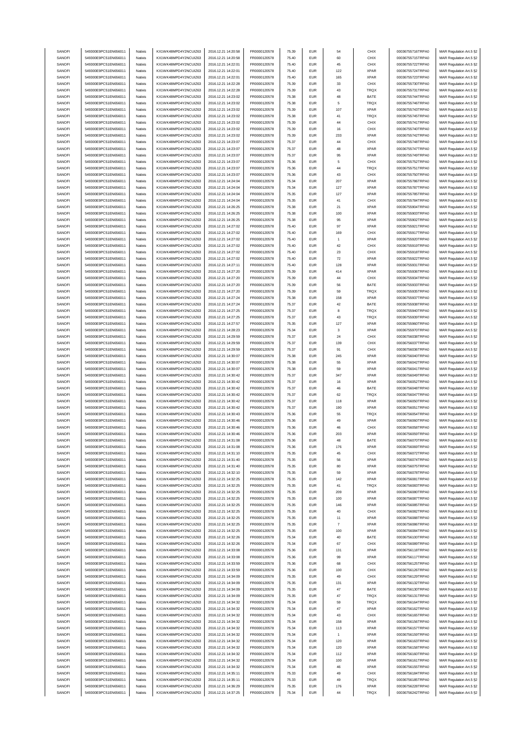| SANOFI | 549300E9PC51EN656011 | Natixis | KX1WK48MPD4Y2NCUIZ63 | 2016.12.21 14:20:58 | FR0000120578 | 75.39 | EUR | 54 | CHIX | 00036755716TRPA0 | MAR Regulation Art.5 §2 |
|---|---|---|---|---|---|---|---|---|---|---|---|
| SANOFI | 549300E9PC51EN656011 | Natixis | KX1WK48MPD4Y2NCUIZ63 | 2016.12.21 14:20:58 | FR0000120578 | 75.40 | EUR | 60 | CHIX | 00036755715TRPA0 | MAR Regulation Art.5 §2 |
| SANOFI | 549300E9PC51EN656011 | Natixis | KX1WK48MPD4Y2NCUIZ63 | 2016.12.21 14:22:01 | FR0000120578 | 75.40 | EUR | 45 | CHIX | 00036755722TRPA0 | MAR Regulation Art.5 §2 |
| SANOFI | 549300E9PC51EN656011 | Natixis | KX1WK48MPD4Y2NCUIZ63 | 2016.12.21 14:22:01 | FR0000120578 | 75.40 | EUR | 122 | XPAR | 00036755724TRPA0 | MAR Regulation Art.5 §2 |
| SANOFI | 549300E9PC51EN656011 | Natixis | KX1WK48MPD4Y2NCUIZ63 | 2016.12.21 14:22:01 | FR0000120578 | 75.40 | EUR | 165 | XPAR | 00036755723TRPA0 | MAR Regulation Art.5 §2 |
| SANOFI | 549300E9PC51EN656011 | Natixis | KX1WK48MPD4Y2NCUIZ63 | 2016.12.21 14:22:28 | FR0000120578 | 75.39 | EUR | 33 | CHIX | 00036755730TRPA0 | MAR Regulation Art.5 §2 |
| SANOFI | 549300E9PC51EN656011 | Natixis | KX1WK48MPD4Y2NCUIZ63 | 2016.12.21 14:22:28 | FR0000120578 | 75.39 | EUR | 43 | TRQX | 00036755731TRPA0 | MAR Regulation Art.5 §2 |
| SANOFI | 549300E9PC51EN656011 | Natixis | KX1WK48MPD4Y2NCUIZ63 | 2016.12.21 14:23:02 | FR0000120578 | 75.38 | EUR | 48 | BATE | 00036755744TRPA0 | MAR Regulation Art.5 §2 |
| SANOFI | 549300E9PC51EN656011 | Natixis | KX1WK48MPD4Y2NCUIZ63 | 2016.12.21 14:23:02 | FR0000120578 | 75.38 | EUR | 5 | TRQX | 00036755746TRPA0 | MAR Regulation Art.5 §2 |
| SANOFI | 549300E9PC51EN656011 | Natixis | KX1WK48MPD4Y2NCUIZ63 | 2016.12.21 14:23:02 | FR0000120578 | 75.39 | EUR | 107 | XPAR | 00036755743TRPA0 | MAR Regulation Art.5 §2 |
| SANOFI | 549300E9PC51EN656011 | Natixis | KX1WK48MPD4Y2NCUIZ63 | 2016.12.21 14:23:02 | FR0000120578 | 75.38 | EUR | 41 | TRQX | 00036755745TRPA0 | MAR Regulation Art.5 §2 |
| SANOFI | 549300E9PC51EN656011 | Natixis | KX1WK48MPD4Y2NCUIZ63 | 2016.12.21 14:23:02 | FR0000120578 | 75.39 | EUR | 44 | CHIX | 00036755741TRPA0 | MAR Regulation Art.5 §2 |
| SANOFI | 549300E9PC51EN656011 | Natixis | KX1WK48MPD4Y2NCUIZ63 | 2016.12.21 14:23:02 | FR0000120578 | 75.39 | EUR | 16 | CHIX | 00036755740TRPA0 | MAR Regulation Art.5 §2 |
| SANOFI | 549300E9PC51EN656011 | Natixis | KX1WK48MPD4Y2NCUIZ63 | 2016.12.21 14:23:02 | FR0000120578 | 75.39 | EUR | 233 | XPAR | 00036755742TRPA0 | MAR Regulation Art.5 §2 |
| SANOFI | 549300E9PC51EN656011 | Natixis | KX1WK48MPD4Y2NCUIZ63 | 2016.12.21 14:23:07 | FR0000120578 | 75.37 | EUR | 44 | CHIX | 00036755748TRPA0 | MAR Regulation Art.5 §2 |
| SANOFI | 549300E9PC51EN656011 | Natixis | KX1WK48MPD4Y2NCUIZ63 | 2016.12.21 14:23:07 | FR0000120578 | 75.37 | EUR | 48 | XPAR | 00036755747TRPA0 | MAR Regulation Art.5 §2 |
| SANOFI | 549300E9PC51EN656011 | Natixis | KX1WK48MPD4Y2NCUIZ63 | 2016.12.21 14:23:07 | FR0000120578 | 75.37 | EUR | 95 | XPAR | 00036755749TRPA0 | MAR Regulation Art.5 §2 |
| SANOFI | 549300E9PC51EN656011 | Natixis | KX1WK48MPD4Y2NCUIZ63 | 2016.12.21 14:23:07 | FR0000120578 | 75.36 | EUR | 5 | CHIX | 00036755752TRPA0 | MAR Regulation Art.5 §2 |
| SANOFI | 549300E9PC51EN656011 | Natixis | KX1WK48MPD4Y2NCUIZ63 | 2016.12.21 14:23:07 | FR0000120578 | 75.36 | EUR | 44 | TRQX | 00036755751TRPA0 | MAR Regulation Art.5 §2 |
| SANOFI | 549300E9PC51EN656011 | Natixis | KX1WK48MPD4Y2NCUIZ63 | 2016.12.21 14:23:07 | FR0000120578 | 75.36 | EUR | 43 | CHIX | 00036755750TRPA0 | MAR Regulation Art.5 §2 |
| SANOFI | 549300E9PC51EN656011 | Natixis | KX1WK48MPD4Y2NCUIZ63 | 2016.12.21 14:24:04 | FR0000120578 | 75.34 | EUR | 207 | XPAR | 00036755786TRPA0 | MAR Regulation Art.5 §2 |
| SANOFI | 549300E9PC51EN656011 | Natixis | KX1WK48MPD4Y2NCUIZ63 | 2016.12.21 14:24:04 | FR0000120578 | 75.34 | EUR | 127 | XPAR | 00036755787TRPA0 | MAR Regulation Art.5 §2 |
| SANOFI | 549300E9PC51EN656011 | Natixis | KX1WK48MPD4Y2NCUIZ63 | 2016.12.21 14:24:04 | FR0000120578 | 75.35 | EUR | 127 | XPAR | 00036755785TRPA0 | MAR Regulation Art.5 §2 |
| SANOFI | 549300E9PC51EN656011 | Natixis | KX1WK48MPD4Y2NCUIZ63 | 2016.12.21 14:24:04 | FR0000120578 | 75.35 | EUR | 41 | CHIX | 00036755784TRPA0 | MAR Regulation Art.5 §2 |
| SANOFI | 549300E9PC51EN656011 | Natixis | KX1WK48MPD4Y2NCUIZ63 | 2016.12.21 14:26:25 | FR0000120578 | 75.38 | EUR | 21 | XPAR | 00036755904TRPA0 | MAR Regulation Art.5 §2 |
| SANOFI | 549300E9PC51EN656011 | Natixis | KX1WK48MPD4Y2NCUIZ63 | 2016.12.21 14:26:25 | FR0000120578 | 75.38 | EUR | 100 | XPAR | 00036755903TRPA0 | MAR Regulation Art.5 §2 |
| SANOFI | 549300E9PC51EN656011 | Natixis | KX1WK48MPD4Y2NCUIZ63 | 2016.12.21 14:26:25 | FR0000120578 | 75.38 | EUR | 95 | XPAR | 00036755902TRPA0 | MAR Regulation Art.5 §2 |
| SANOFI | 549300E9PC51EN656011 | Natixis | KX1WK48MPD4Y2NCUIZ63 | 2016.12.21 14:27:02 | FR0000120578 | 75.40 | EUR | 97 | XPAR | 00036755921TRPA0 | MAR Regulation Art.5 §2 |
| SANOFI | 549300E9PC51EN656011 | Natixis | KX1WK48MPD4Y2NCUIZ63 | 2016.12.21 14:27:02 | FR0000120578 | 75.40 | EUR | 169 | CHIX | 00036755917TRPA0 | MAR Regulation Art.5 §2 |
| SANOFI | 549300E9PC51EN656011 | Natixis | KX1WK48MPD4Y2NCUIZ63 | 2016.12.21 14:27:02 | FR0000120578 | 75.40 | EUR | 1 | XPAR | 00036755920TRPA0 | MAR Regulation Art.5 §2 |
| SANOFI | 549300E9PC51EN656011 | Natixis | KX1WK48MPD4Y2NCUIZ63 | 2016.12.21 14:27:02 | FR0000120578 | 75.40 | EUR | 42 | CHIX | 00036755919TRPA0 | MAR Regulation Art.5 §2 |
| SANOFI | 549300E9PC51EN656011 | Natixis | KX1WK48MPD4Y2NCUIZ63 | 2016.12.21 14:27:02 | FR0000120578 | 75.40 | EUR | 23 | CHIX | 00036755918TRPA0 | MAR Regulation Art.5 §2 |
| SANOFI | 549300E9PC51EN656011 | Natixis | KX1WK48MPD4Y2NCUIZ63 | 2016.12.21 14:27:02 | FR0000120578 | 75.40 | EUR | 72 | XPAR | 00036755922TRPA0 | MAR Regulation Art.5 §2 |
| SANOFI | 549300E9PC51EN656011 | Natixis | KX1WK48MPD4Y2NCUIZ63 | 2016.12.21 14:27:11 | FR0000120578 | 75.40 | EUR | 128 | XPAR | 00036755931TRPA0 | MAR Regulation Art.5 §2 |
| SANOFI | 549300E9PC51EN656011 | Natixis | KX1WK48MPD4Y2NCUIZ63 | 2016.12.21 14:27:20 | FR0000120578 | 75.39 | EUR | 414 | XPAR | 00036755936TRPA0 | MAR Regulation Art.5 §2 |
| SANOFI | 549300E9PC51EN656011 | Natixis | KX1WK48MPD4Y2NCUIZ63 | 2016.12.21 14:27:20 | FR0000120578 | 75.39 | EUR | 44 | CHIX | 00036755934TRPA0 | MAR Regulation Art.5 §2 |
| SANOFI | 549300E9PC51EN656011 | Natixis | KX1WK48MPD4Y2NCUIZ63 | 2016.12.21 14:27:20 | FR0000120578 | 75.39 | EUR | 56 | BATE | 00036755933TRPA0 | MAR Regulation Art.5 §2 |
| SANOFI | 549300E9PC51EN656011 | Natixis | KX1WK48MPD4Y2NCUIZ63 | 2016.12.21 14:27:20 | FR0000120578 | 75.39 | EUR | 59 | TRQX | 00036755935TRPA0 | MAR Regulation Art.5 §2 |
| SANOFI | 549300E9PC51EN656011 | Natixis | KX1WK48MPD4Y2NCUIZ63 | 2016.12.21 14:27:24 | FR0000120578 | 75.38 | EUR | 158 | XPAR | 00036755937TRPA0 | MAR Regulation Art.5 §2 |
| SANOFI | 549300E9PC51EN656011 | Natixis | KX1WK48MPD4Y2NCUIZ63 | 2016.12.21 14:27:24 | FR0000120578 | 75.37 | EUR | 42 | BATE | 00036755938TRPA0 | MAR Regulation Art.5 §2 |
| SANOFI | 549300E9PC51EN656011 | Natixis | KX1WK48MPD4Y2NCUIZ63 | 2016.12.21 14:27:25 | FR0000120578 | 75.37 | EUR | 8 | TRQX | 00036755940TRPA0 | MAR Regulation Art.5 §2 |
| SANOFI | 549300E9PC51EN656011 | Natixis | KX1WK48MPD4Y2NCUIZ63 | 2016.12.21 14:27:25 | FR0000120578 | 75.37 | EUR | 43 | TRQX | 00036755939TRPA0 | MAR Regulation Art.5 §2 |
| SANOFI | 549300E9PC51EN656011 | Natixis | KX1WK48MPD4Y2NCUIZ63 | 2016.12.21 14:27:57 | FR0000120578 | 75.35 | EUR | 127 | XPAR | 00036755960TRPA0 | MAR Regulation Art.5 §2 |
| SANOFI | 549300E9PC51EN656011 | Natixis | KX1WK48MPD4Y2NCUIZ63 | 2016.12.21 14:28:23 | FR0000120578 | 75.34 | EUR | 3 | XPAR | 00036755970TRPA0 | MAR Regulation Art.5 §2 |
| SANOFI | 549300E9PC51EN656011 | Natixis | KX1WK48MPD4Y2NCUIZ63 | 2016.12.21 14:29:59 | FR0000120578 | 75.37 | EUR | 24 | CHIX | 00036756038TRPA0 | MAR Regulation Art.5 §2 |
| SANOFI | 549300E9PC51EN656011 | Natixis | KX1WK48MPD4Y2NCUIZ63 | 2016.12.21 14:29:59 | FR0000120578 | 75.37 | EUR | 139 | CHIX | 00036756037TRPA0 | MAR Regulation Art.5 §2 |
| SANOFI | 549300E9PC51EN656011 | Natixis | KX1WK48MPD4Y2NCUIZ63 | 2016.12.21 14:29:59 | FR0000120578 | 75.37 | EUR | 91 | CHIX | 00036756036TRPA0 | MAR Regulation Art.5 §2 |
| SANOFI | 549300E9PC51EN656011 | Natixis | KX1WK48MPD4Y2NCUIZ63 | 2016.12.21 14:30:07 | FR0000120578 | 75.38 | EUR | 245 | XPAR | 00036756040TRPA0 | MAR Regulation Art.5 §2 |
| SANOFI | 549300E9PC51EN656011 | Natixis | KX1WK48MPD4Y2NCUIZ63 | 2016.12.21 14:30:07 | FR0000120578 | 75.38 | EUR | 55 | XPAR | 00036756042TRPA0 | MAR Regulation Art.5 §2 |
| SANOFI | 549300E9PC51EN656011 | Natixis | KX1WK48MPD4Y2NCUIZ63 | 2016.12.21 14:30:07 | FR0000120578 | 75.38 | EUR | 59 | XPAR | 00036756041TRPA0 | MAR Regulation Art.5 §2 |
| SANOFI | 549300E9PC51EN656011 | Natixis | KX1WK48MPD4Y2NCUIZ63 | 2016.12.21 14:30:42 | FR0000120578 | 75.37 | EUR | 347 | XPAR | 00036756049TRPA0 | MAR Regulation Art.5 §2 |
| SANOFI | 549300E9PC51EN656011 | Natixis | KX1WK48MPD4Y2NCUIZ63 | 2016.12.21 14:30:42 | FR0000120578 | 75.37 | EUR | 16 | XPAR | 00036756052TRPA0 | MAR Regulation Art.5 §2 |
| SANOFI | 549300E9PC51EN656011 | Natixis | KX1WK48MPD4Y2NCUIZ63 | 2016.12.21 14:30:42 | FR0000120578 | 75.37 | EUR | 46 | BATE | 00036756048TRPA0 | MAR Regulation Art.5 §2 |
| SANOFI | 549300E9PC51EN656011 | Natixis | KX1WK48MPD4Y2NCUIZ63 | 2016.12.21 14:30:42 | FR0000120578 | 75.37 | EUR | 62 | TRQX | 00036756047TRPA0 | MAR Regulation Art.5 §2 |
| SANOFI | 549300E9PC51EN656011 | Natixis | KX1WK48MPD4Y2NCUIZ63 | 2016.12.21 14:30:42 | FR0000120578 | 75.37 | EUR | 118 | XPAR | 00036756050TRPA0 | MAR Regulation Art.5 §2 |
| SANOFI | 549300E9PC51EN656011 | Natixis | KX1WK48MPD4Y2NCUIZ63 | 2016.12.21 14:30:42 | FR0000120578 | 75.37 | EUR | 190 | XPAR | 00036756051TRPA0 | MAR Regulation Art.5 §2 |
| SANOFI | 549300E9PC51EN656011 | Natixis | KX1WK48MPD4Y2NCUIZ63 | 2016.12.21 14:30:43 | FR0000120578 | 75.36 | EUR | 55 | TRQX | 00036756054TRPA0 | MAR Regulation Art.5 §2 |
| SANOFI | 549300E9PC51EN656011 | Natixis | KX1WK48MPD4Y2NCUIZ63 | 2016.12.21 14:30:46 | FR0000120578 | 75.36 | EUR | 49 | XPAR | 00036756060TRPA0 | MAR Regulation Art.5 §2 |
| SANOFI | 549300E9PC51EN656011 | Natixis | KX1WK48MPD4Y2NCUIZ63 | 2016.12.21 14:30:46 | FR0000120578 | 75.36 | EUR | 46 | CHIX | 00036756058TRPA0 | MAR Regulation Art.5 §2 |
| SANOFI | 549300E9PC51EN656011 | Natixis | KX1WK48MPD4Y2NCUIZ63 | 2016.12.21 14:30:46 | FR0000120578 | 75.36 | EUR | 203 | XPAR | 00036756059TRPA0 | MAR Regulation Art.5 §2 |
| SANOFI | 549300E9PC51EN656011 | Natixis | KX1WK48MPD4Y2NCUIZ63 | 2016.12.21 14:31:08 | FR0000120578 | 75.36 | EUR | 48 | BATE | 00036756070TRPA0 | MAR Regulation Art.5 §2 |
| SANOFI | 549300E9PC51EN656011 | Natixis | KX1WK48MPD4Y2NCUIZ63 | 2016.12.21 14:31:08 | FR0000120578 | 75.36 | EUR | 176 | XPAR | 00036756069TRPA0 | MAR Regulation Art.5 §2 |
| SANOFI | 549300E9PC51EN656011 | Natixis | KX1WK48MPD4Y2NCUIZ63 | 2016.12.21 14:31:10 | FR0000120578 | 75.35 | EUR | 45 | CHIX | 00036756072TRPA0 | MAR Regulation Art.5 §2 |
| SANOFI | 549300E9PC51EN656011 | Natixis | KX1WK48MPD4Y2NCUIZ63 | 2016.12.21 14:31:40 | FR0000120578 | 75.35 | EUR | 56 | XPAR | 00036756074TRPA0 | MAR Regulation Art.5 §2 |
| SANOFI | 549300E9PC51EN656011 | Natixis | KX1WK48MPD4Y2NCUIZ63 | 2016.12.21 14:31:40 | FR0000120578 | 75.35 | EUR | 80 | XPAR | 00036756075TRPA0 | MAR Regulation Art.5 §2 |
| SANOFI | 549300E9PC51EN656011 | Natixis | KX1WK48MPD4Y2NCUIZ63 | 2016.12.21 14:32:10 | FR0000120578 | 75.35 | EUR | 59 | XPAR | 00036756078TRPA0 | MAR Regulation Art.5 §2 |
| SANOFI | 549300E9PC51EN656011 | Natixis | KX1WK48MPD4Y2NCUIZ63 | 2016.12.21 14:32:25 | FR0000120578 | 75.35 | EUR | 142 | XPAR | 00036756081TRPA0 | MAR Regulation Art.5 §2 |
| SANOFI | 549300E9PC51EN656011 | Natixis | KX1WK48MPD4Y2NCUIZ63 | 2016.12.21 14:32:25 | FR0000120578 | 75.35 | EUR | 41 | TRQX | 00036756083TRPA0 | MAR Regulation Art.5 §2 |
| SANOFI | 549300E9PC51EN656011 | Natixis | KX1WK48MPD4Y2NCUIZ63 | 2016.12.21 14:32:25 | FR0000120578 | 75.35 | EUR | 209 | XPAR | 00036756080TRPA0 | MAR Regulation Art.5 §2 |
| SANOFI | 549300E9PC51EN656011 | Natixis | KX1WK48MPD4Y2NCUIZ63 | 2016.12.21 14:32:25 | FR0000120578 | 75.35 | EUR | 100 | XPAR | 00036756087TRPA0 | MAR Regulation Art.5 §2 |
| SANOFI | 549300E9PC51EN656011 | Natixis | KX1WK48MPD4Y2NCUIZ63 | 2016.12.21 14:32:25 | FR0000120578 | 75.35 | EUR | 146 | XPAR | 00036756085TRPA0 | MAR Regulation Art.5 §2 |
| SANOFI | 549300E9PC51EN656011 | Natixis | KX1WK48MPD4Y2NCUIZ63 | 2016.12.21 14:32:25 | FR0000120578 | 75.35 | EUR | 40 | CHIX | 00036756082TRPA0 | MAR Regulation Art.5 §2 |
| SANOFI | 549300E9PC51EN656011 | Natixis | KX1WK48MPD4Y2NCUIZ63 | 2016.12.21 14:32:25 | FR0000120578 | 75.35 | EUR | 11 | XPAR | 00036756088TRPA0 | MAR Regulation Art.5 §2 |
| SANOFI | 549300E9PC51EN656011 | Natixis | KX1WK48MPD4Y2NCUIZ63 | 2016.12.21 14:32:25 | FR0000120578 | 75.35 | EUR | 7 | XPAR | 00036756086TRPA0 | MAR Regulation Art.5 §2 |
| SANOFI | 549300E9PC51EN656011 | Natixis | KX1WK48MPD4Y2NCUIZ63 | 2016.12.21 14:32:25 | FR0000120578 | 75.35 | EUR | 100 | XPAR | 00036756084TRPA0 | MAR Regulation Art.5 §2 |
| SANOFI | 549300E9PC51EN656011 | Natixis | KX1WK48MPD4Y2NCUIZ63 | 2016.12.21 14:32:26 | FR0000120578 | 75.34 | EUR | 40 | BATE | 00036756100TRPA0 | MAR Regulation Art.5 §2 |
| SANOFI | 549300E9PC51EN656011 | Natixis | KX1WK48MPD4Y2NCUIZ63 | 2016.12.21 14:32:26 | FR0000120578 | 75.34 | EUR | 67 | CHIX | 00036756089TRPA0 | MAR Regulation Art.5 §2 |
| SANOFI | 549300E9PC51EN656011 | Natixis | KX1WK48MPD4Y2NCUIZ63 | 2016.12.21 14:33:08 | FR0000120578 | 75.36 | EUR | 131 | XPAR | 00036756118TRPA0 | MAR Regulation Art.5 §2 |
| SANOFI | 549300E9PC51EN656011 | Natixis | KX1WK48MPD4Y2NCUIZ63 | 2016.12.21 14:33:08 | FR0000120578 | 75.36 | EUR | 99 | XPAR | 00036756117TRPA0 | MAR Regulation Art.5 §2 |
| SANOFI | 549300E9PC51EN656011 | Natixis | KX1WK48MPD4Y2NCUIZ63 | 2016.12.21 14:33:59 | FR0000120578 | 75.36 | EUR | 68 | CHIX | 00036756125TRPA0 | MAR Regulation Art.5 §2 |
| SANOFI | 549300E9PC51EN656011 | Natixis | KX1WK48MPD4Y2NCUIZ63 | 2016.12.21 14:33:59 | FR0000120578 | 75.36 | EUR | 100 | CHIX | 00036756126TRPA0 | MAR Regulation Art.5 §2 |
| SANOFI | 549300E9PC51EN656011 | Natixis | KX1WK48MPD4Y2NCUIZ63 | 2016.12.21 14:34:09 | FR0000120578 | 75.35 | EUR | 49 | CHIX | 00036756129TRPA0 | MAR Regulation Art.5 §2 |
| SANOFI | 549300E9PC51EN656011 | Natixis | KX1WK48MPD4Y2NCUIZ63 | 2016.12.21 14:34:09 | FR0000120578 | 75.35 | EUR | 131 | XPAR | 00036756132TRPA0 | MAR Regulation Art.5 §2 |
| SANOFI | 549300E9PC51EN656011 | Natixis | KX1WK48MPD4Y2NCUIZ63 | 2016.12.21 14:34:09 | FR0000120578 | 75.35 | EUR | 47 | BATE | 00036756130TRPA0 | MAR Regulation Art.5 §2 |
| SANOFI | 549300E9PC51EN656011 | Natixis | KX1WK48MPD4Y2NCUIZ63 | 2016.12.21 14:34:09 | FR0000120578 | 75.35 | EUR | 47 | TRQX | 00036756131TRPA0 | MAR Regulation Art.5 §2 |
| SANOFI | 549300E9PC51EN656011 | Natixis | KX1WK48MPD4Y2NCUIZ63 | 2016.12.21 14:34:32 | FR0000120578 | 75.34 | EUR | 59 | TRQX | 00036756164TRPA0 | MAR Regulation Art.5 §2 |
| SANOFI | 549300E9PC51EN656011 | Natixis | KX1WK48MPD4Y2NCUIZ63 | 2016.12.21 14:34:32 | FR0000120578 | 75.34 | EUR | 47 | XPAR | 00036756162TRPA0 | MAR Regulation Art.5 §2 |
| SANOFI | 549300E9PC51EN656011 | Natixis | KX1WK48MPD4Y2NCUIZ63 | 2016.12.21 14:34:32 | FR0000120578 | 75.34 | EUR | 43 | CHIX | 00036756165TRPA0 | MAR Regulation Art.5 §2 |
| SANOFI | 549300E9PC51EN656011 | Natixis | KX1WK48MPD4Y2NCUIZ63 | 2016.12.21 14:34:32 | FR0000120578 | 75.34 | EUR | 158 | XPAR | 00036756156TRPA0 | MAR Regulation Art.5 §2 |
| SANOFI | 549300E9PC51EN656011 | Natixis | KX1WK48MPD4Y2NCUIZ63 | 2016.12.21 14:34:32 | FR0000120578 | 75.34 | EUR | 113 | XPAR | 00036756157TRPA0 | MAR Regulation Art.5 §2 |
| SANOFI | 549300E9PC51EN656011 | Natixis | KX1WK48MPD4Y2NCUIZ63 | 2016.12.21 14:34:32 | FR0000120578 | 75.34 | EUR | 1 | XPAR | 00036756159TRPA0 | MAR Regulation Art.5 §2 |
| SANOFI | 549300E9PC51EN656011 | Natixis | KX1WK48MPD4Y2NCUIZ63 | 2016.12.21 14:34:32 | FR0000120578 | 75.34 | EUR | 120 | XPAR | 00036756163TRPA0 | MAR Regulation Art.5 §2 |
| SANOFI | 549300E9PC51EN656011 | Natixis | KX1WK48MPD4Y2NCUIZ63 | 2016.12.21 14:34:32 | FR0000120578 | 75.34 | EUR | 120 | XPAR | 00036756158TRPA0 | MAR Regulation Art.5 §2 |
| SANOFI | 549300E9PC51EN656011 | Natixis | KX1WK48MPD4Y2NCUIZ63 | 2016.12.21 14:34:32 | FR0000120578 | 75.34 | EUR | 112 | XPAR | 00036756160TRPA0 | MAR Regulation Art.5 §2 |
| SANOFI | 549300E9PC51EN656011 | Natixis | KX1WK48MPD4Y2NCUIZ63 | 2016.12.21 14:34:32 | FR0000120578 | 75.34 | EUR | 100 | XPAR | 00036756161TRPA0 | MAR Regulation Art.5 §2 |
| SANOFI | 549300E9PC51EN656011 | Natixis | KX1WK48MPD4Y2NCUIZ63 | 2016.12.21 14:34:32 | FR0000120578 | 75.34 | EUR | 46 | XPAR | 00036756155TRPA0 | MAR Regulation Art.5 §2 |
| SANOFI | 549300E9PC51EN656011 | Natixis | KX1WK48MPD4Y2NCUIZ63 | 2016.12.21 14:35:11 | FR0000120578 | 75.33 | EUR | 49 | CHIX | 00036756184TRPA0 | MAR Regulation Art.5 §2 |
| SANOFI | 549300E9PC51EN656011 | Natixis | KX1WK48MPD4Y2NCUIZ63 | 2016.12.21 14:35:11 | FR0000120578 | 75.33 | EUR | 49 | TRQX | 00036756185TRPA0 | MAR Regulation Art.5 §2 |
| SANOFI | 549300E9PC51EN656011 | Natixis | KX1WK48MPD4Y2NCUIZ63 | 2016.12.21 14:36:29 | FR0000120578 | 75.35 | EUR | 176 | XPAR | 00036756228TRPA0 | MAR Regulation Art.5 §2 |
| SANOFI | 549300E9PC51EN656011 | Natixis | KX1WK48MPD4Y2NCUIZ63 | 2016.12.21 14:37:25 | FR0000120578 | 75.34 | EUR | 44 | TRQX | 00036756242TRPA0 | MAR Regulation Art.5 §2 |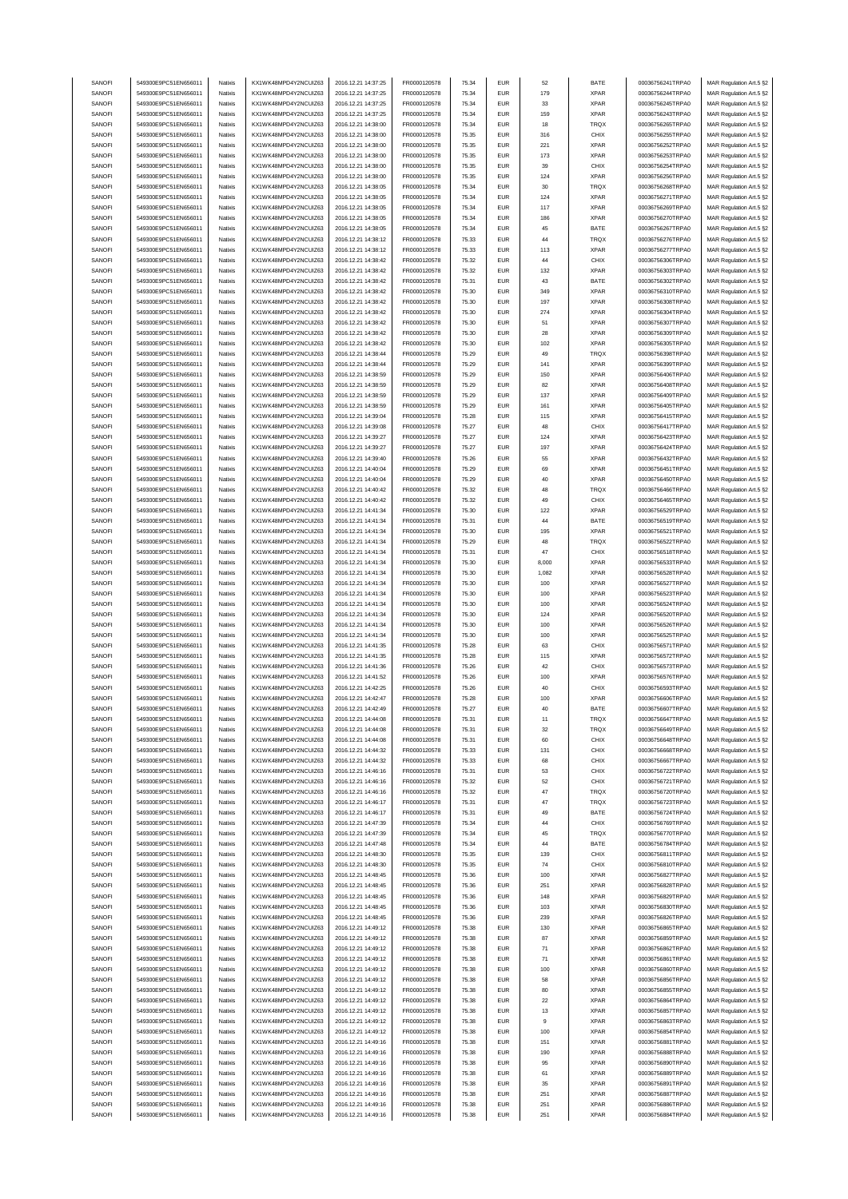| | | | | | | | | | | | |
|---|---|---|---|---|---|---|---|---|---|---|---|
| SANOFI | 549300E9PC51EN656011 | Natixis | KX1WK48MPD4Y2NCUIZ63 | 2016.12.21 14:37:25 | FR0000120578 | 75.34 | EUR | 52 | BATE | 00036756241TRPA0 | MAR Regulation Art.5 §2 |
| SANOFI | 549300E9PC51EN656011 | Natixis | KX1WK48MPD4Y2NCUIZ63 | 2016.12.21 14:37:25 | FR0000120578 | 75.34 | EUR | 179 | XPAR | 00036756244TRPA0 | MAR Regulation Art.5 §2 |
| SANOFI | 549300E9PC51EN656011 | Natixis | KX1WK48MPD4Y2NCUIZ63 | 2016.12.21 14:37:25 | FR0000120578 | 75.34 | EUR | 33 | XPAR | 00036756245TRPA0 | MAR Regulation Art.5 §2 |
| SANOFI | 549300E9PC51EN656011 | Natixis | KX1WK48MPD4Y2NCUIZ63 | 2016.12.21 14:37:25 | FR0000120578 | 75.34 | EUR | 159 | XPAR | 00036756243TRPA0 | MAR Regulation Art.5 §2 |
| SANOFI | 549300E9PC51EN656011 | Natixis | KX1WK48MPD4Y2NCUIZ63 | 2016.12.21 14:38:00 | FR0000120578 | 75.34 | EUR | 18 | TRQX | 00036756265TRPA0 | MAR Regulation Art.5 §2 |
| SANOFI | 549300E9PC51EN656011 | Natixis | KX1WK48MPD4Y2NCUIZ63 | 2016.12.21 14:38:00 | FR0000120578 | 75.35 | EUR | 316 | CHIX | 00036756255TRPA0 | MAR Regulation Art.5 §2 |
| SANOFI | 549300E9PC51EN656011 | Natixis | KX1WK48MPD4Y2NCUIZ63 | 2016.12.21 14:38:00 | FR0000120578 | 75.35 | EUR | 221 | XPAR | 00036756252TRPA0 | MAR Regulation Art.5 §2 |
| SANOFI | 549300E9PC51EN656011 | Natixis | KX1WK48MPD4Y2NCUIZ63 | 2016.12.21 14:38:00 | FR0000120578 | 75.35 | EUR | 173 | XPAR | 00036756253TRPA0 | MAR Regulation Art.5 §2 |
| SANOFI | 549300E9PC51EN656011 | Natixis | KX1WK48MPD4Y2NCUIZ63 | 2016.12.21 14:38:00 | FR0000120578 | 75.35 | EUR | 39 | CHIX | 00036756254TRPA0 | MAR Regulation Art.5 §2 |
| SANOFI | 549300E9PC51EN656011 | Natixis | KX1WK48MPD4Y2NCUIZ63 | 2016.12.21 14:38:00 | FR0000120578 | 75.35 | EUR | 124 | XPAR | 00036756256TRPA0 | MAR Regulation Art.5 §2 |
| SANOFI | 549300E9PC51EN656011 | Natixis | KX1WK48MPD4Y2NCUIZ63 | 2016.12.21 14:38:05 | FR0000120578 | 75.34 | EUR | 30 | TRQX | 00036756268TRPA0 | MAR Regulation Art.5 §2 |
| SANOFI | 549300E9PC51EN656011 | Natixis | KX1WK48MPD4Y2NCUIZ63 | 2016.12.21 14:38:05 | FR0000120578 | 75.34 | EUR | 124 | XPAR | 00036756271TRPA0 | MAR Regulation Art.5 §2 |
| SANOFI | 549300E9PC51EN656011 | Natixis | KX1WK48MPD4Y2NCUIZ63 | 2016.12.21 14:38:05 | FR0000120578 | 75.34 | EUR | 117 | XPAR | 00036756269TRPA0 | MAR Regulation Art.5 §2 |
| SANOFI | 549300E9PC51EN656011 | Natixis | KX1WK48MPD4Y2NCUIZ63 | 2016.12.21 14:38:05 | FR0000120578 | 75.34 | EUR | 186 | XPAR | 00036756270TRPA0 | MAR Regulation Art.5 §2 |
| SANOFI | 549300E9PC51EN656011 | Natixis | KX1WK48MPD4Y2NCUIZ63 | 2016.12.21 14:38:05 | FR0000120578 | 75.34 | EUR | 45 | BATE | 00036756267TRPA0 | MAR Regulation Art.5 §2 |
| SANOFI | 549300E9PC51EN656011 | Natixis | KX1WK48MPD4Y2NCUIZ63 | 2016.12.21 14:38:12 | FR0000120578 | 75.33 | EUR | 44 | TRQX | 00036756276TRPA0 | MAR Regulation Art.5 §2 |
| SANOFI | 549300E9PC51EN656011 | Natixis | KX1WK48MPD4Y2NCUIZ63 | 2016.12.21 14:38:12 | FR0000120578 | 75.33 | EUR | 113 | XPAR | 00036756277TRPA0 | MAR Regulation Art.5 §2 |
| SANOFI | 549300E9PC51EN656011 | Natixis | KX1WK48MPD4Y2NCUIZ63 | 2016.12.21 14:38:42 | FR0000120578 | 75.32 | EUR | 44 | CHIX | 00036756306TRPA0 | MAR Regulation Art.5 §2 |
| SANOFI | 549300E9PC51EN656011 | Natixis | KX1WK48MPD4Y2NCUIZ63 | 2016.12.21 14:38:42 | FR0000120578 | 75.32 | EUR | 132 | XPAR | 00036756303TRPA0 | MAR Regulation Art.5 §2 |
| SANOFI | 549300E9PC51EN656011 | Natixis | KX1WK48MPD4Y2NCUIZ63 | 2016.12.21 14:38:42 | FR0000120578 | 75.31 | EUR | 43 | BATE | 00036756302TRPA0 | MAR Regulation Art.5 §2 |
| SANOFI | 549300E9PC51EN656011 | Natixis | KX1WK48MPD4Y2NCUIZ63 | 2016.12.21 14:38:42 | FR0000120578 | 75.30 | EUR | 349 | XPAR | 00036756310TRPA0 | MAR Regulation Art.5 §2 |
| SANOFI | 549300E9PC51EN656011 | Natixis | KX1WK48MPD4Y2NCUIZ63 | 2016.12.21 14:38:42 | FR0000120578 | 75.30 | EUR | 197 | XPAR | 00036756308TRPA0 | MAR Regulation Art.5 §2 |
| SANOFI | 549300E9PC51EN656011 | Natixis | KX1WK48MPD4Y2NCUIZ63 | 2016.12.21 14:38:42 | FR0000120578 | 75.30 | EUR | 274 | XPAR | 00036756304TRPA0 | MAR Regulation Art.5 §2 |
| SANOFI | 549300E9PC51EN656011 | Natixis | KX1WK48MPD4Y2NCUIZ63 | 2016.12.21 14:38:42 | FR0000120578 | 75.30 | EUR | 51 | XPAR | 00036756307TRPA0 | MAR Regulation Art.5 §2 |
| SANOFI | 549300E9PC51EN656011 | Natixis | KX1WK48MPD4Y2NCUIZ63 | 2016.12.21 14:38:42 | FR0000120578 | 75.30 | EUR | 28 | XPAR | 00036756309TRPA0 | MAR Regulation Art.5 §2 |
| SANOFI | 549300E9PC51EN656011 | Natixis | KX1WK48MPD4Y2NCUIZ63 | 2016.12.21 14:38:42 | FR0000120578 | 75.30 | EUR | 102 | XPAR | 00036756305TRPA0 | MAR Regulation Art.5 §2 |
| SANOFI | 549300E9PC51EN656011 | Natixis | KX1WK48MPD4Y2NCUIZ63 | 2016.12.21 14:38:44 | FR0000120578 | 75.29 | EUR | 49 | TRQX | 00036756398TRPA0 | MAR Regulation Art.5 §2 |
| SANOFI | 549300E9PC51EN656011 | Natixis | KX1WK48MPD4Y2NCUIZ63 | 2016.12.21 14:38:44 | FR0000120578 | 75.29 | EUR | 141 | XPAR | 00036756399TRPA0 | MAR Regulation Art.5 §2 |
| SANOFI | 549300E9PC51EN656011 | Natixis | KX1WK48MPD4Y2NCUIZ63 | 2016.12.21 14:38:59 | FR0000120578 | 75.29 | EUR | 150 | XPAR | 00036756406TRPA0 | MAR Regulation Art.5 §2 |
| SANOFI | 549300E9PC51EN656011 | Natixis | KX1WK48MPD4Y2NCUIZ63 | 2016.12.21 14:38:59 | FR0000120578 | 75.29 | EUR | 82 | XPAR | 00036756408TRPA0 | MAR Regulation Art.5 §2 |
| SANOFI | 549300E9PC51EN656011 | Natixis | KX1WK48MPD4Y2NCUIZ63 | 2016.12.21 14:38:59 | FR0000120578 | 75.29 | EUR | 137 | XPAR | 00036756409TRPA0 | MAR Regulation Art.5 §2 |
| SANOFI | 549300E9PC51EN656011 | Natixis | KX1WK48MPD4Y2NCUIZ63 | 2016.12.21 14:38:59 | FR0000120578 | 75.29 | EUR | 161 | XPAR | 00036756405TRPA0 | MAR Regulation Art.5 §2 |
| SANOFI | 549300E9PC51EN656011 | Natixis | KX1WK48MPD4Y2NCUIZ63 | 2016.12.21 14:39:04 | FR0000120578 | 75.28 | EUR | 115 | XPAR | 00036756415TRPA0 | MAR Regulation Art.5 §2 |
| SANOFI | 549300E9PC51EN656011 | Natixis | KX1WK48MPD4Y2NCUIZ63 | 2016.12.21 14:39:08 | FR0000120578 | 75.27 | EUR | 48 | CHIX | 00036756417TRPA0 | MAR Regulation Art.5 §2 |
| SANOFI | 549300E9PC51EN656011 | Natixis | KX1WK48MPD4Y2NCUIZ63 | 2016.12.21 14:39:27 | FR0000120578 | 75.27 | EUR | 124 | XPAR | 00036756423TRPA0 | MAR Regulation Art.5 §2 |
| SANOFI | 549300E9PC51EN656011 | Natixis | KX1WK48MPD4Y2NCUIZ63 | 2016.12.21 14:39:27 | FR0000120578 | 75.27 | EUR | 197 | XPAR | 00036756424TRPA0 | MAR Regulation Art.5 §2 |
| SANOFI | 549300E9PC51EN656011 | Natixis | KX1WK48MPD4Y2NCUIZ63 | 2016.12.21 14:39:40 | FR0000120578 | 75.26 | EUR | 55 | XPAR | 00036756432TRPA0 | MAR Regulation Art.5 §2 |
| SANOFI | 549300E9PC51EN656011 | Natixis | KX1WK48MPD4Y2NCUIZ63 | 2016.12.21 14:40:04 | FR0000120578 | 75.29 | EUR | 69 | XPAR | 00036756451TRPA0 | MAR Regulation Art.5 §2 |
| SANOFI | 549300E9PC51EN656011 | Natixis | KX1WK48MPD4Y2NCUIZ63 | 2016.12.21 14:40:04 | FR0000120578 | 75.29 | EUR | 40 | XPAR | 00036756450TRPA0 | MAR Regulation Art.5 §2 |
| SANOFI | 549300E9PC51EN656011 | Natixis | KX1WK48MPD4Y2NCUIZ63 | 2016.12.21 14:40:42 | FR0000120578 | 75.32 | EUR | 48 | TRQX | 00036756466TRPA0 | MAR Regulation Art.5 §2 |
| SANOFI | 549300E9PC51EN656011 | Natixis | KX1WK48MPD4Y2NCUIZ63 | 2016.12.21 14:40:42 | FR0000120578 | 75.32 | EUR | 49 | CHIX | 00036756465TRPA0 | MAR Regulation Art.5 §2 |
| SANOFI | 549300E9PC51EN656011 | Natixis | KX1WK48MPD4Y2NCUIZ63 | 2016.12.21 14:41:34 | FR0000120578 | 75.30 | EUR | 122 | XPAR | 00036756529TRPA0 | MAR Regulation Art.5 §2 |
| SANOFI | 549300E9PC51EN656011 | Natixis | KX1WK48MPD4Y2NCUIZ63 | 2016.12.21 14:41:34 | FR0000120578 | 75.31 | EUR | 44 | BATE | 00036756519TRPA0 | MAR Regulation Art.5 §2 |
| SANOFI | 549300E9PC51EN656011 | Natixis | KX1WK48MPD4Y2NCUIZ63 | 2016.12.21 14:41:34 | FR0000120578 | 75.30 | EUR | 195 | XPAR | 00036756521TRPA0 | MAR Regulation Art.5 §2 |
| SANOFI | 549300E9PC51EN656011 | Natixis | KX1WK48MPD4Y2NCUIZ63 | 2016.12.21 14:41:34 | FR0000120578 | 75.29 | EUR | 48 | TRQX | 00036756522TRPA0 | MAR Regulation Art.5 §2 |
| SANOFI | 549300E9PC51EN656011 | Natixis | KX1WK48MPD4Y2NCUIZ63 | 2016.12.21 14:41:34 | FR0000120578 | 75.31 | EUR | 47 | CHIX | 00036756518TRPA0 | MAR Regulation Art.5 §2 |
| SANOFI | 549300E9PC51EN656011 | Natixis | KX1WK48MPD4Y2NCUIZ63 | 2016.12.21 14:41:34 | FR0000120578 | 75.30 | EUR | 8,000 | XPAR | 00036756533TRPA0 | MAR Regulation Art.5 §2 |
| SANOFI | 549300E9PC51EN656011 | Natixis | KX1WK48MPD4Y2NCUIZ63 | 2016.12.21 14:41:34 | FR0000120578 | 75.30 | EUR | 1,082 | XPAR | 00036756528TRPA0 | MAR Regulation Art.5 §2 |
| SANOFI | 549300E9PC51EN656011 | Natixis | KX1WK48MPD4Y2NCUIZ63 | 2016.12.21 14:41:34 | FR0000120578 | 75.30 | EUR | 100 | XPAR | 00036756527TRPA0 | MAR Regulation Art.5 §2 |
| SANOFI | 549300E9PC51EN656011 | Natixis | KX1WK48MPD4Y2NCUIZ63 | 2016.12.21 14:41:34 | FR0000120578 | 75.30 | EUR | 100 | XPAR | 00036756523TRPA0 | MAR Regulation Art.5 §2 |
| SANOFI | 549300E9PC51EN656011 | Natixis | KX1WK48MPD4Y2NCUIZ63 | 2016.12.21 14:41:34 | FR0000120578 | 75.30 | EUR | 100 | XPAR | 00036756524TRPA0 | MAR Regulation Art.5 §2 |
| SANOFI | 549300E9PC51EN656011 | Natixis | KX1WK48MPD4Y2NCUIZ63 | 2016.12.21 14:41:34 | FR0000120578 | 75.30 | EUR | 124 | XPAR | 00036756520TRPA0 | MAR Regulation Art.5 §2 |
| SANOFI | 549300E9PC51EN656011 | Natixis | KX1WK48MPD4Y2NCUIZ63 | 2016.12.21 14:41:34 | FR0000120578 | 75.30 | EUR | 100 | XPAR | 00036756526TRPA0 | MAR Regulation Art.5 §2 |
| SANOFI | 549300E9PC51EN656011 | Natixis | KX1WK48MPD4Y2NCUIZ63 | 2016.12.21 14:41:34 | FR0000120578 | 75.30 | EUR | 100 | XPAR | 00036756525TRPA0 | MAR Regulation Art.5 §2 |
| SANOFI | 549300E9PC51EN656011 | Natixis | KX1WK48MPD4Y2NCUIZ63 | 2016.12.21 14:41:35 | FR0000120578 | 75.28 | EUR | 63 | CHIX | 00036756571TRPA0 | MAR Regulation Art.5 §2 |
| SANOFI | 549300E9PC51EN656011 | Natixis | KX1WK48MPD4Y2NCUIZ63 | 2016.12.21 14:41:35 | FR0000120578 | 75.28 | EUR | 115 | XPAR | 00036756572TRPA0 | MAR Regulation Art.5 §2 |
| SANOFI | 549300E9PC51EN656011 | Natixis | KX1WK48MPD4Y2NCUIZ63 | 2016.12.21 14:41:36 | FR0000120578 | 75.26 | EUR | 42 | CHIX | 00036756573TRPA0 | MAR Regulation Art.5 §2 |
| SANOFI | 549300E9PC51EN656011 | Natixis | KX1WK48MPD4Y2NCUIZ63 | 2016.12.21 14:41:52 | FR0000120578 | 75.26 | EUR | 100 | XPAR | 00036756576TRPA0 | MAR Regulation Art.5 §2 |
| SANOFI | 549300E9PC51EN656011 | Natixis | KX1WK48MPD4Y2NCUIZ63 | 2016.12.21 14:42:25 | FR0000120578 | 75.26 | EUR | 40 | CHIX | 00036756593TRPA0 | MAR Regulation Art.5 §2 |
| SANOFI | 549300E9PC51EN656011 | Natixis | KX1WK48MPD4Y2NCUIZ63 | 2016.12.21 14:42:47 | FR0000120578 | 75.28 | EUR | 100 | XPAR | 00036756606TRPA0 | MAR Regulation Art.5 §2 |
| SANOFI | 549300E9PC51EN656011 | Natixis | KX1WK48MPD4Y2NCUIZ63 | 2016.12.21 14:42:49 | FR0000120578 | 75.27 | EUR | 40 | BATE | 00036756607TRPA0 | MAR Regulation Art.5 §2 |
| SANOFI | 549300E9PC51EN656011 | Natixis | KX1WK48MPD4Y2NCUIZ63 | 2016.12.21 14:44:08 | FR0000120578 | 75.31 | EUR | 11 | TRQX | 00036756647TRPA0 | MAR Regulation Art.5 §2 |
| SANOFI | 549300E9PC51EN656011 | Natixis | KX1WK48MPD4Y2NCUIZ63 | 2016.12.21 14:44:08 | FR0000120578 | 75.31 | EUR | 32 | TRQX | 00036756649TRPA0 | MAR Regulation Art.5 §2 |
| SANOFI | 549300E9PC51EN656011 | Natixis | KX1WK48MPD4Y2NCUIZ63 | 2016.12.21 14:44:08 | FR0000120578 | 75.31 | EUR | 60 | CHIX | 00036756648TRPA0 | MAR Regulation Art.5 §2 |
| SANOFI | 549300E9PC51EN656011 | Natixis | KX1WK48MPD4Y2NCUIZ63 | 2016.12.21 14:44:32 | FR0000120578 | 75.33 | EUR | 131 | CHIX | 00036756668TRPA0 | MAR Regulation Art.5 §2 |
| SANOFI | 549300E9PC51EN656011 | Natixis | KX1WK48MPD4Y2NCUIZ63 | 2016.12.21 14:44:32 | FR0000120578 | 75.33 | EUR | 68 | CHIX | 00036756667TRPA0 | MAR Regulation Art.5 §2 |
| SANOFI | 549300E9PC51EN656011 | Natixis | KX1WK48MPD4Y2NCUIZ63 | 2016.12.21 14:46:16 | FR0000120578 | 75.31 | EUR | 53 | CHIX | 00036756722TRPA0 | MAR Regulation Art.5 §2 |
| SANOFI | 549300E9PC51EN656011 | Natixis | KX1WK48MPD4Y2NCUIZ63 | 2016.12.21 14:46:16 | FR0000120578 | 75.32 | EUR | 52 | CHIX | 00036756721TRPA0 | MAR Regulation Art.5 §2 |
| SANOFI | 549300E9PC51EN656011 | Natixis | KX1WK48MPD4Y2NCUIZ63 | 2016.12.21 14:46:16 | FR0000120578 | 75.32 | EUR | 47 | TRQX | 00036756720TRPA0 | MAR Regulation Art.5 §2 |
| SANOFI | 549300E9PC51EN656011 | Natixis | KX1WK48MPD4Y2NCUIZ63 | 2016.12.21 14:46:17 | FR0000120578 | 75.31 | EUR | 47 | TRQX | 00036756723TRPA0 | MAR Regulation Art.5 §2 |
| SANOFI | 549300E9PC51EN656011 | Natixis | KX1WK48MPD4Y2NCUIZ63 | 2016.12.21 14:46:17 | FR0000120578 | 75.31 | EUR | 49 | BATE | 00036756724TRPA0 | MAR Regulation Art.5 §2 |
| SANOFI | 549300E9PC51EN656011 | Natixis | KX1WK48MPD4Y2NCUIZ63 | 2016.12.21 14:47:39 | FR0000120578 | 75.34 | EUR | 44 | CHIX | 00036756769TRPA0 | MAR Regulation Art.5 §2 |
| SANOFI | 549300E9PC51EN656011 | Natixis | KX1WK48MPD4Y2NCUIZ63 | 2016.12.21 14:47:39 | FR0000120578 | 75.34 | EUR | 45 | TRQX | 00036756770TRPA0 | MAR Regulation Art.5 §2 |
| SANOFI | 549300E9PC51EN656011 | Natixis | KX1WK48MPD4Y2NCUIZ63 | 2016.12.21 14:47:48 | FR0000120578 | 75.34 | EUR | 44 | BATE | 00036756784TRPA0 | MAR Regulation Art.5 §2 |
| SANOFI | 549300E9PC51EN656011 | Natixis | KX1WK48MPD4Y2NCUIZ63 | 2016.12.21 14:48:30 | FR0000120578 | 75.35 | EUR | 139 | CHIX | 00036756811TRPA0 | MAR Regulation Art.5 §2 |
| SANOFI | 549300E9PC51EN656011 | Natixis | KX1WK48MPD4Y2NCUIZ63 | 2016.12.21 14:48:30 | FR0000120578 | 75.35 | EUR | 74 | CHIX | 00036756810TRPA0 | MAR Regulation Art.5 §2 |
| SANOFI | 549300E9PC51EN656011 | Natixis | KX1WK48MPD4Y2NCUIZ63 | 2016.12.21 14:48:45 | FR0000120578 | 75.36 | EUR | 100 | XPAR | 00036756827TRPA0 | MAR Regulation Art.5 §2 |
| SANOFI | 549300E9PC51EN656011 | Natixis | KX1WK48MPD4Y2NCUIZ63 | 2016.12.21 14:48:45 | FR0000120578 | 75.36 | EUR | 251 | XPAR | 00036756828TRPA0 | MAR Regulation Art.5 §2 |
| SANOFI | 549300E9PC51EN656011 | Natixis | KX1WK48MPD4Y2NCUIZ63 | 2016.12.21 14:48:45 | FR0000120578 | 75.36 | EUR | 148 | XPAR | 00036756829TRPA0 | MAR Regulation Art.5 §2 |
| SANOFI | 549300E9PC51EN656011 | Natixis | KX1WK48MPD4Y2NCUIZ63 | 2016.12.21 14:48:45 | FR0000120578 | 75.36 | EUR | 103 | XPAR | 00036756830TRPA0 | MAR Regulation Art.5 §2 |
| SANOFI | 549300E9PC51EN656011 | Natixis | KX1WK48MPD4Y2NCUIZ63 | 2016.12.21 14:48:45 | FR0000120578 | 75.36 | EUR | 239 | XPAR | 00036756826TRPA0 | MAR Regulation Art.5 §2 |
| SANOFI | 549300E9PC51EN656011 | Natixis | KX1WK48MPD4Y2NCUIZ63 | 2016.12.21 14:49:12 | FR0000120578 | 75.38 | EUR | 130 | XPAR | 00036756865TRPA0 | MAR Regulation Art.5 §2 |
| SANOFI | 549300E9PC51EN656011 | Natixis | KX1WK48MPD4Y2NCUIZ63 | 2016.12.21 14:49:12 | FR0000120578 | 75.38 | EUR | 87 | XPAR | 00036756859TRPA0 | MAR Regulation Art.5 §2 |
| SANOFI | 549300E9PC51EN656011 | Natixis | KX1WK48MPD4Y2NCUIZ63 | 2016.12.21 14:49:12 | FR0000120578 | 75.38 | EUR | 71 | XPAR | 00036756862TRPA0 | MAR Regulation Art.5 §2 |
| SANOFI | 549300E9PC51EN656011 | Natixis | KX1WK48MPD4Y2NCUIZ63 | 2016.12.21 14:49:12 | FR0000120578 | 75.38 | EUR | 71 | XPAR | 00036756861TRPA0 | MAR Regulation Art.5 §2 |
| SANOFI | 549300E9PC51EN656011 | Natixis | KX1WK48MPD4Y2NCUIZ63 | 2016.12.21 14:49:12 | FR0000120578 | 75.38 | EUR | 100 | XPAR | 00036756860TRPA0 | MAR Regulation Art.5 §2 |
| SANOFI | 549300E9PC51EN656011 | Natixis | KX1WK48MPD4Y2NCUIZ63 | 2016.12.21 14:49:12 | FR0000120578 | 75.38 | EUR | 58 | XPAR | 00036756856TRPA0 | MAR Regulation Art.5 §2 |
| SANOFI | 549300E9PC51EN656011 | Natixis | KX1WK48MPD4Y2NCUIZ63 | 2016.12.21 14:49:12 | FR0000120578 | 75.38 | EUR | 80 | XPAR | 00036756855TRPA0 | MAR Regulation Art.5 §2 |
| SANOFI | 549300E9PC51EN656011 | Natixis | KX1WK48MPD4Y2NCUIZ63 | 2016.12.21 14:49:12 | FR0000120578 | 75.38 | EUR | 22 | XPAR | 00036756864TRPA0 | MAR Regulation Art.5 §2 |
| SANOFI | 549300E9PC51EN656011 | Natixis | KX1WK48MPD4Y2NCUIZ63 | 2016.12.21 14:49:12 | FR0000120578 | 75.38 | EUR | 13 | XPAR | 00036756857TRPA0 | MAR Regulation Art.5 §2 |
| SANOFI | 549300E9PC51EN656011 | Natixis | KX1WK48MPD4Y2NCUIZ63 | 2016.12.21 14:49:12 | FR0000120578 | 75.38 | EUR | 9 | XPAR | 00036756863TRPA0 | MAR Regulation Art.5 §2 |
| SANOFI | 549300E9PC51EN656011 | Natixis | KX1WK48MPD4Y2NCUIZ63 | 2016.12.21 14:49:12 | FR0000120578 | 75.38 | EUR | 100 | XPAR | 00036756854TRPA0 | MAR Regulation Art.5 §2 |
| SANOFI | 549300E9PC51EN656011 | Natixis | KX1WK48MPD4Y2NCUIZ63 | 2016.12.21 14:49:16 | FR0000120578 | 75.38 | EUR | 151 | XPAR | 00036756881TRPA0 | MAR Regulation Art.5 §2 |
| SANOFI | 549300E9PC51EN656011 | Natixis | KX1WK48MPD4Y2NCUIZ63 | 2016.12.21 14:49:16 | FR0000120578 | 75.38 | EUR | 190 | XPAR | 00036756888TRPA0 | MAR Regulation Art.5 §2 |
| SANOFI | 549300E9PC51EN656011 | Natixis | KX1WK48MPD4Y2NCUIZ63 | 2016.12.21 14:49:16 | FR0000120578 | 75.38 | EUR | 95 | XPAR | 00036756890TRPA0 | MAR Regulation Art.5 §2 |
| SANOFI | 549300E9PC51EN656011 | Natixis | KX1WK48MPD4Y2NCUIZ63 | 2016.12.21 14:49:16 | FR0000120578 | 75.38 | EUR | 61 | XPAR | 00036756889TRPA0 | MAR Regulation Art.5 §2 |
| SANOFI | 549300E9PC51EN656011 | Natixis | KX1WK48MPD4Y2NCUIZ63 | 2016.12.21 14:49:16 | FR0000120578 | 75.38 | EUR | 35 | XPAR | 00036756891TRPA0 | MAR Regulation Art.5 §2 |
| SANOFI | 549300E9PC51EN656011 | Natixis | KX1WK48MPD4Y2NCUIZ63 | 2016.12.21 14:49:16 | FR0000120578 | 75.38 | EUR | 251 | XPAR | 00036756887TRPA0 | MAR Regulation Art.5 §2 |
| SANOFI | 549300E9PC51EN656011 | Natixis | KX1WK48MPD4Y2NCUIZ63 | 2016.12.21 14:49:16 | FR0000120578 | 75.38 | EUR | 251 | XPAR | 00036756886TRPA0 | MAR Regulation Art.5 §2 |
| SANOFI | 549300E9PC51EN656011 | Natixis | KX1WK48MPD4Y2NCUIZ63 | 2016.12.21 14:49:16 | FR0000120578 | 75.38 | EUR | 251 | XPAR | 00036756884TRPA0 | MAR Regulation Art.5 §2 |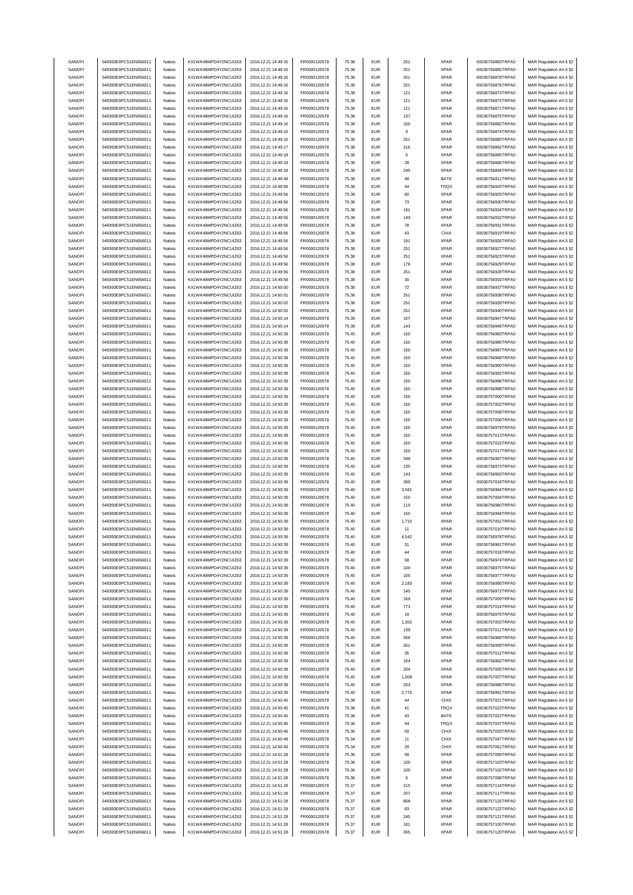| SANOFI | 549300E9PC51EN656011 | Natixis | KX1WK48MPD4Y2NCUIZ63 | 2016.12.21 14:49:16 | FR0000120578 | 75.38 | EUR | 251 | XPAR | 00036756883TRPA0 | MAR Regulation Art.5 §2 |
|---|---|---|---|---|---|---|---|---|---|---|---|
| SANOFI | 549300E9PC51EN656011 | Natixis | KX1WK48MPD4Y2NCUIZ63 | 2016.12.21 14:49:16 | FR0000120578 | 75.38 | EUR | 251 | XPAR | 00036756885TRPA0 | MAR Regulation Art.5 §2 |
| SANOFI | 549300E9PC51EN656011 | Natixis | KX1WK48MPD4Y2NCUIZ63 | 2016.12.21 14:49:16 | FR0000120578 | 75.38 | EUR | 251 | XPAR | 00036756878TRPA0 | MAR Regulation Art.5 §2 |
| SANOFI | 549300E9PC51EN656011 | Natixis | KX1WK48MPD4Y2NCUIZ63 | 2016.12.21 14:49:16 | FR0000120578 | 75.38 | EUR | 251 | XPAR | 00036756876TRPA0 | MAR Regulation Art.5 §2 |
| SANOFI | 549300E9PC51EN656011 | Natixis | KX1WK48MPD4Y2NCUIZ63 | 2016.12.21 14:49:16 | FR0000120578 | 75.38 | EUR | 121 | XPAR | 00036756873TRPA0 | MAR Regulation Art.5 §2 |
| SANOFI | 549300E9PC51EN656011 | Natixis | KX1WK48MPD4Y2NCUIZ63 | 2016.12.21 14:49:16 | FR0000120578 | 75.38 | EUR | 121 | XPAR | 00036756872TRPA0 | MAR Regulation Art.5 §2 |
| SANOFI | 549300E9PC51EN656011 | Natixis | KX1WK48MPD4Y2NCUIZ63 | 2016.12.21 14:49:16 | FR0000120578 | 75.38 | EUR | 121 | XPAR | 00036756871TRPA0 | MAR Regulation Art.5 §2 |
| SANOFI | 549300E9PC51EN656011 | Natixis | KX1WK48MPD4Y2NCUIZ63 | 2016.12.21 14:49:16 | FR0000120578 | 75.38 | EUR | 137 | XPAR | 00036756875TRPA0 | MAR Regulation Art.5 §2 |
| SANOFI | 549300E9PC51EN656011 | Natixis | KX1WK48MPD4Y2NCUIZ63 | 2016.12.21 14:49:16 | FR0000120578 | 75.38 | EUR | 100 | XPAR | 00036756882TRPA0 | MAR Regulation Art.5 §2 |
| SANOFI | 549300E9PC51EN656011 | Natixis | KX1WK48MPD4Y2NCUIZ63 | 2016.12.21 14:49:16 | FR0000120578 | 75.38 | EUR | 9 | XPAR | 00036756874TRPA0 | MAR Regulation Art.5 §2 |
| SANOFI | 549300E9PC51EN656011 | Natixis | KX1WK48MPD4Y2NCUIZ63 | 2016.12.21 14:49:16 | FR0000120578 | 75.38 | EUR | 251 | XPAR | 00036756880TRPA0 | MAR Regulation Art.5 §2 |
| SANOFI | 549300E9PC51EN656011 | Natixis | KX1WK48MPD4Y2NCUIZ63 | 2016.12.21 14:49:17 | FR0000120578 | 75.38 | EUR | 216 | XPAR | 00036756892TRPA0 | MAR Regulation Art.5 §2 |
| SANOFI | 549300E9PC51EN656011 | Natixis | KX1WK48MPD4Y2NCUIZ63 | 2016.12.21 14:49:18 | FR0000120578 | 75.38 | EUR | 6 | XPAR | 00036756895TRPA0 | MAR Regulation Art.5 §2 |
| SANOFI | 549300E9PC51EN656011 | Natixis | KX1WK48MPD4Y2NCUIZ63 | 2016.12.21 14:49:18 | FR0000120578 | 75.38 | EUR | 28 | XPAR | 00036756896TRPA0 | MAR Regulation Art.5 §2 |
| SANOFI | 549300E9PC51EN656011 | Natixis | KX1WK48MPD4Y2NCUIZ63 | 2016.12.21 14:49:18 | FR0000120578 | 75.38 | EUR | 245 | XPAR | 00036756894TRPA0 | MAR Regulation Art.5 §2 |
| SANOFI | 549300E9PC51EN656011 | Natixis | KX1WK48MPD4Y2NCUIZ63 | 2016.12.21 14:49:48 | FR0000120578 | 75.38 | EUR | 48 | BATE | 00036756911TRPA0 | MAR Regulation Art.5 §2 |
| SANOFI | 549300E9PC51EN656011 | Natixis | KX1WK48MPD4Y2NCUIZ63 | 2016.12.21 14:49:56 | FR0000120578 | 75.38 | EUR | 44 | TRQX | 00036756920TRPA0 | MAR Regulation Art.5 §2 |
| SANOFI | 549300E9PC51EN656011 | Natixis | KX1WK48MPD4Y2NCUIZ63 | 2016.12.21 14:49:56 | FR0000120578 | 75.38 | EUR | 60 | XPAR | 00036756925TRPA0 | MAR Regulation Art.5 §2 |
| SANOFI | 549300E9PC51EN656011 | Natixis | KX1WK48MPD4Y2NCUIZ63 | 2016.12.21 14:49:56 | FR0000120578 | 75.38 | EUR | 73 | XPAR | 00036756930TRPA0 | MAR Regulation Art.5 §2 |
| SANOFI | 549300E9PC51EN656011 | Natixis | KX1WK48MPD4Y2NCUIZ63 | 2016.12.21 14:49:56 | FR0000120578 | 75.38 | EUR | 191 | XPAR | 00036756924TRPA0 | MAR Regulation Art.5 §2 |
| SANOFI | 549300E9PC51EN656011 | Natixis | KX1WK48MPD4Y2NCUIZ63 | 2016.12.21 14:49:56 | FR0000120578 | 75.38 | EUR | 149 | XPAR | 00036756932TRPA0 | MAR Regulation Art.5 §2 |
| SANOFI | 549300E9PC51EN656011 | Natixis | KX1WK48MPD4Y2NCUIZ63 | 2016.12.21 14:49:56 | FR0000120578 | 75.38 | EUR | 78 | XPAR | 00036756931TRPA0 | MAR Regulation Art.5 §2 |
| SANOFI | 549300E9PC51EN656011 | Natixis | KX1WK48MPD4Y2NCUIZ63 | 2016.12.21 14:49:56 | FR0000120578 | 75.38 | EUR | 43 | CHIX | 00036756919TRPA0 | MAR Regulation Art.5 §2 |
| SANOFI | 549300E9PC51EN656011 | Natixis | KX1WK48MPD4Y2NCUIZ63 | 2016.12.21 14:49:56 | FR0000120578 | 75.38 | EUR | 191 | XPAR | 00036756926TRPA0 | MAR Regulation Art.5 §2 |
| SANOFI | 549300E9PC51EN656011 | Natixis | KX1WK48MPD4Y2NCUIZ63 | 2016.12.21 14:49:56 | FR0000120578 | 75.38 | EUR | 251 | XPAR | 00036756927TRPA0 | MAR Regulation Art.5 §2 |
| SANOFI | 549300E9PC51EN656011 | Natixis | KX1WK48MPD4Y2NCUIZ63 | 2016.12.21 14:49:56 | FR0000120578 | 75.38 | EUR | 251 | XPAR | 00036756923TRPA0 | MAR Regulation Art.5 §2 |
| SANOFI | 549300E9PC51EN656011 | Natixis | KX1WK48MPD4Y2NCUIZ63 | 2016.12.21 14:49:56 | FR0000120578 | 75.38 | EUR | 178 | XPAR | 00036756929TRPA0 | MAR Regulation Art.5 §2 |
| SANOFI | 549300E9PC51EN656011 | Natixis | KX1WK48MPD4Y2NCUIZ63 | 2016.12.21 14:49:56 | FR0000120578 | 75.38 | EUR | 251 | XPAR | 00036756928TRPA0 | MAR Regulation Art.5 §2 |
| SANOFI | 549300E9PC51EN656011 | Natixis | KX1WK48MPD4Y2NCUIZ63 | 2016.12.21 14:49:58 | FR0000120578 | 75.38 | EUR | 30 | XPAR | 00036756933TRPA0 | MAR Regulation Art.5 §2 |
| SANOFI | 549300E9PC51EN656011 | Natixis | KX1WK48MPD4Y2NCUIZ63 | 2016.12.21 14:50:00 | FR0000120578 | 75.38 | EUR | 72 | XPAR | 00036756937TRPA0 | MAR Regulation Art.5 §2 |
| SANOFI | 549300E9PC51EN656011 | Natixis | KX1WK48MPD4Y2NCUIZ63 | 2016.12.21 14:50:01 | FR0000120578 | 75.38 | EUR | 251 | XPAR | 00036756938TRPA0 | MAR Regulation Art.5 §2 |
| SANOFI | 549300E9PC51EN656011 | Natixis | KX1WK48MPD4Y2NCUIZ63 | 2016.12.21 14:50:02 | FR0000120578 | 75.38 | EUR | 251 | XPAR | 00036756939TRPA0 | MAR Regulation Art.5 §2 |
| SANOFI | 549300E9PC51EN656011 | Natixis | KX1WK48MPD4Y2NCUIZ63 | 2016.12.21 14:50:02 | FR0000120578 | 75.38 | EUR | 251 | XPAR | 00036756940TRPA0 | MAR Regulation Art.5 §2 |
| SANOFI | 549300E9PC51EN656011 | Natixis | KX1WK48MPD4Y2NCUIZ63 | 2016.12.21 14:50:14 | FR0000120578 | 75.39 | EUR | 107 | XPAR | 00036756947TRPA0 | MAR Regulation Art.5 §2 |
| SANOFI | 549300E9PC51EN656011 | Natixis | KX1WK48MPD4Y2NCUIZ63 | 2016.12.21 14:50:14 | FR0000120578 | 75.39 | EUR | 143 | XPAR | 00036756946TRPA0 | MAR Regulation Art.5 §2 |
| SANOFI | 549300E9PC51EN656011 | Natixis | KX1WK48MPD4Y2NCUIZ63 | 2016.12.21 14:50:39 | FR0000120578 | 75.40 | EUR | 150 | XPAR | 00036756983TRPA0 | MAR Regulation Art.5 §2 |
| SANOFI | 549300E9PC51EN656011 | Natixis | KX1WK48MPD4Y2NCUIZ63 | 2016.12.21 14:50:39 | FR0000120578 | 75.40 | EUR | 150 | XPAR | 00036756985TRPA0 | MAR Regulation Art.5 §2 |
| SANOFI | 549300E9PC51EN656011 | Natixis | KX1WK48MPD4Y2NCUIZ63 | 2016.12.21 14:50:39 | FR0000120578 | 75.40 | EUR | 150 | XPAR | 00036756987TRPA0 | MAR Regulation Art.5 §2 |
| SANOFI | 549300E9PC51EN656011 | Natixis | KX1WK48MPD4Y2NCUIZ63 | 2016.12.21 14:50:39 | FR0000120578 | 75.40 | EUR | 150 | XPAR | 00036756988TRPA0 | MAR Regulation Art.5 §2 |
| SANOFI | 549300E9PC51EN656011 | Natixis | KX1WK48MPD4Y2NCUIZ63 | 2016.12.21 14:50:39 | FR0000120578 | 75.40 | EUR | 150 | XPAR | 00036756990TRPA0 | MAR Regulation Art.5 §2 |
| SANOFI | 549300E9PC51EN656011 | Natixis | KX1WK48MPD4Y2NCUIZ63 | 2016.12.21 14:50:39 | FR0000120578 | 75.40 | EUR | 150 | XPAR | 00036756992TRPA0 | MAR Regulation Art.5 §2 |
| SANOFI | 549300E9PC51EN656011 | Natixis | KX1WK48MPD4Y2NCUIZ63 | 2016.12.21 14:50:39 | FR0000120578 | 75.40 | EUR | 150 | XPAR | 00036756996TRPA0 | MAR Regulation Art.5 §2 |
| SANOFI | 549300E9PC51EN656011 | Natixis | KX1WK48MPD4Y2NCUIZ63 | 2016.12.21 14:50:39 | FR0000120578 | 75.40 | EUR | 150 | XPAR | 00036756998TRPA0 | MAR Regulation Art.5 §2 |
| SANOFI | 549300E9PC51EN656011 | Natixis | KX1WK48MPD4Y2NCUIZ63 | 2016.12.21 14:50:39 | FR0000120578 | 75.40 | EUR | 150 | XPAR | 00036757000TRPA0 | MAR Regulation Art.5 §2 |
| SANOFI | 549300E9PC51EN656011 | Natixis | KX1WK48MPD4Y2NCUIZ63 | 2016.12.21 14:50:39 | FR0000120578 | 75.40 | EUR | 150 | XPAR | 00036757002TRPA0 | MAR Regulation Art.5 §2 |
| SANOFI | 549300E9PC51EN656011 | Natixis | KX1WK48MPD4Y2NCUIZ63 | 2016.12.21 14:50:39 | FR0000120578 | 75.40 | EUR | 150 | XPAR | 00036757008TRPA0 | MAR Regulation Art.5 §2 |
| SANOFI | 549300E9PC51EN656011 | Natixis | KX1WK48MPD4Y2NCUIZ63 | 2016.12.21 14:50:39 | FR0000120578 | 75.40 | EUR | 150 | XPAR | 00036757006TRPA0 | MAR Regulation Art.5 §2 |
| SANOFI | 549300E9PC51EN656011 | Natixis | KX1WK48MPD4Y2NCUIZ63 | 2016.12.21 14:50:39 | FR0000120578 | 75.40 | EUR | 150 | XPAR | 00036756979TRPA0 | MAR Regulation Art.5 §2 |
| SANOFI | 549300E9PC51EN656011 | Natixis | KX1WK48MPD4Y2NCUIZ63 | 2016.12.21 14:50:39 | FR0000120578 | 75.40 | EUR | 150 | XPAR | 00036757013TRPA0 | MAR Regulation Art.5 §2 |
| SANOFI | 549300E9PC51EN656011 | Natixis | KX1WK48MPD4Y2NCUIZ63 | 2016.12.21 14:50:39 | FR0000120578 | 75.40 | EUR | 150 | XPAR | 00036757015TRPA0 | MAR Regulation Art.5 §2 |
| SANOFI | 549300E9PC51EN656011 | Natixis | KX1WK48MPD4Y2NCUIZ63 | 2016.12.21 14:50:39 | FR0000120578 | 75.40 | EUR | 150 | XPAR | 00036757017TRPA0 | MAR Regulation Art.5 §2 |
| SANOFI | 549300E9PC51EN656011 | Natixis | KX1WK48MPD4Y2NCUIZ63 | 2016.12.21 14:50:39 | FR0000120578 | 75.40 | EUR | 348 | XPAR | 00036756997TRPA0 | MAR Regulation Art.5 §2 |
| SANOFI | 549300E9PC51EN656011 | Natixis | KX1WK48MPD4Y2NCUIZ63 | 2016.12.21 14:50:39 | FR0000120578 | 75.40 | EUR | 135 | XPAR | 00036756973TRPA0 | MAR Regulation Art.5 §2 |
| SANOFI | 549300E9PC51EN656011 | Natixis | KX1WK48MPD4Y2NCUIZ63 | 2016.12.21 14:50:39 | FR0000120578 | 75.40 | EUR | 143 | XPAR | 00036756993TRPA0 | MAR Regulation Art.5 §2 |
| SANOFI | 549300E9PC51EN656011 | Natixis | KX1WK48MPD4Y2NCUIZ63 | 2016.12.21 14:50:39 | FR0000120578 | 75.40 | EUR | 399 | XPAR | 00036757018TRPA0 | MAR Regulation Art.5 §2 |
| SANOFI | 549300E9PC51EN656011 | Natixis | KX1WK48MPD4Y2NCUIZ63 | 2016.12.21 14:50:39 | FR0000120578 | 75.40 | EUR | 3,581 | XPAR | 00036756984TRPA0 | MAR Regulation Art.5 §2 |
| SANOFI | 549300E9PC51EN656011 | Natixis | KX1WK48MPD4Y2NCUIZ63 | 2016.12.21 14:50:39 | FR0000120578 | 75.40 | EUR | 150 | XPAR | 00036757004TRPA0 | MAR Regulation Art.5 §2 |
| SANOFI | 549300E9PC51EN656011 | Natixis | KX1WK48MPD4Y2NCUIZ63 | 2016.12.21 14:50:39 | FR0000120578 | 75.40 | EUR | 119 | XPAR | 00036756980TRPA0 | MAR Regulation Art.5 §2 |
| SANOFI | 549300E9PC51EN656011 | Natixis | KX1WK48MPD4Y2NCUIZ63 | 2016.12.21 14:50:39 | FR0000120578 | 75.40 | EUR | 150 | XPAR | 00036756994TRPA0 | MAR Regulation Art.5 §2 |
| SANOFI | 549300E9PC51EN656011 | Natixis | KX1WK48MPD4Y2NCUIZ63 | 2016.12.21 14:50:39 | FR0000120578 | 75.40 | EUR | 1,710 | XPAR | 00036757001TRPA0 | MAR Regulation Art.5 §2 |
| SANOFI | 549300E9PC51EN656011 | Natixis | KX1WK48MPD4Y2NCUIZ63 | 2016.12.21 14:50:39 | FR0000120578 | 75.40 | EUR | 11 | XPAR | 00036757010TRPA0 | MAR Regulation Art.5 §2 |
| SANOFI | 549300E9PC51EN656011 | Natixis | KX1WK48MPD4Y2NCUIZ63 | 2016.12.21 14:50:39 | FR0000120578 | 75.40 | EUR | 4,542 | XPAR | 00036756978TRPA0 | MAR Regulation Art.5 §2 |
| SANOFI | 549300E9PC51EN656011 | Natixis | KX1WK48MPD4Y2NCUIZ63 | 2016.12.21 14:50:39 | FR0000120578 | 75.40 | EUR | 31 | XPAR | 00036756981TRPA0 | MAR Regulation Art.5 §2 |
| SANOFI | 549300E9PC51EN656011 | Natixis | KX1WK48MPD4Y2NCUIZ63 | 2016.12.21 14:50:39 | FR0000120578 | 75.40 | EUR | 44 | XPAR | 00036757016TRPA0 | MAR Regulation Art.5 §2 |
| SANOFI | 549300E9PC51EN656011 | Natixis | KX1WK48MPD4Y2NCUIZ63 | 2016.12.21 14:50:39 | FR0000120578 | 75.40 | EUR | 58 | XPAR | 00036756974TRPA0 | MAR Regulation Art.5 §2 |
| SANOFI | 549300E9PC51EN656011 | Natixis | KX1WK48MPD4Y2NCUIZ63 | 2016.12.21 14:50:39 | FR0000120578 | 75.40 | EUR | 100 | XPAR | 00036756975TRPA0 | MAR Regulation Art.5 §2 |
| SANOFI | 549300E9PC51EN656011 | Natixis | KX1WK48MPD4Y2NCUIZ63 | 2016.12.21 14:50:39 | FR0000120578 | 75.40 | EUR | 100 | XPAR | 00036756977TRPA0 | MAR Regulation Art.5 §2 |
| SANOFI | 549300E9PC51EN656011 | Natixis | KX1WK48MPD4Y2NCUIZ63 | 2016.12.21 14:50:39 | FR0000120578 | 75.40 | EUR | 2,183 | XPAR | 00036756995TRPA0 | MAR Regulation Art.5 §2 |
| SANOFI | 549300E9PC51EN656011 | Natixis | KX1WK48MPD4Y2NCUIZ63 | 2016.12.21 14:50:39 | FR0000120578 | 75.40 | EUR | 145 | XPAR | 00036756972TRPA0 | MAR Regulation Art.5 §2 |
| SANOFI | 549300E9PC51EN656011 | Natixis | KX1WK48MPD4Y2NCUIZ63 | 2016.12.21 14:50:39 | FR0000120578 | 75.40 | EUR | 169 | XPAR | 00036757009TRPA0 | MAR Regulation Art.5 §2 |
| SANOFI | 549300E9PC51EN656011 | Natixis | KX1WK48MPD4Y2NCUIZ63 | 2016.12.21 14:50:39 | FR0000120578 | 75.40 | EUR | 773 | XPAR | 00036757014TRPA0 | MAR Regulation Art.5 §2 |
| SANOFI | 549300E9PC51EN656011 | Natixis | KX1WK48MPD4Y2NCUIZ63 | 2016.12.21 14:50:39 | FR0000120578 | 75.40 | EUR | 19 | XPAR | 00036756976TRPA0 | MAR Regulation Art.5 §2 |
| SANOFI | 549300E9PC51EN656011 | Natixis | KX1WK48MPD4Y2NCUIZ63 | 2016.12.21 14:50:39 | FR0000120578 | 75.40 | EUR | 1,302 | XPAR | 00036757003TRPA0 | MAR Regulation Art.5 §2 |
| SANOFI | 549300E9PC51EN656011 | Natixis | KX1WK48MPD4Y2NCUIZ63 | 2016.12.21 14:50:39 | FR0000120578 | 75.40 | EUR | 139 | XPAR | 00036757011TRPA0 | MAR Regulation Art.5 §2 |
| SANOFI | 549300E9PC51EN656011 | Natixis | KX1WK48MPD4Y2NCUIZ63 | 2016.12.21 14:50:39 | FR0000120578 | 75.40 | EUR | 558 | XPAR | 00036756989TRPA0 | MAR Regulation Art.5 §2 |
| SANOFI | 549300E9PC51EN656011 | Natixis | KX1WK48MPD4Y2NCUIZ63 | 2016.12.21 14:50:39 | FR0000120578 | 75.40 | EUR | 261 | XPAR | 00036756999TRPA0 | MAR Regulation Art.5 §2 |
| SANOFI | 549300E9PC51EN656011 | Natixis | KX1WK48MPD4Y2NCUIZ63 | 2016.12.21 14:50:39 | FR0000120578 | 75.40 | EUR | 35 | XPAR | 00036757012TRPA0 | MAR Regulation Art.5 §2 |
| SANOFI | 549300E9PC51EN656011 | Natixis | KX1WK48MPD4Y2NCUIZ63 | 2016.12.21 14:50:39 | FR0000120578 | 75.40 | EUR | 164 | XPAR | 00036756982TRPA0 | MAR Regulation Art.5 §2 |
| SANOFI | 549300E9PC51EN656011 | Natixis | KX1WK48MPD4Y2NCUIZ63 | 2016.12.21 14:50:39 | FR0000120578 | 75.40 | EUR | 204 | XPAR | 00036757005TRPA0 | MAR Regulation Art.5 §2 |
| SANOFI | 549300E9PC51EN656011 | Natixis | KX1WK48MPD4Y2NCUIZ63 | 2016.12.21 14:50:39 | FR0000120578 | 75.40 | EUR | 1,008 | XPAR | 00036757007TRPA0 | MAR Regulation Art.5 §2 |
| SANOFI | 549300E9PC51EN656011 | Natixis | KX1WK48MPD4Y2NCUIZ63 | 2016.12.21 14:50:39 | FR0000120578 | 75.40 | EUR | 253 | XPAR | 00036756986TRPA0 | MAR Regulation Art.5 §2 |
| SANOFI | 549300E9PC51EN656011 | Natixis | KX1WK48MPD4Y2NCUIZ63 | 2016.12.21 14:50:39 | FR0000120578 | 75.40 | EUR | 2,775 | XPAR | 00036756991TRPA0 | MAR Regulation Art.5 §2 |
| SANOFI | 549300E9PC51EN656011 | Natixis | KX1WK48MPD4Y2NCUIZ63 | 2016.12.21 14:50:45 | FR0000120578 | 75.38 | EUR | 44 | CHIX | 00036757021TRPA0 | MAR Regulation Art.5 §2 |
| SANOFI | 549300E9PC51EN656011 | Natixis | KX1WK48MPD4Y2NCUIZ63 | 2016.12.21 14:50:45 | FR0000120578 | 75.38 | EUR | 41 | TRQX | 00036757023TRPA0 | MAR Regulation Art.5 §2 |
| SANOFI | 549300E9PC51EN656011 | Natixis | KX1WK48MPD4Y2NCUIZ63 | 2016.12.21 14:50:45 | FR0000120578 | 75.38 | EUR | 43 | BATE | 00036757022TRPA0 | MAR Regulation Art.5 §2 |
| SANOFI | 549300E9PC51EN656011 | Natixis | KX1WK48MPD4Y2NCUIZ63 | 2016.12.21 14:50:46 | FR0000120578 | 75.36 | EUR | 44 | TRQX | 00036757037TRPA0 | MAR Regulation Art.5 §2 |
| SANOFI | 549300E9PC51EN656011 | Natixis | KX1WK48MPD4Y2NCUIZ63 | 2016.12.21 14:50:46 | FR0000120578 | 75.36 | EUR | 59 | CHIX | 00036757033TRPA0 | MAR Regulation Art.5 §2 |
| SANOFI | 549300E9PC51EN656011 | Natixis | KX1WK48MPD4Y2NCUIZ63 | 2016.12.21 14:50:48 | FR0000120578 | 75.34 | EUR | 11 | CHIX | 00036757047TRPA0 | MAR Regulation Art.5 §2 |
| SANOFI | 549300E9PC51EN656011 | Natixis | KX1WK48MPD4Y2NCUIZ63 | 2016.12.21 14:50:49 | FR0000120578 | 75.34 | EUR | 29 | CHIX | 00036757051TRPA0 | MAR Regulation Art.5 §2 |
| SANOFI | 549300E9PC51EN656011 | Natixis | KX1WK48MPD4Y2NCUIZ63 | 2016.12.21 14:51:28 | FR0000120578 | 75.36 | EUR | 99 | XPAR | 00036757099TRPA0 | MAR Regulation Art.5 §2 |
| SANOFI | 549300E9PC51EN656011 | Natixis | KX1WK48MPD4Y2NCUIZ63 | 2016.12.21 14:51:28 | FR0000120578 | 75.36 | EUR | 100 | XPAR | 00036757103TRPA0 | MAR Regulation Art.5 §2 |
| SANOFI | 549300E9PC51EN656011 | Natixis | KX1WK48MPD4Y2NCUIZ63 | 2016.12.21 14:51:28 | FR0000120578 | 75.36 | EUR | 100 | XPAR | 00036757102TRPA0 | MAR Regulation Art.5 §2 |
| SANOFI | 549300E9PC51EN656011 | Natixis | KX1WK48MPD4Y2NCUIZ63 | 2016.12.21 14:51:28 | FR0000120578 | 75.36 | EUR | 6 | XPAR | 00036757098TRPA0 | MAR Regulation Art.5 §2 |
| SANOFI | 549300E9PC51EN656011 | Natixis | KX1WK48MPD4Y2NCUIZ63 | 2016.12.21 14:51:28 | FR0000120578 | 75.37 | EUR | 215 | XPAR | 00036757116TRPA0 | MAR Regulation Art.5 §2 |
| SANOFI | 549300E9PC51EN656011 | Natixis | KX1WK48MPD4Y2NCUIZ63 | 2016.12.21 14:51:28 | FR0000120578 | 75.37 | EUR | 207 | XPAR | 00036757117TRPA0 | MAR Regulation Art.5 §2 |
| SANOFI | 549300E9PC51EN656011 | Natixis | KX1WK48MPD4Y2NCUIZ63 | 2016.12.21 14:51:28 | FR0000120578 | 75.37 | EUR | 858 | XPAR | 00036757125TRPA0 | MAR Regulation Art.5 §2 |
| SANOFI | 549300E9PC51EN656011 | Natixis | KX1WK48MPD4Y2NCUIZ63 | 2016.12.21 14:51:28 | FR0000120578 | 75.37 | EUR | 83 | XPAR | 00036757122TRPA0 | MAR Regulation Art.5 §2 |
| SANOFI | 549300E9PC51EN656011 | Natixis | KX1WK48MPD4Y2NCUIZ63 | 2016.12.21 14:51:28 | FR0000120578 | 75.37 | EUR | 245 | XPAR | 00036757121TRPA0 | MAR Regulation Art.5 §2 |
| SANOFI | 549300E9PC51EN656011 | Natixis | KX1WK48MPD4Y2NCUIZ63 | 2016.12.21 14:51:28 | FR0000120578 | 75.37 | EUR | 181 | XPAR | 00036757105TRPA0 | MAR Regulation Art.5 §2 |
| SANOFI | 549300E9PC51EN656011 | Natixis | KX1WK48MPD4Y2NCUIZ63 | 2016.12.21 14:51:28 | FR0000120578 | 75.37 | EUR | 265 | XPAR | 00036757120TRPA0 | MAR Regulation Art.5 §2 |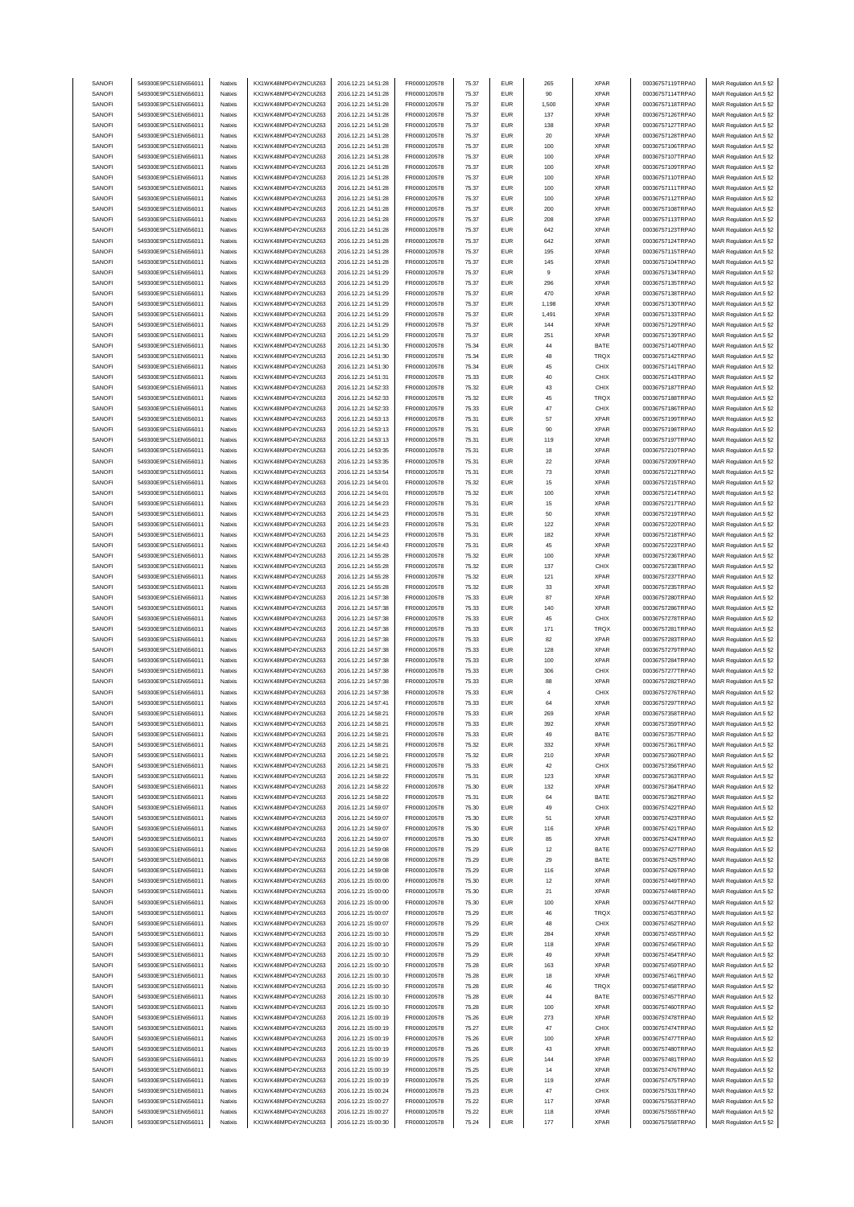| SANOFI | 549300E9PC51EN656011 | Natixis | KX1WK48MPD4Y2NCUIZ63 | 2016.12.21 14:51:28 | FR0000120578 | 75.37 | EUR | 265 | XPAR | 00036757119TRPA0 | MAR Regulation Art.5 §2 |
|---|---|---|---|---|---|---|---|---|---|---|---|
| SANOFI | 549300E9PC51EN656011 | Natixis | KX1WK48MPD4Y2NCUIZ63 | 2016.12.21 14:51:28 | FR0000120578 | 75.37 | EUR | 90 | XPAR | 00036757114TRPA0 | MAR Regulation Art.5 §2 |
| SANOFI | 549300E9PC51EN656011 | Natixis | KX1WK48MPD4Y2NCUIZ63 | 2016.12.21 14:51:28 | FR0000120578 | 75.37 | EUR | 1,500 | XPAR | 00036757118TRPA0 | MAR Regulation Art.5 §2 |
| SANOFI | 549300E9PC51EN656011 | Natixis | KX1WK48MPD4Y2NCUIZ63 | 2016.12.21 14:51:28 | FR0000120578 | 75.37 | EUR | 137 | XPAR | 00036757126TRPA0 | MAR Regulation Art.5 §2 |
| SANOFI | 549300E9PC51EN656011 | Natixis | KX1WK48MPD4Y2NCUIZ63 | 2016.12.21 14:51:28 | FR0000120578 | 75.37 | EUR | 138 | XPAR | 00036757127TRPA0 | MAR Regulation Art.5 §2 |
| SANOFI | 549300E9PC51EN656011 | Natixis | KX1WK48MPD4Y2NCUIZ63 | 2016.12.21 14:51:28 | FR0000120578 | 75.37 | EUR | 20 | XPAR | 00036757128TRPA0 | MAR Regulation Art.5 §2 |
| SANOFI | 549300E9PC51EN656011 | Natixis | KX1WK48MPD4Y2NCUIZ63 | 2016.12.21 14:51:28 | FR0000120578 | 75.37 | EUR | 100 | XPAR | 00036757106TRPA0 | MAR Regulation Art.5 §2 |
| SANOFI | 549300E9PC51EN656011 | Natixis | KX1WK48MPD4Y2NCUIZ63 | 2016.12.21 14:51:28 | FR0000120578 | 75.37 | EUR | 100 | XPAR | 00036757107TRPA0 | MAR Regulation Art.5 §2 |
| SANOFI | 549300E9PC51EN656011 | Natixis | KX1WK48MPD4Y2NCUIZ63 | 2016.12.21 14:51:28 | FR0000120578 | 75.37 | EUR | 100 | XPAR | 00036757109TRPA0 | MAR Regulation Art.5 §2 |
| SANOFI | 549300E9PC51EN656011 | Natixis | KX1WK48MPD4Y2NCUIZ63 | 2016.12.21 14:51:28 | FR0000120578 | 75.37 | EUR | 100 | XPAR | 00036757110TRPA0 | MAR Regulation Art.5 §2 |
| SANOFI | 549300E9PC51EN656011 | Natixis | KX1WK48MPD4Y2NCUIZ63 | 2016.12.21 14:51:28 | FR0000120578 | 75.37 | EUR | 100 | XPAR | 00036757111TRPA0 | MAR Regulation Art.5 §2 |
| SANOFI | 549300E9PC51EN656011 | Natixis | KX1WK48MPD4Y2NCUIZ63 | 2016.12.21 14:51:28 | FR0000120578 | 75.37 | EUR | 100 | XPAR | 00036757112TRPA0 | MAR Regulation Art.5 §2 |
| SANOFI | 549300E9PC51EN656011 | Natixis | KX1WK48MPD4Y2NCUIZ63 | 2016.12.21 14:51:28 | FR0000120578 | 75.37 | EUR | 200 | XPAR | 00036757108TRPA0 | MAR Regulation Art.5 §2 |
| SANOFI | 549300E9PC51EN656011 | Natixis | KX1WK48MPD4Y2NCUIZ63 | 2016.12.21 14:51:28 | FR0000120578 | 75.37 | EUR | 208 | XPAR | 00036757113TRPA0 | MAR Regulation Art.5 §2 |
| SANOFI | 549300E9PC51EN656011 | Natixis | KX1WK48MPD4Y2NCUIZ63 | 2016.12.21 14:51:28 | FR0000120578 | 75.37 | EUR | 642 | XPAR | 00036757123TRPA0 | MAR Regulation Art.5 §2 |
| SANOFI | 549300E9PC51EN656011 | Natixis | KX1WK48MPD4Y2NCUIZ63 | 2016.12.21 14:51:28 | FR0000120578 | 75.37 | EUR | 642 | XPAR | 00036757124TRPA0 | MAR Regulation Art.5 §2 |
| SANOFI | 549300E9PC51EN656011 | Natixis | KX1WK48MPD4Y2NCUIZ63 | 2016.12.21 14:51:28 | FR0000120578 | 75.37 | EUR | 195 | XPAR | 00036757115TRPA0 | MAR Regulation Art.5 §2 |
| SANOFI | 549300E9PC51EN656011 | Natixis | KX1WK48MPD4Y2NCUIZ63 | 2016.12.21 14:51:28 | FR0000120578 | 75.37 | EUR | 145 | XPAR | 00036757104TRPA0 | MAR Regulation Art.5 §2 |
| SANOFI | 549300E9PC51EN656011 | Natixis | KX1WK48MPD4Y2NCUIZ63 | 2016.12.21 14:51:29 | FR0000120578 | 75.37 | EUR | 9 | XPAR | 00036757134TRPA0 | MAR Regulation Art.5 §2 |
| SANOFI | 549300E9PC51EN656011 | Natixis | KX1WK48MPD4Y2NCUIZ63 | 2016.12.21 14:51:29 | FR0000120578 | 75.37 | EUR | 296 | XPAR | 00036757135TRPA0 | MAR Regulation Art.5 §2 |
| SANOFI | 549300E9PC51EN656011 | Natixis | KX1WK48MPD4Y2NCUIZ63 | 2016.12.21 14:51:29 | FR0000120578 | 75.37 | EUR | 470 | XPAR | 00036757138TRPA0 | MAR Regulation Art.5 §2 |
| SANOFI | 549300E9PC51EN656011 | Natixis | KX1WK48MPD4Y2NCUIZ63 | 2016.12.21 14:51:29 | FR0000120578 | 75.37 | EUR | 1,198 | XPAR | 00036757130TRPA0 | MAR Regulation Art.5 §2 |
| SANOFI | 549300E9PC51EN656011 | Natixis | KX1WK48MPD4Y2NCUIZ63 | 2016.12.21 14:51:29 | FR0000120578 | 75.37 | EUR | 1,491 | XPAR | 00036757133TRPA0 | MAR Regulation Art.5 §2 |
| SANOFI | 549300E9PC51EN656011 | Natixis | KX1WK48MPD4Y2NCUIZ63 | 2016.12.21 14:51:29 | FR0000120578 | 75.37 | EUR | 144 | XPAR | 00036757129TRPA0 | MAR Regulation Art.5 §2 |
| SANOFI | 549300E9PC51EN656011 | Natixis | KX1WK48MPD4Y2NCUIZ63 | 2016.12.21 14:51:29 | FR0000120578 | 75.37 | EUR | 251 | XPAR | 00036757139TRPA0 | MAR Regulation Art.5 §2 |
| SANOFI | 549300E9PC51EN656011 | Natixis | KX1WK48MPD4Y2NCUIZ63 | 2016.12.21 14:51:30 | FR0000120578 | 75.34 | EUR | 44 | BATE | 00036757140TRPA0 | MAR Regulation Art.5 §2 |
| SANOFI | 549300E9PC51EN656011 | Natixis | KX1WK48MPD4Y2NCUIZ63 | 2016.12.21 14:51:30 | FR0000120578 | 75.34 | EUR | 48 | TRQX | 00036757142TRPA0 | MAR Regulation Art.5 §2 |
| SANOFI | 549300E9PC51EN656011 | Natixis | KX1WK48MPD4Y2NCUIZ63 | 2016.12.21 14:51:30 | FR0000120578 | 75.34 | EUR | 45 | CHIX | 00036757141TRPA0 | MAR Regulation Art.5 §2 |
| SANOFI | 549300E9PC51EN656011 | Natixis | KX1WK48MPD4Y2NCUIZ63 | 2016.12.21 14:51:31 | FR0000120578 | 75.33 | EUR | 40 | CHIX | 00036757143TRPA0 | MAR Regulation Art.5 §2 |
| SANOFI | 549300E9PC51EN656011 | Natixis | KX1WK48MPD4Y2NCUIZ63 | 2016.12.21 14:52:33 | FR0000120578 | 75.32 | EUR | 43 | CHIX | 00036757187TRPA0 | MAR Regulation Art.5 §2 |
| SANOFI | 549300E9PC51EN656011 | Natixis | KX1WK48MPD4Y2NCUIZ63 | 2016.12.21 14:52:33 | FR0000120578 | 75.32 | EUR | 45 | TRQX | 00036757188TRPA0 | MAR Regulation Art.5 §2 |
| SANOFI | 549300E9PC51EN656011 | Natixis | KX1WK48MPD4Y2NCUIZ63 | 2016.12.21 14:52:33 | FR0000120578 | 75.33 | EUR | 47 | CHIX | 00036757186TRPA0 | MAR Regulation Art.5 §2 |
| SANOFI | 549300E9PC51EN656011 | Natixis | KX1WK48MPD4Y2NCUIZ63 | 2016.12.21 14:53:13 | FR0000120578 | 75.31 | EUR | 57 | XPAR | 00036757199TRPA0 | MAR Regulation Art.5 §2 |
| SANOFI | 549300E9PC51EN656011 | Natixis | KX1WK48MPD4Y2NCUIZ63 | 2016.12.21 14:53:13 | FR0000120578 | 75.31 | EUR | 90 | XPAR | 00036757198TRPA0 | MAR Regulation Art.5 §2 |
| SANOFI | 549300E9PC51EN656011 | Natixis | KX1WK48MPD4Y2NCUIZ63 | 2016.12.21 14:53:13 | FR0000120578 | 75.31 | EUR | 119 | XPAR | 00036757197TRPA0 | MAR Regulation Art.5 §2 |
| SANOFI | 549300E9PC51EN656011 | Natixis | KX1WK48MPD4Y2NCUIZ63 | 2016.12.21 14:53:35 | FR0000120578 | 75.31 | EUR | 18 | XPAR | 00036757210TRPA0 | MAR Regulation Art.5 §2 |
| SANOFI | 549300E9PC51EN656011 | Natixis | KX1WK48MPD4Y2NCUIZ63 | 2016.12.21 14:53:35 | FR0000120578 | 75.31 | EUR | 22 | XPAR | 00036757209TRPA0 | MAR Regulation Art.5 §2 |
| SANOFI | 549300E9PC51EN656011 | Natixis | KX1WK48MPD4Y2NCUIZ63 | 2016.12.21 14:53:54 | FR0000120578 | 75.31 | EUR | 73 | XPAR | 00036757212TRPA0 | MAR Regulation Art.5 §2 |
| SANOFI | 549300E9PC51EN656011 | Natixis | KX1WK48MPD4Y2NCUIZ63 | 2016.12.21 14:54:01 | FR0000120578 | 75.32 | EUR | 15 | XPAR | 00036757215TRPA0 | MAR Regulation Art.5 §2 |
| SANOFI | 549300E9PC51EN656011 | Natixis | KX1WK48MPD4Y2NCUIZ63 | 2016.12.21 14:54:01 | FR0000120578 | 75.32 | EUR | 100 | XPAR | 00036757214TRPA0 | MAR Regulation Art.5 §2 |
| SANOFI | 549300E9PC51EN656011 | Natixis | KX1WK48MPD4Y2NCUIZ63 | 2016.12.21 14:54:23 | FR0000120578 | 75.31 | EUR | 15 | XPAR | 00036757217TRPA0 | MAR Regulation Art.5 §2 |
| SANOFI | 549300E9PC51EN656011 | Natixis | KX1WK48MPD4Y2NCUIZ63 | 2016.12.21 14:54:23 | FR0000120578 | 75.31 | EUR | 50 | XPAR | 00036757219TRPA0 | MAR Regulation Art.5 §2 |
| SANOFI | 549300E9PC51EN656011 | Natixis | KX1WK48MPD4Y2NCUIZ63 | 2016.12.21 14:54:23 | FR0000120578 | 75.31 | EUR | 122 | XPAR | 00036757220TRPA0 | MAR Regulation Art.5 §2 |
| SANOFI | 549300E9PC51EN656011 | Natixis | KX1WK48MPD4Y2NCUIZ63 | 2016.12.21 14:54:23 | FR0000120578 | 75.31 | EUR | 182 | XPAR | 00036757218TRPA0 | MAR Regulation Art.5 §2 |
| SANOFI | 549300E9PC51EN656011 | Natixis | KX1WK48MPD4Y2NCUIZ63 | 2016.12.21 14:54:43 | FR0000120578 | 75.31 | EUR | 45 | XPAR | 00036757223TRPA0 | MAR Regulation Art.5 §2 |
| SANOFI | 549300E9PC51EN656011 | Natixis | KX1WK48MPD4Y2NCUIZ63 | 2016.12.21 14:55:28 | FR0000120578 | 75.32 | EUR | 100 | XPAR | 00036757236TRPA0 | MAR Regulation Art.5 §2 |
| SANOFI | 549300E9PC51EN656011 | Natixis | KX1WK48MPD4Y2NCUIZ63 | 2016.12.21 14:55:28 | FR0000120578 | 75.32 | EUR | 137 | CHIX | 00036757238TRPA0 | MAR Regulation Art.5 §2 |
| SANOFI | 549300E9PC51EN656011 | Natixis | KX1WK48MPD4Y2NCUIZ63 | 2016.12.21 14:55:28 | FR0000120578 | 75.32 | EUR | 121 | XPAR | 00036757237TRPA0 | MAR Regulation Art.5 §2 |
| SANOFI | 549300E9PC51EN656011 | Natixis | KX1WK48MPD4Y2NCUIZ63 | 2016.12.21 14:55:28 | FR0000120578 | 75.32 | EUR | 33 | XPAR | 00036757235TRPA0 | MAR Regulation Art.5 §2 |
| SANOFI | 549300E9PC51EN656011 | Natixis | KX1WK48MPD4Y2NCUIZ63 | 2016.12.21 14:57:38 | FR0000120578 | 75.33 | EUR | 87 | XPAR | 00036757280TRPA0 | MAR Regulation Art.5 §2 |
| SANOFI | 549300E9PC51EN656011 | Natixis | KX1WK48MPD4Y2NCUIZ63 | 2016.12.21 14:57:38 | FR0000120578 | 75.33 | EUR | 140 | XPAR | 00036757286TRPA0 | MAR Regulation Art.5 §2 |
| SANOFI | 549300E9PC51EN656011 | Natixis | KX1WK48MPD4Y2NCUIZ63 | 2016.12.21 14:57:38 | FR0000120578 | 75.33 | EUR | 45 | CHIX | 00036757278TRPA0 | MAR Regulation Art.5 §2 |
| SANOFI | 549300E9PC51EN656011 | Natixis | KX1WK48MPD4Y2NCUIZ63 | 2016.12.21 14:57:38 | FR0000120578 | 75.33 | EUR | 171 | TRQX | 00036757281TRPA0 | MAR Regulation Art.5 §2 |
| SANOFI | 549300E9PC51EN656011 | Natixis | KX1WK48MPD4Y2NCUIZ63 | 2016.12.21 14:57:38 | FR0000120578 | 75.33 | EUR | 82 | XPAR | 00036757283TRPA0 | MAR Regulation Art.5 §2 |
| SANOFI | 549300E9PC51EN656011 | Natixis | KX1WK48MPD4Y2NCUIZ63 | 2016.12.21 14:57:38 | FR0000120578 | 75.33 | EUR | 128 | XPAR | 00036757279TRPA0 | MAR Regulation Art.5 §2 |
| SANOFI | 549300E9PC51EN656011 | Natixis | KX1WK48MPD4Y2NCUIZ63 | 2016.12.21 14:57:38 | FR0000120578 | 75.33 | EUR | 100 | XPAR | 00036757284TRPA0 | MAR Regulation Art.5 §2 |
| SANOFI | 549300E9PC51EN656011 | Natixis | KX1WK48MPD4Y2NCUIZ63 | 2016.12.21 14:57:38 | FR0000120578 | 75.33 | EUR | 306 | CHIX | 00036757277TRPA0 | MAR Regulation Art.5 §2 |
| SANOFI | 549300E9PC51EN656011 | Natixis | KX1WK48MPD4Y2NCUIZ63 | 2016.12.21 14:57:38 | FR0000120578 | 75.33 | EUR | 88 | XPAR | 00036757282TRPA0 | MAR Regulation Art.5 §2 |
| SANOFI | 549300E9PC51EN656011 | Natixis | KX1WK48MPD4Y2NCUIZ63 | 2016.12.21 14:57:38 | FR0000120578 | 75.33 | EUR | 4 | CHIX | 00036757276TRPA0 | MAR Regulation Art.5 §2 |
| SANOFI | 549300E9PC51EN656011 | Natixis | KX1WK48MPD4Y2NCUIZ63 | 2016.12.21 14:57:41 | FR0000120578 | 75.33 | EUR | 64 | XPAR | 00036757297TRPA0 | MAR Regulation Art.5 §2 |
| SANOFI | 549300E9PC51EN656011 | Natixis | KX1WK48MPD4Y2NCUIZ63 | 2016.12.21 14:58:21 | FR0000120578 | 75.33 | EUR | 269 | XPAR | 00036757358TRPA0 | MAR Regulation Art.5 §2 |
| SANOFI | 549300E9PC51EN656011 | Natixis | KX1WK48MPD4Y2NCUIZ63 | 2016.12.21 14:58:21 | FR0000120578 | 75.33 | EUR | 392 | XPAR | 00036757359TRPA0 | MAR Regulation Art.5 §2 |
| SANOFI | 549300E9PC51EN656011 | Natixis | KX1WK48MPD4Y2NCUIZ63 | 2016.12.21 14:58:21 | FR0000120578 | 75.33 | EUR | 49 | BATE | 00036757357TRPA0 | MAR Regulation Art.5 §2 |
| SANOFI | 549300E9PC51EN656011 | Natixis | KX1WK48MPD4Y2NCUIZ63 | 2016.12.21 14:58:21 | FR0000120578 | 75.32 | EUR | 332 | XPAR | 00036757361TRPA0 | MAR Regulation Art.5 §2 |
| SANOFI | 549300E9PC51EN656011 | Natixis | KX1WK48MPD4Y2NCUIZ63 | 2016.12.21 14:58:21 | FR0000120578 | 75.32 | EUR | 210 | XPAR | 00036757360TRPA0 | MAR Regulation Art.5 §2 |
| SANOFI | 549300E9PC51EN656011 | Natixis | KX1WK48MPD4Y2NCUIZ63 | 2016.12.21 14:58:21 | FR0000120578 | 75.33 | EUR | 42 | CHIX | 00036757356TRPA0 | MAR Regulation Art.5 §2 |
| SANOFI | 549300E9PC51EN656011 | Natixis | KX1WK48MPD4Y2NCUIZ63 | 2016.12.21 14:58:22 | FR0000120578 | 75.31 | EUR | 123 | XPAR | 00036757363TRPA0 | MAR Regulation Art.5 §2 |
| SANOFI | 549300E9PC51EN656011 | Natixis | KX1WK48MPD4Y2NCUIZ63 | 2016.12.21 14:58:22 | FR0000120578 | 75.30 | EUR | 132 | XPAR | 00036757364TRPA0 | MAR Regulation Art.5 §2 |
| SANOFI | 549300E9PC51EN656011 | Natixis | KX1WK48MPD4Y2NCUIZ63 | 2016.12.21 14:58:22 | FR0000120578 | 75.31 | EUR | 64 | BATE | 00036757362TRPA0 | MAR Regulation Art.5 §2 |
| SANOFI | 549300E9PC51EN656011 | Natixis | KX1WK48MPD4Y2NCUIZ63 | 2016.12.21 14:59:07 | FR0000120578 | 75.30 | EUR | 49 | CHIX | 00036757422TRPA0 | MAR Regulation Art.5 §2 |
| SANOFI | 549300E9PC51EN656011 | Natixis | KX1WK48MPD4Y2NCUIZ63 | 2016.12.21 14:59:07 | FR0000120578 | 75.30 | EUR | 51 | XPAR | 00036757423TRPA0 | MAR Regulation Art.5 §2 |
| SANOFI | 549300E9PC51EN656011 | Natixis | KX1WK48MPD4Y2NCUIZ63 | 2016.12.21 14:59:07 | FR0000120578 | 75.30 | EUR | 116 | XPAR | 00036757421TRPA0 | MAR Regulation Art.5 §2 |
| SANOFI | 549300E9PC51EN656011 | Natixis | KX1WK48MPD4Y2NCUIZ63 | 2016.12.21 14:59:07 | FR0000120578 | 75.30 | EUR | 85 | XPAR | 00036757424TRPA0 | MAR Regulation Art.5 §2 |
| SANOFI | 549300E9PC51EN656011 | Natixis | KX1WK48MPD4Y2NCUIZ63 | 2016.12.21 14:59:08 | FR0000120578 | 75.29 | EUR | 12 | BATE | 00036757427TRPA0 | MAR Regulation Art.5 §2 |
| SANOFI | 549300E9PC51EN656011 | Natixis | KX1WK48MPD4Y2NCUIZ63 | 2016.12.21 14:59:08 | FR0000120578 | 75.29 | EUR | 29 | BATE | 00036757425TRPA0 | MAR Regulation Art.5 §2 |
| SANOFI | 549300E9PC51EN656011 | Natixis | KX1WK48MPD4Y2NCUIZ63 | 2016.12.21 14:59:08 | FR0000120578 | 75.29 | EUR | 116 | XPAR | 00036757426TRPA0 | MAR Regulation Art.5 §2 |
| SANOFI | 549300E9PC51EN656011 | Natixis | KX1WK48MPD4Y2NCUIZ63 | 2016.12.21 15:00:00 | FR0000120578 | 75.30 | EUR | 12 | XPAR | 00036757449TRPA0 | MAR Regulation Art.5 §2 |
| SANOFI | 549300E9PC51EN656011 | Natixis | KX1WK48MPD4Y2NCUIZ63 | 2016.12.21 15:00:00 | FR0000120578 | 75.30 | EUR | 21 | XPAR | 00036757448TRPA0 | MAR Regulation Art.5 §2 |
| SANOFI | 549300E9PC51EN656011 | Natixis | KX1WK48MPD4Y2NCUIZ63 | 2016.12.21 15:00:00 | FR0000120578 | 75.30 | EUR | 100 | XPAR | 00036757447TRPA0 | MAR Regulation Art.5 §2 |
| SANOFI | 549300E9PC51EN656011 | Natixis | KX1WK48MPD4Y2NCUIZ63 | 2016.12.21 15:00:07 | FR0000120578 | 75.29 | EUR | 46 | TRQX | 00036757453TRPA0 | MAR Regulation Art.5 §2 |
| SANOFI | 549300E9PC51EN656011 | Natixis | KX1WK48MPD4Y2NCUIZ63 | 2016.12.21 15:00:07 | FR0000120578 | 75.29 | EUR | 48 | CHIX | 00036757452TRPA0 | MAR Regulation Art.5 §2 |
| SANOFI | 549300E9PC51EN656011 | Natixis | KX1WK48MPD4Y2NCUIZ63 | 2016.12.21 15:00:10 | FR0000120578 | 75.29 | EUR | 284 | XPAR | 00036757455TRPA0 | MAR Regulation Art.5 §2 |
| SANOFI | 549300E9PC51EN656011 | Natixis | KX1WK48MPD4Y2NCUIZ63 | 2016.12.21 15:00:10 | FR0000120578 | 75.29 | EUR | 118 | XPAR | 00036757456TRPA0 | MAR Regulation Art.5 §2 |
| SANOFI | 549300E9PC51EN656011 | Natixis | KX1WK48MPD4Y2NCUIZ63 | 2016.12.21 15:00:10 | FR0000120578 | 75.29 | EUR | 49 | XPAR | 00036757454TRPA0 | MAR Regulation Art.5 §2 |
| SANOFI | 549300E9PC51EN656011 | Natixis | KX1WK48MPD4Y2NCUIZ63 | 2016.12.21 15:00:10 | FR0000120578 | 75.28 | EUR | 163 | XPAR | 00036757459TRPA0 | MAR Regulation Art.5 §2 |
| SANOFI | 549300E9PC51EN656011 | Natixis | KX1WK48MPD4Y2NCUIZ63 | 2016.12.21 15:00:10 | FR0000120578 | 75.28 | EUR | 18 | XPAR | 00036757461TRPA0 | MAR Regulation Art.5 §2 |
| SANOFI | 549300E9PC51EN656011 | Natixis | KX1WK48MPD4Y2NCUIZ63 | 2016.12.21 15:00:10 | FR0000120578 | 75.28 | EUR | 46 | TRQX | 00036757458TRPA0 | MAR Regulation Art.5 §2 |
| SANOFI | 549300E9PC51EN656011 | Natixis | KX1WK48MPD4Y2NCUIZ63 | 2016.12.21 15:00:10 | FR0000120578 | 75.28 | EUR | 44 | BATE | 00036757457TRPA0 | MAR Regulation Art.5 §2 |
| SANOFI | 549300E9PC51EN656011 | Natixis | KX1WK48MPD4Y2NCUIZ63 | 2016.12.21 15:00:10 | FR0000120578 | 75.28 | EUR | 100 | XPAR | 00036757460TRPA0 | MAR Regulation Art.5 §2 |
| SANOFI | 549300E9PC51EN656011 | Natixis | KX1WK48MPD4Y2NCUIZ63 | 2016.12.21 15:00:19 | FR0000120578 | 75.26 | EUR | 273 | XPAR | 00036757478TRPA0 | MAR Regulation Art.5 §2 |
| SANOFI | 549300E9PC51EN656011 | Natixis | KX1WK48MPD4Y2NCUIZ63 | 2016.12.21 15:00:19 | FR0000120578 | 75.27 | EUR | 47 | CHIX | 00036757474TRPA0 | MAR Regulation Art.5 §2 |
| SANOFI | 549300E9PC51EN656011 | Natixis | KX1WK48MPD4Y2NCUIZ63 | 2016.12.21 15:00:19 | FR0000120578 | 75.26 | EUR | 100 | XPAR | 00036757477TRPA0 | MAR Regulation Art.5 §2 |
| SANOFI | 549300E9PC51EN656011 | Natixis | KX1WK48MPD4Y2NCUIZ63 | 2016.12.21 15:00:19 | FR0000120578 | 75.26 | EUR | 43 | XPAR | 00036757480TRPA0 | MAR Regulation Art.5 §2 |
| SANOFI | 549300E9PC51EN656011 | Natixis | KX1WK48MPD4Y2NCUIZ63 | 2016.12.21 15:00:19 | FR0000120578 | 75.25 | EUR | 144 | XPAR | 00036757481TRPA0 | MAR Regulation Art.5 §2 |
| SANOFI | 549300E9PC51EN656011 | Natixis | KX1WK48MPD4Y2NCUIZ63 | 2016.12.21 15:00:19 | FR0000120578 | 75.25 | EUR | 14 | XPAR | 00036757476TRPA0 | MAR Regulation Art.5 §2 |
| SANOFI | 549300E9PC51EN656011 | Natixis | KX1WK48MPD4Y2NCUIZ63 | 2016.12.21 15:00:19 | FR0000120578 | 75.25 | EUR | 119 | XPAR | 00036757475TRPA0 | MAR Regulation Art.5 §2 |
| SANOFI | 549300E9PC51EN656011 | Natixis | KX1WK48MPD4Y2NCUIZ63 | 2016.12.21 15:00:24 | FR0000120578 | 75.23 | EUR | 47 | CHIX | 00036757531TRPA0 | MAR Regulation Art.5 §2 |
| SANOFI | 549300E9PC51EN656011 | Natixis | KX1WK48MPD4Y2NCUIZ63 | 2016.12.21 15:00:27 | FR0000120578 | 75.22 | EUR | 117 | XPAR | 00036757553TRPA0 | MAR Regulation Art.5 §2 |
| SANOFI | 549300E9PC51EN656011 | Natixis | KX1WK48MPD4Y2NCUIZ63 | 2016.12.21 15:00:27 | FR0000120578 | 75.22 | EUR | 118 | XPAR | 00036757555TRPA0 | MAR Regulation Art.5 §2 |
| SANOFI | 549300E9PC51EN656011 | Natixis | KX1WK48MPD4Y2NCUIZ63 | 2016.12.21 15:00:30 | FR0000120578 | 75.24 | EUR | 177 | XPAR | 00036757558TRPA0 | MAR Regulation Art.5 §2 |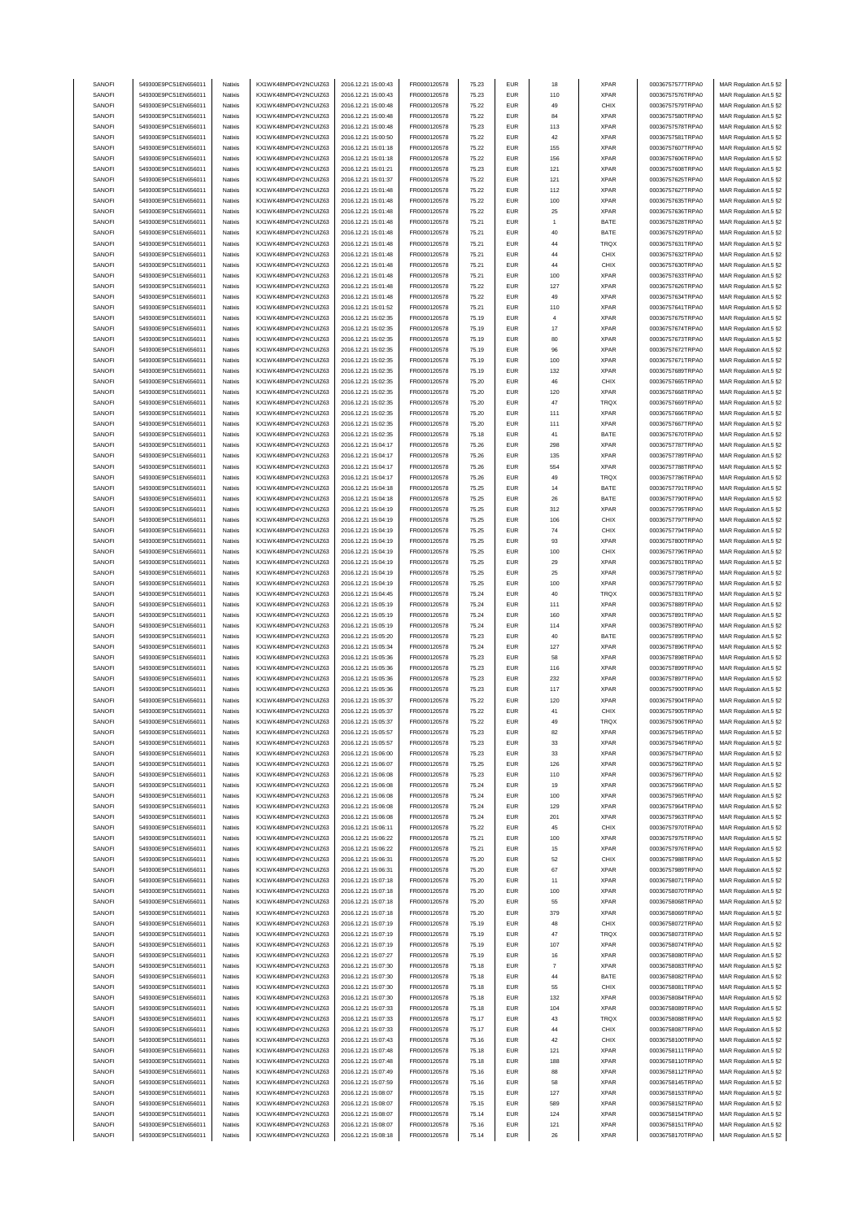| SANOFI | 549300E9PC51EN656011 | Natixis | KX1WK48MPD4Y2NCUIZ63 | 2016.12.21 15:00:43 | FR0000120578 | 75.23 | EUR | 18 | XPAR | 00036757577TRPA0 | MAR Regulation Art.5 §2 |
|---|---|---|---|---|---|---|---|---|---|---|---|
| SANOFI | 549300E9PC51EN656011 | Natixis | KX1WK48MPD4Y2NCUIZ63 | 2016.12.21 15:00:43 | FR0000120578 | 75.23 | EUR | 110 | XPAR | 00036757576TRPA0 | MAR Regulation Art.5 §2 |
| SANOFI | 549300E9PC51EN656011 | Natixis | KX1WK48MPD4Y2NCUIZ63 | 2016.12.21 15:00:48 | FR0000120578 | 75.22 | EUR | 49 | CHIX | 00036757579TRPA0 | MAR Regulation Art.5 §2 |
| SANOFI | 549300E9PC51EN656011 | Natixis | KX1WK48MPD4Y2NCUIZ63 | 2016.12.21 15:00:48 | FR0000120578 | 75.22 | EUR | 84 | XPAR | 00036757580TRPA0 | MAR Regulation Art.5 §2 |
| SANOFI | 549300E9PC51EN656011 | Natixis | KX1WK48MPD4Y2NCUIZ63 | 2016.12.21 15:00:48 | FR0000120578 | 75.23 | EUR | 113 | XPAR | 00036757578TRPA0 | MAR Regulation Art.5 §2 |
| SANOFI | 549300E9PC51EN656011 | Natixis | KX1WK48MPD4Y2NCUIZ63 | 2016.12.21 15:00:50 | FR0000120578 | 75.22 | EUR | 42 | XPAR | 00036757581TRPA0 | MAR Regulation Art.5 §2 |
| SANOFI | 549300E9PC51EN656011 | Natixis | KX1WK48MPD4Y2NCUIZ63 | 2016.12.21 15:01:18 | FR0000120578 | 75.22 | EUR | 155 | XPAR | 00036757607TRPA0 | MAR Regulation Art.5 §2 |
| SANOFI | 549300E9PC51EN656011 | Natixis | KX1WK48MPD4Y2NCUIZ63 | 2016.12.21 15:01:18 | FR0000120578 | 75.22 | EUR | 156 | XPAR | 00036757606TRPA0 | MAR Regulation Art.5 §2 |
| SANOFI | 549300E9PC51EN656011 | Natixis | KX1WK48MPD4Y2NCUIZ63 | 2016.12.21 15:01:21 | FR0000120578 | 75.23 | EUR | 121 | XPAR | 00036757608TRPA0 | MAR Regulation Art.5 §2 |
| SANOFI | 549300E9PC51EN656011 | Natixis | KX1WK48MPD4Y2NCUIZ63 | 2016.12.21 15:01:37 | FR0000120578 | 75.22 | EUR | 121 | XPAR | 00036757625TRPA0 | MAR Regulation Art.5 §2 |
| SANOFI | 549300E9PC51EN656011 | Natixis | KX1WK48MPD4Y2NCUIZ63 | 2016.12.21 15:01:48 | FR0000120578 | 75.22 | EUR | 112 | XPAR | 00036757627TRPA0 | MAR Regulation Art.5 §2 |
| SANOFI | 549300E9PC51EN656011 | Natixis | KX1WK48MPD4Y2NCUIZ63 | 2016.12.21 15:01:48 | FR0000120578 | 75.22 | EUR | 100 | XPAR | 00036757635TRPA0 | MAR Regulation Art.5 §2 |
| SANOFI | 549300E9PC51EN656011 | Natixis | KX1WK48MPD4Y2NCUIZ63 | 2016.12.21 15:01:48 | FR0000120578 | 75.22 | EUR | 25 | XPAR | 00036757636TRPA0 | MAR Regulation Art.5 §2 |
| SANOFI | 549300E9PC51EN656011 | Natixis | KX1WK48MPD4Y2NCUIZ63 | 2016.12.21 15:01:48 | FR0000120578 | 75.21 | EUR | 1 | BATE | 00036757628TRPA0 | MAR Regulation Art.5 §2 |
| SANOFI | 549300E9PC51EN656011 | Natixis | KX1WK48MPD4Y2NCUIZ63 | 2016.12.21 15:01:48 | FR0000120578 | 75.21 | EUR | 40 | BATE | 00036757629TRPA0 | MAR Regulation Art.5 §2 |
| SANOFI | 549300E9PC51EN656011 | Natixis | KX1WK48MPD4Y2NCUIZ63 | 2016.12.21 15:01:48 | FR0000120578 | 75.21 | EUR | 44 | TRQX | 00036757631TRPA0 | MAR Regulation Art.5 §2 |
| SANOFI | 549300E9PC51EN656011 | Natixis | KX1WK48MPD4Y2NCUIZ63 | 2016.12.21 15:01:48 | FR0000120578 | 75.21 | EUR | 44 | CHIX | 00036757632TRPA0 | MAR Regulation Art.5 §2 |
| SANOFI | 549300E9PC51EN656011 | Natixis | KX1WK48MPD4Y2NCUIZ63 | 2016.12.21 15:01:48 | FR0000120578 | 75.21 | EUR | 44 | CHIX | 00036757630TRPA0 | MAR Regulation Art.5 §2 |
| SANOFI | 549300E9PC51EN656011 | Natixis | KX1WK48MPD4Y2NCUIZ63 | 2016.12.21 15:01:48 | FR0000120578 | 75.21 | EUR | 100 | XPAR | 00036757633TRPA0 | MAR Regulation Art.5 §2 |
| SANOFI | 549300E9PC51EN656011 | Natixis | KX1WK48MPD4Y2NCUIZ63 | 2016.12.21 15:01:48 | FR0000120578 | 75.22 | EUR | 127 | XPAR | 00036757626TRPA0 | MAR Regulation Art.5 §2 |
| SANOFI | 549300E9PC51EN656011 | Natixis | KX1WK48MPD4Y2NCUIZ63 | 2016.12.21 15:01:48 | FR0000120578 | 75.22 | EUR | 49 | XPAR | 00036757634TRPA0 | MAR Regulation Art.5 §2 |
| SANOFI | 549300E9PC51EN656011 | Natixis | KX1WK48MPD4Y2NCUIZ63 | 2016.12.21 15:01:52 | FR0000120578 | 75.21 | EUR | 110 | XPAR | 00036757641TRPA0 | MAR Regulation Art.5 §2 |
| SANOFI | 549300E9PC51EN656011 | Natixis | KX1WK48MPD4Y2NCUIZ63 | 2016.12.21 15:02:35 | FR0000120578 | 75.19 | EUR | 4 | XPAR | 00036757675TRPA0 | MAR Regulation Art.5 §2 |
| SANOFI | 549300E9PC51EN656011 | Natixis | KX1WK48MPD4Y2NCUIZ63 | 2016.12.21 15:02:35 | FR0000120578 | 75.19 | EUR | 17 | XPAR | 00036757674TRPA0 | MAR Regulation Art.5 §2 |
| SANOFI | 549300E9PC51EN656011 | Natixis | KX1WK48MPD4Y2NCUIZ63 | 2016.12.21 15:02:35 | FR0000120578 | 75.19 | EUR | 80 | XPAR | 00036757673TRPA0 | MAR Regulation Art.5 §2 |
| SANOFI | 549300E9PC51EN656011 | Natixis | KX1WK48MPD4Y2NCUIZ63 | 2016.12.21 15:02:35 | FR0000120578 | 75.19 | EUR | 96 | XPAR | 00036757672TRPA0 | MAR Regulation Art.5 §2 |
| SANOFI | 549300E9PC51EN656011 | Natixis | KX1WK48MPD4Y2NCUIZ63 | 2016.12.21 15:02:35 | FR0000120578 | 75.19 | EUR | 100 | XPAR | 00036757671TRPA0 | MAR Regulation Art.5 §2 |
| SANOFI | 549300E9PC51EN656011 | Natixis | KX1WK48MPD4Y2NCUIZ63 | 2016.12.21 15:02:35 | FR0000120578 | 75.19 | EUR | 132 | XPAR | 00036757689TRPA0 | MAR Regulation Art.5 §2 |
| SANOFI | 549300E9PC51EN656011 | Natixis | KX1WK48MPD4Y2NCUIZ63 | 2016.12.21 15:02:35 | FR0000120578 | 75.20 | EUR | 46 | CHIX | 00036757665TRPA0 | MAR Regulation Art.5 §2 |
| SANOFI | 549300E9PC51EN656011 | Natixis | KX1WK48MPD4Y2NCUIZ63 | 2016.12.21 15:02:35 | FR0000120578 | 75.20 | EUR | 120 | XPAR | 00036757668TRPA0 | MAR Regulation Art.5 §2 |
| SANOFI | 549300E9PC51EN656011 | Natixis | KX1WK48MPD4Y2NCUIZ63 | 2016.12.21 15:02:35 | FR0000120578 | 75.20 | EUR | 47 | TRQX | 00036757669TRPA0 | MAR Regulation Art.5 §2 |
| SANOFI | 549300E9PC51EN656011 | Natixis | KX1WK48MPD4Y2NCUIZ63 | 2016.12.21 15:02:35 | FR0000120578 | 75.20 | EUR | 111 | XPAR | 00036757666TRPA0 | MAR Regulation Art.5 §2 |
| SANOFI | 549300E9PC51EN656011 | Natixis | KX1WK48MPD4Y2NCUIZ63 | 2016.12.21 15:02:35 | FR0000120578 | 75.20 | EUR | 111 | XPAR | 00036757667TRPA0 | MAR Regulation Art.5 §2 |
| SANOFI | 549300E9PC51EN656011 | Natixis | KX1WK48MPD4Y2NCUIZ63 | 2016.12.21 15:02:35 | FR0000120578 | 75.18 | EUR | 41 | BATE | 00036757670TRPA0 | MAR Regulation Art.5 §2 |
| SANOFI | 549300E9PC51EN656011 | Natixis | KX1WK48MPD4Y2NCUIZ63 | 2016.12.21 15:04:17 | FR0000120578 | 75.26 | EUR | 298 | XPAR | 00036757787TRPA0 | MAR Regulation Art.5 §2 |
| SANOFI | 549300E9PC51EN656011 | Natixis | KX1WK48MPD4Y2NCUIZ63 | 2016.12.21 15:04:17 | FR0000120578 | 75.26 | EUR | 135 | XPAR | 00036757789TRPA0 | MAR Regulation Art.5 §2 |
| SANOFI | 549300E9PC51EN656011 | Natixis | KX1WK48MPD4Y2NCUIZ63 | 2016.12.21 15:04:17 | FR0000120578 | 75.26 | EUR | 554 | XPAR | 00036757788TRPA0 | MAR Regulation Art.5 §2 |
| SANOFI | 549300E9PC51EN656011 | Natixis | KX1WK48MPD4Y2NCUIZ63 | 2016.12.21 15:04:17 | FR0000120578 | 75.26 | EUR | 49 | TRQX | 00036757786TRPA0 | MAR Regulation Art.5 §2 |
| SANOFI | 549300E9PC51EN656011 | Natixis | KX1WK48MPD4Y2NCUIZ63 | 2016.12.21 15:04:18 | FR0000120578 | 75.25 | EUR | 14 | BATE | 00036757791TRPA0 | MAR Regulation Art.5 §2 |
| SANOFI | 549300E9PC51EN656011 | Natixis | KX1WK48MPD4Y2NCUIZ63 | 2016.12.21 15:04:18 | FR0000120578 | 75.25 | EUR | 26 | BATE | 00036757790TRPA0 | MAR Regulation Art.5 §2 |
| SANOFI | 549300E9PC51EN656011 | Natixis | KX1WK48MPD4Y2NCUIZ63 | 2016.12.21 15:04:19 | FR0000120578 | 75.25 | EUR | 312 | XPAR | 00036757795TRPA0 | MAR Regulation Art.5 §2 |
| SANOFI | 549300E9PC51EN656011 | Natixis | KX1WK48MPD4Y2NCUIZ63 | 2016.12.21 15:04:19 | FR0000120578 | 75.25 | EUR | 106 | CHIX | 00036757797TRPA0 | MAR Regulation Art.5 §2 |
| SANOFI | 549300E9PC51EN656011 | Natixis | KX1WK48MPD4Y2NCUIZ63 | 2016.12.21 15:04:19 | FR0000120578 | 75.25 | EUR | 74 | CHIX | 00036757794TRPA0 | MAR Regulation Art.5 §2 |
| SANOFI | 549300E9PC51EN656011 | Natixis | KX1WK48MPD4Y2NCUIZ63 | 2016.12.21 15:04:19 | FR0000120578 | 75.25 | EUR | 93 | XPAR | 00036757800TRPA0 | MAR Regulation Art.5 §2 |
| SANOFI | 549300E9PC51EN656011 | Natixis | KX1WK48MPD4Y2NCUIZ63 | 2016.12.21 15:04:19 | FR0000120578 | 75.25 | EUR | 100 | CHIX | 00036757796TRPA0 | MAR Regulation Art.5 §2 |
| SANOFI | 549300E9PC51EN656011 | Natixis | KX1WK48MPD4Y2NCUIZ63 | 2016.12.21 15:04:19 | FR0000120578 | 75.25 | EUR | 29 | XPAR | 00036757801TRPA0 | MAR Regulation Art.5 §2 |
| SANOFI | 549300E9PC51EN656011 | Natixis | KX1WK48MPD4Y2NCUIZ63 | 2016.12.21 15:04:19 | FR0000120578 | 75.25 | EUR | 25 | XPAR | 00036757798TRPA0 | MAR Regulation Art.5 §2 |
| SANOFI | 549300E9PC51EN656011 | Natixis | KX1WK48MPD4Y2NCUIZ63 | 2016.12.21 15:04:19 | FR0000120578 | 75.25 | EUR | 100 | XPAR | 00036757799TRPA0 | MAR Regulation Art.5 §2 |
| SANOFI | 549300E9PC51EN656011 | Natixis | KX1WK48MPD4Y2NCUIZ63 | 2016.12.21 15:04:45 | FR0000120578 | 75.24 | EUR | 40 | TRQX | 00036757831TRPA0 | MAR Regulation Art.5 §2 |
| SANOFI | 549300E9PC51EN656011 | Natixis | KX1WK48MPD4Y2NCUIZ63 | 2016.12.21 15:05:19 | FR0000120578 | 75.24 | EUR | 111 | XPAR | 00036757889TRPA0 | MAR Regulation Art.5 §2 |
| SANOFI | 549300E9PC51EN656011 | Natixis | KX1WK48MPD4Y2NCUIZ63 | 2016.12.21 15:05:19 | FR0000120578 | 75.24 | EUR | 160 | XPAR | 00036757891TRPA0 | MAR Regulation Art.5 §2 |
| SANOFI | 549300E9PC51EN656011 | Natixis | KX1WK48MPD4Y2NCUIZ63 | 2016.12.21 15:05:19 | FR0000120578 | 75.24 | EUR | 114 | XPAR | 00036757890TRPA0 | MAR Regulation Art.5 §2 |
| SANOFI | 549300E9PC51EN656011 | Natixis | KX1WK48MPD4Y2NCUIZ63 | 2016.12.21 15:05:20 | FR0000120578 | 75.23 | EUR | 40 | BATE | 00036757895TRPA0 | MAR Regulation Art.5 §2 |
| SANOFI | 549300E9PC51EN656011 | Natixis | KX1WK48MPD4Y2NCUIZ63 | 2016.12.21 15:05:34 | FR0000120578 | 75.24 | EUR | 127 | XPAR | 00036757896TRPA0 | MAR Regulation Art.5 §2 |
| SANOFI | 549300E9PC51EN656011 | Natixis | KX1WK48MPD4Y2NCUIZ63 | 2016.12.21 15:05:36 | FR0000120578 | 75.23 | EUR | 58 | XPAR | 00036757898TRPA0 | MAR Regulation Art.5 §2 |
| SANOFI | 549300E9PC51EN656011 | Natixis | KX1WK48MPD4Y2NCUIZ63 | 2016.12.21 15:05:36 | FR0000120578 | 75.23 | EUR | 116 | XPAR | 00036757899TRPA0 | MAR Regulation Art.5 §2 |
| SANOFI | 549300E9PC51EN656011 | Natixis | KX1WK48MPD4Y2NCUIZ63 | 2016.12.21 15:05:36 | FR0000120578 | 75.23 | EUR | 232 | XPAR | 00036757897TRPA0 | MAR Regulation Art.5 §2 |
| SANOFI | 549300E9PC51EN656011 | Natixis | KX1WK48MPD4Y2NCUIZ63 | 2016.12.21 15:05:36 | FR0000120578 | 75.23 | EUR | 117 | XPAR | 00036757900TRPA0 | MAR Regulation Art.5 §2 |
| SANOFI | 549300E9PC51EN656011 | Natixis | KX1WK48MPD4Y2NCUIZ63 | 2016.12.21 15:05:37 | FR0000120578 | 75.22 | EUR | 120 | XPAR | 00036757904TRPA0 | MAR Regulation Art.5 §2 |
| SANOFI | 549300E9PC51EN656011 | Natixis | KX1WK48MPD4Y2NCUIZ63 | 2016.12.21 15:05:37 | FR0000120578 | 75.22 | EUR | 41 | CHIX | 00036757905TRPA0 | MAR Regulation Art.5 §2 |
| SANOFI | 549300E9PC51EN656011 | Natixis | KX1WK48MPD4Y2NCUIZ63 | 2016.12.21 15:05:37 | FR0000120578 | 75.22 | EUR | 49 | TRQX | 00036757906TRPA0 | MAR Regulation Art.5 §2 |
| SANOFI | 549300E9PC51EN656011 | Natixis | KX1WK48MPD4Y2NCUIZ63 | 2016.12.21 15:05:57 | FR0000120578 | 75.23 | EUR | 82 | XPAR | 00036757945TRPA0 | MAR Regulation Art.5 §2 |
| SANOFI | 549300E9PC51EN656011 | Natixis | KX1WK48MPD4Y2NCUIZ63 | 2016.12.21 15:05:57 | FR0000120578 | 75.23 | EUR | 33 | XPAR | 00036757946TRPA0 | MAR Regulation Art.5 §2 |
| SANOFI | 549300E9PC51EN656011 | Natixis | KX1WK48MPD4Y2NCUIZ63 | 2016.12.21 15:06:00 | FR0000120578 | 75.23 | EUR | 33 | XPAR | 00036757947TRPA0 | MAR Regulation Art.5 §2 |
| SANOFI | 549300E9PC51EN656011 | Natixis | KX1WK48MPD4Y2NCUIZ63 | 2016.12.21 15:06:07 | FR0000120578 | 75.25 | EUR | 126 | XPAR | 00036757962TRPA0 | MAR Regulation Art.5 §2 |
| SANOFI | 549300E9PC51EN656011 | Natixis | KX1WK48MPD4Y2NCUIZ63 | 2016.12.21 15:06:08 | FR0000120578 | 75.23 | EUR | 110 | XPAR | 00036757967TRPA0 | MAR Regulation Art.5 §2 |
| SANOFI | 549300E9PC51EN656011 | Natixis | KX1WK48MPD4Y2NCUIZ63 | 2016.12.21 15:06:08 | FR0000120578 | 75.24 | EUR | 19 | XPAR | 00036757966TRPA0 | MAR Regulation Art.5 §2 |
| SANOFI | 549300E9PC51EN656011 | Natixis | KX1WK48MPD4Y2NCUIZ63 | 2016.12.21 15:06:08 | FR0000120578 | 75.24 | EUR | 100 | XPAR | 00036757965TRPA0 | MAR Regulation Art.5 §2 |
| SANOFI | 549300E9PC51EN656011 | Natixis | KX1WK48MPD4Y2NCUIZ63 | 2016.12.21 15:06:08 | FR0000120578 | 75.24 | EUR | 129 | XPAR | 00036757964TRPA0 | MAR Regulation Art.5 §2 |
| SANOFI | 549300E9PC51EN656011 | Natixis | KX1WK48MPD4Y2NCUIZ63 | 2016.12.21 15:06:08 | FR0000120578 | 75.24 | EUR | 201 | XPAR | 00036757963TRPA0 | MAR Regulation Art.5 §2 |
| SANOFI | 549300E9PC51EN656011 | Natixis | KX1WK48MPD4Y2NCUIZ63 | 2016.12.21 15:06:11 | FR0000120578 | 75.22 | EUR | 45 | CHIX | 00036757970TRPA0 | MAR Regulation Art.5 §2 |
| SANOFI | 549300E9PC51EN656011 | Natixis | KX1WK48MPD4Y2NCUIZ63 | 2016.12.21 15:06:22 | FR0000120578 | 75.21 | EUR | 100 | XPAR | 00036757975TRPA0 | MAR Regulation Art.5 §2 |
| SANOFI | 549300E9PC51EN656011 | Natixis | KX1WK48MPD4Y2NCUIZ63 | 2016.12.21 15:06:22 | FR0000120578 | 75.21 | EUR | 15 | XPAR | 00036757976TRPA0 | MAR Regulation Art.5 §2 |
| SANOFI | 549300E9PC51EN656011 | Natixis | KX1WK48MPD4Y2NCUIZ63 | 2016.12.21 15:06:31 | FR0000120578 | 75.20 | EUR | 52 | CHIX | 00036757988TRPA0 | MAR Regulation Art.5 §2 |
| SANOFI | 549300E9PC51EN656011 | Natixis | KX1WK48MPD4Y2NCUIZ63 | 2016.12.21 15:06:31 | FR0000120578 | 75.20 | EUR | 67 | XPAR | 00036757989TRPA0 | MAR Regulation Art.5 §2 |
| SANOFI | 549300E9PC51EN656011 | Natixis | KX1WK48MPD4Y2NCUIZ63 | 2016.12.21 15:07:18 | FR0000120578 | 75.20 | EUR | 11 | XPAR | 00036758071TRPA0 | MAR Regulation Art.5 §2 |
| SANOFI | 549300E9PC51EN656011 | Natixis | KX1WK48MPD4Y2NCUIZ63 | 2016.12.21 15:07:18 | FR0000120578 | 75.20 | EUR | 100 | XPAR | 00036758070TRPA0 | MAR Regulation Art.5 §2 |
| SANOFI | 549300E9PC51EN656011 | Natixis | KX1WK48MPD4Y2NCUIZ63 | 2016.12.21 15:07:18 | FR0000120578 | 75.20 | EUR | 55 | XPAR | 00036758068TRPA0 | MAR Regulation Art.5 §2 |
| SANOFI | 549300E9PC51EN656011 | Natixis | KX1WK48MPD4Y2NCUIZ63 | 2016.12.21 15:07:18 | FR0000120578 | 75.20 | EUR | 379 | XPAR | 00036758069TRPA0 | MAR Regulation Art.5 §2 |
| SANOFI | 549300E9PC51EN656011 | Natixis | KX1WK48MPD4Y2NCUIZ63 | 2016.12.21 15:07:19 | FR0000120578 | 75.19 | EUR | 48 | CHIX | 00036758072TRPA0 | MAR Regulation Art.5 §2 |
| SANOFI | 549300E9PC51EN656011 | Natixis | KX1WK48MPD4Y2NCUIZ63 | 2016.12.21 15:07:19 | FR0000120578 | 75.19 | EUR | 47 | TRQX | 00036758073TRPA0 | MAR Regulation Art.5 §2 |
| SANOFI | 549300E9PC51EN656011 | Natixis | KX1WK48MPD4Y2NCUIZ63 | 2016.12.21 15:07:19 | FR0000120578 | 75.19 | EUR | 107 | XPAR | 00036758074TRPA0 | MAR Regulation Art.5 §2 |
| SANOFI | 549300E9PC51EN656011 | Natixis | KX1WK48MPD4Y2NCUIZ63 | 2016.12.21 15:07:27 | FR0000120578 | 75.19 | EUR | 16 | XPAR | 00036758080TRPA0 | MAR Regulation Art.5 §2 |
| SANOFI | 549300E9PC51EN656011 | Natixis | KX1WK48MPD4Y2NCUIZ63 | 2016.12.21 15:07:30 | FR0000120578 | 75.18 | EUR | 7 | XPAR | 00036758083TRPA0 | MAR Regulation Art.5 §2 |
| SANOFI | 549300E9PC51EN656011 | Natixis | KX1WK48MPD4Y2NCUIZ63 | 2016.12.21 15:07:30 | FR0000120578 | 75.18 | EUR | 44 | BATE | 00036758082TRPA0 | MAR Regulation Art.5 §2 |
| SANOFI | 549300E9PC51EN656011 | Natixis | KX1WK48MPD4Y2NCUIZ63 | 2016.12.21 15:07:30 | FR0000120578 | 75.18 | EUR | 55 | CHIX | 00036758081TRPA0 | MAR Regulation Art.5 §2 |
| SANOFI | 549300E9PC51EN656011 | Natixis | KX1WK48MPD4Y2NCUIZ63 | 2016.12.21 15:07:30 | FR0000120578 | 75.18 | EUR | 132 | XPAR | 00036758084TRPA0 | MAR Regulation Art.5 §2 |
| SANOFI | 549300E9PC51EN656011 | Natixis | KX1WK48MPD4Y2NCUIZ63 | 2016.12.21 15:07:33 | FR0000120578 | 75.18 | EUR | 104 | XPAR | 00036758089TRPA0 | MAR Regulation Art.5 §2 |
| SANOFI | 549300E9PC51EN656011 | Natixis | KX1WK48MPD4Y2NCUIZ63 | 2016.12.21 15:07:33 | FR0000120578 | 75.17 | EUR | 43 | TRQX | 00036758088TRPA0 | MAR Regulation Art.5 §2 |
| SANOFI | 549300E9PC51EN656011 | Natixis | KX1WK48MPD4Y2NCUIZ63 | 2016.12.21 15:07:33 | FR0000120578 | 75.17 | EUR | 44 | CHIX | 00036758087TRPA0 | MAR Regulation Art.5 §2 |
| SANOFI | 549300E9PC51EN656011 | Natixis | KX1WK48MPD4Y2NCUIZ63 | 2016.12.21 15:07:43 | FR0000120578 | 75.16 | EUR | 42 | CHIX | 00036758100TRPA0 | MAR Regulation Art.5 §2 |
| SANOFI | 549300E9PC51EN656011 | Natixis | KX1WK48MPD4Y2NCUIZ63 | 2016.12.21 15:07:48 | FR0000120578 | 75.18 | EUR | 121 | XPAR | 00036758111TRPA0 | MAR Regulation Art.5 §2 |
| SANOFI | 549300E9PC51EN656011 | Natixis | KX1WK48MPD4Y2NCUIZ63 | 2016.12.21 15:07:48 | FR0000120578 | 75.18 | EUR | 188 | XPAR | 00036758110TRPA0 | MAR Regulation Art.5 §2 |
| SANOFI | 549300E9PC51EN656011 | Natixis | KX1WK48MPD4Y2NCUIZ63 | 2016.12.21 15:07:49 | FR0000120578 | 75.16 | EUR | 88 | XPAR | 00036758112TRPA0 | MAR Regulation Art.5 §2 |
| SANOFI | 549300E9PC51EN656011 | Natixis | KX1WK48MPD4Y2NCUIZ63 | 2016.12.21 15:07:59 | FR0000120578 | 75.16 | EUR | 58 | XPAR | 00036758145TRPA0 | MAR Regulation Art.5 §2 |
| SANOFI | 549300E9PC51EN656011 | Natixis | KX1WK48MPD4Y2NCUIZ63 | 2016.12.21 15:08:07 | FR0000120578 | 75.15 | EUR | 127 | XPAR | 00036758153TRPA0 | MAR Regulation Art.5 §2 |
| SANOFI | 549300E9PC51EN656011 | Natixis | KX1WK48MPD4Y2NCUIZ63 | 2016.12.21 15:08:07 | FR0000120578 | 75.15 | EUR | 589 | XPAR | 00036758152TRPA0 | MAR Regulation Art.5 §2 |
| SANOFI | 549300E9PC51EN656011 | Natixis | KX1WK48MPD4Y2NCUIZ63 | 2016.12.21 15:08:07 | FR0000120578 | 75.14 | EUR | 124 | XPAR | 00036758154TRPA0 | MAR Regulation Art.5 §2 |
| SANOFI | 549300E9PC51EN656011 | Natixis | KX1WK48MPD4Y2NCUIZ63 | 2016.12.21 15:08:07 | FR0000120578 | 75.16 | EUR | 121 | XPAR | 00036758151TRPA0 | MAR Regulation Art.5 §2 |
| SANOFI | 549300E9PC51EN656011 | Natixis | KX1WK48MPD4Y2NCUIZ63 | 2016.12.21 15:08:18 | FR0000120578 | 75.14 | EUR | 26 | XPAR | 00036758170TRPA0 | MAR Regulation Art.5 §2 |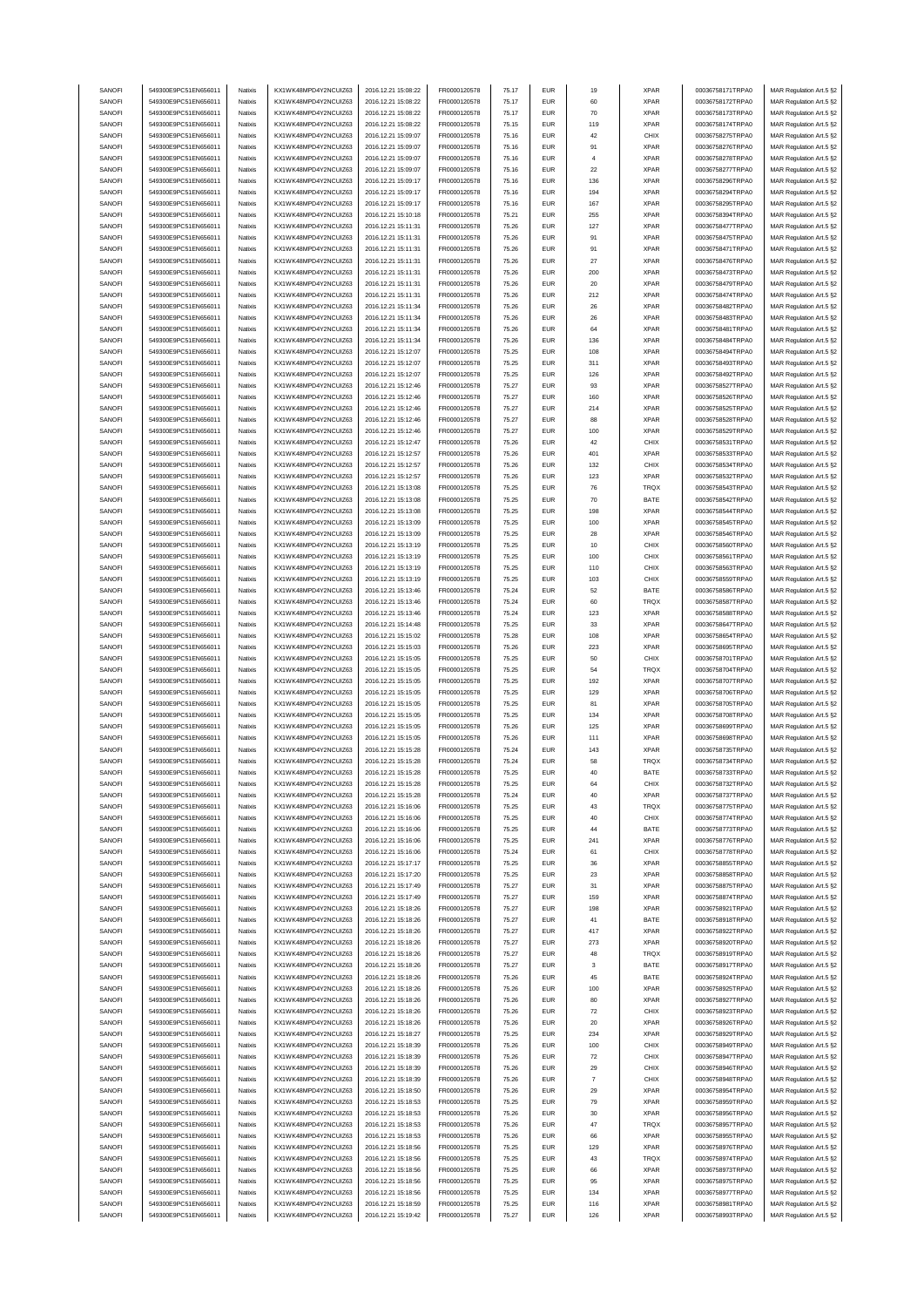| SANOFI | 549300E9PC51EN656011 | Natixis | KX1WK48MPD4Y2NCUIZ63 | 2016.12.21 15:08:22 | FR0000120578 | 75.17 | EUR | 19 | XPAR | 00036758171TRPA0 | MAR Regulation Art.5 §2 |
|---|---|---|---|---|---|---|---|---|---|---|---|
| SANOFI | 549300E9PC51EN656011 | Natixis | KX1WK48MPD4Y2NCUIZ63 | 2016.12.21 15:08:22 | FR0000120578 | 75.17 | EUR | 60 | XPAR | 00036758172TRPA0 | MAR Regulation Art.5 §2 |
| SANOFI | 549300E9PC51EN656011 | Natixis | KX1WK48MPD4Y2NCUIZ63 | 2016.12.21 15:08:22 | FR0000120578 | 75.17 | EUR | 70 | XPAR | 00036758173TRPA0 | MAR Regulation Art.5 §2 |
| SANOFI | 549300E9PC51EN656011 | Natixis | KX1WK48MPD4Y2NCUIZ63 | 2016.12.21 15:08:22 | FR0000120578 | 75.15 | EUR | 119 | XPAR | 00036758174TRPA0 | MAR Regulation Art.5 §2 |
| SANOFI | 549300E9PC51EN656011 | Natixis | KX1WK48MPD4Y2NCUIZ63 | 2016.12.21 15:09:07 | FR0000120578 | 75.16 | EUR | 42 | CHIX | 00036758275TRPA0 | MAR Regulation Art.5 §2 |
| SANOFI | 549300E9PC51EN656011 | Natixis | KX1WK48MPD4Y2NCUIZ63 | 2016.12.21 15:09:07 | FR0000120578 | 75.16 | EUR | 91 | XPAR | 00036758276TRPA0 | MAR Regulation Art.5 §2 |
| SANOFI | 549300E9PC51EN656011 | Natixis | KX1WK48MPD4Y2NCUIZ63 | 2016.12.21 15:09:07 | FR0000120578 | 75.16 | EUR | 4 | XPAR | 00036758278TRPA0 | MAR Regulation Art.5 §2 |
| SANOFI | 549300E9PC51EN656011 | Natixis | KX1WK48MPD4Y2NCUIZ63 | 2016.12.21 15:09:07 | FR0000120578 | 75.16 | EUR | 22 | XPAR | 00036758277TRPA0 | MAR Regulation Art.5 §2 |
| SANOFI | 549300E9PC51EN656011 | Natixis | KX1WK48MPD4Y2NCUIZ63 | 2016.12.21 15:09:17 | FR0000120578 | 75.16 | EUR | 136 | XPAR | 00036758296TRPA0 | MAR Regulation Art.5 §2 |
| SANOFI | 549300E9PC51EN656011 | Natixis | KX1WK48MPD4Y2NCUIZ63 | 2016.12.21 15:09:17 | FR0000120578 | 75.16 | EUR | 194 | XPAR | 00036758294TRPA0 | MAR Regulation Art.5 §2 |
| SANOFI | 549300E9PC51EN656011 | Natixis | KX1WK48MPD4Y2NCUIZ63 | 2016.12.21 15:09:17 | FR0000120578 | 75.16 | EUR | 167 | XPAR | 00036758295TRPA0 | MAR Regulation Art.5 §2 |
| SANOFI | 549300E9PC51EN656011 | Natixis | KX1WK48MPD4Y2NCUIZ63 | 2016.12.21 15:10:18 | FR0000120578 | 75.21 | EUR | 255 | XPAR | 00036758394TRPA0 | MAR Regulation Art.5 §2 |
| SANOFI | 549300E9PC51EN656011 | Natixis | KX1WK48MPD4Y2NCUIZ63 | 2016.12.21 15:11:31 | FR0000120578 | 75.26 | EUR | 127 | XPAR | 00036758477TRPA0 | MAR Regulation Art.5 §2 |
| SANOFI | 549300E9PC51EN656011 | Natixis | KX1WK48MPD4Y2NCUIZ63 | 2016.12.21 15:11:31 | FR0000120578 | 75.26 | EUR | 91 | XPAR | 00036758475TRPA0 | MAR Regulation Art.5 §2 |
| SANOFI | 549300E9PC51EN656011 | Natixis | KX1WK48MPD4Y2NCUIZ63 | 2016.12.21 15:11:31 | FR0000120578 | 75.26 | EUR | 91 | XPAR | 00036758471TRPA0 | MAR Regulation Art.5 §2 |
| SANOFI | 549300E9PC51EN656011 | Natixis | KX1WK48MPD4Y2NCUIZ63 | 2016.12.21 15:11:31 | FR0000120578 | 75.26 | EUR | 27 | XPAR | 00036758476TRPA0 | MAR Regulation Art.5 §2 |
| SANOFI | 549300E9PC51EN656011 | Natixis | KX1WK48MPD4Y2NCUIZ63 | 2016.12.21 15:11:31 | FR0000120578 | 75.26 | EUR | 200 | XPAR | 00036758473TRPA0 | MAR Regulation Art.5 §2 |
| SANOFI | 549300E9PC51EN656011 | Natixis | KX1WK48MPD4Y2NCUIZ63 | 2016.12.21 15:11:31 | FR0000120578 | 75.26 | EUR | 20 | XPAR | 00036758479TRPA0 | MAR Regulation Art.5 §2 |
| SANOFI | 549300E9PC51EN656011 | Natixis | KX1WK48MPD4Y2NCUIZ63 | 2016.12.21 15:11:31 | FR0000120578 | 75.26 | EUR | 212 | XPAR | 00036758474TRPA0 | MAR Regulation Art.5 §2 |
| SANOFI | 549300E9PC51EN656011 | Natixis | KX1WK48MPD4Y2NCUIZ63 | 2016.12.21 15:11:34 | FR0000120578 | 75.26 | EUR | 26 | XPAR | 00036758482TRPA0 | MAR Regulation Art.5 §2 |
| SANOFI | 549300E9PC51EN656011 | Natixis | KX1WK48MPD4Y2NCUIZ63 | 2016.12.21 15:11:34 | FR0000120578 | 75.26 | EUR | 26 | XPAR | 00036758483TRPA0 | MAR Regulation Art.5 §2 |
| SANOFI | 549300E9PC51EN656011 | Natixis | KX1WK48MPD4Y2NCUIZ63 | 2016.12.21 15:11:34 | FR0000120578 | 75.26 | EUR | 64 | XPAR | 00036758481TRPA0 | MAR Regulation Art.5 §2 |
| SANOFI | 549300E9PC51EN656011 | Natixis | KX1WK48MPD4Y2NCUIZ63 | 2016.12.21 15:11:34 | FR0000120578 | 75.26 | EUR | 136 | XPAR | 00036758484TRPA0 | MAR Regulation Art.5 §2 |
| SANOFI | 549300E9PC51EN656011 | Natixis | KX1WK48MPD4Y2NCUIZ63 | 2016.12.21 15:12:07 | FR0000120578 | 75.25 | EUR | 108 | XPAR | 00036758494TRPA0 | MAR Regulation Art.5 §2 |
| SANOFI | 549300E9PC51EN656011 | Natixis | KX1WK48MPD4Y2NCUIZ63 | 2016.12.21 15:12:07 | FR0000120578 | 75.25 | EUR | 311 | XPAR | 00036758493TRPA0 | MAR Regulation Art.5 §2 |
| SANOFI | 549300E9PC51EN656011 | Natixis | KX1WK48MPD4Y2NCUIZ63 | 2016.12.21 15:12:07 | FR0000120578 | 75.25 | EUR | 126 | XPAR | 00036758492TRPA0 | MAR Regulation Art.5 §2 |
| SANOFI | 549300E9PC51EN656011 | Natixis | KX1WK48MPD4Y2NCUIZ63 | 2016.12.21 15:12:46 | FR0000120578 | 75.27 | EUR | 93 | XPAR | 00036758527TRPA0 | MAR Regulation Art.5 §2 |
| SANOFI | 549300E9PC51EN656011 | Natixis | KX1WK48MPD4Y2NCUIZ63 | 2016.12.21 15:12:46 | FR0000120578 | 75.27 | EUR | 160 | XPAR | 00036758526TRPA0 | MAR Regulation Art.5 §2 |
| SANOFI | 549300E9PC51EN656011 | Natixis | KX1WK48MPD4Y2NCUIZ63 | 2016.12.21 15:12:46 | FR0000120578 | 75.27 | EUR | 214 | XPAR | 00036758525TRPA0 | MAR Regulation Art.5 §2 |
| SANOFI | 549300E9PC51EN656011 | Natixis | KX1WK48MPD4Y2NCUIZ63 | 2016.12.21 15:12:46 | FR0000120578 | 75.27 | EUR | 88 | XPAR | 00036758528TRPA0 | MAR Regulation Art.5 §2 |
| SANOFI | 549300E9PC51EN656011 | Natixis | KX1WK48MPD4Y2NCUIZ63 | 2016.12.21 15:12:46 | FR0000120578 | 75.27 | EUR | 100 | XPAR | 00036758529TRPA0 | MAR Regulation Art.5 §2 |
| SANOFI | 549300E9PC51EN656011 | Natixis | KX1WK48MPD4Y2NCUIZ63 | 2016.12.21 15:12:47 | FR0000120578 | 75.26 | EUR | 42 | CHIX | 00036758531TRPA0 | MAR Regulation Art.5 §2 |
| SANOFI | 549300E9PC51EN656011 | Natixis | KX1WK48MPD4Y2NCUIZ63 | 2016.12.21 15:12:57 | FR0000120578 | 75.26 | EUR | 401 | XPAR | 00036758533TRPA0 | MAR Regulation Art.5 §2 |
| SANOFI | 549300E9PC51EN656011 | Natixis | KX1WK48MPD4Y2NCUIZ63 | 2016.12.21 15:12:57 | FR0000120578 | 75.26 | EUR | 132 | CHIX | 00036758534TRPA0 | MAR Regulation Art.5 §2 |
| SANOFI | 549300E9PC51EN656011 | Natixis | KX1WK48MPD4Y2NCUIZ63 | 2016.12.21 15:12:57 | FR0000120578 | 75.26 | EUR | 123 | XPAR | 00036758532TRPA0 | MAR Regulation Art.5 §2 |
| SANOFI | 549300E9PC51EN656011 | Natixis | KX1WK48MPD4Y2NCUIZ63 | 2016.12.21 15:13:08 | FR0000120578 | 75.25 | EUR | 76 | TRQX | 00036758543TRPA0 | MAR Regulation Art.5 §2 |
| SANOFI | 549300E9PC51EN656011 | Natixis | KX1WK48MPD4Y2NCUIZ63 | 2016.12.21 15:13:08 | FR0000120578 | 75.25 | EUR | 70 | BATE | 00036758542TRPA0 | MAR Regulation Art.5 §2 |
| SANOFI | 549300E9PC51EN656011 | Natixis | KX1WK48MPD4Y2NCUIZ63 | 2016.12.21 15:13:08 | FR0000120578 | 75.25 | EUR | 198 | XPAR | 00036758544TRPA0 | MAR Regulation Art.5 §2 |
| SANOFI | 549300E9PC51EN656011 | Natixis | KX1WK48MPD4Y2NCUIZ63 | 2016.12.21 15:13:09 | FR0000120578 | 75.25 | EUR | 100 | XPAR | 00036758545TRPA0 | MAR Regulation Art.5 §2 |
| SANOFI | 549300E9PC51EN656011 | Natixis | KX1WK48MPD4Y2NCUIZ63 | 2016.12.21 15:13:09 | FR0000120578 | 75.25 | EUR | 28 | XPAR | 00036758546TRPA0 | MAR Regulation Art.5 §2 |
| SANOFI | 549300E9PC51EN656011 | Natixis | KX1WK48MPD4Y2NCUIZ63 | 2016.12.21 15:13:19 | FR0000120578 | 75.25 | EUR | 10 | CHIX | 00036758560TRPA0 | MAR Regulation Art.5 §2 |
| SANOFI | 549300E9PC51EN656011 | Natixis | KX1WK48MPD4Y2NCUIZ63 | 2016.12.21 15:13:19 | FR0000120578 | 75.25 | EUR | 100 | CHIX | 00036758561TRPA0 | MAR Regulation Art.5 §2 |
| SANOFI | 549300E9PC51EN656011 | Natixis | KX1WK48MPD4Y2NCUIZ63 | 2016.12.21 15:13:19 | FR0000120578 | 75.25 | EUR | 110 | CHIX | 00036758563TRPA0 | MAR Regulation Art.5 §2 |
| SANOFI | 549300E9PC51EN656011 | Natixis | KX1WK48MPD4Y2NCUIZ63 | 2016.12.21 15:13:19 | FR0000120578 | 75.25 | EUR | 103 | CHIX | 00036758559TRPA0 | MAR Regulation Art.5 §2 |
| SANOFI | 549300E9PC51EN656011 | Natixis | KX1WK48MPD4Y2NCUIZ63 | 2016.12.21 15:13:46 | FR0000120578 | 75.24 | EUR | 52 | BATE | 00036758586TRPA0 | MAR Regulation Art.5 §2 |
| SANOFI | 549300E9PC51EN656011 | Natixis | KX1WK48MPD4Y2NCUIZ63 | 2016.12.21 15:13:46 | FR0000120578 | 75.24 | EUR | 60 | TRQX | 00036758587TRPA0 | MAR Regulation Art.5 §2 |
| SANOFI | 549300E9PC51EN656011 | Natixis | KX1WK48MPD4Y2NCUIZ63 | 2016.12.21 15:13:46 | FR0000120578 | 75.24 | EUR | 123 | XPAR | 00036758588TRPA0 | MAR Regulation Art.5 §2 |
| SANOFI | 549300E9PC51EN656011 | Natixis | KX1WK48MPD4Y2NCUIZ63 | 2016.12.21 15:14:48 | FR0000120578 | 75.25 | EUR | 33 | XPAR | 00036758647TRPA0 | MAR Regulation Art.5 §2 |
| SANOFI | 549300E9PC51EN656011 | Natixis | KX1WK48MPD4Y2NCUIZ63 | 2016.12.21 15:15:02 | FR0000120578 | 75.28 | EUR | 108 | XPAR | 00036758654TRPA0 | MAR Regulation Art.5 §2 |
| SANOFI | 549300E9PC51EN656011 | Natixis | KX1WK48MPD4Y2NCUIZ63 | 2016.12.21 15:15:03 | FR0000120578 | 75.26 | EUR | 223 | XPAR | 00036758695TRPA0 | MAR Regulation Art.5 §2 |
| SANOFI | 549300E9PC51EN656011 | Natixis | KX1WK48MPD4Y2NCUIZ63 | 2016.12.21 15:15:05 | FR0000120578 | 75.25 | EUR | 50 | CHIX | 00036758701TRPA0 | MAR Regulation Art.5 §2 |
| SANOFI | 549300E9PC51EN656011 | Natixis | KX1WK48MPD4Y2NCUIZ63 | 2016.12.21 15:15:05 | FR0000120578 | 75.25 | EUR | 54 | TRQX | 00036758704TRPA0 | MAR Regulation Art.5 §2 |
| SANOFI | 549300E9PC51EN656011 | Natixis | KX1WK48MPD4Y2NCUIZ63 | 2016.12.21 15:15:05 | FR0000120578 | 75.25 | EUR | 192 | XPAR | 00036758707TRPA0 | MAR Regulation Art.5 §2 |
| SANOFI | 549300E9PC51EN656011 | Natixis | KX1WK48MPD4Y2NCUIZ63 | 2016.12.21 15:15:05 | FR0000120578 | 75.25 | EUR | 129 | XPAR | 00036758706TRPA0 | MAR Regulation Art.5 §2 |
| SANOFI | 549300E9PC51EN656011 | Natixis | KX1WK48MPD4Y2NCUIZ63 | 2016.12.21 15:15:05 | FR0000120578 | 75.25 | EUR | 81 | XPAR | 00036758705TRPA0 | MAR Regulation Art.5 §2 |
| SANOFI | 549300E9PC51EN656011 | Natixis | KX1WK48MPD4Y2NCUIZ63 | 2016.12.21 15:15:05 | FR0000120578 | 75.25 | EUR | 134 | XPAR | 00036758708TRPA0 | MAR Regulation Art.5 §2 |
| SANOFI | 549300E9PC51EN656011 | Natixis | KX1WK48MPD4Y2NCUIZ63 | 2016.12.21 15:15:05 | FR0000120578 | 75.26 | EUR | 125 | XPAR | 00036758699TRPA0 | MAR Regulation Art.5 §2 |
| SANOFI | 549300E9PC51EN656011 | Natixis | KX1WK48MPD4Y2NCUIZ63 | 2016.12.21 15:15:05 | FR0000120578 | 75.26 | EUR | 111 | XPAR | 00036758698TRPA0 | MAR Regulation Art.5 §2 |
| SANOFI | 549300E9PC51EN656011 | Natixis | KX1WK48MPD4Y2NCUIZ63 | 2016.12.21 15:15:28 | FR0000120578 | 75.24 | EUR | 143 | XPAR | 00036758735TRPA0 | MAR Regulation Art.5 §2 |
| SANOFI | 549300E9PC51EN656011 | Natixis | KX1WK48MPD4Y2NCUIZ63 | 2016.12.21 15:15:28 | FR0000120578 | 75.24 | EUR | 58 | TRQX | 00036758734TRPA0 | MAR Regulation Art.5 §2 |
| SANOFI | 549300E9PC51EN656011 | Natixis | KX1WK48MPD4Y2NCUIZ63 | 2016.12.21 15:15:28 | FR0000120578 | 75.25 | EUR | 40 | BATE | 00036758733TRPA0 | MAR Regulation Art.5 §2 |
| SANOFI | 549300E9PC51EN656011 | Natixis | KX1WK48MPD4Y2NCUIZ63 | 2016.12.21 15:15:28 | FR0000120578 | 75.25 | EUR | 64 | CHIX | 00036758732TRPA0 | MAR Regulation Art.5 §2 |
| SANOFI | 549300E9PC51EN656011 | Natixis | KX1WK48MPD4Y2NCUIZ63 | 2016.12.21 15:15:28 | FR0000120578 | 75.24 | EUR | 40 | XPAR | 00036758737TRPA0 | MAR Regulation Art.5 §2 |
| SANOFI | 549300E9PC51EN656011 | Natixis | KX1WK48MPD4Y2NCUIZ63 | 2016.12.21 15:16:06 | FR0000120578 | 75.25 | EUR | 43 | TRQX | 00036758775TRPA0 | MAR Regulation Art.5 §2 |
| SANOFI | 549300E9PC51EN656011 | Natixis | KX1WK48MPD4Y2NCUIZ63 | 2016.12.21 15:16:06 | FR0000120578 | 75.25 | EUR | 40 | CHIX | 00036758774TRPA0 | MAR Regulation Art.5 §2 |
| SANOFI | 549300E9PC51EN656011 | Natixis | KX1WK48MPD4Y2NCUIZ63 | 2016.12.21 15:16:06 | FR0000120578 | 75.25 | EUR | 44 | BATE | 00036758773TRPA0 | MAR Regulation Art.5 §2 |
| SANOFI | 549300E9PC51EN656011 | Natixis | KX1WK48MPD4Y2NCUIZ63 | 2016.12.21 15:16:06 | FR0000120578 | 75.25 | EUR | 241 | XPAR | 00036758776TRPA0 | MAR Regulation Art.5 §2 |
| SANOFI | 549300E9PC51EN656011 | Natixis | KX1WK48MPD4Y2NCUIZ63 | 2016.12.21 15:16:06 | FR0000120578 | 75.24 | EUR | 61 | CHIX | 00036758778TRPA0 | MAR Regulation Art.5 §2 |
| SANOFI | 549300E9PC51EN656011 | Natixis | KX1WK48MPD4Y2NCUIZ63 | 2016.12.21 15:17:17 | FR0000120578 | 75.25 | EUR | 36 | XPAR | 00036758855TRPA0 | MAR Regulation Art.5 §2 |
| SANOFI | 549300E9PC51EN656011 | Natixis | KX1WK48MPD4Y2NCUIZ63 | 2016.12.21 15:17:20 | FR0000120578 | 75.25 | EUR | 23 | XPAR | 00036758858TRPA0 | MAR Regulation Art.5 §2 |
| SANOFI | 549300E9PC51EN656011 | Natixis | KX1WK48MPD4Y2NCUIZ63 | 2016.12.21 15:17:49 | FR0000120578 | 75.27 | EUR | 31 | XPAR | 00036758875TRPA0 | MAR Regulation Art.5 §2 |
| SANOFI | 549300E9PC51EN656011 | Natixis | KX1WK48MPD4Y2NCUIZ63 | 2016.12.21 15:17:49 | FR0000120578 | 75.27 | EUR | 159 | XPAR | 00036758874TRPA0 | MAR Regulation Art.5 §2 |
| SANOFI | 549300E9PC51EN656011 | Natixis | KX1WK48MPD4Y2NCUIZ63 | 2016.12.21 15:18:26 | FR0000120578 | 75.27 | EUR | 198 | XPAR | 00036758921TRPA0 | MAR Regulation Art.5 §2 |
| SANOFI | 549300E9PC51EN656011 | Natixis | KX1WK48MPD4Y2NCUIZ63 | 2016.12.21 15:18:26 | FR0000120578 | 75.27 | EUR | 41 | BATE | 00036758918TRPA0 | MAR Regulation Art.5 §2 |
| SANOFI | 549300E9PC51EN656011 | Natixis | KX1WK48MPD4Y2NCUIZ63 | 2016.12.21 15:18:26 | FR0000120578 | 75.27 | EUR | 417 | XPAR | 00036758922TRPA0 | MAR Regulation Art.5 §2 |
| SANOFI | 549300E9PC51EN656011 | Natixis | KX1WK48MPD4Y2NCUIZ63 | 2016.12.21 15:18:26 | FR0000120578 | 75.27 | EUR | 273 | XPAR | 00036758920TRPA0 | MAR Regulation Art.5 §2 |
| SANOFI | 549300E9PC51EN656011 | Natixis | KX1WK48MPD4Y2NCUIZ63 | 2016.12.21 15:18:26 | FR0000120578 | 75.27 | EUR | 48 | TRQX | 00036758919TRPA0 | MAR Regulation Art.5 §2 |
| SANOFI | 549300E9PC51EN656011 | Natixis | KX1WK48MPD4Y2NCUIZ63 | 2016.12.21 15:18:26 | FR0000120578 | 75.27 | EUR | 3 | BATE | 00036758917TRPA0 | MAR Regulation Art.5 §2 |
| SANOFI | 549300E9PC51EN656011 | Natixis | KX1WK48MPD4Y2NCUIZ63 | 2016.12.21 15:18:26 | FR0000120578 | 75.26 | EUR | 45 | BATE | 00036758924TRPA0 | MAR Regulation Art.5 §2 |
| SANOFI | 549300E9PC51EN656011 | Natixis | KX1WK48MPD4Y2NCUIZ63 | 2016.12.21 15:18:26 | FR0000120578 | 75.26 | EUR | 100 | XPAR | 00036758925TRPA0 | MAR Regulation Art.5 §2 |
| SANOFI | 549300E9PC51EN656011 | Natixis | KX1WK48MPD4Y2NCUIZ63 | 2016.12.21 15:18:26 | FR0000120578 | 75.26 | EUR | 80 | XPAR | 00036758927TRPA0 | MAR Regulation Art.5 §2 |
| SANOFI | 549300E9PC51EN656011 | Natixis | KX1WK48MPD4Y2NCUIZ63 | 2016.12.21 15:18:26 | FR0000120578 | 75.26 | EUR | 72 | CHIX | 00036758923TRPA0 | MAR Regulation Art.5 §2 |
| SANOFI | 549300E9PC51EN656011 | Natixis | KX1WK48MPD4Y2NCUIZ63 | 2016.12.21 15:18:26 | FR0000120578 | 75.26 | EUR | 20 | XPAR | 00036758926TRPA0 | MAR Regulation Art.5 §2 |
| SANOFI | 549300E9PC51EN656011 | Natixis | KX1WK48MPD4Y2NCUIZ63 | 2016.12.21 15:18:27 | FR0000120578 | 75.25 | EUR | 234 | XPAR | 00036758929TRPA0 | MAR Regulation Art.5 §2 |
| SANOFI | 549300E9PC51EN656011 | Natixis | KX1WK48MPD4Y2NCUIZ63 | 2016.12.21 15:18:39 | FR0000120578 | 75.26 | EUR | 100 | CHIX | 00036758949TRPA0 | MAR Regulation Art.5 §2 |
| SANOFI | 549300E9PC51EN656011 | Natixis | KX1WK48MPD4Y2NCUIZ63 | 2016.12.21 15:18:39 | FR0000120578 | 75.26 | EUR | 72 | CHIX | 00036758947TRPA0 | MAR Regulation Art.5 §2 |
| SANOFI | 549300E9PC51EN656011 | Natixis | KX1WK48MPD4Y2NCUIZ63 | 2016.12.21 15:18:39 | FR0000120578 | 75.26 | EUR | 29 | CHIX | 00036758946TRPA0 | MAR Regulation Art.5 §2 |
| SANOFI | 549300E9PC51EN656011 | Natixis | KX1WK48MPD4Y2NCUIZ63 | 2016.12.21 15:18:39 | FR0000120578 | 75.26 | EUR | 7 | CHIX | 00036758948TRPA0 | MAR Regulation Art.5 §2 |
| SANOFI | 549300E9PC51EN656011 | Natixis | KX1WK48MPD4Y2NCUIZ63 | 2016.12.21 15:18:50 | FR0000120578 | 75.26 | EUR | 29 | XPAR | 00036758954TRPA0 | MAR Regulation Art.5 §2 |
| SANOFI | 549300E9PC51EN656011 | Natixis | KX1WK48MPD4Y2NCUIZ63 | 2016.12.21 15:18:53 | FR0000120578 | 75.25 | EUR | 79 | XPAR | 00036758959TRPA0 | MAR Regulation Art.5 §2 |
| SANOFI | 549300E9PC51EN656011 | Natixis | KX1WK48MPD4Y2NCUIZ63 | 2016.12.21 15:18:53 | FR0000120578 | 75.26 | EUR | 30 | XPAR | 00036758956TRPA0 | MAR Regulation Art.5 §2 |
| SANOFI | 549300E9PC51EN656011 | Natixis | KX1WK48MPD4Y2NCUIZ63 | 2016.12.21 15:18:53 | FR0000120578 | 75.26 | EUR | 47 | TRQX | 00036758957TRPA0 | MAR Regulation Art.5 §2 |
| SANOFI | 549300E9PC51EN656011 | Natixis | KX1WK48MPD4Y2NCUIZ63 | 2016.12.21 15:18:53 | FR0000120578 | 75.26 | EUR | 66 | XPAR | 00036758955TRPA0 | MAR Regulation Art.5 §2 |
| SANOFI | 549300E9PC51EN656011 | Natixis | KX1WK48MPD4Y2NCUIZ63 | 2016.12.21 15:18:56 | FR0000120578 | 75.25 | EUR | 129 | XPAR | 00036758976TRPA0 | MAR Regulation Art.5 §2 |
| SANOFI | 549300E9PC51EN656011 | Natixis | KX1WK48MPD4Y2NCUIZ63 | 2016.12.21 15:18:56 | FR0000120578 | 75.25 | EUR | 43 | TRQX | 00036758974TRPA0 | MAR Regulation Art.5 §2 |
| SANOFI | 549300E9PC51EN656011 | Natixis | KX1WK48MPD4Y2NCUIZ63 | 2016.12.21 15:18:56 | FR0000120578 | 75.25 | EUR | 66 | XPAR | 00036758973TRPA0 | MAR Regulation Art.5 §2 |
| SANOFI | 549300E9PC51EN656011 | Natixis | KX1WK48MPD4Y2NCUIZ63 | 2016.12.21 15:18:56 | FR0000120578 | 75.25 | EUR | 95 | XPAR | 00036758975TRPA0 | MAR Regulation Art.5 §2 |
| SANOFI | 549300E9PC51EN656011 | Natixis | KX1WK48MPD4Y2NCUIZ63 | 2016.12.21 15:18:56 | FR0000120578 | 75.25 | EUR | 134 | XPAR | 00036758977TRPA0 | MAR Regulation Art.5 §2 |
| SANOFI | 549300E9PC51EN656011 | Natixis | KX1WK48MPD4Y2NCUIZ63 | 2016.12.21 15:18:59 | FR0000120578 | 75.25 | EUR | 116 | XPAR | 00036758981TRPA0 | MAR Regulation Art.5 §2 |
| SANOFI | 549300E9PC51EN656011 | Natixis | KX1WK48MPD4Y2NCUIZ63 | 2016.12.21 15:19:42 | FR0000120578 | 75.27 | EUR | 126 | XPAR | 00036758993TRPA0 | MAR Regulation Art.5 §2 |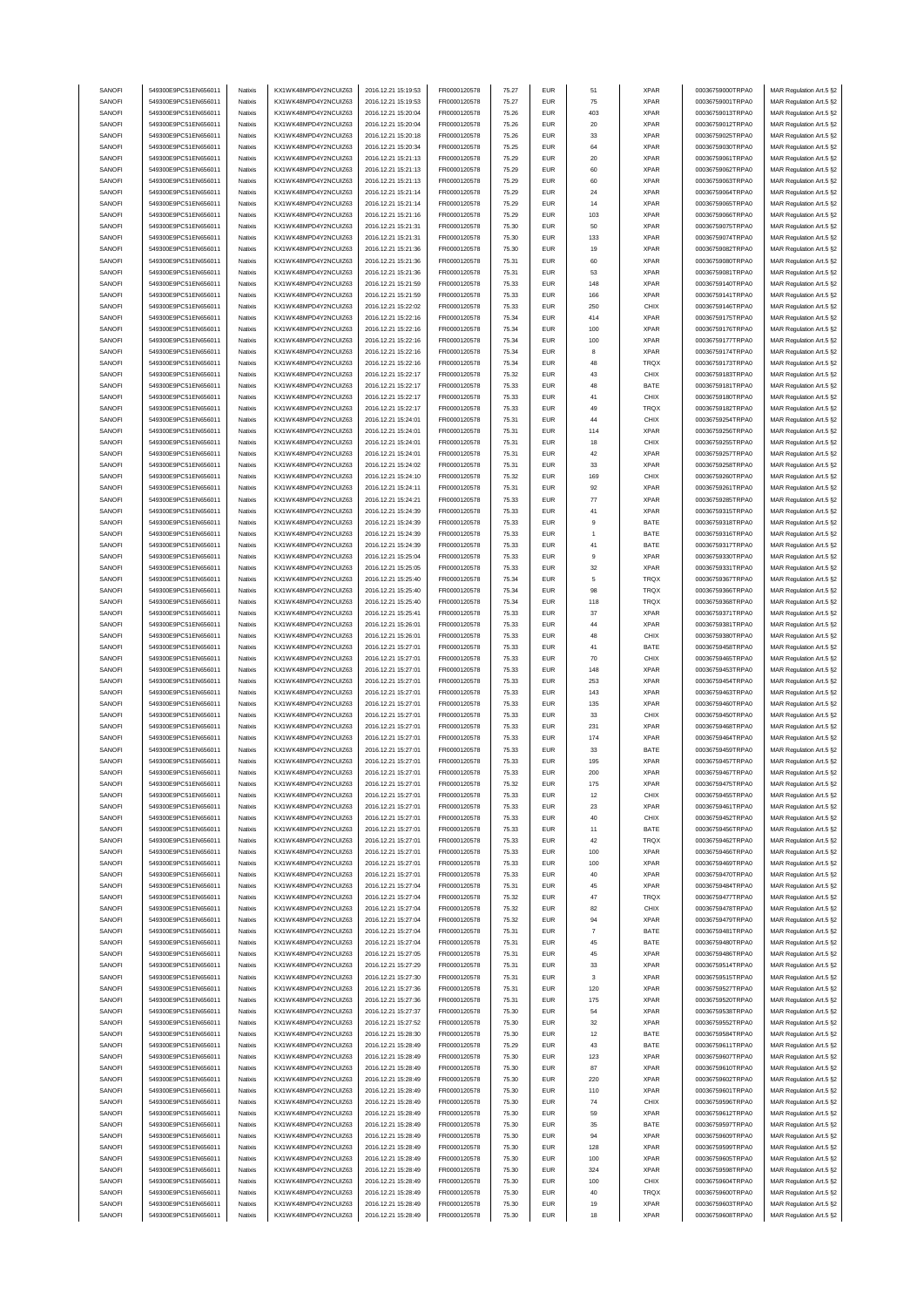| SANOFI | 549300E9PC51EN656011 | Natixis | KX1WK48MPD4Y2NCUIZ63 | 2016.12.21 15:19:53 | FR0000120578 | 75.27 | EUR | 51 | XPAR | 00036759000TRPA0 | MAR Regulation Art.5 §2 |
|---|---|---|---|---|---|---|---|---|---|---|---|
| SANOFI | 549300E9PC51EN656011 | Natixis | KX1WK48MPD4Y2NCUIZ63 | 2016.12.21 15:19:53 | FR0000120578 | 75.27 | EUR | 75 | XPAR | 00036759001TRPA0 | MAR Regulation Art.5 §2 |
| SANOFI | 549300E9PC51EN656011 | Natixis | KX1WK48MPD4Y2NCUIZ63 | 2016.12.21 15:20:04 | FR0000120578 | 75.26 | EUR | 403 | XPAR | 00036759013TRPA0 | MAR Regulation Art.5 §2 |
| SANOFI | 549300E9PC51EN656011 | Natixis | KX1WK48MPD4Y2NCUIZ63 | 2016.12.21 15:20:04 | FR0000120578 | 75.26 | EUR | 20 | XPAR | 00036759012TRPA0 | MAR Regulation Art.5 §2 |
| SANOFI | 549300E9PC51EN656011 | Natixis | KX1WK48MPD4Y2NCUIZ63 | 2016.12.21 15:20:18 | FR0000120578 | 75.26 | EUR | 33 | XPAR | 00036759025TRPA0 | MAR Regulation Art.5 §2 |
| SANOFI | 549300E9PC51EN656011 | Natixis | KX1WK48MPD4Y2NCUIZ63 | 2016.12.21 15:20:34 | FR0000120578 | 75.25 | EUR | 64 | XPAR | 00036759030TRPA0 | MAR Regulation Art.5 §2 |
| SANOFI | 549300E9PC51EN656011 | Natixis | KX1WK48MPD4Y2NCUIZ63 | 2016.12.21 15:21:13 | FR0000120578 | 75.29 | EUR | 20 | XPAR | 00036759061TRPA0 | MAR Regulation Art.5 §2 |
| SANOFI | 549300E9PC51EN656011 | Natixis | KX1WK48MPD4Y2NCUIZ63 | 2016.12.21 15:21:13 | FR0000120578 | 75.29 | EUR | 60 | XPAR | 00036759062TRPA0 | MAR Regulation Art.5 §2 |
| SANOFI | 549300E9PC51EN656011 | Natixis | KX1WK48MPD4Y2NCUIZ63 | 2016.12.21 15:21:13 | FR0000120578 | 75.29 | EUR | 60 | XPAR | 00036759063TRPA0 | MAR Regulation Art.5 §2 |
| SANOFI | 549300E9PC51EN656011 | Natixis | KX1WK48MPD4Y2NCUIZ63 | 2016.12.21 15:21:14 | FR0000120578 | 75.29 | EUR | 24 | XPAR | 00036759064TRPA0 | MAR Regulation Art.5 §2 |
| SANOFI | 549300E9PC51EN656011 | Natixis | KX1WK48MPD4Y2NCUIZ63 | 2016.12.21 15:21:14 | FR0000120578 | 75.29 | EUR | 14 | XPAR | 00036759065TRPA0 | MAR Regulation Art.5 §2 |
| SANOFI | 549300E9PC51EN656011 | Natixis | KX1WK48MPD4Y2NCUIZ63 | 2016.12.21 15:21:16 | FR0000120578 | 75.29 | EUR | 103 | XPAR | 00036759066TRPA0 | MAR Regulation Art.5 §2 |
| SANOFI | 549300E9PC51EN656011 | Natixis | KX1WK48MPD4Y2NCUIZ63 | 2016.12.21 15:21:31 | FR0000120578 | 75.30 | EUR | 50 | XPAR | 00036759075TRPA0 | MAR Regulation Art.5 §2 |
| SANOFI | 549300E9PC51EN656011 | Natixis | KX1WK48MPD4Y2NCUIZ63 | 2016.12.21 15:21:31 | FR0000120578 | 75.30 | EUR | 133 | XPAR | 00036759074TRPA0 | MAR Regulation Art.5 §2 |
| SANOFI | 549300E9PC51EN656011 | Natixis | KX1WK48MPD4Y2NCUIZ63 | 2016.12.21 15:21:36 | FR0000120578 | 75.30 | EUR | 19 | XPAR | 00036759082TRPA0 | MAR Regulation Art.5 §2 |
| SANOFI | 549300E9PC51EN656011 | Natixis | KX1WK48MPD4Y2NCUIZ63 | 2016.12.21 15:21:36 | FR0000120578 | 75.31 | EUR | 60 | XPAR | 00036759080TRPA0 | MAR Regulation Art.5 §2 |
| SANOFI | 549300E9PC51EN656011 | Natixis | KX1WK48MPD4Y2NCUIZ63 | 2016.12.21 15:21:36 | FR0000120578 | 75.31 | EUR | 53 | XPAR | 00036759081TRPA0 | MAR Regulation Art.5 §2 |
| SANOFI | 549300E9PC51EN656011 | Natixis | KX1WK48MPD4Y2NCUIZ63 | 2016.12.21 15:21:59 | FR0000120578 | 75.33 | EUR | 148 | XPAR | 00036759140TRPA0 | MAR Regulation Art.5 §2 |
| SANOFI | 549300E9PC51EN656011 | Natixis | KX1WK48MPD4Y2NCUIZ63 | 2016.12.21 15:21:59 | FR0000120578 | 75.33 | EUR | 166 | XPAR | 00036759141TRPA0 | MAR Regulation Art.5 §2 |
| SANOFI | 549300E9PC51EN656011 | Natixis | KX1WK48MPD4Y2NCUIZ63 | 2016.12.21 15:22:02 | FR0000120578 | 75.33 | EUR | 250 | CHIX | 00036759146TRPA0 | MAR Regulation Art.5 §2 |
| SANOFI | 549300E9PC51EN656011 | Natixis | KX1WK48MPD4Y2NCUIZ63 | 2016.12.21 15:22:16 | FR0000120578 | 75.34 | EUR | 414 | XPAR | 00036759175TRPA0 | MAR Regulation Art.5 §2 |
| SANOFI | 549300E9PC51EN656011 | Natixis | KX1WK48MPD4Y2NCUIZ63 | 2016.12.21 15:22:16 | FR0000120578 | 75.34 | EUR | 100 | XPAR | 00036759176TRPA0 | MAR Regulation Art.5 §2 |
| SANOFI | 549300E9PC51EN656011 | Natixis | KX1WK48MPD4Y2NCUIZ63 | 2016.12.21 15:22:16 | FR0000120578 | 75.34 | EUR | 100 | XPAR | 00036759177TRPA0 | MAR Regulation Art.5 §2 |
| SANOFI | 549300E9PC51EN656011 | Natixis | KX1WK48MPD4Y2NCUIZ63 | 2016.12.21 15:22:16 | FR0000120578 | 75.34 | EUR | 8 | XPAR | 00036759174TRPA0 | MAR Regulation Art.5 §2 |
| SANOFI | 549300E9PC51EN656011 | Natixis | KX1WK48MPD4Y2NCUIZ63 | 2016.12.21 15:22:16 | FR0000120578 | 75.34 | EUR | 48 | TRQX | 00036759173TRPA0 | MAR Regulation Art.5 §2 |
| SANOFI | 549300E9PC51EN656011 | Natixis | KX1WK48MPD4Y2NCUIZ63 | 2016.12.21 15:22:17 | FR0000120578 | 75.32 | EUR | 43 | CHIX | 00036759183TRPA0 | MAR Regulation Art.5 §2 |
| SANOFI | 549300E9PC51EN656011 | Natixis | KX1WK48MPD4Y2NCUIZ63 | 2016.12.21 15:22:17 | FR0000120578 | 75.33 | EUR | 48 | BATE | 00036759181TRPA0 | MAR Regulation Art.5 §2 |
| SANOFI | 549300E9PC51EN656011 | Natixis | KX1WK48MPD4Y2NCUIZ63 | 2016.12.21 15:22:17 | FR0000120578 | 75.33 | EUR | 41 | CHIX | 00036759180TRPA0 | MAR Regulation Art.5 §2 |
| SANOFI | 549300E9PC51EN656011 | Natixis | KX1WK48MPD4Y2NCUIZ63 | 2016.12.21 15:22:17 | FR0000120578 | 75.33 | EUR | 49 | TRQX | 00036759182TRPA0 | MAR Regulation Art.5 §2 |
| SANOFI | 549300E9PC51EN656011 | Natixis | KX1WK48MPD4Y2NCUIZ63 | 2016.12.21 15:24:01 | FR0000120578 | 75.31 | EUR | 44 | CHIX | 00036759254TRPA0 | MAR Regulation Art.5 §2 |
| SANOFI | 549300E9PC51EN656011 | Natixis | KX1WK48MPD4Y2NCUIZ63 | 2016.12.21 15:24:01 | FR0000120578 | 75.31 | EUR | 114 | XPAR | 00036759256TRPA0 | MAR Regulation Art.5 §2 |
| SANOFI | 549300E9PC51EN656011 | Natixis | KX1WK48MPD4Y2NCUIZ63 | 2016.12.21 15:24:01 | FR0000120578 | 75.31 | EUR | 18 | CHIX | 00036759255TRPA0 | MAR Regulation Art.5 §2 |
| SANOFI | 549300E9PC51EN656011 | Natixis | KX1WK48MPD4Y2NCUIZ63 | 2016.12.21 15:24:01 | FR0000120578 | 75.31 | EUR | 42 | XPAR | 00036759257TRPA0 | MAR Regulation Art.5 §2 |
| SANOFI | 549300E9PC51EN656011 | Natixis | KX1WK48MPD4Y2NCUIZ63 | 2016.12.21 15:24:02 | FR0000120578 | 75.31 | EUR | 33 | XPAR | 00036759258TRPA0 | MAR Regulation Art.5 §2 |
| SANOFI | 549300E9PC51EN656011 | Natixis | KX1WK48MPD4Y2NCUIZ63 | 2016.12.21 15:24:10 | FR0000120578 | 75.32 | EUR | 169 | CHIX | 00036759260TRPA0 | MAR Regulation Art.5 §2 |
| SANOFI | 549300E9PC51EN656011 | Natixis | KX1WK48MPD4Y2NCUIZ63 | 2016.12.21 15:24:11 | FR0000120578 | 75.31 | EUR | 92 | XPAR | 00036759261TRPA0 | MAR Regulation Art.5 §2 |
| SANOFI | 549300E9PC51EN656011 | Natixis | KX1WK48MPD4Y2NCUIZ63 | 2016.12.21 15:24:21 | FR0000120578 | 75.33 | EUR | 77 | XPAR | 00036759285TRPA0 | MAR Regulation Art.5 §2 |
| SANOFI | 549300E9PC51EN656011 | Natixis | KX1WK48MPD4Y2NCUIZ63 | 2016.12.21 15:24:39 | FR0000120578 | 75.33 | EUR | 41 | XPAR | 00036759315TRPA0 | MAR Regulation Art.5 §2 |
| SANOFI | 549300E9PC51EN656011 | Natixis | KX1WK48MPD4Y2NCUIZ63 | 2016.12.21 15:24:39 | FR0000120578 | 75.33 | EUR | 9 | BATE | 00036759318TRPA0 | MAR Regulation Art.5 §2 |
| SANOFI | 549300E9PC51EN656011 | Natixis | KX1WK48MPD4Y2NCUIZ63 | 2016.12.21 15:24:39 | FR0000120578 | 75.33 | EUR | 1 | BATE | 00036759316TRPA0 | MAR Regulation Art.5 §2 |
| SANOFI | 549300E9PC51EN656011 | Natixis | KX1WK48MPD4Y2NCUIZ63 | 2016.12.21 15:24:39 | FR0000120578 | 75.33 | EUR | 41 | BATE | 00036759317TRPA0 | MAR Regulation Art.5 §2 |
| SANOFI | 549300E9PC51EN656011 | Natixis | KX1WK48MPD4Y2NCUIZ63 | 2016.12.21 15:25:04 | FR0000120578 | 75.33 | EUR | 9 | XPAR | 00036759330TRPA0 | MAR Regulation Art.5 §2 |
| SANOFI | 549300E9PC51EN656011 | Natixis | KX1WK48MPD4Y2NCUIZ63 | 2016.12.21 15:25:05 | FR0000120578 | 75.33 | EUR | 32 | XPAR | 00036759331TRPA0 | MAR Regulation Art.5 §2 |
| SANOFI | 549300E9PC51EN656011 | Natixis | KX1WK48MPD4Y2NCUIZ63 | 2016.12.21 15:25:40 | FR0000120578 | 75.34 | EUR | 5 | TRQX | 00036759367TRPA0 | MAR Regulation Art.5 §2 |
| SANOFI | 549300E9PC51EN656011 | Natixis | KX1WK48MPD4Y2NCUIZ63 | 2016.12.21 15:25:40 | FR0000120578 | 75.34 | EUR | 98 | TRQX | 00036759366TRPA0 | MAR Regulation Art.5 §2 |
| SANOFI | 549300E9PC51EN656011 | Natixis | KX1WK48MPD4Y2NCUIZ63 | 2016.12.21 15:25:40 | FR0000120578 | 75.34 | EUR | 118 | TRQX | 00036759368TRPA0 | MAR Regulation Art.5 §2 |
| SANOFI | 549300E9PC51EN656011 | Natixis | KX1WK48MPD4Y2NCUIZ63 | 2016.12.21 15:25:41 | FR0000120578 | 75.33 | EUR | 37 | XPAR | 00036759371TRPA0 | MAR Regulation Art.5 §2 |
| SANOFI | 549300E9PC51EN656011 | Natixis | KX1WK48MPD4Y2NCUIZ63 | 2016.12.21 15:26:01 | FR0000120578 | 75.33 | EUR | 44 | XPAR | 00036759381TRPA0 | MAR Regulation Art.5 §2 |
| SANOFI | 549300E9PC51EN656011 | Natixis | KX1WK48MPD4Y2NCUIZ63 | 2016.12.21 15:26:01 | FR0000120578 | 75.33 | EUR | 48 | CHIX | 00036759380TRPA0 | MAR Regulation Art.5 §2 |
| SANOFI | 549300E9PC51EN656011 | Natixis | KX1WK48MPD4Y2NCUIZ63 | 2016.12.21 15:27:01 | FR0000120578 | 75.33 | EUR | 41 | BATE | 00036759458TRPA0 | MAR Regulation Art.5 §2 |
| SANOFI | 549300E9PC51EN656011 | Natixis | KX1WK48MPD4Y2NCUIZ63 | 2016.12.21 15:27:01 | FR0000120578 | 75.33 | EUR | 70 | CHIX | 00036759465TRPA0 | MAR Regulation Art.5 §2 |
| SANOFI | 549300E9PC51EN656011 | Natixis | KX1WK48MPD4Y2NCUIZ63 | 2016.12.21 15:27:01 | FR0000120578 | 75.33 | EUR | 148 | XPAR | 00036759453TRPA0 | MAR Regulation Art.5 §2 |
| SANOFI | 549300E9PC51EN656011 | Natixis | KX1WK48MPD4Y2NCUIZ63 | 2016.12.21 15:27:01 | FR0000120578 | 75.33 | EUR | 253 | XPAR | 00036759454TRPA0 | MAR Regulation Art.5 §2 |
| SANOFI | 549300E9PC51EN656011 | Natixis | KX1WK48MPD4Y2NCUIZ63 | 2016.12.21 15:27:01 | FR0000120578 | 75.33 | EUR | 143 | XPAR | 00036759463TRPA0 | MAR Regulation Art.5 §2 |
| SANOFI | 549300E9PC51EN656011 | Natixis | KX1WK48MPD4Y2NCUIZ63 | 2016.12.21 15:27:01 | FR0000120578 | 75.33 | EUR | 135 | XPAR | 00036759460TRPA0 | MAR Regulation Art.5 §2 |
| SANOFI | 549300E9PC51EN656011 | Natixis | KX1WK48MPD4Y2NCUIZ63 | 2016.12.21 15:27:01 | FR0000120578 | 75.33 | EUR | 33 | CHIX | 00036759450TRPA0 | MAR Regulation Art.5 §2 |
| SANOFI | 549300E9PC51EN656011 | Natixis | KX1WK48MPD4Y2NCUIZ63 | 2016.12.21 15:27:01 | FR0000120578 | 75.33 | EUR | 231 | XPAR | 00036759468TRPA0 | MAR Regulation Art.5 §2 |
| SANOFI | 549300E9PC51EN656011 | Natixis | KX1WK48MPD4Y2NCUIZ63 | 2016.12.21 15:27:01 | FR0000120578 | 75.33 | EUR | 174 | XPAR | 00036759464TRPA0 | MAR Regulation Art.5 §2 |
| SANOFI | 549300E9PC51EN656011 | Natixis | KX1WK48MPD4Y2NCUIZ63 | 2016.12.21 15:27:01 | FR0000120578 | 75.33 | EUR | 33 | BATE | 00036759459TRPA0 | MAR Regulation Art.5 §2 |
| SANOFI | 549300E9PC51EN656011 | Natixis | KX1WK48MPD4Y2NCUIZ63 | 2016.12.21 15:27:01 | FR0000120578 | 75.33 | EUR | 195 | XPAR | 00036759457TRPA0 | MAR Regulation Art.5 §2 |
| SANOFI | 549300E9PC51EN656011 | Natixis | KX1WK48MPD4Y2NCUIZ63 | 2016.12.21 15:27:01 | FR0000120578 | 75.33 | EUR | 200 | XPAR | 00036759467TRPA0 | MAR Regulation Art.5 §2 |
| SANOFI | 549300E9PC51EN656011 | Natixis | KX1WK48MPD4Y2NCUIZ63 | 2016.12.21 15:27:01 | FR0000120578 | 75.32 | EUR | 175 | XPAR | 00036759475TRPA0 | MAR Regulation Art.5 §2 |
| SANOFI | 549300E9PC51EN656011 | Natixis | KX1WK48MPD4Y2NCUIZ63 | 2016.12.21 15:27:01 | FR0000120578 | 75.33 | EUR | 12 | CHIX | 00036759455TRPA0 | MAR Regulation Art.5 §2 |
| SANOFI | 549300E9PC51EN656011 | Natixis | KX1WK48MPD4Y2NCUIZ63 | 2016.12.21 15:27:01 | FR0000120578 | 75.33 | EUR | 23 | XPAR | 00036759461TRPA0 | MAR Regulation Art.5 §2 |
| SANOFI | 549300E9PC51EN656011 | Natixis | KX1WK48MPD4Y2NCUIZ63 | 2016.12.21 15:27:01 | FR0000120578 | 75.33 | EUR | 40 | CHIX | 00036759452TRPA0 | MAR Regulation Art.5 §2 |
| SANOFI | 549300E9PC51EN656011 | Natixis | KX1WK48MPD4Y2NCUIZ63 | 2016.12.21 15:27:01 | FR0000120578 | 75.33 | EUR | 11 | BATE | 00036759456TRPA0 | MAR Regulation Art.5 §2 |
| SANOFI | 549300E9PC51EN656011 | Natixis | KX1WK48MPD4Y2NCUIZ63 | 2016.12.21 15:27:01 | FR0000120578 | 75.33 | EUR | 42 | TRQX | 00036759462TRPA0 | MAR Regulation Art.5 §2 |
| SANOFI | 549300E9PC51EN656011 | Natixis | KX1WK48MPD4Y2NCUIZ63 | 2016.12.21 15:27:01 | FR0000120578 | 75.33 | EUR | 100 | XPAR | 00036759466TRPA0 | MAR Regulation Art.5 §2 |
| SANOFI | 549300E9PC51EN656011 | Natixis | KX1WK48MPD4Y2NCUIZ63 | 2016.12.21 15:27:01 | FR0000120578 | 75.33 | EUR | 100 | XPAR | 00036759469TRPA0 | MAR Regulation Art.5 §2 |
| SANOFI | 549300E9PC51EN656011 | Natixis | KX1WK48MPD4Y2NCUIZ63 | 2016.12.21 15:27:01 | FR0000120578 | 75.33 | EUR | 40 | XPAR | 00036759470TRPA0 | MAR Regulation Art.5 §2 |
| SANOFI | 549300E9PC51EN656011 | Natixis | KX1WK48MPD4Y2NCUIZ63 | 2016.12.21 15:27:04 | FR0000120578 | 75.31 | EUR | 45 | XPAR | 00036759484TRPA0 | MAR Regulation Art.5 §2 |
| SANOFI | 549300E9PC51EN656011 | Natixis | KX1WK48MPD4Y2NCUIZ63 | 2016.12.21 15:27:04 | FR0000120578 | 75.32 | EUR | 47 | TRQX | 00036759477TRPA0 | MAR Regulation Art.5 §2 |
| SANOFI | 549300E9PC51EN656011 | Natixis | KX1WK48MPD4Y2NCUIZ63 | 2016.12.21 15:27:04 | FR0000120578 | 75.32 | EUR | 82 | CHIX | 00036759478TRPA0 | MAR Regulation Art.5 §2 |
| SANOFI | 549300E9PC51EN656011 | Natixis | KX1WK48MPD4Y2NCUIZ63 | 2016.12.21 15:27:04 | FR0000120578 | 75.32 | EUR | 94 | XPAR | 00036759479TRPA0 | MAR Regulation Art.5 §2 |
| SANOFI | 549300E9PC51EN656011 | Natixis | KX1WK48MPD4Y2NCUIZ63 | 2016.12.21 15:27:04 | FR0000120578 | 75.31 | EUR | 7 | BATE | 00036759481TRPA0 | MAR Regulation Art.5 §2 |
| SANOFI | 549300E9PC51EN656011 | Natixis | KX1WK48MPD4Y2NCUIZ63 | 2016.12.21 15:27:04 | FR0000120578 | 75.31 | EUR | 45 | BATE | 00036759480TRPA0 | MAR Regulation Art.5 §2 |
| SANOFI | 549300E9PC51EN656011 | Natixis | KX1WK48MPD4Y2NCUIZ63 | 2016.12.21 15:27:05 | FR0000120578 | 75.31 | EUR | 45 | XPAR | 00036759486TRPA0 | MAR Regulation Art.5 §2 |
| SANOFI | 549300E9PC51EN656011 | Natixis | KX1WK48MPD4Y2NCUIZ63 | 2016.12.21 15:27:29 | FR0000120578 | 75.31 | EUR | 33 | XPAR | 00036759514TRPA0 | MAR Regulation Art.5 §2 |
| SANOFI | 549300E9PC51EN656011 | Natixis | KX1WK48MPD4Y2NCUIZ63 | 2016.12.21 15:27:30 | FR0000120578 | 75.31 | EUR | 3 | XPAR | 00036759515TRPA0 | MAR Regulation Art.5 §2 |
| SANOFI | 549300E9PC51EN656011 | Natixis | KX1WK48MPD4Y2NCUIZ63 | 2016.12.21 15:27:36 | FR0000120578 | 75.31 | EUR | 120 | XPAR | 00036759527TRPA0 | MAR Regulation Art.5 §2 |
| SANOFI | 549300E9PC51EN656011 | Natixis | KX1WK48MPD4Y2NCUIZ63 | 2016.12.21 15:27:36 | FR0000120578 | 75.31 | EUR | 175 | XPAR | 00036759520TRPA0 | MAR Regulation Art.5 §2 |
| SANOFI | 549300E9PC51EN656011 | Natixis | KX1WK48MPD4Y2NCUIZ63 | 2016.12.21 15:27:37 | FR0000120578 | 75.30 | EUR | 54 | XPAR | 00036759538TRPA0 | MAR Regulation Art.5 §2 |
| SANOFI | 549300E9PC51EN656011 | Natixis | KX1WK48MPD4Y2NCUIZ63 | 2016.12.21 15:27:52 | FR0000120578 | 75.30 | EUR | 32 | XPAR | 00036759552TRPA0 | MAR Regulation Art.5 §2 |
| SANOFI | 549300E9PC51EN656011 | Natixis | KX1WK48MPD4Y2NCUIZ63 | 2016.12.21 15:28:30 | FR0000120578 | 75.30 | EUR | 12 | BATE | 00036759584TRPA0 | MAR Regulation Art.5 §2 |
| SANOFI | 549300E9PC51EN656011 | Natixis | KX1WK48MPD4Y2NCUIZ63 | 2016.12.21 15:28:49 | FR0000120578 | 75.29 | EUR | 43 | BATE | 00036759611TRPA0 | MAR Regulation Art.5 §2 |
| SANOFI | 549300E9PC51EN656011 | Natixis | KX1WK48MPD4Y2NCUIZ63 | 2016.12.21 15:28:49 | FR0000120578 | 75.30 | EUR | 123 | XPAR | 00036759607TRPA0 | MAR Regulation Art.5 §2 |
| SANOFI | 549300E9PC51EN656011 | Natixis | KX1WK48MPD4Y2NCUIZ63 | 2016.12.21 15:28:49 | FR0000120578 | 75.30 | EUR | 87 | XPAR | 00036759610TRPA0 | MAR Regulation Art.5 §2 |
| SANOFI | 549300E9PC51EN656011 | Natixis | KX1WK48MPD4Y2NCUIZ63 | 2016.12.21 15:28:49 | FR0000120578 | 75.30 | EUR | 220 | XPAR | 00036759602TRPA0 | MAR Regulation Art.5 §2 |
| SANOFI | 549300E9PC51EN656011 | Natixis | KX1WK48MPD4Y2NCUIZ63 | 2016.12.21 15:28:49 | FR0000120578 | 75.30 | EUR | 110 | XPAR | 00036759601TRPA0 | MAR Regulation Art.5 §2 |
| SANOFI | 549300E9PC51EN656011 | Natixis | KX1WK48MPD4Y2NCUIZ63 | 2016.12.21 15:28:49 | FR0000120578 | 75.30 | EUR | 74 | CHIX | 00036759596TRPA0 | MAR Regulation Art.5 §2 |
| SANOFI | 549300E9PC51EN656011 | Natixis | KX1WK48MPD4Y2NCUIZ63 | 2016.12.21 15:28:49 | FR0000120578 | 75.30 | EUR | 59 | XPAR | 00036759612TRPA0 | MAR Regulation Art.5 §2 |
| SANOFI | 549300E9PC51EN656011 | Natixis | KX1WK48MPD4Y2NCUIZ63 | 2016.12.21 15:28:49 | FR0000120578 | 75.30 | EUR | 35 | BATE | 00036759597TRPA0 | MAR Regulation Art.5 §2 |
| SANOFI | 549300E9PC51EN656011 | Natixis | KX1WK48MPD4Y2NCUIZ63 | 2016.12.21 15:28:49 | FR0000120578 | 75.30 | EUR | 94 | XPAR | 00036759609TRPA0 | MAR Regulation Art.5 §2 |
| SANOFI | 549300E9PC51EN656011 | Natixis | KX1WK48MPD4Y2NCUIZ63 | 2016.12.21 15:28:49 | FR0000120578 | 75.30 | EUR | 128 | XPAR | 00036759599TRPA0 | MAR Regulation Art.5 §2 |
| SANOFI | 549300E9PC51EN656011 | Natixis | KX1WK48MPD4Y2NCUIZ63 | 2016.12.21 15:28:49 | FR0000120578 | 75.30 | EUR | 100 | XPAR | 00036759605TRPA0 | MAR Regulation Art.5 §2 |
| SANOFI | 549300E9PC51EN656011 | Natixis | KX1WK48MPD4Y2NCUIZ63 | 2016.12.21 15:28:49 | FR0000120578 | 75.30 | EUR | 324 | XPAR | 00036759598TRPA0 | MAR Regulation Art.5 §2 |
| SANOFI | 549300E9PC51EN656011 | Natixis | KX1WK48MPD4Y2NCUIZ63 | 2016.12.21 15:28:49 | FR0000120578 | 75.30 | EUR | 100 | CHIX | 00036759604TRPA0 | MAR Regulation Art.5 §2 |
| SANOFI | 549300E9PC51EN656011 | Natixis | KX1WK48MPD4Y2NCUIZ63 | 2016.12.21 15:28:49 | FR0000120578 | 75.30 | EUR | 40 | TRQX | 00036759600TRPA0 | MAR Regulation Art.5 §2 |
| SANOFI | 549300E9PC51EN656011 | Natixis | KX1WK48MPD4Y2NCUIZ63 | 2016.12.21 15:28:49 | FR0000120578 | 75.30 | EUR | 19 | XPAR | 00036759603TRPA0 | MAR Regulation Art.5 §2 |
| SANOFI | 549300E9PC51EN656011 | Natixis | KX1WK48MPD4Y2NCUIZ63 | 2016.12.21 15:28:49 | FR0000120578 | 75.30 | EUR | 18 | XPAR | 00036759608TRPA0 | MAR Regulation Art.5 §2 |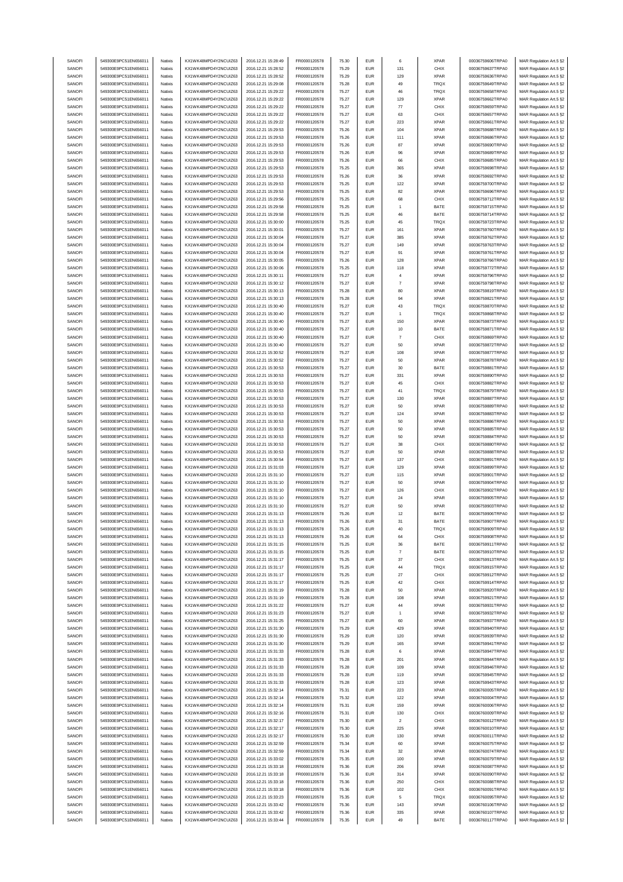| SANOFI | 549300E9PC51EN656011 | Natixis | KX1WK48MPD4Y2NCUIZ63 | 2016.12.21 15:28:49 | FR0000120578 | 75.30 | EUR | 6 | XPAR | 00036759606TRPA0 | MAR Regulation Art.5 §2 |
|---|---|---|---|---|---|---|---|---|---|---|---|
| SANOFI | 549300E9PC51EN656011 | Natixis | KX1WK48MPD4Y2NCUIZ63 | 2016.12.21 15:28:52 | FR0000120578 | 75.29 | EUR | 131 | CHIX | 00036759637TRPA0 | MAR Regulation Art.5 §2 |
| SANOFI | 549300E9PC51EN656011 | Natixis | KX1WK48MPD4Y2NCUIZ63 | 2016.12.21 15:28:52 | FR0000120578 | 75.29 | EUR | 129 | XPAR | 00036759636TRPA0 | MAR Regulation Art.5 §2 |
| SANOFI | 549300E9PC51EN656011 | Natixis | KX1WK48MPD4Y2NCUIZ63 | 2016.12.21 15:29:08 | FR0000120578 | 75.28 | EUR | 49 | TRQX | 00036759649TRPA0 | MAR Regulation Art.5 §2 |
| SANOFI | 549300E9PC51EN656011 | Natixis | KX1WK48MPD4Y2NCUIZ63 | 2016.12.21 15:29:22 | FR0000120578 | 75.27 | EUR | 46 | TRQX | 00036759658TRPA0 | MAR Regulation Art.5 §2 |
| SANOFI | 549300E9PC51EN656011 | Natixis | KX1WK48MPD4Y2NCUIZ63 | 2016.12.21 15:29:22 | FR0000120578 | 75.27 | EUR | 129 | XPAR | 00036759662TRPA0 | MAR Regulation Art.5 §2 |
| SANOFI | 549300E9PC51EN656011 | Natixis | KX1WK48MPD4Y2NCUIZ63 | 2016.12.21 15:29:22 | FR0000120578 | 75.27 | EUR | 77 | CHIX | 00036759659TRPA0 | MAR Regulation Art.5 §2 |
| SANOFI | 549300E9PC51EN656011 | Natixis | KX1WK48MPD4Y2NCUIZ63 | 2016.12.21 15:29:22 | FR0000120578 | 75.27 | EUR | 63 | CHIX | 00036759657TRPA0 | MAR Regulation Art.5 §2 |
| SANOFI | 549300E9PC51EN656011 | Natixis | KX1WK48MPD4Y2NCUIZ63 | 2016.12.21 15:29:22 | FR0000120578 | 75.27 | EUR | 223 | XPAR | 00036759661TRPA0 | MAR Regulation Art.5 §2 |
| SANOFI | 549300E9PC51EN656011 | Natixis | KX1WK48MPD4Y2NCUIZ63 | 2016.12.21 15:29:53 | FR0000120578 | 75.26 | EUR | 104 | XPAR | 00036759688TRPA0 | MAR Regulation Art.5 §2 |
| SANOFI | 549300E9PC51EN656011 | Natixis | KX1WK48MPD4Y2NCUIZ63 | 2016.12.21 15:29:53 | FR0000120578 | 75.26 | EUR | 111 | XPAR | 00036759686TRPA0 | MAR Regulation Art.5 §2 |
| SANOFI | 549300E9PC51EN656011 | Natixis | KX1WK48MPD4Y2NCUIZ63 | 2016.12.21 15:29:53 | FR0000120578 | 75.26 | EUR | 87 | XPAR | 00036759690TRPA0 | MAR Regulation Art.5 §2 |
| SANOFI | 549300E9PC51EN656011 | Natixis | KX1WK48MPD4Y2NCUIZ63 | 2016.12.21 15:29:53 | FR0000120578 | 75.26 | EUR | 96 | XPAR | 00036759689TRPA0 | MAR Regulation Art.5 §2 |
| SANOFI | 549300E9PC51EN656011 | Natixis | KX1WK48MPD4Y2NCUIZ63 | 2016.12.21 15:29:53 | FR0000120578 | 75.26 | EUR | 66 | CHIX | 00036759685TRPA0 | MAR Regulation Art.5 §2 |
| SANOFI | 549300E9PC51EN656011 | Natixis | KX1WK48MPD4Y2NCUIZ63 | 2016.12.21 15:29:53 | FR0000120578 | 75.25 | EUR | 365 | XPAR | 00036759698TRPA0 | MAR Regulation Art.5 §2 |
| SANOFI | 549300E9PC51EN656011 | Natixis | KX1WK48MPD4Y2NCUIZ63 | 2016.12.21 15:29:53 | FR0000120578 | 75.26 | EUR | 36 | XPAR | 00036759692TRPA0 | MAR Regulation Art.5 §2 |
| SANOFI | 549300E9PC51EN656011 | Natixis | KX1WK48MPD4Y2NCUIZ63 | 2016.12.21 15:29:53 | FR0000120578 | 75.25 | EUR | 122 | XPAR | 00036759700TRPA0 | MAR Regulation Art.5 §2 |
| SANOFI | 549300E9PC51EN656011 | Natixis | KX1WK48MPD4Y2NCUIZ63 | 2016.12.21 15:29:53 | FR0000120578 | 75.25 | EUR | 82 | XPAR | 00036759696TRPA0 | MAR Regulation Art.5 §2 |
| SANOFI | 549300E9PC51EN656011 | Natixis | KX1WK48MPD4Y2NCUIZ63 | 2016.12.21 15:29:56 | FR0000120578 | 75.25 | EUR | 68 | CHIX | 00036759712TRPA0 | MAR Regulation Art.5 §2 |
| SANOFI | 549300E9PC51EN656011 | Natixis | KX1WK48MPD4Y2NCUIZ63 | 2016.12.21 15:29:58 | FR0000120578 | 75.25 | EUR | 1 | BATE | 00036759715TRPA0 | MAR Regulation Art.5 §2 |
| SANOFI | 549300E9PC51EN656011 | Natixis | KX1WK48MPD4Y2NCUIZ63 | 2016.12.21 15:29:58 | FR0000120578 | 75.25 | EUR | 46 | BATE | 00036759714TRPA0 | MAR Regulation Art.5 §2 |
| SANOFI | 549300E9PC51EN656011 | Natixis | KX1WK48MPD4Y2NCUIZ63 | 2016.12.21 15:30:00 | FR0000120578 | 75.25 | EUR | 45 | TRQX | 00036759723TRPA0 | MAR Regulation Art.5 §2 |
| SANOFI | 549300E9PC51EN656011 | Natixis | KX1WK48MPD4Y2NCUIZ63 | 2016.12.21 15:30:01 | FR0000120578 | 75.25 | EUR | 161 | XPAR | 00036759760TRPA0 | MAR Regulation Art.5 §2 |
| SANOFI | 549300E9PC51EN656011 | Natixis | KX1WK48MPD4Y2NCUIZ63 | 2016.12.21 15:30:04 | FR0000120578 | 75.27 | EUR | 385 | XPAR | 00036759762TRPA0 | MAR Regulation Art.5 §2 |
| SANOFI | 549300E9PC51EN656011 | Natixis | KX1WK48MPD4Y2NCUIZ63 | 2016.12.21 15:30:04 | FR0000120578 | 75.27 | EUR | 149 | XPAR | 00036759763TRPA0 | MAR Regulation Art.5 §2 |
| SANOFI | 549300E9PC51EN656011 | Natixis | KX1WK48MPD4Y2NCUIZ63 | 2016.12.21 15:30:04 | FR0000120578 | 75.27 | EUR | 91 | XPAR | 00036759761TRPA0 | MAR Regulation Art.5 §2 |
| SANOFI | 549300E9PC51EN656011 | Natixis | KX1WK48MPD4Y2NCUIZ63 | 2016.12.21 15:30:05 | FR0000120578 | 75.26 | EUR | 128 | XPAR | 00036759766TRPA0 | MAR Regulation Art.5 §2 |
| SANOFI | 549300E9PC51EN656011 | Natixis | KX1WK48MPD4Y2NCUIZ63 | 2016.12.21 15:30:06 | FR0000120578 | 75.25 | EUR | 118 | XPAR | 00036759772TRPA0 | MAR Regulation Art.5 §2 |
| SANOFI | 549300E9PC51EN656011 | Natixis | KX1WK48MPD4Y2NCUIZ63 | 2016.12.21 15:30:11 | FR0000120578 | 75.27 | EUR | 4 | XPAR | 00036759796TRPA0 | MAR Regulation Art.5 §2 |
| SANOFI | 549300E9PC51EN656011 | Natixis | KX1WK48MPD4Y2NCUIZ63 | 2016.12.21 15:30:12 | FR0000120578 | 75.27 | EUR | 7 | XPAR | 00036759798TRPA0 | MAR Regulation Art.5 §2 |
| SANOFI | 549300E9PC51EN656011 | Natixis | KX1WK48MPD4Y2NCUIZ63 | 2016.12.21 15:30:13 | FR0000120578 | 75.28 | EUR | 80 | XPAR | 00036759819TRPA0 | MAR Regulation Art.5 §2 |
| SANOFI | 549300E9PC51EN656011 | Natixis | KX1WK48MPD4Y2NCUIZ63 | 2016.12.21 15:30:13 | FR0000120578 | 75.28 | EUR | 94 | XPAR | 00036759821TRPA0 | MAR Regulation Art.5 §2 |
| SANOFI | 549300E9PC51EN656011 | Natixis | KX1WK48MPD4Y2NCUIZ63 | 2016.12.21 15:30:40 | FR0000120578 | 75.27 | EUR | 43 | TRQX | 00036759870TRPA0 | MAR Regulation Art.5 §2 |
| SANOFI | 549300E9PC51EN656011 | Natixis | KX1WK48MPD4Y2NCUIZ63 | 2016.12.21 15:30:40 | FR0000120578 | 75.27 | EUR | 1 | TRQX | 00036759868TRPA0 | MAR Regulation Art.5 §2 |
| SANOFI | 549300E9PC51EN656011 | Natixis | KX1WK48MPD4Y2NCUIZ63 | 2016.12.21 15:30:40 | FR0000120578 | 75.27 | EUR | 150 | XPAR | 00036759873TRPA0 | MAR Regulation Art.5 §2 |
| SANOFI | 549300E9PC51EN656011 | Natixis | KX1WK48MPD4Y2NCUIZ63 | 2016.12.21 15:30:40 | FR0000120578 | 75.27 | EUR | 10 | BATE | 00036759871TRPA0 | MAR Regulation Art.5 §2 |
| SANOFI | 549300E9PC51EN656011 | Natixis | KX1WK48MPD4Y2NCUIZ63 | 2016.12.21 15:30:40 | FR0000120578 | 75.27 | EUR | 7 | CHIX | 00036759869TRPA0 | MAR Regulation Art.5 §2 |
| SANOFI | 549300E9PC51EN656011 | Natixis | KX1WK48MPD4Y2NCUIZ63 | 2016.12.21 15:30:40 | FR0000120578 | 75.27 | EUR | 50 | XPAR | 00036759872TRPA0 | MAR Regulation Art.5 §2 |
| SANOFI | 549300E9PC51EN656011 | Natixis | KX1WK48MPD4Y2NCUIZ63 | 2016.12.21 15:30:52 | FR0000120578 | 75.27 | EUR | 108 | XPAR | 00036759877TRPA0 | MAR Regulation Art.5 §2 |
| SANOFI | 549300E9PC51EN656011 | Natixis | KX1WK48MPD4Y2NCUIZ63 | 2016.12.21 15:30:52 | FR0000120578 | 75.27 | EUR | 50 | XPAR | 00036759878TRPA0 | MAR Regulation Art.5 §2 |
| SANOFI | 549300E9PC51EN656011 | Natixis | KX1WK48MPD4Y2NCUIZ63 | 2016.12.21 15:30:53 | FR0000120578 | 75.27 | EUR | 30 | BATE | 00036759881TRPA0 | MAR Regulation Art.5 §2 |
| SANOFI | 549300E9PC51EN656011 | Natixis | KX1WK48MPD4Y2NCUIZ63 | 2016.12.21 15:30:53 | FR0000120578 | 75.27 | EUR | 331 | XPAR | 00036759890TRPA0 | MAR Regulation Art.5 §2 |
| SANOFI | 549300E9PC51EN656011 | Natixis | KX1WK48MPD4Y2NCUIZ63 | 2016.12.21 15:30:53 | FR0000120578 | 75.27 | EUR | 45 | CHIX | 00036759882TRPA0 | MAR Regulation Art.5 §2 |
| SANOFI | 549300E9PC51EN656011 | Natixis | KX1WK48MPD4Y2NCUIZ63 | 2016.12.21 15:30:53 | FR0000120578 | 75.27 | EUR | 41 | TRQX | 00036759879TRPA0 | MAR Regulation Art.5 §2 |
| SANOFI | 549300E9PC51EN656011 | Natixis | KX1WK48MPD4Y2NCUIZ63 | 2016.12.21 15:30:53 | FR0000120578 | 75.27 | EUR | 130 | XPAR | 00036759887TRPA0 | MAR Regulation Art.5 §2 |
| SANOFI | 549300E9PC51EN656011 | Natixis | KX1WK48MPD4Y2NCUIZ63 | 2016.12.21 15:30:53 | FR0000120578 | 75.27 | EUR | 50 | XPAR | 00036759889TRPA0 | MAR Regulation Art.5 §2 |
| SANOFI | 549300E9PC51EN656011 | Natixis | KX1WK48MPD4Y2NCUIZ63 | 2016.12.21 15:30:53 | FR0000120578 | 75.27 | EUR | 124 | XPAR | 00036759883TRPA0 | MAR Regulation Art.5 §2 |
| SANOFI | 549300E9PC51EN656011 | Natixis | KX1WK48MPD4Y2NCUIZ63 | 2016.12.21 15:30:53 | FR0000120578 | 75.27 | EUR | 50 | XPAR | 00036759886TRPA0 | MAR Regulation Art.5 §2 |
| SANOFI | 549300E9PC51EN656011 | Natixis | KX1WK48MPD4Y2NCUIZ63 | 2016.12.21 15:30:53 | FR0000120578 | 75.27 | EUR | 50 | XPAR | 00036759885TRPA0 | MAR Regulation Art.5 §2 |
| SANOFI | 549300E9PC51EN656011 | Natixis | KX1WK48MPD4Y2NCUIZ63 | 2016.12.21 15:30:53 | FR0000120578 | 75.27 | EUR | 50 | XPAR | 00036759884TRPA0 | MAR Regulation Art.5 §2 |
| SANOFI | 549300E9PC51EN656011 | Natixis | KX1WK48MPD4Y2NCUIZ63 | 2016.12.21 15:30:53 | FR0000120578 | 75.27 | EUR | 38 | CHIX | 00036759880TRPA0 | MAR Regulation Art.5 §2 |
| SANOFI | 549300E9PC51EN656011 | Natixis | KX1WK48MPD4Y2NCUIZ63 | 2016.12.21 15:30:53 | FR0000120578 | 75.27 | EUR | 50 | XPAR | 00036759888TRPA0 | MAR Regulation Art.5 §2 |
| SANOFI | 549300E9PC51EN656011 | Natixis | KX1WK48MPD4Y2NCUIZ63 | 2016.12.21 15:30:54 | FR0000120578 | 75.27 | EUR | 137 | CHIX | 00036759891TRPA0 | MAR Regulation Art.5 §2 |
| SANOFI | 549300E9PC51EN656011 | Natixis | KX1WK48MPD4Y2NCUIZ63 | 2016.12.21 15:31:03 | FR0000120578 | 75.27 | EUR | 129 | XPAR | 00036759899TRPA0 | MAR Regulation Art.5 §2 |
| SANOFI | 549300E9PC51EN656011 | Natixis | KX1WK48MPD4Y2NCUIZ63 | 2016.12.21 15:31:10 | FR0000120578 | 75.27 | EUR | 115 | XPAR | 00036759901TRPA0 | MAR Regulation Art.5 §2 |
| SANOFI | 549300E9PC51EN656011 | Natixis | KX1WK48MPD4Y2NCUIZ63 | 2016.12.21 15:31:10 | FR0000120578 | 75.27 | EUR | 50 | XPAR | 00036759904TRPA0 | MAR Regulation Art.5 §2 |
| SANOFI | 549300E9PC51EN656011 | Natixis | KX1WK48MPD4Y2NCUIZ63 | 2016.12.21 15:31:10 | FR0000120578 | 75.27 | EUR | 126 | CHIX | 00036759902TRPA0 | MAR Regulation Art.5 §2 |
| SANOFI | 549300E9PC51EN656011 | Natixis | KX1WK48MPD4Y2NCUIZ63 | 2016.12.21 15:31:10 | FR0000120578 | 75.27 | EUR | 24 | XPAR | 00036759905TRPA0 | MAR Regulation Art.5 §2 |
| SANOFI | 549300E9PC51EN656011 | Natixis | KX1WK48MPD4Y2NCUIZ63 | 2016.12.21 15:31:10 | FR0000120578 | 75.27 | EUR | 50 | XPAR | 00036759903TRPA0 | MAR Regulation Art.5 §2 |
| SANOFI | 549300E9PC51EN656011 | Natixis | KX1WK48MPD4Y2NCUIZ63 | 2016.12.21 15:31:13 | FR0000120578 | 75.26 | EUR | 12 | BATE | 00036759906TRPA0 | MAR Regulation Art.5 §2 |
| SANOFI | 549300E9PC51EN656011 | Natixis | KX1WK48MPD4Y2NCUIZ63 | 2016.12.21 15:31:13 | FR0000120578 | 75.26 | EUR | 31 | BATE | 00036759907TRPA0 | MAR Regulation Art.5 §2 |
| SANOFI | 549300E9PC51EN656011 | Natixis | KX1WK48MPD4Y2NCUIZ63 | 2016.12.21 15:31:13 | FR0000120578 | 75.26 | EUR | 40 | TRQX | 00036759909TRPA0 | MAR Regulation Art.5 §2 |
| SANOFI | 549300E9PC51EN656011 | Natixis | KX1WK48MPD4Y2NCUIZ63 | 2016.12.21 15:31:13 | FR0000120578 | 75.26 | EUR | 64 | CHIX | 00036759908TRPA0 | MAR Regulation Art.5 §2 |
| SANOFI | 549300E9PC51EN656011 | Natixis | KX1WK48MPD4Y2NCUIZ63 | 2016.12.21 15:31:15 | FR0000120578 | 75.25 | EUR | 36 | BATE | 00036759911TRPA0 | MAR Regulation Art.5 §2 |
| SANOFI | 549300E9PC51EN656011 | Natixis | KX1WK48MPD4Y2NCUIZ63 | 2016.12.21 15:31:15 | FR0000120578 | 75.25 | EUR | 7 | BATE | 00036759910TRPA0 | MAR Regulation Art.5 §2 |
| SANOFI | 549300E9PC51EN656011 | Natixis | KX1WK48MPD4Y2NCUIZ63 | 2016.12.21 15:31:17 | FR0000120578 | 75.25 | EUR | 37 | CHIX | 00036759913TRPA0 | MAR Regulation Art.5 §2 |
| SANOFI | 549300E9PC51EN656011 | Natixis | KX1WK48MPD4Y2NCUIZ63 | 2016.12.21 15:31:17 | FR0000120578 | 75.25 | EUR | 44 | TRQX | 00036759915TRPA0 | MAR Regulation Art.5 §2 |
| SANOFI | 549300E9PC51EN656011 | Natixis | KX1WK48MPD4Y2NCUIZ63 | 2016.12.21 15:31:17 | FR0000120578 | 75.25 | EUR | 27 | CHIX | 00036759912TRPA0 | MAR Regulation Art.5 §2 |
| SANOFI | 549300E9PC51EN656011 | Natixis | KX1WK48MPD4Y2NCUIZ63 | 2016.12.21 15:31:17 | FR0000120578 | 75.25 | EUR | 42 | CHIX | 00036759914TRPA0 | MAR Regulation Art.5 §2 |
| SANOFI | 549300E9PC51EN656011 | Natixis | KX1WK48MPD4Y2NCUIZ63 | 2016.12.21 15:31:19 | FR0000120578 | 75.28 | EUR | 50 | XPAR | 00036759920TRPA0 | MAR Regulation Art.5 §2 |
| SANOFI | 549300E9PC51EN656011 | Natixis | KX1WK48MPD4Y2NCUIZ63 | 2016.12.21 15:31:19 | FR0000120578 | 75.28 | EUR | 108 | XPAR | 00036759921TRPA0 | MAR Regulation Art.5 §2 |
| SANOFI | 549300E9PC51EN656011 | Natixis | KX1WK48MPD4Y2NCUIZ63 | 2016.12.21 15:31:22 | FR0000120578 | 75.27 | EUR | 44 | XPAR | 00036759931TRPA0 | MAR Regulation Art.5 §2 |
| SANOFI | 549300E9PC51EN656011 | Natixis | KX1WK48MPD4Y2NCUIZ63 | 2016.12.21 15:31:23 | FR0000120578 | 75.27 | EUR | 1 | XPAR | 00036759932TRPA0 | MAR Regulation Art.5 §2 |
| SANOFI | 549300E9PC51EN656011 | Natixis | KX1WK48MPD4Y2NCUIZ63 | 2016.12.21 15:31:25 | FR0000120578 | 75.27 | EUR | 60 | XPAR | 00036759937TRPA0 | MAR Regulation Art.5 §2 |
| SANOFI | 549300E9PC51EN656011 | Natixis | KX1WK48MPD4Y2NCUIZ63 | 2016.12.21 15:31:30 | FR0000120578 | 75.29 | EUR | 429 | XPAR | 00036759940TRPA0 | MAR Regulation Art.5 §2 |
| SANOFI | 549300E9PC51EN656011 | Natixis | KX1WK48MPD4Y2NCUIZ63 | 2016.12.21 15:31:30 | FR0000120578 | 75.29 | EUR | 120 | XPAR | 00036759939TRPA0 | MAR Regulation Art.5 §2 |
| SANOFI | 549300E9PC51EN656011 | Natixis | KX1WK48MPD4Y2NCUIZ63 | 2016.12.21 15:31:30 | FR0000120578 | 75.29 | EUR | 165 | XPAR | 00036759941TRPA0 | MAR Regulation Art.5 §2 |
| SANOFI | 549300E9PC51EN656011 | Natixis | KX1WK48MPD4Y2NCUIZ63 | 2016.12.21 15:31:33 | FR0000120578 | 75.28 | EUR | 6 | XPAR | 00036759947TRPA0 | MAR Regulation Art.5 §2 |
| SANOFI | 549300E9PC51EN656011 | Natixis | KX1WK48MPD4Y2NCUIZ63 | 2016.12.21 15:31:33 | FR0000120578 | 75.28 | EUR | 201 | XPAR | 00036759944TRPA0 | MAR Regulation Art.5 §2 |
| SANOFI | 549300E9PC51EN656011 | Natixis | KX1WK48MPD4Y2NCUIZ63 | 2016.12.21 15:31:33 | FR0000120578 | 75.28 | EUR | 109 | XPAR | 00036759946TRPA0 | MAR Regulation Art.5 §2 |
| SANOFI | 549300E9PC51EN656011 | Natixis | KX1WK48MPD4Y2NCUIZ63 | 2016.12.21 15:31:33 | FR0000120578 | 75.28 | EUR | 119 | XPAR | 00036759945TRPA0 | MAR Regulation Art.5 §2 |
| SANOFI | 549300E9PC51EN656011 | Natixis | KX1WK48MPD4Y2NCUIZ63 | 2016.12.21 15:31:33 | FR0000120578 | 75.28 | EUR | 123 | XPAR | 00036759943TRPA0 | MAR Regulation Art.5 §2 |
| SANOFI | 549300E9PC51EN656011 | Natixis | KX1WK48MPD4Y2NCUIZ63 | 2016.12.21 15:32:14 | FR0000120578 | 75.31 | EUR | 223 | XPAR | 00036760005TRPA0 | MAR Regulation Art.5 §2 |
| SANOFI | 549300E9PC51EN656011 | Natixis | KX1WK48MPD4Y2NCUIZ63 | 2016.12.21 15:32:14 | FR0000120578 | 75.32 | EUR | 122 | XPAR | 00036760004TRPA0 | MAR Regulation Art.5 §2 |
| SANOFI | 549300E9PC51EN656011 | Natixis | KX1WK48MPD4Y2NCUIZ63 | 2016.12.21 15:32:14 | FR0000120578 | 75.31 | EUR | 159 | XPAR | 00036760006TRPA0 | MAR Regulation Art.5 §2 |
| SANOFI | 549300E9PC51EN656011 | Natixis | KX1WK48MPD4Y2NCUIZ63 | 2016.12.21 15:32:16 | FR0000120578 | 75.31 | EUR | 130 | CHIX | 00036760009TRPA0 | MAR Regulation Art.5 §2 |
| SANOFI | 549300E9PC51EN656011 | Natixis | KX1WK48MPD4Y2NCUIZ63 | 2016.12.21 15:32:17 | FR0000120578 | 75.30 | EUR | 2 | CHIX | 00036760012TRPA0 | MAR Regulation Art.5 §2 |
| SANOFI | 549300E9PC51EN656011 | Natixis | KX1WK48MPD4Y2NCUIZ63 | 2016.12.21 15:32:17 | FR0000120578 | 75.30 | EUR | 225 | XPAR | 00036760010TRPA0 | MAR Regulation Art.5 §2 |
| SANOFI | 549300E9PC51EN656011 | Natixis | KX1WK48MPD4Y2NCUIZ63 | 2016.12.21 15:32:17 | FR0000120578 | 75.30 | EUR | 130 | XPAR | 00036760011TRPA0 | MAR Regulation Art.5 §2 |
| SANOFI | 549300E9PC51EN656011 | Natixis | KX1WK48MPD4Y2NCUIZ63 | 2016.12.21 15:32:59 | FR0000120578 | 75.34 | EUR | 60 | XPAR | 00036760075TRPA0 | MAR Regulation Art.5 §2 |
| SANOFI | 549300E9PC51EN656011 | Natixis | KX1WK48MPD4Y2NCUIZ63 | 2016.12.21 15:32:59 | FR0000120578 | 75.34 | EUR | 32 | XPAR | 00036760074TRPA0 | MAR Regulation Art.5 §2 |
| SANOFI | 549300E9PC51EN656011 | Natixis | KX1WK48MPD4Y2NCUIZ63 | 2016.12.21 15:33:02 | FR0000120578 | 75.35 | EUR | 100 | XPAR | 00036760079TRPA0 | MAR Regulation Art.5 §2 |
| SANOFI | 549300E9PC51EN656011 | Natixis | KX1WK48MPD4Y2NCUIZ63 | 2016.12.21 15:33:18 | FR0000120578 | 75.36 | EUR | 206 | XPAR | 00036760087TRPA0 | MAR Regulation Art.5 §2 |
| SANOFI | 549300E9PC51EN656011 | Natixis | KX1WK48MPD4Y2NCUIZ63 | 2016.12.21 15:33:18 | FR0000120578 | 75.36 | EUR | 314 | XPAR | 00036760090TRPA0 | MAR Regulation Art.5 §2 |
| SANOFI | 549300E9PC51EN656011 | Natixis | KX1WK48MPD4Y2NCUIZ63 | 2016.12.21 15:33:18 | FR0000120578 | 75.36 | EUR | 250 | CHIX | 00036760088TRPA0 | MAR Regulation Art.5 §2 |
| SANOFI | 549300E9PC51EN656011 | Natixis | KX1WK48MPD4Y2NCUIZ63 | 2016.12.21 15:33:18 | FR0000120578 | 75.36 | EUR | 102 | CHIX | 00036760091TRPA0 | MAR Regulation Art.5 §2 |
| SANOFI | 549300E9PC51EN656011 | Natixis | KX1WK48MPD4Y2NCUIZ63 | 2016.12.21 15:33:23 | FR0000120578 | 75.35 | EUR | 5 | TRQX | 00036760095TRPA0 | MAR Regulation Art.5 §2 |
| SANOFI | 549300E9PC51EN656011 | Natixis | KX1WK48MPD4Y2NCUIZ63 | 2016.12.21 15:33:42 | FR0000120578 | 75.36 | EUR | 143 | XPAR | 00036760106TRPA0 | MAR Regulation Art.5 §2 |
| SANOFI | 549300E9PC51EN656011 | Natixis | KX1WK48MPD4Y2NCUIZ63 | 2016.12.21 15:33:42 | FR0000120578 | 75.36 | EUR | 335 | XPAR | 00036760107TRPA0 | MAR Regulation Art.5 §2 |
| SANOFI | 549300E9PC51EN656011 | Natixis | KX1WK48MPD4Y2NCUIZ63 | 2016.12.21 15:33:44 | FR0000120578 | 75.35 | EUR | 49 | BATE | 00036760117TRPA0 | MAR Regulation Art.5 §2 |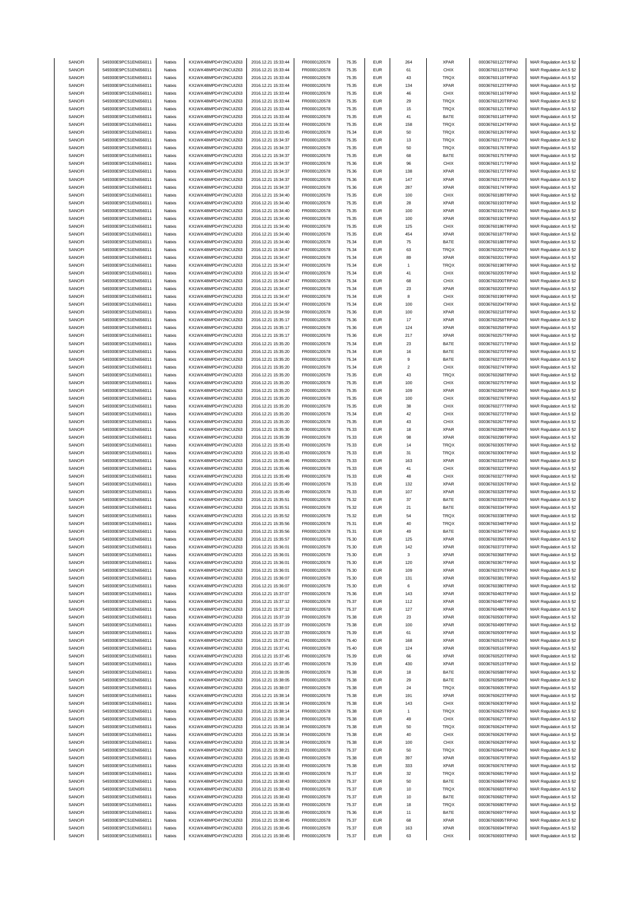| SANOFI | 549300E9PC51EN656011 | Natixis | KX1WK48MPD4Y2NCUIZ63 | 2016.12.21 15:33:44 | FR0000120578 | 75.35 | EUR | 264 | XPAR | 00036760122TRPA0 | MAR Regulation Art.5 §2 |
|---|---|---|---|---|---|---|---|---|---|---|---|
| SANOFI | 549300E9PC51EN656011 | Natixis | KX1WK48MPD4Y2NCUIZ63 | 2016.12.21 15:33:44 | FR0000120578 | 75.35 | EUR | 61 | CHIX | 00036760115TRPA0 | MAR Regulation Art.5 §2 |
| SANOFI | 549300E9PC51EN656011 | Natixis | KX1WK48MPD4Y2NCUIZ63 | 2016.12.21 15:33:44 | FR0000120578 | 75.35 | EUR | 43 | TRQX | 00036760119TRPA0 | MAR Regulation Art.5 §2 |
| SANOFI | 549300E9PC51EN656011 | Natixis | KX1WK48MPD4Y2NCUIZ63 | 2016.12.21 15:33:44 | FR0000120578 | 75.35 | EUR | 134 | XPAR | 00036760123TRPA0 | MAR Regulation Art.5 §2 |
| SANOFI | 549300E9PC51EN656011 | Natixis | KX1WK48MPD4Y2NCUIZ63 | 2016.12.21 15:33:44 | FR0000120578 | 75.35 | EUR | 46 | CHIX | 00036760116TRPA0 | MAR Regulation Art.5 §2 |
| SANOFI | 549300E9PC51EN656011 | Natixis | KX1WK48MPD4Y2NCUIZ63 | 2016.12.21 15:33:44 | FR0000120578 | 75.35 | EUR | 29 | TRQX | 00036760120TRPA0 | MAR Regulation Art.5 §2 |
| SANOFI | 549300E9PC51EN656011 | Natixis | KX1WK48MPD4Y2NCUIZ63 | 2016.12.21 15:33:44 | FR0000120578 | 75.35 | EUR | 15 | TRQX | 00036760121TRPA0 | MAR Regulation Art.5 §2 |
| SANOFI | 549300E9PC51EN656011 | Natixis | KX1WK48MPD4Y2NCUIZ63 | 2016.12.21 15:33:44 | FR0000120578 | 75.35 | EUR | 41 | BATE | 00036760118TRPA0 | MAR Regulation Art.5 §2 |
| SANOFI | 549300E9PC51EN656011 | Natixis | KX1WK48MPD4Y2NCUIZ63 | 2016.12.21 15:33:44 | FR0000120578 | 75.35 | EUR | 158 | TRQX | 00036760124TRPA0 | MAR Regulation Art.5 §2 |
| SANOFI | 549300E9PC51EN656011 | Natixis | KX1WK48MPD4Y2NCUIZ63 | 2016.12.21 15:33:45 | FR0000120578 | 75.34 | EUR | 50 | TRQX | 00036760126TRPA0 | MAR Regulation Art.5 §2 |
| SANOFI | 549300E9PC51EN656011 | Natixis | KX1WK48MPD4Y2NCUIZ63 | 2016.12.21 15:34:37 | FR0000120578 | 75.35 | EUR | 13 | TRQX | 00036760177TRPA0 | MAR Regulation Art.5 §2 |
| SANOFI | 549300E9PC51EN656011 | Natixis | KX1WK48MPD4Y2NCUIZ63 | 2016.12.21 15:34:37 | FR0000120578 | 75.35 | EUR | 50 | TRQX | 00036760176TRPA0 | MAR Regulation Art.5 §2 |
| SANOFI | 549300E9PC51EN656011 | Natixis | KX1WK48MPD4Y2NCUIZ63 | 2016.12.21 15:34:37 | FR0000120578 | 75.35 | EUR | 68 | BATE | 00036760175TRPA0 | MAR Regulation Art.5 §2 |
| SANOFI | 549300E9PC51EN656011 | Natixis | KX1WK48MPD4Y2NCUIZ63 | 2016.12.21 15:34:37 | FR0000120578 | 75.36 | EUR | 96 | CHIX | 00036760171TRPA0 | MAR Regulation Art.5 §2 |
| SANOFI | 549300E9PC51EN656011 | Natixis | KX1WK48MPD4Y2NCUIZ63 | 2016.12.21 15:34:37 | FR0000120578 | 75.36 | EUR | 138 | XPAR | 00036760172TRPA0 | MAR Regulation Art.5 §2 |
| SANOFI | 549300E9PC51EN656011 | Natixis | KX1WK48MPD4Y2NCUIZ63 | 2016.12.21 15:34:37 | FR0000120578 | 75.36 | EUR | 147 | XPAR | 00036760173TRPA0 | MAR Regulation Art.5 §2 |
| SANOFI | 549300E9PC51EN656011 | Natixis | KX1WK48MPD4Y2NCUIZ63 | 2016.12.21 15:34:37 | FR0000120578 | 75.36 | EUR | 287 | XPAR | 00036760174TRPA0 | MAR Regulation Art.5 §2 |
| SANOFI | 549300E9PC51EN656011 | Natixis | KX1WK48MPD4Y2NCUIZ63 | 2016.12.21 15:34:40 | FR0000120578 | 75.35 | EUR | 100 | CHIX | 00036760189TRPA0 | MAR Regulation Art.5 §2 |
| SANOFI | 549300E9PC51EN656011 | Natixis | KX1WK48MPD4Y2NCUIZ63 | 2016.12.21 15:34:40 | FR0000120578 | 75.35 | EUR | 28 | XPAR | 00036760193TRPA0 | MAR Regulation Art.5 §2 |
| SANOFI | 549300E9PC51EN656011 | Natixis | KX1WK48MPD4Y2NCUIZ63 | 2016.12.21 15:34:40 | FR0000120578 | 75.35 | EUR | 100 | XPAR | 00036760191TRPA0 | MAR Regulation Art.5 §2 |
| SANOFI | 549300E9PC51EN656011 | Natixis | KX1WK48MPD4Y2NCUIZ63 | 2016.12.21 15:34:40 | FR0000120578 | 75.35 | EUR | 100 | XPAR | 00036760192TRPA0 | MAR Regulation Art.5 §2 |
| SANOFI | 549300E9PC51EN656011 | Natixis | KX1WK48MPD4Y2NCUIZ63 | 2016.12.21 15:34:40 | FR0000120578 | 75.35 | EUR | 125 | CHIX | 00036760186TRPA0 | MAR Regulation Art.5 §2 |
| SANOFI | 549300E9PC51EN656011 | Natixis | KX1WK48MPD4Y2NCUIZ63 | 2016.12.21 15:34:40 | FR0000120578 | 75.35 | EUR | 454 | XPAR | 00036760187TRPA0 | MAR Regulation Art.5 §2 |
| SANOFI | 549300E9PC51EN656011 | Natixis | KX1WK48MPD4Y2NCUIZ63 | 2016.12.21 15:34:40 | FR0000120578 | 75.34 | EUR | 75 | BATE | 00036760188TRPA0 | MAR Regulation Art.5 §2 |
| SANOFI | 549300E9PC51EN656011 | Natixis | KX1WK48MPD4Y2NCUIZ63 | 2016.12.21 15:34:47 | FR0000120578 | 75.34 | EUR | 63 | TRQX | 00036760202TRPA0 | MAR Regulation Art.5 §2 |
| SANOFI | 549300E9PC51EN656011 | Natixis | KX1WK48MPD4Y2NCUIZ63 | 2016.12.21 15:34:47 | FR0000120578 | 75.34 | EUR | 89 | XPAR | 00036760201TRPA0 | MAR Regulation Art.5 §2 |
| SANOFI | 549300E9PC51EN656011 | Natixis | KX1WK48MPD4Y2NCUIZ63 | 2016.12.21 15:34:47 | FR0000120578 | 75.34 | EUR | 1 | TRQX | 00036760198TRPA0 | MAR Regulation Art.5 §2 |
| SANOFI | 549300E9PC51EN656011 | Natixis | KX1WK48MPD4Y2NCUIZ63 | 2016.12.21 15:34:47 | FR0000120578 | 75.34 | EUR | 41 | CHIX | 00036760205TRPA0 | MAR Regulation Art.5 §2 |
| SANOFI | 549300E9PC51EN656011 | Natixis | KX1WK48MPD4Y2NCUIZ63 | 2016.12.21 15:34:47 | FR0000120578 | 75.34 | EUR | 68 | CHIX | 00036760200TRPA0 | MAR Regulation Art.5 §2 |
| SANOFI | 549300E9PC51EN656011 | Natixis | KX1WK48MPD4Y2NCUIZ63 | 2016.12.21 15:34:47 | FR0000120578 | 75.34 | EUR | 23 | XPAR | 00036760203TRPA0 | MAR Regulation Art.5 §2 |
| SANOFI | 549300E9PC51EN656011 | Natixis | KX1WK48MPD4Y2NCUIZ63 | 2016.12.21 15:34:47 | FR0000120578 | 75.34 | EUR | 8 | CHIX | 00036760199TRPA0 | MAR Regulation Art.5 §2 |
| SANOFI | 549300E9PC51EN656011 | Natixis | KX1WK48MPD4Y2NCUIZ63 | 2016.12.21 15:34:47 | FR0000120578 | 75.34 | EUR | 100 | CHIX | 00036760204TRPA0 | MAR Regulation Art.5 §2 |
| SANOFI | 549300E9PC51EN656011 | Natixis | KX1WK48MPD4Y2NCUIZ63 | 2016.12.21 15:34:59 | FR0000120578 | 75.36 | EUR | 100 | XPAR | 00036760218TRPA0 | MAR Regulation Art.5 §2 |
| SANOFI | 549300E9PC51EN656011 | Natixis | KX1WK48MPD4Y2NCUIZ63 | 2016.12.21 15:35:17 | FR0000120578 | 75.36 | EUR | 17 | XPAR | 00036760258TRPA0 | MAR Regulation Art.5 §2 |
| SANOFI | 549300E9PC51EN656011 | Natixis | KX1WK48MPD4Y2NCUIZ63 | 2016.12.21 15:35:17 | FR0000120578 | 75.36 | EUR | 124 | XPAR | 00036760259TRPA0 | MAR Regulation Art.5 §2 |
| SANOFI | 549300E9PC51EN656011 | Natixis | KX1WK48MPD4Y2NCUIZ63 | 2016.12.21 15:35:17 | FR0000120578 | 75.36 | EUR | 217 | XPAR | 00036760257TRPA0 | MAR Regulation Art.5 §2 |
| SANOFI | 549300E9PC51EN656011 | Natixis | KX1WK48MPD4Y2NCUIZ63 | 2016.12.21 15:35:20 | FR0000120578 | 75.34 | EUR | 23 | BATE | 00036760271TRPA0 | MAR Regulation Art.5 §2 |
| SANOFI | 549300E9PC51EN656011 | Natixis | KX1WK48MPD4Y2NCUIZ63 | 2016.12.21 15:35:20 | FR0000120578 | 75.34 | EUR | 16 | BATE | 00036760270TRPA0 | MAR Regulation Art.5 §2 |
| SANOFI | 549300E9PC51EN656011 | Natixis | KX1WK48MPD4Y2NCUIZ63 | 2016.12.21 15:35:20 | FR0000120578 | 75.34 | EUR | 9 | BATE | 00036760273TRPA0 | MAR Regulation Art.5 §2 |
| SANOFI | 549300E9PC51EN656011 | Natixis | KX1WK48MPD4Y2NCUIZ63 | 2016.12.21 15:35:20 | FR0000120578 | 75.34 | EUR | 2 | CHIX | 00036760274TRPA0 | MAR Regulation Art.5 §2 |
| SANOFI | 549300E9PC51EN656011 | Natixis | KX1WK48MPD4Y2NCUIZ63 | 2016.12.21 15:35:20 | FR0000120578 | 75.35 | EUR | 43 | TRQX | 00036760268TRPA0 | MAR Regulation Art.5 §2 |
| SANOFI | 549300E9PC51EN656011 | Natixis | KX1WK48MPD4Y2NCUIZ63 | 2016.12.21 15:35:20 | FR0000120578 | 75.35 | EUR | 100 | CHIX | 00036760275TRPA0 | MAR Regulation Art.5 §2 |
| SANOFI | 549300E9PC51EN656011 | Natixis | KX1WK48MPD4Y2NCUIZ63 | 2016.12.21 15:35:20 | FR0000120578 | 75.35 | EUR | 109 | XPAR | 00036760269TRPA0 | MAR Regulation Art.5 §2 |
| SANOFI | 549300E9PC51EN656011 | Natixis | KX1WK48MPD4Y2NCUIZ63 | 2016.12.21 15:35:20 | FR0000120578 | 75.35 | EUR | 100 | CHIX | 00036760276TRPA0 | MAR Regulation Art.5 §2 |
| SANOFI | 549300E9PC51EN656011 | Natixis | KX1WK48MPD4Y2NCUIZ63 | 2016.12.21 15:35:20 | FR0000120578 | 75.35 | EUR | 38 | CHIX | 00036760277TRPA0 | MAR Regulation Art.5 §2 |
| SANOFI | 549300E9PC51EN656011 | Natixis | KX1WK48MPD4Y2NCUIZ63 | 2016.12.21 15:35:20 | FR0000120578 | 75.34 | EUR | 42 | CHIX | 00036760272TRPA0 | MAR Regulation Art.5 §2 |
| SANOFI | 549300E9PC51EN656011 | Natixis | KX1WK48MPD4Y2NCUIZ63 | 2016.12.21 15:35:20 | FR0000120578 | 75.35 | EUR | 43 | CHIX | 00036760267TRPA0 | MAR Regulation Art.5 §2 |
| SANOFI | 549300E9PC51EN656011 | Natixis | KX1WK48MPD4Y2NCUIZ63 | 2016.12.21 15:35:30 | FR0000120578 | 75.33 | EUR | 18 | XPAR | 00036760288TRPA0 | MAR Regulation Art.5 §2 |
| SANOFI | 549300E9PC51EN656011 | Natixis | KX1WK48MPD4Y2NCUIZ63 | 2016.12.21 15:35:39 | FR0000120578 | 75.33 | EUR | 98 | XPAR | 00036760299TRPA0 | MAR Regulation Art.5 §2 |
| SANOFI | 549300E9PC51EN656011 | Natixis | KX1WK48MPD4Y2NCUIZ63 | 2016.12.21 15:35:43 | FR0000120578 | 75.33 | EUR | 14 | TRQX | 00036760305TRPA0 | MAR Regulation Art.5 §2 |
| SANOFI | 549300E9PC51EN656011 | Natixis | KX1WK48MPD4Y2NCUIZ63 | 2016.12.21 15:35:43 | FR0000120578 | 75.33 | EUR | 31 | TRQX | 00036760306TRPA0 | MAR Regulation Art.5 §2 |
| SANOFI | 549300E9PC51EN656011 | Natixis | KX1WK48MPD4Y2NCUIZ63 | 2016.12.21 15:35:46 | FR0000120578 | 75.33 | EUR | 163 | XPAR | 00036760318TRPA0 | MAR Regulation Art.5 §2 |
| SANOFI | 549300E9PC51EN656011 | Natixis | KX1WK48MPD4Y2NCUIZ63 | 2016.12.21 15:35:46 | FR0000120578 | 75.33 | EUR | 41 | CHIX | 00036760322TRPA0 | MAR Regulation Art.5 §2 |
| SANOFI | 549300E9PC51EN656011 | Natixis | KX1WK48MPD4Y2NCUIZ63 | 2016.12.21 15:35:49 | FR0000120578 | 75.33 | EUR | 48 | CHIX | 00036760327TRPA0 | MAR Regulation Art.5 §2 |
| SANOFI | 549300E9PC51EN656011 | Natixis | KX1WK48MPD4Y2NCUIZ63 | 2016.12.21 15:35:49 | FR0000120578 | 75.33 | EUR | 132 | XPAR | 00036760326TRPA0 | MAR Regulation Art.5 §2 |
| SANOFI | 549300E9PC51EN656011 | Natixis | KX1WK48MPD4Y2NCUIZ63 | 2016.12.21 15:35:49 | FR0000120578 | 75.33 | EUR | 107 | XPAR | 00036760328TRPA0 | MAR Regulation Art.5 §2 |
| SANOFI | 549300E9PC51EN656011 | Natixis | KX1WK48MPD4Y2NCUIZ63 | 2016.12.21 15:35:51 | FR0000120578 | 75.32 | EUR | 37 | BATE | 00036760333TRPA0 | MAR Regulation Art.5 §2 |
| SANOFI | 549300E9PC51EN656011 | Natixis | KX1WK48MPD4Y2NCUIZ63 | 2016.12.21 15:35:51 | FR0000120578 | 75.32 | EUR | 21 | BATE | 00036760334TRPA0 | MAR Regulation Art.5 §2 |
| SANOFI | 549300E9PC51EN656011 | Natixis | KX1WK48MPD4Y2NCUIZ63 | 2016.12.21 15:35:52 | FR0000120578 | 75.32 | EUR | 54 | TRQX | 00036760338TRPA0 | MAR Regulation Art.5 §2 |
| SANOFI | 549300E9PC51EN656011 | Natixis | KX1WK48MPD4Y2NCUIZ63 | 2016.12.21 15:35:56 | FR0000120578 | 75.31 | EUR | 40 | TRQX | 00036760348TRPA0 | MAR Regulation Art.5 §2 |
| SANOFI | 549300E9PC51EN656011 | Natixis | KX1WK48MPD4Y2NCUIZ63 | 2016.12.21 15:35:56 | FR0000120578 | 75.31 | EUR | 49 | BATE | 00036760347TRPA0 | MAR Regulation Art.5 §2 |
| SANOFI | 549300E9PC51EN656011 | Natixis | KX1WK48MPD4Y2NCUIZ63 | 2016.12.21 15:35:57 | FR0000120578 | 75.30 | EUR | 125 | XPAR | 00036760356TRPA0 | MAR Regulation Art.5 §2 |
| SANOFI | 549300E9PC51EN656011 | Natixis | KX1WK48MPD4Y2NCUIZ63 | 2016.12.21 15:36:01 | FR0000120578 | 75.30 | EUR | 142 | XPAR | 00036760373TRPA0 | MAR Regulation Art.5 §2 |
| SANOFI | 549300E9PC51EN656011 | Natixis | KX1WK48MPD4Y2NCUIZ63 | 2016.12.21 15:36:01 | FR0000120578 | 75.30 | EUR | 3 | XPAR | 00036760368TRPA0 | MAR Regulation Art.5 §2 |
| SANOFI | 549300E9PC51EN656011 | Natixis | KX1WK48MPD4Y2NCUIZ63 | 2016.12.21 15:36:01 | FR0000120578 | 75.30 | EUR | 120 | XPAR | 00036760367TRPA0 | MAR Regulation Art.5 §2 |
| SANOFI | 549300E9PC51EN656011 | Natixis | KX1WK48MPD4Y2NCUIZ63 | 2016.12.21 15:36:01 | FR0000120578 | 75.30 | EUR | 109 | XPAR | 00036760376TRPA0 | MAR Regulation Art.5 §2 |
| SANOFI | 549300E9PC51EN656011 | Natixis | KX1WK48MPD4Y2NCUIZ63 | 2016.12.21 15:36:07 | FR0000120578 | 75.30 | EUR | 131 | XPAR | 00036760381TRPA0 | MAR Regulation Art.5 §2 |
| SANOFI | 549300E9PC51EN656011 | Natixis | KX1WK48MPD4Y2NCUIZ63 | 2016.12.21 15:36:07 | FR0000120578 | 75.30 | EUR | 6 | XPAR | 00036760380TRPA0 | MAR Regulation Art.5 §2 |
| SANOFI | 549300E9PC51EN656011 | Natixis | KX1WK48MPD4Y2NCUIZ63 | 2016.12.21 15:37:07 | FR0000120578 | 75.36 | EUR | 143 | XPAR | 00036760463TRPA0 | MAR Regulation Art.5 §2 |
| SANOFI | 549300E9PC51EN656011 | Natixis | KX1WK48MPD4Y2NCUIZ63 | 2016.12.21 15:37:12 | FR0000120578 | 75.37 | EUR | 112 | XPAR | 00036760487TRPA0 | MAR Regulation Art.5 §2 |
| SANOFI | 549300E9PC51EN656011 | Natixis | KX1WK48MPD4Y2NCUIZ63 | 2016.12.21 15:37:12 | FR0000120578 | 75.37 | EUR | 127 | XPAR | 00036760486TRPA0 | MAR Regulation Art.5 §2 |
| SANOFI | 549300E9PC51EN656011 | Natixis | KX1WK48MPD4Y2NCUIZ63 | 2016.12.21 15:37:19 | FR0000120578 | 75.38 | EUR | 23 | XPAR | 00036760500TRPA0 | MAR Regulation Art.5 §2 |
| SANOFI | 549300E9PC51EN656011 | Natixis | KX1WK48MPD4Y2NCUIZ63 | 2016.12.21 15:37:19 | FR0000120578 | 75.38 | EUR | 100 | XPAR | 00036760499TRPA0 | MAR Regulation Art.5 §2 |
| SANOFI | 549300E9PC51EN656011 | Natixis | KX1WK48MPD4Y2NCUIZ63 | 2016.12.21 15:37:33 | FR0000120578 | 75.39 | EUR | 61 | XPAR | 00036760509TRPA0 | MAR Regulation Art.5 §2 |
| SANOFI | 549300E9PC51EN656011 | Natixis | KX1WK48MPD4Y2NCUIZ63 | 2016.12.21 15:37:41 | FR0000120578 | 75.40 | EUR | 168 | XPAR | 00036760515TRPA0 | MAR Regulation Art.5 §2 |
| SANOFI | 549300E9PC51EN656011 | Natixis | KX1WK48MPD4Y2NCUIZ63 | 2016.12.21 15:37:41 | FR0000120578 | 75.40 | EUR | 124 | XPAR | 00036760516TRPA0 | MAR Regulation Art.5 §2 |
| SANOFI | 549300E9PC51EN656011 | Natixis | KX1WK48MPD4Y2NCUIZ63 | 2016.12.21 15:37:45 | FR0000120578 | 75.39 | EUR | 66 | XPAR | 00036760520TRPA0 | MAR Regulation Art.5 §2 |
| SANOFI | 549300E9PC51EN656011 | Natixis | KX1WK48MPD4Y2NCUIZ63 | 2016.12.21 15:37:45 | FR0000120578 | 75.39 | EUR | 430 | XPAR | 00036760519TRPA0 | MAR Regulation Art.5 §2 |
| SANOFI | 549300E9PC51EN656011 | Natixis | KX1WK48MPD4Y2NCUIZ63 | 2016.12.21 15:38:05 | FR0000120578 | 75.38 | EUR | 18 | BATE | 00036760588TRPA0 | MAR Regulation Art.5 §2 |
| SANOFI | 549300E9PC51EN656011 | Natixis | KX1WK48MPD4Y2NCUIZ63 | 2016.12.21 15:38:05 | FR0000120578 | 75.38 | EUR | 29 | BATE | 00036760589TRPA0 | MAR Regulation Art.5 §2 |
| SANOFI | 549300E9PC51EN656011 | Natixis | KX1WK48MPD4Y2NCUIZ63 | 2016.12.21 15:38:07 | FR0000120578 | 75.38 | EUR | 24 | TRQX | 00036760605TRPA0 | MAR Regulation Art.5 §2 |
| SANOFI | 549300E9PC51EN656011 | Natixis | KX1WK48MPD4Y2NCUIZ63 | 2016.12.21 15:38:14 | FR0000120578 | 75.38 | EUR | 191 | XPAR | 00036760623TRPA0 | MAR Regulation Art.5 §2 |
| SANOFI | 549300E9PC51EN656011 | Natixis | KX1WK48MPD4Y2NCUIZ63 | 2016.12.21 15:38:14 | FR0000120578 | 75.38 | EUR | 143 | CHIX | 00036760630TRPA0 | MAR Regulation Art.5 §2 |
| SANOFI | 549300E9PC51EN656011 | Natixis | KX1WK48MPD4Y2NCUIZ63 | 2016.12.21 15:38:14 | FR0000120578 | 75.38 | EUR | 1 | TRQX | 00036760625TRPA0 | MAR Regulation Art.5 §2 |
| SANOFI | 549300E9PC51EN656011 | Natixis | KX1WK48MPD4Y2NCUIZ63 | 2016.12.21 15:38:14 | FR0000120578 | 75.38 | EUR | 49 | CHIX | 00036760627TRPA0 | MAR Regulation Art.5 §2 |
| SANOFI | 549300E9PC51EN656011 | Natixis | KX1WK48MPD4Y2NCUIZ63 | 2016.12.21 15:38:14 | FR0000120578 | 75.38 | EUR | 50 | TRQX | 00036760624TRPA0 | MAR Regulation Art.5 §2 |
| SANOFI | 549300E9PC51EN656011 | Natixis | KX1WK48MPD4Y2NCUIZ63 | 2016.12.21 15:38:14 | FR0000120578 | 75.38 | EUR | 40 | CHIX | 00036760626TRPA0 | MAR Regulation Art.5 §2 |
| SANOFI | 549300E9PC51EN656011 | Natixis | KX1WK48MPD4Y2NCUIZ63 | 2016.12.21 15:38:14 | FR0000120578 | 75.38 | EUR | 100 | CHIX | 00036760628TRPA0 | MAR Regulation Art.5 §2 |
| SANOFI | 549300E9PC51EN656011 | Natixis | KX1WK48MPD4Y2NCUIZ63 | 2016.12.21 15:38:21 | FR0000120578 | 75.37 | EUR | 50 | TRQX | 00036760640TRPA0 | MAR Regulation Art.5 §2 |
| SANOFI | 549300E9PC51EN656011 | Natixis | KX1WK48MPD4Y2NCUIZ63 | 2016.12.21 15:38:43 | FR0000120578 | 75.38 | EUR | 397 | XPAR | 00036760679TRPA0 | MAR Regulation Art.5 §2 |
| SANOFI | 549300E9PC51EN656011 | Natixis | KX1WK48MPD4Y2NCUIZ63 | 2016.12.21 15:38:43 | FR0000120578 | 75.38 | EUR | 333 | XPAR | 00036760676TRPA0 | MAR Regulation Art.5 §2 |
| SANOFI | 549300E9PC51EN656011 | Natixis | KX1WK48MPD4Y2NCUIZ63 | 2016.12.21 15:38:43 | FR0000120578 | 75.37 | EUR | 32 | TRQX | 00036760681TRPA0 | MAR Regulation Art.5 §2 |
| SANOFI | 549300E9PC51EN656011 | Natixis | KX1WK48MPD4Y2NCUIZ63 | 2016.12.21 15:38:43 | FR0000120578 | 75.37 | EUR | 50 | BATE | 00036760684TRPA0 | MAR Regulation Art.5 §2 |
| SANOFI | 549300E9PC51EN656011 | Natixis | KX1WK48MPD4Y2NCUIZ63 | 2016.12.21 15:38:43 | FR0000120578 | 75.37 | EUR | 10 | TRQX | 00036760683TRPA0 | MAR Regulation Art.5 §2 |
| SANOFI | 549300E9PC51EN656011 | Natixis | KX1WK48MPD4Y2NCUIZ63 | 2016.12.21 15:38:43 | FR0000120578 | 75.37 | EUR | 10 | BATE | 00036760682TRPA0 | MAR Regulation Art.5 §2 |
| SANOFI | 549300E9PC51EN656011 | Natixis | KX1WK48MPD4Y2NCUIZ63 | 2016.12.21 15:38:43 | FR0000120578 | 75.37 | EUR | 18 | TRQX | 00036760680TRPA0 | MAR Regulation Art.5 §2 |
| SANOFI | 549300E9PC51EN656011 | Natixis | KX1WK48MPD4Y2NCUIZ63 | 2016.12.21 15:38:45 | FR0000120578 | 75.36 | EUR | 11 | BATE | 00036760697TRPA0 | MAR Regulation Art.5 §2 |
| SANOFI | 549300E9PC51EN656011 | Natixis | KX1WK48MPD4Y2NCUIZ63 | 2016.12.21 15:38:45 | FR0000120578 | 75.37 | EUR | 68 | XPAR | 00036760695TRPA0 | MAR Regulation Art.5 §2 |
| SANOFI | 549300E9PC51EN656011 | Natixis | KX1WK48MPD4Y2NCUIZ63 | 2016.12.21 15:38:45 | FR0000120578 | 75.37 | EUR | 163 | XPAR | 00036760694TRPA0 | MAR Regulation Art.5 §2 |
| SANOFI | 549300E9PC51EN656011 | Natixis | KX1WK48MPD4Y2NCUIZ63 | 2016.12.21 15:38:45 | FR0000120578 | 75.37 | EUR | 63 | CHIX | 00036760693TRPA0 | MAR Regulation Art.5 §2 |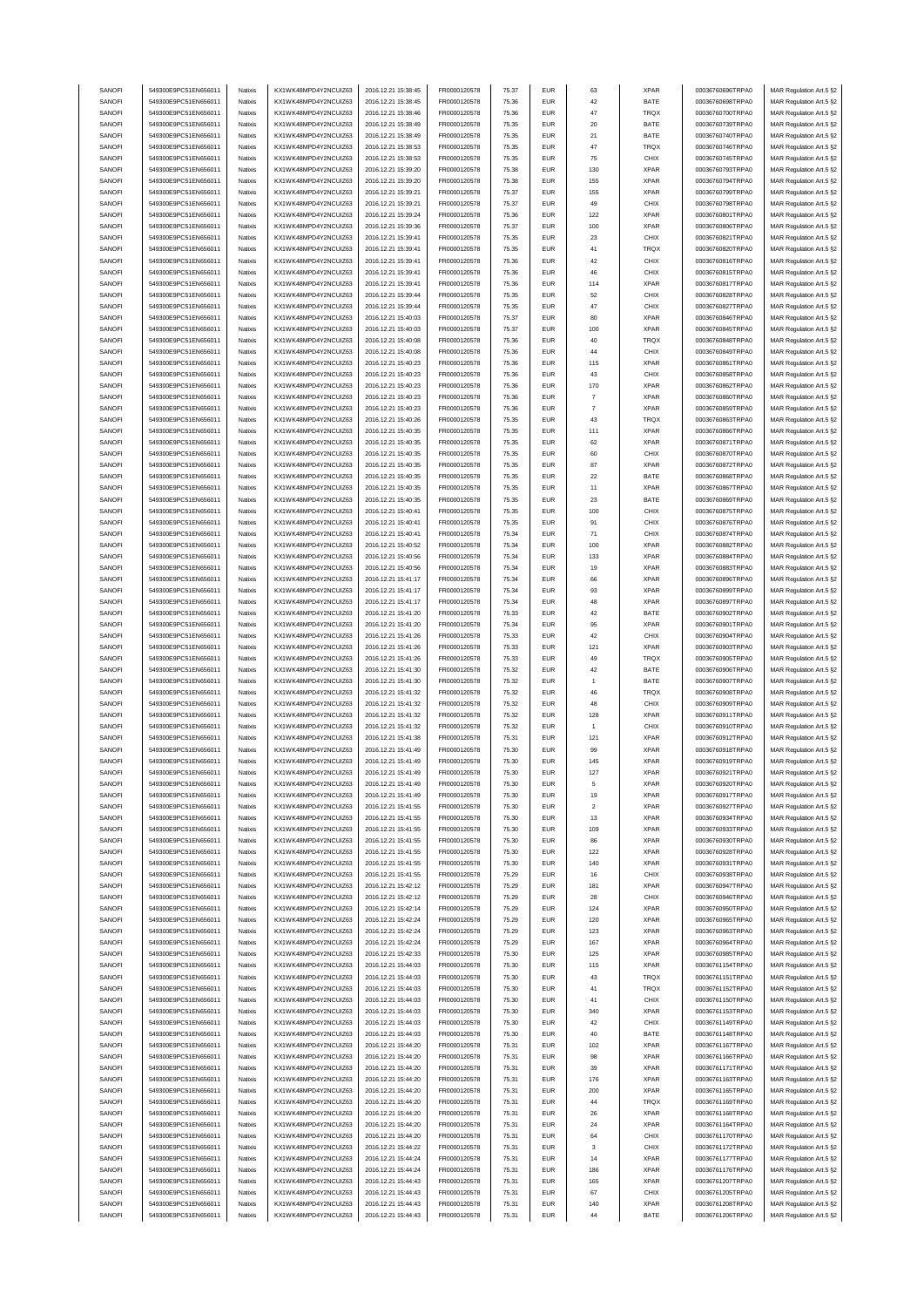| SANOFI | 549300E9PC51EN656011 | Natixis | KX1WK48MPD4Y2NCUIZ63 | 2016.12.21 15:38:45 | FR0000120578 | 75.37 | EUR | 63 | XPAR | 00036760696TRPA0 | MAR Regulation Art.5 §2 |
|---|---|---|---|---|---|---|---|---|---|---|---|
| SANOFI | 549300E9PC51EN656011 | Natixis | KX1WK48MPD4Y2NCUIZ63 | 2016.12.21 15:38:45 | FR0000120578 | 75.36 | EUR | 42 | BATE | 00036760698TRPA0 | MAR Regulation Art.5 §2 |
| SANOFI | 549300E9PC51EN656011 | Natixis | KX1WK48MPD4Y2NCUIZ63 | 2016.12.21 15:38:46 | FR0000120578 | 75.36 | EUR | 47 | TRQX | 00036760700TRPA0 | MAR Regulation Art.5 §2 |
| SANOFI | 549300E9PC51EN656011 | Natixis | KX1WK48MPD4Y2NCUIZ63 | 2016.12.21 15:38:49 | FR0000120578 | 75.35 | EUR | 20 | BATE | 00036760739TRPA0 | MAR Regulation Art.5 §2 |
| SANOFI | 549300E9PC51EN656011 | Natixis | KX1WK48MPD4Y2NCUIZ63 | 2016.12.21 15:38:49 | FR0000120578 | 75.35 | EUR | 21 | BATE | 00036760740TRPA0 | MAR Regulation Art.5 §2 |
| SANOFI | 549300E9PC51EN656011 | Natixis | KX1WK48MPD4Y2NCUIZ63 | 2016.12.21 15:38:53 | FR0000120578 | 75.35 | EUR | 47 | TRQX | 00036760746TRPA0 | MAR Regulation Art.5 §2 |
| SANOFI | 549300E9PC51EN656011 | Natixis | KX1WK48MPD4Y2NCUIZ63 | 2016.12.21 15:38:53 | FR0000120578 | 75.35 | EUR | 75 | CHIX | 00036760745TRPA0 | MAR Regulation Art.5 §2 |
| SANOFI | 549300E9PC51EN656011 | Natixis | KX1WK48MPD4Y2NCUIZ63 | 2016.12.21 15:39:20 | FR0000120578 | 75.38 | EUR | 130 | XPAR | 00036760793TRPA0 | MAR Regulation Art.5 §2 |
| SANOFI | 549300E9PC51EN656011 | Natixis | KX1WK48MPD4Y2NCUIZ63 | 2016.12.21 15:39:20 | FR0000120578 | 75.38 | EUR | 155 | XPAR | 00036760794TRPA0 | MAR Regulation Art.5 §2 |
| SANOFI | 549300E9PC51EN656011 | Natixis | KX1WK48MPD4Y2NCUIZ63 | 2016.12.21 15:39:21 | FR0000120578 | 75.37 | EUR | 155 | XPAR | 00036760799TRPA0 | MAR Regulation Art.5 §2 |
| SANOFI | 549300E9PC51EN656011 | Natixis | KX1WK48MPD4Y2NCUIZ63 | 2016.12.21 15:39:21 | FR0000120578 | 75.37 | EUR | 49 | CHIX | 00036760798TRPA0 | MAR Regulation Art.5 §2 |
| SANOFI | 549300E9PC51EN656011 | Natixis | KX1WK48MPD4Y2NCUIZ63 | 2016.12.21 15:39:24 | FR0000120578 | 75.36 | EUR | 122 | XPAR | 00036760801TRPA0 | MAR Regulation Art.5 §2 |
| SANOFI | 549300E9PC51EN656011 | Natixis | KX1WK48MPD4Y2NCUIZ63 | 2016.12.21 15:39:36 | FR0000120578 | 75.37 | EUR | 100 | XPAR | 00036760806TRPA0 | MAR Regulation Art.5 §2 |
| SANOFI | 549300E9PC51EN656011 | Natixis | KX1WK48MPD4Y2NCUIZ63 | 2016.12.21 15:39:41 | FR0000120578 | 75.35 | EUR | 23 | CHIX | 00036760821TRPA0 | MAR Regulation Art.5 §2 |
| SANOFI | 549300E9PC51EN656011 | Natixis | KX1WK48MPD4Y2NCUIZ63 | 2016.12.21 15:39:41 | FR0000120578 | 75.35 | EUR | 41 | TRQX | 00036760820TRPA0 | MAR Regulation Art.5 §2 |
| SANOFI | 549300E9PC51EN656011 | Natixis | KX1WK48MPD4Y2NCUIZ63 | 2016.12.21 15:39:41 | FR0000120578 | 75.36 | EUR | 42 | CHIX | 00036760816TRPA0 | MAR Regulation Art.5 §2 |
| SANOFI | 549300E9PC51EN656011 | Natixis | KX1WK48MPD4Y2NCUIZ63 | 2016.12.21 15:39:41 | FR0000120578 | 75.36 | EUR | 46 | CHIX | 00036760815TRPA0 | MAR Regulation Art.5 §2 |
| SANOFI | 549300E9PC51EN656011 | Natixis | KX1WK48MPD4Y2NCUIZ63 | 2016.12.21 15:39:41 | FR0000120578 | 75.36 | EUR | 114 | XPAR | 00036760817TRPA0 | MAR Regulation Art.5 §2 |
| SANOFI | 549300E9PC51EN656011 | Natixis | KX1WK48MPD4Y2NCUIZ63 | 2016.12.21 15:39:44 | FR0000120578 | 75.35 | EUR | 52 | CHIX | 00036760828TRPA0 | MAR Regulation Art.5 §2 |
| SANOFI | 549300E9PC51EN656011 | Natixis | KX1WK48MPD4Y2NCUIZ63 | 2016.12.21 15:39:44 | FR0000120578 | 75.35 | EUR | 47 | CHIX | 00036760827TRPA0 | MAR Regulation Art.5 §2 |
| SANOFI | 549300E9PC51EN656011 | Natixis | KX1WK48MPD4Y2NCUIZ63 | 2016.12.21 15:40:03 | FR0000120578 | 75.37 | EUR | 80 | XPAR | 00036760846TRPA0 | MAR Regulation Art.5 §2 |
| SANOFI | 549300E9PC51EN656011 | Natixis | KX1WK48MPD4Y2NCUIZ63 | 2016.12.21 15:40:03 | FR0000120578 | 75.37 | EUR | 100 | XPAR | 00036760845TRPA0 | MAR Regulation Art.5 §2 |
| SANOFI | 549300E9PC51EN656011 | Natixis | KX1WK48MPD4Y2NCUIZ63 | 2016.12.21 15:40:08 | FR0000120578 | 75.36 | EUR | 40 | TRQX | 00036760848TRPA0 | MAR Regulation Art.5 §2 |
| SANOFI | 549300E9PC51EN656011 | Natixis | KX1WK48MPD4Y2NCUIZ63 | 2016.12.21 15:40:08 | FR0000120578 | 75.36 | EUR | 44 | CHIX | 00036760849TRPA0 | MAR Regulation Art.5 §2 |
| SANOFI | 549300E9PC51EN656011 | Natixis | KX1WK48MPD4Y2NCUIZ63 | 2016.12.21 15:40:23 | FR0000120578 | 75.36 | EUR | 115 | XPAR | 00036760861TRPA0 | MAR Regulation Art.5 §2 |
| SANOFI | 549300E9PC51EN656011 | Natixis | KX1WK48MPD4Y2NCUIZ63 | 2016.12.21 15:40:23 | FR0000120578 | 75.36 | EUR | 43 | CHIX | 00036760858TRPA0 | MAR Regulation Art.5 §2 |
| SANOFI | 549300E9PC51EN656011 | Natixis | KX1WK48MPD4Y2NCUIZ63 | 2016.12.21 15:40:23 | FR0000120578 | 75.36 | EUR | 170 | XPAR | 00036760862TRPA0 | MAR Regulation Art.5 §2 |
| SANOFI | 549300E9PC51EN656011 | Natixis | KX1WK48MPD4Y2NCUIZ63 | 2016.12.21 15:40:23 | FR0000120578 | 75.36 | EUR | 7 | XPAR | 00036760860TRPA0 | MAR Regulation Art.5 §2 |
| SANOFI | 549300E9PC51EN656011 | Natixis | KX1WK48MPD4Y2NCUIZ63 | 2016.12.21 15:40:23 | FR0000120578 | 75.36 | EUR | 7 | XPAR | 00036760859TRPA0 | MAR Regulation Art.5 §2 |
| SANOFI | 549300E9PC51EN656011 | Natixis | KX1WK48MPD4Y2NCUIZ63 | 2016.12.21 15:40:26 | FR0000120578 | 75.35 | EUR | 43 | TRQX | 00036760863TRPA0 | MAR Regulation Art.5 §2 |
| SANOFI | 549300E9PC51EN656011 | Natixis | KX1WK48MPD4Y2NCUIZ63 | 2016.12.21 15:40:35 | FR0000120578 | 75.35 | EUR | 111 | XPAR | 00036760866TRPA0 | MAR Regulation Art.5 §2 |
| SANOFI | 549300E9PC51EN656011 | Natixis | KX1WK48MPD4Y2NCUIZ63 | 2016.12.21 15:40:35 | FR0000120578 | 75.35 | EUR | 62 | XPAR | 00036760871TRPA0 | MAR Regulation Art.5 §2 |
| SANOFI | 549300E9PC51EN656011 | Natixis | KX1WK48MPD4Y2NCUIZ63 | 2016.12.21 15:40:35 | FR0000120578 | 75.35 | EUR | 60 | CHIX | 00036760870TRPA0 | MAR Regulation Art.5 §2 |
| SANOFI | 549300E9PC51EN656011 | Natixis | KX1WK48MPD4Y2NCUIZ63 | 2016.12.21 15:40:35 | FR0000120578 | 75.35 | EUR | 87 | XPAR | 00036760872TRPA0 | MAR Regulation Art.5 §2 |
| SANOFI | 549300E9PC51EN656011 | Natixis | KX1WK48MPD4Y2NCUIZ63 | 2016.12.21 15:40:35 | FR0000120578 | 75.35 | EUR | 22 | BATE | 00036760868TRPA0 | MAR Regulation Art.5 §2 |
| SANOFI | 549300E9PC51EN656011 | Natixis | KX1WK48MPD4Y2NCUIZ63 | 2016.12.21 15:40:35 | FR0000120578 | 75.35 | EUR | 11 | XPAR | 00036760867TRPA0 | MAR Regulation Art.5 §2 |
| SANOFI | 549300E9PC51EN656011 | Natixis | KX1WK48MPD4Y2NCUIZ63 | 2016.12.21 15:40:35 | FR0000120578 | 75.35 | EUR | 23 | BATE | 00036760869TRPA0 | MAR Regulation Art.5 §2 |
| SANOFI | 549300E9PC51EN656011 | Natixis | KX1WK48MPD4Y2NCUIZ63 | 2016.12.21 15:40:41 | FR0000120578 | 75.35 | EUR | 100 | CHIX | 00036760875TRPA0 | MAR Regulation Art.5 §2 |
| SANOFI | 549300E9PC51EN656011 | Natixis | KX1WK48MPD4Y2NCUIZ63 | 2016.12.21 15:40:41 | FR0000120578 | 75.35 | EUR | 91 | CHIX | 00036760876TRPA0 | MAR Regulation Art.5 §2 |
| SANOFI | 549300E9PC51EN656011 | Natixis | KX1WK48MPD4Y2NCUIZ63 | 2016.12.21 15:40:41 | FR0000120578 | 75.34 | EUR | 71 | CHIX | 00036760874TRPA0 | MAR Regulation Art.5 §2 |
| SANOFI | 549300E9PC51EN656011 | Natixis | KX1WK48MPD4Y2NCUIZ63 | 2016.12.21 15:40:52 | FR0000120578 | 75.34 | EUR | 100 | XPAR | 00036760882TRPA0 | MAR Regulation Art.5 §2 |
| SANOFI | 549300E9PC51EN656011 | Natixis | KX1WK48MPD4Y2NCUIZ63 | 2016.12.21 15:40:56 | FR0000120578 | 75.34 | EUR | 133 | XPAR | 00036760884TRPA0 | MAR Regulation Art.5 §2 |
| SANOFI | 549300E9PC51EN656011 | Natixis | KX1WK48MPD4Y2NCUIZ63 | 2016.12.21 15:40:56 | FR0000120578 | 75.34 | EUR | 19 | XPAR | 00036760883TRPA0 | MAR Regulation Art.5 §2 |
| SANOFI | 549300E9PC51EN656011 | Natixis | KX1WK48MPD4Y2NCUIZ63 | 2016.12.21 15:41:17 | FR0000120578 | 75.34 | EUR | 66 | XPAR | 00036760896TRPA0 | MAR Regulation Art.5 §2 |
| SANOFI | 549300E9PC51EN656011 | Natixis | KX1WK48MPD4Y2NCUIZ63 | 2016.12.21 15:41:17 | FR0000120578 | 75.34 | EUR | 93 | XPAR | 00036760899TRPA0 | MAR Regulation Art.5 §2 |
| SANOFI | 549300E9PC51EN656011 | Natixis | KX1WK48MPD4Y2NCUIZ63 | 2016.12.21 15:41:17 | FR0000120578 | 75.34 | EUR | 48 | XPAR | 00036760897TRPA0 | MAR Regulation Art.5 §2 |
| SANOFI | 549300E9PC51EN656011 | Natixis | KX1WK48MPD4Y2NCUIZ63 | 2016.12.21 15:41:20 | FR0000120578 | 75.33 | EUR | 42 | BATE | 00036760902TRPA0 | MAR Regulation Art.5 §2 |
| SANOFI | 549300E9PC51EN656011 | Natixis | KX1WK48MPD4Y2NCUIZ63 | 2016.12.21 15:41:20 | FR0000120578 | 75.34 | EUR | 95 | XPAR | 00036760901TRPA0 | MAR Regulation Art.5 §2 |
| SANOFI | 549300E9PC51EN656011 | Natixis | KX1WK48MPD4Y2NCUIZ63 | 2016.12.21 15:41:26 | FR0000120578 | 75.33 | EUR | 42 | CHIX | 00036760904TRPA0 | MAR Regulation Art.5 §2 |
| SANOFI | 549300E9PC51EN656011 | Natixis | KX1WK48MPD4Y2NCUIZ63 | 2016.12.21 15:41:26 | FR0000120578 | 75.33 | EUR | 121 | XPAR | 00036760903TRPA0 | MAR Regulation Art.5 §2 |
| SANOFI | 549300E9PC51EN656011 | Natixis | KX1WK48MPD4Y2NCUIZ63 | 2016.12.21 15:41:26 | FR0000120578 | 75.33 | EUR | 49 | TRQX | 00036760905TRPA0 | MAR Regulation Art.5 §2 |
| SANOFI | 549300E9PC51EN656011 | Natixis | KX1WK48MPD4Y2NCUIZ63 | 2016.12.21 15:41:30 | FR0000120578 | 75.32 | EUR | 42 | BATE | 00036760906TRPA0 | MAR Regulation Art.5 §2 |
| SANOFI | 549300E9PC51EN656011 | Natixis | KX1WK48MPD4Y2NCUIZ63 | 2016.12.21 15:41:30 | FR0000120578 | 75.32 | EUR | 1 | BATE | 00036760907TRPA0 | MAR Regulation Art.5 §2 |
| SANOFI | 549300E9PC51EN656011 | Natixis | KX1WK48MPD4Y2NCUIZ63 | 2016.12.21 15:41:32 | FR0000120578 | 75.32 | EUR | 46 | TRQX | 00036760908TRPA0 | MAR Regulation Art.5 §2 |
| SANOFI | 549300E9PC51EN656011 | Natixis | KX1WK48MPD4Y2NCUIZ63 | 2016.12.21 15:41:32 | FR0000120578 | 75.32 | EUR | 48 | CHIX | 00036760909TRPA0 | MAR Regulation Art.5 §2 |
| SANOFI | 549300E9PC51EN656011 | Natixis | KX1WK48MPD4Y2NCUIZ63 | 2016.12.21 15:41:32 | FR0000120578 | 75.32 | EUR | 128 | XPAR | 00036760911TRPA0 | MAR Regulation Art.5 §2 |
| SANOFI | 549300E9PC51EN656011 | Natixis | KX1WK48MPD4Y2NCUIZ63 | 2016.12.21 15:41:32 | FR0000120578 | 75.32 | EUR | 1 | CHIX | 00036760910TRPA0 | MAR Regulation Art.5 §2 |
| SANOFI | 549300E9PC51EN656011 | Natixis | KX1WK48MPD4Y2NCUIZ63 | 2016.12.21 15:41:38 | FR0000120578 | 75.31 | EUR | 121 | XPAR | 00036760912TRPA0 | MAR Regulation Art.5 §2 |
| SANOFI | 549300E9PC51EN656011 | Natixis | KX1WK48MPD4Y2NCUIZ63 | 2016.12.21 15:41:49 | FR0000120578 | 75.30 | EUR | 99 | XPAR | 00036760918TRPA0 | MAR Regulation Art.5 §2 |
| SANOFI | 549300E9PC51EN656011 | Natixis | KX1WK48MPD4Y2NCUIZ63 | 2016.12.21 15:41:49 | FR0000120578 | 75.30 | EUR | 145 | XPAR | 00036760919TRPA0 | MAR Regulation Art.5 §2 |
| SANOFI | 549300E9PC51EN656011 | Natixis | KX1WK48MPD4Y2NCUIZ63 | 2016.12.21 15:41:49 | FR0000120578 | 75.30 | EUR | 127 | XPAR | 00036760921TRPA0 | MAR Regulation Art.5 §2 |
| SANOFI | 549300E9PC51EN656011 | Natixis | KX1WK48MPD4Y2NCUIZ63 | 2016.12.21 15:41:49 | FR0000120578 | 75.30 | EUR | 5 | XPAR | 00036760920TRPA0 | MAR Regulation Art.5 §2 |
| SANOFI | 549300E9PC51EN656011 | Natixis | KX1WK48MPD4Y2NCUIZ63 | 2016.12.21 15:41:49 | FR0000120578 | 75.30 | EUR | 19 | XPAR | 00036760917TRPA0 | MAR Regulation Art.5 §2 |
| SANOFI | 549300E9PC51EN656011 | Natixis | KX1WK48MPD4Y2NCUIZ63 | 2016.12.21 15:41:55 | FR0000120578 | 75.30 | EUR | 2 | XPAR | 00036760927TRPA0 | MAR Regulation Art.5 §2 |
| SANOFI | 549300E9PC51EN656011 | Natixis | KX1WK48MPD4Y2NCUIZ63 | 2016.12.21 15:41:55 | FR0000120578 | 75.30 | EUR | 13 | XPAR | 00036760934TRPA0 | MAR Regulation Art.5 §2 |
| SANOFI | 549300E9PC51EN656011 | Natixis | KX1WK48MPD4Y2NCUIZ63 | 2016.12.21 15:41:55 | FR0000120578 | 75.30 | EUR | 109 | XPAR | 00036760933TRPA0 | MAR Regulation Art.5 §2 |
| SANOFI | 549300E9PC51EN656011 | Natixis | KX1WK48MPD4Y2NCUIZ63 | 2016.12.21 15:41:55 | FR0000120578 | 75.30 | EUR | 86 | XPAR | 00036760930TRPA0 | MAR Regulation Art.5 §2 |
| SANOFI | 549300E9PC51EN656011 | Natixis | KX1WK48MPD4Y2NCUIZ63 | 2016.12.21 15:41:55 | FR0000120578 | 75.30 | EUR | 122 | XPAR | 00036760928TRPA0 | MAR Regulation Art.5 §2 |
| SANOFI | 549300E9PC51EN656011 | Natixis | KX1WK48MPD4Y2NCUIZ63 | 2016.12.21 15:41:55 | FR0000120578 | 75.30 | EUR | 140 | XPAR | 00036760931TRPA0 | MAR Regulation Art.5 §2 |
| SANOFI | 549300E9PC51EN656011 | Natixis | KX1WK48MPD4Y2NCUIZ63 | 2016.12.21 15:41:55 | FR0000120578 | 75.29 | EUR | 16 | CHIX | 00036760938TRPA0 | MAR Regulation Art.5 §2 |
| SANOFI | 549300E9PC51EN656011 | Natixis | KX1WK48MPD4Y2NCUIZ63 | 2016.12.21 15:42:12 | FR0000120578 | 75.29 | EUR | 181 | XPAR | 00036760947TRPA0 | MAR Regulation Art.5 §2 |
| SANOFI | 549300E9PC51EN656011 | Natixis | KX1WK48MPD4Y2NCUIZ63 | 2016.12.21 15:42:12 | FR0000120578 | 75.29 | EUR | 28 | CHIX | 00036760946TRPA0 | MAR Regulation Art.5 §2 |
| SANOFI | 549300E9PC51EN656011 | Natixis | KX1WK48MPD4Y2NCUIZ63 | 2016.12.21 15:42:14 | FR0000120578 | 75.29 | EUR | 124 | XPAR | 00036760950TRPA0 | MAR Regulation Art.5 §2 |
| SANOFI | 549300E9PC51EN656011 | Natixis | KX1WK48MPD4Y2NCUIZ63 | 2016.12.21 15:42:24 | FR0000120578 | 75.29 | EUR | 120 | XPAR | 00036760965TRPA0 | MAR Regulation Art.5 §2 |
| SANOFI | 549300E9PC51EN656011 | Natixis | KX1WK48MPD4Y2NCUIZ63 | 2016.12.21 15:42:24 | FR0000120578 | 75.29 | EUR | 123 | XPAR | 00036760963TRPA0 | MAR Regulation Art.5 §2 |
| SANOFI | 549300E9PC51EN656011 | Natixis | KX1WK48MPD4Y2NCUIZ63 | 2016.12.21 15:42:24 | FR0000120578 | 75.29 | EUR | 167 | XPAR | 00036760964TRPA0 | MAR Regulation Art.5 §2 |
| SANOFI | 549300E9PC51EN656011 | Natixis | KX1WK48MPD4Y2NCUIZ63 | 2016.12.21 15:42:33 | FR0000120578 | 75.30 | EUR | 125 | XPAR | 00036760985TRPA0 | MAR Regulation Art.5 §2 |
| SANOFI | 549300E9PC51EN656011 | Natixis | KX1WK48MPD4Y2NCUIZ63 | 2016.12.21 15:44:03 | FR0000120578 | 75.30 | EUR | 115 | XPAR | 00036761154TRPA0 | MAR Regulation Art.5 §2 |
| SANOFI | 549300E9PC51EN656011 | Natixis | KX1WK48MPD4Y2NCUIZ63 | 2016.12.21 15:44:03 | FR0000120578 | 75.30 | EUR | 43 | TRQX | 00036761151TRPA0 | MAR Regulation Art.5 §2 |
| SANOFI | 549300E9PC51EN656011 | Natixis | KX1WK48MPD4Y2NCUIZ63 | 2016.12.21 15:44:03 | FR0000120578 | 75.30 | EUR | 41 | TRQX | 00036761152TRPA0 | MAR Regulation Art.5 §2 |
| SANOFI | 549300E9PC51EN656011 | Natixis | KX1WK48MPD4Y2NCUIZ63 | 2016.12.21 15:44:03 | FR0000120578 | 75.30 | EUR | 41 | CHIX | 00036761150TRPA0 | MAR Regulation Art.5 §2 |
| SANOFI | 549300E9PC51EN656011 | Natixis | KX1WK48MPD4Y2NCUIZ63 | 2016.12.21 15:44:03 | FR0000120578 | 75.30 | EUR | 340 | XPAR | 00036761153TRPA0 | MAR Regulation Art.5 §2 |
| SANOFI | 549300E9PC51EN656011 | Natixis | KX1WK48MPD4Y2NCUIZ63 | 2016.12.21 15:44:03 | FR0000120578 | 75.30 | EUR | 42 | CHIX | 00036761149TRPA0 | MAR Regulation Art.5 §2 |
| SANOFI | 549300E9PC51EN656011 | Natixis | KX1WK48MPD4Y2NCUIZ63 | 2016.12.21 15:44:03 | FR0000120578 | 75.30 | EUR | 40 | BATE | 00036761148TRPA0 | MAR Regulation Art.5 §2 |
| SANOFI | 549300E9PC51EN656011 | Natixis | KX1WK48MPD4Y2NCUIZ63 | 2016.12.21 15:44:20 | FR0000120578 | 75.31 | EUR | 102 | XPAR | 00036761167TRPA0 | MAR Regulation Art.5 §2 |
| SANOFI | 549300E9PC51EN656011 | Natixis | KX1WK48MPD4Y2NCUIZ63 | 2016.12.21 15:44:20 | FR0000120578 | 75.31 | EUR | 98 | XPAR | 00036761166TRPA0 | MAR Regulation Art.5 §2 |
| SANOFI | 549300E9PC51EN656011 | Natixis | KX1WK48MPD4Y2NCUIZ63 | 2016.12.21 15:44:20 | FR0000120578 | 75.31 | EUR | 39 | XPAR | 00036761171TRPA0 | MAR Regulation Art.5 §2 |
| SANOFI | 549300E9PC51EN656011 | Natixis | KX1WK48MPD4Y2NCUIZ63 | 2016.12.21 15:44:20 | FR0000120578 | 75.31 | EUR | 176 | XPAR | 00036761163TRPA0 | MAR Regulation Art.5 §2 |
| SANOFI | 549300E9PC51EN656011 | Natixis | KX1WK48MPD4Y2NCUIZ63 | 2016.12.21 15:44:20 | FR0000120578 | 75.31 | EUR | 200 | XPAR | 00036761165TRPA0 | MAR Regulation Art.5 §2 |
| SANOFI | 549300E9PC51EN656011 | Natixis | KX1WK48MPD4Y2NCUIZ63 | 2016.12.21 15:44:20 | FR0000120578 | 75.31 | EUR | 44 | TRQX | 00036761169TRPA0 | MAR Regulation Art.5 §2 |
| SANOFI | 549300E9PC51EN656011 | Natixis | KX1WK48MPD4Y2NCUIZ63 | 2016.12.21 15:44:20 | FR0000120578 | 75.31 | EUR | 26 | XPAR | 00036761168TRPA0 | MAR Regulation Art.5 §2 |
| SANOFI | 549300E9PC51EN656011 | Natixis | KX1WK48MPD4Y2NCUIZ63 | 2016.12.21 15:44:20 | FR0000120578 | 75.31 | EUR | 24 | XPAR | 00036761164TRPA0 | MAR Regulation Art.5 §2 |
| SANOFI | 549300E9PC51EN656011 | Natixis | KX1WK48MPD4Y2NCUIZ63 | 2016.12.21 15:44:20 | FR0000120578 | 75.31 | EUR | 64 | CHIX | 00036761170TRPA0 | MAR Regulation Art.5 §2 |
| SANOFI | 549300E9PC51EN656011 | Natixis | KX1WK48MPD4Y2NCUIZ63 | 2016.12.21 15:44:22 | FR0000120578 | 75.31 | EUR | 3 | CHIX | 00036761172TRPA0 | MAR Regulation Art.5 §2 |
| SANOFI | 549300E9PC51EN656011 | Natixis | KX1WK48MPD4Y2NCUIZ63 | 2016.12.21 15:44:24 | FR0000120578 | 75.31 | EUR | 14 | XPAR | 00036761177TRPA0 | MAR Regulation Art.5 §2 |
| SANOFI | 549300E9PC51EN656011 | Natixis | KX1WK48MPD4Y2NCUIZ63 | 2016.12.21 15:44:24 | FR0000120578 | 75.31 | EUR | 186 | XPAR | 00036761176TRPA0 | MAR Regulation Art.5 §2 |
| SANOFI | 549300E9PC51EN656011 | Natixis | KX1WK48MPD4Y2NCUIZ63 | 2016.12.21 15:44:43 | FR0000120578 | 75.31 | EUR | 165 | XPAR | 00036761207TRPA0 | MAR Regulation Art.5 §2 |
| SANOFI | 549300E9PC51EN656011 | Natixis | KX1WK48MPD4Y2NCUIZ63 | 2016.12.21 15:44:43 | FR0000120578 | 75.31 | EUR | 67 | CHIX | 00036761205TRPA0 | MAR Regulation Art.5 §2 |
| SANOFI | 549300E9PC51EN656011 | Natixis | KX1WK48MPD4Y2NCUIZ63 | 2016.12.21 15:44:43 | FR0000120578 | 75.31 | EUR | 140 | XPAR | 00036761208TRPA0 | MAR Regulation Art.5 §2 |
| SANOFI | 549300E9PC51EN656011 | Natixis | KX1WK48MPD4Y2NCUIZ63 | 2016.12.21 15:44:43 | FR0000120578 | 75.31 | EUR | 44 | BATE | 00036761206TRPA0 | MAR Regulation Art.5 §2 |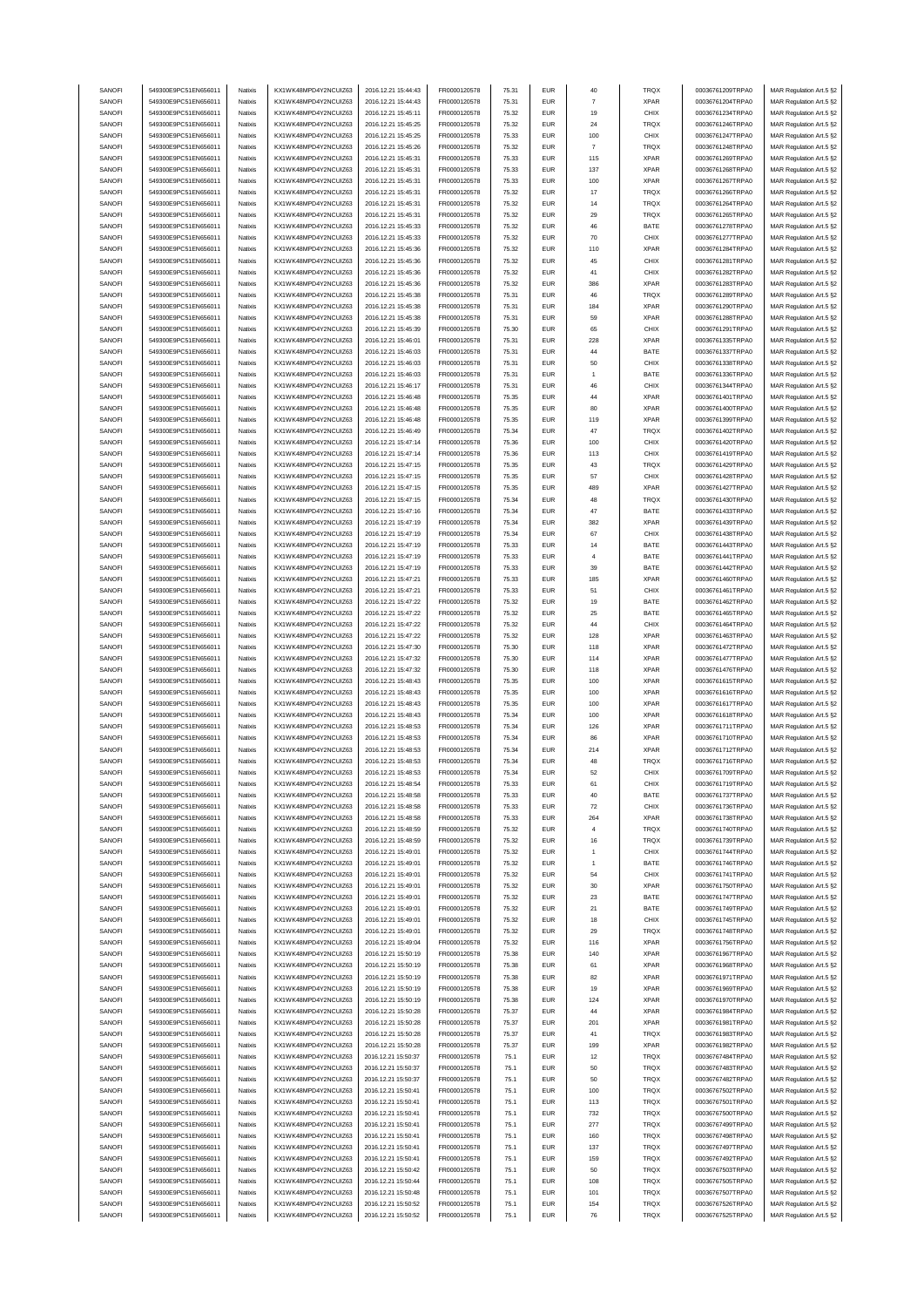| | | | | | | | | | | | |
|---|---|---|---|---|---|---|---|---|---|---|---|
| SANOFI | 549300E9PC51EN656011 | Natixis | KX1WK48MPD4Y2NCUIZ63 | 2016.12.21 15:44:43 | FR0000120578 | 75.31 | EUR | 40 | TRQX | 00036761209TRPA0 | MAR Regulation Art.5 §2 |
| SANOFI | 549300E9PC51EN656011 | Natixis | KX1WK48MPD4Y2NCUIZ63 | 2016.12.21 15:44:43 | FR0000120578 | 75.31 | EUR | 7 | XPAR | 00036761204TRPA0 | MAR Regulation Art.5 §2 |
| SANOFI | 549300E9PC51EN656011 | Natixis | KX1WK48MPD4Y2NCUIZ63 | 2016.12.21 15:45:11 | FR0000120578 | 75.32 | EUR | 19 | CHIX | 00036761234TRPA0 | MAR Regulation Art.5 §2 |
| SANOFI | 549300E9PC51EN656011 | Natixis | KX1WK48MPD4Y2NCUIZ63 | 2016.12.21 15:45:25 | FR0000120578 | 75.32 | EUR | 24 | TRQX | 00036761246TRPA0 | MAR Regulation Art.5 §2 |
| SANOFI | 549300E9PC51EN656011 | Natixis | KX1WK48MPD4Y2NCUIZ63 | 2016.12.21 15:45:25 | FR0000120578 | 75.33 | EUR | 100 | CHIX | 00036761247TRPA0 | MAR Regulation Art.5 §2 |
| SANOFI | 549300E9PC51EN656011 | Natixis | KX1WK48MPD4Y2NCUIZ63 | 2016.12.21 15:45:26 | FR0000120578 | 75.32 | EUR | 7 | TRQX | 00036761248TRPA0 | MAR Regulation Art.5 §2 |
| SANOFI | 549300E9PC51EN656011 | Natixis | KX1WK48MPD4Y2NCUIZ63 | 2016.12.21 15:45:31 | FR0000120578 | 75.33 | EUR | 115 | XPAR | 00036761269TRPA0 | MAR Regulation Art.5 §2 |
| SANOFI | 549300E9PC51EN656011 | Natixis | KX1WK48MPD4Y2NCUIZ63 | 2016.12.21 15:45:31 | FR0000120578 | 75.33 | EUR | 137 | XPAR | 00036761268TRPA0 | MAR Regulation Art.5 §2 |
| SANOFI | 549300E9PC51EN656011 | Natixis | KX1WK48MPD4Y2NCUIZ63 | 2016.12.21 15:45:31 | FR0000120578 | 75.33 | EUR | 100 | XPAR | 00036761267TRPA0 | MAR Regulation Art.5 §2 |
| SANOFI | 549300E9PC51EN656011 | Natixis | KX1WK48MPD4Y2NCUIZ63 | 2016.12.21 15:45:31 | FR0000120578 | 75.32 | EUR | 17 | TRQX | 00036761266TRPA0 | MAR Regulation Art.5 §2 |
| SANOFI | 549300E9PC51EN656011 | Natixis | KX1WK48MPD4Y2NCUIZ63 | 2016.12.21 15:45:31 | FR0000120578 | 75.32 | EUR | 14 | TRQX | 00036761264TRPA0 | MAR Regulation Art.5 §2 |
| SANOFI | 549300E9PC51EN656011 | Natixis | KX1WK48MPD4Y2NCUIZ63 | 2016.12.21 15:45:31 | FR0000120578 | 75.32 | EUR | 29 | TRQX | 00036761265TRPA0 | MAR Regulation Art.5 §2 |
| SANOFI | 549300E9PC51EN656011 | Natixis | KX1WK48MPD4Y2NCUIZ63 | 2016.12.21 15:45:33 | FR0000120578 | 75.32 | EUR | 46 | BATE | 00036761278TRPA0 | MAR Regulation Art.5 §2 |
| SANOFI | 549300E9PC51EN656011 | Natixis | KX1WK48MPD4Y2NCUIZ63 | 2016.12.21 15:45:33 | FR0000120578 | 75.32 | EUR | 70 | CHIX | 00036761277TRPA0 | MAR Regulation Art.5 §2 |
| SANOFI | 549300E9PC51EN656011 | Natixis | KX1WK48MPD4Y2NCUIZ63 | 2016.12.21 15:45:36 | FR0000120578 | 75.32 | EUR | 110 | XPAR | 00036761284TRPA0 | MAR Regulation Art.5 §2 |
| SANOFI | 549300E9PC51EN656011 | Natixis | KX1WK48MPD4Y2NCUIZ63 | 2016.12.21 15:45:36 | FR0000120578 | 75.32 | EUR | 45 | CHIX | 00036761281TRPA0 | MAR Regulation Art.5 §2 |
| SANOFI | 549300E9PC51EN656011 | Natixis | KX1WK48MPD4Y2NCUIZ63 | 2016.12.21 15:45:36 | FR0000120578 | 75.32 | EUR | 41 | CHIX | 00036761282TRPA0 | MAR Regulation Art.5 §2 |
| SANOFI | 549300E9PC51EN656011 | Natixis | KX1WK48MPD4Y2NCUIZ63 | 2016.12.21 15:45:36 | FR0000120578 | 75.32 | EUR | 386 | XPAR | 00036761283TRPA0 | MAR Regulation Art.5 §2 |
| SANOFI | 549300E9PC51EN656011 | Natixis | KX1WK48MPD4Y2NCUIZ63 | 2016.12.21 15:45:38 | FR0000120578 | 75.31 | EUR | 46 | TRQX | 00036761289TRPA0 | MAR Regulation Art.5 §2 |
| SANOFI | 549300E9PC51EN656011 | Natixis | KX1WK48MPD4Y2NCUIZ63 | 2016.12.21 15:45:38 | FR0000120578 | 75.31 | EUR | 184 | XPAR | 00036761290TRPA0 | MAR Regulation Art.5 §2 |
| SANOFI | 549300E9PC51EN656011 | Natixis | KX1WK48MPD4Y2NCUIZ63 | 2016.12.21 15:45:38 | FR0000120578 | 75.31 | EUR | 59 | XPAR | 00036761288TRPA0 | MAR Regulation Art.5 §2 |
| SANOFI | 549300E9PC51EN656011 | Natixis | KX1WK48MPD4Y2NCUIZ63 | 2016.12.21 15:45:39 | FR0000120578 | 75.30 | EUR | 65 | CHIX | 00036761291TRPA0 | MAR Regulation Art.5 §2 |
| SANOFI | 549300E9PC51EN656011 | Natixis | KX1WK48MPD4Y2NCUIZ63 | 2016.12.21 15:46:01 | FR0000120578 | 75.31 | EUR | 228 | XPAR | 00036761335TRPA0 | MAR Regulation Art.5 §2 |
| SANOFI | 549300E9PC51EN656011 | Natixis | KX1WK48MPD4Y2NCUIZ63 | 2016.12.21 15:46:03 | FR0000120578 | 75.31 | EUR | 44 | BATE | 00036761337TRPA0 | MAR Regulation Art.5 §2 |
| SANOFI | 549300E9PC51EN656011 | Natixis | KX1WK48MPD4Y2NCUIZ63 | 2016.12.21 15:46:03 | FR0000120578 | 75.31 | EUR | 50 | CHIX | 00036761338TRPA0 | MAR Regulation Art.5 §2 |
| SANOFI | 549300E9PC51EN656011 | Natixis | KX1WK48MPD4Y2NCUIZ63 | 2016.12.21 15:46:03 | FR0000120578 | 75.31 | EUR | 1 | BATE | 00036761336TRPA0 | MAR Regulation Art.5 §2 |
| SANOFI | 549300E9PC51EN656011 | Natixis | KX1WK48MPD4Y2NCUIZ63 | 2016.12.21 15:46:17 | FR0000120578 | 75.31 | EUR | 46 | CHIX | 00036761344TRPA0 | MAR Regulation Art.5 §2 |
| SANOFI | 549300E9PC51EN656011 | Natixis | KX1WK48MPD4Y2NCUIZ63 | 2016.12.21 15:46:48 | FR0000120578 | 75.35 | EUR | 44 | XPAR | 00036761401TRPA0 | MAR Regulation Art.5 §2 |
| SANOFI | 549300E9PC51EN656011 | Natixis | KX1WK48MPD4Y2NCUIZ63 | 2016.12.21 15:46:48 | FR0000120578 | 75.35 | EUR | 80 | XPAR | 00036761400TRPA0 | MAR Regulation Art.5 §2 |
| SANOFI | 549300E9PC51EN656011 | Natixis | KX1WK48MPD4Y2NCUIZ63 | 2016.12.21 15:46:48 | FR0000120578 | 75.35 | EUR | 119 | XPAR | 00036761399TRPA0 | MAR Regulation Art.5 §2 |
| SANOFI | 549300E9PC51EN656011 | Natixis | KX1WK48MPD4Y2NCUIZ63 | 2016.12.21 15:46:49 | FR0000120578 | 75.34 | EUR | 47 | TRQX | 00036761402TRPA0 | MAR Regulation Art.5 §2 |
| SANOFI | 549300E9PC51EN656011 | Natixis | KX1WK48MPD4Y2NCUIZ63 | 2016.12.21 15:47:14 | FR0000120578 | 75.36 | EUR | 100 | CHIX | 00036761420TRPA0 | MAR Regulation Art.5 §2 |
| SANOFI | 549300E9PC51EN656011 | Natixis | KX1WK48MPD4Y2NCUIZ63 | 2016.12.21 15:47:14 | FR0000120578 | 75.36 | EUR | 113 | CHIX | 00036761419TRPA0 | MAR Regulation Art.5 §2 |
| SANOFI | 549300E9PC51EN656011 | Natixis | KX1WK48MPD4Y2NCUIZ63 | 2016.12.21 15:47:15 | FR0000120578 | 75.35 | EUR | 43 | TRQX | 00036761429TRPA0 | MAR Regulation Art.5 §2 |
| SANOFI | 549300E9PC51EN656011 | Natixis | KX1WK48MPD4Y2NCUIZ63 | 2016.12.21 15:47:15 | FR0000120578 | 75.35 | EUR | 57 | CHIX | 00036761428TRPA0 | MAR Regulation Art.5 §2 |
| SANOFI | 549300E9PC51EN656011 | Natixis | KX1WK48MPD4Y2NCUIZ63 | 2016.12.21 15:47:15 | FR0000120578 | 75.35 | EUR | 489 | XPAR | 00036761427TRPA0 | MAR Regulation Art.5 §2 |
| SANOFI | 549300E9PC51EN656011 | Natixis | KX1WK48MPD4Y2NCUIZ63 | 2016.12.21 15:47:15 | FR0000120578 | 75.34 | EUR | 48 | TRQX | 00036761430TRPA0 | MAR Regulation Art.5 §2 |
| SANOFI | 549300E9PC51EN656011 | Natixis | KX1WK48MPD4Y2NCUIZ63 | 2016.12.21 15:47:16 | FR0000120578 | 75.34 | EUR | 47 | BATE | 00036761433TRPA0 | MAR Regulation Art.5 §2 |
| SANOFI | 549300E9PC51EN656011 | Natixis | KX1WK48MPD4Y2NCUIZ63 | 2016.12.21 15:47:19 | FR0000120578 | 75.34 | EUR | 382 | XPAR | 00036761439TRPA0 | MAR Regulation Art.5 §2 |
| SANOFI | 549300E9PC51EN656011 | Natixis | KX1WK48MPD4Y2NCUIZ63 | 2016.12.21 15:47:19 | FR0000120578 | 75.34 | EUR | 67 | CHIX | 00036761438TRPA0 | MAR Regulation Art.5 §2 |
| SANOFI | 549300E9PC51EN656011 | Natixis | KX1WK48MPD4Y2NCUIZ63 | 2016.12.21 15:47:19 | FR0000120578 | 75.33 | EUR | 14 | BATE | 00036761443TRPA0 | MAR Regulation Art.5 §2 |
| SANOFI | 549300E9PC51EN656011 | Natixis | KX1WK48MPD4Y2NCUIZ63 | 2016.12.21 15:47:19 | FR0000120578 | 75.33 | EUR | 4 | BATE | 00036761441TRPA0 | MAR Regulation Art.5 §2 |
| SANOFI | 549300E9PC51EN656011 | Natixis | KX1WK48MPD4Y2NCUIZ63 | 2016.12.21 15:47:19 | FR0000120578 | 75.33 | EUR | 39 | BATE | 00036761442TRPA0 | MAR Regulation Art.5 §2 |
| SANOFI | 549300E9PC51EN656011 | Natixis | KX1WK48MPD4Y2NCUIZ63 | 2016.12.21 15:47:21 | FR0000120578 | 75.33 | EUR | 185 | XPAR | 00036761460TRPA0 | MAR Regulation Art.5 §2 |
| SANOFI | 549300E9PC51EN656011 | Natixis | KX1WK48MPD4Y2NCUIZ63 | 2016.12.21 15:47:21 | FR0000120578 | 75.33 | EUR | 51 | CHIX | 00036761461TRPA0 | MAR Regulation Art.5 §2 |
| SANOFI | 549300E9PC51EN656011 | Natixis | KX1WK48MPD4Y2NCUIZ63 | 2016.12.21 15:47:22 | FR0000120578 | 75.32 | EUR | 19 | BATE | 00036761462TRPA0 | MAR Regulation Art.5 §2 |
| SANOFI | 549300E9PC51EN656011 | Natixis | KX1WK48MPD4Y2NCUIZ63 | 2016.12.21 15:47:22 | FR0000120578 | 75.32 | EUR | 25 | BATE | 00036761465TRPA0 | MAR Regulation Art.5 §2 |
| SANOFI | 549300E9PC51EN656011 | Natixis | KX1WK48MPD4Y2NCUIZ63 | 2016.12.21 15:47:22 | FR0000120578 | 75.32 | EUR | 44 | CHIX | 00036761464TRPA0 | MAR Regulation Art.5 §2 |
| SANOFI | 549300E9PC51EN656011 | Natixis | KX1WK48MPD4Y2NCUIZ63 | 2016.12.21 15:47:22 | FR0000120578 | 75.32 | EUR | 128 | XPAR | 00036761463TRPA0 | MAR Regulation Art.5 §2 |
| SANOFI | 549300E9PC51EN656011 | Natixis | KX1WK48MPD4Y2NCUIZ63 | 2016.12.21 15:47:30 | FR0000120578 | 75.30 | EUR | 118 | XPAR | 00036761472TRPA0 | MAR Regulation Art.5 §2 |
| SANOFI | 549300E9PC51EN656011 | Natixis | KX1WK48MPD4Y2NCUIZ63 | 2016.12.21 15:47:32 | FR0000120578 | 75.30 | EUR | 114 | XPAR | 00036761477TRPA0 | MAR Regulation Art.5 §2 |
| SANOFI | 549300E9PC51EN656011 | Natixis | KX1WK48MPD4Y2NCUIZ63 | 2016.12.21 15:47:32 | FR0000120578 | 75.30 | EUR | 118 | XPAR | 00036761476TRPA0 | MAR Regulation Art.5 §2 |
| SANOFI | 549300E9PC51EN656011 | Natixis | KX1WK48MPD4Y2NCUIZ63 | 2016.12.21 15:48:43 | FR0000120578 | 75.35 | EUR | 100 | XPAR | 00036761615TRPA0 | MAR Regulation Art.5 §2 |
| SANOFI | 549300E9PC51EN656011 | Natixis | KX1WK48MPD4Y2NCUIZ63 | 2016.12.21 15:48:43 | FR0000120578 | 75.35 | EUR | 100 | XPAR | 00036761616TRPA0 | MAR Regulation Art.5 §2 |
| SANOFI | 549300E9PC51EN656011 | Natixis | KX1WK48MPD4Y2NCUIZ63 | 2016.12.21 15:48:43 | FR0000120578 | 75.35 | EUR | 100 | XPAR | 00036761617TRPA0 | MAR Regulation Art.5 §2 |
| SANOFI | 549300E9PC51EN656011 | Natixis | KX1WK48MPD4Y2NCUIZ63 | 2016.12.21 15:48:43 | FR0000120578 | 75.34 | EUR | 100 | XPAR | 00036761618TRPA0 | MAR Regulation Art.5 §2 |
| SANOFI | 549300E9PC51EN656011 | Natixis | KX1WK48MPD4Y2NCUIZ63 | 2016.12.21 15:48:53 | FR0000120578 | 75.34 | EUR | 126 | XPAR | 00036761711TRPA0 | MAR Regulation Art.5 §2 |
| SANOFI | 549300E9PC51EN656011 | Natixis | KX1WK48MPD4Y2NCUIZ63 | 2016.12.21 15:48:53 | FR0000120578 | 75.34 | EUR | 86 | XPAR | 00036761710TRPA0 | MAR Regulation Art.5 §2 |
| SANOFI | 549300E9PC51EN656011 | Natixis | KX1WK48MPD4Y2NCUIZ63 | 2016.12.21 15:48:53 | FR0000120578 | 75.34 | EUR | 214 | XPAR | 00036761712TRPA0 | MAR Regulation Art.5 §2 |
| SANOFI | 549300E9PC51EN656011 | Natixis | KX1WK48MPD4Y2NCUIZ63 | 2016.12.21 15:48:53 | FR0000120578 | 75.34 | EUR | 48 | TRQX | 00036761716TRPA0 | MAR Regulation Art.5 §2 |
| SANOFI | 549300E9PC51EN656011 | Natixis | KX1WK48MPD4Y2NCUIZ63 | 2016.12.21 15:48:53 | FR0000120578 | 75.34 | EUR | 52 | CHIX | 00036761709TRPA0 | MAR Regulation Art.5 §2 |
| SANOFI | 549300E9PC51EN656011 | Natixis | KX1WK48MPD4Y2NCUIZ63 | 2016.12.21 15:48:54 | FR0000120578 | 75.33 | EUR | 61 | CHIX | 00036761719TRPA0 | MAR Regulation Art.5 §2 |
| SANOFI | 549300E9PC51EN656011 | Natixis | KX1WK48MPD4Y2NCUIZ63 | 2016.12.21 15:48:58 | FR0000120578 | 75.33 | EUR | 40 | BATE | 00036761737TRPA0 | MAR Regulation Art.5 §2 |
| SANOFI | 549300E9PC51EN656011 | Natixis | KX1WK48MPD4Y2NCUIZ63 | 2016.12.21 15:48:58 | FR0000120578 | 75.33 | EUR | 72 | CHIX | 00036761736TRPA0 | MAR Regulation Art.5 §2 |
| SANOFI | 549300E9PC51EN656011 | Natixis | KX1WK48MPD4Y2NCUIZ63 | 2016.12.21 15:48:58 | FR0000120578 | 75.33 | EUR | 264 | XPAR | 00036761738TRPA0 | MAR Regulation Art.5 §2 |
| SANOFI | 549300E9PC51EN656011 | Natixis | KX1WK48MPD4Y2NCUIZ63 | 2016.12.21 15:48:59 | FR0000120578 | 75.32 | EUR | 4 | TRQX | 00036761740TRPA0 | MAR Regulation Art.5 §2 |
| SANOFI | 549300E9PC51EN656011 | Natixis | KX1WK48MPD4Y2NCUIZ63 | 2016.12.21 15:48:59 | FR0000120578 | 75.32 | EUR | 16 | TRQX | 00036761739TRPA0 | MAR Regulation Art.5 §2 |
| SANOFI | 549300E9PC51EN656011 | Natixis | KX1WK48MPD4Y2NCUIZ63 | 2016.12.21 15:49:01 | FR0000120578 | 75.32 | EUR | 1 | CHIX | 00036761744TRPA0 | MAR Regulation Art.5 §2 |
| SANOFI | 549300E9PC51EN656011 | Natixis | KX1WK48MPD4Y2NCUIZ63 | 2016.12.21 15:49:01 | FR0000120578 | 75.32 | EUR | 1 | BATE | 00036761746TRPA0 | MAR Regulation Art.5 §2 |
| SANOFI | 549300E9PC51EN656011 | Natixis | KX1WK48MPD4Y2NCUIZ63 | 2016.12.21 15:49:01 | FR0000120578 | 75.32 | EUR | 54 | CHIX | 00036761741TRPA0 | MAR Regulation Art.5 §2 |
| SANOFI | 549300E9PC51EN656011 | Natixis | KX1WK48MPD4Y2NCUIZ63 | 2016.12.21 15:49:01 | FR0000120578 | 75.32 | EUR | 30 | XPAR | 00036761750TRPA0 | MAR Regulation Art.5 §2 |
| SANOFI | 549300E9PC51EN656011 | Natixis | KX1WK48MPD4Y2NCUIZ63 | 2016.12.21 15:49:01 | FR0000120578 | 75.32 | EUR | 23 | BATE | 00036761747TRPA0 | MAR Regulation Art.5 §2 |
| SANOFI | 549300E9PC51EN656011 | Natixis | KX1WK48MPD4Y2NCUIZ63 | 2016.12.21 15:49:01 | FR0000120578 | 75.32 | EUR | 21 | BATE | 00036761749TRPA0 | MAR Regulation Art.5 §2 |
| SANOFI | 549300E9PC51EN656011 | Natixis | KX1WK48MPD4Y2NCUIZ63 | 2016.12.21 15:49:01 | FR0000120578 | 75.32 | EUR | 18 | CHIX | 00036761745TRPA0 | MAR Regulation Art.5 §2 |
| SANOFI | 549300E9PC51EN656011 | Natixis | KX1WK48MPD4Y2NCUIZ63 | 2016.12.21 15:49:01 | FR0000120578 | 75.32 | EUR | 29 | TRQX | 00036761748TRPA0 | MAR Regulation Art.5 §2 |
| SANOFI | 549300E9PC51EN656011 | Natixis | KX1WK48MPD4Y2NCUIZ63 | 2016.12.21 15:49:04 | FR0000120578 | 75.32 | EUR | 116 | XPAR | 00036761756TRPA0 | MAR Regulation Art.5 §2 |
| SANOFI | 549300E9PC51EN656011 | Natixis | KX1WK48MPD4Y2NCUIZ63 | 2016.12.21 15:50:19 | FR0000120578 | 75.38 | EUR | 140 | XPAR | 00036761967TRPA0 | MAR Regulation Art.5 §2 |
| SANOFI | 549300E9PC51EN656011 | Natixis | KX1WK48MPD4Y2NCUIZ63 | 2016.12.21 15:50:19 | FR0000120578 | 75.38 | EUR | 61 | XPAR | 00036761968TRPA0 | MAR Regulation Art.5 §2 |
| SANOFI | 549300E9PC51EN656011 | Natixis | KX1WK48MPD4Y2NCUIZ63 | 2016.12.21 15:50:19 | FR0000120578 | 75.38 | EUR | 82 | XPAR | 00036761971TRPA0 | MAR Regulation Art.5 §2 |
| SANOFI | 549300E9PC51EN656011 | Natixis | KX1WK48MPD4Y2NCUIZ63 | 2016.12.21 15:50:19 | FR0000120578 | 75.38 | EUR | 19 | XPAR | 00036761969TRPA0 | MAR Regulation Art.5 §2 |
| SANOFI | 549300E9PC51EN656011 | Natixis | KX1WK48MPD4Y2NCUIZ63 | 2016.12.21 15:50:19 | FR0000120578 | 75.38 | EUR | 124 | XPAR | 00036761970TRPA0 | MAR Regulation Art.5 §2 |
| SANOFI | 549300E9PC51EN656011 | Natixis | KX1WK48MPD4Y2NCUIZ63 | 2016.12.21 15:50:28 | FR0000120578 | 75.37 | EUR | 44 | XPAR | 00036761984TRPA0 | MAR Regulation Art.5 §2 |
| SANOFI | 549300E9PC51EN656011 | Natixis | KX1WK48MPD4Y2NCUIZ63 | 2016.12.21 15:50:28 | FR0000120578 | 75.37 | EUR | 201 | XPAR | 00036761981TRPA0 | MAR Regulation Art.5 §2 |
| SANOFI | 549300E9PC51EN656011 | Natixis | KX1WK48MPD4Y2NCUIZ63 | 2016.12.21 15:50:28 | FR0000120578 | 75.37 | EUR | 41 | TRQX | 00036761983TRPA0 | MAR Regulation Art.5 §2 |
| SANOFI | 549300E9PC51EN656011 | Natixis | KX1WK48MPD4Y2NCUIZ63 | 2016.12.21 15:50:28 | FR0000120578 | 75.37 | EUR | 199 | XPAR | 00036761982TRPA0 | MAR Regulation Art.5 §2 |
| SANOFI | 549300E9PC51EN656011 | Natixis | KX1WK48MPD4Y2NCUIZ63 | 2016.12.21 15:50:37 | FR0000120578 | 75.1 | EUR | 12 | TRQX | 00036767484TRPA0 | MAR Regulation Art.5 §2 |
| SANOFI | 549300E9PC51EN656011 | Natixis | KX1WK48MPD4Y2NCUIZ63 | 2016.12.21 15:50:37 | FR0000120578 | 75.1 | EUR | 50 | TRQX | 00036767483TRPA0 | MAR Regulation Art.5 §2 |
| SANOFI | 549300E9PC51EN656011 | Natixis | KX1WK48MPD4Y2NCUIZ63 | 2016.12.21 15:50:37 | FR0000120578 | 75.1 | EUR | 50 | TRQX | 00036767482TRPA0 | MAR Regulation Art.5 §2 |
| SANOFI | 549300E9PC51EN656011 | Natixis | KX1WK48MPD4Y2NCUIZ63 | 2016.12.21 15:50:41 | FR0000120578 | 75.1 | EUR | 100 | TRQX | 00036767502TRPA0 | MAR Regulation Art.5 §2 |
| SANOFI | 549300E9PC51EN656011 | Natixis | KX1WK48MPD4Y2NCUIZ63 | 2016.12.21 15:50:41 | FR0000120578 | 75.1 | EUR | 113 | TRQX | 00036767501TRPA0 | MAR Regulation Art.5 §2 |
| SANOFI | 549300E9PC51EN656011 | Natixis | KX1WK48MPD4Y2NCUIZ63 | 2016.12.21 15:50:41 | FR0000120578 | 75.1 | EUR | 732 | TRQX | 00036767500TRPA0 | MAR Regulation Art.5 §2 |
| SANOFI | 549300E9PC51EN656011 | Natixis | KX1WK48MPD4Y2NCUIZ63 | 2016.12.21 15:50:41 | FR0000120578 | 75.1 | EUR | 277 | TRQX | 00036767499TRPA0 | MAR Regulation Art.5 §2 |
| SANOFI | 549300E9PC51EN656011 | Natixis | KX1WK48MPD4Y2NCUIZ63 | 2016.12.21 15:50:41 | FR0000120578 | 75.1 | EUR | 160 | TRQX | 00036767498TRPA0 | MAR Regulation Art.5 §2 |
| SANOFI | 549300E9PC51EN656011 | Natixis | KX1WK48MPD4Y2NCUIZ63 | 2016.12.21 15:50:41 | FR0000120578 | 75.1 | EUR | 137 | TRQX | 00036767497TRPA0 | MAR Regulation Art.5 §2 |
| SANOFI | 549300E9PC51EN656011 | Natixis | KX1WK48MPD4Y2NCUIZ63 | 2016.12.21 15:50:41 | FR0000120578 | 75.1 | EUR | 159 | TRQX | 00036767492TRPA0 | MAR Regulation Art.5 §2 |
| SANOFI | 549300E9PC51EN656011 | Natixis | KX1WK48MPD4Y2NCUIZ63 | 2016.12.21 15:50:42 | FR0000120578 | 75.1 | EUR | 50 | TRQX | 00036767503TRPA0 | MAR Regulation Art.5 §2 |
| SANOFI | 549300E9PC51EN656011 | Natixis | KX1WK48MPD4Y2NCUIZ63 | 2016.12.21 15:50:44 | FR0000120578 | 75.1 | EUR | 108 | TRQX | 00036767505TRPA0 | MAR Regulation Art.5 §2 |
| SANOFI | 549300E9PC51EN656011 | Natixis | KX1WK48MPD4Y2NCUIZ63 | 2016.12.21 15:50:48 | FR0000120578 | 75.1 | EUR | 101 | TRQX | 00036767507TRPA0 | MAR Regulation Art.5 §2 |
| SANOFI | 549300E9PC51EN656011 | Natixis | KX1WK48MPD4Y2NCUIZ63 | 2016.12.21 15:50:52 | FR0000120578 | 75.1 | EUR | 154 | TRQX | 00036767526TRPA0 | MAR Regulation Art.5 §2 |
| SANOFI | 549300E9PC51EN656011 | Natixis | KX1WK48MPD4Y2NCUIZ63 | 2016.12.21 15:50:52 | FR0000120578 | 75.1 | EUR | 76 | TRQX | 00036767525TRPA0 | MAR Regulation Art.5 §2 |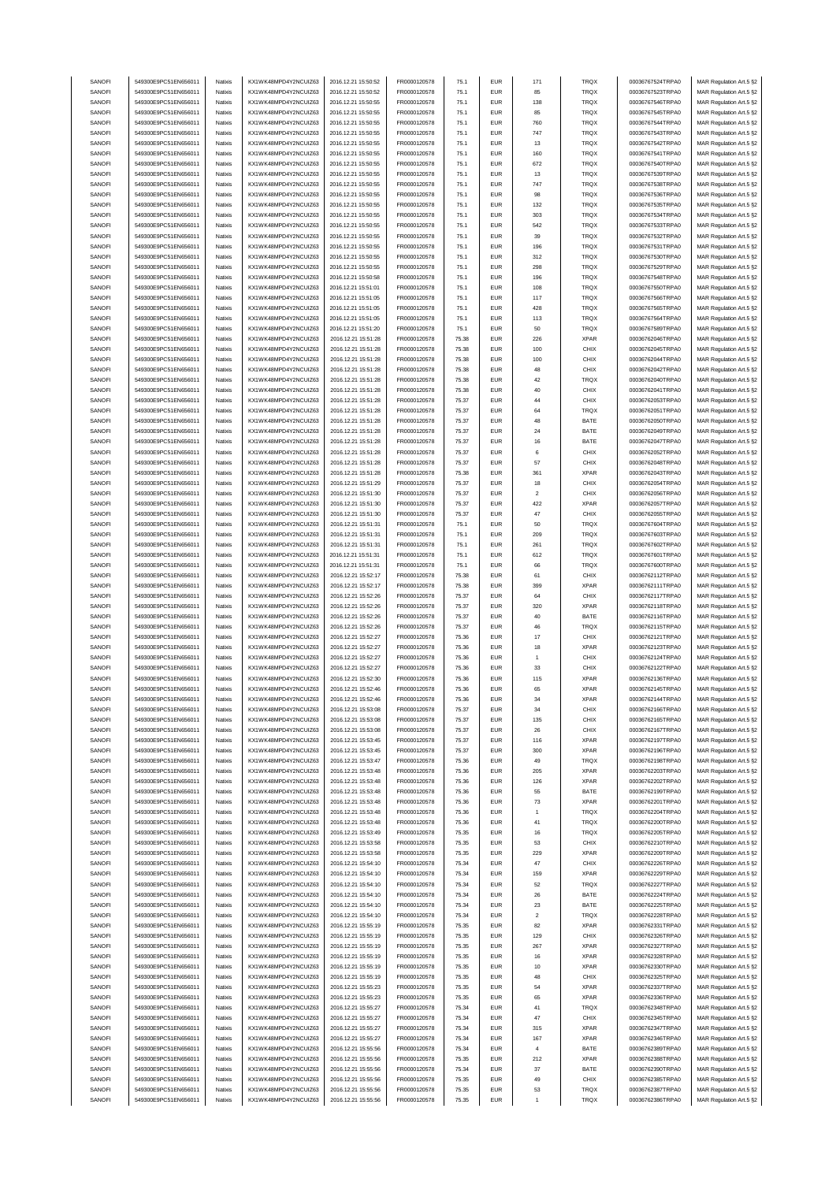| SANOFI | 549300E9PC51EN656011 | Natixis | KX1WK48MPD4Y2NCUIZ63 | 2016.12.21 15:50:52 | FR0000120578 | 75.1 | EUR | 171 | TRQX | 00036767524TRPA0 | MAR Regulation Art.5 §2 |
|---|---|---|---|---|---|---|---|---|---|---|---|
| SANOFI | 549300E9PC51EN656011 | Natixis | KX1WK48MPD4Y2NCUIZ63 | 2016.12.21 15:50:52 | FR0000120578 | 75.1 | EUR | 85 | TRQX | 00036767523TRPA0 | MAR Regulation Art.5 §2 |
| SANOFI | 549300E9PC51EN656011 | Natixis | KX1WK48MPD4Y2NCUIZ63 | 2016.12.21 15:50:55 | FR0000120578 | 75.1 | EUR | 138 | TRQX | 00036767546TRPA0 | MAR Regulation Art.5 §2 |
| SANOFI | 549300E9PC51EN656011 | Natixis | KX1WK48MPD4Y2NCUIZ63 | 2016.12.21 15:50:55 | FR0000120578 | 75.1 | EUR | 85 | TRQX | 00036767545TRPA0 | MAR Regulation Art.5 §2 |
| SANOFI | 549300E9PC51EN656011 | Natixis | KX1WK48MPD4Y2NCUIZ63 | 2016.12.21 15:50:55 | FR0000120578 | 75.1 | EUR | 760 | TRQX | 00036767544TRPA0 | MAR Regulation Art.5 §2 |
| SANOFI | 549300E9PC51EN656011 | Natixis | KX1WK48MPD4Y2NCUIZ63 | 2016.12.21 15:50:55 | FR0000120578 | 75.1 | EUR | 747 | TRQX | 00036767543TRPA0 | MAR Regulation Art.5 §2 |
| SANOFI | 549300E9PC51EN656011 | Natixis | KX1WK48MPD4Y2NCUIZ63 | 2016.12.21 15:50:55 | FR0000120578 | 75.1 | EUR | 13 | TRQX | 00036767542TRPA0 | MAR Regulation Art.5 §2 |
| SANOFI | 549300E9PC51EN656011 | Natixis | KX1WK48MPD4Y2NCUIZ63 | 2016.12.21 15:50:55 | FR0000120578 | 75.1 | EUR | 160 | TRQX | 00036767541TRPA0 | MAR Regulation Art.5 §2 |
| SANOFI | 549300E9PC51EN656011 | Natixis | KX1WK48MPD4Y2NCUIZ63 | 2016.12.21 15:50:55 | FR0000120578 | 75.1 | EUR | 672 | TRQX | 00036767540TRPA0 | MAR Regulation Art.5 §2 |
| SANOFI | 549300E9PC51EN656011 | Natixis | KX1WK48MPD4Y2NCUIZ63 | 2016.12.21 15:50:55 | FR0000120578 | 75.1 | EUR | 13 | TRQX | 00036767539TRPA0 | MAR Regulation Art.5 §2 |
| SANOFI | 549300E9PC51EN656011 | Natixis | KX1WK48MPD4Y2NCUIZ63 | 2016.12.21 15:50:55 | FR0000120578 | 75.1 | EUR | 747 | TRQX | 00036767538TRPA0 | MAR Regulation Art.5 §2 |
| SANOFI | 549300E9PC51EN656011 | Natixis | KX1WK48MPD4Y2NCUIZ63 | 2016.12.21 15:50:55 | FR0000120578 | 75.1 | EUR | 98 | TRQX | 00036767536TRPA0 | MAR Regulation Art.5 §2 |
| SANOFI | 549300E9PC51EN656011 | Natixis | KX1WK48MPD4Y2NCUIZ63 | 2016.12.21 15:50:55 | FR0000120578 | 75.1 | EUR | 132 | TRQX | 00036767535TRPA0 | MAR Regulation Art.5 §2 |
| SANOFI | 549300E9PC51EN656011 | Natixis | KX1WK48MPD4Y2NCUIZ63 | 2016.12.21 15:50:55 | FR0000120578 | 75.1 | EUR | 303 | TRQX | 00036767534TRPA0 | MAR Regulation Art.5 §2 |
| SANOFI | 549300E9PC51EN656011 | Natixis | KX1WK48MPD4Y2NCUIZ63 | 2016.12.21 15:50:55 | FR0000120578 | 75.1 | EUR | 542 | TRQX | 00036767533TRPA0 | MAR Regulation Art.5 §2 |
| SANOFI | 549300E9PC51EN656011 | Natixis | KX1WK48MPD4Y2NCUIZ63 | 2016.12.21 15:50:55 | FR0000120578 | 75.1 | EUR | 39 | TRQX | 00036767532TRPA0 | MAR Regulation Art.5 §2 |
| SANOFI | 549300E9PC51EN656011 | Natixis | KX1WK48MPD4Y2NCUIZ63 | 2016.12.21 15:50:55 | FR0000120578 | 75.1 | EUR | 196 | TRQX | 00036767531TRPA0 | MAR Regulation Art.5 §2 |
| SANOFI | 549300E9PC51EN656011 | Natixis | KX1WK48MPD4Y2NCUIZ63 | 2016.12.21 15:50:55 | FR0000120578 | 75.1 | EUR | 312 | TRQX | 00036767530TRPA0 | MAR Regulation Art.5 §2 |
| SANOFI | 549300E9PC51EN656011 | Natixis | KX1WK48MPD4Y2NCUIZ63 | 2016.12.21 15:50:55 | FR0000120578 | 75.1 | EUR | 298 | TRQX | 00036767529TRPA0 | MAR Regulation Art.5 §2 |
| SANOFI | 549300E9PC51EN656011 | Natixis | KX1WK48MPD4Y2NCUIZ63 | 2016.12.21 15:50:58 | FR0000120578 | 75.1 | EUR | 196 | TRQX | 00036767548TRPA0 | MAR Regulation Art.5 §2 |
| SANOFI | 549300E9PC51EN656011 | Natixis | KX1WK48MPD4Y2NCUIZ63 | 2016.12.21 15:51:01 | FR0000120578 | 75.1 | EUR | 108 | TRQX | 00036767550TRPA0 | MAR Regulation Art.5 §2 |
| SANOFI | 549300E9PC51EN656011 | Natixis | KX1WK48MPD4Y2NCUIZ63 | 2016.12.21 15:51:05 | FR0000120578 | 75.1 | EUR | 117 | TRQX | 00036767566TRPA0 | MAR Regulation Art.5 §2 |
| SANOFI | 549300E9PC51EN656011 | Natixis | KX1WK48MPD4Y2NCUIZ63 | 2016.12.21 15:51:05 | FR0000120578 | 75.1 | EUR | 428 | TRQX | 00036767565TRPA0 | MAR Regulation Art.5 §2 |
| SANOFI | 549300E9PC51EN656011 | Natixis | KX1WK48MPD4Y2NCUIZ63 | 2016.12.21 15:51:05 | FR0000120578 | 75.1 | EUR | 113 | TRQX | 00036767564TRPA0 | MAR Regulation Art.5 §2 |
| SANOFI | 549300E9PC51EN656011 | Natixis | KX1WK48MPD4Y2NCUIZ63 | 2016.12.21 15:51:20 | FR0000120578 | 75.1 | EUR | 50 | TRQX | 00036767589TRPA0 | MAR Regulation Art.5 §2 |
| SANOFI | 549300E9PC51EN656011 | Natixis | KX1WK48MPD4Y2NCUIZ63 | 2016.12.21 15:51:28 | FR0000120578 | 75.38 | EUR | 226 | XPAR | 00036762046TRPA0 | MAR Regulation Art.5 §2 |
| SANOFI | 549300E9PC51EN656011 | Natixis | KX1WK48MPD4Y2NCUIZ63 | 2016.12.21 15:51:28 | FR0000120578 | 75.38 | EUR | 100 | CHIX | 00036762045TRPA0 | MAR Regulation Art.5 §2 |
| SANOFI | 549300E9PC51EN656011 | Natixis | KX1WK48MPD4Y2NCUIZ63 | 2016.12.21 15:51:28 | FR0000120578 | 75.38 | EUR | 100 | CHIX | 00036762044TRPA0 | MAR Regulation Art.5 §2 |
| SANOFI | 549300E9PC51EN656011 | Natixis | KX1WK48MPD4Y2NCUIZ63 | 2016.12.21 15:51:28 | FR0000120578 | 75.38 | EUR | 48 | CHIX | 00036762042TRPA0 | MAR Regulation Art.5 §2 |
| SANOFI | 549300E9PC51EN656011 | Natixis | KX1WK48MPD4Y2NCUIZ63 | 2016.12.21 15:51:28 | FR0000120578 | 75.38 | EUR | 42 | TRQX | 00036762040TRPA0 | MAR Regulation Art.5 §2 |
| SANOFI | 549300E9PC51EN656011 | Natixis | KX1WK48MPD4Y2NCUIZ63 | 2016.12.21 15:51:28 | FR0000120578 | 75.38 | EUR | 40 | CHIX | 00036762041TRPA0 | MAR Regulation Art.5 §2 |
| SANOFI | 549300E9PC51EN656011 | Natixis | KX1WK48MPD4Y2NCUIZ63 | 2016.12.21 15:51:28 | FR0000120578 | 75.37 | EUR | 44 | CHIX | 00036762053TRPA0 | MAR Regulation Art.5 §2 |
| SANOFI | 549300E9PC51EN656011 | Natixis | KX1WK48MPD4Y2NCUIZ63 | 2016.12.21 15:51:28 | FR0000120578 | 75.37 | EUR | 64 | TRQX | 00036762051TRPA0 | MAR Regulation Art.5 §2 |
| SANOFI | 549300E9PC51EN656011 | Natixis | KX1WK48MPD4Y2NCUIZ63 | 2016.12.21 15:51:28 | FR0000120578 | 75.37 | EUR | 48 | BATE | 00036762050TRPA0 | MAR Regulation Art.5 §2 |
| SANOFI | 549300E9PC51EN656011 | Natixis | KX1WK48MPD4Y2NCUIZ63 | 2016.12.21 15:51:28 | FR0000120578 | 75.37 | EUR | 24 | BATE | 00036762049TRPA0 | MAR Regulation Art.5 §2 |
| SANOFI | 549300E9PC51EN656011 | Natixis | KX1WK48MPD4Y2NCUIZ63 | 2016.12.21 15:51:28 | FR0000120578 | 75.37 | EUR | 16 | BATE | 00036762047TRPA0 | MAR Regulation Art.5 §2 |
| SANOFI | 549300E9PC51EN656011 | Natixis | KX1WK48MPD4Y2NCUIZ63 | 2016.12.21 15:51:28 | FR0000120578 | 75.37 | EUR | 6 | CHIX | 00036762052TRPA0 | MAR Regulation Art.5 §2 |
| SANOFI | 549300E9PC51EN656011 | Natixis | KX1WK48MPD4Y2NCUIZ63 | 2016.12.21 15:51:28 | FR0000120578 | 75.37 | EUR | 57 | CHIX | 00036762048TRPA0 | MAR Regulation Art.5 §2 |
| SANOFI | 549300E9PC51EN656011 | Natixis | KX1WK48MPD4Y2NCUIZ63 | 2016.12.21 15:51:28 | FR0000120578 | 75.38 | EUR | 361 | XPAR | 00036762043TRPA0 | MAR Regulation Art.5 §2 |
| SANOFI | 549300E9PC51EN656011 | Natixis | KX1WK48MPD4Y2NCUIZ63 | 2016.12.21 15:51:29 | FR0000120578 | 75.37 | EUR | 18 | CHIX | 00036762054TRPA0 | MAR Regulation Art.5 §2 |
| SANOFI | 549300E9PC51EN656011 | Natixis | KX1WK48MPD4Y2NCUIZ63 | 2016.12.21 15:51:30 | FR0000120578 | 75.37 | EUR | 2 | CHIX | 00036762056TRPA0 | MAR Regulation Art.5 §2 |
| SANOFI | 549300E9PC51EN656011 | Natixis | KX1WK48MPD4Y2NCUIZ63 | 2016.12.21 15:51:30 | FR0000120578 | 75.37 | EUR | 422 | XPAR | 00036762057TRPA0 | MAR Regulation Art.5 §2 |
| SANOFI | 549300E9PC51EN656011 | Natixis | KX1WK48MPD4Y2NCUIZ63 | 2016.12.21 15:51:30 | FR0000120578 | 75.37 | EUR | 47 | CHIX | 00036762055TRPA0 | MAR Regulation Art.5 §2 |
| SANOFI | 549300E9PC51EN656011 | Natixis | KX1WK48MPD4Y2NCUIZ63 | 2016.12.21 15:51:31 | FR0000120578 | 75.1 | EUR | 50 | TRQX | 00036767604TRPA0 | MAR Regulation Art.5 §2 |
| SANOFI | 549300E9PC51EN656011 | Natixis | KX1WK48MPD4Y2NCUIZ63 | 2016.12.21 15:51:31 | FR0000120578 | 75.1 | EUR | 209 | TRQX | 00036767603TRPA0 | MAR Regulation Art.5 §2 |
| SANOFI | 549300E9PC51EN656011 | Natixis | KX1WK48MPD4Y2NCUIZ63 | 2016.12.21 15:51:31 | FR0000120578 | 75.1 | EUR | 261 | TRQX | 00036767602TRPA0 | MAR Regulation Art.5 §2 |
| SANOFI | 549300E9PC51EN656011 | Natixis | KX1WK48MPD4Y2NCUIZ63 | 2016.12.21 15:51:31 | FR0000120578 | 75.1 | EUR | 612 | TRQX | 00036767601TRPA0 | MAR Regulation Art.5 §2 |
| SANOFI | 549300E9PC51EN656011 | Natixis | KX1WK48MPD4Y2NCUIZ63 | 2016.12.21 15:51:31 | FR0000120578 | 75.1 | EUR | 66 | TRQX | 00036767600TRPA0 | MAR Regulation Art.5 §2 |
| SANOFI | 549300E9PC51EN656011 | Natixis | KX1WK48MPD4Y2NCUIZ63 | 2016.12.21 15:52:17 | FR0000120578 | 75.38 | EUR | 61 | CHIX | 00036762112TRPA0 | MAR Regulation Art.5 §2 |
| SANOFI | 549300E9PC51EN656011 | Natixis | KX1WK48MPD4Y2NCUIZ63 | 2016.12.21 15:52:17 | FR0000120578 | 75.38 | EUR | 399 | XPAR | 00036762111TRPA0 | MAR Regulation Art.5 §2 |
| SANOFI | 549300E9PC51EN656011 | Natixis | KX1WK48MPD4Y2NCUIZ63 | 2016.12.21 15:52:26 | FR0000120578 | 75.37 | EUR | 64 | CHIX | 00036762117TRPA0 | MAR Regulation Art.5 §2 |
| SANOFI | 549300E9PC51EN656011 | Natixis | KX1WK48MPD4Y2NCUIZ63 | 2016.12.21 15:52:26 | FR0000120578 | 75.37 | EUR | 320 | XPAR | 00036762118TRPA0 | MAR Regulation Art.5 §2 |
| SANOFI | 549300E9PC51EN656011 | Natixis | KX1WK48MPD4Y2NCUIZ63 | 2016.12.21 15:52:26 | FR0000120578 | 75.37 | EUR | 40 | BATE | 00036762116TRPA0 | MAR Regulation Art.5 §2 |
| SANOFI | 549300E9PC51EN656011 | Natixis | KX1WK48MPD4Y2NCUIZ63 | 2016.12.21 15:52:26 | FR0000120578 | 75.37 | EUR | 46 | TRQX | 00036762115TRPA0 | MAR Regulation Art.5 §2 |
| SANOFI | 549300E9PC51EN656011 | Natixis | KX1WK48MPD4Y2NCUIZ63 | 2016.12.21 15:52:27 | FR0000120578 | 75.36 | EUR | 17 | CHIX | 00036762121TRPA0 | MAR Regulation Art.5 §2 |
| SANOFI | 549300E9PC51EN656011 | Natixis | KX1WK48MPD4Y2NCUIZ63 | 2016.12.21 15:52:27 | FR0000120578 | 75.36 | EUR | 18 | XPAR | 00036762123TRPA0 | MAR Regulation Art.5 §2 |
| SANOFI | 549300E9PC51EN656011 | Natixis | KX1WK48MPD4Y2NCUIZ63 | 2016.12.21 15:52:27 | FR0000120578 | 75.36 | EUR | 1 | CHIX | 00036762124TRPA0 | MAR Regulation Art.5 §2 |
| SANOFI | 549300E9PC51EN656011 | Natixis | KX1WK48MPD4Y2NCUIZ63 | 2016.12.21 15:52:27 | FR0000120578 | 75.36 | EUR | 33 | CHIX | 00036762122TRPA0 | MAR Regulation Art.5 §2 |
| SANOFI | 549300E9PC51EN656011 | Natixis | KX1WK48MPD4Y2NCUIZ63 | 2016.12.21 15:52:30 | FR0000120578 | 75.36 | EUR | 115 | XPAR | 00036762136TRPA0 | MAR Regulation Art.5 §2 |
| SANOFI | 549300E9PC51EN656011 | Natixis | KX1WK48MPD4Y2NCUIZ63 | 2016.12.21 15:52:46 | FR0000120578 | 75.36 | EUR | 65 | XPAR | 00036762145TRPA0 | MAR Regulation Art.5 §2 |
| SANOFI | 549300E9PC51EN656011 | Natixis | KX1WK48MPD4Y2NCUIZ63 | 2016.12.21 15:52:46 | FR0000120578 | 75.36 | EUR | 34 | XPAR | 00036762144TRPA0 | MAR Regulation Art.5 §2 |
| SANOFI | 549300E9PC51EN656011 | Natixis | KX1WK48MPD4Y2NCUIZ63 | 2016.12.21 15:53:08 | FR0000120578 | 75.37 | EUR | 34 | CHIX | 00036762166TRPA0 | MAR Regulation Art.5 §2 |
| SANOFI | 549300E9PC51EN656011 | Natixis | KX1WK48MPD4Y2NCUIZ63 | 2016.12.21 15:53:08 | FR0000120578 | 75.37 | EUR | 135 | CHIX | 00036762165TRPA0 | MAR Regulation Art.5 §2 |
| SANOFI | 549300E9PC51EN656011 | Natixis | KX1WK48MPD4Y2NCUIZ63 | 2016.12.21 15:53:08 | FR0000120578 | 75.37 | EUR | 26 | CHIX | 00036762167TRPA0 | MAR Regulation Art.5 §2 |
| SANOFI | 549300E9PC51EN656011 | Natixis | KX1WK48MPD4Y2NCUIZ63 | 2016.12.21 15:53:45 | FR0000120578 | 75.37 | EUR | 116 | XPAR | 00036762197TRPA0 | MAR Regulation Art.5 §2 |
| SANOFI | 549300E9PC51EN656011 | Natixis | KX1WK48MPD4Y2NCUIZ63 | 2016.12.21 15:53:45 | FR0000120578 | 75.37 | EUR | 300 | XPAR | 00036762196TRPA0 | MAR Regulation Art.5 §2 |
| SANOFI | 549300E9PC51EN656011 | Natixis | KX1WK48MPD4Y2NCUIZ63 | 2016.12.21 15:53:47 | FR0000120578 | 75.36 | EUR | 49 | TRQX | 00036762198TRPA0 | MAR Regulation Art.5 §2 |
| SANOFI | 549300E9PC51EN656011 | Natixis | KX1WK48MPD4Y2NCUIZ63 | 2016.12.21 15:53:48 | FR0000120578 | 75.36 | EUR | 205 | XPAR | 00036762203TRPA0 | MAR Regulation Art.5 §2 |
| SANOFI | 549300E9PC51EN656011 | Natixis | KX1WK48MPD4Y2NCUIZ63 | 2016.12.21 15:53:48 | FR0000120578 | 75.36 | EUR | 126 | XPAR | 00036762202TRPA0 | MAR Regulation Art.5 §2 |
| SANOFI | 549300E9PC51EN656011 | Natixis | KX1WK48MPD4Y2NCUIZ63 | 2016.12.21 15:53:48 | FR0000120578 | 75.36 | EUR | 55 | BATE | 00036762199TRPA0 | MAR Regulation Art.5 §2 |
| SANOFI | 549300E9PC51EN656011 | Natixis | KX1WK48MPD4Y2NCUIZ63 | 2016.12.21 15:53:48 | FR0000120578 | 75.36 | EUR | 73 | XPAR | 00036762201TRPA0 | MAR Regulation Art.5 §2 |
| SANOFI | 549300E9PC51EN656011 | Natixis | KX1WK48MPD4Y2NCUIZ63 | 2016.12.21 15:53:48 | FR0000120578 | 75.36 | EUR | 1 | TRQX | 00036762204TRPA0 | MAR Regulation Art.5 §2 |
| SANOFI | 549300E9PC51EN656011 | Natixis | KX1WK48MPD4Y2NCUIZ63 | 2016.12.21 15:53:48 | FR0000120578 | 75.36 | EUR | 41 | TRQX | 00036762200TRPA0 | MAR Regulation Art.5 §2 |
| SANOFI | 549300E9PC51EN656011 | Natixis | KX1WK48MPD4Y2NCUIZ63 | 2016.12.21 15:53:49 | FR0000120578 | 75.35 | EUR | 16 | TRQX | 00036762205TRPA0 | MAR Regulation Art.5 §2 |
| SANOFI | 549300E9PC51EN656011 | Natixis | KX1WK48MPD4Y2NCUIZ63 | 2016.12.21 15:53:58 | FR0000120578 | 75.35 | EUR | 53 | CHIX | 00036762210TRPA0 | MAR Regulation Art.5 §2 |
| SANOFI | 549300E9PC51EN656011 | Natixis | KX1WK48MPD4Y2NCUIZ63 | 2016.12.21 15:53:58 | FR0000120578 | 75.35 | EUR | 229 | XPAR | 00036762209TRPA0 | MAR Regulation Art.5 §2 |
| SANOFI | 549300E9PC51EN656011 | Natixis | KX1WK48MPD4Y2NCUIZ63 | 2016.12.21 15:54:10 | FR0000120578 | 75.34 | EUR | 47 | CHIX | 00036762226TRPA0 | MAR Regulation Art.5 §2 |
| SANOFI | 549300E9PC51EN656011 | Natixis | KX1WK48MPD4Y2NCUIZ63 | 2016.12.21 15:54:10 | FR0000120578 | 75.34 | EUR | 159 | XPAR | 00036762229TRPA0 | MAR Regulation Art.5 §2 |
| SANOFI | 549300E9PC51EN656011 | Natixis | KX1WK48MPD4Y2NCUIZ63 | 2016.12.21 15:54:10 | FR0000120578 | 75.34 | EUR | 52 | TRQX | 00036762227TRPA0 | MAR Regulation Art.5 §2 |
| SANOFI | 549300E9PC51EN656011 | Natixis | KX1WK48MPD4Y2NCUIZ63 | 2016.12.21 15:54:10 | FR0000120578 | 75.34 | EUR | 26 | BATE | 00036762224TRPA0 | MAR Regulation Art.5 §2 |
| SANOFI | 549300E9PC51EN656011 | Natixis | KX1WK48MPD4Y2NCUIZ63 | 2016.12.21 15:54:10 | FR0000120578 | 75.34 | EUR | 23 | BATE | 00036762225TRPA0 | MAR Regulation Art.5 §2 |
| SANOFI | 549300E9PC51EN656011 | Natixis | KX1WK48MPD4Y2NCUIZ63 | 2016.12.21 15:54:10 | FR0000120578 | 75.34 | EUR | 2 | TRQX | 00036762228TRPA0 | MAR Regulation Art.5 §2 |
| SANOFI | 549300E9PC51EN656011 | Natixis | KX1WK48MPD4Y2NCUIZ63 | 2016.12.21 15:55:19 | FR0000120578 | 75.35 | EUR | 82 | XPAR | 00036762331TRPA0 | MAR Regulation Art.5 §2 |
| SANOFI | 549300E9PC51EN656011 | Natixis | KX1WK48MPD4Y2NCUIZ63 | 2016.12.21 15:55:19 | FR0000120578 | 75.35 | EUR | 129 | CHIX | 00036762326TRPA0 | MAR Regulation Art.5 §2 |
| SANOFI | 549300E9PC51EN656011 | Natixis | KX1WK48MPD4Y2NCUIZ63 | 2016.12.21 15:55:19 | FR0000120578 | 75.35 | EUR | 267 | XPAR | 00036762327TRPA0 | MAR Regulation Art.5 §2 |
| SANOFI | 549300E9PC51EN656011 | Natixis | KX1WK48MPD4Y2NCUIZ63 | 2016.12.21 15:55:19 | FR0000120578 | 75.35 | EUR | 16 | XPAR | 00036762328TRPA0 | MAR Regulation Art.5 §2 |
| SANOFI | 549300E9PC51EN656011 | Natixis | KX1WK48MPD4Y2NCUIZ63 | 2016.12.21 15:55:19 | FR0000120578 | 75.35 | EUR | 10 | XPAR | 00036762330TRPA0 | MAR Regulation Art.5 §2 |
| SANOFI | 549300E9PC51EN656011 | Natixis | KX1WK48MPD4Y2NCUIZ63 | 2016.12.21 15:55:19 | FR0000120578 | 75.35 | EUR | 48 | CHIX | 00036762325TRPA0 | MAR Regulation Art.5 §2 |
| SANOFI | 549300E9PC51EN656011 | Natixis | KX1WK48MPD4Y2NCUIZ63 | 2016.12.21 15:55:23 | FR0000120578 | 75.35 | EUR | 54 | XPAR | 00036762337TRPA0 | MAR Regulation Art.5 §2 |
| SANOFI | 549300E9PC51EN656011 | Natixis | KX1WK48MPD4Y2NCUIZ63 | 2016.12.21 15:55:23 | FR0000120578 | 75.35 | EUR | 65 | XPAR | 00036762336TRPA0 | MAR Regulation Art.5 §2 |
| SANOFI | 549300E9PC51EN656011 | Natixis | KX1WK48MPD4Y2NCUIZ63 | 2016.12.21 15:55:27 | FR0000120578 | 75.34 | EUR | 41 | TRQX | 00036762348TRPA0 | MAR Regulation Art.5 §2 |
| SANOFI | 549300E9PC51EN656011 | Natixis | KX1WK48MPD4Y2NCUIZ63 | 2016.12.21 15:55:27 | FR0000120578 | 75.34 | EUR | 47 | CHIX | 00036762345TRPA0 | MAR Regulation Art.5 §2 |
| SANOFI | 549300E9PC51EN656011 | Natixis | KX1WK48MPD4Y2NCUIZ63 | 2016.12.21 15:55:27 | FR0000120578 | 75.34 | EUR | 315 | XPAR | 00036762347TRPA0 | MAR Regulation Art.5 §2 |
| SANOFI | 549300E9PC51EN656011 | Natixis | KX1WK48MPD4Y2NCUIZ63 | 2016.12.21 15:55:27 | FR0000120578 | 75.34 | EUR | 167 | XPAR | 00036762346TRPA0 | MAR Regulation Art.5 §2 |
| SANOFI | 549300E9PC51EN656011 | Natixis | KX1WK48MPD4Y2NCUIZ63 | 2016.12.21 15:55:56 | FR0000120578 | 75.34 | EUR | 4 | BATE | 00036762389TRPA0 | MAR Regulation Art.5 §2 |
| SANOFI | 549300E9PC51EN656011 | Natixis | KX1WK48MPD4Y2NCUIZ63 | 2016.12.21 15:55:56 | FR0000120578 | 75.35 | EUR | 212 | XPAR | 00036762388TRPA0 | MAR Regulation Art.5 §2 |
| SANOFI | 549300E9PC51EN656011 | Natixis | KX1WK48MPD4Y2NCUIZ63 | 2016.12.21 15:55:56 | FR0000120578 | 75.34 | EUR | 37 | BATE | 00036762390TRPA0 | MAR Regulation Art.5 §2 |
| SANOFI | 549300E9PC51EN656011 | Natixis | KX1WK48MPD4Y2NCUIZ63 | 2016.12.21 15:55:56 | FR0000120578 | 75.35 | EUR | 49 | CHIX | 00036762385TRPA0 | MAR Regulation Art.5 §2 |
| SANOFI | 549300E9PC51EN656011 | Natixis | KX1WK48MPD4Y2NCUIZ63 | 2016.12.21 15:55:56 | FR0000120578 | 75.35 | EUR | 53 | TRQX | 00036762387TRPA0 | MAR Regulation Art.5 §2 |
| SANOFI | 549300E9PC51EN656011 | Natixis | KX1WK48MPD4Y2NCUIZ63 | 2016.12.21 15:55:56 | FR0000120578 | 75.35 | EUR | 1 | TRQX | 00036762386TRPA0 | MAR Regulation Art.5 §2 |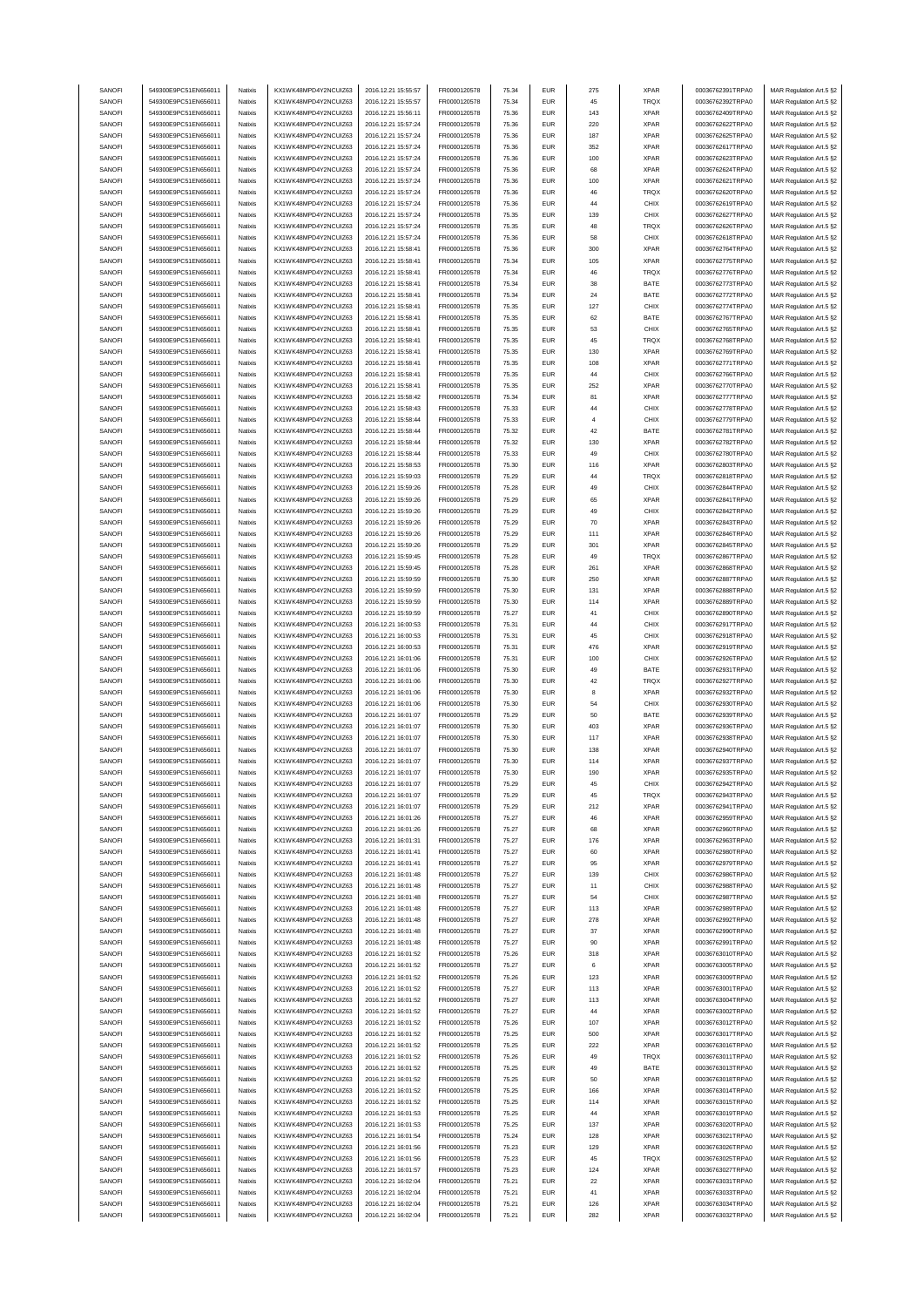| SANOFI | 549300E9PC51EN656011 | Natixis | KX1WK48MPD4Y2NCUIZ63 | 2016.12.21 15:55:57 | FR0000120578 | 75.34 | EUR | 275 | XPAR | 00036762391TRPA0 | MAR Regulation Art.5 §2 |
|---|---|---|---|---|---|---|---|---|---|---|---|
| SANOFI | 549300E9PC51EN656011 | Natixis | KX1WK48MPD4Y2NCUIZ63 | 2016.12.21 15:55:57 | FR0000120578 | 75.34 | EUR | 45 | TRQX | 00036762392TRPA0 | MAR Regulation Art.5 §2 |
| SANOFI | 549300E9PC51EN656011 | Natixis | KX1WK48MPD4Y2NCUIZ63 | 2016.12.21 15:56:11 | FR0000120578 | 75.36 | EUR | 143 | XPAR | 00036762409TRPA0 | MAR Regulation Art.5 §2 |
| SANOFI | 549300E9PC51EN656011 | Natixis | KX1WK48MPD4Y2NCUIZ63 | 2016.12.21 15:57:24 | FR0000120578 | 75.36 | EUR | 220 | XPAR | 00036762622TRPA0 | MAR Regulation Art.5 §2 |
| SANOFI | 549300E9PC51EN656011 | Natixis | KX1WK48MPD4Y2NCUIZ63 | 2016.12.21 15:57:24 | FR0000120578 | 75.36 | EUR | 187 | XPAR | 00036762625TRPA0 | MAR Regulation Art.5 §2 |
| SANOFI | 549300E9PC51EN656011 | Natixis | KX1WK48MPD4Y2NCUIZ63 | 2016.12.21 15:57:24 | FR0000120578 | 75.36 | EUR | 352 | XPAR | 00036762617TRPA0 | MAR Regulation Art.5 §2 |
| SANOFI | 549300E9PC51EN656011 | Natixis | KX1WK48MPD4Y2NCUIZ63 | 2016.12.21 15:57:24 | FR0000120578 | 75.36 | EUR | 100 | XPAR | 00036762623TRPA0 | MAR Regulation Art.5 §2 |
| SANOFI | 549300E9PC51EN656011 | Natixis | KX1WK48MPD4Y2NCUIZ63 | 2016.12.21 15:57:24 | FR0000120578 | 75.36 | EUR | 68 | XPAR | 00036762624TRPA0 | MAR Regulation Art.5 §2 |
| SANOFI | 549300E9PC51EN656011 | Natixis | KX1WK48MPD4Y2NCUIZ63 | 2016.12.21 15:57:24 | FR0000120578 | 75.36 | EUR | 100 | XPAR | 00036762621TRPA0 | MAR Regulation Art.5 §2 |
| SANOFI | 549300E9PC51EN656011 | Natixis | KX1WK48MPD4Y2NCUIZ63 | 2016.12.21 15:57:24 | FR0000120578 | 75.36 | EUR | 46 | TRQX | 00036762620TRPA0 | MAR Regulation Art.5 §2 |
| SANOFI | 549300E9PC51EN656011 | Natixis | KX1WK48MPD4Y2NCUIZ63 | 2016.12.21 15:57:24 | FR0000120578 | 75.36 | EUR | 44 | CHIX | 00036762619TRPA0 | MAR Regulation Art.5 §2 |
| SANOFI | 549300E9PC51EN656011 | Natixis | KX1WK48MPD4Y2NCUIZ63 | 2016.12.21 15:57:24 | FR0000120578 | 75.35 | EUR | 139 | CHIX | 00036762627TRPA0 | MAR Regulation Art.5 §2 |
| SANOFI | 549300E9PC51EN656011 | Natixis | KX1WK48MPD4Y2NCUIZ63 | 2016.12.21 15:57:24 | FR0000120578 | 75.35 | EUR | 48 | TRQX | 00036762626TRPA0 | MAR Regulation Art.5 §2 |
| SANOFI | 549300E9PC51EN656011 | Natixis | KX1WK48MPD4Y2NCUIZ63 | 2016.12.21 15:57:24 | FR0000120578 | 75.36 | EUR | 58 | CHIX | 00036762618TRPA0 | MAR Regulation Art.5 §2 |
| SANOFI | 549300E9PC51EN656011 | Natixis | KX1WK48MPD4Y2NCUIZ63 | 2016.12.21 15:58:41 | FR0000120578 | 75.36 | EUR | 300 | XPAR | 00036762764TRPA0 | MAR Regulation Art.5 §2 |
| SANOFI | 549300E9PC51EN656011 | Natixis | KX1WK48MPD4Y2NCUIZ63 | 2016.12.21 15:58:41 | FR0000120578 | 75.34 | EUR | 105 | XPAR | 00036762775TRPA0 | MAR Regulation Art.5 §2 |
| SANOFI | 549300E9PC51EN656011 | Natixis | KX1WK48MPD4Y2NCUIZ63 | 2016.12.21 15:58:41 | FR0000120578 | 75.34 | EUR | 46 | TRQX | 00036762776TRPA0 | MAR Regulation Art.5 §2 |
| SANOFI | 549300E9PC51EN656011 | Natixis | KX1WK48MPD4Y2NCUIZ63 | 2016.12.21 15:58:41 | FR0000120578 | 75.34 | EUR | 38 | BATE | 00036762773TRPA0 | MAR Regulation Art.5 §2 |
| SANOFI | 549300E9PC51EN656011 | Natixis | KX1WK48MPD4Y2NCUIZ63 | 2016.12.21 15:58:41 | FR0000120578 | 75.34 | EUR | 24 | BATE | 00036762772TRPA0 | MAR Regulation Art.5 §2 |
| SANOFI | 549300E9PC51EN656011 | Natixis | KX1WK48MPD4Y2NCUIZ63 | 2016.12.21 15:58:41 | FR0000120578 | 75.35 | EUR | 127 | CHIX | 00036762774TRPA0 | MAR Regulation Art.5 §2 |
| SANOFI | 549300E9PC51EN656011 | Natixis | KX1WK48MPD4Y2NCUIZ63 | 2016.12.21 15:58:41 | FR0000120578 | 75.35 | EUR | 62 | BATE | 00036762767TRPA0 | MAR Regulation Art.5 §2 |
| SANOFI | 549300E9PC51EN656011 | Natixis | KX1WK48MPD4Y2NCUIZ63 | 2016.12.21 15:58:41 | FR0000120578 | 75.35 | EUR | 53 | CHIX | 00036762765TRPA0 | MAR Regulation Art.5 §2 |
| SANOFI | 549300E9PC51EN656011 | Natixis | KX1WK48MPD4Y2NCUIZ63 | 2016.12.21 15:58:41 | FR0000120578 | 75.35 | EUR | 45 | TRQX | 00036762768TRPA0 | MAR Regulation Art.5 §2 |
| SANOFI | 549300E9PC51EN656011 | Natixis | KX1WK48MPD4Y2NCUIZ63 | 2016.12.21 15:58:41 | FR0000120578 | 75.35 | EUR | 130 | XPAR | 00036762769TRPA0 | MAR Regulation Art.5 §2 |
| SANOFI | 549300E9PC51EN656011 | Natixis | KX1WK48MPD4Y2NCUIZ63 | 2016.12.21 15:58:41 | FR0000120578 | 75.35 | EUR | 108 | XPAR | 00036762771TRPA0 | MAR Regulation Art.5 §2 |
| SANOFI | 549300E9PC51EN656011 | Natixis | KX1WK48MPD4Y2NCUIZ63 | 2016.12.21 15:58:41 | FR0000120578 | 75.35 | EUR | 44 | CHIX | 00036762766TRPA0 | MAR Regulation Art.5 §2 |
| SANOFI | 549300E9PC51EN656011 | Natixis | KX1WK48MPD4Y2NCUIZ63 | 2016.12.21 15:58:41 | FR0000120578 | 75.35 | EUR | 252 | XPAR | 00036762770TRPA0 | MAR Regulation Art.5 §2 |
| SANOFI | 549300E9PC51EN656011 | Natixis | KX1WK48MPD4Y2NCUIZ63 | 2016.12.21 15:58:42 | FR0000120578 | 75.34 | EUR | 81 | XPAR | 00036762777TRPA0 | MAR Regulation Art.5 §2 |
| SANOFI | 549300E9PC51EN656011 | Natixis | KX1WK48MPD4Y2NCUIZ63 | 2016.12.21 15:58:43 | FR0000120578 | 75.33 | EUR | 44 | CHIX | 00036762778TRPA0 | MAR Regulation Art.5 §2 |
| SANOFI | 549300E9PC51EN656011 | Natixis | KX1WK48MPD4Y2NCUIZ63 | 2016.12.21 15:58:44 | FR0000120578 | 75.33 | EUR | 4 | CHIX | 00036762779TRPA0 | MAR Regulation Art.5 §2 |
| SANOFI | 549300E9PC51EN656011 | Natixis | KX1WK48MPD4Y2NCUIZ63 | 2016.12.21 15:58:44 | FR0000120578 | 75.32 | EUR | 42 | BATE | 00036762781TRPA0 | MAR Regulation Art.5 §2 |
| SANOFI | 549300E9PC51EN656011 | Natixis | KX1WK48MPD4Y2NCUIZ63 | 2016.12.21 15:58:44 | FR0000120578 | 75.32 | EUR | 130 | XPAR | 00036762782TRPA0 | MAR Regulation Art.5 §2 |
| SANOFI | 549300E9PC51EN656011 | Natixis | KX1WK48MPD4Y2NCUIZ63 | 2016.12.21 15:58:44 | FR0000120578 | 75.33 | EUR | 49 | CHIX | 00036762780TRPA0 | MAR Regulation Art.5 §2 |
| SANOFI | 549300E9PC51EN656011 | Natixis | KX1WK48MPD4Y2NCUIZ63 | 2016.12.21 15:58:53 | FR0000120578 | 75.30 | EUR | 116 | XPAR | 00036762803TRPA0 | MAR Regulation Art.5 §2 |
| SANOFI | 549300E9PC51EN656011 | Natixis | KX1WK48MPD4Y2NCUIZ63 | 2016.12.21 15:59:03 | FR0000120578 | 75.29 | EUR | 44 | TRQX | 00036762818TRPA0 | MAR Regulation Art.5 §2 |
| SANOFI | 549300E9PC51EN656011 | Natixis | KX1WK48MPD4Y2NCUIZ63 | 2016.12.21 15:59:26 | FR0000120578 | 75.28 | EUR | 49 | CHIX | 00036762844TRPA0 | MAR Regulation Art.5 §2 |
| SANOFI | 549300E9PC51EN656011 | Natixis | KX1WK48MPD4Y2NCUIZ63 | 2016.12.21 15:59:26 | FR0000120578 | 75.29 | EUR | 65 | XPAR | 00036762841TRPA0 | MAR Regulation Art.5 §2 |
| SANOFI | 549300E9PC51EN656011 | Natixis | KX1WK48MPD4Y2NCUIZ63 | 2016.12.21 15:59:26 | FR0000120578 | 75.29 | EUR | 49 | CHIX | 00036762842TRPA0 | MAR Regulation Art.5 §2 |
| SANOFI | 549300E9PC51EN656011 | Natixis | KX1WK48MPD4Y2NCUIZ63 | 2016.12.21 15:59:26 | FR0000120578 | 75.29 | EUR | 70 | XPAR | 00036762843TRPA0 | MAR Regulation Art.5 §2 |
| SANOFI | 549300E9PC51EN656011 | Natixis | KX1WK48MPD4Y2NCUIZ63 | 2016.12.21 15:59:26 | FR0000120578 | 75.29 | EUR | 111 | XPAR | 00036762846TRPA0 | MAR Regulation Art.5 §2 |
| SANOFI | 549300E9PC51EN656011 | Natixis | KX1WK48MPD4Y2NCUIZ63 | 2016.12.21 15:59:26 | FR0000120578 | 75.29 | EUR | 301 | XPAR | 00036762845TRPA0 | MAR Regulation Art.5 §2 |
| SANOFI | 549300E9PC51EN656011 | Natixis | KX1WK48MPD4Y2NCUIZ63 | 2016.12.21 15:59:45 | FR0000120578 | 75.28 | EUR | 49 | TRQX | 00036762867TRPA0 | MAR Regulation Art.5 §2 |
| SANOFI | 549300E9PC51EN656011 | Natixis | KX1WK48MPD4Y2NCUIZ63 | 2016.12.21 15:59:45 | FR0000120578 | 75.28 | EUR | 261 | XPAR | 00036762868TRPA0 | MAR Regulation Art.5 §2 |
| SANOFI | 549300E9PC51EN656011 | Natixis | KX1WK48MPD4Y2NCUIZ63 | 2016.12.21 15:59:59 | FR0000120578 | 75.30 | EUR | 250 | XPAR | 00036762887TRPA0 | MAR Regulation Art.5 §2 |
| SANOFI | 549300E9PC51EN656011 | Natixis | KX1WK48MPD4Y2NCUIZ63 | 2016.12.21 15:59:59 | FR0000120578 | 75.30 | EUR | 131 | XPAR | 00036762888TRPA0 | MAR Regulation Art.5 §2 |
| SANOFI | 549300E9PC51EN656011 | Natixis | KX1WK48MPD4Y2NCUIZ63 | 2016.12.21 15:59:59 | FR0000120578 | 75.30 | EUR | 114 | XPAR | 00036762889TRPA0 | MAR Regulation Art.5 §2 |
| SANOFI | 549300E9PC51EN656011 | Natixis | KX1WK48MPD4Y2NCUIZ63 | 2016.12.21 15:59:59 | FR0000120578 | 75.27 | EUR | 41 | CHIX | 00036762890TRPA0 | MAR Regulation Art.5 §2 |
| SANOFI | 549300E9PC51EN656011 | Natixis | KX1WK48MPD4Y2NCUIZ63 | 2016.12.21 16:00:53 | FR0000120578 | 75.31 | EUR | 44 | CHIX | 00036762917TRPA0 | MAR Regulation Art.5 §2 |
| SANOFI | 549300E9PC51EN656011 | Natixis | KX1WK48MPD4Y2NCUIZ63 | 2016.12.21 16:00:53 | FR0000120578 | 75.31 | EUR | 45 | CHIX | 00036762918TRPA0 | MAR Regulation Art.5 §2 |
| SANOFI | 549300E9PC51EN656011 | Natixis | KX1WK48MPD4Y2NCUIZ63 | 2016.12.21 16:00:53 | FR0000120578 | 75.31 | EUR | 476 | XPAR | 00036762919TRPA0 | MAR Regulation Art.5 §2 |
| SANOFI | 549300E9PC51EN656011 | Natixis | KX1WK48MPD4Y2NCUIZ63 | 2016.12.21 16:01:06 | FR0000120578 | 75.31 | EUR | 100 | CHIX | 00036762926TRPA0 | MAR Regulation Art.5 §2 |
| SANOFI | 549300E9PC51EN656011 | Natixis | KX1WK48MPD4Y2NCUIZ63 | 2016.12.21 16:01:06 | FR0000120578 | 75.30 | EUR | 49 | BATE | 00036762931TRPA0 | MAR Regulation Art.5 §2 |
| SANOFI | 549300E9PC51EN656011 | Natixis | KX1WK48MPD4Y2NCUIZ63 | 2016.12.21 16:01:06 | FR0000120578 | 75.30 | EUR | 42 | TRQX | 00036762927TRPA0 | MAR Regulation Art.5 §2 |
| SANOFI | 549300E9PC51EN656011 | Natixis | KX1WK48MPD4Y2NCUIZ63 | 2016.12.21 16:01:06 | FR0000120578 | 75.30 | EUR | 8 | XPAR | 00036762932TRPA0 | MAR Regulation Art.5 §2 |
| SANOFI | 549300E9PC51EN656011 | Natixis | KX1WK48MPD4Y2NCUIZ63 | 2016.12.21 16:01:06 | FR0000120578 | 75.30 | EUR | 54 | CHIX | 00036762930TRPA0 | MAR Regulation Art.5 §2 |
| SANOFI | 549300E9PC51EN656011 | Natixis | KX1WK48MPD4Y2NCUIZ63 | 2016.12.21 16:01:07 | FR0000120578 | 75.29 | EUR | 50 | BATE | 00036762939TRPA0 | MAR Regulation Art.5 §2 |
| SANOFI | 549300E9PC51EN656011 | Natixis | KX1WK48MPD4Y2NCUIZ63 | 2016.12.21 16:01:07 | FR0000120578 | 75.30 | EUR | 403 | XPAR | 00036762936TRPA0 | MAR Regulation Art.5 §2 |
| SANOFI | 549300E9PC51EN656011 | Natixis | KX1WK48MPD4Y2NCUIZ63 | 2016.12.21 16:01:07 | FR0000120578 | 75.30 | EUR | 117 | XPAR | 00036762938TRPA0 | MAR Regulation Art.5 §2 |
| SANOFI | 549300E9PC51EN656011 | Natixis | KX1WK48MPD4Y2NCUIZ63 | 2016.12.21 16:01:07 | FR0000120578 | 75.30 | EUR | 138 | XPAR | 00036762940TRPA0 | MAR Regulation Art.5 §2 |
| SANOFI | 549300E9PC51EN656011 | Natixis | KX1WK48MPD4Y2NCUIZ63 | 2016.12.21 16:01:07 | FR0000120578 | 75.30 | EUR | 114 | XPAR | 00036762937TRPA0 | MAR Regulation Art.5 §2 |
| SANOFI | 549300E9PC51EN656011 | Natixis | KX1WK48MPD4Y2NCUIZ63 | 2016.12.21 16:01:07 | FR0000120578 | 75.30 | EUR | 190 | XPAR | 00036762935TRPA0 | MAR Regulation Art.5 §2 |
| SANOFI | 549300E9PC51EN656011 | Natixis | KX1WK48MPD4Y2NCUIZ63 | 2016.12.21 16:01:07 | FR0000120578 | 75.29 | EUR | 45 | CHIX | 00036762942TRPA0 | MAR Regulation Art.5 §2 |
| SANOFI | 549300E9PC51EN656011 | Natixis | KX1WK48MPD4Y2NCUIZ63 | 2016.12.21 16:01:07 | FR0000120578 | 75.29 | EUR | 45 | TRQX | 00036762943TRPA0 | MAR Regulation Art.5 §2 |
| SANOFI | 549300E9PC51EN656011 | Natixis | KX1WK48MPD4Y2NCUIZ63 | 2016.12.21 16:01:07 | FR0000120578 | 75.29 | EUR | 212 | XPAR | 00036762941TRPA0 | MAR Regulation Art.5 §2 |
| SANOFI | 549300E9PC51EN656011 | Natixis | KX1WK48MPD4Y2NCUIZ63 | 2016.12.21 16:01:26 | FR0000120578 | 75.27 | EUR | 46 | XPAR | 00036762959TRPA0 | MAR Regulation Art.5 §2 |
| SANOFI | 549300E9PC51EN656011 | Natixis | KX1WK48MPD4Y2NCUIZ63 | 2016.12.21 16:01:26 | FR0000120578 | 75.27 | EUR | 68 | XPAR | 00036762960TRPA0 | MAR Regulation Art.5 §2 |
| SANOFI | 549300E9PC51EN656011 | Natixis | KX1WK48MPD4Y2NCUIZ63 | 2016.12.21 16:01:31 | FR0000120578 | 75.27 | EUR | 176 | XPAR | 00036762963TRPA0 | MAR Regulation Art.5 §2 |
| SANOFI | 549300E9PC51EN656011 | Natixis | KX1WK48MPD4Y2NCUIZ63 | 2016.12.21 16:01:41 | FR0000120578 | 75.27 | EUR | 60 | XPAR | 00036762980TRPA0 | MAR Regulation Art.5 §2 |
| SANOFI | 549300E9PC51EN656011 | Natixis | KX1WK48MPD4Y2NCUIZ63 | 2016.12.21 16:01:41 | FR0000120578 | 75.27 | EUR | 95 | XPAR | 00036762979TRPA0 | MAR Regulation Art.5 §2 |
| SANOFI | 549300E9PC51EN656011 | Natixis | KX1WK48MPD4Y2NCUIZ63 | 2016.12.21 16:01:48 | FR0000120578 | 75.27 | EUR | 139 | CHIX | 00036762986TRPA0 | MAR Regulation Art.5 §2 |
| SANOFI | 549300E9PC51EN656011 | Natixis | KX1WK48MPD4Y2NCUIZ63 | 2016.12.21 16:01:48 | FR0000120578 | 75.27 | EUR | 11 | CHIX | 00036762988TRPA0 | MAR Regulation Art.5 §2 |
| SANOFI | 549300E9PC51EN656011 | Natixis | KX1WK48MPD4Y2NCUIZ63 | 2016.12.21 16:01:48 | FR0000120578 | 75.27 | EUR | 54 | CHIX | 00036762987TRPA0 | MAR Regulation Art.5 §2 |
| SANOFI | 549300E9PC51EN656011 | Natixis | KX1WK48MPD4Y2NCUIZ63 | 2016.12.21 16:01:48 | FR0000120578 | 75.27 | EUR | 113 | XPAR | 00036762989TRPA0 | MAR Regulation Art.5 §2 |
| SANOFI | 549300E9PC51EN656011 | Natixis | KX1WK48MPD4Y2NCUIZ63 | 2016.12.21 16:01:48 | FR0000120578 | 75.27 | EUR | 278 | XPAR | 00036762992TRPA0 | MAR Regulation Art.5 §2 |
| SANOFI | 549300E9PC51EN656011 | Natixis | KX1WK48MPD4Y2NCUIZ63 | 2016.12.21 16:01:48 | FR0000120578 | 75.27 | EUR | 37 | XPAR | 00036762990TRPA0 | MAR Regulation Art.5 §2 |
| SANOFI | 549300E9PC51EN656011 | Natixis | KX1WK48MPD4Y2NCUIZ63 | 2016.12.21 16:01:48 | FR0000120578 | 75.27 | EUR | 90 | XPAR | 00036762991TRPA0 | MAR Regulation Art.5 §2 |
| SANOFI | 549300E9PC51EN656011 | Natixis | KX1WK48MPD4Y2NCUIZ63 | 2016.12.21 16:01:52 | FR0000120578 | 75.26 | EUR | 318 | XPAR | 00036763010TRPA0 | MAR Regulation Art.5 §2 |
| SANOFI | 549300E9PC51EN656011 | Natixis | KX1WK48MPD4Y2NCUIZ63 | 2016.12.21 16:01:52 | FR0000120578 | 75.27 | EUR | 6 | XPAR | 00036763005TRPA0 | MAR Regulation Art.5 §2 |
| SANOFI | 549300E9PC51EN656011 | Natixis | KX1WK48MPD4Y2NCUIZ63 | 2016.12.21 16:01:52 | FR0000120578 | 75.26 | EUR | 123 | XPAR | 00036763009TRPA0 | MAR Regulation Art.5 §2 |
| SANOFI | 549300E9PC51EN656011 | Natixis | KX1WK48MPD4Y2NCUIZ63 | 2016.12.21 16:01:52 | FR0000120578 | 75.27 | EUR | 113 | XPAR | 00036763001TRPA0 | MAR Regulation Art.5 §2 |
| SANOFI | 549300E9PC51EN656011 | Natixis | KX1WK48MPD4Y2NCUIZ63 | 2016.12.21 16:01:52 | FR0000120578 | 75.27 | EUR | 113 | XPAR | 00036763004TRPA0 | MAR Regulation Art.5 §2 |
| SANOFI | 549300E9PC51EN656011 | Natixis | KX1WK48MPD4Y2NCUIZ63 | 2016.12.21 16:01:52 | FR0000120578 | 75.27 | EUR | 44 | XPAR | 00036763002TRPA0 | MAR Regulation Art.5 §2 |
| SANOFI | 549300E9PC51EN656011 | Natixis | KX1WK48MPD4Y2NCUIZ63 | 2016.12.21 16:01:52 | FR0000120578 | 75.26 | EUR | 107 | XPAR | 00036763012TRPA0 | MAR Regulation Art.5 §2 |
| SANOFI | 549300E9PC51EN656011 | Natixis | KX1WK48MPD4Y2NCUIZ63 | 2016.12.21 16:01:52 | FR0000120578 | 75.25 | EUR | 500 | XPAR | 00036763017TRPA0 | MAR Regulation Art.5 §2 |
| SANOFI | 549300E9PC51EN656011 | Natixis | KX1WK48MPD4Y2NCUIZ63 | 2016.12.21 16:01:52 | FR0000120578 | 75.25 | EUR | 222 | XPAR | 00036763016TRPA0 | MAR Regulation Art.5 §2 |
| SANOFI | 549300E9PC51EN656011 | Natixis | KX1WK48MPD4Y2NCUIZ63 | 2016.12.21 16:01:52 | FR0000120578 | 75.26 | EUR | 49 | TRQX | 00036763011TRPA0 | MAR Regulation Art.5 §2 |
| SANOFI | 549300E9PC51EN656011 | Natixis | KX1WK48MPD4Y2NCUIZ63 | 2016.12.21 16:01:52 | FR0000120578 | 75.25 | EUR | 49 | BATE | 00036763013TRPA0 | MAR Regulation Art.5 §2 |
| SANOFI | 549300E9PC51EN656011 | Natixis | KX1WK48MPD4Y2NCUIZ63 | 2016.12.21 16:01:52 | FR0000120578 | 75.25 | EUR | 50 | XPAR | 00036763018TRPA0 | MAR Regulation Art.5 §2 |
| SANOFI | 549300E9PC51EN656011 | Natixis | KX1WK48MPD4Y2NCUIZ63 | 2016.12.21 16:01:52 | FR0000120578 | 75.25 | EUR | 166 | XPAR | 00036763014TRPA0 | MAR Regulation Art.5 §2 |
| SANOFI | 549300E9PC51EN656011 | Natixis | KX1WK48MPD4Y2NCUIZ63 | 2016.12.21 16:01:52 | FR0000120578 | 75.25 | EUR | 114 | XPAR | 00036763015TRPA0 | MAR Regulation Art.5 §2 |
| SANOFI | 549300E9PC51EN656011 | Natixis | KX1WK48MPD4Y2NCUIZ63 | 2016.12.21 16:01:53 | FR0000120578 | 75.25 | EUR | 44 | XPAR | 00036763019TRPA0 | MAR Regulation Art.5 §2 |
| SANOFI | 549300E9PC51EN656011 | Natixis | KX1WK48MPD4Y2NCUIZ63 | 2016.12.21 16:01:53 | FR0000120578 | 75.25 | EUR | 137 | XPAR | 00036763020TRPA0 | MAR Regulation Art.5 §2 |
| SANOFI | 549300E9PC51EN656011 | Natixis | KX1WK48MPD4Y2NCUIZ63 | 2016.12.21 16:01:54 | FR0000120578 | 75.24 | EUR | 128 | XPAR | 00036763021TRPA0 | MAR Regulation Art.5 §2 |
| SANOFI | 549300E9PC51EN656011 | Natixis | KX1WK48MPD4Y2NCUIZ63 | 2016.12.21 16:01:56 | FR0000120578 | 75.23 | EUR | 129 | XPAR | 00036763026TRPA0 | MAR Regulation Art.5 §2 |
| SANOFI | 549300E9PC51EN656011 | Natixis | KX1WK48MPD4Y2NCUIZ63 | 2016.12.21 16:01:56 | FR0000120578 | 75.23 | EUR | 45 | TRQX | 00036763025TRPA0 | MAR Regulation Art.5 §2 |
| SANOFI | 549300E9PC51EN656011 | Natixis | KX1WK48MPD4Y2NCUIZ63 | 2016.12.21 16:01:57 | FR0000120578 | 75.23 | EUR | 124 | XPAR | 00036763027TRPA0 | MAR Regulation Art.5 §2 |
| SANOFI | 549300E9PC51EN656011 | Natixis | KX1WK48MPD4Y2NCUIZ63 | 2016.12.21 16:02:04 | FR0000120578 | 75.21 | EUR | 22 | XPAR | 00036763031TRPA0 | MAR Regulation Art.5 §2 |
| SANOFI | 549300E9PC51EN656011 | Natixis | KX1WK48MPD4Y2NCUIZ63 | 2016.12.21 16:02:04 | FR0000120578 | 75.21 | EUR | 41 | XPAR | 00036763033TRPA0 | MAR Regulation Art.5 §2 |
| SANOFI | 549300E9PC51EN656011 | Natixis | KX1WK48MPD4Y2NCUIZ63 | 2016.12.21 16:02:04 | FR0000120578 | 75.21 | EUR | 126 | XPAR | 00036763034TRPA0 | MAR Regulation Art.5 §2 |
| SANOFI | 549300E9PC51EN656011 | Natixis | KX1WK48MPD4Y2NCUIZ63 | 2016.12.21 16:02:04 | FR0000120578 | 75.21 | EUR | 282 | XPAR | 00036763032TRPA0 | MAR Regulation Art.5 §2 |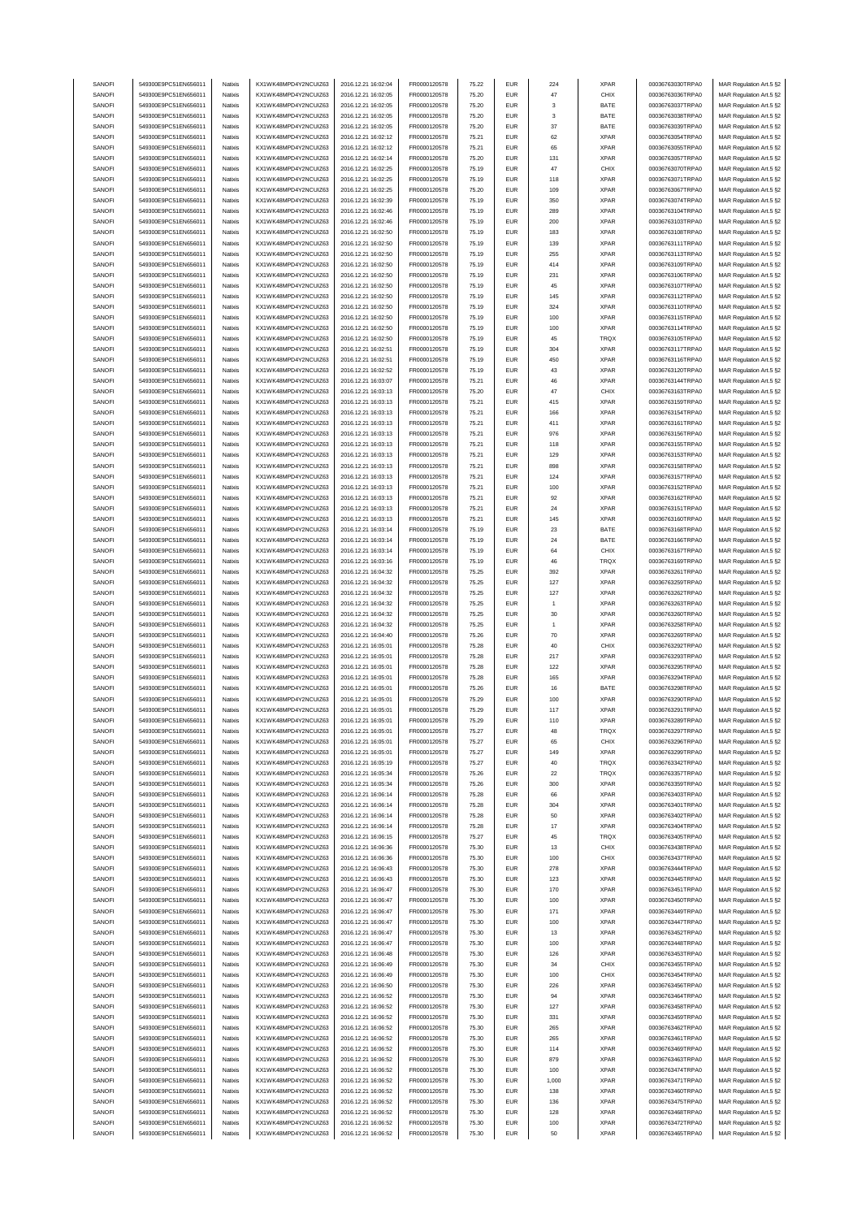| SANOFI | 549300E9PC51EN656011 | Natixis | KX1WK48MPD4Y2NCUIZ63 | 2016.12.21 16:02:04 | FR0000120578 | 75.22 | EUR | 224 | XPAR | 00036763030TRPA0 | MAR Regulation Art.5 §2 |
|---|---|---|---|---|---|---|---|---|---|---|---|
| SANOFI | 549300E9PC51EN656011 | Natixis | KX1WK48MPD4Y2NCUIZ63 | 2016.12.21 16:02:05 | FR0000120578 | 75.20 | EUR | 47 | CHIX | 00036763036TRPA0 | MAR Regulation Art.5 §2 |
| SANOFI | 549300E9PC51EN656011 | Natixis | KX1WK48MPD4Y2NCUIZ63 | 2016.12.21 16:02:05 | FR0000120578 | 75.20 | EUR | 3 | BATE | 00036763037TRPA0 | MAR Regulation Art.5 §2 |
| SANOFI | 549300E9PC51EN656011 | Natixis | KX1WK48MPD4Y2NCUIZ63 | 2016.12.21 16:02:05 | FR0000120578 | 75.20 | EUR | 3 | BATE | 00036763038TRPA0 | MAR Regulation Art.5 §2 |
| SANOFI | 549300E9PC51EN656011 | Natixis | KX1WK48MPD4Y2NCUIZ63 | 2016.12.21 16:02:05 | FR0000120578 | 75.20 | EUR | 37 | BATE | 00036763039TRPA0 | MAR Regulation Art.5 §2 |
| SANOFI | 549300E9PC51EN656011 | Natixis | KX1WK48MPD4Y2NCUIZ63 | 2016.12.21 16:02:12 | FR0000120578 | 75.21 | EUR | 62 | XPAR | 00036763054TRPA0 | MAR Regulation Art.5 §2 |
| SANOFI | 549300E9PC51EN656011 | Natixis | KX1WK48MPD4Y2NCUIZ63 | 2016.12.21 16:02:12 | FR0000120578 | 75.21 | EUR | 65 | XPAR | 00036763055TRPA0 | MAR Regulation Art.5 §2 |
| SANOFI | 549300E9PC51EN656011 | Natixis | KX1WK48MPD4Y2NCUIZ63 | 2016.12.21 16:02:14 | FR0000120578 | 75.20 | EUR | 131 | XPAR | 00036763057TRPA0 | MAR Regulation Art.5 §2 |
| SANOFI | 549300E9PC51EN656011 | Natixis | KX1WK48MPD4Y2NCUIZ63 | 2016.12.21 16:02:25 | FR0000120578 | 75.19 | EUR | 47 | CHIX | 00036763070TRPA0 | MAR Regulation Art.5 §2 |
| SANOFI | 549300E9PC51EN656011 | Natixis | KX1WK48MPD4Y2NCUIZ63 | 2016.12.21 16:02:25 | FR0000120578 | 75.19 | EUR | 118 | XPAR | 00036763071TRPA0 | MAR Regulation Art.5 §2 |
| SANOFI | 549300E9PC51EN656011 | Natixis | KX1WK48MPD4Y2NCUIZ63 | 2016.12.21 16:02:25 | FR0000120578 | 75.20 | EUR | 109 | XPAR | 00036763067TRPA0 | MAR Regulation Art.5 §2 |
| SANOFI | 549300E9PC51EN656011 | Natixis | KX1WK48MPD4Y2NCUIZ63 | 2016.12.21 16:02:39 | FR0000120578 | 75.19 | EUR | 350 | XPAR | 00036763074TRPA0 | MAR Regulation Art.5 §2 |
| SANOFI | 549300E9PC51EN656011 | Natixis | KX1WK48MPD4Y2NCUIZ63 | 2016.12.21 16:02:46 | FR0000120578 | 75.19 | EUR | 289 | XPAR | 00036763104TRPA0 | MAR Regulation Art.5 §2 |
| SANOFI | 549300E9PC51EN656011 | Natixis | KX1WK48MPD4Y2NCUIZ63 | 2016.12.21 16:02:46 | FR0000120578 | 75.19 | EUR | 200 | XPAR | 00036763103TRPA0 | MAR Regulation Art.5 §2 |
| SANOFI | 549300E9PC51EN656011 | Natixis | KX1WK48MPD4Y2NCUIZ63 | 2016.12.21 16:02:50 | FR0000120578 | 75.19 | EUR | 183 | XPAR | 00036763108TRPA0 | MAR Regulation Art.5 §2 |
| SANOFI | 549300E9PC51EN656011 | Natixis | KX1WK48MPD4Y2NCUIZ63 | 2016.12.21 16:02:50 | FR0000120578 | 75.19 | EUR | 139 | XPAR | 00036763111TRPA0 | MAR Regulation Art.5 §2 |
| SANOFI | 549300E9PC51EN656011 | Natixis | KX1WK48MPD4Y2NCUIZ63 | 2016.12.21 16:02:50 | FR0000120578 | 75.19 | EUR | 255 | XPAR | 00036763113TRPA0 | MAR Regulation Art.5 §2 |
| SANOFI | 549300E9PC51EN656011 | Natixis | KX1WK48MPD4Y2NCUIZ63 | 2016.12.21 16:02:50 | FR0000120578 | 75.19 | EUR | 414 | XPAR | 00036763109TRPA0 | MAR Regulation Art.5 §2 |
| SANOFI | 549300E9PC51EN656011 | Natixis | KX1WK48MPD4Y2NCUIZ63 | 2016.12.21 16:02:50 | FR0000120578 | 75.19 | EUR | 231 | XPAR | 00036763106TRPA0 | MAR Regulation Art.5 §2 |
| SANOFI | 549300E9PC51EN656011 | Natixis | KX1WK48MPD4Y2NCUIZ63 | 2016.12.21 16:02:50 | FR0000120578 | 75.19 | EUR | 45 | XPAR | 00036763107TRPA0 | MAR Regulation Art.5 §2 |
| SANOFI | 549300E9PC51EN656011 | Natixis | KX1WK48MPD4Y2NCUIZ63 | 2016.12.21 16:02:50 | FR0000120578 | 75.19 | EUR | 145 | XPAR | 00036763112TRPA0 | MAR Regulation Art.5 §2 |
| SANOFI | 549300E9PC51EN656011 | Natixis | KX1WK48MPD4Y2NCUIZ63 | 2016.12.21 16:02:50 | FR0000120578 | 75.19 | EUR | 324 | XPAR | 00036763110TRPA0 | MAR Regulation Art.5 §2 |
| SANOFI | 549300E9PC51EN656011 | Natixis | KX1WK48MPD4Y2NCUIZ63 | 2016.12.21 16:02:50 | FR0000120578 | 75.19 | EUR | 100 | XPAR | 00036763115TRPA0 | MAR Regulation Art.5 §2 |
| SANOFI | 549300E9PC51EN656011 | Natixis | KX1WK48MPD4Y2NCUIZ63 | 2016.12.21 16:02:50 | FR0000120578 | 75.19 | EUR | 100 | XPAR | 00036763114TRPA0 | MAR Regulation Art.5 §2 |
| SANOFI | 549300E9PC51EN656011 | Natixis | KX1WK48MPD4Y2NCUIZ63 | 2016.12.21 16:02:50 | FR0000120578 | 75.19 | EUR | 45 | TRQX | 00036763105TRPA0 | MAR Regulation Art.5 §2 |
| SANOFI | 549300E9PC51EN656011 | Natixis | KX1WK48MPD4Y2NCUIZ63 | 2016.12.21 16:02:51 | FR0000120578 | 75.19 | EUR | 304 | XPAR | 00036763117TRPA0 | MAR Regulation Art.5 §2 |
| SANOFI | 549300E9PC51EN656011 | Natixis | KX1WK48MPD4Y2NCUIZ63 | 2016.12.21 16:02:51 | FR0000120578 | 75.19 | EUR | 450 | XPAR | 00036763116TRPA0 | MAR Regulation Art.5 §2 |
| SANOFI | 549300E9PC51EN656011 | Natixis | KX1WK48MPD4Y2NCUIZ63 | 2016.12.21 16:02:52 | FR0000120578 | 75.19 | EUR | 43 | XPAR | 00036763120TRPA0 | MAR Regulation Art.5 §2 |
| SANOFI | 549300E9PC51EN656011 | Natixis | KX1WK48MPD4Y2NCUIZ63 | 2016.12.21 16:03:07 | FR0000120578 | 75.21 | EUR | 46 | XPAR | 00036763144TRPA0 | MAR Regulation Art.5 §2 |
| SANOFI | 549300E9PC51EN656011 | Natixis | KX1WK48MPD4Y2NCUIZ63 | 2016.12.21 16:03:13 | FR0000120578 | 75.20 | EUR | 47 | CHIX | 00036763163TRPA0 | MAR Regulation Art.5 §2 |
| SANOFI | 549300E9PC51EN656011 | Natixis | KX1WK48MPD4Y2NCUIZ63 | 2016.12.21 16:03:13 | FR0000120578 | 75.21 | EUR | 415 | XPAR | 00036763159TRPA0 | MAR Regulation Art.5 §2 |
| SANOFI | 549300E9PC51EN656011 | Natixis | KX1WK48MPD4Y2NCUIZ63 | 2016.12.21 16:03:13 | FR0000120578 | 75.21 | EUR | 166 | XPAR | 00036763154TRPA0 | MAR Regulation Art.5 §2 |
| SANOFI | 549300E9PC51EN656011 | Natixis | KX1WK48MPD4Y2NCUIZ63 | 2016.12.21 16:03:13 | FR0000120578 | 75.21 | EUR | 411 | XPAR | 00036763161TRPA0 | MAR Regulation Art.5 §2 |
| SANOFI | 549300E9PC51EN656011 | Natixis | KX1WK48MPD4Y2NCUIZ63 | 2016.12.21 16:03:13 | FR0000120578 | 75.21 | EUR | 976 | XPAR | 00036763156TRPA0 | MAR Regulation Art.5 §2 |
| SANOFI | 549300E9PC51EN656011 | Natixis | KX1WK48MPD4Y2NCUIZ63 | 2016.12.21 16:03:13 | FR0000120578 | 75.21 | EUR | 118 | XPAR | 00036763155TRPA0 | MAR Regulation Art.5 §2 |
| SANOFI | 549300E9PC51EN656011 | Natixis | KX1WK48MPD4Y2NCUIZ63 | 2016.12.21 16:03:13 | FR0000120578 | 75.21 | EUR | 129 | XPAR | 00036763153TRPA0 | MAR Regulation Art.5 §2 |
| SANOFI | 549300E9PC51EN656011 | Natixis | KX1WK48MPD4Y2NCUIZ63 | 2016.12.21 16:03:13 | FR0000120578 | 75.21 | EUR | 898 | XPAR | 00036763158TRPA0 | MAR Regulation Art.5 §2 |
| SANOFI | 549300E9PC51EN656011 | Natixis | KX1WK48MPD4Y2NCUIZ63 | 2016.12.21 16:03:13 | FR0000120578 | 75.21 | EUR | 124 | XPAR | 00036763157TRPA0 | MAR Regulation Art.5 §2 |
| SANOFI | 549300E9PC51EN656011 | Natixis | KX1WK48MPD4Y2NCUIZ63 | 2016.12.21 16:03:13 | FR0000120578 | 75.21 | EUR | 100 | XPAR | 00036763152TRPA0 | MAR Regulation Art.5 §2 |
| SANOFI | 549300E9PC51EN656011 | Natixis | KX1WK48MPD4Y2NCUIZ63 | 2016.12.21 16:03:13 | FR0000120578 | 75.21 | EUR | 92 | XPAR | 00036763162TRPA0 | MAR Regulation Art.5 §2 |
| SANOFI | 549300E9PC51EN656011 | Natixis | KX1WK48MPD4Y2NCUIZ63 | 2016.12.21 16:03:13 | FR0000120578 | 75.21 | EUR | 24 | XPAR | 00036763151TRPA0 | MAR Regulation Art.5 §2 |
| SANOFI | 549300E9PC51EN656011 | Natixis | KX1WK48MPD4Y2NCUIZ63 | 2016.12.21 16:03:13 | FR0000120578 | 75.21 | EUR | 145 | XPAR | 00036763160TRPA0 | MAR Regulation Art.5 §2 |
| SANOFI | 549300E9PC51EN656011 | Natixis | KX1WK48MPD4Y2NCUIZ63 | 2016.12.21 16:03:14 | FR0000120578 | 75.19 | EUR | 23 | BATE | 00036763168TRPA0 | MAR Regulation Art.5 §2 |
| SANOFI | 549300E9PC51EN656011 | Natixis | KX1WK48MPD4Y2NCUIZ63 | 2016.12.21 16:03:14 | FR0000120578 | 75.19 | EUR | 24 | BATE | 00036763166TRPA0 | MAR Regulation Art.5 §2 |
| SANOFI | 549300E9PC51EN656011 | Natixis | KX1WK48MPD4Y2NCUIZ63 | 2016.12.21 16:03:14 | FR0000120578 | 75.19 | EUR | 64 | CHIX | 00036763167TRPA0 | MAR Regulation Art.5 §2 |
| SANOFI | 549300E9PC51EN656011 | Natixis | KX1WK48MPD4Y2NCUIZ63 | 2016.12.21 16:03:16 | FR0000120578 | 75.19 | EUR | 46 | TRQX | 00036763169TRPA0 | MAR Regulation Art.5 §2 |
| SANOFI | 549300E9PC51EN656011 | Natixis | KX1WK48MPD4Y2NCUIZ63 | 2016.12.21 16:04:32 | FR0000120578 | 75.25 | EUR | 392 | XPAR | 00036763261TRPA0 | MAR Regulation Art.5 §2 |
| SANOFI | 549300E9PC51EN656011 | Natixis | KX1WK48MPD4Y2NCUIZ63 | 2016.12.21 16:04:32 | FR0000120578 | 75.25 | EUR | 127 | XPAR | 00036763259TRPA0 | MAR Regulation Art.5 §2 |
| SANOFI | 549300E9PC51EN656011 | Natixis | KX1WK48MPD4Y2NCUIZ63 | 2016.12.21 16:04:32 | FR0000120578 | 75.25 | EUR | 127 | XPAR | 00036763262TRPA0 | MAR Regulation Art.5 §2 |
| SANOFI | 549300E9PC51EN656011 | Natixis | KX1WK48MPD4Y2NCUIZ63 | 2016.12.21 16:04:32 | FR0000120578 | 75.25 | EUR | 1 | XPAR | 00036763263TRPA0 | MAR Regulation Art.5 §2 |
| SANOFI | 549300E9PC51EN656011 | Natixis | KX1WK48MPD4Y2NCUIZ63 | 2016.12.21 16:04:32 | FR0000120578 | 75.25 | EUR | 30 | XPAR | 00036763260TRPA0 | MAR Regulation Art.5 §2 |
| SANOFI | 549300E9PC51EN656011 | Natixis | KX1WK48MPD4Y2NCUIZ63 | 2016.12.21 16:04:32 | FR0000120578 | 75.25 | EUR | 1 | XPAR | 00036763258TRPA0 | MAR Regulation Art.5 §2 |
| SANOFI | 549300E9PC51EN656011 | Natixis | KX1WK48MPD4Y2NCUIZ63 | 2016.12.21 16:04:40 | FR0000120578 | 75.26 | EUR | 70 | XPAR | 00036763269TRPA0 | MAR Regulation Art.5 §2 |
| SANOFI | 549300E9PC51EN656011 | Natixis | KX1WK48MPD4Y2NCUIZ63 | 2016.12.21 16:05:01 | FR0000120578 | 75.28 | EUR | 40 | CHIX | 00036763292TRPA0 | MAR Regulation Art.5 §2 |
| SANOFI | 549300E9PC51EN656011 | Natixis | KX1WK48MPD4Y2NCUIZ63 | 2016.12.21 16:05:01 | FR0000120578 | 75.28 | EUR | 217 | XPAR | 00036763293TRPA0 | MAR Regulation Art.5 §2 |
| SANOFI | 549300E9PC51EN656011 | Natixis | KX1WK48MPD4Y2NCUIZ63 | 2016.12.21 16:05:01 | FR0000120578 | 75.28 | EUR | 122 | XPAR | 00036763295TRPA0 | MAR Regulation Art.5 §2 |
| SANOFI | 549300E9PC51EN656011 | Natixis | KX1WK48MPD4Y2NCUIZ63 | 2016.12.21 16:05:01 | FR0000120578 | 75.28 | EUR | 165 | XPAR | 00036763294TRPA0 | MAR Regulation Art.5 §2 |
| SANOFI | 549300E9PC51EN656011 | Natixis | KX1WK48MPD4Y2NCUIZ63 | 2016.12.21 16:05:01 | FR0000120578 | 75.26 | EUR | 16 | BATE | 00036763298TRPA0 | MAR Regulation Art.5 §2 |
| SANOFI | 549300E9PC51EN656011 | Natixis | KX1WK48MPD4Y2NCUIZ63 | 2016.12.21 16:05:01 | FR0000120578 | 75.29 | EUR | 100 | XPAR | 00036763290TRPA0 | MAR Regulation Art.5 §2 |
| SANOFI | 549300E9PC51EN656011 | Natixis | KX1WK48MPD4Y2NCUIZ63 | 2016.12.21 16:05:01 | FR0000120578 | 75.29 | EUR | 117 | XPAR | 00036763291TRPA0 | MAR Regulation Art.5 §2 |
| SANOFI | 549300E9PC51EN656011 | Natixis | KX1WK48MPD4Y2NCUIZ63 | 2016.12.21 16:05:01 | FR0000120578 | 75.29 | EUR | 110 | XPAR | 00036763289TRPA0 | MAR Regulation Art.5 §2 |
| SANOFI | 549300E9PC51EN656011 | Natixis | KX1WK48MPD4Y2NCUIZ63 | 2016.12.21 16:05:01 | FR0000120578 | 75.27 | EUR | 48 | TRQX | 00036763297TRPA0 | MAR Regulation Art.5 §2 |
| SANOFI | 549300E9PC51EN656011 | Natixis | KX1WK48MPD4Y2NCUIZ63 | 2016.12.21 16:05:01 | FR0000120578 | 75.27 | EUR | 65 | CHIX | 00036763296TRPA0 | MAR Regulation Art.5 §2 |
| SANOFI | 549300E9PC51EN656011 | Natixis | KX1WK48MPD4Y2NCUIZ63 | 2016.12.21 16:05:01 | FR0000120578 | 75.27 | EUR | 149 | XPAR | 00036763299TRPA0 | MAR Regulation Art.5 §2 |
| SANOFI | 549300E9PC51EN656011 | Natixis | KX1WK48MPD4Y2NCUIZ63 | 2016.12.21 16:05:19 | FR0000120578 | 75.27 | EUR | 40 | TRQX | 00036763342TRPA0 | MAR Regulation Art.5 §2 |
| SANOFI | 549300E9PC51EN656011 | Natixis | KX1WK48MPD4Y2NCUIZ63 | 2016.12.21 16:05:34 | FR0000120578 | 75.26 | EUR | 22 | TRQX | 00036763357TRPA0 | MAR Regulation Art.5 §2 |
| SANOFI | 549300E9PC51EN656011 | Natixis | KX1WK48MPD4Y2NCUIZ63 | 2016.12.21 16:05:34 | FR0000120578 | 75.26 | EUR | 300 | XPAR | 00036763359TRPA0 | MAR Regulation Art.5 §2 |
| SANOFI | 549300E9PC51EN656011 | Natixis | KX1WK48MPD4Y2NCUIZ63 | 2016.12.21 16:06:14 | FR0000120578 | 75.28 | EUR | 66 | XPAR | 00036763403TRPA0 | MAR Regulation Art.5 §2 |
| SANOFI | 549300E9PC51EN656011 | Natixis | KX1WK48MPD4Y2NCUIZ63 | 2016.12.21 16:06:14 | FR0000120578 | 75.28 | EUR | 304 | XPAR | 00036763401TRPA0 | MAR Regulation Art.5 §2 |
| SANOFI | 549300E9PC51EN656011 | Natixis | KX1WK48MPD4Y2NCUIZ63 | 2016.12.21 16:06:14 | FR0000120578 | 75.28 | EUR | 50 | XPAR | 00036763402TRPA0 | MAR Regulation Art.5 §2 |
| SANOFI | 549300E9PC51EN656011 | Natixis | KX1WK48MPD4Y2NCUIZ63 | 2016.12.21 16:06:14 | FR0000120578 | 75.28 | EUR | 17 | XPAR | 00036763404TRPA0 | MAR Regulation Art.5 §2 |
| SANOFI | 549300E9PC51EN656011 | Natixis | KX1WK48MPD4Y2NCUIZ63 | 2016.12.21 16:06:15 | FR0000120578 | 75.27 | EUR | 45 | TRQX | 00036763405TRPA0 | MAR Regulation Art.5 §2 |
| SANOFI | 549300E9PC51EN656011 | Natixis | KX1WK48MPD4Y2NCUIZ63 | 2016.12.21 16:06:36 | FR0000120578 | 75.30 | EUR | 13 | CHIX | 00036763438TRPA0 | MAR Regulation Art.5 §2 |
| SANOFI | 549300E9PC51EN656011 | Natixis | KX1WK48MPD4Y2NCUIZ63 | 2016.12.21 16:06:36 | FR0000120578 | 75.30 | EUR | 100 | CHIX | 00036763437TRPA0 | MAR Regulation Art.5 §2 |
| SANOFI | 549300E9PC51EN656011 | Natixis | KX1WK48MPD4Y2NCUIZ63 | 2016.12.21 16:06:43 | FR0000120578 | 75.30 | EUR | 278 | XPAR | 00036763444TRPA0 | MAR Regulation Art.5 §2 |
| SANOFI | 549300E9PC51EN656011 | Natixis | KX1WK48MPD4Y2NCUIZ63 | 2016.12.21 16:06:43 | FR0000120578 | 75.30 | EUR | 123 | XPAR | 00036763445TRPA0 | MAR Regulation Art.5 §2 |
| SANOFI | 549300E9PC51EN656011 | Natixis | KX1WK48MPD4Y2NCUIZ63 | 2016.12.21 16:06:47 | FR0000120578 | 75.30 | EUR | 170 | XPAR | 00036763451TRPA0 | MAR Regulation Art.5 §2 |
| SANOFI | 549300E9PC51EN656011 | Natixis | KX1WK48MPD4Y2NCUIZ63 | 2016.12.21 16:06:47 | FR0000120578 | 75.30 | EUR | 100 | XPAR | 00036763450TRPA0 | MAR Regulation Art.5 §2 |
| SANOFI | 549300E9PC51EN656011 | Natixis | KX1WK48MPD4Y2NCUIZ63 | 2016.12.21 16:06:47 | FR0000120578 | 75.30 | EUR | 171 | XPAR | 00036763449TRPA0 | MAR Regulation Art.5 §2 |
| SANOFI | 549300E9PC51EN656011 | Natixis | KX1WK48MPD4Y2NCUIZ63 | 2016.12.21 16:06:47 | FR0000120578 | 75.30 | EUR | 100 | XPAR | 00036763447TRPA0 | MAR Regulation Art.5 §2 |
| SANOFI | 549300E9PC51EN656011 | Natixis | KX1WK48MPD4Y2NCUIZ63 | 2016.12.21 16:06:47 | FR0000120578 | 75.30 | EUR | 13 | XPAR | 00036763452TRPA0 | MAR Regulation Art.5 §2 |
| SANOFI | 549300E9PC51EN656011 | Natixis | KX1WK48MPD4Y2NCUIZ63 | 2016.12.21 16:06:47 | FR0000120578 | 75.30 | EUR | 100 | XPAR | 00036763448TRPA0 | MAR Regulation Art.5 §2 |
| SANOFI | 549300E9PC51EN656011 | Natixis | KX1WK48MPD4Y2NCUIZ63 | 2016.12.21 16:06:48 | FR0000120578 | 75.30 | EUR | 126 | XPAR | 00036763453TRPA0 | MAR Regulation Art.5 §2 |
| SANOFI | 549300E9PC51EN656011 | Natixis | KX1WK48MPD4Y2NCUIZ63 | 2016.12.21 16:06:49 | FR0000120578 | 75.30 | EUR | 34 | CHIX | 00036763455TRPA0 | MAR Regulation Art.5 §2 |
| SANOFI | 549300E9PC51EN656011 | Natixis | KX1WK48MPD4Y2NCUIZ63 | 2016.12.21 16:06:49 | FR0000120578 | 75.30 | EUR | 100 | CHIX | 00036763454TRPA0 | MAR Regulation Art.5 §2 |
| SANOFI | 549300E9PC51EN656011 | Natixis | KX1WK48MPD4Y2NCUIZ63 | 2016.12.21 16:06:50 | FR0000120578 | 75.30 | EUR | 226 | XPAR | 00036763456TRPA0 | MAR Regulation Art.5 §2 |
| SANOFI | 549300E9PC51EN656011 | Natixis | KX1WK48MPD4Y2NCUIZ63 | 2016.12.21 16:06:52 | FR0000120578 | 75.30 | EUR | 94 | XPAR | 00036763464TRPA0 | MAR Regulation Art.5 §2 |
| SANOFI | 549300E9PC51EN656011 | Natixis | KX1WK48MPD4Y2NCUIZ63 | 2016.12.21 16:06:52 | FR0000120578 | 75.30 | EUR | 127 | XPAR | 00036763458TRPA0 | MAR Regulation Art.5 §2 |
| SANOFI | 549300E9PC51EN656011 | Natixis | KX1WK48MPD4Y2NCUIZ63 | 2016.12.21 16:06:52 | FR0000120578 | 75.30 | EUR | 331 | XPAR | 00036763459TRPA0 | MAR Regulation Art.5 §2 |
| SANOFI | 549300E9PC51EN656011 | Natixis | KX1WK48MPD4Y2NCUIZ63 | 2016.12.21 16:06:52 | FR0000120578 | 75.30 | EUR | 265 | XPAR | 00036763462TRPA0 | MAR Regulation Art.5 §2 |
| SANOFI | 549300E9PC51EN656011 | Natixis | KX1WK48MPD4Y2NCUIZ63 | 2016.12.21 16:06:52 | FR0000120578 | 75.30 | EUR | 265 | XPAR | 00036763461TRPA0 | MAR Regulation Art.5 §2 |
| SANOFI | 549300E9PC51EN656011 | Natixis | KX1WK48MPD4Y2NCUIZ63 | 2016.12.21 16:06:52 | FR0000120578 | 75.30 | EUR | 114 | XPAR | 00036763469TRPA0 | MAR Regulation Art.5 §2 |
| SANOFI | 549300E9PC51EN656011 | Natixis | KX1WK48MPD4Y2NCUIZ63 | 2016.12.21 16:06:52 | FR0000120578 | 75.30 | EUR | 879 | XPAR | 00036763463TRPA0 | MAR Regulation Art.5 §2 |
| SANOFI | 549300E9PC51EN656011 | Natixis | KX1WK48MPD4Y2NCUIZ63 | 2016.12.21 16:06:52 | FR0000120578 | 75.30 | EUR | 100 | XPAR | 00036763474TRPA0 | MAR Regulation Art.5 §2 |
| SANOFI | 549300E9PC51EN656011 | Natixis | KX1WK48MPD4Y2NCUIZ63 | 2016.12.21 16:06:52 | FR0000120578 | 75.30 | EUR | 1,000 | XPAR | 00036763471TRPA0 | MAR Regulation Art.5 §2 |
| SANOFI | 549300E9PC51EN656011 | Natixis | KX1WK48MPD4Y2NCUIZ63 | 2016.12.21 16:06:52 | FR0000120578 | 75.30 | EUR | 138 | XPAR | 00036763460TRPA0 | MAR Regulation Art.5 §2 |
| SANOFI | 549300E9PC51EN656011 | Natixis | KX1WK48MPD4Y2NCUIZ63 | 2016.12.21 16:06:52 | FR0000120578 | 75.30 | EUR | 136 | XPAR | 00036763475TRPA0 | MAR Regulation Art.5 §2 |
| SANOFI | 549300E9PC51EN656011 | Natixis | KX1WK48MPD4Y2NCUIZ63 | 2016.12.21 16:06:52 | FR0000120578 | 75.30 | EUR | 128 | XPAR | 00036763468TRPA0 | MAR Regulation Art.5 §2 |
| SANOFI | 549300E9PC51EN656011 | Natixis | KX1WK48MPD4Y2NCUIZ63 | 2016.12.21 16:06:52 | FR0000120578 | 75.30 | EUR | 100 | XPAR | 00036763472TRPA0 | MAR Regulation Art.5 §2 |
| SANOFI | 549300E9PC51EN656011 | Natixis | KX1WK48MPD4Y2NCUIZ63 | 2016.12.21 16:06:52 | FR0000120578 | 75.30 | EUR | 50 | XPAR | 00036763465TRPA0 | MAR Regulation Art.5 §2 |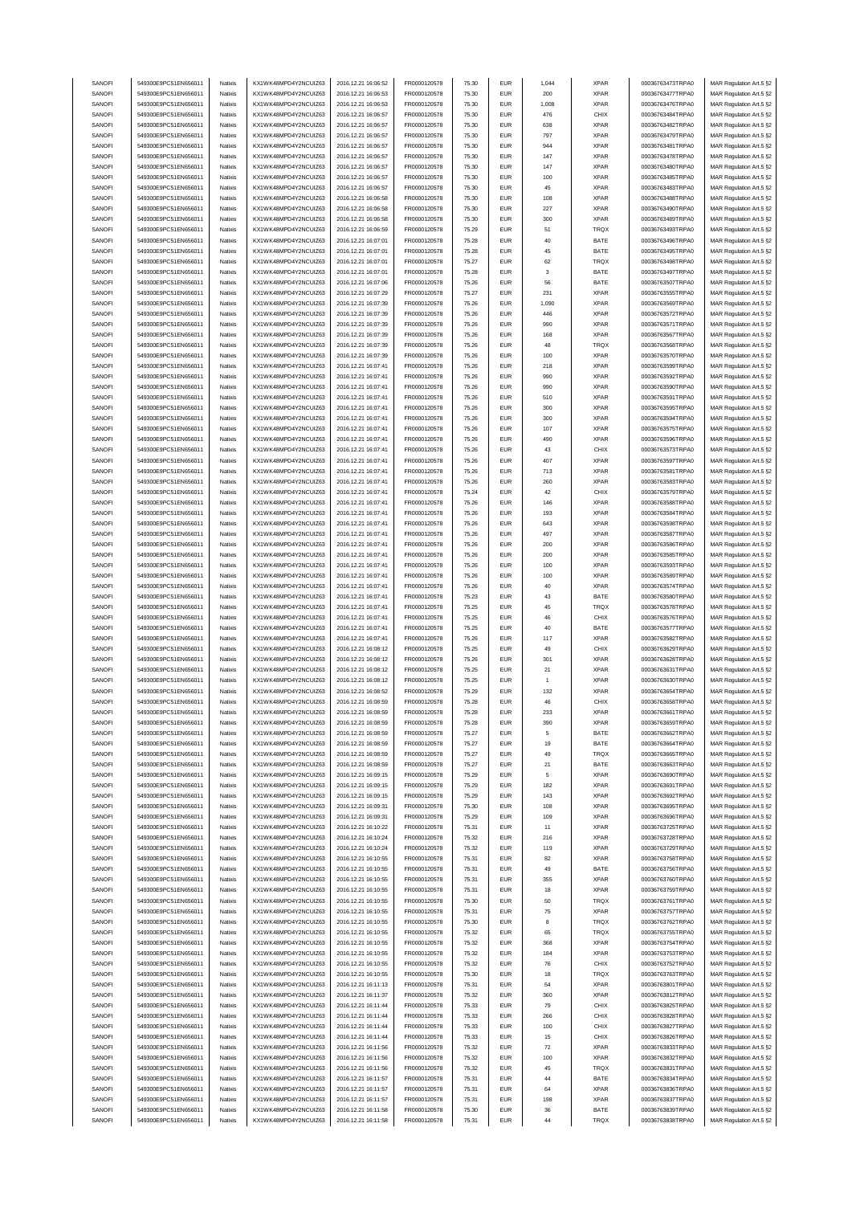| SANOFI | 549300E9PC51EN656011 | Natixis | KX1WK48MPD4Y2NCUIZ63 | 2016.12.21 16:06:52 | FR0000120578 | 75.30 | EUR | 1,044 | XPAR | 00036763473TRPA0 | MAR Regulation Art.5 §2 |
|---|---|---|---|---|---|---|---|---|---|---|---|
| SANOFI | 549300E9PC51EN656011 | Natixis | KX1WK48MPD4Y2NCUIZ63 | 2016.12.21 16:06:53 | FR0000120578 | 75.30 | EUR | 200 | XPAR | 00036763477TRPA0 | MAR Regulation Art.5 §2 |
| SANOFI | 549300E9PC51EN656011 | Natixis | KX1WK48MPD4Y2NCUIZ63 | 2016.12.21 16:06:53 | FR0000120578 | 75.30 | EUR | 1,008 | XPAR | 00036763476TRPA0 | MAR Regulation Art.5 §2 |
| SANOFI | 549300E9PC51EN656011 | Natixis | KX1WK48MPD4Y2NCUIZ63 | 2016.12.21 16:06:57 | FR0000120578 | 75.30 | EUR | 476 | CHIX | 00036763484TRPA0 | MAR Regulation Art.5 §2 |
| SANOFI | 549300E9PC51EN656011 | Natixis | KX1WK48MPD4Y2NCUIZ63 | 2016.12.21 16:06:57 | FR0000120578 | 75.30 | EUR | 638 | XPAR | 00036763482TRPA0 | MAR Regulation Art.5 §2 |
| SANOFI | 549300E9PC51EN656011 | Natixis | KX1WK48MPD4Y2NCUIZ63 | 2016.12.21 16:06:57 | FR0000120578 | 75.30 | EUR | 797 | XPAR | 00036763479TRPA0 | MAR Regulation Art.5 §2 |
| SANOFI | 549300E9PC51EN656011 | Natixis | KX1WK48MPD4Y2NCUIZ63 | 2016.12.21 16:06:57 | FR0000120578 | 75.30 | EUR | 944 | XPAR | 00036763481TRPA0 | MAR Regulation Art.5 §2 |
| SANOFI | 549300E9PC51EN656011 | Natixis | KX1WK48MPD4Y2NCUIZ63 | 2016.12.21 16:06:57 | FR0000120578 | 75.30 | EUR | 147 | XPAR | 00036763478TRPA0 | MAR Regulation Art.5 §2 |
| SANOFI | 549300E9PC51EN656011 | Natixis | KX1WK48MPD4Y2NCUIZ63 | 2016.12.21 16:06:57 | FR0000120578 | 75.30 | EUR | 147 | XPAR | 00036763480TRPA0 | MAR Regulation Art.5 §2 |
| SANOFI | 549300E9PC51EN656011 | Natixis | KX1WK48MPD4Y2NCUIZ63 | 2016.12.21 16:06:57 | FR0000120578 | 75.30 | EUR | 100 | XPAR | 00036763485TRPA0 | MAR Regulation Art.5 §2 |
| SANOFI | 549300E9PC51EN656011 | Natixis | KX1WK48MPD4Y2NCUIZ63 | 2016.12.21 16:06:57 | FR0000120578 | 75.30 | EUR | 45 | XPAR | 00036763483TRPA0 | MAR Regulation Art.5 §2 |
| SANOFI | 549300E9PC51EN656011 | Natixis | KX1WK48MPD4Y2NCUIZ63 | 2016.12.21 16:06:58 | FR0000120578 | 75.30 | EUR | 108 | XPAR | 00036763488TRPA0 | MAR Regulation Art.5 §2 |
| SANOFI | 549300E9PC51EN656011 | Natixis | KX1WK48MPD4Y2NCUIZ63 | 2016.12.21 16:06:58 | FR0000120578 | 75.30 | EUR | 227 | XPAR | 00036763490TRPA0 | MAR Regulation Art.5 §2 |
| SANOFI | 549300E9PC51EN656011 | Natixis | KX1WK48MPD4Y2NCUIZ63 | 2016.12.21 16:06:58 | FR0000120578 | 75.30 | EUR | 300 | XPAR | 00036763489TRPA0 | MAR Regulation Art.5 §2 |
| SANOFI | 549300E9PC51EN656011 | Natixis | KX1WK48MPD4Y2NCUIZ63 | 2016.12.21 16:06:59 | FR0000120578 | 75.29 | EUR | 51 | TRQX | 00036763493TRPA0 | MAR Regulation Art.5 §2 |
| SANOFI | 549300E9PC51EN656011 | Natixis | KX1WK48MPD4Y2NCUIZ63 | 2016.12.21 16:07:01 | FR0000120578 | 75.28 | EUR | 40 | BATE | 00036763496TRPA0 | MAR Regulation Art.5 §2 |
| SANOFI | 549300E9PC51EN656011 | Natixis | KX1WK48MPD4Y2NCUIZ63 | 2016.12.21 16:07:01 | FR0000120578 | 75.28 | EUR | 45 | BATE | 00036763495TRPA0 | MAR Regulation Art.5 §2 |
| SANOFI | 549300E9PC51EN656011 | Natixis | KX1WK48MPD4Y2NCUIZ63 | 2016.12.21 16:07:01 | FR0000120578 | 75.27 | EUR | 62 | TRQX | 00036763498TRPA0 | MAR Regulation Art.5 §2 |
| SANOFI | 549300E9PC51EN656011 | Natixis | KX1WK48MPD4Y2NCUIZ63 | 2016.12.21 16:07:01 | FR0000120578 | 75.28 | EUR | 3 | BATE | 00036763497TRPA0 | MAR Regulation Art.5 §2 |
| SANOFI | 549300E9PC51EN656011 | Natixis | KX1WK48MPD4Y2NCUIZ63 | 2016.12.21 16:07:06 | FR0000120578 | 75.26 | EUR | 56 | BATE | 00036763507TRPA0 | MAR Regulation Art.5 §2 |
| SANOFI | 549300E9PC51EN656011 | Natixis | KX1WK48MPD4Y2NCUIZ63 | 2016.12.21 16:07:29 | FR0000120578 | 75.27 | EUR | 231 | XPAR | 00036763555TRPA0 | MAR Regulation Art.5 §2 |
| SANOFI | 549300E9PC51EN656011 | Natixis | KX1WK48MPD4Y2NCUIZ63 | 2016.12.21 16:07:39 | FR0000120578 | 75.26 | EUR | 1,090 | XPAR | 00036763569TRPA0 | MAR Regulation Art.5 §2 |
| SANOFI | 549300E9PC51EN656011 | Natixis | KX1WK48MPD4Y2NCUIZ63 | 2016.12.21 16:07:39 | FR0000120578 | 75.26 | EUR | 446 | XPAR | 00036763572TRPA0 | MAR Regulation Art.5 §2 |
| SANOFI | 549300E9PC51EN656011 | Natixis | KX1WK48MPD4Y2NCUIZ63 | 2016.12.21 16:07:39 | FR0000120578 | 75.26 | EUR | 990 | XPAR | 00036763571TRPA0 | MAR Regulation Art.5 §2 |
| SANOFI | 549300E9PC51EN656011 | Natixis | KX1WK48MPD4Y2NCUIZ63 | 2016.12.21 16:07:39 | FR0000120578 | 75.26 | EUR | 168 | XPAR | 00036763567TRPA0 | MAR Regulation Art.5 §2 |
| SANOFI | 549300E9PC51EN656011 | Natixis | KX1WK48MPD4Y2NCUIZ63 | 2016.12.21 16:07:39 | FR0000120578 | 75.26 | EUR | 48 | TRQX | 00036763568TRPA0 | MAR Regulation Art.5 §2 |
| SANOFI | 549300E9PC51EN656011 | Natixis | KX1WK48MPD4Y2NCUIZ63 | 2016.12.21 16:07:39 | FR0000120578 | 75.26 | EUR | 100 | XPAR | 00036763570TRPA0 | MAR Regulation Art.5 §2 |
| SANOFI | 549300E9PC51EN656011 | Natixis | KX1WK48MPD4Y2NCUIZ63 | 2016.12.21 16:07:41 | FR0000120578 | 75.26 | EUR | 218 | XPAR | 00036763599TRPA0 | MAR Regulation Art.5 §2 |
| SANOFI | 549300E9PC51EN656011 | Natixis | KX1WK48MPD4Y2NCUIZ63 | 2016.12.21 16:07:41 | FR0000120578 | 75.26 | EUR | 990 | XPAR | 00036763592TRPA0 | MAR Regulation Art.5 §2 |
| SANOFI | 549300E9PC51EN656011 | Natixis | KX1WK48MPD4Y2NCUIZ63 | 2016.12.21 16:07:41 | FR0000120578 | 75.26 | EUR | 990 | XPAR | 00036763590TRPA0 | MAR Regulation Art.5 §2 |
| SANOFI | 549300E9PC51EN656011 | Natixis | KX1WK48MPD4Y2NCUIZ63 | 2016.12.21 16:07:41 | FR0000120578 | 75.26 | EUR | 510 | XPAR | 00036763591TRPA0 | MAR Regulation Art.5 §2 |
| SANOFI | 549300E9PC51EN656011 | Natixis | KX1WK48MPD4Y2NCUIZ63 | 2016.12.21 16:07:41 | FR0000120578 | 75.26 | EUR | 300 | XPAR | 00036763595TRPA0 | MAR Regulation Art.5 §2 |
| SANOFI | 549300E9PC51EN656011 | Natixis | KX1WK48MPD4Y2NCUIZ63 | 2016.12.21 16:07:41 | FR0000120578 | 75.26 | EUR | 300 | XPAR | 00036763594TRPA0 | MAR Regulation Art.5 §2 |
| SANOFI | 549300E9PC51EN656011 | Natixis | KX1WK48MPD4Y2NCUIZ63 | 2016.12.21 16:07:41 | FR0000120578 | 75.26 | EUR | 107 | XPAR | 00036763575TRPA0 | MAR Regulation Art.5 §2 |
| SANOFI | 549300E9PC51EN656011 | Natixis | KX1WK48MPD4Y2NCUIZ63 | 2016.12.21 16:07:41 | FR0000120578 | 75.26 | EUR | 490 | XPAR | 00036763596TRPA0 | MAR Regulation Art.5 §2 |
| SANOFI | 549300E9PC51EN656011 | Natixis | KX1WK48MPD4Y2NCUIZ63 | 2016.12.21 16:07:41 | FR0000120578 | 75.26 | EUR | 43 | CHIX | 00036763573TRPA0 | MAR Regulation Art.5 §2 |
| SANOFI | 549300E9PC51EN656011 | Natixis | KX1WK48MPD4Y2NCUIZ63 | 2016.12.21 16:07:41 | FR0000120578 | 75.26 | EUR | 407 | XPAR | 00036763597TRPA0 | MAR Regulation Art.5 §2 |
| SANOFI | 549300E9PC51EN656011 | Natixis | KX1WK48MPD4Y2NCUIZ63 | 2016.12.21 16:07:41 | FR0000120578 | 75.26 | EUR | 713 | XPAR | 00036763581TRPA0 | MAR Regulation Art.5 §2 |
| SANOFI | 549300E9PC51EN656011 | Natixis | KX1WK48MPD4Y2NCUIZ63 | 2016.12.21 16:07:41 | FR0000120578 | 75.26 | EUR | 260 | XPAR | 00036763583TRPA0 | MAR Regulation Art.5 §2 |
| SANOFI | 549300E9PC51EN656011 | Natixis | KX1WK48MPD4Y2NCUIZ63 | 2016.12.21 16:07:41 | FR0000120578 | 75.24 | EUR | 42 | CHIX | 00036763579TRPA0 | MAR Regulation Art.5 §2 |
| SANOFI | 549300E9PC51EN656011 | Natixis | KX1WK48MPD4Y2NCUIZ63 | 2016.12.21 16:07:41 | FR0000120578 | 75.26 | EUR | 146 | XPAR | 00036763588TRPA0 | MAR Regulation Art.5 §2 |
| SANOFI | 549300E9PC51EN656011 | Natixis | KX1WK48MPD4Y2NCUIZ63 | 2016.12.21 16:07:41 | FR0000120578 | 75.26 | EUR | 193 | XPAR | 00036763584TRPA0 | MAR Regulation Art.5 §2 |
| SANOFI | 549300E9PC51EN656011 | Natixis | KX1WK48MPD4Y2NCUIZ63 | 2016.12.21 16:07:41 | FR0000120578 | 75.26 | EUR | 643 | XPAR | 00036763598TRPA0 | MAR Regulation Art.5 §2 |
| SANOFI | 549300E9PC51EN656011 | Natixis | KX1WK48MPD4Y2NCUIZ63 | 2016.12.21 16:07:41 | FR0000120578 | 75.26 | EUR | 497 | XPAR | 00036763587TRPA0 | MAR Regulation Art.5 §2 |
| SANOFI | 549300E9PC51EN656011 | Natixis | KX1WK48MPD4Y2NCUIZ63 | 2016.12.21 16:07:41 | FR0000120578 | 75.26 | EUR | 200 | XPAR | 00036763586TRPA0 | MAR Regulation Art.5 §2 |
| SANOFI | 549300E9PC51EN656011 | Natixis | KX1WK48MPD4Y2NCUIZ63 | 2016.12.21 16:07:41 | FR0000120578 | 75.26 | EUR | 200 | XPAR | 00036763585TRPA0 | MAR Regulation Art.5 §2 |
| SANOFI | 549300E9PC51EN656011 | Natixis | KX1WK48MPD4Y2NCUIZ63 | 2016.12.21 16:07:41 | FR0000120578 | 75.26 | EUR | 100 | XPAR | 00036763593TRPA0 | MAR Regulation Art.5 §2 |
| SANOFI | 549300E9PC51EN656011 | Natixis | KX1WK48MPD4Y2NCUIZ63 | 2016.12.21 16:07:41 | FR0000120578 | 75.26 | EUR | 100 | XPAR | 00036763589TRPA0 | MAR Regulation Art.5 §2 |
| SANOFI | 549300E9PC51EN656011 | Natixis | KX1WK48MPD4Y2NCUIZ63 | 2016.12.21 16:07:41 | FR0000120578 | 75.26 | EUR | 40 | XPAR | 00036763574TRPA0 | MAR Regulation Art.5 §2 |
| SANOFI | 549300E9PC51EN656011 | Natixis | KX1WK48MPD4Y2NCUIZ63 | 2016.12.21 16:07:41 | FR0000120578 | 75.23 | EUR | 43 | BATE | 00036763580TRPA0 | MAR Regulation Art.5 §2 |
| SANOFI | 549300E9PC51EN656011 | Natixis | KX1WK48MPD4Y2NCUIZ63 | 2016.12.21 16:07:41 | FR0000120578 | 75.25 | EUR | 45 | TRQX | 00036763578TRPA0 | MAR Regulation Art.5 §2 |
| SANOFI | 549300E9PC51EN656011 | Natixis | KX1WK48MPD4Y2NCUIZ63 | 2016.12.21 16:07:41 | FR0000120578 | 75.25 | EUR | 46 | CHIX | 00036763576TRPA0 | MAR Regulation Art.5 §2 |
| SANOFI | 549300E9PC51EN656011 | Natixis | KX1WK48MPD4Y2NCUIZ63 | 2016.12.21 16:07:41 | FR0000120578 | 75.25 | EUR | 40 | BATE | 00036763577TRPA0 | MAR Regulation Art.5 §2 |
| SANOFI | 549300E9PC51EN656011 | Natixis | KX1WK48MPD4Y2NCUIZ63 | 2016.12.21 16:07:41 | FR0000120578 | 75.26 | EUR | 117 | XPAR | 00036763582TRPA0 | MAR Regulation Art.5 §2 |
| SANOFI | 549300E9PC51EN656011 | Natixis | KX1WK48MPD4Y2NCUIZ63 | 2016.12.21 16:08:12 | FR0000120578 | 75.25 | EUR | 49 | CHIX | 00036763629TRPA0 | MAR Regulation Art.5 §2 |
| SANOFI | 549300E9PC51EN656011 | Natixis | KX1WK48MPD4Y2NCUIZ63 | 2016.12.21 16:08:12 | FR0000120578 | 75.26 | EUR | 301 | XPAR | 00036763628TRPA0 | MAR Regulation Art.5 §2 |
| SANOFI | 549300E9PC51EN656011 | Natixis | KX1WK48MPD4Y2NCUIZ63 | 2016.12.21 16:08:12 | FR0000120578 | 75.25 | EUR | 21 | XPAR | 00036763631TRPA0 | MAR Regulation Art.5 §2 |
| SANOFI | 549300E9PC51EN656011 | Natixis | KX1WK48MPD4Y2NCUIZ63 | 2016.12.21 16:08:12 | FR0000120578 | 75.25 | EUR | 1 | XPAR | 00036763630TRPA0 | MAR Regulation Art.5 §2 |
| SANOFI | 549300E9PC51EN656011 | Natixis | KX1WK48MPD4Y2NCUIZ63 | 2016.12.21 16:08:52 | FR0000120578 | 75.29 | EUR | 132 | XPAR | 00036763654TRPA0 | MAR Regulation Art.5 §2 |
| SANOFI | 549300E9PC51EN656011 | Natixis | KX1WK48MPD4Y2NCUIZ63 | 2016.12.21 16:08:59 | FR0000120578 | 75.28 | EUR | 46 | CHIX | 00036763658TRPA0 | MAR Regulation Art.5 §2 |
| SANOFI | 549300E9PC51EN656011 | Natixis | KX1WK48MPD4Y2NCUIZ63 | 2016.12.21 16:08:59 | FR0000120578 | 75.28 | EUR | 233 | XPAR | 00036763661TRPA0 | MAR Regulation Art.5 §2 |
| SANOFI | 549300E9PC51EN656011 | Natixis | KX1WK48MPD4Y2NCUIZ63 | 2016.12.21 16:08:59 | FR0000120578 | 75.28 | EUR | 390 | XPAR | 00036763659TRPA0 | MAR Regulation Art.5 §2 |
| SANOFI | 549300E9PC51EN656011 | Natixis | KX1WK48MPD4Y2NCUIZ63 | 2016.12.21 16:08:59 | FR0000120578 | 75.27 | EUR | 5 | BATE | 00036763662TRPA0 | MAR Regulation Art.5 §2 |
| SANOFI | 549300E9PC51EN656011 | Natixis | KX1WK48MPD4Y2NCUIZ63 | 2016.12.21 16:08:59 | FR0000120578 | 75.27 | EUR | 19 | BATE | 00036763664TRPA0 | MAR Regulation Art.5 §2 |
| SANOFI | 549300E9PC51EN656011 | Natixis | KX1WK48MPD4Y2NCUIZ63 | 2016.12.21 16:08:59 | FR0000120578 | 75.27 | EUR | 49 | TRQX | 00036763665TRPA0 | MAR Regulation Art.5 §2 |
| SANOFI | 549300E9PC51EN656011 | Natixis | KX1WK48MPD4Y2NCUIZ63 | 2016.12.21 16:08:59 | FR0000120578 | 75.27 | EUR | 21 | BATE | 00036763663TRPA0 | MAR Regulation Art.5 §2 |
| SANOFI | 549300E9PC51EN656011 | Natixis | KX1WK48MPD4Y2NCUIZ63 | 2016.12.21 16:09:15 | FR0000120578 | 75.29 | EUR | 5 | XPAR | 00036763690TRPA0 | MAR Regulation Art.5 §2 |
| SANOFI | 549300E9PC51EN656011 | Natixis | KX1WK48MPD4Y2NCUIZ63 | 2016.12.21 16:09:15 | FR0000120578 | 75.29 | EUR | 182 | XPAR | 00036763691TRPA0 | MAR Regulation Art.5 §2 |
| SANOFI | 549300E9PC51EN656011 | Natixis | KX1WK48MPD4Y2NCUIZ63 | 2016.12.21 16:09:15 | FR0000120578 | 75.29 | EUR | 143 | XPAR | 00036763692TRPA0 | MAR Regulation Art.5 §2 |
| SANOFI | 549300E9PC51EN656011 | Natixis | KX1WK48MPD4Y2NCUIZ63 | 2016.12.21 16:09:31 | FR0000120578 | 75.30 | EUR | 108 | XPAR | 00036763695TRPA0 | MAR Regulation Art.5 §2 |
| SANOFI | 549300E9PC51EN656011 | Natixis | KX1WK48MPD4Y2NCUIZ63 | 2016.12.21 16:09:31 | FR0000120578 | 75.29 | EUR | 109 | XPAR | 00036763696TRPA0 | MAR Regulation Art.5 §2 |
| SANOFI | 549300E9PC51EN656011 | Natixis | KX1WK48MPD4Y2NCUIZ63 | 2016.12.21 16:10:22 | FR0000120578 | 75.31 | EUR | 11 | XPAR | 00036763725TRPA0 | MAR Regulation Art.5 §2 |
| SANOFI | 549300E9PC51EN656011 | Natixis | KX1WK48MPD4Y2NCUIZ63 | 2016.12.21 16:10:24 | FR0000120578 | 75.32 | EUR | 216 | XPAR | 00036763728TRPA0 | MAR Regulation Art.5 §2 |
| SANOFI | 549300E9PC51EN656011 | Natixis | KX1WK48MPD4Y2NCUIZ63 | 2016.12.21 16:10:24 | FR0000120578 | 75.32 | EUR | 119 | XPAR | 00036763729TRPA0 | MAR Regulation Art.5 §2 |
| SANOFI | 549300E9PC51EN656011 | Natixis | KX1WK48MPD4Y2NCUIZ63 | 2016.12.21 16:10:55 | FR0000120578 | 75.31 | EUR | 82 | XPAR | 00036763758TRPA0 | MAR Regulation Art.5 §2 |
| SANOFI | 549300E9PC51EN656011 | Natixis | KX1WK48MPD4Y2NCUIZ63 | 2016.12.21 16:10:55 | FR0000120578 | 75.31 | EUR | 49 | BATE | 00036763756TRPA0 | MAR Regulation Art.5 §2 |
| SANOFI | 549300E9PC51EN656011 | Natixis | KX1WK48MPD4Y2NCUIZ63 | 2016.12.21 16:10:55 | FR0000120578 | 75.31 | EUR | 355 | XPAR | 00036763760TRPA0 | MAR Regulation Art.5 §2 |
| SANOFI | 549300E9PC51EN656011 | Natixis | KX1WK48MPD4Y2NCUIZ63 | 2016.12.21 16:10:55 | FR0000120578 | 75.31 | EUR | 18 | XPAR | 00036763759TRPA0 | MAR Regulation Art.5 §2 |
| SANOFI | 549300E9PC51EN656011 | Natixis | KX1WK48MPD4Y2NCUIZ63 | 2016.12.21 16:10:55 | FR0000120578 | 75.30 | EUR | 50 | TRQX | 00036763761TRPA0 | MAR Regulation Art.5 §2 |
| SANOFI | 549300E9PC51EN656011 | Natixis | KX1WK48MPD4Y2NCUIZ63 | 2016.12.21 16:10:55 | FR0000120578 | 75.31 | EUR | 75 | XPAR | 00036763757TRPA0 | MAR Regulation Art.5 §2 |
| SANOFI | 549300E9PC51EN656011 | Natixis | KX1WK48MPD4Y2NCUIZ63 | 2016.12.21 16:10:55 | FR0000120578 | 75.30 | EUR | 8 | TRQX | 00036763762TRPA0 | MAR Regulation Art.5 §2 |
| SANOFI | 549300E9PC51EN656011 | Natixis | KX1WK48MPD4Y2NCUIZ63 | 2016.12.21 16:10:55 | FR0000120578 | 75.32 | EUR | 65 | TRQX | 00036763755TRPA0 | MAR Regulation Art.5 §2 |
| SANOFI | 549300E9PC51EN656011 | Natixis | KX1WK48MPD4Y2NCUIZ63 | 2016.12.21 16:10:55 | FR0000120578 | 75.32 | EUR | 368 | XPAR | 00036763754TRPA0 | MAR Regulation Art.5 §2 |
| SANOFI | 549300E9PC51EN656011 | Natixis | KX1WK48MPD4Y2NCUIZ63 | 2016.12.21 16:10:55 | FR0000120578 | 75.32 | EUR | 184 | XPAR | 00036763753TRPA0 | MAR Regulation Art.5 §2 |
| SANOFI | 549300E9PC51EN656011 | Natixis | KX1WK48MPD4Y2NCUIZ63 | 2016.12.21 16:10:55 | FR0000120578 | 75.32 | EUR | 76 | CHIX | 00036763752TRPA0 | MAR Regulation Art.5 §2 |
| SANOFI | 549300E9PC51EN656011 | Natixis | KX1WK48MPD4Y2NCUIZ63 | 2016.12.21 16:10:55 | FR0000120578 | 75.30 | EUR | 18 | TRQX | 00036763763TRPA0 | MAR Regulation Art.5 §2 |
| SANOFI | 549300E9PC51EN656011 | Natixis | KX1WK48MPD4Y2NCUIZ63 | 2016.12.21 16:11:13 | FR0000120578 | 75.31 | EUR | 54 | XPAR | 00036763801TRPA0 | MAR Regulation Art.5 §2 |
| SANOFI | 549300E9PC51EN656011 | Natixis | KX1WK48MPD4Y2NCUIZ63 | 2016.12.21 16:11:37 | FR0000120578 | 75.32 | EUR | 360 | XPAR | 00036763812TRPA0 | MAR Regulation Art.5 §2 |
| SANOFI | 549300E9PC51EN656011 | Natixis | KX1WK48MPD4Y2NCUIZ63 | 2016.12.21 16:11:44 | FR0000120578 | 75.33 | EUR | 79 | CHIX | 00036763825TRPA0 | MAR Regulation Art.5 §2 |
| SANOFI | 549300E9PC51EN656011 | Natixis | KX1WK48MPD4Y2NCUIZ63 | 2016.12.21 16:11:44 | FR0000120578 | 75.33 | EUR | 266 | CHIX | 00036763828TRPA0 | MAR Regulation Art.5 §2 |
| SANOFI | 549300E9PC51EN656011 | Natixis | KX1WK48MPD4Y2NCUIZ63 | 2016.12.21 16:11:44 | FR0000120578 | 75.33 | EUR | 100 | CHIX | 00036763827TRPA0 | MAR Regulation Art.5 §2 |
| SANOFI | 549300E9PC51EN656011 | Natixis | KX1WK48MPD4Y2NCUIZ63 | 2016.12.21 16:11:44 | FR0000120578 | 75.33 | EUR | 15 | CHIX | 00036763826TRPA0 | MAR Regulation Art.5 §2 |
| SANOFI | 549300E9PC51EN656011 | Natixis | KX1WK48MPD4Y2NCUIZ63 | 2016.12.21 16:11:56 | FR0000120578 | 75.32 | EUR | 72 | XPAR | 00036763833TRPA0 | MAR Regulation Art.5 §2 |
| SANOFI | 549300E9PC51EN656011 | Natixis | KX1WK48MPD4Y2NCUIZ63 | 2016.12.21 16:11:56 | FR0000120578 | 75.32 | EUR | 100 | XPAR | 00036763832TRPA0 | MAR Regulation Art.5 §2 |
| SANOFI | 549300E9PC51EN656011 | Natixis | KX1WK48MPD4Y2NCUIZ63 | 2016.12.21 16:11:56 | FR0000120578 | 75.32 | EUR | 45 | TRQX | 00036763831TRPA0 | MAR Regulation Art.5 §2 |
| SANOFI | 549300E9PC51EN656011 | Natixis | KX1WK48MPD4Y2NCUIZ63 | 2016.12.21 16:11:57 | FR0000120578 | 75.31 | EUR | 44 | BATE | 00036763834TRPA0 | MAR Regulation Art.5 §2 |
| SANOFI | 549300E9PC51EN656011 | Natixis | KX1WK48MPD4Y2NCUIZ63 | 2016.12.21 16:11:57 | FR0000120578 | 75.31 | EUR | 64 | XPAR | 00036763836TRPA0 | MAR Regulation Art.5 §2 |
| SANOFI | 549300E9PC51EN656011 | Natixis | KX1WK48MPD4Y2NCUIZ63 | 2016.12.21 16:11:57 | FR0000120578 | 75.31 | EUR | 198 | XPAR | 00036763837TRPA0 | MAR Regulation Art.5 §2 |
| SANOFI | 549300E9PC51EN656011 | Natixis | KX1WK48MPD4Y2NCUIZ63 | 2016.12.21 16:11:58 | FR0000120578 | 75.30 | EUR | 36 | BATE | 00036763839TRPA0 | MAR Regulation Art.5 §2 |
| SANOFI | 549300E9PC51EN656011 | Natixis | KX1WK48MPD4Y2NCUIZ63 | 2016.12.21 16:11:58 | FR0000120578 | 75.31 | EUR | 44 | TRQX | 00036763838TRPA0 | MAR Regulation Art.5 §2 |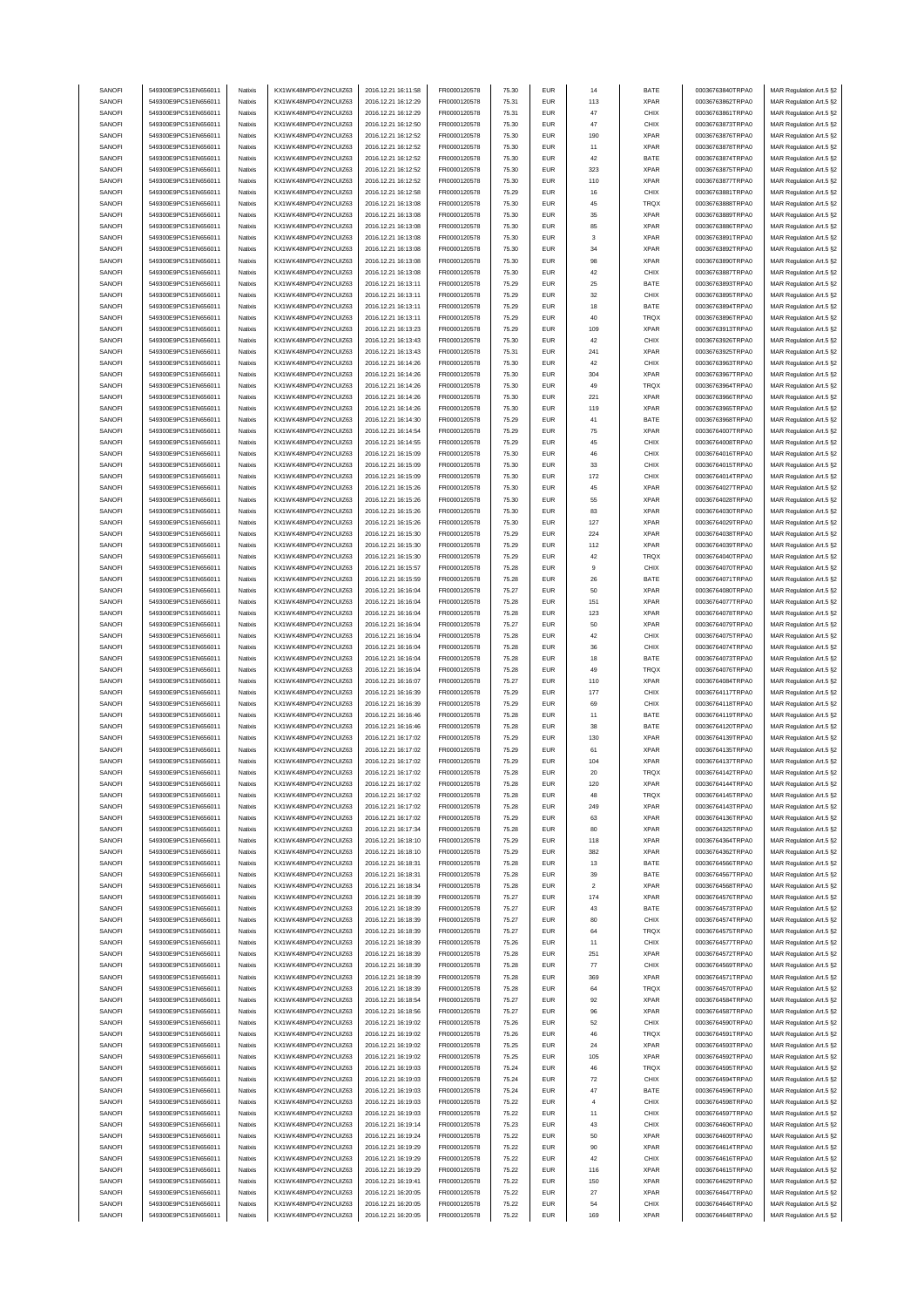| | | | | | | | | | | | |
|---|---|---|---|---|---|---|---|---|---|---|---|
| SANOFI | 549300E9PC51EN656011 | Natixis | KX1WK48MPD4Y2NCUIZ63 | 2016.12.21 16:11:58 | FR0000120578 | 75.30 | EUR | 14 | BATE | 00036763840TRPA0 | MAR Regulation Art.5 §2 |
| SANOFI | 549300E9PC51EN656011 | Natixis | KX1WK48MPD4Y2NCUIZ63 | 2016.12.21 16:12:29 | FR0000120578 | 75.31 | EUR | 113 | XPAR | 00036763862TRPA0 | MAR Regulation Art.5 §2 |
| SANOFI | 549300E9PC51EN656011 | Natixis | KX1WK48MPD4Y2NCUIZ63 | 2016.12.21 16:12:29 | FR0000120578 | 75.31 | EUR | 47 | CHIX | 00036763861TRPA0 | MAR Regulation Art.5 §2 |
| SANOFI | 549300E9PC51EN656011 | Natixis | KX1WK48MPD4Y2NCUIZ63 | 2016.12.21 16:12:50 | FR0000120578 | 75.30 | EUR | 47 | CHIX | 00036763873TRPA0 | MAR Regulation Art.5 §2 |
| SANOFI | 549300E9PC51EN656011 | Natixis | KX1WK48MPD4Y2NCUIZ63 | 2016.12.21 16:12:52 | FR0000120578 | 75.30 | EUR | 190 | XPAR | 00036763876TRPA0 | MAR Regulation Art.5 §2 |
| SANOFI | 549300E9PC51EN656011 | Natixis | KX1WK48MPD4Y2NCUIZ63 | 2016.12.21 16:12:52 | FR0000120578 | 75.30 | EUR | 11 | XPAR | 00036763878TRPA0 | MAR Regulation Art.5 §2 |
| SANOFI | 549300E9PC51EN656011 | Natixis | KX1WK48MPD4Y2NCUIZ63 | 2016.12.21 16:12:52 | FR0000120578 | 75.30 | EUR | 42 | BATE | 00036763874TRPA0 | MAR Regulation Art.5 §2 |
| SANOFI | 549300E9PC51EN656011 | Natixis | KX1WK48MPD4Y2NCUIZ63 | 2016.12.21 16:12:52 | FR0000120578 | 75.30 | EUR | 323 | XPAR | 00036763875TRPA0 | MAR Regulation Art.5 §2 |
| SANOFI | 549300E9PC51EN656011 | Natixis | KX1WK48MPD4Y2NCUIZ63 | 2016.12.21 16:12:52 | FR0000120578 | 75.30 | EUR | 110 | XPAR | 00036763877TRPA0 | MAR Regulation Art.5 §2 |
| SANOFI | 549300E9PC51EN656011 | Natixis | KX1WK48MPD4Y2NCUIZ63 | 2016.12.21 16:12:58 | FR0000120578 | 75.29 | EUR | 16 | CHIX | 00036763881TRPA0 | MAR Regulation Art.5 §2 |
| SANOFI | 549300E9PC51EN656011 | Natixis | KX1WK48MPD4Y2NCUIZ63 | 2016.12.21 16:13:08 | FR0000120578 | 75.30 | EUR | 45 | TRQX | 00036763888TRPA0 | MAR Regulation Art.5 §2 |
| SANOFI | 549300E9PC51EN656011 | Natixis | KX1WK48MPD4Y2NCUIZ63 | 2016.12.21 16:13:08 | FR0000120578 | 75.30 | EUR | 35 | XPAR | 00036763889TRPA0 | MAR Regulation Art.5 §2 |
| SANOFI | 549300E9PC51EN656011 | Natixis | KX1WK48MPD4Y2NCUIZ63 | 2016.12.21 16:13:08 | FR0000120578 | 75.30 | EUR | 85 | XPAR | 00036763886TRPA0 | MAR Regulation Art.5 §2 |
| SANOFI | 549300E9PC51EN656011 | Natixis | KX1WK48MPD4Y2NCUIZ63 | 2016.12.21 16:13:08 | FR0000120578 | 75.30 | EUR | 3 | XPAR | 00036763891TRPA0 | MAR Regulation Art.5 §2 |
| SANOFI | 549300E9PC51EN656011 | Natixis | KX1WK48MPD4Y2NCUIZ63 | 2016.12.21 16:13:08 | FR0000120578 | 75.30 | EUR | 34 | XPAR | 00036763892TRPA0 | MAR Regulation Art.5 §2 |
| SANOFI | 549300E9PC51EN656011 | Natixis | KX1WK48MPD4Y2NCUIZ63 | 2016.12.21 16:13:08 | FR0000120578 | 75.30 | EUR | 98 | XPAR | 00036763890TRPA0 | MAR Regulation Art.5 §2 |
| SANOFI | 549300E9PC51EN656011 | Natixis | KX1WK48MPD4Y2NCUIZ63 | 2016.12.21 16:13:08 | FR0000120578 | 75.30 | EUR | 42 | CHIX | 00036763887TRPA0 | MAR Regulation Art.5 §2 |
| SANOFI | 549300E9PC51EN656011 | Natixis | KX1WK48MPD4Y2NCUIZ63 | 2016.12.21 16:13:11 | FR0000120578 | 75.29 | EUR | 25 | BATE | 00036763893TRPA0 | MAR Regulation Art.5 §2 |
| SANOFI | 549300E9PC51EN656011 | Natixis | KX1WK48MPD4Y2NCUIZ63 | 2016.12.21 16:13:11 | FR0000120578 | 75.29 | EUR | 32 | CHIX | 00036763895TRPA0 | MAR Regulation Art.5 §2 |
| SANOFI | 549300E9PC51EN656011 | Natixis | KX1WK48MPD4Y2NCUIZ63 | 2016.12.21 16:13:11 | FR0000120578 | 75.29 | EUR | 18 | BATE | 00036763894TRPA0 | MAR Regulation Art.5 §2 |
| SANOFI | 549300E9PC51EN656011 | Natixis | KX1WK48MPD4Y2NCUIZ63 | 2016.12.21 16:13:11 | FR0000120578 | 75.29 | EUR | 40 | TRQX | 00036763896TRPA0 | MAR Regulation Art.5 §2 |
| SANOFI | 549300E9PC51EN656011 | Natixis | KX1WK48MPD4Y2NCUIZ63 | 2016.12.21 16:13:23 | FR0000120578 | 75.29 | EUR | 109 | XPAR | 00036763913TRPA0 | MAR Regulation Art.5 §2 |
| SANOFI | 549300E9PC51EN656011 | Natixis | KX1WK48MPD4Y2NCUIZ63 | 2016.12.21 16:13:43 | FR0000120578 | 75.30 | EUR | 42 | CHIX | 00036763926TRPA0 | MAR Regulation Art.5 §2 |
| SANOFI | 549300E9PC51EN656011 | Natixis | KX1WK48MPD4Y2NCUIZ63 | 2016.12.21 16:13:43 | FR0000120578 | 75.31 | EUR | 241 | XPAR | 00036763925TRPA0 | MAR Regulation Art.5 §2 |
| SANOFI | 549300E9PC51EN656011 | Natixis | KX1WK48MPD4Y2NCUIZ63 | 2016.12.21 16:14:26 | FR0000120578 | 75.30 | EUR | 42 | CHIX | 00036763963TRPA0 | MAR Regulation Art.5 §2 |
| SANOFI | 549300E9PC51EN656011 | Natixis | KX1WK48MPD4Y2NCUIZ63 | 2016.12.21 16:14:26 | FR0000120578 | 75.30 | EUR | 304 | XPAR | 00036763967TRPA0 | MAR Regulation Art.5 §2 |
| SANOFI | 549300E9PC51EN656011 | Natixis | KX1WK48MPD4Y2NCUIZ63 | 2016.12.21 16:14:26 | FR0000120578 | 75.30 | EUR | 49 | TRQX | 00036763964TRPA0 | MAR Regulation Art.5 §2 |
| SANOFI | 549300E9PC51EN656011 | Natixis | KX1WK48MPD4Y2NCUIZ63 | 2016.12.21 16:14:26 | FR0000120578 | 75.30 | EUR | 221 | XPAR | 00036763966TRPA0 | MAR Regulation Art.5 §2 |
| SANOFI | 549300E9PC51EN656011 | Natixis | KX1WK48MPD4Y2NCUIZ63 | 2016.12.21 16:14:26 | FR0000120578 | 75.30 | EUR | 119 | XPAR | 00036763965TRPA0 | MAR Regulation Art.5 §2 |
| SANOFI | 549300E9PC51EN656011 | Natixis | KX1WK48MPD4Y2NCUIZ63 | 2016.12.21 16:14:30 | FR0000120578 | 75.29 | EUR | 41 | BATE | 00036763968TRPA0 | MAR Regulation Art.5 §2 |
| SANOFI | 549300E9PC51EN656011 | Natixis | KX1WK48MPD4Y2NCUIZ63 | 2016.12.21 16:14:54 | FR0000120578 | 75.29 | EUR | 75 | XPAR | 00036764007TRPA0 | MAR Regulation Art.5 §2 |
| SANOFI | 549300E9PC51EN656011 | Natixis | KX1WK48MPD4Y2NCUIZ63 | 2016.12.21 16:14:55 | FR0000120578 | 75.29 | EUR | 45 | CHIX | 00036764008TRPA0 | MAR Regulation Art.5 §2 |
| SANOFI | 549300E9PC51EN656011 | Natixis | KX1WK48MPD4Y2NCUIZ63 | 2016.12.21 16:15:09 | FR0000120578 | 75.30 | EUR | 46 | CHIX | 00036764016TRPA0 | MAR Regulation Art.5 §2 |
| SANOFI | 549300E9PC51EN656011 | Natixis | KX1WK48MPD4Y2NCUIZ63 | 2016.12.21 16:15:09 | FR0000120578 | 75.30 | EUR | 33 | CHIX | 00036764015TRPA0 | MAR Regulation Art.5 §2 |
| SANOFI | 549300E9PC51EN656011 | Natixis | KX1WK48MPD4Y2NCUIZ63 | 2016.12.21 16:15:09 | FR0000120578 | 75.30 | EUR | 172 | CHIX | 00036764014TRPA0 | MAR Regulation Art.5 §2 |
| SANOFI | 549300E9PC51EN656011 | Natixis | KX1WK48MPD4Y2NCUIZ63 | 2016.12.21 16:15:26 | FR0000120578 | 75.30 | EUR | 45 | XPAR | 00036764027TRPA0 | MAR Regulation Art.5 §2 |
| SANOFI | 549300E9PC51EN656011 | Natixis | KX1WK48MPD4Y2NCUIZ63 | 2016.12.21 16:15:26 | FR0000120578 | 75.30 | EUR | 55 | XPAR | 00036764028TRPA0 | MAR Regulation Art.5 §2 |
| SANOFI | 549300E9PC51EN656011 | Natixis | KX1WK48MPD4Y2NCUIZ63 | 2016.12.21 16:15:26 | FR0000120578 | 75.30 | EUR | 83 | XPAR | 00036764030TRPA0 | MAR Regulation Art.5 §2 |
| SANOFI | 549300E9PC51EN656011 | Natixis | KX1WK48MPD4Y2NCUIZ63 | 2016.12.21 16:15:26 | FR0000120578 | 75.30 | EUR | 127 | XPAR | 00036764029TRPA0 | MAR Regulation Art.5 §2 |
| SANOFI | 549300E9PC51EN656011 | Natixis | KX1WK48MPD4Y2NCUIZ63 | 2016.12.21 16:15:30 | FR0000120578 | 75.29 | EUR | 224 | XPAR | 00036764038TRPA0 | MAR Regulation Art.5 §2 |
| SANOFI | 549300E9PC51EN656011 | Natixis | KX1WK48MPD4Y2NCUIZ63 | 2016.12.21 16:15:30 | FR0000120578 | 75.29 | EUR | 112 | XPAR | 00036764039TRPA0 | MAR Regulation Art.5 §2 |
| SANOFI | 549300E9PC51EN656011 | Natixis | KX1WK48MPD4Y2NCUIZ63 | 2016.12.21 16:15:30 | FR0000120578 | 75.29 | EUR | 42 | TRQX | 00036764040TRPA0 | MAR Regulation Art.5 §2 |
| SANOFI | 549300E9PC51EN656011 | Natixis | KX1WK48MPD4Y2NCUIZ63 | 2016.12.21 16:15:57 | FR0000120578 | 75.28 | EUR | 9 | CHIX | 00036764070TRPA0 | MAR Regulation Art.5 §2 |
| SANOFI | 549300E9PC51EN656011 | Natixis | KX1WK48MPD4Y2NCUIZ63 | 2016.12.21 16:15:59 | FR0000120578 | 75.28 | EUR | 26 | BATE | 00036764071TRPA0 | MAR Regulation Art.5 §2 |
| SANOFI | 549300E9PC51EN656011 | Natixis | KX1WK48MPD4Y2NCUIZ63 | 2016.12.21 16:16:04 | FR0000120578 | 75.27 | EUR | 50 | XPAR | 00036764080TRPA0 | MAR Regulation Art.5 §2 |
| SANOFI | 549300E9PC51EN656011 | Natixis | KX1WK48MPD4Y2NCUIZ63 | 2016.12.21 16:16:04 | FR0000120578 | 75.28 | EUR | 151 | XPAR | 00036764077TRPA0 | MAR Regulation Art.5 §2 |
| SANOFI | 549300E9PC51EN656011 | Natixis | KX1WK48MPD4Y2NCUIZ63 | 2016.12.21 16:16:04 | FR0000120578 | 75.28 | EUR | 123 | XPAR | 00036764078TRPA0 | MAR Regulation Art.5 §2 |
| SANOFI | 549300E9PC51EN656011 | Natixis | KX1WK48MPD4Y2NCUIZ63 | 2016.12.21 16:16:04 | FR0000120578 | 75.27 | EUR | 50 | XPAR | 00036764079TRPA0 | MAR Regulation Art.5 §2 |
| SANOFI | 549300E9PC51EN656011 | Natixis | KX1WK48MPD4Y2NCUIZ63 | 2016.12.21 16:16:04 | FR0000120578 | 75.28 | EUR | 42 | CHIX | 00036764075TRPA0 | MAR Regulation Art.5 §2 |
| SANOFI | 549300E9PC51EN656011 | Natixis | KX1WK48MPD4Y2NCUIZ63 | 2016.12.21 16:16:04 | FR0000120578 | 75.28 | EUR | 36 | CHIX | 00036764074TRPA0 | MAR Regulation Art.5 §2 |
| SANOFI | 549300E9PC51EN656011 | Natixis | KX1WK48MPD4Y2NCUIZ63 | 2016.12.21 16:16:04 | FR0000120578 | 75.28 | EUR | 18 | BATE | 00036764073TRPA0 | MAR Regulation Art.5 §2 |
| SANOFI | 549300E9PC51EN656011 | Natixis | KX1WK48MPD4Y2NCUIZ63 | 2016.12.21 16:16:04 | FR0000120578 | 75.28 | EUR | 49 | TRQX | 00036764076TRPA0 | MAR Regulation Art.5 §2 |
| SANOFI | 549300E9PC51EN656011 | Natixis | KX1WK48MPD4Y2NCUIZ63 | 2016.12.21 16:16:07 | FR0000120578 | 75.27 | EUR | 110 | XPAR | 00036764084TRPA0 | MAR Regulation Art.5 §2 |
| SANOFI | 549300E9PC51EN656011 | Natixis | KX1WK48MPD4Y2NCUIZ63 | 2016.12.21 16:16:39 | FR0000120578 | 75.29 | EUR | 177 | CHIX | 00036764117TRPA0 | MAR Regulation Art.5 §2 |
| SANOFI | 549300E9PC51EN656011 | Natixis | KX1WK48MPD4Y2NCUIZ63 | 2016.12.21 16:16:39 | FR0000120578 | 75.29 | EUR | 69 | CHIX | 00036764118TRPA0 | MAR Regulation Art.5 §2 |
| SANOFI | 549300E9PC51EN656011 | Natixis | KX1WK48MPD4Y2NCUIZ63 | 2016.12.21 16:16:46 | FR0000120578 | 75.28 | EUR | 11 | BATE | 00036764119TRPA0 | MAR Regulation Art.5 §2 |
| SANOFI | 549300E9PC51EN656011 | Natixis | KX1WK48MPD4Y2NCUIZ63 | 2016.12.21 16:16:46 | FR0000120578 | 75.28 | EUR | 38 | BATE | 00036764120TRPA0 | MAR Regulation Art.5 §2 |
| SANOFI | 549300E9PC51EN656011 | Natixis | KX1WK48MPD4Y2NCUIZ63 | 2016.12.21 16:17:02 | FR0000120578 | 75.29 | EUR | 130 | XPAR | 00036764139TRPA0 | MAR Regulation Art.5 §2 |
| SANOFI | 549300E9PC51EN656011 | Natixis | KX1WK48MPD4Y2NCUIZ63 | 2016.12.21 16:17:02 | FR0000120578 | 75.29 | EUR | 61 | XPAR | 00036764135TRPA0 | MAR Regulation Art.5 §2 |
| SANOFI | 549300E9PC51EN656011 | Natixis | KX1WK48MPD4Y2NCUIZ63 | 2016.12.21 16:17:02 | FR0000120578 | 75.29 | EUR | 104 | XPAR | 00036764137TRPA0 | MAR Regulation Art.5 §2 |
| SANOFI | 549300E9PC51EN656011 | Natixis | KX1WK48MPD4Y2NCUIZ63 | 2016.12.21 16:17:02 | FR0000120578 | 75.28 | EUR | 20 | TRQX | 00036764142TRPA0 | MAR Regulation Art.5 §2 |
| SANOFI | 549300E9PC51EN656011 | Natixis | KX1WK48MPD4Y2NCUIZ63 | 2016.12.21 16:17:02 | FR0000120578 | 75.28 | EUR | 120 | XPAR | 00036764144TRPA0 | MAR Regulation Art.5 §2 |
| SANOFI | 549300E9PC51EN656011 | Natixis | KX1WK48MPD4Y2NCUIZ63 | 2016.12.21 16:17:02 | FR0000120578 | 75.28 | EUR | 48 | TRQX | 00036764145TRPA0 | MAR Regulation Art.5 §2 |
| SANOFI | 549300E9PC51EN656011 | Natixis | KX1WK48MPD4Y2NCUIZ63 | 2016.12.21 16:17:02 | FR0000120578 | 75.28 | EUR | 249 | XPAR | 00036764143TRPA0 | MAR Regulation Art.5 §2 |
| SANOFI | 549300E9PC51EN656011 | Natixis | KX1WK48MPD4Y2NCUIZ63 | 2016.12.21 16:17:02 | FR0000120578 | 75.29 | EUR | 63 | XPAR | 00036764136TRPA0 | MAR Regulation Art.5 §2 |
| SANOFI | 549300E9PC51EN656011 | Natixis | KX1WK48MPD4Y2NCUIZ63 | 2016.12.21 16:17:34 | FR0000120578 | 75.28 | EUR | 80 | XPAR | 00036764325TRPA0 | MAR Regulation Art.5 §2 |
| SANOFI | 549300E9PC51EN656011 | Natixis | KX1WK48MPD4Y2NCUIZ63 | 2016.12.21 16:18:10 | FR0000120578 | 75.29 | EUR | 118 | XPAR | 00036764364TRPA0 | MAR Regulation Art.5 §2 |
| SANOFI | 549300E9PC51EN656011 | Natixis | KX1WK48MPD4Y2NCUIZ63 | 2016.12.21 16:18:10 | FR0000120578 | 75.29 | EUR | 382 | XPAR | 00036764362TRPA0 | MAR Regulation Art.5 §2 |
| SANOFI | 549300E9PC51EN656011 | Natixis | KX1WK48MPD4Y2NCUIZ63 | 2016.12.21 16:18:31 | FR0000120578 | 75.28 | EUR | 13 | BATE | 00036764566TRPA0 | MAR Regulation Art.5 §2 |
| SANOFI | 549300E9PC51EN656011 | Natixis | KX1WK48MPD4Y2NCUIZ63 | 2016.12.21 16:18:31 | FR0000120578 | 75.28 | EUR | 39 | BATE | 00036764567TRPA0 | MAR Regulation Art.5 §2 |
| SANOFI | 549300E9PC51EN656011 | Natixis | KX1WK48MPD4Y2NCUIZ63 | 2016.12.21 16:18:34 | FR0000120578 | 75.28 | EUR | 2 | XPAR | 00036764568TRPA0 | MAR Regulation Art.5 §2 |
| SANOFI | 549300E9PC51EN656011 | Natixis | KX1WK48MPD4Y2NCUIZ63 | 2016.12.21 16:18:39 | FR0000120578 | 75.27 | EUR | 174 | XPAR | 00036764576TRPA0 | MAR Regulation Art.5 §2 |
| SANOFI | 549300E9PC51EN656011 | Natixis | KX1WK48MPD4Y2NCUIZ63 | 2016.12.21 16:18:39 | FR0000120578 | 75.27 | EUR | 43 | BATE | 00036764573TRPA0 | MAR Regulation Art.5 §2 |
| SANOFI | 549300E9PC51EN656011 | Natixis | KX1WK48MPD4Y2NCUIZ63 | 2016.12.21 16:18:39 | FR0000120578 | 75.27 | EUR | 80 | CHIX | 00036764574TRPA0 | MAR Regulation Art.5 §2 |
| SANOFI | 549300E9PC51EN656011 | Natixis | KX1WK48MPD4Y2NCUIZ63 | 2016.12.21 16:18:39 | FR0000120578 | 75.27 | EUR | 64 | TRQX | 00036764575TRPA0 | MAR Regulation Art.5 §2 |
| SANOFI | 549300E9PC51EN656011 | Natixis | KX1WK48MPD4Y2NCUIZ63 | 2016.12.21 16:18:39 | FR0000120578 | 75.26 | EUR | 11 | CHIX | 00036764577TRPA0 | MAR Regulation Art.5 §2 |
| SANOFI | 549300E9PC51EN656011 | Natixis | KX1WK48MPD4Y2NCUIZ63 | 2016.12.21 16:18:39 | FR0000120578 | 75.28 | EUR | 251 | XPAR | 00036764572TRPA0 | MAR Regulation Art.5 §2 |
| SANOFI | 549300E9PC51EN656011 | Natixis | KX1WK48MPD4Y2NCUIZ63 | 2016.12.21 16:18:39 | FR0000120578 | 75.28 | EUR | 77 | CHIX | 00036764569TRPA0 | MAR Regulation Art.5 §2 |
| SANOFI | 549300E9PC51EN656011 | Natixis | KX1WK48MPD4Y2NCUIZ63 | 2016.12.21 16:18:39 | FR0000120578 | 75.28 | EUR | 369 | XPAR | 00036764571TRPA0 | MAR Regulation Art.5 §2 |
| SANOFI | 549300E9PC51EN656011 | Natixis | KX1WK48MPD4Y2NCUIZ63 | 2016.12.21 16:18:39 | FR0000120578 | 75.28 | EUR | 64 | TRQX | 00036764570TRPA0 | MAR Regulation Art.5 §2 |
| SANOFI | 549300E9PC51EN656011 | Natixis | KX1WK48MPD4Y2NCUIZ63 | 2016.12.21 16:18:54 | FR0000120578 | 75.27 | EUR | 92 | XPAR | 00036764584TRPA0 | MAR Regulation Art.5 §2 |
| SANOFI | 549300E9PC51EN656011 | Natixis | KX1WK48MPD4Y2NCUIZ63 | 2016.12.21 16:18:56 | FR0000120578 | 75.27 | EUR | 96 | XPAR | 00036764587TRPA0 | MAR Regulation Art.5 §2 |
| SANOFI | 549300E9PC51EN656011 | Natixis | KX1WK48MPD4Y2NCUIZ63 | 2016.12.21 16:19:02 | FR0000120578 | 75.26 | EUR | 52 | CHIX | 00036764590TRPA0 | MAR Regulation Art.5 §2 |
| SANOFI | 549300E9PC51EN656011 | Natixis | KX1WK48MPD4Y2NCUIZ63 | 2016.12.21 16:19:02 | FR0000120578 | 75.26 | EUR | 46 | TRQX | 00036764591TRPA0 | MAR Regulation Art.5 §2 |
| SANOFI | 549300E9PC51EN656011 | Natixis | KX1WK48MPD4Y2NCUIZ63 | 2016.12.21 16:19:02 | FR0000120578 | 75.25 | EUR | 24 | XPAR | 00036764593TRPA0 | MAR Regulation Art.5 §2 |
| SANOFI | 549300E9PC51EN656011 | Natixis | KX1WK48MPD4Y2NCUIZ63 | 2016.12.21 16:19:02 | FR0000120578 | 75.25 | EUR | 105 | XPAR | 00036764592TRPA0 | MAR Regulation Art.5 §2 |
| SANOFI | 549300E9PC51EN656011 | Natixis | KX1WK48MPD4Y2NCUIZ63 | 2016.12.21 16:19:03 | FR0000120578 | 75.24 | EUR | 46 | TRQX | 00036764595TRPA0 | MAR Regulation Art.5 §2 |
| SANOFI | 549300E9PC51EN656011 | Natixis | KX1WK48MPD4Y2NCUIZ63 | 2016.12.21 16:19:03 | FR0000120578 | 75.24 | EUR | 72 | CHIX | 00036764594TRPA0 | MAR Regulation Art.5 §2 |
| SANOFI | 549300E9PC51EN656011 | Natixis | KX1WK48MPD4Y2NCUIZ63 | 2016.12.21 16:19:03 | FR0000120578 | 75.24 | EUR | 47 | BATE | 00036764596TRPA0 | MAR Regulation Art.5 §2 |
| SANOFI | 549300E9PC51EN656011 | Natixis | KX1WK48MPD4Y2NCUIZ63 | 2016.12.21 16:19:03 | FR0000120578 | 75.22 | EUR | 4 | CHIX | 00036764598TRPA0 | MAR Regulation Art.5 §2 |
| SANOFI | 549300E9PC51EN656011 | Natixis | KX1WK48MPD4Y2NCUIZ63 | 2016.12.21 16:19:03 | FR0000120578 | 75.22 | EUR | 11 | CHIX | 00036764597TRPA0 | MAR Regulation Art.5 §2 |
| SANOFI | 549300E9PC51EN656011 | Natixis | KX1WK48MPD4Y2NCUIZ63 | 2016.12.21 16:19:14 | FR0000120578 | 75.23 | EUR | 43 | CHIX | 00036764606TRPA0 | MAR Regulation Art.5 §2 |
| SANOFI | 549300E9PC51EN656011 | Natixis | KX1WK48MPD4Y2NCUIZ63 | 2016.12.21 16:19:24 | FR0000120578 | 75.22 | EUR | 50 | XPAR | 00036764609TRPA0 | MAR Regulation Art.5 §2 |
| SANOFI | 549300E9PC51EN656011 | Natixis | KX1WK48MPD4Y2NCUIZ63 | 2016.12.21 16:19:29 | FR0000120578 | 75.22 | EUR | 90 | XPAR | 00036764614TRPA0 | MAR Regulation Art.5 §2 |
| SANOFI | 549300E9PC51EN656011 | Natixis | KX1WK48MPD4Y2NCUIZ63 | 2016.12.21 16:19:29 | FR0000120578 | 75.22 | EUR | 42 | CHIX | 00036764616TRPA0 | MAR Regulation Art.5 §2 |
| SANOFI | 549300E9PC51EN656011 | Natixis | KX1WK48MPD4Y2NCUIZ63 | 2016.12.21 16:19:29 | FR0000120578 | 75.22 | EUR | 116 | XPAR | 00036764615TRPA0 | MAR Regulation Art.5 §2 |
| SANOFI | 549300E9PC51EN656011 | Natixis | KX1WK48MPD4Y2NCUIZ63 | 2016.12.21 16:19:41 | FR0000120578 | 75.22 | EUR | 150 | XPAR | 00036764629TRPA0 | MAR Regulation Art.5 §2 |
| SANOFI | 549300E9PC51EN656011 | Natixis | KX1WK48MPD4Y2NCUIZ63 | 2016.12.21 16:20:05 | FR0000120578 | 75.22 | EUR | 27 | XPAR | 00036764647TRPA0 | MAR Regulation Art.5 §2 |
| SANOFI | 549300E9PC51EN656011 | Natixis | KX1WK48MPD4Y2NCUIZ63 | 2016.12.21 16:20:05 | FR0000120578 | 75.22 | EUR | 54 | CHIX | 00036764646TRPA0 | MAR Regulation Art.5 §2 |
| SANOFI | 549300E9PC51EN656011 | Natixis | KX1WK48MPD4Y2NCUIZ63 | 2016.12.21 16:20:05 | FR0000120578 | 75.22 | EUR | 169 | XPAR | 00036764648TRPA0 | MAR Regulation Art.5 §2 |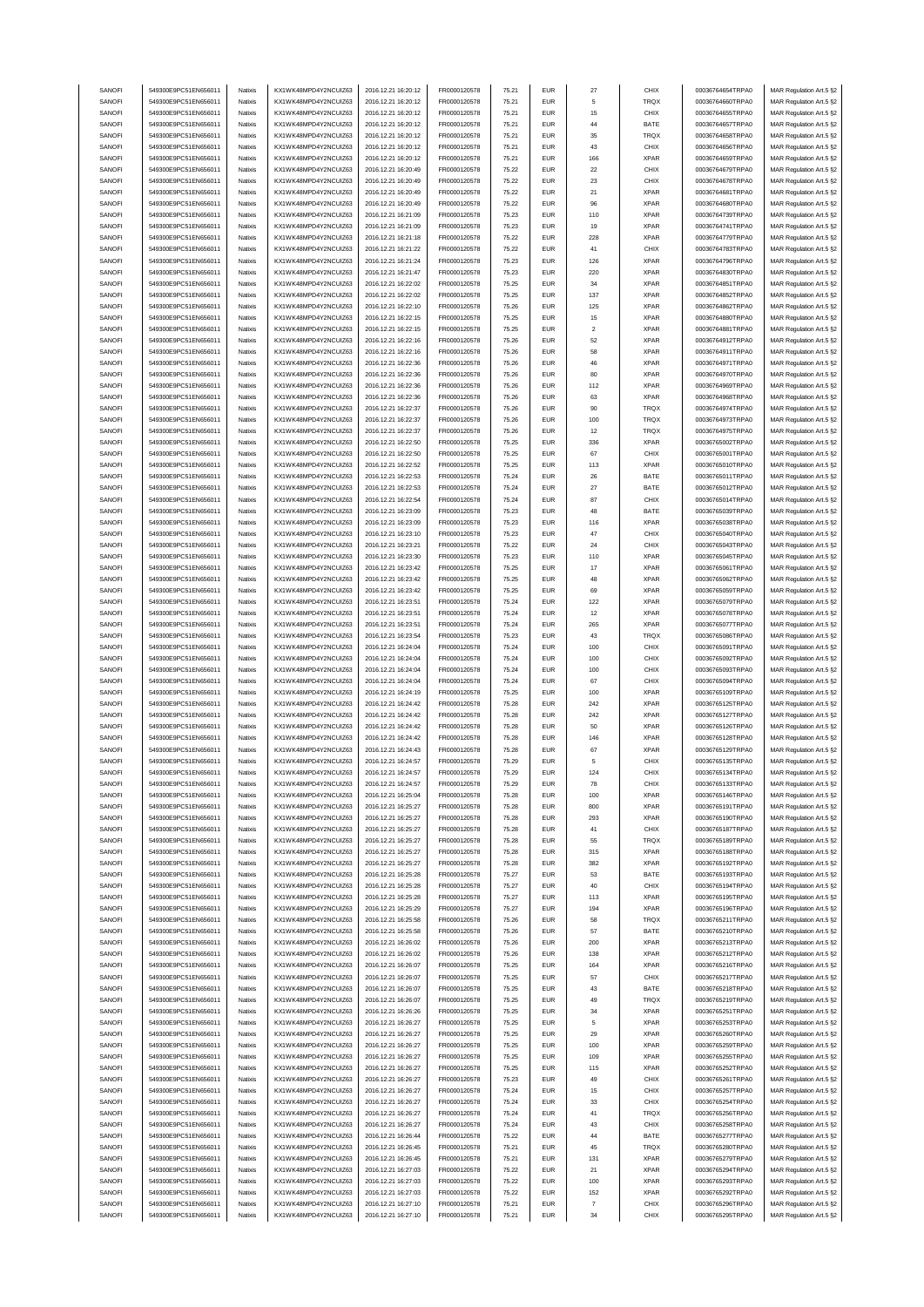| SANOFI | 549300E9PC51EN656011 | Natixis | KX1WK48MPD4Y2NCUIZ63 | 2016.12.21 16:20:12 | FR0000120578 | 75.21 | EUR | 27 | CHIX | 00036764654TRPA0 | MAR Regulation Art.5 §2 |
|---|---|---|---|---|---|---|---|---|---|---|---|
| SANOFI | 549300E9PC51EN656011 | Natixis | KX1WK48MPD4Y2NCUIZ63 | 2016.12.21 16:20:12 | FR0000120578 | 75.21 | EUR | 5 | TRQX | 00036764660TRPA0 | MAR Regulation Art.5 §2 |
| SANOFI | 549300E9PC51EN656011 | Natixis | KX1WK48MPD4Y2NCUIZ63 | 2016.12.21 16:20:12 | FR0000120578 | 75.21 | EUR | 15 | CHIX | 00036764655TRPA0 | MAR Regulation Art.5 §2 |
| SANOFI | 549300E9PC51EN656011 | Natixis | KX1WK48MPD4Y2NCUIZ63 | 2016.12.21 16:20:12 | FR0000120578 | 75.21 | EUR | 44 | BATE | 00036764657TRPA0 | MAR Regulation Art.5 §2 |
| SANOFI | 549300E9PC51EN656011 | Natixis | KX1WK48MPD4Y2NCUIZ63 | 2016.12.21 16:20:12 | FR0000120578 | 75.21 | EUR | 35 | TRQX | 00036764658TRPA0 | MAR Regulation Art.5 §2 |
| SANOFI | 549300E9PC51EN656011 | Natixis | KX1WK48MPD4Y2NCUIZ63 | 2016.12.21 16:20:12 | FR0000120578 | 75.21 | EUR | 43 | CHIX | 00036764656TRPA0 | MAR Regulation Art.5 §2 |
| SANOFI | 549300E9PC51EN656011 | Natixis | KX1WK48MPD4Y2NCUIZ63 | 2016.12.21 16:20:12 | FR0000120578 | 75.21 | EUR | 166 | XPAR | 00036764659TRPA0 | MAR Regulation Art.5 §2 |
| SANOFI | 549300E9PC51EN656011 | Natixis | KX1WK48MPD4Y2NCUIZ63 | 2016.12.21 16:20:49 | FR0000120578 | 75.22 | EUR | 22 | CHIX | 00036764679TRPA0 | MAR Regulation Art.5 §2 |
| SANOFI | 549300E9PC51EN656011 | Natixis | KX1WK48MPD4Y2NCUIZ63 | 2016.12.21 16:20:49 | FR0000120578 | 75.22 | EUR | 23 | CHIX | 00036764678TRPA0 | MAR Regulation Art.5 §2 |
| SANOFI | 549300E9PC51EN656011 | Natixis | KX1WK48MPD4Y2NCUIZ63 | 2016.12.21 16:20:49 | FR0000120578 | 75.22 | EUR | 21 | XPAR | 00036764681TRPA0 | MAR Regulation Art.5 §2 |
| SANOFI | 549300E9PC51EN656011 | Natixis | KX1WK48MPD4Y2NCUIZ63 | 2016.12.21 16:20:49 | FR0000120578 | 75.22 | EUR | 96 | XPAR | 00036764680TRPA0 | MAR Regulation Art.5 §2 |
| SANOFI | 549300E9PC51EN656011 | Natixis | KX1WK48MPD4Y2NCUIZ63 | 2016.12.21 16:21:09 | FR0000120578 | 75.23 | EUR | 110 | XPAR | 00036764739TRPA0 | MAR Regulation Art.5 §2 |
| SANOFI | 549300E9PC51EN656011 | Natixis | KX1WK48MPD4Y2NCUIZ63 | 2016.12.21 16:21:09 | FR0000120578 | 75.23 | EUR | 19 | XPAR | 00036764741TRPA0 | MAR Regulation Art.5 §2 |
| SANOFI | 549300E9PC51EN656011 | Natixis | KX1WK48MPD4Y2NCUIZ63 | 2016.12.21 16:21:18 | FR0000120578 | 75.22 | EUR | 228 | XPAR | 00036764779TRPA0 | MAR Regulation Art.5 §2 |
| SANOFI | 549300E9PC51EN656011 | Natixis | KX1WK48MPD4Y2NCUIZ63 | 2016.12.21 16:21:22 | FR0000120578 | 75.22 | EUR | 41 | CHIX | 00036764783TRPA0 | MAR Regulation Art.5 §2 |
| SANOFI | 549300E9PC51EN656011 | Natixis | KX1WK48MPD4Y2NCUIZ63 | 2016.12.21 16:21:24 | FR0000120578 | 75.23 | EUR | 126 | XPAR | 00036764796TRPA0 | MAR Regulation Art.5 §2 |
| SANOFI | 549300E9PC51EN656011 | Natixis | KX1WK48MPD4Y2NCUIZ63 | 2016.12.21 16:21:47 | FR0000120578 | 75.23 | EUR | 220 | XPAR | 00036764830TRPA0 | MAR Regulation Art.5 §2 |
| SANOFI | 549300E9PC51EN656011 | Natixis | KX1WK48MPD4Y2NCUIZ63 | 2016.12.21 16:22:02 | FR0000120578 | 75.25 | EUR | 34 | XPAR | 00036764851TRPA0 | MAR Regulation Art.5 §2 |
| SANOFI | 549300E9PC51EN656011 | Natixis | KX1WK48MPD4Y2NCUIZ63 | 2016.12.21 16:22:02 | FR0000120578 | 75.25 | EUR | 137 | XPAR | 00036764852TRPA0 | MAR Regulation Art.5 §2 |
| SANOFI | 549300E9PC51EN656011 | Natixis | KX1WK48MPD4Y2NCUIZ63 | 2016.12.21 16:22:10 | FR0000120578 | 75.26 | EUR | 125 | XPAR | 00036764862TRPA0 | MAR Regulation Art.5 §2 |
| SANOFI | 549300E9PC51EN656011 | Natixis | KX1WK48MPD4Y2NCUIZ63 | 2016.12.21 16:22:15 | FR0000120578 | 75.25 | EUR | 15 | XPAR | 00036764880TRPA0 | MAR Regulation Art.5 §2 |
| SANOFI | 549300E9PC51EN656011 | Natixis | KX1WK48MPD4Y2NCUIZ63 | 2016.12.21 16:22:15 | FR0000120578 | 75.25 | EUR | 2 | XPAR | 00036764881TRPA0 | MAR Regulation Art.5 §2 |
| SANOFI | 549300E9PC51EN656011 | Natixis | KX1WK48MPD4Y2NCUIZ63 | 2016.12.21 16:22:16 | FR0000120578 | 75.26 | EUR | 52 | XPAR | 00036764912TRPA0 | MAR Regulation Art.5 §2 |
| SANOFI | 549300E9PC51EN656011 | Natixis | KX1WK48MPD4Y2NCUIZ63 | 2016.12.21 16:22:16 | FR0000120578 | 75.26 | EUR | 58 | XPAR | 00036764911TRPA0 | MAR Regulation Art.5 §2 |
| SANOFI | 549300E9PC51EN656011 | Natixis | KX1WK48MPD4Y2NCUIZ63 | 2016.12.21 16:22:36 | FR0000120578 | 75.26 | EUR | 46 | XPAR | 00036764971TRPA0 | MAR Regulation Art.5 §2 |
| SANOFI | 549300E9PC51EN656011 | Natixis | KX1WK48MPD4Y2NCUIZ63 | 2016.12.21 16:22:36 | FR0000120578 | 75.26 | EUR | 80 | XPAR | 00036764970TRPA0 | MAR Regulation Art.5 §2 |
| SANOFI | 549300E9PC51EN656011 | Natixis | KX1WK48MPD4Y2NCUIZ63 | 2016.12.21 16:22:36 | FR0000120578 | 75.26 | EUR | 112 | XPAR | 00036764969TRPA0 | MAR Regulation Art.5 §2 |
| SANOFI | 549300E9PC51EN656011 | Natixis | KX1WK48MPD4Y2NCUIZ63 | 2016.12.21 16:22:36 | FR0000120578 | 75.26 | EUR | 63 | XPAR | 00036764968TRPA0 | MAR Regulation Art.5 §2 |
| SANOFI | 549300E9PC51EN656011 | Natixis | KX1WK48MPD4Y2NCUIZ63 | 2016.12.21 16:22:37 | FR0000120578 | 75.26 | EUR | 90 | TRQX | 00036764974TRPA0 | MAR Regulation Art.5 §2 |
| SANOFI | 549300E9PC51EN656011 | Natixis | KX1WK48MPD4Y2NCUIZ63 | 2016.12.21 16:22:37 | FR0000120578 | 75.26 | EUR | 100 | TRQX | 00036764973TRPA0 | MAR Regulation Art.5 §2 |
| SANOFI | 549300E9PC51EN656011 | Natixis | KX1WK48MPD4Y2NCUIZ63 | 2016.12.21 16:22:37 | FR0000120578 | 75.26 | EUR | 12 | TRQX | 00036764975TRPA0 | MAR Regulation Art.5 §2 |
| SANOFI | 549300E9PC51EN656011 | Natixis | KX1WK48MPD4Y2NCUIZ63 | 2016.12.21 16:22:50 | FR0000120578 | 75.25 | EUR | 336 | XPAR | 00036765002TRPA0 | MAR Regulation Art.5 §2 |
| SANOFI | 549300E9PC51EN656011 | Natixis | KX1WK48MPD4Y2NCUIZ63 | 2016.12.21 16:22:50 | FR0000120578 | 75.25 | EUR | 67 | CHIX | 00036765001TRPA0 | MAR Regulation Art.5 §2 |
| SANOFI | 549300E9PC51EN656011 | Natixis | KX1WK48MPD4Y2NCUIZ63 | 2016.12.21 16:22:52 | FR0000120578 | 75.25 | EUR | 113 | XPAR | 00036765010TRPA0 | MAR Regulation Art.5 §2 |
| SANOFI | 549300E9PC51EN656011 | Natixis | KX1WK48MPD4Y2NCUIZ63 | 2016.12.21 16:22:53 | FR0000120578 | 75.24 | EUR | 26 | BATE | 00036765011TRPA0 | MAR Regulation Art.5 §2 |
| SANOFI | 549300E9PC51EN656011 | Natixis | KX1WK48MPD4Y2NCUIZ63 | 2016.12.21 16:22:53 | FR0000120578 | 75.24 | EUR | 27 | BATE | 00036765012TRPA0 | MAR Regulation Art.5 §2 |
| SANOFI | 549300E9PC51EN656011 | Natixis | KX1WK48MPD4Y2NCUIZ63 | 2016.12.21 16:22:54 | FR0000120578 | 75.24 | EUR | 87 | CHIX | 00036765014TRPA0 | MAR Regulation Art.5 §2 |
| SANOFI | 549300E9PC51EN656011 | Natixis | KX1WK48MPD4Y2NCUIZ63 | 2016.12.21 16:23:09 | FR0000120578 | 75.23 | EUR | 48 | BATE | 00036765039TRPA0 | MAR Regulation Art.5 §2 |
| SANOFI | 549300E9PC51EN656011 | Natixis | KX1WK48MPD4Y2NCUIZ63 | 2016.12.21 16:23:09 | FR0000120578 | 75.23 | EUR | 116 | XPAR | 00036765038TRPA0 | MAR Regulation Art.5 §2 |
| SANOFI | 549300E9PC51EN656011 | Natixis | KX1WK48MPD4Y2NCUIZ63 | 2016.12.21 16:23:10 | FR0000120578 | 75.23 | EUR | 47 | CHIX | 00036765040TRPA0 | MAR Regulation Art.5 §2 |
| SANOFI | 549300E9PC51EN656011 | Natixis | KX1WK48MPD4Y2NCUIZ63 | 2016.12.21 16:23:21 | FR0000120578 | 75.22 | EUR | 24 | CHIX | 00036765043TRPA0 | MAR Regulation Art.5 §2 |
| SANOFI | 549300E9PC51EN656011 | Natixis | KX1WK48MPD4Y2NCUIZ63 | 2016.12.21 16:23:30 | FR0000120578 | 75.23 | EUR | 110 | XPAR | 00036765045TRPA0 | MAR Regulation Art.5 §2 |
| SANOFI | 549300E9PC51EN656011 | Natixis | KX1WK48MPD4Y2NCUIZ63 | 2016.12.21 16:23:42 | FR0000120578 | 75.25 | EUR | 17 | XPAR | 00036765061TRPA0 | MAR Regulation Art.5 §2 |
| SANOFI | 549300E9PC51EN656011 | Natixis | KX1WK48MPD4Y2NCUIZ63 | 2016.12.21 16:23:42 | FR0000120578 | 75.25 | EUR | 48 | XPAR | 00036765062TRPA0 | MAR Regulation Art.5 §2 |
| SANOFI | 549300E9PC51EN656011 | Natixis | KX1WK48MPD4Y2NCUIZ63 | 2016.12.21 16:23:42 | FR0000120578 | 75.25 | EUR | 69 | XPAR | 00036765059TRPA0 | MAR Regulation Art.5 §2 |
| SANOFI | 549300E9PC51EN656011 | Natixis | KX1WK48MPD4Y2NCUIZ63 | 2016.12.21 16:23:51 | FR0000120578 | 75.24 | EUR | 122 | XPAR | 00036765079TRPA0 | MAR Regulation Art.5 §2 |
| SANOFI | 549300E9PC51EN656011 | Natixis | KX1WK48MPD4Y2NCUIZ63 | 2016.12.21 16:23:51 | FR0000120578 | 75.24 | EUR | 12 | XPAR | 00036765078TRPA0 | MAR Regulation Art.5 §2 |
| SANOFI | 549300E9PC51EN656011 | Natixis | KX1WK48MPD4Y2NCUIZ63 | 2016.12.21 16:23:51 | FR0000120578 | 75.24 | EUR | 265 | XPAR | 00036765077TRPA0 | MAR Regulation Art.5 §2 |
| SANOFI | 549300E9PC51EN656011 | Natixis | KX1WK48MPD4Y2NCUIZ63 | 2016.12.21 16:23:54 | FR0000120578 | 75.23 | EUR | 43 | TRQX | 00036765086TRPA0 | MAR Regulation Art.5 §2 |
| SANOFI | 549300E9PC51EN656011 | Natixis | KX1WK48MPD4Y2NCUIZ63 | 2016.12.21 16:24:04 | FR0000120578 | 75.24 | EUR | 100 | CHIX | 00036765091TRPA0 | MAR Regulation Art.5 §2 |
| SANOFI | 549300E9PC51EN656011 | Natixis | KX1WK48MPD4Y2NCUIZ63 | 2016.12.21 16:24:04 | FR0000120578 | 75.24 | EUR | 100 | CHIX | 00036765092TRPA0 | MAR Regulation Art.5 §2 |
| SANOFI | 549300E9PC51EN656011 | Natixis | KX1WK48MPD4Y2NCUIZ63 | 2016.12.21 16:24:04 | FR0000120578 | 75.24 | EUR | 100 | CHIX | 00036765093TRPA0 | MAR Regulation Art.5 §2 |
| SANOFI | 549300E9PC51EN656011 | Natixis | KX1WK48MPD4Y2NCUIZ63 | 2016.12.21 16:24:04 | FR0000120578 | 75.24 | EUR | 67 | CHIX | 00036765094TRPA0 | MAR Regulation Art.5 §2 |
| SANOFI | 549300E9PC51EN656011 | Natixis | KX1WK48MPD4Y2NCUIZ63 | 2016.12.21 16:24:19 | FR0000120578 | 75.25 | EUR | 100 | XPAR | 00036765109TRPA0 | MAR Regulation Art.5 §2 |
| SANOFI | 549300E9PC51EN656011 | Natixis | KX1WK48MPD4Y2NCUIZ63 | 2016.12.21 16:24:42 | FR0000120578 | 75.28 | EUR | 242 | XPAR | 00036765125TRPA0 | MAR Regulation Art.5 §2 |
| SANOFI | 549300E9PC51EN656011 | Natixis | KX1WK48MPD4Y2NCUIZ63 | 2016.12.21 16:24:42 | FR0000120578 | 75.28 | EUR | 242 | XPAR | 00036765127TRPA0 | MAR Regulation Art.5 §2 |
| SANOFI | 549300E9PC51EN656011 | Natixis | KX1WK48MPD4Y2NCUIZ63 | 2016.12.21 16:24:42 | FR0000120578 | 75.28 | EUR | 50 | XPAR | 00036765126TRPA0 | MAR Regulation Art.5 §2 |
| SANOFI | 549300E9PC51EN656011 | Natixis | KX1WK48MPD4Y2NCUIZ63 | 2016.12.21 16:24:42 | FR0000120578 | 75.28 | EUR | 146 | XPAR | 00036765128TRPA0 | MAR Regulation Art.5 §2 |
| SANOFI | 549300E9PC51EN656011 | Natixis | KX1WK48MPD4Y2NCUIZ63 | 2016.12.21 16:24:43 | FR0000120578 | 75.28 | EUR | 67 | XPAR | 00036765129TRPA0 | MAR Regulation Art.5 §2 |
| SANOFI | 549300E9PC51EN656011 | Natixis | KX1WK48MPD4Y2NCUIZ63 | 2016.12.21 16:24:57 | FR0000120578 | 75.29 | EUR | 5 | CHIX | 00036765135TRPA0 | MAR Regulation Art.5 §2 |
| SANOFI | 549300E9PC51EN656011 | Natixis | KX1WK48MPD4Y2NCUIZ63 | 2016.12.21 16:24:57 | FR0000120578 | 75.29 | EUR | 124 | CHIX | 00036765134TRPA0 | MAR Regulation Art.5 §2 |
| SANOFI | 549300E9PC51EN656011 | Natixis | KX1WK48MPD4Y2NCUIZ63 | 2016.12.21 16:24:57 | FR0000120578 | 75.29 | EUR | 78 | CHIX | 00036765133TRPA0 | MAR Regulation Art.5 §2 |
| SANOFI | 549300E9PC51EN656011 | Natixis | KX1WK48MPD4Y2NCUIZ63 | 2016.12.21 16:25:04 | FR0000120578 | 75.28 | EUR | 100 | XPAR | 00036765146TRPA0 | MAR Regulation Art.5 §2 |
| SANOFI | 549300E9PC51EN656011 | Natixis | KX1WK48MPD4Y2NCUIZ63 | 2016.12.21 16:25:27 | FR0000120578 | 75.28 | EUR | 800 | XPAR | 00036765191TRPA0 | MAR Regulation Art.5 §2 |
| SANOFI | 549300E9PC51EN656011 | Natixis | KX1WK48MPD4Y2NCUIZ63 | 2016.12.21 16:25:27 | FR0000120578 | 75.28 | EUR | 293 | XPAR | 00036765190TRPA0 | MAR Regulation Art.5 §2 |
| SANOFI | 549300E9PC51EN656011 | Natixis | KX1WK48MPD4Y2NCUIZ63 | 2016.12.21 16:25:27 | FR0000120578 | 75.28 | EUR | 41 | CHIX | 00036765187TRPA0 | MAR Regulation Art.5 §2 |
| SANOFI | 549300E9PC51EN656011 | Natixis | KX1WK48MPD4Y2NCUIZ63 | 2016.12.21 16:25:27 | FR0000120578 | 75.28 | EUR | 55 | TRQX | 00036765189TRPA0 | MAR Regulation Art.5 §2 |
| SANOFI | 549300E9PC51EN656011 | Natixis | KX1WK48MPD4Y2NCUIZ63 | 2016.12.21 16:25:27 | FR0000120578 | 75.28 | EUR | 315 | XPAR | 00036765188TRPA0 | MAR Regulation Art.5 §2 |
| SANOFI | 549300E9PC51EN656011 | Natixis | KX1WK48MPD4Y2NCUIZ63 | 2016.12.21 16:25:27 | FR0000120578 | 75.28 | EUR | 382 | XPAR | 00036765192TRPA0 | MAR Regulation Art.5 §2 |
| SANOFI | 549300E9PC51EN656011 | Natixis | KX1WK48MPD4Y2NCUIZ63 | 2016.12.21 16:25:28 | FR0000120578 | 75.27 | EUR | 53 | BATE | 00036765193TRPA0 | MAR Regulation Art.5 §2 |
| SANOFI | 549300E9PC51EN656011 | Natixis | KX1WK48MPD4Y2NCUIZ63 | 2016.12.21 16:25:28 | FR0000120578 | 75.27 | EUR | 40 | CHIX | 00036765194TRPA0 | MAR Regulation Art.5 §2 |
| SANOFI | 549300E9PC51EN656011 | Natixis | KX1WK48MPD4Y2NCUIZ63 | 2016.12.21 16:25:28 | FR0000120578 | 75.27 | EUR | 113 | XPAR | 00036765195TRPA0 | MAR Regulation Art.5 §2 |
| SANOFI | 549300E9PC51EN656011 | Natixis | KX1WK48MPD4Y2NCUIZ63 | 2016.12.21 16:25:29 | FR0000120578 | 75.27 | EUR | 194 | XPAR | 00036765196TRPA0 | MAR Regulation Art.5 §2 |
| SANOFI | 549300E9PC51EN656011 | Natixis | KX1WK48MPD4Y2NCUIZ63 | 2016.12.21 16:25:58 | FR0000120578 | 75.26 | EUR | 58 | TRQX | 00036765211TRPA0 | MAR Regulation Art.5 §2 |
| SANOFI | 549300E9PC51EN656011 | Natixis | KX1WK48MPD4Y2NCUIZ63 | 2016.12.21 16:25:58 | FR0000120578 | 75.26 | EUR | 57 | BATE | 00036765210TRPA0 | MAR Regulation Art.5 §2 |
| SANOFI | 549300E9PC51EN656011 | Natixis | KX1WK48MPD4Y2NCUIZ63 | 2016.12.21 16:26:02 | FR0000120578 | 75.26 | EUR | 200 | XPAR | 00036765213TRPA0 | MAR Regulation Art.5 §2 |
| SANOFI | 549300E9PC51EN656011 | Natixis | KX1WK48MPD4Y2NCUIZ63 | 2016.12.21 16:26:02 | FR0000120578 | 75.26 | EUR | 138 | XPAR | 00036765212TRPA0 | MAR Regulation Art.5 §2 |
| SANOFI | 549300E9PC51EN656011 | Natixis | KX1WK48MPD4Y2NCUIZ63 | 2016.12.21 16:26:07 | FR0000120578 | 75.25 | EUR | 164 | XPAR | 00036765216TRPA0 | MAR Regulation Art.5 §2 |
| SANOFI | 549300E9PC51EN656011 | Natixis | KX1WK48MPD4Y2NCUIZ63 | 2016.12.21 16:26:07 | FR0000120578 | 75.25 | EUR | 57 | CHIX | 00036765217TRPA0 | MAR Regulation Art.5 §2 |
| SANOFI | 549300E9PC51EN656011 | Natixis | KX1WK48MPD4Y2NCUIZ63 | 2016.12.21 16:26:07 | FR0000120578 | 75.25 | EUR | 43 | BATE | 00036765218TRPA0 | MAR Regulation Art.5 §2 |
| SANOFI | 549300E9PC51EN656011 | Natixis | KX1WK48MPD4Y2NCUIZ63 | 2016.12.21 16:26:07 | FR0000120578 | 75.25 | EUR | 49 | TRQX | 00036765219TRPA0 | MAR Regulation Art.5 §2 |
| SANOFI | 549300E9PC51EN656011 | Natixis | KX1WK48MPD4Y2NCUIZ63 | 2016.12.21 16:26:26 | FR0000120578 | 75.25 | EUR | 34 | XPAR | 00036765251TRPA0 | MAR Regulation Art.5 §2 |
| SANOFI | 549300E9PC51EN656011 | Natixis | KX1WK48MPD4Y2NCUIZ63 | 2016.12.21 16:26:27 | FR0000120578 | 75.25 | EUR | 5 | XPAR | 00036765253TRPA0 | MAR Regulation Art.5 §2 |
| SANOFI | 549300E9PC51EN656011 | Natixis | KX1WK48MPD4Y2NCUIZ63 | 2016.12.21 16:26:27 | FR0000120578 | 75.25 | EUR | 29 | XPAR | 00036765260TRPA0 | MAR Regulation Art.5 §2 |
| SANOFI | 549300E9PC51EN656011 | Natixis | KX1WK48MPD4Y2NCUIZ63 | 2016.12.21 16:26:27 | FR0000120578 | 75.25 | EUR | 100 | XPAR | 00036765259TRPA0 | MAR Regulation Art.5 §2 |
| SANOFI | 549300E9PC51EN656011 | Natixis | KX1WK48MPD4Y2NCUIZ63 | 2016.12.21 16:26:27 | FR0000120578 | 75.25 | EUR | 109 | XPAR | 00036765255TRPA0 | MAR Regulation Art.5 §2 |
| SANOFI | 549300E9PC51EN656011 | Natixis | KX1WK48MPD4Y2NCUIZ63 | 2016.12.21 16:26:27 | FR0000120578 | 75.25 | EUR | 115 | XPAR | 00036765252TRPA0 | MAR Regulation Art.5 §2 |
| SANOFI | 549300E9PC51EN656011 | Natixis | KX1WK48MPD4Y2NCUIZ63 | 2016.12.21 16:26:27 | FR0000120578 | 75.23 | EUR | 49 | CHIX | 00036765261TRPA0 | MAR Regulation Art.5 §2 |
| SANOFI | 549300E9PC51EN656011 | Natixis | KX1WK48MPD4Y2NCUIZ63 | 2016.12.21 16:26:27 | FR0000120578 | 75.24 | EUR | 15 | CHIX | 00036765257TRPA0 | MAR Regulation Art.5 §2 |
| SANOFI | 549300E9PC51EN656011 | Natixis | KX1WK48MPD4Y2NCUIZ63 | 2016.12.21 16:26:27 | FR0000120578 | 75.24 | EUR | 33 | CHIX | 00036765254TRPA0 | MAR Regulation Art.5 §2 |
| SANOFI | 549300E9PC51EN656011 | Natixis | KX1WK48MPD4Y2NCUIZ63 | 2016.12.21 16:26:27 | FR0000120578 | 75.24 | EUR | 41 | TRQX | 00036765256TRPA0 | MAR Regulation Art.5 §2 |
| SANOFI | 549300E9PC51EN656011 | Natixis | KX1WK48MPD4Y2NCUIZ63 | 2016.12.21 16:26:27 | FR0000120578 | 75.24 | EUR | 43 | CHIX | 00036765258TRPA0 | MAR Regulation Art.5 §2 |
| SANOFI | 549300E9PC51EN656011 | Natixis | KX1WK48MPD4Y2NCUIZ63 | 2016.12.21 16:26:44 | FR0000120578 | 75.22 | EUR | 44 | BATE | 00036765277TRPA0 | MAR Regulation Art.5 §2 |
| SANOFI | 549300E9PC51EN656011 | Natixis | KX1WK48MPD4Y2NCUIZ63 | 2016.12.21 16:26:45 | FR0000120578 | 75.21 | EUR | 45 | TRQX | 00036765280TRPA0 | MAR Regulation Art.5 §2 |
| SANOFI | 549300E9PC51EN656011 | Natixis | KX1WK48MPD4Y2NCUIZ63 | 2016.12.21 16:26:45 | FR0000120578 | 75.21 | EUR | 131 | XPAR | 00036765279TRPA0 | MAR Regulation Art.5 §2 |
| SANOFI | 549300E9PC51EN656011 | Natixis | KX1WK48MPD4Y2NCUIZ63 | 2016.12.21 16:27:03 | FR0000120578 | 75.22 | EUR | 21 | XPAR | 00036765294TRPA0 | MAR Regulation Art.5 §2 |
| SANOFI | 549300E9PC51EN656011 | Natixis | KX1WK48MPD4Y2NCUIZ63 | 2016.12.21 16:27:03 | FR0000120578 | 75.22 | EUR | 100 | XPAR | 00036765293TRPA0 | MAR Regulation Art.5 §2 |
| SANOFI | 549300E9PC51EN656011 | Natixis | KX1WK48MPD4Y2NCUIZ63 | 2016.12.21 16:27:03 | FR0000120578 | 75.22 | EUR | 152 | XPAR | 00036765292TRPA0 | MAR Regulation Art.5 §2 |
| SANOFI | 549300E9PC51EN656011 | Natixis | KX1WK48MPD4Y2NCUIZ63 | 2016.12.21 16:27:10 | FR0000120578 | 75.21 | EUR | 7 | CHIX | 00036765296TRPA0 | MAR Regulation Art.5 §2 |
| SANOFI | 549300E9PC51EN656011 | Natixis | KX1WK48MPD4Y2NCUIZ63 | 2016.12.21 16:27:10 | FR0000120578 | 75.21 | EUR | 34 | CHIX | 00036765295TRPA0 | MAR Regulation Art.5 §2 |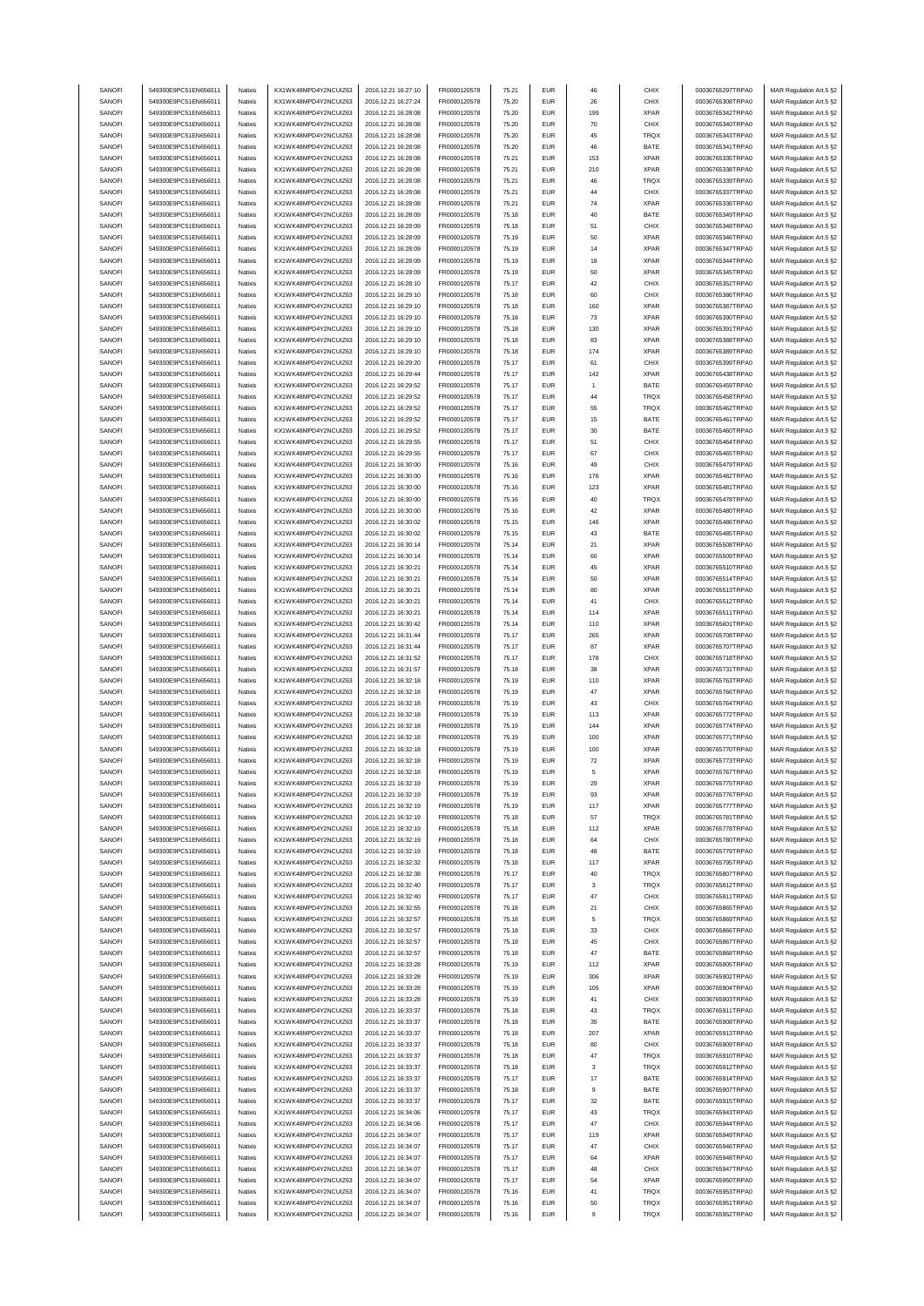| SANOFI | 549300E9PC51EN656011 | Natixis | KX1WK48MPD4Y2NCUIZ63 | 2016.12.21 16:27:10 | FR0000120578 | 75.21 | EUR | 46 | CHIX | 00036765297TRPA0 | MAR Regulation Art.5 §2 |
|---|---|---|---|---|---|---|---|---|---|---|---|
| SANOFI | 549300E9PC51EN656011 | Natixis | KX1WK48MPD4Y2NCUIZ63 | 2016.12.21 16:27:24 | FR0000120578 | 75.20 | EUR | 26 | CHIX | 00036765308TRPA0 | MAR Regulation Art.5 §2 |
| SANOFI | 549300E9PC51EN656011 | Natixis | KX1WK48MPD4Y2NCUIZ63 | 2016.12.21 16:28:08 | FR0000120578 | 75.20 | EUR | 199 | XPAR | 00036765342TRPA0 | MAR Regulation Art.5 §2 |
| SANOFI | 549300E9PC51EN656011 | Natixis | KX1WK48MPD4Y2NCUIZ63 | 2016.12.21 16:28:08 | FR0000120578 | 75.20 | EUR | 70 | CHIX | 00036765340TRPA0 | MAR Regulation Art.5 §2 |
| SANOFI | 549300E9PC51EN656011 | Natixis | KX1WK48MPD4Y2NCUIZ63 | 2016.12.21 16:28:08 | FR0000120578 | 75.20 | EUR | 45 | TRQX | 00036765343TRPA0 | MAR Regulation Art.5 §2 |
| SANOFI | 549300E9PC51EN656011 | Natixis | KX1WK48MPD4Y2NCUIZ63 | 2016.12.21 16:28:08 | FR0000120578 | 75.20 | EUR | 46 | BATE | 00036765341TRPA0 | MAR Regulation Art.5 §2 |
| SANOFI | 549300E9PC51EN656011 | Natixis | KX1WK48MPD4Y2NCUIZ63 | 2016.12.21 16:28:08 | FR0000120578 | 75.21 | EUR | 153 | XPAR | 00036765335TRPA0 | MAR Regulation Art.5 §2 |
| SANOFI | 549300E9PC51EN656011 | Natixis | KX1WK48MPD4Y2NCUIZ63 | 2016.12.21 16:28:08 | FR0000120578 | 75.21 | EUR | 210 | XPAR | 00036765338TRPA0 | MAR Regulation Art.5 §2 |
| SANOFI | 549300E9PC51EN656011 | Natixis | KX1WK48MPD4Y2NCUIZ63 | 2016.12.21 16:28:08 | FR0000120578 | 75.21 | EUR | 46 | TRQX | 00036765339TRPA0 | MAR Regulation Art.5 §2 |
| SANOFI | 549300E9PC51EN656011 | Natixis | KX1WK48MPD4Y2NCUIZ63 | 2016.12.21 16:28:08 | FR0000120578 | 75.21 | EUR | 44 | CHIX | 00036765337TRPA0 | MAR Regulation Art.5 §2 |
| SANOFI | 549300E9PC51EN656011 | Natixis | KX1WK48MPD4Y2NCUIZ63 | 2016.12.21 16:28:08 | FR0000120578 | 75.21 | EUR | 74 | XPAR | 00036765336TRPA0 | MAR Regulation Art.5 §2 |
| SANOFI | 549300E9PC51EN656011 | Natixis | KX1WK48MPD4Y2NCUIZ63 | 2016.12.21 16:28:09 | FR0000120578 | 75.18 | EUR | 40 | BATE | 00036765349TRPA0 | MAR Regulation Art.5 §2 |
| SANOFI | 549300E9PC51EN656011 | Natixis | KX1WK48MPD4Y2NCUIZ63 | 2016.12.21 16:28:09 | FR0000120578 | 75.18 | EUR | 51 | CHIX | 00036765348TRPA0 | MAR Regulation Art.5 §2 |
| SANOFI | 549300E9PC51EN656011 | Natixis | KX1WK48MPD4Y2NCUIZ63 | 2016.12.21 16:28:09 | FR0000120578 | 75.19 | EUR | 50 | XPAR | 00036765346TRPA0 | MAR Regulation Art.5 §2 |
| SANOFI | 549300E9PC51EN656011 | Natixis | KX1WK48MPD4Y2NCUIZ63 | 2016.12.21 16:28:09 | FR0000120578 | 75.19 | EUR | 14 | XPAR | 00036765347TRPA0 | MAR Regulation Art.5 §2 |
| SANOFI | 549300E9PC51EN656011 | Natixis | KX1WK48MPD4Y2NCUIZ63 | 2016.12.21 16:28:09 | FR0000120578 | 75.19 | EUR | 18 | XPAR | 00036765344TRPA0 | MAR Regulation Art.5 §2 |
| SANOFI | 549300E9PC51EN656011 | Natixis | KX1WK48MPD4Y2NCUIZ63 | 2016.12.21 16:28:09 | FR0000120578 | 75.19 | EUR | 50 | XPAR | 00036765345TRPA0 | MAR Regulation Art.5 §2 |
| SANOFI | 549300E9PC51EN656011 | Natixis | KX1WK48MPD4Y2NCUIZ63 | 2016.12.21 16:28:10 | FR0000120578 | 75.17 | EUR | 42 | CHIX | 00036765352TRPA0 | MAR Regulation Art.5 §2 |
| SANOFI | 549300E9PC51EN656011 | Natixis | KX1WK48MPD4Y2NCUIZ63 | 2016.12.21 16:29:10 | FR0000120578 | 75.18 | EUR | 60 | CHIX | 00036765386TRPA0 | MAR Regulation Art.5 §2 |
| SANOFI | 549300E9PC51EN656011 | Natixis | KX1WK48MPD4Y2NCUIZ63 | 2016.12.21 16:29:10 | FR0000120578 | 75.18 | EUR | 160 | XPAR | 00036765387TRPA0 | MAR Regulation Art.5 §2 |
| SANOFI | 549300E9PC51EN656011 | Natixis | KX1WK48MPD4Y2NCUIZ63 | 2016.12.21 16:29:10 | FR0000120578 | 75.18 | EUR | 73 | XPAR | 00036765390TRPA0 | MAR Regulation Art.5 §2 |
| SANOFI | 549300E9PC51EN656011 | Natixis | KX1WK48MPD4Y2NCUIZ63 | 2016.12.21 16:29:10 | FR0000120578 | 75.18 | EUR | 130 | XPAR | 00036765391TRPA0 | MAR Regulation Art.5 §2 |
| SANOFI | 549300E9PC51EN656011 | Natixis | KX1WK48MPD4Y2NCUIZ63 | 2016.12.21 16:29:10 | FR0000120578 | 75.18 | EUR | 83 | XPAR | 00036765388TRPA0 | MAR Regulation Art.5 §2 |
| SANOFI | 549300E9PC51EN656011 | Natixis | KX1WK48MPD4Y2NCUIZ63 | 2016.12.21 16:29:10 | FR0000120578 | 75.18 | EUR | 174 | XPAR | 00036765389TRPA0 | MAR Regulation Art.5 §2 |
| SANOFI | 549300E9PC51EN656011 | Natixis | KX1WK48MPD4Y2NCUIZ63 | 2016.12.21 16:29:20 | FR0000120578 | 75.17 | EUR | 61 | CHIX | 00036765399TRPA0 | MAR Regulation Art.5 §2 |
| SANOFI | 549300E9PC51EN656011 | Natixis | KX1WK48MPD4Y2NCUIZ63 | 2016.12.21 16:29:44 | FR0000120578 | 75.17 | EUR | 142 | XPAR | 00036765438TRPA0 | MAR Regulation Art.5 §2 |
| SANOFI | 549300E9PC51EN656011 | Natixis | KX1WK48MPD4Y2NCUIZ63 | 2016.12.21 16:29:52 | FR0000120578 | 75.17 | EUR | 1 | BATE | 00036765459TRPA0 | MAR Regulation Art.5 §2 |
| SANOFI | 549300E9PC51EN656011 | Natixis | KX1WK48MPD4Y2NCUIZ63 | 2016.12.21 16:29:52 | FR0000120578 | 75.17 | EUR | 44 | TRQX | 00036765458TRPA0 | MAR Regulation Art.5 §2 |
| SANOFI | 549300E9PC51EN656011 | Natixis | KX1WK48MPD4Y2NCUIZ63 | 2016.12.21 16:29:52 | FR0000120578 | 75.17 | EUR | 55 | TRQX | 00036765462TRPA0 | MAR Regulation Art.5 §2 |
| SANOFI | 549300E9PC51EN656011 | Natixis | KX1WK48MPD4Y2NCUIZ63 | 2016.12.21 16:29:52 | FR0000120578 | 75.17 | EUR | 15 | BATE | 00036765461TRPA0 | MAR Regulation Art.5 §2 |
| SANOFI | 549300E9PC51EN656011 | Natixis | KX1WK48MPD4Y2NCUIZ63 | 2016.12.21 16:29:52 | FR0000120578 | 75.17 | EUR | 30 | BATE | 00036765460TRPA0 | MAR Regulation Art.5 §2 |
| SANOFI | 549300E9PC51EN656011 | Natixis | KX1WK48MPD4Y2NCUIZ63 | 2016.12.21 16:29:55 | FR0000120578 | 75.17 | EUR | 51 | CHIX | 00036765464TRPA0 | MAR Regulation Art.5 §2 |
| SANOFI | 549300E9PC51EN656011 | Natixis | KX1WK48MPD4Y2NCUIZ63 | 2016.12.21 16:29:55 | FR0000120578 | 75.17 | EUR | 67 | CHIX | 00036765465TRPA0 | MAR Regulation Art.5 §2 |
| SANOFI | 549300E9PC51EN656011 | Natixis | KX1WK48MPD4Y2NCUIZ63 | 2016.12.21 16:30:00 | FR0000120578 | 75.16 | EUR | 49 | CHIX | 00036765479TRPA0 | MAR Regulation Art.5 §2 |
| SANOFI | 549300E9PC51EN656011 | Natixis | KX1WK48MPD4Y2NCUIZ63 | 2016.12.21 16:30:00 | FR0000120578 | 75.16 | EUR | 176 | XPAR | 00036765482TRPA0 | MAR Regulation Art.5 §2 |
| SANOFI | 549300E9PC51EN656011 | Natixis | KX1WK48MPD4Y2NCUIZ63 | 2016.12.21 16:30:00 | FR0000120578 | 75.16 | EUR | 123 | XPAR | 00036765481TRPA0 | MAR Regulation Art.5 §2 |
| SANOFI | 549300E9PC51EN656011 | Natixis | KX1WK48MPD4Y2NCUIZ63 | 2016.12.21 16:30:00 | FR0000120578 | 75.16 | EUR | 40 | TRQX | 00036765478TRPA0 | MAR Regulation Art.5 §2 |
| SANOFI | 549300E9PC51EN656011 | Natixis | KX1WK48MPD4Y2NCUIZ63 | 2016.12.21 16:30:00 | FR0000120578 | 75.16 | EUR | 42 | XPAR | 00036765480TRPA0 | MAR Regulation Art.5 §2 |
| SANOFI | 549300E9PC51EN656011 | Natixis | KX1WK48MPD4Y2NCUIZ63 | 2016.12.21 16:30:02 | FR0000120578 | 75.15 | EUR | 146 | XPAR | 00036765486TRPA0 | MAR Regulation Art.5 §2 |
| SANOFI | 549300E9PC51EN656011 | Natixis | KX1WK48MPD4Y2NCUIZ63 | 2016.12.21 16:30:02 | FR0000120578 | 75.15 | EUR | 43 | BATE | 00036765485TRPA0 | MAR Regulation Art.5 §2 |
| SANOFI | 549300E9PC51EN656011 | Natixis | KX1WK48MPD4Y2NCUIZ63 | 2016.12.21 16:30:14 | FR0000120578 | 75.14 | EUR | 21 | XPAR | 00036765508TRPA0 | MAR Regulation Art.5 §2 |
| SANOFI | 549300E9PC51EN656011 | Natixis | KX1WK48MPD4Y2NCUIZ63 | 2016.12.21 16:30:14 | FR0000120578 | 75.14 | EUR | 60 | XPAR | 00036765509TRPA0 | MAR Regulation Art.5 §2 |
| SANOFI | 549300E9PC51EN656011 | Natixis | KX1WK48MPD4Y2NCUIZ63 | 2016.12.21 16:30:21 | FR0000120578 | 75.14 | EUR | 45 | XPAR | 00036765510TRPA0 | MAR Regulation Art.5 §2 |
| SANOFI | 549300E9PC51EN656011 | Natixis | KX1WK48MPD4Y2NCUIZ63 | 2016.12.21 16:30:21 | FR0000120578 | 75.14 | EUR | 50 | XPAR | 00036765514TRPA0 | MAR Regulation Art.5 §2 |
| SANOFI | 549300E9PC51EN656011 | Natixis | KX1WK48MPD4Y2NCUIZ63 | 2016.12.21 16:30:21 | FR0000120578 | 75.14 | EUR | 80 | XPAR | 00036765513TRPA0 | MAR Regulation Art.5 §2 |
| SANOFI | 549300E9PC51EN656011 | Natixis | KX1WK48MPD4Y2NCUIZ63 | 2016.12.21 16:30:21 | FR0000120578 | 75.14 | EUR | 41 | CHIX | 00036765512TRPA0 | MAR Regulation Art.5 §2 |
| SANOFI | 549300E9PC51EN656011 | Natixis | KX1WK48MPD4Y2NCUIZ63 | 2016.12.21 16:30:21 | FR0000120578 | 75.14 | EUR | 114 | XPAR | 00036765511TRPA0 | MAR Regulation Art.5 §2 |
| SANOFI | 549300E9PC51EN656011 | Natixis | KX1WK48MPD4Y2NCUIZ63 | 2016.12.21 16:30:42 | FR0000120578 | 75.14 | EUR | 110 | XPAR | 00036765601TRPA0 | MAR Regulation Art.5 §2 |
| SANOFI | 549300E9PC51EN656011 | Natixis | KX1WK48MPD4Y2NCUIZ63 | 2016.12.21 16:31:44 | FR0000120578 | 75.17 | EUR | 265 | XPAR | 00036765708TRPA0 | MAR Regulation Art.5 §2 |
| SANOFI | 549300E9PC51EN656011 | Natixis | KX1WK48MPD4Y2NCUIZ63 | 2016.12.21 16:31:44 | FR0000120578 | 75.17 | EUR | 87 | XPAR | 00036765707TRPA0 | MAR Regulation Art.5 §2 |
| SANOFI | 549300E9PC51EN656011 | Natixis | KX1WK48MPD4Y2NCUIZ63 | 2016.12.21 16:31:52 | FR0000120578 | 75.17 | EUR | 178 | CHIX | 00036765718TRPA0 | MAR Regulation Art.5 §2 |
| SANOFI | 549300E9PC51EN656011 | Natixis | KX1WK48MPD4Y2NCUIZ63 | 2016.12.21 16:31:57 | FR0000120578 | 75.18 | EUR | 38 | XPAR | 00036765731TRPA0 | MAR Regulation Art.5 §2 |
| SANOFI | 549300E9PC51EN656011 | Natixis | KX1WK48MPD4Y2NCUIZ63 | 2016.12.21 16:32:18 | FR0000120578 | 75.19 | EUR | 110 | XPAR | 00036765763TRPA0 | MAR Regulation Art.5 §2 |
| SANOFI | 549300E9PC51EN656011 | Natixis | KX1WK48MPD4Y2NCUIZ63 | 2016.12.21 16:32:18 | FR0000120578 | 75.19 | EUR | 47 | XPAR | 00036765766TRPA0 | MAR Regulation Art.5 §2 |
| SANOFI | 549300E9PC51EN656011 | Natixis | KX1WK48MPD4Y2NCUIZ63 | 2016.12.21 16:32:18 | FR0000120578 | 75.19 | EUR | 43 | CHIX | 00036765764TRPA0 | MAR Regulation Art.5 §2 |
| SANOFI | 549300E9PC51EN656011 | Natixis | KX1WK48MPD4Y2NCUIZ63 | 2016.12.21 16:32:18 | FR0000120578 | 75.19 | EUR | 113 | XPAR | 00036765772TRPA0 | MAR Regulation Art.5 §2 |
| SANOFI | 549300E9PC51EN656011 | Natixis | KX1WK48MPD4Y2NCUIZ63 | 2016.12.21 16:32:18 | FR0000120578 | 75.19 | EUR | 144 | XPAR | 00036765774TRPA0 | MAR Regulation Art.5 §2 |
| SANOFI | 549300E9PC51EN656011 | Natixis | KX1WK48MPD4Y2NCUIZ63 | 2016.12.21 16:32:18 | FR0000120578 | 75.19 | EUR | 100 | XPAR | 00036765771TRPA0 | MAR Regulation Art.5 §2 |
| SANOFI | 549300E9PC51EN656011 | Natixis | KX1WK48MPD4Y2NCUIZ63 | 2016.12.21 16:32:18 | FR0000120578 | 75.19 | EUR | 100 | XPAR | 00036765770TRPA0 | MAR Regulation Art.5 §2 |
| SANOFI | 549300E9PC51EN656011 | Natixis | KX1WK48MPD4Y2NCUIZ63 | 2016.12.21 16:32:18 | FR0000120578 | 75.19 | EUR | 72 | XPAR | 00036765773TRPA0 | MAR Regulation Art.5 §2 |
| SANOFI | 549300E9PC51EN656011 | Natixis | KX1WK48MPD4Y2NCUIZ63 | 2016.12.21 16:32:18 | FR0000120578 | 75.19 | EUR | 5 | XPAR | 00036765767TRPA0 | MAR Regulation Art.5 §2 |
| SANOFI | 549300E9PC51EN656011 | Natixis | KX1WK48MPD4Y2NCUIZ63 | 2016.12.21 16:32:19 | FR0000120578 | 75.19 | EUR | 29 | XPAR | 00036765775TRPA0 | MAR Regulation Art.5 §2 |
| SANOFI | 549300E9PC51EN656011 | Natixis | KX1WK48MPD4Y2NCUIZ63 | 2016.12.21 16:32:19 | FR0000120578 | 75.19 | EUR | 93 | XPAR | 00036765776TRPA0 | MAR Regulation Art.5 §2 |
| SANOFI | 549300E9PC51EN656011 | Natixis | KX1WK48MPD4Y2NCUIZ63 | 2016.12.21 16:32:19 | FR0000120578 | 75.19 | EUR | 117 | XPAR | 00036765777TRPA0 | MAR Regulation Art.5 §2 |
| SANOFI | 549300E9PC51EN656011 | Natixis | KX1WK48MPD4Y2NCUIZ63 | 2016.12.21 16:32:19 | FR0000120578 | 75.18 | EUR | 57 | TRQX | 00036765781TRPA0 | MAR Regulation Art.5 §2 |
| SANOFI | 549300E9PC51EN656011 | Natixis | KX1WK48MPD4Y2NCUIZ63 | 2016.12.21 16:32:19 | FR0000120578 | 75.18 | EUR | 112 | XPAR | 00036765778TRPA0 | MAR Regulation Art.5 §2 |
| SANOFI | 549300E9PC51EN656011 | Natixis | KX1WK48MPD4Y2NCUIZ63 | 2016.12.21 16:32:19 | FR0000120578 | 75.18 | EUR | 64 | CHIX | 00036765780TRPA0 | MAR Regulation Art.5 §2 |
| SANOFI | 549300E9PC51EN656011 | Natixis | KX1WK48MPD4Y2NCUIZ63 | 2016.12.21 16:32:19 | FR0000120578 | 75.18 | EUR | 48 | BATE | 00036765779TRPA0 | MAR Regulation Art.5 §2 |
| SANOFI | 549300E9PC51EN656011 | Natixis | KX1WK48MPD4Y2NCUIZ63 | 2016.12.21 16:32:32 | FR0000120578 | 75.18 | EUR | 117 | XPAR | 00036765795TRPA0 | MAR Regulation Art.5 §2 |
| SANOFI | 549300E9PC51EN656011 | Natixis | KX1WK48MPD4Y2NCUIZ63 | 2016.12.21 16:32:38 | FR0000120578 | 75.17 | EUR | 40 | TRQX | 00036765807TRPA0 | MAR Regulation Art.5 §2 |
| SANOFI | 549300E9PC51EN656011 | Natixis | KX1WK48MPD4Y2NCUIZ63 | 2016.12.21 16:32:40 | FR0000120578 | 75.17 | EUR | 3 | TRQX | 00036765812TRPA0 | MAR Regulation Art.5 §2 |
| SANOFI | 549300E9PC51EN656011 | Natixis | KX1WK48MPD4Y2NCUIZ63 | 2016.12.21 16:32:40 | FR0000120578 | 75.17 | EUR | 47 | CHIX | 00036765811TRPA0 | MAR Regulation Art.5 §2 |
| SANOFI | 549300E9PC51EN656011 | Natixis | KX1WK48MPD4Y2NCUIZ63 | 2016.12.21 16:32:55 | FR0000120578 | 75.18 | EUR | 21 | CHIX | 00036765865TRPA0 | MAR Regulation Art.5 §2 |
| SANOFI | 549300E9PC51EN656011 | Natixis | KX1WK48MPD4Y2NCUIZ63 | 2016.12.21 16:32:57 | FR0000120578 | 75.18 | EUR | 5 | TRQX | 00036765869TRPA0 | MAR Regulation Art.5 §2 |
| SANOFI | 549300E9PC51EN656011 | Natixis | KX1WK48MPD4Y2NCUIZ63 | 2016.12.21 16:32:57 | FR0000120578 | 75.18 | EUR | 33 | CHIX | 00036765866TRPA0 | MAR Regulation Art.5 §2 |
| SANOFI | 549300E9PC51EN656011 | Natixis | KX1WK48MPD4Y2NCUIZ63 | 2016.12.21 16:32:57 | FR0000120578 | 75.18 | EUR | 45 | CHIX | 00036765867TRPA0 | MAR Regulation Art.5 §2 |
| SANOFI | 549300E9PC51EN656011 | Natixis | KX1WK48MPD4Y2NCUIZ63 | 2016.12.21 16:32:57 | FR0000120578 | 75.18 | EUR | 47 | BATE | 00036765868TRPA0 | MAR Regulation Art.5 §2 |
| SANOFI | 549300E9PC51EN656011 | Natixis | KX1WK48MPD4Y2NCUIZ63 | 2016.12.21 16:33:28 | FR0000120578 | 75.19 | EUR | 112 | XPAR | 00036765905TRPA0 | MAR Regulation Art.5 §2 |
| SANOFI | 549300E9PC51EN656011 | Natixis | KX1WK48MPD4Y2NCUIZ63 | 2016.12.21 16:33:28 | FR0000120578 | 75.19 | EUR | 306 | XPAR | 00036765902TRPA0 | MAR Regulation Art.5 §2 |
| SANOFI | 549300E9PC51EN656011 | Natixis | KX1WK48MPD4Y2NCUIZ63 | 2016.12.21 16:33:28 | FR0000120578 | 75.19 | EUR | 105 | XPAR | 00036765904TRPA0 | MAR Regulation Art.5 §2 |
| SANOFI | 549300E9PC51EN656011 | Natixis | KX1WK48MPD4Y2NCUIZ63 | 2016.12.21 16:33:28 | FR0000120578 | 75.19 | EUR | 41 | CHIX | 00036765903TRPA0 | MAR Regulation Art.5 §2 |
| SANOFI | 549300E9PC51EN656011 | Natixis | KX1WK48MPD4Y2NCUIZ63 | 2016.12.21 16:33:37 | FR0000120578 | 75.18 | EUR | 43 | TRQX | 00036765911TRPA0 | MAR Regulation Art.5 §2 |
| SANOFI | 549300E9PC51EN656011 | Natixis | KX1WK48MPD4Y2NCUIZ63 | 2016.12.21 16:33:37 | FR0000120578 | 75.18 | EUR | 35 | BATE | 00036765908TRPA0 | MAR Regulation Art.5 §2 |
| SANOFI | 549300E9PC51EN656011 | Natixis | KX1WK48MPD4Y2NCUIZ63 | 2016.12.21 16:33:37 | FR0000120578 | 75.18 | EUR | 207 | XPAR | 00036765913TRPA0 | MAR Regulation Art.5 §2 |
| SANOFI | 549300E9PC51EN656011 | Natixis | KX1WK48MPD4Y2NCUIZ63 | 2016.12.21 16:33:37 | FR0000120578 | 75.18 | EUR | 80 | CHIX | 00036765909TRPA0 | MAR Regulation Art.5 §2 |
| SANOFI | 549300E9PC51EN656011 | Natixis | KX1WK48MPD4Y2NCUIZ63 | 2016.12.21 16:33:37 | FR0000120578 | 75.18 | EUR | 47 | TRQX | 00036765910TRPA0 | MAR Regulation Art.5 §2 |
| SANOFI | 549300E9PC51EN656011 | Natixis | KX1WK48MPD4Y2NCUIZ63 | 2016.12.21 16:33:37 | FR0000120578 | 75.18 | EUR | 3 | TRQX | 00036765912TRPA0 | MAR Regulation Art.5 §2 |
| SANOFI | 549300E9PC51EN656011 | Natixis | KX1WK48MPD4Y2NCUIZ63 | 2016.12.21 16:33:37 | FR0000120578 | 75.17 | EUR | 17 | BATE | 00036765914TRPA0 | MAR Regulation Art.5 §2 |
| SANOFI | 549300E9PC51EN656011 | Natixis | KX1WK48MPD4Y2NCUIZ63 | 2016.12.21 16:33:37 | FR0000120578 | 75.18 | EUR | 9 | BATE | 00036765907TRPA0 | MAR Regulation Art.5 §2 |
| SANOFI | 549300E9PC51EN656011 | Natixis | KX1WK48MPD4Y2NCUIZ63 | 2016.12.21 16:33:37 | FR0000120578 | 75.17 | EUR | 32 | BATE | 00036765915TRPA0 | MAR Regulation Art.5 §2 |
| SANOFI | 549300E9PC51EN656011 | Natixis | KX1WK48MPD4Y2NCUIZ63 | 2016.12.21 16:34:06 | FR0000120578 | 75.17 | EUR | 43 | TRQX | 00036765943TRPA0 | MAR Regulation Art.5 §2 |
| SANOFI | 549300E9PC51EN656011 | Natixis | KX1WK48MPD4Y2NCUIZ63 | 2016.12.21 16:34:06 | FR0000120578 | 75.17 | EUR | 47 | CHIX | 00036765944TRPA0 | MAR Regulation Art.5 §2 |
| SANOFI | 549300E9PC51EN656011 | Natixis | KX1WK48MPD4Y2NCUIZ63 | 2016.12.21 16:34:07 | FR0000120578 | 75.17 | EUR | 119 | XPAR | 00036765949TRPA0 | MAR Regulation Art.5 §2 |
| SANOFI | 549300E9PC51EN656011 | Natixis | KX1WK48MPD4Y2NCUIZ63 | 2016.12.21 16:34:07 | FR0000120578 | 75.17 | EUR | 47 | CHIX | 00036765946TRPA0 | MAR Regulation Art.5 §2 |
| SANOFI | 549300E9PC51EN656011 | Natixis | KX1WK48MPD4Y2NCUIZ63 | 2016.12.21 16:34:07 | FR0000120578 | 75.17 | EUR | 64 | XPAR | 00036765948TRPA0 | MAR Regulation Art.5 §2 |
| SANOFI | 549300E9PC51EN656011 | Natixis | KX1WK48MPD4Y2NCUIZ63 | 2016.12.21 16:34:07 | FR0000120578 | 75.17 | EUR | 48 | CHIX | 00036765947TRPA0 | MAR Regulation Art.5 §2 |
| SANOFI | 549300E9PC51EN656011 | Natixis | KX1WK48MPD4Y2NCUIZ63 | 2016.12.21 16:34:07 | FR0000120578 | 75.17 | EUR | 54 | XPAR | 00036765950TRPA0 | MAR Regulation Art.5 §2 |
| SANOFI | 549300E9PC51EN656011 | Natixis | KX1WK48MPD4Y2NCUIZ63 | 2016.12.21 16:34:07 | FR0000120578 | 75.16 | EUR | 41 | TRQX | 00036765953TRPA0 | MAR Regulation Art.5 §2 |
| SANOFI | 549300E9PC51EN656011 | Natixis | KX1WK48MPD4Y2NCUIZ63 | 2016.12.21 16:34:07 | FR0000120578 | 75.16 | EUR | 50 | TRQX | 00036765951TRPA0 | MAR Regulation Art.5 §2 |
| SANOFI | 549300E9PC51EN656011 | Natixis | KX1WK48MPD4Y2NCUIZ63 | 2016.12.21 16:34:07 | FR0000120578 | 75.16 | EUR | 9 | TRQX | 00036765952TRPA0 | MAR Regulation Art.5 §2 |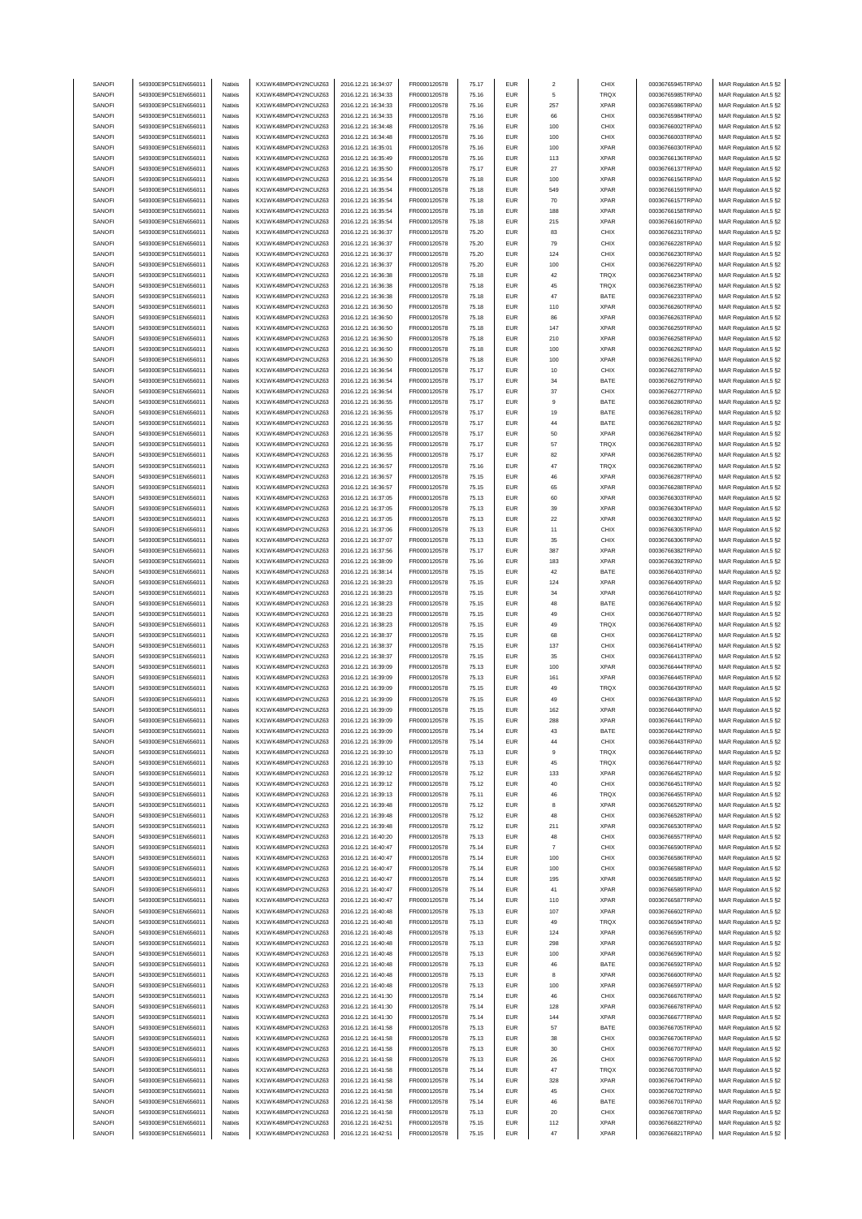| SANOFI | 549300E9PC51EN656011 | Natixis | KX1WK48MPD4Y2NCUIZ63 | 2016.12.21 16:34:07 | FR0000120578 | 75.17 | EUR | 2 | CHIX | 00036765945TRPA0 | MAR Regulation Art.5 §2 |
|---|---|---|---|---|---|---|---|---|---|---|---|
| SANOFI | 549300E9PC51EN656011 | Natixis | KX1WK48MPD4Y2NCUIZ63 | 2016.12.21 16:34:33 | FR0000120578 | 75.16 | EUR | 5 | TRQX | 00036765985TRPA0 | MAR Regulation Art.5 §2 |
| SANOFI | 549300E9PC51EN656011 | Natixis | KX1WK48MPD4Y2NCUIZ63 | 2016.12.21 16:34:33 | FR0000120578 | 75.16 | EUR | 257 | XPAR | 00036765986TRPA0 | MAR Regulation Art.5 §2 |
| SANOFI | 549300E9PC51EN656011 | Natixis | KX1WK48MPD4Y2NCUIZ63 | 2016.12.21 16:34:33 | FR0000120578 | 75.16 | EUR | 66 | CHIX | 00036765984TRPA0 | MAR Regulation Art.5 §2 |
| SANOFI | 549300E9PC51EN656011 | Natixis | KX1WK48MPD4Y2NCUIZ63 | 2016.12.21 16:34:48 | FR0000120578 | 75.16 | EUR | 100 | CHIX | 00036766002TRPA0 | MAR Regulation Art.5 §2 |
| SANOFI | 549300E9PC51EN656011 | Natixis | KX1WK48MPD4Y2NCUIZ63 | 2016.12.21 16:34:48 | FR0000120578 | 75.16 | EUR | 100 | CHIX | 00036766003TRPA0 | MAR Regulation Art.5 §2 |
| SANOFI | 549300E9PC51EN656011 | Natixis | KX1WK48MPD4Y2NCUIZ63 | 2016.12.21 16:35:01 | FR0000120578 | 75.16 | EUR | 100 | XPAR | 00036766030TRPA0 | MAR Regulation Art.5 §2 |
| SANOFI | 549300E9PC51EN656011 | Natixis | KX1WK48MPD4Y2NCUIZ63 | 2016.12.21 16:35:49 | FR0000120578 | 75.16 | EUR | 113 | XPAR | 00036766136TRPA0 | MAR Regulation Art.5 §2 |
| SANOFI | 549300E9PC51EN656011 | Natixis | KX1WK48MPD4Y2NCUIZ63 | 2016.12.21 16:35:50 | FR0000120578 | 75.17 | EUR | 27 | XPAR | 00036766137TRPA0 | MAR Regulation Art.5 §2 |
| SANOFI | 549300E9PC51EN656011 | Natixis | KX1WK48MPD4Y2NCUIZ63 | 2016.12.21 16:35:54 | FR0000120578 | 75.18 | EUR | 100 | XPAR | 00036766156TRPA0 | MAR Regulation Art.5 §2 |
| SANOFI | 549300E9PC51EN656011 | Natixis | KX1WK48MPD4Y2NCUIZ63 | 2016.12.21 16:35:54 | FR0000120578 | 75.18 | EUR | 549 | XPAR | 00036766159TRPA0 | MAR Regulation Art.5 §2 |
| SANOFI | 549300E9PC51EN656011 | Natixis | KX1WK48MPD4Y2NCUIZ63 | 2016.12.21 16:35:54 | FR0000120578 | 75.18 | EUR | 70 | XPAR | 00036766157TRPA0 | MAR Regulation Art.5 §2 |
| SANOFI | 549300E9PC51EN656011 | Natixis | KX1WK48MPD4Y2NCUIZ63 | 2016.12.21 16:35:54 | FR0000120578 | 75.18 | EUR | 188 | XPAR | 00036766158TRPA0 | MAR Regulation Art.5 §2 |
| SANOFI | 549300E9PC51EN656011 | Natixis | KX1WK48MPD4Y2NCUIZ63 | 2016.12.21 16:35:54 | FR0000120578 | 75.18 | EUR | 215 | XPAR | 00036766160TRPA0 | MAR Regulation Art.5 §2 |
| SANOFI | 549300E9PC51EN656011 | Natixis | KX1WK48MPD4Y2NCUIZ63 | 2016.12.21 16:36:37 | FR0000120578 | 75.20 | EUR | 83 | CHIX | 00036766231TRPA0 | MAR Regulation Art.5 §2 |
| SANOFI | 549300E9PC51EN656011 | Natixis | KX1WK48MPD4Y2NCUIZ63 | 2016.12.21 16:36:37 | FR0000120578 | 75.20 | EUR | 79 | CHIX | 00036766228TRPA0 | MAR Regulation Art.5 §2 |
| SANOFI | 549300E9PC51EN656011 | Natixis | KX1WK48MPD4Y2NCUIZ63 | 2016.12.21 16:36:37 | FR0000120578 | 75.20 | EUR | 124 | CHIX | 00036766230TRPA0 | MAR Regulation Art.5 §2 |
| SANOFI | 549300E9PC51EN656011 | Natixis | KX1WK48MPD4Y2NCUIZ63 | 2016.12.21 16:36:37 | FR0000120578 | 75.20 | EUR | 100 | CHIX | 00036766229TRPA0 | MAR Regulation Art.5 §2 |
| SANOFI | 549300E9PC51EN656011 | Natixis | KX1WK48MPD4Y2NCUIZ63 | 2016.12.21 16:36:38 | FR0000120578 | 75.18 | EUR | 42 | TRQX | 00036766234TRPA0 | MAR Regulation Art.5 §2 |
| SANOFI | 549300E9PC51EN656011 | Natixis | KX1WK48MPD4Y2NCUIZ63 | 2016.12.21 16:36:38 | FR0000120578 | 75.18 | EUR | 45 | TRQX | 00036766235TRPA0 | MAR Regulation Art.5 §2 |
| SANOFI | 549300E9PC51EN656011 | Natixis | KX1WK48MPD4Y2NCUIZ63 | 2016.12.21 16:36:38 | FR0000120578 | 75.18 | EUR | 47 | BATE | 00036766233TRPA0 | MAR Regulation Art.5 §2 |
| SANOFI | 549300E9PC51EN656011 | Natixis | KX1WK48MPD4Y2NCUIZ63 | 2016.12.21 16:36:50 | FR0000120578 | 75.18 | EUR | 110 | XPAR | 00036766260TRPA0 | MAR Regulation Art.5 §2 |
| SANOFI | 549300E9PC51EN656011 | Natixis | KX1WK48MPD4Y2NCUIZ63 | 2016.12.21 16:36:50 | FR0000120578 | 75.18 | EUR | 86 | XPAR | 00036766263TRPA0 | MAR Regulation Art.5 §2 |
| SANOFI | 549300E9PC51EN656011 | Natixis | KX1WK48MPD4Y2NCUIZ63 | 2016.12.21 16:36:50 | FR0000120578 | 75.18 | EUR | 147 | XPAR | 00036766259TRPA0 | MAR Regulation Art.5 §2 |
| SANOFI | 549300E9PC51EN656011 | Natixis | KX1WK48MPD4Y2NCUIZ63 | 2016.12.21 16:36:50 | FR0000120578 | 75.18 | EUR | 210 | XPAR | 00036766258TRPA0 | MAR Regulation Art.5 §2 |
| SANOFI | 549300E9PC51EN656011 | Natixis | KX1WK48MPD4Y2NCUIZ63 | 2016.12.21 16:36:50 | FR0000120578 | 75.18 | EUR | 100 | XPAR | 00036766262TRPA0 | MAR Regulation Art.5 §2 |
| SANOFI | 549300E9PC51EN656011 | Natixis | KX1WK48MPD4Y2NCUIZ63 | 2016.12.21 16:36:50 | FR0000120578 | 75.18 | EUR | 100 | XPAR | 00036766261TRPA0 | MAR Regulation Art.5 §2 |
| SANOFI | 549300E9PC51EN656011 | Natixis | KX1WK48MPD4Y2NCUIZ63 | 2016.12.21 16:36:54 | FR0000120578 | 75.17 | EUR | 10 | CHIX | 00036766278TRPA0 | MAR Regulation Art.5 §2 |
| SANOFI | 549300E9PC51EN656011 | Natixis | KX1WK48MPD4Y2NCUIZ63 | 2016.12.21 16:36:54 | FR0000120578 | 75.17 | EUR | 34 | BATE | 00036766279TRPA0 | MAR Regulation Art.5 §2 |
| SANOFI | 549300E9PC51EN656011 | Natixis | KX1WK48MPD4Y2NCUIZ63 | 2016.12.21 16:36:54 | FR0000120578 | 75.17 | EUR | 37 | CHIX | 00036766277TRPA0 | MAR Regulation Art.5 §2 |
| SANOFI | 549300E9PC51EN656011 | Natixis | KX1WK48MPD4Y2NCUIZ63 | 2016.12.21 16:36:55 | FR0000120578 | 75.17 | EUR | 9 | BATE | 00036766280TRPA0 | MAR Regulation Art.5 §2 |
| SANOFI | 549300E9PC51EN656011 | Natixis | KX1WK48MPD4Y2NCUIZ63 | 2016.12.21 16:36:55 | FR0000120578 | 75.17 | EUR | 19 | BATE | 00036766281TRPA0 | MAR Regulation Art.5 §2 |
| SANOFI | 549300E9PC51EN656011 | Natixis | KX1WK48MPD4Y2NCUIZ63 | 2016.12.21 16:36:55 | FR0000120578 | 75.17 | EUR | 44 | BATE | 00036766282TRPA0 | MAR Regulation Art.5 §2 |
| SANOFI | 549300E9PC51EN656011 | Natixis | KX1WK48MPD4Y2NCUIZ63 | 2016.12.21 16:36:55 | FR0000120578 | 75.17 | EUR | 50 | XPAR | 00036766284TRPA0 | MAR Regulation Art.5 §2 |
| SANOFI | 549300E9PC51EN656011 | Natixis | KX1WK48MPD4Y2NCUIZ63 | 2016.12.21 16:36:55 | FR0000120578 | 75.17 | EUR | 57 | TRQX | 00036766283TRPA0 | MAR Regulation Art.5 §2 |
| SANOFI | 549300E9PC51EN656011 | Natixis | KX1WK48MPD4Y2NCUIZ63 | 2016.12.21 16:36:55 | FR0000120578 | 75.17 | EUR | 82 | XPAR | 00036766285TRPA0 | MAR Regulation Art.5 §2 |
| SANOFI | 549300E9PC51EN656011 | Natixis | KX1WK48MPD4Y2NCUIZ63 | 2016.12.21 16:36:57 | FR0000120578 | 75.16 | EUR | 47 | TRQX | 00036766286TRPA0 | MAR Regulation Art.5 §2 |
| SANOFI | 549300E9PC51EN656011 | Natixis | KX1WK48MPD4Y2NCUIZ63 | 2016.12.21 16:36:57 | FR0000120578 | 75.15 | EUR | 46 | XPAR | 00036766287TRPA0 | MAR Regulation Art.5 §2 |
| SANOFI | 549300E9PC51EN656011 | Natixis | KX1WK48MPD4Y2NCUIZ63 | 2016.12.21 16:36:57 | FR0000120578 | 75.15 | EUR | 65 | XPAR | 00036766288TRPA0 | MAR Regulation Art.5 §2 |
| SANOFI | 549300E9PC51EN656011 | Natixis | KX1WK48MPD4Y2NCUIZ63 | 2016.12.21 16:37:05 | FR0000120578 | 75.13 | EUR | 60 | XPAR | 00036766303TRPA0 | MAR Regulation Art.5 §2 |
| SANOFI | 549300E9PC51EN656011 | Natixis | KX1WK48MPD4Y2NCUIZ63 | 2016.12.21 16:37:05 | FR0000120578 | 75.13 | EUR | 39 | XPAR | 00036766304TRPA0 | MAR Regulation Art.5 §2 |
| SANOFI | 549300E9PC51EN656011 | Natixis | KX1WK48MPD4Y2NCUIZ63 | 2016.12.21 16:37:05 | FR0000120578 | 75.13 | EUR | 22 | XPAR | 00036766302TRPA0 | MAR Regulation Art.5 §2 |
| SANOFI | 549300E9PC51EN656011 | Natixis | KX1WK48MPD4Y2NCUIZ63 | 2016.12.21 16:37:06 | FR0000120578 | 75.13 | EUR | 11 | CHIX | 00036766305TRPA0 | MAR Regulation Art.5 §2 |
| SANOFI | 549300E9PC51EN656011 | Natixis | KX1WK48MPD4Y2NCUIZ63 | 2016.12.21 16:37:07 | FR0000120578 | 75.13 | EUR | 35 | CHIX | 00036766306TRPA0 | MAR Regulation Art.5 §2 |
| SANOFI | 549300E9PC51EN656011 | Natixis | KX1WK48MPD4Y2NCUIZ63 | 2016.12.21 16:37:56 | FR0000120578 | 75.17 | EUR | 387 | XPAR | 00036766382TRPA0 | MAR Regulation Art.5 §2 |
| SANOFI | 549300E9PC51EN656011 | Natixis | KX1WK48MPD4Y2NCUIZ63 | 2016.12.21 16:38:09 | FR0000120578 | 75.16 | EUR | 183 | XPAR | 00036766392TRPA0 | MAR Regulation Art.5 §2 |
| SANOFI | 549300E9PC51EN656011 | Natixis | KX1WK48MPD4Y2NCUIZ63 | 2016.12.21 16:38:14 | FR0000120578 | 75.15 | EUR | 42 | BATE | 00036766403TRPA0 | MAR Regulation Art.5 §2 |
| SANOFI | 549300E9PC51EN656011 | Natixis | KX1WK48MPD4Y2NCUIZ63 | 2016.12.21 16:38:23 | FR0000120578 | 75.15 | EUR | 124 | XPAR | 00036766409TRPA0 | MAR Regulation Art.5 §2 |
| SANOFI | 549300E9PC51EN656011 | Natixis | KX1WK48MPD4Y2NCUIZ63 | 2016.12.21 16:38:23 | FR0000120578 | 75.15 | EUR | 34 | XPAR | 00036766410TRPA0 | MAR Regulation Art.5 §2 |
| SANOFI | 549300E9PC51EN656011 | Natixis | KX1WK48MPD4Y2NCUIZ63 | 2016.12.21 16:38:23 | FR0000120578 | 75.15 | EUR | 48 | BATE | 00036766406TRPA0 | MAR Regulation Art.5 §2 |
| SANOFI | 549300E9PC51EN656011 | Natixis | KX1WK48MPD4Y2NCUIZ63 | 2016.12.21 16:38:23 | FR0000120578 | 75.15 | EUR | 49 | CHIX | 00036766407TRPA0 | MAR Regulation Art.5 §2 |
| SANOFI | 549300E9PC51EN656011 | Natixis | KX1WK48MPD4Y2NCUIZ63 | 2016.12.21 16:38:23 | FR0000120578 | 75.15 | EUR | 49 | TRQX | 00036766408TRPA0 | MAR Regulation Art.5 §2 |
| SANOFI | 549300E9PC51EN656011 | Natixis | KX1WK48MPD4Y2NCUIZ63 | 2016.12.21 16:38:37 | FR0000120578 | 75.15 | EUR | 68 | CHIX | 00036766412TRPA0 | MAR Regulation Art.5 §2 |
| SANOFI | 549300E9PC51EN656011 | Natixis | KX1WK48MPD4Y2NCUIZ63 | 2016.12.21 16:38:37 | FR0000120578 | 75.15 | EUR | 137 | CHIX | 00036766414TRPA0 | MAR Regulation Art.5 §2 |
| SANOFI | 549300E9PC51EN656011 | Natixis | KX1WK48MPD4Y2NCUIZ63 | 2016.12.21 16:38:37 | FR0000120578 | 75.15 | EUR | 35 | CHIX | 00036766413TRPA0 | MAR Regulation Art.5 §2 |
| SANOFI | 549300E9PC51EN656011 | Natixis | KX1WK48MPD4Y2NCUIZ63 | 2016.12.21 16:39:09 | FR0000120578 | 75.13 | EUR | 100 | XPAR | 00036766444TRPA0 | MAR Regulation Art.5 §2 |
| SANOFI | 549300E9PC51EN656011 | Natixis | KX1WK48MPD4Y2NCUIZ63 | 2016.12.21 16:39:09 | FR0000120578 | 75.13 | EUR | 161 | XPAR | 00036766445TRPA0 | MAR Regulation Art.5 §2 |
| SANOFI | 549300E9PC51EN656011 | Natixis | KX1WK48MPD4Y2NCUIZ63 | 2016.12.21 16:39:09 | FR0000120578 | 75.15 | EUR | 49 | TRQX | 00036766439TRPA0 | MAR Regulation Art.5 §2 |
| SANOFI | 549300E9PC51EN656011 | Natixis | KX1WK48MPD4Y2NCUIZ63 | 2016.12.21 16:39:09 | FR0000120578 | 75.15 | EUR | 49 | CHIX | 00036766438TRPA0 | MAR Regulation Art.5 §2 |
| SANOFI | 549300E9PC51EN656011 | Natixis | KX1WK48MPD4Y2NCUIZ63 | 2016.12.21 16:39:09 | FR0000120578 | 75.15 | EUR | 162 | XPAR | 00036766440TRPA0 | MAR Regulation Art.5 §2 |
| SANOFI | 549300E9PC51EN656011 | Natixis | KX1WK48MPD4Y2NCUIZ63 | 2016.12.21 16:39:09 | FR0000120578 | 75.15 | EUR | 288 | XPAR | 00036766441TRPA0 | MAR Regulation Art.5 §2 |
| SANOFI | 549300E9PC51EN656011 | Natixis | KX1WK48MPD4Y2NCUIZ63 | 2016.12.21 16:39:09 | FR0000120578 | 75.14 | EUR | 43 | BATE | 00036766442TRPA0 | MAR Regulation Art.5 §2 |
| SANOFI | 549300E9PC51EN656011 | Natixis | KX1WK48MPD4Y2NCUIZ63 | 2016.12.21 16:39:09 | FR0000120578 | 75.14 | EUR | 44 | CHIX | 00036766443TRPA0 | MAR Regulation Art.5 §2 |
| SANOFI | 549300E9PC51EN656011 | Natixis | KX1WK48MPD4Y2NCUIZ63 | 2016.12.21 16:39:10 | FR0000120578 | 75.13 | EUR | 9 | TRQX | 00036766446TRPA0 | MAR Regulation Art.5 §2 |
| SANOFI | 549300E9PC51EN656011 | Natixis | KX1WK48MPD4Y2NCUIZ63 | 2016.12.21 16:39:10 | FR0000120578 | 75.13 | EUR | 45 | TRQX | 00036766447TRPA0 | MAR Regulation Art.5 §2 |
| SANOFI | 549300E9PC51EN656011 | Natixis | KX1WK48MPD4Y2NCUIZ63 | 2016.12.21 16:39:12 | FR0000120578 | 75.12 | EUR | 133 | XPAR | 00036766452TRPA0 | MAR Regulation Art.5 §2 |
| SANOFI | 549300E9PC51EN656011 | Natixis | KX1WK48MPD4Y2NCUIZ63 | 2016.12.21 16:39:12 | FR0000120578 | 75.12 | EUR | 40 | CHIX | 00036766451TRPA0 | MAR Regulation Art.5 §2 |
| SANOFI | 549300E9PC51EN656011 | Natixis | KX1WK48MPD4Y2NCUIZ63 | 2016.12.21 16:39:13 | FR0000120578 | 75.11 | EUR | 46 | TRQX | 00036766455TRPA0 | MAR Regulation Art.5 §2 |
| SANOFI | 549300E9PC51EN656011 | Natixis | KX1WK48MPD4Y2NCUIZ63 | 2016.12.21 16:39:48 | FR0000120578 | 75.12 | EUR | 8 | XPAR | 00036766529TRPA0 | MAR Regulation Art.5 §2 |
| SANOFI | 549300E9PC51EN656011 | Natixis | KX1WK48MPD4Y2NCUIZ63 | 2016.12.21 16:39:48 | FR0000120578 | 75.12 | EUR | 48 | CHIX | 00036766528TRPA0 | MAR Regulation Art.5 §2 |
| SANOFI | 549300E9PC51EN656011 | Natixis | KX1WK48MPD4Y2NCUIZ63 | 2016.12.21 16:39:48 | FR0000120578 | 75.12 | EUR | 211 | XPAR | 00036766530TRPA0 | MAR Regulation Art.5 §2 |
| SANOFI | 549300E9PC51EN656011 | Natixis | KX1WK48MPD4Y2NCUIZ63 | 2016.12.21 16:40:20 | FR0000120578 | 75.13 | EUR | 48 | CHIX | 00036766557TRPA0 | MAR Regulation Art.5 §2 |
| SANOFI | 549300E9PC51EN656011 | Natixis | KX1WK48MPD4Y2NCUIZ63 | 2016.12.21 16:40:47 | FR0000120578 | 75.14 | EUR | 7 | CHIX | 00036766590TRPA0 | MAR Regulation Art.5 §2 |
| SANOFI | 549300E9PC51EN656011 | Natixis | KX1WK48MPD4Y2NCUIZ63 | 2016.12.21 16:40:47 | FR0000120578 | 75.14 | EUR | 100 | CHIX | 00036766586TRPA0 | MAR Regulation Art.5 §2 |
| SANOFI | 549300E9PC51EN656011 | Natixis | KX1WK48MPD4Y2NCUIZ63 | 2016.12.21 16:40:47 | FR0000120578 | 75.14 | EUR | 100 | CHIX | 00036766588TRPA0 | MAR Regulation Art.5 §2 |
| SANOFI | 549300E9PC51EN656011 | Natixis | KX1WK48MPD4Y2NCUIZ63 | 2016.12.21 16:40:47 | FR0000120578 | 75.14 | EUR | 195 | XPAR | 00036766585TRPA0 | MAR Regulation Art.5 §2 |
| SANOFI | 549300E9PC51EN656011 | Natixis | KX1WK48MPD4Y2NCUIZ63 | 2016.12.21 16:40:47 | FR0000120578 | 75.14 | EUR | 41 | XPAR | 00036766589TRPA0 | MAR Regulation Art.5 §2 |
| SANOFI | 549300E9PC51EN656011 | Natixis | KX1WK48MPD4Y2NCUIZ63 | 2016.12.21 16:40:47 | FR0000120578 | 75.14 | EUR | 110 | XPAR | 00036766587TRPA0 | MAR Regulation Art.5 §2 |
| SANOFI | 549300E9PC51EN656011 | Natixis | KX1WK48MPD4Y2NCUIZ63 | 2016.12.21 16:40:48 | FR0000120578 | 75.13 | EUR | 107 | XPAR | 00036766602TRPA0 | MAR Regulation Art.5 §2 |
| SANOFI | 549300E9PC51EN656011 | Natixis | KX1WK48MPD4Y2NCUIZ63 | 2016.12.21 16:40:48 | FR0000120578 | 75.13 | EUR | 49 | TRQX | 00036766594TRPA0 | MAR Regulation Art.5 §2 |
| SANOFI | 549300E9PC51EN656011 | Natixis | KX1WK48MPD4Y2NCUIZ63 | 2016.12.21 16:40:48 | FR0000120578 | 75.13 | EUR | 124 | XPAR | 00036766595TRPA0 | MAR Regulation Art.5 §2 |
| SANOFI | 549300E9PC51EN656011 | Natixis | KX1WK48MPD4Y2NCUIZ63 | 2016.12.21 16:40:48 | FR0000120578 | 75.13 | EUR | 298 | XPAR | 00036766593TRPA0 | MAR Regulation Art.5 §2 |
| SANOFI | 549300E9PC51EN656011 | Natixis | KX1WK48MPD4Y2NCUIZ63 | 2016.12.21 16:40:48 | FR0000120578 | 75.13 | EUR | 100 | XPAR | 00036766596TRPA0 | MAR Regulation Art.5 §2 |
| SANOFI | 549300E9PC51EN656011 | Natixis | KX1WK48MPD4Y2NCUIZ63 | 2016.12.21 16:40:48 | FR0000120578 | 75.13 | EUR | 46 | BATE | 00036766592TRPA0 | MAR Regulation Art.5 §2 |
| SANOFI | 549300E9PC51EN656011 | Natixis | KX1WK48MPD4Y2NCUIZ63 | 2016.12.21 16:40:48 | FR0000120578 | 75.13 | EUR | 8 | XPAR | 00036766600TRPA0 | MAR Regulation Art.5 §2 |
| SANOFI | 549300E9PC51EN656011 | Natixis | KX1WK48MPD4Y2NCUIZ63 | 2016.12.21 16:40:48 | FR0000120578 | 75.13 | EUR | 100 | XPAR | 00036766597TRPA0 | MAR Regulation Art.5 §2 |
| SANOFI | 549300E9PC51EN656011 | Natixis | KX1WK48MPD4Y2NCUIZ63 | 2016.12.21 16:41:30 | FR0000120578 | 75.14 | EUR | 46 | CHIX | 00036766676TRPA0 | MAR Regulation Art.5 §2 |
| SANOFI | 549300E9PC51EN656011 | Natixis | KX1WK48MPD4Y2NCUIZ63 | 2016.12.21 16:41:30 | FR0000120578 | 75.14 | EUR | 128 | XPAR | 00036766678TRPA0 | MAR Regulation Art.5 §2 |
| SANOFI | 549300E9PC51EN656011 | Natixis | KX1WK48MPD4Y2NCUIZ63 | 2016.12.21 16:41:30 | FR0000120578 | 75.14 | EUR | 144 | XPAR | 00036766677TRPA0 | MAR Regulation Art.5 §2 |
| SANOFI | 549300E9PC51EN656011 | Natixis | KX1WK48MPD4Y2NCUIZ63 | 2016.12.21 16:41:58 | FR0000120578 | 75.13 | EUR | 57 | BATE | 00036766705TRPA0 | MAR Regulation Art.5 §2 |
| SANOFI | 549300E9PC51EN656011 | Natixis | KX1WK48MPD4Y2NCUIZ63 | 2016.12.21 16:41:58 | FR0000120578 | 75.13 | EUR | 38 | CHIX | 00036766706TRPA0 | MAR Regulation Art.5 §2 |
| SANOFI | 549300E9PC51EN656011 | Natixis | KX1WK48MPD4Y2NCUIZ63 | 2016.12.21 16:41:58 | FR0000120578 | 75.13 | EUR | 30 | CHIX | 00036766707TRPA0 | MAR Regulation Art.5 §2 |
| SANOFI | 549300E9PC51EN656011 | Natixis | KX1WK48MPD4Y2NCUIZ63 | 2016.12.21 16:41:58 | FR0000120578 | 75.13 | EUR | 26 | CHIX | 00036766709TRPA0 | MAR Regulation Art.5 §2 |
| SANOFI | 549300E9PC51EN656011 | Natixis | KX1WK48MPD4Y2NCUIZ63 | 2016.12.21 16:41:58 | FR0000120578 | 75.14 | EUR | 47 | TRQX | 00036766703TRPA0 | MAR Regulation Art.5 §2 |
| SANOFI | 549300E9PC51EN656011 | Natixis | KX1WK48MPD4Y2NCUIZ63 | 2016.12.21 16:41:58 | FR0000120578 | 75.14 | EUR | 328 | XPAR | 00036766704TRPA0 | MAR Regulation Art.5 §2 |
| SANOFI | 549300E9PC51EN656011 | Natixis | KX1WK48MPD4Y2NCUIZ63 | 2016.12.21 16:41:58 | FR0000120578 | 75.14 | EUR | 45 | CHIX | 00036766702TRPA0 | MAR Regulation Art.5 §2 |
| SANOFI | 549300E9PC51EN656011 | Natixis | KX1WK48MPD4Y2NCUIZ63 | 2016.12.21 16:41:58 | FR0000120578 | 75.14 | EUR | 46 | BATE | 00036766701TRPA0 | MAR Regulation Art.5 §2 |
| SANOFI | 549300E9PC51EN656011 | Natixis | KX1WK48MPD4Y2NCUIZ63 | 2016.12.21 16:41:58 | FR0000120578 | 75.13 | EUR | 20 | CHIX | 00036766708TRPA0 | MAR Regulation Art.5 §2 |
| SANOFI | 549300E9PC51EN656011 | Natixis | KX1WK48MPD4Y2NCUIZ63 | 2016.12.21 16:42:51 | FR0000120578 | 75.15 | EUR | 112 | XPAR | 00036766822TRPA0 | MAR Regulation Art.5 §2 |
| SANOFI | 549300E9PC51EN656011 | Natixis | KX1WK48MPD4Y2NCUIZ63 | 2016.12.21 16:42:51 | FR0000120578 | 75.15 | EUR | 47 | XPAR | 00036766821TRPA0 | MAR Regulation Art.5 §2 |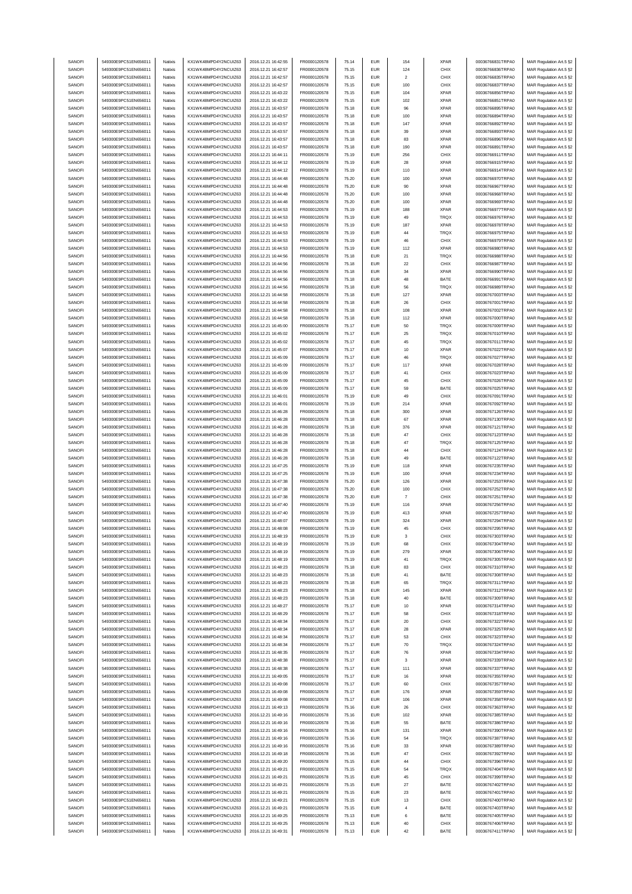| SANOFI | 549300E9PC51EN656011 | Natixis | KX1WK48MPD4Y2NCUIZ63 | 2016.12.21 16:42:55 | FR0000120578 | 75.14 | EUR | 154 | XPAR | 00036766831TRPA0 | MAR Regulation Art.5 §2 |
|---|---|---|---|---|---|---|---|---|---|---|---|
| SANOFI | 549300E9PC51EN656011 | Natixis | KX1WK48MPD4Y2NCUIZ63 | 2016.12.21 16:42:57 | FR0000120578 | 75.15 | EUR | 124 | CHIX | 00036766836TRPA0 | MAR Regulation Art.5 §2 |
| SANOFI | 549300E9PC51EN656011 | Natixis | KX1WK48MPD4Y2NCUIZ63 | 2016.12.21 16:42:57 | FR0000120578 | 75.15 | EUR | 2 | CHIX | 00036766835TRPA0 | MAR Regulation Art.5 §2 |
| SANOFI | 549300E9PC51EN656011 | Natixis | KX1WK48MPD4Y2NCUIZ63 | 2016.12.21 16:42:57 | FR0000120578 | 75.15 | EUR | 100 | CHIX | 00036766837TRPA0 | MAR Regulation Art.5 §2 |
| SANOFI | 549300E9PC51EN656011 | Natixis | KX1WK48MPD4Y2NCUIZ63 | 2016.12.21 16:43:22 | FR0000120578 | 75.15 | EUR | 104 | XPAR | 00036766856TRPA0 | MAR Regulation Art.5 §2 |
| SANOFI | 549300E9PC51EN656011 | Natixis | KX1WK48MPD4Y2NCUIZ63 | 2016.12.21 16:43:22 | FR0000120578 | 75.15 | EUR | 102 | XPAR | 00036766851TRPA0 | MAR Regulation Art.5 §2 |
| SANOFI | 549300E9PC51EN656011 | Natixis | KX1WK48MPD4Y2NCUIZ63 | 2016.12.21 16:43:57 | FR0000120578 | 75.18 | EUR | 96 | XPAR | 00036766895TRPA0 | MAR Regulation Art.5 §2 |
| SANOFI | 549300E9PC51EN656011 | Natixis | KX1WK48MPD4Y2NCUIZ63 | 2016.12.21 16:43:57 | FR0000120578 | 75.18 | EUR | 100 | XPAR | 00036766894TRPA0 | MAR Regulation Art.5 §2 |
| SANOFI | 549300E9PC51EN656011 | Natixis | KX1WK48MPD4Y2NCUIZ63 | 2016.12.21 16:43:57 | FR0000120578 | 75.18 | EUR | 147 | XPAR | 00036766892TRPA0 | MAR Regulation Art.5 §2 |
| SANOFI | 549300E9PC51EN656011 | Natixis | KX1WK48MPD4Y2NCUIZ63 | 2016.12.21 16:43:57 | FR0000120578 | 75.18 | EUR | 39 | XPAR | 00036766893TRPA0 | MAR Regulation Art.5 §2 |
| SANOFI | 549300E9PC51EN656011 | Natixis | KX1WK48MPD4Y2NCUIZ63 | 2016.12.21 16:43:57 | FR0000120578 | 75.18 | EUR | 83 | XPAR | 00036766896TRPA0 | MAR Regulation Art.5 §2 |
| SANOFI | 549300E9PC51EN656011 | Natixis | KX1WK48MPD4Y2NCUIZ63 | 2016.12.21 16:43:57 | FR0000120578 | 75.18 | EUR | 190 | XPAR | 00036766891TRPA0 | MAR Regulation Art.5 §2 |
| SANOFI | 549300E9PC51EN656011 | Natixis | KX1WK48MPD4Y2NCUIZ63 | 2016.12.21 16:44:11 | FR0000120578 | 75.19 | EUR | 256 | CHIX | 00036766911TRPA0 | MAR Regulation Art.5 §2 |
| SANOFI | 549300E9PC51EN656011 | Natixis | KX1WK48MPD4Y2NCUIZ63 | 2016.12.21 16:44:12 | FR0000120578 | 75.19 | EUR | 28 | XPAR | 00036766915TRPA0 | MAR Regulation Art.5 §2 |
| SANOFI | 549300E9PC51EN656011 | Natixis | KX1WK48MPD4Y2NCUIZ63 | 2016.12.21 16:44:12 | FR0000120578 | 75.19 | EUR | 110 | XPAR | 00036766914TRPA0 | MAR Regulation Art.5 §2 |
| SANOFI | 549300E9PC51EN656011 | Natixis | KX1WK48MPD4Y2NCUIZ63 | 2016.12.21 16:44:48 | FR0000120578 | 75.20 | EUR | 100 | XPAR | 00036766970TRPA0 | MAR Regulation Art.5 §2 |
| SANOFI | 549300E9PC51EN656011 | Natixis | KX1WK48MPD4Y2NCUIZ63 | 2016.12.21 16:44:48 | FR0000120578 | 75.20 | EUR | 90 | XPAR | 00036766967TRPA0 | MAR Regulation Art.5 §2 |
| SANOFI | 549300E9PC51EN656011 | Natixis | KX1WK48MPD4Y2NCUIZ63 | 2016.12.21 16:44:48 | FR0000120578 | 75.20 | EUR | 100 | XPAR | 00036766968TRPA0 | MAR Regulation Art.5 §2 |
| SANOFI | 549300E9PC51EN656011 | Natixis | KX1WK48MPD4Y2NCUIZ63 | 2016.12.21 16:44:48 | FR0000120578 | 75.20 | EUR | 100 | XPAR | 00036766969TRPA0 | MAR Regulation Art.5 §2 |
| SANOFI | 549300E9PC51EN656011 | Natixis | KX1WK48MPD4Y2NCUIZ63 | 2016.12.21 16:44:53 | FR0000120578 | 75.19 | EUR | 188 | XPAR | 00036766977TRPA0 | MAR Regulation Art.5 §2 |
| SANOFI | 549300E9PC51EN656011 | Natixis | KX1WK48MPD4Y2NCUIZ63 | 2016.12.21 16:44:53 | FR0000120578 | 75.19 | EUR | 49 | TRQX | 00036766976TRPA0 | MAR Regulation Art.5 §2 |
| SANOFI | 549300E9PC51EN656011 | Natixis | KX1WK48MPD4Y2NCUIZ63 | 2016.12.21 16:44:53 | FR0000120578 | 75.19 | EUR | 187 | XPAR | 00036766978TRPA0 | MAR Regulation Art.5 §2 |
| SANOFI | 549300E9PC51EN656011 | Natixis | KX1WK48MPD4Y2NCUIZ63 | 2016.12.21 16:44:53 | FR0000120578 | 75.19 | EUR | 44 | TRQX | 00036766975TRPA0 | MAR Regulation Art.5 §2 |
| SANOFI | 549300E9PC51EN656011 | Natixis | KX1WK48MPD4Y2NCUIZ63 | 2016.12.21 16:44:53 | FR0000120578 | 75.19 | EUR | 46 | CHIX | 00036766979TRPA0 | MAR Regulation Art.5 §2 |
| SANOFI | 549300E9PC51EN656011 | Natixis | KX1WK48MPD4Y2NCUIZ63 | 2016.12.21 16:44:53 | FR0000120578 | 75.19 | EUR | 112 | XPAR | 00036766980TRPA0 | MAR Regulation Art.5 §2 |
| SANOFI | 549300E9PC51EN656011 | Natixis | KX1WK48MPD4Y2NCUIZ63 | 2016.12.21 16:44:56 | FR0000120578 | 75.18 | EUR | 21 | TRQX | 00036766988TRPA0 | MAR Regulation Art.5 §2 |
| SANOFI | 549300E9PC51EN656011 | Natixis | KX1WK48MPD4Y2NCUIZ63 | 2016.12.21 16:44:56 | FR0000120578 | 75.18 | EUR | 22 | CHIX | 00036766987TRPA0 | MAR Regulation Art.5 §2 |
| SANOFI | 549300E9PC51EN656011 | Natixis | KX1WK48MPD4Y2NCUIZ63 | 2016.12.21 16:44:56 | FR0000120578 | 75.18 | EUR | 34 | XPAR | 00036766990TRPA0 | MAR Regulation Art.5 §2 |
| SANOFI | 549300E9PC51EN656011 | Natixis | KX1WK48MPD4Y2NCUIZ63 | 2016.12.21 16:44:56 | FR0000120578 | 75.18 | EUR | 48 | BATE | 00036766991TRPA0 | MAR Regulation Art.5 §2 |
| SANOFI | 549300E9PC51EN656011 | Natixis | KX1WK48MPD4Y2NCUIZ63 | 2016.12.21 16:44:56 | FR0000120578 | 75.18 | EUR | 56 | TRQX | 00036766989TRPA0 | MAR Regulation Art.5 §2 |
| SANOFI | 549300E9PC51EN656011 | Natixis | KX1WK48MPD4Y2NCUIZ63 | 2016.12.21 16:44:58 | FR0000120578 | 75.18 | EUR | 127 | XPAR | 00036767003TRPA0 | MAR Regulation Art.5 §2 |
| SANOFI | 549300E9PC51EN656011 | Natixis | KX1WK48MPD4Y2NCUIZ63 | 2016.12.21 16:44:58 | FR0000120578 | 75.18 | EUR | 26 | CHIX | 00036767001TRPA0 | MAR Regulation Art.5 §2 |
| SANOFI | 549300E9PC51EN656011 | Natixis | KX1WK48MPD4Y2NCUIZ63 | 2016.12.21 16:44:58 | FR0000120578 | 75.18 | EUR | 108 | XPAR | 00036767002TRPA0 | MAR Regulation Art.5 §2 |
| SANOFI | 549300E9PC51EN656011 | Natixis | KX1WK48MPD4Y2NCUIZ63 | 2016.12.21 16:44:58 | FR0000120578 | 75.18 | EUR | 112 | XPAR | 00036767000TRPA0 | MAR Regulation Art.5 §2 |
| SANOFI | 549300E9PC51EN656011 | Natixis | KX1WK48MPD4Y2NCUIZ63 | 2016.12.21 16:45:00 | FR0000120578 | 75.17 | EUR | 50 | TRQX | 00036767009TRPA0 | MAR Regulation Art.5 §2 |
| SANOFI | 549300E9PC51EN656011 | Natixis | KX1WK48MPD4Y2NCUIZ63 | 2016.12.21 16:45:02 | FR0000120578 | 75.17 | EUR | 25 | TRQX | 00036767010TRPA0 | MAR Regulation Art.5 §2 |
| SANOFI | 549300E9PC51EN656011 | Natixis | KX1WK48MPD4Y2NCUIZ63 | 2016.12.21 16:45:02 | FR0000120578 | 75.17 | EUR | 45 | TRQX | 00036767011TRPA0 | MAR Regulation Art.5 §2 |
| SANOFI | 549300E9PC51EN656011 | Natixis | KX1WK48MPD4Y2NCUIZ63 | 2016.12.21 16:45:07 | FR0000120578 | 75.17 | EUR | 10 | XPAR | 00036767022TRPA0 | MAR Regulation Art.5 §2 |
| SANOFI | 549300E9PC51EN656011 | Natixis | KX1WK48MPD4Y2NCUIZ63 | 2016.12.21 16:45:09 | FR0000120578 | 75.17 | EUR | 46 | TRQX | 00036767027TRPA0 | MAR Regulation Art.5 §2 |
| SANOFI | 549300E9PC51EN656011 | Natixis | KX1WK48MPD4Y2NCUIZ63 | 2016.12.21 16:45:09 | FR0000120578 | 75.17 | EUR | 117 | XPAR | 00036767028TRPA0 | MAR Regulation Art.5 §2 |
| SANOFI | 549300E9PC51EN656011 | Natixis | KX1WK48MPD4Y2NCUIZ63 | 2016.12.21 16:45:09 | FR0000120578 | 75.17 | EUR | 41 | CHIX | 00036767023TRPA0 | MAR Regulation Art.5 §2 |
| SANOFI | 549300E9PC51EN656011 | Natixis | KX1WK48MPD4Y2NCUIZ63 | 2016.12.21 16:45:09 | FR0000120578 | 75.17 | EUR | 45 | CHIX | 00036767026TRPA0 | MAR Regulation Art.5 §2 |
| SANOFI | 549300E9PC51EN656011 | Natixis | KX1WK48MPD4Y2NCUIZ63 | 2016.12.21 16:45:09 | FR0000120578 | 75.17 | EUR | 59 | BATE | 00036767025TRPA0 | MAR Regulation Art.5 §2 |
| SANOFI | 549300E9PC51EN656011 | Natixis | KX1WK48MPD4Y2NCUIZ63 | 2016.12.21 16:46:01 | FR0000120578 | 75.19 | EUR | 49 | CHIX | 00036767091TRPA0 | MAR Regulation Art.5 §2 |
| SANOFI | 549300E9PC51EN656011 | Natixis | KX1WK48MPD4Y2NCUIZ63 | 2016.12.21 16:46:01 | FR0000120578 | 75.19 | EUR | 214 | XPAR | 00036767092TRPA0 | MAR Regulation Art.5 §2 |
| SANOFI | 549300E9PC51EN656011 | Natixis | KX1WK48MPD4Y2NCUIZ63 | 2016.12.21 16:46:28 | FR0000120578 | 75.18 | EUR | 300 | XPAR | 00036767126TRPA0 | MAR Regulation Art.5 §2 |
| SANOFI | 549300E9PC51EN656011 | Natixis | KX1WK48MPD4Y2NCUIZ63 | 2016.12.21 16:46:28 | FR0000120578 | 75.18 | EUR | 67 | XPAR | 00036767130TRPA0 | MAR Regulation Art.5 §2 |
| SANOFI | 549300E9PC51EN656011 | Natixis | KX1WK48MPD4Y2NCUIZ63 | 2016.12.21 16:46:28 | FR0000120578 | 75.18 | EUR | 376 | XPAR | 00036767121TRPA0 | MAR Regulation Art.5 §2 |
| SANOFI | 549300E9PC51EN656011 | Natixis | KX1WK48MPD4Y2NCUIZ63 | 2016.12.21 16:46:28 | FR0000120578 | 75.18 | EUR | 47 | CHIX | 00036767123TRPA0 | MAR Regulation Art.5 §2 |
| SANOFI | 549300E9PC51EN656011 | Natixis | KX1WK48MPD4Y2NCUIZ63 | 2016.12.21 16:46:28 | FR0000120578 | 75.18 | EUR | 47 | TRQX | 00036767125TRPA0 | MAR Regulation Art.5 §2 |
| SANOFI | 549300E9PC51EN656011 | Natixis | KX1WK48MPD4Y2NCUIZ63 | 2016.12.21 16:46:28 | FR0000120578 | 75.18 | EUR | 44 | CHIX | 00036767124TRPA0 | MAR Regulation Art.5 §2 |
| SANOFI | 549300E9PC51EN656011 | Natixis | KX1WK48MPD4Y2NCUIZ63 | 2016.12.21 16:46:28 | FR0000120578 | 75.18 | EUR | 49 | BATE | 00036767122TRPA0 | MAR Regulation Art.5 §2 |
| SANOFI | 549300E9PC51EN656011 | Natixis | KX1WK48MPD4Y2NCUIZ63 | 2016.12.21 16:47:25 | FR0000120578 | 75.19 | EUR | 118 | XPAR | 00036767235TRPA0 | MAR Regulation Art.5 §2 |
| SANOFI | 549300E9PC51EN656011 | Natixis | KX1WK48MPD4Y2NCUIZ63 | 2016.12.21 16:47:25 | FR0000120578 | 75.19 | EUR | 100 | XPAR | 00036767234TRPA0 | MAR Regulation Art.5 §2 |
| SANOFI | 549300E9PC51EN656011 | Natixis | KX1WK48MPD4Y2NCUIZ63 | 2016.12.21 16:47:38 | FR0000120578 | 75.20 | EUR | 126 | XPAR | 00036767253TRPA0 | MAR Regulation Art.5 §2 |
| SANOFI | 549300E9PC51EN656011 | Natixis | KX1WK48MPD4Y2NCUIZ63 | 2016.12.21 16:47:38 | FR0000120578 | 75.20 | EUR | 100 | CHIX | 00036767252TRPA0 | MAR Regulation Art.5 §2 |
| SANOFI | 549300E9PC51EN656011 | Natixis | KX1WK48MPD4Y2NCUIZ63 | 2016.12.21 16:47:38 | FR0000120578 | 75.20 | EUR | 7 | CHIX | 00036767251TRPA0 | MAR Regulation Art.5 §2 |
| SANOFI | 549300E9PC51EN656011 | Natixis | KX1WK48MPD4Y2NCUIZ63 | 2016.12.21 16:47:40 | FR0000120578 | 75.19 | EUR | 116 | XPAR | 00036767256TRPA0 | MAR Regulation Art.5 §2 |
| SANOFI | 549300E9PC51EN656011 | Natixis | KX1WK48MPD4Y2NCUIZ63 | 2016.12.21 16:47:40 | FR0000120578 | 75.19 | EUR | 413 | XPAR | 00036767257TRPA0 | MAR Regulation Art.5 §2 |
| SANOFI | 549300E9PC51EN656011 | Natixis | KX1WK48MPD4Y2NCUIZ63 | 2016.12.21 16:48:07 | FR0000120578 | 75.19 | EUR | 324 | XPAR | 00036767294TRPA0 | MAR Regulation Art.5 §2 |
| SANOFI | 549300E9PC51EN656011 | Natixis | KX1WK48MPD4Y2NCUIZ63 | 2016.12.21 16:48:08 | FR0000120578 | 75.19 | EUR | 45 | CHIX | 00036767295TRPA0 | MAR Regulation Art.5 §2 |
| SANOFI | 549300E9PC51EN656011 | Natixis | KX1WK48MPD4Y2NCUIZ63 | 2016.12.21 16:48:19 | FR0000120578 | 75.19 | EUR | 3 | CHIX | 00036767303TRPA0 | MAR Regulation Art.5 §2 |
| SANOFI | 549300E9PC51EN656011 | Natixis | KX1WK48MPD4Y2NCUIZ63 | 2016.12.21 16:48:19 | FR0000120578 | 75.19 | EUR | 68 | CHIX | 00036767304TRPA0 | MAR Regulation Art.5 §2 |
| SANOFI | 549300E9PC51EN656011 | Natixis | KX1WK48MPD4Y2NCUIZ63 | 2016.12.21 16:48:19 | FR0000120578 | 75.19 | EUR | 279 | XPAR | 00036767306TRPA0 | MAR Regulation Art.5 §2 |
| SANOFI | 549300E9PC51EN656011 | Natixis | KX1WK48MPD4Y2NCUIZ63 | 2016.12.21 16:48:19 | FR0000120578 | 75.19 | EUR | 41 | TRQX | 00036767305TRPA0 | MAR Regulation Art.5 §2 |
| SANOFI | 549300E9PC51EN656011 | Natixis | KX1WK48MPD4Y2NCUIZ63 | 2016.12.21 16:48:23 | FR0000120578 | 75.18 | EUR | 83 | CHIX | 00036767310TRPA0 | MAR Regulation Art.5 §2 |
| SANOFI | 549300E9PC51EN656011 | Natixis | KX1WK48MPD4Y2NCUIZ63 | 2016.12.21 16:48:23 | FR0000120578 | 75.18 | EUR | 41 | BATE | 00036767308TRPA0 | MAR Regulation Art.5 §2 |
| SANOFI | 549300E9PC51EN656011 | Natixis | KX1WK48MPD4Y2NCUIZ63 | 2016.12.21 16:48:23 | FR0000120578 | 75.18 | EUR | 65 | TRQX | 00036767311TRPA0 | MAR Regulation Art.5 §2 |
| SANOFI | 549300E9PC51EN656011 | Natixis | KX1WK48MPD4Y2NCUIZ63 | 2016.12.21 16:48:23 | FR0000120578 | 75.18 | EUR | 145 | XPAR | 00036767312TRPA0 | MAR Regulation Art.5 §2 |
| SANOFI | 549300E9PC51EN656011 | Natixis | KX1WK48MPD4Y2NCUIZ63 | 2016.12.21 16:48:23 | FR0000120578 | 75.18 | EUR | 40 | BATE | 00036767309TRPA0 | MAR Regulation Art.5 §2 |
| SANOFI | 549300E9PC51EN656011 | Natixis | KX1WK48MPD4Y2NCUIZ63 | 2016.12.21 16:48:27 | FR0000120578 | 75.17 | EUR | 10 | XPAR | 00036767314TRPA0 | MAR Regulation Art.5 §2 |
| SANOFI | 549300E9PC51EN656011 | Natixis | KX1WK48MPD4Y2NCUIZ63 | 2016.12.21 16:48:29 | FR0000120578 | 75.17 | EUR | 58 | CHIX | 00036767318TRPA0 | MAR Regulation Art.5 §2 |
| SANOFI | 549300E9PC51EN656011 | Natixis | KX1WK48MPD4Y2NCUIZ63 | 2016.12.21 16:48:34 | FR0000120578 | 75.17 | EUR | 20 | CHIX | 00036767322TRPA0 | MAR Regulation Art.5 §2 |
| SANOFI | 549300E9PC51EN656011 | Natixis | KX1WK48MPD4Y2NCUIZ63 | 2016.12.21 16:48:34 | FR0000120578 | 75.17 | EUR | 28 | XPAR | 00036767325TRPA0 | MAR Regulation Art.5 §2 |
| SANOFI | 549300E9PC51EN656011 | Natixis | KX1WK48MPD4Y2NCUIZ63 | 2016.12.21 16:48:34 | FR0000120578 | 75.17 | EUR | 53 | CHIX | 00036767323TRPA0 | MAR Regulation Art.5 §2 |
| SANOFI | 549300E9PC51EN656011 | Natixis | KX1WK48MPD4Y2NCUIZ63 | 2016.12.21 16:48:34 | FR0000120578 | 75.17 | EUR | 70 | TRQX | 00036767324TRPA0 | MAR Regulation Art.5 §2 |
| SANOFI | 549300E9PC51EN656011 | Natixis | KX1WK48MPD4Y2NCUIZ63 | 2016.12.21 16:48:35 | FR0000120578 | 75.17 | EUR | 76 | XPAR | 00036767334TRPA0 | MAR Regulation Art.5 §2 |
| SANOFI | 549300E9PC51EN656011 | Natixis | KX1WK48MPD4Y2NCUIZ63 | 2016.12.21 16:48:38 | FR0000120578 | 75.17 | EUR | 3 | XPAR | 00036767339TRPA0 | MAR Regulation Art.5 §2 |
| SANOFI | 549300E9PC51EN656011 | Natixis | KX1WK48MPD4Y2NCUIZ63 | 2016.12.21 16:48:38 | FR0000120578 | 75.17 | EUR | 111 | XPAR | 00036767337TRPA0 | MAR Regulation Art.5 §2 |
| SANOFI | 549300E9PC51EN656011 | Natixis | KX1WK48MPD4Y2NCUIZ63 | 2016.12.21 16:49:05 | FR0000120578 | 75.17 | EUR | 16 | XPAR | 00036767355TRPA0 | MAR Regulation Art.5 §2 |
| SANOFI | 549300E9PC51EN656011 | Natixis | KX1WK48MPD4Y2NCUIZ63 | 2016.12.21 16:49:08 | FR0000120578 | 75.17 | EUR | 60 | CHIX | 00036767357TRPA0 | MAR Regulation Art.5 §2 |
| SANOFI | 549300E9PC51EN656011 | Natixis | KX1WK48MPD4Y2NCUIZ63 | 2016.12.21 16:49:08 | FR0000120578 | 75.17 | EUR | 176 | XPAR | 00036767359TRPA0 | MAR Regulation Art.5 §2 |
| SANOFI | 549300E9PC51EN656011 | Natixis | KX1WK48MPD4Y2NCUIZ63 | 2016.12.21 16:49:08 | FR0000120578 | 75.17 | EUR | 106 | XPAR | 00036767358TRPA0 | MAR Regulation Art.5 §2 |
| SANOFI | 549300E9PC51EN656011 | Natixis | KX1WK48MPD4Y2NCUIZ63 | 2016.12.21 16:49:13 | FR0000120578 | 75.16 | EUR | 26 | CHIX | 00036767363TRPA0 | MAR Regulation Art.5 §2 |
| SANOFI | 549300E9PC51EN656011 | Natixis | KX1WK48MPD4Y2NCUIZ63 | 2016.12.21 16:49:16 | FR0000120578 | 75.16 | EUR | 102 | XPAR | 00036767385TRPA0 | MAR Regulation Art.5 §2 |
| SANOFI | 549300E9PC51EN656011 | Natixis | KX1WK48MPD4Y2NCUIZ63 | 2016.12.21 16:49:16 | FR0000120578 | 75.16 | EUR | 55 | BATE | 00036767386TRPA0 | MAR Regulation Art.5 §2 |
| SANOFI | 549300E9PC51EN656011 | Natixis | KX1WK48MPD4Y2NCUIZ63 | 2016.12.21 16:49:16 | FR0000120578 | 75.16 | EUR | 131 | XPAR | 00036767390TRPA0 | MAR Regulation Art.5 §2 |
| SANOFI | 549300E9PC51EN656011 | Natixis | KX1WK48MPD4Y2NCUIZ63 | 2016.12.21 16:49:16 | FR0000120578 | 75.16 | EUR | 54 | TRQX | 00036767387TRPA0 | MAR Regulation Art.5 §2 |
| SANOFI | 549300E9PC51EN656011 | Natixis | KX1WK48MPD4Y2NCUIZ63 | 2016.12.21 16:49:16 | FR0000120578 | 75.16 | EUR | 33 | XPAR | 00036767389TRPA0 | MAR Regulation Art.5 §2 |
| SANOFI | 549300E9PC51EN656011 | Natixis | KX1WK48MPD4Y2NCUIZ63 | 2016.12.21 16:49:18 | FR0000120578 | 75.16 | EUR | 47 | CHIX | 00036767392TRPA0 | MAR Regulation Art.5 §2 |
| SANOFI | 549300E9PC51EN656011 | Natixis | KX1WK48MPD4Y2NCUIZ63 | 2016.12.21 16:49:20 | FR0000120578 | 75.15 | EUR | 44 | CHIX | 00036767396TRPA0 | MAR Regulation Art.5 §2 |
| SANOFI | 549300E9PC51EN656011 | Natixis | KX1WK48MPD4Y2NCUIZ63 | 2016.12.21 16:49:21 | FR0000120578 | 75.15 | EUR | 54 | TRQX | 00036767404TRPA0 | MAR Regulation Art.5 §2 |
| SANOFI | 549300E9PC51EN656011 | Natixis | KX1WK48MPD4Y2NCUIZ63 | 2016.12.21 16:49:21 | FR0000120578 | 75.15 | EUR | 45 | CHIX | 00036767399TRPA0 | MAR Regulation Art.5 §2 |
| SANOFI | 549300E9PC51EN656011 | Natixis | KX1WK48MPD4Y2NCUIZ63 | 2016.12.21 16:49:21 | FR0000120578 | 75.15 | EUR | 27 | BATE | 00036767402TRPA0 | MAR Regulation Art.5 §2 |
| SANOFI | 549300E9PC51EN656011 | Natixis | KX1WK48MPD4Y2NCUIZ63 | 2016.12.21 16:49:21 | FR0000120578 | 75.15 | EUR | 23 | BATE | 00036767401TRPA0 | MAR Regulation Art.5 §2 |
| SANOFI | 549300E9PC51EN656011 | Natixis | KX1WK48MPD4Y2NCUIZ63 | 2016.12.21 16:49:21 | FR0000120578 | 75.15 | EUR | 13 | CHIX | 00036767400TRPA0 | MAR Regulation Art.5 §2 |
| SANOFI | 549300E9PC51EN656011 | Natixis | KX1WK48MPD4Y2NCUIZ63 | 2016.12.21 16:49:21 | FR0000120578 | 75.15 | EUR | 4 | BATE | 00036767403TRPA0 | MAR Regulation Art.5 §2 |
| SANOFI | 549300E9PC51EN656011 | Natixis | KX1WK48MPD4Y2NCUIZ63 | 2016.12.21 16:49:25 | FR0000120578 | 75.13 | EUR | 6 | BATE | 00036767405TRPA0 | MAR Regulation Art.5 §2 |
| SANOFI | 549300E9PC51EN656011 | Natixis | KX1WK48MPD4Y2NCUIZ63 | 2016.12.21 16:49:25 | FR0000120578 | 75.13 | EUR | 40 | CHIX | 00036767406TRPA0 | MAR Regulation Art.5 §2 |
| SANOFI | 549300E9PC51EN656011 | Natixis | KX1WK48MPD4Y2NCUIZ63 | 2016.12.21 16:49:31 | FR0000120578 | 75.13 | EUR | 42 | BATE | 00036767411TRPA0 | MAR Regulation Art.5 §2 |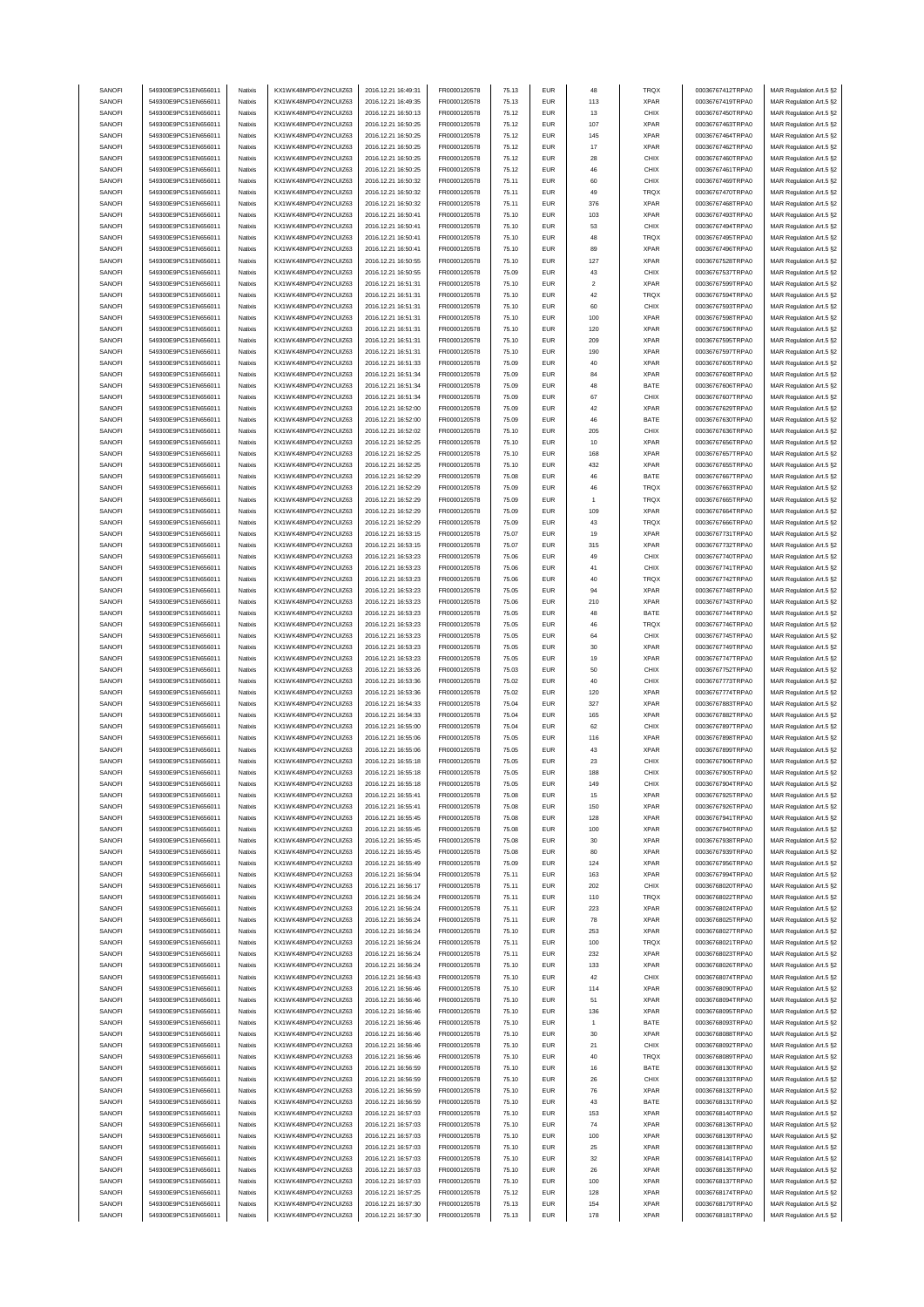| SANOFI | 549300E9PC51EN656011 | Natixis | KX1WK48MPD4Y2NCUIZ63 | 2016.12.21 16:49:31 | FR0000120578 | 75.13 | EUR | 48 | TRQX | 00036767412TRPA0 | MAR Regulation Art.5 §2 |
|---|---|---|---|---|---|---|---|---|---|---|---|
| SANOFI | 549300E9PC51EN656011 | Natixis | KX1WK48MPD4Y2NCUIZ63 | 2016.12.21 16:49:35 | FR0000120578 | 75.13 | EUR | 113 | XPAR | 00036767419TRPA0 | MAR Regulation Art.5 §2 |
| SANOFI | 549300E9PC51EN656011 | Natixis | KX1WK48MPD4Y2NCUIZ63 | 2016.12.21 16:50:13 | FR0000120578 | 75.12 | EUR | 13 | CHIX | 00036767450TRPA0 | MAR Regulation Art.5 §2 |
| SANOFI | 549300E9PC51EN656011 | Natixis | KX1WK48MPD4Y2NCUIZ63 | 2016.12.21 16:50:25 | FR0000120578 | 75.12 | EUR | 107 | XPAR | 00036767463TRPA0 | MAR Regulation Art.5 §2 |
| SANOFI | 549300E9PC51EN656011 | Natixis | KX1WK48MPD4Y2NCUIZ63 | 2016.12.21 16:50:25 | FR0000120578 | 75.12 | EUR | 145 | XPAR | 00036767464TRPA0 | MAR Regulation Art.5 §2 |
| SANOFI | 549300E9PC51EN656011 | Natixis | KX1WK48MPD4Y2NCUIZ63 | 2016.12.21 16:50:25 | FR0000120578 | 75.12 | EUR | 17 | XPAR | 00036767462TRPA0 | MAR Regulation Art.5 §2 |
| SANOFI | 549300E9PC51EN656011 | Natixis | KX1WK48MPD4Y2NCUIZ63 | 2016.12.21 16:50:25 | FR0000120578 | 75.12 | EUR | 28 | CHIX | 00036767460TRPA0 | MAR Regulation Art.5 §2 |
| SANOFI | 549300E9PC51EN656011 | Natixis | KX1WK48MPD4Y2NCUIZ63 | 2016.12.21 16:50:25 | FR0000120578 | 75.12 | EUR | 46 | CHIX | 00036767461TRPA0 | MAR Regulation Art.5 §2 |
| SANOFI | 549300E9PC51EN656011 | Natixis | KX1WK48MPD4Y2NCUIZ63 | 2016.12.21 16:50:32 | FR0000120578 | 75.11 | EUR | 60 | CHIX | 00036767469TRPA0 | MAR Regulation Art.5 §2 |
| SANOFI | 549300E9PC51EN656011 | Natixis | KX1WK48MPD4Y2NCUIZ63 | 2016.12.21 16:50:32 | FR0000120578 | 75.11 | EUR | 49 | TRQX | 00036767470TRPA0 | MAR Regulation Art.5 §2 |
| SANOFI | 549300E9PC51EN656011 | Natixis | KX1WK48MPD4Y2NCUIZ63 | 2016.12.21 16:50:32 | FR0000120578 | 75.11 | EUR | 376 | XPAR | 00036767468TRPA0 | MAR Regulation Art.5 §2 |
| SANOFI | 549300E9PC51EN656011 | Natixis | KX1WK48MPD4Y2NCUIZ63 | 2016.12.21 16:50:41 | FR0000120578 | 75.10 | EUR | 103 | XPAR | 00036767493TRPA0 | MAR Regulation Art.5 §2 |
| SANOFI | 549300E9PC51EN656011 | Natixis | KX1WK48MPD4Y2NCUIZ63 | 2016.12.21 16:50:41 | FR0000120578 | 75.10 | EUR | 53 | CHIX | 00036767494TRPA0 | MAR Regulation Art.5 §2 |
| SANOFI | 549300E9PC51EN656011 | Natixis | KX1WK48MPD4Y2NCUIZ63 | 2016.12.21 16:50:41 | FR0000120578 | 75.10 | EUR | 48 | TRQX | 00036767495TRPA0 | MAR Regulation Art.5 §2 |
| SANOFI | 549300E9PC51EN656011 | Natixis | KX1WK48MPD4Y2NCUIZ63 | 2016.12.21 16:50:41 | FR0000120578 | 75.10 | EUR | 89 | XPAR | 00036767496TRPA0 | MAR Regulation Art.5 §2 |
| SANOFI | 549300E9PC51EN656011 | Natixis | KX1WK48MPD4Y2NCUIZ63 | 2016.12.21 16:50:55 | FR0000120578 | 75.10 | EUR | 127 | XPAR | 00036767528TRPA0 | MAR Regulation Art.5 §2 |
| SANOFI | 549300E9PC51EN656011 | Natixis | KX1WK48MPD4Y2NCUIZ63 | 2016.12.21 16:50:55 | FR0000120578 | 75.09 | EUR | 43 | CHIX | 00036767537TRPA0 | MAR Regulation Art.5 §2 |
| SANOFI | 549300E9PC51EN656011 | Natixis | KX1WK48MPD4Y2NCUIZ63 | 2016.12.21 16:51:31 | FR0000120578 | 75.10 | EUR | 2 | XPAR | 00036767599TRPA0 | MAR Regulation Art.5 §2 |
| SANOFI | 549300E9PC51EN656011 | Natixis | KX1WK48MPD4Y2NCUIZ63 | 2016.12.21 16:51:31 | FR0000120578 | 75.10 | EUR | 42 | TRQX | 00036767594TRPA0 | MAR Regulation Art.5 §2 |
| SANOFI | 549300E9PC51EN656011 | Natixis | KX1WK48MPD4Y2NCUIZ63 | 2016.12.21 16:51:31 | FR0000120578 | 75.10 | EUR | 60 | CHIX | 00036767593TRPA0 | MAR Regulation Art.5 §2 |
| SANOFI | 549300E9PC51EN656011 | Natixis | KX1WK48MPD4Y2NCUIZ63 | 2016.12.21 16:51:31 | FR0000120578 | 75.10 | EUR | 100 | XPAR | 00036767598TRPA0 | MAR Regulation Art.5 §2 |
| SANOFI | 549300E9PC51EN656011 | Natixis | KX1WK48MPD4Y2NCUIZ63 | 2016.12.21 16:51:31 | FR0000120578 | 75.10 | EUR | 120 | XPAR | 00036767596TRPA0 | MAR Regulation Art.5 §2 |
| SANOFI | 549300E9PC51EN656011 | Natixis | KX1WK48MPD4Y2NCUIZ63 | 2016.12.21 16:51:31 | FR0000120578 | 75.10 | EUR | 209 | XPAR | 00036767595TRPA0 | MAR Regulation Art.5 §2 |
| SANOFI | 549300E9PC51EN656011 | Natixis | KX1WK48MPD4Y2NCUIZ63 | 2016.12.21 16:51:31 | FR0000120578 | 75.10 | EUR | 190 | XPAR | 00036767597TRPA0 | MAR Regulation Art.5 §2 |
| SANOFI | 549300E9PC51EN656011 | Natixis | KX1WK48MPD4Y2NCUIZ63 | 2016.12.21 16:51:33 | FR0000120578 | 75.09 | EUR | 40 | XPAR | 00036767605TRPA0 | MAR Regulation Art.5 §2 |
| SANOFI | 549300E9PC51EN656011 | Natixis | KX1WK48MPD4Y2NCUIZ63 | 2016.12.21 16:51:34 | FR0000120578 | 75.09 | EUR | 84 | XPAR | 00036767608TRPA0 | MAR Regulation Art.5 §2 |
| SANOFI | 549300E9PC51EN656011 | Natixis | KX1WK48MPD4Y2NCUIZ63 | 2016.12.21 16:51:34 | FR0000120578 | 75.09 | EUR | 48 | BATE | 00036767606TRPA0 | MAR Regulation Art.5 §2 |
| SANOFI | 549300E9PC51EN656011 | Natixis | KX1WK48MPD4Y2NCUIZ63 | 2016.12.21 16:51:34 | FR0000120578 | 75.09 | EUR | 67 | CHIX | 00036767607TRPA0 | MAR Regulation Art.5 §2 |
| SANOFI | 549300E9PC51EN656011 | Natixis | KX1WK48MPD4Y2NCUIZ63 | 2016.12.21 16:52:00 | FR0000120578 | 75.09 | EUR | 42 | XPAR | 00036767629TRPA0 | MAR Regulation Art.5 §2 |
| SANOFI | 549300E9PC51EN656011 | Natixis | KX1WK48MPD4Y2NCUIZ63 | 2016.12.21 16:52:00 | FR0000120578 | 75.09 | EUR | 46 | BATE | 00036767630TRPA0 | MAR Regulation Art.5 §2 |
| SANOFI | 549300E9PC51EN656011 | Natixis | KX1WK48MPD4Y2NCUIZ63 | 2016.12.21 16:52:02 | FR0000120578 | 75.10 | EUR | 205 | CHIX | 00036767636TRPA0 | MAR Regulation Art.5 §2 |
| SANOFI | 549300E9PC51EN656011 | Natixis | KX1WK48MPD4Y2NCUIZ63 | 2016.12.21 16:52:25 | FR0000120578 | 75.10 | EUR | 10 | XPAR | 00036767656TRPA0 | MAR Regulation Art.5 §2 |
| SANOFI | 549300E9PC51EN656011 | Natixis | KX1WK48MPD4Y2NCUIZ63 | 2016.12.21 16:52:25 | FR0000120578 | 75.10 | EUR | 168 | XPAR | 00036767657TRPA0 | MAR Regulation Art.5 §2 |
| SANOFI | 549300E9PC51EN656011 | Natixis | KX1WK48MPD4Y2NCUIZ63 | 2016.12.21 16:52:25 | FR0000120578 | 75.10 | EUR | 432 | XPAR | 00036767655TRPA0 | MAR Regulation Art.5 §2 |
| SANOFI | 549300E9PC51EN656011 | Natixis | KX1WK48MPD4Y2NCUIZ63 | 2016.12.21 16:52:29 | FR0000120578 | 75.08 | EUR | 46 | BATE | 00036767667TRPA0 | MAR Regulation Art.5 §2 |
| SANOFI | 549300E9PC51EN656011 | Natixis | KX1WK48MPD4Y2NCUIZ63 | 2016.12.21 16:52:29 | FR0000120578 | 75.09 | EUR | 46 | TRQX | 00036767663TRPA0 | MAR Regulation Art.5 §2 |
| SANOFI | 549300E9PC51EN656011 | Natixis | KX1WK48MPD4Y2NCUIZ63 | 2016.12.21 16:52:29 | FR0000120578 | 75.09 | EUR | 1 | TRQX | 00036767665TRPA0 | MAR Regulation Art.5 §2 |
| SANOFI | 549300E9PC51EN656011 | Natixis | KX1WK48MPD4Y2NCUIZ63 | 2016.12.21 16:52:29 | FR0000120578 | 75.09 | EUR | 109 | XPAR | 00036767664TRPA0 | MAR Regulation Art.5 §2 |
| SANOFI | 549300E9PC51EN656011 | Natixis | KX1WK48MPD4Y2NCUIZ63 | 2016.12.21 16:52:29 | FR0000120578 | 75.09 | EUR | 43 | TRQX | 00036767666TRPA0 | MAR Regulation Art.5 §2 |
| SANOFI | 549300E9PC51EN656011 | Natixis | KX1WK48MPD4Y2NCUIZ63 | 2016.12.21 16:53:15 | FR0000120578 | 75.07 | EUR | 19 | XPAR | 00036767731TRPA0 | MAR Regulation Art.5 §2 |
| SANOFI | 549300E9PC51EN656011 | Natixis | KX1WK48MPD4Y2NCUIZ63 | 2016.12.21 16:53:15 | FR0000120578 | 75.07 | EUR | 315 | XPAR | 00036767732TRPA0 | MAR Regulation Art.5 §2 |
| SANOFI | 549300E9PC51EN656011 | Natixis | KX1WK48MPD4Y2NCUIZ63 | 2016.12.21 16:53:23 | FR0000120578 | 75.06 | EUR | 49 | CHIX | 00036767740TRPA0 | MAR Regulation Art.5 §2 |
| SANOFI | 549300E9PC51EN656011 | Natixis | KX1WK48MPD4Y2NCUIZ63 | 2016.12.21 16:53:23 | FR0000120578 | 75.06 | EUR | 41 | CHIX | 00036767741TRPA0 | MAR Regulation Art.5 §2 |
| SANOFI | 549300E9PC51EN656011 | Natixis | KX1WK48MPD4Y2NCUIZ63 | 2016.12.21 16:53:23 | FR0000120578 | 75.06 | EUR | 40 | TRQX | 00036767742TRPA0 | MAR Regulation Art.5 §2 |
| SANOFI | 549300E9PC51EN656011 | Natixis | KX1WK48MPD4Y2NCUIZ63 | 2016.12.21 16:53:23 | FR0000120578 | 75.05 | EUR | 94 | XPAR | 00036767748TRPA0 | MAR Regulation Art.5 §2 |
| SANOFI | 549300E9PC51EN656011 | Natixis | KX1WK48MPD4Y2NCUIZ63 | 2016.12.21 16:53:23 | FR0000120578 | 75.06 | EUR | 210 | XPAR | 00036767743TRPA0 | MAR Regulation Art.5 §2 |
| SANOFI | 549300E9PC51EN656011 | Natixis | KX1WK48MPD4Y2NCUIZ63 | 2016.12.21 16:53:23 | FR0000120578 | 75.05 | EUR | 48 | BATE | 00036767744TRPA0 | MAR Regulation Art.5 §2 |
| SANOFI | 549300E9PC51EN656011 | Natixis | KX1WK48MPD4Y2NCUIZ63 | 2016.12.21 16:53:23 | FR0000120578 | 75.05 | EUR | 46 | TRQX | 00036767746TRPA0 | MAR Regulation Art.5 §2 |
| SANOFI | 549300E9PC51EN656011 | Natixis | KX1WK48MPD4Y2NCUIZ63 | 2016.12.21 16:53:23 | FR0000120578 | 75.05 | EUR | 64 | CHIX | 00036767745TRPA0 | MAR Regulation Art.5 §2 |
| SANOFI | 549300E9PC51EN656011 | Natixis | KX1WK48MPD4Y2NCUIZ63 | 2016.12.21 16:53:23 | FR0000120578 | 75.05 | EUR | 30 | XPAR | 00036767749TRPA0 | MAR Regulation Art.5 §2 |
| SANOFI | 549300E9PC51EN656011 | Natixis | KX1WK48MPD4Y2NCUIZ63 | 2016.12.21 16:53:23 | FR0000120578 | 75.05 | EUR | 19 | XPAR | 00036767747TRPA0 | MAR Regulation Art.5 §2 |
| SANOFI | 549300E9PC51EN656011 | Natixis | KX1WK48MPD4Y2NCUIZ63 | 2016.12.21 16:53:26 | FR0000120578 | 75.03 | EUR | 50 | CHIX | 00036767752TRPA0 | MAR Regulation Art.5 §2 |
| SANOFI | 549300E9PC51EN656011 | Natixis | KX1WK48MPD4Y2NCUIZ63 | 2016.12.21 16:53:36 | FR0000120578 | 75.02 | EUR | 40 | CHIX | 00036767773TRPA0 | MAR Regulation Art.5 §2 |
| SANOFI | 549300E9PC51EN656011 | Natixis | KX1WK48MPD4Y2NCUIZ63 | 2016.12.21 16:53:36 | FR0000120578 | 75.02 | EUR | 120 | XPAR | 00036767774TRPA0 | MAR Regulation Art.5 §2 |
| SANOFI | 549300E9PC51EN656011 | Natixis | KX1WK48MPD4Y2NCUIZ63 | 2016.12.21 16:54:33 | FR0000120578 | 75.04 | EUR | 327 | XPAR | 00036767883TRPA0 | MAR Regulation Art.5 §2 |
| SANOFI | 549300E9PC51EN656011 | Natixis | KX1WK48MPD4Y2NCUIZ63 | 2016.12.21 16:54:33 | FR0000120578 | 75.04 | EUR | 165 | XPAR | 00036767882TRPA0 | MAR Regulation Art.5 §2 |
| SANOFI | 549300E9PC51EN656011 | Natixis | KX1WK48MPD4Y2NCUIZ63 | 2016.12.21 16:55:00 | FR0000120578 | 75.04 | EUR | 62 | CHIX | 00036767897TRPA0 | MAR Regulation Art.5 §2 |
| SANOFI | 549300E9PC51EN656011 | Natixis | KX1WK48MPD4Y2NCUIZ63 | 2016.12.21 16:55:06 | FR0000120578 | 75.05 | EUR | 116 | XPAR | 00036767898TRPA0 | MAR Regulation Art.5 §2 |
| SANOFI | 549300E9PC51EN656011 | Natixis | KX1WK48MPD4Y2NCUIZ63 | 2016.12.21 16:55:06 | FR0000120578 | 75.05 | EUR | 43 | XPAR | 00036767899TRPA0 | MAR Regulation Art.5 §2 |
| SANOFI | 549300E9PC51EN656011 | Natixis | KX1WK48MPD4Y2NCUIZ63 | 2016.12.21 16:55:18 | FR0000120578 | 75.05 | EUR | 23 | CHIX | 00036767906TRPA0 | MAR Regulation Art.5 §2 |
| SANOFI | 549300E9PC51EN656011 | Natixis | KX1WK48MPD4Y2NCUIZ63 | 2016.12.21 16:55:18 | FR0000120578 | 75.05 | EUR | 188 | CHIX | 00036767905TRPA0 | MAR Regulation Art.5 §2 |
| SANOFI | 549300E9PC51EN656011 | Natixis | KX1WK48MPD4Y2NCUIZ63 | 2016.12.21 16:55:18 | FR0000120578 | 75.05 | EUR | 149 | CHIX | 00036767904TRPA0 | MAR Regulation Art.5 §2 |
| SANOFI | 549300E9PC51EN656011 | Natixis | KX1WK48MPD4Y2NCUIZ63 | 2016.12.21 16:55:41 | FR0000120578 | 75.08 | EUR | 15 | XPAR | 00036767925TRPA0 | MAR Regulation Art.5 §2 |
| SANOFI | 549300E9PC51EN656011 | Natixis | KX1WK48MPD4Y2NCUIZ63 | 2016.12.21 16:55:41 | FR0000120578 | 75.08 | EUR | 150 | XPAR | 00036767926TRPA0 | MAR Regulation Art.5 §2 |
| SANOFI | 549300E9PC51EN656011 | Natixis | KX1WK48MPD4Y2NCUIZ63 | 2016.12.21 16:55:45 | FR0000120578 | 75.08 | EUR | 128 | XPAR | 00036767941TRPA0 | MAR Regulation Art.5 §2 |
| SANOFI | 549300E9PC51EN656011 | Natixis | KX1WK48MPD4Y2NCUIZ63 | 2016.12.21 16:55:45 | FR0000120578 | 75.08 | EUR | 100 | XPAR | 00036767940TRPA0 | MAR Regulation Art.5 §2 |
| SANOFI | 549300E9PC51EN656011 | Natixis | KX1WK48MPD4Y2NCUIZ63 | 2016.12.21 16:55:45 | FR0000120578 | 75.08 | EUR | 30 | XPAR | 00036767938TRPA0 | MAR Regulation Art.5 §2 |
| SANOFI | 549300E9PC51EN656011 | Natixis | KX1WK48MPD4Y2NCUIZ63 | 2016.12.21 16:55:45 | FR0000120578 | 75.08 | EUR | 80 | XPAR | 00036767939TRPA0 | MAR Regulation Art.5 §2 |
| SANOFI | 549300E9PC51EN656011 | Natixis | KX1WK48MPD4Y2NCUIZ63 | 2016.12.21 16:55:49 | FR0000120578 | 75.09 | EUR | 124 | XPAR | 00036767956TRPA0 | MAR Regulation Art.5 §2 |
| SANOFI | 549300E9PC51EN656011 | Natixis | KX1WK48MPD4Y2NCUIZ63 | 2016.12.21 16:56:04 | FR0000120578 | 75.11 | EUR | 163 | XPAR | 00036767994TRPA0 | MAR Regulation Art.5 §2 |
| SANOFI | 549300E9PC51EN656011 | Natixis | KX1WK48MPD4Y2NCUIZ63 | 2016.12.21 16:56:17 | FR0000120578 | 75.11 | EUR | 202 | CHIX | 00036768020TRPA0 | MAR Regulation Art.5 §2 |
| SANOFI | 549300E9PC51EN656011 | Natixis | KX1WK48MPD4Y2NCUIZ63 | 2016.12.21 16:56:24 | FR0000120578 | 75.11 | EUR | 110 | TRQX | 00036768022TRPA0 | MAR Regulation Art.5 §2 |
| SANOFI | 549300E9PC51EN656011 | Natixis | KX1WK48MPD4Y2NCUIZ63 | 2016.12.21 16:56:24 | FR0000120578 | 75.11 | EUR | 223 | XPAR | 00036768024TRPA0 | MAR Regulation Art.5 §2 |
| SANOFI | 549300E9PC51EN656011 | Natixis | KX1WK48MPD4Y2NCUIZ63 | 2016.12.21 16:56:24 | FR0000120578 | 75.11 | EUR | 78 | XPAR | 00036768025TRPA0 | MAR Regulation Art.5 §2 |
| SANOFI | 549300E9PC51EN656011 | Natixis | KX1WK48MPD4Y2NCUIZ63 | 2016.12.21 16:56:24 | FR0000120578 | 75.10 | EUR | 253 | XPAR | 00036768027TRPA0 | MAR Regulation Art.5 §2 |
| SANOFI | 549300E9PC51EN656011 | Natixis | KX1WK48MPD4Y2NCUIZ63 | 2016.12.21 16:56:24 | FR0000120578 | 75.11 | EUR | 100 | TRQX | 00036768021TRPA0 | MAR Regulation Art.5 §2 |
| SANOFI | 549300E9PC51EN656011 | Natixis | KX1WK48MPD4Y2NCUIZ63 | 2016.12.21 16:56:24 | FR0000120578 | 75.11 | EUR | 232 | XPAR | 00036768023TRPA0 | MAR Regulation Art.5 §2 |
| SANOFI | 549300E9PC51EN656011 | Natixis | KX1WK48MPD4Y2NCUIZ63 | 2016.12.21 16:56:24 | FR0000120578 | 75.10 | EUR | 133 | XPAR | 00036768026TRPA0 | MAR Regulation Art.5 §2 |
| SANOFI | 549300E9PC51EN656011 | Natixis | KX1WK48MPD4Y2NCUIZ63 | 2016.12.21 16:56:43 | FR0000120578 | 75.10 | EUR | 42 | CHIX | 00036768074TRPA0 | MAR Regulation Art.5 §2 |
| SANOFI | 549300E9PC51EN656011 | Natixis | KX1WK48MPD4Y2NCUIZ63 | 2016.12.21 16:56:46 | FR0000120578 | 75.10 | EUR | 114 | XPAR | 00036768090TRPA0 | MAR Regulation Art.5 §2 |
| SANOFI | 549300E9PC51EN656011 | Natixis | KX1WK48MPD4Y2NCUIZ63 | 2016.12.21 16:56:46 | FR0000120578 | 75.10 | EUR | 51 | XPAR | 00036768094TRPA0 | MAR Regulation Art.5 §2 |
| SANOFI | 549300E9PC51EN656011 | Natixis | KX1WK48MPD4Y2NCUIZ63 | 2016.12.21 16:56:46 | FR0000120578 | 75.10 | EUR | 136 | XPAR | 00036768095TRPA0 | MAR Regulation Art.5 §2 |
| SANOFI | 549300E9PC51EN656011 | Natixis | KX1WK48MPD4Y2NCUIZ63 | 2016.12.21 16:56:46 | FR0000120578 | 75.10 | EUR | 1 | BATE | 00036768093TRPA0 | MAR Regulation Art.5 §2 |
| SANOFI | 549300E9PC51EN656011 | Natixis | KX1WK48MPD4Y2NCUIZ63 | 2016.12.21 16:56:46 | FR0000120578 | 75.10 | EUR | 30 | XPAR | 00036768088TRPA0 | MAR Regulation Art.5 §2 |
| SANOFI | 549300E9PC51EN656011 | Natixis | KX1WK48MPD4Y2NCUIZ63 | 2016.12.21 16:56:46 | FR0000120578 | 75.10 | EUR | 21 | CHIX | 00036768092TRPA0 | MAR Regulation Art.5 §2 |
| SANOFI | 549300E9PC51EN656011 | Natixis | KX1WK48MPD4Y2NCUIZ63 | 2016.12.21 16:56:46 | FR0000120578 | 75.10 | EUR | 40 | TRQX | 00036768089TRPA0 | MAR Regulation Art.5 §2 |
| SANOFI | 549300E9PC51EN656011 | Natixis | KX1WK48MPD4Y2NCUIZ63 | 2016.12.21 16:56:59 | FR0000120578 | 75.10 | EUR | 16 | BATE | 00036768130TRPA0 | MAR Regulation Art.5 §2 |
| SANOFI | 549300E9PC51EN656011 | Natixis | KX1WK48MPD4Y2NCUIZ63 | 2016.12.21 16:56:59 | FR0000120578 | 75.10 | EUR | 26 | CHIX | 00036768133TRPA0 | MAR Regulation Art.5 §2 |
| SANOFI | 549300E9PC51EN656011 | Natixis | KX1WK48MPD4Y2NCUIZ63 | 2016.12.21 16:56:59 | FR0000120578 | 75.10 | EUR | 76 | XPAR | 00036768132TRPA0 | MAR Regulation Art.5 §2 |
| SANOFI | 549300E9PC51EN656011 | Natixis | KX1WK48MPD4Y2NCUIZ63 | 2016.12.21 16:56:59 | FR0000120578 | 75.10 | EUR | 43 | BATE | 00036768131TRPA0 | MAR Regulation Art.5 §2 |
| SANOFI | 549300E9PC51EN656011 | Natixis | KX1WK48MPD4Y2NCUIZ63 | 2016.12.21 16:57:03 | FR0000120578 | 75.10 | EUR | 153 | XPAR | 00036768140TRPA0 | MAR Regulation Art.5 §2 |
| SANOFI | 549300E9PC51EN656011 | Natixis | KX1WK48MPD4Y2NCUIZ63 | 2016.12.21 16:57:03 | FR0000120578 | 75.10 | EUR | 74 | XPAR | 00036768136TRPA0 | MAR Regulation Art.5 §2 |
| SANOFI | 549300E9PC51EN656011 | Natixis | KX1WK48MPD4Y2NCUIZ63 | 2016.12.21 16:57:03 | FR0000120578 | 75.10 | EUR | 100 | XPAR | 00036768139TRPA0 | MAR Regulation Art.5 §2 |
| SANOFI | 549300E9PC51EN656011 | Natixis | KX1WK48MPD4Y2NCUIZ63 | 2016.12.21 16:57:03 | FR0000120578 | 75.10 | EUR | 25 | XPAR | 00036768138TRPA0 | MAR Regulation Art.5 §2 |
| SANOFI | 549300E9PC51EN656011 | Natixis | KX1WK48MPD4Y2NCUIZ63 | 2016.12.21 16:57:03 | FR0000120578 | 75.10 | EUR | 32 | XPAR | 00036768141TRPA0 | MAR Regulation Art.5 §2 |
| SANOFI | 549300E9PC51EN656011 | Natixis | KX1WK48MPD4Y2NCUIZ63 | 2016.12.21 16:57:03 | FR0000120578 | 75.10 | EUR | 26 | XPAR | 00036768135TRPA0 | MAR Regulation Art.5 §2 |
| SANOFI | 549300E9PC51EN656011 | Natixis | KX1WK48MPD4Y2NCUIZ63 | 2016.12.21 16:57:03 | FR0000120578 | 75.10 | EUR | 100 | XPAR | 00036768137TRPA0 | MAR Regulation Art.5 §2 |
| SANOFI | 549300E9PC51EN656011 | Natixis | KX1WK48MPD4Y2NCUIZ63 | 2016.12.21 16:57:25 | FR0000120578 | 75.12 | EUR | 128 | XPAR | 00036768174TRPA0 | MAR Regulation Art.5 §2 |
| SANOFI | 549300E9PC51EN656011 | Natixis | KX1WK48MPD4Y2NCUIZ63 | 2016.12.21 16:57:30 | FR0000120578 | 75.13 | EUR | 154 | XPAR | 00036768179TRPA0 | MAR Regulation Art.5 §2 |
| SANOFI | 549300E9PC51EN656011 | Natixis | KX1WK48MPD4Y2NCUIZ63 | 2016.12.21 16:57:30 | FR0000120578 | 75.13 | EUR | 178 | XPAR | 00036768181TRPA0 | MAR Regulation Art.5 §2 |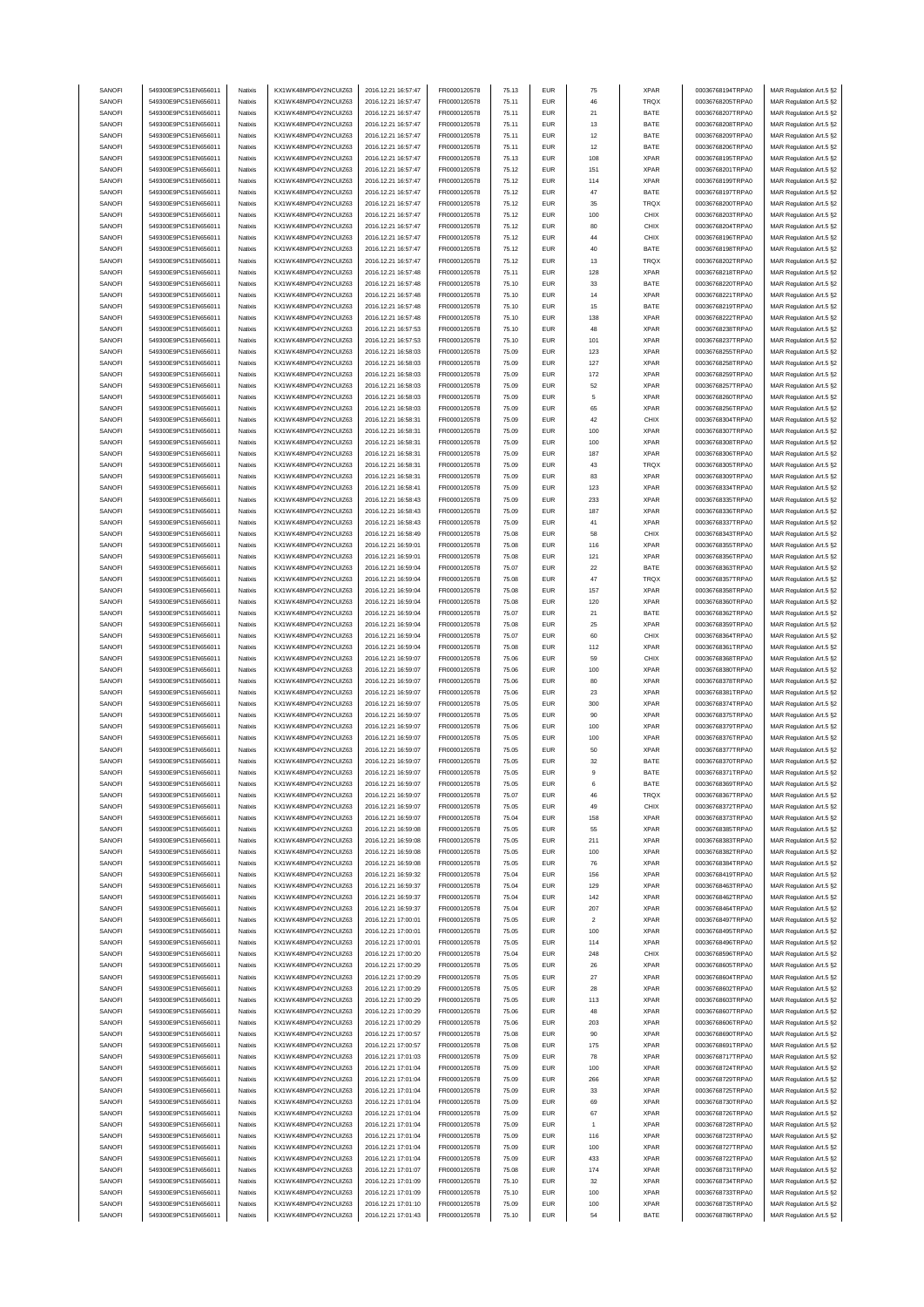| SANOFI | 549300E9PC51EN656011 | Natixis | KX1WK48MPD4Y2NCUIZ63 | 2016.12.21 16:57:47 | FR0000120578 | 75.13 | EUR | 75 | XPAR | 00036768194TRPA0 | MAR Regulation Art.5 §2 |
|---|---|---|---|---|---|---|---|---|---|---|---|
| SANOFI | 549300E9PC51EN656011 | Natixis | KX1WK48MPD4Y2NCUIZ63 | 2016.12.21 16:57:47 | FR0000120578 | 75.11 | EUR | 46 | TRQX | 00036768205TRPA0 | MAR Regulation Art.5 §2 |
| SANOFI | 549300E9PC51EN656011 | Natixis | KX1WK48MPD4Y2NCUIZ63 | 2016.12.21 16:57:47 | FR0000120578 | 75.11 | EUR | 21 | BATE | 00036768207TRPA0 | MAR Regulation Art.5 §2 |
| SANOFI | 549300E9PC51EN656011 | Natixis | KX1WK48MPD4Y2NCUIZ63 | 2016.12.21 16:57:47 | FR0000120578 | 75.11 | EUR | 13 | BATE | 00036768208TRPA0 | MAR Regulation Art.5 §2 |
| SANOFI | 549300E9PC51EN656011 | Natixis | KX1WK48MPD4Y2NCUIZ63 | 2016.12.21 16:57:47 | FR0000120578 | 75.11 | EUR | 12 | BATE | 00036768209TRPA0 | MAR Regulation Art.5 §2 |
| SANOFI | 549300E9PC51EN656011 | Natixis | KX1WK48MPD4Y2NCUIZ63 | 2016.12.21 16:57:47 | FR0000120578 | 75.11 | EUR | 12 | BATE | 00036768206TRPA0 | MAR Regulation Art.5 §2 |
| SANOFI | 549300E9PC51EN656011 | Natixis | KX1WK48MPD4Y2NCUIZ63 | 2016.12.21 16:57:47 | FR0000120578 | 75.13 | EUR | 108 | XPAR | 00036768195TRPA0 | MAR Regulation Art.5 §2 |
| SANOFI | 549300E9PC51EN656011 | Natixis | KX1WK48MPD4Y2NCUIZ63 | 2016.12.21 16:57:47 | FR0000120578 | 75.12 | EUR | 151 | XPAR | 00036768201TRPA0 | MAR Regulation Art.5 §2 |
| SANOFI | 549300E9PC51EN656011 | Natixis | KX1WK48MPD4Y2NCUIZ63 | 2016.12.21 16:57:47 | FR0000120578 | 75.12 | EUR | 114 | XPAR | 00036768199TRPA0 | MAR Regulation Art.5 §2 |
| SANOFI | 549300E9PC51EN656011 | Natixis | KX1WK48MPD4Y2NCUIZ63 | 2016.12.21 16:57:47 | FR0000120578 | 75.12 | EUR | 47 | BATE | 00036768197TRPA0 | MAR Regulation Art.5 §2 |
| SANOFI | 549300E9PC51EN656011 | Natixis | KX1WK48MPD4Y2NCUIZ63 | 2016.12.21 16:57:47 | FR0000120578 | 75.12 | EUR | 35 | TRQX | 00036768200TRPA0 | MAR Regulation Art.5 §2 |
| SANOFI | 549300E9PC51EN656011 | Natixis | KX1WK48MPD4Y2NCUIZ63 | 2016.12.21 16:57:47 | FR0000120578 | 75.12 | EUR | 100 | CHIX | 00036768203TRPA0 | MAR Regulation Art.5 §2 |
| SANOFI | 549300E9PC51EN656011 | Natixis | KX1WK48MPD4Y2NCUIZ63 | 2016.12.21 16:57:47 | FR0000120578 | 75.12 | EUR | 80 | CHIX | 00036768204TRPA0 | MAR Regulation Art.5 §2 |
| SANOFI | 549300E9PC51EN656011 | Natixis | KX1WK48MPD4Y2NCUIZ63 | 2016.12.21 16:57:47 | FR0000120578 | 75.12 | EUR | 44 | CHIX | 00036768196TRPA0 | MAR Regulation Art.5 §2 |
| SANOFI | 549300E9PC51EN656011 | Natixis | KX1WK48MPD4Y2NCUIZ63 | 2016.12.21 16:57:47 | FR0000120578 | 75.12 | EUR | 40 | BATE | 00036768198TRPA0 | MAR Regulation Art.5 §2 |
| SANOFI | 549300E9PC51EN656011 | Natixis | KX1WK48MPD4Y2NCUIZ63 | 2016.12.21 16:57:47 | FR0000120578 | 75.12 | EUR | 13 | TRQX | 00036768202TRPA0 | MAR Regulation Art.5 §2 |
| SANOFI | 549300E9PC51EN656011 | Natixis | KX1WK48MPD4Y2NCUIZ63 | 2016.12.21 16:57:48 | FR0000120578 | 75.11 | EUR | 128 | XPAR | 00036768218TRPA0 | MAR Regulation Art.5 §2 |
| SANOFI | 549300E9PC51EN656011 | Natixis | KX1WK48MPD4Y2NCUIZ63 | 2016.12.21 16:57:48 | FR0000120578 | 75.10 | EUR | 33 | BATE | 00036768220TRPA0 | MAR Regulation Art.5 §2 |
| SANOFI | 549300E9PC51EN656011 | Natixis | KX1WK48MPD4Y2NCUIZ63 | 2016.12.21 16:57:48 | FR0000120578 | 75.10 | EUR | 14 | XPAR | 00036768221TRPA0 | MAR Regulation Art.5 §2 |
| SANOFI | 549300E9PC51EN656011 | Natixis | KX1WK48MPD4Y2NCUIZ63 | 2016.12.21 16:57:48 | FR0000120578 | 75.10 | EUR | 15 | BATE | 00036768219TRPA0 | MAR Regulation Art.5 §2 |
| SANOFI | 549300E9PC51EN656011 | Natixis | KX1WK48MPD4Y2NCUIZ63 | 2016.12.21 16:57:48 | FR0000120578 | 75.10 | EUR | 138 | XPAR | 00036768222TRPA0 | MAR Regulation Art.5 §2 |
| SANOFI | 549300E9PC51EN656011 | Natixis | KX1WK48MPD4Y2NCUIZ63 | 2016.12.21 16:57:53 | FR0000120578 | 75.10 | EUR | 48 | XPAR | 00036768238TRPA0 | MAR Regulation Art.5 §2 |
| SANOFI | 549300E9PC51EN656011 | Natixis | KX1WK48MPD4Y2NCUIZ63 | 2016.12.21 16:57:53 | FR0000120578 | 75.10 | EUR | 101 | XPAR | 00036768237TRPA0 | MAR Regulation Art.5 §2 |
| SANOFI | 549300E9PC51EN656011 | Natixis | KX1WK48MPD4Y2NCUIZ63 | 2016.12.21 16:58:03 | FR0000120578 | 75.09 | EUR | 123 | XPAR | 00036768255TRPA0 | MAR Regulation Art.5 §2 |
| SANOFI | 549300E9PC51EN656011 | Natixis | KX1WK48MPD4Y2NCUIZ63 | 2016.12.21 16:58:03 | FR0000120578 | 75.09 | EUR | 127 | XPAR | 00036768258TRPA0 | MAR Regulation Art.5 §2 |
| SANOFI | 549300E9PC51EN656011 | Natixis | KX1WK48MPD4Y2NCUIZ63 | 2016.12.21 16:58:03 | FR0000120578 | 75.09 | EUR | 172 | XPAR | 00036768259TRPA0 | MAR Regulation Art.5 §2 |
| SANOFI | 549300E9PC51EN656011 | Natixis | KX1WK48MPD4Y2NCUIZ63 | 2016.12.21 16:58:03 | FR0000120578 | 75.09 | EUR | 52 | XPAR | 00036768257TRPA0 | MAR Regulation Art.5 §2 |
| SANOFI | 549300E9PC51EN656011 | Natixis | KX1WK48MPD4Y2NCUIZ63 | 2016.12.21 16:58:03 | FR0000120578 | 75.09 | EUR | 5 | XPAR | 00036768260TRPA0 | MAR Regulation Art.5 §2 |
| SANOFI | 549300E9PC51EN656011 | Natixis | KX1WK48MPD4Y2NCUIZ63 | 2016.12.21 16:58:03 | FR0000120578 | 75.09 | EUR | 65 | XPAR | 00036768256TRPA0 | MAR Regulation Art.5 §2 |
| SANOFI | 549300E9PC51EN656011 | Natixis | KX1WK48MPD4Y2NCUIZ63 | 2016.12.21 16:58:31 | FR0000120578 | 75.09 | EUR | 42 | CHIX | 00036768304TRPA0 | MAR Regulation Art.5 §2 |
| SANOFI | 549300E9PC51EN656011 | Natixis | KX1WK48MPD4Y2NCUIZ63 | 2016.12.21 16:58:31 | FR0000120578 | 75.09 | EUR | 100 | XPAR | 00036768307TRPA0 | MAR Regulation Art.5 §2 |
| SANOFI | 549300E9PC51EN656011 | Natixis | KX1WK48MPD4Y2NCUIZ63 | 2016.12.21 16:58:31 | FR0000120578 | 75.09 | EUR | 100 | XPAR | 00036768308TRPA0 | MAR Regulation Art.5 §2 |
| SANOFI | 549300E9PC51EN656011 | Natixis | KX1WK48MPD4Y2NCUIZ63 | 2016.12.21 16:58:31 | FR0000120578 | 75.09 | EUR | 187 | XPAR | 00036768306TRPA0 | MAR Regulation Art.5 §2 |
| SANOFI | 549300E9PC51EN656011 | Natixis | KX1WK48MPD4Y2NCUIZ63 | 2016.12.21 16:58:31 | FR0000120578 | 75.09 | EUR | 43 | TRQX | 00036768305TRPA0 | MAR Regulation Art.5 §2 |
| SANOFI | 549300E9PC51EN656011 | Natixis | KX1WK48MPD4Y2NCUIZ63 | 2016.12.21 16:58:31 | FR0000120578 | 75.09 | EUR | 83 | XPAR | 00036768309TRPA0 | MAR Regulation Art.5 §2 |
| SANOFI | 549300E9PC51EN656011 | Natixis | KX1WK48MPD4Y2NCUIZ63 | 2016.12.21 16:58:41 | FR0000120578 | 75.09 | EUR | 123 | XPAR | 00036768334TRPA0 | MAR Regulation Art.5 §2 |
| SANOFI | 549300E9PC51EN656011 | Natixis | KX1WK48MPD4Y2NCUIZ63 | 2016.12.21 16:58:43 | FR0000120578 | 75.09 | EUR | 233 | XPAR | 00036768335TRPA0 | MAR Regulation Art.5 §2 |
| SANOFI | 549300E9PC51EN656011 | Natixis | KX1WK48MPD4Y2NCUIZ63 | 2016.12.21 16:58:43 | FR0000120578 | 75.09 | EUR | 187 | XPAR | 00036768336TRPA0 | MAR Regulation Art.5 §2 |
| SANOFI | 549300E9PC51EN656011 | Natixis | KX1WK48MPD4Y2NCUIZ63 | 2016.12.21 16:58:43 | FR0000120578 | 75.09 | EUR | 41 | XPAR | 00036768337TRPA0 | MAR Regulation Art.5 §2 |
| SANOFI | 549300E9PC51EN656011 | Natixis | KX1WK48MPD4Y2NCUIZ63 | 2016.12.21 16:58:49 | FR0000120578 | 75.08 | EUR | 58 | CHIX | 00036768343TRPA0 | MAR Regulation Art.5 §2 |
| SANOFI | 549300E9PC51EN656011 | Natixis | KX1WK48MPD4Y2NCUIZ63 | 2016.12.21 16:59:01 | FR0000120578 | 75.08 | EUR | 116 | XPAR | 00036768355TRPA0 | MAR Regulation Art.5 §2 |
| SANOFI | 549300E9PC51EN656011 | Natixis | KX1WK48MPD4Y2NCUIZ63 | 2016.12.21 16:59:01 | FR0000120578 | 75.08 | EUR | 121 | XPAR | 00036768356TRPA0 | MAR Regulation Art.5 §2 |
| SANOFI | 549300E9PC51EN656011 | Natixis | KX1WK48MPD4Y2NCUIZ63 | 2016.12.21 16:59:04 | FR0000120578 | 75.07 | EUR | 22 | BATE | 00036768363TRPA0 | MAR Regulation Art.5 §2 |
| SANOFI | 549300E9PC51EN656011 | Natixis | KX1WK48MPD4Y2NCUIZ63 | 2016.12.21 16:59:04 | FR0000120578 | 75.08 | EUR | 47 | TRQX | 00036768357TRPA0 | MAR Regulation Art.5 §2 |
| SANOFI | 549300E9PC51EN656011 | Natixis | KX1WK48MPD4Y2NCUIZ63 | 2016.12.21 16:59:04 | FR0000120578 | 75.08 | EUR | 157 | XPAR | 00036768358TRPA0 | MAR Regulation Art.5 §2 |
| SANOFI | 549300E9PC51EN656011 | Natixis | KX1WK48MPD4Y2NCUIZ63 | 2016.12.21 16:59:04 | FR0000120578 | 75.08 | EUR | 120 | XPAR | 00036768360TRPA0 | MAR Regulation Art.5 §2 |
| SANOFI | 549300E9PC51EN656011 | Natixis | KX1WK48MPD4Y2NCUIZ63 | 2016.12.21 16:59:04 | FR0000120578 | 75.07 | EUR | 21 | BATE | 00036768362TRPA0 | MAR Regulation Art.5 §2 |
| SANOFI | 549300E9PC51EN656011 | Natixis | KX1WK48MPD4Y2NCUIZ63 | 2016.12.21 16:59:04 | FR0000120578 | 75.08 | EUR | 25 | XPAR | 00036768359TRPA0 | MAR Regulation Art.5 §2 |
| SANOFI | 549300E9PC51EN656011 | Natixis | KX1WK48MPD4Y2NCUIZ63 | 2016.12.21 16:59:04 | FR0000120578 | 75.07 | EUR | 60 | CHIX | 00036768364TRPA0 | MAR Regulation Art.5 §2 |
| SANOFI | 549300E9PC51EN656011 | Natixis | KX1WK48MPD4Y2NCUIZ63 | 2016.12.21 16:59:04 | FR0000120578 | 75.08 | EUR | 112 | XPAR | 00036768361TRPA0 | MAR Regulation Art.5 §2 |
| SANOFI | 549300E9PC51EN656011 | Natixis | KX1WK48MPD4Y2NCUIZ63 | 2016.12.21 16:59:07 | FR0000120578 | 75.06 | EUR | 59 | CHIX | 00036768368TRPA0 | MAR Regulation Art.5 §2 |
| SANOFI | 549300E9PC51EN656011 | Natixis | KX1WK48MPD4Y2NCUIZ63 | 2016.12.21 16:59:07 | FR0000120578 | 75.06 | EUR | 100 | XPAR | 00036768380TRPA0 | MAR Regulation Art.5 §2 |
| SANOFI | 549300E9PC51EN656011 | Natixis | KX1WK48MPD4Y2NCUIZ63 | 2016.12.21 16:59:07 | FR0000120578 | 75.06 | EUR | 80 | XPAR | 00036768378TRPA0 | MAR Regulation Art.5 §2 |
| SANOFI | 549300E9PC51EN656011 | Natixis | KX1WK48MPD4Y2NCUIZ63 | 2016.12.21 16:59:07 | FR0000120578 | 75.06 | EUR | 23 | XPAR | 00036768381TRPA0 | MAR Regulation Art.5 §2 |
| SANOFI | 549300E9PC51EN656011 | Natixis | KX1WK48MPD4Y2NCUIZ63 | 2016.12.21 16:59:07 | FR0000120578 | 75.05 | EUR | 300 | XPAR | 00036768374TRPA0 | MAR Regulation Art.5 §2 |
| SANOFI | 549300E9PC51EN656011 | Natixis | KX1WK48MPD4Y2NCUIZ63 | 2016.12.21 16:59:07 | FR0000120578 | 75.05 | EUR | 90 | XPAR | 00036768375TRPA0 | MAR Regulation Art.5 §2 |
| SANOFI | 549300E9PC51EN656011 | Natixis | KX1WK48MPD4Y2NCUIZ63 | 2016.12.21 16:59:07 | FR0000120578 | 75.06 | EUR | 100 | XPAR | 00036768379TRPA0 | MAR Regulation Art.5 §2 |
| SANOFI | 549300E9PC51EN656011 | Natixis | KX1WK48MPD4Y2NCUIZ63 | 2016.12.21 16:59:07 | FR0000120578 | 75.05 | EUR | 100 | XPAR | 00036768376TRPA0 | MAR Regulation Art.5 §2 |
| SANOFI | 549300E9PC51EN656011 | Natixis | KX1WK48MPD4Y2NCUIZ63 | 2016.12.21 16:59:07 | FR0000120578 | 75.05 | EUR | 50 | XPAR | 00036768377TRPA0 | MAR Regulation Art.5 §2 |
| SANOFI | 549300E9PC51EN656011 | Natixis | KX1WK48MPD4Y2NCUIZ63 | 2016.12.21 16:59:07 | FR0000120578 | 75.05 | EUR | 32 | BATE | 00036768370TRPA0 | MAR Regulation Art.5 §2 |
| SANOFI | 549300E9PC51EN656011 | Natixis | KX1WK48MPD4Y2NCUIZ63 | 2016.12.21 16:59:07 | FR0000120578 | 75.05 | EUR | 9 | BATE | 00036768371TRPA0 | MAR Regulation Art.5 §2 |
| SANOFI | 549300E9PC51EN656011 | Natixis | KX1WK48MPD4Y2NCUIZ63 | 2016.12.21 16:59:07 | FR0000120578 | 75.05 | EUR | 6 | BATE | 00036768369TRPA0 | MAR Regulation Art.5 §2 |
| SANOFI | 549300E9PC51EN656011 | Natixis | KX1WK48MPD4Y2NCUIZ63 | 2016.12.21 16:59:07 | FR0000120578 | 75.07 | EUR | 46 | TRQX | 00036768367TRPA0 | MAR Regulation Art.5 §2 |
| SANOFI | 549300E9PC51EN656011 | Natixis | KX1WK48MPD4Y2NCUIZ63 | 2016.12.21 16:59:07 | FR0000120578 | 75.05 | EUR | 49 | CHIX | 00036768372TRPA0 | MAR Regulation Art.5 §2 |
| SANOFI | 549300E9PC51EN656011 | Natixis | KX1WK48MPD4Y2NCUIZ63 | 2016.12.21 16:59:07 | FR0000120578 | 75.04 | EUR | 158 | XPAR | 00036768373TRPA0 | MAR Regulation Art.5 §2 |
| SANOFI | 549300E9PC51EN656011 | Natixis | KX1WK48MPD4Y2NCUIZ63 | 2016.12.21 16:59:08 | FR0000120578 | 75.05 | EUR | 55 | XPAR | 00036768385TRPA0 | MAR Regulation Art.5 §2 |
| SANOFI | 549300E9PC51EN656011 | Natixis | KX1WK48MPD4Y2NCUIZ63 | 2016.12.21 16:59:08 | FR0000120578 | 75.05 | EUR | 211 | XPAR | 00036768383TRPA0 | MAR Regulation Art.5 §2 |
| SANOFI | 549300E9PC51EN656011 | Natixis | KX1WK48MPD4Y2NCUIZ63 | 2016.12.21 16:59:08 | FR0000120578 | 75.05 | EUR | 100 | XPAR | 00036768382TRPA0 | MAR Regulation Art.5 §2 |
| SANOFI | 549300E9PC51EN656011 | Natixis | KX1WK48MPD4Y2NCUIZ63 | 2016.12.21 16:59:08 | FR0000120578 | 75.05 | EUR | 76 | XPAR | 00036768384TRPA0 | MAR Regulation Art.5 §2 |
| SANOFI | 549300E9PC51EN656011 | Natixis | KX1WK48MPD4Y2NCUIZ63 | 2016.12.21 16:59:32 | FR0000120578 | 75.04 | EUR | 156 | XPAR | 00036768419TRPA0 | MAR Regulation Art.5 §2 |
| SANOFI | 549300E9PC51EN656011 | Natixis | KX1WK48MPD4Y2NCUIZ63 | 2016.12.21 16:59:37 | FR0000120578 | 75.04 | EUR | 129 | XPAR | 00036768463TRPA0 | MAR Regulation Art.5 §2 |
| SANOFI | 549300E9PC51EN656011 | Natixis | KX1WK48MPD4Y2NCUIZ63 | 2016.12.21 16:59:37 | FR0000120578 | 75.04 | EUR | 142 | XPAR | 00036768462TRPA0 | MAR Regulation Art.5 §2 |
| SANOFI | 549300E9PC51EN656011 | Natixis | KX1WK48MPD4Y2NCUIZ63 | 2016.12.21 16:59:37 | FR0000120578 | 75.04 | EUR | 207 | XPAR | 00036768464TRPA0 | MAR Regulation Art.5 §2 |
| SANOFI | 549300E9PC51EN656011 | Natixis | KX1WK48MPD4Y2NCUIZ63 | 2016.12.21 17:00:01 | FR0000120578 | 75.05 | EUR | 2 | XPAR | 00036768497TRPA0 | MAR Regulation Art.5 §2 |
| SANOFI | 549300E9PC51EN656011 | Natixis | KX1WK48MPD4Y2NCUIZ63 | 2016.12.21 17:00:01 | FR0000120578 | 75.05 | EUR | 100 | XPAR | 00036768495TRPA0 | MAR Regulation Art.5 §2 |
| SANOFI | 549300E9PC51EN656011 | Natixis | KX1WK48MPD4Y2NCUIZ63 | 2016.12.21 17:00:01 | FR0000120578 | 75.05 | EUR | 114 | XPAR | 00036768496TRPA0 | MAR Regulation Art.5 §2 |
| SANOFI | 549300E9PC51EN656011 | Natixis | KX1WK48MPD4Y2NCUIZ63 | 2016.12.21 17:00:20 | FR0000120578 | 75.04 | EUR | 248 | CHIX | 00036768596TRPA0 | MAR Regulation Art.5 §2 |
| SANOFI | 549300E9PC51EN656011 | Natixis | KX1WK48MPD4Y2NCUIZ63 | 2016.12.21 17:00:29 | FR0000120578 | 75.05 | EUR | 26 | XPAR | 00036768605TRPA0 | MAR Regulation Art.5 §2 |
| SANOFI | 549300E9PC51EN656011 | Natixis | KX1WK48MPD4Y2NCUIZ63 | 2016.12.21 17:00:29 | FR0000120578 | 75.05 | EUR | 27 | XPAR | 00036768604TRPA0 | MAR Regulation Art.5 §2 |
| SANOFI | 549300E9PC51EN656011 | Natixis | KX1WK48MPD4Y2NCUIZ63 | 2016.12.21 17:00:29 | FR0000120578 | 75.05 | EUR | 28 | XPAR | 00036768602TRPA0 | MAR Regulation Art.5 §2 |
| SANOFI | 549300E9PC51EN656011 | Natixis | KX1WK48MPD4Y2NCUIZ63 | 2016.12.21 17:00:29 | FR0000120578 | 75.05 | EUR | 113 | XPAR | 00036768603TRPA0 | MAR Regulation Art.5 §2 |
| SANOFI | 549300E9PC51EN656011 | Natixis | KX1WK48MPD4Y2NCUIZ63 | 2016.12.21 17:00:29 | FR0000120578 | 75.06 | EUR | 48 | XPAR | 00036768607TRPA0 | MAR Regulation Art.5 §2 |
| SANOFI | 549300E9PC51EN656011 | Natixis | KX1WK48MPD4Y2NCUIZ63 | 2016.12.21 17:00:29 | FR0000120578 | 75.06 | EUR | 203 | XPAR | 00036768606TRPA0 | MAR Regulation Art.5 §2 |
| SANOFI | 549300E9PC51EN656011 | Natixis | KX1WK48MPD4Y2NCUIZ63 | 2016.12.21 17:00:57 | FR0000120578 | 75.08 | EUR | 90 | XPAR | 00036768690TRPA0 | MAR Regulation Art.5 §2 |
| SANOFI | 549300E9PC51EN656011 | Natixis | KX1WK48MPD4Y2NCUIZ63 | 2016.12.21 17:00:57 | FR0000120578 | 75.08 | EUR | 175 | XPAR | 00036768691TRPA0 | MAR Regulation Art.5 §2 |
| SANOFI | 549300E9PC51EN656011 | Natixis | KX1WK48MPD4Y2NCUIZ63 | 2016.12.21 17:01:03 | FR0000120578 | 75.09 | EUR | 78 | XPAR | 00036768717TRPA0 | MAR Regulation Art.5 §2 |
| SANOFI | 549300E9PC51EN656011 | Natixis | KX1WK48MPD4Y2NCUIZ63 | 2016.12.21 17:01:04 | FR0000120578 | 75.09 | EUR | 100 | XPAR | 00036768724TRPA0 | MAR Regulation Art.5 §2 |
| SANOFI | 549300E9PC51EN656011 | Natixis | KX1WK48MPD4Y2NCUIZ63 | 2016.12.21 17:01:04 | FR0000120578 | 75.09 | EUR | 266 | XPAR | 00036768729TRPA0 | MAR Regulation Art.5 §2 |
| SANOFI | 549300E9PC51EN656011 | Natixis | KX1WK48MPD4Y2NCUIZ63 | 2016.12.21 17:01:04 | FR0000120578 | 75.09 | EUR | 33 | XPAR | 00036768725TRPA0 | MAR Regulation Art.5 §2 |
| SANOFI | 549300E9PC51EN656011 | Natixis | KX1WK48MPD4Y2NCUIZ63 | 2016.12.21 17:01:04 | FR0000120578 | 75.09 | EUR | 69 | XPAR | 00036768730TRPA0 | MAR Regulation Art.5 §2 |
| SANOFI | 549300E9PC51EN656011 | Natixis | KX1WK48MPD4Y2NCUIZ63 | 2016.12.21 17:01:04 | FR0000120578 | 75.09 | EUR | 67 | XPAR | 00036768726TRPA0 | MAR Regulation Art.5 §2 |
| SANOFI | 549300E9PC51EN656011 | Natixis | KX1WK48MPD4Y2NCUIZ63 | 2016.12.21 17:01:04 | FR0000120578 | 75.09 | EUR | 1 | XPAR | 00036768728TRPA0 | MAR Regulation Art.5 §2 |
| SANOFI | 549300E9PC51EN656011 | Natixis | KX1WK48MPD4Y2NCUIZ63 | 2016.12.21 17:01:04 | FR0000120578 | 75.09 | EUR | 116 | XPAR | 00036768723TRPA0 | MAR Regulation Art.5 §2 |
| SANOFI | 549300E9PC51EN656011 | Natixis | KX1WK48MPD4Y2NCUIZ63 | 2016.12.21 17:01:04 | FR0000120578 | 75.09 | EUR | 100 | XPAR | 00036768727TRPA0 | MAR Regulation Art.5 §2 |
| SANOFI | 549300E9PC51EN656011 | Natixis | KX1WK48MPD4Y2NCUIZ63 | 2016.12.21 17:01:04 | FR0000120578 | 75.09 | EUR | 433 | XPAR | 00036768722TRPA0 | MAR Regulation Art.5 §2 |
| SANOFI | 549300E9PC51EN656011 | Natixis | KX1WK48MPD4Y2NCUIZ63 | 2016.12.21 17:01:07 | FR0000120578 | 75.08 | EUR | 174 | XPAR | 00036768731TRPA0 | MAR Regulation Art.5 §2 |
| SANOFI | 549300E9PC51EN656011 | Natixis | KX1WK48MPD4Y2NCUIZ63 | 2016.12.21 17:01:09 | FR0000120578 | 75.10 | EUR | 32 | XPAR | 00036768734TRPA0 | MAR Regulation Art.5 §2 |
| SANOFI | 549300E9PC51EN656011 | Natixis | KX1WK48MPD4Y2NCUIZ63 | 2016.12.21 17:01:09 | FR0000120578 | 75.10 | EUR | 100 | XPAR | 00036768733TRPA0 | MAR Regulation Art.5 §2 |
| SANOFI | 549300E9PC51EN656011 | Natixis | KX1WK48MPD4Y2NCUIZ63 | 2016.12.21 17:01:10 | FR0000120578 | 75.09 | EUR | 100 | XPAR | 00036768735TRPA0 | MAR Regulation Art.5 §2 |
| SANOFI | 549300E9PC51EN656011 | Natixis | KX1WK48MPD4Y2NCUIZ63 | 2016.12.21 17:01:43 | FR0000120578 | 75.10 | EUR | 54 | BATE | 00036768786TRPA0 | MAR Regulation Art.5 §2 |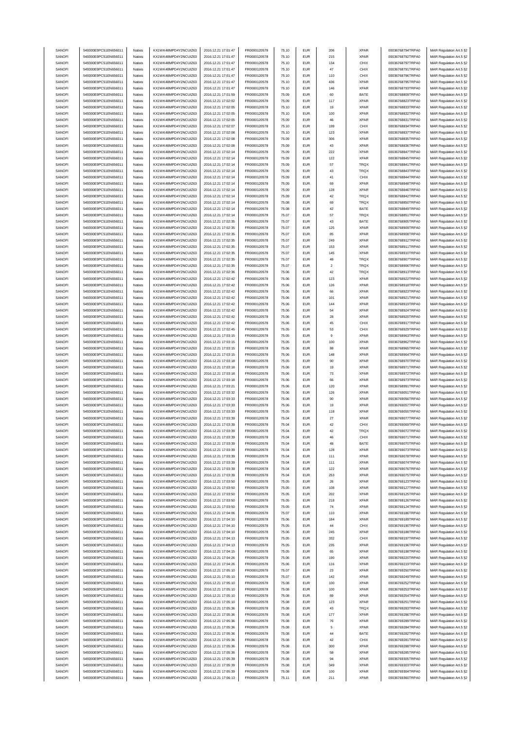| SANOFI | 549300E9PC51EN656011 | Natixis | KX1WK48MPD4Y2NCUIZ63 | 2016.12.21 17:01:47 | FR0000120578 | 75.10 | EUR | 206 | XPAR | 00036768794TRPA0 | MAR Regulation Art.5 §2 |
|---|---|---|---|---|---|---|---|---|---|---|---|
| SANOFI | 549300E9PC51EN656011 | Natixis | KX1WK48MPD4Y2NCUIZ63 | 2016.12.21 17:01:47 | FR0000120578 | 75.10 | EUR | 215 | XPAR | 00036768792TRPA0 | MAR Regulation Art.5 §2 |
| SANOFI | 549300E9PC51EN656011 | Natixis | KX1WK48MPD4Y2NCUIZ63 | 2016.12.21 17:01:47 | FR0000120578 | 75.10 | EUR | 134 | CHIX | 00036768797TRPA0 | MAR Regulation Art.5 §2 |
| SANOFI | 549300E9PC51EN656011 | Natixis | KX1WK48MPD4Y2NCUIZ63 | 2016.12.21 17:01:47 | FR0000120578 | 75.10 | EUR | 47 | CHIX | 00036768791TRPA0 | MAR Regulation Art.5 §2 |
| SANOFI | 549300E9PC51EN656011 | Natixis | KX1WK48MPD4Y2NCUIZ63 | 2016.12.21 17:01:47 | FR0000120578 | 75.10 | EUR | 110 | CHIX | 00036768796TRPA0 | MAR Regulation Art.5 §2 |
| SANOFI | 549300E9PC51EN656011 | Natixis | KX1WK48MPD4Y2NCUIZ63 | 2016.12.21 17:01:47 | FR0000120578 | 75.10 | EUR | 436 | XPAR | 00036768795TRPA0 | MAR Regulation Art.5 §2 |
| SANOFI | 549300E9PC51EN656011 | Natixis | KX1WK48MPD4Y2NCUIZ63 | 2016.12.21 17:01:47 | FR0000120578 | 75.10 | EUR | 146 | XPAR | 00036768793TRPA0 | MAR Regulation Art.5 §2 |
| SANOFI | 549300E9PC51EN656011 | Natixis | KX1WK48MPD4Y2NCUIZ63 | 2016.12.21 17:01:59 | FR0000120578 | 75.09 | EUR | 60 | BATE | 00036768809TRPA0 | MAR Regulation Art.5 §2 |
| SANOFI | 549300E9PC51EN656011 | Natixis | KX1WK48MPD4Y2NCUIZ63 | 2016.12.21 17:02:02 | FR0000120578 | 75.09 | EUR | 117 | XPAR | 00036768823TRPA0 | MAR Regulation Art.5 §2 |
| SANOFI | 549300E9PC51EN656011 | Natixis | KX1WK48MPD4Y2NCUIZ63 | 2016.12.21 17:02:05 | FR0000120578 | 75.10 | EUR | 19 | XPAR | 00036768833TRPA0 | MAR Regulation Art.5 §2 |
| SANOFI | 549300E9PC51EN656011 | Natixis | KX1WK48MPD4Y2NCUIZ63 | 2016.12.21 17:02:05 | FR0000120578 | 75.10 | EUR | 100 | XPAR | 00036768832TRPA0 | MAR Regulation Art.5 §2 |
| SANOFI | 549300E9PC51EN656011 | Natixis | KX1WK48MPD4Y2NCUIZ63 | 2016.12.21 17:02:05 | FR0000120578 | 75.09 | EUR | 46 | XPAR | 00036768831TRPA0 | MAR Regulation Art.5 §2 |
| SANOFI | 549300E9PC51EN656011 | Natixis | KX1WK48MPD4Y2NCUIZ63 | 2016.12.21 17:02:07 | FR0000120578 | 75.10 | EUR | 199 | CHIX | 00036768834TRPA0 | MAR Regulation Art.5 §2 |
| SANOFI | 549300E9PC51EN656011 | Natixis | KX1WK48MPD4Y2NCUIZ63 | 2016.12.21 17:02:08 | FR0000120578 | 75.10 | EUR | 123 | XPAR | 00036768837TRPA0 | MAR Regulation Art.5 §2 |
| SANOFI | 549300E9PC51EN656011 | Natixis | KX1WK48MPD4Y2NCUIZ63 | 2016.12.21 17:02:08 | FR0000120578 | 75.09 | EUR | 306 | XPAR | 00036768835TRPA0 | MAR Regulation Art.5 §2 |
| SANOFI | 549300E9PC51EN656011 | Natixis | KX1WK48MPD4Y2NCUIZ63 | 2016.12.21 17:02:08 | FR0000120578 | 75.09 | EUR | 43 | XPAR | 00036768836TRPA0 | MAR Regulation Art.5 §2 |
| SANOFI | 549300E9PC51EN656011 | Natixis | KX1WK48MPD4Y2NCUIZ63 | 2016.12.21 17:02:14 | FR0000120578 | 75.09 | EUR | 222 | XPAR | 00036768847TRPA0 | MAR Regulation Art.5 §2 |
| SANOFI | 549300E9PC51EN656011 | Natixis | KX1WK48MPD4Y2NCUIZ63 | 2016.12.21 17:02:14 | FR0000120578 | 75.09 | EUR | 122 | XPAR | 00036768845TRPA0 | MAR Regulation Art.5 §2 |
| SANOFI | 549300E9PC51EN656011 | Natixis | KX1WK48MPD4Y2NCUIZ63 | 2016.12.21 17:02:14 | FR0000120578 | 75.09 | EUR | 57 | TRQX | 00036768841TRPA0 | MAR Regulation Art.5 §2 |
| SANOFI | 549300E9PC51EN656011 | Natixis | KX1WK48MPD4Y2NCUIZ63 | 2016.12.21 17:02:14 | FR0000120578 | 75.09 | EUR | 43 | TRQX | 00036768843TRPA0 | MAR Regulation Art.5 §2 |
| SANOFI | 549300E9PC51EN656011 | Natixis | KX1WK48MPD4Y2NCUIZ63 | 2016.12.21 17:02:14 | FR0000120578 | 75.09 | EUR | 41 | CHIX | 00036768844TRPA0 | MAR Regulation Art.5 §2 |
| SANOFI | 549300E9PC51EN656011 | Natixis | KX1WK48MPD4Y2NCUIZ63 | 2016.12.21 17:02:14 | FR0000120578 | 75.09 | EUR | 69 | XPAR | 00036768848TRPA0 | MAR Regulation Art.5 §2 |
| SANOFI | 549300E9PC51EN656011 | Natixis | KX1WK48MPD4Y2NCUIZ63 | 2016.12.21 17:02:14 | FR0000120578 | 75.09 | EUR | 128 | XPAR | 00036768846TRPA0 | MAR Regulation Art.5 §2 |
| SANOFI | 549300E9PC51EN656011 | Natixis | KX1WK48MPD4Y2NCUIZ63 | 2016.12.21 17:02:14 | FR0000120578 | 75.09 | EUR | 42 | TRQX | 00036768842TRPA0 | MAR Regulation Art.5 §2 |
| SANOFI | 549300E9PC51EN656011 | Natixis | KX1WK48MPD4Y2NCUIZ63 | 2016.12.21 17:02:14 | FR0000120578 | 75.08 | EUR | 69 | TRQX | 00036768850TRPA0 | MAR Regulation Art.5 §2 |
| SANOFI | 549300E9PC51EN656011 | Natixis | KX1WK48MPD4Y2NCUIZ63 | 2016.12.21 17:02:14 | FR0000120578 | 75.08 | EUR | 42 | BATE | 00036768849TRPA0 | MAR Regulation Art.5 §2 |
| SANOFI | 549300E9PC51EN656011 | Natixis | KX1WK48MPD4Y2NCUIZ63 | 2016.12.21 17:02:14 | FR0000120578 | 75.07 | EUR | 57 | TRQX | 00036768851TRPA0 | MAR Regulation Art.5 §2 |
| SANOFI | 549300E9PC51EN656011 | Natixis | KX1WK48MPD4Y2NCUIZ63 | 2016.12.21 17:02:35 | FR0000120578 | 75.07 | EUR | 43 | BATE | 00036768905TRPA0 | MAR Regulation Art.5 §2 |
| SANOFI | 549300E9PC51EN656011 | Natixis | KX1WK48MPD4Y2NCUIZ63 | 2016.12.21 17:02:35 | FR0000120578 | 75.07 | EUR | 125 | XPAR | 00036768909TRPA0 | MAR Regulation Art.5 §2 |
| SANOFI | 549300E9PC51EN656011 | Natixis | KX1WK48MPD4Y2NCUIZ63 | 2016.12.21 17:02:35 | FR0000120578 | 75.07 | EUR | 85 | XPAR | 00036768908TRPA0 | MAR Regulation Art.5 §2 |
| SANOFI | 549300E9PC51EN656011 | Natixis | KX1WK48MPD4Y2NCUIZ63 | 2016.12.21 17:02:35 | FR0000120578 | 75.07 | EUR | 249 | XPAR | 00036768912TRPA0 | MAR Regulation Art.5 §2 |
| SANOFI | 549300E9PC51EN656011 | Natixis | KX1WK48MPD4Y2NCUIZ63 | 2016.12.21 17:02:35 | FR0000120578 | 75.07 | EUR | 153 | XPAR | 00036768911TRPA0 | MAR Regulation Art.5 §2 |
| SANOFI | 549300E9PC51EN656011 | Natixis | KX1WK48MPD4Y2NCUIZ63 | 2016.12.21 17:02:35 | FR0000120578 | 75.07 | EUR | 145 | XPAR | 00036768910TRPA0 | MAR Regulation Art.5 §2 |
| SANOFI | 549300E9PC51EN656011 | Natixis | KX1WK48MPD4Y2NCUIZ63 | 2016.12.21 17:02:35 | FR0000120578 | 75.07 | EUR | 48 | TRQX | 00036768907TRPA0 | MAR Regulation Art.5 §2 |
| SANOFI | 549300E9PC51EN656011 | Natixis | KX1WK48MPD4Y2NCUIZ63 | 2016.12.21 17:02:35 | FR0000120578 | 75.07 | EUR | 2 | TRQX | 00036768906TRPA0 | MAR Regulation Art.5 §2 |
| SANOFI | 549300E9PC51EN656011 | Natixis | KX1WK48MPD4Y2NCUIZ63 | 2016.12.21 17:02:36 | FR0000120578 | 75.06 | EUR | 42 | TRQX | 00036768913TRPA0 | MAR Regulation Art.5 §2 |
| SANOFI | 549300E9PC51EN656011 | Natixis | KX1WK48MPD4Y2NCUIZ63 | 2016.12.21 17:02:42 | FR0000120578 | 75.06 | EUR | 123 | XPAR | 00036768922TRPA0 | MAR Regulation Art.5 §2 |
| SANOFI | 549300E9PC51EN656011 | Natixis | KX1WK48MPD4Y2NCUIZ63 | 2016.12.21 17:02:42 | FR0000120578 | 75.06 | EUR | 126 | XPAR | 00036768918TRPA0 | MAR Regulation Art.5 §2 |
| SANOFI | 549300E9PC51EN656011 | Natixis | KX1WK48MPD4Y2NCUIZ63 | 2016.12.21 17:02:42 | FR0000120578 | 75.06 | EUR | 66 | XPAR | 00036768923TRPA0 | MAR Regulation Art.5 §2 |
| SANOFI | 549300E9PC51EN656011 | Natixis | KX1WK48MPD4Y2NCUIZ63 | 2016.12.21 17:02:42 | FR0000120578 | 75.06 | EUR | 101 | XPAR | 00036768921TRPA0 | MAR Regulation Art.5 §2 |
| SANOFI | 549300E9PC51EN656011 | Natixis | KX1WK48MPD4Y2NCUIZ63 | 2016.12.21 17:02:42 | FR0000120578 | 75.06 | EUR | 144 | XPAR | 00036768919TRPA0 | MAR Regulation Art.5 §2 |
| SANOFI | 549300E9PC51EN656011 | Natixis | KX1WK48MPD4Y2NCUIZ63 | 2016.12.21 17:02:42 | FR0000120578 | 75.06 | EUR | 54 | XPAR | 00036768924TRPA0 | MAR Regulation Art.5 §2 |
| SANOFI | 549300E9PC51EN656011 | Natixis | KX1WK48MPD4Y2NCUIZ63 | 2016.12.21 17:02:42 | FR0000120578 | 75.06 | EUR | 28 | XPAR | 00036768920TRPA0 | MAR Regulation Art.5 §2 |
| SANOFI | 549300E9PC51EN656011 | Natixis | KX1WK48MPD4Y2NCUIZ63 | 2016.12.21 17:02:42 | FR0000120578 | 75.06 | EUR | 45 | CHIX | 00036768917TRPA0 | MAR Regulation Art.5 §2 |
| SANOFI | 549300E9PC51EN656011 | Natixis | KX1WK48MPD4Y2NCUIZ63 | 2016.12.21 17:02:45 | FR0000120578 | 75.05 | EUR | 53 | CHIX | 00036768929TRPA0 | MAR Regulation Art.5 §2 |
| SANOFI | 549300E9PC51EN656011 | Natixis | KX1WK48MPD4Y2NCUIZ63 | 2016.12.21 17:03:15 | FR0000120578 | 75.05 | EUR | 9 | XPAR | 00036768963TRPA0 | MAR Regulation Art.5 §2 |
| SANOFI | 549300E9PC51EN656011 | Natixis | KX1WK48MPD4Y2NCUIZ63 | 2016.12.21 17:03:15 | FR0000120578 | 75.05 | EUR | 100 | XPAR | 00036768962TRPA0 | MAR Regulation Art.5 §2 |
| SANOFI | 549300E9PC51EN656011 | Natixis | KX1WK48MPD4Y2NCUIZ63 | 2016.12.21 17:03:15 | FR0000120578 | 75.06 | EUR | 88 | XPAR | 00036768965TRPA0 | MAR Regulation Art.5 §2 |
| SANOFI | 549300E9PC51EN656011 | Natixis | KX1WK48MPD4Y2NCUIZ63 | 2016.12.21 17:03:15 | FR0000120578 | 75.06 | EUR | 148 | XPAR | 00036768964TRPA0 | MAR Regulation Art.5 §2 |
| SANOFI | 549300E9PC51EN656011 | Natixis | KX1WK48MPD4Y2NCUIZ63 | 2016.12.21 17:03:18 | FR0000120578 | 75.05 | EUR | 90 | XPAR | 00036768970TRPA0 | MAR Regulation Art.5 §2 |
| SANOFI | 549300E9PC51EN656011 | Natixis | KX1WK48MPD4Y2NCUIZ63 | 2016.12.21 17:03:18 | FR0000120578 | 75.06 | EUR | 19 | XPAR | 00036768971TRPA0 | MAR Regulation Art.5 §2 |
| SANOFI | 549300E9PC51EN656011 | Natixis | KX1WK48MPD4Y2NCUIZ63 | 2016.12.21 17:03:18 | FR0000120578 | 75.06 | EUR | 73 | XPAR | 00036768972TRPA0 | MAR Regulation Art.5 §2 |
| SANOFI | 549300E9PC51EN656011 | Natixis | KX1WK48MPD4Y2NCUIZ63 | 2016.12.21 17:03:18 | FR0000120578 | 75.06 | EUR | 66 | XPAR | 00036768973TRPA0 | MAR Regulation Art.5 §2 |
| SANOFI | 549300E9PC51EN656011 | Natixis | KX1WK48MPD4Y2NCUIZ63 | 2016.12.21 17:03:21 | FR0000120578 | 75.06 | EUR | 120 | XPAR | 00036768991TRPA0 | MAR Regulation Art.5 §2 |
| SANOFI | 549300E9PC51EN656011 | Natixis | KX1WK48MPD4Y2NCUIZ63 | 2016.12.21 17:03:32 | FR0000120578 | 75.06 | EUR | 126 | XPAR | 00036769051TRPA0 | MAR Regulation Art.5 §2 |
| SANOFI | 549300E9PC51EN656011 | Natixis | KX1WK48MPD4Y2NCUIZ63 | 2016.12.21 17:03:33 | FR0000120578 | 75.06 | EUR | 90 | XPAR | 00036769056TRPA0 | MAR Regulation Art.5 §2 |
| SANOFI | 549300E9PC51EN656011 | Natixis | KX1WK48MPD4Y2NCUIZ63 | 2016.12.21 17:03:33 | FR0000120578 | 75.06 | EUR | 19 | XPAR | 00036769057TRPA0 | MAR Regulation Art.5 §2 |
| SANOFI | 549300E9PC51EN656011 | Natixis | KX1WK48MPD4Y2NCUIZ63 | 2016.12.21 17:03:33 | FR0000120578 | 75.05 | EUR | 118 | XPAR | 00036769055TRPA0 | MAR Regulation Art.5 §2 |
| SANOFI | 549300E9PC51EN656011 | Natixis | KX1WK48MPD4Y2NCUIZ63 | 2016.12.21 17:03:39 | FR0000120578 | 75.04 | EUR | 27 | XPAR | 00036769077TRPA0 | MAR Regulation Art.5 §2 |
| SANOFI | 549300E9PC51EN656011 | Natixis | KX1WK48MPD4Y2NCUIZ63 | 2016.12.21 17:03:39 | FR0000120578 | 75.04 | EUR | 42 | CHIX | 00036769069TRPA0 | MAR Regulation Art.5 §2 |
| SANOFI | 549300E9PC51EN656011 | Natixis | KX1WK48MPD4Y2NCUIZ63 | 2016.12.21 17:03:39 | FR0000120578 | 75.04 | EUR | 42 | TRQX | 00036769072TRPA0 | MAR Regulation Art.5 §2 |
| SANOFI | 549300E9PC51EN656011 | Natixis | KX1WK48MPD4Y2NCUIZ63 | 2016.12.21 17:03:39 | FR0000120578 | 75.04 | EUR | 46 | CHIX | 00036769071TRPA0 | MAR Regulation Art.5 §2 |
| SANOFI | 549300E9PC51EN656011 | Natixis | KX1WK48MPD4Y2NCUIZ63 | 2016.12.21 17:03:39 | FR0000120578 | 75.04 | EUR | 48 | BATE | 00036769070TRPA0 | MAR Regulation Art.5 §2 |
| SANOFI | 549300E9PC51EN656011 | Natixis | KX1WK48MPD4Y2NCUIZ63 | 2016.12.21 17:03:39 | FR0000120578 | 75.04 | EUR | 128 | XPAR | 00036769073TRPA0 | MAR Regulation Art.5 §2 |
| SANOFI | 549300E9PC51EN656011 | Natixis | KX1WK48MPD4Y2NCUIZ63 | 2016.12.21 17:03:39 | FR0000120578 | 75.04 | EUR | 111 | XPAR | 00036769078TRPA0 | MAR Regulation Art.5 §2 |
| SANOFI | 549300E9PC51EN656011 | Natixis | KX1WK48MPD4Y2NCUIZ63 | 2016.12.21 17:03:39 | FR0000120578 | 75.04 | EUR | 111 | XPAR | 00036769074TRPA0 | MAR Regulation Art.5 §2 |
| SANOFI | 549300E9PC51EN656011 | Natixis | KX1WK48MPD4Y2NCUIZ63 | 2016.12.21 17:03:39 | FR0000120578 | 75.04 | EUR | 122 | XPAR | 00036769076TRPA0 | MAR Regulation Art.5 §2 |
| SANOFI | 549300E9PC51EN656011 | Natixis | KX1WK48MPD4Y2NCUIZ63 | 2016.12.21 17:03:39 | FR0000120578 | 75.04 | EUR | 253 | XPAR | 00036769075TRPA0 | MAR Regulation Art.5 §2 |
| SANOFI | 549300E9PC51EN656011 | Natixis | KX1WK48MPD4Y2NCUIZ63 | 2016.12.21 17:03:50 | FR0000120578 | 75.05 | EUR | 26 | XPAR | 00036769123TRPA0 | MAR Regulation Art.5 §2 |
| SANOFI | 549300E9PC51EN656011 | Natixis | KX1WK48MPD4Y2NCUIZ63 | 2016.12.21 17:03:50 | FR0000120578 | 75.05 | EUR | 108 | XPAR | 00036769127TRPA0 | MAR Regulation Art.5 §2 |
| SANOFI | 549300E9PC51EN656011 | Natixis | KX1WK48MPD4Y2NCUIZ63 | 2016.12.21 17:03:50 | FR0000120578 | 75.05 | EUR | 202 | XPAR | 00036769125TRPA0 | MAR Regulation Art.5 §2 |
| SANOFI | 549300E9PC51EN656011 | Natixis | KX1WK48MPD4Y2NCUIZ63 | 2016.12.21 17:03:50 | FR0000120578 | 75.05 | EUR | 218 | XPAR | 00036769126TRPA0 | MAR Regulation Art.5 §2 |
| SANOFI | 549300E9PC51EN656011 | Natixis | KX1WK48MPD4Y2NCUIZ63 | 2016.12.21 17:03:50 | FR0000120578 | 75.05 | EUR | 74 | XPAR | 00036769124TRPA0 | MAR Regulation Art.5 §2 |
| SANOFI | 549300E9PC51EN656011 | Natixis | KX1WK48MPD4Y2NCUIZ63 | 2016.12.21 17:04:06 | FR0000120578 | 75.07 | EUR | 110 | XPAR | 00036769186TRPA0 | MAR Regulation Art.5 §2 |
| SANOFI | 549300E9PC51EN656011 | Natixis | KX1WK48MPD4Y2NCUIZ63 | 2016.12.21 17:04:10 | FR0000120578 | 75.06 | EUR | 184 | XPAR | 00036769189TRPA0 | MAR Regulation Art.5 §2 |
| SANOFI | 549300E9PC51EN656011 | Natixis | KX1WK48MPD4Y2NCUIZ63 | 2016.12.21 17:04:10 | FR0000120578 | 75.05 | EUR | 44 | CHIX | 00036769190TRPA0 | MAR Regulation Art.5 §2 |
| SANOFI | 549300E9PC51EN656011 | Natixis | KX1WK48MPD4Y2NCUIZ63 | 2016.12.21 17:04:10 | FR0000120578 | 75.06 | EUR | 245 | XPAR | 00036769188TRPA0 | MAR Regulation Art.5 §2 |
| SANOFI | 549300E9PC51EN656011 | Natixis | KX1WK48MPD4Y2NCUIZ63 | 2016.12.21 17:04:13 | FR0000120578 | 75.05 | EUR | 332 | CHIX | 00036769197TRPA0 | MAR Regulation Art.5 §2 |
| SANOFI | 549300E9PC51EN656011 | Natixis | KX1WK48MPD4Y2NCUIZ63 | 2016.12.21 17:04:13 | FR0000120578 | 75.05 | EUR | 235 | XPAR | 00036769196TRPA0 | MAR Regulation Art.5 §2 |
| SANOFI | 549300E9PC51EN656011 | Natixis | KX1WK48MPD4Y2NCUIZ63 | 2016.12.21 17:04:15 | FR0000120578 | 75.05 | EUR | 65 | XPAR | 00036769198TRPA0 | MAR Regulation Art.5 §2 |
| SANOFI | 549300E9PC51EN656011 | Natixis | KX1WK48MPD4Y2NCUIZ63 | 2016.12.21 17:04:26 | FR0000120578 | 75.06 | EUR | 190 | XPAR | 00036769220TRPA0 | MAR Regulation Art.5 §2 |
| SANOFI | 549300E9PC51EN656011 | Natixis | KX1WK48MPD4Y2NCUIZ63 | 2016.12.21 17:04:26 | FR0000120578 | 75.06 | EUR | 116 | XPAR | 00036769219TRPA0 | MAR Regulation Art.5 §2 |
| SANOFI | 549300E9PC51EN656011 | Natixis | KX1WK48MPD4Y2NCUIZ63 | 2016.12.21 17:05:10 | FR0000120578 | 75.07 | EUR | 23 | XPAR | 00036769250TRPA0 | MAR Regulation Art.5 §2 |
| SANOFI | 549300E9PC51EN656011 | Natixis | KX1WK48MPD4Y2NCUIZ63 | 2016.12.21 17:05:10 | FR0000120578 | 75.07 | EUR | 142 | XPAR | 00036769249TRPA0 | MAR Regulation Art.5 §2 |
| SANOFI | 549300E9PC51EN656011 | Natixis | KX1WK48MPD4Y2NCUIZ63 | 2016.12.21 17:05:10 | FR0000120578 | 75.08 | EUR | 100 | XPAR | 00036769252TRPA0 | MAR Regulation Art.5 §2 |
| SANOFI | 549300E9PC51EN656011 | Natixis | KX1WK48MPD4Y2NCUIZ63 | 2016.12.21 17:05:10 | FR0000120578 | 75.08 | EUR | 100 | XPAR | 00036769253TRPA0 | MAR Regulation Art.5 §2 |
| SANOFI | 549300E9PC51EN656011 | Natixis | KX1WK48MPD4Y2NCUIZ63 | 2016.12.21 17:05:10 | FR0000120578 | 75.08 | EUR | 89 | XPAR | 00036769254TRPA0 | MAR Regulation Art.5 §2 |
| SANOFI | 549300E9PC51EN656011 | Natixis | KX1WK48MPD4Y2NCUIZ63 | 2016.12.21 17:05:10 | FR0000120578 | 75.08 | EUR | 123 | XPAR | 00036769251TRPA0 | MAR Regulation Art.5 §2 |
| SANOFI | 549300E9PC51EN656011 | Natixis | KX1WK48MPD4Y2NCUIZ63 | 2016.12.21 17:05:36 | FR0000120578 | 75.08 | EUR | 43 | TRQX | 00036769283TRPA0 | MAR Regulation Art.5 §2 |
| SANOFI | 549300E9PC51EN656011 | Natixis | KX1WK48MPD4Y2NCUIZ63 | 2016.12.21 17:05:36 | FR0000120578 | 75.08 | EUR | 177 | XPAR | 00036769286TRPA0 | MAR Regulation Art.5 §2 |
| SANOFI | 549300E9PC51EN656011 | Natixis | KX1WK48MPD4Y2NCUIZ63 | 2016.12.21 17:05:36 | FR0000120578 | 75.08 | EUR | 76 | XPAR | 00036769289TRPA0 | MAR Regulation Art.5 §2 |
| SANOFI | 549300E9PC51EN656011 | Natixis | KX1WK48MPD4Y2NCUIZ63 | 2016.12.21 17:05:36 | FR0000120578 | 75.08 | EUR | 5 | XPAR | 00036769284TRPA0 | MAR Regulation Art.5 §2 |
| SANOFI | 549300E9PC51EN656011 | Natixis | KX1WK48MPD4Y2NCUIZ63 | 2016.12.21 17:05:36 | FR0000120578 | 75.08 | EUR | 44 | BATE | 00036769282TRPA0 | MAR Regulation Art.5 §2 |
| SANOFI | 549300E9PC51EN656011 | Natixis | KX1WK48MPD4Y2NCUIZ63 | 2016.12.21 17:05:36 | FR0000120578 | 75.08 | EUR | 42 | CHIX | 00036769281TRPA0 | MAR Regulation Art.5 §2 |
| SANOFI | 549300E9PC51EN656011 | Natixis | KX1WK48MPD4Y2NCUIZ63 | 2016.12.21 17:05:36 | FR0000120578 | 75.08 | EUR | 300 | XPAR | 00036769288TRPA0 | MAR Regulation Art.5 §2 |
| SANOFI | 549300E9PC51EN656011 | Natixis | KX1WK48MPD4Y2NCUIZ63 | 2016.12.21 17:05:36 | FR0000120578 | 75.08 | EUR | 58 | XPAR | 00036769285TRPA0 | MAR Regulation Art.5 §2 |
| SANOFI | 549300E9PC51EN656011 | Natixis | KX1WK48MPD4Y2NCUIZ63 | 2016.12.21 17:05:39 | FR0000120578 | 75.08 | EUR | 94 | XPAR | 00036769305TRPA0 | MAR Regulation Art.5 §2 |
| SANOFI | 549300E9PC51EN656011 | Natixis | KX1WK48MPD4Y2NCUIZ63 | 2016.12.21 17:05:39 | FR0000120578 | 75.08 | EUR | 349 | XPAR | 00036769303TRPA0 | MAR Regulation Art.5 §2 |
| SANOFI | 549300E9PC51EN656011 | Natixis | KX1WK48MPD4Y2NCUIZ63 | 2016.12.21 17:05:39 | FR0000120578 | 75.08 | EUR | 100 | XPAR | 00036769304TRPA0 | MAR Regulation Art.5 §2 |
| SANOFI | 549300E9PC51EN656011 | Natixis | KX1WK48MPD4Y2NCUIZ63 | 2016.12.21 17:06:13 | FR0000120578 | 75.11 | EUR | 211 | XPAR | 00036769360TRPA0 | MAR Regulation Art.5 §2 |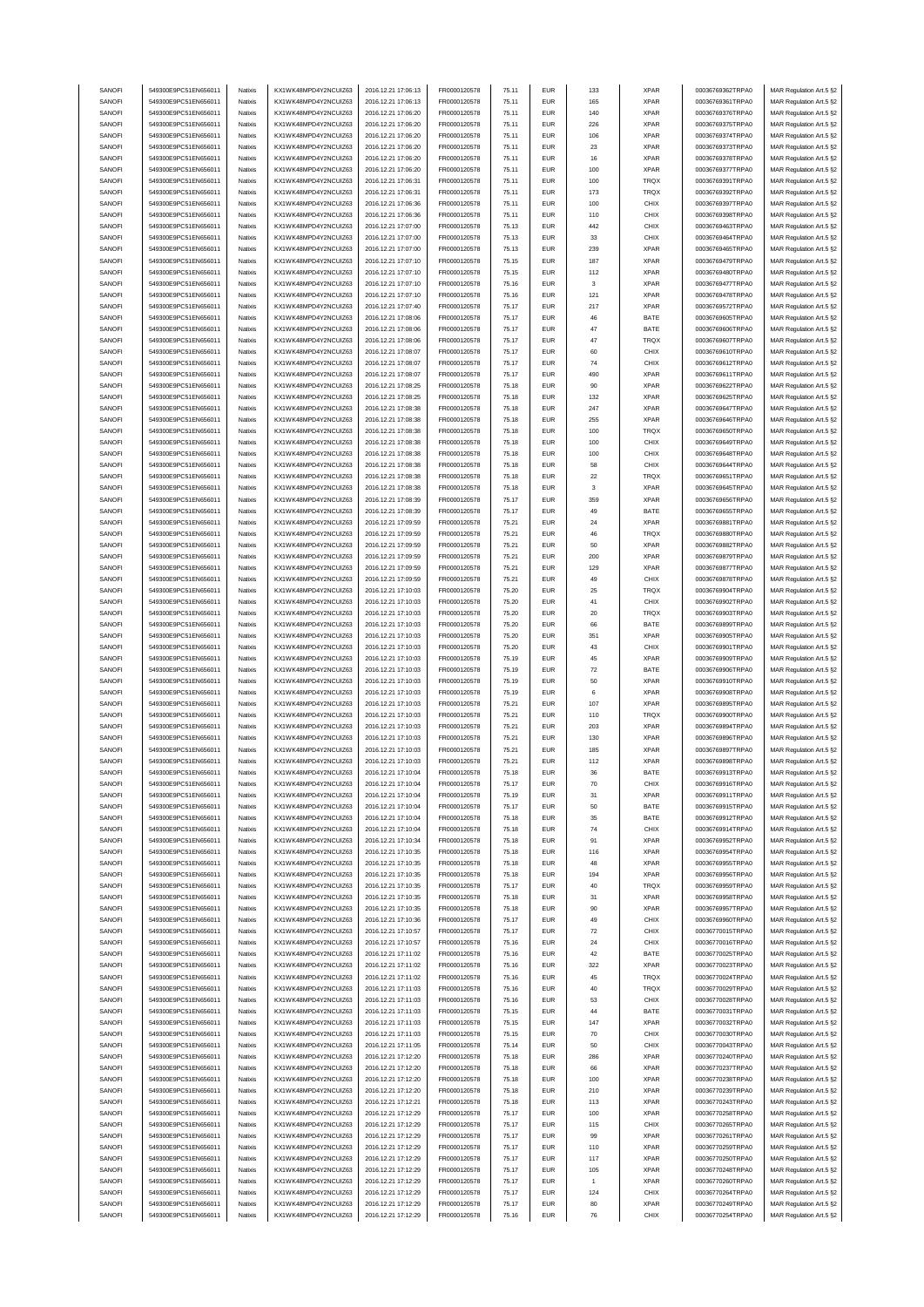| | | | | | | | | | | | |
|---|---|---|---|---|---|---|---|---|---|---|---|
| SANOFI | 549300E9PC51EN656011 | Natixis | KX1WK48MPD4Y2NCUIZ63 | 2016.12.21 17:06:13 | FR0000120578 | 75.11 | EUR | 133 | XPAR | 00036769362TRPA0 | MAR Regulation Art.5 §2 |
| SANOFI | 549300E9PC51EN656011 | Natixis | KX1WK48MPD4Y2NCUIZ63 | 2016.12.21 17:06:13 | FR0000120578 | 75.11 | EUR | 165 | XPAR | 00036769361TRPA0 | MAR Regulation Art.5 §2 |
| SANOFI | 549300E9PC51EN656011 | Natixis | KX1WK48MPD4Y2NCUIZ63 | 2016.12.21 17:06:20 | FR0000120578 | 75.11 | EUR | 140 | XPAR | 00036769376TRPA0 | MAR Regulation Art.5 §2 |
| SANOFI | 549300E9PC51EN656011 | Natixis | KX1WK48MPD4Y2NCUIZ63 | 2016.12.21 17:06:20 | FR0000120578 | 75.11 | EUR | 226 | XPAR | 00036769375TRPA0 | MAR Regulation Art.5 §2 |
| SANOFI | 549300E9PC51EN656011 | Natixis | KX1WK48MPD4Y2NCUIZ63 | 2016.12.21 17:06:20 | FR0000120578 | 75.11 | EUR | 106 | XPAR | 00036769374TRPA0 | MAR Regulation Art.5 §2 |
| SANOFI | 549300E9PC51EN656011 | Natixis | KX1WK48MPD4Y2NCUIZ63 | 2016.12.21 17:06:20 | FR0000120578 | 75.11 | EUR | 23 | XPAR | 00036769373TRPA0 | MAR Regulation Art.5 §2 |
| SANOFI | 549300E9PC51EN656011 | Natixis | KX1WK48MPD4Y2NCUIZ63 | 2016.12.21 17:06:20 | FR0000120578 | 75.11 | EUR | 16 | XPAR | 00036769378TRPA0 | MAR Regulation Art.5 §2 |
| SANOFI | 549300E9PC51EN656011 | Natixis | KX1WK48MPD4Y2NCUIZ63 | 2016.12.21 17:06:20 | FR0000120578 | 75.11 | EUR | 100 | XPAR | 00036769377TRPA0 | MAR Regulation Art.5 §2 |
| SANOFI | 549300E9PC51EN656011 | Natixis | KX1WK48MPD4Y2NCUIZ63 | 2016.12.21 17:06:31 | FR0000120578 | 75.11 | EUR | 100 | TRQX | 00036769391TRPA0 | MAR Regulation Art.5 §2 |
| SANOFI | 549300E9PC51EN656011 | Natixis | KX1WK48MPD4Y2NCUIZ63 | 2016.12.21 17:06:31 | FR0000120578 | 75.11 | EUR | 173 | TRQX | 00036769392TRPA0 | MAR Regulation Art.5 §2 |
| SANOFI | 549300E9PC51EN656011 | Natixis | KX1WK48MPD4Y2NCUIZ63 | 2016.12.21 17:06:36 | FR0000120578 | 75.11 | EUR | 100 | CHIX | 00036769397TRPA0 | MAR Regulation Art.5 §2 |
| SANOFI | 549300E9PC51EN656011 | Natixis | KX1WK48MPD4Y2NCUIZ63 | 2016.12.21 17:06:36 | FR0000120578 | 75.11 | EUR | 110 | CHIX | 00036769398TRPA0 | MAR Regulation Art.5 §2 |
| SANOFI | 549300E9PC51EN656011 | Natixis | KX1WK48MPD4Y2NCUIZ63 | 2016.12.21 17:07:00 | FR0000120578 | 75.13 | EUR | 442 | CHIX | 00036769463TRPA0 | MAR Regulation Art.5 §2 |
| SANOFI | 549300E9PC51EN656011 | Natixis | KX1WK48MPD4Y2NCUIZ63 | 2016.12.21 17:07:00 | FR0000120578 | 75.13 | EUR | 33 | CHIX | 00036769464TRPA0 | MAR Regulation Art.5 §2 |
| SANOFI | 549300E9PC51EN656011 | Natixis | KX1WK48MPD4Y2NCUIZ63 | 2016.12.21 17:07:00 | FR0000120578 | 75.13 | EUR | 239 | XPAR | 00036769465TRPA0 | MAR Regulation Art.5 §2 |
| SANOFI | 549300E9PC51EN656011 | Natixis | KX1WK48MPD4Y2NCUIZ63 | 2016.12.21 17:07:10 | FR0000120578 | 75.15 | EUR | 187 | XPAR | 00036769479TRPA0 | MAR Regulation Art.5 §2 |
| SANOFI | 549300E9PC51EN656011 | Natixis | KX1WK48MPD4Y2NCUIZ63 | 2016.12.21 17:07:10 | FR0000120578 | 75.15 | EUR | 112 | XPAR | 00036769480TRPA0 | MAR Regulation Art.5 §2 |
| SANOFI | 549300E9PC51EN656011 | Natixis | KX1WK48MPD4Y2NCUIZ63 | 2016.12.21 17:07:10 | FR0000120578 | 75.16 | EUR | 3 | XPAR | 00036769477TRPA0 | MAR Regulation Art.5 §2 |
| SANOFI | 549300E9PC51EN656011 | Natixis | KX1WK48MPD4Y2NCUIZ63 | 2016.12.21 17:07:10 | FR0000120578 | 75.16 | EUR | 121 | XPAR | 00036769478TRPA0 | MAR Regulation Art.5 §2 |
| SANOFI | 549300E9PC51EN656011 | Natixis | KX1WK48MPD4Y2NCUIZ63 | 2016.12.21 17:07:40 | FR0000120578 | 75.17 | EUR | 217 | XPAR | 00036769572TRPA0 | MAR Regulation Art.5 §2 |
| SANOFI | 549300E9PC51EN656011 | Natixis | KX1WK48MPD4Y2NCUIZ63 | 2016.12.21 17:08:06 | FR0000120578 | 75.17 | EUR | 46 | BATE | 00036769605TRPA0 | MAR Regulation Art.5 §2 |
| SANOFI | 549300E9PC51EN656011 | Natixis | KX1WK48MPD4Y2NCUIZ63 | 2016.12.21 17:08:06 | FR0000120578 | 75.17 | EUR | 47 | BATE | 00036769606TRPA0 | MAR Regulation Art.5 §2 |
| SANOFI | 549300E9PC51EN656011 | Natixis | KX1WK48MPD4Y2NCUIZ63 | 2016.12.21 17:08:06 | FR0000120578 | 75.17 | EUR | 47 | TRQX | 00036769607TRPA0 | MAR Regulation Art.5 §2 |
| SANOFI | 549300E9PC51EN656011 | Natixis | KX1WK48MPD4Y2NCUIZ63 | 2016.12.21 17:08:07 | FR0000120578 | 75.17 | EUR | 60 | CHIX | 00036769610TRPA0 | MAR Regulation Art.5 §2 |
| SANOFI | 549300E9PC51EN656011 | Natixis | KX1WK48MPD4Y2NCUIZ63 | 2016.12.21 17:08:07 | FR0000120578 | 75.17 | EUR | 74 | CHIX | 00036769612TRPA0 | MAR Regulation Art.5 §2 |
| SANOFI | 549300E9PC51EN656011 | Natixis | KX1WK48MPD4Y2NCUIZ63 | 2016.12.21 17:08:07 | FR0000120578 | 75.17 | EUR | 490 | XPAR | 00036769611TRPA0 | MAR Regulation Art.5 §2 |
| SANOFI | 549300E9PC51EN656011 | Natixis | KX1WK48MPD4Y2NCUIZ63 | 2016.12.21 17:08:25 | FR0000120578 | 75.18 | EUR | 90 | XPAR | 00036769622TRPA0 | MAR Regulation Art.5 §2 |
| SANOFI | 549300E9PC51EN656011 | Natixis | KX1WK48MPD4Y2NCUIZ63 | 2016.12.21 17:08:25 | FR0000120578 | 75.18 | EUR | 132 | XPAR | 00036769625TRPA0 | MAR Regulation Art.5 §2 |
| SANOFI | 549300E9PC51EN656011 | Natixis | KX1WK48MPD4Y2NCUIZ63 | 2016.12.21 17:08:38 | FR0000120578 | 75.18 | EUR | 247 | XPAR | 00036769647TRPA0 | MAR Regulation Art.5 §2 |
| SANOFI | 549300E9PC51EN656011 | Natixis | KX1WK48MPD4Y2NCUIZ63 | 2016.12.21 17:08:38 | FR0000120578 | 75.18 | EUR | 255 | XPAR | 00036769646TRPA0 | MAR Regulation Art.5 §2 |
| SANOFI | 549300E9PC51EN656011 | Natixis | KX1WK48MPD4Y2NCUIZ63 | 2016.12.21 17:08:38 | FR0000120578 | 75.18 | EUR | 100 | TRQX | 00036769650TRPA0 | MAR Regulation Art.5 §2 |
| SANOFI | 549300E9PC51EN656011 | Natixis | KX1WK48MPD4Y2NCUIZ63 | 2016.12.21 17:08:38 | FR0000120578 | 75.18 | EUR | 100 | CHIX | 00036769649TRPA0 | MAR Regulation Art.5 §2 |
| SANOFI | 549300E9PC51EN656011 | Natixis | KX1WK48MPD4Y2NCUIZ63 | 2016.12.21 17:08:38 | FR0000120578 | 75.18 | EUR | 100 | CHIX | 00036769648TRPA0 | MAR Regulation Art.5 §2 |
| SANOFI | 549300E9PC51EN656011 | Natixis | KX1WK48MPD4Y2NCUIZ63 | 2016.12.21 17:08:38 | FR0000120578 | 75.18 | EUR | 58 | CHIX | 00036769644TRPA0 | MAR Regulation Art.5 §2 |
| SANOFI | 549300E9PC51EN656011 | Natixis | KX1WK48MPD4Y2NCUIZ63 | 2016.12.21 17:08:38 | FR0000120578 | 75.18 | EUR | 22 | TRQX | 00036769651TRPA0 | MAR Regulation Art.5 §2 |
| SANOFI | 549300E9PC51EN656011 | Natixis | KX1WK48MPD4Y2NCUIZ63 | 2016.12.21 17:08:38 | FR0000120578 | 75.18 | EUR | 3 | XPAR | 00036769645TRPA0 | MAR Regulation Art.5 §2 |
| SANOFI | 549300E9PC51EN656011 | Natixis | KX1WK48MPD4Y2NCUIZ63 | 2016.12.21 17:08:39 | FR0000120578 | 75.17 | EUR | 359 | XPAR | 00036769656TRPA0 | MAR Regulation Art.5 §2 |
| SANOFI | 549300E9PC51EN656011 | Natixis | KX1WK48MPD4Y2NCUIZ63 | 2016.12.21 17:08:39 | FR0000120578 | 75.17 | EUR | 49 | BATE | 00036769655TRPA0 | MAR Regulation Art.5 §2 |
| SANOFI | 549300E9PC51EN656011 | Natixis | KX1WK48MPD4Y2NCUIZ63 | 2016.12.21 17:09:59 | FR0000120578 | 75.21 | EUR | 24 | XPAR | 00036769881TRPA0 | MAR Regulation Art.5 §2 |
| SANOFI | 549300E9PC51EN656011 | Natixis | KX1WK48MPD4Y2NCUIZ63 | 2016.12.21 17:09:59 | FR0000120578 | 75.21 | EUR | 46 | TRQX | 00036769880TRPA0 | MAR Regulation Art.5 §2 |
| SANOFI | 549300E9PC51EN656011 | Natixis | KX1WK48MPD4Y2NCUIZ63 | 2016.12.21 17:09:59 | FR0000120578 | 75.21 | EUR | 50 | XPAR | 00036769882TRPA0 | MAR Regulation Art.5 §2 |
| SANOFI | 549300E9PC51EN656011 | Natixis | KX1WK48MPD4Y2NCUIZ63 | 2016.12.21 17:09:59 | FR0000120578 | 75.21 | EUR | 200 | XPAR | 00036769879TRPA0 | MAR Regulation Art.5 §2 |
| SANOFI | 549300E9PC51EN656011 | Natixis | KX1WK48MPD4Y2NCUIZ63 | 2016.12.21 17:09:59 | FR0000120578 | 75.21 | EUR | 129 | XPAR | 00036769877TRPA0 | MAR Regulation Art.5 §2 |
| SANOFI | 549300E9PC51EN656011 | Natixis | KX1WK48MPD4Y2NCUIZ63 | 2016.12.21 17:09:59 | FR0000120578 | 75.21 | EUR | 49 | CHIX | 00036769878TRPA0 | MAR Regulation Art.5 §2 |
| SANOFI | 549300E9PC51EN656011 | Natixis | KX1WK48MPD4Y2NCUIZ63 | 2016.12.21 17:10:03 | FR0000120578 | 75.20 | EUR | 25 | TRQX | 00036769904TRPA0 | MAR Regulation Art.5 §2 |
| SANOFI | 549300E9PC51EN656011 | Natixis | KX1WK48MPD4Y2NCUIZ63 | 2016.12.21 17:10:03 | FR0000120578 | 75.20 | EUR | 41 | CHIX | 00036769902TRPA0 | MAR Regulation Art.5 §2 |
| SANOFI | 549300E9PC51EN656011 | Natixis | KX1WK48MPD4Y2NCUIZ63 | 2016.12.21 17:10:03 | FR0000120578 | 75.20 | EUR | 20 | TRQX | 00036769903TRPA0 | MAR Regulation Art.5 §2 |
| SANOFI | 549300E9PC51EN656011 | Natixis | KX1WK48MPD4Y2NCUIZ63 | 2016.12.21 17:10:03 | FR0000120578 | 75.20 | EUR | 66 | BATE | 00036769899TRPA0 | MAR Regulation Art.5 §2 |
| SANOFI | 549300E9PC51EN656011 | Natixis | KX1WK48MPD4Y2NCUIZ63 | 2016.12.21 17:10:03 | FR0000120578 | 75.20 | EUR | 351 | XPAR | 00036769905TRPA0 | MAR Regulation Art.5 §2 |
| SANOFI | 549300E9PC51EN656011 | Natixis | KX1WK48MPD4Y2NCUIZ63 | 2016.12.21 17:10:03 | FR0000120578 | 75.20 | EUR | 43 | CHIX | 00036769901TRPA0 | MAR Regulation Art.5 §2 |
| SANOFI | 549300E9PC51EN656011 | Natixis | KX1WK48MPD4Y2NCUIZ63 | 2016.12.21 17:10:03 | FR0000120578 | 75.19 | EUR | 45 | XPAR | 00036769909TRPA0 | MAR Regulation Art.5 §2 |
| SANOFI | 549300E9PC51EN656011 | Natixis | KX1WK48MPD4Y2NCUIZ63 | 2016.12.21 17:10:03 | FR0000120578 | 75.19 | EUR | 72 | BATE | 00036769906TRPA0 | MAR Regulation Art.5 §2 |
| SANOFI | 549300E9PC51EN656011 | Natixis | KX1WK48MPD4Y2NCUIZ63 | 2016.12.21 17:10:03 | FR0000120578 | 75.19 | EUR | 50 | XPAR | 00036769910TRPA0 | MAR Regulation Art.5 §2 |
| SANOFI | 549300E9PC51EN656011 | Natixis | KX1WK48MPD4Y2NCUIZ63 | 2016.12.21 17:10:03 | FR0000120578 | 75.19 | EUR | 6 | XPAR | 00036769908TRPA0 | MAR Regulation Art.5 §2 |
| SANOFI | 549300E9PC51EN656011 | Natixis | KX1WK48MPD4Y2NCUIZ63 | 2016.12.21 17:10:03 | FR0000120578 | 75.21 | EUR | 107 | XPAR | 00036769895TRPA0 | MAR Regulation Art.5 §2 |
| SANOFI | 549300E9PC51EN656011 | Natixis | KX1WK48MPD4Y2NCUIZ63 | 2016.12.21 17:10:03 | FR0000120578 | 75.21 | EUR | 110 | TRQX | 00036769900TRPA0 | MAR Regulation Art.5 §2 |
| SANOFI | 549300E9PC51EN656011 | Natixis | KX1WK48MPD4Y2NCUIZ63 | 2016.12.21 17:10:03 | FR0000120578 | 75.21 | EUR | 203 | XPAR | 00036769894TRPA0 | MAR Regulation Art.5 §2 |
| SANOFI | 549300E9PC51EN656011 | Natixis | KX1WK48MPD4Y2NCUIZ63 | 2016.12.21 17:10:03 | FR0000120578 | 75.21 | EUR | 130 | XPAR | 00036769896TRPA0 | MAR Regulation Art.5 §2 |
| SANOFI | 549300E9PC51EN656011 | Natixis | KX1WK48MPD4Y2NCUIZ63 | 2016.12.21 17:10:03 | FR0000120578 | 75.21 | EUR | 185 | XPAR | 00036769897TRPA0 | MAR Regulation Art.5 §2 |
| SANOFI | 549300E9PC51EN656011 | Natixis | KX1WK48MPD4Y2NCUIZ63 | 2016.12.21 17:10:03 | FR0000120578 | 75.21 | EUR | 112 | XPAR | 00036769898TRPA0 | MAR Regulation Art.5 §2 |
| SANOFI | 549300E9PC51EN656011 | Natixis | KX1WK48MPD4Y2NCUIZ63 | 2016.12.21 17:10:04 | FR0000120578 | 75.18 | EUR | 36 | BATE | 00036769913TRPA0 | MAR Regulation Art.5 §2 |
| SANOFI | 549300E9PC51EN656011 | Natixis | KX1WK48MPD4Y2NCUIZ63 | 2016.12.21 17:10:04 | FR0000120578 | 75.17 | EUR | 70 | CHIX | 00036769916TRPA0 | MAR Regulation Art.5 §2 |
| SANOFI | 549300E9PC51EN656011 | Natixis | KX1WK48MPD4Y2NCUIZ63 | 2016.12.21 17:10:04 | FR0000120578 | 75.19 | EUR | 31 | XPAR | 00036769911TRPA0 | MAR Regulation Art.5 §2 |
| SANOFI | 549300E9PC51EN656011 | Natixis | KX1WK48MPD4Y2NCUIZ63 | 2016.12.21 17:10:04 | FR0000120578 | 75.17 | EUR | 50 | BATE | 00036769915TRPA0 | MAR Regulation Art.5 §2 |
| SANOFI | 549300E9PC51EN656011 | Natixis | KX1WK48MPD4Y2NCUIZ63 | 2016.12.21 17:10:04 | FR0000120578 | 75.18 | EUR | 35 | BATE | 00036769912TRPA0 | MAR Regulation Art.5 §2 |
| SANOFI | 549300E9PC51EN656011 | Natixis | KX1WK48MPD4Y2NCUIZ63 | 2016.12.21 17:10:04 | FR0000120578 | 75.18 | EUR | 74 | CHIX | 00036769914TRPA0 | MAR Regulation Art.5 §2 |
| SANOFI | 549300E9PC51EN656011 | Natixis | KX1WK48MPD4Y2NCUIZ63 | 2016.12.21 17:10:34 | FR0000120578 | 75.18 | EUR | 91 | XPAR | 00036769952TRPA0 | MAR Regulation Art.5 §2 |
| SANOFI | 549300E9PC51EN656011 | Natixis | KX1WK48MPD4Y2NCUIZ63 | 2016.12.21 17:10:35 | FR0000120578 | 75.18 | EUR | 116 | XPAR | 00036769954TRPA0 | MAR Regulation Art.5 §2 |
| SANOFI | 549300E9PC51EN656011 | Natixis | KX1WK48MPD4Y2NCUIZ63 | 2016.12.21 17:10:35 | FR0000120578 | 75.18 | EUR | 48 | XPAR | 00036769955TRPA0 | MAR Regulation Art.5 §2 |
| SANOFI | 549300E9PC51EN656011 | Natixis | KX1WK48MPD4Y2NCUIZ63 | 2016.12.21 17:10:35 | FR0000120578 | 75.18 | EUR | 194 | XPAR | 00036769956TRPA0 | MAR Regulation Art.5 §2 |
| SANOFI | 549300E9PC51EN656011 | Natixis | KX1WK48MPD4Y2NCUIZ63 | 2016.12.21 17:10:35 | FR0000120578 | 75.17 | EUR | 40 | TRQX | 00036769959TRPA0 | MAR Regulation Art.5 §2 |
| SANOFI | 549300E9PC51EN656011 | Natixis | KX1WK48MPD4Y2NCUIZ63 | 2016.12.21 17:10:35 | FR0000120578 | 75.18 | EUR | 31 | XPAR | 00036769958TRPA0 | MAR Regulation Art.5 §2 |
| SANOFI | 549300E9PC51EN656011 | Natixis | KX1WK48MPD4Y2NCUIZ63 | 2016.12.21 17:10:35 | FR0000120578 | 75.18 | EUR | 90 | XPAR | 00036769957TRPA0 | MAR Regulation Art.5 §2 |
| SANOFI | 549300E9PC51EN656011 | Natixis | KX1WK48MPD4Y2NCUIZ63 | 2016.12.21 17:10:36 | FR0000120578 | 75.17 | EUR | 49 | CHIX | 00036769960TRPA0 | MAR Regulation Art.5 §2 |
| SANOFI | 549300E9PC51EN656011 | Natixis | KX1WK48MPD4Y2NCUIZ63 | 2016.12.21 17:10:57 | FR0000120578 | 75.17 | EUR | 72 | CHIX | 00036770015TRPA0 | MAR Regulation Art.5 §2 |
| SANOFI | 549300E9PC51EN656011 | Natixis | KX1WK48MPD4Y2NCUIZ63 | 2016.12.21 17:10:57 | FR0000120578 | 75.16 | EUR | 24 | CHIX | 00036770016TRPA0 | MAR Regulation Art.5 §2 |
| SANOFI | 549300E9PC51EN656011 | Natixis | KX1WK48MPD4Y2NCUIZ63 | 2016.12.21 17:11:02 | FR0000120578 | 75.16 | EUR | 42 | BATE | 00036770025TRPA0 | MAR Regulation Art.5 §2 |
| SANOFI | 549300E9PC51EN656011 | Natixis | KX1WK48MPD4Y2NCUIZ63 | 2016.12.21 17:11:02 | FR0000120578 | 75.16 | EUR | 322 | XPAR | 00036770023TRPA0 | MAR Regulation Art.5 §2 |
| SANOFI | 549300E9PC51EN656011 | Natixis | KX1WK48MPD4Y2NCUIZ63 | 2016.12.21 17:11:02 | FR0000120578 | 75.16 | EUR | 45 | TRQX | 00036770024TRPA0 | MAR Regulation Art.5 §2 |
| SANOFI | 549300E9PC51EN656011 | Natixis | KX1WK48MPD4Y2NCUIZ63 | 2016.12.21 17:11:03 | FR0000120578 | 75.16 | EUR | 40 | TRQX | 00036770029TRPA0 | MAR Regulation Art.5 §2 |
| SANOFI | 549300E9PC51EN656011 | Natixis | KX1WK48MPD4Y2NCUIZ63 | 2016.12.21 17:11:03 | FR0000120578 | 75.16 | EUR | 53 | CHIX | 00036770028TRPA0 | MAR Regulation Art.5 §2 |
| SANOFI | 549300E9PC51EN656011 | Natixis | KX1WK48MPD4Y2NCUIZ63 | 2016.12.21 17:11:03 | FR0000120578 | 75.15 | EUR | 44 | BATE | 00036770031TRPA0 | MAR Regulation Art.5 §2 |
| SANOFI | 549300E9PC51EN656011 | Natixis | KX1WK48MPD4Y2NCUIZ63 | 2016.12.21 17:11:03 | FR0000120578 | 75.15 | EUR | 147 | XPAR | 00036770032TRPA0 | MAR Regulation Art.5 §2 |
| SANOFI | 549300E9PC51EN656011 | Natixis | KX1WK48MPD4Y2NCUIZ63 | 2016.12.21 17:11:03 | FR0000120578 | 75.15 | EUR | 70 | CHIX | 00036770030TRPA0 | MAR Regulation Art.5 §2 |
| SANOFI | 549300E9PC51EN656011 | Natixis | KX1WK48MPD4Y2NCUIZ63 | 2016.12.21 17:11:05 | FR0000120578 | 75.14 | EUR | 50 | CHIX | 00036770043TRPA0 | MAR Regulation Art.5 §2 |
| SANOFI | 549300E9PC51EN656011 | Natixis | KX1WK48MPD4Y2NCUIZ63 | 2016.12.21 17:12:20 | FR0000120578 | 75.18 | EUR | 286 | XPAR | 00036770240TRPA0 | MAR Regulation Art.5 §2 |
| SANOFI | 549300E9PC51EN656011 | Natixis | KX1WK48MPD4Y2NCUIZ63 | 2016.12.21 17:12:20 | FR0000120578 | 75.18 | EUR | 66 | XPAR | 00036770237TRPA0 | MAR Regulation Art.5 §2 |
| SANOFI | 549300E9PC51EN656011 | Natixis | KX1WK48MPD4Y2NCUIZ63 | 2016.12.21 17:12:20 | FR0000120578 | 75.18 | EUR | 100 | XPAR | 00036770238TRPA0 | MAR Regulation Art.5 §2 |
| SANOFI | 549300E9PC51EN656011 | Natixis | KX1WK48MPD4Y2NCUIZ63 | 2016.12.21 17:12:20 | FR0000120578 | 75.18 | EUR | 210 | XPAR | 00036770239TRPA0 | MAR Regulation Art.5 §2 |
| SANOFI | 549300E9PC51EN656011 | Natixis | KX1WK48MPD4Y2NCUIZ63 | 2016.12.21 17:12:21 | FR0000120578 | 75.18 | EUR | 113 | XPAR | 00036770243TRPA0 | MAR Regulation Art.5 §2 |
| SANOFI | 549300E9PC51EN656011 | Natixis | KX1WK48MPD4Y2NCUIZ63 | 2016.12.21 17:12:29 | FR0000120578 | 75.17 | EUR | 100 | XPAR | 00036770258TRPA0 | MAR Regulation Art.5 §2 |
| SANOFI | 549300E9PC51EN656011 | Natixis | KX1WK48MPD4Y2NCUIZ63 | 2016.12.21 17:12:29 | FR0000120578 | 75.17 | EUR | 115 | CHIX | 00036770265TRPA0 | MAR Regulation Art.5 §2 |
| SANOFI | 549300E9PC51EN656011 | Natixis | KX1WK48MPD4Y2NCUIZ63 | 2016.12.21 17:12:29 | FR0000120578 | 75.17 | EUR | 99 | XPAR | 00036770261TRPA0 | MAR Regulation Art.5 §2 |
| SANOFI | 549300E9PC51EN656011 | Natixis | KX1WK48MPD4Y2NCUIZ63 | 2016.12.21 17:12:29 | FR0000120578 | 75.17 | EUR | 110 | XPAR | 00036770259TRPA0 | MAR Regulation Art.5 §2 |
| SANOFI | 549300E9PC51EN656011 | Natixis | KX1WK48MPD4Y2NCUIZ63 | 2016.12.21 17:12:29 | FR0000120578 | 75.17 | EUR | 117 | XPAR | 00036770250TRPA0 | MAR Regulation Art.5 §2 |
| SANOFI | 549300E9PC51EN656011 | Natixis | KX1WK48MPD4Y2NCUIZ63 | 2016.12.21 17:12:29 | FR0000120578 | 75.17 | EUR | 105 | XPAR | 00036770248TRPA0 | MAR Regulation Art.5 §2 |
| SANOFI | 549300E9PC51EN656011 | Natixis | KX1WK48MPD4Y2NCUIZ63 | 2016.12.21 17:12:29 | FR0000120578 | 75.17 | EUR | 1 | XPAR | 00036770260TRPA0 | MAR Regulation Art.5 §2 |
| SANOFI | 549300E9PC51EN656011 | Natixis | KX1WK48MPD4Y2NCUIZ63 | 2016.12.21 17:12:29 | FR0000120578 | 75.17 | EUR | 124 | CHIX | 00036770264TRPA0 | MAR Regulation Art.5 §2 |
| SANOFI | 549300E9PC51EN656011 | Natixis | KX1WK48MPD4Y2NCUIZ63 | 2016.12.21 17:12:29 | FR0000120578 | 75.17 | EUR | 80 | XPAR | 00036770249TRPA0 | MAR Regulation Art.5 §2 |
| SANOFI | 549300E9PC51EN656011 | Natixis | KX1WK48MPD4Y2NCUIZ63 | 2016.12.21 17:12:29 | FR0000120578 | 75.16 | EUR | 76 | CHIX | 00036770254TRPA0 | MAR Regulation Art.5 §2 |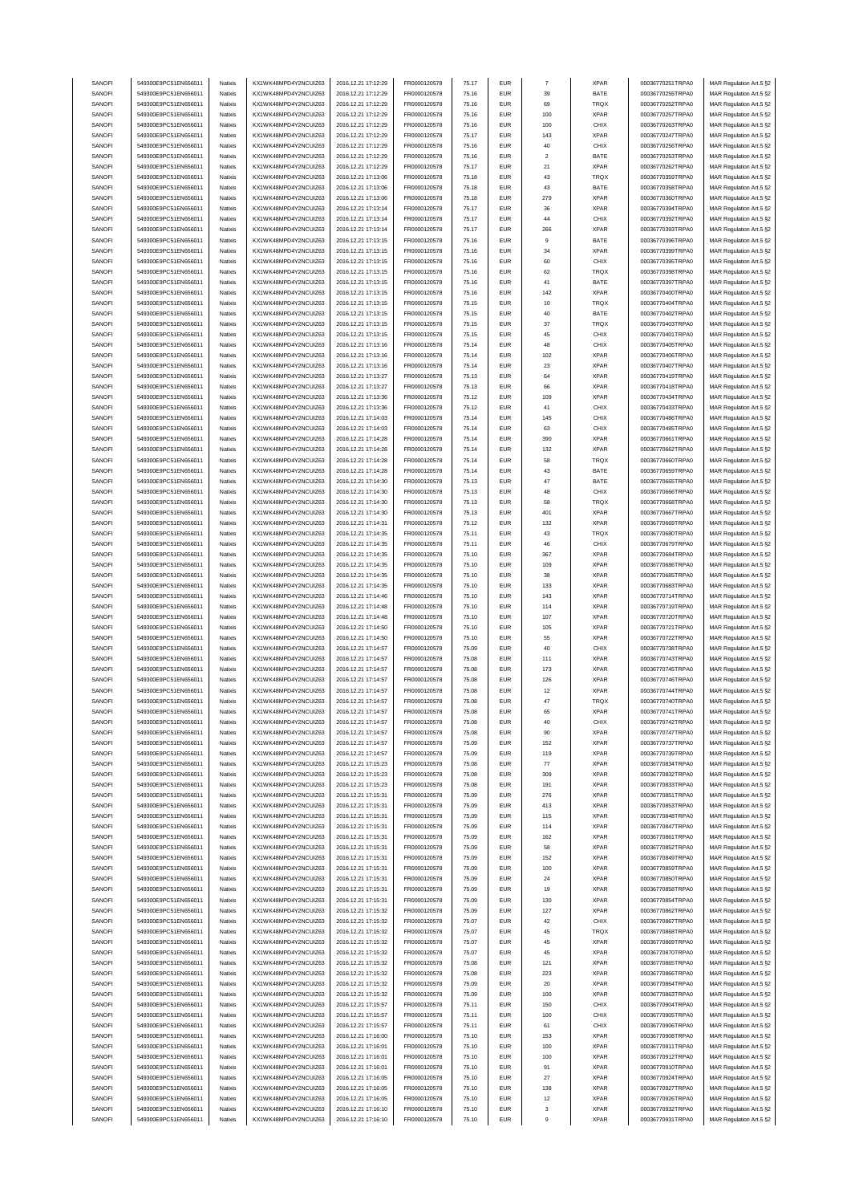| SANOFI | 549300E9PC51EN656011 | Natixis | KX1WK48MPD4Y2NCUIZ63 | 2016.12.21 17:12:29 | FR0000120578 | 75.17 | EUR | 7 | XPAR | 00036770251TRPA0 | MAR Regulation Art.5 §2 |
|---|---|---|---|---|---|---|---|---|---|---|---|
| SANOFI | 549300E9PC51EN656011 | Natixis | KX1WK48MPD4Y2NCUIZ63 | 2016.12.21 17:12:29 | FR0000120578 | 75.16 | EUR | 39 | BATE | 00036770255TRPA0 | MAR Regulation Art.5 §2 |
| SANOFI | 549300E9PC51EN656011 | Natixis | KX1WK48MPD4Y2NCUIZ63 | 2016.12.21 17:12:29 | FR0000120578 | 75.16 | EUR | 69 | TRQX | 00036770252TRPA0 | MAR Regulation Art.5 §2 |
| SANOFI | 549300E9PC51EN656011 | Natixis | KX1WK48MPD4Y2NCUIZ63 | 2016.12.21 17:12:29 | FR0000120578 | 75.16 | EUR | 100 | XPAR | 00036770257TRPA0 | MAR Regulation Art.5 §2 |
| SANOFI | 549300E9PC51EN656011 | Natixis | KX1WK48MPD4Y2NCUIZ63 | 2016.12.21 17:12:29 | FR0000120578 | 75.16 | EUR | 100 | CHIX | 00036770263TRPA0 | MAR Regulation Art.5 §2 |
| SANOFI | 549300E9PC51EN656011 | Natixis | KX1WK48MPD4Y2NCUIZ63 | 2016.12.21 17:12:29 | FR0000120578 | 75.17 | EUR | 143 | XPAR | 00036770247TRPA0 | MAR Regulation Art.5 §2 |
| SANOFI | 549300E9PC51EN656011 | Natixis | KX1WK48MPD4Y2NCUIZ63 | 2016.12.21 17:12:29 | FR0000120578 | 75.16 | EUR | 40 | CHIX | 00036770256TRPA0 | MAR Regulation Art.5 §2 |
| SANOFI | 549300E9PC51EN656011 | Natixis | KX1WK48MPD4Y2NCUIZ63 | 2016.12.21 17:12:29 | FR0000120578 | 75.16 | EUR | 2 | BATE | 00036770253TRPA0 | MAR Regulation Art.5 §2 |
| SANOFI | 549300E9PC51EN656011 | Natixis | KX1WK48MPD4Y2NCUIZ63 | 2016.12.21 17:12:29 | FR0000120578 | 75.17 | EUR | 21 | XPAR | 00036770262TRPA0 | MAR Regulation Art.5 §2 |
| SANOFI | 549300E9PC51EN656011 | Natixis | KX1WK48MPD4Y2NCUIZ63 | 2016.12.21 17:13:06 | FR0000120578 | 75.18 | EUR | 43 | TRQX | 00036770359TRPA0 | MAR Regulation Art.5 §2 |
| SANOFI | 549300E9PC51EN656011 | Natixis | KX1WK48MPD4Y2NCUIZ63 | 2016.12.21 17:13:06 | FR0000120578 | 75.18 | EUR | 43 | BATE | 00036770358TRPA0 | MAR Regulation Art.5 §2 |
| SANOFI | 549300E9PC51EN656011 | Natixis | KX1WK48MPD4Y2NCUIZ63 | 2016.12.21 17:13:06 | FR0000120578 | 75.18 | EUR | 279 | XPAR | 00036770360TRPA0 | MAR Regulation Art.5 §2 |
| SANOFI | 549300E9PC51EN656011 | Natixis | KX1WK48MPD4Y2NCUIZ63 | 2016.12.21 17:13:14 | FR0000120578 | 75.17 | EUR | 36 | XPAR | 00036770394TRPA0 | MAR Regulation Art.5 §2 |
| SANOFI | 549300E9PC51EN656011 | Natixis | KX1WK48MPD4Y2NCUIZ63 | 2016.12.21 17:13:14 | FR0000120578 | 75.17 | EUR | 44 | CHIX | 00036770392TRPA0 | MAR Regulation Art.5 §2 |
| SANOFI | 549300E9PC51EN656011 | Natixis | KX1WK48MPD4Y2NCUIZ63 | 2016.12.21 17:13:14 | FR0000120578 | 75.17 | EUR | 266 | XPAR | 00036770393TRPA0 | MAR Regulation Art.5 §2 |
| SANOFI | 549300E9PC51EN656011 | Natixis | KX1WK48MPD4Y2NCUIZ63 | 2016.12.21 17:13:15 | FR0000120578 | 75.16 | EUR | 9 | BATE | 00036770396TRPA0 | MAR Regulation Art.5 §2 |
| SANOFI | 549300E9PC51EN656011 | Natixis | KX1WK48MPD4Y2NCUIZ63 | 2016.12.21 17:13:15 | FR0000120578 | 75.16 | EUR | 34 | XPAR | 00036770399TRPA0 | MAR Regulation Art.5 §2 |
| SANOFI | 549300E9PC51EN656011 | Natixis | KX1WK48MPD4Y2NCUIZ63 | 2016.12.21 17:13:15 | FR0000120578 | 75.16 | EUR | 60 | CHIX | 00036770395TRPA0 | MAR Regulation Art.5 §2 |
| SANOFI | 549300E9PC51EN656011 | Natixis | KX1WK48MPD4Y2NCUIZ63 | 2016.12.21 17:13:15 | FR0000120578 | 75.16 | EUR | 62 | TRQX | 00036770398TRPA0 | MAR Regulation Art.5 §2 |
| SANOFI | 549300E9PC51EN656011 | Natixis | KX1WK48MPD4Y2NCUIZ63 | 2016.12.21 17:13:15 | FR0000120578 | 75.16 | EUR | 41 | BATE | 00036770397TRPA0 | MAR Regulation Art.5 §2 |
| SANOFI | 549300E9PC51EN656011 | Natixis | KX1WK48MPD4Y2NCUIZ63 | 2016.12.21 17:13:15 | FR0000120578 | 75.16 | EUR | 142 | XPAR | 00036770400TRPA0 | MAR Regulation Art.5 §2 |
| SANOFI | 549300E9PC51EN656011 | Natixis | KX1WK48MPD4Y2NCUIZ63 | 2016.12.21 17:13:15 | FR0000120578 | 75.15 | EUR | 10 | TRQX | 00036770404TRPA0 | MAR Regulation Art.5 §2 |
| SANOFI | 549300E9PC51EN656011 | Natixis | KX1WK48MPD4Y2NCUIZ63 | 2016.12.21 17:13:15 | FR0000120578 | 75.15 | EUR | 40 | BATE | 00036770402TRPA0 | MAR Regulation Art.5 §2 |
| SANOFI | 549300E9PC51EN656011 | Natixis | KX1WK48MPD4Y2NCUIZ63 | 2016.12.21 17:13:15 | FR0000120578 | 75.15 | EUR | 37 | TRQX | 00036770403TRPA0 | MAR Regulation Art.5 §2 |
| SANOFI | 549300E9PC51EN656011 | Natixis | KX1WK48MPD4Y2NCUIZ63 | 2016.12.21 17:13:15 | FR0000120578 | 75.15 | EUR | 45 | CHIX | 00036770401TRPA0 | MAR Regulation Art.5 §2 |
| SANOFI | 549300E9PC51EN656011 | Natixis | KX1WK48MPD4Y2NCUIZ63 | 2016.12.21 17:13:16 | FR0000120578 | 75.14 | EUR | 48 | CHIX | 00036770405TRPA0 | MAR Regulation Art.5 §2 |
| SANOFI | 549300E9PC51EN656011 | Natixis | KX1WK48MPD4Y2NCUIZ63 | 2016.12.21 17:13:16 | FR0000120578 | 75.14 | EUR | 102 | XPAR | 00036770406TRPA0 | MAR Regulation Art.5 §2 |
| SANOFI | 549300E9PC51EN656011 | Natixis | KX1WK48MPD4Y2NCUIZ63 | 2016.12.21 17:13:16 | FR0000120578 | 75.14 | EUR | 23 | XPAR | 00036770407TRPA0 | MAR Regulation Art.5 §2 |
| SANOFI | 549300E9PC51EN656011 | Natixis | KX1WK48MPD4Y2NCUIZ63 | 2016.12.21 17:13:27 | FR0000120578 | 75.13 | EUR | 64 | XPAR | 00036770419TRPA0 | MAR Regulation Art.5 §2 |
| SANOFI | 549300E9PC51EN656011 | Natixis | KX1WK48MPD4Y2NCUIZ63 | 2016.12.21 17:13:27 | FR0000120578 | 75.13 | EUR | 66 | XPAR | 00036770418TRPA0 | MAR Regulation Art.5 §2 |
| SANOFI | 549300E9PC51EN656011 | Natixis | KX1WK48MPD4Y2NCUIZ63 | 2016.12.21 17:13:36 | FR0000120578 | 75.12 | EUR | 109 | XPAR | 00036770434TRPA0 | MAR Regulation Art.5 §2 |
| SANOFI | 549300E9PC51EN656011 | Natixis | KX1WK48MPD4Y2NCUIZ63 | 2016.12.21 17:13:36 | FR0000120578 | 75.12 | EUR | 41 | CHIX | 00036770433TRPA0 | MAR Regulation Art.5 §2 |
| SANOFI | 549300E9PC51EN656011 | Natixis | KX1WK48MPD4Y2NCUIZ63 | 2016.12.21 17:14:03 | FR0000120578 | 75.14 | EUR | 145 | CHIX | 00036770486TRPA0 | MAR Regulation Art.5 §2 |
| SANOFI | 549300E9PC51EN656011 | Natixis | KX1WK48MPD4Y2NCUIZ63 | 2016.12.21 17:14:03 | FR0000120578 | 75.14 | EUR | 63 | CHIX | 00036770485TRPA0 | MAR Regulation Art.5 §2 |
| SANOFI | 549300E9PC51EN656011 | Natixis | KX1WK48MPD4Y2NCUIZ63 | 2016.12.21 17:14:28 | FR0000120578 | 75.14 | EUR | 390 | XPAR | 00036770661TRPA0 | MAR Regulation Art.5 §2 |
| SANOFI | 549300E9PC51EN656011 | Natixis | KX1WK48MPD4Y2NCUIZ63 | 2016.12.21 17:14:28 | FR0000120578 | 75.14 | EUR | 132 | XPAR | 00036770662TRPA0 | MAR Regulation Art.5 §2 |
| SANOFI | 549300E9PC51EN656011 | Natixis | KX1WK48MPD4Y2NCUIZ63 | 2016.12.21 17:14:28 | FR0000120578 | 75.14 | EUR | 58 | TRQX | 00036770660TRPA0 | MAR Regulation Art.5 §2 |
| SANOFI | 549300E9PC51EN656011 | Natixis | KX1WK48MPD4Y2NCUIZ63 | 2016.12.21 17:14:28 | FR0000120578 | 75.14 | EUR | 43 | BATE | 00036770659TRPA0 | MAR Regulation Art.5 §2 |
| SANOFI | 549300E9PC51EN656011 | Natixis | KX1WK48MPD4Y2NCUIZ63 | 2016.12.21 17:14:30 | FR0000120578 | 75.13 | EUR | 47 | BATE | 00036770665TRPA0 | MAR Regulation Art.5 §2 |
| SANOFI | 549300E9PC51EN656011 | Natixis | KX1WK48MPD4Y2NCUIZ63 | 2016.12.21 17:14:30 | FR0000120578 | 75.13 | EUR | 48 | CHIX | 00036770666TRPA0 | MAR Regulation Art.5 §2 |
| SANOFI | 549300E9PC51EN656011 | Natixis | KX1WK48MPD4Y2NCUIZ63 | 2016.12.21 17:14:30 | FR0000120578 | 75.13 | EUR | 58 | TRQX | 00036770668TRPA0 | MAR Regulation Art.5 §2 |
| SANOFI | 549300E9PC51EN656011 | Natixis | KX1WK48MPD4Y2NCUIZ63 | 2016.12.21 17:14:30 | FR0000120578 | 75.13 | EUR | 401 | XPAR | 00036770667TRPA0 | MAR Regulation Art.5 §2 |
| SANOFI | 549300E9PC51EN656011 | Natixis | KX1WK48MPD4Y2NCUIZ63 | 2016.12.21 17:14:31 | FR0000120578 | 75.12 | EUR | 132 | XPAR | 00036770669TRPA0 | MAR Regulation Art.5 §2 |
| SANOFI | 549300E9PC51EN656011 | Natixis | KX1WK48MPD4Y2NCUIZ63 | 2016.12.21 17:14:35 | FR0000120578 | 75.11 | EUR | 43 | TRQX | 00036770680TRPA0 | MAR Regulation Art.5 §2 |
| SANOFI | 549300E9PC51EN656011 | Natixis | KX1WK48MPD4Y2NCUIZ63 | 2016.12.21 17:14:35 | FR0000120578 | 75.11 | EUR | 46 | CHIX | 00036770679TRPA0 | MAR Regulation Art.5 §2 |
| SANOFI | 549300E9PC51EN656011 | Natixis | KX1WK48MPD4Y2NCUIZ63 | 2016.12.21 17:14:35 | FR0000120578 | 75.10 | EUR | 367 | XPAR | 00036770684TRPA0 | MAR Regulation Art.5 §2 |
| SANOFI | 549300E9PC51EN656011 | Natixis | KX1WK48MPD4Y2NCUIZ63 | 2016.12.21 17:14:35 | FR0000120578 | 75.10 | EUR | 109 | XPAR | 00036770686TRPA0 | MAR Regulation Art.5 §2 |
| SANOFI | 549300E9PC51EN656011 | Natixis | KX1WK48MPD4Y2NCUIZ63 | 2016.12.21 17:14:35 | FR0000120578 | 75.10 | EUR | 38 | XPAR | 00036770685TRPA0 | MAR Regulation Art.5 §2 |
| SANOFI | 549300E9PC51EN656011 | Natixis | KX1WK48MPD4Y2NCUIZ63 | 2016.12.21 17:14:35 | FR0000120578 | 75.10 | EUR | 133 | XPAR | 00036770683TRPA0 | MAR Regulation Art.5 §2 |
| SANOFI | 549300E9PC51EN656011 | Natixis | KX1WK48MPD4Y2NCUIZ63 | 2016.12.21 17:14:46 | FR0000120578 | 75.10 | EUR | 143 | XPAR | 00036770714TRPA0 | MAR Regulation Art.5 §2 |
| SANOFI | 549300E9PC51EN656011 | Natixis | KX1WK48MPD4Y2NCUIZ63 | 2016.12.21 17:14:48 | FR0000120578 | 75.10 | EUR | 114 | XPAR | 00036770719TRPA0 | MAR Regulation Art.5 §2 |
| SANOFI | 549300E9PC51EN656011 | Natixis | KX1WK48MPD4Y2NCUIZ63 | 2016.12.21 17:14:48 | FR0000120578 | 75.10 | EUR | 107 | XPAR | 00036770720TRPA0 | MAR Regulation Art.5 §2 |
| SANOFI | 549300E9PC51EN656011 | Natixis | KX1WK48MPD4Y2NCUIZ63 | 2016.12.21 17:14:50 | FR0000120578 | 75.10 | EUR | 105 | XPAR | 00036770721TRPA0 | MAR Regulation Art.5 §2 |
| SANOFI | 549300E9PC51EN656011 | Natixis | KX1WK48MPD4Y2NCUIZ63 | 2016.12.21 17:14:50 | FR0000120578 | 75.10 | EUR | 55 | XPAR | 00036770722TRPA0 | MAR Regulation Art.5 §2 |
| SANOFI | 549300E9PC51EN656011 | Natixis | KX1WK48MPD4Y2NCUIZ63 | 2016.12.21 17:14:57 | FR0000120578 | 75.09 | EUR | 40 | CHIX | 00036770738TRPA0 | MAR Regulation Art.5 §2 |
| SANOFI | 549300E9PC51EN656011 | Natixis | KX1WK48MPD4Y2NCUIZ63 | 2016.12.21 17:14:57 | FR0000120578 | 75.08 | EUR | 111 | XPAR | 00036770743TRPA0 | MAR Regulation Art.5 §2 |
| SANOFI | 549300E9PC51EN656011 | Natixis | KX1WK48MPD4Y2NCUIZ63 | 2016.12.21 17:14:57 | FR0000120578 | 75.08 | EUR | 173 | XPAR | 00036770745TRPA0 | MAR Regulation Art.5 §2 |
| SANOFI | 549300E9PC51EN656011 | Natixis | KX1WK48MPD4Y2NCUIZ63 | 2016.12.21 17:14:57 | FR0000120578 | 75.08 | EUR | 126 | XPAR | 00036770746TRPA0 | MAR Regulation Art.5 §2 |
| SANOFI | 549300E9PC51EN656011 | Natixis | KX1WK48MPD4Y2NCUIZ63 | 2016.12.21 17:14:57 | FR0000120578 | 75.08 | EUR | 12 | XPAR | 00036770744TRPA0 | MAR Regulation Art.5 §2 |
| SANOFI | 549300E9PC51EN656011 | Natixis | KX1WK48MPD4Y2NCUIZ63 | 2016.12.21 17:14:57 | FR0000120578 | 75.08 | EUR | 47 | TRQX | 00036770740TRPA0 | MAR Regulation Art.5 §2 |
| SANOFI | 549300E9PC51EN656011 | Natixis | KX1WK48MPD4Y2NCUIZ63 | 2016.12.21 17:14:57 | FR0000120578 | 75.08 | EUR | 65 | XPAR | 00036770741TRPA0 | MAR Regulation Art.5 §2 |
| SANOFI | 549300E9PC51EN656011 | Natixis | KX1WK48MPD4Y2NCUIZ63 | 2016.12.21 17:14:57 | FR0000120578 | 75.08 | EUR | 40 | CHIX | 00036770742TRPA0 | MAR Regulation Art.5 §2 |
| SANOFI | 549300E9PC51EN656011 | Natixis | KX1WK48MPD4Y2NCUIZ63 | 2016.12.21 17:14:57 | FR0000120578 | 75.08 | EUR | 90 | XPAR | 00036770747TRPA0 | MAR Regulation Art.5 §2 |
| SANOFI | 549300E9PC51EN656011 | Natixis | KX1WK48MPD4Y2NCUIZ63 | 2016.12.21 17:14:57 | FR0000120578 | 75.09 | EUR | 152 | XPAR | 00036770737TRPA0 | MAR Regulation Art.5 §2 |
| SANOFI | 549300E9PC51EN656011 | Natixis | KX1WK48MPD4Y2NCUIZ63 | 2016.12.21 17:14:57 | FR0000120578 | 75.09 | EUR | 119 | XPAR | 00036770739TRPA0 | MAR Regulation Art.5 §2 |
| SANOFI | 549300E9PC51EN656011 | Natixis | KX1WK48MPD4Y2NCUIZ63 | 2016.12.21 17:15:23 | FR0000120578 | 75.08 | EUR | 77 | XPAR | 00036770834TRPA0 | MAR Regulation Art.5 §2 |
| SANOFI | 549300E9PC51EN656011 | Natixis | KX1WK48MPD4Y2NCUIZ63 | 2016.12.21 17:15:23 | FR0000120578 | 75.08 | EUR | 309 | XPAR | 00036770832TRPA0 | MAR Regulation Art.5 §2 |
| SANOFI | 549300E9PC51EN656011 | Natixis | KX1WK48MPD4Y2NCUIZ63 | 2016.12.21 17:15:23 | FR0000120578 | 75.08 | EUR | 191 | XPAR | 00036770833TRPA0 | MAR Regulation Art.5 §2 |
| SANOFI | 549300E9PC51EN656011 | Natixis | KX1WK48MPD4Y2NCUIZ63 | 2016.12.21 17:15:31 | FR0000120578 | 75.09 | EUR | 276 | XPAR | 00036770851TRPA0 | MAR Regulation Art.5 §2 |
| SANOFI | 549300E9PC51EN656011 | Natixis | KX1WK48MPD4Y2NCUIZ63 | 2016.12.21 17:15:31 | FR0000120578 | 75.09 | EUR | 413 | XPAR | 00036770853TRPA0 | MAR Regulation Art.5 §2 |
| SANOFI | 549300E9PC51EN656011 | Natixis | KX1WK48MPD4Y2NCUIZ63 | 2016.12.21 17:15:31 | FR0000120578 | 75.09 | EUR | 115 | XPAR | 00036770848TRPA0 | MAR Regulation Art.5 §2 |
| SANOFI | 549300E9PC51EN656011 | Natixis | KX1WK48MPD4Y2NCUIZ63 | 2016.12.21 17:15:31 | FR0000120578 | 75.09 | EUR | 114 | XPAR | 00036770847TRPA0 | MAR Regulation Art.5 §2 |
| SANOFI | 549300E9PC51EN656011 | Natixis | KX1WK48MPD4Y2NCUIZ63 | 2016.12.21 17:15:31 | FR0000120578 | 75.09 | EUR | 162 | XPAR | 00036770861TRPA0 | MAR Regulation Art.5 §2 |
| SANOFI | 549300E9PC51EN656011 | Natixis | KX1WK48MPD4Y2NCUIZ63 | 2016.12.21 17:15:31 | FR0000120578 | 75.09 | EUR | 58 | XPAR | 00036770852TRPA0 | MAR Regulation Art.5 §2 |
| SANOFI | 549300E9PC51EN656011 | Natixis | KX1WK48MPD4Y2NCUIZ63 | 2016.12.21 17:15:31 | FR0000120578 | 75.09 | EUR | 152 | XPAR | 00036770849TRPA0 | MAR Regulation Art.5 §2 |
| SANOFI | 549300E9PC51EN656011 | Natixis | KX1WK48MPD4Y2NCUIZ63 | 2016.12.21 17:15:31 | FR0000120578 | 75.09 | EUR | 100 | XPAR | 00036770859TRPA0 | MAR Regulation Art.5 §2 |
| SANOFI | 549300E9PC51EN656011 | Natixis | KX1WK48MPD4Y2NCUIZ63 | 2016.12.21 17:15:31 | FR0000120578 | 75.09 | EUR | 24 | XPAR | 00036770850TRPA0 | MAR Regulation Art.5 §2 |
| SANOFI | 549300E9PC51EN656011 | Natixis | KX1WK48MPD4Y2NCUIZ63 | 2016.12.21 17:15:31 | FR0000120578 | 75.09 | EUR | 19 | XPAR | 00036770858TRPA0 | MAR Regulation Art.5 §2 |
| SANOFI | 549300E9PC51EN656011 | Natixis | KX1WK48MPD4Y2NCUIZ63 | 2016.12.21 17:15:31 | FR0000120578 | 75.09 | EUR | 130 | XPAR | 00036770854TRPA0 | MAR Regulation Art.5 §2 |
| SANOFI | 549300E9PC51EN656011 | Natixis | KX1WK48MPD4Y2NCUIZ63 | 2016.12.21 17:15:32 | FR0000120578 | 75.09 | EUR | 127 | XPAR | 00036770862TRPA0 | MAR Regulation Art.5 §2 |
| SANOFI | 549300E9PC51EN656011 | Natixis | KX1WK48MPD4Y2NCUIZ63 | 2016.12.21 17:15:32 | FR0000120578 | 75.07 | EUR | 42 | CHIX | 00036770867TRPA0 | MAR Regulation Art.5 §2 |
| SANOFI | 549300E9PC51EN656011 | Natixis | KX1WK48MPD4Y2NCUIZ63 | 2016.12.21 17:15:32 | FR0000120578 | 75.07 | EUR | 45 | TRQX | 00036770868TRPA0 | MAR Regulation Art.5 §2 |
| SANOFI | 549300E9PC51EN656011 | Natixis | KX1WK48MPD4Y2NCUIZ63 | 2016.12.21 17:15:32 | FR0000120578 | 75.07 | EUR | 45 | XPAR | 00036770869TRPA0 | MAR Regulation Art.5 §2 |
| SANOFI | 549300E9PC51EN656011 | Natixis | KX1WK48MPD4Y2NCUIZ63 | 2016.12.21 17:15:32 | FR0000120578 | 75.07 | EUR | 45 | XPAR | 00036770870TRPA0 | MAR Regulation Art.5 §2 |
| SANOFI | 549300E9PC51EN656011 | Natixis | KX1WK48MPD4Y2NCUIZ63 | 2016.12.21 17:15:32 | FR0000120578 | 75.08 | EUR | 121 | XPAR | 00036770865TRPA0 | MAR Regulation Art.5 §2 |
| SANOFI | 549300E9PC51EN656011 | Natixis | KX1WK48MPD4Y2NCUIZ63 | 2016.12.21 17:15:32 | FR0000120578 | 75.08 | EUR | 223 | XPAR | 00036770866TRPA0 | MAR Regulation Art.5 §2 |
| SANOFI | 549300E9PC51EN656011 | Natixis | KX1WK48MPD4Y2NCUIZ63 | 2016.12.21 17:15:32 | FR0000120578 | 75.09 | EUR | 20 | XPAR | 00036770864TRPA0 | MAR Regulation Art.5 §2 |
| SANOFI | 549300E9PC51EN656011 | Natixis | KX1WK48MPD4Y2NCUIZ63 | 2016.12.21 17:15:32 | FR0000120578 | 75.09 | EUR | 100 | XPAR | 00036770863TRPA0 | MAR Regulation Art.5 §2 |
| SANOFI | 549300E9PC51EN656011 | Natixis | KX1WK48MPD4Y2NCUIZ63 | 2016.12.21 17:15:57 | FR0000120578 | 75.11 | EUR | 150 | CHIX | 00036770904TRPA0 | MAR Regulation Art.5 §2 |
| SANOFI | 549300E9PC51EN656011 | Natixis | KX1WK48MPD4Y2NCUIZ63 | 2016.12.21 17:15:57 | FR0000120578 | 75.11 | EUR | 100 | CHIX | 00036770905TRPA0 | MAR Regulation Art.5 §2 |
| SANOFI | 549300E9PC51EN656011 | Natixis | KX1WK48MPD4Y2NCUIZ63 | 2016.12.21 17:15:57 | FR0000120578 | 75.11 | EUR | 61 | CHIX | 00036770906TRPA0 | MAR Regulation Art.5 §2 |
| SANOFI | 549300E9PC51EN656011 | Natixis | KX1WK48MPD4Y2NCUIZ63 | 2016.12.21 17:16:00 | FR0000120578 | 75.10 | EUR | 153 | XPAR | 00036770908TRPA0 | MAR Regulation Art.5 §2 |
| SANOFI | 549300E9PC51EN656011 | Natixis | KX1WK48MPD4Y2NCUIZ63 | 2016.12.21 17:16:01 | FR0000120578 | 75.10 | EUR | 100 | XPAR | 00036770911TRPA0 | MAR Regulation Art.5 §2 |
| SANOFI | 549300E9PC51EN656011 | Natixis | KX1WK48MPD4Y2NCUIZ63 | 2016.12.21 17:16:01 | FR0000120578 | 75.10 | EUR | 100 | XPAR | 00036770912TRPA0 | MAR Regulation Art.5 §2 |
| SANOFI | 549300E9PC51EN656011 | Natixis | KX1WK48MPD4Y2NCUIZ63 | 2016.12.21 17:16:01 | FR0000120578 | 75.10 | EUR | 91 | XPAR | 00036770910TRPA0 | MAR Regulation Art.5 §2 |
| SANOFI | 549300E9PC51EN656011 | Natixis | KX1WK48MPD4Y2NCUIZ63 | 2016.12.21 17:16:05 | FR0000120578 | 75.10 | EUR | 27 | XPAR | 00036770924TRPA0 | MAR Regulation Art.5 §2 |
| SANOFI | 549300E9PC51EN656011 | Natixis | KX1WK48MPD4Y2NCUIZ63 | 2016.12.21 17:16:05 | FR0000120578 | 75.10 | EUR | 138 | XPAR | 00036770927TRPA0 | MAR Regulation Art.5 §2 |
| SANOFI | 549300E9PC51EN656011 | Natixis | KX1WK48MPD4Y2NCUIZ63 | 2016.12.21 17:16:05 | FR0000120578 | 75.10 | EUR | 12 | XPAR | 00036770926TRPA0 | MAR Regulation Art.5 §2 |
| SANOFI | 549300E9PC51EN656011 | Natixis | KX1WK48MPD4Y2NCUIZ63 | 2016.12.21 17:16:10 | FR0000120578 | 75.10 | EUR | 3 | XPAR | 00036770932TRPA0 | MAR Regulation Art.5 §2 |
| SANOFI | 549300E9PC51EN656011 | Natixis | KX1WK48MPD4Y2NCUIZ63 | 2016.12.21 17:16:10 | FR0000120578 | 75.10 | EUR | 9 | XPAR | 00036770931TRPA0 | MAR Regulation Art.5 §2 |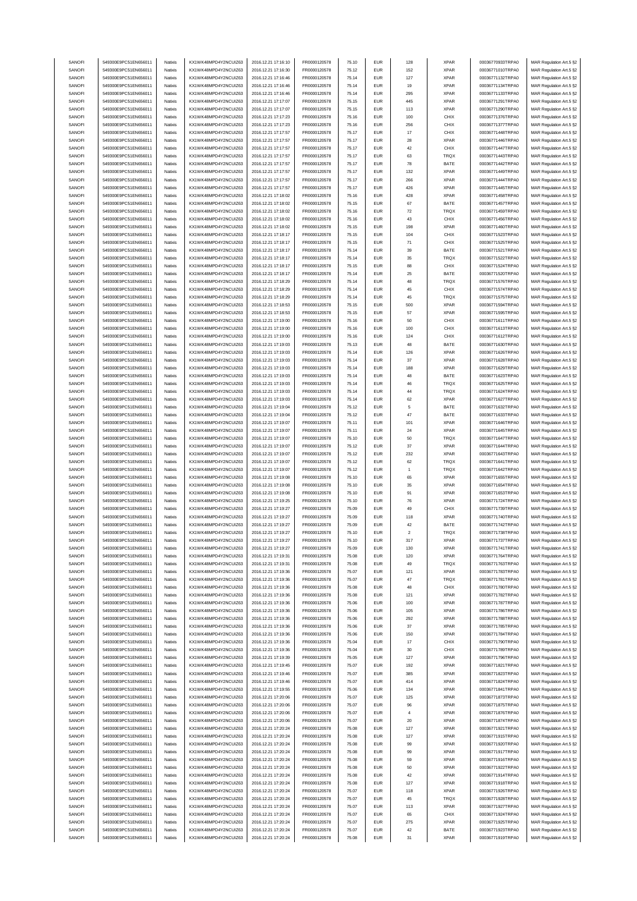| SANOFI | 549300E9PC51EN656011 | Natixis | KX1WK48MPD4Y2NCUIZ63 | 2016.12.21 17:16:10 | FR0000120578 | 75.10 | EUR | 128 | XPAR | 00036770933TRPA0 | MAR Regulation Art.5 §2 |
|---|---|---|---|---|---|---|---|---|---|---|---|
| SANOFI | 549300E9PC51EN656011 | Natixis | KX1WK48MPD4Y2NCUIZ63 | 2016.12.21 17:16:30 | FR0000120578 | 75.12 | EUR | 152 | XPAR | 00036771010TRPA0 | MAR Regulation Art.5 §2 |
| SANOFI | 549300E9PC51EN656011 | Natixis | KX1WK48MPD4Y2NCUIZ63 | 2016.12.21 17:16:46 | FR0000120578 | 75.14 | EUR | 127 | XPAR | 00036771132TRPA0 | MAR Regulation Art.5 §2 |
| SANOFI | 549300E9PC51EN656011 | Natixis | KX1WK48MPD4Y2NCUIZ63 | 2016.12.21 17:16:46 | FR0000120578 | 75.14 | EUR | 19 | XPAR | 00036771134TRPA0 | MAR Regulation Art.5 §2 |
| SANOFI | 549300E9PC51EN656011 | Natixis | KX1WK48MPD4Y2NCUIZ63 | 2016.12.21 17:16:46 | FR0000120578 | 75.14 | EUR | 295 | XPAR | 00036771133TRPA0 | MAR Regulation Art.5 §2 |
| SANOFI | 549300E9PC51EN656011 | Natixis | KX1WK48MPD4Y2NCUIZ63 | 2016.12.21 17:17:07 | FR0000120578 | 75.15 | EUR | 445 | XPAR | 00036771291TRPA0 | MAR Regulation Art.5 §2 |
| SANOFI | 549300E9PC51EN656011 | Natixis | KX1WK48MPD4Y2NCUIZ63 | 2016.12.21 17:17:07 | FR0000120578 | 75.15 | EUR | 113 | XPAR | 00036771290TRPA0 | MAR Regulation Art.5 §2 |
| SANOFI | 549300E9PC51EN656011 | Natixis | KX1WK48MPD4Y2NCUIZ63 | 2016.12.21 17:17:23 | FR0000120578 | 75.16 | EUR | 100 | CHIX | 00036771376TRPA0 | MAR Regulation Art.5 §2 |
| SANOFI | 549300E9PC51EN656011 | Natixis | KX1WK48MPD4Y2NCUIZ63 | 2016.12.21 17:17:23 | FR0000120578 | 75.16 | EUR | 256 | CHIX | 00036771377TRPA0 | MAR Regulation Art.5 §2 |
| SANOFI | 549300E9PC51EN656011 | Natixis | KX1WK48MPD4Y2NCUIZ63 | 2016.12.21 17:17:57 | FR0000120578 | 75.17 | EUR | 17 | CHIX | 00036771448TRPA0 | MAR Regulation Art.5 §2 |
| SANOFI | 549300E9PC51EN656011 | Natixis | KX1WK48MPD4Y2NCUIZ63 | 2016.12.21 17:17:57 | FR0000120578 | 75.17 | EUR | 28 | XPAR | 00036771446TRPA0 | MAR Regulation Art.5 §2 |
| SANOFI | 549300E9PC51EN656011 | Natixis | KX1WK48MPD4Y2NCUIZ63 | 2016.12.21 17:17:57 | FR0000120578 | 75.17 | EUR | 42 | CHIX | 00036771447TRPA0 | MAR Regulation Art.5 §2 |
| SANOFI | 549300E9PC51EN656011 | Natixis | KX1WK48MPD4Y2NCUIZ63 | 2016.12.21 17:17:57 | FR0000120578 | 75.17 | EUR | 63 | TRQX | 00036771443TRPA0 | MAR Regulation Art.5 §2 |
| SANOFI | 549300E9PC51EN656011 | Natixis | KX1WK48MPD4Y2NCUIZ63 | 2016.12.21 17:17:57 | FR0000120578 | 75.17 | EUR | 78 | BATE | 00036771442TRPA0 | MAR Regulation Art.5 §2 |
| SANOFI | 549300E9PC51EN656011 | Natixis | KX1WK48MPD4Y2NCUIZ63 | 2016.12.21 17:17:57 | FR0000120578 | 75.17 | EUR | 132 | XPAR | 00036771449TRPA0 | MAR Regulation Art.5 §2 |
| SANOFI | 549300E9PC51EN656011 | Natixis | KX1WK48MPD4Y2NCUIZ63 | 2016.12.21 17:17:57 | FR0000120578 | 75.17 | EUR | 266 | XPAR | 00036771444TRPA0 | MAR Regulation Art.5 §2 |
| SANOFI | 549300E9PC51EN656011 | Natixis | KX1WK48MPD4Y2NCUIZ63 | 2016.12.21 17:17:57 | FR0000120578 | 75.17 | EUR | 426 | XPAR | 00036771445TRPA0 | MAR Regulation Art.5 §2 |
| SANOFI | 549300E9PC51EN656011 | Natixis | KX1WK48MPD4Y2NCUIZ63 | 2016.12.21 17:18:02 | FR0000120578 | 75.16 | EUR | 428 | XPAR | 00036771458TRPA0 | MAR Regulation Art.5 §2 |
| SANOFI | 549300E9PC51EN656011 | Natixis | KX1WK48MPD4Y2NCUIZ63 | 2016.12.21 17:18:02 | FR0000120578 | 75.15 | EUR | 67 | BATE | 00036771457TRPA0 | MAR Regulation Art.5 §2 |
| SANOFI | 549300E9PC51EN656011 | Natixis | KX1WK48MPD4Y2NCUIZ63 | 2016.12.21 17:18:02 | FR0000120578 | 75.16 | EUR | 72 | TRQX | 00036771459TRPA0 | MAR Regulation Art.5 §2 |
| SANOFI | 549300E9PC51EN656011 | Natixis | KX1WK48MPD4Y2NCUIZ63 | 2016.12.21 17:18:02 | FR0000120578 | 75.16 | EUR | 43 | CHIX | 00036771456TRPA0 | MAR Regulation Art.5 §2 |
| SANOFI | 549300E9PC51EN656011 | Natixis | KX1WK48MPD4Y2NCUIZ63 | 2016.12.21 17:18:02 | FR0000120578 | 75.15 | EUR | 198 | XPAR | 00036771460TRPA0 | MAR Regulation Art.5 §2 |
| SANOFI | 549300E9PC51EN656011 | Natixis | KX1WK48MPD4Y2NCUIZ63 | 2016.12.21 17:18:17 | FR0000120578 | 75.15 | EUR | 104 | CHIX | 00036771523TRPA0 | MAR Regulation Art.5 §2 |
| SANOFI | 549300E9PC51EN656011 | Natixis | KX1WK48MPD4Y2NCUIZ63 | 2016.12.21 17:18:17 | FR0000120578 | 75.15 | EUR | 71 | CHIX | 00036771525TRPA0 | MAR Regulation Art.5 §2 |
| SANOFI | 549300E9PC51EN656011 | Natixis | KX1WK48MPD4Y2NCUIZ63 | 2016.12.21 17:18:17 | FR0000120578 | 75.14 | EUR | 39 | BATE | 00036771521TRPA0 | MAR Regulation Art.5 §2 |
| SANOFI | 549300E9PC51EN656011 | Natixis | KX1WK48MPD4Y2NCUIZ63 | 2016.12.21 17:18:17 | FR0000120578 | 75.14 | EUR | 35 | TRQX | 00036771522TRPA0 | MAR Regulation Art.5 §2 |
| SANOFI | 549300E9PC51EN656011 | Natixis | KX1WK48MPD4Y2NCUIZ63 | 2016.12.21 17:18:17 | FR0000120578 | 75.15 | EUR | 88 | CHIX | 00036771524TRPA0 | MAR Regulation Art.5 §2 |
| SANOFI | 549300E9PC51EN656011 | Natixis | KX1WK48MPD4Y2NCUIZ63 | 2016.12.21 17:18:17 | FR0000120578 | 75.14 | EUR | 25 | BATE | 00036771520TRPA0 | MAR Regulation Art.5 §2 |
| SANOFI | 549300E9PC51EN656011 | Natixis | KX1WK48MPD4Y2NCUIZ63 | 2016.12.21 17:18:29 | FR0000120578 | 75.14 | EUR | 48 | TRQX | 00036771576TRPA0 | MAR Regulation Art.5 §2 |
| SANOFI | 549300E9PC51EN656011 | Natixis | KX1WK48MPD4Y2NCUIZ63 | 2016.12.21 17:18:29 | FR0000120578 | 75.14 | EUR | 45 | CHIX | 00036771574TRPA0 | MAR Regulation Art.5 §2 |
| SANOFI | 549300E9PC51EN656011 | Natixis | KX1WK48MPD4Y2NCUIZ63 | 2016.12.21 17:18:29 | FR0000120578 | 75.14 | EUR | 45 | TRQX | 00036771575TRPA0 | MAR Regulation Art.5 §2 |
| SANOFI | 549300E9PC51EN656011 | Natixis | KX1WK48MPD4Y2NCUIZ63 | 2016.12.21 17:18:53 | FR0000120578 | 75.15 | EUR | 500 | XPAR | 00036771594TRPA0 | MAR Regulation Art.5 §2 |
| SANOFI | 549300E9PC51EN656011 | Natixis | KX1WK48MPD4Y2NCUIZ63 | 2016.12.21 17:18:53 | FR0000120578 | 75.15 | EUR | 57 | XPAR | 00036771595TRPA0 | MAR Regulation Art.5 §2 |
| SANOFI | 549300E9PC51EN656011 | Natixis | KX1WK48MPD4Y2NCUIZ63 | 2016.12.21 17:19:00 | FR0000120578 | 75.16 | EUR | 50 | CHIX | 00036771611TRPA0 | MAR Regulation Art.5 §2 |
| SANOFI | 549300E9PC51EN656011 | Natixis | KX1WK48MPD4Y2NCUIZ63 | 2016.12.21 17:19:00 | FR0000120578 | 75.16 | EUR | 100 | CHIX | 00036771613TRPA0 | MAR Regulation Art.5 §2 |
| SANOFI | 549300E9PC51EN656011 | Natixis | KX1WK48MPD4Y2NCUIZ63 | 2016.12.21 17:19:00 | FR0000120578 | 75.16 | EUR | 124 | CHIX | 00036771612TRPA0 | MAR Regulation Art.5 §2 |
| SANOFI | 549300E9PC51EN656011 | Natixis | KX1WK48MPD4Y2NCUIZ63 | 2016.12.21 17:19:03 | FR0000120578 | 75.13 | EUR | 48 | BATE | 00036771630TRPA0 | MAR Regulation Art.5 §2 |
| SANOFI | 549300E9PC51EN656011 | Natixis | KX1WK48MPD4Y2NCUIZ63 | 2016.12.21 17:19:03 | FR0000120578 | 75.14 | EUR | 126 | XPAR | 00036771626TRPA0 | MAR Regulation Art.5 §2 |
| SANOFI | 549300E9PC51EN656011 | Natixis | KX1WK48MPD4Y2NCUIZ63 | 2016.12.21 17:19:03 | FR0000120578 | 75.14 | EUR | 37 | XPAR | 00036771628TRPA0 | MAR Regulation Art.5 §2 |
| SANOFI | 549300E9PC51EN656011 | Natixis | KX1WK48MPD4Y2NCUIZ63 | 2016.12.21 17:19:03 | FR0000120578 | 75.14 | EUR | 188 | XPAR | 00036771629TRPA0 | MAR Regulation Art.5 §2 |
| SANOFI | 549300E9PC51EN656011 | Natixis | KX1WK48MPD4Y2NCUIZ63 | 2016.12.21 17:19:03 | FR0000120578 | 75.14 | EUR | 48 | BATE | 00036771623TRPA0 | MAR Regulation Art.5 §2 |
| SANOFI | 549300E9PC51EN656011 | Natixis | KX1WK48MPD4Y2NCUIZ63 | 2016.12.21 17:19:03 | FR0000120578 | 75.14 | EUR | 46 | TRQX | 00036771625TRPA0 | MAR Regulation Art.5 §2 |
| SANOFI | 549300E9PC51EN656011 | Natixis | KX1WK48MPD4Y2NCUIZ63 | 2016.12.21 17:19:03 | FR0000120578 | 75.14 | EUR | 44 | TRQX | 00036771624TRPA0 | MAR Regulation Art.5 §2 |
| SANOFI | 549300E9PC51EN656011 | Natixis | KX1WK48MPD4Y2NCUIZ63 | 2016.12.21 17:19:03 | FR0000120578 | 75.14 | EUR | 62 | XPAR | 00036771627TRPA0 | MAR Regulation Art.5 §2 |
| SANOFI | 549300E9PC51EN656011 | Natixis | KX1WK48MPD4Y2NCUIZ63 | 2016.12.21 17:19:04 | FR0000120578 | 75.12 | EUR | 5 | BATE | 00036771632TRPA0 | MAR Regulation Art.5 §2 |
| SANOFI | 549300E9PC51EN656011 | Natixis | KX1WK48MPD4Y2NCUIZ63 | 2016.12.21 17:19:04 | FR0000120578 | 75.12 | EUR | 47 | BATE | 00036771633TRPA0 | MAR Regulation Art.5 §2 |
| SANOFI | 549300E9PC51EN656011 | Natixis | KX1WK48MPD4Y2NCUIZ63 | 2016.12.21 17:19:07 | FR0000120578 | 75.11 | EUR | 101 | XPAR | 00036771646TRPA0 | MAR Regulation Art.5 §2 |
| SANOFI | 549300E9PC51EN656011 | Natixis | KX1WK48MPD4Y2NCUIZ63 | 2016.12.21 17:19:07 | FR0000120578 | 75.11 | EUR | 24 | XPAR | 00036771645TRPA0 | MAR Regulation Art.5 §2 |
| SANOFI | 549300E9PC51EN656011 | Natixis | KX1WK48MPD4Y2NCUIZ63 | 2016.12.21 17:19:07 | FR0000120578 | 75.10 | EUR | 50 | TRQX | 00036771647TRPA0 | MAR Regulation Art.5 §2 |
| SANOFI | 549300E9PC51EN656011 | Natixis | KX1WK48MPD4Y2NCUIZ63 | 2016.12.21 17:19:07 | FR0000120578 | 75.12 | EUR | 37 | XPAR | 00036771644TRPA0 | MAR Regulation Art.5 §2 |
| SANOFI | 549300E9PC51EN656011 | Natixis | KX1WK48MPD4Y2NCUIZ63 | 2016.12.21 17:19:07 | FR0000120578 | 75.12 | EUR | 232 | XPAR | 00036771643TRPA0 | MAR Regulation Art.5 §2 |
| SANOFI | 549300E9PC51EN656011 | Natixis | KX1WK48MPD4Y2NCUIZ63 | 2016.12.21 17:19:07 | FR0000120578 | 75.12 | EUR | 62 | TRQX | 00036771641TRPA0 | MAR Regulation Art.5 §2 |
| SANOFI | 549300E9PC51EN656011 | Natixis | KX1WK48MPD4Y2NCUIZ63 | 2016.12.21 17:19:07 | FR0000120578 | 75.12 | EUR | 1 | TRQX | 00036771642TRPA0 | MAR Regulation Art.5 §2 |
| SANOFI | 549300E9PC51EN656011 | Natixis | KX1WK48MPD4Y2NCUIZ63 | 2016.12.21 17:19:08 | FR0000120578 | 75.10 | EUR | 65 | XPAR | 00036771655TRPA0 | MAR Regulation Art.5 §2 |
| SANOFI | 549300E9PC51EN656011 | Natixis | KX1WK48MPD4Y2NCUIZ63 | 2016.12.21 17:19:08 | FR0000120578 | 75.10 | EUR | 35 | XPAR | 00036771654TRPA0 | MAR Regulation Art.5 §2 |
| SANOFI | 549300E9PC51EN656011 | Natixis | KX1WK48MPD4Y2NCUIZ63 | 2016.12.21 17:19:08 | FR0000120578 | 75.10 | EUR | 91 | XPAR | 00036771653TRPA0 | MAR Regulation Art.5 §2 |
| SANOFI | 549300E9PC51EN656011 | Natixis | KX1WK48MPD4Y2NCUIZ63 | 2016.12.21 17:19:25 | FR0000120578 | 75.10 | EUR | 76 | XPAR | 00036771724TRPA0 | MAR Regulation Art.5 §2 |
| SANOFI | 549300E9PC51EN656011 | Natixis | KX1WK48MPD4Y2NCUIZ63 | 2016.12.21 17:19:27 | FR0000120578 | 75.09 | EUR | 49 | CHIX | 00036771739TRPA0 | MAR Regulation Art.5 §2 |
| SANOFI | 549300E9PC51EN656011 | Natixis | KX1WK48MPD4Y2NCUIZ63 | 2016.12.21 17:19:27 | FR0000120578 | 75.09 | EUR | 118 | XPAR | 00036771740TRPA0 | MAR Regulation Art.5 §2 |
| SANOFI | 549300E9PC51EN656011 | Natixis | KX1WK48MPD4Y2NCUIZ63 | 2016.12.21 17:19:27 | FR0000120578 | 75.09 | EUR | 42 | BATE | 00036771742TRPA0 | MAR Regulation Art.5 §2 |
| SANOFI | 549300E9PC51EN656011 | Natixis | KX1WK48MPD4Y2NCUIZ63 | 2016.12.21 17:19:27 | FR0000120578 | 75.10 | EUR | 2 | TRQX | 00036771738TRPA0 | MAR Regulation Art.5 §2 |
| SANOFI | 549300E9PC51EN656011 | Natixis | KX1WK48MPD4Y2NCUIZ63 | 2016.12.21 17:19:27 | FR0000120578 | 75.10 | EUR | 317 | XPAR | 00036771737TRPA0 | MAR Regulation Art.5 §2 |
| SANOFI | 549300E9PC51EN656011 | Natixis | KX1WK48MPD4Y2NCUIZ63 | 2016.12.21 17:19:27 | FR0000120578 | 75.09 | EUR | 130 | XPAR | 00036771741TRPA0 | MAR Regulation Art.5 §2 |
| SANOFI | 549300E9PC51EN656011 | Natixis | KX1WK48MPD4Y2NCUIZ63 | 2016.12.21 17:19:31 | FR0000120578 | 75.08 | EUR | 120 | XPAR | 00036771764TRPA0 | MAR Regulation Art.5 §2 |
| SANOFI | 549300E9PC51EN656011 | Natixis | KX1WK48MPD4Y2NCUIZ63 | 2016.12.21 17:19:31 | FR0000120578 | 75.08 | EUR | 49 | TRQX | 00036771763TRPA0 | MAR Regulation Art.5 §2 |
| SANOFI | 549300E9PC51EN656011 | Natixis | KX1WK48MPD4Y2NCUIZ63 | 2016.12.21 17:19:36 | FR0000120578 | 75.07 | EUR | 121 | XPAR | 00036771783TRPA0 | MAR Regulation Art.5 §2 |
| SANOFI | 549300E9PC51EN656011 | Natixis | KX1WK48MPD4Y2NCUIZ63 | 2016.12.21 17:19:36 | FR0000120578 | 75.07 | EUR | 47 | TRQX | 00036771781TRPA0 | MAR Regulation Art.5 §2 |
| SANOFI | 549300E9PC51EN656011 | Natixis | KX1WK48MPD4Y2NCUIZ63 | 2016.12.21 17:19:36 | FR0000120578 | 75.08 | EUR | 48 | CHIX | 00036771780TRPA0 | MAR Regulation Art.5 §2 |
| SANOFI | 549300E9PC51EN656011 | Natixis | KX1WK48MPD4Y2NCUIZ63 | 2016.12.21 17:19:36 | FR0000120578 | 75.08 | EUR | 121 | XPAR | 00036771782TRPA0 | MAR Regulation Art.5 §2 |
| SANOFI | 549300E9PC51EN656011 | Natixis | KX1WK48MPD4Y2NCUIZ63 | 2016.12.21 17:19:36 | FR0000120578 | 75.06 | EUR | 100 | XPAR | 00036771787TRPA0 | MAR Regulation Art.5 §2 |
| SANOFI | 549300E9PC51EN656011 | Natixis | KX1WK48MPD4Y2NCUIZ63 | 2016.12.21 17:19:36 | FR0000120578 | 75.06 | EUR | 105 | XPAR | 00036771786TRPA0 | MAR Regulation Art.5 §2 |
| SANOFI | 549300E9PC51EN656011 | Natixis | KX1WK48MPD4Y2NCUIZ63 | 2016.12.21 17:19:36 | FR0000120578 | 75.06 | EUR | 292 | XPAR | 00036771788TRPA0 | MAR Regulation Art.5 §2 |
| SANOFI | 549300E9PC51EN656011 | Natixis | KX1WK48MPD4Y2NCUIZ63 | 2016.12.21 17:19:36 | FR0000120578 | 75.06 | EUR | 37 | XPAR | 00036771785TRPA0 | MAR Regulation Art.5 §2 |
| SANOFI | 549300E9PC51EN656011 | Natixis | KX1WK48MPD4Y2NCUIZ63 | 2016.12.21 17:19:36 | FR0000120578 | 75.06 | EUR | 150 | XPAR | 00036771784TRPA0 | MAR Regulation Art.5 §2 |
| SANOFI | 549300E9PC51EN656011 | Natixis | KX1WK48MPD4Y2NCUIZ63 | 2016.12.21 17:19:36 | FR0000120578 | 75.04 | EUR | 17 | CHIX | 00036771790TRPA0 | MAR Regulation Art.5 §2 |
| SANOFI | 549300E9PC51EN656011 | Natixis | KX1WK48MPD4Y2NCUIZ63 | 2016.12.21 17:19:36 | FR0000120578 | 75.04 | EUR | 30 | CHIX | 00036771789TRPA0 | MAR Regulation Art.5 §2 |
| SANOFI | 549300E9PC51EN656011 | Natixis | KX1WK48MPD4Y2NCUIZ63 | 2016.12.21 17:19:39 | FR0000120578 | 75.05 | EUR | 127 | XPAR | 00036771796TRPA0 | MAR Regulation Art.5 §2 |
| SANOFI | 549300E9PC51EN656011 | Natixis | KX1WK48MPD4Y2NCUIZ63 | 2016.12.21 17:19:45 | FR0000120578 | 75.07 | EUR | 192 | XPAR | 00036771821TRPA0 | MAR Regulation Art.5 §2 |
| SANOFI | 549300E9PC51EN656011 | Natixis | KX1WK48MPD4Y2NCUIZ63 | 2016.12.21 17:19:46 | FR0000120578 | 75.07 | EUR | 385 | XPAR | 00036771823TRPA0 | MAR Regulation Art.5 §2 |
| SANOFI | 549300E9PC51EN656011 | Natixis | KX1WK48MPD4Y2NCUIZ63 | 2016.12.21 17:19:46 | FR0000120578 | 75.07 | EUR | 414 | XPAR | 00036771824TRPA0 | MAR Regulation Art.5 §2 |
| SANOFI | 549300E9PC51EN656011 | Natixis | KX1WK48MPD4Y2NCUIZ63 | 2016.12.21 17:19:55 | FR0000120578 | 75.06 | EUR | 134 | XPAR | 00036771841TRPA0 | MAR Regulation Art.5 §2 |
| SANOFI | 549300E9PC51EN656011 | Natixis | KX1WK48MPD4Y2NCUIZ63 | 2016.12.21 17:20:06 | FR0000120578 | 75.07 | EUR | 125 | XPAR | 00036771873TRPA0 | MAR Regulation Art.5 §2 |
| SANOFI | 549300E9PC51EN656011 | Natixis | KX1WK48MPD4Y2NCUIZ63 | 2016.12.21 17:20:06 | FR0000120578 | 75.07 | EUR | 96 | XPAR | 00036771875TRPA0 | MAR Regulation Art.5 §2 |
| SANOFI | 549300E9PC51EN656011 | Natixis | KX1WK48MPD4Y2NCUIZ63 | 2016.12.21 17:20:06 | FR0000120578 | 75.07 | EUR | 4 | XPAR | 00036771876TRPA0 | MAR Regulation Art.5 §2 |
| SANOFI | 549300E9PC51EN656011 | Natixis | KX1WK48MPD4Y2NCUIZ63 | 2016.12.21 17:20:06 | FR0000120578 | 75.07 | EUR | 20 | XPAR | 00036771874TRPA0 | MAR Regulation Art.5 §2 |
| SANOFI | 549300E9PC51EN656011 | Natixis | KX1WK48MPD4Y2NCUIZ63 | 2016.12.21 17:20:24 | FR0000120578 | 75.08 | EUR | 127 | XPAR | 00036771921TRPA0 | MAR Regulation Art.5 §2 |
| SANOFI | 549300E9PC51EN656011 | Natixis | KX1WK48MPD4Y2NCUIZ63 | 2016.12.21 17:20:24 | FR0000120578 | 75.08 | EUR | 127 | XPAR | 00036771915TRPA0 | MAR Regulation Art.5 §2 |
| SANOFI | 549300E9PC51EN656011 | Natixis | KX1WK48MPD4Y2NCUIZ63 | 2016.12.21 17:20:24 | FR0000120578 | 75.08 | EUR | 99 | XPAR | 00036771920TRPA0 | MAR Regulation Art.5 §2 |
| SANOFI | 549300E9PC51EN656011 | Natixis | KX1WK48MPD4Y2NCUIZ63 | 2016.12.21 17:20:24 | FR0000120578 | 75.08 | EUR | 99 | XPAR | 00036771917TRPA0 | MAR Regulation Art.5 §2 |
| SANOFI | 549300E9PC51EN656011 | Natixis | KX1WK48MPD4Y2NCUIZ63 | 2016.12.21 17:20:24 | FR0000120578 | 75.08 | EUR | 59 | XPAR | 00036771916TRPA0 | MAR Regulation Art.5 §2 |
| SANOFI | 549300E9PC51EN656011 | Natixis | KX1WK48MPD4Y2NCUIZ63 | 2016.12.21 17:20:24 | FR0000120578 | 75.08 | EUR | 50 | XPAR | 00036771922TRPA0 | MAR Regulation Art.5 §2 |
| SANOFI | 549300E9PC51EN656011 | Natixis | KX1WK48MPD4Y2NCUIZ63 | 2016.12.21 17:20:24 | FR0000120578 | 75.08 | EUR | 42 | XPAR | 00036771914TRPA0 | MAR Regulation Art.5 §2 |
| SANOFI | 549300E9PC51EN656011 | Natixis | KX1WK48MPD4Y2NCUIZ63 | 2016.12.21 17:20:24 | FR0000120578 | 75.08 | EUR | 127 | XPAR | 00036771918TRPA0 | MAR Regulation Art.5 §2 |
| SANOFI | 549300E9PC51EN656011 | Natixis | KX1WK48MPD4Y2NCUIZ63 | 2016.12.21 17:20:24 | FR0000120578 | 75.07 | EUR | 118 | XPAR | 00036771926TRPA0 | MAR Regulation Art.5 §2 |
| SANOFI | 549300E9PC51EN656011 | Natixis | KX1WK48MPD4Y2NCUIZ63 | 2016.12.21 17:20:24 | FR0000120578 | 75.07 | EUR | 45 | TRQX | 00036771928TRPA0 | MAR Regulation Art.5 §2 |
| SANOFI | 549300E9PC51EN656011 | Natixis | KX1WK48MPD4Y2NCUIZ63 | 2016.12.21 17:20:24 | FR0000120578 | 75.07 | EUR | 113 | XPAR | 00036771927TRPA0 | MAR Regulation Art.5 §2 |
| SANOFI | 549300E9PC51EN656011 | Natixis | KX1WK48MPD4Y2NCUIZ63 | 2016.12.21 17:20:24 | FR0000120578 | 75.07 | EUR | 65 | CHIX | 00036771924TRPA0 | MAR Regulation Art.5 §2 |
| SANOFI | 549300E9PC51EN656011 | Natixis | KX1WK48MPD4Y2NCUIZ63 | 2016.12.21 17:20:24 | FR0000120578 | 75.07 | EUR | 275 | XPAR | 00036771925TRPA0 | MAR Regulation Art.5 §2 |
| SANOFI | 549300E9PC51EN656011 | Natixis | KX1WK48MPD4Y2NCUIZ63 | 2016.12.21 17:20:24 | FR0000120578 | 75.07 | EUR | 42 | BATE | 00036771923TRPA0 | MAR Regulation Art.5 §2 |
| SANOFI | 549300E9PC51EN656011 | Natixis | KX1WK48MPD4Y2NCUIZ63 | 2016.12.21 17:20:24 | FR0000120578 | 75.08 | EUR | 31 | XPAR | 00036771919TRPA0 | MAR Regulation Art.5 §2 |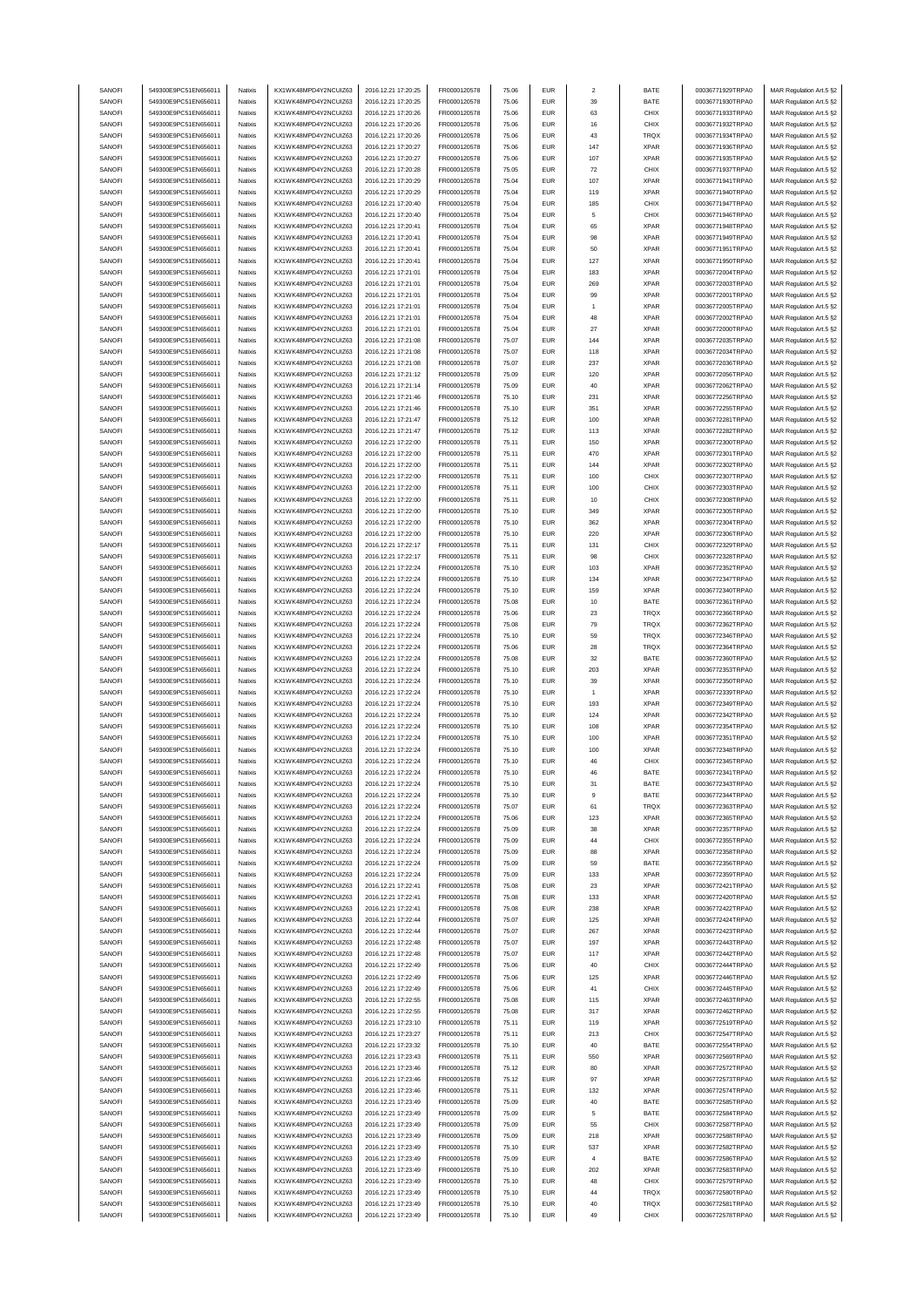| SANOFI | 549300E9PC51EN656011 | Natixis | KX1WK48MPD4Y2NCUIZ63 | 2016.12.21 17:20:25 | FR0000120578 | 75.06 | EUR | 2 | BATE | 00036771929TRPA0 | MAR Regulation Art.5 §2 |
|---|---|---|---|---|---|---|---|---|---|---|---|
| SANOFI | 549300E9PC51EN656011 | Natixis | KX1WK48MPD4Y2NCUIZ63 | 2016.12.21 17:20:25 | FR0000120578 | 75.06 | EUR | 39 | BATE | 00036771930TRPA0 | MAR Regulation Art.5 §2 |
| SANOFI | 549300E9PC51EN656011 | Natixis | KX1WK48MPD4Y2NCUIZ63 | 2016.12.21 17:20:26 | FR0000120578 | 75.06 | EUR | 63 | CHIX | 00036771933TRPA0 | MAR Regulation Art.5 §2 |
| SANOFI | 549300E9PC51EN656011 | Natixis | KX1WK48MPD4Y2NCUIZ63 | 2016.12.21 17:20:26 | FR0000120578 | 75.06 | EUR | 16 | CHIX | 00036771932TRPA0 | MAR Regulation Art.5 §2 |
| SANOFI | 549300E9PC51EN656011 | Natixis | KX1WK48MPD4Y2NCUIZ63 | 2016.12.21 17:20:26 | FR0000120578 | 75.06 | EUR | 43 | TRQX | 00036771934TRPA0 | MAR Regulation Art.5 §2 |
| SANOFI | 549300E9PC51EN656011 | Natixis | KX1WK48MPD4Y2NCUIZ63 | 2016.12.21 17:20:27 | FR0000120578 | 75.06 | EUR | 147 | XPAR | 00036771936TRPA0 | MAR Regulation Art.5 §2 |
| SANOFI | 549300E9PC51EN656011 | Natixis | KX1WK48MPD4Y2NCUIZ63 | 2016.12.21 17:20:27 | FR0000120578 | 75.06 | EUR | 107 | XPAR | 00036771935TRPA0 | MAR Regulation Art.5 §2 |
| SANOFI | 549300E9PC51EN656011 | Natixis | KX1WK48MPD4Y2NCUIZ63 | 2016.12.21 17:20:28 | FR0000120578 | 75.05 | EUR | 72 | CHIX | 00036771937TRPA0 | MAR Regulation Art.5 §2 |
| SANOFI | 549300E9PC51EN656011 | Natixis | KX1WK48MPD4Y2NCUIZ63 | 2016.12.21 17:20:29 | FR0000120578 | 75.04 | EUR | 107 | XPAR | 00036771941TRPA0 | MAR Regulation Art.5 §2 |
| SANOFI | 549300E9PC51EN656011 | Natixis | KX1WK48MPD4Y2NCUIZ63 | 2016.12.21 17:20:29 | FR0000120578 | 75.04 | EUR | 119 | XPAR | 00036771940TRPA0 | MAR Regulation Art.5 §2 |
| SANOFI | 549300E9PC51EN656011 | Natixis | KX1WK48MPD4Y2NCUIZ63 | 2016.12.21 17:20:40 | FR0000120578 | 75.04 | EUR | 185 | CHIX | 00036771947TRPA0 | MAR Regulation Art.5 §2 |
| SANOFI | 549300E9PC51EN656011 | Natixis | KX1WK48MPD4Y2NCUIZ63 | 2016.12.21 17:20:40 | FR0000120578 | 75.04 | EUR | 5 | CHIX | 00036771946TRPA0 | MAR Regulation Art.5 §2 |
| SANOFI | 549300E9PC51EN656011 | Natixis | KX1WK48MPD4Y2NCUIZ63 | 2016.12.21 17:20:41 | FR0000120578 | 75.04 | EUR | 65 | XPAR | 00036771948TRPA0 | MAR Regulation Art.5 §2 |
| SANOFI | 549300E9PC51EN656011 | Natixis | KX1WK48MPD4Y2NCUIZ63 | 2016.12.21 17:20:41 | FR0000120578 | 75.04 | EUR | 98 | XPAR | 00036771949TRPA0 | MAR Regulation Art.5 §2 |
| SANOFI | 549300E9PC51EN656011 | Natixis | KX1WK48MPD4Y2NCUIZ63 | 2016.12.21 17:20:41 | FR0000120578 | 75.04 | EUR | 50 | XPAR | 00036771951TRPA0 | MAR Regulation Art.5 §2 |
| SANOFI | 549300E9PC51EN656011 | Natixis | KX1WK48MPD4Y2NCUIZ63 | 2016.12.21 17:20:41 | FR0000120578 | 75.04 | EUR | 127 | XPAR | 00036771950TRPA0 | MAR Regulation Art.5 §2 |
| SANOFI | 549300E9PC51EN656011 | Natixis | KX1WK48MPD4Y2NCUIZ63 | 2016.12.21 17:21:01 | FR0000120578 | 75.04 | EUR | 183 | XPAR | 00036772004TRPA0 | MAR Regulation Art.5 §2 |
| SANOFI | 549300E9PC51EN656011 | Natixis | KX1WK48MPD4Y2NCUIZ63 | 2016.12.21 17:21:01 | FR0000120578 | 75.04 | EUR | 269 | XPAR | 00036772003TRPA0 | MAR Regulation Art.5 §2 |
| SANOFI | 549300E9PC51EN656011 | Natixis | KX1WK48MPD4Y2NCUIZ63 | 2016.12.21 17:21:01 | FR0000120578 | 75.04 | EUR | 99 | XPAR | 00036772001TRPA0 | MAR Regulation Art.5 §2 |
| SANOFI | 549300E9PC51EN656011 | Natixis | KX1WK48MPD4Y2NCUIZ63 | 2016.12.21 17:21:01 | FR0000120578 | 75.04 | EUR | 1 | XPAR | 00036772005TRPA0 | MAR Regulation Art.5 §2 |
| SANOFI | 549300E9PC51EN656011 | Natixis | KX1WK48MPD4Y2NCUIZ63 | 2016.12.21 17:21:01 | FR0000120578 | 75.04 | EUR | 48 | XPAR | 00036772002TRPA0 | MAR Regulation Art.5 §2 |
| SANOFI | 549300E9PC51EN656011 | Natixis | KX1WK48MPD4Y2NCUIZ63 | 2016.12.21 17:21:01 | FR0000120578 | 75.04 | EUR | 27 | XPAR | 00036772000TRPA0 | MAR Regulation Art.5 §2 |
| SANOFI | 549300E9PC51EN656011 | Natixis | KX1WK48MPD4Y2NCUIZ63 | 2016.12.21 17:21:08 | FR0000120578 | 75.07 | EUR | 144 | XPAR | 00036772035TRPA0 | MAR Regulation Art.5 §2 |
| SANOFI | 549300E9PC51EN656011 | Natixis | KX1WK48MPD4Y2NCUIZ63 | 2016.12.21 17:21:08 | FR0000120578 | 75.07 | EUR | 118 | XPAR | 00036772034TRPA0 | MAR Regulation Art.5 §2 |
| SANOFI | 549300E9PC51EN656011 | Natixis | KX1WK48MPD4Y2NCUIZ63 | 2016.12.21 17:21:08 | FR0000120578 | 75.07 | EUR | 237 | XPAR | 00036772036TRPA0 | MAR Regulation Art.5 §2 |
| SANOFI | 549300E9PC51EN656011 | Natixis | KX1WK48MPD4Y2NCUIZ63 | 2016.12.21 17:21:12 | FR0000120578 | 75.09 | EUR | 120 | XPAR | 00036772056TRPA0 | MAR Regulation Art.5 §2 |
| SANOFI | 549300E9PC51EN656011 | Natixis | KX1WK48MPD4Y2NCUIZ63 | 2016.12.21 17:21:14 | FR0000120578 | 75.09 | EUR | 40 | XPAR | 00036772062TRPA0 | MAR Regulation Art.5 §2 |
| SANOFI | 549300E9PC51EN656011 | Natixis | KX1WK48MPD4Y2NCUIZ63 | 2016.12.21 17:21:46 | FR0000120578 | 75.10 | EUR | 231 | XPAR | 00036772256TRPA0 | MAR Regulation Art.5 §2 |
| SANOFI | 549300E9PC51EN656011 | Natixis | KX1WK48MPD4Y2NCUIZ63 | 2016.12.21 17:21:46 | FR0000120578 | 75.10 | EUR | 351 | XPAR | 00036772255TRPA0 | MAR Regulation Art.5 §2 |
| SANOFI | 549300E9PC51EN656011 | Natixis | KX1WK48MPD4Y2NCUIZ63 | 2016.12.21 17:21:47 | FR0000120578 | 75.12 | EUR | 100 | XPAR | 00036772281TRPA0 | MAR Regulation Art.5 §2 |
| SANOFI | 549300E9PC51EN656011 | Natixis | KX1WK48MPD4Y2NCUIZ63 | 2016.12.21 17:21:47 | FR0000120578 | 75.12 | EUR | 113 | XPAR | 00036772282TRPA0 | MAR Regulation Art.5 §2 |
| SANOFI | 549300E9PC51EN656011 | Natixis | KX1WK48MPD4Y2NCUIZ63 | 2016.12.21 17:22:00 | FR0000120578 | 75.11 | EUR | 150 | XPAR | 00036772300TRPA0 | MAR Regulation Art.5 §2 |
| SANOFI | 549300E9PC51EN656011 | Natixis | KX1WK48MPD4Y2NCUIZ63 | 2016.12.21 17:22:00 | FR0000120578 | 75.11 | EUR | 470 | XPAR | 00036772301TRPA0 | MAR Regulation Art.5 §2 |
| SANOFI | 549300E9PC51EN656011 | Natixis | KX1WK48MPD4Y2NCUIZ63 | 2016.12.21 17:22:00 | FR0000120578 | 75.11 | EUR | 144 | XPAR | 00036772302TRPA0 | MAR Regulation Art.5 §2 |
| SANOFI | 549300E9PC51EN656011 | Natixis | KX1WK48MPD4Y2NCUIZ63 | 2016.12.21 17:22:00 | FR0000120578 | 75.11 | EUR | 100 | CHIX | 00036772307TRPA0 | MAR Regulation Art.5 §2 |
| SANOFI | 549300E9PC51EN656011 | Natixis | KX1WK48MPD4Y2NCUIZ63 | 2016.12.21 17:22:00 | FR0000120578 | 75.11 | EUR | 100 | CHIX | 00036772303TRPA0 | MAR Regulation Art.5 §2 |
| SANOFI | 549300E9PC51EN656011 | Natixis | KX1WK48MPD4Y2NCUIZ63 | 2016.12.21 17:22:00 | FR0000120578 | 75.11 | EUR | 10 | CHIX | 00036772308TRPA0 | MAR Regulation Art.5 §2 |
| SANOFI | 549300E9PC51EN656011 | Natixis | KX1WK48MPD4Y2NCUIZ63 | 2016.12.21 17:22:00 | FR0000120578 | 75.10 | EUR | 349 | XPAR | 00036772305TRPA0 | MAR Regulation Art.5 §2 |
| SANOFI | 549300E9PC51EN656011 | Natixis | KX1WK48MPD4Y2NCUIZ63 | 2016.12.21 17:22:00 | FR0000120578 | 75.10 | EUR | 362 | XPAR | 00036772304TRPA0 | MAR Regulation Art.5 §2 |
| SANOFI | 549300E9PC51EN656011 | Natixis | KX1WK48MPD4Y2NCUIZ63 | 2016.12.21 17:22:00 | FR0000120578 | 75.10 | EUR | 220 | XPAR | 00036772306TRPA0 | MAR Regulation Art.5 §2 |
| SANOFI | 549300E9PC51EN656011 | Natixis | KX1WK48MPD4Y2NCUIZ63 | 2016.12.21 17:22:17 | FR0000120578 | 75.11 | EUR | 131 | CHIX | 00036772329TRPA0 | MAR Regulation Art.5 §2 |
| SANOFI | 549300E9PC51EN656011 | Natixis | KX1WK48MPD4Y2NCUIZ63 | 2016.12.21 17:22:17 | FR0000120578 | 75.11 | EUR | 98 | CHIX | 00036772328TRPA0 | MAR Regulation Art.5 §2 |
| SANOFI | 549300E9PC51EN656011 | Natixis | KX1WK48MPD4Y2NCUIZ63 | 2016.12.21 17:22:24 | FR0000120578 | 75.10 | EUR | 103 | XPAR | 00036772352TRPA0 | MAR Regulation Art.5 §2 |
| SANOFI | 549300E9PC51EN656011 | Natixis | KX1WK48MPD4Y2NCUIZ63 | 2016.12.21 17:22:24 | FR0000120578 | 75.10 | EUR | 134 | XPAR | 00036772347TRPA0 | MAR Regulation Art.5 §2 |
| SANOFI | 549300E9PC51EN656011 | Natixis | KX1WK48MPD4Y2NCUIZ63 | 2016.12.21 17:22:24 | FR0000120578 | 75.10 | EUR | 159 | XPAR | 00036772340TRPA0 | MAR Regulation Art.5 §2 |
| SANOFI | 549300E9PC51EN656011 | Natixis | KX1WK48MPD4Y2NCUIZ63 | 2016.12.21 17:22:24 | FR0000120578 | 75.08 | EUR | 10 | BATE | 00036772361TRPA0 | MAR Regulation Art.5 §2 |
| SANOFI | 549300E9PC51EN656011 | Natixis | KX1WK48MPD4Y2NCUIZ63 | 2016.12.21 17:22:24 | FR0000120578 | 75.06 | EUR | 23 | TRQX | 00036772366TRPA0 | MAR Regulation Art.5 §2 |
| SANOFI | 549300E9PC51EN656011 | Natixis | KX1WK48MPD4Y2NCUIZ63 | 2016.12.21 17:22:24 | FR0000120578 | 75.08 | EUR | 79 | TRQX | 00036772362TRPA0 | MAR Regulation Art.5 §2 |
| SANOFI | 549300E9PC51EN656011 | Natixis | KX1WK48MPD4Y2NCUIZ63 | 2016.12.21 17:22:24 | FR0000120578 | 75.10 | EUR | 59 | TRQX | 00036772346TRPA0 | MAR Regulation Art.5 §2 |
| SANOFI | 549300E9PC51EN656011 | Natixis | KX1WK48MPD4Y2NCUIZ63 | 2016.12.21 17:22:24 | FR0000120578 | 75.06 | EUR | 28 | TRQX | 00036772364TRPA0 | MAR Regulation Art.5 §2 |
| SANOFI | 549300E9PC51EN656011 | Natixis | KX1WK48MPD4Y2NCUIZ63 | 2016.12.21 17:22:24 | FR0000120578 | 75.08 | EUR | 32 | BATE | 00036772360TRPA0 | MAR Regulation Art.5 §2 |
| SANOFI | 549300E9PC51EN656011 | Natixis | KX1WK48MPD4Y2NCUIZ63 | 2016.12.21 17:22:24 | FR0000120578 | 75.10 | EUR | 203 | XPAR | 00036772353TRPA0 | MAR Regulation Art.5 §2 |
| SANOFI | 549300E9PC51EN656011 | Natixis | KX1WK48MPD4Y2NCUIZ63 | 2016.12.21 17:22:24 | FR0000120578 | 75.10 | EUR | 39 | XPAR | 00036772350TRPA0 | MAR Regulation Art.5 §2 |
| SANOFI | 549300E9PC51EN656011 | Natixis | KX1WK48MPD4Y2NCUIZ63 | 2016.12.21 17:22:24 | FR0000120578 | 75.10 | EUR | 1 | XPAR | 00036772339TRPA0 | MAR Regulation Art.5 §2 |
| SANOFI | 549300E9PC51EN656011 | Natixis | KX1WK48MPD4Y2NCUIZ63 | 2016.12.21 17:22:24 | FR0000120578 | 75.10 | EUR | 193 | XPAR | 00036772349TRPA0 | MAR Regulation Art.5 §2 |
| SANOFI | 549300E9PC51EN656011 | Natixis | KX1WK48MPD4Y2NCUIZ63 | 2016.12.21 17:22:24 | FR0000120578 | 75.10 | EUR | 124 | XPAR | 00036772342TRPA0 | MAR Regulation Art.5 §2 |
| SANOFI | 549300E9PC51EN656011 | Natixis | KX1WK48MPD4Y2NCUIZ63 | 2016.12.21 17:22:24 | FR0000120578 | 75.10 | EUR | 108 | XPAR | 00036772354TRPA0 | MAR Regulation Art.5 §2 |
| SANOFI | 549300E9PC51EN656011 | Natixis | KX1WK48MPD4Y2NCUIZ63 | 2016.12.21 17:22:24 | FR0000120578 | 75.10 | EUR | 100 | XPAR | 00036772351TRPA0 | MAR Regulation Art.5 §2 |
| SANOFI | 549300E9PC51EN656011 | Natixis | KX1WK48MPD4Y2NCUIZ63 | 2016.12.21 17:22:24 | FR0000120578 | 75.10 | EUR | 100 | XPAR | 00036772348TRPA0 | MAR Regulation Art.5 §2 |
| SANOFI | 549300E9PC51EN656011 | Natixis | KX1WK48MPD4Y2NCUIZ63 | 2016.12.21 17:22:24 | FR0000120578 | 75.10 | EUR | 46 | CHIX | 00036772345TRPA0 | MAR Regulation Art.5 §2 |
| SANOFI | 549300E9PC51EN656011 | Natixis | KX1WK48MPD4Y2NCUIZ63 | 2016.12.21 17:22:24 | FR0000120578 | 75.10 | EUR | 46 | BATE | 00036772341TRPA0 | MAR Regulation Art.5 §2 |
| SANOFI | 549300E9PC51EN656011 | Natixis | KX1WK48MPD4Y2NCUIZ63 | 2016.12.21 17:22:24 | FR0000120578 | 75.10 | EUR | 31 | BATE | 00036772343TRPA0 | MAR Regulation Art.5 §2 |
| SANOFI | 549300E9PC51EN656011 | Natixis | KX1WK48MPD4Y2NCUIZ63 | 2016.12.21 17:22:24 | FR0000120578 | 75.10 | EUR | 9 | BATE | 00036772344TRPA0 | MAR Regulation Art.5 §2 |
| SANOFI | 549300E9PC51EN656011 | Natixis | KX1WK48MPD4Y2NCUIZ63 | 2016.12.21 17:22:24 | FR0000120578 | 75.07 | EUR | 61 | TRQX | 00036772363TRPA0 | MAR Regulation Art.5 §2 |
| SANOFI | 549300E9PC51EN656011 | Natixis | KX1WK48MPD4Y2NCUIZ63 | 2016.12.21 17:22:24 | FR0000120578 | 75.06 | EUR | 123 | XPAR | 00036772365TRPA0 | MAR Regulation Art.5 §2 |
| SANOFI | 549300E9PC51EN656011 | Natixis | KX1WK48MPD4Y2NCUIZ63 | 2016.12.21 17:22:24 | FR0000120578 | 75.09 | EUR | 38 | XPAR | 00036772357TRPA0 | MAR Regulation Art.5 §2 |
| SANOFI | 549300E9PC51EN656011 | Natixis | KX1WK48MPD4Y2NCUIZ63 | 2016.12.21 17:22:24 | FR0000120578 | 75.09 | EUR | 44 | CHIX | 00036772355TRPA0 | MAR Regulation Art.5 §2 |
| SANOFI | 549300E9PC51EN656011 | Natixis | KX1WK48MPD4Y2NCUIZ63 | 2016.12.21 17:22:24 | FR0000120578 | 75.09 | EUR | 88 | XPAR | 00036772358TRPA0 | MAR Regulation Art.5 §2 |
| SANOFI | 549300E9PC51EN656011 | Natixis | KX1WK48MPD4Y2NCUIZ63 | 2016.12.21 17:22:24 | FR0000120578 | 75.09 | EUR | 59 | BATE | 00036772356TRPA0 | MAR Regulation Art.5 §2 |
| SANOFI | 549300E9PC51EN656011 | Natixis | KX1WK48MPD4Y2NCUIZ63 | 2016.12.21 17:22:24 | FR0000120578 | 75.09 | EUR | 133 | XPAR | 00036772359TRPA0 | MAR Regulation Art.5 §2 |
| SANOFI | 549300E9PC51EN656011 | Natixis | KX1WK48MPD4Y2NCUIZ63 | 2016.12.21 17:22:41 | FR0000120578 | 75.08 | EUR | 23 | XPAR | 00036772421TRPA0 | MAR Regulation Art.5 §2 |
| SANOFI | 549300E9PC51EN656011 | Natixis | KX1WK48MPD4Y2NCUIZ63 | 2016.12.21 17:22:41 | FR0000120578 | 75.08 | EUR | 133 | XPAR | 00036772420TRPA0 | MAR Regulation Art.5 §2 |
| SANOFI | 549300E9PC51EN656011 | Natixis | KX1WK48MPD4Y2NCUIZ63 | 2016.12.21 17:22:41 | FR0000120578 | 75.08 | EUR | 238 | XPAR | 00036772422TRPA0 | MAR Regulation Art.5 §2 |
| SANOFI | 549300E9PC51EN656011 | Natixis | KX1WK48MPD4Y2NCUIZ63 | 2016.12.21 17:22:44 | FR0000120578 | 75.07 | EUR | 125 | XPAR | 00036772424TRPA0 | MAR Regulation Art.5 §2 |
| SANOFI | 549300E9PC51EN656011 | Natixis | KX1WK48MPD4Y2NCUIZ63 | 2016.12.21 17:22:44 | FR0000120578 | 75.07 | EUR | 267 | XPAR | 00036772423TRPA0 | MAR Regulation Art.5 §2 |
| SANOFI | 549300E9PC51EN656011 | Natixis | KX1WK48MPD4Y2NCUIZ63 | 2016.12.21 17:22:48 | FR0000120578 | 75.07 | EUR | 197 | XPAR | 00036772443TRPA0 | MAR Regulation Art.5 §2 |
| SANOFI | 549300E9PC51EN656011 | Natixis | KX1WK48MPD4Y2NCUIZ63 | 2016.12.21 17:22:48 | FR0000120578 | 75.07 | EUR | 117 | XPAR | 00036772442TRPA0 | MAR Regulation Art.5 §2 |
| SANOFI | 549300E9PC51EN656011 | Natixis | KX1WK48MPD4Y2NCUIZ63 | 2016.12.21 17:22:49 | FR0000120578 | 75.06 | EUR | 40 | CHIX | 00036772444TRPA0 | MAR Regulation Art.5 §2 |
| SANOFI | 549300E9PC51EN656011 | Natixis | KX1WK48MPD4Y2NCUIZ63 | 2016.12.21 17:22:49 | FR0000120578 | 75.06 | EUR | 125 | XPAR | 00036772446TRPA0 | MAR Regulation Art.5 §2 |
| SANOFI | 549300E9PC51EN656011 | Natixis | KX1WK48MPD4Y2NCUIZ63 | 2016.12.21 17:22:49 | FR0000120578 | 75.06 | EUR | 41 | CHIX | 00036772445TRPA0 | MAR Regulation Art.5 §2 |
| SANOFI | 549300E9PC51EN656011 | Natixis | KX1WK48MPD4Y2NCUIZ63 | 2016.12.21 17:22:55 | FR0000120578 | 75.08 | EUR | 115 | XPAR | 00036772463TRPA0 | MAR Regulation Art.5 §2 |
| SANOFI | 549300E9PC51EN656011 | Natixis | KX1WK48MPD4Y2NCUIZ63 | 2016.12.21 17:22:55 | FR0000120578 | 75.08 | EUR | 317 | XPAR | 00036772462TRPA0 | MAR Regulation Art.5 §2 |
| SANOFI | 549300E9PC51EN656011 | Natixis | KX1WK48MPD4Y2NCUIZ63 | 2016.12.21 17:23:10 | FR0000120578 | 75.11 | EUR | 119 | XPAR | 00036772519TRPA0 | MAR Regulation Art.5 §2 |
| SANOFI | 549300E9PC51EN656011 | Natixis | KX1WK48MPD4Y2NCUIZ63 | 2016.12.21 17:23:27 | FR0000120578 | 75.11 | EUR | 213 | CHIX | 00036772547TRPA0 | MAR Regulation Art.5 §2 |
| SANOFI | 549300E9PC51EN656011 | Natixis | KX1WK48MPD4Y2NCUIZ63 | 2016.12.21 17:23:32 | FR0000120578 | 75.10 | EUR | 40 | BATE | 00036772554TRPA0 | MAR Regulation Art.5 §2 |
| SANOFI | 549300E9PC51EN656011 | Natixis | KX1WK48MPD4Y2NCUIZ63 | 2016.12.21 17:23:43 | FR0000120578 | 75.11 | EUR | 550 | XPAR | 00036772569TRPA0 | MAR Regulation Art.5 §2 |
| SANOFI | 549300E9PC51EN656011 | Natixis | KX1WK48MPD4Y2NCUIZ63 | 2016.12.21 17:23:46 | FR0000120578 | 75.12 | EUR | 80 | XPAR | 00036772572TRPA0 | MAR Regulation Art.5 §2 |
| SANOFI | 549300E9PC51EN656011 | Natixis | KX1WK48MPD4Y2NCUIZ63 | 2016.12.21 17:23:46 | FR0000120578 | 75.12 | EUR | 97 | XPAR | 00036772573TRPA0 | MAR Regulation Art.5 §2 |
| SANOFI | 549300E9PC51EN656011 | Natixis | KX1WK48MPD4Y2NCUIZ63 | 2016.12.21 17:23:46 | FR0000120578 | 75.11 | EUR | 132 | XPAR | 00036772574TRPA0 | MAR Regulation Art.5 §2 |
| SANOFI | 549300E9PC51EN656011 | Natixis | KX1WK48MPD4Y2NCUIZ63 | 2016.12.21 17:23:49 | FR0000120578 | 75.09 | EUR | 40 | BATE | 00036772585TRPA0 | MAR Regulation Art.5 §2 |
| SANOFI | 549300E9PC51EN656011 | Natixis | KX1WK48MPD4Y2NCUIZ63 | 2016.12.21 17:23:49 | FR0000120578 | 75.09 | EUR | 5 | BATE | 00036772584TRPA0 | MAR Regulation Art.5 §2 |
| SANOFI | 549300E9PC51EN656011 | Natixis | KX1WK48MPD4Y2NCUIZ63 | 2016.12.21 17:23:49 | FR0000120578 | 75.09 | EUR | 55 | CHIX | 00036772587TRPA0 | MAR Regulation Art.5 §2 |
| SANOFI | 549300E9PC51EN656011 | Natixis | KX1WK48MPD4Y2NCUIZ63 | 2016.12.21 17:23:49 | FR0000120578 | 75.09 | EUR | 218 | XPAR | 00036772588TRPA0 | MAR Regulation Art.5 §2 |
| SANOFI | 549300E9PC51EN656011 | Natixis | KX1WK48MPD4Y2NCUIZ63 | 2016.12.21 17:23:49 | FR0000120578 | 75.10 | EUR | 537 | XPAR | 00036772582TRPA0 | MAR Regulation Art.5 §2 |
| SANOFI | 549300E9PC51EN656011 | Natixis | KX1WK48MPD4Y2NCUIZ63 | 2016.12.21 17:23:49 | FR0000120578 | 75.09 | EUR | 4 | BATE | 00036772586TRPA0 | MAR Regulation Art.5 §2 |
| SANOFI | 549300E9PC51EN656011 | Natixis | KX1WK48MPD4Y2NCUIZ63 | 2016.12.21 17:23:49 | FR0000120578 | 75.10 | EUR | 202 | XPAR | 00036772583TRPA0 | MAR Regulation Art.5 §2 |
| SANOFI | 549300E9PC51EN656011 | Natixis | KX1WK48MPD4Y2NCUIZ63 | 2016.12.21 17:23:49 | FR0000120578 | 75.10 | EUR | 48 | CHIX | 00036772579TRPA0 | MAR Regulation Art.5 §2 |
| SANOFI | 549300E9PC51EN656011 | Natixis | KX1WK48MPD4Y2NCUIZ63 | 2016.12.21 17:23:49 | FR0000120578 | 75.10 | EUR | 44 | TRQX | 00036772580TRPA0 | MAR Regulation Art.5 §2 |
| SANOFI | 549300E9PC51EN656011 | Natixis | KX1WK48MPD4Y2NCUIZ63 | 2016.12.21 17:23:49 | FR0000120578 | 75.10 | EUR | 40 | TRQX | 00036772581TRPA0 | MAR Regulation Art.5 §2 |
| SANOFI | 549300E9PC51EN656011 | Natixis | KX1WK48MPD4Y2NCUIZ63 | 2016.12.21 17:23:49 | FR0000120578 | 75.10 | EUR | 49 | CHIX | 00036772578TRPA0 | MAR Regulation Art.5 §2 |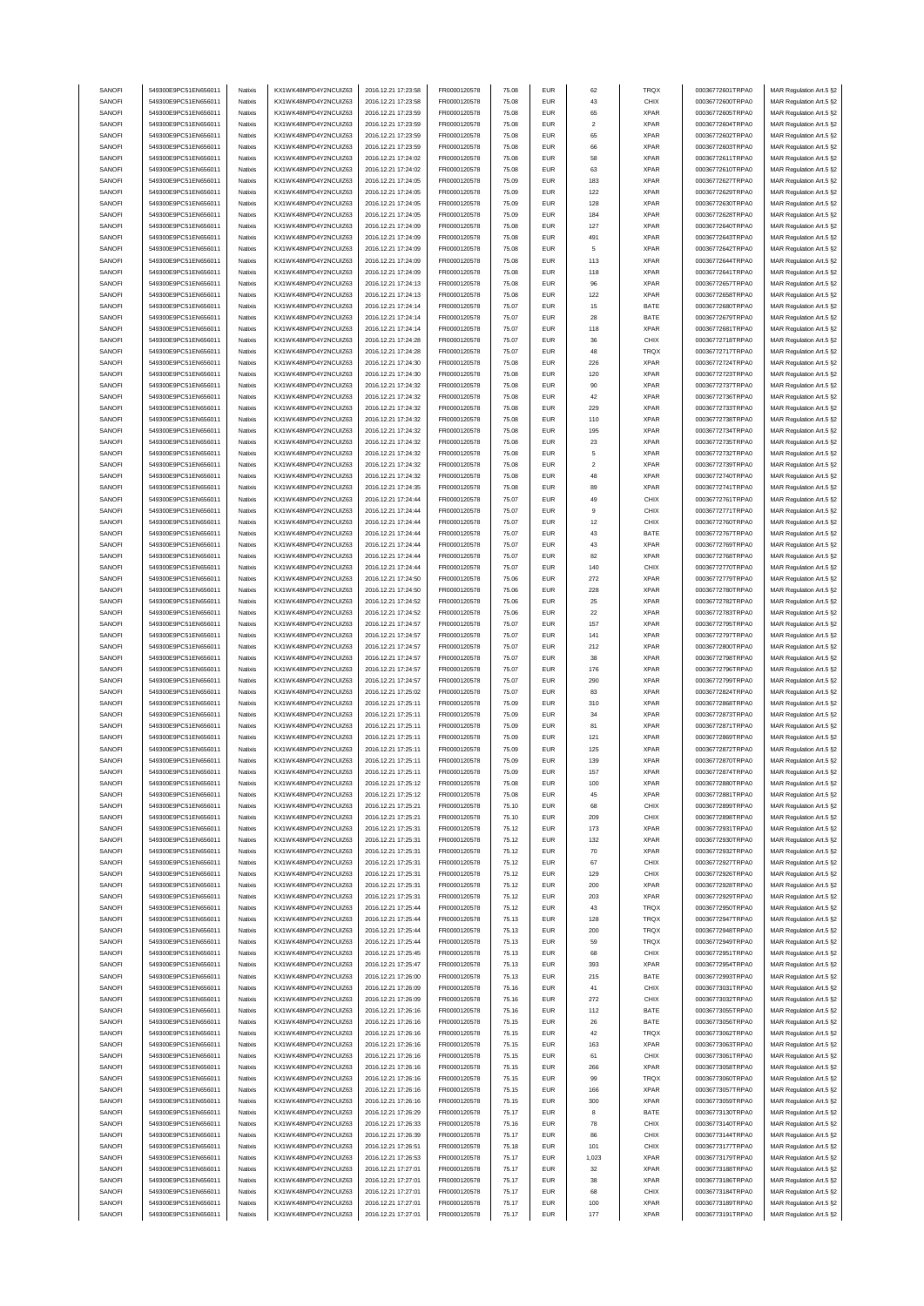| SANOFI | 549300E9PC51EN656011 | Natixis | KX1WK48MPD4Y2NCUIZ63 | 2016.12.21 17:23:58 | FR0000120578 | 75.08 | EUR | 62 | TRQX | 00036772601TRPA0 | MAR Regulation Art.5 §2 |
|---|---|---|---|---|---|---|---|---|---|---|---|
| SANOFI | 549300E9PC51EN656011 | Natixis | KX1WK48MPD4Y2NCUIZ63 | 2016.12.21 17:23:58 | FR0000120578 | 75.08 | EUR | 43 | CHIX | 00036772600TRPA0 | MAR Regulation Art.5 §2 |
| SANOFI | 549300E9PC51EN656011 | Natixis | KX1WK48MPD4Y2NCUIZ63 | 2016.12.21 17:23:59 | FR0000120578 | 75.08 | EUR | 65 | XPAR | 00036772605TRPA0 | MAR Regulation Art.5 §2 |
| SANOFI | 549300E9PC51EN656011 | Natixis | KX1WK48MPD4Y2NCUIZ63 | 2016.12.21 17:23:59 | FR0000120578 | 75.08 | EUR | 2 | XPAR | 00036772604TRPA0 | MAR Regulation Art.5 §2 |
| SANOFI | 549300E9PC51EN656011 | Natixis | KX1WK48MPD4Y2NCUIZ63 | 2016.12.21 17:23:59 | FR0000120578 | 75.08 | EUR | 65 | XPAR | 00036772602TRPA0 | MAR Regulation Art.5 §2 |
| SANOFI | 549300E9PC51EN656011 | Natixis | KX1WK48MPD4Y2NCUIZ63 | 2016.12.21 17:23:59 | FR0000120578 | 75.08 | EUR | 66 | XPAR | 00036772603TRPA0 | MAR Regulation Art.5 §2 |
| SANOFI | 549300E9PC51EN656011 | Natixis | KX1WK48MPD4Y2NCUIZ63 | 2016.12.21 17:24:02 | FR0000120578 | 75.08 | EUR | 58 | XPAR | 00036772611TRPA0 | MAR Regulation Art.5 §2 |
| SANOFI | 549300E9PC51EN656011 | Natixis | KX1WK48MPD4Y2NCUIZ63 | 2016.12.21 17:24:02 | FR0000120578 | 75.08 | EUR | 63 | XPAR | 00036772610TRPA0 | MAR Regulation Art.5 §2 |
| SANOFI | 549300E9PC51EN656011 | Natixis | KX1WK48MPD4Y2NCUIZ63 | 2016.12.21 17:24:05 | FR0000120578 | 75.09 | EUR | 183 | XPAR | 00036772627TRPA0 | MAR Regulation Art.5 §2 |
| SANOFI | 549300E9PC51EN656011 | Natixis | KX1WK48MPD4Y2NCUIZ63 | 2016.12.21 17:24:05 | FR0000120578 | 75.09 | EUR | 122 | XPAR | 00036772629TRPA0 | MAR Regulation Art.5 §2 |
| SANOFI | 549300E9PC51EN656011 | Natixis | KX1WK48MPD4Y2NCUIZ63 | 2016.12.21 17:24:05 | FR0000120578 | 75.09 | EUR | 128 | XPAR | 00036772630TRPA0 | MAR Regulation Art.5 §2 |
| SANOFI | 549300E9PC51EN656011 | Natixis | KX1WK48MPD4Y2NCUIZ63 | 2016.12.21 17:24:05 | FR0000120578 | 75.09 | EUR | 184 | XPAR | 00036772628TRPA0 | MAR Regulation Art.5 §2 |
| SANOFI | 549300E9PC51EN656011 | Natixis | KX1WK48MPD4Y2NCUIZ63 | 2016.12.21 17:24:09 | FR0000120578 | 75.08 | EUR | 127 | XPAR | 00036772640TRPA0 | MAR Regulation Art.5 §2 |
| SANOFI | 549300E9PC51EN656011 | Natixis | KX1WK48MPD4Y2NCUIZ63 | 2016.12.21 17:24:09 | FR0000120578 | 75.08 | EUR | 491 | XPAR | 00036772643TRPA0 | MAR Regulation Art.5 §2 |
| SANOFI | 549300E9PC51EN656011 | Natixis | KX1WK48MPD4Y2NCUIZ63 | 2016.12.21 17:24:09 | FR0000120578 | 75.08 | EUR | 5 | XPAR | 00036772642TRPA0 | MAR Regulation Art.5 §2 |
| SANOFI | 549300E9PC51EN656011 | Natixis | KX1WK48MPD4Y2NCUIZ63 | 2016.12.21 17:24:09 | FR0000120578 | 75.08 | EUR | 113 | XPAR | 00036772644TRPA0 | MAR Regulation Art.5 §2 |
| SANOFI | 549300E9PC51EN656011 | Natixis | KX1WK48MPD4Y2NCUIZ63 | 2016.12.21 17:24:09 | FR0000120578 | 75.08 | EUR | 118 | XPAR | 00036772641TRPA0 | MAR Regulation Art.5 §2 |
| SANOFI | 549300E9PC51EN656011 | Natixis | KX1WK48MPD4Y2NCUIZ63 | 2016.12.21 17:24:13 | FR0000120578 | 75.08 | EUR | 96 | XPAR | 00036772657TRPA0 | MAR Regulation Art.5 §2 |
| SANOFI | 549300E9PC51EN656011 | Natixis | KX1WK48MPD4Y2NCUIZ63 | 2016.12.21 17:24:13 | FR0000120578 | 75.08 | EUR | 122 | XPAR | 00036772658TRPA0 | MAR Regulation Art.5 §2 |
| SANOFI | 549300E9PC51EN656011 | Natixis | KX1WK48MPD4Y2NCUIZ63 | 2016.12.21 17:24:14 | FR0000120578 | 75.07 | EUR | 15 | BATE | 00036772680TRPA0 | MAR Regulation Art.5 §2 |
| SANOFI | 549300E9PC51EN656011 | Natixis | KX1WK48MPD4Y2NCUIZ63 | 2016.12.21 17:24:14 | FR0000120578 | 75.07 | EUR | 28 | BATE | 00036772679TRPA0 | MAR Regulation Art.5 §2 |
| SANOFI | 549300E9PC51EN656011 | Natixis | KX1WK48MPD4Y2NCUIZ63 | 2016.12.21 17:24:14 | FR0000120578 | 75.07 | EUR | 118 | XPAR | 00036772681TRPA0 | MAR Regulation Art.5 §2 |
| SANOFI | 549300E9PC51EN656011 | Natixis | KX1WK48MPD4Y2NCUIZ63 | 2016.12.21 17:24:28 | FR0000120578 | 75.07 | EUR | 36 | CHIX | 00036772718TRPA0 | MAR Regulation Art.5 §2 |
| SANOFI | 549300E9PC51EN656011 | Natixis | KX1WK48MPD4Y2NCUIZ63 | 2016.12.21 17:24:28 | FR0000120578 | 75.07 | EUR | 48 | TRQX | 00036772717TRPA0 | MAR Regulation Art.5 §2 |
| SANOFI | 549300E9PC51EN656011 | Natixis | KX1WK48MPD4Y2NCUIZ63 | 2016.12.21 17:24:30 | FR0000120578 | 75.08 | EUR | 226 | XPAR | 00036772724TRPA0 | MAR Regulation Art.5 §2 |
| SANOFI | 549300E9PC51EN656011 | Natixis | KX1WK48MPD4Y2NCUIZ63 | 2016.12.21 17:24:30 | FR0000120578 | 75.08 | EUR | 120 | XPAR | 00036772723TRPA0 | MAR Regulation Art.5 §2 |
| SANOFI | 549300E9PC51EN656011 | Natixis | KX1WK48MPD4Y2NCUIZ63 | 2016.12.21 17:24:32 | FR0000120578 | 75.08 | EUR | 90 | XPAR | 00036772737TRPA0 | MAR Regulation Art.5 §2 |
| SANOFI | 549300E9PC51EN656011 | Natixis | KX1WK48MPD4Y2NCUIZ63 | 2016.12.21 17:24:32 | FR0000120578 | 75.08 | EUR | 42 | XPAR | 00036772736TRPA0 | MAR Regulation Art.5 §2 |
| SANOFI | 549300E9PC51EN656011 | Natixis | KX1WK48MPD4Y2NCUIZ63 | 2016.12.21 17:24:32 | FR0000120578 | 75.08 | EUR | 229 | XPAR | 00036772733TRPA0 | MAR Regulation Art.5 §2 |
| SANOFI | 549300E9PC51EN656011 | Natixis | KX1WK48MPD4Y2NCUIZ63 | 2016.12.21 17:24:32 | FR0000120578 | 75.08 | EUR | 110 | XPAR | 00036772738TRPA0 | MAR Regulation Art.5 §2 |
| SANOFI | 549300E9PC51EN656011 | Natixis | KX1WK48MPD4Y2NCUIZ63 | 2016.12.21 17:24:32 | FR0000120578 | 75.08 | EUR | 195 | XPAR | 00036772734TRPA0 | MAR Regulation Art.5 §2 |
| SANOFI | 549300E9PC51EN656011 | Natixis | KX1WK48MPD4Y2NCUIZ63 | 2016.12.21 17:24:32 | FR0000120578 | 75.08 | EUR | 23 | XPAR | 00036772735TRPA0 | MAR Regulation Art.5 §2 |
| SANOFI | 549300E9PC51EN656011 | Natixis | KX1WK48MPD4Y2NCUIZ63 | 2016.12.21 17:24:32 | FR0000120578 | 75.08 | EUR | 5 | XPAR | 00036772732TRPA0 | MAR Regulation Art.5 §2 |
| SANOFI | 549300E9PC51EN656011 | Natixis | KX1WK48MPD4Y2NCUIZ63 | 2016.12.21 17:24:32 | FR0000120578 | 75.08 | EUR | 2 | XPAR | 00036772739TRPA0 | MAR Regulation Art.5 §2 |
| SANOFI | 549300E9PC51EN656011 | Natixis | KX1WK48MPD4Y2NCUIZ63 | 2016.12.21 17:24:32 | FR0000120578 | 75.08 | EUR | 48 | XPAR | 00036772740TRPA0 | MAR Regulation Art.5 §2 |
| SANOFI | 549300E9PC51EN656011 | Natixis | KX1WK48MPD4Y2NCUIZ63 | 2016.12.21 17:24:35 | FR0000120578 | 75.08 | EUR | 89 | XPAR | 00036772741TRPA0 | MAR Regulation Art.5 §2 |
| SANOFI | 549300E9PC51EN656011 | Natixis | KX1WK48MPD4Y2NCUIZ63 | 2016.12.21 17:24:44 | FR0000120578 | 75.07 | EUR | 49 | CHIX | 00036772761TRPA0 | MAR Regulation Art.5 §2 |
| SANOFI | 549300E9PC51EN656011 | Natixis | KX1WK48MPD4Y2NCUIZ63 | 2016.12.21 17:24:44 | FR0000120578 | 75.07 | EUR | 9 | CHIX | 00036772771TRPA0 | MAR Regulation Art.5 §2 |
| SANOFI | 549300E9PC51EN656011 | Natixis | KX1WK48MPD4Y2NCUIZ63 | 2016.12.21 17:24:44 | FR0000120578 | 75.07 | EUR | 12 | CHIX | 00036772760TRPA0 | MAR Regulation Art.5 §2 |
| SANOFI | 549300E9PC51EN656011 | Natixis | KX1WK48MPD4Y2NCUIZ63 | 2016.12.21 17:24:44 | FR0000120578 | 75.07 | EUR | 43 | BATE | 00036772767TRPA0 | MAR Regulation Art.5 §2 |
| SANOFI | 549300E9PC51EN656011 | Natixis | KX1WK48MPD4Y2NCUIZ63 | 2016.12.21 17:24:44 | FR0000120578 | 75.07 | EUR | 43 | XPAR | 00036772769TRPA0 | MAR Regulation Art.5 §2 |
| SANOFI | 549300E9PC51EN656011 | Natixis | KX1WK48MPD4Y2NCUIZ63 | 2016.12.21 17:24:44 | FR0000120578 | 75.07 | EUR | 82 | XPAR | 00036772768TRPA0 | MAR Regulation Art.5 §2 |
| SANOFI | 549300E9PC51EN656011 | Natixis | KX1WK48MPD4Y2NCUIZ63 | 2016.12.21 17:24:44 | FR0000120578 | 75.07 | EUR | 140 | CHIX | 00036772770TRPA0 | MAR Regulation Art.5 §2 |
| SANOFI | 549300E9PC51EN656011 | Natixis | KX1WK48MPD4Y2NCUIZ63 | 2016.12.21 17:24:50 | FR0000120578 | 75.06 | EUR | 272 | XPAR | 00036772779TRPA0 | MAR Regulation Art.5 §2 |
| SANOFI | 549300E9PC51EN656011 | Natixis | KX1WK48MPD4Y2NCUIZ63 | 2016.12.21 17:24:50 | FR0000120578 | 75.06 | EUR | 228 | XPAR | 00036772780TRPA0 | MAR Regulation Art.5 §2 |
| SANOFI | 549300E9PC51EN656011 | Natixis | KX1WK48MPD4Y2NCUIZ63 | 2016.12.21 17:24:52 | FR0000120578 | 75.06 | EUR | 25 | XPAR | 00036772782TRPA0 | MAR Regulation Art.5 §2 |
| SANOFI | 549300E9PC51EN656011 | Natixis | KX1WK48MPD4Y2NCUIZ63 | 2016.12.21 17:24:52 | FR0000120578 | 75.06 | EUR | 22 | XPAR | 00036772783TRPA0 | MAR Regulation Art.5 §2 |
| SANOFI | 549300E9PC51EN656011 | Natixis | KX1WK48MPD4Y2NCUIZ63 | 2016.12.21 17:24:57 | FR0000120578 | 75.07 | EUR | 157 | XPAR | 00036772795TRPA0 | MAR Regulation Art.5 §2 |
| SANOFI | 549300E9PC51EN656011 | Natixis | KX1WK48MPD4Y2NCUIZ63 | 2016.12.21 17:24:57 | FR0000120578 | 75.07 | EUR | 141 | XPAR | 00036772797TRPA0 | MAR Regulation Art.5 §2 |
| SANOFI | 549300E9PC51EN656011 | Natixis | KX1WK48MPD4Y2NCUIZ63 | 2016.12.21 17:24:57 | FR0000120578 | 75.07 | EUR | 212 | XPAR | 00036772800TRPA0 | MAR Regulation Art.5 §2 |
| SANOFI | 549300E9PC51EN656011 | Natixis | KX1WK48MPD4Y2NCUIZ63 | 2016.12.21 17:24:57 | FR0000120578 | 75.07 | EUR | 38 | XPAR | 00036772798TRPA0 | MAR Regulation Art.5 §2 |
| SANOFI | 549300E9PC51EN656011 | Natixis | KX1WK48MPD4Y2NCUIZ63 | 2016.12.21 17:24:57 | FR0000120578 | 75.07 | EUR | 176 | XPAR | 00036772796TRPA0 | MAR Regulation Art.5 §2 |
| SANOFI | 549300E9PC51EN656011 | Natixis | KX1WK48MPD4Y2NCUIZ63 | 2016.12.21 17:24:57 | FR0000120578 | 75.07 | EUR | 290 | XPAR | 00036772799TRPA0 | MAR Regulation Art.5 §2 |
| SANOFI | 549300E9PC51EN656011 | Natixis | KX1WK48MPD4Y2NCUIZ63 | 2016.12.21 17:25:02 | FR0000120578 | 75.07 | EUR | 83 | XPAR | 00036772824TRPA0 | MAR Regulation Art.5 §2 |
| SANOFI | 549300E9PC51EN656011 | Natixis | KX1WK48MPD4Y2NCUIZ63 | 2016.12.21 17:25:11 | FR0000120578 | 75.09 | EUR | 310 | XPAR | 00036772868TRPA0 | MAR Regulation Art.5 §2 |
| SANOFI | 549300E9PC51EN656011 | Natixis | KX1WK48MPD4Y2NCUIZ63 | 2016.12.21 17:25:11 | FR0000120578 | 75.09 | EUR | 34 | XPAR | 00036772873TRPA0 | MAR Regulation Art.5 §2 |
| SANOFI | 549300E9PC51EN656011 | Natixis | KX1WK48MPD4Y2NCUIZ63 | 2016.12.21 17:25:11 | FR0000120578 | 75.09 | EUR | 81 | XPAR | 00036772871TRPA0 | MAR Regulation Art.5 §2 |
| SANOFI | 549300E9PC51EN656011 | Natixis | KX1WK48MPD4Y2NCUIZ63 | 2016.12.21 17:25:11 | FR0000120578 | 75.09 | EUR | 121 | XPAR | 00036772869TRPA0 | MAR Regulation Art.5 §2 |
| SANOFI | 549300E9PC51EN656011 | Natixis | KX1WK48MPD4Y2NCUIZ63 | 2016.12.21 17:25:11 | FR0000120578 | 75.09 | EUR | 125 | XPAR | 00036772872TRPA0 | MAR Regulation Art.5 §2 |
| SANOFI | 549300E9PC51EN656011 | Natixis | KX1WK48MPD4Y2NCUIZ63 | 2016.12.21 17:25:11 | FR0000120578 | 75.09 | EUR | 139 | XPAR | 00036772870TRPA0 | MAR Regulation Art.5 §2 |
| SANOFI | 549300E9PC51EN656011 | Natixis | KX1WK48MPD4Y2NCUIZ63 | 2016.12.21 17:25:11 | FR0000120578 | 75.09 | EUR | 157 | XPAR | 00036772874TRPA0 | MAR Regulation Art.5 §2 |
| SANOFI | 549300E9PC51EN656011 | Natixis | KX1WK48MPD4Y2NCUIZ63 | 2016.12.21 17:25:12 | FR0000120578 | 75.08 | EUR | 100 | XPAR | 00036772880TRPA0 | MAR Regulation Art.5 §2 |
| SANOFI | 549300E9PC51EN656011 | Natixis | KX1WK48MPD4Y2NCUIZ63 | 2016.12.21 17:25:12 | FR0000120578 | 75.08 | EUR | 45 | XPAR | 00036772881TRPA0 | MAR Regulation Art.5 §2 |
| SANOFI | 549300E9PC51EN656011 | Natixis | KX1WK48MPD4Y2NCUIZ63 | 2016.12.21 17:25:21 | FR0000120578 | 75.10 | EUR | 68 | CHIX | 00036772899TRPA0 | MAR Regulation Art.5 §2 |
| SANOFI | 549300E9PC51EN656011 | Natixis | KX1WK48MPD4Y2NCUIZ63 | 2016.12.21 17:25:21 | FR0000120578 | 75.10 | EUR | 209 | CHIX | 00036772898TRPA0 | MAR Regulation Art.5 §2 |
| SANOFI | 549300E9PC51EN656011 | Natixis | KX1WK48MPD4Y2NCUIZ63 | 2016.12.21 17:25:31 | FR0000120578 | 75.12 | EUR | 173 | XPAR | 00036772931TRPA0 | MAR Regulation Art.5 §2 |
| SANOFI | 549300E9PC51EN656011 | Natixis | KX1WK48MPD4Y2NCUIZ63 | 2016.12.21 17:25:31 | FR0000120578 | 75.12 | EUR | 132 | XPAR | 00036772930TRPA0 | MAR Regulation Art.5 §2 |
| SANOFI | 549300E9PC51EN656011 | Natixis | KX1WK48MPD4Y2NCUIZ63 | 2016.12.21 17:25:31 | FR0000120578 | 75.12 | EUR | 70 | XPAR | 00036772932TRPA0 | MAR Regulation Art.5 §2 |
| SANOFI | 549300E9PC51EN656011 | Natixis | KX1WK48MPD4Y2NCUIZ63 | 2016.12.21 17:25:31 | FR0000120578 | 75.12 | EUR | 67 | CHIX | 00036772927TRPA0 | MAR Regulation Art.5 §2 |
| SANOFI | 549300E9PC51EN656011 | Natixis | KX1WK48MPD4Y2NCUIZ63 | 2016.12.21 17:25:31 | FR0000120578 | 75.12 | EUR | 129 | CHIX | 00036772926TRPA0 | MAR Regulation Art.5 §2 |
| SANOFI | 549300E9PC51EN656011 | Natixis | KX1WK48MPD4Y2NCUIZ63 | 2016.12.21 17:25:31 | FR0000120578 | 75.12 | EUR | 200 | XPAR | 00036772928TRPA0 | MAR Regulation Art.5 §2 |
| SANOFI | 549300E9PC51EN656011 | Natixis | KX1WK48MPD4Y2NCUIZ63 | 2016.12.21 17:25:31 | FR0000120578 | 75.12 | EUR | 203 | XPAR | 00036772929TRPA0 | MAR Regulation Art.5 §2 |
| SANOFI | 549300E9PC51EN656011 | Natixis | KX1WK48MPD4Y2NCUIZ63 | 2016.12.21 17:25:44 | FR0000120578 | 75.12 | EUR | 43 | TRQX | 00036772950TRPA0 | MAR Regulation Art.5 §2 |
| SANOFI | 549300E9PC51EN656011 | Natixis | KX1WK48MPD4Y2NCUIZ63 | 2016.12.21 17:25:44 | FR0000120578 | 75.13 | EUR | 128 | TRQX | 00036772947TRPA0 | MAR Regulation Art.5 §2 |
| SANOFI | 549300E9PC51EN656011 | Natixis | KX1WK48MPD4Y2NCUIZ63 | 2016.12.21 17:25:44 | FR0000120578 | 75.13 | EUR | 200 | TRQX | 00036772948TRPA0 | MAR Regulation Art.5 §2 |
| SANOFI | 549300E9PC51EN656011 | Natixis | KX1WK48MPD4Y2NCUIZ63 | 2016.12.21 17:25:44 | FR0000120578 | 75.13 | EUR | 59 | TRQX | 00036772949TRPA0 | MAR Regulation Art.5 §2 |
| SANOFI | 549300E9PC51EN656011 | Natixis | KX1WK48MPD4Y2NCUIZ63 | 2016.12.21 17:25:45 | FR0000120578 | 75.13 | EUR | 68 | CHIX | 00036772951TRPA0 | MAR Regulation Art.5 §2 |
| SANOFI | 549300E9PC51EN656011 | Natixis | KX1WK48MPD4Y2NCUIZ63 | 2016.12.21 17:25:47 | FR0000120578 | 75.13 | EUR | 393 | XPAR | 00036772954TRPA0 | MAR Regulation Art.5 §2 |
| SANOFI | 549300E9PC51EN656011 | Natixis | KX1WK48MPD4Y2NCUIZ63 | 2016.12.21 17:26:00 | FR0000120578 | 75.13 | EUR | 215 | BATE | 00036772993TRPA0 | MAR Regulation Art.5 §2 |
| SANOFI | 549300E9PC51EN656011 | Natixis | KX1WK48MPD4Y2NCUIZ63 | 2016.12.21 17:26:09 | FR0000120578 | 75.16 | EUR | 41 | CHIX | 00036773031TRPA0 | MAR Regulation Art.5 §2 |
| SANOFI | 549300E9PC51EN656011 | Natixis | KX1WK48MPD4Y2NCUIZ63 | 2016.12.21 17:26:09 | FR0000120578 | 75.16 | EUR | 272 | CHIX | 00036773032TRPA0 | MAR Regulation Art.5 §2 |
| SANOFI | 549300E9PC51EN656011 | Natixis | KX1WK48MPD4Y2NCUIZ63 | 2016.12.21 17:26:16 | FR0000120578 | 75.16 | EUR | 112 | BATE | 00036773055TRPA0 | MAR Regulation Art.5 §2 |
| SANOFI | 549300E9PC51EN656011 | Natixis | KX1WK48MPD4Y2NCUIZ63 | 2016.12.21 17:26:16 | FR0000120578 | 75.15 | EUR | 26 | BATE | 00036773056TRPA0 | MAR Regulation Art.5 §2 |
| SANOFI | 549300E9PC51EN656011 | Natixis | KX1WK48MPD4Y2NCUIZ63 | 2016.12.21 17:26:16 | FR0000120578 | 75.15 | EUR | 42 | TRQX | 00036773062TRPA0 | MAR Regulation Art.5 §2 |
| SANOFI | 549300E9PC51EN656011 | Natixis | KX1WK48MPD4Y2NCUIZ63 | 2016.12.21 17:26:16 | FR0000120578 | 75.15 | EUR | 163 | XPAR | 00036773063TRPA0 | MAR Regulation Art.5 §2 |
| SANOFI | 549300E9PC51EN656011 | Natixis | KX1WK48MPD4Y2NCUIZ63 | 2016.12.21 17:26:16 | FR0000120578 | 75.15 | EUR | 61 | CHIX | 00036773061TRPA0 | MAR Regulation Art.5 §2 |
| SANOFI | 549300E9PC51EN656011 | Natixis | KX1WK48MPD4Y2NCUIZ63 | 2016.12.21 17:26:16 | FR0000120578 | 75.15 | EUR | 266 | XPAR | 00036773058TRPA0 | MAR Regulation Art.5 §2 |
| SANOFI | 549300E9PC51EN656011 | Natixis | KX1WK48MPD4Y2NCUIZ63 | 2016.12.21 17:26:16 | FR0000120578 | 75.15 | EUR | 99 | TRQX | 00036773060TRPA0 | MAR Regulation Art.5 §2 |
| SANOFI | 549300E9PC51EN656011 | Natixis | KX1WK48MPD4Y2NCUIZ63 | 2016.12.21 17:26:16 | FR0000120578 | 75.15 | EUR | 166 | XPAR | 00036773057TRPA0 | MAR Regulation Art.5 §2 |
| SANOFI | 549300E9PC51EN656011 | Natixis | KX1WK48MPD4Y2NCUIZ63 | 2016.12.21 17:26:16 | FR0000120578 | 75.15 | EUR | 300 | XPAR | 00036773059TRPA0 | MAR Regulation Art.5 §2 |
| SANOFI | 549300E9PC51EN656011 | Natixis | KX1WK48MPD4Y2NCUIZ63 | 2016.12.21 17:26:29 | FR0000120578 | 75.17 | EUR | 8 | BATE | 00036773130TRPA0 | MAR Regulation Art.5 §2 |
| SANOFI | 549300E9PC51EN656011 | Natixis | KX1WK48MPD4Y2NCUIZ63 | 2016.12.21 17:26:33 | FR0000120578 | 75.16 | EUR | 78 | CHIX | 00036773140TRPA0 | MAR Regulation Art.5 §2 |
| SANOFI | 549300E9PC51EN656011 | Natixis | KX1WK48MPD4Y2NCUIZ63 | 2016.12.21 17:26:39 | FR0000120578 | 75.17 | EUR | 86 | CHIX | 00036773144TRPA0 | MAR Regulation Art.5 §2 |
| SANOFI | 549300E9PC51EN656011 | Natixis | KX1WK48MPD4Y2NCUIZ63 | 2016.12.21 17:26:51 | FR0000120578 | 75.18 | EUR | 101 | CHIX | 00036773177TRPA0 | MAR Regulation Art.5 §2 |
| SANOFI | 549300E9PC51EN656011 | Natixis | KX1WK48MPD4Y2NCUIZ63 | 2016.12.21 17:26:53 | FR0000120578 | 75.17 | EUR | 1,023 | XPAR | 00036773179TRPA0 | MAR Regulation Art.5 §2 |
| SANOFI | 549300E9PC51EN656011 | Natixis | KX1WK48MPD4Y2NCUIZ63 | 2016.12.21 17:27:01 | FR0000120578 | 75.17 | EUR | 32 | XPAR | 00036773188TRPA0 | MAR Regulation Art.5 §2 |
| SANOFI | 549300E9PC51EN656011 | Natixis | KX1WK48MPD4Y2NCUIZ63 | 2016.12.21 17:27:01 | FR0000120578 | 75.17 | EUR | 38 | XPAR | 00036773186TRPA0 | MAR Regulation Art.5 §2 |
| SANOFI | 549300E9PC51EN656011 | Natixis | KX1WK48MPD4Y2NCUIZ63 | 2016.12.21 17:27:01 | FR0000120578 | 75.17 | EUR | 68 | CHIX | 00036773184TRPA0 | MAR Regulation Art.5 §2 |
| SANOFI | 549300E9PC51EN656011 | Natixis | KX1WK48MPD4Y2NCUIZ63 | 2016.12.21 17:27:01 | FR0000120578 | 75.17 | EUR | 100 | XPAR | 00036773189TRPA0 | MAR Regulation Art.5 §2 |
| SANOFI | 549300E9PC51EN656011 | Natixis | KX1WK48MPD4Y2NCUIZ63 | 2016.12.21 17:27:01 | FR0000120578 | 75.17 | EUR | 177 | XPAR | 00036773191TRPA0 | MAR Regulation Art.5 §2 |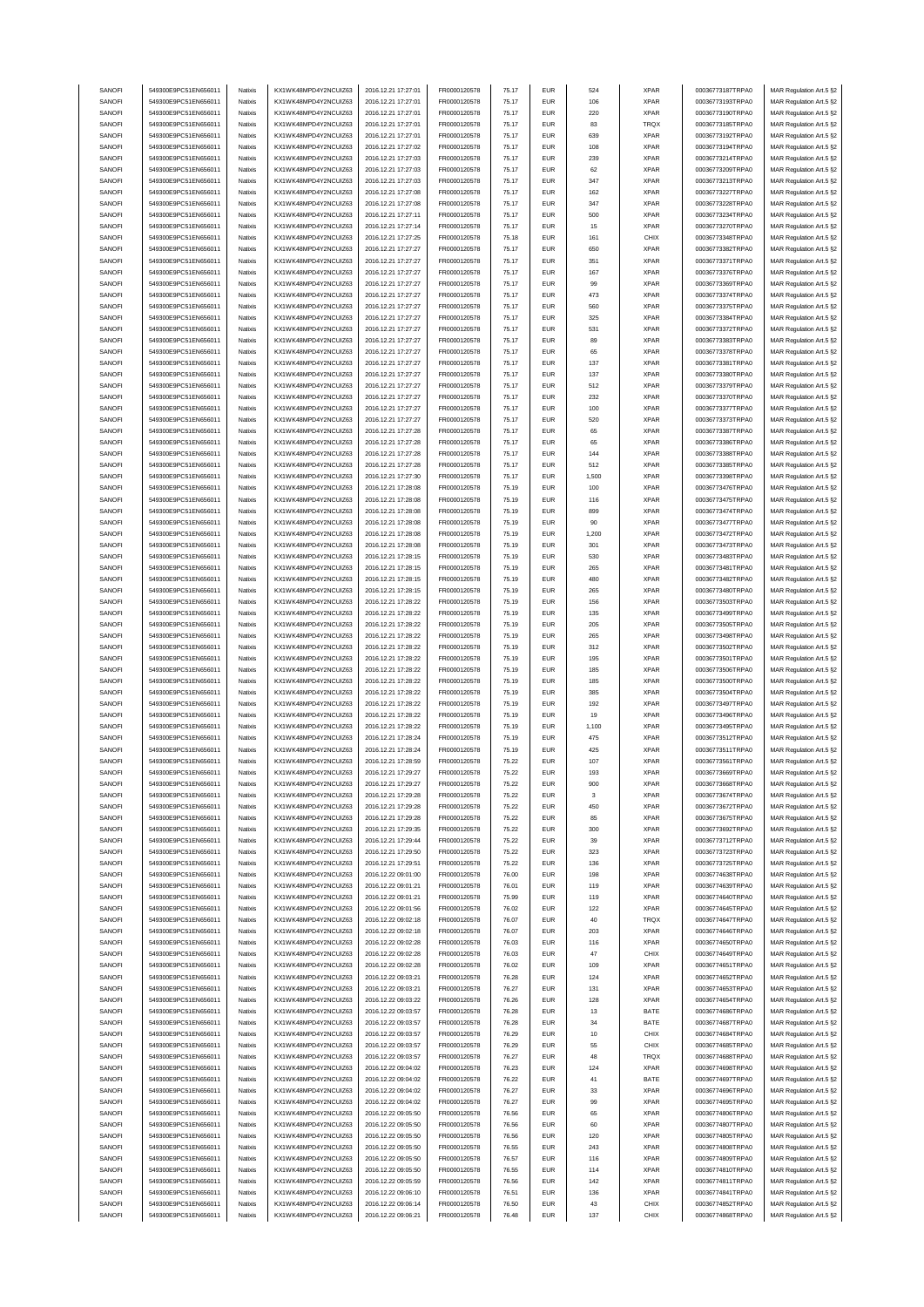| | | | | | | | | | | | |
|---|---|---|---|---|---|---|---|---|---|---|---|
| SANOFI | 549300E9PC51EN656011 | Natixis | KX1WK48MPD4Y2NCUIZ63 | 2016.12.21 17:27:01 | FR0000120578 | 75.17 | EUR | 524 | XPAR | 00036773187TRPA0 | MAR Regulation Art.5 §2 |
| SANOFI | 549300E9PC51EN656011 | Natixis | KX1WK48MPD4Y2NCUIZ63 | 2016.12.21 17:27:01 | FR0000120578 | 75.17 | EUR | 106 | XPAR | 00036773193TRPA0 | MAR Regulation Art.5 §2 |
| SANOFI | 549300E9PC51EN656011 | Natixis | KX1WK48MPD4Y2NCUIZ63 | 2016.12.21 17:27:01 | FR0000120578 | 75.17 | EUR | 220 | XPAR | 00036773190TRPA0 | MAR Regulation Art.5 §2 |
| SANOFI | 549300E9PC51EN656011 | Natixis | KX1WK48MPD4Y2NCUIZ63 | 2016.12.21 17:27:01 | FR0000120578 | 75.17 | EUR | 83 | TRQX | 00036773185TRPA0 | MAR Regulation Art.5 §2 |
| SANOFI | 549300E9PC51EN656011 | Natixis | KX1WK48MPD4Y2NCUIZ63 | 2016.12.21 17:27:01 | FR0000120578 | 75.17 | EUR | 639 | XPAR | 00036773192TRPA0 | MAR Regulation Art.5 §2 |
| SANOFI | 549300E9PC51EN656011 | Natixis | KX1WK48MPD4Y2NCUIZ63 | 2016.12.21 17:27:02 | FR0000120578 | 75.17 | EUR | 108 | XPAR | 00036773194TRPA0 | MAR Regulation Art.5 §2 |
| SANOFI | 549300E9PC51EN656011 | Natixis | KX1WK48MPD4Y2NCUIZ63 | 2016.12.21 17:27:03 | FR0000120578 | 75.17 | EUR | 239 | XPAR | 00036773214TRPA0 | MAR Regulation Art.5 §2 |
| SANOFI | 549300E9PC51EN656011 | Natixis | KX1WK48MPD4Y2NCUIZ63 | 2016.12.21 17:27:03 | FR0000120578 | 75.17 | EUR | 62 | XPAR | 00036773209TRPA0 | MAR Regulation Art.5 §2 |
| SANOFI | 549300E9PC51EN656011 | Natixis | KX1WK48MPD4Y2NCUIZ63 | 2016.12.21 17:27:03 | FR0000120578 | 75.17 | EUR | 347 | XPAR | 00036773213TRPA0 | MAR Regulation Art.5 §2 |
| SANOFI | 549300E9PC51EN656011 | Natixis | KX1WK48MPD4Y2NCUIZ63 | 2016.12.21 17:27:08 | FR0000120578 | 75.17 | EUR | 162 | XPAR | 00036773227TRPA0 | MAR Regulation Art.5 §2 |
| SANOFI | 549300E9PC51EN656011 | Natixis | KX1WK48MPD4Y2NCUIZ63 | 2016.12.21 17:27:08 | FR0000120578 | 75.17 | EUR | 347 | XPAR | 00036773228TRPA0 | MAR Regulation Art.5 §2 |
| SANOFI | 549300E9PC51EN656011 | Natixis | KX1WK48MPD4Y2NCUIZ63 | 2016.12.21 17:27:11 | FR0000120578 | 75.17 | EUR | 500 | XPAR | 00036773234TRPA0 | MAR Regulation Art.5 §2 |
| SANOFI | 549300E9PC51EN656011 | Natixis | KX1WK48MPD4Y2NCUIZ63 | 2016.12.21 17:27:14 | FR0000120578 | 75.17 | EUR | 15 | XPAR | 00036773270TRPA0 | MAR Regulation Art.5 §2 |
| SANOFI | 549300E9PC51EN656011 | Natixis | KX1WK48MPD4Y2NCUIZ63 | 2016.12.21 17:27:25 | FR0000120578 | 75.18 | EUR | 161 | CHIX | 00036773348TRPA0 | MAR Regulation Art.5 §2 |
| SANOFI | 549300E9PC51EN656011 | Natixis | KX1WK48MPD4Y2NCUIZ63 | 2016.12.21 17:27:27 | FR0000120578 | 75.17 | EUR | 650 | XPAR | 00036773382TRPA0 | MAR Regulation Art.5 §2 |
| SANOFI | 549300E9PC51EN656011 | Natixis | KX1WK48MPD4Y2NCUIZ63 | 2016.12.21 17:27:27 | FR0000120578 | 75.17 | EUR | 351 | XPAR | 00036773371TRPA0 | MAR Regulation Art.5 §2 |
| SANOFI | 549300E9PC51EN656011 | Natixis | KX1WK48MPD4Y2NCUIZ63 | 2016.12.21 17:27:27 | FR0000120578 | 75.17 | EUR | 167 | XPAR | 00036773376TRPA0 | MAR Regulation Art.5 §2 |
| SANOFI | 549300E9PC51EN656011 | Natixis | KX1WK48MPD4Y2NCUIZ63 | 2016.12.21 17:27:27 | FR0000120578 | 75.17 | EUR | 99 | XPAR | 00036773369TRPA0 | MAR Regulation Art.5 §2 |
| SANOFI | 549300E9PC51EN656011 | Natixis | KX1WK48MPD4Y2NCUIZ63 | 2016.12.21 17:27:27 | FR0000120578 | 75.17 | EUR | 473 | XPAR | 00036773374TRPA0 | MAR Regulation Art.5 §2 |
| SANOFI | 549300E9PC51EN656011 | Natixis | KX1WK48MPD4Y2NCUIZ63 | 2016.12.21 17:27:27 | FR0000120578 | 75.17 | EUR | 560 | XPAR | 00036773375TRPA0 | MAR Regulation Art.5 §2 |
| SANOFI | 549300E9PC51EN656011 | Natixis | KX1WK48MPD4Y2NCUIZ63 | 2016.12.21 17:27:27 | FR0000120578 | 75.17 | EUR | 325 | XPAR | 00036773384TRPA0 | MAR Regulation Art.5 §2 |
| SANOFI | 549300E9PC51EN656011 | Natixis | KX1WK48MPD4Y2NCUIZ63 | 2016.12.21 17:27:27 | FR0000120578 | 75.17 | EUR | 531 | XPAR | 00036773372TRPA0 | MAR Regulation Art.5 §2 |
| SANOFI | 549300E9PC51EN656011 | Natixis | KX1WK48MPD4Y2NCUIZ63 | 2016.12.21 17:27:27 | FR0000120578 | 75.17 | EUR | 89 | XPAR | 00036773383TRPA0 | MAR Regulation Art.5 §2 |
| SANOFI | 549300E9PC51EN656011 | Natixis | KX1WK48MPD4Y2NCUIZ63 | 2016.12.21 17:27:27 | FR0000120578 | 75.17 | EUR | 65 | XPAR | 00036773378TRPA0 | MAR Regulation Art.5 §2 |
| SANOFI | 549300E9PC51EN656011 | Natixis | KX1WK48MPD4Y2NCUIZ63 | 2016.12.21 17:27:27 | FR0000120578 | 75.17 | EUR | 137 | XPAR | 00036773381TRPA0 | MAR Regulation Art.5 §2 |
| SANOFI | 549300E9PC51EN656011 | Natixis | KX1WK48MPD4Y2NCUIZ63 | 2016.12.21 17:27:27 | FR0000120578 | 75.17 | EUR | 137 | XPAR | 00036773380TRPA0 | MAR Regulation Art.5 §2 |
| SANOFI | 549300E9PC51EN656011 | Natixis | KX1WK48MPD4Y2NCUIZ63 | 2016.12.21 17:27:27 | FR0000120578 | 75.17 | EUR | 512 | XPAR | 00036773379TRPA0 | MAR Regulation Art.5 §2 |
| SANOFI | 549300E9PC51EN656011 | Natixis | KX1WK48MPD4Y2NCUIZ63 | 2016.12.21 17:27:27 | FR0000120578 | 75.17 | EUR | 232 | XPAR | 00036773370TRPA0 | MAR Regulation Art.5 §2 |
| SANOFI | 549300E9PC51EN656011 | Natixis | KX1WK48MPD4Y2NCUIZ63 | 2016.12.21 17:27:27 | FR0000120578 | 75.17 | EUR | 100 | XPAR | 00036773377TRPA0 | MAR Regulation Art.5 §2 |
| SANOFI | 549300E9PC51EN656011 | Natixis | KX1WK48MPD4Y2NCUIZ63 | 2016.12.21 17:27:27 | FR0000120578 | 75.17 | EUR | 520 | XPAR | 00036773373TRPA0 | MAR Regulation Art.5 §2 |
| SANOFI | 549300E9PC51EN656011 | Natixis | KX1WK48MPD4Y2NCUIZ63 | 2016.12.21 17:27:28 | FR0000120578 | 75.17 | EUR | 65 | XPAR | 00036773387TRPA0 | MAR Regulation Art.5 §2 |
| SANOFI | 549300E9PC51EN656011 | Natixis | KX1WK48MPD4Y2NCUIZ63 | 2016.12.21 17:27:28 | FR0000120578 | 75.17 | EUR | 65 | XPAR | 00036773386TRPA0 | MAR Regulation Art.5 §2 |
| SANOFI | 549300E9PC51EN656011 | Natixis | KX1WK48MPD4Y2NCUIZ63 | 2016.12.21 17:27:28 | FR0000120578 | 75.17 | EUR | 144 | XPAR | 00036773388TRPA0 | MAR Regulation Art.5 §2 |
| SANOFI | 549300E9PC51EN656011 | Natixis | KX1WK48MPD4Y2NCUIZ63 | 2016.12.21 17:27:28 | FR0000120578 | 75.17 | EUR | 512 | XPAR | 00036773385TRPA0 | MAR Regulation Art.5 §2 |
| SANOFI | 549300E9PC51EN656011 | Natixis | KX1WK48MPD4Y2NCUIZ63 | 2016.12.21 17:27:30 | FR0000120578 | 75.17 | EUR | 1,500 | XPAR | 00036773398TRPA0 | MAR Regulation Art.5 §2 |
| SANOFI | 549300E9PC51EN656011 | Natixis | KX1WK48MPD4Y2NCUIZ63 | 2016.12.21 17:28:08 | FR0000120578 | 75.19 | EUR | 100 | XPAR | 00036773476TRPA0 | MAR Regulation Art.5 §2 |
| SANOFI | 549300E9PC51EN656011 | Natixis | KX1WK48MPD4Y2NCUIZ63 | 2016.12.21 17:28:08 | FR0000120578 | 75.19 | EUR | 116 | XPAR | 00036773475TRPA0 | MAR Regulation Art.5 §2 |
| SANOFI | 549300E9PC51EN656011 | Natixis | KX1WK48MPD4Y2NCUIZ63 | 2016.12.21 17:28:08 | FR0000120578 | 75.19 | EUR | 899 | XPAR | 00036773474TRPA0 | MAR Regulation Art.5 §2 |
| SANOFI | 549300E9PC51EN656011 | Natixis | KX1WK48MPD4Y2NCUIZ63 | 2016.12.21 17:28:08 | FR0000120578 | 75.19 | EUR | 90 | XPAR | 00036773477TRPA0 | MAR Regulation Art.5 §2 |
| SANOFI | 549300E9PC51EN656011 | Natixis | KX1WK48MPD4Y2NCUIZ63 | 2016.12.21 17:28:08 | FR0000120578 | 75.19 | EUR | 1,200 | XPAR | 00036773472TRPA0 | MAR Regulation Art.5 §2 |
| SANOFI | 549300E9PC51EN656011 | Natixis | KX1WK48MPD4Y2NCUIZ63 | 2016.12.21 17:28:08 | FR0000120578 | 75.19 | EUR | 301 | XPAR | 00036773473TRPA0 | MAR Regulation Art.5 §2 |
| SANOFI | 549300E9PC51EN656011 | Natixis | KX1WK48MPD4Y2NCUIZ63 | 2016.12.21 17:28:15 | FR0000120578 | 75.19 | EUR | 530 | XPAR | 00036773483TRPA0 | MAR Regulation Art.5 §2 |
| SANOFI | 549300E9PC51EN656011 | Natixis | KX1WK48MPD4Y2NCUIZ63 | 2016.12.21 17:28:15 | FR0000120578 | 75.19 | EUR | 265 | XPAR | 00036773481TRPA0 | MAR Regulation Art.5 §2 |
| SANOFI | 549300E9PC51EN656011 | Natixis | KX1WK48MPD4Y2NCUIZ63 | 2016.12.21 17:28:15 | FR0000120578 | 75.19 | EUR | 480 | XPAR | 00036773482TRPA0 | MAR Regulation Art.5 §2 |
| SANOFI | 549300E9PC51EN656011 | Natixis | KX1WK48MPD4Y2NCUIZ63 | 2016.12.21 17:28:15 | FR0000120578 | 75.19 | EUR | 265 | XPAR | 00036773480TRPA0 | MAR Regulation Art.5 §2 |
| SANOFI | 549300E9PC51EN656011 | Natixis | KX1WK48MPD4Y2NCUIZ63 | 2016.12.21 17:28:22 | FR0000120578 | 75.19 | EUR | 156 | XPAR | 00036773503TRPA0 | MAR Regulation Art.5 §2 |
| SANOFI | 549300E9PC51EN656011 | Natixis | KX1WK48MPD4Y2NCUIZ63 | 2016.12.21 17:28:22 | FR0000120578 | 75.19 | EUR | 135 | XPAR | 00036773499TRPA0 | MAR Regulation Art.5 §2 |
| SANOFI | 549300E9PC51EN656011 | Natixis | KX1WK48MPD4Y2NCUIZ63 | 2016.12.21 17:28:22 | FR0000120578 | 75.19 | EUR | 205 | XPAR | 00036773505TRPA0 | MAR Regulation Art.5 §2 |
| SANOFI | 549300E9PC51EN656011 | Natixis | KX1WK48MPD4Y2NCUIZ63 | 2016.12.21 17:28:22 | FR0000120578 | 75.19 | EUR | 265 | XPAR | 00036773498TRPA0 | MAR Regulation Art.5 §2 |
| SANOFI | 549300E9PC51EN656011 | Natixis | KX1WK48MPD4Y2NCUIZ63 | 2016.12.21 17:28:22 | FR0000120578 | 75.19 | EUR | 312 | XPAR | 00036773502TRPA0 | MAR Regulation Art.5 §2 |
| SANOFI | 549300E9PC51EN656011 | Natixis | KX1WK48MPD4Y2NCUIZ63 | 2016.12.21 17:28:22 | FR0000120578 | 75.19 | EUR | 195 | XPAR | 00036773501TRPA0 | MAR Regulation Art.5 §2 |
| SANOFI | 549300E9PC51EN656011 | Natixis | KX1WK48MPD4Y2NCUIZ63 | 2016.12.21 17:28:22 | FR0000120578 | 75.19 | EUR | 185 | XPAR | 00036773506TRPA0 | MAR Regulation Art.5 §2 |
| SANOFI | 549300E9PC51EN656011 | Natixis | KX1WK48MPD4Y2NCUIZ63 | 2016.12.21 17:28:22 | FR0000120578 | 75.19 | EUR | 185 | XPAR | 00036773500TRPA0 | MAR Regulation Art.5 §2 |
| SANOFI | 549300E9PC51EN656011 | Natixis | KX1WK48MPD4Y2NCUIZ63 | 2016.12.21 17:28:22 | FR0000120578 | 75.19 | EUR | 385 | XPAR | 00036773504TRPA0 | MAR Regulation Art.5 §2 |
| SANOFI | 549300E9PC51EN656011 | Natixis | KX1WK48MPD4Y2NCUIZ63 | 2016.12.21 17:28:22 | FR0000120578 | 75.19 | EUR | 192 | XPAR | 00036773497TRPA0 | MAR Regulation Art.5 §2 |
| SANOFI | 549300E9PC51EN656011 | Natixis | KX1WK48MPD4Y2NCUIZ63 | 2016.12.21 17:28:22 | FR0000120578 | 75.19 | EUR | 19 | XPAR | 00036773496TRPA0 | MAR Regulation Art.5 §2 |
| SANOFI | 549300E9PC51EN656011 | Natixis | KX1WK48MPD4Y2NCUIZ63 | 2016.12.21 17:28:22 | FR0000120578 | 75.19 | EUR | 1,100 | XPAR | 00036773495TRPA0 | MAR Regulation Art.5 §2 |
| SANOFI | 549300E9PC51EN656011 | Natixis | KX1WK48MPD4Y2NCUIZ63 | 2016.12.21 17:28:24 | FR0000120578 | 75.19 | EUR | 475 | XPAR | 00036773512TRPA0 | MAR Regulation Art.5 §2 |
| SANOFI | 549300E9PC51EN656011 | Natixis | KX1WK48MPD4Y2NCUIZ63 | 2016.12.21 17:28:24 | FR0000120578 | 75.19 | EUR | 425 | XPAR | 00036773511TRPA0 | MAR Regulation Art.5 §2 |
| SANOFI | 549300E9PC51EN656011 | Natixis | KX1WK48MPD4Y2NCUIZ63 | 2016.12.21 17:28:59 | FR0000120578 | 75.22 | EUR | 107 | XPAR | 00036773561TRPA0 | MAR Regulation Art.5 §2 |
| SANOFI | 549300E9PC51EN656011 | Natixis | KX1WK48MPD4Y2NCUIZ63 | 2016.12.21 17:29:27 | FR0000120578 | 75.22 | EUR | 193 | XPAR | 00036773669TRPA0 | MAR Regulation Art.5 §2 |
| SANOFI | 549300E9PC51EN656011 | Natixis | KX1WK48MPD4Y2NCUIZ63 | 2016.12.21 17:29:27 | FR0000120578 | 75.22 | EUR | 900 | XPAR | 00036773668TRPA0 | MAR Regulation Art.5 §2 |
| SANOFI | 549300E9PC51EN656011 | Natixis | KX1WK48MPD4Y2NCUIZ63 | 2016.12.21 17:29:28 | FR0000120578 | 75.22 | EUR | 3 | XPAR | 00036773674TRPA0 | MAR Regulation Art.5 §2 |
| SANOFI | 549300E9PC51EN656011 | Natixis | KX1WK48MPD4Y2NCUIZ63 | 2016.12.21 17:29:28 | FR0000120578 | 75.22 | EUR | 450 | XPAR | 00036773672TRPA0 | MAR Regulation Art.5 §2 |
| SANOFI | 549300E9PC51EN656011 | Natixis | KX1WK48MPD4Y2NCUIZ63 | 2016.12.21 17:29:28 | FR0000120578 | 75.22 | EUR | 85 | XPAR | 00036773675TRPA0 | MAR Regulation Art.5 §2 |
| SANOFI | 549300E9PC51EN656011 | Natixis | KX1WK48MPD4Y2NCUIZ63 | 2016.12.21 17:29:35 | FR0000120578 | 75.22 | EUR | 300 | XPAR | 00036773692TRPA0 | MAR Regulation Art.5 §2 |
| SANOFI | 549300E9PC51EN656011 | Natixis | KX1WK48MPD4Y2NCUIZ63 | 2016.12.21 17:29:44 | FR0000120578 | 75.22 | EUR | 39 | XPAR | 00036773712TRPA0 | MAR Regulation Art.5 §2 |
| SANOFI | 549300E9PC51EN656011 | Natixis | KX1WK48MPD4Y2NCUIZ63 | 2016.12.21 17:29:50 | FR0000120578 | 75.22 | EUR | 323 | XPAR | 00036773723TRPA0 | MAR Regulation Art.5 §2 |
| SANOFI | 549300E9PC51EN656011 | Natixis | KX1WK48MPD4Y2NCUIZ63 | 2016.12.21 17:29:51 | FR0000120578 | 75.22 | EUR | 136 | XPAR | 00036773725TRPA0 | MAR Regulation Art.5 §2 |
| SANOFI | 549300E9PC51EN656011 | Natixis | KX1WK48MPD4Y2NCUIZ63 | 2016.12.22 09:01:00 | FR0000120578 | 76.00 | EUR | 198 | XPAR | 00036774638TRPA0 | MAR Regulation Art.5 §2 |
| SANOFI | 549300E9PC51EN656011 | Natixis | KX1WK48MPD4Y2NCUIZ63 | 2016.12.22 09:01:21 | FR0000120578 | 76.01 | EUR | 119 | XPAR | 00036774639TRPA0 | MAR Regulation Art.5 §2 |
| SANOFI | 549300E9PC51EN656011 | Natixis | KX1WK48MPD4Y2NCUIZ63 | 2016.12.22 09:01:21 | FR0000120578 | 75.99 | EUR | 119 | XPAR | 00036774640TRPA0 | MAR Regulation Art.5 §2 |
| SANOFI | 549300E9PC51EN656011 | Natixis | KX1WK48MPD4Y2NCUIZ63 | 2016.12.22 09:01:56 | FR0000120578 | 76.02 | EUR | 122 | XPAR | 00036774645TRPA0 | MAR Regulation Art.5 §2 |
| SANOFI | 549300E9PC51EN656011 | Natixis | KX1WK48MPD4Y2NCUIZ63 | 2016.12.22 09:02:18 | FR0000120578 | 76.07 | EUR | 40 | TRQX | 00036774647TRPA0 | MAR Regulation Art.5 §2 |
| SANOFI | 549300E9PC51EN656011 | Natixis | KX1WK48MPD4Y2NCUIZ63 | 2016.12.22 09:02:18 | FR0000120578 | 76.07 | EUR | 203 | XPAR | 00036774646TRPA0 | MAR Regulation Art.5 §2 |
| SANOFI | 549300E9PC51EN656011 | Natixis | KX1WK48MPD4Y2NCUIZ63 | 2016.12.22 09:02:28 | FR0000120578 | 76.03 | EUR | 116 | XPAR | 00036774650TRPA0 | MAR Regulation Art.5 §2 |
| SANOFI | 549300E9PC51EN656011 | Natixis | KX1WK48MPD4Y2NCUIZ63 | 2016.12.22 09:02:28 | FR0000120578 | 76.03 | EUR | 47 | CHIX | 00036774649TRPA0 | MAR Regulation Art.5 §2 |
| SANOFI | 549300E9PC51EN656011 | Natixis | KX1WK48MPD4Y2NCUIZ63 | 2016.12.22 09:02:28 | FR0000120578 | 76.02 | EUR | 109 | XPAR | 00036774651TRPA0 | MAR Regulation Art.5 §2 |
| SANOFI | 549300E9PC51EN656011 | Natixis | KX1WK48MPD4Y2NCUIZ63 | 2016.12.22 09:03:21 | FR0000120578 | 76.28 | EUR | 124 | XPAR | 00036774652TRPA0 | MAR Regulation Art.5 §2 |
| SANOFI | 549300E9PC51EN656011 | Natixis | KX1WK48MPD4Y2NCUIZ63 | 2016.12.22 09:03:21 | FR0000120578 | 76.27 | EUR | 131 | XPAR | 00036774653TRPA0 | MAR Regulation Art.5 §2 |
| SANOFI | 549300E9PC51EN656011 | Natixis | KX1WK48MPD4Y2NCUIZ63 | 2016.12.22 09:03:22 | FR0000120578 | 76.26 | EUR | 128 | XPAR | 00036774654TRPA0 | MAR Regulation Art.5 §2 |
| SANOFI | 549300E9PC51EN656011 | Natixis | KX1WK48MPD4Y2NCUIZ63 | 2016.12.22 09:03:57 | FR0000120578 | 76.28 | EUR | 13 | BATE | 00036774686TRPA0 | MAR Regulation Art.5 §2 |
| SANOFI | 549300E9PC51EN656011 | Natixis | KX1WK48MPD4Y2NCUIZ63 | 2016.12.22 09:03:57 | FR0000120578 | 76.28 | EUR | 34 | BATE | 00036774687TRPA0 | MAR Regulation Art.5 §2 |
| SANOFI | 549300E9PC51EN656011 | Natixis | KX1WK48MPD4Y2NCUIZ63 | 2016.12.22 09:03:57 | FR0000120578 | 76.29 | EUR | 10 | CHIX | 00036774684TRPA0 | MAR Regulation Art.5 §2 |
| SANOFI | 549300E9PC51EN656011 | Natixis | KX1WK48MPD4Y2NCUIZ63 | 2016.12.22 09:03:57 | FR0000120578 | 76.29 | EUR | 55 | CHIX | 00036774685TRPA0 | MAR Regulation Art.5 §2 |
| SANOFI | 549300E9PC51EN656011 | Natixis | KX1WK48MPD4Y2NCUIZ63 | 2016.12.22 09:03:57 | FR0000120578 | 76.27 | EUR | 48 | TRQX | 00036774688TRPA0 | MAR Regulation Art.5 §2 |
| SANOFI | 549300E9PC51EN656011 | Natixis | KX1WK48MPD4Y2NCUIZ63 | 2016.12.22 09:04:02 | FR0000120578 | 76.23 | EUR | 124 | XPAR | 00036774698TRPA0 | MAR Regulation Art.5 §2 |
| SANOFI | 549300E9PC51EN656011 | Natixis | KX1WK48MPD4Y2NCUIZ63 | 2016.12.22 09:04:02 | FR0000120578 | 76.22 | EUR | 41 | BATE | 00036774697TRPA0 | MAR Regulation Art.5 §2 |
| SANOFI | 549300E9PC51EN656011 | Natixis | KX1WK48MPD4Y2NCUIZ63 | 2016.12.22 09:04:02 | FR0000120578 | 76.27 | EUR | 33 | XPAR | 00036774696TRPA0 | MAR Regulation Art.5 §2 |
| SANOFI | 549300E9PC51EN656011 | Natixis | KX1WK48MPD4Y2NCUIZ63 | 2016.12.22 09:04:02 | FR0000120578 | 76.27 | EUR | 99 | XPAR | 00036774695TRPA0 | MAR Regulation Art.5 §2 |
| SANOFI | 549300E9PC51EN656011 | Natixis | KX1WK48MPD4Y2NCUIZ63 | 2016.12.22 09:05:50 | FR0000120578 | 76.56 | EUR | 65 | XPAR | 00036774806TRPA0 | MAR Regulation Art.5 §2 |
| SANOFI | 549300E9PC51EN656011 | Natixis | KX1WK48MPD4Y2NCUIZ63 | 2016.12.22 09:05:50 | FR0000120578 | 76.56 | EUR | 60 | XPAR | 00036774807TRPA0 | MAR Regulation Art.5 §2 |
| SANOFI | 549300E9PC51EN656011 | Natixis | KX1WK48MPD4Y2NCUIZ63 | 2016.12.22 09:05:50 | FR0000120578 | 76.56 | EUR | 120 | XPAR | 00036774805TRPA0 | MAR Regulation Art.5 §2 |
| SANOFI | 549300E9PC51EN656011 | Natixis | KX1WK48MPD4Y2NCUIZ63 | 2016.12.22 09:05:50 | FR0000120578 | 76.55 | EUR | 243 | XPAR | 00036774808TRPA0 | MAR Regulation Art.5 §2 |
| SANOFI | 549300E9PC51EN656011 | Natixis | KX1WK48MPD4Y2NCUIZ63 | 2016.12.22 09:05:50 | FR0000120578 | 76.57 | EUR | 116 | XPAR | 00036774809TRPA0 | MAR Regulation Art.5 §2 |
| SANOFI | 549300E9PC51EN656011 | Natixis | KX1WK48MPD4Y2NCUIZ63 | 2016.12.22 09:05:50 | FR0000120578 | 76.55 | EUR | 114 | XPAR | 00036774810TRPA0 | MAR Regulation Art.5 §2 |
| SANOFI | 549300E9PC51EN656011 | Natixis | KX1WK48MPD4Y2NCUIZ63 | 2016.12.22 09:05:59 | FR0000120578 | 76.56 | EUR | 142 | XPAR | 00036774811TRPA0 | MAR Regulation Art.5 §2 |
| SANOFI | 549300E9PC51EN656011 | Natixis | KX1WK48MPD4Y2NCUIZ63 | 2016.12.22 09:06:10 | FR0000120578 | 76.51 | EUR | 136 | XPAR | 00036774841TRPA0 | MAR Regulation Art.5 §2 |
| SANOFI | 549300E9PC51EN656011 | Natixis | KX1WK48MPD4Y2NCUIZ63 | 2016.12.22 09:06:14 | FR0000120578 | 76.50 | EUR | 43 | CHIX | 00036774852TRPA0 | MAR Regulation Art.5 §2 |
| SANOFI | 549300E9PC51EN656011 | Natixis | KX1WK48MPD4Y2NCUIZ63 | 2016.12.22 09:06:21 | FR0000120578 | 76.48 | EUR | 137 | CHIX | 00036774868TRPA0 | MAR Regulation Art.5 §2 |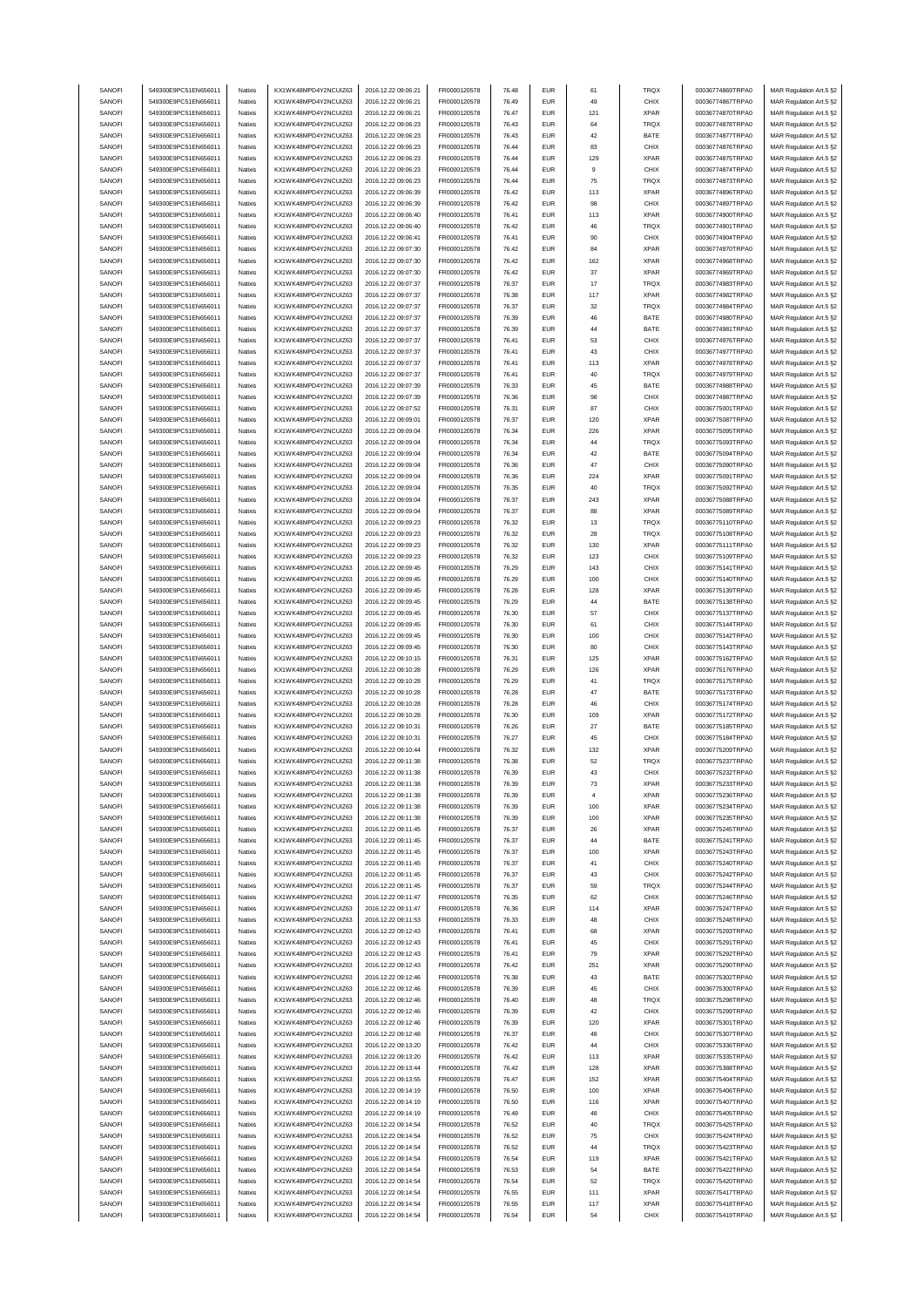| SANOFI | 549300E9PC51EN656011 | Natixis | KX1WK48MPD4Y2NCUIZ63 | 2016.12.22 09:06:21 | FR0000120578 | 76.48 | EUR | 61 | TRQX | 00036774869TRPA0 | MAR Regulation Art.5 §2 |
|---|---|---|---|---|---|---|---|---|---|---|---|
| SANOFI | 549300E9PC51EN656011 | Natixis | KX1WK48MPD4Y2NCUIZ63 | 2016.12.22 09:06:21 | FR0000120578 | 76.49 | EUR | 49 | CHIX | 00036774867TRPA0 | MAR Regulation Art.5 §2 |
| SANOFI | 549300E9PC51EN656011 | Natixis | KX1WK48MPD4Y2NCUIZ63 | 2016.12.22 09:06:21 | FR0000120578 | 76.47 | EUR | 121 | XPAR | 00036774870TRPA0 | MAR Regulation Art.5 §2 |
| SANOFI | 549300E9PC51EN656011 | Natixis | KX1WK48MPD4Y2NCUIZ63 | 2016.12.22 09:06:23 | FR0000120578 | 76.43 | EUR | 64 | TRQX | 00036774878TRPA0 | MAR Regulation Art.5 §2 |
| SANOFI | 549300E9PC51EN656011 | Natixis | KX1WK48MPD4Y2NCUIZ63 | 2016.12.22 09:06:23 | FR0000120578 | 76.43 | EUR | 42 | BATE | 00036774877TRPA0 | MAR Regulation Art.5 §2 |
| SANOFI | 549300E9PC51EN656011 | Natixis | KX1WK48MPD4Y2NCUIZ63 | 2016.12.22 09:06:23 | FR0000120578 | 76.44 | EUR | 83 | CHIX | 00036774876TRPA0 | MAR Regulation Art.5 §2 |
| SANOFI | 549300E9PC51EN656011 | Natixis | KX1WK48MPD4Y2NCUIZ63 | 2016.12.22 09:06:23 | FR0000120578 | 76.44 | EUR | 129 | XPAR | 00036774875TRPA0 | MAR Regulation Art.5 §2 |
| SANOFI | 549300E9PC51EN656011 | Natixis | KX1WK48MPD4Y2NCUIZ63 | 2016.12.22 09:06:23 | FR0000120578 | 76.44 | EUR | 9 | CHIX | 00036774874TRPA0 | MAR Regulation Art.5 §2 |
| SANOFI | 549300E9PC51EN656011 | Natixis | KX1WK48MPD4Y2NCUIZ63 | 2016.12.22 09:06:23 | FR0000120578 | 76.44 | EUR | 75 | TRQX | 00036774873TRPA0 | MAR Regulation Art.5 §2 |
| SANOFI | 549300E9PC51EN656011 | Natixis | KX1WK48MPD4Y2NCUIZ63 | 2016.12.22 09:06:39 | FR0000120578 | 76.42 | EUR | 113 | XPAR | 00036774896TRPA0 | MAR Regulation Art.5 §2 |
| SANOFI | 549300E9PC51EN656011 | Natixis | KX1WK48MPD4Y2NCUIZ63 | 2016.12.22 09:06:39 | FR0000120578 | 76.42 | EUR | 98 | CHIX | 00036774897TRPA0 | MAR Regulation Art.5 §2 |
| SANOFI | 549300E9PC51EN656011 | Natixis | KX1WK48MPD4Y2NCUIZ63 | 2016.12.22 09:06:40 | FR0000120578 | 76.41 | EUR | 113 | XPAR | 00036774900TRPA0 | MAR Regulation Art.5 §2 |
| SANOFI | 549300E9PC51EN656011 | Natixis | KX1WK48MPD4Y2NCUIZ63 | 2016.12.22 09:06:40 | FR0000120578 | 76.42 | EUR | 46 | TRQX | 00036774901TRPA0 | MAR Regulation Art.5 §2 |
| SANOFI | 549300E9PC51EN656011 | Natixis | KX1WK48MPD4Y2NCUIZ63 | 2016.12.22 09:06:41 | FR0000120578 | 76.41 | EUR | 90 | CHIX | 00036774904TRPA0 | MAR Regulation Art.5 §2 |
| SANOFI | 549300E9PC51EN656011 | Natixis | KX1WK48MPD4Y2NCUIZ63 | 2016.12.22 09:07:30 | FR0000120578 | 76.42 | EUR | 84 | XPAR | 00036774970TRPA0 | MAR Regulation Art.5 §2 |
| SANOFI | 549300E9PC51EN656011 | Natixis | KX1WK48MPD4Y2NCUIZ63 | 2016.12.22 09:07:30 | FR0000120578 | 76.42 | EUR | 162 | XPAR | 00036774968TRPA0 | MAR Regulation Art.5 §2 |
| SANOFI | 549300E9PC51EN656011 | Natixis | KX1WK48MPD4Y2NCUIZ63 | 2016.12.22 09:07:30 | FR0000120578 | 76.42 | EUR | 37 | XPAR | 00036774969TRPA0 | MAR Regulation Art.5 §2 |
| SANOFI | 549300E9PC51EN656011 | Natixis | KX1WK48MPD4Y2NCUIZ63 | 2016.12.22 09:07:37 | FR0000120578 | 76.37 | EUR | 17 | TRQX | 00036774983TRPA0 | MAR Regulation Art.5 §2 |
| SANOFI | 549300E9PC51EN656011 | Natixis | KX1WK48MPD4Y2NCUIZ63 | 2016.12.22 09:07:37 | FR0000120578 | 76.38 | EUR | 117 | XPAR | 00036774982TRPA0 | MAR Regulation Art.5 §2 |
| SANOFI | 549300E9PC51EN656011 | Natixis | KX1WK48MPD4Y2NCUIZ63 | 2016.12.22 09:07:37 | FR0000120578 | 76.37 | EUR | 32 | TRQX | 00036774984TRPA0 | MAR Regulation Art.5 §2 |
| SANOFI | 549300E9PC51EN656011 | Natixis | KX1WK48MPD4Y2NCUIZ63 | 2016.12.22 09:07:37 | FR0000120578 | 76.39 | EUR | 46 | BATE | 00036774980TRPA0 | MAR Regulation Art.5 §2 |
| SANOFI | 549300E9PC51EN656011 | Natixis | KX1WK48MPD4Y2NCUIZ63 | 2016.12.22 09:07:37 | FR0000120578 | 76.39 | EUR | 44 | BATE | 00036774981TRPA0 | MAR Regulation Art.5 §2 |
| SANOFI | 549300E9PC51EN656011 | Natixis | KX1WK48MPD4Y2NCUIZ63 | 2016.12.22 09:07:37 | FR0000120578 | 76.41 | EUR | 53 | CHIX | 00036774976TRPA0 | MAR Regulation Art.5 §2 |
| SANOFI | 549300E9PC51EN656011 | Natixis | KX1WK48MPD4Y2NCUIZ63 | 2016.12.22 09:07:37 | FR0000120578 | 76.41 | EUR | 43 | CHIX | 00036774977TRPA0 | MAR Regulation Art.5 §2 |
| SANOFI | 549300E9PC51EN656011 | Natixis | KX1WK48MPD4Y2NCUIZ63 | 2016.12.22 09:07:37 | FR0000120578 | 76.41 | EUR | 113 | XPAR | 00036774978TRPA0 | MAR Regulation Art.5 §2 |
| SANOFI | 549300E9PC51EN656011 | Natixis | KX1WK48MPD4Y2NCUIZ63 | 2016.12.22 09:07:37 | FR0000120578 | 76.41 | EUR | 40 | TRQX | 00036774979TRPA0 | MAR Regulation Art.5 §2 |
| SANOFI | 549300E9PC51EN656011 | Natixis | KX1WK48MPD4Y2NCUIZ63 | 2016.12.22 09:07:39 | FR0000120578 | 76.33 | EUR | 45 | BATE | 00036774988TRPA0 | MAR Regulation Art.5 §2 |
| SANOFI | 549300E9PC51EN656011 | Natixis | KX1WK48MPD4Y2NCUIZ63 | 2016.12.22 09:07:39 | FR0000120578 | 76.36 | EUR | 98 | CHIX | 00036774987TRPA0 | MAR Regulation Art.5 §2 |
| SANOFI | 549300E9PC51EN656011 | Natixis | KX1WK48MPD4Y2NCUIZ63 | 2016.12.22 09:07:52 | FR0000120578 | 76.31 | EUR | 87 | CHIX | 00036775001TRPA0 | MAR Regulation Art.5 §2 |
| SANOFI | 549300E9PC51EN656011 | Natixis | KX1WK48MPD4Y2NCUIZ63 | 2016.12.22 09:09:01 | FR0000120578 | 76.37 | EUR | 120 | XPAR | 00036775087TRPA0 | MAR Regulation Art.5 §2 |
| SANOFI | 549300E9PC51EN656011 | Natixis | KX1WK48MPD4Y2NCUIZ63 | 2016.12.22 09:09:04 | FR0000120578 | 76.34 | EUR | 226 | XPAR | 00036775095TRPA0 | MAR Regulation Art.5 §2 |
| SANOFI | 549300E9PC51EN656011 | Natixis | KX1WK48MPD4Y2NCUIZ63 | 2016.12.22 09:09:04 | FR0000120578 | 76.34 | EUR | 44 | TRQX | 00036775093TRPA0 | MAR Regulation Art.5 §2 |
| SANOFI | 549300E9PC51EN656011 | Natixis | KX1WK48MPD4Y2NCUIZ63 | 2016.12.22 09:09:04 | FR0000120578 | 76.34 | EUR | 42 | BATE | 00036775094TRPA0 | MAR Regulation Art.5 §2 |
| SANOFI | 549300E9PC51EN656011 | Natixis | KX1WK48MPD4Y2NCUIZ63 | 2016.12.22 09:09:04 | FR0000120578 | 76.36 | EUR | 47 | CHIX | 00036775090TRPA0 | MAR Regulation Art.5 §2 |
| SANOFI | 549300E9PC51EN656011 | Natixis | KX1WK48MPD4Y2NCUIZ63 | 2016.12.22 09:09:04 | FR0000120578 | 76.36 | EUR | 224 | XPAR | 00036775091TRPA0 | MAR Regulation Art.5 §2 |
| SANOFI | 549300E9PC51EN656011 | Natixis | KX1WK48MPD4Y2NCUIZ63 | 2016.12.22 09:09:04 | FR0000120578 | 76.35 | EUR | 40 | TRQX | 00036775092TRPA0 | MAR Regulation Art.5 §2 |
| SANOFI | 549300E9PC51EN656011 | Natixis | KX1WK48MPD4Y2NCUIZ63 | 2016.12.22 09:09:04 | FR0000120578 | 76.37 | EUR | 243 | XPAR | 00036775088TRPA0 | MAR Regulation Art.5 §2 |
| SANOFI | 549300E9PC51EN656011 | Natixis | KX1WK48MPD4Y2NCUIZ63 | 2016.12.22 09:09:04 | FR0000120578 | 76.37 | EUR | 88 | XPAR | 00036775089TRPA0 | MAR Regulation Art.5 §2 |
| SANOFI | 549300E9PC51EN656011 | Natixis | KX1WK48MPD4Y2NCUIZ63 | 2016.12.22 09:09:23 | FR0000120578 | 76.32 | EUR | 13 | TRQX | 00036775110TRPA0 | MAR Regulation Art.5 §2 |
| SANOFI | 549300E9PC51EN656011 | Natixis | KX1WK48MPD4Y2NCUIZ63 | 2016.12.22 09:09:23 | FR0000120578 | 76.32 | EUR | 28 | TRQX | 00036775108TRPA0 | MAR Regulation Art.5 §2 |
| SANOFI | 549300E9PC51EN656011 | Natixis | KX1WK48MPD4Y2NCUIZ63 | 2016.12.22 09:09:23 | FR0000120578 | 76.32 | EUR | 130 | XPAR | 00036775111TRPA0 | MAR Regulation Art.5 §2 |
| SANOFI | 549300E9PC51EN656011 | Natixis | KX1WK48MPD4Y2NCUIZ63 | 2016.12.22 09:09:23 | FR0000120578 | 76.32 | EUR | 123 | CHIX | 00036775109TRPA0 | MAR Regulation Art.5 §2 |
| SANOFI | 549300E9PC51EN656011 | Natixis | KX1WK48MPD4Y2NCUIZ63 | 2016.12.22 09:09:45 | FR0000120578 | 76.29 | EUR | 143 | CHIX | 00036775141TRPA0 | MAR Regulation Art.5 §2 |
| SANOFI | 549300E9PC51EN656011 | Natixis | KX1WK48MPD4Y2NCUIZ63 | 2016.12.22 09:09:45 | FR0000120578 | 76.29 | EUR | 100 | CHIX | 00036775140TRPA0 | MAR Regulation Art.5 §2 |
| SANOFI | 549300E9PC51EN656011 | Natixis | KX1WK48MPD4Y2NCUIZ63 | 2016.12.22 09:09:45 | FR0000120578 | 76.28 | EUR | 128 | XPAR | 00036775139TRPA0 | MAR Regulation Art.5 §2 |
| SANOFI | 549300E9PC51EN656011 | Natixis | KX1WK48MPD4Y2NCUIZ63 | 2016.12.22 09:09:45 | FR0000120578 | 76.29 | EUR | 44 | BATE | 00036775138TRPA0 | MAR Regulation Art.5 §2 |
| SANOFI | 549300E9PC51EN656011 | Natixis | KX1WK48MPD4Y2NCUIZ63 | 2016.12.22 09:09:45 | FR0000120578 | 76.30 | EUR | 57 | CHIX | 00036775137TRPA0 | MAR Regulation Art.5 §2 |
| SANOFI | 549300E9PC51EN656011 | Natixis | KX1WK48MPD4Y2NCUIZ63 | 2016.12.22 09:09:45 | FR0000120578 | 76.30 | EUR | 61 | CHIX | 00036775144TRPA0 | MAR Regulation Art.5 §2 |
| SANOFI | 549300E9PC51EN656011 | Natixis | KX1WK48MPD4Y2NCUIZ63 | 2016.12.22 09:09:45 | FR0000120578 | 76.30 | EUR | 100 | CHIX | 00036775142TRPA0 | MAR Regulation Art.5 §2 |
| SANOFI | 549300E9PC51EN656011 | Natixis | KX1WK48MPD4Y2NCUIZ63 | 2016.12.22 09:09:45 | FR0000120578 | 76.30 | EUR | 80 | CHIX | 00036775143TRPA0 | MAR Regulation Art.5 §2 |
| SANOFI | 549300E9PC51EN656011 | Natixis | KX1WK48MPD4Y2NCUIZ63 | 2016.12.22 09:10:15 | FR0000120578 | 76.31 | EUR | 125 | XPAR | 00036775162TRPA0 | MAR Regulation Art.5 §2 |
| SANOFI | 549300E9PC51EN656011 | Natixis | KX1WK48MPD4Y2NCUIZ63 | 2016.12.22 09:10:28 | FR0000120578 | 76.29 | EUR | 126 | XPAR | 00036775176TRPA0 | MAR Regulation Art.5 §2 |
| SANOFI | 549300E9PC51EN656011 | Natixis | KX1WK48MPD4Y2NCUIZ63 | 2016.12.22 09:10:28 | FR0000120578 | 76.29 | EUR | 41 | TRQX | 00036775175TRPA0 | MAR Regulation Art.5 §2 |
| SANOFI | 549300E9PC51EN656011 | Natixis | KX1WK48MPD4Y2NCUIZ63 | 2016.12.22 09:10:28 | FR0000120578 | 76.28 | EUR | 47 | BATE | 00036775173TRPA0 | MAR Regulation Art.5 §2 |
| SANOFI | 549300E9PC51EN656011 | Natixis | KX1WK48MPD4Y2NCUIZ63 | 2016.12.22 09:10:28 | FR0000120578 | 76.28 | EUR | 46 | CHIX | 00036775174TRPA0 | MAR Regulation Art.5 §2 |
| SANOFI | 549300E9PC51EN656011 | Natixis | KX1WK48MPD4Y2NCUIZ63 | 2016.12.22 09:10:28 | FR0000120578 | 76.30 | EUR | 109 | XPAR | 00036775172TRPA0 | MAR Regulation Art.5 §2 |
| SANOFI | 549300E9PC51EN656011 | Natixis | KX1WK48MPD4Y2NCUIZ63 | 2016.12.22 09:10:31 | FR0000120578 | 76.26 | EUR | 27 | BATE | 00036775185TRPA0 | MAR Regulation Art.5 §2 |
| SANOFI | 549300E9PC51EN656011 | Natixis | KX1WK48MPD4Y2NCUIZ63 | 2016.12.22 09:10:31 | FR0000120578 | 76.27 | EUR | 45 | CHIX | 00036775184TRPA0 | MAR Regulation Art.5 §2 |
| SANOFI | 549300E9PC51EN656011 | Natixis | KX1WK48MPD4Y2NCUIZ63 | 2016.12.22 09:10:44 | FR0000120578 | 76.32 | EUR | 132 | XPAR | 00036775209TRPA0 | MAR Regulation Art.5 §2 |
| SANOFI | 549300E9PC51EN656011 | Natixis | KX1WK48MPD4Y2NCUIZ63 | 2016.12.22 09:11:38 | FR0000120578 | 76.38 | EUR | 52 | TRQX | 00036775237TRPA0 | MAR Regulation Art.5 §2 |
| SANOFI | 549300E9PC51EN656011 | Natixis | KX1WK48MPD4Y2NCUIZ63 | 2016.12.22 09:11:38 | FR0000120578 | 76.39 | EUR | 43 | CHIX | 00036775232TRPA0 | MAR Regulation Art.5 §2 |
| SANOFI | 549300E9PC51EN656011 | Natixis | KX1WK48MPD4Y2NCUIZ63 | 2016.12.22 09:11:38 | FR0000120578 | 76.39 | EUR | 73 | XPAR | 00036775233TRPA0 | MAR Regulation Art.5 §2 |
| SANOFI | 549300E9PC51EN656011 | Natixis | KX1WK48MPD4Y2NCUIZ63 | 2016.12.22 09:11:38 | FR0000120578 | 76.39 | EUR | 4 | XPAR | 00036775236TRPA0 | MAR Regulation Art.5 §2 |
| SANOFI | 549300E9PC51EN656011 | Natixis | KX1WK48MPD4Y2NCUIZ63 | 2016.12.22 09:11:38 | FR0000120578 | 76.39 | EUR | 100 | XPAR | 00036775234TRPA0 | MAR Regulation Art.5 §2 |
| SANOFI | 549300E9PC51EN656011 | Natixis | KX1WK48MPD4Y2NCUIZ63 | 2016.12.22 09:11:38 | FR0000120578 | 76.39 | EUR | 100 | XPAR | 00036775235TRPA0 | MAR Regulation Art.5 §2 |
| SANOFI | 549300E9PC51EN656011 | Natixis | KX1WK48MPD4Y2NCUIZ63 | 2016.12.22 09:11:45 | FR0000120578 | 76.37 | EUR | 26 | XPAR | 00036775245TRPA0 | MAR Regulation Art.5 §2 |
| SANOFI | 549300E9PC51EN656011 | Natixis | KX1WK48MPD4Y2NCUIZ63 | 2016.12.22 09:11:45 | FR0000120578 | 76.37 | EUR | 44 | BATE | 00036775241TRPA0 | MAR Regulation Art.5 §2 |
| SANOFI | 549300E9PC51EN656011 | Natixis | KX1WK48MPD4Y2NCUIZ63 | 2016.12.22 09:11:45 | FR0000120578 | 76.37 | EUR | 100 | XPAR | 00036775243TRPA0 | MAR Regulation Art.5 §2 |
| SANOFI | 549300E9PC51EN656011 | Natixis | KX1WK48MPD4Y2NCUIZ63 | 2016.12.22 09:11:45 | FR0000120578 | 76.37 | EUR | 41 | CHIX | 00036775240TRPA0 | MAR Regulation Art.5 §2 |
| SANOFI | 549300E9PC51EN656011 | Natixis | KX1WK48MPD4Y2NCUIZ63 | 2016.12.22 09:11:45 | FR0000120578 | 76.37 | EUR | 43 | CHIX | 00036775242TRPA0 | MAR Regulation Art.5 §2 |
| SANOFI | 549300E9PC51EN656011 | Natixis | KX1WK48MPD4Y2NCUIZ63 | 2016.12.22 09:11:45 | FR0000120578 | 76.37 | EUR | 59 | TRQX | 00036775244TRPA0 | MAR Regulation Art.5 §2 |
| SANOFI | 549300E9PC51EN656011 | Natixis | KX1WK48MPD4Y2NCUIZ63 | 2016.12.22 09:11:47 | FR0000120578 | 76.35 | EUR | 62 | CHIX | 00036775246TRPA0 | MAR Regulation Art.5 §2 |
| SANOFI | 549300E9PC51EN656011 | Natixis | KX1WK48MPD4Y2NCUIZ63 | 2016.12.22 09:11:47 | FR0000120578 | 76.36 | EUR | 114 | XPAR | 00036775247TRPA0 | MAR Regulation Art.5 §2 |
| SANOFI | 549300E9PC51EN656011 | Natixis | KX1WK48MPD4Y2NCUIZ63 | 2016.12.22 09:11:53 | FR0000120578 | 76.33 | EUR | 48 | CHIX | 00036775248TRPA0 | MAR Regulation Art.5 §2 |
| SANOFI | 549300E9PC51EN656011 | Natixis | KX1WK48MPD4Y2NCUIZ63 | 2016.12.22 09:12:43 | FR0000120578 | 76.41 | EUR | 68 | XPAR | 00036775293TRPA0 | MAR Regulation Art.5 §2 |
| SANOFI | 549300E9PC51EN656011 | Natixis | KX1WK48MPD4Y2NCUIZ63 | 2016.12.22 09:12:43 | FR0000120578 | 76.41 | EUR | 45 | CHIX | 00036775291TRPA0 | MAR Regulation Art.5 §2 |
| SANOFI | 549300E9PC51EN656011 | Natixis | KX1WK48MPD4Y2NCUIZ63 | 2016.12.22 09:12:43 | FR0000120578 | 76.41 | EUR | 79 | XPAR | 00036775292TRPA0 | MAR Regulation Art.5 §2 |
| SANOFI | 549300E9PC51EN656011 | Natixis | KX1WK48MPD4Y2NCUIZ63 | 2016.12.22 09:12:43 | FR0000120578 | 76.42 | EUR | 251 | XPAR | 00036775290TRPA0 | MAR Regulation Art.5 §2 |
| SANOFI | 549300E9PC51EN656011 | Natixis | KX1WK48MPD4Y2NCUIZ63 | 2016.12.22 09:12:46 | FR0000120578 | 76.38 | EUR | 43 | BATE | 00036775302TRPA0 | MAR Regulation Art.5 §2 |
| SANOFI | 549300E9PC51EN656011 | Natixis | KX1WK48MPD4Y2NCUIZ63 | 2016.12.22 09:12:46 | FR0000120578 | 76.39 | EUR | 45 | CHIX | 00036775300TRPA0 | MAR Regulation Art.5 §2 |
| SANOFI | 549300E9PC51EN656011 | Natixis | KX1WK48MPD4Y2NCUIZ63 | 2016.12.22 09:12:46 | FR0000120578 | 76.40 | EUR | 48 | TRQX | 00036775298TRPA0 | MAR Regulation Art.5 §2 |
| SANOFI | 549300E9PC51EN656011 | Natixis | KX1WK48MPD4Y2NCUIZ63 | 2016.12.22 09:12:46 | FR0000120578 | 76.39 | EUR | 42 | CHIX | 00036775299TRPA0 | MAR Regulation Art.5 §2 |
| SANOFI | 549300E9PC51EN656011 | Natixis | KX1WK48MPD4Y2NCUIZ63 | 2016.12.22 09:12:46 | FR0000120578 | 76.39 | EUR | 120 | XPAR | 00036775301TRPA0 | MAR Regulation Art.5 §2 |
| SANOFI | 549300E9PC51EN656011 | Natixis | KX1WK48MPD4Y2NCUIZ63 | 2016.12.22 09:12:48 | FR0000120578 | 76.37 | EUR | 48 | CHIX | 00036775307TRPA0 | MAR Regulation Art.5 §2 |
| SANOFI | 549300E9PC51EN656011 | Natixis | KX1WK48MPD4Y2NCUIZ63 | 2016.12.22 09:13:20 | FR0000120578 | 76.42 | EUR | 44 | CHIX | 00036775336TRPA0 | MAR Regulation Art.5 §2 |
| SANOFI | 549300E9PC51EN656011 | Natixis | KX1WK48MPD4Y2NCUIZ63 | 2016.12.22 09:13:20 | FR0000120578 | 76.42 | EUR | 113 | XPAR | 00036775335TRPA0 | MAR Regulation Art.5 §2 |
| SANOFI | 549300E9PC51EN656011 | Natixis | KX1WK48MPD4Y2NCUIZ63 | 2016.12.22 09:13:44 | FR0000120578 | 76.42 | EUR | 128 | XPAR | 00036775388TRPA0 | MAR Regulation Art.5 §2 |
| SANOFI | 549300E9PC51EN656011 | Natixis | KX1WK48MPD4Y2NCUIZ63 | 2016.12.22 09:13:55 | FR0000120578 | 76.47 | EUR | 152 | XPAR | 00036775404TRPA0 | MAR Regulation Art.5 §2 |
| SANOFI | 549300E9PC51EN656011 | Natixis | KX1WK48MPD4Y2NCUIZ63 | 2016.12.22 09:14:19 | FR0000120578 | 76.50 | EUR | 100 | XPAR | 00036775406TRPA0 | MAR Regulation Art.5 §2 |
| SANOFI | 549300E9PC51EN656011 | Natixis | KX1WK48MPD4Y2NCUIZ63 | 2016.12.22 09:14:19 | FR0000120578 | 76.50 | EUR | 116 | XPAR | 00036775407TRPA0 | MAR Regulation Art.5 §2 |
| SANOFI | 549300E9PC51EN656011 | Natixis | KX1WK48MPD4Y2NCUIZ63 | 2016.12.22 09:14:19 | FR0000120578 | 76.49 | EUR | 48 | CHIX | 00036775405TRPA0 | MAR Regulation Art.5 §2 |
| SANOFI | 549300E9PC51EN656011 | Natixis | KX1WK48MPD4Y2NCUIZ63 | 2016.12.22 09:14:54 | FR0000120578 | 76.52 | EUR | 40 | TRQX | 00036775425TRPA0 | MAR Regulation Art.5 §2 |
| SANOFI | 549300E9PC51EN656011 | Natixis | KX1WK48MPD4Y2NCUIZ63 | 2016.12.22 09:14:54 | FR0000120578 | 76.52 | EUR | 75 | CHIX | 00036775424TRPA0 | MAR Regulation Art.5 §2 |
| SANOFI | 549300E9PC51EN656011 | Natixis | KX1WK48MPD4Y2NCUIZ63 | 2016.12.22 09:14:54 | FR0000120578 | 76.52 | EUR | 44 | TRQX | 00036775423TRPA0 | MAR Regulation Art.5 §2 |
| SANOFI | 549300E9PC51EN656011 | Natixis | KX1WK48MPD4Y2NCUIZ63 | 2016.12.22 09:14:54 | FR0000120578 | 76.54 | EUR | 119 | XPAR | 00036775421TRPA0 | MAR Regulation Art.5 §2 |
| SANOFI | 549300E9PC51EN656011 | Natixis | KX1WK48MPD4Y2NCUIZ63 | 2016.12.22 09:14:54 | FR0000120578 | 76.53 | EUR | 54 | BATE | 00036775422TRPA0 | MAR Regulation Art.5 §2 |
| SANOFI | 549300E9PC51EN656011 | Natixis | KX1WK48MPD4Y2NCUIZ63 | 2016.12.22 09:14:54 | FR0000120578 | 76.54 | EUR | 52 | TRQX | 00036775420TRPA0 | MAR Regulation Art.5 §2 |
| SANOFI | 549300E9PC51EN656011 | Natixis | KX1WK48MPD4Y2NCUIZ63 | 2016.12.22 09:14:54 | FR0000120578 | 76.55 | EUR | 111 | XPAR | 00036775417TRPA0 | MAR Regulation Art.5 §2 |
| SANOFI | 549300E9PC51EN656011 | Natixis | KX1WK48MPD4Y2NCUIZ63 | 2016.12.22 09:14:54 | FR0000120578 | 76.55 | EUR | 117 | XPAR | 00036775418TRPA0 | MAR Regulation Art.5 §2 |
| SANOFI | 549300E9PC51EN656011 | Natixis | KX1WK48MPD4Y2NCUIZ63 | 2016.12.22 09:14:54 | FR0000120578 | 76.54 | EUR | 54 | CHIX | 00036775419TRPA0 | MAR Regulation Art.5 §2 |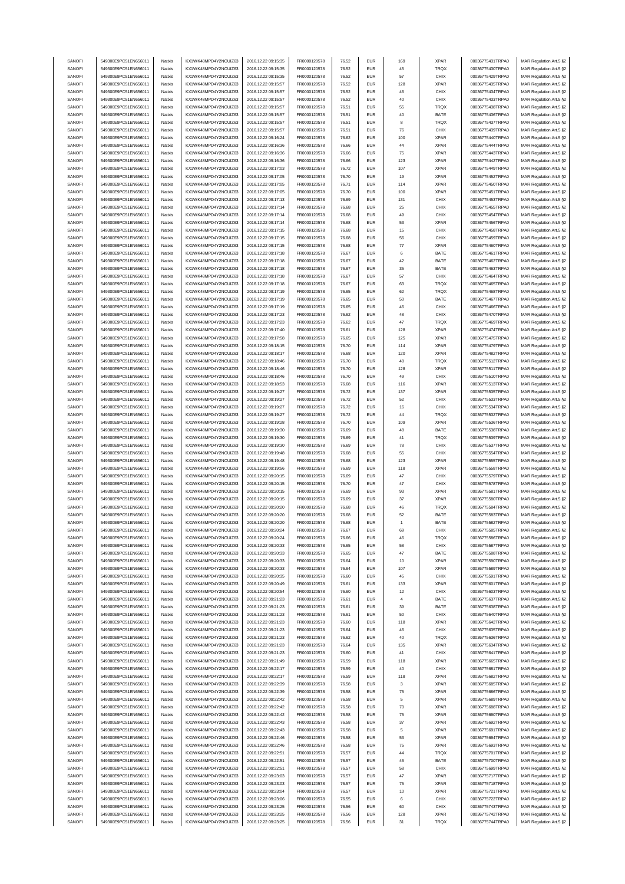| SANOFI | 549300E9PC51EN656011 | Natixis | KX1WK48MPD4Y2NCUIZ63 | 2016.12.22 09:15:35 | FR0000120578 | 76.52 | EUR | 169 | XPAR | 00036775431TRPA0 | MAR Regulation Art.5 §2 |
|---|---|---|---|---|---|---|---|---|---|---|---|
| SANOFI | 549300E9PC51EN656011 | Natixis | KX1WK48MPD4Y2NCUIZ63 | 2016.12.22 09:15:35 | FR0000120578 | 76.52 | EUR | 45 | TRQX | 00036775430TRPA0 | MAR Regulation Art.5 §2 |
| SANOFI | 549300E9PC51EN656011 | Natixis | KX1WK48MPD4Y2NCUIZ63 | 2016.12.22 09:15:35 | FR0000120578 | 76.52 | EUR | 57 | CHIX | 00036775429TRPA0 | MAR Regulation Art.5 §2 |
| SANOFI | 549300E9PC51EN656011 | Natixis | KX1WK48MPD4Y2NCUIZ63 | 2016.12.22 09:15:57 | FR0000120578 | 76.52 | EUR | 128 | XPAR | 00036775435TRPA0 | MAR Regulation Art.5 §2 |
| SANOFI | 549300E9PC51EN656011 | Natixis | KX1WK48MPD4Y2NCUIZ63 | 2016.12.22 09:15:57 | FR0000120578 | 76.52 | EUR | 46 | CHIX | 00036775434TRPA0 | MAR Regulation Art.5 §2 |
| SANOFI | 549300E9PC51EN656011 | Natixis | KX1WK48MPD4Y2NCUIZ63 | 2016.12.22 09:15:57 | FR0000120578 | 76.52 | EUR | 40 | CHIX | 00036775433TRPA0 | MAR Regulation Art.5 §2 |
| SANOFI | 549300E9PC51EN656011 | Natixis | KX1WK48MPD4Y2NCUIZ63 | 2016.12.22 09:15:57 | FR0000120578 | 76.51 | EUR | 55 | TRQX | 00036775438TRPA0 | MAR Regulation Art.5 §2 |
| SANOFI | 549300E9PC51EN656011 | Natixis | KX1WK48MPD4Y2NCUIZ63 | 2016.12.22 09:15:57 | FR0000120578 | 76.51 | EUR | 40 | BATE | 00036775436TRPA0 | MAR Regulation Art.5 §2 |
| SANOFI | 549300E9PC51EN656011 | Natixis | KX1WK48MPD4Y2NCUIZ63 | 2016.12.22 09:15:57 | FR0000120578 | 76.51 | EUR | 8 | TRQX | 00036775437TRPA0 | MAR Regulation Art.5 §2 |
| SANOFI | 549300E9PC51EN656011 | Natixis | KX1WK48MPD4Y2NCUIZ63 | 2016.12.22 09:15:57 | FR0000120578 | 76.51 | EUR | 76 | CHIX | 00036775439TRPA0 | MAR Regulation Art.5 §2 |
| SANOFI | 549300E9PC51EN656011 | Natixis | KX1WK48MPD4Y2NCUIZ63 | 2016.12.22 09:16:24 | FR0000120578 | 76.62 | EUR | 100 | XPAR | 00036775440TRPA0 | MAR Regulation Art.5 §2 |
| SANOFI | 549300E9PC51EN656011 | Natixis | KX1WK48MPD4Y2NCUIZ63 | 2016.12.22 09:16:36 | FR0000120578 | 76.66 | EUR | 44 | XPAR | 00036775444TRPA0 | MAR Regulation Art.5 §2 |
| SANOFI | 549300E9PC51EN656011 | Natixis | KX1WK48MPD4Y2NCUIZ63 | 2016.12.22 09:16:36 | FR0000120578 | 76.66 | EUR | 75 | XPAR | 00036775443TRPA0 | MAR Regulation Art.5 §2 |
| SANOFI | 549300E9PC51EN656011 | Natixis | KX1WK48MPD4Y2NCUIZ63 | 2016.12.22 09:16:36 | FR0000120578 | 76.66 | EUR | 123 | XPAR | 00036775442TRPA0 | MAR Regulation Art.5 §2 |
| SANOFI | 549300E9PC51EN656011 | Natixis | KX1WK48MPD4Y2NCUIZ63 | 2016.12.22 09:17:03 | FR0000120578 | 76.72 | EUR | 107 | XPAR | 00036775449TRPA0 | MAR Regulation Art.5 §2 |
| SANOFI | 549300E9PC51EN656011 | Natixis | KX1WK48MPD4Y2NCUIZ63 | 2016.12.22 09:17:05 | FR0000120578 | 76.70 | EUR | 19 | XPAR | 00036775452TRPA0 | MAR Regulation Art.5 §2 |
| SANOFI | 549300E9PC51EN656011 | Natixis | KX1WK48MPD4Y2NCUIZ63 | 2016.12.22 09:17:05 | FR0000120578 | 76.71 | EUR | 114 | XPAR | 00036775450TRPA0 | MAR Regulation Art.5 §2 |
| SANOFI | 549300E9PC51EN656011 | Natixis | KX1WK48MPD4Y2NCUIZ63 | 2016.12.22 09:17:05 | FR0000120578 | 76.70 | EUR | 100 | XPAR | 00036775451TRPA0 | MAR Regulation Art.5 §2 |
| SANOFI | 549300E9PC51EN656011 | Natixis | KX1WK48MPD4Y2NCUIZ63 | 2016.12.22 09:17:13 | FR0000120578 | 76.69 | EUR | 131 | CHIX | 00036775453TRPA0 | MAR Regulation Art.5 §2 |
| SANOFI | 549300E9PC51EN656011 | Natixis | KX1WK48MPD4Y2NCUIZ63 | 2016.12.22 09:17:14 | FR0000120578 | 76.68 | EUR | 25 | CHIX | 00036775455TRPA0 | MAR Regulation Art.5 §2 |
| SANOFI | 549300E9PC51EN656011 | Natixis | KX1WK48MPD4Y2NCUIZ63 | 2016.12.22 09:17:14 | FR0000120578 | 76.68 | EUR | 49 | CHIX | 00036775454TRPA0 | MAR Regulation Art.5 §2 |
| SANOFI | 549300E9PC51EN656011 | Natixis | KX1WK48MPD4Y2NCUIZ63 | 2016.12.22 09:17:14 | FR0000120578 | 76.68 | EUR | 53 | XPAR | 00036775456TRPA0 | MAR Regulation Art.5 §2 |
| SANOFI | 549300E9PC51EN656011 | Natixis | KX1WK48MPD4Y2NCUIZ63 | 2016.12.22 09:17:15 | FR0000120578 | 76.68 | EUR | 15 | CHIX | 00036775458TRPA0 | MAR Regulation Art.5 §2 |
| SANOFI | 549300E9PC51EN656011 | Natixis | KX1WK48MPD4Y2NCUIZ63 | 2016.12.22 09:17:15 | FR0000120578 | 76.68 | EUR | 56 | CHIX | 00036775459TRPA0 | MAR Regulation Art.5 §2 |
| SANOFI | 549300E9PC51EN656011 | Natixis | KX1WK48MPD4Y2NCUIZ63 | 2016.12.22 09:17:15 | FR0000120578 | 76.68 | EUR | 77 | XPAR | 00036775460TRPA0 | MAR Regulation Art.5 §2 |
| SANOFI | 549300E9PC51EN656011 | Natixis | KX1WK48MPD4Y2NCUIZ63 | 2016.12.22 09:17:18 | FR0000120578 | 76.67 | EUR | 6 | BATE | 00036775461TRPA0 | MAR Regulation Art.5 §2 |
| SANOFI | 549300E9PC51EN656011 | Natixis | KX1WK48MPD4Y2NCUIZ63 | 2016.12.22 09:17:18 | FR0000120578 | 76.67 | EUR | 42 | BATE | 00036775462TRPA0 | MAR Regulation Art.5 §2 |
| SANOFI | 549300E9PC51EN656011 | Natixis | KX1WK48MPD4Y2NCUIZ63 | 2016.12.22 09:17:18 | FR0000120578 | 76.67 | EUR | 35 | BATE | 00036775463TRPA0 | MAR Regulation Art.5 §2 |
| SANOFI | 549300E9PC51EN656011 | Natixis | KX1WK48MPD4Y2NCUIZ63 | 2016.12.22 09:17:18 | FR0000120578 | 76.67 | EUR | 57 | CHIX | 00036775464TRPA0 | MAR Regulation Art.5 §2 |
| SANOFI | 549300E9PC51EN656011 | Natixis | KX1WK48MPD4Y2NCUIZ63 | 2016.12.22 09:17:18 | FR0000120578 | 76.67 | EUR | 63 | TRQX | 00036775465TRPA0 | MAR Regulation Art.5 §2 |
| SANOFI | 549300E9PC51EN656011 | Natixis | KX1WK48MPD4Y2NCUIZ63 | 2016.12.22 09:17:19 | FR0000120578 | 76.65 | EUR | 62 | TRQX | 00036775468TRPA0 | MAR Regulation Art.5 §2 |
| SANOFI | 549300E9PC51EN656011 | Natixis | KX1WK48MPD4Y2NCUIZ63 | 2016.12.22 09:17:19 | FR0000120578 | 76.65 | EUR | 50 | BATE | 00036775467TRPA0 | MAR Regulation Art.5 §2 |
| SANOFI | 549300E9PC51EN656011 | Natixis | KX1WK48MPD4Y2NCUIZ63 | 2016.12.22 09:17:19 | FR0000120578 | 76.65 | EUR | 46 | CHIX | 00036775466TRPA0 | MAR Regulation Art.5 §2 |
| SANOFI | 549300E9PC51EN656011 | Natixis | KX1WK48MPD4Y2NCUIZ63 | 2016.12.22 09:17:23 | FR0000120578 | 76.62 | EUR | 48 | CHIX | 00036775470TRPA0 | MAR Regulation Art.5 §2 |
| SANOFI | 549300E9PC51EN656011 | Natixis | KX1WK48MPD4Y2NCUIZ63 | 2016.12.22 09:17:23 | FR0000120578 | 76.62 | EUR | 47 | TRQX | 00036775469TRPA0 | MAR Regulation Art.5 §2 |
| SANOFI | 549300E9PC51EN656011 | Natixis | KX1WK48MPD4Y2NCUIZ63 | 2016.12.22 09:17:40 | FR0000120578 | 76.61 | EUR | 128 | XPAR | 00036775474TRPA0 | MAR Regulation Art.5 §2 |
| SANOFI | 549300E9PC51EN656011 | Natixis | KX1WK48MPD4Y2NCUIZ63 | 2016.12.22 09:17:58 | FR0000120578 | 76.65 | EUR | 125 | XPAR | 00036775475TRPA0 | MAR Regulation Art.5 §2 |
| SANOFI | 549300E9PC51EN656011 | Natixis | KX1WK48MPD4Y2NCUIZ63 | 2016.12.22 09:18:15 | FR0000120578 | 76.70 | EUR | 114 | XPAR | 00036775479TRPA0 | MAR Regulation Art.5 §2 |
| SANOFI | 549300E9PC51EN656011 | Natixis | KX1WK48MPD4Y2NCUIZ63 | 2016.12.22 09:18:17 | FR0000120578 | 76.68 | EUR | 120 | XPAR | 00036775482TRPA0 | MAR Regulation Art.5 §2 |
| SANOFI | 549300E9PC51EN656011 | Natixis | KX1WK48MPD4Y2NCUIZ63 | 2016.12.22 09:18:46 | FR0000120578 | 76.70 | EUR | 48 | TRQX | 00036775512TRPA0 | MAR Regulation Art.5 §2 |
| SANOFI | 549300E9PC51EN656011 | Natixis | KX1WK48MPD4Y2NCUIZ63 | 2016.12.22 09:18:46 | FR0000120578 | 76.70 | EUR | 128 | XPAR | 00036775511TRPA0 | MAR Regulation Art.5 §2 |
| SANOFI | 549300E9PC51EN656011 | Natixis | KX1WK48MPD4Y2NCUIZ63 | 2016.12.22 09:18:46 | FR0000120578 | 76.70 | EUR | 49 | CHIX | 00036775510TRPA0 | MAR Regulation Art.5 §2 |
| SANOFI | 549300E9PC51EN656011 | Natixis | KX1WK48MPD4Y2NCUIZ63 | 2016.12.22 09:18:53 | FR0000120578 | 76.68 | EUR | 116 | XPAR | 00036775513TRPA0 | MAR Regulation Art.5 §2 |
| SANOFI | 549300E9PC51EN656011 | Natixis | KX1WK48MPD4Y2NCUIZ63 | 2016.12.22 09:19:27 | FR0000120578 | 76.72 | EUR | 137 | XPAR | 00036775535TRPA0 | MAR Regulation Art.5 §2 |
| SANOFI | 549300E9PC51EN656011 | Natixis | KX1WK48MPD4Y2NCUIZ63 | 2016.12.22 09:19:27 | FR0000120578 | 76.72 | EUR | 52 | CHIX | 00036775533TRPA0 | MAR Regulation Art.5 §2 |
| SANOFI | 549300E9PC51EN656011 | Natixis | KX1WK48MPD4Y2NCUIZ63 | 2016.12.22 09:19:27 | FR0000120578 | 76.72 | EUR | 16 | CHIX | 00036775534TRPA0 | MAR Regulation Art.5 §2 |
| SANOFI | 549300E9PC51EN656011 | Natixis | KX1WK48MPD4Y2NCUIZ63 | 2016.12.22 09:19:27 | FR0000120578 | 76.72 | EUR | 44 | TRQX | 00036775532TRPA0 | MAR Regulation Art.5 §2 |
| SANOFI | 549300E9PC51EN656011 | Natixis | KX1WK48MPD4Y2NCUIZ63 | 2016.12.22 09:19:28 | FR0000120578 | 76.70 | EUR | 109 | XPAR | 00036775536TRPA0 | MAR Regulation Art.5 §2 |
| SANOFI | 549300E9PC51EN656011 | Natixis | KX1WK48MPD4Y2NCUIZ63 | 2016.12.22 09:19:30 | FR0000120578 | 76.69 | EUR | 48 | BATE | 00036775538TRPA0 | MAR Regulation Art.5 §2 |
| SANOFI | 549300E9PC51EN656011 | Natixis | KX1WK48MPD4Y2NCUIZ63 | 2016.12.22 09:19:30 | FR0000120578 | 76.69 | EUR | 41 | TRQX | 00036775539TRPA0 | MAR Regulation Art.5 §2 |
| SANOFI | 549300E9PC51EN656011 | Natixis | KX1WK48MPD4Y2NCUIZ63 | 2016.12.22 09:19:30 | FR0000120578 | 76.69 | EUR | 78 | CHIX | 00036775537TRPA0 | MAR Regulation Art.5 §2 |
| SANOFI | 549300E9PC51EN656011 | Natixis | KX1WK48MPD4Y2NCUIZ63 | 2016.12.22 09:19:48 | FR0000120578 | 76.68 | EUR | 55 | CHIX | 00036775554TRPA0 | MAR Regulation Art.5 §2 |
| SANOFI | 549300E9PC51EN656011 | Natixis | KX1WK48MPD4Y2NCUIZ63 | 2016.12.22 09:19:48 | FR0000120578 | 76.68 | EUR | 123 | XPAR | 00036775555TRPA0 | MAR Regulation Art.5 §2 |
| SANOFI | 549300E9PC51EN656011 | Natixis | KX1WK48MPD4Y2NCUIZ63 | 2016.12.22 09:19:56 | FR0000120578 | 76.69 | EUR | 118 | XPAR | 00036775558TRPA0 | MAR Regulation Art.5 §2 |
| SANOFI | 549300E9PC51EN656011 | Natixis | KX1WK48MPD4Y2NCUIZ63 | 2016.12.22 09:20:15 | FR0000120578 | 76.69 | EUR | 47 | CHIX | 00036775579TRPA0 | MAR Regulation Art.5 §2 |
| SANOFI | 549300E9PC51EN656011 | Natixis | KX1WK48MPD4Y2NCUIZ63 | 2016.12.22 09:20:15 | FR0000120578 | 76.70 | EUR | 47 | CHIX | 00036775578TRPA0 | MAR Regulation Art.5 §2 |
| SANOFI | 549300E9PC51EN656011 | Natixis | KX1WK48MPD4Y2NCUIZ63 | 2016.12.22 09:20:15 | FR0000120578 | 76.69 | EUR | 93 | XPAR | 00036775581TRPA0 | MAR Regulation Art.5 §2 |
| SANOFI | 549300E9PC51EN656011 | Natixis | KX1WK48MPD4Y2NCUIZ63 | 2016.12.22 09:20:15 | FR0000120578 | 76.69 | EUR | 37 | XPAR | 00036775580TRPA0 | MAR Regulation Art.5 §2 |
| SANOFI | 549300E9PC51EN656011 | Natixis | KX1WK48MPD4Y2NCUIZ63 | 2016.12.22 09:20:20 | FR0000120578 | 76.68 | EUR | 46 | TRQX | 00036775584TRPA0 | MAR Regulation Art.5 §2 |
| SANOFI | 549300E9PC51EN656011 | Natixis | KX1WK48MPD4Y2NCUIZ63 | 2016.12.22 09:20:20 | FR0000120578 | 76.68 | EUR | 52 | BATE | 00036775583TRPA0 | MAR Regulation Art.5 §2 |
| SANOFI | 549300E9PC51EN656011 | Natixis | KX1WK48MPD4Y2NCUIZ63 | 2016.12.22 09:20:20 | FR0000120578 | 76.68 | EUR | 1 | BATE | 00036775582TRPA0 | MAR Regulation Art.5 §2 |
| SANOFI | 549300E9PC51EN656011 | Natixis | KX1WK48MPD4Y2NCUIZ63 | 2016.12.22 09:20:24 | FR0000120578 | 76.67 | EUR | 69 | CHIX | 00036775585TRPA0 | MAR Regulation Art.5 §2 |
| SANOFI | 549300E9PC51EN656011 | Natixis | KX1WK48MPD4Y2NCUIZ63 | 2016.12.22 09:20:24 | FR0000120578 | 76.66 | EUR | 46 | TRQX | 00036775586TRPA0 | MAR Regulation Art.5 §2 |
| SANOFI | 549300E9PC51EN656011 | Natixis | KX1WK48MPD4Y2NCUIZ63 | 2016.12.22 09:20:33 | FR0000120578 | 76.65 | EUR | 58 | CHIX | 00036775587TRPA0 | MAR Regulation Art.5 §2 |
| SANOFI | 549300E9PC51EN656011 | Natixis | KX1WK48MPD4Y2NCUIZ63 | 2016.12.22 09:20:33 | FR0000120578 | 76.65 | EUR | 47 | BATE | 00036775588TRPA0 | MAR Regulation Art.5 §2 |
| SANOFI | 549300E9PC51EN656011 | Natixis | KX1WK48MPD4Y2NCUIZ63 | 2016.12.22 09:20:33 | FR0000120578 | 76.64 | EUR | 10 | XPAR | 00036775590TRPA0 | MAR Regulation Art.5 §2 |
| SANOFI | 549300E9PC51EN656011 | Natixis | KX1WK48MPD4Y2NCUIZ63 | 2016.12.22 09:20:33 | FR0000120578 | 76.64 | EUR | 107 | XPAR | 00036775589TRPA0 | MAR Regulation Art.5 §2 |
| SANOFI | 549300E9PC51EN656011 | Natixis | KX1WK48MPD4Y2NCUIZ63 | 2016.12.22 09:20:35 | FR0000120578 | 76.60 | EUR | 45 | CHIX | 00036775591TRPA0 | MAR Regulation Art.5 §2 |
| SANOFI | 549300E9PC51EN656011 | Natixis | KX1WK48MPD4Y2NCUIZ63 | 2016.12.22 09:20:49 | FR0000120578 | 76.61 | EUR | 133 | XPAR | 00036775601TRPA0 | MAR Regulation Art.5 §2 |
| SANOFI | 549300E9PC51EN656011 | Natixis | KX1WK48MPD4Y2NCUIZ63 | 2016.12.22 09:20:54 | FR0000120578 | 76.60 | EUR | 12 | CHIX | 00036775603TRPA0 | MAR Regulation Art.5 §2 |
| SANOFI | 549300E9PC51EN656011 | Natixis | KX1WK48MPD4Y2NCUIZ63 | 2016.12.22 09:21:23 | FR0000120578 | 76.61 | EUR | 4 | BATE | 00036775637TRPA0 | MAR Regulation Art.5 §2 |
| SANOFI | 549300E9PC51EN656011 | Natixis | KX1WK48MPD4Y2NCUIZ63 | 2016.12.22 09:21:23 | FR0000120578 | 76.61 | EUR | 39 | BATE | 00036775638TRPA0 | MAR Regulation Art.5 §2 |
| SANOFI | 549300E9PC51EN656011 | Natixis | KX1WK48MPD4Y2NCUIZ63 | 2016.12.22 09:21:23 | FR0000120578 | 76.61 | EUR | 50 | CHIX | 00036775640TRPA0 | MAR Regulation Art.5 §2 |
| SANOFI | 549300E9PC51EN656011 | Natixis | KX1WK48MPD4Y2NCUIZ63 | 2016.12.22 09:21:23 | FR0000120578 | 76.60 | EUR | 118 | XPAR | 00036775642TRPA0 | MAR Regulation Art.5 §2 |
| SANOFI | 549300E9PC51EN656011 | Natixis | KX1WK48MPD4Y2NCUIZ63 | 2016.12.22 09:21:23 | FR0000120578 | 76.64 | EUR | 46 | CHIX | 00036775635TRPA0 | MAR Regulation Art.5 §2 |
| SANOFI | 549300E9PC51EN656011 | Natixis | KX1WK48MPD4Y2NCUIZ63 | 2016.12.22 09:21:23 | FR0000120578 | 76.62 | EUR | 40 | TRQX | 00036775636TRPA0 | MAR Regulation Art.5 §2 |
| SANOFI | 549300E9PC51EN656011 | Natixis | KX1WK48MPD4Y2NCUIZ63 | 2016.12.22 09:21:23 | FR0000120578 | 76.64 | EUR | 135 | XPAR | 00036775634TRPA0 | MAR Regulation Art.5 §2 |
| SANOFI | 549300E9PC51EN656011 | Natixis | KX1WK48MPD4Y2NCUIZ63 | 2016.12.22 09:21:23 | FR0000120578 | 76.60 | EUR | 41 | CHIX | 00036775641TRPA0 | MAR Regulation Art.5 §2 |
| SANOFI | 549300E9PC51EN656011 | Natixis | KX1WK48MPD4Y2NCUIZ63 | 2016.12.22 09:21:49 | FR0000120578 | 76.59 | EUR | 118 | XPAR | 00036775665TRPA0 | MAR Regulation Art.5 §2 |
| SANOFI | 549300E9PC51EN656011 | Natixis | KX1WK48MPD4Y2NCUIZ63 | 2016.12.22 09:22:17 | FR0000120578 | 76.59 | EUR | 40 | CHIX | 00036775681TRPA0 | MAR Regulation Art.5 §2 |
| SANOFI | 549300E9PC51EN656011 | Natixis | KX1WK48MPD4Y2NCUIZ63 | 2016.12.22 09:22:17 | FR0000120578 | 76.59 | EUR | 118 | XPAR | 00036775682TRPA0 | MAR Regulation Art.5 §2 |
| SANOFI | 549300E9PC51EN656011 | Natixis | KX1WK48MPD4Y2NCUIZ63 | 2016.12.22 09:22:39 | FR0000120578 | 76.58 | EUR | 3 | XPAR | 00036775685TRPA0 | MAR Regulation Art.5 §2 |
| SANOFI | 549300E9PC51EN656011 | Natixis | KX1WK48MPD4Y2NCUIZ63 | 2016.12.22 09:22:39 | FR0000120578 | 76.58 | EUR | 75 | XPAR | 00036775686TRPA0 | MAR Regulation Art.5 §2 |
| SANOFI | 549300E9PC51EN656011 | Natixis | KX1WK48MPD4Y2NCUIZ63 | 2016.12.22 09:22:42 | FR0000120578 | 76.58 | EUR | 5 | XPAR | 00036775689TRPA0 | MAR Regulation Art.5 §2 |
| SANOFI | 549300E9PC51EN656011 | Natixis | KX1WK48MPD4Y2NCUIZ63 | 2016.12.22 09:22:42 | FR0000120578 | 76.58 | EUR | 70 | XPAR | 00036775688TRPA0 | MAR Regulation Art.5 §2 |
| SANOFI | 549300E9PC51EN656011 | Natixis | KX1WK48MPD4Y2NCUIZ63 | 2016.12.22 09:22:42 | FR0000120578 | 76.58 | EUR | 75 | XPAR | 00036775690TRPA0 | MAR Regulation Art.5 §2 |
| SANOFI | 549300E9PC51EN656011 | Natixis | KX1WK48MPD4Y2NCUIZ63 | 2016.12.22 09:22:43 | FR0000120578 | 76.58 | EUR | 37 | XPAR | 00036775692TRPA0 | MAR Regulation Art.5 §2 |
| SANOFI | 549300E9PC51EN656011 | Natixis | KX1WK48MPD4Y2NCUIZ63 | 2016.12.22 09:22:43 | FR0000120578 | 76.58 | EUR | 5 | XPAR | 00036775691TRPA0 | MAR Regulation Art.5 §2 |
| SANOFI | 549300E9PC51EN656011 | Natixis | KX1WK48MPD4Y2NCUIZ63 | 2016.12.22 09:22:46 | FR0000120578 | 76.58 | EUR | 53 | XPAR | 00036775694TRPA0 | MAR Regulation Art.5 §2 |
| SANOFI | 549300E9PC51EN656011 | Natixis | KX1WK48MPD4Y2NCUIZ63 | 2016.12.22 09:22:46 | FR0000120578 | 76.58 | EUR | 75 | XPAR | 00036775693TRPA0 | MAR Regulation Art.5 §2 |
| SANOFI | 549300E9PC51EN656011 | Natixis | KX1WK48MPD4Y2NCUIZ63 | 2016.12.22 09:22:51 | FR0000120578 | 76.57 | EUR | 44 | TRQX | 00036775701TRPA0 | MAR Regulation Art.5 §2 |
| SANOFI | 549300E9PC51EN656011 | Natixis | KX1WK48MPD4Y2NCUIZ63 | 2016.12.22 09:22:51 | FR0000120578 | 76.57 | EUR | 46 | BATE | 00036775700TRPA0 | MAR Regulation Art.5 §2 |
| SANOFI | 549300E9PC51EN656011 | Natixis | KX1WK48MPD4Y2NCUIZ63 | 2016.12.22 09:22:51 | FR0000120578 | 76.57 | EUR | 58 | CHIX | 00036775699TRPA0 | MAR Regulation Art.5 §2 |
| SANOFI | 549300E9PC51EN656011 | Natixis | KX1WK48MPD4Y2NCUIZ63 | 2016.12.22 09:23:03 | FR0000120578 | 76.57 | EUR | 47 | XPAR | 00036775717TRPA0 | MAR Regulation Art.5 §2 |
| SANOFI | 549300E9PC51EN656011 | Natixis | KX1WK48MPD4Y2NCUIZ63 | 2016.12.22 09:23:03 | FR0000120578 | 76.57 | EUR | 75 | XPAR | 00036775718TRPA0 | MAR Regulation Art.5 §2 |
| SANOFI | 549300E9PC51EN656011 | Natixis | KX1WK48MPD4Y2NCUIZ63 | 2016.12.22 09:23:04 | FR0000120578 | 76.57 | EUR | 10 | XPAR | 00036775721TRPA0 | MAR Regulation Art.5 §2 |
| SANOFI | 549300E9PC51EN656011 | Natixis | KX1WK48MPD4Y2NCUIZ63 | 2016.12.22 09:23:06 | FR0000120578 | 76.55 | EUR | 6 | CHIX | 00036775722TRPA0 | MAR Regulation Art.5 §2 |
| SANOFI | 549300E9PC51EN656011 | Natixis | KX1WK48MPD4Y2NCUIZ63 | 2016.12.22 09:23:25 | FR0000120578 | 76.56 | EUR | 60 | CHIX | 00036775743TRPA0 | MAR Regulation Art.5 §2 |
| SANOFI | 549300E9PC51EN656011 | Natixis | KX1WK48MPD4Y2NCUIZ63 | 2016.12.22 09:23:25 | FR0000120578 | 76.56 | EUR | 128 | XPAR | 00036775742TRPA0 | MAR Regulation Art.5 §2 |
| SANOFI | 549300E9PC51EN656011 | Natixis | KX1WK48MPD4Y2NCUIZ63 | 2016.12.22 09:23:25 | FR0000120578 | 76.56 | EUR | 31 | TRQX | 00036775744TRPA0 | MAR Regulation Art.5 §2 |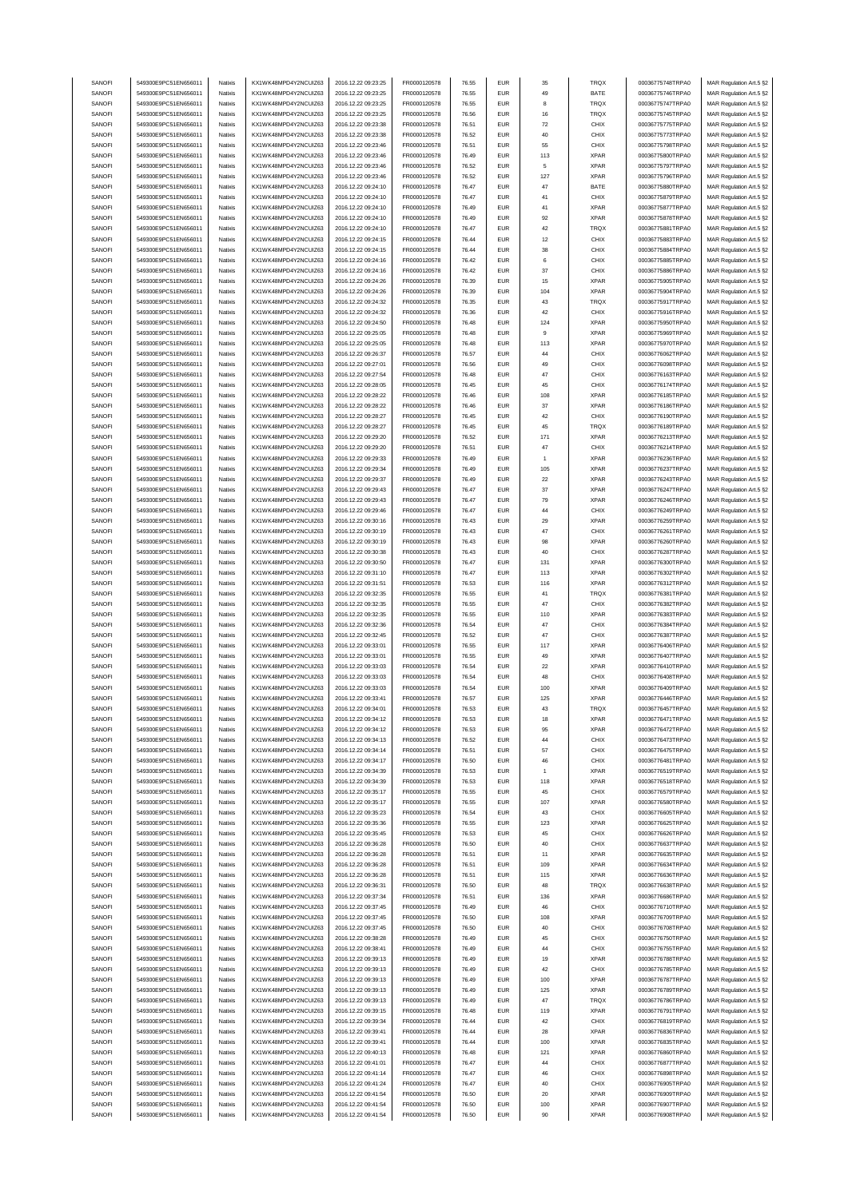| SANOFI | 549300E9PC51EN656011 | Natixis | KX1WK48MPD4Y2NCUIZ63 | 2016.12.22 09:23:25 | FR0000120578 | 76.55 | EUR | 35 | TRQX | 00036775748TRPA0 | MAR Regulation Art.5 §2 |
|---|---|---|---|---|---|---|---|---|---|---|---|
| SANOFI | 549300E9PC51EN656011 | Natixis | KX1WK48MPD4Y2NCUIZ63 | 2016.12.22 09:23:25 | FR0000120578 | 76.55 | EUR | 49 | BATE | 00036775746TRPA0 | MAR Regulation Art.5 §2 |
| SANOFI | 549300E9PC51EN656011 | Natixis | KX1WK48MPD4Y2NCUIZ63 | 2016.12.22 09:23:25 | FR0000120578 | 76.55 | EUR | 8 | TRQX | 00036775747TRPA0 | MAR Regulation Art.5 §2 |
| SANOFI | 549300E9PC51EN656011 | Natixis | KX1WK48MPD4Y2NCUIZ63 | 2016.12.22 09:23:25 | FR0000120578 | 76.56 | EUR | 16 | TRQX | 00036775745TRPA0 | MAR Regulation Art.5 §2 |
| SANOFI | 549300E9PC51EN656011 | Natixis | KX1WK48MPD4Y2NCUIZ63 | 2016.12.22 09:23:38 | FR0000120578 | 76.51 | EUR | 72 | CHIX | 00036775775TRPA0 | MAR Regulation Art.5 §2 |
| SANOFI | 549300E9PC51EN656011 | Natixis | KX1WK48MPD4Y2NCUIZ63 | 2016.12.22 09:23:38 | FR0000120578 | 76.52 | EUR | 40 | CHIX | 00036775773TRPA0 | MAR Regulation Art.5 §2 |
| SANOFI | 549300E9PC51EN656011 | Natixis | KX1WK48MPD4Y2NCUIZ63 | 2016.12.22 09:23:46 | FR0000120578 | 76.51 | EUR | 55 | CHIX | 00036775798TRPA0 | MAR Regulation Art.5 §2 |
| SANOFI | 549300E9PC51EN656011 | Natixis | KX1WK48MPD4Y2NCUIZ63 | 2016.12.22 09:23:46 | FR0000120578 | 76.49 | EUR | 113 | XPAR | 00036775800TRPA0 | MAR Regulation Art.5 §2 |
| SANOFI | 549300E9PC51EN656011 | Natixis | KX1WK48MPD4Y2NCUIZ63 | 2016.12.22 09:23:46 | FR0000120578 | 76.52 | EUR | 5 | XPAR | 00036775797TRPA0 | MAR Regulation Art.5 §2 |
| SANOFI | 549300E9PC51EN656011 | Natixis | KX1WK48MPD4Y2NCUIZ63 | 2016.12.22 09:23:46 | FR0000120578 | 76.52 | EUR | 127 | XPAR | 00036775796TRPA0 | MAR Regulation Art.5 §2 |
| SANOFI | 549300E9PC51EN656011 | Natixis | KX1WK48MPD4Y2NCUIZ63 | 2016.12.22 09:24:10 | FR0000120578 | 76.47 | EUR | 47 | BATE | 00036775880TRPA0 | MAR Regulation Art.5 §2 |
| SANOFI | 549300E9PC51EN656011 | Natixis | KX1WK48MPD4Y2NCUIZ63 | 2016.12.22 09:24:10 | FR0000120578 | 76.47 | EUR | 41 | CHIX | 00036775879TRPA0 | MAR Regulation Art.5 §2 |
| SANOFI | 549300E9PC51EN656011 | Natixis | KX1WK48MPD4Y2NCUIZ63 | 2016.12.22 09:24:10 | FR0000120578 | 76.49 | EUR | 41 | XPAR | 00036775877TRPA0 | MAR Regulation Art.5 §2 |
| SANOFI | 549300E9PC51EN656011 | Natixis | KX1WK48MPD4Y2NCUIZ63 | 2016.12.22 09:24:10 | FR0000120578 | 76.49 | EUR | 92 | XPAR | 00036775878TRPA0 | MAR Regulation Art.5 §2 |
| SANOFI | 549300E9PC51EN656011 | Natixis | KX1WK48MPD4Y2NCUIZ63 | 2016.12.22 09:24:10 | FR0000120578 | 76.47 | EUR | 42 | TRQX | 00036775881TRPA0 | MAR Regulation Art.5 §2 |
| SANOFI | 549300E9PC51EN656011 | Natixis | KX1WK48MPD4Y2NCUIZ63 | 2016.12.22 09:24:15 | FR0000120578 | 76.44 | EUR | 12 | CHIX | 00036775883TRPA0 | MAR Regulation Art.5 §2 |
| SANOFI | 549300E9PC51EN656011 | Natixis | KX1WK48MPD4Y2NCUIZ63 | 2016.12.22 09:24:15 | FR0000120578 | 76.44 | EUR | 38 | CHIX | 00036775884TRPA0 | MAR Regulation Art.5 §2 |
| SANOFI | 549300E9PC51EN656011 | Natixis | KX1WK48MPD4Y2NCUIZ63 | 2016.12.22 09:24:16 | FR0000120578 | 76.42 | EUR | 6 | CHIX | 00036775885TRPA0 | MAR Regulation Art.5 §2 |
| SANOFI | 549300E9PC51EN656011 | Natixis | KX1WK48MPD4Y2NCUIZ63 | 2016.12.22 09:24:16 | FR0000120578 | 76.42 | EUR | 37 | CHIX | 00036775886TRPA0 | MAR Regulation Art.5 §2 |
| SANOFI | 549300E9PC51EN656011 | Natixis | KX1WK48MPD4Y2NCUIZ63 | 2016.12.22 09:24:26 | FR0000120578 | 76.39 | EUR | 15 | XPAR | 00036775905TRPA0 | MAR Regulation Art.5 §2 |
| SANOFI | 549300E9PC51EN656011 | Natixis | KX1WK48MPD4Y2NCUIZ63 | 2016.12.22 09:24:26 | FR0000120578 | 76.39 | EUR | 104 | XPAR | 00036775904TRPA0 | MAR Regulation Art.5 §2 |
| SANOFI | 549300E9PC51EN656011 | Natixis | KX1WK48MPD4Y2NCUIZ63 | 2016.12.22 09:24:32 | FR0000120578 | 76.35 | EUR | 43 | TRQX | 00036775917TRPA0 | MAR Regulation Art.5 §2 |
| SANOFI | 549300E9PC51EN656011 | Natixis | KX1WK48MPD4Y2NCUIZ63 | 2016.12.22 09:24:32 | FR0000120578 | 76.36 | EUR | 42 | CHIX | 00036775916TRPA0 | MAR Regulation Art.5 §2 |
| SANOFI | 549300E9PC51EN656011 | Natixis | KX1WK48MPD4Y2NCUIZ63 | 2016.12.22 09:24:50 | FR0000120578 | 76.48 | EUR | 124 | XPAR | 00036775950TRPA0 | MAR Regulation Art.5 §2 |
| SANOFI | 549300E9PC51EN656011 | Natixis | KX1WK48MPD4Y2NCUIZ63 | 2016.12.22 09:25:05 | FR0000120578 | 76.48 | EUR | 9 | XPAR | 00036775969TRPA0 | MAR Regulation Art.5 §2 |
| SANOFI | 549300E9PC51EN656011 | Natixis | KX1WK48MPD4Y2NCUIZ63 | 2016.12.22 09:25:05 | FR0000120578 | 76.48 | EUR | 113 | XPAR | 00036775970TRPA0 | MAR Regulation Art.5 §2 |
| SANOFI | 549300E9PC51EN656011 | Natixis | KX1WK48MPD4Y2NCUIZ63 | 2016.12.22 09:26:37 | FR0000120578 | 76.57 | EUR | 44 | CHIX | 00036776062TRPA0 | MAR Regulation Art.5 §2 |
| SANOFI | 549300E9PC51EN656011 | Natixis | KX1WK48MPD4Y2NCUIZ63 | 2016.12.22 09:27:01 | FR0000120578 | 76.56 | EUR | 49 | CHIX | 00036776098TRPA0 | MAR Regulation Art.5 §2 |
| SANOFI | 549300E9PC51EN656011 | Natixis | KX1WK48MPD4Y2NCUIZ63 | 2016.12.22 09:27:54 | FR0000120578 | 76.48 | EUR | 47 | CHIX | 00036776163TRPA0 | MAR Regulation Art.5 §2 |
| SANOFI | 549300E9PC51EN656011 | Natixis | KX1WK48MPD4Y2NCUIZ63 | 2016.12.22 09:28:05 | FR0000120578 | 76.45 | EUR | 45 | CHIX | 00036776174TRPA0 | MAR Regulation Art.5 §2 |
| SANOFI | 549300E9PC51EN656011 | Natixis | KX1WK48MPD4Y2NCUIZ63 | 2016.12.22 09:28:22 | FR0000120578 | 76.46 | EUR | 108 | XPAR | 00036776185TRPA0 | MAR Regulation Art.5 §2 |
| SANOFI | 549300E9PC51EN656011 | Natixis | KX1WK48MPD4Y2NCUIZ63 | 2016.12.22 09:28:22 | FR0000120578 | 76.46 | EUR | 37 | XPAR | 00036776186TRPA0 | MAR Regulation Art.5 §2 |
| SANOFI | 549300E9PC51EN656011 | Natixis | KX1WK48MPD4Y2NCUIZ63 | 2016.12.22 09:28:27 | FR0000120578 | 76.45 | EUR | 42 | CHIX | 00036776190TRPA0 | MAR Regulation Art.5 §2 |
| SANOFI | 549300E9PC51EN656011 | Natixis | KX1WK48MPD4Y2NCUIZ63 | 2016.12.22 09:28:27 | FR0000120578 | 76.45 | EUR | 45 | TRQX | 00036776189TRPA0 | MAR Regulation Art.5 §2 |
| SANOFI | 549300E9PC51EN656011 | Natixis | KX1WK48MPD4Y2NCUIZ63 | 2016.12.22 09:29:20 | FR0000120578 | 76.52 | EUR | 171 | XPAR | 00036776213TRPA0 | MAR Regulation Art.5 §2 |
| SANOFI | 549300E9PC51EN656011 | Natixis | KX1WK48MPD4Y2NCUIZ63 | 2016.12.22 09:29:20 | FR0000120578 | 76.51 | EUR | 47 | CHIX | 00036776214TRPA0 | MAR Regulation Art.5 §2 |
| SANOFI | 549300E9PC51EN656011 | Natixis | KX1WK48MPD4Y2NCUIZ63 | 2016.12.22 09:29:33 | FR0000120578 | 76.49 | EUR | 1 | XPAR | 00036776236TRPA0 | MAR Regulation Art.5 §2 |
| SANOFI | 549300E9PC51EN656011 | Natixis | KX1WK48MPD4Y2NCUIZ63 | 2016.12.22 09:29:34 | FR0000120578 | 76.49 | EUR | 105 | XPAR | 00036776237TRPA0 | MAR Regulation Art.5 §2 |
| SANOFI | 549300E9PC51EN656011 | Natixis | KX1WK48MPD4Y2NCUIZ63 | 2016.12.22 09:29:37 | FR0000120578 | 76.49 | EUR | 22 | XPAR | 00036776243TRPA0 | MAR Regulation Art.5 §2 |
| SANOFI | 549300E9PC51EN656011 | Natixis | KX1WK48MPD4Y2NCUIZ63 | 2016.12.22 09:29:43 | FR0000120578 | 76.47 | EUR | 37 | XPAR | 00036776247TRPA0 | MAR Regulation Art.5 §2 |
| SANOFI | 549300E9PC51EN656011 | Natixis | KX1WK48MPD4Y2NCUIZ63 | 2016.12.22 09:29:43 | FR0000120578 | 76.47 | EUR | 79 | XPAR | 00036776246TRPA0 | MAR Regulation Art.5 §2 |
| SANOFI | 549300E9PC51EN656011 | Natixis | KX1WK48MPD4Y2NCUIZ63 | 2016.12.22 09:29:46 | FR0000120578 | 76.47 | EUR | 44 | CHIX | 00036776249TRPA0 | MAR Regulation Art.5 §2 |
| SANOFI | 549300E9PC51EN656011 | Natixis | KX1WK48MPD4Y2NCUIZ63 | 2016.12.22 09:30:16 | FR0000120578 | 76.43 | EUR | 29 | XPAR | 00036776259TRPA0 | MAR Regulation Art.5 §2 |
| SANOFI | 549300E9PC51EN656011 | Natixis | KX1WK48MPD4Y2NCUIZ63 | 2016.12.22 09:30:19 | FR0000120578 | 76.43 | EUR | 47 | CHIX | 00036776261TRPA0 | MAR Regulation Art.5 §2 |
| SANOFI | 549300E9PC51EN656011 | Natixis | KX1WK48MPD4Y2NCUIZ63 | 2016.12.22 09:30:19 | FR0000120578 | 76.43 | EUR | 98 | XPAR | 00036776260TRPA0 | MAR Regulation Art.5 §2 |
| SANOFI | 549300E9PC51EN656011 | Natixis | KX1WK48MPD4Y2NCUIZ63 | 2016.12.22 09:30:38 | FR0000120578 | 76.43 | EUR | 40 | CHIX | 00036776287TRPA0 | MAR Regulation Art.5 §2 |
| SANOFI | 549300E9PC51EN656011 | Natixis | KX1WK48MPD4Y2NCUIZ63 | 2016.12.22 09:30:50 | FR0000120578 | 76.47 | EUR | 131 | XPAR | 00036776300TRPA0 | MAR Regulation Art.5 §2 |
| SANOFI | 549300E9PC51EN656011 | Natixis | KX1WK48MPD4Y2NCUIZ63 | 2016.12.22 09:31:10 | FR0000120578 | 76.47 | EUR | 113 | XPAR | 00036776302TRPA0 | MAR Regulation Art.5 §2 |
| SANOFI | 549300E9PC51EN656011 | Natixis | KX1WK48MPD4Y2NCUIZ63 | 2016.12.22 09:31:51 | FR0000120578 | 76.53 | EUR | 116 | XPAR | 00036776312TRPA0 | MAR Regulation Art.5 §2 |
| SANOFI | 549300E9PC51EN656011 | Natixis | KX1WK48MPD4Y2NCUIZ63 | 2016.12.22 09:32:35 | FR0000120578 | 76.55 | EUR | 41 | TRQX | 00036776381TRPA0 | MAR Regulation Art.5 §2 |
| SANOFI | 549300E9PC51EN656011 | Natixis | KX1WK48MPD4Y2NCUIZ63 | 2016.12.22 09:32:35 | FR0000120578 | 76.55 | EUR | 47 | CHIX | 00036776382TRPA0 | MAR Regulation Art.5 §2 |
| SANOFI | 549300E9PC51EN656011 | Natixis | KX1WK48MPD4Y2NCUIZ63 | 2016.12.22 09:32:35 | FR0000120578 | 76.55 | EUR | 110 | XPAR | 00036776383TRPA0 | MAR Regulation Art.5 §2 |
| SANOFI | 549300E9PC51EN656011 | Natixis | KX1WK48MPD4Y2NCUIZ63 | 2016.12.22 09:32:36 | FR0000120578 | 76.54 | EUR | 47 | CHIX | 00036776384TRPA0 | MAR Regulation Art.5 §2 |
| SANOFI | 549300E9PC51EN656011 | Natixis | KX1WK48MPD4Y2NCUIZ63 | 2016.12.22 09:32:45 | FR0000120578 | 76.52 | EUR | 47 | CHIX | 00036776387TRPA0 | MAR Regulation Art.5 §2 |
| SANOFI | 549300E9PC51EN656011 | Natixis | KX1WK48MPD4Y2NCUIZ63 | 2016.12.22 09:33:01 | FR0000120578 | 76.55 | EUR | 117 | XPAR | 00036776406TRPA0 | MAR Regulation Art.5 §2 |
| SANOFI | 549300E9PC51EN656011 | Natixis | KX1WK48MPD4Y2NCUIZ63 | 2016.12.22 09:33:01 | FR0000120578 | 76.55 | EUR | 49 | XPAR | 00036776407TRPA0 | MAR Regulation Art.5 §2 |
| SANOFI | 549300E9PC51EN656011 | Natixis | KX1WK48MPD4Y2NCUIZ63 | 2016.12.22 09:33:03 | FR0000120578 | 76.54 | EUR | 22 | XPAR | 00036776410TRPA0 | MAR Regulation Art.5 §2 |
| SANOFI | 549300E9PC51EN656011 | Natixis | KX1WK48MPD4Y2NCUIZ63 | 2016.12.22 09:33:03 | FR0000120578 | 76.54 | EUR | 48 | CHIX | 00036776408TRPA0 | MAR Regulation Art.5 §2 |
| SANOFI | 549300E9PC51EN656011 | Natixis | KX1WK48MPD4Y2NCUIZ63 | 2016.12.22 09:33:03 | FR0000120578 | 76.54 | EUR | 100 | XPAR | 00036776409TRPA0 | MAR Regulation Art.5 §2 |
| SANOFI | 549300E9PC51EN656011 | Natixis | KX1WK48MPD4Y2NCUIZ63 | 2016.12.22 09:33:41 | FR0000120578 | 76.57 | EUR | 125 | XPAR | 00036776446TRPA0 | MAR Regulation Art.5 §2 |
| SANOFI | 549300E9PC51EN656011 | Natixis | KX1WK48MPD4Y2NCUIZ63 | 2016.12.22 09:34:01 | FR0000120578 | 76.53 | EUR | 43 | TRQX | 00036776457TRPA0 | MAR Regulation Art.5 §2 |
| SANOFI | 549300E9PC51EN656011 | Natixis | KX1WK48MPD4Y2NCUIZ63 | 2016.12.22 09:34:12 | FR0000120578 | 76.53 | EUR | 18 | XPAR | 00036776471TRPA0 | MAR Regulation Art.5 §2 |
| SANOFI | 549300E9PC51EN656011 | Natixis | KX1WK48MPD4Y2NCUIZ63 | 2016.12.22 09:34:12 | FR0000120578 | 76.53 | EUR | 95 | XPAR | 00036776472TRPA0 | MAR Regulation Art.5 §2 |
| SANOFI | 549300E9PC51EN656011 | Natixis | KX1WK48MPD4Y2NCUIZ63 | 2016.12.22 09:34:13 | FR0000120578 | 76.52 | EUR | 44 | CHIX | 00036776473TRPA0 | MAR Regulation Art.5 §2 |
| SANOFI | 549300E9PC51EN656011 | Natixis | KX1WK48MPD4Y2NCUIZ63 | 2016.12.22 09:34:14 | FR0000120578 | 76.51 | EUR | 57 | CHIX | 00036776475TRPA0 | MAR Regulation Art.5 §2 |
| SANOFI | 549300E9PC51EN656011 | Natixis | KX1WK48MPD4Y2NCUIZ63 | 2016.12.22 09:34:17 | FR0000120578 | 76.50 | EUR | 46 | CHIX | 00036776481TRPA0 | MAR Regulation Art.5 §2 |
| SANOFI | 549300E9PC51EN656011 | Natixis | KX1WK48MPD4Y2NCUIZ63 | 2016.12.22 09:34:39 | FR0000120578 | 76.53 | EUR | 1 | XPAR | 00036776519TRPA0 | MAR Regulation Art.5 §2 |
| SANOFI | 549300E9PC51EN656011 | Natixis | KX1WK48MPD4Y2NCUIZ63 | 2016.12.22 09:34:39 | FR0000120578 | 76.53 | EUR | 118 | XPAR | 00036776518TRPA0 | MAR Regulation Art.5 §2 |
| SANOFI | 549300E9PC51EN656011 | Natixis | KX1WK48MPD4Y2NCUIZ63 | 2016.12.22 09:35:17 | FR0000120578 | 76.55 | EUR | 45 | CHIX | 00036776579TRPA0 | MAR Regulation Art.5 §2 |
| SANOFI | 549300E9PC51EN656011 | Natixis | KX1WK48MPD4Y2NCUIZ63 | 2016.12.22 09:35:17 | FR0000120578 | 76.55 | EUR | 107 | XPAR | 00036776580TRPA0 | MAR Regulation Art.5 §2 |
| SANOFI | 549300E9PC51EN656011 | Natixis | KX1WK48MPD4Y2NCUIZ63 | 2016.12.22 09:35:23 | FR0000120578 | 76.54 | EUR | 43 | CHIX | 00036776605TRPA0 | MAR Regulation Art.5 §2 |
| SANOFI | 549300E9PC51EN656011 | Natixis | KX1WK48MPD4Y2NCUIZ63 | 2016.12.22 09:35:36 | FR0000120578 | 76.55 | EUR | 123 | XPAR | 00036776625TRPA0 | MAR Regulation Art.5 §2 |
| SANOFI | 549300E9PC51EN656011 | Natixis | KX1WK48MPD4Y2NCUIZ63 | 2016.12.22 09:35:45 | FR0000120578 | 76.53 | EUR | 45 | CHIX | 00036776626TRPA0 | MAR Regulation Art.5 §2 |
| SANOFI | 549300E9PC51EN656011 | Natixis | KX1WK48MPD4Y2NCUIZ63 | 2016.12.22 09:36:28 | FR0000120578 | 76.50 | EUR | 40 | CHIX | 00036776637TRPA0 | MAR Regulation Art.5 §2 |
| SANOFI | 549300E9PC51EN656011 | Natixis | KX1WK48MPD4Y2NCUIZ63 | 2016.12.22 09:36:28 | FR0000120578 | 76.51 | EUR | 11 | XPAR | 00036776635TRPA0 | MAR Regulation Art.5 §2 |
| SANOFI | 549300E9PC51EN656011 | Natixis | KX1WK48MPD4Y2NCUIZ63 | 2016.12.22 09:36:28 | FR0000120578 | 76.51 | EUR | 109 | XPAR | 00036776634TRPA0 | MAR Regulation Art.5 §2 |
| SANOFI | 549300E9PC51EN656011 | Natixis | KX1WK48MPD4Y2NCUIZ63 | 2016.12.22 09:36:28 | FR0000120578 | 76.51 | EUR | 115 | XPAR | 00036776636TRPA0 | MAR Regulation Art.5 §2 |
| SANOFI | 549300E9PC51EN656011 | Natixis | KX1WK48MPD4Y2NCUIZ63 | 2016.12.22 09:36:31 | FR0000120578 | 76.50 | EUR | 48 | TRQX | 00036776638TRPA0 | MAR Regulation Art.5 §2 |
| SANOFI | 549300E9PC51EN656011 | Natixis | KX1WK48MPD4Y2NCUIZ63 | 2016.12.22 09:37:34 | FR0000120578 | 76.51 | EUR | 136 | XPAR | 00036776686TRPA0 | MAR Regulation Art.5 §2 |
| SANOFI | 549300E9PC51EN656011 | Natixis | KX1WK48MPD4Y2NCUIZ63 | 2016.12.22 09:37:45 | FR0000120578 | 76.49 | EUR | 46 | CHIX | 00036776710TRPA0 | MAR Regulation Art.5 §2 |
| SANOFI | 549300E9PC51EN656011 | Natixis | KX1WK48MPD4Y2NCUIZ63 | 2016.12.22 09:37:45 | FR0000120578 | 76.50 | EUR | 108 | XPAR | 00036776709TRPA0 | MAR Regulation Art.5 §2 |
| SANOFI | 549300E9PC51EN656011 | Natixis | KX1WK48MPD4Y2NCUIZ63 | 2016.12.22 09:37:45 | FR0000120578 | 76.50 | EUR | 40 | CHIX | 00036776708TRPA0 | MAR Regulation Art.5 §2 |
| SANOFI | 549300E9PC51EN656011 | Natixis | KX1WK48MPD4Y2NCUIZ63 | 2016.12.22 09:38:28 | FR0000120578 | 76.49 | EUR | 45 | CHIX | 00036776750TRPA0 | MAR Regulation Art.5 §2 |
| SANOFI | 549300E9PC51EN656011 | Natixis | KX1WK48MPD4Y2NCUIZ63 | 2016.12.22 09:38:41 | FR0000120578 | 76.49 | EUR | 44 | CHIX | 00036776755TRPA0 | MAR Regulation Art.5 §2 |
| SANOFI | 549300E9PC51EN656011 | Natixis | KX1WK48MPD4Y2NCUIZ63 | 2016.12.22 09:39:13 | FR0000120578 | 76.49 | EUR | 19 | XPAR | 00036776788TRPA0 | MAR Regulation Art.5 §2 |
| SANOFI | 549300E9PC51EN656011 | Natixis | KX1WK48MPD4Y2NCUIZ63 | 2016.12.22 09:39:13 | FR0000120578 | 76.49 | EUR | 42 | CHIX | 00036776785TRPA0 | MAR Regulation Art.5 §2 |
| SANOFI | 549300E9PC51EN656011 | Natixis | KX1WK48MPD4Y2NCUIZ63 | 2016.12.22 09:39:13 | FR0000120578 | 76.49 | EUR | 100 | XPAR | 00036776787TRPA0 | MAR Regulation Art.5 §2 |
| SANOFI | 549300E9PC51EN656011 | Natixis | KX1WK48MPD4Y2NCUIZ63 | 2016.12.22 09:39:13 | FR0000120578 | 76.49 | EUR | 125 | XPAR | 00036776789TRPA0 | MAR Regulation Art.5 §2 |
| SANOFI | 549300E9PC51EN656011 | Natixis | KX1WK48MPD4Y2NCUIZ63 | 2016.12.22 09:39:13 | FR0000120578 | 76.49 | EUR | 47 | TRQX | 00036776786TRPA0 | MAR Regulation Art.5 §2 |
| SANOFI | 549300E9PC51EN656011 | Natixis | KX1WK48MPD4Y2NCUIZ63 | 2016.12.22 09:39:15 | FR0000120578 | 76.48 | EUR | 119 | XPAR | 00036776791TRPA0 | MAR Regulation Art.5 §2 |
| SANOFI | 549300E9PC51EN656011 | Natixis | KX1WK48MPD4Y2NCUIZ63 | 2016.12.22 09:39:34 | FR0000120578 | 76.44 | EUR | 42 | CHIX | 00036776819TRPA0 | MAR Regulation Art.5 §2 |
| SANOFI | 549300E9PC51EN656011 | Natixis | KX1WK48MPD4Y2NCUIZ63 | 2016.12.22 09:39:41 | FR0000120578 | 76.44 | EUR | 28 | XPAR | 00036776836TRPA0 | MAR Regulation Art.5 §2 |
| SANOFI | 549300E9PC51EN656011 | Natixis | KX1WK48MPD4Y2NCUIZ63 | 2016.12.22 09:39:41 | FR0000120578 | 76.44 | EUR | 100 | XPAR | 00036776835TRPA0 | MAR Regulation Art.5 §2 |
| SANOFI | 549300E9PC51EN656011 | Natixis | KX1WK48MPD4Y2NCUIZ63 | 2016.12.22 09:40:13 | FR0000120578 | 76.48 | EUR | 121 | XPAR | 00036776860TRPA0 | MAR Regulation Art.5 §2 |
| SANOFI | 549300E9PC51EN656011 | Natixis | KX1WK48MPD4Y2NCUIZ63 | 2016.12.22 09:41:01 | FR0000120578 | 76.47 | EUR | 44 | CHIX | 00036776877TRPA0 | MAR Regulation Art.5 §2 |
| SANOFI | 549300E9PC51EN656011 | Natixis | KX1WK48MPD4Y2NCUIZ63 | 2016.12.22 09:41:14 | FR0000120578 | 76.47 | EUR | 46 | CHIX | 00036776898TRPA0 | MAR Regulation Art.5 §2 |
| SANOFI | 549300E9PC51EN656011 | Natixis | KX1WK48MPD4Y2NCUIZ63 | 2016.12.22 09:41:24 | FR0000120578 | 76.47 | EUR | 40 | CHIX | 00036776905TRPA0 | MAR Regulation Art.5 §2 |
| SANOFI | 549300E9PC51EN656011 | Natixis | KX1WK48MPD4Y2NCUIZ63 | 2016.12.22 09:41:54 | FR0000120578 | 76.50 | EUR | 20 | XPAR | 00036776909TRPA0 | MAR Regulation Art.5 §2 |
| SANOFI | 549300E9PC51EN656011 | Natixis | KX1WK48MPD4Y2NCUIZ63 | 2016.12.22 09:41:54 | FR0000120578 | 76.50 | EUR | 100 | XPAR | 00036776907TRPA0 | MAR Regulation Art.5 §2 |
| SANOFI | 549300E9PC51EN656011 | Natixis | KX1WK48MPD4Y2NCUIZ63 | 2016.12.22 09:41:54 | FR0000120578 | 76.50 | EUR | 90 | XPAR | 00036776908TRPA0 | MAR Regulation Art.5 §2 |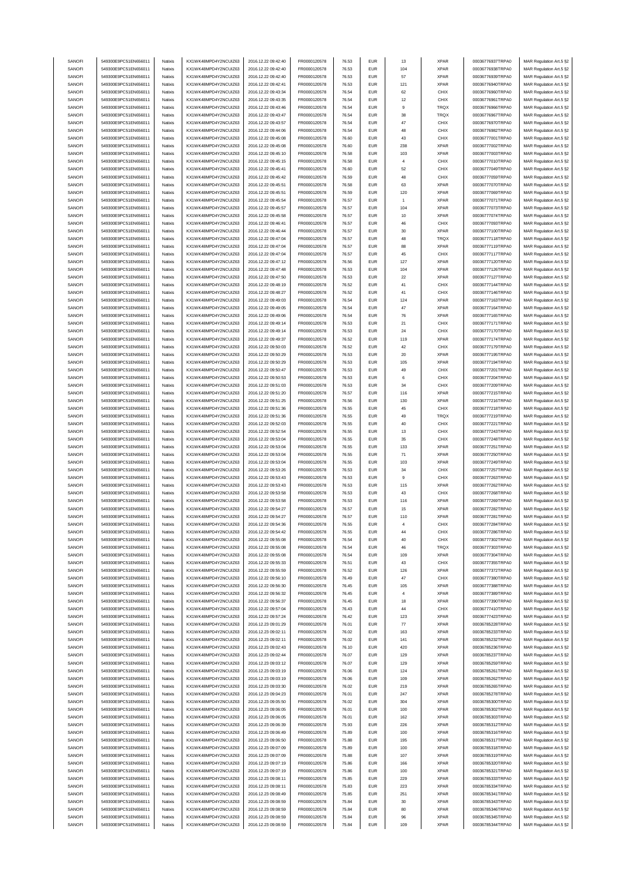| SANOFI | 549300E9PC51EN656011 | Natixis | KX1WK48MPD4Y2NCUIZ63 | 2016.12.22 09:42:40 | FR0000120578 | 76.53 | EUR | 13 | XPAR | 00036776937TRPA0 | MAR Regulation Art.5 §2 |
|---|---|---|---|---|---|---|---|---|---|---|---|
| SANOFI | 549300E9PC51EN656011 | Natixis | KX1WK48MPD4Y2NCUIZ63 | 2016.12.22 09:42:40 | FR0000120578 | 76.53 | EUR | 104 | XPAR | 00036776938TRPA0 | MAR Regulation Art.5 §2 |
| SANOFI | 549300E9PC51EN656011 | Natixis | KX1WK48MPD4Y2NCUIZ63 | 2016.12.22 09:42:40 | FR0000120578 | 76.53 | EUR | 57 | XPAR | 00036776939TRPA0 | MAR Regulation Art.5 §2 |
| SANOFI | 549300E9PC51EN656011 | Natixis | KX1WK48MPD4Y2NCUIZ63 | 2016.12.22 09:42:41 | FR0000120578 | 76.53 | EUR | 121 | XPAR | 00036776940TRPA0 | MAR Regulation Art.5 §2 |
| SANOFI | 549300E9PC51EN656011 | Natixis | KX1WK48MPD4Y2NCUIZ63 | 2016.12.22 09:43:34 | FR0000120578 | 76.54 | EUR | 62 | CHIX | 00036776960TRPA0 | MAR Regulation Art.5 §2 |
| SANOFI | 549300E9PC51EN656011 | Natixis | KX1WK48MPD4Y2NCUIZ63 | 2016.12.22 09:43:35 | FR0000120578 | 76.54 | EUR | 12 | CHIX | 00036776961TRPA0 | MAR Regulation Art.5 §2 |
| SANOFI | 549300E9PC51EN656011 | Natixis | KX1WK48MPD4Y2NCUIZ63 | 2016.12.22 09:43:46 | FR0000120578 | 76.54 | EUR | 9 | TRQX | 00036776966TRPA0 | MAR Regulation Art.5 §2 |
| SANOFI | 549300E9PC51EN656011 | Natixis | KX1WK48MPD4Y2NCUIZ63 | 2016.12.22 09:43:47 | FR0000120578 | 76.54 | EUR | 38 | TRQX | 00036776967TRPA0 | MAR Regulation Art.5 §2 |
| SANOFI | 549300E9PC51EN656011 | Natixis | KX1WK48MPD4Y2NCUIZ63 | 2016.12.22 09:43:57 | FR0000120578 | 76.54 | EUR | 47 | CHIX | 00036776970TRPA0 | MAR Regulation Art.5 §2 |
| SANOFI | 549300E9PC51EN656011 | Natixis | KX1WK48MPD4Y2NCUIZ63 | 2016.12.22 09:44:06 | FR0000120578 | 76.54 | EUR | 48 | CHIX | 00036776982TRPA0 | MAR Regulation Art.5 §2 |
| SANOFI | 549300E9PC51EN656011 | Natixis | KX1WK48MPD4Y2NCUIZ63 | 2016.12.22 09:45:08 | FR0000120578 | 76.60 | EUR | 43 | CHIX | 00036777001TRPA0 | MAR Regulation Art.5 §2 |
| SANOFI | 549300E9PC51EN656011 | Natixis | KX1WK48MPD4Y2NCUIZ63 | 2016.12.22 09:45:08 | FR0000120578 | 76.60 | EUR | 238 | XPAR | 00036777002TRPA0 | MAR Regulation Art.5 §2 |
| SANOFI | 549300E9PC51EN656011 | Natixis | KX1WK48MPD4Y2NCUIZ63 | 2016.12.22 09:45:10 | FR0000120578 | 76.58 | EUR | 103 | XPAR | 00036777003TRPA0 | MAR Regulation Art.5 §2 |
| SANOFI | 549300E9PC51EN656011 | Natixis | KX1WK48MPD4Y2NCUIZ63 | 2016.12.22 09:45:15 | FR0000120578 | 76.58 | EUR | 4 | CHIX | 00036777010TRPA0 | MAR Regulation Art.5 §2 |
| SANOFI | 549300E9PC51EN656011 | Natixis | KX1WK48MPD4Y2NCUIZ63 | 2016.12.22 09:45:41 | FR0000120578 | 76.60 | EUR | 52 | CHIX | 00036777049TRPA0 | MAR Regulation Art.5 §2 |
| SANOFI | 549300E9PC51EN656011 | Natixis | KX1WK48MPD4Y2NCUIZ63 | 2016.12.22 09:45:42 | FR0000120578 | 76.59 | EUR | 48 | CHIX | 00036777059TRPA0 | MAR Regulation Art.5 §2 |
| SANOFI | 549300E9PC51EN656011 | Natixis | KX1WK48MPD4Y2NCUIZ63 | 2016.12.22 09:45:51 | FR0000120578 | 76.58 | EUR | 63 | XPAR | 00036777070TRPA0 | MAR Regulation Art.5 §2 |
| SANOFI | 549300E9PC51EN656011 | Natixis | KX1WK48MPD4Y2NCUIZ63 | 2016.12.22 09:45:51 | FR0000120578 | 76.59 | EUR | 120 | XPAR | 00036777069TRPA0 | MAR Regulation Art.5 §2 |
| SANOFI | 549300E9PC51EN656011 | Natixis | KX1WK48MPD4Y2NCUIZ63 | 2016.12.22 09:45:54 | FR0000120578 | 76.57 | EUR | 1 | XPAR | 00036777071TRPA0 | MAR Regulation Art.5 §2 |
| SANOFI | 549300E9PC51EN656011 | Natixis | KX1WK48MPD4Y2NCUIZ63 | 2016.12.22 09:45:57 | FR0000120578 | 76.57 | EUR | 104 | XPAR | 00036777073TRPA0 | MAR Regulation Art.5 §2 |
| SANOFI | 549300E9PC51EN656011 | Natixis | KX1WK48MPD4Y2NCUIZ63 | 2016.12.22 09:45:58 | FR0000120578 | 76.57 | EUR | 10 | XPAR | 00036777074TRPA0 | MAR Regulation Art.5 §2 |
| SANOFI | 549300E9PC51EN656011 | Natixis | KX1WK48MPD4Y2NCUIZ63 | 2016.12.22 09:46:41 | FR0000120578 | 76.57 | EUR | 46 | CHIX | 00036777093TRPA0 | MAR Regulation Art.5 §2 |
| SANOFI | 549300E9PC51EN656011 | Natixis | KX1WK48MPD4Y2NCUIZ63 | 2016.12.22 09:46:44 | FR0000120578 | 76.57 | EUR | 30 | XPAR | 00036777100TRPA0 | MAR Regulation Art.5 §2 |
| SANOFI | 549300E9PC51EN656011 | Natixis | KX1WK48MPD4Y2NCUIZ63 | 2016.12.22 09:47:04 | FR0000120578 | 76.57 | EUR | 48 | TRQX | 00036777118TRPA0 | MAR Regulation Art.5 §2 |
| SANOFI | 549300E9PC51EN656011 | Natixis | KX1WK48MPD4Y2NCUIZ63 | 2016.12.22 09:47:04 | FR0000120578 | 76.57 | EUR | 88 | XPAR | 00036777119TRPA0 | MAR Regulation Art.5 §2 |
| SANOFI | 549300E9PC51EN656011 | Natixis | KX1WK48MPD4Y2NCUIZ63 | 2016.12.22 09:47:04 | FR0000120578 | 76.57 | EUR | 45 | CHIX | 00036777117TRPA0 | MAR Regulation Art.5 §2 |
| SANOFI | 549300E9PC51EN656011 | Natixis | KX1WK48MPD4Y2NCUIZ63 | 2016.12.22 09:47:12 | FR0000120578 | 76.56 | EUR | 127 | XPAR | 00036777120TRPA0 | MAR Regulation Art.5 §2 |
| SANOFI | 549300E9PC51EN656011 | Natixis | KX1WK48MPD4Y2NCUIZ63 | 2016.12.22 09:47:48 | FR0000120578 | 76.53 | EUR | 104 | XPAR | 00036777126TRPA0 | MAR Regulation Art.5 §2 |
| SANOFI | 549300E9PC51EN656011 | Natixis | KX1WK48MPD4Y2NCUIZ63 | 2016.12.22 09:47:50 | FR0000120578 | 76.53 | EUR | 22 | XPAR | 00036777127TRPA0 | MAR Regulation Art.5 §2 |
| SANOFI | 549300E9PC51EN656011 | Natixis | KX1WK48MPD4Y2NCUIZ63 | 2016.12.22 09:48:19 | FR0000120578 | 76.52 | EUR | 41 | CHIX | 00036777144TRPA0 | MAR Regulation Art.5 §2 |
| SANOFI | 549300E9PC51EN656011 | Natixis | KX1WK48MPD4Y2NCUIZ63 | 2016.12.22 09:48:27 | FR0000120578 | 76.52 | EUR | 41 | CHIX | 00036777146TRPA0 | MAR Regulation Art.5 §2 |
| SANOFI | 549300E9PC51EN656011 | Natixis | KX1WK48MPD4Y2NCUIZ63 | 2016.12.22 09:49:03 | FR0000120578 | 76.54 | EUR | 124 | XPAR | 00036777163TRPA0 | MAR Regulation Art.5 §2 |
| SANOFI | 549300E9PC51EN656011 | Natixis | KX1WK48MPD4Y2NCUIZ63 | 2016.12.22 09:49:05 | FR0000120578 | 76.54 | EUR | 47 | XPAR | 00036777164TRPA0 | MAR Regulation Art.5 §2 |
| SANOFI | 549300E9PC51EN656011 | Natixis | KX1WK48MPD4Y2NCUIZ63 | 2016.12.22 09:49:06 | FR0000120578 | 76.54 | EUR | 76 | XPAR | 00036777165TRPA0 | MAR Regulation Art.5 §2 |
| SANOFI | 549300E9PC51EN656011 | Natixis | KX1WK48MPD4Y2NCUIZ63 | 2016.12.22 09:49:14 | FR0000120578 | 76.53 | EUR | 21 | CHIX | 00036777171TRPA0 | MAR Regulation Art.5 §2 |
| SANOFI | 549300E9PC51EN656011 | Natixis | KX1WK48MPD4Y2NCUIZ63 | 2016.12.22 09:49:14 | FR0000120578 | 76.53 | EUR | 24 | CHIX | 00036777170TRPA0 | MAR Regulation Art.5 §2 |
| SANOFI | 549300E9PC51EN656011 | Natixis | KX1WK48MPD4Y2NCUIZ63 | 2016.12.22 09:49:37 | FR0000120578 | 76.52 | EUR | 119 | XPAR | 00036777174TRPA0 | MAR Regulation Art.5 §2 |
| SANOFI | 549300E9PC51EN656011 | Natixis | KX1WK48MPD4Y2NCUIZ63 | 2016.12.22 09:50:03 | FR0000120578 | 76.52 | EUR | 42 | CHIX | 00036777179TRPA0 | MAR Regulation Art.5 §2 |
| SANOFI | 549300E9PC51EN656011 | Natixis | KX1WK48MPD4Y2NCUIZ63 | 2016.12.22 09:50:29 | FR0000120578 | 76.53 | EUR | 20 | XPAR | 00036777195TRPA0 | MAR Regulation Art.5 §2 |
| SANOFI | 549300E9PC51EN656011 | Natixis | KX1WK48MPD4Y2NCUIZ63 | 2016.12.22 09:50:29 | FR0000120578 | 76.53 | EUR | 105 | XPAR | 00036777194TRPA0 | MAR Regulation Art.5 §2 |
| SANOFI | 549300E9PC51EN656011 | Natixis | KX1WK48MPD4Y2NCUIZ63 | 2016.12.22 09:50:47 | FR0000120578 | 76.53 | EUR | 49 | CHIX | 00036777201TRPA0 | MAR Regulation Art.5 §2 |
| SANOFI | 549300E9PC51EN656011 | Natixis | KX1WK48MPD4Y2NCUIZ63 | 2016.12.22 09:50:53 | FR0000120578 | 76.53 | EUR | 6 | CHIX | 00036777204TRPA0 | MAR Regulation Art.5 §2 |
| SANOFI | 549300E9PC51EN656011 | Natixis | KX1WK48MPD4Y2NCUIZ63 | 2016.12.22 09:51:03 | FR0000120578 | 76.53 | EUR | 34 | CHIX | 00036777209TRPA0 | MAR Regulation Art.5 §2 |
| SANOFI | 549300E9PC51EN656011 | Natixis | KX1WK48MPD4Y2NCUIZ63 | 2016.12.22 09:51:20 | FR0000120578 | 76.57 | EUR | 116 | XPAR | 00036777215TRPA0 | MAR Regulation Art.5 §2 |
| SANOFI | 549300E9PC51EN656011 | Natixis | KX1WK48MPD4Y2NCUIZ63 | 2016.12.22 09:51:25 | FR0000120578 | 76.56 | EUR | 130 | XPAR | 00036777216TRPA0 | MAR Regulation Art.5 §2 |
| SANOFI | 549300E9PC51EN656011 | Natixis | KX1WK48MPD4Y2NCUIZ63 | 2016.12.22 09:51:36 | FR0000120578 | 76.55 | EUR | 45 | CHIX | 00036777218TRPA0 | MAR Regulation Art.5 §2 |
| SANOFI | 549300E9PC51EN656011 | Natixis | KX1WK48MPD4Y2NCUIZ63 | 2016.12.22 09:51:36 | FR0000120578 | 76.55 | EUR | 49 | TRQX | 00036777219TRPA0 | MAR Regulation Art.5 §2 |
| SANOFI | 549300E9PC51EN656011 | Natixis | KX1WK48MPD4Y2NCUIZ63 | 2016.12.22 09:52:03 | FR0000120578 | 76.55 | EUR | 40 | CHIX | 00036777221TRPA0 | MAR Regulation Art.5 §2 |
| SANOFI | 549300E9PC51EN656011 | Natixis | KX1WK48MPD4Y2NCUIZ63 | 2016.12.22 09:52:54 | FR0000120578 | 76.55 | EUR | 13 | CHIX | 00036777243TRPA0 | MAR Regulation Art.5 §2 |
| SANOFI | 549300E9PC51EN656011 | Natixis | KX1WK48MPD4Y2NCUIZ63 | 2016.12.22 09:53:04 | FR0000120578 | 76.55 | EUR | 35 | CHIX | 00036777248TRPA0 | MAR Regulation Art.5 §2 |
| SANOFI | 549300E9PC51EN656011 | Natixis | KX1WK48MPD4Y2NCUIZ63 | 2016.12.22 09:53:04 | FR0000120578 | 76.55 | EUR | 133 | XPAR | 00036777251TRPA0 | MAR Regulation Art.5 §2 |
| SANOFI | 549300E9PC51EN656011 | Natixis | KX1WK48MPD4Y2NCUIZ63 | 2016.12.22 09:53:04 | FR0000120578 | 76.55 | EUR | 71 | XPAR | 00036777250TRPA0 | MAR Regulation Art.5 §2 |
| SANOFI | 549300E9PC51EN656011 | Natixis | KX1WK48MPD4Y2NCUIZ63 | 2016.12.22 09:53:04 | FR0000120578 | 76.55 | EUR | 103 | XPAR | 00036777249TRPA0 | MAR Regulation Art.5 §2 |
| SANOFI | 549300E9PC51EN656011 | Natixis | KX1WK48MPD4Y2NCUIZ63 | 2016.12.22 09:53:26 | FR0000120578 | 76.53 | EUR | 34 | CHIX | 00036777257TRPA0 | MAR Regulation Art.5 §2 |
| SANOFI | 549300E9PC51EN656011 | Natixis | KX1WK48MPD4Y2NCUIZ63 | 2016.12.22 09:53:43 | FR0000120578 | 76.53 | EUR | 9 | CHIX | 00036777263TRPA0 | MAR Regulation Art.5 §2 |
| SANOFI | 549300E9PC51EN656011 | Natixis | KX1WK48MPD4Y2NCUIZ63 | 2016.12.22 09:53:43 | FR0000120578 | 76.53 | EUR | 115 | XPAR | 00036777262TRPA0 | MAR Regulation Art.5 §2 |
| SANOFI | 549300E9PC51EN656011 | Natixis | KX1WK48MPD4Y2NCUIZ63 | 2016.12.22 09:53:58 | FR0000120578 | 76.53 | EUR | 43 | CHIX | 00036777268TRPA0 | MAR Regulation Art.5 §2 |
| SANOFI | 549300E9PC51EN656011 | Natixis | KX1WK48MPD4Y2NCUIZ63 | 2016.12.22 09:53:58 | FR0000120578 | 76.53 | EUR | 116 | XPAR | 00036777269TRPA0 | MAR Regulation Art.5 §2 |
| SANOFI | 549300E9PC51EN656011 | Natixis | KX1WK48MPD4Y2NCUIZ63 | 2016.12.22 09:54:27 | FR0000120578 | 76.57 | EUR | 15 | XPAR | 00036777282TRPA0 | MAR Regulation Art.5 §2 |
| SANOFI | 549300E9PC51EN656011 | Natixis | KX1WK48MPD4Y2NCUIZ63 | 2016.12.22 09:54:27 | FR0000120578 | 76.57 | EUR | 110 | XPAR | 00036777281TRPA0 | MAR Regulation Art.5 §2 |
| SANOFI | 549300E9PC51EN656011 | Natixis | KX1WK48MPD4Y2NCUIZ63 | 2016.12.22 09:54:36 | FR0000120578 | 76.55 | EUR | 4 | CHIX | 00036777284TRPA0 | MAR Regulation Art.5 §2 |
| SANOFI | 549300E9PC51EN656011 | Natixis | KX1WK48MPD4Y2NCUIZ63 | 2016.12.22 09:54:42 | FR0000120578 | 76.55 | EUR | 44 | CHIX | 00036777286TRPA0 | MAR Regulation Art.5 §2 |
| SANOFI | 549300E9PC51EN656011 | Natixis | KX1WK48MPD4Y2NCUIZ63 | 2016.12.22 09:55:08 | FR0000120578 | 76.54 | EUR | 40 | CHIX | 00036777302TRPA0 | MAR Regulation Art.5 §2 |
| SANOFI | 549300E9PC51EN656011 | Natixis | KX1WK48MPD4Y2NCUIZ63 | 2016.12.22 09:55:08 | FR0000120578 | 76.54 | EUR | 46 | TRQX | 00036777303TRPA0 | MAR Regulation Art.5 §2 |
| SANOFI | 549300E9PC51EN656011 | Natixis | KX1WK48MPD4Y2NCUIZ63 | 2016.12.22 09:55:08 | FR0000120578 | 76.54 | EUR | 109 | XPAR | 00036777304TRPA0 | MAR Regulation Art.5 §2 |
| SANOFI | 549300E9PC51EN656011 | Natixis | KX1WK48MPD4Y2NCUIZ63 | 2016.12.22 09:55:33 | FR0000120578 | 76.51 | EUR | 43 | CHIX | 00036777355TRPA0 | MAR Regulation Art.5 §2 |
| SANOFI | 549300E9PC51EN656011 | Natixis | KX1WK48MPD4Y2NCUIZ63 | 2016.12.22 09:55:59 | FR0000120578 | 76.52 | EUR | 126 | XPAR | 00036777372TRPA0 | MAR Regulation Art.5 §2 |
| SANOFI | 549300E9PC51EN656011 | Natixis | KX1WK48MPD4Y2NCUIZ63 | 2016.12.22 09:56:10 | FR0000120578 | 76.49 | EUR | 47 | CHIX | 00036777380TRPA0 | MAR Regulation Art.5 §2 |
| SANOFI | 549300E9PC51EN656011 | Natixis | KX1WK48MPD4Y2NCUIZ63 | 2016.12.22 09:56:30 | FR0000120578 | 76.45 | EUR | 105 | XPAR | 00036777388TRPA0 | MAR Regulation Art.5 §2 |
| SANOFI | 549300E9PC51EN656011 | Natixis | KX1WK48MPD4Y2NCUIZ63 | 2016.12.22 09:56:32 | FR0000120578 | 76.45 | EUR | 4 | XPAR | 00036777389TRPA0 | MAR Regulation Art.5 §2 |
| SANOFI | 549300E9PC51EN656011 | Natixis | KX1WK48MPD4Y2NCUIZ63 | 2016.12.22 09:56:37 | FR0000120578 | 76.45 | EUR | 18 | XPAR | 00036777390TRPA0 | MAR Regulation Art.5 §2 |
| SANOFI | 549300E9PC51EN656011 | Natixis | KX1WK48MPD4Y2NCUIZ63 | 2016.12.22 09:57:04 | FR0000120578 | 76.43 | EUR | 44 | CHIX | 00036777410TRPA0 | MAR Regulation Art.5 §2 |
| SANOFI | 549300E9PC51EN656011 | Natixis | KX1WK48MPD4Y2NCUIZ63 | 2016.12.22 09:57:24 | FR0000120578 | 76.42 | EUR | 123 | XPAR | 00036777423TRPA0 | MAR Regulation Art.5 §2 |
| SANOFI | 549300E9PC51EN656011 | Natixis | KX1WK48MPD4Y2NCUIZ63 | 2016.12.23 09:01:29 | FR0000120578 | 76.01 | EUR | 77 | XPAR | 00036785228TRPA0 | MAR Regulation Art.5 §2 |
| SANOFI | 549300E9PC51EN656011 | Natixis | KX1WK48MPD4Y2NCUIZ63 | 2016.12.23 09:02:11 | FR0000120578 | 76.02 | EUR | 163 | XPAR | 00036785233TRPA0 | MAR Regulation Art.5 §2 |
| SANOFI | 549300E9PC51EN656011 | Natixis | KX1WK48MPD4Y2NCUIZ63 | 2016.12.23 09:02:11 | FR0000120578 | 76.02 | EUR | 141 | XPAR | 00036785232TRPA0 | MAR Regulation Art.5 §2 |
| SANOFI | 549300E9PC51EN656011 | Natixis | KX1WK48MPD4Y2NCUIZ63 | 2016.12.23 09:02:43 | FR0000120578 | 76.10 | EUR | 420 | XPAR | 00036785236TRPA0 | MAR Regulation Art.5 §2 |
| SANOFI | 549300E9PC51EN656011 | Natixis | KX1WK48MPD4Y2NCUIZ63 | 2016.12.23 09:02:44 | FR0000120578 | 76.07 | EUR | 129 | XPAR | 00036785237TRPA0 | MAR Regulation Art.5 §2 |
| SANOFI | 549300E9PC51EN656011 | Natixis | KX1WK48MPD4Y2NCUIZ63 | 2016.12.23 09:03:12 | FR0000120578 | 76.07 | EUR | 129 | XPAR | 00036785259TRPA0 | MAR Regulation Art.5 §2 |
| SANOFI | 549300E9PC51EN656011 | Natixis | KX1WK48MPD4Y2NCUIZ63 | 2016.12.23 09:03:19 | FR0000120578 | 76.06 | EUR | 124 | XPAR | 00036785261TRPA0 | MAR Regulation Art.5 §2 |
| SANOFI | 549300E9PC51EN656011 | Natixis | KX1WK48MPD4Y2NCUIZ63 | 2016.12.23 09:03:19 | FR0000120578 | 76.06 | EUR | 109 | XPAR | 00036785262TRPA0 | MAR Regulation Art.5 §2 |
| SANOFI | 549300E9PC51EN656011 | Natixis | KX1WK48MPD4Y2NCUIZ63 | 2016.12.23 09:03:30 | FR0000120578 | 76.02 | EUR | 219 | XPAR | 00036785265TRPA0 | MAR Regulation Art.5 §2 |
| SANOFI | 549300E9PC51EN656011 | Natixis | KX1WK48MPD4Y2NCUIZ63 | 2016.12.23 09:04:23 | FR0000120578 | 76.01 | EUR | 247 | XPAR | 00036785278TRPA0 | MAR Regulation Art.5 §2 |
| SANOFI | 549300E9PC51EN656011 | Natixis | KX1WK48MPD4Y2NCUIZ63 | 2016.12.23 09:05:50 | FR0000120578 | 76.02 | EUR | 304 | XPAR | 00036785300TRPA0 | MAR Regulation Art.5 §2 |
| SANOFI | 549300E9PC51EN656011 | Natixis | KX1WK48MPD4Y2NCUIZ63 | 2016.12.23 09:06:05 | FR0000120578 | 76.01 | EUR | 100 | XPAR | 00036785302TRPA0 | MAR Regulation Art.5 §2 |
| SANOFI | 549300E9PC51EN656011 | Natixis | KX1WK48MPD4Y2NCUIZ63 | 2016.12.23 09:06:05 | FR0000120578 | 76.01 | EUR | 162 | XPAR | 00036785303TRPA0 | MAR Regulation Art.5 §2 |
| SANOFI | 549300E9PC51EN656011 | Natixis | KX1WK48MPD4Y2NCUIZ63 | 2016.12.23 09:06:39 | FR0000120578 | 75.93 | EUR | 226 | XPAR | 00036785312TRPA0 | MAR Regulation Art.5 §2 |
| SANOFI | 549300E9PC51EN656011 | Natixis | KX1WK48MPD4Y2NCUIZ63 | 2016.12.23 09:06:49 | FR0000120578 | 75.89 | EUR | 100 | XPAR | 00036785316TRPA0 | MAR Regulation Art.5 §2 |
| SANOFI | 549300E9PC51EN656011 | Natixis | KX1WK48MPD4Y2NCUIZ63 | 2016.12.23 09:06:50 | FR0000120578 | 75.88 | EUR | 195 | XPAR | 00036785317TRPA0 | MAR Regulation Art.5 §2 |
| SANOFI | 549300E9PC51EN656011 | Natixis | KX1WK48MPD4Y2NCUIZ63 | 2016.12.23 09:07:09 | FR0000120578 | 75.89 | EUR | 100 | XPAR | 00036785318TRPA0 | MAR Regulation Art.5 §2 |
| SANOFI | 549300E9PC51EN656011 | Natixis | KX1WK48MPD4Y2NCUIZ63 | 2016.12.23 09:07:09 | FR0000120578 | 75.88 | EUR | 107 | XPAR | 00036785319TRPA0 | MAR Regulation Art.5 §2 |
| SANOFI | 549300E9PC51EN656011 | Natixis | KX1WK48MPD4Y2NCUIZ63 | 2016.12.23 09:07:19 | FR0000120578 | 75.86 | EUR | 166 | XPAR | 00036785320TRPA0 | MAR Regulation Art.5 §2 |
| SANOFI | 549300E9PC51EN656011 | Natixis | KX1WK48MPD4Y2NCUIZ63 | 2016.12.23 09:07:19 | FR0000120578 | 75.86 | EUR | 100 | XPAR | 00036785321TRPA0 | MAR Regulation Art.5 §2 |
| SANOFI | 549300E9PC51EN656011 | Natixis | KX1WK48MPD4Y2NCUIZ63 | 2016.12.23 09:08:11 | FR0000120578 | 75.85 | EUR | 229 | XPAR | 00036785333TRPA0 | MAR Regulation Art.5 §2 |
| SANOFI | 549300E9PC51EN656011 | Natixis | KX1WK48MPD4Y2NCUIZ63 | 2016.12.23 09:08:11 | FR0000120578 | 75.83 | EUR | 223 | XPAR | 00036785334TRPA0 | MAR Regulation Art.5 §2 |
| SANOFI | 549300E9PC51EN656011 | Natixis | KX1WK48MPD4Y2NCUIZ63 | 2016.12.23 09:08:49 | FR0000120578 | 75.85 | EUR | 251 | XPAR | 00036785341TRPA0 | MAR Regulation Art.5 §2 |
| SANOFI | 549300E9PC51EN656011 | Natixis | KX1WK48MPD4Y2NCUIZ63 | 2016.12.23 09:08:59 | FR0000120578 | 75.84 | EUR | 30 | XPAR | 00036785343TRPA0 | MAR Regulation Art.5 §2 |
| SANOFI | 549300E9PC51EN656011 | Natixis | KX1WK48MPD4Y2NCUIZ63 | 2016.12.23 09:08:59 | FR0000120578 | 75.84 | EUR | 80 | XPAR | 00036785346TRPA0 | MAR Regulation Art.5 §2 |
| SANOFI | 549300E9PC51EN656011 | Natixis | KX1WK48MPD4Y2NCUIZ63 | 2016.12.23 09:08:59 | FR0000120578 | 75.84 | EUR | 96 | XPAR | 00036785345TRPA0 | MAR Regulation Art.5 §2 |
| SANOFI | 549300E9PC51EN656011 | Natixis | KX1WK48MPD4Y2NCUIZ63 | 2016.12.23 09:08:59 | FR0000120578 | 75.84 | EUR | 109 | XPAR | 00036785344TRPA0 | MAR Regulation Art.5 §2 |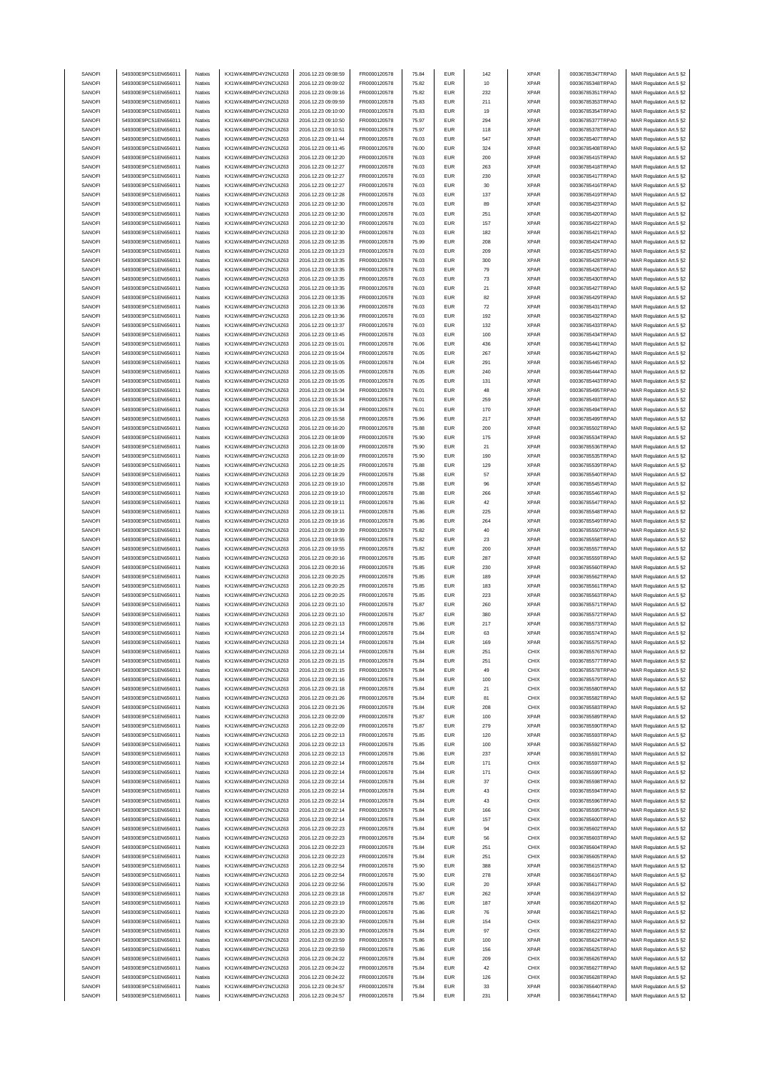| SANOFI | 549300E9PC51EN656011 | Natixis | KX1WK48MPD4Y2NCUIZ63 | 2016.12.23 09:08:59 | FR0000120578 | 75.84 | EUR | 142 | XPAR | 00036785347TRPA0 | MAR Regulation Art.5 §2 |
|---|---|---|---|---|---|---|---|---|---|---|---|
| SANOFI | 549300E9PC51EN656011 | Natixis | KX1WK48MPD4Y2NCUIZ63 | 2016.12.23 09:09:02 | FR0000120578 | 75.82 | EUR | 10 | XPAR | 00036785348TRPA0 | MAR Regulation Art.5 §2 |
| SANOFI | 549300E9PC51EN656011 | Natixis | KX1WK48MPD4Y2NCUIZ63 | 2016.12.23 09:09:16 | FR0000120578 | 75.82 | EUR | 232 | XPAR | 00036785351TRPA0 | MAR Regulation Art.5 §2 |
| SANOFI | 549300E9PC51EN656011 | Natixis | KX1WK48MPD4Y2NCUIZ63 | 2016.12.23 09:09:59 | FR0000120578 | 75.83 | EUR | 211 | XPAR | 00036785353TRPA0 | MAR Regulation Art.5 §2 |
| SANOFI | 549300E9PC51EN656011 | Natixis | KX1WK48MPD4Y2NCUIZ63 | 2016.12.23 09:10:00 | FR0000120578 | 75.83 | EUR | 19 | XPAR | 00036785354TRPA0 | MAR Regulation Art.5 §2 |
| SANOFI | 549300E9PC51EN656011 | Natixis | KX1WK48MPD4Y2NCUIZ63 | 2016.12.23 09:10:50 | FR0000120578 | 75.97 | EUR | 294 | XPAR | 00036785377TRPA0 | MAR Regulation Art.5 §2 |
| SANOFI | 549300E9PC51EN656011 | Natixis | KX1WK48MPD4Y2NCUIZ63 | 2016.12.23 09:10:51 | FR0000120578 | 75.97 | EUR | 118 | XPAR | 00036785378TRPA0 | MAR Regulation Art.5 §2 |
| SANOFI | 549300E9PC51EN656011 | Natixis | KX1WK48MPD4Y2NCUIZ63 | 2016.12.23 09:11:44 | FR0000120578 | 76.03 | EUR | 547 | XPAR | 00036785407TRPA0 | MAR Regulation Art.5 §2 |
| SANOFI | 549300E9PC51EN656011 | Natixis | KX1WK48MPD4Y2NCUIZ63 | 2016.12.23 09:11:45 | FR0000120578 | 76.00 | EUR | 324 | XPAR | 00036785408TRPA0 | MAR Regulation Art.5 §2 |
| SANOFI | 549300E9PC51EN656011 | Natixis | KX1WK48MPD4Y2NCUIZ63 | 2016.12.23 09:12:20 | FR0000120578 | 76.03 | EUR | 200 | XPAR | 00036785415TRPA0 | MAR Regulation Art.5 §2 |
| SANOFI | 549300E9PC51EN656011 | Natixis | KX1WK48MPD4Y2NCUIZ63 | 2016.12.23 09:12:27 | FR0000120578 | 76.03 | EUR | 263 | XPAR | 00036785418TRPA0 | MAR Regulation Art.5 §2 |
| SANOFI | 549300E9PC51EN656011 | Natixis | KX1WK48MPD4Y2NCUIZ63 | 2016.12.23 09:12:27 | FR0000120578 | 76.03 | EUR | 230 | XPAR | 00036785417TRPA0 | MAR Regulation Art.5 §2 |
| SANOFI | 549300E9PC51EN656011 | Natixis | KX1WK48MPD4Y2NCUIZ63 | 2016.12.23 09:12:27 | FR0000120578 | 76.03 | EUR | 30 | XPAR | 00036785416TRPA0 | MAR Regulation Art.5 §2 |
| SANOFI | 549300E9PC51EN656011 | Natixis | KX1WK48MPD4Y2NCUIZ63 | 2016.12.23 09:12:28 | FR0000120578 | 76.03 | EUR | 137 | XPAR | 00036785419TRPA0 | MAR Regulation Art.5 §2 |
| SANOFI | 549300E9PC51EN656011 | Natixis | KX1WK48MPD4Y2NCUIZ63 | 2016.12.23 09:12:30 | FR0000120578 | 76.03 | EUR | 89 | XPAR | 00036785423TRPA0 | MAR Regulation Art.5 §2 |
| SANOFI | 549300E9PC51EN656011 | Natixis | KX1WK48MPD4Y2NCUIZ63 | 2016.12.23 09:12:30 | FR0000120578 | 76.03 | EUR | 251 | XPAR | 00036785420TRPA0 | MAR Regulation Art.5 §2 |
| SANOFI | 549300E9PC51EN656011 | Natixis | KX1WK48MPD4Y2NCUIZ63 | 2016.12.23 09:12:30 | FR0000120578 | 76.03 | EUR | 157 | XPAR | 00036785422TRPA0 | MAR Regulation Art.5 §2 |
| SANOFI | 549300E9PC51EN656011 | Natixis | KX1WK48MPD4Y2NCUIZ63 | 2016.12.23 09:12:30 | FR0000120578 | 76.03 | EUR | 182 | XPAR | 00036785421TRPA0 | MAR Regulation Art.5 §2 |
| SANOFI | 549300E9PC51EN656011 | Natixis | KX1WK48MPD4Y2NCUIZ63 | 2016.12.23 09:12:35 | FR0000120578 | 75.99 | EUR | 208 | XPAR | 00036785424TRPA0 | MAR Regulation Art.5 §2 |
| SANOFI | 549300E9PC51EN656011 | Natixis | KX1WK48MPD4Y2NCUIZ63 | 2016.12.23 09:13:23 | FR0000120578 | 76.03 | EUR | 209 | XPAR | 00036785425TRPA0 | MAR Regulation Art.5 §2 |
| SANOFI | 549300E9PC51EN656011 | Natixis | KX1WK48MPD4Y2NCUIZ63 | 2016.12.23 09:13:35 | FR0000120578 | 76.03 | EUR | 300 | XPAR | 00036785428TRPA0 | MAR Regulation Art.5 §2 |
| SANOFI | 549300E9PC51EN656011 | Natixis | KX1WK48MPD4Y2NCUIZ63 | 2016.12.23 09:13:35 | FR0000120578 | 76.03 | EUR | 79 | XPAR | 00036785426TRPA0 | MAR Regulation Art.5 §2 |
| SANOFI | 549300E9PC51EN656011 | Natixis | KX1WK48MPD4Y2NCUIZ63 | 2016.12.23 09:13:35 | FR0000120578 | 76.03 | EUR | 73 | XPAR | 00036785430TRPA0 | MAR Regulation Art.5 §2 |
| SANOFI | 549300E9PC51EN656011 | Natixis | KX1WK48MPD4Y2NCUIZ63 | 2016.12.23 09:13:35 | FR0000120578 | 76.03 | EUR | 21 | XPAR | 00036785427TRPA0 | MAR Regulation Art.5 §2 |
| SANOFI | 549300E9PC51EN656011 | Natixis | KX1WK48MPD4Y2NCUIZ63 | 2016.12.23 09:13:35 | FR0000120578 | 76.03 | EUR | 82 | XPAR | 00036785429TRPA0 | MAR Regulation Art.5 §2 |
| SANOFI | 549300E9PC51EN656011 | Natixis | KX1WK48MPD4Y2NCUIZ63 | 2016.12.23 09:13:36 | FR0000120578 | 76.03 | EUR | 72 | XPAR | 00036785431TRPA0 | MAR Regulation Art.5 §2 |
| SANOFI | 549300E9PC51EN656011 | Natixis | KX1WK48MPD4Y2NCUIZ63 | 2016.12.23 09:13:36 | FR0000120578 | 76.03 | EUR | 192 | XPAR | 00036785432TRPA0 | MAR Regulation Art.5 §2 |
| SANOFI | 549300E9PC51EN656011 | Natixis | KX1WK48MPD4Y2NCUIZ63 | 2016.12.23 09:13:37 | FR0000120578 | 76.03 | EUR | 132 | XPAR | 00036785433TRPA0 | MAR Regulation Art.5 §2 |
| SANOFI | 549300E9PC51EN656011 | Natixis | KX1WK48MPD4Y2NCUIZ63 | 2016.12.23 09:13:45 | FR0000120578 | 76.03 | EUR | 100 | XPAR | 00036785434TRPA0 | MAR Regulation Art.5 §2 |
| SANOFI | 549300E9PC51EN656011 | Natixis | KX1WK48MPD4Y2NCUIZ63 | 2016.12.23 09:15:01 | FR0000120578 | 76.06 | EUR | 436 | XPAR | 00036785441TRPA0 | MAR Regulation Art.5 §2 |
| SANOFI | 549300E9PC51EN656011 | Natixis | KX1WK48MPD4Y2NCUIZ63 | 2016.12.23 09:15:04 | FR0000120578 | 76.05 | EUR | 267 | XPAR | 00036785442TRPA0 | MAR Regulation Art.5 §2 |
| SANOFI | 549300E9PC51EN656011 | Natixis | KX1WK48MPD4Y2NCUIZ63 | 2016.12.23 09:15:05 | FR0000120578 | 76.04 | EUR | 291 | XPAR | 00036785445TRPA0 | MAR Regulation Art.5 §2 |
| SANOFI | 549300E9PC51EN656011 | Natixis | KX1WK48MPD4Y2NCUIZ63 | 2016.12.23 09:15:05 | FR0000120578 | 76.05 | EUR | 240 | XPAR | 00036785444TRPA0 | MAR Regulation Art.5 §2 |
| SANOFI | 549300E9PC51EN656011 | Natixis | KX1WK48MPD4Y2NCUIZ63 | 2016.12.23 09:15:05 | FR0000120578 | 76.05 | EUR | 131 | XPAR | 00036785443TRPA0 | MAR Regulation Art.5 §2 |
| SANOFI | 549300E9PC51EN656011 | Natixis | KX1WK48MPD4Y2NCUIZ63 | 2016.12.23 09:15:34 | FR0000120578 | 76.01 | EUR | 48 | XPAR | 00036785495TRPA0 | MAR Regulation Art.5 §2 |
| SANOFI | 549300E9PC51EN656011 | Natixis | KX1WK48MPD4Y2NCUIZ63 | 2016.12.23 09:15:34 | FR0000120578 | 76.01 | EUR | 259 | XPAR | 00036785493TRPA0 | MAR Regulation Art.5 §2 |
| SANOFI | 549300E9PC51EN656011 | Natixis | KX1WK48MPD4Y2NCUIZ63 | 2016.12.23 09:15:34 | FR0000120578 | 76.01 | EUR | 170 | XPAR | 00036785494TRPA0 | MAR Regulation Art.5 §2 |
| SANOFI | 549300E9PC51EN656011 | Natixis | KX1WK48MPD4Y2NCUIZ63 | 2016.12.23 09:15:58 | FR0000120578 | 75.96 | EUR | 217 | XPAR | 00036785499TRPA0 | MAR Regulation Art.5 §2 |
| SANOFI | 549300E9PC51EN656011 | Natixis | KX1WK48MPD4Y2NCUIZ63 | 2016.12.23 09:16:20 | FR0000120578 | 75.88 | EUR | 200 | XPAR | 00036785502TRPA0 | MAR Regulation Art.5 §2 |
| SANOFI | 549300E9PC51EN656011 | Natixis | KX1WK48MPD4Y2NCUIZ63 | 2016.12.23 09:18:09 | FR0000120578 | 75.90 | EUR | 175 | XPAR | 00036785534TRPA0 | MAR Regulation Art.5 §2 |
| SANOFI | 549300E9PC51EN656011 | Natixis | KX1WK48MPD4Y2NCUIZ63 | 2016.12.23 09:18:09 | FR0000120578 | 75.90 | EUR | 21 | XPAR | 00036785536TRPA0 | MAR Regulation Art.5 §2 |
| SANOFI | 549300E9PC51EN656011 | Natixis | KX1WK48MPD4Y2NCUIZ63 | 2016.12.23 09:18:09 | FR0000120578 | 75.90 | EUR | 190 | XPAR | 00036785535TRPA0 | MAR Regulation Art.5 §2 |
| SANOFI | 549300E9PC51EN656011 | Natixis | KX1WK48MPD4Y2NCUIZ63 | 2016.12.23 09:18:25 | FR0000120578 | 75.88 | EUR | 129 | XPAR | 00036785539TRPA0 | MAR Regulation Art.5 §2 |
| SANOFI | 549300E9PC51EN656011 | Natixis | KX1WK48MPD4Y2NCUIZ63 | 2016.12.23 09:18:29 | FR0000120578 | 75.88 | EUR | 57 | XPAR | 00036785540TRPA0 | MAR Regulation Art.5 §2 |
| SANOFI | 549300E9PC51EN656011 | Natixis | KX1WK48MPD4Y2NCUIZ63 | 2016.12.23 09:19:10 | FR0000120578 | 75.88 | EUR | 96 | XPAR | 00036785545TRPA0 | MAR Regulation Art.5 §2 |
| SANOFI | 549300E9PC51EN656011 | Natixis | KX1WK48MPD4Y2NCUIZ63 | 2016.12.23 09:19:10 | FR0000120578 | 75.88 | EUR | 266 | XPAR | 00036785546TRPA0 | MAR Regulation Art.5 §2 |
| SANOFI | 549300E9PC51EN656011 | Natixis | KX1WK48MPD4Y2NCUIZ63 | 2016.12.23 09:19:11 | FR0000120578 | 75.86 | EUR | 42 | XPAR | 00036785547TRPA0 | MAR Regulation Art.5 §2 |
| SANOFI | 549300E9PC51EN656011 | Natixis | KX1WK48MPD4Y2NCUIZ63 | 2016.12.23 09:19:11 | FR0000120578 | 75.86 | EUR | 225 | XPAR | 00036785548TRPA0 | MAR Regulation Art.5 §2 |
| SANOFI | 549300E9PC51EN656011 | Natixis | KX1WK48MPD4Y2NCUIZ63 | 2016.12.23 09:19:16 | FR0000120578 | 75.86 | EUR | 264 | XPAR | 00036785549TRPA0 | MAR Regulation Art.5 §2 |
| SANOFI | 549300E9PC51EN656011 | Natixis | KX1WK48MPD4Y2NCUIZ63 | 2016.12.23 09:19:39 | FR0000120578 | 75.82 | EUR | 40 | XPAR | 00036785550TRPA0 | MAR Regulation Art.5 §2 |
| SANOFI | 549300E9PC51EN656011 | Natixis | KX1WK48MPD4Y2NCUIZ63 | 2016.12.23 09:19:55 | FR0000120578 | 75.82 | EUR | 23 | XPAR | 00036785558TRPA0 | MAR Regulation Art.5 §2 |
| SANOFI | 549300E9PC51EN656011 | Natixis | KX1WK48MPD4Y2NCUIZ63 | 2016.12.23 09:19:55 | FR0000120578 | 75.82 | EUR | 200 | XPAR | 00036785557TRPA0 | MAR Regulation Art.5 §2 |
| SANOFI | 549300E9PC51EN656011 | Natixis | KX1WK48MPD4Y2NCUIZ63 | 2016.12.23 09:20:16 | FR0000120578 | 75.85 | EUR | 287 | XPAR | 00036785559TRPA0 | MAR Regulation Art.5 §2 |
| SANOFI | 549300E9PC51EN656011 | Natixis | KX1WK48MPD4Y2NCUIZ63 | 2016.12.23 09:20:16 | FR0000120578 | 75.85 | EUR | 230 | XPAR | 00036785560TRPA0 | MAR Regulation Art.5 §2 |
| SANOFI | 549300E9PC51EN656011 | Natixis | KX1WK48MPD4Y2NCUIZ63 | 2016.12.23 09:20:25 | FR0000120578 | 75.85 | EUR | 189 | XPAR | 00036785562TRPA0 | MAR Regulation Art.5 §2 |
| SANOFI | 549300E9PC51EN656011 | Natixis | KX1WK48MPD4Y2NCUIZ63 | 2016.12.23 09:20:25 | FR0000120578 | 75.85 | EUR | 183 | XPAR | 00036785561TRPA0 | MAR Regulation Art.5 §2 |
| SANOFI | 549300E9PC51EN656011 | Natixis | KX1WK48MPD4Y2NCUIZ63 | 2016.12.23 09:20:25 | FR0000120578 | 75.85 | EUR | 223 | XPAR | 00036785563TRPA0 | MAR Regulation Art.5 §2 |
| SANOFI | 549300E9PC51EN656011 | Natixis | KX1WK48MPD4Y2NCUIZ63 | 2016.12.23 09:21:10 | FR0000120578 | 75.87 | EUR | 260 | XPAR | 00036785571TRPA0 | MAR Regulation Art.5 §2 |
| SANOFI | 549300E9PC51EN656011 | Natixis | KX1WK48MPD4Y2NCUIZ63 | 2016.12.23 09:21:10 | FR0000120578 | 75.87 | EUR | 380 | XPAR | 00036785572TRPA0 | MAR Regulation Art.5 §2 |
| SANOFI | 549300E9PC51EN656011 | Natixis | KX1WK48MPD4Y2NCUIZ63 | 2016.12.23 09:21:13 | FR0000120578 | 75.86 | EUR | 217 | XPAR | 00036785573TRPA0 | MAR Regulation Art.5 §2 |
| SANOFI | 549300E9PC51EN656011 | Natixis | KX1WK48MPD4Y2NCUIZ63 | 2016.12.23 09:21:14 | FR0000120578 | 75.84 | EUR | 63 | XPAR | 00036785574TRPA0 | MAR Regulation Art.5 §2 |
| SANOFI | 549300E9PC51EN656011 | Natixis | KX1WK48MPD4Y2NCUIZ63 | 2016.12.23 09:21:14 | FR0000120578 | 75.84 | EUR | 169 | XPAR | 00036785575TRPA0 | MAR Regulation Art.5 §2 |
| SANOFI | 549300E9PC51EN656011 | Natixis | KX1WK48MPD4Y2NCUIZ63 | 2016.12.23 09:21:14 | FR0000120578 | 75.84 | EUR | 251 | CHIX | 00036785576TRPA0 | MAR Regulation Art.5 §2 |
| SANOFI | 549300E9PC51EN656011 | Natixis | KX1WK48MPD4Y2NCUIZ63 | 2016.12.23 09:21:15 | FR0000120578 | 75.84 | EUR | 251 | CHIX | 00036785577TRPA0 | MAR Regulation Art.5 §2 |
| SANOFI | 549300E9PC51EN656011 | Natixis | KX1WK48MPD4Y2NCUIZ63 | 2016.12.23 09:21:15 | FR0000120578 | 75.84 | EUR | 49 | CHIX | 00036785578TRPA0 | MAR Regulation Art.5 §2 |
| SANOFI | 549300E9PC51EN656011 | Natixis | KX1WK48MPD4Y2NCUIZ63 | 2016.12.23 09:21:16 | FR0000120578 | 75.84 | EUR | 100 | CHIX | 00036785579TRPA0 | MAR Regulation Art.5 §2 |
| SANOFI | 549300E9PC51EN656011 | Natixis | KX1WK48MPD4Y2NCUIZ63 | 2016.12.23 09:21:18 | FR0000120578 | 75.84 | EUR | 21 | CHIX | 00036785580TRPA0 | MAR Regulation Art.5 §2 |
| SANOFI | 549300E9PC51EN656011 | Natixis | KX1WK48MPD4Y2NCUIZ63 | 2016.12.23 09:21:26 | FR0000120578 | 75.84 | EUR | 81 | CHIX | 00036785582TRPA0 | MAR Regulation Art.5 §2 |
| SANOFI | 549300E9PC51EN656011 | Natixis | KX1WK48MPD4Y2NCUIZ63 | 2016.12.23 09:21:26 | FR0000120578 | 75.84 | EUR | 208 | CHIX | 00036785583TRPA0 | MAR Regulation Art.5 §2 |
| SANOFI | 549300E9PC51EN656011 | Natixis | KX1WK48MPD4Y2NCUIZ63 | 2016.12.23 09:22:09 | FR0000120578 | 75.87 | EUR | 100 | XPAR | 00036785589TRPA0 | MAR Regulation Art.5 §2 |
| SANOFI | 549300E9PC51EN656011 | Natixis | KX1WK48MPD4Y2NCUIZ63 | 2016.12.23 09:22:09 | FR0000120578 | 75.87 | EUR | 279 | XPAR | 00036785590TRPA0 | MAR Regulation Art.5 §2 |
| SANOFI | 549300E9PC51EN656011 | Natixis | KX1WK48MPD4Y2NCUIZ63 | 2016.12.23 09:22:13 | FR0000120578 | 75.85 | EUR | 120 | XPAR | 00036785593TRPA0 | MAR Regulation Art.5 §2 |
| SANOFI | 549300E9PC51EN656011 | Natixis | KX1WK48MPD4Y2NCUIZ63 | 2016.12.23 09:22:13 | FR0000120578 | 75.85 | EUR | 100 | XPAR | 00036785592TRPA0 | MAR Regulation Art.5 §2 |
| SANOFI | 549300E9PC51EN656011 | Natixis | KX1WK48MPD4Y2NCUIZ63 | 2016.12.23 09:22:13 | FR0000120578 | 75.86 | EUR | 237 | XPAR | 00036785591TRPA0 | MAR Regulation Art.5 §2 |
| SANOFI | 549300E9PC51EN656011 | Natixis | KX1WK48MPD4Y2NCUIZ63 | 2016.12.23 09:22:14 | FR0000120578 | 75.84 | EUR | 171 | CHIX | 00036785597TRPA0 | MAR Regulation Art.5 §2 |
| SANOFI | 549300E9PC51EN656011 | Natixis | KX1WK48MPD4Y2NCUIZ63 | 2016.12.23 09:22:14 | FR0000120578 | 75.84 | EUR | 171 | CHIX | 00036785599TRPA0 | MAR Regulation Art.5 §2 |
| SANOFI | 549300E9PC51EN656011 | Natixis | KX1WK48MPD4Y2NCUIZ63 | 2016.12.23 09:22:14 | FR0000120578 | 75.84 | EUR | 37 | CHIX | 00036785598TRPA0 | MAR Regulation Art.5 §2 |
| SANOFI | 549300E9PC51EN656011 | Natixis | KX1WK48MPD4Y2NCUIZ63 | 2016.12.23 09:22:14 | FR0000120578 | 75.84 | EUR | 43 | CHIX | 00036785594TRPA0 | MAR Regulation Art.5 §2 |
| SANOFI | 549300E9PC51EN656011 | Natixis | KX1WK48MPD4Y2NCUIZ63 | 2016.12.23 09:22:14 | FR0000120578 | 75.84 | EUR | 43 | CHIX | 00036785596TRPA0 | MAR Regulation Art.5 §2 |
| SANOFI | 549300E9PC51EN656011 | Natixis | KX1WK48MPD4Y2NCUIZ63 | 2016.12.23 09:22:14 | FR0000120578 | 75.84 | EUR | 166 | CHIX | 00036785595TRPA0 | MAR Regulation Art.5 §2 |
| SANOFI | 549300E9PC51EN656011 | Natixis | KX1WK48MPD4Y2NCUIZ63 | 2016.12.23 09:22:14 | FR0000120578 | 75.84 | EUR | 157 | CHIX | 00036785600TRPA0 | MAR Regulation Art.5 §2 |
| SANOFI | 549300E9PC51EN656011 | Natixis | KX1WK48MPD4Y2NCUIZ63 | 2016.12.23 09:22:23 | FR0000120578 | 75.84 | EUR | 94 | CHIX | 00036785602TRPA0 | MAR Regulation Art.5 §2 |
| SANOFI | 549300E9PC51EN656011 | Natixis | KX1WK48MPD4Y2NCUIZ63 | 2016.12.23 09:22:23 | FR0000120578 | 75.84 | EUR | 56 | CHIX | 00036785603TRPA0 | MAR Regulation Art.5 §2 |
| SANOFI | 549300E9PC51EN656011 | Natixis | KX1WK48MPD4Y2NCUIZ63 | 2016.12.23 09:22:23 | FR0000120578 | 75.84 | EUR | 251 | CHIX | 00036785604TRPA0 | MAR Regulation Art.5 §2 |
| SANOFI | 549300E9PC51EN656011 | Natixis | KX1WK48MPD4Y2NCUIZ63 | 2016.12.23 09:22:23 | FR0000120578 | 75.84 | EUR | 251 | CHIX | 00036785605TRPA0 | MAR Regulation Art.5 §2 |
| SANOFI | 549300E9PC51EN656011 | Natixis | KX1WK48MPD4Y2NCUIZ63 | 2016.12.23 09:22:54 | FR0000120578 | 75.90 | EUR | 388 | XPAR | 00036785615TRPA0 | MAR Regulation Art.5 §2 |
| SANOFI | 549300E9PC51EN656011 | Natixis | KX1WK48MPD4Y2NCUIZ63 | 2016.12.23 09:22:54 | FR0000120578 | 75.90 | EUR | 278 | XPAR | 00036785616TRPA0 | MAR Regulation Art.5 §2 |
| SANOFI | 549300E9PC51EN656011 | Natixis | KX1WK48MPD4Y2NCUIZ63 | 2016.12.23 09:22:56 | FR0000120578 | 75.90 | EUR | 20 | XPAR | 00036785617TRPA0 | MAR Regulation Art.5 §2 |
| SANOFI | 549300E9PC51EN656011 | Natixis | KX1WK48MPD4Y2NCUIZ63 | 2016.12.23 09:23:18 | FR0000120578 | 75.87 | EUR | 262 | XPAR | 00036785619TRPA0 | MAR Regulation Art.5 §2 |
| SANOFI | 549300E9PC51EN656011 | Natixis | KX1WK48MPD4Y2NCUIZ63 | 2016.12.23 09:23:19 | FR0000120578 | 75.86 | EUR | 187 | XPAR | 00036785620TRPA0 | MAR Regulation Art.5 §2 |
| SANOFI | 549300E9PC51EN656011 | Natixis | KX1WK48MPD4Y2NCUIZ63 | 2016.12.23 09:23:20 | FR0000120578 | 75.86 | EUR | 76 | XPAR | 00036785621TRPA0 | MAR Regulation Art.5 §2 |
| SANOFI | 549300E9PC51EN656011 | Natixis | KX1WK48MPD4Y2NCUIZ63 | 2016.12.23 09:23:30 | FR0000120578 | 75.84 | EUR | 154 | CHIX | 00036785623TRPA0 | MAR Regulation Art.5 §2 |
| SANOFI | 549300E9PC51EN656011 | Natixis | KX1WK48MPD4Y2NCUIZ63 | 2016.12.23 09:23:30 | FR0000120578 | 75.84 | EUR | 97 | CHIX | 00036785622TRPA0 | MAR Regulation Art.5 §2 |
| SANOFI | 549300E9PC51EN656011 | Natixis | KX1WK48MPD4Y2NCUIZ63 | 2016.12.23 09:23:59 | FR0000120578 | 75.86 | EUR | 100 | XPAR | 00036785624TRPA0 | MAR Regulation Art.5 §2 |
| SANOFI | 549300E9PC51EN656011 | Natixis | KX1WK48MPD4Y2NCUIZ63 | 2016.12.23 09:23:59 | FR0000120578 | 75.86 | EUR | 156 | XPAR | 00036785625TRPA0 | MAR Regulation Art.5 §2 |
| SANOFI | 549300E9PC51EN656011 | Natixis | KX1WK48MPD4Y2NCUIZ63 | 2016.12.23 09:24:22 | FR0000120578 | 75.84 | EUR | 209 | CHIX | 00036785626TRPA0 | MAR Regulation Art.5 §2 |
| SANOFI | 549300E9PC51EN656011 | Natixis | KX1WK48MPD4Y2NCUIZ63 | 2016.12.23 09:24:22 | FR0000120578 | 75.84 | EUR | 42 | CHIX | 00036785627TRPA0 | MAR Regulation Art.5 §2 |
| SANOFI | 549300E9PC51EN656011 | Natixis | KX1WK48MPD4Y2NCUIZ63 | 2016.12.23 09:24:22 | FR0000120578 | 75.84 | EUR | 126 | CHIX | 00036785628TRPA0 | MAR Regulation Art.5 §2 |
| SANOFI | 549300E9PC51EN656011 | Natixis | KX1WK48MPD4Y2NCUIZ63 | 2016.12.23 09:24:57 | FR0000120578 | 75.84 | EUR | 33 | XPAR | 00036785640TRPA0 | MAR Regulation Art.5 §2 |
| SANOFI | 549300E9PC51EN656011 | Natixis | KX1WK48MPD4Y2NCUIZ63 | 2016.12.23 09:24:57 | FR0000120578 | 75.84 | EUR | 231 | XPAR | 00036785641TRPA0 | MAR Regulation Art.5 §2 |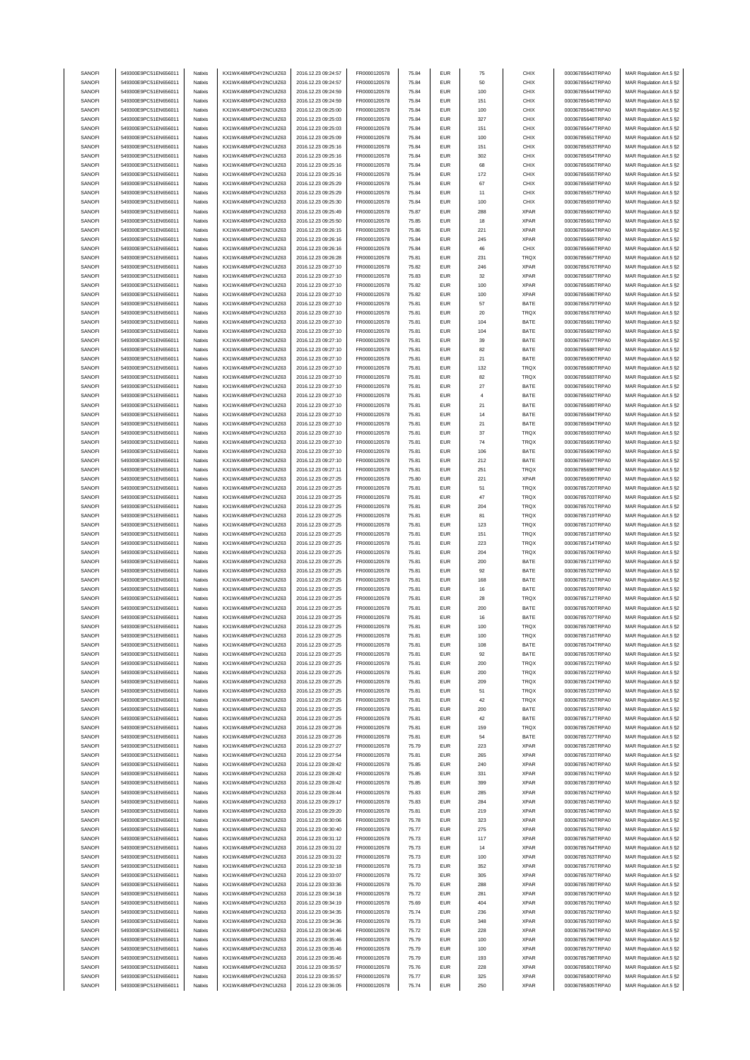| SANOFI | 549300E9PC51EN656011 | Natixis | KX1WK48MPD4Y2NCUIZ63 | 2016.12.23 09:24:57 | FR0000120578 | 75.84 | EUR | 75 | CHIX | 00036785643TRPA0 | MAR Regulation Art.5 §2 |
|---|---|---|---|---|---|---|---|---|---|---|---|
| SANOFI | 549300E9PC51EN656011 | Natixis | KX1WK48MPD4Y2NCUIZ63 | 2016.12.23 09:24:57 | FR0000120578 | 75.84 | EUR | 50 | CHIX | 00036785642TRPA0 | MAR Regulation Art.5 §2 |
| SANOFI | 549300E9PC51EN656011 | Natixis | KX1WK48MPD4Y2NCUIZ63 | 2016.12.23 09:24:59 | FR0000120578 | 75.84 | EUR | 100 | CHIX | 00036785644TRPA0 | MAR Regulation Art.5 §2 |
| SANOFI | 549300E9PC51EN656011 | Natixis | KX1WK48MPD4Y2NCUIZ63 | 2016.12.23 09:24:59 | FR0000120578 | 75.84 | EUR | 151 | CHIX | 00036785645TRPA0 | MAR Regulation Art.5 §2 |
| SANOFI | 549300E9PC51EN656011 | Natixis | KX1WK48MPD4Y2NCUIZ63 | 2016.12.23 09:25:00 | FR0000120578 | 75.84 | EUR | 100 | CHIX | 00036785646TRPA0 | MAR Regulation Art.5 §2 |
| SANOFI | 549300E9PC51EN656011 | Natixis | KX1WK48MPD4Y2NCUIZ63 | 2016.12.23 09:25:03 | FR0000120578 | 75.84 | EUR | 327 | CHIX | 00036785648TRPA0 | MAR Regulation Art.5 §2 |
| SANOFI | 549300E9PC51EN656011 | Natixis | KX1WK48MPD4Y2NCUIZ63 | 2016.12.23 09:25:03 | FR0000120578 | 75.84 | EUR | 151 | CHIX | 00036785647TRPA0 | MAR Regulation Art.5 §2 |
| SANOFI | 549300E9PC51EN656011 | Natixis | KX1WK48MPD4Y2NCUIZ63 | 2016.12.23 09:25:09 | FR0000120578 | 75.84 | EUR | 100 | CHIX | 00036785651TRPA0 | MAR Regulation Art.5 §2 |
| SANOFI | 549300E9PC51EN656011 | Natixis | KX1WK48MPD4Y2NCUIZ63 | 2016.12.23 09:25:16 | FR0000120578 | 75.84 | EUR | 151 | CHIX | 00036785653TRPA0 | MAR Regulation Art.5 §2 |
| SANOFI | 549300E9PC51EN656011 | Natixis | KX1WK48MPD4Y2NCUIZ63 | 2016.12.23 09:25:16 | FR0000120578 | 75.84 | EUR | 302 | CHIX | 00036785654TRPA0 | MAR Regulation Art.5 §2 |
| SANOFI | 549300E9PC51EN656011 | Natixis | KX1WK48MPD4Y2NCUIZ63 | 2016.12.23 09:25:16 | FR0000120578 | 75.84 | EUR | 68 | CHIX | 00036785656TRPA0 | MAR Regulation Art.5 §2 |
| SANOFI | 549300E9PC51EN656011 | Natixis | KX1WK48MPD4Y2NCUIZ63 | 2016.12.23 09:25:16 | FR0000120578 | 75.84 | EUR | 172 | CHIX | 00036785655TRPA0 | MAR Regulation Art.5 §2 |
| SANOFI | 549300E9PC51EN656011 | Natixis | KX1WK48MPD4Y2NCUIZ63 | 2016.12.23 09:25:29 | FR0000120578 | 75.84 | EUR | 67 | CHIX | 00036785658TRPA0 | MAR Regulation Art.5 §2 |
| SANOFI | 549300E9PC51EN656011 | Natixis | KX1WK48MPD4Y2NCUIZ63 | 2016.12.23 09:25:29 | FR0000120578 | 75.84 | EUR | 11 | CHIX | 00036785657TRPA0 | MAR Regulation Art.5 §2 |
| SANOFI | 549300E9PC51EN656011 | Natixis | KX1WK48MPD4Y2NCUIZ63 | 2016.12.23 09:25:30 | FR0000120578 | 75.84 | EUR | 100 | CHIX | 00036785659TRPA0 | MAR Regulation Art.5 §2 |
| SANOFI | 549300E9PC51EN656011 | Natixis | KX1WK48MPD4Y2NCUIZ63 | 2016.12.23 09:25:49 | FR0000120578 | 75.87 | EUR | 288 | XPAR | 00036785660TRPA0 | MAR Regulation Art.5 §2 |
| SANOFI | 549300E9PC51EN656011 | Natixis | KX1WK48MPD4Y2NCUIZ63 | 2016.12.23 09:25:50 | FR0000120578 | 75.85 | EUR | 18 | XPAR | 00036785661TRPA0 | MAR Regulation Art.5 §2 |
| SANOFI | 549300E9PC51EN656011 | Natixis | KX1WK48MPD4Y2NCUIZ63 | 2016.12.23 09:26:15 | FR0000120578 | 75.86 | EUR | 221 | XPAR | 00036785664TRPA0 | MAR Regulation Art.5 §2 |
| SANOFI | 549300E9PC51EN656011 | Natixis | KX1WK48MPD4Y2NCUIZ63 | 2016.12.23 09:26:16 | FR0000120578 | 75.84 | EUR | 245 | XPAR | 00036785665TRPA0 | MAR Regulation Art.5 §2 |
| SANOFI | 549300E9PC51EN656011 | Natixis | KX1WK48MPD4Y2NCUIZ63 | 2016.12.23 09:26:16 | FR0000120578 | 75.84 | EUR | 46 | CHIX | 00036785666TRPA0 | MAR Regulation Art.5 §2 |
| SANOFI | 549300E9PC51EN656011 | Natixis | KX1WK48MPD4Y2NCUIZ63 | 2016.12.23 09:26:28 | FR0000120578 | 75.81 | EUR | 231 | TRQX | 00036785667TRPA0 | MAR Regulation Art.5 §2 |
| SANOFI | 549300E9PC51EN656011 | Natixis | KX1WK48MPD4Y2NCUIZ63 | 2016.12.23 09:27:10 | FR0000120578 | 75.82 | EUR | 246 | XPAR | 00036785676TRPA0 | MAR Regulation Art.5 §2 |
| SANOFI | 549300E9PC51EN656011 | Natixis | KX1WK48MPD4Y2NCUIZ63 | 2016.12.23 09:27:10 | FR0000120578 | 75.83 | EUR | 32 | XPAR | 00036785687TRPA0 | MAR Regulation Art.5 §2 |
| SANOFI | 549300E9PC51EN656011 | Natixis | KX1WK48MPD4Y2NCUIZ63 | 2016.12.23 09:27:10 | FR0000120578 | 75.82 | EUR | 100 | XPAR | 00036785685TRPA0 | MAR Regulation Art.5 §2 |
| SANOFI | 549300E9PC51EN656011 | Natixis | KX1WK48MPD4Y2NCUIZ63 | 2016.12.23 09:27:10 | FR0000120578 | 75.82 | EUR | 100 | XPAR | 00036785686TRPA0 | MAR Regulation Art.5 §2 |
| SANOFI | 549300E9PC51EN656011 | Natixis | KX1WK48MPD4Y2NCUIZ63 | 2016.12.23 09:27:10 | FR0000120578 | 75.81 | EUR | 57 | BATE | 00036785679TRPA0 | MAR Regulation Art.5 §2 |
| SANOFI | 549300E9PC51EN656011 | Natixis | KX1WK48MPD4Y2NCUIZ63 | 2016.12.23 09:27:10 | FR0000120578 | 75.81 | EUR | 20 | TRQX | 00036785678TRPA0 | MAR Regulation Art.5 §2 |
| SANOFI | 549300E9PC51EN656011 | Natixis | KX1WK48MPD4Y2NCUIZ63 | 2016.12.23 09:27:10 | FR0000120578 | 75.81 | EUR | 104 | BATE | 00036785681TRPA0 | MAR Regulation Art.5 §2 |
| SANOFI | 549300E9PC51EN656011 | Natixis | KX1WK48MPD4Y2NCUIZ63 | 2016.12.23 09:27:10 | FR0000120578 | 75.81 | EUR | 104 | BATE | 00036785682TRPA0 | MAR Regulation Art.5 §2 |
| SANOFI | 549300E9PC51EN656011 | Natixis | KX1WK48MPD4Y2NCUIZ63 | 2016.12.23 09:27:10 | FR0000120578 | 75.81 | EUR | 39 | BATE | 00036785677TRPA0 | MAR Regulation Art.5 §2 |
| SANOFI | 549300E9PC51EN656011 | Natixis | KX1WK48MPD4Y2NCUIZ63 | 2016.12.23 09:27:10 | FR0000120578 | 75.81 | EUR | 82 | BATE | 00036785688TRPA0 | MAR Regulation Art.5 §2 |
| SANOFI | 549300E9PC51EN656011 | Natixis | KX1WK48MPD4Y2NCUIZ63 | 2016.12.23 09:27:10 | FR0000120578 | 75.81 | EUR | 21 | BATE | 00036785690TRPA0 | MAR Regulation Art.5 §2 |
| SANOFI | 549300E9PC51EN656011 | Natixis | KX1WK48MPD4Y2NCUIZ63 | 2016.12.23 09:27:10 | FR0000120578 | 75.81 | EUR | 132 | TRQX | 00036785680TRPA0 | MAR Regulation Art.5 §2 |
| SANOFI | 549300E9PC51EN656011 | Natixis | KX1WK48MPD4Y2NCUIZ63 | 2016.12.23 09:27:10 | FR0000120578 | 75.81 | EUR | 82 | TRQX | 00036785683TRPA0 | MAR Regulation Art.5 §2 |
| SANOFI | 549300E9PC51EN656011 | Natixis | KX1WK48MPD4Y2NCUIZ63 | 2016.12.23 09:27:10 | FR0000120578 | 75.81 | EUR | 27 | BATE | 00036785691TRPA0 | MAR Regulation Art.5 §2 |
| SANOFI | 549300E9PC51EN656011 | Natixis | KX1WK48MPD4Y2NCUIZ63 | 2016.12.23 09:27:10 | FR0000120578 | 75.81 | EUR | 4 | BATE | 00036785692TRPA0 | MAR Regulation Art.5 §2 |
| SANOFI | 549300E9PC51EN656011 | Natixis | KX1WK48MPD4Y2NCUIZ63 | 2016.12.23 09:27:10 | FR0000120578 | 75.81 | EUR | 21 | BATE | 00036785689TRPA0 | MAR Regulation Art.5 §2 |
| SANOFI | 549300E9PC51EN656011 | Natixis | KX1WK48MPD4Y2NCUIZ63 | 2016.12.23 09:27:10 | FR0000120578 | 75.81 | EUR | 14 | BATE | 00036785684TRPA0 | MAR Regulation Art.5 §2 |
| SANOFI | 549300E9PC51EN656011 | Natixis | KX1WK48MPD4Y2NCUIZ63 | 2016.12.23 09:27:10 | FR0000120578 | 75.81 | EUR | 21 | BATE | 00036785694TRPA0 | MAR Regulation Art.5 §2 |
| SANOFI | 549300E9PC51EN656011 | Natixis | KX1WK48MPD4Y2NCUIZ63 | 2016.12.23 09:27:10 | FR0000120578 | 75.81 | EUR | 37 | TRQX | 00036785693TRPA0 | MAR Regulation Art.5 §2 |
| SANOFI | 549300E9PC51EN656011 | Natixis | KX1WK48MPD4Y2NCUIZ63 | 2016.12.23 09:27:10 | FR0000120578 | 75.81 | EUR | 74 | TRQX | 00036785695TRPA0 | MAR Regulation Art.5 §2 |
| SANOFI | 549300E9PC51EN656011 | Natixis | KX1WK48MPD4Y2NCUIZ63 | 2016.12.23 09:27:10 | FR0000120578 | 75.81 | EUR | 106 | BATE | 00036785696TRPA0 | MAR Regulation Art.5 §2 |
| SANOFI | 549300E9PC51EN656011 | Natixis | KX1WK48MPD4Y2NCUIZ63 | 2016.12.23 09:27:10 | FR0000120578 | 75.81 | EUR | 212 | BATE | 00036785697TRPA0 | MAR Regulation Art.5 §2 |
| SANOFI | 549300E9PC51EN656011 | Natixis | KX1WK48MPD4Y2NCUIZ63 | 2016.12.23 09:27:11 | FR0000120578 | 75.81 | EUR | 251 | TRQX | 00036785698TRPA0 | MAR Regulation Art.5 §2 |
| SANOFI | 549300E9PC51EN656011 | Natixis | KX1WK48MPD4Y2NCUIZ63 | 2016.12.23 09:27:25 | FR0000120578 | 75.80 | EUR | 221 | XPAR | 00036785699TRPA0 | MAR Regulation Art.5 §2 |
| SANOFI | 549300E9PC51EN656011 | Natixis | KX1WK48MPD4Y2NCUIZ63 | 2016.12.23 09:27:25 | FR0000120578 | 75.81 | EUR | 51 | TRQX | 00036785720TRPA0 | MAR Regulation Art.5 §2 |
| SANOFI | 549300E9PC51EN656011 | Natixis | KX1WK48MPD4Y2NCUIZ63 | 2016.12.23 09:27:25 | FR0000120578 | 75.81 | EUR | 47 | TRQX | 00036785703TRPA0 | MAR Regulation Art.5 §2 |
| SANOFI | 549300E9PC51EN656011 | Natixis | KX1WK48MPD4Y2NCUIZ63 | 2016.12.23 09:27:25 | FR0000120578 | 75.81 | EUR | 204 | TRQX | 00036785701TRPA0 | MAR Regulation Art.5 §2 |
| SANOFI | 549300E9PC51EN656011 | Natixis | KX1WK48MPD4Y2NCUIZ63 | 2016.12.23 09:27:25 | FR0000120578 | 75.81 | EUR | 81 | TRQX | 00036785719TRPA0 | MAR Regulation Art.5 §2 |
| SANOFI | 549300E9PC51EN656011 | Natixis | KX1WK48MPD4Y2NCUIZ63 | 2016.12.23 09:27:25 | FR0000120578 | 75.81 | EUR | 123 | TRQX | 00036785710TRPA0 | MAR Regulation Art.5 §2 |
| SANOFI | 549300E9PC51EN656011 | Natixis | KX1WK48MPD4Y2NCUIZ63 | 2016.12.23 09:27:25 | FR0000120578 | 75.81 | EUR | 151 | TRQX | 00036785718TRPA0 | MAR Regulation Art.5 §2 |
| SANOFI | 549300E9PC51EN656011 | Natixis | KX1WK48MPD4Y2NCUIZ63 | 2016.12.23 09:27:25 | FR0000120578 | 75.81 | EUR | 223 | TRQX | 00036785714TRPA0 | MAR Regulation Art.5 §2 |
| SANOFI | 549300E9PC51EN656011 | Natixis | KX1WK48MPD4Y2NCUIZ63 | 2016.12.23 09:27:25 | FR0000120578 | 75.81 | EUR | 204 | TRQX | 00036785706TRPA0 | MAR Regulation Art.5 §2 |
| SANOFI | 549300E9PC51EN656011 | Natixis | KX1WK48MPD4Y2NCUIZ63 | 2016.12.23 09:27:25 | FR0000120578 | 75.81 | EUR | 200 | BATE | 00036785713TRPA0 | MAR Regulation Art.5 §2 |
| SANOFI | 549300E9PC51EN656011 | Natixis | KX1WK48MPD4Y2NCUIZ63 | 2016.12.23 09:27:25 | FR0000120578 | 75.81 | EUR | 92 | BATE | 00036785702TRPA0 | MAR Regulation Art.5 §2 |
| SANOFI | 549300E9PC51EN656011 | Natixis | KX1WK48MPD4Y2NCUIZ63 | 2016.12.23 09:27:25 | FR0000120578 | 75.81 | EUR | 168 | BATE | 00036785711TRPA0 | MAR Regulation Art.5 §2 |
| SANOFI | 549300E9PC51EN656011 | Natixis | KX1WK48MPD4Y2NCUIZ63 | 2016.12.23 09:27:25 | FR0000120578 | 75.81 | EUR | 16 | BATE | 00036785709TRPA0 | MAR Regulation Art.5 §2 |
| SANOFI | 549300E9PC51EN656011 | Natixis | KX1WK48MPD4Y2NCUIZ63 | 2016.12.23 09:27:25 | FR0000120578 | 75.81 | EUR | 28 | TRQX | 00036785712TRPA0 | MAR Regulation Art.5 §2 |
| SANOFI | 549300E9PC51EN656011 | Natixis | KX1WK48MPD4Y2NCUIZ63 | 2016.12.23 09:27:25 | FR0000120578 | 75.81 | EUR | 200 | BATE | 00036785700TRPA0 | MAR Regulation Art.5 §2 |
| SANOFI | 549300E9PC51EN656011 | Natixis | KX1WK48MPD4Y2NCUIZ63 | 2016.12.23 09:27:25 | FR0000120578 | 75.81 | EUR | 16 | BATE | 00036785707TRPA0 | MAR Regulation Art.5 §2 |
| SANOFI | 549300E9PC51EN656011 | Natixis | KX1WK48MPD4Y2NCUIZ63 | 2016.12.23 09:27:25 | FR0000120578 | 75.81 | EUR | 100 | TRQX | 00036785708TRPA0 | MAR Regulation Art.5 §2 |
| SANOFI | 549300E9PC51EN656011 | Natixis | KX1WK48MPD4Y2NCUIZ63 | 2016.12.23 09:27:25 | FR0000120578 | 75.81 | EUR | 100 | TRQX | 00036785716TRPA0 | MAR Regulation Art.5 §2 |
| SANOFI | 549300E9PC51EN656011 | Natixis | KX1WK48MPD4Y2NCUIZ63 | 2016.12.23 09:27:25 | FR0000120578 | 75.81 | EUR | 108 | BATE | 00036785704TRPA0 | MAR Regulation Art.5 §2 |
| SANOFI | 549300E9PC51EN656011 | Natixis | KX1WK48MPD4Y2NCUIZ63 | 2016.12.23 09:27:25 | FR0000120578 | 75.81 | EUR | 92 | BATE | 00036785705TRPA0 | MAR Regulation Art.5 §2 |
| SANOFI | 549300E9PC51EN656011 | Natixis | KX1WK48MPD4Y2NCUIZ63 | 2016.12.23 09:27:25 | FR0000120578 | 75.81 | EUR | 200 | TRQX | 00036785721TRPA0 | MAR Regulation Art.5 §2 |
| SANOFI | 549300E9PC51EN656011 | Natixis | KX1WK48MPD4Y2NCUIZ63 | 2016.12.23 09:27:25 | FR0000120578 | 75.81 | EUR | 200 | TRQX | 00036785722TRPA0 | MAR Regulation Art.5 §2 |
| SANOFI | 549300E9PC51EN656011 | Natixis | KX1WK48MPD4Y2NCUIZ63 | 2016.12.23 09:27:25 | FR0000120578 | 75.81 | EUR | 209 | TRQX | 00036785724TRPA0 | MAR Regulation Art.5 §2 |
| SANOFI | 549300E9PC51EN656011 | Natixis | KX1WK48MPD4Y2NCUIZ63 | 2016.12.23 09:27:25 | FR0000120578 | 75.81 | EUR | 51 | TRQX | 00036785723TRPA0 | MAR Regulation Art.5 §2 |
| SANOFI | 549300E9PC51EN656011 | Natixis | KX1WK48MPD4Y2NCUIZ63 | 2016.12.23 09:27:25 | FR0000120578 | 75.81 | EUR | 42 | TRQX | 00036785725TRPA0 | MAR Regulation Art.5 §2 |
| SANOFI | 549300E9PC51EN656011 | Natixis | KX1WK48MPD4Y2NCUIZ63 | 2016.12.23 09:27:25 | FR0000120578 | 75.81 | EUR | 200 | BATE | 00036785715TRPA0 | MAR Regulation Art.5 §2 |
| SANOFI | 549300E9PC51EN656011 | Natixis | KX1WK48MPD4Y2NCUIZ63 | 2016.12.23 09:27:25 | FR0000120578 | 75.81 | EUR | 42 | BATE | 00036785717TRPA0 | MAR Regulation Art.5 §2 |
| SANOFI | 549300E9PC51EN656011 | Natixis | KX1WK48MPD4Y2NCUIZ63 | 2016.12.23 09:27:26 | FR0000120578 | 75.81 | EUR | 159 | TRQX | 00036785726TRPA0 | MAR Regulation Art.5 §2 |
| SANOFI | 549300E9PC51EN656011 | Natixis | KX1WK48MPD4Y2NCUIZ63 | 2016.12.23 09:27:26 | FR0000120578 | 75.81 | EUR | 54 | BATE | 00036785727TRPA0 | MAR Regulation Art.5 §2 |
| SANOFI | 549300E9PC51EN656011 | Natixis | KX1WK48MPD4Y2NCUIZ63 | 2016.12.23 09:27:27 | FR0000120578 | 75.79 | EUR | 223 | XPAR | 00036785728TRPA0 | MAR Regulation Art.5 §2 |
| SANOFI | 549300E9PC51EN656011 | Natixis | KX1WK48MPD4Y2NCUIZ63 | 2016.12.23 09:27:54 | FR0000120578 | 75.81 | EUR | 265 | XPAR | 00036785733TRPA0 | MAR Regulation Art.5 §2 |
| SANOFI | 549300E9PC51EN656011 | Natixis | KX1WK48MPD4Y2NCUIZ63 | 2016.12.23 09:28:42 | FR0000120578 | 75.85 | EUR | 240 | XPAR | 00036785740TRPA0 | MAR Regulation Art.5 §2 |
| SANOFI | 549300E9PC51EN656011 | Natixis | KX1WK48MPD4Y2NCUIZ63 | 2016.12.23 09:28:42 | FR0000120578 | 75.85 | EUR | 331 | XPAR | 00036785741TRPA0 | MAR Regulation Art.5 §2 |
| SANOFI | 549300E9PC51EN656011 | Natixis | KX1WK48MPD4Y2NCUIZ63 | 2016.12.23 09:28:42 | FR0000120578 | 75.85 | EUR | 399 | XPAR | 00036785739TRPA0 | MAR Regulation Art.5 §2 |
| SANOFI | 549300E9PC51EN656011 | Natixis | KX1WK48MPD4Y2NCUIZ63 | 2016.12.23 09:28:44 | FR0000120578 | 75.83 | EUR | 285 | XPAR | 00036785742TRPA0 | MAR Regulation Art.5 §2 |
| SANOFI | 549300E9PC51EN656011 | Natixis | KX1WK48MPD4Y2NCUIZ63 | 2016.12.23 09:29:17 | FR0000120578 | 75.83 | EUR | 284 | XPAR | 00036785745TRPA0 | MAR Regulation Art.5 §2 |
| SANOFI | 549300E9PC51EN656011 | Natixis | KX1WK48MPD4Y2NCUIZ63 | 2016.12.23 09:29:20 | FR0000120578 | 75.81 | EUR | 219 | XPAR | 00036785746TRPA0 | MAR Regulation Art.5 §2 |
| SANOFI | 549300E9PC51EN656011 | Natixis | KX1WK48MPD4Y2NCUIZ63 | 2016.12.23 09:30:06 | FR0000120578 | 75.78 | EUR | 323 | XPAR | 00036785749TRPA0 | MAR Regulation Art.5 §2 |
| SANOFI | 549300E9PC51EN656011 | Natixis | KX1WK48MPD4Y2NCUIZ63 | 2016.12.23 09:30:40 | FR0000120578 | 75.77 | EUR | 275 | XPAR | 00036785751TRPA0 | MAR Regulation Art.5 §2 |
| SANOFI | 549300E9PC51EN656011 | Natixis | KX1WK48MPD4Y2NCUIZ63 | 2016.12.23 09:31:12 | FR0000120578 | 75.73 | EUR | 117 | XPAR | 00036785758TRPA0 | MAR Regulation Art.5 §2 |
| SANOFI | 549300E9PC51EN656011 | Natixis | KX1WK48MPD4Y2NCUIZ63 | 2016.12.23 09:31:22 | FR0000120578 | 75.73 | EUR | 14 | XPAR | 00036785764TRPA0 | MAR Regulation Art.5 §2 |
| SANOFI | 549300E9PC51EN656011 | Natixis | KX1WK48MPD4Y2NCUIZ63 | 2016.12.23 09:31:22 | FR0000120578 | 75.73 | EUR | 100 | XPAR | 00036785763TRPA0 | MAR Regulation Art.5 §2 |
| SANOFI | 549300E9PC51EN656011 | Natixis | KX1WK48MPD4Y2NCUIZ63 | 2016.12.23 09:32:18 | FR0000120578 | 75.73 | EUR | 352 | XPAR | 00036785776TRPA0 | MAR Regulation Art.5 §2 |
| SANOFI | 549300E9PC51EN656011 | Natixis | KX1WK48MPD4Y2NCUIZ63 | 2016.12.23 09:33:07 | FR0000120578 | 75.72 | EUR | 305 | XPAR | 00036785787TRPA0 | MAR Regulation Art.5 §2 |
| SANOFI | 549300E9PC51EN656011 | Natixis | KX1WK48MPD4Y2NCUIZ63 | 2016.12.23 09:33:36 | FR0000120578 | 75.70 | EUR | 288 | XPAR | 00036785789TRPA0 | MAR Regulation Art.5 §2 |
| SANOFI | 549300E9PC51EN656011 | Natixis | KX1WK48MPD4Y2NCUIZ63 | 2016.12.23 09:34:18 | FR0000120578 | 75.72 | EUR | 281 | XPAR | 00036785790TRPA0 | MAR Regulation Art.5 §2 |
| SANOFI | 549300E9PC51EN656011 | Natixis | KX1WK48MPD4Y2NCUIZ63 | 2016.12.23 09:34:19 | FR0000120578 | 75.69 | EUR | 404 | XPAR | 00036785791TRPA0 | MAR Regulation Art.5 §2 |
| SANOFI | 549300E9PC51EN656011 | Natixis | KX1WK48MPD4Y2NCUIZ63 | 2016.12.23 09:34:35 | FR0000120578 | 75.74 | EUR | 236 | XPAR | 00036785792TRPA0 | MAR Regulation Art.5 §2 |
| SANOFI | 549300E9PC51EN656011 | Natixis | KX1WK48MPD4Y2NCUIZ63 | 2016.12.23 09:34:36 | FR0000120578 | 75.73 | EUR | 348 | XPAR | 00036785793TRPA0 | MAR Regulation Art.5 §2 |
| SANOFI | 549300E9PC51EN656011 | Natixis | KX1WK48MPD4Y2NCUIZ63 | 2016.12.23 09:34:46 | FR0000120578 | 75.72 | EUR | 228 | XPAR | 00036785794TRPA0 | MAR Regulation Art.5 §2 |
| SANOFI | 549300E9PC51EN656011 | Natixis | KX1WK48MPD4Y2NCUIZ63 | 2016.12.23 09:35:46 | FR0000120578 | 75.79 | EUR | 100 | XPAR | 00036785796TRPA0 | MAR Regulation Art.5 §2 |
| SANOFI | 549300E9PC51EN656011 | Natixis | KX1WK48MPD4Y2NCUIZ63 | 2016.12.23 09:35:46 | FR0000120578 | 75.79 | EUR | 100 | XPAR | 00036785797TRPA0 | MAR Regulation Art.5 §2 |
| SANOFI | 549300E9PC51EN656011 | Natixis | KX1WK48MPD4Y2NCUIZ63 | 2016.12.23 09:35:46 | FR0000120578 | 75.79 | EUR | 193 | XPAR | 00036785798TRPA0 | MAR Regulation Art.5 §2 |
| SANOFI | 549300E9PC51EN656011 | Natixis | KX1WK48MPD4Y2NCUIZ63 | 2016.12.23 09:35:57 | FR0000120578 | 75.76 | EUR | 228 | XPAR | 00036785801TRPA0 | MAR Regulation Art.5 §2 |
| SANOFI | 549300E9PC51EN656011 | Natixis | KX1WK48MPD4Y2NCUIZ63 | 2016.12.23 09:35:57 | FR0000120578 | 75.77 | EUR | 325 | XPAR | 00036785800TRPA0 | MAR Regulation Art.5 §2 |
| SANOFI | 549300E9PC51EN656011 | Natixis | KX1WK48MPD4Y2NCUIZ63 | 2016.12.23 09:36:05 | FR0000120578 | 75.74 | EUR | 250 | XPAR | 00036785805TRPA0 | MAR Regulation Art.5 §2 |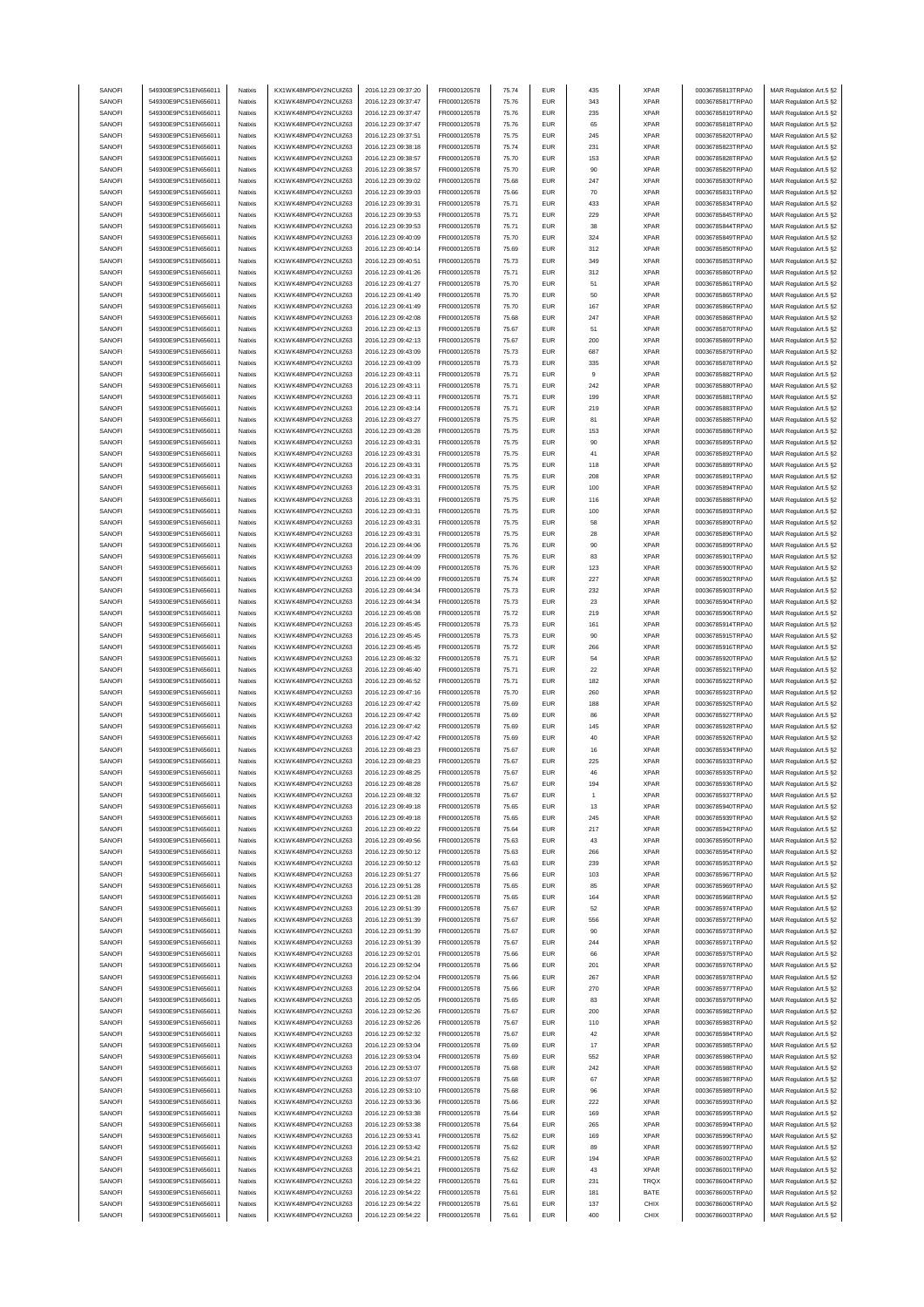| SANOFI | 549300E9PC51EN656011 | Natixis | KX1WK48MPD4Y2NCUIZ63 | 2016.12.23 09:37:20 | FR0000120578 | 75.74 | EUR | 435 | XPAR | 00036785813TRPA0 | MAR Regulation Art.5 §2 |
|---|---|---|---|---|---|---|---|---|---|---|---|
| SANOFI | 549300E9PC51EN656011 | Natixis | KX1WK48MPD4Y2NCUIZ63 | 2016.12.23 09:37:47 | FR0000120578 | 75.76 | EUR | 343 | XPAR | 00036785817TRPA0 | MAR Regulation Art.5 §2 |
| SANOFI | 549300E9PC51EN656011 | Natixis | KX1WK48MPD4Y2NCUIZ63 | 2016.12.23 09:37:47 | FR0000120578 | 75.76 | EUR | 235 | XPAR | 00036785819TRPA0 | MAR Regulation Art.5 §2 |
| SANOFI | 549300E9PC51EN656011 | Natixis | KX1WK48MPD4Y2NCUIZ63 | 2016.12.23 09:37:47 | FR0000120578 | 75.76 | EUR | 65 | XPAR | 00036785818TRPA0 | MAR Regulation Art.5 §2 |
| SANOFI | 549300E9PC51EN656011 | Natixis | KX1WK48MPD4Y2NCUIZ63 | 2016.12.23 09:37:51 | FR0000120578 | 75.75 | EUR | 245 | XPAR | 00036785820TRPA0 | MAR Regulation Art.5 §2 |
| SANOFI | 549300E9PC51EN656011 | Natixis | KX1WK48MPD4Y2NCUIZ63 | 2016.12.23 09:38:18 | FR0000120578 | 75.74 | EUR | 231 | XPAR | 00036785823TRPA0 | MAR Regulation Art.5 §2 |
| SANOFI | 549300E9PC51EN656011 | Natixis | KX1WK48MPD4Y2NCUIZ63 | 2016.12.23 09:38:57 | FR0000120578 | 75.70 | EUR | 153 | XPAR | 00036785828TRPA0 | MAR Regulation Art.5 §2 |
| SANOFI | 549300E9PC51EN656011 | Natixis | KX1WK48MPD4Y2NCUIZ63 | 2016.12.23 09:38:57 | FR0000120578 | 75.70 | EUR | 90 | XPAR | 00036785829TRPA0 | MAR Regulation Art.5 §2 |
| SANOFI | 549300E9PC51EN656011 | Natixis | KX1WK48MPD4Y2NCUIZ63 | 2016.12.23 09:39:02 | FR0000120578 | 75.68 | EUR | 247 | XPAR | 00036785830TRPA0 | MAR Regulation Art.5 §2 |
| SANOFI | 549300E9PC51EN656011 | Natixis | KX1WK48MPD4Y2NCUIZ63 | 2016.12.23 09:39:03 | FR0000120578 | 75.66 | EUR | 70 | XPAR | 00036785831TRPA0 | MAR Regulation Art.5 §2 |
| SANOFI | 549300E9PC51EN656011 | Natixis | KX1WK48MPD4Y2NCUIZ63 | 2016.12.23 09:39:31 | FR0000120578 | 75.71 | EUR | 433 | XPAR | 00036785834TRPA0 | MAR Regulation Art.5 §2 |
| SANOFI | 549300E9PC51EN656011 | Natixis | KX1WK48MPD4Y2NCUIZ63 | 2016.12.23 09:39:53 | FR0000120578 | 75.71 | EUR | 229 | XPAR | 00036785845TRPA0 | MAR Regulation Art.5 §2 |
| SANOFI | 549300E9PC51EN656011 | Natixis | KX1WK48MPD4Y2NCUIZ63 | 2016.12.23 09:39:53 | FR0000120578 | 75.71 | EUR | 38 | XPAR | 00036785844TRPA0 | MAR Regulation Art.5 §2 |
| SANOFI | 549300E9PC51EN656011 | Natixis | KX1WK48MPD4Y2NCUIZ63 | 2016.12.23 09:40:09 | FR0000120578 | 75.70 | EUR | 324 | XPAR | 00036785849TRPA0 | MAR Regulation Art.5 §2 |
| SANOFI | 549300E9PC51EN656011 | Natixis | KX1WK48MPD4Y2NCUIZ63 | 2016.12.23 09:40:14 | FR0000120578 | 75.69 | EUR | 312 | XPAR | 00036785850TRPA0 | MAR Regulation Art.5 §2 |
| SANOFI | 549300E9PC51EN656011 | Natixis | KX1WK48MPD4Y2NCUIZ63 | 2016.12.23 09:40:51 | FR0000120578 | 75.73 | EUR | 349 | XPAR | 00036785853TRPA0 | MAR Regulation Art.5 §2 |
| SANOFI | 549300E9PC51EN656011 | Natixis | KX1WK48MPD4Y2NCUIZ63 | 2016.12.23 09:41:26 | FR0000120578 | 75.71 | EUR | 312 | XPAR | 00036785860TRPA0 | MAR Regulation Art.5 §2 |
| SANOFI | 549300E9PC51EN656011 | Natixis | KX1WK48MPD4Y2NCUIZ63 | 2016.12.23 09:41:27 | FR0000120578 | 75.70 | EUR | 51 | XPAR | 00036785861TRPA0 | MAR Regulation Art.5 §2 |
| SANOFI | 549300E9PC51EN656011 | Natixis | KX1WK48MPD4Y2NCUIZ63 | 2016.12.23 09:41:49 | FR0000120578 | 75.70 | EUR | 50 | XPAR | 00036785865TRPA0 | MAR Regulation Art.5 §2 |
| SANOFI | 549300E9PC51EN656011 | Natixis | KX1WK48MPD4Y2NCUIZ63 | 2016.12.23 09:41:49 | FR0000120578 | 75.70 | EUR | 167 | XPAR | 00036785866TRPA0 | MAR Regulation Art.5 §2 |
| SANOFI | 549300E9PC51EN656011 | Natixis | KX1WK48MPD4Y2NCUIZ63 | 2016.12.23 09:42:08 | FR0000120578 | 75.68 | EUR | 247 | XPAR | 00036785868TRPA0 | MAR Regulation Art.5 §2 |
| SANOFI | 549300E9PC51EN656011 | Natixis | KX1WK48MPD4Y2NCUIZ63 | 2016.12.23 09:42:13 | FR0000120578 | 75.67 | EUR | 51 | XPAR | 00036785870TRPA0 | MAR Regulation Art.5 §2 |
| SANOFI | 549300E9PC51EN656011 | Natixis | KX1WK48MPD4Y2NCUIZ63 | 2016.12.23 09:42:13 | FR0000120578 | 75.67 | EUR | 200 | XPAR | 00036785869TRPA0 | MAR Regulation Art.5 §2 |
| SANOFI | 549300E9PC51EN656011 | Natixis | KX1WK48MPD4Y2NCUIZ63 | 2016.12.23 09:43:09 | FR0000120578 | 75.73 | EUR | 687 | XPAR | 00036785879TRPA0 | MAR Regulation Art.5 §2 |
| SANOFI | 549300E9PC51EN656011 | Natixis | KX1WK48MPD4Y2NCUIZ63 | 2016.12.23 09:43:09 | FR0000120578 | 75.73 | EUR | 335 | XPAR | 00036785878TRPA0 | MAR Regulation Art.5 §2 |
| SANOFI | 549300E9PC51EN656011 | Natixis | KX1WK48MPD4Y2NCUIZ63 | 2016.12.23 09:43:11 | FR0000120578 | 75.71 | EUR | 9 | XPAR | 00036785882TRPA0 | MAR Regulation Art.5 §2 |
| SANOFI | 549300E9PC51EN656011 | Natixis | KX1WK48MPD4Y2NCUIZ63 | 2016.12.23 09:43:11 | FR0000120578 | 75.71 | EUR | 242 | XPAR | 00036785880TRPA0 | MAR Regulation Art.5 §2 |
| SANOFI | 549300E9PC51EN656011 | Natixis | KX1WK48MPD4Y2NCUIZ63 | 2016.12.23 09:43:11 | FR0000120578 | 75.71 | EUR | 199 | XPAR | 00036785881TRPA0 | MAR Regulation Art.5 §2 |
| SANOFI | 549300E9PC51EN656011 | Natixis | KX1WK48MPD4Y2NCUIZ63 | 2016.12.23 09:43:14 | FR0000120578 | 75.71 | EUR | 219 | XPAR | 00036785883TRPA0 | MAR Regulation Art.5 §2 |
| SANOFI | 549300E9PC51EN656011 | Natixis | KX1WK48MPD4Y2NCUIZ63 | 2016.12.23 09:43:27 | FR0000120578 | 75.75 | EUR | 81 | XPAR | 00036785885TRPA0 | MAR Regulation Art.5 §2 |
| SANOFI | 549300E9PC51EN656011 | Natixis | KX1WK48MPD4Y2NCUIZ63 | 2016.12.23 09:43:28 | FR0000120578 | 75.75 | EUR | 153 | XPAR | 00036785886TRPA0 | MAR Regulation Art.5 §2 |
| SANOFI | 549300E9PC51EN656011 | Natixis | KX1WK48MPD4Y2NCUIZ63 | 2016.12.23 09:43:31 | FR0000120578 | 75.75 | EUR | 90 | XPAR | 00036785895TRPA0 | MAR Regulation Art.5 §2 |
| SANOFI | 549300E9PC51EN656011 | Natixis | KX1WK48MPD4Y2NCUIZ63 | 2016.12.23 09:43:31 | FR0000120578 | 75.75 | EUR | 41 | XPAR | 00036785892TRPA0 | MAR Regulation Art.5 §2 |
| SANOFI | 549300E9PC51EN656011 | Natixis | KX1WK48MPD4Y2NCUIZ63 | 2016.12.23 09:43:31 | FR0000120578 | 75.75 | EUR | 118 | XPAR | 00036785889TRPA0 | MAR Regulation Art.5 §2 |
| SANOFI | 549300E9PC51EN656011 | Natixis | KX1WK48MPD4Y2NCUIZ63 | 2016.12.23 09:43:31 | FR0000120578 | 75.75 | EUR | 208 | XPAR | 00036785891TRPA0 | MAR Regulation Art.5 §2 |
| SANOFI | 549300E9PC51EN656011 | Natixis | KX1WK48MPD4Y2NCUIZ63 | 2016.12.23 09:43:31 | FR0000120578 | 75.75 | EUR | 100 | XPAR | 00036785894TRPA0 | MAR Regulation Art.5 §2 |
| SANOFI | 549300E9PC51EN656011 | Natixis | KX1WK48MPD4Y2NCUIZ63 | 2016.12.23 09:43:31 | FR0000120578 | 75.75 | EUR | 116 | XPAR | 00036785888TRPA0 | MAR Regulation Art.5 §2 |
| SANOFI | 549300E9PC51EN656011 | Natixis | KX1WK48MPD4Y2NCUIZ63 | 2016.12.23 09:43:31 | FR0000120578 | 75.75 | EUR | 100 | XPAR | 00036785893TRPA0 | MAR Regulation Art.5 §2 |
| SANOFI | 549300E9PC51EN656011 | Natixis | KX1WK48MPD4Y2NCUIZ63 | 2016.12.23 09:43:31 | FR0000120578 | 75.75 | EUR | 58 | XPAR | 00036785890TRPA0 | MAR Regulation Art.5 §2 |
| SANOFI | 549300E9PC51EN656011 | Natixis | KX1WK48MPD4Y2NCUIZ63 | 2016.12.23 09:43:31 | FR0000120578 | 75.75 | EUR | 28 | XPAR | 00036785896TRPA0 | MAR Regulation Art.5 §2 |
| SANOFI | 549300E9PC51EN656011 | Natixis | KX1WK48MPD4Y2NCUIZ63 | 2016.12.23 09:44:06 | FR0000120578 | 75.76 | EUR | 90 | XPAR | 00036785899TRPA0 | MAR Regulation Art.5 §2 |
| SANOFI | 549300E9PC51EN656011 | Natixis | KX1WK48MPD4Y2NCUIZ63 | 2016.12.23 09:44:09 | FR0000120578 | 75.76 | EUR | 83 | XPAR | 00036785901TRPA0 | MAR Regulation Art.5 §2 |
| SANOFI | 549300E9PC51EN656011 | Natixis | KX1WK48MPD4Y2NCUIZ63 | 2016.12.23 09:44:09 | FR0000120578 | 75.76 | EUR | 123 | XPAR | 00036785900TRPA0 | MAR Regulation Art.5 §2 |
| SANOFI | 549300E9PC51EN656011 | Natixis | KX1WK48MPD4Y2NCUIZ63 | 2016.12.23 09:44:09 | FR0000120578 | 75.74 | EUR | 227 | XPAR | 00036785902TRPA0 | MAR Regulation Art.5 §2 |
| SANOFI | 549300E9PC51EN656011 | Natixis | KX1WK48MPD4Y2NCUIZ63 | 2016.12.23 09:44:34 | FR0000120578 | 75.73 | EUR | 232 | XPAR | 00036785903TRPA0 | MAR Regulation Art.5 §2 |
| SANOFI | 549300E9PC51EN656011 | Natixis | KX1WK48MPD4Y2NCUIZ63 | 2016.12.23 09:44:34 | FR0000120578 | 75.73 | EUR | 23 | XPAR | 00036785904TRPA0 | MAR Regulation Art.5 §2 |
| SANOFI | 549300E9PC51EN656011 | Natixis | KX1WK48MPD4Y2NCUIZ63 | 2016.12.23 09:45:08 | FR0000120578 | 75.72 | EUR | 219 | XPAR | 00036785906TRPA0 | MAR Regulation Art.5 §2 |
| SANOFI | 549300E9PC51EN656011 | Natixis | KX1WK48MPD4Y2NCUIZ63 | 2016.12.23 09:45:45 | FR0000120578 | 75.73 | EUR | 161 | XPAR | 00036785914TRPA0 | MAR Regulation Art.5 §2 |
| SANOFI | 549300E9PC51EN656011 | Natixis | KX1WK48MPD4Y2NCUIZ63 | 2016.12.23 09:45:45 | FR0000120578 | 75.73 | EUR | 90 | XPAR | 00036785915TRPA0 | MAR Regulation Art.5 §2 |
| SANOFI | 549300E9PC51EN656011 | Natixis | KX1WK48MPD4Y2NCUIZ63 | 2016.12.23 09:45:45 | FR0000120578 | 75.72 | EUR | 266 | XPAR | 00036785916TRPA0 | MAR Regulation Art.5 §2 |
| SANOFI | 549300E9PC51EN656011 | Natixis | KX1WK48MPD4Y2NCUIZ63 | 2016.12.23 09:46:32 | FR0000120578 | 75.71 | EUR | 54 | XPAR | 00036785920TRPA0 | MAR Regulation Art.5 §2 |
| SANOFI | 549300E9PC51EN656011 | Natixis | KX1WK48MPD4Y2NCUIZ63 | 2016.12.23 09:46:40 | FR0000120578 | 75.71 | EUR | 22 | XPAR | 00036785921TRPA0 | MAR Regulation Art.5 §2 |
| SANOFI | 549300E9PC51EN656011 | Natixis | KX1WK48MPD4Y2NCUIZ63 | 2016.12.23 09:46:52 | FR0000120578 | 75.71 | EUR | 182 | XPAR | 00036785922TRPA0 | MAR Regulation Art.5 §2 |
| SANOFI | 549300E9PC51EN656011 | Natixis | KX1WK48MPD4Y2NCUIZ63 | 2016.12.23 09:47:16 | FR0000120578 | 75.70 | EUR | 260 | XPAR | 00036785923TRPA0 | MAR Regulation Art.5 §2 |
| SANOFI | 549300E9PC51EN656011 | Natixis | KX1WK48MPD4Y2NCUIZ63 | 2016.12.23 09:47:42 | FR0000120578 | 75.69 | EUR | 188 | XPAR | 00036785925TRPA0 | MAR Regulation Art.5 §2 |
| SANOFI | 549300E9PC51EN656011 | Natixis | KX1WK48MPD4Y2NCUIZ63 | 2016.12.23 09:47:42 | FR0000120578 | 75.69 | EUR | 86 | XPAR | 00036785927TRPA0 | MAR Regulation Art.5 §2 |
| SANOFI | 549300E9PC51EN656011 | Natixis | KX1WK48MPD4Y2NCUIZ63 | 2016.12.23 09:47:42 | FR0000120578 | 75.69 | EUR | 145 | XPAR | 00036785928TRPA0 | MAR Regulation Art.5 §2 |
| SANOFI | 549300E9PC51EN656011 | Natixis | KX1WK48MPD4Y2NCUIZ63 | 2016.12.23 09:47:42 | FR0000120578 | 75.69 | EUR | 40 | XPAR | 00036785926TRPA0 | MAR Regulation Art.5 §2 |
| SANOFI | 549300E9PC51EN656011 | Natixis | KX1WK48MPD4Y2NCUIZ63 | 2016.12.23 09:48:23 | FR0000120578 | 75.67 | EUR | 16 | XPAR | 00036785934TRPA0 | MAR Regulation Art.5 §2 |
| SANOFI | 549300E9PC51EN656011 | Natixis | KX1WK48MPD4Y2NCUIZ63 | 2016.12.23 09:48:23 | FR0000120578 | 75.67 | EUR | 225 | XPAR | 00036785933TRPA0 | MAR Regulation Art.5 §2 |
| SANOFI | 549300E9PC51EN656011 | Natixis | KX1WK48MPD4Y2NCUIZ63 | 2016.12.23 09:48:25 | FR0000120578 | 75.67 | EUR | 46 | XPAR | 00036785935TRPA0 | MAR Regulation Art.5 §2 |
| SANOFI | 549300E9PC51EN656011 | Natixis | KX1WK48MPD4Y2NCUIZ63 | 2016.12.23 09:48:28 | FR0000120578 | 75.67 | EUR | 194 | XPAR | 00036785936TRPA0 | MAR Regulation Art.5 §2 |
| SANOFI | 549300E9PC51EN656011 | Natixis | KX1WK48MPD4Y2NCUIZ63 | 2016.12.23 09:48:32 | FR0000120578 | 75.67 | EUR | 1 | XPAR | 00036785937TRPA0 | MAR Regulation Art.5 §2 |
| SANOFI | 549300E9PC51EN656011 | Natixis | KX1WK48MPD4Y2NCUIZ63 | 2016.12.23 09:49:18 | FR0000120578 | 75.65 | EUR | 13 | XPAR | 00036785940TRPA0 | MAR Regulation Art.5 §2 |
| SANOFI | 549300E9PC51EN656011 | Natixis | KX1WK48MPD4Y2NCUIZ63 | 2016.12.23 09:49:18 | FR0000120578 | 75.65 | EUR | 245 | XPAR | 00036785939TRPA0 | MAR Regulation Art.5 §2 |
| SANOFI | 549300E9PC51EN656011 | Natixis | KX1WK48MPD4Y2NCUIZ63 | 2016.12.23 09:49:22 | FR0000120578 | 75.64 | EUR | 217 | XPAR | 00036785942TRPA0 | MAR Regulation Art.5 §2 |
| SANOFI | 549300E9PC51EN656011 | Natixis | KX1WK48MPD4Y2NCUIZ63 | 2016.12.23 09:49:56 | FR0000120578 | 75.63 | EUR | 43 | XPAR | 00036785950TRPA0 | MAR Regulation Art.5 §2 |
| SANOFI | 549300E9PC51EN656011 | Natixis | KX1WK48MPD4Y2NCUIZ63 | 2016.12.23 09:50:12 | FR0000120578 | 75.63 | EUR | 266 | XPAR | 00036785954TRPA0 | MAR Regulation Art.5 §2 |
| SANOFI | 549300E9PC51EN656011 | Natixis | KX1WK48MPD4Y2NCUIZ63 | 2016.12.23 09:50:12 | FR0000120578 | 75.63 | EUR | 239 | XPAR | 00036785953TRPA0 | MAR Regulation Art.5 §2 |
| SANOFI | 549300E9PC51EN656011 | Natixis | KX1WK48MPD4Y2NCUIZ63 | 2016.12.23 09:51:27 | FR0000120578 | 75.66 | EUR | 103 | XPAR | 00036785967TRPA0 | MAR Regulation Art.5 §2 |
| SANOFI | 549300E9PC51EN656011 | Natixis | KX1WK48MPD4Y2NCUIZ63 | 2016.12.23 09:51:28 | FR0000120578 | 75.65 | EUR | 85 | XPAR | 00036785969TRPA0 | MAR Regulation Art.5 §2 |
| SANOFI | 549300E9PC51EN656011 | Natixis | KX1WK48MPD4Y2NCUIZ63 | 2016.12.23 09:51:28 | FR0000120578 | 75.65 | EUR | 164 | XPAR | 00036785968TRPA0 | MAR Regulation Art.5 §2 |
| SANOFI | 549300E9PC51EN656011 | Natixis | KX1WK48MPD4Y2NCUIZ63 | 2016.12.23 09:51:39 | FR0000120578 | 75.67 | EUR | 52 | XPAR | 00036785974TRPA0 | MAR Regulation Art.5 §2 |
| SANOFI | 549300E9PC51EN656011 | Natixis | KX1WK48MPD4Y2NCUIZ63 | 2016.12.23 09:51:39 | FR0000120578 | 75.67 | EUR | 556 | XPAR | 00036785972TRPA0 | MAR Regulation Art.5 §2 |
| SANOFI | 549300E9PC51EN656011 | Natixis | KX1WK48MPD4Y2NCUIZ63 | 2016.12.23 09:51:39 | FR0000120578 | 75.67 | EUR | 90 | XPAR | 00036785973TRPA0 | MAR Regulation Art.5 §2 |
| SANOFI | 549300E9PC51EN656011 | Natixis | KX1WK48MPD4Y2NCUIZ63 | 2016.12.23 09:51:39 | FR0000120578 | 75.67 | EUR | 244 | XPAR | 00036785971TRPA0 | MAR Regulation Art.5 §2 |
| SANOFI | 549300E9PC51EN656011 | Natixis | KX1WK48MPD4Y2NCUIZ63 | 2016.12.23 09:52:01 | FR0000120578 | 75.66 | EUR | 66 | XPAR | 00036785975TRPA0 | MAR Regulation Art.5 §2 |
| SANOFI | 549300E9PC51EN656011 | Natixis | KX1WK48MPD4Y2NCUIZ63 | 2016.12.23 09:52:04 | FR0000120578 | 75.66 | EUR | 201 | XPAR | 00036785976TRPA0 | MAR Regulation Art.5 §2 |
| SANOFI | 549300E9PC51EN656011 | Natixis | KX1WK48MPD4Y2NCUIZ63 | 2016.12.23 09:52:04 | FR0000120578 | 75.66 | EUR | 267 | XPAR | 00036785978TRPA0 | MAR Regulation Art.5 §2 |
| SANOFI | 549300E9PC51EN656011 | Natixis | KX1WK48MPD4Y2NCUIZ63 | 2016.12.23 09:52:04 | FR0000120578 | 75.66 | EUR | 270 | XPAR | 00036785977TRPA0 | MAR Regulation Art.5 §2 |
| SANOFI | 549300E9PC51EN656011 | Natixis | KX1WK48MPD4Y2NCUIZ63 | 2016.12.23 09:52:05 | FR0000120578 | 75.65 | EUR | 83 | XPAR | 00036785979TRPA0 | MAR Regulation Art.5 §2 |
| SANOFI | 549300E9PC51EN656011 | Natixis | KX1WK48MPD4Y2NCUIZ63 | 2016.12.23 09:52:26 | FR0000120578 | 75.67 | EUR | 200 | XPAR | 00036785982TRPA0 | MAR Regulation Art.5 §2 |
| SANOFI | 549300E9PC51EN656011 | Natixis | KX1WK48MPD4Y2NCUIZ63 | 2016.12.23 09:52:26 | FR0000120578 | 75.67 | EUR | 110 | XPAR | 00036785983TRPA0 | MAR Regulation Art.5 §2 |
| SANOFI | 549300E9PC51EN656011 | Natixis | KX1WK48MPD4Y2NCUIZ63 | 2016.12.23 09:52:32 | FR0000120578 | 75.67 | EUR | 42 | XPAR | 00036785984TRPA0 | MAR Regulation Art.5 §2 |
| SANOFI | 549300E9PC51EN656011 | Natixis | KX1WK48MPD4Y2NCUIZ63 | 2016.12.23 09:53:04 | FR0000120578 | 75.69 | EUR | 17 | XPAR | 00036785985TRPA0 | MAR Regulation Art.5 §2 |
| SANOFI | 549300E9PC51EN656011 | Natixis | KX1WK48MPD4Y2NCUIZ63 | 2016.12.23 09:53:04 | FR0000120578 | 75.69 | EUR | 552 | XPAR | 00036785986TRPA0 | MAR Regulation Art.5 §2 |
| SANOFI | 549300E9PC51EN656011 | Natixis | KX1WK48MPD4Y2NCUIZ63 | 2016.12.23 09:53:07 | FR0000120578 | 75.68 | EUR | 242 | XPAR | 00036785988TRPA0 | MAR Regulation Art.5 §2 |
| SANOFI | 549300E9PC51EN656011 | Natixis | KX1WK48MPD4Y2NCUIZ63 | 2016.12.23 09:53:07 | FR0000120578 | 75.68 | EUR | 67 | XPAR | 00036785987TRPA0 | MAR Regulation Art.5 §2 |
| SANOFI | 549300E9PC51EN656011 | Natixis | KX1WK48MPD4Y2NCUIZ63 | 2016.12.23 09:53:10 | FR0000120578 | 75.68 | EUR | 96 | XPAR | 00036785989TRPA0 | MAR Regulation Art.5 §2 |
| SANOFI | 549300E9PC51EN656011 | Natixis | KX1WK48MPD4Y2NCUIZ63 | 2016.12.23 09:53:36 | FR0000120578 | 75.66 | EUR | 222 | XPAR | 00036785993TRPA0 | MAR Regulation Art.5 §2 |
| SANOFI | 549300E9PC51EN656011 | Natixis | KX1WK48MPD4Y2NCUIZ63 | 2016.12.23 09:53:38 | FR0000120578 | 75.64 | EUR | 169 | XPAR | 00036785995TRPA0 | MAR Regulation Art.5 §2 |
| SANOFI | 549300E9PC51EN656011 | Natixis | KX1WK48MPD4Y2NCUIZ63 | 2016.12.23 09:53:38 | FR0000120578 | 75.64 | EUR | 265 | XPAR | 00036785994TRPA0 | MAR Regulation Art.5 §2 |
| SANOFI | 549300E9PC51EN656011 | Natixis | KX1WK48MPD4Y2NCUIZ63 | 2016.12.23 09:53:41 | FR0000120578 | 75.62 | EUR | 169 | XPAR | 00036785996TRPA0 | MAR Regulation Art.5 §2 |
| SANOFI | 549300E9PC51EN656011 | Natixis | KX1WK48MPD4Y2NCUIZ63 | 2016.12.23 09:53:42 | FR0000120578 | 75.62 | EUR | 89 | XPAR | 00036785997TRPA0 | MAR Regulation Art.5 §2 |
| SANOFI | 549300E9PC51EN656011 | Natixis | KX1WK48MPD4Y2NCUIZ63 | 2016.12.23 09:54:21 | FR0000120578 | 75.62 | EUR | 194 | XPAR | 00036786002TRPA0 | MAR Regulation Art.5 §2 |
| SANOFI | 549300E9PC51EN656011 | Natixis | KX1WK48MPD4Y2NCUIZ63 | 2016.12.23 09:54:21 | FR0000120578 | 75.62 | EUR | 43 | XPAR | 00036786001TRPA0 | MAR Regulation Art.5 §2 |
| SANOFI | 549300E9PC51EN656011 | Natixis | KX1WK48MPD4Y2NCUIZ63 | 2016.12.23 09:54:22 | FR0000120578 | 75.61 | EUR | 231 | TRQX | 00036786004TRPA0 | MAR Regulation Art.5 §2 |
| SANOFI | 549300E9PC51EN656011 | Natixis | KX1WK48MPD4Y2NCUIZ63 | 2016.12.23 09:54:22 | FR0000120578 | 75.61 | EUR | 181 | BATE | 00036786005TRPA0 | MAR Regulation Art.5 §2 |
| SANOFI | 549300E9PC51EN656011 | Natixis | KX1WK48MPD4Y2NCUIZ63 | 2016.12.23 09:54:22 | FR0000120578 | 75.61 | EUR | 137 | CHIX | 00036786006TRPA0 | MAR Regulation Art.5 §2 |
| SANOFI | 549300E9PC51EN656011 | Natixis | KX1WK48MPD4Y2NCUIZ63 | 2016.12.23 09:54:22 | FR0000120578 | 75.61 | EUR | 400 | CHIX | 00036786003TRPA0 | MAR Regulation Art.5 §2 |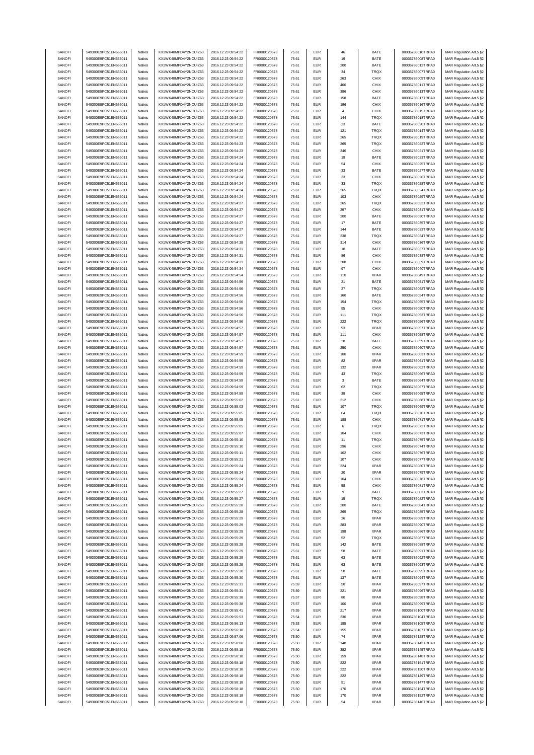| SANOFI | 549300E9PC51EN656011 | Natixis | KX1WK48MPD4Y2NCUIZ63 | 2016.12.23 09:54:22 | FR0000120578 | 75.61 | EUR | 46 | BATE | 00036786010TRPA0 | MAR Regulation Art.5 §2 |
|---|---|---|---|---|---|---|---|---|---|---|---|
| SANOFI | 549300E9PC51EN656011 | Natixis | KX1WK48MPD4Y2NCUIZ63 | 2016.12.23 09:54:22 | FR0000120578 | 75.61 | EUR | 19 | BATE | 00036786008TRPA0 | MAR Regulation Art.5 §2 |
| SANOFI | 549300E9PC51EN656011 | Natixis | KX1WK48MPD4Y2NCUIZ63 | 2016.12.23 09:54:22 | FR0000120578 | 75.61 | EUR | 200 | BATE | 00036786012TRPA0 | MAR Regulation Art.5 §2 |
| SANOFI | 549300E9PC51EN656011 | Natixis | KX1WK48MPD4Y2NCUIZ63 | 2016.12.23 09:54:22 | FR0000120578 | 75.61 | EUR | 34 | TRQX | 00036786007TRPA0 | MAR Regulation Art.5 §2 |
| SANOFI | 549300E9PC51EN656011 | Natixis | KX1WK48MPD4Y2NCUIZ63 | 2016.12.23 09:54:22 | FR0000120578 | 75.61 | EUR | 263 | CHIX | 00036786009TRPA0 | MAR Regulation Art.5 §2 |
| SANOFI | 549300E9PC51EN656011 | Natixis | KX1WK48MPD4Y2NCUIZ63 | 2016.12.23 09:54:22 | FR0000120578 | 75.61 | EUR | 400 | CHIX | 00036786011TRPA0 | MAR Regulation Art.5 §2 |
| SANOFI | 549300E9PC51EN656011 | Natixis | KX1WK48MPD4Y2NCUIZ63 | 2016.12.23 09:54:22 | FR0000120578 | 75.61 | EUR | 396 | CHIX | 00036786013TRPA0 | MAR Regulation Art.5 §2 |
| SANOFI | 549300E9PC51EN656011 | Natixis | KX1WK48MPD4Y2NCUIZ63 | 2016.12.23 09:54:22 | FR0000120578 | 75.61 | EUR | 158 | BATE | 00036786017TRPA0 | MAR Regulation Art.5 §2 |
| SANOFI | 549300E9PC51EN656011 | Natixis | KX1WK48MPD4Y2NCUIZ63 | 2016.12.23 09:54:22 | FR0000120578 | 75.61 | EUR | 196 | CHIX | 00036786016TRPA0 | MAR Regulation Art.5 §2 |
| SANOFI | 549300E9PC51EN656011 | Natixis | KX1WK48MPD4Y2NCUIZ63 | 2016.12.23 09:54:22 | FR0000120578 | 75.61 | EUR | 4 | CHIX | 00036786015TRPA0 | MAR Regulation Art.5 §2 |
| SANOFI | 549300E9PC51EN656011 | Natixis | KX1WK48MPD4Y2NCUIZ63 | 2016.12.23 09:54:22 | FR0000120578 | 75.61 | EUR | 144 | TRQX | 00036786018TRPA0 | MAR Regulation Art.5 §2 |
| SANOFI | 549300E9PC51EN656011 | Natixis | KX1WK48MPD4Y2NCUIZ63 | 2016.12.23 09:54:22 | FR0000120578 | 75.61 | EUR | 23 | BATE | 00036786020TRPA0 | MAR Regulation Art.5 §2 |
| SANOFI | 549300E9PC51EN656011 | Natixis | KX1WK48MPD4Y2NCUIZ63 | 2016.12.23 09:54:22 | FR0000120578 | 75.61 | EUR | 121 | TRQX | 00036786014TRPA0 | MAR Regulation Art.5 §2 |
| SANOFI | 549300E9PC51EN656011 | Natixis | KX1WK48MPD4Y2NCUIZ63 | 2016.12.23 09:54:22 | FR0000120578 | 75.61 | EUR | 265 | TRQX | 00036786019TRPA0 | MAR Regulation Art.5 §2 |
| SANOFI | 549300E9PC51EN656011 | Natixis | KX1WK48MPD4Y2NCUIZ63 | 2016.12.23 09:54:23 | FR0000120578 | 75.61 | EUR | 265 | TRQX | 00036786022TRPA0 | MAR Regulation Art.5 §2 |
| SANOFI | 549300E9PC51EN656011 | Natixis | KX1WK48MPD4Y2NCUIZ63 | 2016.12.23 09:54:23 | FR0000120578 | 75.61 | EUR | 346 | CHIX | 00036786021TRPA0 | MAR Regulation Art.5 §2 |
| SANOFI | 549300E9PC51EN656011 | Natixis | KX1WK48MPD4Y2NCUIZ63 | 2016.12.23 09:54:24 | FR0000120578 | 75.61 | EUR | 19 | BATE | 00036786023TRPA0 | MAR Regulation Art.5 §2 |
| SANOFI | 549300E9PC51EN656011 | Natixis | KX1WK48MPD4Y2NCUIZ63 | 2016.12.23 09:54:24 | FR0000120578 | 75.61 | EUR | 54 | CHIX | 00036786025TRPA0 | MAR Regulation Art.5 §2 |
| SANOFI | 549300E9PC51EN656011 | Natixis | KX1WK48MPD4Y2NCUIZ63 | 2016.12.23 09:54:24 | FR0000120578 | 75.61 | EUR | 33 | BATE | 00036786027TRPA0 | MAR Regulation Art.5 §2 |
| SANOFI | 549300E9PC51EN656011 | Natixis | KX1WK48MPD4Y2NCUIZ63 | 2016.12.23 09:54:24 | FR0000120578 | 75.61 | EUR | 33 | CHIX | 00036786026TRPA0 | MAR Regulation Art.5 §2 |
| SANOFI | 549300E9PC51EN656011 | Natixis | KX1WK48MPD4Y2NCUIZ63 | 2016.12.23 09:54:24 | FR0000120578 | 75.61 | EUR | 33 | TRQX | 00036786028TRPA0 | MAR Regulation Art.5 §2 |
| SANOFI | 549300E9PC51EN656011 | Natixis | KX1WK48MPD4Y2NCUIZ63 | 2016.12.23 09:54:24 | FR0000120578 | 75.61 | EUR | 265 | TRQX | 00036786024TRPA0 | MAR Regulation Art.5 §2 |
| SANOFI | 549300E9PC51EN656011 | Natixis | KX1WK48MPD4Y2NCUIZ63 | 2016.12.23 09:54:24 | FR0000120578 | 75.61 | EUR | 103 | CHIX | 00036786029TRPA0 | MAR Regulation Art.5 §2 |
| SANOFI | 549300E9PC51EN656011 | Natixis | KX1WK48MPD4Y2NCUIZ63 | 2016.12.23 09:54:27 | FR0000120578 | 75.61 | EUR | 265 | TRQX | 00036786032TRPA0 | MAR Regulation Art.5 §2 |
| SANOFI | 549300E9PC51EN656011 | Natixis | KX1WK48MPD4Y2NCUIZ63 | 2016.12.23 09:54:27 | FR0000120578 | 75.61 | EUR | 297 | CHIX | 00036786031TRPA0 | MAR Regulation Art.5 §2 |
| SANOFI | 549300E9PC51EN656011 | Natixis | KX1WK48MPD4Y2NCUIZ63 | 2016.12.23 09:54:27 | FR0000120578 | 75.61 | EUR | 200 | BATE | 00036786030TRPA0 | MAR Regulation Art.5 §2 |
| SANOFI | 549300E9PC51EN656011 | Natixis | KX1WK48MPD4Y2NCUIZ63 | 2016.12.23 09:54:27 | FR0000120578 | 75.61 | EUR | 17 | BATE | 00036786035TRPA0 | MAR Regulation Art.5 §2 |
| SANOFI | 549300E9PC51EN656011 | Natixis | KX1WK48MPD4Y2NCUIZ63 | 2016.12.23 09:54:27 | FR0000120578 | 75.61 | EUR | 144 | BATE | 00036786033TRPA0 | MAR Regulation Art.5 §2 |
| SANOFI | 549300E9PC51EN656011 | Natixis | KX1WK48MPD4Y2NCUIZ63 | 2016.12.23 09:54:27 | FR0000120578 | 75.61 | EUR | 238 | TRQX | 00036786034TRPA0 | MAR Regulation Art.5 §2 |
| SANOFI | 549300E9PC51EN656011 | Natixis | KX1WK48MPD4Y2NCUIZ63 | 2016.12.23 09:54:28 | FR0000120578 | 75.61 | EUR | 314 | CHIX | 00036786036TRPA0 | MAR Regulation Art.5 §2 |
| SANOFI | 549300E9PC51EN656011 | Natixis | KX1WK48MPD4Y2NCUIZ63 | 2016.12.23 09:54:31 | FR0000120578 | 75.61 | EUR | 18 | BATE | 00036786037TRPA0 | MAR Regulation Art.5 §2 |
| SANOFI | 549300E9PC51EN656011 | Natixis | KX1WK48MPD4Y2NCUIZ63 | 2016.12.23 09:54:31 | FR0000120578 | 75.61 | EUR | 86 | CHIX | 00036786038TRPA0 | MAR Regulation Art.5 §2 |
| SANOFI | 549300E9PC51EN656011 | Natixis | KX1WK48MPD4Y2NCUIZ63 | 2016.12.23 09:54:31 | FR0000120578 | 75.61 | EUR | 208 | CHIX | 00036786039TRPA0 | MAR Regulation Art.5 §2 |
| SANOFI | 549300E9PC51EN656011 | Natixis | KX1WK48MPD4Y2NCUIZ63 | 2016.12.23 09:54:34 | FR0000120578 | 75.61 | EUR | 97 | CHIX | 00036786040TRPA0 | MAR Regulation Art.5 §2 |
| SANOFI | 549300E9PC51EN656011 | Natixis | KX1WK48MPD4Y2NCUIZ63 | 2016.12.23 09:54:54 | FR0000120578 | 75.61 | EUR | 110 | XPAR | 00036786049TRPA0 | MAR Regulation Art.5 §2 |
| SANOFI | 549300E9PC51EN656011 | Natixis | KX1WK48MPD4Y2NCUIZ63 | 2016.12.23 09:54:56 | FR0000120578 | 75.61 | EUR | 21 | BATE | 00036786051TRPA0 | MAR Regulation Art.5 §2 |
| SANOFI | 549300E9PC51EN656011 | Natixis | KX1WK48MPD4Y2NCUIZ63 | 2016.12.23 09:54:56 | FR0000120578 | 75.61 | EUR | 27 | TRQX | 00036786052TRPA0 | MAR Regulation Art.5 §2 |
| SANOFI | 549300E9PC51EN656011 | Natixis | KX1WK48MPD4Y2NCUIZ63 | 2016.12.23 09:54:56 | FR0000120578 | 75.61 | EUR | 160 | BATE | 00036786054TRPA0 | MAR Regulation Art.5 §2 |
| SANOFI | 549300E9PC51EN656011 | Natixis | KX1WK48MPD4Y2NCUIZ63 | 2016.12.23 09:54:56 | FR0000120578 | 75.61 | EUR | 154 | TRQX | 00036786055TRPA0 | MAR Regulation Art.5 §2 |
| SANOFI | 549300E9PC51EN656011 | Natixis | KX1WK48MPD4Y2NCUIZ63 | 2016.12.23 09:54:56 | FR0000120578 | 75.61 | EUR | 95 | CHIX | 00036786050TRPA0 | MAR Regulation Art.5 §2 |
| SANOFI | 549300E9PC51EN656011 | Natixis | KX1WK48MPD4Y2NCUIZ63 | 2016.12.23 09:54:56 | FR0000120578 | 75.61 | EUR | 111 | TRQX | 00036786053TRPA0 | MAR Regulation Art.5 §2 |
| SANOFI | 549300E9PC51EN656011 | Natixis | KX1WK48MPD4Y2NCUIZ63 | 2016.12.23 09:54:56 | FR0000120578 | 75.61 | EUR | 222 | TRQX | 00036786056TRPA0 | MAR Regulation Art.5 §2 |
| SANOFI | 549300E9PC51EN656011 | Natixis | KX1WK48MPD4Y2NCUIZ63 | 2016.12.23 09:54:57 | FR0000120578 | 75.61 | EUR | 93 | XPAR | 00036786057TRPA0 | MAR Regulation Art.5 §2 |
| SANOFI | 549300E9PC51EN656011 | Natixis | KX1WK48MPD4Y2NCUIZ63 | 2016.12.23 09:54:57 | FR0000120578 | 75.61 | EUR | 111 | CHIX | 00036786058TRPA0 | MAR Regulation Art.5 §2 |
| SANOFI | 549300E9PC51EN656011 | Natixis | KX1WK48MPD4Y2NCUIZ63 | 2016.12.23 09:54:57 | FR0000120578 | 75.61 | EUR | 28 | BATE | 00036786059TRPA0 | MAR Regulation Art.5 §2 |
| SANOFI | 549300E9PC51EN656011 | Natixis | KX1WK48MPD4Y2NCUIZ63 | 2016.12.23 09:54:57 | FR0000120578 | 75.61 | EUR | 250 | CHIX | 00036786060TRPA0 | MAR Regulation Art.5 §2 |
| SANOFI | 549300E9PC51EN656011 | Natixis | KX1WK48MPD4Y2NCUIZ63 | 2016.12.23 09:54:59 | FR0000120578 | 75.61 | EUR | 100 | XPAR | 00036786063TRPA0 | MAR Regulation Art.5 §2 |
| SANOFI | 549300E9PC51EN656011 | Natixis | KX1WK48MPD4Y2NCUIZ63 | 2016.12.23 09:54:59 | FR0000120578 | 75.61 | EUR | 82 | XPAR | 00036786061TRPA0 | MAR Regulation Art.5 §2 |
| SANOFI | 549300E9PC51EN656011 | Natixis | KX1WK48MPD4Y2NCUIZ63 | 2016.12.23 09:54:59 | FR0000120578 | 75.61 | EUR | 132 | XPAR | 00036786062TRPA0 | MAR Regulation Art.5 §2 |
| SANOFI | 549300E9PC51EN656011 | Natixis | KX1WK48MPD4Y2NCUIZ63 | 2016.12.23 09:54:59 | FR0000120578 | 75.61 | EUR | 43 | TRQX | 00036786066TRPA0 | MAR Regulation Art.5 §2 |
| SANOFI | 549300E9PC51EN656011 | Natixis | KX1WK48MPD4Y2NCUIZ63 | 2016.12.23 09:54:59 | FR0000120578 | 75.61 | EUR | 3 | BATE | 00036786064TRPA0 | MAR Regulation Art.5 §2 |
| SANOFI | 549300E9PC51EN656011 | Natixis | KX1WK48MPD4Y2NCUIZ63 | 2016.12.23 09:54:59 | FR0000120578 | 75.61 | EUR | 62 | TRQX | 00036786067TRPA0 | MAR Regulation Art.5 §2 |
| SANOFI | 549300E9PC51EN656011 | Natixis | KX1WK48MPD4Y2NCUIZ63 | 2016.12.23 09:54:59 | FR0000120578 | 75.61 | EUR | 39 | CHIX | 00036786065TRPA0 | MAR Regulation Art.5 §2 |
| SANOFI | 549300E9PC51EN656011 | Natixis | KX1WK48MPD4Y2NCUIZ63 | 2016.12.23 09:55:02 | FR0000120578 | 75.61 | EUR | 212 | CHIX | 00036786068TRPA0 | MAR Regulation Art.5 §2 |
| SANOFI | 549300E9PC51EN656011 | Natixis | KX1WK48MPD4Y2NCUIZ63 | 2016.12.23 09:55:03 | FR0000120578 | 75.61 | EUR | 107 | TRQX | 00036786069TRPA0 | MAR Regulation Art.5 §2 |
| SANOFI | 549300E9PC51EN656011 | Natixis | KX1WK48MPD4Y2NCUIZ63 | 2016.12.23 09:55:05 | FR0000120578 | 75.61 | EUR | 64 | TRQX | 00036786070TRPA0 | MAR Regulation Art.5 §2 |
| SANOFI | 549300E9PC51EN656011 | Natixis | KX1WK48MPD4Y2NCUIZ63 | 2016.12.23 09:55:05 | FR0000120578 | 75.61 | EUR | 188 | CHIX | 00036786071TRPA0 | MAR Regulation Art.5 §2 |
| SANOFI | 549300E9PC51EN656011 | Natixis | KX1WK48MPD4Y2NCUIZ63 | 2016.12.23 09:55:05 | FR0000120578 | 75.61 | EUR | 6 | TRQX | 00036786072TRPA0 | MAR Regulation Art.5 §2 |
| SANOFI | 549300E9PC51EN656011 | Natixis | KX1WK48MPD4Y2NCUIZ63 | 2016.12.23 09:55:07 | FR0000120578 | 75.61 | EUR | 104 | CHIX | 00036786073TRPA0 | MAR Regulation Art.5 §2 |
| SANOFI | 549300E9PC51EN656011 | Natixis | KX1WK48MPD4Y2NCUIZ63 | 2016.12.23 09:55:10 | FR0000120578 | 75.61 | EUR | 11 | TRQX | 00036786075TRPA0 | MAR Regulation Art.5 §2 |
| SANOFI | 549300E9PC51EN656011 | Natixis | KX1WK48MPD4Y2NCUIZ63 | 2016.12.23 09:55:10 | FR0000120578 | 75.61 | EUR | 296 | CHIX | 00036786074TRPA0 | MAR Regulation Art.5 §2 |
| SANOFI | 549300E9PC51EN656011 | Natixis | KX1WK48MPD4Y2NCUIZ63 | 2016.12.23 09:55:11 | FR0000120578 | 75.61 | EUR | 102 | CHIX | 00036786076TRPA0 | MAR Regulation Art.5 §2 |
| SANOFI | 549300E9PC51EN656011 | Natixis | KX1WK48MPD4Y2NCUIZ63 | 2016.12.23 09:55:21 | FR0000120578 | 75.61 | EUR | 107 | CHIX | 00036786077TRPA0 | MAR Regulation Art.5 §2 |
| SANOFI | 549300E9PC51EN656011 | Natixis | KX1WK48MPD4Y2NCUIZ63 | 2016.12.23 09:55:24 | FR0000120578 | 75.61 | EUR | 224 | XPAR | 00036786080TRPA0 | MAR Regulation Art.5 §2 |
| SANOFI | 549300E9PC51EN656011 | Natixis | KX1WK48MPD4Y2NCUIZ63 | 2016.12.23 09:55:24 | FR0000120578 | 75.61 | EUR | 20 | XPAR | 00036786079TRPA0 | MAR Regulation Art.5 §2 |
| SANOFI | 549300E9PC51EN656011 | Natixis | KX1WK48MPD4Y2NCUIZ63 | 2016.12.23 09:55:24 | FR0000120578 | 75.61 | EUR | 104 | CHIX | 00036786078TRPA0 | MAR Regulation Art.5 §2 |
| SANOFI | 549300E9PC51EN656011 | Natixis | KX1WK48MPD4Y2NCUIZ63 | 2016.12.23 09:55:24 | FR0000120578 | 75.61 | EUR | 58 | CHIX | 00036786081TRPA0 | MAR Regulation Art.5 §2 |
| SANOFI | 549300E9PC51EN656011 | Natixis | KX1WK48MPD4Y2NCUIZ63 | 2016.12.23 09:55:27 | FR0000120578 | 75.61 | EUR | 9 | BATE | 00036786083TRPA0 | MAR Regulation Art.5 §2 |
| SANOFI | 549300E9PC51EN656011 | Natixis | KX1WK48MPD4Y2NCUIZ63 | 2016.12.23 09:55:27 | FR0000120578 | 75.61 | EUR | 15 | TRQX | 00036786082TRPA0 | MAR Regulation Art.5 §2 |
| SANOFI | 549300E9PC51EN656011 | Natixis | KX1WK48MPD4Y2NCUIZ63 | 2016.12.23 09:55:28 | FR0000120578 | 75.61 | EUR | 200 | BATE | 00036786084TRPA0 | MAR Regulation Art.5 §2 |
| SANOFI | 549300E9PC51EN656011 | Natixis | KX1WK48MPD4Y2NCUIZ63 | 2016.12.23 09:55:28 | FR0000120578 | 75.61 | EUR | 265 | TRQX | 00036786085TRPA0 | MAR Regulation Art.5 §2 |
| SANOFI | 549300E9PC51EN656011 | Natixis | KX1WK48MPD4Y2NCUIZ63 | 2016.12.23 09:55:29 | FR0000120578 | 75.61 | EUR | 26 | XPAR | 00036786089TRPA0 | MAR Regulation Art.5 §2 |
| SANOFI | 549300E9PC51EN656011 | Natixis | KX1WK48MPD4Y2NCUIZ63 | 2016.12.23 09:55:29 | FR0000120578 | 75.61 | EUR | 283 | XPAR | 00036786090TRPA0 | MAR Regulation Art.5 §2 |
| SANOFI | 549300E9PC51EN656011 | Natixis | KX1WK48MPD4Y2NCUIZ63 | 2016.12.23 09:55:29 | FR0000120578 | 75.61 | EUR | 198 | XPAR | 00036786086TRPA0 | MAR Regulation Art.5 §2 |
| SANOFI | 549300E9PC51EN656011 | Natixis | KX1WK48MPD4Y2NCUIZ63 | 2016.12.23 09:55:29 | FR0000120578 | 75.61 | EUR | 52 | TRQX | 00036786087TRPA0 | MAR Regulation Art.5 §2 |
| SANOFI | 549300E9PC51EN656011 | Natixis | KX1WK48MPD4Y2NCUIZ63 | 2016.12.23 09:55:29 | FR0000120578 | 75.61 | EUR | 142 | BATE | 00036786088TRPA0 | MAR Regulation Art.5 §2 |
| SANOFI | 549300E9PC51EN656011 | Natixis | KX1WK48MPD4Y2NCUIZ63 | 2016.12.23 09:55:29 | FR0000120578 | 75.61 | EUR | 58 | BATE | 00036786091TRPA0 | MAR Regulation Art.5 §2 |
| SANOFI | 549300E9PC51EN656011 | Natixis | KX1WK48MPD4Y2NCUIZ63 | 2016.12.23 09:55:29 | FR0000120578 | 75.61 | EUR | 63 | BATE | 00036786092TRPA0 | MAR Regulation Art.5 §2 |
| SANOFI | 549300E9PC51EN656011 | Natixis | KX1WK48MPD4Y2NCUIZ63 | 2016.12.23 09:55:29 | FR0000120578 | 75.61 | EUR | 63 | BATE | 00036786093TRPA0 | MAR Regulation Art.5 §2 |
| SANOFI | 549300E9PC51EN656011 | Natixis | KX1WK48MPD4Y2NCUIZ63 | 2016.12.23 09:55:30 | FR0000120578 | 75.61 | EUR | 58 | BATE | 00036786095TRPA0 | MAR Regulation Art.5 §2 |
| SANOFI | 549300E9PC51EN656011 | Natixis | KX1WK48MPD4Y2NCUIZ63 | 2016.12.23 09:55:30 | FR0000120578 | 75.61 | EUR | 137 | BATE | 00036786094TRPA0 | MAR Regulation Art.5 §2 |
| SANOFI | 549300E9PC51EN656011 | Natixis | KX1WK48MPD4Y2NCUIZ63 | 2016.12.23 09:55:31 | FR0000120578 | 75.59 | EUR | 50 | XPAR | 00036786097TRPA0 | MAR Regulation Art.5 §2 |
| SANOFI | 549300E9PC51EN656011 | Natixis | KX1WK48MPD4Y2NCUIZ63 | 2016.12.23 09:55:31 | FR0000120578 | 75.59 | EUR | 221 | XPAR | 00036786096TRPA0 | MAR Regulation Art.5 §2 |
| SANOFI | 549300E9PC51EN656011 | Natixis | KX1WK48MPD4Y2NCUIZ63 | 2016.12.23 09:55:38 | FR0000120578 | 75.57 | EUR | 80 | XPAR | 00036786098TRPA0 | MAR Regulation Art.5 §2 |
| SANOFI | 549300E9PC51EN656011 | Natixis | KX1WK48MPD4Y2NCUIZ63 | 2016.12.23 09:55:38 | FR0000120578 | 75.57 | EUR | 100 | XPAR | 00036786099TRPA0 | MAR Regulation Art.5 §2 |
| SANOFI | 549300E9PC51EN656011 | Natixis | KX1WK48MPD4Y2NCUIZ63 | 2016.12.23 09:55:41 | FR0000120578 | 75.55 | EUR | 217 | XPAR | 00036786100TRPA0 | MAR Regulation Art.5 §2 |
| SANOFI | 549300E9PC51EN656011 | Natixis | KX1WK48MPD4Y2NCUIZ63 | 2016.12.23 09:55:53 | FR0000120578 | 75.54 | EUR | 230 | XPAR | 00036786104TRPA0 | MAR Regulation Art.5 §2 |
| SANOFI | 549300E9PC51EN656011 | Natixis | KX1WK48MPD4Y2NCUIZ63 | 2016.12.23 09:56:13 | FR0000120578 | 75.53 | EUR | 185 | XPAR | 00036786105TRPA0 | MAR Regulation Art.5 §2 |
| SANOFI | 549300E9PC51EN656011 | Natixis | KX1WK48MPD4Y2NCUIZ63 | 2016.12.23 09:56:18 | FR0000120578 | 75.54 | EUR | 155 | XPAR | 00036786107TRPA0 | MAR Regulation Art.5 §2 |
| SANOFI | 549300E9PC51EN656011 | Natixis | KX1WK48MPD4Y2NCUIZ63 | 2016.12.23 09:57:06 | FR0000120578 | 75.50 | EUR | 74 | XPAR | 00036786128TRPA0 | MAR Regulation Art.5 §2 |
| SANOFI | 549300E9PC51EN656011 | Natixis | KX1WK48MPD4Y2NCUIZ63 | 2016.12.23 09:58:08 | FR0000120578 | 75.50 | EUR | 148 | XPAR | 00036786143TRPA0 | MAR Regulation Art.5 §2 |
| SANOFI | 549300E9PC51EN656011 | Natixis | KX1WK48MPD4Y2NCUIZ63 | 2016.12.23 09:58:18 | FR0000120578 | 75.50 | EUR | 382 | XPAR | 00036786145TRPA0 | MAR Regulation Art.5 §2 |
| SANOFI | 549300E9PC51EN656011 | Natixis | KX1WK48MPD4Y2NCUIZ63 | 2016.12.23 09:58:18 | FR0000120578 | 75.50 | EUR | 159 | XPAR | 00036786148TRPA0 | MAR Regulation Art.5 §2 |
| SANOFI | 549300E9PC51EN656011 | Natixis | KX1WK48MPD4Y2NCUIZ63 | 2016.12.23 09:58:18 | FR0000120578 | 75.50 | EUR | 222 | XPAR | 00036786151TRPA0 | MAR Regulation Art.5 §2 |
| SANOFI | 549300E9PC51EN656011 | Natixis | KX1WK48MPD4Y2NCUIZ63 | 2016.12.23 09:58:18 | FR0000120578 | 75.50 | EUR | 222 | XPAR | 00036786150TRPA0 | MAR Regulation Art.5 §2 |
| SANOFI | 549300E9PC51EN656011 | Natixis | KX1WK48MPD4Y2NCUIZ63 | 2016.12.23 09:58:18 | FR0000120578 | 75.50 | EUR | 222 | XPAR | 00036786149TRPA0 | MAR Regulation Art.5 §2 |
| SANOFI | 549300E9PC51EN656011 | Natixis | KX1WK48MPD4Y2NCUIZ63 | 2016.12.23 09:58:18 | FR0000120578 | 75.50 | EUR | 91 | XPAR | 00036786147TRPA0 | MAR Regulation Art.5 §2 |
| SANOFI | 549300E9PC51EN656011 | Natixis | KX1WK48MPD4Y2NCUIZ63 | 2016.12.23 09:58:18 | FR0000120578 | 75.50 | EUR | 170 | XPAR | 00036786154TRPA0 | MAR Regulation Art.5 §2 |
| SANOFI | 549300E9PC51EN656011 | Natixis | KX1WK48MPD4Y2NCUIZ63 | 2016.12.23 09:58:18 | FR0000120578 | 75.50 | EUR | 170 | XPAR | 00036786152TRPA0 | MAR Regulation Art.5 §2 |
| SANOFI | 549300E9PC51EN656011 | Natixis | KX1WK48MPD4Y2NCUIZ63 | 2016.12.23 09:58:18 | FR0000120578 | 75.50 | EUR | 54 | XPAR | 00036786146TRPA0 | MAR Regulation Art.5 §2 |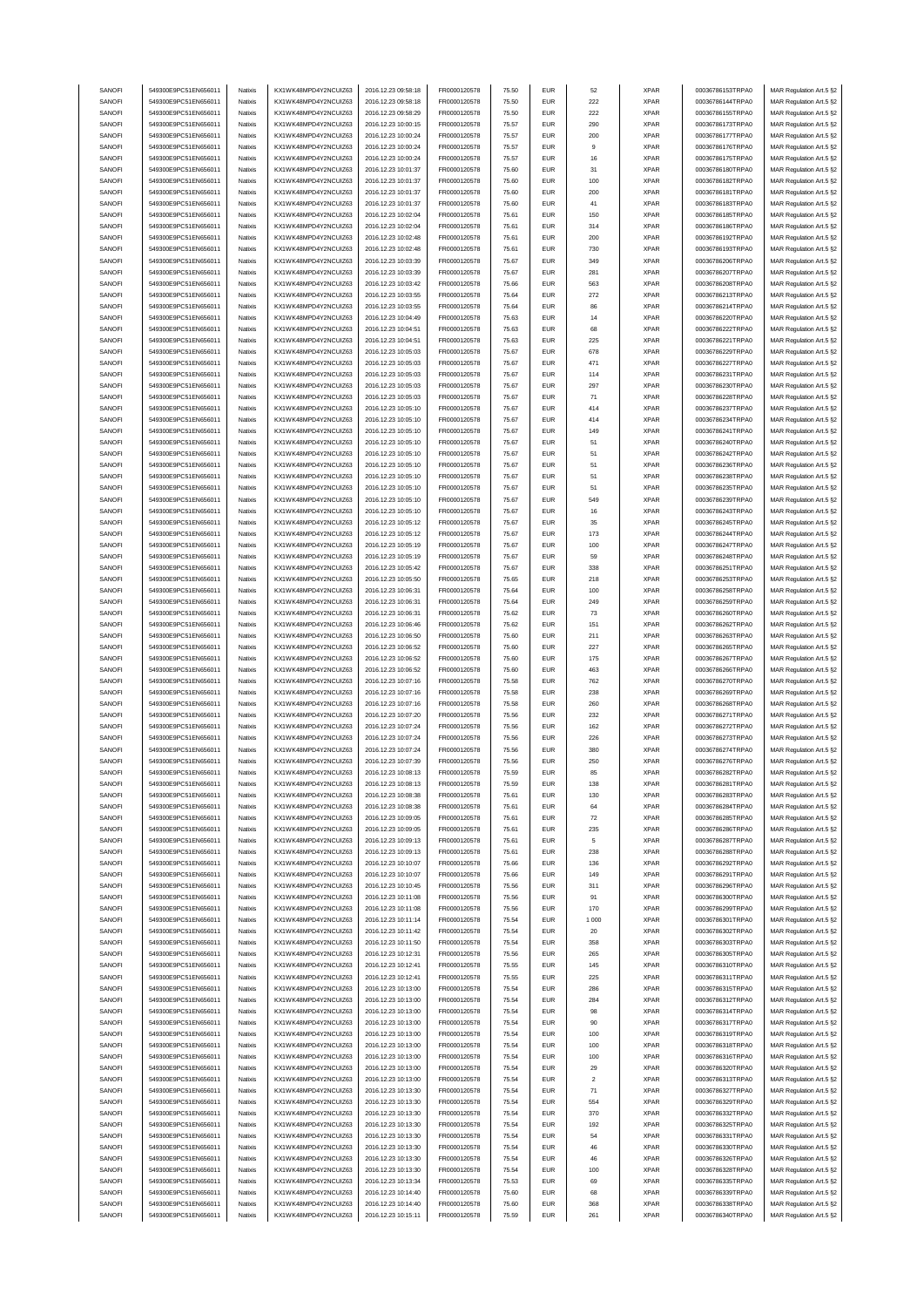| | | | | | | | | | | | |
|---|---|---|---|---|---|---|---|---|---|---|---|
| SANOFI | 549300E9PC51EN656011 | Natixis | KX1WK48MPD4Y2NCUIZ63 | 2016.12.23 09:58:18 | FR0000120578 | 75.50 | EUR | 52 | XPAR | 00036786153TRPA0 | MAR Regulation Art.5 §2 |
| SANOFI | 549300E9PC51EN656011 | Natixis | KX1WK48MPD4Y2NCUIZ63 | 2016.12.23 09:58:18 | FR0000120578 | 75.50 | EUR | 222 | XPAR | 00036786144TRPA0 | MAR Regulation Art.5 §2 |
| SANOFI | 549300E9PC51EN656011 | Natixis | KX1WK48MPD4Y2NCUIZ63 | 2016.12.23 09:58:29 | FR0000120578 | 75.50 | EUR | 222 | XPAR | 00036786155TRPA0 | MAR Regulation Art.5 §2 |
| SANOFI | 549300E9PC51EN656011 | Natixis | KX1WK48MPD4Y2NCUIZ63 | 2016.12.23 10:00:15 | FR0000120578 | 75.57 | EUR | 290 | XPAR | 00036786173TRPA0 | MAR Regulation Art.5 §2 |
| SANOFI | 549300E9PC51EN656011 | Natixis | KX1WK48MPD4Y2NCUIZ63 | 2016.12.23 10:00:24 | FR0000120578 | 75.57 | EUR | 200 | XPAR | 00036786177TRPA0 | MAR Regulation Art.5 §2 |
| SANOFI | 549300E9PC51EN656011 | Natixis | KX1WK48MPD4Y2NCUIZ63 | 2016.12.23 10:00:24 | FR0000120578 | 75.57 | EUR | 9 | XPAR | 00036786176TRPA0 | MAR Regulation Art.5 §2 |
| SANOFI | 549300E9PC51EN656011 | Natixis | KX1WK48MPD4Y2NCUIZ63 | 2016.12.23 10:00:24 | FR0000120578 | 75.57 | EUR | 16 | XPAR | 00036786175TRPA0 | MAR Regulation Art.5 §2 |
| SANOFI | 549300E9PC51EN656011 | Natixis | KX1WK48MPD4Y2NCUIZ63 | 2016.12.23 10:01:37 | FR0000120578 | 75.60 | EUR | 31 | XPAR | 00036786180TRPA0 | MAR Regulation Art.5 §2 |
| SANOFI | 549300E9PC51EN656011 | Natixis | KX1WK48MPD4Y2NCUIZ63 | 2016.12.23 10:01:37 | FR0000120578 | 75.60 | EUR | 100 | XPAR | 00036786182TRPA0 | MAR Regulation Art.5 §2 |
| SANOFI | 549300E9PC51EN656011 | Natixis | KX1WK48MPD4Y2NCUIZ63 | 2016.12.23 10:01:37 | FR0000120578 | 75.60 | EUR | 200 | XPAR | 00036786181TRPA0 | MAR Regulation Art.5 §2 |
| SANOFI | 549300E9PC51EN656011 | Natixis | KX1WK48MPD4Y2NCUIZ63 | 2016.12.23 10:01:37 | FR0000120578 | 75.60 | EUR | 41 | XPAR | 00036786183TRPA0 | MAR Regulation Art.5 §2 |
| SANOFI | 549300E9PC51EN656011 | Natixis | KX1WK48MPD4Y2NCUIZ63 | 2016.12.23 10:02:04 | FR0000120578 | 75.61 | EUR | 150 | XPAR | 00036786185TRPA0 | MAR Regulation Art.5 §2 |
| SANOFI | 549300E9PC51EN656011 | Natixis | KX1WK48MPD4Y2NCUIZ63 | 2016.12.23 10:02:04 | FR0000120578 | 75.61 | EUR | 314 | XPAR | 00036786186TRPA0 | MAR Regulation Art.5 §2 |
| SANOFI | 549300E9PC51EN656011 | Natixis | KX1WK48MPD4Y2NCUIZ63 | 2016.12.23 10:02:48 | FR0000120578 | 75.61 | EUR | 200 | XPAR | 00036786192TRPA0 | MAR Regulation Art.5 §2 |
| SANOFI | 549300E9PC51EN656011 | Natixis | KX1WK48MPD4Y2NCUIZ63 | 2016.12.23 10:02:48 | FR0000120578 | 75.61 | EUR | 730 | XPAR | 00036786193TRPA0 | MAR Regulation Art.5 §2 |
| SANOFI | 549300E9PC51EN656011 | Natixis | KX1WK48MPD4Y2NCUIZ63 | 2016.12.23 10:03:39 | FR0000120578 | 75.67 | EUR | 349 | XPAR | 00036786206TRPA0 | MAR Regulation Art.5 §2 |
| SANOFI | 549300E9PC51EN656011 | Natixis | KX1WK48MPD4Y2NCUIZ63 | 2016.12.23 10:03:39 | FR0000120578 | 75.67 | EUR | 281 | XPAR | 00036786207TRPA0 | MAR Regulation Art.5 §2 |
| SANOFI | 549300E9PC51EN656011 | Natixis | KX1WK48MPD4Y2NCUIZ63 | 2016.12.23 10:03:42 | FR0000120578 | 75.66 | EUR | 563 | XPAR | 00036786208TRPA0 | MAR Regulation Art.5 §2 |
| SANOFI | 549300E9PC51EN656011 | Natixis | KX1WK48MPD4Y2NCUIZ63 | 2016.12.23 10:03:55 | FR0000120578 | 75.64 | EUR | 272 | XPAR | 00036786213TRPA0 | MAR Regulation Art.5 §2 |
| SANOFI | 549300E9PC51EN656011 | Natixis | KX1WK48MPD4Y2NCUIZ63 | 2016.12.23 10:03:55 | FR0000120578 | 75.64 | EUR | 86 | XPAR | 00036786214TRPA0 | MAR Regulation Art.5 §2 |
| SANOFI | 549300E9PC51EN656011 | Natixis | KX1WK48MPD4Y2NCUIZ63 | 2016.12.23 10:04:49 | FR0000120578 | 75.63 | EUR | 14 | XPAR | 00036786220TRPA0 | MAR Regulation Art.5 §2 |
| SANOFI | 549300E9PC51EN656011 | Natixis | KX1WK48MPD4Y2NCUIZ63 | 2016.12.23 10:04:51 | FR0000120578 | 75.63 | EUR | 68 | XPAR | 00036786222TRPA0 | MAR Regulation Art.5 §2 |
| SANOFI | 549300E9PC51EN656011 | Natixis | KX1WK48MPD4Y2NCUIZ63 | 2016.12.23 10:04:51 | FR0000120578 | 75.63 | EUR | 225 | XPAR | 00036786221TRPA0 | MAR Regulation Art.5 §2 |
| SANOFI | 549300E9PC51EN656011 | Natixis | KX1WK48MPD4Y2NCUIZ63 | 2016.12.23 10:05:03 | FR0000120578 | 75.67 | EUR | 678 | XPAR | 00036786229TRPA0 | MAR Regulation Art.5 §2 |
| SANOFI | 549300E9PC51EN656011 | Natixis | KX1WK48MPD4Y2NCUIZ63 | 2016.12.23 10:05:03 | FR0000120578 | 75.67 | EUR | 471 | XPAR | 00036786227TRPA0 | MAR Regulation Art.5 §2 |
| SANOFI | 549300E9PC51EN656011 | Natixis | KX1WK48MPD4Y2NCUIZ63 | 2016.12.23 10:05:03 | FR0000120578 | 75.67 | EUR | 114 | XPAR | 00036786231TRPA0 | MAR Regulation Art.5 §2 |
| SANOFI | 549300E9PC51EN656011 | Natixis | KX1WK48MPD4Y2NCUIZ63 | 2016.12.23 10:05:03 | FR0000120578 | 75.67 | EUR | 297 | XPAR | 00036786230TRPA0 | MAR Regulation Art.5 §2 |
| SANOFI | 549300E9PC51EN656011 | Natixis | KX1WK48MPD4Y2NCUIZ63 | 2016.12.23 10:05:03 | FR0000120578 | 75.67 | EUR | 71 | XPAR | 00036786228TRPA0 | MAR Regulation Art.5 §2 |
| SANOFI | 549300E9PC51EN656011 | Natixis | KX1WK48MPD4Y2NCUIZ63 | 2016.12.23 10:05:10 | FR0000120578 | 75.67 | EUR | 414 | XPAR | 00036786237TRPA0 | MAR Regulation Art.5 §2 |
| SANOFI | 549300E9PC51EN656011 | Natixis | KX1WK48MPD4Y2NCUIZ63 | 2016.12.23 10:05:10 | FR0000120578 | 75.67 | EUR | 414 | XPAR | 00036786234TRPA0 | MAR Regulation Art.5 §2 |
| SANOFI | 549300E9PC51EN656011 | Natixis | KX1WK48MPD4Y2NCUIZ63 | 2016.12.23 10:05:10 | FR0000120578 | 75.67 | EUR | 149 | XPAR | 00036786241TRPA0 | MAR Regulation Art.5 §2 |
| SANOFI | 549300E9PC51EN656011 | Natixis | KX1WK48MPD4Y2NCUIZ63 | 2016.12.23 10:05:10 | FR0000120578 | 75.67 | EUR | 51 | XPAR | 00036786240TRPA0 | MAR Regulation Art.5 §2 |
| SANOFI | 549300E9PC51EN656011 | Natixis | KX1WK48MPD4Y2NCUIZ63 | 2016.12.23 10:05:10 | FR0000120578 | 75.67 | EUR | 51 | XPAR | 00036786242TRPA0 | MAR Regulation Art.5 §2 |
| SANOFI | 549300E9PC51EN656011 | Natixis | KX1WK48MPD4Y2NCUIZ63 | 2016.12.23 10:05:10 | FR0000120578 | 75.67 | EUR | 51 | XPAR | 00036786236TRPA0 | MAR Regulation Art.5 §2 |
| SANOFI | 549300E9PC51EN656011 | Natixis | KX1WK48MPD4Y2NCUIZ63 | 2016.12.23 10:05:10 | FR0000120578 | 75.67 | EUR | 51 | XPAR | 00036786238TRPA0 | MAR Regulation Art.5 §2 |
| SANOFI | 549300E9PC51EN656011 | Natixis | KX1WK48MPD4Y2NCUIZ63 | 2016.12.23 10:05:10 | FR0000120578 | 75.67 | EUR | 51 | XPAR | 00036786235TRPA0 | MAR Regulation Art.5 §2 |
| SANOFI | 549300E9PC51EN656011 | Natixis | KX1WK48MPD4Y2NCUIZ63 | 2016.12.23 10:05:10 | FR0000120578 | 75.67 | EUR | 549 | XPAR | 00036786239TRPA0 | MAR Regulation Art.5 §2 |
| SANOFI | 549300E9PC51EN656011 | Natixis | KX1WK48MPD4Y2NCUIZ63 | 2016.12.23 10:05:10 | FR0000120578 | 75.67 | EUR | 16 | XPAR | 00036786243TRPA0 | MAR Regulation Art.5 §2 |
| SANOFI | 549300E9PC51EN656011 | Natixis | KX1WK48MPD4Y2NCUIZ63 | 2016.12.23 10:05:12 | FR0000120578 | 75.67 | EUR | 35 | XPAR | 00036786245TRPA0 | MAR Regulation Art.5 §2 |
| SANOFI | 549300E9PC51EN656011 | Natixis | KX1WK48MPD4Y2NCUIZ63 | 2016.12.23 10:05:12 | FR0000120578 | 75.67 | EUR | 173 | XPAR | 00036786244TRPA0 | MAR Regulation Art.5 §2 |
| SANOFI | 549300E9PC51EN656011 | Natixis | KX1WK48MPD4Y2NCUIZ63 | 2016.12.23 10:05:19 | FR0000120578 | 75.67 | EUR | 100 | XPAR | 00036786247TRPA0 | MAR Regulation Art.5 §2 |
| SANOFI | 549300E9PC51EN656011 | Natixis | KX1WK48MPD4Y2NCUIZ63 | 2016.12.23 10:05:19 | FR0000120578 | 75.67 | EUR | 59 | XPAR | 00036786248TRPA0 | MAR Regulation Art.5 §2 |
| SANOFI | 549300E9PC51EN656011 | Natixis | KX1WK48MPD4Y2NCUIZ63 | 2016.12.23 10:05:42 | FR0000120578 | 75.67 | EUR | 338 | XPAR | 00036786251TRPA0 | MAR Regulation Art.5 §2 |
| SANOFI | 549300E9PC51EN656011 | Natixis | KX1WK48MPD4Y2NCUIZ63 | 2016.12.23 10:05:50 | FR0000120578 | 75.65 | EUR | 218 | XPAR | 00036786253TRPA0 | MAR Regulation Art.5 §2 |
| SANOFI | 549300E9PC51EN656011 | Natixis | KX1WK48MPD4Y2NCUIZ63 | 2016.12.23 10:06:31 | FR0000120578 | 75.64 | EUR | 100 | XPAR | 00036786258TRPA0 | MAR Regulation Art.5 §2 |
| SANOFI | 549300E9PC51EN656011 | Natixis | KX1WK48MPD4Y2NCUIZ63 | 2016.12.23 10:06:31 | FR0000120578 | 75.64 | EUR | 249 | XPAR | 00036786259TRPA0 | MAR Regulation Art.5 §2 |
| SANOFI | 549300E9PC51EN656011 | Natixis | KX1WK48MPD4Y2NCUIZ63 | 2016.12.23 10:06:31 | FR0000120578 | 75.62 | EUR | 73 | XPAR | 00036786260TRPA0 | MAR Regulation Art.5 §2 |
| SANOFI | 549300E9PC51EN656011 | Natixis | KX1WK48MPD4Y2NCUIZ63 | 2016.12.23 10:06:46 | FR0000120578 | 75.62 | EUR | 151 | XPAR | 00036786262TRPA0 | MAR Regulation Art.5 §2 |
| SANOFI | 549300E9PC51EN656011 | Natixis | KX1WK48MPD4Y2NCUIZ63 | 2016.12.23 10:06:50 | FR0000120578 | 75.60 | EUR | 211 | XPAR | 00036786263TRPA0 | MAR Regulation Art.5 §2 |
| SANOFI | 549300E9PC51EN656011 | Natixis | KX1WK48MPD4Y2NCUIZ63 | 2016.12.23 10:06:52 | FR0000120578 | 75.60 | EUR | 227 | XPAR | 00036786265TRPA0 | MAR Regulation Art.5 §2 |
| SANOFI | 549300E9PC51EN656011 | Natixis | KX1WK48MPD4Y2NCUIZ63 | 2016.12.23 10:06:52 | FR0000120578 | 75.60 | EUR | 175 | XPAR | 00036786267TRPA0 | MAR Regulation Art.5 §2 |
| SANOFI | 549300E9PC51EN656011 | Natixis | KX1WK48MPD4Y2NCUIZ63 | 2016.12.23 10:06:52 | FR0000120578 | 75.60 | EUR | 463 | XPAR | 00036786266TRPA0 | MAR Regulation Art.5 §2 |
| SANOFI | 549300E9PC51EN656011 | Natixis | KX1WK48MPD4Y2NCUIZ63 | 2016.12.23 10:07:16 | FR0000120578 | 75.58 | EUR | 762 | XPAR | 00036786270TRPA0 | MAR Regulation Art.5 §2 |
| SANOFI | 549300E9PC51EN656011 | Natixis | KX1WK48MPD4Y2NCUIZ63 | 2016.12.23 10:07:16 | FR0000120578 | 75.58 | EUR | 238 | XPAR | 00036786269TRPA0 | MAR Regulation Art.5 §2 |
| SANOFI | 549300E9PC51EN656011 | Natixis | KX1WK48MPD4Y2NCUIZ63 | 2016.12.23 10:07:16 | FR0000120578 | 75.58 | EUR | 260 | XPAR | 00036786268TRPA0 | MAR Regulation Art.5 §2 |
| SANOFI | 549300E9PC51EN656011 | Natixis | KX1WK48MPD4Y2NCUIZ63 | 2016.12.23 10:07:20 | FR0000120578 | 75.56 | EUR | 232 | XPAR | 00036786271TRPA0 | MAR Regulation Art.5 §2 |
| SANOFI | 549300E9PC51EN656011 | Natixis | KX1WK48MPD4Y2NCUIZ63 | 2016.12.23 10:07:24 | FR0000120578 | 75.56 | EUR | 162 | XPAR | 00036786272TRPA0 | MAR Regulation Art.5 §2 |
| SANOFI | 549300E9PC51EN656011 | Natixis | KX1WK48MPD4Y2NCUIZ63 | 2016.12.23 10:07:24 | FR0000120578 | 75.56 | EUR | 226 | XPAR | 00036786273TRPA0 | MAR Regulation Art.5 §2 |
| SANOFI | 549300E9PC51EN656011 | Natixis | KX1WK48MPD4Y2NCUIZ63 | 2016.12.23 10:07:24 | FR0000120578 | 75.56 | EUR | 380 | XPAR | 00036786274TRPA0 | MAR Regulation Art.5 §2 |
| SANOFI | 549300E9PC51EN656011 | Natixis | KX1WK48MPD4Y2NCUIZ63 | 2016.12.23 10:07:39 | FR0000120578 | 75.56 | EUR | 250 | XPAR | 00036786276TRPA0 | MAR Regulation Art.5 §2 |
| SANOFI | 549300E9PC51EN656011 | Natixis | KX1WK48MPD4Y2NCUIZ63 | 2016.12.23 10:08:13 | FR0000120578 | 75.59 | EUR | 85 | XPAR | 00036786282TRPA0 | MAR Regulation Art.5 §2 |
| SANOFI | 549300E9PC51EN656011 | Natixis | KX1WK48MPD4Y2NCUIZ63 | 2016.12.23 10:08:13 | FR0000120578 | 75.59 | EUR | 138 | XPAR | 00036786281TRPA0 | MAR Regulation Art.5 §2 |
| SANOFI | 549300E9PC51EN656011 | Natixis | KX1WK48MPD4Y2NCUIZ63 | 2016.12.23 10:08:38 | FR0000120578 | 75.61 | EUR | 130 | XPAR | 00036786283TRPA0 | MAR Regulation Art.5 §2 |
| SANOFI | 549300E9PC51EN656011 | Natixis | KX1WK48MPD4Y2NCUIZ63 | 2016.12.23 10:08:38 | FR0000120578 | 75.61 | EUR | 64 | XPAR | 00036786284TRPA0 | MAR Regulation Art.5 §2 |
| SANOFI | 549300E9PC51EN656011 | Natixis | KX1WK48MPD4Y2NCUIZ63 | 2016.12.23 10:09:05 | FR0000120578 | 75.61 | EUR | 72 | XPAR | 00036786285TRPA0 | MAR Regulation Art.5 §2 |
| SANOFI | 549300E9PC51EN656011 | Natixis | KX1WK48MPD4Y2NCUIZ63 | 2016.12.23 10:09:05 | FR0000120578 | 75.61 | EUR | 235 | XPAR | 00036786286TRPA0 | MAR Regulation Art.5 §2 |
| SANOFI | 549300E9PC51EN656011 | Natixis | KX1WK48MPD4Y2NCUIZ63 | 2016.12.23 10:09:13 | FR0000120578 | 75.61 | EUR | 5 | XPAR | 00036786287TRPA0 | MAR Regulation Art.5 §2 |
| SANOFI | 549300E9PC51EN656011 | Natixis | KX1WK48MPD4Y2NCUIZ63 | 2016.12.23 10:09:13 | FR0000120578 | 75.61 | EUR | 238 | XPAR | 00036786288TRPA0 | MAR Regulation Art.5 §2 |
| SANOFI | 549300E9PC51EN656011 | Natixis | KX1WK48MPD4Y2NCUIZ63 | 2016.12.23 10:10:07 | FR0000120578 | 75.66 | EUR | 136 | XPAR | 00036786292TRPA0 | MAR Regulation Art.5 §2 |
| SANOFI | 549300E9PC51EN656011 | Natixis | KX1WK48MPD4Y2NCUIZ63 | 2016.12.23 10:10:07 | FR0000120578 | 75.66 | EUR | 149 | XPAR | 00036786291TRPA0 | MAR Regulation Art.5 §2 |
| SANOFI | 549300E9PC51EN656011 | Natixis | KX1WK48MPD4Y2NCUIZ63 | 2016.12.23 10:10:45 | FR0000120578 | 75.56 | EUR | 311 | XPAR | 00036786296TRPA0 | MAR Regulation Art.5 §2 |
| SANOFI | 549300E9PC51EN656011 | Natixis | KX1WK48MPD4Y2NCUIZ63 | 2016.12.23 10:11:08 | FR0000120578 | 75.56 | EUR | 91 | XPAR | 00036786300TRPA0 | MAR Regulation Art.5 §2 |
| SANOFI | 549300E9PC51EN656011 | Natixis | KX1WK48MPD4Y2NCUIZ63 | 2016.12.23 10:11:08 | FR0000120578 | 75.56 | EUR | 170 | XPAR | 00036786299TRPA0 | MAR Regulation Art.5 §2 |
| SANOFI | 549300E9PC51EN656011 | Natixis | KX1WK48MPD4Y2NCUIZ63 | 2016.12.23 10:11:14 | FR0000120578 | 75.54 | EUR | 1 000 | XPAR | 00036786301TRPA0 | MAR Regulation Art.5 §2 |
| SANOFI | 549300E9PC51EN656011 | Natixis | KX1WK48MPD4Y2NCUIZ63 | 2016.12.23 10:11:42 | FR0000120578 | 75.54 | EUR | 20 | XPAR | 00036786302TRPA0 | MAR Regulation Art.5 §2 |
| SANOFI | 549300E9PC51EN656011 | Natixis | KX1WK48MPD4Y2NCUIZ63 | 2016.12.23 10:11:50 | FR0000120578 | 75.54 | EUR | 358 | XPAR | 00036786303TRPA0 | MAR Regulation Art.5 §2 |
| SANOFI | 549300E9PC51EN656011 | Natixis | KX1WK48MPD4Y2NCUIZ63 | 2016.12.23 10:12:31 | FR0000120578 | 75.56 | EUR | 265 | XPAR | 00036786305TRPA0 | MAR Regulation Art.5 §2 |
| SANOFI | 549300E9PC51EN656011 | Natixis | KX1WK48MPD4Y2NCUIZ63 | 2016.12.23 10:12:41 | FR0000120578 | 75.55 | EUR | 145 | XPAR | 00036786310TRPA0 | MAR Regulation Art.5 §2 |
| SANOFI | 549300E9PC51EN656011 | Natixis | KX1WK48MPD4Y2NCUIZ63 | 2016.12.23 10:12:41 | FR0000120578 | 75.55 | EUR | 225 | XPAR | 00036786311TRPA0 | MAR Regulation Art.5 §2 |
| SANOFI | 549300E9PC51EN656011 | Natixis | KX1WK48MPD4Y2NCUIZ63 | 2016.12.23 10:13:00 | FR0000120578 | 75.54 | EUR | 286 | XPAR | 00036786315TRPA0 | MAR Regulation Art.5 §2 |
| SANOFI | 549300E9PC51EN656011 | Natixis | KX1WK48MPD4Y2NCUIZ63 | 2016.12.23 10:13:00 | FR0000120578 | 75.54 | EUR | 284 | XPAR | 00036786312TRPA0 | MAR Regulation Art.5 §2 |
| SANOFI | 549300E9PC51EN656011 | Natixis | KX1WK48MPD4Y2NCUIZ63 | 2016.12.23 10:13:00 | FR0000120578 | 75.54 | EUR | 98 | XPAR | 00036786314TRPA0 | MAR Regulation Art.5 §2 |
| SANOFI | 549300E9PC51EN656011 | Natixis | KX1WK48MPD4Y2NCUIZ63 | 2016.12.23 10:13:00 | FR0000120578 | 75.54 | EUR | 90 | XPAR | 00036786317TRPA0 | MAR Regulation Art.5 §2 |
| SANOFI | 549300E9PC51EN656011 | Natixis | KX1WK48MPD4Y2NCUIZ63 | 2016.12.23 10:13:00 | FR0000120578 | 75.54 | EUR | 100 | XPAR | 00036786319TRPA0 | MAR Regulation Art.5 §2 |
| SANOFI | 549300E9PC51EN656011 | Natixis | KX1WK48MPD4Y2NCUIZ63 | 2016.12.23 10:13:00 | FR0000120578 | 75.54 | EUR | 100 | XPAR | 00036786318TRPA0 | MAR Regulation Art.5 §2 |
| SANOFI | 549300E9PC51EN656011 | Natixis | KX1WK48MPD4Y2NCUIZ63 | 2016.12.23 10:13:00 | FR0000120578 | 75.54 | EUR | 100 | XPAR | 00036786316TRPA0 | MAR Regulation Art.5 §2 |
| SANOFI | 549300E9PC51EN656011 | Natixis | KX1WK48MPD4Y2NCUIZ63 | 2016.12.23 10:13:00 | FR0000120578 | 75.54 | EUR | 29 | XPAR | 00036786320TRPA0 | MAR Regulation Art.5 §2 |
| SANOFI | 549300E9PC51EN656011 | Natixis | KX1WK48MPD4Y2NCUIZ63 | 2016.12.23 10:13:00 | FR0000120578 | 75.54 | EUR | 2 | XPAR | 00036786313TRPA0 | MAR Regulation Art.5 §2 |
| SANOFI | 549300E9PC51EN656011 | Natixis | KX1WK48MPD4Y2NCUIZ63 | 2016.12.23 10:13:30 | FR0000120578 | 75.54 | EUR | 71 | XPAR | 00036786327TRPA0 | MAR Regulation Art.5 §2 |
| SANOFI | 549300E9PC51EN656011 | Natixis | KX1WK48MPD4Y2NCUIZ63 | 2016.12.23 10:13:30 | FR0000120578 | 75.54 | EUR | 554 | XPAR | 00036786329TRPA0 | MAR Regulation Art.5 §2 |
| SANOFI | 549300E9PC51EN656011 | Natixis | KX1WK48MPD4Y2NCUIZ63 | 2016.12.23 10:13:30 | FR0000120578 | 75.54 | EUR | 370 | XPAR | 00036786332TRPA0 | MAR Regulation Art.5 §2 |
| SANOFI | 549300E9PC51EN656011 | Natixis | KX1WK48MPD4Y2NCUIZ63 | 2016.12.23 10:13:30 | FR0000120578 | 75.54 | EUR | 192 | XPAR | 00036786325TRPA0 | MAR Regulation Art.5 §2 |
| SANOFI | 549300E9PC51EN656011 | Natixis | KX1WK48MPD4Y2NCUIZ63 | 2016.12.23 10:13:30 | FR0000120578 | 75.54 | EUR | 54 | XPAR | 00036786331TRPA0 | MAR Regulation Art.5 §2 |
| SANOFI | 549300E9PC51EN656011 | Natixis | KX1WK48MPD4Y2NCUIZ63 | 2016.12.23 10:13:30 | FR0000120578 | 75.54 | EUR | 46 | XPAR | 00036786330TRPA0 | MAR Regulation Art.5 §2 |
| SANOFI | 549300E9PC51EN656011 | Natixis | KX1WK48MPD4Y2NCUIZ63 | 2016.12.23 10:13:30 | FR0000120578 | 75.54 | EUR | 46 | XPAR | 00036786326TRPA0 | MAR Regulation Art.5 §2 |
| SANOFI | 549300E9PC51EN656011 | Natixis | KX1WK48MPD4Y2NCUIZ63 | 2016.12.23 10:13:30 | FR0000120578 | 75.54 | EUR | 100 | XPAR | 00036786328TRPA0 | MAR Regulation Art.5 §2 |
| SANOFI | 549300E9PC51EN656011 | Natixis | KX1WK48MPD4Y2NCUIZ63 | 2016.12.23 10:13:34 | FR0000120578 | 75.53 | EUR | 69 | XPAR | 00036786335TRPA0 | MAR Regulation Art.5 §2 |
| SANOFI | 549300E9PC51EN656011 | Natixis | KX1WK48MPD4Y2NCUIZ63 | 2016.12.23 10:14:40 | FR0000120578 | 75.60 | EUR | 68 | XPAR | 00036786339TRPA0 | MAR Regulation Art.5 §2 |
| SANOFI | 549300E9PC51EN656011 | Natixis | KX1WK48MPD4Y2NCUIZ63 | 2016.12.23 10:14:40 | FR0000120578 | 75.60 | EUR | 368 | XPAR | 00036786338TRPA0 | MAR Regulation Art.5 §2 |
| SANOFI | 549300E9PC51EN656011 | Natixis | KX1WK48MPD4Y2NCUIZ63 | 2016.12.23 10:15:11 | FR0000120578 | 75.59 | EUR | 261 | XPAR | 00036786340TRPA0 | MAR Regulation Art.5 §2 |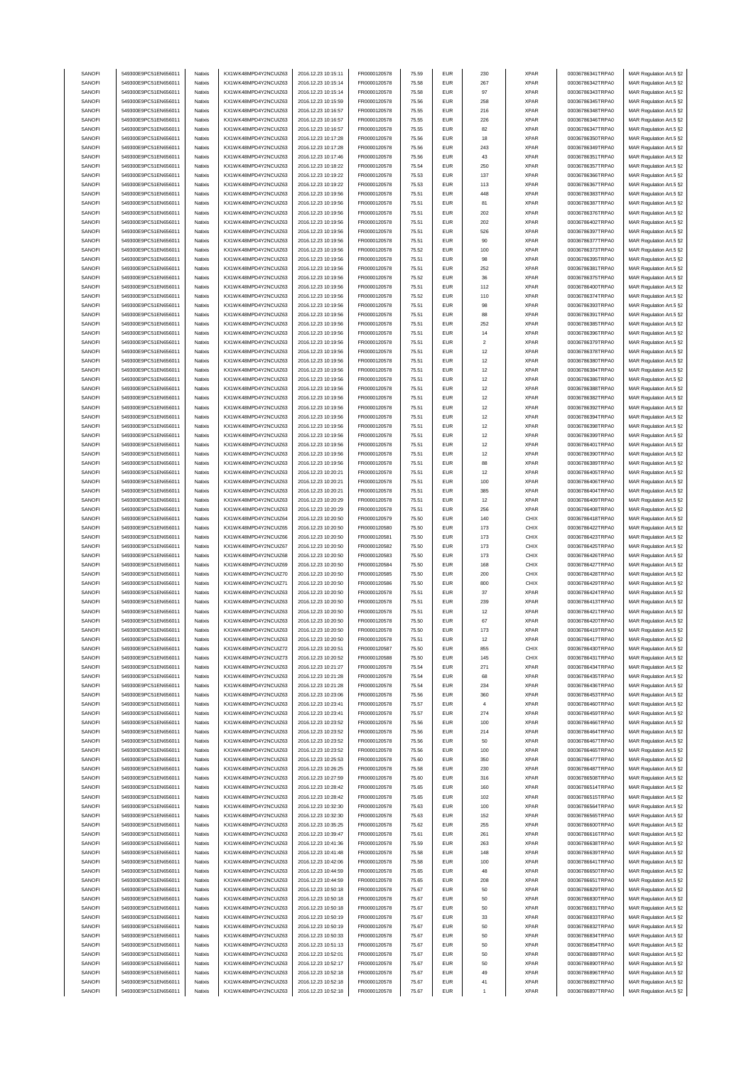| | | | | | | | | | | | |
|---|---|---|---|---|---|---|---|---|---|---|---|
| SANOFI | 549300E9PC51EN656011 | Natixis | KX1WK48MPD4Y2NCUIZ63 | 2016.12.23 10:15:11 | FR0000120578 | 75.59 | EUR | 230 | XPAR | 00036786341TRPA0 | MAR Regulation Art.5 §2 |
| SANOFI | 549300E9PC51EN656011 | Natixis | KX1WK48MPD4Y2NCUIZ63 | 2016.12.23 10:15:14 | FR0000120578 | 75.58 | EUR | 267 | XPAR | 00036786342TRPA0 | MAR Regulation Art.5 §2 |
| SANOFI | 549300E9PC51EN656011 | Natixis | KX1WK48MPD4Y2NCUIZ63 | 2016.12.23 10:15:14 | FR0000120578 | 75.58 | EUR | 97 | XPAR | 00036786343TRPA0 | MAR Regulation Art.5 §2 |
| SANOFI | 549300E9PC51EN656011 | Natixis | KX1WK48MPD4Y2NCUIZ63 | 2016.12.23 10:15:59 | FR0000120578 | 75.56 | EUR | 258 | XPAR | 00036786345TRPA0 | MAR Regulation Art.5 §2 |
| SANOFI | 549300E9PC51EN656011 | Natixis | KX1WK48MPD4Y2NCUIZ63 | 2016.12.23 10:16:57 | FR0000120578 | 75.55 | EUR | 216 | XPAR | 00036786348TRPA0 | MAR Regulation Art.5 §2 |
| SANOFI | 549300E9PC51EN656011 | Natixis | KX1WK48MPD4Y2NCUIZ63 | 2016.12.23 10:16:57 | FR0000120578 | 75.55 | EUR | 226 | XPAR | 00036786346TRPA0 | MAR Regulation Art.5 §2 |
| SANOFI | 549300E9PC51EN656011 | Natixis | KX1WK48MPD4Y2NCUIZ63 | 2016.12.23 10:16:57 | FR0000120578 | 75.55 | EUR | 82 | XPAR | 00036786347TRPA0 | MAR Regulation Art.5 §2 |
| SANOFI | 549300E9PC51EN656011 | Natixis | KX1WK48MPD4Y2NCUIZ63 | 2016.12.23 10:17:28 | FR0000120578 | 75.56 | EUR | 18 | XPAR | 00036786350TRPA0 | MAR Regulation Art.5 §2 |
| SANOFI | 549300E9PC51EN656011 | Natixis | KX1WK48MPD4Y2NCUIZ63 | 2016.12.23 10:17:28 | FR0000120578 | 75.56 | EUR | 243 | XPAR | 00036786349TRPA0 | MAR Regulation Art.5 §2 |
| SANOFI | 549300E9PC51EN656011 | Natixis | KX1WK48MPD4Y2NCUIZ63 | 2016.12.23 10:17:46 | FR0000120578 | 75.56 | EUR | 43 | XPAR | 00036786351TRPA0 | MAR Regulation Art.5 §2 |
| SANOFI | 549300E9PC51EN656011 | Natixis | KX1WK48MPD4Y2NCUIZ63 | 2016.12.23 10:18:22 | FR0000120578 | 75.54 | EUR | 250 | XPAR | 00036786357TRPA0 | MAR Regulation Art.5 §2 |
| SANOFI | 549300E9PC51EN656011 | Natixis | KX1WK48MPD4Y2NCUIZ63 | 2016.12.23 10:19:22 | FR0000120578 | 75.53 | EUR | 137 | XPAR | 00036786366TRPA0 | MAR Regulation Art.5 §2 |
| SANOFI | 549300E9PC51EN656011 | Natixis | KX1WK48MPD4Y2NCUIZ63 | 2016.12.23 10:19:22 | FR0000120578 | 75.53 | EUR | 113 | XPAR | 00036786367TRPA0 | MAR Regulation Art.5 §2 |
| SANOFI | 549300E9PC51EN656011 | Natixis | KX1WK48MPD4Y2NCUIZ63 | 2016.12.23 10:19:56 | FR0000120578 | 75.51 | EUR | 448 | XPAR | 00036786383TRPA0 | MAR Regulation Art.5 §2 |
| SANOFI | 549300E9PC51EN656011 | Natixis | KX1WK48MPD4Y2NCUIZ63 | 2016.12.23 10:19:56 | FR0000120578 | 75.51 | EUR | 81 | XPAR | 00036786387TRPA0 | MAR Regulation Art.5 §2 |
| SANOFI | 549300E9PC51EN656011 | Natixis | KX1WK48MPD4Y2NCUIZ63 | 2016.12.23 10:19:56 | FR0000120578 | 75.51 | EUR | 202 | XPAR | 00036786376TRPA0 | MAR Regulation Art.5 §2 |
| SANOFI | 549300E9PC51EN656011 | Natixis | KX1WK48MPD4Y2NCUIZ63 | 2016.12.23 10:19:56 | FR0000120578 | 75.51 | EUR | 202 | XPAR | 00036786402TRPA0 | MAR Regulation Art.5 §2 |
| SANOFI | 549300E9PC51EN656011 | Natixis | KX1WK48MPD4Y2NCUIZ63 | 2016.12.23 10:19:56 | FR0000120578 | 75.51 | EUR | 526 | XPAR | 00036786397TRPA0 | MAR Regulation Art.5 §2 |
| SANOFI | 549300E9PC51EN656011 | Natixis | KX1WK48MPD4Y2NCUIZ63 | 2016.12.23 10:19:56 | FR0000120578 | 75.51 | EUR | 90 | XPAR | 00036786377TRPA0 | MAR Regulation Art.5 §2 |
| SANOFI | 549300E9PC51EN656011 | Natixis | KX1WK48MPD4Y2NCUIZ63 | 2016.12.23 10:19:56 | FR0000120578 | 75.52 | EUR | 100 | XPAR | 00036786373TRPA0 | MAR Regulation Art.5 §2 |
| SANOFI | 549300E9PC51EN656011 | Natixis | KX1WK48MPD4Y2NCUIZ63 | 2016.12.23 10:19:56 | FR0000120578 | 75.51 | EUR | 98 | XPAR | 00036786395TRPA0 | MAR Regulation Art.5 §2 |
| SANOFI | 549300E9PC51EN656011 | Natixis | KX1WK48MPD4Y2NCUIZ63 | 2016.12.23 10:19:56 | FR0000120578 | 75.51 | EUR | 252 | XPAR | 00036786381TRPA0 | MAR Regulation Art.5 §2 |
| SANOFI | 549300E9PC51EN656011 | Natixis | KX1WK48MPD4Y2NCUIZ63 | 2016.12.23 10:19:56 | FR0000120578 | 75.52 | EUR | 36 | XPAR | 00036786375TRPA0 | MAR Regulation Art.5 §2 |
| SANOFI | 549300E9PC51EN656011 | Natixis | KX1WK48MPD4Y2NCUIZ63 | 2016.12.23 10:19:56 | FR0000120578 | 75.51 | EUR | 112 | XPAR | 00036786400TRPA0 | MAR Regulation Art.5 §2 |
| SANOFI | 549300E9PC51EN656011 | Natixis | KX1WK48MPD4Y2NCUIZ63 | 2016.12.23 10:19:56 | FR0000120578 | 75.52 | EUR | 110 | XPAR | 00036786374TRPA0 | MAR Regulation Art.5 §2 |
| SANOFI | 549300E9PC51EN656011 | Natixis | KX1WK48MPD4Y2NCUIZ63 | 2016.12.23 10:19:56 | FR0000120578 | 75.51 | EUR | 98 | XPAR | 00036786393TRPA0 | MAR Regulation Art.5 §2 |
| SANOFI | 549300E9PC51EN656011 | Natixis | KX1WK48MPD4Y2NCUIZ63 | 2016.12.23 10:19:56 | FR0000120578 | 75.51 | EUR | 88 | XPAR | 00036786391TRPA0 | MAR Regulation Art.5 §2 |
| SANOFI | 549300E9PC51EN656011 | Natixis | KX1WK48MPD4Y2NCUIZ63 | 2016.12.23 10:19:56 | FR0000120578 | 75.51 | EUR | 252 | XPAR | 00036786385TRPA0 | MAR Regulation Art.5 §2 |
| SANOFI | 549300E9PC51EN656011 | Natixis | KX1WK48MPD4Y2NCUIZ63 | 2016.12.23 10:19:56 | FR0000120578 | 75.51 | EUR | 14 | XPAR | 00036786396TRPA0 | MAR Regulation Art.5 §2 |
| SANOFI | 549300E9PC51EN656011 | Natixis | KX1WK48MPD4Y2NCUIZ63 | 2016.12.23 10:19:56 | FR0000120578 | 75.51 | EUR | 2 | XPAR | 00036786379TRPA0 | MAR Regulation Art.5 §2 |
| SANOFI | 549300E9PC51EN656011 | Natixis | KX1WK48MPD4Y2NCUIZ63 | 2016.12.23 10:19:56 | FR0000120578 | 75.51 | EUR | 12 | XPAR | 00036786378TRPA0 | MAR Regulation Art.5 §2 |
| SANOFI | 549300E9PC51EN656011 | Natixis | KX1WK48MPD4Y2NCUIZ63 | 2016.12.23 10:19:56 | FR0000120578 | 75.51 | EUR | 12 | XPAR | 00036786380TRPA0 | MAR Regulation Art.5 §2 |
| SANOFI | 549300E9PC51EN656011 | Natixis | KX1WK48MPD4Y2NCUIZ63 | 2016.12.23 10:19:56 | FR0000120578 | 75.51 | EUR | 12 | XPAR | 00036786384TRPA0 | MAR Regulation Art.5 §2 |
| SANOFI | 549300E9PC51EN656011 | Natixis | KX1WK48MPD4Y2NCUIZ63 | 2016.12.23 10:19:56 | FR0000120578 | 75.51 | EUR | 12 | XPAR | 00036786386TRPA0 | MAR Regulation Art.5 §2 |
| SANOFI | 549300E9PC51EN656011 | Natixis | KX1WK48MPD4Y2NCUIZ63 | 2016.12.23 10:19:56 | FR0000120578 | 75.51 | EUR | 12 | XPAR | 00036786388TRPA0 | MAR Regulation Art.5 §2 |
| SANOFI | 549300E9PC51EN656011 | Natixis | KX1WK48MPD4Y2NCUIZ63 | 2016.12.23 10:19:56 | FR0000120578 | 75.51 | EUR | 12 | XPAR | 00036786382TRPA0 | MAR Regulation Art.5 §2 |
| SANOFI | 549300E9PC51EN656011 | Natixis | KX1WK48MPD4Y2NCUIZ63 | 2016.12.23 10:19:56 | FR0000120578 | 75.51 | EUR | 12 | XPAR | 00036786392TRPA0 | MAR Regulation Art.5 §2 |
| SANOFI | 549300E9PC51EN656011 | Natixis | KX1WK48MPD4Y2NCUIZ63 | 2016.12.23 10:19:56 | FR0000120578 | 75.51 | EUR | 12 | XPAR | 00036786394TRPA0 | MAR Regulation Art.5 §2 |
| SANOFI | 549300E9PC51EN656011 | Natixis | KX1WK48MPD4Y2NCUIZ63 | 2016.12.23 10:19:56 | FR0000120578 | 75.51 | EUR | 12 | XPAR | 00036786398TRPA0 | MAR Regulation Art.5 §2 |
| SANOFI | 549300E9PC51EN656011 | Natixis | KX1WK48MPD4Y2NCUIZ63 | 2016.12.23 10:19:56 | FR0000120578 | 75.51 | EUR | 12 | XPAR | 00036786399TRPA0 | MAR Regulation Art.5 §2 |
| SANOFI | 549300E9PC51EN656011 | Natixis | KX1WK48MPD4Y2NCUIZ63 | 2016.12.23 10:19:56 | FR0000120578 | 75.51 | EUR | 12 | XPAR | 00036786401TRPA0 | MAR Regulation Art.5 §2 |
| SANOFI | 549300E9PC51EN656011 | Natixis | KX1WK48MPD4Y2NCUIZ63 | 2016.12.23 10:19:56 | FR0000120578 | 75.51 | EUR | 12 | XPAR | 00036786390TRPA0 | MAR Regulation Art.5 §2 |
| SANOFI | 549300E9PC51EN656011 | Natixis | KX1WK48MPD4Y2NCUIZ63 | 2016.12.23 10:19:56 | FR0000120578 | 75.51 | EUR | 88 | XPAR | 00036786389TRPA0 | MAR Regulation Art.5 §2 |
| SANOFI | 549300E9PC51EN656011 | Natixis | KX1WK48MPD4Y2NCUIZ63 | 2016.12.23 10:20:21 | FR0000120578 | 75.51 | EUR | 12 | XPAR | 00036786405TRPA0 | MAR Regulation Art.5 §2 |
| SANOFI | 549300E9PC51EN656011 | Natixis | KX1WK48MPD4Y2NCUIZ63 | 2016.12.23 10:20:21 | FR0000120578 | 75.51 | EUR | 100 | XPAR | 00036786406TRPA0 | MAR Regulation Art.5 §2 |
| SANOFI | 549300E9PC51EN656011 | Natixis | KX1WK48MPD4Y2NCUIZ63 | 2016.12.23 10:20:21 | FR0000120578 | 75.51 | EUR | 385 | XPAR | 00036786404TRPA0 | MAR Regulation Art.5 §2 |
| SANOFI | 549300E9PC51EN656011 | Natixis | KX1WK48MPD4Y2NCUIZ63 | 2016.12.23 10:20:29 | FR0000120578 | 75.51 | EUR | 12 | XPAR | 00036786409TRPA0 | MAR Regulation Art.5 §2 |
| SANOFI | 549300E9PC51EN656011 | Natixis | KX1WK48MPD4Y2NCUIZ63 | 2016.12.23 10:20:29 | FR0000120578 | 75.51 | EUR | 256 | XPAR | 00036786408TRPA0 | MAR Regulation Art.5 §2 |
| SANOFI | 549300E9PC51EN656011 | Natixis | KX1WK48MPD4Y2NCUIZ64 | 2016.12.23 10:20:50 | FR0000120579 | 75.50 | EUR | 140 | CHIX | 00036786418TRPA0 | MAR Regulation Art.5 §2 |
| SANOFI | 549300E9PC51EN656011 | Natixis | KX1WK48MPD4Y2NCUIZ65 | 2016.12.23 10:20:50 | FR0000120580 | 75.50 | EUR | 173 | CHIX | 00036786422TRPA0 | MAR Regulation Art.5 §2 |
| SANOFI | 549300E9PC51EN656011 | Natixis | KX1WK48MPD4Y2NCUIZ66 | 2016.12.23 10:20:50 | FR0000120581 | 75.50 | EUR | 173 | CHIX | 00036786423TRPA0 | MAR Regulation Art.5 §2 |
| SANOFI | 549300E9PC51EN656011 | Natixis | KX1WK48MPD4Y2NCUIZ67 | 2016.12.23 10:20:50 | FR0000120582 | 75.50 | EUR | 173 | CHIX | 00036786425TRPA0 | MAR Regulation Art.5 §2 |
| SANOFI | 549300E9PC51EN656011 | Natixis | KX1WK48MPD4Y2NCUIZ68 | 2016.12.23 10:20:50 | FR0000120583 | 75.50 | EUR | 173 | CHIX | 00036786426TRPA0 | MAR Regulation Art.5 §2 |
| SANOFI | 549300E9PC51EN656011 | Natixis | KX1WK48MPD4Y2NCUIZ69 | 2016.12.23 10:20:50 | FR0000120584 | 75.50 | EUR | 168 | CHIX | 00036786427TRPA0 | MAR Regulation Art.5 §2 |
| SANOFI | 549300E9PC51EN656011 | Natixis | KX1WK48MPD4Y2NCUIZ70 | 2016.12.23 10:20:50 | FR0000120585 | 75.50 | EUR | 200 | CHIX | 00036786428TRPA0 | MAR Regulation Art.5 §2 |
| SANOFI | 549300E9PC51EN656011 | Natixis | KX1WK48MPD4Y2NCUIZ71 | 2016.12.23 10:20:50 | FR0000120586 | 75.50 | EUR | 800 | CHIX | 00036786429TRPA0 | MAR Regulation Art.5 §2 |
| SANOFI | 549300E9PC51EN656011 | Natixis | KX1WK48MPD4Y2NCUIZ63 | 2016.12.23 10:20:50 | FR0000120578 | 75.51 | EUR | 37 | XPAR | 00036786424TRPA0 | MAR Regulation Art.5 §2 |
| SANOFI | 549300E9PC51EN656011 | Natixis | KX1WK48MPD4Y2NCUIZ63 | 2016.12.23 10:20:50 | FR0000120578 | 75.51 | EUR | 239 | XPAR | 00036786413TRPA0 | MAR Regulation Art.5 §2 |
| SANOFI | 549300E9PC51EN656011 | Natixis | KX1WK48MPD4Y2NCUIZ63 | 2016.12.23 10:20:50 | FR0000120578 | 75.51 | EUR | 12 | XPAR | 00036786421TRPA0 | MAR Regulation Art.5 §2 |
| SANOFI | 549300E9PC51EN656011 | Natixis | KX1WK48MPD4Y2NCUIZ63 | 2016.12.23 10:20:50 | FR0000120578 | 75.50 | EUR | 67 | XPAR | 00036786420TRPA0 | MAR Regulation Art.5 §2 |
| SANOFI | 549300E9PC51EN656011 | Natixis | KX1WK48MPD4Y2NCUIZ63 | 2016.12.23 10:20:50 | FR0000120578 | 75.50 | EUR | 173 | XPAR | 00036786419TRPA0 | MAR Regulation Art.5 §2 |
| SANOFI | 549300E9PC51EN656011 | Natixis | KX1WK48MPD4Y2NCUIZ63 | 2016.12.23 10:20:50 | FR0000120578 | 75.51 | EUR | 12 | XPAR | 00036786417TRPA0 | MAR Regulation Art.5 §2 |
| SANOFI | 549300E9PC51EN656011 | Natixis | KX1WK48MPD4Y2NCUIZ72 | 2016.12.23 10:20:51 | FR0000120587 | 75.50 | EUR | 855 | CHIX | 00036786430TRPA0 | MAR Regulation Art.5 §2 |
| SANOFI | 549300E9PC51EN656011 | Natixis | KX1WK48MPD4Y2NCUIZ73 | 2016.12.23 10:20:52 | FR0000120588 | 75.50 | EUR | 145 | CHIX | 00036786431TRPA0 | MAR Regulation Art.5 §2 |
| SANOFI | 549300E9PC51EN656011 | Natixis | KX1WK48MPD4Y2NCUIZ63 | 2016.12.23 10:21:27 | FR0000120578 | 75.54 | EUR | 271 | XPAR | 00036786434TRPA0 | MAR Regulation Art.5 §2 |
| SANOFI | 549300E9PC51EN656011 | Natixis | KX1WK48MPD4Y2NCUIZ63 | 2016.12.23 10:21:28 | FR0000120578 | 75.54 | EUR | 68 | XPAR | 00036786435TRPA0 | MAR Regulation Art.5 §2 |
| SANOFI | 549300E9PC51EN656011 | Natixis | KX1WK48MPD4Y2NCUIZ63 | 2016.12.23 10:21:28 | FR0000120578 | 75.54 | EUR | 234 | XPAR | 00036786436TRPA0 | MAR Regulation Art.5 §2 |
| SANOFI | 549300E9PC51EN656011 | Natixis | KX1WK48MPD4Y2NCUIZ63 | 2016.12.23 10:23:06 | FR0000120578 | 75.56 | EUR | 360 | XPAR | 00036786453TRPA0 | MAR Regulation Art.5 §2 |
| SANOFI | 549300E9PC51EN656011 | Natixis | KX1WK48MPD4Y2NCUIZ63 | 2016.12.23 10:23:41 | FR0000120578 | 75.57 | EUR | 4 | XPAR | 00036786460TRPA0 | MAR Regulation Art.5 §2 |
| SANOFI | 549300E9PC51EN656011 | Natixis | KX1WK48MPD4Y2NCUIZ63 | 2016.12.23 10:23:41 | FR0000120578 | 75.57 | EUR | 274 | XPAR | 00036786459TRPA0 | MAR Regulation Art.5 §2 |
| SANOFI | 549300E9PC51EN656011 | Natixis | KX1WK48MPD4Y2NCUIZ63 | 2016.12.23 10:23:52 | FR0000120578 | 75.56 | EUR | 100 | XPAR | 00036786466TRPA0 | MAR Regulation Art.5 §2 |
| SANOFI | 549300E9PC51EN656011 | Natixis | KX1WK48MPD4Y2NCUIZ63 | 2016.12.23 10:23:52 | FR0000120578 | 75.56 | EUR | 214 | XPAR | 00036786464TRPA0 | MAR Regulation Art.5 §2 |
| SANOFI | 549300E9PC51EN656011 | Natixis | KX1WK48MPD4Y2NCUIZ63 | 2016.12.23 10:23:52 | FR0000120578 | 75.56 | EUR | 50 | XPAR | 00036786467TRPA0 | MAR Regulation Art.5 §2 |
| SANOFI | 549300E9PC51EN656011 | Natixis | KX1WK48MPD4Y2NCUIZ63 | 2016.12.23 10:23:52 | FR0000120578 | 75.56 | EUR | 100 | XPAR | 00036786465TRPA0 | MAR Regulation Art.5 §2 |
| SANOFI | 549300E9PC51EN656011 | Natixis | KX1WK48MPD4Y2NCUIZ63 | 2016.12.23 10:25:53 | FR0000120578 | 75.60 | EUR | 350 | XPAR | 00036786477TRPA0 | MAR Regulation Art.5 §2 |
| SANOFI | 549300E9PC51EN656011 | Natixis | KX1WK48MPD4Y2NCUIZ63 | 2016.12.23 10:26:25 | FR0000120578 | 75.58 | EUR | 230 | XPAR | 00036786487TRPA0 | MAR Regulation Art.5 §2 |
| SANOFI | 549300E9PC51EN656011 | Natixis | KX1WK48MPD4Y2NCUIZ63 | 2016.12.23 10:27:59 | FR0000120578 | 75.60 | EUR | 316 | XPAR | 00036786508TRPA0 | MAR Regulation Art.5 §2 |
| SANOFI | 549300E9PC51EN656011 | Natixis | KX1WK48MPD4Y2NCUIZ63 | 2016.12.23 10:28:42 | FR0000120578 | 75.65 | EUR | 160 | XPAR | 00036786514TRPA0 | MAR Regulation Art.5 §2 |
| SANOFI | 549300E9PC51EN656011 | Natixis | KX1WK48MPD4Y2NCUIZ63 | 2016.12.23 10:28:42 | FR0000120578 | 75.65 | EUR | 102 | XPAR | 00036786515TRPA0 | MAR Regulation Art.5 §2 |
| SANOFI | 549300E9PC51EN656011 | Natixis | KX1WK48MPD4Y2NCUIZ63 | 2016.12.23 10:32:30 | FR0000120578 | 75.63 | EUR | 100 | XPAR | 00036786564TRPA0 | MAR Regulation Art.5 §2 |
| SANOFI | 549300E9PC51EN656011 | Natixis | KX1WK48MPD4Y2NCUIZ63 | 2016.12.23 10:32:30 | FR0000120578 | 75.63 | EUR | 152 | XPAR | 00036786565TRPA0 | MAR Regulation Art.5 §2 |
| SANOFI | 549300E9PC51EN656011 | Natixis | KX1WK48MPD4Y2NCUIZ63 | 2016.12.23 10:35:25 | FR0000120578 | 75.62 | EUR | 255 | XPAR | 00036786600TRPA0 | MAR Regulation Art.5 §2 |
| SANOFI | 549300E9PC51EN656011 | Natixis | KX1WK48MPD4Y2NCUIZ63 | 2016.12.23 10:39:47 | FR0000120578 | 75.61 | EUR | 261 | XPAR | 00036786616TRPA0 | MAR Regulation Art.5 §2 |
| SANOFI | 549300E9PC51EN656011 | Natixis | KX1WK48MPD4Y2NCUIZ63 | 2016.12.23 10:41:36 | FR0000120578 | 75.59 | EUR | 263 | XPAR | 00036786638TRPA0 | MAR Regulation Art.5 §2 |
| SANOFI | 549300E9PC51EN656011 | Natixis | KX1WK48MPD4Y2NCUIZ63 | 2016.12.23 10:41:48 | FR0000120578 | 75.58 | EUR | 148 | XPAR | 00036786639TRPA0 | MAR Regulation Art.5 §2 |
| SANOFI | 549300E9PC51EN656011 | Natixis | KX1WK48MPD4Y2NCUIZ63 | 2016.12.23 10:42:06 | FR0000120578 | 75.58 | EUR | 100 | XPAR | 00036786641TRPA0 | MAR Regulation Art.5 §2 |
| SANOFI | 549300E9PC51EN656011 | Natixis | KX1WK48MPD4Y2NCUIZ63 | 2016.12.23 10:44:59 | FR0000120578 | 75.65 | EUR | 48 | XPAR | 00036786650TRPA0 | MAR Regulation Art.5 §2 |
| SANOFI | 549300E9PC51EN656011 | Natixis | KX1WK48MPD4Y2NCUIZ63 | 2016.12.23 10:44:59 | FR0000120578 | 75.65 | EUR | 208 | XPAR | 00036786651TRPA0 | MAR Regulation Art.5 §2 |
| SANOFI | 549300E9PC51EN656011 | Natixis | KX1WK48MPD4Y2NCUIZ63 | 2016.12.23 10:50:18 | FR0000120578 | 75.67 | EUR | 50 | XPAR | 00036786829TRPA0 | MAR Regulation Art.5 §2 |
| SANOFI | 549300E9PC51EN656011 | Natixis | KX1WK48MPD4Y2NCUIZ63 | 2016.12.23 10:50:18 | FR0000120578 | 75.67 | EUR | 50 | XPAR | 00036786830TRPA0 | MAR Regulation Art.5 §2 |
| SANOFI | 549300E9PC51EN656011 | Natixis | KX1WK48MPD4Y2NCUIZ63 | 2016.12.23 10:50:18 | FR0000120578 | 75.67 | EUR | 50 | XPAR | 00036786831TRPA0 | MAR Regulation Art.5 §2 |
| SANOFI | 549300E9PC51EN656011 | Natixis | KX1WK48MPD4Y2NCUIZ63 | 2016.12.23 10:50:19 | FR0000120578 | 75.67 | EUR | 33 | XPAR | 00036786833TRPA0 | MAR Regulation Art.5 §2 |
| SANOFI | 549300E9PC51EN656011 | Natixis | KX1WK48MPD4Y2NCUIZ63 | 2016.12.23 10:50:19 | FR0000120578 | 75.67 | EUR | 50 | XPAR | 00036786832TRPA0 | MAR Regulation Art.5 §2 |
| SANOFI | 549300E9PC51EN656011 | Natixis | KX1WK48MPD4Y2NCUIZ63 | 2016.12.23 10:50:33 | FR0000120578 | 75.67 | EUR | 50 | XPAR | 00036786834TRPA0 | MAR Regulation Art.5 §2 |
| SANOFI | 549300E9PC51EN656011 | Natixis | KX1WK48MPD4Y2NCUIZ63 | 2016.12.23 10:51:13 | FR0000120578 | 75.67 | EUR | 50 | XPAR | 00036786854TRPA0 | MAR Regulation Art.5 §2 |
| SANOFI | 549300E9PC51EN656011 | Natixis | KX1WK48MPD4Y2NCUIZ63 | 2016.12.23 10:52:01 | FR0000120578 | 75.67 | EUR | 50 | XPAR | 00036786889TRPA0 | MAR Regulation Art.5 §2 |
| SANOFI | 549300E9PC51EN656011 | Natixis | KX1WK48MPD4Y2NCUIZ63 | 2016.12.23 10:52:17 | FR0000120578 | 75.67 | EUR | 50 | XPAR | 00036786890TRPA0 | MAR Regulation Art.5 §2 |
| SANOFI | 549300E9PC51EN656011 | Natixis | KX1WK48MPD4Y2NCUIZ63 | 2016.12.23 10:52:18 | FR0000120578 | 75.67 | EUR | 49 | XPAR | 00036786896TRPA0 | MAR Regulation Art.5 §2 |
| SANOFI | 549300E9PC51EN656011 | Natixis | KX1WK48MPD4Y2NCUIZ63 | 2016.12.23 10:52:18 | FR0000120578 | 75.67 | EUR | 41 | XPAR | 00036786892TRPA0 | MAR Regulation Art.5 §2 |
| SANOFI | 549300E9PC51EN656011 | Natixis | KX1WK48MPD4Y2NCUIZ63 | 2016.12.23 10:52:18 | FR0000120578 | 75.67 | EUR | 1 | XPAR | 00036786897TRPA0 | MAR Regulation Art.5 §2 |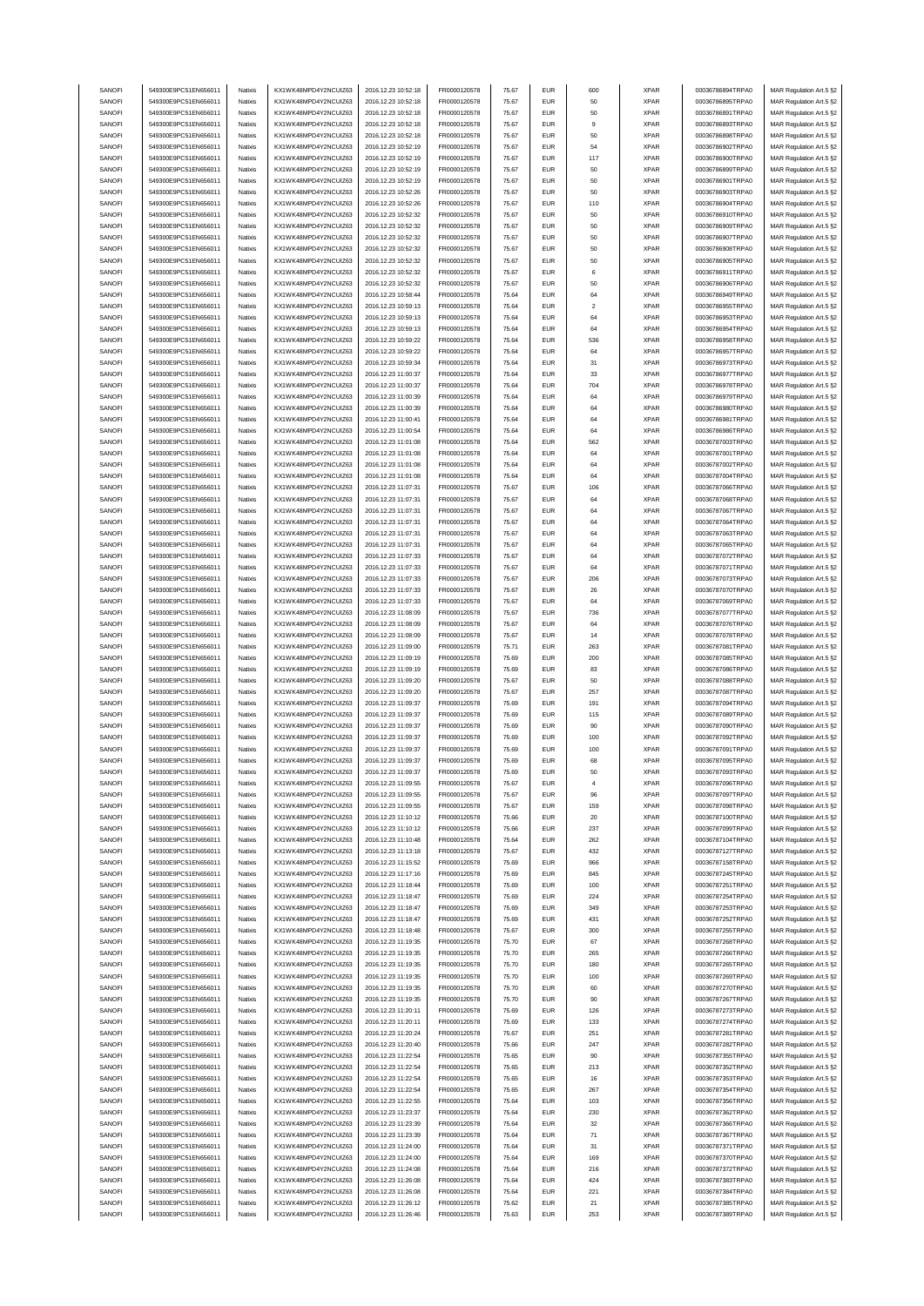| SANOFI | 549300E9PC51EN656011 | Natixis | KX1WK48MPD4Y2NCUIZ63 | 2016.12.23 10:52:18 | FR0000120578 | 75.67 | EUR | 600 | XPAR | 00036786894TRPA0 | MAR Regulation Art.5 §2 |
|---|---|---|---|---|---|---|---|---|---|---|---|
| SANOFI | 549300E9PC51EN656011 | Natixis | KX1WK48MPD4Y2NCUIZ63 | 2016.12.23 10:52:18 | FR0000120578 | 75.67 | EUR | 50 | XPAR | 00036786895TRPA0 | MAR Regulation Art.5 §2 |
| SANOFI | 549300E9PC51EN656011 | Natixis | KX1WK48MPD4Y2NCUIZ63 | 2016.12.23 10:52:18 | FR0000120578 | 75.67 | EUR | 50 | XPAR | 00036786891TRPA0 | MAR Regulation Art.5 §2 |
| SANOFI | 549300E9PC51EN656011 | Natixis | KX1WK48MPD4Y2NCUIZ63 | 2016.12.23 10:52:18 | FR0000120578 | 75.67 | EUR | 9 | XPAR | 00036786893TRPA0 | MAR Regulation Art.5 §2 |
| SANOFI | 549300E9PC51EN656011 | Natixis | KX1WK48MPD4Y2NCUIZ63 | 2016.12.23 10:52:18 | FR0000120578 | 75.67 | EUR | 50 | XPAR | 00036786898TRPA0 | MAR Regulation Art.5 §2 |
| SANOFI | 549300E9PC51EN656011 | Natixis | KX1WK48MPD4Y2NCUIZ63 | 2016.12.23 10:52:19 | FR0000120578 | 75.67 | EUR | 54 | XPAR | 00036786902TRPA0 | MAR Regulation Art.5 §2 |
| SANOFI | 549300E9PC51EN656011 | Natixis | KX1WK48MPD4Y2NCUIZ63 | 2016.12.23 10:52:19 | FR0000120578 | 75.67 | EUR | 117 | XPAR | 00036786900TRPA0 | MAR Regulation Art.5 §2 |
| SANOFI | 549300E9PC51EN656011 | Natixis | KX1WK48MPD4Y2NCUIZ63 | 2016.12.23 10:52:19 | FR0000120578 | 75.67 | EUR | 50 | XPAR | 00036786899TRPA0 | MAR Regulation Art.5 §2 |
| SANOFI | 549300E9PC51EN656011 | Natixis | KX1WK48MPD4Y2NCUIZ63 | 2016.12.23 10:52:19 | FR0000120578 | 75.67 | EUR | 50 | XPAR | 00036786901TRPA0 | MAR Regulation Art.5 §2 |
| SANOFI | 549300E9PC51EN656011 | Natixis | KX1WK48MPD4Y2NCUIZ63 | 2016.12.23 10:52:26 | FR0000120578 | 75.67 | EUR | 50 | XPAR | 00036786903TRPA0 | MAR Regulation Art.5 §2 |
| SANOFI | 549300E9PC51EN656011 | Natixis | KX1WK48MPD4Y2NCUIZ63 | 2016.12.23 10:52:26 | FR0000120578 | 75.67 | EUR | 110 | XPAR | 00036786904TRPA0 | MAR Regulation Art.5 §2 |
| SANOFI | 549300E9PC51EN656011 | Natixis | KX1WK48MPD4Y2NCUIZ63 | 2016.12.23 10:52:32 | FR0000120578 | 75.67 | EUR | 50 | XPAR | 00036786910TRPA0 | MAR Regulation Art.5 §2 |
| SANOFI | 549300E9PC51EN656011 | Natixis | KX1WK48MPD4Y2NCUIZ63 | 2016.12.23 10:52:32 | FR0000120578 | 75.67 | EUR | 50 | XPAR | 00036786909TRPA0 | MAR Regulation Art.5 §2 |
| SANOFI | 549300E9PC51EN656011 | Natixis | KX1WK48MPD4Y2NCUIZ63 | 2016.12.23 10:52:32 | FR0000120578 | 75.67 | EUR | 50 | XPAR | 00036786907TRPA0 | MAR Regulation Art.5 §2 |
| SANOFI | 549300E9PC51EN656011 | Natixis | KX1WK48MPD4Y2NCUIZ63 | 2016.12.23 10:52:32 | FR0000120578 | 75.67 | EUR | 50 | XPAR | 00036786908TRPA0 | MAR Regulation Art.5 §2 |
| SANOFI | 549300E9PC51EN656011 | Natixis | KX1WK48MPD4Y2NCUIZ63 | 2016.12.23 10:52:32 | FR0000120578 | 75.67 | EUR | 50 | XPAR | 00036786905TRPA0 | MAR Regulation Art.5 §2 |
| SANOFI | 549300E9PC51EN656011 | Natixis | KX1WK48MPD4Y2NCUIZ63 | 2016.12.23 10:52:32 | FR0000120578 | 75.67 | EUR | 6 | XPAR | 00036786911TRPA0 | MAR Regulation Art.5 §2 |
| SANOFI | 549300E9PC51EN656011 | Natixis | KX1WK48MPD4Y2NCUIZ63 | 2016.12.23 10:52:32 | FR0000120578 | 75.67 | EUR | 50 | XPAR | 00036786906TRPA0 | MAR Regulation Art.5 §2 |
| SANOFI | 549300E9PC51EN656011 | Natixis | KX1WK48MPD4Y2NCUIZ63 | 2016.12.23 10:58:44 | FR0000120578 | 75.64 | EUR | 64 | XPAR | 00036786949TRPA0 | MAR Regulation Art.5 §2 |
| SANOFI | 549300E9PC51EN656011 | Natixis | KX1WK48MPD4Y2NCUIZ63 | 2016.12.23 10:59:13 | FR0000120578 | 75.64 | EUR | 2 | XPAR | 00036786955TRPA0 | MAR Regulation Art.5 §2 |
| SANOFI | 549300E9PC51EN656011 | Natixis | KX1WK48MPD4Y2NCUIZ63 | 2016.12.23 10:59:13 | FR0000120578 | 75.64 | EUR | 64 | XPAR | 00036786953TRPA0 | MAR Regulation Art.5 §2 |
| SANOFI | 549300E9PC51EN656011 | Natixis | KX1WK48MPD4Y2NCUIZ63 | 2016.12.23 10:59:13 | FR0000120578 | 75.64 | EUR | 64 | XPAR | 00036786954TRPA0 | MAR Regulation Art.5 §2 |
| SANOFI | 549300E9PC51EN656011 | Natixis | KX1WK48MPD4Y2NCUIZ63 | 2016.12.23 10:59:22 | FR0000120578 | 75.64 | EUR | 536 | XPAR | 00036786958TRPA0 | MAR Regulation Art.5 §2 |
| SANOFI | 549300E9PC51EN656011 | Natixis | KX1WK48MPD4Y2NCUIZ63 | 2016.12.23 10:59:22 | FR0000120578 | 75.64 | EUR | 64 | XPAR | 00036786957TRPA0 | MAR Regulation Art.5 §2 |
| SANOFI | 549300E9PC51EN656011 | Natixis | KX1WK48MPD4Y2NCUIZ63 | 2016.12.23 10:59:34 | FR0000120578 | 75.64 | EUR | 31 | XPAR | 00036786973TRPA0 | MAR Regulation Art.5 §2 |
| SANOFI | 549300E9PC51EN656011 | Natixis | KX1WK48MPD4Y2NCUIZ63 | 2016.12.23 11:00:37 | FR0000120578 | 75.64 | EUR | 33 | XPAR | 00036786977TRPA0 | MAR Regulation Art.5 §2 |
| SANOFI | 549300E9PC51EN656011 | Natixis | KX1WK48MPD4Y2NCUIZ63 | 2016.12.23 11:00:37 | FR0000120578 | 75.64 | EUR | 704 | XPAR | 00036786978TRPA0 | MAR Regulation Art.5 §2 |
| SANOFI | 549300E9PC51EN656011 | Natixis | KX1WK48MPD4Y2NCUIZ63 | 2016.12.23 11:00:39 | FR0000120578 | 75.64 | EUR | 64 | XPAR | 00036786979TRPA0 | MAR Regulation Art.5 §2 |
| SANOFI | 549300E9PC51EN656011 | Natixis | KX1WK48MPD4Y2NCUIZ63 | 2016.12.23 11:00:39 | FR0000120578 | 75.64 | EUR | 64 | XPAR | 00036786980TRPA0 | MAR Regulation Art.5 §2 |
| SANOFI | 549300E9PC51EN656011 | Natixis | KX1WK48MPD4Y2NCUIZ63 | 2016.12.23 11:00:41 | FR0000120578 | 75.64 | EUR | 64 | XPAR | 00036786981TRPA0 | MAR Regulation Art.5 §2 |
| SANOFI | 549300E9PC51EN656011 | Natixis | KX1WK48MPD4Y2NCUIZ63 | 2016.12.23 11:00:54 | FR0000120578 | 75.64 | EUR | 64 | XPAR | 00036786986TRPA0 | MAR Regulation Art.5 §2 |
| SANOFI | 549300E9PC51EN656011 | Natixis | KX1WK48MPD4Y2NCUIZ63 | 2016.12.23 11:01:08 | FR0000120578 | 75.64 | EUR | 562 | XPAR | 00036787003TRPA0 | MAR Regulation Art.5 §2 |
| SANOFI | 549300E9PC51EN656011 | Natixis | KX1WK48MPD4Y2NCUIZ63 | 2016.12.23 11:01:08 | FR0000120578 | 75.64 | EUR | 64 | XPAR | 00036787001TRPA0 | MAR Regulation Art.5 §2 |
| SANOFI | 549300E9PC51EN656011 | Natixis | KX1WK48MPD4Y2NCUIZ63 | 2016.12.23 11:01:08 | FR0000120578 | 75.64 | EUR | 64 | XPAR | 00036787002TRPA0 | MAR Regulation Art.5 §2 |
| SANOFI | 549300E9PC51EN656011 | Natixis | KX1WK48MPD4Y2NCUIZ63 | 2016.12.23 11:01:08 | FR0000120578 | 75.64 | EUR | 64 | XPAR | 00036787004TRPA0 | MAR Regulation Art.5 §2 |
| SANOFI | 549300E9PC51EN656011 | Natixis | KX1WK48MPD4Y2NCUIZ63 | 2016.12.23 11:07:31 | FR0000120578 | 75.67 | EUR | 106 | XPAR | 00036787066TRPA0 | MAR Regulation Art.5 §2 |
| SANOFI | 549300E9PC51EN656011 | Natixis | KX1WK48MPD4Y2NCUIZ63 | 2016.12.23 11:07:31 | FR0000120578 | 75.67 | EUR | 64 | XPAR | 00036787068TRPA0 | MAR Regulation Art.5 §2 |
| SANOFI | 549300E9PC51EN656011 | Natixis | KX1WK48MPD4Y2NCUIZ63 | 2016.12.23 11:07:31 | FR0000120578 | 75.67 | EUR | 64 | XPAR | 00036787067TRPA0 | MAR Regulation Art.5 §2 |
| SANOFI | 549300E9PC51EN656011 | Natixis | KX1WK48MPD4Y2NCUIZ63 | 2016.12.23 11:07:31 | FR0000120578 | 75.67 | EUR | 64 | XPAR | 00036787064TRPA0 | MAR Regulation Art.5 §2 |
| SANOFI | 549300E9PC51EN656011 | Natixis | KX1WK48MPD4Y2NCUIZ63 | 2016.12.23 11:07:31 | FR0000120578 | 75.67 | EUR | 64 | XPAR | 00036787063TRPA0 | MAR Regulation Art.5 §2 |
| SANOFI | 549300E9PC51EN656011 | Natixis | KX1WK48MPD4Y2NCUIZ63 | 2016.12.23 11:07:31 | FR0000120578 | 75.67 | EUR | 64 | XPAR | 00036787065TRPA0 | MAR Regulation Art.5 §2 |
| SANOFI | 549300E9PC51EN656011 | Natixis | KX1WK48MPD4Y2NCUIZ63 | 2016.12.23 11:07:33 | FR0000120578 | 75.67 | EUR | 64 | XPAR | 00036787072TRPA0 | MAR Regulation Art.5 §2 |
| SANOFI | 549300E9PC51EN656011 | Natixis | KX1WK48MPD4Y2NCUIZ63 | 2016.12.23 11:07:33 | FR0000120578 | 75.67 | EUR | 64 | XPAR | 00036787071TRPA0 | MAR Regulation Art.5 §2 |
| SANOFI | 549300E9PC51EN656011 | Natixis | KX1WK48MPD4Y2NCUIZ63 | 2016.12.23 11:07:33 | FR0000120578 | 75.67 | EUR | 206 | XPAR | 00036787073TRPA0 | MAR Regulation Art.5 §2 |
| SANOFI | 549300E9PC51EN656011 | Natixis | KX1WK48MPD4Y2NCUIZ63 | 2016.12.23 11:07:33 | FR0000120578 | 75.67 | EUR | 26 | XPAR | 00036787070TRPA0 | MAR Regulation Art.5 §2 |
| SANOFI | 549300E9PC51EN656011 | Natixis | KX1WK48MPD4Y2NCUIZ63 | 2016.12.23 11:07:33 | FR0000120578 | 75.67 | EUR | 64 | XPAR | 00036787069TRPA0 | MAR Regulation Art.5 §2 |
| SANOFI | 549300E9PC51EN656011 | Natixis | KX1WK48MPD4Y2NCUIZ63 | 2016.12.23 11:08:09 | FR0000120578 | 75.67 | EUR | 736 | XPAR | 00036787077TRPA0 | MAR Regulation Art.5 §2 |
| SANOFI | 549300E9PC51EN656011 | Natixis | KX1WK48MPD4Y2NCUIZ63 | 2016.12.23 11:08:09 | FR0000120578 | 75.67 | EUR | 64 | XPAR | 00036787076TRPA0 | MAR Regulation Art.5 §2 |
| SANOFI | 549300E9PC51EN656011 | Natixis | KX1WK48MPD4Y2NCUIZ63 | 2016.12.23 11:08:09 | FR0000120578 | 75.67 | EUR | 14 | XPAR | 00036787078TRPA0 | MAR Regulation Art.5 §2 |
| SANOFI | 549300E9PC51EN656011 | Natixis | KX1WK48MPD4Y2NCUIZ63 | 2016.12.23 11:09:00 | FR0000120578 | 75.71 | EUR | 263 | XPAR | 00036787081TRPA0 | MAR Regulation Art.5 §2 |
| SANOFI | 549300E9PC51EN656011 | Natixis | KX1WK48MPD4Y2NCUIZ63 | 2016.12.23 11:09:19 | FR0000120578 | 75.69 | EUR | 200 | XPAR | 00036787085TRPA0 | MAR Regulation Art.5 §2 |
| SANOFI | 549300E9PC51EN656011 | Natixis | KX1WK48MPD4Y2NCUIZ63 | 2016.12.23 11:09:19 | FR0000120578 | 75.69 | EUR | 83 | XPAR | 00036787086TRPA0 | MAR Regulation Art.5 §2 |
| SANOFI | 549300E9PC51EN656011 | Natixis | KX1WK48MPD4Y2NCUIZ63 | 2016.12.23 11:09:20 | FR0000120578 | 75.67 | EUR | 50 | XPAR | 00036787088TRPA0 | MAR Regulation Art.5 §2 |
| SANOFI | 549300E9PC51EN656011 | Natixis | KX1WK48MPD4Y2NCUIZ63 | 2016.12.23 11:09:20 | FR0000120578 | 75.67 | EUR | 257 | XPAR | 00036787087TRPA0 | MAR Regulation Art.5 §2 |
| SANOFI | 549300E9PC51EN656011 | Natixis | KX1WK48MPD4Y2NCUIZ63 | 2016.12.23 11:09:37 | FR0000120578 | 75.69 | EUR | 191 | XPAR | 00036787094TRPA0 | MAR Regulation Art.5 §2 |
| SANOFI | 549300E9PC51EN656011 | Natixis | KX1WK48MPD4Y2NCUIZ63 | 2016.12.23 11:09:37 | FR0000120578 | 75.69 | EUR | 115 | XPAR | 00036787089TRPA0 | MAR Regulation Art.5 §2 |
| SANOFI | 549300E9PC51EN656011 | Natixis | KX1WK48MPD4Y2NCUIZ63 | 2016.12.23 11:09:37 | FR0000120578 | 75.69 | EUR | 90 | XPAR | 00036787090TRPA0 | MAR Regulation Art.5 §2 |
| SANOFI | 549300E9PC51EN656011 | Natixis | KX1WK48MPD4Y2NCUIZ63 | 2016.12.23 11:09:37 | FR0000120578 | 75.69 | EUR | 100 | XPAR | 00036787092TRPA0 | MAR Regulation Art.5 §2 |
| SANOFI | 549300E9PC51EN656011 | Natixis | KX1WK48MPD4Y2NCUIZ63 | 2016.12.23 11:09:37 | FR0000120578 | 75.69 | EUR | 100 | XPAR | 00036787091TRPA0 | MAR Regulation Art.5 §2 |
| SANOFI | 549300E9PC51EN656011 | Natixis | KX1WK48MPD4Y2NCUIZ63 | 2016.12.23 11:09:37 | FR0000120578 | 75.69 | EUR | 68 | XPAR | 00036787095TRPA0 | MAR Regulation Art.5 §2 |
| SANOFI | 549300E9PC51EN656011 | Natixis | KX1WK48MPD4Y2NCUIZ63 | 2016.12.23 11:09:37 | FR0000120578 | 75.69 | EUR | 50 | XPAR | 00036787093TRPA0 | MAR Regulation Art.5 §2 |
| SANOFI | 549300E9PC51EN656011 | Natixis | KX1WK48MPD4Y2NCUIZ63 | 2016.12.23 11:09:55 | FR0000120578 | 75.67 | EUR | 4 | XPAR | 00036787096TRPA0 | MAR Regulation Art.5 §2 |
| SANOFI | 549300E9PC51EN656011 | Natixis | KX1WK48MPD4Y2NCUIZ63 | 2016.12.23 11:09:55 | FR0000120578 | 75.67 | EUR | 96 | XPAR | 00036787097TRPA0 | MAR Regulation Art.5 §2 |
| SANOFI | 549300E9PC51EN656011 | Natixis | KX1WK48MPD4Y2NCUIZ63 | 2016.12.23 11:09:55 | FR0000120578 | 75.67 | EUR | 159 | XPAR | 00036787098TRPA0 | MAR Regulation Art.5 §2 |
| SANOFI | 549300E9PC51EN656011 | Natixis | KX1WK48MPD4Y2NCUIZ63 | 2016.12.23 11:10:12 | FR0000120578 | 75.66 | EUR | 20 | XPAR | 00036787100TRPA0 | MAR Regulation Art.5 §2 |
| SANOFI | 549300E9PC51EN656011 | Natixis | KX1WK48MPD4Y2NCUIZ63 | 2016.12.23 11:10:12 | FR0000120578 | 75.66 | EUR | 237 | XPAR | 00036787099TRPA0 | MAR Regulation Art.5 §2 |
| SANOFI | 549300E9PC51EN656011 | Natixis | KX1WK48MPD4Y2NCUIZ63 | 2016.12.23 11:10:48 | FR0000120578 | 75.64 | EUR | 262 | XPAR | 00036787104TRPA0 | MAR Regulation Art.5 §2 |
| SANOFI | 549300E9PC51EN656011 | Natixis | KX1WK48MPD4Y2NCUIZ63 | 2016.12.23 11:13:18 | FR0000120578 | 75.67 | EUR | 432 | XPAR | 00036787127TRPA0 | MAR Regulation Art.5 §2 |
| SANOFI | 549300E9PC51EN656011 | Natixis | KX1WK48MPD4Y2NCUIZ63 | 2016.12.23 11:15:52 | FR0000120578 | 75.69 | EUR | 966 | XPAR | 00036787158TRPA0 | MAR Regulation Art.5 §2 |
| SANOFI | 549300E9PC51EN656011 | Natixis | KX1WK48MPD4Y2NCUIZ63 | 2016.12.23 11:17:16 | FR0000120578 | 75.69 | EUR | 845 | XPAR | 00036787245TRPA0 | MAR Regulation Art.5 §2 |
| SANOFI | 549300E9PC51EN656011 | Natixis | KX1WK48MPD4Y2NCUIZ63 | 2016.12.23 11:18:44 | FR0000120578 | 75.69 | EUR | 100 | XPAR | 00036787251TRPA0 | MAR Regulation Art.5 §2 |
| SANOFI | 549300E9PC51EN656011 | Natixis | KX1WK48MPD4Y2NCUIZ63 | 2016.12.23 11:18:47 | FR0000120578 | 75.69 | EUR | 224 | XPAR | 00036787254TRPA0 | MAR Regulation Art.5 §2 |
| SANOFI | 549300E9PC51EN656011 | Natixis | KX1WK48MPD4Y2NCUIZ63 | 2016.12.23 11:18:47 | FR0000120578 | 75.69 | EUR | 349 | XPAR | 00036787253TRPA0 | MAR Regulation Art.5 §2 |
| SANOFI | 549300E9PC51EN656011 | Natixis | KX1WK48MPD4Y2NCUIZ63 | 2016.12.23 11:18:47 | FR0000120578 | 75.69 | EUR | 431 | XPAR | 00036787252TRPA0 | MAR Regulation Art.5 §2 |
| SANOFI | 549300E9PC51EN656011 | Natixis | KX1WK48MPD4Y2NCUIZ63 | 2016.12.23 11:18:48 | FR0000120578 | 75.67 | EUR | 300 | XPAR | 00036787255TRPA0 | MAR Regulation Art.5 §2 |
| SANOFI | 549300E9PC51EN656011 | Natixis | KX1WK48MPD4Y2NCUIZ63 | 2016.12.23 11:19:35 | FR0000120578 | 75.70 | EUR | 67 | XPAR | 00036787268TRPA0 | MAR Regulation Art.5 §2 |
| SANOFI | 549300E9PC51EN656011 | Natixis | KX1WK48MPD4Y2NCUIZ63 | 2016.12.23 11:19:35 | FR0000120578 | 75.70 | EUR | 265 | XPAR | 00036787266TRPA0 | MAR Regulation Art.5 §2 |
| SANOFI | 549300E9PC51EN656011 | Natixis | KX1WK48MPD4Y2NCUIZ63 | 2016.12.23 11:19:35 | FR0000120578 | 75.70 | EUR | 180 | XPAR | 00036787265TRPA0 | MAR Regulation Art.5 §2 |
| SANOFI | 549300E9PC51EN656011 | Natixis | KX1WK48MPD4Y2NCUIZ63 | 2016.12.23 11:19:35 | FR0000120578 | 75.70 | EUR | 100 | XPAR | 00036787269TRPA0 | MAR Regulation Art.5 §2 |
| SANOFI | 549300E9PC51EN656011 | Natixis | KX1WK48MPD4Y2NCUIZ63 | 2016.12.23 11:19:35 | FR0000120578 | 75.70 | EUR | 60 | XPAR | 00036787270TRPA0 | MAR Regulation Art.5 §2 |
| SANOFI | 549300E9PC51EN656011 | Natixis | KX1WK48MPD4Y2NCUIZ63 | 2016.12.23 11:19:35 | FR0000120578 | 75.70 | EUR | 90 | XPAR | 00036787267TRPA0 | MAR Regulation Art.5 §2 |
| SANOFI | 549300E9PC51EN656011 | Natixis | KX1WK48MPD4Y2NCUIZ63 | 2016.12.23 11:20:11 | FR0000120578 | 75.69 | EUR | 126 | XPAR | 00036787273TRPA0 | MAR Regulation Art.5 §2 |
| SANOFI | 549300E9PC51EN656011 | Natixis | KX1WK48MPD4Y2NCUIZ63 | 2016.12.23 11:20:11 | FR0000120578 | 75.69 | EUR | 133 | XPAR | 00036787274TRPA0 | MAR Regulation Art.5 §2 |
| SANOFI | 549300E9PC51EN656011 | Natixis | KX1WK48MPD4Y2NCUIZ63 | 2016.12.23 11:20:24 | FR0000120578 | 75.67 | EUR | 251 | XPAR | 00036787281TRPA0 | MAR Regulation Art.5 §2 |
| SANOFI | 549300E9PC51EN656011 | Natixis | KX1WK48MPD4Y2NCUIZ63 | 2016.12.23 11:20:40 | FR0000120578 | 75.66 | EUR | 247 | XPAR | 00036787282TRPA0 | MAR Regulation Art.5 §2 |
| SANOFI | 549300E9PC51EN656011 | Natixis | KX1WK48MPD4Y2NCUIZ63 | 2016.12.23 11:22:54 | FR0000120578 | 75.65 | EUR | 90 | XPAR | 00036787355TRPA0 | MAR Regulation Art.5 §2 |
| SANOFI | 549300E9PC51EN656011 | Natixis | KX1WK48MPD4Y2NCUIZ63 | 2016.12.23 11:22:54 | FR0000120578 | 75.65 | EUR | 213 | XPAR | 00036787352TRPA0 | MAR Regulation Art.5 §2 |
| SANOFI | 549300E9PC51EN656011 | Natixis | KX1WK48MPD4Y2NCUIZ63 | 2016.12.23 11:22:54 | FR0000120578 | 75.65 | EUR | 16 | XPAR | 00036787353TRPA0 | MAR Regulation Art.5 §2 |
| SANOFI | 549300E9PC51EN656011 | Natixis | KX1WK48MPD4Y2NCUIZ63 | 2016.12.23 11:22:54 | FR0000120578 | 75.65 | EUR | 267 | XPAR | 00036787354TRPA0 | MAR Regulation Art.5 §2 |
| SANOFI | 549300E9PC51EN656011 | Natixis | KX1WK48MPD4Y2NCUIZ63 | 2016.12.23 11:22:55 | FR0000120578 | 75.64 | EUR | 103 | XPAR | 00036787356TRPA0 | MAR Regulation Art.5 §2 |
| SANOFI | 549300E9PC51EN656011 | Natixis | KX1WK48MPD4Y2NCUIZ63 | 2016.12.23 11:23:37 | FR0000120578 | 75.64 | EUR | 230 | XPAR | 00036787362TRPA0 | MAR Regulation Art.5 §2 |
| SANOFI | 549300E9PC51EN656011 | Natixis | KX1WK48MPD4Y2NCUIZ63 | 2016.12.23 11:23:39 | FR0000120578 | 75.64 | EUR | 32 | XPAR | 00036787366TRPA0 | MAR Regulation Art.5 §2 |
| SANOFI | 549300E9PC51EN656011 | Natixis | KX1WK48MPD4Y2NCUIZ63 | 2016.12.23 11:23:39 | FR0000120578 | 75.64 | EUR | 71 | XPAR | 00036787367TRPA0 | MAR Regulation Art.5 §2 |
| SANOFI | 549300E9PC51EN656011 | Natixis | KX1WK48MPD4Y2NCUIZ63 | 2016.12.23 11:24:00 | FR0000120578 | 75.64 | EUR | 31 | XPAR | 00036787371TRPA0 | MAR Regulation Art.5 §2 |
| SANOFI | 549300E9PC51EN656011 | Natixis | KX1WK48MPD4Y2NCUIZ63 | 2016.12.23 11:24:00 | FR0000120578 | 75.64 | EUR | 169 | XPAR | 00036787370TRPA0 | MAR Regulation Art.5 §2 |
| SANOFI | 549300E9PC51EN656011 | Natixis | KX1WK48MPD4Y2NCUIZ63 | 2016.12.23 11:24:08 | FR0000120578 | 75.64 | EUR | 216 | XPAR | 00036787372TRPA0 | MAR Regulation Art.5 §2 |
| SANOFI | 549300E9PC51EN656011 | Natixis | KX1WK48MPD4Y2NCUIZ63 | 2016.12.23 11:26:08 | FR0000120578 | 75.64 | EUR | 424 | XPAR | 00036787383TRPA0 | MAR Regulation Art.5 §2 |
| SANOFI | 549300E9PC51EN656011 | Natixis | KX1WK48MPD4Y2NCUIZ63 | 2016.12.23 11:26:08 | FR0000120578 | 75.64 | EUR | 221 | XPAR | 00036787384TRPA0 | MAR Regulation Art.5 §2 |
| SANOFI | 549300E9PC51EN656011 | Natixis | KX1WK48MPD4Y2NCUIZ63 | 2016.12.23 11:26:12 | FR0000120578 | 75.62 | EUR | 21 | XPAR | 00036787385TRPA0 | MAR Regulation Art.5 §2 |
| SANOFI | 549300E9PC51EN656011 | Natixis | KX1WK48MPD4Y2NCUIZ63 | 2016.12.23 11:26:46 | FR0000120578 | 75.63 | EUR | 253 | XPAR | 00036787389TRPA0 | MAR Regulation Art.5 §2 |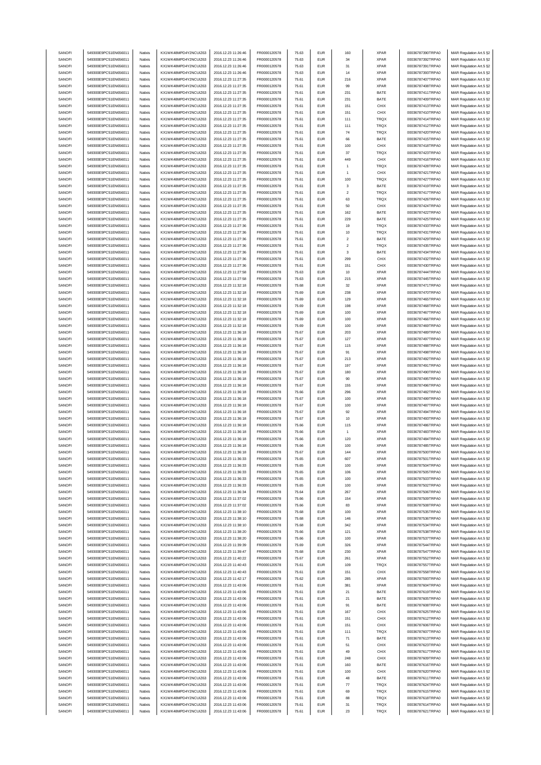| SANOFI | 549300E9PC51EN656011 | Natixis | KX1WK48MPD4Y2NCUIZ63 | 2016.12.23 11:26:46 | FR0000120578 | 75.63 | EUR | 160 | XPAR | 00036787390TRPA0 | MAR Regulation Art.5 §2 |
|---|---|---|---|---|---|---|---|---|---|---|---|
| SANOFI | 549300E9PC51EN656011 | Natixis | KX1WK48MPD4Y2NCUIZ63 | 2016.12.23 11:26:46 | FR0000120578 | 75.63 | EUR | 34 | XPAR | 00036787392TRPA0 | MAR Regulation Art.5 §2 |
| SANOFI | 549300E9PC51EN656011 | Natixis | KX1WK48MPD4Y2NCUIZ63 | 2016.12.23 11:26:46 | FR0000120578 | 75.63 | EUR | 31 | XPAR | 00036787391TRPA0 | MAR Regulation Art.5 §2 |
| SANOFI | 549300E9PC51EN656011 | Natixis | KX1WK48MPD4Y2NCUIZ63 | 2016.12.23 11:26:46 | FR0000120578 | 75.63 | EUR | 14 | XPAR | 00036787393TRPA0 | MAR Regulation Art.5 §2 |
| SANOFI | 549300E9PC51EN656011 | Natixis | KX1WK48MPD4Y2NCUIZ63 | 2016.12.23 11:27:35 | FR0000120578 | 75.61 | EUR | 216 | XPAR | 00036787407TRPA0 | MAR Regulation Art.5 §2 |
| SANOFI | 549300E9PC51EN656011 | Natixis | KX1WK48MPD4Y2NCUIZ63 | 2016.12.23 11:27:35 | FR0000120578 | 75.61 | EUR | 99 | XPAR | 00036787408TRPA0 | MAR Regulation Art.5 §2 |
| SANOFI | 549300E9PC51EN656011 | Natixis | KX1WK48MPD4Y2NCUIZ63 | 2016.12.23 11:27:35 | FR0000120578 | 75.61 | EUR | 231 | BATE | 00036787411TRPA0 | MAR Regulation Art.5 §2 |
| SANOFI | 549300E9PC51EN656011 | Natixis | KX1WK48MPD4Y2NCUIZ63 | 2016.12.23 11:27:35 | FR0000120578 | 75.61 | EUR | 231 | BATE | 00036787409TRPA0 | MAR Regulation Art.5 §2 |
| SANOFI | 549300E9PC51EN656011 | Natixis | KX1WK48MPD4Y2NCUIZ63 | 2016.12.23 11:27:35 | FR0000120578 | 75.61 | EUR | 151 | CHIX | 00036787413TRPA0 | MAR Regulation Art.5 §2 |
| SANOFI | 549300E9PC51EN656011 | Natixis | KX1WK48MPD4Y2NCUIZ63 | 2016.12.23 11:27:35 | FR0000120578 | 75.61 | EUR | 151 | CHIX | 00036787410TRPA0 | MAR Regulation Art.5 §2 |
| SANOFI | 549300E9PC51EN656011 | Natixis | KX1WK48MPD4Y2NCUIZ63 | 2016.12.23 11:27:35 | FR0000120578 | 75.61 | EUR | 111 | TRQX | 00036787414TRPA0 | MAR Regulation Art.5 §2 |
| SANOFI | 549300E9PC51EN656011 | Natixis | KX1WK48MPD4Y2NCUIZ63 | 2016.12.23 11:27:35 | FR0000120578 | 75.61 | EUR | 111 | TRQX | 00036787412TRPA0 | MAR Regulation Art.5 §2 |
| SANOFI | 549300E9PC51EN656011 | Natixis | KX1WK48MPD4Y2NCUIZ63 | 2016.12.23 11:27:35 | FR0000120578 | 75.61 | EUR | 74 | TRQX | 00036787420TRPA0 | MAR Regulation Art.5 §2 |
| SANOFI | 549300E9PC51EN656011 | Natixis | KX1WK48MPD4Y2NCUIZ63 | 2016.12.23 11:27:35 | FR0000120578 | 75.61 | EUR | 66 | BATE | 00036787415TRPA0 | MAR Regulation Art.5 §2 |
| SANOFI | 549300E9PC51EN656011 | Natixis | KX1WK48MPD4Y2NCUIZ63 | 2016.12.23 11:27:35 | FR0000120578 | 75.61 | EUR | 100 | CHIX | 00036787418TRPA0 | MAR Regulation Art.5 §2 |
| SANOFI | 549300E9PC51EN656011 | Natixis | KX1WK48MPD4Y2NCUIZ63 | 2016.12.23 11:27:35 | FR0000120578 | 75.61 | EUR | 37 | TRQX | 00036787423TRPA0 | MAR Regulation Art.5 §2 |
| SANOFI | 549300E9PC51EN656011 | Natixis | KX1WK48MPD4Y2NCUIZ63 | 2016.12.23 11:27:35 | FR0000120578 | 75.61 | EUR | 449 | CHIX | 00036787416TRPA0 | MAR Regulation Art.5 §2 |
| SANOFI | 549300E9PC51EN656011 | Natixis | KX1WK48MPD4Y2NCUIZ63 | 2016.12.23 11:27:35 | FR0000120578 | 75.61 | EUR | 1 | TRQX | 00036787428TRPA0 | MAR Regulation Art.5 §2 |
| SANOFI | 549300E9PC51EN656011 | Natixis | KX1WK48MPD4Y2NCUIZ63 | 2016.12.23 11:27:35 | FR0000120578 | 75.61 | EUR | 1 | CHIX | 00036787421TRPA0 | MAR Regulation Art.5 §2 |
| SANOFI | 549300E9PC51EN656011 | Natixis | KX1WK48MPD4Y2NCUIZ63 | 2016.12.23 11:27:35 | FR0000120578 | 75.61 | EUR | 100 | TRQX | 00036787427TRPA0 | MAR Regulation Art.5 §2 |
| SANOFI | 549300E9PC51EN656011 | Natixis | KX1WK48MPD4Y2NCUIZ63 | 2016.12.23 11:27:35 | FR0000120578 | 75.61 | EUR | 3 | BATE | 00036787419TRPA0 | MAR Regulation Art.5 §2 |
| SANOFI | 549300E9PC51EN656011 | Natixis | KX1WK48MPD4Y2NCUIZ63 | 2016.12.23 11:27:35 | FR0000120578 | 75.61 | EUR | 2 | TRQX | 00036787417TRPA0 | MAR Regulation Art.5 §2 |
| SANOFI | 549300E9PC51EN656011 | Natixis | KX1WK48MPD4Y2NCUIZ63 | 2016.12.23 11:27:35 | FR0000120578 | 75.61 | EUR | 63 | TRQX | 00036787426TRPA0 | MAR Regulation Art.5 §2 |
| SANOFI | 549300E9PC51EN656011 | Natixis | KX1WK48MPD4Y2NCUIZ63 | 2016.12.23 11:27:35 | FR0000120578 | 75.61 | EUR | 50 | CHIX | 00036787424TRPA0 | MAR Regulation Art.5 §2 |
| SANOFI | 549300E9PC51EN656011 | Natixis | KX1WK48MPD4Y2NCUIZ63 | 2016.12.23 11:27:35 | FR0000120578 | 75.61 | EUR | 162 | BATE | 00036787422TRPA0 | MAR Regulation Art.5 §2 |
| SANOFI | 549300E9PC51EN656011 | Natixis | KX1WK48MPD4Y2NCUIZ63 | 2016.12.23 11:27:35 | FR0000120578 | 75.61 | EUR | 229 | BATE | 00036787425TRPA0 | MAR Regulation Art.5 §2 |
| SANOFI | 549300E9PC51EN656011 | Natixis | KX1WK48MPD4Y2NCUIZ63 | 2016.12.23 11:27:36 | FR0000120578 | 75.61 | EUR | 19 | TRQX | 00036787433TRPA0 | MAR Regulation Art.5 §2 |
| SANOFI | 549300E9PC51EN656011 | Natixis | KX1WK48MPD4Y2NCUIZ63 | 2016.12.23 11:27:36 | FR0000120578 | 75.61 | EUR | 10 | TRQX | 00036787431TRPA0 | MAR Regulation Art.5 §2 |
| SANOFI | 549300E9PC51EN656011 | Natixis | KX1WK48MPD4Y2NCUIZ63 | 2016.12.23 11:27:36 | FR0000120578 | 75.61 | EUR | 2 | BATE | 00036787429TRPA0 | MAR Regulation Art.5 §2 |
| SANOFI | 549300E9PC51EN656011 | Natixis | KX1WK48MPD4Y2NCUIZ63 | 2016.12.23 11:27:36 | FR0000120578 | 75.61 | EUR | 2 | TRQX | 00036787435TRPA0 | MAR Regulation Art.5 §2 |
| SANOFI | 549300E9PC51EN656011 | Natixis | KX1WK48MPD4Y2NCUIZ63 | 2016.12.23 11:27:36 | FR0000120578 | 75.61 | EUR | 3 | BATE | 00036787434TRPA0 | MAR Regulation Art.5 §2 |
| SANOFI | 549300E9PC51EN656011 | Natixis | KX1WK48MPD4Y2NCUIZ63 | 2016.12.23 11:27:36 | FR0000120578 | 75.61 | EUR | 299 | CHIX | 00036787432TRPA0 | MAR Regulation Art.5 §2 |
| SANOFI | 549300E9PC51EN656011 | Natixis | KX1WK48MPD4Y2NCUIZ63 | 2016.12.23 11:27:36 | FR0000120578 | 75.61 | EUR | 151 | CHIX | 00036787430TRPA0 | MAR Regulation Art.5 §2 |
| SANOFI | 549300E9PC51EN656011 | Natixis | KX1WK48MPD4Y2NCUIZ63 | 2016.12.23 11:27:58 | FR0000120578 | 75.63 | EUR | 10 | XPAR | 00036787444TRPA0 | MAR Regulation Art.5 §2 |
| SANOFI | 549300E9PC51EN656011 | Natixis | KX1WK48MPD4Y2NCUIZ63 | 2016.12.23 11:27:58 | FR0000120578 | 75.63 | EUR | 215 | XPAR | 00036787445TRPA0 | MAR Regulation Art.5 §2 |
| SANOFI | 549300E9PC51EN656011 | Natixis | KX1WK48MPD4Y2NCUIZ63 | 2016.12.23 11:32:18 | FR0000120578 | 75.68 | EUR | 32 | XPAR | 00036787471TRPA0 | MAR Regulation Art.5 §2 |
| SANOFI | 549300E9PC51EN656011 | Natixis | KX1WK48MPD4Y2NCUIZ63 | 2016.12.23 11:32:18 | FR0000120578 | 75.69 | EUR | 238 | XPAR | 00036787470TRPA0 | MAR Regulation Art.5 §2 |
| SANOFI | 549300E9PC51EN656011 | Natixis | KX1WK48MPD4Y2NCUIZ63 | 2016.12.23 11:32:18 | FR0000120578 | 75.69 | EUR | 129 | XPAR | 00036787465TRPA0 | MAR Regulation Art.5 §2 |
| SANOFI | 549300E9PC51EN656011 | Natixis | KX1WK48MPD4Y2NCUIZ63 | 2016.12.23 11:32:18 | FR0000120578 | 75.69 | EUR | 198 | XPAR | 00036787468TRPA0 | MAR Regulation Art.5 §2 |
| SANOFI | 549300E9PC51EN656011 | Natixis | KX1WK48MPD4Y2NCUIZ63 | 2016.12.23 11:32:18 | FR0000120578 | 75.69 | EUR | 100 | XPAR | 00036787467TRPA0 | MAR Regulation Art.5 §2 |
| SANOFI | 549300E9PC51EN656011 | Natixis | KX1WK48MPD4Y2NCUIZ63 | 2016.12.23 11:32:18 | FR0000120578 | 75.69 | EUR | 100 | XPAR | 00036787466TRPA0 | MAR Regulation Art.5 §2 |
| SANOFI | 549300E9PC51EN656011 | Natixis | KX1WK48MPD4Y2NCUIZ63 | 2016.12.23 11:32:18 | FR0000120578 | 75.69 | EUR | 100 | XPAR | 00036787469TRPA0 | MAR Regulation Art.5 §2 |
| SANOFI | 549300E9PC51EN656011 | Natixis | KX1WK48MPD4Y2NCUIZ63 | 2016.12.23 11:36:18 | FR0000120578 | 75.67 | EUR | 203 | XPAR | 00036787489TRPA0 | MAR Regulation Art.5 §2 |
| SANOFI | 549300E9PC51EN656011 | Natixis | KX1WK48MPD4Y2NCUIZ63 | 2016.12.23 11:36:18 | FR0000120578 | 75.67 | EUR | 127 | XPAR | 00036787497TRPA0 | MAR Regulation Art.5 §2 |
| SANOFI | 549300E9PC51EN656011 | Natixis | KX1WK48MPD4Y2NCUIZ63 | 2016.12.23 11:36:18 | FR0000120578 | 75.67 | EUR | 115 | XPAR | 00036787488TRPA0 | MAR Regulation Art.5 §2 |
| SANOFI | 549300E9PC51EN656011 | Natixis | KX1WK48MPD4Y2NCUIZ63 | 2016.12.23 11:36:18 | FR0000120578 | 75.67 | EUR | 91 | XPAR | 00036787498TRPA0 | MAR Regulation Art.5 §2 |
| SANOFI | 549300E9PC51EN656011 | Natixis | KX1WK48MPD4Y2NCUIZ63 | 2016.12.23 11:36:18 | FR0000120578 | 75.67 | EUR | 213 | XPAR | 00036787492TRPA0 | MAR Regulation Art.5 §2 |
| SANOFI | 549300E9PC51EN656011 | Natixis | KX1WK48MPD4Y2NCUIZ63 | 2016.12.23 11:36:18 | FR0000120578 | 75.67 | EUR | 197 | XPAR | 00036787491TRPA0 | MAR Regulation Art.5 §2 |
| SANOFI | 549300E9PC51EN656011 | Natixis | KX1WK48MPD4Y2NCUIZ63 | 2016.12.23 11:36:18 | FR0000120578 | 75.67 | EUR | 180 | XPAR | 00036787490TRPA0 | MAR Regulation Art.5 §2 |
| SANOFI | 549300E9PC51EN656011 | Natixis | KX1WK48MPD4Y2NCUIZ63 | 2016.12.23 11:36:18 | FR0000120578 | 75.67 | EUR | 90 | XPAR | 00036787495TRPA0 | MAR Regulation Art.5 §2 |
| SANOFI | 549300E9PC51EN656011 | Natixis | KX1WK48MPD4Y2NCUIZ63 | 2016.12.23 11:36:18 | FR0000120578 | 75.67 | EUR | 155 | XPAR | 00036787496TRPA0 | MAR Regulation Art.5 §2 |
| SANOFI | 549300E9PC51EN656011 | Natixis | KX1WK48MPD4Y2NCUIZ63 | 2016.12.23 11:36:18 | FR0000120578 | 75.66 | EUR | 296 | XPAR | 00036787482TRPA0 | MAR Regulation Art.5 §2 |
| SANOFI | 549300E9PC51EN656011 | Natixis | KX1WK48MPD4Y2NCUIZ63 | 2016.12.23 11:36:18 | FR0000120578 | 75.67 | EUR | 100 | XPAR | 00036787499TRPA0 | MAR Regulation Art.5 §2 |
| SANOFI | 549300E9PC51EN656011 | Natixis | KX1WK48MPD4Y2NCUIZ63 | 2016.12.23 11:36:18 | FR0000120578 | 75.67 | EUR | 100 | XPAR | 00036787487TRPA0 | MAR Regulation Art.5 §2 |
| SANOFI | 549300E9PC51EN656011 | Natixis | KX1WK48MPD4Y2NCUIZ63 | 2016.12.23 11:36:18 | FR0000120578 | 75.67 | EUR | 92 | XPAR | 00036787494TRPA0 | MAR Regulation Art.5 §2 |
| SANOFI | 549300E9PC51EN656011 | Natixis | KX1WK48MPD4Y2NCUIZ63 | 2016.12.23 11:36:18 | FR0000120578 | 75.67 | EUR | 10 | XPAR | 00036787493TRPA0 | MAR Regulation Art.5 §2 |
| SANOFI | 549300E9PC51EN656011 | Natixis | KX1WK48MPD4Y2NCUIZ63 | 2016.12.23 11:36:18 | FR0000120578 | 75.66 | EUR | 115 | XPAR | 00036787486TRPA0 | MAR Regulation Art.5 §2 |
| SANOFI | 549300E9PC51EN656011 | Natixis | KX1WK48MPD4Y2NCUIZ63 | 2016.12.23 11:36:18 | FR0000120578 | 75.66 | EUR | 1 | XPAR | 00036787483TRPA0 | MAR Regulation Art.5 §2 |
| SANOFI | 549300E9PC51EN656011 | Natixis | KX1WK48MPD4Y2NCUIZ63 | 2016.12.23 11:36:18 | FR0000120578 | 75.66 | EUR | 120 | XPAR | 00036787484TRPA0 | MAR Regulation Art.5 §2 |
| SANOFI | 549300E9PC51EN656011 | Natixis | KX1WK48MPD4Y2NCUIZ63 | 2016.12.23 11:36:18 | FR0000120578 | 75.66 | EUR | 100 | XPAR | 00036787485TRPA0 | MAR Regulation Art.5 §2 |
| SANOFI | 549300E9PC51EN656011 | Natixis | KX1WK48MPD4Y2NCUIZ63 | 2016.12.23 11:36:18 | FR0000120578 | 75.67 | EUR | 144 | XPAR | 00036787500TRPA0 | MAR Regulation Art.5 §2 |
| SANOFI | 549300E9PC51EN656011 | Natixis | KX1WK48MPD4Y2NCUIZ63 | 2016.12.23 11:36:33 | FR0000120578 | 75.65 | EUR | 607 | XPAR | 00036787501TRPA0 | MAR Regulation Art.5 §2 |
| SANOFI | 549300E9PC51EN656011 | Natixis | KX1WK48MPD4Y2NCUIZ63 | 2016.12.23 11:36:33 | FR0000120578 | 75.65 | EUR | 100 | XPAR | 00036787504TRPA0 | MAR Regulation Art.5 §2 |
| SANOFI | 549300E9PC51EN656011 | Natixis | KX1WK48MPD4Y2NCUIZ63 | 2016.12.23 11:36:33 | FR0000120578 | 75.65 | EUR | 106 | XPAR | 00036787505TRPA0 | MAR Regulation Art.5 §2 |
| SANOFI | 549300E9PC51EN656011 | Natixis | KX1WK48MPD4Y2NCUIZ63 | 2016.12.23 11:36:33 | FR0000120578 | 75.65 | EUR | 100 | XPAR | 00036787503TRPA0 | MAR Regulation Art.5 §2 |
| SANOFI | 549300E9PC51EN656011 | Natixis | KX1WK48MPD4Y2NCUIZ63 | 2016.12.23 11:36:33 | FR0000120578 | 75.65 | EUR | 100 | XPAR | 00036787502TRPA0 | MAR Regulation Art.5 §2 |
| SANOFI | 549300E9PC51EN656011 | Natixis | KX1WK48MPD4Y2NCUIZ63 | 2016.12.23 11:36:34 | FR0000120578 | 75.64 | EUR | 267 | XPAR | 00036787506TRPA0 | MAR Regulation Art.5 §2 |
| SANOFI | 549300E9PC51EN656011 | Natixis | KX1WK48MPD4Y2NCUIZ63 | 2016.12.23 11:37:02 | FR0000120578 | 75.66 | EUR | 154 | XPAR | 00036787509TRPA0 | MAR Regulation Art.5 §2 |
| SANOFI | 549300E9PC51EN656011 | Natixis | KX1WK48MPD4Y2NCUIZ63 | 2016.12.23 11:37:02 | FR0000120578 | 75.66 | EUR | 83 | XPAR | 00036787508TRPA0 | MAR Regulation Art.5 §2 |
| SANOFI | 549300E9PC51EN656011 | Natixis | KX1WK48MPD4Y2NCUIZ63 | 2016.12.23 11:38:10 | FR0000120578 | 75.68 | EUR | 100 | XPAR | 00036787535TRPA0 | MAR Regulation Art.5 §2 |
| SANOFI | 549300E9PC51EN656011 | Natixis | KX1WK48MPD4Y2NCUIZ63 | 2016.12.23 11:38:10 | FR0000120578 | 75.68 | EUR | 146 | XPAR | 00036787536TRPA0 | MAR Regulation Art.5 §2 |
| SANOFI | 549300E9PC51EN656011 | Natixis | KX1WK48MPD4Y2NCUIZ63 | 2016.12.23 11:38:10 | FR0000120578 | 75.68 | EUR | 342 | XPAR | 00036787534TRPA0 | MAR Regulation Art.5 §2 |
| SANOFI | 549300E9PC51EN656011 | Natixis | KX1WK48MPD4Y2NCUIZ63 | 2016.12.23 11:38:20 | FR0000120578 | 75.66 | EUR | 121 | XPAR | 00036787538TRPA0 | MAR Regulation Art.5 §2 |
| SANOFI | 549300E9PC51EN656011 | Natixis | KX1WK48MPD4Y2NCUIZ63 | 2016.12.23 11:38:20 | FR0000120578 | 75.66 | EUR | 100 | XPAR | 00036787537TRPA0 | MAR Regulation Art.5 §2 |
| SANOFI | 549300E9PC51EN656011 | Natixis | KX1WK48MPD4Y2NCUIZ63 | 2016.12.23 11:39:39 | FR0000120578 | 75.69 | EUR | 326 | XPAR | 00036787544TRPA0 | MAR Regulation Art.5 §2 |
| SANOFI | 549300E9PC51EN656011 | Natixis | KX1WK48MPD4Y2NCUIZ63 | 2016.12.23 11:39:47 | FR0000120578 | 75.68 | EUR | 230 | XPAR | 00036787547TRPA0 | MAR Regulation Art.5 §2 |
| SANOFI | 549300E9PC51EN656011 | Natixis | KX1WK48MPD4Y2NCUIZ63 | 2016.12.23 11:40:22 | FR0000120578 | 75.67 | EUR | 261 | XPAR | 00036787552TRPA0 | MAR Regulation Art.5 §2 |
| SANOFI | 549300E9PC51EN656011 | Natixis | KX1WK48MPD4Y2NCUIZ63 | 2016.12.23 11:40:43 | FR0000120578 | 75.61 | EUR | 109 | TRQX | 00036787557TRPA0 | MAR Regulation Art.5 §2 |
| SANOFI | 549300E9PC51EN656011 | Natixis | KX1WK48MPD4Y2NCUIZ63 | 2016.12.23 11:40:43 | FR0000120578 | 75.61 | EUR | 151 | CHIX | 00036787558TRPA0 | MAR Regulation Art.5 §2 |
| SANOFI | 549300E9PC51EN656011 | Natixis | KX1WK48MPD4Y2NCUIZ63 | 2016.12.23 11:42:17 | FR0000120578 | 75.62 | EUR | 285 | XPAR | 00036787593TRPA0 | MAR Regulation Art.5 §2 |
| SANOFI | 549300E9PC51EN656011 | Natixis | KX1WK48MPD4Y2NCUIZ63 | 2016.12.23 11:43:06 | FR0000120578 | 75.61 | EUR | 381 | XPAR | 00036787604TRPA0 | MAR Regulation Art.5 §2 |
| SANOFI | 549300E9PC51EN656011 | Natixis | KX1WK48MPD4Y2NCUIZ63 | 2016.12.23 11:43:06 | FR0000120578 | 75.61 | EUR | 21 | BATE | 00036787610TRPA0 | MAR Regulation Art.5 §2 |
| SANOFI | 549300E9PC51EN656011 | Natixis | KX1WK48MPD4Y2NCUIZ63 | 2016.12.23 11:43:06 | FR0000120578 | 75.61 | EUR | 21 | BATE | 00036787605TRPA0 | MAR Regulation Art.5 §2 |
| SANOFI | 549300E9PC51EN656011 | Natixis | KX1WK48MPD4Y2NCUIZ63 | 2016.12.23 11:43:06 | FR0000120578 | 75.61 | EUR | 91 | BATE | 00036787608TRPA0 | MAR Regulation Art.5 §2 |
| SANOFI | 549300E9PC51EN656011 | Natixis | KX1WK48MPD4Y2NCUIZ63 | 2016.12.23 11:43:06 | FR0000120578 | 75.61 | EUR | 167 | CHIX | 00036787625TRPA0 | MAR Regulation Art.5 §2 |
| SANOFI | 549300E9PC51EN656011 | Natixis | KX1WK48MPD4Y2NCUIZ63 | 2016.12.23 11:43:06 | FR0000120578 | 75.61 | EUR | 151 | CHIX | 00036787612TRPA0 | MAR Regulation Art.5 §2 |
| SANOFI | 549300E9PC51EN656011 | Natixis | KX1WK48MPD4Y2NCUIZ63 | 2016.12.23 11:43:06 | FR0000120578 | 75.61 | EUR | 151 | CHIX | 00036787606TRPA0 | MAR Regulation Art.5 §2 |
| SANOFI | 549300E9PC51EN656011 | Natixis | KX1WK48MPD4Y2NCUIZ63 | 2016.12.23 11:43:06 | FR0000120578 | 75.61 | EUR | 111 | TRQX | 00036787607TRPA0 | MAR Regulation Art.5 §2 |
| SANOFI | 549300E9PC51EN656011 | Natixis | KX1WK48MPD4Y2NCUIZ63 | 2016.12.23 11:43:06 | FR0000120578 | 75.61 | EUR | 71 | BATE | 00036787613TRPA0 | MAR Regulation Art.5 §2 |
| SANOFI | 549300E9PC51EN656011 | Natixis | KX1WK48MPD4Y2NCUIZ63 | 2016.12.23 11:43:06 | FR0000120578 | 75.61 | EUR | 51 | CHIX | 00036787623TRPA0 | MAR Regulation Art.5 §2 |
| SANOFI | 549300E9PC51EN656011 | Natixis | KX1WK48MPD4Y2NCUIZ63 | 2016.12.23 11:43:06 | FR0000120578 | 75.61 | EUR | 49 | CHIX | 00036787617TRPA0 | MAR Regulation Art.5 §2 |
| SANOFI | 549300E9PC51EN656011 | Natixis | KX1WK48MPD4Y2NCUIZ63 | 2016.12.23 11:43:06 | FR0000120578 | 75.61 | EUR | 248 | CHIX | 00036787609TRPA0 | MAR Regulation Art.5 §2 |
| SANOFI | 549300E9PC51EN656011 | Natixis | KX1WK48MPD4Y2NCUIZ63 | 2016.12.23 11:43:06 | FR0000120578 | 75.61 | EUR | 160 | BATE | 00036787616TRPA0 | MAR Regulation Art.5 §2 |
| SANOFI | 549300E9PC51EN656011 | Natixis | KX1WK48MPD4Y2NCUIZ63 | 2016.12.23 11:43:06 | FR0000120578 | 75.61 | EUR | 100 | CHIX | 00036787620TRPA0 | MAR Regulation Art.5 §2 |
| SANOFI | 549300E9PC51EN656011 | Natixis | KX1WK48MPD4Y2NCUIZ63 | 2016.12.23 11:43:06 | FR0000120578 | 75.61 | EUR | 48 | BATE | 00036787611TRPA0 | MAR Regulation Art.5 §2 |
| SANOFI | 549300E9PC51EN656011 | Natixis | KX1WK48MPD4Y2NCUIZ63 | 2016.12.23 11:43:06 | FR0000120578 | 75.61 | EUR | 77 | TRQX | 00036787624TRPA0 | MAR Regulation Art.5 §2 |
| SANOFI | 549300E9PC51EN656011 | Natixis | KX1WK48MPD4Y2NCUIZ63 | 2016.12.23 11:43:06 | FR0000120578 | 75.61 | EUR | 69 | TRQX | 00036787615TRPA0 | MAR Regulation Art.5 §2 |
| SANOFI | 549300E9PC51EN656011 | Natixis | KX1WK48MPD4Y2NCUIZ63 | 2016.12.23 11:43:06 | FR0000120578 | 75.61 | EUR | 88 | TRQX | 00036787618TRPA0 | MAR Regulation Art.5 §2 |
| SANOFI | 549300E9PC51EN656011 | Natixis | KX1WK48MPD4Y2NCUIZ63 | 2016.12.23 11:43:06 | FR0000120578 | 75.61 | EUR | 31 | TRQX | 00036787614TRPA0 | MAR Regulation Art.5 §2 |
| SANOFI | 549300E9PC51EN656011 | Natixis | KX1WK48MPD4Y2NCUIZ63 | 2016.12.23 11:43:06 | FR0000120578 | 75.61 | EUR | 23 | TRQX | 00036787621TRPA0 | MAR Regulation Art.5 §2 |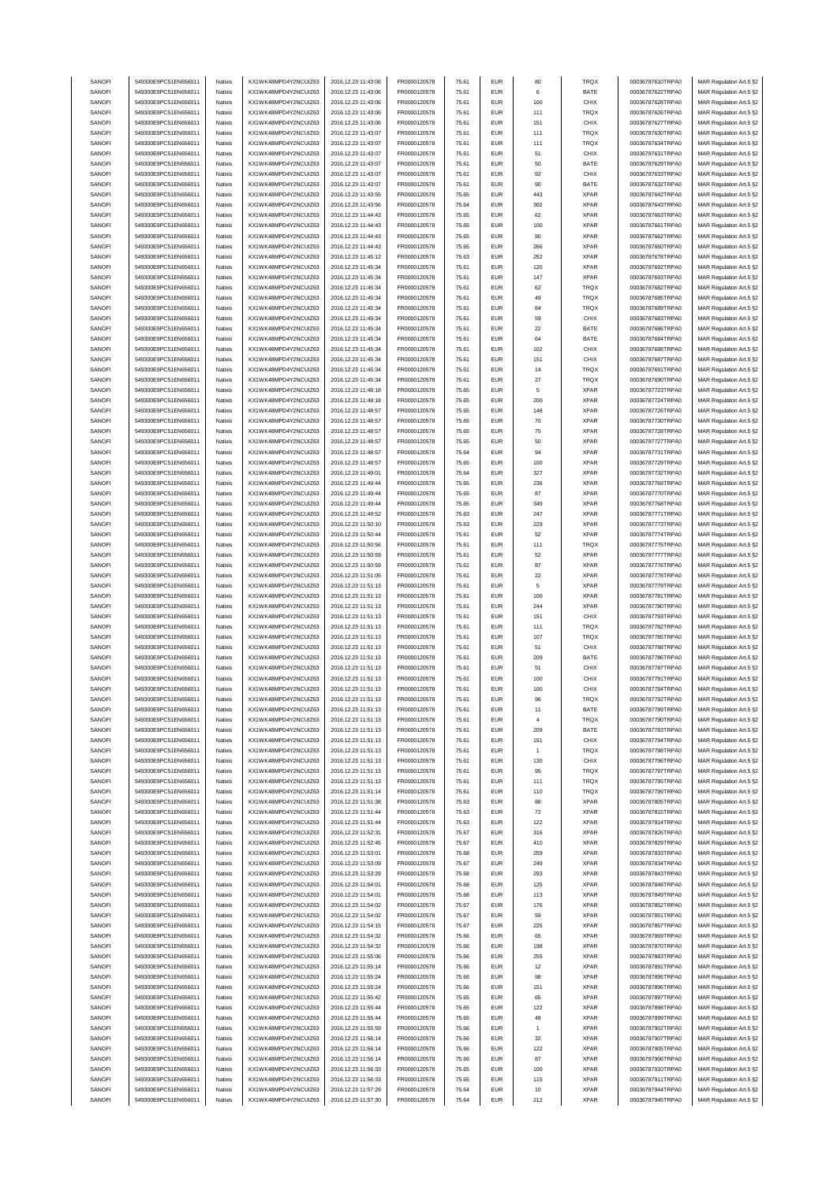| | | | | | | | | | | | |
|---|---|---|---|---|---|---|---|---|---|---|---|
| SANOFI | 549300E9PC51EN656011 | Natixis | KX1WK48MPD4Y2NCUIZ63 | 2016.12.23 11:43:06 | FR0000120578 | 75.61 | EUR | 80 | TRQX | 00036787610TRPA0 | MAR Regulation Art.5 §2 |
| SANOFI | 549300E9PC51EN656011 | Natixis | KX1WK48MPD4Y2NCUIZ63 | 2016.12.23 11:43:06 | FR0000120578 | 75.61 | EUR | 6 | BATE | 00036787622TRPA0 | MAR Regulation Art.5 §2 |
| SANOFI | 549300E9PC51EN656011 | Natixis | KX1WK48MPD4Y2NCUIZ63 | 2016.12.23 11:43:06 | FR0000120578 | 75.61 | EUR | 100 | CHIX | 00036787628TRPA0 | MAR Regulation Art.5 §2 |
| SANOFI | 549300E9PC51EN656011 | Natixis | KX1WK48MPD4Y2NCUIZ63 | 2016.12.23 11:43:06 | FR0000120578 | 75.61 | EUR | 111 | TRQX | 00036787626TRPA0 | MAR Regulation Art.5 §2 |
| SANOFI | 549300E9PC51EN656011 | Natixis | KX1WK48MPD4Y2NCUIZ63 | 2016.12.23 11:43:06 | FR0000120578 | 75.61 | EUR | 151 | CHIX | 00036787627TRPA0 | MAR Regulation Art.5 §2 |
| SANOFI | 549300E9PC51EN656011 | Natixis | KX1WK48MPD4Y2NCUIZ63 | 2016.12.23 11:43:07 | FR0000120578 | 75.61 | EUR | 111 | TRQX | 00036787630TRPA0 | MAR Regulation Art.5 §2 |
| SANOFI | 549300E9PC51EN656011 | Natixis | KX1WK48MPD4Y2NCUIZ63 | 2016.12.23 11:43:07 | FR0000120578 | 75.61 | EUR | 111 | TRQX | 00036787634TRPA0 | MAR Regulation Art.5 §2 |
| SANOFI | 549300E9PC51EN656011 | Natixis | KX1WK48MPD4Y2NCUIZ63 | 2016.12.23 11:43:07 | FR0000120578 | 75.61 | EUR | 51 | CHIX | 00036787631TRPA0 | MAR Regulation Art.5 §2 |
| SANOFI | 549300E9PC51EN656011 | Natixis | KX1WK48MPD4Y2NCUIZ63 | 2016.12.23 11:43:07 | FR0000120578 | 75.61 | EUR | 50 | BATE | 00036787629TRPA0 | MAR Regulation Art.5 §2 |
| SANOFI | 549300E9PC51EN656011 | Natixis | KX1WK48MPD4Y2NCUIZ63 | 2016.12.23 11:43:07 | FR0000120578 | 75.61 | EUR | 92 | CHIX | 00036787633TRPA0 | MAR Regulation Art.5 §2 |
| SANOFI | 549300E9PC51EN656011 | Natixis | KX1WK48MPD4Y2NCUIZ63 | 2016.12.23 11:43:07 | FR0000120578 | 75.61 | EUR | 90 | BATE | 00036787632TRPA0 | MAR Regulation Art.5 §2 |
| SANOFI | 549300E9PC51EN656011 | Natixis | KX1WK48MPD4Y2NCUIZ63 | 2016.12.23 11:43:55 | FR0000120578 | 75.65 | EUR | 443 | XPAR | 00036787642TRPA0 | MAR Regulation Art.5 §2 |
| SANOFI | 549300E9PC51EN656011 | Natixis | KX1WK48MPD4Y2NCUIZ63 | 2016.12.23 11:43:56 | FR0000120578 | 75.64 | EUR | 302 | XPAR | 00036787643TRPA0 | MAR Regulation Art.5 §2 |
| SANOFI | 549300E9PC51EN656011 | Natixis | KX1WK48MPD4Y2NCUIZ63 | 2016.12.23 11:44:43 | FR0000120578 | 75.65 | EUR | 62 | XPAR | 00036787663TRPA0 | MAR Regulation Art.5 §2 |
| SANOFI | 549300E9PC51EN656011 | Natixis | KX1WK48MPD4Y2NCUIZ63 | 2016.12.23 11:44:43 | FR0000120578 | 75.65 | EUR | 100 | XPAR | 00036787661TRPA0 | MAR Regulation Art.5 §2 |
| SANOFI | 549300E9PC51EN656011 | Natixis | KX1WK48MPD4Y2NCUIZ63 | 2016.12.23 11:44:43 | FR0000120578 | 75.65 | EUR | 90 | XPAR | 00036787662TRPA0 | MAR Regulation Art.5 §2 |
| SANOFI | 549300E9PC51EN656011 | Natixis | KX1WK48MPD4Y2NCUIZ63 | 2016.12.23 11:44:43 | FR0000120578 | 75.65 | EUR | 266 | XPAR | 00036787660TRPA0 | MAR Regulation Art.5 §2 |
| SANOFI | 549300E9PC51EN656011 | Natixis | KX1WK48MPD4Y2NCUIZ63 | 2016.12.23 11:45:12 | FR0000120578 | 75.63 | EUR | 252 | XPAR | 00036787678TRPA0 | MAR Regulation Art.5 §2 |
| SANOFI | 549300E9PC51EN656011 | Natixis | KX1WK48MPD4Y2NCUIZ63 | 2016.12.23 11:45:34 | FR0000120578 | 75.61 | EUR | 120 | XPAR | 00036787692TRPA0 | MAR Regulation Art.5 §2 |
| SANOFI | 549300E9PC51EN656011 | Natixis | KX1WK48MPD4Y2NCUIZ63 | 2016.12.23 11:45:34 | FR0000120578 | 75.61 | EUR | 147 | XPAR | 00036787693TRPA0 | MAR Regulation Art.5 §2 |
| SANOFI | 549300E9PC51EN656011 | Natixis | KX1WK48MPD4Y2NCUIZ63 | 2016.12.23 11:45:34 | FR0000120578 | 75.61 | EUR | 62 | TRQX | 00036787682TRPA0 | MAR Regulation Art.5 §2 |
| SANOFI | 549300E9PC51EN656011 | Natixis | KX1WK48MPD4Y2NCUIZ63 | 2016.12.23 11:45:34 | FR0000120578 | 75.61 | EUR | 49 | TRQX | 00036787685TRPA0 | MAR Regulation Art.5 §2 |
| SANOFI | 549300E9PC51EN656011 | Natixis | KX1WK48MPD4Y2NCUIZ63 | 2016.12.23 11:45:34 | FR0000120578 | 75.61 | EUR | 84 | TRQX | 00036787689TRPA0 | MAR Regulation Art.5 §2 |
| SANOFI | 549300E9PC51EN656011 | Natixis | KX1WK48MPD4Y2NCUIZ63 | 2016.12.23 11:45:34 | FR0000120578 | 75.61 | EUR | 59 | CHIX | 00036787683TRPA0 | MAR Regulation Art.5 §2 |
| SANOFI | 549300E9PC51EN656011 | Natixis | KX1WK48MPD4Y2NCUIZ63 | 2016.12.23 11:45:34 | FR0000120578 | 75.61 | EUR | 22 | BATE | 00036787686TRPA0 | MAR Regulation Art.5 §2 |
| SANOFI | 549300E9PC51EN656011 | Natixis | KX1WK48MPD4Y2NCUIZ63 | 2016.12.23 11:45:34 | FR0000120578 | 75.61 | EUR | 64 | BATE | 00036787684TRPA0 | MAR Regulation Art.5 §2 |
| SANOFI | 549300E9PC51EN656011 | Natixis | KX1WK48MPD4Y2NCUIZ63 | 2016.12.23 11:45:34 | FR0000120578 | 75.61 | EUR | 102 | CHIX | 00036787688TRPA0 | MAR Regulation Art.5 §2 |
| SANOFI | 549300E9PC51EN656011 | Natixis | KX1WK48MPD4Y2NCUIZ63 | 2016.12.23 11:45:34 | FR0000120578 | 75.61 | EUR | 151 | CHIX | 00036787687TRPA0 | MAR Regulation Art.5 §2 |
| SANOFI | 549300E9PC51EN656011 | Natixis | KX1WK48MPD4Y2NCUIZ63 | 2016.12.23 11:45:34 | FR0000120578 | 75.61 | EUR | 14 | TRQX | 00036787691TRPA0 | MAR Regulation Art.5 §2 |
| SANOFI | 549300E9PC51EN656011 | Natixis | KX1WK48MPD4Y2NCUIZ63 | 2016.12.23 11:45:34 | FR0000120578 | 75.61 | EUR | 27 | TRQX | 00036787690TRPA0 | MAR Regulation Art.5 §2 |
| SANOFI | 549300E9PC51EN656011 | Natixis | KX1WK48MPD4Y2NCUIZ63 | 2016.12.23 11:48:18 | FR0000120578 | 75.65 | EUR | 5 | XPAR | 00036787723TRPA0 | MAR Regulation Art.5 §2 |
| SANOFI | 549300E9PC51EN656011 | Natixis | KX1WK48MPD4Y2NCUIZ63 | 2016.12.23 11:48:18 | FR0000120578 | 75.65 | EUR | 200 | XPAR | 00036787724TRPA0 | MAR Regulation Art.5 §2 |
| SANOFI | 549300E9PC51EN656011 | Natixis | KX1WK48MPD4Y2NCUIZ63 | 2016.12.23 11:48:57 | FR0000120578 | 75.65 | EUR | 148 | XPAR | 00036787726TRPA0 | MAR Regulation Art.5 §2 |
| SANOFI | 549300E9PC51EN656011 | Natixis | KX1WK48MPD4Y2NCUIZ63 | 2016.12.23 11:48:57 | FR0000120578 | 75.65 | EUR | 70 | XPAR | 00036787730TRPA0 | MAR Regulation Art.5 §2 |
| SANOFI | 549300E9PC51EN656011 | Natixis | KX1WK48MPD4Y2NCUIZ63 | 2016.12.23 11:48:57 | FR0000120578 | 75.65 | EUR | 75 | XPAR | 00036787728TRPA0 | MAR Regulation Art.5 §2 |
| SANOFI | 549300E9PC51EN656011 | Natixis | KX1WK48MPD4Y2NCUIZ63 | 2016.12.23 11:48:57 | FR0000120578 | 75.65 | EUR | 50 | XPAR | 00036787727TRPA0 | MAR Regulation Art.5 §2 |
| SANOFI | 549300E9PC51EN656011 | Natixis | KX1WK48MPD4Y2NCUIZ63 | 2016.12.23 11:48:57 | FR0000120578 | 75.64 | EUR | 94 | XPAR | 00036787731TRPA0 | MAR Regulation Art.5 §2 |
| SANOFI | 549300E9PC51EN656011 | Natixis | KX1WK48MPD4Y2NCUIZ63 | 2016.12.23 11:48:57 | FR0000120578 | 75.65 | EUR | 100 | XPAR | 00036787729TRPA0 | MAR Regulation Art.5 §2 |
| SANOFI | 549300E9PC51EN656011 | Natixis | KX1WK48MPD4Y2NCUIZ63 | 2016.12.23 11:49:01 | FR0000120578 | 75.64 | EUR | 327 | XPAR | 00036787732TRPA0 | MAR Regulation Art.5 §2 |
| SANOFI | 549300E9PC51EN656011 | Natixis | KX1WK48MPD4Y2NCUIZ63 | 2016.12.23 11:49:44 | FR0000120578 | 75.65 | EUR | 236 | XPAR | 00036787769TRPA0 | MAR Regulation Art.5 §2 |
| SANOFI | 549300E9PC51EN656011 | Natixis | KX1WK48MPD4Y2NCUIZ63 | 2016.12.23 11:49:44 | FR0000120578 | 75.65 | EUR | 87 | XPAR | 00036787770TRPA0 | MAR Regulation Art.5 §2 |
| SANOFI | 549300E9PC51EN656011 | Natixis | KX1WK48MPD4Y2NCUIZ63 | 2016.12.23 11:49:44 | FR0000120578 | 75.65 | EUR | 349 | XPAR | 00036787768TRPA0 | MAR Regulation Art.5 §2 |
| SANOFI | 549300E9PC51EN656011 | Natixis | KX1WK48MPD4Y2NCUIZ63 | 2016.12.23 11:49:52 | FR0000120578 | 75.63 | EUR | 247 | XPAR | 00036787771TRPA0 | MAR Regulation Art.5 §2 |
| SANOFI | 549300E9PC51EN656011 | Natixis | KX1WK48MPD4Y2NCUIZ63 | 2016.12.23 11:50:10 | FR0000120578 | 75.63 | EUR | 229 | XPAR | 00036787773TRPA0 | MAR Regulation Art.5 §2 |
| SANOFI | 549300E9PC51EN656011 | Natixis | KX1WK48MPD4Y2NCUIZ63 | 2016.12.23 11:50:44 | FR0000120578 | 75.61 | EUR | 52 | XPAR | 00036787774TRPA0 | MAR Regulation Art.5 §2 |
| SANOFI | 549300E9PC51EN656011 | Natixis | KX1WK48MPD4Y2NCUIZ63 | 2016.12.23 11:50:56 | FR0000120578 | 75.61 | EUR | 111 | TRQX | 00036787775TRPA0 | MAR Regulation Art.5 §2 |
| SANOFI | 549300E9PC51EN656011 | Natixis | KX1WK48MPD4Y2NCUIZ63 | 2016.12.23 11:50:59 | FR0000120578 | 75.61 | EUR | 52 | XPAR | 00036787777TRPA0 | MAR Regulation Art.5 §2 |
| SANOFI | 549300E9PC51EN656011 | Natixis | KX1WK48MPD4Y2NCUIZ63 | 2016.12.23 11:50:59 | FR0000120578 | 75.61 | EUR | 87 | XPAR | 00036787776TRPA0 | MAR Regulation Art.5 §2 |
| SANOFI | 549300E9PC51EN656011 | Natixis | KX1WK48MPD4Y2NCUIZ63 | 2016.12.23 11:51:05 | FR0000120578 | 75.61 | EUR | 22 | XPAR | 00036787778TRPA0 | MAR Regulation Art.5 §2 |
| SANOFI | 549300E9PC51EN656011 | Natixis | KX1WK48MPD4Y2NCUIZ63 | 2016.12.23 11:51:13 | FR0000120578 | 75.61 | EUR | 5 | XPAR | 00036787779TRPA0 | MAR Regulation Art.5 §2 |
| SANOFI | 549300E9PC51EN656011 | Natixis | KX1WK48MPD4Y2NCUIZ63 | 2016.12.23 11:51:13 | FR0000120578 | 75.61 | EUR | 100 | XPAR | 00036787781TRPA0 | MAR Regulation Art.5 §2 |
| SANOFI | 549300E9PC51EN656011 | Natixis | KX1WK48MPD4Y2NCUIZ63 | 2016.12.23 11:51:13 | FR0000120578 | 75.61 | EUR | 244 | XPAR | 00036787780TRPA0 | MAR Regulation Art.5 §2 |
| SANOFI | 549300E9PC51EN656011 | Natixis | KX1WK48MPD4Y2NCUIZ63 | 2016.12.23 11:51:13 | FR0000120578 | 75.61 | EUR | 151 | CHIX | 00036787793TRPA0 | MAR Regulation Art.5 §2 |
| SANOFI | 549300E9PC51EN656011 | Natixis | KX1WK48MPD4Y2NCUIZ63 | 2016.12.23 11:51:13 | FR0000120578 | 75.61 | EUR | 111 | TRQX | 00036787782TRPA0 | MAR Regulation Art.5 §2 |
| SANOFI | 549300E9PC51EN656011 | Natixis | KX1WK48MPD4Y2NCUIZ63 | 2016.12.23 11:51:13 | FR0000120578 | 75.61 | EUR | 107 | TRQX | 00036787785TRPA0 | MAR Regulation Art.5 §2 |
| SANOFI | 549300E9PC51EN656011 | Natixis | KX1WK48MPD4Y2NCUIZ63 | 2016.12.23 11:51:13 | FR0000120578 | 75.61 | EUR | 51 | CHIX | 00036787788TRPA0 | MAR Regulation Art.5 §2 |
| SANOFI | 549300E9PC51EN656011 | Natixis | KX1WK48MPD4Y2NCUIZ63 | 2016.12.23 11:51:13 | FR0000120578 | 75.61 | EUR | 209 | BATE | 00036787786TRPA0 | MAR Regulation Art.5 §2 |
| SANOFI | 549300E9PC51EN656011 | Natixis | KX1WK48MPD4Y2NCUIZ63 | 2016.12.23 11:51:13 | FR0000120578 | 75.61 | EUR | 51 | CHIX | 00036787787TRPA0 | MAR Regulation Art.5 §2 |
| SANOFI | 549300E9PC51EN656011 | Natixis | KX1WK48MPD4Y2NCUIZ63 | 2016.12.23 11:51:13 | FR0000120578 | 75.61 | EUR | 100 | CHIX | 00036787791TRPA0 | MAR Regulation Art.5 §2 |
| SANOFI | 549300E9PC51EN656011 | Natixis | KX1WK48MPD4Y2NCUIZ63 | 2016.12.23 11:51:13 | FR0000120578 | 75.61 | EUR | 100 | CHIX | 00036787784TRPA0 | MAR Regulation Art.5 §2 |
| SANOFI | 549300E9PC51EN656011 | Natixis | KX1WK48MPD4Y2NCUIZ63 | 2016.12.23 11:51:13 | FR0000120578 | 75.61 | EUR | 96 | TRQX | 00036787792TRPA0 | MAR Regulation Art.5 §2 |
| SANOFI | 549300E9PC51EN656011 | Natixis | KX1WK48MPD4Y2NCUIZ63 | 2016.12.23 11:51:13 | FR0000120578 | 75.61 | EUR | 11 | BATE | 00036787789TRPA0 | MAR Regulation Art.5 §2 |
| SANOFI | 549300E9PC51EN656011 | Natixis | KX1WK48MPD4Y2NCUIZ63 | 2016.12.23 11:51:13 | FR0000120578 | 75.61 | EUR | 4 | TRQX | 00036787790TRPA0 | MAR Regulation Art.5 §2 |
| SANOFI | 549300E9PC51EN656011 | Natixis | KX1WK48MPD4Y2NCUIZ63 | 2016.12.23 11:51:13 | FR0000120578 | 75.61 | EUR | 209 | BATE | 00036787783TRPA0 | MAR Regulation Art.5 §2 |
| SANOFI | 549300E9PC51EN656011 | Natixis | KX1WK48MPD4Y2NCUIZ63 | 2016.12.23 11:51:13 | FR0000120578 | 75.61 | EUR | 151 | CHIX | 00036787794TRPA0 | MAR Regulation Art.5 §2 |
| SANOFI | 549300E9PC51EN656011 | Natixis | KX1WK48MPD4Y2NCUIZ63 | 2016.12.23 11:51:13 | FR0000120578 | 75.61 | EUR | 1 | TRQX | 00036787798TRPA0 | MAR Regulation Art.5 §2 |
| SANOFI | 549300E9PC51EN656011 | Natixis | KX1WK48MPD4Y2NCUIZ63 | 2016.12.23 11:51:13 | FR0000120578 | 75.61 | EUR | 130 | CHIX | 00036787796TRPA0 | MAR Regulation Art.5 §2 |
| SANOFI | 549300E9PC51EN656011 | Natixis | KX1WK48MPD4Y2NCUIZ63 | 2016.12.23 11:51:13 | FR0000120578 | 75.61 | EUR | 95 | TRQX | 00036787797TRPA0 | MAR Regulation Art.5 §2 |
| SANOFI | 549300E9PC51EN656011 | Natixis | KX1WK48MPD4Y2NCUIZ63 | 2016.12.23 11:51:13 | FR0000120578 | 75.61 | EUR | 111 | TRQX | 00036787795TRPA0 | MAR Regulation Art.5 §2 |
| SANOFI | 549300E9PC51EN656011 | Natixis | KX1WK48MPD4Y2NCUIZ63 | 2016.12.23 11:51:14 | FR0000120578 | 75.61 | EUR | 110 | TRQX | 00036787799TRPA0 | MAR Regulation Art.5 §2 |
| SANOFI | 549300E9PC51EN656011 | Natixis | KX1WK48MPD4Y2NCUIZ63 | 2016.12.23 11:51:38 | FR0000120578 | 75.63 | EUR | 88 | XPAR | 00036787805TRPA0 | MAR Regulation Art.5 §2 |
| SANOFI | 549300E9PC51EN656011 | Natixis | KX1WK48MPD4Y2NCUIZ63 | 2016.12.23 11:51:44 | FR0000120578 | 75.63 | EUR | 72 | XPAR | 00036787815TRPA0 | MAR Regulation Art.5 §2 |
| SANOFI | 549300E9PC51EN656011 | Natixis | KX1WK48MPD4Y2NCUIZ63 | 2016.12.23 11:51:44 | FR0000120578 | 75.63 | EUR | 122 | XPAR | 00036787814TRPA0 | MAR Regulation Art.5 §2 |
| SANOFI | 549300E9PC51EN656011 | Natixis | KX1WK48MPD4Y2NCUIZ63 | 2016.12.23 11:52:31 | FR0000120578 | 75.67 | EUR | 316 | XPAR | 00036787826TRPA0 | MAR Regulation Art.5 §2 |
| SANOFI | 549300E9PC51EN656011 | Natixis | KX1WK48MPD4Y2NCUIZ63 | 2016.12.23 11:52:45 | FR0000120578 | 75.67 | EUR | 410 | XPAR | 00036787829TRPA0 | MAR Regulation Art.5 §2 |
| SANOFI | 549300E9PC51EN656011 | Natixis | KX1WK48MPD4Y2NCUIZ63 | 2016.12.23 11:53:01 | FR0000120578 | 75.68 | EUR | 259 | XPAR | 00036787833TRPA0 | MAR Regulation Art.5 §2 |
| SANOFI | 549300E9PC51EN656011 | Natixis | KX1WK48MPD4Y2NCUIZ63 | 2016.12.23 11:53:09 | FR0000120578 | 75.67 | EUR | 249 | XPAR | 00036787834TRPA0 | MAR Regulation Art.5 §2 |
| SANOFI | 549300E9PC51EN656011 | Natixis | KX1WK48MPD4Y2NCUIZ63 | 2016.12.23 11:53:29 | FR0000120578 | 75.68 | EUR | 293 | XPAR | 00036787843TRPA0 | MAR Regulation Art.5 §2 |
| SANOFI | 549300E9PC51EN656011 | Natixis | KX1WK48MPD4Y2NCUIZ63 | 2016.12.23 11:54:01 | FR0000120578 | 75.68 | EUR | 125 | XPAR | 00036787848TRPA0 | MAR Regulation Art.5 §2 |
| SANOFI | 549300E9PC51EN656011 | Natixis | KX1WK48MPD4Y2NCUIZ63 | 2016.12.23 11:54:01 | FR0000120578 | 75.68 | EUR | 113 | XPAR | 00036787849TRPA0 | MAR Regulation Art.5 §2 |
| SANOFI | 549300E9PC51EN656011 | Natixis | KX1WK48MPD4Y2NCUIZ63 | 2016.12.23 11:54:02 | FR0000120578 | 75.67 | EUR | 176 | XPAR | 00036787852TRPA0 | MAR Regulation Art.5 §2 |
| SANOFI | 549300E9PC51EN656011 | Natixis | KX1WK48MPD4Y2NCUIZ63 | 2016.12.23 11:54:02 | FR0000120578 | 75.67 | EUR | 59 | XPAR | 00036787851TRPA0 | MAR Regulation Art.5 §2 |
| SANOFI | 549300E9PC51EN656011 | Natixis | KX1WK48MPD4Y2NCUIZ63 | 2016.12.23 11:54:15 | FR0000120578 | 75.67 | EUR | 225 | XPAR | 00036787857TRPA0 | MAR Regulation Art.5 §2 |
| SANOFI | 549300E9PC51EN656011 | Natixis | KX1WK48MPD4Y2NCUIZ63 | 2016.12.23 11:54:32 | FR0000120578 | 75.66 | EUR | 65 | XPAR | 00036787869TRPA0 | MAR Regulation Art.5 §2 |
| SANOFI | 549300E9PC51EN656011 | Natixis | KX1WK48MPD4Y2NCUIZ63 | 2016.12.23 11:54:32 | FR0000120578 | 75.66 | EUR | 198 | XPAR | 00036787870TRPA0 | MAR Regulation Art.5 §2 |
| SANOFI | 549300E9PC51EN656011 | Natixis | KX1WK48MPD4Y2NCUIZ63 | 2016.12.23 11:55:06 | FR0000120578 | 75.66 | EUR | 255 | XPAR | 00036787883TRPA0 | MAR Regulation Art.5 §2 |
| SANOFI | 549300E9PC51EN656011 | Natixis | KX1WK48MPD4Y2NCUIZ63 | 2016.12.23 11:55:14 | FR0000120578 | 75.66 | EUR | 12 | XPAR | 00036787891TRPA0 | MAR Regulation Art.5 §2 |
| SANOFI | 549300E9PC51EN656011 | Natixis | KX1WK48MPD4Y2NCUIZ63 | 2016.12.23 11:55:24 | FR0000120578 | 75.66 | EUR | 98 | XPAR | 00036787895TRPA0 | MAR Regulation Art.5 §2 |
| SANOFI | 549300E9PC51EN656011 | Natixis | KX1WK48MPD4Y2NCUIZ63 | 2016.12.23 11:55:24 | FR0000120578 | 75.66 | EUR | 151 | XPAR | 00036787896TRPA0 | MAR Regulation Art.5 §2 |
| SANOFI | 549300E9PC51EN656011 | Natixis | KX1WK48MPD4Y2NCUIZ63 | 2016.12.23 11:55:42 | FR0000120578 | 75.65 | EUR | 65 | XPAR | 00036787897TRPA0 | MAR Regulation Art.5 §2 |
| SANOFI | 549300E9PC51EN656011 | Natixis | KX1WK48MPD4Y2NCUIZ63 | 2016.12.23 11:55:44 | FR0000120578 | 75.65 | EUR | 122 | XPAR | 00036787898TRPA0 | MAR Regulation Art.5 §2 |
| SANOFI | 549300E9PC51EN656011 | Natixis | KX1WK48MPD4Y2NCUIZ63 | 2016.12.23 11:55:44 | FR0000120578 | 75.65 | EUR | 48 | XPAR | 00036787899TRPA0 | MAR Regulation Art.5 §2 |
| SANOFI | 549300E9PC51EN656011 | Natixis | KX1WK48MPD4Y2NCUIZ63 | 2016.12.23 11:55:59 | FR0000120578 | 75.66 | EUR | 1 | XPAR | 00036787902TRPA0 | MAR Regulation Art.5 §2 |
| SANOFI | 549300E9PC51EN656011 | Natixis | KX1WK48MPD4Y2NCUIZ63 | 2016.12.23 11:56:14 | FR0000120578 | 75.66 | EUR | 32 | XPAR | 00036787907TRPA0 | MAR Regulation Art.5 §2 |
| SANOFI | 549300E9PC51EN656011 | Natixis | KX1WK48MPD4Y2NCUIZ63 | 2016.12.23 11:56:14 | FR0000120578 | 75.66 | EUR | 122 | XPAR | 00036787905TRPA0 | MAR Regulation Art.5 §2 |
| SANOFI | 549300E9PC51EN656011 | Natixis | KX1WK48MPD4Y2NCUIZ63 | 2016.12.23 11:56:14 | FR0000120578 | 75.66 | EUR | 87 | XPAR | 00036787906TRPA0 | MAR Regulation Art.5 §2 |
| SANOFI | 549300E9PC51EN656011 | Natixis | KX1WK48MPD4Y2NCUIZ63 | 2016.12.23 11:56:33 | FR0000120578 | 75.65 | EUR | 100 | XPAR | 00036787910TRPA0 | MAR Regulation Art.5 §2 |
| SANOFI | 549300E9PC51EN656011 | Natixis | KX1WK48MPD4Y2NCUIZ63 | 2016.12.23 11:56:33 | FR0000120578 | 75.65 | EUR | 115 | XPAR | 00036787911TRPA0 | MAR Regulation Art.5 §2 |
| SANOFI | 549300E9PC51EN656011 | Natixis | KX1WK48MPD4Y2NCUIZ63 | 2016.12.23 11:57:29 | FR0000120578 | 75.64 | EUR | 10 | XPAR | 00036787944TRPA0 | MAR Regulation Art.5 §2 |
| SANOFI | 549300E9PC51EN656011 | Natixis | KX1WK48MPD4Y2NCUIZ63 | 2016.12.23 11:57:30 | FR0000120578 | 75.64 | EUR | 212 | XPAR | 00036787945TRPA0 | MAR Regulation Art.5 §2 |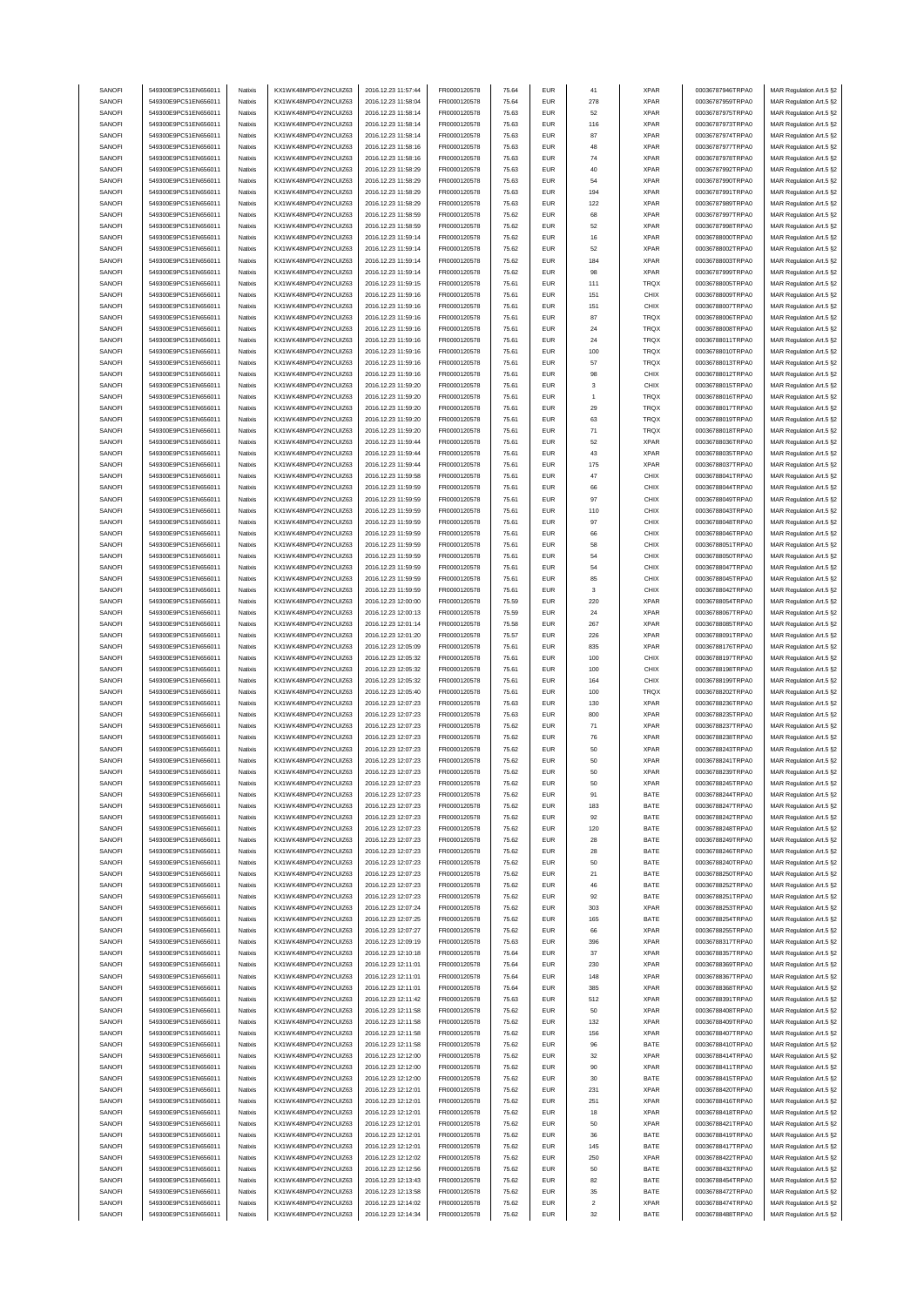| SANOFI | 549300E9PC51EN656011 | Natixis | KX1WK48MPD4Y2NCUIZ63 | 2016.12.23 11:57:44 | FR0000120578 | 75.64 | EUR | 41 | XPAR | 00036787946TRPA0 | MAR Regulation Art.5 §2 |
|---|---|---|---|---|---|---|---|---|---|---|---|
| SANOFI | 549300E9PC51EN656011 | Natixis | KX1WK48MPD4Y2NCUIZ63 | 2016.12.23 11:58:04 | FR0000120578 | 75.64 | EUR | 278 | XPAR | 00036787959TRPA0 | MAR Regulation Art.5 §2 |
| SANOFI | 549300E9PC51EN656011 | Natixis | KX1WK48MPD4Y2NCUIZ63 | 2016.12.23 11:58:14 | FR0000120578 | 75.63 | EUR | 52 | XPAR | 00036787975TRPA0 | MAR Regulation Art.5 §2 |
| SANOFI | 549300E9PC51EN656011 | Natixis | KX1WK48MPD4Y2NCUIZ63 | 2016.12.23 11:58:14 | FR0000120578 | 75.63 | EUR | 116 | XPAR | 00036787973TRPA0 | MAR Regulation Art.5 §2 |
| SANOFI | 549300E9PC51EN656011 | Natixis | KX1WK48MPD4Y2NCUIZ63 | 2016.12.23 11:58:14 | FR0000120578 | 75.63 | EUR | 87 | XPAR | 00036787974TRPA0 | MAR Regulation Art.5 §2 |
| SANOFI | 549300E9PC51EN656011 | Natixis | KX1WK48MPD4Y2NCUIZ63 | 2016.12.23 11:58:16 | FR0000120578 | 75.63 | EUR | 48 | XPAR | 00036787977TRPA0 | MAR Regulation Art.5 §2 |
| SANOFI | 549300E9PC51EN656011 | Natixis | KX1WK48MPD4Y2NCUIZ63 | 2016.12.23 11:58:16 | FR0000120578 | 75.63 | EUR | 74 | XPAR | 00036787978TRPA0 | MAR Regulation Art.5 §2 |
| SANOFI | 549300E9PC51EN656011 | Natixis | KX1WK48MPD4Y2NCUIZ63 | 2016.12.23 11:58:29 | FR0000120578 | 75.63 | EUR | 40 | XPAR | 00036787992TRPA0 | MAR Regulation Art.5 §2 |
| SANOFI | 549300E9PC51EN656011 | Natixis | KX1WK48MPD4Y2NCUIZ63 | 2016.12.23 11:58:29 | FR0000120578 | 75.63 | EUR | 54 | XPAR | 00036787990TRPA0 | MAR Regulation Art.5 §2 |
| SANOFI | 549300E9PC51EN656011 | Natixis | KX1WK48MPD4Y2NCUIZ63 | 2016.12.23 11:58:29 | FR0000120578 | 75.63 | EUR | 194 | XPAR | 00036787991TRPA0 | MAR Regulation Art.5 §2 |
| SANOFI | 549300E9PC51EN656011 | Natixis | KX1WK48MPD4Y2NCUIZ63 | 2016.12.23 11:58:29 | FR0000120578 | 75.63 | EUR | 122 | XPAR | 00036787989TRPA0 | MAR Regulation Art.5 §2 |
| SANOFI | 549300E9PC51EN656011 | Natixis | KX1WK48MPD4Y2NCUIZ63 | 2016.12.23 11:58:59 | FR0000120578 | 75.62 | EUR | 68 | XPAR | 00036787997TRPA0 | MAR Regulation Art.5 §2 |
| SANOFI | 549300E9PC51EN656011 | Natixis | KX1WK48MPD4Y2NCUIZ63 | 2016.12.23 11:58:59 | FR0000120578 | 75.62 | EUR | 52 | XPAR | 00036787998TRPA0 | MAR Regulation Art.5 §2 |
| SANOFI | 549300E9PC51EN656011 | Natixis | KX1WK48MPD4Y2NCUIZ63 | 2016.12.23 11:59:14 | FR0000120578 | 75.62 | EUR | 16 | XPAR | 00036788000TRPA0 | MAR Regulation Art.5 §2 |
| SANOFI | 549300E9PC51EN656011 | Natixis | KX1WK48MPD4Y2NCUIZ63 | 2016.12.23 11:59:14 | FR0000120578 | 75.62 | EUR | 52 | XPAR | 00036788002TRPA0 | MAR Regulation Art.5 §2 |
| SANOFI | 549300E9PC51EN656011 | Natixis | KX1WK48MPD4Y2NCUIZ63 | 2016.12.23 11:59:14 | FR0000120578 | 75.62 | EUR | 184 | XPAR | 00036788003TRPA0 | MAR Regulation Art.5 §2 |
| SANOFI | 549300E9PC51EN656011 | Natixis | KX1WK48MPD4Y2NCUIZ63 | 2016.12.23 11:59:14 | FR0000120578 | 75.62 | EUR | 98 | XPAR | 00036787999TRPA0 | MAR Regulation Art.5 §2 |
| SANOFI | 549300E9PC51EN656011 | Natixis | KX1WK48MPD4Y2NCUIZ63 | 2016.12.23 11:59:15 | FR0000120578 | 75.61 | EUR | 111 | TRQX | 00036788005TRPA0 | MAR Regulation Art.5 §2 |
| SANOFI | 549300E9PC51EN656011 | Natixis | KX1WK48MPD4Y2NCUIZ63 | 2016.12.23 11:59:16 | FR0000120578 | 75.61 | EUR | 151 | CHIX | 00036788009TRPA0 | MAR Regulation Art.5 §2 |
| SANOFI | 549300E9PC51EN656011 | Natixis | KX1WK48MPD4Y2NCUIZ63 | 2016.12.23 11:59:16 | FR0000120578 | 75.61 | EUR | 151 | CHIX | 00036788007TRPA0 | MAR Regulation Art.5 §2 |
| SANOFI | 549300E9PC51EN656011 | Natixis | KX1WK48MPD4Y2NCUIZ63 | 2016.12.23 11:59:16 | FR0000120578 | 75.61 | EUR | 87 | TRQX | 00036788006TRPA0 | MAR Regulation Art.5 §2 |
| SANOFI | 549300E9PC51EN656011 | Natixis | KX1WK48MPD4Y2NCUIZ63 | 2016.12.23 11:59:16 | FR0000120578 | 75.61 | EUR | 24 | TRQX | 00036788008TRPA0 | MAR Regulation Art.5 §2 |
| SANOFI | 549300E9PC51EN656011 | Natixis | KX1WK48MPD4Y2NCUIZ63 | 2016.12.23 11:59:16 | FR0000120578 | 75.61 | EUR | 24 | TRQX | 00036788011TRPA0 | MAR Regulation Art.5 §2 |
| SANOFI | 549300E9PC51EN656011 | Natixis | KX1WK48MPD4Y2NCUIZ63 | 2016.12.23 11:59:16 | FR0000120578 | 75.61 | EUR | 100 | TRQX | 00036788010TRPA0 | MAR Regulation Art.5 §2 |
| SANOFI | 549300E9PC51EN656011 | Natixis | KX1WK48MPD4Y2NCUIZ63 | 2016.12.23 11:59:16 | FR0000120578 | 75.61 | EUR | 57 | TRQX | 00036788013TRPA0 | MAR Regulation Art.5 §2 |
| SANOFI | 549300E9PC51EN656011 | Natixis | KX1WK48MPD4Y2NCUIZ63 | 2016.12.23 11:59:16 | FR0000120578 | 75.61 | EUR | 98 | CHIX | 00036788012TRPA0 | MAR Regulation Art.5 §2 |
| SANOFI | 549300E9PC51EN656011 | Natixis | KX1WK48MPD4Y2NCUIZ63 | 2016.12.23 11:59:20 | FR0000120578 | 75.61 | EUR | 3 | CHIX | 00036788015TRPA0 | MAR Regulation Art.5 §2 |
| SANOFI | 549300E9PC51EN656011 | Natixis | KX1WK48MPD4Y2NCUIZ63 | 2016.12.23 11:59:20 | FR0000120578 | 75.61 | EUR | 1 | TRQX | 00036788016TRPA0 | MAR Regulation Art.5 §2 |
| SANOFI | 549300E9PC51EN656011 | Natixis | KX1WK48MPD4Y2NCUIZ63 | 2016.12.23 11:59:20 | FR0000120578 | 75.61 | EUR | 29 | TRQX | 00036788017TRPA0 | MAR Regulation Art.5 §2 |
| SANOFI | 549300E9PC51EN656011 | Natixis | KX1WK48MPD4Y2NCUIZ63 | 2016.12.23 11:59:20 | FR0000120578 | 75.61 | EUR | 63 | TRQX | 00036788019TRPA0 | MAR Regulation Art.5 §2 |
| SANOFI | 549300E9PC51EN656011 | Natixis | KX1WK48MPD4Y2NCUIZ63 | 2016.12.23 11:59:20 | FR0000120578 | 75.61 | EUR | 71 | TRQX | 00036788018TRPA0 | MAR Regulation Art.5 §2 |
| SANOFI | 549300E9PC51EN656011 | Natixis | KX1WK48MPD4Y2NCUIZ63 | 2016.12.23 11:59:44 | FR0000120578 | 75.61 | EUR | 52 | XPAR | 00036788036TRPA0 | MAR Regulation Art.5 §2 |
| SANOFI | 549300E9PC51EN656011 | Natixis | KX1WK48MPD4Y2NCUIZ63 | 2016.12.23 11:59:44 | FR0000120578 | 75.61 | EUR | 43 | XPAR | 00036788035TRPA0 | MAR Regulation Art.5 §2 |
| SANOFI | 549300E9PC51EN656011 | Natixis | KX1WK48MPD4Y2NCUIZ63 | 2016.12.23 11:59:44 | FR0000120578 | 75.61 | EUR | 175 | XPAR | 00036788037TRPA0 | MAR Regulation Art.5 §2 |
| SANOFI | 549300E9PC51EN656011 | Natixis | KX1WK48MPD4Y2NCUIZ63 | 2016.12.23 11:59:58 | FR0000120578 | 75.61 | EUR | 47 | CHIX | 00036788041TRPA0 | MAR Regulation Art.5 §2 |
| SANOFI | 549300E9PC51EN656011 | Natixis | KX1WK48MPD4Y2NCUIZ63 | 2016.12.23 11:59:59 | FR0000120578 | 75.61 | EUR | 66 | CHIX | 00036788044TRPA0 | MAR Regulation Art.5 §2 |
| SANOFI | 549300E9PC51EN656011 | Natixis | KX1WK48MPD4Y2NCUIZ63 | 2016.12.23 11:59:59 | FR0000120578 | 75.61 | EUR | 97 | CHIX | 00036788040TRPA0 | MAR Regulation Art.5 §2 |
| SANOFI | 549300E9PC51EN656011 | Natixis | KX1WK48MPD4Y2NCUIZ63 | 2016.12.23 11:59:59 | FR0000120578 | 75.61 | EUR | 110 | CHIX | 00036788043TRPA0 | MAR Regulation Art.5 §2 |
| SANOFI | 549300E9PC51EN656011 | Natixis | KX1WK48MPD4Y2NCUIZ63 | 2016.12.23 11:59:59 | FR0000120578 | 75.61 | EUR | 97 | CHIX | 00036788048TRPA0 | MAR Regulation Art.5 §2 |
| SANOFI | 549300E9PC51EN656011 | Natixis | KX1WK48MPD4Y2NCUIZ63 | 2016.12.23 11:59:59 | FR0000120578 | 75.61 | EUR | 66 | CHIX | 00036788046TRPA0 | MAR Regulation Art.5 §2 |
| SANOFI | 549300E9PC51EN656011 | Natixis | KX1WK48MPD4Y2NCUIZ63 | 2016.12.23 11:59:59 | FR0000120578 | 75.61 | EUR | 58 | CHIX | 00036788051TRPA0 | MAR Regulation Art.5 §2 |
| SANOFI | 549300E9PC51EN656011 | Natixis | KX1WK48MPD4Y2NCUIZ63 | 2016.12.23 11:59:59 | FR0000120578 | 75.61 | EUR | 54 | CHIX | 00036788050TRPA0 | MAR Regulation Art.5 §2 |
| SANOFI | 549300E9PC51EN656011 | Natixis | KX1WK48MPD4Y2NCUIZ63 | 2016.12.23 11:59:59 | FR0000120578 | 75.61 | EUR | 54 | CHIX | 00036788047TRPA0 | MAR Regulation Art.5 §2 |
| SANOFI | 549300E9PC51EN656011 | Natixis | KX1WK48MPD4Y2NCUIZ63 | 2016.12.23 11:59:59 | FR0000120578 | 75.61 | EUR | 85 | CHIX | 00036788045TRPA0 | MAR Regulation Art.5 §2 |
| SANOFI | 549300E9PC51EN656011 | Natixis | KX1WK48MPD4Y2NCUIZ63 | 2016.12.23 11:59:59 | FR0000120578 | 75.61 | EUR | 3 | CHIX | 00036788042TRPA0 | MAR Regulation Art.5 §2 |
| SANOFI | 549300E9PC51EN656011 | Natixis | KX1WK48MPD4Y2NCUIZ63 | 2016.12.23 12:00:00 | FR0000120578 | 75.59 | EUR | 220 | XPAR | 00036788054TRPA0 | MAR Regulation Art.5 §2 |
| SANOFI | 549300E9PC51EN656011 | Natixis | KX1WK48MPD4Y2NCUIZ63 | 2016.12.23 12:00:13 | FR0000120578 | 75.59 | EUR | 24 | XPAR | 00036788067TRPA0 | MAR Regulation Art.5 §2 |
| SANOFI | 549300E9PC51EN656011 | Natixis | KX1WK48MPD4Y2NCUIZ63 | 2016.12.23 12:01:14 | FR0000120578 | 75.58 | EUR | 267 | XPAR | 00036788085TRPA0 | MAR Regulation Art.5 §2 |
| SANOFI | 549300E9PC51EN656011 | Natixis | KX1WK48MPD4Y2NCUIZ63 | 2016.12.23 12:01:20 | FR0000120578 | 75.57 | EUR | 226 | XPAR | 00036788091TRPA0 | MAR Regulation Art.5 §2 |
| SANOFI | 549300E9PC51EN656011 | Natixis | KX1WK48MPD4Y2NCUIZ63 | 2016.12.23 12:05:09 | FR0000120578 | 75.61 | EUR | 835 | XPAR | 00036788176TRPA0 | MAR Regulation Art.5 §2 |
| SANOFI | 549300E9PC51EN656011 | Natixis | KX1WK48MPD4Y2NCUIZ63 | 2016.12.23 12:05:32 | FR0000120578 | 75.61 | EUR | 100 | CHIX | 00036788197TRPA0 | MAR Regulation Art.5 §2 |
| SANOFI | 549300E9PC51EN656011 | Natixis | KX1WK48MPD4Y2NCUIZ63 | 2016.12.23 12:05:32 | FR0000120578 | 75.61 | EUR | 100 | CHIX | 00036788198TRPA0 | MAR Regulation Art.5 §2 |
| SANOFI | 549300E9PC51EN656011 | Natixis | KX1WK48MPD4Y2NCUIZ63 | 2016.12.23 12:05:32 | FR0000120578 | 75.61 | EUR | 164 | CHIX | 00036788199TRPA0 | MAR Regulation Art.5 §2 |
| SANOFI | 549300E9PC51EN656011 | Natixis | KX1WK48MPD4Y2NCUIZ63 | 2016.12.23 12:05:40 | FR0000120578 | 75.61 | EUR | 100 | TRQX | 00036788202TRPA0 | MAR Regulation Art.5 §2 |
| SANOFI | 549300E9PC51EN656011 | Natixis | KX1WK48MPD4Y2NCUIZ63 | 2016.12.23 12:07:23 | FR0000120578 | 75.63 | EUR | 130 | XPAR | 00036788236TRPA0 | MAR Regulation Art.5 §2 |
| SANOFI | 549300E9PC51EN656011 | Natixis | KX1WK48MPD4Y2NCUIZ63 | 2016.12.23 12:07:23 | FR0000120578 | 75.63 | EUR | 800 | XPAR | 00036788235TRPA0 | MAR Regulation Art.5 §2 |
| SANOFI | 549300E9PC51EN656011 | Natixis | KX1WK48MPD4Y2NCUIZ63 | 2016.12.23 12:07:23 | FR0000120578 | 75.62 | EUR | 71 | XPAR | 00036788237TRPA0 | MAR Regulation Art.5 §2 |
| SANOFI | 549300E9PC51EN656011 | Natixis | KX1WK48MPD4Y2NCUIZ63 | 2016.12.23 12:07:23 | FR0000120578 | 75.62 | EUR | 76 | XPAR | 00036788238TRPA0 | MAR Regulation Art.5 §2 |
| SANOFI | 549300E9PC51EN656011 | Natixis | KX1WK48MPD4Y2NCUIZ63 | 2016.12.23 12:07:23 | FR0000120578 | 75.62 | EUR | 50 | XPAR | 00036788243TRPA0 | MAR Regulation Art.5 §2 |
| SANOFI | 549300E9PC51EN656011 | Natixis | KX1WK48MPD4Y2NCUIZ63 | 2016.12.23 12:07:23 | FR0000120578 | 75.62 | EUR | 50 | XPAR | 00036788241TRPA0 | MAR Regulation Art.5 §2 |
| SANOFI | 549300E9PC51EN656011 | Natixis | KX1WK48MPD4Y2NCUIZ63 | 2016.12.23 12:07:23 | FR0000120578 | 75.62 | EUR | 50 | XPAR | 00036788239TRPA0 | MAR Regulation Art.5 §2 |
| SANOFI | 549300E9PC51EN656011 | Natixis | KX1WK48MPD4Y2NCUIZ63 | 2016.12.23 12:07:23 | FR0000120578 | 75.62 | EUR | 50 | XPAR | 00036788245TRPA0 | MAR Regulation Art.5 §2 |
| SANOFI | 549300E9PC51EN656011 | Natixis | KX1WK48MPD4Y2NCUIZ63 | 2016.12.23 12:07:23 | FR0000120578 | 75.62 | EUR | 91 | BATE | 00036788244TRPA0 | MAR Regulation Art.5 §2 |
| SANOFI | 549300E9PC51EN656011 | Natixis | KX1WK48MPD4Y2NCUIZ63 | 2016.12.23 12:07:23 | FR0000120578 | 75.62 | EUR | 183 | BATE | 00036788247TRPA0 | MAR Regulation Art.5 §2 |
| SANOFI | 549300E9PC51EN656011 | Natixis | KX1WK48MPD4Y2NCUIZ63 | 2016.12.23 12:07:23 | FR0000120578 | 75.62 | EUR | 92 | BATE | 00036788242TRPA0 | MAR Regulation Art.5 §2 |
| SANOFI | 549300E9PC51EN656011 | Natixis | KX1WK48MPD4Y2NCUIZ63 | 2016.12.23 12:07:23 | FR0000120578 | 75.62 | EUR | 120 | BATE | 00036788248TRPA0 | MAR Regulation Art.5 §2 |
| SANOFI | 549300E9PC51EN656011 | Natixis | KX1WK48MPD4Y2NCUIZ63 | 2016.12.23 12:07:23 | FR0000120578 | 75.62 | EUR | 28 | BATE | 00036788249TRPA0 | MAR Regulation Art.5 §2 |
| SANOFI | 549300E9PC51EN656011 | Natixis | KX1WK48MPD4Y2NCUIZ63 | 2016.12.23 12:07:23 | FR0000120578 | 75.62 | EUR | 28 | BATE | 00036788246TRPA0 | MAR Regulation Art.5 §2 |
| SANOFI | 549300E9PC51EN656011 | Natixis | KX1WK48MPD4Y2NCUIZ63 | 2016.12.23 12:07:23 | FR0000120578 | 75.62 | EUR | 50 | BATE | 00036788240TRPA0 | MAR Regulation Art.5 §2 |
| SANOFI | 549300E9PC51EN656011 | Natixis | KX1WK48MPD4Y2NCUIZ63 | 2016.12.23 12:07:23 | FR0000120578 | 75.62 | EUR | 21 | BATE | 00036788250TRPA0 | MAR Regulation Art.5 §2 |
| SANOFI | 549300E9PC51EN656011 | Natixis | KX1WK48MPD4Y2NCUIZ63 | 2016.12.23 12:07:23 | FR0000120578 | 75.62 | EUR | 46 | BATE | 00036788252TRPA0 | MAR Regulation Art.5 §2 |
| SANOFI | 549300E9PC51EN656011 | Natixis | KX1WK48MPD4Y2NCUIZ63 | 2016.12.23 12:07:23 | FR0000120578 | 75.62 | EUR | 92 | BATE | 00036788251TRPA0 | MAR Regulation Art.5 §2 |
| SANOFI | 549300E9PC51EN656011 | Natixis | KX1WK48MPD4Y2NCUIZ63 | 2016.12.23 12:07:24 | FR0000120578 | 75.62 | EUR | 303 | XPAR | 00036788253TRPA0 | MAR Regulation Art.5 §2 |
| SANOFI | 549300E9PC51EN656011 | Natixis | KX1WK48MPD4Y2NCUIZ63 | 2016.12.23 12:07:25 | FR0000120578 | 75.62 | EUR | 165 | BATE | 00036788254TRPA0 | MAR Regulation Art.5 §2 |
| SANOFI | 549300E9PC51EN656011 | Natixis | KX1WK48MPD4Y2NCUIZ63 | 2016.12.23 12:07:27 | FR0000120578 | 75.62 | EUR | 66 | XPAR | 00036788255TRPA0 | MAR Regulation Art.5 §2 |
| SANOFI | 549300E9PC51EN656011 | Natixis | KX1WK48MPD4Y2NCUIZ63 | 2016.12.23 12:09:19 | FR0000120578 | 75.63 | EUR | 396 | XPAR | 00036788317TRPA0 | MAR Regulation Art.5 §2 |
| SANOFI | 549300E9PC51EN656011 | Natixis | KX1WK48MPD4Y2NCUIZ63 | 2016.12.23 12:10:18 | FR0000120578 | 75.64 | EUR | 37 | XPAR | 00036788357TRPA0 | MAR Regulation Art.5 §2 |
| SANOFI | 549300E9PC51EN656011 | Natixis | KX1WK48MPD4Y2NCUIZ63 | 2016.12.23 12:11:01 | FR0000120578 | 75.64 | EUR | 230 | XPAR | 00036788369TRPA0 | MAR Regulation Art.5 §2 |
| SANOFI | 549300E9PC51EN656011 | Natixis | KX1WK48MPD4Y2NCUIZ63 | 2016.12.23 12:11:01 | FR0000120578 | 75.64 | EUR | 148 | XPAR | 00036788367TRPA0 | MAR Regulation Art.5 §2 |
| SANOFI | 549300E9PC51EN656011 | Natixis | KX1WK48MPD4Y2NCUIZ63 | 2016.12.23 12:11:01 | FR0000120578 | 75.64 | EUR | 385 | XPAR | 00036788368TRPA0 | MAR Regulation Art.5 §2 |
| SANOFI | 549300E9PC51EN656011 | Natixis | KX1WK48MPD4Y2NCUIZ63 | 2016.12.23 12:11:42 | FR0000120578 | 75.63 | EUR | 512 | XPAR | 00036788391TRPA0 | MAR Regulation Art.5 §2 |
| SANOFI | 549300E9PC51EN656011 | Natixis | KX1WK48MPD4Y2NCUIZ63 | 2016.12.23 12:11:58 | FR0000120578 | 75.62 | EUR | 50 | XPAR | 00036788408TRPA0 | MAR Regulation Art.5 §2 |
| SANOFI | 549300E9PC51EN656011 | Natixis | KX1WK48MPD4Y2NCUIZ63 | 2016.12.23 12:11:58 | FR0000120578 | 75.62 | EUR | 132 | XPAR | 00036788409TRPA0 | MAR Regulation Art.5 §2 |
| SANOFI | 549300E9PC51EN656011 | Natixis | KX1WK48MPD4Y2NCUIZ63 | 2016.12.23 12:11:58 | FR0000120578 | 75.62 | EUR | 156 | XPAR | 00036788407TRPA0 | MAR Regulation Art.5 §2 |
| SANOFI | 549300E9PC51EN656011 | Natixis | KX1WK48MPD4Y2NCUIZ63 | 2016.12.23 12:11:58 | FR0000120578 | 75.62 | EUR | 96 | BATE | 00036788410TRPA0 | MAR Regulation Art.5 §2 |
| SANOFI | 549300E9PC51EN656011 | Natixis | KX1WK48MPD4Y2NCUIZ63 | 2016.12.23 12:12:00 | FR0000120578 | 75.62 | EUR | 32 | XPAR | 00036788414TRPA0 | MAR Regulation Art.5 §2 |
| SANOFI | 549300E9PC51EN656011 | Natixis | KX1WK48MPD4Y2NCUIZ63 | 2016.12.23 12:12:00 | FR0000120578 | 75.62 | EUR | 90 | XPAR | 00036788411TRPA0 | MAR Regulation Art.5 §2 |
| SANOFI | 549300E9PC51EN656011 | Natixis | KX1WK48MPD4Y2NCUIZ63 | 2016.12.23 12:12:00 | FR0000120578 | 75.62 | EUR | 30 | BATE | 00036788415TRPA0 | MAR Regulation Art.5 §2 |
| SANOFI | 549300E9PC51EN656011 | Natixis | KX1WK48MPD4Y2NCUIZ63 | 2016.12.23 12:12:01 | FR0000120578 | 75.62 | EUR | 231 | XPAR | 00036788420TRPA0 | MAR Regulation Art.5 §2 |
| SANOFI | 549300E9PC51EN656011 | Natixis | KX1WK48MPD4Y2NCUIZ63 | 2016.12.23 12:12:01 | FR0000120578 | 75.62 | EUR | 251 | XPAR | 00036788416TRPA0 | MAR Regulation Art.5 §2 |
| SANOFI | 549300E9PC51EN656011 | Natixis | KX1WK48MPD4Y2NCUIZ63 | 2016.12.23 12:12:01 | FR0000120578 | 75.62 | EUR | 18 | XPAR | 00036788418TRPA0 | MAR Regulation Art.5 §2 |
| SANOFI | 549300E9PC51EN656011 | Natixis | KX1WK48MPD4Y2NCUIZ63 | 2016.12.23 12:12:01 | FR0000120578 | 75.62 | EUR | 50 | XPAR | 00036788421TRPA0 | MAR Regulation Art.5 §2 |
| SANOFI | 549300E9PC51EN656011 | Natixis | KX1WK48MPD4Y2NCUIZ63 | 2016.12.23 12:12:01 | FR0000120578 | 75.62 | EUR | 36 | BATE | 00036788419TRPA0 | MAR Regulation Art.5 §2 |
| SANOFI | 549300E9PC51EN656011 | Natixis | KX1WK48MPD4Y2NCUIZ63 | 2016.12.23 12:12:01 | FR0000120578 | 75.62 | EUR | 145 | BATE | 00036788417TRPA0 | MAR Regulation Art.5 §2 |
| SANOFI | 549300E9PC51EN656011 | Natixis | KX1WK48MPD4Y2NCUIZ63 | 2016.12.23 12:12:02 | FR0000120578 | 75.62 | EUR | 250 | XPAR | 00036788422TRPA0 | MAR Regulation Art.5 §2 |
| SANOFI | 549300E9PC51EN656011 | Natixis | KX1WK48MPD4Y2NCUIZ63 | 2016.12.23 12:12:56 | FR0000120578 | 75.62 | EUR | 50 | BATE | 00036788432TRPA0 | MAR Regulation Art.5 §2 |
| SANOFI | 549300E9PC51EN656011 | Natixis | KX1WK48MPD4Y2NCUIZ63 | 2016.12.23 12:13:43 | FR0000120578 | 75.62 | EUR | 82 | BATE | 00036788454TRPA0 | MAR Regulation Art.5 §2 |
| SANOFI | 549300E9PC51EN656011 | Natixis | KX1WK48MPD4Y2NCUIZ63 | 2016.12.23 12:13:58 | FR0000120578 | 75.62 | EUR | 35 | BATE | 00036788472TRPA0 | MAR Regulation Art.5 §2 |
| SANOFI | 549300E9PC51EN656011 | Natixis | KX1WK48MPD4Y2NCUIZ63 | 2016.12.23 12:14:02 | FR0000120578 | 75.62 | EUR | 2 | XPAR | 00036788474TRPA0 | MAR Regulation Art.5 §2 |
| SANOFI | 549300E9PC51EN656011 | Natixis | KX1WK48MPD4Y2NCUIZ63 | 2016.12.23 12:14:34 | FR0000120578 | 75.62 | EUR | 32 | BATE | 00036788488TRPA0 | MAR Regulation Art.5 §2 |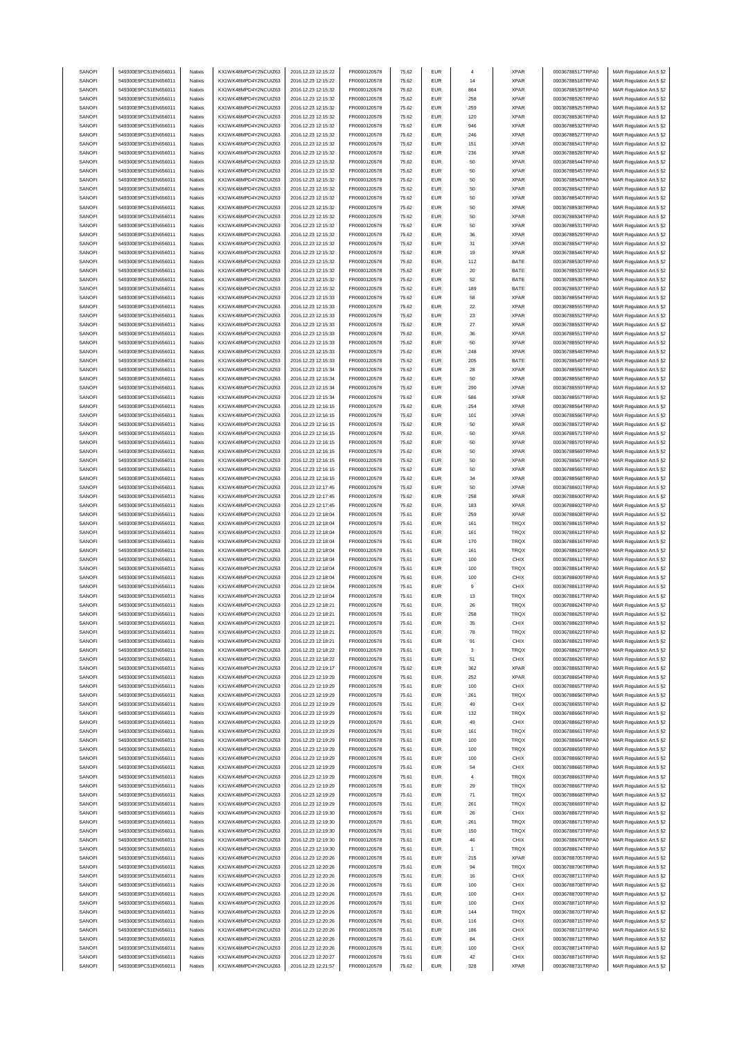| SANOFI | 549300E9PC51EN656011 | Natixis | KX1WK48MPD4Y2NCUIZ63 | 2016.12.23 12:15:22 | FR0000120578 | 75.62 | EUR | 4 | XPAR | 00036788517TRPA0 | MAR Regulation Art.5 §2 |
|---|---|---|---|---|---|---|---|---|---|---|---|
| SANOFI | 549300E9PC51EN656011 | Natixis | KX1WK48MPD4Y2NCUIZ63 | 2016.12.23 12:15:22 | FR0000120578 | 75.62 | EUR | 14 | XPAR | 00036788518TRPA0 | MAR Regulation Art.5 §2 |
| SANOFI | 549300E9PC51EN656011 | Natixis | KX1WK48MPD4Y2NCUIZ63 | 2016.12.23 12:15:32 | FR0000120578 | 75.62 | EUR | 864 | XPAR | 00036788539TRPA0 | MAR Regulation Art.5 §2 |
| SANOFI | 549300E9PC51EN656011 | Natixis | KX1WK48MPD4Y2NCUIZ63 | 2016.12.23 12:15:32 | FR0000120578 | 75.62 | EUR | 258 | XPAR | 00036788526TRPA0 | MAR Regulation Art.5 §2 |
| SANOFI | 549300E9PC51EN656011 | Natixis | KX1WK48MPD4Y2NCUIZ63 | 2016.12.23 12:15:32 | FR0000120578 | 75.62 | EUR | 259 | XPAR | 00036788525TRPA0 | MAR Regulation Art.5 §2 |
| SANOFI | 549300E9PC51EN656011 | Natixis | KX1WK48MPD4Y2NCUIZ63 | 2016.12.23 12:15:32 | FR0000120578 | 75.62 | EUR | 120 | XPAR | 00036788536TRPA0 | MAR Regulation Art.5 §2 |
| SANOFI | 549300E9PC51EN656011 | Natixis | KX1WK48MPD4Y2NCUIZ63 | 2016.12.23 12:15:32 | FR0000120578 | 75.62 | EUR | 946 | XPAR | 00036788532TRPA0 | MAR Regulation Art.5 §2 |
| SANOFI | 549300E9PC51EN656011 | Natixis | KX1WK48MPD4Y2NCUIZ63 | 2016.12.23 12:15:32 | FR0000120578 | 75.62 | EUR | 246 | XPAR | 00036788527TRPA0 | MAR Regulation Art.5 §2 |
| SANOFI | 549300E9PC51EN656011 | Natixis | KX1WK48MPD4Y2NCUIZ63 | 2016.12.23 12:15:32 | FR0000120578 | 75.62 | EUR | 151 | XPAR | 00036788541TRPA0 | MAR Regulation Art.5 §2 |
| SANOFI | 549300E9PC51EN656011 | Natixis | KX1WK48MPD4Y2NCUIZ63 | 2016.12.23 12:15:32 | FR0000120578 | 75.62 | EUR | 236 | XPAR | 00036788528TRPA0 | MAR Regulation Art.5 §2 |
| SANOFI | 549300E9PC51EN656011 | Natixis | KX1WK48MPD4Y2NCUIZ63 | 2016.12.23 12:15:32 | FR0000120578 | 75.62 | EUR | 50 | XPAR | 00036788544TRPA0 | MAR Regulation Art.5 §2 |
| SANOFI | 549300E9PC51EN656011 | Natixis | KX1WK48MPD4Y2NCUIZ63 | 2016.12.23 12:15:32 | FR0000120578 | 75.62 | EUR | 50 | XPAR | 00036788545TRPA0 | MAR Regulation Art.5 §2 |
| SANOFI | 549300E9PC51EN656011 | Natixis | KX1WK48MPD4Y2NCUIZ63 | 2016.12.23 12:15:32 | FR0000120578 | 75.62 | EUR | 50 | XPAR | 00036788543TRPA0 | MAR Regulation Art.5 §2 |
| SANOFI | 549300E9PC51EN656011 | Natixis | KX1WK48MPD4Y2NCUIZ63 | 2016.12.23 12:15:32 | FR0000120578 | 75.62 | EUR | 50 | XPAR | 00036788542TRPA0 | MAR Regulation Art.5 §2 |
| SANOFI | 549300E9PC51EN656011 | Natixis | KX1WK48MPD4Y2NCUIZ63 | 2016.12.23 12:15:32 | FR0000120578 | 75.62 | EUR | 50 | XPAR | 00036788540TRPA0 | MAR Regulation Art.5 §2 |
| SANOFI | 549300E9PC51EN656011 | Natixis | KX1WK48MPD4Y2NCUIZ63 | 2016.12.23 12:15:32 | FR0000120578 | 75.62 | EUR | 50 | XPAR | 00036788538TRPA0 | MAR Regulation Art.5 §2 |
| SANOFI | 549300E9PC51EN656011 | Natixis | KX1WK48MPD4Y2NCUIZ63 | 2016.12.23 12:15:32 | FR0000120578 | 75.62 | EUR | 50 | XPAR | 00036788534TRPA0 | MAR Regulation Art.5 §2 |
| SANOFI | 549300E9PC51EN656011 | Natixis | KX1WK48MPD4Y2NCUIZ63 | 2016.12.23 12:15:32 | FR0000120578 | 75.62 | EUR | 50 | XPAR | 00036788531TRPA0 | MAR Regulation Art.5 §2 |
| SANOFI | 549300E9PC51EN656011 | Natixis | KX1WK48MPD4Y2NCUIZ63 | 2016.12.23 12:15:32 | FR0000120578 | 75.62 | EUR | 36 | XPAR | 00036788529TRPA0 | MAR Regulation Art.5 §2 |
| SANOFI | 549300E9PC51EN656011 | Natixis | KX1WK48MPD4Y2NCUIZ63 | 2016.12.23 12:15:32 | FR0000120578 | 75.62 | EUR | 31 | XPAR | 00036788547TRPA0 | MAR Regulation Art.5 §2 |
| SANOFI | 549300E9PC51EN656011 | Natixis | KX1WK48MPD4Y2NCUIZ63 | 2016.12.23 12:15:32 | FR0000120578 | 75.62 | EUR | 19 | XPAR | 00036788546TRPA0 | MAR Regulation Art.5 §2 |
| SANOFI | 549300E9PC51EN656011 | Natixis | KX1WK48MPD4Y2NCUIZ63 | 2016.12.23 12:15:32 | FR0000120578 | 75.62 | EUR | 112 | BATE | 00036788530TRPA0 | MAR Regulation Art.5 §2 |
| SANOFI | 549300E9PC51EN656011 | Natixis | KX1WK48MPD4Y2NCUIZ63 | 2016.12.23 12:15:32 | FR0000120578 | 75.62 | EUR | 20 | BATE | 00036788533TRPA0 | MAR Regulation Art.5 §2 |
| SANOFI | 549300E9PC51EN656011 | Natixis | KX1WK48MPD4Y2NCUIZ63 | 2016.12.23 12:15:32 | FR0000120578 | 75.62 | EUR | 52 | BATE | 00036788535TRPA0 | MAR Regulation Art.5 §2 |
| SANOFI | 549300E9PC51EN656011 | Natixis | KX1WK48MPD4Y2NCUIZ63 | 2016.12.23 12:15:32 | FR0000120578 | 75.62 | EUR | 189 | BATE | 00036788537TRPA0 | MAR Regulation Art.5 §2 |
| SANOFI | 549300E9PC51EN656011 | Natixis | KX1WK48MPD4Y2NCUIZ63 | 2016.12.23 12:15:33 | FR0000120578 | 75.62 | EUR | 58 | XPAR | 00036788554TRPA0 | MAR Regulation Art.5 §2 |
| SANOFI | 549300E9PC51EN656011 | Natixis | KX1WK48MPD4Y2NCUIZ63 | 2016.12.23 12:15:33 | FR0000120578 | 75.62 | EUR | 22 | XPAR | 00036788555TRPA0 | MAR Regulation Art.5 §2 |
| SANOFI | 549300E9PC51EN656011 | Natixis | KX1WK48MPD4Y2NCUIZ63 | 2016.12.23 12:15:33 | FR0000120578 | 75.62 | EUR | 23 | XPAR | 00036788552TRPA0 | MAR Regulation Art.5 §2 |
| SANOFI | 549300E9PC51EN656011 | Natixis | KX1WK48MPD4Y2NCUIZ63 | 2016.12.23 12:15:33 | FR0000120578 | 75.62 | EUR | 27 | XPAR | 00036788553TRPA0 | MAR Regulation Art.5 §2 |
| SANOFI | 549300E9PC51EN656011 | Natixis | KX1WK48MPD4Y2NCUIZ63 | 2016.12.23 12:15:33 | FR0000120578 | 75.62 | EUR | 36 | XPAR | 00036788551TRPA0 | MAR Regulation Art.5 §2 |
| SANOFI | 549300E9PC51EN656011 | Natixis | KX1WK48MPD4Y2NCUIZ63 | 2016.12.23 12:15:33 | FR0000120578 | 75.62 | EUR | 50 | XPAR | 00036788550TRPA0 | MAR Regulation Art.5 §2 |
| SANOFI | 549300E9PC51EN656011 | Natixis | KX1WK48MPD4Y2NCUIZ63 | 2016.12.23 12:15:33 | FR0000120578 | 75.62 | EUR | 248 | XPAR | 00036788548TRPA0 | MAR Regulation Art.5 §2 |
| SANOFI | 549300E9PC51EN656011 | Natixis | KX1WK48MPD4Y2NCUIZ63 | 2016.12.23 12:15:33 | FR0000120578 | 75.62 | EUR | 205 | BATE | 00036788549TRPA0 | MAR Regulation Art.5 §2 |
| SANOFI | 549300E9PC51EN656011 | Natixis | KX1WK48MPD4Y2NCUIZ63 | 2016.12.23 12:15:34 | FR0000120578 | 75.62 | EUR | 28 | XPAR | 00036788556TRPA0 | MAR Regulation Art.5 §2 |
| SANOFI | 549300E9PC51EN656011 | Natixis | KX1WK48MPD4Y2NCUIZ63 | 2016.12.23 12:15:34 | FR0000120578 | 75.62 | EUR | 50 | XPAR | 00036788558TRPA0 | MAR Regulation Art.5 §2 |
| SANOFI | 549300E9PC51EN656011 | Natixis | KX1WK48MPD4Y2NCUIZ63 | 2016.12.23 12:15:34 | FR0000120578 | 75.62 | EUR | 290 | XPAR | 00036788559TRPA0 | MAR Regulation Art.5 §2 |
| SANOFI | 549300E9PC51EN656011 | Natixis | KX1WK48MPD4Y2NCUIZ63 | 2016.12.23 12:15:34 | FR0000120578 | 75.62 | EUR | 586 | XPAR | 00036788557TRPA0 | MAR Regulation Art.5 §2 |
| SANOFI | 549300E9PC51EN656011 | Natixis | KX1WK48MPD4Y2NCUIZ63 | 2016.12.23 12:16:15 | FR0000120578 | 75.62 | EUR | 254 | XPAR | 00036788564TRPA0 | MAR Regulation Art.5 §2 |
| SANOFI | 549300E9PC51EN656011 | Natixis | KX1WK48MPD4Y2NCUIZ63 | 2016.12.23 12:16:15 | FR0000120578 | 75.62 | EUR | 101 | XPAR | 00036788566TRPA0 | MAR Regulation Art.5 §2 |
| SANOFI | 549300E9PC51EN656011 | Natixis | KX1WK48MPD4Y2NCUIZ63 | 2016.12.23 12:16:15 | FR0000120578 | 75.62 | EUR | 50 | XPAR | 00036788572TRPA0 | MAR Regulation Art.5 §2 |
| SANOFI | 549300E9PC51EN656011 | Natixis | KX1WK48MPD4Y2NCUIZ63 | 2016.12.23 12:16:15 | FR0000120578 | 75.62 | EUR | 50 | XPAR | 00036788571TRPA0 | MAR Regulation Art.5 §2 |
| SANOFI | 549300E9PC51EN656011 | Natixis | KX1WK48MPD4Y2NCUIZ63 | 2016.12.23 12:16:15 | FR0000120578 | 75.62 | EUR | 50 | XPAR | 00036788570TRPA0 | MAR Regulation Art.5 §2 |
| SANOFI | 549300E9PC51EN656011 | Natixis | KX1WK48MPD4Y2NCUIZ63 | 2016.12.23 12:16:15 | FR0000120578 | 75.62 | EUR | 50 | XPAR | 00036788569TRPA0 | MAR Regulation Art.5 §2 |
| SANOFI | 549300E9PC51EN656011 | Natixis | KX1WK48MPD4Y2NCUIZ63 | 2016.12.23 12:16:15 | FR0000120578 | 75.62 | EUR | 50 | XPAR | 00036788567TRPA0 | MAR Regulation Art.5 §2 |
| SANOFI | 549300E9PC51EN656011 | Natixis | KX1WK48MPD4Y2NCUIZ63 | 2016.12.23 12:16:15 | FR0000120578 | 75.62 | EUR | 50 | XPAR | 00036788565TRPA0 | MAR Regulation Art.5 §2 |
| SANOFI | 549300E9PC51EN656011 | Natixis | KX1WK48MPD4Y2NCUIZ63 | 2016.12.23 12:16:15 | FR0000120578 | 75.62 | EUR | 34 | XPAR | 00036788568TRPA0 | MAR Regulation Art.5 §2 |
| SANOFI | 549300E9PC51EN656011 | Natixis | KX1WK48MPD4Y2NCUIZ63 | 2016.12.23 12:17:45 | FR0000120578 | 75.62 | EUR | 50 | XPAR | 00036788601TRPA0 | MAR Regulation Art.5 §2 |
| SANOFI | 549300E9PC51EN656011 | Natixis | KX1WK48MPD4Y2NCUIZ63 | 2016.12.23 12:17:45 | FR0000120578 | 75.62 | EUR | 258 | XPAR | 00036788600TRPA0 | MAR Regulation Art.5 §2 |
| SANOFI | 549300E9PC51EN656011 | Natixis | KX1WK48MPD4Y2NCUIZ63 | 2016.12.23 12:17:45 | FR0000120578 | 75.62 | EUR | 183 | XPAR | 00036788602TRPA0 | MAR Regulation Art.5 §2 |
| SANOFI | 549300E9PC51EN656011 | Natixis | KX1WK48MPD4Y2NCUIZ63 | 2016.12.23 12:18:04 | FR0000120578 | 75.61 | EUR | 259 | XPAR | 00036788608TRPA0 | MAR Regulation Art.5 §2 |
| SANOFI | 549300E9PC51EN656011 | Natixis | KX1WK48MPD4Y2NCUIZ63 | 2016.12.23 12:18:04 | FR0000120578 | 75.61 | EUR | 161 | TRQX | 00036788615TRPA0 | MAR Regulation Art.5 §2 |
| SANOFI | 549300E9PC51EN656011 | Natixis | KX1WK48MPD4Y2NCUIZ63 | 2016.12.23 12:18:04 | FR0000120578 | 75.61 | EUR | 161 | TRQX | 00036788612TRPA0 | MAR Regulation Art.5 §2 |
| SANOFI | 549300E9PC51EN656011 | Natixis | KX1WK48MPD4Y2NCUIZ63 | 2016.12.23 12:18:04 | FR0000120578 | 75.61 | EUR | 170 | TRQX | 00036788616TRPA0 | MAR Regulation Art.5 §2 |
| SANOFI | 549300E9PC51EN656011 | Natixis | KX1WK48MPD4Y2NCUIZ63 | 2016.12.23 12:18:04 | FR0000120578 | 75.61 | EUR | 161 | TRQX | 00036788610TRPA0 | MAR Regulation Art.5 §2 |
| SANOFI | 549300E9PC51EN656011 | Natixis | KX1WK48MPD4Y2NCUIZ63 | 2016.12.23 12:18:04 | FR0000120578 | 75.61 | EUR | 100 | CHIX | 00036788611TRPA0 | MAR Regulation Art.5 §2 |
| SANOFI | 549300E9PC51EN656011 | Natixis | KX1WK48MPD4Y2NCUIZ63 | 2016.12.23 12:18:04 | FR0000120578 | 75.61 | EUR | 100 | TRQX | 00036788614TRPA0 | MAR Regulation Art.5 §2 |
| SANOFI | 549300E9PC51EN656011 | Natixis | KX1WK48MPD4Y2NCUIZ63 | 2016.12.23 12:18:04 | FR0000120578 | 75.61 | EUR | 100 | CHIX | 00036788609TRPA0 | MAR Regulation Art.5 §2 |
| SANOFI | 549300E9PC51EN656011 | Natixis | KX1WK48MPD4Y2NCUIZ63 | 2016.12.23 12:18:04 | FR0000120578 | 75.61 | EUR | 9 | CHIX | 00036788613TRPA0 | MAR Regulation Art.5 §2 |
| SANOFI | 549300E9PC51EN656011 | Natixis | KX1WK48MPD4Y2NCUIZ63 | 2016.12.23 12:18:04 | FR0000120578 | 75.61 | EUR | 13 | TRQX | 00036788617TRPA0 | MAR Regulation Art.5 §2 |
| SANOFI | 549300E9PC51EN656011 | Natixis | KX1WK48MPD4Y2NCUIZ63 | 2016.12.23 12:18:21 | FR0000120578 | 75.61 | EUR | 26 | TRQX | 00036788624TRPA0 | MAR Regulation Art.5 §2 |
| SANOFI | 549300E9PC51EN656011 | Natixis | KX1WK48MPD4Y2NCUIZ63 | 2016.12.23 12:18:21 | FR0000120578 | 75.61 | EUR | 258 | TRQX | 00036788625TRPA0 | MAR Regulation Art.5 §2 |
| SANOFI | 549300E9PC51EN656011 | Natixis | KX1WK48MPD4Y2NCUIZ63 | 2016.12.23 12:18:21 | FR0000120578 | 75.61 | EUR | 35 | CHIX | 00036788623TRPA0 | MAR Regulation Art.5 §2 |
| SANOFI | 549300E9PC51EN656011 | Natixis | KX1WK48MPD4Y2NCUIZ63 | 2016.12.23 12:18:21 | FR0000120578 | 75.61 | EUR | 78 | TRQX | 00036788622TRPA0 | MAR Regulation Art.5 §2 |
| SANOFI | 549300E9PC51EN656011 | Natixis | KX1WK48MPD4Y2NCUIZ63 | 2016.12.23 12:18:21 | FR0000120578 | 75.61 | EUR | 91 | CHIX | 00036788621TRPA0 | MAR Regulation Art.5 §2 |
| SANOFI | 549300E9PC51EN656011 | Natixis | KX1WK48MPD4Y2NCUIZ63 | 2016.12.23 12:18:22 | FR0000120578 | 75.61 | EUR | 3 | TRQX | 00036788627TRPA0 | MAR Regulation Art.5 §2 |
| SANOFI | 549300E9PC51EN656011 | Natixis | KX1WK48MPD4Y2NCUIZ63 | 2016.12.23 12:18:22 | FR0000120578 | 75.61 | EUR | 51 | CHIX | 00036788626TRPA0 | MAR Regulation Art.5 §2 |
| SANOFI | 549300E9PC51EN656011 | Natixis | KX1WK48MPD4Y2NCUIZ63 | 2016.12.23 12:19:17 | FR0000120578 | 75.62 | EUR | 362 | XPAR | 00036788653TRPA0 | MAR Regulation Art.5 §2 |
| SANOFI | 549300E9PC51EN656011 | Natixis | KX1WK48MPD4Y2NCUIZ63 | 2016.12.23 12:19:29 | FR0000120578 | 75.61 | EUR | 252 | XPAR | 00036788654TRPA0 | MAR Regulation Art.5 §2 |
| SANOFI | 549300E9PC51EN656011 | Natixis | KX1WK48MPD4Y2NCUIZ63 | 2016.12.23 12:19:29 | FR0000120578 | 75.61 | EUR | 100 | CHIX | 00036788657TRPA0 | MAR Regulation Art.5 §2 |
| SANOFI | 549300E9PC51EN656011 | Natixis | KX1WK48MPD4Y2NCUIZ63 | 2016.12.23 12:19:29 | FR0000120578 | 75.61 | EUR | 261 | TRQX | 00036788656TRPA0 | MAR Regulation Art.5 §2 |
| SANOFI | 549300E9PC51EN656011 | Natixis | KX1WK48MPD4Y2NCUIZ63 | 2016.12.23 12:19:29 | FR0000120578 | 75.61 | EUR | 49 | CHIX | 00036788655TRPA0 | MAR Regulation Art.5 §2 |
| SANOFI | 549300E9PC51EN656011 | Natixis | KX1WK48MPD4Y2NCUIZ63 | 2016.12.23 12:19:29 | FR0000120578 | 75.61 | EUR | 132 | TRQX | 00036788666TRPA0 | MAR Regulation Art.5 §2 |
| SANOFI | 549300E9PC51EN656011 | Natixis | KX1WK48MPD4Y2NCUIZ63 | 2016.12.23 12:19:29 | FR0000120578 | 75.61 | EUR | 49 | CHIX | 00036788662TRPA0 | MAR Regulation Art.5 §2 |
| SANOFI | 549300E9PC51EN656011 | Natixis | KX1WK48MPD4Y2NCUIZ63 | 2016.12.23 12:19:29 | FR0000120578 | 75.61 | EUR | 161 | TRQX | 00036788661TRPA0 | MAR Regulation Art.5 §2 |
| SANOFI | 549300E9PC51EN656011 | Natixis | KX1WK48MPD4Y2NCUIZ63 | 2016.12.23 12:19:29 | FR0000120578 | 75.61 | EUR | 100 | TRQX | 00036788664TRPA0 | MAR Regulation Art.5 §2 |
| SANOFI | 549300E9PC51EN656011 | Natixis | KX1WK48MPD4Y2NCUIZ63 | 2016.12.23 12:19:29 | FR0000120578 | 75.61 | EUR | 100 | TRQX | 00036788659TRPA0 | MAR Regulation Art.5 §2 |
| SANOFI | 549300E9PC51EN656011 | Natixis | KX1WK48MPD4Y2NCUIZ63 | 2016.12.23 12:19:29 | FR0000120578 | 75.61 | EUR | 100 | CHIX | 00036788660TRPA0 | MAR Regulation Art.5 §2 |
| SANOFI | 549300E9PC51EN656011 | Natixis | KX1WK48MPD4Y2NCUIZ63 | 2016.12.23 12:19:29 | FR0000120578 | 75.61 | EUR | 54 | CHIX | 00036788665TRPA0 | MAR Regulation Art.5 §2 |
| SANOFI | 549300E9PC51EN656011 | Natixis | KX1WK48MPD4Y2NCUIZ63 | 2016.12.23 12:19:29 | FR0000120578 | 75.61 | EUR | 4 | TRQX | 00036788663TRPA0 | MAR Regulation Art.5 §2 |
| SANOFI | 549300E9PC51EN656011 | Natixis | KX1WK48MPD4Y2NCUIZ63 | 2016.12.23 12:19:29 | FR0000120578 | 75.61 | EUR | 29 | TRQX | 00036788667TRPA0 | MAR Regulation Art.5 §2 |
| SANOFI | 549300E9PC51EN656011 | Natixis | KX1WK48MPD4Y2NCUIZ63 | 2016.12.23 12:19:29 | FR0000120578 | 75.61 | EUR | 71 | TRQX | 00036788668TRPA0 | MAR Regulation Art.5 §2 |
| SANOFI | 549300E9PC51EN656011 | Natixis | KX1WK48MPD4Y2NCUIZ63 | 2016.12.23 12:19:29 | FR0000120578 | 75.61 | EUR | 261 | TRQX | 00036788669TRPA0 | MAR Regulation Art.5 §2 |
| SANOFI | 549300E9PC51EN656011 | Natixis | KX1WK48MPD4Y2NCUIZ63 | 2016.12.23 12:19:30 | FR0000120578 | 75.61 | EUR | 26 | CHIX | 00036788672TRPA0 | MAR Regulation Art.5 §2 |
| SANOFI | 549300E9PC51EN656011 | Natixis | KX1WK48MPD4Y2NCUIZ63 | 2016.12.23 12:19:30 | FR0000120578 | 75.61 | EUR | 261 | TRQX | 00036788671TRPA0 | MAR Regulation Art.5 §2 |
| SANOFI | 549300E9PC51EN656011 | Natixis | KX1WK48MPD4Y2NCUIZ63 | 2016.12.23 12:19:30 | FR0000120578 | 75.61 | EUR | 150 | TRQX | 00036788673TRPA0 | MAR Regulation Art.5 §2 |
| SANOFI | 549300E9PC51EN656011 | Natixis | KX1WK48MPD4Y2NCUIZ63 | 2016.12.23 12:19:30 | FR0000120578 | 75.61 | EUR | 46 | CHIX | 00036788670TRPA0 | MAR Regulation Art.5 §2 |
| SANOFI | 549300E9PC51EN656011 | Natixis | KX1WK48MPD4Y2NCUIZ63 | 2016.12.23 12:19:30 | FR0000120578 | 75.61 | EUR | 1 | TRQX | 00036788674TRPA0 | MAR Regulation Art.5 §2 |
| SANOFI | 549300E9PC51EN656011 | Natixis | KX1WK48MPD4Y2NCUIZ63 | 2016.12.23 12:20:26 | FR0000120578 | 75.61 | EUR | 215 | XPAR | 00036788705TRPA0 | MAR Regulation Art.5 §2 |
| SANOFI | 549300E9PC51EN656011 | Natixis | KX1WK48MPD4Y2NCUIZ63 | 2016.12.23 12:20:26 | FR0000120578 | 75.61 | EUR | 94 | TRQX | 00036788706TRPA0 | MAR Regulation Art.5 §2 |
| SANOFI | 549300E9PC51EN656011 | Natixis | KX1WK48MPD4Y2NCUIZ63 | 2016.12.23 12:20:26 | FR0000120578 | 75.61 | EUR | 16 | CHIX | 00036788711TRPA0 | MAR Regulation Art.5 §2 |
| SANOFI | 549300E9PC51EN656011 | Natixis | KX1WK48MPD4Y2NCUIZ63 | 2016.12.23 12:20:26 | FR0000120578 | 75.61 | EUR | 100 | CHIX | 00036788708TRPA0 | MAR Regulation Art.5 §2 |
| SANOFI | 549300E9PC51EN656011 | Natixis | KX1WK48MPD4Y2NCUIZ63 | 2016.12.23 12:20:26 | FR0000120578 | 75.61 | EUR | 100 | CHIX | 00036788709TRPA0 | MAR Regulation Art.5 §2 |
| SANOFI | 549300E9PC51EN656011 | Natixis | KX1WK48MPD4Y2NCUIZ63 | 2016.12.23 12:20:26 | FR0000120578 | 75.61 | EUR | 100 | CHIX | 00036788710TRPA0 | MAR Regulation Art.5 §2 |
| SANOFI | 549300E9PC51EN656011 | Natixis | KX1WK48MPD4Y2NCUIZ63 | 2016.12.23 12:20:26 | FR0000120578 | 75.61 | EUR | 144 | TRQX | 00036788707TRPA0 | MAR Regulation Art.5 §2 |
| SANOFI | 549300E9PC51EN656011 | Natixis | KX1WK48MPD4Y2NCUIZ63 | 2016.12.23 12:20:26 | FR0000120578 | 75.61 | EUR | 116 | CHIX | 00036788715TRPA0 | MAR Regulation Art.5 §2 |
| SANOFI | 549300E9PC51EN656011 | Natixis | KX1WK48MPD4Y2NCUIZ63 | 2016.12.23 12:20:26 | FR0000120578 | 75.61 | EUR | 186 | CHIX | 00036788713TRPA0 | MAR Regulation Art.5 §2 |
| SANOFI | 549300E9PC51EN656011 | Natixis | KX1WK48MPD4Y2NCUIZ63 | 2016.12.23 12:20:26 | FR0000120578 | 75.61 | EUR | 84 | CHIX | 00036788712TRPA0 | MAR Regulation Art.5 §2 |
| SANOFI | 549300E9PC51EN656011 | Natixis | KX1WK48MPD4Y2NCUIZ63 | 2016.12.23 12:20:26 | FR0000120578 | 75.61 | EUR | 100 | CHIX | 00036788714TRPA0 | MAR Regulation Art.5 §2 |
| SANOFI | 549300E9PC51EN656011 | Natixis | KX1WK48MPD4Y2NCUIZ63 | 2016.12.23 12:20:27 | FR0000120578 | 75.61 | EUR | 42 | CHIX | 00036788716TRPA0 | MAR Regulation Art.5 §2 |
| SANOFI | 549300E9PC51EN656011 | Natixis | KX1WK48MPD4Y2NCUIZ63 | 2016.12.23 12:21:57 | FR0000120578 | 75.62 | EUR | 328 | XPAR | 00036788731TRPA0 | MAR Regulation Art.5 §2 |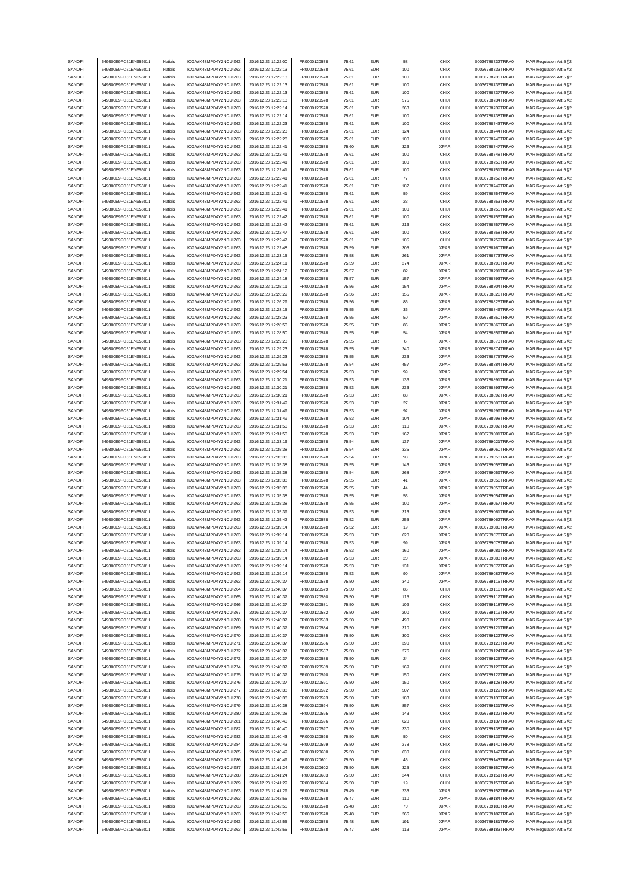| SANOFI | 549300E9PC51EN656011 | Natixis | KX1WK48MPD4Y2NCUIZ63 | 2016.12.23 12:22:00 | FR0000120578 | 75.61 | EUR | 58 | CHIX | 00036788732TRPA0 | MAR Regulation Art.5 §2 |
|---|---|---|---|---|---|---|---|---|---|---|---|
| SANOFI | 549300E9PC51EN656011 | Natixis | KX1WK48MPD4Y2NCUIZ63 | 2016.12.23 12:22:13 | FR0000120578 | 75.61 | EUR | 100 | CHIX | 00036788733TRPA0 | MAR Regulation Art.5 §2 |
| SANOFI | 549300E9PC51EN656011 | Natixis | KX1WK48MPD4Y2NCUIZ63 | 2016.12.23 12:22:13 | FR0000120578 | 75.61 | EUR | 100 | CHIX | 00036788735TRPA0 | MAR Regulation Art.5 §2 |
| SANOFI | 549300E9PC51EN656011 | Natixis | KX1WK48MPD4Y2NCUIZ63 | 2016.12.23 12:22:13 | FR0000120578 | 75.61 | EUR | 100 | CHIX | 00036788736TRPA0 | MAR Regulation Art.5 §2 |
| SANOFI | 549300E9PC51EN656011 | Natixis | KX1WK48MPD4Y2NCUIZ63 | 2016.12.23 12:22:13 | FR0000120578 | 75.61 | EUR | 100 | CHIX | 00036788737TRPA0 | MAR Regulation Art.5 §2 |
| SANOFI | 549300E9PC51EN656011 | Natixis | KX1WK48MPD4Y2NCUIZ63 | 2016.12.23 12:22:13 | FR0000120578 | 75.61 | EUR | 575 | CHIX | 00036788734TRPA0 | MAR Regulation Art.5 §2 |
| SANOFI | 549300E9PC51EN656011 | Natixis | KX1WK48MPD4Y2NCUIZ63 | 2016.12.23 12:22:14 | FR0000120578 | 75.61 | EUR | 263 | CHIX | 00036788739TRPA0 | MAR Regulation Art.5 §2 |
| SANOFI | 549300E9PC51EN656011 | Natixis | KX1WK48MPD4Y2NCUIZ63 | 2016.12.23 12:22:14 | FR0000120578 | 75.61 | EUR | 100 | CHIX | 00036788738TRPA0 | MAR Regulation Art.5 §2 |
| SANOFI | 549300E9PC51EN656011 | Natixis | KX1WK48MPD4Y2NCUIZ63 | 2016.12.23 12:22:23 | FR0000120578 | 75.61 | EUR | 100 | CHIX | 00036788743TRPA0 | MAR Regulation Art.5 §2 |
| SANOFI | 549300E9PC51EN656011 | Natixis | KX1WK48MPD4Y2NCUIZ63 | 2016.12.23 12:22:23 | FR0000120578 | 75.61 | EUR | 124 | CHIX | 00036788744TRPA0 | MAR Regulation Art.5 §2 |
| SANOFI | 549300E9PC51EN656011 | Natixis | KX1WK48MPD4Y2NCUIZ63 | 2016.12.23 12:22:28 | FR0000120578 | 75.61 | EUR | 100 | CHIX | 00036788746TRPA0 | MAR Regulation Art.5 §2 |
| SANOFI | 549300E9PC51EN656011 | Natixis | KX1WK48MPD4Y2NCUIZ63 | 2016.12.23 12:22:41 | FR0000120578 | 75.60 | EUR | 326 | XPAR | 00036788747TRPA0 | MAR Regulation Art.5 §2 |
| SANOFI | 549300E9PC51EN656011 | Natixis | KX1WK48MPD4Y2NCUIZ63 | 2016.12.23 12:22:41 | FR0000120578 | 75.61 | EUR | 100 | CHIX | 00036788748TRPA0 | MAR Regulation Art.5 §2 |
| SANOFI | 549300E9PC51EN656011 | Natixis | KX1WK48MPD4Y2NCUIZ63 | 2016.12.23 12:22:41 | FR0000120578 | 75.61 | EUR | 100 | CHIX | 00036788750TRPA0 | MAR Regulation Art.5 §2 |
| SANOFI | 549300E9PC51EN656011 | Natixis | KX1WK48MPD4Y2NCUIZ63 | 2016.12.23 12:22:41 | FR0000120578 | 75.61 | EUR | 100 | CHIX | 00036788751TRPA0 | MAR Regulation Art.5 §2 |
| SANOFI | 549300E9PC51EN656011 | Natixis | KX1WK48MPD4Y2NCUIZ63 | 2016.12.23 12:22:41 | FR0000120578 | 75.61 | EUR | 77 | CHIX | 00036788752TRPA0 | MAR Regulation Art.5 §2 |
| SANOFI | 549300E9PC51EN656011 | Natixis | KX1WK48MPD4Y2NCUIZ63 | 2016.12.23 12:22:41 | FR0000120578 | 75.61 | EUR | 182 | CHIX | 00036788749TRPA0 | MAR Regulation Art.5 §2 |
| SANOFI | 549300E9PC51EN656011 | Natixis | KX1WK48MPD4Y2NCUIZ63 | 2016.12.23 12:22:41 | FR0000120578 | 75.61 | EUR | 59 | CHIX | 00036788754TRPA0 | MAR Regulation Art.5 §2 |
| SANOFI | 549300E9PC51EN656011 | Natixis | KX1WK48MPD4Y2NCUIZ63 | 2016.12.23 12:22:41 | FR0000120578 | 75.61 | EUR | 23 | CHIX | 00036788753TRPA0 | MAR Regulation Art.5 §2 |
| SANOFI | 549300E9PC51EN656011 | Natixis | KX1WK48MPD4Y2NCUIZ63 | 2016.12.23 12:22:41 | FR0000120578 | 75.61 | EUR | 100 | CHIX | 00036788755TRPA0 | MAR Regulation Art.5 §2 |
| SANOFI | 549300E9PC51EN656011 | Natixis | KX1WK48MPD4Y2NCUIZ63 | 2016.12.23 12:22:42 | FR0000120578 | 75.61 | EUR | 100 | CHIX | 00036788756TRPA0 | MAR Regulation Art.5 §2 |
| SANOFI | 549300E9PC51EN656011 | Natixis | KX1WK48MPD4Y2NCUIZ63 | 2016.12.23 12:22:42 | FR0000120578 | 75.61 | EUR | 216 | CHIX | 00036788757TRPA0 | MAR Regulation Art.5 §2 |
| SANOFI | 549300E9PC51EN656011 | Natixis | KX1WK48MPD4Y2NCUIZ63 | 2016.12.23 12:22:47 | FR0000120578 | 75.61 | EUR | 100 | CHIX | 00036788758TRPA0 | MAR Regulation Art.5 §2 |
| SANOFI | 549300E9PC51EN656011 | Natixis | KX1WK48MPD4Y2NCUIZ63 | 2016.12.23 12:22:47 | FR0000120578 | 75.61 | EUR | 105 | CHIX | 00036788759TRPA0 | MAR Regulation Art.5 §2 |
| SANOFI | 549300E9PC51EN656011 | Natixis | KX1WK48MPD4Y2NCUIZ63 | 2016.12.23 12:22:48 | FR0000120578 | 75.59 | EUR | 305 | XPAR | 00036788760TRPA0 | MAR Regulation Art.5 §2 |
| SANOFI | 549300E9PC51EN656011 | Natixis | KX1WK48MPD4Y2NCUIZ63 | 2016.12.23 12:23:15 | FR0000120578 | 75.58 | EUR | 261 | XPAR | 00036788773TRPA0 | MAR Regulation Art.5 §2 |
| SANOFI | 549300E9PC51EN656011 | Natixis | KX1WK48MPD4Y2NCUIZ63 | 2016.12.23 12:24:11 | FR0000120578 | 75.59 | EUR | 274 | XPAR | 00036788790TRPA0 | MAR Regulation Art.5 §2 |
| SANOFI | 549300E9PC51EN656011 | Natixis | KX1WK48MPD4Y2NCUIZ63 | 2016.12.23 12:24:12 | FR0000120578 | 75.57 | EUR | 82 | XPAR | 00036788791TRPA0 | MAR Regulation Art.5 §2 |
| SANOFI | 549300E9PC51EN656011 | Natixis | KX1WK48MPD4Y2NCUIZ63 | 2016.12.23 12:24:18 | FR0000120578 | 75.57 | EUR | 157 | XPAR | 00036788793TRPA0 | MAR Regulation Art.5 §2 |
| SANOFI | 549300E9PC51EN656011 | Natixis | KX1WK48MPD4Y2NCUIZ63 | 2016.12.23 12:25:11 | FR0000120578 | 75.56 | EUR | 154 | XPAR | 00036788804TRPA0 | MAR Regulation Art.5 §2 |
| SANOFI | 549300E9PC51EN656011 | Natixis | KX1WK48MPD4Y2NCUIZ63 | 2016.12.23 12:26:29 | FR0000120578 | 75.56 | EUR | 155 | XPAR | 00036788826TRPA0 | MAR Regulation Art.5 §2 |
| SANOFI | 549300E9PC51EN656011 | Natixis | KX1WK48MPD4Y2NCUIZ63 | 2016.12.23 12:26:29 | FR0000120578 | 75.56 | EUR | 86 | XPAR | 00036788825TRPA0 | MAR Regulation Art.5 §2 |
| SANOFI | 549300E9PC51EN656011 | Natixis | KX1WK48MPD4Y2NCUIZ63 | 2016.12.23 12:28:15 | FR0000120578 | 75.55 | EUR | 36 | XPAR | 00036788846TRPA0 | MAR Regulation Art.5 §2 |
| SANOFI | 549300E9PC51EN656011 | Natixis | KX1WK48MPD4Y2NCUIZ63 | 2016.12.23 12:28:23 | FR0000120578 | 75.55 | EUR | 50 | XPAR | 00036788850TRPA0 | MAR Regulation Art.5 §2 |
| SANOFI | 549300E9PC51EN656011 | Natixis | KX1WK48MPD4Y2NCUIZ63 | 2016.12.23 12:28:50 | FR0000120578 | 75.55 | EUR | 86 | XPAR | 00036788860TRPA0 | MAR Regulation Art.5 §2 |
| SANOFI | 549300E9PC51EN656011 | Natixis | KX1WK48MPD4Y2NCUIZ63 | 2016.12.23 12:28:50 | FR0000120578 | 75.55 | EUR | 54 | XPAR | 00036788859TRPA0 | MAR Regulation Art.5 §2 |
| SANOFI | 549300E9PC51EN656011 | Natixis | KX1WK48MPD4Y2NCUIZ63 | 2016.12.23 12:29:23 | FR0000120578 | 75.55 | EUR | 6 | XPAR | 00036788873TRPA0 | MAR Regulation Art.5 §2 |
| SANOFI | 549300E9PC51EN656011 | Natixis | KX1WK48MPD4Y2NCUIZ63 | 2016.12.23 12:29:23 | FR0000120578 | 75.55 | EUR | 240 | XPAR | 00036788874TRPA0 | MAR Regulation Art.5 §2 |
| SANOFI | 549300E9PC51EN656011 | Natixis | KX1WK48MPD4Y2NCUIZ63 | 2016.12.23 12:29:23 | FR0000120578 | 75.55 | EUR | 233 | XPAR | 00036788875TRPA0 | MAR Regulation Art.5 §2 |
| SANOFI | 549300E9PC51EN656011 | Natixis | KX1WK48MPD4Y2NCUIZ63 | 2016.12.23 12:29:53 | FR0000120578 | 75.54 | EUR | 457 | XPAR | 00036788884TRPA0 | MAR Regulation Art.5 §2 |
| SANOFI | 549300E9PC51EN656011 | Natixis | KX1WK48MPD4Y2NCUIZ63 | 2016.12.23 12:29:54 | FR0000120578 | 75.53 | EUR | 99 | XPAR | 00036788885TRPA0 | MAR Regulation Art.5 §2 |
| SANOFI | 549300E9PC51EN656011 | Natixis | KX1WK48MPD4Y2NCUIZ63 | 2016.12.23 12:30:21 | FR0000120578 | 75.53 | EUR | 136 | XPAR | 00036788891TRPA0 | MAR Regulation Art.5 §2 |
| SANOFI | 549300E9PC51EN656011 | Natixis | KX1WK48MPD4Y2NCUIZ63 | 2016.12.23 12:30:21 | FR0000120578 | 75.53 | EUR | 233 | XPAR | 00036788893TRPA0 | MAR Regulation Art.5 §2 |
| SANOFI | 549300E9PC51EN656011 | Natixis | KX1WK48MPD4Y2NCUIZ63 | 2016.12.23 12:30:21 | FR0000120578 | 75.53 | EUR | 83 | XPAR | 00036788892TRPA0 | MAR Regulation Art.5 §2 |
| SANOFI | 549300E9PC51EN656011 | Natixis | KX1WK48MPD4Y2NCUIZ63 | 2016.12.23 12:31:49 | FR0000120578 | 75.53 | EUR | 27 | XPAR | 00036789000TRPA0 | MAR Regulation Art.5 §2 |
| SANOFI | 549300E9PC51EN656011 | Natixis | KX1WK48MPD4Y2NCUIZ63 | 2016.12.23 12:31:49 | FR0000120578 | 75.53 | EUR | 92 | XPAR | 00036788999TRPA0 | MAR Regulation Art.5 §2 |
| SANOFI | 549300E9PC51EN656011 | Natixis | KX1WK48MPD4Y2NCUIZ63 | 2016.12.23 12:31:49 | FR0000120578 | 75.53 | EUR | 104 | XPAR | 00036788998TRPA0 | MAR Regulation Art.5 §2 |
| SANOFI | 549300E9PC51EN656011 | Natixis | KX1WK48MPD4Y2NCUIZ63 | 2016.12.23 12:31:50 | FR0000120578 | 75.53 | EUR | 110 | XPAR | 00036789002TRPA0 | MAR Regulation Art.5 §2 |
| SANOFI | 549300E9PC51EN656011 | Natixis | KX1WK48MPD4Y2NCUIZ63 | 2016.12.23 12:31:50 | FR0000120578 | 75.53 | EUR | 162 | XPAR | 00036789001TRPA0 | MAR Regulation Art.5 §2 |
| SANOFI | 549300E9PC51EN656011 | Natixis | KX1WK48MPD4Y2NCUIZ63 | 2016.12.23 12:33:16 | FR0000120578 | 75.54 | EUR | 137 | XPAR | 00036789021TRPA0 | MAR Regulation Art.5 §2 |
| SANOFI | 549300E9PC51EN656011 | Natixis | KX1WK48MPD4Y2NCUIZ63 | 2016.12.23 12:35:38 | FR0000120578 | 75.54 | EUR | 335 | XPAR | 00036789060TRPA0 | MAR Regulation Art.5 §2 |
| SANOFI | 549300E9PC51EN656011 | Natixis | KX1WK48MPD4Y2NCUIZ63 | 2016.12.23 12:35:38 | FR0000120578 | 75.54 | EUR | 93 | XPAR | 00036789058TRPA0 | MAR Regulation Art.5 §2 |
| SANOFI | 549300E9PC51EN656011 | Natixis | KX1WK48MPD4Y2NCUIZ63 | 2016.12.23 12:35:38 | FR0000120578 | 75.55 | EUR | 143 | XPAR | 00036789055TRPA0 | MAR Regulation Art.5 §2 |
| SANOFI | 549300E9PC51EN656011 | Natixis | KX1WK48MPD4Y2NCUIZ63 | 2016.12.23 12:35:38 | FR0000120578 | 75.54 | EUR | 268 | XPAR | 00036789059TRPA0 | MAR Regulation Art.5 §2 |
| SANOFI | 549300E9PC51EN656011 | Natixis | KX1WK48MPD4Y2NCUIZ63 | 2016.12.23 12:35:38 | FR0000120578 | 75.55 | EUR | 41 | XPAR | 00036789056TRPA0 | MAR Regulation Art.5 §2 |
| SANOFI | 549300E9PC51EN656011 | Natixis | KX1WK48MPD4Y2NCUIZ63 | 2016.12.23 12:35:38 | FR0000120578 | 75.55 | EUR | 44 | XPAR | 00036789053TRPA0 | MAR Regulation Art.5 §2 |
| SANOFI | 549300E9PC51EN656011 | Natixis | KX1WK48MPD4Y2NCUIZ63 | 2016.12.23 12:35:38 | FR0000120578 | 75.55 | EUR | 53 | XPAR | 00036789054TRPA0 | MAR Regulation Art.5 §2 |
| SANOFI | 549300E9PC51EN656011 | Natixis | KX1WK48MPD4Y2NCUIZ63 | 2016.12.23 12:35:38 | FR0000120578 | 75.55 | EUR | 100 | XPAR | 00036789057TRPA0 | MAR Regulation Art.5 §2 |
| SANOFI | 549300E9PC51EN656011 | Natixis | KX1WK48MPD4Y2NCUIZ63 | 2016.12.23 12:35:39 | FR0000120578 | 75.53 | EUR | 313 | XPAR | 00036789061TRPA0 | MAR Regulation Art.5 §2 |
| SANOFI | 549300E9PC51EN656011 | Natixis | KX1WK48MPD4Y2NCUIZ63 | 2016.12.23 12:35:42 | FR0000120578 | 75.52 | EUR | 255 | XPAR | 00036789062TRPA0 | MAR Regulation Art.5 §2 |
| SANOFI | 549300E9PC51EN656011 | Natixis | KX1WK48MPD4Y2NCUIZ63 | 2016.12.23 12:39:14 | FR0000120578 | 75.52 | EUR | 19 | XPAR | 00036789080TRPA0 | MAR Regulation Art.5 §2 |
| SANOFI | 549300E9PC51EN656011 | Natixis | KX1WK48MPD4Y2NCUIZ63 | 2016.12.23 12:39:14 | FR0000120578 | 75.53 | EUR | 620 | XPAR | 00036789076TRPA0 | MAR Regulation Art.5 §2 |
| SANOFI | 549300E9PC51EN656011 | Natixis | KX1WK48MPD4Y2NCUIZ63 | 2016.12.23 12:39:14 | FR0000120578 | 75.53 | EUR | 99 | XPAR | 00036789078TRPA0 | MAR Regulation Art.5 §2 |
| SANOFI | 549300E9PC51EN656011 | Natixis | KX1WK48MPD4Y2NCUIZ63 | 2016.12.23 12:39:14 | FR0000120578 | 75.53 | EUR | 160 | XPAR | 00036789081TRPA0 | MAR Regulation Art.5 §2 |
| SANOFI | 549300E9PC51EN656011 | Natixis | KX1WK48MPD4Y2NCUIZ63 | 2016.12.23 12:39:14 | FR0000120578 | 75.53 | EUR | 20 | XPAR | 00036789083TRPA0 | MAR Regulation Art.5 §2 |
| SANOFI | 549300E9PC51EN656011 | Natixis | KX1WK48MPD4Y2NCUIZ63 | 2016.12.23 12:39:14 | FR0000120578 | 75.53 | EUR | 131 | XPAR | 00036789077TRPA0 | MAR Regulation Art.5 §2 |
| SANOFI | 549300E9PC51EN656011 | Natixis | KX1WK48MPD4Y2NCUIZ63 | 2016.12.23 12:39:14 | FR0000120578 | 75.53 | EUR | 90 | XPAR | 00036789082TRPA0 | MAR Regulation Art.5 §2 |
| SANOFI | 549300E9PC51EN656011 | Natixis | KX1WK48MPD4Y2NCUIZ63 | 2016.12.23 12:40:37 | FR0000120578 | 75.50 | EUR | 340 | XPAR | 00036789115TRPA0 | MAR Regulation Art.5 §2 |
| SANOFI | 549300E9PC51EN656011 | Natixis | KX1WK48MPD4Y2NCUIZ64 | 2016.12.23 12:40:37 | FR0000120579 | 75.50 | EUR | 86 | CHIX | 00036789116TRPA0 | MAR Regulation Art.5 §2 |
| SANOFI | 549300E9PC51EN656011 | Natixis | KX1WK48MPD4Y2NCUIZ65 | 2016.12.23 12:40:37 | FR0000120580 | 75.50 | EUR | 115 | CHIX | 00036789117TRPA0 | MAR Regulation Art.5 §2 |
| SANOFI | 549300E9PC51EN656011 | Natixis | KX1WK48MPD4Y2NCUIZ66 | 2016.12.23 12:40:37 | FR0000120581 | 75.50 | EUR | 109 | CHIX | 00036789118TRPA0 | MAR Regulation Art.5 §2 |
| SANOFI | 549300E9PC51EN656011 | Natixis | KX1WK48MPD4Y2NCUIZ67 | 2016.12.23 12:40:37 | FR0000120582 | 75.50 | EUR | 200 | CHIX | 00036789119TRPA0 | MAR Regulation Art.5 §2 |
| SANOFI | 549300E9PC51EN656011 | Natixis | KX1WK48MPD4Y2NCUIZ68 | 2016.12.23 12:40:37 | FR0000120583 | 75.50 | EUR | 490 | CHIX | 00036789120TRPA0 | MAR Regulation Art.5 §2 |
| SANOFI | 549300E9PC51EN656011 | Natixis | KX1WK48MPD4Y2NCUIZ69 | 2016.12.23 12:40:37 | FR0000120584 | 75.50 | EUR | 310 | CHIX | 00036789121TRPA0 | MAR Regulation Art.5 §2 |
| SANOFI | 549300E9PC51EN656011 | Natixis | KX1WK48MPD4Y2NCUIZ70 | 2016.12.23 12:40:37 | FR0000120585 | 75.50 | EUR | 300 | CHIX | 00036789122TRPA0 | MAR Regulation Art.5 §2 |
| SANOFI | 549300E9PC51EN656011 | Natixis | KX1WK48MPD4Y2NCUIZ71 | 2016.12.23 12:40:37 | FR0000120586 | 75.50 | EUR | 390 | CHIX | 00036789123TRPA0 | MAR Regulation Art.5 §2 |
| SANOFI | 549300E9PC51EN656011 | Natixis | KX1WK48MPD4Y2NCUIZ72 | 2016.12.23 12:40:37 | FR0000120587 | 75.50 | EUR | 276 | CHIX | 00036789124TRPA0 | MAR Regulation Art.5 §2 |
| SANOFI | 549300E9PC51EN656011 | Natixis | KX1WK48MPD4Y2NCUIZ73 | 2016.12.23 12:40:37 | FR0000120588 | 75.50 | EUR | 24 | CHIX | 00036789125TRPA0 | MAR Regulation Art.5 §2 |
| SANOFI | 549300E9PC51EN656011 | Natixis | KX1WK48MPD4Y2NCUIZ74 | 2016.12.23 12:40:37 | FR0000120589 | 75.50 | EUR | 169 | CHIX | 00036789126TRPA0 | MAR Regulation Art.5 §2 |
| SANOFI | 549300E9PC51EN656011 | Natixis | KX1WK48MPD4Y2NCUIZ75 | 2016.12.23 12:40:37 | FR0000120590 | 75.50 | EUR | 150 | CHIX | 00036789127TRPA0 | MAR Regulation Art.5 §2 |
| SANOFI | 549300E9PC51EN656011 | Natixis | KX1WK48MPD4Y2NCUIZ76 | 2016.12.23 12:40:37 | FR0000120591 | 75.50 | EUR | 150 | CHIX | 00036789128TRPA0 | MAR Regulation Art.5 §2 |
| SANOFI | 549300E9PC51EN656011 | Natixis | KX1WK48MPD4Y2NCUIZ77 | 2016.12.23 12:40:38 | FR0000120592 | 75.50 | EUR | 507 | CHIX | 00036789129TRPA0 | MAR Regulation Art.5 §2 |
| SANOFI | 549300E9PC51EN656011 | Natixis | KX1WK48MPD4Y2NCUIZ78 | 2016.12.23 12:40:38 | FR0000120593 | 75.50 | EUR | 183 | CHIX | 00036789130TRPA0 | MAR Regulation Art.5 §2 |
| SANOFI | 549300E9PC51EN656011 | Natixis | KX1WK48MPD4Y2NCUIZ79 | 2016.12.23 12:40:38 | FR0000120594 | 75.50 | EUR | 857 | CHIX | 00036789131TRPA0 | MAR Regulation Art.5 §2 |
| SANOFI | 549300E9PC51EN656011 | Natixis | KX1WK48MPD4Y2NCUIZ80 | 2016.12.23 12:40:38 | FR0000120595 | 75.50 | EUR | 143 | CHIX | 00036789132TRPA0 | MAR Regulation Art.5 §2 |
| SANOFI | 549300E9PC51EN656011 | Natixis | KX1WK48MPD4Y2NCUIZ81 | 2016.12.23 12:40:40 | FR0000120596 | 75.50 | EUR | 620 | CHIX | 00036789137TRPA0 | MAR Regulation Art.5 §2 |
| SANOFI | 549300E9PC51EN656011 | Natixis | KX1WK48MPD4Y2NCUIZ82 | 2016.12.23 12:40:40 | FR0000120597 | 75.50 | EUR | 330 | CHIX | 00036789138TRPA0 | MAR Regulation Art.5 §2 |
| SANOFI | 549300E9PC51EN656011 | Natixis | KX1WK48MPD4Y2NCUIZ83 | 2016.12.23 12:40:43 | FR0000120598 | 75.50 | EUR | 50 | CHIX | 00036789139TRPA0 | MAR Regulation Art.5 §2 |
| SANOFI | 549300E9PC51EN656011 | Natixis | KX1WK48MPD4Y2NCUIZ84 | 2016.12.23 12:40:43 | FR0000120599 | 75.50 | EUR | 278 | CHIX | 00036789140TRPA0 | MAR Regulation Art.5 §2 |
| SANOFI | 549300E9PC51EN656011 | Natixis | KX1WK48MPD4Y2NCUIZ85 | 2016.12.23 12:40:49 | FR0000120600 | 75.50 | EUR | 630 | CHIX | 00036789142TRPA0 | MAR Regulation Art.5 §2 |
| SANOFI | 549300E9PC51EN656011 | Natixis | KX1WK48MPD4Y2NCUIZ86 | 2016.12.23 12:40:49 | FR0000120601 | 75.50 | EUR | 45 | CHIX | 00036789143TRPA0 | MAR Regulation Art.5 §2 |
| SANOFI | 549300E9PC51EN656011 | Natixis | KX1WK48MPD4Y2NCUIZ87 | 2016.12.23 12:41:24 | FR0000120602 | 75.50 | EUR | 325 | CHIX | 00036789150TRPA0 | MAR Regulation Art.5 §2 |
| SANOFI | 549300E9PC51EN656011 | Natixis | KX1WK48MPD4Y2NCUIZ88 | 2016.12.23 12:41:24 | FR0000120603 | 75.50 | EUR | 244 | CHIX | 00036789151TRPA0 | MAR Regulation Art.5 §2 |
| SANOFI | 549300E9PC51EN656011 | Natixis | KX1WK48MPD4Y2NCUIZ89 | 2016.12.23 12:41:29 | FR0000120604 | 75.50 | EUR | 19 | CHIX | 00036789153TRPA0 | MAR Regulation Art.5 §2 |
| SANOFI | 549300E9PC51EN656011 | Natixis | KX1WK48MPD4Y2NCUIZ63 | 2016.12.23 12:41:29 | FR0000120578 | 75.49 | EUR | 233 | XPAR | 00036789152TRPA0 | MAR Regulation Art.5 §2 |
| SANOFI | 549300E9PC51EN656011 | Natixis | KX1WK48MPD4Y2NCUIZ63 | 2016.12.23 12:42:55 | FR0000120578 | 75.47 | EUR | 110 | XPAR | 00036789184TRPA0 | MAR Regulation Art.5 §2 |
| SANOFI | 549300E9PC51EN656011 | Natixis | KX1WK48MPD4Y2NCUIZ63 | 2016.12.23 12:42:55 | FR0000120578 | 75.48 | EUR | 70 | XPAR | 00036789180TRPA0 | MAR Regulation Art.5 §2 |
| SANOFI | 549300E9PC51EN656011 | Natixis | KX1WK48MPD4Y2NCUIZ63 | 2016.12.23 12:42:55 | FR0000120578 | 75.48 | EUR | 266 | XPAR | 00036789182TRPA0 | MAR Regulation Art.5 §2 |
| SANOFI | 549300E9PC51EN656011 | Natixis | KX1WK48MPD4Y2NCUIZ63 | 2016.12.23 12:42:55 | FR0000120578 | 75.48 | EUR | 191 | XPAR | 00036789181TRPA0 | MAR Regulation Art.5 §2 |
| SANOFI | 549300E9PC51EN656011 | Natixis | KX1WK48MPD4Y2NCUIZ63 | 2016.12.23 12:42:55 | FR0000120578 | 75.47 | EUR | 113 | XPAR | 00036789183TRPA0 | MAR Regulation Art.5 §2 |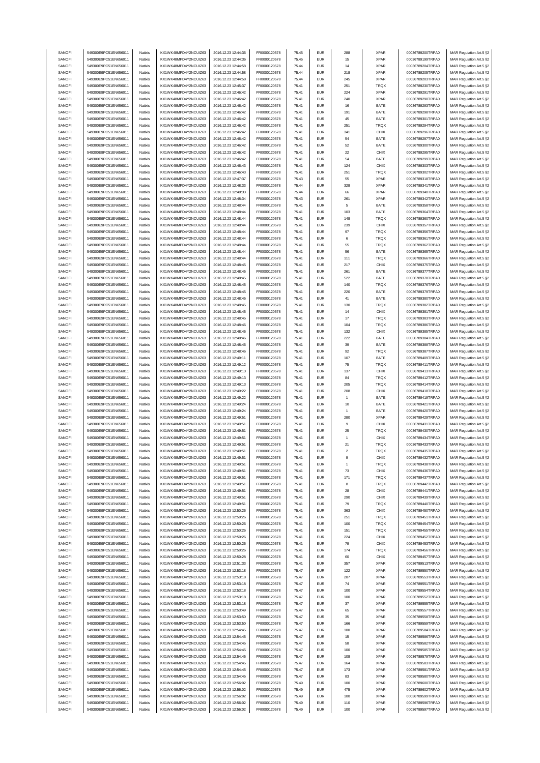| SANOFI | 549300E9PC51EN656011 | Natixis | KX1WK48MPD4Y2NCUIZ63 | 2016.12.23 12:44:36 | FR0000120578 | 75.45 | EUR | 288 | XPAR | 00036789200TRPA0 | MAR Regulation Art.5 §2 |
|---|---|---|---|---|---|---|---|---|---|---|---|
| SANOFI | 549300E9PC51EN656011 | Natixis | KX1WK48MPD4Y2NCUIZ63 | 2016.12.23 12:44:36 | FR0000120578 | 75.45 | EUR | 15 | XPAR | 00036789199TRPA0 | MAR Regulation Art.5 §2 |
| SANOFI | 549300E9PC51EN656011 | Natixis | KX1WK48MPD4Y2NCUIZ63 | 2016.12.23 12:44:58 | FR0000120578 | 75.44 | EUR | 14 | XPAR | 00036789204TRPA0 | MAR Regulation Art.5 §2 |
| SANOFI | 549300E9PC51EN656011 | Natixis | KX1WK48MPD4Y2NCUIZ63 | 2016.12.23 12:44:58 | FR0000120578 | 75.44 | EUR | 218 | XPAR | 00036789205TRPA0 | MAR Regulation Art.5 §2 |
| SANOFI | 549300E9PC51EN656011 | Natixis | KX1WK48MPD4Y2NCUIZ63 | 2016.12.23 12:44:58 | FR0000120578 | 75.44 | EUR | 245 | XPAR | 00036789203TRPA0 | MAR Regulation Art.5 §2 |
| SANOFI | 549300E9PC51EN656011 | Natixis | KX1WK48MPD4Y2NCUIZ63 | 2016.12.23 12:45:37 | FR0000120578 | 75.41 | EUR | 251 | TRQX | 00036789230TRPA0 | MAR Regulation Art.5 §2 |
| SANOFI | 549300E9PC51EN656011 | Natixis | KX1WK48MPD4Y2NCUIZ63 | 2016.12.23 12:46:42 | FR0000120578 | 75.41 | EUR | 224 | XPAR | 00036789291TRPA0 | MAR Regulation Art.5 §2 |
| SANOFI | 549300E9PC51EN656011 | Natixis | KX1WK48MPD4Y2NCUIZ63 | 2016.12.23 12:46:42 | FR0000120578 | 75.41 | EUR | 240 | XPAR | 00036789290TRPA0 | MAR Regulation Art.5 §2 |
| SANOFI | 549300E9PC51EN656011 | Natixis | KX1WK48MPD4Y2NCUIZ63 | 2016.12.23 12:46:42 | FR0000120578 | 75.41 | EUR | 16 | BATE | 00036789293TRPA0 | MAR Regulation Art.5 §2 |
| SANOFI | 549300E9PC51EN656011 | Natixis | KX1WK48MPD4Y2NCUIZ63 | 2016.12.23 12:46:42 | FR0000120578 | 75.41 | EUR | 191 | BATE | 00036789298TRPA0 | MAR Regulation Art.5 §2 |
| SANOFI | 549300E9PC51EN656011 | Natixis | KX1WK48MPD4Y2NCUIZ63 | 2016.12.23 12:46:42 | FR0000120578 | 75.41 | EUR | 45 | BATE | 00036789301TRPA0 | MAR Regulation Art.5 §2 |
| SANOFI | 549300E9PC51EN656011 | Natixis | KX1WK48MPD4Y2NCUIZ63 | 2016.12.23 12:46:42 | FR0000120578 | 75.41 | EUR | 251 | TRQX | 00036789294TRPA0 | MAR Regulation Art.5 §2 |
| SANOFI | 549300E9PC51EN656011 | Natixis | KX1WK48MPD4Y2NCUIZ63 | 2016.12.23 12:46:42 | FR0000120578 | 75.41 | EUR | 341 | CHIX | 00036789296TRPA0 | MAR Regulation Art.5 §2 |
| SANOFI | 549300E9PC51EN656011 | Natixis | KX1WK48MPD4Y2NCUIZ63 | 2016.12.23 12:46:42 | FR0000120578 | 75.41 | EUR | 54 | BATE | 00036789297TRPA0 | MAR Regulation Art.5 §2 |
| SANOFI | 549300E9PC51EN656011 | Natixis | KX1WK48MPD4Y2NCUIZ63 | 2016.12.23 12:46:42 | FR0000120578 | 75.41 | EUR | 52 | BATE | 00036789300TRPA0 | MAR Regulation Art.5 §2 |
| SANOFI | 549300E9PC51EN656011 | Natixis | KX1WK48MPD4Y2NCUIZ63 | 2016.12.23 12:46:42 | FR0000120578 | 75.41 | EUR | 22 | CHIX | 00036789295TRPA0 | MAR Regulation Art.5 §2 |
| SANOFI | 549300E9PC51EN656011 | Natixis | KX1WK48MPD4Y2NCUIZ63 | 2016.12.23 12:46:42 | FR0000120578 | 75.41 | EUR | 54 | BATE | 00036789299TRPA0 | MAR Regulation Art.5 §2 |
| SANOFI | 549300E9PC51EN656011 | Natixis | KX1WK48MPD4Y2NCUIZ63 | 2016.12.23 12:46:43 | FR0000120578 | 75.41 | EUR | 124 | CHIX | 00036789303TRPA0 | MAR Regulation Art.5 §2 |
| SANOFI | 549300E9PC51EN656011 | Natixis | KX1WK48MPD4Y2NCUIZ63 | 2016.12.23 12:46:43 | FR0000120578 | 75.41 | EUR | 251 | TRQX | 00036789302TRPA0 | MAR Regulation Art.5 §2 |
| SANOFI | 549300E9PC51EN656011 | Natixis | KX1WK48MPD4Y2NCUIZ63 | 2016.12.23 12:47:37 | FR0000120578 | 75.43 | EUR | 55 | XPAR | 00036789318TRPA0 | MAR Regulation Art.5 §2 |
| SANOFI | 549300E9PC51EN656011 | Natixis | KX1WK48MPD4Y2NCUIZ63 | 2016.12.23 12:48:33 | FR0000120578 | 75.44 | EUR | 328 | XPAR | 00036789341TRPA0 | MAR Regulation Art.5 §2 |
| SANOFI | 549300E9PC51EN656011 | Natixis | KX1WK48MPD4Y2NCUIZ63 | 2016.12.23 12:48:33 | FR0000120578 | 75.44 | EUR | 66 | XPAR | 00036789340TRPA0 | MAR Regulation Art.5 §2 |
| SANOFI | 549300E9PC51EN656011 | Natixis | KX1WK48MPD4Y2NCUIZ63 | 2016.12.23 12:48:34 | FR0000120578 | 75.43 | EUR | 261 | XPAR | 00036789342TRPA0 | MAR Regulation Art.5 §2 |
| SANOFI | 549300E9PC51EN656011 | Natixis | KX1WK48MPD4Y2NCUIZ63 | 2016.12.23 12:48:44 | FR0000120578 | 75.41 | EUR | 5 | BATE | 00036789358TRPA0 | MAR Regulation Art.5 §2 |
| SANOFI | 549300E9PC51EN656011 | Natixis | KX1WK48MPD4Y2NCUIZ63 | 2016.12.23 12:48:44 | FR0000120578 | 75.41 | EUR | 103 | BATE | 00036789364TRPA0 | MAR Regulation Art.5 §2 |
| SANOFI | 549300E9PC51EN656011 | Natixis | KX1WK48MPD4Y2NCUIZ63 | 2016.12.23 12:48:44 | FR0000120578 | 75.41 | EUR | 148 | TRQX | 00036789360TRPA0 | MAR Regulation Art.5 §2 |
| SANOFI | 549300E9PC51EN656011 | Natixis | KX1WK48MPD4Y2NCUIZ63 | 2016.12.23 12:48:44 | FR0000120578 | 75.41 | EUR | 239 | CHIX | 00036789357TRPA0 | MAR Regulation Art.5 §2 |
| SANOFI | 549300E9PC51EN656011 | Natixis | KX1WK48MPD4Y2NCUIZ63 | 2016.12.23 12:48:44 | FR0000120578 | 75.41 | EUR | 97 | TRQX | 00036789356TRPA0 | MAR Regulation Art.5 §2 |
| SANOFI | 549300E9PC51EN656011 | Natixis | KX1WK48MPD4Y2NCUIZ63 | 2016.12.23 12:48:44 | FR0000120578 | 75.41 | EUR | 6 | TRQX | 00036789361TRPA0 | MAR Regulation Art.5 §2 |
| SANOFI | 549300E9PC51EN656011 | Natixis | KX1WK48MPD4Y2NCUIZ63 | 2016.12.23 12:48:44 | FR0000120578 | 75.41 | EUR | 55 | TRQX | 00036789362TRPA0 | MAR Regulation Art.5 §2 |
| SANOFI | 549300E9PC51EN656011 | Natixis | KX1WK48MPD4Y2NCUIZ63 | 2016.12.23 12:48:44 | FR0000120578 | 75.41 | EUR | 56 | BATE | 00036789365TRPA0 | MAR Regulation Art.5 §2 |
| SANOFI | 549300E9PC51EN656011 | Natixis | KX1WK48MPD4Y2NCUIZ63 | 2016.12.23 12:48:44 | FR0000120578 | 75.41 | EUR | 111 | TRQX | 00036789366TRPA0 | MAR Regulation Art.5 §2 |
| SANOFI | 549300E9PC51EN656011 | Natixis | KX1WK48MPD4Y2NCUIZ63 | 2016.12.23 12:48:45 | FR0000120578 | 75.41 | EUR | 217 | CHIX | 00036789375TRPA0 | MAR Regulation Art.5 §2 |
| SANOFI | 549300E9PC51EN656011 | Natixis | KX1WK48MPD4Y2NCUIZ63 | 2016.12.23 12:48:45 | FR0000120578 | 75.41 | EUR | 261 | BATE | 00036789377TRPA0 | MAR Regulation Art.5 §2 |
| SANOFI | 549300E9PC51EN656011 | Natixis | KX1WK48MPD4Y2NCUIZ63 | 2016.12.23 12:48:45 | FR0000120578 | 75.41 | EUR | 522 | BATE | 00036789378TRPA0 | MAR Regulation Art.5 §2 |
| SANOFI | 549300E9PC51EN656011 | Natixis | KX1WK48MPD4Y2NCUIZ63 | 2016.12.23 12:48:45 | FR0000120578 | 75.41 | EUR | 140 | TRQX | 00036789376TRPA0 | MAR Regulation Art.5 §2 |
| SANOFI | 549300E9PC51EN656011 | Natixis | KX1WK48MPD4Y2NCUIZ63 | 2016.12.23 12:48:45 | FR0000120578 | 75.41 | EUR | 220 | BATE | 00036789379TRPA0 | MAR Regulation Art.5 §2 |
| SANOFI | 549300E9PC51EN656011 | Natixis | KX1WK48MPD4Y2NCUIZ63 | 2016.12.23 12:48:45 | FR0000120578 | 75.41 | EUR | 41 | BATE | 00036789380TRPA0 | MAR Regulation Art.5 §2 |
| SANOFI | 549300E9PC51EN656011 | Natixis | KX1WK48MPD4Y2NCUIZ63 | 2016.12.23 12:48:45 | FR0000120578 | 75.41 | EUR | 130 | TRQX | 00036789382TRPA0 | MAR Regulation Art.5 §2 |
| SANOFI | 549300E9PC51EN656011 | Natixis | KX1WK48MPD4Y2NCUIZ63 | 2016.12.23 12:48:45 | FR0000120578 | 75.41 | EUR | 14 | CHIX | 00036789381TRPA0 | MAR Regulation Art.5 §2 |
| SANOFI | 549300E9PC51EN656011 | Natixis | KX1WK48MPD4Y2NCUIZ63 | 2016.12.23 12:48:45 | FR0000120578 | 75.41 | EUR | 17 | TRQX | 00036789383TRPA0 | MAR Regulation Art.5 §2 |
| SANOFI | 549300E9PC51EN656011 | Natixis | KX1WK48MPD4Y2NCUIZ63 | 2016.12.23 12:48:46 | FR0000120578 | 75.41 | EUR | 104 | TRQX | 00036789386TRPA0 | MAR Regulation Art.5 §2 |
| SANOFI | 549300E9PC51EN656011 | Natixis | KX1WK48MPD4Y2NCUIZ63 | 2016.12.23 12:48:46 | FR0000120578 | 75.41 | EUR | 132 | CHIX | 00036789385TRPA0 | MAR Regulation Art.5 §2 |
| SANOFI | 549300E9PC51EN656011 | Natixis | KX1WK48MPD4Y2NCUIZ63 | 2016.12.23 12:48:46 | FR0000120578 | 75.41 | EUR | 222 | BATE | 00036789384TRPA0 | MAR Regulation Art.5 §2 |
| SANOFI | 549300E9PC51EN656011 | Natixis | KX1WK48MPD4Y2NCUIZ63 | 2016.12.23 12:48:46 | FR0000120578 | 75.41 | EUR | 39 | BATE | 00036789388TRPA0 | MAR Regulation Art.5 §2 |
| SANOFI | 549300E9PC51EN656011 | Natixis | KX1WK48MPD4Y2NCUIZ63 | 2016.12.23 12:48:46 | FR0000120578 | 75.41 | EUR | 92 | TRQX | 00036789387TRPA0 | MAR Regulation Art.5 §2 |
| SANOFI | 549300E9PC51EN656011 | Natixis | KX1WK48MPD4Y2NCUIZ63 | 2016.12.23 12:49:11 | FR0000120578 | 75.41 | EUR | 107 | BATE | 00036789409TRPA0 | MAR Regulation Art.5 §2 |
| SANOFI | 549300E9PC51EN656011 | Natixis | KX1WK48MPD4Y2NCUIZ63 | 2016.12.23 12:49:12 | FR0000120578 | 75.41 | EUR | 75 | TRQX | 00036789411TRPA0 | MAR Regulation Art.5 §2 |
| SANOFI | 549300E9PC51EN656011 | Natixis | KX1WK48MPD4Y2NCUIZ63 | 2016.12.23 12:49:13 | FR0000120578 | 75.41 | EUR | 137 | CHIX | 00036789413TRPA0 | MAR Regulation Art.5 §2 |
| SANOFI | 549300E9PC51EN656011 | Natixis | KX1WK48MPD4Y2NCUIZ63 | 2016.12.23 12:49:13 | FR0000120578 | 75.41 | EUR | 84 | TRQX | 00036789412TRPA0 | MAR Regulation Art.5 §2 |
| SANOFI | 549300E9PC51EN656011 | Natixis | KX1WK48MPD4Y2NCUIZ63 | 2016.12.23 12:49:13 | FR0000120578 | 75.41 | EUR | 205 | TRQX | 00036789414TRPA0 | MAR Regulation Art.5 §2 |
| SANOFI | 549300E9PC51EN656011 | Natixis | KX1WK48MPD4Y2NCUIZ63 | 2016.12.23 12:49:22 | FR0000120578 | 75.41 | EUR | 208 | CHIX | 00036789418TRPA0 | MAR Regulation Art.5 §2 |
| SANOFI | 549300E9PC51EN656011 | Natixis | KX1WK48MPD4Y2NCUIZ63 | 2016.12.23 12:49:22 | FR0000120578 | 75.41 | EUR | 1 | BATE | 00036789419TRPA0 | MAR Regulation Art.5 §2 |
| SANOFI | 549300E9PC51EN656011 | Natixis | KX1WK48MPD4Y2NCUIZ63 | 2016.12.23 12:49:24 | FR0000120578 | 75.41 | EUR | 10 | BATE | 00036789421TRPA0 | MAR Regulation Art.5 §2 |
| SANOFI | 549300E9PC51EN656011 | Natixis | KX1WK48MPD4Y2NCUIZ63 | 2016.12.23 12:49:24 | FR0000120578 | 75.41 | EUR | 1 | BATE | 00036789420TRPA0 | MAR Regulation Art.5 §2 |
| SANOFI | 549300E9PC51EN656011 | Natixis | KX1WK48MPD4Y2NCUIZ63 | 2016.12.23 12:49:51 | FR0000120578 | 75.41 | EUR | 280 | XPAR | 00036789429TRPA0 | MAR Regulation Art.5 §2 |
| SANOFI | 549300E9PC51EN656011 | Natixis | KX1WK48MPD4Y2NCUIZ63 | 2016.12.23 12:49:51 | FR0000120578 | 75.41 | EUR | 9 | CHIX | 00036789431TRPA0 | MAR Regulation Art.5 §2 |
| SANOFI | 549300E9PC51EN656011 | Natixis | KX1WK48MPD4Y2NCUIZ63 | 2016.12.23 12:49:51 | FR0000120578 | 75.41 | EUR | 25 | TRQX | 00036789430TRPA0 | MAR Regulation Art.5 §2 |
| SANOFI | 549300E9PC51EN656011 | Natixis | KX1WK48MPD4Y2NCUIZ63 | 2016.12.23 12:49:51 | FR0000120578 | 75.41 | EUR | 1 | CHIX | 00036789434TRPA0 | MAR Regulation Art.5 §2 |
| SANOFI | 549300E9PC51EN656011 | Natixis | KX1WK48MPD4Y2NCUIZ63 | 2016.12.23 12:49:51 | FR0000120578 | 75.41 | EUR | 21 | TRQX | 00036789433TRPA0 | MAR Regulation Art.5 §2 |
| SANOFI | 549300E9PC51EN656011 | Natixis | KX1WK48MPD4Y2NCUIZ63 | 2016.12.23 12:49:51 | FR0000120578 | 75.41 | EUR | 2 | TRQX | 00036789435TRPA0 | MAR Regulation Art.5 §2 |
| SANOFI | 549300E9PC51EN656011 | Natixis | KX1WK48MPD4Y2NCUIZ63 | 2016.12.23 12:49:51 | FR0000120578 | 75.41 | EUR | 9 | CHIX | 00036789432TRPA0 | MAR Regulation Art.5 §2 |
| SANOFI | 549300E9PC51EN656011 | Natixis | KX1WK48MPD4Y2NCUIZ63 | 2016.12.23 12:49:51 | FR0000120578 | 75.41 | EUR | 1 | TRQX | 00036789438TRPA0 | MAR Regulation Art.5 §2 |
| SANOFI | 549300E9PC51EN656011 | Natixis | KX1WK48MPD4Y2NCUIZ63 | 2016.12.23 12:49:51 | FR0000120578 | 75.41 | EUR | 73 | CHIX | 00036789436TRPA0 | MAR Regulation Art.5 §2 |
| SANOFI | 549300E9PC51EN656011 | Natixis | KX1WK48MPD4Y2NCUIZ63 | 2016.12.23 12:49:51 | FR0000120578 | 75.41 | EUR | 171 | TRQX | 00036789437TRPA0 | MAR Regulation Art.5 §2 |
| SANOFI | 549300E9PC51EN656011 | Natixis | KX1WK48MPD4Y2NCUIZ63 | 2016.12.23 12:49:51 | FR0000120578 | 75.41 | EUR | 8 | TRQX | 00036789442TRPA0 | MAR Regulation Art.5 §2 |
| SANOFI | 549300E9PC51EN656011 | Natixis | KX1WK48MPD4Y2NCUIZ63 | 2016.12.23 12:49:51 | FR0000120578 | 75.41 | EUR | 28 | CHIX | 00036789441TRPA0 | MAR Regulation Art.5 §2 |
| SANOFI | 549300E9PC51EN656011 | Natixis | KX1WK48MPD4Y2NCUIZ63 | 2016.12.23 12:49:51 | FR0000120578 | 75.41 | EUR | 290 | CHIX | 00036789439TRPA0 | MAR Regulation Art.5 §2 |
| SANOFI | 549300E9PC51EN656011 | Natixis | KX1WK48MPD4Y2NCUIZ63 | 2016.12.23 12:49:51 | FR0000120578 | 75.41 | EUR | 79 | TRQX | 00036789440TRPA0 | MAR Regulation Art.5 §2 |
| SANOFI | 549300E9PC51EN656011 | Natixis | KX1WK48MPD4Y2NCUIZ63 | 2016.12.23 12:50:26 | FR0000120578 | 75.41 | EUR | 363 | CHIX | 00036789450TRPA0 | MAR Regulation Art.5 §2 |
| SANOFI | 549300E9PC51EN656011 | Natixis | KX1WK48MPD4Y2NCUIZ63 | 2016.12.23 12:50:26 | FR0000120578 | 75.41 | EUR | 251 | TRQX | 00036789451TRPA0 | MAR Regulation Art.5 §2 |
| SANOFI | 549300E9PC51EN656011 | Natixis | KX1WK48MPD4Y2NCUIZ63 | 2016.12.23 12:50:26 | FR0000120578 | 75.41 | EUR | 100 | TRQX | 00036789454TRPA0 | MAR Regulation Art.5 §2 |
| SANOFI | 549300E9PC51EN656011 | Natixis | KX1WK48MPD4Y2NCUIZ63 | 2016.12.23 12:50:26 | FR0000120578 | 75.41 | EUR | 151 | TRQX | 00036789455TRPA0 | MAR Regulation Art.5 §2 |
| SANOFI | 549300E9PC51EN656011 | Natixis | KX1WK48MPD4Y2NCUIZ63 | 2016.12.23 12:50:26 | FR0000120578 | 75.41 | EUR | 224 | CHIX | 00036789452TRPA0 | MAR Regulation Art.5 §2 |
| SANOFI | 549300E9PC51EN656011 | Natixis | KX1WK48MPD4Y2NCUIZ63 | 2016.12.23 12:50:26 | FR0000120578 | 75.41 | EUR | 79 | CHIX | 00036789453TRPA0 | MAR Regulation Art.5 §2 |
| SANOFI | 549300E9PC51EN656011 | Natixis | KX1WK48MPD4Y2NCUIZ63 | 2016.12.23 12:50:26 | FR0000120578 | 75.41 | EUR | 174 | TRQX | 00036789456TRPA0 | MAR Regulation Art.5 §2 |
| SANOFI | 549300E9PC51EN656011 | Natixis | KX1WK48MPD4Y2NCUIZ63 | 2016.12.23 12:50:28 | FR0000120578 | 75.41 | EUR | 60 | CHIX | 00036789457TRPA0 | MAR Regulation Art.5 §2 |
| SANOFI | 549300E9PC51EN656011 | Natixis | KX1WK48MPD4Y2NCUIZ63 | 2016.12.23 12:51:33 | FR0000120578 | 75.41 | EUR | 357 | XPAR | 00036789513TRPA0 | MAR Regulation Art.5 §2 |
| SANOFI | 549300E9PC51EN656011 | Natixis | KX1WK48MPD4Y2NCUIZ63 | 2016.12.23 12:53:18 | FR0000120578 | 75.47 | EUR | 122 | XPAR | 00036789550TRPA0 | MAR Regulation Art.5 §2 |
| SANOFI | 549300E9PC51EN656011 | Natixis | KX1WK48MPD4Y2NCUIZ63 | 2016.12.23 12:53:18 | FR0000120578 | 75.47 | EUR | 207 | XPAR | 00036789553TRPA0 | MAR Regulation Art.5 §2 |
| SANOFI | 549300E9PC51EN656011 | Natixis | KX1WK48MPD4Y2NCUIZ63 | 2016.12.23 12:53:18 | FR0000120578 | 75.47 | EUR | 74 | XPAR | 00036789551TRPA0 | MAR Regulation Art.5 §2 |
| SANOFI | 549300E9PC51EN656011 | Natixis | KX1WK48MPD4Y2NCUIZ63 | 2016.12.23 12:53:18 | FR0000120578 | 75.47 | EUR | 100 | XPAR | 00036789554TRPA0 | MAR Regulation Art.5 §2 |
| SANOFI | 549300E9PC51EN656011 | Natixis | KX1WK48MPD4Y2NCUIZ63 | 2016.12.23 12:53:18 | FR0000120578 | 75.47 | EUR | 100 | XPAR | 00036789552TRPA0 | MAR Regulation Art.5 §2 |
| SANOFI | 549300E9PC51EN656011 | Natixis | KX1WK48MPD4Y2NCUIZ63 | 2016.12.23 12:53:18 | FR0000120578 | 75.47 | EUR | 37 | XPAR | 00036789555TRPA0 | MAR Regulation Art.5 §2 |
| SANOFI | 549300E9PC51EN656011 | Natixis | KX1WK48MPD4Y2NCUIZ63 | 2016.12.23 12:53:49 | FR0000120578 | 75.47 | EUR | 65 | XPAR | 00036789557TRPA0 | MAR Regulation Art.5 §2 |
| SANOFI | 549300E9PC51EN656011 | Natixis | KX1WK48MPD4Y2NCUIZ63 | 2016.12.23 12:53:50 | FR0000120578 | 75.47 | EUR | 35 | XPAR | 00036789558TRPA0 | MAR Regulation Art.5 §2 |
| SANOFI | 549300E9PC51EN656011 | Natixis | KX1WK48MPD4Y2NCUIZ63 | 2016.12.23 12:53:50 | FR0000120578 | 75.47 | EUR | 166 | XPAR | 00036789559TRPA0 | MAR Regulation Art.5 §2 |
| SANOFI | 549300E9PC51EN656011 | Natixis | KX1WK48MPD4Y2NCUIZ63 | 2016.12.23 12:54:45 | FR0000120578 | 75.47 | EUR | 100 | XPAR | 00036789584TRPA0 | MAR Regulation Art.5 §2 |
| SANOFI | 549300E9PC51EN656011 | Natixis | KX1WK48MPD4Y2NCUIZ63 | 2016.12.23 12:54:45 | FR0000120578 | 75.47 | EUR | 15 | XPAR | 00036789586TRPA0 | MAR Regulation Art.5 §2 |
| SANOFI | 549300E9PC51EN656011 | Natixis | KX1WK48MPD4Y2NCUIZ63 | 2016.12.23 12:54:45 | FR0000120578 | 75.47 | EUR | 58 | XPAR | 00036789582TRPA0 | MAR Regulation Art.5 §2 |
| SANOFI | 549300E9PC51EN656011 | Natixis | KX1WK48MPD4Y2NCUIZ63 | 2016.12.23 12:54:45 | FR0000120578 | 75.47 | EUR | 100 | XPAR | 00036789585TRPA0 | MAR Regulation Art.5 §2 |
| SANOFI | 549300E9PC51EN656011 | Natixis | KX1WK48MPD4Y2NCUIZ63 | 2016.12.23 12:54:45 | FR0000120578 | 75.47 | EUR | 108 | XPAR | 00036789579TRPA0 | MAR Regulation Art.5 §2 |
| SANOFI | 549300E9PC51EN656011 | Natixis | KX1WK48MPD4Y2NCUIZ63 | 2016.12.23 12:54:45 | FR0000120578 | 75.47 | EUR | 164 | XPAR | 00036789583TRPA0 | MAR Regulation Art.5 §2 |
| SANOFI | 549300E9PC51EN656011 | Natixis | KX1WK48MPD4Y2NCUIZ63 | 2016.12.23 12:54:45 | FR0000120578 | 75.47 | EUR | 173 | XPAR | 00036789581TRPA0 | MAR Regulation Art.5 §2 |
| SANOFI | 549300E9PC51EN656011 | Natixis | KX1WK48MPD4Y2NCUIZ63 | 2016.12.23 12:54:45 | FR0000120578 | 75.47 | EUR | 83 | XPAR | 00036789580TRPA0 | MAR Regulation Art.5 §2 |
| SANOFI | 549300E9PC51EN656011 | Natixis | KX1WK48MPD4Y2NCUIZ63 | 2016.12.23 12:56:02 | FR0000120578 | 75.49 | EUR | 100 | XPAR | 00036789600TRPA0 | MAR Regulation Art.5 §2 |
| SANOFI | 549300E9PC51EN656011 | Natixis | KX1WK48MPD4Y2NCUIZ63 | 2016.12.23 12:56:02 | FR0000120578 | 75.49 | EUR | 475 | XPAR | 00036789602TRPA0 | MAR Regulation Art.5 §2 |
| SANOFI | 549300E9PC51EN656011 | Natixis | KX1WK48MPD4Y2NCUIZ63 | 2016.12.23 12:56:02 | FR0000120578 | 75.49 | EUR | 100 | XPAR | 00036789599TRPA0 | MAR Regulation Art.5 §2 |
| SANOFI | 549300E9PC51EN656011 | Natixis | KX1WK48MPD4Y2NCUIZ63 | 2016.12.23 12:56:02 | FR0000120578 | 75.49 | EUR | 110 | XPAR | 00036789596TRPA0 | MAR Regulation Art.5 §2 |
| SANOFI | 549300E9PC51EN656011 | Natixis | KX1WK48MPD4Y2NCUIZ63 | 2016.12.23 12:56:02 | FR0000120578 | 75.49 | EUR | 100 | XPAR | 00036789597TRPA0 | MAR Regulation Art.5 §2 |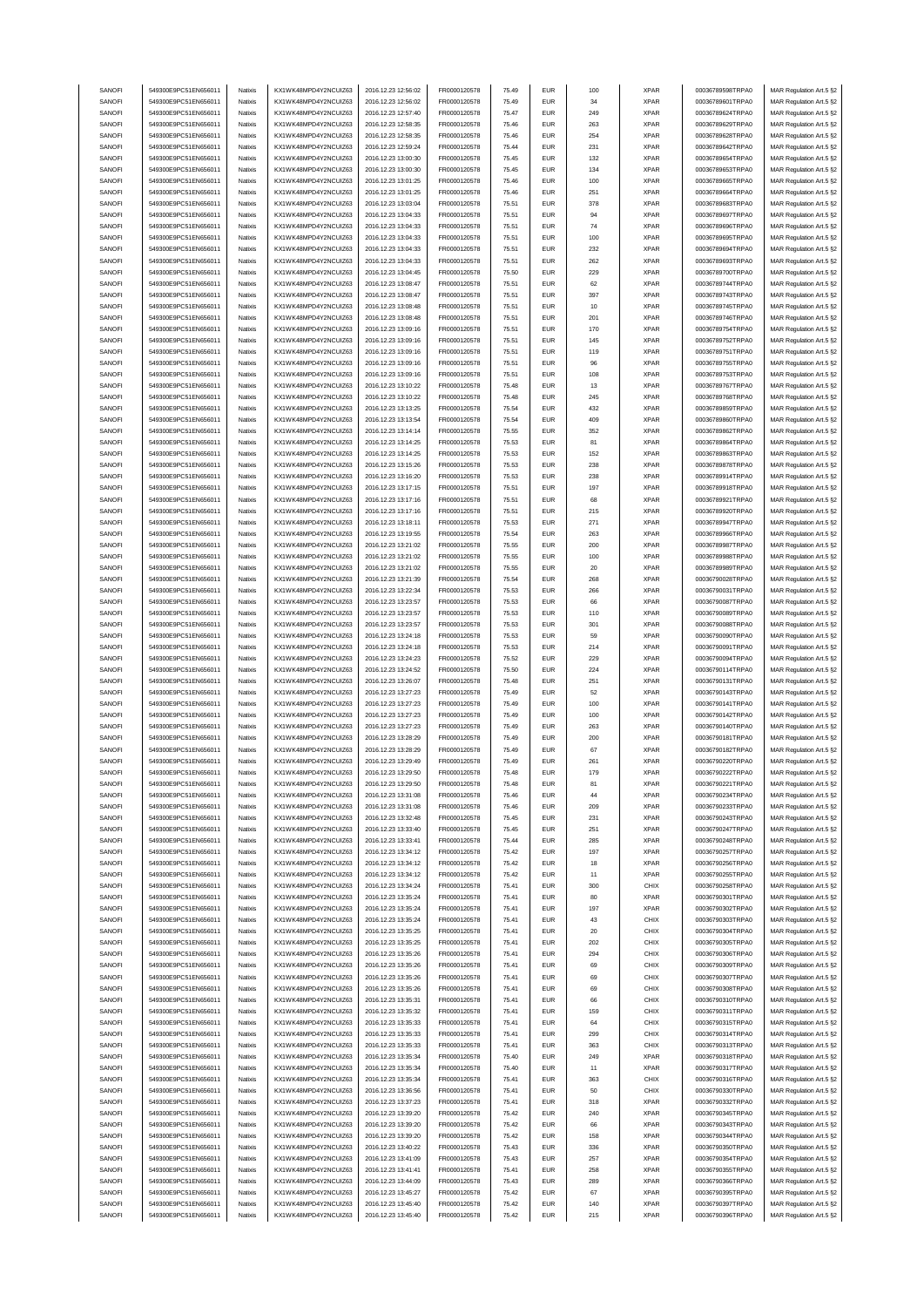| SANOFI | 549300E9PC51EN656011 | Natixis | KX1WK48MPD4Y2NCUIZ63 | 2016.12.23 12:56:02 | FR0000120578 | 75.49 | EUR | 100 | XPAR | 00036789598TRPA0 | MAR Regulation Art.5 §2 |
|---|---|---|---|---|---|---|---|---|---|---|---|
| SANOFI | 549300E9PC51EN656011 | Natixis | KX1WK48MPD4Y2NCUIZ63 | 2016.12.23 12:56:02 | FR0000120578 | 75.49 | EUR | 34 | XPAR | 00036789601TRPA0 | MAR Regulation Art.5 §2 |
| SANOFI | 549300E9PC51EN656011 | Natixis | KX1WK48MPD4Y2NCUIZ63 | 2016.12.23 12:57:40 | FR0000120578 | 75.47 | EUR | 249 | XPAR | 00036789624TRPA0 | MAR Regulation Art.5 §2 |
| SANOFI | 549300E9PC51EN656011 | Natixis | KX1WK48MPD4Y2NCUIZ63 | 2016.12.23 12:58:35 | FR0000120578 | 75.46 | EUR | 263 | XPAR | 00036789629TRPA0 | MAR Regulation Art.5 §2 |
| SANOFI | 549300E9PC51EN656011 | Natixis | KX1WK48MPD4Y2NCUIZ63 | 2016.12.23 12:58:35 | FR0000120578 | 75.46 | EUR | 254 | XPAR | 00036789628TRPA0 | MAR Regulation Art.5 §2 |
| SANOFI | 549300E9PC51EN656011 | Natixis | KX1WK48MPD4Y2NCUIZ63 | 2016.12.23 12:59:24 | FR0000120578 | 75.44 | EUR | 231 | XPAR | 00036789642TRPA0 | MAR Regulation Art.5 §2 |
| SANOFI | 549300E9PC51EN656011 | Natixis | KX1WK48MPD4Y2NCUIZ63 | 2016.12.23 13:00:30 | FR0000120578 | 75.45 | EUR | 132 | XPAR | 00036789654TRPA0 | MAR Regulation Art.5 §2 |
| SANOFI | 549300E9PC51EN656011 | Natixis | KX1WK48MPD4Y2NCUIZ63 | 2016.12.23 13:00:30 | FR0000120578 | 75.45 | EUR | 134 | XPAR | 00036789653TRPA0 | MAR Regulation Art.5 §2 |
| SANOFI | 549300E9PC51EN656011 | Natixis | KX1WK48MPD4Y2NCUIZ63 | 2016.12.23 13:01:25 | FR0000120578 | 75.46 | EUR | 100 | XPAR | 00036789665TRPA0 | MAR Regulation Art.5 §2 |
| SANOFI | 549300E9PC51EN656011 | Natixis | KX1WK48MPD4Y2NCUIZ63 | 2016.12.23 13:01:25 | FR0000120578 | 75.46 | EUR | 251 | XPAR | 00036789664TRPA0 | MAR Regulation Art.5 §2 |
| SANOFI | 549300E9PC51EN656011 | Natixis | KX1WK48MPD4Y2NCUIZ63 | 2016.12.23 13:03:04 | FR0000120578 | 75.51 | EUR | 378 | XPAR | 00036789683TRPA0 | MAR Regulation Art.5 §2 |
| SANOFI | 549300E9PC51EN656011 | Natixis | KX1WK48MPD4Y2NCUIZ63 | 2016.12.23 13:04:33 | FR0000120578 | 75.51 | EUR | 94 | XPAR | 00036789697TRPA0 | MAR Regulation Art.5 §2 |
| SANOFI | 549300E9PC51EN656011 | Natixis | KX1WK48MPD4Y2NCUIZ63 | 2016.12.23 13:04:33 | FR0000120578 | 75.51 | EUR | 74 | XPAR | 00036789696TRPA0 | MAR Regulation Art.5 §2 |
| SANOFI | 549300E9PC51EN656011 | Natixis | KX1WK48MPD4Y2NCUIZ63 | 2016.12.23 13:04:33 | FR0000120578 | 75.51 | EUR | 100 | XPAR | 00036789695TRPA0 | MAR Regulation Art.5 §2 |
| SANOFI | 549300E9PC51EN656011 | Natixis | KX1WK48MPD4Y2NCUIZ63 | 2016.12.23 13:04:33 | FR0000120578 | 75.51 | EUR | 232 | XPAR | 00036789694TRPA0 | MAR Regulation Art.5 §2 |
| SANOFI | 549300E9PC51EN656011 | Natixis | KX1WK48MPD4Y2NCUIZ63 | 2016.12.23 13:04:33 | FR0000120578 | 75.51 | EUR | 262 | XPAR | 00036789693TRPA0 | MAR Regulation Art.5 §2 |
| SANOFI | 549300E9PC51EN656011 | Natixis | KX1WK48MPD4Y2NCUIZ63 | 2016.12.23 13:04:45 | FR0000120578 | 75.50 | EUR | 229 | XPAR | 00036789700TRPA0 | MAR Regulation Art.5 §2 |
| SANOFI | 549300E9PC51EN656011 | Natixis | KX1WK48MPD4Y2NCUIZ63 | 2016.12.23 13:08:47 | FR0000120578 | 75.51 | EUR | 62 | XPAR | 00036789744TRPA0 | MAR Regulation Art.5 §2 |
| SANOFI | 549300E9PC51EN656011 | Natixis | KX1WK48MPD4Y2NCUIZ63 | 2016.12.23 13:08:47 | FR0000120578 | 75.51 | EUR | 397 | XPAR | 00036789743TRPA0 | MAR Regulation Art.5 §2 |
| SANOFI | 549300E9PC51EN656011 | Natixis | KX1WK48MPD4Y2NCUIZ63 | 2016.12.23 13:08:48 | FR0000120578 | 75.51 | EUR | 10 | XPAR | 00036789745TRPA0 | MAR Regulation Art.5 §2 |
| SANOFI | 549300E9PC51EN656011 | Natixis | KX1WK48MPD4Y2NCUIZ63 | 2016.12.23 13:08:48 | FR0000120578 | 75.51 | EUR | 201 | XPAR | 00036789746TRPA0 | MAR Regulation Art.5 §2 |
| SANOFI | 549300E9PC51EN656011 | Natixis | KX1WK48MPD4Y2NCUIZ63 | 2016.12.23 13:09:16 | FR0000120578 | 75.51 | EUR | 170 | XPAR | 00036789754TRPA0 | MAR Regulation Art.5 §2 |
| SANOFI | 549300E9PC51EN656011 | Natixis | KX1WK48MPD4Y2NCUIZ63 | 2016.12.23 13:09:16 | FR0000120578 | 75.51 | EUR | 145 | XPAR | 00036789752TRPA0 | MAR Regulation Art.5 §2 |
| SANOFI | 549300E9PC51EN656011 | Natixis | KX1WK48MPD4Y2NCUIZ63 | 2016.12.23 13:09:16 | FR0000120578 | 75.51 | EUR | 119 | XPAR | 00036789751TRPA0 | MAR Regulation Art.5 §2 |
| SANOFI | 549300E9PC51EN656011 | Natixis | KX1WK48MPD4Y2NCUIZ63 | 2016.12.23 13:09:16 | FR0000120578 | 75.51 | EUR | 96 | XPAR | 00036789755TRPA0 | MAR Regulation Art.5 §2 |
| SANOFI | 549300E9PC51EN656011 | Natixis | KX1WK48MPD4Y2NCUIZ63 | 2016.12.23 13:09:16 | FR0000120578 | 75.51 | EUR | 108 | XPAR | 00036789753TRPA0 | MAR Regulation Art.5 §2 |
| SANOFI | 549300E9PC51EN656011 | Natixis | KX1WK48MPD4Y2NCUIZ63 | 2016.12.23 13:10:22 | FR0000120578 | 75.48 | EUR | 13 | XPAR | 00036789767TRPA0 | MAR Regulation Art.5 §2 |
| SANOFI | 549300E9PC51EN656011 | Natixis | KX1WK48MPD4Y2NCUIZ63 | 2016.12.23 13:10:22 | FR0000120578 | 75.48 | EUR | 245 | XPAR | 00036789768TRPA0 | MAR Regulation Art.5 §2 |
| SANOFI | 549300E9PC51EN656011 | Natixis | KX1WK48MPD4Y2NCUIZ63 | 2016.12.23 13:13:25 | FR0000120578 | 75.54 | EUR | 432 | XPAR | 00036789859TRPA0 | MAR Regulation Art.5 §2 |
| SANOFI | 549300E9PC51EN656011 | Natixis | KX1WK48MPD4Y2NCUIZ63 | 2016.12.23 13:13:54 | FR0000120578 | 75.54 | EUR | 409 | XPAR | 00036789860TRPA0 | MAR Regulation Art.5 §2 |
| SANOFI | 549300E9PC51EN656011 | Natixis | KX1WK48MPD4Y2NCUIZ63 | 2016.12.23 13:14:14 | FR0000120578 | 75.55 | EUR | 352 | XPAR | 00036789862TRPA0 | MAR Regulation Art.5 §2 |
| SANOFI | 549300E9PC51EN656011 | Natixis | KX1WK48MPD4Y2NCUIZ63 | 2016.12.23 13:14:25 | FR0000120578 | 75.53 | EUR | 81 | XPAR | 00036789864TRPA0 | MAR Regulation Art.5 §2 |
| SANOFI | 549300E9PC51EN656011 | Natixis | KX1WK48MPD4Y2NCUIZ63 | 2016.12.23 13:14:25 | FR0000120578 | 75.53 | EUR | 152 | XPAR | 00036789863TRPA0 | MAR Regulation Art.5 §2 |
| SANOFI | 549300E9PC51EN656011 | Natixis | KX1WK48MPD4Y2NCUIZ63 | 2016.12.23 13:15:26 | FR0000120578 | 75.53 | EUR | 238 | XPAR | 00036789878TRPA0 | MAR Regulation Art.5 §2 |
| SANOFI | 549300E9PC51EN656011 | Natixis | KX1WK48MPD4Y2NCUIZ63 | 2016.12.23 13:16:20 | FR0000120578 | 75.53 | EUR | 238 | XPAR | 00036789914TRPA0 | MAR Regulation Art.5 §2 |
| SANOFI | 549300E9PC51EN656011 | Natixis | KX1WK48MPD4Y2NCUIZ63 | 2016.12.23 13:17:15 | FR0000120578 | 75.51 | EUR | 197 | XPAR | 00036789918TRPA0 | MAR Regulation Art.5 §2 |
| SANOFI | 549300E9PC51EN656011 | Natixis | KX1WK48MPD4Y2NCUIZ63 | 2016.12.23 13:17:16 | FR0000120578 | 75.51 | EUR | 68 | XPAR | 00036789921TRPA0 | MAR Regulation Art.5 §2 |
| SANOFI | 549300E9PC51EN656011 | Natixis | KX1WK48MPD4Y2NCUIZ63 | 2016.12.23 13:17:16 | FR0000120578 | 75.51 | EUR | 215 | XPAR | 00036789920TRPA0 | MAR Regulation Art.5 §2 |
| SANOFI | 549300E9PC51EN656011 | Natixis | KX1WK48MPD4Y2NCUIZ63 | 2016.12.23 13:18:11 | FR0000120578 | 75.53 | EUR | 271 | XPAR | 00036789947TRPA0 | MAR Regulation Art.5 §2 |
| SANOFI | 549300E9PC51EN656011 | Natixis | KX1WK48MPD4Y2NCUIZ63 | 2016.12.23 13:19:55 | FR0000120578 | 75.54 | EUR | 263 | XPAR | 00036789966TRPA0 | MAR Regulation Art.5 §2 |
| SANOFI | 549300E9PC51EN656011 | Natixis | KX1WK48MPD4Y2NCUIZ63 | 2016.12.23 13:21:02 | FR0000120578 | 75.55 | EUR | 200 | XPAR | 00036789987TRPA0 | MAR Regulation Art.5 §2 |
| SANOFI | 549300E9PC51EN656011 | Natixis | KX1WK48MPD4Y2NCUIZ63 | 2016.12.23 13:21:02 | FR0000120578 | 75.55 | EUR | 100 | XPAR | 00036789988TRPA0 | MAR Regulation Art.5 §2 |
| SANOFI | 549300E9PC51EN656011 | Natixis | KX1WK48MPD4Y2NCUIZ63 | 2016.12.23 13:21:02 | FR0000120578 | 75.55 | EUR | 20 | XPAR | 00036789989TRPA0 | MAR Regulation Art.5 §2 |
| SANOFI | 549300E9PC51EN656011 | Natixis | KX1WK48MPD4Y2NCUIZ63 | 2016.12.23 13:21:39 | FR0000120578 | 75.54 | EUR | 268 | XPAR | 00036790028TRPA0 | MAR Regulation Art.5 §2 |
| SANOFI | 549300E9PC51EN656011 | Natixis | KX1WK48MPD4Y2NCUIZ63 | 2016.12.23 13:22:34 | FR0000120578 | 75.53 | EUR | 266 | XPAR | 00036790031TRPA0 | MAR Regulation Art.5 §2 |
| SANOFI | 549300E9PC51EN656011 | Natixis | KX1WK48MPD4Y2NCUIZ63 | 2016.12.23 13:23:57 | FR0000120578 | 75.53 | EUR | 66 | XPAR | 00036790087TRPA0 | MAR Regulation Art.5 §2 |
| SANOFI | 549300E9PC51EN656011 | Natixis | KX1WK48MPD4Y2NCUIZ63 | 2016.12.23 13:23:57 | FR0000120578 | 75.53 | EUR | 110 | XPAR | 00036790089TRPA0 | MAR Regulation Art.5 §2 |
| SANOFI | 549300E9PC51EN656011 | Natixis | KX1WK48MPD4Y2NCUIZ63 | 2016.12.23 13:23:57 | FR0000120578 | 75.53 | EUR | 301 | XPAR | 00036790088TRPA0 | MAR Regulation Art.5 §2 |
| SANOFI | 549300E9PC51EN656011 | Natixis | KX1WK48MPD4Y2NCUIZ63 | 2016.12.23 13:24:18 | FR0000120578 | 75.53 | EUR | 59 | XPAR | 00036790090TRPA0 | MAR Regulation Art.5 §2 |
| SANOFI | 549300E9PC51EN656011 | Natixis | KX1WK48MPD4Y2NCUIZ63 | 2016.12.23 13:24:18 | FR0000120578 | 75.53 | EUR | 214 | XPAR | 00036790091TRPA0 | MAR Regulation Art.5 §2 |
| SANOFI | 549300E9PC51EN656011 | Natixis | KX1WK48MPD4Y2NCUIZ63 | 2016.12.23 13:24:23 | FR0000120578 | 75.52 | EUR | 229 | XPAR | 00036790094TRPA0 | MAR Regulation Art.5 §2 |
| SANOFI | 549300E9PC51EN656011 | Natixis | KX1WK48MPD4Y2NCUIZ63 | 2016.12.23 13:24:52 | FR0000120578 | 75.50 | EUR | 224 | XPAR | 00036790114TRPA0 | MAR Regulation Art.5 §2 |
| SANOFI | 549300E9PC51EN656011 | Natixis | KX1WK48MPD4Y2NCUIZ63 | 2016.12.23 13:26:07 | FR0000120578 | 75.48 | EUR | 251 | XPAR | 00036790131TRPA0 | MAR Regulation Art.5 §2 |
| SANOFI | 549300E9PC51EN656011 | Natixis | KX1WK48MPD4Y2NCUIZ63 | 2016.12.23 13:27:23 | FR0000120578 | 75.49 | EUR | 52 | XPAR | 00036790143TRPA0 | MAR Regulation Art.5 §2 |
| SANOFI | 549300E9PC51EN656011 | Natixis | KX1WK48MPD4Y2NCUIZ63 | 2016.12.23 13:27:23 | FR0000120578 | 75.49 | EUR | 100 | XPAR | 00036790141TRPA0 | MAR Regulation Art.5 §2 |
| SANOFI | 549300E9PC51EN656011 | Natixis | KX1WK48MPD4Y2NCUIZ63 | 2016.12.23 13:27:23 | FR0000120578 | 75.49 | EUR | 100 | XPAR | 00036790142TRPA0 | MAR Regulation Art.5 §2 |
| SANOFI | 549300E9PC51EN656011 | Natixis | KX1WK48MPD4Y2NCUIZ63 | 2016.12.23 13:27:23 | FR0000120578 | 75.49 | EUR | 263 | XPAR | 00036790140TRPA0 | MAR Regulation Art.5 §2 |
| SANOFI | 549300E9PC51EN656011 | Natixis | KX1WK48MPD4Y2NCUIZ63 | 2016.12.23 13:28:29 | FR0000120578 | 75.49 | EUR | 200 | XPAR | 00036790181TRPA0 | MAR Regulation Art.5 §2 |
| SANOFI | 549300E9PC51EN656011 | Natixis | KX1WK48MPD4Y2NCUIZ63 | 2016.12.23 13:28:29 | FR0000120578 | 75.49 | EUR | 67 | XPAR | 00036790182TRPA0 | MAR Regulation Art.5 §2 |
| SANOFI | 549300E9PC51EN656011 | Natixis | KX1WK48MPD4Y2NCUIZ63 | 2016.12.23 13:29:49 | FR0000120578 | 75.49 | EUR | 261 | XPAR | 00036790220TRPA0 | MAR Regulation Art.5 §2 |
| SANOFI | 549300E9PC51EN656011 | Natixis | KX1WK48MPD4Y2NCUIZ63 | 2016.12.23 13:29:50 | FR0000120578 | 75.48 | EUR | 179 | XPAR | 00036790222TRPA0 | MAR Regulation Art.5 §2 |
| SANOFI | 549300E9PC51EN656011 | Natixis | KX1WK48MPD4Y2NCUIZ63 | 2016.12.23 13:29:50 | FR0000120578 | 75.48 | EUR | 81 | XPAR | 00036790221TRPA0 | MAR Regulation Art.5 §2 |
| SANOFI | 549300E9PC51EN656011 | Natixis | KX1WK48MPD4Y2NCUIZ63 | 2016.12.23 13:31:08 | FR0000120578 | 75.46 | EUR | 44 | XPAR | 00036790234TRPA0 | MAR Regulation Art.5 §2 |
| SANOFI | 549300E9PC51EN656011 | Natixis | KX1WK48MPD4Y2NCUIZ63 | 2016.12.23 13:31:08 | FR0000120578 | 75.46 | EUR | 209 | XPAR | 00036790233TRPA0 | MAR Regulation Art.5 §2 |
| SANOFI | 549300E9PC51EN656011 | Natixis | KX1WK48MPD4Y2NCUIZ63 | 2016.12.23 13:32:48 | FR0000120578 | 75.45 | EUR | 231 | XPAR | 00036790243TRPA0 | MAR Regulation Art.5 §2 |
| SANOFI | 549300E9PC51EN656011 | Natixis | KX1WK48MPD4Y2NCUIZ63 | 2016.12.23 13:33:40 | FR0000120578 | 75.45 | EUR | 251 | XPAR | 00036790247TRPA0 | MAR Regulation Art.5 §2 |
| SANOFI | 549300E9PC51EN656011 | Natixis | KX1WK48MPD4Y2NCUIZ63 | 2016.12.23 13:33:41 | FR0000120578 | 75.44 | EUR | 285 | XPAR | 00036790248TRPA0 | MAR Regulation Art.5 §2 |
| SANOFI | 549300E9PC51EN656011 | Natixis | KX1WK48MPD4Y2NCUIZ63 | 2016.12.23 13:34:12 | FR0000120578 | 75.42 | EUR | 197 | XPAR | 00036790257TRPA0 | MAR Regulation Art.5 §2 |
| SANOFI | 549300E9PC51EN656011 | Natixis | KX1WK48MPD4Y2NCUIZ63 | 2016.12.23 13:34:12 | FR0000120578 | 75.42 | EUR | 18 | XPAR | 00036790256TRPA0 | MAR Regulation Art.5 §2 |
| SANOFI | 549300E9PC51EN656011 | Natixis | KX1WK48MPD4Y2NCUIZ63 | 2016.12.23 13:34:12 | FR0000120578 | 75.42 | EUR | 11 | XPAR | 00036790255TRPA0 | MAR Regulation Art.5 §2 |
| SANOFI | 549300E9PC51EN656011 | Natixis | KX1WK48MPD4Y2NCUIZ63 | 2016.12.23 13:34:24 | FR0000120578 | 75.41 | EUR | 300 | CHIX | 00036790258TRPA0 | MAR Regulation Art.5 §2 |
| SANOFI | 549300E9PC51EN656011 | Natixis | KX1WK48MPD4Y2NCUIZ63 | 2016.12.23 13:35:24 | FR0000120578 | 75.41 | EUR | 80 | XPAR | 00036790301TRPA0 | MAR Regulation Art.5 §2 |
| SANOFI | 549300E9PC51EN656011 | Natixis | KX1WK48MPD4Y2NCUIZ63 | 2016.12.23 13:35:24 | FR0000120578 | 75.41 | EUR | 197 | XPAR | 00036790302TRPA0 | MAR Regulation Art.5 §2 |
| SANOFI | 549300E9PC51EN656011 | Natixis | KX1WK48MPD4Y2NCUIZ63 | 2016.12.23 13:35:24 | FR0000120578 | 75.41 | EUR | 43 | CHIX | 00036790303TRPA0 | MAR Regulation Art.5 §2 |
| SANOFI | 549300E9PC51EN656011 | Natixis | KX1WK48MPD4Y2NCUIZ63 | 2016.12.23 13:35:25 | FR0000120578 | 75.41 | EUR | 20 | CHIX | 00036790304TRPA0 | MAR Regulation Art.5 §2 |
| SANOFI | 549300E9PC51EN656011 | Natixis | KX1WK48MPD4Y2NCUIZ63 | 2016.12.23 13:35:25 | FR0000120578 | 75.41 | EUR | 202 | CHIX | 00036790305TRPA0 | MAR Regulation Art.5 §2 |
| SANOFI | 549300E9PC51EN656011 | Natixis | KX1WK48MPD4Y2NCUIZ63 | 2016.12.23 13:35:26 | FR0000120578 | 75.41 | EUR | 294 | CHIX | 00036790306TRPA0 | MAR Regulation Art.5 §2 |
| SANOFI | 549300E9PC51EN656011 | Natixis | KX1WK48MPD4Y2NCUIZ63 | 2016.12.23 13:35:26 | FR0000120578 | 75.41 | EUR | 69 | CHIX | 00036790309TRPA0 | MAR Regulation Art.5 §2 |
| SANOFI | 549300E9PC51EN656011 | Natixis | KX1WK48MPD4Y2NCUIZ63 | 2016.12.23 13:35:26 | FR0000120578 | 75.41 | EUR | 69 | CHIX | 00036790307TRPA0 | MAR Regulation Art.5 §2 |
| SANOFI | 549300E9PC51EN656011 | Natixis | KX1WK48MPD4Y2NCUIZ63 | 2016.12.23 13:35:26 | FR0000120578 | 75.41 | EUR | 69 | CHIX | 00036790308TRPA0 | MAR Regulation Art.5 §2 |
| SANOFI | 549300E9PC51EN656011 | Natixis | KX1WK48MPD4Y2NCUIZ63 | 2016.12.23 13:35:31 | FR0000120578 | 75.41 | EUR | 66 | CHIX | 00036790310TRPA0 | MAR Regulation Art.5 §2 |
| SANOFI | 549300E9PC51EN656011 | Natixis | KX1WK48MPD4Y2NCUIZ63 | 2016.12.23 13:35:32 | FR0000120578 | 75.41 | EUR | 159 | CHIX | 00036790311TRPA0 | MAR Regulation Art.5 §2 |
| SANOFI | 549300E9PC51EN656011 | Natixis | KX1WK48MPD4Y2NCUIZ63 | 2016.12.23 13:35:33 | FR0000120578 | 75.41 | EUR | 64 | CHIX | 00036790315TRPA0 | MAR Regulation Art.5 §2 |
| SANOFI | 549300E9PC51EN656011 | Natixis | KX1WK48MPD4Y2NCUIZ63 | 2016.12.23 13:35:33 | FR0000120578 | 75.41 | EUR | 299 | CHIX | 00036790314TRPA0 | MAR Regulation Art.5 §2 |
| SANOFI | 549300E9PC51EN656011 | Natixis | KX1WK48MPD4Y2NCUIZ63 | 2016.12.23 13:35:33 | FR0000120578 | 75.41 | EUR | 363 | CHIX | 00036790313TRPA0 | MAR Regulation Art.5 §2 |
| SANOFI | 549300E9PC51EN656011 | Natixis | KX1WK48MPD4Y2NCUIZ63 | 2016.12.23 13:35:34 | FR0000120578 | 75.40 | EUR | 249 | XPAR | 00036790318TRPA0 | MAR Regulation Art.5 §2 |
| SANOFI | 549300E9PC51EN656011 | Natixis | KX1WK48MPD4Y2NCUIZ63 | 2016.12.23 13:35:34 | FR0000120578 | 75.40 | EUR | 11 | XPAR | 00036790317TRPA0 | MAR Regulation Art.5 §2 |
| SANOFI | 549300E9PC51EN656011 | Natixis | KX1WK48MPD4Y2NCUIZ63 | 2016.12.23 13:35:34 | FR0000120578 | 75.41 | EUR | 363 | CHIX | 00036790316TRPA0 | MAR Regulation Art.5 §2 |
| SANOFI | 549300E9PC51EN656011 | Natixis | KX1WK48MPD4Y2NCUIZ63 | 2016.12.23 13:36:56 | FR0000120578 | 75.41 | EUR | 50 | CHIX | 00036790330TRPA0 | MAR Regulation Art.5 §2 |
| SANOFI | 549300E9PC51EN656011 | Natixis | KX1WK48MPD4Y2NCUIZ63 | 2016.12.23 13:37:23 | FR0000120578 | 75.41 | EUR | 318 | XPAR | 00036790332TRPA0 | MAR Regulation Art.5 §2 |
| SANOFI | 549300E9PC51EN656011 | Natixis | KX1WK48MPD4Y2NCUIZ63 | 2016.12.23 13:39:20 | FR0000120578 | 75.42 | EUR | 240 | XPAR | 00036790345TRPA0 | MAR Regulation Art.5 §2 |
| SANOFI | 549300E9PC51EN656011 | Natixis | KX1WK48MPD4Y2NCUIZ63 | 2016.12.23 13:39:20 | FR0000120578 | 75.42 | EUR | 66 | XPAR | 00036790343TRPA0 | MAR Regulation Art.5 §2 |
| SANOFI | 549300E9PC51EN656011 | Natixis | KX1WK48MPD4Y2NCUIZ63 | 2016.12.23 13:39:20 | FR0000120578 | 75.42 | EUR | 158 | XPAR | 00036790344TRPA0 | MAR Regulation Art.5 §2 |
| SANOFI | 549300E9PC51EN656011 | Natixis | KX1WK48MPD4Y2NCUIZ63 | 2016.12.23 13:40:22 | FR0000120578 | 75.43 | EUR | 336 | XPAR | 00036790350TRPA0 | MAR Regulation Art.5 §2 |
| SANOFI | 549300E9PC51EN656011 | Natixis | KX1WK48MPD4Y2NCUIZ63 | 2016.12.23 13:41:09 | FR0000120578 | 75.43 | EUR | 257 | XPAR | 00036790354TRPA0 | MAR Regulation Art.5 §2 |
| SANOFI | 549300E9PC51EN656011 | Natixis | KX1WK48MPD4Y2NCUIZ63 | 2016.12.23 13:41:41 | FR0000120578 | 75.41 | EUR | 258 | XPAR | 00036790355TRPA0 | MAR Regulation Art.5 §2 |
| SANOFI | 549300E9PC51EN656011 | Natixis | KX1WK48MPD4Y2NCUIZ63 | 2016.12.23 13:44:09 | FR0000120578 | 75.43 | EUR | 289 | XPAR | 00036790366TRPA0 | MAR Regulation Art.5 §2 |
| SANOFI | 549300E9PC51EN656011 | Natixis | KX1WK48MPD4Y2NCUIZ63 | 2016.12.23 13:45:27 | FR0000120578 | 75.42 | EUR | 67 | XPAR | 00036790395TRPA0 | MAR Regulation Art.5 §2 |
| SANOFI | 549300E9PC51EN656011 | Natixis | KX1WK48MPD4Y2NCUIZ63 | 2016.12.23 13:45:40 | FR0000120578 | 75.42 | EUR | 140 | XPAR | 00036790397TRPA0 | MAR Regulation Art.5 §2 |
| SANOFI | 549300E9PC51EN656011 | Natixis | KX1WK48MPD4Y2NCUIZ63 | 2016.12.23 13:45:40 | FR0000120578 | 75.42 | EUR | 215 | XPAR | 00036790396TRPA0 | MAR Regulation Art.5 §2 |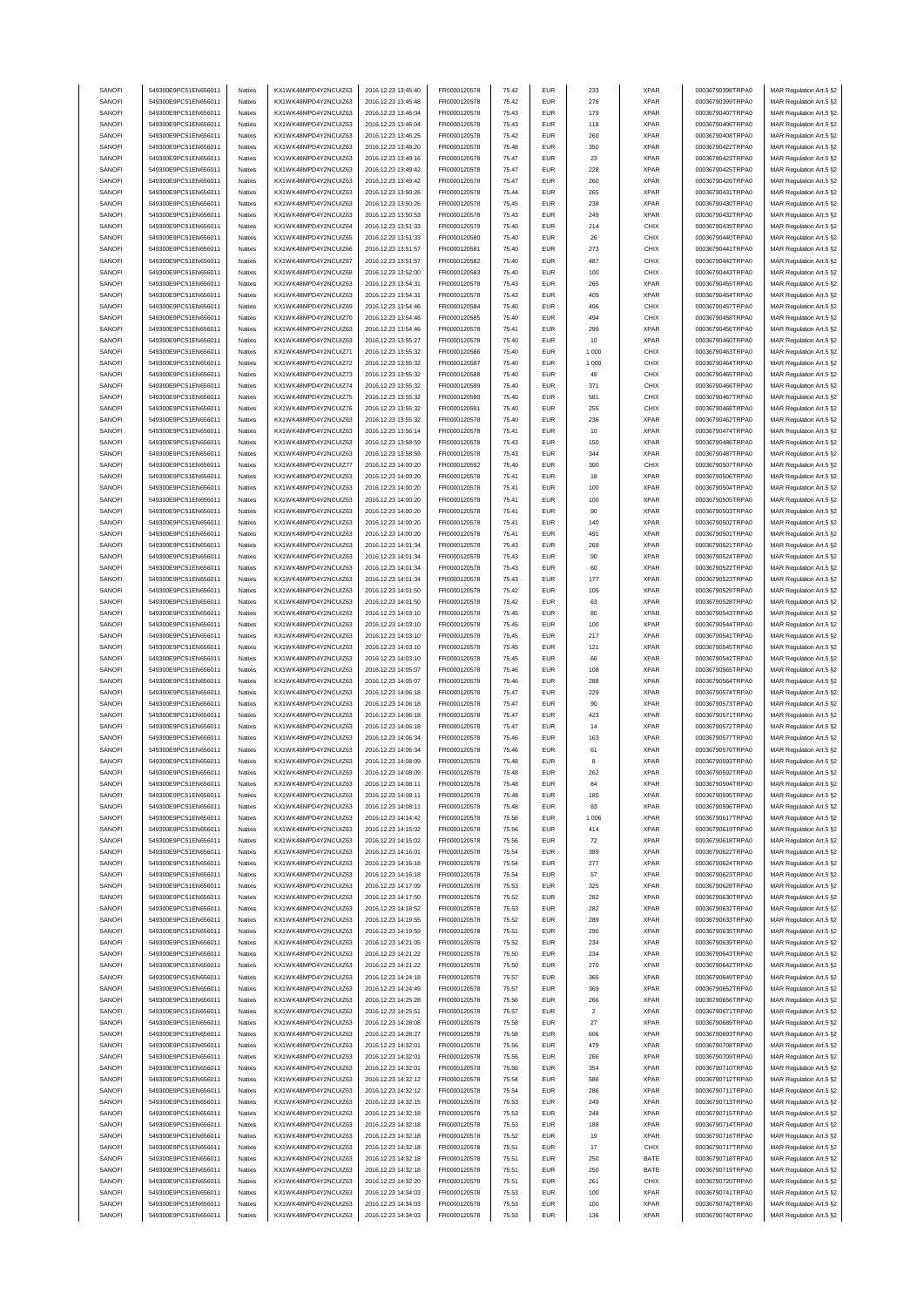| SANOFI | 549300E9PC51EN656011 | Natixis | KX1WK48MPD4Y2NCUIZ63 | 2016.12.23 13:45:40 | FR0000120578 | 75.42 | EUR | 233 | XPAR | 00036790398TRPA0 | MAR Regulation Art.5 §2 |
|---|---|---|---|---|---|---|---|---|---|---|---|
| SANOFI | 549300E9PC51EN656011 | Natixis | KX1WK48MPD4Y2NCUIZ63 | 2016.12.23 13:45:48 | FR0000120578 | 75.42 | EUR | 276 | XPAR | 00036790399TRPA0 | MAR Regulation Art.5 §2 |
| SANOFI | 549300E9PC51EN656011 | Natixis | KX1WK48MPD4Y2NCUIZ63 | 2016.12.23 13:46:04 | FR0000120578 | 75.43 | EUR | 179 | XPAR | 00036790407TRPA0 | MAR Regulation Art.5 §2 |
| SANOFI | 549300E9PC51EN656011 | Natixis | KX1WK48MPD4Y2NCUIZ63 | 2016.12.23 13:46:04 | FR0000120578 | 75.43 | EUR | 118 | XPAR | 00036790406TRPA0 | MAR Regulation Art.5 §2 |
| SANOFI | 549300E9PC51EN656011 | Natixis | KX1WK48MPD4Y2NCUIZ63 | 2016.12.23 13:46:25 | FR0000120578 | 75.42 | EUR | 260 | XPAR | 00036790408TRPA0 | MAR Regulation Art.5 §2 |
| SANOFI | 549300E9PC51EN656011 | Natixis | KX1WK48MPD4Y2NCUIZ63 | 2016.12.23 13:48:20 | FR0000120578 | 75.48 | EUR | 350 | XPAR | 00036790422TRPA0 | MAR Regulation Art.5 §2 |
| SANOFI | 549300E9PC51EN656011 | Natixis | KX1WK48MPD4Y2NCUIZ63 | 2016.12.23 13:49:16 | FR0000120578 | 75.47 | EUR | 23 | XPAR | 00036790423TRPA0 | MAR Regulation Art.5 §2 |
| SANOFI | 549300E9PC51EN656011 | Natixis | KX1WK48MPD4Y2NCUIZ63 | 2016.12.23 13:49:42 | FR0000120578 | 75.47 | EUR | 228 | XPAR | 00036790425TRPA0 | MAR Regulation Art.5 §2 |
| SANOFI | 549300E9PC51EN656011 | Natixis | KX1WK48MPD4Y2NCUIZ63 | 2016.12.23 13:49:42 | FR0000120578 | 75.47 | EUR | 260 | XPAR | 00036790426TRPA0 | MAR Regulation Art.5 §2 |
| SANOFI | 549300E9PC51EN656011 | Natixis | KX1WK48MPD4Y2NCUIZ63 | 2016.12.23 13:50:26 | FR0000120578 | 75.44 | EUR | 265 | XPAR | 00036790431TRPA0 | MAR Regulation Art.5 §2 |
| SANOFI | 549300E9PC51EN656011 | Natixis | KX1WK48MPD4Y2NCUIZ63 | 2016.12.23 13:50:26 | FR0000120578 | 75.45 | EUR | 238 | XPAR | 00036790430TRPA0 | MAR Regulation Art.5 §2 |
| SANOFI | 549300E9PC51EN656011 | Natixis | KX1WK48MPD4Y2NCUIZ63 | 2016.12.23 13:50:53 | FR0000120578 | 75.43 | EUR | 249 | XPAR | 00036790432TRPA0 | MAR Regulation Art.5 §2 |
| SANOFI | 549300E9PC51EN656011 | Natixis | KX1WK48MPD4Y2NCUIZ64 | 2016.12.23 13:51:33 | FR0000120579 | 75.40 | EUR | 214 | CHIX | 00036790439TRPA0 | MAR Regulation Art.5 §2 |
| SANOFI | 549300E9PC51EN656011 | Natixis | KX1WK48MPD4Y2NCUIZ65 | 2016.12.23 13:51:33 | FR0000120580 | 75.40 | EUR | 26 | CHIX | 00036790440TRPA0 | MAR Regulation Art.5 §2 |
| SANOFI | 549300E9PC51EN656011 | Natixis | KX1WK48MPD4Y2NCUIZ66 | 2016.12.23 13:51:57 | FR0000120581 | 75.40 | EUR | 273 | CHIX | 00036790441TRPA0 | MAR Regulation Art.5 §2 |
| SANOFI | 549300E9PC51EN656011 | Natixis | KX1WK48MPD4Y2NCUIZ67 | 2016.12.23 13:51:57 | FR0000120582 | 75.40 | EUR | 487 | CHIX | 00036790442TRPA0 | MAR Regulation Art.5 §2 |
| SANOFI | 549300E9PC51EN656011 | Natixis | KX1WK48MPD4Y2NCUIZ68 | 2016.12.23 13:52:00 | FR0000120583 | 75.40 | EUR | 100 | CHIX | 00036790443TRPA0 | MAR Regulation Art.5 §2 |
| SANOFI | 549300E9PC51EN656011 | Natixis | KX1WK48MPD4Y2NCUIZ63 | 2016.12.23 13:54:31 | FR0000120578 | 75.43 | EUR | 265 | XPAR | 00036790455TRPA0 | MAR Regulation Art.5 §2 |
| SANOFI | 549300E9PC51EN656011 | Natixis | KX1WK48MPD4Y2NCUIZ63 | 2016.12.23 13:54:31 | FR0000120578 | 75.43 | EUR | 409 | XPAR | 00036790454TRPA0 | MAR Regulation Art.5 §2 |
| SANOFI | 549300E9PC51EN656011 | Natixis | KX1WK48MPD4Y2NCUIZ69 | 2016.12.23 13:54:46 | FR0000120584 | 75.40 | EUR | 406 | CHIX | 00036790457TRPA0 | MAR Regulation Art.5 §2 |
| SANOFI | 549300E9PC51EN656011 | Natixis | KX1WK48MPD4Y2NCUIZ70 | 2016.12.23 13:54:46 | FR0000120585 | 75.40 | EUR | 494 | CHIX | 00036790458TRPA0 | MAR Regulation Art.5 §2 |
| SANOFI | 549300E9PC51EN656011 | Natixis | KX1WK48MPD4Y2NCUIZ63 | 2016.12.23 13:54:46 | FR0000120578 | 75.41 | EUR | 299 | XPAR | 00036790456TRPA0 | MAR Regulation Art.5 §2 |
| SANOFI | 549300E9PC51EN656011 | Natixis | KX1WK48MPD4Y2NCUIZ63 | 2016.12.23 13:55:27 | FR0000120578 | 75.40 | EUR | 10 | XPAR | 00036790460TRPA0 | MAR Regulation Art.5 §2 |
| SANOFI | 549300E9PC51EN656011 | Natixis | KX1WK48MPD4Y2NCUIZ71 | 2016.12.23 13:55:32 | FR0000120586 | 75.40 | EUR | 1 000 | CHIX | 00036790463TRPA0 | MAR Regulation Art.5 §2 |
| SANOFI | 549300E9PC51EN656011 | Natixis | KX1WK48MPD4Y2NCUIZ72 | 2016.12.23 13:55:32 | FR0000120587 | 75.40 | EUR | 1 000 | CHIX | 00036790464TRPA0 | MAR Regulation Art.5 §2 |
| SANOFI | 549300E9PC51EN656011 | Natixis | KX1WK48MPD4Y2NCUIZ73 | 2016.12.23 13:55:32 | FR0000120588 | 75.40 | EUR | 48 | CHIX | 00036790465TRPA0 | MAR Regulation Art.5 §2 |
| SANOFI | 549300E9PC51EN656011 | Natixis | KX1WK48MPD4Y2NCUIZ74 | 2016.12.23 13:55:32 | FR0000120589 | 75.40 | EUR | 371 | CHIX | 00036790466TRPA0 | MAR Regulation Art.5 §2 |
| SANOFI | 549300E9PC51EN656011 | Natixis | KX1WK48MPD4Y2NCUIZ75 | 2016.12.23 13:55:32 | FR0000120590 | 75.40 | EUR | 581 | CHIX | 00036790467TRPA0 | MAR Regulation Art.5 §2 |
| SANOFI | 549300E9PC51EN656011 | Natixis | KX1WK48MPD4Y2NCUIZ76 | 2016.12.23 13:55:32 | FR0000120591 | 75.40 | EUR | 255 | CHIX | 00036790468TRPA0 | MAR Regulation Art.5 §2 |
| SANOFI | 549300E9PC51EN656011 | Natixis | KX1WK48MPD4Y2NCUIZ63 | 2016.12.23 13:55:32 | FR0000120578 | 75.40 | EUR | 236 | XPAR | 00036790462TRPA0 | MAR Regulation Art.5 §2 |
| SANOFI | 549300E9PC51EN656011 | Natixis | KX1WK48MPD4Y2NCUIZ63 | 2016.12.23 13:56:14 | FR0000120578 | 75.41 | EUR | 10 | XPAR | 00036790474TRPA0 | MAR Regulation Art.5 §2 |
| SANOFI | 549300E9PC51EN656011 | Natixis | KX1WK48MPD4Y2NCUIZ63 | 2016.12.23 13:58:59 | FR0000120578 | 75.43 | EUR | 150 | XPAR | 00036790486TRPA0 | MAR Regulation Art.5 §2 |
| SANOFI | 549300E9PC51EN656011 | Natixis | KX1WK48MPD4Y2NCUIZ63 | 2016.12.23 13:58:59 | FR0000120578 | 75.43 | EUR | 344 | XPAR | 00036790487TRPA0 | MAR Regulation Art.5 §2 |
| SANOFI | 549300E9PC51EN656011 | Natixis | KX1WK48MPD4Y2NCUIZ77 | 2016.12.23 14:00:20 | FR0000120592 | 75.40 | EUR | 300 | CHIX | 00036790507TRPA0 | MAR Regulation Art.5 §2 |
| SANOFI | 549300E9PC51EN656011 | Natixis | KX1WK48MPD4Y2NCUIZ63 | 2016.12.23 14:00:20 | FR0000120578 | 75.41 | EUR | 18 | XPAR | 00036790506TRPA0 | MAR Regulation Art.5 §2 |
| SANOFI | 549300E9PC51EN656011 | Natixis | KX1WK48MPD4Y2NCUIZ63 | 2016.12.23 14:00:20 | FR0000120578 | 75.41 | EUR | 100 | XPAR | 00036790504TRPA0 | MAR Regulation Art.5 §2 |
| SANOFI | 549300E9PC51EN656011 | Natixis | KX1WK48MPD4Y2NCUIZ63 | 2016.12.23 14:00:20 | FR0000120578 | 75.41 | EUR | 100 | XPAR | 00036790505TRPA0 | MAR Regulation Art.5 §2 |
| SANOFI | 549300E9PC51EN656011 | Natixis | KX1WK48MPD4Y2NCUIZ63 | 2016.12.23 14:00:20 | FR0000120578 | 75.41 | EUR | 90 | XPAR | 00036790503TRPA0 | MAR Regulation Art.5 §2 |
| SANOFI | 549300E9PC51EN656011 | Natixis | KX1WK48MPD4Y2NCUIZ63 | 2016.12.23 14:00:20 | FR0000120578 | 75.41 | EUR | 140 | XPAR | 00036790502TRPA0 | MAR Regulation Art.5 §2 |
| SANOFI | 549300E9PC51EN656011 | Natixis | KX1WK48MPD4Y2NCUIZ63 | 2016.12.23 14:00:20 | FR0000120578 | 75.41 | EUR | 491 | XPAR | 00036790501TRPA0 | MAR Regulation Art.5 §2 |
| SANOFI | 549300E9PC51EN656011 | Natixis | KX1WK48MPD4Y2NCUIZ63 | 2016.12.23 14:01:34 | FR0000120578 | 75.43 | EUR | 269 | XPAR | 00036790521TRPA0 | MAR Regulation Art.5 §2 |
| SANOFI | 549300E9PC51EN656011 | Natixis | KX1WK48MPD4Y2NCUIZ63 | 2016.12.23 14:01:34 | FR0000120578 | 75.43 | EUR | 90 | XPAR | 00036790524TRPA0 | MAR Regulation Art.5 §2 |
| SANOFI | 549300E9PC51EN656011 | Natixis | KX1WK48MPD4Y2NCUIZ63 | 2016.12.23 14:01:34 | FR0000120578 | 75.43 | EUR | 60 | XPAR | 00036790522TRPA0 | MAR Regulation Art.5 §2 |
| SANOFI | 549300E9PC51EN656011 | Natixis | KX1WK48MPD4Y2NCUIZ63 | 2016.12.23 14:01:34 | FR0000120578 | 75.43 | EUR | 177 | XPAR | 00036790523TRPA0 | MAR Regulation Art.5 §2 |
| SANOFI | 549300E9PC51EN656011 | Natixis | KX1WK48MPD4Y2NCUIZ63 | 2016.12.23 14:01:50 | FR0000120578 | 75.42 | EUR | 105 | XPAR | 00036790529TRPA0 | MAR Regulation Art.5 §2 |
| SANOFI | 549300E9PC51EN656011 | Natixis | KX1WK48MPD4Y2NCUIZ63 | 2016.12.23 14:01:50 | FR0000120578 | 75.42 | EUR | 63 | XPAR | 00036790528TRPA0 | MAR Regulation Art.5 §2 |
| SANOFI | 549300E9PC51EN656011 | Natixis | KX1WK48MPD4Y2NCUIZ63 | 2016.12.23 14:03:10 | FR0000120578 | 75.45 | EUR | 80 | XPAR | 00036790543TRPA0 | MAR Regulation Art.5 §2 |
| SANOFI | 549300E9PC51EN656011 | Natixis | KX1WK48MPD4Y2NCUIZ63 | 2016.12.23 14:03:10 | FR0000120578 | 75.45 | EUR | 100 | XPAR | 00036790544TRPA0 | MAR Regulation Art.5 §2 |
| SANOFI | 549300E9PC51EN656011 | Natixis | KX1WK48MPD4Y2NCUIZ63 | 2016.12.23 14:03:10 | FR0000120578 | 75.45 | EUR | 217 | XPAR | 00036790541TRPA0 | MAR Regulation Art.5 §2 |
| SANOFI | 549300E9PC51EN656011 | Natixis | KX1WK48MPD4Y2NCUIZ63 | 2016.12.23 14:03:10 | FR0000120578 | 75.45 | EUR | 121 | XPAR | 00036790545TRPA0 | MAR Regulation Art.5 §2 |
| SANOFI | 549300E9PC51EN656011 | Natixis | KX1WK48MPD4Y2NCUIZ63 | 2016.12.23 14:03:10 | FR0000120578 | 75.45 | EUR | 66 | XPAR | 00036790542TRPA0 | MAR Regulation Art.5 §2 |
| SANOFI | 549300E9PC51EN656011 | Natixis | KX1WK48MPD4Y2NCUIZ63 | 2016.12.23 14:05:07 | FR0000120578 | 75.46 | EUR | 108 | XPAR | 00036790565TRPA0 | MAR Regulation Art.5 §2 |
| SANOFI | 549300E9PC51EN656011 | Natixis | KX1WK48MPD4Y2NCUIZ63 | 2016.12.23 14:05:07 | FR0000120578 | 75.46 | EUR | 288 | XPAR | 00036790564TRPA0 | MAR Regulation Art.5 §2 |
| SANOFI | 549300E9PC51EN656011 | Natixis | KX1WK48MPD4Y2NCUIZ63 | 2016.12.23 14:06:18 | FR0000120578 | 75.47 | EUR | 229 | XPAR | 00036790574TRPA0 | MAR Regulation Art.5 §2 |
| SANOFI | 549300E9PC51EN656011 | Natixis | KX1WK48MPD4Y2NCUIZ63 | 2016.12.23 14:06:18 | FR0000120578 | 75.47 | EUR | 90 | XPAR | 00036790573TRPA0 | MAR Regulation Art.5 §2 |
| SANOFI | 549300E9PC51EN656011 | Natixis | KX1WK48MPD4Y2NCUIZ63 | 2016.12.23 14:06:18 | FR0000120578 | 75.47 | EUR | 423 | XPAR | 00036790571TRPA0 | MAR Regulation Art.5 §2 |
| SANOFI | 549300E9PC51EN656011 | Natixis | KX1WK48MPD4Y2NCUIZ63 | 2016.12.23 14:06:18 | FR0000120578 | 75.47 | EUR | 14 | XPAR | 00036790572TRPA0 | MAR Regulation Art.5 §2 |
| SANOFI | 549300E9PC51EN656011 | Natixis | KX1WK48MPD4Y2NCUIZ63 | 2016.12.23 14:06:34 | FR0000120578 | 75.46 | EUR | 163 | XPAR | 00036790577TRPA0 | MAR Regulation Art.5 §2 |
| SANOFI | 549300E9PC51EN656011 | Natixis | KX1WK48MPD4Y2NCUIZ63 | 2016.12.23 14:06:34 | FR0000120578 | 75.46 | EUR | 61 | XPAR | 00036790576TRPA0 | MAR Regulation Art.5 §2 |
| SANOFI | 549300E9PC51EN656011 | Natixis | KX1WK48MPD4Y2NCUIZ63 | 2016.12.23 14:08:09 | FR0000120578 | 75.48 | EUR | 8 | XPAR | 00036790593TRPA0 | MAR Regulation Art.5 §2 |
| SANOFI | 549300E9PC51EN656011 | Natixis | KX1WK48MPD4Y2NCUIZ63 | 2016.12.23 14:08:09 | FR0000120578 | 75.48 | EUR | 262 | XPAR | 00036790592TRPA0 | MAR Regulation Art.5 §2 |
| SANOFI | 549300E9PC51EN656011 | Natixis | KX1WK48MPD4Y2NCUIZ63 | 2016.12.23 14:08:11 | FR0000120578 | 75.48 | EUR | 84 | XPAR | 00036790594TRPA0 | MAR Regulation Art.5 §2 |
| SANOFI | 549300E9PC51EN656011 | Natixis | KX1WK48MPD4Y2NCUIZ63 | 2016.12.23 14:08:11 | FR0000120578 | 75.48 | EUR | 180 | XPAR | 00036790595TRPA0 | MAR Regulation Art.5 §2 |
| SANOFI | 549300E9PC51EN656011 | Natixis | KX1WK48MPD4Y2NCUIZ63 | 2016.12.23 14:08:11 | FR0000120578 | 75.48 | EUR | 83 | XPAR | 00036790596TRPA0 | MAR Regulation Art.5 §2 |
| SANOFI | 549300E9PC51EN656011 | Natixis | KX1WK48MPD4Y2NCUIZ63 | 2016.12.23 14:14:42 | FR0000120578 | 75.56 | EUR | 1 006 | XPAR | 00036790617TRPA0 | MAR Regulation Art.5 §2 |
| SANOFI | 549300E9PC51EN656011 | Natixis | KX1WK48MPD4Y2NCUIZ63 | 2016.12.23 14:15:02 | FR0000120578 | 75.56 | EUR | 414 | XPAR | 00036790619TRPA0 | MAR Regulation Art.5 §2 |
| SANOFI | 549300E9PC51EN656011 | Natixis | KX1WK48MPD4Y2NCUIZ63 | 2016.12.23 14:15:02 | FR0000120578 | 75.56 | EUR | 72 | XPAR | 00036790618TRPA0 | MAR Regulation Art.5 §2 |
| SANOFI | 549300E9PC51EN656011 | Natixis | KX1WK48MPD4Y2NCUIZ63 | 2016.12.23 14:16:01 | FR0000120578 | 75.54 | EUR | 389 | XPAR | 00036790622TRPA0 | MAR Regulation Art.5 §2 |
| SANOFI | 549300E9PC51EN656011 | Natixis | KX1WK48MPD4Y2NCUIZ63 | 2016.12.23 14:16:18 | FR0000120578 | 75.54 | EUR | 277 | XPAR | 00036790624TRPA0 | MAR Regulation Art.5 §2 |
| SANOFI | 549300E9PC51EN656011 | Natixis | KX1WK48MPD4Y2NCUIZ63 | 2016.12.23 14:16:18 | FR0000120578 | 75.54 | EUR | 57 | XPAR | 00036790623TRPA0 | MAR Regulation Art.5 §2 |
| SANOFI | 549300E9PC51EN656011 | Natixis | KX1WK48MPD4Y2NCUIZ63 | 2016.12.23 14:17:09 | FR0000120578 | 75.53 | EUR | 325 | XPAR | 00036790628TRPA0 | MAR Regulation Art.5 §2 |
| SANOFI | 549300E9PC51EN656011 | Natixis | KX1WK48MPD4Y2NCUIZ63 | 2016.12.23 14:17:50 | FR0000120578 | 75.52 | EUR | 282 | XPAR | 00036790630TRPA0 | MAR Regulation Art.5 §2 |
| SANOFI | 549300E9PC51EN656011 | Natixis | KX1WK48MPD4Y2NCUIZ63 | 2016.12.23 14:18:52 | FR0000120578 | 75.53 | EUR | 282 | XPAR | 00036790632TRPA0 | MAR Regulation Art.5 §2 |
| SANOFI | 549300E9PC51EN656011 | Natixis | KX1WK48MPD4Y2NCUIZ63 | 2016.12.23 14:19:55 | FR0000120578 | 75.52 | EUR | 289 | XPAR | 00036790633TRPA0 | MAR Regulation Art.5 §2 |
| SANOFI | 549300E9PC51EN656011 | Natixis | KX1WK48MPD4Y2NCUIZ63 | 2016.12.23 14:19:59 | FR0000120578 | 75.51 | EUR | 290 | XPAR | 00036790635TRPA0 | MAR Regulation Art.5 §2 |
| SANOFI | 549300E9PC51EN656011 | Natixis | KX1WK48MPD4Y2NCUIZ63 | 2016.12.23 14:21:05 | FR0000120578 | 75.52 | EUR | 234 | XPAR | 00036790639TRPA0 | MAR Regulation Art.5 §2 |
| SANOFI | 549300E9PC51EN656011 | Natixis | KX1WK48MPD4Y2NCUIZ63 | 2016.12.23 14:21:22 | FR0000120578 | 75.50 | EUR | 234 | XPAR | 00036790643TRPA0 | MAR Regulation Art.5 §2 |
| SANOFI | 549300E9PC51EN656011 | Natixis | KX1WK48MPD4Y2NCUIZ63 | 2016.12.23 14:21:22 | FR0000120578 | 75.50 | EUR | 270 | XPAR | 00036790642TRPA0 | MAR Regulation Art.5 §2 |
| SANOFI | 549300E9PC51EN656011 | Natixis | KX1WK48MPD4Y2NCUIZ63 | 2016.12.23 14:24:18 | FR0000120578 | 75.57 | EUR | 365 | XPAR | 00036790649TRPA0 | MAR Regulation Art.5 §2 |
| SANOFI | 549300E9PC51EN656011 | Natixis | KX1WK48MPD4Y2NCUIZ63 | 2016.12.23 14:24:49 | FR0000120578 | 75.57 | EUR | 369 | XPAR | 00036790652TRPA0 | MAR Regulation Art.5 §2 |
| SANOFI | 549300E9PC51EN656011 | Natixis | KX1WK48MPD4Y2NCUIZ63 | 2016.12.23 14:25:28 | FR0000120578 | 75.56 | EUR | 266 | XPAR | 00036790656TRPA0 | MAR Regulation Art.5 §2 |
| SANOFI | 549300E9PC51EN656011 | Natixis | KX1WK48MPD4Y2NCUIZ63 | 2016.12.23 14:25:51 | FR0000120578 | 75.57 | EUR | 2 | XPAR | 00036790671TRPA0 | MAR Regulation Art.5 §2 |
| SANOFI | 549300E9PC51EN656011 | Natixis | KX1WK48MPD4Y2NCUIZ63 | 2016.12.23 14:28:08 | FR0000120578 | 75.58 | EUR | 27 | XPAR | 00036790689TRPA0 | MAR Regulation Art.5 §2 |
| SANOFI | 549300E9PC51EN656011 | Natixis | KX1WK48MPD4Y2NCUIZ63 | 2016.12.23 14:28:27 | FR0000120578 | 75.58 | EUR | 606 | XPAR | 00036790693TRPA0 | MAR Regulation Art.5 §2 |
| SANOFI | 549300E9PC51EN656011 | Natixis | KX1WK48MPD4Y2NCUIZ63 | 2016.12.23 14:32:01 | FR0000120578 | 75.56 | EUR | 479 | XPAR | 00036790708TRPA0 | MAR Regulation Art.5 §2 |
| SANOFI | 549300E9PC51EN656011 | Natixis | KX1WK48MPD4Y2NCUIZ63 | 2016.12.23 14:32:01 | FR0000120578 | 75.56 | EUR | 266 | XPAR | 00036790709TRPA0 | MAR Regulation Art.5 §2 |
| SANOFI | 549300E9PC51EN656011 | Natixis | KX1WK48MPD4Y2NCUIZ63 | 2016.12.23 14:32:01 | FR0000120578 | 75.56 | EUR | 354 | XPAR | 00036790710TRPA0 | MAR Regulation Art.5 §2 |
| SANOFI | 549300E9PC51EN656011 | Natixis | KX1WK48MPD4Y2NCUIZ63 | 2016.12.23 14:32:12 | FR0000120578 | 75.54 | EUR | 586 | XPAR | 00036790712TRPA0 | MAR Regulation Art.5 §2 |
| SANOFI | 549300E9PC51EN656011 | Natixis | KX1WK48MPD4Y2NCUIZ63 | 2016.12.23 14:32:12 | FR0000120578 | 75.54 | EUR | 286 | XPAR | 00036790711TRPA0 | MAR Regulation Art.5 §2 |
| SANOFI | 549300E9PC51EN656011 | Natixis | KX1WK48MPD4Y2NCUIZ63 | 2016.12.23 14:32:15 | FR0000120578 | 75.53 | EUR | 249 | XPAR | 00036790713TRPA0 | MAR Regulation Art.5 §2 |
| SANOFI | 549300E9PC51EN656011 | Natixis | KX1WK48MPD4Y2NCUIZ63 | 2016.12.23 14:32:18 | FR0000120578 | 75.53 | EUR | 248 | XPAR | 00036790715TRPA0 | MAR Regulation Art.5 §2 |
| SANOFI | 549300E9PC51EN656011 | Natixis | KX1WK48MPD4Y2NCUIZ63 | 2016.12.23 14:32:18 | FR0000120578 | 75.53 | EUR | 188 | XPAR | 00036790714TRPA0 | MAR Regulation Art.5 §2 |
| SANOFI | 549300E9PC51EN656011 | Natixis | KX1WK48MPD4Y2NCUIZ63 | 2016.12.23 14:32:18 | FR0000120578 | 75.52 | EUR | 19 | XPAR | 00036790716TRPA0 | MAR Regulation Art.5 §2 |
| SANOFI | 549300E9PC51EN656011 | Natixis | KX1WK48MPD4Y2NCUIZ63 | 2016.12.23 14:32:18 | FR0000120578 | 75.51 | EUR | 17 | CHIX | 00036790717TRPA0 | MAR Regulation Art.5 §2 |
| SANOFI | 549300E9PC51EN656011 | Natixis | KX1WK48MPD4Y2NCUIZ63 | 2016.12.23 14:32:18 | FR0000120578 | 75.51 | EUR | 250 | BATE | 00036790718TRPA0 | MAR Regulation Art.5 §2 |
| SANOFI | 549300E9PC51EN656011 | Natixis | KX1WK48MPD4Y2NCUIZ63 | 2016.12.23 14:32:18 | FR0000120578 | 75.51 | EUR | 250 | BATE | 00036790719TRPA0 | MAR Regulation Art.5 §2 |
| SANOFI | 549300E9PC51EN656011 | Natixis | KX1WK48MPD4Y2NCUIZ63 | 2016.12.23 14:32:20 | FR0000120578 | 75.51 | EUR | 261 | CHIX | 00036790720TRPA0 | MAR Regulation Art.5 §2 |
| SANOFI | 549300E9PC51EN656011 | Natixis | KX1WK48MPD4Y2NCUIZ63 | 2016.12.23 14:34:03 | FR0000120578 | 75.53 | EUR | 100 | XPAR | 00036790741TRPA0 | MAR Regulation Art.5 §2 |
| SANOFI | 549300E9PC51EN656011 | Natixis | KX1WK48MPD4Y2NCUIZ63 | 2016.12.23 14:34:03 | FR0000120578 | 75.53 | EUR | 100 | XPAR | 00036790742TRPA0 | MAR Regulation Art.5 §2 |
| SANOFI | 549300E9PC51EN656011 | Natixis | KX1WK48MPD4Y2NCUIZ63 | 2016.12.23 14:34:03 | FR0000120578 | 75.53 | EUR | 136 | XPAR | 00036790740TRPA0 | MAR Regulation Art.5 §2 |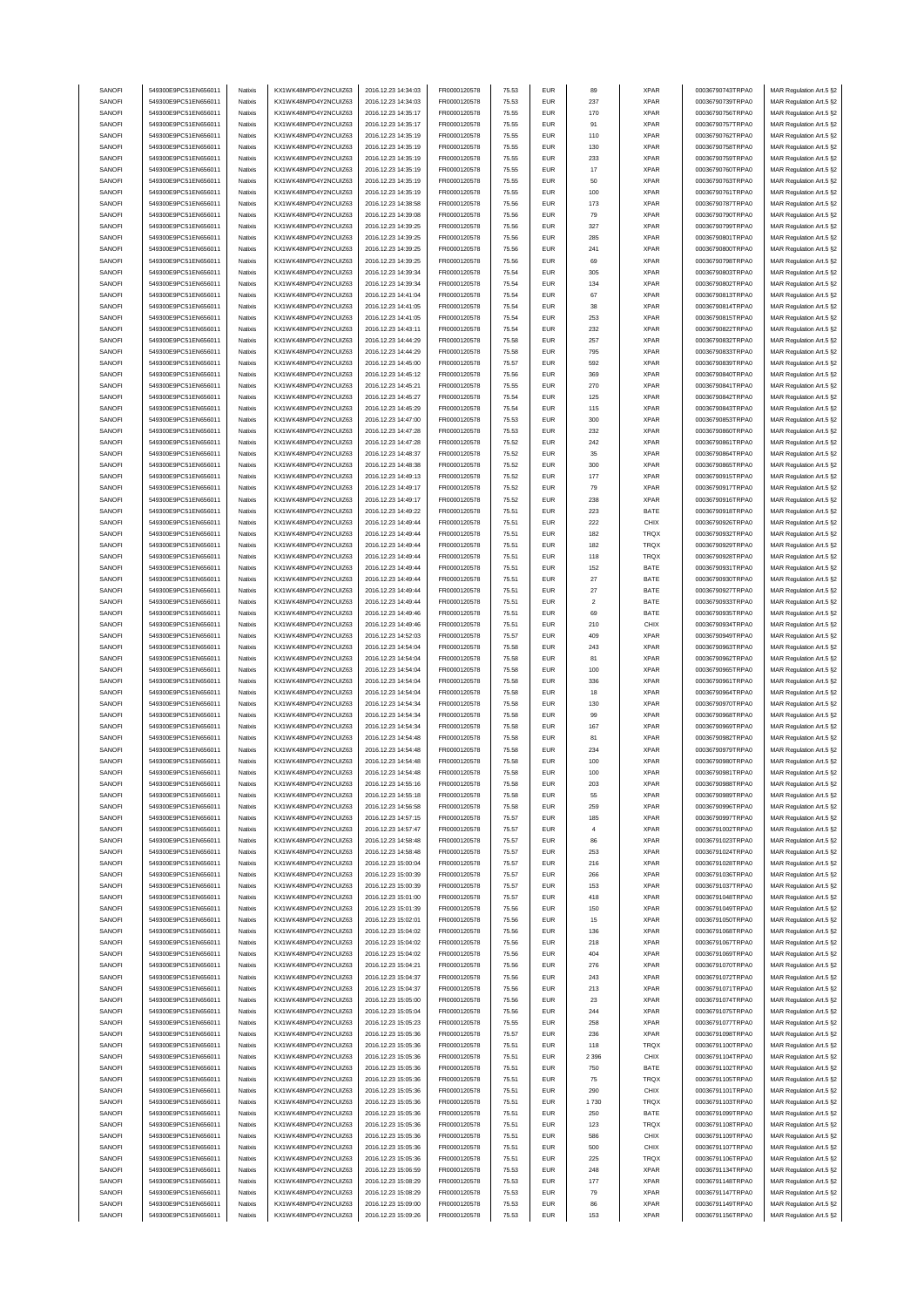| | | | | | | | | | | | |
|---|---|---|---|---|---|---|---|---|---|---|---|
| SANOFI | 549300E9PC51EN656011 | Natixis | KX1WK48MPD4Y2NCUIZ63 | 2016.12.23 14:34:03 | FR0000120578 | 75.53 | EUR | 89 | XPAR | 00036790743TRPA0 | MAR Regulation Art.5 §2 |
| SANOFI | 549300E9PC51EN656011 | Natixis | KX1WK48MPD4Y2NCUIZ63 | 2016.12.23 14:34:03 | FR0000120578 | 75.53 | EUR | 237 | XPAR | 00036790739TRPA0 | MAR Regulation Art.5 §2 |
| SANOFI | 549300E9PC51EN656011 | Natixis | KX1WK48MPD4Y2NCUIZ63 | 2016.12.23 14:35:17 | FR0000120578 | 75.55 | EUR | 170 | XPAR | 00036790756TRPA0 | MAR Regulation Art.5 §2 |
| SANOFI | 549300E9PC51EN656011 | Natixis | KX1WK48MPD4Y2NCUIZ63 | 2016.12.23 14:35:17 | FR0000120578 | 75.55 | EUR | 91 | XPAR | 00036790757TRPA0 | MAR Regulation Art.5 §2 |
| SANOFI | 549300E9PC51EN656011 | Natixis | KX1WK48MPD4Y2NCUIZ63 | 2016.12.23 14:35:19 | FR0000120578 | 75.55 | EUR | 110 | XPAR | 00036790762TRPA0 | MAR Regulation Art.5 §2 |
| SANOFI | 549300E9PC51EN656011 | Natixis | KX1WK48MPD4Y2NCUIZ63 | 2016.12.23 14:35:19 | FR0000120578 | 75.55 | EUR | 130 | XPAR | 00036790758TRPA0 | MAR Regulation Art.5 §2 |
| SANOFI | 549300E9PC51EN656011 | Natixis | KX1WK48MPD4Y2NCUIZ63 | 2016.12.23 14:35:19 | FR0000120578 | 75.55 | EUR | 233 | XPAR | 00036790759TRPA0 | MAR Regulation Art.5 §2 |
| SANOFI | 549300E9PC51EN656011 | Natixis | KX1WK48MPD4Y2NCUIZ63 | 2016.12.23 14:35:19 | FR0000120578 | 75.55 | EUR | 17 | XPAR | 00036790760TRPA0 | MAR Regulation Art.5 §2 |
| SANOFI | 549300E9PC51EN656011 | Natixis | KX1WK48MPD4Y2NCUIZ63 | 2016.12.23 14:35:19 | FR0000120578 | 75.55 | EUR | 50 | XPAR | 00036790763TRPA0 | MAR Regulation Art.5 §2 |
| SANOFI | 549300E9PC51EN656011 | Natixis | KX1WK48MPD4Y2NCUIZ63 | 2016.12.23 14:35:19 | FR0000120578 | 75.55 | EUR | 100 | XPAR | 00036790761TRPA0 | MAR Regulation Art.5 §2 |
| SANOFI | 549300E9PC51EN656011 | Natixis | KX1WK48MPD4Y2NCUIZ63 | 2016.12.23 14:38:58 | FR0000120578 | 75.56 | EUR | 173 | XPAR | 00036790787TRPA0 | MAR Regulation Art.5 §2 |
| SANOFI | 549300E9PC51EN656011 | Natixis | KX1WK48MPD4Y2NCUIZ63 | 2016.12.23 14:39:08 | FR0000120578 | 75.56 | EUR | 79 | XPAR | 00036790790TRPA0 | MAR Regulation Art.5 §2 |
| SANOFI | 549300E9PC51EN656011 | Natixis | KX1WK48MPD4Y2NCUIZ63 | 2016.12.23 14:39:25 | FR0000120578 | 75.56 | EUR | 327 | XPAR | 00036790799TRPA0 | MAR Regulation Art.5 §2 |
| SANOFI | 549300E9PC51EN656011 | Natixis | KX1WK48MPD4Y2NCUIZ63 | 2016.12.23 14:39:25 | FR0000120578 | 75.56 | EUR | 285 | XPAR | 00036790801TRPA0 | MAR Regulation Art.5 §2 |
| SANOFI | 549300E9PC51EN656011 | Natixis | KX1WK48MPD4Y2NCUIZ63 | 2016.12.23 14:39:25 | FR0000120578 | 75.56 | EUR | 241 | XPAR | 00036790800TRPA0 | MAR Regulation Art.5 §2 |
| SANOFI | 549300E9PC51EN656011 | Natixis | KX1WK48MPD4Y2NCUIZ63 | 2016.12.23 14:39:25 | FR0000120578 | 75.56 | EUR | 69 | XPAR | 00036790798TRPA0 | MAR Regulation Art.5 §2 |
| SANOFI | 549300E9PC51EN656011 | Natixis | KX1WK48MPD4Y2NCUIZ63 | 2016.12.23 14:39:34 | FR0000120578 | 75.54 | EUR | 305 | XPAR | 00036790803TRPA0 | MAR Regulation Art.5 §2 |
| SANOFI | 549300E9PC51EN656011 | Natixis | KX1WK48MPD4Y2NCUIZ63 | 2016.12.23 14:39:34 | FR0000120578 | 75.54 | EUR | 134 | XPAR | 00036790802TRPA0 | MAR Regulation Art.5 §2 |
| SANOFI | 549300E9PC51EN656011 | Natixis | KX1WK48MPD4Y2NCUIZ63 | 2016.12.23 14:41:04 | FR0000120578 | 75.54 | EUR | 67 | XPAR | 00036790813TRPA0 | MAR Regulation Art.5 §2 |
| SANOFI | 549300E9PC51EN656011 | Natixis | KX1WK48MPD4Y2NCUIZ63 | 2016.12.23 14:41:05 | FR0000120578 | 75.54 | EUR | 38 | XPAR | 00036790814TRPA0 | MAR Regulation Art.5 §2 |
| SANOFI | 549300E9PC51EN656011 | Natixis | KX1WK48MPD4Y2NCUIZ63 | 2016.12.23 14:41:05 | FR0000120578 | 75.54 | EUR | 253 | XPAR | 00036790815TRPA0 | MAR Regulation Art.5 §2 |
| SANOFI | 549300E9PC51EN656011 | Natixis | KX1WK48MPD4Y2NCUIZ63 | 2016.12.23 14:43:11 | FR0000120578 | 75.54 | EUR | 232 | XPAR | 00036790822TRPA0 | MAR Regulation Art.5 §2 |
| SANOFI | 549300E9PC51EN656011 | Natixis | KX1WK48MPD4Y2NCUIZ63 | 2016.12.23 14:44:29 | FR0000120578 | 75.58 | EUR | 257 | XPAR | 00036790832TRPA0 | MAR Regulation Art.5 §2 |
| SANOFI | 549300E9PC51EN656011 | Natixis | KX1WK48MPD4Y2NCUIZ63 | 2016.12.23 14:44:29 | FR0000120578 | 75.58 | EUR | 795 | XPAR | 00036790833TRPA0 | MAR Regulation Art.5 §2 |
| SANOFI | 549300E9PC51EN656011 | Natixis | KX1WK48MPD4Y2NCUIZ63 | 2016.12.23 14:45:00 | FR0000120578 | 75.57 | EUR | 592 | XPAR | 00036790839TRPA0 | MAR Regulation Art.5 §2 |
| SANOFI | 549300E9PC51EN656011 | Natixis | KX1WK48MPD4Y2NCUIZ63 | 2016.12.23 14:45:12 | FR0000120578 | 75.56 | EUR | 369 | XPAR | 00036790840TRPA0 | MAR Regulation Art.5 §2 |
| SANOFI | 549300E9PC51EN656011 | Natixis | KX1WK48MPD4Y2NCUIZ63 | 2016.12.23 14:45:21 | FR0000120578 | 75.55 | EUR | 270 | XPAR | 00036790841TRPA0 | MAR Regulation Art.5 §2 |
| SANOFI | 549300E9PC51EN656011 | Natixis | KX1WK48MPD4Y2NCUIZ63 | 2016.12.23 14:45:27 | FR0000120578 | 75.54 | EUR | 125 | XPAR | 00036790842TRPA0 | MAR Regulation Art.5 §2 |
| SANOFI | 549300E9PC51EN656011 | Natixis | KX1WK48MPD4Y2NCUIZ63 | 2016.12.23 14:45:29 | FR0000120578 | 75.54 | EUR | 115 | XPAR | 00036790843TRPA0 | MAR Regulation Art.5 §2 |
| SANOFI | 549300E9PC51EN656011 | Natixis | KX1WK48MPD4Y2NCUIZ63 | 2016.12.23 14:47:00 | FR0000120578 | 75.53 | EUR | 300 | XPAR | 00036790853TRPA0 | MAR Regulation Art.5 §2 |
| SANOFI | 549300E9PC51EN656011 | Natixis | KX1WK48MPD4Y2NCUIZ63 | 2016.12.23 14:47:28 | FR0000120578 | 75.53 | EUR | 232 | XPAR | 00036790860TRPA0 | MAR Regulation Art.5 §2 |
| SANOFI | 549300E9PC51EN656011 | Natixis | KX1WK48MPD4Y2NCUIZ63 | 2016.12.23 14:47:28 | FR0000120578 | 75.52 | EUR | 242 | XPAR | 00036790861TRPA0 | MAR Regulation Art.5 §2 |
| SANOFI | 549300E9PC51EN656011 | Natixis | KX1WK48MPD4Y2NCUIZ63 | 2016.12.23 14:48:37 | FR0000120578 | 75.52 | EUR | 35 | XPAR | 00036790864TRPA0 | MAR Regulation Art.5 §2 |
| SANOFI | 549300E9PC51EN656011 | Natixis | KX1WK48MPD4Y2NCUIZ63 | 2016.12.23 14:48:38 | FR0000120578 | 75.52 | EUR | 300 | XPAR | 00036790865TRPA0 | MAR Regulation Art.5 §2 |
| SANOFI | 549300E9PC51EN656011 | Natixis | KX1WK48MPD4Y2NCUIZ63 | 2016.12.23 14:49:13 | FR0000120578 | 75.52 | EUR | 177 | XPAR | 00036790915TRPA0 | MAR Regulation Art.5 §2 |
| SANOFI | 549300E9PC51EN656011 | Natixis | KX1WK48MPD4Y2NCUIZ63 | 2016.12.23 14:49:17 | FR0000120578 | 75.52 | EUR | 79 | XPAR | 00036790917TRPA0 | MAR Regulation Art.5 §2 |
| SANOFI | 549300E9PC51EN656011 | Natixis | KX1WK48MPD4Y2NCUIZ63 | 2016.12.23 14:49:17 | FR0000120578 | 75.52 | EUR | 238 | XPAR | 00036790916TRPA0 | MAR Regulation Art.5 §2 |
| SANOFI | 549300E9PC51EN656011 | Natixis | KX1WK48MPD4Y2NCUIZ63 | 2016.12.23 14:49:22 | FR0000120578 | 75.51 | EUR | 223 | BATE | 00036790918TRPA0 | MAR Regulation Art.5 §2 |
| SANOFI | 549300E9PC51EN656011 | Natixis | KX1WK48MPD4Y2NCUIZ63 | 2016.12.23 14:49:44 | FR0000120578 | 75.51 | EUR | 222 | CHIX | 00036790926TRPA0 | MAR Regulation Art.5 §2 |
| SANOFI | 549300E9PC51EN656011 | Natixis | KX1WK48MPD4Y2NCUIZ63 | 2016.12.23 14:49:44 | FR0000120578 | 75.51 | EUR | 182 | TRQX | 00036790932TRPA0 | MAR Regulation Art.5 §2 |
| SANOFI | 549300E9PC51EN656011 | Natixis | KX1WK48MPD4Y2NCUIZ63 | 2016.12.23 14:49:44 | FR0000120578 | 75.51 | EUR | 182 | TRQX | 00036790929TRPA0 | MAR Regulation Art.5 §2 |
| SANOFI | 549300E9PC51EN656011 | Natixis | KX1WK48MPD4Y2NCUIZ63 | 2016.12.23 14:49:44 | FR0000120578 | 75.51 | EUR | 118 | TRQX | 00036790928TRPA0 | MAR Regulation Art.5 §2 |
| SANOFI | 549300E9PC51EN656011 | Natixis | KX1WK48MPD4Y2NCUIZ63 | 2016.12.23 14:49:44 | FR0000120578 | 75.51 | EUR | 152 | BATE | 00036790931TRPA0 | MAR Regulation Art.5 §2 |
| SANOFI | 549300E9PC51EN656011 | Natixis | KX1WK48MPD4Y2NCUIZ63 | 2016.12.23 14:49:44 | FR0000120578 | 75.51 | EUR | 27 | BATE | 00036790930TRPA0 | MAR Regulation Art.5 §2 |
| SANOFI | 549300E9PC51EN656011 | Natixis | KX1WK48MPD4Y2NCUIZ63 | 2016.12.23 14:49:44 | FR0000120578 | 75.51 | EUR | 27 | BATE | 00036790927TRPA0 | MAR Regulation Art.5 §2 |
| SANOFI | 549300E9PC51EN656011 | Natixis | KX1WK48MPD4Y2NCUIZ63 | 2016.12.23 14:49:44 | FR0000120578 | 75.51 | EUR | 2 | BATE | 00036790933TRPA0 | MAR Regulation Art.5 §2 |
| SANOFI | 549300E9PC51EN656011 | Natixis | KX1WK48MPD4Y2NCUIZ63 | 2016.12.23 14:49:46 | FR0000120578 | 75.51 | EUR | 69 | BATE | 00036790935TRPA0 | MAR Regulation Art.5 §2 |
| SANOFI | 549300E9PC51EN656011 | Natixis | KX1WK48MPD4Y2NCUIZ63 | 2016.12.23 14:49:46 | FR0000120578 | 75.51 | EUR | 210 | CHIX | 00036790934TRPA0 | MAR Regulation Art.5 §2 |
| SANOFI | 549300E9PC51EN656011 | Natixis | KX1WK48MPD4Y2NCUIZ63 | 2016.12.23 14:52:03 | FR0000120578 | 75.57 | EUR | 409 | XPAR | 00036790949TRPA0 | MAR Regulation Art.5 §2 |
| SANOFI | 549300E9PC51EN656011 | Natixis | KX1WK48MPD4Y2NCUIZ63 | 2016.12.23 14:54:04 | FR0000120578 | 75.58 | EUR | 243 | XPAR | 00036790963TRPA0 | MAR Regulation Art.5 §2 |
| SANOFI | 549300E9PC51EN656011 | Natixis | KX1WK48MPD4Y2NCUIZ63 | 2016.12.23 14:54:04 | FR0000120578 | 75.58 | EUR | 81 | XPAR | 00036790962TRPA0 | MAR Regulation Art.5 §2 |
| SANOFI | 549300E9PC51EN656011 | Natixis | KX1WK48MPD4Y2NCUIZ63 | 2016.12.23 14:54:04 | FR0000120578 | 75.58 | EUR | 100 | XPAR | 00036790965TRPA0 | MAR Regulation Art.5 §2 |
| SANOFI | 549300E9PC51EN656011 | Natixis | KX1WK48MPD4Y2NCUIZ63 | 2016.12.23 14:54:04 | FR0000120578 | 75.58 | EUR | 336 | XPAR | 00036790961TRPA0 | MAR Regulation Art.5 §2 |
| SANOFI | 549300E9PC51EN656011 | Natixis | KX1WK48MPD4Y2NCUIZ63 | 2016.12.23 14:54:04 | FR0000120578 | 75.58 | EUR | 18 | XPAR | 00036790964TRPA0 | MAR Regulation Art.5 §2 |
| SANOFI | 549300E9PC51EN656011 | Natixis | KX1WK48MPD4Y2NCUIZ63 | 2016.12.23 14:54:34 | FR0000120578 | 75.58 | EUR | 130 | XPAR | 00036790970TRPA0 | MAR Regulation Art.5 §2 |
| SANOFI | 549300E9PC51EN656011 | Natixis | KX1WK48MPD4Y2NCUIZ63 | 2016.12.23 14:54:34 | FR0000120578 | 75.58 | EUR | 99 | XPAR | 00036790968TRPA0 | MAR Regulation Art.5 §2 |
| SANOFI | 549300E9PC51EN656011 | Natixis | KX1WK48MPD4Y2NCUIZ63 | 2016.12.23 14:54:34 | FR0000120578 | 75.58 | EUR | 167 | XPAR | 00036790969TRPA0 | MAR Regulation Art.5 §2 |
| SANOFI | 549300E9PC51EN656011 | Natixis | KX1WK48MPD4Y2NCUIZ63 | 2016.12.23 14:54:48 | FR0000120578 | 75.58 | EUR | 81 | XPAR | 00036790982TRPA0 | MAR Regulation Art.5 §2 |
| SANOFI | 549300E9PC51EN656011 | Natixis | KX1WK48MPD4Y2NCUIZ63 | 2016.12.23 14:54:48 | FR0000120578 | 75.58 | EUR | 234 | XPAR | 00036790979TRPA0 | MAR Regulation Art.5 §2 |
| SANOFI | 549300E9PC51EN656011 | Natixis | KX1WK48MPD4Y2NCUIZ63 | 2016.12.23 14:54:48 | FR0000120578 | 75.58 | EUR | 100 | XPAR | 00036790980TRPA0 | MAR Regulation Art.5 §2 |
| SANOFI | 549300E9PC51EN656011 | Natixis | KX1WK48MPD4Y2NCUIZ63 | 2016.12.23 14:54:48 | FR0000120578 | 75.58 | EUR | 100 | XPAR | 00036790981TRPA0 | MAR Regulation Art.5 §2 |
| SANOFI | 549300E9PC51EN656011 | Natixis | KX1WK48MPD4Y2NCUIZ63 | 2016.12.23 14:55:16 | FR0000120578 | 75.58 | EUR | 203 | XPAR | 00036790988TRPA0 | MAR Regulation Art.5 §2 |
| SANOFI | 549300E9PC51EN656011 | Natixis | KX1WK48MPD4Y2NCUIZ63 | 2016.12.23 14:55:18 | FR0000120578 | 75.58 | EUR | 55 | XPAR | 00036790989TRPA0 | MAR Regulation Art.5 §2 |
| SANOFI | 549300E9PC51EN656011 | Natixis | KX1WK48MPD4Y2NCUIZ63 | 2016.12.23 14:56:58 | FR0000120578 | 75.58 | EUR | 259 | XPAR | 00036790996TRPA0 | MAR Regulation Art.5 §2 |
| SANOFI | 549300E9PC51EN656011 | Natixis | KX1WK48MPD4Y2NCUIZ63 | 2016.12.23 14:57:15 | FR0000120578 | 75.57 | EUR | 185 | XPAR | 00036790997TRPA0 | MAR Regulation Art.5 §2 |
| SANOFI | 549300E9PC51EN656011 | Natixis | KX1WK48MPD4Y2NCUIZ63 | 2016.12.23 14:57:47 | FR0000120578 | 75.57 | EUR | 4 | XPAR | 00036791002TRPA0 | MAR Regulation Art.5 §2 |
| SANOFI | 549300E9PC51EN656011 | Natixis | KX1WK48MPD4Y2NCUIZ63 | 2016.12.23 14:58:48 | FR0000120578 | 75.57 | EUR | 86 | XPAR | 00036791023TRPA0 | MAR Regulation Art.5 §2 |
| SANOFI | 549300E9PC51EN656011 | Natixis | KX1WK48MPD4Y2NCUIZ63 | 2016.12.23 14:58:48 | FR0000120578 | 75.57 | EUR | 253 | XPAR | 00036791024TRPA0 | MAR Regulation Art.5 §2 |
| SANOFI | 549300E9PC51EN656011 | Natixis | KX1WK48MPD4Y2NCUIZ63 | 2016.12.23 15:00:04 | FR0000120578 | 75.57 | EUR | 216 | XPAR | 00036791028TRPA0 | MAR Regulation Art.5 §2 |
| SANOFI | 549300E9PC51EN656011 | Natixis | KX1WK48MPD4Y2NCUIZ63 | 2016.12.23 15:00:39 | FR0000120578 | 75.57 | EUR | 266 | XPAR | 00036791036TRPA0 | MAR Regulation Art.5 §2 |
| SANOFI | 549300E9PC51EN656011 | Natixis | KX1WK48MPD4Y2NCUIZ63 | 2016.12.23 15:00:39 | FR0000120578 | 75.57 | EUR | 153 | XPAR | 00036791037TRPA0 | MAR Regulation Art.5 §2 |
| SANOFI | 549300E9PC51EN656011 | Natixis | KX1WK48MPD4Y2NCUIZ63 | 2016.12.23 15:01:00 | FR0000120578 | 75.57 | EUR | 418 | XPAR | 00036791048TRPA0 | MAR Regulation Art.5 §2 |
| SANOFI | 549300E9PC51EN656011 | Natixis | KX1WK48MPD4Y2NCUIZ63 | 2016.12.23 15:01:39 | FR0000120578 | 75.56 | EUR | 150 | XPAR | 00036791049TRPA0 | MAR Regulation Art.5 §2 |
| SANOFI | 549300E9PC51EN656011 | Natixis | KX1WK48MPD4Y2NCUIZ63 | 2016.12.23 15:02:01 | FR0000120578 | 75.56 | EUR | 15 | XPAR | 00036791050TRPA0 | MAR Regulation Art.5 §2 |
| SANOFI | 549300E9PC51EN656011 | Natixis | KX1WK48MPD4Y2NCUIZ63 | 2016.12.23 15:04:02 | FR0000120578 | 75.56 | EUR | 136 | XPAR | 00036791068TRPA0 | MAR Regulation Art.5 §2 |
| SANOFI | 549300E9PC51EN656011 | Natixis | KX1WK48MPD4Y2NCUIZ63 | 2016.12.23 15:04:02 | FR0000120578 | 75.56 | EUR | 218 | XPAR | 00036791067TRPA0 | MAR Regulation Art.5 §2 |
| SANOFI | 549300E9PC51EN656011 | Natixis | KX1WK48MPD4Y2NCUIZ63 | 2016.12.23 15:04:02 | FR0000120578 | 75.56 | EUR | 404 | XPAR | 00036791069TRPA0 | MAR Regulation Art.5 §2 |
| SANOFI | 549300E9PC51EN656011 | Natixis | KX1WK48MPD4Y2NCUIZ63 | 2016.12.23 15:04:21 | FR0000120578 | 75.56 | EUR | 276 | XPAR | 00036791070TRPA0 | MAR Regulation Art.5 §2 |
| SANOFI | 549300E9PC51EN656011 | Natixis | KX1WK48MPD4Y2NCUIZ63 | 2016.12.23 15:04:37 | FR0000120578 | 75.56 | EUR | 243 | XPAR | 00036791072TRPA0 | MAR Regulation Art.5 §2 |
| SANOFI | 549300E9PC51EN656011 | Natixis | KX1WK48MPD4Y2NCUIZ63 | 2016.12.23 15:04:37 | FR0000120578 | 75.56 | EUR | 213 | XPAR | 00036791071TRPA0 | MAR Regulation Art.5 §2 |
| SANOFI | 549300E9PC51EN656011 | Natixis | KX1WK48MPD4Y2NCUIZ63 | 2016.12.23 15:05:00 | FR0000120578 | 75.56 | EUR | 23 | XPAR | 00036791074TRPA0 | MAR Regulation Art.5 §2 |
| SANOFI | 549300E9PC51EN656011 | Natixis | KX1WK48MPD4Y2NCUIZ63 | 2016.12.23 15:05:04 | FR0000120578 | 75.56 | EUR | 244 | XPAR | 00036791075TRPA0 | MAR Regulation Art.5 §2 |
| SANOFI | 549300E9PC51EN656011 | Natixis | KX1WK48MPD4Y2NCUIZ63 | 2016.12.23 15:05:23 | FR0000120578 | 75.55 | EUR | 258 | XPAR | 00036791077TRPA0 | MAR Regulation Art.5 §2 |
| SANOFI | 549300E9PC51EN656011 | Natixis | KX1WK48MPD4Y2NCUIZ63 | 2016.12.23 15:05:36 | FR0000120578 | 75.57 | EUR | 236 | XPAR | 00036791098TRPA0 | MAR Regulation Art.5 §2 |
| SANOFI | 549300E9PC51EN656011 | Natixis | KX1WK48MPD4Y2NCUIZ63 | 2016.12.23 15:05:36 | FR0000120578 | 75.51 | EUR | 118 | TRQX | 00036791100TRPA0 | MAR Regulation Art.5 §2 |
| SANOFI | 549300E9PC51EN656011 | Natixis | KX1WK48MPD4Y2NCUIZ63 | 2016.12.23 15:05:36 | FR0000120578 | 75.51 | EUR | 2 396 | CHIX | 00036791104TRPA0 | MAR Regulation Art.5 §2 |
| SANOFI | 549300E9PC51EN656011 | Natixis | KX1WK48MPD4Y2NCUIZ63 | 2016.12.23 15:05:36 | FR0000120578 | 75.51 | EUR | 750 | BATE | 00036791102TRPA0 | MAR Regulation Art.5 §2 |
| SANOFI | 549300E9PC51EN656011 | Natixis | KX1WK48MPD4Y2NCUIZ63 | 2016.12.23 15:05:36 | FR0000120578 | 75.51 | EUR | 75 | TRQX | 00036791105TRPA0 | MAR Regulation Art.5 §2 |
| SANOFI | 549300E9PC51EN656011 | Natixis | KX1WK48MPD4Y2NCUIZ63 | 2016.12.23 15:05:36 | FR0000120578 | 75.51 | EUR | 290 | CHIX | 00036791101TRPA0 | MAR Regulation Art.5 §2 |
| SANOFI | 549300E9PC51EN656011 | Natixis | KX1WK48MPD4Y2NCUIZ63 | 2016.12.23 15:05:36 | FR0000120578 | 75.51 | EUR | 1 730 | TRQX | 00036791103TRPA0 | MAR Regulation Art.5 §2 |
| SANOFI | 549300E9PC51EN656011 | Natixis | KX1WK48MPD4Y2NCUIZ63 | 2016.12.23 15:05:36 | FR0000120578 | 75.51 | EUR | 250 | BATE | 00036791099TRPA0 | MAR Regulation Art.5 §2 |
| SANOFI | 549300E9PC51EN656011 | Natixis | KX1WK48MPD4Y2NCUIZ63 | 2016.12.23 15:05:36 | FR0000120578 | 75.51 | EUR | 123 | TRQX | 00036791108TRPA0 | MAR Regulation Art.5 §2 |
| SANOFI | 549300E9PC51EN656011 | Natixis | KX1WK48MPD4Y2NCUIZ63 | 2016.12.23 15:05:36 | FR0000120578 | 75.51 | EUR | 586 | CHIX | 00036791109TRPA0 | MAR Regulation Art.5 §2 |
| SANOFI | 549300E9PC51EN656011 | Natixis | KX1WK48MPD4Y2NCUIZ63 | 2016.12.23 15:05:36 | FR0000120578 | 75.51 | EUR | 500 | CHIX | 00036791107TRPA0 | MAR Regulation Art.5 §2 |
| SANOFI | 549300E9PC51EN656011 | Natixis | KX1WK48MPD4Y2NCUIZ63 | 2016.12.23 15:05:36 | FR0000120578 | 75.51 | EUR | 225 | TRQX | 00036791106TRPA0 | MAR Regulation Art.5 §2 |
| SANOFI | 549300E9PC51EN656011 | Natixis | KX1WK48MPD4Y2NCUIZ63 | 2016.12.23 15:06:59 | FR0000120578 | 75.53 | EUR | 248 | XPAR | 00036791134TRPA0 | MAR Regulation Art.5 §2 |
| SANOFI | 549300E9PC51EN656011 | Natixis | KX1WK48MPD4Y2NCUIZ63 | 2016.12.23 15:08:29 | FR0000120578 | 75.53 | EUR | 177 | XPAR | 00036791148TRPA0 | MAR Regulation Art.5 §2 |
| SANOFI | 549300E9PC51EN656011 | Natixis | KX1WK48MPD4Y2NCUIZ63 | 2016.12.23 15:08:29 | FR0000120578 | 75.53 | EUR | 79 | XPAR | 00036791147TRPA0 | MAR Regulation Art.5 §2 |
| SANOFI | 549300E9PC51EN656011 | Natixis | KX1WK48MPD4Y2NCUIZ63 | 2016.12.23 15:09:00 | FR0000120578 | 75.53 | EUR | 86 | XPAR | 00036791149TRPA0 | MAR Regulation Art.5 §2 |
| SANOFI | 549300E9PC51EN656011 | Natixis | KX1WK48MPD4Y2NCUIZ63 | 2016.12.23 15:09:26 | FR0000120578 | 75.53 | EUR | 153 | XPAR | 00036791156TRPA0 | MAR Regulation Art.5 §2 |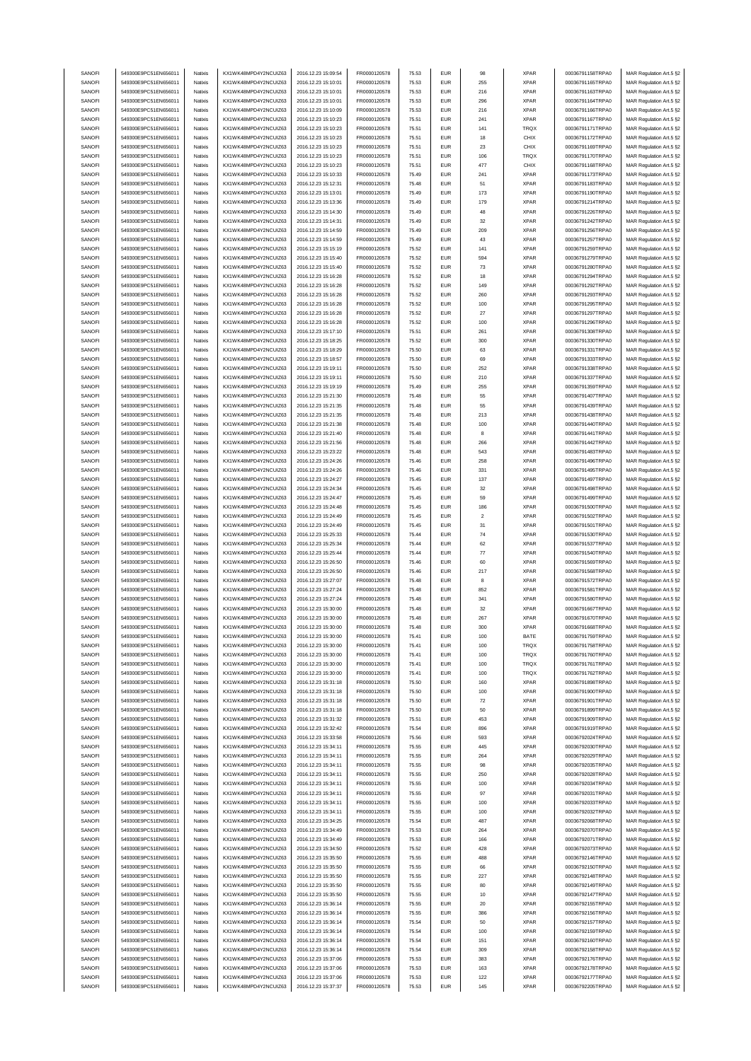| SANOFI | 549300E9PC51EN656011 | Natixis | KX1WK48MPD4Y2NCUIZ63 | 2016.12.23 15:09:54 | FR0000120578 | 75.53 | EUR | 98 | XPAR | 00036791158TRPA0 | MAR Regulation Art.5 §2 |
|---|---|---|---|---|---|---|---|---|---|---|---|
| SANOFI | 549300E9PC51EN656011 | Natixis | KX1WK48MPD4Y2NCUIZ63 | 2016.12.23 15:10:01 | FR0000120578 | 75.53 | EUR | 255 | XPAR | 00036791165TRPA0 | MAR Regulation Art.5 §2 |
| SANOFI | 549300E9PC51EN656011 | Natixis | KX1WK48MPD4Y2NCUIZ63 | 2016.12.23 15:10:01 | FR0000120578 | 75.53 | EUR | 216 | XPAR | 00036791163TRPA0 | MAR Regulation Art.5 §2 |
| SANOFI | 549300E9PC51EN656011 | Natixis | KX1WK48MPD4Y2NCUIZ63 | 2016.12.23 15:10:01 | FR0000120578 | 75.53 | EUR | 296 | XPAR | 00036791164TRPA0 | MAR Regulation Art.5 §2 |
| SANOFI | 549300E9PC51EN656011 | Natixis | KX1WK48MPD4Y2NCUIZ63 | 2016.12.23 15:10:09 | FR0000120578 | 75.53 | EUR | 216 | XPAR | 00036791166TRPA0 | MAR Regulation Art.5 §2 |
| SANOFI | 549300E9PC51EN656011 | Natixis | KX1WK48MPD4Y2NCUIZ63 | 2016.12.23 15:10:23 | FR0000120578 | 75.51 | EUR | 241 | XPAR | 00036791167TRPA0 | MAR Regulation Art.5 §2 |
| SANOFI | 549300E9PC51EN656011 | Natixis | KX1WK48MPD4Y2NCUIZ63 | 2016.12.23 15:10:23 | FR0000120578 | 75.51 | EUR | 141 | TRQX | 00036791171TRPA0 | MAR Regulation Art.5 §2 |
| SANOFI | 549300E9PC51EN656011 | Natixis | KX1WK48MPD4Y2NCUIZ63 | 2016.12.23 15:10:23 | FR0000120578 | 75.51 | EUR | 18 | CHIX | 00036791172TRPA0 | MAR Regulation Art.5 §2 |
| SANOFI | 549300E9PC51EN656011 | Natixis | KX1WK48MPD4Y2NCUIZ63 | 2016.12.23 15:10:23 | FR0000120578 | 75.51 | EUR | 23 | CHIX | 00036791169TRPA0 | MAR Regulation Art.5 §2 |
| SANOFI | 549300E9PC51EN656011 | Natixis | KX1WK48MPD4Y2NCUIZ63 | 2016.12.23 15:10:23 | FR0000120578 | 75.51 | EUR | 106 | TRQX | 00036791170TRPA0 | MAR Regulation Art.5 §2 |
| SANOFI | 549300E9PC51EN656011 | Natixis | KX1WK48MPD4Y2NCUIZ63 | 2016.12.23 15:10:23 | FR0000120578 | 75.51 | EUR | 477 | CHIX | 00036791168TRPA0 | MAR Regulation Art.5 §2 |
| SANOFI | 549300E9PC51EN656011 | Natixis | KX1WK48MPD4Y2NCUIZ63 | 2016.12.23 15:10:33 | FR0000120578 | 75.49 | EUR | 241 | XPAR | 00036791173TRPA0 | MAR Regulation Art.5 §2 |
| SANOFI | 549300E9PC51EN656011 | Natixis | KX1WK48MPD4Y2NCUIZ63 | 2016.12.23 15:12:31 | FR0000120578 | 75.48 | EUR | 51 | XPAR | 00036791183TRPA0 | MAR Regulation Art.5 §2 |
| SANOFI | 549300E9PC51EN656011 | Natixis | KX1WK48MPD4Y2NCUIZ63 | 2016.12.23 15:13:01 | FR0000120578 | 75.49 | EUR | 173 | XPAR | 00036791190TRPA0 | MAR Regulation Art.5 §2 |
| SANOFI | 549300E9PC51EN656011 | Natixis | KX1WK48MPD4Y2NCUIZ63 | 2016.12.23 15:13:36 | FR0000120578 | 75.49 | EUR | 179 | XPAR | 00036791214TRPA0 | MAR Regulation Art.5 §2 |
| SANOFI | 549300E9PC51EN656011 | Natixis | KX1WK48MPD4Y2NCUIZ63 | 2016.12.23 15:14:30 | FR0000120578 | 75.49 | EUR | 48 | XPAR | 00036791226TRPA0 | MAR Regulation Art.5 §2 |
| SANOFI | 549300E9PC51EN656011 | Natixis | KX1WK48MPD4Y2NCUIZ63 | 2016.12.23 15:14:31 | FR0000120578 | 75.49 | EUR | 32 | XPAR | 00036791242TRPA0 | MAR Regulation Art.5 §2 |
| SANOFI | 549300E9PC51EN656011 | Natixis | KX1WK48MPD4Y2NCUIZ63 | 2016.12.23 15:14:59 | FR0000120578 | 75.49 | EUR | 209 | XPAR | 00036791256TRPA0 | MAR Regulation Art.5 §2 |
| SANOFI | 549300E9PC51EN656011 | Natixis | KX1WK48MPD4Y2NCUIZ63 | 2016.12.23 15:14:59 | FR0000120578 | 75.49 | EUR | 43 | XPAR | 00036791257TRPA0 | MAR Regulation Art.5 §2 |
| SANOFI | 549300E9PC51EN656011 | Natixis | KX1WK48MPD4Y2NCUIZ63 | 2016.12.23 15:15:19 | FR0000120578 | 75.52 | EUR | 141 | XPAR | 00036791259TRPA0 | MAR Regulation Art.5 §2 |
| SANOFI | 549300E9PC51EN656011 | Natixis | KX1WK48MPD4Y2NCUIZ63 | 2016.12.23 15:15:40 | FR0000120578 | 75.52 | EUR | 594 | XPAR | 00036791279TRPA0 | MAR Regulation Art.5 §2 |
| SANOFI | 549300E9PC51EN656011 | Natixis | KX1WK48MPD4Y2NCUIZ63 | 2016.12.23 15:15:40 | FR0000120578 | 75.52 | EUR | 73 | XPAR | 00036791280TRPA0 | MAR Regulation Art.5 §2 |
| SANOFI | 549300E9PC51EN656011 | Natixis | KX1WK48MPD4Y2NCUIZ63 | 2016.12.23 15:16:28 | FR0000120578 | 75.52 | EUR | 18 | XPAR | 00036791294TRPA0 | MAR Regulation Art.5 §2 |
| SANOFI | 549300E9PC51EN656011 | Natixis | KX1WK48MPD4Y2NCUIZ63 | 2016.12.23 15:16:28 | FR0000120578 | 75.52 | EUR | 149 | XPAR | 00036791292TRPA0 | MAR Regulation Art.5 §2 |
| SANOFI | 549300E9PC51EN656011 | Natixis | KX1WK48MPD4Y2NCUIZ63 | 2016.12.23 15:16:28 | FR0000120578 | 75.52 | EUR | 260 | XPAR | 00036791293TRPA0 | MAR Regulation Art.5 §2 |
| SANOFI | 549300E9PC51EN656011 | Natixis | KX1WK48MPD4Y2NCUIZ63 | 2016.12.23 15:16:28 | FR0000120578 | 75.52 | EUR | 100 | XPAR | 00036791295TRPA0 | MAR Regulation Art.5 §2 |
| SANOFI | 549300E9PC51EN656011 | Natixis | KX1WK48MPD4Y2NCUIZ63 | 2016.12.23 15:16:28 | FR0000120578 | 75.52 | EUR | 27 | XPAR | 00036791297TRPA0 | MAR Regulation Art.5 §2 |
| SANOFI | 549300E9PC51EN656011 | Natixis | KX1WK48MPD4Y2NCUIZ63 | 2016.12.23 15:16:28 | FR0000120578 | 75.52 | EUR | 100 | XPAR | 00036791296TRPA0 | MAR Regulation Art.5 §2 |
| SANOFI | 549300E9PC51EN656011 | Natixis | KX1WK48MPD4Y2NCUIZ63 | 2016.12.23 15:17:10 | FR0000120578 | 75.51 | EUR | 261 | XPAR | 00036791308TRPA0 | MAR Regulation Art.5 §2 |
| SANOFI | 549300E9PC51EN656011 | Natixis | KX1WK48MPD4Y2NCUIZ63 | 2016.12.23 15:18:25 | FR0000120578 | 75.52 | EUR | 300 | XPAR | 00036791330TRPA0 | MAR Regulation Art.5 §2 |
| SANOFI | 549300E9PC51EN656011 | Natixis | KX1WK48MPD4Y2NCUIZ63 | 2016.12.23 15:18:29 | FR0000120578 | 75.50 | EUR | 63 | XPAR | 00036791331TRPA0 | MAR Regulation Art.5 §2 |
| SANOFI | 549300E9PC51EN656011 | Natixis | KX1WK48MPD4Y2NCUIZ63 | 2016.12.23 15:18:57 | FR0000120578 | 75.50 | EUR | 69 | XPAR | 00036791333TRPA0 | MAR Regulation Art.5 §2 |
| SANOFI | 549300E9PC51EN656011 | Natixis | KX1WK48MPD4Y2NCUIZ63 | 2016.12.23 15:19:11 | FR0000120578 | 75.50 | EUR | 252 | XPAR | 00036791338TRPA0 | MAR Regulation Art.5 §2 |
| SANOFI | 549300E9PC51EN656011 | Natixis | KX1WK48MPD4Y2NCUIZ63 | 2016.12.23 15:19:11 | FR0000120578 | 75.50 | EUR | 210 | XPAR | 00036791337TRPA0 | MAR Regulation Art.5 §2 |
| SANOFI | 549300E9PC51EN656011 | Natixis | KX1WK48MPD4Y2NCUIZ63 | 2016.12.23 15:19:19 | FR0000120578 | 75.49 | EUR | 255 | XPAR | 00036791359TRPA0 | MAR Regulation Art.5 §2 |
| SANOFI | 549300E9PC51EN656011 | Natixis | KX1WK48MPD4Y2NCUIZ63 | 2016.12.23 15:21:30 | FR0000120578 | 75.48 | EUR | 55 | XPAR | 00036791407TRPA0 | MAR Regulation Art.5 §2 |
| SANOFI | 549300E9PC51EN656011 | Natixis | KX1WK48MPD4Y2NCUIZ63 | 2016.12.23 15:21:35 | FR0000120578 | 75.48 | EUR | 55 | XPAR | 00036791439TRPA0 | MAR Regulation Art.5 §2 |
| SANOFI | 549300E9PC51EN656011 | Natixis | KX1WK48MPD4Y2NCUIZ63 | 2016.12.23 15:21:35 | FR0000120578 | 75.48 | EUR | 213 | XPAR | 00036791438TRPA0 | MAR Regulation Art.5 §2 |
| SANOFI | 549300E9PC51EN656011 | Natixis | KX1WK48MPD4Y2NCUIZ63 | 2016.12.23 15:21:38 | FR0000120578 | 75.48 | EUR | 100 | XPAR | 00036791440TRPA0 | MAR Regulation Art.5 §2 |
| SANOFI | 549300E9PC51EN656011 | Natixis | KX1WK48MPD4Y2NCUIZ63 | 2016.12.23 15:21:40 | FR0000120578 | 75.48 | EUR | 8 | XPAR | 00036791441TRPA0 | MAR Regulation Art.5 §2 |
| SANOFI | 549300E9PC51EN656011 | Natixis | KX1WK48MPD4Y2NCUIZ63 | 2016.12.23 15:21:56 | FR0000120578 | 75.48 | EUR | 266 | XPAR | 00036791442TRPA0 | MAR Regulation Art.5 §2 |
| SANOFI | 549300E9PC51EN656011 | Natixis | KX1WK48MPD4Y2NCUIZ63 | 2016.12.23 15:23:22 | FR0000120578 | 75.48 | EUR | 543 | XPAR | 00036791483TRPA0 | MAR Regulation Art.5 §2 |
| SANOFI | 549300E9PC51EN656011 | Natixis | KX1WK48MPD4Y2NCUIZ63 | 2016.12.23 15:24:26 | FR0000120578 | 75.46 | EUR | 258 | XPAR | 00036791496TRPA0 | MAR Regulation Art.5 §2 |
| SANOFI | 549300E9PC51EN656011 | Natixis | KX1WK48MPD4Y2NCUIZ63 | 2016.12.23 15:24:26 | FR0000120578 | 75.46 | EUR | 331 | XPAR | 00036791495TRPA0 | MAR Regulation Art.5 §2 |
| SANOFI | 549300E9PC51EN656011 | Natixis | KX1WK48MPD4Y2NCUIZ63 | 2016.12.23 15:24:27 | FR0000120578 | 75.45 | EUR | 137 | XPAR | 00036791497TRPA0 | MAR Regulation Art.5 §2 |
| SANOFI | 549300E9PC51EN656011 | Natixis | KX1WK48MPD4Y2NCUIZ63 | 2016.12.23 15:24:34 | FR0000120578 | 75.45 | EUR | 32 | XPAR | 00036791498TRPA0 | MAR Regulation Art.5 §2 |
| SANOFI | 549300E9PC51EN656011 | Natixis | KX1WK48MPD4Y2NCUIZ63 | 2016.12.23 15:24:47 | FR0000120578 | 75.45 | EUR | 59 | XPAR | 00036791499TRPA0 | MAR Regulation Art.5 §2 |
| SANOFI | 549300E9PC51EN656011 | Natixis | KX1WK48MPD4Y2NCUIZ63 | 2016.12.23 15:24:48 | FR0000120578 | 75.45 | EUR | 186 | XPAR | 00036791500TRPA0 | MAR Regulation Art.5 §2 |
| SANOFI | 549300E9PC51EN656011 | Natixis | KX1WK48MPD4Y2NCUIZ63 | 2016.12.23 15:24:49 | FR0000120578 | 75.45 | EUR | 2 | XPAR | 00036791502TRPA0 | MAR Regulation Art.5 §2 |
| SANOFI | 549300E9PC51EN656011 | Natixis | KX1WK48MPD4Y2NCUIZ63 | 2016.12.23 15:24:49 | FR0000120578 | 75.45 | EUR | 31 | XPAR | 00036791501TRPA0 | MAR Regulation Art.5 §2 |
| SANOFI | 549300E9PC51EN656011 | Natixis | KX1WK48MPD4Y2NCUIZ63 | 2016.12.23 15:25:33 | FR0000120578 | 75.44 | EUR | 74 | XPAR | 00036791530TRPA0 | MAR Regulation Art.5 §2 |
| SANOFI | 549300E9PC51EN656011 | Natixis | KX1WK48MPD4Y2NCUIZ63 | 2016.12.23 15:25:34 | FR0000120578 | 75.44 | EUR | 62 | XPAR | 00036791537TRPA0 | MAR Regulation Art.5 §2 |
| SANOFI | 549300E9PC51EN656011 | Natixis | KX1WK48MPD4Y2NCUIZ63 | 2016.12.23 15:25:44 | FR0000120578 | 75.44 | EUR | 77 | XPAR | 00036791540TRPA0 | MAR Regulation Art.5 §2 |
| SANOFI | 549300E9PC51EN656011 | Natixis | KX1WK48MPD4Y2NCUIZ63 | 2016.12.23 15:26:50 | FR0000120578 | 75.46 | EUR | 60 | XPAR | 00036791569TRPA0 | MAR Regulation Art.5 §2 |
| SANOFI | 549300E9PC51EN656011 | Natixis | KX1WK48MPD4Y2NCUIZ63 | 2016.12.23 15:26:50 | FR0000120578 | 75.46 | EUR | 217 | XPAR | 00036791568TRPA0 | MAR Regulation Art.5 §2 |
| SANOFI | 549300E9PC51EN656011 | Natixis | KX1WK48MPD4Y2NCUIZ63 | 2016.12.23 15:27:07 | FR0000120578 | 75.48 | EUR | 8 | XPAR | 00036791572TRPA0 | MAR Regulation Art.5 §2 |
| SANOFI | 549300E9PC51EN656011 | Natixis | KX1WK48MPD4Y2NCUIZ63 | 2016.12.23 15:27:24 | FR0000120578 | 75.48 | EUR | 852 | XPAR | 00036791581TRPA0 | MAR Regulation Art.5 §2 |
| SANOFI | 549300E9PC51EN656011 | Natixis | KX1WK48MPD4Y2NCUIZ63 | 2016.12.23 15:27:24 | FR0000120578 | 75.48 | EUR | 341 | XPAR | 00036791580TRPA0 | MAR Regulation Art.5 §2 |
| SANOFI | 549300E9PC51EN656011 | Natixis | KX1WK48MPD4Y2NCUIZ63 | 2016.12.23 15:30:00 | FR0000120578 | 75.48 | EUR | 32 | XPAR | 00036791667TRPA0 | MAR Regulation Art.5 §2 |
| SANOFI | 549300E9PC51EN656011 | Natixis | KX1WK48MPD4Y2NCUIZ63 | 2016.12.23 15:30:00 | FR0000120578 | 75.48 | EUR | 267 | XPAR | 00036791670TRPA0 | MAR Regulation Art.5 §2 |
| SANOFI | 549300E9PC51EN656011 | Natixis | KX1WK48MPD4Y2NCUIZ63 | 2016.12.23 15:30:00 | FR0000120578 | 75.48 | EUR | 300 | XPAR | 00036791668TRPA0 | MAR Regulation Art.5 §2 |
| SANOFI | 549300E9PC51EN656011 | Natixis | KX1WK48MPD4Y2NCUIZ63 | 2016.12.23 15:30:00 | FR0000120578 | 75.41 | EUR | 100 | BATE | 00036791759TRPA0 | MAR Regulation Art.5 §2 |
| SANOFI | 549300E9PC51EN656011 | Natixis | KX1WK48MPD4Y2NCUIZ63 | 2016.12.23 15:30:00 | FR0000120578 | 75.41 | EUR | 100 | TRQX | 00036791758TRPA0 | MAR Regulation Art.5 §2 |
| SANOFI | 549300E9PC51EN656011 | Natixis | KX1WK48MPD4Y2NCUIZ63 | 2016.12.23 15:30:00 | FR0000120578 | 75.41 | EUR | 100 | TRQX | 00036791760TRPA0 | MAR Regulation Art.5 §2 |
| SANOFI | 549300E9PC51EN656011 | Natixis | KX1WK48MPD4Y2NCUIZ63 | 2016.12.23 15:30:00 | FR0000120578 | 75.41 | EUR | 100 | TRQX | 00036791761TRPA0 | MAR Regulation Art.5 §2 |
| SANOFI | 549300E9PC51EN656011 | Natixis | KX1WK48MPD4Y2NCUIZ63 | 2016.12.23 15:30:00 | FR0000120578 | 75.41 | EUR | 100 | TRQX | 00036791762TRPA0 | MAR Regulation Art.5 §2 |
| SANOFI | 549300E9PC51EN656011 | Natixis | KX1WK48MPD4Y2NCUIZ63 | 2016.12.23 15:31:18 | FR0000120578 | 75.50 | EUR | 160 | XPAR | 00036791898TRPA0 | MAR Regulation Art.5 §2 |
| SANOFI | 549300E9PC51EN656011 | Natixis | KX1WK48MPD4Y2NCUIZ63 | 2016.12.23 15:31:18 | FR0000120578 | 75.50 | EUR | 100 | XPAR | 00036791900TRPA0 | MAR Regulation Art.5 §2 |
| SANOFI | 549300E9PC51EN656011 | Natixis | KX1WK48MPD4Y2NCUIZ63 | 2016.12.23 15:31:18 | FR0000120578 | 75.50 | EUR | 72 | XPAR | 00036791901TRPA0 | MAR Regulation Art.5 §2 |
| SANOFI | 549300E9PC51EN656011 | Natixis | KX1WK48MPD4Y2NCUIZ63 | 2016.12.23 15:31:18 | FR0000120578 | 75.50 | EUR | 50 | XPAR | 00036791899TRPA0 | MAR Regulation Art.5 §2 |
| SANOFI | 549300E9PC51EN656011 | Natixis | KX1WK48MPD4Y2NCUIZ63 | 2016.12.23 15:31:32 | FR0000120578 | 75.51 | EUR | 453 | XPAR | 00036791909TRPA0 | MAR Regulation Art.5 §2 |
| SANOFI | 549300E9PC51EN656011 | Natixis | KX1WK48MPD4Y2NCUIZ63 | 2016.12.23 15:32:42 | FR0000120578 | 75.54 | EUR | 896 | XPAR | 00036791919TRPA0 | MAR Regulation Art.5 §2 |
| SANOFI | 549300E9PC51EN656011 | Natixis | KX1WK48MPD4Y2NCUIZ63 | 2016.12.23 15:33:58 | FR0000120578 | 75.56 | EUR | 593 | XPAR | 00036792024TRPA0 | MAR Regulation Art.5 §2 |
| SANOFI | 549300E9PC51EN656011 | Natixis | KX1WK48MPD4Y2NCUIZ63 | 2016.12.23 15:34:11 | FR0000120578 | 75.55 | EUR | 445 | XPAR | 00036792030TRPA0 | MAR Regulation Art.5 §2 |
| SANOFI | 549300E9PC51EN656011 | Natixis | KX1WK48MPD4Y2NCUIZ63 | 2016.12.23 15:34:11 | FR0000120578 | 75.55 | EUR | 264 | XPAR | 00036792029TRPA0 | MAR Regulation Art.5 §2 |
| SANOFI | 549300E9PC51EN656011 | Natixis | KX1WK48MPD4Y2NCUIZ63 | 2016.12.23 15:34:11 | FR0000120578 | 75.55 | EUR | 98 | XPAR | 00036792035TRPA0 | MAR Regulation Art.5 §2 |
| SANOFI | 549300E9PC51EN656011 | Natixis | KX1WK48MPD4Y2NCUIZ63 | 2016.12.23 15:34:11 | FR0000120578 | 75.55 | EUR | 250 | XPAR | 00036792028TRPA0 | MAR Regulation Art.5 §2 |
| SANOFI | 549300E9PC51EN656011 | Natixis | KX1WK48MPD4Y2NCUIZ63 | 2016.12.23 15:34:11 | FR0000120578 | 75.55 | EUR | 100 | XPAR | 00036792034TRPA0 | MAR Regulation Art.5 §2 |
| SANOFI | 549300E9PC51EN656011 | Natixis | KX1WK48MPD4Y2NCUIZ63 | 2016.12.23 15:34:11 | FR0000120578 | 75.55 | EUR | 97 | XPAR | 00036792031TRPA0 | MAR Regulation Art.5 §2 |
| SANOFI | 549300E9PC51EN656011 | Natixis | KX1WK48MPD4Y2NCUIZ63 | 2016.12.23 15:34:11 | FR0000120578 | 75.55 | EUR | 100 | XPAR | 00036792033TRPA0 | MAR Regulation Art.5 §2 |
| SANOFI | 549300E9PC51EN656011 | Natixis | KX1WK48MPD4Y2NCUIZ63 | 2016.12.23 15:34:11 | FR0000120578 | 75.55 | EUR | 100 | XPAR | 00036792032TRPA0 | MAR Regulation Art.5 §2 |
| SANOFI | 549300E9PC51EN656011 | Natixis | KX1WK48MPD4Y2NCUIZ63 | 2016.12.23 15:34:25 | FR0000120578 | 75.54 | EUR | 487 | XPAR | 00036792068TRPA0 | MAR Regulation Art.5 §2 |
| SANOFI | 549300E9PC51EN656011 | Natixis | KX1WK48MPD4Y2NCUIZ63 | 2016.12.23 15:34:49 | FR0000120578 | 75.53 | EUR | 264 | XPAR | 00036792070TRPA0 | MAR Regulation Art.5 §2 |
| SANOFI | 549300E9PC51EN656011 | Natixis | KX1WK48MPD4Y2NCUIZ63 | 2016.12.23 15:34:49 | FR0000120578 | 75.53 | EUR | 166 | XPAR | 00036792071TRPA0 | MAR Regulation Art.5 §2 |
| SANOFI | 549300E9PC51EN656011 | Natixis | KX1WK48MPD4Y2NCUIZ63 | 2016.12.23 15:34:50 | FR0000120578 | 75.52 | EUR | 428 | XPAR | 00036792073TRPA0 | MAR Regulation Art.5 §2 |
| SANOFI | 549300E9PC51EN656011 | Natixis | KX1WK48MPD4Y2NCUIZ63 | 2016.12.23 15:35:50 | FR0000120578 | 75.55 | EUR | 488 | XPAR | 00036792146TRPA0 | MAR Regulation Art.5 §2 |
| SANOFI | 549300E9PC51EN656011 | Natixis | KX1WK48MPD4Y2NCUIZ63 | 2016.12.23 15:35:50 | FR0000120578 | 75.55 | EUR | 66 | XPAR | 00036792150TRPA0 | MAR Regulation Art.5 §2 |
| SANOFI | 549300E9PC51EN656011 | Natixis | KX1WK48MPD4Y2NCUIZ63 | 2016.12.23 15:35:50 | FR0000120578 | 75.55 | EUR | 227 | XPAR | 00036792148TRPA0 | MAR Regulation Art.5 §2 |
| SANOFI | 549300E9PC51EN656011 | Natixis | KX1WK48MPD4Y2NCUIZ63 | 2016.12.23 15:35:50 | FR0000120578 | 75.55 | EUR | 80 | XPAR | 00036792149TRPA0 | MAR Regulation Art.5 §2 |
| SANOFI | 549300E9PC51EN656011 | Natixis | KX1WK48MPD4Y2NCUIZ63 | 2016.12.23 15:35:50 | FR0000120578 | 75.55 | EUR | 10 | XPAR | 00036792147TRPA0 | MAR Regulation Art.5 §2 |
| SANOFI | 549300E9PC51EN656011 | Natixis | KX1WK48MPD4Y2NCUIZ63 | 2016.12.23 15:36:14 | FR0000120578 | 75.55 | EUR | 20 | XPAR | 00036792155TRPA0 | MAR Regulation Art.5 §2 |
| SANOFI | 549300E9PC51EN656011 | Natixis | KX1WK48MPD4Y2NCUIZ63 | 2016.12.23 15:36:14 | FR0000120578 | 75.55 | EUR | 386 | XPAR | 00036792156TRPA0 | MAR Regulation Art.5 §2 |
| SANOFI | 549300E9PC51EN656011 | Natixis | KX1WK48MPD4Y2NCUIZ63 | 2016.12.23 15:36:14 | FR0000120578 | 75.54 | EUR | 50 | XPAR | 00036792157TRPA0 | MAR Regulation Art.5 §2 |
| SANOFI | 549300E9PC51EN656011 | Natixis | KX1WK48MPD4Y2NCUIZ63 | 2016.12.23 15:36:14 | FR0000120578 | 75.54 | EUR | 100 | XPAR | 00036792159TRPA0 | MAR Regulation Art.5 §2 |
| SANOFI | 549300E9PC51EN656011 | Natixis | KX1WK48MPD4Y2NCUIZ63 | 2016.12.23 15:36:14 | FR0000120578 | 75.54 | EUR | 151 | XPAR | 00036792160TRPA0 | MAR Regulation Art.5 §2 |
| SANOFI | 549300E9PC51EN656011 | Natixis | KX1WK48MPD4Y2NCUIZ63 | 2016.12.23 15:36:14 | FR0000120578 | 75.54 | EUR | 309 | XPAR | 00036792158TRPA0 | MAR Regulation Art.5 §2 |
| SANOFI | 549300E9PC51EN656011 | Natixis | KX1WK48MPD4Y2NCUIZ63 | 2016.12.23 15:37:06 | FR0000120578 | 75.53 | EUR | 383 | XPAR | 00036792176TRPA0 | MAR Regulation Art.5 §2 |
| SANOFI | 549300E9PC51EN656011 | Natixis | KX1WK48MPD4Y2NCUIZ63 | 2016.12.23 15:37:06 | FR0000120578 | 75.53 | EUR | 163 | XPAR | 00036792178TRPA0 | MAR Regulation Art.5 §2 |
| SANOFI | 549300E9PC51EN656011 | Natixis | KX1WK48MPD4Y2NCUIZ63 | 2016.12.23 15:37:06 | FR0000120578 | 75.53 | EUR | 122 | XPAR | 00036792177TRPA0 | MAR Regulation Art.5 §2 |
| SANOFI | 549300E9PC51EN656011 | Natixis | KX1WK48MPD4Y2NCUIZ63 | 2016.12.23 15:37:37 | FR0000120578 | 75.53 | EUR | 145 | XPAR | 00036792205TRPA0 | MAR Regulation Art.5 §2 |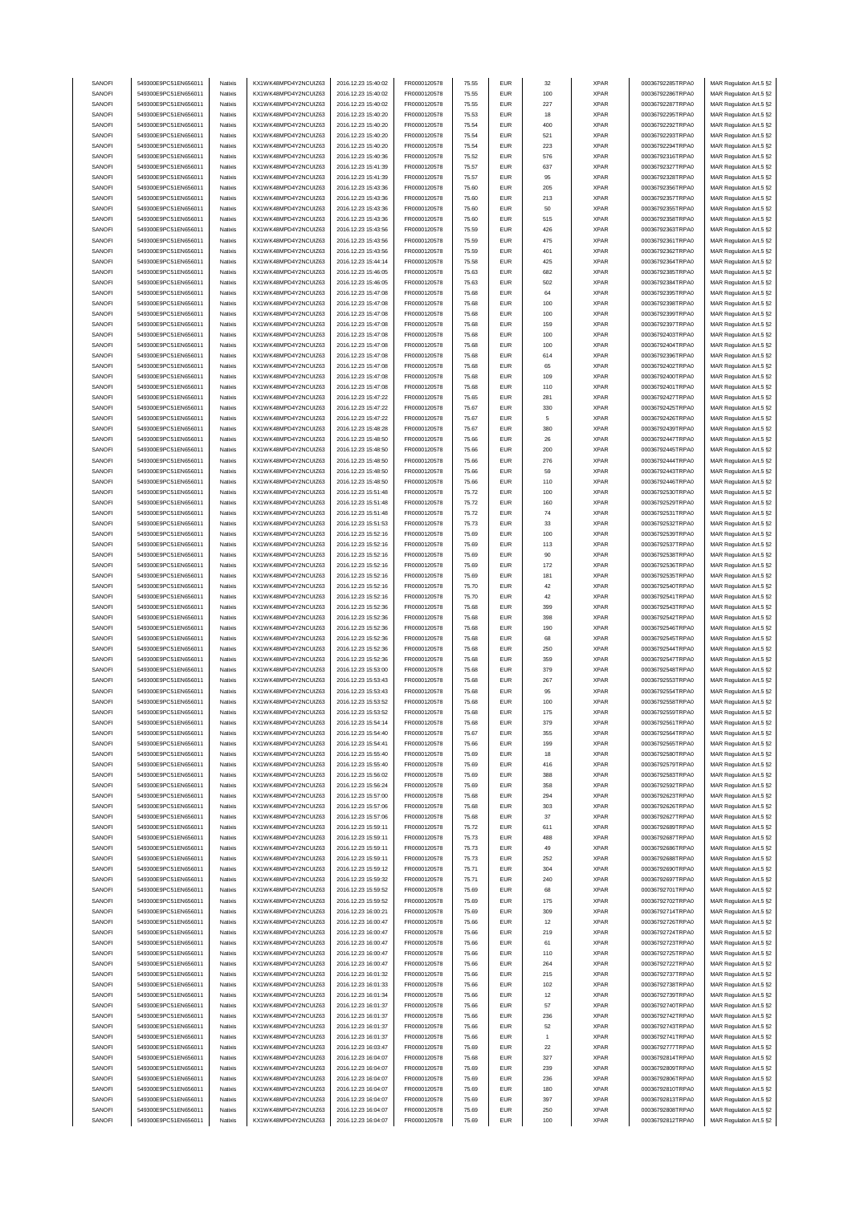| SANOFI | 549300E9PC51EN656011 | Natixis | KX1WK48MPD4Y2NCUIZ63 | 2016.12.23 15:40:02 | FR0000120578 | 75.55 | EUR | 32 | XPAR | 00036792285TRPA0 | MAR Regulation Art.5 §2 |
|---|---|---|---|---|---|---|---|---|---|---|---|
| SANOFI | 549300E9PC51EN656011 | Natixis | KX1WK48MPD4Y2NCUIZ63 | 2016.12.23 15:40:02 | FR0000120578 | 75.55 | EUR | 100 | XPAR | 00036792286TRPA0 | MAR Regulation Art.5 §2 |
| SANOFI | 549300E9PC51EN656011 | Natixis | KX1WK48MPD4Y2NCUIZ63 | 2016.12.23 15:40:02 | FR0000120578 | 75.55 | EUR | 227 | XPAR | 00036792287TRPA0 | MAR Regulation Art.5 §2 |
| SANOFI | 549300E9PC51EN656011 | Natixis | KX1WK48MPD4Y2NCUIZ63 | 2016.12.23 15:40:20 | FR0000120578 | 75.53 | EUR | 18 | XPAR | 00036792295TRPA0 | MAR Regulation Art.5 §2 |
| SANOFI | 549300E9PC51EN656011 | Natixis | KX1WK48MPD4Y2NCUIZ63 | 2016.12.23 15:40:20 | FR0000120578 | 75.54 | EUR | 400 | XPAR | 00036792292TRPA0 | MAR Regulation Art.5 §2 |
| SANOFI | 549300E9PC51EN656011 | Natixis | KX1WK48MPD4Y2NCUIZ63 | 2016.12.23 15:40:20 | FR0000120578 | 75.54 | EUR | 521 | XPAR | 00036792293TRPA0 | MAR Regulation Art.5 §2 |
| SANOFI | 549300E9PC51EN656011 | Natixis | KX1WK48MPD4Y2NCUIZ63 | 2016.12.23 15:40:20 | FR0000120578 | 75.54 | EUR | 223 | XPAR | 00036792294TRPA0 | MAR Regulation Art.5 §2 |
| SANOFI | 549300E9PC51EN656011 | Natixis | KX1WK48MPD4Y2NCUIZ63 | 2016.12.23 15:40:36 | FR0000120578 | 75.52 | EUR | 576 | XPAR | 00036792316TRPA0 | MAR Regulation Art.5 §2 |
| SANOFI | 549300E9PC51EN656011 | Natixis | KX1WK48MPD4Y2NCUIZ63 | 2016.12.23 15:41:39 | FR0000120578 | 75.57 | EUR | 637 | XPAR | 00036792327TRPA0 | MAR Regulation Art.5 §2 |
| SANOFI | 549300E9PC51EN656011 | Natixis | KX1WK48MPD4Y2NCUIZ63 | 2016.12.23 15:41:39 | FR0000120578 | 75.57 | EUR | 95 | XPAR | 00036792328TRPA0 | MAR Regulation Art.5 §2 |
| SANOFI | 549300E9PC51EN656011 | Natixis | KX1WK48MPD4Y2NCUIZ63 | 2016.12.23 15:43:36 | FR0000120578 | 75.60 | EUR | 205 | XPAR | 00036792356TRPA0 | MAR Regulation Art.5 §2 |
| SANOFI | 549300E9PC51EN656011 | Natixis | KX1WK48MPD4Y2NCUIZ63 | 2016.12.23 15:43:36 | FR0000120578 | 75.60 | EUR | 213 | XPAR | 00036792357TRPA0 | MAR Regulation Art.5 §2 |
| SANOFI | 549300E9PC51EN656011 | Natixis | KX1WK48MPD4Y2NCUIZ63 | 2016.12.23 15:43:36 | FR0000120578 | 75.60 | EUR | 50 | XPAR | 00036792355TRPA0 | MAR Regulation Art.5 §2 |
| SANOFI | 549300E9PC51EN656011 | Natixis | KX1WK48MPD4Y2NCUIZ63 | 2016.12.23 15:43:36 | FR0000120578 | 75.60 | EUR | 515 | XPAR | 00036792358TRPA0 | MAR Regulation Art.5 §2 |
| SANOFI | 549300E9PC51EN656011 | Natixis | KX1WK48MPD4Y2NCUIZ63 | 2016.12.23 15:43:56 | FR0000120578 | 75.59 | EUR | 426 | XPAR | 00036792363TRPA0 | MAR Regulation Art.5 §2 |
| SANOFI | 549300E9PC51EN656011 | Natixis | KX1WK48MPD4Y2NCUIZ63 | 2016.12.23 15:43:56 | FR0000120578 | 75.59 | EUR | 475 | XPAR | 00036792361TRPA0 | MAR Regulation Art.5 §2 |
| SANOFI | 549300E9PC51EN656011 | Natixis | KX1WK48MPD4Y2NCUIZ63 | 2016.12.23 15:43:56 | FR0000120578 | 75.59 | EUR | 401 | XPAR | 00036792362TRPA0 | MAR Regulation Art.5 §2 |
| SANOFI | 549300E9PC51EN656011 | Natixis | KX1WK48MPD4Y2NCUIZ63 | 2016.12.23 15:44:14 | FR0000120578 | 75.58 | EUR | 425 | XPAR | 00036792364TRPA0 | MAR Regulation Art.5 §2 |
| SANOFI | 549300E9PC51EN656011 | Natixis | KX1WK48MPD4Y2NCUIZ63 | 2016.12.23 15:46:05 | FR0000120578 | 75.63 | EUR | 682 | XPAR | 00036792385TRPA0 | MAR Regulation Art.5 §2 |
| SANOFI | 549300E9PC51EN656011 | Natixis | KX1WK48MPD4Y2NCUIZ63 | 2016.12.23 15:46:05 | FR0000120578 | 75.63 | EUR | 502 | XPAR | 00036792384TRPA0 | MAR Regulation Art.5 §2 |
| SANOFI | 549300E9PC51EN656011 | Natixis | KX1WK48MPD4Y2NCUIZ63 | 2016.12.23 15:47:08 | FR0000120578 | 75.68 | EUR | 64 | XPAR | 00036792395TRPA0 | MAR Regulation Art.5 §2 |
| SANOFI | 549300E9PC51EN656011 | Natixis | KX1WK48MPD4Y2NCUIZ63 | 2016.12.23 15:47:08 | FR0000120578 | 75.68 | EUR | 100 | XPAR | 00036792398TRPA0 | MAR Regulation Art.5 §2 |
| SANOFI | 549300E9PC51EN656011 | Natixis | KX1WK48MPD4Y2NCUIZ63 | 2016.12.23 15:47:08 | FR0000120578 | 75.68 | EUR | 100 | XPAR | 00036792399TRPA0 | MAR Regulation Art.5 §2 |
| SANOFI | 549300E9PC51EN656011 | Natixis | KX1WK48MPD4Y2NCUIZ63 | 2016.12.23 15:47:08 | FR0000120578 | 75.68 | EUR | 159 | XPAR | 00036792397TRPA0 | MAR Regulation Art.5 §2 |
| SANOFI | 549300E9PC51EN656011 | Natixis | KX1WK48MPD4Y2NCUIZ63 | 2016.12.23 15:47:08 | FR0000120578 | 75.68 | EUR | 100 | XPAR | 00036792403TRPA0 | MAR Regulation Art.5 §2 |
| SANOFI | 549300E9PC51EN656011 | Natixis | KX1WK48MPD4Y2NCUIZ63 | 2016.12.23 15:47:08 | FR0000120578 | 75.68 | EUR | 100 | XPAR | 00036792404TRPA0 | MAR Regulation Art.5 §2 |
| SANOFI | 549300E9PC51EN656011 | Natixis | KX1WK48MPD4Y2NCUIZ63 | 2016.12.23 15:47:08 | FR0000120578 | 75.68 | EUR | 614 | XPAR | 00036792396TRPA0 | MAR Regulation Art.5 §2 |
| SANOFI | 549300E9PC51EN656011 | Natixis | KX1WK48MPD4Y2NCUIZ63 | 2016.12.23 15:47:08 | FR0000120578 | 75.68 | EUR | 65 | XPAR | 00036792402TRPA0 | MAR Regulation Art.5 §2 |
| SANOFI | 549300E9PC51EN656011 | Natixis | KX1WK48MPD4Y2NCUIZ63 | 2016.12.23 15:47:08 | FR0000120578 | 75.68 | EUR | 109 | XPAR | 00036792400TRPA0 | MAR Regulation Art.5 §2 |
| SANOFI | 549300E9PC51EN656011 | Natixis | KX1WK48MPD4Y2NCUIZ63 | 2016.12.23 15:47:08 | FR0000120578 | 75.68 | EUR | 110 | XPAR | 00036792401TRPA0 | MAR Regulation Art.5 §2 |
| SANOFI | 549300E9PC51EN656011 | Natixis | KX1WK48MPD4Y2NCUIZ63 | 2016.12.23 15:47:22 | FR0000120578 | 75.65 | EUR | 281 | XPAR | 00036792427TRPA0 | MAR Regulation Art.5 §2 |
| SANOFI | 549300E9PC51EN656011 | Natixis | KX1WK48MPD4Y2NCUIZ63 | 2016.12.23 15:47:22 | FR0000120578 | 75.67 | EUR | 330 | XPAR | 00036792425TRPA0 | MAR Regulation Art.5 §2 |
| SANOFI | 549300E9PC51EN656011 | Natixis | KX1WK48MPD4Y2NCUIZ63 | 2016.12.23 15:47:22 | FR0000120578 | 75.67 | EUR | 5 | XPAR | 00036792426TRPA0 | MAR Regulation Art.5 §2 |
| SANOFI | 549300E9PC51EN656011 | Natixis | KX1WK48MPD4Y2NCUIZ63 | 2016.12.23 15:48:28 | FR0000120578 | 75.67 | EUR | 380 | XPAR | 00036792439TRPA0 | MAR Regulation Art.5 §2 |
| SANOFI | 549300E9PC51EN656011 | Natixis | KX1WK48MPD4Y2NCUIZ63 | 2016.12.23 15:48:50 | FR0000120578 | 75.66 | EUR | 26 | XPAR | 00036792447TRPA0 | MAR Regulation Art.5 §2 |
| SANOFI | 549300E9PC51EN656011 | Natixis | KX1WK48MPD4Y2NCUIZ63 | 2016.12.23 15:48:50 | FR0000120578 | 75.66 | EUR | 200 | XPAR | 00036792445TRPA0 | MAR Regulation Art.5 §2 |
| SANOFI | 549300E9PC51EN656011 | Natixis | KX1WK48MPD4Y2NCUIZ63 | 2016.12.23 15:48:50 | FR0000120578 | 75.66 | EUR | 276 | XPAR | 00036792444TRPA0 | MAR Regulation Art.5 §2 |
| SANOFI | 549300E9PC51EN656011 | Natixis | KX1WK48MPD4Y2NCUIZ63 | 2016.12.23 15:48:50 | FR0000120578 | 75.66 | EUR | 59 | XPAR | 00036792443TRPA0 | MAR Regulation Art.5 §2 |
| SANOFI | 549300E9PC51EN656011 | Natixis | KX1WK48MPD4Y2NCUIZ63 | 2016.12.23 15:48:50 | FR0000120578 | 75.66 | EUR | 110 | XPAR | 00036792446TRPA0 | MAR Regulation Art.5 §2 |
| SANOFI | 549300E9PC51EN656011 | Natixis | KX1WK48MPD4Y2NCUIZ63 | 2016.12.23 15:51:48 | FR0000120578 | 75.72 | EUR | 100 | XPAR | 00036792530TRPA0 | MAR Regulation Art.5 §2 |
| SANOFI | 549300E9PC51EN656011 | Natixis | KX1WK48MPD4Y2NCUIZ63 | 2016.12.23 15:51:48 | FR0000120578 | 75.72 | EUR | 160 | XPAR | 00036792529TRPA0 | MAR Regulation Art.5 §2 |
| SANOFI | 549300E9PC51EN656011 | Natixis | KX1WK48MPD4Y2NCUIZ63 | 2016.12.23 15:51:48 | FR0000120578 | 75.72 | EUR | 74 | XPAR | 00036792531TRPA0 | MAR Regulation Art.5 §2 |
| SANOFI | 549300E9PC51EN656011 | Natixis | KX1WK48MPD4Y2NCUIZ63 | 2016.12.23 15:51:53 | FR0000120578 | 75.73 | EUR | 33 | XPAR | 00036792532TRPA0 | MAR Regulation Art.5 §2 |
| SANOFI | 549300E9PC51EN656011 | Natixis | KX1WK48MPD4Y2NCUIZ63 | 2016.12.23 15:52:16 | FR0000120578 | 75.69 | EUR | 100 | XPAR | 00036792539TRPA0 | MAR Regulation Art.5 §2 |
| SANOFI | 549300E9PC51EN656011 | Natixis | KX1WK48MPD4Y2NCUIZ63 | 2016.12.23 15:52:16 | FR0000120578 | 75.69 | EUR | 113 | XPAR | 00036792537TRPA0 | MAR Regulation Art.5 §2 |
| SANOFI | 549300E9PC51EN656011 | Natixis | KX1WK48MPD4Y2NCUIZ63 | 2016.12.23 15:52:16 | FR0000120578 | 75.69 | EUR | 90 | XPAR | 00036792538TRPA0 | MAR Regulation Art.5 §2 |
| SANOFI | 549300E9PC51EN656011 | Natixis | KX1WK48MPD4Y2NCUIZ63 | 2016.12.23 15:52:16 | FR0000120578 | 75.69 | EUR | 172 | XPAR | 00036792536TRPA0 | MAR Regulation Art.5 §2 |
| SANOFI | 549300E9PC51EN656011 | Natixis | KX1WK48MPD4Y2NCUIZ63 | 2016.12.23 15:52:16 | FR0000120578 | 75.69 | EUR | 181 | XPAR | 00036792535TRPA0 | MAR Regulation Art.5 §2 |
| SANOFI | 549300E9PC51EN656011 | Natixis | KX1WK48MPD4Y2NCUIZ63 | 2016.12.23 15:52:16 | FR0000120578 | 75.70 | EUR | 42 | XPAR | 00036792540TRPA0 | MAR Regulation Art.5 §2 |
| SANOFI | 549300E9PC51EN656011 | Natixis | KX1WK48MPD4Y2NCUIZ63 | 2016.12.23 15:52:16 | FR0000120578 | 75.70 | EUR | 42 | XPAR | 00036792541TRPA0 | MAR Regulation Art.5 §2 |
| SANOFI | 549300E9PC51EN656011 | Natixis | KX1WK48MPD4Y2NCUIZ63 | 2016.12.23 15:52:36 | FR0000120578 | 75.68 | EUR | 399 | XPAR | 00036792543TRPA0 | MAR Regulation Art.5 §2 |
| SANOFI | 549300E9PC51EN656011 | Natixis | KX1WK48MPD4Y2NCUIZ63 | 2016.12.23 15:52:36 | FR0000120578 | 75.68 | EUR | 398 | XPAR | 00036792542TRPA0 | MAR Regulation Art.5 §2 |
| SANOFI | 549300E9PC51EN656011 | Natixis | KX1WK48MPD4Y2NCUIZ63 | 2016.12.23 15:52:36 | FR0000120578 | 75.68 | EUR | 190 | XPAR | 00036792546TRPA0 | MAR Regulation Art.5 §2 |
| SANOFI | 549300E9PC51EN656011 | Natixis | KX1WK48MPD4Y2NCUIZ63 | 2016.12.23 15:52:36 | FR0000120578 | 75.68 | EUR | 68 | XPAR | 00036792545TRPA0 | MAR Regulation Art.5 §2 |
| SANOFI | 549300E9PC51EN656011 | Natixis | KX1WK48MPD4Y2NCUIZ63 | 2016.12.23 15:52:36 | FR0000120578 | 75.68 | EUR | 250 | XPAR | 00036792544TRPA0 | MAR Regulation Art.5 §2 |
| SANOFI | 549300E9PC51EN656011 | Natixis | KX1WK48MPD4Y2NCUIZ63 | 2016.12.23 15:52:36 | FR0000120578 | 75.68 | EUR | 359 | XPAR | 00036792547TRPA0 | MAR Regulation Art.5 §2 |
| SANOFI | 549300E9PC51EN656011 | Natixis | KX1WK48MPD4Y2NCUIZ63 | 2016.12.23 15:53:00 | FR0000120578 | 75.68 | EUR | 379 | XPAR | 00036792548TRPA0 | MAR Regulation Art.5 §2 |
| SANOFI | 549300E9PC51EN656011 | Natixis | KX1WK48MPD4Y2NCUIZ63 | 2016.12.23 15:53:43 | FR0000120578 | 75.68 | EUR | 267 | XPAR | 00036792553TRPA0 | MAR Regulation Art.5 §2 |
| SANOFI | 549300E9PC51EN656011 | Natixis | KX1WK48MPD4Y2NCUIZ63 | 2016.12.23 15:53:43 | FR0000120578 | 75.68 | EUR | 95 | XPAR | 00036792554TRPA0 | MAR Regulation Art.5 §2 |
| SANOFI | 549300E9PC51EN656011 | Natixis | KX1WK48MPD4Y2NCUIZ63 | 2016.12.23 15:53:52 | FR0000120578 | 75.68 | EUR | 100 | XPAR | 00036792558TRPA0 | MAR Regulation Art.5 §2 |
| SANOFI | 549300E9PC51EN656011 | Natixis | KX1WK48MPD4Y2NCUIZ63 | 2016.12.23 15:53:52 | FR0000120578 | 75.68 | EUR | 175 | XPAR | 00036792559TRPA0 | MAR Regulation Art.5 §2 |
| SANOFI | 549300E9PC51EN656011 | Natixis | KX1WK48MPD4Y2NCUIZ63 | 2016.12.23 15:54:14 | FR0000120578 | 75.68 | EUR | 379 | XPAR | 00036792561TRPA0 | MAR Regulation Art.5 §2 |
| SANOFI | 549300E9PC51EN656011 | Natixis | KX1WK48MPD4Y2NCUIZ63 | 2016.12.23 15:54:40 | FR0000120578 | 75.67 | EUR | 355 | XPAR | 00036792564TRPA0 | MAR Regulation Art.5 §2 |
| SANOFI | 549300E9PC51EN656011 | Natixis | KX1WK48MPD4Y2NCUIZ63 | 2016.12.23 15:54:41 | FR0000120578 | 75.66 | EUR | 199 | XPAR | 00036792565TRPA0 | MAR Regulation Art.5 §2 |
| SANOFI | 549300E9PC51EN656011 | Natixis | KX1WK48MPD4Y2NCUIZ63 | 2016.12.23 15:55:40 | FR0000120578 | 75.69 | EUR | 18 | XPAR | 00036792580TRPA0 | MAR Regulation Art.5 §2 |
| SANOFI | 549300E9PC51EN656011 | Natixis | KX1WK48MPD4Y2NCUIZ63 | 2016.12.23 15:55:40 | FR0000120578 | 75.69 | EUR | 416 | XPAR | 00036792579TRPA0 | MAR Regulation Art.5 §2 |
| SANOFI | 549300E9PC51EN656011 | Natixis | KX1WK48MPD4Y2NCUIZ63 | 2016.12.23 15:56:02 | FR0000120578 | 75.69 | EUR | 388 | XPAR | 00036792583TRPA0 | MAR Regulation Art.5 §2 |
| SANOFI | 549300E9PC51EN656011 | Natixis | KX1WK48MPD4Y2NCUIZ63 | 2016.12.23 15:56:24 | FR0000120578 | 75.69 | EUR | 358 | XPAR | 00036792592TRPA0 | MAR Regulation Art.5 §2 |
| SANOFI | 549300E9PC51EN656011 | Natixis | KX1WK48MPD4Y2NCUIZ63 | 2016.12.23 15:57:00 | FR0000120578 | 75.68 | EUR | 294 | XPAR | 00036792623TRPA0 | MAR Regulation Art.5 §2 |
| SANOFI | 549300E9PC51EN656011 | Natixis | KX1WK48MPD4Y2NCUIZ63 | 2016.12.23 15:57:06 | FR0000120578 | 75.68 | EUR | 303 | XPAR | 00036792626TRPA0 | MAR Regulation Art.5 §2 |
| SANOFI | 549300E9PC51EN656011 | Natixis | KX1WK48MPD4Y2NCUIZ63 | 2016.12.23 15:57:06 | FR0000120578 | 75.68 | EUR | 37 | XPAR | 00036792627TRPA0 | MAR Regulation Art.5 §2 |
| SANOFI | 549300E9PC51EN656011 | Natixis | KX1WK48MPD4Y2NCUIZ63 | 2016.12.23 15:59:11 | FR0000120578 | 75.72 | EUR | 611 | XPAR | 00036792689TRPA0 | MAR Regulation Art.5 §2 |
| SANOFI | 549300E9PC51EN656011 | Natixis | KX1WK48MPD4Y2NCUIZ63 | 2016.12.23 15:59:11 | FR0000120578 | 75.73 | EUR | 488 | XPAR | 00036792687TRPA0 | MAR Regulation Art.5 §2 |
| SANOFI | 549300E9PC51EN656011 | Natixis | KX1WK48MPD4Y2NCUIZ63 | 2016.12.23 15:59:11 | FR0000120578 | 75.73 | EUR | 49 | XPAR | 00036792686TRPA0 | MAR Regulation Art.5 §2 |
| SANOFI | 549300E9PC51EN656011 | Natixis | KX1WK48MPD4Y2NCUIZ63 | 2016.12.23 15:59:11 | FR0000120578 | 75.73 | EUR | 252 | XPAR | 00036792688TRPA0 | MAR Regulation Art.5 §2 |
| SANOFI | 549300E9PC51EN656011 | Natixis | KX1WK48MPD4Y2NCUIZ63 | 2016.12.23 15:59:12 | FR0000120578 | 75.71 | EUR | 304 | XPAR | 00036792690TRPA0 | MAR Regulation Art.5 §2 |
| SANOFI | 549300E9PC51EN656011 | Natixis | KX1WK48MPD4Y2NCUIZ63 | 2016.12.23 15:59:32 | FR0000120578 | 75.71 | EUR | 240 | XPAR | 00036792697TRPA0 | MAR Regulation Art.5 §2 |
| SANOFI | 549300E9PC51EN656011 | Natixis | KX1WK48MPD4Y2NCUIZ63 | 2016.12.23 15:59:52 | FR0000120578 | 75.69 | EUR | 68 | XPAR | 00036792701TRPA0 | MAR Regulation Art.5 §2 |
| SANOFI | 549300E9PC51EN656011 | Natixis | KX1WK48MPD4Y2NCUIZ63 | 2016.12.23 15:59:52 | FR0000120578 | 75.69 | EUR | 175 | XPAR | 00036792702TRPA0 | MAR Regulation Art.5 §2 |
| SANOFI | 549300E9PC51EN656011 | Natixis | KX1WK48MPD4Y2NCUIZ63 | 2016.12.23 16:00:21 | FR0000120578 | 75.69 | EUR | 309 | XPAR | 00036792714TRPA0 | MAR Regulation Art.5 §2 |
| SANOFI | 549300E9PC51EN656011 | Natixis | KX1WK48MPD4Y2NCUIZ63 | 2016.12.23 16:00:47 | FR0000120578 | 75.66 | EUR | 12 | XPAR | 00036792726TRPA0 | MAR Regulation Art.5 §2 |
| SANOFI | 549300E9PC51EN656011 | Natixis | KX1WK48MPD4Y2NCUIZ63 | 2016.12.23 16:00:47 | FR0000120578 | 75.66 | EUR | 219 | XPAR | 00036792724TRPA0 | MAR Regulation Art.5 §2 |
| SANOFI | 549300E9PC51EN656011 | Natixis | KX1WK48MPD4Y2NCUIZ63 | 2016.12.23 16:00:47 | FR0000120578 | 75.66 | EUR | 61 | XPAR | 00036792723TRPA0 | MAR Regulation Art.5 §2 |
| SANOFI | 549300E9PC51EN656011 | Natixis | KX1WK48MPD4Y2NCUIZ63 | 2016.12.23 16:00:47 | FR0000120578 | 75.66 | EUR | 110 | XPAR | 00036792725TRPA0 | MAR Regulation Art.5 §2 |
| SANOFI | 549300E9PC51EN656011 | Natixis | KX1WK48MPD4Y2NCUIZ63 | 2016.12.23 16:00:47 | FR0000120578 | 75.66 | EUR | 264 | XPAR | 00036792722TRPA0 | MAR Regulation Art.5 §2 |
| SANOFI | 549300E9PC51EN656011 | Natixis | KX1WK48MPD4Y2NCUIZ63 | 2016.12.23 16:01:32 | FR0000120578 | 75.66 | EUR | 215 | XPAR | 00036792737TRPA0 | MAR Regulation Art.5 §2 |
| SANOFI | 549300E9PC51EN656011 | Natixis | KX1WK48MPD4Y2NCUIZ63 | 2016.12.23 16:01:33 | FR0000120578 | 75.66 | EUR | 102 | XPAR | 00036792738TRPA0 | MAR Regulation Art.5 §2 |
| SANOFI | 549300E9PC51EN656011 | Natixis | KX1WK48MPD4Y2NCUIZ63 | 2016.12.23 16:01:34 | FR0000120578 | 75.66 | EUR | 12 | XPAR | 00036792739TRPA0 | MAR Regulation Art.5 §2 |
| SANOFI | 549300E9PC51EN656011 | Natixis | KX1WK48MPD4Y2NCUIZ63 | 2016.12.23 16:01:37 | FR0000120578 | 75.66 | EUR | 57 | XPAR | 00036792740TRPA0 | MAR Regulation Art.5 §2 |
| SANOFI | 549300E9PC51EN656011 | Natixis | KX1WK48MPD4Y2NCUIZ63 | 2016.12.23 16:01:37 | FR0000120578 | 75.66 | EUR | 236 | XPAR | 00036792742TRPA0 | MAR Regulation Art.5 §2 |
| SANOFI | 549300E9PC51EN656011 | Natixis | KX1WK48MPD4Y2NCUIZ63 | 2016.12.23 16:01:37 | FR0000120578 | 75.66 | EUR | 52 | XPAR | 00036792743TRPA0 | MAR Regulation Art.5 §2 |
| SANOFI | 549300E9PC51EN656011 | Natixis | KX1WK48MPD4Y2NCUIZ63 | 2016.12.23 16:01:37 | FR0000120578 | 75.66 | EUR | 1 | XPAR | 00036792741TRPA0 | MAR Regulation Art.5 §2 |
| SANOFI | 549300E9PC51EN656011 | Natixis | KX1WK48MPD4Y2NCUIZ63 | 2016.12.23 16:03:47 | FR0000120578 | 75.69 | EUR | 22 | XPAR | 00036792777TRPA0 | MAR Regulation Art.5 §2 |
| SANOFI | 549300E9PC51EN656011 | Natixis | KX1WK48MPD4Y2NCUIZ63 | 2016.12.23 16:04:07 | FR0000120578 | 75.68 | EUR | 327 | XPAR | 00036792814TRPA0 | MAR Regulation Art.5 §2 |
| SANOFI | 549300E9PC51EN656011 | Natixis | KX1WK48MPD4Y2NCUIZ63 | 2016.12.23 16:04:07 | FR0000120578 | 75.69 | EUR | 239 | XPAR | 00036792809TRPA0 | MAR Regulation Art.5 §2 |
| SANOFI | 549300E9PC51EN656011 | Natixis | KX1WK48MPD4Y2NCUIZ63 | 2016.12.23 16:04:07 | FR0000120578 | 75.69 | EUR | 236 | XPAR | 00036792806TRPA0 | MAR Regulation Art.5 §2 |
| SANOFI | 549300E9PC51EN656011 | Natixis | KX1WK48MPD4Y2NCUIZ63 | 2016.12.23 16:04:07 | FR0000120578 | 75.69 | EUR | 180 | XPAR | 00036792810TRPA0 | MAR Regulation Art.5 §2 |
| SANOFI | 549300E9PC51EN656011 | Natixis | KX1WK48MPD4Y2NCUIZ63 | 2016.12.23 16:04:07 | FR0000120578 | 75.69 | EUR | 397 | XPAR | 00036792813TRPA0 | MAR Regulation Art.5 §2 |
| SANOFI | 549300E9PC51EN656011 | Natixis | KX1WK48MPD4Y2NCUIZ63 | 2016.12.23 16:04:07 | FR0000120578 | 75.69 | EUR | 250 | XPAR | 00036792808TRPA0 | MAR Regulation Art.5 §2 |
| SANOFI | 549300E9PC51EN656011 | Natixis | KX1WK48MPD4Y2NCUIZ63 | 2016.12.23 16:04:07 | FR0000120578 | 75.69 | EUR | 100 | XPAR | 00036792812TRPA0 | MAR Regulation Art.5 §2 |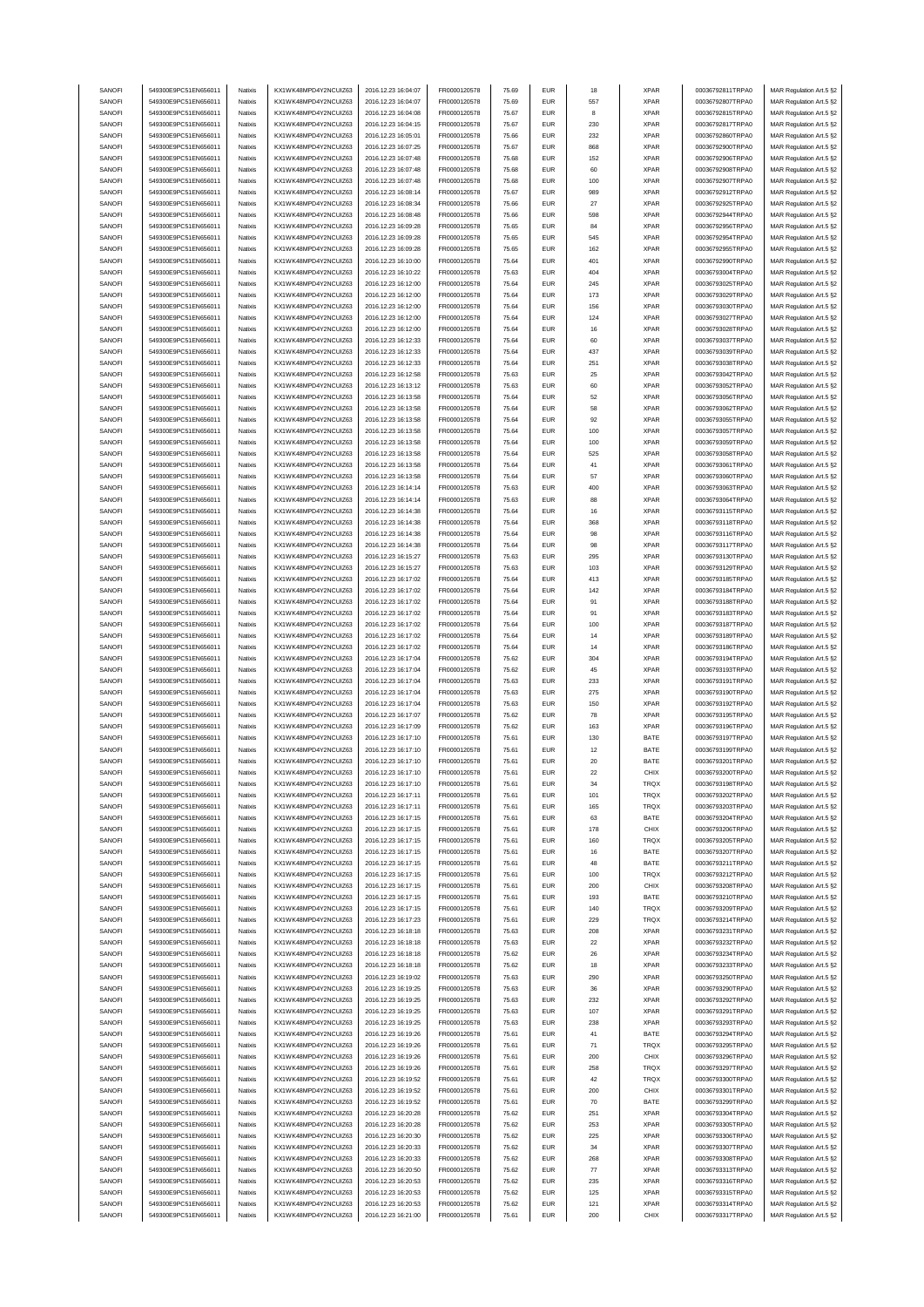| SANOFI | 549300E9PC51EN656011 | Natixis | KX1WK48MPD4Y2NCUIZ63 | 2016.12.23 16:04:07 | FR0000120578 | 75.69 | EUR | 18 | XPAR | 00036792811TRPA0 | MAR Regulation Art.5 §2 |
|---|---|---|---|---|---|---|---|---|---|---|---|
| SANOFI | 549300E9PC51EN656011 | Natixis | KX1WK48MPD4Y2NCUIZ63 | 2016.12.23 16:04:07 | FR0000120578 | 75.69 | EUR | 557 | XPAR | 00036792807TRPA0 | MAR Regulation Art.5 §2 |
| SANOFI | 549300E9PC51EN656011 | Natixis | KX1WK48MPD4Y2NCUIZ63 | 2016.12.23 16:04:08 | FR0000120578 | 75.67 | EUR | 8 | XPAR | 00036792815TRPA0 | MAR Regulation Art.5 §2 |
| SANOFI | 549300E9PC51EN656011 | Natixis | KX1WK48MPD4Y2NCUIZ63 | 2016.12.23 16:04:15 | FR0000120578 | 75.67 | EUR | 230 | XPAR | 00036792817TRPA0 | MAR Regulation Art.5 §2 |
| SANOFI | 549300E9PC51EN656011 | Natixis | KX1WK48MPD4Y2NCUIZ63 | 2016.12.23 16:05:01 | FR0000120578 | 75.66 | EUR | 232 | XPAR | 00036792860TRPA0 | MAR Regulation Art.5 §2 |
| SANOFI | 549300E9PC51EN656011 | Natixis | KX1WK48MPD4Y2NCUIZ63 | 2016.12.23 16:07:25 | FR0000120578 | 75.67 | EUR | 868 | XPAR | 00036792900TRPA0 | MAR Regulation Art.5 §2 |
| SANOFI | 549300E9PC51EN656011 | Natixis | KX1WK48MPD4Y2NCUIZ63 | 2016.12.23 16:07:48 | FR0000120578 | 75.68 | EUR | 152 | XPAR | 00036792906TRPA0 | MAR Regulation Art.5 §2 |
| SANOFI | 549300E9PC51EN656011 | Natixis | KX1WK48MPD4Y2NCUIZ63 | 2016.12.23 16:07:48 | FR0000120578 | 75.68 | EUR | 60 | XPAR | 00036792908TRPA0 | MAR Regulation Art.5 §2 |
| SANOFI | 549300E9PC51EN656011 | Natixis | KX1WK48MPD4Y2NCUIZ63 | 2016.12.23 16:07:48 | FR0000120578 | 75.68 | EUR | 100 | XPAR | 00036792907TRPA0 | MAR Regulation Art.5 §2 |
| SANOFI | 549300E9PC51EN656011 | Natixis | KX1WK48MPD4Y2NCUIZ63 | 2016.12.23 16:08:14 | FR0000120578 | 75.67 | EUR | 989 | XPAR | 00036792912TRPA0 | MAR Regulation Art.5 §2 |
| SANOFI | 549300E9PC51EN656011 | Natixis | KX1WK48MPD4Y2NCUIZ63 | 2016.12.23 16:08:34 | FR0000120578 | 75.66 | EUR | 27 | XPAR | 00036792925TRPA0 | MAR Regulation Art.5 §2 |
| SANOFI | 549300E9PC51EN656011 | Natixis | KX1WK48MPD4Y2NCUIZ63 | 2016.12.23 16:08:48 | FR0000120578 | 75.66 | EUR | 598 | XPAR | 00036792944TRPA0 | MAR Regulation Art.5 §2 |
| SANOFI | 549300E9PC51EN656011 | Natixis | KX1WK48MPD4Y2NCUIZ63 | 2016.12.23 16:09:28 | FR0000120578 | 75.65 | EUR | 84 | XPAR | 00036792956TRPA0 | MAR Regulation Art.5 §2 |
| SANOFI | 549300E9PC51EN656011 | Natixis | KX1WK48MPD4Y2NCUIZ63 | 2016.12.23 16:09:28 | FR0000120578 | 75.65 | EUR | 545 | XPAR | 00036792954TRPA0 | MAR Regulation Art.5 §2 |
| SANOFI | 549300E9PC51EN656011 | Natixis | KX1WK48MPD4Y2NCUIZ63 | 2016.12.23 16:09:28 | FR0000120578 | 75.65 | EUR | 162 | XPAR | 00036792955TRPA0 | MAR Regulation Art.5 §2 |
| SANOFI | 549300E9PC51EN656011 | Natixis | KX1WK48MPD4Y2NCUIZ63 | 2016.12.23 16:10:00 | FR0000120578 | 75.64 | EUR | 401 | XPAR | 00036792990TRPA0 | MAR Regulation Art.5 §2 |
| SANOFI | 549300E9PC51EN656011 | Natixis | KX1WK48MPD4Y2NCUIZ63 | 2016.12.23 16:10:22 | FR0000120578 | 75.63 | EUR | 404 | XPAR | 00036793004TRPA0 | MAR Regulation Art.5 §2 |
| SANOFI | 549300E9PC51EN656011 | Natixis | KX1WK48MPD4Y2NCUIZ63 | 2016.12.23 16:12:00 | FR0000120578 | 75.64 | EUR | 245 | XPAR | 00036793025TRPA0 | MAR Regulation Art.5 §2 |
| SANOFI | 549300E9PC51EN656011 | Natixis | KX1WK48MPD4Y2NCUIZ63 | 2016.12.23 16:12:00 | FR0000120578 | 75.64 | EUR | 173 | XPAR | 00036793029TRPA0 | MAR Regulation Art.5 §2 |
| SANOFI | 549300E9PC51EN656011 | Natixis | KX1WK48MPD4Y2NCUIZ63 | 2016.12.23 16:12:00 | FR0000120578 | 75.64 | EUR | 156 | XPAR | 00036793030TRPA0 | MAR Regulation Art.5 §2 |
| SANOFI | 549300E9PC51EN656011 | Natixis | KX1WK48MPD4Y2NCUIZ63 | 2016.12.23 16:12:00 | FR0000120578 | 75.64 | EUR | 124 | XPAR | 00036793027TRPA0 | MAR Regulation Art.5 §2 |
| SANOFI | 549300E9PC51EN656011 | Natixis | KX1WK48MPD4Y2NCUIZ63 | 2016.12.23 16:12:00 | FR0000120578 | 75.64 | EUR | 16 | XPAR | 00036793028TRPA0 | MAR Regulation Art.5 §2 |
| SANOFI | 549300E9PC51EN656011 | Natixis | KX1WK48MPD4Y2NCUIZ63 | 2016.12.23 16:12:33 | FR0000120578 | 75.64 | EUR | 60 | XPAR | 00036793037TRPA0 | MAR Regulation Art.5 §2 |
| SANOFI | 549300E9PC51EN656011 | Natixis | KX1WK48MPD4Y2NCUIZ63 | 2016.12.23 16:12:33 | FR0000120578 | 75.64 | EUR | 437 | XPAR | 00036793039TRPA0 | MAR Regulation Art.5 §2 |
| SANOFI | 549300E9PC51EN656011 | Natixis | KX1WK48MPD4Y2NCUIZ63 | 2016.12.23 16:12:33 | FR0000120578 | 75.64 | EUR | 251 | XPAR | 00036793038TRPA0 | MAR Regulation Art.5 §2 |
| SANOFI | 549300E9PC51EN656011 | Natixis | KX1WK48MPD4Y2NCUIZ63 | 2016.12.23 16:12:58 | FR0000120578 | 75.63 | EUR | 25 | XPAR | 00036793042TRPA0 | MAR Regulation Art.5 §2 |
| SANOFI | 549300E9PC51EN656011 | Natixis | KX1WK48MPD4Y2NCUIZ63 | 2016.12.23 16:13:12 | FR0000120578 | 75.63 | EUR | 60 | XPAR | 00036793052TRPA0 | MAR Regulation Art.5 §2 |
| SANOFI | 549300E9PC51EN656011 | Natixis | KX1WK48MPD4Y2NCUIZ63 | 2016.12.23 16:13:58 | FR0000120578 | 75.64 | EUR | 52 | XPAR | 00036793056TRPA0 | MAR Regulation Art.5 §2 |
| SANOFI | 549300E9PC51EN656011 | Natixis | KX1WK48MPD4Y2NCUIZ63 | 2016.12.23 16:13:58 | FR0000120578 | 75.64 | EUR | 58 | XPAR | 00036793062TRPA0 | MAR Regulation Art.5 §2 |
| SANOFI | 549300E9PC51EN656011 | Natixis | KX1WK48MPD4Y2NCUIZ63 | 2016.12.23 16:13:58 | FR0000120578 | 75.64 | EUR | 92 | XPAR | 00036793055TRPA0 | MAR Regulation Art.5 §2 |
| SANOFI | 549300E9PC51EN656011 | Natixis | KX1WK48MPD4Y2NCUIZ63 | 2016.12.23 16:13:58 | FR0000120578 | 75.64 | EUR | 100 | XPAR | 00036793057TRPA0 | MAR Regulation Art.5 §2 |
| SANOFI | 549300E9PC51EN656011 | Natixis | KX1WK48MPD4Y2NCUIZ63 | 2016.12.23 16:13:58 | FR0000120578 | 75.64 | EUR | 100 | XPAR | 00036793059TRPA0 | MAR Regulation Art.5 §2 |
| SANOFI | 549300E9PC51EN656011 | Natixis | KX1WK48MPD4Y2NCUIZ63 | 2016.12.23 16:13:58 | FR0000120578 | 75.64 | EUR | 525 | XPAR | 00036793058TRPA0 | MAR Regulation Art.5 §2 |
| SANOFI | 549300E9PC51EN656011 | Natixis | KX1WK48MPD4Y2NCUIZ63 | 2016.12.23 16:13:58 | FR0000120578 | 75.64 | EUR | 41 | XPAR | 00036793061TRPA0 | MAR Regulation Art.5 §2 |
| SANOFI | 549300E9PC51EN656011 | Natixis | KX1WK48MPD4Y2NCUIZ63 | 2016.12.23 16:13:58 | FR0000120578 | 75.64 | EUR | 57 | XPAR | 00036793060TRPA0 | MAR Regulation Art.5 §2 |
| SANOFI | 549300E9PC51EN656011 | Natixis | KX1WK48MPD4Y2NCUIZ63 | 2016.12.23 16:14:14 | FR0000120578 | 75.63 | EUR | 400 | XPAR | 00036793063TRPA0 | MAR Regulation Art.5 §2 |
| SANOFI | 549300E9PC51EN656011 | Natixis | KX1WK48MPD4Y2NCUIZ63 | 2016.12.23 16:14:14 | FR0000120578 | 75.63 | EUR | 88 | XPAR | 00036793064TRPA0 | MAR Regulation Art.5 §2 |
| SANOFI | 549300E9PC51EN656011 | Natixis | KX1WK48MPD4Y2NCUIZ63 | 2016.12.23 16:14:38 | FR0000120578 | 75.64 | EUR | 16 | XPAR | 00036793115TRPA0 | MAR Regulation Art.5 §2 |
| SANOFI | 549300E9PC51EN656011 | Natixis | KX1WK48MPD4Y2NCUIZ63 | 2016.12.23 16:14:38 | FR0000120578 | 75.64 | EUR | 368 | XPAR | 00036793118TRPA0 | MAR Regulation Art.5 §2 |
| SANOFI | 549300E9PC51EN656011 | Natixis | KX1WK48MPD4Y2NCUIZ63 | 2016.12.23 16:14:38 | FR0000120578 | 75.64 | EUR | 98 | XPAR | 00036793116TRPA0 | MAR Regulation Art.5 §2 |
| SANOFI | 549300E9PC51EN656011 | Natixis | KX1WK48MPD4Y2NCUIZ63 | 2016.12.23 16:14:38 | FR0000120578 | 75.64 | EUR | 98 | XPAR | 00036793117TRPA0 | MAR Regulation Art.5 §2 |
| SANOFI | 549300E9PC51EN656011 | Natixis | KX1WK48MPD4Y2NCUIZ63 | 2016.12.23 16:15:27 | FR0000120578 | 75.63 | EUR | 295 | XPAR | 00036793130TRPA0 | MAR Regulation Art.5 §2 |
| SANOFI | 549300E9PC51EN656011 | Natixis | KX1WK48MPD4Y2NCUIZ63 | 2016.12.23 16:15:27 | FR0000120578 | 75.63 | EUR | 103 | XPAR | 00036793129TRPA0 | MAR Regulation Art.5 §2 |
| SANOFI | 549300E9PC51EN656011 | Natixis | KX1WK48MPD4Y2NCUIZ63 | 2016.12.23 16:17:02 | FR0000120578 | 75.64 | EUR | 413 | XPAR | 00036793185TRPA0 | MAR Regulation Art.5 §2 |
| SANOFI | 549300E9PC51EN656011 | Natixis | KX1WK48MPD4Y2NCUIZ63 | 2016.12.23 16:17:02 | FR0000120578 | 75.64 | EUR | 142 | XPAR | 00036793184TRPA0 | MAR Regulation Art.5 §2 |
| SANOFI | 549300E9PC51EN656011 | Natixis | KX1WK48MPD4Y2NCUIZ63 | 2016.12.23 16:17:02 | FR0000120578 | 75.64 | EUR | 91 | XPAR | 00036793188TRPA0 | MAR Regulation Art.5 §2 |
| SANOFI | 549300E9PC51EN656011 | Natixis | KX1WK48MPD4Y2NCUIZ63 | 2016.12.23 16:17:02 | FR0000120578 | 75.64 | EUR | 91 | XPAR | 00036793183TRPA0 | MAR Regulation Art.5 §2 |
| SANOFI | 549300E9PC51EN656011 | Natixis | KX1WK48MPD4Y2NCUIZ63 | 2016.12.23 16:17:02 | FR0000120578 | 75.64 | EUR | 100 | XPAR | 00036793187TRPA0 | MAR Regulation Art.5 §2 |
| SANOFI | 549300E9PC51EN656011 | Natixis | KX1WK48MPD4Y2NCUIZ63 | 2016.12.23 16:17:02 | FR0000120578 | 75.64 | EUR | 14 | XPAR | 00036793189TRPA0 | MAR Regulation Art.5 §2 |
| SANOFI | 549300E9PC51EN656011 | Natixis | KX1WK48MPD4Y2NCUIZ63 | 2016.12.23 16:17:02 | FR0000120578 | 75.64 | EUR | 14 | XPAR | 00036793186TRPA0 | MAR Regulation Art.5 §2 |
| SANOFI | 549300E9PC51EN656011 | Natixis | KX1WK48MPD4Y2NCUIZ63 | 2016.12.23 16:17:04 | FR0000120578 | 75.62 | EUR | 304 | XPAR | 00036793194TRPA0 | MAR Regulation Art.5 §2 |
| SANOFI | 549300E9PC51EN656011 | Natixis | KX1WK48MPD4Y2NCUIZ63 | 2016.12.23 16:17:04 | FR0000120578 | 75.62 | EUR | 45 | XPAR | 00036793193TRPA0 | MAR Regulation Art.5 §2 |
| SANOFI | 549300E9PC51EN656011 | Natixis | KX1WK48MPD4Y2NCUIZ63 | 2016.12.23 16:17:04 | FR0000120578 | 75.63 | EUR | 233 | XPAR | 00036793191TRPA0 | MAR Regulation Art.5 §2 |
| SANOFI | 549300E9PC51EN656011 | Natixis | KX1WK48MPD4Y2NCUIZ63 | 2016.12.23 16:17:04 | FR0000120578 | 75.63 | EUR | 275 | XPAR | 00036793190TRPA0 | MAR Regulation Art.5 §2 |
| SANOFI | 549300E9PC51EN656011 | Natixis | KX1WK48MPD4Y2NCUIZ63 | 2016.12.23 16:17:04 | FR0000120578 | 75.63 | EUR | 150 | XPAR | 00036793192TRPA0 | MAR Regulation Art.5 §2 |
| SANOFI | 549300E9PC51EN656011 | Natixis | KX1WK48MPD4Y2NCUIZ63 | 2016.12.23 16:17:07 | FR0000120578 | 75.62 | EUR | 78 | XPAR | 00036793195TRPA0 | MAR Regulation Art.5 §2 |
| SANOFI | 549300E9PC51EN656011 | Natixis | KX1WK48MPD4Y2NCUIZ63 | 2016.12.23 16:17:09 | FR0000120578 | 75.62 | EUR | 163 | XPAR | 00036793196TRPA0 | MAR Regulation Art.5 §2 |
| SANOFI | 549300E9PC51EN656011 | Natixis | KX1WK48MPD4Y2NCUIZ63 | 2016.12.23 16:17:10 | FR0000120578 | 75.61 | EUR | 130 | BATE | 00036793197TRPA0 | MAR Regulation Art.5 §2 |
| SANOFI | 549300E9PC51EN656011 | Natixis | KX1WK48MPD4Y2NCUIZ63 | 2016.12.23 16:17:10 | FR0000120578 | 75.61 | EUR | 12 | BATE | 00036793199TRPA0 | MAR Regulation Art.5 §2 |
| SANOFI | 549300E9PC51EN656011 | Natixis | KX1WK48MPD4Y2NCUIZ63 | 2016.12.23 16:17:10 | FR0000120578 | 75.61 | EUR | 20 | BATE | 00036793201TRPA0 | MAR Regulation Art.5 §2 |
| SANOFI | 549300E9PC51EN656011 | Natixis | KX1WK48MPD4Y2NCUIZ63 | 2016.12.23 16:17:10 | FR0000120578 | 75.61 | EUR | 22 | CHIX | 00036793200TRPA0 | MAR Regulation Art.5 §2 |
| SANOFI | 549300E9PC51EN656011 | Natixis | KX1WK48MPD4Y2NCUIZ63 | 2016.12.23 16:17:10 | FR0000120578 | 75.61 | EUR | 34 | TRQX | 00036793198TRPA0 | MAR Regulation Art.5 §2 |
| SANOFI | 549300E9PC51EN656011 | Natixis | KX1WK48MPD4Y2NCUIZ63 | 2016.12.23 16:17:11 | FR0000120578 | 75.61 | EUR | 101 | TRQX | 00036793202TRPA0 | MAR Regulation Art.5 §2 |
| SANOFI | 549300E9PC51EN656011 | Natixis | KX1WK48MPD4Y2NCUIZ63 | 2016.12.23 16:17:11 | FR0000120578 | 75.61 | EUR | 165 | TRQX | 00036793203TRPA0 | MAR Regulation Art.5 §2 |
| SANOFI | 549300E9PC51EN656011 | Natixis | KX1WK48MPD4Y2NCUIZ63 | 2016.12.23 16:17:15 | FR0000120578 | 75.61 | EUR | 63 | BATE | 00036793204TRPA0 | MAR Regulation Art.5 §2 |
| SANOFI | 549300E9PC51EN656011 | Natixis | KX1WK48MPD4Y2NCUIZ63 | 2016.12.23 16:17:15 | FR0000120578 | 75.61 | EUR | 178 | CHIX | 00036793206TRPA0 | MAR Regulation Art.5 §2 |
| SANOFI | 549300E9PC51EN656011 | Natixis | KX1WK48MPD4Y2NCUIZ63 | 2016.12.23 16:17:15 | FR0000120578 | 75.61 | EUR | 160 | TRQX | 00036793205TRPA0 | MAR Regulation Art.5 §2 |
| SANOFI | 549300E9PC51EN656011 | Natixis | KX1WK48MPD4Y2NCUIZ63 | 2016.12.23 16:17:15 | FR0000120578 | 75.61 | EUR | 16 | BATE | 00036793207TRPA0 | MAR Regulation Art.5 §2 |
| SANOFI | 549300E9PC51EN656011 | Natixis | KX1WK48MPD4Y2NCUIZ63 | 2016.12.23 16:17:15 | FR0000120578 | 75.61 | EUR | 48 | BATE | 00036793211TRPA0 | MAR Regulation Art.5 §2 |
| SANOFI | 549300E9PC51EN656011 | Natixis | KX1WK48MPD4Y2NCUIZ63 | 2016.12.23 16:17:15 | FR0000120578 | 75.61 | EUR | 100 | TRQX | 00036793212TRPA0 | MAR Regulation Art.5 §2 |
| SANOFI | 549300E9PC51EN656011 | Natixis | KX1WK48MPD4Y2NCUIZ63 | 2016.12.23 16:17:15 | FR0000120578 | 75.61 | EUR | 200 | CHIX | 00036793208TRPA0 | MAR Regulation Art.5 §2 |
| SANOFI | 549300E9PC51EN656011 | Natixis | KX1WK48MPD4Y2NCUIZ63 | 2016.12.23 16:17:15 | FR0000120578 | 75.61 | EUR | 193 | BATE | 00036793210TRPA0 | MAR Regulation Art.5 §2 |
| SANOFI | 549300E9PC51EN656011 | Natixis | KX1WK48MPD4Y2NCUIZ63 | 2016.12.23 16:17:15 | FR0000120578 | 75.61 | EUR | 140 | TRQX | 00036793209TRPA0 | MAR Regulation Art.5 §2 |
| SANOFI | 549300E9PC51EN656011 | Natixis | KX1WK48MPD4Y2NCUIZ63 | 2016.12.23 16:17:23 | FR0000120578 | 75.61 | EUR | 229 | TRQX | 00036793214TRPA0 | MAR Regulation Art.5 §2 |
| SANOFI | 549300E9PC51EN656011 | Natixis | KX1WK48MPD4Y2NCUIZ63 | 2016.12.23 16:18:18 | FR0000120578 | 75.63 | EUR | 208 | XPAR | 00036793231TRPA0 | MAR Regulation Art.5 §2 |
| SANOFI | 549300E9PC51EN656011 | Natixis | KX1WK48MPD4Y2NCUIZ63 | 2016.12.23 16:18:18 | FR0000120578 | 75.63 | EUR | 22 | XPAR | 00036793232TRPA0 | MAR Regulation Art.5 §2 |
| SANOFI | 549300E9PC51EN656011 | Natixis | KX1WK48MPD4Y2NCUIZ63 | 2016.12.23 16:18:18 | FR0000120578 | 75.62 | EUR | 26 | XPAR | 00036793234TRPA0 | MAR Regulation Art.5 §2 |
| SANOFI | 549300E9PC51EN656011 | Natixis | KX1WK48MPD4Y2NCUIZ63 | 2016.12.23 16:18:18 | FR0000120578 | 75.62 | EUR | 18 | XPAR | 00036793233TRPA0 | MAR Regulation Art.5 §2 |
| SANOFI | 549300E9PC51EN656011 | Natixis | KX1WK48MPD4Y2NCUIZ63 | 2016.12.23 16:19:02 | FR0000120578 | 75.63 | EUR | 290 | XPAR | 00036793250TRPA0 | MAR Regulation Art.5 §2 |
| SANOFI | 549300E9PC51EN656011 | Natixis | KX1WK48MPD4Y2NCUIZ63 | 2016.12.23 16:19:25 | FR0000120578 | 75.63 | EUR | 36 | XPAR | 00036793290TRPA0 | MAR Regulation Art.5 §2 |
| SANOFI | 549300E9PC51EN656011 | Natixis | KX1WK48MPD4Y2NCUIZ63 | 2016.12.23 16:19:25 | FR0000120578 | 75.63 | EUR | 232 | XPAR | 00036793292TRPA0 | MAR Regulation Art.5 §2 |
| SANOFI | 549300E9PC51EN656011 | Natixis | KX1WK48MPD4Y2NCUIZ63 | 2016.12.23 16:19:25 | FR0000120578 | 75.63 | EUR | 107 | XPAR | 00036793291TRPA0 | MAR Regulation Art.5 §2 |
| SANOFI | 549300E9PC51EN656011 | Natixis | KX1WK48MPD4Y2NCUIZ63 | 2016.12.23 16:19:25 | FR0000120578 | 75.63 | EUR | 238 | XPAR | 00036793293TRPA0 | MAR Regulation Art.5 §2 |
| SANOFI | 549300E9PC51EN656011 | Natixis | KX1WK48MPD4Y2NCUIZ63 | 2016.12.23 16:19:26 | FR0000120578 | 75.61 | EUR | 41 | BATE | 00036793294TRPA0 | MAR Regulation Art.5 §2 |
| SANOFI | 549300E9PC51EN656011 | Natixis | KX1WK48MPD4Y2NCUIZ63 | 2016.12.23 16:19:26 | FR0000120578 | 75.61 | EUR | 71 | TRQX | 00036793295TRPA0 | MAR Regulation Art.5 §2 |
| SANOFI | 549300E9PC51EN656011 | Natixis | KX1WK48MPD4Y2NCUIZ63 | 2016.12.23 16:19:26 | FR0000120578 | 75.61 | EUR | 200 | CHIX | 00036793296TRPA0 | MAR Regulation Art.5 §2 |
| SANOFI | 549300E9PC51EN656011 | Natixis | KX1WK48MPD4Y2NCUIZ63 | 2016.12.23 16:19:26 | FR0000120578 | 75.61 | EUR | 258 | TRQX | 00036793297TRPA0 | MAR Regulation Art.5 §2 |
| SANOFI | 549300E9PC51EN656011 | Natixis | KX1WK48MPD4Y2NCUIZ63 | 2016.12.23 16:19:52 | FR0000120578 | 75.61 | EUR | 42 | TRQX | 00036793300TRPA0 | MAR Regulation Art.5 §2 |
| SANOFI | 549300E9PC51EN656011 | Natixis | KX1WK48MPD4Y2NCUIZ63 | 2016.12.23 16:19:52 | FR0000120578 | 75.61 | EUR | 200 | CHIX | 00036793301TRPA0 | MAR Regulation Art.5 §2 |
| SANOFI | 549300E9PC51EN656011 | Natixis | KX1WK48MPD4Y2NCUIZ63 | 2016.12.23 16:19:52 | FR0000120578 | 75.61 | EUR | 70 | BATE | 00036793299TRPA0 | MAR Regulation Art.5 §2 |
| SANOFI | 549300E9PC51EN656011 | Natixis | KX1WK48MPD4Y2NCUIZ63 | 2016.12.23 16:20:28 | FR0000120578 | 75.62 | EUR | 251 | XPAR | 00036793304TRPA0 | MAR Regulation Art.5 §2 |
| SANOFI | 549300E9PC51EN656011 | Natixis | KX1WK48MPD4Y2NCUIZ63 | 2016.12.23 16:20:28 | FR0000120578 | 75.62 | EUR | 253 | XPAR | 00036793305TRPA0 | MAR Regulation Art.5 §2 |
| SANOFI | 549300E9PC51EN656011 | Natixis | KX1WK48MPD4Y2NCUIZ63 | 2016.12.23 16:20:30 | FR0000120578 | 75.62 | EUR | 225 | XPAR | 00036793306TRPA0 | MAR Regulation Art.5 §2 |
| SANOFI | 549300E9PC51EN656011 | Natixis | KX1WK48MPD4Y2NCUIZ63 | 2016.12.23 16:20:33 | FR0000120578 | 75.62 | EUR | 34 | XPAR | 00036793307TRPA0 | MAR Regulation Art.5 §2 |
| SANOFI | 549300E9PC51EN656011 | Natixis | KX1WK48MPD4Y2NCUIZ63 | 2016.12.23 16:20:33 | FR0000120578 | 75.62 | EUR | 268 | XPAR | 00036793308TRPA0 | MAR Regulation Art.5 §2 |
| SANOFI | 549300E9PC51EN656011 | Natixis | KX1WK48MPD4Y2NCUIZ63 | 2016.12.23 16:20:50 | FR0000120578 | 75.62 | EUR | 77 | XPAR | 00036793313TRPA0 | MAR Regulation Art.5 §2 |
| SANOFI | 549300E9PC51EN656011 | Natixis | KX1WK48MPD4Y2NCUIZ63 | 2016.12.23 16:20:53 | FR0000120578 | 75.62 | EUR | 235 | XPAR | 00036793316TRPA0 | MAR Regulation Art.5 §2 |
| SANOFI | 549300E9PC51EN656011 | Natixis | KX1WK48MPD4Y2NCUIZ63 | 2016.12.23 16:20:53 | FR0000120578 | 75.62 | EUR | 125 | XPAR | 00036793315TRPA0 | MAR Regulation Art.5 §2 |
| SANOFI | 549300E9PC51EN656011 | Natixis | KX1WK48MPD4Y2NCUIZ63 | 2016.12.23 16:20:53 | FR0000120578 | 75.62 | EUR | 121 | XPAR | 00036793314TRPA0 | MAR Regulation Art.5 §2 |
| SANOFI | 549300E9PC51EN656011 | Natixis | KX1WK48MPD4Y2NCUIZ63 | 2016.12.23 16:21:00 | FR0000120578 | 75.61 | EUR | 200 | CHIX | 00036793317TRPA0 | MAR Regulation Art.5 §2 |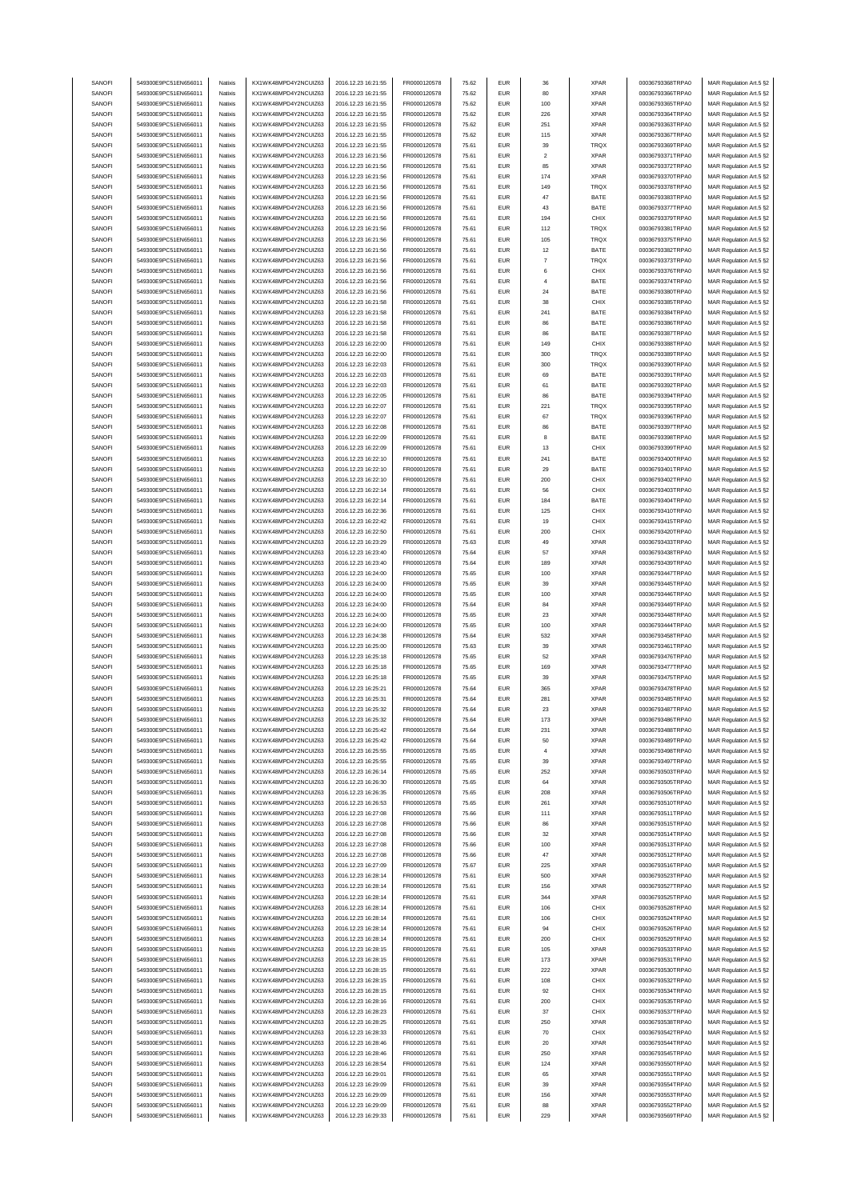| SANOFI | 549300E9PC51EN656011 | Natixis | KX1WK48MPD4Y2NCUIZ63 | 2016.12.23 16:21:55 | FR0000120578 | 75.62 | EUR | 36 | XPAR | 00036793368TRPA0 | MAR Regulation Art.5 §2 |
|---|---|---|---|---|---|---|---|---|---|---|---|
| SANOFI | 549300E9PC51EN656011 | Natixis | KX1WK48MPD4Y2NCUIZ63 | 2016.12.23 16:21:55 | FR0000120578 | 75.62 | EUR | 80 | XPAR | 00036793366TRPA0 | MAR Regulation Art.5 §2 |
| SANOFI | 549300E9PC51EN656011 | Natixis | KX1WK48MPD4Y2NCUIZ63 | 2016.12.23 16:21:55 | FR0000120578 | 75.62 | EUR | 100 | XPAR | 00036793365TRPA0 | MAR Regulation Art.5 §2 |
| SANOFI | 549300E9PC51EN656011 | Natixis | KX1WK48MPD4Y2NCUIZ63 | 2016.12.23 16:21:55 | FR0000120578 | 75.62 | EUR | 226 | XPAR | 00036793364TRPA0 | MAR Regulation Art.5 §2 |
| SANOFI | 549300E9PC51EN656011 | Natixis | KX1WK48MPD4Y2NCUIZ63 | 2016.12.23 16:21:55 | FR0000120578 | 75.62 | EUR | 251 | XPAR | 00036793363TRPA0 | MAR Regulation Art.5 §2 |
| SANOFI | 549300E9PC51EN656011 | Natixis | KX1WK48MPD4Y2NCUIZ63 | 2016.12.23 16:21:55 | FR0000120578 | 75.62 | EUR | 115 | XPAR | 00036793367TRPA0 | MAR Regulation Art.5 §2 |
| SANOFI | 549300E9PC51EN656011 | Natixis | KX1WK48MPD4Y2NCUIZ63 | 2016.12.23 16:21:55 | FR0000120578 | 75.61 | EUR | 38 | TRQX | 00036793369TRPA0 | MAR Regulation Art.5 §2 |
| SANOFI | 549300E9PC51EN656011 | Natixis | KX1WK48MPD4Y2NCUIZ63 | 2016.12.23 16:21:56 | FR0000120578 | 75.61 | EUR | 2 | XPAR | 00036793371TRPA0 | MAR Regulation Art.5 §2 |
| SANOFI | 549300E9PC51EN656011 | Natixis | KX1WK48MPD4Y2NCUIZ63 | 2016.12.23 16:21:56 | FR0000120578 | 75.61 | EUR | 85 | XPAR | 00036793372TRPA0 | MAR Regulation Art.5 §2 |
| SANOFI | 549300E9PC51EN656011 | Natixis | KX1WK48MPD4Y2NCUIZ63 | 2016.12.23 16:21:56 | FR0000120578 | 75.61 | EUR | 174 | XPAR | 00036793370TRPA0 | MAR Regulation Art.5 §2 |
| SANOFI | 549300E9PC51EN656011 | Natixis | KX1WK48MPD4Y2NCUIZ63 | 2016.12.23 16:21:56 | FR0000120578 | 75.61 | EUR | 149 | TRQX | 00036793378TRPA0 | MAR Regulation Art.5 §2 |
| SANOFI | 549300E9PC51EN656011 | Natixis | KX1WK48MPD4Y2NCUIZ63 | 2016.12.23 16:21:56 | FR0000120578 | 75.61 | EUR | 47 | BATE | 00036793383TRPA0 | MAR Regulation Art.5 §2 |
| SANOFI | 549300E9PC51EN656011 | Natixis | KX1WK48MPD4Y2NCUIZ63 | 2016.12.23 16:21:56 | FR0000120578 | 75.61 | EUR | 43 | BATE | 00036793377TRPA0 | MAR Regulation Art.5 §2 |
| SANOFI | 549300E9PC51EN656011 | Natixis | KX1WK48MPD4Y2NCUIZ63 | 2016.12.23 16:21:56 | FR0000120578 | 75.61 | EUR | 194 | CHIX | 00036793379TRPA0 | MAR Regulation Art.5 §2 |
| SANOFI | 549300E9PC51EN656011 | Natixis | KX1WK48MPD4Y2NCUIZ63 | 2016.12.23 16:21:56 | FR0000120578 | 75.61 | EUR | 112 | TRQX | 00036793381TRPA0 | MAR Regulation Art.5 §2 |
| SANOFI | 549300E9PC51EN656011 | Natixis | KX1WK48MPD4Y2NCUIZ63 | 2016.12.23 16:21:56 | FR0000120578 | 75.61 | EUR | 105 | TRQX | 00036793375TRPA0 | MAR Regulation Art.5 §2 |
| SANOFI | 549300E9PC51EN656011 | Natixis | KX1WK48MPD4Y2NCUIZ63 | 2016.12.23 16:21:56 | FR0000120578 | 75.61 | EUR | 12 | BATE | 00036793382TRPA0 | MAR Regulation Art.5 §2 |
| SANOFI | 549300E9PC51EN656011 | Natixis | KX1WK48MPD4Y2NCUIZ63 | 2016.12.23 16:21:56 | FR0000120578 | 75.61 | EUR | 7 | TRQX | 00036793373TRPA0 | MAR Regulation Art.5 §2 |
| SANOFI | 549300E9PC51EN656011 | Natixis | KX1WK48MPD4Y2NCUIZ63 | 2016.12.23 16:21:56 | FR0000120578 | 75.61 | EUR | 6 | CHIX | 00036793376TRPA0 | MAR Regulation Art.5 §2 |
| SANOFI | 549300E9PC51EN656011 | Natixis | KX1WK48MPD4Y2NCUIZ63 | 2016.12.23 16:21:56 | FR0000120578 | 75.61 | EUR | 4 | BATE | 00036793374TRPA0 | MAR Regulation Art.5 §2 |
| SANOFI | 549300E9PC51EN656011 | Natixis | KX1WK48MPD4Y2NCUIZ63 | 2016.12.23 16:21:56 | FR0000120578 | 75.61 | EUR | 24 | BATE | 00036793380TRPA0 | MAR Regulation Art.5 §2 |
| SANOFI | 549300E9PC51EN656011 | Natixis | KX1WK48MPD4Y2NCUIZ63 | 2016.12.23 16:21:58 | FR0000120578 | 75.61 | EUR | 38 | CHIX | 00036793385TRPA0 | MAR Regulation Art.5 §2 |
| SANOFI | 549300E9PC51EN656011 | Natixis | KX1WK48MPD4Y2NCUIZ63 | 2016.12.23 16:21:58 | FR0000120578 | 75.61 | EUR | 241 | BATE | 00036793384TRPA0 | MAR Regulation Art.5 §2 |
| SANOFI | 549300E9PC51EN656011 | Natixis | KX1WK48MPD4Y2NCUIZ63 | 2016.12.23 16:21:58 | FR0000120578 | 75.61 | EUR | 86 | BATE | 00036793386TRPA0 | MAR Regulation Art.5 §2 |
| SANOFI | 549300E9PC51EN656011 | Natixis | KX1WK48MPD4Y2NCUIZ63 | 2016.12.23 16:21:58 | FR0000120578 | 75.61 | EUR | 86 | BATE | 00036793387TRPA0 | MAR Regulation Art.5 §2 |
| SANOFI | 549300E9PC51EN656011 | Natixis | KX1WK48MPD4Y2NCUIZ63 | 2016.12.23 16:22:00 | FR0000120578 | 75.61 | EUR | 149 | CHIX | 00036793388TRPA0 | MAR Regulation Art.5 §2 |
| SANOFI | 549300E9PC51EN656011 | Natixis | KX1WK48MPD4Y2NCUIZ63 | 2016.12.23 16:22:00 | FR0000120578 | 75.61 | EUR | 300 | TRQX | 00036793389TRPA0 | MAR Regulation Art.5 §2 |
| SANOFI | 549300E9PC51EN656011 | Natixis | KX1WK48MPD4Y2NCUIZ63 | 2016.12.23 16:22:03 | FR0000120578 | 75.61 | EUR | 300 | TRQX | 00036793390TRPA0 | MAR Regulation Art.5 §2 |
| SANOFI | 549300E9PC51EN656011 | Natixis | KX1WK48MPD4Y2NCUIZ63 | 2016.12.23 16:22:03 | FR0000120578 | 75.61 | EUR | 69 | BATE | 00036793391TRPA0 | MAR Regulation Art.5 §2 |
| SANOFI | 549300E9PC51EN656011 | Natixis | KX1WK48MPD4Y2NCUIZ63 | 2016.12.23 16:22:03 | FR0000120578 | 75.61 | EUR | 61 | BATE | 00036793392TRPA0 | MAR Regulation Art.5 §2 |
| SANOFI | 549300E9PC51EN656011 | Natixis | KX1WK48MPD4Y2NCUIZ63 | 2016.12.23 16:22:05 | FR0000120578 | 75.61 | EUR | 86 | BATE | 00036793394TRPA0 | MAR Regulation Art.5 §2 |
| SANOFI | 549300E9PC51EN656011 | Natixis | KX1WK48MPD4Y2NCUIZ63 | 2016.12.23 16:22:07 | FR0000120578 | 75.61 | EUR | 221 | TRQX | 00036793395TRPA0 | MAR Regulation Art.5 §2 |
| SANOFI | 549300E9PC51EN656011 | Natixis | KX1WK48MPD4Y2NCUIZ63 | 2016.12.23 16:22:07 | FR0000120578 | 75.61 | EUR | 67 | TRQX | 00036793396TRPA0 | MAR Regulation Art.5 §2 |
| SANOFI | 549300E9PC51EN656011 | Natixis | KX1WK48MPD4Y2NCUIZ63 | 2016.12.23 16:22:08 | FR0000120578 | 75.61 | EUR | 86 | BATE | 00036793397TRPA0 | MAR Regulation Art.5 §2 |
| SANOFI | 549300E9PC51EN656011 | Natixis | KX1WK48MPD4Y2NCUIZ63 | 2016.12.23 16:22:09 | FR0000120578 | 75.61 | EUR | 8 | BATE | 00036793398TRPA0 | MAR Regulation Art.5 §2 |
| SANOFI | 549300E9PC51EN656011 | Natixis | KX1WK48MPD4Y2NCUIZ63 | 2016.12.23 16:22:09 | FR0000120578 | 75.61 | EUR | 13 | CHIX | 00036793399TRPA0 | MAR Regulation Art.5 §2 |
| SANOFI | 549300E9PC51EN656011 | Natixis | KX1WK48MPD4Y2NCUIZ63 | 2016.12.23 16:22:10 | FR0000120578 | 75.61 | EUR | 241 | BATE | 00036793400TRPA0 | MAR Regulation Art.5 §2 |
| SANOFI | 549300E9PC51EN656011 | Natixis | KX1WK48MPD4Y2NCUIZ63 | 2016.12.23 16:22:10 | FR0000120578 | 75.61 | EUR | 29 | BATE | 00036793401TRPA0 | MAR Regulation Art.5 §2 |
| SANOFI | 549300E9PC51EN656011 | Natixis | KX1WK48MPD4Y2NCUIZ63 | 2016.12.23 16:22:10 | FR0000120578 | 75.61 | EUR | 200 | CHIX | 00036793402TRPA0 | MAR Regulation Art.5 §2 |
| SANOFI | 549300E9PC51EN656011 | Natixis | KX1WK48MPD4Y2NCUIZ63 | 2016.12.23 16:22:14 | FR0000120578 | 75.61 | EUR | 56 | CHIX | 00036793403TRPA0 | MAR Regulation Art.5 §2 |
| SANOFI | 549300E9PC51EN656011 | Natixis | KX1WK48MPD4Y2NCUIZ63 | 2016.12.23 16:22:14 | FR0000120578 | 75.61 | EUR | 184 | BATE | 00036793404TRPA0 | MAR Regulation Art.5 §2 |
| SANOFI | 549300E9PC51EN656011 | Natixis | KX1WK48MPD4Y2NCUIZ63 | 2016.12.23 16:22:36 | FR0000120578 | 75.61 | EUR | 125 | CHIX | 00036793410TRPA0 | MAR Regulation Art.5 §2 |
| SANOFI | 549300E9PC51EN656011 | Natixis | KX1WK48MPD4Y2NCUIZ63 | 2016.12.23 16:22:42 | FR0000120578 | 75.61 | EUR | 19 | CHIX | 00036793415TRPA0 | MAR Regulation Art.5 §2 |
| SANOFI | 549300E9PC51EN656011 | Natixis | KX1WK48MPD4Y2NCUIZ63 | 2016.12.23 16:22:50 | FR0000120578 | 75.61 | EUR | 200 | CHIX | 00036793420TRPA0 | MAR Regulation Art.5 §2 |
| SANOFI | 549300E9PC51EN656011 | Natixis | KX1WK48MPD4Y2NCUIZ63 | 2016.12.23 16:23:29 | FR0000120578 | 75.63 | EUR | 49 | XPAR | 00036793433TRPA0 | MAR Regulation Art.5 §2 |
| SANOFI | 549300E9PC51EN656011 | Natixis | KX1WK48MPD4Y2NCUIZ63 | 2016.12.23 16:23:40 | FR0000120578 | 75.64 | EUR | 57 | XPAR | 00036793438TRPA0 | MAR Regulation Art.5 §2 |
| SANOFI | 549300E9PC51EN656011 | Natixis | KX1WK48MPD4Y2NCUIZ63 | 2016.12.23 16:23:40 | FR0000120578 | 75.64 | EUR | 189 | XPAR | 00036793439TRPA0 | MAR Regulation Art.5 §2 |
| SANOFI | 549300E9PC51EN656011 | Natixis | KX1WK48MPD4Y2NCUIZ63 | 2016.12.23 16:24:00 | FR0000120578 | 75.65 | EUR | 100 | XPAR | 00036793447TRPA0 | MAR Regulation Art.5 §2 |
| SANOFI | 549300E9PC51EN656011 | Natixis | KX1WK48MPD4Y2NCUIZ63 | 2016.12.23 16:24:00 | FR0000120578 | 75.65 | EUR | 39 | XPAR | 00036793445TRPA0 | MAR Regulation Art.5 §2 |
| SANOFI | 549300E9PC51EN656011 | Natixis | KX1WK48MPD4Y2NCUIZ63 | 2016.12.23 16:24:00 | FR0000120578 | 75.65 | EUR | 100 | XPAR | 00036793446TRPA0 | MAR Regulation Art.5 §2 |
| SANOFI | 549300E9PC51EN656011 | Natixis | KX1WK48MPD4Y2NCUIZ63 | 2016.12.23 16:24:00 | FR0000120578 | 75.64 | EUR | 84 | XPAR | 00036793449TRPA0 | MAR Regulation Art.5 §2 |
| SANOFI | 549300E9PC51EN656011 | Natixis | KX1WK48MPD4Y2NCUIZ63 | 2016.12.23 16:24:00 | FR0000120578 | 75.65 | EUR | 23 | XPAR | 00036793448TRPA0 | MAR Regulation Art.5 §2 |
| SANOFI | 549300E9PC51EN656011 | Natixis | KX1WK48MPD4Y2NCUIZ63 | 2016.12.23 16:24:00 | FR0000120578 | 75.65 | EUR | 100 | XPAR | 00036793444TRPA0 | MAR Regulation Art.5 §2 |
| SANOFI | 549300E9PC51EN656011 | Natixis | KX1WK48MPD4Y2NCUIZ63 | 2016.12.23 16:24:38 | FR0000120578 | 75.64 | EUR | 532 | XPAR | 00036793458TRPA0 | MAR Regulation Art.5 §2 |
| SANOFI | 549300E9PC51EN656011 | Natixis | KX1WK48MPD4Y2NCUIZ63 | 2016.12.23 16:25:00 | FR0000120578 | 75.63 | EUR | 39 | XPAR | 00036793461TRPA0 | MAR Regulation Art.5 §2 |
| SANOFI | 549300E9PC51EN656011 | Natixis | KX1WK48MPD4Y2NCUIZ63 | 2016.12.23 16:25:18 | FR0000120578 | 75.65 | EUR | 52 | XPAR | 00036793476TRPA0 | MAR Regulation Art.5 §2 |
| SANOFI | 549300E9PC51EN656011 | Natixis | KX1WK48MPD4Y2NCUIZ63 | 2016.12.23 16:25:18 | FR0000120578 | 75.65 | EUR | 169 | XPAR | 00036793477TRPA0 | MAR Regulation Art.5 §2 |
| SANOFI | 549300E9PC51EN656011 | Natixis | KX1WK48MPD4Y2NCUIZ63 | 2016.12.23 16:25:18 | FR0000120578 | 75.65 | EUR | 39 | XPAR | 00036793475TRPA0 | MAR Regulation Art.5 §2 |
| SANOFI | 549300E9PC51EN656011 | Natixis | KX1WK48MPD4Y2NCUIZ63 | 2016.12.23 16:25:21 | FR0000120578 | 75.64 | EUR | 365 | XPAR | 00036793478TRPA0 | MAR Regulation Art.5 §2 |
| SANOFI | 549300E9PC51EN656011 | Natixis | KX1WK48MPD4Y2NCUIZ63 | 2016.12.23 16:25:31 | FR0000120578 | 75.64 | EUR | 281 | XPAR | 00036793485TRPA0 | MAR Regulation Art.5 §2 |
| SANOFI | 549300E9PC51EN656011 | Natixis | KX1WK48MPD4Y2NCUIZ63 | 2016.12.23 16:25:32 | FR0000120578 | 75.64 | EUR | 23 | XPAR | 00036793487TRPA0 | MAR Regulation Art.5 §2 |
| SANOFI | 549300E9PC51EN656011 | Natixis | KX1WK48MPD4Y2NCUIZ63 | 2016.12.23 16:25:32 | FR0000120578 | 75.64 | EUR | 173 | XPAR | 00036793486TRPA0 | MAR Regulation Art.5 §2 |
| SANOFI | 549300E9PC51EN656011 | Natixis | KX1WK48MPD4Y2NCUIZ63 | 2016.12.23 16:25:42 | FR0000120578 | 75.64 | EUR | 231 | XPAR | 00036793488TRPA0 | MAR Regulation Art.5 §2 |
| SANOFI | 549300E9PC51EN656011 | Natixis | KX1WK48MPD4Y2NCUIZ63 | 2016.12.23 16:25:42 | FR0000120578 | 75.64 | EUR | 50 | XPAR | 00036793489TRPA0 | MAR Regulation Art.5 §2 |
| SANOFI | 549300E9PC51EN656011 | Natixis | KX1WK48MPD4Y2NCUIZ63 | 2016.12.23 16:25:55 | FR0000120578 | 75.65 | EUR | 4 | XPAR | 00036793498TRPA0 | MAR Regulation Art.5 §2 |
| SANOFI | 549300E9PC51EN656011 | Natixis | KX1WK48MPD4Y2NCUIZ63 | 2016.12.23 16:25:55 | FR0000120578 | 75.65 | EUR | 39 | XPAR | 00036793497TRPA0 | MAR Regulation Art.5 §2 |
| SANOFI | 549300E9PC51EN656011 | Natixis | KX1WK48MPD4Y2NCUIZ63 | 2016.12.23 16:26:14 | FR0000120578 | 75.65 | EUR | 252 | XPAR | 00036793503TRPA0 | MAR Regulation Art.5 §2 |
| SANOFI | 549300E9PC51EN656011 | Natixis | KX1WK48MPD4Y2NCUIZ63 | 2016.12.23 16:26:30 | FR0000120578 | 75.65 | EUR | 64 | XPAR | 00036793505TRPA0 | MAR Regulation Art.5 §2 |
| SANOFI | 549300E9PC51EN656011 | Natixis | KX1WK48MPD4Y2NCUIZ63 | 2016.12.23 16:26:35 | FR0000120578 | 75.65 | EUR | 208 | XPAR | 00036793506TRPA0 | MAR Regulation Art.5 §2 |
| SANOFI | 549300E9PC51EN656011 | Natixis | KX1WK48MPD4Y2NCUIZ63 | 2016.12.23 16:26:53 | FR0000120578 | 75.65 | EUR | 261 | XPAR | 00036793510TRPA0 | MAR Regulation Art.5 §2 |
| SANOFI | 549300E9PC51EN656011 | Natixis | KX1WK48MPD4Y2NCUIZ63 | 2016.12.23 16:27:08 | FR0000120578 | 75.66 | EUR | 111 | XPAR | 00036793511TRPA0 | MAR Regulation Art.5 §2 |
| SANOFI | 549300E9PC51EN656011 | Natixis | KX1WK48MPD4Y2NCUIZ63 | 2016.12.23 16:27:08 | FR0000120578 | 75.66 | EUR | 86 | XPAR | 00036793515TRPA0 | MAR Regulation Art.5 §2 |
| SANOFI | 549300E9PC51EN656011 | Natixis | KX1WK48MPD4Y2NCUIZ63 | 2016.12.23 16:27:08 | FR0000120578 | 75.66 | EUR | 32 | XPAR | 00036793514TRPA0 | MAR Regulation Art.5 §2 |
| SANOFI | 549300E9PC51EN656011 | Natixis | KX1WK48MPD4Y2NCUIZ63 | 2016.12.23 16:27:08 | FR0000120578 | 75.66 | EUR | 100 | XPAR | 00036793513TRPA0 | MAR Regulation Art.5 §2 |
| SANOFI | 549300E9PC51EN656011 | Natixis | KX1WK48MPD4Y2NCUIZ63 | 2016.12.23 16:27:08 | FR0000120578 | 75.66 | EUR | 47 | XPAR | 00036793512TRPA0 | MAR Regulation Art.5 §2 |
| SANOFI | 549300E9PC51EN656011 | Natixis | KX1WK48MPD4Y2NCUIZ63 | 2016.12.23 16:27:09 | FR0000120578 | 75.67 | EUR | 225 | XPAR | 00036793516TRPA0 | MAR Regulation Art.5 §2 |
| SANOFI | 549300E9PC51EN656011 | Natixis | KX1WK48MPD4Y2NCUIZ63 | 2016.12.23 16:28:14 | FR0000120578 | 75.61 | EUR | 500 | XPAR | 00036793523TRPA0 | MAR Regulation Art.5 §2 |
| SANOFI | 549300E9PC51EN656011 | Natixis | KX1WK48MPD4Y2NCUIZ63 | 2016.12.23 16:28:14 | FR0000120578 | 75.61 | EUR | 156 | XPAR | 00036793527TRPA0 | MAR Regulation Art.5 §2 |
| SANOFI | 549300E9PC51EN656011 | Natixis | KX1WK48MPD4Y2NCUIZ63 | 2016.12.23 16:28:14 | FR0000120578 | 75.61 | EUR | 344 | XPAR | 00036793525TRPA0 | MAR Regulation Art.5 §2 |
| SANOFI | 549300E9PC51EN656011 | Natixis | KX1WK48MPD4Y2NCUIZ63 | 2016.12.23 16:28:14 | FR0000120578 | 75.61 | EUR | 106 | CHIX | 00036793528TRPA0 | MAR Regulation Art.5 §2 |
| SANOFI | 549300E9PC51EN656011 | Natixis | KX1WK48MPD4Y2NCUIZ63 | 2016.12.23 16:28:14 | FR0000120578 | 75.61 | EUR | 106 | CHIX | 00036793524TRPA0 | MAR Regulation Art.5 §2 |
| SANOFI | 549300E9PC51EN656011 | Natixis | KX1WK48MPD4Y2NCUIZ63 | 2016.12.23 16:28:14 | FR0000120578 | 75.61 | EUR | 94 | CHIX | 00036793526TRPA0 | MAR Regulation Art.5 §2 |
| SANOFI | 549300E9PC51EN656011 | Natixis | KX1WK48MPD4Y2NCUIZ63 | 2016.12.23 16:28:14 | FR0000120578 | 75.61 | EUR | 200 | CHIX | 00036793529TRPA0 | MAR Regulation Art.5 §2 |
| SANOFI | 549300E9PC51EN656011 | Natixis | KX1WK48MPD4Y2NCUIZ63 | 2016.12.23 16:28:15 | FR0000120578 | 75.61 | EUR | 105 | XPAR | 00036793533TRPA0 | MAR Regulation Art.5 §2 |
| SANOFI | 549300E9PC51EN656011 | Natixis | KX1WK48MPD4Y2NCUIZ63 | 2016.12.23 16:28:15 | FR0000120578 | 75.61 | EUR | 173 | XPAR | 00036793531TRPA0 | MAR Regulation Art.5 §2 |
| SANOFI | 549300E9PC51EN656011 | Natixis | KX1WK48MPD4Y2NCUIZ63 | 2016.12.23 16:28:15 | FR0000120578 | 75.61 | EUR | 222 | XPAR | 00036793530TRPA0 | MAR Regulation Art.5 §2 |
| SANOFI | 549300E9PC51EN656011 | Natixis | KX1WK48MPD4Y2NCUIZ63 | 2016.12.23 16:28:15 | FR0000120578 | 75.61 | EUR | 108 | CHIX | 00036793532TRPA0 | MAR Regulation Art.5 §2 |
| SANOFI | 549300E9PC51EN656011 | Natixis | KX1WK48MPD4Y2NCUIZ63 | 2016.12.23 16:28:15 | FR0000120578 | 75.61 | EUR | 92 | CHIX | 00036793534TRPA0 | MAR Regulation Art.5 §2 |
| SANOFI | 549300E9PC51EN656011 | Natixis | KX1WK48MPD4Y2NCUIZ63 | 2016.12.23 16:28:16 | FR0000120578 | 75.61 | EUR | 200 | CHIX | 00036793535TRPA0 | MAR Regulation Art.5 §2 |
| SANOFI | 549300E9PC51EN656011 | Natixis | KX1WK48MPD4Y2NCUIZ63 | 2016.12.23 16:28:23 | FR0000120578 | 75.61 | EUR | 37 | CHIX | 00036793537TRPA0 | MAR Regulation Art.5 §2 |
| SANOFI | 549300E9PC51EN656011 | Natixis | KX1WK48MPD4Y2NCUIZ63 | 2016.12.23 16:28:25 | FR0000120578 | 75.61 | EUR | 250 | XPAR | 00036793538TRPA0 | MAR Regulation Art.5 §2 |
| SANOFI | 549300E9PC51EN656011 | Natixis | KX1WK48MPD4Y2NCUIZ63 | 2016.12.23 16:28:33 | FR0000120578 | 75.61 | EUR | 70 | CHIX | 00036793542TRPA0 | MAR Regulation Art.5 §2 |
| SANOFI | 549300E9PC51EN656011 | Natixis | KX1WK48MPD4Y2NCUIZ63 | 2016.12.23 16:28:46 | FR0000120578 | 75.61 | EUR | 20 | XPAR | 00036793544TRPA0 | MAR Regulation Art.5 §2 |
| SANOFI | 549300E9PC51EN656011 | Natixis | KX1WK48MPD4Y2NCUIZ63 | 2016.12.23 16:28:46 | FR0000120578 | 75.61 | EUR | 250 | XPAR | 00036793545TRPA0 | MAR Regulation Art.5 §2 |
| SANOFI | 549300E9PC51EN656011 | Natixis | KX1WK48MPD4Y2NCUIZ63 | 2016.12.23 16:28:54 | FR0000120578 | 75.61 | EUR | 124 | XPAR | 00036793550TRPA0 | MAR Regulation Art.5 §2 |
| SANOFI | 549300E9PC51EN656011 | Natixis | KX1WK48MPD4Y2NCUIZ63 | 2016.12.23 16:29:01 | FR0000120578 | 75.61 | EUR | 65 | XPAR | 00036793551TRPA0 | MAR Regulation Art.5 §2 |
| SANOFI | 549300E9PC51EN656011 | Natixis | KX1WK48MPD4Y2NCUIZ63 | 2016.12.23 16:29:09 | FR0000120578 | 75.61 | EUR | 39 | XPAR | 00036793554TRPA0 | MAR Regulation Art.5 §2 |
| SANOFI | 549300E9PC51EN656011 | Natixis | KX1WK48MPD4Y2NCUIZ63 | 2016.12.23 16:29:09 | FR0000120578 | 75.61 | EUR | 156 | XPAR | 00036793553TRPA0 | MAR Regulation Art.5 §2 |
| SANOFI | 549300E9PC51EN656011 | Natixis | KX1WK48MPD4Y2NCUIZ63 | 2016.12.23 16:29:09 | FR0000120578 | 75.61 | EUR | 88 | XPAR | 00036793552TRPA0 | MAR Regulation Art.5 §2 |
| SANOFI | 549300E9PC51EN656011 | Natixis | KX1WK48MPD4Y2NCUIZ63 | 2016.12.23 16:29:33 | FR0000120578 | 75.61 | EUR | 229 | XPAR | 00036793569TRPA0 | MAR Regulation Art.5 §2 |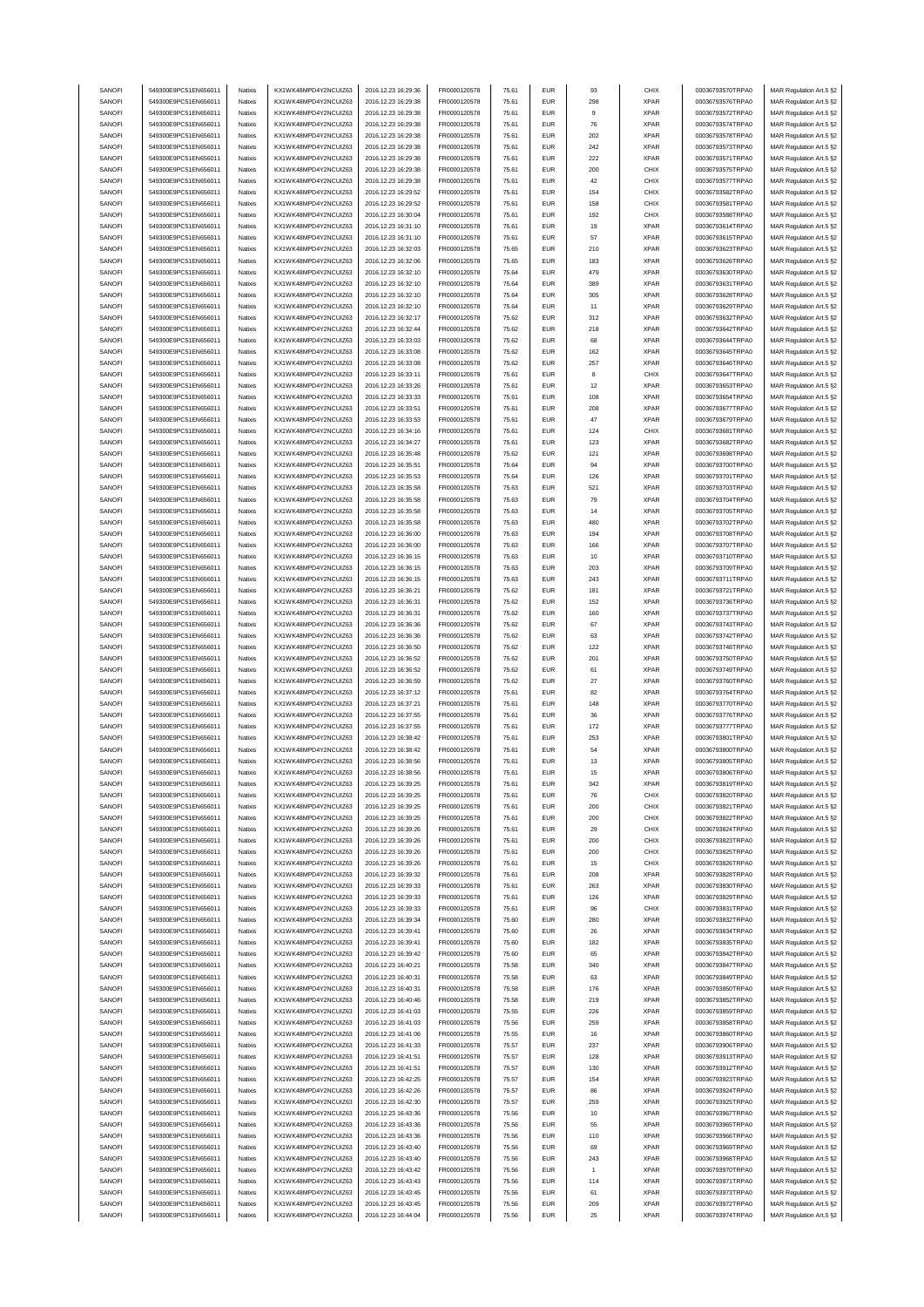| SANOFI | 549300E9PC51EN656011 | Natixis | KX1WK48MPD4Y2NCUIZ63 | 2016.12.23 16:29:36 | FR0000120578 | 75.61 | EUR | 93 | CHIX | 00036793570TRPA0 | MAR Regulation Art.5 §2 |
|---|---|---|---|---|---|---|---|---|---|---|---|
| SANOFI | 549300E9PC51EN656011 | Natixis | KX1WK48MPD4Y2NCUIZ63 | 2016.12.23 16:29:38 | FR0000120578 | 75.61 | EUR | 298 | XPAR | 00036793576TRPA0 | MAR Regulation Art.5 §2 |
| SANOFI | 549300E9PC51EN656011 | Natixis | KX1WK48MPD4Y2NCUIZ63 | 2016.12.23 16:29:38 | FR0000120578 | 75.61 | EUR | 9 | XPAR | 00036793572TRPA0 | MAR Regulation Art.5 §2 |
| SANOFI | 549300E9PC51EN656011 | Natixis | KX1WK48MPD4Y2NCUIZ63 | 2016.12.23 16:29:38 | FR0000120578 | 75.61 | EUR | 76 | XPAR | 00036793574TRPA0 | MAR Regulation Art.5 §2 |
| SANOFI | 549300E9PC51EN656011 | Natixis | KX1WK48MPD4Y2NCUIZ63 | 2016.12.23 16:29:38 | FR0000120578 | 75.61 | EUR | 202 | XPAR | 00036793578TRPA0 | MAR Regulation Art.5 §2 |
| SANOFI | 549300E9PC51EN656011 | Natixis | KX1WK48MPD4Y2NCUIZ63 | 2016.12.23 16:29:38 | FR0000120578 | 75.61 | EUR | 242 | XPAR | 00036793573TRPA0 | MAR Regulation Art.5 §2 |
| SANOFI | 549300E9PC51EN656011 | Natixis | KX1WK48MPD4Y2NCUIZ63 | 2016.12.23 16:29:38 | FR0000120578 | 75.61 | EUR | 222 | XPAR | 00036793571TRPA0 | MAR Regulation Art.5 §2 |
| SANOFI | 549300E9PC51EN656011 | Natixis | KX1WK48MPD4Y2NCUIZ63 | 2016.12.23 16:29:38 | FR0000120578 | 75.61 | EUR | 200 | CHIX | 00036793575TRPA0 | MAR Regulation Art.5 §2 |
| SANOFI | 549300E9PC51EN656011 | Natixis | KX1WK48MPD4Y2NCUIZ63 | 2016.12.23 16:29:38 | FR0000120578 | 75.61 | EUR | 42 | CHIX | 00036793577TRPA0 | MAR Regulation Art.5 §2 |
| SANOFI | 549300E9PC51EN656011 | Natixis | KX1WK48MPD4Y2NCUIZ63 | 2016.12.23 16:29:52 | FR0000120578 | 75.61 | EUR | 154 | CHIX | 00036793582TRPA0 | MAR Regulation Art.5 §2 |
| SANOFI | 549300E9PC51EN656011 | Natixis | KX1WK48MPD4Y2NCUIZ63 | 2016.12.23 16:29:52 | FR0000120578 | 75.61 | EUR | 158 | CHIX | 00036793581TRPA0 | MAR Regulation Art.5 §2 |
| SANOFI | 549300E9PC51EN656011 | Natixis | KX1WK48MPD4Y2NCUIZ63 | 2016.12.23 16:30:04 | FR0000120578 | 75.61 | EUR | 192 | CHIX | 00036793588TRPA0 | MAR Regulation Art.5 §2 |
| SANOFI | 549300E9PC51EN656011 | Natixis | KX1WK48MPD4Y2NCUIZ63 | 2016.12.23 16:31:10 | FR0000120578 | 75.61 | EUR | 19 | XPAR | 00036793614TRPA0 | MAR Regulation Art.5 §2 |
| SANOFI | 549300E9PC51EN656011 | Natixis | KX1WK48MPD4Y2NCUIZ63 | 2016.12.23 16:31:10 | FR0000120578 | 75.61 | EUR | 57 | XPAR | 00036793615TRPA0 | MAR Regulation Art.5 §2 |
| SANOFI | 549300E9PC51EN656011 | Natixis | KX1WK48MPD4Y2NCUIZ63 | 2016.12.23 16:32:03 | FR0000120578 | 75.65 | EUR | 210 | XPAR | 00036793623TRPA0 | MAR Regulation Art.5 §2 |
| SANOFI | 549300E9PC51EN656011 | Natixis | KX1WK48MPD4Y2NCUIZ63 | 2016.12.23 16:32:06 | FR0000120578 | 75.65 | EUR | 183 | XPAR | 00036793626TRPA0 | MAR Regulation Art.5 §2 |
| SANOFI | 549300E9PC51EN656011 | Natixis | KX1WK48MPD4Y2NCUIZ63 | 2016.12.23 16:32:10 | FR0000120578 | 75.64 | EUR | 479 | XPAR | 00036793630TRPA0 | MAR Regulation Art.5 §2 |
| SANOFI | 549300E9PC51EN656011 | Natixis | KX1WK48MPD4Y2NCUIZ63 | 2016.12.23 16:32:10 | FR0000120578 | 75.64 | EUR | 389 | XPAR | 00036793631TRPA0 | MAR Regulation Art.5 §2 |
| SANOFI | 549300E9PC51EN656011 | Natixis | KX1WK48MPD4Y2NCUIZ63 | 2016.12.23 16:32:10 | FR0000120578 | 75.64 | EUR | 305 | XPAR | 00036793628TRPA0 | MAR Regulation Art.5 §2 |
| SANOFI | 549300E9PC51EN656011 | Natixis | KX1WK48MPD4Y2NCUIZ63 | 2016.12.23 16:32:10 | FR0000120578 | 75.64 | EUR | 11 | XPAR | 00036793629TRPA0 | MAR Regulation Art.5 §2 |
| SANOFI | 549300E9PC51EN656011 | Natixis | KX1WK48MPD4Y2NCUIZ63 | 2016.12.23 16:32:17 | FR0000120578 | 75.62 | EUR | 312 | XPAR | 00036793632TRPA0 | MAR Regulation Art.5 §2 |
| SANOFI | 549300E9PC51EN656011 | Natixis | KX1WK48MPD4Y2NCUIZ63 | 2016.12.23 16:32:44 | FR0000120578 | 75.62 | EUR | 218 | XPAR | 00036793642TRPA0 | MAR Regulation Art.5 §2 |
| SANOFI | 549300E9PC51EN656011 | Natixis | KX1WK48MPD4Y2NCUIZ63 | 2016.12.23 16:33:03 | FR0000120578 | 75.62 | EUR | 68 | XPAR | 00036793644TRPA0 | MAR Regulation Art.5 §2 |
| SANOFI | 549300E9PC51EN656011 | Natixis | KX1WK48MPD4Y2NCUIZ63 | 2016.12.23 16:33:08 | FR0000120578 | 75.62 | EUR | 162 | XPAR | 00036793645TRPA0 | MAR Regulation Art.5 §2 |
| SANOFI | 549300E9PC51EN656011 | Natixis | KX1WK48MPD4Y2NCUIZ63 | 2016.12.23 16:33:08 | FR0000120578 | 75.62 | EUR | 257 | XPAR | 00036793646TRPA0 | MAR Regulation Art.5 §2 |
| SANOFI | 549300E9PC51EN656011 | Natixis | KX1WK48MPD4Y2NCUIZ63 | 2016.12.23 16:33:11 | FR0000120578 | 75.61 | EUR | 8 | CHIX | 00036793647TRPA0 | MAR Regulation Art.5 §2 |
| SANOFI | 549300E9PC51EN656011 | Natixis | KX1WK48MPD4Y2NCUIZ63 | 2016.12.23 16:33:26 | FR0000120578 | 75.61 | EUR | 12 | XPAR | 00036793653TRPA0 | MAR Regulation Art.5 §2 |
| SANOFI | 549300E9PC51EN656011 | Natixis | KX1WK48MPD4Y2NCUIZ63 | 2016.12.23 16:33:33 | FR0000120578 | 75.61 | EUR | 108 | XPAR | 00036793654TRPA0 | MAR Regulation Art.5 §2 |
| SANOFI | 549300E9PC51EN656011 | Natixis | KX1WK48MPD4Y2NCUIZ63 | 2016.12.23 16:33:51 | FR0000120578 | 75.61 | EUR | 208 | XPAR | 00036793677TRPA0 | MAR Regulation Art.5 §2 |
| SANOFI | 549300E9PC51EN656011 | Natixis | KX1WK48MPD4Y2NCUIZ63 | 2016.12.23 16:33:53 | FR0000120578 | 75.61 | EUR | 47 | XPAR | 00036793679TRPA0 | MAR Regulation Art.5 §2 |
| SANOFI | 549300E9PC51EN656011 | Natixis | KX1WK48MPD4Y2NCUIZ63 | 2016.12.23 16:34:16 | FR0000120578 | 75.61 | EUR | 124 | CHIX | 00036793681TRPA0 | MAR Regulation Art.5 §2 |
| SANOFI | 549300E9PC51EN656011 | Natixis | KX1WK48MPD4Y2NCUIZ63 | 2016.12.23 16:34:27 | FR0000120578 | 75.61 | EUR | 123 | XPAR | 00036793682TRPA0 | MAR Regulation Art.5 §2 |
| SANOFI | 549300E9PC51EN656011 | Natixis | KX1WK48MPD4Y2NCUIZ63 | 2016.12.23 16:35:48 | FR0000120578 | 75.62 | EUR | 121 | XPAR | 00036793698TRPA0 | MAR Regulation Art.5 §2 |
| SANOFI | 549300E9PC51EN656011 | Natixis | KX1WK48MPD4Y2NCUIZ63 | 2016.12.23 16:35:51 | FR0000120578 | 75.64 | EUR | 94 | XPAR | 00036793700TRPA0 | MAR Regulation Art.5 §2 |
| SANOFI | 549300E9PC51EN656011 | Natixis | KX1WK48MPD4Y2NCUIZ63 | 2016.12.23 16:35:53 | FR0000120578 | 75.64 | EUR | 126 | XPAR | 00036793701TRPA0 | MAR Regulation Art.5 §2 |
| SANOFI | 549300E9PC51EN656011 | Natixis | KX1WK48MPD4Y2NCUIZ63 | 2016.12.23 16:35:58 | FR0000120578 | 75.63 | EUR | 521 | XPAR | 00036793703TRPA0 | MAR Regulation Art.5 §2 |
| SANOFI | 549300E9PC51EN656011 | Natixis | KX1WK48MPD4Y2NCUIZ63 | 2016.12.23 16:35:58 | FR0000120578 | 75.63 | EUR | 79 | XPAR | 00036793704TRPA0 | MAR Regulation Art.5 §2 |
| SANOFI | 549300E9PC51EN656011 | Natixis | KX1WK48MPD4Y2NCUIZ63 | 2016.12.23 16:35:58 | FR0000120578 | 75.63 | EUR | 14 | XPAR | 00036793705TRPA0 | MAR Regulation Art.5 §2 |
| SANOFI | 549300E9PC51EN656011 | Natixis | KX1WK48MPD4Y2NCUIZ63 | 2016.12.23 16:35:58 | FR0000120578 | 75.63 | EUR | 480 | XPAR | 00036793702TRPA0 | MAR Regulation Art.5 §2 |
| SANOFI | 549300E9PC51EN656011 | Natixis | KX1WK48MPD4Y2NCUIZ63 | 2016.12.23 16:36:00 | FR0000120578 | 75.63 | EUR | 194 | XPAR | 00036793708TRPA0 | MAR Regulation Art.5 §2 |
| SANOFI | 549300E9PC51EN656011 | Natixis | KX1WK48MPD4Y2NCUIZ63 | 2016.12.23 16:36:00 | FR0000120578 | 75.63 | EUR | 166 | XPAR | 00036793707TRPA0 | MAR Regulation Art.5 §2 |
| SANOFI | 549300E9PC51EN656011 | Natixis | KX1WK48MPD4Y2NCUIZ63 | 2016.12.23 16:36:15 | FR0000120578 | 75.63 | EUR | 10 | XPAR | 00036793710TRPA0 | MAR Regulation Art.5 §2 |
| SANOFI | 549300E9PC51EN656011 | Natixis | KX1WK48MPD4Y2NCUIZ63 | 2016.12.23 16:36:15 | FR0000120578 | 75.63 | EUR | 203 | XPAR | 00036793709TRPA0 | MAR Regulation Art.5 §2 |
| SANOFI | 549300E9PC51EN656011 | Natixis | KX1WK48MPD4Y2NCUIZ63 | 2016.12.23 16:36:15 | FR0000120578 | 75.63 | EUR | 243 | XPAR | 00036793711TRPA0 | MAR Regulation Art.5 §2 |
| SANOFI | 549300E9PC51EN656011 | Natixis | KX1WK48MPD4Y2NCUIZ63 | 2016.12.23 16:36:21 | FR0000120578 | 75.62 | EUR | 181 | XPAR | 00036793721TRPA0 | MAR Regulation Art.5 §2 |
| SANOFI | 549300E9PC51EN656011 | Natixis | KX1WK48MPD4Y2NCUIZ63 | 2016.12.23 16:36:31 | FR0000120578 | 75.62 | EUR | 152 | XPAR | 00036793736TRPA0 | MAR Regulation Art.5 §2 |
| SANOFI | 549300E9PC51EN656011 | Natixis | KX1WK48MPD4Y2NCUIZ63 | 2016.12.23 16:36:31 | FR0000120578 | 75.62 | EUR | 160 | XPAR | 00036793737TRPA0 | MAR Regulation Art.5 §2 |
| SANOFI | 549300E9PC51EN656011 | Natixis | KX1WK48MPD4Y2NCUIZ63 | 2016.12.23 16:36:36 | FR0000120578 | 75.62 | EUR | 67 | XPAR | 00036793743TRPA0 | MAR Regulation Art.5 §2 |
| SANOFI | 549300E9PC51EN656011 | Natixis | KX1WK48MPD4Y2NCUIZ63 | 2016.12.23 16:36:36 | FR0000120578 | 75.62 | EUR | 63 | XPAR | 00036793742TRPA0 | MAR Regulation Art.5 §2 |
| SANOFI | 549300E9PC51EN656011 | Natixis | KX1WK48MPD4Y2NCUIZ63 | 2016.12.23 16:36:50 | FR0000120578 | 75.62 | EUR | 122 | XPAR | 00036793748TRPA0 | MAR Regulation Art.5 §2 |
| SANOFI | 549300E9PC51EN656011 | Natixis | KX1WK48MPD4Y2NCUIZ63 | 2016.12.23 16:36:52 | FR0000120578 | 75.62 | EUR | 201 | XPAR | 00036793750TRPA0 | MAR Regulation Art.5 §2 |
| SANOFI | 549300E9PC51EN656011 | Natixis | KX1WK48MPD4Y2NCUIZ63 | 2016.12.23 16:36:52 | FR0000120578 | 75.62 | EUR | 61 | XPAR | 00036793749TRPA0 | MAR Regulation Art.5 §2 |
| SANOFI | 549300E9PC51EN656011 | Natixis | KX1WK48MPD4Y2NCUIZ63 | 2016.12.23 16:36:59 | FR0000120578 | 75.62 | EUR | 27 | XPAR | 00036793760TRPA0 | MAR Regulation Art.5 §2 |
| SANOFI | 549300E9PC51EN656011 | Natixis | KX1WK48MPD4Y2NCUIZ63 | 2016.12.23 16:37:12 | FR0000120578 | 75.61 | EUR | 82 | XPAR | 00036793764TRPA0 | MAR Regulation Art.5 §2 |
| SANOFI | 549300E9PC51EN656011 | Natixis | KX1WK48MPD4Y2NCUIZ63 | 2016.12.23 16:37:21 | FR0000120578 | 75.61 | EUR | 148 | XPAR | 00036793770TRPA0 | MAR Regulation Art.5 §2 |
| SANOFI | 549300E9PC51EN656011 | Natixis | KX1WK48MPD4Y2NCUIZ63 | 2016.12.23 16:37:55 | FR0000120578 | 75.61 | EUR | 36 | XPAR | 00036793776TRPA0 | MAR Regulation Art.5 §2 |
| SANOFI | 549300E9PC51EN656011 | Natixis | KX1WK48MPD4Y2NCUIZ63 | 2016.12.23 16:37:55 | FR0000120578 | 75.61 | EUR | 172 | XPAR | 00036793777TRPA0 | MAR Regulation Art.5 §2 |
| SANOFI | 549300E9PC51EN656011 | Natixis | KX1WK48MPD4Y2NCUIZ63 | 2016.12.23 16:38:42 | FR0000120578 | 75.61 | EUR | 253 | XPAR | 00036793801TRPA0 | MAR Regulation Art.5 §2 |
| SANOFI | 549300E9PC51EN656011 | Natixis | KX1WK48MPD4Y2NCUIZ63 | 2016.12.23 16:38:42 | FR0000120578 | 75.61 | EUR | 54 | XPAR | 00036793800TRPA0 | MAR Regulation Art.5 §2 |
| SANOFI | 549300E9PC51EN656011 | Natixis | KX1WK48MPD4Y2NCUIZ63 | 2016.12.23 16:38:56 | FR0000120578 | 75.61 | EUR | 13 | XPAR | 00036793805TRPA0 | MAR Regulation Art.5 §2 |
| SANOFI | 549300E9PC51EN656011 | Natixis | KX1WK48MPD4Y2NCUIZ63 | 2016.12.23 16:38:56 | FR0000120578 | 75.61 | EUR | 15 | XPAR | 00036793806TRPA0 | MAR Regulation Art.5 §2 |
| SANOFI | 549300E9PC51EN656011 | Natixis | KX1WK48MPD4Y2NCUIZ63 | 2016.12.23 16:39:25 | FR0000120578 | 75.61 | EUR | 342 | XPAR | 00036793819TRPA0 | MAR Regulation Art.5 §2 |
| SANOFI | 549300E9PC51EN656011 | Natixis | KX1WK48MPD4Y2NCUIZ63 | 2016.12.23 16:39:25 | FR0000120578 | 75.61 | EUR | 76 | CHIX | 00036793820TRPA0 | MAR Regulation Art.5 §2 |
| SANOFI | 549300E9PC51EN656011 | Natixis | KX1WK48MPD4Y2NCUIZ63 | 2016.12.23 16:39:25 | FR0000120578 | 75.61 | EUR | 200 | CHIX | 00036793821TRPA0 | MAR Regulation Art.5 §2 |
| SANOFI | 549300E9PC51EN656011 | Natixis | KX1WK48MPD4Y2NCUIZ63 | 2016.12.23 16:39:25 | FR0000120578 | 75.61 | EUR | 200 | CHIX | 00036793822TRPA0 | MAR Regulation Art.5 §2 |
| SANOFI | 549300E9PC51EN656011 | Natixis | KX1WK48MPD4Y2NCUIZ63 | 2016.12.23 16:39:26 | FR0000120578 | 75.61 | EUR | 29 | CHIX | 00036793824TRPA0 | MAR Regulation Art.5 §2 |
| SANOFI | 549300E9PC51EN656011 | Natixis | KX1WK48MPD4Y2NCUIZ63 | 2016.12.23 16:39:26 | FR0000120578 | 75.61 | EUR | 200 | CHIX | 00036793823TRPA0 | MAR Regulation Art.5 §2 |
| SANOFI | 549300E9PC51EN656011 | Natixis | KX1WK48MPD4Y2NCUIZ63 | 2016.12.23 16:39:26 | FR0000120578 | 75.61 | EUR | 200 | CHIX | 00036793825TRPA0 | MAR Regulation Art.5 §2 |
| SANOFI | 549300E9PC51EN656011 | Natixis | KX1WK48MPD4Y2NCUIZ63 | 2016.12.23 16:39:26 | FR0000120578 | 75.61 | EUR | 15 | CHIX | 00036793826TRPA0 | MAR Regulation Art.5 §2 |
| SANOFI | 549300E9PC51EN656011 | Natixis | KX1WK48MPD4Y2NCUIZ63 | 2016.12.23 16:39:32 | FR0000120578 | 75.61 | EUR | 208 | XPAR | 00036793828TRPA0 | MAR Regulation Art.5 §2 |
| SANOFI | 549300E9PC51EN656011 | Natixis | KX1WK48MPD4Y2NCUIZ63 | 2016.12.23 16:39:33 | FR0000120578 | 75.61 | EUR | 263 | XPAR | 00036793830TRPA0 | MAR Regulation Art.5 §2 |
| SANOFI | 549300E9PC51EN656011 | Natixis | KX1WK48MPD4Y2NCUIZ63 | 2016.12.23 16:39:33 | FR0000120578 | 75.61 | EUR | 126 | XPAR | 00036793829TRPA0 | MAR Regulation Art.5 §2 |
| SANOFI | 549300E9PC51EN656011 | Natixis | KX1WK48MPD4Y2NCUIZ63 | 2016.12.23 16:39:33 | FR0000120578 | 75.61 | EUR | 96 | CHIX | 00036793831TRPA0 | MAR Regulation Art.5 §2 |
| SANOFI | 549300E9PC51EN656011 | Natixis | KX1WK48MPD4Y2NCUIZ63 | 2016.12.23 16:39:34 | FR0000120578 | 75.60 | EUR | 280 | XPAR | 00036793832TRPA0 | MAR Regulation Art.5 §2 |
| SANOFI | 549300E9PC51EN656011 | Natixis | KX1WK48MPD4Y2NCUIZ63 | 2016.12.23 16:39:41 | FR0000120578 | 75.60 | EUR | 26 | XPAR | 00036793834TRPA0 | MAR Regulation Art.5 §2 |
| SANOFI | 549300E9PC51EN656011 | Natixis | KX1WK48MPD4Y2NCUIZ63 | 2016.12.23 16:39:41 | FR0000120578 | 75.60 | EUR | 182 | XPAR | 00036793835TRPA0 | MAR Regulation Art.5 §2 |
| SANOFI | 549300E9PC51EN656011 | Natixis | KX1WK48MPD4Y2NCUIZ63 | 2016.12.23 16:39:42 | FR0000120578 | 75.60 | EUR | 65 | XPAR | 00036793842TRPA0 | MAR Regulation Art.5 §2 |
| SANOFI | 549300E9PC51EN656011 | Natixis | KX1WK48MPD4Y2NCUIZ63 | 2016.12.23 16:40:21 | FR0000120578 | 75.58 | EUR | 340 | XPAR | 00036793847TRPA0 | MAR Regulation Art.5 §2 |
| SANOFI | 549300E9PC51EN656011 | Natixis | KX1WK48MPD4Y2NCUIZ63 | 2016.12.23 16:40:31 | FR0000120578 | 75.58 | EUR | 63 | XPAR | 00036793849TRPA0 | MAR Regulation Art.5 §2 |
| SANOFI | 549300E9PC51EN656011 | Natixis | KX1WK48MPD4Y2NCUIZ63 | 2016.12.23 16:40:31 | FR0000120578 | 75.58 | EUR | 176 | XPAR | 00036793850TRPA0 | MAR Regulation Art.5 §2 |
| SANOFI | 549300E9PC51EN656011 | Natixis | KX1WK48MPD4Y2NCUIZ63 | 2016.12.23 16:40:46 | FR0000120578 | 75.58 | EUR | 219 | XPAR | 00036793852TRPA0 | MAR Regulation Art.5 §2 |
| SANOFI | 549300E9PC51EN656011 | Natixis | KX1WK48MPD4Y2NCUIZ63 | 2016.12.23 16:41:03 | FR0000120578 | 75.55 | EUR | 226 | XPAR | 00036793859TRPA0 | MAR Regulation Art.5 §2 |
| SANOFI | 549300E9PC51EN656011 | Natixis | KX1WK48MPD4Y2NCUIZ63 | 2016.12.23 16:41:03 | FR0000120578 | 75.56 | EUR | 259 | XPAR | 00036793858TRPA0 | MAR Regulation Art.5 §2 |
| SANOFI | 549300E9PC51EN656011 | Natixis | KX1WK48MPD4Y2NCUIZ63 | 2016.12.23 16:41:06 | FR0000120578 | 75.55 | EUR | 16 | XPAR | 00036793860TRPA0 | MAR Regulation Art.5 §2 |
| SANOFI | 549300E9PC51EN656011 | Natixis | KX1WK48MPD4Y2NCUIZ63 | 2016.12.23 16:41:33 | FR0000120578 | 75.57 | EUR | 237 | XPAR | 00036793906TRPA0 | MAR Regulation Art.5 §2 |
| SANOFI | 549300E9PC51EN656011 | Natixis | KX1WK48MPD4Y2NCUIZ63 | 2016.12.23 16:41:51 | FR0000120578 | 75.57 | EUR | 128 | XPAR | 00036793913TRPA0 | MAR Regulation Art.5 §2 |
| SANOFI | 549300E9PC51EN656011 | Natixis | KX1WK48MPD4Y2NCUIZ63 | 2016.12.23 16:41:51 | FR0000120578 | 75.57 | EUR | 130 | XPAR | 00036793912TRPA0 | MAR Regulation Art.5 §2 |
| SANOFI | 549300E9PC51EN656011 | Natixis | KX1WK48MPD4Y2NCUIZ63 | 2016.12.23 16:42:25 | FR0000120578 | 75.57 | EUR | 154 | XPAR | 00036793923TRPA0 | MAR Regulation Art.5 §2 |
| SANOFI | 549300E9PC51EN656011 | Natixis | KX1WK48MPD4Y2NCUIZ63 | 2016.12.23 16:42:26 | FR0000120578 | 75.57 | EUR | 86 | XPAR | 00036793924TRPA0 | MAR Regulation Art.5 §2 |
| SANOFI | 549300E9PC51EN656011 | Natixis | KX1WK48MPD4Y2NCUIZ63 | 2016.12.23 16:42:30 | FR0000120578 | 75.57 | EUR | 259 | XPAR | 00036793925TRPA0 | MAR Regulation Art.5 §2 |
| SANOFI | 549300E9PC51EN656011 | Natixis | KX1WK48MPD4Y2NCUIZ63 | 2016.12.23 16:43:36 | FR0000120578 | 75.56 | EUR | 10 | XPAR | 00036793967TRPA0 | MAR Regulation Art.5 §2 |
| SANOFI | 549300E9PC51EN656011 | Natixis | KX1WK48MPD4Y2NCUIZ63 | 2016.12.23 16:43:36 | FR0000120578 | 75.56 | EUR | 55 | XPAR | 00036793965TRPA0 | MAR Regulation Art.5 §2 |
| SANOFI | 549300E9PC51EN656011 | Natixis | KX1WK48MPD4Y2NCUIZ63 | 2016.12.23 16:43:36 | FR0000120578 | 75.56 | EUR | 110 | XPAR | 00036793966TRPA0 | MAR Regulation Art.5 §2 |
| SANOFI | 549300E9PC51EN656011 | Natixis | KX1WK48MPD4Y2NCUIZ63 | 2016.12.23 16:43:40 | FR0000120578 | 75.56 | EUR | 69 | XPAR | 00036793969TRPA0 | MAR Regulation Art.5 §2 |
| SANOFI | 549300E9PC51EN656011 | Natixis | KX1WK48MPD4Y2NCUIZ63 | 2016.12.23 16:43:40 | FR0000120578 | 75.56 | EUR | 243 | XPAR | 00036793968TRPA0 | MAR Regulation Art.5 §2 |
| SANOFI | 549300E9PC51EN656011 | Natixis | KX1WK48MPD4Y2NCUIZ63 | 2016.12.23 16:43:42 | FR0000120578 | 75.56 | EUR | 1 | XPAR | 00036793970TRPA0 | MAR Regulation Art.5 §2 |
| SANOFI | 549300E9PC51EN656011 | Natixis | KX1WK48MPD4Y2NCUIZ63 | 2016.12.23 16:43:43 | FR0000120578 | 75.56 | EUR | 114 | XPAR | 00036793971TRPA0 | MAR Regulation Art.5 §2 |
| SANOFI | 549300E9PC51EN656011 | Natixis | KX1WK48MPD4Y2NCUIZ63 | 2016.12.23 16:43:45 | FR0000120578 | 75.56 | EUR | 61 | XPAR | 00036793973TRPA0 | MAR Regulation Art.5 §2 |
| SANOFI | 549300E9PC51EN656011 | Natixis | KX1WK48MPD4Y2NCUIZ63 | 2016.12.23 16:43:45 | FR0000120578 | 75.56 | EUR | 209 | XPAR | 00036793972TRPA0 | MAR Regulation Art.5 §2 |
| SANOFI | 549300E9PC51EN656011 | Natixis | KX1WK48MPD4Y2NCUIZ63 | 2016.12.23 16:44:04 | FR0000120578 | 75.56 | EUR | 25 | XPAR | 00036793974TRPA0 | MAR Regulation Art.5 §2 |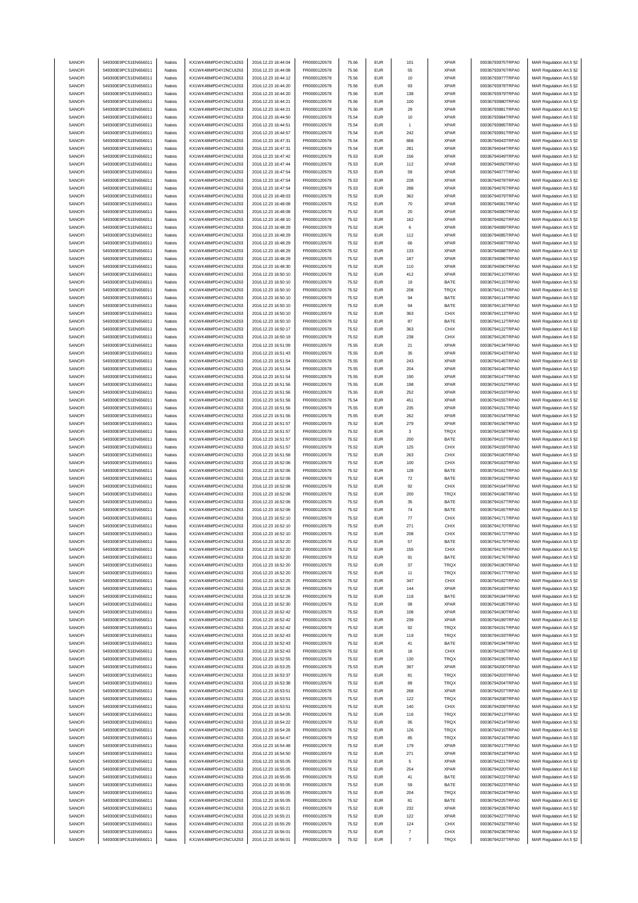| SANOFI | 549300E9PC51EN656011 | Natixis | KX1WK48MPD4Y2NCUIZ63 | 2016.12.23 16:44:04 | FR0000120578 | 75.56 | EUR | 101 | XPAR | 00036793975TRPA0 | MAR Regulation Art.5 §2 |
|---|---|---|---|---|---|---|---|---|---|---|---|
| SANOFI | 549300E9PC51EN656011 | Natixis | KX1WK48MPD4Y2NCUIZ63 | 2016.12.23 16:44:08 | FR0000120578 | 75.56 | EUR | 55 | XPAR | 00036793976TRPA0 | MAR Regulation Art.5 §2 |
| SANOFI | 549300E9PC51EN656011 | Natixis | KX1WK48MPD4Y2NCUIZ63 | 2016.12.23 16:44:12 | FR0000120578 | 75.56 | EUR | 10 | XPAR | 00036793977TRPA0 | MAR Regulation Art.5 §2 |
| SANOFI | 549300E9PC51EN656011 | Natixis | KX1WK48MPD4Y2NCUIZ63 | 2016.12.23 16:44:20 | FR0000120578 | 75.56 | EUR | 93 | XPAR | 00036793978TRPA0 | MAR Regulation Art.5 §2 |
| SANOFI | 549300E9PC51EN656011 | Natixis | KX1WK48MPD4Y2NCUIZ63 | 2016.12.23 16:44:20 | FR0000120578 | 75.56 | EUR | 138 | XPAR | 00036793979TRPA0 | MAR Regulation Art.5 §2 |
| SANOFI | 549300E9PC51EN656011 | Natixis | KX1WK48MPD4Y2NCUIZ63 | 2016.12.23 16:44:21 | FR0000120578 | 75.56 | EUR | 100 | XPAR | 00036793980TRPA0 | MAR Regulation Art.5 §2 |
| SANOFI | 549300E9PC51EN656011 | Natixis | KX1WK48MPD4Y2NCUIZ63 | 2016.12.23 16:44:21 | FR0000120578 | 75.56 | EUR | 29 | XPAR | 00036793981TRPA0 | MAR Regulation Art.5 §2 |
| SANOFI | 549300E9PC51EN656011 | Natixis | KX1WK48MPD4Y2NCUIZ63 | 2016.12.23 16:44:50 | FR0000120578 | 75.54 | EUR | 10 | XPAR | 00036793984TRPA0 | MAR Regulation Art.5 §2 |
| SANOFI | 549300E9PC51EN656011 | Natixis | KX1WK48MPD4Y2NCUIZ63 | 2016.12.23 16:44:51 | FR0000120578 | 75.54 | EUR | 1 | XPAR | 00036793985TRPA0 | MAR Regulation Art.5 §2 |
| SANOFI | 549300E9PC51EN656011 | Natixis | KX1WK48MPD4Y2NCUIZ63 | 2016.12.23 16:44:57 | FR0000120578 | 75.54 | EUR | 242 | XPAR | 00036793991TRPA0 | MAR Regulation Art.5 §2 |
| SANOFI | 549300E9PC51EN656011 | Natixis | KX1WK48MPD4Y2NCUIZ63 | 2016.12.23 16:47:31 | FR0000120578 | 75.54 | EUR | 868 | XPAR | 00036794043TRPA0 | MAR Regulation Art.5 §2 |
| SANOFI | 549300E9PC51EN656011 | Natixis | KX1WK48MPD4Y2NCUIZ63 | 2016.12.23 16:47:31 | FR0000120578 | 75.54 | EUR | 281 | XPAR | 00036794044TRPA0 | MAR Regulation Art.5 §2 |
| SANOFI | 549300E9PC51EN656011 | Natixis | KX1WK48MPD4Y2NCUIZ63 | 2016.12.23 16:47:42 | FR0000120578 | 75.53 | EUR | 156 | XPAR | 00036794049TRPA0 | MAR Regulation Art.5 §2 |
| SANOFI | 549300E9PC51EN656011 | Natixis | KX1WK48MPD4Y2NCUIZ63 | 2016.12.23 16:47:44 | FR0000120578 | 75.53 | EUR | 112 | XPAR | 00036794050TRPA0 | MAR Regulation Art.5 §2 |
| SANOFI | 549300E9PC51EN656011 | Natixis | KX1WK48MPD4Y2NCUIZ63 | 2016.12.23 16:47:54 | FR0000120578 | 75.53 | EUR | 59 | XPAR | 00036794077TRPA0 | MAR Regulation Art.5 §2 |
| SANOFI | 549300E9PC51EN656011 | Natixis | KX1WK48MPD4Y2NCUIZ63 | 2016.12.23 16:47:54 | FR0000120578 | 75.53 | EUR | 228 | XPAR | 00036794078TRPA0 | MAR Regulation Art.5 §2 |
| SANOFI | 549300E9PC51EN656011 | Natixis | KX1WK48MPD4Y2NCUIZ63 | 2016.12.23 16:47:54 | FR0000120578 | 75.53 | EUR | 288 | XPAR | 00036794076TRPA0 | MAR Regulation Art.5 §2 |
| SANOFI | 549300E9PC51EN656011 | Natixis | KX1WK48MPD4Y2NCUIZ63 | 2016.12.23 16:48:03 | FR0000120578 | 75.52 | EUR | 362 | XPAR | 00036794079TRPA0 | MAR Regulation Art.5 §2 |
| SANOFI | 549300E9PC51EN656011 | Natixis | KX1WK48MPD4Y2NCUIZ63 | 2016.12.23 16:48:08 | FR0000120578 | 75.52 | EUR | 70 | XPAR | 00036794081TRPA0 | MAR Regulation Art.5 §2 |
| SANOFI | 549300E9PC51EN656011 | Natixis | KX1WK48MPD4Y2NCUIZ63 | 2016.12.23 16:48:08 | FR0000120578 | 75.52 | EUR | 20 | XPAR | 00036794080TRPA0 | MAR Regulation Art.5 §2 |
| SANOFI | 549300E9PC51EN656011 | Natixis | KX1WK48MPD4Y2NCUIZ63 | 2016.12.23 16:48:10 | FR0000120578 | 75.52 | EUR | 162 | XPAR | 00036794082TRPA0 | MAR Regulation Art.5 §2 |
| SANOFI | 549300E9PC51EN656011 | Natixis | KX1WK48MPD4Y2NCUIZ63 | 2016.12.23 16:48:29 | FR0000120578 | 75.52 | EUR | 6 | XPAR | 00036794089TRPA0 | MAR Regulation Art.5 §2 |
| SANOFI | 549300E9PC51EN656011 | Natixis | KX1WK48MPD4Y2NCUIZ63 | 2016.12.23 16:48:29 | FR0000120578 | 75.52 | EUR | 112 | XPAR | 00036794085TRPA0 | MAR Regulation Art.5 §2 |
| SANOFI | 549300E9PC51EN656011 | Natixis | KX1WK48MPD4Y2NCUIZ63 | 2016.12.23 16:48:29 | FR0000120578 | 75.52 | EUR | 66 | XPAR | 00036794087TRPA0 | MAR Regulation Art.5 §2 |
| SANOFI | 549300E9PC51EN656011 | Natixis | KX1WK48MPD4Y2NCUIZ63 | 2016.12.23 16:48:29 | FR0000120578 | 75.52 | EUR | 133 | XPAR | 00036794088TRPA0 | MAR Regulation Art.5 §2 |
| SANOFI | 549300E9PC51EN656011 | Natixis | KX1WK48MPD4Y2NCUIZ63 | 2016.12.23 16:48:29 | FR0000120578 | 75.52 | EUR | 187 | XPAR | 00036794086TRPA0 | MAR Regulation Art.5 §2 |
| SANOFI | 549300E9PC51EN656011 | Natixis | KX1WK48MPD4Y2NCUIZ63 | 2016.12.23 16:48:30 | FR0000120578 | 75.52 | EUR | 110 | XPAR | 00036794090TRPA0 | MAR Regulation Art.5 §2 |
| SANOFI | 549300E9PC51EN656011 | Natixis | KX1WK48MPD4Y2NCUIZ63 | 2016.12.23 16:50:10 | FR0000120578 | 75.52 | EUR | 412 | XPAR | 00036794110TRPA0 | MAR Regulation Art.5 §2 |
| SANOFI | 549300E9PC51EN656011 | Natixis | KX1WK48MPD4Y2NCUIZ63 | 2016.12.23 16:50:10 | FR0000120578 | 75.52 | EUR | 19 | BATE | 00036794115TRPA0 | MAR Regulation Art.5 §2 |
| SANOFI | 549300E9PC51EN656011 | Natixis | KX1WK48MPD4Y2NCUIZ63 | 2016.12.23 16:50:10 | FR0000120578 | 75.52 | EUR | 208 | TRQX | 00036794111TRPA0 | MAR Regulation Art.5 §2 |
| SANOFI | 549300E9PC51EN656011 | Natixis | KX1WK48MPD4Y2NCUIZ63 | 2016.12.23 16:50:10 | FR0000120578 | 75.52 | EUR | 94 | BATE | 00036794114TRPA0 | MAR Regulation Art.5 §2 |
| SANOFI | 549300E9PC51EN656011 | Natixis | KX1WK48MPD4Y2NCUIZ63 | 2016.12.23 16:50:10 | FR0000120578 | 75.52 | EUR | 94 | BATE | 00036794116TRPA0 | MAR Regulation Art.5 §2 |
| SANOFI | 549300E9PC51EN656011 | Natixis | KX1WK48MPD4Y2NCUIZ63 | 2016.12.23 16:50:10 | FR0000120578 | 75.52 | EUR | 363 | CHIX | 00036794113TRPA0 | MAR Regulation Art.5 §2 |
| SANOFI | 549300E9PC51EN656011 | Natixis | KX1WK48MPD4Y2NCUIZ63 | 2016.12.23 16:50:10 | FR0000120578 | 75.52 | EUR | 87 | BATE | 00036794112TRPA0 | MAR Regulation Art.5 §2 |
| SANOFI | 549300E9PC51EN656011 | Natixis | KX1WK48MPD4Y2NCUIZ63 | 2016.12.23 16:50:17 | FR0000120578 | 75.52 | EUR | 363 | CHIX | 00036794122TRPA0 | MAR Regulation Art.5 §2 |
| SANOFI | 549300E9PC51EN656011 | Natixis | KX1WK48MPD4Y2NCUIZ63 | 2016.12.23 16:50:19 | FR0000120578 | 75.52 | EUR | 238 | CHIX | 00036794126TRPA0 | MAR Regulation Art.5 §2 |
| SANOFI | 549300E9PC51EN656011 | Natixis | KX1WK48MPD4Y2NCUIZ63 | 2016.12.23 16:51:09 | FR0000120578 | 75.55 | EUR | 21 | XPAR | 00036794134TRPA0 | MAR Regulation Art.5 §2 |
| SANOFI | 549300E9PC51EN656011 | Natixis | KX1WK48MPD4Y2NCUIZ63 | 2016.12.23 16:51:43 | FR0000120578 | 75.55 | EUR | 35 | XPAR | 00036794143TRPA0 | MAR Regulation Art.5 §2 |
| SANOFI | 549300E9PC51EN656011 | Natixis | KX1WK48MPD4Y2NCUIZ63 | 2016.12.23 16:51:54 | FR0000120578 | 75.55 | EUR | 243 | XPAR | 00036794145TRPA0 | MAR Regulation Art.5 §2 |
| SANOFI | 549300E9PC51EN656011 | Natixis | KX1WK48MPD4Y2NCUIZ63 | 2016.12.23 16:51:54 | FR0000120578 | 75.55 | EUR | 204 | XPAR | 00036794146TRPA0 | MAR Regulation Art.5 §2 |
| SANOFI | 549300E9PC51EN656011 | Natixis | KX1WK48MPD4Y2NCUIZ63 | 2016.12.23 16:51:54 | FR0000120578 | 75.55 | EUR | 190 | XPAR | 00036794147TRPA0 | MAR Regulation Art.5 §2 |
| SANOFI | 549300E9PC51EN656011 | Natixis | KX1WK48MPD4Y2NCUIZ63 | 2016.12.23 16:51:56 | FR0000120578 | 75.55 | EUR | 198 | XPAR | 00036794152TRPA0 | MAR Regulation Art.5 §2 |
| SANOFI | 549300E9PC51EN656011 | Natixis | KX1WK48MPD4Y2NCUIZ63 | 2016.12.23 16:51:56 | FR0000120578 | 75.55 | EUR | 252 | XPAR | 00036794153TRPA0 | MAR Regulation Art.5 §2 |
| SANOFI | 549300E9PC51EN656011 | Natixis | KX1WK48MPD4Y2NCUIZ63 | 2016.12.23 16:51:56 | FR0000120578 | 75.54 | EUR | 451 | XPAR | 00036794155TRPA0 | MAR Regulation Art.5 §2 |
| SANOFI | 549300E9PC51EN656011 | Natixis | KX1WK48MPD4Y2NCUIZ63 | 2016.12.23 16:51:56 | FR0000120578 | 75.55 | EUR | 235 | XPAR | 00036794151TRPA0 | MAR Regulation Art.5 §2 |
| SANOFI | 549300E9PC51EN656011 | Natixis | KX1WK48MPD4Y2NCUIZ63 | 2016.12.23 16:51:56 | FR0000120578 | 75.55 | EUR | 262 | XPAR | 00036794154TRPA0 | MAR Regulation Art.5 §2 |
| SANOFI | 549300E9PC51EN656011 | Natixis | KX1WK48MPD4Y2NCUIZ63 | 2016.12.23 16:51:57 | FR0000120578 | 75.52 | EUR | 279 | XPAR | 00036794156TRPA0 | MAR Regulation Art.5 §2 |
| SANOFI | 549300E9PC51EN656011 | Natixis | KX1WK48MPD4Y2NCUIZ63 | 2016.12.23 16:51:57 | FR0000120578 | 75.52 | EUR | 3 | TRQX | 00036794158TRPA0 | MAR Regulation Art.5 §2 |
| SANOFI | 549300E9PC51EN656011 | Natixis | KX1WK48MPD4Y2NCUIZ63 | 2016.12.23 16:51:57 | FR0000120578 | 75.52 | EUR | 200 | BATE | 00036794157TRPA0 | MAR Regulation Art.5 §2 |
| SANOFI | 549300E9PC51EN656011 | Natixis | KX1WK48MPD4Y2NCUIZ63 | 2016.12.23 16:51:57 | FR0000120578 | 75.52 | EUR | 125 | CHIX | 00036794159TRPA0 | MAR Regulation Art.5 §2 |
| SANOFI | 549300E9PC51EN656011 | Natixis | KX1WK48MPD4Y2NCUIZ63 | 2016.12.23 16:51:58 | FR0000120578 | 75.52 | EUR | 263 | CHIX | 00036794160TRPA0 | MAR Regulation Art.5 §2 |
| SANOFI | 549300E9PC51EN656011 | Natixis | KX1WK48MPD4Y2NCUIZ63 | 2016.12.23 16:52:06 | FR0000120578 | 75.52 | EUR | 100 | CHIX | 00036794163TRPA0 | MAR Regulation Art.5 §2 |
| SANOFI | 549300E9PC51EN656011 | Natixis | KX1WK48MPD4Y2NCUIZ63 | 2016.12.23 16:52:06 | FR0000120578 | 75.52 | EUR | 128 | BATE | 00036794161TRPA0 | MAR Regulation Art.5 §2 |
| SANOFI | 549300E9PC51EN656011 | Natixis | KX1WK48MPD4Y2NCUIZ63 | 2016.12.23 16:52:06 | FR0000120578 | 75.52 | EUR | 72 | BATE | 00036794162TRPA0 | MAR Regulation Art.5 §2 |
| SANOFI | 549300E9PC51EN656011 | Natixis | KX1WK48MPD4Y2NCUIZ63 | 2016.12.23 16:52:06 | FR0000120578 | 75.52 | EUR | 92 | CHIX | 00036794164TRPA0 | MAR Regulation Art.5 §2 |
| SANOFI | 549300E9PC51EN656011 | Natixis | KX1WK48MPD4Y2NCUIZ63 | 2016.12.23 16:52:06 | FR0000120578 | 75.52 | EUR | 200 | TRQX | 00036794166TRPA0 | MAR Regulation Art.5 §2 |
| SANOFI | 549300E9PC51EN656011 | Natixis | KX1WK48MPD4Y2NCUIZ63 | 2016.12.23 16:52:06 | FR0000120578 | 75.52 | EUR | 35 | BATE | 00036794167TRPA0 | MAR Regulation Art.5 §2 |
| SANOFI | 549300E9PC51EN656011 | Natixis | KX1WK48MPD4Y2NCUIZ63 | 2016.12.23 16:52:06 | FR0000120578 | 75.52 | EUR | 74 | BATE | 00036794165TRPA0 | MAR Regulation Art.5 §2 |
| SANOFI | 549300E9PC51EN656011 | Natixis | KX1WK48MPD4Y2NCUIZ63 | 2016.12.23 16:52:10 | FR0000120578 | 75.52 | EUR | 77 | CHIX | 00036794171TRPA0 | MAR Regulation Art.5 §2 |
| SANOFI | 549300E9PC51EN656011 | Natixis | KX1WK48MPD4Y2NCUIZ63 | 2016.12.23 16:52:10 | FR0000120578 | 75.52 | EUR | 271 | CHIX | 00036794170TRPA0 | MAR Regulation Art.5 §2 |
| SANOFI | 549300E9PC51EN656011 | Natixis | KX1WK48MPD4Y2NCUIZ63 | 2016.12.23 16:52:10 | FR0000120578 | 75.52 | EUR | 208 | CHIX | 00036794172TRPA0 | MAR Regulation Art.5 §2 |
| SANOFI | 549300E9PC51EN656011 | Natixis | KX1WK48MPD4Y2NCUIZ63 | 2016.12.23 16:52:20 | FR0000120578 | 75.52 | EUR | 57 | BATE | 00036794179TRPA0 | MAR Regulation Art.5 §2 |
| SANOFI | 549300E9PC51EN656011 | Natixis | KX1WK48MPD4Y2NCUIZ63 | 2016.12.23 16:52:20 | FR0000120578 | 75.52 | EUR | 155 | CHIX | 00036794178TRPA0 | MAR Regulation Art.5 §2 |
| SANOFI | 549300E9PC51EN656011 | Natixis | KX1WK48MPD4Y2NCUIZ63 | 2016.12.23 16:52:20 | FR0000120578 | 75.52 | EUR | 91 | BATE | 00036794176TRPA0 | MAR Regulation Art.5 §2 |
| SANOFI | 549300E9PC51EN656011 | Natixis | KX1WK48MPD4Y2NCUIZ63 | 2016.12.23 16:52:20 | FR0000120578 | 75.52 | EUR | 37 | TRQX | 00036794180TRPA0 | MAR Regulation Art.5 §2 |
| SANOFI | 549300E9PC51EN656011 | Natixis | KX1WK48MPD4Y2NCUIZ63 | 2016.12.23 16:52:20 | FR0000120578 | 75.52 | EUR | 11 | TRQX | 00036794177TRPA0 | MAR Regulation Art.5 §2 |
| SANOFI | 549300E9PC51EN656011 | Natixis | KX1WK48MPD4Y2NCUIZ63 | 2016.12.23 16:52:25 | FR0000120578 | 75.52 | EUR | 347 | CHIX | 00036794182TRPA0 | MAR Regulation Art.5 §2 |
| SANOFI | 549300E9PC51EN656011 | Natixis | KX1WK48MPD4Y2NCUIZ63 | 2016.12.23 16:52:26 | FR0000120578 | 75.52 | EUR | 144 | XPAR | 00036794183TRPA0 | MAR Regulation Art.5 §2 |
| SANOFI | 549300E9PC51EN656011 | Natixis | KX1WK48MPD4Y2NCUIZ63 | 2016.12.23 16:52:26 | FR0000120578 | 75.52 | EUR | 118 | BATE | 00036794184TRPA0 | MAR Regulation Art.5 §2 |
| SANOFI | 549300E9PC51EN656011 | Natixis | KX1WK48MPD4Y2NCUIZ63 | 2016.12.23 16:52:30 | FR0000120578 | 75.52 | EUR | 99 | XPAR | 00036794185TRPA0 | MAR Regulation Art.5 §2 |
| SANOFI | 549300E9PC51EN656011 | Natixis | KX1WK48MPD4Y2NCUIZ63 | 2016.12.23 16:52:42 | FR0000120578 | 75.52 | EUR | 108 | XPAR | 00036794190TRPA0 | MAR Regulation Art.5 §2 |
| SANOFI | 549300E9PC51EN656011 | Natixis | KX1WK48MPD4Y2NCUIZ63 | 2016.12.23 16:52:42 | FR0000120578 | 75.52 | EUR | 239 | XPAR | 00036794189TRPA0 | MAR Regulation Art.5 §2 |
| SANOFI | 549300E9PC51EN656011 | Natixis | KX1WK48MPD4Y2NCUIZ63 | 2016.12.23 16:52:42 | FR0000120578 | 75.52 | EUR | 92 | TRQX | 00036794191TRPA0 | MAR Regulation Art.5 §2 |
| SANOFI | 549300E9PC51EN656011 | Natixis | KX1WK48MPD4Y2NCUIZ63 | 2016.12.23 16:52:43 | FR0000120578 | 75.52 | EUR | 119 | TRQX | 00036794193TRPA0 | MAR Regulation Art.5 §2 |
| SANOFI | 549300E9PC51EN656011 | Natixis | KX1WK48MPD4Y2NCUIZ63 | 2016.12.23 16:52:43 | FR0000120578 | 75.52 | EUR | 41 | BATE | 00036794194TRPA0 | MAR Regulation Art.5 §2 |
| SANOFI | 549300E9PC51EN656011 | Natixis | KX1WK48MPD4Y2NCUIZ63 | 2016.12.23 16:52:43 | FR0000120578 | 75.52 | EUR | 16 | CHIX | 00036794192TRPA0 | MAR Regulation Art.5 §2 |
| SANOFI | 549300E9PC51EN656011 | Natixis | KX1WK48MPD4Y2NCUIZ63 | 2016.12.23 16:52:55 | FR0000120578 | 75.52 | EUR | 130 | TRQX | 00036794195TRPA0 | MAR Regulation Art.5 §2 |
| SANOFI | 549300E9PC51EN656011 | Natixis | KX1WK48MPD4Y2NCUIZ63 | 2016.12.23 16:53:25 | FR0000120578 | 75.53 | EUR | 397 | XPAR | 00036794200TRPA0 | MAR Regulation Art.5 §2 |
| SANOFI | 549300E9PC51EN656011 | Natixis | KX1WK48MPD4Y2NCUIZ63 | 2016.12.23 16:53:37 | FR0000120578 | 75.52 | EUR | 81 | TRQX | 00036794203TRPA0 | MAR Regulation Art.5 §2 |
| SANOFI | 549300E9PC51EN656011 | Natixis | KX1WK48MPD4Y2NCUIZ63 | 2016.12.23 16:53:38 | FR0000120578 | 75.52 | EUR | 89 | TRQX | 00036794204TRPA0 | MAR Regulation Art.5 §2 |
| SANOFI | 549300E9PC51EN656011 | Natixis | KX1WK48MPD4Y2NCUIZ63 | 2016.12.23 16:53:51 | FR0000120578 | 75.52 | EUR | 268 | XPAR | 00036794207TRPA0 | MAR Regulation Art.5 §2 |
| SANOFI | 549300E9PC51EN656011 | Natixis | KX1WK48MPD4Y2NCUIZ63 | 2016.12.23 16:53:51 | FR0000120578 | 75.52 | EUR | 122 | TRQX | 00036794208TRPA0 | MAR Regulation Art.5 §2 |
| SANOFI | 549300E9PC51EN656011 | Natixis | KX1WK48MPD4Y2NCUIZ63 | 2016.12.23 16:53:51 | FR0000120578 | 75.52 | EUR | 140 | CHIX | 00036794209TRPA0 | MAR Regulation Art.5 §2 |
| SANOFI | 549300E9PC51EN656011 | Natixis | KX1WK48MPD4Y2NCUIZ63 | 2016.12.23 16:54:05 | FR0000120578 | 75.52 | EUR | 116 | TRQX | 00036794213TRPA0 | MAR Regulation Art.5 §2 |
| SANOFI | 549300E9PC51EN656011 | Natixis | KX1WK48MPD4Y2NCUIZ63 | 2016.12.23 16:54:22 | FR0000120578 | 75.52 | EUR | 95 | TRQX | 00036794214TRPA0 | MAR Regulation Art.5 §2 |
| SANOFI | 549300E9PC51EN656011 | Natixis | KX1WK48MPD4Y2NCUIZ63 | 2016.12.23 16:54:26 | FR0000120578 | 75.52 | EUR | 126 | TRQX | 00036794215TRPA0 | MAR Regulation Art.5 §2 |
| SANOFI | 549300E9PC51EN656011 | Natixis | KX1WK48MPD4Y2NCUIZ63 | 2016.12.23 16:54:47 | FR0000120578 | 75.52 | EUR | 85 | TRQX | 00036794216TRPA0 | MAR Regulation Art.5 §2 |
| SANOFI | 549300E9PC51EN656011 | Natixis | KX1WK48MPD4Y2NCUIZ63 | 2016.12.23 16:54:48 | FR0000120578 | 75.52 | EUR | 179 | XPAR | 00036794217TRPA0 | MAR Regulation Art.5 §2 |
| SANOFI | 549300E9PC51EN656011 | Natixis | KX1WK48MPD4Y2NCUIZ63 | 2016.12.23 16:54:50 | FR0000120578 | 75.52 | EUR | 271 | XPAR | 00036794218TRPA0 | MAR Regulation Art.5 §2 |
| SANOFI | 549300E9PC51EN656011 | Natixis | KX1WK48MPD4Y2NCUIZ63 | 2016.12.23 16:55:05 | FR0000120578 | 75.52 | EUR | 5 | XPAR | 00036794221TRPA0 | MAR Regulation Art.5 §2 |
| SANOFI | 549300E9PC51EN656011 | Natixis | KX1WK48MPD4Y2NCUIZ63 | 2016.12.23 16:55:05 | FR0000120578 | 75.52 | EUR | 254 | XPAR | 00036794220TRPA0 | MAR Regulation Art.5 §2 |
| SANOFI | 549300E9PC51EN656011 | Natixis | KX1WK48MPD4Y2NCUIZ63 | 2016.12.23 16:55:05 | FR0000120578 | 75.52 | EUR | 41 | BATE | 00036794222TRPA0 | MAR Regulation Art.5 §2 |
| SANOFI | 549300E9PC51EN656011 | Natixis | KX1WK48MPD4Y2NCUIZ63 | 2016.12.23 16:55:05 | FR0000120578 | 75.52 | EUR | 59 | BATE | 00036794223TRPA0 | MAR Regulation Art.5 §2 |
| SANOFI | 549300E9PC51EN656011 | Natixis | KX1WK48MPD4Y2NCUIZ63 | 2016.12.23 16:55:05 | FR0000120578 | 75.52 | EUR | 204 | TRQX | 00036794224TRPA0 | MAR Regulation Art.5 §2 |
| SANOFI | 549300E9PC51EN656011 | Natixis | KX1WK48MPD4Y2NCUIZ63 | 2016.12.23 16:55:05 | FR0000120578 | 75.52 | EUR | 81 | BATE | 00036794225TRPA0 | MAR Regulation Art.5 §2 |
| SANOFI | 549300E9PC51EN656011 | Natixis | KX1WK48MPD4Y2NCUIZ63 | 2016.12.23 16:55:21 | FR0000120578 | 75.52 | EUR | 232 | XPAR | 00036794226TRPA0 | MAR Regulation Art.5 §2 |
| SANOFI | 549300E9PC51EN656011 | Natixis | KX1WK48MPD4Y2NCUIZ63 | 2016.12.23 16:55:21 | FR0000120578 | 75.52 | EUR | 122 | XPAR | 00036794227TRPA0 | MAR Regulation Art.5 §2 |
| SANOFI | 549300E9PC51EN656011 | Natixis | KX1WK48MPD4Y2NCUIZ63 | 2016.12.23 16:55:29 | FR0000120578 | 75.52 | EUR | 124 | CHIX | 00036794232TRPA0 | MAR Regulation Art.5 §2 |
| SANOFI | 549300E9PC51EN656011 | Natixis | KX1WK48MPD4Y2NCUIZ63 | 2016.12.23 16:56:01 | FR0000120578 | 75.52 | EUR | 7 | CHIX | 00036794236TRPA0 | MAR Regulation Art.5 §2 |
| SANOFI | 549300E9PC51EN656011 | Natixis | KX1WK48MPD4Y2NCUIZ63 | 2016.12.23 16:56:01 | FR0000120578 | 75.52 | EUR | 7 | TRQX | 00036794237TRPA0 | MAR Regulation Art.5 §2 |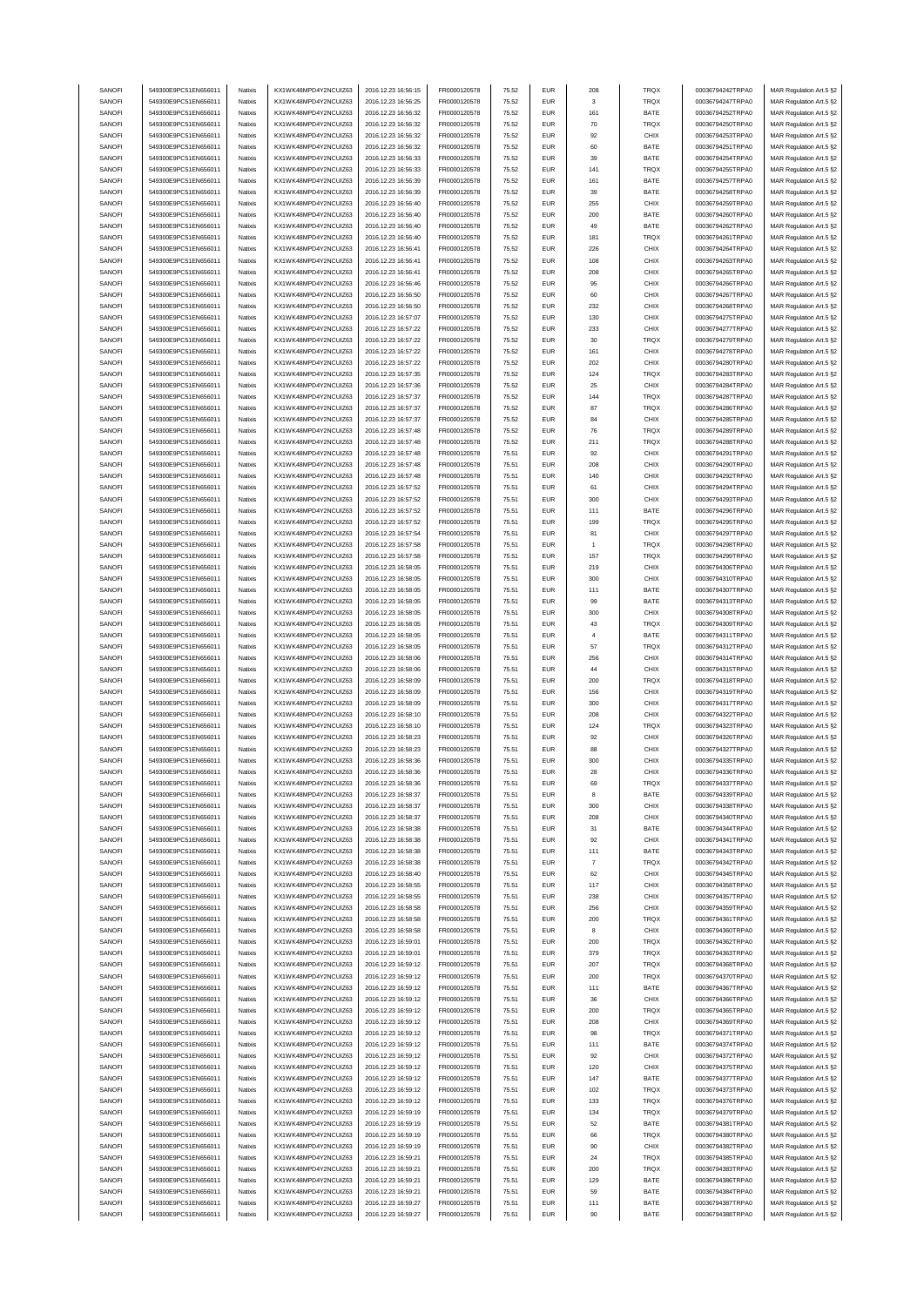| SANOFI | 549300E9PC51EN656011 | Natixis | KX1WK48MPD4Y2NCUIZ63 | 2016.12.23 16:56:15 | FR0000120578 | 75.52 | EUR | 208 | TRQX | 00036794242TRPA0 | MAR Regulation Art.5 §2 |
|---|---|---|---|---|---|---|---|---|---|---|---|
| SANOFI | 549300E9PC51EN656011 | Natixis | KX1WK48MPD4Y2NCUIZ63 | 2016.12.23 16:56:25 | FR0000120578 | 75.52 | EUR | 3 | TRQX | 00036794247TRPA0 | MAR Regulation Art.5 §2 |
| SANOFI | 549300E9PC51EN656011 | Natixis | KX1WK48MPD4Y2NCUIZ63 | 2016.12.23 16:56:32 | FR0000120578 | 75.52 | EUR | 161 | BATE | 00036794252TRPA0 | MAR Regulation Art.5 §2 |
| SANOFI | 549300E9PC51EN656011 | Natixis | KX1WK48MPD4Y2NCUIZ63 | 2016.12.23 16:56:32 | FR0000120578 | 75.52 | EUR | 70 | TRQX | 00036794250TRPA0 | MAR Regulation Art.5 §2 |
| SANOFI | 549300E9PC51EN656011 | Natixis | KX1WK48MPD4Y2NCUIZ63 | 2016.12.23 16:56:32 | FR0000120578 | 75.52 | EUR | 92 | CHIX | 00036794253TRPA0 | MAR Regulation Art.5 §2 |
| SANOFI | 549300E9PC51EN656011 | Natixis | KX1WK48MPD4Y2NCUIZ63 | 2016.12.23 16:56:32 | FR0000120578 | 75.52 | EUR | 60 | BATE | 00036794251TRPA0 | MAR Regulation Art.5 §2 |
| SANOFI | 549300E9PC51EN656011 | Natixis | KX1WK48MPD4Y2NCUIZ63 | 2016.12.23 16:56:33 | FR0000120578 | 75.52 | EUR | 39 | BATE | 00036794254TRPA0 | MAR Regulation Art.5 §2 |
| SANOFI | 549300E9PC51EN656011 | Natixis | KX1WK48MPD4Y2NCUIZ63 | 2016.12.23 16:56:33 | FR0000120578 | 75.52 | EUR | 141 | TRQX | 00036794255TRPA0 | MAR Regulation Art.5 §2 |
| SANOFI | 549300E9PC51EN656011 | Natixis | KX1WK48MPD4Y2NCUIZ63 | 2016.12.23 16:56:39 | FR0000120578 | 75.52 | EUR | 161 | BATE | 00036794257TRPA0 | MAR Regulation Art.5 §2 |
| SANOFI | 549300E9PC51EN656011 | Natixis | KX1WK48MPD4Y2NCUIZ63 | 2016.12.23 16:56:39 | FR0000120578 | 75.52 | EUR | 39 | BATE | 00036794258TRPA0 | MAR Regulation Art.5 §2 |
| SANOFI | 549300E9PC51EN656011 | Natixis | KX1WK48MPD4Y2NCUIZ63 | 2016.12.23 16:56:40 | FR0000120578 | 75.52 | EUR | 255 | CHIX | 00036794259TRPA0 | MAR Regulation Art.5 §2 |
| SANOFI | 549300E9PC51EN656011 | Natixis | KX1WK48MPD4Y2NCUIZ63 | 2016.12.23 16:56:40 | FR0000120578 | 75.52 | EUR | 200 | BATE | 00036794260TRPA0 | MAR Regulation Art.5 §2 |
| SANOFI | 549300E9PC51EN656011 | Natixis | KX1WK48MPD4Y2NCUIZ63 | 2016.12.23 16:56:40 | FR0000120578 | 75.52 | EUR | 49 | BATE | 00036794262TRPA0 | MAR Regulation Art.5 §2 |
| SANOFI | 549300E9PC51EN656011 | Natixis | KX1WK48MPD4Y2NCUIZ63 | 2016.12.23 16:56:40 | FR0000120578 | 75.52 | EUR | 181 | TRQX | 00036794261TRPA0 | MAR Regulation Art.5 §2 |
| SANOFI | 549300E9PC51EN656011 | Natixis | KX1WK48MPD4Y2NCUIZ63 | 2016.12.23 16:56:41 | FR0000120578 | 75.52 | EUR | 226 | CHIX | 00036794264TRPA0 | MAR Regulation Art.5 §2 |
| SANOFI | 549300E9PC51EN656011 | Natixis | KX1WK48MPD4Y2NCUIZ63 | 2016.12.23 16:56:41 | FR0000120578 | 75.52 | EUR | 108 | CHIX | 00036794263TRPA0 | MAR Regulation Art.5 §2 |
| SANOFI | 549300E9PC51EN656011 | Natixis | KX1WK48MPD4Y2NCUIZ63 | 2016.12.23 16:56:41 | FR0000120578 | 75.52 | EUR | 208 | CHIX | 00036794265TRPA0 | MAR Regulation Art.5 §2 |
| SANOFI | 549300E9PC51EN656011 | Natixis | KX1WK48MPD4Y2NCUIZ63 | 2016.12.23 16:56:46 | FR0000120578 | 75.52 | EUR | 95 | CHIX | 00036794266TRPA0 | MAR Regulation Art.5 §2 |
| SANOFI | 549300E9PC51EN656011 | Natixis | KX1WK48MPD4Y2NCUIZ63 | 2016.12.23 16:56:50 | FR0000120578 | 75.52 | EUR | 60 | CHIX | 00036794267TRPA0 | MAR Regulation Art.5 §2 |
| SANOFI | 549300E9PC51EN656011 | Natixis | KX1WK48MPD4Y2NCUIZ63 | 2016.12.23 16:56:50 | FR0000120578 | 75.52 | EUR | 232 | CHIX | 00036794268TRPA0 | MAR Regulation Art.5 §2 |
| SANOFI | 549300E9PC51EN656011 | Natixis | KX1WK48MPD4Y2NCUIZ63 | 2016.12.23 16:57:07 | FR0000120578 | 75.52 | EUR | 130 | CHIX | 00036794275TRPA0 | MAR Regulation Art.5 §2 |
| SANOFI | 549300E9PC51EN656011 | Natixis | KX1WK48MPD4Y2NCUIZ63 | 2016.12.23 16:57:22 | FR0000120578 | 75.52 | EUR | 233 | CHIX | 00036794277TRPA0 | MAR Regulation Art.5 §2 |
| SANOFI | 549300E9PC51EN656011 | Natixis | KX1WK48MPD4Y2NCUIZ63 | 2016.12.23 16:57:22 | FR0000120578 | 75.52 | EUR | 30 | TRQX | 00036794279TRPA0 | MAR Regulation Art.5 §2 |
| SANOFI | 549300E9PC51EN656011 | Natixis | KX1WK48MPD4Y2NCUIZ63 | 2016.12.23 16:57:22 | FR0000120578 | 75.52 | EUR | 161 | CHIX | 00036794278TRPA0 | MAR Regulation Art.5 §2 |
| SANOFI | 549300E9PC51EN656011 | Natixis | KX1WK48MPD4Y2NCUIZ63 | 2016.12.23 16:57:22 | FR0000120578 | 75.52 | EUR | 202 | CHIX | 00036794280TRPA0 | MAR Regulation Art.5 §2 |
| SANOFI | 549300E9PC51EN656011 | Natixis | KX1WK48MPD4Y2NCUIZ63 | 2016.12.23 16:57:35 | FR0000120578 | 75.52 | EUR | 124 | TRQX | 00036794283TRPA0 | MAR Regulation Art.5 §2 |
| SANOFI | 549300E9PC51EN656011 | Natixis | KX1WK48MPD4Y2NCUIZ63 | 2016.12.23 16:57:36 | FR0000120578 | 75.52 | EUR | 25 | CHIX | 00036794284TRPA0 | MAR Regulation Art.5 §2 |
| SANOFI | 549300E9PC51EN656011 | Natixis | KX1WK48MPD4Y2NCUIZ63 | 2016.12.23 16:57:37 | FR0000120578 | 75.52 | EUR | 144 | TRQX | 00036794287TRPA0 | MAR Regulation Art.5 §2 |
| SANOFI | 549300E9PC51EN656011 | Natixis | KX1WK48MPD4Y2NCUIZ63 | 2016.12.23 16:57:37 | FR0000120578 | 75.52 | EUR | 87 | TRQX | 00036794286TRPA0 | MAR Regulation Art.5 §2 |
| SANOFI | 549300E9PC51EN656011 | Natixis | KX1WK48MPD4Y2NCUIZ63 | 2016.12.23 16:57:37 | FR0000120578 | 75.52 | EUR | 84 | CHIX | 00036794285TRPA0 | MAR Regulation Art.5 §2 |
| SANOFI | 549300E9PC51EN656011 | Natixis | KX1WK48MPD4Y2NCUIZ63 | 2016.12.23 16:57:48 | FR0000120578 | 75.52 | EUR | 76 | TRQX | 00036794289TRPA0 | MAR Regulation Art.5 §2 |
| SANOFI | 549300E9PC51EN656011 | Natixis | KX1WK48MPD4Y2NCUIZ63 | 2016.12.23 16:57:48 | FR0000120578 | 75.52 | EUR | 211 | TRQX | 00036794288TRPA0 | MAR Regulation Art.5 §2 |
| SANOFI | 549300E9PC51EN656011 | Natixis | KX1WK48MPD4Y2NCUIZ63 | 2016.12.23 16:57:48 | FR0000120578 | 75.51 | EUR | 92 | CHIX | 00036794291TRPA0 | MAR Regulation Art.5 §2 |
| SANOFI | 549300E9PC51EN656011 | Natixis | KX1WK48MPD4Y2NCUIZ63 | 2016.12.23 16:57:48 | FR0000120578 | 75.51 | EUR | 208 | CHIX | 00036794290TRPA0 | MAR Regulation Art.5 §2 |
| SANOFI | 549300E9PC51EN656011 | Natixis | KX1WK48MPD4Y2NCUIZ63 | 2016.12.23 16:57:48 | FR0000120578 | 75.51 | EUR | 140 | CHIX | 00036794292TRPA0 | MAR Regulation Art.5 §2 |
| SANOFI | 549300E9PC51EN656011 | Natixis | KX1WK48MPD4Y2NCUIZ63 | 2016.12.23 16:57:52 | FR0000120578 | 75.51 | EUR | 61 | CHIX | 00036794294TRPA0 | MAR Regulation Art.5 §2 |
| SANOFI | 549300E9PC51EN656011 | Natixis | KX1WK48MPD4Y2NCUIZ63 | 2016.12.23 16:57:52 | FR0000120578 | 75.51 | EUR | 300 | CHIX | 00036794293TRPA0 | MAR Regulation Art.5 §2 |
| SANOFI | 549300E9PC51EN656011 | Natixis | KX1WK48MPD4Y2NCUIZ63 | 2016.12.23 16:57:52 | FR0000120578 | 75.51 | EUR | 111 | BATE | 00036794296TRPA0 | MAR Regulation Art.5 §2 |
| SANOFI | 549300E9PC51EN656011 | Natixis | KX1WK48MPD4Y2NCUIZ63 | 2016.12.23 16:57:52 | FR0000120578 | 75.51 | EUR | 199 | TRQX | 00036794295TRPA0 | MAR Regulation Art.5 §2 |
| SANOFI | 549300E9PC51EN656011 | Natixis | KX1WK48MPD4Y2NCUIZ63 | 2016.12.23 16:57:54 | FR0000120578 | 75.51 | EUR | 81 | CHIX | 00036794297TRPA0 | MAR Regulation Art.5 §2 |
| SANOFI | 549300E9PC51EN656011 | Natixis | KX1WK48MPD4Y2NCUIZ63 | 2016.12.23 16:57:58 | FR0000120578 | 75.51 | EUR | 1 | TRQX | 00036794298TRPA0 | MAR Regulation Art.5 §2 |
| SANOFI | 549300E9PC51EN656011 | Natixis | KX1WK48MPD4Y2NCUIZ63 | 2016.12.23 16:57:58 | FR0000120578 | 75.51 | EUR | 157 | TRQX | 00036794299TRPA0 | MAR Regulation Art.5 §2 |
| SANOFI | 549300E9PC51EN656011 | Natixis | KX1WK48MPD4Y2NCUIZ63 | 2016.12.23 16:58:05 | FR0000120578 | 75.51 | EUR | 219 | CHIX | 00036794306TRPA0 | MAR Regulation Art.5 §2 |
| SANOFI | 549300E9PC51EN656011 | Natixis | KX1WK48MPD4Y2NCUIZ63 | 2016.12.23 16:58:05 | FR0000120578 | 75.51 | EUR | 300 | CHIX | 00036794310TRPA0 | MAR Regulation Art.5 §2 |
| SANOFI | 549300E9PC51EN656011 | Natixis | KX1WK48MPD4Y2NCUIZ63 | 2016.12.23 16:58:05 | FR0000120578 | 75.51 | EUR | 111 | BATE | 00036794307TRPA0 | MAR Regulation Art.5 §2 |
| SANOFI | 549300E9PC51EN656011 | Natixis | KX1WK48MPD4Y2NCUIZ63 | 2016.12.23 16:58:05 | FR0000120578 | 75.51 | EUR | 99 | BATE | 00036794313TRPA0 | MAR Regulation Art.5 §2 |
| SANOFI | 549300E9PC51EN656011 | Natixis | KX1WK48MPD4Y2NCUIZ63 | 2016.12.23 16:58:05 | FR0000120578 | 75.51 | EUR | 300 | CHIX | 00036794308TRPA0 | MAR Regulation Art.5 §2 |
| SANOFI | 549300E9PC51EN656011 | Natixis | KX1WK48MPD4Y2NCUIZ63 | 2016.12.23 16:58:05 | FR0000120578 | 75.51 | EUR | 43 | TRQX | 00036794309TRPA0 | MAR Regulation Art.5 §2 |
| SANOFI | 549300E9PC51EN656011 | Natixis | KX1WK48MPD4Y2NCUIZ63 | 2016.12.23 16:58:05 | FR0000120578 | 75.51 | EUR | 4 | BATE | 00036794311TRPA0 | MAR Regulation Art.5 §2 |
| SANOFI | 549300E9PC51EN656011 | Natixis | KX1WK48MPD4Y2NCUIZ63 | 2016.12.23 16:58:05 | FR0000120578 | 75.51 | EUR | 57 | TRQX | 00036794312TRPA0 | MAR Regulation Art.5 §2 |
| SANOFI | 549300E9PC51EN656011 | Natixis | KX1WK48MPD4Y2NCUIZ63 | 2016.12.23 16:58:06 | FR0000120578 | 75.51 | EUR | 256 | CHIX | 00036794314TRPA0 | MAR Regulation Art.5 §2 |
| SANOFI | 549300E9PC51EN656011 | Natixis | KX1WK48MPD4Y2NCUIZ63 | 2016.12.23 16:58:06 | FR0000120578 | 75.51 | EUR | 44 | CHIX | 00036794315TRPA0 | MAR Regulation Art.5 §2 |
| SANOFI | 549300E9PC51EN656011 | Natixis | KX1WK48MPD4Y2NCUIZ63 | 2016.12.23 16:58:09 | FR0000120578 | 75.51 | EUR | 200 | TRQX | 00036794318TRPA0 | MAR Regulation Art.5 §2 |
| SANOFI | 549300E9PC51EN656011 | Natixis | KX1WK48MPD4Y2NCUIZ63 | 2016.12.23 16:58:09 | FR0000120578 | 75.51 | EUR | 156 | CHIX | 00036794319TRPA0 | MAR Regulation Art.5 §2 |
| SANOFI | 549300E9PC51EN656011 | Natixis | KX1WK48MPD4Y2NCUIZ63 | 2016.12.23 16:58:09 | FR0000120578 | 75.51 | EUR | 300 | CHIX | 00036794317TRPA0 | MAR Regulation Art.5 §2 |
| SANOFI | 549300E9PC51EN656011 | Natixis | KX1WK48MPD4Y2NCUIZ63 | 2016.12.23 16:58:10 | FR0000120578 | 75.51 | EUR | 208 | CHIX | 00036794322TRPA0 | MAR Regulation Art.5 §2 |
| SANOFI | 549300E9PC51EN656011 | Natixis | KX1WK48MPD4Y2NCUIZ63 | 2016.12.23 16:58:10 | FR0000120578 | 75.51 | EUR | 124 | TRQX | 00036794323TRPA0 | MAR Regulation Art.5 §2 |
| SANOFI | 549300E9PC51EN656011 | Natixis | KX1WK48MPD4Y2NCUIZ63 | 2016.12.23 16:58:23 | FR0000120578 | 75.51 | EUR | 92 | CHIX | 00036794326TRPA0 | MAR Regulation Art.5 §2 |
| SANOFI | 549300E9PC51EN656011 | Natixis | KX1WK48MPD4Y2NCUIZ63 | 2016.12.23 16:58:23 | FR0000120578 | 75.51 | EUR | 88 | CHIX | 00036794327TRPA0 | MAR Regulation Art.5 §2 |
| SANOFI | 549300E9PC51EN656011 | Natixis | KX1WK48MPD4Y2NCUIZ63 | 2016.12.23 16:58:36 | FR0000120578 | 75.51 | EUR | 300 | CHIX | 00036794335TRPA0 | MAR Regulation Art.5 §2 |
| SANOFI | 549300E9PC51EN656011 | Natixis | KX1WK48MPD4Y2NCUIZ63 | 2016.12.23 16:58:36 | FR0000120578 | 75.51 | EUR | 28 | CHIX | 00036794336TRPA0 | MAR Regulation Art.5 §2 |
| SANOFI | 549300E9PC51EN656011 | Natixis | KX1WK48MPD4Y2NCUIZ63 | 2016.12.23 16:58:36 | FR0000120578 | 75.51 | EUR | 69 | TRQX | 00036794337TRPA0 | MAR Regulation Art.5 §2 |
| SANOFI | 549300E9PC51EN656011 | Natixis | KX1WK48MPD4Y2NCUIZ63 | 2016.12.23 16:58:37 | FR0000120578 | 75.51 | EUR | 8 | BATE | 00036794339TRPA0 | MAR Regulation Art.5 §2 |
| SANOFI | 549300E9PC51EN656011 | Natixis | KX1WK48MPD4Y2NCUIZ63 | 2016.12.23 16:58:37 | FR0000120578 | 75.51 | EUR | 300 | CHIX | 00036794338TRPA0 | MAR Regulation Art.5 §2 |
| SANOFI | 549300E9PC51EN656011 | Natixis | KX1WK48MPD4Y2NCUIZ63 | 2016.12.23 16:58:37 | FR0000120578 | 75.51 | EUR | 208 | CHIX | 00036794340TRPA0 | MAR Regulation Art.5 §2 |
| SANOFI | 549300E9PC51EN656011 | Natixis | KX1WK48MPD4Y2NCUIZ63 | 2016.12.23 16:58:38 | FR0000120578 | 75.51 | EUR | 31 | BATE | 00036794344TRPA0 | MAR Regulation Art.5 §2 |
| SANOFI | 549300E9PC51EN656011 | Natixis | KX1WK48MPD4Y2NCUIZ63 | 2016.12.23 16:58:38 | FR0000120578 | 75.51 | EUR | 92 | CHIX | 00036794341TRPA0 | MAR Regulation Art.5 §2 |
| SANOFI | 549300E9PC51EN656011 | Natixis | KX1WK48MPD4Y2NCUIZ63 | 2016.12.23 16:58:38 | FR0000120578 | 75.51 | EUR | 111 | BATE | 00036794343TRPA0 | MAR Regulation Art.5 §2 |
| SANOFI | 549300E9PC51EN656011 | Natixis | KX1WK48MPD4Y2NCUIZ63 | 2016.12.23 16:58:38 | FR0000120578 | 75.51 | EUR | 7 | TRQX | 00036794342TRPA0 | MAR Regulation Art.5 §2 |
| SANOFI | 549300E9PC51EN656011 | Natixis | KX1WK48MPD4Y2NCUIZ63 | 2016.12.23 16:58:40 | FR0000120578 | 75.51 | EUR | 62 | CHIX | 00036794345TRPA0 | MAR Regulation Art.5 §2 |
| SANOFI | 549300E9PC51EN656011 | Natixis | KX1WK48MPD4Y2NCUIZ63 | 2016.12.23 16:58:55 | FR0000120578 | 75.51 | EUR | 117 | CHIX | 00036794358TRPA0 | MAR Regulation Art.5 §2 |
| SANOFI | 549300E9PC51EN656011 | Natixis | KX1WK48MPD4Y2NCUIZ63 | 2016.12.23 16:58:55 | FR0000120578 | 75.51 | EUR | 238 | CHIX | 00036794357TRPA0 | MAR Regulation Art.5 §2 |
| SANOFI | 549300E9PC51EN656011 | Natixis | KX1WK48MPD4Y2NCUIZ63 | 2016.12.23 16:58:58 | FR0000120578 | 75.51 | EUR | 256 | CHIX | 00036794359TRPA0 | MAR Regulation Art.5 §2 |
| SANOFI | 549300E9PC51EN656011 | Natixis | KX1WK48MPD4Y2NCUIZ63 | 2016.12.23 16:58:58 | FR0000120578 | 75.51 | EUR | 200 | TRQX | 00036794361TRPA0 | MAR Regulation Art.5 §2 |
| SANOFI | 549300E9PC51EN656011 | Natixis | KX1WK48MPD4Y2NCUIZ63 | 2016.12.23 16:58:58 | FR0000120578 | 75.51 | EUR | 8 | CHIX | 00036794360TRPA0 | MAR Regulation Art.5 §2 |
| SANOFI | 549300E9PC51EN656011 | Natixis | KX1WK48MPD4Y2NCUIZ63 | 2016.12.23 16:59:01 | FR0000120578 | 75.51 | EUR | 200 | TRQX | 00036794362TRPA0 | MAR Regulation Art.5 §2 |
| SANOFI | 549300E9PC51EN656011 | Natixis | KX1WK48MPD4Y2NCUIZ63 | 2016.12.23 16:59:01 | FR0000120578 | 75.51 | EUR | 379 | TRQX | 00036794363TRPA0 | MAR Regulation Art.5 §2 |
| SANOFI | 549300E9PC51EN656011 | Natixis | KX1WK48MPD4Y2NCUIZ63 | 2016.12.23 16:59:12 | FR0000120578 | 75.51 | EUR | 207 | TRQX | 00036794368TRPA0 | MAR Regulation Art.5 §2 |
| SANOFI | 549300E9PC51EN656011 | Natixis | KX1WK48MPD4Y2NCUIZ63 | 2016.12.23 16:59:12 | FR0000120578 | 75.51 | EUR | 200 | TRQX | 00036794370TRPA0 | MAR Regulation Art.5 §2 |
| SANOFI | 549300E9PC51EN656011 | Natixis | KX1WK48MPD4Y2NCUIZ63 | 2016.12.23 16:59:12 | FR0000120578 | 75.51 | EUR | 111 | BATE | 00036794367TRPA0 | MAR Regulation Art.5 §2 |
| SANOFI | 549300E9PC51EN656011 | Natixis | KX1WK48MPD4Y2NCUIZ63 | 2016.12.23 16:59:12 | FR0000120578 | 75.51 | EUR | 36 | CHIX | 00036794366TRPA0 | MAR Regulation Art.5 §2 |
| SANOFI | 549300E9PC51EN656011 | Natixis | KX1WK48MPD4Y2NCUIZ63 | 2016.12.23 16:59:12 | FR0000120578 | 75.51 | EUR | 200 | TRQX | 00036794365TRPA0 | MAR Regulation Art.5 §2 |
| SANOFI | 549300E9PC51EN656011 | Natixis | KX1WK48MPD4Y2NCUIZ63 | 2016.12.23 16:59:12 | FR0000120578 | 75.51 | EUR | 208 | CHIX | 00036794369TRPA0 | MAR Regulation Art.5 §2 |
| SANOFI | 549300E9PC51EN656011 | Natixis | KX1WK48MPD4Y2NCUIZ63 | 2016.12.23 16:59:12 | FR0000120578 | 75.51 | EUR | 98 | TRQX | 00036794371TRPA0 | MAR Regulation Art.5 §2 |
| SANOFI | 549300E9PC51EN656011 | Natixis | KX1WK48MPD4Y2NCUIZ63 | 2016.12.23 16:59:12 | FR0000120578 | 75.51 | EUR | 111 | BATE | 00036794374TRPA0 | MAR Regulation Art.5 §2 |
| SANOFI | 549300E9PC51EN656011 | Natixis | KX1WK48MPD4Y2NCUIZ63 | 2016.12.23 16:59:12 | FR0000120578 | 75.51 | EUR | 92 | CHIX | 00036794372TRPA0 | MAR Regulation Art.5 §2 |
| SANOFI | 549300E9PC51EN656011 | Natixis | KX1WK48MPD4Y2NCUIZ63 | 2016.12.23 16:59:12 | FR0000120578 | 75.51 | EUR | 120 | CHIX | 00036794375TRPA0 | MAR Regulation Art.5 §2 |
| SANOFI | 549300E9PC51EN656011 | Natixis | KX1WK48MPD4Y2NCUIZ63 | 2016.12.23 16:59:12 | FR0000120578 | 75.51 | EUR | 147 | BATE | 00036794377TRPA0 | MAR Regulation Art.5 §2 |
| SANOFI | 549300E9PC51EN656011 | Natixis | KX1WK48MPD4Y2NCUIZ63 | 2016.12.23 16:59:12 | FR0000120578 | 75.51 | EUR | 102 | TRQX | 00036794373TRPA0 | MAR Regulation Art.5 §2 |
| SANOFI | 549300E9PC51EN656011 | Natixis | KX1WK48MPD4Y2NCUIZ63 | 2016.12.23 16:59:12 | FR0000120578 | 75.51 | EUR | 133 | TRQX | 00036794376TRPA0 | MAR Regulation Art.5 §2 |
| SANOFI | 549300E9PC51EN656011 | Natixis | KX1WK48MPD4Y2NCUIZ63 | 2016.12.23 16:59:19 | FR0000120578 | 75.51 | EUR | 134 | TRQX | 00036794379TRPA0 | MAR Regulation Art.5 §2 |
| SANOFI | 549300E9PC51EN656011 | Natixis | KX1WK48MPD4Y2NCUIZ63 | 2016.12.23 16:59:19 | FR0000120578 | 75.51 | EUR | 52 | BATE | 00036794381TRPA0 | MAR Regulation Art.5 §2 |
| SANOFI | 549300E9PC51EN656011 | Natixis | KX1WK48MPD4Y2NCUIZ63 | 2016.12.23 16:59:19 | FR0000120578 | 75.51 | EUR | 66 | TRQX | 00036794380TRPA0 | MAR Regulation Art.5 §2 |
| SANOFI | 549300E9PC51EN656011 | Natixis | KX1WK48MPD4Y2NCUIZ63 | 2016.12.23 16:59:19 | FR0000120578 | 75.51 | EUR | 90 | CHIX | 00036794382TRPA0 | MAR Regulation Art.5 §2 |
| SANOFI | 549300E9PC51EN656011 | Natixis | KX1WK48MPD4Y2NCUIZ63 | 2016.12.23 16:59:21 | FR0000120578 | 75.51 | EUR | 24 | TRQX | 00036794385TRPA0 | MAR Regulation Art.5 §2 |
| SANOFI | 549300E9PC51EN656011 | Natixis | KX1WK48MPD4Y2NCUIZ63 | 2016.12.23 16:59:21 | FR0000120578 | 75.51 | EUR | 200 | TRQX | 00036794383TRPA0 | MAR Regulation Art.5 §2 |
| SANOFI | 549300E9PC51EN656011 | Natixis | KX1WK48MPD4Y2NCUIZ63 | 2016.12.23 16:59:21 | FR0000120578 | 75.51 | EUR | 129 | BATE | 00036794386TRPA0 | MAR Regulation Art.5 §2 |
| SANOFI | 549300E9PC51EN656011 | Natixis | KX1WK48MPD4Y2NCUIZ63 | 2016.12.23 16:59:21 | FR0000120578 | 75.51 | EUR | 59 | BATE | 00036794384TRPA0 | MAR Regulation Art.5 §2 |
| SANOFI | 549300E9PC51EN656011 | Natixis | KX1WK48MPD4Y2NCUIZ63 | 2016.12.23 16:59:27 | FR0000120578 | 75.51 | EUR | 111 | BATE | 00036794387TRPA0 | MAR Regulation Art.5 §2 |
| SANOFI | 549300E9PC51EN656011 | Natixis | KX1WK48MPD4Y2NCUIZ63 | 2016.12.23 16:59:27 | FR0000120578 | 75.51 | EUR | 90 | BATE | 00036794388TRPA0 | MAR Regulation Art.5 §2 |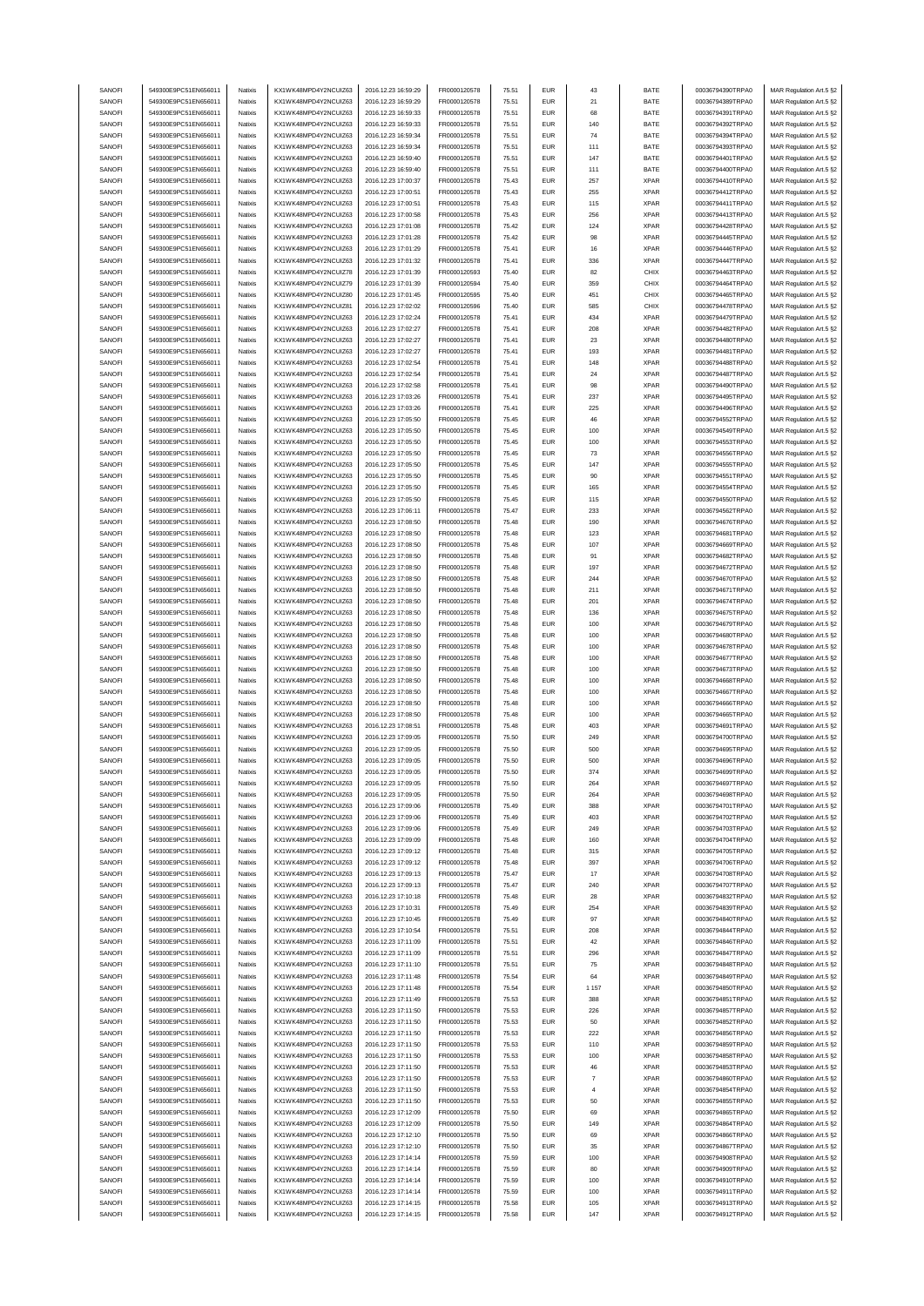| | | | | | | | | | | | |
|---|---|---|---|---|---|---|---|---|---|---|---|
| SANOFI | 549300E9PC51EN656011 | Natixis | KX1WK48MPD4Y2NCUIZ63 | 2016.12.23 16:59:29 | FR0000120578 | 75.51 | EUR | 43 | BATE | 00036794390TRPA0 | MAR Regulation Art.5 §2 |
| SANOFI | 549300E9PC51EN656011 | Natixis | KX1WK48MPD4Y2NCUIZ63 | 2016.12.23 16:59:29 | FR0000120578 | 75.51 | EUR | 21 | BATE | 00036794389TRPA0 | MAR Regulation Art.5 §2 |
| SANOFI | 549300E9PC51EN656011 | Natixis | KX1WK48MPD4Y2NCUIZ63 | 2016.12.23 16:59:33 | FR0000120578 | 75.51 | EUR | 68 | BATE | 00036794391TRPA0 | MAR Regulation Art.5 §2 |
| SANOFI | 549300E9PC51EN656011 | Natixis | KX1WK48MPD4Y2NCUIZ63 | 2016.12.23 16:59:33 | FR0000120578 | 75.51 | EUR | 140 | BATE | 00036794392TRPA0 | MAR Regulation Art.5 §2 |
| SANOFI | 549300E9PC51EN656011 | Natixis | KX1WK48MPD4Y2NCUIZ63 | 2016.12.23 16:59:34 | FR0000120578 | 75.51 | EUR | 74 | BATE | 00036794394TRPA0 | MAR Regulation Art.5 §2 |
| SANOFI | 549300E9PC51EN656011 | Natixis | KX1WK48MPD4Y2NCUIZ63 | 2016.12.23 16:59:34 | FR0000120578 | 75.51 | EUR | 111 | BATE | 00036794393TRPA0 | MAR Regulation Art.5 §2 |
| SANOFI | 549300E9PC51EN656011 | Natixis | KX1WK48MPD4Y2NCUIZ63 | 2016.12.23 16:59:40 | FR0000120578 | 75.51 | EUR | 147 | BATE | 00036794401TRPA0 | MAR Regulation Art.5 §2 |
| SANOFI | 549300E9PC51EN656011 | Natixis | KX1WK48MPD4Y2NCUIZ63 | 2016.12.23 16:59:40 | FR0000120578 | 75.51 | EUR | 111 | BATE | 00036794400TRPA0 | MAR Regulation Art.5 §2 |
| SANOFI | 549300E9PC51EN656011 | Natixis | KX1WK48MPD4Y2NCUIZ63 | 2016.12.23 17:00:37 | FR0000120578 | 75.43 | EUR | 257 | XPAR | 00036794410TRPA0 | MAR Regulation Art.5 §2 |
| SANOFI | 549300E9PC51EN656011 | Natixis | KX1WK48MPD4Y2NCUIZ63 | 2016.12.23 17:00:51 | FR0000120578 | 75.43 | EUR | 255 | XPAR | 00036794412TRPA0 | MAR Regulation Art.5 §2 |
| SANOFI | 549300E9PC51EN656011 | Natixis | KX1WK48MPD4Y2NCUIZ63 | 2016.12.23 17:00:51 | FR0000120578 | 75.43 | EUR | 115 | XPAR | 00036794411TRPA0 | MAR Regulation Art.5 §2 |
| SANOFI | 549300E9PC51EN656011 | Natixis | KX1WK48MPD4Y2NCUIZ63 | 2016.12.23 17:00:58 | FR0000120578 | 75.43 | EUR | 256 | XPAR | 00036794413TRPA0 | MAR Regulation Art.5 §2 |
| SANOFI | 549300E9PC51EN656011 | Natixis | KX1WK48MPD4Y2NCUIZ63 | 2016.12.23 17:01:08 | FR0000120578 | 75.42 | EUR | 124 | XPAR | 00036794428TRPA0 | MAR Regulation Art.5 §2 |
| SANOFI | 549300E9PC51EN656011 | Natixis | KX1WK48MPD4Y2NCUIZ63 | 2016.12.23 17:01:28 | FR0000120578 | 75.42 | EUR | 98 | XPAR | 00036794445TRPA0 | MAR Regulation Art.5 §2 |
| SANOFI | 549300E9PC51EN656011 | Natixis | KX1WK48MPD4Y2NCUIZ63 | 2016.12.23 17:01:29 | FR0000120578 | 75.41 | EUR | 16 | XPAR | 00036794446TRPA0 | MAR Regulation Art.5 §2 |
| SANOFI | 549300E9PC51EN656011 | Natixis | KX1WK48MPD4Y2NCUIZ63 | 2016.12.23 17:01:32 | FR0000120578 | 75.41 | EUR | 336 | XPAR | 00036794447TRPA0 | MAR Regulation Art.5 §2 |
| SANOFI | 549300E9PC51EN656011 | Natixis | KX1WK48MPD4Y2NCUIZ78 | 2016.12.23 17:01:39 | FR0000120593 | 75.40 | EUR | 82 | CHIX | 00036794463TRPA0 | MAR Regulation Art.5 §2 |
| SANOFI | 549300E9PC51EN656011 | Natixis | KX1WK48MPD4Y2NCUIZ79 | 2016.12.23 17:01:39 | FR0000120594 | 75.40 | EUR | 359 | CHIX | 00036794464TRPA0 | MAR Regulation Art.5 §2 |
| SANOFI | 549300E9PC51EN656011 | Natixis | KX1WK48MPD4Y2NCUIZ80 | 2016.12.23 17:01:45 | FR0000120595 | 75.40 | EUR | 451 | CHIX | 00036794465TRPA0 | MAR Regulation Art.5 §2 |
| SANOFI | 549300E9PC51EN656011 | Natixis | KX1WK48MPD4Y2NCUIZ81 | 2016.12.23 17:02:02 | FR0000120596 | 75.40 | EUR | 585 | CHIX | 00036794478TRPA0 | MAR Regulation Art.5 §2 |
| SANOFI | 549300E9PC51EN656011 | Natixis | KX1WK48MPD4Y2NCUIZ63 | 2016.12.23 17:02:24 | FR0000120578 | 75.41 | EUR | 434 | XPAR | 00036794479TRPA0 | MAR Regulation Art.5 §2 |
| SANOFI | 549300E9PC51EN656011 | Natixis | KX1WK48MPD4Y2NCUIZ63 | 2016.12.23 17:02:27 | FR0000120578 | 75.41 | EUR | 208 | XPAR | 00036794482TRPA0 | MAR Regulation Art.5 §2 |
| SANOFI | 549300E9PC51EN656011 | Natixis | KX1WK48MPD4Y2NCUIZ63 | 2016.12.23 17:02:27 | FR0000120578 | 75.41 | EUR | 23 | XPAR | 00036794480TRPA0 | MAR Regulation Art.5 §2 |
| SANOFI | 549300E9PC51EN656011 | Natixis | KX1WK48MPD4Y2NCUIZ63 | 2016.12.23 17:02:27 | FR0000120578 | 75.41 | EUR | 193 | XPAR | 00036794481TRPA0 | MAR Regulation Art.5 §2 |
| SANOFI | 549300E9PC51EN656011 | Natixis | KX1WK48MPD4Y2NCUIZ63 | 2016.12.23 17:02:54 | FR0000120578 | 75.41 | EUR | 148 | XPAR | 00036794488TRPA0 | MAR Regulation Art.5 §2 |
| SANOFI | 549300E9PC51EN656011 | Natixis | KX1WK48MPD4Y2NCUIZ63 | 2016.12.23 17:02:54 | FR0000120578 | 75.41 | EUR | 24 | XPAR | 00036794487TRPA0 | MAR Regulation Art.5 §2 |
| SANOFI | 549300E9PC51EN656011 | Natixis | KX1WK48MPD4Y2NCUIZ63 | 2016.12.23 17:02:58 | FR0000120578 | 75.41 | EUR | 98 | XPAR | 00036794490TRPA0 | MAR Regulation Art.5 §2 |
| SANOFI | 549300E9PC51EN656011 | Natixis | KX1WK48MPD4Y2NCUIZ63 | 2016.12.23 17:03:26 | FR0000120578 | 75.41 | EUR | 237 | XPAR | 00036794495TRPA0 | MAR Regulation Art.5 §2 |
| SANOFI | 549300E9PC51EN656011 | Natixis | KX1WK48MPD4Y2NCUIZ63 | 2016.12.23 17:03:26 | FR0000120578 | 75.41 | EUR | 225 | XPAR | 00036794496TRPA0 | MAR Regulation Art.5 §2 |
| SANOFI | 549300E9PC51EN656011 | Natixis | KX1WK48MPD4Y2NCUIZ63 | 2016.12.23 17:05:50 | FR0000120578 | 75.45 | EUR | 46 | XPAR | 00036794552TRPA0 | MAR Regulation Art.5 §2 |
| SANOFI | 549300E9PC51EN656011 | Natixis | KX1WK48MPD4Y2NCUIZ63 | 2016.12.23 17:05:50 | FR0000120578 | 75.45 | EUR | 100 | XPAR | 00036794549TRPA0 | MAR Regulation Art.5 §2 |
| SANOFI | 549300E9PC51EN656011 | Natixis | KX1WK48MPD4Y2NCUIZ63 | 2016.12.23 17:05:50 | FR0000120578 | 75.45 | EUR | 100 | XPAR | 00036794553TRPA0 | MAR Regulation Art.5 §2 |
| SANOFI | 549300E9PC51EN656011 | Natixis | KX1WK48MPD4Y2NCUIZ63 | 2016.12.23 17:05:50 | FR0000120578 | 75.45 | EUR | 73 | XPAR | 00036794556TRPA0 | MAR Regulation Art.5 §2 |
| SANOFI | 549300E9PC51EN656011 | Natixis | KX1WK48MPD4Y2NCUIZ63 | 2016.12.23 17:05:50 | FR0000120578 | 75.45 | EUR | 147 | XPAR | 00036794555TRPA0 | MAR Regulation Art.5 §2 |
| SANOFI | 549300E9PC51EN656011 | Natixis | KX1WK48MPD4Y2NCUIZ63 | 2016.12.23 17:05:50 | FR0000120578 | 75.45 | EUR | 90 | XPAR | 00036794551TRPA0 | MAR Regulation Art.5 §2 |
| SANOFI | 549300E9PC51EN656011 | Natixis | KX1WK48MPD4Y2NCUIZ63 | 2016.12.23 17:05:50 | FR0000120578 | 75.45 | EUR | 165 | XPAR | 00036794554TRPA0 | MAR Regulation Art.5 §2 |
| SANOFI | 549300E9PC51EN656011 | Natixis | KX1WK48MPD4Y2NCUIZ63 | 2016.12.23 17:05:50 | FR0000120578 | 75.45 | EUR | 115 | XPAR | 00036794550TRPA0 | MAR Regulation Art.5 §2 |
| SANOFI | 549300E9PC51EN656011 | Natixis | KX1WK48MPD4Y2NCUIZ63 | 2016.12.23 17:06:11 | FR0000120578 | 75.47 | EUR | 233 | XPAR | 00036794562TRPA0 | MAR Regulation Art.5 §2 |
| SANOFI | 549300E9PC51EN656011 | Natixis | KX1WK48MPD4Y2NCUIZ63 | 2016.12.23 17:08:50 | FR0000120578 | 75.48 | EUR | 190 | XPAR | 00036794676TRPA0 | MAR Regulation Art.5 §2 |
| SANOFI | 549300E9PC51EN656011 | Natixis | KX1WK48MPD4Y2NCUIZ63 | 2016.12.23 17:08:50 | FR0000120578 | 75.48 | EUR | 123 | XPAR | 00036794681TRPA0 | MAR Regulation Art.5 §2 |
| SANOFI | 549300E9PC51EN656011 | Natixis | KX1WK48MPD4Y2NCUIZ63 | 2016.12.23 17:08:50 | FR0000120578 | 75.48 | EUR | 107 | XPAR | 00036794669TRPA0 | MAR Regulation Art.5 §2 |
| SANOFI | 549300E9PC51EN656011 | Natixis | KX1WK48MPD4Y2NCUIZ63 | 2016.12.23 17:08:50 | FR0000120578 | 75.48 | EUR | 91 | XPAR | 00036794682TRPA0 | MAR Regulation Art.5 §2 |
| SANOFI | 549300E9PC51EN656011 | Natixis | KX1WK48MPD4Y2NCUIZ63 | 2016.12.23 17:08:50 | FR0000120578 | 75.48 | EUR | 197 | XPAR | 00036794672TRPA0 | MAR Regulation Art.5 §2 |
| SANOFI | 549300E9PC51EN656011 | Natixis | KX1WK48MPD4Y2NCUIZ63 | 2016.12.23 17:08:50 | FR0000120578 | 75.48 | EUR | 244 | XPAR | 00036794670TRPA0 | MAR Regulation Art.5 §2 |
| SANOFI | 549300E9PC51EN656011 | Natixis | KX1WK48MPD4Y2NCUIZ63 | 2016.12.23 17:08:50 | FR0000120578 | 75.48 | EUR | 211 | XPAR | 00036794671TRPA0 | MAR Regulation Art.5 §2 |
| SANOFI | 549300E9PC51EN656011 | Natixis | KX1WK48MPD4Y2NCUIZ63 | 2016.12.23 17:08:50 | FR0000120578 | 75.48 | EUR | 201 | XPAR | 00036794674TRPA0 | MAR Regulation Art.5 §2 |
| SANOFI | 549300E9PC51EN656011 | Natixis | KX1WK48MPD4Y2NCUIZ63 | 2016.12.23 17:08:50 | FR0000120578 | 75.48 | EUR | 136 | XPAR | 00036794675TRPA0 | MAR Regulation Art.5 §2 |
| SANOFI | 549300E9PC51EN656011 | Natixis | KX1WK48MPD4Y2NCUIZ63 | 2016.12.23 17:08:50 | FR0000120578 | 75.48 | EUR | 100 | XPAR | 00036794679TRPA0 | MAR Regulation Art.5 §2 |
| SANOFI | 549300E9PC51EN656011 | Natixis | KX1WK48MPD4Y2NCUIZ63 | 2016.12.23 17:08:50 | FR0000120578 | 75.48 | EUR | 100 | XPAR | 00036794680TRPA0 | MAR Regulation Art.5 §2 |
| SANOFI | 549300E9PC51EN656011 | Natixis | KX1WK48MPD4Y2NCUIZ63 | 2016.12.23 17:08:50 | FR0000120578 | 75.48 | EUR | 100 | XPAR | 00036794678TRPA0 | MAR Regulation Art.5 §2 |
| SANOFI | 549300E9PC51EN656011 | Natixis | KX1WK48MPD4Y2NCUIZ63 | 2016.12.23 17:08:50 | FR0000120578 | 75.48 | EUR | 100 | XPAR | 00036794677TRPA0 | MAR Regulation Art.5 §2 |
| SANOFI | 549300E9PC51EN656011 | Natixis | KX1WK48MPD4Y2NCUIZ63 | 2016.12.23 17:08:50 | FR0000120578 | 75.48 | EUR | 100 | XPAR | 00036794673TRPA0 | MAR Regulation Art.5 §2 |
| SANOFI | 549300E9PC51EN656011 | Natixis | KX1WK48MPD4Y2NCUIZ63 | 2016.12.23 17:08:50 | FR0000120578 | 75.48 | EUR | 100 | XPAR | 00036794668TRPA0 | MAR Regulation Art.5 §2 |
| SANOFI | 549300E9PC51EN656011 | Natixis | KX1WK48MPD4Y2NCUIZ63 | 2016.12.23 17:08:50 | FR0000120578 | 75.48 | EUR | 100 | XPAR | 00036794667TRPA0 | MAR Regulation Art.5 §2 |
| SANOFI | 549300E9PC51EN656011 | Natixis | KX1WK48MPD4Y2NCUIZ63 | 2016.12.23 17:08:50 | FR0000120578 | 75.48 | EUR | 100 | XPAR | 00036794666TRPA0 | MAR Regulation Art.5 §2 |
| SANOFI | 549300E9PC51EN656011 | Natixis | KX1WK48MPD4Y2NCUIZ63 | 2016.12.23 17:08:50 | FR0000120578 | 75.48 | EUR | 100 | XPAR | 00036794665TRPA0 | MAR Regulation Art.5 §2 |
| SANOFI | 549300E9PC51EN656011 | Natixis | KX1WK48MPD4Y2NCUIZ63 | 2016.12.23 17:08:51 | FR0000120578 | 75.48 | EUR | 403 | XPAR | 00036794691TRPA0 | MAR Regulation Art.5 §2 |
| SANOFI | 549300E9PC51EN656011 | Natixis | KX1WK48MPD4Y2NCUIZ63 | 2016.12.23 17:09:05 | FR0000120578 | 75.50 | EUR | 249 | XPAR | 00036794700TRPA0 | MAR Regulation Art.5 §2 |
| SANOFI | 549300E9PC51EN656011 | Natixis | KX1WK48MPD4Y2NCUIZ63 | 2016.12.23 17:09:05 | FR0000120578 | 75.50 | EUR | 500 | XPAR | 00036794695TRPA0 | MAR Regulation Art.5 §2 |
| SANOFI | 549300E9PC51EN656011 | Natixis | KX1WK48MPD4Y2NCUIZ63 | 2016.12.23 17:09:05 | FR0000120578 | 75.50 | EUR | 500 | XPAR | 00036794696TRPA0 | MAR Regulation Art.5 §2 |
| SANOFI | 549300E9PC51EN656011 | Natixis | KX1WK48MPD4Y2NCUIZ63 | 2016.12.23 17:09:05 | FR0000120578 | 75.50 | EUR | 374 | XPAR | 00036794699TRPA0 | MAR Regulation Art.5 §2 |
| SANOFI | 549300E9PC51EN656011 | Natixis | KX1WK48MPD4Y2NCUIZ63 | 2016.12.23 17:09:05 | FR0000120578 | 75.50 | EUR | 264 | XPAR | 00036794697TRPA0 | MAR Regulation Art.5 §2 |
| SANOFI | 549300E9PC51EN656011 | Natixis | KX1WK48MPD4Y2NCUIZ63 | 2016.12.23 17:09:05 | FR0000120578 | 75.50 | EUR | 264 | XPAR | 00036794698TRPA0 | MAR Regulation Art.5 §2 |
| SANOFI | 549300E9PC51EN656011 | Natixis | KX1WK48MPD4Y2NCUIZ63 | 2016.12.23 17:09:06 | FR0000120578 | 75.49 | EUR | 388 | XPAR | 00036794701TRPA0 | MAR Regulation Art.5 §2 |
| SANOFI | 549300E9PC51EN656011 | Natixis | KX1WK48MPD4Y2NCUIZ63 | 2016.12.23 17:09:06 | FR0000120578 | 75.49 | EUR | 403 | XPAR | 00036794702TRPA0 | MAR Regulation Art.5 §2 |
| SANOFI | 549300E9PC51EN656011 | Natixis | KX1WK48MPD4Y2NCUIZ63 | 2016.12.23 17:09:06 | FR0000120578 | 75.49 | EUR | 249 | XPAR | 00036794703TRPA0 | MAR Regulation Art.5 §2 |
| SANOFI | 549300E9PC51EN656011 | Natixis | KX1WK48MPD4Y2NCUIZ63 | 2016.12.23 17:09:09 | FR0000120578 | 75.48 | EUR | 160 | XPAR | 00036794704TRPA0 | MAR Regulation Art.5 §2 |
| SANOFI | 549300E9PC51EN656011 | Natixis | KX1WK48MPD4Y2NCUIZ63 | 2016.12.23 17:09:12 | FR0000120578 | 75.48 | EUR | 315 | XPAR | 00036794705TRPA0 | MAR Regulation Art.5 §2 |
| SANOFI | 549300E9PC51EN656011 | Natixis | KX1WK48MPD4Y2NCUIZ63 | 2016.12.23 17:09:12 | FR0000120578 | 75.48 | EUR | 397 | XPAR | 00036794706TRPA0 | MAR Regulation Art.5 §2 |
| SANOFI | 549300E9PC51EN656011 | Natixis | KX1WK48MPD4Y2NCUIZ63 | 2016.12.23 17:09:13 | FR0000120578 | 75.47 | EUR | 17 | XPAR | 00036794708TRPA0 | MAR Regulation Art.5 §2 |
| SANOFI | 549300E9PC51EN656011 | Natixis | KX1WK48MPD4Y2NCUIZ63 | 2016.12.23 17:09:13 | FR0000120578 | 75.47 | EUR | 240 | XPAR | 00036794707TRPA0 | MAR Regulation Art.5 §2 |
| SANOFI | 549300E9PC51EN656011 | Natixis | KX1WK48MPD4Y2NCUIZ63 | 2016.12.23 17:10:18 | FR0000120578 | 75.48 | EUR | 28 | XPAR | 00036794832TRPA0 | MAR Regulation Art.5 §2 |
| SANOFI | 549300E9PC51EN656011 | Natixis | KX1WK48MPD4Y2NCUIZ63 | 2016.12.23 17:10:31 | FR0000120578 | 75.49 | EUR | 254 | XPAR | 00036794839TRPA0 | MAR Regulation Art.5 §2 |
| SANOFI | 549300E9PC51EN656011 | Natixis | KX1WK48MPD4Y2NCUIZ63 | 2016.12.23 17:10:45 | FR0000120578 | 75.49 | EUR | 97 | XPAR | 00036794840TRPA0 | MAR Regulation Art.5 §2 |
| SANOFI | 549300E9PC51EN656011 | Natixis | KX1WK48MPD4Y2NCUIZ63 | 2016.12.23 17:10:54 | FR0000120578 | 75.51 | EUR | 208 | XPAR | 00036794844TRPA0 | MAR Regulation Art.5 §2 |
| SANOFI | 549300E9PC51EN656011 | Natixis | KX1WK48MPD4Y2NCUIZ63 | 2016.12.23 17:11:09 | FR0000120578 | 75.51 | EUR | 42 | XPAR | 00036794846TRPA0 | MAR Regulation Art.5 §2 |
| SANOFI | 549300E9PC51EN656011 | Natixis | KX1WK48MPD4Y2NCUIZ63 | 2016.12.23 17:11:09 | FR0000120578 | 75.51 | EUR | 296 | XPAR | 00036794847TRPA0 | MAR Regulation Art.5 §2 |
| SANOFI | 549300E9PC51EN656011 | Natixis | KX1WK48MPD4Y2NCUIZ63 | 2016.12.23 17:11:10 | FR0000120578 | 75.51 | EUR | 75 | XPAR | 00036794848TRPA0 | MAR Regulation Art.5 §2 |
| SANOFI | 549300E9PC51EN656011 | Natixis | KX1WK48MPD4Y2NCUIZ63 | 2016.12.23 17:11:48 | FR0000120578 | 75.54 | EUR | 64 | XPAR | 00036794849TRPA0 | MAR Regulation Art.5 §2 |
| SANOFI | 549300E9PC51EN656011 | Natixis | KX1WK48MPD4Y2NCUIZ63 | 2016.12.23 17:11:48 | FR0000120578 | 75.54 | EUR | 1 157 | XPAR | 00036794850TRPA0 | MAR Regulation Art.5 §2 |
| SANOFI | 549300E9PC51EN656011 | Natixis | KX1WK48MPD4Y2NCUIZ63 | 2016.12.23 17:11:49 | FR0000120578 | 75.53 | EUR | 388 | XPAR | 00036794851TRPA0 | MAR Regulation Art.5 §2 |
| SANOFI | 549300E9PC51EN656011 | Natixis | KX1WK48MPD4Y2NCUIZ63 | 2016.12.23 17:11:50 | FR0000120578 | 75.53 | EUR | 226 | XPAR | 00036794857TRPA0 | MAR Regulation Art.5 §2 |
| SANOFI | 549300E9PC51EN656011 | Natixis | KX1WK48MPD4Y2NCUIZ63 | 2016.12.23 17:11:50 | FR0000120578 | 75.53 | EUR | 50 | XPAR | 00036794852TRPA0 | MAR Regulation Art.5 §2 |
| SANOFI | 549300E9PC51EN656011 | Natixis | KX1WK48MPD4Y2NCUIZ63 | 2016.12.23 17:11:50 | FR0000120578 | 75.53 | EUR | 222 | XPAR | 00036794856TRPA0 | MAR Regulation Art.5 §2 |
| SANOFI | 549300E9PC51EN656011 | Natixis | KX1WK48MPD4Y2NCUIZ63 | 2016.12.23 17:11:50 | FR0000120578 | 75.53 | EUR | 110 | XPAR | 00036794859TRPA0 | MAR Regulation Art.5 §2 |
| SANOFI | 549300E9PC51EN656011 | Natixis | KX1WK48MPD4Y2NCUIZ63 | 2016.12.23 17:11:50 | FR0000120578 | 75.53 | EUR | 100 | XPAR | 00036794858TRPA0 | MAR Regulation Art.5 §2 |
| SANOFI | 549300E9PC51EN656011 | Natixis | KX1WK48MPD4Y2NCUIZ63 | 2016.12.23 17:11:50 | FR0000120578 | 75.53 | EUR | 46 | XPAR | 00036794853TRPA0 | MAR Regulation Art.5 §2 |
| SANOFI | 549300E9PC51EN656011 | Natixis | KX1WK48MPD4Y2NCUIZ63 | 2016.12.23 17:11:50 | FR0000120578 | 75.53 | EUR | 7 | XPAR | 00036794860TRPA0 | MAR Regulation Art.5 §2 |
| SANOFI | 549300E9PC51EN656011 | Natixis | KX1WK48MPD4Y2NCUIZ63 | 2016.12.23 17:11:50 | FR0000120578 | 75.53 | EUR | 4 | XPAR | 00036794854TRPA0 | MAR Regulation Art.5 §2 |
| SANOFI | 549300E9PC51EN656011 | Natixis | KX1WK48MPD4Y2NCUIZ63 | 2016.12.23 17:11:50 | FR0000120578 | 75.53 | EUR | 50 | XPAR | 00036794855TRPA0 | MAR Regulation Art.5 §2 |
| SANOFI | 549300E9PC51EN656011 | Natixis | KX1WK48MPD4Y2NCUIZ63 | 2016.12.23 17:12:09 | FR0000120578 | 75.50 | EUR | 69 | XPAR | 00036794865TRPA0 | MAR Regulation Art.5 §2 |
| SANOFI | 549300E9PC51EN656011 | Natixis | KX1WK48MPD4Y2NCUIZ63 | 2016.12.23 17:12:09 | FR0000120578 | 75.50 | EUR | 149 | XPAR | 00036794864TRPA0 | MAR Regulation Art.5 §2 |
| SANOFI | 549300E9PC51EN656011 | Natixis | KX1WK48MPD4Y2NCUIZ63 | 2016.12.23 17:12:10 | FR0000120578 | 75.50 | EUR | 69 | XPAR | 00036794866TRPA0 | MAR Regulation Art.5 §2 |
| SANOFI | 549300E9PC51EN656011 | Natixis | KX1WK48MPD4Y2NCUIZ63 | 2016.12.23 17:12:10 | FR0000120578 | 75.50 | EUR | 35 | XPAR | 00036794867TRPA0 | MAR Regulation Art.5 §2 |
| SANOFI | 549300E9PC51EN656011 | Natixis | KX1WK48MPD4Y2NCUIZ63 | 2016.12.23 17:14:14 | FR0000120578 | 75.59 | EUR | 100 | XPAR | 00036794908TRPA0 | MAR Regulation Art.5 §2 |
| SANOFI | 549300E9PC51EN656011 | Natixis | KX1WK48MPD4Y2NCUIZ63 | 2016.12.23 17:14:14 | FR0000120578 | 75.59 | EUR | 80 | XPAR | 00036794909TRPA0 | MAR Regulation Art.5 §2 |
| SANOFI | 549300E9PC51EN656011 | Natixis | KX1WK48MPD4Y2NCUIZ63 | 2016.12.23 17:14:14 | FR0000120578 | 75.59 | EUR | 100 | XPAR | 00036794910TRPA0 | MAR Regulation Art.5 §2 |
| SANOFI | 549300E9PC51EN656011 | Natixis | KX1WK48MPD4Y2NCUIZ63 | 2016.12.23 17:14:14 | FR0000120578 | 75.59 | EUR | 100 | XPAR | 00036794911TRPA0 | MAR Regulation Art.5 §2 |
| SANOFI | 549300E9PC51EN656011 | Natixis | KX1WK48MPD4Y2NCUIZ63 | 2016.12.23 17:14:15 | FR0000120578 | 75.58 | EUR | 105 | XPAR | 00036794913TRPA0 | MAR Regulation Art.5 §2 |
| SANOFI | 549300E9PC51EN656011 | Natixis | KX1WK48MPD4Y2NCUIZ63 | 2016.12.23 17:14:15 | FR0000120578 | 75.58 | EUR | 147 | XPAR | 00036794912TRPA0 | MAR Regulation Art.5 §2 |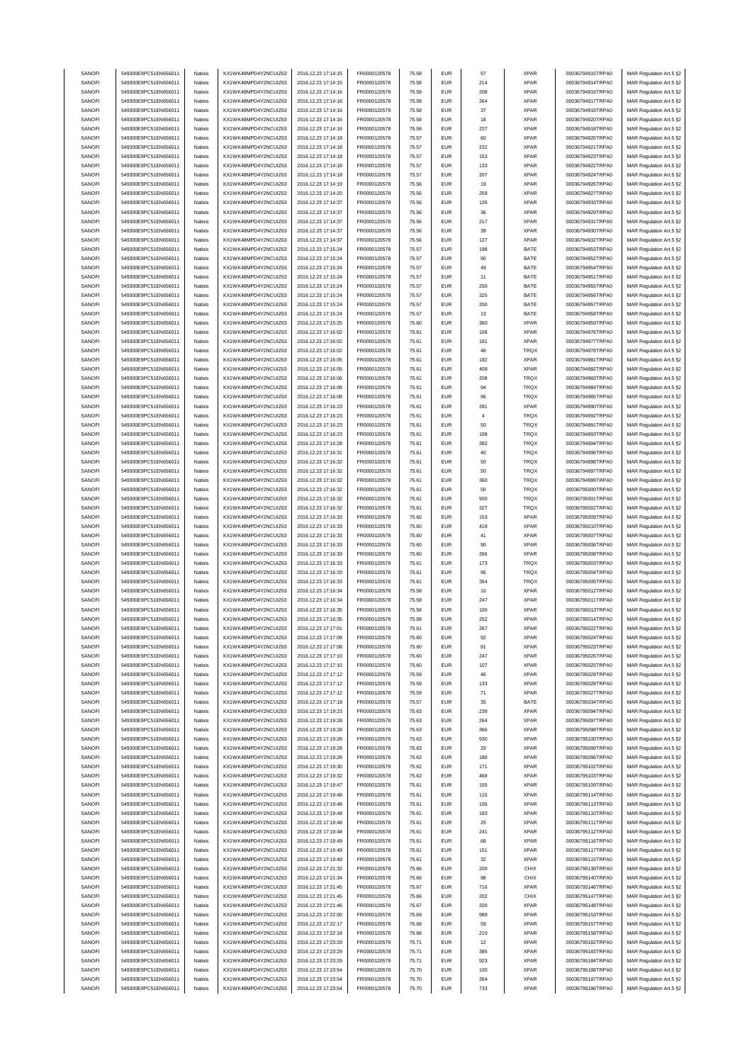| SANOFI | 549300E9PC51EN656011 | Natixis | KX1WK48MPD4Y2NCUIZ63 | 2016.12.23 17:14:15 | FR0000120578 | 75.58 | EUR | 57 | XPAR | 00036794915TRPA0 | MAR Regulation Art.5 §2 |
|---|---|---|---|---|---|---|---|---|---|---|---|
| SANOFI | 549300E9PC51EN656011 | Natixis | KX1WK48MPD4Y2NCUIZ63 | 2016.12.23 17:14:15 | FR0000120578 | 75.58 | EUR | 214 | XPAR | 00036794914TRPA0 | MAR Regulation Art.5 §2 |
| SANOFI | 549300E9PC51EN656011 | Natixis | KX1WK48MPD4Y2NCUIZ63 | 2016.12.23 17:14:16 | FR0000120578 | 75.58 | EUR | 208 | XPAR | 00036794916TRPA0 | MAR Regulation Art.5 §2 |
| SANOFI | 549300E9PC51EN656011 | Natixis | KX1WK48MPD4Y2NCUIZ63 | 2016.12.23 17:14:16 | FR0000120578 | 75.58 | EUR | 264 | XPAR | 00036794917TRPA0 | MAR Regulation Art.5 §2 |
| SANOFI | 549300E9PC51EN656011 | Natixis | KX1WK48MPD4Y2NCUIZ63 | 2016.12.23 17:14:16 | FR0000120578 | 75.58 | EUR | 37 | XPAR | 00036794919TRPA0 | MAR Regulation Art.5 §2 |
| SANOFI | 549300E9PC51EN656011 | Natixis | KX1WK48MPD4Y2NCUIZ63 | 2016.12.23 17:14:16 | FR0000120578 | 75.58 | EUR | 18 | XPAR | 00036794920TRPA0 | MAR Regulation Art.5 §2 |
| SANOFI | 549300E9PC51EN656011 | Natixis | KX1WK48MPD4Y2NCUIZ63 | 2016.12.23 17:14:16 | FR0000120578 | 75.58 | EUR | 227 | XPAR | 00036794918TRPA0 | MAR Regulation Art.5 §2 |
| SANOFI | 549300E9PC51EN656011 | Natixis | KX1WK48MPD4Y2NCUIZ63 | 2016.12.23 17:14:18 | FR0000120578 | 75.57 | EUR | 60 | XPAR | 00036794925TRPA0 | MAR Regulation Art.5 §2 |
| SANOFI | 549300E9PC51EN656011 | Natixis | KX1WK48MPD4Y2NCUIZ63 | 2016.12.23 17:14:18 | FR0000120578 | 75.57 | EUR | 232 | XPAR | 00036794921TRPA0 | MAR Regulation Art.5 §2 |
| SANOFI | 549300E9PC51EN656011 | Natixis | KX1WK48MPD4Y2NCUIZ63 | 2016.12.23 17:14:18 | FR0000120578 | 75.57 | EUR | 153 | XPAR | 00036794923TRPA0 | MAR Regulation Art.5 §2 |
| SANOFI | 549300E9PC51EN656011 | Natixis | KX1WK48MPD4Y2NCUIZ63 | 2016.12.23 17:14:18 | FR0000120578 | 75.57 | EUR | 133 | XPAR | 00036794922TRPA0 | MAR Regulation Art.5 §2 |
| SANOFI | 549300E9PC51EN656011 | Natixis | KX1WK48MPD4Y2NCUIZ63 | 2016.12.23 17:14:18 | FR0000120578 | 75.57 | EUR | 207 | XPAR | 00036794924TRPA0 | MAR Regulation Art.5 §2 |
| SANOFI | 549300E9PC51EN656011 | Natixis | KX1WK48MPD4Y2NCUIZ63 | 2016.12.23 17:14:19 | FR0000120578 | 75.56 | EUR | 19 | XPAR | 00036794926TRPA0 | MAR Regulation Art.5 §2 |
| SANOFI | 549300E9PC51EN656011 | Natixis | KX1WK48MPD4Y2NCUIZ63 | 2016.12.23 17:14:20 | FR0000120578 | 75.56 | EUR | 259 | XPAR | 00036794927TRPA0 | MAR Regulation Art.5 §2 |
| SANOFI | 549300E9PC51EN656011 | Natixis | KX1WK48MPD4Y2NCUIZ63 | 2016.12.23 17:14:37 | FR0000120578 | 75.56 | EUR | 126 | XPAR | 00036794933TRPA0 | MAR Regulation Art.5 §2 |
| SANOFI | 549300E9PC51EN656011 | Natixis | KX1WK48MPD4Y2NCUIZ63 | 2016.12.23 17:14:37 | FR0000120578 | 75.56 | EUR | 36 | XPAR | 00036794929TRPA0 | MAR Regulation Art.5 §2 |
| SANOFI | 549300E9PC51EN656011 | Natixis | KX1WK48MPD4Y2NCUIZ63 | 2016.12.23 17:14:37 | FR0000120578 | 75.56 | EUR | 217 | XPAR | 00036794931TRPA0 | MAR Regulation Art.5 §2 |
| SANOFI | 549300E9PC51EN656011 | Natixis | KX1WK48MPD4Y2NCUIZ63 | 2016.12.23 17:14:37 | FR0000120578 | 75.56 | EUR | 39 | XPAR | 00036794930TRPA0 | MAR Regulation Art.5 §2 |
| SANOFI | 549300E9PC51EN656011 | Natixis | KX1WK48MPD4Y2NCUIZ63 | 2016.12.23 17:14:37 | FR0000120578 | 75.56 | EUR | 127 | XPAR | 00036794932TRPA0 | MAR Regulation Art.5 §2 |
| SANOFI | 549300E9PC51EN656011 | Natixis | KX1WK48MPD4Y2NCUIZ63 | 2016.12.23 17:15:24 | FR0000120578 | 75.57 | EUR | 198 | BATE | 00036794953TRPA0 | MAR Regulation Art.5 §2 |
| SANOFI | 549300E9PC51EN656011 | Natixis | KX1WK48MPD4Y2NCUIZ63 | 2016.12.23 17:15:24 | FR0000120578 | 75.57 | EUR | 90 | BATE | 00036794952TRPA0 | MAR Regulation Art.5 §2 |
| SANOFI | 549300E9PC51EN656011 | Natixis | KX1WK48MPD4Y2NCUIZ63 | 2016.12.23 17:15:24 | FR0000120578 | 75.57 | EUR | 49 | BATE | 00036794954TRPA0 | MAR Regulation Art.5 §2 |
| SANOFI | 549300E9PC51EN656011 | Natixis | KX1WK48MPD4Y2NCUIZ63 | 2016.12.23 17:15:24 | FR0000120578 | 75.57 | EUR | 11 | BATE | 00036794951TRPA0 | MAR Regulation Art.5 §2 |
| SANOFI | 549300E9PC51EN656011 | Natixis | KX1WK48MPD4Y2NCUIZ63 | 2016.12.23 17:15:24 | FR0000120578 | 75.57 | EUR | 250 | BATE | 00036794955TRPA0 | MAR Regulation Art.5 §2 |
| SANOFI | 549300E9PC51EN656011 | Natixis | KX1WK48MPD4Y2NCUIZ63 | 2016.12.23 17:15:24 | FR0000120578 | 75.57 | EUR | 325 | BATE | 00036794956TRPA0 | MAR Regulation Art.5 §2 |
| SANOFI | 549300E9PC51EN656011 | Natixis | KX1WK48MPD4Y2NCUIZ63 | 2016.12.23 17:15:24 | FR0000120578 | 75.57 | EUR | 200 | BATE | 00036794957TRPA0 | MAR Regulation Art.5 §2 |
| SANOFI | 549300E9PC51EN656011 | Natixis | KX1WK48MPD4Y2NCUIZ63 | 2016.12.23 17:15:24 | FR0000120578 | 75.57 | EUR | 13 | BATE | 00036794958TRPA0 | MAR Regulation Art.5 §2 |
| SANOFI | 549300E9PC51EN656011 | Natixis | KX1WK48MPD4Y2NCUIZ63 | 2016.12.23 17:15:25 | FR0000120578 | 75.60 | EUR | 360 | XPAR | 00036794959TRPA0 | MAR Regulation Art.5 §2 |
| SANOFI | 549300E9PC51EN656011 | Natixis | KX1WK48MPD4Y2NCUIZ63 | 2016.12.23 17:16:02 | FR0000120578 | 75.61 | EUR | 106 | XPAR | 00036794976TRPA0 | MAR Regulation Art.5 §2 |
| SANOFI | 549300E9PC51EN656011 | Natixis | KX1WK48MPD4Y2NCUIZ63 | 2016.12.23 17:16:02 | FR0000120578 | 75.61 | EUR | 181 | XPAR | 00036794977TRPA0 | MAR Regulation Art.5 §2 |
| SANOFI | 549300E9PC51EN656011 | Natixis | KX1WK48MPD4Y2NCUIZ63 | 2016.12.23 17:16:02 | FR0000120578 | 75.61 | EUR | 48 | TRQX | 00036794978TRPA0 | MAR Regulation Art.5 §2 |
| SANOFI | 549300E9PC51EN656011 | Natixis | KX1WK48MPD4Y2NCUIZ63 | 2016.12.23 17:16:05 | FR0000120578 | 75.61 | EUR | 192 | XPAR | 00036794981TRPA0 | MAR Regulation Art.5 §2 |
| SANOFI | 549300E9PC51EN656011 | Natixis | KX1WK48MPD4Y2NCUIZ63 | 2016.12.23 17:16:05 | FR0000120578 | 75.61 | EUR | 409 | XPAR | 00036794982TRPA0 | MAR Regulation Art.5 §2 |
| SANOFI | 549300E9PC51EN656011 | Natixis | KX1WK48MPD4Y2NCUIZ63 | 2016.12.23 17:16:06 | FR0000120578 | 75.61 | EUR | 208 | TRQX | 00036794983TRPA0 | MAR Regulation Art.5 §2 |
| SANOFI | 549300E9PC51EN656011 | Natixis | KX1WK48MPD4Y2NCUIZ63 | 2016.12.23 17:16:08 | FR0000120578 | 75.61 | EUR | 94 | TRQX | 00036794984TRPA0 | MAR Regulation Art.5 §2 |
| SANOFI | 549300E9PC51EN656011 | Natixis | KX1WK48MPD4Y2NCUIZ63 | 2016.12.23 17:16:08 | FR0000120578 | 75.61 | EUR | 96 | TRQX | 00036794985TRPA0 | MAR Regulation Art.5 §2 |
| SANOFI | 549300E9PC51EN656011 | Natixis | KX1WK48MPD4Y2NCUIZ63 | 2016.12.23 17:16:23 | FR0000120578 | 75.61 | EUR | 281 | XPAR | 00036794990TRPA0 | MAR Regulation Art.5 §2 |
| SANOFI | 549300E9PC51EN656011 | Natixis | KX1WK48MPD4Y2NCUIZ63 | 2016.12.23 17:16:23 | FR0000120578 | 75.61 | EUR | 4 | TRQX | 00036794992TRPA0 | MAR Regulation Art.5 §2 |
| SANOFI | 549300E9PC51EN656011 | Natixis | KX1WK48MPD4Y2NCUIZ63 | 2016.12.23 17:16:23 | FR0000120578 | 75.61 | EUR | 50 | TRQX | 00036794991TRPA0 | MAR Regulation Art.5 §2 |
| SANOFI | 549300E9PC51EN656011 | Natixis | KX1WK48MPD4Y2NCUIZ63 | 2016.12.23 17:16:23 | FR0000120578 | 75.61 | EUR | 108 | TRQX | 00036794993TRPA0 | MAR Regulation Art.5 §2 |
| SANOFI | 549300E9PC51EN656011 | Natixis | KX1WK48MPD4Y2NCUIZ63 | 2016.12.23 17:16:28 | FR0000120578 | 75.61 | EUR | 392 | TRQX | 00036794994TRPA0 | MAR Regulation Art.5 §2 |
| SANOFI | 549300E9PC51EN656011 | Natixis | KX1WK48MPD4Y2NCUIZ63 | 2016.12.23 17:16:31 | FR0000120578 | 75.61 | EUR | 40 | TRQX | 00036794996TRPA0 | MAR Regulation Art.5 §2 |
| SANOFI | 549300E9PC51EN656011 | Natixis | KX1WK48MPD4Y2NCUIZ63 | 2016.12.23 17:16:32 | FR0000120578 | 75.61 | EUR | 50 | TRQX | 00036794998TRPA0 | MAR Regulation Art.5 §2 |
| SANOFI | 549300E9PC51EN656011 | Natixis | KX1WK48MPD4Y2NCUIZ63 | 2016.12.23 17:16:32 | FR0000120578 | 75.61 | EUR | 50 | TRQX | 00036794997TRPA0 | MAR Regulation Art.5 §2 |
| SANOFI | 549300E9PC51EN656011 | Natixis | KX1WK48MPD4Y2NCUIZ63 | 2016.12.23 17:16:32 | FR0000120578 | 75.61 | EUR | 360 | TRQX | 00036794999TRPA0 | MAR Regulation Art.5 §2 |
| SANOFI | 549300E9PC51EN656011 | Natixis | KX1WK48MPD4Y2NCUIZ63 | 2016.12.23 17:16:32 | FR0000120578 | 75.61 | EUR | 50 | TRQX | 00036795000TRPA0 | MAR Regulation Art.5 §2 |
| SANOFI | 549300E9PC51EN656011 | Natixis | KX1WK48MPD4Y2NCUIZ63 | 2016.12.23 17:16:32 | FR0000120578 | 75.61 | EUR | 500 | TRQX | 00036795001TRPA0 | MAR Regulation Art.5 §2 |
| SANOFI | 549300E9PC51EN656011 | Natixis | KX1WK48MPD4Y2NCUIZ63 | 2016.12.23 17:16:32 | FR0000120578 | 75.61 | EUR | 327 | TRQX | 00036795002TRPA0 | MAR Regulation Art.5 §2 |
| SANOFI | 549300E9PC51EN656011 | Natixis | KX1WK48MPD4Y2NCUIZ63 | 2016.12.23 17:16:33 | FR0000120578 | 75.60 | EUR | 153 | XPAR | 00036795009TRPA0 | MAR Regulation Art.5 §2 |
| SANOFI | 549300E9PC51EN656011 | Natixis | KX1WK48MPD4Y2NCUIZ63 | 2016.12.23 17:16:33 | FR0000120578 | 75.60 | EUR | 418 | XPAR | 00036795010TRPA0 | MAR Regulation Art.5 §2 |
| SANOFI | 549300E9PC51EN656011 | Natixis | KX1WK48MPD4Y2NCUIZ63 | 2016.12.23 17:16:33 | FR0000120578 | 75.60 | EUR | 41 | XPAR | 00036795007TRPA0 | MAR Regulation Art.5 §2 |
| SANOFI | 549300E9PC51EN656011 | Natixis | KX1WK48MPD4Y2NCUIZ63 | 2016.12.23 17:16:33 | FR0000120578 | 75.60 | EUR | 90 | XPAR | 00036795006TRPA0 | MAR Regulation Art.5 §2 |
| SANOFI | 549300E9PC51EN656011 | Natixis | KX1WK48MPD4Y2NCUIZ63 | 2016.12.23 17:16:33 | FR0000120578 | 75.60 | EUR | 266 | XPAR | 00036795008TRPA0 | MAR Regulation Art.5 §2 |
| SANOFI | 549300E9PC51EN656011 | Natixis | KX1WK48MPD4Y2NCUIZ63 | 2016.12.23 17:16:33 | FR0000120578 | 75.61 | EUR | 173 | TRQX | 00036795003TRPA0 | MAR Regulation Art.5 §2 |
| SANOFI | 549300E9PC51EN656011 | Natixis | KX1WK48MPD4Y2NCUIZ63 | 2016.12.23 17:16:33 | FR0000120578 | 75.61 | EUR | 96 | TRQX | 00036795004TRPA0 | MAR Regulation Art.5 §2 |
| SANOFI | 549300E9PC51EN656011 | Natixis | KX1WK48MPD4Y2NCUIZ63 | 2016.12.23 17:16:33 | FR0000120578 | 75.61 | EUR | 354 | TRQX | 00036795005TRPA0 | MAR Regulation Art.5 §2 |
| SANOFI | 549300E9PC51EN656011 | Natixis | KX1WK48MPD4Y2NCUIZ63 | 2016.12.23 17:16:34 | FR0000120578 | 75.58 | EUR | 10 | XPAR | 00036795012TRPA0 | MAR Regulation Art.5 §2 |
| SANOFI | 549300E9PC51EN656011 | Natixis | KX1WK48MPD4Y2NCUIZ63 | 2016.12.23 17:16:34 | FR0000120578 | 75.58 | EUR | 247 | XPAR | 00036795011TRPA0 | MAR Regulation Art.5 §2 |
| SANOFI | 549300E9PC51EN656011 | Natixis | KX1WK48MPD4Y2NCUIZ63 | 2016.12.23 17:16:35 | FR0000120578 | 75.58 | EUR | 100 | XPAR | 00036795013TRPA0 | MAR Regulation Art.5 §2 |
| SANOFI | 549300E9PC51EN656011 | Natixis | KX1WK48MPD4Y2NCUIZ63 | 2016.12.23 17:16:35 | FR0000120578 | 75.58 | EUR | 252 | XPAR | 00036795014TRPA0 | MAR Regulation Art.5 §2 |
| SANOFI | 549300E9PC51EN656011 | Natixis | KX1WK48MPD4Y2NCUIZ63 | 2016.12.23 17:17:01 | FR0000120578 | 75.61 | EUR | 267 | XPAR | 00036795022TRPA0 | MAR Regulation Art.5 §2 |
| SANOFI | 549300E9PC51EN656011 | Natixis | KX1WK48MPD4Y2NCUIZ63 | 2016.12.23 17:17:08 | FR0000120578 | 75.60 | EUR | 92 | XPAR | 00036795024TRPA0 | MAR Regulation Art.5 §2 |
| SANOFI | 549300E9PC51EN656011 | Natixis | KX1WK48MPD4Y2NCUIZ63 | 2016.12.23 17:17:08 | FR0000120578 | 75.60 | EUR | 81 | XPAR | 00036795023TRPA0 | MAR Regulation Art.5 §2 |
| SANOFI | 549300E9PC51EN656011 | Natixis | KX1WK48MPD4Y2NCUIZ63 | 2016.12.23 17:17:10 | FR0000120578 | 75.60 | EUR | 247 | XPAR | 00036795026TRPA0 | MAR Regulation Art.5 §2 |
| SANOFI | 549300E9PC51EN656011 | Natixis | KX1WK48MPD4Y2NCUIZ63 | 2016.12.23 17:17:10 | FR0000120578 | 75.60 | EUR | 107 | XPAR | 00036795025TRPA0 | MAR Regulation Art.5 §2 |
| SANOFI | 549300E9PC51EN656011 | Natixis | KX1WK48MPD4Y2NCUIZ63 | 2016.12.23 17:17:12 | FR0000120578 | 75.59 | EUR | 46 | XPAR | 00036795029TRPA0 | MAR Regulation Art.5 §2 |
| SANOFI | 549300E9PC51EN656011 | Natixis | KX1WK48MPD4Y2NCUIZ63 | 2016.12.23 17:17:12 | FR0000120578 | 75.59 | EUR | 133 | XPAR | 00036795028TRPA0 | MAR Regulation Art.5 §2 |
| SANOFI | 549300E9PC51EN656011 | Natixis | KX1WK48MPD4Y2NCUIZ63 | 2016.12.23 17:17:12 | FR0000120578 | 75.59 | EUR | 71 | XPAR | 00036795027TRPA0 | MAR Regulation Art.5 §2 |
| SANOFI | 549300E9PC51EN656011 | Natixis | KX1WK48MPD4Y2NCUIZ63 | 2016.12.23 17:17:18 | FR0000120578 | 75.57 | EUR | 35 | BATE | 00036795034TRPA0 | MAR Regulation Art.5 §2 |
| SANOFI | 549300E9PC51EN656011 | Natixis | KX1WK48MPD4Y2NCUIZ63 | 2016.12.23 17:19:23 | FR0000120578 | 75.63 | EUR | 239 | XPAR | 00036795094TRPA0 | MAR Regulation Art.5 §2 |
| SANOFI | 549300E9PC51EN656011 | Natixis | KX1WK48MPD4Y2NCUIZ63 | 2016.12.23 17:19:28 | FR0000120578 | 75.63 | EUR | 264 | XPAR | 00036795097TRPA0 | MAR Regulation Art.5 §2 |
| SANOFI | 549300E9PC51EN656011 | Natixis | KX1WK48MPD4Y2NCUIZ63 | 2016.12.23 17:19:28 | FR0000120578 | 75.63 | EUR | 366 | XPAR | 00036795098TRPA0 | MAR Regulation Art.5 §2 |
| SANOFI | 549300E9PC51EN656011 | Natixis | KX1WK48MPD4Y2NCUIZ63 | 2016.12.23 17:19:28 | FR0000120578 | 75.63 | EUR | 930 | XPAR | 00036795100TRPA0 | MAR Regulation Art.5 §2 |
| SANOFI | 549300E9PC51EN656011 | Natixis | KX1WK48MPD4Y2NCUIZ63 | 2016.12.23 17:19:28 | FR0000120578 | 75.63 | EUR | 29 | XPAR | 00036795099TRPA0 | MAR Regulation Art.5 §2 |
| SANOFI | 549300E9PC51EN656011 | Natixis | KX1WK48MPD4Y2NCUIZ63 | 2016.12.23 17:19:28 | FR0000120578 | 75.63 | EUR | 180 | XPAR | 00036795096TRPA0 | MAR Regulation Art.5 §2 |
| SANOFI | 549300E9PC51EN656011 | Natixis | KX1WK48MPD4Y2NCUIZ63 | 2016.12.23 17:19:30 | FR0000120578 | 75.62 | EUR | 171 | XPAR | 00036795102TRPA0 | MAR Regulation Art.5 §2 |
| SANOFI | 549300E9PC51EN656011 | Natixis | KX1WK48MPD4Y2NCUIZ63 | 2016.12.23 17:19:32 | FR0000120578 | 75.62 | EUR | 468 | XPAR | 00036795103TRPA0 | MAR Regulation Art.5 §2 |
| SANOFI | 549300E9PC51EN656011 | Natixis | KX1WK48MPD4Y2NCUIZ63 | 2016.12.23 17:19:47 | FR0000120578 | 75.61 | EUR | 155 | XPAR | 00036795109TRPA0 | MAR Regulation Art.5 §2 |
| SANOFI | 549300E9PC51EN656011 | Natixis | KX1WK48MPD4Y2NCUIZ63 | 2016.12.23 17:19:48 | FR0000120578 | 75.61 | EUR | 115 | XPAR | 00036795114TRPA0 | MAR Regulation Art.5 §2 |
| SANOFI | 549300E9PC51EN656011 | Natixis | KX1WK48MPD4Y2NCUIZ63 | 2016.12.23 17:19:48 | FR0000120578 | 75.61 | EUR | 105 | XPAR | 00036795113TRPA0 | MAR Regulation Art.5 §2 |
| SANOFI | 549300E9PC51EN656011 | Natixis | KX1WK48MPD4Y2NCUIZ63 | 2016.12.23 17:19:48 | FR0000120578 | 75.61 | EUR | 183 | XPAR | 00036795110TRPA0 | MAR Regulation Art.5 §2 |
| SANOFI | 549300E9PC51EN656011 | Natixis | KX1WK48MPD4Y2NCUIZ63 | 2016.12.23 17:19:48 | FR0000120578 | 75.61 | EUR | 25 | XPAR | 00036795111TRPA0 | MAR Regulation Art.5 §2 |
| SANOFI | 549300E9PC51EN656011 | Natixis | KX1WK48MPD4Y2NCUIZ63 | 2016.12.23 17:19:48 | FR0000120578 | 75.61 | EUR | 241 | XPAR | 00036795112TRPA0 | MAR Regulation Art.5 §2 |
| SANOFI | 549300E9PC51EN656011 | Natixis | KX1WK48MPD4Y2NCUIZ63 | 2016.12.23 17:19:49 | FR0000120578 | 75.61 | EUR | 68 | XPAR | 00036795116TRPA0 | MAR Regulation Art.5 §2 |
| SANOFI | 549300E9PC51EN656011 | Natixis | KX1WK48MPD4Y2NCUIZ63 | 2016.12.23 17:19:49 | FR0000120578 | 75.61 | EUR | 151 | XPAR | 00036795117TRPA0 | MAR Regulation Art.5 §2 |
| SANOFI | 549300E9PC51EN656011 | Natixis | KX1WK48MPD4Y2NCUIZ63 | 2016.12.23 17:19:49 | FR0000120578 | 75.61 | EUR | 32 | XPAR | 00036795115TRPA0 | MAR Regulation Art.5 §2 |
| SANOFI | 549300E9PC51EN656011 | Natixis | KX1WK48MPD4Y2NCUIZ63 | 2016.12.23 17:21:32 | FR0000120578 | 75.66 | EUR | 200 | CHIX | 00036795139TRPA0 | MAR Regulation Art.5 §2 |
| SANOFI | 549300E9PC51EN656011 | Natixis | KX1WK48MPD4Y2NCUIZ63 | 2016.12.23 17:21:34 | FR0000120578 | 75.66 | EUR | 98 | CHIX | 00036795140TRPA0 | MAR Regulation Art.5 §2 |
| SANOFI | 549300E9PC51EN656011 | Natixis | KX1WK48MPD4Y2NCUIZ63 | 2016.12.23 17:21:45 | FR0000120578 | 75.67 | EUR | 716 | XPAR | 00036795146TRPA0 | MAR Regulation Art.5 §2 |
| SANOFI | 549300E9PC51EN656011 | Natixis | KX1WK48MPD4Y2NCUIZ63 | 2016.12.23 17:21:45 | FR0000120578 | 75.66 | EUR | 202 | CHIX | 00036795147TRPA0 | MAR Regulation Art.5 §2 |
| SANOFI | 549300E9PC51EN656011 | Natixis | KX1WK48MPD4Y2NCUIZ63 | 2016.12.23 17:21:46 | FR0000120578 | 75.67 | EUR | 320 | XPAR | 00036795148TRPA0 | MAR Regulation Art.5 §2 |
| SANOFI | 549300E9PC51EN656011 | Natixis | KX1WK48MPD4Y2NCUIZ63 | 2016.12.23 17:22:00 | FR0000120578 | 75.69 | EUR | 989 | XPAR | 00036795153TRPA0 | MAR Regulation Art.5 §2 |
| SANOFI | 549300E9PC51EN656011 | Natixis | KX1WK48MPD4Y2NCUIZ63 | 2016.12.23 17:22:17 | FR0000120578 | 75.68 | EUR | 59 | XPAR | 00036795157TRPA0 | MAR Regulation Art.5 §2 |
| SANOFI | 549300E9PC51EN656011 | Natixis | KX1WK48MPD4Y2NCUIZ63 | 2016.12.23 17:22:18 | FR0000120578 | 75.68 | EUR | 210 | XPAR | 00036795158TRPA0 | MAR Regulation Art.5 §2 |
| SANOFI | 549300E9PC51EN656011 | Natixis | KX1WK48MPD4Y2NCUIZ63 | 2016.12.23 17:23:29 | FR0000120578 | 75.71 | EUR | 12 | XPAR | 00036795182TRPA0 | MAR Regulation Art.5 §2 |
| SANOFI | 549300E9PC51EN656011 | Natixis | KX1WK48MPD4Y2NCUIZ63 | 2016.12.23 17:23:29 | FR0000120578 | 75.71 | EUR | 385 | XPAR | 00036795183TRPA0 | MAR Regulation Art.5 §2 |
| SANOFI | 549300E9PC51EN656011 | Natixis | KX1WK48MPD4Y2NCUIZ63 | 2016.12.23 17:23:29 | FR0000120578 | 75.71 | EUR | 923 | XPAR | 00036795184TRPA0 | MAR Regulation Art.5 §2 |
| SANOFI | 549300E9PC51EN656011 | Natixis | KX1WK48MPD4Y2NCUIZ63 | 2016.12.23 17:23:54 | FR0000120578 | 75.70 | EUR | 100 | XPAR | 00036795188TRPA0 | MAR Regulation Art.5 §2 |
| SANOFI | 549300E9PC51EN656011 | Natixis | KX1WK48MPD4Y2NCUIZ63 | 2016.12.23 17:23:54 | FR0000120578 | 75.70 | EUR | 264 | XPAR | 00036795187TRPA0 | MAR Regulation Art.5 §2 |
| SANOFI | 549300E9PC51EN656011 | Natixis | KX1WK48MPD4Y2NCUIZ63 | 2016.12.23 17:23:54 | FR0000120578 | 75.70 | EUR | 733 | XPAR | 00036795186TRPA0 | MAR Regulation Art.5 §2 |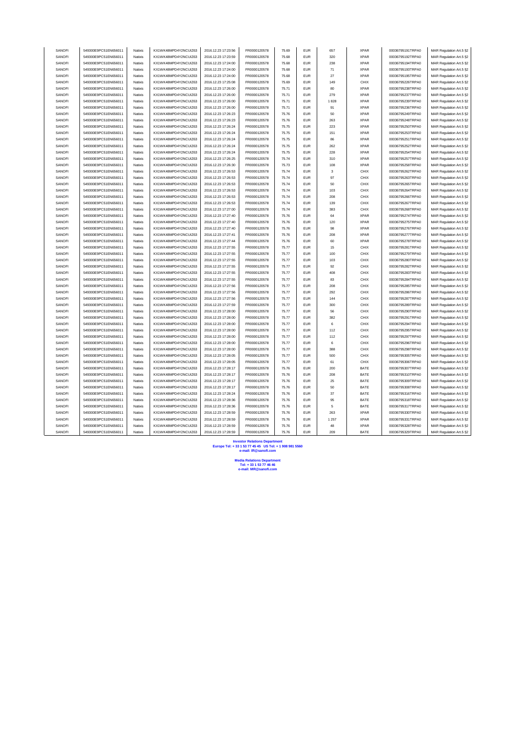| | | | | | | | | | | | |
|---|---|---|---|---|---|---|---|---|---|---|---|
| SANOFI | 549300E9PC51EN656011 | Natixis | KX1WK48MPD4Y2NCUIZ63 | 2016.12.23 17:23:56 | FR0000120578 | 75.69 | EUR | 657 | XPAR | 00036795191TRPA0 | MAR Regulation Art.5 §2 |
| SANOFI | 549300E9PC51EN656011 | Natixis | KX1WK48MPD4Y2NCUIZ63 | 2016.12.23 17:23:59 | FR0000120578 | 75.68 | EUR | 320 | XPAR | 00036795192TRPA0 | MAR Regulation Art.5 §2 |
| SANOFI | 549300E9PC51EN656011 | Natixis | KX1WK48MPD4Y2NCUIZ63 | 2016.12.23 17:24:00 | FR0000120578 | 75.68 | EUR | 238 | XPAR | 00036795194TRPA0 | MAR Regulation Art.5 §2 |
| SANOFI | 549300E9PC51EN656011 | Natixis | KX1WK48MPD4Y2NCUIZ63 | 2016.12.23 17:24:00 | FR0000120578 | 75.68 | EUR | 71 | XPAR | 00036795193TRPA0 | MAR Regulation Art.5 §2 |
| SANOFI | 549300E9PC51EN656011 | Natixis | KX1WK48MPD4Y2NCUIZ63 | 2016.12.23 17:24:00 | FR0000120578 | 75.68 | EUR | 27 | XPAR | 00036795195TRPA0 | MAR Regulation Art.5 §2 |
| SANOFI | 549300E9PC51EN656011 | Natixis | KX1WK48MPD4Y2NCUIZ63 | 2016.12.23 17:25:08 | FR0000120578 | 75.69 | EUR | 149 | CHIX | 00036795226TRPA0 | MAR Regulation Art.5 §2 |
| SANOFI | 549300E9PC51EN656011 | Natixis | KX1WK48MPD4Y2NCUIZ63 | 2016.12.23 17:26:00 | FR0000120578 | 75.71 | EUR | 80 | XPAR | 00036795238TRPA0 | MAR Regulation Art.5 §2 |
| SANOFI | 549300E9PC51EN656011 | Natixis | KX1WK48MPD4Y2NCUIZ63 | 2016.12.23 17:26:00 | FR0000120578 | 75.71 | EUR | 279 | XPAR | 00036795237TRPA0 | MAR Regulation Art.5 §2 |
| SANOFI | 549300E9PC51EN656011 | Natixis | KX1WK48MPD4Y2NCUIZ63 | 2016.12.23 17:26:00 | FR0000120578 | 75.71 | EUR | 1 828 | XPAR | 00036795239TRPA0 | MAR Regulation Art.5 §2 |
| SANOFI | 549300E9PC51EN656011 | Natixis | KX1WK48MPD4Y2NCUIZ63 | 2016.12.23 17:26:00 | FR0000120578 | 75.71 | EUR | 91 | XPAR | 00036795236TRPA0 | MAR Regulation Art.5 §2 |
| SANOFI | 549300E9PC51EN656011 | Natixis | KX1WK48MPD4Y2NCUIZ63 | 2016.12.23 17:26:23 | FR0000120578 | 75.76 | EUR | 50 | XPAR | 00036795249TRPA0 | MAR Regulation Art.5 §2 |
| SANOFI | 549300E9PC51EN656011 | Natixis | KX1WK48MPD4Y2NCUIZ63 | 2016.12.23 17:26:23 | FR0000120578 | 75.76 | EUR | 263 | XPAR | 00036795248TRPA0 | MAR Regulation Art.5 §2 |
| SANOFI | 549300E9PC51EN656011 | Natixis | KX1WK48MPD4Y2NCUIZ63 | 2016.12.23 17:26:24 | FR0000120578 | 75.75 | EUR | 223 | XPAR | 00036795250TRPA0 | MAR Regulation Art.5 §2 |
| SANOFI | 549300E9PC51EN656011 | Natixis | KX1WK48MPD4Y2NCUIZ63 | 2016.12.23 17:26:24 | FR0000120578 | 75.75 | EUR | 151 | XPAR | 00036795253TRPA0 | MAR Regulation Art.5 §2 |
| SANOFI | 549300E9PC51EN656011 | Natixis | KX1WK48MPD4Y2NCUIZ63 | 2016.12.23 17:26:24 | FR0000120578 | 75.75 | EUR | 86 | XPAR | 00036795251TRPA0 | MAR Regulation Art.5 §2 |
| SANOFI | 549300E9PC51EN656011 | Natixis | KX1WK48MPD4Y2NCUIZ63 | 2016.12.23 17:26:24 | FR0000120578 | 75.75 | EUR | 262 | XPAR | 00036795252TRPA0 | MAR Regulation Art.5 §2 |
| SANOFI | 549300E9PC51EN656011 | Natixis | KX1WK48MPD4Y2NCUIZ63 | 2016.12.23 17:26:24 | FR0000120578 | 75.75 | EUR | 228 | XPAR | 00036795254TRPA0 | MAR Regulation Art.5 §2 |
| SANOFI | 549300E9PC51EN656011 | Natixis | KX1WK48MPD4Y2NCUIZ63 | 2016.12.23 17:26:25 | FR0000120578 | 75.74 | EUR | 310 | XPAR | 00036795257TRPA0 | MAR Regulation Art.5 §2 |
| SANOFI | 549300E9PC51EN656011 | Natixis | KX1WK48MPD4Y2NCUIZ63 | 2016.12.23 17:26:30 | FR0000120578 | 75.73 | EUR | 108 | XPAR | 00036795258TRPA0 | MAR Regulation Art.5 §2 |
| SANOFI | 549300E9PC51EN656011 | Natixis | KX1WK48MPD4Y2NCUIZ63 | 2016.12.23 17:26:53 | FR0000120578 | 75.74 | EUR | 3 | CHIX | 00036795262TRPA0 | MAR Regulation Art.5 §2 |
| SANOFI | 549300E9PC51EN656011 | Natixis | KX1WK48MPD4Y2NCUIZ63 | 2016.12.23 17:26:53 | FR0000120578 | 75.74 | EUR | 97 | CHIX | 00036795263TRPA0 | MAR Regulation Art.5 §2 |
| SANOFI | 549300E9PC51EN656011 | Natixis | KX1WK48MPD4Y2NCUIZ63 | 2016.12.23 17:26:53 | FR0000120578 | 75.74 | EUR | 50 | CHIX | 00036795265TRPA0 | MAR Regulation Art.5 §2 |
| SANOFI | 549300E9PC51EN656011 | Natixis | KX1WK48MPD4Y2NCUIZ63 | 2016.12.23 17:26:53 | FR0000120578 | 75.74 | EUR | 103 | CHIX | 00036795264TRPA0 | MAR Regulation Art.5 §2 |
| SANOFI | 549300E9PC51EN656011 | Natixis | KX1WK48MPD4Y2NCUIZ63 | 2016.12.23 17:26:53 | FR0000120578 | 75.74 | EUR | 208 | CHIX | 00036795266TRPA0 | MAR Regulation Art.5 §2 |
| SANOFI | 549300E9PC51EN656011 | Natixis | KX1WK48MPD4Y2NCUIZ63 | 2016.12.23 17:26:53 | FR0000120578 | 75.74 | EUR | 139 | CHIX | 00036795267TRPA0 | MAR Regulation Art.5 §2 |
| SANOFI | 549300E9PC51EN656011 | Natixis | KX1WK48MPD4Y2NCUIZ63 | 2016.12.23 17:27:00 | FR0000120578 | 75.74 | EUR | 383 | CHIX | 00036795268TRPA0 | MAR Regulation Art.5 §2 |
| SANOFI | 549300E9PC51EN656011 | Natixis | KX1WK48MPD4Y2NCUIZ63 | 2016.12.23 17:27:40 | FR0000120578 | 75.76 | EUR | 64 | XPAR | 00036795274TRPA0 | MAR Regulation Art.5 §2 |
| SANOFI | 549300E9PC51EN656011 | Natixis | KX1WK48MPD4Y2NCUIZ63 | 2016.12.23 17:27:40 | FR0000120578 | 75.76 | EUR | 120 | XPAR | 00036795275TRPA0 | MAR Regulation Art.5 §2 |
| SANOFI | 549300E9PC51EN656011 | Natixis | KX1WK48MPD4Y2NCUIZ63 | 2016.12.23 17:27:40 | FR0000120578 | 75.76 | EUR | 98 | XPAR | 00036795276TRPA0 | MAR Regulation Art.5 §2 |
| SANOFI | 549300E9PC51EN656011 | Natixis | KX1WK48MPD4Y2NCUIZ63 | 2016.12.23 17:27:41 | FR0000120578 | 75.76 | EUR | 208 | XPAR | 00036795277TRPA0 | MAR Regulation Art.5 §2 |
| SANOFI | 549300E9PC51EN656011 | Natixis | KX1WK48MPD4Y2NCUIZ63 | 2016.12.23 17:27:44 | FR0000120578 | 75.76 | EUR | 60 | XPAR | 00036795278TRPA0 | MAR Regulation Art.5 §2 |
| SANOFI | 549300E9PC51EN656011 | Natixis | KX1WK48MPD4Y2NCUIZ63 | 2016.12.23 17:27:55 | FR0000120578 | 75.77 | EUR | 15 | CHIX | 00036795281TRPA0 | MAR Regulation Art.5 §2 |
| SANOFI | 549300E9PC51EN656011 | Natixis | KX1WK48MPD4Y2NCUIZ63 | 2016.12.23 17:27:55 | FR0000120578 | 75.77 | EUR | 100 | CHIX | 00036795279TRPA0 | MAR Regulation Art.5 §2 |
| SANOFI | 549300E9PC51EN656011 | Natixis | KX1WK48MPD4Y2NCUIZ63 | 2016.12.23 17:27:55 | FR0000120578 | 75.77 | EUR | 103 | CHIX | 00036795280TRPA0 | MAR Regulation Art.5 §2 |
| SANOFI | 549300E9PC51EN656011 | Natixis | KX1WK48MPD4Y2NCUIZ63 | 2016.12.23 17:27:55 | FR0000120578 | 75.77 | EUR | 92 | CHIX | 00036795282TRPA0 | MAR Regulation Art.5 §2 |
| SANOFI | 549300E9PC51EN656011 | Natixis | KX1WK48MPD4Y2NCUIZ63 | 2016.12.23 17:27:55 | FR0000120578 | 75.77 | EUR | 408 | CHIX | 00036795283TRPA0 | MAR Regulation Art.5 §2 |
| SANOFI | 549300E9PC51EN656011 | Natixis | KX1WK48MPD4Y2NCUIZ63 | 2016.12.23 17:27:55 | FR0000120578 | 75.77 | EUR | 83 | CHIX | 00036795284TRPA0 | MAR Regulation Art.5 §2 |
| SANOFI | 549300E9PC51EN656011 | Natixis | KX1WK48MPD4Y2NCUIZ63 | 2016.12.23 17:27:56 | FR0000120578 | 75.77 | EUR | 208 | CHIX | 00036795285TRPA0 | MAR Regulation Art.5 §2 |
| SANOFI | 549300E9PC51EN656011 | Natixis | KX1WK48MPD4Y2NCUIZ63 | 2016.12.23 17:27:56 | FR0000120578 | 75.77 | EUR | 292 | CHIX | 00036795286TRPA0 | MAR Regulation Art.5 §2 |
| SANOFI | 549300E9PC51EN656011 | Natixis | KX1WK48MPD4Y2NCUIZ63 | 2016.12.23 17:27:56 | FR0000120578 | 75.77 | EUR | 144 | CHIX | 00036795287TRPA0 | MAR Regulation Art.5 §2 |
| SANOFI | 549300E9PC51EN656011 | Natixis | KX1WK48MPD4Y2NCUIZ63 | 2016.12.23 17:27:59 | FR0000120578 | 75.77 | EUR | 300 | CHIX | 00036795289TRPA0 | MAR Regulation Art.5 §2 |
| SANOFI | 549300E9PC51EN656011 | Natixis | KX1WK48MPD4Y2NCUIZ63 | 2016.12.23 17:28:00 | FR0000120578 | 75.77 | EUR | 56 | CHIX | 00036795290TRPA0 | MAR Regulation Art.5 §2 |
| SANOFI | 549300E9PC51EN656011 | Natixis | KX1WK48MPD4Y2NCUIZ63 | 2016.12.23 17:28:00 | FR0000120578 | 75.77 | EUR | 382 | CHIX | 00036795291TRPA0 | MAR Regulation Art.5 §2 |
| SANOFI | 549300E9PC51EN656011 | Natixis | KX1WK48MPD4Y2NCUIZ63 | 2016.12.23 17:28:00 | FR0000120578 | 75.77 | EUR | 6 | CHIX | 00036795294TRPA0 | MAR Regulation Art.5 §2 |
| SANOFI | 549300E9PC51EN656011 | Natixis | KX1WK48MPD4Y2NCUIZ63 | 2016.12.23 17:28:00 | FR0000120578 | 75.77 | EUR | 112 | CHIX | 00036795295TRPA0 | MAR Regulation Art.5 §2 |
| SANOFI | 549300E9PC51EN656011 | Natixis | KX1WK48MPD4Y2NCUIZ63 | 2016.12.23 17:28:00 | FR0000120578 | 75.77 | EUR | 112 | CHIX | 00036795297TRPA0 | MAR Regulation Art.5 §2 |
| SANOFI | 549300E9PC51EN656011 | Natixis | KX1WK48MPD4Y2NCUIZ63 | 2016.12.23 17:28:00 | FR0000120578 | 75.77 | EUR | 6 | CHIX | 00036795296TRPA0 | MAR Regulation Art.5 §2 |
| SANOFI | 549300E9PC51EN656011 | Natixis | KX1WK48MPD4Y2NCUIZ63 | 2016.12.23 17:28:00 | FR0000120578 | 75.77 | EUR | 388 | CHIX | 00036795298TRPA0 | MAR Regulation Art.5 §2 |
| SANOFI | 549300E9PC51EN656011 | Natixis | KX1WK48MPD4Y2NCUIZ63 | 2016.12.23 17:28:05 | FR0000120578 | 75.77 | EUR | 500 | CHIX | 00036795305TRPA0 | MAR Regulation Art.5 §2 |
| SANOFI | 549300E9PC51EN656011 | Natixis | KX1WK48MPD4Y2NCUIZ63 | 2016.12.23 17:28:05 | FR0000120578 | 75.77 | EUR | 61 | CHIX | 00036795306TRPA0 | MAR Regulation Art.5 §2 |
| SANOFI | 549300E9PC51EN656011 | Natixis | KX1WK48MPD4Y2NCUIZ63 | 2016.12.23 17:28:17 | FR0000120578 | 75.76 | EUR | 200 | BATE | 00036795307TRPA0 | MAR Regulation Art.5 §2 |
| SANOFI | 549300E9PC51EN656011 | Natixis | KX1WK48MPD4Y2NCUIZ63 | 2016.12.23 17:28:17 | FR0000120578 | 75.76 | EUR | 208 | BATE | 00036795310TRPA0 | MAR Regulation Art.5 §2 |
| SANOFI | 549300E9PC51EN656011 | Natixis | KX1WK48MPD4Y2NCUIZ63 | 2016.12.23 17:28:17 | FR0000120578 | 75.76 | EUR | 25 | BATE | 00036795309TRPA0 | MAR Regulation Art.5 §2 |
| SANOFI | 549300E9PC51EN656011 | Natixis | KX1WK48MPD4Y2NCUIZ63 | 2016.12.23 17:28:17 | FR0000120578 | 75.76 | EUR | 50 | BATE | 00036795308TRPA0 | MAR Regulation Art.5 §2 |
| SANOFI | 549300E9PC51EN656011 | Natixis | KX1WK48MPD4Y2NCUIZ63 | 2016.12.23 17:28:24 | FR0000120578 | 75.76 | EUR | 37 | BATE | 00036795316TRPA0 | MAR Regulation Art.5 §2 |
| SANOFI | 549300E9PC51EN656011 | Natixis | KX1WK48MPD4Y2NCUIZ63 | 2016.12.23 17:28:36 | FR0000120578 | 75.76 | EUR | 95 | BATE | 00036795318TRPA0 | MAR Regulation Art.5 §2 |
| SANOFI | 549300E9PC51EN656011 | Natixis | KX1WK48MPD4Y2NCUIZ63 | 2016.12.23 17:28:36 | FR0000120578 | 75.76 | EUR | 5 | BATE | 00036795317TRPA0 | MAR Regulation Art.5 §2 |
| SANOFI | 549300E9PC51EN656011 | Natixis | KX1WK48MPD4Y2NCUIZ63 | 2016.12.23 17:28:59 | FR0000120578 | 75.76 | EUR | 263 | XPAR | 00036795330TRPA0 | MAR Regulation Art.5 §2 |
| SANOFI | 549300E9PC51EN656011 | Natixis | KX1WK48MPD4Y2NCUIZ63 | 2016.12.23 17:28:59 | FR0000120578 | 75.76 | EUR | 1 257 | XPAR | 00036795331TRPA0 | MAR Regulation Art.5 §2 |
| SANOFI | 549300E9PC51EN656011 | Natixis | KX1WK48MPD4Y2NCUIZ63 | 2016.12.23 17:28:59 | FR0000120578 | 75.76 | EUR | 48 | XPAR | 00036795328TRPA0 | MAR Regulation Art.5 §2 |
| SANOFI | 549300E9PC51EN656011 | Natixis | KX1WK48MPD4Y2NCUIZ63 | 2016.12.23 17:28:59 | FR0000120578 | 75.76 | EUR | 209 | BATE | 00036795329TRPA0 | MAR Regulation Art.5 §2 |

**Investor Relations Department**
**Europe Tel: + 33 1 53 77 45 45 US Tel: + 1 908 981 5560**
**e-mail: IR@sanofi.com**

**Media Relations Department**
**Tel: + 33 1 53 77 46 46**
**e-mail: MR@sanofi.com**